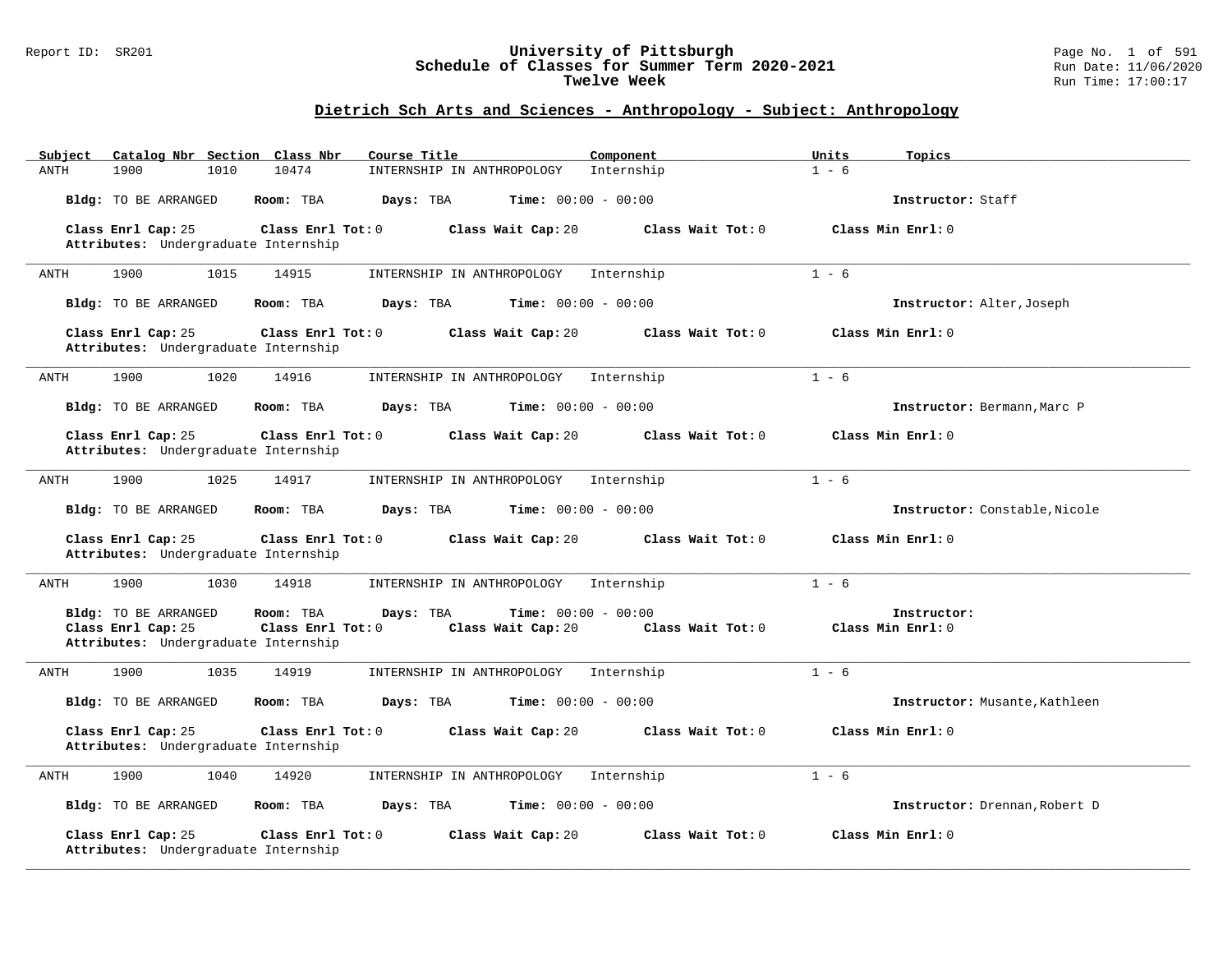Report ID: SR201

# University of Pittsburgh
## Schedule of Classes for Summer Term 2020-2021
## Twelve Week

Run Date: 11/06/2020
Run Time: 17:00:17

### Dietrich Sch Arts and Sciences - Anthropology - Subject: Anthropology

| Subject | Catalog Nbr | Section | Class Nbr | Course Title | Component | Units | Topics |
|---|---|---|---|---|---|---|---|
| ANTH | 1900 | 1010 | 10474 | INTERNSHIP IN ANTHROPOLOGY | Internship | 1 - 6 | |

**Bldg:** TO BE ARRANGED **Room:** TBA **Days:** TBA **Time:** 00:00 - 00:00 **Instructor:** Staff

**Class Enrl Cap:** 25 **Class Enrl Tot:** 0 **Class Wait Cap:** 20 **Class Wait Tot:** 0 **Class Min Enrl:** 0
**Attributes:** Undergraduate Internship

---

| Subject | Catalog Nbr | Section | Class Nbr | Course Title | Component | Units | Topics |
|---|---|---|---|---|---|---|---|
| ANTH | 1900 | 1015 | 14915 | INTERNSHIP IN ANTHROPOLOGY | Internship | 1 - 6 | |

**Bldg:** TO BE ARRANGED **Room:** TBA **Days:** TBA **Time:** 00:00 - 00:00 **Instructor:** Alter,Joseph

**Class Enrl Cap:** 25 **Class Enrl Tot:** 0 **Class Wait Cap:** 20 **Class Wait Tot:** 0 **Class Min Enrl:** 0
**Attributes:** Undergraduate Internship

---

| Subject | Catalog Nbr | Section | Class Nbr | Course Title | Component | Units | Topics |
|---|---|---|---|---|---|---|---|
| ANTH | 1900 | 1020 | 14916 | INTERNSHIP IN ANTHROPOLOGY | Internship | 1 - 6 | |

**Bldg:** TO BE ARRANGED **Room:** TBA **Days:** TBA **Time:** 00:00 - 00:00 **Instructor:** Bermann,Marc P

**Class Enrl Cap:** 25 **Class Enrl Tot:** 0 **Class Wait Cap:** 20 **Class Wait Tot:** 0 **Class Min Enrl:** 0
**Attributes:** Undergraduate Internship

---

| Subject | Catalog Nbr | Section | Class Nbr | Course Title | Component | Units | Topics |
|---|---|---|---|---|---|---|---|
| ANTH | 1900 | 1025 | 14917 | INTERNSHIP IN ANTHROPOLOGY | Internship | 1 - 6 | |

**Bldg:** TO BE ARRANGED **Room:** TBA **Days:** TBA **Time:** 00:00 - 00:00 **Instructor:** Constable,Nicole

**Class Enrl Cap:** 25 **Class Enrl Tot:** 0 **Class Wait Cap:** 20 **Class Wait Tot:** 0 **Class Min Enrl:** 0
**Attributes:** Undergraduate Internship

---

| Subject | Catalog Nbr | Section | Class Nbr | Course Title | Component | Units | Topics |
|---|---|---|---|---|---|---|---|
| ANTH | 1900 | 1030 | 14918 | INTERNSHIP IN ANTHROPOLOGY | Internship | 1 - 6 | |

**Bldg:** TO BE ARRANGED **Room:** TBA **Days:** TBA **Time:** 00:00 - 00:00 **Instructor:**
**Class Enrl Cap:** 25 **Class Enrl Tot:** 0 **Class Wait Cap:** 20 **Class Wait Tot:** 0 **Class Min Enrl:** 0
**Attributes:** Undergraduate Internship

---

| Subject | Catalog Nbr | Section | Class Nbr | Course Title | Component | Units | Topics |
|---|---|---|---|---|---|---|---|
| ANTH | 1900 | 1035 | 14919 | INTERNSHIP IN ANTHROPOLOGY | Internship | 1 - 6 | |

**Bldg:** TO BE ARRANGED **Room:** TBA **Days:** TBA **Time:** 00:00 - 00:00 **Instructor:** Musante,Kathleen

**Class Enrl Cap:** 25 **Class Enrl Tot:** 0 **Class Wait Cap:** 20 **Class Wait Tot:** 0 **Class Min Enrl:** 0
**Attributes:** Undergraduate Internship

---

| Subject | Catalog Nbr | Section | Class Nbr | Course Title | Component | Units | Topics |
|---|---|---|---|---|---|---|---|
| ANTH | 1900 | 1040 | 14920 | INTERNSHIP IN ANTHROPOLOGY | Internship | 1 - 6 | |

**Bldg:** TO BE ARRANGED **Room:** TBA **Days:** TBA **Time:** 00:00 - 00:00 **Instructor:** Drennan,Robert D

**Class Enrl Cap:** 25 **Class Enrl Tot:** 0 **Class Wait Cap:** 20 **Class Wait Tot:** 0 **Class Min Enrl:** 0
**Attributes:** Undergraduate Internship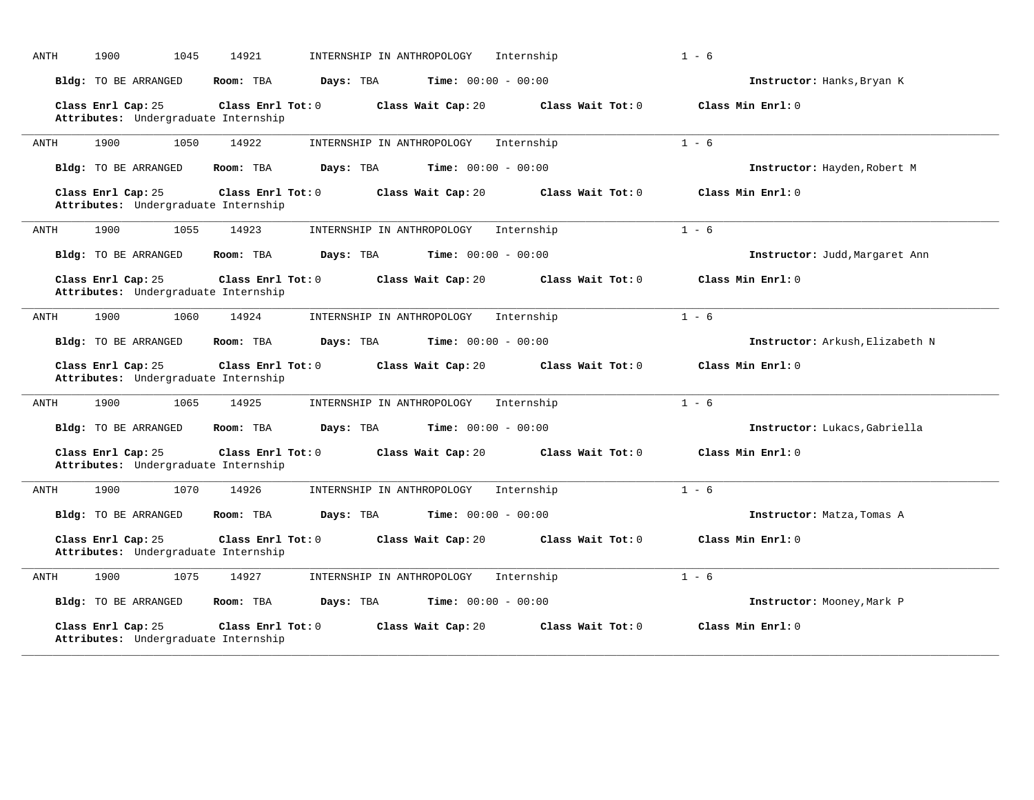ANTH 1900 1045 14921 INTERNSHIP IN ANTHROPOLOGY Internship 1 - 6

**Bldg:** TO BE ARRANGED **Room:** TBA **Days:** TBA **Time:** 00:00 - 00:00 **Instructor:** Hanks,Bryan K

**Class Enrl Cap:** 25 **Class Enrl Tot:** 0 **Class Wait Cap:** 20 **Class Wait Tot:** 0 **Class Min Enrl:** 0
**Attributes:** Undergraduate Internship

---

ANTH 1900 1050 14922 INTERNSHIP IN ANTHROPOLOGY Internship 1 - 6

**Bldg:** TO BE ARRANGED **Room:** TBA **Days:** TBA **Time:** 00:00 - 00:00 **Instructor:** Hayden,Robert M

**Class Enrl Cap:** 25 **Class Enrl Tot:** 0 **Class Wait Cap:** 20 **Class Wait Tot:** 0 **Class Min Enrl:** 0
**Attributes:** Undergraduate Internship

---

ANTH 1900 1055 14923 INTERNSHIP IN ANTHROPOLOGY Internship 1 - 6

**Bldg:** TO BE ARRANGED **Room:** TBA **Days:** TBA **Time:** 00:00 - 00:00 **Instructor:** Judd,Margaret Ann

**Class Enrl Cap:** 25 **Class Enrl Tot:** 0 **Class Wait Cap:** 20 **Class Wait Tot:** 0 **Class Min Enrl:** 0
**Attributes:** Undergraduate Internship

---

ANTH 1900 1060 14924 INTERNSHIP IN ANTHROPOLOGY Internship 1 - 6

**Bldg:** TO BE ARRANGED **Room:** TBA **Days:** TBA **Time:** 00:00 - 00:00 **Instructor:** Arkush,Elizabeth N

**Class Enrl Cap:** 25 **Class Enrl Tot:** 0 **Class Wait Cap:** 20 **Class Wait Tot:** 0 **Class Min Enrl:** 0
**Attributes:** Undergraduate Internship

---

ANTH 1900 1065 14925 INTERNSHIP IN ANTHROPOLOGY Internship 1 - 6

**Bldg:** TO BE ARRANGED **Room:** TBA **Days:** TBA **Time:** 00:00 - 00:00 **Instructor:** Lukacs,Gabriella

**Class Enrl Cap:** 25 **Class Enrl Tot:** 0 **Class Wait Cap:** 20 **Class Wait Tot:** 0 **Class Min Enrl:** 0
**Attributes:** Undergraduate Internship

---

ANTH 1900 1070 14926 INTERNSHIP IN ANTHROPOLOGY Internship 1 - 6

**Bldg:** TO BE ARRANGED **Room:** TBA **Days:** TBA **Time:** 00:00 - 00:00 **Instructor:** Matza,Tomas A

**Class Enrl Cap:** 25 **Class Enrl Tot:** 0 **Class Wait Cap:** 20 **Class Wait Tot:** 0 **Class Min Enrl:** 0
**Attributes:** Undergraduate Internship

---

ANTH 1900 1075 14927 INTERNSHIP IN ANTHROPOLOGY Internship 1 - 6

**Bldg:** TO BE ARRANGED **Room:** TBA **Days:** TBA **Time:** 00:00 - 00:00 **Instructor:** Mooney,Mark P

**Class Enrl Cap:** 25 **Class Enrl Tot:** 0 **Class Wait Cap:** 20 **Class Wait Tot:** 0 **Class Min Enrl:** 0
**Attributes:** Undergraduate Internship

---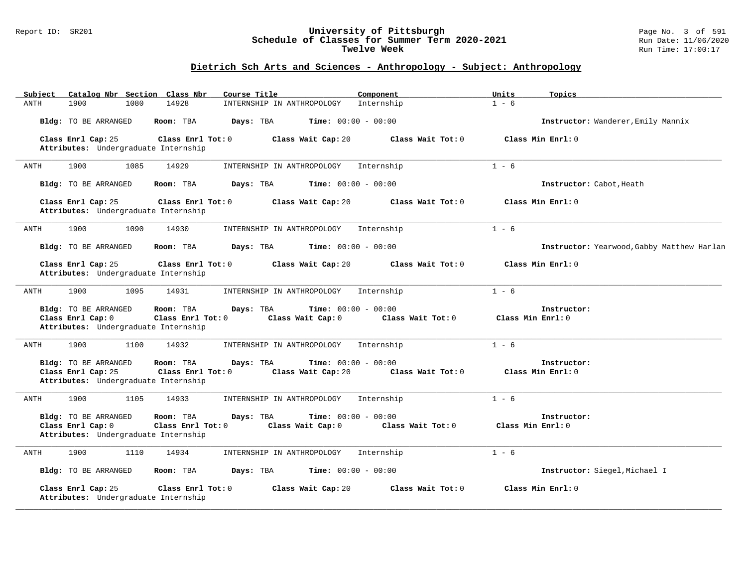## Dietrich Sch Arts and Sciences - Anthropology - Subject: Anthropology

| Subject | Catalog Nbr | Section | Class Nbr | Course Title | Component | Units | Topics |
|---|---|---|---|---|---|---|---|
| ANTH | 1900 | 1080 | 14928 | INTERNSHIP IN ANTHROPOLOGY | Internship | 1 - 6 | |

**Bldg:** TO BE ARRANGED **Room:** TBA **Days:** TBA **Time:** 00:00 - 00:00 **Instructor:** Wanderer,Emily Mannix

**Class Enrl Cap:** 25 **Class Enrl Tot:** 0 **Class Wait Cap:** 20 **Class Wait Tot:** 0 **Class Min Enrl:** 0
**Attributes:** Undergraduate Internship

---

| Subject | Catalog Nbr | Section | Class Nbr | Course Title | Component | Units | Topics |
|---|---|---|---|---|---|---|---|
| ANTH | 1900 | 1085 | 14929 | INTERNSHIP IN ANTHROPOLOGY | Internship | 1 - 6 | |

**Bldg:** TO BE ARRANGED **Room:** TBA **Days:** TBA **Time:** 00:00 - 00:00 **Instructor:** Cabot,Heath

**Class Enrl Cap:** 25 **Class Enrl Tot:** 0 **Class Wait Cap:** 20 **Class Wait Tot:** 0 **Class Min Enrl:** 0
**Attributes:** Undergraduate Internship

---

| Subject | Catalog Nbr | Section | Class Nbr | Course Title | Component | Units | Topics |
|---|---|---|---|---|---|---|---|
| ANTH | 1900 | 1090 | 14930 | INTERNSHIP IN ANTHROPOLOGY | Internship | 1 - 6 | |

**Bldg:** TO BE ARRANGED **Room:** TBA **Days:** TBA **Time:** 00:00 - 00:00 **Instructor:** Yearwood,Gabby Matthew Harlan

**Class Enrl Cap:** 25 **Class Enrl Tot:** 0 **Class Wait Cap:** 20 **Class Wait Tot:** 0 **Class Min Enrl:** 0
**Attributes:** Undergraduate Internship

---

| Subject | Catalog Nbr | Section | Class Nbr | Course Title | Component | Units | Topics |
|---|---|---|---|---|---|---|---|
| ANTH | 1900 | 1095 | 14931 | INTERNSHIP IN ANTHROPOLOGY | Internship | 1 - 6 | |

**Bldg:** TO BE ARRANGED **Room:** TBA **Days:** TBA **Time:** 00:00 - 00:00 **Instructor:**
**Class Enrl Cap:** 0 **Class Enrl Tot:** 0 **Class Wait Cap:** 0 **Class Wait Tot:** 0 **Class Min Enrl:** 0
**Attributes:** Undergraduate Internship

---

| Subject | Catalog Nbr | Section | Class Nbr | Course Title | Component | Units | Topics |
|---|---|---|---|---|---|---|---|
| ANTH | 1900 | 1100 | 14932 | INTERNSHIP IN ANTHROPOLOGY | Internship | 1 - 6 | |

**Bldg:** TO BE ARRANGED **Room:** TBA **Days:** TBA **Time:** 00:00 - 00:00 **Instructor:**
**Class Enrl Cap:** 25 **Class Enrl Tot:** 0 **Class Wait Cap:** 20 **Class Wait Tot:** 0 **Class Min Enrl:** 0
**Attributes:** Undergraduate Internship

---

| Subject | Catalog Nbr | Section | Class Nbr | Course Title | Component | Units | Topics |
|---|---|---|---|---|---|---|---|
| ANTH | 1900 | 1105 | 14933 | INTERNSHIP IN ANTHROPOLOGY | Internship | 1 - 6 | |

**Bldg:** TO BE ARRANGED **Room:** TBA **Days:** TBA **Time:** 00:00 - 00:00 **Instructor:**
**Class Enrl Cap:** 0 **Class Enrl Tot:** 0 **Class Wait Cap:** 0 **Class Wait Tot:** 0 **Class Min Enrl:** 0
**Attributes:** Undergraduate Internship

---

| Subject | Catalog Nbr | Section | Class Nbr | Course Title | Component | Units | Topics |
|---|---|---|---|---|---|---|---|
| ANTH | 1900 | 1110 | 14934 | INTERNSHIP IN ANTHROPOLOGY | Internship | 1 - 6 | |

**Bldg:** TO BE ARRANGED **Room:** TBA **Days:** TBA **Time:** 00:00 - 00:00 **Instructor:** Siegel,Michael I

**Class Enrl Cap:** 25 **Class Enrl Tot:** 0 **Class Wait Cap:** 20 **Class Wait Tot:** 0 **Class Min Enrl:** 0
**Attributes:** Undergraduate Internship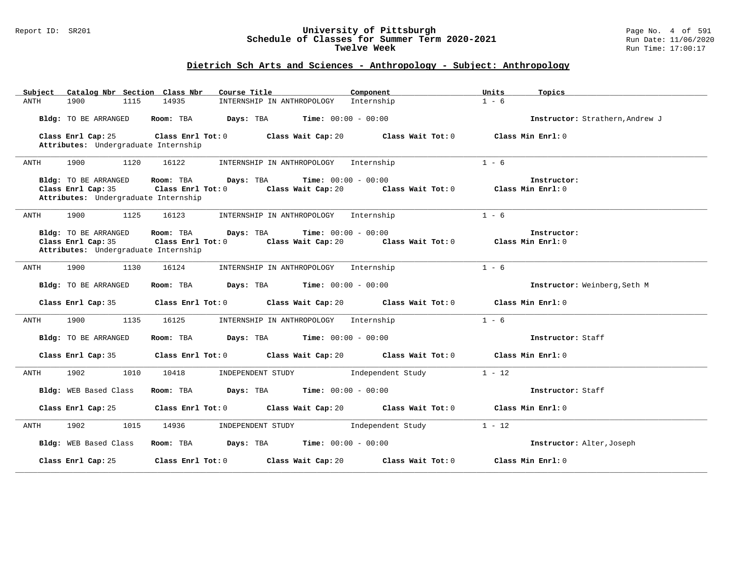## Dietrich Sch Arts and Sciences - Anthropology - Subject: Anthropology

| Subject | Catalog Nbr | Section | Class Nbr | Course Title | Component | Units | Topics |
|---|---|---|---|---|---|---|---|
| ANTH | 1900 | 1115 | 14935 | INTERNSHIP IN ANTHROPOLOGY | Internship | 1 - 6 | |

**Bldg:** TO BE ARRANGED **Room:** TBA **Days:** TBA **Time:** 00:00 - 00:00 **Instructor:** Strathern,Andrew J

**Class Enrl Cap:** 25 **Class Enrl Tot:** 0 **Class Wait Cap:** 20 **Class Wait Tot:** 0 **Class Min Enrl:** 0

**Attributes:** Undergraduate Internship

---

| Subject | Catalog Nbr | Section | Class Nbr | Course Title | Component | Units | Topics |
|---|---|---|---|---|---|---|---|
| ANTH | 1900 | 1120 | 16122 | INTERNSHIP IN ANTHROPOLOGY | Internship | 1 - 6 | |

**Bldg:** TO BE ARRANGED **Room:** TBA **Days:** TBA **Time:** 00:00 - 00:00 **Instructor:**

**Class Enrl Cap:** 35 **Class Enrl Tot:** 0 **Class Wait Cap:** 20 **Class Wait Tot:** 0 **Class Min Enrl:** 0

**Attributes:** Undergraduate Internship

---

| Subject | Catalog Nbr | Section | Class Nbr | Course Title | Component | Units | Topics |
|---|---|---|---|---|---|---|---|
| ANTH | 1900 | 1125 | 16123 | INTERNSHIP IN ANTHROPOLOGY | Internship | 1 - 6 | |

**Bldg:** TO BE ARRANGED **Room:** TBA **Days:** TBA **Time:** 00:00 - 00:00 **Instructor:**

**Class Enrl Cap:** 35 **Class Enrl Tot:** 0 **Class Wait Cap:** 20 **Class Wait Tot:** 0 **Class Min Enrl:** 0

**Attributes:** Undergraduate Internship

---

| Subject | Catalog Nbr | Section | Class Nbr | Course Title | Component | Units | Topics |
|---|---|---|---|---|---|---|---|
| ANTH | 1900 | 1130 | 16124 | INTERNSHIP IN ANTHROPOLOGY | Internship | 1 - 6 | |

**Bldg:** TO BE ARRANGED **Room:** TBA **Days:** TBA **Time:** 00:00 - 00:00 **Instructor:** Weinberg,Seth M

**Class Enrl Cap:** 35 **Class Enrl Tot:** 0 **Class Wait Cap:** 20 **Class Wait Tot:** 0 **Class Min Enrl:** 0

---

| Subject | Catalog Nbr | Section | Class Nbr | Course Title | Component | Units | Topics |
|---|---|---|---|---|---|---|---|
| ANTH | 1900 | 1135 | 16125 | INTERNSHIP IN ANTHROPOLOGY | Internship | 1 - 6 | |

**Bldg:** TO BE ARRANGED **Room:** TBA **Days:** TBA **Time:** 00:00 - 00:00 **Instructor:** Staff

**Class Enrl Cap:** 35 **Class Enrl Tot:** 0 **Class Wait Cap:** 20 **Class Wait Tot:** 0 **Class Min Enrl:** 0

---

| Subject | Catalog Nbr | Section | Class Nbr | Course Title | Component | Units | Topics |
|---|---|---|---|---|---|---|---|
| ANTH | 1902 | 1010 | 10418 | INDEPENDENT STUDY | Independent Study | 1 - 12 | |

**Bldg:** WEB Based Class **Room:** TBA **Days:** TBA **Time:** 00:00 - 00:00 **Instructor:** Staff

**Class Enrl Cap:** 25 **Class Enrl Tot:** 0 **Class Wait Cap:** 20 **Class Wait Tot:** 0 **Class Min Enrl:** 0

---

| Subject | Catalog Nbr | Section | Class Nbr | Course Title | Component | Units | Topics |
|---|---|---|---|---|---|---|---|
| ANTH | 1902 | 1015 | 14936 | INDEPENDENT STUDY | Independent Study | 1 - 12 | |

**Bldg:** WEB Based Class **Room:** TBA **Days:** TBA **Time:** 00:00 - 00:00 **Instructor:** Alter,Joseph

**Class Enrl Cap:** 25 **Class Enrl Tot:** 0 **Class Wait Cap:** 20 **Class Wait Tot:** 0 **Class Min Enrl:** 0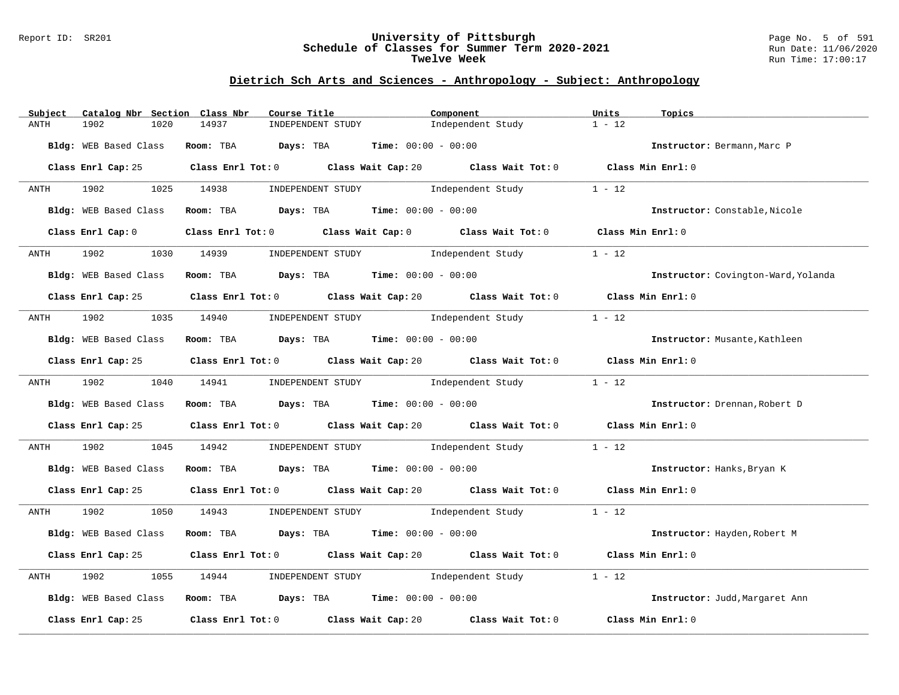## Dietrich Sch Arts and Sciences - Anthropology - Subject: Anthropology

| Subject | Catalog Nbr | Section | Class Nbr | Course Title | Component | Units | Topics |
|---|---|---|---|---|---|---|---|
| ANTH | 1902 | 1020 | 14937 | INDEPENDENT STUDY | Independent Study | 1 - 12 | |

**Bldg:** WEB Based Class **Room:** TBA **Days:** TBA **Time:** 00:00 - 00:00 **Instructor:** Bermann,Marc P

**Class Enrl Cap:** 25 **Class Enrl Tot:** 0 **Class Wait Cap:** 20 **Class Wait Tot:** 0 **Class Min Enrl:** 0

| Subject | Catalog Nbr | Section | Class Nbr | Course Title | Component | Units | Topics |
|---|---|---|---|---|---|---|---|
| ANTH | 1902 | 1025 | 14938 | INDEPENDENT STUDY | Independent Study | 1 - 12 | |

**Bldg:** WEB Based Class **Room:** TBA **Days:** TBA **Time:** 00:00 - 00:00 **Instructor:** Constable,Nicole

**Class Enrl Cap:** 0 **Class Enrl Tot:** 0 **Class Wait Cap:** 0 **Class Wait Tot:** 0 **Class Min Enrl:** 0

| Subject | Catalog Nbr | Section | Class Nbr | Course Title | Component | Units | Topics |
|---|---|---|---|---|---|---|---|
| ANTH | 1902 | 1030 | 14939 | INDEPENDENT STUDY | Independent Study | 1 - 12 | |

**Bldg:** WEB Based Class **Room:** TBA **Days:** TBA **Time:** 00:00 - 00:00 **Instructor:** Covington-Ward,Yolanda

**Class Enrl Cap:** 25 **Class Enrl Tot:** 0 **Class Wait Cap:** 20 **Class Wait Tot:** 0 **Class Min Enrl:** 0

| Subject | Catalog Nbr | Section | Class Nbr | Course Title | Component | Units | Topics |
|---|---|---|---|---|---|---|---|
| ANTH | 1902 | 1035 | 14940 | INDEPENDENT STUDY | Independent Study | 1 - 12 | |

**Bldg:** WEB Based Class **Room:** TBA **Days:** TBA **Time:** 00:00 - 00:00 **Instructor:** Musante,Kathleen

**Class Enrl Cap:** 25 **Class Enrl Tot:** 0 **Class Wait Cap:** 20 **Class Wait Tot:** 0 **Class Min Enrl:** 0

| Subject | Catalog Nbr | Section | Class Nbr | Course Title | Component | Units | Topics |
|---|---|---|---|---|---|---|---|
| ANTH | 1902 | 1040 | 14941 | INDEPENDENT STUDY | Independent Study | 1 - 12 | |

**Bldg:** WEB Based Class **Room:** TBA **Days:** TBA **Time:** 00:00 - 00:00 **Instructor:** Drennan,Robert D

**Class Enrl Cap:** 25 **Class Enrl Tot:** 0 **Class Wait Cap:** 20 **Class Wait Tot:** 0 **Class Min Enrl:** 0

| Subject | Catalog Nbr | Section | Class Nbr | Course Title | Component | Units | Topics |
|---|---|---|---|---|---|---|---|
| ANTH | 1902 | 1045 | 14942 | INDEPENDENT STUDY | Independent Study | 1 - 12 | |

**Bldg:** WEB Based Class **Room:** TBA **Days:** TBA **Time:** 00:00 - 00:00 **Instructor:** Hanks,Bryan K

**Class Enrl Cap:** 25 **Class Enrl Tot:** 0 **Class Wait Cap:** 20 **Class Wait Tot:** 0 **Class Min Enrl:** 0

| Subject | Catalog Nbr | Section | Class Nbr | Course Title | Component | Units | Topics |
|---|---|---|---|---|---|---|---|
| ANTH | 1902 | 1050 | 14943 | INDEPENDENT STUDY | Independent Study | 1 - 12 | |

**Bldg:** WEB Based Class **Room:** TBA **Days:** TBA **Time:** 00:00 - 00:00 **Instructor:** Hayden,Robert M

**Class Enrl Cap:** 25 **Class Enrl Tot:** 0 **Class Wait Cap:** 20 **Class Wait Tot:** 0 **Class Min Enrl:** 0

| Subject | Catalog Nbr | Section | Class Nbr | Course Title | Component | Units | Topics |
|---|---|---|---|---|---|---|---|
| ANTH | 1902 | 1055 | 14944 | INDEPENDENT STUDY | Independent Study | 1 - 12 | |

**Bldg:** WEB Based Class **Room:** TBA **Days:** TBA **Time:** 00:00 - 00:00 **Instructor:** Judd,Margaret Ann

**Class Enrl Cap:** 25 **Class Enrl Tot:** 0 **Class Wait Cap:** 20 **Class Wait Tot:** 0 **Class Min Enrl:** 0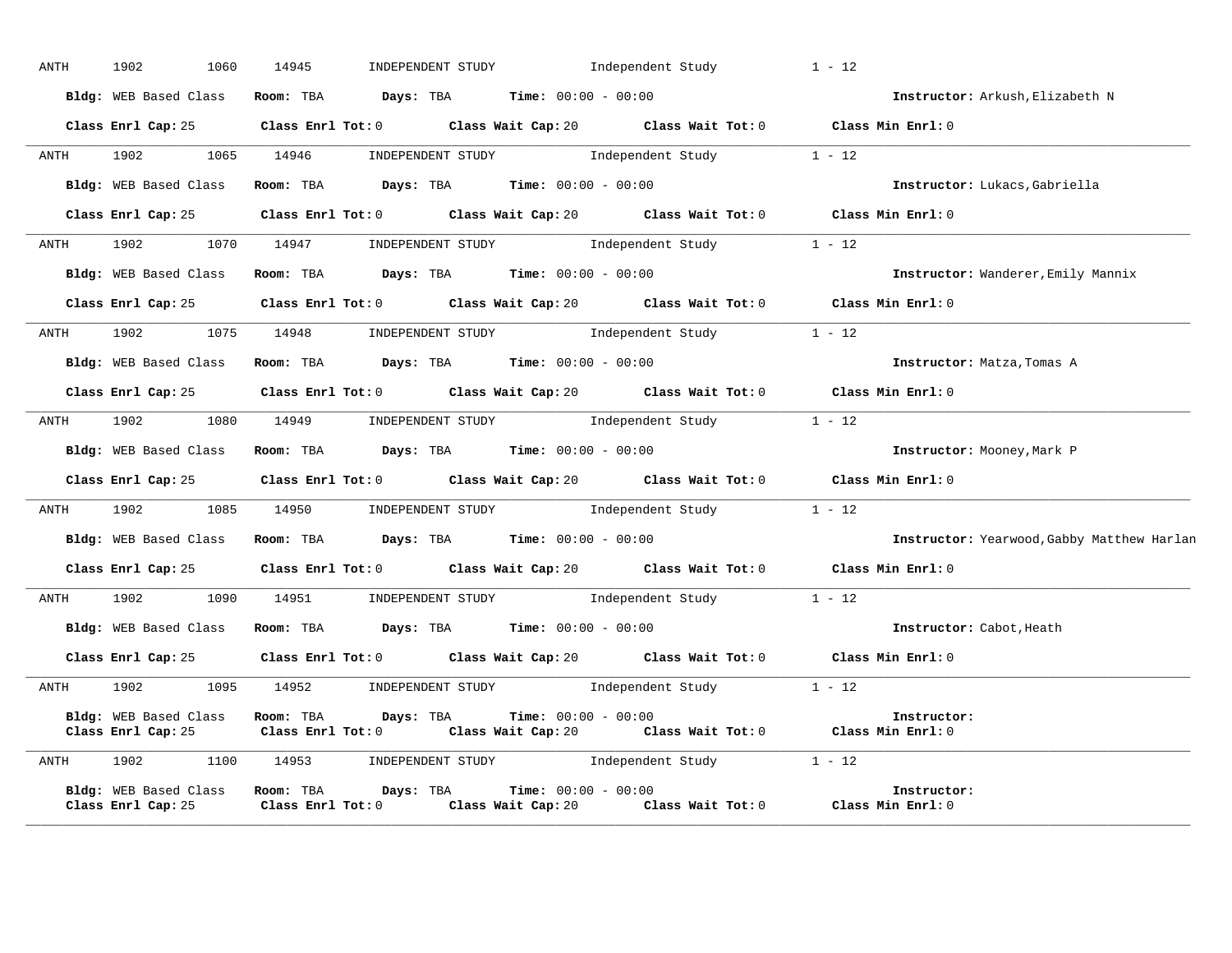ANTH 1902 1060 14945 INDEPENDENT STUDY Independent Study 1 - 12

**Bldg:** WEB Based Class **Room:** TBA **Days:** TBA **Time:** 00:00 - 00:00 **Instructor:** Arkush,Elizabeth N

**Class Enrl Cap:** 25 **Class Enrl Tot:** 0 **Class Wait Cap:** 20 **Class Wait Tot:** 0 **Class Min Enrl:** 0

---

ANTH 1902 1065 14946 INDEPENDENT STUDY Independent Study 1 - 12

**Bldg:** WEB Based Class **Room:** TBA **Days:** TBA **Time:** 00:00 - 00:00 **Instructor:** Lukacs,Gabriella

**Class Enrl Cap:** 25 **Class Enrl Tot:** 0 **Class Wait Cap:** 20 **Class Wait Tot:** 0 **Class Min Enrl:** 0

---

ANTH 1902 1070 14947 INDEPENDENT STUDY Independent Study 1 - 12

**Bldg:** WEB Based Class **Room:** TBA **Days:** TBA **Time:** 00:00 - 00:00 **Instructor:** Wanderer,Emily Mannix

**Class Enrl Cap:** 25 **Class Enrl Tot:** 0 **Class Wait Cap:** 20 **Class Wait Tot:** 0 **Class Min Enrl:** 0

---

ANTH 1902 1075 14948 INDEPENDENT STUDY Independent Study 1 - 12

**Bldg:** WEB Based Class **Room:** TBA **Days:** TBA **Time:** 00:00 - 00:00 **Instructor:** Matza,Tomas A

**Class Enrl Cap:** 25 **Class Enrl Tot:** 0 **Class Wait Cap:** 20 **Class Wait Tot:** 0 **Class Min Enrl:** 0

---

ANTH 1902 1080 14949 INDEPENDENT STUDY Independent Study 1 - 12

**Bldg:** WEB Based Class **Room:** TBA **Days:** TBA **Time:** 00:00 - 00:00 **Instructor:** Mooney,Mark P

**Class Enrl Cap:** 25 **Class Enrl Tot:** 0 **Class Wait Cap:** 20 **Class Wait Tot:** 0 **Class Min Enrl:** 0

---

ANTH 1902 1085 14950 INDEPENDENT STUDY Independent Study 1 - 12

**Bldg:** WEB Based Class **Room:** TBA **Days:** TBA **Time:** 00:00 - 00:00 **Instructor:** Yearwood,Gabby Matthew Harlan

**Class Enrl Cap:** 25 **Class Enrl Tot:** 0 **Class Wait Cap:** 20 **Class Wait Tot:** 0 **Class Min Enrl:** 0

---

ANTH 1902 1090 14951 INDEPENDENT STUDY Independent Study 1 - 12

**Bldg:** WEB Based Class **Room:** TBA **Days:** TBA **Time:** 00:00 - 00:00 **Instructor:** Cabot,Heath

**Class Enrl Cap:** 25 **Class Enrl Tot:** 0 **Class Wait Cap:** 20 **Class Wait Tot:** 0 **Class Min Enrl:** 0

---

ANTH 1902 1095 14952 INDEPENDENT STUDY Independent Study 1 - 12

**Bldg:** WEB Based Class **Room:** TBA **Days:** TBA **Time:** 00:00 - 00:00 **Instructor:**
**Class Enrl Cap:** 25 **Class Enrl Tot:** 0 **Class Wait Cap:** 20 **Class Wait Tot:** 0 **Class Min Enrl:** 0

---

ANTH 1902 1100 14953 INDEPENDENT STUDY Independent Study 1 - 12

**Bldg:** WEB Based Class **Room:** TBA **Days:** TBA **Time:** 00:00 - 00:00 **Instructor:**
**Class Enrl Cap:** 25 **Class Enrl Tot:** 0 **Class Wait Cap:** 20 **Class Wait Tot:** 0 **Class Min Enrl:** 0

---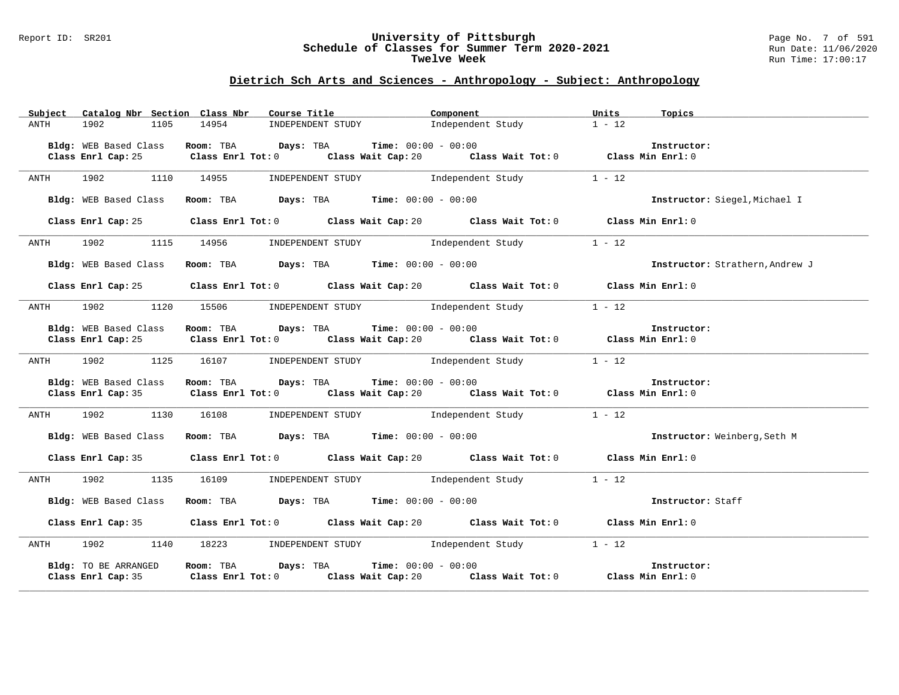## Dietrich Sch Arts and Sciences - Anthropology - Subject: Anthropology

| Subject | Catalog Nbr | Section | Class Nbr | Course Title | Component | Units | Topics |
|---|---|---|---|---|---|---|---|
| ANTH | 1902 | 1105 | 14954 | INDEPENDENT STUDY | Independent Study | 1 - 12 | |

**Bldg:** WEB Based Class **Room:** TBA **Days:** TBA **Time:** 00:00 - 00:00 **Instructor:**
**Class Enrl Cap:** 25 **Class Enrl Tot:** 0 **Class Wait Cap:** 20 **Class Wait Tot:** 0 **Class Min Enrl:** 0

| Subject | Catalog Nbr | Section | Class Nbr | Course Title | Component | Units | Topics |
|---|---|---|---|---|---|---|---|
| ANTH | 1902 | 1110 | 14955 | INDEPENDENT STUDY | Independent Study | 1 - 12 | |

**Bldg:** WEB Based Class **Room:** TBA **Days:** TBA **Time:** 00:00 - 00:00 **Instructor:** Siegel,Michael I
**Class Enrl Cap:** 25 **Class Enrl Tot:** 0 **Class Wait Cap:** 20 **Class Wait Tot:** 0 **Class Min Enrl:** 0

| Subject | Catalog Nbr | Section | Class Nbr | Course Title | Component | Units | Topics |
|---|---|---|---|---|---|---|---|
| ANTH | 1902 | 1115 | 14956 | INDEPENDENT STUDY | Independent Study | 1 - 12 | |

**Bldg:** WEB Based Class **Room:** TBA **Days:** TBA **Time:** 00:00 - 00:00 **Instructor:** Strathern,Andrew J
**Class Enrl Cap:** 25 **Class Enrl Tot:** 0 **Class Wait Cap:** 20 **Class Wait Tot:** 0 **Class Min Enrl:** 0

| Subject | Catalog Nbr | Section | Class Nbr | Course Title | Component | Units | Topics |
|---|---|---|---|---|---|---|---|
| ANTH | 1902 | 1120 | 15506 | INDEPENDENT STUDY | Independent Study | 1 - 12 | |

**Bldg:** WEB Based Class **Room:** TBA **Days:** TBA **Time:** 00:00 - 00:00 **Instructor:**
**Class Enrl Cap:** 25 **Class Enrl Tot:** 0 **Class Wait Cap:** 20 **Class Wait Tot:** 0 **Class Min Enrl:** 0

| Subject | Catalog Nbr | Section | Class Nbr | Course Title | Component | Units | Topics |
|---|---|---|---|---|---|---|---|
| ANTH | 1902 | 1125 | 16107 | INDEPENDENT STUDY | Independent Study | 1 - 12 | |

**Bldg:** WEB Based Class **Room:** TBA **Days:** TBA **Time:** 00:00 - 00:00 **Instructor:**
**Class Enrl Cap:** 35 **Class Enrl Tot:** 0 **Class Wait Cap:** 20 **Class Wait Tot:** 0 **Class Min Enrl:** 0

| Subject | Catalog Nbr | Section | Class Nbr | Course Title | Component | Units | Topics |
|---|---|---|---|---|---|---|---|
| ANTH | 1902 | 1130 | 16108 | INDEPENDENT STUDY | Independent Study | 1 - 12 | |

**Bldg:** WEB Based Class **Room:** TBA **Days:** TBA **Time:** 00:00 - 00:00 **Instructor:** Weinberg,Seth M
**Class Enrl Cap:** 35 **Class Enrl Tot:** 0 **Class Wait Cap:** 20 **Class Wait Tot:** 0 **Class Min Enrl:** 0

| Subject | Catalog Nbr | Section | Class Nbr | Course Title | Component | Units | Topics |
|---|---|---|---|---|---|---|---|
| ANTH | 1902 | 1135 | 16109 | INDEPENDENT STUDY | Independent Study | 1 - 12 | |

**Bldg:** WEB Based Class **Room:** TBA **Days:** TBA **Time:** 00:00 - 00:00 **Instructor:** Staff
**Class Enrl Cap:** 35 **Class Enrl Tot:** 0 **Class Wait Cap:** 20 **Class Wait Tot:** 0 **Class Min Enrl:** 0

| Subject | Catalog Nbr | Section | Class Nbr | Course Title | Component | Units | Topics |
|---|---|---|---|---|---|---|---|
| ANTH | 1902 | 1140 | 18223 | INDEPENDENT STUDY | Independent Study | 1 - 12 | |

**Bldg:** TO BE ARRANGED **Room:** TBA **Days:** TBA **Time:** 00:00 - 00:00 **Instructor:**
**Class Enrl Cap:** 35 **Class Enrl Tot:** 0 **Class Wait Cap:** 20 **Class Wait Tot:** 0 **Class Min Enrl:** 0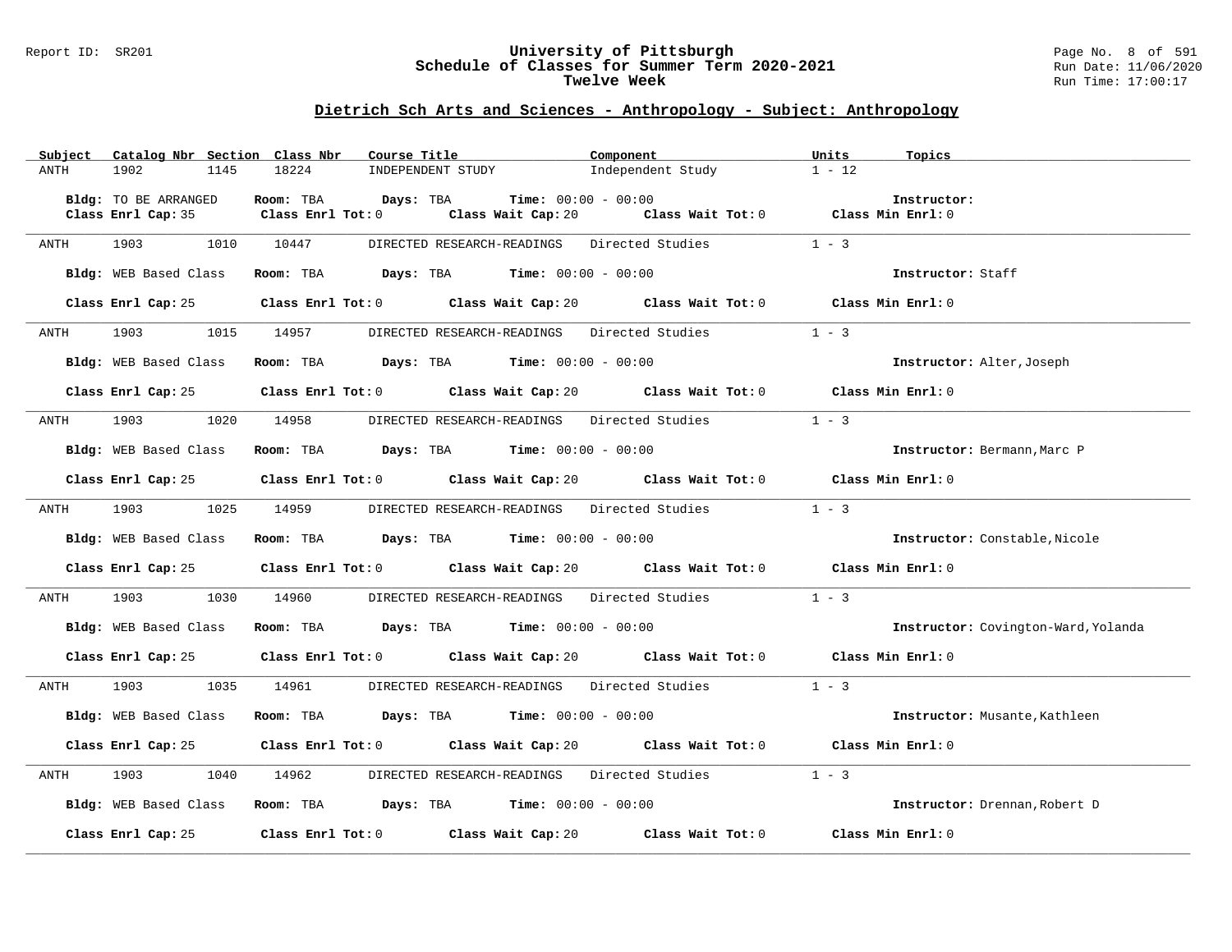## Dietrich Sch Arts and Sciences - Anthropology - Subject: Anthropology

| Subject | Catalog Nbr | Section | Class Nbr | Course Title | Component | Units | Topics |
|---|---|---|---|---|---|---|---|
| ANTH | 1902 | 1145 | 18224 | INDEPENDENT STUDY | Independent Study | 1 - 12 | |

**Bldg:** TO BE ARRANGED **Room:** TBA **Days:** TBA **Time:** 00:00 - 00:00 **Instructor:**
**Class Enrl Cap:** 35 **Class Enrl Tot:** 0 **Class Wait Cap:** 20 **Class Wait Tot:** 0 **Class Min Enrl:** 0

---

| Subject | Catalog Nbr | Section | Class Nbr | Course Title | Component | Units | Topics |
|---|---|---|---|---|---|---|---|
| ANTH | 1903 | 1010 | 10447 | DIRECTED RESEARCH-READINGS | Directed Studies | 1 - 3 | |

**Bldg:** WEB Based Class **Room:** TBA **Days:** TBA **Time:** 00:00 - 00:00 **Instructor:** Staff
**Class Enrl Cap:** 25 **Class Enrl Tot:** 0 **Class Wait Cap:** 20 **Class Wait Tot:** 0 **Class Min Enrl:** 0

---

| Subject | Catalog Nbr | Section | Class Nbr | Course Title | Component | Units | Topics |
|---|---|---|---|---|---|---|---|
| ANTH | 1903 | 1015 | 14957 | DIRECTED RESEARCH-READINGS | Directed Studies | 1 - 3 | |

**Bldg:** WEB Based Class **Room:** TBA **Days:** TBA **Time:** 00:00 - 00:00 **Instructor:** Alter,Joseph
**Class Enrl Cap:** 25 **Class Enrl Tot:** 0 **Class Wait Cap:** 20 **Class Wait Tot:** 0 **Class Min Enrl:** 0

---

| Subject | Catalog Nbr | Section | Class Nbr | Course Title | Component | Units | Topics |
|---|---|---|---|---|---|---|---|
| ANTH | 1903 | 1020 | 14958 | DIRECTED RESEARCH-READINGS | Directed Studies | 1 - 3 | |

**Bldg:** WEB Based Class **Room:** TBA **Days:** TBA **Time:** 00:00 - 00:00 **Instructor:** Bermann,Marc P
**Class Enrl Cap:** 25 **Class Enrl Tot:** 0 **Class Wait Cap:** 20 **Class Wait Tot:** 0 **Class Min Enrl:** 0

---

| Subject | Catalog Nbr | Section | Class Nbr | Course Title | Component | Units | Topics |
|---|---|---|---|---|---|---|---|
| ANTH | 1903 | 1025 | 14959 | DIRECTED RESEARCH-READINGS | Directed Studies | 1 - 3 | |

**Bldg:** WEB Based Class **Room:** TBA **Days:** TBA **Time:** 00:00 - 00:00 **Instructor:** Constable,Nicole
**Class Enrl Cap:** 25 **Class Enrl Tot:** 0 **Class Wait Cap:** 20 **Class Wait Tot:** 0 **Class Min Enrl:** 0

---

| Subject | Catalog Nbr | Section | Class Nbr | Course Title | Component | Units | Topics |
|---|---|---|---|---|---|---|---|
| ANTH | 1903 | 1030 | 14960 | DIRECTED RESEARCH-READINGS | Directed Studies | 1 - 3 | |

**Bldg:** WEB Based Class **Room:** TBA **Days:** TBA **Time:** 00:00 - 00:00 **Instructor:** Covington-Ward,Yolanda
**Class Enrl Cap:** 25 **Class Enrl Tot:** 0 **Class Wait Cap:** 20 **Class Wait Tot:** 0 **Class Min Enrl:** 0

---

| Subject | Catalog Nbr | Section | Class Nbr | Course Title | Component | Units | Topics |
|---|---|---|---|---|---|---|---|
| ANTH | 1903 | 1035 | 14961 | DIRECTED RESEARCH-READINGS | Directed Studies | 1 - 3 | |

**Bldg:** WEB Based Class **Room:** TBA **Days:** TBA **Time:** 00:00 - 00:00 **Instructor:** Musante,Kathleen
**Class Enrl Cap:** 25 **Class Enrl Tot:** 0 **Class Wait Cap:** 20 **Class Wait Tot:** 0 **Class Min Enrl:** 0

---

| Subject | Catalog Nbr | Section | Class Nbr | Course Title | Component | Units | Topics |
|---|---|---|---|---|---|---|---|
| ANTH | 1903 | 1040 | 14962 | DIRECTED RESEARCH-READINGS | Directed Studies | 1 - 3 | |

**Bldg:** WEB Based Class **Room:** TBA **Days:** TBA **Time:** 00:00 - 00:00 **Instructor:** Drennan,Robert D
**Class Enrl Cap:** 25 **Class Enrl Tot:** 0 **Class Wait Cap:** 20 **Class Wait Tot:** 0 **Class Min Enrl:** 0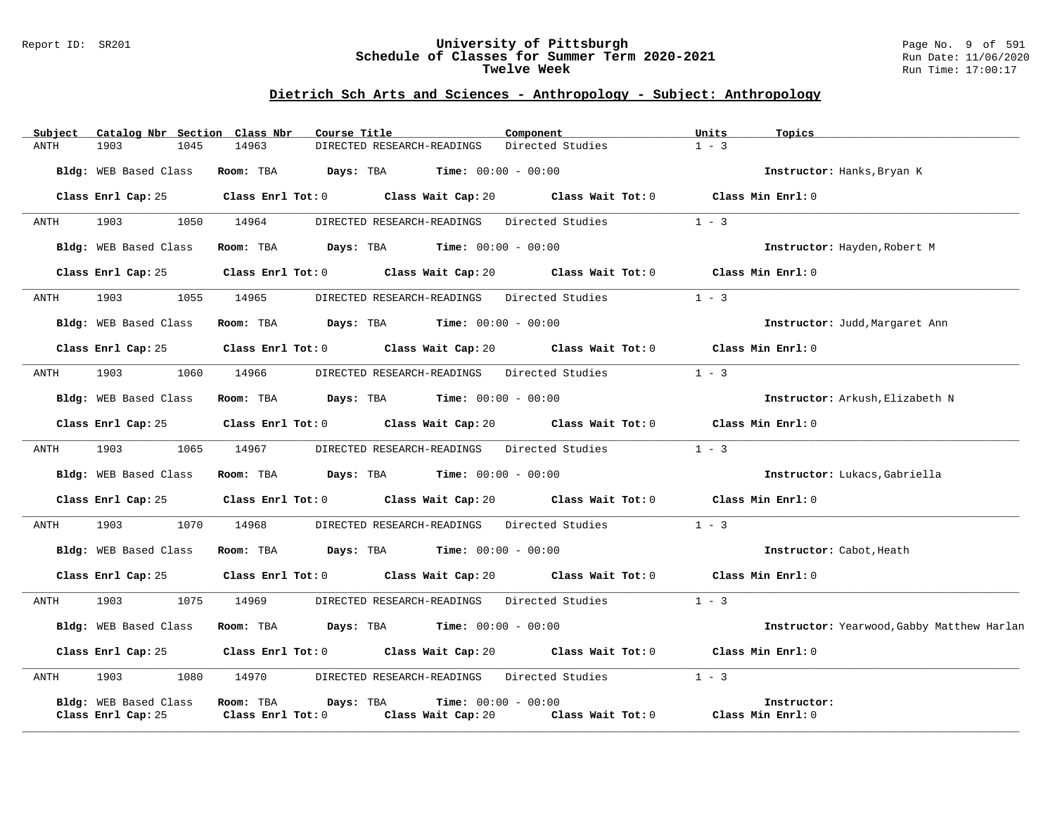# University of Pittsburgh
## Schedule of Classes for Summer Term 2020-2021
### Twelve Week

Report ID: SR201

Run Date: 11/06/2020
Run Time: 17:00:17

## Dietrich Sch Arts and Sciences - Anthropology - Subject: Anthropology

| Subject | Catalog Nbr | Section | Class Nbr | Course Title | Component | Units | Topics |
|---|---|---|---|---|---|---|---|
| ANTH | 1903 | 1045 | 14963 | DIRECTED RESEARCH-READINGS | Directed Studies | 1 - 3 | |

**Bldg:** WEB Based Class **Room:** TBA **Days:** TBA **Time:** 00:00 - 00:00 **Instructor:** Hanks,Bryan K

**Class Enrl Cap:** 25 **Class Enrl Tot:** 0 **Class Wait Cap:** 20 **Class Wait Tot:** 0 **Class Min Enrl:** 0

---

| Subject | Catalog Nbr | Section | Class Nbr | Course Title | Component | Units | Topics |
|---|---|---|---|---|---|---|---|
| ANTH | 1903 | 1050 | 14964 | DIRECTED RESEARCH-READINGS | Directed Studies | 1 - 3 | |

**Bldg:** WEB Based Class **Room:** TBA **Days:** TBA **Time:** 00:00 - 00:00 **Instructor:** Hayden,Robert M

**Class Enrl Cap:** 25 **Class Enrl Tot:** 0 **Class Wait Cap:** 20 **Class Wait Tot:** 0 **Class Min Enrl:** 0

---

| Subject | Catalog Nbr | Section | Class Nbr | Course Title | Component | Units | Topics |
|---|---|---|---|---|---|---|---|
| ANTH | 1903 | 1055 | 14965 | DIRECTED RESEARCH-READINGS | Directed Studies | 1 - 3 | |

**Bldg:** WEB Based Class **Room:** TBA **Days:** TBA **Time:** 00:00 - 00:00 **Instructor:** Judd,Margaret Ann

**Class Enrl Cap:** 25 **Class Enrl Tot:** 0 **Class Wait Cap:** 20 **Class Wait Tot:** 0 **Class Min Enrl:** 0

---

| Subject | Catalog Nbr | Section | Class Nbr | Course Title | Component | Units | Topics |
|---|---|---|---|---|---|---|---|
| ANTH | 1903 | 1060 | 14966 | DIRECTED RESEARCH-READINGS | Directed Studies | 1 - 3 | |

**Bldg:** WEB Based Class **Room:** TBA **Days:** TBA **Time:** 00:00 - 00:00 **Instructor:** Arkush,Elizabeth N

**Class Enrl Cap:** 25 **Class Enrl Tot:** 0 **Class Wait Cap:** 20 **Class Wait Tot:** 0 **Class Min Enrl:** 0

---

| Subject | Catalog Nbr | Section | Class Nbr | Course Title | Component | Units | Topics |
|---|---|---|---|---|---|---|---|
| ANTH | 1903 | 1065 | 14967 | DIRECTED RESEARCH-READINGS | Directed Studies | 1 - 3 | |

**Bldg:** WEB Based Class **Room:** TBA **Days:** TBA **Time:** 00:00 - 00:00 **Instructor:** Lukacs,Gabriella

**Class Enrl Cap:** 25 **Class Enrl Tot:** 0 **Class Wait Cap:** 20 **Class Wait Tot:** 0 **Class Min Enrl:** 0

---

| Subject | Catalog Nbr | Section | Class Nbr | Course Title | Component | Units | Topics |
|---|---|---|---|---|---|---|---|
| ANTH | 1903 | 1070 | 14968 | DIRECTED RESEARCH-READINGS | Directed Studies | 1 - 3 | |

**Bldg:** WEB Based Class **Room:** TBA **Days:** TBA **Time:** 00:00 - 00:00 **Instructor:** Cabot,Heath

**Class Enrl Cap:** 25 **Class Enrl Tot:** 0 **Class Wait Cap:** 20 **Class Wait Tot:** 0 **Class Min Enrl:** 0

---

| Subject | Catalog Nbr | Section | Class Nbr | Course Title | Component | Units | Topics |
|---|---|---|---|---|---|---|---|
| ANTH | 1903 | 1075 | 14969 | DIRECTED RESEARCH-READINGS | Directed Studies | 1 - 3 | |

**Bldg:** WEB Based Class **Room:** TBA **Days:** TBA **Time:** 00:00 - 00:00 **Instructor:** Yearwood,Gabby Matthew Harlan

**Class Enrl Cap:** 25 **Class Enrl Tot:** 0 **Class Wait Cap:** 20 **Class Wait Tot:** 0 **Class Min Enrl:** 0

---

| Subject | Catalog Nbr | Section | Class Nbr | Course Title | Component | Units | Topics |
|---|---|---|---|---|---|---|---|
| ANTH | 1903 | 1080 | 14970 | DIRECTED RESEARCH-READINGS | Directed Studies | 1 - 3 | |

**Bldg:** WEB Based Class **Room:** TBA **Days:** TBA **Time:** 00:00 - 00:00 **Instructor:**

**Class Enrl Cap:** 25 **Class Enrl Tot:** 0 **Class Wait Cap:** 20 **Class Wait Tot:** 0 **Class Min Enrl:** 0

---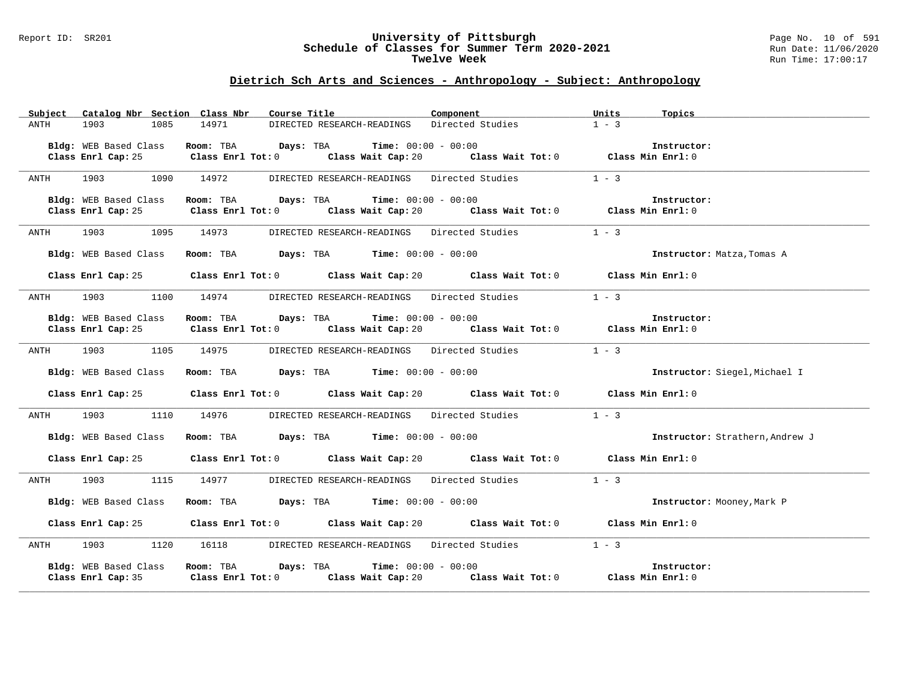## Dietrich Sch Arts and Sciences - Anthropology - Subject: Anthropology

| Subject | Catalog Nbr | Section | Class Nbr | Course Title | Component | Units | Topics |
|---|---|---|---|---|---|---|---|
| ANTH | 1903 | 1085 | 14971 | DIRECTED RESEARCH-READINGS | Directed Studies | 1 - 3 | |

**Bldg:** WEB Based Class **Room:** TBA **Days:** TBA **Time:** 00:00 - 00:00 **Instructor:**
**Class Enrl Cap:** 25 **Class Enrl Tot:** 0 **Class Wait Cap:** 20 **Class Wait Tot:** 0 **Class Min Enrl:** 0

| Subject | Catalog Nbr | Section | Class Nbr | Course Title | Component | Units | Topics |
|---|---|---|---|---|---|---|---|
| ANTH | 1903 | 1090 | 14972 | DIRECTED RESEARCH-READINGS | Directed Studies | 1 - 3 | |

**Bldg:** WEB Based Class **Room:** TBA **Days:** TBA **Time:** 00:00 - 00:00 **Instructor:**
**Class Enrl Cap:** 25 **Class Enrl Tot:** 0 **Class Wait Cap:** 20 **Class Wait Tot:** 0 **Class Min Enrl:** 0

| Subject | Catalog Nbr | Section | Class Nbr | Course Title | Component | Units | Topics |
|---|---|---|---|---|---|---|---|
| ANTH | 1903 | 1095 | 14973 | DIRECTED RESEARCH-READINGS | Directed Studies | 1 - 3 | |

**Bldg:** WEB Based Class **Room:** TBA **Days:** TBA **Time:** 00:00 - 00:00 **Instructor:** Matza,Tomas A
**Class Enrl Cap:** 25 **Class Enrl Tot:** 0 **Class Wait Cap:** 20 **Class Wait Tot:** 0 **Class Min Enrl:** 0

| Subject | Catalog Nbr | Section | Class Nbr | Course Title | Component | Units | Topics |
|---|---|---|---|---|---|---|---|
| ANTH | 1903 | 1100 | 14974 | DIRECTED RESEARCH-READINGS | Directed Studies | 1 - 3 | |

**Bldg:** WEB Based Class **Room:** TBA **Days:** TBA **Time:** 00:00 - 00:00 **Instructor:**
**Class Enrl Cap:** 25 **Class Enrl Tot:** 0 **Class Wait Cap:** 20 **Class Wait Tot:** 0 **Class Min Enrl:** 0

| Subject | Catalog Nbr | Section | Class Nbr | Course Title | Component | Units | Topics |
|---|---|---|---|---|---|---|---|
| ANTH | 1903 | 1105 | 14975 | DIRECTED RESEARCH-READINGS | Directed Studies | 1 - 3 | |

**Bldg:** WEB Based Class **Room:** TBA **Days:** TBA **Time:** 00:00 - 00:00 **Instructor:** Siegel,Michael I
**Class Enrl Cap:** 25 **Class Enrl Tot:** 0 **Class Wait Cap:** 20 **Class Wait Tot:** 0 **Class Min Enrl:** 0

| Subject | Catalog Nbr | Section | Class Nbr | Course Title | Component | Units | Topics |
|---|---|---|---|---|---|---|---|
| ANTH | 1903 | 1110 | 14976 | DIRECTED RESEARCH-READINGS | Directed Studies | 1 - 3 | |

**Bldg:** WEB Based Class **Room:** TBA **Days:** TBA **Time:** 00:00 - 00:00 **Instructor:** Strathern,Andrew J
**Class Enrl Cap:** 25 **Class Enrl Tot:** 0 **Class Wait Cap:** 20 **Class Wait Tot:** 0 **Class Min Enrl:** 0

| Subject | Catalog Nbr | Section | Class Nbr | Course Title | Component | Units | Topics |
|---|---|---|---|---|---|---|---|
| ANTH | 1903 | 1115 | 14977 | DIRECTED RESEARCH-READINGS | Directed Studies | 1 - 3 | |

**Bldg:** WEB Based Class **Room:** TBA **Days:** TBA **Time:** 00:00 - 00:00 **Instructor:** Mooney,Mark P
**Class Enrl Cap:** 25 **Class Enrl Tot:** 0 **Class Wait Cap:** 20 **Class Wait Tot:** 0 **Class Min Enrl:** 0

| Subject | Catalog Nbr | Section | Class Nbr | Course Title | Component | Units | Topics |
|---|---|---|---|---|---|---|---|
| ANTH | 1903 | 1120 | 16118 | DIRECTED RESEARCH-READINGS | Directed Studies | 1 - 3 | |

**Bldg:** WEB Based Class **Room:** TBA **Days:** TBA **Time:** 00:00 - 00:00 **Instructor:**
**Class Enrl Cap:** 35 **Class Enrl Tot:** 0 **Class Wait Cap:** 20 **Class Wait Tot:** 0 **Class Min Enrl:** 0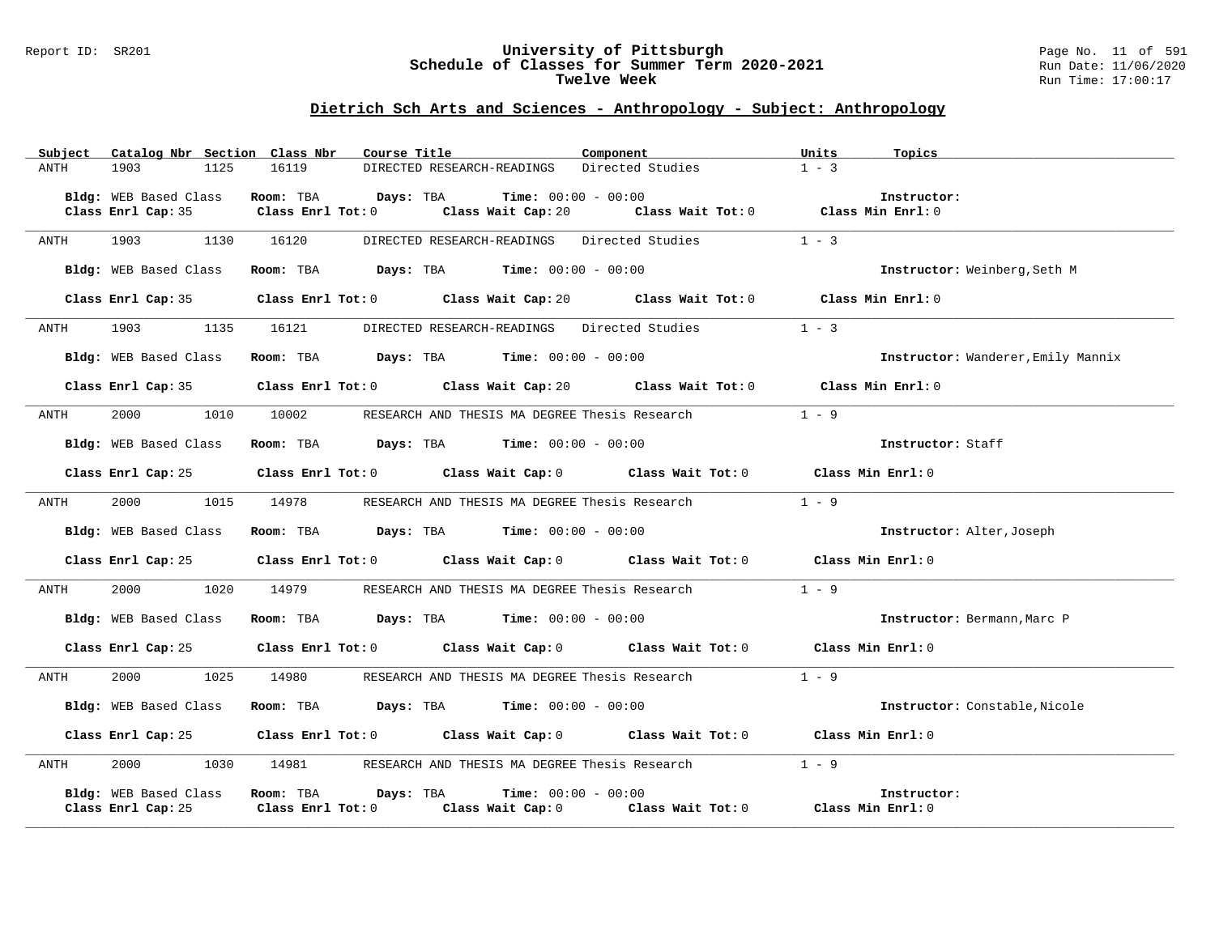## Dietrich Sch Arts and Sciences - Anthropology - Subject: Anthropology

| Subject | Catalog Nbr | Section | Class Nbr | Course Title | Component | Units | Topics |
|---|---|---|---|---|---|---|---|
| ANTH | 1903 | 1125 | 16119 | DIRECTED RESEARCH-READINGS | Directed Studies | 1 - 3 | |

**Bldg:** WEB Based Class **Room:** TBA **Days:** TBA **Time:** 00:00 - 00:00 **Instructor:**
**Class Enrl Cap:** 35 **Class Enrl Tot:** 0 **Class Wait Cap:** 20 **Class Wait Tot:** 0 **Class Min Enrl:** 0

---

| Subject | Catalog Nbr | Section | Class Nbr | Course Title | Component | Units | Topics |
|---|---|---|---|---|---|---|---|
| ANTH | 1903 | 1130 | 16120 | DIRECTED RESEARCH-READINGS | Directed Studies | 1 - 3 | |

**Bldg:** WEB Based Class **Room:** TBA **Days:** TBA **Time:** 00:00 - 00:00 **Instructor:** Weinberg,Seth M
**Class Enrl Cap:** 35 **Class Enrl Tot:** 0 **Class Wait Cap:** 20 **Class Wait Tot:** 0 **Class Min Enrl:** 0

---

| Subject | Catalog Nbr | Section | Class Nbr | Course Title | Component | Units | Topics |
|---|---|---|---|---|---|---|---|
| ANTH | 1903 | 1135 | 16121 | DIRECTED RESEARCH-READINGS | Directed Studies | 1 - 3 | |

**Bldg:** WEB Based Class **Room:** TBA **Days:** TBA **Time:** 00:00 - 00:00 **Instructor:** Wanderer,Emily Mannix
**Class Enrl Cap:** 35 **Class Enrl Tot:** 0 **Class Wait Cap:** 20 **Class Wait Tot:** 0 **Class Min Enrl:** 0

---

| Subject | Catalog Nbr | Section | Class Nbr | Course Title | Component | Units | Topics |
|---|---|---|---|---|---|---|---|
| ANTH | 2000 | 1010 | 10002 | RESEARCH AND THESIS MA DEGREE | Thesis Research | 1 - 9 | |

**Bldg:** WEB Based Class **Room:** TBA **Days:** TBA **Time:** 00:00 - 00:00 **Instructor:** Staff
**Class Enrl Cap:** 25 **Class Enrl Tot:** 0 **Class Wait Cap:** 0 **Class Wait Tot:** 0 **Class Min Enrl:** 0

---

| Subject | Catalog Nbr | Section | Class Nbr | Course Title | Component | Units | Topics |
|---|---|---|---|---|---|---|---|
| ANTH | 2000 | 1015 | 14978 | RESEARCH AND THESIS MA DEGREE | Thesis Research | 1 - 9 | |

**Bldg:** WEB Based Class **Room:** TBA **Days:** TBA **Time:** 00:00 - 00:00 **Instructor:** Alter,Joseph
**Class Enrl Cap:** 25 **Class Enrl Tot:** 0 **Class Wait Cap:** 0 **Class Wait Tot:** 0 **Class Min Enrl:** 0

---

| Subject | Catalog Nbr | Section | Class Nbr | Course Title | Component | Units | Topics |
|---|---|---|---|---|---|---|---|
| ANTH | 2000 | 1020 | 14979 | RESEARCH AND THESIS MA DEGREE | Thesis Research | 1 - 9 | |

**Bldg:** WEB Based Class **Room:** TBA **Days:** TBA **Time:** 00:00 - 00:00 **Instructor:** Bermann,Marc P
**Class Enrl Cap:** 25 **Class Enrl Tot:** 0 **Class Wait Cap:** 0 **Class Wait Tot:** 0 **Class Min Enrl:** 0

---

| Subject | Catalog Nbr | Section | Class Nbr | Course Title | Component | Units | Topics |
|---|---|---|---|---|---|---|---|
| ANTH | 2000 | 1025 | 14980 | RESEARCH AND THESIS MA DEGREE | Thesis Research | 1 - 9 | |

**Bldg:** WEB Based Class **Room:** TBA **Days:** TBA **Time:** 00:00 - 00:00 **Instructor:** Constable,Nicole
**Class Enrl Cap:** 25 **Class Enrl Tot:** 0 **Class Wait Cap:** 0 **Class Wait Tot:** 0 **Class Min Enrl:** 0

---

| Subject | Catalog Nbr | Section | Class Nbr | Course Title | Component | Units | Topics |
|---|---|---|---|---|---|---|---|
| ANTH | 2000 | 1030 | 14981 | RESEARCH AND THESIS MA DEGREE | Thesis Research | 1 - 9 | |

**Bldg:** WEB Based Class **Room:** TBA **Days:** TBA **Time:** 00:00 - 00:00 **Instructor:**
**Class Enrl Cap:** 25 **Class Enrl Tot:** 0 **Class Wait Cap:** 0 **Class Wait Tot:** 0 **Class Min Enrl:** 0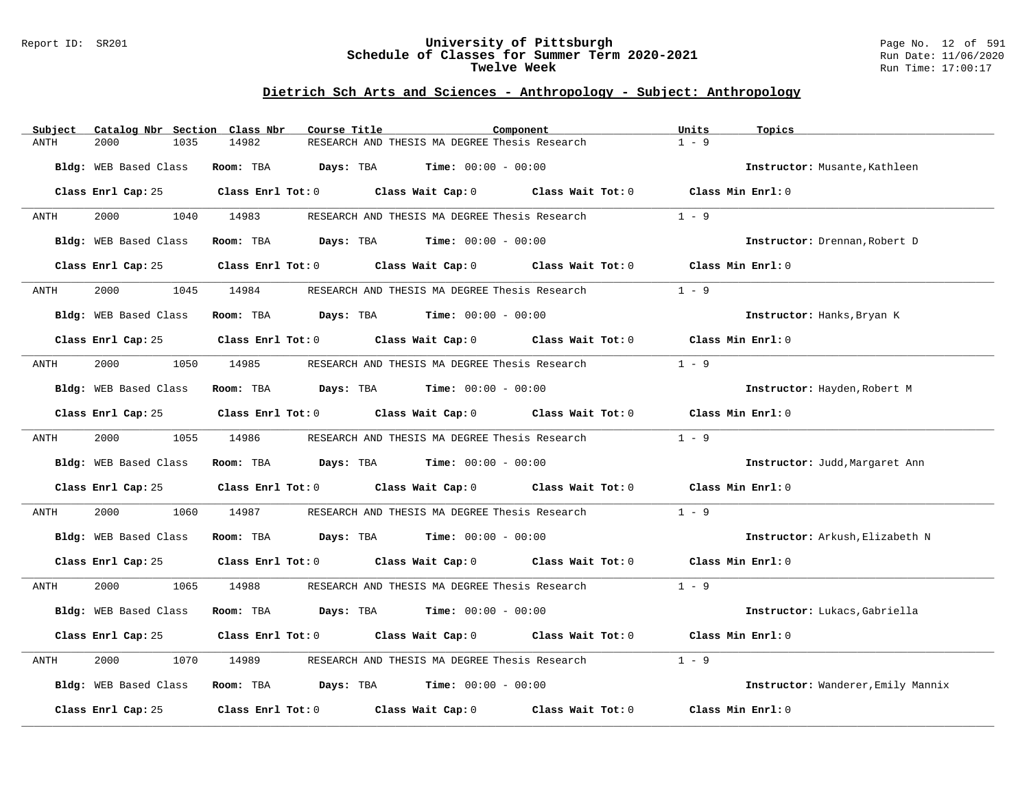## Dietrich Sch Arts and Sciences - Anthropology - Subject: Anthropology

| Subject | Catalog Nbr | Section | Class Nbr | Course Title | Component | Units | Topics |
|---|---|---|---|---|---|---|---|
| ANTH | 2000 | 1035 | 14982 | RESEARCH AND THESIS MA DEGREE | Thesis Research | 1 - 9 | |

**Bldg:** WEB Based Class **Room:** TBA **Days:** TBA **Time:** 00:00 - 00:00 **Instructor:** Musante,Kathleen

**Class Enrl Cap:** 25 **Class Enrl Tot:** 0 **Class Wait Cap:** 0 **Class Wait Tot:** 0 **Class Min Enrl:** 0

---

| Subject | Catalog Nbr | Section | Class Nbr | Course Title | Component | Units | Topics |
|---|---|---|---|---|---|---|---|
| ANTH | 2000 | 1040 | 14983 | RESEARCH AND THESIS MA DEGREE | Thesis Research | 1 - 9 | |

**Bldg:** WEB Based Class **Room:** TBA **Days:** TBA **Time:** 00:00 - 00:00 **Instructor:** Drennan,Robert D

**Class Enrl Cap:** 25 **Class Enrl Tot:** 0 **Class Wait Cap:** 0 **Class Wait Tot:** 0 **Class Min Enrl:** 0

---

| Subject | Catalog Nbr | Section | Class Nbr | Course Title | Component | Units | Topics |
|---|---|---|---|---|---|---|---|
| ANTH | 2000 | 1045 | 14984 | RESEARCH AND THESIS MA DEGREE | Thesis Research | 1 - 9 | |

**Bldg:** WEB Based Class **Room:** TBA **Days:** TBA **Time:** 00:00 - 00:00 **Instructor:** Hanks,Bryan K

**Class Enrl Cap:** 25 **Class Enrl Tot:** 0 **Class Wait Cap:** 0 **Class Wait Tot:** 0 **Class Min Enrl:** 0

---

| Subject | Catalog Nbr | Section | Class Nbr | Course Title | Component | Units | Topics |
|---|---|---|---|---|---|---|---|
| ANTH | 2000 | 1050 | 14985 | RESEARCH AND THESIS MA DEGREE | Thesis Research | 1 - 9 | |

**Bldg:** WEB Based Class **Room:** TBA **Days:** TBA **Time:** 00:00 - 00:00 **Instructor:** Hayden,Robert M

**Class Enrl Cap:** 25 **Class Enrl Tot:** 0 **Class Wait Cap:** 0 **Class Wait Tot:** 0 **Class Min Enrl:** 0

---

| Subject | Catalog Nbr | Section | Class Nbr | Course Title | Component | Units | Topics |
|---|---|---|---|---|---|---|---|
| ANTH | 2000 | 1055 | 14986 | RESEARCH AND THESIS MA DEGREE | Thesis Research | 1 - 9 | |

**Bldg:** WEB Based Class **Room:** TBA **Days:** TBA **Time:** 00:00 - 00:00 **Instructor:** Judd,Margaret Ann

**Class Enrl Cap:** 25 **Class Enrl Tot:** 0 **Class Wait Cap:** 0 **Class Wait Tot:** 0 **Class Min Enrl:** 0

---

| Subject | Catalog Nbr | Section | Class Nbr | Course Title | Component | Units | Topics |
|---|---|---|---|---|---|---|---|
| ANTH | 2000 | 1060 | 14987 | RESEARCH AND THESIS MA DEGREE | Thesis Research | 1 - 9 | |

**Bldg:** WEB Based Class **Room:** TBA **Days:** TBA **Time:** 00:00 - 00:00 **Instructor:** Arkush,Elizabeth N

**Class Enrl Cap:** 25 **Class Enrl Tot:** 0 **Class Wait Cap:** 0 **Class Wait Tot:** 0 **Class Min Enrl:** 0

---

| Subject | Catalog Nbr | Section | Class Nbr | Course Title | Component | Units | Topics |
|---|---|---|---|---|---|---|---|
| ANTH | 2000 | 1065 | 14988 | RESEARCH AND THESIS MA DEGREE | Thesis Research | 1 - 9 | |

**Bldg:** WEB Based Class **Room:** TBA **Days:** TBA **Time:** 00:00 - 00:00 **Instructor:** Lukacs,Gabriella

**Class Enrl Cap:** 25 **Class Enrl Tot:** 0 **Class Wait Cap:** 0 **Class Wait Tot:** 0 **Class Min Enrl:** 0

---

| Subject | Catalog Nbr | Section | Class Nbr | Course Title | Component | Units | Topics |
|---|---|---|---|---|---|---|---|
| ANTH | 2000 | 1070 | 14989 | RESEARCH AND THESIS MA DEGREE | Thesis Research | 1 - 9 | |

**Bldg:** WEB Based Class **Room:** TBA **Days:** TBA **Time:** 00:00 - 00:00 **Instructor:** Wanderer,Emily Mannix

**Class Enrl Cap:** 25 **Class Enrl Tot:** 0 **Class Wait Cap:** 0 **Class Wait Tot:** 0 **Class Min Enrl:** 0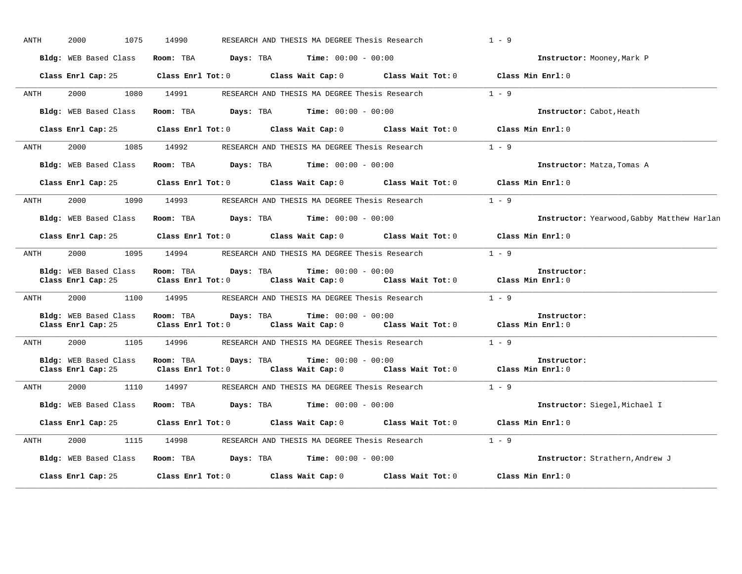ANTH 2000 1075 14990 RESEARCH AND THESIS MA DEGREE Thesis Research 1 - 9

**Bldg:** WEB Based Class **Room:** TBA **Days:** TBA **Time:** 00:00 - 00:00 **Instructor:** Mooney,Mark P

**Class Enrl Cap:** 25 **Class Enrl Tot:** 0 **Class Wait Cap:** 0 **Class Wait Tot:** 0 **Class Min Enrl:** 0

---

ANTH 2000 1080 14991 RESEARCH AND THESIS MA DEGREE Thesis Research 1 - 9

**Bldg:** WEB Based Class **Room:** TBA **Days:** TBA **Time:** 00:00 - 00:00 **Instructor:** Cabot,Heath

**Class Enrl Cap:** 25 **Class Enrl Tot:** 0 **Class Wait Cap:** 0 **Class Wait Tot:** 0 **Class Min Enrl:** 0

---

ANTH 2000 1085 14992 RESEARCH AND THESIS MA DEGREE Thesis Research 1 - 9

**Bldg:** WEB Based Class **Room:** TBA **Days:** TBA **Time:** 00:00 - 00:00 **Instructor:** Matza,Tomas A

**Class Enrl Cap:** 25 **Class Enrl Tot:** 0 **Class Wait Cap:** 0 **Class Wait Tot:** 0 **Class Min Enrl:** 0

---

ANTH 2000 1090 14993 RESEARCH AND THESIS MA DEGREE Thesis Research 1 - 9

**Bldg:** WEB Based Class **Room:** TBA **Days:** TBA **Time:** 00:00 - 00:00 **Instructor:** Yearwood,Gabby Matthew Harlan

**Class Enrl Cap:** 25 **Class Enrl Tot:** 0 **Class Wait Cap:** 0 **Class Wait Tot:** 0 **Class Min Enrl:** 0

---

ANTH 2000 1095 14994 RESEARCH AND THESIS MA DEGREE Thesis Research 1 - 9

**Bldg:** WEB Based Class **Room:** TBA **Days:** TBA **Time:** 00:00 - 00:00 **Instructor:**
**Class Enrl Cap:** 25 **Class Enrl Tot:** 0 **Class Wait Cap:** 0 **Class Wait Tot:** 0 **Class Min Enrl:** 0

---

ANTH 2000 1100 14995 RESEARCH AND THESIS MA DEGREE Thesis Research 1 - 9

**Bldg:** WEB Based Class **Room:** TBA **Days:** TBA **Time:** 00:00 - 00:00 **Instructor:**
**Class Enrl Cap:** 25 **Class Enrl Tot:** 0 **Class Wait Cap:** 0 **Class Wait Tot:** 0 **Class Min Enrl:** 0

---

ANTH 2000 1105 14996 RESEARCH AND THESIS MA DEGREE Thesis Research 1 - 9

**Bldg:** WEB Based Class **Room:** TBA **Days:** TBA **Time:** 00:00 - 00:00 **Instructor:**
**Class Enrl Cap:** 25 **Class Enrl Tot:** 0 **Class Wait Cap:** 0 **Class Wait Tot:** 0 **Class Min Enrl:** 0

---

ANTH 2000 1110 14997 RESEARCH AND THESIS MA DEGREE Thesis Research 1 - 9

**Bldg:** WEB Based Class **Room:** TBA **Days:** TBA **Time:** 00:00 - 00:00 **Instructor:** Siegel,Michael I

**Class Enrl Cap:** 25 **Class Enrl Tot:** 0 **Class Wait Cap:** 0 **Class Wait Tot:** 0 **Class Min Enrl:** 0

---

ANTH 2000 1115 14998 RESEARCH AND THESIS MA DEGREE Thesis Research 1 - 9

**Bldg:** WEB Based Class **Room:** TBA **Days:** TBA **Time:** 00:00 - 00:00 **Instructor:** Strathern,Andrew J

**Class Enrl Cap:** 25 **Class Enrl Tot:** 0 **Class Wait Cap:** 0 **Class Wait Tot:** 0 **Class Min Enrl:** 0

---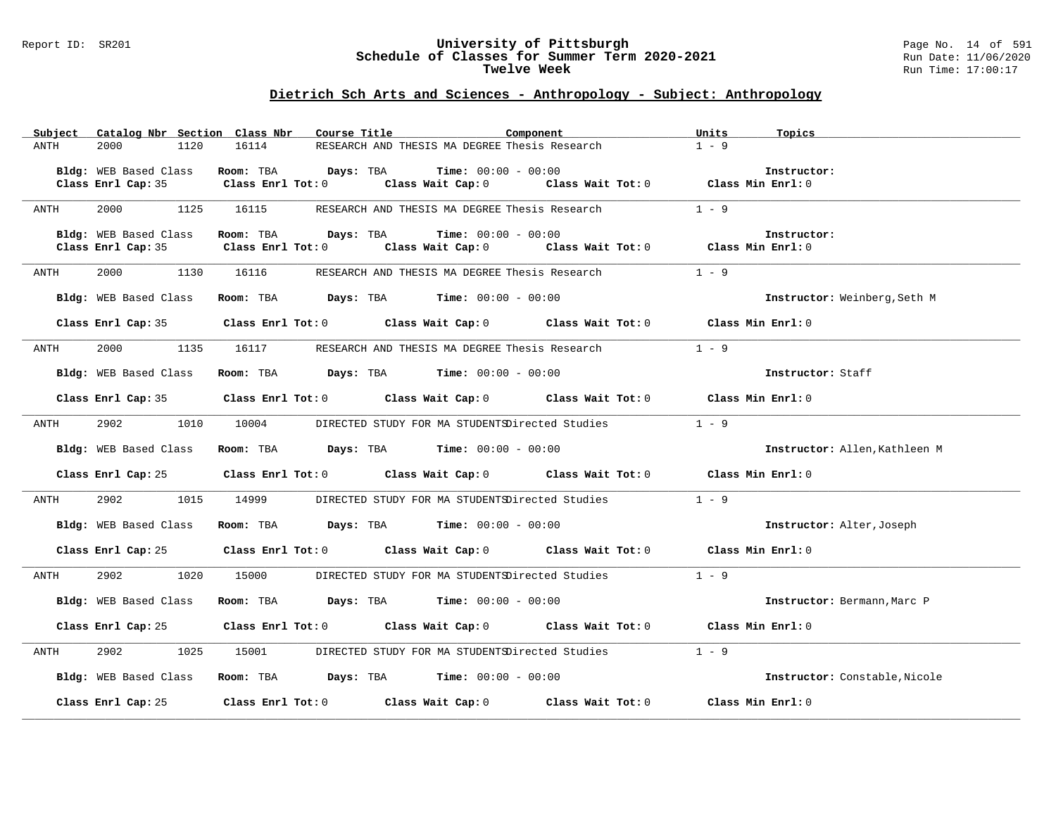Report ID: SR201

# University of Pittsburgh
## Schedule of Classes for Summer Term 2020-2021
### Twelve Week

Run Date: 11/06/2020
Run Time: 17:00:17

## Dietrich Sch Arts and Sciences - Anthropology - Subject: Anthropology

| Subject | Catalog Nbr | Section | Class Nbr | Course Title | Component | Units | Topics |
|---|---|---|---|---|---|---|---|
| ANTH | 2000 | 1120 | 16114 | RESEARCH AND THESIS MA DEGREE | Thesis Research | 1 - 9 | |

**Bldg:** WEB Based Class **Room:** TBA **Days:** TBA **Time:** 00:00 - 00:00 **Instructor:**
**Class Enrl Cap:** 35 **Class Enrl Tot:** 0 **Class Wait Cap:** 0 **Class Wait Tot:** 0 **Class Min Enrl:** 0

| Subject | Catalog Nbr | Section | Class Nbr | Course Title | Component | Units | Topics |
|---|---|---|---|---|---|---|---|
| ANTH | 2000 | 1125 | 16115 | RESEARCH AND THESIS MA DEGREE | Thesis Research | 1 - 9 | |

**Bldg:** WEB Based Class **Room:** TBA **Days:** TBA **Time:** 00:00 - 00:00 **Instructor:**
**Class Enrl Cap:** 35 **Class Enrl Tot:** 0 **Class Wait Cap:** 0 **Class Wait Tot:** 0 **Class Min Enrl:** 0

| Subject | Catalog Nbr | Section | Class Nbr | Course Title | Component | Units | Topics |
|---|---|---|---|---|---|---|---|
| ANTH | 2000 | 1130 | 16116 | RESEARCH AND THESIS MA DEGREE | Thesis Research | 1 - 9 | |

**Bldg:** WEB Based Class **Room:** TBA **Days:** TBA **Time:** 00:00 - 00:00 **Instructor:** Weinberg,Seth M
**Class Enrl Cap:** 35 **Class Enrl Tot:** 0 **Class Wait Cap:** 0 **Class Wait Tot:** 0 **Class Min Enrl:** 0

| Subject | Catalog Nbr | Section | Class Nbr | Course Title | Component | Units | Topics |
|---|---|---|---|---|---|---|---|
| ANTH | 2000 | 1135 | 16117 | RESEARCH AND THESIS MA DEGREE | Thesis Research | 1 - 9 | |

**Bldg:** WEB Based Class **Room:** TBA **Days:** TBA **Time:** 00:00 - 00:00 **Instructor:** Staff
**Class Enrl Cap:** 35 **Class Enrl Tot:** 0 **Class Wait Cap:** 0 **Class Wait Tot:** 0 **Class Min Enrl:** 0

| Subject | Catalog Nbr | Section | Class Nbr | Course Title | Component | Units | Topics |
|---|---|---|---|---|---|---|---|
| ANTH | 2902 | 1010 | 10004 | DIRECTED STUDY FOR MA STUDENTS | Directed Studies | 1 - 9 | |

**Bldg:** WEB Based Class **Room:** TBA **Days:** TBA **Time:** 00:00 - 00:00 **Instructor:** Allen,Kathleen M
**Class Enrl Cap:** 25 **Class Enrl Tot:** 0 **Class Wait Cap:** 0 **Class Wait Tot:** 0 **Class Min Enrl:** 0

| Subject | Catalog Nbr | Section | Class Nbr | Course Title | Component | Units | Topics |
|---|---|---|---|---|---|---|---|
| ANTH | 2902 | 1015 | 14999 | DIRECTED STUDY FOR MA STUDENTS | Directed Studies | 1 - 9 | |

**Bldg:** WEB Based Class **Room:** TBA **Days:** TBA **Time:** 00:00 - 00:00 **Instructor:** Alter,Joseph
**Class Enrl Cap:** 25 **Class Enrl Tot:** 0 **Class Wait Cap:** 0 **Class Wait Tot:** 0 **Class Min Enrl:** 0

| Subject | Catalog Nbr | Section | Class Nbr | Course Title | Component | Units | Topics |
|---|---|---|---|---|---|---|---|
| ANTH | 2902 | 1020 | 15000 | DIRECTED STUDY FOR MA STUDENTS | Directed Studies | 1 - 9 | |

**Bldg:** WEB Based Class **Room:** TBA **Days:** TBA **Time:** 00:00 - 00:00 **Instructor:** Bermann,Marc P
**Class Enrl Cap:** 25 **Class Enrl Tot:** 0 **Class Wait Cap:** 0 **Class Wait Tot:** 0 **Class Min Enrl:** 0

| Subject | Catalog Nbr | Section | Class Nbr | Course Title | Component | Units | Topics |
|---|---|---|---|---|---|---|---|
| ANTH | 2902 | 1025 | 15001 | DIRECTED STUDY FOR MA STUDENTS | Directed Studies | 1 - 9 | |

**Bldg:** WEB Based Class **Room:** TBA **Days:** TBA **Time:** 00:00 - 00:00 **Instructor:** Constable,Nicole
**Class Enrl Cap:** 25 **Class Enrl Tot:** 0 **Class Wait Cap:** 0 **Class Wait Tot:** 0 **Class Min Enrl:** 0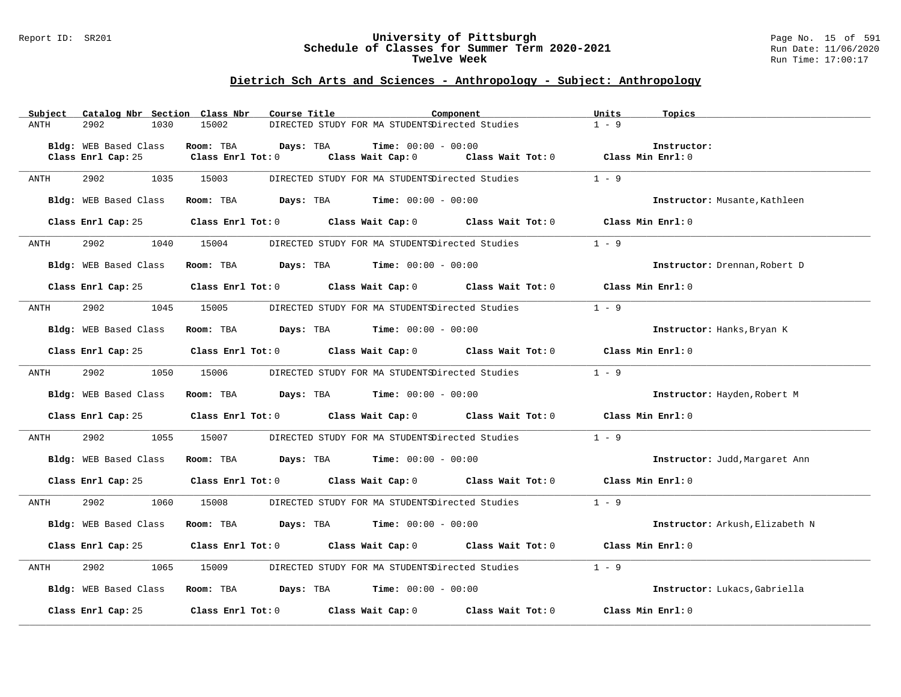# University of Pittsburgh
## Schedule of Classes for Summer Term 2020-2021
### Twelve Week

Report ID: SR201

Run Date: 11/06/2020
Run Time: 17:00:17

## Dietrich Sch Arts and Sciences - Anthropology - Subject: Anthropology

| Subject | Catalog Nbr | Section | Class Nbr | Course Title | Component | Units | Topics |
|---|---|---|---|---|---|---|---|
| ANTH | 2902 | 1030 | 15002 | DIRECTED STUDY FOR MA STUDENTS | Directed Studies | 1 - 9 | |

**Bldg:** WEB Based Class **Room:** TBA **Days:** TBA **Time:** 00:00 - 00:00 **Instructor:**
**Class Enrl Cap:** 25 **Class Enrl Tot:** 0 **Class Wait Cap:** 0 **Class Wait Tot:** 0 **Class Min Enrl:** 0

| Subject | Catalog Nbr | Section | Class Nbr | Course Title | Component | Units | Topics |
|---|---|---|---|---|---|---|---|
| ANTH | 2902 | 1035 | 15003 | DIRECTED STUDY FOR MA STUDENTS | Directed Studies | 1 - 9 | |

**Bldg:** WEB Based Class **Room:** TBA **Days:** TBA **Time:** 00:00 - 00:00 **Instructor:** Musante,Kathleen
**Class Enrl Cap:** 25 **Class Enrl Tot:** 0 **Class Wait Cap:** 0 **Class Wait Tot:** 0 **Class Min Enrl:** 0

| Subject | Catalog Nbr | Section | Class Nbr | Course Title | Component | Units | Topics |
|---|---|---|---|---|---|---|---|
| ANTH | 2902 | 1040 | 15004 | DIRECTED STUDY FOR MA STUDENTS | Directed Studies | 1 - 9 | |

**Bldg:** WEB Based Class **Room:** TBA **Days:** TBA **Time:** 00:00 - 00:00 **Instructor:** Drennan,Robert D
**Class Enrl Cap:** 25 **Class Enrl Tot:** 0 **Class Wait Cap:** 0 **Class Wait Tot:** 0 **Class Min Enrl:** 0

| Subject | Catalog Nbr | Section | Class Nbr | Course Title | Component | Units | Topics |
|---|---|---|---|---|---|---|---|
| ANTH | 2902 | 1045 | 15005 | DIRECTED STUDY FOR MA STUDENTS | Directed Studies | 1 - 9 | |

**Bldg:** WEB Based Class **Room:** TBA **Days:** TBA **Time:** 00:00 - 00:00 **Instructor:** Hanks,Bryan K
**Class Enrl Cap:** 25 **Class Enrl Tot:** 0 **Class Wait Cap:** 0 **Class Wait Tot:** 0 **Class Min Enrl:** 0

| Subject | Catalog Nbr | Section | Class Nbr | Course Title | Component | Units | Topics |
|---|---|---|---|---|---|---|---|
| ANTH | 2902 | 1050 | 15006 | DIRECTED STUDY FOR MA STUDENTS | Directed Studies | 1 - 9 | |

**Bldg:** WEB Based Class **Room:** TBA **Days:** TBA **Time:** 00:00 - 00:00 **Instructor:** Hayden,Robert M
**Class Enrl Cap:** 25 **Class Enrl Tot:** 0 **Class Wait Cap:** 0 **Class Wait Tot:** 0 **Class Min Enrl:** 0

| Subject | Catalog Nbr | Section | Class Nbr | Course Title | Component | Units | Topics |
|---|---|---|---|---|---|---|---|
| ANTH | 2902 | 1055 | 15007 | DIRECTED STUDY FOR MA STUDENTS | Directed Studies | 1 - 9 | |

**Bldg:** WEB Based Class **Room:** TBA **Days:** TBA **Time:** 00:00 - 00:00 **Instructor:** Judd,Margaret Ann
**Class Enrl Cap:** 25 **Class Enrl Tot:** 0 **Class Wait Cap:** 0 **Class Wait Tot:** 0 **Class Min Enrl:** 0

| Subject | Catalog Nbr | Section | Class Nbr | Course Title | Component | Units | Topics |
|---|---|---|---|---|---|---|---|
| ANTH | 2902 | 1060 | 15008 | DIRECTED STUDY FOR MA STUDENTS | Directed Studies | 1 - 9 | |

**Bldg:** WEB Based Class **Room:** TBA **Days:** TBA **Time:** 00:00 - 00:00 **Instructor:** Arkush,Elizabeth N
**Class Enrl Cap:** 25 **Class Enrl Tot:** 0 **Class Wait Cap:** 0 **Class Wait Tot:** 0 **Class Min Enrl:** 0

| Subject | Catalog Nbr | Section | Class Nbr | Course Title | Component | Units | Topics |
|---|---|---|---|---|---|---|---|
| ANTH | 2902 | 1065 | 15009 | DIRECTED STUDY FOR MA STUDENTS | Directed Studies | 1 - 9 | |

**Bldg:** WEB Based Class **Room:** TBA **Days:** TBA **Time:** 00:00 - 00:00 **Instructor:** Lukacs,Gabriella
**Class Enrl Cap:** 25 **Class Enrl Tot:** 0 **Class Wait Cap:** 0 **Class Wait Tot:** 0 **Class Min Enrl:** 0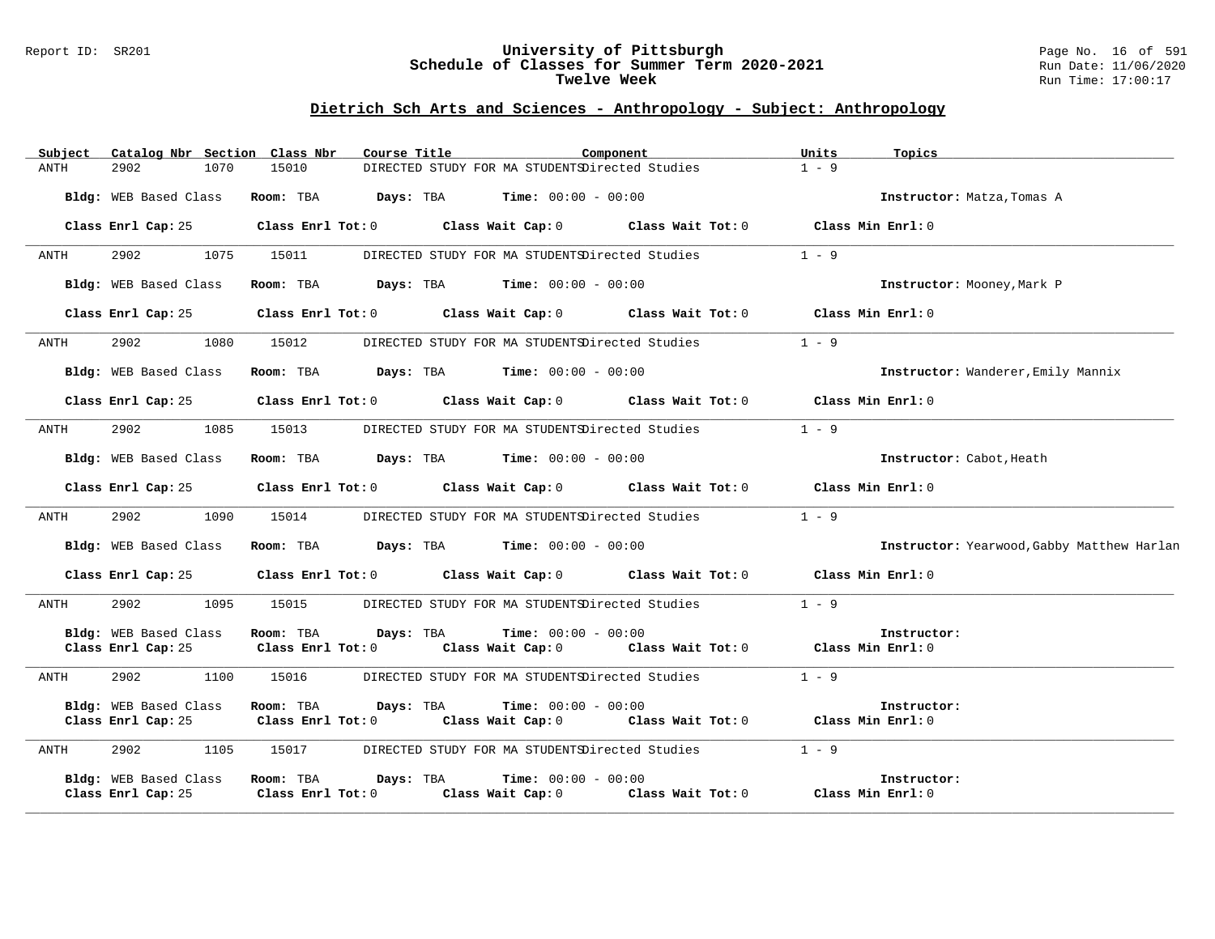## Dietrich Sch Arts and Sciences - Anthropology - Subject: Anthropology

| Subject | Catalog Nbr | Section | Class Nbr | Course Title | Component | Units | Topics |
|---|---|---|---|---|---|---|---|
| ANTH | 2902 | 1070 | 15010 | DIRECTED STUDY FOR MA STUDENTS | Directed Studies | 1 - 9 | |

**Bldg:** WEB Based Class **Room:** TBA **Days:** TBA **Time:** 00:00 - 00:00 **Instructor:** Matza,Tomas A

**Class Enrl Cap:** 25 **Class Enrl Tot:** 0 **Class Wait Cap:** 0 **Class Wait Tot:** 0 **Class Min Enrl:** 0

---

| Subject | Catalog Nbr | Section | Class Nbr | Course Title | Component | Units | Topics |
|---|---|---|---|---|---|---|---|
| ANTH | 2902 | 1075 | 15011 | DIRECTED STUDY FOR MA STUDENTS | Directed Studies | 1 - 9 | |

**Bldg:** WEB Based Class **Room:** TBA **Days:** TBA **Time:** 00:00 - 00:00 **Instructor:** Mooney,Mark P

**Class Enrl Cap:** 25 **Class Enrl Tot:** 0 **Class Wait Cap:** 0 **Class Wait Tot:** 0 **Class Min Enrl:** 0

---

| Subject | Catalog Nbr | Section | Class Nbr | Course Title | Component | Units | Topics |
|---|---|---|---|---|---|---|---|
| ANTH | 2902 | 1080 | 15012 | DIRECTED STUDY FOR MA STUDENTS | Directed Studies | 1 - 9 | |

**Bldg:** WEB Based Class **Room:** TBA **Days:** TBA **Time:** 00:00 - 00:00 **Instructor:** Wanderer,Emily Mannix

**Class Enrl Cap:** 25 **Class Enrl Tot:** 0 **Class Wait Cap:** 0 **Class Wait Tot:** 0 **Class Min Enrl:** 0

---

| Subject | Catalog Nbr | Section | Class Nbr | Course Title | Component | Units | Topics |
|---|---|---|---|---|---|---|---|
| ANTH | 2902 | 1085 | 15013 | DIRECTED STUDY FOR MA STUDENTS | Directed Studies | 1 - 9 | |

**Bldg:** WEB Based Class **Room:** TBA **Days:** TBA **Time:** 00:00 - 00:00 **Instructor:** Cabot,Heath

**Class Enrl Cap:** 25 **Class Enrl Tot:** 0 **Class Wait Cap:** 0 **Class Wait Tot:** 0 **Class Min Enrl:** 0

---

| Subject | Catalog Nbr | Section | Class Nbr | Course Title | Component | Units | Topics |
|---|---|---|---|---|---|---|---|
| ANTH | 2902 | 1090 | 15014 | DIRECTED STUDY FOR MA STUDENTS | Directed Studies | 1 - 9 | |

**Bldg:** WEB Based Class **Room:** TBA **Days:** TBA **Time:** 00:00 - 00:00 **Instructor:** Yearwood,Gabby Matthew Harlan

**Class Enrl Cap:** 25 **Class Enrl Tot:** 0 **Class Wait Cap:** 0 **Class Wait Tot:** 0 **Class Min Enrl:** 0

---

| Subject | Catalog Nbr | Section | Class Nbr | Course Title | Component | Units | Topics |
|---|---|---|---|---|---|---|---|
| ANTH | 2902 | 1095 | 15015 | DIRECTED STUDY FOR MA STUDENTS | Directed Studies | 1 - 9 | |

**Bldg:** WEB Based Class **Room:** TBA **Days:** TBA **Time:** 00:00 - 00:00 **Instructor:**
**Class Enrl Cap:** 25 **Class Enrl Tot:** 0 **Class Wait Cap:** 0 **Class Wait Tot:** 0 **Class Min Enrl:** 0

---

| Subject | Catalog Nbr | Section | Class Nbr | Course Title | Component | Units | Topics |
|---|---|---|---|---|---|---|---|
| ANTH | 2902 | 1100 | 15016 | DIRECTED STUDY FOR MA STUDENTS | Directed Studies | 1 - 9 | |

**Bldg:** WEB Based Class **Room:** TBA **Days:** TBA **Time:** 00:00 - 00:00 **Instructor:**
**Class Enrl Cap:** 25 **Class Enrl Tot:** 0 **Class Wait Cap:** 0 **Class Wait Tot:** 0 **Class Min Enrl:** 0

---

| Subject | Catalog Nbr | Section | Class Nbr | Course Title | Component | Units | Topics |
|---|---|---|---|---|---|---|---|
| ANTH | 2902 | 1105 | 15017 | DIRECTED STUDY FOR MA STUDENTS | Directed Studies | 1 - 9 | |

**Bldg:** WEB Based Class **Room:** TBA **Days:** TBA **Time:** 00:00 - 00:00 **Instructor:**
**Class Enrl Cap:** 25 **Class Enrl Tot:** 0 **Class Wait Cap:** 0 **Class Wait Tot:** 0 **Class Min Enrl:** 0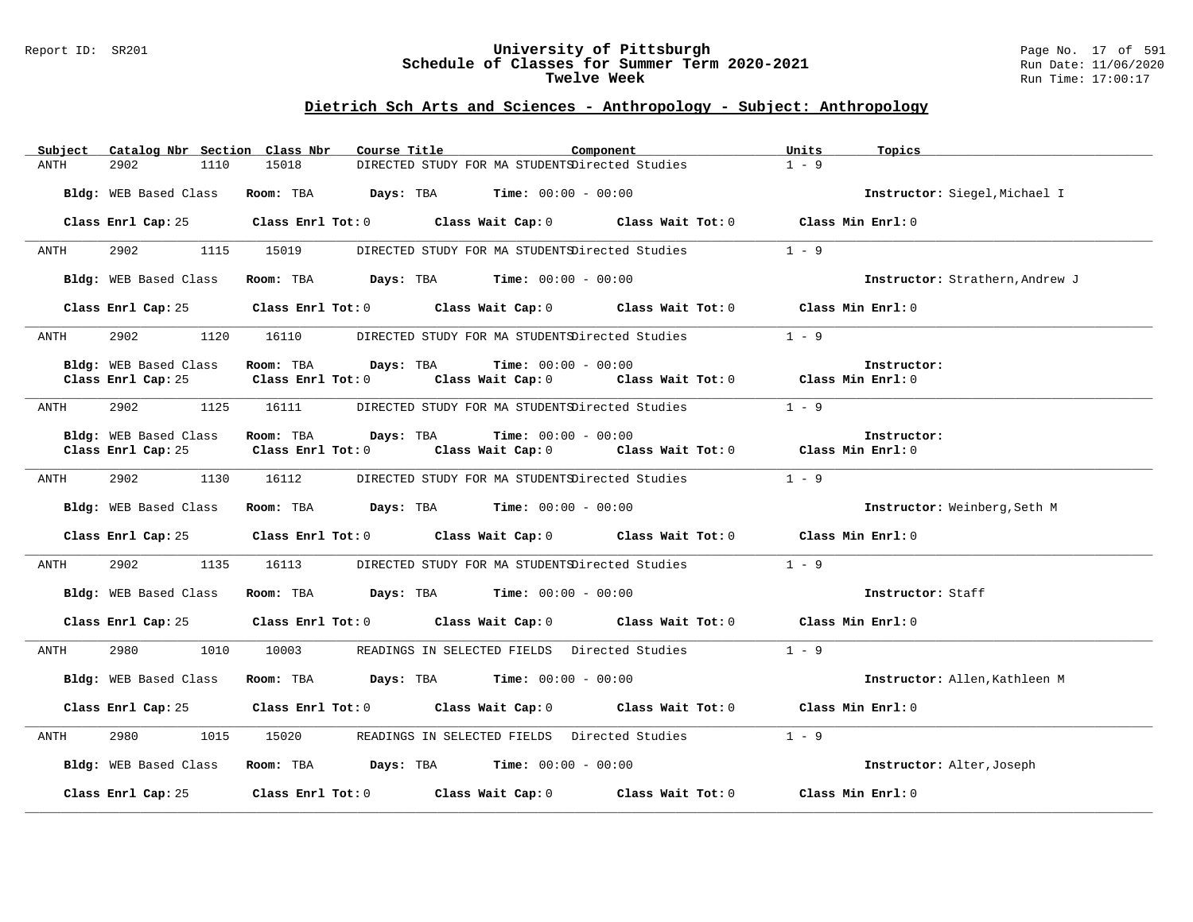## Dietrich Sch Arts and Sciences - Anthropology - Subject: Anthropology

| Subject | Catalog Nbr | Section | Class Nbr | Course Title | Component | Units | Topics |
|---|---|---|---|---|---|---|---|
| ANTH | 2902 | 1110 | 15018 | DIRECTED STUDY FOR MA STUDENTS | Directed Studies | 1 - 9 | |

**Bldg:** WEB Based Class **Room:** TBA **Days:** TBA **Time:** 00:00 - 00:00 **Instructor:** Siegel,Michael I

**Class Enrl Cap:** 25 **Class Enrl Tot:** 0 **Class Wait Cap:** 0 **Class Wait Tot:** 0 **Class Min Enrl:** 0

---

| Subject | Catalog Nbr | Section | Class Nbr | Course Title | Component | Units | Topics |
|---|---|---|---|---|---|---|---|
| ANTH | 2902 | 1115 | 15019 | DIRECTED STUDY FOR MA STUDENTS | Directed Studies | 1 - 9 | |

**Bldg:** WEB Based Class **Room:** TBA **Days:** TBA **Time:** 00:00 - 00:00 **Instructor:** Strathern,Andrew J

**Class Enrl Cap:** 25 **Class Enrl Tot:** 0 **Class Wait Cap:** 0 **Class Wait Tot:** 0 **Class Min Enrl:** 0

---

| Subject | Catalog Nbr | Section | Class Nbr | Course Title | Component | Units | Topics |
|---|---|---|---|---|---|---|---|
| ANTH | 2902 | 1120 | 16110 | DIRECTED STUDY FOR MA STUDENTS | Directed Studies | 1 - 9 | |

**Bldg:** WEB Based Class **Room:** TBA **Days:** TBA **Time:** 00:00 - 00:00 **Instructor:**

**Class Enrl Cap:** 25 **Class Enrl Tot:** 0 **Class Wait Cap:** 0 **Class Wait Tot:** 0 **Class Min Enrl:** 0

---

| Subject | Catalog Nbr | Section | Class Nbr | Course Title | Component | Units | Topics |
|---|---|---|---|---|---|---|---|
| ANTH | 2902 | 1125 | 16111 | DIRECTED STUDY FOR MA STUDENTS | Directed Studies | 1 - 9 | |

**Bldg:** WEB Based Class **Room:** TBA **Days:** TBA **Time:** 00:00 - 00:00 **Instructor:**

**Class Enrl Cap:** 25 **Class Enrl Tot:** 0 **Class Wait Cap:** 0 **Class Wait Tot:** 0 **Class Min Enrl:** 0

---

| Subject | Catalog Nbr | Section | Class Nbr | Course Title | Component | Units | Topics |
|---|---|---|---|---|---|---|---|
| ANTH | 2902 | 1130 | 16112 | DIRECTED STUDY FOR MA STUDENTS | Directed Studies | 1 - 9 | |

**Bldg:** WEB Based Class **Room:** TBA **Days:** TBA **Time:** 00:00 - 00:00 **Instructor:** Weinberg,Seth M

**Class Enrl Cap:** 25 **Class Enrl Tot:** 0 **Class Wait Cap:** 0 **Class Wait Tot:** 0 **Class Min Enrl:** 0

---

| Subject | Catalog Nbr | Section | Class Nbr | Course Title | Component | Units | Topics |
|---|---|---|---|---|---|---|---|
| ANTH | 2902 | 1135 | 16113 | DIRECTED STUDY FOR MA STUDENTS | Directed Studies | 1 - 9 | |

**Bldg:** WEB Based Class **Room:** TBA **Days:** TBA **Time:** 00:00 - 00:00 **Instructor:** Staff

**Class Enrl Cap:** 25 **Class Enrl Tot:** 0 **Class Wait Cap:** 0 **Class Wait Tot:** 0 **Class Min Enrl:** 0

---

| Subject | Catalog Nbr | Section | Class Nbr | Course Title | Component | Units | Topics |
|---|---|---|---|---|---|---|---|
| ANTH | 2980 | 1010 | 10003 | READINGS IN SELECTED FIELDS | Directed Studies | 1 - 9 | |

**Bldg:** WEB Based Class **Room:** TBA **Days:** TBA **Time:** 00:00 - 00:00 **Instructor:** Allen,Kathleen M

**Class Enrl Cap:** 25 **Class Enrl Tot:** 0 **Class Wait Cap:** 0 **Class Wait Tot:** 0 **Class Min Enrl:** 0

---

| Subject | Catalog Nbr | Section | Class Nbr | Course Title | Component | Units | Topics |
|---|---|---|---|---|---|---|---|
| ANTH | 2980 | 1015 | 15020 | READINGS IN SELECTED FIELDS | Directed Studies | 1 - 9 | |

**Bldg:** WEB Based Class **Room:** TBA **Days:** TBA **Time:** 00:00 - 00:00 **Instructor:** Alter,Joseph

**Class Enrl Cap:** 25 **Class Enrl Tot:** 0 **Class Wait Cap:** 0 **Class Wait Tot:** 0 **Class Min Enrl:** 0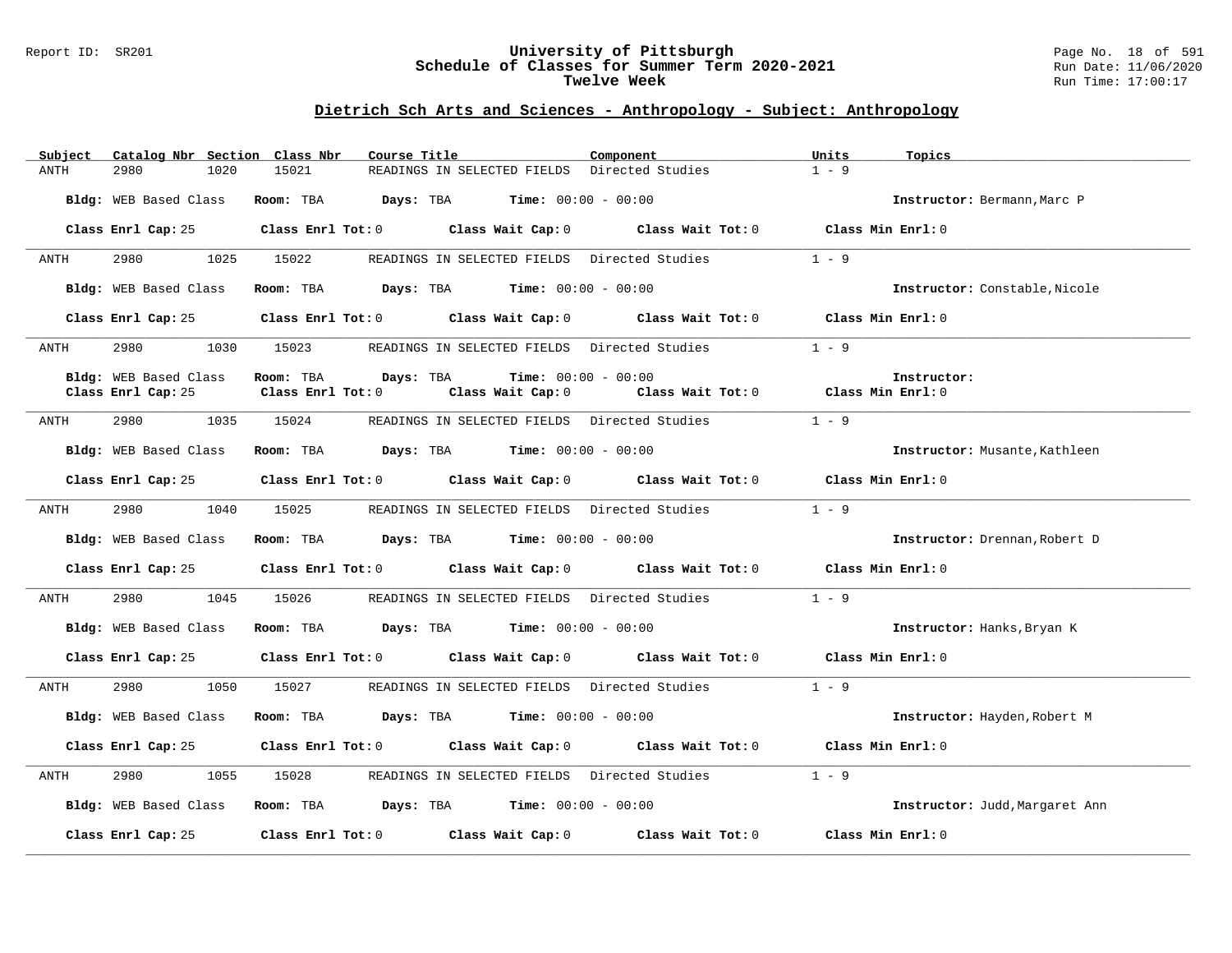## Dietrich Sch Arts and Sciences - Anthropology - Subject: Anthropology

| Subject | Catalog Nbr | Section | Class Nbr | Course Title | Component | Units | Topics |
|---|---|---|---|---|---|---|---|
| ANTH | 2980 | 1020 | 15021 | READINGS IN SELECTED FIELDS | Directed Studies | 1 - 9 | |

**Bldg:** WEB Based Class **Room:** TBA **Days:** TBA **Time:** 00:00 - 00:00 **Instructor:** Bermann,Marc P

**Class Enrl Cap:** 25 **Class Enrl Tot:** 0 **Class Wait Cap:** 0 **Class Wait Tot:** 0 **Class Min Enrl:** 0

---

| Subject | Catalog Nbr | Section | Class Nbr | Course Title | Component | Units | Topics |
|---|---|---|---|---|---|---|---|
| ANTH | 2980 | 1025 | 15022 | READINGS IN SELECTED FIELDS | Directed Studies | 1 - 9 | |

**Bldg:** WEB Based Class **Room:** TBA **Days:** TBA **Time:** 00:00 - 00:00 **Instructor:** Constable,Nicole

**Class Enrl Cap:** 25 **Class Enrl Tot:** 0 **Class Wait Cap:** 0 **Class Wait Tot:** 0 **Class Min Enrl:** 0

---

| Subject | Catalog Nbr | Section | Class Nbr | Course Title | Component | Units | Topics |
|---|---|---|---|---|---|---|---|
| ANTH | 2980 | 1030 | 15023 | READINGS IN SELECTED FIELDS | Directed Studies | 1 - 9 | |

**Bldg:** WEB Based Class **Room:** TBA **Days:** TBA **Time:** 00:00 - 00:00 **Instructor:**

**Class Enrl Cap:** 25 **Class Enrl Tot:** 0 **Class Wait Cap:** 0 **Class Wait Tot:** 0 **Class Min Enrl:** 0

---

| Subject | Catalog Nbr | Section | Class Nbr | Course Title | Component | Units | Topics |
|---|---|---|---|---|---|---|---|
| ANTH | 2980 | 1035 | 15024 | READINGS IN SELECTED FIELDS | Directed Studies | 1 - 9 | |

**Bldg:** WEB Based Class **Room:** TBA **Days:** TBA **Time:** 00:00 - 00:00 **Instructor:** Musante,Kathleen

**Class Enrl Cap:** 25 **Class Enrl Tot:** 0 **Class Wait Cap:** 0 **Class Wait Tot:** 0 **Class Min Enrl:** 0

---

| Subject | Catalog Nbr | Section | Class Nbr | Course Title | Component | Units | Topics |
|---|---|---|---|---|---|---|---|
| ANTH | 2980 | 1040 | 15025 | READINGS IN SELECTED FIELDS | Directed Studies | 1 - 9 | |

**Bldg:** WEB Based Class **Room:** TBA **Days:** TBA **Time:** 00:00 - 00:00 **Instructor:** Drennan,Robert D

**Class Enrl Cap:** 25 **Class Enrl Tot:** 0 **Class Wait Cap:** 0 **Class Wait Tot:** 0 **Class Min Enrl:** 0

---

| Subject | Catalog Nbr | Section | Class Nbr | Course Title | Component | Units | Topics |
|---|---|---|---|---|---|---|---|
| ANTH | 2980 | 1045 | 15026 | READINGS IN SELECTED FIELDS | Directed Studies | 1 - 9 | |

**Bldg:** WEB Based Class **Room:** TBA **Days:** TBA **Time:** 00:00 - 00:00 **Instructor:** Hanks,Bryan K

**Class Enrl Cap:** 25 **Class Enrl Tot:** 0 **Class Wait Cap:** 0 **Class Wait Tot:** 0 **Class Min Enrl:** 0

---

| Subject | Catalog Nbr | Section | Class Nbr | Course Title | Component | Units | Topics |
|---|---|---|---|---|---|---|---|
| ANTH | 2980 | 1050 | 15027 | READINGS IN SELECTED FIELDS | Directed Studies | 1 - 9 | |

**Bldg:** WEB Based Class **Room:** TBA **Days:** TBA **Time:** 00:00 - 00:00 **Instructor:** Hayden,Robert M

**Class Enrl Cap:** 25 **Class Enrl Tot:** 0 **Class Wait Cap:** 0 **Class Wait Tot:** 0 **Class Min Enrl:** 0

---

| Subject | Catalog Nbr | Section | Class Nbr | Course Title | Component | Units | Topics |
|---|---|---|---|---|---|---|---|
| ANTH | 2980 | 1055 | 15028 | READINGS IN SELECTED FIELDS | Directed Studies | 1 - 9 | |

**Bldg:** WEB Based Class **Room:** TBA **Days:** TBA **Time:** 00:00 - 00:00 **Instructor:** Judd,Margaret Ann

**Class Enrl Cap:** 25 **Class Enrl Tot:** 0 **Class Wait Cap:** 0 **Class Wait Tot:** 0 **Class Min Enrl:** 0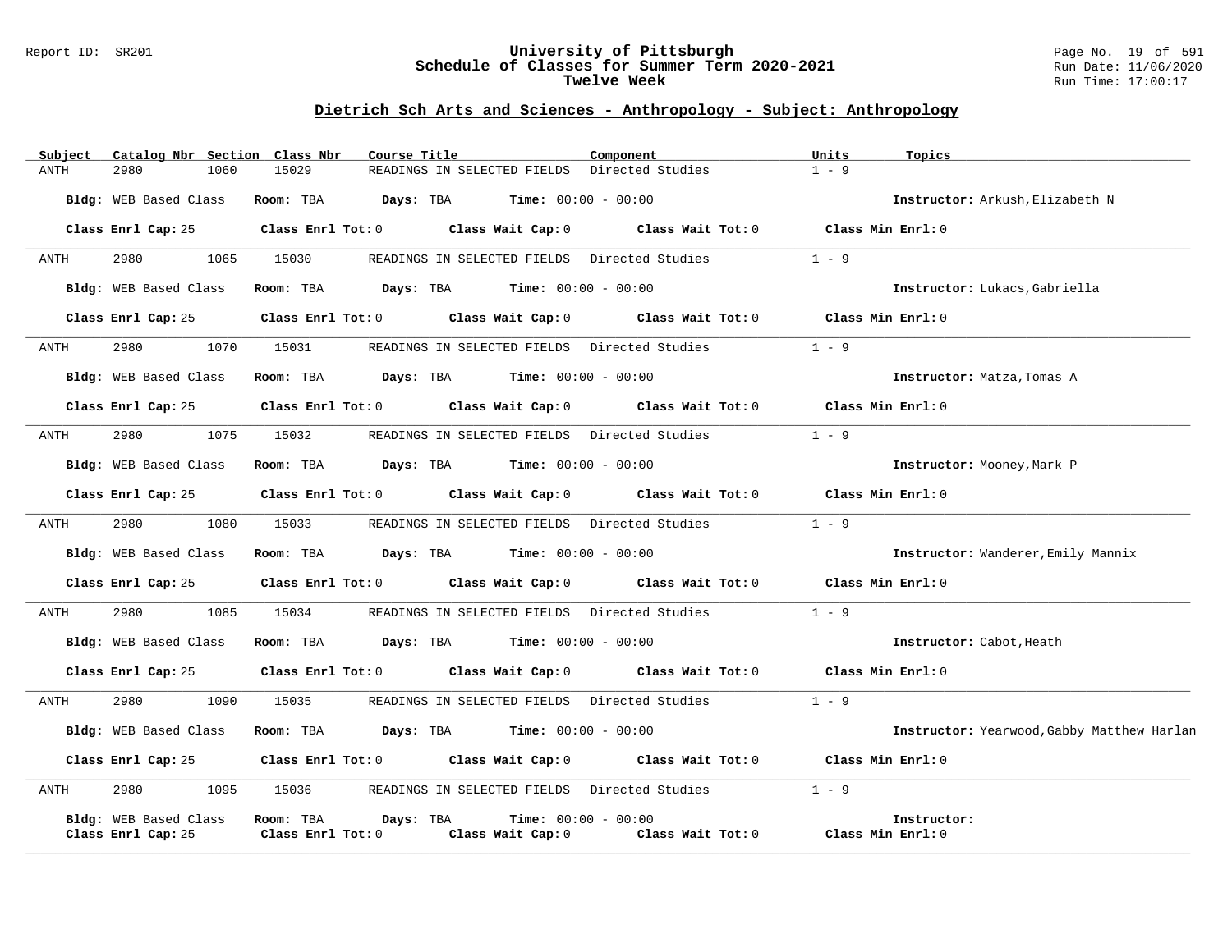## Dietrich Sch Arts and Sciences - Anthropology - Subject: Anthropology

| Subject | Catalog Nbr | Section | Class Nbr | Course Title | Component | Units | Topics |
|---|---|---|---|---|---|---|---|
| ANTH | 2980 | 1060 | 15029 | READINGS IN SELECTED FIELDS | Directed Studies | 1 - 9 | |

**Bldg:** WEB Based Class **Room:** TBA **Days:** TBA **Time:** 00:00 - 00:00 **Instructor:** Arkush,Elizabeth N

**Class Enrl Cap:** 25 **Class Enrl Tot:** 0 **Class Wait Cap:** 0 **Class Wait Tot:** 0 **Class Min Enrl:** 0

---

| Subject | Catalog Nbr | Section | Class Nbr | Course Title | Component | Units | Topics |
|---|---|---|---|---|---|---|---|
| ANTH | 2980 | 1065 | 15030 | READINGS IN SELECTED FIELDS | Directed Studies | 1 - 9 | |

**Bldg:** WEB Based Class **Room:** TBA **Days:** TBA **Time:** 00:00 - 00:00 **Instructor:** Lukacs,Gabriella

**Class Enrl Cap:** 25 **Class Enrl Tot:** 0 **Class Wait Cap:** 0 **Class Wait Tot:** 0 **Class Min Enrl:** 0

---

| Subject | Catalog Nbr | Section | Class Nbr | Course Title | Component | Units | Topics |
|---|---|---|---|---|---|---|---|
| ANTH | 2980 | 1070 | 15031 | READINGS IN SELECTED FIELDS | Directed Studies | 1 - 9 | |

**Bldg:** WEB Based Class **Room:** TBA **Days:** TBA **Time:** 00:00 - 00:00 **Instructor:** Matza,Tomas A

**Class Enrl Cap:** 25 **Class Enrl Tot:** 0 **Class Wait Cap:** 0 **Class Wait Tot:** 0 **Class Min Enrl:** 0

---

| Subject | Catalog Nbr | Section | Class Nbr | Course Title | Component | Units | Topics |
|---|---|---|---|---|---|---|---|
| ANTH | 2980 | 1075 | 15032 | READINGS IN SELECTED FIELDS | Directed Studies | 1 - 9 | |

**Bldg:** WEB Based Class **Room:** TBA **Days:** TBA **Time:** 00:00 - 00:00 **Instructor:** Mooney,Mark P

**Class Enrl Cap:** 25 **Class Enrl Tot:** 0 **Class Wait Cap:** 0 **Class Wait Tot:** 0 **Class Min Enrl:** 0

---

| Subject | Catalog Nbr | Section | Class Nbr | Course Title | Component | Units | Topics |
|---|---|---|---|---|---|---|---|
| ANTH | 2980 | 1080 | 15033 | READINGS IN SELECTED FIELDS | Directed Studies | 1 - 9 | |

**Bldg:** WEB Based Class **Room:** TBA **Days:** TBA **Time:** 00:00 - 00:00 **Instructor:** Wanderer,Emily Mannix

**Class Enrl Cap:** 25 **Class Enrl Tot:** 0 **Class Wait Cap:** 0 **Class Wait Tot:** 0 **Class Min Enrl:** 0

---

| Subject | Catalog Nbr | Section | Class Nbr | Course Title | Component | Units | Topics |
|---|---|---|---|---|---|---|---|
| ANTH | 2980 | 1085 | 15034 | READINGS IN SELECTED FIELDS | Directed Studies | 1 - 9 | |

**Bldg:** WEB Based Class **Room:** TBA **Days:** TBA **Time:** 00:00 - 00:00 **Instructor:** Cabot,Heath

**Class Enrl Cap:** 25 **Class Enrl Tot:** 0 **Class Wait Cap:** 0 **Class Wait Tot:** 0 **Class Min Enrl:** 0

---

| Subject | Catalog Nbr | Section | Class Nbr | Course Title | Component | Units | Topics |
|---|---|---|---|---|---|---|---|
| ANTH | 2980 | 1090 | 15035 | READINGS IN SELECTED FIELDS | Directed Studies | 1 - 9 | |

**Bldg:** WEB Based Class **Room:** TBA **Days:** TBA **Time:** 00:00 - 00:00 **Instructor:** Yearwood,Gabby Matthew Harlan

**Class Enrl Cap:** 25 **Class Enrl Tot:** 0 **Class Wait Cap:** 0 **Class Wait Tot:** 0 **Class Min Enrl:** 0

---

| Subject | Catalog Nbr | Section | Class Nbr | Course Title | Component | Units | Topics |
|---|---|---|---|---|---|---|---|
| ANTH | 2980 | 1095 | 15036 | READINGS IN SELECTED FIELDS | Directed Studies | 1 - 9 | |

**Bldg:** WEB Based Class **Room:** TBA **Days:** TBA **Time:** 00:00 - 00:00 **Instructor:**

**Class Enrl Cap:** 25 **Class Enrl Tot:** 0 **Class Wait Cap:** 0 **Class Wait Tot:** 0 **Class Min Enrl:** 0

---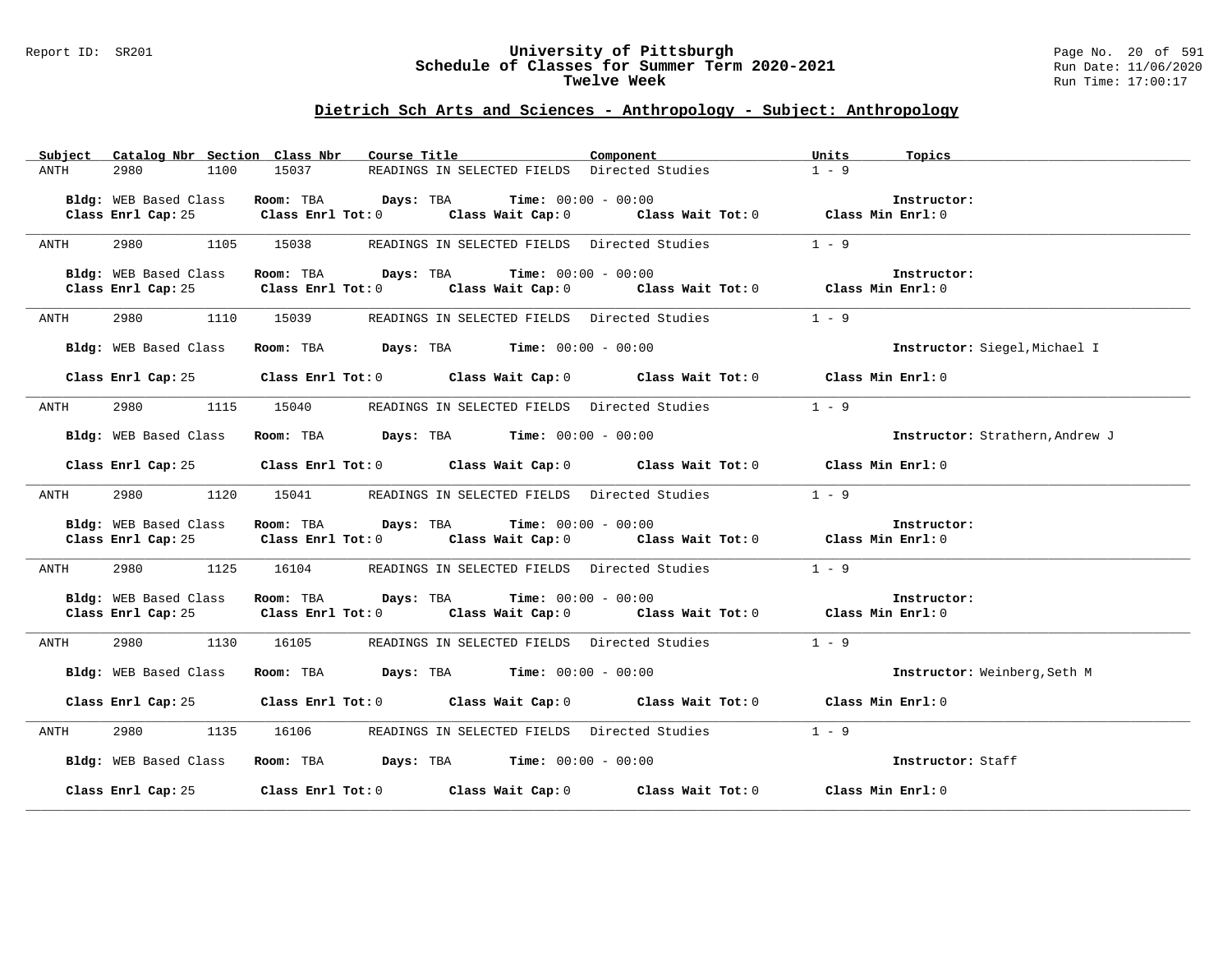## Dietrich Sch Arts and Sciences - Anthropology - Subject: Anthropology

| Subject | Catalog Nbr | Section | Class Nbr | Course Title | Component | Units | Topics |
|---|---|---|---|---|---|---|---|
| ANTH | 2980 | 1100 | 15037 | READINGS IN SELECTED FIELDS | Directed Studies | 1 - 9 | |

**Bldg:** WEB Based Class **Room:** TBA **Days:** TBA **Time:** 00:00 - 00:00 **Instructor:**
**Class Enrl Cap:** 25 **Class Enrl Tot:** 0 **Class Wait Cap:** 0 **Class Wait Tot:** 0 **Class Min Enrl:** 0

---

| Subject | Catalog Nbr | Section | Class Nbr | Course Title | Component | Units | Topics |
|---|---|---|---|---|---|---|---|
| ANTH | 2980 | 1105 | 15038 | READINGS IN SELECTED FIELDS | Directed Studies | 1 - 9 | |

**Bldg:** WEB Based Class **Room:** TBA **Days:** TBA **Time:** 00:00 - 00:00 **Instructor:**
**Class Enrl Cap:** 25 **Class Enrl Tot:** 0 **Class Wait Cap:** 0 **Class Wait Tot:** 0 **Class Min Enrl:** 0

---

| Subject | Catalog Nbr | Section | Class Nbr | Course Title | Component | Units | Topics |
|---|---|---|---|---|---|---|---|
| ANTH | 2980 | 1110 | 15039 | READINGS IN SELECTED FIELDS | Directed Studies | 1 - 9 | |

**Bldg:** WEB Based Class **Room:** TBA **Days:** TBA **Time:** 00:00 - 00:00 **Instructor:** Siegel,Michael I
**Class Enrl Cap:** 25 **Class Enrl Tot:** 0 **Class Wait Cap:** 0 **Class Wait Tot:** 0 **Class Min Enrl:** 0

---

| Subject | Catalog Nbr | Section | Class Nbr | Course Title | Component | Units | Topics |
|---|---|---|---|---|---|---|---|
| ANTH | 2980 | 1115 | 15040 | READINGS IN SELECTED FIELDS | Directed Studies | 1 - 9 | |

**Bldg:** WEB Based Class **Room:** TBA **Days:** TBA **Time:** 00:00 - 00:00 **Instructor:** Strathern,Andrew J
**Class Enrl Cap:** 25 **Class Enrl Tot:** 0 **Class Wait Cap:** 0 **Class Wait Tot:** 0 **Class Min Enrl:** 0

---

| Subject | Catalog Nbr | Section | Class Nbr | Course Title | Component | Units | Topics |
|---|---|---|---|---|---|---|---|
| ANTH | 2980 | 1120 | 15041 | READINGS IN SELECTED FIELDS | Directed Studies | 1 - 9 | |

**Bldg:** WEB Based Class **Room:** TBA **Days:** TBA **Time:** 00:00 - 00:00 **Instructor:**
**Class Enrl Cap:** 25 **Class Enrl Tot:** 0 **Class Wait Cap:** 0 **Class Wait Tot:** 0 **Class Min Enrl:** 0

---

| Subject | Catalog Nbr | Section | Class Nbr | Course Title | Component | Units | Topics |
|---|---|---|---|---|---|---|---|
| ANTH | 2980 | 1125 | 16104 | READINGS IN SELECTED FIELDS | Directed Studies | 1 - 9 | |

**Bldg:** WEB Based Class **Room:** TBA **Days:** TBA **Time:** 00:00 - 00:00 **Instructor:**
**Class Enrl Cap:** 25 **Class Enrl Tot:** 0 **Class Wait Cap:** 0 **Class Wait Tot:** 0 **Class Min Enrl:** 0

---

| Subject | Catalog Nbr | Section | Class Nbr | Course Title | Component | Units | Topics |
|---|---|---|---|---|---|---|---|
| ANTH | 2980 | 1130 | 16105 | READINGS IN SELECTED FIELDS | Directed Studies | 1 - 9 | |

**Bldg:** WEB Based Class **Room:** TBA **Days:** TBA **Time:** 00:00 - 00:00 **Instructor:** Weinberg,Seth M
**Class Enrl Cap:** 25 **Class Enrl Tot:** 0 **Class Wait Cap:** 0 **Class Wait Tot:** 0 **Class Min Enrl:** 0

---

| Subject | Catalog Nbr | Section | Class Nbr | Course Title | Component | Units | Topics |
|---|---|---|---|---|---|---|---|
| ANTH | 2980 | 1135 | 16106 | READINGS IN SELECTED FIELDS | Directed Studies | 1 - 9 | |

**Bldg:** WEB Based Class **Room:** TBA **Days:** TBA **Time:** 00:00 - 00:00 **Instructor:** Staff
**Class Enrl Cap:** 25 **Class Enrl Tot:** 0 **Class Wait Cap:** 0 **Class Wait Tot:** 0 **Class Min Enrl:** 0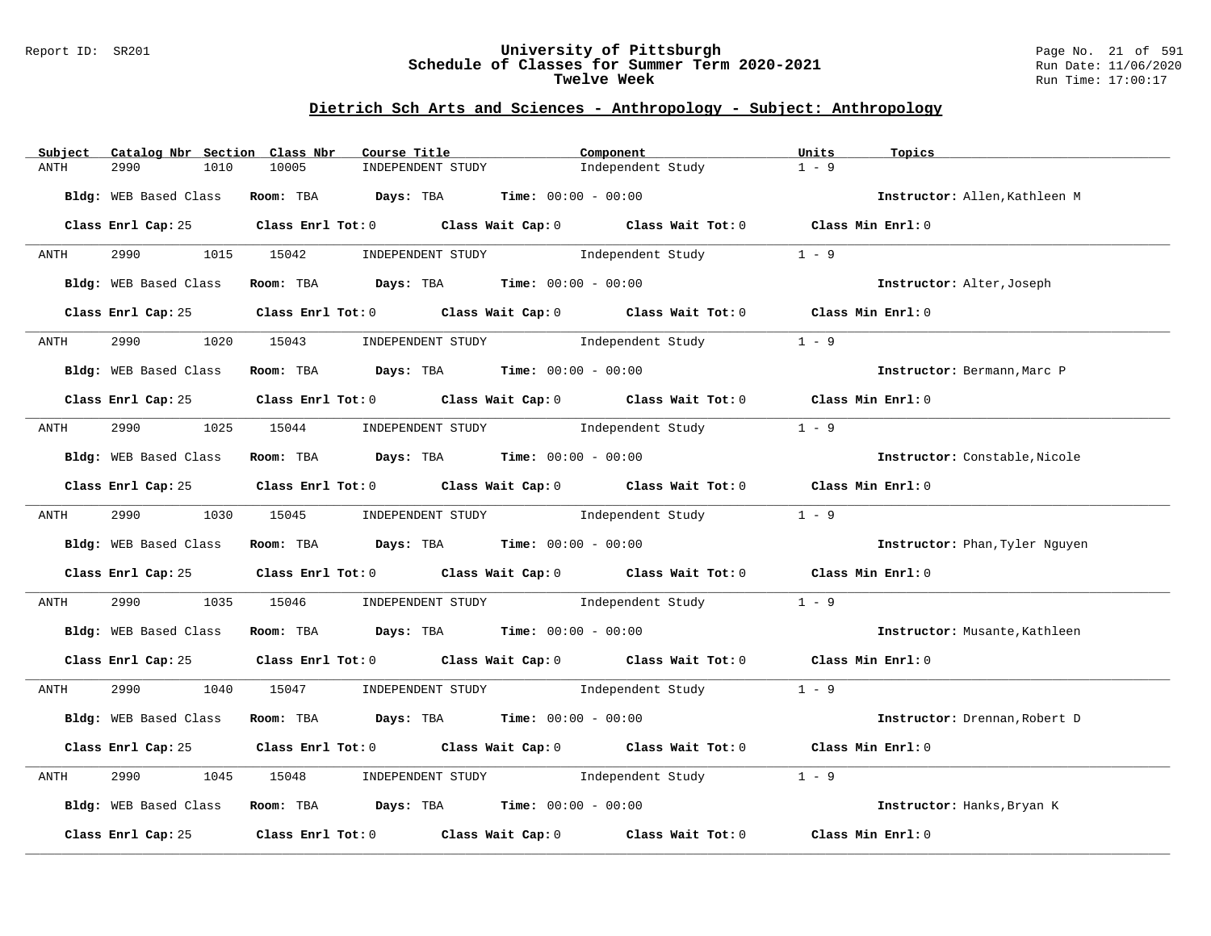## Dietrich Sch Arts and Sciences - Anthropology - Subject: Anthropology

| Subject | Catalog Nbr | Section | Class Nbr | Course Title | Component | Units | Topics |
|---|---|---|---|---|---|---|---|
| ANTH | 2990 | 1010 | 10005 | INDEPENDENT STUDY | Independent Study | 1 - 9 | |

**Bldg:** WEB Based Class **Room:** TBA **Days:** TBA **Time:** 00:00 - 00:00 **Instructor:** Allen,Kathleen M

**Class Enrl Cap:** 25 **Class Enrl Tot:** 0 **Class Wait Cap:** 0 **Class Wait Tot:** 0 **Class Min Enrl:** 0

| Subject | Catalog Nbr | Section | Class Nbr | Course Title | Component | Units | Topics |
|---|---|---|---|---|---|---|---|
| ANTH | 2990 | 1015 | 15042 | INDEPENDENT STUDY | Independent Study | 1 - 9 | |

**Bldg:** WEB Based Class **Room:** TBA **Days:** TBA **Time:** 00:00 - 00:00 **Instructor:** Alter,Joseph

**Class Enrl Cap:** 25 **Class Enrl Tot:** 0 **Class Wait Cap:** 0 **Class Wait Tot:** 0 **Class Min Enrl:** 0

| Subject | Catalog Nbr | Section | Class Nbr | Course Title | Component | Units | Topics |
|---|---|---|---|---|---|---|---|
| ANTH | 2990 | 1020 | 15043 | INDEPENDENT STUDY | Independent Study | 1 - 9 | |

**Bldg:** WEB Based Class **Room:** TBA **Days:** TBA **Time:** 00:00 - 00:00 **Instructor:** Bermann,Marc P

**Class Enrl Cap:** 25 **Class Enrl Tot:** 0 **Class Wait Cap:** 0 **Class Wait Tot:** 0 **Class Min Enrl:** 0

| Subject | Catalog Nbr | Section | Class Nbr | Course Title | Component | Units | Topics |
|---|---|---|---|---|---|---|---|
| ANTH | 2990 | 1025 | 15044 | INDEPENDENT STUDY | Independent Study | 1 - 9 | |

**Bldg:** WEB Based Class **Room:** TBA **Days:** TBA **Time:** 00:00 - 00:00 **Instructor:** Constable,Nicole

**Class Enrl Cap:** 25 **Class Enrl Tot:** 0 **Class Wait Cap:** 0 **Class Wait Tot:** 0 **Class Min Enrl:** 0

| Subject | Catalog Nbr | Section | Class Nbr | Course Title | Component | Units | Topics |
|---|---|---|---|---|---|---|---|
| ANTH | 2990 | 1030 | 15045 | INDEPENDENT STUDY | Independent Study | 1 - 9 | |

**Bldg:** WEB Based Class **Room:** TBA **Days:** TBA **Time:** 00:00 - 00:00 **Instructor:** Phan,Tyler Nguyen

**Class Enrl Cap:** 25 **Class Enrl Tot:** 0 **Class Wait Cap:** 0 **Class Wait Tot:** 0 **Class Min Enrl:** 0

| Subject | Catalog Nbr | Section | Class Nbr | Course Title | Component | Units | Topics |
|---|---|---|---|---|---|---|---|
| ANTH | 2990 | 1035 | 15046 | INDEPENDENT STUDY | Independent Study | 1 - 9 | |

**Bldg:** WEB Based Class **Room:** TBA **Days:** TBA **Time:** 00:00 - 00:00 **Instructor:** Musante,Kathleen

**Class Enrl Cap:** 25 **Class Enrl Tot:** 0 **Class Wait Cap:** 0 **Class Wait Tot:** 0 **Class Min Enrl:** 0

| Subject | Catalog Nbr | Section | Class Nbr | Course Title | Component | Units | Topics |
|---|---|---|---|---|---|---|---|
| ANTH | 2990 | 1040 | 15047 | INDEPENDENT STUDY | Independent Study | 1 - 9 | |

**Bldg:** WEB Based Class **Room:** TBA **Days:** TBA **Time:** 00:00 - 00:00 **Instructor:** Drennan,Robert D

**Class Enrl Cap:** 25 **Class Enrl Tot:** 0 **Class Wait Cap:** 0 **Class Wait Tot:** 0 **Class Min Enrl:** 0

| Subject | Catalog Nbr | Section | Class Nbr | Course Title | Component | Units | Topics |
|---|---|---|---|---|---|---|---|
| ANTH | 2990 | 1045 | 15048 | INDEPENDENT STUDY | Independent Study | 1 - 9 | |

**Bldg:** WEB Based Class **Room:** TBA **Days:** TBA **Time:** 00:00 - 00:00 **Instructor:** Hanks,Bryan K

**Class Enrl Cap:** 25 **Class Enrl Tot:** 0 **Class Wait Cap:** 0 **Class Wait Tot:** 0 **Class Min Enrl:** 0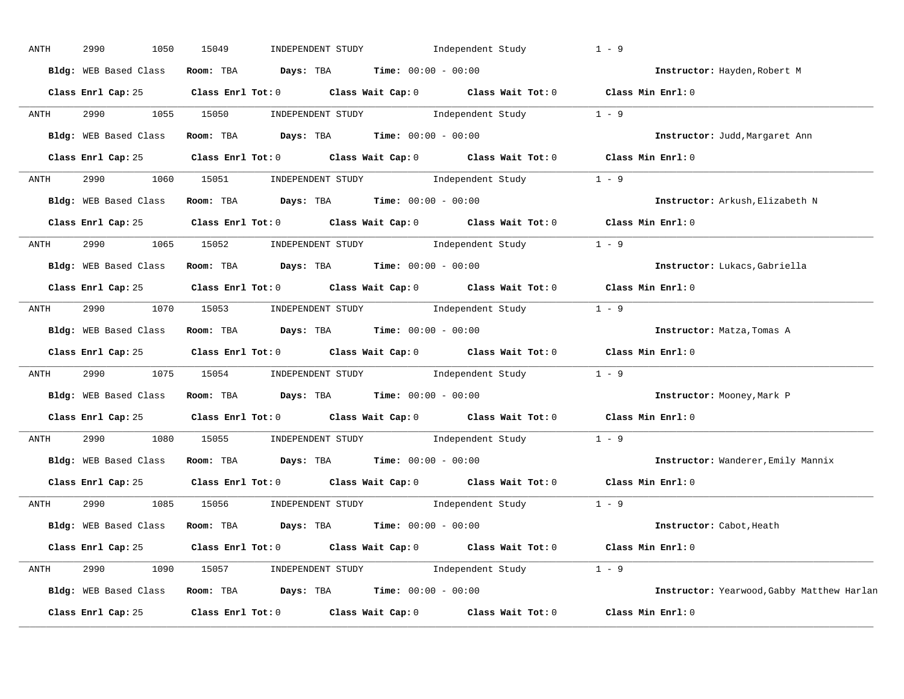ANTH 2990 1050 15049 INDEPENDENT STUDY Independent Study 1 - 9

**Bldg:** WEB Based Class **Room:** TBA **Days:** TBA **Time:** 00:00 - 00:00 **Instructor:** Hayden,Robert M

**Class Enrl Cap:** 25 **Class Enrl Tot:** 0 **Class Wait Cap:** 0 **Class Wait Tot:** 0 **Class Min Enrl:** 0

---

ANTH 2990 1055 15050 INDEPENDENT STUDY Independent Study 1 - 9

**Bldg:** WEB Based Class **Room:** TBA **Days:** TBA **Time:** 00:00 - 00:00 **Instructor:** Judd,Margaret Ann

**Class Enrl Cap:** 25 **Class Enrl Tot:** 0 **Class Wait Cap:** 0 **Class Wait Tot:** 0 **Class Min Enrl:** 0

---

ANTH 2990 1060 15051 INDEPENDENT STUDY Independent Study 1 - 9

**Bldg:** WEB Based Class **Room:** TBA **Days:** TBA **Time:** 00:00 - 00:00 **Instructor:** Arkush,Elizabeth N

**Class Enrl Cap:** 25 **Class Enrl Tot:** 0 **Class Wait Cap:** 0 **Class Wait Tot:** 0 **Class Min Enrl:** 0

---

ANTH 2990 1065 15052 INDEPENDENT STUDY Independent Study 1 - 9

**Bldg:** WEB Based Class **Room:** TBA **Days:** TBA **Time:** 00:00 - 00:00 **Instructor:** Lukacs,Gabriella

**Class Enrl Cap:** 25 **Class Enrl Tot:** 0 **Class Wait Cap:** 0 **Class Wait Tot:** 0 **Class Min Enrl:** 0

---

ANTH 2990 1070 15053 INDEPENDENT STUDY Independent Study 1 - 9

**Bldg:** WEB Based Class **Room:** TBA **Days:** TBA **Time:** 00:00 - 00:00 **Instructor:** Matza,Tomas A

**Class Enrl Cap:** 25 **Class Enrl Tot:** 0 **Class Wait Cap:** 0 **Class Wait Tot:** 0 **Class Min Enrl:** 0

---

ANTH 2990 1075 15054 INDEPENDENT STUDY Independent Study 1 - 9

**Bldg:** WEB Based Class **Room:** TBA **Days:** TBA **Time:** 00:00 - 00:00 **Instructor:** Mooney,Mark P

**Class Enrl Cap:** 25 **Class Enrl Tot:** 0 **Class Wait Cap:** 0 **Class Wait Tot:** 0 **Class Min Enrl:** 0

---

ANTH 2990 1080 15055 INDEPENDENT STUDY Independent Study 1 - 9

**Bldg:** WEB Based Class **Room:** TBA **Days:** TBA **Time:** 00:00 - 00:00 **Instructor:** Wanderer,Emily Mannix

**Class Enrl Cap:** 25 **Class Enrl Tot:** 0 **Class Wait Cap:** 0 **Class Wait Tot:** 0 **Class Min Enrl:** 0

---

ANTH 2990 1085 15056 INDEPENDENT STUDY Independent Study 1 - 9

**Bldg:** WEB Based Class **Room:** TBA **Days:** TBA **Time:** 00:00 - 00:00 **Instructor:** Cabot,Heath

**Class Enrl Cap:** 25 **Class Enrl Tot:** 0 **Class Wait Cap:** 0 **Class Wait Tot:** 0 **Class Min Enrl:** 0

---

ANTH 2990 1090 15057 INDEPENDENT STUDY Independent Study 1 - 9

**Bldg:** WEB Based Class **Room:** TBA **Days:** TBA **Time:** 00:00 - 00:00 **Instructor:** Yearwood,Gabby Matthew Harlan

**Class Enrl Cap:** 25 **Class Enrl Tot:** 0 **Class Wait Cap:** 0 **Class Wait Tot:** 0 **Class Min Enrl:** 0

---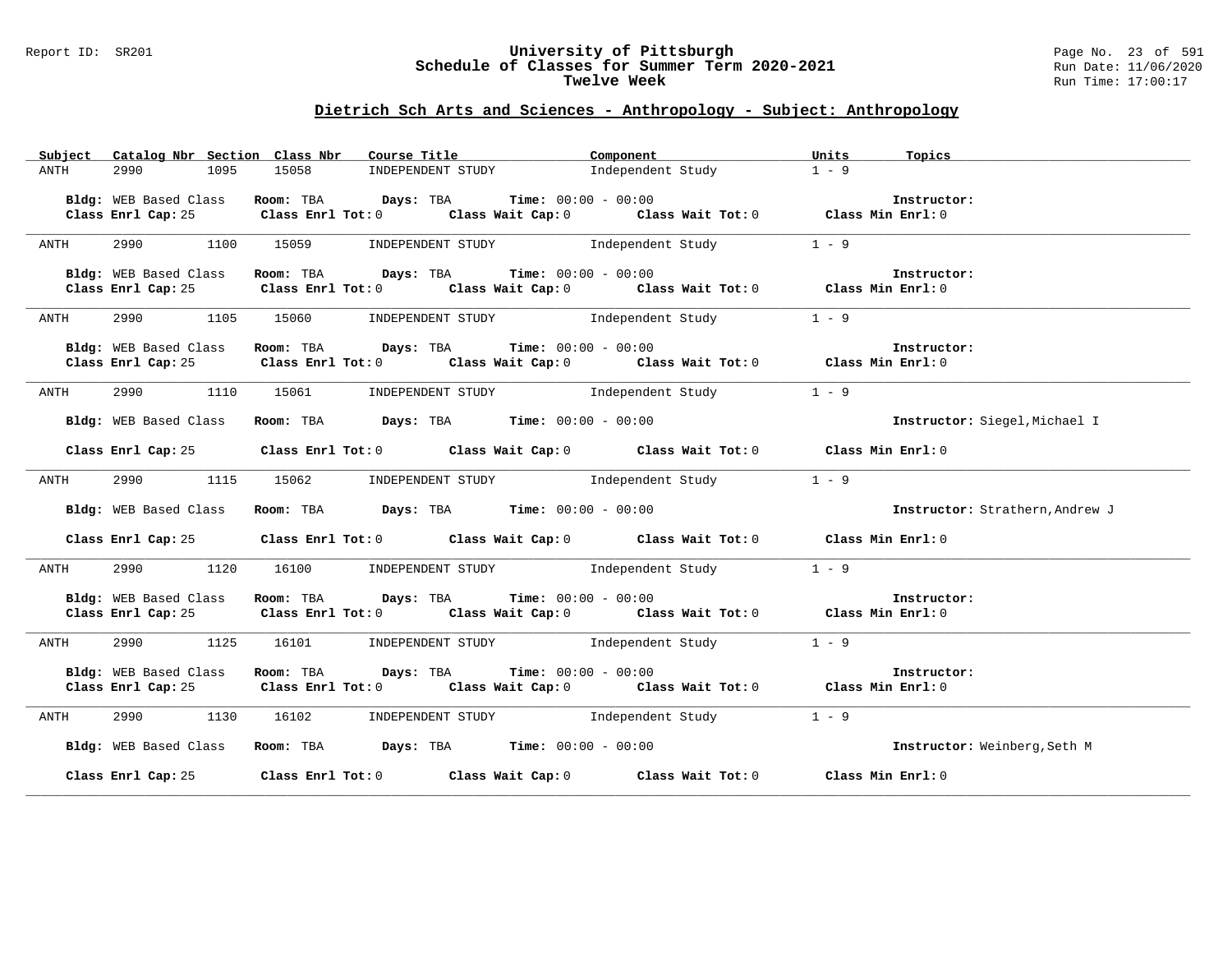## Dietrich Sch Arts and Sciences - Anthropology - Subject: Anthropology

| Subject | Catalog Nbr | Section | Class Nbr | Course Title | Component | Units | Topics |
|---|---|---|---|---|---|---|---|
| ANTH | 2990 | 1095 | 15058 | INDEPENDENT STUDY | Independent Study | 1 - 9 | |

**Bldg:** WEB Based Class **Room:** TBA **Days:** TBA **Time:** 00:00 - 00:00 **Instructor:**
**Class Enrl Cap:** 25 **Class Enrl Tot:** 0 **Class Wait Cap:** 0 **Class Wait Tot:** 0 **Class Min Enrl:** 0

| Subject | Catalog Nbr | Section | Class Nbr | Course Title | Component | Units | Topics |
|---|---|---|---|---|---|---|---|
| ANTH | 2990 | 1100 | 15059 | INDEPENDENT STUDY | Independent Study | 1 - 9 | |

**Bldg:** WEB Based Class **Room:** TBA **Days:** TBA **Time:** 00:00 - 00:00 **Instructor:**
**Class Enrl Cap:** 25 **Class Enrl Tot:** 0 **Class Wait Cap:** 0 **Class Wait Tot:** 0 **Class Min Enrl:** 0

| Subject | Catalog Nbr | Section | Class Nbr | Course Title | Component | Units | Topics |
|---|---|---|---|---|---|---|---|
| ANTH | 2990 | 1105 | 15060 | INDEPENDENT STUDY | Independent Study | 1 - 9 | |

**Bldg:** WEB Based Class **Room:** TBA **Days:** TBA **Time:** 00:00 - 00:00 **Instructor:**
**Class Enrl Cap:** 25 **Class Enrl Tot:** 0 **Class Wait Cap:** 0 **Class Wait Tot:** 0 **Class Min Enrl:** 0

| Subject | Catalog Nbr | Section | Class Nbr | Course Title | Component | Units | Topics |
|---|---|---|---|---|---|---|---|
| ANTH | 2990 | 1110 | 15061 | INDEPENDENT STUDY | Independent Study | 1 - 9 | |

**Bldg:** WEB Based Class **Room:** TBA **Days:** TBA **Time:** 00:00 - 00:00 **Instructor:** Siegel,Michael I
**Class Enrl Cap:** 25 **Class Enrl Tot:** 0 **Class Wait Cap:** 0 **Class Wait Tot:** 0 **Class Min Enrl:** 0

| Subject | Catalog Nbr | Section | Class Nbr | Course Title | Component | Units | Topics |
|---|---|---|---|---|---|---|---|
| ANTH | 2990 | 1115 | 15062 | INDEPENDENT STUDY | Independent Study | 1 - 9 | |

**Bldg:** WEB Based Class **Room:** TBA **Days:** TBA **Time:** 00:00 - 00:00 **Instructor:** Strathern,Andrew J
**Class Enrl Cap:** 25 **Class Enrl Tot:** 0 **Class Wait Cap:** 0 **Class Wait Tot:** 0 **Class Min Enrl:** 0

| Subject | Catalog Nbr | Section | Class Nbr | Course Title | Component | Units | Topics |
|---|---|---|---|---|---|---|---|
| ANTH | 2990 | 1120 | 16100 | INDEPENDENT STUDY | Independent Study | 1 - 9 | |

**Bldg:** WEB Based Class **Room:** TBA **Days:** TBA **Time:** 00:00 - 00:00 **Instructor:**
**Class Enrl Cap:** 25 **Class Enrl Tot:** 0 **Class Wait Cap:** 0 **Class Wait Tot:** 0 **Class Min Enrl:** 0

| Subject | Catalog Nbr | Section | Class Nbr | Course Title | Component | Units | Topics |
|---|---|---|---|---|---|---|---|
| ANTH | 2990 | 1125 | 16101 | INDEPENDENT STUDY | Independent Study | 1 - 9 | |

**Bldg:** WEB Based Class **Room:** TBA **Days:** TBA **Time:** 00:00 - 00:00 **Instructor:**
**Class Enrl Cap:** 25 **Class Enrl Tot:** 0 **Class Wait Cap:** 0 **Class Wait Tot:** 0 **Class Min Enrl:** 0

| Subject | Catalog Nbr | Section | Class Nbr | Course Title | Component | Units | Topics |
|---|---|---|---|---|---|---|---|
| ANTH | 2990 | 1130 | 16102 | INDEPENDENT STUDY | Independent Study | 1 - 9 | |

**Bldg:** WEB Based Class **Room:** TBA **Days:** TBA **Time:** 00:00 - 00:00 **Instructor:** Weinberg,Seth M
**Class Enrl Cap:** 25 **Class Enrl Tot:** 0 **Class Wait Cap:** 0 **Class Wait Tot:** 0 **Class Min Enrl:** 0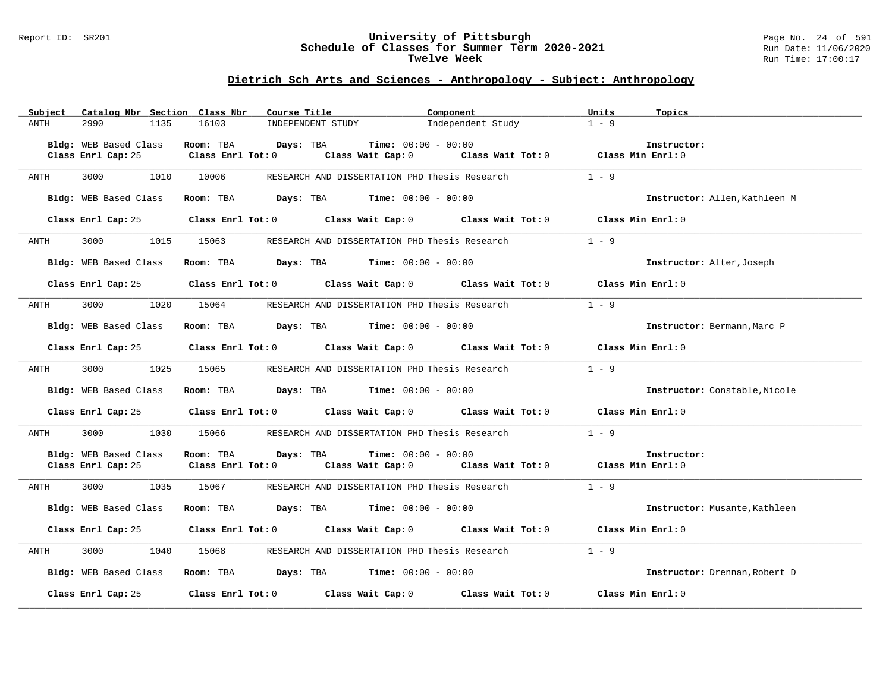## Dietrich Sch Arts and Sciences - Anthropology - Subject: Anthropology

| Subject | Catalog Nbr | Section | Class Nbr | Course Title | Component | Units | Topics |
|---|---|---|---|---|---|---|---|
| ANTH | 2990 | 1135 | 16103 | INDEPENDENT STUDY | Independent Study | 1 - 9 | |

**Bldg:** WEB Based Class **Room:** TBA **Days:** TBA **Time:** 00:00 - 00:00 **Instructor:**
**Class Enrl Cap:** 25 **Class Enrl Tot:** 0 **Class Wait Cap:** 0 **Class Wait Tot:** 0 **Class Min Enrl:** 0

| Subject | Catalog Nbr | Section | Class Nbr | Course Title | Component | Units | Topics |
|---|---|---|---|---|---|---|---|
| ANTH | 3000 | 1010 | 10006 | RESEARCH AND DISSERTATION PHD | Thesis Research | 1 - 9 | |

**Bldg:** WEB Based Class **Room:** TBA **Days:** TBA **Time:** 00:00 - 00:00 **Instructor:** Allen,Kathleen M
**Class Enrl Cap:** 25 **Class Enrl Tot:** 0 **Class Wait Cap:** 0 **Class Wait Tot:** 0 **Class Min Enrl:** 0

| Subject | Catalog Nbr | Section | Class Nbr | Course Title | Component | Units | Topics |
|---|---|---|---|---|---|---|---|
| ANTH | 3000 | 1015 | 15063 | RESEARCH AND DISSERTATION PHD | Thesis Research | 1 - 9 | |

**Bldg:** WEB Based Class **Room:** TBA **Days:** TBA **Time:** 00:00 - 00:00 **Instructor:** Alter,Joseph
**Class Enrl Cap:** 25 **Class Enrl Tot:** 0 **Class Wait Cap:** 0 **Class Wait Tot:** 0 **Class Min Enrl:** 0

| Subject | Catalog Nbr | Section | Class Nbr | Course Title | Component | Units | Topics |
|---|---|---|---|---|---|---|---|
| ANTH | 3000 | 1020 | 15064 | RESEARCH AND DISSERTATION PHD | Thesis Research | 1 - 9 | |

**Bldg:** WEB Based Class **Room:** TBA **Days:** TBA **Time:** 00:00 - 00:00 **Instructor:** Bermann,Marc P
**Class Enrl Cap:** 25 **Class Enrl Tot:** 0 **Class Wait Cap:** 0 **Class Wait Tot:** 0 **Class Min Enrl:** 0

| Subject | Catalog Nbr | Section | Class Nbr | Course Title | Component | Units | Topics |
|---|---|---|---|---|---|---|---|
| ANTH | 3000 | 1025 | 15065 | RESEARCH AND DISSERTATION PHD | Thesis Research | 1 - 9 | |

**Bldg:** WEB Based Class **Room:** TBA **Days:** TBA **Time:** 00:00 - 00:00 **Instructor:** Constable,Nicole
**Class Enrl Cap:** 25 **Class Enrl Tot:** 0 **Class Wait Cap:** 0 **Class Wait Tot:** 0 **Class Min Enrl:** 0

| Subject | Catalog Nbr | Section | Class Nbr | Course Title | Component | Units | Topics |
|---|---|---|---|---|---|---|---|
| ANTH | 3000 | 1030 | 15066 | RESEARCH AND DISSERTATION PHD | Thesis Research | 1 - 9 | |

**Bldg:** WEB Based Class **Room:** TBA **Days:** TBA **Time:** 00:00 - 00:00 **Instructor:**
**Class Enrl Cap:** 25 **Class Enrl Tot:** 0 **Class Wait Cap:** 0 **Class Wait Tot:** 0 **Class Min Enrl:** 0

| Subject | Catalog Nbr | Section | Class Nbr | Course Title | Component | Units | Topics |
|---|---|---|---|---|---|---|---|
| ANTH | 3000 | 1035 | 15067 | RESEARCH AND DISSERTATION PHD | Thesis Research | 1 - 9 | |

**Bldg:** WEB Based Class **Room:** TBA **Days:** TBA **Time:** 00:00 - 00:00 **Instructor:** Musante,Kathleen
**Class Enrl Cap:** 25 **Class Enrl Tot:** 0 **Class Wait Cap:** 0 **Class Wait Tot:** 0 **Class Min Enrl:** 0

| Subject | Catalog Nbr | Section | Class Nbr | Course Title | Component | Units | Topics |
|---|---|---|---|---|---|---|---|
| ANTH | 3000 | 1040 | 15068 | RESEARCH AND DISSERTATION PHD | Thesis Research | 1 - 9 | |

**Bldg:** WEB Based Class **Room:** TBA **Days:** TBA **Time:** 00:00 - 00:00 **Instructor:** Drennan,Robert D
**Class Enrl Cap:** 25 **Class Enrl Tot:** 0 **Class Wait Cap:** 0 **Class Wait Tot:** 0 **Class Min Enrl:** 0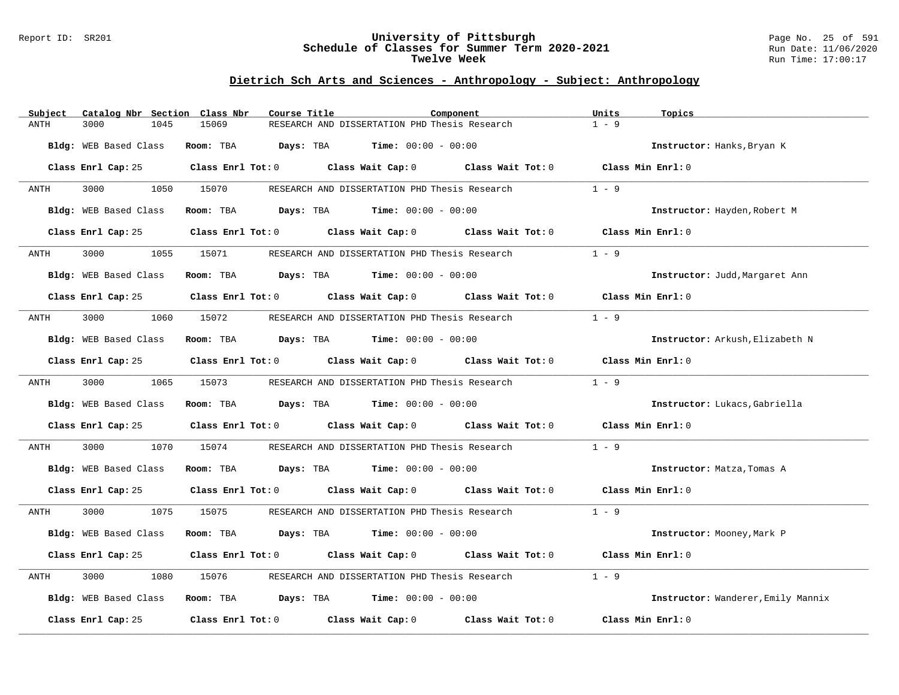## Dietrich Sch Arts and Sciences - Anthropology - Subject: Anthropology

| Subject | Catalog Nbr | Section | Class Nbr | Course Title | Component | Units | Topics |
|---|---|---|---|---|---|---|---|
| ANTH | 3000 | 1045 | 15069 | RESEARCH AND DISSERTATION PHD | Thesis Research | 1 - 9 | |

**Bldg:** WEB Based Class **Room:** TBA **Days:** TBA **Time:** 00:00 - 00:00 **Instructor:** Hanks,Bryan K

**Class Enrl Cap:** 25 **Class Enrl Tot:** 0 **Class Wait Cap:** 0 **Class Wait Tot:** 0 **Class Min Enrl:** 0

---

| Subject | Catalog Nbr | Section | Class Nbr | Course Title | Component | Units | Topics |
|---|---|---|---|---|---|---|---|
| ANTH | 3000 | 1050 | 15070 | RESEARCH AND DISSERTATION PHD | Thesis Research | 1 - 9 | |

**Bldg:** WEB Based Class **Room:** TBA **Days:** TBA **Time:** 00:00 - 00:00 **Instructor:** Hayden,Robert M

**Class Enrl Cap:** 25 **Class Enrl Tot:** 0 **Class Wait Cap:** 0 **Class Wait Tot:** 0 **Class Min Enrl:** 0

---

| Subject | Catalog Nbr | Section | Class Nbr | Course Title | Component | Units | Topics |
|---|---|---|---|---|---|---|---|
| ANTH | 3000 | 1055 | 15071 | RESEARCH AND DISSERTATION PHD | Thesis Research | 1 - 9 | |

**Bldg:** WEB Based Class **Room:** TBA **Days:** TBA **Time:** 00:00 - 00:00 **Instructor:** Judd,Margaret Ann

**Class Enrl Cap:** 25 **Class Enrl Tot:** 0 **Class Wait Cap:** 0 **Class Wait Tot:** 0 **Class Min Enrl:** 0

---

| Subject | Catalog Nbr | Section | Class Nbr | Course Title | Component | Units | Topics |
|---|---|---|---|---|---|---|---|
| ANTH | 3000 | 1060 | 15072 | RESEARCH AND DISSERTATION PHD | Thesis Research | 1 - 9 | |

**Bldg:** WEB Based Class **Room:** TBA **Days:** TBA **Time:** 00:00 - 00:00 **Instructor:** Arkush,Elizabeth N

**Class Enrl Cap:** 25 **Class Enrl Tot:** 0 **Class Wait Cap:** 0 **Class Wait Tot:** 0 **Class Min Enrl:** 0

---

| Subject | Catalog Nbr | Section | Class Nbr | Course Title | Component | Units | Topics |
|---|---|---|---|---|---|---|---|
| ANTH | 3000 | 1065 | 15073 | RESEARCH AND DISSERTATION PHD | Thesis Research | 1 - 9 | |

**Bldg:** WEB Based Class **Room:** TBA **Days:** TBA **Time:** 00:00 - 00:00 **Instructor:** Lukacs,Gabriella

**Class Enrl Cap:** 25 **Class Enrl Tot:** 0 **Class Wait Cap:** 0 **Class Wait Tot:** 0 **Class Min Enrl:** 0

---

| Subject | Catalog Nbr | Section | Class Nbr | Course Title | Component | Units | Topics |
|---|---|---|---|---|---|---|---|
| ANTH | 3000 | 1070 | 15074 | RESEARCH AND DISSERTATION PHD | Thesis Research | 1 - 9 | |

**Bldg:** WEB Based Class **Room:** TBA **Days:** TBA **Time:** 00:00 - 00:00 **Instructor:** Matza,Tomas A

**Class Enrl Cap:** 25 **Class Enrl Tot:** 0 **Class Wait Cap:** 0 **Class Wait Tot:** 0 **Class Min Enrl:** 0

---

| Subject | Catalog Nbr | Section | Class Nbr | Course Title | Component | Units | Topics |
|---|---|---|---|---|---|---|---|
| ANTH | 3000 | 1075 | 15075 | RESEARCH AND DISSERTATION PHD | Thesis Research | 1 - 9 | |

**Bldg:** WEB Based Class **Room:** TBA **Days:** TBA **Time:** 00:00 - 00:00 **Instructor:** Mooney,Mark P

**Class Enrl Cap:** 25 **Class Enrl Tot:** 0 **Class Wait Cap:** 0 **Class Wait Tot:** 0 **Class Min Enrl:** 0

---

| Subject | Catalog Nbr | Section | Class Nbr | Course Title | Component | Units | Topics |
|---|---|---|---|---|---|---|---|
| ANTH | 3000 | 1080 | 15076 | RESEARCH AND DISSERTATION PHD | Thesis Research | 1 - 9 | |

**Bldg:** WEB Based Class **Room:** TBA **Days:** TBA **Time:** 00:00 - 00:00 **Instructor:** Wanderer,Emily Mannix

**Class Enrl Cap:** 25 **Class Enrl Tot:** 0 **Class Wait Cap:** 0 **Class Wait Tot:** 0 **Class Min Enrl:** 0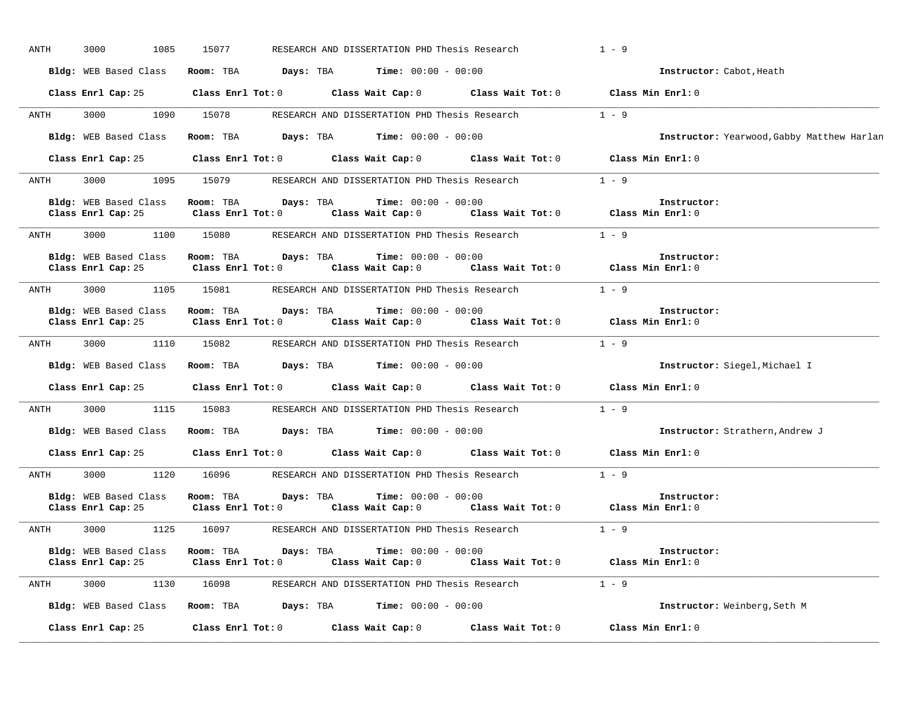ANTH 3000 1085 15077 RESEARCH AND DISSERTATION PHD Thesis Research 1 - 9

**Bldg:** WEB Based Class **Room:** TBA **Days:** TBA **Time:** 00:00 - 00:00 **Instructor:** Cabot,Heath

**Class Enrl Cap:** 25 **Class Enrl Tot:** 0 **Class Wait Cap:** 0 **Class Wait Tot:** 0 **Class Min Enrl:** 0

---

ANTH 3000 1090 15078 RESEARCH AND DISSERTATION PHD Thesis Research 1 - 9

**Bldg:** WEB Based Class **Room:** TBA **Days:** TBA **Time:** 00:00 - 00:00 **Instructor:** Yearwood,Gabby Matthew Harlan

**Class Enrl Cap:** 25 **Class Enrl Tot:** 0 **Class Wait Cap:** 0 **Class Wait Tot:** 0 **Class Min Enrl:** 0

---

ANTH 3000 1095 15079 RESEARCH AND DISSERTATION PHD Thesis Research 1 - 9

**Bldg:** WEB Based Class **Room:** TBA **Days:** TBA **Time:** 00:00 - 00:00 **Instructor:**
**Class Enrl Cap:** 25 **Class Enrl Tot:** 0 **Class Wait Cap:** 0 **Class Wait Tot:** 0 **Class Min Enrl:** 0

---

ANTH 3000 1100 15080 RESEARCH AND DISSERTATION PHD Thesis Research 1 - 9

**Bldg:** WEB Based Class **Room:** TBA **Days:** TBA **Time:** 00:00 - 00:00 **Instructor:**
**Class Enrl Cap:** 25 **Class Enrl Tot:** 0 **Class Wait Cap:** 0 **Class Wait Tot:** 0 **Class Min Enrl:** 0

---

ANTH 3000 1105 15081 RESEARCH AND DISSERTATION PHD Thesis Research 1 - 9

**Bldg:** WEB Based Class **Room:** TBA **Days:** TBA **Time:** 00:00 - 00:00 **Instructor:**
**Class Enrl Cap:** 25 **Class Enrl Tot:** 0 **Class Wait Cap:** 0 **Class Wait Tot:** 0 **Class Min Enrl:** 0

---

ANTH 3000 1110 15082 RESEARCH AND DISSERTATION PHD Thesis Research 1 - 9

**Bldg:** WEB Based Class **Room:** TBA **Days:** TBA **Time:** 00:00 - 00:00 **Instructor:** Siegel,Michael I

**Class Enrl Cap:** 25 **Class Enrl Tot:** 0 **Class Wait Cap:** 0 **Class Wait Tot:** 0 **Class Min Enrl:** 0

---

ANTH 3000 1115 15083 RESEARCH AND DISSERTATION PHD Thesis Research 1 - 9

**Bldg:** WEB Based Class **Room:** TBA **Days:** TBA **Time:** 00:00 - 00:00 **Instructor:** Strathern,Andrew J

**Class Enrl Cap:** 25 **Class Enrl Tot:** 0 **Class Wait Cap:** 0 **Class Wait Tot:** 0 **Class Min Enrl:** 0

---

ANTH 3000 1120 16096 RESEARCH AND DISSERTATION PHD Thesis Research 1 - 9

**Bldg:** WEB Based Class **Room:** TBA **Days:** TBA **Time:** 00:00 - 00:00 **Instructor:**
**Class Enrl Cap:** 25 **Class Enrl Tot:** 0 **Class Wait Cap:** 0 **Class Wait Tot:** 0 **Class Min Enrl:** 0

---

ANTH 3000 1125 16097 RESEARCH AND DISSERTATION PHD Thesis Research 1 - 9

**Bldg:** WEB Based Class **Room:** TBA **Days:** TBA **Time:** 00:00 - 00:00 **Instructor:**
**Class Enrl Cap:** 25 **Class Enrl Tot:** 0 **Class Wait Cap:** 0 **Class Wait Tot:** 0 **Class Min Enrl:** 0

---

ANTH 3000 1130 16098 RESEARCH AND DISSERTATION PHD Thesis Research 1 - 9

**Bldg:** WEB Based Class **Room:** TBA **Days:** TBA **Time:** 00:00 - 00:00 **Instructor:** Weinberg,Seth M

**Class Enrl Cap:** 25 **Class Enrl Tot:** 0 **Class Wait Cap:** 0 **Class Wait Tot:** 0 **Class Min Enrl:** 0

---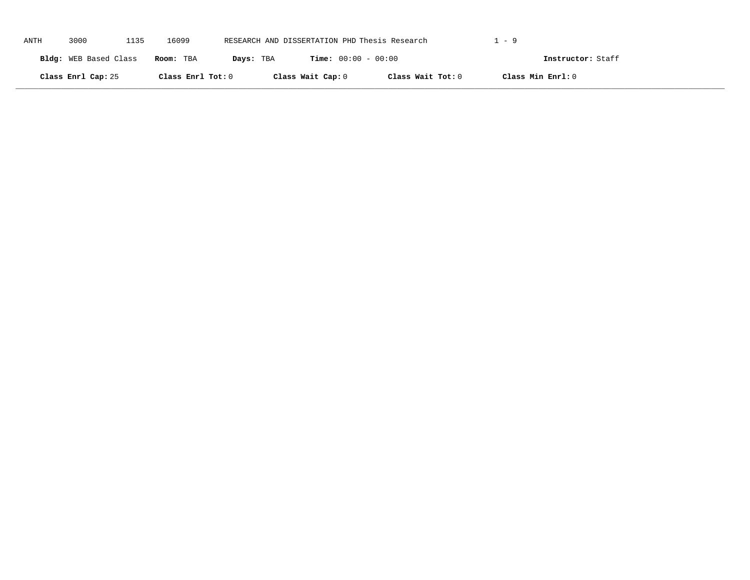ANTH 3000 1135 16099 RESEARCH AND DISSERTATION PHD Thesis Research 1 - 9

**Bldg:** WEB Based Class **Room:** TBA **Days:** TBA **Time:** 00:00 - 00:00 **Instructor:** Staff

**Class Enrl Cap:** 25 **Class Enrl Tot:** 0 **Class Wait Cap:** 0 **Class Wait Tot:** 0 **Class Min Enrl:** 0

---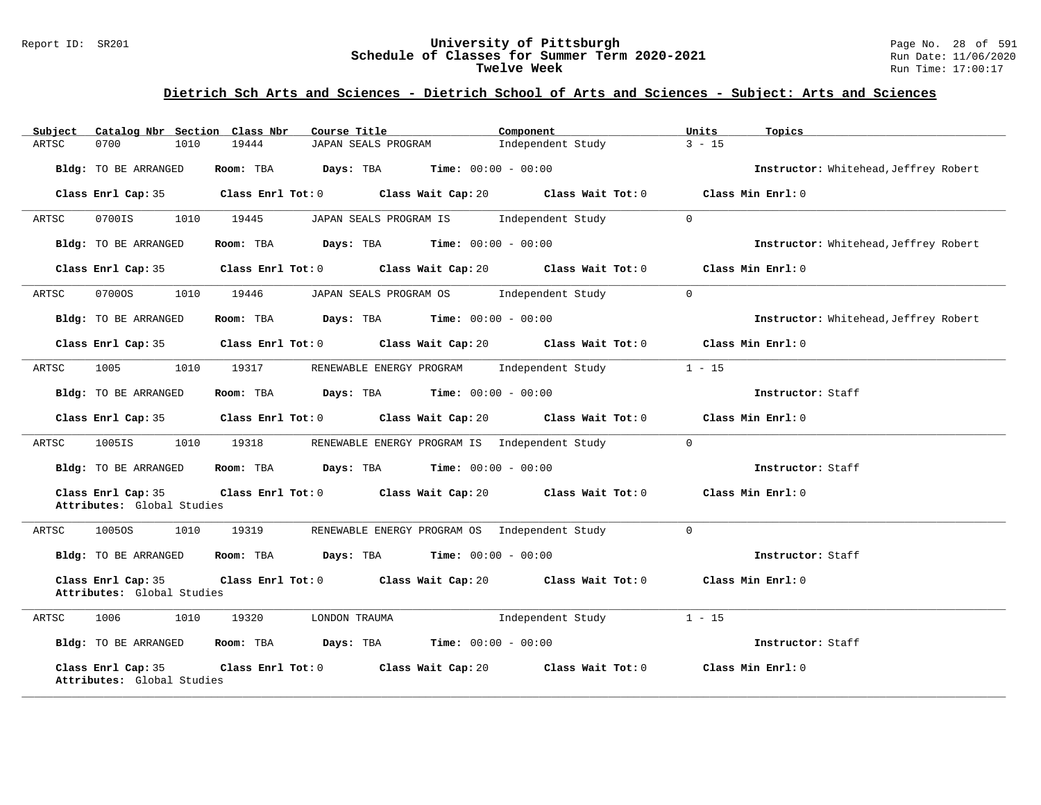## Dietrich Sch Arts and Sciences - Dietrich School of Arts and Sciences - Subject: Arts and Sciences

| Subject | Catalog Nbr | Section | Class Nbr | Course Title | Component | Units | Topics |
|---|---|---|---|---|---|---|---|
| ARTSC | 0700 | 1010 | 19444 | JAPAN SEALS PROGRAM | Independent Study | 3 - 15 | |

**Bldg:** TO BE ARRANGED **Room:** TBA **Days:** TBA **Time:** 00:00 - 00:00 **Instructor:** Whitehead,Jeffrey Robert

**Class Enrl Cap:** 35 **Class Enrl Tot:** 0 **Class Wait Cap:** 20 **Class Wait Tot:** 0 **Class Min Enrl:** 0

| Subject | Catalog Nbr | Section | Class Nbr | Course Title | Component | Units | Topics |
|---|---|---|---|---|---|---|---|
| ARTSC | 0700IS | 1010 | 19445 | JAPAN SEALS PROGRAM IS | Independent Study | 0 | |

**Bldg:** TO BE ARRANGED **Room:** TBA **Days:** TBA **Time:** 00:00 - 00:00 **Instructor:** Whitehead,Jeffrey Robert

**Class Enrl Cap:** 35 **Class Enrl Tot:** 0 **Class Wait Cap:** 20 **Class Wait Tot:** 0 **Class Min Enrl:** 0

| Subject | Catalog Nbr | Section | Class Nbr | Course Title | Component | Units | Topics |
|---|---|---|---|---|---|---|---|
| ARTSC | 0700OS | 1010 | 19446 | JAPAN SEALS PROGRAM OS | Independent Study | 0 | |

**Bldg:** TO BE ARRANGED **Room:** TBA **Days:** TBA **Time:** 00:00 - 00:00 **Instructor:** Whitehead,Jeffrey Robert

**Class Enrl Cap:** 35 **Class Enrl Tot:** 0 **Class Wait Cap:** 20 **Class Wait Tot:** 0 **Class Min Enrl:** 0

| Subject | Catalog Nbr | Section | Class Nbr | Course Title | Component | Units | Topics |
|---|---|---|---|---|---|---|---|
| ARTSC | 1005 | 1010 | 19317 | RENEWABLE ENERGY PROGRAM | Independent Study | 1 - 15 | |

**Bldg:** TO BE ARRANGED **Room:** TBA **Days:** TBA **Time:** 00:00 - 00:00 **Instructor:** Staff

**Class Enrl Cap:** 35 **Class Enrl Tot:** 0 **Class Wait Cap:** 20 **Class Wait Tot:** 0 **Class Min Enrl:** 0

| Subject | Catalog Nbr | Section | Class Nbr | Course Title | Component | Units | Topics |
|---|---|---|---|---|---|---|---|
| ARTSC | 1005IS | 1010 | 19318 | RENEWABLE ENERGY PROGRAM IS | Independent Study | 0 | |

**Bldg:** TO BE ARRANGED **Room:** TBA **Days:** TBA **Time:** 00:00 - 00:00 **Instructor:** Staff

**Class Enrl Cap:** 35 **Class Enrl Tot:** 0 **Class Wait Cap:** 20 **Class Wait Tot:** 0 **Class Min Enrl:** 0
**Attributes:** Global Studies

| Subject | Catalog Nbr | Section | Class Nbr | Course Title | Component | Units | Topics |
|---|---|---|---|---|---|---|---|
| ARTSC | 1005OS | 1010 | 19319 | RENEWABLE ENERGY PROGRAM OS | Independent Study | 0 | |

**Bldg:** TO BE ARRANGED **Room:** TBA **Days:** TBA **Time:** 00:00 - 00:00 **Instructor:** Staff

**Class Enrl Cap:** 35 **Class Enrl Tot:** 0 **Class Wait Cap:** 20 **Class Wait Tot:** 0 **Class Min Enrl:** 0
**Attributes:** Global Studies

| Subject | Catalog Nbr | Section | Class Nbr | Course Title | Component | Units | Topics |
|---|---|---|---|---|---|---|---|
| ARTSC | 1006 | 1010 | 19320 | LONDON TRAUMA | Independent Study | 1 - 15 | |

**Bldg:** TO BE ARRANGED **Room:** TBA **Days:** TBA **Time:** 00:00 - 00:00 **Instructor:** Staff

**Class Enrl Cap:** 35 **Class Enrl Tot:** 0 **Class Wait Cap:** 20 **Class Wait Tot:** 0 **Class Min Enrl:** 0
**Attributes:** Global Studies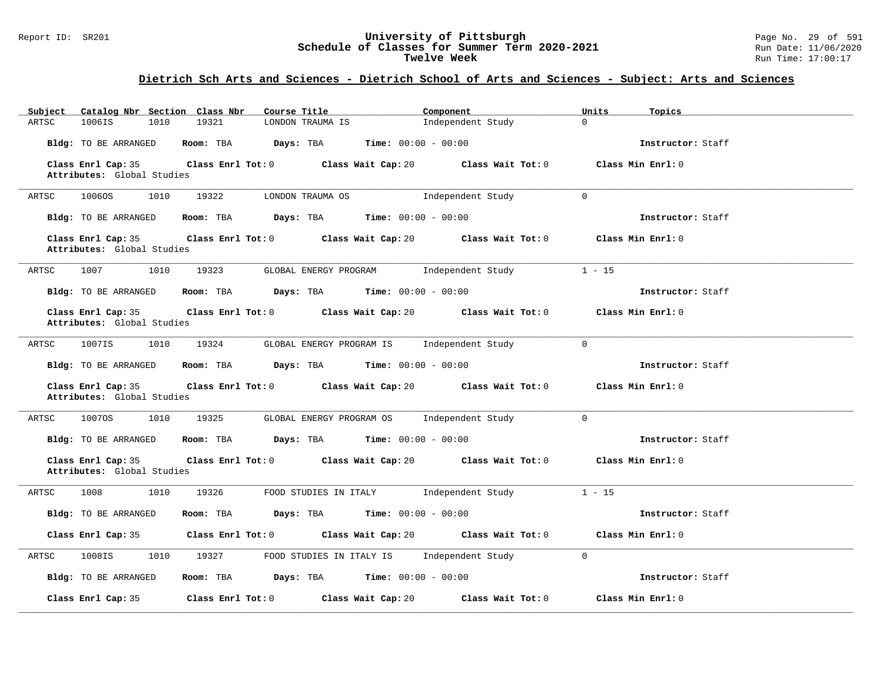## Dietrich Sch Arts and Sciences - Dietrich School of Arts and Sciences - Subject: Arts and Sciences

| Subject | Catalog Nbr | Section | Class Nbr | Course Title | Component | Units | Topics |
|---|---|---|---|---|---|---|---|
| ARTSC | 1006IS | 1010 | 19321 | LONDON TRAUMA IS | Independent Study | 0 | |

**Bldg:** TO BE ARRANGED **Room:** TBA **Days:** TBA **Time:** 00:00 - 00:00 **Instructor:** Staff

**Class Enrl Cap:** 35 **Class Enrl Tot:** 0 **Class Wait Cap:** 20 **Class Wait Tot:** 0 **Class Min Enrl:** 0
**Attributes:** Global Studies

---

| Subject | Catalog Nbr | Section | Class Nbr | Course Title | Component | Units | Topics |
|---|---|---|---|---|---|---|---|
| ARTSC | 1006OS | 1010 | 19322 | LONDON TRAUMA OS | Independent Study | 0 | |

**Bldg:** TO BE ARRANGED **Room:** TBA **Days:** TBA **Time:** 00:00 - 00:00 **Instructor:** Staff

**Class Enrl Cap:** 35 **Class Enrl Tot:** 0 **Class Wait Cap:** 20 **Class Wait Tot:** 0 **Class Min Enrl:** 0
**Attributes:** Global Studies

---

| Subject | Catalog Nbr | Section | Class Nbr | Course Title | Component | Units | Topics |
|---|---|---|---|---|---|---|---|
| ARTSC | 1007 | 1010 | 19323 | GLOBAL ENERGY PROGRAM | Independent Study | 1 - 15 | |

**Bldg:** TO BE ARRANGED **Room:** TBA **Days:** TBA **Time:** 00:00 - 00:00 **Instructor:** Staff

**Class Enrl Cap:** 35 **Class Enrl Tot:** 0 **Class Wait Cap:** 20 **Class Wait Tot:** 0 **Class Min Enrl:** 0
**Attributes:** Global Studies

---

| Subject | Catalog Nbr | Section | Class Nbr | Course Title | Component | Units | Topics |
|---|---|---|---|---|---|---|---|
| ARTSC | 1007IS | 1010 | 19324 | GLOBAL ENERGY PROGRAM IS | Independent Study | 0 | |

**Bldg:** TO BE ARRANGED **Room:** TBA **Days:** TBA **Time:** 00:00 - 00:00 **Instructor:** Staff

**Class Enrl Cap:** 35 **Class Enrl Tot:** 0 **Class Wait Cap:** 20 **Class Wait Tot:** 0 **Class Min Enrl:** 0
**Attributes:** Global Studies

---

| Subject | Catalog Nbr | Section | Class Nbr | Course Title | Component | Units | Topics |
|---|---|---|---|---|---|---|---|
| ARTSC | 1007OS | 1010 | 19325 | GLOBAL ENERGY PROGRAM OS | Independent Study | 0 | |

**Bldg:** TO BE ARRANGED **Room:** TBA **Days:** TBA **Time:** 00:00 - 00:00 **Instructor:** Staff

**Class Enrl Cap:** 35 **Class Enrl Tot:** 0 **Class Wait Cap:** 20 **Class Wait Tot:** 0 **Class Min Enrl:** 0
**Attributes:** Global Studies

---

| Subject | Catalog Nbr | Section | Class Nbr | Course Title | Component | Units | Topics |
|---|---|---|---|---|---|---|---|
| ARTSC | 1008 | 1010 | 19326 | FOOD STUDIES IN ITALY | Independent Study | 1 - 15 | |

**Bldg:** TO BE ARRANGED **Room:** TBA **Days:** TBA **Time:** 00:00 - 00:00 **Instructor:** Staff

**Class Enrl Cap:** 35 **Class Enrl Tot:** 0 **Class Wait Cap:** 20 **Class Wait Tot:** 0 **Class Min Enrl:** 0

---

| Subject | Catalog Nbr | Section | Class Nbr | Course Title | Component | Units | Topics |
|---|---|---|---|---|---|---|---|
| ARTSC | 1008IS | 1010 | 19327 | FOOD STUDIES IN ITALY IS | Independent Study | 0 | |

**Bldg:** TO BE ARRANGED **Room:** TBA **Days:** TBA **Time:** 00:00 - 00:00 **Instructor:** Staff

**Class Enrl Cap:** 35 **Class Enrl Tot:** 0 **Class Wait Cap:** 20 **Class Wait Tot:** 0 **Class Min Enrl:** 0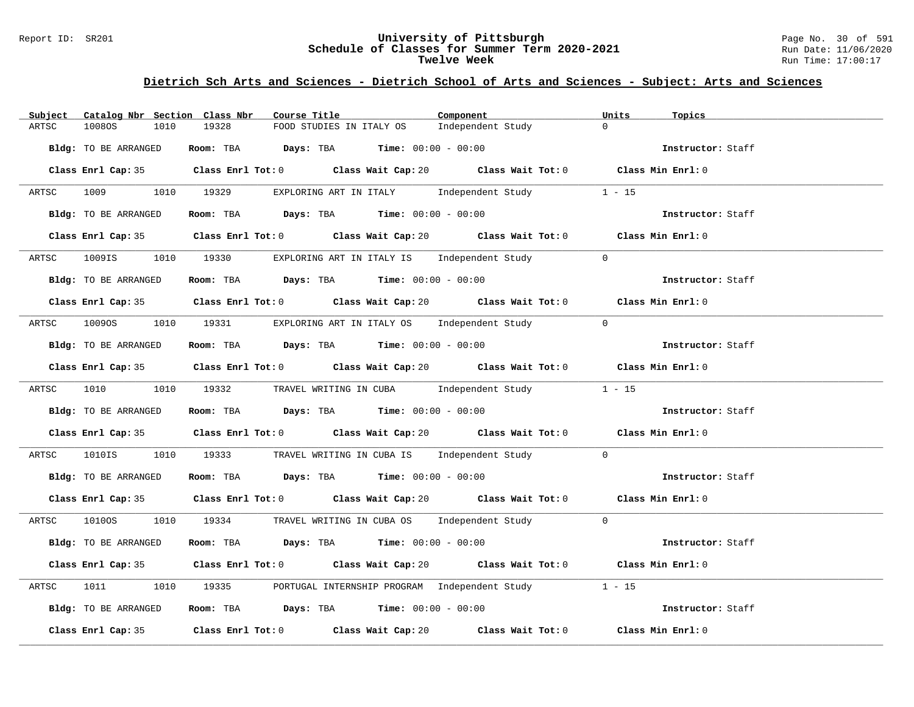## Dietrich Sch Arts and Sciences - Dietrich School of Arts and Sciences - Subject: Arts and Sciences

| Subject | Catalog Nbr | Section | Class Nbr | Course Title | Component | Units | Topics |
|---|---|---|---|---|---|---|---|
| ARTSC | 1008OS | 1010 | 19328 | FOOD STUDIES IN ITALY OS | Independent Study | 0 | |

**Bldg:** TO BE ARRANGED **Room:** TBA **Days:** TBA **Time:** 00:00 - 00:00 **Instructor:** Staff

**Class Enrl Cap:** 35 **Class Enrl Tot:** 0 **Class Wait Cap:** 20 **Class Wait Tot:** 0 **Class Min Enrl:** 0

| Subject | Catalog Nbr | Section | Class Nbr | Course Title | Component | Units | Topics |
|---|---|---|---|---|---|---|---|
| ARTSC | 1009 | 1010 | 19329 | EXPLORING ART IN ITALY | Independent Study | 1 - 15 | |

**Bldg:** TO BE ARRANGED **Room:** TBA **Days:** TBA **Time:** 00:00 - 00:00 **Instructor:** Staff

**Class Enrl Cap:** 35 **Class Enrl Tot:** 0 **Class Wait Cap:** 20 **Class Wait Tot:** 0 **Class Min Enrl:** 0

| Subject | Catalog Nbr | Section | Class Nbr | Course Title | Component | Units | Topics |
|---|---|---|---|---|---|---|---|
| ARTSC | 1009IS | 1010 | 19330 | EXPLORING ART IN ITALY IS | Independent Study | 0 | |

**Bldg:** TO BE ARRANGED **Room:** TBA **Days:** TBA **Time:** 00:00 - 00:00 **Instructor:** Staff

**Class Enrl Cap:** 35 **Class Enrl Tot:** 0 **Class Wait Cap:** 20 **Class Wait Tot:** 0 **Class Min Enrl:** 0

| Subject | Catalog Nbr | Section | Class Nbr | Course Title | Component | Units | Topics |
|---|---|---|---|---|---|---|---|
| ARTSC | 1009OS | 1010 | 19331 | EXPLORING ART IN ITALY OS | Independent Study | 0 | |

**Bldg:** TO BE ARRANGED **Room:** TBA **Days:** TBA **Time:** 00:00 - 00:00 **Instructor:** Staff

**Class Enrl Cap:** 35 **Class Enrl Tot:** 0 **Class Wait Cap:** 20 **Class Wait Tot:** 0 **Class Min Enrl:** 0

| Subject | Catalog Nbr | Section | Class Nbr | Course Title | Component | Units | Topics |
|---|---|---|---|---|---|---|---|
| ARTSC | 1010 | 1010 | 19332 | TRAVEL WRITING IN CUBA | Independent Study | 1 - 15 | |

**Bldg:** TO BE ARRANGED **Room:** TBA **Days:** TBA **Time:** 00:00 - 00:00 **Instructor:** Staff

**Class Enrl Cap:** 35 **Class Enrl Tot:** 0 **Class Wait Cap:** 20 **Class Wait Tot:** 0 **Class Min Enrl:** 0

| Subject | Catalog Nbr | Section | Class Nbr | Course Title | Component | Units | Topics |
|---|---|---|---|---|---|---|---|
| ARTSC | 1010IS | 1010 | 19333 | TRAVEL WRITING IN CUBA IS | Independent Study | 0 | |

**Bldg:** TO BE ARRANGED **Room:** TBA **Days:** TBA **Time:** 00:00 - 00:00 **Instructor:** Staff

**Class Enrl Cap:** 35 **Class Enrl Tot:** 0 **Class Wait Cap:** 20 **Class Wait Tot:** 0 **Class Min Enrl:** 0

| Subject | Catalog Nbr | Section | Class Nbr | Course Title | Component | Units | Topics |
|---|---|---|---|---|---|---|---|
| ARTSC | 1010OS | 1010 | 19334 | TRAVEL WRITING IN CUBA OS | Independent Study | 0 | |

**Bldg:** TO BE ARRANGED **Room:** TBA **Days:** TBA **Time:** 00:00 - 00:00 **Instructor:** Staff

**Class Enrl Cap:** 35 **Class Enrl Tot:** 0 **Class Wait Cap:** 20 **Class Wait Tot:** 0 **Class Min Enrl:** 0

| Subject | Catalog Nbr | Section | Class Nbr | Course Title | Component | Units | Topics |
|---|---|---|---|---|---|---|---|
| ARTSC | 1011 | 1010 | 19335 | PORTUGAL INTERNSHIP PROGRAM | Independent Study | 1 - 15 | |

**Bldg:** TO BE ARRANGED **Room:** TBA **Days:** TBA **Time:** 00:00 - 00:00 **Instructor:** Staff

**Class Enrl Cap:** 35 **Class Enrl Tot:** 0 **Class Wait Cap:** 20 **Class Wait Tot:** 0 **Class Min Enrl:** 0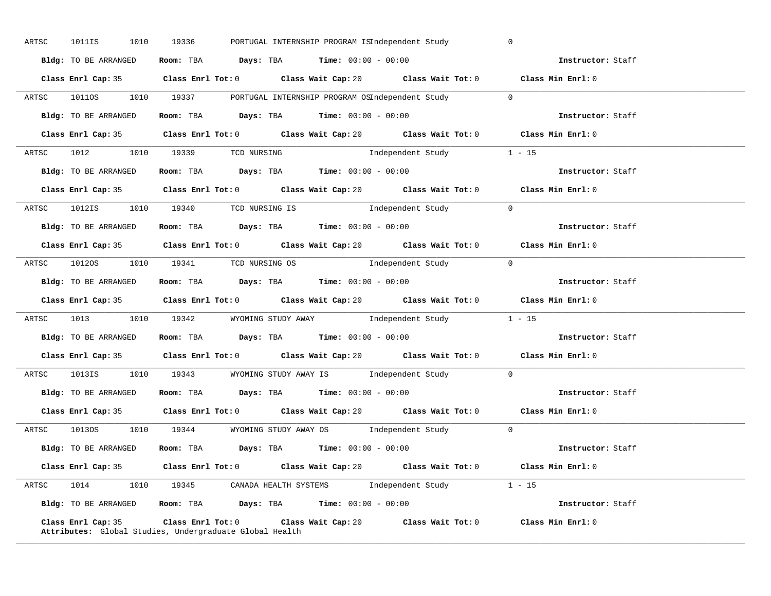ARTSC 1011IS 1010 19336 PORTUGAL INTERNSHIP PROGRAM IS Independent Study 0

**Bldg:** TO BE ARRANGED **Room:** TBA **Days:** TBA **Time:** 00:00 - 00:00 **Instructor:** Staff

**Class Enrl Cap:** 35 **Class Enrl Tot:** 0 **Class Wait Cap:** 20 **Class Wait Tot:** 0 **Class Min Enrl:** 0

---

ARTSC 1011OS 1010 19337 PORTUGAL INTERNSHIP PROGRAM OS Independent Study 0

**Bldg:** TO BE ARRANGED **Room:** TBA **Days:** TBA **Time:** 00:00 - 00:00 **Instructor:** Staff

**Class Enrl Cap:** 35 **Class Enrl Tot:** 0 **Class Wait Cap:** 20 **Class Wait Tot:** 0 **Class Min Enrl:** 0

---

ARTSC 1012 1010 19339 TCD NURSING Independent Study 1 - 15

**Bldg:** TO BE ARRANGED **Room:** TBA **Days:** TBA **Time:** 00:00 - 00:00 **Instructor:** Staff

**Class Enrl Cap:** 35 **Class Enrl Tot:** 0 **Class Wait Cap:** 20 **Class Wait Tot:** 0 **Class Min Enrl:** 0

---

ARTSC 1012IS 1010 19340 TCD NURSING IS Independent Study 0

**Bldg:** TO BE ARRANGED **Room:** TBA **Days:** TBA **Time:** 00:00 - 00:00 **Instructor:** Staff

**Class Enrl Cap:** 35 **Class Enrl Tot:** 0 **Class Wait Cap:** 20 **Class Wait Tot:** 0 **Class Min Enrl:** 0

---

ARTSC 1012OS 1010 19341 TCD NURSING OS Independent Study 0

**Bldg:** TO BE ARRANGED **Room:** TBA **Days:** TBA **Time:** 00:00 - 00:00 **Instructor:** Staff

**Class Enrl Cap:** 35 **Class Enrl Tot:** 0 **Class Wait Cap:** 20 **Class Wait Tot:** 0 **Class Min Enrl:** 0

---

ARTSC 1013 1010 19342 WYOMING STUDY AWAY Independent Study 1 - 15

**Bldg:** TO BE ARRANGED **Room:** TBA **Days:** TBA **Time:** 00:00 - 00:00 **Instructor:** Staff

**Class Enrl Cap:** 35 **Class Enrl Tot:** 0 **Class Wait Cap:** 20 **Class Wait Tot:** 0 **Class Min Enrl:** 0

---

ARTSC 1013IS 1010 19343 WYOMING STUDY AWAY IS Independent Study 0

**Bldg:** TO BE ARRANGED **Room:** TBA **Days:** TBA **Time:** 00:00 - 00:00 **Instructor:** Staff

**Class Enrl Cap:** 35 **Class Enrl Tot:** 0 **Class Wait Cap:** 20 **Class Wait Tot:** 0 **Class Min Enrl:** 0

---

ARTSC 1013OS 1010 19344 WYOMING STUDY AWAY OS Independent Study 0

**Bldg:** TO BE ARRANGED **Room:** TBA **Days:** TBA **Time:** 00:00 - 00:00 **Instructor:** Staff

**Class Enrl Cap:** 35 **Class Enrl Tot:** 0 **Class Wait Cap:** 20 **Class Wait Tot:** 0 **Class Min Enrl:** 0

---

ARTSC 1014 1010 19345 CANADA HEALTH SYSTEMS Independent Study 1 - 15

**Bldg:** TO BE ARRANGED **Room:** TBA **Days:** TBA **Time:** 00:00 - 00:00 **Instructor:** Staff

**Class Enrl Cap:** 35 **Class Enrl Tot:** 0 **Class Wait Cap:** 20 **Class Wait Tot:** 0 **Class Min Enrl:** 0

**Attributes:** Global Studies, Undergraduate Global Health

---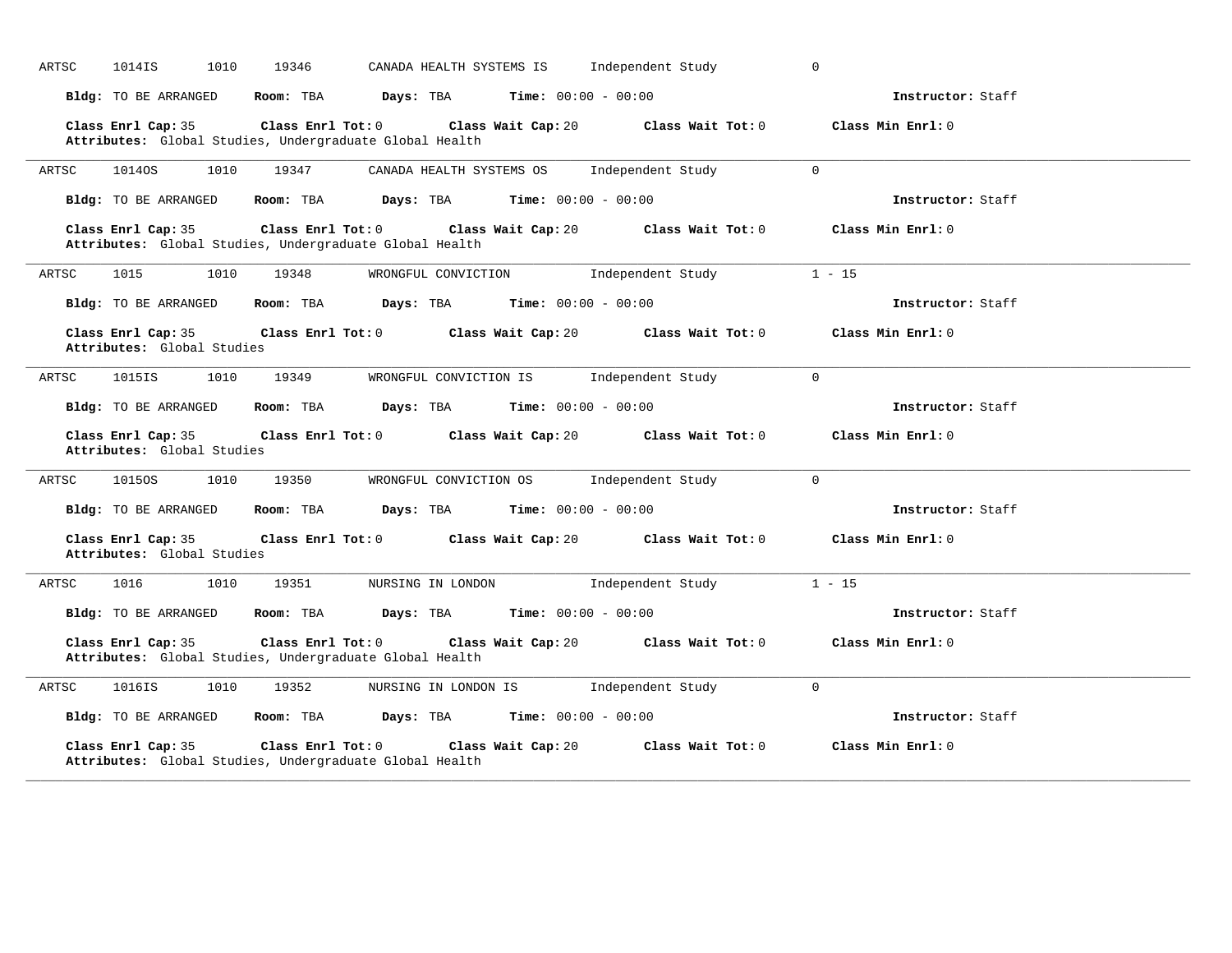ARTSC 1014IS 1010 19346 CANADA HEALTH SYSTEMS IS Independent Study 0

**Bldg:** TO BE ARRANGED **Room:** TBA **Days:** TBA **Time:** 00:00 - 00:00 **Instructor:** Staff

**Class Enrl Cap:** 35 **Class Enrl Tot:** 0 **Class Wait Cap:** 20 **Class Wait Tot:** 0 **Class Min Enrl:** 0
**Attributes:** Global Studies, Undergraduate Global Health

---

ARTSC 1014OS 1010 19347 CANADA HEALTH SYSTEMS OS Independent Study 0

**Bldg:** TO BE ARRANGED **Room:** TBA **Days:** TBA **Time:** 00:00 - 00:00 **Instructor:** Staff

**Class Enrl Cap:** 35 **Class Enrl Tot:** 0 **Class Wait Cap:** 20 **Class Wait Tot:** 0 **Class Min Enrl:** 0
**Attributes:** Global Studies, Undergraduate Global Health

---

ARTSC 1015 1010 19348 WRONGFUL CONVICTION Independent Study 1 - 15

**Bldg:** TO BE ARRANGED **Room:** TBA **Days:** TBA **Time:** 00:00 - 00:00 **Instructor:** Staff

**Class Enrl Cap:** 35 **Class Enrl Tot:** 0 **Class Wait Cap:** 20 **Class Wait Tot:** 0 **Class Min Enrl:** 0
**Attributes:** Global Studies

---

ARTSC 1015IS 1010 19349 WRONGFUL CONVICTION IS Independent Study 0

**Bldg:** TO BE ARRANGED **Room:** TBA **Days:** TBA **Time:** 00:00 - 00:00 **Instructor:** Staff

**Class Enrl Cap:** 35 **Class Enrl Tot:** 0 **Class Wait Cap:** 20 **Class Wait Tot:** 0 **Class Min Enrl:** 0
**Attributes:** Global Studies

---

ARTSC 1015OS 1010 19350 WRONGFUL CONVICTION OS Independent Study 0

**Bldg:** TO BE ARRANGED **Room:** TBA **Days:** TBA **Time:** 00:00 - 00:00 **Instructor:** Staff

**Class Enrl Cap:** 35 **Class Enrl Tot:** 0 **Class Wait Cap:** 20 **Class Wait Tot:** 0 **Class Min Enrl:** 0
**Attributes:** Global Studies

---

ARTSC 1016 1010 19351 NURSING IN LONDON Independent Study 1 - 15

**Bldg:** TO BE ARRANGED **Room:** TBA **Days:** TBA **Time:** 00:00 - 00:00 **Instructor:** Staff

**Class Enrl Cap:** 35 **Class Enrl Tot:** 0 **Class Wait Cap:** 20 **Class Wait Tot:** 0 **Class Min Enrl:** 0
**Attributes:** Global Studies, Undergraduate Global Health

---

ARTSC 1016IS 1010 19352 NURSING IN LONDON IS Independent Study 0

**Bldg:** TO BE ARRANGED **Room:** TBA **Days:** TBA **Time:** 00:00 - 00:00 **Instructor:** Staff

**Class Enrl Cap:** 35 **Class Enrl Tot:** 0 **Class Wait Cap:** 20 **Class Wait Tot:** 0 **Class Min Enrl:** 0
**Attributes:** Global Studies, Undergraduate Global Health

---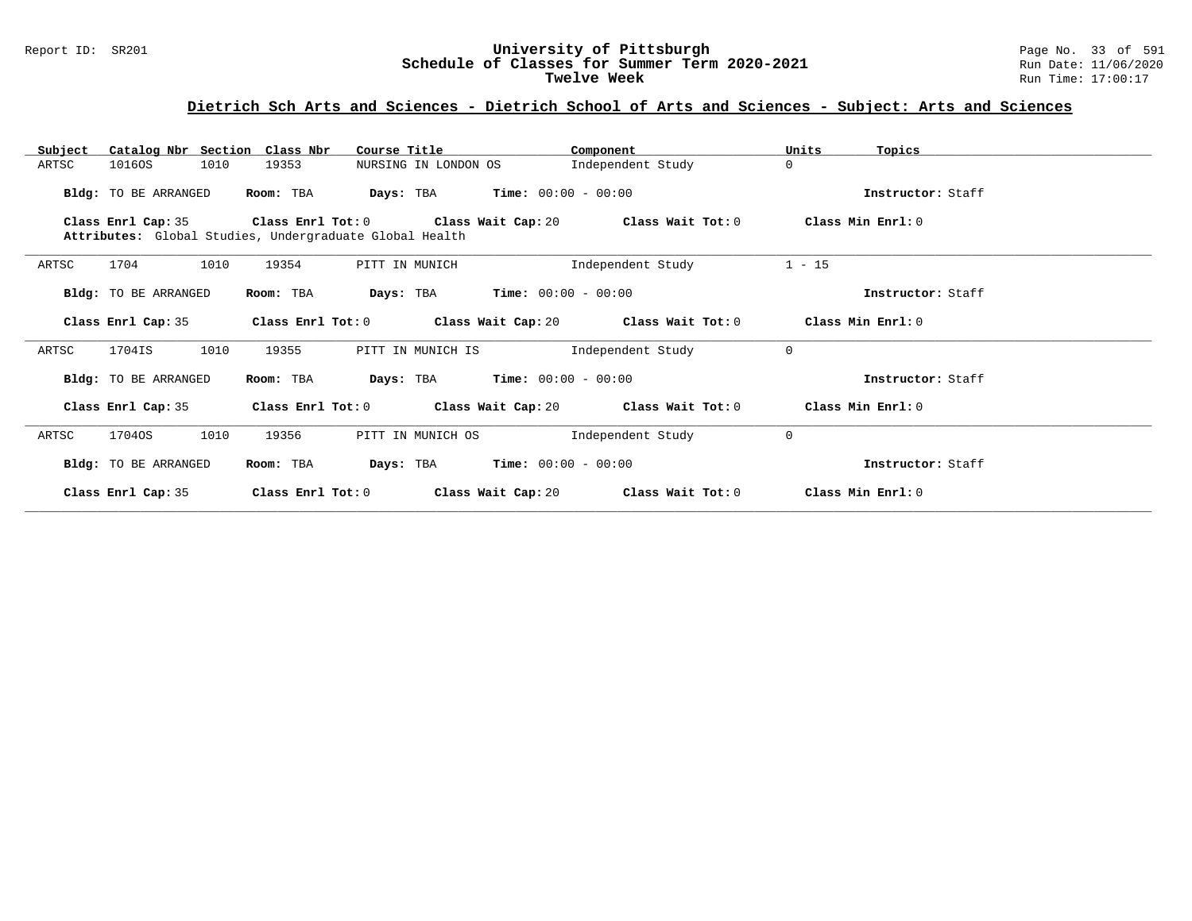## Dietrich Sch Arts and Sciences - Dietrich School of Arts and Sciences - Subject: Arts and Sciences

| Subject | Catalog Nbr | Section | Class Nbr | Course Title | Component | Units | Topics |
|---|---|---|---|---|---|---|---|
| ARTSC | 1016OS | 1010 | 19353 | NURSING IN LONDON OS | Independent Study | 0 | |

**Bldg:** TO BE ARRANGED **Room:** TBA **Days:** TBA **Time:** 00:00 - 00:00 **Instructor:** Staff

**Class Enrl Cap:** 35 **Class Enrl Tot:** 0 **Class Wait Cap:** 20 **Class Wait Tot:** 0 **Class Min Enrl:** 0

**Attributes:** Global Studies, Undergraduate Global Health

---

| Subject | Catalog Nbr | Section | Class Nbr | Course Title | Component | Units | Topics |
|---|---|---|---|---|---|---|---|
| ARTSC | 1704 | 1010 | 19354 | PITT IN MUNICH | Independent Study | 1 - 15 | |

**Bldg:** TO BE ARRANGED **Room:** TBA **Days:** TBA **Time:** 00:00 - 00:00 **Instructor:** Staff

**Class Enrl Cap:** 35 **Class Enrl Tot:** 0 **Class Wait Cap:** 20 **Class Wait Tot:** 0 **Class Min Enrl:** 0

---

| Subject | Catalog Nbr | Section | Class Nbr | Course Title | Component | Units | Topics |
|---|---|---|---|---|---|---|---|
| ARTSC | 1704IS | 1010 | 19355 | PITT IN MUNICH IS | Independent Study | 0 | |

**Bldg:** TO BE ARRANGED **Room:** TBA **Days:** TBA **Time:** 00:00 - 00:00 **Instructor:** Staff

**Class Enrl Cap:** 35 **Class Enrl Tot:** 0 **Class Wait Cap:** 20 **Class Wait Tot:** 0 **Class Min Enrl:** 0

---

| Subject | Catalog Nbr | Section | Class Nbr | Course Title | Component | Units | Topics |
|---|---|---|---|---|---|---|---|
| ARTSC | 1704OS | 1010 | 19356 | PITT IN MUNICH OS | Independent Study | 0 | |

**Bldg:** TO BE ARRANGED **Room:** TBA **Days:** TBA **Time:** 00:00 - 00:00 **Instructor:** Staff

**Class Enrl Cap:** 35 **Class Enrl Tot:** 0 **Class Wait Cap:** 20 **Class Wait Tot:** 0 **Class Min Enrl:** 0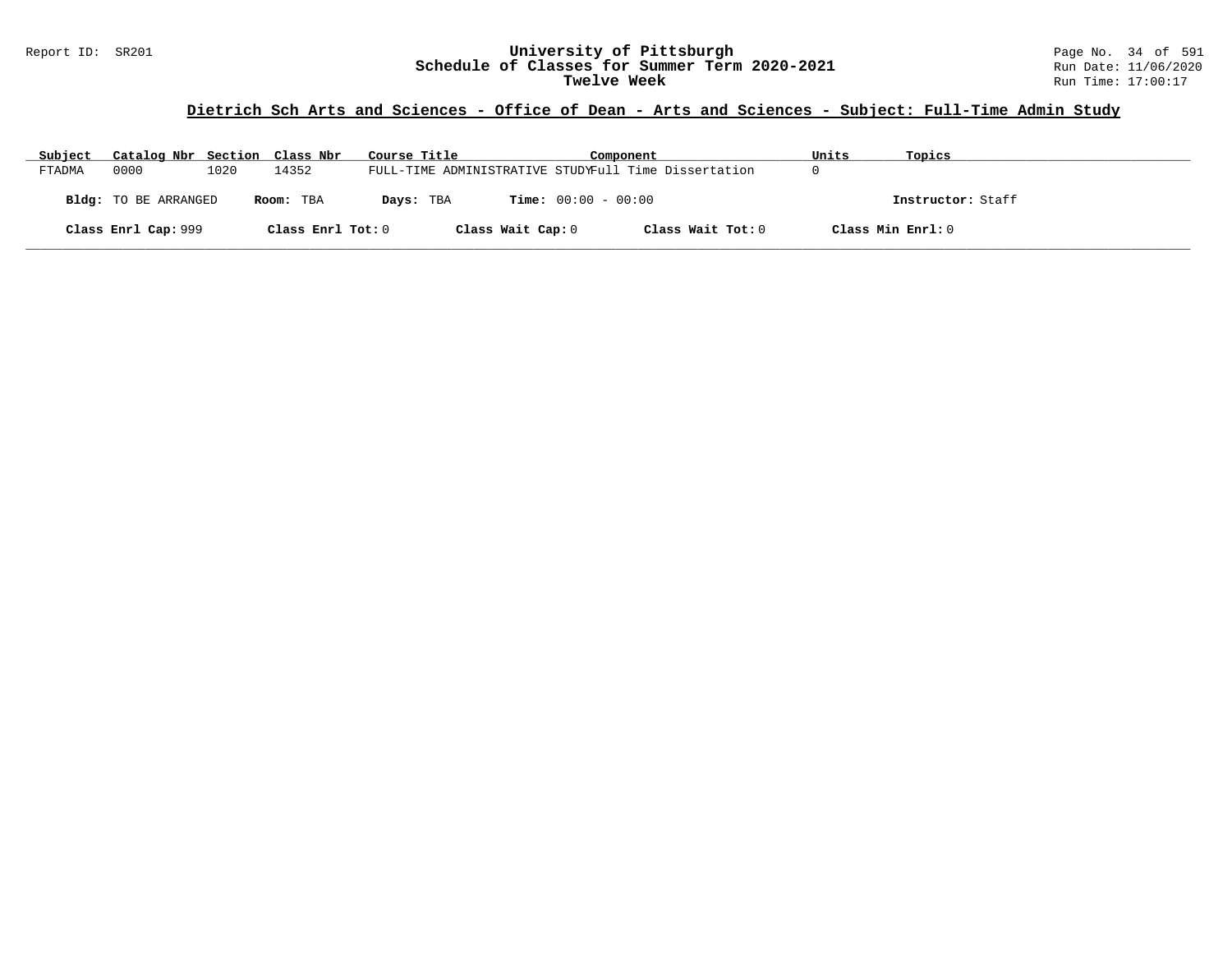Report ID: SR201

# University of Pittsburgh
## Schedule of Classes for Summer Term 2020-2021
### Twelve Week

Run Date: 11/06/2020
Run Time: 17:00:17

**Dietrich Sch Arts and Sciences - Office of Dean - Arts and Sciences - Subject: Full-Time Admin Study**

| Subject | Catalog Nbr | Section | Class Nbr | Course Title | Component | Units | Topics |
|---|---|---|---|---|---|---|---|
| FTADMA | 0000 | 1020 | 14352 | FULL-TIME ADMINISTRATIVE STUDY | Full Time Dissertation | 0 | |

**Bldg:** TO BE ARRANGED **Room:** TBA **Days:** TBA **Time:** 00:00 - 00:00 **Instructor:** Staff

**Class Enrl Cap:** 999 **Class Enrl Tot:** 0 **Class Wait Cap:** 0 **Class Wait Tot:** 0 **Class Min Enrl:** 0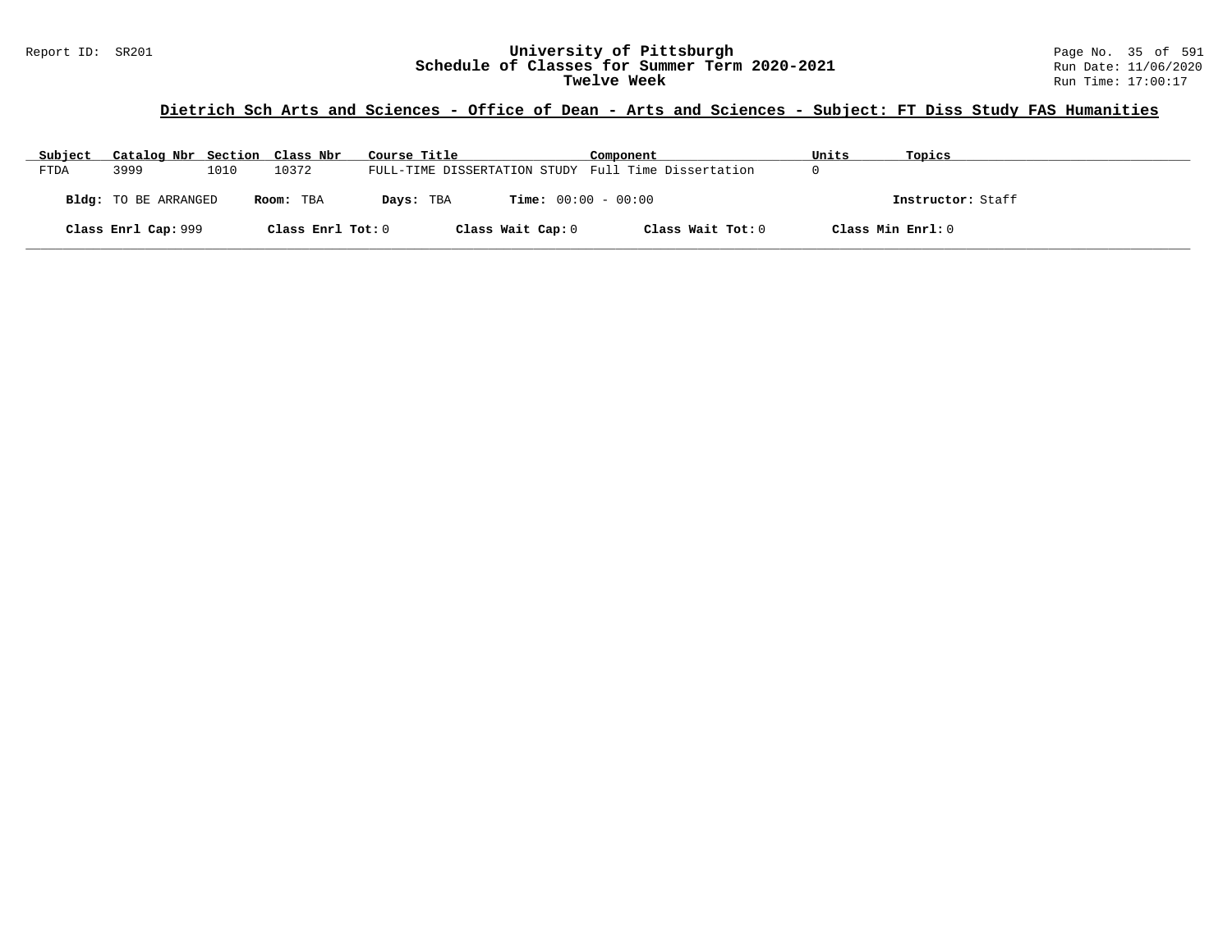## Dietrich Sch Arts and Sciences - Office of Dean - Arts and Sciences - Subject: FT Diss Study FAS Humanities

| Subject | Catalog Nbr | Section | Class Nbr | Course Title | Component | Units | Topics |
|---|---|---|---|---|---|---|---|
| FTDA | 3999 | 1010 | 10372 | FULL-TIME DISSERTATION STUDY | Full Time Dissertation | 0 | |

**Bldg:** TO BE ARRANGED **Room:** TBA **Days:** TBA **Time:** 00:00 - 00:00 **Instructor:** Staff

**Class Enrl Cap:** 999 **Class Enrl Tot:** 0 **Class Wait Cap:** 0 **Class Wait Tot:** 0 **Class Min Enrl:** 0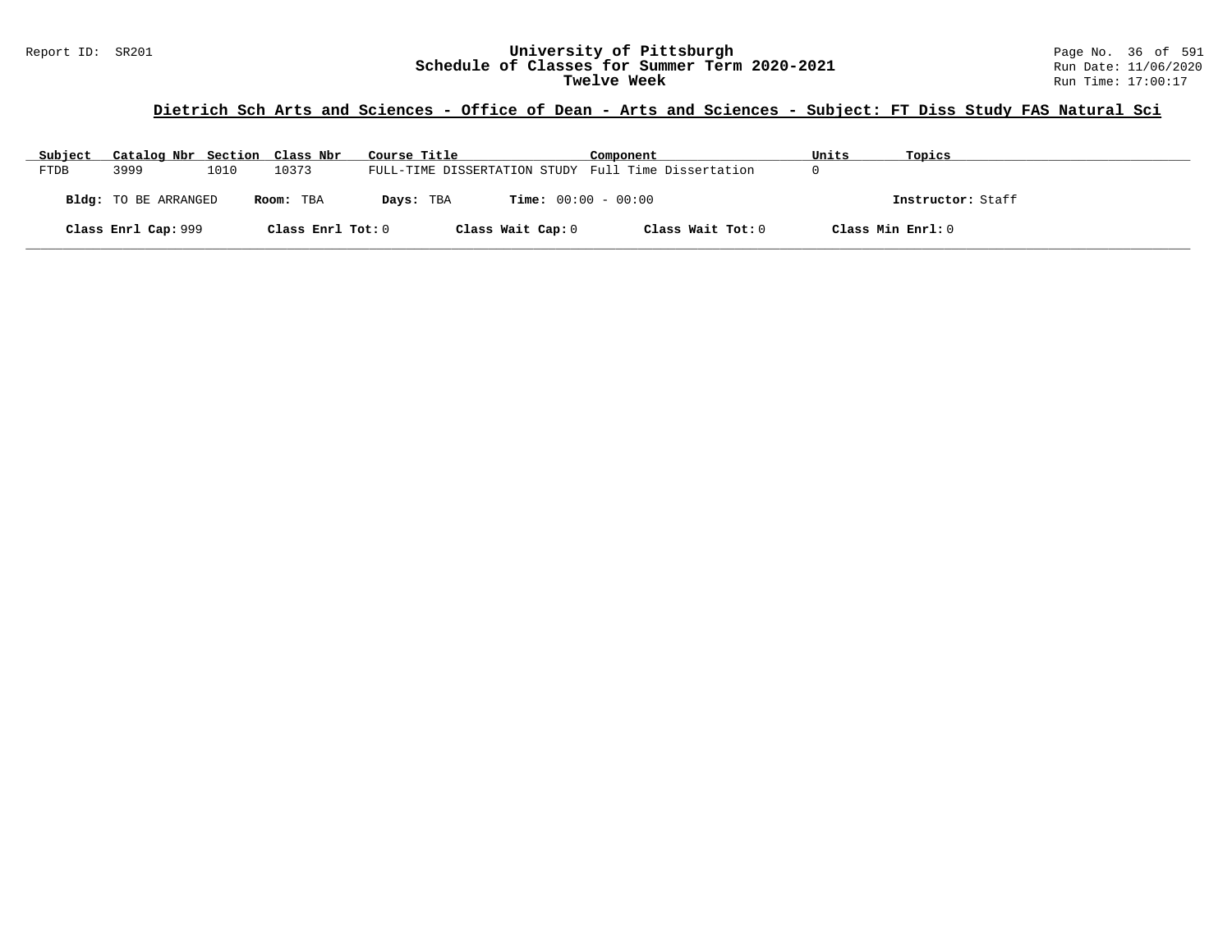# University of Pittsburgh
## Schedule of Classes for Summer Term 2020-2021
### Twelve Week

Report ID: SR201

Run Date: 11/06/2020
Run Time: 17:00:17

**Dietrich Sch Arts and Sciences - Office of Dean - Arts and Sciences - Subject: FT Diss Study FAS Natural Sci**

| Subject | Catalog Nbr | Section | Class Nbr | Course Title | Component | Units | Topics |
|---|---|---|---|---|---|---|---|
| FTDB | 3999 | 1010 | 10373 | FULL-TIME DISSERTATION STUDY | Full Time Dissertation | 0 | |

**Bldg:** TO BE ARRANGED **Room:** TBA **Days:** TBA **Time:** 00:00 - 00:00 **Instructor:** Staff

**Class Enrl Cap:** 999 **Class Enrl Tot:** 0 **Class Wait Cap:** 0 **Class Wait Tot:** 0 **Class Min Enrl:** 0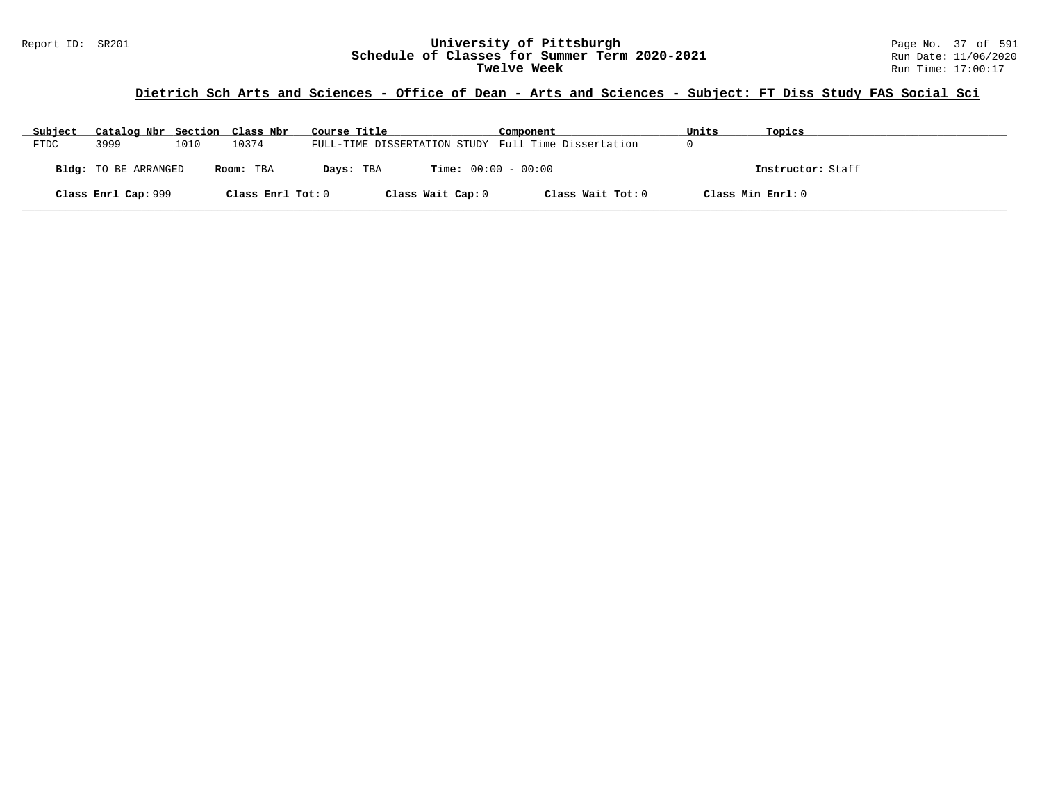Report ID: SR201

# University of Pittsburgh
## Schedule of Classes for Summer Term 2020-2021
### Twelve Week

Run Date: 11/06/2020
Run Time: 17:00:17

**Dietrich Sch Arts and Sciences - Office of Dean - Arts and Sciences - Subject: FT Diss Study FAS Social Sci**

| Subject | Catalog Nbr | Section | Class Nbr | Course Title | Component | Units | Topics |
|---|---|---|---|---|---|---|---|
| FTDC | 3999 | 1010 | 10374 | FULL-TIME DISSERTATION STUDY | Full Time Dissertation | 0 | |

**Bldg:** TO BE ARRANGED **Room:** TBA **Days:** TBA **Time:** 00:00 - 00:00 **Instructor:** Staff

**Class Enrl Cap:** 999 **Class Enrl Tot:** 0 **Class Wait Cap:** 0 **Class Wait Tot:** 0 **Class Min Enrl:** 0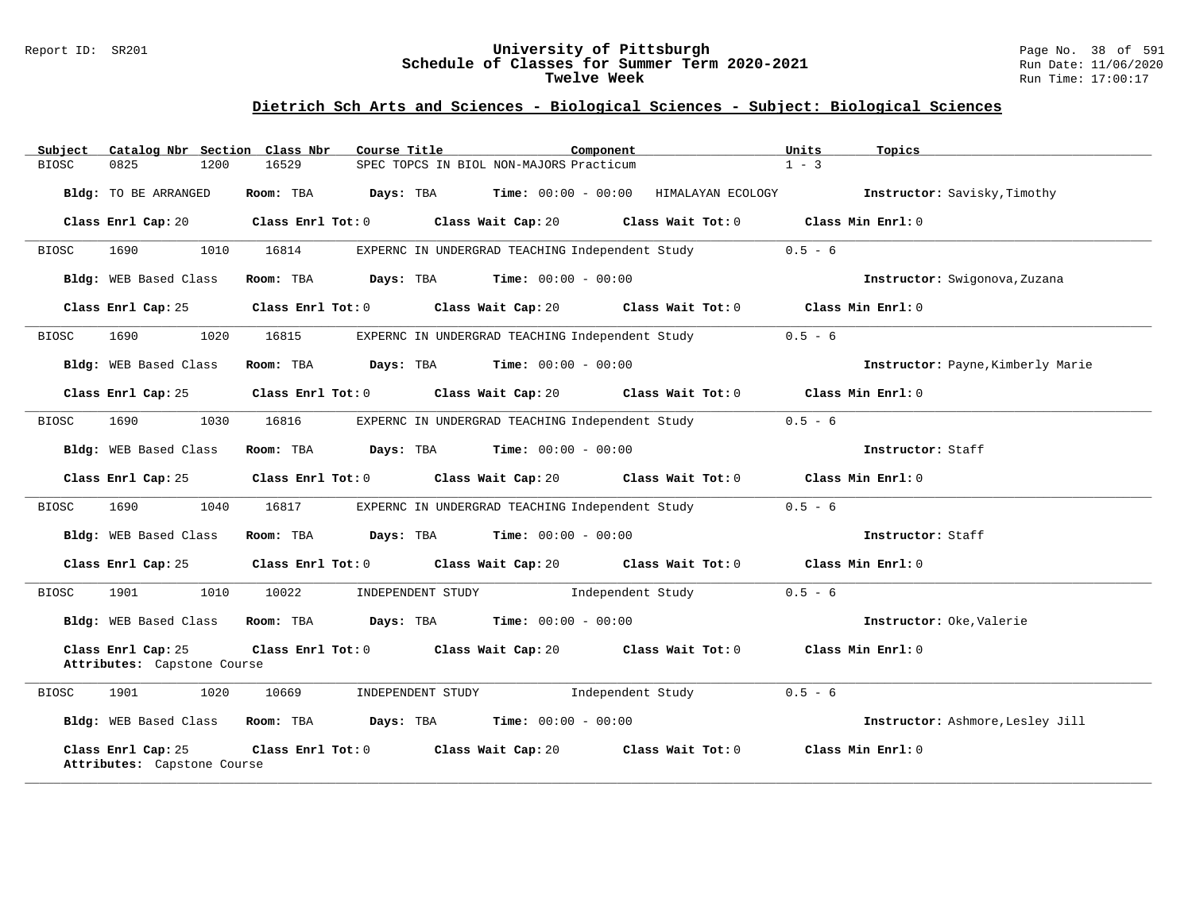## Dietrich Sch Arts and Sciences - Biological Sciences - Subject: Biological Sciences

| Subject | Catalog Nbr | Section | Class Nbr | Course Title | Component | Units | Topics |
|---|---|---|---|---|---|---|---|
| BIOSC | 0825 | 1200 | 16529 | SPEC TOPCS IN BIOL NON-MAJORS | Practicum | 1 - 3 | |

**Bldg:** TO BE ARRANGED **Room:** TBA **Days:** TBA **Time:** 00:00 - 00:00 HIMALAYAN ECOLOGY **Instructor:** Savisky,Timothy

**Class Enrl Cap:** 20 **Class Enrl Tot:** 0 **Class Wait Cap:** 20 **Class Wait Tot:** 0 **Class Min Enrl:** 0

---

| Subject | Catalog Nbr | Section | Class Nbr | Course Title | Component | Units |
|---|---|---|---|---|---|---|
| BIOSC | 1690 | 1010 | 16814 | EXPERNC IN UNDERGRAD TEACHING | Independent Study | 0.5 - 6 |

**Bldg:** WEB Based Class **Room:** TBA **Days:** TBA **Time:** 00:00 - 00:00 **Instructor:** Swigonova,Zuzana

**Class Enrl Cap:** 25 **Class Enrl Tot:** 0 **Class Wait Cap:** 20 **Class Wait Tot:** 0 **Class Min Enrl:** 0

---

| Subject | Catalog Nbr | Section | Class Nbr | Course Title | Component | Units |
|---|---|---|---|---|---|---|
| BIOSC | 1690 | 1020 | 16815 | EXPERNC IN UNDERGRAD TEACHING | Independent Study | 0.5 - 6 |

**Bldg:** WEB Based Class **Room:** TBA **Days:** TBA **Time:** 00:00 - 00:00 **Instructor:** Payne,Kimberly Marie

**Class Enrl Cap:** 25 **Class Enrl Tot:** 0 **Class Wait Cap:** 20 **Class Wait Tot:** 0 **Class Min Enrl:** 0

---

| Subject | Catalog Nbr | Section | Class Nbr | Course Title | Component | Units |
|---|---|---|---|---|---|---|
| BIOSC | 1690 | 1030 | 16816 | EXPERNC IN UNDERGRAD TEACHING | Independent Study | 0.5 - 6 |

**Bldg:** WEB Based Class **Room:** TBA **Days:** TBA **Time:** 00:00 - 00:00 **Instructor:** Staff

**Class Enrl Cap:** 25 **Class Enrl Tot:** 0 **Class Wait Cap:** 20 **Class Wait Tot:** 0 **Class Min Enrl:** 0

---

| Subject | Catalog Nbr | Section | Class Nbr | Course Title | Component | Units |
|---|---|---|---|---|---|---|
| BIOSC | 1690 | 1040 | 16817 | EXPERNC IN UNDERGRAD TEACHING | Independent Study | 0.5 - 6 |

**Bldg:** WEB Based Class **Room:** TBA **Days:** TBA **Time:** 00:00 - 00:00 **Instructor:** Staff

**Class Enrl Cap:** 25 **Class Enrl Tot:** 0 **Class Wait Cap:** 20 **Class Wait Tot:** 0 **Class Min Enrl:** 0

---

| Subject | Catalog Nbr | Section | Class Nbr | Course Title | Component | Units |
|---|---|---|---|---|---|---|
| BIOSC | 1901 | 1010 | 10022 | INDEPENDENT STUDY | Independent Study | 0.5 - 6 |

**Bldg:** WEB Based Class **Room:** TBA **Days:** TBA **Time:** 00:00 - 00:00 **Instructor:** Oke,Valerie

**Class Enrl Cap:** 25 **Class Enrl Tot:** 0 **Class Wait Cap:** 20 **Class Wait Tot:** 0 **Class Min Enrl:** 0
**Attributes:** Capstone Course

---

| Subject | Catalog Nbr | Section | Class Nbr | Course Title | Component | Units |
|---|---|---|---|---|---|---|
| BIOSC | 1901 | 1020 | 10669 | INDEPENDENT STUDY | Independent Study | 0.5 - 6 |

**Bldg:** WEB Based Class **Room:** TBA **Days:** TBA **Time:** 00:00 - 00:00 **Instructor:** Ashmore,Lesley Jill

**Class Enrl Cap:** 25 **Class Enrl Tot:** 0 **Class Wait Cap:** 20 **Class Wait Tot:** 0 **Class Min Enrl:** 0
**Attributes:** Capstone Course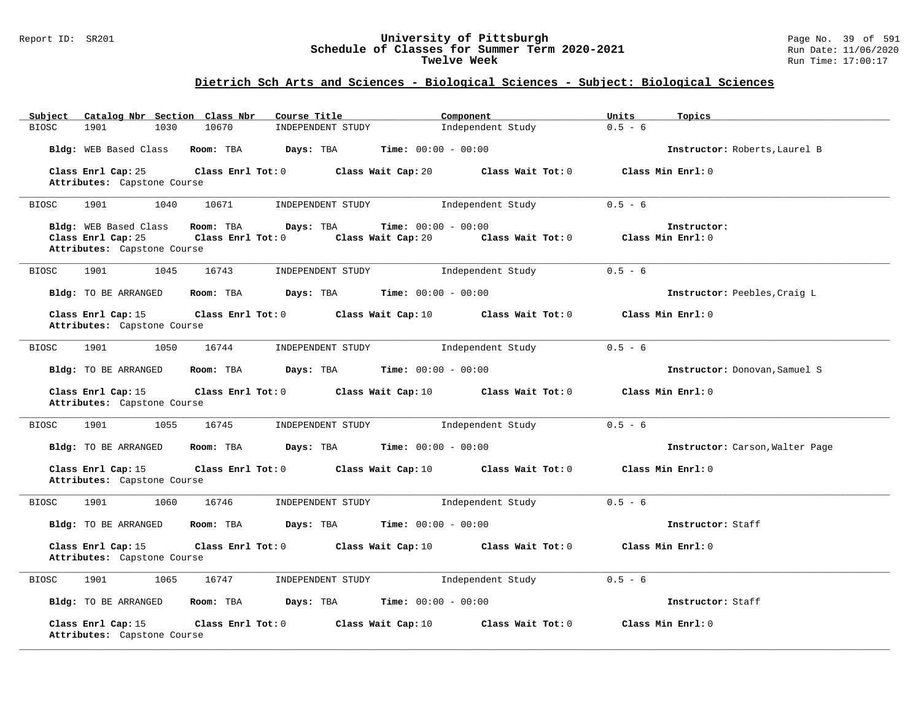## Dietrich Sch Arts and Sciences - Biological Sciences - Subject: Biological Sciences

| Subject | Catalog Nbr | Section | Class Nbr | Course Title | Component | Units | Topics |
|---|---|---|---|---|---|---|---|
| BIOSC | 1901 | 1030 | 10670 | INDEPENDENT STUDY | Independent Study | 0.5 - 6 | |

**Bldg:** WEB Based Class **Room:** TBA **Days:** TBA **Time:** 00:00 - 00:00 **Instructor:** Roberts,Laurel B

**Class Enrl Cap:** 25 **Class Enrl Tot:** 0 **Class Wait Cap:** 20 **Class Wait Tot:** 0 **Class Min Enrl:** 0
**Attributes:** Capstone Course

---

| Subject | Catalog Nbr | Section | Class Nbr | Course Title | Component | Units | Topics |
|---|---|---|---|---|---|---|---|
| BIOSC | 1901 | 1040 | 10671 | INDEPENDENT STUDY | Independent Study | 0.5 - 6 | |

**Bldg:** WEB Based Class **Room:** TBA **Days:** TBA **Time:** 00:00 - 00:00 **Instructor:**
**Class Enrl Cap:** 25 **Class Enrl Tot:** 0 **Class Wait Cap:** 20 **Class Wait Tot:** 0 **Class Min Enrl:** 0
**Attributes:** Capstone Course

---

| Subject | Catalog Nbr | Section | Class Nbr | Course Title | Component | Units | Topics |
|---|---|---|---|---|---|---|---|
| BIOSC | 1901 | 1045 | 16743 | INDEPENDENT STUDY | Independent Study | 0.5 - 6 | |

**Bldg:** TO BE ARRANGED **Room:** TBA **Days:** TBA **Time:** 00:00 - 00:00 **Instructor:** Peebles,Craig L

**Class Enrl Cap:** 15 **Class Enrl Tot:** 0 **Class Wait Cap:** 10 **Class Wait Tot:** 0 **Class Min Enrl:** 0
**Attributes:** Capstone Course

---

| Subject | Catalog Nbr | Section | Class Nbr | Course Title | Component | Units | Topics |
|---|---|---|---|---|---|---|---|
| BIOSC | 1901 | 1050 | 16744 | INDEPENDENT STUDY | Independent Study | 0.5 - 6 | |

**Bldg:** TO BE ARRANGED **Room:** TBA **Days:** TBA **Time:** 00:00 - 00:00 **Instructor:** Donovan,Samuel S

**Class Enrl Cap:** 15 **Class Enrl Tot:** 0 **Class Wait Cap:** 10 **Class Wait Tot:** 0 **Class Min Enrl:** 0
**Attributes:** Capstone Course

---

| Subject | Catalog Nbr | Section | Class Nbr | Course Title | Component | Units | Topics |
|---|---|---|---|---|---|---|---|
| BIOSC | 1901 | 1055 | 16745 | INDEPENDENT STUDY | Independent Study | 0.5 - 6 | |

**Bldg:** TO BE ARRANGED **Room:** TBA **Days:** TBA **Time:** 00:00 - 00:00 **Instructor:** Carson,Walter Page

**Class Enrl Cap:** 15 **Class Enrl Tot:** 0 **Class Wait Cap:** 10 **Class Wait Tot:** 0 **Class Min Enrl:** 0
**Attributes:** Capstone Course

---

| Subject | Catalog Nbr | Section | Class Nbr | Course Title | Component | Units | Topics |
|---|---|---|---|---|---|---|---|
| BIOSC | 1901 | 1060 | 16746 | INDEPENDENT STUDY | Independent Study | 0.5 - 6 | |

**Bldg:** TO BE ARRANGED **Room:** TBA **Days:** TBA **Time:** 00:00 - 00:00 **Instructor:** Staff

**Class Enrl Cap:** 15 **Class Enrl Tot:** 0 **Class Wait Cap:** 10 **Class Wait Tot:** 0 **Class Min Enrl:** 0
**Attributes:** Capstone Course

---

| Subject | Catalog Nbr | Section | Class Nbr | Course Title | Component | Units | Topics |
|---|---|---|---|---|---|---|---|
| BIOSC | 1901 | 1065 | 16747 | INDEPENDENT STUDY | Independent Study | 0.5 - 6 | |

**Bldg:** TO BE ARRANGED **Room:** TBA **Days:** TBA **Time:** 00:00 - 00:00 **Instructor:** Staff

**Class Enrl Cap:** 15 **Class Enrl Tot:** 0 **Class Wait Cap:** 10 **Class Wait Tot:** 0 **Class Min Enrl:** 0
**Attributes:** Capstone Course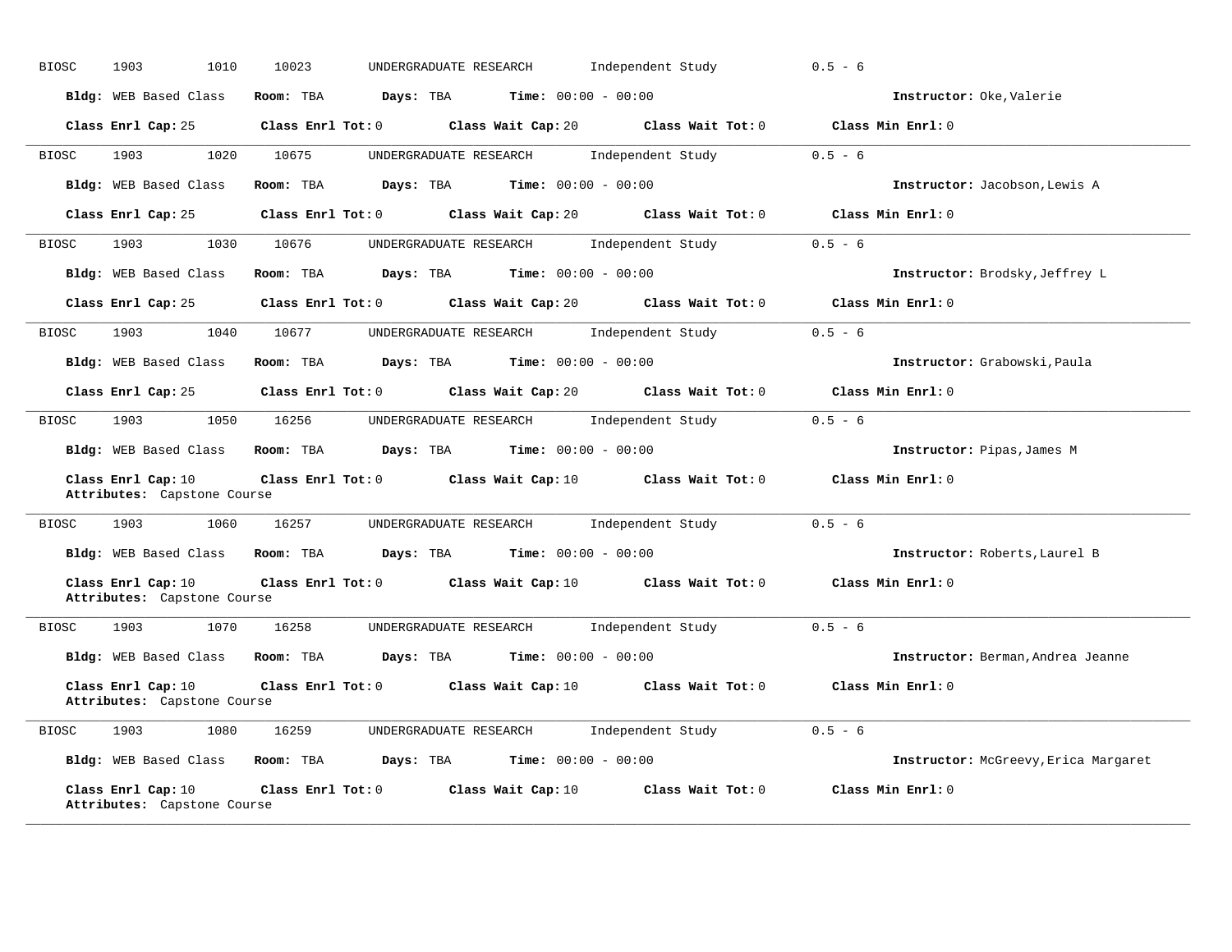BIOSC 1903 1010 10023 UNDERGRADUATE RESEARCH Independent Study 0.5 - 6

**Bldg:** WEB Based Class **Room:** TBA **Days:** TBA **Time:** 00:00 - 00:00 **Instructor:** Oke,Valerie

**Class Enrl Cap:** 25 **Class Enrl Tot:** 0 **Class Wait Cap:** 20 **Class Wait Tot:** 0 **Class Min Enrl:** 0

---

BIOSC 1903 1020 10675 UNDERGRADUATE RESEARCH Independent Study 0.5 - 6

**Bldg:** WEB Based Class **Room:** TBA **Days:** TBA **Time:** 00:00 - 00:00 **Instructor:** Jacobson,Lewis A

**Class Enrl Cap:** 25 **Class Enrl Tot:** 0 **Class Wait Cap:** 20 **Class Wait Tot:** 0 **Class Min Enrl:** 0

---

BIOSC 1903 1030 10676 UNDERGRADUATE RESEARCH Independent Study 0.5 - 6

**Bldg:** WEB Based Class **Room:** TBA **Days:** TBA **Time:** 00:00 - 00:00 **Instructor:** Brodsky,Jeffrey L

**Class Enrl Cap:** 25 **Class Enrl Tot:** 0 **Class Wait Cap:** 20 **Class Wait Tot:** 0 **Class Min Enrl:** 0

---

BIOSC 1903 1040 10677 UNDERGRADUATE RESEARCH Independent Study 0.5 - 6

**Bldg:** WEB Based Class **Room:** TBA **Days:** TBA **Time:** 00:00 - 00:00 **Instructor:** Grabowski,Paula

**Class Enrl Cap:** 25 **Class Enrl Tot:** 0 **Class Wait Cap:** 20 **Class Wait Tot:** 0 **Class Min Enrl:** 0

---

BIOSC 1903 1050 16256 UNDERGRADUATE RESEARCH Independent Study 0.5 - 6

**Bldg:** WEB Based Class **Room:** TBA **Days:** TBA **Time:** 00:00 - 00:00 **Instructor:** Pipas,James M

**Class Enrl Cap:** 10 **Class Enrl Tot:** 0 **Class Wait Cap:** 10 **Class Wait Tot:** 0 **Class Min Enrl:** 0
**Attributes:** Capstone Course

---

BIOSC 1903 1060 16257 UNDERGRADUATE RESEARCH Independent Study 0.5 - 6

**Bldg:** WEB Based Class **Room:** TBA **Days:** TBA **Time:** 00:00 - 00:00 **Instructor:** Roberts,Laurel B

**Class Enrl Cap:** 10 **Class Enrl Tot:** 0 **Class Wait Cap:** 10 **Class Wait Tot:** 0 **Class Min Enrl:** 0
**Attributes:** Capstone Course

---

BIOSC 1903 1070 16258 UNDERGRADUATE RESEARCH Independent Study 0.5 - 6

**Bldg:** WEB Based Class **Room:** TBA **Days:** TBA **Time:** 00:00 - 00:00 **Instructor:** Berman,Andrea Jeanne

**Class Enrl Cap:** 10 **Class Enrl Tot:** 0 **Class Wait Cap:** 10 **Class Wait Tot:** 0 **Class Min Enrl:** 0
**Attributes:** Capstone Course

---

BIOSC 1903 1080 16259 UNDERGRADUATE RESEARCH Independent Study 0.5 - 6

**Bldg:** WEB Based Class **Room:** TBA **Days:** TBA **Time:** 00:00 - 00:00 **Instructor:** McGreevy,Erica Margaret

**Class Enrl Cap:** 10 **Class Enrl Tot:** 0 **Class Wait Cap:** 10 **Class Wait Tot:** 0 **Class Min Enrl:** 0
**Attributes:** Capstone Course

---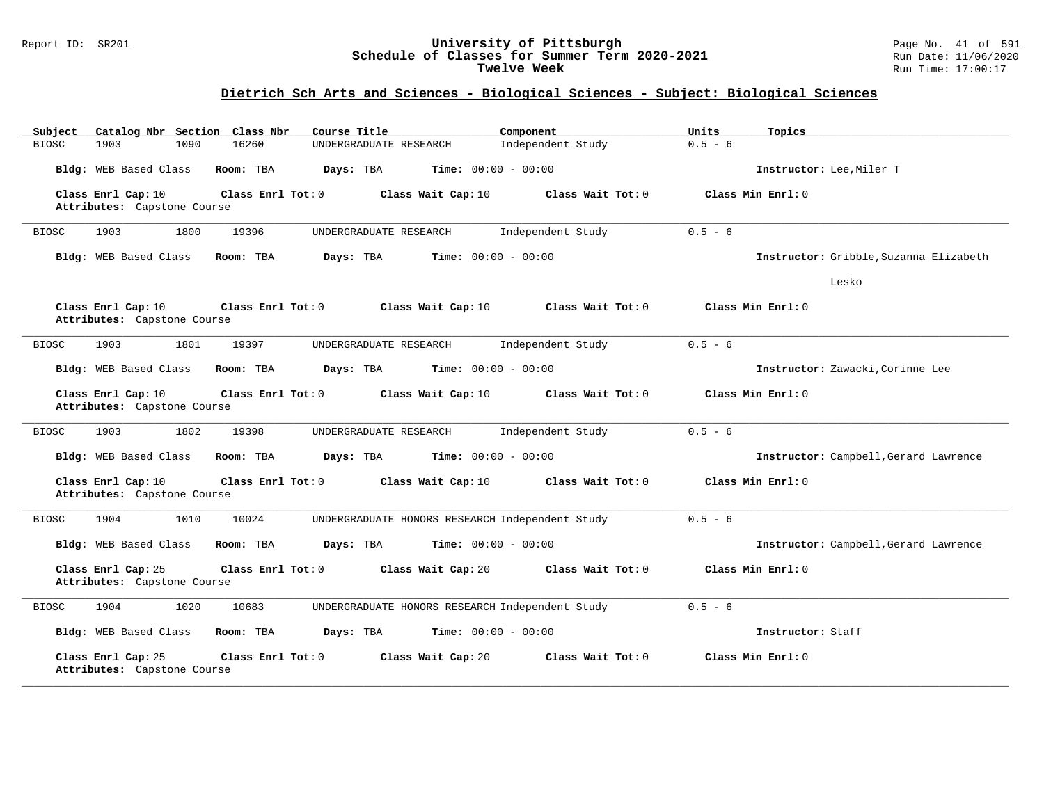## Dietrich Sch Arts and Sciences - Biological Sciences - Subject: Biological Sciences

| Subject | Catalog Nbr | Section | Class Nbr | Course Title | Component | Units | Topics |
|---|---|---|---|---|---|---|---|
| BIOSC | 1903 | 1090 | 16260 | UNDERGRADUATE RESEARCH | Independent Study | 0.5 - 6 | |

**Bldg:** WEB Based Class **Room:** TBA **Days:** TBA **Time:** 00:00 - 00:00 **Instructor:** Lee,Miler T

**Class Enrl Cap:** 10 **Class Enrl Tot:** 0 **Class Wait Cap:** 10 **Class Wait Tot:** 0 **Class Min Enrl:** 0

**Attributes:** Capstone Course

---

| Subject | Catalog Nbr | Section | Class Nbr | Course Title | Component | Units | Topics |
|---|---|---|---|---|---|---|---|
| BIOSC | 1903 | 1800 | 19396 | UNDERGRADUATE RESEARCH | Independent Study | 0.5 - 6 | |

**Bldg:** WEB Based Class **Room:** TBA **Days:** TBA **Time:** 00:00 - 00:00 **Instructor:** Gribble,Suzanna Elizabeth Lesko

**Class Enrl Cap:** 10 **Class Enrl Tot:** 0 **Class Wait Cap:** 10 **Class Wait Tot:** 0 **Class Min Enrl:** 0

**Attributes:** Capstone Course

---

| Subject | Catalog Nbr | Section | Class Nbr | Course Title | Component | Units | Topics |
|---|---|---|---|---|---|---|---|
| BIOSC | 1903 | 1801 | 19397 | UNDERGRADUATE RESEARCH | Independent Study | 0.5 - 6 | |

**Bldg:** WEB Based Class **Room:** TBA **Days:** TBA **Time:** 00:00 - 00:00 **Instructor:** Zawacki,Corinne Lee

**Class Enrl Cap:** 10 **Class Enrl Tot:** 0 **Class Wait Cap:** 10 **Class Wait Tot:** 0 **Class Min Enrl:** 0

**Attributes:** Capstone Course

---

| Subject | Catalog Nbr | Section | Class Nbr | Course Title | Component | Units | Topics |
|---|---|---|---|---|---|---|---|
| BIOSC | 1903 | 1802 | 19398 | UNDERGRADUATE RESEARCH | Independent Study | 0.5 - 6 | |

**Bldg:** WEB Based Class **Room:** TBA **Days:** TBA **Time:** 00:00 - 00:00 **Instructor:** Campbell,Gerard Lawrence

**Class Enrl Cap:** 10 **Class Enrl Tot:** 0 **Class Wait Cap:** 10 **Class Wait Tot:** 0 **Class Min Enrl:** 0

**Attributes:** Capstone Course

---

| Subject | Catalog Nbr | Section | Class Nbr | Course Title | Component | Units | Topics |
|---|---|---|---|---|---|---|---|
| BIOSC | 1904 | 1010 | 10024 | UNDERGRADUATE HONORS RESEARCH | Independent Study | 0.5 - 6 | |

**Bldg:** WEB Based Class **Room:** TBA **Days:** TBA **Time:** 00:00 - 00:00 **Instructor:** Campbell,Gerard Lawrence

**Class Enrl Cap:** 25 **Class Enrl Tot:** 0 **Class Wait Cap:** 20 **Class Wait Tot:** 0 **Class Min Enrl:** 0

**Attributes:** Capstone Course

---

| Subject | Catalog Nbr | Section | Class Nbr | Course Title | Component | Units | Topics |
|---|---|---|---|---|---|---|---|
| BIOSC | 1904 | 1020 | 10683 | UNDERGRADUATE HONORS RESEARCH | Independent Study | 0.5 - 6 | |

**Bldg:** WEB Based Class **Room:** TBA **Days:** TBA **Time:** 00:00 - 00:00 **Instructor:** Staff

**Class Enrl Cap:** 25 **Class Enrl Tot:** 0 **Class Wait Cap:** 20 **Class Wait Tot:** 0 **Class Min Enrl:** 0

**Attributes:** Capstone Course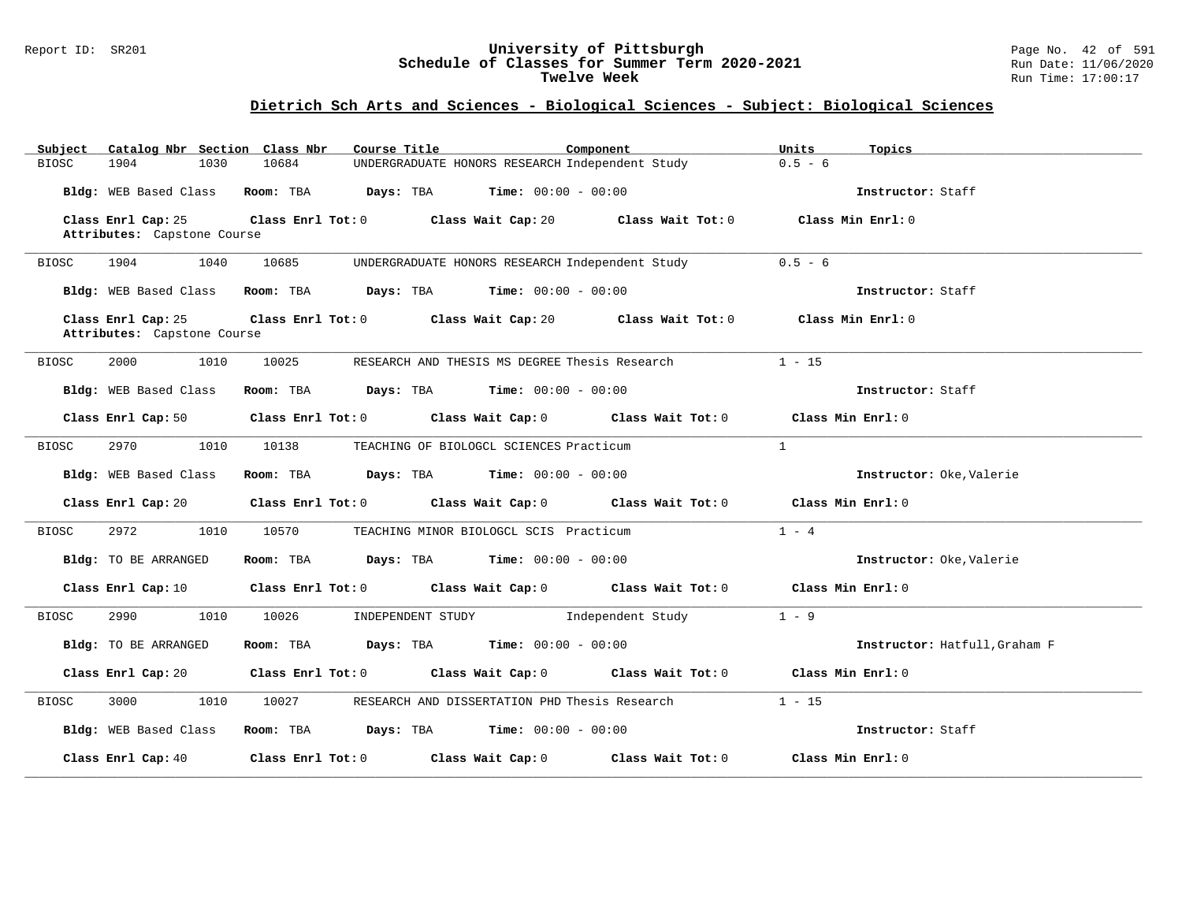# University of Pittsburgh
## Schedule of Classes for Summer Term 2020-2021
### Twelve Week

Report ID: SR201 | Run Date: 11/06/2020 | Run Time: 17:00:17

## Dietrich Sch Arts and Sciences - Biological Sciences - Subject: Biological Sciences

| Subject | Catalog Nbr | Section | Class Nbr | Course Title | Component | Units | Topics |
|---|---|---|---|---|---|---|---|
| BIOSC | 1904 | 1030 | 10684 | UNDERGRADUATE HONORS RESEARCH | Independent Study | 0.5 - 6 | |

**Bldg:** WEB Based Class **Room:** TBA **Days:** TBA **Time:** 00:00 - 00:00 **Instructor:** Staff

**Class Enrl Cap:** 25 **Class Enrl Tot:** 0 **Class Wait Cap:** 20 **Class Wait Tot:** 0 **Class Min Enrl:** 0

**Attributes:** Capstone Course

---

| Subject | Catalog Nbr | Section | Class Nbr | Course Title | Component | Units | Topics |
|---|---|---|---|---|---|---|---|
| BIOSC | 1904 | 1040 | 10685 | UNDERGRADUATE HONORS RESEARCH | Independent Study | 0.5 - 6 | |

**Bldg:** WEB Based Class **Room:** TBA **Days:** TBA **Time:** 00:00 - 00:00 **Instructor:** Staff

**Class Enrl Cap:** 25 **Class Enrl Tot:** 0 **Class Wait Cap:** 20 **Class Wait Tot:** 0 **Class Min Enrl:** 0

**Attributes:** Capstone Course

---

| Subject | Catalog Nbr | Section | Class Nbr | Course Title | Component | Units | Topics |
|---|---|---|---|---|---|---|---|
| BIOSC | 2000 | 1010 | 10025 | RESEARCH AND THESIS MS DEGREE | Thesis Research | 1 - 15 | |

**Bldg:** WEB Based Class **Room:** TBA **Days:** TBA **Time:** 00:00 - 00:00 **Instructor:** Staff

**Class Enrl Cap:** 50 **Class Enrl Tot:** 0 **Class Wait Cap:** 0 **Class Wait Tot:** 0 **Class Min Enrl:** 0

---

| Subject | Catalog Nbr | Section | Class Nbr | Course Title | Component | Units | Topics |
|---|---|---|---|---|---|---|---|
| BIOSC | 2970 | 1010 | 10138 | TEACHING OF BIOLOGCL SCIENCES | Practicum | 1 | |

**Bldg:** WEB Based Class **Room:** TBA **Days:** TBA **Time:** 00:00 - 00:00 **Instructor:** Oke,Valerie

**Class Enrl Cap:** 20 **Class Enrl Tot:** 0 **Class Wait Cap:** 0 **Class Wait Tot:** 0 **Class Min Enrl:** 0

---

| Subject | Catalog Nbr | Section | Class Nbr | Course Title | Component | Units | Topics |
|---|---|---|---|---|---|---|---|
| BIOSC | 2972 | 1010 | 10570 | TEACHING MINOR BIOLOGCL SCIS | Practicum | 1 - 4 | |

**Bldg:** TO BE ARRANGED **Room:** TBA **Days:** TBA **Time:** 00:00 - 00:00 **Instructor:** Oke,Valerie

**Class Enrl Cap:** 10 **Class Enrl Tot:** 0 **Class Wait Cap:** 0 **Class Wait Tot:** 0 **Class Min Enrl:** 0

---

| Subject | Catalog Nbr | Section | Class Nbr | Course Title | Component | Units | Topics |
|---|---|---|---|---|---|---|---|
| BIOSC | 2990 | 1010 | 10026 | INDEPENDENT STUDY | Independent Study | 1 - 9 | |

**Bldg:** TO BE ARRANGED **Room:** TBA **Days:** TBA **Time:** 00:00 - 00:00 **Instructor:** Hatfull,Graham F

**Class Enrl Cap:** 20 **Class Enrl Tot:** 0 **Class Wait Cap:** 0 **Class Wait Tot:** 0 **Class Min Enrl:** 0

---

| Subject | Catalog Nbr | Section | Class Nbr | Course Title | Component | Units | Topics |
|---|---|---|---|---|---|---|---|
| BIOSC | 3000 | 1010 | 10027 | RESEARCH AND DISSERTATION PHD | Thesis Research | 1 - 15 | |

**Bldg:** WEB Based Class **Room:** TBA **Days:** TBA **Time:** 00:00 - 00:00 **Instructor:** Staff

**Class Enrl Cap:** 40 **Class Enrl Tot:** 0 **Class Wait Cap:** 0 **Class Wait Tot:** 0 **Class Min Enrl:** 0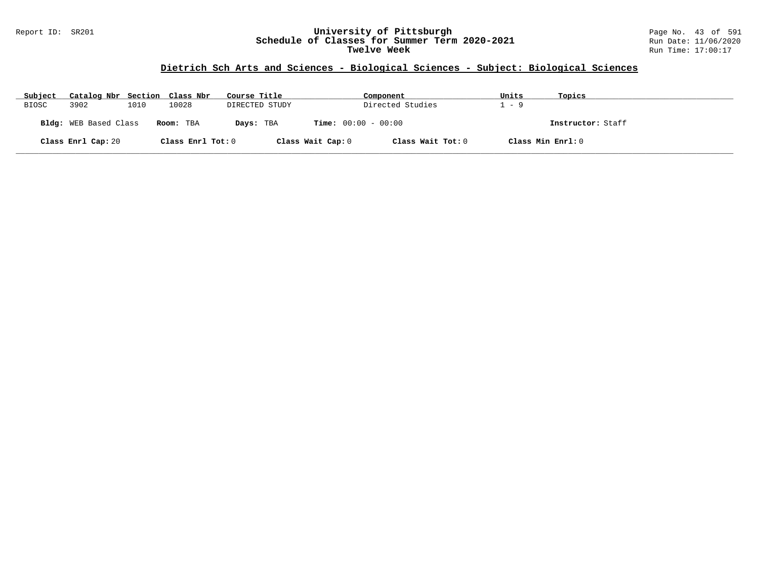# University of Pittsburgh
## Schedule of Classes for Summer Term 2020-2021
### Twelve Week

Report ID: SR201

Run Date: 11/06/2020
Run Time: 17:00:17

## Dietrich Sch Arts and Sciences - Biological Sciences - Subject: Biological Sciences

| Subject | Catalog Nbr | Section | Class Nbr | Course Title | Component | Units | Topics |
|---|---|---|---|---|---|---|---|
| BIOSC | 3902 | 1010 | 10028 | DIRECTED STUDY | Directed Studies | 1 - 9 | |

**Bldg:** WEB Based Class **Room:** TBA **Days:** TBA **Time:** 00:00 - 00:00 **Instructor:** Staff

**Class Enrl Cap:** 20 **Class Enrl Tot:** 0 **Class Wait Cap:** 0 **Class Wait Tot:** 0 **Class Min Enrl:** 0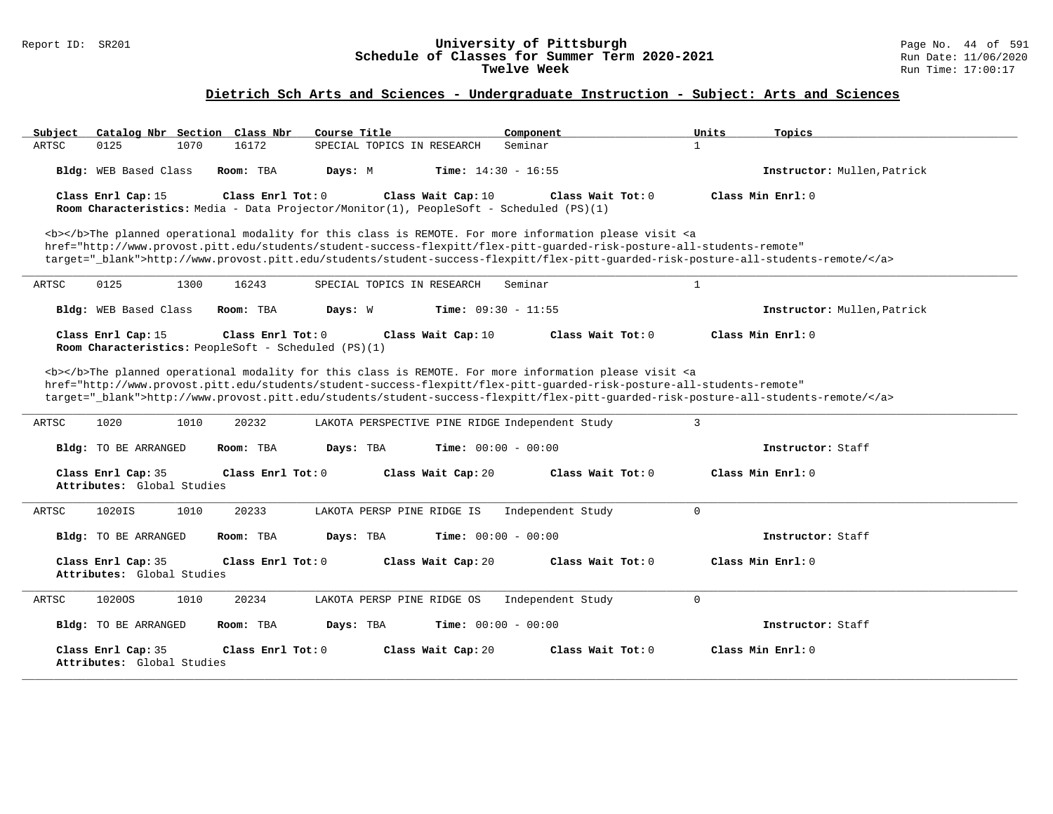## Dietrich Sch Arts and Sciences - Undergraduate Instruction - Subject: Arts and Sciences

| Subject | Catalog Nbr | Section | Class Nbr | Course Title | Component | Units | Topics |
|---|---|---|---|---|---|---|---|
| ARTSC | 0125 | 1070 | 16172 | SPECIAL TOPICS IN RESEARCH | Seminar | 1 | |

**Bldg:** WEB Based Class **Room:** TBA **Days:** M **Time:** 14:30 - 16:55 **Instructor:** Mullen,Patrick

**Class Enrl Cap:** 15 **Class Enrl Tot:** 0 **Class Wait Cap:** 10 **Class Wait Tot:** 0 **Class Min Enrl:** 0

**Room Characteristics:** Media - Data Projector/Monitor(1), PeopleSoft - Scheduled (PS)(1)

<b></b>The planned operational modality for this class is REMOTE. For more information please visit <a href="http://www.provost.pitt.edu/students/student-success-flexpitt/flex-pitt-guarded-risk-posture-all-students-remote" target="_blank">http://www.provost.pitt.edu/students/student-success-flexpitt/flex-pitt-guarded-risk-posture-all-students-remote/</a>

---

| Subject | Catalog Nbr | Section | Class Nbr | Course Title | Component | Units | Topics |
|---|---|---|---|---|---|---|---|
| ARTSC | 0125 | 1300 | 16243 | SPECIAL TOPICS IN RESEARCH | Seminar | 1 | |

**Bldg:** WEB Based Class **Room:** TBA **Days:** W **Time:** 09:30 - 11:55 **Instructor:** Mullen,Patrick

**Class Enrl Cap:** 15 **Class Enrl Tot:** 0 **Class Wait Cap:** 10 **Class Wait Tot:** 0 **Class Min Enrl:** 0

**Room Characteristics:** PeopleSoft - Scheduled (PS)(1)

<b></b>The planned operational modality for this class is REMOTE. For more information please visit <a href="http://www.provost.pitt.edu/students/student-success-flexpitt/flex-pitt-guarded-risk-posture-all-students-remote" target="_blank">http://www.provost.pitt.edu/students/student-success-flexpitt/flex-pitt-guarded-risk-posture-all-students-remote/</a>

---

| Subject | Catalog Nbr | Section | Class Nbr | Course Title | Component | Units | Topics |
|---|---|---|---|---|---|---|---|
| ARTSC | 1020 | 1010 | 20232 | LAKOTA PERSPECTIVE PINE RIDGE | Independent Study | 3 | |

**Bldg:** TO BE ARRANGED **Room:** TBA **Days:** TBA **Time:** 00:00 - 00:00 **Instructor:** Staff

**Class Enrl Cap:** 35 **Class Enrl Tot:** 0 **Class Wait Cap:** 20 **Class Wait Tot:** 0 **Class Min Enrl:** 0

**Attributes:** Global Studies

---

| Subject | Catalog Nbr | Section | Class Nbr | Course Title | Component | Units | Topics |
|---|---|---|---|---|---|---|---|
| ARTSC | 1020IS | 1010 | 20233 | LAKOTA PERSP PINE RIDGE IS | Independent Study | 0 | |

**Bldg:** TO BE ARRANGED **Room:** TBA **Days:** TBA **Time:** 00:00 - 00:00 **Instructor:** Staff

**Class Enrl Cap:** 35 **Class Enrl Tot:** 0 **Class Wait Cap:** 20 **Class Wait Tot:** 0 **Class Min Enrl:** 0

**Attributes:** Global Studies

---

| Subject | Catalog Nbr | Section | Class Nbr | Course Title | Component | Units | Topics |
|---|---|---|---|---|---|---|---|
| ARTSC | 1020OS | 1010 | 20234 | LAKOTA PERSP PINE RIDGE OS | Independent Study | 0 | |

**Bldg:** TO BE ARRANGED **Room:** TBA **Days:** TBA **Time:** 00:00 - 00:00 **Instructor:** Staff

**Class Enrl Cap:** 35 **Class Enrl Tot:** 0 **Class Wait Cap:** 20 **Class Wait Tot:** 0 **Class Min Enrl:** 0

**Attributes:** Global Studies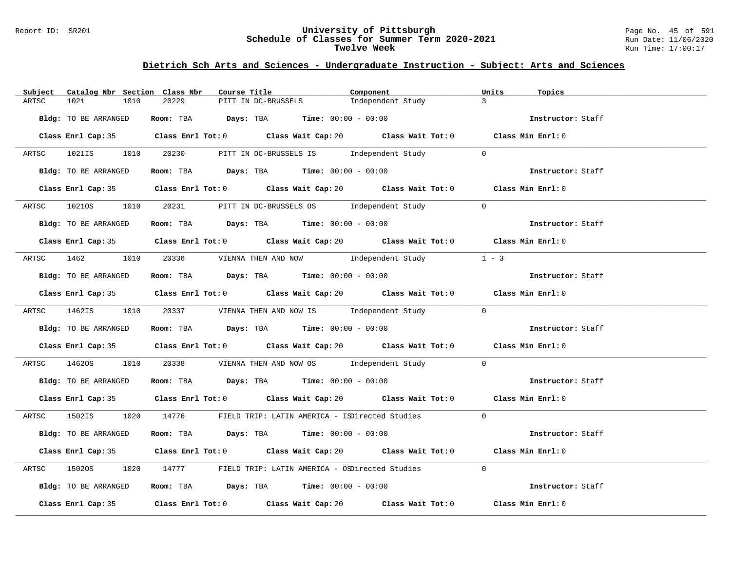## Dietrich Sch Arts and Sciences - Undergraduate Instruction - Subject: Arts and Sciences

| Subject | Catalog Nbr | Section | Class Nbr | Course Title | Component | Units | Topics |
|---|---|---|---|---|---|---|---|
| ARTSC | 1021 | 1010 | 20229 | PITT IN DC-BRUSSELS | Independent Study | 3 | |

**Bldg:** TO BE ARRANGED **Room:** TBA **Days:** TBA **Time:** 00:00 - 00:00 **Instructor:** Staff

**Class Enrl Cap:** 35 **Class Enrl Tot:** 0 **Class Wait Cap:** 20 **Class Wait Tot:** 0 **Class Min Enrl:** 0

| Subject | Catalog Nbr | Section | Class Nbr | Course Title | Component | Units | Topics |
|---|---|---|---|---|---|---|---|
| ARTSC | 1021IS | 1010 | 20230 | PITT IN DC-BRUSSELS IS | Independent Study | 0 | |

**Bldg:** TO BE ARRANGED **Room:** TBA **Days:** TBA **Time:** 00:00 - 00:00 **Instructor:** Staff

**Class Enrl Cap:** 35 **Class Enrl Tot:** 0 **Class Wait Cap:** 20 **Class Wait Tot:** 0 **Class Min Enrl:** 0

| Subject | Catalog Nbr | Section | Class Nbr | Course Title | Component | Units | Topics |
|---|---|---|---|---|---|---|---|
| ARTSC | 1021OS | 1010 | 20231 | PITT IN DC-BRUSSELS OS | Independent Study | 0 | |

**Bldg:** TO BE ARRANGED **Room:** TBA **Days:** TBA **Time:** 00:00 - 00:00 **Instructor:** Staff

**Class Enrl Cap:** 35 **Class Enrl Tot:** 0 **Class Wait Cap:** 20 **Class Wait Tot:** 0 **Class Min Enrl:** 0

| Subject | Catalog Nbr | Section | Class Nbr | Course Title | Component | Units | Topics |
|---|---|---|---|---|---|---|---|
| ARTSC | 1462 | 1010 | 20336 | VIENNA THEN AND NOW | Independent Study | 1 - 3 | |

**Bldg:** TO BE ARRANGED **Room:** TBA **Days:** TBA **Time:** 00:00 - 00:00 **Instructor:** Staff

**Class Enrl Cap:** 35 **Class Enrl Tot:** 0 **Class Wait Cap:** 20 **Class Wait Tot:** 0 **Class Min Enrl:** 0

| Subject | Catalog Nbr | Section | Class Nbr | Course Title | Component | Units | Topics |
|---|---|---|---|---|---|---|---|
| ARTSC | 1462IS | 1010 | 20337 | VIENNA THEN AND NOW IS | Independent Study | 0 | |

**Bldg:** TO BE ARRANGED **Room:** TBA **Days:** TBA **Time:** 00:00 - 00:00 **Instructor:** Staff

**Class Enrl Cap:** 35 **Class Enrl Tot:** 0 **Class Wait Cap:** 20 **Class Wait Tot:** 0 **Class Min Enrl:** 0

| Subject | Catalog Nbr | Section | Class Nbr | Course Title | Component | Units | Topics |
|---|---|---|---|---|---|---|---|
| ARTSC | 1462OS | 1010 | 20338 | VIENNA THEN AND NOW OS | Independent Study | 0 | |

**Bldg:** TO BE ARRANGED **Room:** TBA **Days:** TBA **Time:** 00:00 - 00:00 **Instructor:** Staff

**Class Enrl Cap:** 35 **Class Enrl Tot:** 0 **Class Wait Cap:** 20 **Class Wait Tot:** 0 **Class Min Enrl:** 0

| Subject | Catalog Nbr | Section | Class Nbr | Course Title | Component | Units | Topics |
|---|---|---|---|---|---|---|---|
| ARTSC | 1502IS | 1020 | 14776 | FIELD TRIP: LATIN AMERICA - IS | Directed Studies | 0 | |

**Bldg:** TO BE ARRANGED **Room:** TBA **Days:** TBA **Time:** 00:00 - 00:00 **Instructor:** Staff

**Class Enrl Cap:** 35 **Class Enrl Tot:** 0 **Class Wait Cap:** 20 **Class Wait Tot:** 0 **Class Min Enrl:** 0

| Subject | Catalog Nbr | Section | Class Nbr | Course Title | Component | Units | Topics |
|---|---|---|---|---|---|---|---|
| ARTSC | 1502OS | 1020 | 14777 | FIELD TRIP: LATIN AMERICA - OS | Directed Studies | 0 | |

**Bldg:** TO BE ARRANGED **Room:** TBA **Days:** TBA **Time:** 00:00 - 00:00 **Instructor:** Staff

**Class Enrl Cap:** 35 **Class Enrl Tot:** 0 **Class Wait Cap:** 20 **Class Wait Tot:** 0 **Class Min Enrl:** 0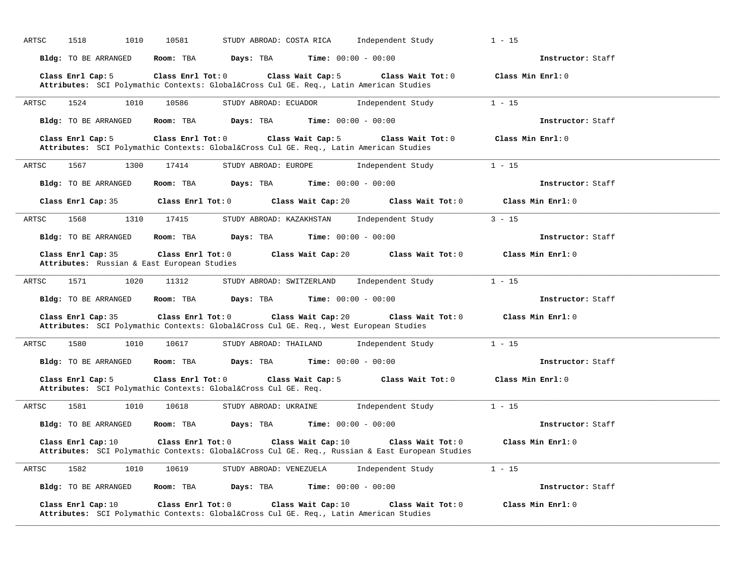ARTSC 1518 1010 10581 STUDY ABROAD: COSTA RICA Independent Study 1 - 15

**Bldg:** TO BE ARRANGED **Room:** TBA **Days:** TBA **Time:** 00:00 - 00:00 **Instructor:** Staff

**Class Enrl Cap:** 5 **Class Enrl Tot:** 0 **Class Wait Cap:** 5 **Class Wait Tot:** 0 **Class Min Enrl:** 0
**Attributes:** SCI Polymathic Contexts: Global&Cross Cul GE. Req., Latin American Studies

---

ARTSC 1524 1010 10586 STUDY ABROAD: ECUADOR Independent Study 1 - 15

**Bldg:** TO BE ARRANGED **Room:** TBA **Days:** TBA **Time:** 00:00 - 00:00 **Instructor:** Staff

**Class Enrl Cap:** 5 **Class Enrl Tot:** 0 **Class Wait Cap:** 5 **Class Wait Tot:** 0 **Class Min Enrl:** 0
**Attributes:** SCI Polymathic Contexts: Global&Cross Cul GE. Req., Latin American Studies

---

ARTSC 1567 1300 17414 STUDY ABROAD: EUROPE Independent Study 1 - 15

**Bldg:** TO BE ARRANGED **Room:** TBA **Days:** TBA **Time:** 00:00 - 00:00 **Instructor:** Staff

**Class Enrl Cap:** 35 **Class Enrl Tot:** 0 **Class Wait Cap:** 20 **Class Wait Tot:** 0 **Class Min Enrl:** 0

---

ARTSC 1568 1310 17415 STUDY ABROAD: KAZAKHSTAN Independent Study 3 - 15

**Bldg:** TO BE ARRANGED **Room:** TBA **Days:** TBA **Time:** 00:00 - 00:00 **Instructor:** Staff

**Class Enrl Cap:** 35 **Class Enrl Tot:** 0 **Class Wait Cap:** 20 **Class Wait Tot:** 0 **Class Min Enrl:** 0
**Attributes:** Russian & East European Studies

---

ARTSC 1571 1020 11312 STUDY ABROAD: SWITZERLAND Independent Study 1 - 15

**Bldg:** TO BE ARRANGED **Room:** TBA **Days:** TBA **Time:** 00:00 - 00:00 **Instructor:** Staff

**Class Enrl Cap:** 35 **Class Enrl Tot:** 0 **Class Wait Cap:** 20 **Class Wait Tot:** 0 **Class Min Enrl:** 0
**Attributes:** SCI Polymathic Contexts: Global&Cross Cul GE. Req., West European Studies

---

ARTSC 1580 1010 10617 STUDY ABROAD: THAILAND Independent Study 1 - 15

**Bldg:** TO BE ARRANGED **Room:** TBA **Days:** TBA **Time:** 00:00 - 00:00 **Instructor:** Staff

**Class Enrl Cap:** 5 **Class Enrl Tot:** 0 **Class Wait Cap:** 5 **Class Wait Tot:** 0 **Class Min Enrl:** 0
**Attributes:** SCI Polymathic Contexts: Global&Cross Cul GE. Req.

---

ARTSC 1581 1010 10618 STUDY ABROAD: UKRAINE Independent Study 1 - 15

**Bldg:** TO BE ARRANGED **Room:** TBA **Days:** TBA **Time:** 00:00 - 00:00 **Instructor:** Staff

**Class Enrl Cap:** 10 **Class Enrl Tot:** 0 **Class Wait Cap:** 10 **Class Wait Tot:** 0 **Class Min Enrl:** 0
**Attributes:** SCI Polymathic Contexts: Global&Cross Cul GE. Req., Russian & East European Studies

---

ARTSC 1582 1010 10619 STUDY ABROAD: VENEZUELA Independent Study 1 - 15

**Bldg:** TO BE ARRANGED **Room:** TBA **Days:** TBA **Time:** 00:00 - 00:00 **Instructor:** Staff

**Class Enrl Cap:** 10 **Class Enrl Tot:** 0 **Class Wait Cap:** 10 **Class Wait Tot:** 0 **Class Min Enrl:** 0
**Attributes:** SCI Polymathic Contexts: Global&Cross Cul GE. Req., Latin American Studies

---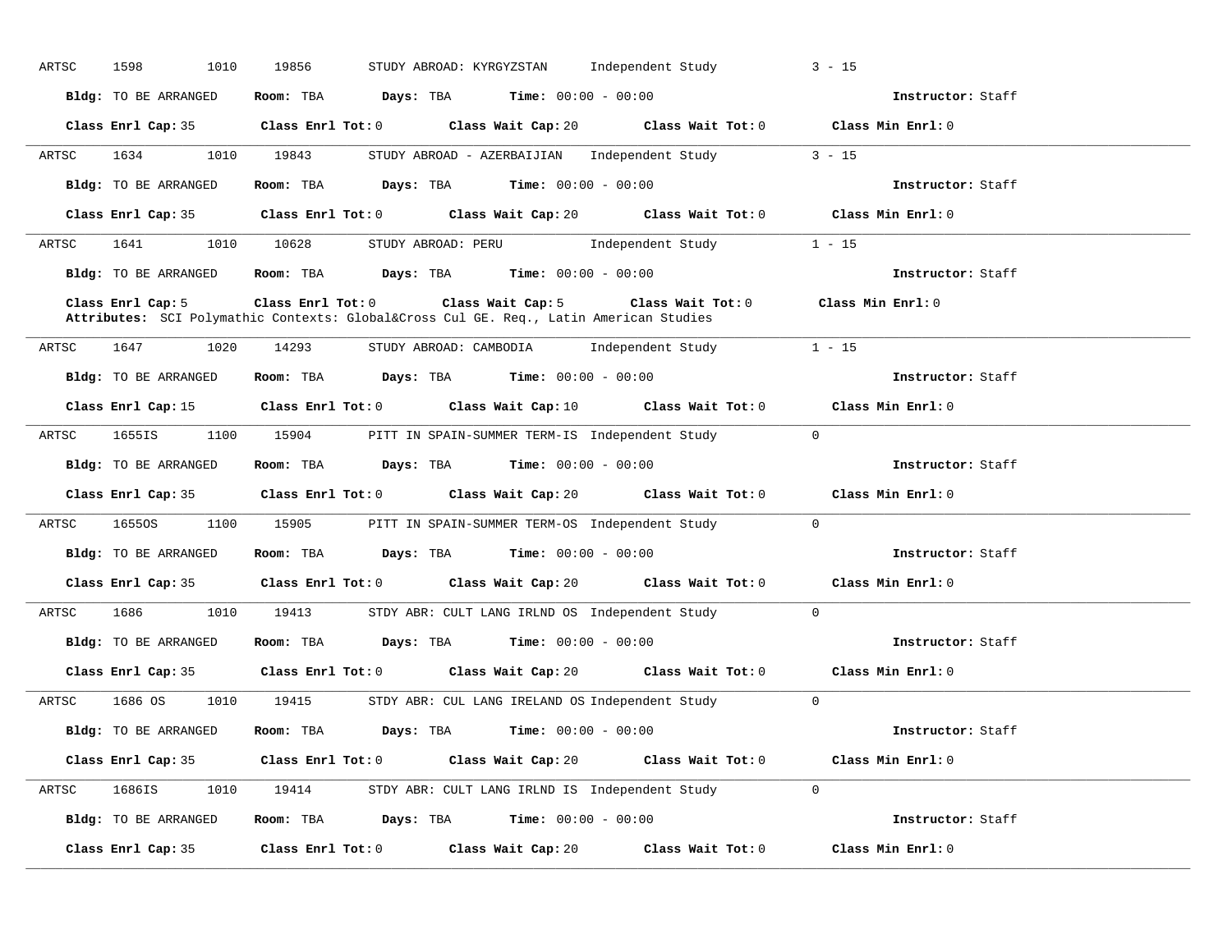ARTSC 1598 1010 19856 STUDY ABROAD: KYRGYZSTAN Independent Study 3 - 15

**Bldg:** TO BE ARRANGED **Room:** TBA **Days:** TBA **Time:** 00:00 - 00:00 **Instructor:** Staff

**Class Enrl Cap:** 35 **Class Enrl Tot:** 0 **Class Wait Cap:** 20 **Class Wait Tot:** 0 **Class Min Enrl:** 0

---

ARTSC 1634 1010 19843 STUDY ABROAD - AZERBAIJIAN Independent Study 3 - 15

**Bldg:** TO BE ARRANGED **Room:** TBA **Days:** TBA **Time:** 00:00 - 00:00 **Instructor:** Staff

**Class Enrl Cap:** 35 **Class Enrl Tot:** 0 **Class Wait Cap:** 20 **Class Wait Tot:** 0 **Class Min Enrl:** 0

---

ARTSC 1641 1010 10628 STUDY ABROAD: PERU Independent Study 1 - 15

**Bldg:** TO BE ARRANGED **Room:** TBA **Days:** TBA **Time:** 00:00 - 00:00 **Instructor:** Staff

**Class Enrl Cap:** 5 **Class Enrl Tot:** 0 **Class Wait Cap:** 5 **Class Wait Tot:** 0 **Class Min Enrl:** 0
**Attributes:** SCI Polymathic Contexts: Global&Cross Cul GE. Req., Latin American Studies

---

ARTSC 1647 1020 14293 STUDY ABROAD: CAMBODIA Independent Study 1 - 15

**Bldg:** TO BE ARRANGED **Room:** TBA **Days:** TBA **Time:** 00:00 - 00:00 **Instructor:** Staff

**Class Enrl Cap:** 15 **Class Enrl Tot:** 0 **Class Wait Cap:** 10 **Class Wait Tot:** 0 **Class Min Enrl:** 0

---

ARTSC 1655IS 1100 15904 PITT IN SPAIN-SUMMER TERM-IS Independent Study 0

**Bldg:** TO BE ARRANGED **Room:** TBA **Days:** TBA **Time:** 00:00 - 00:00 **Instructor:** Staff

**Class Enrl Cap:** 35 **Class Enrl Tot:** 0 **Class Wait Cap:** 20 **Class Wait Tot:** 0 **Class Min Enrl:** 0

---

ARTSC 1655OS 1100 15905 PITT IN SPAIN-SUMMER TERM-OS Independent Study 0

**Bldg:** TO BE ARRANGED **Room:** TBA **Days:** TBA **Time:** 00:00 - 00:00 **Instructor:** Staff

**Class Enrl Cap:** 35 **Class Enrl Tot:** 0 **Class Wait Cap:** 20 **Class Wait Tot:** 0 **Class Min Enrl:** 0

---

ARTSC 1686 1010 19413 STDY ABR: CULT LANG IRLND OS Independent Study 0

**Bldg:** TO BE ARRANGED **Room:** TBA **Days:** TBA **Time:** 00:00 - 00:00 **Instructor:** Staff

**Class Enrl Cap:** 35 **Class Enrl Tot:** 0 **Class Wait Cap:** 20 **Class Wait Tot:** 0 **Class Min Enrl:** 0

---

ARTSC 1686 OS 1010 19415 STDY ABR: CUL LANG IRELAND OS Independent Study 0

**Bldg:** TO BE ARRANGED **Room:** TBA **Days:** TBA **Time:** 00:00 - 00:00 **Instructor:** Staff

**Class Enrl Cap:** 35 **Class Enrl Tot:** 0 **Class Wait Cap:** 20 **Class Wait Tot:** 0 **Class Min Enrl:** 0

---

ARTSC 1686IS 1010 19414 STDY ABR: CULT LANG IRLND IS Independent Study 0

**Bldg:** TO BE ARRANGED **Room:** TBA **Days:** TBA **Time:** 00:00 - 00:00 **Instructor:** Staff

**Class Enrl Cap:** 35 **Class Enrl Tot:** 0 **Class Wait Cap:** 20 **Class Wait Tot:** 0 **Class Min Enrl:** 0

---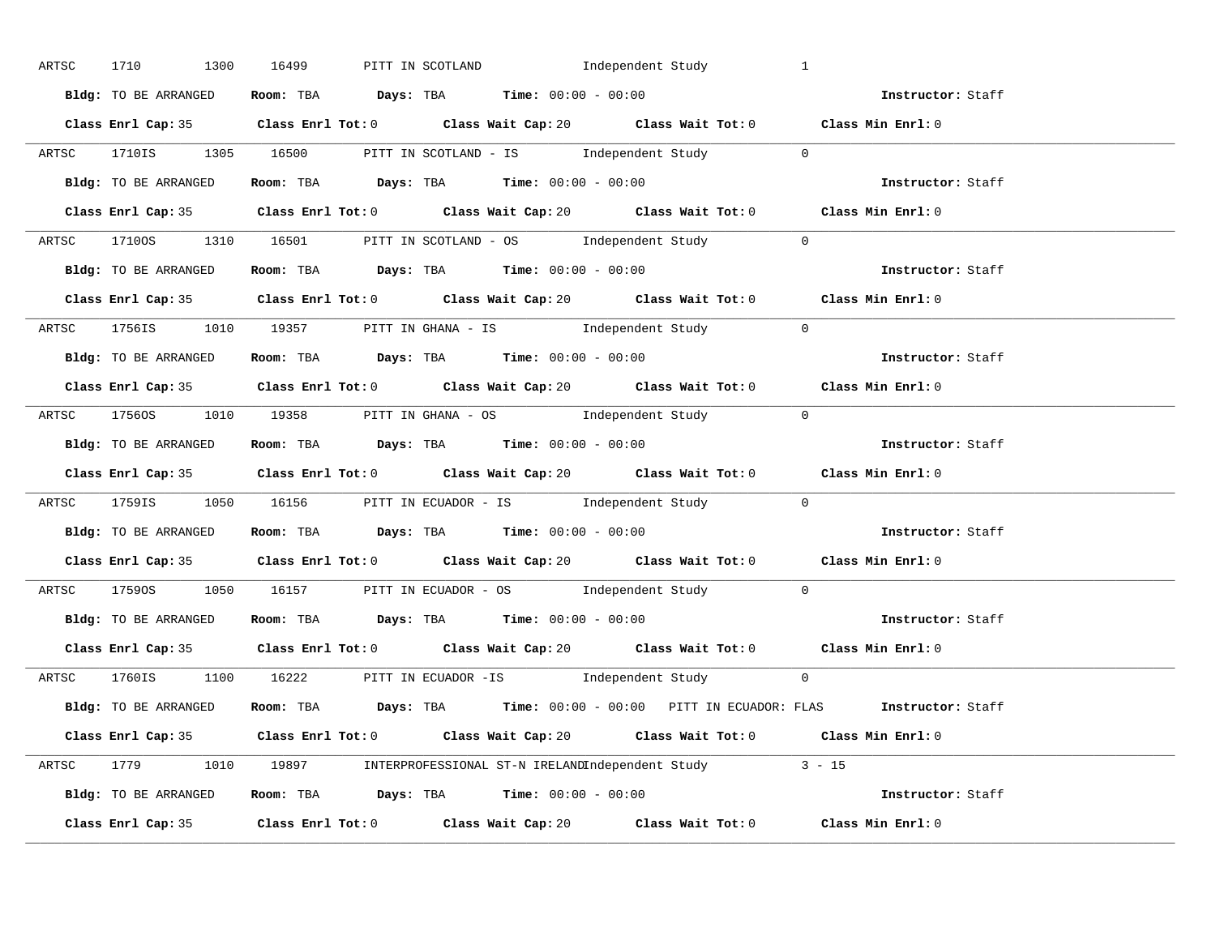ARTSC 1710 1300 16499 PITT IN SCOTLAND Independent Study 1

**Bldg:** TO BE ARRANGED **Room:** TBA **Days:** TBA **Time:** 00:00 - 00:00 **Instructor:** Staff

**Class Enrl Cap:** 35 **Class Enrl Tot:** 0 **Class Wait Cap:** 20 **Class Wait Tot:** 0 **Class Min Enrl:** 0

---

ARTSC 1710IS 1305 16500 PITT IN SCOTLAND - IS Independent Study 0

**Bldg:** TO BE ARRANGED **Room:** TBA **Days:** TBA **Time:** 00:00 - 00:00 **Instructor:** Staff

**Class Enrl Cap:** 35 **Class Enrl Tot:** 0 **Class Wait Cap:** 20 **Class Wait Tot:** 0 **Class Min Enrl:** 0

---

ARTSC 1710OS 1310 16501 PITT IN SCOTLAND - OS Independent Study 0

**Bldg:** TO BE ARRANGED **Room:** TBA **Days:** TBA **Time:** 00:00 - 00:00 **Instructor:** Staff

**Class Enrl Cap:** 35 **Class Enrl Tot:** 0 **Class Wait Cap:** 20 **Class Wait Tot:** 0 **Class Min Enrl:** 0

---

ARTSC 1756IS 1010 19357 PITT IN GHANA - IS Independent Study 0

**Bldg:** TO BE ARRANGED **Room:** TBA **Days:** TBA **Time:** 00:00 - 00:00 **Instructor:** Staff

**Class Enrl Cap:** 35 **Class Enrl Tot:** 0 **Class Wait Cap:** 20 **Class Wait Tot:** 0 **Class Min Enrl:** 0

---

ARTSC 1756OS 1010 19358 PITT IN GHANA - OS Independent Study 0

**Bldg:** TO BE ARRANGED **Room:** TBA **Days:** TBA **Time:** 00:00 - 00:00 **Instructor:** Staff

**Class Enrl Cap:** 35 **Class Enrl Tot:** 0 **Class Wait Cap:** 20 **Class Wait Tot:** 0 **Class Min Enrl:** 0

---

ARTSC 1759IS 1050 16156 PITT IN ECUADOR - IS Independent Study 0

**Bldg:** TO BE ARRANGED **Room:** TBA **Days:** TBA **Time:** 00:00 - 00:00 **Instructor:** Staff

**Class Enrl Cap:** 35 **Class Enrl Tot:** 0 **Class Wait Cap:** 20 **Class Wait Tot:** 0 **Class Min Enrl:** 0

---

ARTSC 1759OS 1050 16157 PITT IN ECUADOR - OS Independent Study 0

**Bldg:** TO BE ARRANGED **Room:** TBA **Days:** TBA **Time:** 00:00 - 00:00 **Instructor:** Staff

**Class Enrl Cap:** 35 **Class Enrl Tot:** 0 **Class Wait Cap:** 20 **Class Wait Tot:** 0 **Class Min Enrl:** 0

---

ARTSC 1760IS 1100 16222 PITT IN ECUADOR -IS Independent Study 0

**Bldg:** TO BE ARRANGED **Room:** TBA **Days:** TBA **Time:** 00:00 - 00:00 PITT IN ECUADOR: FLAS **Instructor:** Staff

**Class Enrl Cap:** 35 **Class Enrl Tot:** 0 **Class Wait Cap:** 20 **Class Wait Tot:** 0 **Class Min Enrl:** 0

---

ARTSC 1779 1010 19897 INTERPROFESSIONAL ST-N IRELAND Independent Study 3 - 15

**Bldg:** TO BE ARRANGED **Room:** TBA **Days:** TBA **Time:** 00:00 - 00:00 **Instructor:** Staff

**Class Enrl Cap:** 35 **Class Enrl Tot:** 0 **Class Wait Cap:** 20 **Class Wait Tot:** 0 **Class Min Enrl:** 0

---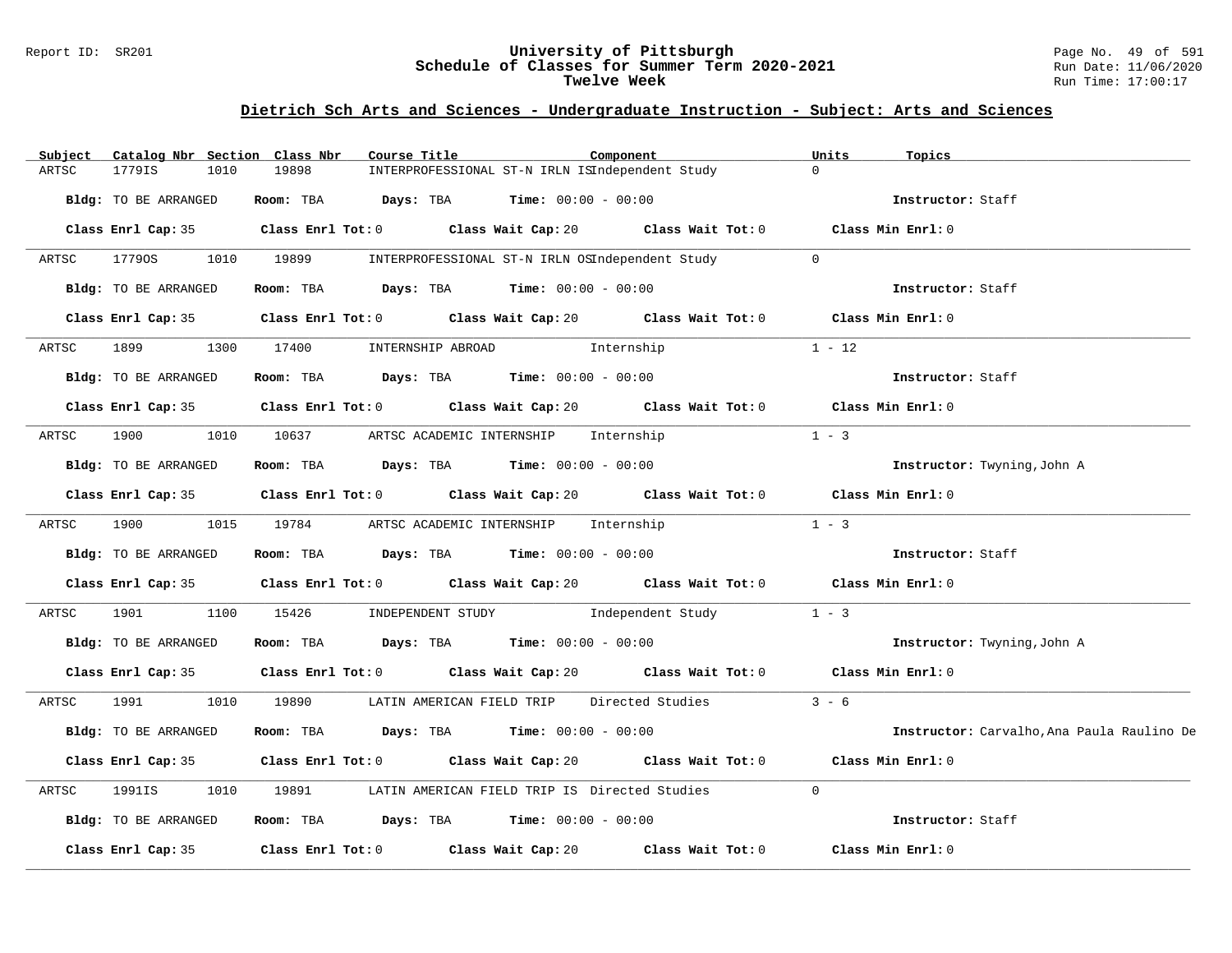## Dietrich Sch Arts and Sciences - Undergraduate Instruction - Subject: Arts and Sciences

| Subject | Catalog Nbr | Section | Class Nbr | Course Title | Component | Units | Topics |
|---|---|---|---|---|---|---|---|
| ARTSC | 1779IS | 1010 | 19898 | INTERPROFESSIONAL ST-N IRLN IS | Independent Study | 0 | |

**Bldg:** TO BE ARRANGED **Room:** TBA **Days:** TBA **Time:** 00:00 - 00:00 **Instructor:** Staff

**Class Enrl Cap:** 35 **Class Enrl Tot:** 0 **Class Wait Cap:** 20 **Class Wait Tot:** 0 **Class Min Enrl:** 0

---

| Subject | Catalog Nbr | Section | Class Nbr | Course Title | Component | Units | Topics |
|---|---|---|---|---|---|---|---|
| ARTSC | 1779OS | 1010 | 19899 | INTERPROFESSIONAL ST-N IRLN OS | Independent Study | 0 | |

**Bldg:** TO BE ARRANGED **Room:** TBA **Days:** TBA **Time:** 00:00 - 00:00 **Instructor:** Staff

**Class Enrl Cap:** 35 **Class Enrl Tot:** 0 **Class Wait Cap:** 20 **Class Wait Tot:** 0 **Class Min Enrl:** 0

---

| Subject | Catalog Nbr | Section | Class Nbr | Course Title | Component | Units | Topics |
|---|---|---|---|---|---|---|---|
| ARTSC | 1899 | 1300 | 17400 | INTERNSHIP ABROAD | Internship | 1 - 12 | |

**Bldg:** TO BE ARRANGED **Room:** TBA **Days:** TBA **Time:** 00:00 - 00:00 **Instructor:** Staff

**Class Enrl Cap:** 35 **Class Enrl Tot:** 0 **Class Wait Cap:** 20 **Class Wait Tot:** 0 **Class Min Enrl:** 0

---

| Subject | Catalog Nbr | Section | Class Nbr | Course Title | Component | Units | Topics |
|---|---|---|---|---|---|---|---|
| ARTSC | 1900 | 1010 | 10637 | ARTSC ACADEMIC INTERNSHIP | Internship | 1 - 3 | |

**Bldg:** TO BE ARRANGED **Room:** TBA **Days:** TBA **Time:** 00:00 - 00:00 **Instructor:** Twyning,John A

**Class Enrl Cap:** 35 **Class Enrl Tot:** 0 **Class Wait Cap:** 20 **Class Wait Tot:** 0 **Class Min Enrl:** 0

---

| Subject | Catalog Nbr | Section | Class Nbr | Course Title | Component | Units | Topics |
|---|---|---|---|---|---|---|---|
| ARTSC | 1900 | 1015 | 19784 | ARTSC ACADEMIC INTERNSHIP | Internship | 1 - 3 | |

**Bldg:** TO BE ARRANGED **Room:** TBA **Days:** TBA **Time:** 00:00 - 00:00 **Instructor:** Staff

**Class Enrl Cap:** 35 **Class Enrl Tot:** 0 **Class Wait Cap:** 20 **Class Wait Tot:** 0 **Class Min Enrl:** 0

---

| Subject | Catalog Nbr | Section | Class Nbr | Course Title | Component | Units | Topics |
|---|---|---|---|---|---|---|---|
| ARTSC | 1901 | 1100 | 15426 | INDEPENDENT STUDY | Independent Study | 1 - 3 | |

**Bldg:** TO BE ARRANGED **Room:** TBA **Days:** TBA **Time:** 00:00 - 00:00 **Instructor:** Twyning,John A

**Class Enrl Cap:** 35 **Class Enrl Tot:** 0 **Class Wait Cap:** 20 **Class Wait Tot:** 0 **Class Min Enrl:** 0

---

| Subject | Catalog Nbr | Section | Class Nbr | Course Title | Component | Units | Topics |
|---|---|---|---|---|---|---|---|
| ARTSC | 1991 | 1010 | 19890 | LATIN AMERICAN FIELD TRIP | Directed Studies | 3 - 6 | |

**Bldg:** TO BE ARRANGED **Room:** TBA **Days:** TBA **Time:** 00:00 - 00:00 **Instructor:** Carvalho,Ana Paula Raulino De

**Class Enrl Cap:** 35 **Class Enrl Tot:** 0 **Class Wait Cap:** 20 **Class Wait Tot:** 0 **Class Min Enrl:** 0

---

| Subject | Catalog Nbr | Section | Class Nbr | Course Title | Component | Units | Topics |
|---|---|---|---|---|---|---|---|
| ARTSC | 1991IS | 1010 | 19891 | LATIN AMERICAN FIELD TRIP IS | Directed Studies | 0 | |

**Bldg:** TO BE ARRANGED **Room:** TBA **Days:** TBA **Time:** 00:00 - 00:00 **Instructor:** Staff

**Class Enrl Cap:** 35 **Class Enrl Tot:** 0 **Class Wait Cap:** 20 **Class Wait Tot:** 0 **Class Min Enrl:** 0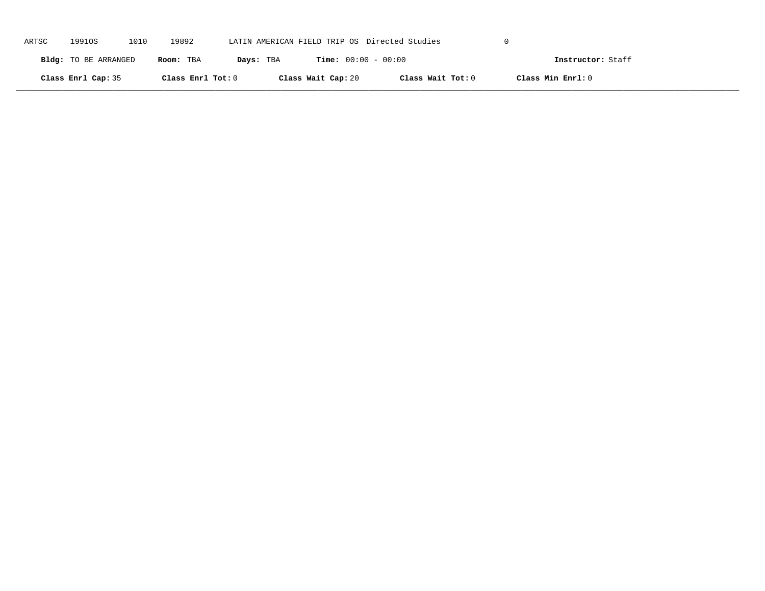ARTSC 1991OS 1010 19892 LATIN AMERICAN FIELD TRIP OS Directed Studies 0

**Bldg:** TO BE ARRANGED **Room:** TBA **Days:** TBA **Time:** 00:00 - 00:00 **Instructor:** Staff

**Class Enrl Cap:** 35 **Class Enrl Tot:** 0 **Class Wait Cap:** 20 **Class Wait Tot:** 0 **Class Min Enrl:** 0

---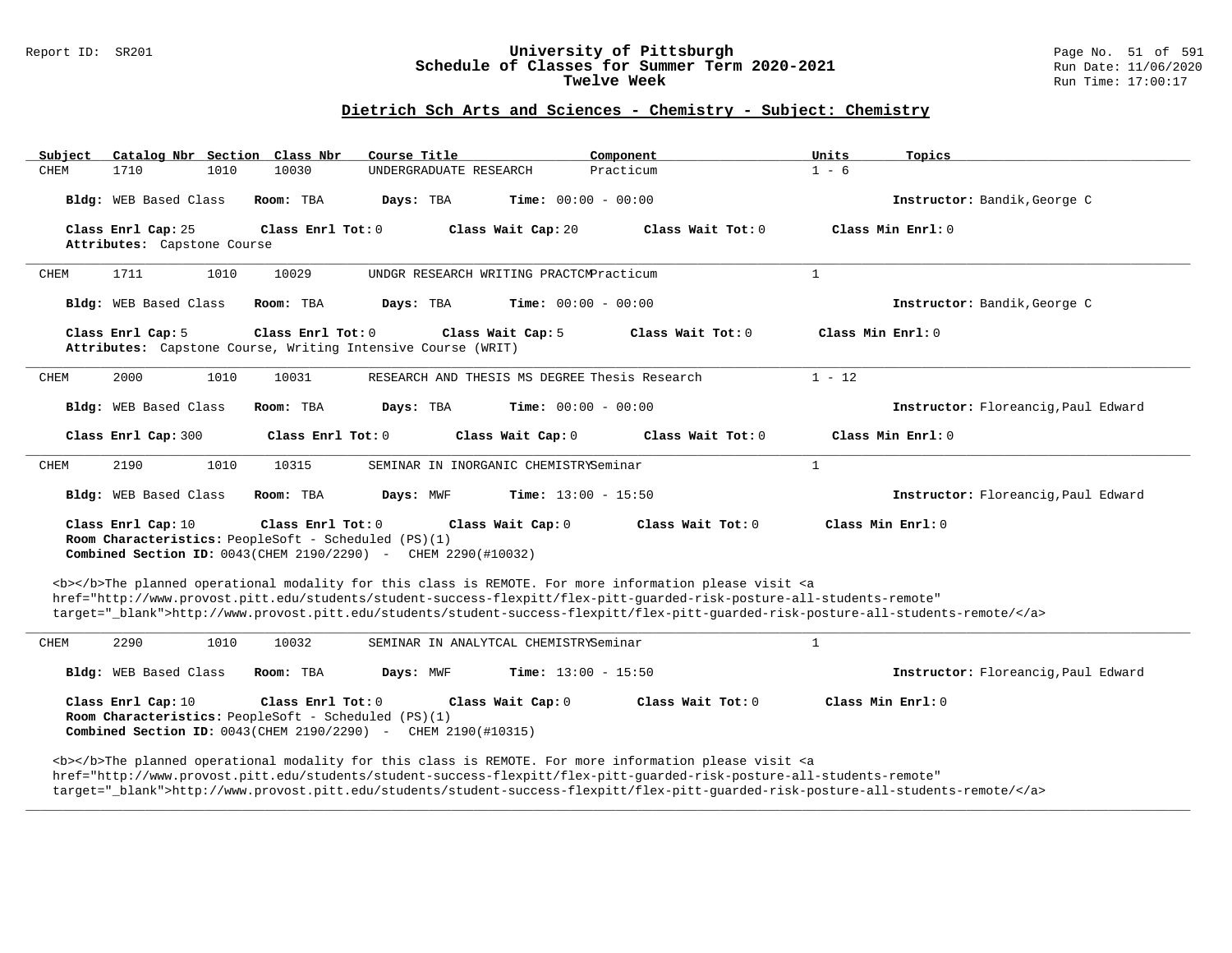## Dietrich Sch Arts and Sciences - Chemistry - Subject: Chemistry

| Subject | Catalog Nbr | Section | Class Nbr | Course Title | Component | Units | Topics |
|---|---|---|---|---|---|---|---|
| CHEM | 1710 | 1010 | 10030 | UNDERGRADUATE RESEARCH | Practicum | 1 - 6 | |

**Bldg:** WEB Based Class **Room:** TBA **Days:** TBA **Time:** 00:00 - 00:00 **Instructor:** Bandik,George C

**Class Enrl Cap:** 25 **Class Enrl Tot:** 0 **Class Wait Cap:** 20 **Class Wait Tot:** 0 **Class Min Enrl:** 0
**Attributes:** Capstone Course

---

| Subject | Catalog Nbr | Section | Class Nbr | Course Title | Component | Units | Topics |
|---|---|---|---|---|---|---|---|
| CHEM | 1711 | 1010 | 10029 | UNDGR RESEARCH WRITING PRACTCM | Practicum | 1 | |

**Bldg:** WEB Based Class **Room:** TBA **Days:** TBA **Time:** 00:00 - 00:00 **Instructor:** Bandik,George C

**Class Enrl Cap:** 5 **Class Enrl Tot:** 0 **Class Wait Cap:** 5 **Class Wait Tot:** 0 **Class Min Enrl:** 0
**Attributes:** Capstone Course, Writing Intensive Course (WRIT)

---

| Subject | Catalog Nbr | Section | Class Nbr | Course Title | Component | Units | Topics |
|---|---|---|---|---|---|---|---|
| CHEM | 2000 | 1010 | 10031 | RESEARCH AND THESIS MS DEGREE | Thesis Research | 1 - 12 | |

**Bldg:** WEB Based Class **Room:** TBA **Days:** TBA **Time:** 00:00 - 00:00 **Instructor:** Floreancig,Paul Edward

**Class Enrl Cap:** 300 **Class Enrl Tot:** 0 **Class Wait Cap:** 0 **Class Wait Tot:** 0 **Class Min Enrl:** 0

---

| Subject | Catalog Nbr | Section | Class Nbr | Course Title | Component | Units | Topics |
|---|---|---|---|---|---|---|---|
| CHEM | 2190 | 1010 | 10315 | SEMINAR IN INORGANIC CHEMISTRY | Seminar | 1 | |

**Bldg:** WEB Based Class **Room:** TBA **Days:** MWF **Time:** 13:00 - 15:50 **Instructor:** Floreancig,Paul Edward

**Class Enrl Cap:** 10 **Class Enrl Tot:** 0 **Class Wait Cap:** 0 **Class Wait Tot:** 0 **Class Min Enrl:** 0
**Room Characteristics:** PeopleSoft - Scheduled (PS)(1)
**Combined Section ID:** 0043(CHEM 2190/2290) - CHEM 2290(#10032)

<b></b>The planned operational modality for this class is REMOTE. For more information please visit <a href="http://www.provost.pitt.edu/students/student-success-flexpitt/flex-pitt-guarded-risk-posture-all-students-remote" target="_blank">http://www.provost.pitt.edu/students/student-success-flexpitt/flex-pitt-guarded-risk-posture-all-students-remote/</a>

---

| Subject | Catalog Nbr | Section | Class Nbr | Course Title | Component | Units | Topics |
|---|---|---|---|---|---|---|---|
| CHEM | 2290 | 1010 | 10032 | SEMINAR IN ANALYTCAL CHEMISTRY | Seminar | 1 | |

**Bldg:** WEB Based Class **Room:** TBA **Days:** MWF **Time:** 13:00 - 15:50 **Instructor:** Floreancig,Paul Edward

**Class Enrl Cap:** 10 **Class Enrl Tot:** 0 **Class Wait Cap:** 0 **Class Wait Tot:** 0 **Class Min Enrl:** 0
**Room Characteristics:** PeopleSoft - Scheduled (PS)(1)
**Combined Section ID:** 0043(CHEM 2190/2290) - CHEM 2190(#10315)

<b></b>The planned operational modality for this class is REMOTE. For more information please visit <a href="http://www.provost.pitt.edu/students/student-success-flexpitt/flex-pitt-guarded-risk-posture-all-students-remote" target="_blank">http://www.provost.pitt.edu/students/student-success-flexpitt/flex-pitt-guarded-risk-posture-all-students-remote/</a>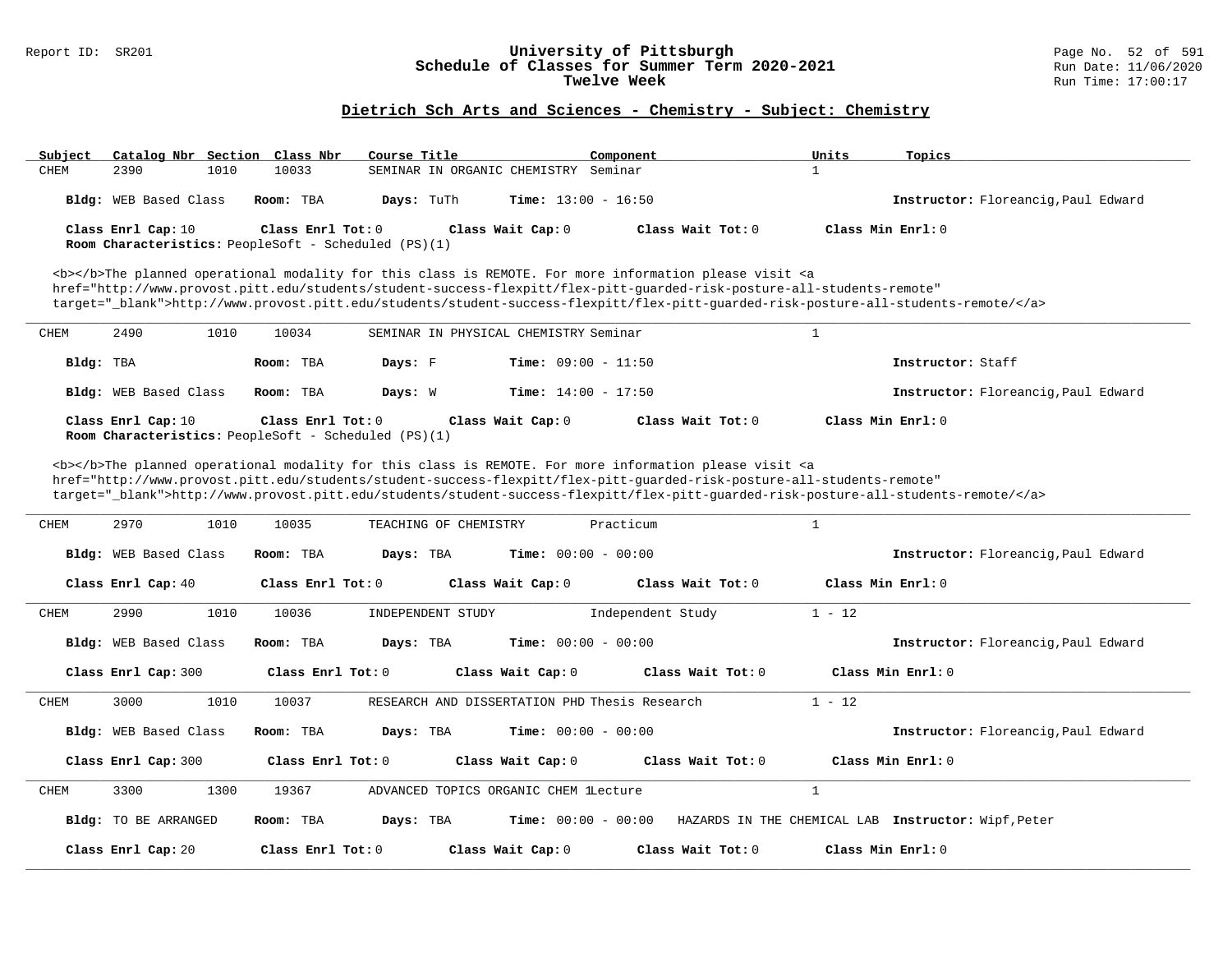## Dietrich Sch Arts and Sciences - Chemistry - Subject: Chemistry

| Subject | Catalog Nbr | Section | Class Nbr | Course Title | Component | Units | Topics |
|---|---|---|---|---|---|---|---|
| CHEM | 2390 | 1010 | 10033 | SEMINAR IN ORGANIC CHEMISTRY | Seminar | 1 | |

**Bldg:** WEB Based Class **Room:** TBA **Days:** TuTh **Time:** 13:00 - 16:50 **Instructor:** Floreancig,Paul Edward

**Class Enrl Cap:** 10 **Class Enrl Tot:** 0 **Class Wait Cap:** 0 **Class Wait Tot:** 0 **Class Min Enrl:** 0

**Room Characteristics:** PeopleSoft - Scheduled (PS)(1)

<b></b>The planned operational modality for this class is REMOTE. For more information please visit <a href="http://www.provost.pitt.edu/students/student-success-flexpitt/flex-pitt-guarded-risk-posture-all-students-remote" target="_blank">http://www.provost.pitt.edu/students/student-success-flexpitt/flex-pitt-guarded-risk-posture-all-students-remote/</a>

---

| Subject | Catalog Nbr | Section | Class Nbr | Course Title | Component | Units | Topics |
|---|---|---|---|---|---|---|---|
| CHEM | 2490 | 1010 | 10034 | SEMINAR IN PHYSICAL CHEMISTRY | Seminar | 1 | |

**Bldg:** TBA **Room:** TBA **Days:** F **Time:** 09:00 - 11:50 **Instructor:** Staff

**Bldg:** WEB Based Class **Room:** TBA **Days:** W **Time:** 14:00 - 17:50 **Instructor:** Floreancig,Paul Edward

**Class Enrl Cap:** 10 **Class Enrl Tot:** 0 **Class Wait Cap:** 0 **Class Wait Tot:** 0 **Class Min Enrl:** 0

**Room Characteristics:** PeopleSoft - Scheduled (PS)(1)

<b></b>The planned operational modality for this class is REMOTE. For more information please visit <a href="http://www.provost.pitt.edu/students/student-success-flexpitt/flex-pitt-guarded-risk-posture-all-students-remote" target="_blank">http://www.provost.pitt.edu/students/student-success-flexpitt/flex-pitt-guarded-risk-posture-all-students-remote/</a>

---

| Subject | Catalog Nbr | Section | Class Nbr | Course Title | Component | Units | Topics |
|---|---|---|---|---|---|---|---|
| CHEM | 2970 | 1010 | 10035 | TEACHING OF CHEMISTRY | Practicum | 1 | |

**Bldg:** WEB Based Class **Room:** TBA **Days:** TBA **Time:** 00:00 - 00:00 **Instructor:** Floreancig,Paul Edward

**Class Enrl Cap:** 40 **Class Enrl Tot:** 0 **Class Wait Cap:** 0 **Class Wait Tot:** 0 **Class Min Enrl:** 0

---

| Subject | Catalog Nbr | Section | Class Nbr | Course Title | Component | Units | Topics |
|---|---|---|---|---|---|---|---|
| CHEM | 2990 | 1010 | 10036 | INDEPENDENT STUDY | Independent Study | 1 - 12 | |

**Bldg:** WEB Based Class **Room:** TBA **Days:** TBA **Time:** 00:00 - 00:00 **Instructor:** Floreancig,Paul Edward

**Class Enrl Cap:** 300 **Class Enrl Tot:** 0 **Class Wait Cap:** 0 **Class Wait Tot:** 0 **Class Min Enrl:** 0

---

| Subject | Catalog Nbr | Section | Class Nbr | Course Title | Component | Units | Topics |
|---|---|---|---|---|---|---|---|
| CHEM | 3000 | 1010 | 10037 | RESEARCH AND DISSERTATION PHD | Thesis Research | 1 - 12 | |

**Bldg:** WEB Based Class **Room:** TBA **Days:** TBA **Time:** 00:00 - 00:00 **Instructor:** Floreancig,Paul Edward

**Class Enrl Cap:** 300 **Class Enrl Tot:** 0 **Class Wait Cap:** 0 **Class Wait Tot:** 0 **Class Min Enrl:** 0

---

| Subject | Catalog Nbr | Section | Class Nbr | Course Title | Component | Units | Topics |
|---|---|---|---|---|---|---|---|
| CHEM | 3300 | 1300 | 19367 | ADVANCED TOPICS ORGANIC CHEM 1 | Lecture | 1 | |

**Bldg:** TO BE ARRANGED **Room:** TBA **Days:** TBA **Time:** 00:00 - 00:00 HAZARDS IN THE CHEMICAL LAB **Instructor:** Wipf,Peter

**Class Enrl Cap:** 20 **Class Enrl Tot:** 0 **Class Wait Cap:** 0 **Class Wait Tot:** 0 **Class Min Enrl:** 0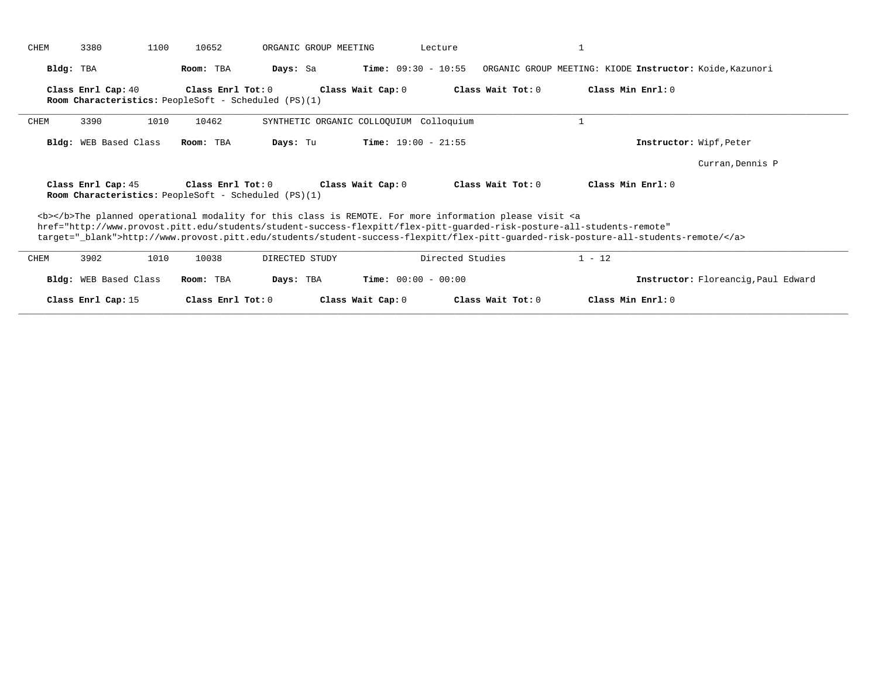CHEM 3380 1100 10652 ORGANIC GROUP MEETING Lecture 1

**Bldg:** TBA **Room:** TBA **Days:** Sa **Time:** 09:30 - 10:55 ORGANIC GROUP MEETING: KIODE **Instructor:** Koide,Kazunori

**Class Enrl Cap:** 40 **Class Enrl Tot:** 0 **Class Wait Cap:** 0 **Class Wait Tot:** 0 **Class Min Enrl:** 0
**Room Characteristics:** PeopleSoft - Scheduled (PS)(1)

---

CHEM 3390 1010 10462 SYNTHETIC ORGANIC COLLOQUIUM Colloquium 1

**Bldg:** WEB Based Class **Room:** TBA **Days:** Tu **Time:** 19:00 - 21:55 **Instructor:** Wipf,Peter

Curran,Dennis P

**Class Enrl Cap:** 45 **Class Enrl Tot:** 0 **Class Wait Cap:** 0 **Class Wait Tot:** 0 **Class Min Enrl:** 0
**Room Characteristics:** PeopleSoft - Scheduled (PS)(1)

<b></b>The planned operational modality for this class is REMOTE. For more information please visit <a href="http://www.provost.pitt.edu/students/student-success-flexpitt/flex-pitt-guarded-risk-posture-all-students-remote" target="_blank">http://www.provost.pitt.edu/students/student-success-flexpitt/flex-pitt-guarded-risk-posture-all-students-remote/</a>

---

CHEM 3902 1010 10038 DIRECTED STUDY Directed Studies 1 - 12

**Bldg:** WEB Based Class **Room:** TBA **Days:** TBA **Time:** 00:00 - 00:00 **Instructor:** Floreancig,Paul Edward

**Class Enrl Cap:** 15 **Class Enrl Tot:** 0 **Class Wait Cap:** 0 **Class Wait Tot:** 0 **Class Min Enrl:** 0

---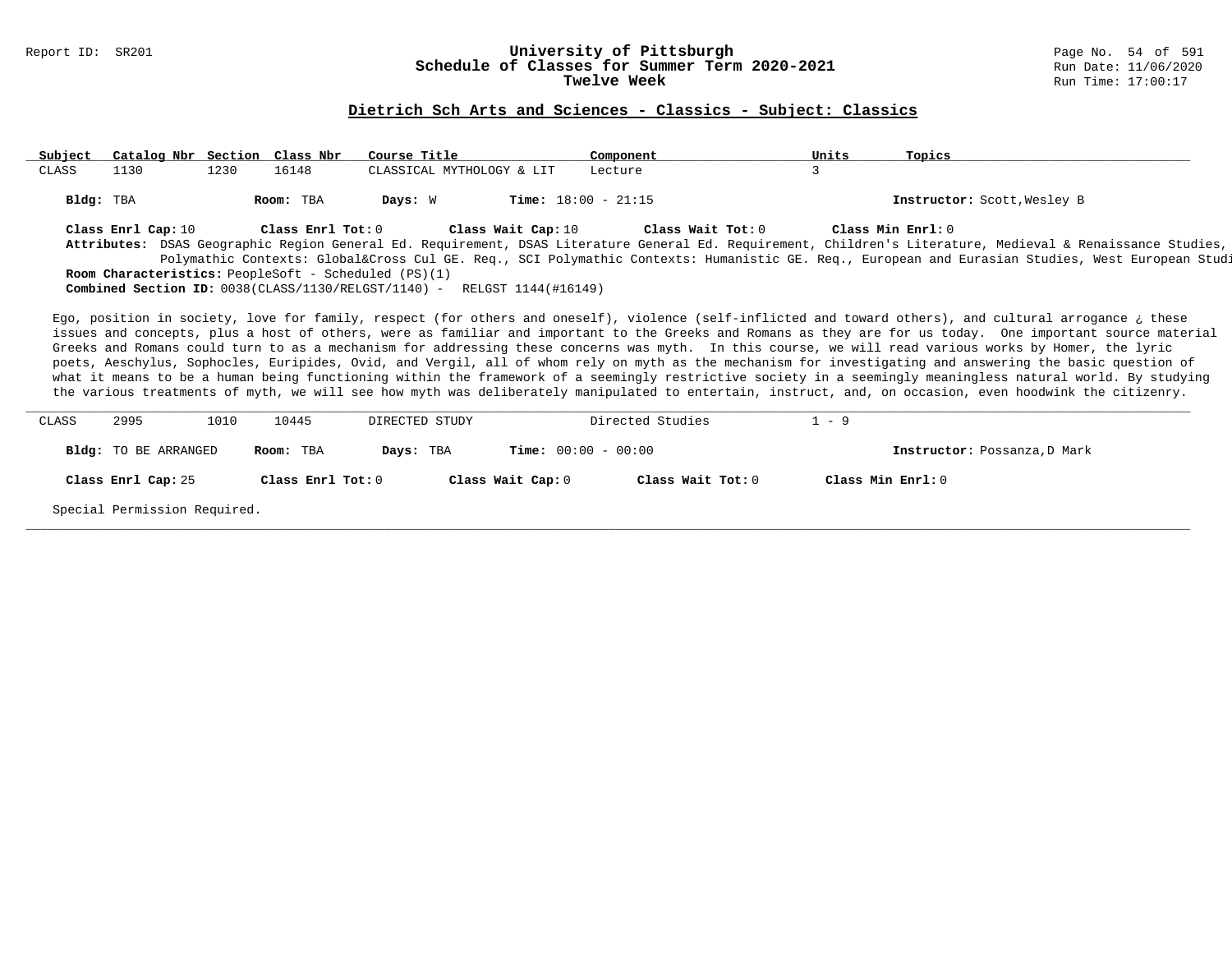## Dietrich Sch Arts and Sciences - Classics - Subject: Classics

| Subject | Catalog Nbr | Section | Class Nbr | Course Title | Component | Units | Topics |
|---|---|---|---|---|---|---|---|
| CLASS | 1130 | 1230 | 16148 | CLASSICAL MYTHOLOGY & LIT | Lecture | 3 | |

**Bldg:** TBA **Room:** TBA **Days:** W **Time:** 18:00 - 21:15 **Instructor:** Scott,Wesley B

**Class Enrl Cap:** 10 **Class Enrl Tot:** 0 **Class Wait Cap:** 10 **Class Wait Tot:** 0 **Class Min Enrl:** 0

**Attributes:** DSAS Geographic Region General Ed. Requirement, DSAS Literature General Ed. Requirement, Children's Literature, Medieval & Renaissance Studies, Polymathic Contexts: Global&Cross Cul GE. Req., SCI Polymathic Contexts: Humanistic GE. Req., European and Eurasian Studies, West European Studi

**Room Characteristics:** PeopleSoft - Scheduled (PS)(1)

**Combined Section ID:** 0038(CLASS/1130/RELGST/1140) - RELGST 1144(#16149)

Ego, position in society, love for family, respect (for others and oneself), violence (self-inflicted and toward others), and cultural arrogance ¿ these issues and concepts, plus a host of others, were as familiar and important to the Greeks and Romans as they are for us today. One important source material Greeks and Romans could turn to as a mechanism for addressing these concerns was myth. In this course, we will read various works by Homer, the lyric poets, Aeschylus, Sophocles, Euripides, Ovid, and Vergil, all of whom rely on myth as the mechanism for investigating and answering the basic question of what it means to be a human being functioning within the framework of a seemingly restrictive society in a seemingly meaningless natural world. By studying the various treatments of myth, we will see how myth was deliberately manipulated to entertain, instruct, and, on occasion, even hoodwink the citizenry.

---

| Subject | Catalog Nbr | Section | Class Nbr | Course Title | Component | Units | Topics |
|---|---|---|---|---|---|---|---|
| CLASS | 2995 | 1010 | 10445 | DIRECTED STUDY | Directed Studies | 1 - 9 | |

**Bldg:** TO BE ARRANGED **Room:** TBA **Days:** TBA **Time:** 00:00 - 00:00 **Instructor:** Possanza,D Mark

**Class Enrl Cap:** 25 **Class Enrl Tot:** 0 **Class Wait Cap:** 0 **Class Wait Tot:** 0 **Class Min Enrl:** 0

Special Permission Required.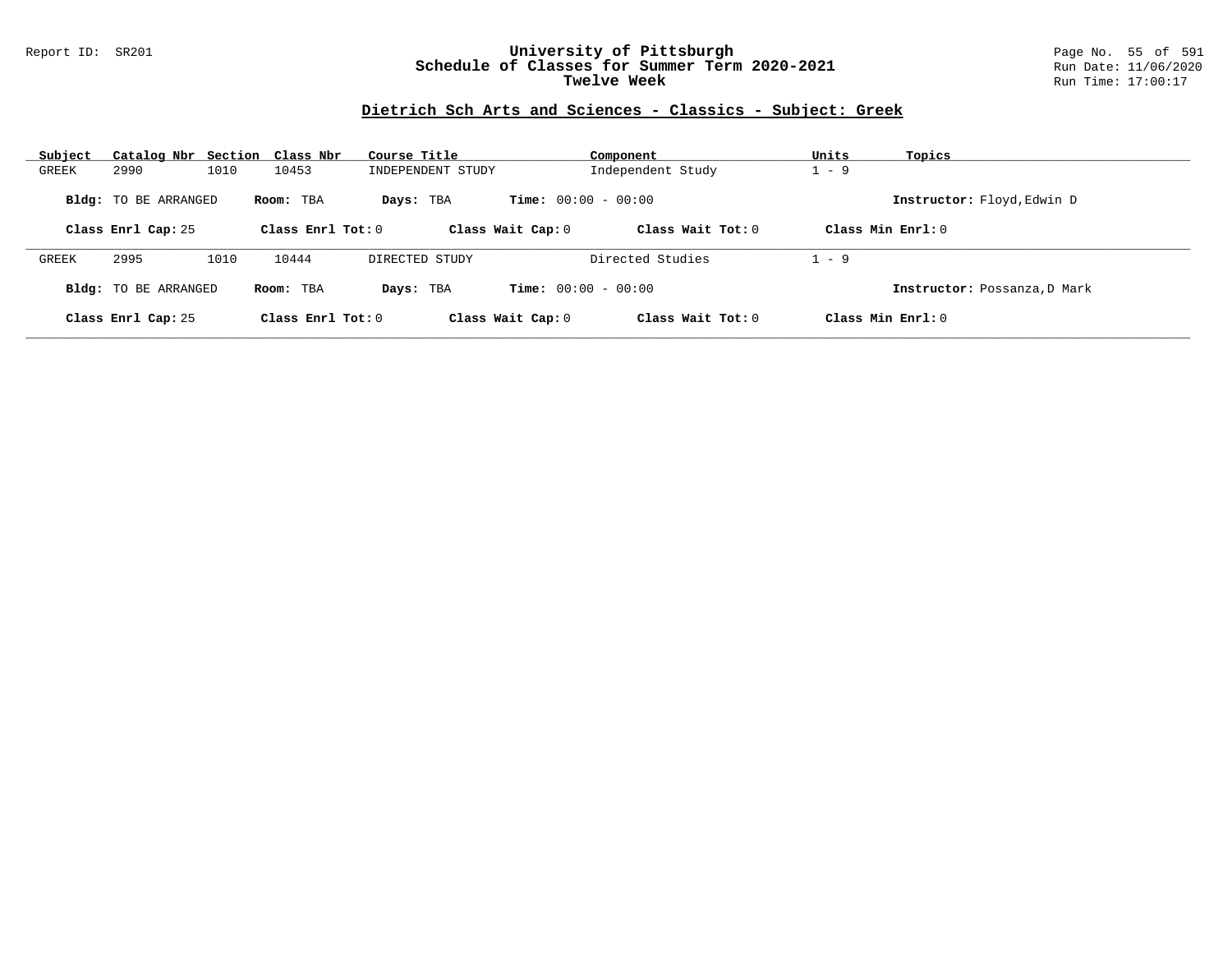Report ID: SR201

# University of Pittsburgh
## Schedule of Classes for Summer Term 2020-2021
### Twelve Week

Run Date: 11/06/2020
Run Time: 17:00:17

## Dietrich Sch Arts and Sciences - Classics - Subject: Greek

| Subject | Catalog Nbr | Section | Class Nbr | Course Title | Component | Units | Topics |
|---|---|---|---|---|---|---|---|
| GREEK | 2990 | 1010 | 10453 | INDEPENDENT STUDY | Independent Study | 1 - 9 | |

**Bldg:** TO BE ARRANGED **Room:** TBA **Days:** TBA **Time:** 00:00 - 00:00 **Instructor:** Floyd,Edwin D

**Class Enrl Cap:** 25 **Class Enrl Tot:** 0 **Class Wait Cap:** 0 **Class Wait Tot:** 0 **Class Min Enrl:** 0

| Subject | Catalog Nbr | Section | Class Nbr | Course Title | Component | Units | Topics |
|---|---|---|---|---|---|---|---|
| GREEK | 2995 | 1010 | 10444 | DIRECTED STUDY | Directed Studies | 1 - 9 | |

**Bldg:** TO BE ARRANGED **Room:** TBA **Days:** TBA **Time:** 00:00 - 00:00 **Instructor:** Possanza,D Mark

**Class Enrl Cap:** 25 **Class Enrl Tot:** 0 **Class Wait Cap:** 0 **Class Wait Tot:** 0 **Class Min Enrl:** 0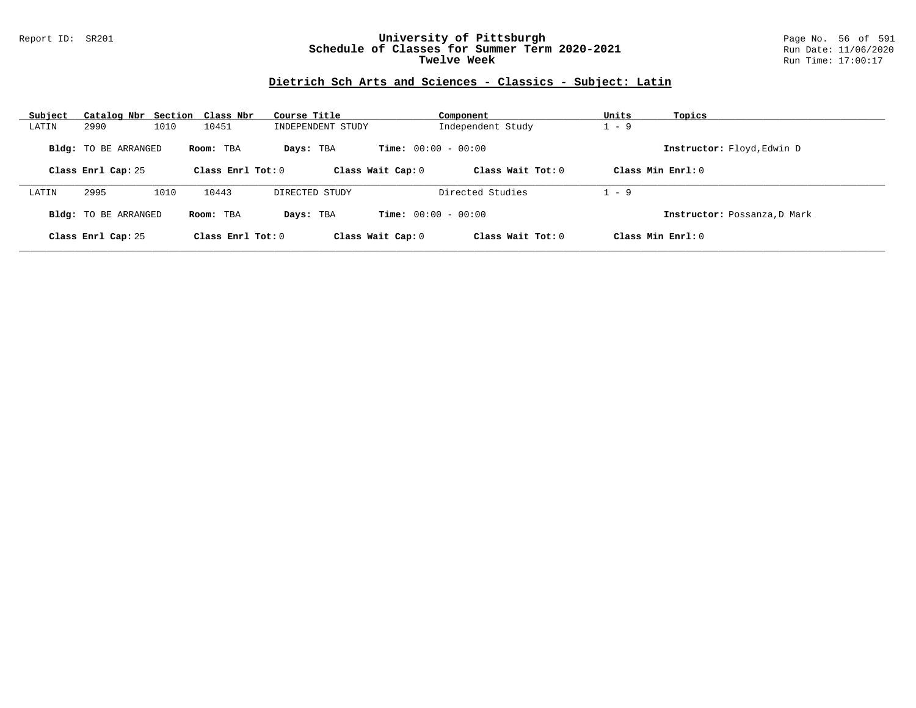## Dietrich Sch Arts and Sciences - Classics - Subject: Latin

| Subject | Catalog Nbr | Section | Class Nbr | Course Title | Component | Units | Topics |
| --- | --- | --- | --- | --- | --- | --- | --- |
| LATIN | 2990 | 1010 | 10451 | INDEPENDENT STUDY | Independent Study | 1 - 9 | |

**Bldg:** TO BE ARRANGED **Room:** TBA **Days:** TBA **Time:** 00:00 - 00:00 **Instructor:** Floyd,Edwin D

**Class Enrl Cap:** 25 **Class Enrl Tot:** 0 **Class Wait Cap:** 0 **Class Wait Tot:** 0 **Class Min Enrl:** 0

---

| Subject | Catalog Nbr | Section | Class Nbr | Course Title | Component | Units | Topics |
| --- | --- | --- | --- | --- | --- | --- | --- |
| LATIN | 2995 | 1010 | 10443 | DIRECTED STUDY | Directed Studies | 1 - 9 | |

**Bldg:** TO BE ARRANGED **Room:** TBA **Days:** TBA **Time:** 00:00 - 00:00 **Instructor:** Possanza,D Mark

**Class Enrl Cap:** 25 **Class Enrl Tot:** 0 **Class Wait Cap:** 0 **Class Wait Tot:** 0 **Class Min Enrl:** 0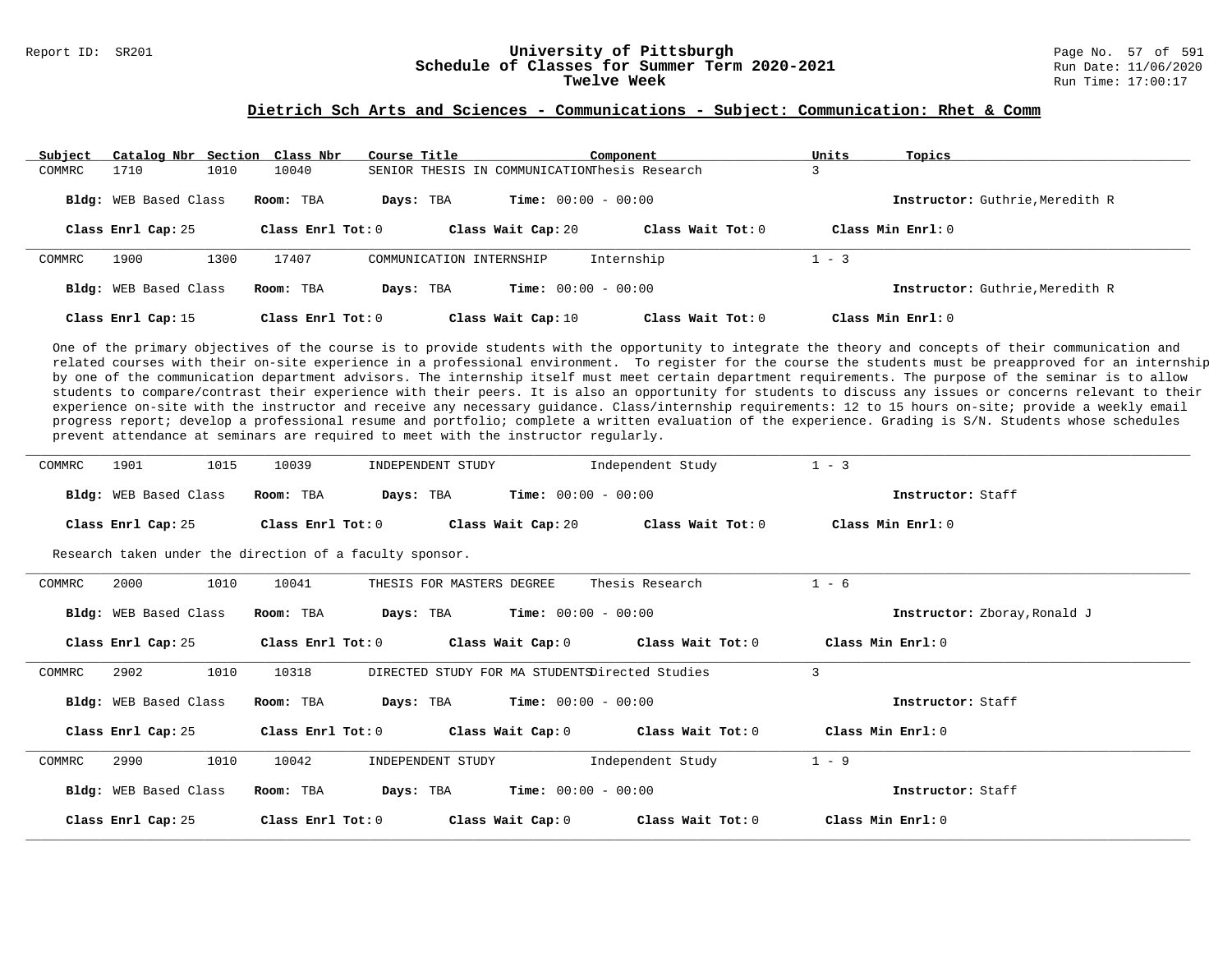## Dietrich Sch Arts and Sciences - Communications - Subject: Communication: Rhet & Comm

| Subject | Catalog Nbr | Section | Class Nbr | Course Title | Component | Units | Topics |
|---|---|---|---|---|---|---|---|
| COMMRC | 1710 | 1010 | 10040 | SENIOR THESIS IN COMMUNICATION | Thesis Research | 3 | |

**Bldg:** WEB Based Class **Room:** TBA **Days:** TBA **Time:** 00:00 - 00:00 **Instructor:** Guthrie,Meredith R

**Class Enrl Cap:** 25 **Class Enrl Tot:** 0 **Class Wait Cap:** 20 **Class Wait Tot:** 0 **Class Min Enrl:** 0

---

| Subject | Catalog Nbr | Section | Class Nbr | Course Title | Component | Units | Topics |
|---|---|---|---|---|---|---|---|
| COMMRC | 1900 | 1300 | 17407 | COMMUNICATION INTERNSHIP | Internship | 1 - 3 | |

**Bldg:** WEB Based Class **Room:** TBA **Days:** TBA **Time:** 00:00 - 00:00 **Instructor:** Guthrie,Meredith R

**Class Enrl Cap:** 15 **Class Enrl Tot:** 0 **Class Wait Cap:** 10 **Class Wait Tot:** 0 **Class Min Enrl:** 0

One of the primary objectives of the course is to provide students with the opportunity to integrate the theory and concepts of their communication and related courses with their on-site experience in a professional environment. To register for the course the students must be preapproved for an internship by one of the communication department advisors. The internship itself must meet certain department requirements. The purpose of the seminar is to allow students to compare/contrast their experience with their peers. It is also an opportunity for students to discuss any issues or concerns relevant to their experience on-site with the instructor and receive any necessary guidance. Class/internship requirements: 12 to 15 hours on-site; provide a weekly email progress report; develop a professional resume and portfolio; complete a written evaluation of the experience. Grading is S/N. Students whose schedules prevent attendance at seminars are required to meet with the instructor regularly.

---

| Subject | Catalog Nbr | Section | Class Nbr | Course Title | Component | Units | Topics |
|---|---|---|---|---|---|---|---|
| COMMRC | 1901 | 1015 | 10039 | INDEPENDENT STUDY | Independent Study | 1 - 3 | |

**Bldg:** WEB Based Class **Room:** TBA **Days:** TBA **Time:** 00:00 - 00:00 **Instructor:** Staff

**Class Enrl Cap:** 25 **Class Enrl Tot:** 0 **Class Wait Cap:** 20 **Class Wait Tot:** 0 **Class Min Enrl:** 0

Research taken under the direction of a faculty sponsor.

---

| Subject | Catalog Nbr | Section | Class Nbr | Course Title | Component | Units | Topics |
|---|---|---|---|---|---|---|---|
| COMMRC | 2000 | 1010 | 10041 | THESIS FOR MASTERS DEGREE | Thesis Research | 1 - 6 | |

**Bldg:** WEB Based Class **Room:** TBA **Days:** TBA **Time:** 00:00 - 00:00 **Instructor:** Zboray,Ronald J

**Class Enrl Cap:** 25 **Class Enrl Tot:** 0 **Class Wait Cap:** 0 **Class Wait Tot:** 0 **Class Min Enrl:** 0

---

| Subject | Catalog Nbr | Section | Class Nbr | Course Title | Component | Units | Topics |
|---|---|---|---|---|---|---|---|
| COMMRC | 2902 | 1010 | 10318 | DIRECTED STUDY FOR MA STUDENTS | Directed Studies | 3 | |

**Bldg:** WEB Based Class **Room:** TBA **Days:** TBA **Time:** 00:00 - 00:00 **Instructor:** Staff

**Class Enrl Cap:** 25 **Class Enrl Tot:** 0 **Class Wait Cap:** 0 **Class Wait Tot:** 0 **Class Min Enrl:** 0

---

| Subject | Catalog Nbr | Section | Class Nbr | Course Title | Component | Units | Topics |
|---|---|---|---|---|---|---|---|
| COMMRC | 2990 | 1010 | 10042 | INDEPENDENT STUDY | Independent Study | 1 - 9 | |

**Bldg:** WEB Based Class **Room:** TBA **Days:** TBA **Time:** 00:00 - 00:00 **Instructor:** Staff

**Class Enrl Cap:** 25 **Class Enrl Tot:** 0 **Class Wait Cap:** 0 **Class Wait Tot:** 0 **Class Min Enrl:** 0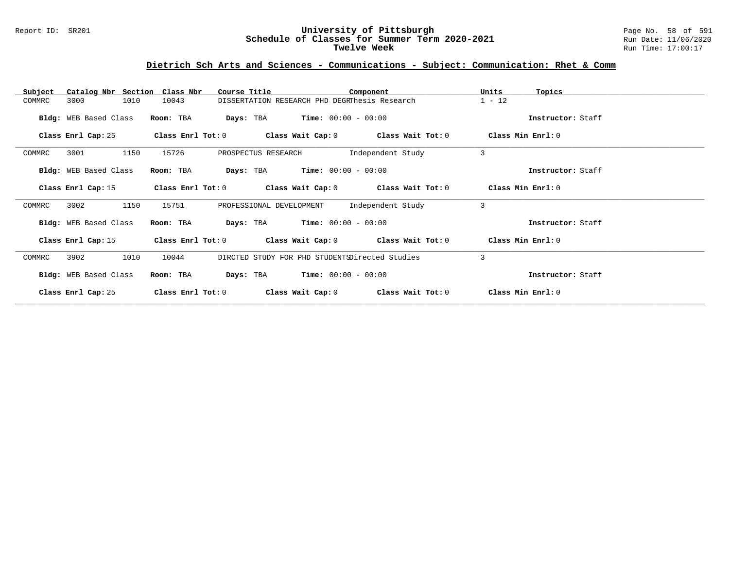# University of Pittsburgh
## Schedule of Classes for Summer Term 2020-2021
### Twelve Week

Report ID: SR201

Run Date: 11/06/2020
Run Time: 17:00:17

## Dietrich Sch Arts and Sciences - Communications - Subject: Communication: Rhet & Comm

| Subject | Catalog Nbr | Section | Class Nbr | Course Title | Component | Units | Topics |
|---|---|---|---|---|---|---|---|
| COMMRC | 3000 | 1010 | 10043 | DISSERTATION RESEARCH PHD DEGR | Thesis Research | 1 - 12 | |

**Bldg:** WEB Based Class **Room:** TBA **Days:** TBA **Time:** 00:00 - 00:00 **Instructor:** Staff

**Class Enrl Cap:** 25 **Class Enrl Tot:** 0 **Class Wait Cap:** 0 **Class Wait Tot:** 0 **Class Min Enrl:** 0

| Subject | Catalog Nbr | Section | Class Nbr | Course Title | Component | Units | Topics |
|---|---|---|---|---|---|---|---|
| COMMRC | 3001 | 1150 | 15726 | PROSPECTUS RESEARCH | Independent Study | 3 | |

**Bldg:** WEB Based Class **Room:** TBA **Days:** TBA **Time:** 00:00 - 00:00 **Instructor:** Staff

**Class Enrl Cap:** 15 **Class Enrl Tot:** 0 **Class Wait Cap:** 0 **Class Wait Tot:** 0 **Class Min Enrl:** 0

| Subject | Catalog Nbr | Section | Class Nbr | Course Title | Component | Units | Topics |
|---|---|---|---|---|---|---|---|
| COMMRC | 3002 | 1150 | 15751 | PROFESSIONAL DEVELOPMENT | Independent Study | 3 | |

**Bldg:** WEB Based Class **Room:** TBA **Days:** TBA **Time:** 00:00 - 00:00 **Instructor:** Staff

**Class Enrl Cap:** 15 **Class Enrl Tot:** 0 **Class Wait Cap:** 0 **Class Wait Tot:** 0 **Class Min Enrl:** 0

| Subject | Catalog Nbr | Section | Class Nbr | Course Title | Component | Units | Topics |
|---|---|---|---|---|---|---|---|
| COMMRC | 3902 | 1010 | 10044 | DIRCTED STUDY FOR PHD STUDENTS | Directed Studies | 3 | |

**Bldg:** WEB Based Class **Room:** TBA **Days:** TBA **Time:** 00:00 - 00:00 **Instructor:** Staff

**Class Enrl Cap:** 25 **Class Enrl Tot:** 0 **Class Wait Cap:** 0 **Class Wait Tot:** 0 **Class Min Enrl:** 0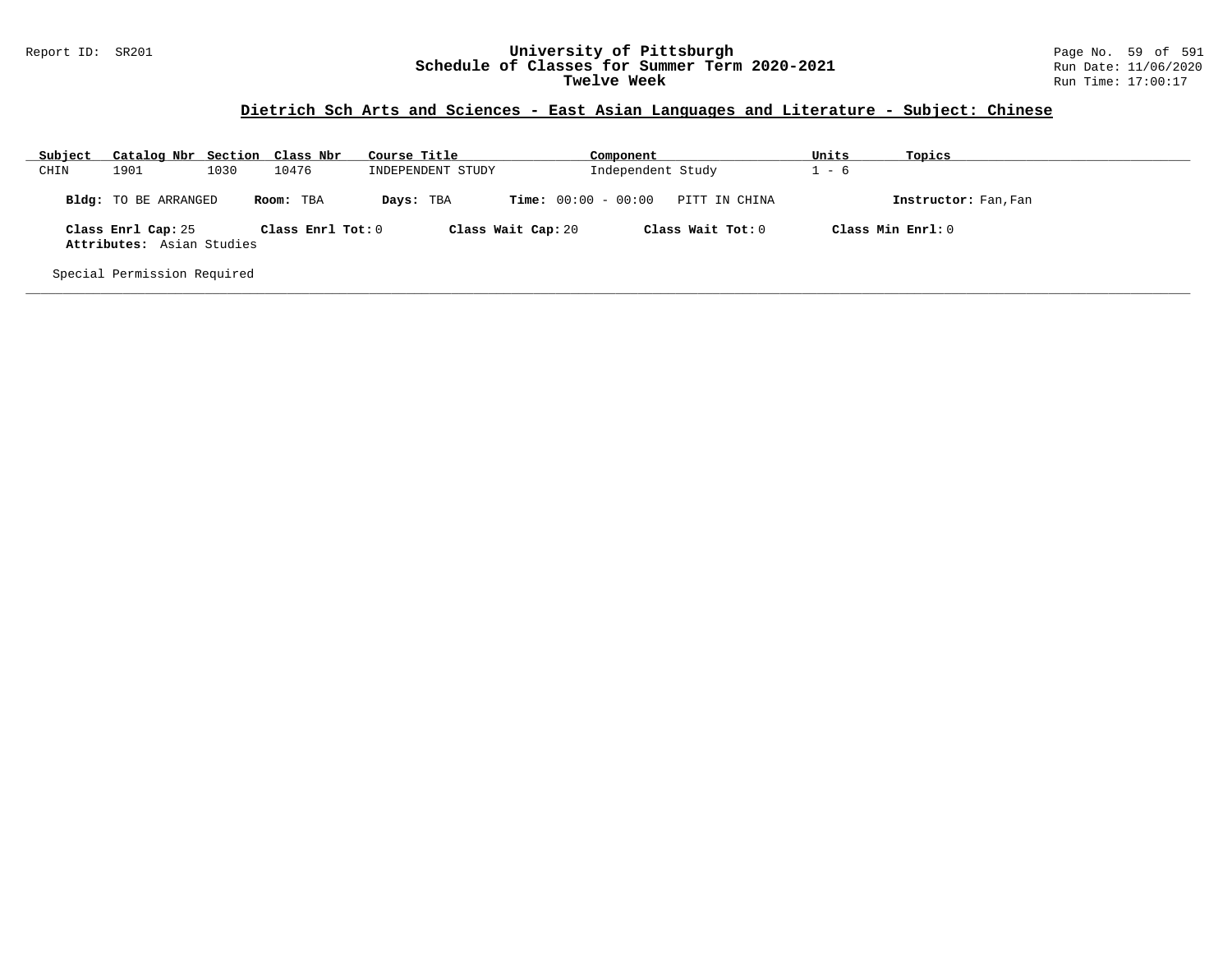## Dietrich Sch Arts and Sciences - East Asian Languages and Literature - Subject: Chinese

| Subject | Catalog Nbr | Section | Class Nbr | Course Title | Component | Units | Topics |
|---|---|---|---|---|---|---|---|
| CHIN | 1901 | 1030 | 10476 | INDEPENDENT STUDY | Independent Study | 1 - 6 | |

**Bldg:** TO BE ARRANGED **Room:** TBA **Days:** TBA **Time:** 00:00 - 00:00 PITT IN CHINA **Instructor:** Fan,Fan

**Class Enrl Cap:** 25 **Class Enrl Tot:** 0 **Class Wait Cap:** 20 **Class Wait Tot:** 0 **Class Min Enrl:** 0

**Attributes:** Asian Studies

Special Permission Required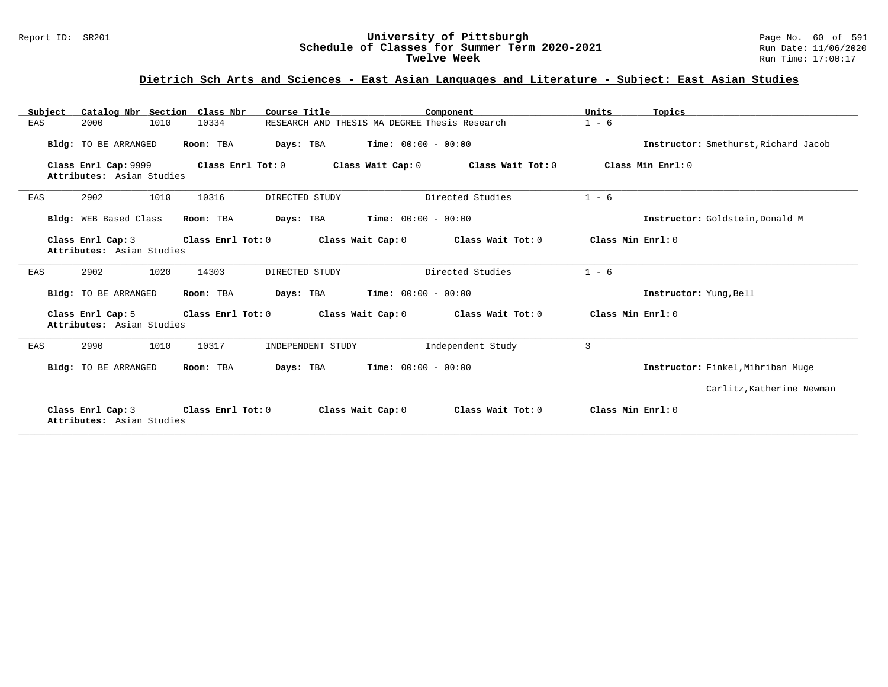## Dietrich Sch Arts and Sciences - East Asian Languages and Literature - Subject: East Asian Studies

| Subject | Catalog Nbr | Section | Class Nbr | Course Title | Component | Units | Topics |
|---|---|---|---|---|---|---|---|
| EAS | 2000 | 1010 | 10334 | RESEARCH AND THESIS MA DEGREE | Thesis Research | 1 - 6 | |

**Bldg:** TO BE ARRANGED **Room:** TBA **Days:** TBA **Time:** 00:00 - 00:00 **Instructor:** Smethurst,Richard Jacob

**Class Enrl Cap:** 9999 **Class Enrl Tot:** 0 **Class Wait Cap:** 0 **Class Wait Tot:** 0 **Class Min Enrl:** 0
**Attributes:** Asian Studies

---

| Subject | Catalog Nbr | Section | Class Nbr | Course Title | Component | Units | Topics |
|---|---|---|---|---|---|---|---|
| EAS | 2902 | 1010 | 10316 | DIRECTED STUDY | Directed Studies | 1 - 6 | |

**Bldg:** WEB Based Class **Room:** TBA **Days:** TBA **Time:** 00:00 - 00:00 **Instructor:** Goldstein,Donald M

**Class Enrl Cap:** 3 **Class Enrl Tot:** 0 **Class Wait Cap:** 0 **Class Wait Tot:** 0 **Class Min Enrl:** 0
**Attributes:** Asian Studies

---

| Subject | Catalog Nbr | Section | Class Nbr | Course Title | Component | Units | Topics |
|---|---|---|---|---|---|---|---|
| EAS | 2902 | 1020 | 14303 | DIRECTED STUDY | Directed Studies | 1 - 6 | |

**Bldg:** TO BE ARRANGED **Room:** TBA **Days:** TBA **Time:** 00:00 - 00:00 **Instructor:** Yung,Bell

**Class Enrl Cap:** 5 **Class Enrl Tot:** 0 **Class Wait Cap:** 0 **Class Wait Tot:** 0 **Class Min Enrl:** 0
**Attributes:** Asian Studies

---

| Subject | Catalog Nbr | Section | Class Nbr | Course Title | Component | Units | Topics |
|---|---|---|---|---|---|---|---|
| EAS | 2990 | 1010 | 10317 | INDEPENDENT STUDY | Independent Study | 3 | |

**Bldg:** TO BE ARRANGED **Room:** TBA **Days:** TBA **Time:** 00:00 - 00:00 **Instructor:** Finkel,Mihriban Muge
Carlitz,Katherine Newman

**Class Enrl Cap:** 3 **Class Enrl Tot:** 0 **Class Wait Cap:** 0 **Class Wait Tot:** 0 **Class Min Enrl:** 0
**Attributes:** Asian Studies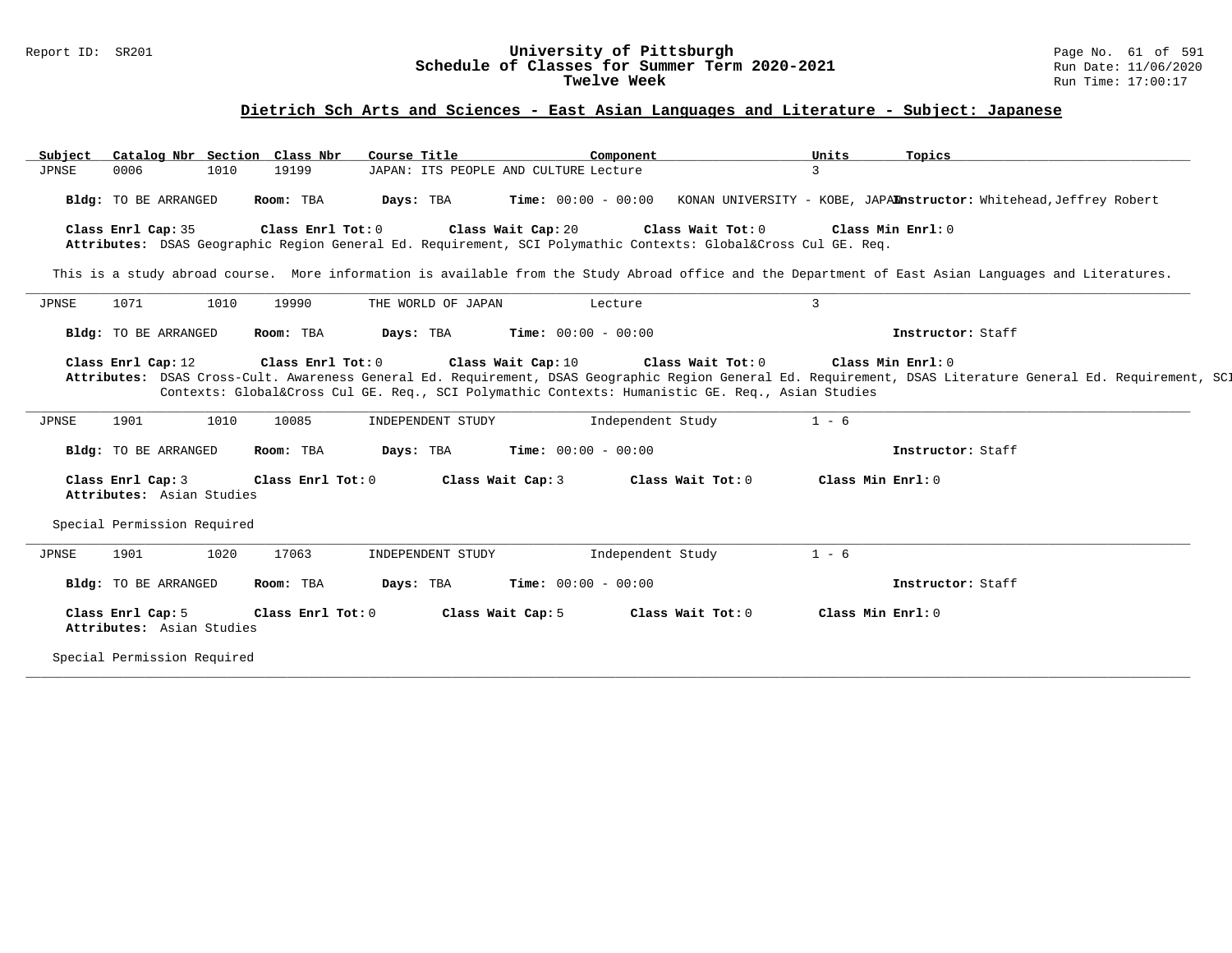# University of Pittsburgh
## Schedule of Classes for Summer Term 2020-2021
### Twelve Week

Report ID: SR201

Run Date: 11/06/2020
Run Time: 17:00:17

## Dietrich Sch Arts and Sciences - East Asian Languages and Literature - Subject: Japanese

| Subject | Catalog Nbr | Section | Class Nbr | Course Title | Component | Units | Topics |
|---|---|---|---|---|---|---|---|
| JPNSE | 0006 | 1010 | 19199 | JAPAN: ITS PEOPLE AND CULTURE | Lecture | 3 | |

**Bldg:** TO BE ARRANGED **Room:** TBA **Days:** TBA **Time:** 00:00 - 00:00 KONAN UNIVERSITY - KOBE, JAPAN **Instructor:** Whitehead,Jeffrey Robert

**Class Enrl Cap:** 35 **Class Enrl Tot:** 0 **Class Wait Cap:** 20 **Class Wait Tot:** 0 **Class Min Enrl:** 0
**Attributes:** DSAS Geographic Region General Ed. Requirement, SCI Polymathic Contexts: Global&Cross Cul GE. Req.

This is a study abroad course. More information is available from the Study Abroad office and the Department of East Asian Languages and Literatures.

---

| Subject | Catalog Nbr | Section | Class Nbr | Course Title | Component | Units | Topics |
|---|---|---|---|---|---|---|---|
| JPNSE | 1071 | 1010 | 19990 | THE WORLD OF JAPAN | Lecture | 3 | |

**Bldg:** TO BE ARRANGED **Room:** TBA **Days:** TBA **Time:** 00:00 - 00:00 **Instructor:** Staff

**Class Enrl Cap:** 12 **Class Enrl Tot:** 0 **Class Wait Cap:** 10 **Class Wait Tot:** 0 **Class Min Enrl:** 0
**Attributes:** DSAS Cross-Cult. Awareness General Ed. Requirement, DSAS Geographic Region General Ed. Requirement, DSAS Literature General Ed. Requirement, SCI Contexts: Global&Cross Cul GE. Req., SCI Polymathic Contexts: Humanistic GE. Req., Asian Studies

---

| Subject | Catalog Nbr | Section | Class Nbr | Course Title | Component | Units | Topics |
|---|---|---|---|---|---|---|---|
| JPNSE | 1901 | 1010 | 10085 | INDEPENDENT STUDY | Independent Study | 1 - 6 | |

**Bldg:** TO BE ARRANGED **Room:** TBA **Days:** TBA **Time:** 00:00 - 00:00 **Instructor:** Staff

**Class Enrl Cap:** 3 **Class Enrl Tot:** 0 **Class Wait Cap:** 3 **Class Wait Tot:** 0 **Class Min Enrl:** 0
**Attributes:** Asian Studies

Special Permission Required

---

| Subject | Catalog Nbr | Section | Class Nbr | Course Title | Component | Units | Topics |
|---|---|---|---|---|---|---|---|
| JPNSE | 1901 | 1020 | 17063 | INDEPENDENT STUDY | Independent Study | 1 - 6 | |

**Bldg:** TO BE ARRANGED **Room:** TBA **Days:** TBA **Time:** 00:00 - 00:00 **Instructor:** Staff

**Class Enrl Cap:** 5 **Class Enrl Tot:** 0 **Class Wait Cap:** 5 **Class Wait Tot:** 0 **Class Min Enrl:** 0
**Attributes:** Asian Studies

Special Permission Required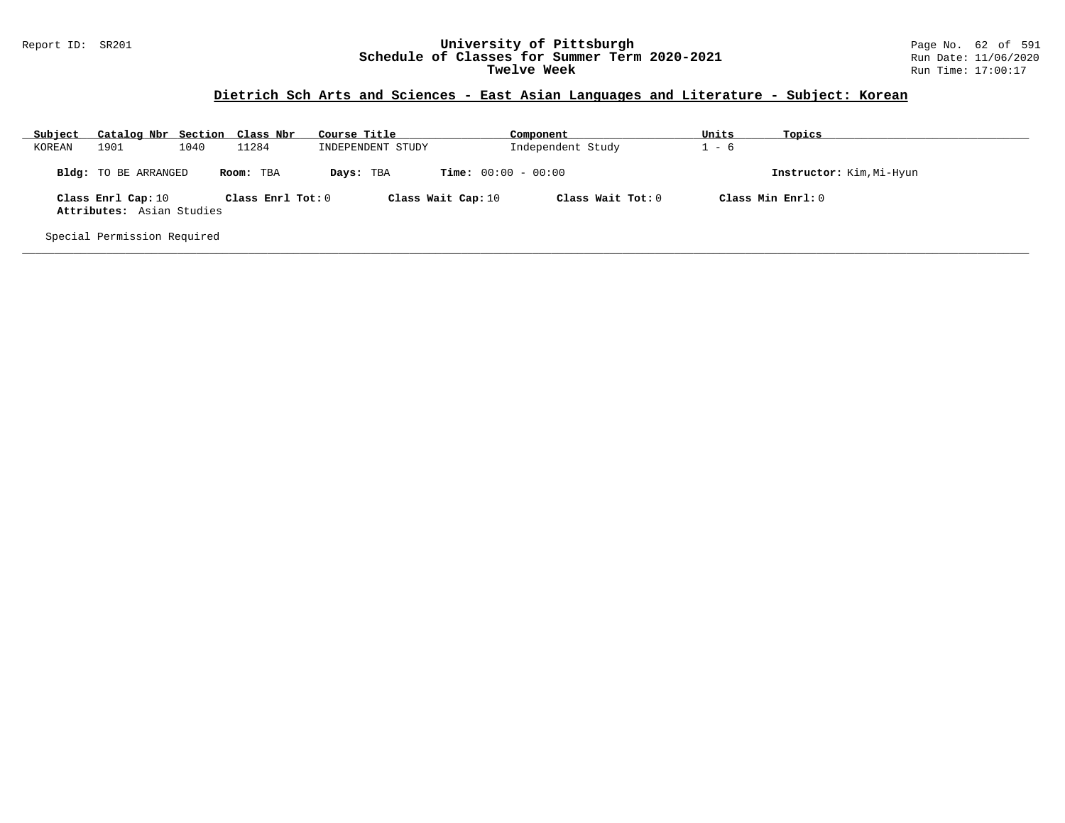Report ID: SR201

# University of Pittsburgh
## Schedule of Classes for Summer Term 2020-2021
### Twelve Week

Run Date: 11/06/2020
Run Time: 17:00:17

## Dietrich Sch Arts and Sciences - East Asian Languages and Literature - Subject: Korean

| Subject | Catalog Nbr | Section | Class Nbr | Course Title | Component | Units | Topics |
|---|---|---|---|---|---|---|---|
| KOREAN | 1901 | 1040 | 11284 | INDEPENDENT STUDY | Independent Study | 1 - 6 | |

**Bldg:** TO BE ARRANGED **Room:** TBA **Days:** TBA **Time:** 00:00 - 00:00 **Instructor:** Kim,Mi-Hyun

**Class Enrl Cap:** 10 **Class Enrl Tot:** 0 **Class Wait Cap:** 10 **Class Wait Tot:** 0 **Class Min Enrl:** 0

**Attributes:** Asian Studies

Special Permission Required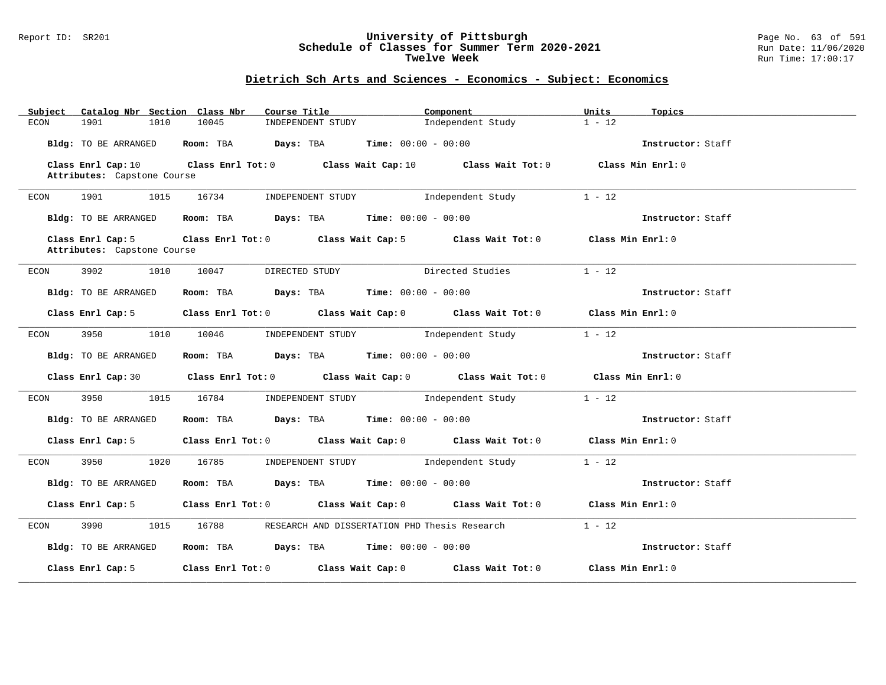# University of Pittsburgh
## Schedule of Classes for Summer Term 2020-2021
### Twelve Week

Report ID: SR201

Run Date: 11/06/2020
Run Time: 17:00:17

## Dietrich Sch Arts and Sciences - Economics - Subject: Economics

| Subject | Catalog Nbr | Section | Class Nbr | Course Title | Component | Units | Topics |
|---|---|---|---|---|---|---|---|
| ECON | 1901 | 1010 | 10045 | INDEPENDENT STUDY | Independent Study | 1 - 12 | |

**Bldg:** TO BE ARRANGED **Room:** TBA **Days:** TBA **Time:** 00:00 - 00:00 **Instructor:** Staff

**Class Enrl Cap:** 10 **Class Enrl Tot:** 0 **Class Wait Cap:** 10 **Class Wait Tot:** 0 **Class Min Enrl:** 0
**Attributes:** Capstone Course

---

| Subject | Catalog Nbr | Section | Class Nbr | Course Title | Component | Units | Topics |
|---|---|---|---|---|---|---|---|
| ECON | 1901 | 1015 | 16734 | INDEPENDENT STUDY | Independent Study | 1 - 12 | |

**Bldg:** TO BE ARRANGED **Room:** TBA **Days:** TBA **Time:** 00:00 - 00:00 **Instructor:** Staff

**Class Enrl Cap:** 5 **Class Enrl Tot:** 0 **Class Wait Cap:** 5 **Class Wait Tot:** 0 **Class Min Enrl:** 0
**Attributes:** Capstone Course

---

| Subject | Catalog Nbr | Section | Class Nbr | Course Title | Component | Units | Topics |
|---|---|---|---|---|---|---|---|
| ECON | 3902 | 1010 | 10047 | DIRECTED STUDY | Directed Studies | 1 - 12 | |

**Bldg:** TO BE ARRANGED **Room:** TBA **Days:** TBA **Time:** 00:00 - 00:00 **Instructor:** Staff

**Class Enrl Cap:** 5 **Class Enrl Tot:** 0 **Class Wait Cap:** 0 **Class Wait Tot:** 0 **Class Min Enrl:** 0

---

| Subject | Catalog Nbr | Section | Class Nbr | Course Title | Component | Units | Topics |
|---|---|---|---|---|---|---|---|
| ECON | 3950 | 1010 | 10046 | INDEPENDENT STUDY | Independent Study | 1 - 12 | |

**Bldg:** TO BE ARRANGED **Room:** TBA **Days:** TBA **Time:** 00:00 - 00:00 **Instructor:** Staff

**Class Enrl Cap:** 30 **Class Enrl Tot:** 0 **Class Wait Cap:** 0 **Class Wait Tot:** 0 **Class Min Enrl:** 0

---

| Subject | Catalog Nbr | Section | Class Nbr | Course Title | Component | Units | Topics |
|---|---|---|---|---|---|---|---|
| ECON | 3950 | 1015 | 16784 | INDEPENDENT STUDY | Independent Study | 1 - 12 | |

**Bldg:** TO BE ARRANGED **Room:** TBA **Days:** TBA **Time:** 00:00 - 00:00 **Instructor:** Staff

**Class Enrl Cap:** 5 **Class Enrl Tot:** 0 **Class Wait Cap:** 0 **Class Wait Tot:** 0 **Class Min Enrl:** 0

---

| Subject | Catalog Nbr | Section | Class Nbr | Course Title | Component | Units | Topics |
|---|---|---|---|---|---|---|---|
| ECON | 3950 | 1020 | 16785 | INDEPENDENT STUDY | Independent Study | 1 - 12 | |

**Bldg:** TO BE ARRANGED **Room:** TBA **Days:** TBA **Time:** 00:00 - 00:00 **Instructor:** Staff

**Class Enrl Cap:** 5 **Class Enrl Tot:** 0 **Class Wait Cap:** 0 **Class Wait Tot:** 0 **Class Min Enrl:** 0

---

| Subject | Catalog Nbr | Section | Class Nbr | Course Title | Component | Units | Topics |
|---|---|---|---|---|---|---|---|
| ECON | 3990 | 1015 | 16788 | RESEARCH AND DISSERTATION PHD | Thesis Research | 1 - 12 | |

**Bldg:** TO BE ARRANGED **Room:** TBA **Days:** TBA **Time:** 00:00 - 00:00 **Instructor:** Staff

**Class Enrl Cap:** 5 **Class Enrl Tot:** 0 **Class Wait Cap:** 0 **Class Wait Tot:** 0 **Class Min Enrl:** 0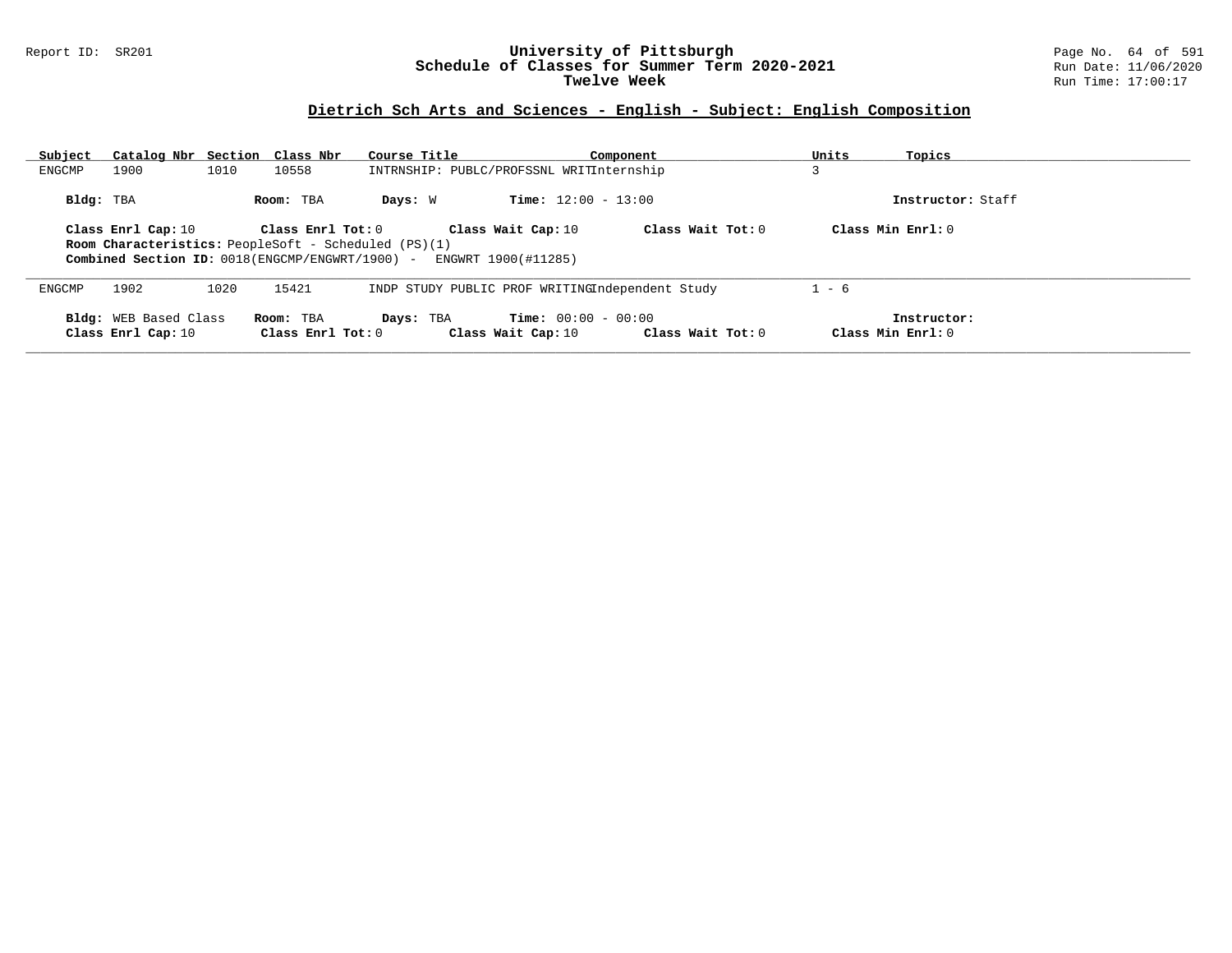## Dietrich Sch Arts and Sciences - English - Subject: English Composition

| Subject | Catalog Nbr | Section | Class Nbr | Course Title | Component | Units | Topics |
|---|---|---|---|---|---|---|---|
| ENGCMP | 1900 | 1010 | 10558 | INTRNSHIP: PUBLC/PROFSSNL WRIT | Internship | 3 | |

**Bldg:** TBA **Room:** TBA **Days:** W **Time:** 12:00 - 13:00 **Instructor:** Staff

**Class Enrl Cap:** 10 **Class Enrl Tot:** 0 **Class Wait Cap:** 10 **Class Wait Tot:** 0 **Class Min Enrl:** 0

**Room Characteristics:** PeopleSoft - Scheduled (PS)(1)

**Combined Section ID:** 0018(ENGCMP/ENGWRT/1900) - ENGWRT 1900(#11285)

| Subject | Catalog Nbr | Section | Class Nbr | Course Title | Component | Units | Topics |
|---|---|---|---|---|---|---|---|
| ENGCMP | 1902 | 1020 | 15421 | INDP STUDY PUBLIC PROF WRITING | Independent Study | 1 - 6 | |

**Bldg:** WEB Based Class **Room:** TBA **Days:** TBA **Time:** 00:00 - 00:00 **Instructor:**

**Class Enrl Cap:** 10 **Class Enrl Tot:** 0 **Class Wait Cap:** 10 **Class Wait Tot:** 0 **Class Min Enrl:** 0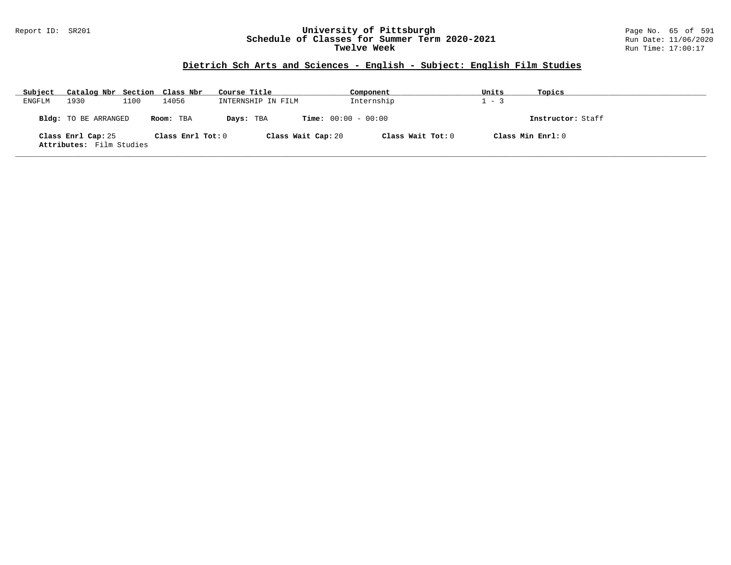## Dietrich Sch Arts and Sciences - English - Subject: English Film Studies

| Subject | Catalog Nbr | Section | Class Nbr | Course Title | Component | Units | Topics |
|---|---|---|---|---|---|---|---|
| ENGFLM | 1930 | 1100 | 14056 | INTERNSHIP IN FILM | Internship | 1 - 3 | |

**Bldg:** TO BE ARRANGED **Room:** TBA **Days:** TBA **Time:** 00:00 - 00:00 **Instructor:** Staff

**Class Enrl Cap:** 25 **Class Enrl Tot:** 0 **Class Wait Cap:** 20 **Class Wait Tot:** 0 **Class Min Enrl:** 0

**Attributes:** Film Studies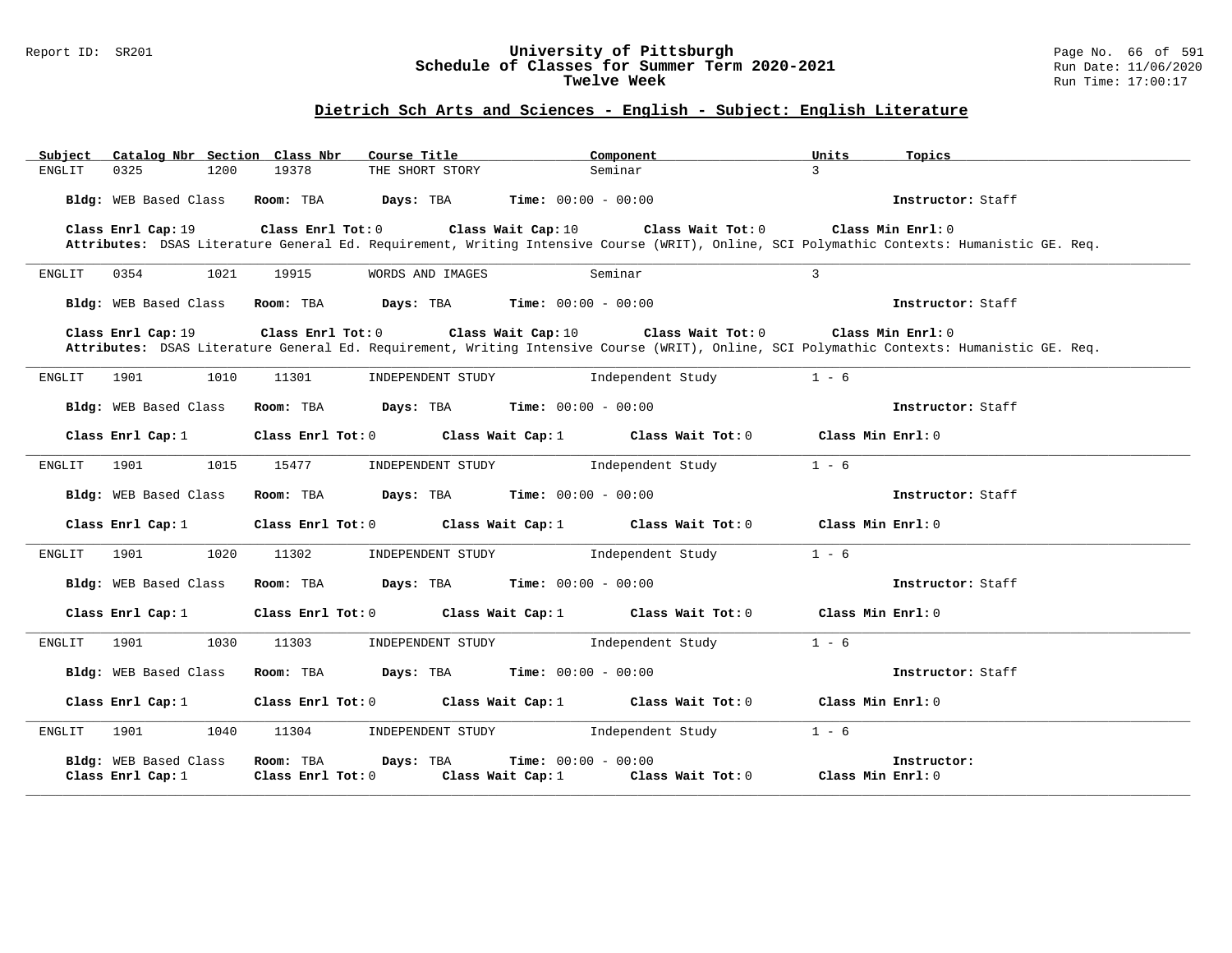## Dietrich Sch Arts and Sciences - English - Subject: English Literature

| Subject | Catalog Nbr | Section | Class Nbr | Course Title | Component | Units | Topics |
|---|---|---|---|---|---|---|---|
| ENGLIT | 0325 | 1200 | 19378 | THE SHORT STORY | Seminar | 3 | |

**Bldg:** WEB Based Class **Room:** TBA **Days:** TBA **Time:** 00:00 - 00:00 **Instructor:** Staff

**Class Enrl Cap:** 19 **Class Enrl Tot:** 0 **Class Wait Cap:** 10 **Class Wait Tot:** 0 **Class Min Enrl:** 0

**Attributes:** DSAS Literature General Ed. Requirement, Writing Intensive Course (WRIT), Online, SCI Polymathic Contexts: Humanistic GE. Req.

---

| Subject | Catalog Nbr | Section | Class Nbr | Course Title | Component | Units | Topics |
|---|---|---|---|---|---|---|---|
| ENGLIT | 0354 | 1021 | 19915 | WORDS AND IMAGES | Seminar | 3 | |

**Bldg:** WEB Based Class **Room:** TBA **Days:** TBA **Time:** 00:00 - 00:00 **Instructor:** Staff

**Class Enrl Cap:** 19 **Class Enrl Tot:** 0 **Class Wait Cap:** 10 **Class Wait Tot:** 0 **Class Min Enrl:** 0

**Attributes:** DSAS Literature General Ed. Requirement, Writing Intensive Course (WRIT), Online, SCI Polymathic Contexts: Humanistic GE. Req.

---

| Subject | Catalog Nbr | Section | Class Nbr | Course Title | Component | Units | Topics |
|---|---|---|---|---|---|---|---|
| ENGLIT | 1901 | 1010 | 11301 | INDEPENDENT STUDY | Independent Study | 1 - 6 | |

**Bldg:** WEB Based Class **Room:** TBA **Days:** TBA **Time:** 00:00 - 00:00 **Instructor:** Staff

**Class Enrl Cap:** 1 **Class Enrl Tot:** 0 **Class Wait Cap:** 1 **Class Wait Tot:** 0 **Class Min Enrl:** 0

---

| Subject | Catalog Nbr | Section | Class Nbr | Course Title | Component | Units | Topics |
|---|---|---|---|---|---|---|---|
| ENGLIT | 1901 | 1015 | 15477 | INDEPENDENT STUDY | Independent Study | 1 - 6 | |

**Bldg:** WEB Based Class **Room:** TBA **Days:** TBA **Time:** 00:00 - 00:00 **Instructor:** Staff

**Class Enrl Cap:** 1 **Class Enrl Tot:** 0 **Class Wait Cap:** 1 **Class Wait Tot:** 0 **Class Min Enrl:** 0

---

| Subject | Catalog Nbr | Section | Class Nbr | Course Title | Component | Units | Topics |
|---|---|---|---|---|---|---|---|
| ENGLIT | 1901 | 1020 | 11302 | INDEPENDENT STUDY | Independent Study | 1 - 6 | |

**Bldg:** WEB Based Class **Room:** TBA **Days:** TBA **Time:** 00:00 - 00:00 **Instructor:** Staff

**Class Enrl Cap:** 1 **Class Enrl Tot:** 0 **Class Wait Cap:** 1 **Class Wait Tot:** 0 **Class Min Enrl:** 0

---

| Subject | Catalog Nbr | Section | Class Nbr | Course Title | Component | Units | Topics |
|---|---|---|---|---|---|---|---|
| ENGLIT | 1901 | 1030 | 11303 | INDEPENDENT STUDY | Independent Study | 1 - 6 | |

**Bldg:** WEB Based Class **Room:** TBA **Days:** TBA **Time:** 00:00 - 00:00 **Instructor:** Staff

**Class Enrl Cap:** 1 **Class Enrl Tot:** 0 **Class Wait Cap:** 1 **Class Wait Tot:** 0 **Class Min Enrl:** 0

---

| Subject | Catalog Nbr | Section | Class Nbr | Course Title | Component | Units | Topics |
|---|---|---|---|---|---|---|---|
| ENGLIT | 1901 | 1040 | 11304 | INDEPENDENT STUDY | Independent Study | 1 - 6 | |

**Bldg:** WEB Based Class **Room:** TBA **Days:** TBA **Time:** 00:00 - 00:00 **Instructor:**

**Class Enrl Cap:** 1 **Class Enrl Tot:** 0 **Class Wait Cap:** 1 **Class Wait Tot:** 0 **Class Min Enrl:** 0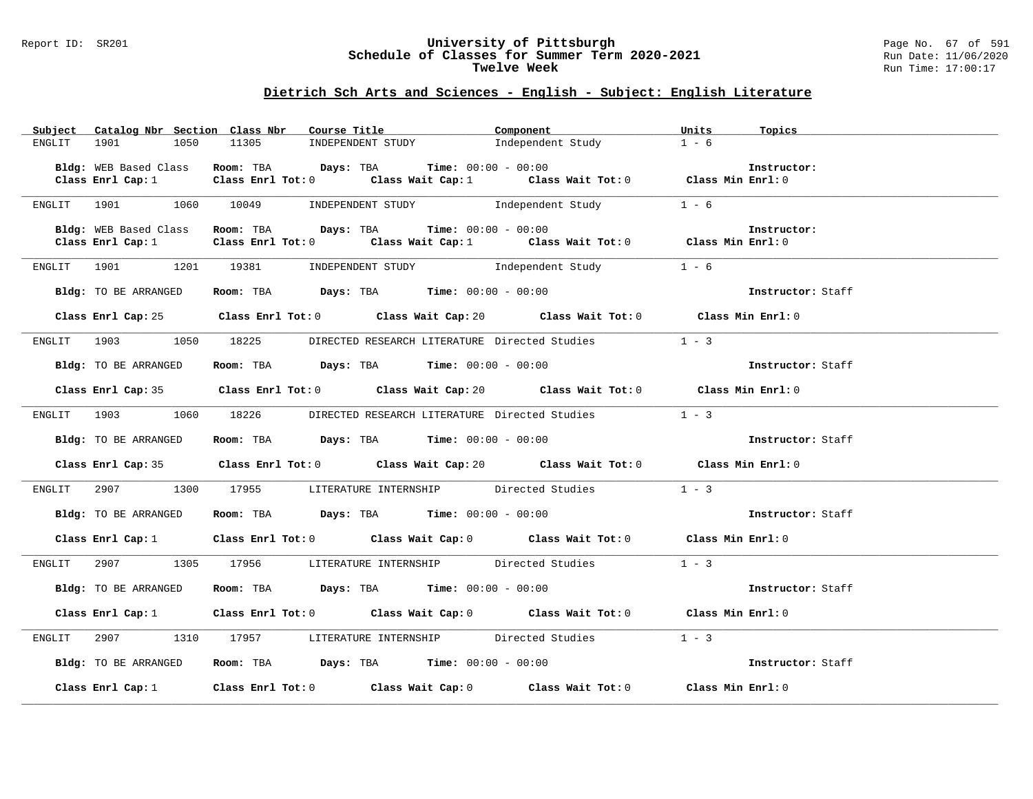## Dietrich Sch Arts and Sciences - English - Subject: English Literature

| Subject | Catalog Nbr | Section | Class Nbr | Course Title | Component | Units | Topics |
|---|---|---|---|---|---|---|---|
| ENGLIT | 1901 | 1050 | 11305 | INDEPENDENT STUDY | Independent Study | 1 - 6 | |

**Bldg:** WEB Based Class **Room:** TBA **Days:** TBA **Time:** 00:00 - 00:00 **Instructor:**
**Class Enrl Cap:** 1 **Class Enrl Tot:** 0 **Class Wait Cap:** 1 **Class Wait Tot:** 0 **Class Min Enrl:** 0

| Subject | Catalog Nbr | Section | Class Nbr | Course Title | Component | Units | Topics |
|---|---|---|---|---|---|---|---|
| ENGLIT | 1901 | 1060 | 10049 | INDEPENDENT STUDY | Independent Study | 1 - 6 | |

**Bldg:** WEB Based Class **Room:** TBA **Days:** TBA **Time:** 00:00 - 00:00 **Instructor:**
**Class Enrl Cap:** 1 **Class Enrl Tot:** 0 **Class Wait Cap:** 1 **Class Wait Tot:** 0 **Class Min Enrl:** 0

| Subject | Catalog Nbr | Section | Class Nbr | Course Title | Component | Units | Topics |
|---|---|---|---|---|---|---|---|
| ENGLIT | 1901 | 1201 | 19381 | INDEPENDENT STUDY | Independent Study | 1 - 6 | |

**Bldg:** TO BE ARRANGED **Room:** TBA **Days:** TBA **Time:** 00:00 - 00:00 **Instructor:** Staff
**Class Enrl Cap:** 25 **Class Enrl Tot:** 0 **Class Wait Cap:** 20 **Class Wait Tot:** 0 **Class Min Enrl:** 0

| Subject | Catalog Nbr | Section | Class Nbr | Course Title | Component | Units | Topics |
|---|---|---|---|---|---|---|---|
| ENGLIT | 1903 | 1050 | 18225 | DIRECTED RESEARCH LITERATURE | Directed Studies | 1 - 3 | |

**Bldg:** TO BE ARRANGED **Room:** TBA **Days:** TBA **Time:** 00:00 - 00:00 **Instructor:** Staff
**Class Enrl Cap:** 35 **Class Enrl Tot:** 0 **Class Wait Cap:** 20 **Class Wait Tot:** 0 **Class Min Enrl:** 0

| Subject | Catalog Nbr | Section | Class Nbr | Course Title | Component | Units | Topics |
|---|---|---|---|---|---|---|---|
| ENGLIT | 1903 | 1060 | 18226 | DIRECTED RESEARCH LITERATURE | Directed Studies | 1 - 3 | |

**Bldg:** TO BE ARRANGED **Room:** TBA **Days:** TBA **Time:** 00:00 - 00:00 **Instructor:** Staff
**Class Enrl Cap:** 35 **Class Enrl Tot:** 0 **Class Wait Cap:** 20 **Class Wait Tot:** 0 **Class Min Enrl:** 0

| Subject | Catalog Nbr | Section | Class Nbr | Course Title | Component | Units | Topics |
|---|---|---|---|---|---|---|---|
| ENGLIT | 2907 | 1300 | 17955 | LITERATURE INTERNSHIP | Directed Studies | 1 - 3 | |

**Bldg:** TO BE ARRANGED **Room:** TBA **Days:** TBA **Time:** 00:00 - 00:00 **Instructor:** Staff
**Class Enrl Cap:** 1 **Class Enrl Tot:** 0 **Class Wait Cap:** 0 **Class Wait Tot:** 0 **Class Min Enrl:** 0

| Subject | Catalog Nbr | Section | Class Nbr | Course Title | Component | Units | Topics |
|---|---|---|---|---|---|---|---|
| ENGLIT | 2907 | 1305 | 17956 | LITERATURE INTERNSHIP | Directed Studies | 1 - 3 | |

**Bldg:** TO BE ARRANGED **Room:** TBA **Days:** TBA **Time:** 00:00 - 00:00 **Instructor:** Staff
**Class Enrl Cap:** 1 **Class Enrl Tot:** 0 **Class Wait Cap:** 0 **Class Wait Tot:** 0 **Class Min Enrl:** 0

| Subject | Catalog Nbr | Section | Class Nbr | Course Title | Component | Units | Topics |
|---|---|---|---|---|---|---|---|
| ENGLIT | 2907 | 1310 | 17957 | LITERATURE INTERNSHIP | Directed Studies | 1 - 3 | |

**Bldg:** TO BE ARRANGED **Room:** TBA **Days:** TBA **Time:** 00:00 - 00:00 **Instructor:** Staff
**Class Enrl Cap:** 1 **Class Enrl Tot:** 0 **Class Wait Cap:** 0 **Class Wait Tot:** 0 **Class Min Enrl:** 0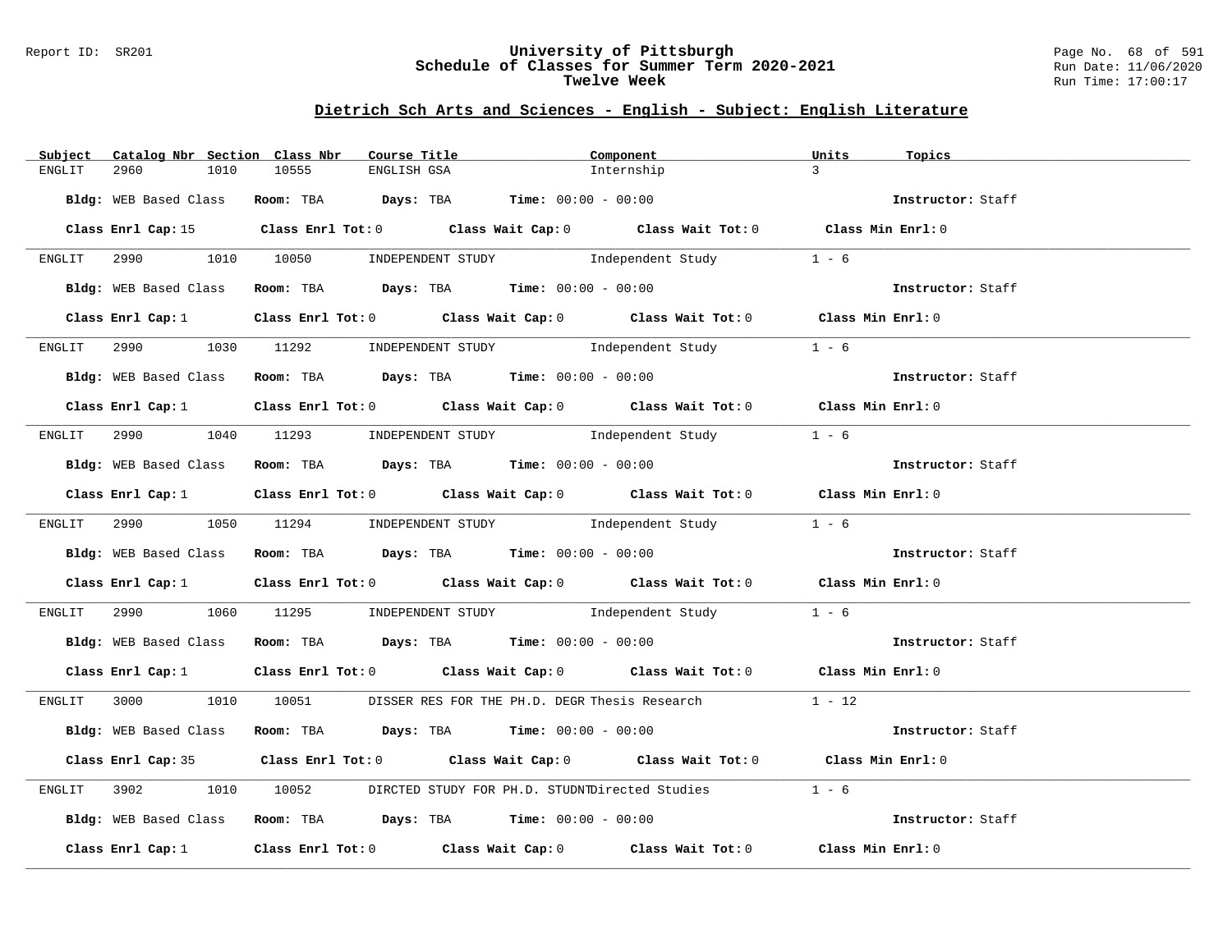## Dietrich Sch Arts and Sciences - English - Subject: English Literature

| Subject | Catalog Nbr | Section | Class Nbr | Course Title | Component | Units | Topics |
|---|---|---|---|---|---|---|---|
| ENGLIT | 2960 | 1010 | 10555 | ENGLISH GSA | Internship | 3 | |

**Bldg:** WEB Based Class **Room:** TBA **Days:** TBA **Time:** 00:00 - 00:00 **Instructor:** Staff

**Class Enrl Cap:** 15 **Class Enrl Tot:** 0 **Class Wait Cap:** 0 **Class Wait Tot:** 0 **Class Min Enrl:** 0

| Subject | Catalog Nbr | Section | Class Nbr | Course Title | Component | Units | Topics |
|---|---|---|---|---|---|---|---|
| ENGLIT | 2990 | 1010 | 10050 | INDEPENDENT STUDY | Independent Study | 1 - 6 | |

**Bldg:** WEB Based Class **Room:** TBA **Days:** TBA **Time:** 00:00 - 00:00 **Instructor:** Staff

**Class Enrl Cap:** 1 **Class Enrl Tot:** 0 **Class Wait Cap:** 0 **Class Wait Tot:** 0 **Class Min Enrl:** 0

| Subject | Catalog Nbr | Section | Class Nbr | Course Title | Component | Units | Topics |
|---|---|---|---|---|---|---|---|
| ENGLIT | 2990 | 1030 | 11292 | INDEPENDENT STUDY | Independent Study | 1 - 6 | |

**Bldg:** WEB Based Class **Room:** TBA **Days:** TBA **Time:** 00:00 - 00:00 **Instructor:** Staff

**Class Enrl Cap:** 1 **Class Enrl Tot:** 0 **Class Wait Cap:** 0 **Class Wait Tot:** 0 **Class Min Enrl:** 0

| Subject | Catalog Nbr | Section | Class Nbr | Course Title | Component | Units | Topics |
|---|---|---|---|---|---|---|---|
| ENGLIT | 2990 | 1040 | 11293 | INDEPENDENT STUDY | Independent Study | 1 - 6 | |

**Bldg:** WEB Based Class **Room:** TBA **Days:** TBA **Time:** 00:00 - 00:00 **Instructor:** Staff

**Class Enrl Cap:** 1 **Class Enrl Tot:** 0 **Class Wait Cap:** 0 **Class Wait Tot:** 0 **Class Min Enrl:** 0

| Subject | Catalog Nbr | Section | Class Nbr | Course Title | Component | Units | Topics |
|---|---|---|---|---|---|---|---|
| ENGLIT | 2990 | 1050 | 11294 | INDEPENDENT STUDY | Independent Study | 1 - 6 | |

**Bldg:** WEB Based Class **Room:** TBA **Days:** TBA **Time:** 00:00 - 00:00 **Instructor:** Staff

**Class Enrl Cap:** 1 **Class Enrl Tot:** 0 **Class Wait Cap:** 0 **Class Wait Tot:** 0 **Class Min Enrl:** 0

| Subject | Catalog Nbr | Section | Class Nbr | Course Title | Component | Units | Topics |
|---|---|---|---|---|---|---|---|
| ENGLIT | 2990 | 1060 | 11295 | INDEPENDENT STUDY | Independent Study | 1 - 6 | |

**Bldg:** WEB Based Class **Room:** TBA **Days:** TBA **Time:** 00:00 - 00:00 **Instructor:** Staff

**Class Enrl Cap:** 1 **Class Enrl Tot:** 0 **Class Wait Cap:** 0 **Class Wait Tot:** 0 **Class Min Enrl:** 0

| Subject | Catalog Nbr | Section | Class Nbr | Course Title | Component | Units | Topics |
|---|---|---|---|---|---|---|---|
| ENGLIT | 3000 | 1010 | 10051 | DISSER RES FOR THE PH.D. DEGR | Thesis Research | 1 - 12 | |

**Bldg:** WEB Based Class **Room:** TBA **Days:** TBA **Time:** 00:00 - 00:00 **Instructor:** Staff

**Class Enrl Cap:** 35 **Class Enrl Tot:** 0 **Class Wait Cap:** 0 **Class Wait Tot:** 0 **Class Min Enrl:** 0

| Subject | Catalog Nbr | Section | Class Nbr | Course Title | Component | Units | Topics |
|---|---|---|---|---|---|---|---|
| ENGLIT | 3902 | 1010 | 10052 | DIRCTED STUDY FOR PH.D. STUDNT | Directed Studies | 1 - 6 | |

**Bldg:** WEB Based Class **Room:** TBA **Days:** TBA **Time:** 00:00 - 00:00 **Instructor:** Staff

**Class Enrl Cap:** 1 **Class Enrl Tot:** 0 **Class Wait Cap:** 0 **Class Wait Tot:** 0 **Class Min Enrl:** 0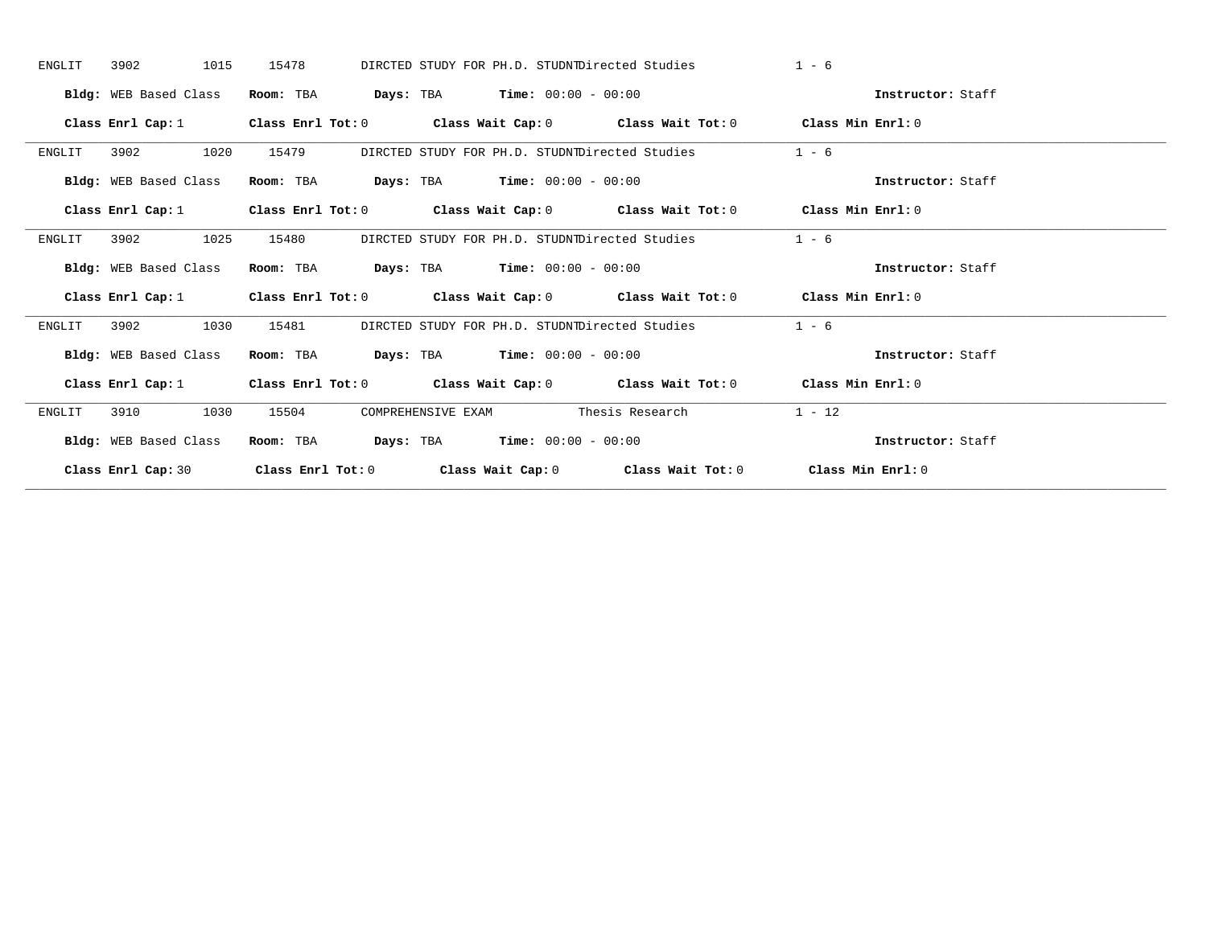ENGLIT 3902 1015 15478 DIRCTED STUDY FOR PH.D. STUDNT Directed Studies 1 - 6

**Bldg:** WEB Based Class **Room:** TBA **Days:** TBA **Time:** 00:00 - 00:00 **Instructor:** Staff

**Class Enrl Cap:** 1 **Class Enrl Tot:** 0 **Class Wait Cap:** 0 **Class Wait Tot:** 0 **Class Min Enrl:** 0

---

ENGLIT 3902 1020 15479 DIRCTED STUDY FOR PH.D. STUDNT Directed Studies 1 - 6

**Bldg:** WEB Based Class **Room:** TBA **Days:** TBA **Time:** 00:00 - 00:00 **Instructor:** Staff

**Class Enrl Cap:** 1 **Class Enrl Tot:** 0 **Class Wait Cap:** 0 **Class Wait Tot:** 0 **Class Min Enrl:** 0

---

ENGLIT 3902 1025 15480 DIRCTED STUDY FOR PH.D. STUDNT Directed Studies 1 - 6

**Bldg:** WEB Based Class **Room:** TBA **Days:** TBA **Time:** 00:00 - 00:00 **Instructor:** Staff

**Class Enrl Cap:** 1 **Class Enrl Tot:** 0 **Class Wait Cap:** 0 **Class Wait Tot:** 0 **Class Min Enrl:** 0

---

ENGLIT 3902 1030 15481 DIRCTED STUDY FOR PH.D. STUDNT Directed Studies 1 - 6

**Bldg:** WEB Based Class **Room:** TBA **Days:** TBA **Time:** 00:00 - 00:00 **Instructor:** Staff

**Class Enrl Cap:** 1 **Class Enrl Tot:** 0 **Class Wait Cap:** 0 **Class Wait Tot:** 0 **Class Min Enrl:** 0

---

ENGLIT 3910 1030 15504 COMPREHENSIVE EXAM Thesis Research 1 - 12

**Bldg:** WEB Based Class **Room:** TBA **Days:** TBA **Time:** 00:00 - 00:00 **Instructor:** Staff

**Class Enrl Cap:** 30 **Class Enrl Tot:** 0 **Class Wait Cap:** 0 **Class Wait Tot:** 0 **Class Min Enrl:** 0

---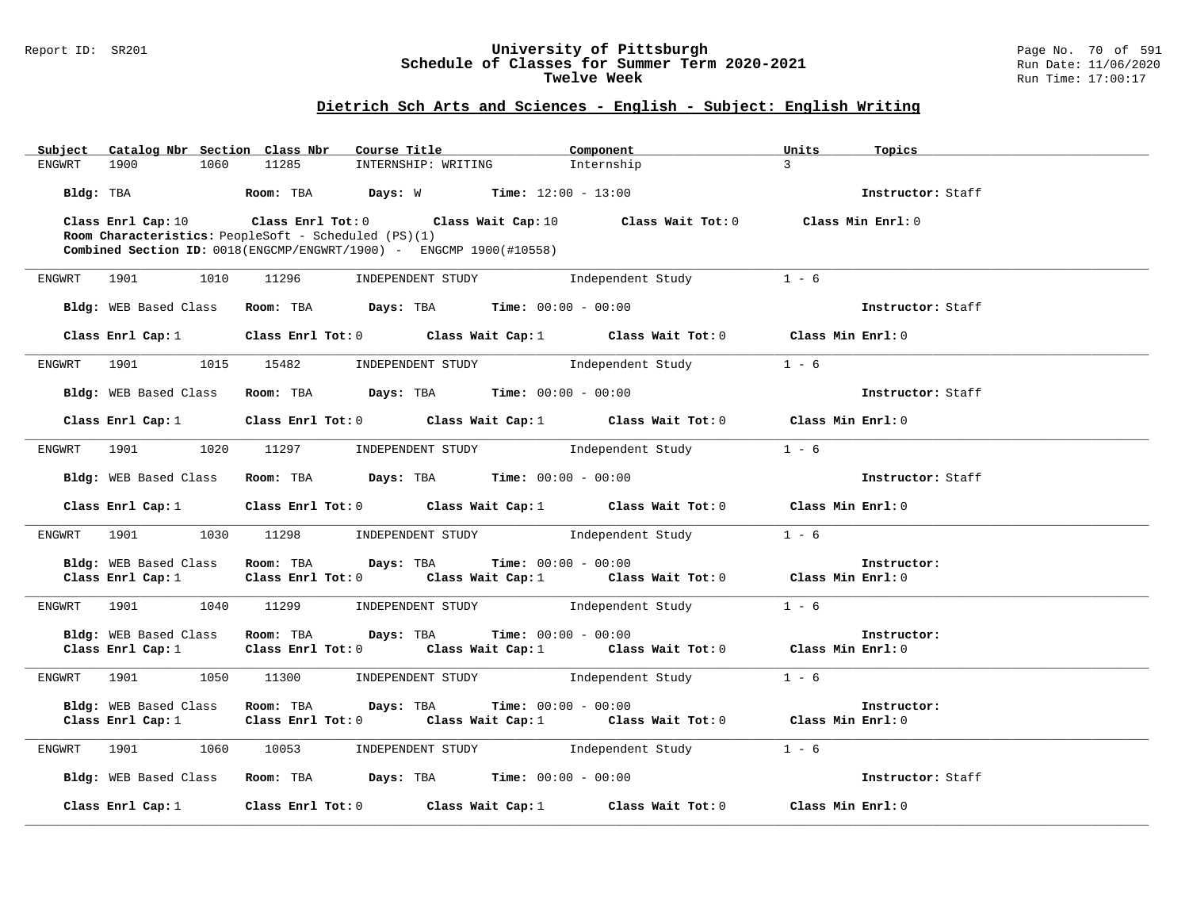## University of Pittsburgh
## Schedule of Classes for Summer Term 2020-2021
## Twelve Week

### Dietrich Sch Arts and Sciences - English - Subject: English Writing

| Subject | Catalog Nbr | Section | Class Nbr | Course Title | Component | Units | Topics |
|---|---|---|---|---|---|---|---|
| ENGWRT | 1900 | 1060 | 11285 | INTERNSHIP: WRITING | Internship | 3 | |

**Bldg:** TBA **Room:** TBA **Days:** W **Time:** 12:00 - 13:00 **Instructor:** Staff

**Class Enrl Cap:** 10 **Class Enrl Tot:** 0 **Class Wait Cap:** 10 **Class Wait Tot:** 0 **Class Min Enrl:** 0

**Room Characteristics:** PeopleSoft - Scheduled (PS)(1)

**Combined Section ID:** 0018(ENGCMP/ENGWRT/1900) - ENGCMP 1900(#10558)

---

| Subject | Catalog Nbr | Section | Class Nbr | Course Title | Component | Units | Topics |
|---|---|---|---|---|---|---|---|
| ENGWRT | 1901 | 1010 | 11296 | INDEPENDENT STUDY | Independent Study | 1 - 6 | |

**Bldg:** WEB Based Class **Room:** TBA **Days:** TBA **Time:** 00:00 - 00:00 **Instructor:** Staff

**Class Enrl Cap:** 1 **Class Enrl Tot:** 0 **Class Wait Cap:** 1 **Class Wait Tot:** 0 **Class Min Enrl:** 0

---

| Subject | Catalog Nbr | Section | Class Nbr | Course Title | Component | Units | Topics |
|---|---|---|---|---|---|---|---|
| ENGWRT | 1901 | 1015 | 15482 | INDEPENDENT STUDY | Independent Study | 1 - 6 | |

**Bldg:** WEB Based Class **Room:** TBA **Days:** TBA **Time:** 00:00 - 00:00 **Instructor:** Staff

**Class Enrl Cap:** 1 **Class Enrl Tot:** 0 **Class Wait Cap:** 1 **Class Wait Tot:** 0 **Class Min Enrl:** 0

---

| Subject | Catalog Nbr | Section | Class Nbr | Course Title | Component | Units | Topics |
|---|---|---|---|---|---|---|---|
| ENGWRT | 1901 | 1020 | 11297 | INDEPENDENT STUDY | Independent Study | 1 - 6 | |

**Bldg:** WEB Based Class **Room:** TBA **Days:** TBA **Time:** 00:00 - 00:00 **Instructor:** Staff

**Class Enrl Cap:** 1 **Class Enrl Tot:** 0 **Class Wait Cap:** 1 **Class Wait Tot:** 0 **Class Min Enrl:** 0

---

| Subject | Catalog Nbr | Section | Class Nbr | Course Title | Component | Units | Topics |
|---|---|---|---|---|---|---|---|
| ENGWRT | 1901 | 1030 | 11298 | INDEPENDENT STUDY | Independent Study | 1 - 6 | |

**Bldg:** WEB Based Class **Room:** TBA **Days:** TBA **Time:** 00:00 - 00:00 **Instructor:**

**Class Enrl Cap:** 1 **Class Enrl Tot:** 0 **Class Wait Cap:** 1 **Class Wait Tot:** 0 **Class Min Enrl:** 0

---

| Subject | Catalog Nbr | Section | Class Nbr | Course Title | Component | Units | Topics |
|---|---|---|---|---|---|---|---|
| ENGWRT | 1901 | 1040 | 11299 | INDEPENDENT STUDY | Independent Study | 1 - 6 | |

**Bldg:** WEB Based Class **Room:** TBA **Days:** TBA **Time:** 00:00 - 00:00 **Instructor:**

**Class Enrl Cap:** 1 **Class Enrl Tot:** 0 **Class Wait Cap:** 1 **Class Wait Tot:** 0 **Class Min Enrl:** 0

---

| Subject | Catalog Nbr | Section | Class Nbr | Course Title | Component | Units | Topics |
|---|---|---|---|---|---|---|---|
| ENGWRT | 1901 | 1050 | 11300 | INDEPENDENT STUDY | Independent Study | 1 - 6 | |

**Bldg:** WEB Based Class **Room:** TBA **Days:** TBA **Time:** 00:00 - 00:00 **Instructor:**

**Class Enrl Cap:** 1 **Class Enrl Tot:** 0 **Class Wait Cap:** 1 **Class Wait Tot:** 0 **Class Min Enrl:** 0

---

| Subject | Catalog Nbr | Section | Class Nbr | Course Title | Component | Units | Topics |
|---|---|---|---|---|---|---|---|
| ENGWRT | 1901 | 1060 | 10053 | INDEPENDENT STUDY | Independent Study | 1 - 6 | |

**Bldg:** WEB Based Class **Room:** TBA **Days:** TBA **Time:** 00:00 - 00:00 **Instructor:** Staff

**Class Enrl Cap:** 1 **Class Enrl Tot:** 0 **Class Wait Cap:** 1 **Class Wait Tot:** 0 **Class Min Enrl:** 0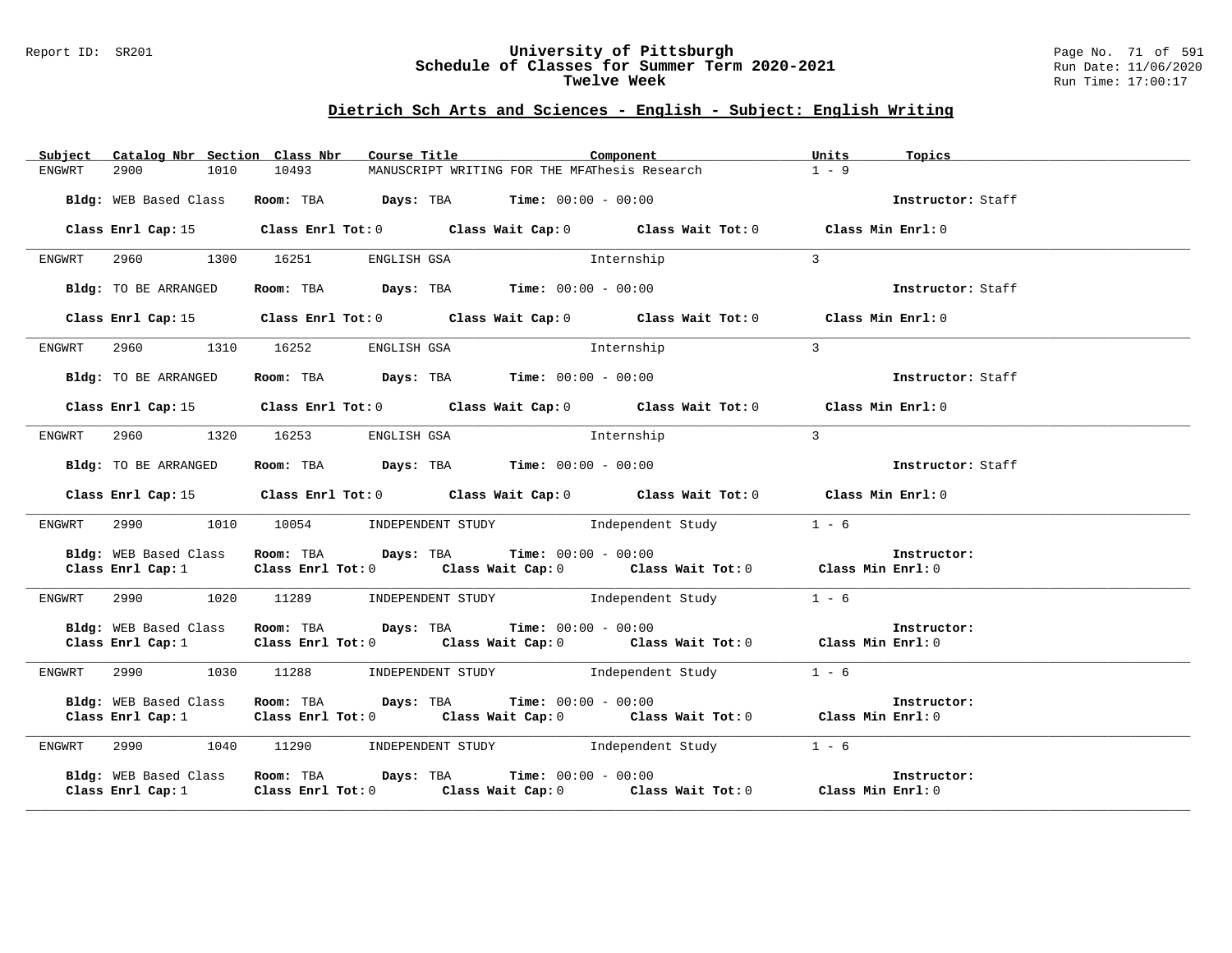## Dietrich Sch Arts and Sciences - English - Subject: English Writing

| Subject | Catalog Nbr | Section | Class Nbr | Course Title | Component | Units | Topics |
|---|---|---|---|---|---|---|---|
| ENGWRT | 2900 | 1010 | 10493 | MANUSCRIPT WRITING FOR THE MFA | Thesis Research | 1 - 9 | |

**Bldg:** WEB Based Class **Room:** TBA **Days:** TBA **Time:** 00:00 - 00:00 **Instructor:** Staff

**Class Enrl Cap:** 15 **Class Enrl Tot:** 0 **Class Wait Cap:** 0 **Class Wait Tot:** 0 **Class Min Enrl:** 0

---

| Subject | Catalog Nbr | Section | Class Nbr | Course Title | Component | Units | Topics |
|---|---|---|---|---|---|---|---|
| ENGWRT | 2960 | 1300 | 16251 | ENGLISH GSA | Internship | 3 | |

**Bldg:** TO BE ARRANGED **Room:** TBA **Days:** TBA **Time:** 00:00 - 00:00 **Instructor:** Staff

**Class Enrl Cap:** 15 **Class Enrl Tot:** 0 **Class Wait Cap:** 0 **Class Wait Tot:** 0 **Class Min Enrl:** 0

---

| Subject | Catalog Nbr | Section | Class Nbr | Course Title | Component | Units | Topics |
|---|---|---|---|---|---|---|---|
| ENGWRT | 2960 | 1310 | 16252 | ENGLISH GSA | Internship | 3 | |

**Bldg:** TO BE ARRANGED **Room:** TBA **Days:** TBA **Time:** 00:00 - 00:00 **Instructor:** Staff

**Class Enrl Cap:** 15 **Class Enrl Tot:** 0 **Class Wait Cap:** 0 **Class Wait Tot:** 0 **Class Min Enrl:** 0

---

| Subject | Catalog Nbr | Section | Class Nbr | Course Title | Component | Units | Topics |
|---|---|---|---|---|---|---|---|
| ENGWRT | 2960 | 1320 | 16253 | ENGLISH GSA | Internship | 3 | |

**Bldg:** TO BE ARRANGED **Room:** TBA **Days:** TBA **Time:** 00:00 - 00:00 **Instructor:** Staff

**Class Enrl Cap:** 15 **Class Enrl Tot:** 0 **Class Wait Cap:** 0 **Class Wait Tot:** 0 **Class Min Enrl:** 0

---

| Subject | Catalog Nbr | Section | Class Nbr | Course Title | Component | Units | Topics |
|---|---|---|---|---|---|---|---|
| ENGWRT | 2990 | 1010 | 10054 | INDEPENDENT STUDY | Independent Study | 1 - 6 | |

**Bldg:** WEB Based Class **Room:** TBA **Days:** TBA **Time:** 00:00 - 00:00 **Instructor:**
**Class Enrl Cap:** 1 **Class Enrl Tot:** 0 **Class Wait Cap:** 0 **Class Wait Tot:** 0 **Class Min Enrl:** 0

---

| Subject | Catalog Nbr | Section | Class Nbr | Course Title | Component | Units | Topics |
|---|---|---|---|---|---|---|---|
| ENGWRT | 2990 | 1020 | 11289 | INDEPENDENT STUDY | Independent Study | 1 - 6 | |

**Bldg:** WEB Based Class **Room:** TBA **Days:** TBA **Time:** 00:00 - 00:00 **Instructor:**
**Class Enrl Cap:** 1 **Class Enrl Tot:** 0 **Class Wait Cap:** 0 **Class Wait Tot:** 0 **Class Min Enrl:** 0

---

| Subject | Catalog Nbr | Section | Class Nbr | Course Title | Component | Units | Topics |
|---|---|---|---|---|---|---|---|
| ENGWRT | 2990 | 1030 | 11288 | INDEPENDENT STUDY | Independent Study | 1 - 6 | |

**Bldg:** WEB Based Class **Room:** TBA **Days:** TBA **Time:** 00:00 - 00:00 **Instructor:**
**Class Enrl Cap:** 1 **Class Enrl Tot:** 0 **Class Wait Cap:** 0 **Class Wait Tot:** 0 **Class Min Enrl:** 0

---

| Subject | Catalog Nbr | Section | Class Nbr | Course Title | Component | Units | Topics |
|---|---|---|---|---|---|---|---|
| ENGWRT | 2990 | 1040 | 11290 | INDEPENDENT STUDY | Independent Study | 1 - 6 | |

**Bldg:** WEB Based Class **Room:** TBA **Days:** TBA **Time:** 00:00 - 00:00 **Instructor:**
**Class Enrl Cap:** 1 **Class Enrl Tot:** 0 **Class Wait Cap:** 0 **Class Wait Tot:** 0 **Class Min Enrl:** 0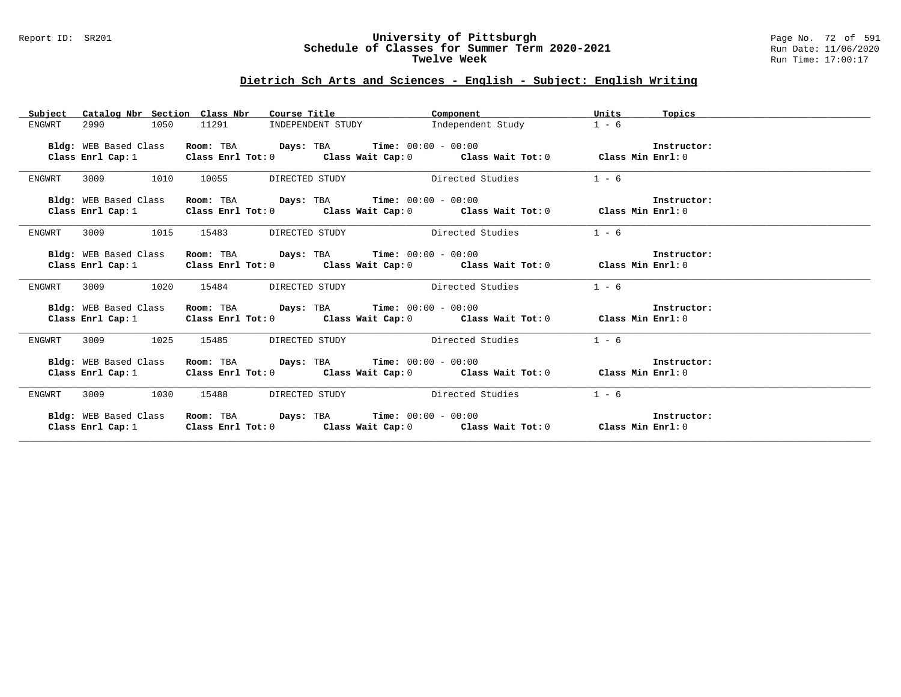## Dietrich Sch Arts and Sciences - English - Subject: English Writing

| Subject | Catalog Nbr | Section | Class Nbr | Course Title | Component | Units | Topics |
|---|---|---|---|---|---|---|---|
| ENGWRT | 2990 | 1050 | 11291 | INDEPENDENT STUDY | Independent Study | 1 - 6 | |

**Bldg:** WEB Based Class **Room:** TBA **Days:** TBA **Time:** 00:00 - 00:00 **Instructor:**
**Class Enrl Cap:** 1 **Class Enrl Tot:** 0 **Class Wait Cap:** 0 **Class Wait Tot:** 0 **Class Min Enrl:** 0

| Subject | Catalog Nbr | Section | Class Nbr | Course Title | Component | Units | Topics |
|---|---|---|---|---|---|---|---|
| ENGWRT | 3009 | 1010 | 10055 | DIRECTED STUDY | Directed Studies | 1 - 6 | |

**Bldg:** WEB Based Class **Room:** TBA **Days:** TBA **Time:** 00:00 - 00:00 **Instructor:**
**Class Enrl Cap:** 1 **Class Enrl Tot:** 0 **Class Wait Cap:** 0 **Class Wait Tot:** 0 **Class Min Enrl:** 0

| Subject | Catalog Nbr | Section | Class Nbr | Course Title | Component | Units | Topics |
|---|---|---|---|---|---|---|---|
| ENGWRT | 3009 | 1015 | 15483 | DIRECTED STUDY | Directed Studies | 1 - 6 | |

**Bldg:** WEB Based Class **Room:** TBA **Days:** TBA **Time:** 00:00 - 00:00 **Instructor:**
**Class Enrl Cap:** 1 **Class Enrl Tot:** 0 **Class Wait Cap:** 0 **Class Wait Tot:** 0 **Class Min Enrl:** 0

| Subject | Catalog Nbr | Section | Class Nbr | Course Title | Component | Units | Topics |
|---|---|---|---|---|---|---|---|
| ENGWRT | 3009 | 1020 | 15484 | DIRECTED STUDY | Directed Studies | 1 - 6 | |

**Bldg:** WEB Based Class **Room:** TBA **Days:** TBA **Time:** 00:00 - 00:00 **Instructor:**
**Class Enrl Cap:** 1 **Class Enrl Tot:** 0 **Class Wait Cap:** 0 **Class Wait Tot:** 0 **Class Min Enrl:** 0

| Subject | Catalog Nbr | Section | Class Nbr | Course Title | Component | Units | Topics |
|---|---|---|---|---|---|---|---|
| ENGWRT | 3009 | 1025 | 15485 | DIRECTED STUDY | Directed Studies | 1 - 6 | |

**Bldg:** WEB Based Class **Room:** TBA **Days:** TBA **Time:** 00:00 - 00:00 **Instructor:**
**Class Enrl Cap:** 1 **Class Enrl Tot:** 0 **Class Wait Cap:** 0 **Class Wait Tot:** 0 **Class Min Enrl:** 0

| Subject | Catalog Nbr | Section | Class Nbr | Course Title | Component | Units | Topics |
|---|---|---|---|---|---|---|---|
| ENGWRT | 3009 | 1030 | 15488 | DIRECTED STUDY | Directed Studies | 1 - 6 | |

**Bldg:** WEB Based Class **Room:** TBA **Days:** TBA **Time:** 00:00 - 00:00 **Instructor:**
**Class Enrl Cap:** 1 **Class Enrl Tot:** 0 **Class Wait Cap:** 0 **Class Wait Tot:** 0 **Class Min Enrl:** 0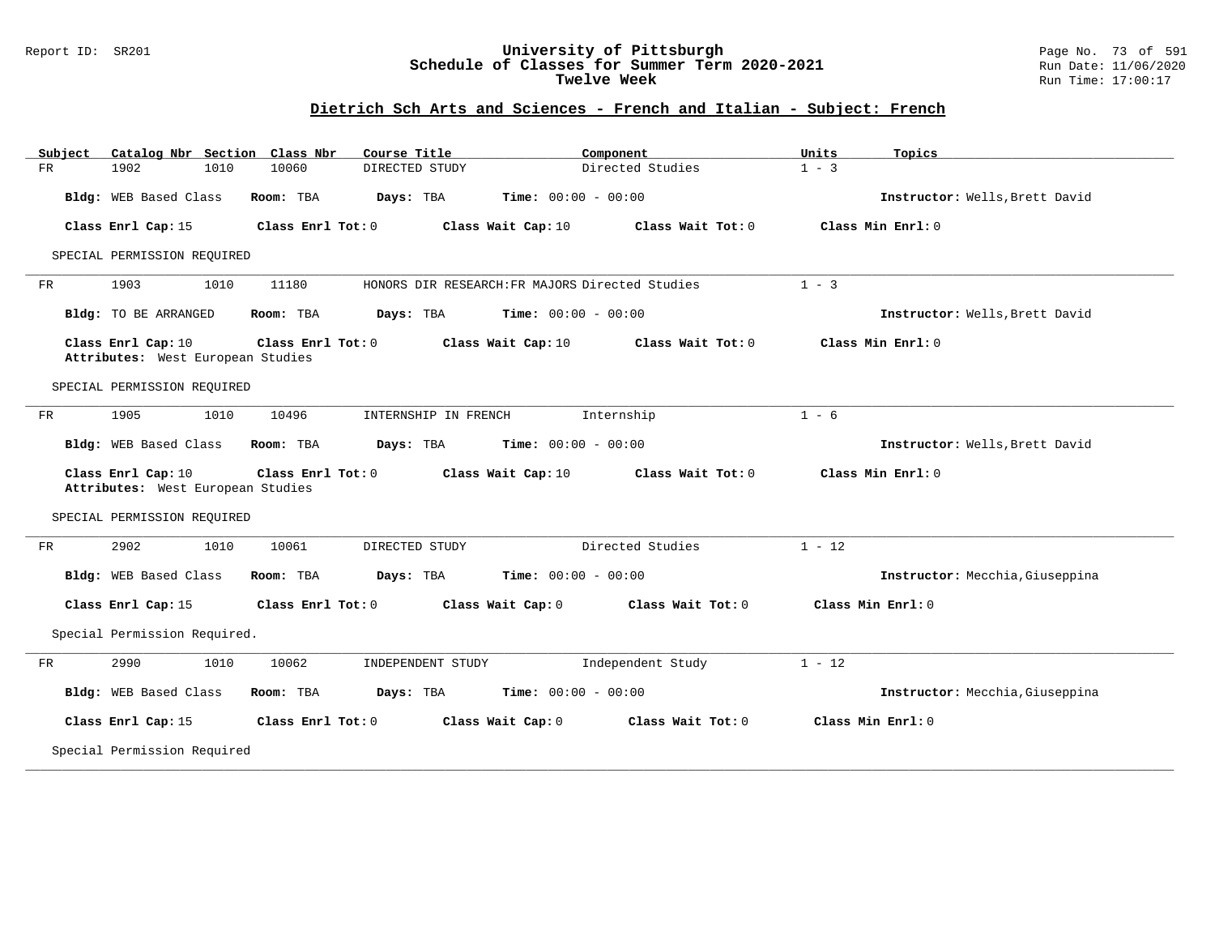# University of Pittsburgh
## Schedule of Classes for Summer Term 2020-2021
### Twelve Week

Report ID: SR201

Run Date: 11/06/2020
Run Time: 17:00:17

## Dietrich Sch Arts and Sciences - French and Italian - Subject: French

| Subject | Catalog Nbr | Section | Class Nbr | Course Title | Component | Units | Topics |
|---|---|---|---|---|---|---|---|
| FR | 1902 | 1010 | 10060 | DIRECTED STUDY | Directed Studies | 1 - 3 | |

**Bldg:** WEB Based Class **Room:** TBA **Days:** TBA **Time:** 00:00 - 00:00 **Instructor:** Wells,Brett David

**Class Enrl Cap:** 15 **Class Enrl Tot:** 0 **Class Wait Cap:** 10 **Class Wait Tot:** 0 **Class Min Enrl:** 0

SPECIAL PERMISSION REQUIRED

---

| Subject | Catalog Nbr | Section | Class Nbr | Course Title | Component | Units | Topics |
|---|---|---|---|---|---|---|---|
| FR | 1903 | 1010 | 11180 | HONORS DIR RESEARCH:FR MAJORS | Directed Studies | 1 - 3 | |

**Bldg:** TO BE ARRANGED **Room:** TBA **Days:** TBA **Time:** 00:00 - 00:00 **Instructor:** Wells,Brett David

**Class Enrl Cap:** 10 **Class Enrl Tot:** 0 **Class Wait Cap:** 10 **Class Wait Tot:** 0 **Class Min Enrl:** 0
**Attributes:** West European Studies

SPECIAL PERMISSION REQUIRED

---

| Subject | Catalog Nbr | Section | Class Nbr | Course Title | Component | Units | Topics |
|---|---|---|---|---|---|---|---|
| FR | 1905 | 1010 | 10496 | INTERNSHIP IN FRENCH | Internship | 1 - 6 | |

**Bldg:** WEB Based Class **Room:** TBA **Days:** TBA **Time:** 00:00 - 00:00 **Instructor:** Wells,Brett David

**Class Enrl Cap:** 10 **Class Enrl Tot:** 0 **Class Wait Cap:** 10 **Class Wait Tot:** 0 **Class Min Enrl:** 0
**Attributes:** West European Studies

SPECIAL PERMISSION REQUIRED

---

| Subject | Catalog Nbr | Section | Class Nbr | Course Title | Component | Units | Topics |
|---|---|---|---|---|---|---|---|
| FR | 2902 | 1010 | 10061 | DIRECTED STUDY | Directed Studies | 1 - 12 | |

**Bldg:** WEB Based Class **Room:** TBA **Days:** TBA **Time:** 00:00 - 00:00 **Instructor:** Mecchia,Giuseppina

**Class Enrl Cap:** 15 **Class Enrl Tot:** 0 **Class Wait Cap:** 0 **Class Wait Tot:** 0 **Class Min Enrl:** 0

Special Permission Required.

---

| Subject | Catalog Nbr | Section | Class Nbr | Course Title | Component | Units | Topics |
|---|---|---|---|---|---|---|---|
| FR | 2990 | 1010 | 10062 | INDEPENDENT STUDY | Independent Study | 1 - 12 | |

**Bldg:** WEB Based Class **Room:** TBA **Days:** TBA **Time:** 00:00 - 00:00 **Instructor:** Mecchia,Giuseppina

**Class Enrl Cap:** 15 **Class Enrl Tot:** 0 **Class Wait Cap:** 0 **Class Wait Tot:** 0 **Class Min Enrl:** 0

Special Permission Required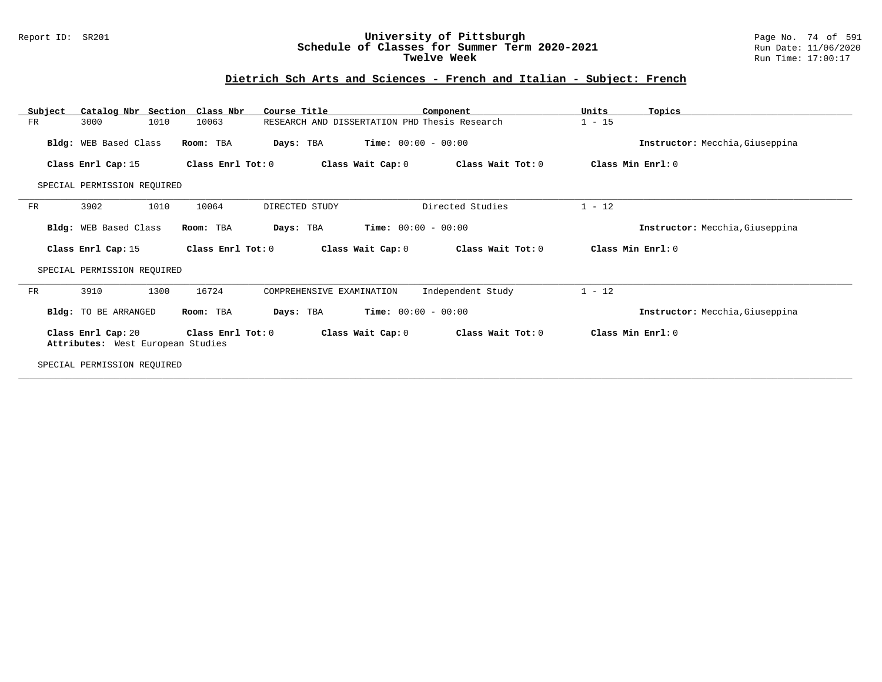## Dietrich Sch Arts and Sciences - French and Italian - Subject: French

| Subject | Catalog Nbr | Section | Class Nbr | Course Title | Component | Units | Topics |
|---|---|---|---|---|---|---|---|
| FR | 3000 | 1010 | 10063 | RESEARCH AND DISSERTATION PHD | Thesis Research | 1 - 15 | |

**Bldg:** WEB Based Class **Room:** TBA **Days:** TBA **Time:** 00:00 - 00:00 **Instructor:** Mecchia,Giuseppina

**Class Enrl Cap:** 15 **Class Enrl Tot:** 0 **Class Wait Cap:** 0 **Class Wait Tot:** 0 **Class Min Enrl:** 0

SPECIAL PERMISSION REQUIRED

---

| Subject | Catalog Nbr | Section | Class Nbr | Course Title | Component | Units | Topics |
|---|---|---|---|---|---|---|---|
| FR | 3902 | 1010 | 10064 | DIRECTED STUDY | Directed Studies | 1 - 12 | |

**Bldg:** WEB Based Class **Room:** TBA **Days:** TBA **Time:** 00:00 - 00:00 **Instructor:** Mecchia,Giuseppina

**Class Enrl Cap:** 15 **Class Enrl Tot:** 0 **Class Wait Cap:** 0 **Class Wait Tot:** 0 **Class Min Enrl:** 0

SPECIAL PERMISSION REQUIRED

---

| Subject | Catalog Nbr | Section | Class Nbr | Course Title | Component | Units | Topics |
|---|---|---|---|---|---|---|---|
| FR | 3910 | 1300 | 16724 | COMPREHENSIVE EXAMINATION | Independent Study | 1 - 12 | |

**Bldg:** TO BE ARRANGED **Room:** TBA **Days:** TBA **Time:** 00:00 - 00:00 **Instructor:** Mecchia,Giuseppina

**Class Enrl Cap:** 20 **Class Enrl Tot:** 0 **Class Wait Cap:** 0 **Class Wait Tot:** 0 **Class Min Enrl:** 0
**Attributes:** West European Studies

SPECIAL PERMISSION REQUIRED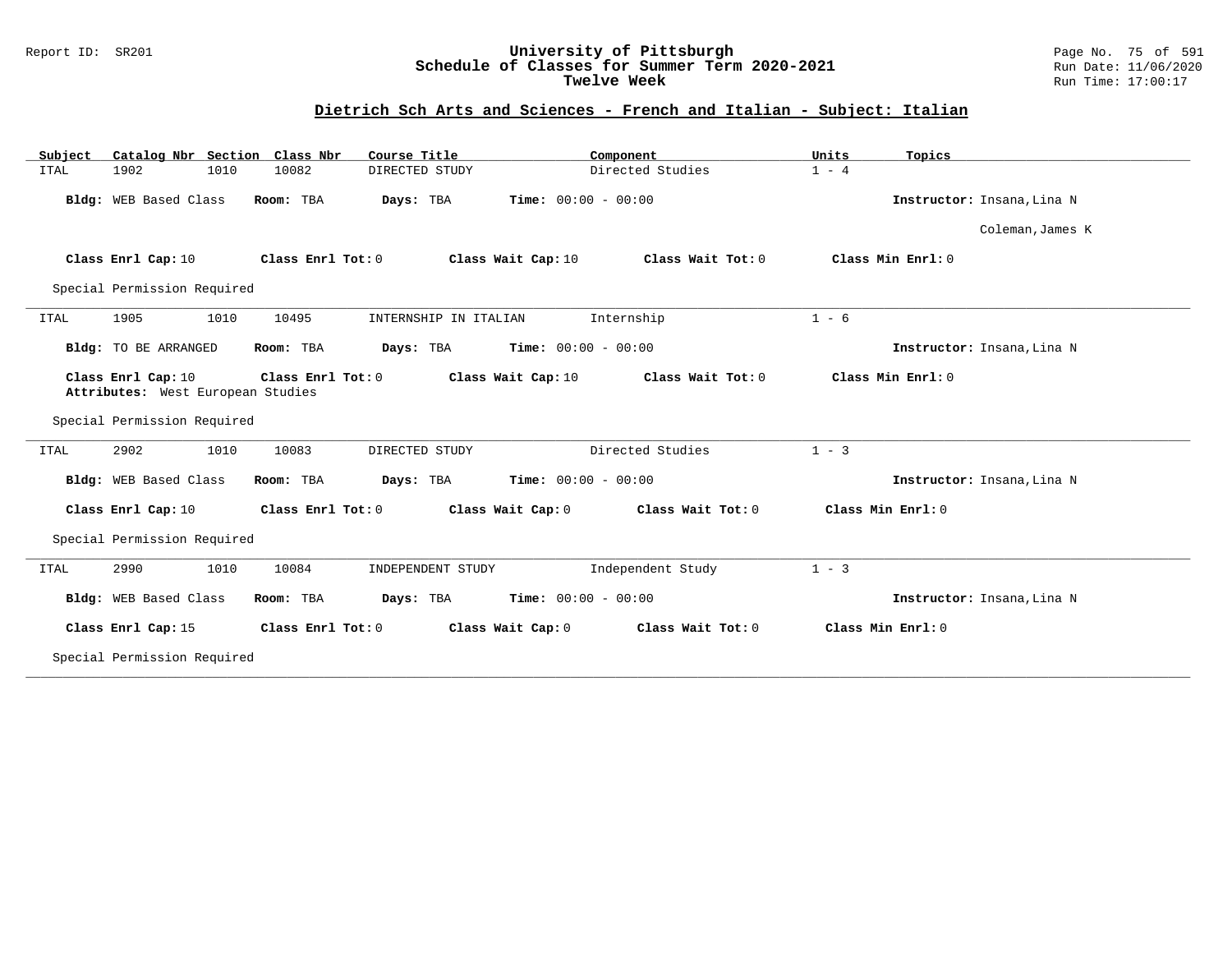## Dietrich Sch Arts and Sciences - French and Italian - Subject: Italian

| Subject | Catalog Nbr | Section | Class Nbr | Course Title | Component | Units | Topics |
|---|---|---|---|---|---|---|---|
| ITAL | 1902 | 1010 | 10082 | DIRECTED STUDY | Directed Studies | 1 - 4 | |

**Bldg:** WEB Based Class **Room:** TBA **Days:** TBA **Time:** 00:00 - 00:00 **Instructor:** Insana,Lina N; Coleman,James K

**Class Enrl Cap:** 10 **Class Enrl Tot:** 0 **Class Wait Cap:** 10 **Class Wait Tot:** 0 **Class Min Enrl:** 0

Special Permission Required

---

| Subject | Catalog Nbr | Section | Class Nbr | Course Title | Component | Units | Topics |
|---|---|---|---|---|---|---|---|
| ITAL | 1905 | 1010 | 10495 | INTERNSHIP IN ITALIAN | Internship | 1 - 6 | |

**Bldg:** TO BE ARRANGED **Room:** TBA **Days:** TBA **Time:** 00:00 - 00:00 **Instructor:** Insana,Lina N

**Class Enrl Cap:** 10 **Class Enrl Tot:** 0 **Class Wait Cap:** 10 **Class Wait Tot:** 0 **Class Min Enrl:** 0
**Attributes:** West European Studies

Special Permission Required

---

| Subject | Catalog Nbr | Section | Class Nbr | Course Title | Component | Units | Topics |
|---|---|---|---|---|---|---|---|
| ITAL | 2902 | 1010 | 10083 | DIRECTED STUDY | Directed Studies | 1 - 3 | |

**Bldg:** WEB Based Class **Room:** TBA **Days:** TBA **Time:** 00:00 - 00:00 **Instructor:** Insana,Lina N

**Class Enrl Cap:** 10 **Class Enrl Tot:** 0 **Class Wait Cap:** 0 **Class Wait Tot:** 0 **Class Min Enrl:** 0

Special Permission Required

---

| Subject | Catalog Nbr | Section | Class Nbr | Course Title | Component | Units | Topics |
|---|---|---|---|---|---|---|---|
| ITAL | 2990 | 1010 | 10084 | INDEPENDENT STUDY | Independent Study | 1 - 3 | |

**Bldg:** WEB Based Class **Room:** TBA **Days:** TBA **Time:** 00:00 - 00:00 **Instructor:** Insana,Lina N

**Class Enrl Cap:** 15 **Class Enrl Tot:** 0 **Class Wait Cap:** 0 **Class Wait Tot:** 0 **Class Min Enrl:** 0

Special Permission Required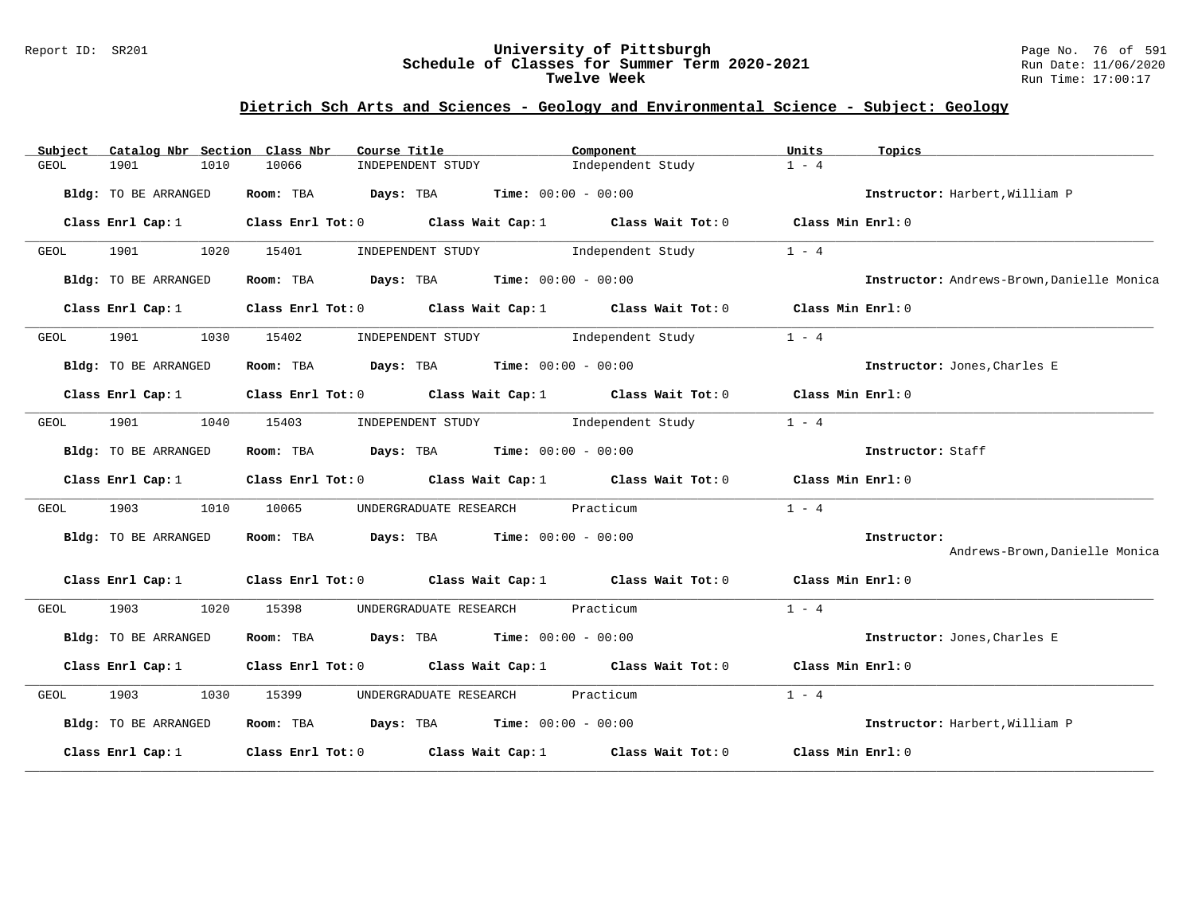## Dietrich Sch Arts and Sciences - Geology and Environmental Science - Subject: Geology

| Subject | Catalog Nbr | Section | Class Nbr | Course Title | Component | Units | Topics |
|---|---|---|---|---|---|---|---|
| GEOL | 1901 | 1010 | 10066 | INDEPENDENT STUDY | Independent Study | 1 - 4 | |

**Bldg:** TO BE ARRANGED **Room:** TBA **Days:** TBA **Time:** 00:00 - 00:00 **Instructor:** Harbert,William P

**Class Enrl Cap:** 1 **Class Enrl Tot:** 0 **Class Wait Cap:** 1 **Class Wait Tot:** 0 **Class Min Enrl:** 0

| Subject | Catalog Nbr | Section | Class Nbr | Course Title | Component | Units | Topics |
|---|---|---|---|---|---|---|---|
| GEOL | 1901 | 1020 | 15401 | INDEPENDENT STUDY | Independent Study | 1 - 4 | |

**Bldg:** TO BE ARRANGED **Room:** TBA **Days:** TBA **Time:** 00:00 - 00:00 **Instructor:** Andrews-Brown,Danielle Monica

**Class Enrl Cap:** 1 **Class Enrl Tot:** 0 **Class Wait Cap:** 1 **Class Wait Tot:** 0 **Class Min Enrl:** 0

| Subject | Catalog Nbr | Section | Class Nbr | Course Title | Component | Units | Topics |
|---|---|---|---|---|---|---|---|
| GEOL | 1901 | 1030 | 15402 | INDEPENDENT STUDY | Independent Study | 1 - 4 | |

**Bldg:** TO BE ARRANGED **Room:** TBA **Days:** TBA **Time:** 00:00 - 00:00 **Instructor:** Jones,Charles E

**Class Enrl Cap:** 1 **Class Enrl Tot:** 0 **Class Wait Cap:** 1 **Class Wait Tot:** 0 **Class Min Enrl:** 0

| Subject | Catalog Nbr | Section | Class Nbr | Course Title | Component | Units | Topics |
|---|---|---|---|---|---|---|---|
| GEOL | 1901 | 1040 | 15403 | INDEPENDENT STUDY | Independent Study | 1 - 4 | |

**Bldg:** TO BE ARRANGED **Room:** TBA **Days:** TBA **Time:** 00:00 - 00:00 **Instructor:** Staff

**Class Enrl Cap:** 1 **Class Enrl Tot:** 0 **Class Wait Cap:** 1 **Class Wait Tot:** 0 **Class Min Enrl:** 0

| Subject | Catalog Nbr | Section | Class Nbr | Course Title | Component | Units | Topics |
|---|---|---|---|---|---|---|---|
| GEOL | 1903 | 1010 | 10065 | UNDERGRADUATE RESEARCH | Practicum | 1 - 4 | |

**Bldg:** TO BE ARRANGED **Room:** TBA **Days:** TBA **Time:** 00:00 - 00:00 **Instructor:** Andrews-Brown,Danielle Monica

**Class Enrl Cap:** 1 **Class Enrl Tot:** 0 **Class Wait Cap:** 1 **Class Wait Tot:** 0 **Class Min Enrl:** 0

| Subject | Catalog Nbr | Section | Class Nbr | Course Title | Component | Units | Topics |
|---|---|---|---|---|---|---|---|
| GEOL | 1903 | 1020 | 15398 | UNDERGRADUATE RESEARCH | Practicum | 1 - 4 | |

**Bldg:** TO BE ARRANGED **Room:** TBA **Days:** TBA **Time:** 00:00 - 00:00 **Instructor:** Jones,Charles E

**Class Enrl Cap:** 1 **Class Enrl Tot:** 0 **Class Wait Cap:** 1 **Class Wait Tot:** 0 **Class Min Enrl:** 0

| Subject | Catalog Nbr | Section | Class Nbr | Course Title | Component | Units | Topics |
|---|---|---|---|---|---|---|---|
| GEOL | 1903 | 1030 | 15399 | UNDERGRADUATE RESEARCH | Practicum | 1 - 4 | |

**Bldg:** TO BE ARRANGED **Room:** TBA **Days:** TBA **Time:** 00:00 - 00:00 **Instructor:** Harbert,William P

**Class Enrl Cap:** 1 **Class Enrl Tot:** 0 **Class Wait Cap:** 1 **Class Wait Tot:** 0 **Class Min Enrl:** 0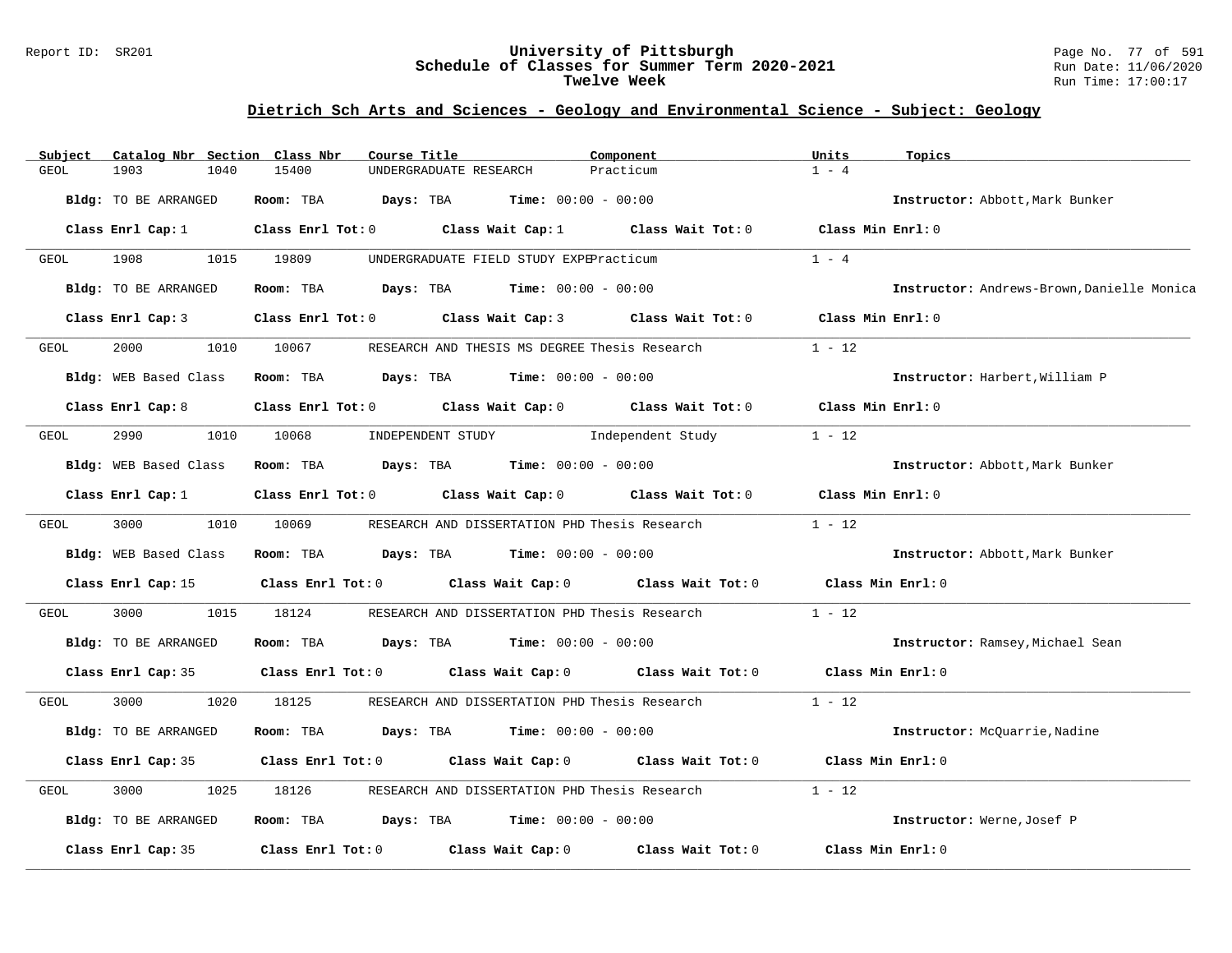## Dietrich Sch Arts and Sciences - Geology and Environmental Science - Subject: Geology

| Subject | Catalog Nbr | Section | Class Nbr | Course Title | Component | Units | Topics |
|---|---|---|---|---|---|---|---|
| GEOL | 1903 | 1040 | 15400 | UNDERGRADUATE RESEARCH | Practicum | 1 - 4 | |

**Bldg:** TO BE ARRANGED **Room:** TBA **Days:** TBA **Time:** 00:00 - 00:00 **Instructor:** Abbott,Mark Bunker

**Class Enrl Cap:** 1 **Class Enrl Tot:** 0 **Class Wait Cap:** 1 **Class Wait Tot:** 0 **Class Min Enrl:** 0

| Subject | Catalog Nbr | Section | Class Nbr | Course Title | Component | Units | Topics |
|---|---|---|---|---|---|---|---|
| GEOL | 1908 | 1015 | 19809 | UNDERGRADUATE FIELD STUDY EXPE | Practicum | 1 - 4 | |

**Bldg:** TO BE ARRANGED **Room:** TBA **Days:** TBA **Time:** 00:00 - 00:00 **Instructor:** Andrews-Brown,Danielle Monica

**Class Enrl Cap:** 3 **Class Enrl Tot:** 0 **Class Wait Cap:** 3 **Class Wait Tot:** 0 **Class Min Enrl:** 0

| Subject | Catalog Nbr | Section | Class Nbr | Course Title | Component | Units | Topics |
|---|---|---|---|---|---|---|---|
| GEOL | 2000 | 1010 | 10067 | RESEARCH AND THESIS MS DEGREE | Thesis Research | 1 - 12 | |

**Bldg:** WEB Based Class **Room:** TBA **Days:** TBA **Time:** 00:00 - 00:00 **Instructor:** Harbert,William P

**Class Enrl Cap:** 8 **Class Enrl Tot:** 0 **Class Wait Cap:** 0 **Class Wait Tot:** 0 **Class Min Enrl:** 0

| Subject | Catalog Nbr | Section | Class Nbr | Course Title | Component | Units | Topics |
|---|---|---|---|---|---|---|---|
| GEOL | 2990 | 1010 | 10068 | INDEPENDENT STUDY | Independent Study | 1 - 12 | |

**Bldg:** WEB Based Class **Room:** TBA **Days:** TBA **Time:** 00:00 - 00:00 **Instructor:** Abbott,Mark Bunker

**Class Enrl Cap:** 1 **Class Enrl Tot:** 0 **Class Wait Cap:** 0 **Class Wait Tot:** 0 **Class Min Enrl:** 0

| Subject | Catalog Nbr | Section | Class Nbr | Course Title | Component | Units | Topics |
|---|---|---|---|---|---|---|---|
| GEOL | 3000 | 1010 | 10069 | RESEARCH AND DISSERTATION PHD | Thesis Research | 1 - 12 | |

**Bldg:** WEB Based Class **Room:** TBA **Days:** TBA **Time:** 00:00 - 00:00 **Instructor:** Abbott,Mark Bunker

**Class Enrl Cap:** 15 **Class Enrl Tot:** 0 **Class Wait Cap:** 0 **Class Wait Tot:** 0 **Class Min Enrl:** 0

| Subject | Catalog Nbr | Section | Class Nbr | Course Title | Component | Units | Topics |
|---|---|---|---|---|---|---|---|
| GEOL | 3000 | 1015 | 18124 | RESEARCH AND DISSERTATION PHD | Thesis Research | 1 - 12 | |

**Bldg:** TO BE ARRANGED **Room:** TBA **Days:** TBA **Time:** 00:00 - 00:00 **Instructor:** Ramsey,Michael Sean

**Class Enrl Cap:** 35 **Class Enrl Tot:** 0 **Class Wait Cap:** 0 **Class Wait Tot:** 0 **Class Min Enrl:** 0

| Subject | Catalog Nbr | Section | Class Nbr | Course Title | Component | Units | Topics |
|---|---|---|---|---|---|---|---|
| GEOL | 3000 | 1020 | 18125 | RESEARCH AND DISSERTATION PHD | Thesis Research | 1 - 12 | |

**Bldg:** TO BE ARRANGED **Room:** TBA **Days:** TBA **Time:** 00:00 - 00:00 **Instructor:** McQuarrie,Nadine

**Class Enrl Cap:** 35 **Class Enrl Tot:** 0 **Class Wait Cap:** 0 **Class Wait Tot:** 0 **Class Min Enrl:** 0

| Subject | Catalog Nbr | Section | Class Nbr | Course Title | Component | Units | Topics |
|---|---|---|---|---|---|---|---|
| GEOL | 3000 | 1025 | 18126 | RESEARCH AND DISSERTATION PHD | Thesis Research | 1 - 12 | |

**Bldg:** TO BE ARRANGED **Room:** TBA **Days:** TBA **Time:** 00:00 - 00:00 **Instructor:** Werne,Josef P

**Class Enrl Cap:** 35 **Class Enrl Tot:** 0 **Class Wait Cap:** 0 **Class Wait Tot:** 0 **Class Min Enrl:** 0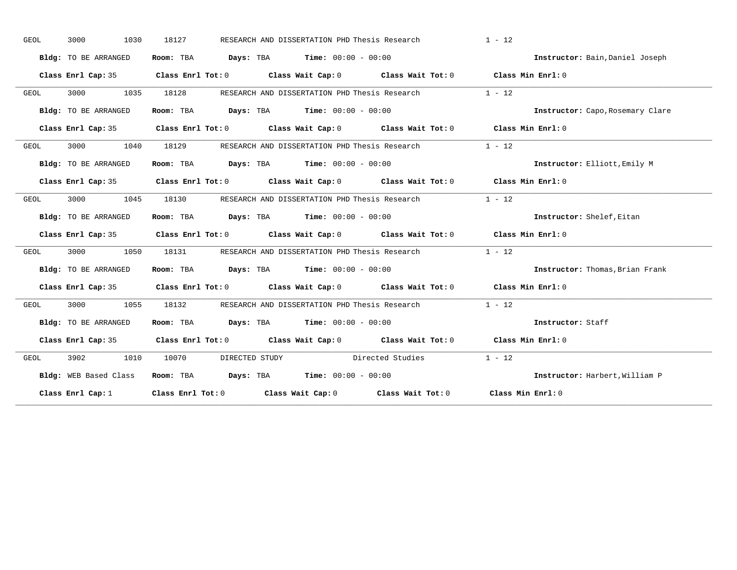GEOL 3000 1030 18127 RESEARCH AND DISSERTATION PHD Thesis Research 1 - 12

**Bldg:** TO BE ARRANGED **Room:** TBA **Days:** TBA **Time:** 00:00 - 00:00 **Instructor:** Bain,Daniel Joseph

**Class Enrl Cap:** 35 **Class Enrl Tot:** 0 **Class Wait Cap:** 0 **Class Wait Tot:** 0 **Class Min Enrl:** 0

---

GEOL 3000 1035 18128 RESEARCH AND DISSERTATION PHD Thesis Research 1 - 12

**Bldg:** TO BE ARRANGED **Room:** TBA **Days:** TBA **Time:** 00:00 - 00:00 **Instructor:** Capo,Rosemary Clare

**Class Enrl Cap:** 35 **Class Enrl Tot:** 0 **Class Wait Cap:** 0 **Class Wait Tot:** 0 **Class Min Enrl:** 0

---

GEOL 3000 1040 18129 RESEARCH AND DISSERTATION PHD Thesis Research 1 - 12

**Bldg:** TO BE ARRANGED **Room:** TBA **Days:** TBA **Time:** 00:00 - 00:00 **Instructor:** Elliott,Emily M

**Class Enrl Cap:** 35 **Class Enrl Tot:** 0 **Class Wait Cap:** 0 **Class Wait Tot:** 0 **Class Min Enrl:** 0

---

GEOL 3000 1045 18130 RESEARCH AND DISSERTATION PHD Thesis Research 1 - 12

**Bldg:** TO BE ARRANGED **Room:** TBA **Days:** TBA **Time:** 00:00 - 00:00 **Instructor:** Shelef,Eitan

**Class Enrl Cap:** 35 **Class Enrl Tot:** 0 **Class Wait Cap:** 0 **Class Wait Tot:** 0 **Class Min Enrl:** 0

---

GEOL 3000 1050 18131 RESEARCH AND DISSERTATION PHD Thesis Research 1 - 12

**Bldg:** TO BE ARRANGED **Room:** TBA **Days:** TBA **Time:** 00:00 - 00:00 **Instructor:** Thomas,Brian Frank

**Class Enrl Cap:** 35 **Class Enrl Tot:** 0 **Class Wait Cap:** 0 **Class Wait Tot:** 0 **Class Min Enrl:** 0

---

GEOL 3000 1055 18132 RESEARCH AND DISSERTATION PHD Thesis Research 1 - 12

**Bldg:** TO BE ARRANGED **Room:** TBA **Days:** TBA **Time:** 00:00 - 00:00 **Instructor:** Staff

**Class Enrl Cap:** 35 **Class Enrl Tot:** 0 **Class Wait Cap:** 0 **Class Wait Tot:** 0 **Class Min Enrl:** 0

---

GEOL 3902 1010 10070 DIRECTED STUDY Directed Studies 1 - 12

**Bldg:** WEB Based Class **Room:** TBA **Days:** TBA **Time:** 00:00 - 00:00 **Instructor:** Harbert,William P

**Class Enrl Cap:** 1 **Class Enrl Tot:** 0 **Class Wait Cap:** 0 **Class Wait Tot:** 0 **Class Min Enrl:** 0

---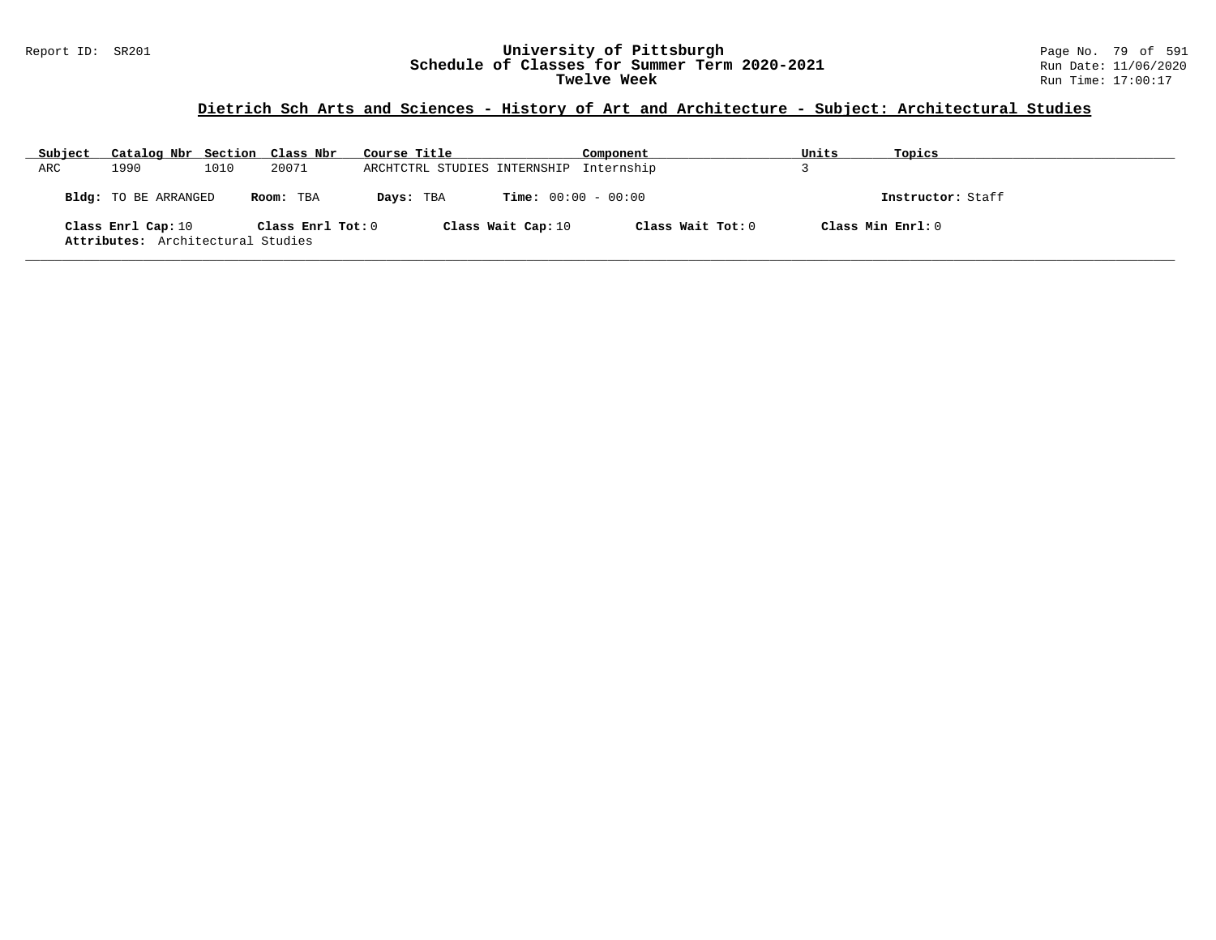# University of Pittsburgh
## Schedule of Classes for Summer Term 2020-2021
## Twelve Week

Report ID: SR201

### Dietrich Sch Arts and Sciences - History of Art and Architecture - Subject: Architectural Studies

| Subject | Catalog Nbr | Section | Class Nbr | Course Title | Component | Units | Topics |
|---|---|---|---|---|---|---|---|
| ARC | 1990 | 1010 | 20071 | ARCHTCTRL STUDIES INTERNSHIP | Internship | 3 | |

**Bldg:** TO BE ARRANGED **Room:** TBA **Days:** TBA **Time:** 00:00 - 00:00 **Instructor:** Staff

**Class Enrl Cap:** 10 **Class Enrl Tot:** 0 **Class Wait Cap:** 10 **Class Wait Tot:** 0 **Class Min Enrl:** 0

**Attributes:** Architectural Studies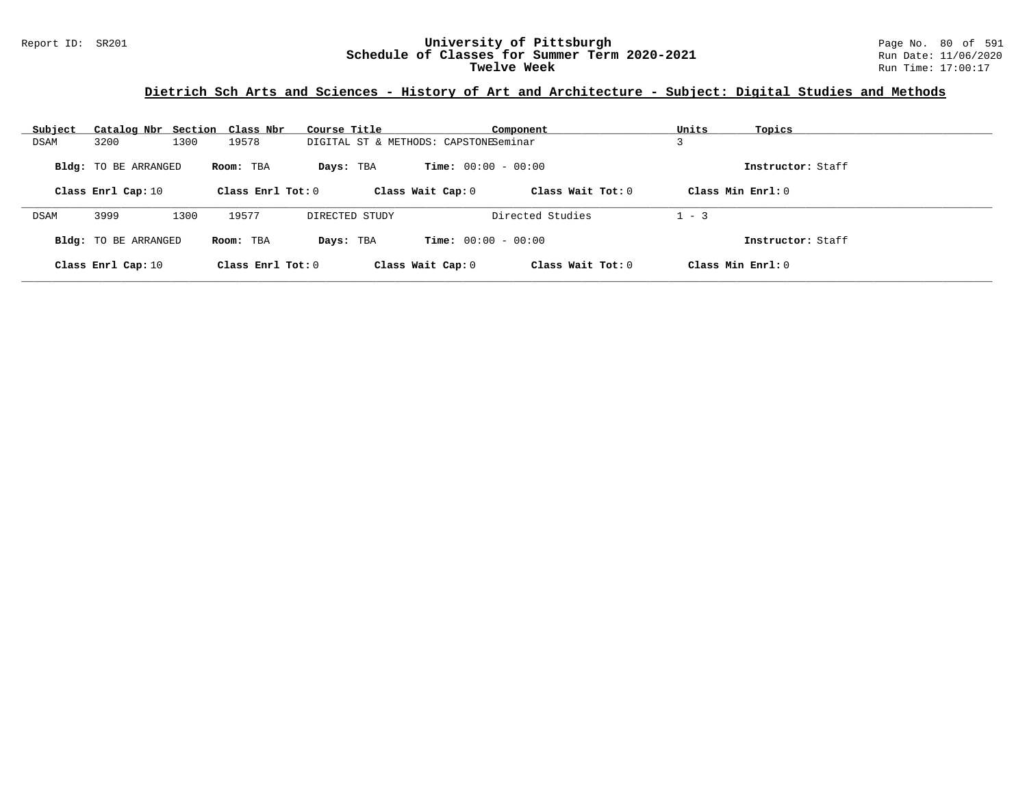# University of Pittsburgh
## Schedule of Classes for Summer Term 2020-2021
### Twelve Week

Report ID: SR201

Run Date: 11/06/2020
Run Time: 17:00:17

**Dietrich Sch Arts and Sciences - History of Art and Architecture - Subject: Digital Studies and Methods**

| Subject | Catalog Nbr | Section | Class Nbr | Course Title | Component | Units | Topics |
|---|---|---|---|---|---|---|---|
| DSAM | 3200 | 1300 | 19578 | DIGITAL ST & METHODS: CAPSTONE | Seminar | 3 | |

**Bldg:** TO BE ARRANGED **Room:** TBA **Days:** TBA **Time:** 00:00 - 00:00 **Instructor:** Staff

**Class Enrl Cap:** 10 **Class Enrl Tot:** 0 **Class Wait Cap:** 0 **Class Wait Tot:** 0 **Class Min Enrl:** 0

---

| Subject | Catalog Nbr | Section | Class Nbr | Course Title | Component | Units | Topics |
|---|---|---|---|---|---|---|---|
| DSAM | 3999 | 1300 | 19577 | DIRECTED STUDY | Directed Studies | 1 - 3 | |

**Bldg:** TO BE ARRANGED **Room:** TBA **Days:** TBA **Time:** 00:00 - 00:00 **Instructor:** Staff

**Class Enrl Cap:** 10 **Class Enrl Tot:** 0 **Class Wait Cap:** 0 **Class Wait Tot:** 0 **Class Min Enrl:** 0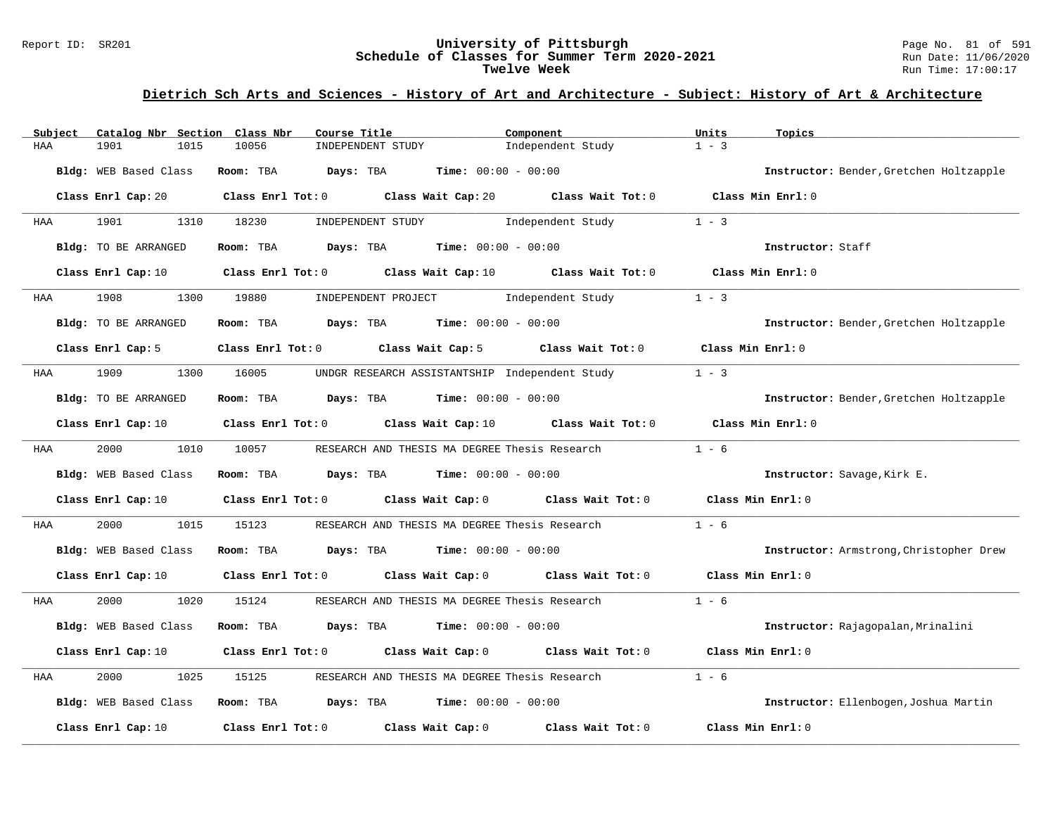# University of Pittsburgh
## Schedule of Classes for Summer Term 2020-2021
### Twelve Week

Report ID: SR201 | Run Date: 11/06/2020 | Run Time: 17:00:17

## Dietrich Sch Arts and Sciences - History of Art and Architecture - Subject: History of Art & Architecture

| Subject | Catalog Nbr | Section | Class Nbr | Course Title | Component | Units | Topics |
|---|---|---|---|---|---|---|---|
| HAA | 1901 | 1015 | 10056 | INDEPENDENT STUDY | Independent Study | 1 - 3 | |

**Bldg:** WEB Based Class **Room:** TBA **Days:** TBA **Time:** 00:00 - 00:00 **Instructor:** Bender,Gretchen Holtzapple

**Class Enrl Cap:** 20 **Class Enrl Tot:** 0 **Class Wait Cap:** 20 **Class Wait Tot:** 0 **Class Min Enrl:** 0

---

| Subject | Catalog Nbr | Section | Class Nbr | Course Title | Component | Units | Topics |
|---|---|---|---|---|---|---|---|
| HAA | 1901 | 1310 | 18230 | INDEPENDENT STUDY | Independent Study | 1 - 3 | |

**Bldg:** TO BE ARRANGED **Room:** TBA **Days:** TBA **Time:** 00:00 - 00:00 **Instructor:** Staff

**Class Enrl Cap:** 10 **Class Enrl Tot:** 0 **Class Wait Cap:** 10 **Class Wait Tot:** 0 **Class Min Enrl:** 0

---

| Subject | Catalog Nbr | Section | Class Nbr | Course Title | Component | Units | Topics |
|---|---|---|---|---|---|---|---|
| HAA | 1908 | 1300 | 19880 | INDEPENDENT PROJECT | Independent Study | 1 - 3 | |

**Bldg:** TO BE ARRANGED **Room:** TBA **Days:** TBA **Time:** 00:00 - 00:00 **Instructor:** Bender,Gretchen Holtzapple

**Class Enrl Cap:** 5 **Class Enrl Tot:** 0 **Class Wait Cap:** 5 **Class Wait Tot:** 0 **Class Min Enrl:** 0

---

| Subject | Catalog Nbr | Section | Class Nbr | Course Title | Component | Units | Topics |
|---|---|---|---|---|---|---|---|
| HAA | 1909 | 1300 | 16005 | UNDGR RESEARCH ASSISTANTSHIP | Independent Study | 1 - 3 | |

**Bldg:** TO BE ARRANGED **Room:** TBA **Days:** TBA **Time:** 00:00 - 00:00 **Instructor:** Bender,Gretchen Holtzapple

**Class Enrl Cap:** 10 **Class Enrl Tot:** 0 **Class Wait Cap:** 10 **Class Wait Tot:** 0 **Class Min Enrl:** 0

---

| Subject | Catalog Nbr | Section | Class Nbr | Course Title | Component | Units | Topics |
|---|---|---|---|---|---|---|---|
| HAA | 2000 | 1010 | 10057 | RESEARCH AND THESIS MA DEGREE | Thesis Research | 1 - 6 | |

**Bldg:** WEB Based Class **Room:** TBA **Days:** TBA **Time:** 00:00 - 00:00 **Instructor:** Savage,Kirk E.

**Class Enrl Cap:** 10 **Class Enrl Tot:** 0 **Class Wait Cap:** 0 **Class Wait Tot:** 0 **Class Min Enrl:** 0

---

| Subject | Catalog Nbr | Section | Class Nbr | Course Title | Component | Units | Topics |
|---|---|---|---|---|---|---|---|
| HAA | 2000 | 1015 | 15123 | RESEARCH AND THESIS MA DEGREE | Thesis Research | 1 - 6 | |

**Bldg:** WEB Based Class **Room:** TBA **Days:** TBA **Time:** 00:00 - 00:00 **Instructor:** Armstrong,Christopher Drew

**Class Enrl Cap:** 10 **Class Enrl Tot:** 0 **Class Wait Cap:** 0 **Class Wait Tot:** 0 **Class Min Enrl:** 0

---

| Subject | Catalog Nbr | Section | Class Nbr | Course Title | Component | Units | Topics |
|---|---|---|---|---|---|---|---|
| HAA | 2000 | 1020 | 15124 | RESEARCH AND THESIS MA DEGREE | Thesis Research | 1 - 6 | |

**Bldg:** WEB Based Class **Room:** TBA **Days:** TBA **Time:** 00:00 - 00:00 **Instructor:** Rajagopalan,Mrinalini

**Class Enrl Cap:** 10 **Class Enrl Tot:** 0 **Class Wait Cap:** 0 **Class Wait Tot:** 0 **Class Min Enrl:** 0

---

| Subject | Catalog Nbr | Section | Class Nbr | Course Title | Component | Units | Topics |
|---|---|---|---|---|---|---|---|
| HAA | 2000 | 1025 | 15125 | RESEARCH AND THESIS MA DEGREE | Thesis Research | 1 - 6 | |

**Bldg:** WEB Based Class **Room:** TBA **Days:** TBA **Time:** 00:00 - 00:00 **Instructor:** Ellenbogen,Joshua Martin

**Class Enrl Cap:** 10 **Class Enrl Tot:** 0 **Class Wait Cap:** 0 **Class Wait Tot:** 0 **Class Min Enrl:** 0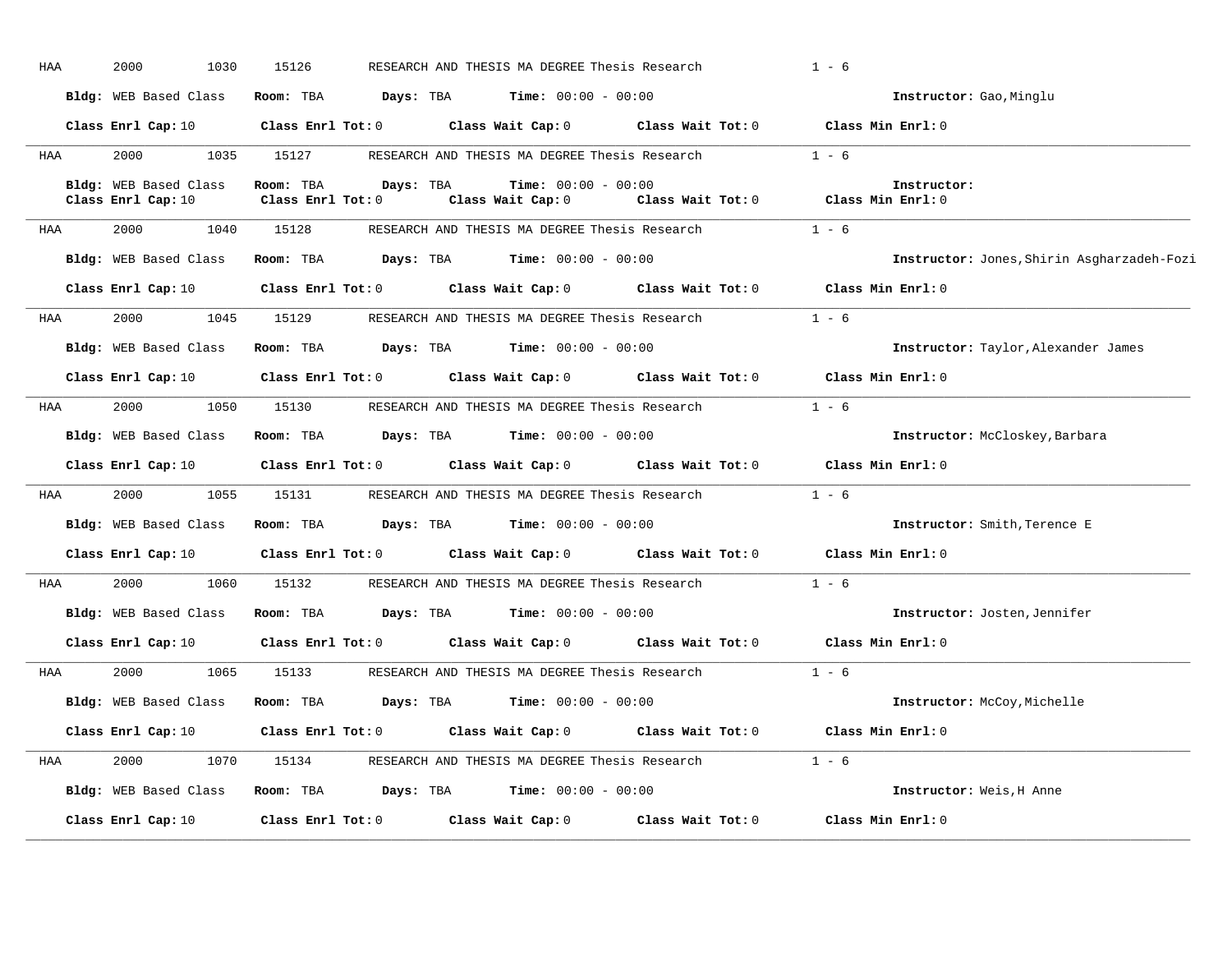HAA 2000 1030 15126 RESEARCH AND THESIS MA DEGREE Thesis Research 1 - 6

**Bldg:** WEB Based Class **Room:** TBA **Days:** TBA **Time:** 00:00 - 00:00 **Instructor:** Gao,Minglu

**Class Enrl Cap:** 10 **Class Enrl Tot:** 0 **Class Wait Cap:** 0 **Class Wait Tot:** 0 **Class Min Enrl:** 0

---

HAA 2000 1035 15127 RESEARCH AND THESIS MA DEGREE Thesis Research 1 - 6

**Bldg:** WEB Based Class **Room:** TBA **Days:** TBA **Time:** 00:00 - 00:00 **Instructor:**
**Class Enrl Cap:** 10 **Class Enrl Tot:** 0 **Class Wait Cap:** 0 **Class Wait Tot:** 0 **Class Min Enrl:** 0

---

HAA 2000 1040 15128 RESEARCH AND THESIS MA DEGREE Thesis Research 1 - 6

**Bldg:** WEB Based Class **Room:** TBA **Days:** TBA **Time:** 00:00 - 00:00 **Instructor:** Jones,Shirin Asgharzadeh-Fozi

**Class Enrl Cap:** 10 **Class Enrl Tot:** 0 **Class Wait Cap:** 0 **Class Wait Tot:** 0 **Class Min Enrl:** 0

---

HAA 2000 1045 15129 RESEARCH AND THESIS MA DEGREE Thesis Research 1 - 6

**Bldg:** WEB Based Class **Room:** TBA **Days:** TBA **Time:** 00:00 - 00:00 **Instructor:** Taylor,Alexander James

**Class Enrl Cap:** 10 **Class Enrl Tot:** 0 **Class Wait Cap:** 0 **Class Wait Tot:** 0 **Class Min Enrl:** 0

---

HAA 2000 1050 15130 RESEARCH AND THESIS MA DEGREE Thesis Research 1 - 6

**Bldg:** WEB Based Class **Room:** TBA **Days:** TBA **Time:** 00:00 - 00:00 **Instructor:** McCloskey,Barbara

**Class Enrl Cap:** 10 **Class Enrl Tot:** 0 **Class Wait Cap:** 0 **Class Wait Tot:** 0 **Class Min Enrl:** 0

---

HAA 2000 1055 15131 RESEARCH AND THESIS MA DEGREE Thesis Research 1 - 6

**Bldg:** WEB Based Class **Room:** TBA **Days:** TBA **Time:** 00:00 - 00:00 **Instructor:** Smith,Terence E

**Class Enrl Cap:** 10 **Class Enrl Tot:** 0 **Class Wait Cap:** 0 **Class Wait Tot:** 0 **Class Min Enrl:** 0

---

HAA 2000 1060 15132 RESEARCH AND THESIS MA DEGREE Thesis Research 1 - 6

**Bldg:** WEB Based Class **Room:** TBA **Days:** TBA **Time:** 00:00 - 00:00 **Instructor:** Josten,Jennifer

**Class Enrl Cap:** 10 **Class Enrl Tot:** 0 **Class Wait Cap:** 0 **Class Wait Tot:** 0 **Class Min Enrl:** 0

---

HAA 2000 1065 15133 RESEARCH AND THESIS MA DEGREE Thesis Research 1 - 6

**Bldg:** WEB Based Class **Room:** TBA **Days:** TBA **Time:** 00:00 - 00:00 **Instructor:** McCoy,Michelle

**Class Enrl Cap:** 10 **Class Enrl Tot:** 0 **Class Wait Cap:** 0 **Class Wait Tot:** 0 **Class Min Enrl:** 0

---

HAA 2000 1070 15134 RESEARCH AND THESIS MA DEGREE Thesis Research 1 - 6

**Bldg:** WEB Based Class **Room:** TBA **Days:** TBA **Time:** 00:00 - 00:00 **Instructor:** Weis,H Anne

**Class Enrl Cap:** 10 **Class Enrl Tot:** 0 **Class Wait Cap:** 0 **Class Wait Tot:** 0 **Class Min Enrl:** 0

---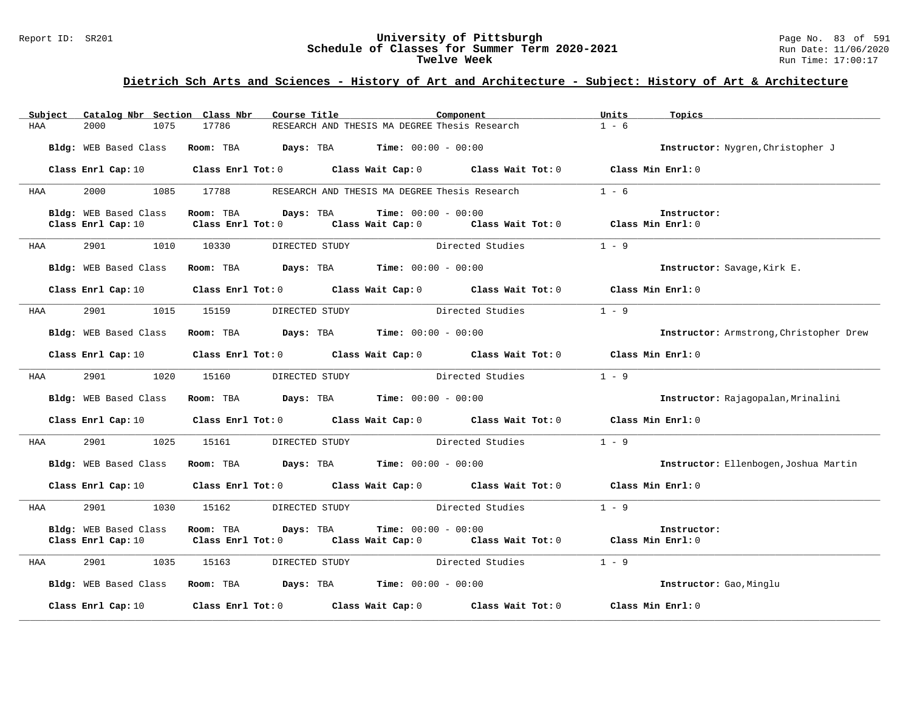## Dietrich Sch Arts and Sciences - History of Art and Architecture - Subject: History of Art & Architecture

| Subject | Catalog Nbr | Section | Class Nbr | Course Title | Component | Units | Topics |
|---|---|---|---|---|---|---|---|
| HAA | 2000 | 1075 | 17786 | RESEARCH AND THESIS MA DEGREE | Thesis Research | 1 - 6 | |

Bldg: WEB Based Class  Room: TBA  Days: TBA  Time: 00:00 - 00:00  Instructor: Nygren,Christopher J

Class Enrl Cap: 10  Class Enrl Tot: 0  Class Wait Cap: 0  Class Wait Tot: 0  Class Min Enrl: 0

| Subject | Catalog Nbr | Section | Class Nbr | Course Title | Component | Units | Topics |
|---|---|---|---|---|---|---|---|
| HAA | 2000 | 1085 | 17788 | RESEARCH AND THESIS MA DEGREE | Thesis Research | 1 - 6 | |

Bldg: WEB Based Class  Room: TBA  Days: TBA  Time: 00:00 - 00:00  Instructor:

Class Enrl Cap: 10  Class Enrl Tot: 0  Class Wait Cap: 0  Class Wait Tot: 0  Class Min Enrl: 0

| Subject | Catalog Nbr | Section | Class Nbr | Course Title | Component | Units | Topics |
|---|---|---|---|---|---|---|---|
| HAA | 2901 | 1010 | 10330 | DIRECTED STUDY | Directed Studies | 1 - 9 | |

Bldg: WEB Based Class  Room: TBA  Days: TBA  Time: 00:00 - 00:00  Instructor: Savage,Kirk E.

Class Enrl Cap: 10  Class Enrl Tot: 0  Class Wait Cap: 0  Class Wait Tot: 0  Class Min Enrl: 0

| Subject | Catalog Nbr | Section | Class Nbr | Course Title | Component | Units | Topics |
|---|---|---|---|---|---|---|---|
| HAA | 2901 | 1015 | 15159 | DIRECTED STUDY | Directed Studies | 1 - 9 | |

Bldg: WEB Based Class  Room: TBA  Days: TBA  Time: 00:00 - 00:00  Instructor: Armstrong,Christopher Drew

Class Enrl Cap: 10  Class Enrl Tot: 0  Class Wait Cap: 0  Class Wait Tot: 0  Class Min Enrl: 0

| Subject | Catalog Nbr | Section | Class Nbr | Course Title | Component | Units | Topics |
|---|---|---|---|---|---|---|---|
| HAA | 2901 | 1020 | 15160 | DIRECTED STUDY | Directed Studies | 1 - 9 | |

Bldg: WEB Based Class  Room: TBA  Days: TBA  Time: 00:00 - 00:00  Instructor: Rajagopalan,Mrinalini

Class Enrl Cap: 10  Class Enrl Tot: 0  Class Wait Cap: 0  Class Wait Tot: 0  Class Min Enrl: 0

| Subject | Catalog Nbr | Section | Class Nbr | Course Title | Component | Units | Topics |
|---|---|---|---|---|---|---|---|
| HAA | 2901 | 1025 | 15161 | DIRECTED STUDY | Directed Studies | 1 - 9 | |

Bldg: WEB Based Class  Room: TBA  Days: TBA  Time: 00:00 - 00:00  Instructor: Ellenbogen,Joshua Martin

Class Enrl Cap: 10  Class Enrl Tot: 0  Class Wait Cap: 0  Class Wait Tot: 0  Class Min Enrl: 0

| Subject | Catalog Nbr | Section | Class Nbr | Course Title | Component | Units | Topics |
|---|---|---|---|---|---|---|---|
| HAA | 2901 | 1030 | 15162 | DIRECTED STUDY | Directed Studies | 1 - 9 | |

Bldg: WEB Based Class  Room: TBA  Days: TBA  Time: 00:00 - 00:00  Instructor:

Class Enrl Cap: 10  Class Enrl Tot: 0  Class Wait Cap: 0  Class Wait Tot: 0  Class Min Enrl: 0

| Subject | Catalog Nbr | Section | Class Nbr | Course Title | Component | Units | Topics |
|---|---|---|---|---|---|---|---|
| HAA | 2901 | 1035 | 15163 | DIRECTED STUDY | Directed Studies | 1 - 9 | |

Bldg: WEB Based Class  Room: TBA  Days: TBA  Time: 00:00 - 00:00  Instructor: Gao,Minglu

Class Enrl Cap: 10  Class Enrl Tot: 0  Class Wait Cap: 0  Class Wait Tot: 0  Class Min Enrl: 0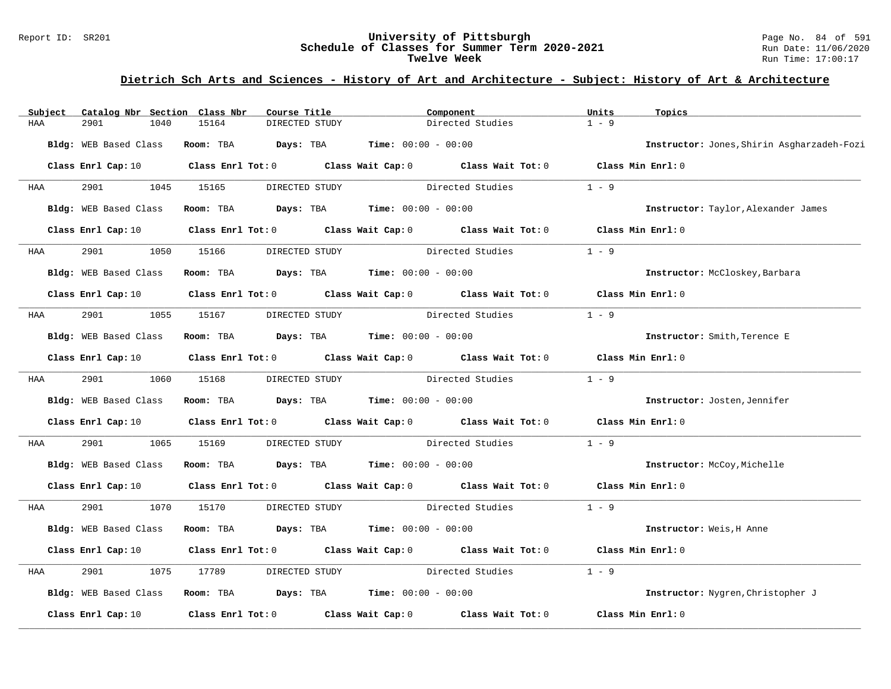## Dietrich Sch Arts and Sciences - History of Art and Architecture - Subject: History of Art & Architecture

| Subject | Catalog Nbr | Section | Class Nbr | Course Title | Component | Units | Topics |
|---|---|---|---|---|---|---|---|
| HAA | 2901 | 1040 | 15164 | DIRECTED STUDY | Directed Studies | 1 - 9 | |

**Bldg:** WEB Based Class **Room:** TBA **Days:** TBA **Time:** 00:00 - 00:00 **Instructor:** Jones,Shirin Asgharzadeh-Fozi

**Class Enrl Cap:** 10 **Class Enrl Tot:** 0 **Class Wait Cap:** 0 **Class Wait Tot:** 0 **Class Min Enrl:** 0

| Subject | Catalog Nbr | Section | Class Nbr | Course Title | Component | Units | Topics |
|---|---|---|---|---|---|---|---|
| HAA | 2901 | 1045 | 15165 | DIRECTED STUDY | Directed Studies | 1 - 9 | |

**Bldg:** WEB Based Class **Room:** TBA **Days:** TBA **Time:** 00:00 - 00:00 **Instructor:** Taylor,Alexander James

**Class Enrl Cap:** 10 **Class Enrl Tot:** 0 **Class Wait Cap:** 0 **Class Wait Tot:** 0 **Class Min Enrl:** 0

| Subject | Catalog Nbr | Section | Class Nbr | Course Title | Component | Units | Topics |
|---|---|---|---|---|---|---|---|
| HAA | 2901 | 1050 | 15166 | DIRECTED STUDY | Directed Studies | 1 - 9 | |

**Bldg:** WEB Based Class **Room:** TBA **Days:** TBA **Time:** 00:00 - 00:00 **Instructor:** McCloskey,Barbara

**Class Enrl Cap:** 10 **Class Enrl Tot:** 0 **Class Wait Cap:** 0 **Class Wait Tot:** 0 **Class Min Enrl:** 0

| Subject | Catalog Nbr | Section | Class Nbr | Course Title | Component | Units | Topics |
|---|---|---|---|---|---|---|---|
| HAA | 2901 | 1055 | 15167 | DIRECTED STUDY | Directed Studies | 1 - 9 | |

**Bldg:** WEB Based Class **Room:** TBA **Days:** TBA **Time:** 00:00 - 00:00 **Instructor:** Smith,Terence E

**Class Enrl Cap:** 10 **Class Enrl Tot:** 0 **Class Wait Cap:** 0 **Class Wait Tot:** 0 **Class Min Enrl:** 0

| Subject | Catalog Nbr | Section | Class Nbr | Course Title | Component | Units | Topics |
|---|---|---|---|---|---|---|---|
| HAA | 2901 | 1060 | 15168 | DIRECTED STUDY | Directed Studies | 1 - 9 | |

**Bldg:** WEB Based Class **Room:** TBA **Days:** TBA **Time:** 00:00 - 00:00 **Instructor:** Josten,Jennifer

**Class Enrl Cap:** 10 **Class Enrl Tot:** 0 **Class Wait Cap:** 0 **Class Wait Tot:** 0 **Class Min Enrl:** 0

| Subject | Catalog Nbr | Section | Class Nbr | Course Title | Component | Units | Topics |
|---|---|---|---|---|---|---|---|
| HAA | 2901 | 1065 | 15169 | DIRECTED STUDY | Directed Studies | 1 - 9 | |

**Bldg:** WEB Based Class **Room:** TBA **Days:** TBA **Time:** 00:00 - 00:00 **Instructor:** McCoy,Michelle

**Class Enrl Cap:** 10 **Class Enrl Tot:** 0 **Class Wait Cap:** 0 **Class Wait Tot:** 0 **Class Min Enrl:** 0

| Subject | Catalog Nbr | Section | Class Nbr | Course Title | Component | Units | Topics |
|---|---|---|---|---|---|---|---|
| HAA | 2901 | 1070 | 15170 | DIRECTED STUDY | Directed Studies | 1 - 9 | |

**Bldg:** WEB Based Class **Room:** TBA **Days:** TBA **Time:** 00:00 - 00:00 **Instructor:** Weis,H Anne

**Class Enrl Cap:** 10 **Class Enrl Tot:** 0 **Class Wait Cap:** 0 **Class Wait Tot:** 0 **Class Min Enrl:** 0

| Subject | Catalog Nbr | Section | Class Nbr | Course Title | Component | Units | Topics |
|---|---|---|---|---|---|---|---|
| HAA | 2901 | 1075 | 17789 | DIRECTED STUDY | Directed Studies | 1 - 9 | |

**Bldg:** WEB Based Class **Room:** TBA **Days:** TBA **Time:** 00:00 - 00:00 **Instructor:** Nygren,Christopher J

**Class Enrl Cap:** 10 **Class Enrl Tot:** 0 **Class Wait Cap:** 0 **Class Wait Tot:** 0 **Class Min Enrl:** 0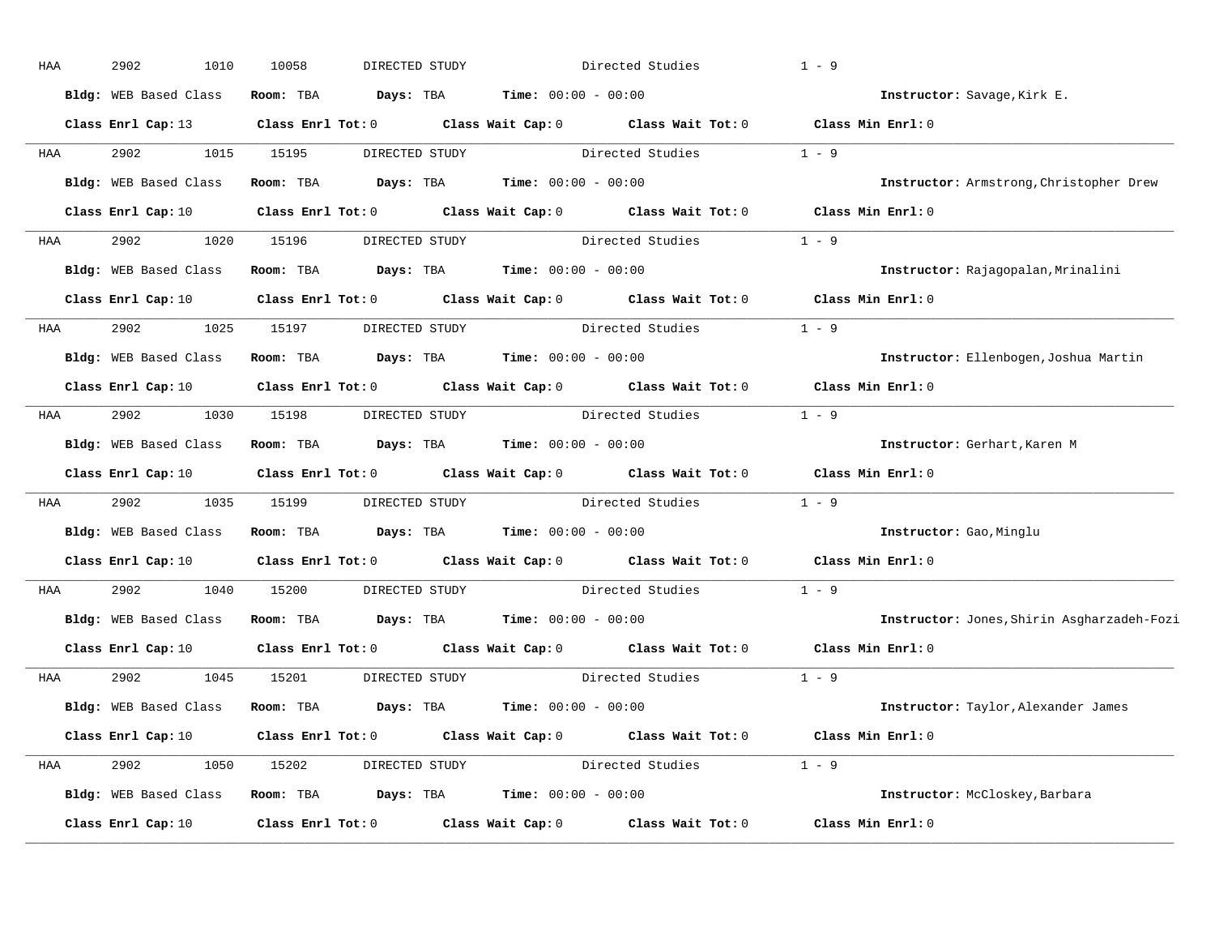HAA 2902 1010 10058 DIRECTED STUDY Directed Studies 1 - 9

**Bldg:** WEB Based Class **Room:** TBA **Days:** TBA **Time:** 00:00 - 00:00 **Instructor:** Savage,Kirk E.

**Class Enrl Cap:** 13 **Class Enrl Tot:** 0 **Class Wait Cap:** 0 **Class Wait Tot:** 0 **Class Min Enrl:** 0

---

HAA 2902 1015 15195 DIRECTED STUDY Directed Studies 1 - 9

**Bldg:** WEB Based Class **Room:** TBA **Days:** TBA **Time:** 00:00 - 00:00 **Instructor:** Armstrong,Christopher Drew

**Class Enrl Cap:** 10 **Class Enrl Tot:** 0 **Class Wait Cap:** 0 **Class Wait Tot:** 0 **Class Min Enrl:** 0

---

HAA 2902 1020 15196 DIRECTED STUDY Directed Studies 1 - 9

**Bldg:** WEB Based Class **Room:** TBA **Days:** TBA **Time:** 00:00 - 00:00 **Instructor:** Rajagopalan,Mrinalini

**Class Enrl Cap:** 10 **Class Enrl Tot:** 0 **Class Wait Cap:** 0 **Class Wait Tot:** 0 **Class Min Enrl:** 0

---

HAA 2902 1025 15197 DIRECTED STUDY Directed Studies 1 - 9

**Bldg:** WEB Based Class **Room:** TBA **Days:** TBA **Time:** 00:00 - 00:00 **Instructor:** Ellenbogen,Joshua Martin

**Class Enrl Cap:** 10 **Class Enrl Tot:** 0 **Class Wait Cap:** 0 **Class Wait Tot:** 0 **Class Min Enrl:** 0

---

HAA 2902 1030 15198 DIRECTED STUDY Directed Studies 1 - 9

**Bldg:** WEB Based Class **Room:** TBA **Days:** TBA **Time:** 00:00 - 00:00 **Instructor:** Gerhart,Karen M

**Class Enrl Cap:** 10 **Class Enrl Tot:** 0 **Class Wait Cap:** 0 **Class Wait Tot:** 0 **Class Min Enrl:** 0

---

HAA 2902 1035 15199 DIRECTED STUDY Directed Studies 1 - 9

**Bldg:** WEB Based Class **Room:** TBA **Days:** TBA **Time:** 00:00 - 00:00 **Instructor:** Gao,Minglu

**Class Enrl Cap:** 10 **Class Enrl Tot:** 0 **Class Wait Cap:** 0 **Class Wait Tot:** 0 **Class Min Enrl:** 0

---

HAA 2902 1040 15200 DIRECTED STUDY Directed Studies 1 - 9

**Bldg:** WEB Based Class **Room:** TBA **Days:** TBA **Time:** 00:00 - 00:00 **Instructor:** Jones,Shirin Asgharzadeh-Fozi

**Class Enrl Cap:** 10 **Class Enrl Tot:** 0 **Class Wait Cap:** 0 **Class Wait Tot:** 0 **Class Min Enrl:** 0

---

HAA 2902 1045 15201 DIRECTED STUDY Directed Studies 1 - 9

**Bldg:** WEB Based Class **Room:** TBA **Days:** TBA **Time:** 00:00 - 00:00 **Instructor:** Taylor,Alexander James

**Class Enrl Cap:** 10 **Class Enrl Tot:** 0 **Class Wait Cap:** 0 **Class Wait Tot:** 0 **Class Min Enrl:** 0

---

HAA 2902 1050 15202 DIRECTED STUDY Directed Studies 1 - 9

**Bldg:** WEB Based Class **Room:** TBA **Days:** TBA **Time:** 00:00 - 00:00 **Instructor:** McCloskey,Barbara

**Class Enrl Cap:** 10 **Class Enrl Tot:** 0 **Class Wait Cap:** 0 **Class Wait Tot:** 0 **Class Min Enrl:** 0

---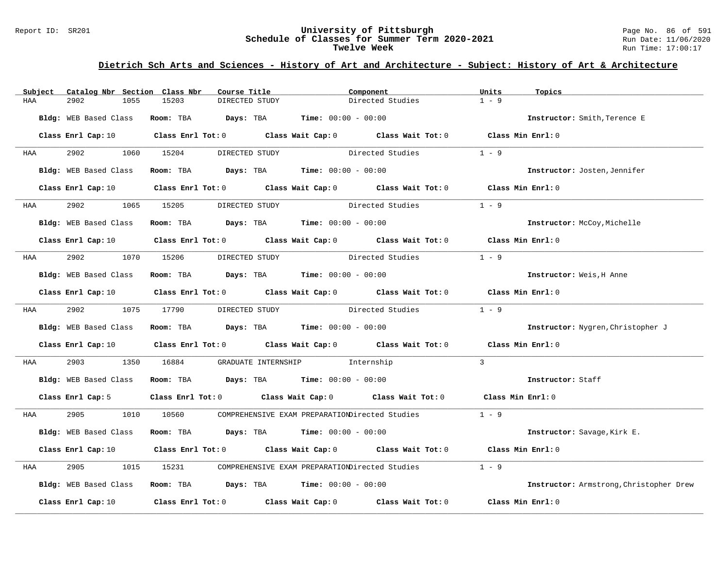## Dietrich Sch Arts and Sciences - History of Art and Architecture - Subject: History of Art & Architecture

| Subject | Catalog Nbr | Section | Class Nbr | Course Title | Component | Units | Topics |
|---|---|---|---|---|---|---|---|
| HAA | 2902 | 1055 | 15203 | DIRECTED STUDY | Directed Studies | 1 - 9 | |

**Bldg:** WEB Based Class **Room:** TBA **Days:** TBA **Time:** 00:00 - 00:00 **Instructor:** Smith,Terence E

**Class Enrl Cap:** 10 **Class Enrl Tot:** 0 **Class Wait Cap:** 0 **Class Wait Tot:** 0 **Class Min Enrl:** 0

| Subject | Catalog Nbr | Section | Class Nbr | Course Title | Component | Units | Topics |
|---|---|---|---|---|---|---|---|
| HAA | 2902 | 1060 | 15204 | DIRECTED STUDY | Directed Studies | 1 - 9 | |

**Bldg:** WEB Based Class **Room:** TBA **Days:** TBA **Time:** 00:00 - 00:00 **Instructor:** Josten,Jennifer

**Class Enrl Cap:** 10 **Class Enrl Tot:** 0 **Class Wait Cap:** 0 **Class Wait Tot:** 0 **Class Min Enrl:** 0

| Subject | Catalog Nbr | Section | Class Nbr | Course Title | Component | Units | Topics |
|---|---|---|---|---|---|---|---|
| HAA | 2902 | 1065 | 15205 | DIRECTED STUDY | Directed Studies | 1 - 9 | |

**Bldg:** WEB Based Class **Room:** TBA **Days:** TBA **Time:** 00:00 - 00:00 **Instructor:** McCoy,Michelle

**Class Enrl Cap:** 10 **Class Enrl Tot:** 0 **Class Wait Cap:** 0 **Class Wait Tot:** 0 **Class Min Enrl:** 0

| Subject | Catalog Nbr | Section | Class Nbr | Course Title | Component | Units | Topics |
|---|---|---|---|---|---|---|---|
| HAA | 2902 | 1070 | 15206 | DIRECTED STUDY | Directed Studies | 1 - 9 | |

**Bldg:** WEB Based Class **Room:** TBA **Days:** TBA **Time:** 00:00 - 00:00 **Instructor:** Weis,H Anne

**Class Enrl Cap:** 10 **Class Enrl Tot:** 0 **Class Wait Cap:** 0 **Class Wait Tot:** 0 **Class Min Enrl:** 0

| Subject | Catalog Nbr | Section | Class Nbr | Course Title | Component | Units | Topics |
|---|---|---|---|---|---|---|---|
| HAA | 2902 | 1075 | 17790 | DIRECTED STUDY | Directed Studies | 1 - 9 | |

**Bldg:** WEB Based Class **Room:** TBA **Days:** TBA **Time:** 00:00 - 00:00 **Instructor:** Nygren,Christopher J

**Class Enrl Cap:** 10 **Class Enrl Tot:** 0 **Class Wait Cap:** 0 **Class Wait Tot:** 0 **Class Min Enrl:** 0

| Subject | Catalog Nbr | Section | Class Nbr | Course Title | Component | Units | Topics |
|---|---|---|---|---|---|---|---|
| HAA | 2903 | 1350 | 16884 | GRADUATE INTERNSHIP | Internship | 3 | |

**Bldg:** WEB Based Class **Room:** TBA **Days:** TBA **Time:** 00:00 - 00:00 **Instructor:** Staff

**Class Enrl Cap:** 5 **Class Enrl Tot:** 0 **Class Wait Cap:** 0 **Class Wait Tot:** 0 **Class Min Enrl:** 0

| Subject | Catalog Nbr | Section | Class Nbr | Course Title | Component | Units | Topics |
|---|---|---|---|---|---|---|---|
| HAA | 2905 | 1010 | 10560 | COMPREHENSIVE EXAM PREPARATION | Directed Studies | 1 - 9 | |

**Bldg:** WEB Based Class **Room:** TBA **Days:** TBA **Time:** 00:00 - 00:00 **Instructor:** Savage,Kirk E.

**Class Enrl Cap:** 10 **Class Enrl Tot:** 0 **Class Wait Cap:** 0 **Class Wait Tot:** 0 **Class Min Enrl:** 0

| Subject | Catalog Nbr | Section | Class Nbr | Course Title | Component | Units | Topics |
|---|---|---|---|---|---|---|---|
| HAA | 2905 | 1015 | 15231 | COMPREHENSIVE EXAM PREPARATION | Directed Studies | 1 - 9 | |

**Bldg:** WEB Based Class **Room:** TBA **Days:** TBA **Time:** 00:00 - 00:00 **Instructor:** Armstrong,Christopher Drew

**Class Enrl Cap:** 10 **Class Enrl Tot:** 0 **Class Wait Cap:** 0 **Class Wait Tot:** 0 **Class Min Enrl:** 0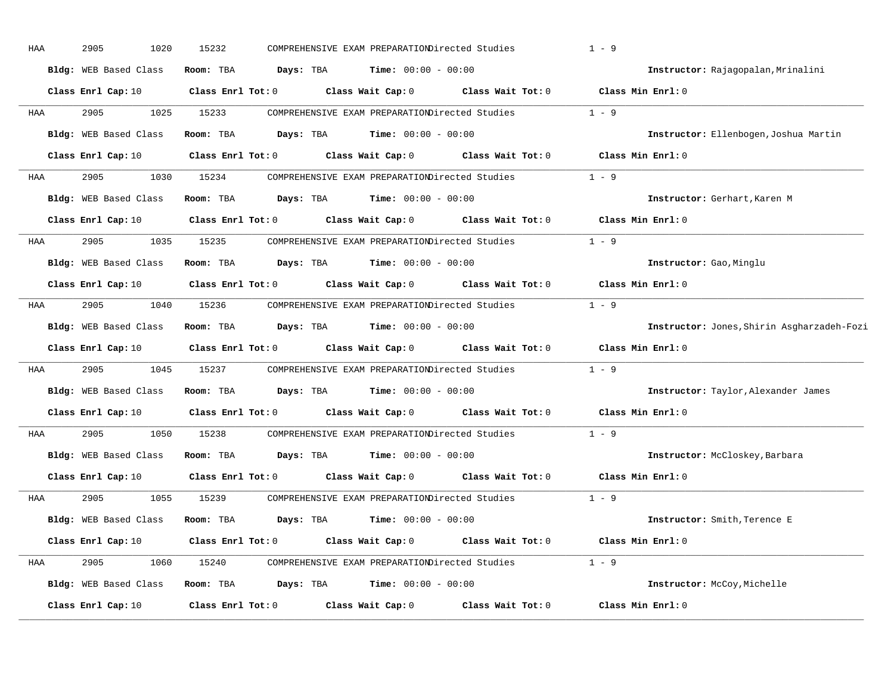HAA 2905 1020 15232 COMPREHENSIVE EXAM PREPARATION Directed Studies 1 - 9

**Bldg:** WEB Based Class **Room:** TBA **Days:** TBA **Time:** 00:00 - 00:00 **Instructor:** Rajagopalan,Mrinalini

**Class Enrl Cap:** 10 **Class Enrl Tot:** 0 **Class Wait Cap:** 0 **Class Wait Tot:** 0 **Class Min Enrl:** 0

---

HAA 2905 1025 15233 COMPREHENSIVE EXAM PREPARATION Directed Studies 1 - 9

**Bldg:** WEB Based Class **Room:** TBA **Days:** TBA **Time:** 00:00 - 00:00 **Instructor:** Ellenbogen,Joshua Martin

**Class Enrl Cap:** 10 **Class Enrl Tot:** 0 **Class Wait Cap:** 0 **Class Wait Tot:** 0 **Class Min Enrl:** 0

---

HAA 2905 1030 15234 COMPREHENSIVE EXAM PREPARATION Directed Studies 1 - 9

**Bldg:** WEB Based Class **Room:** TBA **Days:** TBA **Time:** 00:00 - 00:00 **Instructor:** Gerhart,Karen M

**Class Enrl Cap:** 10 **Class Enrl Tot:** 0 **Class Wait Cap:** 0 **Class Wait Tot:** 0 **Class Min Enrl:** 0

---

HAA 2905 1035 15235 COMPREHENSIVE EXAM PREPARATION Directed Studies 1 - 9

**Bldg:** WEB Based Class **Room:** TBA **Days:** TBA **Time:** 00:00 - 00:00 **Instructor:** Gao,Minglu

**Class Enrl Cap:** 10 **Class Enrl Tot:** 0 **Class Wait Cap:** 0 **Class Wait Tot:** 0 **Class Min Enrl:** 0

---

HAA 2905 1040 15236 COMPREHENSIVE EXAM PREPARATION Directed Studies 1 - 9

**Bldg:** WEB Based Class **Room:** TBA **Days:** TBA **Time:** 00:00 - 00:00 **Instructor:** Jones,Shirin Asgharzadeh-Fozi

**Class Enrl Cap:** 10 **Class Enrl Tot:** 0 **Class Wait Cap:** 0 **Class Wait Tot:** 0 **Class Min Enrl:** 0

---

HAA 2905 1045 15237 COMPREHENSIVE EXAM PREPARATION Directed Studies 1 - 9

**Bldg:** WEB Based Class **Room:** TBA **Days:** TBA **Time:** 00:00 - 00:00 **Instructor:** Taylor,Alexander James

**Class Enrl Cap:** 10 **Class Enrl Tot:** 0 **Class Wait Cap:** 0 **Class Wait Tot:** 0 **Class Min Enrl:** 0

---

HAA 2905 1050 15238 COMPREHENSIVE EXAM PREPARATION Directed Studies 1 - 9

**Bldg:** WEB Based Class **Room:** TBA **Days:** TBA **Time:** 00:00 - 00:00 **Instructor:** McCloskey,Barbara

**Class Enrl Cap:** 10 **Class Enrl Tot:** 0 **Class Wait Cap:** 0 **Class Wait Tot:** 0 **Class Min Enrl:** 0

---

HAA 2905 1055 15239 COMPREHENSIVE EXAM PREPARATION Directed Studies 1 - 9

**Bldg:** WEB Based Class **Room:** TBA **Days:** TBA **Time:** 00:00 - 00:00 **Instructor:** Smith,Terence E

**Class Enrl Cap:** 10 **Class Enrl Tot:** 0 **Class Wait Cap:** 0 **Class Wait Tot:** 0 **Class Min Enrl:** 0

---

HAA 2905 1060 15240 COMPREHENSIVE EXAM PREPARATION Directed Studies 1 - 9

**Bldg:** WEB Based Class **Room:** TBA **Days:** TBA **Time:** 00:00 - 00:00 **Instructor:** McCoy,Michelle

**Class Enrl Cap:** 10 **Class Enrl Tot:** 0 **Class Wait Cap:** 0 **Class Wait Tot:** 0 **Class Min Enrl:** 0

---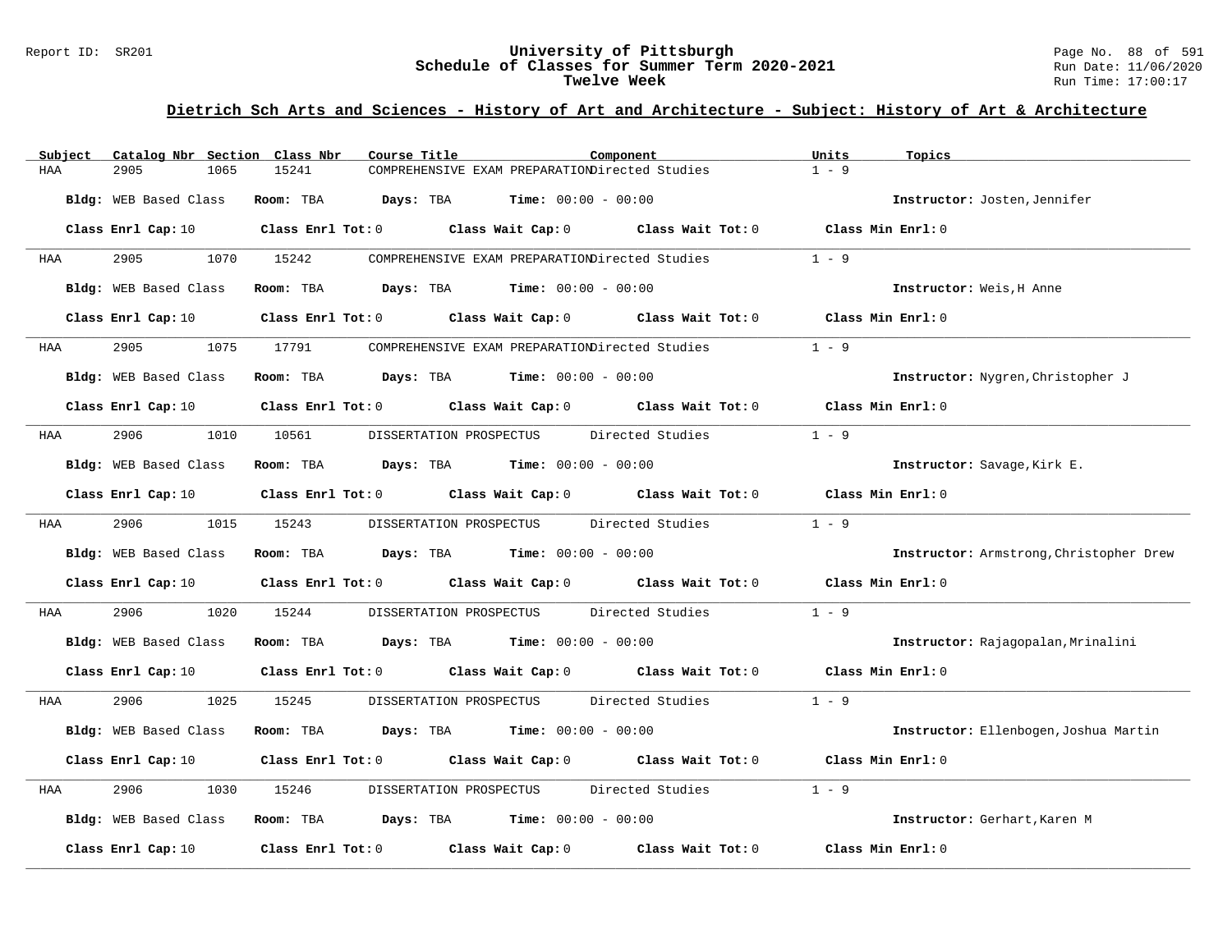# University of Pittsburgh
## Schedule of Classes for Summer Term 2020-2021
### Twelve Week

Report ID: SR201 | Run Date: 11/06/2020 | Run Time: 17:00:17

## Dietrich Sch Arts and Sciences - History of Art and Architecture - Subject: History of Art & Architecture

| Subject | Catalog Nbr | Section | Class Nbr | Course Title | Component | Units | Topics |
|---|---|---|---|---|---|---|---|
| HAA | 2905 | 1065 | 15241 | COMPREHENSIVE EXAM PREPARATION | Directed Studies | 1 - 9 | |

**Bldg:** WEB Based Class **Room:** TBA **Days:** TBA **Time:** 00:00 - 00:00 **Instructor:** Josten,Jennifer

**Class Enrl Cap:** 10 **Class Enrl Tot:** 0 **Class Wait Cap:** 0 **Class Wait Tot:** 0 **Class Min Enrl:** 0

| Subject | Catalog Nbr | Section | Class Nbr | Course Title | Component | Units | Topics |
|---|---|---|---|---|---|---|---|
| HAA | 2905 | 1070 | 15242 | COMPREHENSIVE EXAM PREPARATION | Directed Studies | 1 - 9 | |

**Bldg:** WEB Based Class **Room:** TBA **Days:** TBA **Time:** 00:00 - 00:00 **Instructor:** Weis,H Anne

**Class Enrl Cap:** 10 **Class Enrl Tot:** 0 **Class Wait Cap:** 0 **Class Wait Tot:** 0 **Class Min Enrl:** 0

| Subject | Catalog Nbr | Section | Class Nbr | Course Title | Component | Units | Topics |
|---|---|---|---|---|---|---|---|
| HAA | 2905 | 1075 | 17791 | COMPREHENSIVE EXAM PREPARATION | Directed Studies | 1 - 9 | |

**Bldg:** WEB Based Class **Room:** TBA **Days:** TBA **Time:** 00:00 - 00:00 **Instructor:** Nygren,Christopher J

**Class Enrl Cap:** 10 **Class Enrl Tot:** 0 **Class Wait Cap:** 0 **Class Wait Tot:** 0 **Class Min Enrl:** 0

| Subject | Catalog Nbr | Section | Class Nbr | Course Title | Component | Units | Topics |
|---|---|---|---|---|---|---|---|
| HAA | 2906 | 1010 | 10561 | DISSERTATION PROSPECTUS | Directed Studies | 1 - 9 | |

**Bldg:** WEB Based Class **Room:** TBA **Days:** TBA **Time:** 00:00 - 00:00 **Instructor:** Savage,Kirk E.

**Class Enrl Cap:** 10 **Class Enrl Tot:** 0 **Class Wait Cap:** 0 **Class Wait Tot:** 0 **Class Min Enrl:** 0

| Subject | Catalog Nbr | Section | Class Nbr | Course Title | Component | Units | Topics |
|---|---|---|---|---|---|---|---|
| HAA | 2906 | 1015 | 15243 | DISSERTATION PROSPECTUS | Directed Studies | 1 - 9 | |

**Bldg:** WEB Based Class **Room:** TBA **Days:** TBA **Time:** 00:00 - 00:00 **Instructor:** Armstrong,Christopher Drew

**Class Enrl Cap:** 10 **Class Enrl Tot:** 0 **Class Wait Cap:** 0 **Class Wait Tot:** 0 **Class Min Enrl:** 0

| Subject | Catalog Nbr | Section | Class Nbr | Course Title | Component | Units | Topics |
|---|---|---|---|---|---|---|---|
| HAA | 2906 | 1020 | 15244 | DISSERTATION PROSPECTUS | Directed Studies | 1 - 9 | |

**Bldg:** WEB Based Class **Room:** TBA **Days:** TBA **Time:** 00:00 - 00:00 **Instructor:** Rajagopalan,Mrinalini

**Class Enrl Cap:** 10 **Class Enrl Tot:** 0 **Class Wait Cap:** 0 **Class Wait Tot:** 0 **Class Min Enrl:** 0

| Subject | Catalog Nbr | Section | Class Nbr | Course Title | Component | Units | Topics |
|---|---|---|---|---|---|---|---|
| HAA | 2906 | 1025 | 15245 | DISSERTATION PROSPECTUS | Directed Studies | 1 - 9 | |

**Bldg:** WEB Based Class **Room:** TBA **Days:** TBA **Time:** 00:00 - 00:00 **Instructor:** Ellenbogen,Joshua Martin

**Class Enrl Cap:** 10 **Class Enrl Tot:** 0 **Class Wait Cap:** 0 **Class Wait Tot:** 0 **Class Min Enrl:** 0

| Subject | Catalog Nbr | Section | Class Nbr | Course Title | Component | Units | Topics |
|---|---|---|---|---|---|---|---|
| HAA | 2906 | 1030 | 15246 | DISSERTATION PROSPECTUS | Directed Studies | 1 - 9 | |

**Bldg:** WEB Based Class **Room:** TBA **Days:** TBA **Time:** 00:00 - 00:00 **Instructor:** Gerhart,Karen M

**Class Enrl Cap:** 10 **Class Enrl Tot:** 0 **Class Wait Cap:** 0 **Class Wait Tot:** 0 **Class Min Enrl:** 0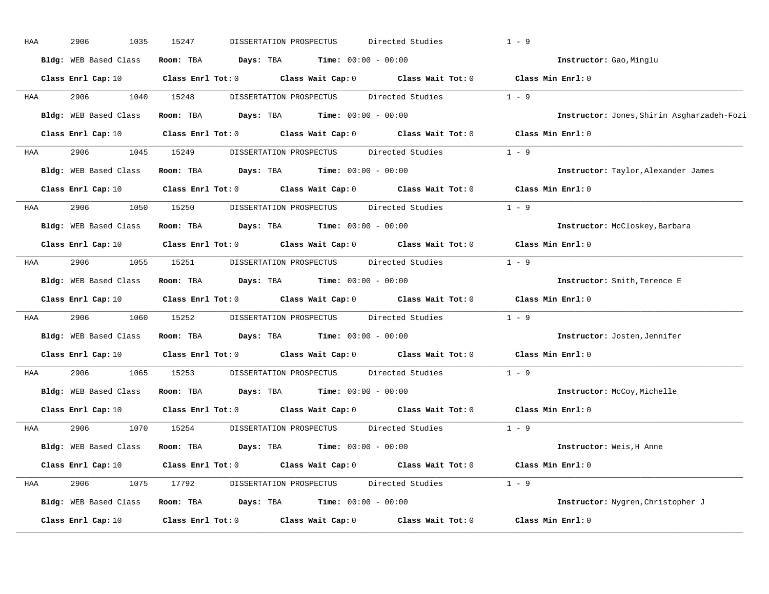HAA 2906 1035 15247 DISSERTATION PROSPECTUS Directed Studies 1 - 9

**Bldg:** WEB Based Class **Room:** TBA **Days:** TBA **Time:** 00:00 - 00:00 **Instructor:** Gao,Minglu

**Class Enrl Cap:** 10 **Class Enrl Tot:** 0 **Class Wait Cap:** 0 **Class Wait Tot:** 0 **Class Min Enrl:** 0

---

HAA 2906 1040 15248 DISSERTATION PROSPECTUS Directed Studies 1 - 9

**Bldg:** WEB Based Class **Room:** TBA **Days:** TBA **Time:** 00:00 - 00:00 **Instructor:** Jones,Shirin Asgharzadeh-Fozi

**Class Enrl Cap:** 10 **Class Enrl Tot:** 0 **Class Wait Cap:** 0 **Class Wait Tot:** 0 **Class Min Enrl:** 0

---

HAA 2906 1045 15249 DISSERTATION PROSPECTUS Directed Studies 1 - 9

**Bldg:** WEB Based Class **Room:** TBA **Days:** TBA **Time:** 00:00 - 00:00 **Instructor:** Taylor,Alexander James

**Class Enrl Cap:** 10 **Class Enrl Tot:** 0 **Class Wait Cap:** 0 **Class Wait Tot:** 0 **Class Min Enrl:** 0

---

HAA 2906 1050 15250 DISSERTATION PROSPECTUS Directed Studies 1 - 9

**Bldg:** WEB Based Class **Room:** TBA **Days:** TBA **Time:** 00:00 - 00:00 **Instructor:** McCloskey,Barbara

**Class Enrl Cap:** 10 **Class Enrl Tot:** 0 **Class Wait Cap:** 0 **Class Wait Tot:** 0 **Class Min Enrl:** 0

---

HAA 2906 1055 15251 DISSERTATION PROSPECTUS Directed Studies 1 - 9

**Bldg:** WEB Based Class **Room:** TBA **Days:** TBA **Time:** 00:00 - 00:00 **Instructor:** Smith,Terence E

**Class Enrl Cap:** 10 **Class Enrl Tot:** 0 **Class Wait Cap:** 0 **Class Wait Tot:** 0 **Class Min Enrl:** 0

---

HAA 2906 1060 15252 DISSERTATION PROSPECTUS Directed Studies 1 - 9

**Bldg:** WEB Based Class **Room:** TBA **Days:** TBA **Time:** 00:00 - 00:00 **Instructor:** Josten,Jennifer

**Class Enrl Cap:** 10 **Class Enrl Tot:** 0 **Class Wait Cap:** 0 **Class Wait Tot:** 0 **Class Min Enrl:** 0

---

HAA 2906 1065 15253 DISSERTATION PROSPECTUS Directed Studies 1 - 9

**Bldg:** WEB Based Class **Room:** TBA **Days:** TBA **Time:** 00:00 - 00:00 **Instructor:** McCoy,Michelle

**Class Enrl Cap:** 10 **Class Enrl Tot:** 0 **Class Wait Cap:** 0 **Class Wait Tot:** 0 **Class Min Enrl:** 0

---

HAA 2906 1070 15254 DISSERTATION PROSPECTUS Directed Studies 1 - 9

**Bldg:** WEB Based Class **Room:** TBA **Days:** TBA **Time:** 00:00 - 00:00 **Instructor:** Weis,H Anne

**Class Enrl Cap:** 10 **Class Enrl Tot:** 0 **Class Wait Cap:** 0 **Class Wait Tot:** 0 **Class Min Enrl:** 0

---

HAA 2906 1075 17792 DISSERTATION PROSPECTUS Directed Studies 1 - 9

**Bldg:** WEB Based Class **Room:** TBA **Days:** TBA **Time:** 00:00 - 00:00 **Instructor:** Nygren,Christopher J

**Class Enrl Cap:** 10 **Class Enrl Tot:** 0 **Class Wait Cap:** 0 **Class Wait Tot:** 0 **Class Min Enrl:** 0

---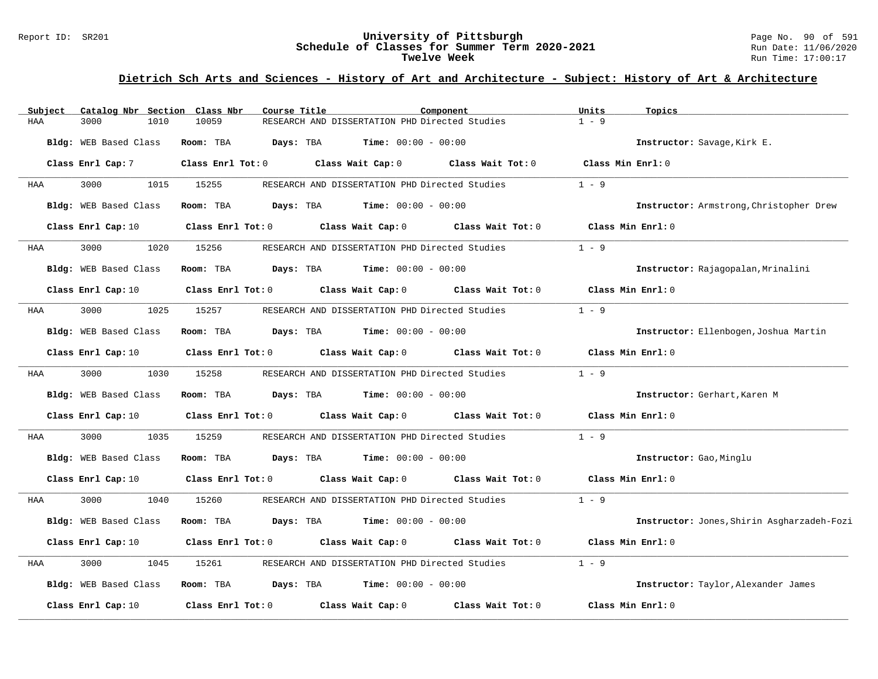# University of Pittsburgh
## Schedule of Classes for Summer Term 2020-2021
### Twelve Week

Report ID: SR201

Run Date: 11/06/2020
Run Time: 17:00:17

## Dietrich Sch Arts and Sciences - History of Art and Architecture - Subject: History of Art & Architecture

| Subject | Catalog Nbr | Section | Class Nbr | Course Title | Component | Units | Topics |
|---|---|---|---|---|---|---|---|
| HAA | 3000 | 1010 | 10059 | RESEARCH AND DISSERTATION PHD | Directed Studies | 1 - 9 | |

**Bldg:** WEB Based Class **Room:** TBA **Days:** TBA **Time:** 00:00 - 00:00 **Instructor:** Savage,Kirk E.

**Class Enrl Cap:** 7 **Class Enrl Tot:** 0 **Class Wait Cap:** 0 **Class Wait Tot:** 0 **Class Min Enrl:** 0

| Subject | Catalog Nbr | Section | Class Nbr | Course Title | Component | Units | Topics |
|---|---|---|---|---|---|---|---|
| HAA | 3000 | 1015 | 15255 | RESEARCH AND DISSERTATION PHD | Directed Studies | 1 - 9 | |

**Bldg:** WEB Based Class **Room:** TBA **Days:** TBA **Time:** 00:00 - 00:00 **Instructor:** Armstrong,Christopher Drew

**Class Enrl Cap:** 10 **Class Enrl Tot:** 0 **Class Wait Cap:** 0 **Class Wait Tot:** 0 **Class Min Enrl:** 0

| Subject | Catalog Nbr | Section | Class Nbr | Course Title | Component | Units | Topics |
|---|---|---|---|---|---|---|---|
| HAA | 3000 | 1020 | 15256 | RESEARCH AND DISSERTATION PHD | Directed Studies | 1 - 9 | |

**Bldg:** WEB Based Class **Room:** TBA **Days:** TBA **Time:** 00:00 - 00:00 **Instructor:** Rajagopalan,Mrinalini

**Class Enrl Cap:** 10 **Class Enrl Tot:** 0 **Class Wait Cap:** 0 **Class Wait Tot:** 0 **Class Min Enrl:** 0

| Subject | Catalog Nbr | Section | Class Nbr | Course Title | Component | Units | Topics |
|---|---|---|---|---|---|---|---|
| HAA | 3000 | 1025 | 15257 | RESEARCH AND DISSERTATION PHD | Directed Studies | 1 - 9 | |

**Bldg:** WEB Based Class **Room:** TBA **Days:** TBA **Time:** 00:00 - 00:00 **Instructor:** Ellenbogen,Joshua Martin

**Class Enrl Cap:** 10 **Class Enrl Tot:** 0 **Class Wait Cap:** 0 **Class Wait Tot:** 0 **Class Min Enrl:** 0

| Subject | Catalog Nbr | Section | Class Nbr | Course Title | Component | Units | Topics |
|---|---|---|---|---|---|---|---|
| HAA | 3000 | 1030 | 15258 | RESEARCH AND DISSERTATION PHD | Directed Studies | 1 - 9 | |

**Bldg:** WEB Based Class **Room:** TBA **Days:** TBA **Time:** 00:00 - 00:00 **Instructor:** Gerhart,Karen M

**Class Enrl Cap:** 10 **Class Enrl Tot:** 0 **Class Wait Cap:** 0 **Class Wait Tot:** 0 **Class Min Enrl:** 0

| Subject | Catalog Nbr | Section | Class Nbr | Course Title | Component | Units | Topics |
|---|---|---|---|---|---|---|---|
| HAA | 3000 | 1035 | 15259 | RESEARCH AND DISSERTATION PHD | Directed Studies | 1 - 9 | |

**Bldg:** WEB Based Class **Room:** TBA **Days:** TBA **Time:** 00:00 - 00:00 **Instructor:** Gao,Minglu

**Class Enrl Cap:** 10 **Class Enrl Tot:** 0 **Class Wait Cap:** 0 **Class Wait Tot:** 0 **Class Min Enrl:** 0

| Subject | Catalog Nbr | Section | Class Nbr | Course Title | Component | Units | Topics |
|---|---|---|---|---|---|---|---|
| HAA | 3000 | 1040 | 15260 | RESEARCH AND DISSERTATION PHD | Directed Studies | 1 - 9 | |

**Bldg:** WEB Based Class **Room:** TBA **Days:** TBA **Time:** 00:00 - 00:00 **Instructor:** Jones,Shirin Asgharzadeh-Fozi

**Class Enrl Cap:** 10 **Class Enrl Tot:** 0 **Class Wait Cap:** 0 **Class Wait Tot:** 0 **Class Min Enrl:** 0

| Subject | Catalog Nbr | Section | Class Nbr | Course Title | Component | Units | Topics |
|---|---|---|---|---|---|---|---|
| HAA | 3000 | 1045 | 15261 | RESEARCH AND DISSERTATION PHD | Directed Studies | 1 - 9 | |

**Bldg:** WEB Based Class **Room:** TBA **Days:** TBA **Time:** 00:00 - 00:00 **Instructor:** Taylor,Alexander James

**Class Enrl Cap:** 10 **Class Enrl Tot:** 0 **Class Wait Cap:** 0 **Class Wait Tot:** 0 **Class Min Enrl:** 0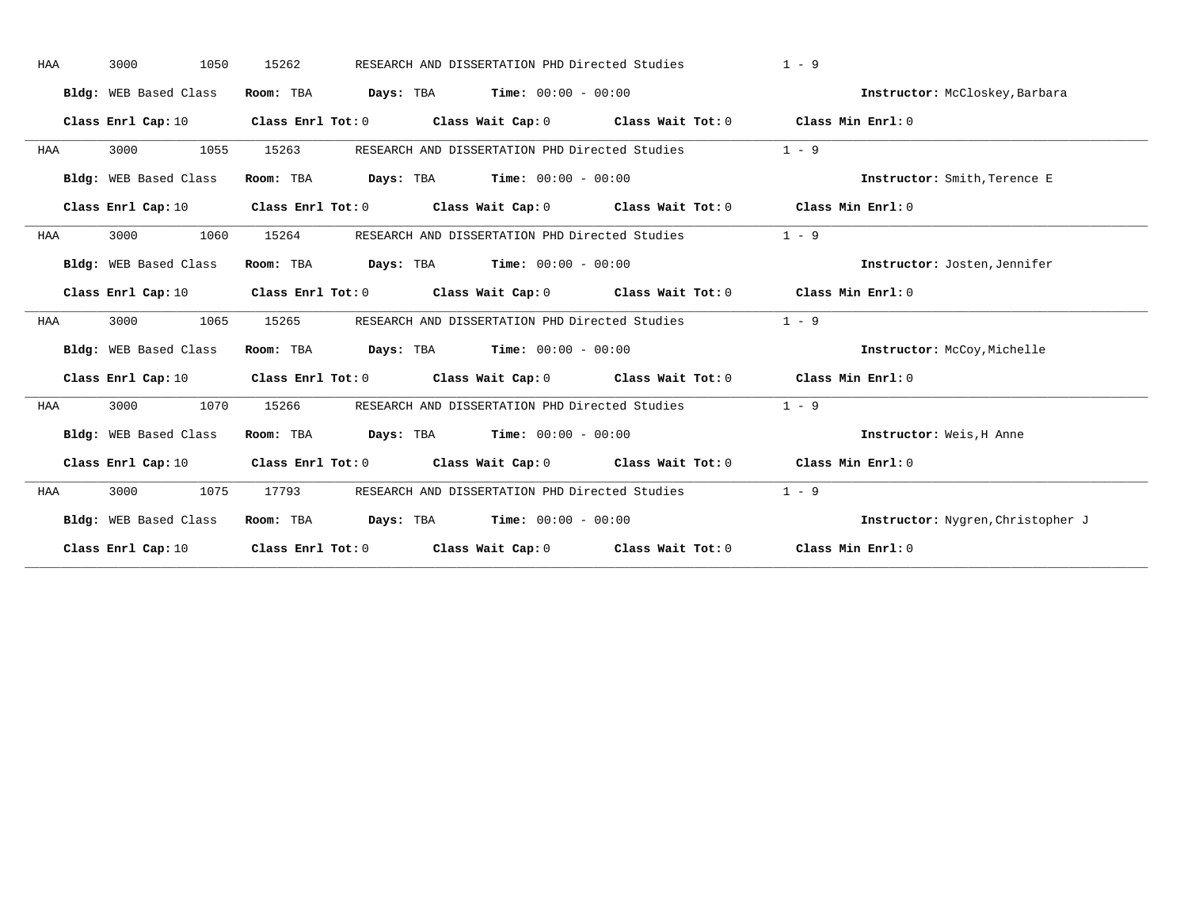HAA 3000 1050 15262 RESEARCH AND DISSERTATION PHD Directed Studies 1 - 9

**Bldg:** WEB Based Class **Room:** TBA **Days:** TBA **Time:** 00:00 - 00:00 **Instructor:** McCloskey,Barbara

**Class Enrl Cap:** 10 **Class Enrl Tot:** 0 **Class Wait Cap:** 0 **Class Wait Tot:** 0 **Class Min Enrl:** 0

---

HAA 3000 1055 15263 RESEARCH AND DISSERTATION PHD Directed Studies 1 - 9

**Bldg:** WEB Based Class **Room:** TBA **Days:** TBA **Time:** 00:00 - 00:00 **Instructor:** Smith,Terence E

**Class Enrl Cap:** 10 **Class Enrl Tot:** 0 **Class Wait Cap:** 0 **Class Wait Tot:** 0 **Class Min Enrl:** 0

---

HAA 3000 1060 15264 RESEARCH AND DISSERTATION PHD Directed Studies 1 - 9

**Bldg:** WEB Based Class **Room:** TBA **Days:** TBA **Time:** 00:00 - 00:00 **Instructor:** Josten,Jennifer

**Class Enrl Cap:** 10 **Class Enrl Tot:** 0 **Class Wait Cap:** 0 **Class Wait Tot:** 0 **Class Min Enrl:** 0

---

HAA 3000 1065 15265 RESEARCH AND DISSERTATION PHD Directed Studies 1 - 9

**Bldg:** WEB Based Class **Room:** TBA **Days:** TBA **Time:** 00:00 - 00:00 **Instructor:** McCoy,Michelle

**Class Enrl Cap:** 10 **Class Enrl Tot:** 0 **Class Wait Cap:** 0 **Class Wait Tot:** 0 **Class Min Enrl:** 0

---

HAA 3000 1070 15266 RESEARCH AND DISSERTATION PHD Directed Studies 1 - 9

**Bldg:** WEB Based Class **Room:** TBA **Days:** TBA **Time:** 00:00 - 00:00 **Instructor:** Weis,H Anne

**Class Enrl Cap:** 10 **Class Enrl Tot:** 0 **Class Wait Cap:** 0 **Class Wait Tot:** 0 **Class Min Enrl:** 0

---

HAA 3000 1075 17793 RESEARCH AND DISSERTATION PHD Directed Studies 1 - 9

**Bldg:** WEB Based Class **Room:** TBA **Days:** TBA **Time:** 00:00 - 00:00 **Instructor:** Nygren,Christopher J

**Class Enrl Cap:** 10 **Class Enrl Tot:** 0 **Class Wait Cap:** 0 **Class Wait Tot:** 0 **Class Min Enrl:** 0

---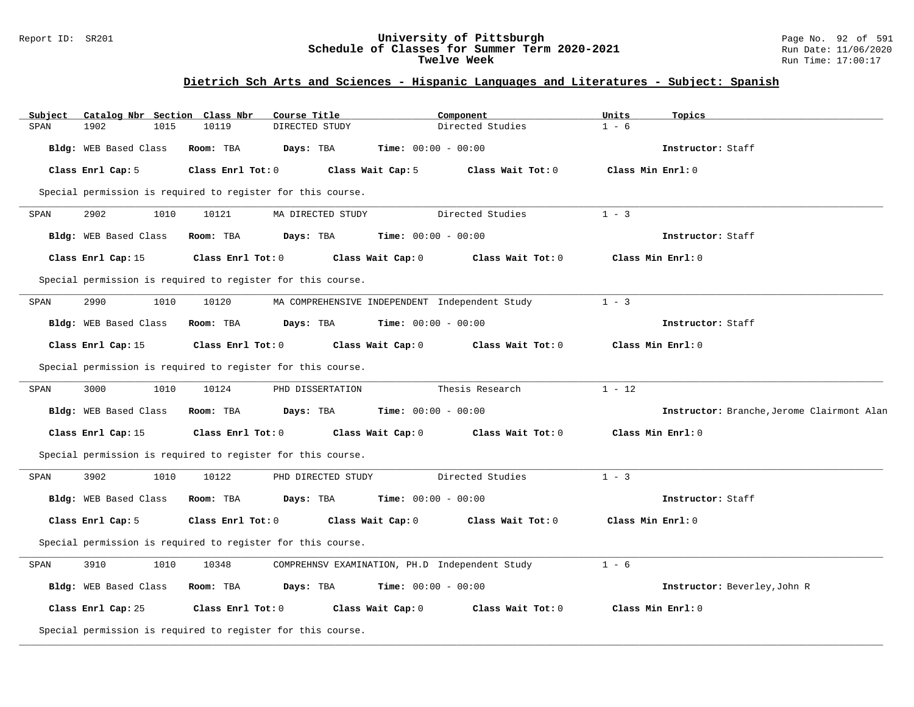## Dietrich Sch Arts and Sciences - Hispanic Languages and Literatures - Subject: Spanish

| Subject | Catalog Nbr | Section | Class Nbr | Course Title | Component | Units | Topics |
|---|---|---|---|---|---|---|---|
| SPAN | 1902 | 1015 | 10119 | DIRECTED STUDY | Directed Studies | 1 - 6 | |

**Bldg:** WEB Based Class **Room:** TBA **Days:** TBA **Time:** 00:00 - 00:00 **Instructor:** Staff

**Class Enrl Cap:** 5 **Class Enrl Tot:** 0 **Class Wait Cap:** 5 **Class Wait Tot:** 0 **Class Min Enrl:** 0

Special permission is required to register for this course.

---

| Subject | Catalog Nbr | Section | Class Nbr | Course Title | Component | Units | Topics |
|---|---|---|---|---|---|---|---|
| SPAN | 2902 | 1010 | 10121 | MA DIRECTED STUDY | Directed Studies | 1 - 3 | |

**Bldg:** WEB Based Class **Room:** TBA **Days:** TBA **Time:** 00:00 - 00:00 **Instructor:** Staff

**Class Enrl Cap:** 15 **Class Enrl Tot:** 0 **Class Wait Cap:** 0 **Class Wait Tot:** 0 **Class Min Enrl:** 0

Special permission is required to register for this course.

---

| Subject | Catalog Nbr | Section | Class Nbr | Course Title | Component | Units | Topics |
|---|---|---|---|---|---|---|---|
| SPAN | 2990 | 1010 | 10120 | MA COMPREHENSIVE INDEPENDENT | Independent Study | 1 - 3 | |

**Bldg:** WEB Based Class **Room:** TBA **Days:** TBA **Time:** 00:00 - 00:00 **Instructor:** Staff

**Class Enrl Cap:** 15 **Class Enrl Tot:** 0 **Class Wait Cap:** 0 **Class Wait Tot:** 0 **Class Min Enrl:** 0

Special permission is required to register for this course.

---

| Subject | Catalog Nbr | Section | Class Nbr | Course Title | Component | Units | Topics |
|---|---|---|---|---|---|---|---|
| SPAN | 3000 | 1010 | 10124 | PHD DISSERTATION | Thesis Research | 1 - 12 | |

**Bldg:** WEB Based Class **Room:** TBA **Days:** TBA **Time:** 00:00 - 00:00 **Instructor:** Branche,Jerome Clairmont Alan

**Class Enrl Cap:** 15 **Class Enrl Tot:** 0 **Class Wait Cap:** 0 **Class Wait Tot:** 0 **Class Min Enrl:** 0

Special permission is required to register for this course.

---

| Subject | Catalog Nbr | Section | Class Nbr | Course Title | Component | Units | Topics |
|---|---|---|---|---|---|---|---|
| SPAN | 3902 | 1010 | 10122 | PHD DIRECTED STUDY | Directed Studies | 1 - 3 | |

**Bldg:** WEB Based Class **Room:** TBA **Days:** TBA **Time:** 00:00 - 00:00 **Instructor:** Staff

**Class Enrl Cap:** 5 **Class Enrl Tot:** 0 **Class Wait Cap:** 0 **Class Wait Tot:** 0 **Class Min Enrl:** 0

Special permission is required to register for this course.

---

| Subject | Catalog Nbr | Section | Class Nbr | Course Title | Component | Units | Topics |
|---|---|---|---|---|---|---|---|
| SPAN | 3910 | 1010 | 10348 | COMPREHNSV EXAMINATION, PH.D | Independent Study | 1 - 6 | |

**Bldg:** WEB Based Class **Room:** TBA **Days:** TBA **Time:** 00:00 - 00:00 **Instructor:** Beverley,John R

**Class Enrl Cap:** 25 **Class Enrl Tot:** 0 **Class Wait Cap:** 0 **Class Wait Tot:** 0 **Class Min Enrl:** 0

Special permission is required to register for this course.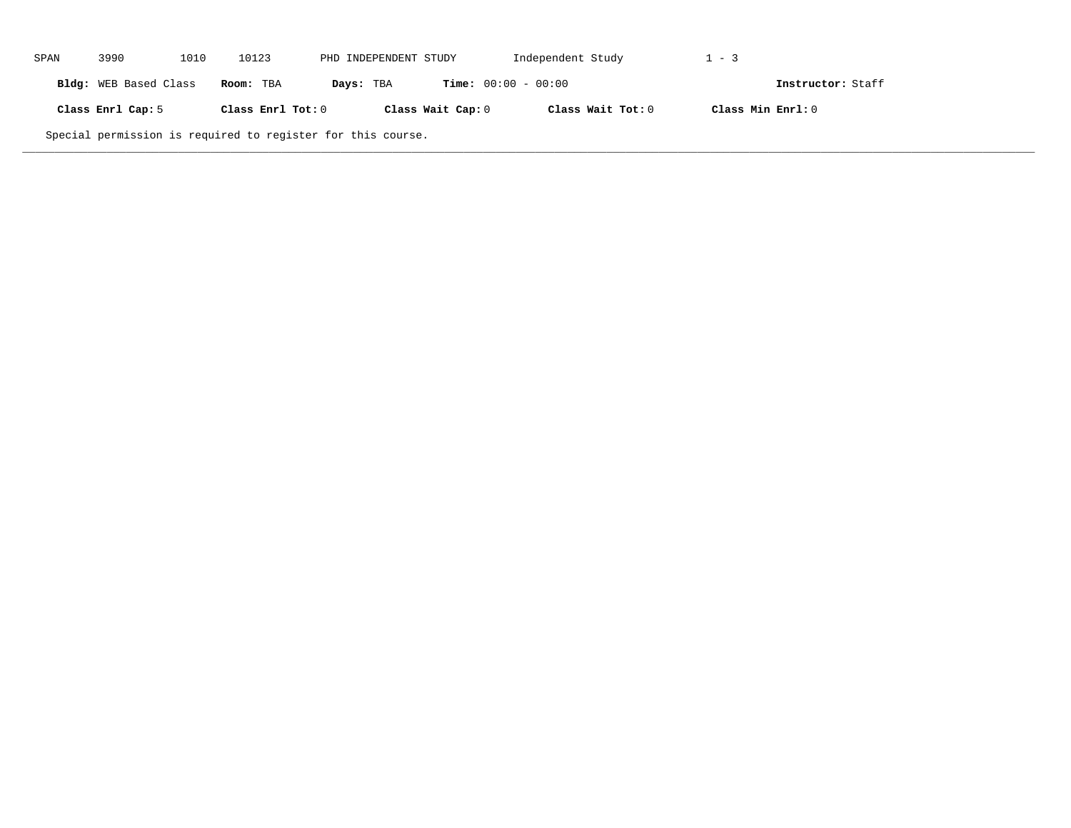SPAN 3990 1010 10123 PHD INDEPENDENT STUDY Independent Study 1 - 3

**Bldg:** WEB Based Class **Room:** TBA **Days:** TBA **Time:** 00:00 - 00:00 **Instructor:** Staff

**Class Enrl Cap:** 5 **Class Enrl Tot:** 0 **Class Wait Cap:** 0 **Class Wait Tot:** 0 **Class Min Enrl:** 0

Special permission is required to register for this course.

---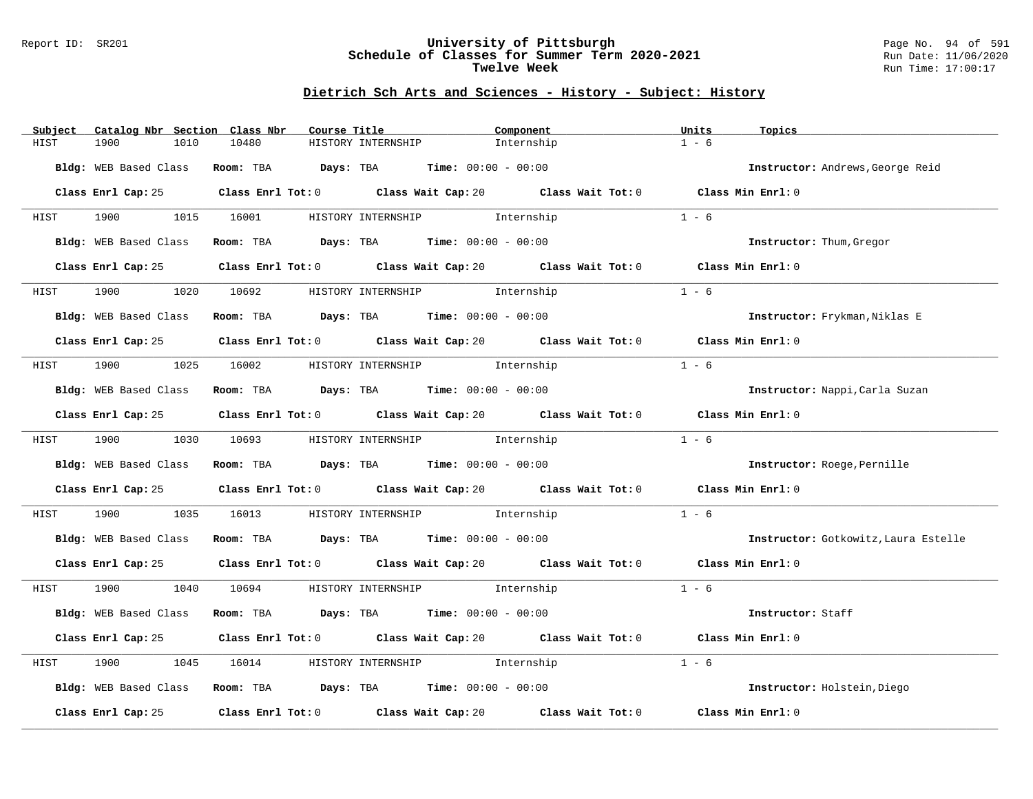# University of Pittsburgh
## Schedule of Classes for Summer Term 2020-2021
### Twelve Week

Report ID: SR201

Run Date: 11/06/2020

Run Time: 17:00:17

## Dietrich Sch Arts and Sciences - History - Subject: History

| Subject | Catalog Nbr | Section | Class Nbr | Course Title | Component | Units | Topics |
|---|---|---|---|---|---|---|---|
| HIST | 1900 | 1010 | 10480 | HISTORY INTERNSHIP | Internship | 1 - 6 | |

**Bldg:** WEB Based Class **Room:** TBA **Days:** TBA **Time:** 00:00 - 00:00 **Instructor:** Andrews,George Reid

**Class Enrl Cap:** 25 **Class Enrl Tot:** 0 **Class Wait Cap:** 20 **Class Wait Tot:** 0 **Class Min Enrl:** 0

| Subject | Catalog Nbr | Section | Class Nbr | Course Title | Component | Units | Topics |
|---|---|---|---|---|---|---|---|
| HIST | 1900 | 1015 | 16001 | HISTORY INTERNSHIP | Internship | 1 - 6 | |

**Bldg:** WEB Based Class **Room:** TBA **Days:** TBA **Time:** 00:00 - 00:00 **Instructor:** Thum,Gregor

**Class Enrl Cap:** 25 **Class Enrl Tot:** 0 **Class Wait Cap:** 20 **Class Wait Tot:** 0 **Class Min Enrl:** 0

| Subject | Catalog Nbr | Section | Class Nbr | Course Title | Component | Units | Topics |
|---|---|---|---|---|---|---|---|
| HIST | 1900 | 1020 | 10692 | HISTORY INTERNSHIP | Internship | 1 - 6 | |

**Bldg:** WEB Based Class **Room:** TBA **Days:** TBA **Time:** 00:00 - 00:00 **Instructor:** Frykman,Niklas E

**Class Enrl Cap:** 25 **Class Enrl Tot:** 0 **Class Wait Cap:** 20 **Class Wait Tot:** 0 **Class Min Enrl:** 0

| Subject | Catalog Nbr | Section | Class Nbr | Course Title | Component | Units | Topics |
|---|---|---|---|---|---|---|---|
| HIST | 1900 | 1025 | 16002 | HISTORY INTERNSHIP | Internship | 1 - 6 | |

**Bldg:** WEB Based Class **Room:** TBA **Days:** TBA **Time:** 00:00 - 00:00 **Instructor:** Nappi,Carla Suzan

**Class Enrl Cap:** 25 **Class Enrl Tot:** 0 **Class Wait Cap:** 20 **Class Wait Tot:** 0 **Class Min Enrl:** 0

| Subject | Catalog Nbr | Section | Class Nbr | Course Title | Component | Units | Topics |
|---|---|---|---|---|---|---|---|
| HIST | 1900 | 1030 | 10693 | HISTORY INTERNSHIP | Internship | 1 - 6 | |

**Bldg:** WEB Based Class **Room:** TBA **Days:** TBA **Time:** 00:00 - 00:00 **Instructor:** Roege,Pernille

**Class Enrl Cap:** 25 **Class Enrl Tot:** 0 **Class Wait Cap:** 20 **Class Wait Tot:** 0 **Class Min Enrl:** 0

| Subject | Catalog Nbr | Section | Class Nbr | Course Title | Component | Units | Topics |
|---|---|---|---|---|---|---|---|
| HIST | 1900 | 1035 | 16013 | HISTORY INTERNSHIP | Internship | 1 - 6 | |

**Bldg:** WEB Based Class **Room:** TBA **Days:** TBA **Time:** 00:00 - 00:00 **Instructor:** Gotkowitz,Laura Estelle

**Class Enrl Cap:** 25 **Class Enrl Tot:** 0 **Class Wait Cap:** 20 **Class Wait Tot:** 0 **Class Min Enrl:** 0

| Subject | Catalog Nbr | Section | Class Nbr | Course Title | Component | Units | Topics |
|---|---|---|---|---|---|---|---|
| HIST | 1900 | 1040 | 10694 | HISTORY INTERNSHIP | Internship | 1 - 6 | |

**Bldg:** WEB Based Class **Room:** TBA **Days:** TBA **Time:** 00:00 - 00:00 **Instructor:** Staff

**Class Enrl Cap:** 25 **Class Enrl Tot:** 0 **Class Wait Cap:** 20 **Class Wait Tot:** 0 **Class Min Enrl:** 0

| Subject | Catalog Nbr | Section | Class Nbr | Course Title | Component | Units | Topics |
|---|---|---|---|---|---|---|---|
| HIST | 1900 | 1045 | 16014 | HISTORY INTERNSHIP | Internship | 1 - 6 | |

**Bldg:** WEB Based Class **Room:** TBA **Days:** TBA **Time:** 00:00 - 00:00 **Instructor:** Holstein,Diego

**Class Enrl Cap:** 25 **Class Enrl Tot:** 0 **Class Wait Cap:** 20 **Class Wait Tot:** 0 **Class Min Enrl:** 0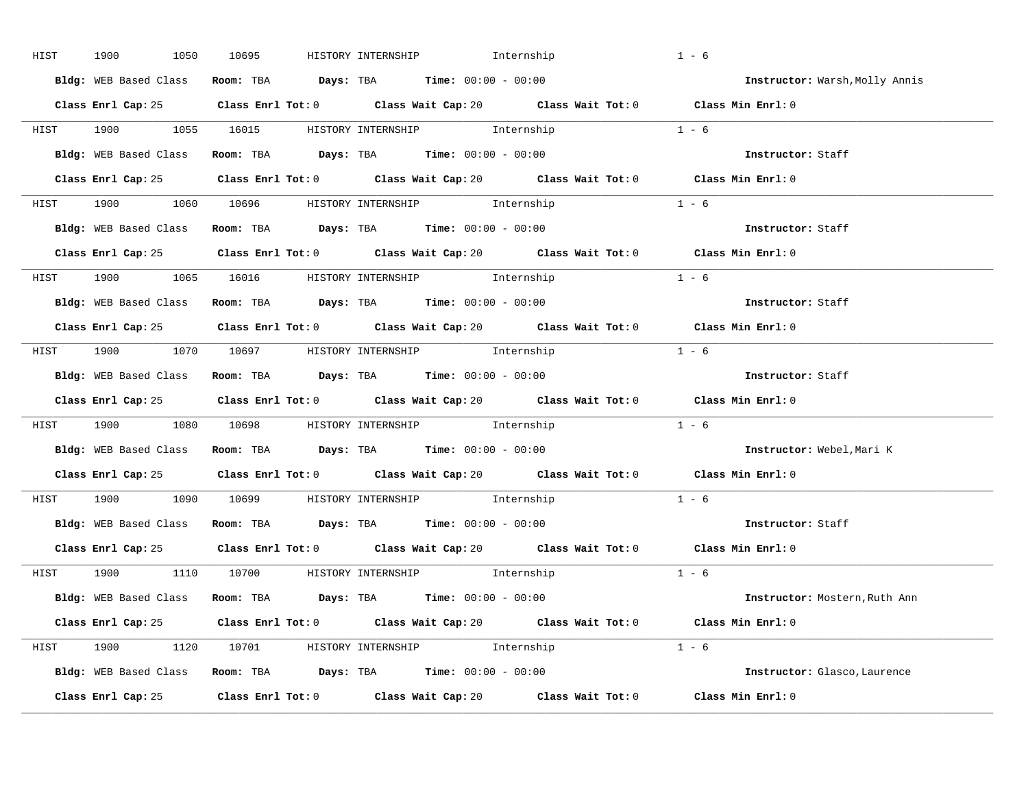HIST 1900 1050 10695 HISTORY INTERNSHIP Internship 1 - 6

**Bldg:** WEB Based Class **Room:** TBA **Days:** TBA **Time:** 00:00 - 00:00 **Instructor:** Warsh,Molly Annis

**Class Enrl Cap:** 25 **Class Enrl Tot:** 0 **Class Wait Cap:** 20 **Class Wait Tot:** 0 **Class Min Enrl:** 0

---

HIST 1900 1055 16015 HISTORY INTERNSHIP Internship 1 - 6

**Bldg:** WEB Based Class **Room:** TBA **Days:** TBA **Time:** 00:00 - 00:00 **Instructor:** Staff

**Class Enrl Cap:** 25 **Class Enrl Tot:** 0 **Class Wait Cap:** 20 **Class Wait Tot:** 0 **Class Min Enrl:** 0

---

HIST 1900 1060 10696 HISTORY INTERNSHIP Internship 1 - 6

**Bldg:** WEB Based Class **Room:** TBA **Days:** TBA **Time:** 00:00 - 00:00 **Instructor:** Staff

**Class Enrl Cap:** 25 **Class Enrl Tot:** 0 **Class Wait Cap:** 20 **Class Wait Tot:** 0 **Class Min Enrl:** 0

---

HIST 1900 1065 16016 HISTORY INTERNSHIP Internship 1 - 6

**Bldg:** WEB Based Class **Room:** TBA **Days:** TBA **Time:** 00:00 - 00:00 **Instructor:** Staff

**Class Enrl Cap:** 25 **Class Enrl Tot:** 0 **Class Wait Cap:** 20 **Class Wait Tot:** 0 **Class Min Enrl:** 0

---

HIST 1900 1070 10697 HISTORY INTERNSHIP Internship 1 - 6

**Bldg:** WEB Based Class **Room:** TBA **Days:** TBA **Time:** 00:00 - 00:00 **Instructor:** Staff

**Class Enrl Cap:** 25 **Class Enrl Tot:** 0 **Class Wait Cap:** 20 **Class Wait Tot:** 0 **Class Min Enrl:** 0

---

HIST 1900 1080 10698 HISTORY INTERNSHIP Internship 1 - 6

**Bldg:** WEB Based Class **Room:** TBA **Days:** TBA **Time:** 00:00 - 00:00 **Instructor:** Webel,Mari K

**Class Enrl Cap:** 25 **Class Enrl Tot:** 0 **Class Wait Cap:** 20 **Class Wait Tot:** 0 **Class Min Enrl:** 0

---

HIST 1900 1090 10699 HISTORY INTERNSHIP Internship 1 - 6

**Bldg:** WEB Based Class **Room:** TBA **Days:** TBA **Time:** 00:00 - 00:00 **Instructor:** Staff

**Class Enrl Cap:** 25 **Class Enrl Tot:** 0 **Class Wait Cap:** 20 **Class Wait Tot:** 0 **Class Min Enrl:** 0

---

HIST 1900 1110 10700 HISTORY INTERNSHIP Internship 1 - 6

**Bldg:** WEB Based Class **Room:** TBA **Days:** TBA **Time:** 00:00 - 00:00 **Instructor:** Mostern,Ruth Ann

**Class Enrl Cap:** 25 **Class Enrl Tot:** 0 **Class Wait Cap:** 20 **Class Wait Tot:** 0 **Class Min Enrl:** 0

---

HIST 1900 1120 10701 HISTORY INTERNSHIP Internship 1 - 6

**Bldg:** WEB Based Class **Room:** TBA **Days:** TBA **Time:** 00:00 - 00:00 **Instructor:** Glasco,Laurence

**Class Enrl Cap:** 25 **Class Enrl Tot:** 0 **Class Wait Cap:** 20 **Class Wait Tot:** 0 **Class Min Enrl:** 0

---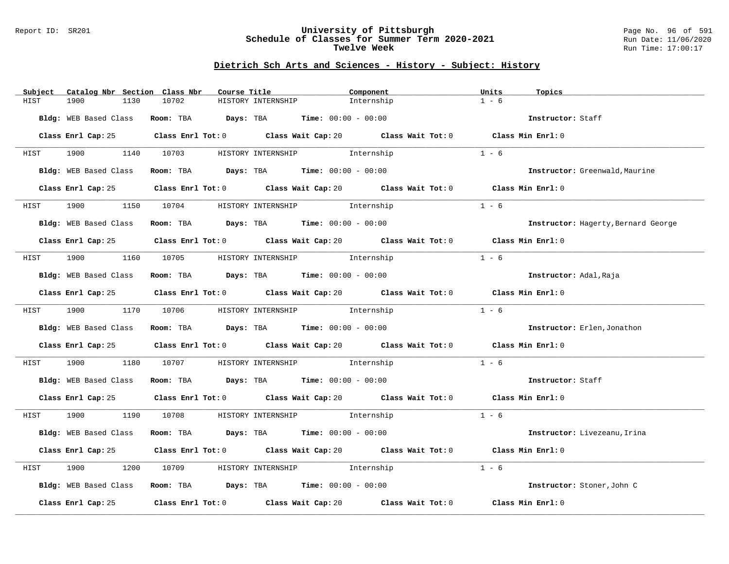# University of Pittsburgh
## Schedule of Classes for Summer Term 2020-2021
### Twelve Week

Report ID: SR201

Run Date: 11/06/2020
Run Time: 17:00:17

## Dietrich Sch Arts and Sciences - History - Subject: History

| Subject | Catalog Nbr | Section | Class Nbr | Course Title | Component | Units | Topics |
|---|---|---|---|---|---|---|---|
| HIST | 1900 | 1130 | 10702 | HISTORY INTERNSHIP | Internship | 1 - 6 | |

**Bldg:** WEB Based Class **Room:** TBA **Days:** TBA **Time:** 00:00 - 00:00 **Instructor:** Staff

**Class Enrl Cap:** 25 **Class Enrl Tot:** 0 **Class Wait Cap:** 20 **Class Wait Tot:** 0 **Class Min Enrl:** 0

| Subject | Catalog Nbr | Section | Class Nbr | Course Title | Component | Units | Topics |
|---|---|---|---|---|---|---|---|
| HIST | 1900 | 1140 | 10703 | HISTORY INTERNSHIP | Internship | 1 - 6 | |

**Bldg:** WEB Based Class **Room:** TBA **Days:** TBA **Time:** 00:00 - 00:00 **Instructor:** Greenwald,Maurine

**Class Enrl Cap:** 25 **Class Enrl Tot:** 0 **Class Wait Cap:** 20 **Class Wait Tot:** 0 **Class Min Enrl:** 0

| Subject | Catalog Nbr | Section | Class Nbr | Course Title | Component | Units | Topics |
|---|---|---|---|---|---|---|---|
| HIST | 1900 | 1150 | 10704 | HISTORY INTERNSHIP | Internship | 1 - 6 | |

**Bldg:** WEB Based Class **Room:** TBA **Days:** TBA **Time:** 00:00 - 00:00 **Instructor:** Hagerty,Bernard George

**Class Enrl Cap:** 25 **Class Enrl Tot:** 0 **Class Wait Cap:** 20 **Class Wait Tot:** 0 **Class Min Enrl:** 0

| Subject | Catalog Nbr | Section | Class Nbr | Course Title | Component | Units | Topics |
|---|---|---|---|---|---|---|---|
| HIST | 1900 | 1160 | 10705 | HISTORY INTERNSHIP | Internship | 1 - 6 | |

**Bldg:** WEB Based Class **Room:** TBA **Days:** TBA **Time:** 00:00 - 00:00 **Instructor:** Adal,Raja

**Class Enrl Cap:** 25 **Class Enrl Tot:** 0 **Class Wait Cap:** 20 **Class Wait Tot:** 0 **Class Min Enrl:** 0

| Subject | Catalog Nbr | Section | Class Nbr | Course Title | Component | Units | Topics |
|---|---|---|---|---|---|---|---|
| HIST | 1900 | 1170 | 10706 | HISTORY INTERNSHIP | Internship | 1 - 6 | |

**Bldg:** WEB Based Class **Room:** TBA **Days:** TBA **Time:** 00:00 - 00:00 **Instructor:** Erlen,Jonathon

**Class Enrl Cap:** 25 **Class Enrl Tot:** 0 **Class Wait Cap:** 20 **Class Wait Tot:** 0 **Class Min Enrl:** 0

| Subject | Catalog Nbr | Section | Class Nbr | Course Title | Component | Units | Topics |
|---|---|---|---|---|---|---|---|
| HIST | 1900 | 1180 | 10707 | HISTORY INTERNSHIP | Internship | 1 - 6 | |

**Bldg:** WEB Based Class **Room:** TBA **Days:** TBA **Time:** 00:00 - 00:00 **Instructor:** Staff

**Class Enrl Cap:** 25 **Class Enrl Tot:** 0 **Class Wait Cap:** 20 **Class Wait Tot:** 0 **Class Min Enrl:** 0

| Subject | Catalog Nbr | Section | Class Nbr | Course Title | Component | Units | Topics |
|---|---|---|---|---|---|---|---|
| HIST | 1900 | 1190 | 10708 | HISTORY INTERNSHIP | Internship | 1 - 6 | |

**Bldg:** WEB Based Class **Room:** TBA **Days:** TBA **Time:** 00:00 - 00:00 **Instructor:** Livezeanu,Irina

**Class Enrl Cap:** 25 **Class Enrl Tot:** 0 **Class Wait Cap:** 20 **Class Wait Tot:** 0 **Class Min Enrl:** 0

| Subject | Catalog Nbr | Section | Class Nbr | Course Title | Component | Units | Topics |
|---|---|---|---|---|---|---|---|
| HIST | 1900 | 1200 | 10709 | HISTORY INTERNSHIP | Internship | 1 - 6 | |

**Bldg:** WEB Based Class **Room:** TBA **Days:** TBA **Time:** 00:00 - 00:00 **Instructor:** Stoner,John C

**Class Enrl Cap:** 25 **Class Enrl Tot:** 0 **Class Wait Cap:** 20 **Class Wait Tot:** 0 **Class Min Enrl:** 0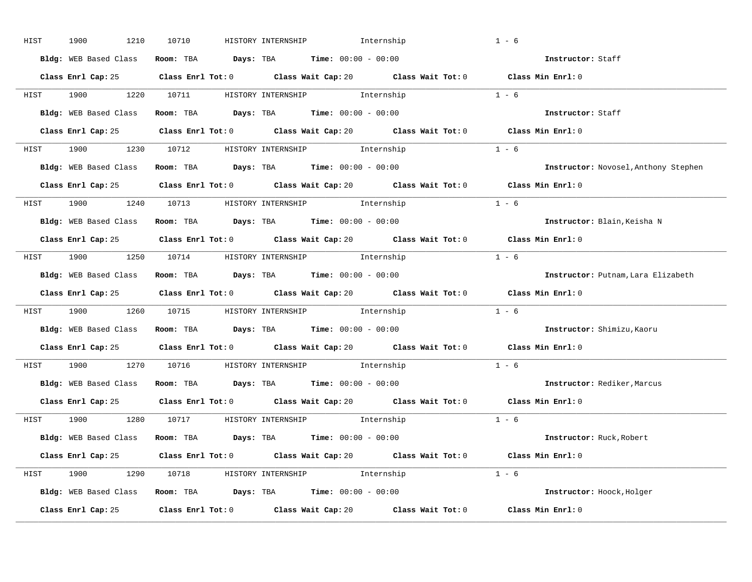HIST 1900 1210 10710 HISTORY INTERNSHIP Internship 1 - 6

**Bldg:** WEB Based Class **Room:** TBA **Days:** TBA **Time:** 00:00 - 00:00 **Instructor:** Staff

**Class Enrl Cap:** 25 **Class Enrl Tot:** 0 **Class Wait Cap:** 20 **Class Wait Tot:** 0 **Class Min Enrl:** 0

---

HIST 1900 1220 10711 HISTORY INTERNSHIP Internship 1 - 6

**Bldg:** WEB Based Class **Room:** TBA **Days:** TBA **Time:** 00:00 - 00:00 **Instructor:** Staff

**Class Enrl Cap:** 25 **Class Enrl Tot:** 0 **Class Wait Cap:** 20 **Class Wait Tot:** 0 **Class Min Enrl:** 0

---

HIST 1900 1230 10712 HISTORY INTERNSHIP Internship 1 - 6

**Bldg:** WEB Based Class **Room:** TBA **Days:** TBA **Time:** 00:00 - 00:00 **Instructor:** Novosel,Anthony Stephen

**Class Enrl Cap:** 25 **Class Enrl Tot:** 0 **Class Wait Cap:** 20 **Class Wait Tot:** 0 **Class Min Enrl:** 0

---

HIST 1900 1240 10713 HISTORY INTERNSHIP Internship 1 - 6

**Bldg:** WEB Based Class **Room:** TBA **Days:** TBA **Time:** 00:00 - 00:00 **Instructor:** Blain,Keisha N

**Class Enrl Cap:** 25 **Class Enrl Tot:** 0 **Class Wait Cap:** 20 **Class Wait Tot:** 0 **Class Min Enrl:** 0

---

HIST 1900 1250 10714 HISTORY INTERNSHIP Internship 1 - 6

**Bldg:** WEB Based Class **Room:** TBA **Days:** TBA **Time:** 00:00 - 00:00 **Instructor:** Putnam,Lara Elizabeth

**Class Enrl Cap:** 25 **Class Enrl Tot:** 0 **Class Wait Cap:** 20 **Class Wait Tot:** 0 **Class Min Enrl:** 0

---

HIST 1900 1260 10715 HISTORY INTERNSHIP Internship 1 - 6

**Bldg:** WEB Based Class **Room:** TBA **Days:** TBA **Time:** 00:00 - 00:00 **Instructor:** Shimizu,Kaoru

**Class Enrl Cap:** 25 **Class Enrl Tot:** 0 **Class Wait Cap:** 20 **Class Wait Tot:** 0 **Class Min Enrl:** 0

---

HIST 1900 1270 10716 HISTORY INTERNSHIP Internship 1 - 6

**Bldg:** WEB Based Class **Room:** TBA **Days:** TBA **Time:** 00:00 - 00:00 **Instructor:** Rediker,Marcus

**Class Enrl Cap:** 25 **Class Enrl Tot:** 0 **Class Wait Cap:** 20 **Class Wait Tot:** 0 **Class Min Enrl:** 0

---

HIST 1900 1280 10717 HISTORY INTERNSHIP Internship 1 - 6

**Bldg:** WEB Based Class **Room:** TBA **Days:** TBA **Time:** 00:00 - 00:00 **Instructor:** Ruck,Robert

**Class Enrl Cap:** 25 **Class Enrl Tot:** 0 **Class Wait Cap:** 20 **Class Wait Tot:** 0 **Class Min Enrl:** 0

---

HIST 1900 1290 10718 HISTORY INTERNSHIP Internship 1 - 6

**Bldg:** WEB Based Class **Room:** TBA **Days:** TBA **Time:** 00:00 - 00:00 **Instructor:** Hoock,Holger

**Class Enrl Cap:** 25 **Class Enrl Tot:** 0 **Class Wait Cap:** 20 **Class Wait Tot:** 0 **Class Min Enrl:** 0

---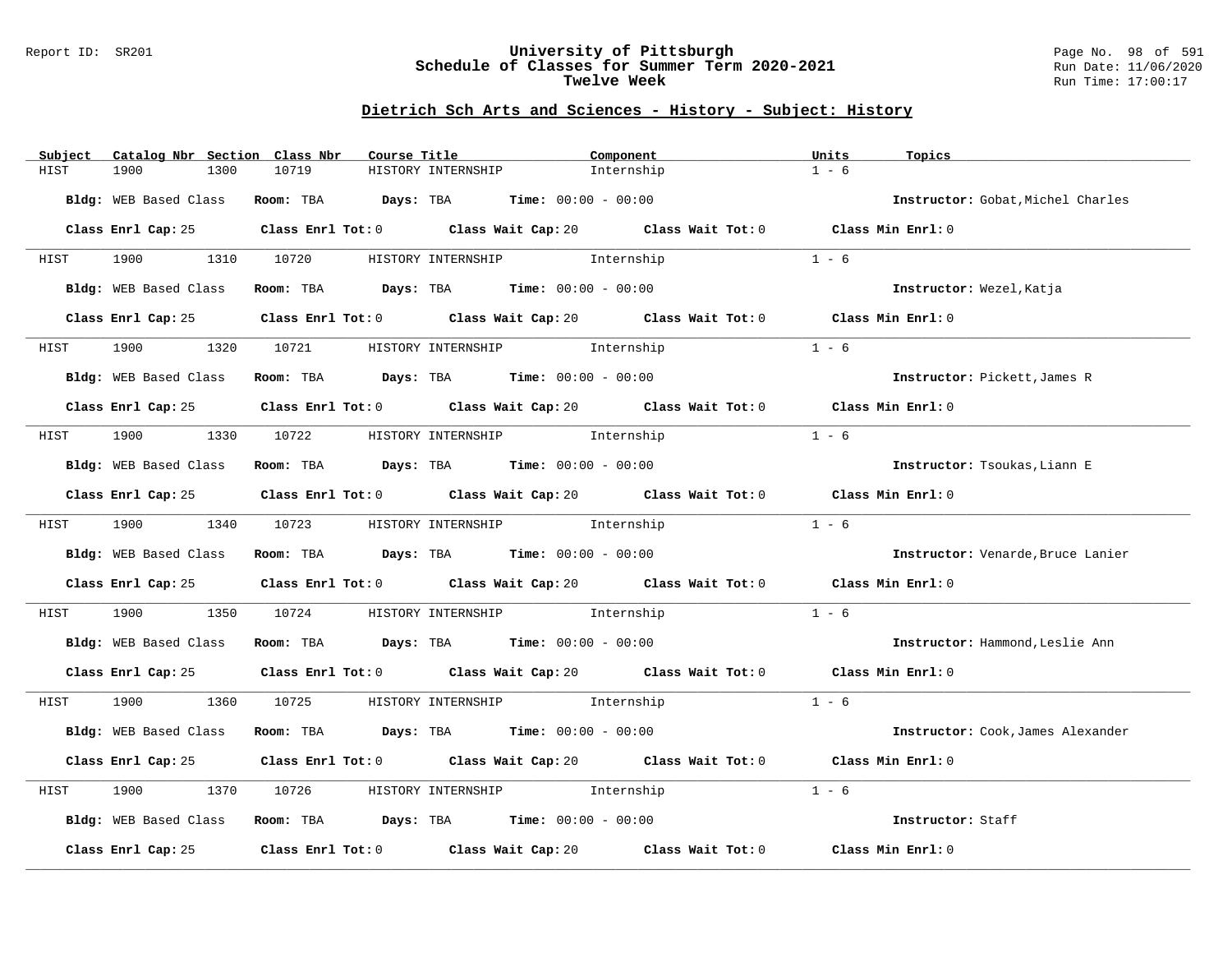## Dietrich Sch Arts and Sciences - History - Subject: History

| Subject | Catalog Nbr | Section | Class Nbr | Course Title | Component | Units | Topics |
|---|---|---|---|---|---|---|---|
| HIST | 1900 | 1300 | 10719 | HISTORY INTERNSHIP | Internship | 1 - 6 | |

**Bldg:** WEB Based Class **Room:** TBA **Days:** TBA **Time:** 00:00 - 00:00 **Instructor:** Gobat,Michel Charles

**Class Enrl Cap:** 25 **Class Enrl Tot:** 0 **Class Wait Cap:** 20 **Class Wait Tot:** 0 **Class Min Enrl:** 0

| Subject | Catalog Nbr | Section | Class Nbr | Course Title | Component | Units | Topics |
|---|---|---|---|---|---|---|---|
| HIST | 1900 | 1310 | 10720 | HISTORY INTERNSHIP | Internship | 1 - 6 | |

**Bldg:** WEB Based Class **Room:** TBA **Days:** TBA **Time:** 00:00 - 00:00 **Instructor:** Wezel,Katja

**Class Enrl Cap:** 25 **Class Enrl Tot:** 0 **Class Wait Cap:** 20 **Class Wait Tot:** 0 **Class Min Enrl:** 0

| Subject | Catalog Nbr | Section | Class Nbr | Course Title | Component | Units | Topics |
|---|---|---|---|---|---|---|---|
| HIST | 1900 | 1320 | 10721 | HISTORY INTERNSHIP | Internship | 1 - 6 | |

**Bldg:** WEB Based Class **Room:** TBA **Days:** TBA **Time:** 00:00 - 00:00 **Instructor:** Pickett,James R

**Class Enrl Cap:** 25 **Class Enrl Tot:** 0 **Class Wait Cap:** 20 **Class Wait Tot:** 0 **Class Min Enrl:** 0

| Subject | Catalog Nbr | Section | Class Nbr | Course Title | Component | Units | Topics |
|---|---|---|---|---|---|---|---|
| HIST | 1900 | 1330 | 10722 | HISTORY INTERNSHIP | Internship | 1 - 6 | |

**Bldg:** WEB Based Class **Room:** TBA **Days:** TBA **Time:** 00:00 - 00:00 **Instructor:** Tsoukas,Liann E

**Class Enrl Cap:** 25 **Class Enrl Tot:** 0 **Class Wait Cap:** 20 **Class Wait Tot:** 0 **Class Min Enrl:** 0

| Subject | Catalog Nbr | Section | Class Nbr | Course Title | Component | Units | Topics |
|---|---|---|---|---|---|---|---|
| HIST | 1900 | 1340 | 10723 | HISTORY INTERNSHIP | Internship | 1 - 6 | |

**Bldg:** WEB Based Class **Room:** TBA **Days:** TBA **Time:** 00:00 - 00:00 **Instructor:** Venarde,Bruce Lanier

**Class Enrl Cap:** 25 **Class Enrl Tot:** 0 **Class Wait Cap:** 20 **Class Wait Tot:** 0 **Class Min Enrl:** 0

| Subject | Catalog Nbr | Section | Class Nbr | Course Title | Component | Units | Topics |
|---|---|---|---|---|---|---|---|
| HIST | 1900 | 1350 | 10724 | HISTORY INTERNSHIP | Internship | 1 - 6 | |

**Bldg:** WEB Based Class **Room:** TBA **Days:** TBA **Time:** 00:00 - 00:00 **Instructor:** Hammond,Leslie Ann

**Class Enrl Cap:** 25 **Class Enrl Tot:** 0 **Class Wait Cap:** 20 **Class Wait Tot:** 0 **Class Min Enrl:** 0

| Subject | Catalog Nbr | Section | Class Nbr | Course Title | Component | Units | Topics |
|---|---|---|---|---|---|---|---|
| HIST | 1900 | 1360 | 10725 | HISTORY INTERNSHIP | Internship | 1 - 6 | |

**Bldg:** WEB Based Class **Room:** TBA **Days:** TBA **Time:** 00:00 - 00:00 **Instructor:** Cook,James Alexander

**Class Enrl Cap:** 25 **Class Enrl Tot:** 0 **Class Wait Cap:** 20 **Class Wait Tot:** 0 **Class Min Enrl:** 0

| Subject | Catalog Nbr | Section | Class Nbr | Course Title | Component | Units | Topics |
|---|---|---|---|---|---|---|---|
| HIST | 1900 | 1370 | 10726 | HISTORY INTERNSHIP | Internship | 1 - 6 | |

**Bldg:** WEB Based Class **Room:** TBA **Days:** TBA **Time:** 00:00 - 00:00 **Instructor:** Staff

**Class Enrl Cap:** 25 **Class Enrl Tot:** 0 **Class Wait Cap:** 20 **Class Wait Tot:** 0 **Class Min Enrl:** 0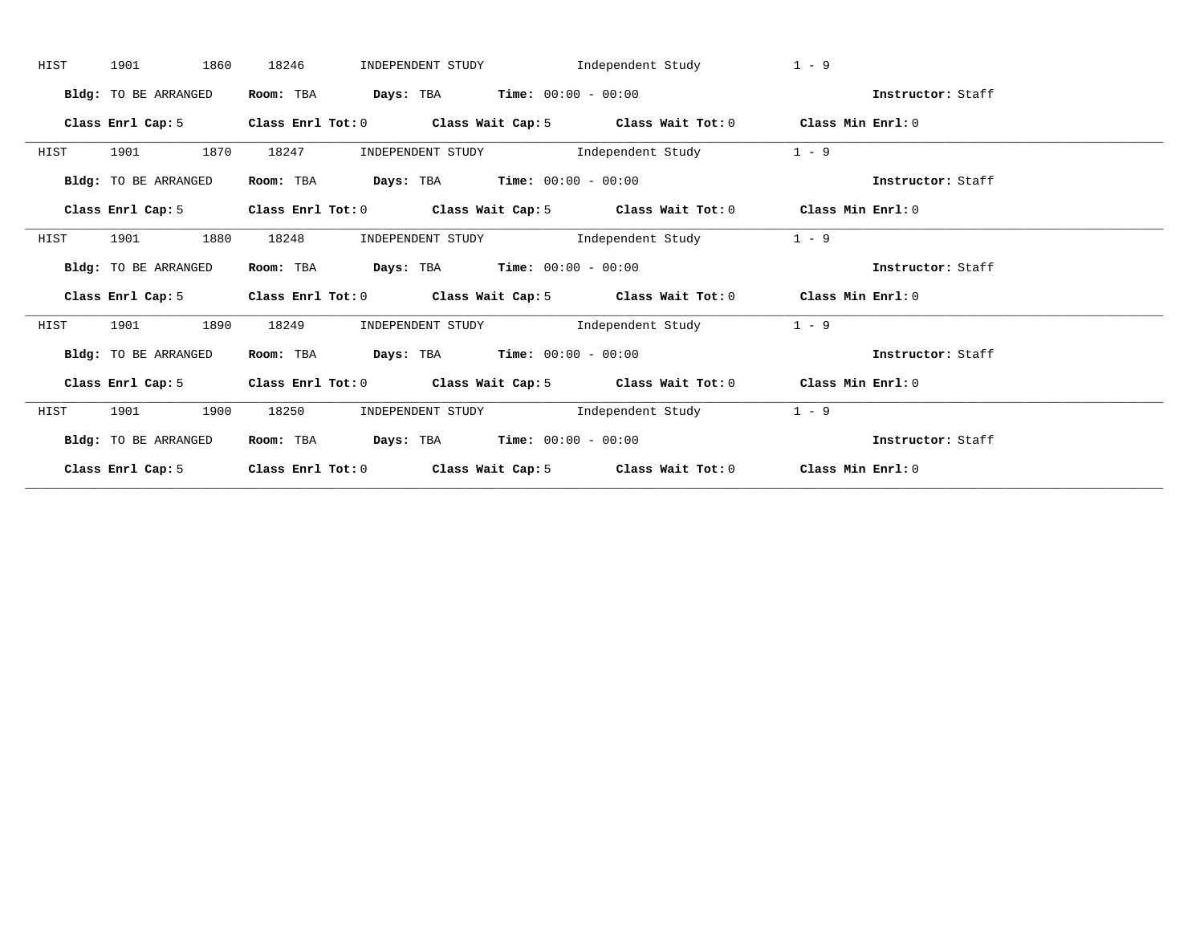HIST 1901 1860 18246 INDEPENDENT STUDY Independent Study 1 - 9

**Bldg:** TO BE ARRANGED **Room:** TBA **Days:** TBA **Time:** 00:00 - 00:00 **Instructor:** Staff

**Class Enrl Cap:** 5 **Class Enrl Tot:** 0 **Class Wait Cap:** 5 **Class Wait Tot:** 0 **Class Min Enrl:** 0

---

HIST 1901 1870 18247 INDEPENDENT STUDY Independent Study 1 - 9

**Bldg:** TO BE ARRANGED **Room:** TBA **Days:** TBA **Time:** 00:00 - 00:00 **Instructor:** Staff

**Class Enrl Cap:** 5 **Class Enrl Tot:** 0 **Class Wait Cap:** 5 **Class Wait Tot:** 0 **Class Min Enrl:** 0

---

HIST 1901 1880 18248 INDEPENDENT STUDY Independent Study 1 - 9

**Bldg:** TO BE ARRANGED **Room:** TBA **Days:** TBA **Time:** 00:00 - 00:00 **Instructor:** Staff

**Class Enrl Cap:** 5 **Class Enrl Tot:** 0 **Class Wait Cap:** 5 **Class Wait Tot:** 0 **Class Min Enrl:** 0

---

HIST 1901 1890 18249 INDEPENDENT STUDY Independent Study 1 - 9

**Bldg:** TO BE ARRANGED **Room:** TBA **Days:** TBA **Time:** 00:00 - 00:00 **Instructor:** Staff

**Class Enrl Cap:** 5 **Class Enrl Tot:** 0 **Class Wait Cap:** 5 **Class Wait Tot:** 0 **Class Min Enrl:** 0

---

HIST 1901 1900 18250 INDEPENDENT STUDY Independent Study 1 - 9

**Bldg:** TO BE ARRANGED **Room:** TBA **Days:** TBA **Time:** 00:00 - 00:00 **Instructor:** Staff

**Class Enrl Cap:** 5 **Class Enrl Tot:** 0 **Class Wait Cap:** 5 **Class Wait Tot:** 0 **Class Min Enrl:** 0

---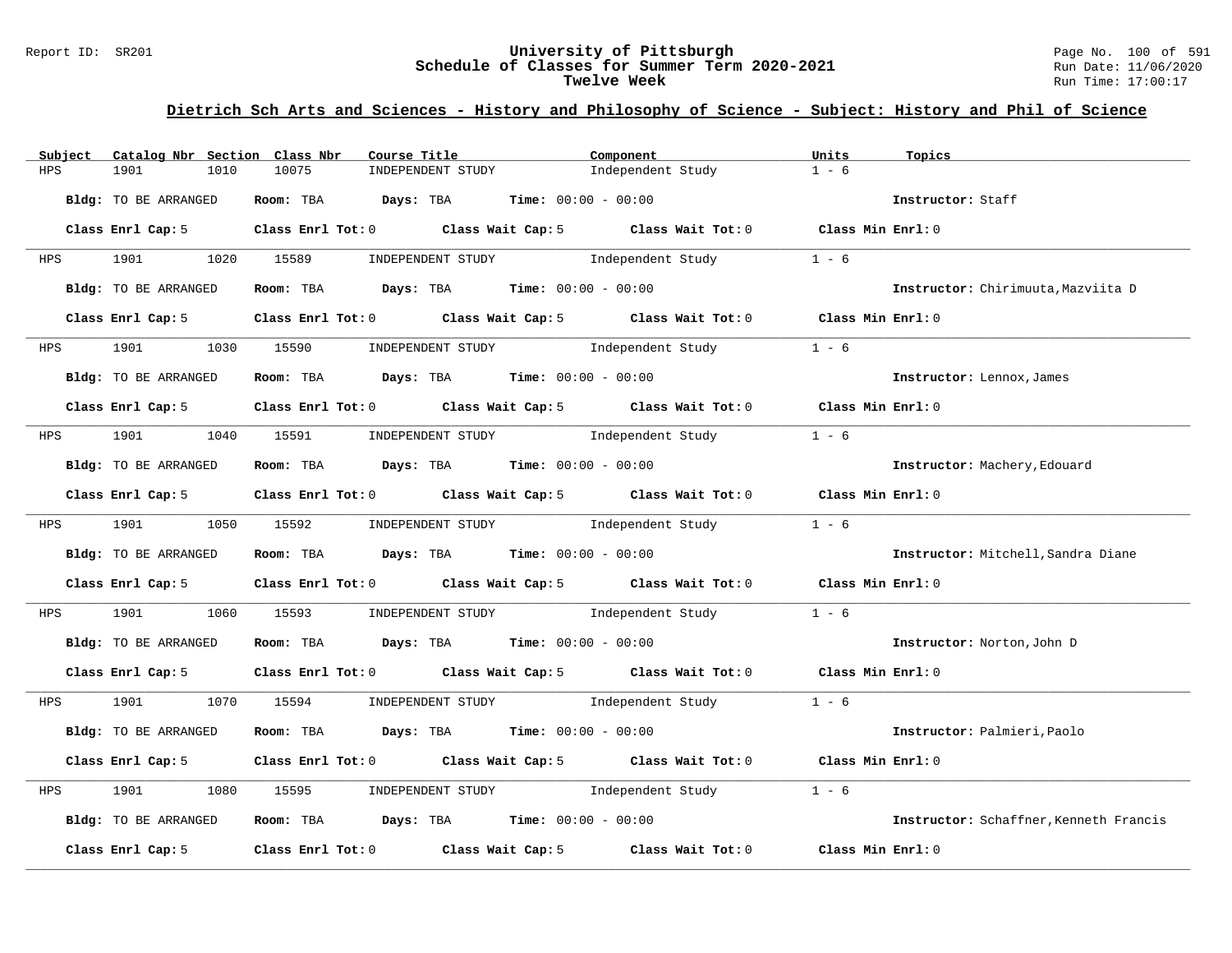# University of Pittsburgh
## Schedule of Classes for Summer Term 2020-2021
### Twelve Week

Report ID: SR201 | Run Date: 11/06/2020 | Run Time: 17:00:17

## Dietrich Sch Arts and Sciences - History and Philosophy of Science - Subject: History and Phil of Science

| Subject | Catalog Nbr | Section | Class Nbr | Course Title | Component | Units | Topics |
|---|---|---|---|---|---|---|---|
| HPS | 1901 | 1010 | 10075 | INDEPENDENT STUDY | Independent Study | 1 - 6 | |

**Bldg:** TO BE ARRANGED **Room:** TBA **Days:** TBA **Time:** 00:00 - 00:00 **Instructor:** Staff

**Class Enrl Cap:** 5 **Class Enrl Tot:** 0 **Class Wait Cap:** 5 **Class Wait Tot:** 0 **Class Min Enrl:** 0

| Subject | Catalog Nbr | Section | Class Nbr | Course Title | Component | Units | Topics |
|---|---|---|---|---|---|---|---|
| HPS | 1901 | 1020 | 15589 | INDEPENDENT STUDY | Independent Study | 1 - 6 | |

**Bldg:** TO BE ARRANGED **Room:** TBA **Days:** TBA **Time:** 00:00 - 00:00 **Instructor:** Chirimuuta,Mazviita D

**Class Enrl Cap:** 5 **Class Enrl Tot:** 0 **Class Wait Cap:** 5 **Class Wait Tot:** 0 **Class Min Enrl:** 0

| Subject | Catalog Nbr | Section | Class Nbr | Course Title | Component | Units | Topics |
|---|---|---|---|---|---|---|---|
| HPS | 1901 | 1030 | 15590 | INDEPENDENT STUDY | Independent Study | 1 - 6 | |

**Bldg:** TO BE ARRANGED **Room:** TBA **Days:** TBA **Time:** 00:00 - 00:00 **Instructor:** Lennox,James

**Class Enrl Cap:** 5 **Class Enrl Tot:** 0 **Class Wait Cap:** 5 **Class Wait Tot:** 0 **Class Min Enrl:** 0

| Subject | Catalog Nbr | Section | Class Nbr | Course Title | Component | Units | Topics |
|---|---|---|---|---|---|---|---|
| HPS | 1901 | 1040 | 15591 | INDEPENDENT STUDY | Independent Study | 1 - 6 | |

**Bldg:** TO BE ARRANGED **Room:** TBA **Days:** TBA **Time:** 00:00 - 00:00 **Instructor:** Machery,Edouard

**Class Enrl Cap:** 5 **Class Enrl Tot:** 0 **Class Wait Cap:** 5 **Class Wait Tot:** 0 **Class Min Enrl:** 0

| Subject | Catalog Nbr | Section | Class Nbr | Course Title | Component | Units | Topics |
|---|---|---|---|---|---|---|---|
| HPS | 1901 | 1050 | 15592 | INDEPENDENT STUDY | Independent Study | 1 - 6 | |

**Bldg:** TO BE ARRANGED **Room:** TBA **Days:** TBA **Time:** 00:00 - 00:00 **Instructor:** Mitchell,Sandra Diane

**Class Enrl Cap:** 5 **Class Enrl Tot:** 0 **Class Wait Cap:** 5 **Class Wait Tot:** 0 **Class Min Enrl:** 0

| Subject | Catalog Nbr | Section | Class Nbr | Course Title | Component | Units | Topics |
|---|---|---|---|---|---|---|---|
| HPS | 1901 | 1060 | 15593 | INDEPENDENT STUDY | Independent Study | 1 - 6 | |

**Bldg:** TO BE ARRANGED **Room:** TBA **Days:** TBA **Time:** 00:00 - 00:00 **Instructor:** Norton,John D

**Class Enrl Cap:** 5 **Class Enrl Tot:** 0 **Class Wait Cap:** 5 **Class Wait Tot:** 0 **Class Min Enrl:** 0

| Subject | Catalog Nbr | Section | Class Nbr | Course Title | Component | Units | Topics |
|---|---|---|---|---|---|---|---|
| HPS | 1901 | 1070 | 15594 | INDEPENDENT STUDY | Independent Study | 1 - 6 | |

**Bldg:** TO BE ARRANGED **Room:** TBA **Days:** TBA **Time:** 00:00 - 00:00 **Instructor:** Palmieri,Paolo

**Class Enrl Cap:** 5 **Class Enrl Tot:** 0 **Class Wait Cap:** 5 **Class Wait Tot:** 0 **Class Min Enrl:** 0

| Subject | Catalog Nbr | Section | Class Nbr | Course Title | Component | Units | Topics |
|---|---|---|---|---|---|---|---|
| HPS | 1901 | 1080 | 15595 | INDEPENDENT STUDY | Independent Study | 1 - 6 | |

**Bldg:** TO BE ARRANGED **Room:** TBA **Days:** TBA **Time:** 00:00 - 00:00 **Instructor:** Schaffner,Kenneth Francis

**Class Enrl Cap:** 5 **Class Enrl Tot:** 0 **Class Wait Cap:** 5 **Class Wait Tot:** 0 **Class Min Enrl:** 0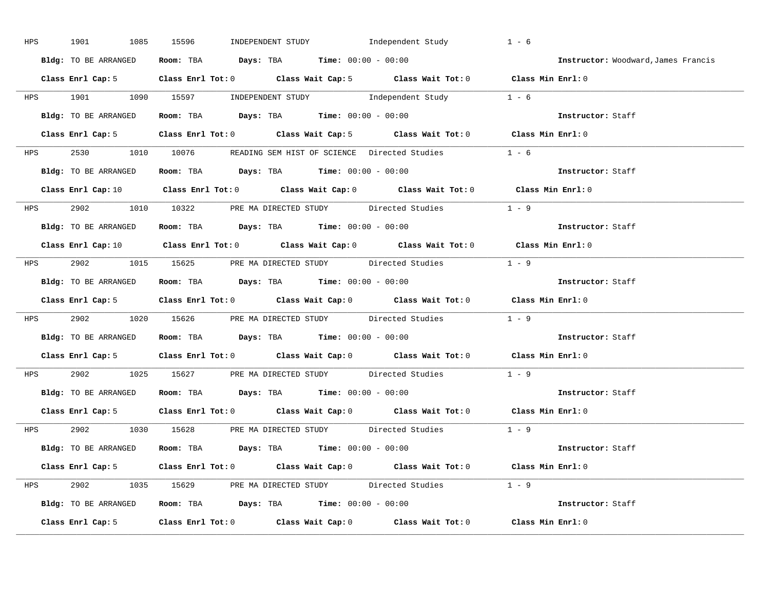HPS 1901 1085 15596 INDEPENDENT STUDY Independent Study 1 - 6

**Bldg:** TO BE ARRANGED **Room:** TBA **Days:** TBA **Time:** 00:00 - 00:00 **Instructor:** Woodward,James Francis

**Class Enrl Cap:** 5 **Class Enrl Tot:** 0 **Class Wait Cap:** 5 **Class Wait Tot:** 0 **Class Min Enrl:** 0

---

HPS 1901 1090 15597 INDEPENDENT STUDY Independent Study 1 - 6

**Bldg:** TO BE ARRANGED **Room:** TBA **Days:** TBA **Time:** 00:00 - 00:00 **Instructor:** Staff

**Class Enrl Cap:** 5 **Class Enrl Tot:** 0 **Class Wait Cap:** 5 **Class Wait Tot:** 0 **Class Min Enrl:** 0

---

HPS 2530 1010 10076 READING SEM HIST OF SCIENCE Directed Studies 1 - 6

**Bldg:** TO BE ARRANGED **Room:** TBA **Days:** TBA **Time:** 00:00 - 00:00 **Instructor:** Staff

**Class Enrl Cap:** 10 **Class Enrl Tot:** 0 **Class Wait Cap:** 0 **Class Wait Tot:** 0 **Class Min Enrl:** 0

---

HPS 2902 1010 10322 PRE MA DIRECTED STUDY Directed Studies 1 - 9

**Bldg:** TO BE ARRANGED **Room:** TBA **Days:** TBA **Time:** 00:00 - 00:00 **Instructor:** Staff

**Class Enrl Cap:** 10 **Class Enrl Tot:** 0 **Class Wait Cap:** 0 **Class Wait Tot:** 0 **Class Min Enrl:** 0

---

HPS 2902 1015 15625 PRE MA DIRECTED STUDY Directed Studies 1 - 9

**Bldg:** TO BE ARRANGED **Room:** TBA **Days:** TBA **Time:** 00:00 - 00:00 **Instructor:** Staff

**Class Enrl Cap:** 5 **Class Enrl Tot:** 0 **Class Wait Cap:** 0 **Class Wait Tot:** 0 **Class Min Enrl:** 0

---

HPS 2902 1020 15626 PRE MA DIRECTED STUDY Directed Studies 1 - 9

**Bldg:** TO BE ARRANGED **Room:** TBA **Days:** TBA **Time:** 00:00 - 00:00 **Instructor:** Staff

**Class Enrl Cap:** 5 **Class Enrl Tot:** 0 **Class Wait Cap:** 0 **Class Wait Tot:** 0 **Class Min Enrl:** 0

---

HPS 2902 1025 15627 PRE MA DIRECTED STUDY Directed Studies 1 - 9

**Bldg:** TO BE ARRANGED **Room:** TBA **Days:** TBA **Time:** 00:00 - 00:00 **Instructor:** Staff

**Class Enrl Cap:** 5 **Class Enrl Tot:** 0 **Class Wait Cap:** 0 **Class Wait Tot:** 0 **Class Min Enrl:** 0

---

HPS 2902 1030 15628 PRE MA DIRECTED STUDY Directed Studies 1 - 9

**Bldg:** TO BE ARRANGED **Room:** TBA **Days:** TBA **Time:** 00:00 - 00:00 **Instructor:** Staff

**Class Enrl Cap:** 5 **Class Enrl Tot:** 0 **Class Wait Cap:** 0 **Class Wait Tot:** 0 **Class Min Enrl:** 0

---

HPS 2902 1035 15629 PRE MA DIRECTED STUDY Directed Studies 1 - 9

**Bldg:** TO BE ARRANGED **Room:** TBA **Days:** TBA **Time:** 00:00 - 00:00 **Instructor:** Staff

**Class Enrl Cap:** 5 **Class Enrl Tot:** 0 **Class Wait Cap:** 0 **Class Wait Tot:** 0 **Class Min Enrl:** 0

---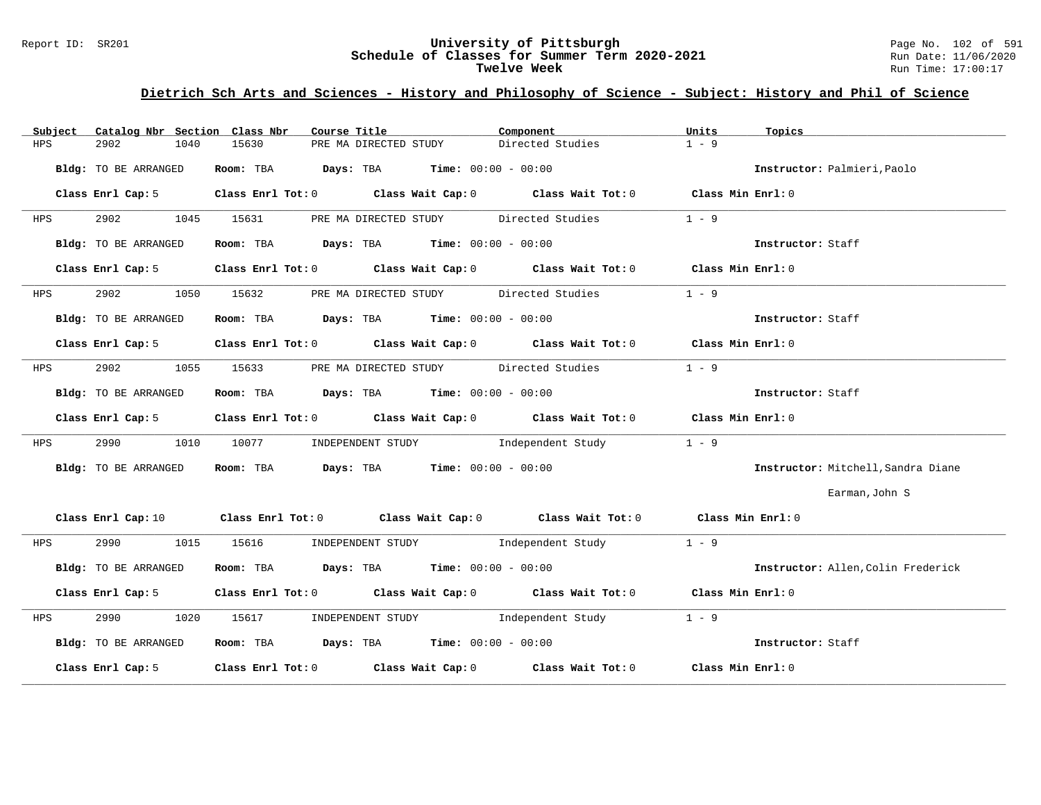## Dietrich Sch Arts and Sciences - History and Philosophy of Science - Subject: History and Phil of Science

| Subject | Catalog Nbr | Section | Class Nbr | Course Title | Component | Units | Topics |
|---|---|---|---|---|---|---|---|
| HPS | 2902 | 1040 | 15630 | PRE MA DIRECTED STUDY | Directed Studies | 1 - 9 | |

**Bldg:** TO BE ARRANGED **Room:** TBA **Days:** TBA **Time:** 00:00 - 00:00 **Instructor:** Palmieri,Paolo

**Class Enrl Cap:** 5 **Class Enrl Tot:** 0 **Class Wait Cap:** 0 **Class Wait Tot:** 0 **Class Min Enrl:** 0

---

| Subject | Catalog Nbr | Section | Class Nbr | Course Title | Component | Units | Topics |
|---|---|---|---|---|---|---|---|
| HPS | 2902 | 1045 | 15631 | PRE MA DIRECTED STUDY | Directed Studies | 1 - 9 | |

**Bldg:** TO BE ARRANGED **Room:** TBA **Days:** TBA **Time:** 00:00 - 00:00 **Instructor:** Staff

**Class Enrl Cap:** 5 **Class Enrl Tot:** 0 **Class Wait Cap:** 0 **Class Wait Tot:** 0 **Class Min Enrl:** 0

---

| Subject | Catalog Nbr | Section | Class Nbr | Course Title | Component | Units | Topics |
|---|---|---|---|---|---|---|---|
| HPS | 2902 | 1050 | 15632 | PRE MA DIRECTED STUDY | Directed Studies | 1 - 9 | |

**Bldg:** TO BE ARRANGED **Room:** TBA **Days:** TBA **Time:** 00:00 - 00:00 **Instructor:** Staff

**Class Enrl Cap:** 5 **Class Enrl Tot:** 0 **Class Wait Cap:** 0 **Class Wait Tot:** 0 **Class Min Enrl:** 0

---

| Subject | Catalog Nbr | Section | Class Nbr | Course Title | Component | Units | Topics |
|---|---|---|---|---|---|---|---|
| HPS | 2902 | 1055 | 15633 | PRE MA DIRECTED STUDY | Directed Studies | 1 - 9 | |

**Bldg:** TO BE ARRANGED **Room:** TBA **Days:** TBA **Time:** 00:00 - 00:00 **Instructor:** Staff

**Class Enrl Cap:** 5 **Class Enrl Tot:** 0 **Class Wait Cap:** 0 **Class Wait Tot:** 0 **Class Min Enrl:** 0

---

| Subject | Catalog Nbr | Section | Class Nbr | Course Title | Component | Units | Topics |
|---|---|---|---|---|---|---|---|
| HPS | 2990 | 1010 | 10077 | INDEPENDENT STUDY | Independent Study | 1 - 9 | |

**Bldg:** TO BE ARRANGED **Room:** TBA **Days:** TBA **Time:** 00:00 - 00:00 **Instructor:** Mitchell,Sandra Diane; Earman,John S

**Class Enrl Cap:** 10 **Class Enrl Tot:** 0 **Class Wait Cap:** 0 **Class Wait Tot:** 0 **Class Min Enrl:** 0

---

| Subject | Catalog Nbr | Section | Class Nbr | Course Title | Component | Units | Topics |
|---|---|---|---|---|---|---|---|
| HPS | 2990 | 1015 | 15616 | INDEPENDENT STUDY | Independent Study | 1 - 9 | |

**Bldg:** TO BE ARRANGED **Room:** TBA **Days:** TBA **Time:** 00:00 - 00:00 **Instructor:** Allen,Colin Frederick

**Class Enrl Cap:** 5 **Class Enrl Tot:** 0 **Class Wait Cap:** 0 **Class Wait Tot:** 0 **Class Min Enrl:** 0

---

| Subject | Catalog Nbr | Section | Class Nbr | Course Title | Component | Units | Topics |
|---|---|---|---|---|---|---|---|
| HPS | 2990 | 1020 | 15617 | INDEPENDENT STUDY | Independent Study | 1 - 9 | |

**Bldg:** TO BE ARRANGED **Room:** TBA **Days:** TBA **Time:** 00:00 - 00:00 **Instructor:** Staff

**Class Enrl Cap:** 5 **Class Enrl Tot:** 0 **Class Wait Cap:** 0 **Class Wait Tot:** 0 **Class Min Enrl:** 0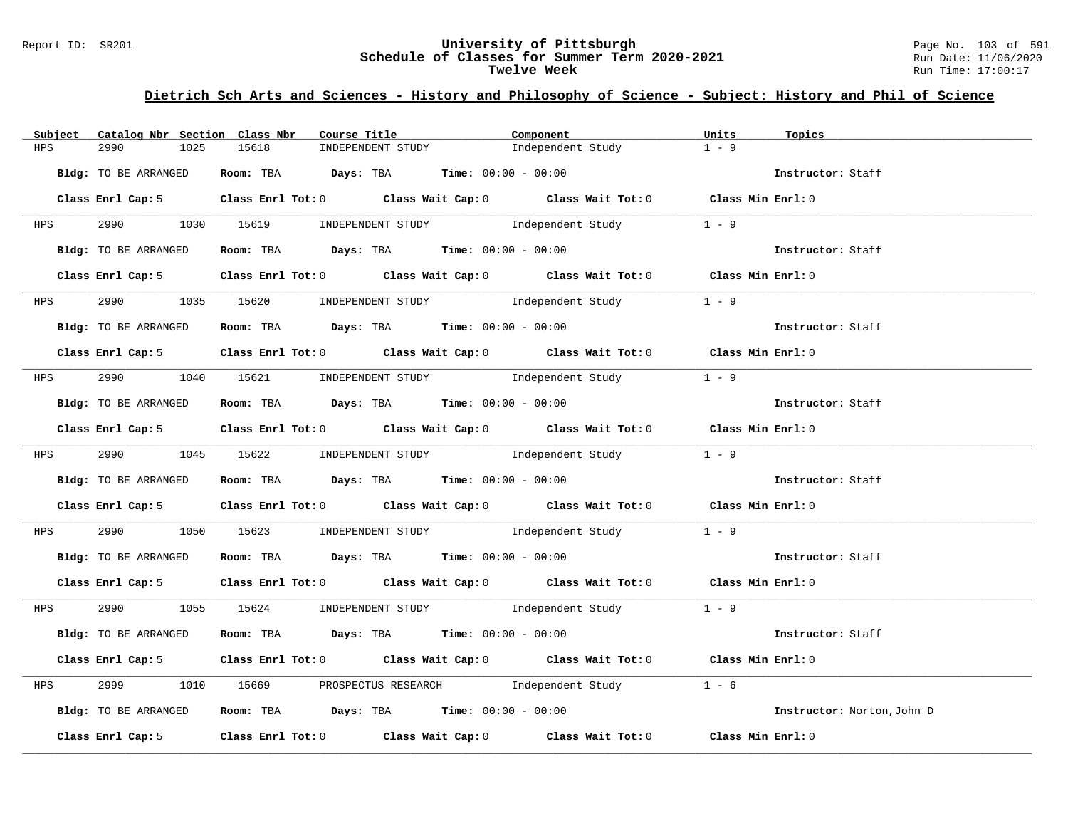## Dietrich Sch Arts and Sciences - History and Philosophy of Science - Subject: History and Phil of Science

University of Pittsburgh
Schedule of Classes for Summer Term 2020-2021
Twelve Week

| Subject | Catalog Nbr | Section | Class Nbr | Course Title | Component | Units | Topics |
|---|---|---|---|---|---|---|---|
| HPS | 2990 | 1025 | 15618 | INDEPENDENT STUDY | Independent Study | 1 - 9 | |

**Bldg:** TO BE ARRANGED **Room:** TBA **Days:** TBA **Time:** 00:00 - 00:00 **Instructor:** Staff

**Class Enrl Cap:** 5 **Class Enrl Tot:** 0 **Class Wait Cap:** 0 **Class Wait Tot:** 0 **Class Min Enrl:** 0

| Subject | Catalog Nbr | Section | Class Nbr | Course Title | Component | Units | Topics |
|---|---|---|---|---|---|---|---|
| HPS | 2990 | 1030 | 15619 | INDEPENDENT STUDY | Independent Study | 1 - 9 | |

**Bldg:** TO BE ARRANGED **Room:** TBA **Days:** TBA **Time:** 00:00 - 00:00 **Instructor:** Staff

**Class Enrl Cap:** 5 **Class Enrl Tot:** 0 **Class Wait Cap:** 0 **Class Wait Tot:** 0 **Class Min Enrl:** 0

| Subject | Catalog Nbr | Section | Class Nbr | Course Title | Component | Units | Topics |
|---|---|---|---|---|---|---|---|
| HPS | 2990 | 1035 | 15620 | INDEPENDENT STUDY | Independent Study | 1 - 9 | |

**Bldg:** TO BE ARRANGED **Room:** TBA **Days:** TBA **Time:** 00:00 - 00:00 **Instructor:** Staff

**Class Enrl Cap:** 5 **Class Enrl Tot:** 0 **Class Wait Cap:** 0 **Class Wait Tot:** 0 **Class Min Enrl:** 0

| Subject | Catalog Nbr | Section | Class Nbr | Course Title | Component | Units | Topics |
|---|---|---|---|---|---|---|---|
| HPS | 2990 | 1040 | 15621 | INDEPENDENT STUDY | Independent Study | 1 - 9 | |

**Bldg:** TO BE ARRANGED **Room:** TBA **Days:** TBA **Time:** 00:00 - 00:00 **Instructor:** Staff

**Class Enrl Cap:** 5 **Class Enrl Tot:** 0 **Class Wait Cap:** 0 **Class Wait Tot:** 0 **Class Min Enrl:** 0

| Subject | Catalog Nbr | Section | Class Nbr | Course Title | Component | Units | Topics |
|---|---|---|---|---|---|---|---|
| HPS | 2990 | 1045 | 15622 | INDEPENDENT STUDY | Independent Study | 1 - 9 | |

**Bldg:** TO BE ARRANGED **Room:** TBA **Days:** TBA **Time:** 00:00 - 00:00 **Instructor:** Staff

**Class Enrl Cap:** 5 **Class Enrl Tot:** 0 **Class Wait Cap:** 0 **Class Wait Tot:** 0 **Class Min Enrl:** 0

| Subject | Catalog Nbr | Section | Class Nbr | Course Title | Component | Units | Topics |
|---|---|---|---|---|---|---|---|
| HPS | 2990 | 1050 | 15623 | INDEPENDENT STUDY | Independent Study | 1 - 9 | |

**Bldg:** TO BE ARRANGED **Room:** TBA **Days:** TBA **Time:** 00:00 - 00:00 **Instructor:** Staff

**Class Enrl Cap:** 5 **Class Enrl Tot:** 0 **Class Wait Cap:** 0 **Class Wait Tot:** 0 **Class Min Enrl:** 0

| Subject | Catalog Nbr | Section | Class Nbr | Course Title | Component | Units | Topics |
|---|---|---|---|---|---|---|---|
| HPS | 2990 | 1055 | 15624 | INDEPENDENT STUDY | Independent Study | 1 - 9 | |

**Bldg:** TO BE ARRANGED **Room:** TBA **Days:** TBA **Time:** 00:00 - 00:00 **Instructor:** Staff

**Class Enrl Cap:** 5 **Class Enrl Tot:** 0 **Class Wait Cap:** 0 **Class Wait Tot:** 0 **Class Min Enrl:** 0

| Subject | Catalog Nbr | Section | Class Nbr | Course Title | Component | Units | Topics |
|---|---|---|---|---|---|---|---|
| HPS | 2999 | 1010 | 15669 | PROSPECTUS RESEARCH | Independent Study | 1 - 6 | |

**Bldg:** TO BE ARRANGED **Room:** TBA **Days:** TBA **Time:** 00:00 - 00:00 **Instructor:** Norton,John D

**Class Enrl Cap:** 5 **Class Enrl Tot:** 0 **Class Wait Cap:** 0 **Class Wait Tot:** 0 **Class Min Enrl:** 0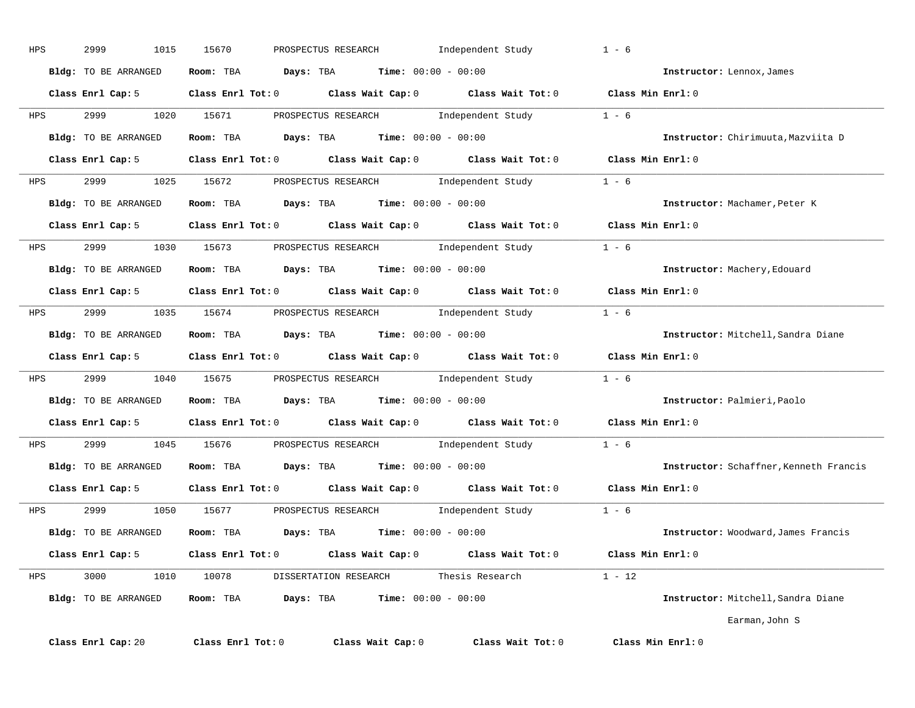HPS 2999 1015 15670 PROSPECTUS RESEARCH Independent Study 1 - 6

**Bldg:** TO BE ARRANGED **Room:** TBA **Days:** TBA **Time:** 00:00 - 00:00 **Instructor:** Lennox,James

**Class Enrl Cap:** 5 **Class Enrl Tot:** 0 **Class Wait Cap:** 0 **Class Wait Tot:** 0 **Class Min Enrl:** 0

---

HPS 2999 1020 15671 PROSPECTUS RESEARCH Independent Study 1 - 6

**Bldg:** TO BE ARRANGED **Room:** TBA **Days:** TBA **Time:** 00:00 - 00:00 **Instructor:** Chirimuuta,Mazviita D

**Class Enrl Cap:** 5 **Class Enrl Tot:** 0 **Class Wait Cap:** 0 **Class Wait Tot:** 0 **Class Min Enrl:** 0

---

HPS 2999 1025 15672 PROSPECTUS RESEARCH Independent Study 1 - 6

**Bldg:** TO BE ARRANGED **Room:** TBA **Days:** TBA **Time:** 00:00 - 00:00 **Instructor:** Machamer,Peter K

**Class Enrl Cap:** 5 **Class Enrl Tot:** 0 **Class Wait Cap:** 0 **Class Wait Tot:** 0 **Class Min Enrl:** 0

---

HPS 2999 1030 15673 PROSPECTUS RESEARCH Independent Study 1 - 6

**Bldg:** TO BE ARRANGED **Room:** TBA **Days:** TBA **Time:** 00:00 - 00:00 **Instructor:** Machery,Edouard

**Class Enrl Cap:** 5 **Class Enrl Tot:** 0 **Class Wait Cap:** 0 **Class Wait Tot:** 0 **Class Min Enrl:** 0

---

HPS 2999 1035 15674 PROSPECTUS RESEARCH Independent Study 1 - 6

**Bldg:** TO BE ARRANGED **Room:** TBA **Days:** TBA **Time:** 00:00 - 00:00 **Instructor:** Mitchell,Sandra Diane

**Class Enrl Cap:** 5 **Class Enrl Tot:** 0 **Class Wait Cap:** 0 **Class Wait Tot:** 0 **Class Min Enrl:** 0

---

HPS 2999 1040 15675 PROSPECTUS RESEARCH Independent Study 1 - 6

**Bldg:** TO BE ARRANGED **Room:** TBA **Days:** TBA **Time:** 00:00 - 00:00 **Instructor:** Palmieri,Paolo

**Class Enrl Cap:** 5 **Class Enrl Tot:** 0 **Class Wait Cap:** 0 **Class Wait Tot:** 0 **Class Min Enrl:** 0

---

HPS 2999 1045 15676 PROSPECTUS RESEARCH Independent Study 1 - 6

**Bldg:** TO BE ARRANGED **Room:** TBA **Days:** TBA **Time:** 00:00 - 00:00 **Instructor:** Schaffner,Kenneth Francis

**Class Enrl Cap:** 5 **Class Enrl Tot:** 0 **Class Wait Cap:** 0 **Class Wait Tot:** 0 **Class Min Enrl:** 0

---

HPS 2999 1050 15677 PROSPECTUS RESEARCH Independent Study 1 - 6

**Bldg:** TO BE ARRANGED **Room:** TBA **Days:** TBA **Time:** 00:00 - 00:00 **Instructor:** Woodward,James Francis

**Class Enrl Cap:** 5 **Class Enrl Tot:** 0 **Class Wait Cap:** 0 **Class Wait Tot:** 0 **Class Min Enrl:** 0

---

HPS 3000 1010 10078 DISSERTATION RESEARCH Thesis Research 1 - 12

**Bldg:** TO BE ARRANGED **Room:** TBA **Days:** TBA **Time:** 00:00 - 00:00 **Instructor:** Mitchell,Sandra Diane
Earman,John S

**Class Enrl Cap:** 20 **Class Enrl Tot:** 0 **Class Wait Cap:** 0 **Class Wait Tot:** 0 **Class Min Enrl:** 0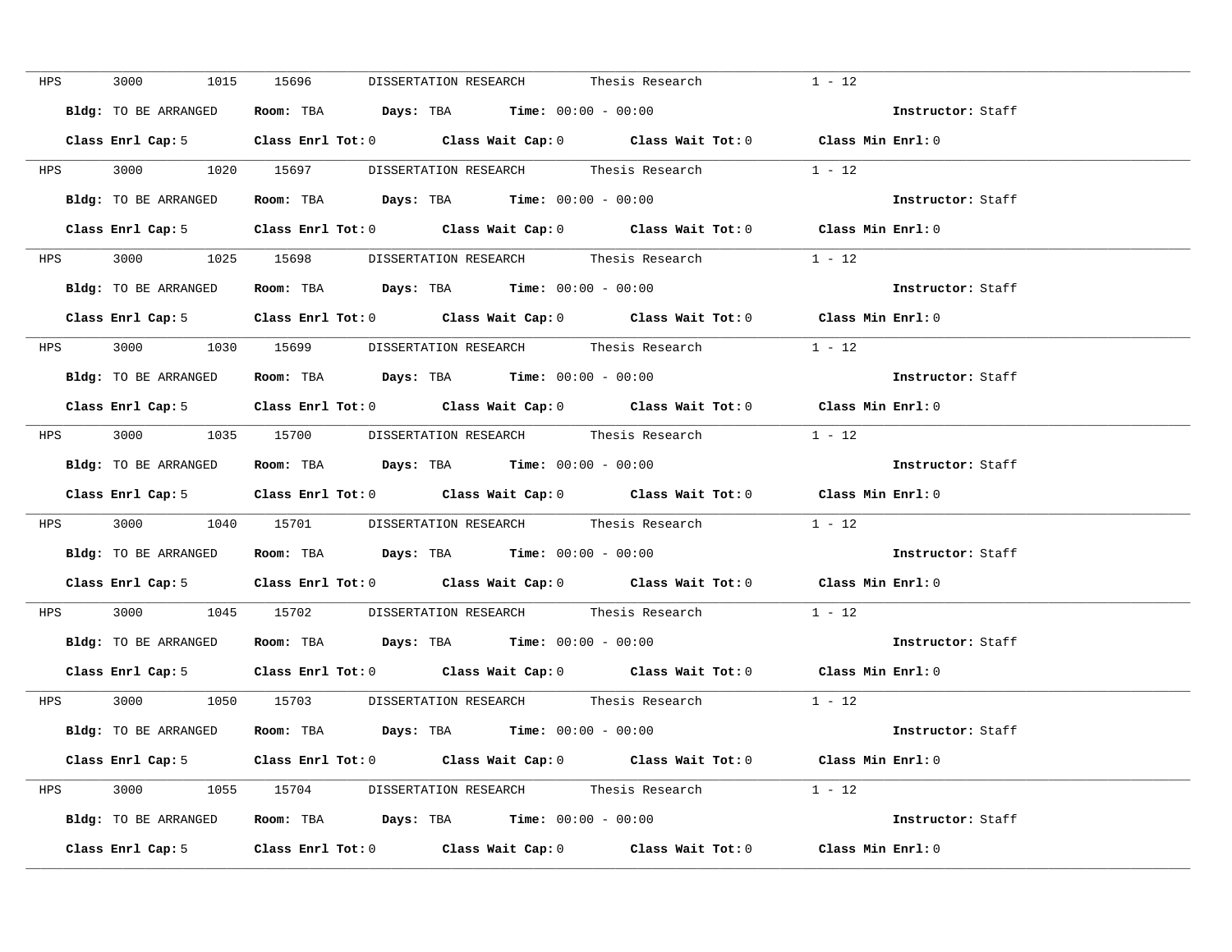HPS 3000 1015 15696 DISSERTATION RESEARCH Thesis Research 1 - 12

**Bldg:** TO BE ARRANGED **Room:** TBA **Days:** TBA **Time:** 00:00 - 00:00 **Instructor:** Staff

**Class Enrl Cap:** 5 **Class Enrl Tot:** 0 **Class Wait Cap:** 0 **Class Wait Tot:** 0 **Class Min Enrl:** 0

---

HPS 3000 1020 15697 DISSERTATION RESEARCH Thesis Research 1 - 12

**Bldg:** TO BE ARRANGED **Room:** TBA **Days:** TBA **Time:** 00:00 - 00:00 **Instructor:** Staff

**Class Enrl Cap:** 5 **Class Enrl Tot:** 0 **Class Wait Cap:** 0 **Class Wait Tot:** 0 **Class Min Enrl:** 0

---

HPS 3000 1025 15698 DISSERTATION RESEARCH Thesis Research 1 - 12

**Bldg:** TO BE ARRANGED **Room:** TBA **Days:** TBA **Time:** 00:00 - 00:00 **Instructor:** Staff

**Class Enrl Cap:** 5 **Class Enrl Tot:** 0 **Class Wait Cap:** 0 **Class Wait Tot:** 0 **Class Min Enrl:** 0

---

HPS 3000 1030 15699 DISSERTATION RESEARCH Thesis Research 1 - 12

**Bldg:** TO BE ARRANGED **Room:** TBA **Days:** TBA **Time:** 00:00 - 00:00 **Instructor:** Staff

**Class Enrl Cap:** 5 **Class Enrl Tot:** 0 **Class Wait Cap:** 0 **Class Wait Tot:** 0 **Class Min Enrl:** 0

---

HPS 3000 1035 15700 DISSERTATION RESEARCH Thesis Research 1 - 12

**Bldg:** TO BE ARRANGED **Room:** TBA **Days:** TBA **Time:** 00:00 - 00:00 **Instructor:** Staff

**Class Enrl Cap:** 5 **Class Enrl Tot:** 0 **Class Wait Cap:** 0 **Class Wait Tot:** 0 **Class Min Enrl:** 0

---

HPS 3000 1040 15701 DISSERTATION RESEARCH Thesis Research 1 - 12

**Bldg:** TO BE ARRANGED **Room:** TBA **Days:** TBA **Time:** 00:00 - 00:00 **Instructor:** Staff

**Class Enrl Cap:** 5 **Class Enrl Tot:** 0 **Class Wait Cap:** 0 **Class Wait Tot:** 0 **Class Min Enrl:** 0

---

HPS 3000 1045 15702 DISSERTATION RESEARCH Thesis Research 1 - 12

**Bldg:** TO BE ARRANGED **Room:** TBA **Days:** TBA **Time:** 00:00 - 00:00 **Instructor:** Staff

**Class Enrl Cap:** 5 **Class Enrl Tot:** 0 **Class Wait Cap:** 0 **Class Wait Tot:** 0 **Class Min Enrl:** 0

---

HPS 3000 1050 15703 DISSERTATION RESEARCH Thesis Research 1 - 12

**Bldg:** TO BE ARRANGED **Room:** TBA **Days:** TBA **Time:** 00:00 - 00:00 **Instructor:** Staff

**Class Enrl Cap:** 5 **Class Enrl Tot:** 0 **Class Wait Cap:** 0 **Class Wait Tot:** 0 **Class Min Enrl:** 0

---

HPS 3000 1055 15704 DISSERTATION RESEARCH Thesis Research 1 - 12

**Bldg:** TO BE ARRANGED **Room:** TBA **Days:** TBA **Time:** 00:00 - 00:00 **Instructor:** Staff

**Class Enrl Cap:** 5 **Class Enrl Tot:** 0 **Class Wait Cap:** 0 **Class Wait Tot:** 0 **Class Min Enrl:** 0

---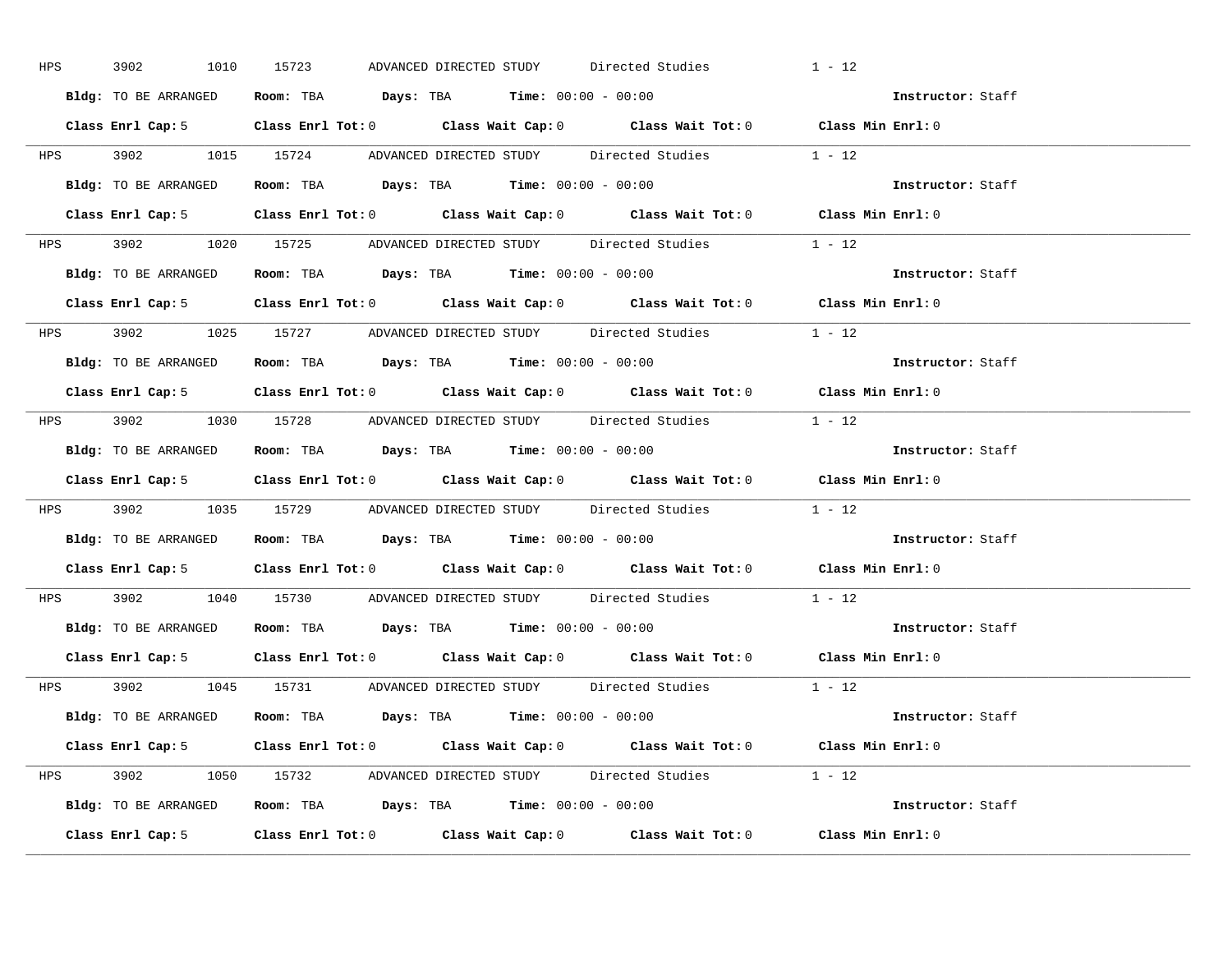HPS 3902 1010 15723 ADVANCED DIRECTED STUDY Directed Studies 1 - 12

**Bldg:** TO BE ARRANGED **Room:** TBA **Days:** TBA **Time:** 00:00 - 00:00 **Instructor:** Staff

**Class Enrl Cap:** 5 **Class Enrl Tot:** 0 **Class Wait Cap:** 0 **Class Wait Tot:** 0 **Class Min Enrl:** 0

---

HPS 3902 1015 15724 ADVANCED DIRECTED STUDY Directed Studies 1 - 12

**Bldg:** TO BE ARRANGED **Room:** TBA **Days:** TBA **Time:** 00:00 - 00:00 **Instructor:** Staff

**Class Enrl Cap:** 5 **Class Enrl Tot:** 0 **Class Wait Cap:** 0 **Class Wait Tot:** 0 **Class Min Enrl:** 0

---

HPS 3902 1020 15725 ADVANCED DIRECTED STUDY Directed Studies 1 - 12

**Bldg:** TO BE ARRANGED **Room:** TBA **Days:** TBA **Time:** 00:00 - 00:00 **Instructor:** Staff

**Class Enrl Cap:** 5 **Class Enrl Tot:** 0 **Class Wait Cap:** 0 **Class Wait Tot:** 0 **Class Min Enrl:** 0

---

HPS 3902 1025 15727 ADVANCED DIRECTED STUDY Directed Studies 1 - 12

**Bldg:** TO BE ARRANGED **Room:** TBA **Days:** TBA **Time:** 00:00 - 00:00 **Instructor:** Staff

**Class Enrl Cap:** 5 **Class Enrl Tot:** 0 **Class Wait Cap:** 0 **Class Wait Tot:** 0 **Class Min Enrl:** 0

---

HPS 3902 1030 15728 ADVANCED DIRECTED STUDY Directed Studies 1 - 12

**Bldg:** TO BE ARRANGED **Room:** TBA **Days:** TBA **Time:** 00:00 - 00:00 **Instructor:** Staff

**Class Enrl Cap:** 5 **Class Enrl Tot:** 0 **Class Wait Cap:** 0 **Class Wait Tot:** 0 **Class Min Enrl:** 0

---

HPS 3902 1035 15729 ADVANCED DIRECTED STUDY Directed Studies 1 - 12

**Bldg:** TO BE ARRANGED **Room:** TBA **Days:** TBA **Time:** 00:00 - 00:00 **Instructor:** Staff

**Class Enrl Cap:** 5 **Class Enrl Tot:** 0 **Class Wait Cap:** 0 **Class Wait Tot:** 0 **Class Min Enrl:** 0

---

HPS 3902 1040 15730 ADVANCED DIRECTED STUDY Directed Studies 1 - 12

**Bldg:** TO BE ARRANGED **Room:** TBA **Days:** TBA **Time:** 00:00 - 00:00 **Instructor:** Staff

**Class Enrl Cap:** 5 **Class Enrl Tot:** 0 **Class Wait Cap:** 0 **Class Wait Tot:** 0 **Class Min Enrl:** 0

---

HPS 3902 1045 15731 ADVANCED DIRECTED STUDY Directed Studies 1 - 12

**Bldg:** TO BE ARRANGED **Room:** TBA **Days:** TBA **Time:** 00:00 - 00:00 **Instructor:** Staff

**Class Enrl Cap:** 5 **Class Enrl Tot:** 0 **Class Wait Cap:** 0 **Class Wait Tot:** 0 **Class Min Enrl:** 0

---

HPS 3902 1050 15732 ADVANCED DIRECTED STUDY Directed Studies 1 - 12

**Bldg:** TO BE ARRANGED **Room:** TBA **Days:** TBA **Time:** 00:00 - 00:00 **Instructor:** Staff

**Class Enrl Cap:** 5 **Class Enrl Tot:** 0 **Class Wait Cap:** 0 **Class Wait Tot:** 0 **Class Min Enrl:** 0

---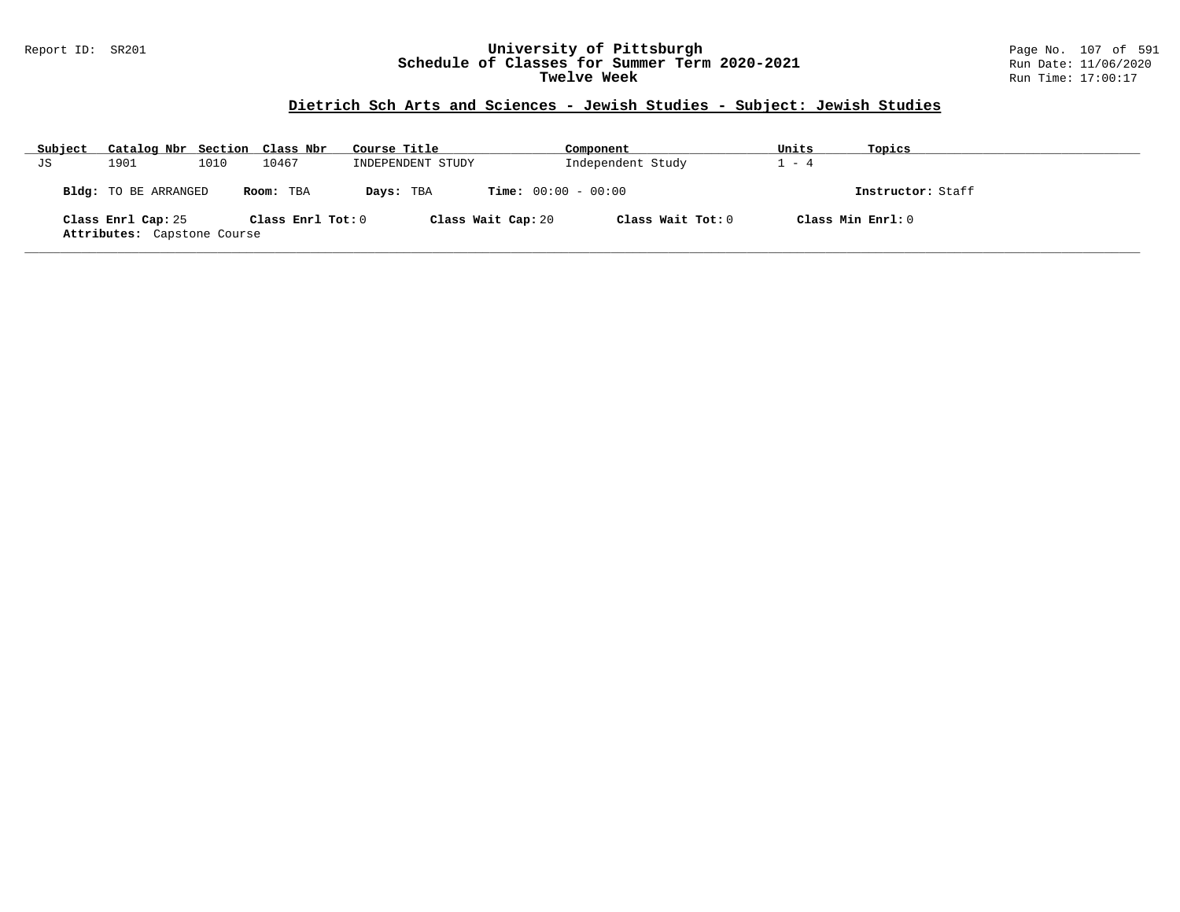Report ID: SR201

# University of Pittsburgh
## Schedule of Classes for Summer Term 2020-2021
### Twelve Week

Run Date: 11/06/2020
Run Time: 17:00:17

## Dietrich Sch Arts and Sciences - Jewish Studies - Subject: Jewish Studies

| Subject | Catalog Nbr | Section | Class Nbr | Course Title | Component | Units | Topics |
|---|---|---|---|---|---|---|---|
| JS | 1901 | 1010 | 10467 | INDEPENDENT STUDY | Independent Study | 1 - 4 | |

**Bldg:** TO BE ARRANGED **Room:** TBA **Days:** TBA **Time:** 00:00 - 00:00 **Instructor:** Staff

**Class Enrl Cap:** 25 **Class Enrl Tot:** 0 **Class Wait Cap:** 20 **Class Wait Tot:** 0 **Class Min Enrl:** 0

**Attributes:** Capstone Course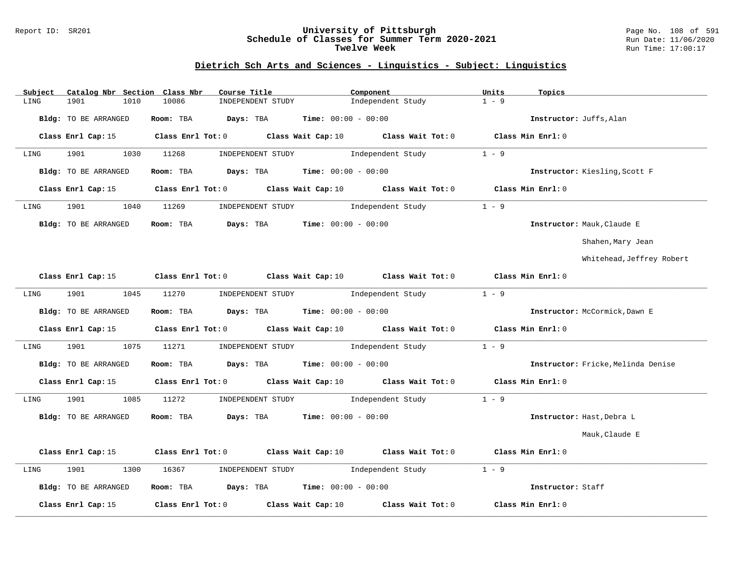Report ID: SR201

# University of Pittsburgh
## Schedule of Classes for Summer Term 2020-2021
### Twelve Week

Run Date: 11/06/2020
Run Time: 17:00:17

## Dietrich Sch Arts and Sciences - Linguistics - Subject: Linguistics

| Subject | Catalog Nbr | Section | Class Nbr | Course Title | Component | Units | Topics |
|---|---|---|---|---|---|---|---|
| LING | 1901 | 1010 | 10086 | INDEPENDENT STUDY | Independent Study | 1 - 9 | |

**Bldg:** TO BE ARRANGED **Room:** TBA **Days:** TBA **Time:** 00:00 - 00:00 **Instructor:** Juffs,Alan

**Class Enrl Cap:** 15 **Class Enrl Tot:** 0 **Class Wait Cap:** 10 **Class Wait Tot:** 0 **Class Min Enrl:** 0

---

| Subject | Catalog Nbr | Section | Class Nbr | Course Title | Component | Units | Topics |
|---|---|---|---|---|---|---|---|
| LING | 1901 | 1030 | 11268 | INDEPENDENT STUDY | Independent Study | 1 - 9 | |

**Bldg:** TO BE ARRANGED **Room:** TBA **Days:** TBA **Time:** 00:00 - 00:00 **Instructor:** Kiesling,Scott F

**Class Enrl Cap:** 15 **Class Enrl Tot:** 0 **Class Wait Cap:** 10 **Class Wait Tot:** 0 **Class Min Enrl:** 0

---

| Subject | Catalog Nbr | Section | Class Nbr | Course Title | Component | Units | Topics |
|---|---|---|---|---|---|---|---|
| LING | 1901 | 1040 | 11269 | INDEPENDENT STUDY | Independent Study | 1 - 9 | |

**Bldg:** TO BE ARRANGED **Room:** TBA **Days:** TBA **Time:** 00:00 - 00:00 **Instructor:** Mauk,Claude E
Shahen,Mary Jean
Whitehead,Jeffrey Robert

**Class Enrl Cap:** 15 **Class Enrl Tot:** 0 **Class Wait Cap:** 10 **Class Wait Tot:** 0 **Class Min Enrl:** 0

---

| Subject | Catalog Nbr | Section | Class Nbr | Course Title | Component | Units | Topics |
|---|---|---|---|---|---|---|---|
| LING | 1901 | 1045 | 11270 | INDEPENDENT STUDY | Independent Study | 1 - 9 | |

**Bldg:** TO BE ARRANGED **Room:** TBA **Days:** TBA **Time:** 00:00 - 00:00 **Instructor:** McCormick,Dawn E

**Class Enrl Cap:** 15 **Class Enrl Tot:** 0 **Class Wait Cap:** 10 **Class Wait Tot:** 0 **Class Min Enrl:** 0

---

| Subject | Catalog Nbr | Section | Class Nbr | Course Title | Component | Units | Topics |
|---|---|---|---|---|---|---|---|
| LING | 1901 | 1075 | 11271 | INDEPENDENT STUDY | Independent Study | 1 - 9 | |

**Bldg:** TO BE ARRANGED **Room:** TBA **Days:** TBA **Time:** 00:00 - 00:00 **Instructor:** Fricke,Melinda Denise

**Class Enrl Cap:** 15 **Class Enrl Tot:** 0 **Class Wait Cap:** 10 **Class Wait Tot:** 0 **Class Min Enrl:** 0

---

| Subject | Catalog Nbr | Section | Class Nbr | Course Title | Component | Units | Topics |
|---|---|---|---|---|---|---|---|
| LING | 1901 | 1085 | 11272 | INDEPENDENT STUDY | Independent Study | 1 - 9 | |

**Bldg:** TO BE ARRANGED **Room:** TBA **Days:** TBA **Time:** 00:00 - 00:00 **Instructor:** Hast,Debra L
Mauk,Claude E

**Class Enrl Cap:** 15 **Class Enrl Tot:** 0 **Class Wait Cap:** 10 **Class Wait Tot:** 0 **Class Min Enrl:** 0

---

| Subject | Catalog Nbr | Section | Class Nbr | Course Title | Component | Units | Topics |
|---|---|---|---|---|---|---|---|
| LING | 1901 | 1300 | 16367 | INDEPENDENT STUDY | Independent Study | 1 - 9 | |

**Bldg:** TO BE ARRANGED **Room:** TBA **Days:** TBA **Time:** 00:00 - 00:00 **Instructor:** Staff

**Class Enrl Cap:** 15 **Class Enrl Tot:** 0 **Class Wait Cap:** 10 **Class Wait Tot:** 0 **Class Min Enrl:** 0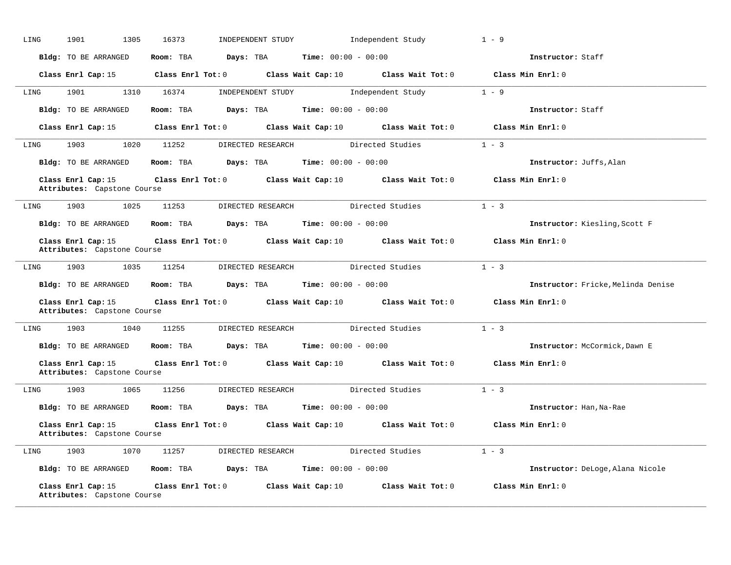LING 1901 1305 16373 INDEPENDENT STUDY Independent Study 1 - 9

**Bldg:** TO BE ARRANGED **Room:** TBA **Days:** TBA **Time:** 00:00 - 00:00 **Instructor:** Staff

**Class Enrl Cap:** 15 **Class Enrl Tot:** 0 **Class Wait Cap:** 10 **Class Wait Tot:** 0 **Class Min Enrl:** 0

---

LING 1901 1310 16374 INDEPENDENT STUDY Independent Study 1 - 9

**Bldg:** TO BE ARRANGED **Room:** TBA **Days:** TBA **Time:** 00:00 - 00:00 **Instructor:** Staff

**Class Enrl Cap:** 15 **Class Enrl Tot:** 0 **Class Wait Cap:** 10 **Class Wait Tot:** 0 **Class Min Enrl:** 0

---

LING 1903 1020 11252 DIRECTED RESEARCH Directed Studies 1 - 3

**Bldg:** TO BE ARRANGED **Room:** TBA **Days:** TBA **Time:** 00:00 - 00:00 **Instructor:** Juffs,Alan

**Class Enrl Cap:** 15 **Class Enrl Tot:** 0 **Class Wait Cap:** 10 **Class Wait Tot:** 0 **Class Min Enrl:** 0
**Attributes:** Capstone Course

---

LING 1903 1025 11253 DIRECTED RESEARCH Directed Studies 1 - 3

**Bldg:** TO BE ARRANGED **Room:** TBA **Days:** TBA **Time:** 00:00 - 00:00 **Instructor:** Kiesling,Scott F

**Class Enrl Cap:** 15 **Class Enrl Tot:** 0 **Class Wait Cap:** 10 **Class Wait Tot:** 0 **Class Min Enrl:** 0
**Attributes:** Capstone Course

---

LING 1903 1035 11254 DIRECTED RESEARCH Directed Studies 1 - 3

**Bldg:** TO BE ARRANGED **Room:** TBA **Days:** TBA **Time:** 00:00 - 00:00 **Instructor:** Fricke,Melinda Denise

**Class Enrl Cap:** 15 **Class Enrl Tot:** 0 **Class Wait Cap:** 10 **Class Wait Tot:** 0 **Class Min Enrl:** 0
**Attributes:** Capstone Course

---

LING 1903 1040 11255 DIRECTED RESEARCH Directed Studies 1 - 3

**Bldg:** TO BE ARRANGED **Room:** TBA **Days:** TBA **Time:** 00:00 - 00:00 **Instructor:** McCormick,Dawn E

**Class Enrl Cap:** 15 **Class Enrl Tot:** 0 **Class Wait Cap:** 10 **Class Wait Tot:** 0 **Class Min Enrl:** 0
**Attributes:** Capstone Course

---

LING 1903 1065 11256 DIRECTED RESEARCH Directed Studies 1 - 3

**Bldg:** TO BE ARRANGED **Room:** TBA **Days:** TBA **Time:** 00:00 - 00:00 **Instructor:** Han,Na-Rae

**Class Enrl Cap:** 15 **Class Enrl Tot:** 0 **Class Wait Cap:** 10 **Class Wait Tot:** 0 **Class Min Enrl:** 0
**Attributes:** Capstone Course

---

LING 1903 1070 11257 DIRECTED RESEARCH Directed Studies 1 - 3

**Bldg:** TO BE ARRANGED **Room:** TBA **Days:** TBA **Time:** 00:00 - 00:00 **Instructor:** DeLoge,Alana Nicole

**Class Enrl Cap:** 15 **Class Enrl Tot:** 0 **Class Wait Cap:** 10 **Class Wait Tot:** 0 **Class Min Enrl:** 0
**Attributes:** Capstone Course

---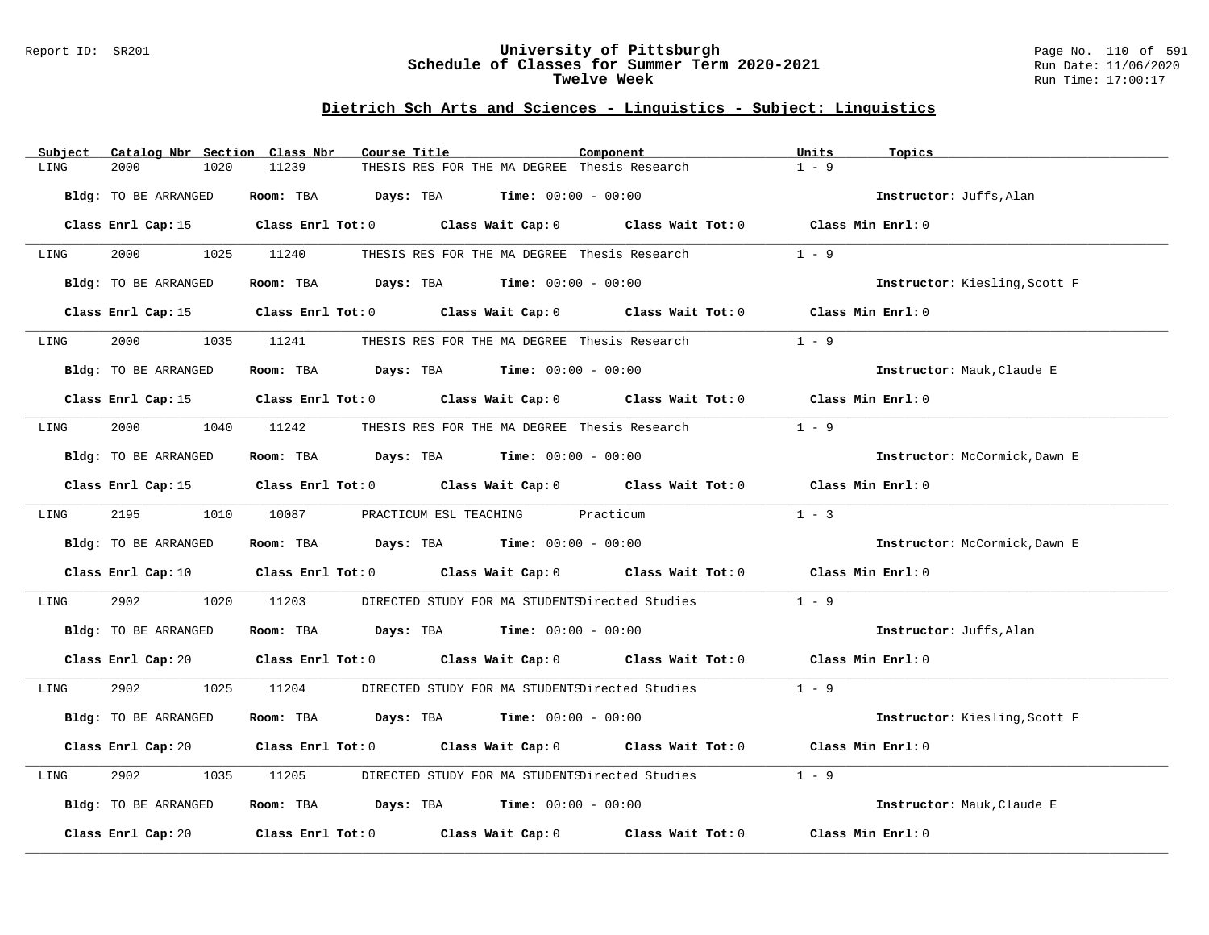Report ID: SR201

# University of Pittsburgh
## Schedule of Classes for Summer Term 2020-2021
### Twelve Week

Run Date: 11/06/2020
Run Time: 17:00:17

## Dietrich Sch Arts and Sciences - Linguistics - Subject: Linguistics

| Subject | Catalog Nbr | Section | Class Nbr | Course Title | Component | Units | Topics |
|---|---|---|---|---|---|---|---|
| LING | 2000 | 1020 | 11239 | THESIS RES FOR THE MA DEGREE | Thesis Research | 1 - 9 | |

**Bldg:** TO BE ARRANGED **Room:** TBA **Days:** TBA **Time:** 00:00 - 00:00 **Instructor:** Juffs,Alan

**Class Enrl Cap:** 15 **Class Enrl Tot:** 0 **Class Wait Cap:** 0 **Class Wait Tot:** 0 **Class Min Enrl:** 0

| Subject | Catalog Nbr | Section | Class Nbr | Course Title | Component | Units | Topics |
|---|---|---|---|---|---|---|---|
| LING | 2000 | 1025 | 11240 | THESIS RES FOR THE MA DEGREE | Thesis Research | 1 - 9 | |

**Bldg:** TO BE ARRANGED **Room:** TBA **Days:** TBA **Time:** 00:00 - 00:00 **Instructor:** Kiesling,Scott F

**Class Enrl Cap:** 15 **Class Enrl Tot:** 0 **Class Wait Cap:** 0 **Class Wait Tot:** 0 **Class Min Enrl:** 0

| Subject | Catalog Nbr | Section | Class Nbr | Course Title | Component | Units | Topics |
|---|---|---|---|---|---|---|---|
| LING | 2000 | 1035 | 11241 | THESIS RES FOR THE MA DEGREE | Thesis Research | 1 - 9 | |

**Bldg:** TO BE ARRANGED **Room:** TBA **Days:** TBA **Time:** 00:00 - 00:00 **Instructor:** Mauk,Claude E

**Class Enrl Cap:** 15 **Class Enrl Tot:** 0 **Class Wait Cap:** 0 **Class Wait Tot:** 0 **Class Min Enrl:** 0

| Subject | Catalog Nbr | Section | Class Nbr | Course Title | Component | Units | Topics |
|---|---|---|---|---|---|---|---|
| LING | 2000 | 1040 | 11242 | THESIS RES FOR THE MA DEGREE | Thesis Research | 1 - 9 | |

**Bldg:** TO BE ARRANGED **Room:** TBA **Days:** TBA **Time:** 00:00 - 00:00 **Instructor:** McCormick,Dawn E

**Class Enrl Cap:** 15 **Class Enrl Tot:** 0 **Class Wait Cap:** 0 **Class Wait Tot:** 0 **Class Min Enrl:** 0

| Subject | Catalog Nbr | Section | Class Nbr | Course Title | Component | Units | Topics |
|---|---|---|---|---|---|---|---|
| LING | 2195 | 1010 | 10087 | PRACTICUM ESL TEACHING | Practicum | 1 - 3 | |

**Bldg:** TO BE ARRANGED **Room:** TBA **Days:** TBA **Time:** 00:00 - 00:00 **Instructor:** McCormick,Dawn E

**Class Enrl Cap:** 10 **Class Enrl Tot:** 0 **Class Wait Cap:** 0 **Class Wait Tot:** 0 **Class Min Enrl:** 0

| Subject | Catalog Nbr | Section | Class Nbr | Course Title | Component | Units | Topics |
|---|---|---|---|---|---|---|---|
| LING | 2902 | 1020 | 11203 | DIRECTED STUDY FOR MA STUDENTS | Directed Studies | 1 - 9 | |

**Bldg:** TO BE ARRANGED **Room:** TBA **Days:** TBA **Time:** 00:00 - 00:00 **Instructor:** Juffs,Alan

**Class Enrl Cap:** 20 **Class Enrl Tot:** 0 **Class Wait Cap:** 0 **Class Wait Tot:** 0 **Class Min Enrl:** 0

| Subject | Catalog Nbr | Section | Class Nbr | Course Title | Component | Units | Topics |
|---|---|---|---|---|---|---|---|
| LING | 2902 | 1025 | 11204 | DIRECTED STUDY FOR MA STUDENTS | Directed Studies | 1 - 9 | |

**Bldg:** TO BE ARRANGED **Room:** TBA **Days:** TBA **Time:** 00:00 - 00:00 **Instructor:** Kiesling,Scott F

**Class Enrl Cap:** 20 **Class Enrl Tot:** 0 **Class Wait Cap:** 0 **Class Wait Tot:** 0 **Class Min Enrl:** 0

| Subject | Catalog Nbr | Section | Class Nbr | Course Title | Component | Units | Topics |
|---|---|---|---|---|---|---|---|
| LING | 2902 | 1035 | 11205 | DIRECTED STUDY FOR MA STUDENTS | Directed Studies | 1 - 9 | |

**Bldg:** TO BE ARRANGED **Room:** TBA **Days:** TBA **Time:** 00:00 - 00:00 **Instructor:** Mauk,Claude E

**Class Enrl Cap:** 20 **Class Enrl Tot:** 0 **Class Wait Cap:** 0 **Class Wait Tot:** 0 **Class Min Enrl:** 0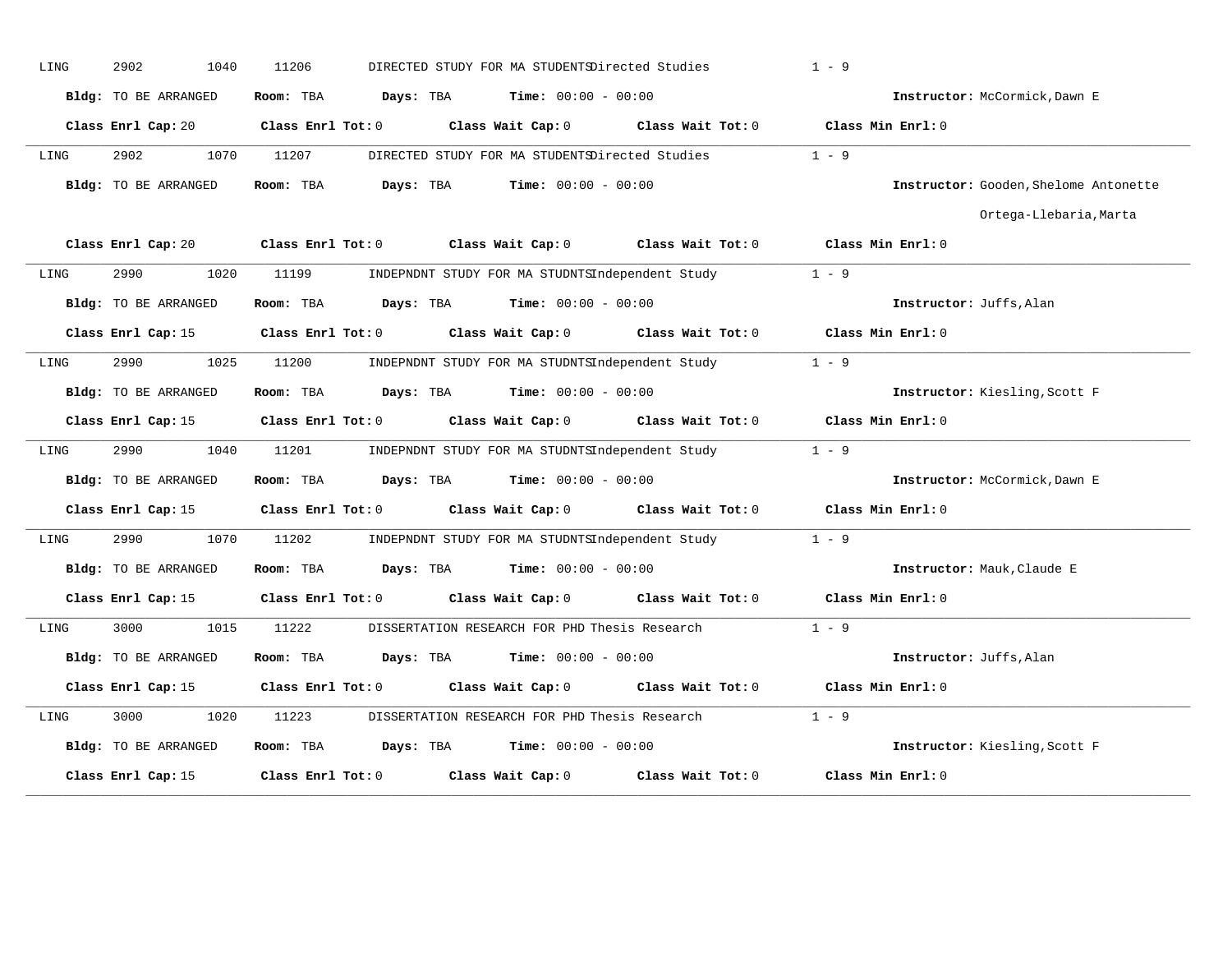LING 2902 1040 11206 DIRECTED STUDY FOR MA STUDENTS Directed Studies 1 - 9

**Bldg:** TO BE ARRANGED **Room:** TBA **Days:** TBA **Time:** 00:00 - 00:00 **Instructor:** McCormick,Dawn E

**Class Enrl Cap:** 20 **Class Enrl Tot:** 0 **Class Wait Cap:** 0 **Class Wait Tot:** 0 **Class Min Enrl:** 0

---

LING 2902 1070 11207 DIRECTED STUDY FOR MA STUDENTS Directed Studies 1 - 9

**Bldg:** TO BE ARRANGED **Room:** TBA **Days:** TBA **Time:** 00:00 - 00:00 **Instructor:** Gooden,Shelome Antonette
Ortega-Llebaria,Marta

**Class Enrl Cap:** 20 **Class Enrl Tot:** 0 **Class Wait Cap:** 0 **Class Wait Tot:** 0 **Class Min Enrl:** 0

---

LING 2990 1020 11199 INDEPNDNT STUDY FOR MA STUDNTS Independent Study 1 - 9

**Bldg:** TO BE ARRANGED **Room:** TBA **Days:** TBA **Time:** 00:00 - 00:00 **Instructor:** Juffs,Alan

**Class Enrl Cap:** 15 **Class Enrl Tot:** 0 **Class Wait Cap:** 0 **Class Wait Tot:** 0 **Class Min Enrl:** 0

---

LING 2990 1025 11200 INDEPNDNT STUDY FOR MA STUDNTS Independent Study 1 - 9

**Bldg:** TO BE ARRANGED **Room:** TBA **Days:** TBA **Time:** 00:00 - 00:00 **Instructor:** Kiesling,Scott F

**Class Enrl Cap:** 15 **Class Enrl Tot:** 0 **Class Wait Cap:** 0 **Class Wait Tot:** 0 **Class Min Enrl:** 0

---

LING 2990 1040 11201 INDEPNDNT STUDY FOR MA STUDNTS Independent Study 1 - 9

**Bldg:** TO BE ARRANGED **Room:** TBA **Days:** TBA **Time:** 00:00 - 00:00 **Instructor:** McCormick,Dawn E

**Class Enrl Cap:** 15 **Class Enrl Tot:** 0 **Class Wait Cap:** 0 **Class Wait Tot:** 0 **Class Min Enrl:** 0

---

LING 2990 1070 11202 INDEPNDNT STUDY FOR MA STUDNTS Independent Study 1 - 9

**Bldg:** TO BE ARRANGED **Room:** TBA **Days:** TBA **Time:** 00:00 - 00:00 **Instructor:** Mauk,Claude E

**Class Enrl Cap:** 15 **Class Enrl Tot:** 0 **Class Wait Cap:** 0 **Class Wait Tot:** 0 **Class Min Enrl:** 0

---

LING 3000 1015 11222 DISSERTATION RESEARCH FOR PHD Thesis Research 1 - 9

**Bldg:** TO BE ARRANGED **Room:** TBA **Days:** TBA **Time:** 00:00 - 00:00 **Instructor:** Juffs,Alan

**Class Enrl Cap:** 15 **Class Enrl Tot:** 0 **Class Wait Cap:** 0 **Class Wait Tot:** 0 **Class Min Enrl:** 0

---

LING 3000 1020 11223 DISSERTATION RESEARCH FOR PHD Thesis Research 1 - 9

**Bldg:** TO BE ARRANGED **Room:** TBA **Days:** TBA **Time:** 00:00 - 00:00 **Instructor:** Kiesling,Scott F

**Class Enrl Cap:** 15 **Class Enrl Tot:** 0 **Class Wait Cap:** 0 **Class Wait Tot:** 0 **Class Min Enrl:** 0

---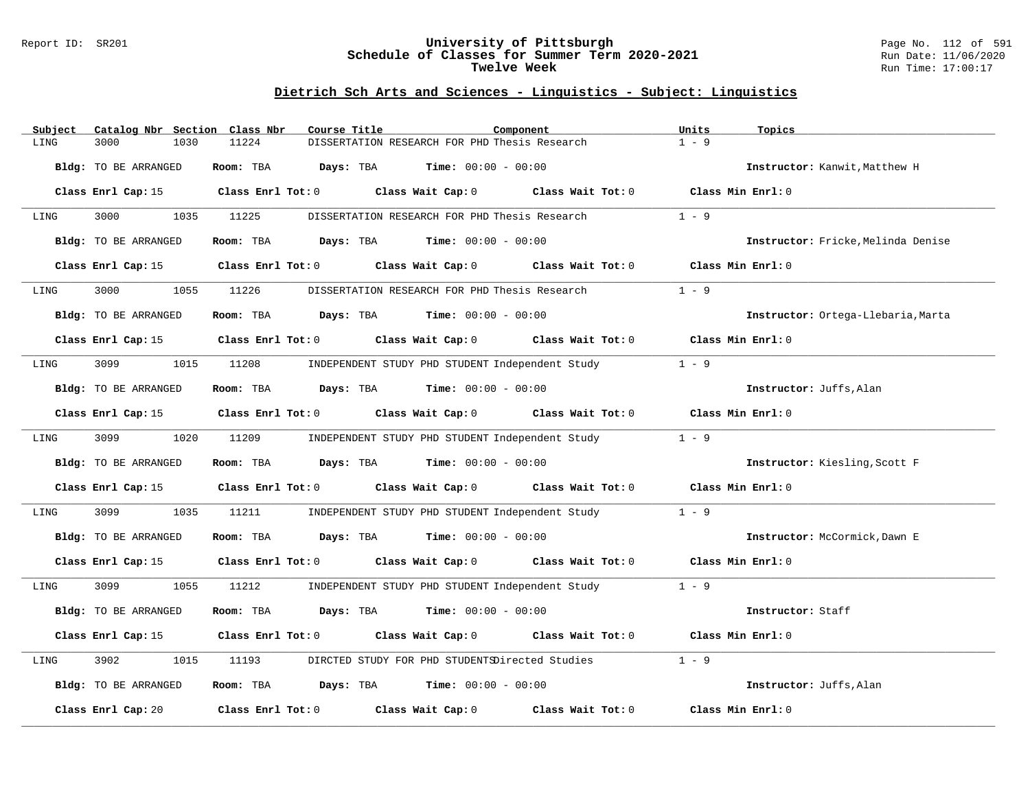## Dietrich Sch Arts and Sciences - Linguistics - Subject: Linguistics

| Subject | Catalog Nbr | Section | Class Nbr | Course Title | Component | Units | Topics |
|---|---|---|---|---|---|---|---|
| LING | 3000 | 1030 | 11224 | DISSERTATION RESEARCH FOR PHD | Thesis Research | 1 - 9 | |

**Bldg:** TO BE ARRANGED **Room:** TBA **Days:** TBA **Time:** 00:00 - 00:00 **Instructor:** Kanwit,Matthew H

**Class Enrl Cap:** 15 **Class Enrl Tot:** 0 **Class Wait Cap:** 0 **Class Wait Tot:** 0 **Class Min Enrl:** 0

---

| Subject | Catalog Nbr | Section | Class Nbr | Course Title | Component | Units | Topics |
|---|---|---|---|---|---|---|---|
| LING | 3000 | 1035 | 11225 | DISSERTATION RESEARCH FOR PHD | Thesis Research | 1 - 9 | |

**Bldg:** TO BE ARRANGED **Room:** TBA **Days:** TBA **Time:** 00:00 - 00:00 **Instructor:** Fricke,Melinda Denise

**Class Enrl Cap:** 15 **Class Enrl Tot:** 0 **Class Wait Cap:** 0 **Class Wait Tot:** 0 **Class Min Enrl:** 0

---

| Subject | Catalog Nbr | Section | Class Nbr | Course Title | Component | Units | Topics |
|---|---|---|---|---|---|---|---|
| LING | 3000 | 1055 | 11226 | DISSERTATION RESEARCH FOR PHD | Thesis Research | 1 - 9 | |

**Bldg:** TO BE ARRANGED **Room:** TBA **Days:** TBA **Time:** 00:00 - 00:00 **Instructor:** Ortega-Llebaria,Marta

**Class Enrl Cap:** 15 **Class Enrl Tot:** 0 **Class Wait Cap:** 0 **Class Wait Tot:** 0 **Class Min Enrl:** 0

---

| Subject | Catalog Nbr | Section | Class Nbr | Course Title | Component | Units | Topics |
|---|---|---|---|---|---|---|---|
| LING | 3099 | 1015 | 11208 | INDEPENDENT STUDY PHD STUDENT | Independent Study | 1 - 9 | |

**Bldg:** TO BE ARRANGED **Room:** TBA **Days:** TBA **Time:** 00:00 - 00:00 **Instructor:** Juffs,Alan

**Class Enrl Cap:** 15 **Class Enrl Tot:** 0 **Class Wait Cap:** 0 **Class Wait Tot:** 0 **Class Min Enrl:** 0

---

| Subject | Catalog Nbr | Section | Class Nbr | Course Title | Component | Units | Topics |
|---|---|---|---|---|---|---|---|
| LING | 3099 | 1020 | 11209 | INDEPENDENT STUDY PHD STUDENT | Independent Study | 1 - 9 | |

**Bldg:** TO BE ARRANGED **Room:** TBA **Days:** TBA **Time:** 00:00 - 00:00 **Instructor:** Kiesling,Scott F

**Class Enrl Cap:** 15 **Class Enrl Tot:** 0 **Class Wait Cap:** 0 **Class Wait Tot:** 0 **Class Min Enrl:** 0

---

| Subject | Catalog Nbr | Section | Class Nbr | Course Title | Component | Units | Topics |
|---|---|---|---|---|---|---|---|
| LING | 3099 | 1035 | 11211 | INDEPENDENT STUDY PHD STUDENT | Independent Study | 1 - 9 | |

**Bldg:** TO BE ARRANGED **Room:** TBA **Days:** TBA **Time:** 00:00 - 00:00 **Instructor:** McCormick,Dawn E

**Class Enrl Cap:** 15 **Class Enrl Tot:** 0 **Class Wait Cap:** 0 **Class Wait Tot:** 0 **Class Min Enrl:** 0

---

| Subject | Catalog Nbr | Section | Class Nbr | Course Title | Component | Units | Topics |
|---|---|---|---|---|---|---|---|
| LING | 3099 | 1055 | 11212 | INDEPENDENT STUDY PHD STUDENT | Independent Study | 1 - 9 | |

**Bldg:** TO BE ARRANGED **Room:** TBA **Days:** TBA **Time:** 00:00 - 00:00 **Instructor:** Staff

**Class Enrl Cap:** 15 **Class Enrl Tot:** 0 **Class Wait Cap:** 0 **Class Wait Tot:** 0 **Class Min Enrl:** 0

---

| Subject | Catalog Nbr | Section | Class Nbr | Course Title | Component | Units | Topics |
|---|---|---|---|---|---|---|---|
| LING | 3902 | 1015 | 11193 | DIRCTED STUDY FOR PHD STUDENTS | Directed Studies | 1 - 9 | |

**Bldg:** TO BE ARRANGED **Room:** TBA **Days:** TBA **Time:** 00:00 - 00:00 **Instructor:** Juffs,Alan

**Class Enrl Cap:** 20 **Class Enrl Tot:** 0 **Class Wait Cap:** 0 **Class Wait Tot:** 0 **Class Min Enrl:** 0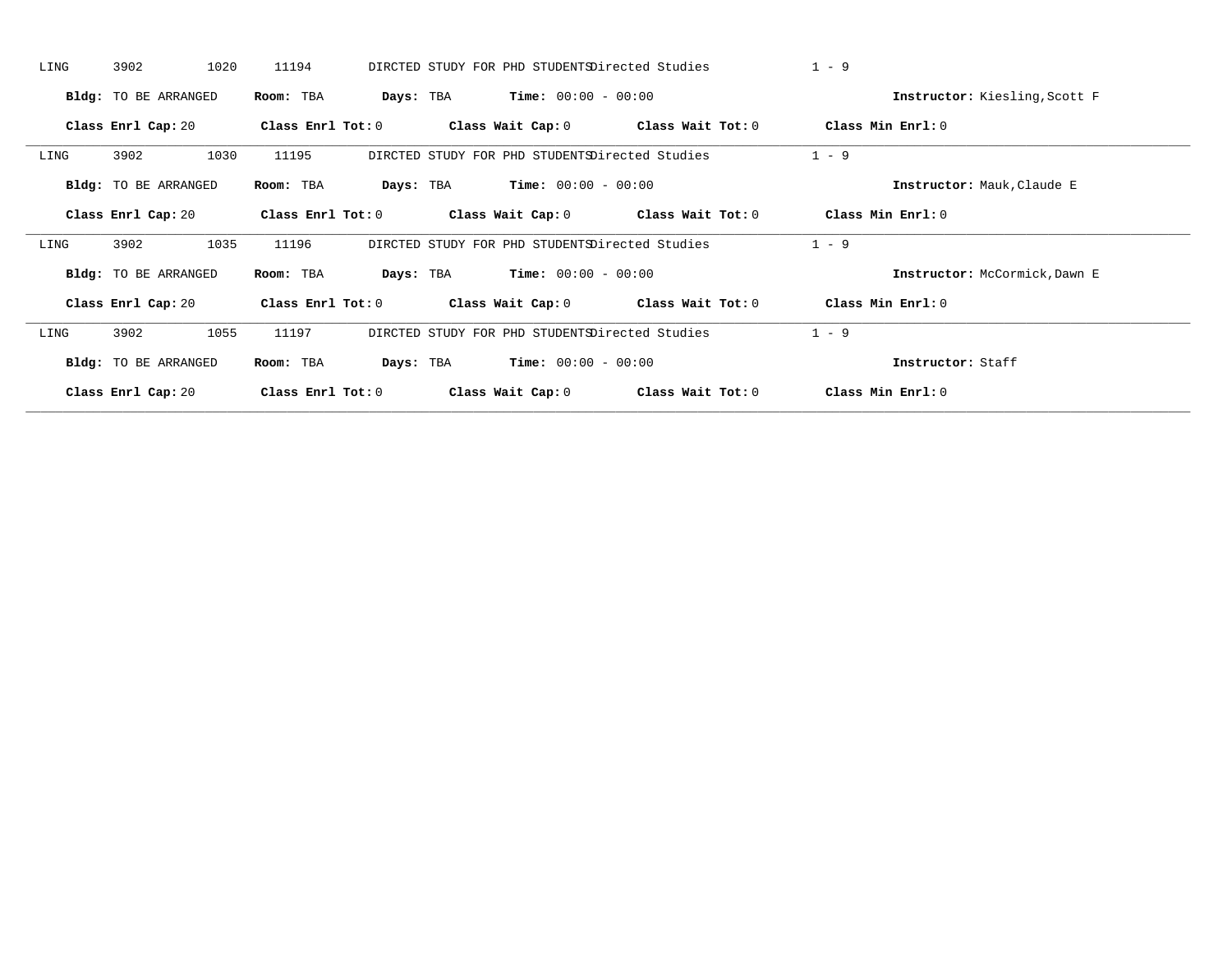LING 3902 1020 11194 DIRCTED STUDY FOR PHD STUDENTS Directed Studies 1 - 9

**Bldg:** TO BE ARRANGED **Room:** TBA **Days:** TBA **Time:** 00:00 - 00:00 **Instructor:** Kiesling,Scott F

**Class Enrl Cap:** 20 **Class Enrl Tot:** 0 **Class Wait Cap:** 0 **Class Wait Tot:** 0 **Class Min Enrl:** 0

---

LING 3902 1030 11195 DIRCTED STUDY FOR PHD STUDENTS Directed Studies 1 - 9

**Bldg:** TO BE ARRANGED **Room:** TBA **Days:** TBA **Time:** 00:00 - 00:00 **Instructor:** Mauk,Claude E

**Class Enrl Cap:** 20 **Class Enrl Tot:** 0 **Class Wait Cap:** 0 **Class Wait Tot:** 0 **Class Min Enrl:** 0

---

LING 3902 1035 11196 DIRCTED STUDY FOR PHD STUDENTS Directed Studies 1 - 9

**Bldg:** TO BE ARRANGED **Room:** TBA **Days:** TBA **Time:** 00:00 - 00:00 **Instructor:** McCormick,Dawn E

**Class Enrl Cap:** 20 **Class Enrl Tot:** 0 **Class Wait Cap:** 0 **Class Wait Tot:** 0 **Class Min Enrl:** 0

---

LING 3902 1055 11197 DIRCTED STUDY FOR PHD STUDENTS Directed Studies 1 - 9

**Bldg:** TO BE ARRANGED **Room:** TBA **Days:** TBA **Time:** 00:00 - 00:00 **Instructor:** Staff

**Class Enrl Cap:** 20 **Class Enrl Tot:** 0 **Class Wait Cap:** 0 **Class Wait Tot:** 0 **Class Min Enrl:** 0

---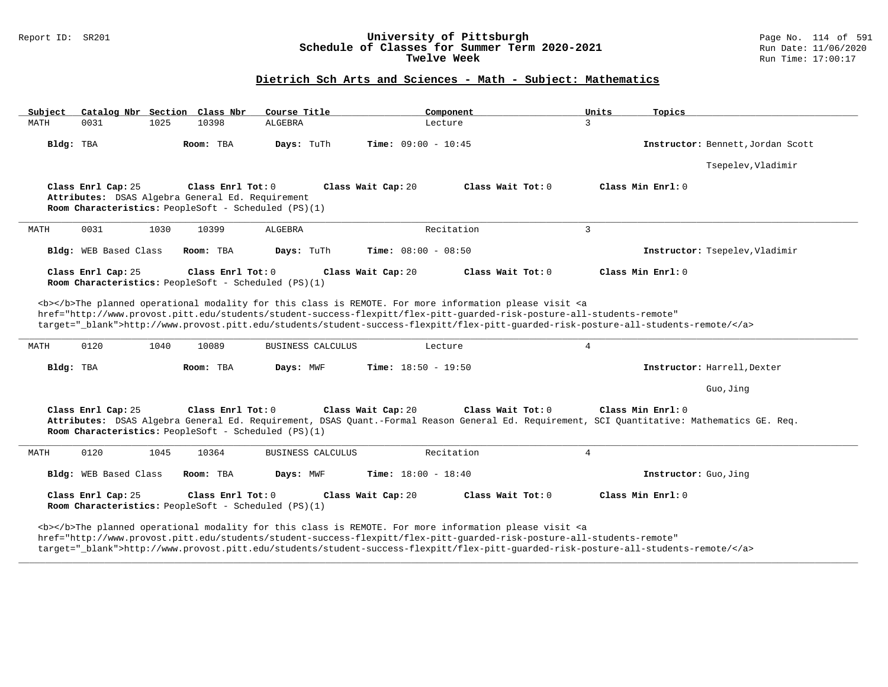# University of Pittsburgh
## Schedule of Classes for Summer Term 2020-2021
### Twelve Week

Report ID: SR201

Run Date: 11/06/2020
Run Time: 17:00:17

## Dietrich Sch Arts and Sciences - Math - Subject: Mathematics

| Subject | Catalog Nbr | Section | Class Nbr | Course Title | Component | Units | Topics |
|---|---|---|---|---|---|---|---|
| MATH | 0031 | 1025 | 10398 | ALGEBRA | Lecture | 3 | |

**Bldg:** TBA **Room:** TBA **Days:** TuTh **Time:** 09:00 - 10:45 **Instructor:** Bennett,Jordan Scott; Tsepelev,Vladimir

**Class Enrl Cap:** 25 **Class Enrl Tot:** 0 **Class Wait Cap:** 20 **Class Wait Tot:** 0 **Class Min Enrl:** 0

**Attributes:** DSAS Algebra General Ed. Requirement

**Room Characteristics:** PeopleSoft - Scheduled (PS)(1)

---

| Subject | Catalog Nbr | Section | Class Nbr | Course Title | Component | Units | Topics |
|---|---|---|---|---|---|---|---|
| MATH | 0031 | 1030 | 10399 | ALGEBRA | Recitation | 3 | |

**Bldg:** WEB Based Class **Room:** TBA **Days:** TuTh **Time:** 08:00 - 08:50 **Instructor:** Tsepelev,Vladimir

**Class Enrl Cap:** 25 **Class Enrl Tot:** 0 **Class Wait Cap:** 20 **Class Wait Tot:** 0 **Class Min Enrl:** 0

**Room Characteristics:** PeopleSoft - Scheduled (PS)(1)

<b></b>The planned operational modality for this class is REMOTE. For more information please visit <a href="http://www.provost.pitt.edu/students/student-success-flexpitt/flex-pitt-guarded-risk-posture-all-students-remote" target="_blank">http://www.provost.pitt.edu/students/student-success-flexpitt/flex-pitt-guarded-risk-posture-all-students-remote/</a>

---

| Subject | Catalog Nbr | Section | Class Nbr | Course Title | Component | Units | Topics |
|---|---|---|---|---|---|---|---|
| MATH | 0120 | 1040 | 10089 | BUSINESS CALCULUS | Lecture | 4 | |

**Bldg:** TBA **Room:** TBA **Days:** MWF **Time:** 18:50 - 19:50 **Instructor:** Harrell,Dexter; Guo,Jing

**Class Enrl Cap:** 25 **Class Enrl Tot:** 0 **Class Wait Cap:** 20 **Class Wait Tot:** 0 **Class Min Enrl:** 0

**Attributes:** DSAS Algebra General Ed. Requirement, DSAS Quant.-Formal Reason General Ed. Requirement, SCI Quantitative: Mathematics GE. Req.

**Room Characteristics:** PeopleSoft - Scheduled (PS)(1)

---

| Subject | Catalog Nbr | Section | Class Nbr | Course Title | Component | Units | Topics |
|---|---|---|---|---|---|---|---|
| MATH | 0120 | 1045 | 10364 | BUSINESS CALCULUS | Recitation | 4 | |

**Bldg:** WEB Based Class **Room:** TBA **Days:** MWF **Time:** 18:00 - 18:40 **Instructor:** Guo,Jing

**Class Enrl Cap:** 25 **Class Enrl Tot:** 0 **Class Wait Cap:** 20 **Class Wait Tot:** 0 **Class Min Enrl:** 0

**Room Characteristics:** PeopleSoft - Scheduled (PS)(1)

<b></b>The planned operational modality for this class is REMOTE. For more information please visit <a href="http://www.provost.pitt.edu/students/student-success-flexpitt/flex-pitt-guarded-risk-posture-all-students-remote" target="_blank">http://www.provost.pitt.edu/students/student-success-flexpitt/flex-pitt-guarded-risk-posture-all-students-remote/</a>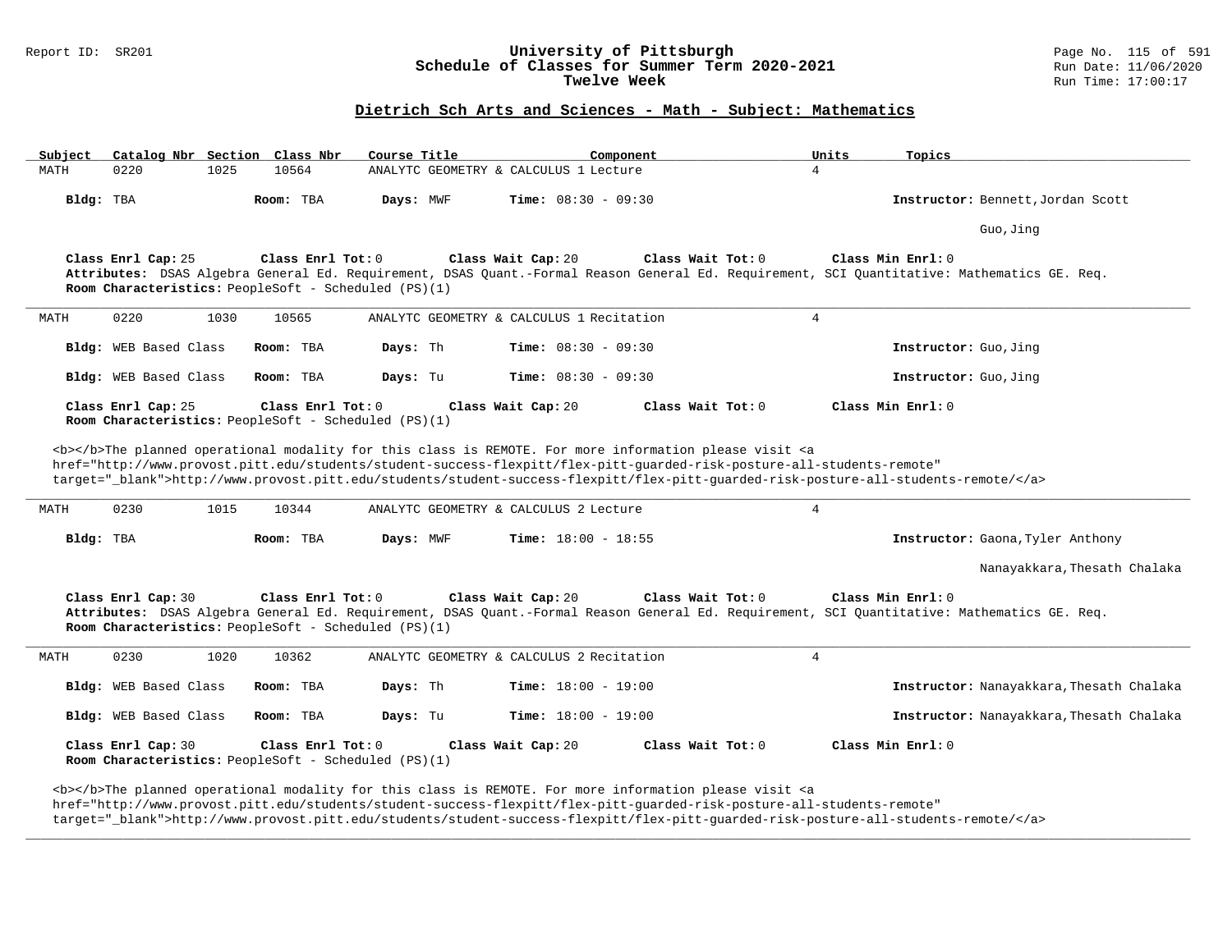# University of Pittsburgh
## Schedule of Classes for Summer Term 2020-2021
### Twelve Week

Report ID: SR201

Run Date: 11/06/2020
Run Time: 17:00:17

## Dietrich Sch Arts and Sciences - Math - Subject: Mathematics

| Subject | Catalog Nbr | Section | Class Nbr | Course Title | Component | Units | Topics |
|---|---|---|---|---|---|---|---|
| MATH | 0220 | 1025 | 10564 | ANALYTC GEOMETRY & CALCULUS 1 | Lecture | 4 | |

**Bldg:** TBA **Room:** TBA **Days:** MWF **Time:** 08:30 - 09:30 **Instructor:** Bennett,Jordan Scott

Guo,Jing

**Class Enrl Cap:** 25 **Class Enrl Tot:** 0 **Class Wait Cap:** 20 **Class Wait Tot:** 0 **Class Min Enrl:** 0

**Attributes:** DSAS Algebra General Ed. Requirement, DSAS Quant.-Formal Reason General Ed. Requirement, SCI Quantitative: Mathematics GE. Req.

**Room Characteristics:** PeopleSoft - Scheduled (PS)(1)

---

| Subject | Catalog Nbr | Section | Class Nbr | Course Title | Component | Units | Topics |
|---|---|---|---|---|---|---|---|
| MATH | 0220 | 1030 | 10565 | ANALYTC GEOMETRY & CALCULUS 1 | Recitation | 4 | |

**Bldg:** WEB Based Class **Room:** TBA **Days:** Th **Time:** 08:30 - 09:30 **Instructor:** Guo,Jing

**Bldg:** WEB Based Class **Room:** TBA **Days:** Tu **Time:** 08:30 - 09:30 **Instructor:** Guo,Jing

**Class Enrl Cap:** 25 **Class Enrl Tot:** 0 **Class Wait Cap:** 20 **Class Wait Tot:** 0 **Class Min Enrl:** 0

**Room Characteristics:** PeopleSoft - Scheduled (PS)(1)

<b></b>The planned operational modality for this class is REMOTE. For more information please visit <a href="http://www.provost.pitt.edu/students/student-success-flexpitt/flex-pitt-guarded-risk-posture-all-students-remote" target="_blank">http://www.provost.pitt.edu/students/student-success-flexpitt/flex-pitt-guarded-risk-posture-all-students-remote/</a>

---

| Subject | Catalog Nbr | Section | Class Nbr | Course Title | Component | Units | Topics |
|---|---|---|---|---|---|---|---|
| MATH | 0230 | 1015 | 10344 | ANALYTC GEOMETRY & CALCULUS 2 | Lecture | 4 | |

**Bldg:** TBA **Room:** TBA **Days:** MWF **Time:** 18:00 - 18:55 **Instructor:** Gaona,Tyler Anthony

Nanayakkara,Thesath Chalaka

**Class Enrl Cap:** 30 **Class Enrl Tot:** 0 **Class Wait Cap:** 20 **Class Wait Tot:** 0 **Class Min Enrl:** 0

**Attributes:** DSAS Algebra General Ed. Requirement, DSAS Quant.-Formal Reason General Ed. Requirement, SCI Quantitative: Mathematics GE. Req.

**Room Characteristics:** PeopleSoft - Scheduled (PS)(1)

---

| Subject | Catalog Nbr | Section | Class Nbr | Course Title | Component | Units | Topics |
|---|---|---|---|---|---|---|---|
| MATH | 0230 | 1020 | 10362 | ANALYTC GEOMETRY & CALCULUS 2 | Recitation | 4 | |

**Bldg:** WEB Based Class **Room:** TBA **Days:** Th **Time:** 18:00 - 19:00 **Instructor:** Nanayakkara,Thesath Chalaka

**Bldg:** WEB Based Class **Room:** TBA **Days:** Tu **Time:** 18:00 - 19:00 **Instructor:** Nanayakkara,Thesath Chalaka

**Class Enrl Cap:** 30 **Class Enrl Tot:** 0 **Class Wait Cap:** 20 **Class Wait Tot:** 0 **Class Min Enrl:** 0

**Room Characteristics:** PeopleSoft - Scheduled (PS)(1)

<b></b>The planned operational modality for this class is REMOTE. For more information please visit <a href="http://www.provost.pitt.edu/students/student-success-flexpitt/flex-pitt-guarded-risk-posture-all-students-remote" target="_blank">http://www.provost.pitt.edu/students/student-success-flexpitt/flex-pitt-guarded-risk-posture-all-students-remote/</a>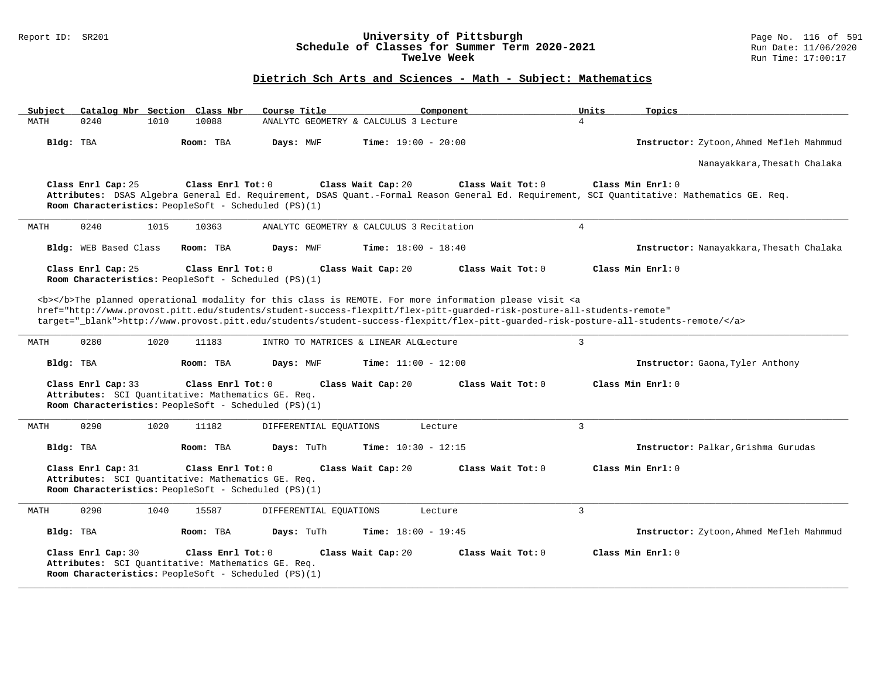## University of Pittsburgh
## Schedule of Classes for Summer Term 2020-2021
## Twelve Week

### Dietrich Sch Arts and Sciences - Math - Subject: Mathematics

| Subject | Catalog Nbr | Section | Class Nbr | Course Title | Component | Units | Topics |
|---|---|---|---|---|---|---|---|
| MATH | 0240 | 1010 | 10088 | ANALYTC GEOMETRY & CALCULUS 3 | Lecture | 4 | |

**Bldg:** TBA **Room:** TBA **Days:** MWF **Time:** 19:00 - 20:00 **Instructor:** Zytoon,Ahmed Mefleh Mahmmud

Nanayakkara,Thesath Chalaka

**Class Enrl Cap:** 25 **Class Enrl Tot:** 0 **Class Wait Cap:** 20 **Class Wait Tot:** 0 **Class Min Enrl:** 0

**Attributes:** DSAS Algebra General Ed. Requirement, DSAS Quant.-Formal Reason General Ed. Requirement, SCI Quantitative: Mathematics GE. Req.

**Room Characteristics:** PeopleSoft - Scheduled (PS)(1)

---

| Subject | Catalog Nbr | Section | Class Nbr | Course Title | Component | Units | Topics |
|---|---|---|---|---|---|---|---|
| MATH | 0240 | 1015 | 10363 | ANALYTC GEOMETRY & CALCULUS 3 | Recitation | 4 | |

**Bldg:** WEB Based Class **Room:** TBA **Days:** MWF **Time:** 18:00 - 18:40 **Instructor:** Nanayakkara,Thesath Chalaka

**Class Enrl Cap:** 25 **Class Enrl Tot:** 0 **Class Wait Cap:** 20 **Class Wait Tot:** 0 **Class Min Enrl:** 0

**Room Characteristics:** PeopleSoft - Scheduled (PS)(1)

<b></b>The planned operational modality for this class is REMOTE. For more information please visit <a href="http://www.provost.pitt.edu/students/student-success-flexpitt/flex-pitt-guarded-risk-posture-all-students-remote" target="_blank">http://www.provost.pitt.edu/students/student-success-flexpitt/flex-pitt-guarded-risk-posture-all-students-remote/</a>

---

| Subject | Catalog Nbr | Section | Class Nbr | Course Title | Component | Units | Topics |
|---|---|---|---|---|---|---|---|
| MATH | 0280 | 1020 | 11183 | INTRO TO MATRICES & LINEAR ALG | Lecture | 3 | |

**Bldg:** TBA **Room:** TBA **Days:** MWF **Time:** 11:00 - 12:00 **Instructor:** Gaona,Tyler Anthony

**Class Enrl Cap:** 33 **Class Enrl Tot:** 0 **Class Wait Cap:** 20 **Class Wait Tot:** 0 **Class Min Enrl:** 0

**Attributes:** SCI Quantitative: Mathematics GE. Req.

**Room Characteristics:** PeopleSoft - Scheduled (PS)(1)

---

| Subject | Catalog Nbr | Section | Class Nbr | Course Title | Component | Units | Topics |
|---|---|---|---|---|---|---|---|
| MATH | 0290 | 1020 | 11182 | DIFFERENTIAL EQUATIONS | Lecture | 3 | |

**Bldg:** TBA **Room:** TBA **Days:** TuTh **Time:** 10:30 - 12:15 **Instructor:** Palkar,Grishma Gurudas

**Class Enrl Cap:** 31 **Class Enrl Tot:** 0 **Class Wait Cap:** 20 **Class Wait Tot:** 0 **Class Min Enrl:** 0

**Attributes:** SCI Quantitative: Mathematics GE. Req.

**Room Characteristics:** PeopleSoft - Scheduled (PS)(1)

---

| Subject | Catalog Nbr | Section | Class Nbr | Course Title | Component | Units | Topics |
|---|---|---|---|---|---|---|---|
| MATH | 0290 | 1040 | 15587 | DIFFERENTIAL EQUATIONS | Lecture | 3 | |

**Bldg:** TBA **Room:** TBA **Days:** TuTh **Time:** 18:00 - 19:45 **Instructor:** Zytoon,Ahmed Mefleh Mahmmud

**Class Enrl Cap:** 30 **Class Enrl Tot:** 0 **Class Wait Cap:** 20 **Class Wait Tot:** 0 **Class Min Enrl:** 0

**Attributes:** SCI Quantitative: Mathematics GE. Req.

**Room Characteristics:** PeopleSoft - Scheduled (PS)(1)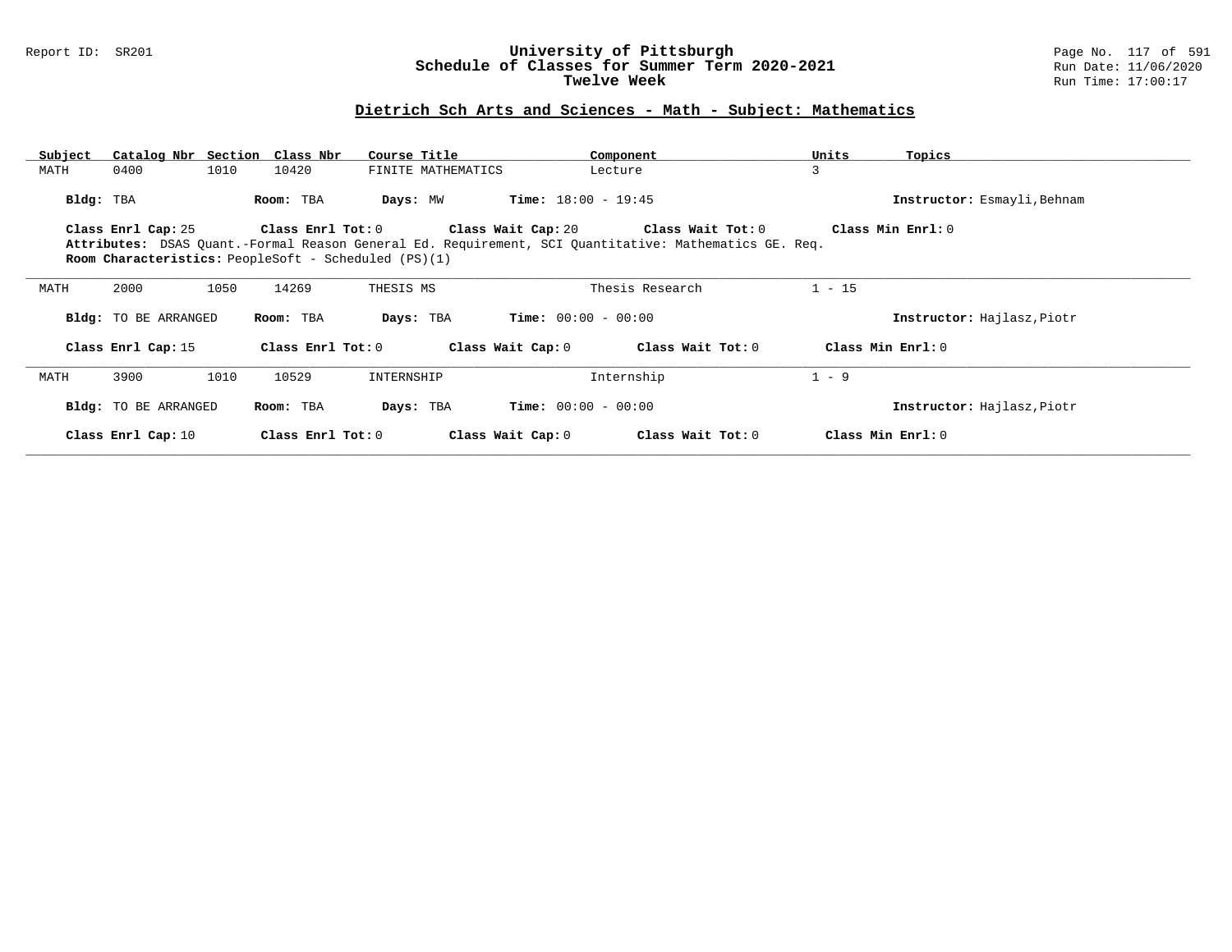# University of Pittsburgh
## Schedule of Classes for Summer Term 2020-2021
### Twelve Week

Report ID: SR201

Run Date: 11/06/2020
Run Time: 17:00:17

## Dietrich Sch Arts and Sciences - Math - Subject: Mathematics

| Subject | Catalog Nbr | Section | Class Nbr | Course Title | Component | Units | Topics |
|---|---|---|---|---|---|---|---|
| MATH | 0400 | 1010 | 10420 | FINITE MATHEMATICS | Lecture | 3 | |

**Bldg:** TBA **Room:** TBA **Days:** MW **Time:** 18:00 - 19:45 **Instructor:** Esmayli,Behnam

**Class Enrl Cap:** 25 **Class Enrl Tot:** 0 **Class Wait Cap:** 20 **Class Wait Tot:** 0 **Class Min Enrl:** 0

**Attributes:** DSAS Quant.-Formal Reason General Ed. Requirement, SCI Quantitative: Mathematics GE. Req.

**Room Characteristics:** PeopleSoft - Scheduled (PS)(1)

---

| Subject | Catalog Nbr | Section | Class Nbr | Course Title | Component | Units | Topics |
|---|---|---|---|---|---|---|---|
| MATH | 2000 | 1050 | 14269 | THESIS MS | Thesis Research | 1 - 15 | |

**Bldg:** TO BE ARRANGED **Room:** TBA **Days:** TBA **Time:** 00:00 - 00:00 **Instructor:** Hajlasz,Piotr

**Class Enrl Cap:** 15 **Class Enrl Tot:** 0 **Class Wait Cap:** 0 **Class Wait Tot:** 0 **Class Min Enrl:** 0

---

| Subject | Catalog Nbr | Section | Class Nbr | Course Title | Component | Units | Topics |
|---|---|---|---|---|---|---|---|
| MATH | 3900 | 1010 | 10529 | INTERNSHIP | Internship | 1 - 9 | |

**Bldg:** TO BE ARRANGED **Room:** TBA **Days:** TBA **Time:** 00:00 - 00:00 **Instructor:** Hajlasz,Piotr

**Class Enrl Cap:** 10 **Class Enrl Tot:** 0 **Class Wait Cap:** 0 **Class Wait Tot:** 0 **Class Min Enrl:** 0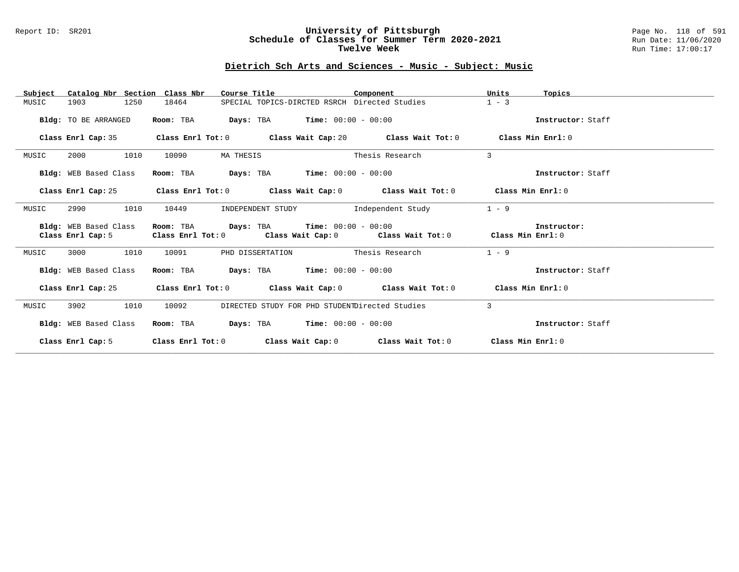Report ID: SR201

# University of Pittsburgh
## Schedule of Classes for Summer Term 2020-2021
### Twelve Week

Run Date: 11/06/2020
Run Time: 17:00:17

## Dietrich Sch Arts and Sciences - Music - Subject: Music

| Subject | Catalog Nbr | Section | Class Nbr | Course Title | Component | Units | Topics |
|---|---|---|---|---|---|---|---|
| MUSIC | 1903 | 1250 | 18464 | SPECIAL TOPICS-DIRCTED RSRCH | Directed Studies | 1 - 3 | |

**Bldg:** TO BE ARRANGED **Room:** TBA **Days:** TBA **Time:** 00:00 - 00:00 **Instructor:** Staff

**Class Enrl Cap:** 35 **Class Enrl Tot:** 0 **Class Wait Cap:** 20 **Class Wait Tot:** 0 **Class Min Enrl:** 0

| Subject | Catalog Nbr | Section | Class Nbr | Course Title | Component | Units | Topics |
|---|---|---|---|---|---|---|---|
| MUSIC | 2000 | 1010 | 10090 | MA THESIS | Thesis Research | 3 | |

**Bldg:** WEB Based Class **Room:** TBA **Days:** TBA **Time:** 00:00 - 00:00 **Instructor:** Staff

**Class Enrl Cap:** 25 **Class Enrl Tot:** 0 **Class Wait Cap:** 0 **Class Wait Tot:** 0 **Class Min Enrl:** 0

| Subject | Catalog Nbr | Section | Class Nbr | Course Title | Component | Units | Topics |
|---|---|---|---|---|---|---|---|
| MUSIC | 2990 | 1010 | 10449 | INDEPENDENT STUDY | Independent Study | 1 - 9 | |

**Bldg:** WEB Based Class **Room:** TBA **Days:** TBA **Time:** 00:00 - 00:00 **Instructor:**
**Class Enrl Cap:** 5 **Class Enrl Tot:** 0 **Class Wait Cap:** 0 **Class Wait Tot:** 0 **Class Min Enrl:** 0

| Subject | Catalog Nbr | Section | Class Nbr | Course Title | Component | Units | Topics |
|---|---|---|---|---|---|---|---|
| MUSIC | 3000 | 1010 | 10091 | PHD DISSERTATION | Thesis Research | 1 - 9 | |

**Bldg:** WEB Based Class **Room:** TBA **Days:** TBA **Time:** 00:00 - 00:00 **Instructor:** Staff

**Class Enrl Cap:** 25 **Class Enrl Tot:** 0 **Class Wait Cap:** 0 **Class Wait Tot:** 0 **Class Min Enrl:** 0

| Subject | Catalog Nbr | Section | Class Nbr | Course Title | Component | Units | Topics |
|---|---|---|---|---|---|---|---|
| MUSIC | 3902 | 1010 | 10092 | DIRECTED STUDY FOR PHD STUDENT | Directed Studies | 3 | |

**Bldg:** WEB Based Class **Room:** TBA **Days:** TBA **Time:** 00:00 - 00:00 **Instructor:** Staff

**Class Enrl Cap:** 5 **Class Enrl Tot:** 0 **Class Wait Cap:** 0 **Class Wait Tot:** 0 **Class Min Enrl:** 0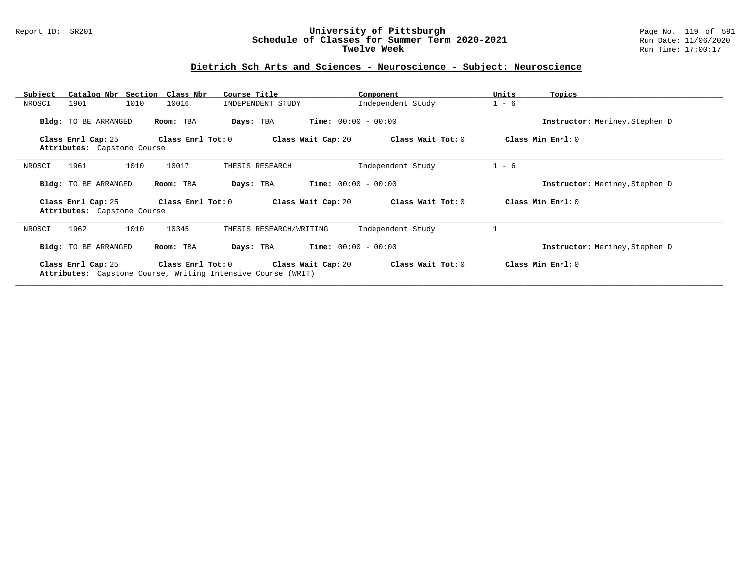# University of Pittsburgh
## Schedule of Classes for Summer Term 2020-2021
### Twelve Week

Report ID: SR201

Run Date: 11/06/2020
Run Time: 17:00:17

## Dietrich Sch Arts and Sciences - Neuroscience - Subject: Neuroscience

| Subject | Catalog Nbr | Section | Class Nbr | Course Title | Component | Units | Topics |
|---|---|---|---|---|---|---|---|
| NROSCI | 1901 | 1010 | 10016 | INDEPENDENT STUDY | Independent Study | 1 - 6 | |

**Bldg:** TO BE ARRANGED **Room:** TBA **Days:** TBA **Time:** 00:00 - 00:00 **Instructor:** Meriney,Stephen D

**Class Enrl Cap:** 25 **Class Enrl Tot:** 0 **Class Wait Cap:** 20 **Class Wait Tot:** 0 **Class Min Enrl:** 0
**Attributes:** Capstone Course

---

| Subject | Catalog Nbr | Section | Class Nbr | Course Title | Component | Units | Topics |
|---|---|---|---|---|---|---|---|
| NROSCI | 1961 | 1010 | 10017 | THESIS RESEARCH | Independent Study | 1 - 6 | |

**Bldg:** TO BE ARRANGED **Room:** TBA **Days:** TBA **Time:** 00:00 - 00:00 **Instructor:** Meriney,Stephen D

**Class Enrl Cap:** 25 **Class Enrl Tot:** 0 **Class Wait Cap:** 20 **Class Wait Tot:** 0 **Class Min Enrl:** 0
**Attributes:** Capstone Course

---

| Subject | Catalog Nbr | Section | Class Nbr | Course Title | Component | Units | Topics |
|---|---|---|---|---|---|---|---|
| NROSCI | 1962 | 1010 | 10345 | THESIS RESEARCH/WRITING | Independent Study | 1 | |

**Bldg:** TO BE ARRANGED **Room:** TBA **Days:** TBA **Time:** 00:00 - 00:00 **Instructor:** Meriney,Stephen D

**Class Enrl Cap:** 25 **Class Enrl Tot:** 0 **Class Wait Cap:** 20 **Class Wait Tot:** 0 **Class Min Enrl:** 0
**Attributes:** Capstone Course, Writing Intensive Course (WRIT)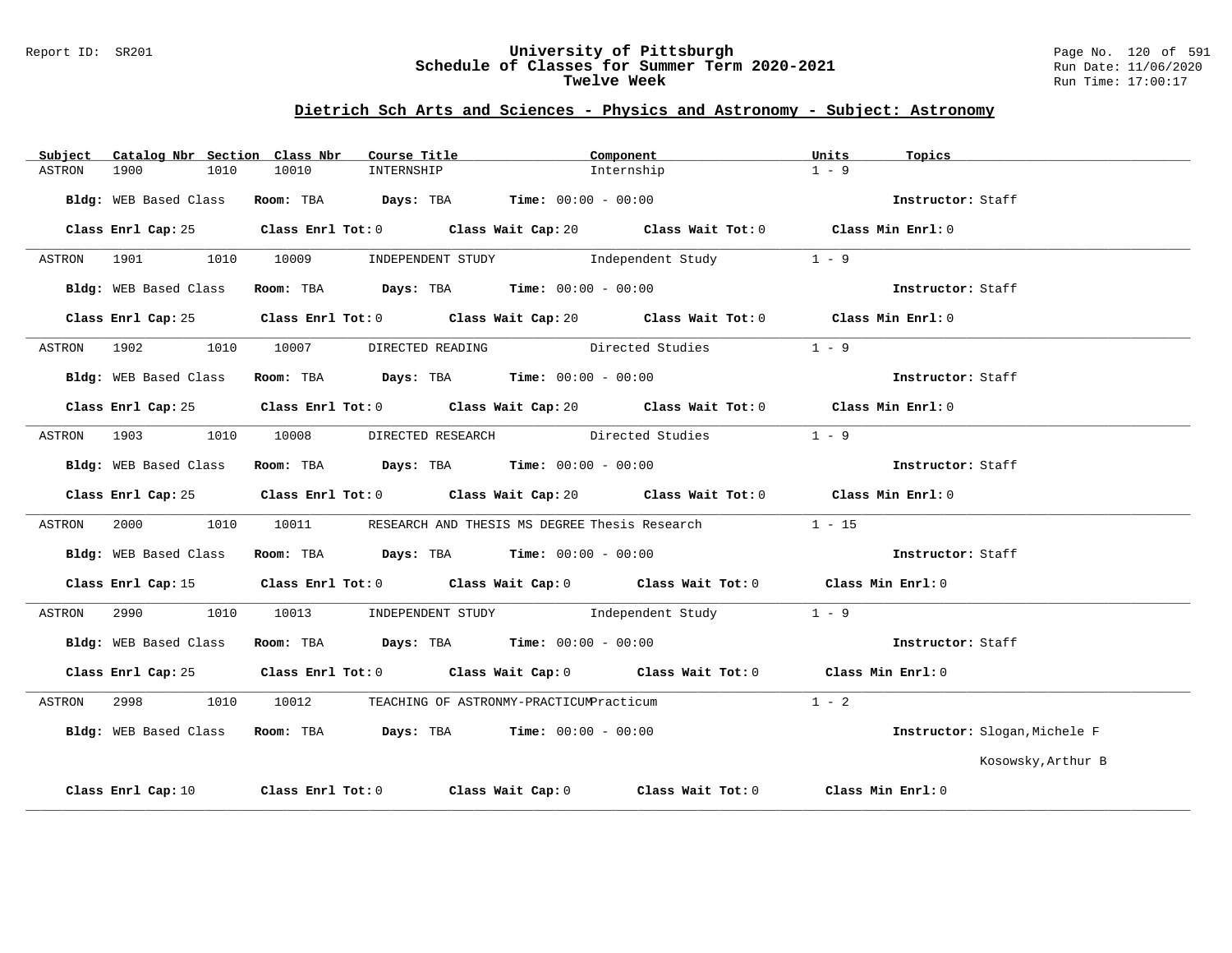# University of Pittsburgh
## Schedule of Classes for Summer Term 2020-2021
### Twelve Week

Report ID: SR201 | Run Date: 11/06/2020 | Run Time: 17:00:17

## Dietrich Sch Arts and Sciences - Physics and Astronomy - Subject: Astronomy

| Subject | Catalog Nbr | Section | Class Nbr | Course Title | Component | Units | Topics |
|---|---|---|---|---|---|---|---|
| ASTRON | 1900 | 1010 | 10010 | INTERNSHIP | Internship | 1 - 9 | |

**Bldg:** WEB Based Class **Room:** TBA **Days:** TBA **Time:** 00:00 - 00:00 **Instructor:** Staff

**Class Enrl Cap:** 25 **Class Enrl Tot:** 0 **Class Wait Cap:** 20 **Class Wait Tot:** 0 **Class Min Enrl:** 0

| Subject | Catalog Nbr | Section | Class Nbr | Course Title | Component | Units | Topics |
|---|---|---|---|---|---|---|---|
| ASTRON | 1901 | 1010 | 10009 | INDEPENDENT STUDY | Independent Study | 1 - 9 | |

**Bldg:** WEB Based Class **Room:** TBA **Days:** TBA **Time:** 00:00 - 00:00 **Instructor:** Staff

**Class Enrl Cap:** 25 **Class Enrl Tot:** 0 **Class Wait Cap:** 20 **Class Wait Tot:** 0 **Class Min Enrl:** 0

| Subject | Catalog Nbr | Section | Class Nbr | Course Title | Component | Units | Topics |
|---|---|---|---|---|---|---|---|
| ASTRON | 1902 | 1010 | 10007 | DIRECTED READING | Directed Studies | 1 - 9 | |

**Bldg:** WEB Based Class **Room:** TBA **Days:** TBA **Time:** 00:00 - 00:00 **Instructor:** Staff

**Class Enrl Cap:** 25 **Class Enrl Tot:** 0 **Class Wait Cap:** 20 **Class Wait Tot:** 0 **Class Min Enrl:** 0

| Subject | Catalog Nbr | Section | Class Nbr | Course Title | Component | Units | Topics |
|---|---|---|---|---|---|---|---|
| ASTRON | 1903 | 1010 | 10008 | DIRECTED RESEARCH | Directed Studies | 1 - 9 | |

**Bldg:** WEB Based Class **Room:** TBA **Days:** TBA **Time:** 00:00 - 00:00 **Instructor:** Staff

**Class Enrl Cap:** 25 **Class Enrl Tot:** 0 **Class Wait Cap:** 20 **Class Wait Tot:** 0 **Class Min Enrl:** 0

| Subject | Catalog Nbr | Section | Class Nbr | Course Title | Component | Units | Topics |
|---|---|---|---|---|---|---|---|
| ASTRON | 2000 | 1010 | 10011 | RESEARCH AND THESIS MS DEGREE | Thesis Research | 1 - 15 | |

**Bldg:** WEB Based Class **Room:** TBA **Days:** TBA **Time:** 00:00 - 00:00 **Instructor:** Staff

**Class Enrl Cap:** 15 **Class Enrl Tot:** 0 **Class Wait Cap:** 0 **Class Wait Tot:** 0 **Class Min Enrl:** 0

| Subject | Catalog Nbr | Section | Class Nbr | Course Title | Component | Units | Topics |
|---|---|---|---|---|---|---|---|
| ASTRON | 2990 | 1010 | 10013 | INDEPENDENT STUDY | Independent Study | 1 - 9 | |

**Bldg:** WEB Based Class **Room:** TBA **Days:** TBA **Time:** 00:00 - 00:00 **Instructor:** Staff

**Class Enrl Cap:** 25 **Class Enrl Tot:** 0 **Class Wait Cap:** 0 **Class Wait Tot:** 0 **Class Min Enrl:** 0

| Subject | Catalog Nbr | Section | Class Nbr | Course Title | Component | Units | Topics |
|---|---|---|---|---|---|---|---|
| ASTRON | 2998 | 1010 | 10012 | TEACHING OF ASTRONMY-PRACTICUM | Practicum | 1 - 2 | |

**Bldg:** WEB Based Class **Room:** TBA **Days:** TBA **Time:** 00:00 - 00:00 **Instructor:** Slogan,Michele F; Kosowsky,Arthur B

**Class Enrl Cap:** 10 **Class Enrl Tot:** 0 **Class Wait Cap:** 0 **Class Wait Tot:** 0 **Class Min Enrl:** 0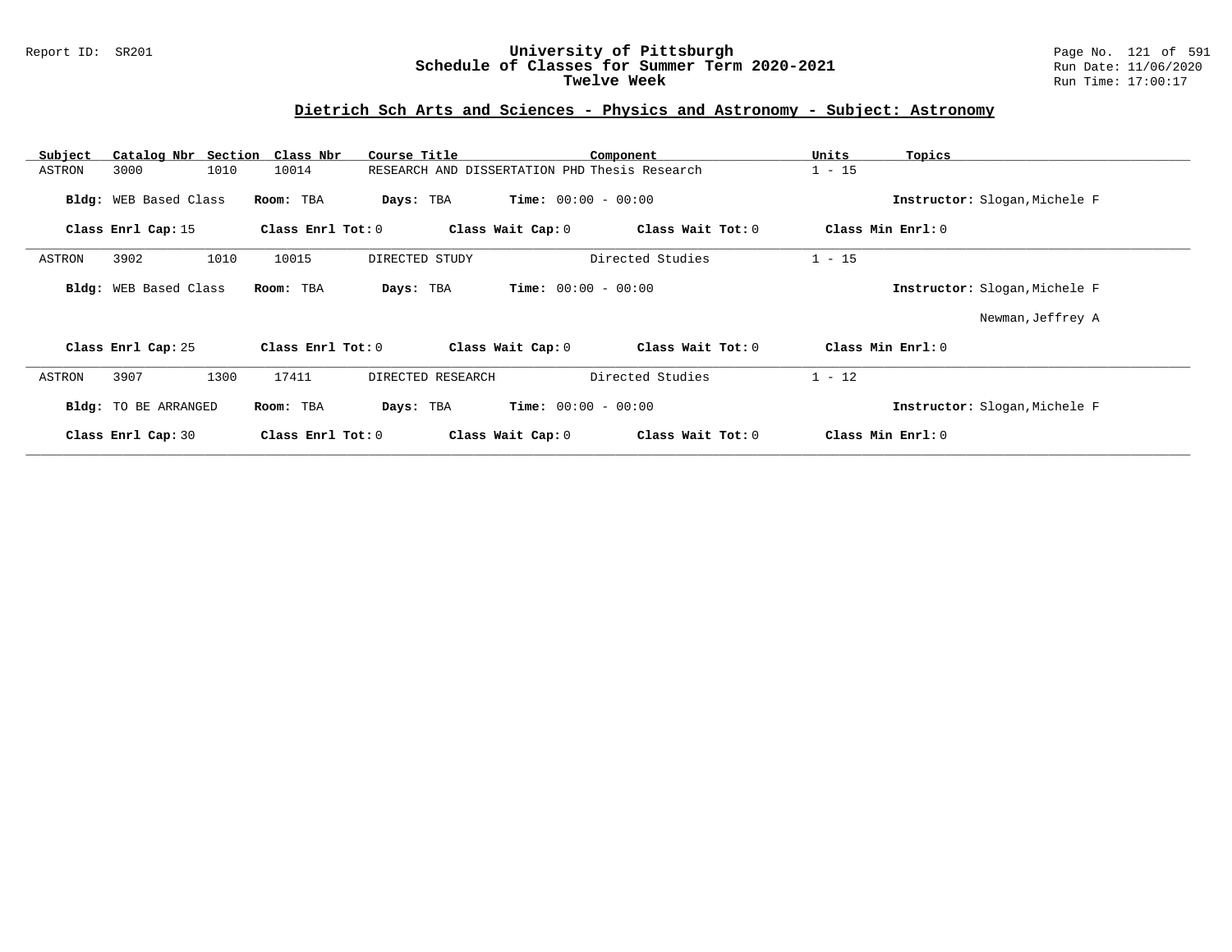## Dietrich Sch Arts and Sciences - Physics and Astronomy - Subject: Astronomy

| Subject | Catalog Nbr | Section | Class Nbr | Course Title | Component | Units | Topics |
|---|---|---|---|---|---|---|---|
| ASTRON | 3000 | 1010 | 10014 | RESEARCH AND DISSERTATION PHD | Thesis Research | 1 - 15 | |

**Bldg:** WEB Based Class **Room:** TBA **Days:** TBA **Time:** 00:00 - 00:00 **Instructor:** Slogan,Michele F

**Class Enrl Cap:** 15 **Class Enrl Tot:** 0 **Class Wait Cap:** 0 **Class Wait Tot:** 0 **Class Min Enrl:** 0

| Subject | Catalog Nbr | Section | Class Nbr | Course Title | Component | Units | Topics |
|---|---|---|---|---|---|---|---|
| ASTRON | 3902 | 1010 | 10015 | DIRECTED STUDY | Directed Studies | 1 - 15 | |

**Bldg:** WEB Based Class **Room:** TBA **Days:** TBA **Time:** 00:00 - 00:00 **Instructor:** Slogan,Michele F; Newman,Jeffrey A

**Class Enrl Cap:** 25 **Class Enrl Tot:** 0 **Class Wait Cap:** 0 **Class Wait Tot:** 0 **Class Min Enrl:** 0

| Subject | Catalog Nbr | Section | Class Nbr | Course Title | Component | Units | Topics |
|---|---|---|---|---|---|---|---|
| ASTRON | 3907 | 1300 | 17411 | DIRECTED RESEARCH | Directed Studies | 1 - 12 | |

**Bldg:** TO BE ARRANGED **Room:** TBA **Days:** TBA **Time:** 00:00 - 00:00 **Instructor:** Slogan,Michele F

**Class Enrl Cap:** 30 **Class Enrl Tot:** 0 **Class Wait Cap:** 0 **Class Wait Tot:** 0 **Class Min Enrl:** 0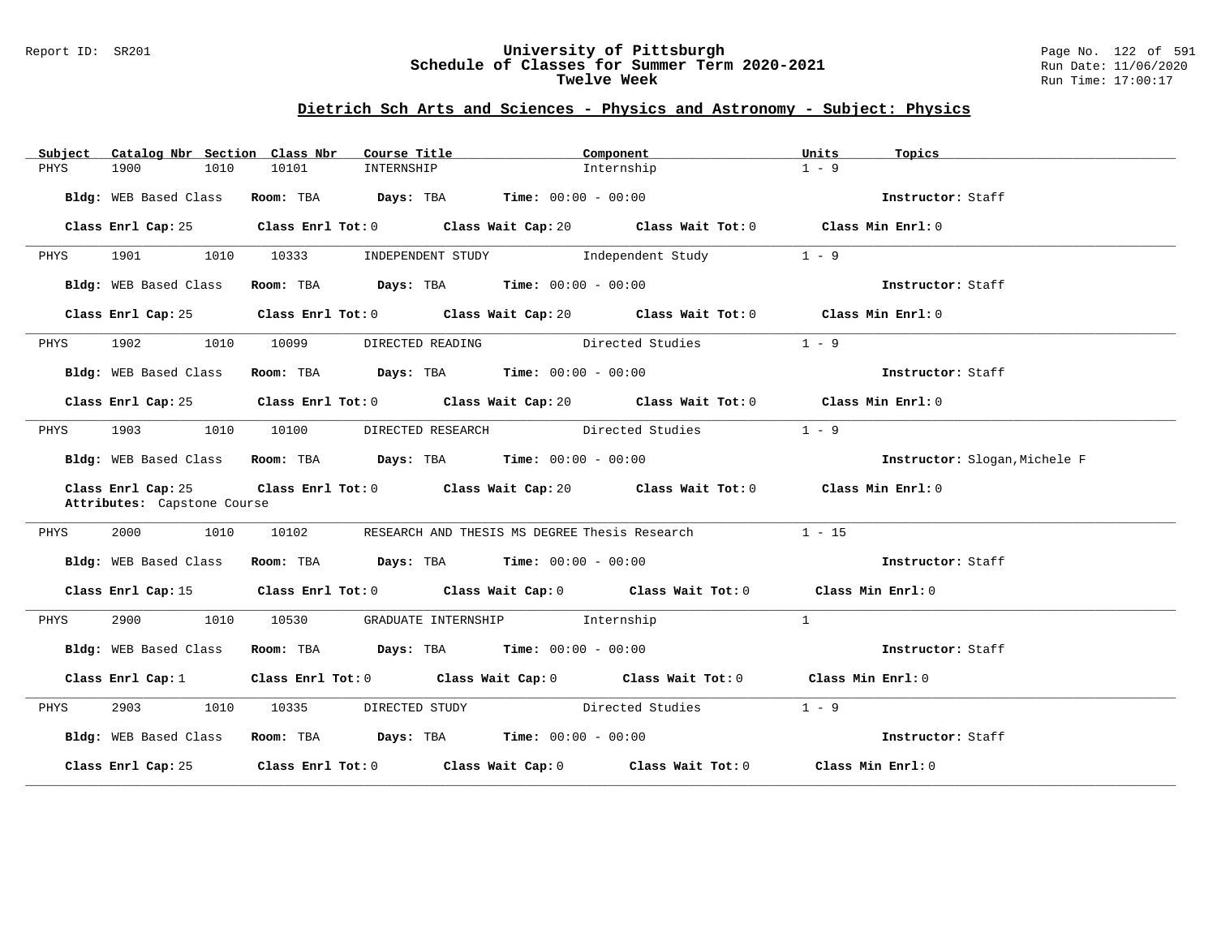# University of Pittsburgh
## Schedule of Classes for Summer Term 2020-2021
### Twelve Week

Report ID: SR201 — Run Date: 11/06/2020 — Run Time: 17:00:17

## Dietrich Sch Arts and Sciences - Physics and Astronomy - Subject: Physics

| Subject | Catalog Nbr | Section | Class Nbr | Course Title | Component | Units | Topics |
|---|---|---|---|---|---|---|---|
| PHYS | 1900 | 1010 | 10101 | INTERNSHIP | Internship | 1 - 9 | |

**Bldg:** WEB Based Class **Room:** TBA **Days:** TBA **Time:** 00:00 - 00:00 **Instructor:** Staff

**Class Enrl Cap:** 25 **Class Enrl Tot:** 0 **Class Wait Cap:** 20 **Class Wait Tot:** 0 **Class Min Enrl:** 0

---

| Subject | Catalog Nbr | Section | Class Nbr | Course Title | Component | Units | Topics |
|---|---|---|---|---|---|---|---|
| PHYS | 1901 | 1010 | 10333 | INDEPENDENT STUDY | Independent Study | 1 - 9 | |

**Bldg:** WEB Based Class **Room:** TBA **Days:** TBA **Time:** 00:00 - 00:00 **Instructor:** Staff

**Class Enrl Cap:** 25 **Class Enrl Tot:** 0 **Class Wait Cap:** 20 **Class Wait Tot:** 0 **Class Min Enrl:** 0

---

| Subject | Catalog Nbr | Section | Class Nbr | Course Title | Component | Units | Topics |
|---|---|---|---|---|---|---|---|
| PHYS | 1902 | 1010 | 10099 | DIRECTED READING | Directed Studies | 1 - 9 | |

**Bldg:** WEB Based Class **Room:** TBA **Days:** TBA **Time:** 00:00 - 00:00 **Instructor:** Staff

**Class Enrl Cap:** 25 **Class Enrl Tot:** 0 **Class Wait Cap:** 20 **Class Wait Tot:** 0 **Class Min Enrl:** 0

---

| Subject | Catalog Nbr | Section | Class Nbr | Course Title | Component | Units | Topics |
|---|---|---|---|---|---|---|---|
| PHYS | 1903 | 1010 | 10100 | DIRECTED RESEARCH | Directed Studies | 1 - 9 | |

**Bldg:** WEB Based Class **Room:** TBA **Days:** TBA **Time:** 00:00 - 00:00 **Instructor:** Slogan,Michele F

**Class Enrl Cap:** 25 **Class Enrl Tot:** 0 **Class Wait Cap:** 20 **Class Wait Tot:** 0 **Class Min Enrl:** 0

**Attributes:** Capstone Course

---

| Subject | Catalog Nbr | Section | Class Nbr | Course Title | Component | Units | Topics |
|---|---|---|---|---|---|---|---|
| PHYS | 2000 | 1010 | 10102 | RESEARCH AND THESIS MS DEGREE | Thesis Research | 1 - 15 | |

**Bldg:** WEB Based Class **Room:** TBA **Days:** TBA **Time:** 00:00 - 00:00 **Instructor:** Staff

**Class Enrl Cap:** 15 **Class Enrl Tot:** 0 **Class Wait Cap:** 0 **Class Wait Tot:** 0 **Class Min Enrl:** 0

---

| Subject | Catalog Nbr | Section | Class Nbr | Course Title | Component | Units | Topics |
|---|---|---|---|---|---|---|---|
| PHYS | 2900 | 1010 | 10530 | GRADUATE INTERNSHIP | Internship | 1 | |

**Bldg:** WEB Based Class **Room:** TBA **Days:** TBA **Time:** 00:00 - 00:00 **Instructor:** Staff

**Class Enrl Cap:** 1 **Class Enrl Tot:** 0 **Class Wait Cap:** 0 **Class Wait Tot:** 0 **Class Min Enrl:** 0

---

| Subject | Catalog Nbr | Section | Class Nbr | Course Title | Component | Units | Topics |
|---|---|---|---|---|---|---|---|
| PHYS | 2903 | 1010 | 10335 | DIRECTED STUDY | Directed Studies | 1 - 9 | |

**Bldg:** WEB Based Class **Room:** TBA **Days:** TBA **Time:** 00:00 - 00:00 **Instructor:** Staff

**Class Enrl Cap:** 25 **Class Enrl Tot:** 0 **Class Wait Cap:** 0 **Class Wait Tot:** 0 **Class Min Enrl:** 0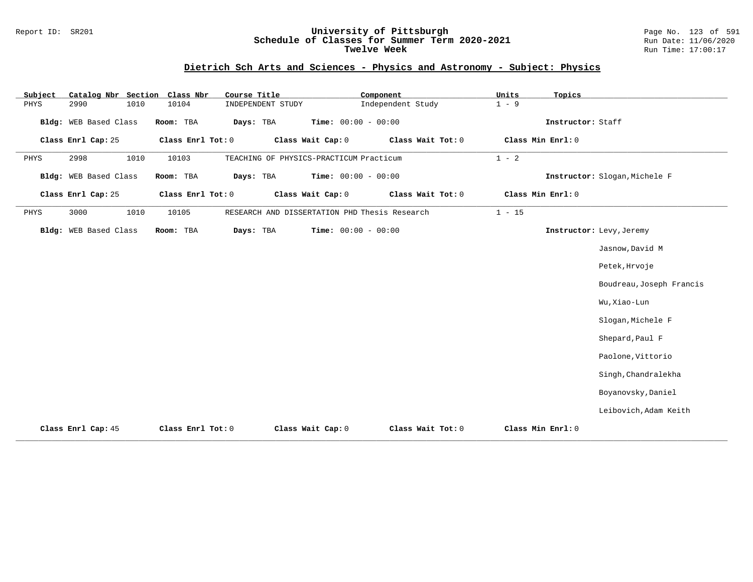# University of Pittsburgh
## Schedule of Classes for Summer Term 2020-2021
### Twelve Week

Report ID: SR201

Run Date: 11/06/2020
Run Time: 17:00:17

## Dietrich Sch Arts and Sciences - Physics and Astronomy - Subject: Physics

| Subject | Catalog Nbr | Section | Class Nbr | Course Title | Component | Units | Topics |
|---|---|---|---|---|---|---|---|
| PHYS | 2990 | 1010 | 10104 | INDEPENDENT STUDY | Independent Study | 1 - 9 | |

**Bldg:** WEB Based Class **Room:** TBA **Days:** TBA **Time:** 00:00 - 00:00 **Instructor:** Staff

**Class Enrl Cap:** 25 **Class Enrl Tot:** 0 **Class Wait Cap:** 0 **Class Wait Tot:** 0 **Class Min Enrl:** 0

---

| Subject | Catalog Nbr | Section | Class Nbr | Course Title | Component | Units | Topics |
|---|---|---|---|---|---|---|---|
| PHYS | 2998 | 1010 | 10103 | TEACHING OF PHYSICS-PRACTICUM | Practicum | 1 - 2 | |

**Bldg:** WEB Based Class **Room:** TBA **Days:** TBA **Time:** 00:00 - 00:00 **Instructor:** Slogan,Michele F

**Class Enrl Cap:** 25 **Class Enrl Tot:** 0 **Class Wait Cap:** 0 **Class Wait Tot:** 0 **Class Min Enrl:** 0

---

| Subject | Catalog Nbr | Section | Class Nbr | Course Title | Component | Units | Topics |
|---|---|---|---|---|---|---|---|
| PHYS | 3000 | 1010 | 10105 | RESEARCH AND DISSERTATION PHD | Thesis Research | 1 - 15 | |

**Bldg:** WEB Based Class **Room:** TBA **Days:** TBA **Time:** 00:00 - 00:00 **Instructor:** Levy,Jeremy
Jasnow,David M
Petek,Hrvoje
Boudreau,Joseph Francis
Wu,Xiao-Lun
Slogan,Michele F
Shepard,Paul F
Paolone,Vittorio
Singh,Chandralekha
Boyanovsky,Daniel
Leibovich,Adam Keith

**Class Enrl Cap:** 45 **Class Enrl Tot:** 0 **Class Wait Cap:** 0 **Class Wait Tot:** 0 **Class Min Enrl:** 0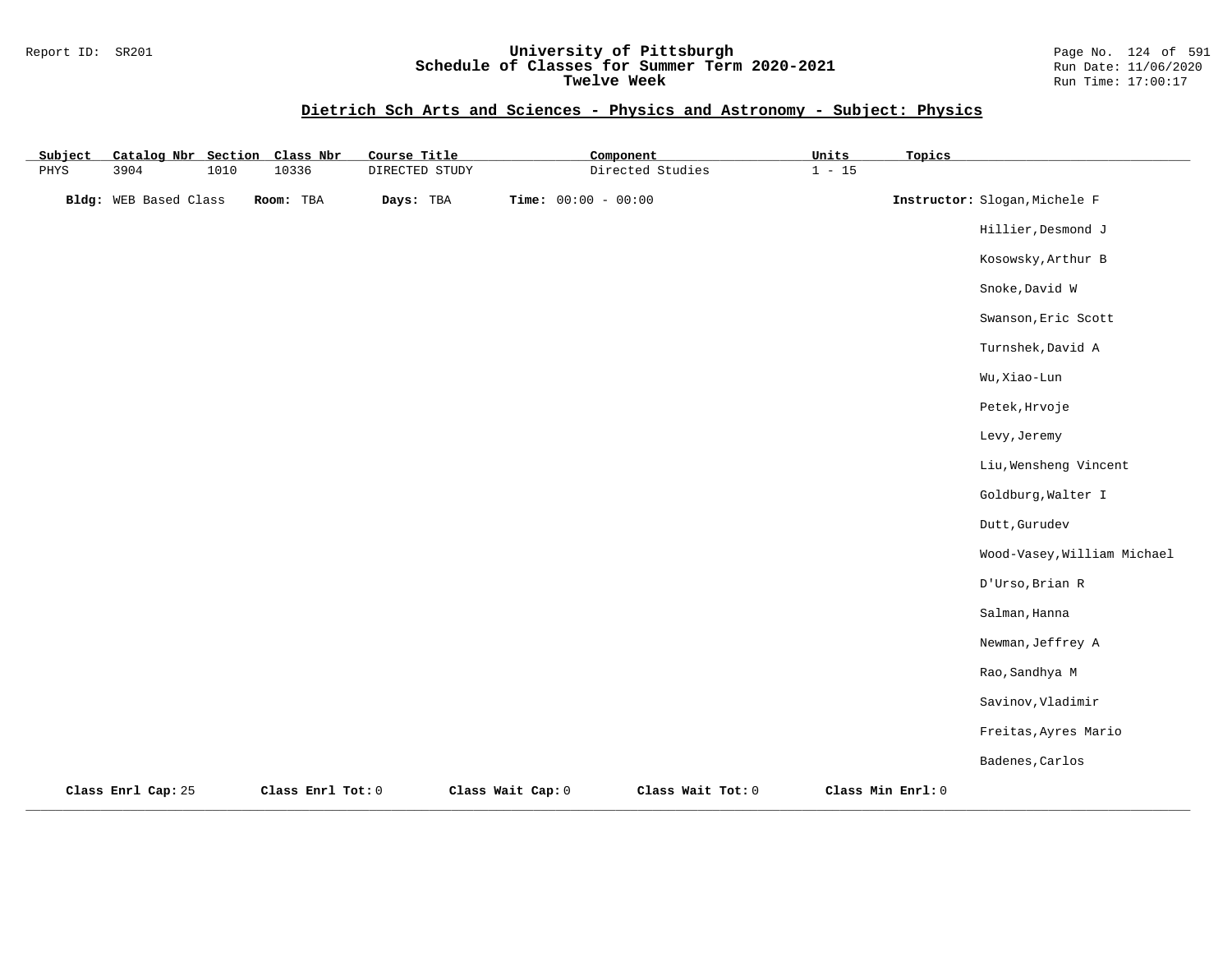## Dietrich Sch Arts and Sciences - Physics and Astronomy - Subject: Physics

| Subject | Catalog Nbr | Section | Class Nbr | Course Title | Component | Units | Topics |
|---|---|---|---|---|---|---|---|
| PHYS | 3904 | 1010 | 10336 | DIRECTED STUDY | Directed Studies | 1 - 15 | |

**Bldg:** WEB Based Class **Room:** TBA **Days:** TBA **Time:** 00:00 - 00:00

**Instructor:** Slogan,Michele F
Hillier,Desmond J
Kosowsky,Arthur B
Snoke,David W
Swanson,Eric Scott
Turnshek,David A
Wu,Xiao-Lun
Petek,Hrvoje
Levy,Jeremy
Liu,Wensheng Vincent
Goldburg,Walter I
Dutt,Gurudev
Wood-Vasey,William Michael
D'Urso,Brian R
Salman,Hanna
Newman,Jeffrey A
Rao,Sandhya M
Savinov,Vladimir
Freitas,Ayres Mario
Badenes,Carlos

**Class Enrl Cap:** 25 **Class Enrl Tot:** 0 **Class Wait Cap:** 0 **Class Wait Tot:** 0 **Class Min Enrl:** 0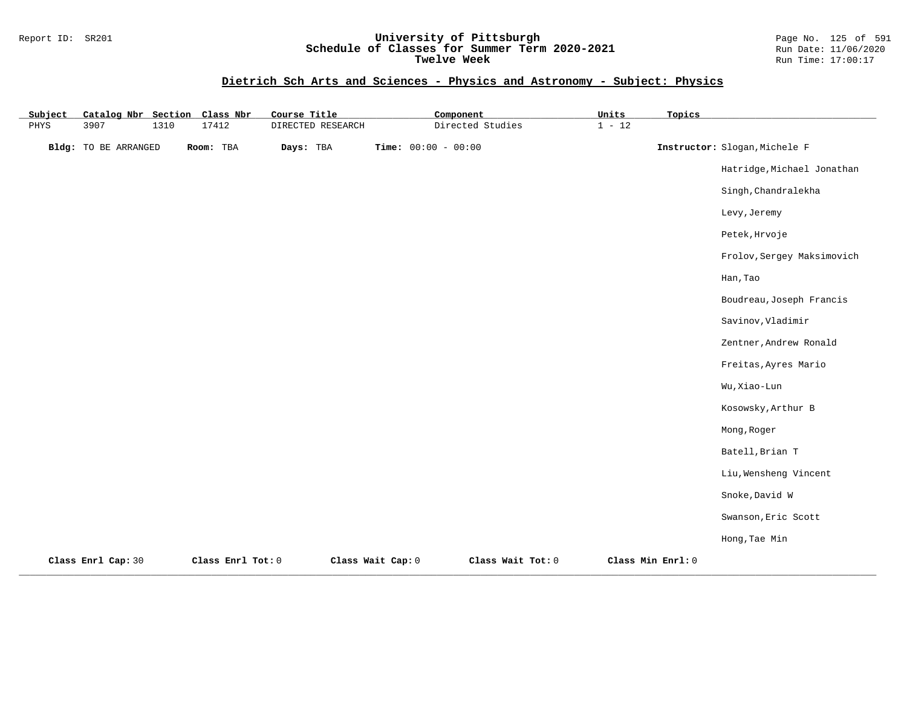## Dietrich Sch Arts and Sciences - Physics and Astronomy - Subject: Physics

| Subject | Catalog Nbr | Section | Class Nbr | Course Title | Component | Units | Topics |
|---|---|---|---|---|---|---|---|
| PHYS | 3907 | 1310 | 17412 | DIRECTED RESEARCH | Directed Studies | 1 - 12 | |

**Bldg:** TO BE ARRANGED **Room:** TBA **Days:** TBA **Time:** 00:00 - 00:00 **Instructor:** Slogan,Michele F

Hatridge,Michael Jonathan

Singh,Chandralekha

Levy,Jeremy

Petek,Hrvoje

Frolov,Sergey Maksimovich

Han,Tao

Boudreau,Joseph Francis

Savinov,Vladimir

Zentner,Andrew Ronald

Freitas,Ayres Mario

Wu,Xiao-Lun

Kosowsky,Arthur B

Mong,Roger

Batell,Brian T

Liu,Wensheng Vincent

Snoke,David W

Swanson,Eric Scott

Hong,Tae Min

**Class Enrl Cap:** 30 **Class Enrl Tot:** 0 **Class Wait Cap:** 0 **Class Wait Tot:** 0 **Class Min Enrl:** 0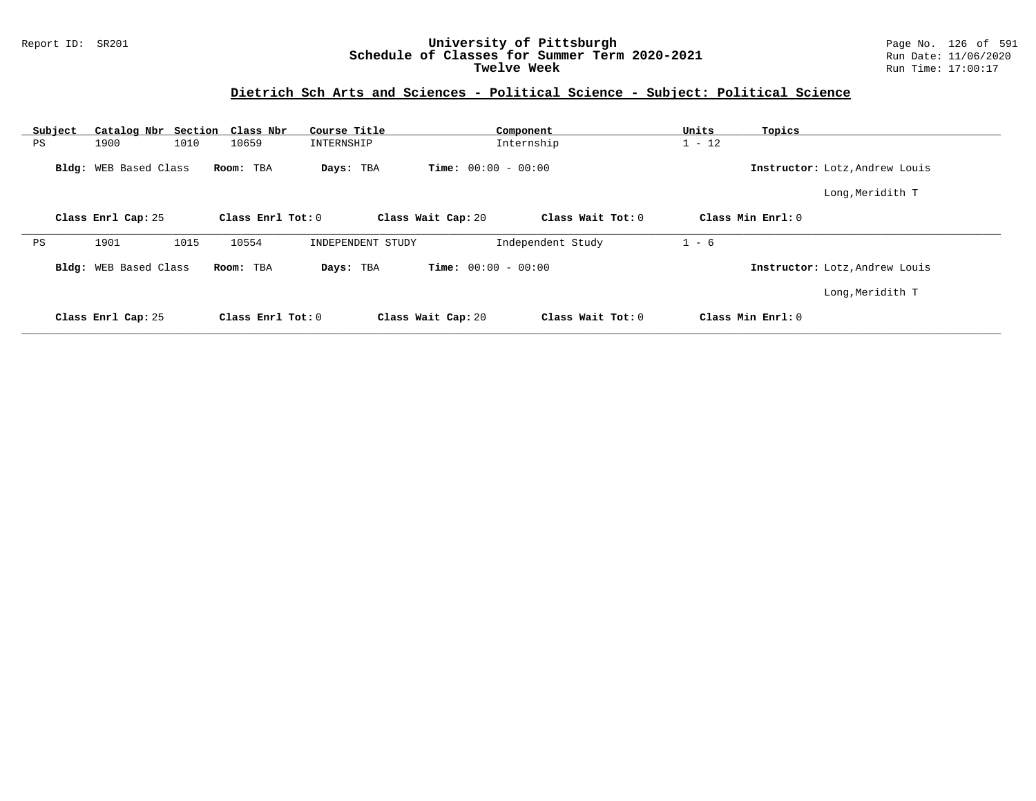**University of Pittsburgh**
**Schedule of Classes for Summer Term 2020-2021**
**Twelve Week**

## Dietrich Sch Arts and Sciences - Political Science - Subject: Political Science

| Subject | Catalog Nbr | Section | Class Nbr | Course Title | Component | Units | Topics |
|---|---|---|---|---|---|---|---|
| PS | 1900 | 1010 | 10659 | INTERNSHIP | Internship | 1 - 12 | |

**Bldg:** WEB Based Class **Room:** TBA **Days:** TBA **Time:** 00:00 - 00:00 **Instructor:** Lotz,Andrew Louis
Long,Meridith T

**Class Enrl Cap:** 25 **Class Enrl Tot:** 0 **Class Wait Cap:** 20 **Class Wait Tot:** 0 **Class Min Enrl:** 0

---

| Subject | Catalog Nbr | Section | Class Nbr | Course Title | Component | Units | Topics |
|---|---|---|---|---|---|---|---|
| PS | 1901 | 1015 | 10554 | INDEPENDENT STUDY | Independent Study | 1 - 6 | |

**Bldg:** WEB Based Class **Room:** TBA **Days:** TBA **Time:** 00:00 - 00:00 **Instructor:** Lotz,Andrew Louis
Long,Meridith T

**Class Enrl Cap:** 25 **Class Enrl Tot:** 0 **Class Wait Cap:** 20 **Class Wait Tot:** 0 **Class Min Enrl:** 0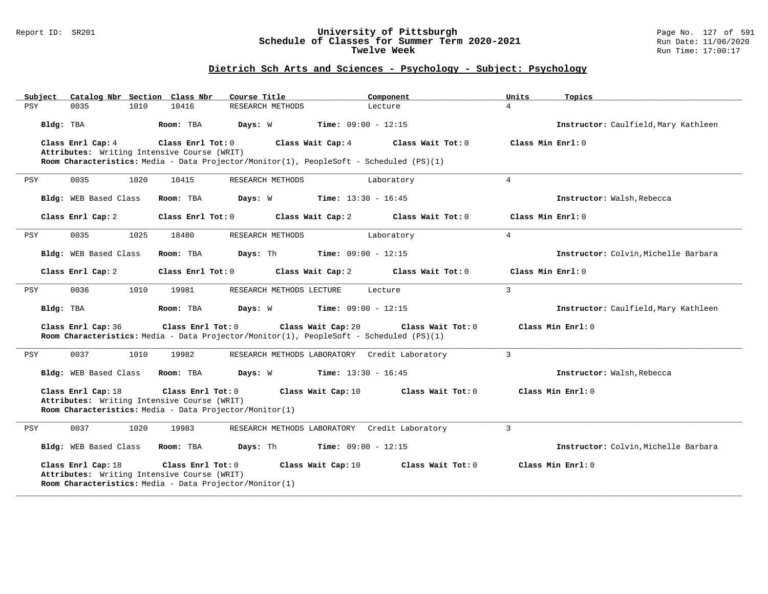# University of Pittsburgh
## Schedule of Classes for Summer Term 2020-2021
### Twelve Week

Report ID: SR201 | Run Date: 11/06/2020 | Run Time: 17:00:17

## Dietrich Sch Arts and Sciences - Psychology - Subject: Psychology

| Subject | Catalog Nbr | Section | Class Nbr | Course Title | Component | Units | Topics |
|---|---|---|---|---|---|---|---|
| PSY | 0035 | 1010 | 10416 | RESEARCH METHODS | Lecture | 4 | |

**Bldg:** TBA **Room:** TBA **Days:** W **Time:** 09:00 - 12:15 **Instructor:** Caulfield,Mary Kathleen

**Class Enrl Cap:** 4 **Class Enrl Tot:** 0 **Class Wait Cap:** 4 **Class Wait Tot:** 0 **Class Min Enrl:** 0

**Attributes:** Writing Intensive Course (WRIT)

**Room Characteristics:** Media - Data Projector/Monitor(1), PeopleSoft - Scheduled (PS)(1)

---

| Subject | Catalog Nbr | Section | Class Nbr | Course Title | Component | Units | Topics |
|---|---|---|---|---|---|---|---|
| PSY | 0035 | 1020 | 10415 | RESEARCH METHODS | Laboratory | 4 | |

**Bldg:** WEB Based Class **Room:** TBA **Days:** W **Time:** 13:30 - 16:45 **Instructor:** Walsh,Rebecca

**Class Enrl Cap:** 2 **Class Enrl Tot:** 0 **Class Wait Cap:** 2 **Class Wait Tot:** 0 **Class Min Enrl:** 0

---

| Subject | Catalog Nbr | Section | Class Nbr | Course Title | Component | Units | Topics |
|---|---|---|---|---|---|---|---|
| PSY | 0035 | 1025 | 18480 | RESEARCH METHODS | Laboratory | 4 | |

**Bldg:** WEB Based Class **Room:** TBA **Days:** Th **Time:** 09:00 - 12:15 **Instructor:** Colvin,Michelle Barbara

**Class Enrl Cap:** 2 **Class Enrl Tot:** 0 **Class Wait Cap:** 2 **Class Wait Tot:** 0 **Class Min Enrl:** 0

---

| Subject | Catalog Nbr | Section | Class Nbr | Course Title | Component | Units | Topics |
|---|---|---|---|---|---|---|---|
| PSY | 0036 | 1010 | 19981 | RESEARCH METHODS LECTURE | Lecture | 3 | |

**Bldg:** TBA **Room:** TBA **Days:** W **Time:** 09:00 - 12:15 **Instructor:** Caulfield,Mary Kathleen

**Class Enrl Cap:** 36 **Class Enrl Tot:** 0 **Class Wait Cap:** 20 **Class Wait Tot:** 0 **Class Min Enrl:** 0

**Room Characteristics:** Media - Data Projector/Monitor(1), PeopleSoft - Scheduled (PS)(1)

---

| Subject | Catalog Nbr | Section | Class Nbr | Course Title | Component | Units | Topics |
|---|---|---|---|---|---|---|---|
| PSY | 0037 | 1010 | 19982 | RESEARCH METHODS LABORATORY | Credit Laboratory | 3 | |

**Bldg:** WEB Based Class **Room:** TBA **Days:** W **Time:** 13:30 - 16:45 **Instructor:** Walsh,Rebecca

**Class Enrl Cap:** 18 **Class Enrl Tot:** 0 **Class Wait Cap:** 10 **Class Wait Tot:** 0 **Class Min Enrl:** 0

**Attributes:** Writing Intensive Course (WRIT)

**Room Characteristics:** Media - Data Projector/Monitor(1)

---

| Subject | Catalog Nbr | Section | Class Nbr | Course Title | Component | Units | Topics |
|---|---|---|---|---|---|---|---|
| PSY | 0037 | 1020 | 19983 | RESEARCH METHODS LABORATORY | Credit Laboratory | 3 | |

**Bldg:** WEB Based Class **Room:** TBA **Days:** Th **Time:** 09:00 - 12:15 **Instructor:** Colvin,Michelle Barbara

**Class Enrl Cap:** 18 **Class Enrl Tot:** 0 **Class Wait Cap:** 10 **Class Wait Tot:** 0 **Class Min Enrl:** 0

**Attributes:** Writing Intensive Course (WRIT)

**Room Characteristics:** Media - Data Projector/Monitor(1)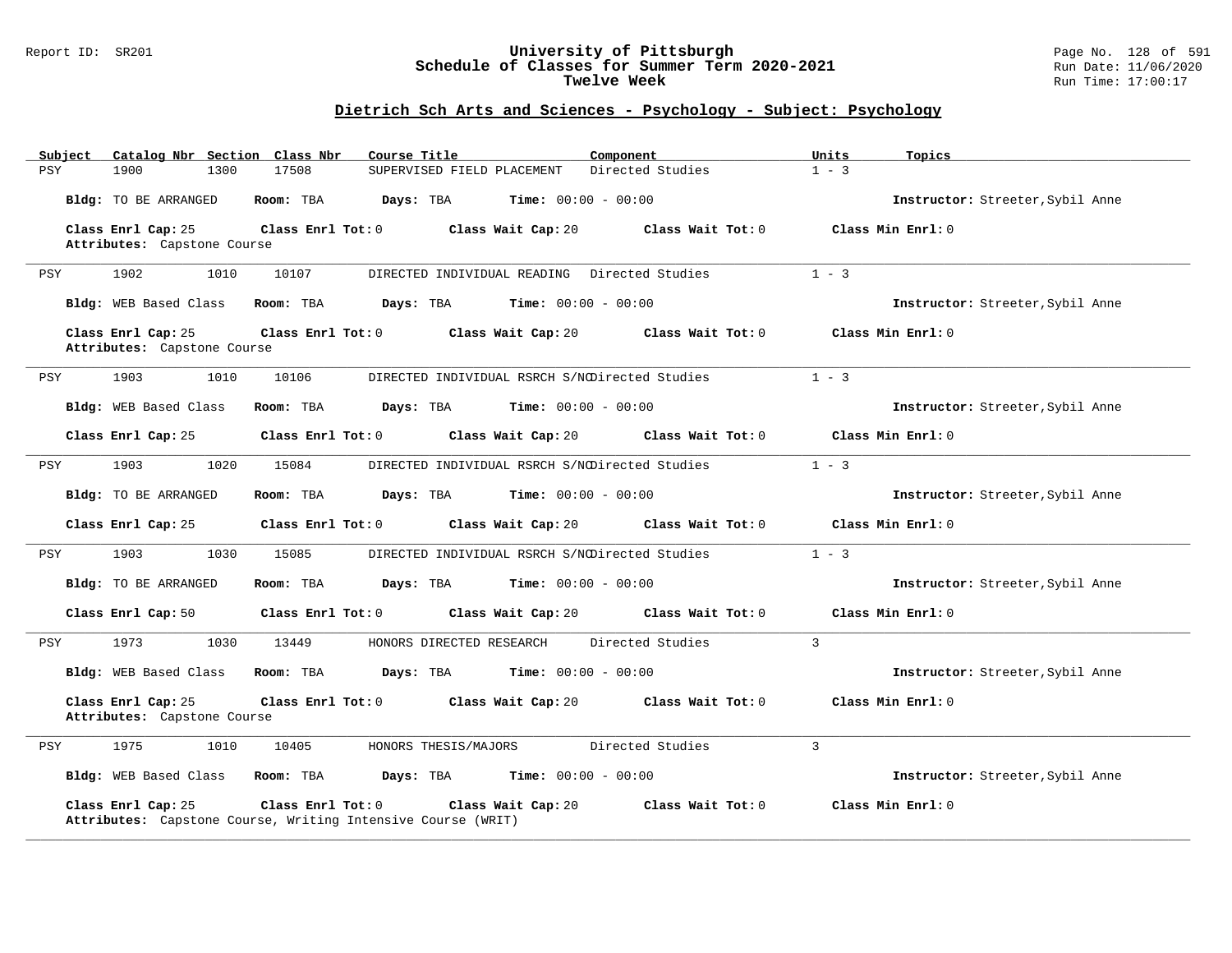## University of Pittsburgh
## Schedule of Classes for Summer Term 2020-2021
## Twelve Week

### Dietrich Sch Arts and Sciences - Psychology - Subject: Psychology

| Subject | Catalog Nbr | Section | Class Nbr | Course Title | Component | Units | Topics |
|---|---|---|---|---|---|---|---|
| PSY | 1900 | 1300 | 17508 | SUPERVISED FIELD PLACEMENT | Directed Studies | 1 - 3 | |

**Bldg:** TO BE ARRANGED **Room:** TBA **Days:** TBA **Time:** 00:00 - 00:00 **Instructor:** Streeter,Sybil Anne

**Class Enrl Cap:** 25 **Class Enrl Tot:** 0 **Class Wait Cap:** 20 **Class Wait Tot:** 0 **Class Min Enrl:** 0
**Attributes:** Capstone Course

---

| Subject | Catalog Nbr | Section | Class Nbr | Course Title | Component | Units | Topics |
|---|---|---|---|---|---|---|---|
| PSY | 1902 | 1010 | 10107 | DIRECTED INDIVIDUAL READING | Directed Studies | 1 - 3 | |

**Bldg:** WEB Based Class **Room:** TBA **Days:** TBA **Time:** 00:00 - 00:00 **Instructor:** Streeter,Sybil Anne

**Class Enrl Cap:** 25 **Class Enrl Tot:** 0 **Class Wait Cap:** 20 **Class Wait Tot:** 0 **Class Min Enrl:** 0
**Attributes:** Capstone Course

---

| Subject | Catalog Nbr | Section | Class Nbr | Course Title | Component | Units | Topics |
|---|---|---|---|---|---|---|---|
| PSY | 1903 | 1010 | 10106 | DIRECTED INDIVIDUAL RSRCH S/NC | Directed Studies | 1 - 3 | |

**Bldg:** WEB Based Class **Room:** TBA **Days:** TBA **Time:** 00:00 - 00:00 **Instructor:** Streeter,Sybil Anne

**Class Enrl Cap:** 25 **Class Enrl Tot:** 0 **Class Wait Cap:** 20 **Class Wait Tot:** 0 **Class Min Enrl:** 0

---

| Subject | Catalog Nbr | Section | Class Nbr | Course Title | Component | Units | Topics |
|---|---|---|---|---|---|---|---|
| PSY | 1903 | 1020 | 15084 | DIRECTED INDIVIDUAL RSRCH S/NC | Directed Studies | 1 - 3 | |

**Bldg:** TO BE ARRANGED **Room:** TBA **Days:** TBA **Time:** 00:00 - 00:00 **Instructor:** Streeter,Sybil Anne

**Class Enrl Cap:** 25 **Class Enrl Tot:** 0 **Class Wait Cap:** 20 **Class Wait Tot:** 0 **Class Min Enrl:** 0

---

| Subject | Catalog Nbr | Section | Class Nbr | Course Title | Component | Units | Topics |
|---|---|---|---|---|---|---|---|
| PSY | 1903 | 1030 | 15085 | DIRECTED INDIVIDUAL RSRCH S/NC | Directed Studies | 1 - 3 | |

**Bldg:** TO BE ARRANGED **Room:** TBA **Days:** TBA **Time:** 00:00 - 00:00 **Instructor:** Streeter,Sybil Anne

**Class Enrl Cap:** 50 **Class Enrl Tot:** 0 **Class Wait Cap:** 20 **Class Wait Tot:** 0 **Class Min Enrl:** 0

---

| Subject | Catalog Nbr | Section | Class Nbr | Course Title | Component | Units | Topics |
|---|---|---|---|---|---|---|---|
| PSY | 1973 | 1030 | 13449 | HONORS DIRECTED RESEARCH | Directed Studies | 3 | |

**Bldg:** WEB Based Class **Room:** TBA **Days:** TBA **Time:** 00:00 - 00:00 **Instructor:** Streeter,Sybil Anne

**Class Enrl Cap:** 25 **Class Enrl Tot:** 0 **Class Wait Cap:** 20 **Class Wait Tot:** 0 **Class Min Enrl:** 0
**Attributes:** Capstone Course

---

| Subject | Catalog Nbr | Section | Class Nbr | Course Title | Component | Units | Topics |
|---|---|---|---|---|---|---|---|
| PSY | 1975 | 1010 | 10405 | HONORS THESIS/MAJORS | Directed Studies | 3 | |

**Bldg:** WEB Based Class **Room:** TBA **Days:** TBA **Time:** 00:00 - 00:00 **Instructor:** Streeter,Sybil Anne

**Class Enrl Cap:** 25 **Class Enrl Tot:** 0 **Class Wait Cap:** 20 **Class Wait Tot:** 0 **Class Min Enrl:** 0
**Attributes:** Capstone Course, Writing Intensive Course (WRIT)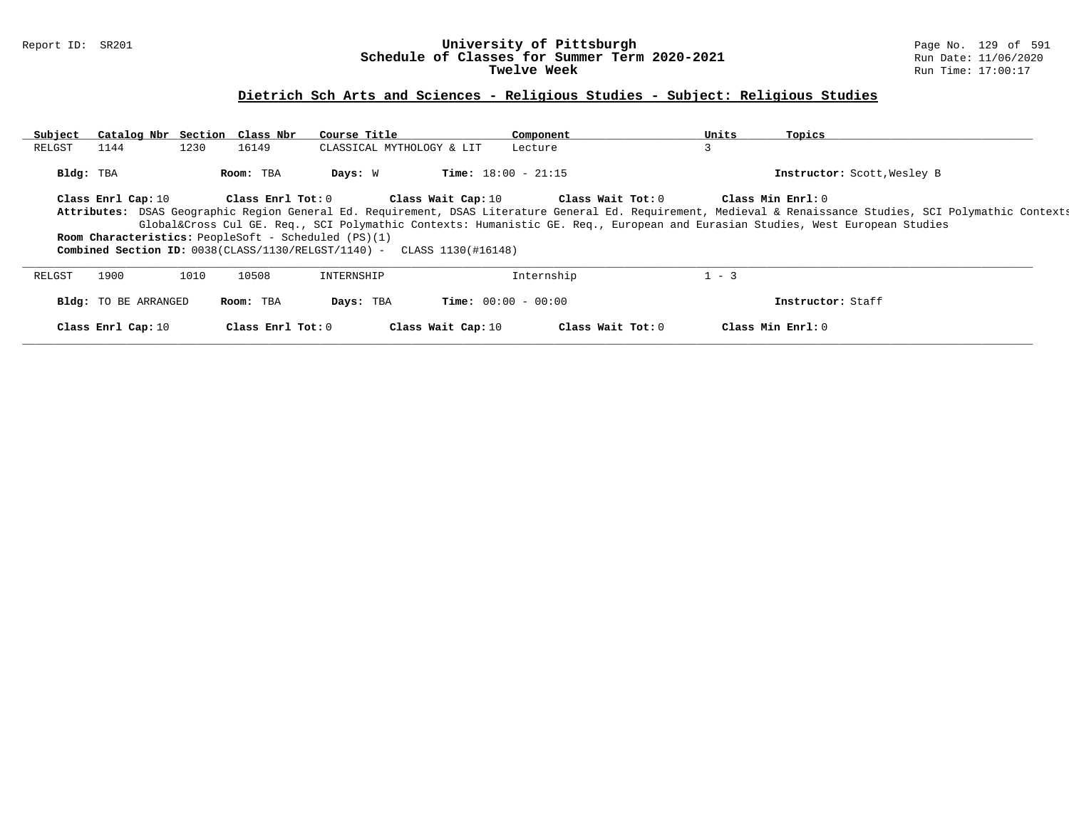## Dietrich Sch Arts and Sciences - Religious Studies - Subject: Religious Studies

| Subject | Catalog Nbr | Section | Class Nbr | Course Title | Component | Units | Topics |
|---|---|---|---|---|---|---|---|
| RELGST | 1144 | 1230 | 16149 | CLASSICAL MYTHOLOGY & LIT | Lecture | 3 | |

**Bldg:** TBA **Room:** TBA **Days:** W **Time:** 18:00 - 21:15 **Instructor:** Scott,Wesley B

**Class Enrl Cap:** 10 **Class Enrl Tot:** 0 **Class Wait Cap:** 10 **Class Wait Tot:** 0 **Class Min Enrl:** 0

**Attributes:** DSAS Geographic Region General Ed. Requirement, DSAS Literature General Ed. Requirement, Medieval & Renaissance Studies, SCI Polymathic Contexts: Global&Cross Cul GE. Req., SCI Polymathic Contexts: Humanistic GE. Req., European and Eurasian Studies, West European Studies

**Room Characteristics:** PeopleSoft - Scheduled (PS)(1)

**Combined Section ID:** 0038(CLASS/1130/RELGST/1140) - CLASS 1130(#16148)

---

| Subject | Catalog Nbr | Section | Class Nbr | Course Title | Component | Units | Topics |
|---|---|---|---|---|---|---|---|
| RELGST | 1900 | 1010 | 10508 | INTERNSHIP | Internship | 1 - 3 | |

**Bldg:** TO BE ARRANGED **Room:** TBA **Days:** TBA **Time:** 00:00 - 00:00 **Instructor:** Staff

**Class Enrl Cap:** 10 **Class Enrl Tot:** 0 **Class Wait Cap:** 10 **Class Wait Tot:** 0 **Class Min Enrl:** 0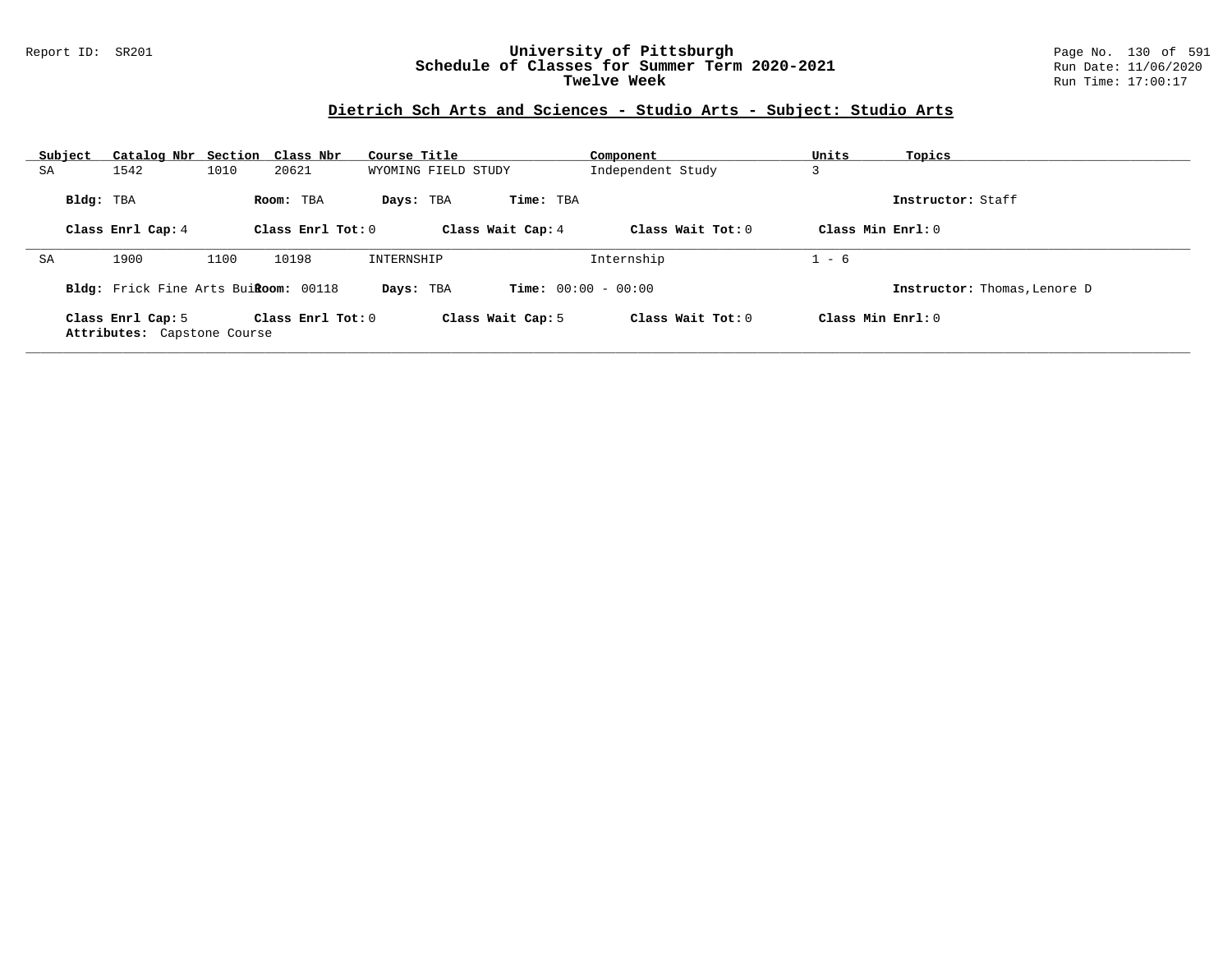## Dietrich Sch Arts and Sciences - Studio Arts - Subject: Studio Arts

| Subject | Catalog Nbr | Section | Class Nbr | Course Title | Component | Units | Topics |
|---|---|---|---|---|---|---|---|
| SA | 1542 | 1010 | 20621 | WYOMING FIELD STUDY | Independent Study | 3 | |

**Bldg:** TBA **Room:** TBA **Days:** TBA **Time:** TBA **Instructor:** Staff

**Class Enrl Cap:** 4 **Class Enrl Tot:** 0 **Class Wait Cap:** 4 **Class Wait Tot:** 0 **Class Min Enrl:** 0

---

| Subject | Catalog Nbr | Section | Class Nbr | Course Title | Component | Units | Topics |
|---|---|---|---|---|---|---|---|
| SA | 1900 | 1100 | 10198 | INTERNSHIP | Internship | 1 - 6 | |

**Bldg:** Frick Fine Arts Buil **Room:** 00118 **Days:** TBA **Time:** 00:00 - 00:00 **Instructor:** Thomas,Lenore D

**Class Enrl Cap:** 5 **Class Enrl Tot:** 0 **Class Wait Cap:** 5 **Class Wait Tot:** 0 **Class Min Enrl:** 0

**Attributes:** Capstone Course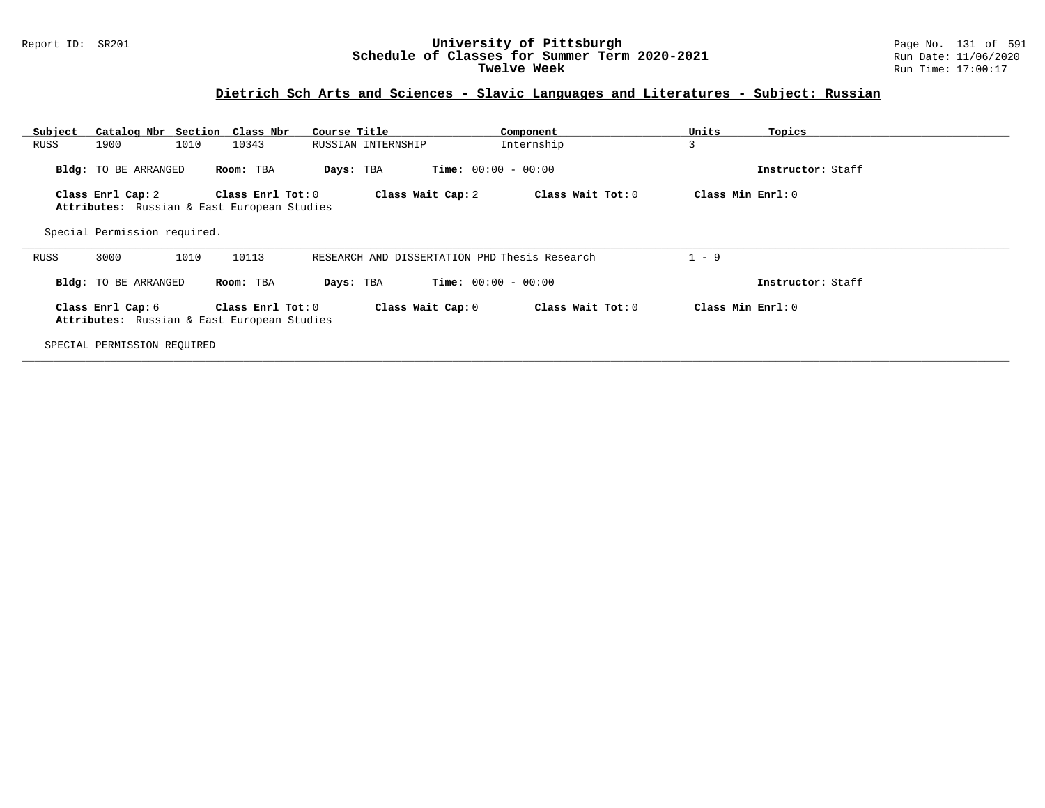Report ID: SR201

# University of Pittsburgh
## Schedule of Classes for Summer Term 2020-2021
### Twelve Week

Run Date: 11/06/2020
Run Time: 17:00:17

## Dietrich Sch Arts and Sciences - Slavic Languages and Literatures - Subject: Russian

| Subject | Catalog Nbr | Section | Class Nbr | Course Title | Component | Units | Topics |
|---|---|---|---|---|---|---|---|
| RUSS | 1900 | 1010 | 10343 | RUSSIAN INTERNSHIP | Internship | 3 | |

**Bldg:** TO BE ARRANGED **Room:** TBA **Days:** TBA **Time:** 00:00 - 00:00 **Instructor:** Staff

**Class Enrl Cap:** 2 **Class Enrl Tot:** 0 **Class Wait Cap:** 2 **Class Wait Tot:** 0 **Class Min Enrl:** 0

**Attributes:** Russian & East European Studies

Special Permission required.

---

| Subject | Catalog Nbr | Section | Class Nbr | Course Title | Component | Units | Topics |
|---|---|---|---|---|---|---|---|
| RUSS | 3000 | 1010 | 10113 | RESEARCH AND DISSERTATION PHD | Thesis Research | 1 - 9 | |

**Bldg:** TO BE ARRANGED **Room:** TBA **Days:** TBA **Time:** 00:00 - 00:00 **Instructor:** Staff

**Class Enrl Cap:** 6 **Class Enrl Tot:** 0 **Class Wait Cap:** 0 **Class Wait Tot:** 0 **Class Min Enrl:** 0

**Attributes:** Russian & East European Studies

SPECIAL PERMISSION REQUIRED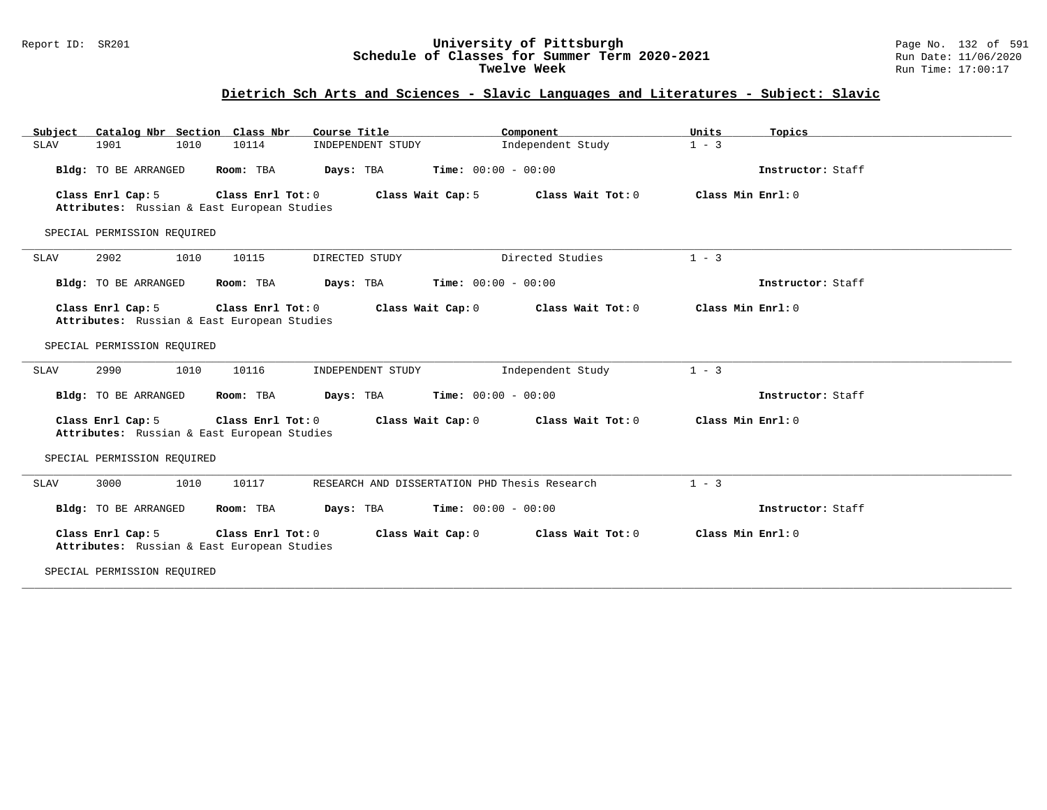# University of Pittsburgh
## Schedule of Classes for Summer Term 2020-2021
### Twelve Week

Report ID: SR201

Run Date: 11/06/2020

Run Time: 17:00:17

## Dietrich Sch Arts and Sciences - Slavic Languages and Literatures - Subject: Slavic

| Subject | Catalog Nbr | Section | Class Nbr | Course Title | Component | Units | Topics |
|---|---|---|---|---|---|---|---|
| SLAV | 1901 | 1010 | 10114 | INDEPENDENT STUDY | Independent Study | 1 - 3 | |

**Bldg:** TO BE ARRANGED **Room:** TBA **Days:** TBA **Time:** 00:00 - 00:00 **Instructor:** Staff

**Class Enrl Cap:** 5 **Class Enrl Tot:** 0 **Class Wait Cap:** 5 **Class Wait Tot:** 0 **Class Min Enrl:** 0

**Attributes:** Russian & East European Studies

SPECIAL PERMISSION REQUIRED

---

| Subject | Catalog Nbr | Section | Class Nbr | Course Title | Component | Units | Topics |
|---|---|---|---|---|---|---|---|
| SLAV | 2902 | 1010 | 10115 | DIRECTED STUDY | Directed Studies | 1 - 3 | |

**Bldg:** TO BE ARRANGED **Room:** TBA **Days:** TBA **Time:** 00:00 - 00:00 **Instructor:** Staff

**Class Enrl Cap:** 5 **Class Enrl Tot:** 0 **Class Wait Cap:** 0 **Class Wait Tot:** 0 **Class Min Enrl:** 0

**Attributes:** Russian & East European Studies

SPECIAL PERMISSION REQUIRED

---

| Subject | Catalog Nbr | Section | Class Nbr | Course Title | Component | Units | Topics |
|---|---|---|---|---|---|---|---|
| SLAV | 2990 | 1010 | 10116 | INDEPENDENT STUDY | Independent Study | 1 - 3 | |

**Bldg:** TO BE ARRANGED **Room:** TBA **Days:** TBA **Time:** 00:00 - 00:00 **Instructor:** Staff

**Class Enrl Cap:** 5 **Class Enrl Tot:** 0 **Class Wait Cap:** 0 **Class Wait Tot:** 0 **Class Min Enrl:** 0

**Attributes:** Russian & East European Studies

SPECIAL PERMISSION REQUIRED

---

| Subject | Catalog Nbr | Section | Class Nbr | Course Title | Component | Units | Topics |
|---|---|---|---|---|---|---|---|
| SLAV | 3000 | 1010 | 10117 | RESEARCH AND DISSERTATION PHD | Thesis Research | 1 - 3 | |

**Bldg:** TO BE ARRANGED **Room:** TBA **Days:** TBA **Time:** 00:00 - 00:00 **Instructor:** Staff

**Class Enrl Cap:** 5 **Class Enrl Tot:** 0 **Class Wait Cap:** 0 **Class Wait Tot:** 0 **Class Min Enrl:** 0

**Attributes:** Russian & East European Studies

SPECIAL PERMISSION REQUIRED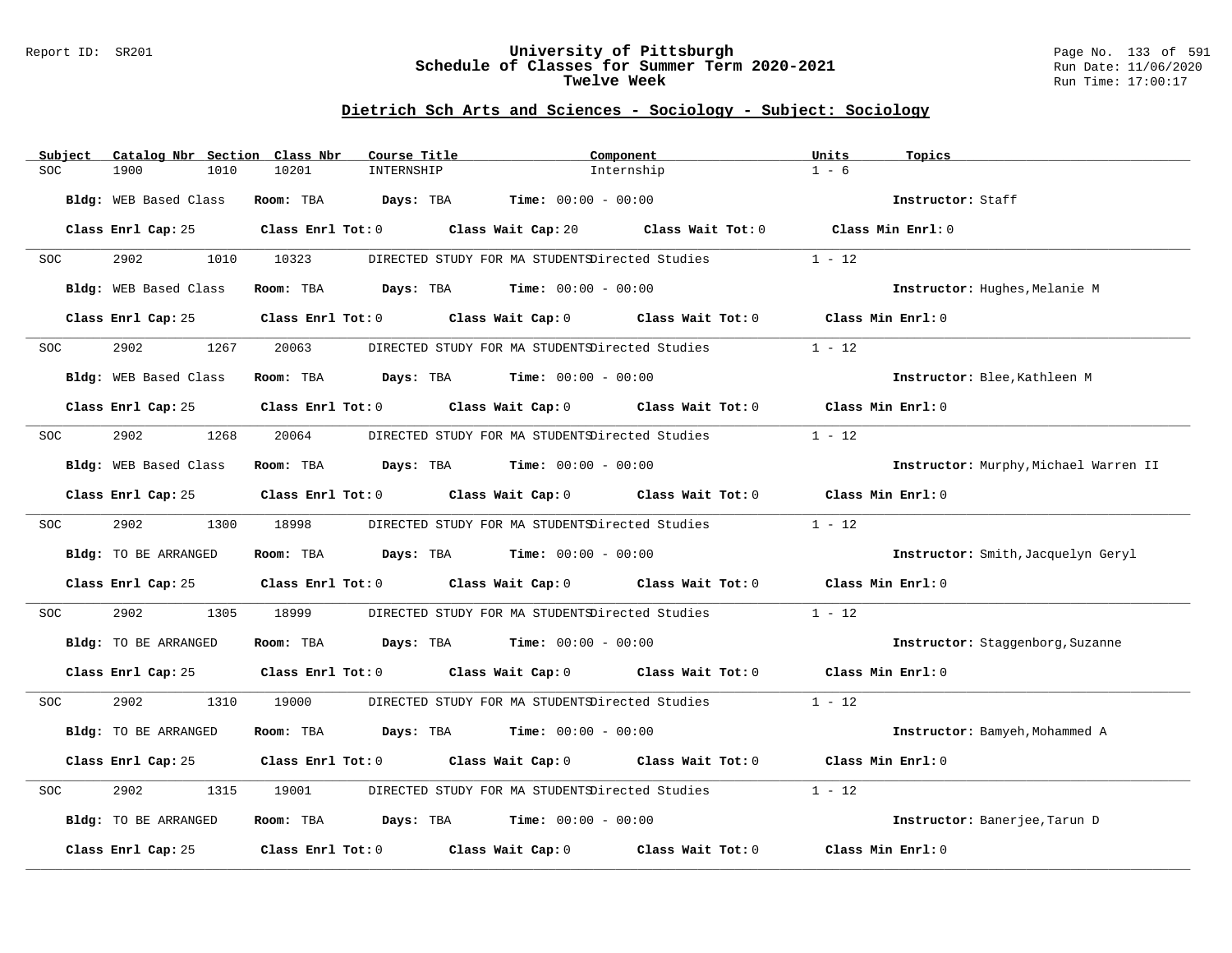# University of Pittsburgh
## Schedule of Classes for Summer Term 2020-2021
### Twelve Week

Report ID: SR201

Run Date: 11/06/2020
Run Time: 17:00:17

## Dietrich Sch Arts and Sciences - Sociology - Subject: Sociology

| Subject | Catalog Nbr | Section | Class Nbr | Course Title | Component | Units | Topics |
|---|---|---|---|---|---|---|---|
| SOC | 1900 | 1010 | 10201 | INTERNSHIP | Internship | 1 - 6 | |

**Bldg:** WEB Based Class **Room:** TBA **Days:** TBA **Time:** 00:00 - 00:00 **Instructor:** Staff

**Class Enrl Cap:** 25 **Class Enrl Tot:** 0 **Class Wait Cap:** 20 **Class Wait Tot:** 0 **Class Min Enrl:** 0

---

| Subject | Catalog Nbr | Section | Class Nbr | Course Title | Component | Units | Topics |
|---|---|---|---|---|---|---|---|
| SOC | 2902 | 1010 | 10323 | DIRECTED STUDY FOR MA STUDENTS | Directed Studies | 1 - 12 | |

**Bldg:** WEB Based Class **Room:** TBA **Days:** TBA **Time:** 00:00 - 00:00 **Instructor:** Hughes,Melanie M

**Class Enrl Cap:** 25 **Class Enrl Tot:** 0 **Class Wait Cap:** 0 **Class Wait Tot:** 0 **Class Min Enrl:** 0

---

| Subject | Catalog Nbr | Section | Class Nbr | Course Title | Component | Units | Topics |
|---|---|---|---|---|---|---|---|
| SOC | 2902 | 1267 | 20063 | DIRECTED STUDY FOR MA STUDENTS | Directed Studies | 1 - 12 | |

**Bldg:** WEB Based Class **Room:** TBA **Days:** TBA **Time:** 00:00 - 00:00 **Instructor:** Blee,Kathleen M

**Class Enrl Cap:** 25 **Class Enrl Tot:** 0 **Class Wait Cap:** 0 **Class Wait Tot:** 0 **Class Min Enrl:** 0

---

| Subject | Catalog Nbr | Section | Class Nbr | Course Title | Component | Units | Topics |
|---|---|---|---|---|---|---|---|
| SOC | 2902 | 1268 | 20064 | DIRECTED STUDY FOR MA STUDENTS | Directed Studies | 1 - 12 | |

**Bldg:** WEB Based Class **Room:** TBA **Days:** TBA **Time:** 00:00 - 00:00 **Instructor:** Murphy,Michael Warren II

**Class Enrl Cap:** 25 **Class Enrl Tot:** 0 **Class Wait Cap:** 0 **Class Wait Tot:** 0 **Class Min Enrl:** 0

---

| Subject | Catalog Nbr | Section | Class Nbr | Course Title | Component | Units | Topics |
|---|---|---|---|---|---|---|---|
| SOC | 2902 | 1300 | 18998 | DIRECTED STUDY FOR MA STUDENTS | Directed Studies | 1 - 12 | |

**Bldg:** TO BE ARRANGED **Room:** TBA **Days:** TBA **Time:** 00:00 - 00:00 **Instructor:** Smith,Jacquelyn Geryl

**Class Enrl Cap:** 25 **Class Enrl Tot:** 0 **Class Wait Cap:** 0 **Class Wait Tot:** 0 **Class Min Enrl:** 0

---

| Subject | Catalog Nbr | Section | Class Nbr | Course Title | Component | Units | Topics |
|---|---|---|---|---|---|---|---|
| SOC | 2902 | 1305 | 18999 | DIRECTED STUDY FOR MA STUDENTS | Directed Studies | 1 - 12 | |

**Bldg:** TO BE ARRANGED **Room:** TBA **Days:** TBA **Time:** 00:00 - 00:00 **Instructor:** Staggenborg,Suzanne

**Class Enrl Cap:** 25 **Class Enrl Tot:** 0 **Class Wait Cap:** 0 **Class Wait Tot:** 0 **Class Min Enrl:** 0

---

| Subject | Catalog Nbr | Section | Class Nbr | Course Title | Component | Units | Topics |
|---|---|---|---|---|---|---|---|
| SOC | 2902 | 1310 | 19000 | DIRECTED STUDY FOR MA STUDENTS | Directed Studies | 1 - 12 | |

**Bldg:** TO BE ARRANGED **Room:** TBA **Days:** TBA **Time:** 00:00 - 00:00 **Instructor:** Bamyeh,Mohammed A

**Class Enrl Cap:** 25 **Class Enrl Tot:** 0 **Class Wait Cap:** 0 **Class Wait Tot:** 0 **Class Min Enrl:** 0

---

| Subject | Catalog Nbr | Section | Class Nbr | Course Title | Component | Units | Topics |
|---|---|---|---|---|---|---|---|
| SOC | 2902 | 1315 | 19001 | DIRECTED STUDY FOR MA STUDENTS | Directed Studies | 1 - 12 | |

**Bldg:** TO BE ARRANGED **Room:** TBA **Days:** TBA **Time:** 00:00 - 00:00 **Instructor:** Banerjee,Tarun D

**Class Enrl Cap:** 25 **Class Enrl Tot:** 0 **Class Wait Cap:** 0 **Class Wait Tot:** 0 **Class Min Enrl:** 0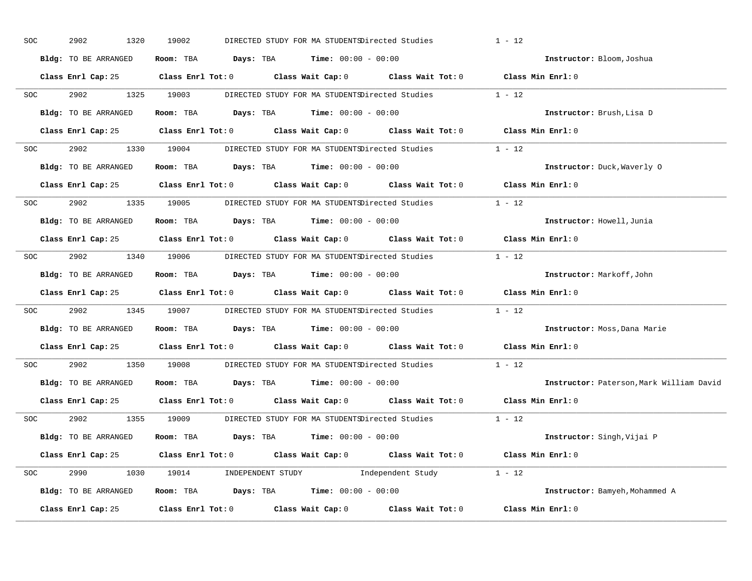SOC 2902 1320 19002 DIRECTED STUDY FOR MA STUDENTS Directed Studies 1 - 12

**Bldg:** TO BE ARRANGED **Room:** TBA **Days:** TBA **Time:** 00:00 - 00:00 **Instructor:** Bloom,Joshua

**Class Enrl Cap:** 25 **Class Enrl Tot:** 0 **Class Wait Cap:** 0 **Class Wait Tot:** 0 **Class Min Enrl:** 0

---

SOC 2902 1325 19003 DIRECTED STUDY FOR MA STUDENTS Directed Studies 1 - 12

**Bldg:** TO BE ARRANGED **Room:** TBA **Days:** TBA **Time:** 00:00 - 00:00 **Instructor:** Brush,Lisa D

**Class Enrl Cap:** 25 **Class Enrl Tot:** 0 **Class Wait Cap:** 0 **Class Wait Tot:** 0 **Class Min Enrl:** 0

---

SOC 2902 1330 19004 DIRECTED STUDY FOR MA STUDENTS Directed Studies 1 - 12

**Bldg:** TO BE ARRANGED **Room:** TBA **Days:** TBA **Time:** 00:00 - 00:00 **Instructor:** Duck,Waverly O

**Class Enrl Cap:** 25 **Class Enrl Tot:** 0 **Class Wait Cap:** 0 **Class Wait Tot:** 0 **Class Min Enrl:** 0

---

SOC 2902 1335 19005 DIRECTED STUDY FOR MA STUDENTS Directed Studies 1 - 12

**Bldg:** TO BE ARRANGED **Room:** TBA **Days:** TBA **Time:** 00:00 - 00:00 **Instructor:** Howell,Junia

**Class Enrl Cap:** 25 **Class Enrl Tot:** 0 **Class Wait Cap:** 0 **Class Wait Tot:** 0 **Class Min Enrl:** 0

---

SOC 2902 1340 19006 DIRECTED STUDY FOR MA STUDENTS Directed Studies 1 - 12

**Bldg:** TO BE ARRANGED **Room:** TBA **Days:** TBA **Time:** 00:00 - 00:00 **Instructor:** Markoff,John

**Class Enrl Cap:** 25 **Class Enrl Tot:** 0 **Class Wait Cap:** 0 **Class Wait Tot:** 0 **Class Min Enrl:** 0

---

SOC 2902 1345 19007 DIRECTED STUDY FOR MA STUDENTS Directed Studies 1 - 12

**Bldg:** TO BE ARRANGED **Room:** TBA **Days:** TBA **Time:** 00:00 - 00:00 **Instructor:** Moss,Dana Marie

**Class Enrl Cap:** 25 **Class Enrl Tot:** 0 **Class Wait Cap:** 0 **Class Wait Tot:** 0 **Class Min Enrl:** 0

---

SOC 2902 1350 19008 DIRECTED STUDY FOR MA STUDENTS Directed Studies 1 - 12

**Bldg:** TO BE ARRANGED **Room:** TBA **Days:** TBA **Time:** 00:00 - 00:00 **Instructor:** Paterson,Mark William David

**Class Enrl Cap:** 25 **Class Enrl Tot:** 0 **Class Wait Cap:** 0 **Class Wait Tot:** 0 **Class Min Enrl:** 0

---

SOC 2902 1355 19009 DIRECTED STUDY FOR MA STUDENTS Directed Studies 1 - 12

**Bldg:** TO BE ARRANGED **Room:** TBA **Days:** TBA **Time:** 00:00 - 00:00 **Instructor:** Singh,Vijai P

**Class Enrl Cap:** 25 **Class Enrl Tot:** 0 **Class Wait Cap:** 0 **Class Wait Tot:** 0 **Class Min Enrl:** 0

---

SOC 2990 1030 19014 INDEPENDENT STUDY Independent Study 1 - 12

**Bldg:** TO BE ARRANGED **Room:** TBA **Days:** TBA **Time:** 00:00 - 00:00 **Instructor:** Bamyeh,Mohammed A

**Class Enrl Cap:** 25 **Class Enrl Tot:** 0 **Class Wait Cap:** 0 **Class Wait Tot:** 0 **Class Min Enrl:** 0

---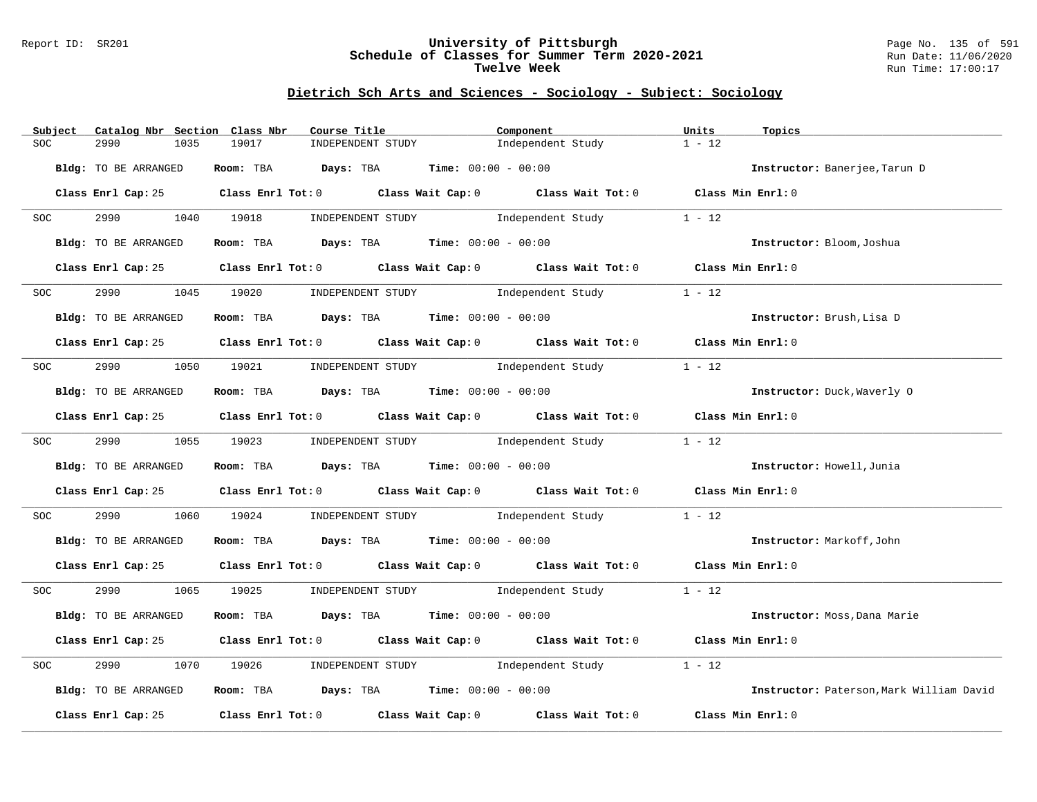## Dietrich Sch Arts and Sciences - Sociology - Subject: Sociology

| Subject | Catalog Nbr | Section | Class Nbr | Course Title | Component | Units | Topics |
|---|---|---|---|---|---|---|---|
| SOC | 2990 | 1035 | 19017 | INDEPENDENT STUDY | Independent Study | 1 - 12 | |

**Bldg:** TO BE ARRANGED **Room:** TBA **Days:** TBA **Time:** 00:00 - 00:00 **Instructor:** Banerjee,Tarun D

**Class Enrl Cap:** 25 **Class Enrl Tot:** 0 **Class Wait Cap:** 0 **Class Wait Tot:** 0 **Class Min Enrl:** 0

| Subject | Catalog Nbr | Section | Class Nbr | Course Title | Component | Units | Topics |
|---|---|---|---|---|---|---|---|
| SOC | 2990 | 1040 | 19018 | INDEPENDENT STUDY | Independent Study | 1 - 12 | |

**Bldg:** TO BE ARRANGED **Room:** TBA **Days:** TBA **Time:** 00:00 - 00:00 **Instructor:** Bloom,Joshua

**Class Enrl Cap:** 25 **Class Enrl Tot:** 0 **Class Wait Cap:** 0 **Class Wait Tot:** 0 **Class Min Enrl:** 0

| Subject | Catalog Nbr | Section | Class Nbr | Course Title | Component | Units | Topics |
|---|---|---|---|---|---|---|---|
| SOC | 2990 | 1045 | 19020 | INDEPENDENT STUDY | Independent Study | 1 - 12 | |

**Bldg:** TO BE ARRANGED **Room:** TBA **Days:** TBA **Time:** 00:00 - 00:00 **Instructor:** Brush,Lisa D

**Class Enrl Cap:** 25 **Class Enrl Tot:** 0 **Class Wait Cap:** 0 **Class Wait Tot:** 0 **Class Min Enrl:** 0

| Subject | Catalog Nbr | Section | Class Nbr | Course Title | Component | Units | Topics |
|---|---|---|---|---|---|---|---|
| SOC | 2990 | 1050 | 19021 | INDEPENDENT STUDY | Independent Study | 1 - 12 | |

**Bldg:** TO BE ARRANGED **Room:** TBA **Days:** TBA **Time:** 00:00 - 00:00 **Instructor:** Duck,Waverly O

**Class Enrl Cap:** 25 **Class Enrl Tot:** 0 **Class Wait Cap:** 0 **Class Wait Tot:** 0 **Class Min Enrl:** 0

| Subject | Catalog Nbr | Section | Class Nbr | Course Title | Component | Units | Topics |
|---|---|---|---|---|---|---|---|
| SOC | 2990 | 1055 | 19023 | INDEPENDENT STUDY | Independent Study | 1 - 12 | |

**Bldg:** TO BE ARRANGED **Room:** TBA **Days:** TBA **Time:** 00:00 - 00:00 **Instructor:** Howell,Junia

**Class Enrl Cap:** 25 **Class Enrl Tot:** 0 **Class Wait Cap:** 0 **Class Wait Tot:** 0 **Class Min Enrl:** 0

| Subject | Catalog Nbr | Section | Class Nbr | Course Title | Component | Units | Topics |
|---|---|---|---|---|---|---|---|
| SOC | 2990 | 1060 | 19024 | INDEPENDENT STUDY | Independent Study | 1 - 12 | |

**Bldg:** TO BE ARRANGED **Room:** TBA **Days:** TBA **Time:** 00:00 - 00:00 **Instructor:** Markoff,John

**Class Enrl Cap:** 25 **Class Enrl Tot:** 0 **Class Wait Cap:** 0 **Class Wait Tot:** 0 **Class Min Enrl:** 0

| Subject | Catalog Nbr | Section | Class Nbr | Course Title | Component | Units | Topics |
|---|---|---|---|---|---|---|---|
| SOC | 2990 | 1065 | 19025 | INDEPENDENT STUDY | Independent Study | 1 - 12 | |

**Bldg:** TO BE ARRANGED **Room:** TBA **Days:** TBA **Time:** 00:00 - 00:00 **Instructor:** Moss,Dana Marie

**Class Enrl Cap:** 25 **Class Enrl Tot:** 0 **Class Wait Cap:** 0 **Class Wait Tot:** 0 **Class Min Enrl:** 0

| Subject | Catalog Nbr | Section | Class Nbr | Course Title | Component | Units | Topics |
|---|---|---|---|---|---|---|---|
| SOC | 2990 | 1070 | 19026 | INDEPENDENT STUDY | Independent Study | 1 - 12 | |

**Bldg:** TO BE ARRANGED **Room:** TBA **Days:** TBA **Time:** 00:00 - 00:00 **Instructor:** Paterson,Mark William David

**Class Enrl Cap:** 25 **Class Enrl Tot:** 0 **Class Wait Cap:** 0 **Class Wait Tot:** 0 **Class Min Enrl:** 0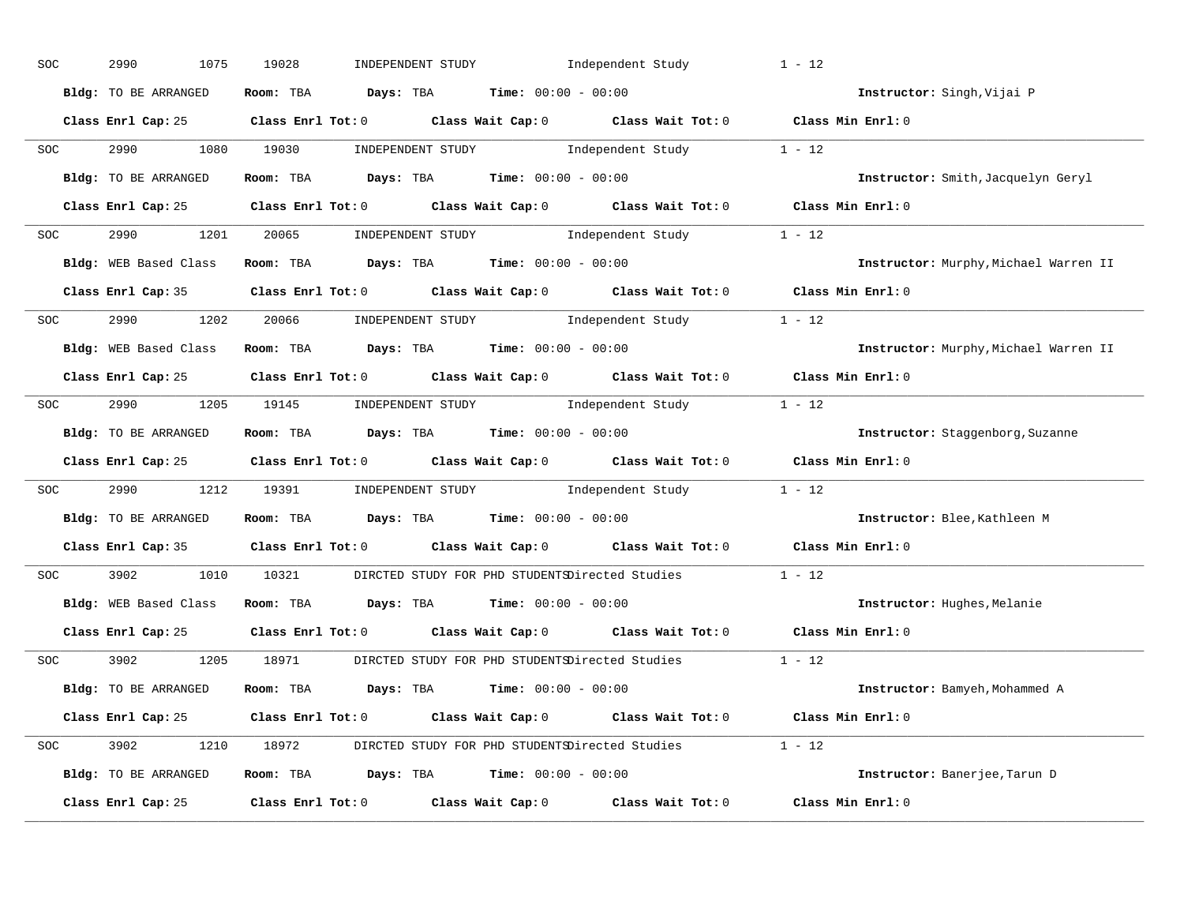SOC 2990 1075 19028 INDEPENDENT STUDY Independent Study 1 - 12

**Bldg:** TO BE ARRANGED **Room:** TBA **Days:** TBA **Time:** 00:00 - 00:00 **Instructor:** Singh,Vijai P

**Class Enrl Cap:** 25 **Class Enrl Tot:** 0 **Class Wait Cap:** 0 **Class Wait Tot:** 0 **Class Min Enrl:** 0

---

SOC 2990 1080 19030 INDEPENDENT STUDY Independent Study 1 - 12

**Bldg:** TO BE ARRANGED **Room:** TBA **Days:** TBA **Time:** 00:00 - 00:00 **Instructor:** Smith,Jacquelyn Geryl

**Class Enrl Cap:** 25 **Class Enrl Tot:** 0 **Class Wait Cap:** 0 **Class Wait Tot:** 0 **Class Min Enrl:** 0

---

SOC 2990 1201 20065 INDEPENDENT STUDY Independent Study 1 - 12

**Bldg:** WEB Based Class **Room:** TBA **Days:** TBA **Time:** 00:00 - 00:00 **Instructor:** Murphy,Michael Warren II

**Class Enrl Cap:** 35 **Class Enrl Tot:** 0 **Class Wait Cap:** 0 **Class Wait Tot:** 0 **Class Min Enrl:** 0

---

SOC 2990 1202 20066 INDEPENDENT STUDY Independent Study 1 - 12

**Bldg:** WEB Based Class **Room:** TBA **Days:** TBA **Time:** 00:00 - 00:00 **Instructor:** Murphy,Michael Warren II

**Class Enrl Cap:** 25 **Class Enrl Tot:** 0 **Class Wait Cap:** 0 **Class Wait Tot:** 0 **Class Min Enrl:** 0

---

SOC 2990 1205 19145 INDEPENDENT STUDY Independent Study 1 - 12

**Bldg:** TO BE ARRANGED **Room:** TBA **Days:** TBA **Time:** 00:00 - 00:00 **Instructor:** Staggenborg,Suzanne

**Class Enrl Cap:** 25 **Class Enrl Tot:** 0 **Class Wait Cap:** 0 **Class Wait Tot:** 0 **Class Min Enrl:** 0

---

SOC 2990 1212 19391 INDEPENDENT STUDY Independent Study 1 - 12

**Bldg:** TO BE ARRANGED **Room:** TBA **Days:** TBA **Time:** 00:00 - 00:00 **Instructor:** Blee,Kathleen M

**Class Enrl Cap:** 35 **Class Enrl Tot:** 0 **Class Wait Cap:** 0 **Class Wait Tot:** 0 **Class Min Enrl:** 0

---

SOC 3902 1010 10321 DIRCTED STUDY FOR PHD STUDENTS Directed Studies 1 - 12

**Bldg:** WEB Based Class **Room:** TBA **Days:** TBA **Time:** 00:00 - 00:00 **Instructor:** Hughes,Melanie

**Class Enrl Cap:** 25 **Class Enrl Tot:** 0 **Class Wait Cap:** 0 **Class Wait Tot:** 0 **Class Min Enrl:** 0

---

SOC 3902 1205 18971 DIRCTED STUDY FOR PHD STUDENTS Directed Studies 1 - 12

**Bldg:** TO BE ARRANGED **Room:** TBA **Days:** TBA **Time:** 00:00 - 00:00 **Instructor:** Bamyeh,Mohammed A

**Class Enrl Cap:** 25 **Class Enrl Tot:** 0 **Class Wait Cap:** 0 **Class Wait Tot:** 0 **Class Min Enrl:** 0

---

SOC 3902 1210 18972 DIRCTED STUDY FOR PHD STUDENTS Directed Studies 1 - 12

**Bldg:** TO BE ARRANGED **Room:** TBA **Days:** TBA **Time:** 00:00 - 00:00 **Instructor:** Banerjee,Tarun D

**Class Enrl Cap:** 25 **Class Enrl Tot:** 0 **Class Wait Cap:** 0 **Class Wait Tot:** 0 **Class Min Enrl:** 0

---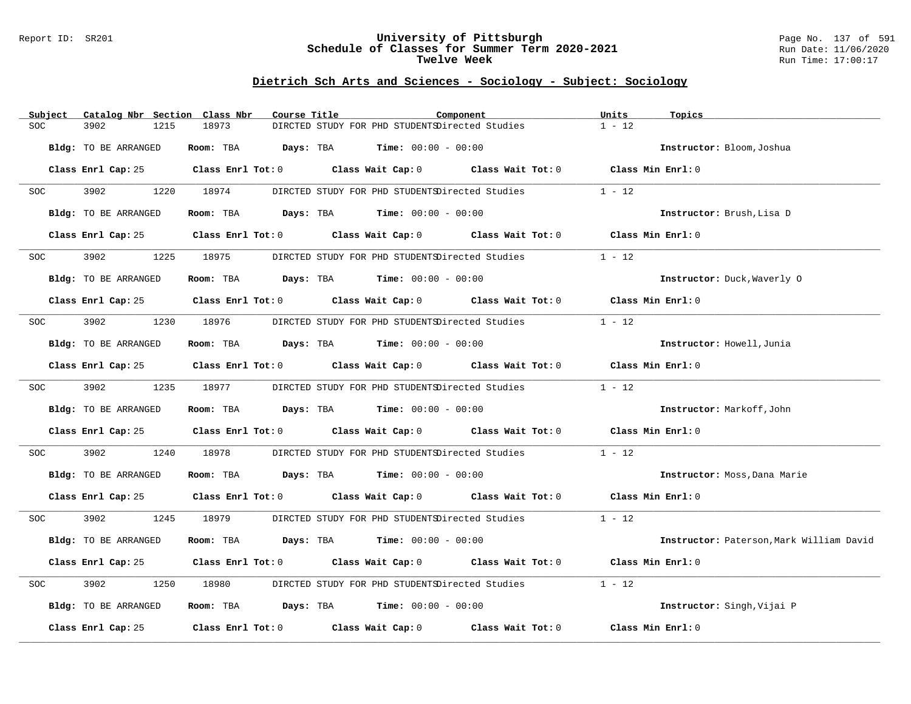## Dietrich Sch Arts and Sciences - Sociology - Subject: Sociology

| Subject | Catalog Nbr | Section | Class Nbr | Course Title | Component | Units | Topics |
|---|---|---|---|---|---|---|---|
| SOC | 3902 | 1215 | 18973 | DIRCTED STUDY FOR PHD STUDENTS | Directed Studies | 1 - 12 | |

**Bldg:** TO BE ARRANGED **Room:** TBA **Days:** TBA **Time:** 00:00 - 00:00 **Instructor:** Bloom,Joshua

**Class Enrl Cap:** 25 **Class Enrl Tot:** 0 **Class Wait Cap:** 0 **Class Wait Tot:** 0 **Class Min Enrl:** 0

| Subject | Catalog Nbr | Section | Class Nbr | Course Title | Component | Units | Topics |
|---|---|---|---|---|---|---|---|
| SOC | 3902 | 1220 | 18974 | DIRCTED STUDY FOR PHD STUDENTS | Directed Studies | 1 - 12 | |

**Bldg:** TO BE ARRANGED **Room:** TBA **Days:** TBA **Time:** 00:00 - 00:00 **Instructor:** Brush,Lisa D

**Class Enrl Cap:** 25 **Class Enrl Tot:** 0 **Class Wait Cap:** 0 **Class Wait Tot:** 0 **Class Min Enrl:** 0

| Subject | Catalog Nbr | Section | Class Nbr | Course Title | Component | Units | Topics |
|---|---|---|---|---|---|---|---|
| SOC | 3902 | 1225 | 18975 | DIRCTED STUDY FOR PHD STUDENTS | Directed Studies | 1 - 12 | |

**Bldg:** TO BE ARRANGED **Room:** TBA **Days:** TBA **Time:** 00:00 - 00:00 **Instructor:** Duck,Waverly O

**Class Enrl Cap:** 25 **Class Enrl Tot:** 0 **Class Wait Cap:** 0 **Class Wait Tot:** 0 **Class Min Enrl:** 0

| Subject | Catalog Nbr | Section | Class Nbr | Course Title | Component | Units | Topics |
|---|---|---|---|---|---|---|---|
| SOC | 3902 | 1230 | 18976 | DIRCTED STUDY FOR PHD STUDENTS | Directed Studies | 1 - 12 | |

**Bldg:** TO BE ARRANGED **Room:** TBA **Days:** TBA **Time:** 00:00 - 00:00 **Instructor:** Howell,Junia

**Class Enrl Cap:** 25 **Class Enrl Tot:** 0 **Class Wait Cap:** 0 **Class Wait Tot:** 0 **Class Min Enrl:** 0

| Subject | Catalog Nbr | Section | Class Nbr | Course Title | Component | Units | Topics |
|---|---|---|---|---|---|---|---|
| SOC | 3902 | 1235 | 18977 | DIRCTED STUDY FOR PHD STUDENTS | Directed Studies | 1 - 12 | |

**Bldg:** TO BE ARRANGED **Room:** TBA **Days:** TBA **Time:** 00:00 - 00:00 **Instructor:** Markoff,John

**Class Enrl Cap:** 25 **Class Enrl Tot:** 0 **Class Wait Cap:** 0 **Class Wait Tot:** 0 **Class Min Enrl:** 0

| Subject | Catalog Nbr | Section | Class Nbr | Course Title | Component | Units | Topics |
|---|---|---|---|---|---|---|---|
| SOC | 3902 | 1240 | 18978 | DIRCTED STUDY FOR PHD STUDENTS | Directed Studies | 1 - 12 | |

**Bldg:** TO BE ARRANGED **Room:** TBA **Days:** TBA **Time:** 00:00 - 00:00 **Instructor:** Moss,Dana Marie

**Class Enrl Cap:** 25 **Class Enrl Tot:** 0 **Class Wait Cap:** 0 **Class Wait Tot:** 0 **Class Min Enrl:** 0

| Subject | Catalog Nbr | Section | Class Nbr | Course Title | Component | Units | Topics |
|---|---|---|---|---|---|---|---|
| SOC | 3902 | 1245 | 18979 | DIRCTED STUDY FOR PHD STUDENTS | Directed Studies | 1 - 12 | |

**Bldg:** TO BE ARRANGED **Room:** TBA **Days:** TBA **Time:** 00:00 - 00:00 **Instructor:** Paterson,Mark William David

**Class Enrl Cap:** 25 **Class Enrl Tot:** 0 **Class Wait Cap:** 0 **Class Wait Tot:** 0 **Class Min Enrl:** 0

| Subject | Catalog Nbr | Section | Class Nbr | Course Title | Component | Units | Topics |
|---|---|---|---|---|---|---|---|
| SOC | 3902 | 1250 | 18980 | DIRCTED STUDY FOR PHD STUDENTS | Directed Studies | 1 - 12 | |

**Bldg:** TO BE ARRANGED **Room:** TBA **Days:** TBA **Time:** 00:00 - 00:00 **Instructor:** Singh,Vijai P

**Class Enrl Cap:** 25 **Class Enrl Tot:** 0 **Class Wait Cap:** 0 **Class Wait Tot:** 0 **Class Min Enrl:** 0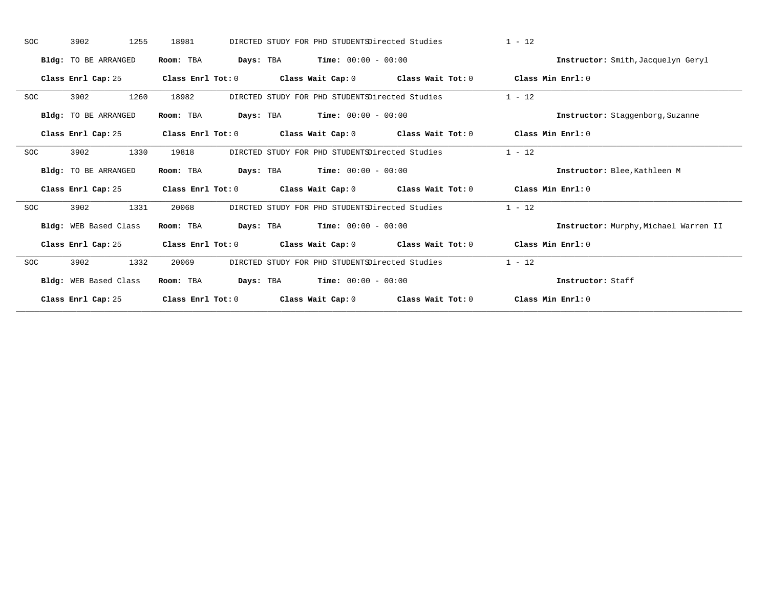SOC 3902 1255 18981 DIRCTED STUDY FOR PHD STUDENTS Directed Studies 1 - 12

**Bldg:** TO BE ARRANGED **Room:** TBA **Days:** TBA **Time:** 00:00 - 00:00 **Instructor:** Smith,Jacquelyn Geryl

**Class Enrl Cap:** 25 **Class Enrl Tot:** 0 **Class Wait Cap:** 0 **Class Wait Tot:** 0 **Class Min Enrl:** 0

---

SOC 3902 1260 18982 DIRCTED STUDY FOR PHD STUDENTS Directed Studies 1 - 12

**Bldg:** TO BE ARRANGED **Room:** TBA **Days:** TBA **Time:** 00:00 - 00:00 **Instructor:** Staggenborg,Suzanne

**Class Enrl Cap:** 25 **Class Enrl Tot:** 0 **Class Wait Cap:** 0 **Class Wait Tot:** 0 **Class Min Enrl:** 0

---

SOC 3902 1330 19818 DIRCTED STUDY FOR PHD STUDENTS Directed Studies 1 - 12

**Bldg:** TO BE ARRANGED **Room:** TBA **Days:** TBA **Time:** 00:00 - 00:00 **Instructor:** Blee,Kathleen M

**Class Enrl Cap:** 25 **Class Enrl Tot:** 0 **Class Wait Cap:** 0 **Class Wait Tot:** 0 **Class Min Enrl:** 0

---

SOC 3902 1331 20068 DIRCTED STUDY FOR PHD STUDENTS Directed Studies 1 - 12

**Bldg:** WEB Based Class **Room:** TBA **Days:** TBA **Time:** 00:00 - 00:00 **Instructor:** Murphy,Michael Warren II

**Class Enrl Cap:** 25 **Class Enrl Tot:** 0 **Class Wait Cap:** 0 **Class Wait Tot:** 0 **Class Min Enrl:** 0

---

SOC 3902 1332 20069 DIRCTED STUDY FOR PHD STUDENTS Directed Studies 1 - 12

**Bldg:** WEB Based Class **Room:** TBA **Days:** TBA **Time:** 00:00 - 00:00 **Instructor:** Staff

**Class Enrl Cap:** 25 **Class Enrl Tot:** 0 **Class Wait Cap:** 0 **Class Wait Tot:** 0 **Class Min Enrl:** 0

---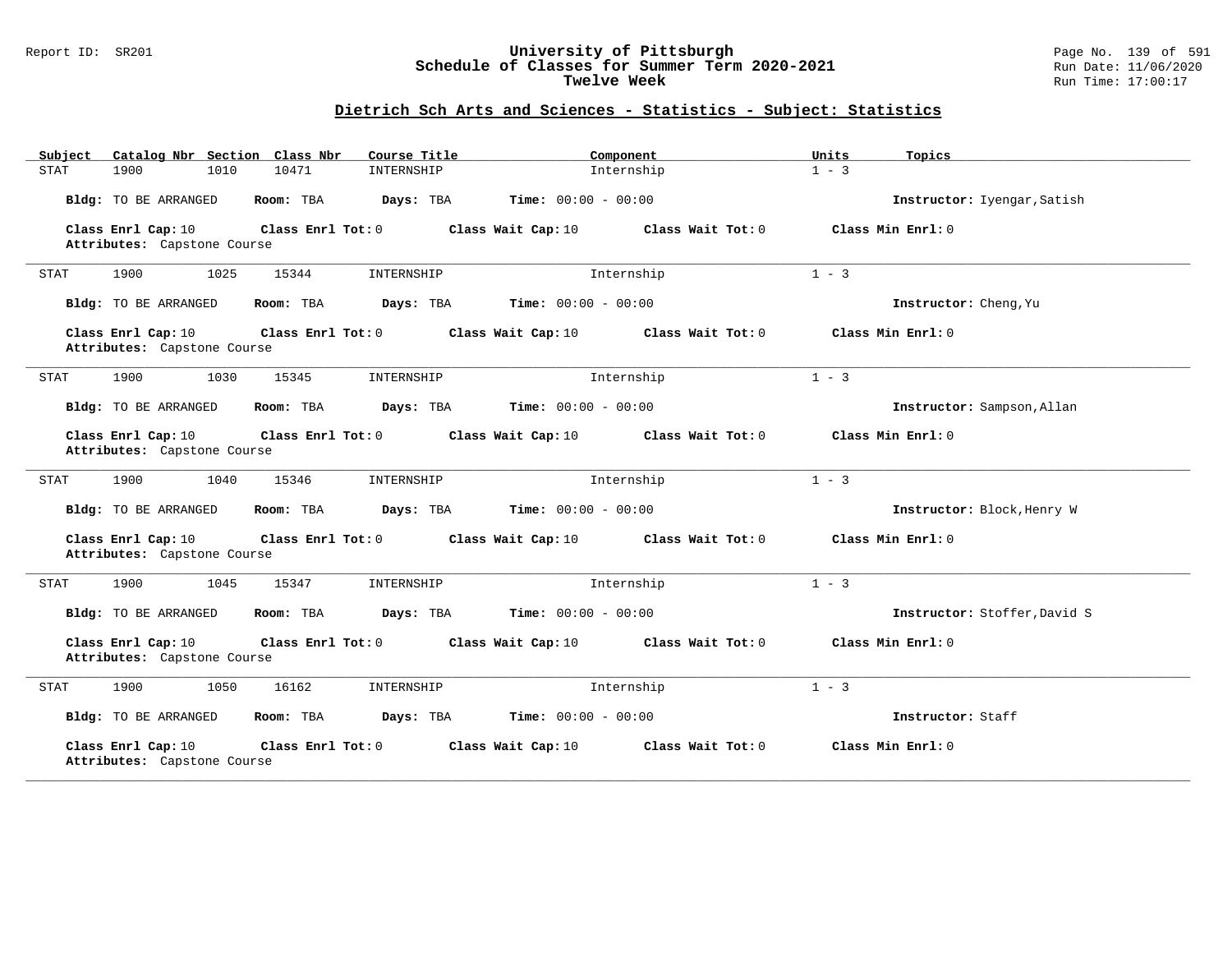## Dietrich Sch Arts and Sciences - Statistics - Subject: Statistics

| Subject | Catalog Nbr | Section | Class Nbr | Course Title | Component | Units | Topics |
|---|---|---|---|---|---|---|---|
| STAT | 1900 | 1010 | 10471 | INTERNSHIP | Internship | 1 - 3 | |

**Bldg:** TO BE ARRANGED **Room:** TBA **Days:** TBA **Time:** 00:00 - 00:00 **Instructor:** Iyengar,Satish

**Class Enrl Cap:** 10 **Class Enrl Tot:** 0 **Class Wait Cap:** 10 **Class Wait Tot:** 0 **Class Min Enrl:** 0
**Attributes:** Capstone Course

---

| Subject | Catalog Nbr | Section | Class Nbr | Course Title | Component | Units | Topics |
|---|---|---|---|---|---|---|---|
| STAT | 1900 | 1025 | 15344 | INTERNSHIP | Internship | 1 - 3 | |

**Bldg:** TO BE ARRANGED **Room:** TBA **Days:** TBA **Time:** 00:00 - 00:00 **Instructor:** Cheng,Yu

**Class Enrl Cap:** 10 **Class Enrl Tot:** 0 **Class Wait Cap:** 10 **Class Wait Tot:** 0 **Class Min Enrl:** 0
**Attributes:** Capstone Course

---

| Subject | Catalog Nbr | Section | Class Nbr | Course Title | Component | Units | Topics |
|---|---|---|---|---|---|---|---|
| STAT | 1900 | 1030 | 15345 | INTERNSHIP | Internship | 1 - 3 | |

**Bldg:** TO BE ARRANGED **Room:** TBA **Days:** TBA **Time:** 00:00 - 00:00 **Instructor:** Sampson,Allan

**Class Enrl Cap:** 10 **Class Enrl Tot:** 0 **Class Wait Cap:** 10 **Class Wait Tot:** 0 **Class Min Enrl:** 0
**Attributes:** Capstone Course

---

| Subject | Catalog Nbr | Section | Class Nbr | Course Title | Component | Units | Topics |
|---|---|---|---|---|---|---|---|
| STAT | 1900 | 1040 | 15346 | INTERNSHIP | Internship | 1 - 3 | |

**Bldg:** TO BE ARRANGED **Room:** TBA **Days:** TBA **Time:** 00:00 - 00:00 **Instructor:** Block,Henry W

**Class Enrl Cap:** 10 **Class Enrl Tot:** 0 **Class Wait Cap:** 10 **Class Wait Tot:** 0 **Class Min Enrl:** 0
**Attributes:** Capstone Course

---

| Subject | Catalog Nbr | Section | Class Nbr | Course Title | Component | Units | Topics |
|---|---|---|---|---|---|---|---|
| STAT | 1900 | 1045 | 15347 | INTERNSHIP | Internship | 1 - 3 | |

**Bldg:** TO BE ARRANGED **Room:** TBA **Days:** TBA **Time:** 00:00 - 00:00 **Instructor:** Stoffer,David S

**Class Enrl Cap:** 10 **Class Enrl Tot:** 0 **Class Wait Cap:** 10 **Class Wait Tot:** 0 **Class Min Enrl:** 0
**Attributes:** Capstone Course

---

| Subject | Catalog Nbr | Section | Class Nbr | Course Title | Component | Units | Topics |
|---|---|---|---|---|---|---|---|
| STAT | 1900 | 1050 | 16162 | INTERNSHIP | Internship | 1 - 3 | |

**Bldg:** TO BE ARRANGED **Room:** TBA **Days:** TBA **Time:** 00:00 - 00:00 **Instructor:** Staff

**Class Enrl Cap:** 10 **Class Enrl Tot:** 0 **Class Wait Cap:** 10 **Class Wait Tot:** 0 **Class Min Enrl:** 0
**Attributes:** Capstone Course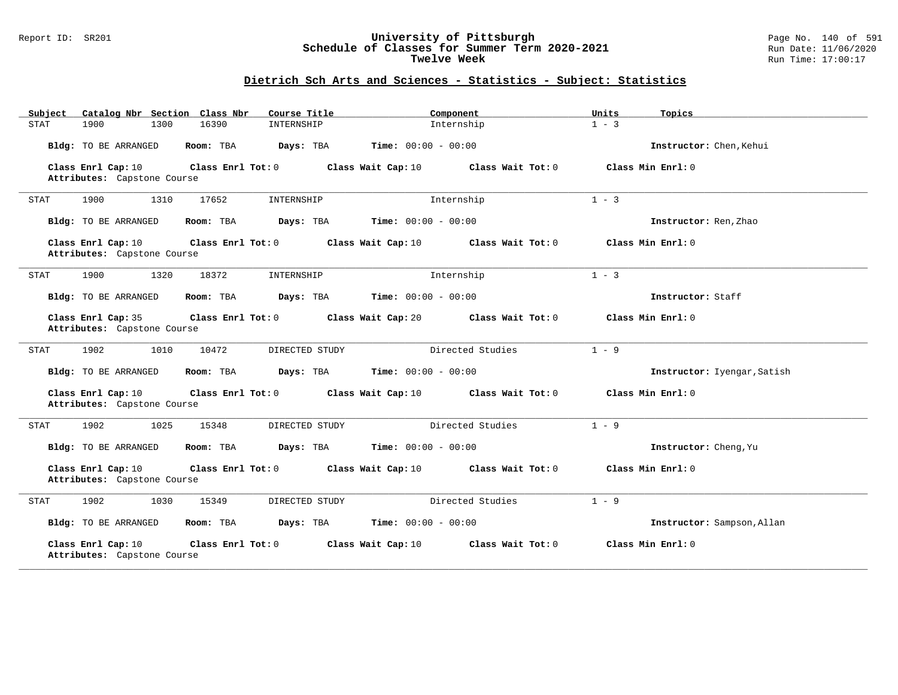University of Pittsburgh
Schedule of Classes for Summer Term 2020-2021
Twelve Week

## Dietrich Sch Arts and Sciences - Statistics - Subject: Statistics

| Subject | Catalog Nbr | Section | Class Nbr | Course Title | Component | Units | Topics |
|---|---|---|---|---|---|---|---|
| STAT | 1900 | 1300 | 16390 | INTERNSHIP | Internship | 1 - 3 | |

**Bldg:** TO BE ARRANGED **Room:** TBA **Days:** TBA **Time:** 00:00 - 00:00 **Instructor:** Chen,Kehui

**Class Enrl Cap:** 10 **Class Enrl Tot:** 0 **Class Wait Cap:** 10 **Class Wait Tot:** 0 **Class Min Enrl:** 0
**Attributes:** Capstone Course

---

| Subject | Catalog Nbr | Section | Class Nbr | Course Title | Component | Units | Topics |
|---|---|---|---|---|---|---|---|
| STAT | 1900 | 1310 | 17652 | INTERNSHIP | Internship | 1 - 3 | |

**Bldg:** TO BE ARRANGED **Room:** TBA **Days:** TBA **Time:** 00:00 - 00:00 **Instructor:** Ren,Zhao

**Class Enrl Cap:** 10 **Class Enrl Tot:** 0 **Class Wait Cap:** 10 **Class Wait Tot:** 0 **Class Min Enrl:** 0
**Attributes:** Capstone Course

---

| Subject | Catalog Nbr | Section | Class Nbr | Course Title | Component | Units | Topics |
|---|---|---|---|---|---|---|---|
| STAT | 1900 | 1320 | 18372 | INTERNSHIP | Internship | 1 - 3 | |

**Bldg:** TO BE ARRANGED **Room:** TBA **Days:** TBA **Time:** 00:00 - 00:00 **Instructor:** Staff

**Class Enrl Cap:** 35 **Class Enrl Tot:** 0 **Class Wait Cap:** 20 **Class Wait Tot:** 0 **Class Min Enrl:** 0
**Attributes:** Capstone Course

---

| Subject | Catalog Nbr | Section | Class Nbr | Course Title | Component | Units | Topics |
|---|---|---|---|---|---|---|---|
| STAT | 1902 | 1010 | 10472 | DIRECTED STUDY | Directed Studies | 1 - 9 | |

**Bldg:** TO BE ARRANGED **Room:** TBA **Days:** TBA **Time:** 00:00 - 00:00 **Instructor:** Iyengar,Satish

**Class Enrl Cap:** 10 **Class Enrl Tot:** 0 **Class Wait Cap:** 10 **Class Wait Tot:** 0 **Class Min Enrl:** 0
**Attributes:** Capstone Course

---

| Subject | Catalog Nbr | Section | Class Nbr | Course Title | Component | Units | Topics |
|---|---|---|---|---|---|---|---|
| STAT | 1902 | 1025 | 15348 | DIRECTED STUDY | Directed Studies | 1 - 9 | |

**Bldg:** TO BE ARRANGED **Room:** TBA **Days:** TBA **Time:** 00:00 - 00:00 **Instructor:** Cheng,Yu

**Class Enrl Cap:** 10 **Class Enrl Tot:** 0 **Class Wait Cap:** 10 **Class Wait Tot:** 0 **Class Min Enrl:** 0
**Attributes:** Capstone Course

---

| Subject | Catalog Nbr | Section | Class Nbr | Course Title | Component | Units | Topics |
|---|---|---|---|---|---|---|---|
| STAT | 1902 | 1030 | 15349 | DIRECTED STUDY | Directed Studies | 1 - 9 | |

**Bldg:** TO BE ARRANGED **Room:** TBA **Days:** TBA **Time:** 00:00 - 00:00 **Instructor:** Sampson,Allan

**Class Enrl Cap:** 10 **Class Enrl Tot:** 0 **Class Wait Cap:** 10 **Class Wait Tot:** 0 **Class Min Enrl:** 0
**Attributes:** Capstone Course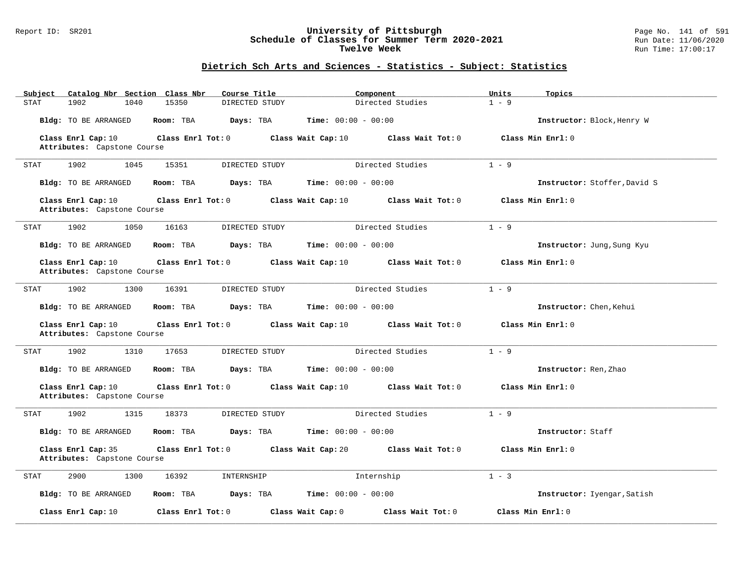## Dietrich Sch Arts and Sciences - Statistics - Subject: Statistics

| Subject | Catalog Nbr | Section | Class Nbr | Course Title | Component | Units | Topics |
|---|---|---|---|---|---|---|---|
| STAT | 1902 | 1040 | 15350 | DIRECTED STUDY | Directed Studies | 1 - 9 | |

**Bldg:** TO BE ARRANGED **Room:** TBA **Days:** TBA **Time:** 00:00 - 00:00 **Instructor:** Block,Henry W

**Class Enrl Cap:** 10 **Class Enrl Tot:** 0 **Class Wait Cap:** 10 **Class Wait Tot:** 0 **Class Min Enrl:** 0
**Attributes:** Capstone Course

---

| Subject | Catalog Nbr | Section | Class Nbr | Course Title | Component | Units | Topics |
|---|---|---|---|---|---|---|---|
| STAT | 1902 | 1045 | 15351 | DIRECTED STUDY | Directed Studies | 1 - 9 | |

**Bldg:** TO BE ARRANGED **Room:** TBA **Days:** TBA **Time:** 00:00 - 00:00 **Instructor:** Stoffer,David S

**Class Enrl Cap:** 10 **Class Enrl Tot:** 0 **Class Wait Cap:** 10 **Class Wait Tot:** 0 **Class Min Enrl:** 0
**Attributes:** Capstone Course

---

| Subject | Catalog Nbr | Section | Class Nbr | Course Title | Component | Units | Topics |
|---|---|---|---|---|---|---|---|
| STAT | 1902 | 1050 | 16163 | DIRECTED STUDY | Directed Studies | 1 - 9 | |

**Bldg:** TO BE ARRANGED **Room:** TBA **Days:** TBA **Time:** 00:00 - 00:00 **Instructor:** Jung,Sung Kyu

**Class Enrl Cap:** 10 **Class Enrl Tot:** 0 **Class Wait Cap:** 10 **Class Wait Tot:** 0 **Class Min Enrl:** 0
**Attributes:** Capstone Course

---

| Subject | Catalog Nbr | Section | Class Nbr | Course Title | Component | Units | Topics |
|---|---|---|---|---|---|---|---|
| STAT | 1902 | 1300 | 16391 | DIRECTED STUDY | Directed Studies | 1 - 9 | |

**Bldg:** TO BE ARRANGED **Room:** TBA **Days:** TBA **Time:** 00:00 - 00:00 **Instructor:** Chen,Kehui

**Class Enrl Cap:** 10 **Class Enrl Tot:** 0 **Class Wait Cap:** 10 **Class Wait Tot:** 0 **Class Min Enrl:** 0
**Attributes:** Capstone Course

---

| Subject | Catalog Nbr | Section | Class Nbr | Course Title | Component | Units | Topics |
|---|---|---|---|---|---|---|---|
| STAT | 1902 | 1310 | 17653 | DIRECTED STUDY | Directed Studies | 1 - 9 | |

**Bldg:** TO BE ARRANGED **Room:** TBA **Days:** TBA **Time:** 00:00 - 00:00 **Instructor:** Ren,Zhao

**Class Enrl Cap:** 10 **Class Enrl Tot:** 0 **Class Wait Cap:** 10 **Class Wait Tot:** 0 **Class Min Enrl:** 0
**Attributes:** Capstone Course

---

| Subject | Catalog Nbr | Section | Class Nbr | Course Title | Component | Units | Topics |
|---|---|---|---|---|---|---|---|
| STAT | 1902 | 1315 | 18373 | DIRECTED STUDY | Directed Studies | 1 - 9 | |

**Bldg:** TO BE ARRANGED **Room:** TBA **Days:** TBA **Time:** 00:00 - 00:00 **Instructor:** Staff

**Class Enrl Cap:** 35 **Class Enrl Tot:** 0 **Class Wait Cap:** 20 **Class Wait Tot:** 0 **Class Min Enrl:** 0
**Attributes:** Capstone Course

---

| Subject | Catalog Nbr | Section | Class Nbr | Course Title | Component | Units | Topics |
|---|---|---|---|---|---|---|---|
| STAT | 2900 | 1300 | 16392 | INTERNSHIP | Internship | 1 - 3 | |

**Bldg:** TO BE ARRANGED **Room:** TBA **Days:** TBA **Time:** 00:00 - 00:00 **Instructor:** Iyengar,Satish

**Class Enrl Cap:** 10 **Class Enrl Tot:** 0 **Class Wait Cap:** 0 **Class Wait Tot:** 0 **Class Min Enrl:** 0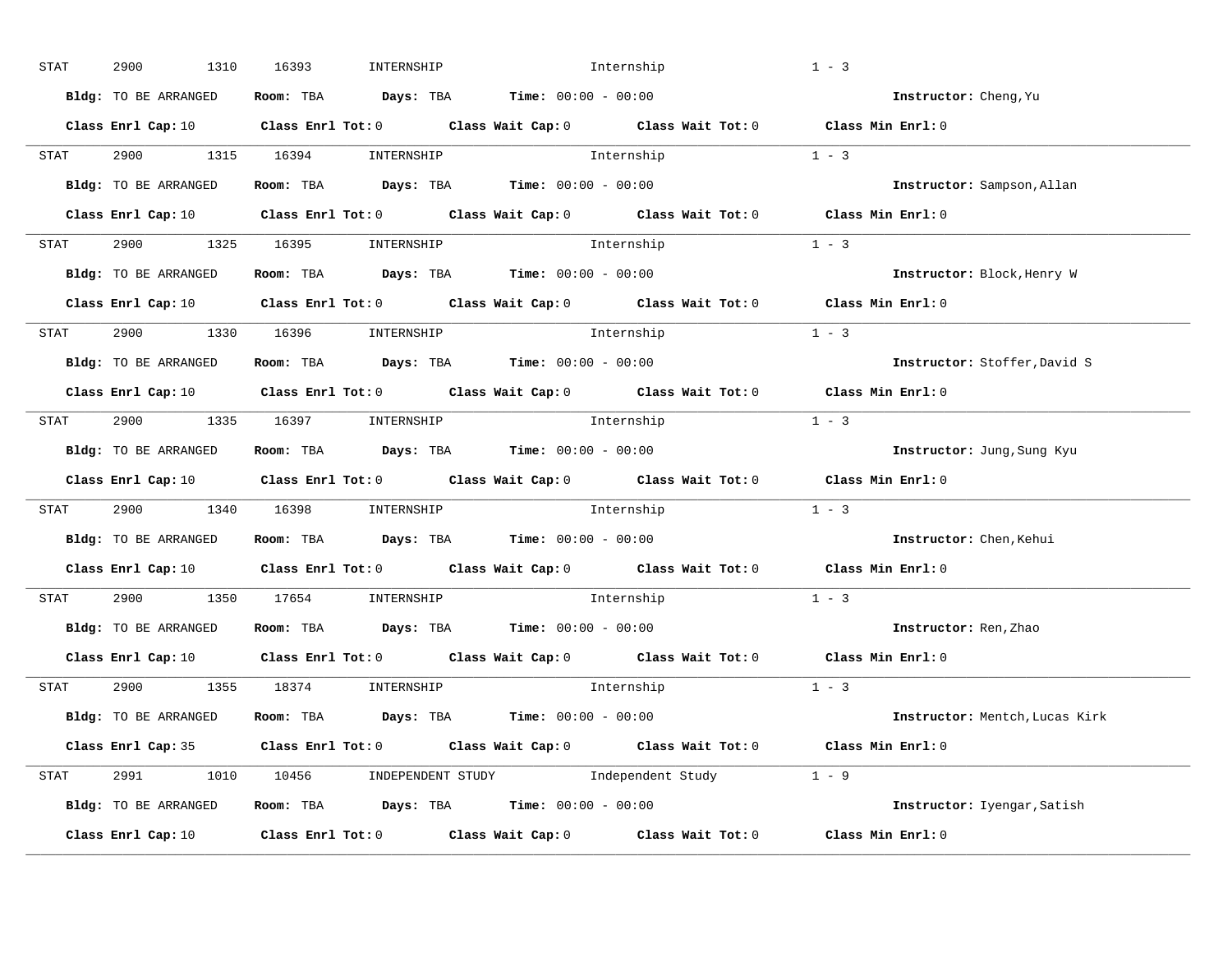STAT 2900 1310 16393 INTERNSHIP Internship 1 - 3

**Bldg:** TO BE ARRANGED **Room:** TBA **Days:** TBA **Time:** 00:00 - 00:00 **Instructor:** Cheng,Yu

**Class Enrl Cap:** 10 **Class Enrl Tot:** 0 **Class Wait Cap:** 0 **Class Wait Tot:** 0 **Class Min Enrl:** 0

---

STAT 2900 1315 16394 INTERNSHIP Internship 1 - 3

**Bldg:** TO BE ARRANGED **Room:** TBA **Days:** TBA **Time:** 00:00 - 00:00 **Instructor:** Sampson,Allan

**Class Enrl Cap:** 10 **Class Enrl Tot:** 0 **Class Wait Cap:** 0 **Class Wait Tot:** 0 **Class Min Enrl:** 0

---

STAT 2900 1325 16395 INTERNSHIP Internship 1 - 3

**Bldg:** TO BE ARRANGED **Room:** TBA **Days:** TBA **Time:** 00:00 - 00:00 **Instructor:** Block,Henry W

**Class Enrl Cap:** 10 **Class Enrl Tot:** 0 **Class Wait Cap:** 0 **Class Wait Tot:** 0 **Class Min Enrl:** 0

---

STAT 2900 1330 16396 INTERNSHIP Internship 1 - 3

**Bldg:** TO BE ARRANGED **Room:** TBA **Days:** TBA **Time:** 00:00 - 00:00 **Instructor:** Stoffer,David S

**Class Enrl Cap:** 10 **Class Enrl Tot:** 0 **Class Wait Cap:** 0 **Class Wait Tot:** 0 **Class Min Enrl:** 0

---

STAT 2900 1335 16397 INTERNSHIP Internship 1 - 3

**Bldg:** TO BE ARRANGED **Room:** TBA **Days:** TBA **Time:** 00:00 - 00:00 **Instructor:** Jung,Sung Kyu

**Class Enrl Cap:** 10 **Class Enrl Tot:** 0 **Class Wait Cap:** 0 **Class Wait Tot:** 0 **Class Min Enrl:** 0

---

STAT 2900 1340 16398 INTERNSHIP Internship 1 - 3

**Bldg:** TO BE ARRANGED **Room:** TBA **Days:** TBA **Time:** 00:00 - 00:00 **Instructor:** Chen,Kehui

**Class Enrl Cap:** 10 **Class Enrl Tot:** 0 **Class Wait Cap:** 0 **Class Wait Tot:** 0 **Class Min Enrl:** 0

---

STAT 2900 1350 17654 INTERNSHIP Internship 1 - 3

**Bldg:** TO BE ARRANGED **Room:** TBA **Days:** TBA **Time:** 00:00 - 00:00 **Instructor:** Ren,Zhao

**Class Enrl Cap:** 10 **Class Enrl Tot:** 0 **Class Wait Cap:** 0 **Class Wait Tot:** 0 **Class Min Enrl:** 0

---

STAT 2900 1355 18374 INTERNSHIP Internship 1 - 3

**Bldg:** TO BE ARRANGED **Room:** TBA **Days:** TBA **Time:** 00:00 - 00:00 **Instructor:** Mentch,Lucas Kirk

**Class Enrl Cap:** 35 **Class Enrl Tot:** 0 **Class Wait Cap:** 0 **Class Wait Tot:** 0 **Class Min Enrl:** 0

---

STAT 2991 1010 10456 INDEPENDENT STUDY Independent Study 1 - 9

**Bldg:** TO BE ARRANGED **Room:** TBA **Days:** TBA **Time:** 00:00 - 00:00 **Instructor:** Iyengar,Satish

**Class Enrl Cap:** 10 **Class Enrl Tot:** 0 **Class Wait Cap:** 0 **Class Wait Tot:** 0 **Class Min Enrl:** 0

---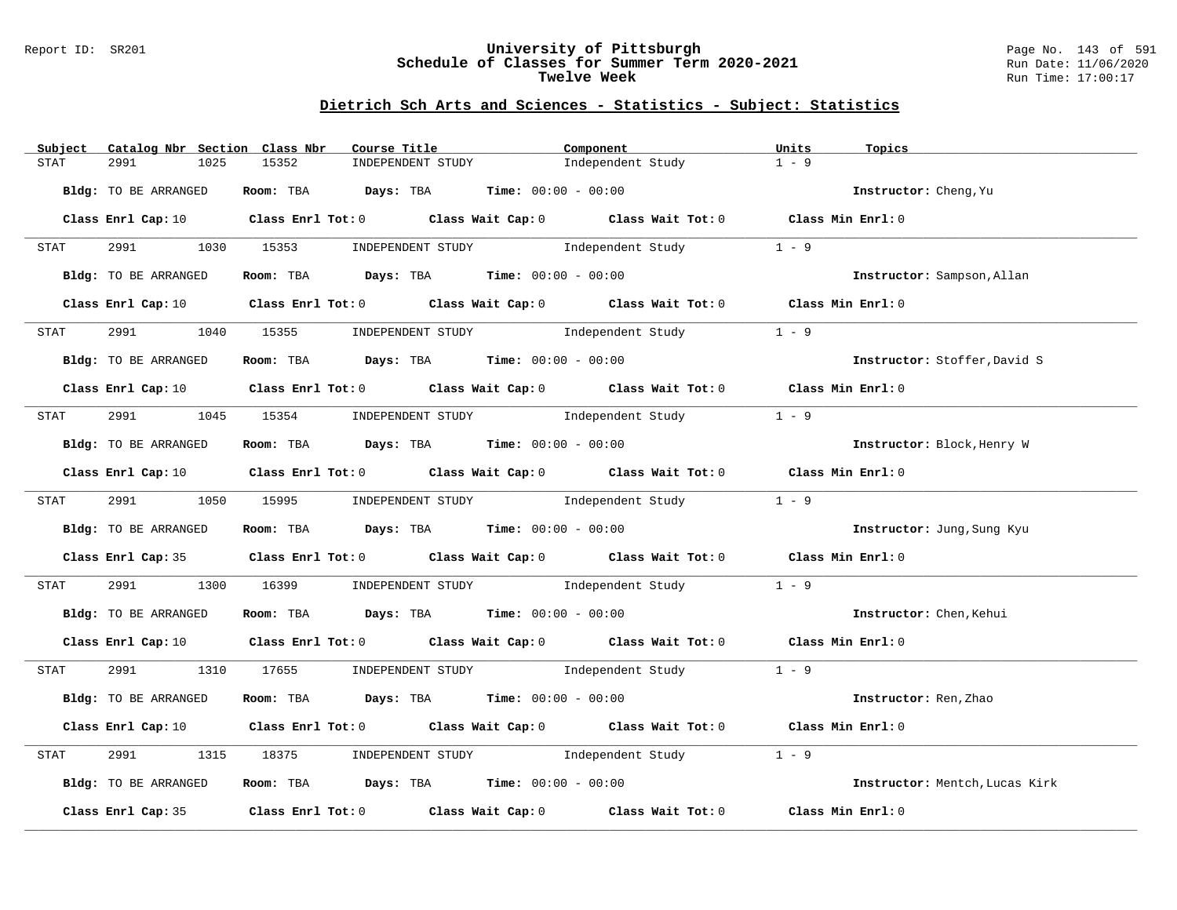# University of Pittsburgh
## Schedule of Classes for Summer Term 2020-2021
### Twelve Week

Report ID: SR201

Run Date: 11/06/2020
Run Time: 17:00:17

## Dietrich Sch Arts and Sciences - Statistics - Subject: Statistics

| Subject | Catalog Nbr | Section | Class Nbr | Course Title | Component | Units | Topics |
|---|---|---|---|---|---|---|---|
| STAT | 2991 | 1025 | 15352 | INDEPENDENT STUDY | Independent Study | 1 - 9 | |

**Bldg:** TO BE ARRANGED **Room:** TBA **Days:** TBA **Time:** 00:00 - 00:00 **Instructor:** Cheng,Yu

**Class Enrl Cap:** 10 **Class Enrl Tot:** 0 **Class Wait Cap:** 0 **Class Wait Tot:** 0 **Class Min Enrl:** 0

---

| Subject | Catalog Nbr | Section | Class Nbr | Course Title | Component | Units | Topics |
|---|---|---|---|---|---|---|---|
| STAT | 2991 | 1030 | 15353 | INDEPENDENT STUDY | Independent Study | 1 - 9 | |

**Bldg:** TO BE ARRANGED **Room:** TBA **Days:** TBA **Time:** 00:00 - 00:00 **Instructor:** Sampson,Allan

**Class Enrl Cap:** 10 **Class Enrl Tot:** 0 **Class Wait Cap:** 0 **Class Wait Tot:** 0 **Class Min Enrl:** 0

---

| Subject | Catalog Nbr | Section | Class Nbr | Course Title | Component | Units | Topics |
|---|---|---|---|---|---|---|---|
| STAT | 2991 | 1040 | 15355 | INDEPENDENT STUDY | Independent Study | 1 - 9 | |

**Bldg:** TO BE ARRANGED **Room:** TBA **Days:** TBA **Time:** 00:00 - 00:00 **Instructor:** Stoffer,David S

**Class Enrl Cap:** 10 **Class Enrl Tot:** 0 **Class Wait Cap:** 0 **Class Wait Tot:** 0 **Class Min Enrl:** 0

---

| Subject | Catalog Nbr | Section | Class Nbr | Course Title | Component | Units | Topics |
|---|---|---|---|---|---|---|---|
| STAT | 2991 | 1045 | 15354 | INDEPENDENT STUDY | Independent Study | 1 - 9 | |

**Bldg:** TO BE ARRANGED **Room:** TBA **Days:** TBA **Time:** 00:00 - 00:00 **Instructor:** Block,Henry W

**Class Enrl Cap:** 10 **Class Enrl Tot:** 0 **Class Wait Cap:** 0 **Class Wait Tot:** 0 **Class Min Enrl:** 0

---

| Subject | Catalog Nbr | Section | Class Nbr | Course Title | Component | Units | Topics |
|---|---|---|---|---|---|---|---|
| STAT | 2991 | 1050 | 15995 | INDEPENDENT STUDY | Independent Study | 1 - 9 | |

**Bldg:** TO BE ARRANGED **Room:** TBA **Days:** TBA **Time:** 00:00 - 00:00 **Instructor:** Jung,Sung Kyu

**Class Enrl Cap:** 35 **Class Enrl Tot:** 0 **Class Wait Cap:** 0 **Class Wait Tot:** 0 **Class Min Enrl:** 0

---

| Subject | Catalog Nbr | Section | Class Nbr | Course Title | Component | Units | Topics |
|---|---|---|---|---|---|---|---|
| STAT | 2991 | 1300 | 16399 | INDEPENDENT STUDY | Independent Study | 1 - 9 | |

**Bldg:** TO BE ARRANGED **Room:** TBA **Days:** TBA **Time:** 00:00 - 00:00 **Instructor:** Chen,Kehui

**Class Enrl Cap:** 10 **Class Enrl Tot:** 0 **Class Wait Cap:** 0 **Class Wait Tot:** 0 **Class Min Enrl:** 0

---

| Subject | Catalog Nbr | Section | Class Nbr | Course Title | Component | Units | Topics |
|---|---|---|---|---|---|---|---|
| STAT | 2991 | 1310 | 17655 | INDEPENDENT STUDY | Independent Study | 1 - 9 | |

**Bldg:** TO BE ARRANGED **Room:** TBA **Days:** TBA **Time:** 00:00 - 00:00 **Instructor:** Ren,Zhao

**Class Enrl Cap:** 10 **Class Enrl Tot:** 0 **Class Wait Cap:** 0 **Class Wait Tot:** 0 **Class Min Enrl:** 0

---

| Subject | Catalog Nbr | Section | Class Nbr | Course Title | Component | Units | Topics |
|---|---|---|---|---|---|---|---|
| STAT | 2991 | 1315 | 18375 | INDEPENDENT STUDY | Independent Study | 1 - 9 | |

**Bldg:** TO BE ARRANGED **Room:** TBA **Days:** TBA **Time:** 00:00 - 00:00 **Instructor:** Mentch,Lucas Kirk

**Class Enrl Cap:** 35 **Class Enrl Tot:** 0 **Class Wait Cap:** 0 **Class Wait Tot:** 0 **Class Min Enrl:** 0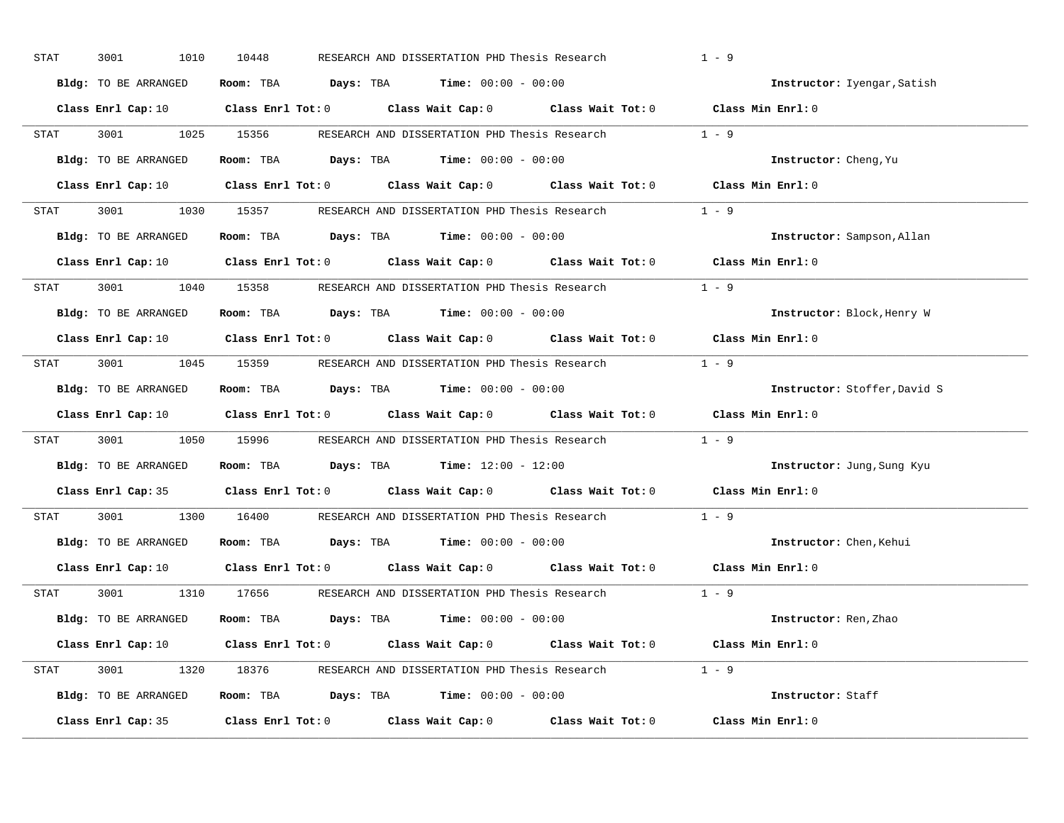STAT 3001 1010 10448 RESEARCH AND DISSERTATION PHD Thesis Research 1 - 9

**Bldg:** TO BE ARRANGED **Room:** TBA **Days:** TBA **Time:** 00:00 - 00:00 **Instructor:** Iyengar,Satish

**Class Enrl Cap:** 10 **Class Enrl Tot:** 0 **Class Wait Cap:** 0 **Class Wait Tot:** 0 **Class Min Enrl:** 0

---

STAT 3001 1025 15356 RESEARCH AND DISSERTATION PHD Thesis Research 1 - 9

**Bldg:** TO BE ARRANGED **Room:** TBA **Days:** TBA **Time:** 00:00 - 00:00 **Instructor:** Cheng,Yu

**Class Enrl Cap:** 10 **Class Enrl Tot:** 0 **Class Wait Cap:** 0 **Class Wait Tot:** 0 **Class Min Enrl:** 0

---

STAT 3001 1030 15357 RESEARCH AND DISSERTATION PHD Thesis Research 1 - 9

**Bldg:** TO BE ARRANGED **Room:** TBA **Days:** TBA **Time:** 00:00 - 00:00 **Instructor:** Sampson,Allan

**Class Enrl Cap:** 10 **Class Enrl Tot:** 0 **Class Wait Cap:** 0 **Class Wait Tot:** 0 **Class Min Enrl:** 0

---

STAT 3001 1040 15358 RESEARCH AND DISSERTATION PHD Thesis Research 1 - 9

**Bldg:** TO BE ARRANGED **Room:** TBA **Days:** TBA **Time:** 00:00 - 00:00 **Instructor:** Block,Henry W

**Class Enrl Cap:** 10 **Class Enrl Tot:** 0 **Class Wait Cap:** 0 **Class Wait Tot:** 0 **Class Min Enrl:** 0

---

STAT 3001 1045 15359 RESEARCH AND DISSERTATION PHD Thesis Research 1 - 9

**Bldg:** TO BE ARRANGED **Room:** TBA **Days:** TBA **Time:** 00:00 - 00:00 **Instructor:** Stoffer,David S

**Class Enrl Cap:** 10 **Class Enrl Tot:** 0 **Class Wait Cap:** 0 **Class Wait Tot:** 0 **Class Min Enrl:** 0

---

STAT 3001 1050 15996 RESEARCH AND DISSERTATION PHD Thesis Research 1 - 9

**Bldg:** TO BE ARRANGED **Room:** TBA **Days:** TBA **Time:** 12:00 - 12:00 **Instructor:** Jung,Sung Kyu

**Class Enrl Cap:** 35 **Class Enrl Tot:** 0 **Class Wait Cap:** 0 **Class Wait Tot:** 0 **Class Min Enrl:** 0

---

STAT 3001 1300 16400 RESEARCH AND DISSERTATION PHD Thesis Research 1 - 9

**Bldg:** TO BE ARRANGED **Room:** TBA **Days:** TBA **Time:** 00:00 - 00:00 **Instructor:** Chen,Kehui

**Class Enrl Cap:** 10 **Class Enrl Tot:** 0 **Class Wait Cap:** 0 **Class Wait Tot:** 0 **Class Min Enrl:** 0

---

STAT 3001 1310 17656 RESEARCH AND DISSERTATION PHD Thesis Research 1 - 9

**Bldg:** TO BE ARRANGED **Room:** TBA **Days:** TBA **Time:** 00:00 - 00:00 **Instructor:** Ren,Zhao

**Class Enrl Cap:** 10 **Class Enrl Tot:** 0 **Class Wait Cap:** 0 **Class Wait Tot:** 0 **Class Min Enrl:** 0

---

STAT 3001 1320 18376 RESEARCH AND DISSERTATION PHD Thesis Research 1 - 9

**Bldg:** TO BE ARRANGED **Room:** TBA **Days:** TBA **Time:** 00:00 - 00:00 **Instructor:** Staff

**Class Enrl Cap:** 35 **Class Enrl Tot:** 0 **Class Wait Cap:** 0 **Class Wait Tot:** 0 **Class Min Enrl:** 0

---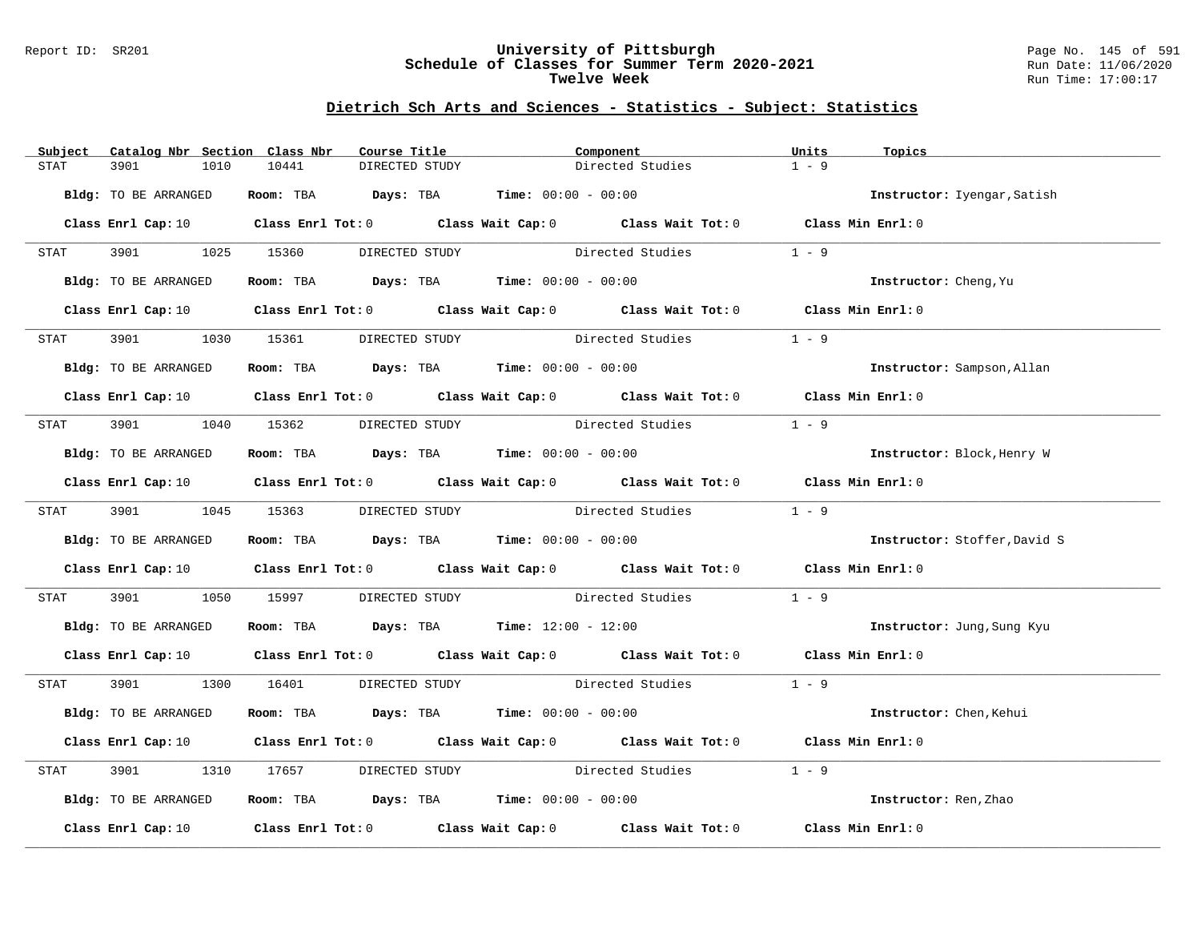# University of Pittsburgh
## Schedule of Classes for Summer Term 2020-2021
## Twelve Week

### Dietrich Sch Arts and Sciences - Statistics - Subject: Statistics

| Subject | Catalog Nbr | Section | Class Nbr | Course Title | Component | Units | Topics |
|---|---|---|---|---|---|---|---|
| STAT | 3901 | 1010 | 10441 | DIRECTED STUDY | Directed Studies | 1 - 9 | |

**Bldg:** TO BE ARRANGED **Room:** TBA **Days:** TBA **Time:** 00:00 - 00:00 **Instructor:** Iyengar,Satish

**Class Enrl Cap:** 10 **Class Enrl Tot:** 0 **Class Wait Cap:** 0 **Class Wait Tot:** 0 **Class Min Enrl:** 0

---

| Subject | Catalog Nbr | Section | Class Nbr | Course Title | Component | Units | Topics |
|---|---|---|---|---|---|---|---|
| STAT | 3901 | 1025 | 15360 | DIRECTED STUDY | Directed Studies | 1 - 9 | |

**Bldg:** TO BE ARRANGED **Room:** TBA **Days:** TBA **Time:** 00:00 - 00:00 **Instructor:** Cheng,Yu

**Class Enrl Cap:** 10 **Class Enrl Tot:** 0 **Class Wait Cap:** 0 **Class Wait Tot:** 0 **Class Min Enrl:** 0

---

| Subject | Catalog Nbr | Section | Class Nbr | Course Title | Component | Units | Topics |
|---|---|---|---|---|---|---|---|
| STAT | 3901 | 1030 | 15361 | DIRECTED STUDY | Directed Studies | 1 - 9 | |

**Bldg:** TO BE ARRANGED **Room:** TBA **Days:** TBA **Time:** 00:00 - 00:00 **Instructor:** Sampson,Allan

**Class Enrl Cap:** 10 **Class Enrl Tot:** 0 **Class Wait Cap:** 0 **Class Wait Tot:** 0 **Class Min Enrl:** 0

---

| Subject | Catalog Nbr | Section | Class Nbr | Course Title | Component | Units | Topics |
|---|---|---|---|---|---|---|---|
| STAT | 3901 | 1040 | 15362 | DIRECTED STUDY | Directed Studies | 1 - 9 | |

**Bldg:** TO BE ARRANGED **Room:** TBA **Days:** TBA **Time:** 00:00 - 00:00 **Instructor:** Block,Henry W

**Class Enrl Cap:** 10 **Class Enrl Tot:** 0 **Class Wait Cap:** 0 **Class Wait Tot:** 0 **Class Min Enrl:** 0

---

| Subject | Catalog Nbr | Section | Class Nbr | Course Title | Component | Units | Topics |
|---|---|---|---|---|---|---|---|
| STAT | 3901 | 1045 | 15363 | DIRECTED STUDY | Directed Studies | 1 - 9 | |

**Bldg:** TO BE ARRANGED **Room:** TBA **Days:** TBA **Time:** 00:00 - 00:00 **Instructor:** Stoffer,David S

**Class Enrl Cap:** 10 **Class Enrl Tot:** 0 **Class Wait Cap:** 0 **Class Wait Tot:** 0 **Class Min Enrl:** 0

---

| Subject | Catalog Nbr | Section | Class Nbr | Course Title | Component | Units | Topics |
|---|---|---|---|---|---|---|---|
| STAT | 3901 | 1050 | 15997 | DIRECTED STUDY | Directed Studies | 1 - 9 | |

**Bldg:** TO BE ARRANGED **Room:** TBA **Days:** TBA **Time:** 12:00 - 12:00 **Instructor:** Jung,Sung Kyu

**Class Enrl Cap:** 10 **Class Enrl Tot:** 0 **Class Wait Cap:** 0 **Class Wait Tot:** 0 **Class Min Enrl:** 0

---

| Subject | Catalog Nbr | Section | Class Nbr | Course Title | Component | Units | Topics |
|---|---|---|---|---|---|---|---|
| STAT | 3901 | 1300 | 16401 | DIRECTED STUDY | Directed Studies | 1 - 9 | |

**Bldg:** TO BE ARRANGED **Room:** TBA **Days:** TBA **Time:** 00:00 - 00:00 **Instructor:** Chen,Kehui

**Class Enrl Cap:** 10 **Class Enrl Tot:** 0 **Class Wait Cap:** 0 **Class Wait Tot:** 0 **Class Min Enrl:** 0

---

| Subject | Catalog Nbr | Section | Class Nbr | Course Title | Component | Units | Topics |
|---|---|---|---|---|---|---|---|
| STAT | 3901 | 1310 | 17657 | DIRECTED STUDY | Directed Studies | 1 - 9 | |

**Bldg:** TO BE ARRANGED **Room:** TBA **Days:** TBA **Time:** 00:00 - 00:00 **Instructor:** Ren,Zhao

**Class Enrl Cap:** 10 **Class Enrl Tot:** 0 **Class Wait Cap:** 0 **Class Wait Tot:** 0 **Class Min Enrl:** 0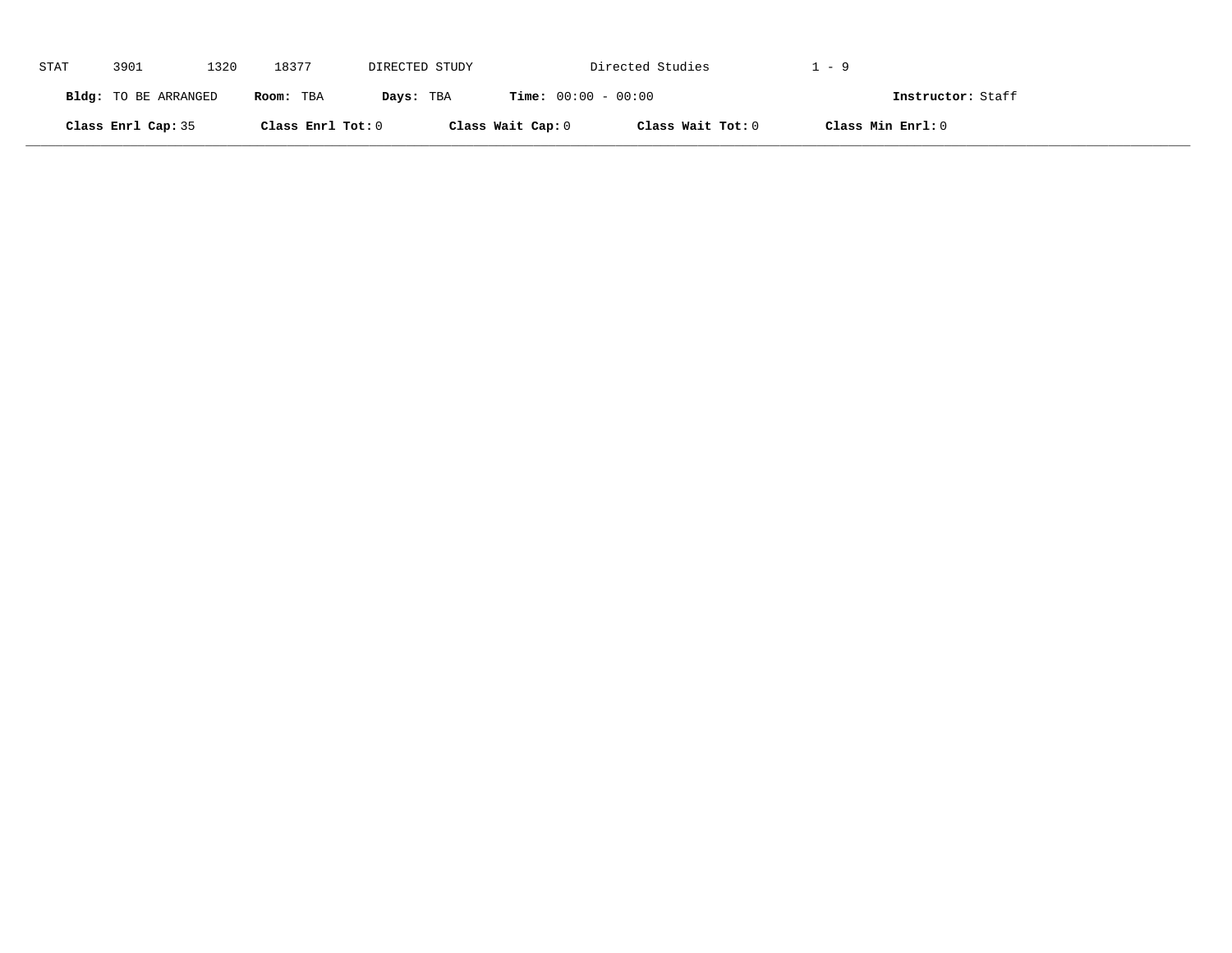STAT 3901 1320 18377 DIRECTED STUDY Directed Studies 1 - 9

**Bldg:** TO BE ARRANGED **Room:** TBA **Days:** TBA **Time:** 00:00 - 00:00 **Instructor:** Staff

**Class Enrl Cap:** 35 **Class Enrl Tot:** 0 **Class Wait Cap:** 0 **Class Wait Tot:** 0 **Class Min Enrl:** 0

---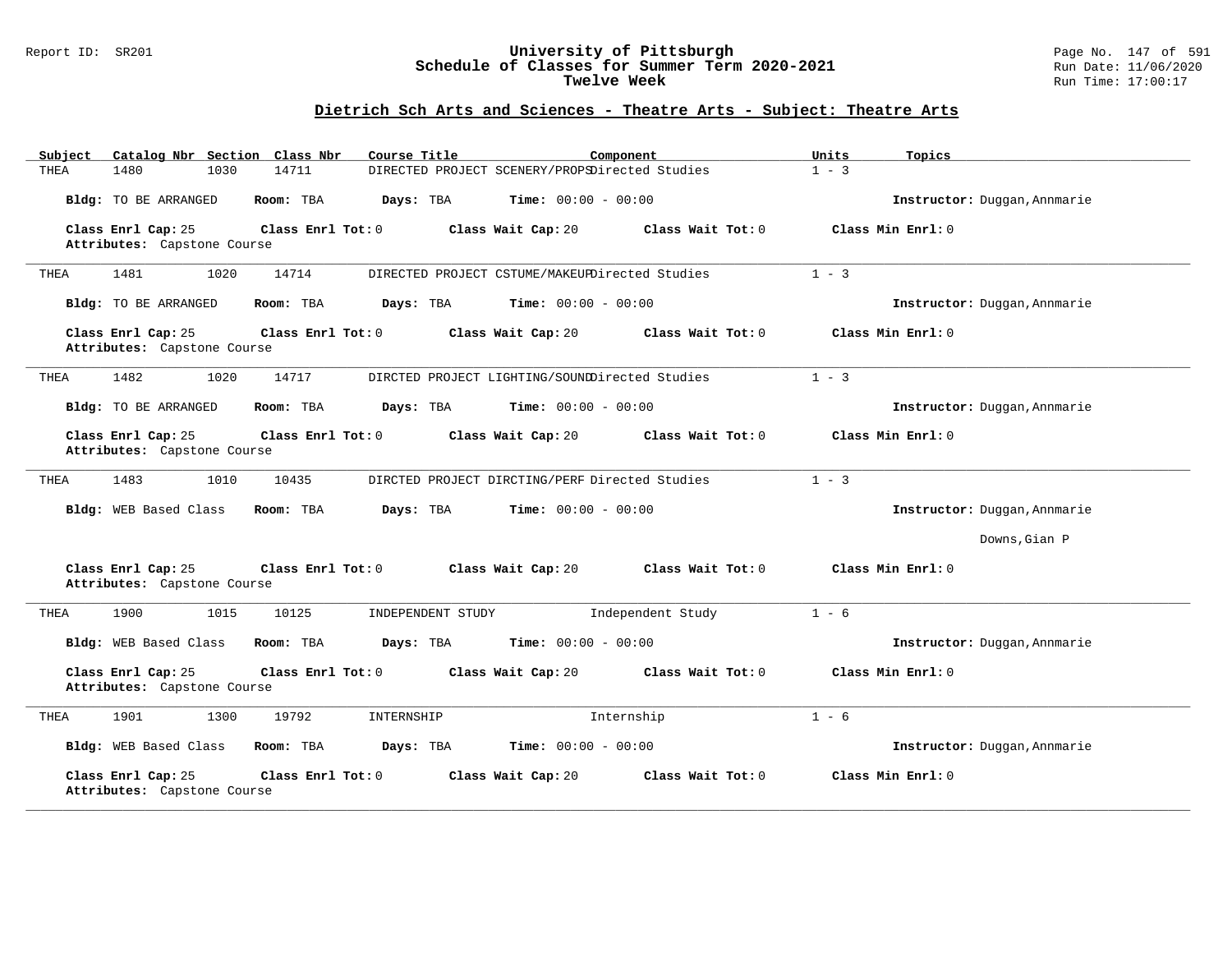## University of Pittsburgh
## Schedule of Classes for Summer Term 2020-2021
## Twelve Week

Report ID: SR201

Run Date: 11/06/2020
Run Time: 17:00:17

### Dietrich Sch Arts and Sciences - Theatre Arts - Subject: Theatre Arts

| Subject | Catalog Nbr | Section | Class Nbr | Course Title | Component | Units | Topics |
|---|---|---|---|---|---|---|---|
| THEA | 1480 | 1030 | 14711 | DIRECTED PROJECT SCENERY/PROPS | Directed Studies | 1 - 3 | |

**Bldg:** TO BE ARRANGED **Room:** TBA **Days:** TBA **Time:** 00:00 - 00:00 **Instructor:** Duggan,Annmarie

**Class Enrl Cap:** 25 **Class Enrl Tot:** 0 **Class Wait Cap:** 20 **Class Wait Tot:** 0 **Class Min Enrl:** 0
**Attributes:** Capstone Course

---

| Subject | Catalog Nbr | Section | Class Nbr | Course Title | Component | Units | Topics |
|---|---|---|---|---|---|---|---|
| THEA | 1481 | 1020 | 14714 | DIRECTED PROJECT CSTUME/MAKEUP | Directed Studies | 1 - 3 | |

**Bldg:** TO BE ARRANGED **Room:** TBA **Days:** TBA **Time:** 00:00 - 00:00 **Instructor:** Duggan,Annmarie

**Class Enrl Cap:** 25 **Class Enrl Tot:** 0 **Class Wait Cap:** 20 **Class Wait Tot:** 0 **Class Min Enrl:** 0
**Attributes:** Capstone Course

---

| Subject | Catalog Nbr | Section | Class Nbr | Course Title | Component | Units | Topics |
|---|---|---|---|---|---|---|---|
| THEA | 1482 | 1020 | 14717 | DIRCTED PROJECT LIGHTING/SOUND | Directed Studies | 1 - 3 | |

**Bldg:** TO BE ARRANGED **Room:** TBA **Days:** TBA **Time:** 00:00 - 00:00 **Instructor:** Duggan,Annmarie

**Class Enrl Cap:** 25 **Class Enrl Tot:** 0 **Class Wait Cap:** 20 **Class Wait Tot:** 0 **Class Min Enrl:** 0
**Attributes:** Capstone Course

---

| Subject | Catalog Nbr | Section | Class Nbr | Course Title | Component | Units | Topics |
|---|---|---|---|---|---|---|---|
| THEA | 1483 | 1010 | 10435 | DIRCTED PROJECT DIRCTING/PERF | Directed Studies | 1 - 3 | |

**Bldg:** WEB Based Class **Room:** TBA **Days:** TBA **Time:** 00:00 - 00:00 **Instructor:** Duggan,Annmarie
Downs,Gian P

**Class Enrl Cap:** 25 **Class Enrl Tot:** 0 **Class Wait Cap:** 20 **Class Wait Tot:** 0 **Class Min Enrl:** 0
**Attributes:** Capstone Course

---

| Subject | Catalog Nbr | Section | Class Nbr | Course Title | Component | Units | Topics |
|---|---|---|---|---|---|---|---|
| THEA | 1900 | 1015 | 10125 | INDEPENDENT STUDY | Independent Study | 1 - 6 | |

**Bldg:** WEB Based Class **Room:** TBA **Days:** TBA **Time:** 00:00 - 00:00 **Instructor:** Duggan,Annmarie

**Class Enrl Cap:** 25 **Class Enrl Tot:** 0 **Class Wait Cap:** 20 **Class Wait Tot:** 0 **Class Min Enrl:** 0
**Attributes:** Capstone Course

---

| Subject | Catalog Nbr | Section | Class Nbr | Course Title | Component | Units | Topics |
|---|---|---|---|---|---|---|---|
| THEA | 1901 | 1300 | 19792 | INTERNSHIP | Internship | 1 - 6 | |

**Bldg:** WEB Based Class **Room:** TBA **Days:** TBA **Time:** 00:00 - 00:00 **Instructor:** Duggan,Annmarie

**Class Enrl Cap:** 25 **Class Enrl Tot:** 0 **Class Wait Cap:** 20 **Class Wait Tot:** 0 **Class Min Enrl:** 0
**Attributes:** Capstone Course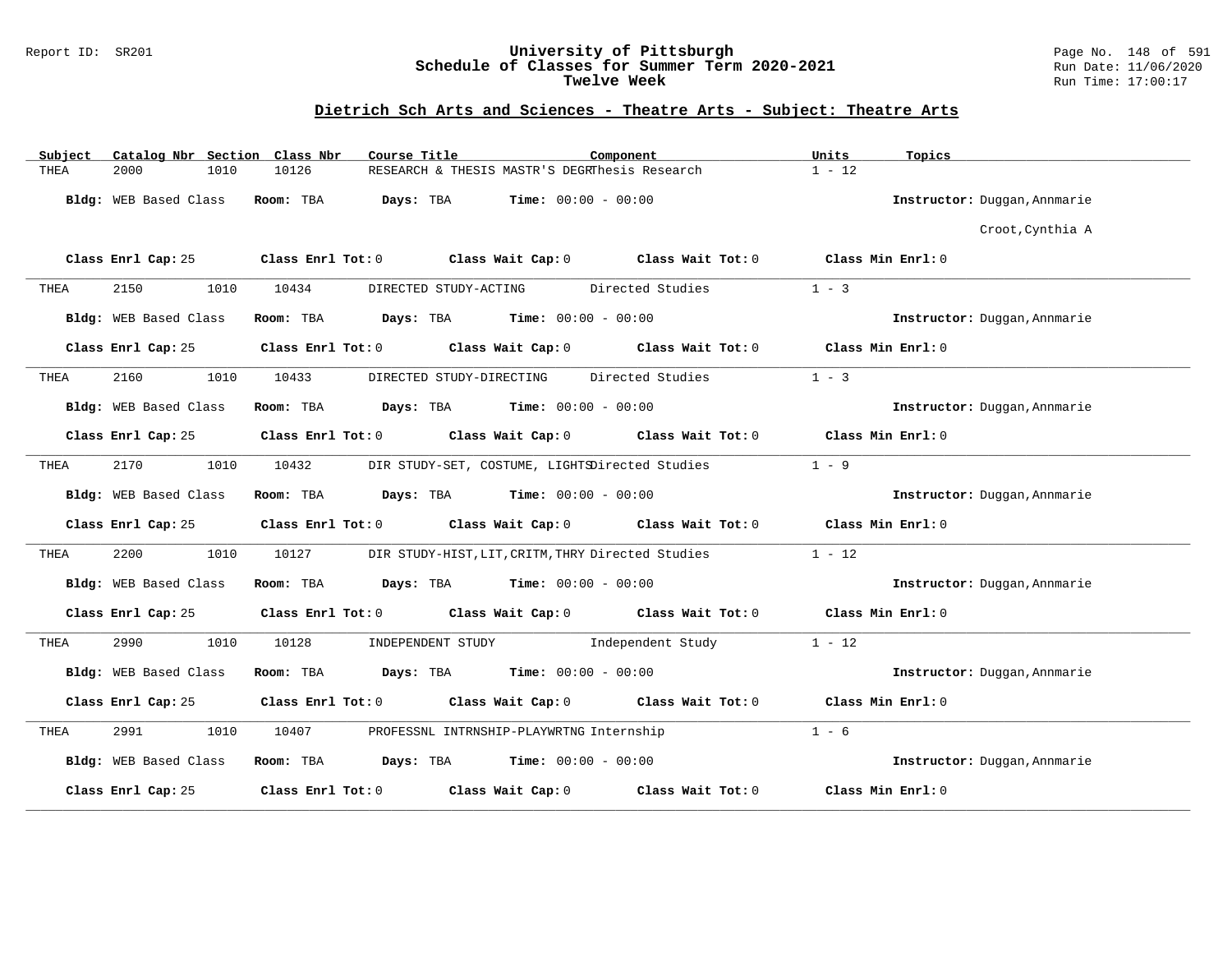Report ID: SR201

# University of Pittsburgh
## Schedule of Classes for Summer Term 2020-2021
### Twelve Week

Run Date: 11/06/2020
Run Time: 17:00:17

## Dietrich Sch Arts and Sciences - Theatre Arts - Subject: Theatre Arts

| Subject | Catalog Nbr | Section | Class Nbr | Course Title | Component | Units | Topics |
|---|---|---|---|---|---|---|---|
| THEA | 2000 | 1010 | 10126 | RESEARCH & THESIS MASTR'S DEGR | Thesis Research | 1 - 12 | |

**Bldg:** WEB Based Class **Room:** TBA **Days:** TBA **Time:** 00:00 - 00:00 **Instructor:** Duggan,Annmarie
Croot,Cynthia A

**Class Enrl Cap:** 25 **Class Enrl Tot:** 0 **Class Wait Cap:** 0 **Class Wait Tot:** 0 **Class Min Enrl:** 0

---

| Subject | Catalog Nbr | Section | Class Nbr | Course Title | Component | Units | Topics |
|---|---|---|---|---|---|---|---|
| THEA | 2150 | 1010 | 10434 | DIRECTED STUDY-ACTING | Directed Studies | 1 - 3 | |

**Bldg:** WEB Based Class **Room:** TBA **Days:** TBA **Time:** 00:00 - 00:00 **Instructor:** Duggan,Annmarie

**Class Enrl Cap:** 25 **Class Enrl Tot:** 0 **Class Wait Cap:** 0 **Class Wait Tot:** 0 **Class Min Enrl:** 0

---

| Subject | Catalog Nbr | Section | Class Nbr | Course Title | Component | Units | Topics |
|---|---|---|---|---|---|---|---|
| THEA | 2160 | 1010 | 10433 | DIRECTED STUDY-DIRECTING | Directed Studies | 1 - 3 | |

**Bldg:** WEB Based Class **Room:** TBA **Days:** TBA **Time:** 00:00 - 00:00 **Instructor:** Duggan,Annmarie

**Class Enrl Cap:** 25 **Class Enrl Tot:** 0 **Class Wait Cap:** 0 **Class Wait Tot:** 0 **Class Min Enrl:** 0

---

| Subject | Catalog Nbr | Section | Class Nbr | Course Title | Component | Units | Topics |
|---|---|---|---|---|---|---|---|
| THEA | 2170 | 1010 | 10432 | DIR STUDY-SET, COSTUME, LIGHTS | Directed Studies | 1 - 9 | |

**Bldg:** WEB Based Class **Room:** TBA **Days:** TBA **Time:** 00:00 - 00:00 **Instructor:** Duggan,Annmarie

**Class Enrl Cap:** 25 **Class Enrl Tot:** 0 **Class Wait Cap:** 0 **Class Wait Tot:** 0 **Class Min Enrl:** 0

---

| Subject | Catalog Nbr | Section | Class Nbr | Course Title | Component | Units | Topics |
|---|---|---|---|---|---|---|---|
| THEA | 2200 | 1010 | 10127 | DIR STUDY-HIST,LIT,CRITM,THRY | Directed Studies | 1 - 12 | |

**Bldg:** WEB Based Class **Room:** TBA **Days:** TBA **Time:** 00:00 - 00:00 **Instructor:** Duggan,Annmarie

**Class Enrl Cap:** 25 **Class Enrl Tot:** 0 **Class Wait Cap:** 0 **Class Wait Tot:** 0 **Class Min Enrl:** 0

---

| Subject | Catalog Nbr | Section | Class Nbr | Course Title | Component | Units | Topics |
|---|---|---|---|---|---|---|---|
| THEA | 2990 | 1010 | 10128 | INDEPENDENT STUDY | Independent Study | 1 - 12 | |

**Bldg:** WEB Based Class **Room:** TBA **Days:** TBA **Time:** 00:00 - 00:00 **Instructor:** Duggan,Annmarie

**Class Enrl Cap:** 25 **Class Enrl Tot:** 0 **Class Wait Cap:** 0 **Class Wait Tot:** 0 **Class Min Enrl:** 0

---

| Subject | Catalog Nbr | Section | Class Nbr | Course Title | Component | Units | Topics |
|---|---|---|---|---|---|---|---|
| THEA | 2991 | 1010 | 10407 | PROFESSNL INTRNSHIP-PLAYWRTNG | Internship | 1 - 6 | |

**Bldg:** WEB Based Class **Room:** TBA **Days:** TBA **Time:** 00:00 - 00:00 **Instructor:** Duggan,Annmarie

**Class Enrl Cap:** 25 **Class Enrl Tot:** 0 **Class Wait Cap:** 0 **Class Wait Tot:** 0 **Class Min Enrl:** 0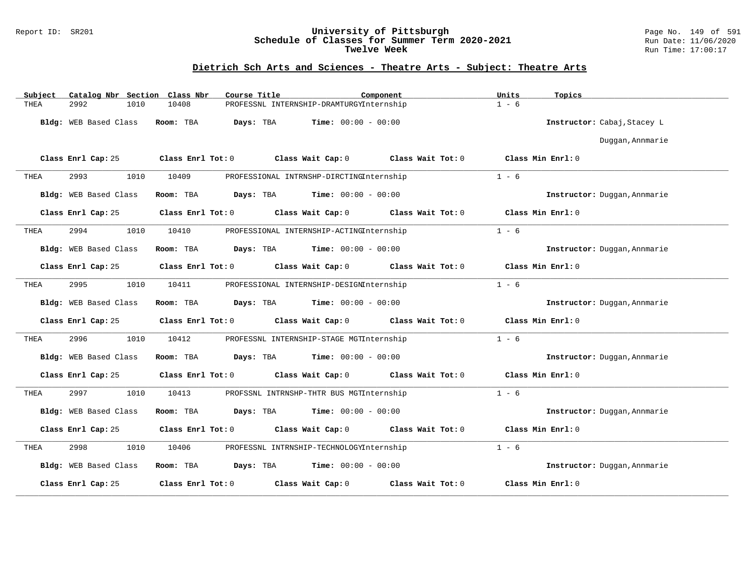## Dietrich Sch Arts and Sciences - Theatre Arts - Subject: Theatre Arts

| Subject | Catalog Nbr | Section | Class Nbr | Course Title | Component | Units | Topics |
|---|---|---|---|---|---|---|---|
| THEA | 2992 | 1010 | 10408 | PROFESSNL INTERNSHIP-DRAMTURGY | Internship | 1 - 6 | |

**Bldg:** WEB Based Class **Room:** TBA **Days:** TBA **Time:** 00:00 - 00:00 **Instructor:** Cabaj,Stacey L; Duggan,Annmarie

**Class Enrl Cap:** 25 **Class Enrl Tot:** 0 **Class Wait Cap:** 0 **Class Wait Tot:** 0 **Class Min Enrl:** 0

---

| Subject | Catalog Nbr | Section | Class Nbr | Course Title | Component | Units | Topics |
|---|---|---|---|---|---|---|---|
| THEA | 2993 | 1010 | 10409 | PROFESSIONAL INTRNSHP-DIRCTING | Internship | 1 - 6 | |

**Bldg:** WEB Based Class **Room:** TBA **Days:** TBA **Time:** 00:00 - 00:00 **Instructor:** Duggan,Annmarie

**Class Enrl Cap:** 25 **Class Enrl Tot:** 0 **Class Wait Cap:** 0 **Class Wait Tot:** 0 **Class Min Enrl:** 0

---

| Subject | Catalog Nbr | Section | Class Nbr | Course Title | Component | Units | Topics |
|---|---|---|---|---|---|---|---|
| THEA | 2994 | 1010 | 10410 | PROFESSIONAL INTERNSHIP-ACTING | Internship | 1 - 6 | |

**Bldg:** WEB Based Class **Room:** TBA **Days:** TBA **Time:** 00:00 - 00:00 **Instructor:** Duggan,Annmarie

**Class Enrl Cap:** 25 **Class Enrl Tot:** 0 **Class Wait Cap:** 0 **Class Wait Tot:** 0 **Class Min Enrl:** 0

---

| Subject | Catalog Nbr | Section | Class Nbr | Course Title | Component | Units | Topics |
|---|---|---|---|---|---|---|---|
| THEA | 2995 | 1010 | 10411 | PROFESSIONAL INTERNSHIP-DESIGN | Internship | 1 - 6 | |

**Bldg:** WEB Based Class **Room:** TBA **Days:** TBA **Time:** 00:00 - 00:00 **Instructor:** Duggan,Annmarie

**Class Enrl Cap:** 25 **Class Enrl Tot:** 0 **Class Wait Cap:** 0 **Class Wait Tot:** 0 **Class Min Enrl:** 0

---

| Subject | Catalog Nbr | Section | Class Nbr | Course Title | Component | Units | Topics |
|---|---|---|---|---|---|---|---|
| THEA | 2996 | 1010 | 10412 | PROFESSNL INTERNSHIP-STAGE MGT | Internship | 1 - 6 | |

**Bldg:** WEB Based Class **Room:** TBA **Days:** TBA **Time:** 00:00 - 00:00 **Instructor:** Duggan,Annmarie

**Class Enrl Cap:** 25 **Class Enrl Tot:** 0 **Class Wait Cap:** 0 **Class Wait Tot:** 0 **Class Min Enrl:** 0

---

| Subject | Catalog Nbr | Section | Class Nbr | Course Title | Component | Units | Topics |
|---|---|---|---|---|---|---|---|
| THEA | 2997 | 1010 | 10413 | PROFSSNL INTRNSHP-THTR BUS MGT | Internship | 1 - 6 | |

**Bldg:** WEB Based Class **Room:** TBA **Days:** TBA **Time:** 00:00 - 00:00 **Instructor:** Duggan,Annmarie

**Class Enrl Cap:** 25 **Class Enrl Tot:** 0 **Class Wait Cap:** 0 **Class Wait Tot:** 0 **Class Min Enrl:** 0

---

| Subject | Catalog Nbr | Section | Class Nbr | Course Title | Component | Units | Topics |
|---|---|---|---|---|---|---|---|
| THEA | 2998 | 1010 | 10406 | PROFESSNL INTRNSHIP-TECHNOLOGY | Internship | 1 - 6 | |

**Bldg:** WEB Based Class **Room:** TBA **Days:** TBA **Time:** 00:00 - 00:00 **Instructor:** Duggan,Annmarie

**Class Enrl Cap:** 25 **Class Enrl Tot:** 0 **Class Wait Cap:** 0 **Class Wait Tot:** 0 **Class Min Enrl:** 0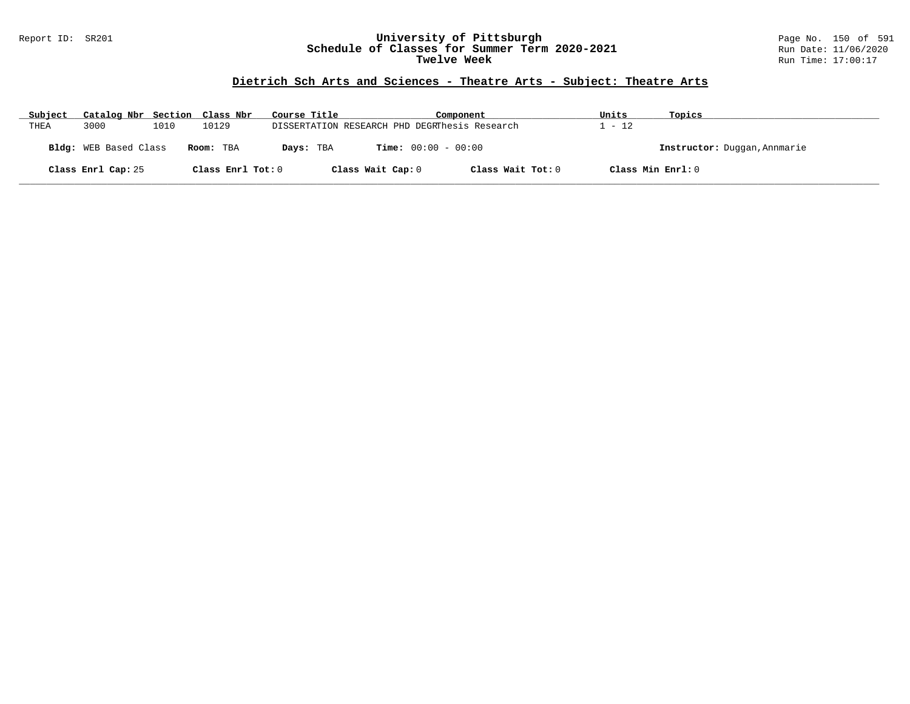Report ID: SR201

# University of Pittsburgh
## Schedule of Classes for Summer Term 2020-2021
### Twelve Week

Run Date: 11/06/2020
Run Time: 17:00:17

## Dietrich Sch Arts and Sciences - Theatre Arts - Subject: Theatre Arts

| Subject | Catalog Nbr | Section | Class Nbr | Course Title | Component | Units | Topics |
|---|---|---|---|---|---|---|---|
| THEA | 3000 | 1010 | 10129 | DISSERTATION RESEARCH PHD DEGR | Thesis Research | 1 - 12 | |

**Bldg:** WEB Based Class **Room:** TBA **Days:** TBA **Time:** 00:00 - 00:00 **Instructor:** Duggan,Annmarie

**Class Enrl Cap:** 25 **Class Enrl Tot:** 0 **Class Wait Cap:** 0 **Class Wait Tot:** 0 **Class Min Enrl:** 0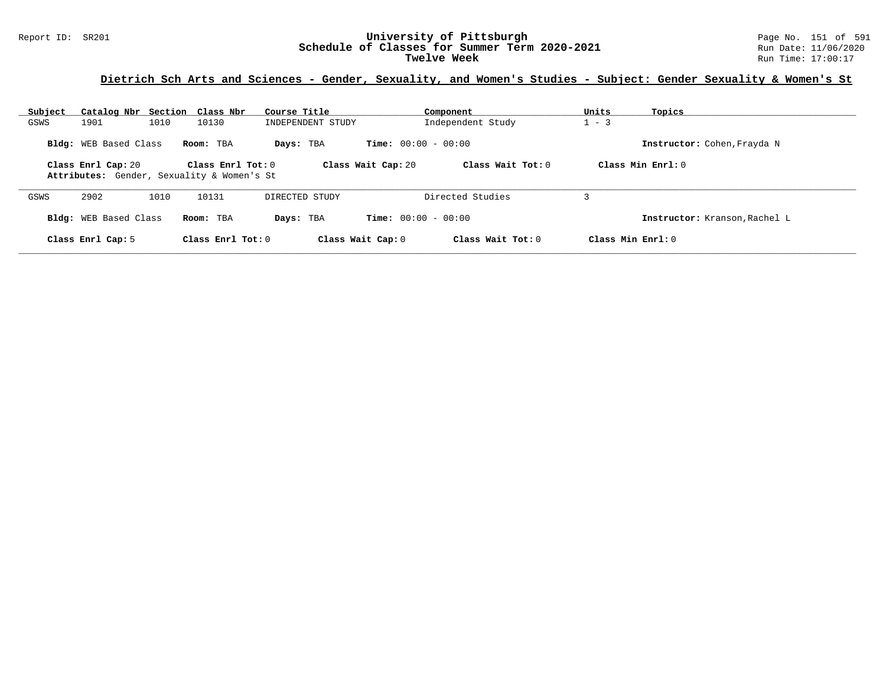**Dietrich Sch Arts and Sciences - Gender, Sexuality, and Women's Studies - Subject: Gender Sexuality & Women's St**

| Subject | Catalog Nbr | Section | Class Nbr | Course Title | Component | Units | Topics |
|---|---|---|---|---|---|---|---|
| GSWS | 1901 | 1010 | 10130 | INDEPENDENT STUDY | Independent Study | 1 - 3 | |

**Bldg:** WEB Based Class **Room:** TBA **Days:** TBA **Time:** 00:00 - 00:00 **Instructor:** Cohen,Frayda N

**Class Enrl Cap:** 20 **Class Enrl Tot:** 0 **Class Wait Cap:** 20 **Class Wait Tot:** 0 **Class Min Enrl:** 0
**Attributes:** Gender, Sexuality & Women's St

---

| Subject | Catalog Nbr | Section | Class Nbr | Course Title | Component | Units | Topics |
|---|---|---|---|---|---|---|---|
| GSWS | 2902 | 1010 | 10131 | DIRECTED STUDY | Directed Studies | 3 | |

**Bldg:** WEB Based Class **Room:** TBA **Days:** TBA **Time:** 00:00 - 00:00 **Instructor:** Kranson,Rachel L

**Class Enrl Cap:** 5 **Class Enrl Tot:** 0 **Class Wait Cap:** 0 **Class Wait Tot:** 0 **Class Min Enrl:** 0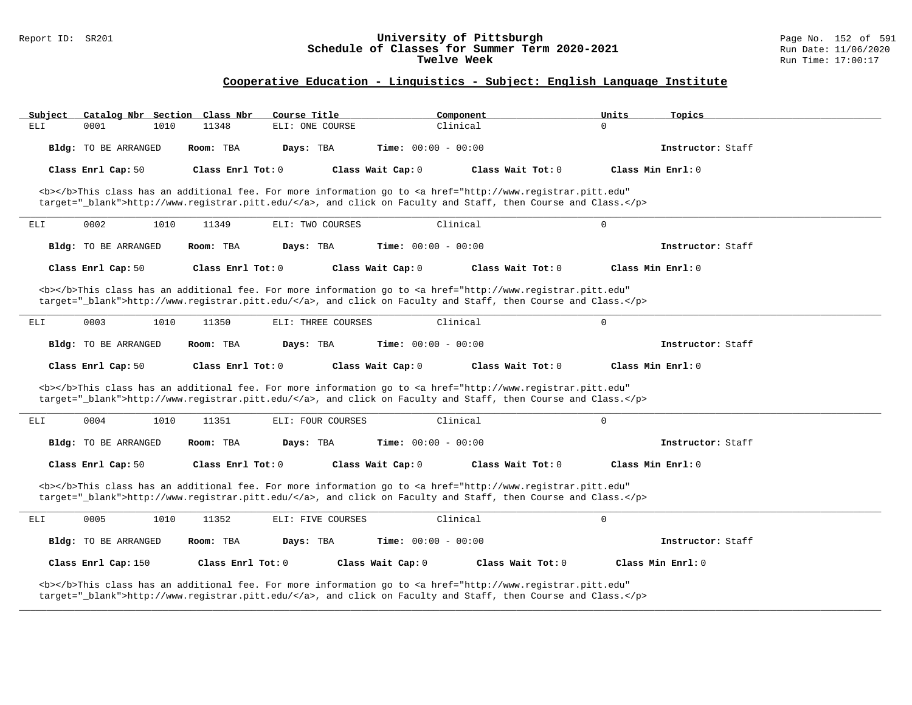## Cooperative Education - Linguistics - Subject: English Language Institute

| Subject | Catalog Nbr | Section | Class Nbr | Course Title | Component | Units | Topics |
|---|---|---|---|---|---|---|---|
| ELI | 0001 | 1010 | 11348 | ELI: ONE COURSE | Clinical | 0 | |

**Bldg:** TO BE ARRANGED **Room:** TBA **Days:** TBA **Time:** 00:00 - 00:00 **Instructor:** Staff

**Class Enrl Cap:** 50 **Class Enrl Tot:** 0 **Class Wait Cap:** 0 **Class Wait Tot:** 0 **Class Min Enrl:** 0

<b></b>This class has an additional fee. For more information go to <a href="http://www.registrar.pitt.edu" target="_blank">http://www.registrar.pitt.edu/</a>, and click on Faculty and Staff, then Course and Class.</p>

---

| Subject | Catalog Nbr | Section | Class Nbr | Course Title | Component | Units | Topics |
|---|---|---|---|---|---|---|---|
| ELI | 0002 | 1010 | 11349 | ELI: TWO COURSES | Clinical | 0 | |

**Bldg:** TO BE ARRANGED **Room:** TBA **Days:** TBA **Time:** 00:00 - 00:00 **Instructor:** Staff

**Class Enrl Cap:** 50 **Class Enrl Tot:** 0 **Class Wait Cap:** 0 **Class Wait Tot:** 0 **Class Min Enrl:** 0

<b></b>This class has an additional fee. For more information go to <a href="http://www.registrar.pitt.edu" target="_blank">http://www.registrar.pitt.edu/</a>, and click on Faculty and Staff, then Course and Class.</p>

---

| Subject | Catalog Nbr | Section | Class Nbr | Course Title | Component | Units | Topics |
|---|---|---|---|---|---|---|---|
| ELI | 0003 | 1010 | 11350 | ELI: THREE COURSES | Clinical | 0 | |

**Bldg:** TO BE ARRANGED **Room:** TBA **Days:** TBA **Time:** 00:00 - 00:00 **Instructor:** Staff

**Class Enrl Cap:** 50 **Class Enrl Tot:** 0 **Class Wait Cap:** 0 **Class Wait Tot:** 0 **Class Min Enrl:** 0

<b></b>This class has an additional fee. For more information go to <a href="http://www.registrar.pitt.edu" target="_blank">http://www.registrar.pitt.edu/</a>, and click on Faculty and Staff, then Course and Class.</p>

---

| Subject | Catalog Nbr | Section | Class Nbr | Course Title | Component | Units | Topics |
|---|---|---|---|---|---|---|---|
| ELI | 0004 | 1010 | 11351 | ELI: FOUR COURSES | Clinical | 0 | |

**Bldg:** TO BE ARRANGED **Room:** TBA **Days:** TBA **Time:** 00:00 - 00:00 **Instructor:** Staff

**Class Enrl Cap:** 50 **Class Enrl Tot:** 0 **Class Wait Cap:** 0 **Class Wait Tot:** 0 **Class Min Enrl:** 0

<b></b>This class has an additional fee. For more information go to <a href="http://www.registrar.pitt.edu" target="_blank">http://www.registrar.pitt.edu/</a>, and click on Faculty and Staff, then Course and Class.</p>

---

| Subject | Catalog Nbr | Section | Class Nbr | Course Title | Component | Units | Topics |
|---|---|---|---|---|---|---|---|
| ELI | 0005 | 1010 | 11352 | ELI: FIVE COURSES | Clinical | 0 | |

**Bldg:** TO BE ARRANGED **Room:** TBA **Days:** TBA **Time:** 00:00 - 00:00 **Instructor:** Staff

**Class Enrl Cap:** 150 **Class Enrl Tot:** 0 **Class Wait Cap:** 0 **Class Wait Tot:** 0 **Class Min Enrl:** 0

<b></b>This class has an additional fee. For more information go to <a href="http://www.registrar.pitt.edu" target="_blank">http://www.registrar.pitt.edu/</a>, and click on Faculty and Staff, then Course and Class.</p>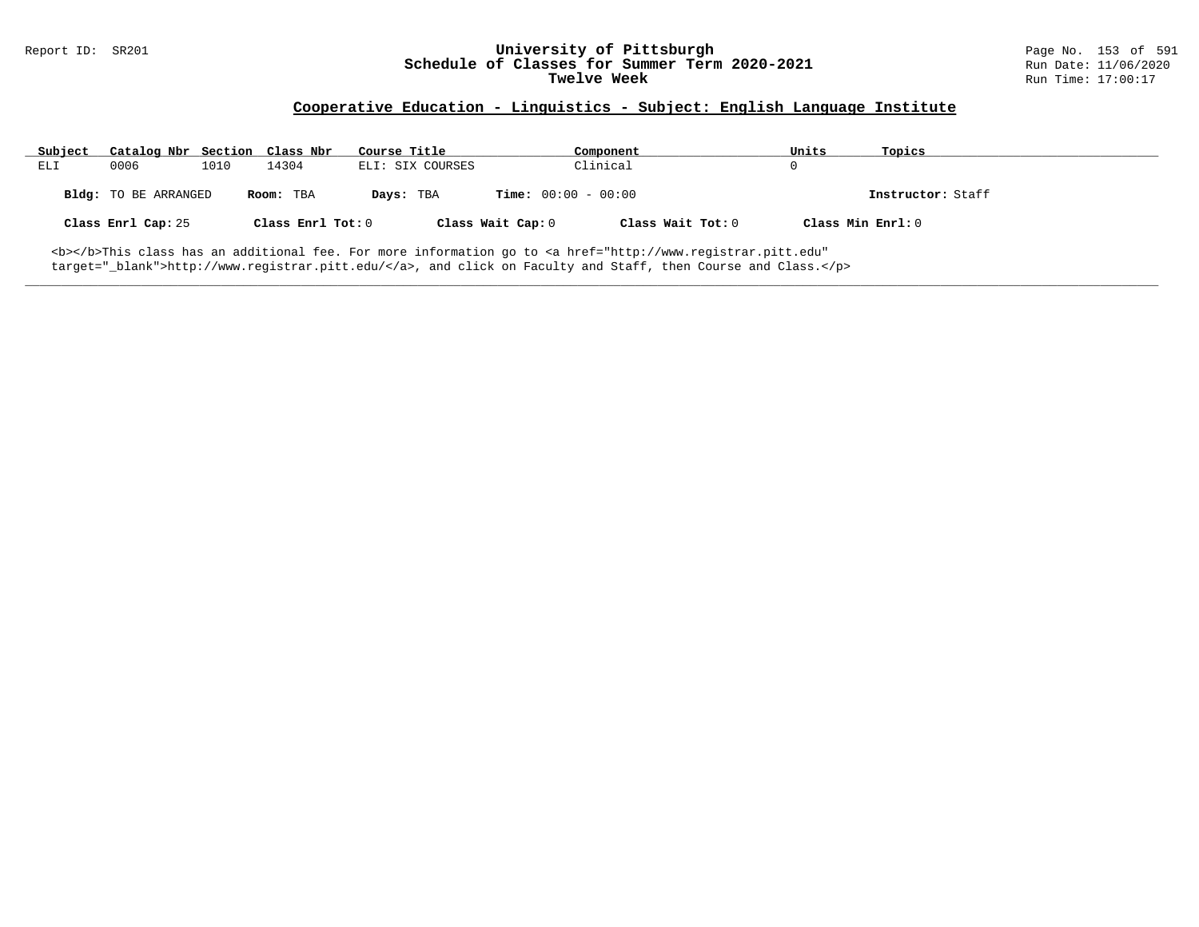## Cooperative Education - Linguistics - Subject: English Language Institute

| Subject | Catalog Nbr | Section | Class Nbr | Course Title | Component | Units | Topics |
|---|---|---|---|---|---|---|---|
| ELI | 0006 | 1010 | 14304 | ELI: SIX COURSES | Clinical | 0 | |

**Bldg:** TO BE ARRANGED **Room:** TBA **Days:** TBA **Time:** 00:00 - 00:00 **Instructor:** Staff

**Class Enrl Cap:** 25 **Class Enrl Tot:** 0 **Class Wait Cap:** 0 **Class Wait Tot:** 0 **Class Min Enrl:** 0

<b></b>This class has an additional fee. For more information go to <a href="http://www.registrar.pitt.edu" target="_blank">http://www.registrar.pitt.edu/</a>, and click on Faculty and Staff, then Course and Class.</p>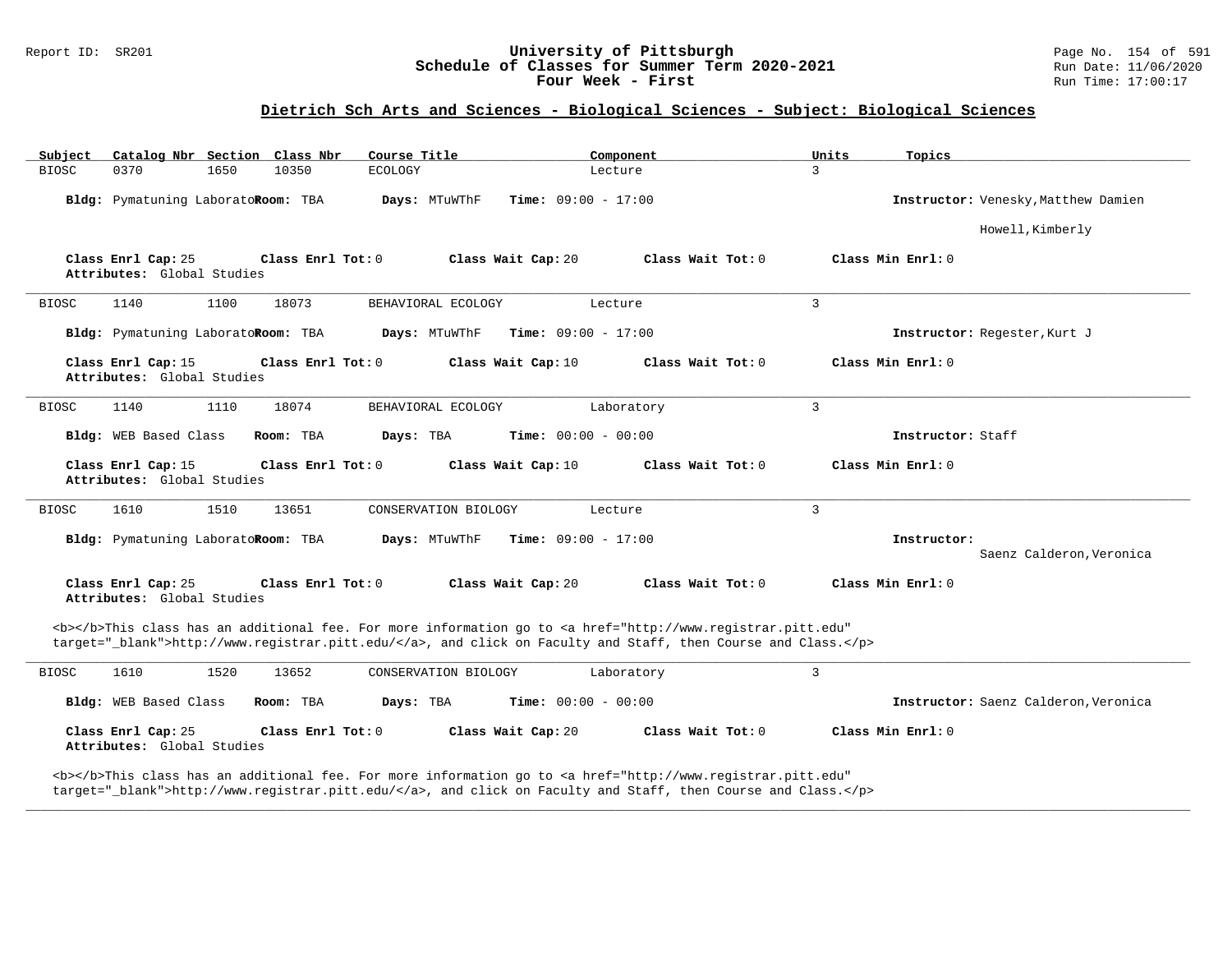# University of Pittsburgh
## Schedule of Classes for Summer Term 2020-2021
### Four Week - First

Report ID: SR201 | Run Date: 11/06/2020 | Run Time: 17:00:17

## Dietrich Sch Arts and Sciences - Biological Sciences - Subject: Biological Sciences

| Subject | Catalog Nbr | Section | Class Nbr | Course Title | Component | Units | Topics |
|---|---|---|---|---|---|---|---|
| BIOSC | 0370 | 1650 | 10350 | ECOLOGY | Lecture | 3 | |

**Bldg:** Pymatuning Laborato **Room:** TBA **Days:** MTuWThF **Time:** 09:00 - 17:00 **Instructor:** Venesky,Matthew Damien; Howell,Kimberly

**Class Enrl Cap:** 25 **Class Enrl Tot:** 0 **Class Wait Cap:** 20 **Class Wait Tot:** 0 **Class Min Enrl:** 0
**Attributes:** Global Studies

---

| Subject | Catalog Nbr | Section | Class Nbr | Course Title | Component | Units | Topics |
|---|---|---|---|---|---|---|---|
| BIOSC | 1140 | 1100 | 18073 | BEHAVIORAL ECOLOGY | Lecture | 3 | |

**Bldg:** Pymatuning Laborato **Room:** TBA **Days:** MTuWThF **Time:** 09:00 - 17:00 **Instructor:** Regester,Kurt J

**Class Enrl Cap:** 15 **Class Enrl Tot:** 0 **Class Wait Cap:** 10 **Class Wait Tot:** 0 **Class Min Enrl:** 0
**Attributes:** Global Studies

---

| Subject | Catalog Nbr | Section | Class Nbr | Course Title | Component | Units | Topics |
|---|---|---|---|---|---|---|---|
| BIOSC | 1140 | 1110 | 18074 | BEHAVIORAL ECOLOGY | Laboratory | 3 | |

**Bldg:** WEB Based Class **Room:** TBA **Days:** TBA **Time:** 00:00 - 00:00 **Instructor:** Staff

**Class Enrl Cap:** 15 **Class Enrl Tot:** 0 **Class Wait Cap:** 10 **Class Wait Tot:** 0 **Class Min Enrl:** 0
**Attributes:** Global Studies

---

| Subject | Catalog Nbr | Section | Class Nbr | Course Title | Component | Units | Topics |
|---|---|---|---|---|---|---|---|
| BIOSC | 1610 | 1510 | 13651 | CONSERVATION BIOLOGY | Lecture | 3 | |

**Bldg:** Pymatuning Laborato **Room:** TBA **Days:** MTuWThF **Time:** 09:00 - 17:00 **Instructor:** Saenz Calderon,Veronica

**Class Enrl Cap:** 25 **Class Enrl Tot:** 0 **Class Wait Cap:** 20 **Class Wait Tot:** 0 **Class Min Enrl:** 0
**Attributes:** Global Studies

<b></b>This class has an additional fee. For more information go to <a href="http://www.registrar.pitt.edu" target="_blank">http://www.registrar.pitt.edu/</a>, and click on Faculty and Staff, then Course and Class.</p>

---

| Subject | Catalog Nbr | Section | Class Nbr | Course Title | Component | Units | Topics |
|---|---|---|---|---|---|---|---|
| BIOSC | 1610 | 1520 | 13652 | CONSERVATION BIOLOGY | Laboratory | 3 | |

**Bldg:** WEB Based Class **Room:** TBA **Days:** TBA **Time:** 00:00 - 00:00 **Instructor:** Saenz Calderon,Veronica

**Class Enrl Cap:** 25 **Class Enrl Tot:** 0 **Class Wait Cap:** 20 **Class Wait Tot:** 0 **Class Min Enrl:** 0
**Attributes:** Global Studies

<b></b>This class has an additional fee. For more information go to <a href="http://www.registrar.pitt.edu" target="_blank">http://www.registrar.pitt.edu/</a>, and click on Faculty and Staff, then Course and Class.</p>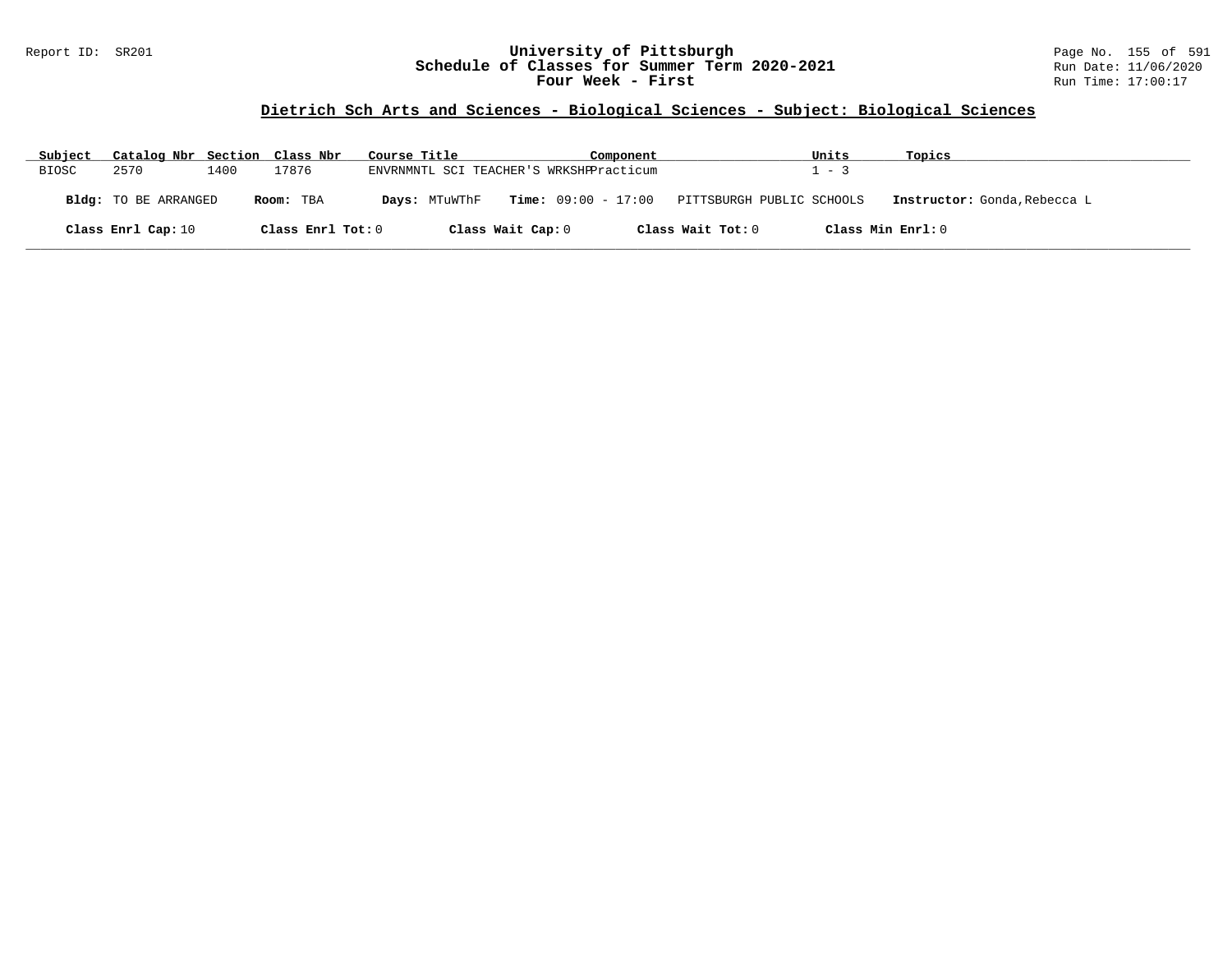## Dietrich Sch Arts and Sciences - Biological Sciences - Subject: Biological Sciences

| Subject | Catalog Nbr | Section | Class Nbr | Course Title | Component | Units | Topics |
|---|---|---|---|---|---|---|---|
| BIOSC | 2570 | 1400 | 17876 | ENVRNMNTL SCI TEACHER'S WRKSHP | Practicum | 1 - 3 | |

**Bldg:** TO BE ARRANGED **Room:** TBA **Days:** MTuWThF **Time:** 09:00 - 17:00 PITTSBURGH PUBLIC SCHOOLS **Instructor:** Gonda,Rebecca L

**Class Enrl Cap:** 10 **Class Enrl Tot:** 0 **Class Wait Cap:** 0 **Class Wait Tot:** 0 **Class Min Enrl:** 0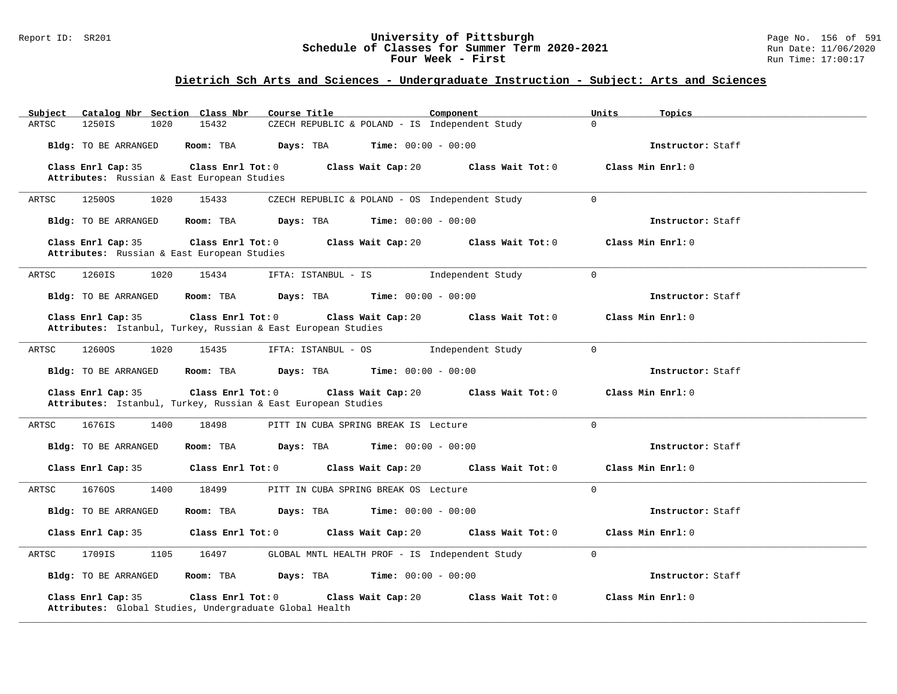# University of Pittsburgh
## Schedule of Classes for Summer Term 2020-2021
### Four Week - First

## Dietrich Sch Arts and Sciences - Undergraduate Instruction - Subject: Arts and Sciences

| Subject | Catalog Nbr | Section | Class Nbr | Course Title | Component | Units | Topics |
|---|---|---|---|---|---|---|---|
| ARTSC | 1250IS | 1020 | 15432 | CZECH REPUBLIC & POLAND - IS | Independent Study | 0 | |

**Bldg:** TO BE ARRANGED **Room:** TBA **Days:** TBA **Time:** 00:00 - 00:00 **Instructor:** Staff

**Class Enrl Cap:** 35 **Class Enrl Tot:** 0 **Class Wait Cap:** 20 **Class Wait Tot:** 0 **Class Min Enrl:** 0
**Attributes:** Russian & East European Studies

---

| Subject | Catalog Nbr | Section | Class Nbr | Course Title | Component | Units | Topics |
|---|---|---|---|---|---|---|---|
| ARTSC | 1250OS | 1020 | 15433 | CZECH REPUBLIC & POLAND - OS | Independent Study | 0 | |

**Bldg:** TO BE ARRANGED **Room:** TBA **Days:** TBA **Time:** 00:00 - 00:00 **Instructor:** Staff

**Class Enrl Cap:** 35 **Class Enrl Tot:** 0 **Class Wait Cap:** 20 **Class Wait Tot:** 0 **Class Min Enrl:** 0
**Attributes:** Russian & East European Studies

---

| Subject | Catalog Nbr | Section | Class Nbr | Course Title | Component | Units | Topics |
|---|---|---|---|---|---|---|---|
| ARTSC | 1260IS | 1020 | 15434 | IFTA: ISTANBUL - IS | Independent Study | 0 | |

**Bldg:** TO BE ARRANGED **Room:** TBA **Days:** TBA **Time:** 00:00 - 00:00 **Instructor:** Staff

**Class Enrl Cap:** 35 **Class Enrl Tot:** 0 **Class Wait Cap:** 20 **Class Wait Tot:** 0 **Class Min Enrl:** 0
**Attributes:** Istanbul, Turkey, Russian & East European Studies

---

| Subject | Catalog Nbr | Section | Class Nbr | Course Title | Component | Units | Topics |
|---|---|---|---|---|---|---|---|
| ARTSC | 1260OS | 1020 | 15435 | IFTA: ISTANBUL - OS | Independent Study | 0 | |

**Bldg:** TO BE ARRANGED **Room:** TBA **Days:** TBA **Time:** 00:00 - 00:00 **Instructor:** Staff

**Class Enrl Cap:** 35 **Class Enrl Tot:** 0 **Class Wait Cap:** 20 **Class Wait Tot:** 0 **Class Min Enrl:** 0
**Attributes:** Istanbul, Turkey, Russian & East European Studies

---

| Subject | Catalog Nbr | Section | Class Nbr | Course Title | Component | Units | Topics |
|---|---|---|---|---|---|---|---|
| ARTSC | 1676IS | 1400 | 18498 | PITT IN CUBA SPRING BREAK IS | Lecture | 0 | |

**Bldg:** TO BE ARRANGED **Room:** TBA **Days:** TBA **Time:** 00:00 - 00:00 **Instructor:** Staff

**Class Enrl Cap:** 35 **Class Enrl Tot:** 0 **Class Wait Cap:** 20 **Class Wait Tot:** 0 **Class Min Enrl:** 0

---

| Subject | Catalog Nbr | Section | Class Nbr | Course Title | Component | Units | Topics |
|---|---|---|---|---|---|---|---|
| ARTSC | 1676OS | 1400 | 18499 | PITT IN CUBA SPRING BREAK OS | Lecture | 0 | |

**Bldg:** TO BE ARRANGED **Room:** TBA **Days:** TBA **Time:** 00:00 - 00:00 **Instructor:** Staff

**Class Enrl Cap:** 35 **Class Enrl Tot:** 0 **Class Wait Cap:** 20 **Class Wait Tot:** 0 **Class Min Enrl:** 0

---

| Subject | Catalog Nbr | Section | Class Nbr | Course Title | Component | Units | Topics |
|---|---|---|---|---|---|---|---|
| ARTSC | 1709IS | 1105 | 16497 | GLOBAL MNTL HEALTH PROF - IS | Independent Study | 0 | |

**Bldg:** TO BE ARRANGED **Room:** TBA **Days:** TBA **Time:** 00:00 - 00:00 **Instructor:** Staff

**Class Enrl Cap:** 35 **Class Enrl Tot:** 0 **Class Wait Cap:** 20 **Class Wait Tot:** 0 **Class Min Enrl:** 0
**Attributes:** Global Studies, Undergraduate Global Health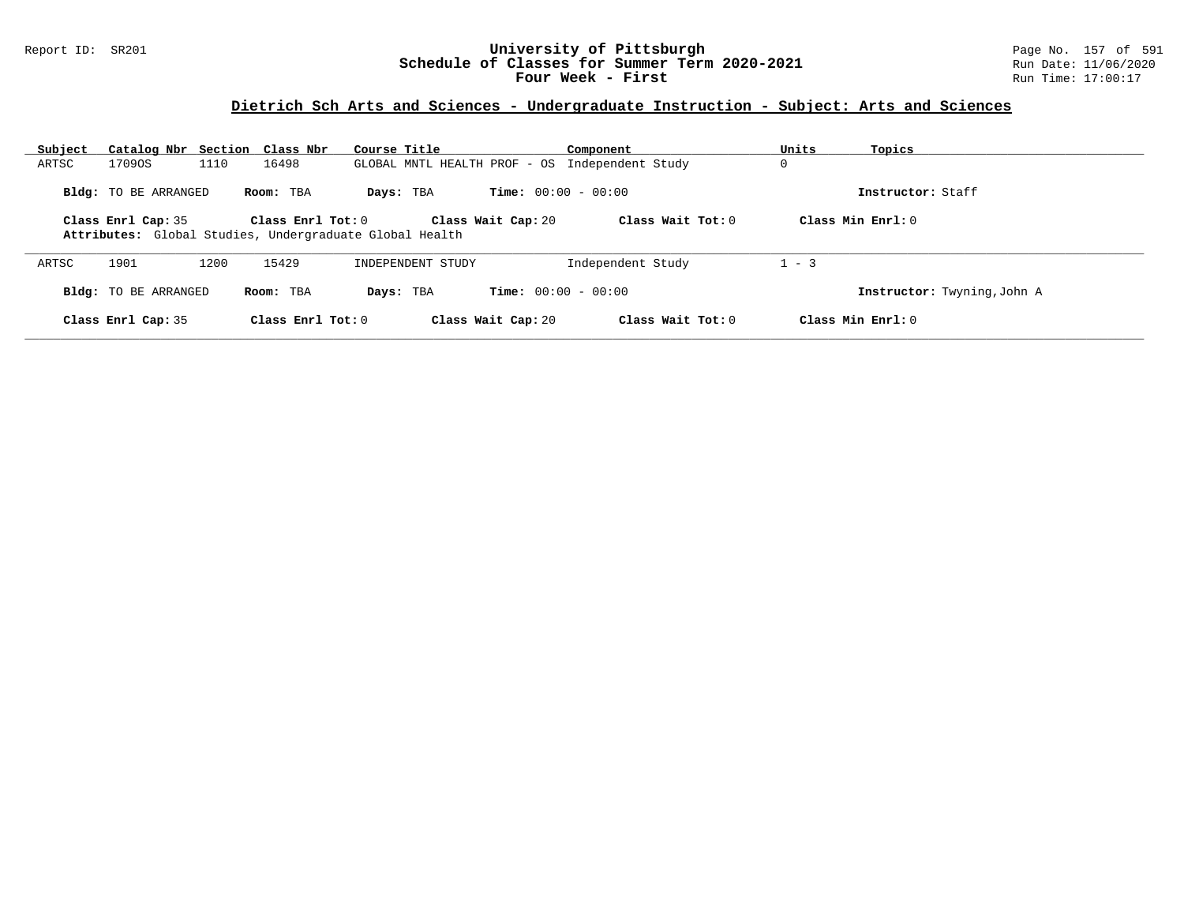# University of Pittsburgh
## Schedule of Classes for Summer Term 2020-2021
## Four Week - First

Report ID: SR201

Run Date: 11/06/2020
Run Time: 17:00:17

### Dietrich Sch Arts and Sciences - Undergraduate Instruction - Subject: Arts and Sciences

| Subject | Catalog Nbr | Section | Class Nbr | Course Title | Component | Units | Topics |
|---|---|---|---|---|---|---|---|
| ARTSC | 1709OS | 1110 | 16498 | GLOBAL MNTL HEALTH PROF - OS | Independent Study | 0 | |

**Bldg:** TO BE ARRANGED **Room:** TBA **Days:** TBA **Time:** 00:00 - 00:00 **Instructor:** Staff

**Class Enrl Cap:** 35 **Class Enrl Tot:** 0 **Class Wait Cap:** 20 **Class Wait Tot:** 0 **Class Min Enrl:** 0

**Attributes:** Global Studies, Undergraduate Global Health

---

| Subject | Catalog Nbr | Section | Class Nbr | Course Title | Component | Units | Topics |
|---|---|---|---|---|---|---|---|
| ARTSC | 1901 | 1200 | 15429 | INDEPENDENT STUDY | Independent Study | 1 - 3 | |

**Bldg:** TO BE ARRANGED **Room:** TBA **Days:** TBA **Time:** 00:00 - 00:00 **Instructor:** Twyning,John A

**Class Enrl Cap:** 35 **Class Enrl Tot:** 0 **Class Wait Cap:** 20 **Class Wait Tot:** 0 **Class Min Enrl:** 0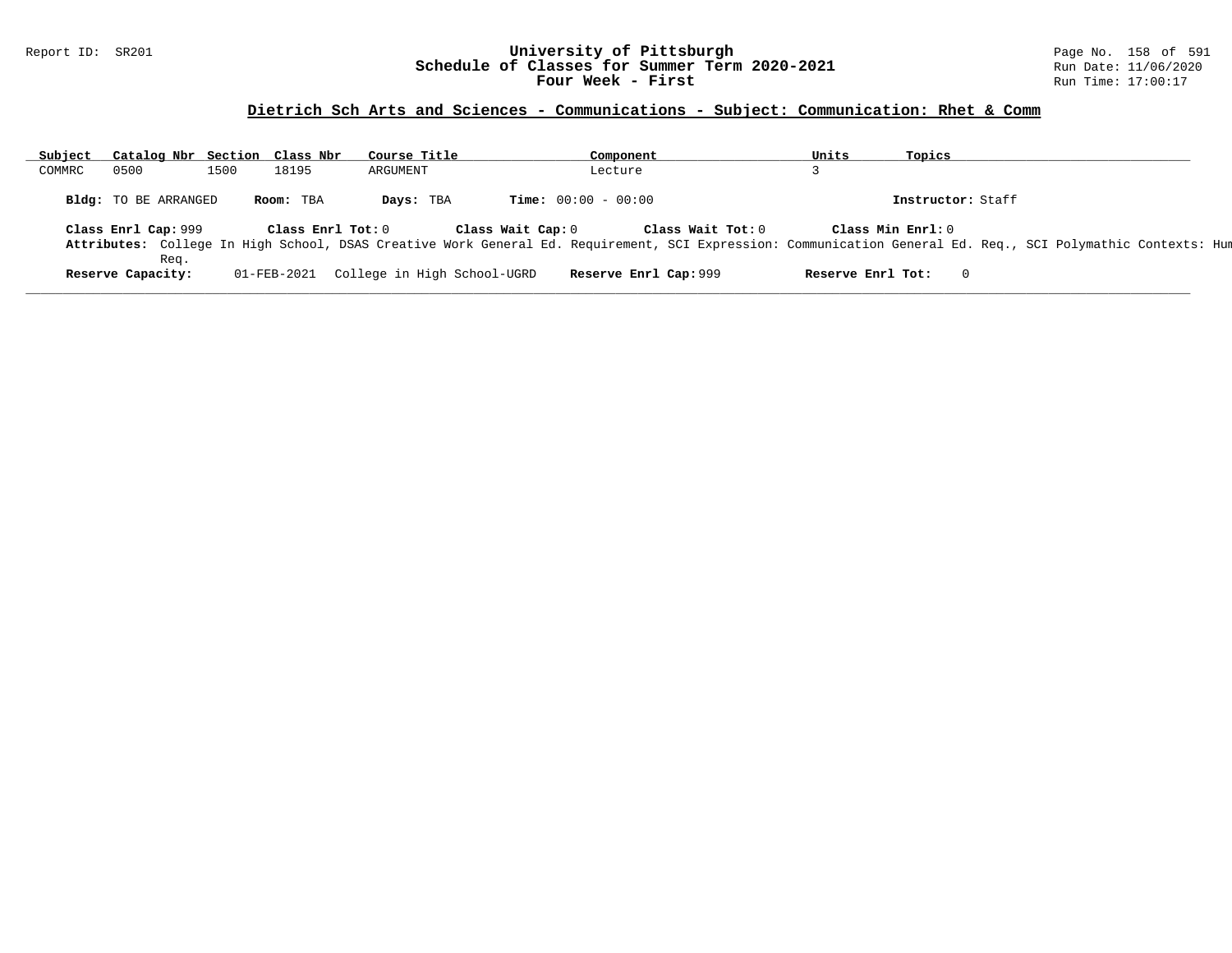Report ID: SR201

# University of Pittsburgh
## Schedule of Classes for Summer Term 2020-2021
### Four Week - First

Run Date: 11/06/2020
Run Time: 17:00:17

## Dietrich Sch Arts and Sciences - Communications - Subject: Communication: Rhet & Comm

| Subject | Catalog Nbr | Section | Class Nbr | Course Title | Component | Units | Topics |
|---|---|---|---|---|---|---|---|
| COMMRC | 0500 | 1500 | 18195 | ARGUMENT | Lecture | 3 | |

**Bldg:** TO BE ARRANGED **Room:** TBA **Days:** TBA **Time:** 00:00 - 00:00 **Instructor:** Staff

**Class Enrl Cap:** 999 **Class Enrl Tot:** 0 **Class Wait Cap:** 0 **Class Wait Tot:** 0 **Class Min Enrl:** 0

**Attributes:** College In High School, DSAS Creative Work General Ed. Requirement, SCI Expression: Communication General Ed. Req., SCI Polymathic Contexts: Hum Req.

**Reserve Capacity:** 01-FEB-2021 College in High School-UGRD **Reserve Enrl Cap:** 999 **Reserve Enrl Tot:** 0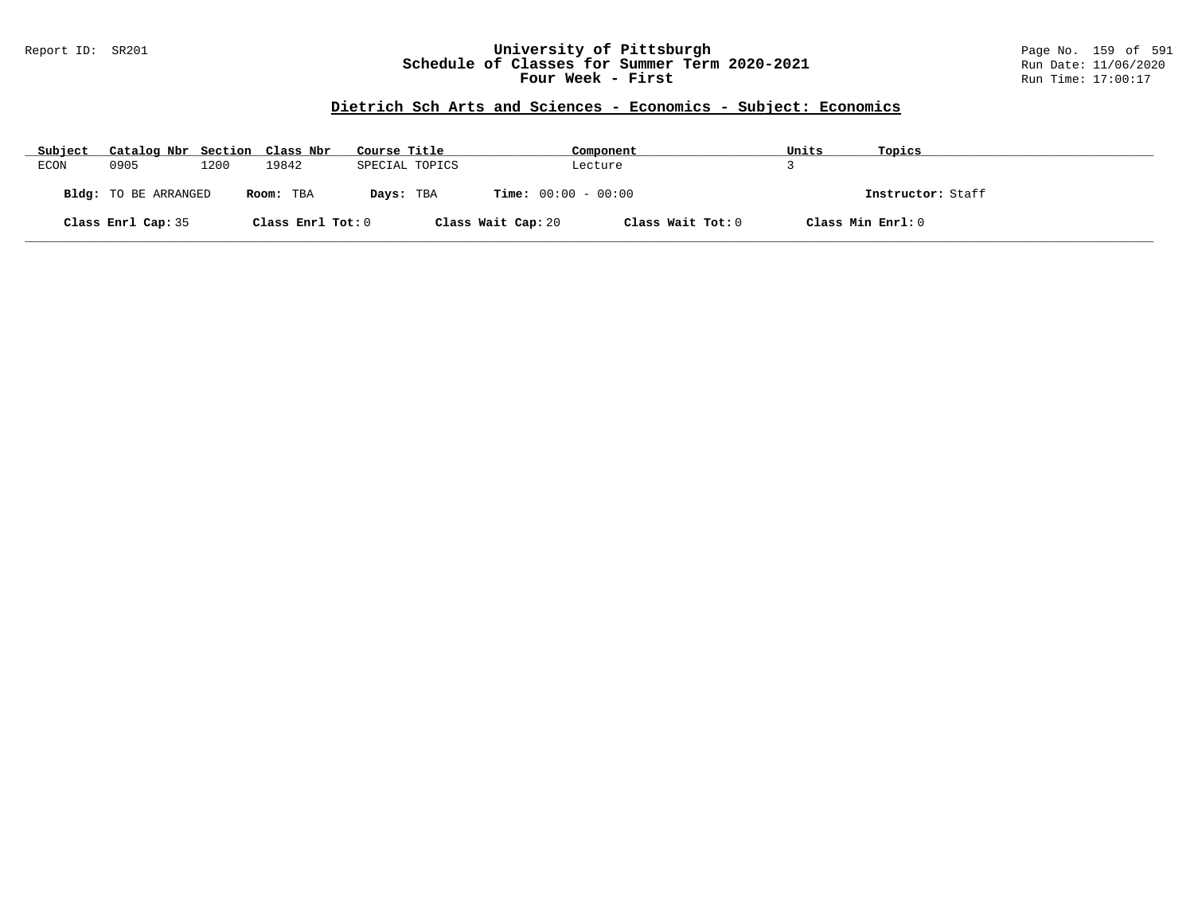Report ID: SR201

# University of Pittsburgh
## Schedule of Classes for Summer Term 2020-2021
### Four Week - First

Run Date: 11/06/2020
Run Time: 17:00:17

## Dietrich Sch Arts and Sciences - Economics - Subject: Economics

| Subject | Catalog Nbr | Section | Class Nbr | Course Title | Component | Units | Topics |
|---|---|---|---|---|---|---|---|
| ECON | 0905 | 1200 | 19842 | SPECIAL TOPICS | Lecture | 3 | |

**Bldg:** TO BE ARRANGED **Room:** TBA **Days:** TBA **Time:** 00:00 - 00:00 **Instructor:** Staff

**Class Enrl Cap:** 35 **Class Enrl Tot:** 0 **Class Wait Cap:** 20 **Class Wait Tot:** 0 **Class Min Enrl:** 0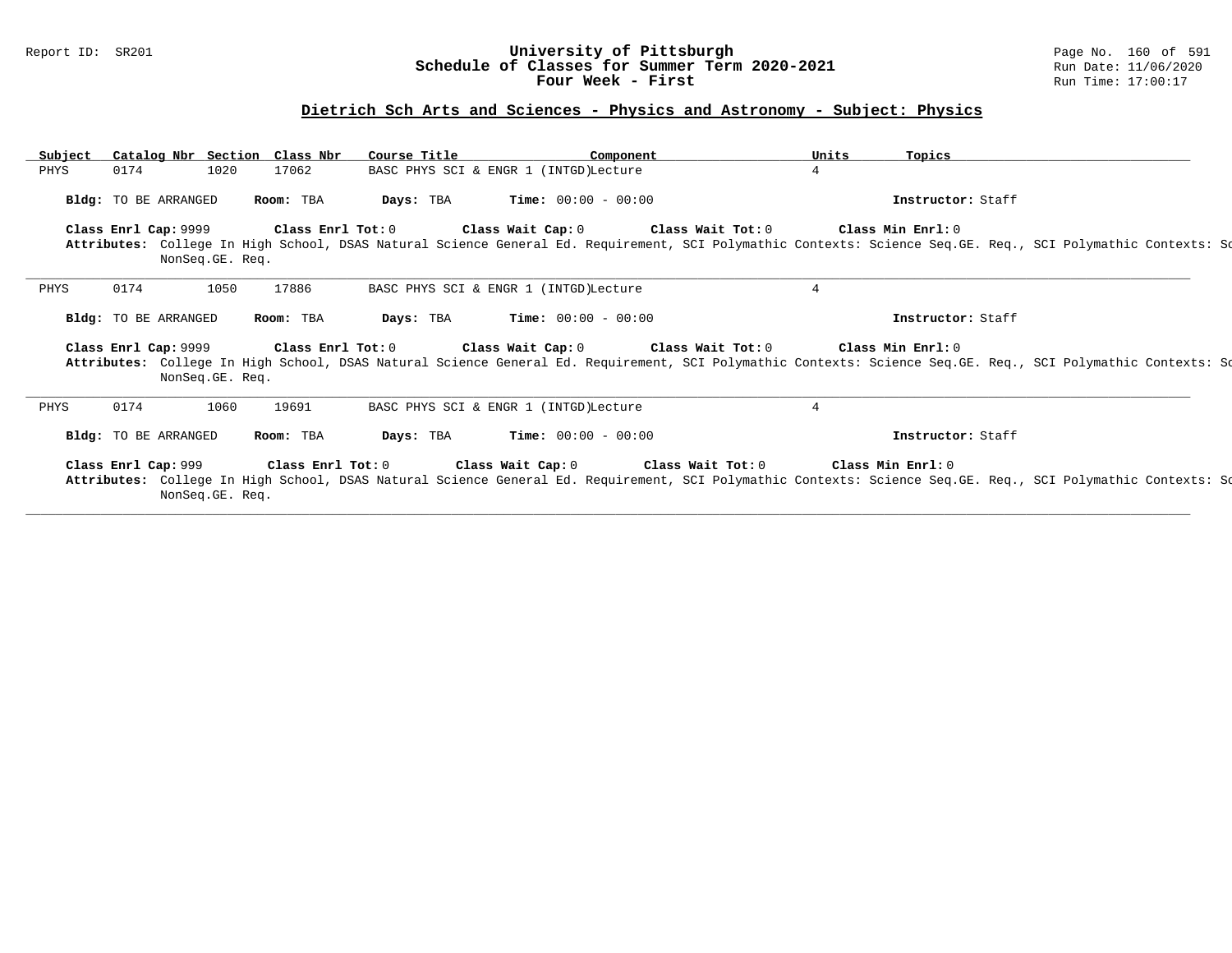## Dietrich Sch Arts and Sciences - Physics and Astronomy - Subject: Physics

| Subject | Catalog Nbr | Section | Class Nbr | Course Title | Component | Units | Topics |
|---|---|---|---|---|---|---|---|
| PHYS | 0174 | 1020 | 17062 | BASC PHYS SCI & ENGR 1 (INTGD) | Lecture | 4 | |

**Bldg:** TO BE ARRANGED **Room:** TBA **Days:** TBA **Time:** 00:00 - 00:00 **Instructor:** Staff

**Class Enrl Cap:** 9999 **Class Enrl Tot:** 0 **Class Wait Cap:** 0 **Class Wait Tot:** 0 **Class Min Enrl:** 0

**Attributes:** College In High School, DSAS Natural Science General Ed. Requirement, SCI Polymathic Contexts: Science Seq.GE. Req., SCI Polymathic Contexts: Sc NonSeq.GE. Req.

---

| Subject | Catalog Nbr | Section | Class Nbr | Course Title | Component | Units | Topics |
|---|---|---|---|---|---|---|---|
| PHYS | 0174 | 1050 | 17886 | BASC PHYS SCI & ENGR 1 (INTGD) | Lecture | 4 | |

**Bldg:** TO BE ARRANGED **Room:** TBA **Days:** TBA **Time:** 00:00 - 00:00 **Instructor:** Staff

**Class Enrl Cap:** 9999 **Class Enrl Tot:** 0 **Class Wait Cap:** 0 **Class Wait Tot:** 0 **Class Min Enrl:** 0

**Attributes:** College In High School, DSAS Natural Science General Ed. Requirement, SCI Polymathic Contexts: Science Seq.GE. Req., SCI Polymathic Contexts: Sc NonSeq.GE. Req.

---

| Subject | Catalog Nbr | Section | Class Nbr | Course Title | Component | Units | Topics |
|---|---|---|---|---|---|---|---|
| PHYS | 0174 | 1060 | 19691 | BASC PHYS SCI & ENGR 1 (INTGD) | Lecture | 4 | |

**Bldg:** TO BE ARRANGED **Room:** TBA **Days:** TBA **Time:** 00:00 - 00:00 **Instructor:** Staff

**Class Enrl Cap:** 999 **Class Enrl Tot:** 0 **Class Wait Cap:** 0 **Class Wait Tot:** 0 **Class Min Enrl:** 0

**Attributes:** College In High School, DSAS Natural Science General Ed. Requirement, SCI Polymathic Contexts: Science Seq.GE. Req., SCI Polymathic Contexts: Sc NonSeq.GE. Req.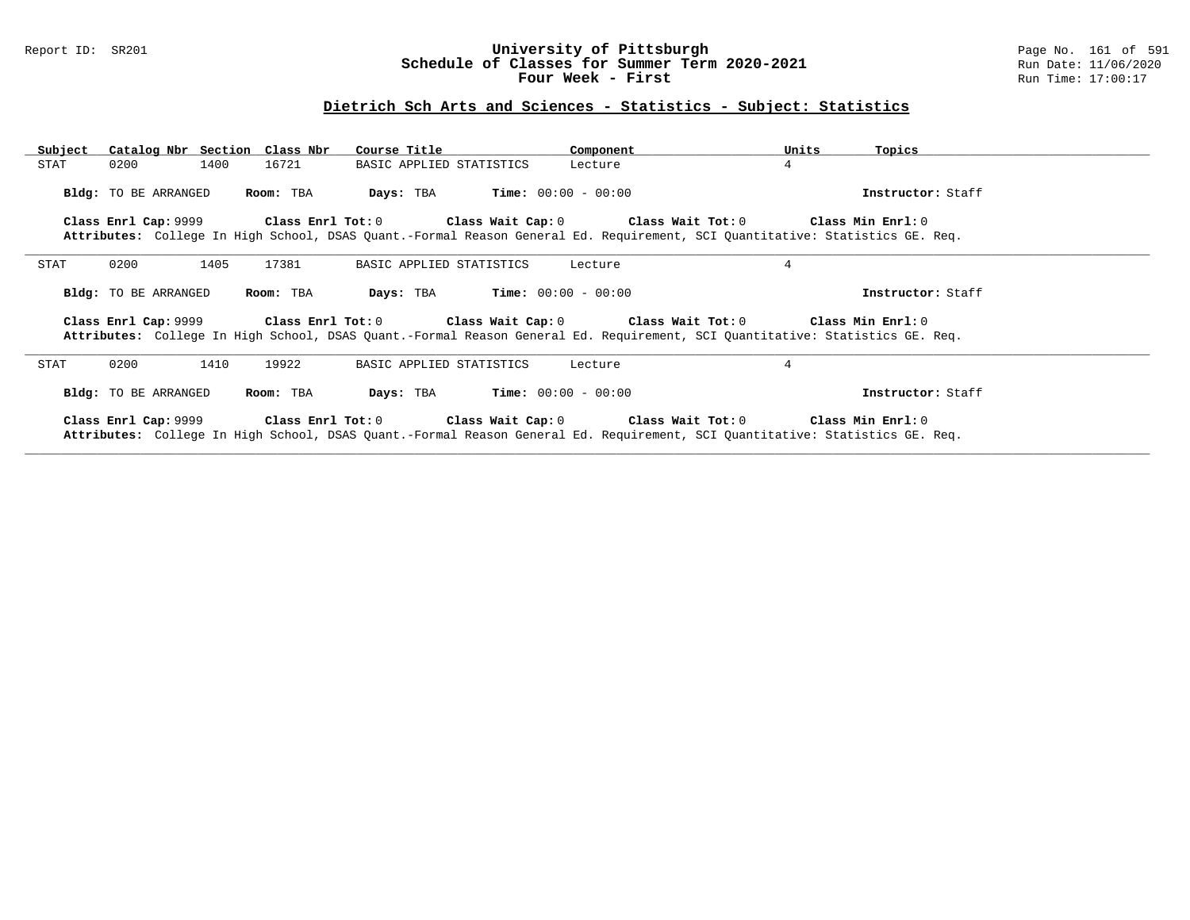## Dietrich Sch Arts and Sciences - Statistics - Subject: Statistics

University of Pittsburgh
Schedule of Classes for Summer Term 2020-2021
Four Week - First

| Subject | Catalog Nbr | Section | Class Nbr | Course Title | Component | Units | Topics |
|---|---|---|---|---|---|---|---|
| STAT | 0200 | 1400 | 16721 | BASIC APPLIED STATISTICS | Lecture | 4 | |

**Bldg:** TO BE ARRANGED **Room:** TBA **Days:** TBA **Time:** 00:00 - 00:00 **Instructor:** Staff

**Class Enrl Cap:** 9999 **Class Enrl Tot:** 0 **Class Wait Cap:** 0 **Class Wait Tot:** 0 **Class Min Enrl:** 0

**Attributes:** College In High School, DSAS Quant.-Formal Reason General Ed. Requirement, SCI Quantitative: Statistics GE. Req.

---

| Subject | Catalog Nbr | Section | Class Nbr | Course Title | Component | Units | Topics |
|---|---|---|---|---|---|---|---|
| STAT | 0200 | 1405 | 17381 | BASIC APPLIED STATISTICS | Lecture | 4 | |

**Bldg:** TO BE ARRANGED **Room:** TBA **Days:** TBA **Time:** 00:00 - 00:00 **Instructor:** Staff

**Class Enrl Cap:** 9999 **Class Enrl Tot:** 0 **Class Wait Cap:** 0 **Class Wait Tot:** 0 **Class Min Enrl:** 0

**Attributes:** College In High School, DSAS Quant.-Formal Reason General Ed. Requirement, SCI Quantitative: Statistics GE. Req.

---

| Subject | Catalog Nbr | Section | Class Nbr | Course Title | Component | Units | Topics |
|---|---|---|---|---|---|---|---|
| STAT | 0200 | 1410 | 19922 | BASIC APPLIED STATISTICS | Lecture | 4 | |

**Bldg:** TO BE ARRANGED **Room:** TBA **Days:** TBA **Time:** 00:00 - 00:00 **Instructor:** Staff

**Class Enrl Cap:** 9999 **Class Enrl Tot:** 0 **Class Wait Cap:** 0 **Class Wait Tot:** 0 **Class Min Enrl:** 0

**Attributes:** College In High School, DSAS Quant.-Formal Reason General Ed. Requirement, SCI Quantitative: Statistics GE. Req.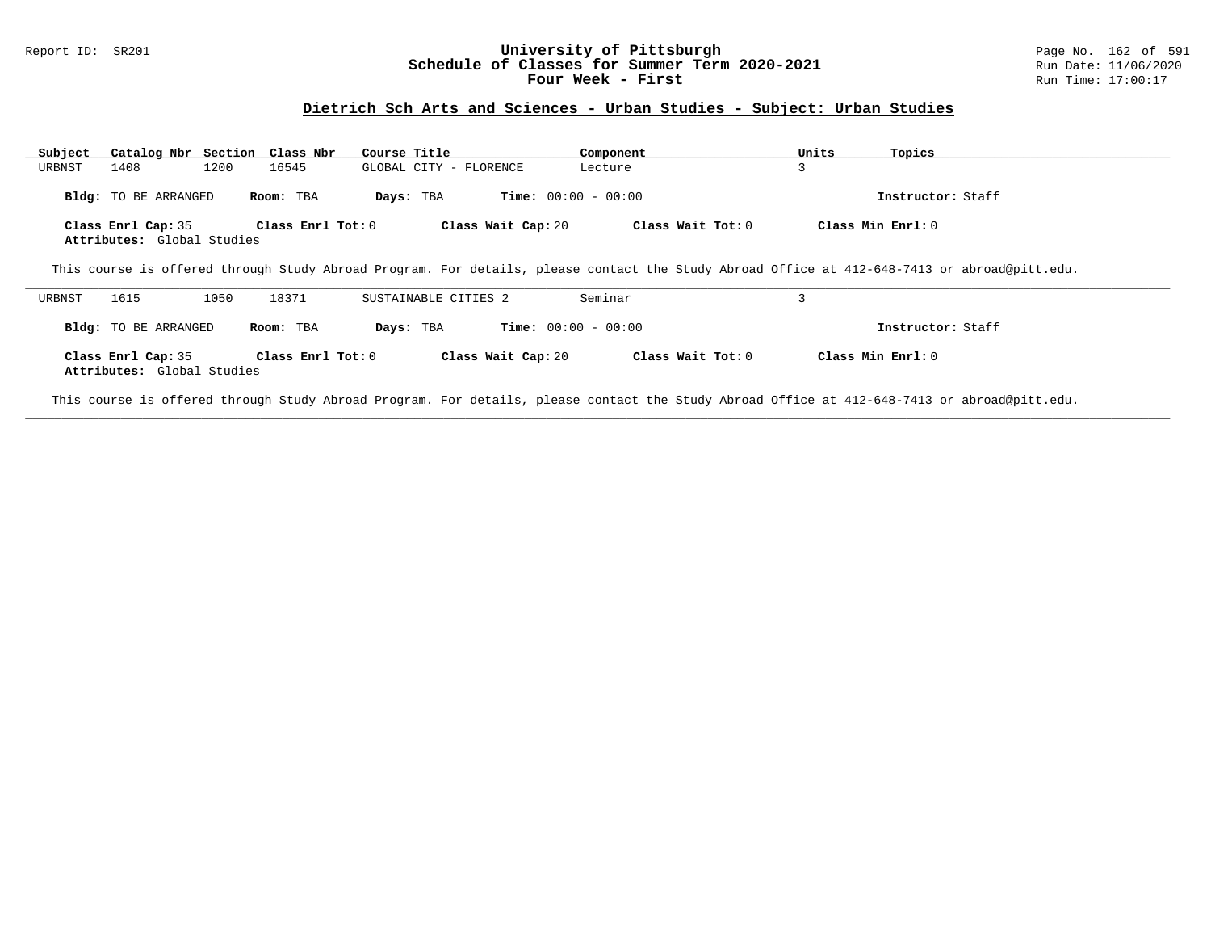## Dietrich Sch Arts and Sciences - Urban Studies - Subject: Urban Studies

| Subject | Catalog Nbr | Section | Class Nbr | Course Title | Component | Units | Topics |
|---|---|---|---|---|---|---|---|
| URBNST | 1408 | 1200 | 16545 | GLOBAL CITY - FLORENCE | Lecture | 3 | |

**Bldg:** TO BE ARRANGED **Room:** TBA **Days:** TBA **Time:** 00:00 - 00:00 **Instructor:** Staff

**Class Enrl Cap:** 35 **Class Enrl Tot:** 0 **Class Wait Cap:** 20 **Class Wait Tot:** 0 **Class Min Enrl:** 0
**Attributes:** Global Studies

This course is offered through Study Abroad Program. For details, please contact the Study Abroad Office at 412-648-7413 or abroad@pitt.edu.

---

| Subject | Catalog Nbr | Section | Class Nbr | Course Title | Component | Units | Topics |
|---|---|---|---|---|---|---|---|
| URBNST | 1615 | 1050 | 18371 | SUSTAINABLE CITIES 2 | Seminar | 3 | |

**Bldg:** TO BE ARRANGED **Room:** TBA **Days:** TBA **Time:** 00:00 - 00:00 **Instructor:** Staff

**Class Enrl Cap:** 35 **Class Enrl Tot:** 0 **Class Wait Cap:** 20 **Class Wait Tot:** 0 **Class Min Enrl:** 0
**Attributes:** Global Studies

This course is offered through Study Abroad Program. For details, please contact the Study Abroad Office at 412-648-7413 or abroad@pitt.edu.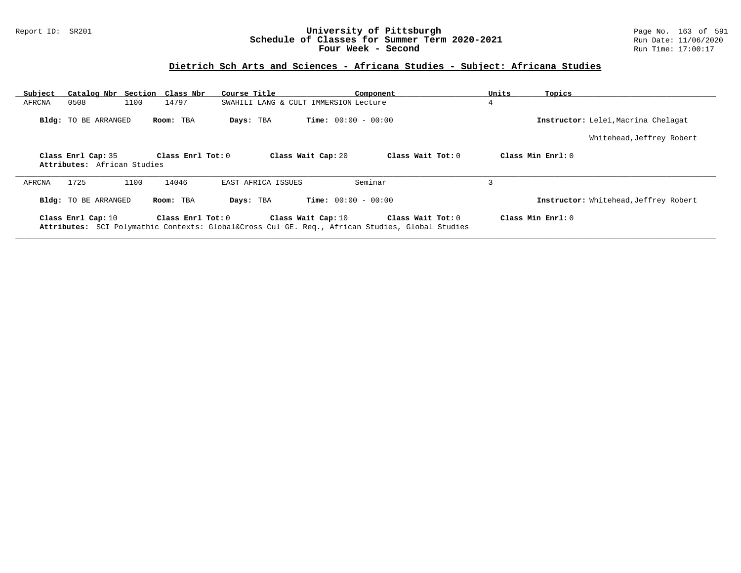# University of Pittsburgh
## Schedule of Classes for Summer Term 2020-2021
## Four Week - Second

Report ID: SR201

Run Date: 11/06/2020
Run Time: 17:00:17

### Dietrich Sch Arts and Sciences - Africana Studies - Subject: Africana Studies

| Subject | Catalog Nbr | Section | Class Nbr | Course Title | Component | Units | Topics |
|---|---|---|---|---|---|---|---|
| AFRCNA | 0508 | 1100 | 14797 | SWAHILI LANG & CULT IMMERSION | Lecture | 4 | |

**Bldg:** TO BE ARRANGED **Room:** TBA **Days:** TBA **Time:** 00:00 - 00:00 **Instructor:** Lelei,Macrina Chelagat
Whitehead,Jeffrey Robert

**Class Enrl Cap:** 35 **Class Enrl Tot:** 0 **Class Wait Cap:** 20 **Class Wait Tot:** 0 **Class Min Enrl:** 0
**Attributes:** African Studies

---

| Subject | Catalog Nbr | Section | Class Nbr | Course Title | Component | Units | Topics |
|---|---|---|---|---|---|---|---|
| AFRCNA | 1725 | 1100 | 14046 | EAST AFRICA ISSUES | Seminar | 3 | |

**Bldg:** TO BE ARRANGED **Room:** TBA **Days:** TBA **Time:** 00:00 - 00:00 **Instructor:** Whitehead,Jeffrey Robert

**Class Enrl Cap:** 10 **Class Enrl Tot:** 0 **Class Wait Cap:** 10 **Class Wait Tot:** 0 **Class Min Enrl:** 0
**Attributes:** SCI Polymathic Contexts: Global&Cross Cul GE. Req., African Studies, Global Studies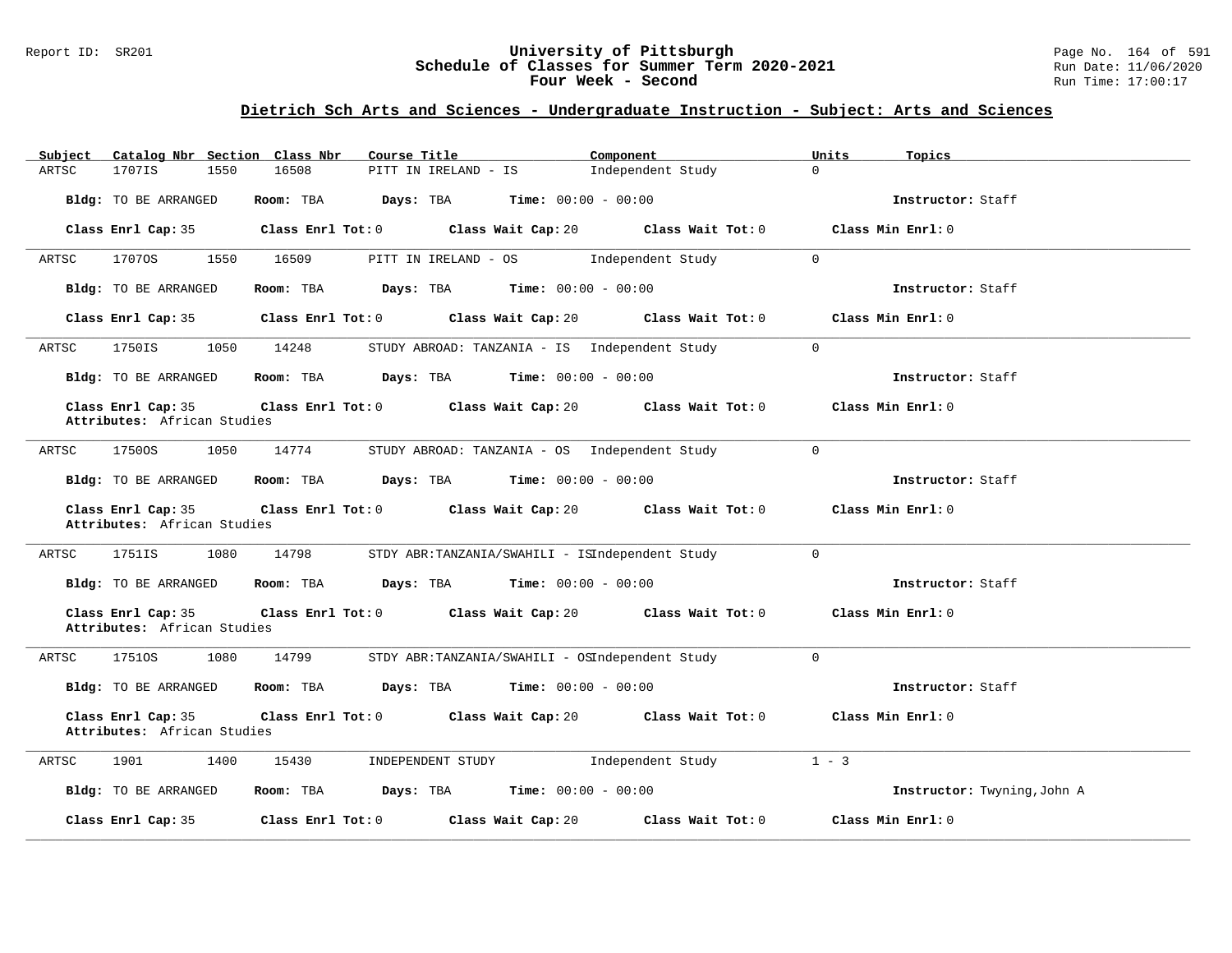## Dietrich Sch Arts and Sciences - Undergraduate Instruction - Subject: Arts and Sciences

| Subject | Catalog Nbr | Section | Class Nbr | Course Title | Component | Units | Topics |
|---|---|---|---|---|---|---|---|
| ARTSC | 1707IS | 1550 | 16508 | PITT IN IRELAND - IS | Independent Study | 0 | |

Bldg: TO BE ARRANGED Room: TBA Days: TBA Time: 00:00 - 00:00 Instructor: Staff

Class Enrl Cap: 35 Class Enrl Tot: 0 Class Wait Cap: 20 Class Wait Tot: 0 Class Min Enrl: 0

| Subject | Catalog Nbr | Section | Class Nbr | Course Title | Component | Units | Topics |
|---|---|---|---|---|---|---|---|
| ARTSC | 1707OS | 1550 | 16509 | PITT IN IRELAND - OS | Independent Study | 0 | |

Bldg: TO BE ARRANGED Room: TBA Days: TBA Time: 00:00 - 00:00 Instructor: Staff

Class Enrl Cap: 35 Class Enrl Tot: 0 Class Wait Cap: 20 Class Wait Tot: 0 Class Min Enrl: 0

| Subject | Catalog Nbr | Section | Class Nbr | Course Title | Component | Units | Topics |
|---|---|---|---|---|---|---|---|
| ARTSC | 1750IS | 1050 | 14248 | STUDY ABROAD: TANZANIA - IS | Independent Study | 0 | |

Bldg: TO BE ARRANGED Room: TBA Days: TBA Time: 00:00 - 00:00 Instructor: Staff

Class Enrl Cap: 35 Class Enrl Tot: 0 Class Wait Cap: 20 Class Wait Tot: 0 Class Min Enrl: 0
Attributes: African Studies

| Subject | Catalog Nbr | Section | Class Nbr | Course Title | Component | Units | Topics |
|---|---|---|---|---|---|---|---|
| ARTSC | 1750OS | 1050 | 14774 | STUDY ABROAD: TANZANIA - OS | Independent Study | 0 | |

Bldg: TO BE ARRANGED Room: TBA Days: TBA Time: 00:00 - 00:00 Instructor: Staff

Class Enrl Cap: 35 Class Enrl Tot: 0 Class Wait Cap: 20 Class Wait Tot: 0 Class Min Enrl: 0
Attributes: African Studies

| Subject | Catalog Nbr | Section | Class Nbr | Course Title | Component | Units | Topics |
|---|---|---|---|---|---|---|---|
| ARTSC | 1751IS | 1080 | 14798 | STDY ABR:TANZANIA/SWAHILI - IS | Independent Study | 0 | |

Bldg: TO BE ARRANGED Room: TBA Days: TBA Time: 00:00 - 00:00 Instructor: Staff

Class Enrl Cap: 35 Class Enrl Tot: 0 Class Wait Cap: 20 Class Wait Tot: 0 Class Min Enrl: 0
Attributes: African Studies

| Subject | Catalog Nbr | Section | Class Nbr | Course Title | Component | Units | Topics |
|---|---|---|---|---|---|---|---|
| ARTSC | 1751OS | 1080 | 14799 | STDY ABR:TANZANIA/SWAHILI - OS | Independent Study | 0 | |

Bldg: TO BE ARRANGED Room: TBA Days: TBA Time: 00:00 - 00:00 Instructor: Staff

Class Enrl Cap: 35 Class Enrl Tot: 0 Class Wait Cap: 20 Class Wait Tot: 0 Class Min Enrl: 0
Attributes: African Studies

| Subject | Catalog Nbr | Section | Class Nbr | Course Title | Component | Units | Topics |
|---|---|---|---|---|---|---|---|
| ARTSC | 1901 | 1400 | 15430 | INDEPENDENT STUDY | Independent Study | 1 - 3 | |

Bldg: TO BE ARRANGED Room: TBA Days: TBA Time: 00:00 - 00:00 Instructor: Twyning,John A

Class Enrl Cap: 35 Class Enrl Tot: 0 Class Wait Cap: 20 Class Wait Tot: 0 Class Min Enrl: 0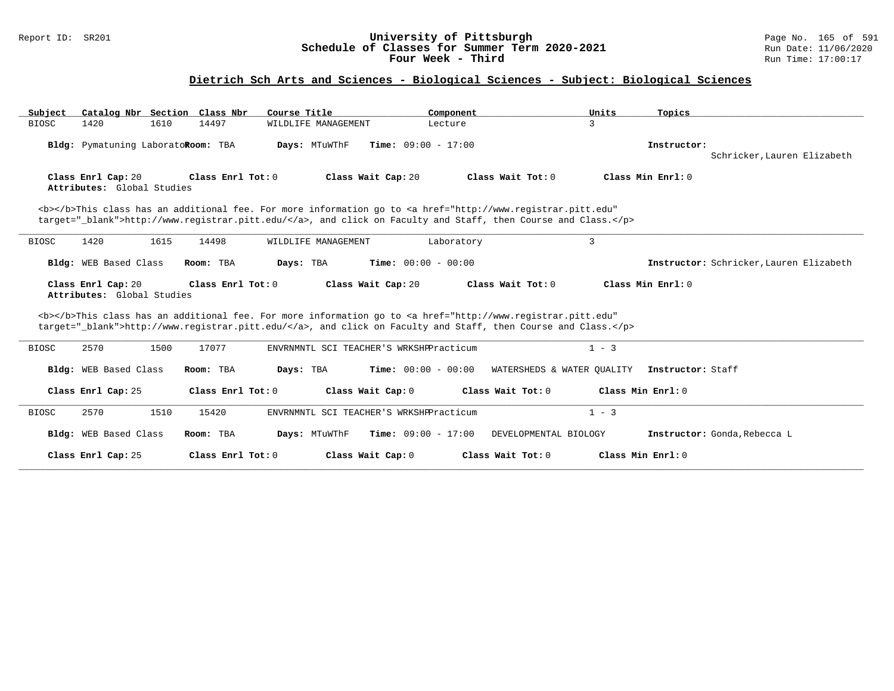## Dietrich Sch Arts and Sciences - Biological Sciences - Subject: Biological Sciences

| Subject | Catalog Nbr | Section | Class Nbr | Course Title | Component | Units | Topics |
|---|---|---|---|---|---|---|---|
| BIOSC | 1420 | 1610 | 14497 | WILDLIFE MANAGEMENT | Lecture | 3 | |

**Bldg:** Pymatuning Laborato **Room:** TBA **Days:** MTuWThF **Time:** 09:00 - 17:00 **Instructor:** Schricker,Lauren Elizabeth

**Class Enrl Cap:** 20 **Class Enrl Tot:** 0 **Class Wait Cap:** 20 **Class Wait Tot:** 0 **Class Min Enrl:** 0
**Attributes:** Global Studies

<b></b>This class has an additional fee. For more information go to <a href="http://www.registrar.pitt.edu" target="_blank">http://www.registrar.pitt.edu/</a>, and click on Faculty and Staff, then Course and Class.</p>

---

| Subject | Catalog Nbr | Section | Class Nbr | Course Title | Component | Units | Topics |
|---|---|---|---|---|---|---|---|
| BIOSC | 1420 | 1615 | 14498 | WILDLIFE MANAGEMENT | Laboratory | 3 | |

**Bldg:** WEB Based Class **Room:** TBA **Days:** TBA **Time:** 00:00 - 00:00 **Instructor:** Schricker,Lauren Elizabeth

**Class Enrl Cap:** 20 **Class Enrl Tot:** 0 **Class Wait Cap:** 20 **Class Wait Tot:** 0 **Class Min Enrl:** 0
**Attributes:** Global Studies

<b></b>This class has an additional fee. For more information go to <a href="http://www.registrar.pitt.edu" target="_blank">http://www.registrar.pitt.edu/</a>, and click on Faculty and Staff, then Course and Class.</p>

---

| Subject | Catalog Nbr | Section | Class Nbr | Course Title | Component | Units | Topics |
|---|---|---|---|---|---|---|---|
| BIOSC | 2570 | 1500 | 17077 | ENVRNMNTL SCI TEACHER'S WRKSHP | Practicum | 1 - 3 | WATERSHEDS & WATER QUALITY |

**Bldg:** WEB Based Class **Room:** TBA **Days:** TBA **Time:** 00:00 - 00:00 **Instructor:** Staff

**Class Enrl Cap:** 25 **Class Enrl Tot:** 0 **Class Wait Cap:** 0 **Class Wait Tot:** 0 **Class Min Enrl:** 0

---

| Subject | Catalog Nbr | Section | Class Nbr | Course Title | Component | Units | Topics |
|---|---|---|---|---|---|---|---|
| BIOSC | 2570 | 1510 | 15420 | ENVRNMNTL SCI TEACHER'S WRKSHP | Practicum | 1 - 3 | DEVELOPMENTAL BIOLOGY |

**Bldg:** WEB Based Class **Room:** TBA **Days:** MTuWThF **Time:** 09:00 - 17:00 **Instructor:** Gonda,Rebecca L

**Class Enrl Cap:** 25 **Class Enrl Tot:** 0 **Class Wait Cap:** 0 **Class Wait Tot:** 0 **Class Min Enrl:** 0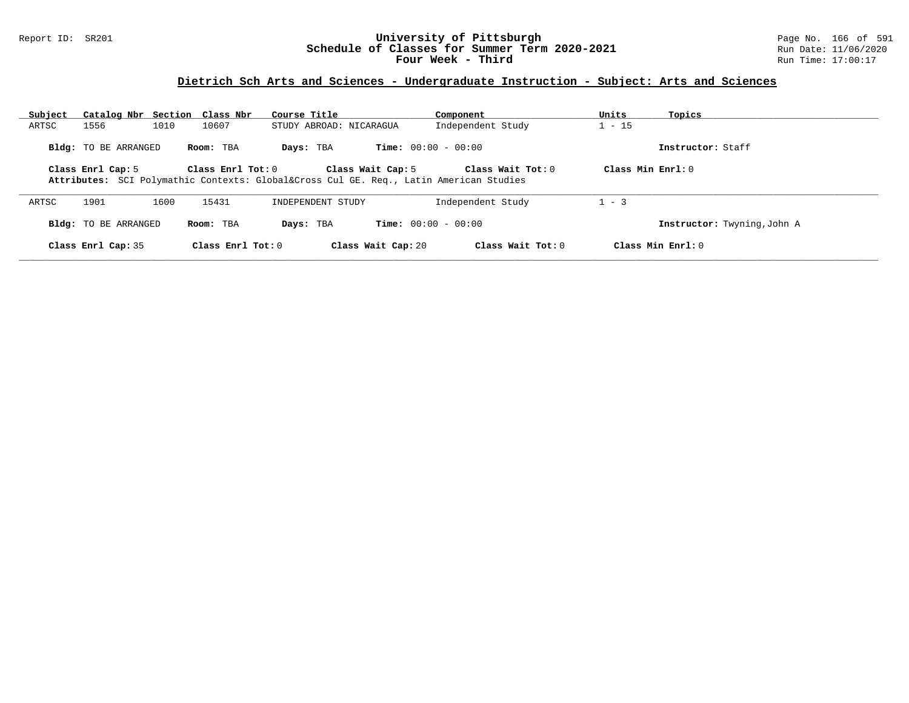# University of Pittsburgh
## Schedule of Classes for Summer Term 2020-2021
### Four Week - Third

Report ID: SR201

Run Date: 11/06/2020
Run Time: 17:00:17

## Dietrich Sch Arts and Sciences - Undergraduate Instruction - Subject: Arts and Sciences

| Subject | Catalog Nbr | Section | Class Nbr | Course Title | Component | Units | Topics |
|---|---|---|---|---|---|---|---|
| ARTSC | 1556 | 1010 | 10607 | STUDY ABROAD: NICARAGUA | Independent Study | 1 - 15 | |

**Bldg:** TO BE ARRANGED **Room:** TBA **Days:** TBA **Time:** 00:00 - 00:00 **Instructor:** Staff

**Class Enrl Cap:** 5 **Class Enrl Tot:** 0 **Class Wait Cap:** 5 **Class Wait Tot:** 0 **Class Min Enrl:** 0

**Attributes:** SCI Polymathic Contexts: Global&Cross Cul GE. Req., Latin American Studies

---

| Subject | Catalog Nbr | Section | Class Nbr | Course Title | Component | Units | Topics |
|---|---|---|---|---|---|---|---|
| ARTSC | 1901 | 1600 | 15431 | INDEPENDENT STUDY | Independent Study | 1 - 3 | |

**Bldg:** TO BE ARRANGED **Room:** TBA **Days:** TBA **Time:** 00:00 - 00:00 **Instructor:** Twyning,John A

**Class Enrl Cap:** 35 **Class Enrl Tot:** 0 **Class Wait Cap:** 20 **Class Wait Tot:** 0 **Class Min Enrl:** 0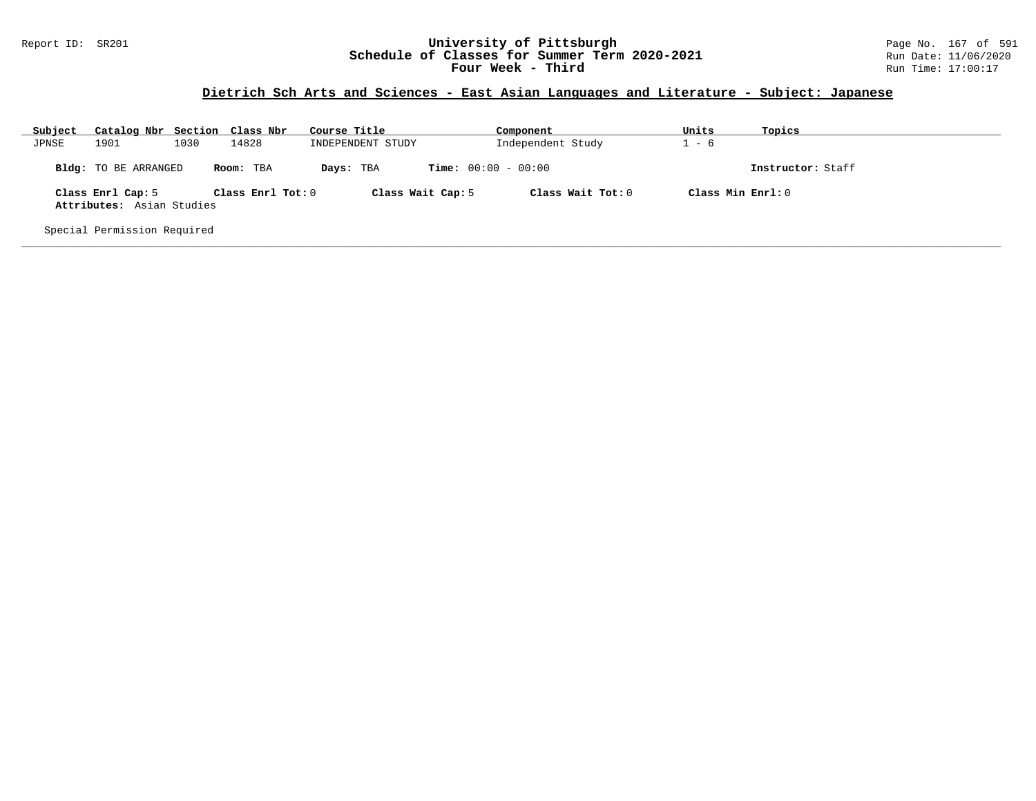## Dietrich Sch Arts and Sciences - East Asian Languages and Literature - Subject: Japanese

| Subject | Catalog Nbr | Section | Class Nbr | Course Title | Component | Units | Topics |
|---|---|---|---|---|---|---|---|
| JPNSE | 1901 | 1030 | 14828 | INDEPENDENT STUDY | Independent Study | 1 - 6 | |

**Bldg:** TO BE ARRANGED **Room:** TBA **Days:** TBA **Time:** 00:00 - 00:00 **Instructor:** Staff

**Class Enrl Cap:** 5 **Class Enrl Tot:** 0 **Class Wait Cap:** 5 **Class Wait Tot:** 0 **Class Min Enrl:** 0

**Attributes:** Asian Studies

Special Permission Required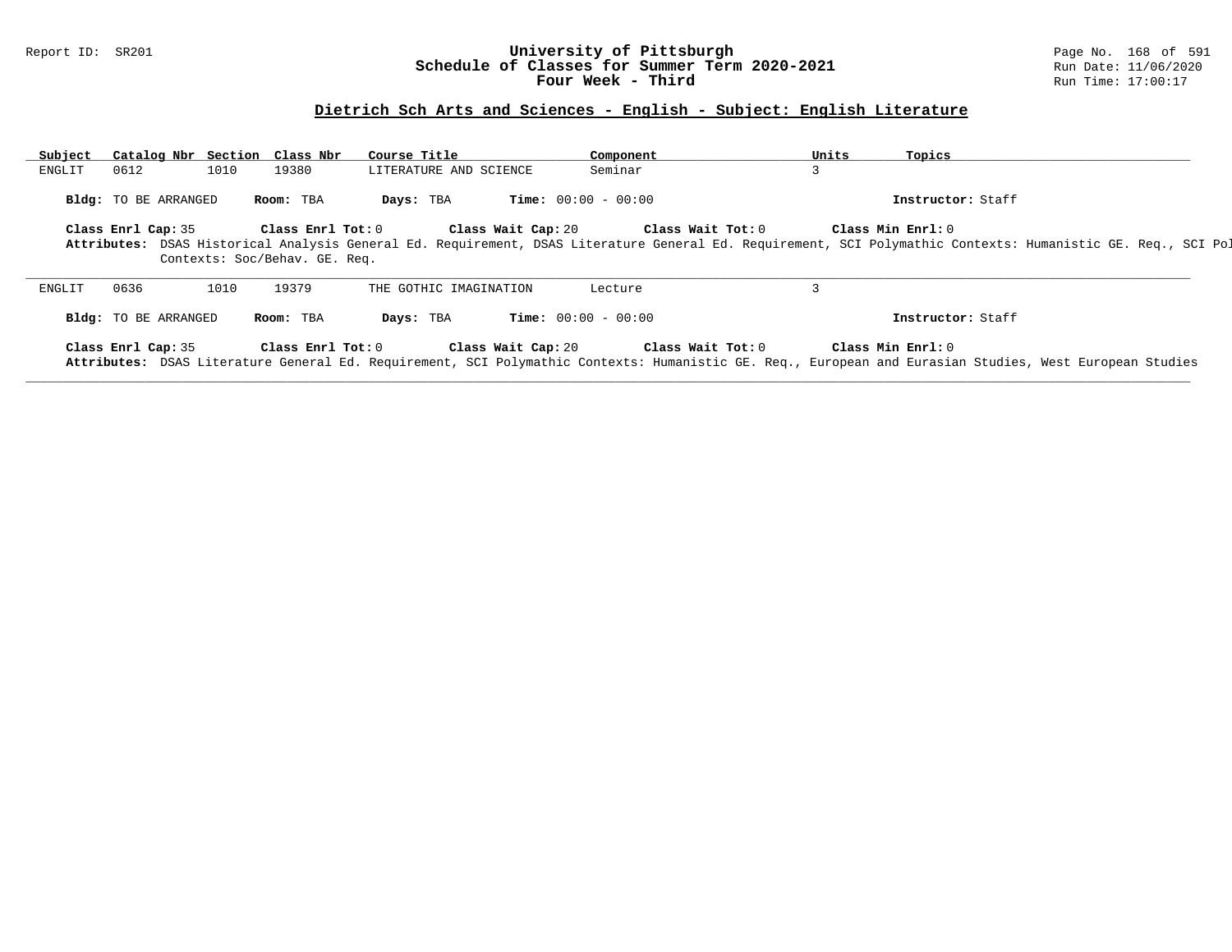## Dietrich Sch Arts and Sciences - English - Subject: English Literature

University of Pittsburgh
Schedule of Classes for Summer Term 2020-2021
Four Week - Third

| Subject | Catalog Nbr | Section | Class Nbr | Course Title | Component | Units | Topics |
|---|---|---|---|---|---|---|---|
| ENGLIT | 0612 | 1010 | 19380 | LITERATURE AND SCIENCE | Seminar | 3 | |

**Bldg:** TO BE ARRANGED **Room:** TBA **Days:** TBA **Time:** 00:00 - 00:00 **Instructor:** Staff

**Class Enrl Cap:** 35 **Class Enrl Tot:** 0 **Class Wait Cap:** 20 **Class Wait Tot:** 0 **Class Min Enrl:** 0

**Attributes:** DSAS Historical Analysis General Ed. Requirement, DSAS Literature General Ed. Requirement, SCI Polymathic Contexts: Humanistic GE. Req., SCI Pol Contexts: Soc/Behav. GE. Req.

---

| Subject | Catalog Nbr | Section | Class Nbr | Course Title | Component | Units | Topics |
|---|---|---|---|---|---|---|---|
| ENGLIT | 0636 | 1010 | 19379 | THE GOTHIC IMAGINATION | Lecture | 3 | |

**Bldg:** TO BE ARRANGED **Room:** TBA **Days:** TBA **Time:** 00:00 - 00:00 **Instructor:** Staff

**Class Enrl Cap:** 35 **Class Enrl Tot:** 0 **Class Wait Cap:** 20 **Class Wait Tot:** 0 **Class Min Enrl:** 0

**Attributes:** DSAS Literature General Ed. Requirement, SCI Polymathic Contexts: Humanistic GE. Req., European and Eurasian Studies, West European Studies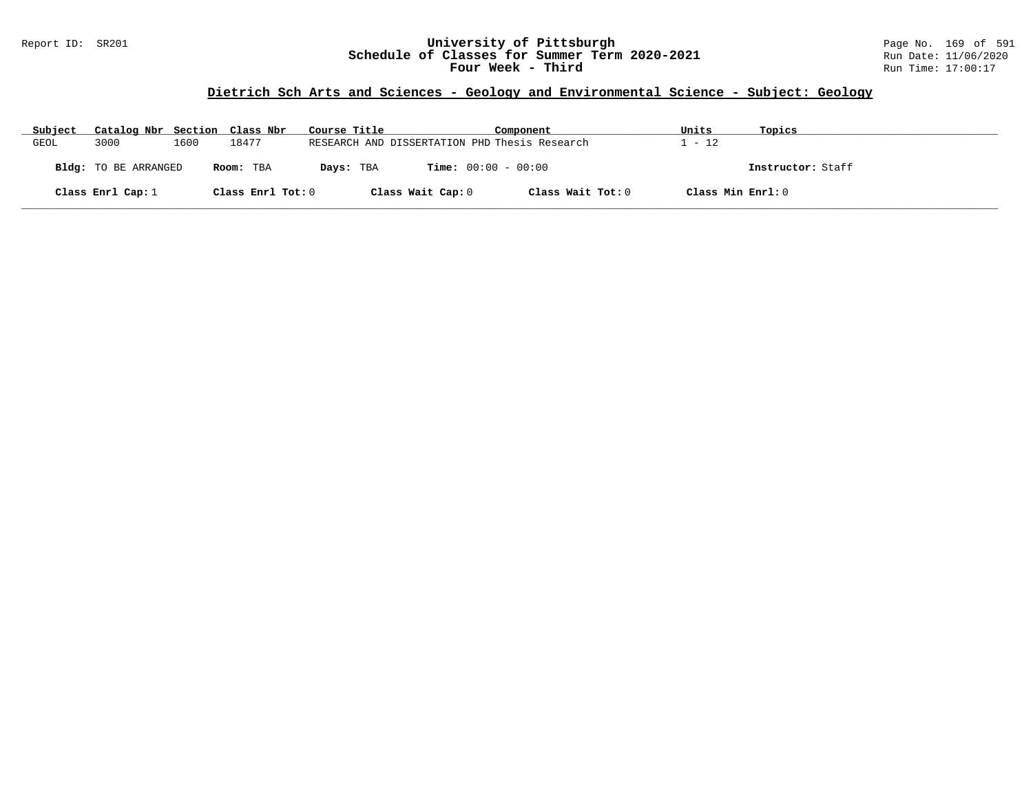# University of Pittsburgh
## Schedule of Classes for Summer Term 2020-2021
### Four Week - Third

Report ID: SR201

Run Date: 11/06/2020

Run Time: 17:00:17

**Dietrich Sch Arts and Sciences - Geology and Environmental Science - Subject: Geology**

| Subject | Catalog Nbr | Section | Class Nbr | Course Title | Component | Units | Topics |
|---|---|---|---|---|---|---|---|
| GEOL | 3000 | 1600 | 18477 | RESEARCH AND DISSERTATION PHD | Thesis Research | 1 - 12 | |

**Bldg:** TO BE ARRANGED **Room:** TBA **Days:** TBA **Time:** 00:00 - 00:00 **Instructor:** Staff

**Class Enrl Cap:** 1 **Class Enrl Tot:** 0 **Class Wait Cap:** 0 **Class Wait Tot:** 0 **Class Min Enrl:** 0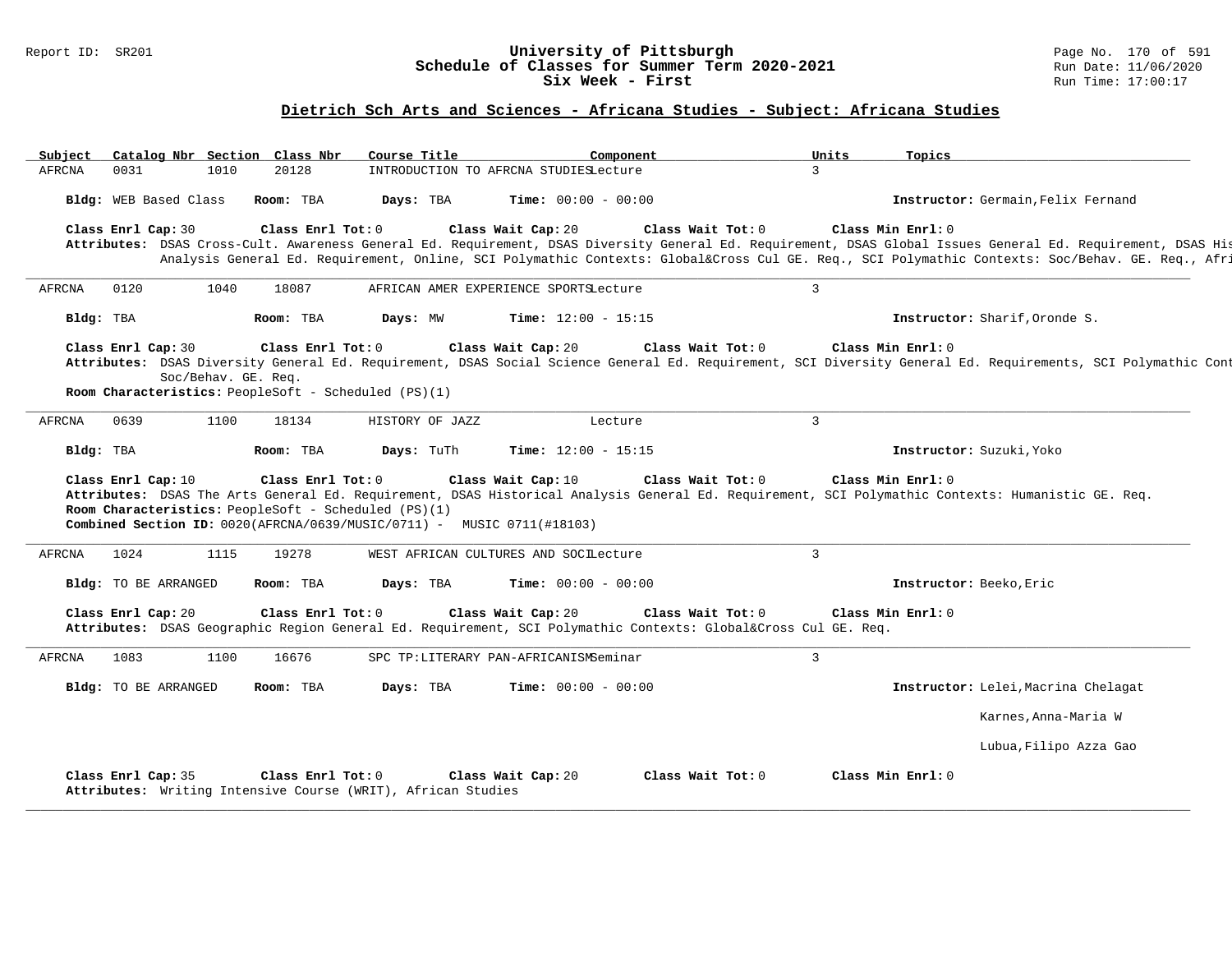## Dietrich Sch Arts and Sciences - Africana Studies - Subject: Africana Studies

| Subject | Catalog Nbr | Section | Class Nbr | Course Title | Component | Units | Topics |
|---|---|---|---|---|---|---|---|
| AFRCNA | 0031 | 1010 | 20128 | INTRODUCTION TO AFRCNA STUDIES | Lecture | 3 | |

**Bldg:** WEB Based Class **Room:** TBA **Days:** TBA **Time:** 00:00 - 00:00 **Instructor:** Germain,Felix Fernand

**Class Enrl Cap:** 30 **Class Enrl Tot:** 0 **Class Wait Cap:** 20 **Class Wait Tot:** 0 **Class Min Enrl:** 0

**Attributes:** DSAS Cross-Cult. Awareness General Ed. Requirement, DSAS Diversity General Ed. Requirement, DSAS Global Issues General Ed. Requirement, DSAS His Analysis General Ed. Requirement, Online, SCI Polymathic Contexts: Global&Cross Cul GE. Req., SCI Polymathic Contexts: Soc/Behav. GE. Req., Afri

---

| Subject | Catalog Nbr | Section | Class Nbr | Course Title | Component | Units | Topics |
|---|---|---|---|---|---|---|---|
| AFRCNA | 0120 | 1040 | 18087 | AFRICAN AMER EXPERIENCE SPORTS | Lecture | 3 | |

**Bldg:** TBA **Room:** TBA **Days:** MW **Time:** 12:00 - 15:15 **Instructor:** Sharif,Oronde S.

**Class Enrl Cap:** 30 **Class Enrl Tot:** 0 **Class Wait Cap:** 20 **Class Wait Tot:** 0 **Class Min Enrl:** 0

**Attributes:** DSAS Diversity General Ed. Requirement, DSAS Social Science General Ed. Requirement, SCI Diversity General Ed. Requirements, SCI Polymathic Cont Soc/Behav. GE. Req.

**Room Characteristics:** PeopleSoft - Scheduled (PS)(1)

---

| Subject | Catalog Nbr | Section | Class Nbr | Course Title | Component | Units | Topics |
|---|---|---|---|---|---|---|---|
| AFRCNA | 0639 | 1100 | 18134 | HISTORY OF JAZZ | Lecture | 3 | |

**Bldg:** TBA **Room:** TBA **Days:** TuTh **Time:** 12:00 - 15:15 **Instructor:** Suzuki,Yoko

**Class Enrl Cap:** 10 **Class Enrl Tot:** 0 **Class Wait Cap:** 10 **Class Wait Tot:** 0 **Class Min Enrl:** 0

**Attributes:** DSAS The Arts General Ed. Requirement, DSAS Historical Analysis General Ed. Requirement, SCI Polymathic Contexts: Humanistic GE. Req.

**Room Characteristics:** PeopleSoft - Scheduled (PS)(1)

**Combined Section ID:** 0020(AFRCNA/0639/MUSIC/0711) - MUSIC 0711(#18103)

---

| Subject | Catalog Nbr | Section | Class Nbr | Course Title | Component | Units | Topics |
|---|---|---|---|---|---|---|---|
| AFRCNA | 1024 | 1115 | 19278 | WEST AFRICAN CULTURES AND SOCI | Lecture | 3 | |

**Bldg:** TO BE ARRANGED **Room:** TBA **Days:** TBA **Time:** 00:00 - 00:00 **Instructor:** Beeko,Eric

**Class Enrl Cap:** 20 **Class Enrl Tot:** 0 **Class Wait Cap:** 20 **Class Wait Tot:** 0 **Class Min Enrl:** 0

**Attributes:** DSAS Geographic Region General Ed. Requirement, SCI Polymathic Contexts: Global&Cross Cul GE. Req.

---

| Subject | Catalog Nbr | Section | Class Nbr | Course Title | Component | Units | Topics |
|---|---|---|---|---|---|---|---|
| AFRCNA | 1083 | 1100 | 16676 | SPC TP:LITERARY PAN-AFRICANISM | Seminar | 3 | |

**Bldg:** TO BE ARRANGED **Room:** TBA **Days:** TBA **Time:** 00:00 - 00:00 **Instructor:** Lelei,Macrina Chelagat

Karnes,Anna-Maria W

Lubua,Filipo Azza Gao

**Class Enrl Cap:** 35 **Class Enrl Tot:** 0 **Class Wait Cap:** 20 **Class Wait Tot:** 0 **Class Min Enrl:** 0

**Attributes:** Writing Intensive Course (WRIT), African Studies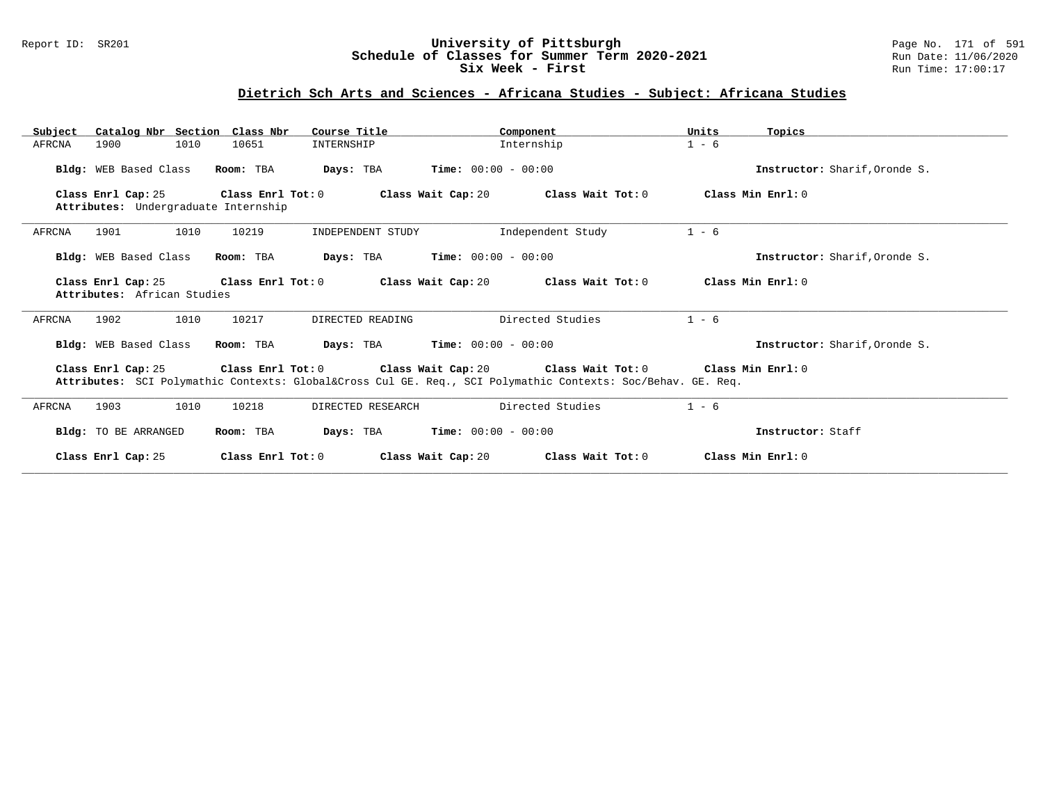## Dietrich Sch Arts and Sciences - Africana Studies - Subject: Africana Studies

| Subject | Catalog Nbr | Section | Class Nbr | Course Title | Component | Units | Topics |
|---|---|---|---|---|---|---|---|
| AFRCNA | 1900 | 1010 | 10651 | INTERNSHIP | Internship | 1 - 6 | |

**Bldg:** WEB Based Class **Room:** TBA **Days:** TBA **Time:** 00:00 - 00:00 **Instructor:** Sharif,Oronde S.

**Class Enrl Cap:** 25 **Class Enrl Tot:** 0 **Class Wait Cap:** 20 **Class Wait Tot:** 0 **Class Min Enrl:** 0

**Attributes:** Undergraduate Internship

---

| Subject | Catalog Nbr | Section | Class Nbr | Course Title | Component | Units | Topics |
|---|---|---|---|---|---|---|---|
| AFRCNA | 1901 | 1010 | 10219 | INDEPENDENT STUDY | Independent Study | 1 - 6 | |

**Bldg:** WEB Based Class **Room:** TBA **Days:** TBA **Time:** 00:00 - 00:00 **Instructor:** Sharif,Oronde S.

**Class Enrl Cap:** 25 **Class Enrl Tot:** 0 **Class Wait Cap:** 20 **Class Wait Tot:** 0 **Class Min Enrl:** 0

**Attributes:** African Studies

---

| Subject | Catalog Nbr | Section | Class Nbr | Course Title | Component | Units | Topics |
|---|---|---|---|---|---|---|---|
| AFRCNA | 1902 | 1010 | 10217 | DIRECTED READING | Directed Studies | 1 - 6 | |

**Bldg:** WEB Based Class **Room:** TBA **Days:** TBA **Time:** 00:00 - 00:00 **Instructor:** Sharif,Oronde S.

**Class Enrl Cap:** 25 **Class Enrl Tot:** 0 **Class Wait Cap:** 20 **Class Wait Tot:** 0 **Class Min Enrl:** 0

**Attributes:** SCI Polymathic Contexts: Global&Cross Cul GE. Req., SCI Polymathic Contexts: Soc/Behav. GE. Req.

---

| Subject | Catalog Nbr | Section | Class Nbr | Course Title | Component | Units | Topics |
|---|---|---|---|---|---|---|---|
| AFRCNA | 1903 | 1010 | 10218 | DIRECTED RESEARCH | Directed Studies | 1 - 6 | |

**Bldg:** TO BE ARRANGED **Room:** TBA **Days:** TBA **Time:** 00:00 - 00:00 **Instructor:** Staff

**Class Enrl Cap:** 25 **Class Enrl Tot:** 0 **Class Wait Cap:** 20 **Class Wait Tot:** 0 **Class Min Enrl:** 0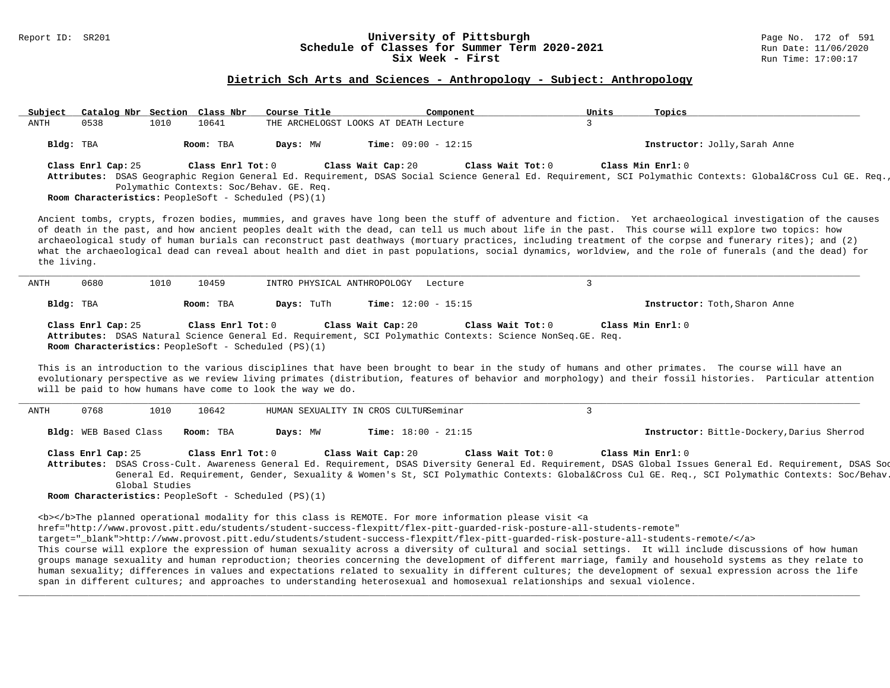## Dietrich Sch Arts and Sciences - Anthropology - Subject: Anthropology

| Subject | Catalog Nbr | Section | Class Nbr | Course Title | Component | Units | Topics |
|---|---|---|---|---|---|---|---|
| ANTH | 0538 | 1010 | 10641 | THE ARCHELOGST LOOKS AT DEATH | Lecture | 3 | |

**Bldg:** TBA **Room:** TBA **Days:** MW **Time:** 09:00 - 12:15 **Instructor:** Jolly,Sarah Anne

**Class Enrl Cap:** 25 **Class Enrl Tot:** 0 **Class Wait Cap:** 20 **Class Wait Tot:** 0 **Class Min Enrl:** 0

**Attributes:** DSAS Geographic Region General Ed. Requirement, DSAS Social Science General Ed. Requirement, SCI Polymathic Contexts: Global&Cross Cul GE. Req., Polymathic Contexts: Soc/Behav. GE. Req.

**Room Characteristics:** PeopleSoft - Scheduled (PS)(1)

Ancient tombs, crypts, frozen bodies, mummies, and graves have long been the stuff of adventure and fiction. Yet archaeological investigation of the causes of death in the past, and how ancient peoples dealt with the dead, can tell us much about life in the past. This course will explore two topics: how archaeological study of human burials can reconstruct past deathways (mortuary practices, including treatment of the corpse and funerary rites); and (2) what the archaeological dead can reveal about health and diet in past populations, social dynamics, worldview, and the role of funerals (and the dead) for the living.

---

| Subject | Catalog Nbr | Section | Class Nbr | Course Title | Component | Units | Topics |
|---|---|---|---|---|---|---|---|
| ANTH | 0680 | 1010 | 10459 | INTRO PHYSICAL ANTHROPOLOGY | Lecture | 3 | |

**Bldg:** TBA **Room:** TBA **Days:** TuTh **Time:** 12:00 - 15:15 **Instructor:** Toth,Sharon Anne

**Class Enrl Cap:** 25 **Class Enrl Tot:** 0 **Class Wait Cap:** 20 **Class Wait Tot:** 0 **Class Min Enrl:** 0

**Attributes:** DSAS Natural Science General Ed. Requirement, SCI Polymathic Contexts: Science NonSeq.GE. Req.

**Room Characteristics:** PeopleSoft - Scheduled (PS)(1)

This is an introduction to the various disciplines that have been brought to bear in the study of humans and other primates. The course will have an evolutionary perspective as we review living primates (distribution, features of behavior and morphology) and their fossil histories. Particular attention will be paid to how humans have come to look the way we do.

---

| Subject | Catalog Nbr | Section | Class Nbr | Course Title | Component | Units | Topics |
|---|---|---|---|---|---|---|---|
| ANTH | 0768 | 1010 | 10642 | HUMAN SEXUALITY IN CROS CULTUR | Seminar | 3 | |

**Bldg:** WEB Based Class **Room:** TBA **Days:** MW **Time:** 18:00 - 21:15 **Instructor:** Bittle-Dockery,Darius Sherrod

**Class Enrl Cap:** 25 **Class Enrl Tot:** 0 **Class Wait Cap:** 20 **Class Wait Tot:** 0 **Class Min Enrl:** 0

**Attributes:** DSAS Cross-Cult. Awareness General Ed. Requirement, DSAS Diversity General Ed. Requirement, DSAS Global Issues General Ed. Requirement, DSAS Soc General Ed. Requirement, Gender, Sexuality & Women's St, SCI Polymathic Contexts: Global&Cross Cul GE. Req., SCI Polymathic Contexts: Soc/Behav. Global Studies

**Room Characteristics:** PeopleSoft - Scheduled (PS)(1)

<b></b>The planned operational modality for this class is REMOTE. For more information please visit <a href="http://www.provost.pitt.edu/students/student-success-flexpitt/flex-pitt-guarded-risk-posture-all-students-remote" target="_blank">http://www.provost.pitt.edu/students/student-success-flexpitt/flex-pitt-guarded-risk-posture-all-students-remote/</a>
This course will explore the expression of human sexuality across a diversity of cultural and social settings. It will include discussions of how human groups manage sexuality and human reproduction; theories concerning the development of different marriage, family and household systems as they relate to human sexuality; differences in values and expectations related to sexuality in different cultures; the development of sexual expression across the life span in different cultures; and approaches to understanding heterosexual and homosexual relationships and sexual violence.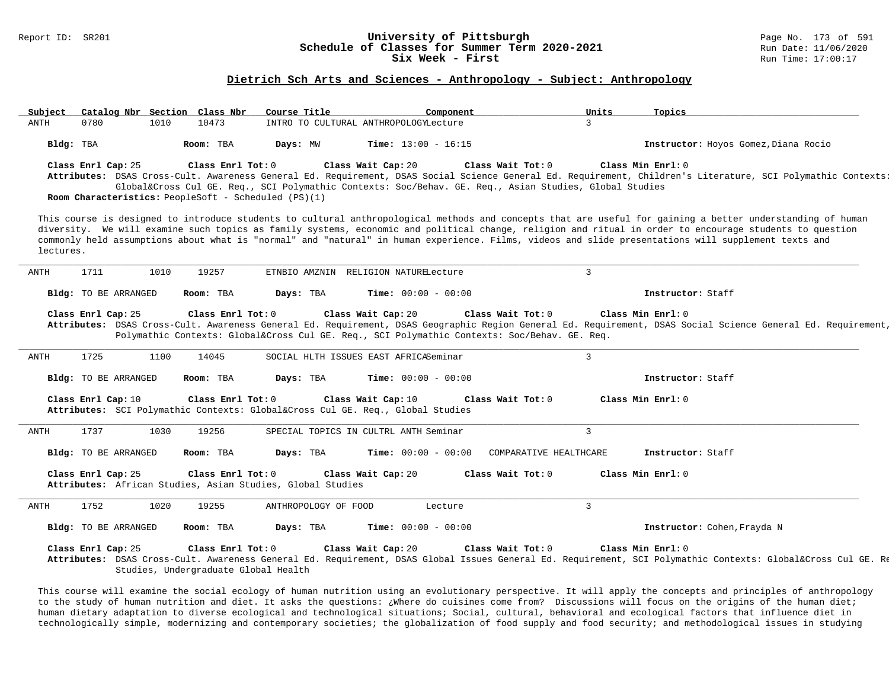## Dietrich Sch Arts and Sciences - Anthropology - Subject: Anthropology

| Subject | Catalog Nbr | Section | Class Nbr | Course Title | Component | Units | Topics |
|---|---|---|---|---|---|---|---|
| ANTH | 0780 | 1010 | 10473 | INTRO TO CULTURAL ANTHROPOLOGY | Lecture | 3 | |

**Bldg:** TBA **Room:** TBA **Days:** MW **Time:** 13:00 - 16:15 **Instructor:** Hoyos Gomez,Diana Rocio

**Class Enrl Cap:** 25 **Class Enrl Tot:** 0 **Class Wait Cap:** 20 **Class Wait Tot:** 0 **Class Min Enrl:** 0

**Attributes:** DSAS Cross-Cult. Awareness General Ed. Requirement, DSAS Social Science General Ed. Requirement, Children's Literature, SCI Polymathic Contexts: Global&Cross Cul GE. Req., SCI Polymathic Contexts: Soc/Behav. GE. Req., Asian Studies, Global Studies

**Room Characteristics:** PeopleSoft - Scheduled (PS)(1)

This course is designed to introduce students to cultural anthropological methods and concepts that are useful for gaining a better understanding of human diversity. We will examine such topics as family systems, economic and political change, religion and ritual in order to encourage students to question commonly held assumptions about what is "normal" and "natural" in human experience. Films, videos and slide presentations will supplement texts and lectures.

---

| Subject | Catalog Nbr | Section | Class Nbr | Course Title | Component | Units | Topics |
|---|---|---|---|---|---|---|---|
| ANTH | 1711 | 1010 | 19257 | ETNBIO AMZNIN RELIGION NATURE | Lecture | 3 | |

**Bldg:** TO BE ARRANGED **Room:** TBA **Days:** TBA **Time:** 00:00 - 00:00 **Instructor:** Staff

**Class Enrl Cap:** 25 **Class Enrl Tot:** 0 **Class Wait Cap:** 20 **Class Wait Tot:** 0 **Class Min Enrl:** 0

**Attributes:** DSAS Cross-Cult. Awareness General Ed. Requirement, DSAS Geographic Region General Ed. Requirement, DSAS Social Science General Ed. Requirement, Polymathic Contexts: Global&Cross Cul GE. Req., SCI Polymathic Contexts: Soc/Behav. GE. Req.

---

| Subject | Catalog Nbr | Section | Class Nbr | Course Title | Component | Units | Topics |
|---|---|---|---|---|---|---|---|
| ANTH | 1725 | 1100 | 14045 | SOCIAL HLTH ISSUES EAST AFRICA | Seminar | 3 | |

**Bldg:** TO BE ARRANGED **Room:** TBA **Days:** TBA **Time:** 00:00 - 00:00 **Instructor:** Staff

**Class Enrl Cap:** 10 **Class Enrl Tot:** 0 **Class Wait Cap:** 10 **Class Wait Tot:** 0 **Class Min Enrl:** 0

**Attributes:** SCI Polymathic Contexts: Global&Cross Cul GE. Req., Global Studies

---

| Subject | Catalog Nbr | Section | Class Nbr | Course Title | Component | Units | Topics |
|---|---|---|---|---|---|---|---|
| ANTH | 1737 | 1030 | 19256 | SPECIAL TOPICS IN CULTRL ANTH | Seminar | 3 | |

**Bldg:** TO BE ARRANGED **Room:** TBA **Days:** TBA **Time:** 00:00 - 00:00 COMPARATIVE HEALTHCARE **Instructor:** Staff

**Class Enrl Cap:** 25 **Class Enrl Tot:** 0 **Class Wait Cap:** 20 **Class Wait Tot:** 0 **Class Min Enrl:** 0

**Attributes:** African Studies, Asian Studies, Global Studies

---

| Subject | Catalog Nbr | Section | Class Nbr | Course Title | Component | Units | Topics |
|---|---|---|---|---|---|---|---|
| ANTH | 1752 | 1020 | 19255 | ANTHROPOLOGY OF FOOD | Lecture | 3 | |

**Bldg:** TO BE ARRANGED **Room:** TBA **Days:** TBA **Time:** 00:00 - 00:00 **Instructor:** Cohen,Frayda N

**Class Enrl Cap:** 25 **Class Enrl Tot:** 0 **Class Wait Cap:** 20 **Class Wait Tot:** 0 **Class Min Enrl:** 0

**Attributes:** DSAS Cross-Cult. Awareness General Ed. Requirement, DSAS Global Issues General Ed. Requirement, SCI Polymathic Contexts: Global&Cross Cul GE. Re Studies, Undergraduate Global Health

This course will examine the social ecology of human nutrition using an evolutionary perspective. It will apply the concepts and principles of anthropology to the study of human nutrition and diet. It asks the questions: ¿Where do cuisines come from? Discussions will focus on the origins of the human diet; human dietary adaptation to diverse ecological and technological situations; Social, cultural, behavioral and ecological factors that influence diet in technologically simple, modernizing and contemporary societies; the globalization of food supply and food security; and methodological issues in studying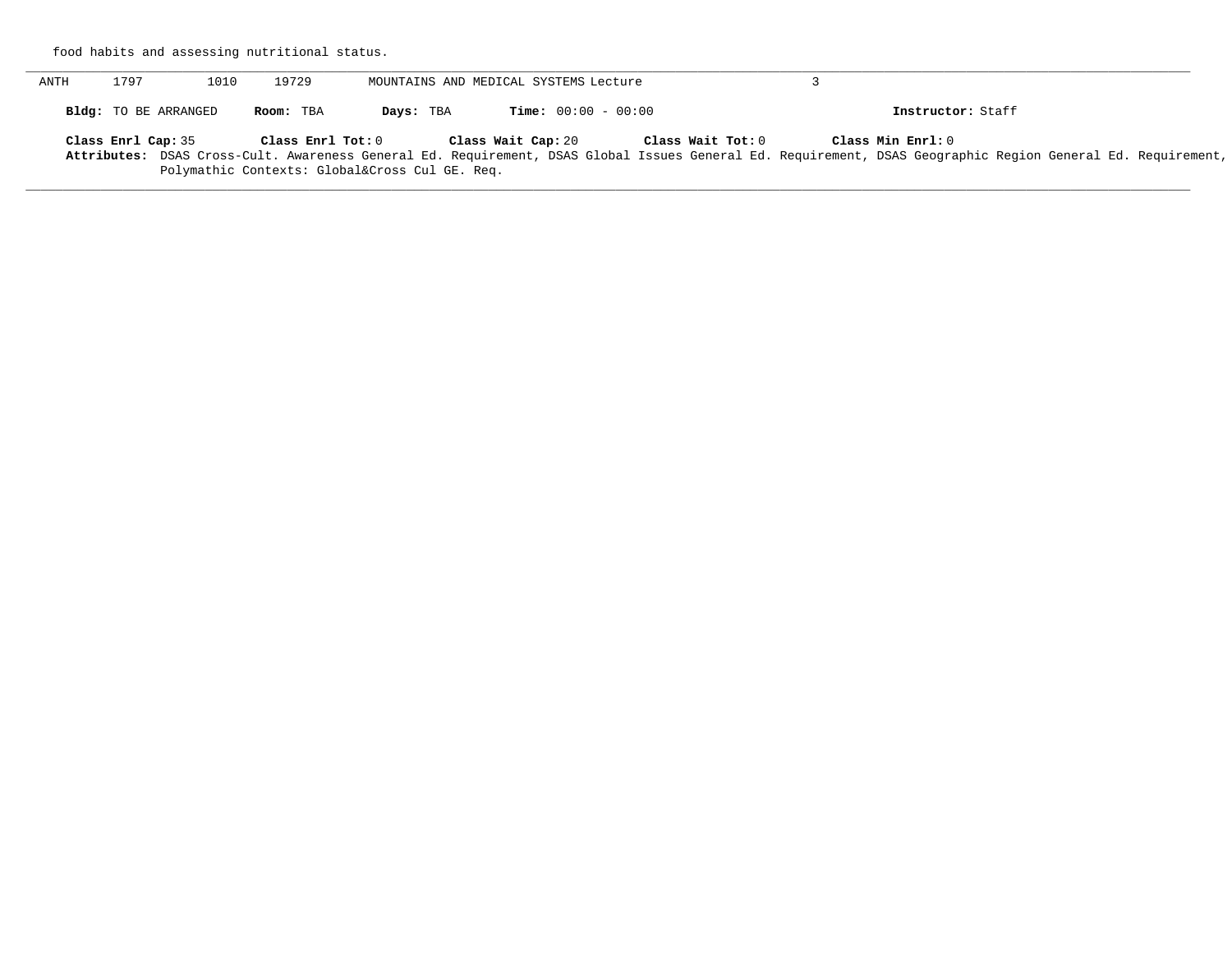food habits and assessing nutritional status.

---

ANTH 1797 1010 19729 MOUNTAINS AND MEDICAL SYSTEMS Lecture 3

**Bldg:** TO BE ARRANGED **Room:** TBA **Days:** TBA **Time:** 00:00 - 00:00 **Instructor:** Staff

**Class Enrl Cap:** 35 **Class Enrl Tot:** 0 **Class Wait Cap:** 20 **Class Wait Tot:** 0 **Class Min Enrl:** 0

**Attributes:** DSAS Cross-Cult. Awareness General Ed. Requirement, DSAS Global Issues General Ed. Requirement, DSAS Geographic Region General Ed. Requirement, Polymathic Contexts: Global&Cross Cul GE. Req.

---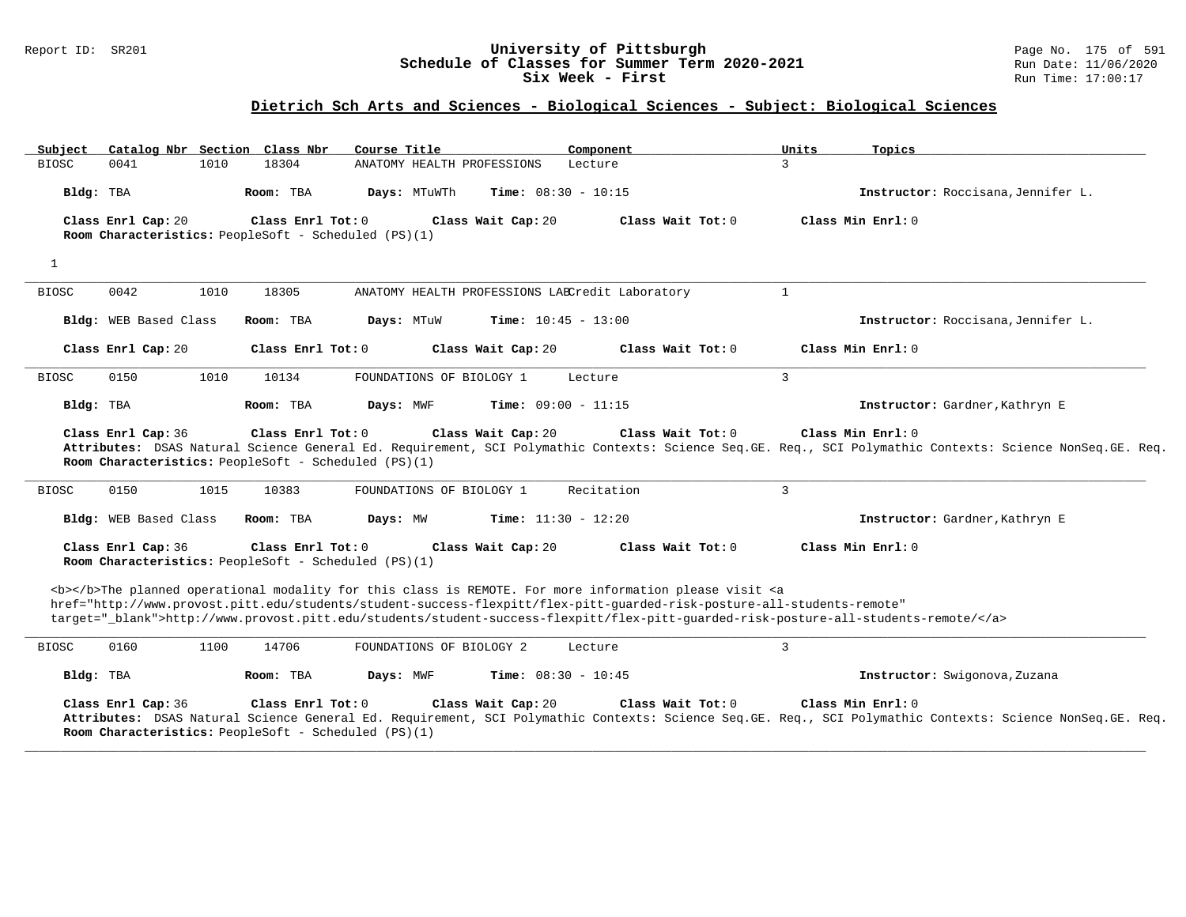## University of Pittsburgh
## Schedule of Classes for Summer Term 2020-2021
## Six Week - First

### Dietrich Sch Arts and Sciences - Biological Sciences - Subject: Biological Sciences

| Subject | Catalog Nbr | Section | Class Nbr | Course Title | Component | Units | Topics |
|---|---|---|---|---|---|---|---|
| BIOSC | 0041 | 1010 | 18304 | ANATOMY HEALTH PROFESSIONS | Lecture | 3 | |

**Bldg:** TBA **Room:** TBA **Days:** MTuWTh **Time:** 08:30 - 10:15 **Instructor:** Roccisana,Jennifer L.

**Class Enrl Cap:** 20 **Class Enrl Tot:** 0 **Class Wait Cap:** 20 **Class Wait Tot:** 0 **Class Min Enrl:** 0
**Room Characteristics:** PeopleSoft - Scheduled (PS)(1)

1

---

| Subject | Catalog Nbr | Section | Class Nbr | Course Title | Component | Units | Topics |
|---|---|---|---|---|---|---|---|
| BIOSC | 0042 | 1010 | 18305 | ANATOMY HEALTH PROFESSIONS LAB | Credit Laboratory | 1 | |

**Bldg:** WEB Based Class **Room:** TBA **Days:** MTuW **Time:** 10:45 - 13:00 **Instructor:** Roccisana,Jennifer L.

**Class Enrl Cap:** 20 **Class Enrl Tot:** 0 **Class Wait Cap:** 20 **Class Wait Tot:** 0 **Class Min Enrl:** 0

---

| Subject | Catalog Nbr | Section | Class Nbr | Course Title | Component | Units | Topics |
|---|---|---|---|---|---|---|---|
| BIOSC | 0150 | 1010 | 10134 | FOUNDATIONS OF BIOLOGY 1 | Lecture | 3 | |

**Bldg:** TBA **Room:** TBA **Days:** MWF **Time:** 09:00 - 11:15 **Instructor:** Gardner,Kathryn E

**Class Enrl Cap:** 36 **Class Enrl Tot:** 0 **Class Wait Cap:** 20 **Class Wait Tot:** 0 **Class Min Enrl:** 0
**Attributes:** DSAS Natural Science General Ed. Requirement, SCI Polymathic Contexts: Science Seq.GE. Req., SCI Polymathic Contexts: Science NonSeq.GE. Req.
**Room Characteristics:** PeopleSoft - Scheduled (PS)(1)

---

| Subject | Catalog Nbr | Section | Class Nbr | Course Title | Component | Units | Topics |
|---|---|---|---|---|---|---|---|
| BIOSC | 0150 | 1015 | 10383 | FOUNDATIONS OF BIOLOGY 1 | Recitation | 3 | |

**Bldg:** WEB Based Class **Room:** TBA **Days:** MW **Time:** 11:30 - 12:20 **Instructor:** Gardner,Kathryn E

**Class Enrl Cap:** 36 **Class Enrl Tot:** 0 **Class Wait Cap:** 20 **Class Wait Tot:** 0 **Class Min Enrl:** 0
**Room Characteristics:** PeopleSoft - Scheduled (PS)(1)

<b></b>The planned operational modality for this class is REMOTE. For more information please visit <a href="http://www.provost.pitt.edu/students/student-success-flexpitt/flex-pitt-guarded-risk-posture-all-students-remote" target="_blank">http://www.provost.pitt.edu/students/student-success-flexpitt/flex-pitt-guarded-risk-posture-all-students-remote/</a>

---

| Subject | Catalog Nbr | Section | Class Nbr | Course Title | Component | Units | Topics |
|---|---|---|---|---|---|---|---|
| BIOSC | 0160 | 1100 | 14706 | FOUNDATIONS OF BIOLOGY 2 | Lecture | 3 | |

**Bldg:** TBA **Room:** TBA **Days:** MWF **Time:** 08:30 - 10:45 **Instructor:** Swigonova,Zuzana

**Class Enrl Cap:** 36 **Class Enrl Tot:** 0 **Class Wait Cap:** 20 **Class Wait Tot:** 0 **Class Min Enrl:** 0
**Attributes:** DSAS Natural Science General Ed. Requirement, SCI Polymathic Contexts: Science Seq.GE. Req., SCI Polymathic Contexts: Science NonSeq.GE. Req.
**Room Characteristics:** PeopleSoft - Scheduled (PS)(1)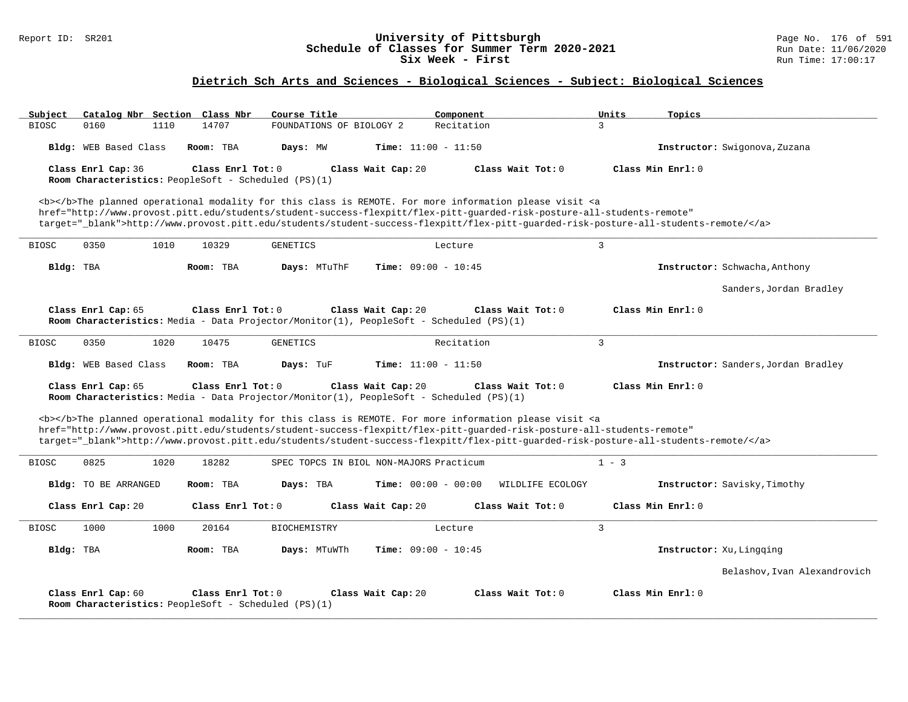# University of Pittsburgh
## Schedule of Classes for Summer Term 2020-2021
### Six Week - First

Report ID: SR201 | Run Date: 11/06/2020 | Run Time: 17:00:17

## Dietrich Sch Arts and Sciences - Biological Sciences - Subject: Biological Sciences

| Subject | Catalog Nbr | Section | Class Nbr | Course Title | Component | Units | Topics |
|---|---|---|---|---|---|---|---|
| BIOSC | 0160 | 1110 | 14707 | FOUNDATIONS OF BIOLOGY 2 | Recitation | 3 | |

**Bldg:** WEB Based Class **Room:** TBA **Days:** MW **Time:** 11:00 - 11:50 **Instructor:** Swigonova,Zuzana

**Class Enrl Cap:** 36 **Class Enrl Tot:** 0 **Class Wait Cap:** 20 **Class Wait Tot:** 0 **Class Min Enrl:** 0
**Room Characteristics:** PeopleSoft - Scheduled (PS)(1)

<b></b>The planned operational modality for this class is REMOTE. For more information please visit <a href="http://www.provost.pitt.edu/students/student-success-flexpitt/flex-pitt-guarded-risk-posture-all-students-remote" target="_blank">http://www.provost.pitt.edu/students/student-success-flexpitt/flex-pitt-guarded-risk-posture-all-students-remote/</a>

---

| Subject | Catalog Nbr | Section | Class Nbr | Course Title | Component | Units | Topics |
|---|---|---|---|---|---|---|---|
| BIOSC | 0350 | 1010 | 10329 | GENETICS | Lecture | 3 | |

**Bldg:** TBA **Room:** TBA **Days:** MTuThF **Time:** 09:00 - 10:45 **Instructor:** Schwacha,Anthony; Sanders,Jordan Bradley

**Class Enrl Cap:** 65 **Class Enrl Tot:** 0 **Class Wait Cap:** 20 **Class Wait Tot:** 0 **Class Min Enrl:** 0
**Room Characteristics:** Media - Data Projector/Monitor(1), PeopleSoft - Scheduled (PS)(1)

---

| Subject | Catalog Nbr | Section | Class Nbr | Course Title | Component | Units | Topics |
|---|---|---|---|---|---|---|---|
| BIOSC | 0350 | 1020 | 10475 | GENETICS | Recitation | 3 | |

**Bldg:** WEB Based Class **Room:** TBA **Days:** TuF **Time:** 11:00 - 11:50 **Instructor:** Sanders,Jordan Bradley

**Class Enrl Cap:** 65 **Class Enrl Tot:** 0 **Class Wait Cap:** 20 **Class Wait Tot:** 0 **Class Min Enrl:** 0
**Room Characteristics:** Media - Data Projector/Monitor(1), PeopleSoft - Scheduled (PS)(1)

<b></b>The planned operational modality for this class is REMOTE. For more information please visit <a href="http://www.provost.pitt.edu/students/student-success-flexpitt/flex-pitt-guarded-risk-posture-all-students-remote" target="_blank">http://www.provost.pitt.edu/students/student-success-flexpitt/flex-pitt-guarded-risk-posture-all-students-remote/</a>

---

| Subject | Catalog Nbr | Section | Class Nbr | Course Title | Component | Units | Topics |
|---|---|---|---|---|---|---|---|
| BIOSC | 0825 | 1020 | 18282 | SPEC TOPCS IN BIOL NON-MAJORS | Practicum | 1 - 3 | |

**Bldg:** TO BE ARRANGED **Room:** TBA **Days:** TBA **Time:** 00:00 - 00:00 WILDLIFE ECOLOGY **Instructor:** Savisky,Timothy

**Class Enrl Cap:** 20 **Class Enrl Tot:** 0 **Class Wait Cap:** 20 **Class Wait Tot:** 0 **Class Min Enrl:** 0

---

| Subject | Catalog Nbr | Section | Class Nbr | Course Title | Component | Units | Topics |
|---|---|---|---|---|---|---|---|
| BIOSC | 1000 | 1000 | 20164 | BIOCHEMISTRY | Lecture | 3 | |

**Bldg:** TBA **Room:** TBA **Days:** MTuWTh **Time:** 09:00 - 10:45 **Instructor:** Xu,Lingqing; Belashov,Ivan Alexandrovich

**Class Enrl Cap:** 60 **Class Enrl Tot:** 0 **Class Wait Cap:** 20 **Class Wait Tot:** 0 **Class Min Enrl:** 0
**Room Characteristics:** PeopleSoft - Scheduled (PS)(1)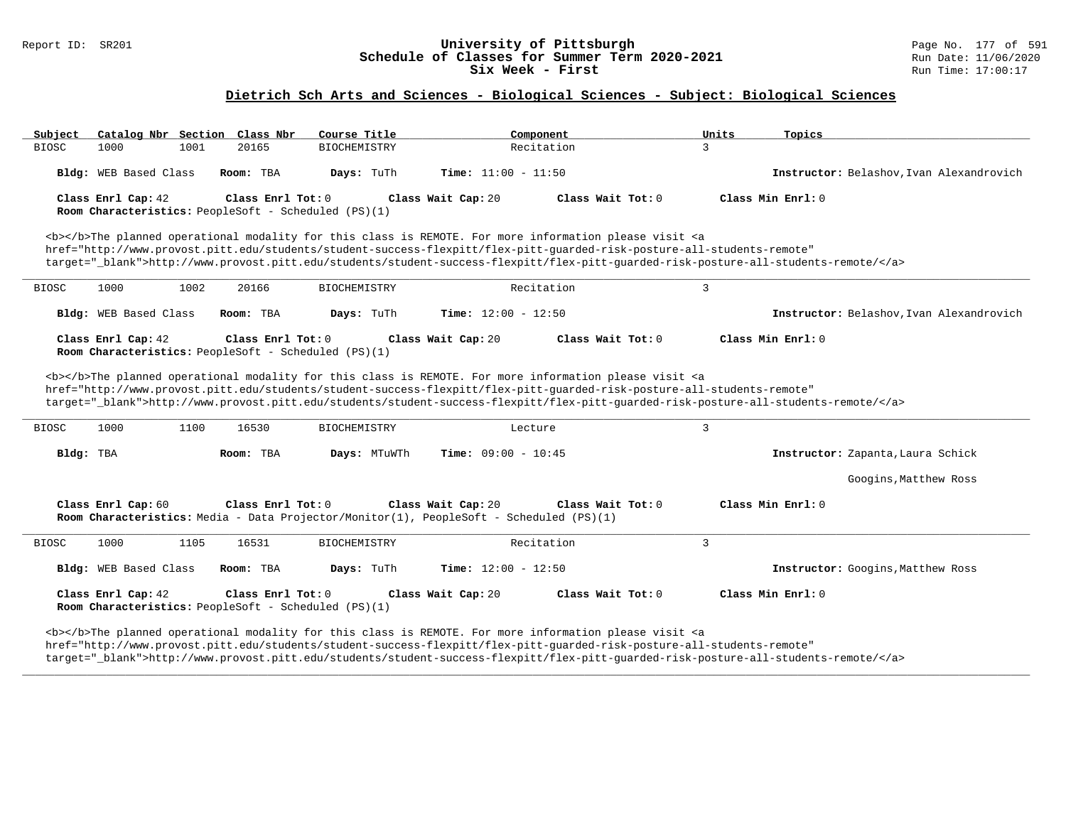## Dietrich Sch Arts and Sciences - Biological Sciences - Subject: Biological Sciences

University of Pittsburgh
Schedule of Classes for Summer Term 2020-2021
Six Week - First

| Subject | Catalog Nbr | Section | Class Nbr | Course Title | Component | Units | Topics |
|---|---|---|---|---|---|---|---|
| BIOSC | 1000 | 1001 | 20165 | BIOCHEMISTRY | Recitation | 3 | |

**Bldg:** WEB Based Class **Room:** TBA **Days:** TuTh **Time:** 11:00 - 11:50 **Instructor:** Belashov,Ivan Alexandrovich

**Class Enrl Cap:** 42 **Class Enrl Tot:** 0 **Class Wait Cap:** 20 **Class Wait Tot:** 0 **Class Min Enrl:** 0
**Room Characteristics:** PeopleSoft - Scheduled (PS)(1)

<b></b>The planned operational modality for this class is REMOTE. For more information please visit <a href="http://www.provost.pitt.edu/students/student-success-flexpitt/flex-pitt-guarded-risk-posture-all-students-remote" target="_blank">http://www.provost.pitt.edu/students/student-success-flexpitt/flex-pitt-guarded-risk-posture-all-students-remote/</a>

---

| Subject | Catalog Nbr | Section | Class Nbr | Course Title | Component | Units | Topics |
|---|---|---|---|---|---|---|---|
| BIOSC | 1000 | 1002 | 20166 | BIOCHEMISTRY | Recitation | 3 | |

**Bldg:** WEB Based Class **Room:** TBA **Days:** TuTh **Time:** 12:00 - 12:50 **Instructor:** Belashov,Ivan Alexandrovich

**Class Enrl Cap:** 42 **Class Enrl Tot:** 0 **Class Wait Cap:** 20 **Class Wait Tot:** 0 **Class Min Enrl:** 0
**Room Characteristics:** PeopleSoft - Scheduled (PS)(1)

<b></b>The planned operational modality for this class is REMOTE. For more information please visit <a href="http://www.provost.pitt.edu/students/student-success-flexpitt/flex-pitt-guarded-risk-posture-all-students-remote" target="_blank">http://www.provost.pitt.edu/students/student-success-flexpitt/flex-pitt-guarded-risk-posture-all-students-remote/</a>

---

| Subject | Catalog Nbr | Section | Class Nbr | Course Title | Component | Units | Topics |
|---|---|---|---|---|---|---|---|
| BIOSC | 1000 | 1100 | 16530 | BIOCHEMISTRY | Lecture | 3 | |

**Bldg:** TBA **Room:** TBA **Days:** MTuWTh **Time:** 09:00 - 10:45 **Instructor:** Zapanta,Laura Schick
Googins,Matthew Ross

**Class Enrl Cap:** 60 **Class Enrl Tot:** 0 **Class Wait Cap:** 20 **Class Wait Tot:** 0 **Class Min Enrl:** 0
**Room Characteristics:** Media - Data Projector/Monitor(1), PeopleSoft - Scheduled (PS)(1)

---

| Subject | Catalog Nbr | Section | Class Nbr | Course Title | Component | Units | Topics |
|---|---|---|---|---|---|---|---|
| BIOSC | 1000 | 1105 | 16531 | BIOCHEMISTRY | Recitation | 3 | |

**Bldg:** WEB Based Class **Room:** TBA **Days:** TuTh **Time:** 12:00 - 12:50 **Instructor:** Googins,Matthew Ross

**Class Enrl Cap:** 42 **Class Enrl Tot:** 0 **Class Wait Cap:** 20 **Class Wait Tot:** 0 **Class Min Enrl:** 0
**Room Characteristics:** PeopleSoft - Scheduled (PS)(1)

<b></b>The planned operational modality for this class is REMOTE. For more information please visit <a href="http://www.provost.pitt.edu/students/student-success-flexpitt/flex-pitt-guarded-risk-posture-all-students-remote" target="_blank">http://www.provost.pitt.edu/students/student-success-flexpitt/flex-pitt-guarded-risk-posture-all-students-remote/</a>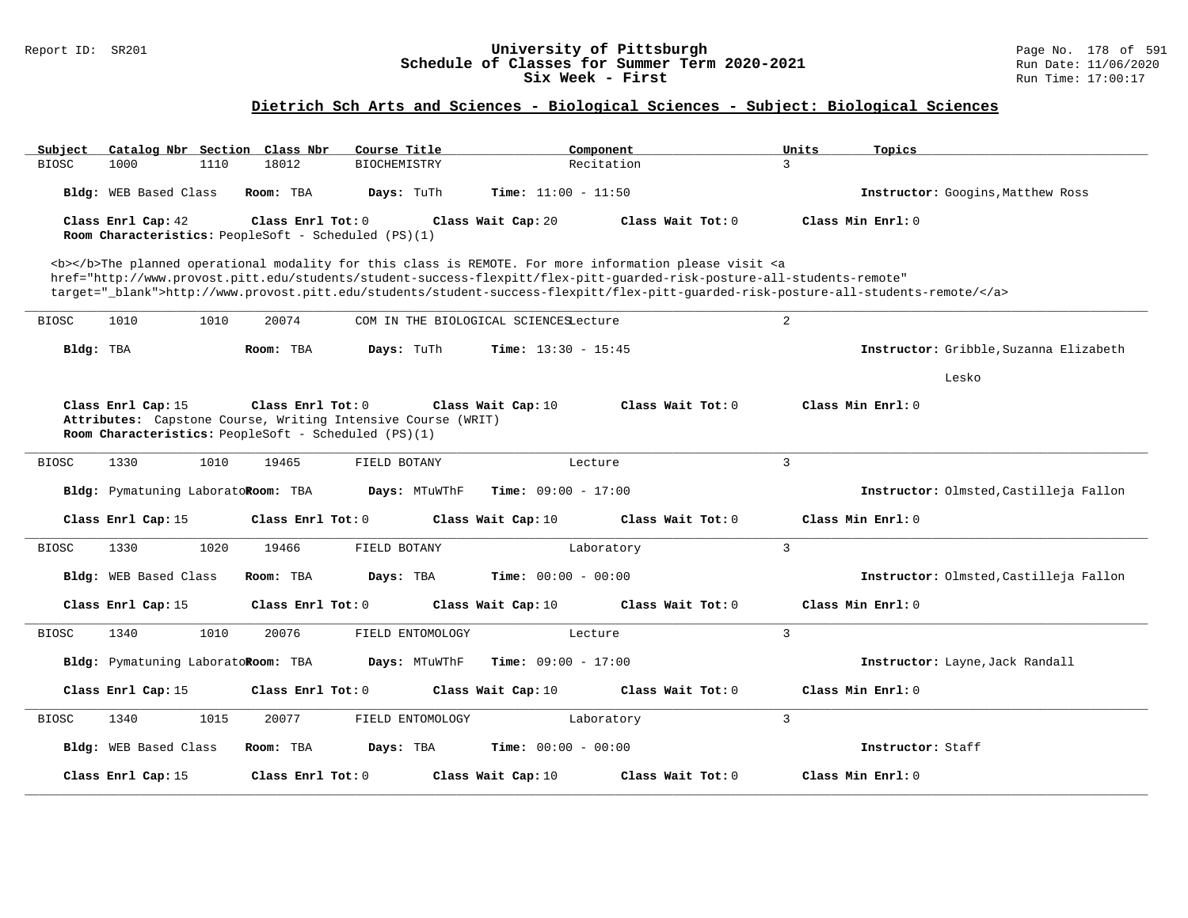## Dietrich Sch Arts and Sciences - Biological Sciences - Subject: Biological Sciences

| Subject | Catalog Nbr | Section | Class Nbr | Course Title | Component | Units | Topics |
|---|---|---|---|---|---|---|---|
| BIOSC | 1000 | 1110 | 18012 | BIOCHEMISTRY | Recitation | 3 | |

**Bldg:** WEB Based Class **Room:** TBA **Days:** TuTh **Time:** 11:00 - 11:50 **Instructor:** Googins,Matthew Ross

**Class Enrl Cap:** 42 **Class Enrl Tot:** 0 **Class Wait Cap:** 20 **Class Wait Tot:** 0 **Class Min Enrl:** 0

**Room Characteristics:** PeopleSoft - Scheduled (PS)(1)

<b></b>The planned operational modality for this class is REMOTE. For more information please visit <a href="http://www.provost.pitt.edu/students/student-success-flexpitt/flex-pitt-guarded-risk-posture-all-students-remote" target="_blank">http://www.provost.pitt.edu/students/student-success-flexpitt/flex-pitt-guarded-risk-posture-all-students-remote/</a>

---

| Subject | Catalog Nbr | Section | Class Nbr | Course Title | Component | Units | Topics |
|---|---|---|---|---|---|---|---|
| BIOSC | 1010 | 1010 | 20074 | COM IN THE BIOLOGICAL SCIENCES | Lecture | 2 | |

**Bldg:** TBA **Room:** TBA **Days:** TuTh **Time:** 13:30 - 15:45 **Instructor:** Gribble,Suzanna Elizabeth Lesko

**Class Enrl Cap:** 15 **Class Enrl Tot:** 0 **Class Wait Cap:** 10 **Class Wait Tot:** 0 **Class Min Enrl:** 0

**Attributes:** Capstone Course, Writing Intensive Course (WRIT)

**Room Characteristics:** PeopleSoft - Scheduled (PS)(1)

---

| Subject | Catalog Nbr | Section | Class Nbr | Course Title | Component | Units | Topics |
|---|---|---|---|---|---|---|---|
| BIOSC | 1330 | 1010 | 19465 | FIELD BOTANY | Lecture | 3 | |

**Bldg:** Pymatuning Laborato **Room:** TBA **Days:** MTuWThF **Time:** 09:00 - 17:00 **Instructor:** Olmsted,Castilleja Fallon

**Class Enrl Cap:** 15 **Class Enrl Tot:** 0 **Class Wait Cap:** 10 **Class Wait Tot:** 0 **Class Min Enrl:** 0

---

| Subject | Catalog Nbr | Section | Class Nbr | Course Title | Component | Units | Topics |
|---|---|---|---|---|---|---|---|
| BIOSC | 1330 | 1020 | 19466 | FIELD BOTANY | Laboratory | 3 | |

**Bldg:** WEB Based Class **Room:** TBA **Days:** TBA **Time:** 00:00 - 00:00 **Instructor:** Olmsted,Castilleja Fallon

**Class Enrl Cap:** 15 **Class Enrl Tot:** 0 **Class Wait Cap:** 10 **Class Wait Tot:** 0 **Class Min Enrl:** 0

---

| Subject | Catalog Nbr | Section | Class Nbr | Course Title | Component | Units | Topics |
|---|---|---|---|---|---|---|---|
| BIOSC | 1340 | 1010 | 20076 | FIELD ENTOMOLOGY | Lecture | 3 | |

**Bldg:** Pymatuning Laborato **Room:** TBA **Days:** MTuWThF **Time:** 09:00 - 17:00 **Instructor:** Layne,Jack Randall

**Class Enrl Cap:** 15 **Class Enrl Tot:** 0 **Class Wait Cap:** 10 **Class Wait Tot:** 0 **Class Min Enrl:** 0

---

| Subject | Catalog Nbr | Section | Class Nbr | Course Title | Component | Units | Topics |
|---|---|---|---|---|---|---|---|
| BIOSC | 1340 | 1015 | 20077 | FIELD ENTOMOLOGY | Laboratory | 3 | |

**Bldg:** WEB Based Class **Room:** TBA **Days:** TBA **Time:** 00:00 - 00:00 **Instructor:** Staff

**Class Enrl Cap:** 15 **Class Enrl Tot:** 0 **Class Wait Cap:** 10 **Class Wait Tot:** 0 **Class Min Enrl:** 0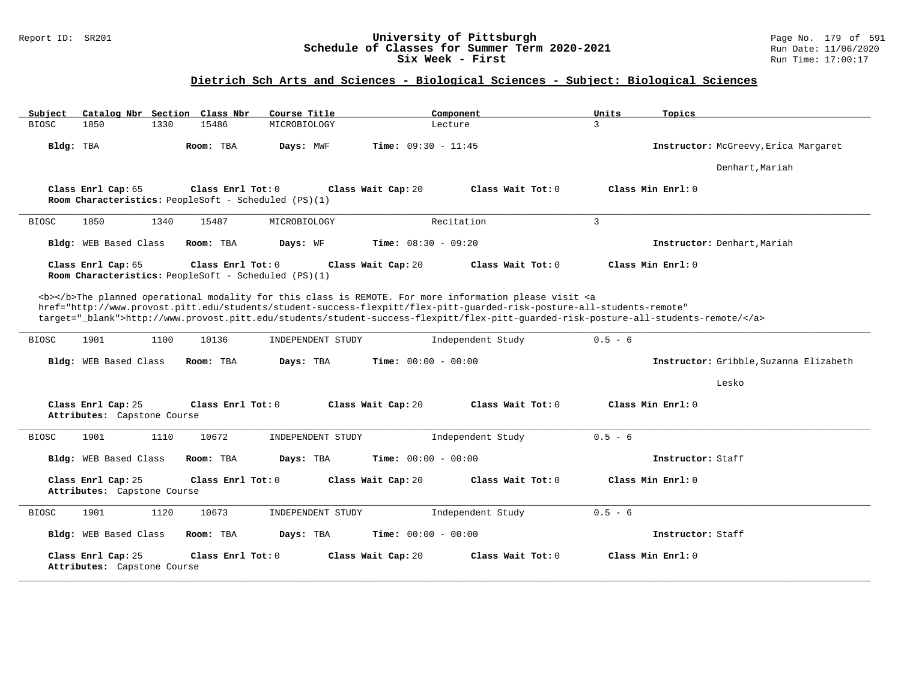## Dietrich Sch Arts and Sciences - Biological Sciences - Subject: Biological Sciences

| Subject | Catalog Nbr | Section | Class Nbr | Course Title | Component | Units | Topics |
|---|---|---|---|---|---|---|---|
| BIOSC | 1850 | 1330 | 15486 | MICROBIOLOGY | Lecture | 3 | |

**Bldg:** TBA **Room:** TBA **Days:** MWF **Time:** 09:30 - 11:45 **Instructor:** McGreevy,Erica Margaret
Denhart,Mariah

**Class Enrl Cap:** 65 **Class Enrl Tot:** 0 **Class Wait Cap:** 20 **Class Wait Tot:** 0 **Class Min Enrl:** 0
**Room Characteristics:** PeopleSoft - Scheduled (PS)(1)

---

| Subject | Catalog Nbr | Section | Class Nbr | Course Title | Component | Units | Topics |
|---|---|---|---|---|---|---|---|
| BIOSC | 1850 | 1340 | 15487 | MICROBIOLOGY | Recitation | 3 | |

**Bldg:** WEB Based Class **Room:** TBA **Days:** WF **Time:** 08:30 - 09:20 **Instructor:** Denhart,Mariah

**Class Enrl Cap:** 65 **Class Enrl Tot:** 0 **Class Wait Cap:** 20 **Class Wait Tot:** 0 **Class Min Enrl:** 0
**Room Characteristics:** PeopleSoft - Scheduled (PS)(1)

<b></b>The planned operational modality for this class is REMOTE. For more information please visit <a href="http://www.provost.pitt.edu/students/student-success-flexpitt/flex-pitt-guarded-risk-posture-all-students-remote" target="_blank">http://www.provost.pitt.edu/students/student-success-flexpitt/flex-pitt-guarded-risk-posture-all-students-remote/</a>

---

| Subject | Catalog Nbr | Section | Class Nbr | Course Title | Component | Units | Topics |
|---|---|---|---|---|---|---|---|
| BIOSC | 1901 | 1100 | 10136 | INDEPENDENT STUDY | Independent Study | 0.5 - 6 | |

**Bldg:** WEB Based Class **Room:** TBA **Days:** TBA **Time:** 00:00 - 00:00 **Instructor:** Gribble,Suzanna Elizabeth
Lesko

**Class Enrl Cap:** 25 **Class Enrl Tot:** 0 **Class Wait Cap:** 20 **Class Wait Tot:** 0 **Class Min Enrl:** 0
**Attributes:** Capstone Course

---

| Subject | Catalog Nbr | Section | Class Nbr | Course Title | Component | Units | Topics |
|---|---|---|---|---|---|---|---|
| BIOSC | 1901 | 1110 | 10672 | INDEPENDENT STUDY | Independent Study | 0.5 - 6 | |

**Bldg:** WEB Based Class **Room:** TBA **Days:** TBA **Time:** 00:00 - 00:00 **Instructor:** Staff

**Class Enrl Cap:** 25 **Class Enrl Tot:** 0 **Class Wait Cap:** 20 **Class Wait Tot:** 0 **Class Min Enrl:** 0
**Attributes:** Capstone Course

---

| Subject | Catalog Nbr | Section | Class Nbr | Course Title | Component | Units | Topics |
|---|---|---|---|---|---|---|---|
| BIOSC | 1901 | 1120 | 10673 | INDEPENDENT STUDY | Independent Study | 0.5 - 6 | |

**Bldg:** WEB Based Class **Room:** TBA **Days:** TBA **Time:** 00:00 - 00:00 **Instructor:** Staff

**Class Enrl Cap:** 25 **Class Enrl Tot:** 0 **Class Wait Cap:** 20 **Class Wait Tot:** 0 **Class Min Enrl:** 0
**Attributes:** Capstone Course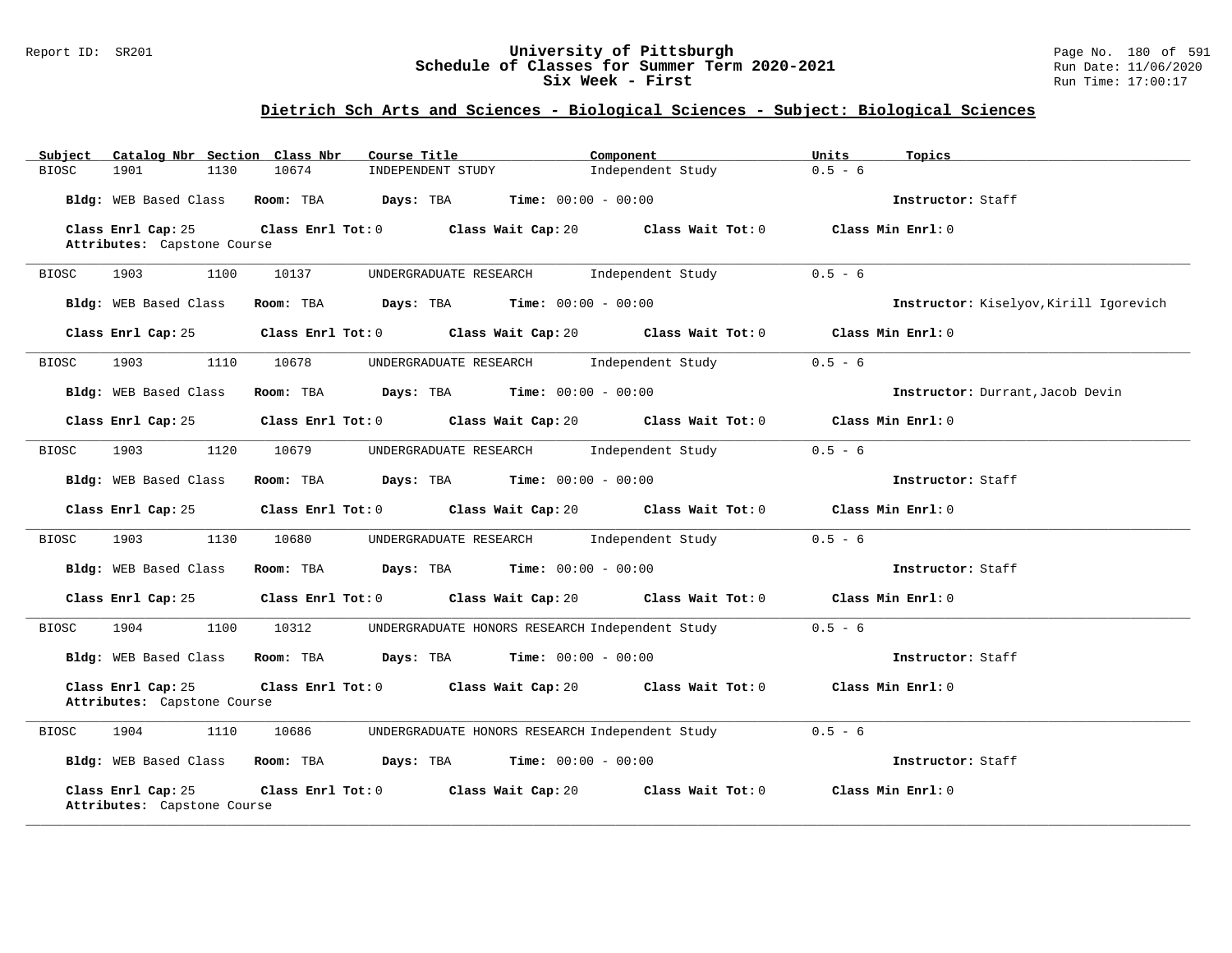## Dietrich Sch Arts and Sciences - Biological Sciences - Subject: Biological Sciences

| Subject | Catalog Nbr | Section | Class Nbr | Course Title | Component | Units | Topics |
|---|---|---|---|---|---|---|---|
| BIOSC | 1901 | 1130 | 10674 | INDEPENDENT STUDY | Independent Study | 0.5 - 6 | |

**Bldg:** WEB Based Class **Room:** TBA **Days:** TBA **Time:** 00:00 - 00:00 **Instructor:** Staff

**Class Enrl Cap:** 25 **Class Enrl Tot:** 0 **Class Wait Cap:** 20 **Class Wait Tot:** 0 **Class Min Enrl:** 0

**Attributes:** Capstone Course

---

| Subject | Catalog Nbr | Section | Class Nbr | Course Title | Component | Units | Topics |
|---|---|---|---|---|---|---|---|
| BIOSC | 1903 | 1100 | 10137 | UNDERGRADUATE RESEARCH | Independent Study | 0.5 - 6 | |

**Bldg:** WEB Based Class **Room:** TBA **Days:** TBA **Time:** 00:00 - 00:00 **Instructor:** Kiselyov,Kirill Igorevich

**Class Enrl Cap:** 25 **Class Enrl Tot:** 0 **Class Wait Cap:** 20 **Class Wait Tot:** 0 **Class Min Enrl:** 0

---

| Subject | Catalog Nbr | Section | Class Nbr | Course Title | Component | Units | Topics |
|---|---|---|---|---|---|---|---|
| BIOSC | 1903 | 1110 | 10678 | UNDERGRADUATE RESEARCH | Independent Study | 0.5 - 6 | |

**Bldg:** WEB Based Class **Room:** TBA **Days:** TBA **Time:** 00:00 - 00:00 **Instructor:** Durrant,Jacob Devin

**Class Enrl Cap:** 25 **Class Enrl Tot:** 0 **Class Wait Cap:** 20 **Class Wait Tot:** 0 **Class Min Enrl:** 0

---

| Subject | Catalog Nbr | Section | Class Nbr | Course Title | Component | Units | Topics |
|---|---|---|---|---|---|---|---|
| BIOSC | 1903 | 1120 | 10679 | UNDERGRADUATE RESEARCH | Independent Study | 0.5 - 6 | |

**Bldg:** WEB Based Class **Room:** TBA **Days:** TBA **Time:** 00:00 - 00:00 **Instructor:** Staff

**Class Enrl Cap:** 25 **Class Enrl Tot:** 0 **Class Wait Cap:** 20 **Class Wait Tot:** 0 **Class Min Enrl:** 0

---

| Subject | Catalog Nbr | Section | Class Nbr | Course Title | Component | Units | Topics |
|---|---|---|---|---|---|---|---|
| BIOSC | 1903 | 1130 | 10680 | UNDERGRADUATE RESEARCH | Independent Study | 0.5 - 6 | |

**Bldg:** WEB Based Class **Room:** TBA **Days:** TBA **Time:** 00:00 - 00:00 **Instructor:** Staff

**Class Enrl Cap:** 25 **Class Enrl Tot:** 0 **Class Wait Cap:** 20 **Class Wait Tot:** 0 **Class Min Enrl:** 0

---

| Subject | Catalog Nbr | Section | Class Nbr | Course Title | Component | Units | Topics |
|---|---|---|---|---|---|---|---|
| BIOSC | 1904 | 1100 | 10312 | UNDERGRADUATE HONORS RESEARCH | Independent Study | 0.5 - 6 | |

**Bldg:** WEB Based Class **Room:** TBA **Days:** TBA **Time:** 00:00 - 00:00 **Instructor:** Staff

**Class Enrl Cap:** 25 **Class Enrl Tot:** 0 **Class Wait Cap:** 20 **Class Wait Tot:** 0 **Class Min Enrl:** 0

**Attributes:** Capstone Course

---

| Subject | Catalog Nbr | Section | Class Nbr | Course Title | Component | Units | Topics |
|---|---|---|---|---|---|---|---|
| BIOSC | 1904 | 1110 | 10686 | UNDERGRADUATE HONORS RESEARCH | Independent Study | 0.5 - 6 | |

**Bldg:** WEB Based Class **Room:** TBA **Days:** TBA **Time:** 00:00 - 00:00 **Instructor:** Staff

**Class Enrl Cap:** 25 **Class Enrl Tot:** 0 **Class Wait Cap:** 20 **Class Wait Tot:** 0 **Class Min Enrl:** 0

**Attributes:** Capstone Course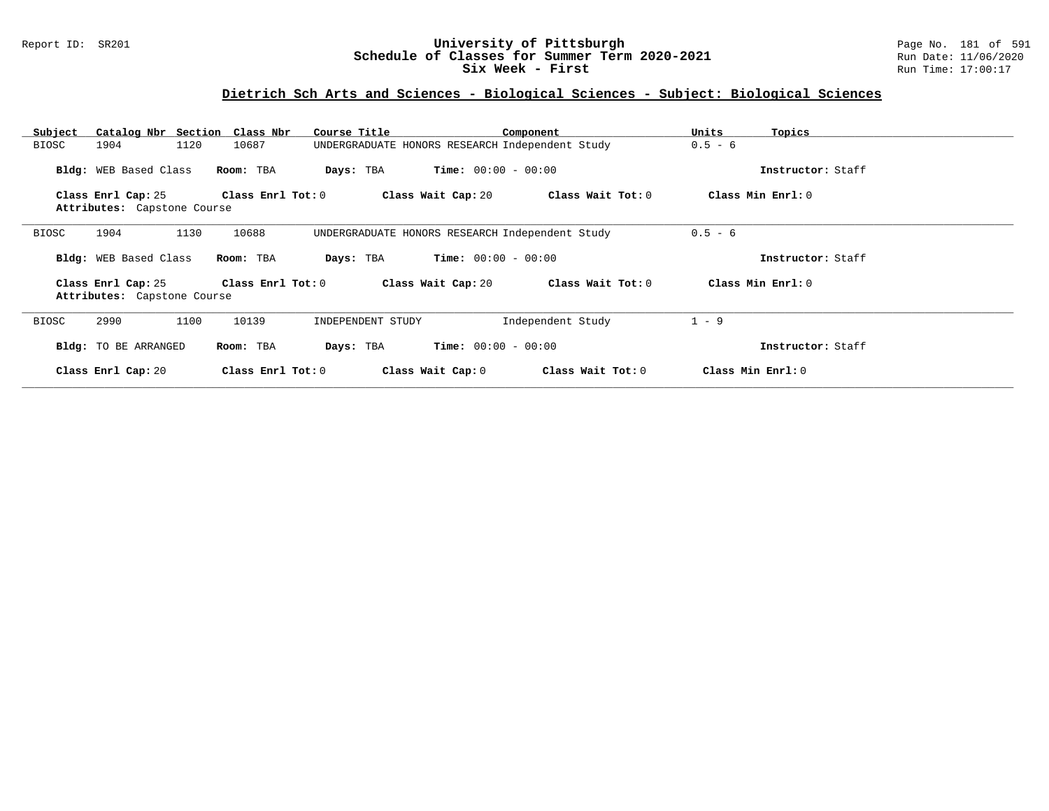## Dietrich Sch Arts and Sciences - Biological Sciences - Subject: Biological Sciences

| Subject | Catalog Nbr | Section | Class Nbr | Course Title | Component | Units | Topics |
|---|---|---|---|---|---|---|---|
| BIOSC | 1904 | 1120 | 10687 | UNDERGRADUATE HONORS RESEARCH | Independent Study | 0.5 - 6 | |

**Bldg:** WEB Based Class **Room:** TBA **Days:** TBA **Time:** 00:00 - 00:00 **Instructor:** Staff

**Class Enrl Cap:** 25 **Class Enrl Tot:** 0 **Class Wait Cap:** 20 **Class Wait Tot:** 0 **Class Min Enrl:** 0
**Attributes:** Capstone Course

---

| Subject | Catalog Nbr | Section | Class Nbr | Course Title | Component | Units | Topics |
|---|---|---|---|---|---|---|---|
| BIOSC | 1904 | 1130 | 10688 | UNDERGRADUATE HONORS RESEARCH | Independent Study | 0.5 - 6 | |

**Bldg:** WEB Based Class **Room:** TBA **Days:** TBA **Time:** 00:00 - 00:00 **Instructor:** Staff

**Class Enrl Cap:** 25 **Class Enrl Tot:** 0 **Class Wait Cap:** 20 **Class Wait Tot:** 0 **Class Min Enrl:** 0
**Attributes:** Capstone Course

---

| Subject | Catalog Nbr | Section | Class Nbr | Course Title | Component | Units | Topics |
|---|---|---|---|---|---|---|---|
| BIOSC | 2990 | 1100 | 10139 | INDEPENDENT STUDY | Independent Study | 1 - 9 | |

**Bldg:** TO BE ARRANGED **Room:** TBA **Days:** TBA **Time:** 00:00 - 00:00 **Instructor:** Staff

**Class Enrl Cap:** 20 **Class Enrl Tot:** 0 **Class Wait Cap:** 0 **Class Wait Tot:** 0 **Class Min Enrl:** 0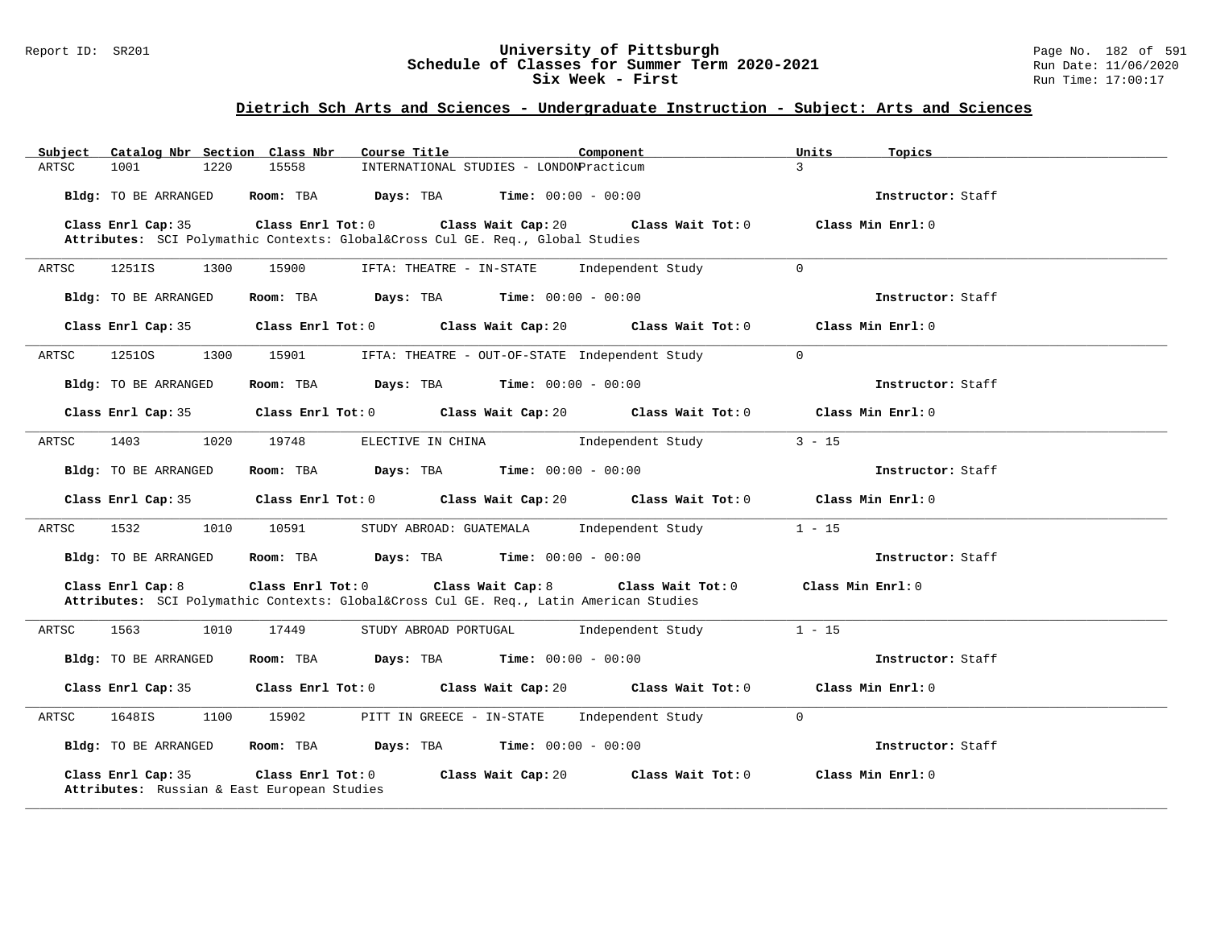# University of Pittsburgh
## Schedule of Classes for Summer Term 2020-2021
### Six Week - First

Report ID: SR201 | Run Date: 11/06/2020 | Run Time: 17:00:17

## Dietrich Sch Arts and Sciences - Undergraduate Instruction - Subject: Arts and Sciences

| Subject | Catalog Nbr | Section | Class Nbr | Course Title | Component | Units | Topics |
|---|---|---|---|---|---|---|---|
| ARTSC | 1001 | 1220 | 15558 | INTERNATIONAL STUDIES - LONDON | Practicum | 3 | |

**Bldg:** TO BE ARRANGED **Room:** TBA **Days:** TBA **Time:** 00:00 - 00:00 **Instructor:** Staff

**Class Enrl Cap:** 35 **Class Enrl Tot:** 0 **Class Wait Cap:** 20 **Class Wait Tot:** 0 **Class Min Enrl:** 0

**Attributes:** SCI Polymathic Contexts: Global&Cross Cul GE. Req., Global Studies

---

| Subject | Catalog Nbr | Section | Class Nbr | Course Title | Component | Units | Topics |
|---|---|---|---|---|---|---|---|
| ARTSC | 1251IS | 1300 | 15900 | IFTA: THEATRE - IN-STATE | Independent Study | 0 | |

**Bldg:** TO BE ARRANGED **Room:** TBA **Days:** TBA **Time:** 00:00 - 00:00 **Instructor:** Staff

**Class Enrl Cap:** 35 **Class Enrl Tot:** 0 **Class Wait Cap:** 20 **Class Wait Tot:** 0 **Class Min Enrl:** 0

---

| Subject | Catalog Nbr | Section | Class Nbr | Course Title | Component | Units | Topics |
|---|---|---|---|---|---|---|---|
| ARTSC | 1251OS | 1300 | 15901 | IFTA: THEATRE - OUT-OF-STATE | Independent Study | 0 | |

**Bldg:** TO BE ARRANGED **Room:** TBA **Days:** TBA **Time:** 00:00 - 00:00 **Instructor:** Staff

**Class Enrl Cap:** 35 **Class Enrl Tot:** 0 **Class Wait Cap:** 20 **Class Wait Tot:** 0 **Class Min Enrl:** 0

---

| Subject | Catalog Nbr | Section | Class Nbr | Course Title | Component | Units | Topics |
|---|---|---|---|---|---|---|---|
| ARTSC | 1403 | 1020 | 19748 | ELECTIVE IN CHINA | Independent Study | 3 - 15 | |

**Bldg:** TO BE ARRANGED **Room:** TBA **Days:** TBA **Time:** 00:00 - 00:00 **Instructor:** Staff

**Class Enrl Cap:** 35 **Class Enrl Tot:** 0 **Class Wait Cap:** 20 **Class Wait Tot:** 0 **Class Min Enrl:** 0

---

| Subject | Catalog Nbr | Section | Class Nbr | Course Title | Component | Units | Topics |
|---|---|---|---|---|---|---|---|
| ARTSC | 1532 | 1010 | 10591 | STUDY ABROAD: GUATEMALA | Independent Study | 1 - 15 | |

**Bldg:** TO BE ARRANGED **Room:** TBA **Days:** TBA **Time:** 00:00 - 00:00 **Instructor:** Staff

**Class Enrl Cap:** 8 **Class Enrl Tot:** 0 **Class Wait Cap:** 8 **Class Wait Tot:** 0 **Class Min Enrl:** 0

**Attributes:** SCI Polymathic Contexts: Global&Cross Cul GE. Req., Latin American Studies

---

| Subject | Catalog Nbr | Section | Class Nbr | Course Title | Component | Units | Topics |
|---|---|---|---|---|---|---|---|
| ARTSC | 1563 | 1010 | 17449 | STUDY ABROAD PORTUGAL | Independent Study | 1 - 15 | |

**Bldg:** TO BE ARRANGED **Room:** TBA **Days:** TBA **Time:** 00:00 - 00:00 **Instructor:** Staff

**Class Enrl Cap:** 35 **Class Enrl Tot:** 0 **Class Wait Cap:** 20 **Class Wait Tot:** 0 **Class Min Enrl:** 0

---

| Subject | Catalog Nbr | Section | Class Nbr | Course Title | Component | Units | Topics |
|---|---|---|---|---|---|---|---|
| ARTSC | 1648IS | 1100 | 15902 | PITT IN GREECE - IN-STATE | Independent Study | 0 | |

**Bldg:** TO BE ARRANGED **Room:** TBA **Days:** TBA **Time:** 00:00 - 00:00 **Instructor:** Staff

**Class Enrl Cap:** 35 **Class Enrl Tot:** 0 **Class Wait Cap:** 20 **Class Wait Tot:** 0 **Class Min Enrl:** 0

**Attributes:** Russian & East European Studies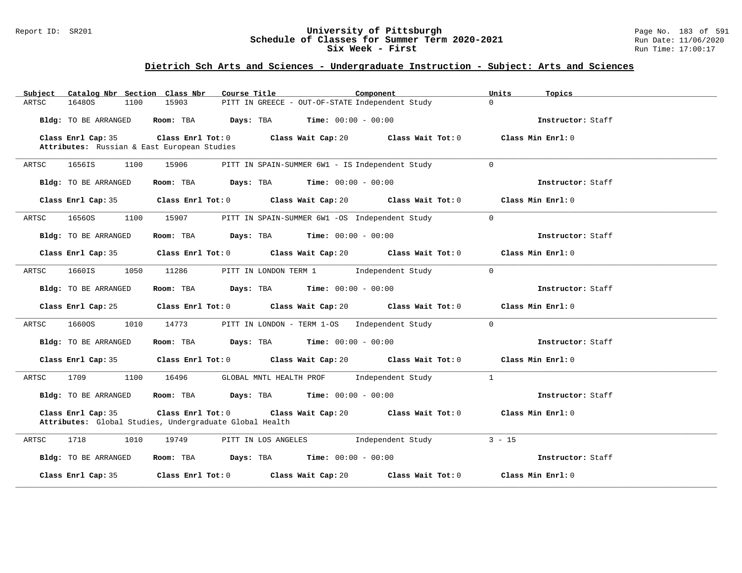# University of Pittsburgh
## Schedule of Classes for Summer Term 2020-2021
### Six Week - First

Report ID: SR201 | Run Date: 11/06/2020 | Run Time: 17:00:17

## Dietrich Sch Arts and Sciences - Undergraduate Instruction - Subject: Arts and Sciences

| Subject | Catalog Nbr | Section | Class Nbr | Course Title | Component | Units | Topics |
|---|---|---|---|---|---|---|---|
| ARTSC | 1648OS | 1100 | 15903 | PITT IN GREECE - OUT-OF-STATE | Independent Study | 0 | |

**Bldg:** TO BE ARRANGED **Room:** TBA **Days:** TBA **Time:** 00:00 - 00:00 **Instructor:** Staff

**Class Enrl Cap:** 35 **Class Enrl Tot:** 0 **Class Wait Cap:** 20 **Class Wait Tot:** 0 **Class Min Enrl:** 0

**Attributes:** Russian & East European Studies

---

| Subject | Catalog Nbr | Section | Class Nbr | Course Title | Component | Units | Topics |
|---|---|---|---|---|---|---|---|
| ARTSC | 1656IS | 1100 | 15906 | PITT IN SPAIN-SUMMER 6W1 - IS | Independent Study | 0 | |

**Bldg:** TO BE ARRANGED **Room:** TBA **Days:** TBA **Time:** 00:00 - 00:00 **Instructor:** Staff

**Class Enrl Cap:** 35 **Class Enrl Tot:** 0 **Class Wait Cap:** 20 **Class Wait Tot:** 0 **Class Min Enrl:** 0

---

| Subject | Catalog Nbr | Section | Class Nbr | Course Title | Component | Units | Topics |
|---|---|---|---|---|---|---|---|
| ARTSC | 1656OS | 1100 | 15907 | PITT IN SPAIN-SUMMER 6W1 -OS | Independent Study | 0 | |

**Bldg:** TO BE ARRANGED **Room:** TBA **Days:** TBA **Time:** 00:00 - 00:00 **Instructor:** Staff

**Class Enrl Cap:** 35 **Class Enrl Tot:** 0 **Class Wait Cap:** 20 **Class Wait Tot:** 0 **Class Min Enrl:** 0

---

| Subject | Catalog Nbr | Section | Class Nbr | Course Title | Component | Units | Topics |
|---|---|---|---|---|---|---|---|
| ARTSC | 1660IS | 1050 | 11286 | PITT IN LONDON TERM 1 | Independent Study | 0 | |

**Bldg:** TO BE ARRANGED **Room:** TBA **Days:** TBA **Time:** 00:00 - 00:00 **Instructor:** Staff

**Class Enrl Cap:** 25 **Class Enrl Tot:** 0 **Class Wait Cap:** 20 **Class Wait Tot:** 0 **Class Min Enrl:** 0

---

| Subject | Catalog Nbr | Section | Class Nbr | Course Title | Component | Units | Topics |
|---|---|---|---|---|---|---|---|
| ARTSC | 1660OS | 1010 | 14773 | PITT IN LONDON - TERM 1-OS | Independent Study | 0 | |

**Bldg:** TO BE ARRANGED **Room:** TBA **Days:** TBA **Time:** 00:00 - 00:00 **Instructor:** Staff

**Class Enrl Cap:** 35 **Class Enrl Tot:** 0 **Class Wait Cap:** 20 **Class Wait Tot:** 0 **Class Min Enrl:** 0

---

| Subject | Catalog Nbr | Section | Class Nbr | Course Title | Component | Units | Topics |
|---|---|---|---|---|---|---|---|
| ARTSC | 1709 | 1100 | 16496 | GLOBAL MNTL HEALTH PROF | Independent Study | 1 | |

**Bldg:** TO BE ARRANGED **Room:** TBA **Days:** TBA **Time:** 00:00 - 00:00 **Instructor:** Staff

**Class Enrl Cap:** 35 **Class Enrl Tot:** 0 **Class Wait Cap:** 20 **Class Wait Tot:** 0 **Class Min Enrl:** 0

**Attributes:** Global Studies, Undergraduate Global Health

---

| Subject | Catalog Nbr | Section | Class Nbr | Course Title | Component | Units | Topics |
|---|---|---|---|---|---|---|---|
| ARTSC | 1718 | 1010 | 19749 | PITT IN LOS ANGELES | Independent Study | 3 - 15 | |

**Bldg:** TO BE ARRANGED **Room:** TBA **Days:** TBA **Time:** 00:00 - 00:00 **Instructor:** Staff

**Class Enrl Cap:** 35 **Class Enrl Tot:** 0 **Class Wait Cap:** 20 **Class Wait Tot:** 0 **Class Min Enrl:** 0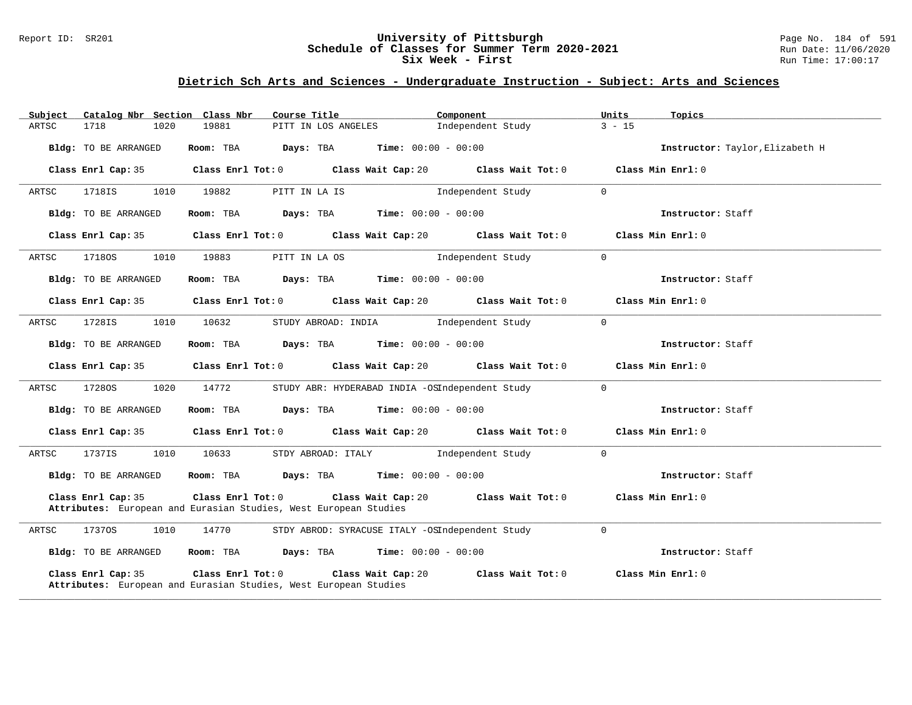## Dietrich Sch Arts and Sciences - Undergraduate Instruction - Subject: Arts and Sciences

| Subject | Catalog Nbr | Section | Class Nbr | Course Title | Component | Units | Topics |
|---|---|---|---|---|---|---|---|
| ARTSC | 1718 | 1020 | 19881 | PITT IN LOS ANGELES | Independent Study | 3 - 15 | |

**Bldg:** TO BE ARRANGED **Room:** TBA **Days:** TBA **Time:** 00:00 - 00:00 **Instructor:** Taylor,Elizabeth H

**Class Enrl Cap:** 35 **Class Enrl Tot:** 0 **Class Wait Cap:** 20 **Class Wait Tot:** 0 **Class Min Enrl:** 0

| Subject | Catalog Nbr | Section | Class Nbr | Course Title | Component | Units | Topics |
|---|---|---|---|---|---|---|---|
| ARTSC | 1718IS | 1010 | 19882 | PITT IN LA IS | Independent Study | 0 | |

**Bldg:** TO BE ARRANGED **Room:** TBA **Days:** TBA **Time:** 00:00 - 00:00 **Instructor:** Staff

**Class Enrl Cap:** 35 **Class Enrl Tot:** 0 **Class Wait Cap:** 20 **Class Wait Tot:** 0 **Class Min Enrl:** 0

| Subject | Catalog Nbr | Section | Class Nbr | Course Title | Component | Units | Topics |
|---|---|---|---|---|---|---|---|
| ARTSC | 1718OS | 1010 | 19883 | PITT IN LA OS | Independent Study | 0 | |

**Bldg:** TO BE ARRANGED **Room:** TBA **Days:** TBA **Time:** 00:00 - 00:00 **Instructor:** Staff

**Class Enrl Cap:** 35 **Class Enrl Tot:** 0 **Class Wait Cap:** 20 **Class Wait Tot:** 0 **Class Min Enrl:** 0

| Subject | Catalog Nbr | Section | Class Nbr | Course Title | Component | Units | Topics |
|---|---|---|---|---|---|---|---|
| ARTSC | 1728IS | 1010 | 10632 | STUDY ABROAD: INDIA | Independent Study | 0 | |

**Bldg:** TO BE ARRANGED **Room:** TBA **Days:** TBA **Time:** 00:00 - 00:00 **Instructor:** Staff

**Class Enrl Cap:** 35 **Class Enrl Tot:** 0 **Class Wait Cap:** 20 **Class Wait Tot:** 0 **Class Min Enrl:** 0

| Subject | Catalog Nbr | Section | Class Nbr | Course Title | Component | Units | Topics |
|---|---|---|---|---|---|---|---|
| ARTSC | 1728OS | 1020 | 14772 | STUDY ABR: HYDERABAD INDIA -OS | Independent Study | 0 | |

**Bldg:** TO BE ARRANGED **Room:** TBA **Days:** TBA **Time:** 00:00 - 00:00 **Instructor:** Staff

**Class Enrl Cap:** 35 **Class Enrl Tot:** 0 **Class Wait Cap:** 20 **Class Wait Tot:** 0 **Class Min Enrl:** 0

| Subject | Catalog Nbr | Section | Class Nbr | Course Title | Component | Units | Topics |
|---|---|---|---|---|---|---|---|
| ARTSC | 1737IS | 1010 | 10633 | STDY ABROAD: ITALY | Independent Study | 0 | |

**Bldg:** TO BE ARRANGED **Room:** TBA **Days:** TBA **Time:** 00:00 - 00:00 **Instructor:** Staff

**Class Enrl Cap:** 35 **Class Enrl Tot:** 0 **Class Wait Cap:** 20 **Class Wait Tot:** 0 **Class Min Enrl:** 0

**Attributes:** European and Eurasian Studies, West European Studies

| Subject | Catalog Nbr | Section | Class Nbr | Course Title | Component | Units | Topics |
|---|---|---|---|---|---|---|---|
| ARTSC | 1737OS | 1010 | 14770 | STDY ABROD: SYRACUSE ITALY -OS | Independent Study | 0 | |

**Bldg:** TO BE ARRANGED **Room:** TBA **Days:** TBA **Time:** 00:00 - 00:00 **Instructor:** Staff

**Class Enrl Cap:** 35 **Class Enrl Tot:** 0 **Class Wait Cap:** 20 **Class Wait Tot:** 0 **Class Min Enrl:** 0

**Attributes:** European and Eurasian Studies, West European Studies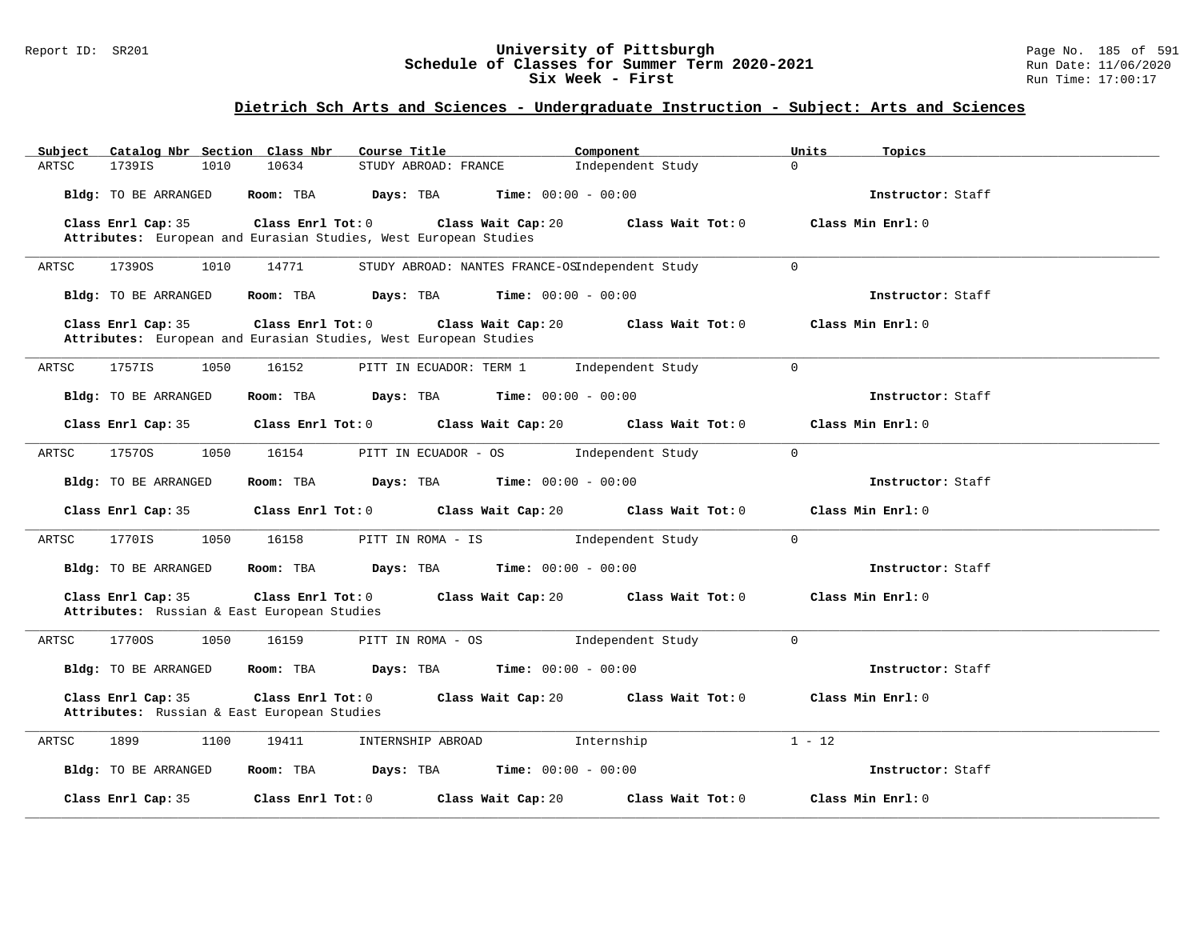## Dietrich Sch Arts and Sciences - Undergraduate Instruction - Subject: Arts and Sciences

| Subject | Catalog Nbr | Section | Class Nbr | Course Title | Component | Units | Topics |
|---|---|---|---|---|---|---|---|
| ARTSC | 1739IS | 1010 | 10634 | STUDY ABROAD: FRANCE | Independent Study | 0 | |

**Bldg:** TO BE ARRANGED **Room:** TBA **Days:** TBA **Time:** 00:00 - 00:00 **Instructor:** Staff

**Class Enrl Cap:** 35 **Class Enrl Tot:** 0 **Class Wait Cap:** 20 **Class Wait Tot:** 0 **Class Min Enrl:** 0

**Attributes:** European and Eurasian Studies, West European Studies

---

| Subject | Catalog Nbr | Section | Class Nbr | Course Title | Component | Units | Topics |
|---|---|---|---|---|---|---|---|
| ARTSC | 1739OS | 1010 | 14771 | STUDY ABROAD: NANTES FRANCE-OS | Independent Study | 0 | |

**Bldg:** TO BE ARRANGED **Room:** TBA **Days:** TBA **Time:** 00:00 - 00:00 **Instructor:** Staff

**Class Enrl Cap:** 35 **Class Enrl Tot:** 0 **Class Wait Cap:** 20 **Class Wait Tot:** 0 **Class Min Enrl:** 0

**Attributes:** European and Eurasian Studies, West European Studies

---

| Subject | Catalog Nbr | Section | Class Nbr | Course Title | Component | Units | Topics |
|---|---|---|---|---|---|---|---|
| ARTSC | 1757IS | 1050 | 16152 | PITT IN ECUADOR: TERM 1 | Independent Study | 0 | |

**Bldg:** TO BE ARRANGED **Room:** TBA **Days:** TBA **Time:** 00:00 - 00:00 **Instructor:** Staff

**Class Enrl Cap:** 35 **Class Enrl Tot:** 0 **Class Wait Cap:** 20 **Class Wait Tot:** 0 **Class Min Enrl:** 0

---

| Subject | Catalog Nbr | Section | Class Nbr | Course Title | Component | Units | Topics |
|---|---|---|---|---|---|---|---|
| ARTSC | 1757OS | 1050 | 16154 | PITT IN ECUADOR - OS | Independent Study | 0 | |

**Bldg:** TO BE ARRANGED **Room:** TBA **Days:** TBA **Time:** 00:00 - 00:00 **Instructor:** Staff

**Class Enrl Cap:** 35 **Class Enrl Tot:** 0 **Class Wait Cap:** 20 **Class Wait Tot:** 0 **Class Min Enrl:** 0

---

| Subject | Catalog Nbr | Section | Class Nbr | Course Title | Component | Units | Topics |
|---|---|---|---|---|---|---|---|
| ARTSC | 1770IS | 1050 | 16158 | PITT IN ROMA - IS | Independent Study | 0 | |

**Bldg:** TO BE ARRANGED **Room:** TBA **Days:** TBA **Time:** 00:00 - 00:00 **Instructor:** Staff

**Class Enrl Cap:** 35 **Class Enrl Tot:** 0 **Class Wait Cap:** 20 **Class Wait Tot:** 0 **Class Min Enrl:** 0

**Attributes:** Russian & East European Studies

---

| Subject | Catalog Nbr | Section | Class Nbr | Course Title | Component | Units | Topics |
|---|---|---|---|---|---|---|---|
| ARTSC | 1770OS | 1050 | 16159 | PITT IN ROMA - OS | Independent Study | 0 | |

**Bldg:** TO BE ARRANGED **Room:** TBA **Days:** TBA **Time:** 00:00 - 00:00 **Instructor:** Staff

**Class Enrl Cap:** 35 **Class Enrl Tot:** 0 **Class Wait Cap:** 20 **Class Wait Tot:** 0 **Class Min Enrl:** 0

**Attributes:** Russian & East European Studies

---

| Subject | Catalog Nbr | Section | Class Nbr | Course Title | Component | Units | Topics |
|---|---|---|---|---|---|---|---|
| ARTSC | 1899 | 1100 | 19411 | INTERNSHIP ABROAD | Internship | 1 - 12 | |

**Bldg:** TO BE ARRANGED **Room:** TBA **Days:** TBA **Time:** 00:00 - 00:00 **Instructor:** Staff

**Class Enrl Cap:** 35 **Class Enrl Tot:** 0 **Class Wait Cap:** 20 **Class Wait Tot:** 0 **Class Min Enrl:** 0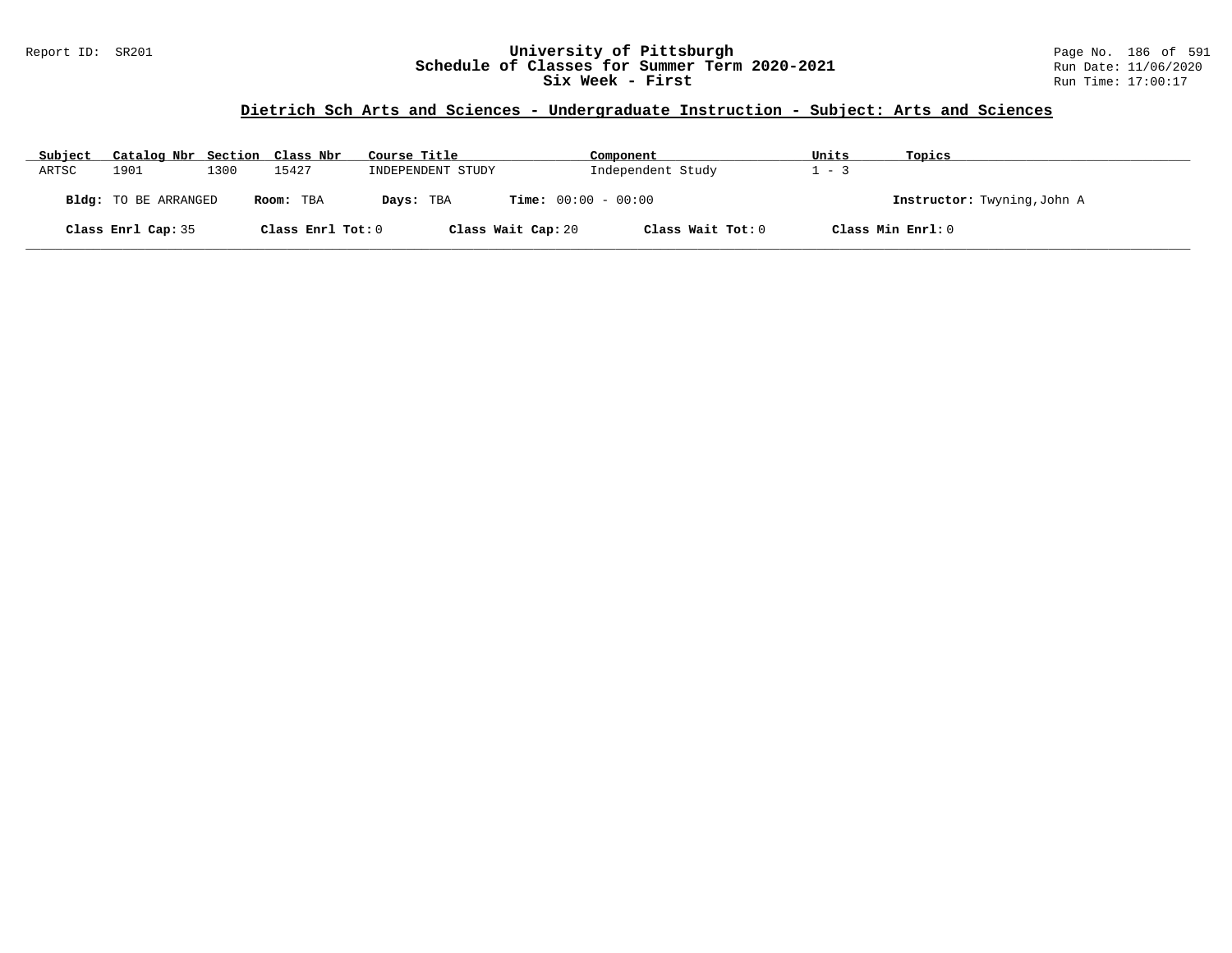## Dietrich Sch Arts and Sciences - Undergraduate Instruction - Subject: Arts and Sciences

| Subject | Catalog Nbr | Section | Class Nbr | Course Title | Component | Units | Topics |
|---|---|---|---|---|---|---|---|
| ARTSC | 1901 | 1300 | 15427 | INDEPENDENT STUDY | Independent Study | 1 - 3 | |

**Bldg:** TO BE ARRANGED **Room:** TBA **Days:** TBA **Time:** 00:00 - 00:00 **Instructor:** Twyning,John A

**Class Enrl Cap:** 35 **Class Enrl Tot:** 0 **Class Wait Cap:** 20 **Class Wait Tot:** 0 **Class Min Enrl:** 0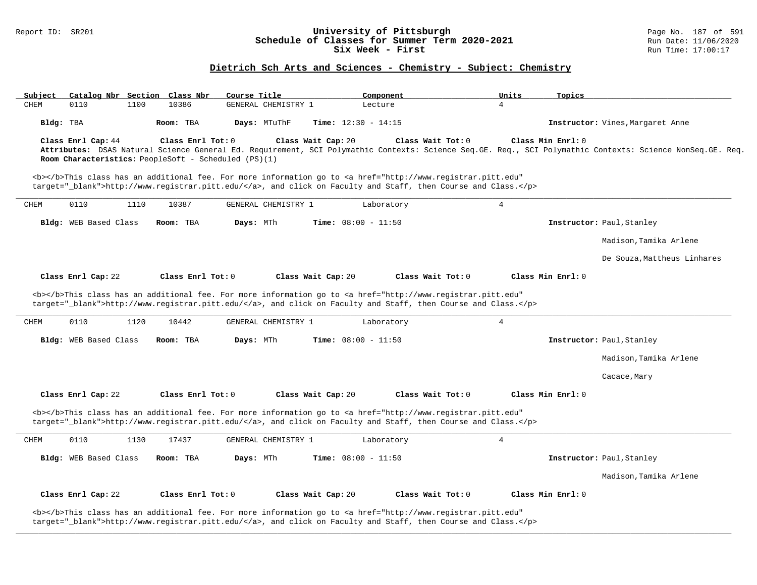## Dietrich Sch Arts and Sciences - Chemistry - Subject: Chemistry

| Subject | Catalog Nbr | Section | Class Nbr | Course Title | Component | Units | Topics |
|---|---|---|---|---|---|---|---|
| CHEM | 0110 | 1100 | 10386 | GENERAL CHEMISTRY 1 | Lecture | 4 | |

**Bldg:** TBA **Room:** TBA **Days:** MTuThF **Time:** 12:30 - 14:15 **Instructor:** Vines,Margaret Anne

**Class Enrl Cap:** 44 **Class Enrl Tot:** 0 **Class Wait Cap:** 20 **Class Wait Tot:** 0 **Class Min Enrl:** 0

**Attributes:** DSAS Natural Science General Ed. Requirement, SCI Polymathic Contexts: Science Seq.GE. Req., SCI Polymathic Contexts: Science NonSeq.GE. Req.

**Room Characteristics:** PeopleSoft - Scheduled (PS)(1)

<b></b>This class has an additional fee. For more information go to <a href="http://www.registrar.pitt.edu" target="_blank">http://www.registrar.pitt.edu/</a>, and click on Faculty and Staff, then Course and Class.</p>

---

| Subject | Catalog Nbr | Section | Class Nbr | Course Title | Component | Units | Topics |
|---|---|---|---|---|---|---|---|
| CHEM | 0110 | 1110 | 10387 | GENERAL CHEMISTRY 1 | Laboratory | 4 | |

**Bldg:** WEB Based Class **Room:** TBA **Days:** MTh **Time:** 08:00 - 11:50 **Instructor:** Paul,Stanley; Madison,Tamika Arlene; De Souza,Mattheus Linhares

**Class Enrl Cap:** 22 **Class Enrl Tot:** 0 **Class Wait Cap:** 20 **Class Wait Tot:** 0 **Class Min Enrl:** 0

<b></b>This class has an additional fee. For more information go to <a href="http://www.registrar.pitt.edu" target="_blank">http://www.registrar.pitt.edu/</a>, and click on Faculty and Staff, then Course and Class.</p>

---

| Subject | Catalog Nbr | Section | Class Nbr | Course Title | Component | Units | Topics |
|---|---|---|---|---|---|---|---|
| CHEM | 0110 | 1120 | 10442 | GENERAL CHEMISTRY 1 | Laboratory | 4 | |

**Bldg:** WEB Based Class **Room:** TBA **Days:** MTh **Time:** 08:00 - 11:50 **Instructor:** Paul,Stanley; Madison,Tamika Arlene; Cacace,Mary

**Class Enrl Cap:** 22 **Class Enrl Tot:** 0 **Class Wait Cap:** 20 **Class Wait Tot:** 0 **Class Min Enrl:** 0

<b></b>This class has an additional fee. For more information go to <a href="http://www.registrar.pitt.edu" target="_blank">http://www.registrar.pitt.edu/</a>, and click on Faculty and Staff, then Course and Class.</p>

---

| Subject | Catalog Nbr | Section | Class Nbr | Course Title | Component | Units | Topics |
|---|---|---|---|---|---|---|---|
| CHEM | 0110 | 1130 | 17437 | GENERAL CHEMISTRY 1 | Laboratory | 4 | |

**Bldg:** WEB Based Class **Room:** TBA **Days:** MTh **Time:** 08:00 - 11:50 **Instructor:** Paul,Stanley; Madison,Tamika Arlene

**Class Enrl Cap:** 22 **Class Enrl Tot:** 0 **Class Wait Cap:** 20 **Class Wait Tot:** 0 **Class Min Enrl:** 0

<b></b>This class has an additional fee. For more information go to <a href="http://www.registrar.pitt.edu" target="_blank">http://www.registrar.pitt.edu/</a>, and click on Faculty and Staff, then Course and Class.</p>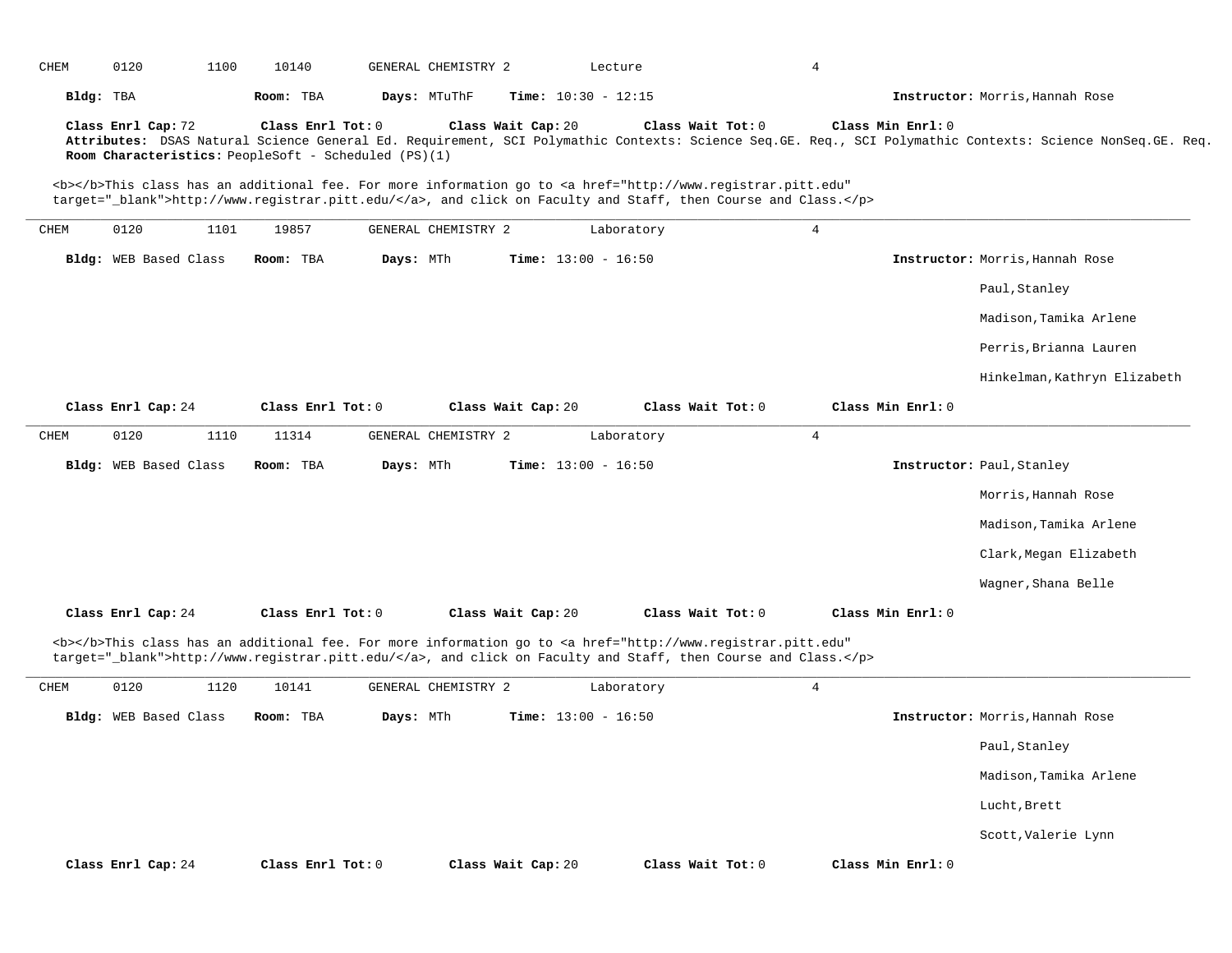CHEM 0120 1100 10140 GENERAL CHEMISTRY 2 Lecture 4

**Bldg:** TBA **Room:** TBA **Days:** MTuThF **Time:** 10:30 - 12:15 **Instructor:** Morris,Hannah Rose

**Class Enrl Cap:** 72 **Class Enrl Tot:** 0 **Class Wait Cap:** 20 **Class Wait Tot:** 0 **Class Min Enrl:** 0
**Attributes:** DSAS Natural Science General Ed. Requirement, SCI Polymathic Contexts: Science Seq.GE. Req., SCI Polymathic Contexts: Science NonSeq.GE. Req.
**Room Characteristics:** PeopleSoft - Scheduled (PS)(1)

<b></b>This class has an additional fee. For more information go to <a href="http://www.registrar.pitt.edu" target="_blank">http://www.registrar.pitt.edu/</a>, and click on Faculty and Staff, then Course and Class.</p>

---

CHEM 0120 1101 19857 GENERAL CHEMISTRY 2 Laboratory 4

**Bldg:** WEB Based Class **Room:** TBA **Days:** MTh **Time:** 13:00 - 16:50 **Instructor:** Morris,Hannah Rose
Paul,Stanley
Madison,Tamika Arlene
Perris,Brianna Lauren
Hinkelman,Kathryn Elizabeth

**Class Enrl Cap:** 24 **Class Enrl Tot:** 0 **Class Wait Cap:** 20 **Class Wait Tot:** 0 **Class Min Enrl:** 0

---

CHEM 0120 1110 11314 GENERAL CHEMISTRY 2 Laboratory 4

**Bldg:** WEB Based Class **Room:** TBA **Days:** MTh **Time:** 13:00 - 16:50 **Instructor:** Paul,Stanley
Morris,Hannah Rose
Madison,Tamika Arlene
Clark,Megan Elizabeth
Wagner,Shana Belle

**Class Enrl Cap:** 24 **Class Enrl Tot:** 0 **Class Wait Cap:** 20 **Class Wait Tot:** 0 **Class Min Enrl:** 0

<b></b>This class has an additional fee. For more information go to <a href="http://www.registrar.pitt.edu" target="_blank">http://www.registrar.pitt.edu/</a>, and click on Faculty and Staff, then Course and Class.</p>

---

CHEM 0120 1120 10141 GENERAL CHEMISTRY 2 Laboratory 4

**Bldg:** WEB Based Class **Room:** TBA **Days:** MTh **Time:** 13:00 - 16:50 **Instructor:** Morris,Hannah Rose
Paul,Stanley
Madison,Tamika Arlene
Lucht,Brett
Scott,Valerie Lynn

**Class Enrl Cap:** 24 **Class Enrl Tot:** 0 **Class Wait Cap:** 20 **Class Wait Tot:** 0 **Class Min Enrl:** 0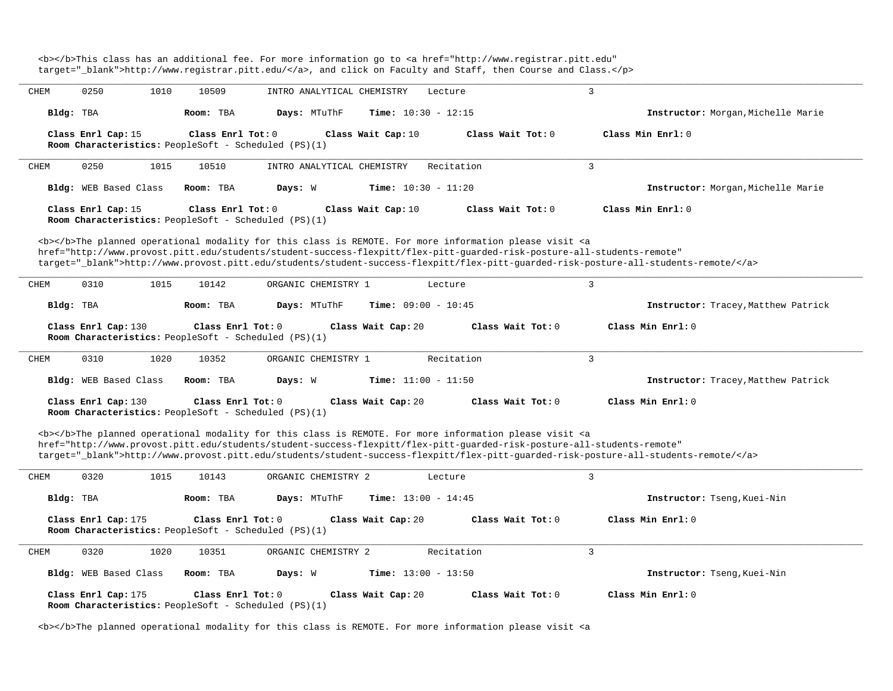<b></b>This class has an additional fee. For more information go to <a href="http://www.registrar.pitt.edu" target="_blank">http://www.registrar.pitt.edu/</a>, and click on Faculty and Staff, then Course and Class.</p>

---

CHEM 0250 1010 10509 INTRO ANALYTICAL CHEMISTRY Lecture 3

**Bldg:** TBA **Room:** TBA **Days:** MTuThF **Time:** 10:30 - 12:15 **Instructor:** Morgan,Michelle Marie

**Class Enrl Cap:** 15 **Class Enrl Tot:** 0 **Class Wait Cap:** 10 **Class Wait Tot:** 0 **Class Min Enrl:** 0
**Room Characteristics:** PeopleSoft - Scheduled (PS)(1)

---

CHEM 0250 1015 10510 INTRO ANALYTICAL CHEMISTRY Recitation 3

**Bldg:** WEB Based Class **Room:** TBA **Days:** W **Time:** 10:30 - 11:20 **Instructor:** Morgan,Michelle Marie

**Class Enrl Cap:** 15 **Class Enrl Tot:** 0 **Class Wait Cap:** 10 **Class Wait Tot:** 0 **Class Min Enrl:** 0
**Room Characteristics:** PeopleSoft - Scheduled (PS)(1)

<b></b>The planned operational modality for this class is REMOTE. For more information please visit <a href="http://www.provost.pitt.edu/students/student-success-flexpitt/flex-pitt-guarded-risk-posture-all-students-remote" target="_blank">http://www.provost.pitt.edu/students/student-success-flexpitt/flex-pitt-guarded-risk-posture-all-students-remote/</a>

---

CHEM 0310 1015 10142 ORGANIC CHEMISTRY 1 Lecture 3

**Bldg:** TBA **Room:** TBA **Days:** MTuThF **Time:** 09:00 - 10:45 **Instructor:** Tracey,Matthew Patrick

**Class Enrl Cap:** 130 **Class Enrl Tot:** 0 **Class Wait Cap:** 20 **Class Wait Tot:** 0 **Class Min Enrl:** 0
**Room Characteristics:** PeopleSoft - Scheduled (PS)(1)

---

CHEM 0310 1020 10352 ORGANIC CHEMISTRY 1 Recitation 3

**Bldg:** WEB Based Class **Room:** TBA **Days:** W **Time:** 11:00 - 11:50 **Instructor:** Tracey,Matthew Patrick

**Class Enrl Cap:** 130 **Class Enrl Tot:** 0 **Class Wait Cap:** 20 **Class Wait Tot:** 0 **Class Min Enrl:** 0
**Room Characteristics:** PeopleSoft - Scheduled (PS)(1)

<b></b>The planned operational modality for this class is REMOTE. For more information please visit <a href="http://www.provost.pitt.edu/students/student-success-flexpitt/flex-pitt-guarded-risk-posture-all-students-remote" target="_blank">http://www.provost.pitt.edu/students/student-success-flexpitt/flex-pitt-guarded-risk-posture-all-students-remote/</a>

---

CHEM 0320 1015 10143 ORGANIC CHEMISTRY 2 Lecture 3

**Bldg:** TBA **Room:** TBA **Days:** MTuThF **Time:** 13:00 - 14:45 **Instructor:** Tseng,Kuei-Nin

**Class Enrl Cap:** 175 **Class Enrl Tot:** 0 **Class Wait Cap:** 20 **Class Wait Tot:** 0 **Class Min Enrl:** 0
**Room Characteristics:** PeopleSoft - Scheduled (PS)(1)

---

CHEM 0320 1020 10351 ORGANIC CHEMISTRY 2 Recitation 3

**Bldg:** WEB Based Class **Room:** TBA **Days:** W **Time:** 13:00 - 13:50 **Instructor:** Tseng,Kuei-Nin

**Class Enrl Cap:** 175 **Class Enrl Tot:** 0 **Class Wait Cap:** 20 **Class Wait Tot:** 0 **Class Min Enrl:** 0
**Room Characteristics:** PeopleSoft - Scheduled (PS)(1)

<b></b>The planned operational modality for this class is REMOTE. For more information please visit <a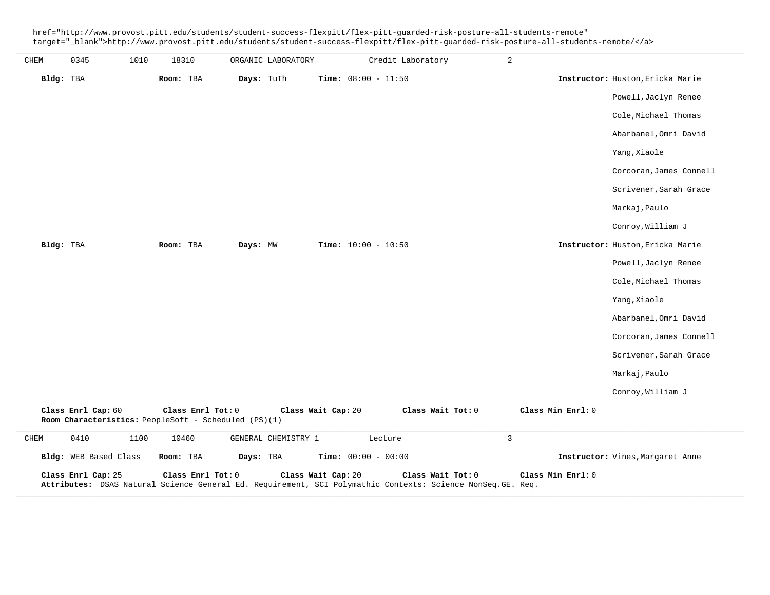href="http://www.provost.pitt.edu/students/student-success-flexpitt/flex-pitt-guarded-risk-posture-all-students-remote" target="_blank">http://www.provost.pitt.edu/students/student-success-flexpitt/flex-pitt-guarded-risk-posture-all-students-remote/</a>

---

CHEM 0345 1010 18310 ORGANIC LABORATORY Credit Laboratory 2

**Bldg:** TBA **Room:** TBA **Days:** TuTh **Time:** 08:00 - 11:50 **Instructor:** Huston,Ericka Marie
Powell,Jaclyn Renee
Cole,Michael Thomas
Abarbanel,Omri David
Yang,Xiaole
Corcoran,James Connell
Scrivener,Sarah Grace
Markaj,Paulo
Conroy,William J

**Bldg:** TBA **Room:** TBA **Days:** MW **Time:** 10:00 - 10:50 **Instructor:** Huston,Ericka Marie
Powell,Jaclyn Renee
Cole,Michael Thomas
Yang,Xiaole
Abarbanel,Omri David
Corcoran,James Connell
Scrivener,Sarah Grace
Markaj,Paulo
Conroy,William J

**Class Enrl Cap:** 60 **Class Enrl Tot:** 0 **Class Wait Cap:** 20 **Class Wait Tot:** 0 **Class Min Enrl:** 0
**Room Characteristics:** PeopleSoft - Scheduled (PS)(1)

---

CHEM 0410 1100 10460 GENERAL CHEMISTRY 1 Lecture 3

**Bldg:** WEB Based Class **Room:** TBA **Days:** TBA **Time:** 00:00 - 00:00 **Instructor:** Vines,Margaret Anne

**Class Enrl Cap:** 25 **Class Enrl Tot:** 0 **Class Wait Cap:** 20 **Class Wait Tot:** 0 **Class Min Enrl:** 0
**Attributes:** DSAS Natural Science General Ed. Requirement, SCI Polymathic Contexts: Science NonSeq.GE. Req.

---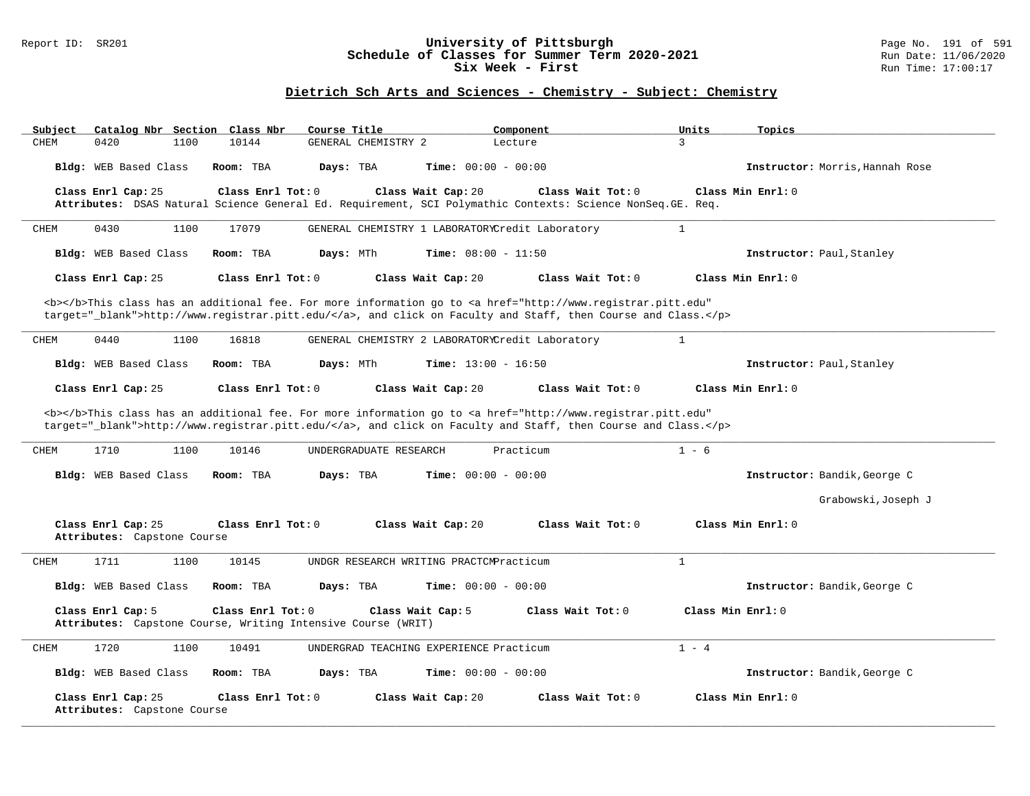## Dietrich Sch Arts and Sciences - Chemistry - Subject: Chemistry

| Subject | Catalog Nbr | Section | Class Nbr | Course Title | Component | Units | Topics |
|---|---|---|---|---|---|---|---|
| CHEM | 0420 | 1100 | 10144 | GENERAL CHEMISTRY 2 | Lecture | 3 | |

**Bldg:** WEB Based Class **Room:** TBA **Days:** TBA **Time:** 00:00 - 00:00 **Instructor:** Morris,Hannah Rose

**Class Enrl Cap:** 25 **Class Enrl Tot:** 0 **Class Wait Cap:** 20 **Class Wait Tot:** 0 **Class Min Enrl:** 0

**Attributes:** DSAS Natural Science General Ed. Requirement, SCI Polymathic Contexts: Science NonSeq.GE. Req.

---

| Subject | Catalog Nbr | Section | Class Nbr | Course Title | Component | Units | Topics |
|---|---|---|---|---|---|---|---|
| CHEM | 0430 | 1100 | 17079 | GENERAL CHEMISTRY 1 LABORATORY | Credit Laboratory | 1 | |

**Bldg:** WEB Based Class **Room:** TBA **Days:** MTh **Time:** 08:00 - 11:50 **Instructor:** Paul,Stanley

**Class Enrl Cap:** 25 **Class Enrl Tot:** 0 **Class Wait Cap:** 20 **Class Wait Tot:** 0 **Class Min Enrl:** 0

<b></b>This class has an additional fee. For more information go to <a href="http://www.registrar.pitt.edu" target="_blank">http://www.registrar.pitt.edu/</a>, and click on Faculty and Staff, then Course and Class.</p>

---

| Subject | Catalog Nbr | Section | Class Nbr | Course Title | Component | Units | Topics |
|---|---|---|---|---|---|---|---|
| CHEM | 0440 | 1100 | 16818 | GENERAL CHEMISTRY 2 LABORATORY | Credit Laboratory | 1 | |

**Bldg:** WEB Based Class **Room:** TBA **Days:** MTh **Time:** 13:00 - 16:50 **Instructor:** Paul,Stanley

**Class Enrl Cap:** 25 **Class Enrl Tot:** 0 **Class Wait Cap:** 20 **Class Wait Tot:** 0 **Class Min Enrl:** 0

<b></b>This class has an additional fee. For more information go to <a href="http://www.registrar.pitt.edu" target="_blank">http://www.registrar.pitt.edu/</a>, and click on Faculty and Staff, then Course and Class.</p>

---

| Subject | Catalog Nbr | Section | Class Nbr | Course Title | Component | Units | Topics |
|---|---|---|---|---|---|---|---|
| CHEM | 1710 | 1100 | 10146 | UNDERGRADUATE RESEARCH | Practicum | 1 - 6 | |

**Bldg:** WEB Based Class **Room:** TBA **Days:** TBA **Time:** 00:00 - 00:00 **Instructor:** Bandik,George C; Grabowski,Joseph J

**Class Enrl Cap:** 25 **Class Enrl Tot:** 0 **Class Wait Cap:** 20 **Class Wait Tot:** 0 **Class Min Enrl:** 0

**Attributes:** Capstone Course

---

| Subject | Catalog Nbr | Section | Class Nbr | Course Title | Component | Units | Topics |
|---|---|---|---|---|---|---|---|
| CHEM | 1711 | 1100 | 10145 | UNDGR RESEARCH WRITING PRACTCM | Practicum | 1 | |

**Bldg:** WEB Based Class **Room:** TBA **Days:** TBA **Time:** 00:00 - 00:00 **Instructor:** Bandik,George C

**Class Enrl Cap:** 5 **Class Enrl Tot:** 0 **Class Wait Cap:** 5 **Class Wait Tot:** 0 **Class Min Enrl:** 0

**Attributes:** Capstone Course, Writing Intensive Course (WRIT)

---

| Subject | Catalog Nbr | Section | Class Nbr | Course Title | Component | Units | Topics |
|---|---|---|---|---|---|---|---|
| CHEM | 1720 | 1100 | 10491 | UNDERGRAD TEACHING EXPERIENCE | Practicum | 1 - 4 | |

**Bldg:** WEB Based Class **Room:** TBA **Days:** TBA **Time:** 00:00 - 00:00 **Instructor:** Bandik,George C

**Class Enrl Cap:** 25 **Class Enrl Tot:** 0 **Class Wait Cap:** 20 **Class Wait Tot:** 0 **Class Min Enrl:** 0

**Attributes:** Capstone Course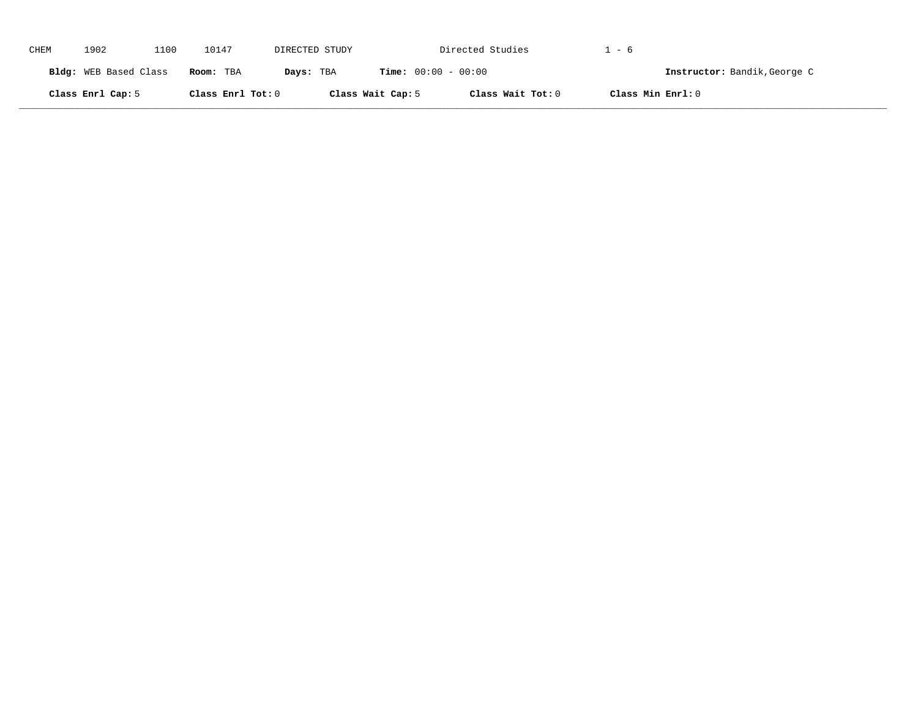CHEM 1902 1100 10147 DIRECTED STUDY Directed Studies 1 - 6

**Bldg:** WEB Based Class **Room:** TBA **Days:** TBA **Time:** 00:00 - 00:00 **Instructor:** Bandik,George C

**Class Enrl Cap:** 5 **Class Enrl Tot:** 0 **Class Wait Cap:** 5 **Class Wait Tot:** 0 **Class Min Enrl:** 0

---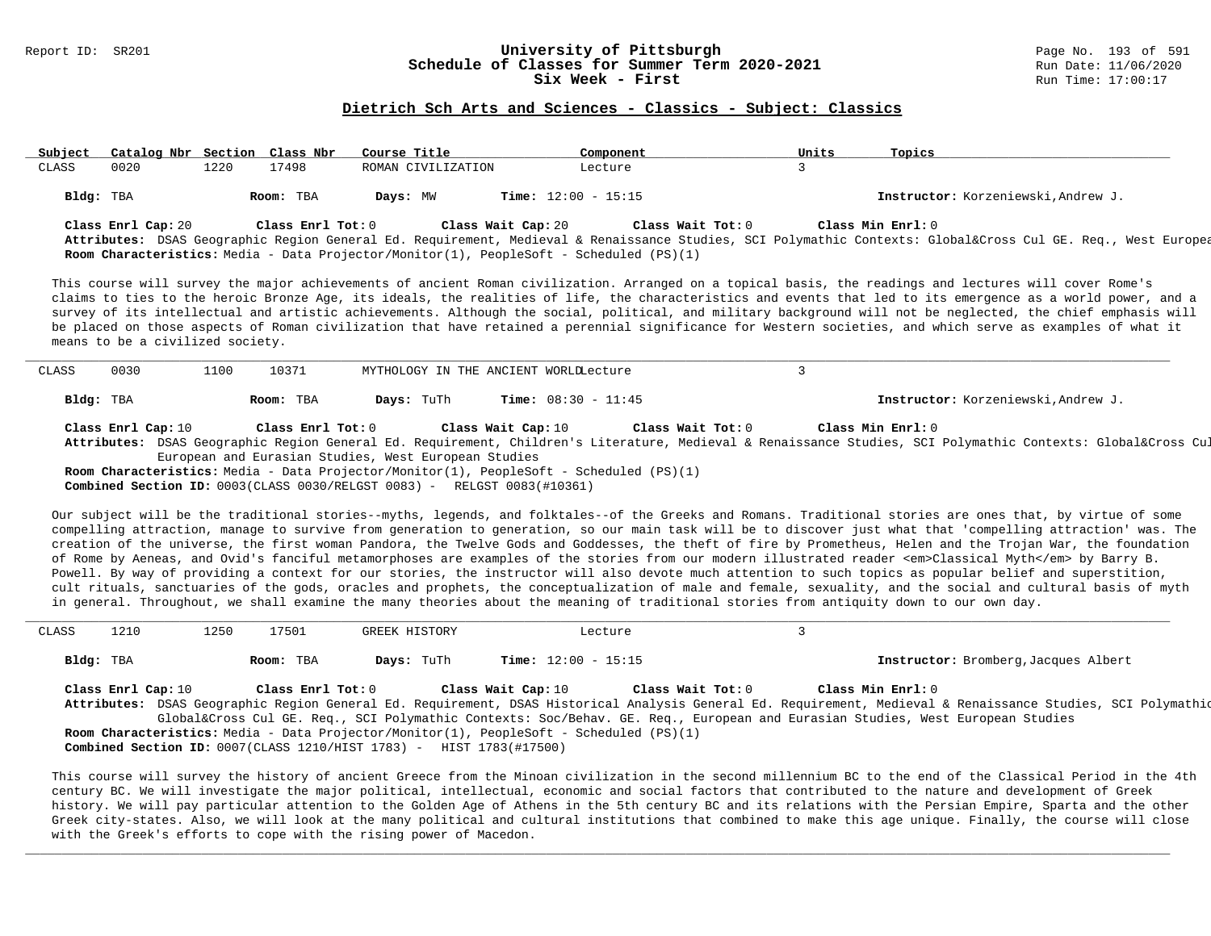## Dietrich Sch Arts and Sciences - Classics - Subject: Classics

| Subject | Catalog Nbr | Section | Class Nbr | Course Title | Component | Units | Topics |
|---|---|---|---|---|---|---|---|
| CLASS | 0020 | 1220 | 17498 | ROMAN CIVILIZATION | Lecture | 3 | |

**Bldg:** TBA **Room:** TBA **Days:** MW **Time:** 12:00 - 15:15 **Instructor:** Korzeniewski,Andrew J.

**Class Enrl Cap:** 20 **Class Enrl Tot:** 0 **Class Wait Cap:** 20 **Class Wait Tot:** 0 **Class Min Enrl:** 0

**Attributes:** DSAS Geographic Region General Ed. Requirement, Medieval & Renaissance Studies, SCI Polymathic Contexts: Global&Cross Cul GE. Req., West Europea

**Room Characteristics:** Media - Data Projector/Monitor(1), PeopleSoft - Scheduled (PS)(1)

This course will survey the major achievements of ancient Roman civilization. Arranged on a topical basis, the readings and lectures will cover Rome's claims to ties to the heroic Bronze Age, its ideals, the realities of life, the characteristics and events that led to its emergence as a world power, and a survey of its intellectual and artistic achievements. Although the social, political, and military background will not be neglected, the chief emphasis will be placed on those aspects of Roman civilization that have retained a perennial significance for Western societies, and which serve as examples of what it means to be a civilized society.

---

| Subject | Catalog Nbr | Section | Class Nbr | Course Title | Component | Units | Topics |
|---|---|---|---|---|---|---|---|
| CLASS | 0030 | 1100 | 10371 | MYTHOLOGY IN THE ANCIENT WORLD | Lecture | 3 | |

**Bldg:** TBA **Room:** TBA **Days:** TuTh **Time:** 08:30 - 11:45 **Instructor:** Korzeniewski,Andrew J.

**Class Enrl Cap:** 10 **Class Enrl Tot:** 0 **Class Wait Cap:** 10 **Class Wait Tot:** 0 **Class Min Enrl:** 0

**Attributes:** DSAS Geographic Region General Ed. Requirement, Children's Literature, Medieval & Renaissance Studies, SCI Polymathic Contexts: Global&Cross Cul European and Eurasian Studies, West European Studies

**Room Characteristics:** Media - Data Projector/Monitor(1), PeopleSoft - Scheduled (PS)(1)

**Combined Section ID:** 0003(CLASS 0030/RELGST 0083) - RELGST 0083(#10361)

Our subject will be the traditional stories--myths, legends, and folktales--of the Greeks and Romans. Traditional stories are ones that, by virtue of some compelling attraction, manage to survive from generation to generation, so our main task will be to discover just what that 'compelling attraction' was. The creation of the universe, the first woman Pandora, the Twelve Gods and Goddesses, the theft of fire by Prometheus, Helen and the Trojan War, the foundation of Rome by Aeneas, and Ovid's fanciful metamorphoses are examples of the stories from our modern illustrated reader <em>Classical Myth</em> by Barry B. Powell. By way of providing a context for our stories, the instructor will also devote much attention to such topics as popular belief and superstition, cult rituals, sanctuaries of the gods, oracles and prophets, the conceptualization of male and female, sexuality, and the social and cultural basis of myth in general. Throughout, we shall examine the many theories about the meaning of traditional stories from antiquity down to our own day.

---

| Subject | Catalog Nbr | Section | Class Nbr | Course Title | Component | Units | Topics |
|---|---|---|---|---|---|---|---|
| CLASS | 1210 | 1250 | 17501 | GREEK HISTORY | Lecture | 3 | |

**Bldg:** TBA **Room:** TBA **Days:** TuTh **Time:** 12:00 - 15:15 **Instructor:** Bromberg,Jacques Albert

**Class Enrl Cap:** 10 **Class Enrl Tot:** 0 **Class Wait Cap:** 10 **Class Wait Tot:** 0 **Class Min Enrl:** 0

**Attributes:** DSAS Geographic Region General Ed. Requirement, DSAS Historical Analysis General Ed. Requirement, Medieval & Renaissance Studies, SCI Polymathic Global&Cross Cul GE. Req., SCI Polymathic Contexts: Soc/Behav. GE. Req., European and Eurasian Studies, West European Studies

**Room Characteristics:** Media - Data Projector/Monitor(1), PeopleSoft - Scheduled (PS)(1)

**Combined Section ID:** 0007(CLASS 1210/HIST 1783) - HIST 1783(#17500)

This course will survey the history of ancient Greece from the Minoan civilization in the second millennium BC to the end of the Classical Period in the 4th century BC. We will investigate the major political, intellectual, economic and social factors that contributed to the nature and development of Greek history. We will pay particular attention to the Golden Age of Athens in the 5th century BC and its relations with the Persian Empire, Sparta and the other Greek city-states. Also, we will look at the many political and cultural institutions that combined to make this age unique. Finally, the course will close with the Greek's efforts to cope with the rising power of Macedon.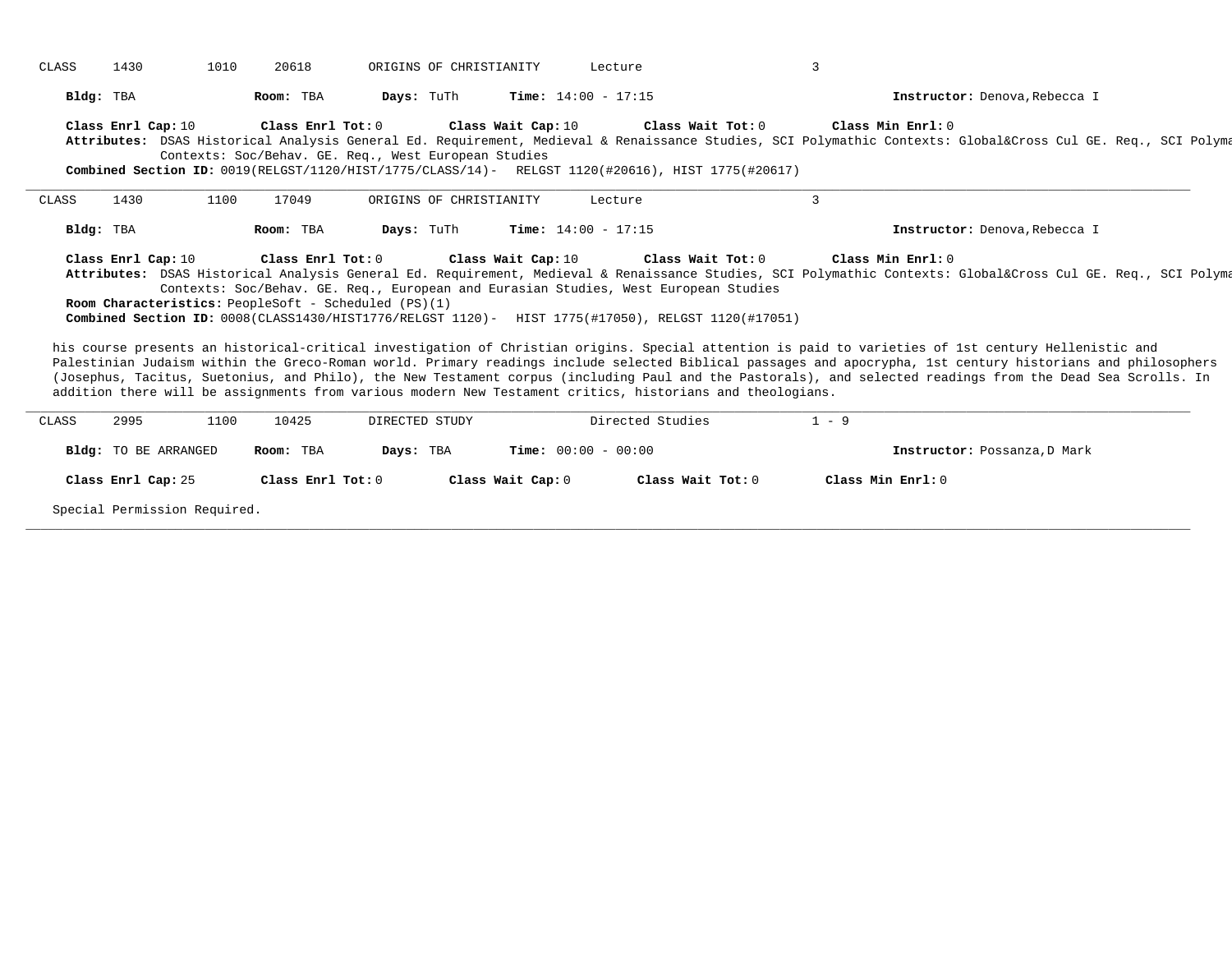CLASS 1430 1010 20618 ORIGINS OF CHRISTIANITY Lecture 3

**Bldg:** TBA **Room:** TBA **Days:** TuTh **Time:** 14:00 - 17:15 **Instructor:** Denova,Rebecca I

**Class Enrl Cap:** 10 **Class Enrl Tot:** 0 **Class Wait Cap:** 10 **Class Wait Tot:** 0 **Class Min Enrl:** 0

**Attributes:** DSAS Historical Analysis General Ed. Requirement, Medieval & Renaissance Studies, SCI Polymathic Contexts: Global&Cross Cul GE. Req., SCI Polyma Contexts: Soc/Behav. GE. Req., West European Studies

**Combined Section ID:** 0019(RELGST/1120/HIST/1775/CLASS/14)- RELGST 1120(#20616), HIST 1775(#20617)

---

CLASS 1430 1100 17049 ORIGINS OF CHRISTIANITY Lecture 3

**Bldg:** TBA **Room:** TBA **Days:** TuTh **Time:** 14:00 - 17:15 **Instructor:** Denova,Rebecca I

**Class Enrl Cap:** 10 **Class Enrl Tot:** 0 **Class Wait Cap:** 10 **Class Wait Tot:** 0 **Class Min Enrl:** 0

**Attributes:** DSAS Historical Analysis General Ed. Requirement, Medieval & Renaissance Studies, SCI Polymathic Contexts: Global&Cross Cul GE. Req., SCI Polyma Contexts: Soc/Behav. GE. Req., European and Eurasian Studies, West European Studies

**Room Characteristics:** PeopleSoft - Scheduled (PS)(1)

**Combined Section ID:** 0008(CLASS1430/HIST1776/RELGST 1120)- HIST 1775(#17050), RELGST 1120(#17051)

his course presents an historical-critical investigation of Christian origins. Special attention is paid to varieties of 1st century Hellenistic and Palestinian Judaism within the Greco-Roman world. Primary readings include selected Biblical passages and apocrypha, 1st century historians and philosophers (Josephus, Tacitus, Suetonius, and Philo), the New Testament corpus (including Paul and the Pastorals), and selected readings from the Dead Sea Scrolls. In addition there will be assignments from various modern New Testament critics, historians and theologians.

---

CLASS 2995 1100 10425 DIRECTED STUDY Directed Studies 1 - 9

**Bldg:** TO BE ARRANGED **Room:** TBA **Days:** TBA **Time:** 00:00 - 00:00 **Instructor:** Possanza,D Mark

**Class Enrl Cap:** 25 **Class Enrl Tot:** 0 **Class Wait Cap:** 0 **Class Wait Tot:** 0 **Class Min Enrl:** 0

Special Permission Required.

---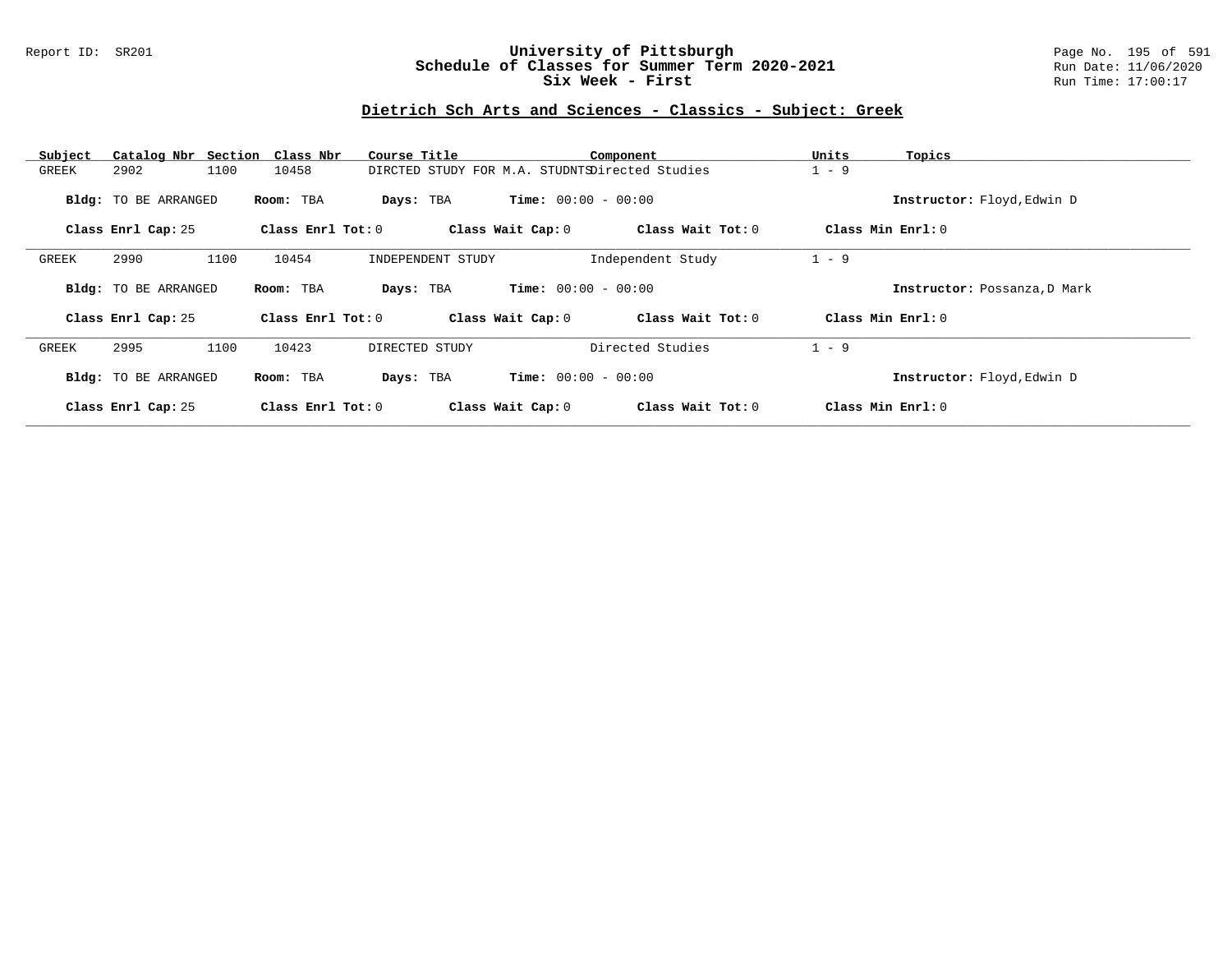# University of Pittsburgh
## Schedule of Classes for Summer Term 2020-2021
## Six Week - First

Report ID: SR201

Run Date: 11/06/2020
Run Time: 17:00:17

### Dietrich Sch Arts and Sciences - Classics - Subject: Greek

| Subject | Catalog Nbr | Section | Class Nbr | Course Title | Component | Units | Topics |
|---|---|---|---|---|---|---|---|
| GREEK | 2902 | 1100 | 10458 | DIRCTED STUDY FOR M.A. STUDNTS | Directed Studies | 1 - 9 | |

**Bldg:** TO BE ARRANGED **Room:** TBA **Days:** TBA **Time:** 00:00 - 00:00 **Instructor:** Floyd,Edwin D

**Class Enrl Cap:** 25 **Class Enrl Tot:** 0 **Class Wait Cap:** 0 **Class Wait Tot:** 0 **Class Min Enrl:** 0

---

| Subject | Catalog Nbr | Section | Class Nbr | Course Title | Component | Units | Topics |
|---|---|---|---|---|---|---|---|
| GREEK | 2990 | 1100 | 10454 | INDEPENDENT STUDY | Independent Study | 1 - 9 | |

**Bldg:** TO BE ARRANGED **Room:** TBA **Days:** TBA **Time:** 00:00 - 00:00 **Instructor:** Possanza,D Mark

**Class Enrl Cap:** 25 **Class Enrl Tot:** 0 **Class Wait Cap:** 0 **Class Wait Tot:** 0 **Class Min Enrl:** 0

---

| Subject | Catalog Nbr | Section | Class Nbr | Course Title | Component | Units | Topics |
|---|---|---|---|---|---|---|---|
| GREEK | 2995 | 1100 | 10423 | DIRECTED STUDY | Directed Studies | 1 - 9 | |

**Bldg:** TO BE ARRANGED **Room:** TBA **Days:** TBA **Time:** 00:00 - 00:00 **Instructor:** Floyd,Edwin D

**Class Enrl Cap:** 25 **Class Enrl Tot:** 0 **Class Wait Cap:** 0 **Class Wait Tot:** 0 **Class Min Enrl:** 0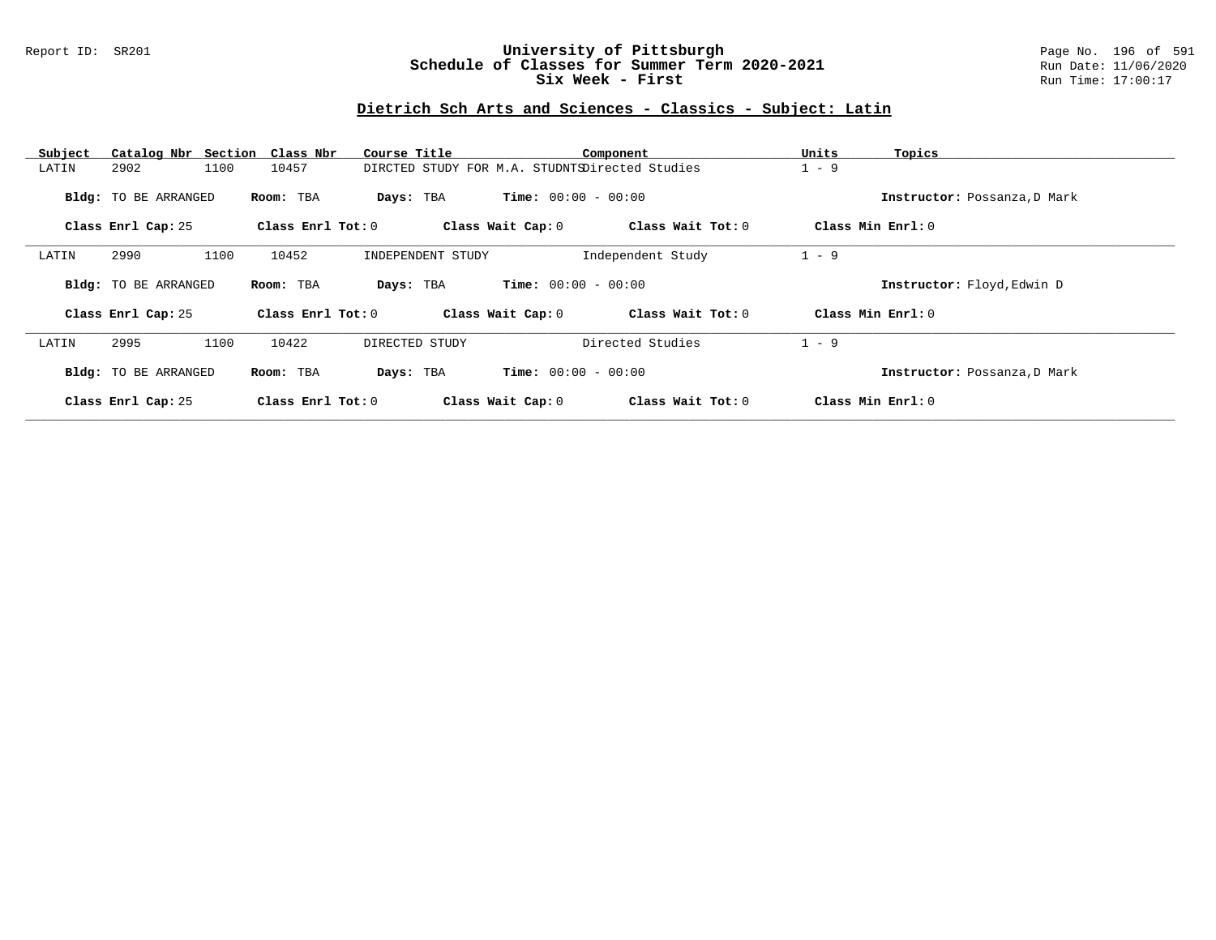## Dietrich Sch Arts and Sciences - Classics - Subject: Latin

| Subject | Catalog Nbr | Section | Class Nbr | Course Title | Component | Units | Topics |
|---|---|---|---|---|---|---|---|
| LATIN | 2902 | 1100 | 10457 | DIRCTED STUDY FOR M.A. STUDNTS | Directed Studies | 1 - 9 | |

**Bldg:** TO BE ARRANGED **Room:** TBA **Days:** TBA **Time:** 00:00 - 00:00 **Instructor:** Possanza,D Mark

**Class Enrl Cap:** 25 **Class Enrl Tot:** 0 **Class Wait Cap:** 0 **Class Wait Tot:** 0 **Class Min Enrl:** 0

---

| Subject | Catalog Nbr | Section | Class Nbr | Course Title | Component | Units | Topics |
|---|---|---|---|---|---|---|---|
| LATIN | 2990 | 1100 | 10452 | INDEPENDENT STUDY | Independent Study | 1 - 9 | |

**Bldg:** TO BE ARRANGED **Room:** TBA **Days:** TBA **Time:** 00:00 - 00:00 **Instructor:** Floyd,Edwin D

**Class Enrl Cap:** 25 **Class Enrl Tot:** 0 **Class Wait Cap:** 0 **Class Wait Tot:** 0 **Class Min Enrl:** 0

---

| Subject | Catalog Nbr | Section | Class Nbr | Course Title | Component | Units | Topics |
|---|---|---|---|---|---|---|---|
| LATIN | 2995 | 1100 | 10422 | DIRECTED STUDY | Directed Studies | 1 - 9 | |

**Bldg:** TO BE ARRANGED **Room:** TBA **Days:** TBA **Time:** 00:00 - 00:00 **Instructor:** Possanza,D Mark

**Class Enrl Cap:** 25 **Class Enrl Tot:** 0 **Class Wait Cap:** 0 **Class Wait Tot:** 0 **Class Min Enrl:** 0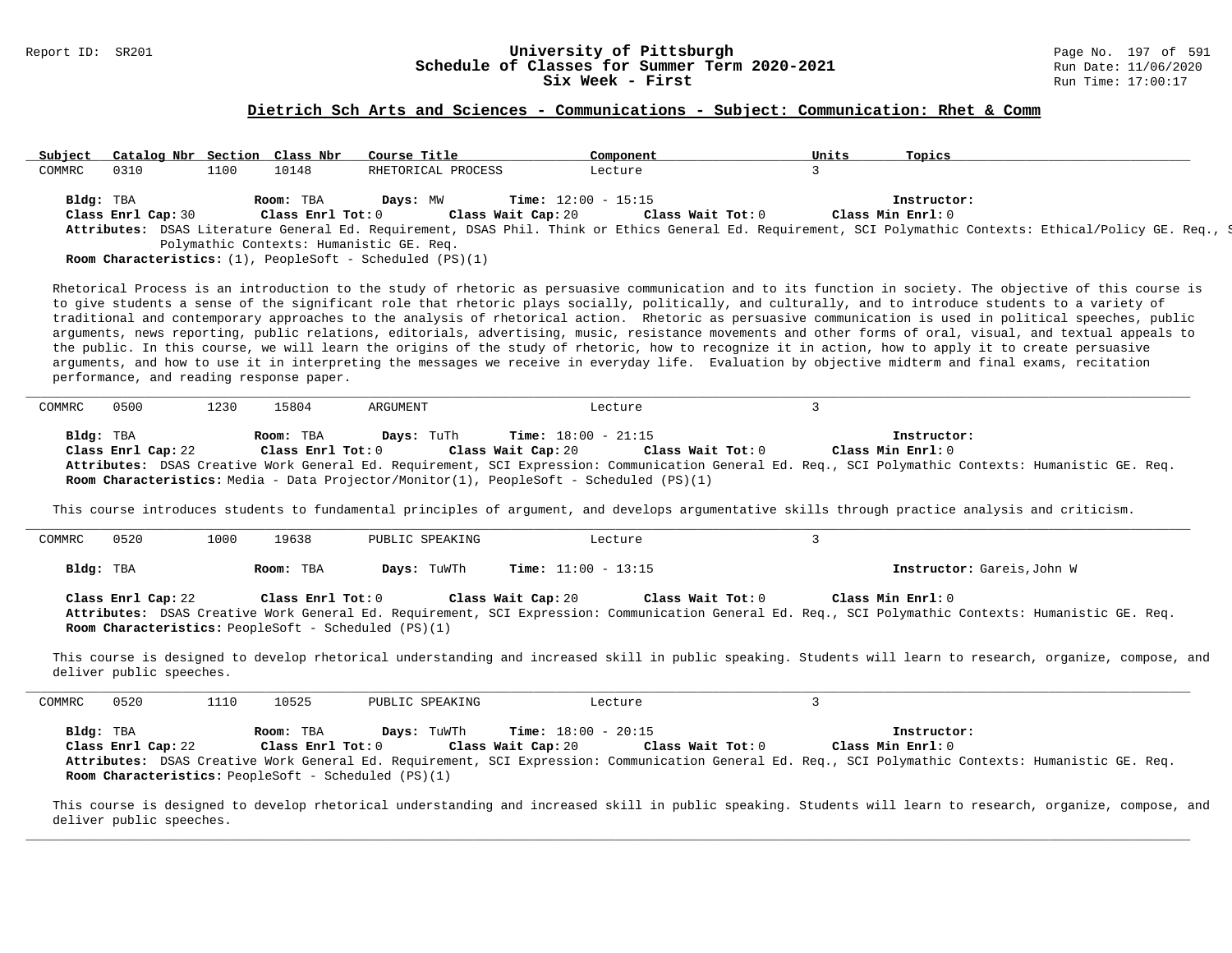## Dietrich Sch Arts and Sciences - Communications - Subject: Communication: Rhet & Comm

| Subject | Catalog Nbr | Section | Class Nbr | Course Title | Component | Units | Topics |
|---|---|---|---|---|---|---|---|
| COMMRC | 0310 | 1100 | 10148 | RHETORICAL PROCESS | Lecture | 3 | |

**Bldg:** TBA **Room:** TBA **Days:** MW **Time:** 12:00 - 15:15 **Instructor:**
**Class Enrl Cap:** 30 **Class Enrl Tot:** 0 **Class Wait Cap:** 20 **Class Wait Tot:** 0 **Class Min Enrl:** 0
**Attributes:** DSAS Literature General Ed. Requirement, DSAS Phil. Think or Ethics General Ed. Requirement, SCI Polymathic Contexts: Ethical/Policy GE. Req., S Polymathic Contexts: Humanistic GE. Req.
**Room Characteristics:** (1), PeopleSoft - Scheduled (PS)(1)

Rhetorical Process is an introduction to the study of rhetoric as persuasive communication and to its function in society. The objective of this course is to give students a sense of the significant role that rhetoric plays socially, politically, and culturally, and to introduce students to a variety of traditional and contemporary approaches to the analysis of rhetorical action. Rhetoric as persuasive communication is used in political speeches, public arguments, news reporting, public relations, editorials, advertising, music, resistance movements and other forms of oral, visual, and textual appeals to the public. In this course, we will learn the origins of the study of rhetoric, how to recognize it in action, how to apply it to create persuasive arguments, and how to use it in interpreting the messages we receive in everyday life. Evaluation by objective midterm and final exams, recitation performance, and reading response paper.

---

| Subject | Catalog Nbr | Section | Class Nbr | Course Title | Component | Units | Topics |
|---|---|---|---|---|---|---|---|
| COMMRC | 0500 | 1230 | 15804 | ARGUMENT | Lecture | 3 | |

**Bldg:** TBA **Room:** TBA **Days:** TuTh **Time:** 18:00 - 21:15 **Instructor:**
**Class Enrl Cap:** 22 **Class Enrl Tot:** 0 **Class Wait Cap:** 20 **Class Wait Tot:** 0 **Class Min Enrl:** 0
**Attributes:** DSAS Creative Work General Ed. Requirement, SCI Expression: Communication General Ed. Req., SCI Polymathic Contexts: Humanistic GE. Req.
**Room Characteristics:** Media - Data Projector/Monitor(1), PeopleSoft - Scheduled (PS)(1)

This course introduces students to fundamental principles of argument, and develops argumentative skills through practice analysis and criticism.

---

| Subject | Catalog Nbr | Section | Class Nbr | Course Title | Component | Units | Topics |
|---|---|---|---|---|---|---|---|
| COMMRC | 0520 | 1000 | 19638 | PUBLIC SPEAKING | Lecture | 3 | |

**Bldg:** TBA **Room:** TBA **Days:** TuWTh **Time:** 11:00 - 13:15 **Instructor:** Gareis,John W
**Class Enrl Cap:** 22 **Class Enrl Tot:** 0 **Class Wait Cap:** 20 **Class Wait Tot:** 0 **Class Min Enrl:** 0
**Attributes:** DSAS Creative Work General Ed. Requirement, SCI Expression: Communication General Ed. Req., SCI Polymathic Contexts: Humanistic GE. Req.
**Room Characteristics:** PeopleSoft - Scheduled (PS)(1)

This course is designed to develop rhetorical understanding and increased skill in public speaking. Students will learn to research, organize, compose, and deliver public speeches.

---

| Subject | Catalog Nbr | Section | Class Nbr | Course Title | Component | Units | Topics |
|---|---|---|---|---|---|---|---|
| COMMRC | 0520 | 1110 | 10525 | PUBLIC SPEAKING | Lecture | 3 | |

**Bldg:** TBA **Room:** TBA **Days:** TuWTh **Time:** 18:00 - 20:15 **Instructor:**
**Class Enrl Cap:** 22 **Class Enrl Tot:** 0 **Class Wait Cap:** 20 **Class Wait Tot:** 0 **Class Min Enrl:** 0
**Attributes:** DSAS Creative Work General Ed. Requirement, SCI Expression: Communication General Ed. Req., SCI Polymathic Contexts: Humanistic GE. Req.
**Room Characteristics:** PeopleSoft - Scheduled (PS)(1)

This course is designed to develop rhetorical understanding and increased skill in public speaking. Students will learn to research, organize, compose, and deliver public speeches.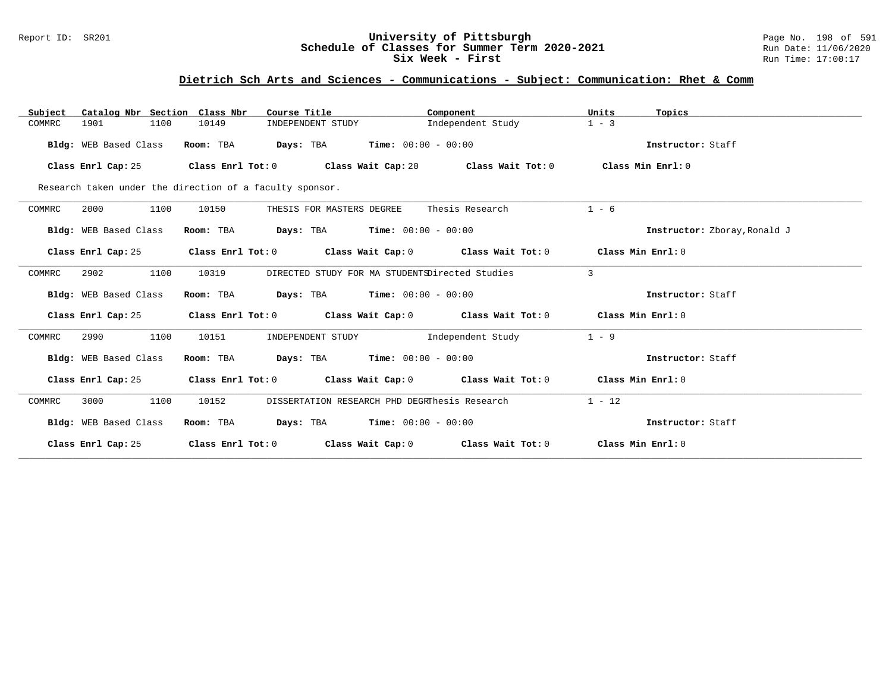## University of Pittsburgh
## Schedule of Classes for Summer Term 2020-2021
## Six Week - First

Report ID: SR201 — Run Date: 11/06/2020 — Run Time: 17:00:17

### Dietrich Sch Arts and Sciences - Communications - Subject: Communication: Rhet & Comm

| Subject | Catalog Nbr | Section | Class Nbr | Course Title | Component | Units | Topics |
|---|---|---|---|---|---|---|---|
| COMMRC | 1901 | 1100 | 10149 | INDEPENDENT STUDY | Independent Study | 1 - 3 | |

**Bldg:** WEB Based Class **Room:** TBA **Days:** TBA **Time:** 00:00 - 00:00 **Instructor:** Staff

**Class Enrl Cap:** 25 **Class Enrl Tot:** 0 **Class Wait Cap:** 20 **Class Wait Tot:** 0 **Class Min Enrl:** 0

Research taken under the direction of a faculty sponsor.

---

| Subject | Catalog Nbr | Section | Class Nbr | Course Title | Component | Units | Topics |
|---|---|---|---|---|---|---|---|
| COMMRC | 2000 | 1100 | 10150 | THESIS FOR MASTERS DEGREE | Thesis Research | 1 - 6 | |

**Bldg:** WEB Based Class **Room:** TBA **Days:** TBA **Time:** 00:00 - 00:00 **Instructor:** Zboray,Ronald J

**Class Enrl Cap:** 25 **Class Enrl Tot:** 0 **Class Wait Cap:** 0 **Class Wait Tot:** 0 **Class Min Enrl:** 0

---

| Subject | Catalog Nbr | Section | Class Nbr | Course Title | Component | Units | Topics |
|---|---|---|---|---|---|---|---|
| COMMRC | 2902 | 1100 | 10319 | DIRECTED STUDY FOR MA STUDENTS | Directed Studies | 3 | |

**Bldg:** WEB Based Class **Room:** TBA **Days:** TBA **Time:** 00:00 - 00:00 **Instructor:** Staff

**Class Enrl Cap:** 25 **Class Enrl Tot:** 0 **Class Wait Cap:** 0 **Class Wait Tot:** 0 **Class Min Enrl:** 0

---

| Subject | Catalog Nbr | Section | Class Nbr | Course Title | Component | Units | Topics |
|---|---|---|---|---|---|---|---|
| COMMRC | 2990 | 1100 | 10151 | INDEPENDENT STUDY | Independent Study | 1 - 9 | |

**Bldg:** WEB Based Class **Room:** TBA **Days:** TBA **Time:** 00:00 - 00:00 **Instructor:** Staff

**Class Enrl Cap:** 25 **Class Enrl Tot:** 0 **Class Wait Cap:** 0 **Class Wait Tot:** 0 **Class Min Enrl:** 0

---

| Subject | Catalog Nbr | Section | Class Nbr | Course Title | Component | Units | Topics |
|---|---|---|---|---|---|---|---|
| COMMRC | 3000 | 1100 | 10152 | DISSERTATION RESEARCH PHD DEGR | Thesis Research | 1 - 12 | |

**Bldg:** WEB Based Class **Room:** TBA **Days:** TBA **Time:** 00:00 - 00:00 **Instructor:** Staff

**Class Enrl Cap:** 25 **Class Enrl Tot:** 0 **Class Wait Cap:** 0 **Class Wait Tot:** 0 **Class Min Enrl:** 0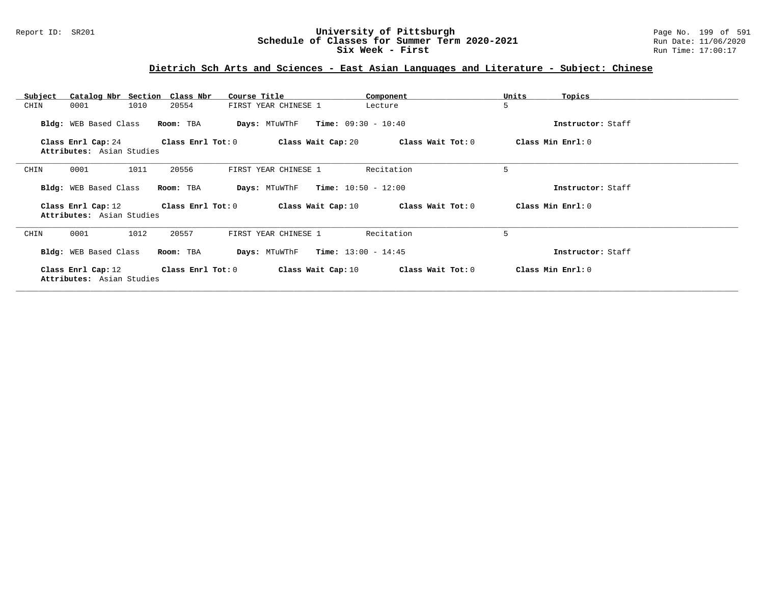# University of Pittsburgh
## Schedule of Classes for Summer Term 2020-2021
## Six Week - First

Report ID: SR201

Run Date: 11/06/2020
Run Time: 17:00:17

### Dietrich Sch Arts and Sciences - East Asian Languages and Literature - Subject: Chinese

| Subject | Catalog Nbr | Section | Class Nbr | Course Title | Component | Units | Topics |
|---|---|---|---|---|---|---|---|
| CHIN | 0001 | 1010 | 20554 | FIRST YEAR CHINESE 1 | Lecture | 5 | |

**Bldg:** WEB Based Class **Room:** TBA **Days:** MTuWThF **Time:** 09:30 - 10:40 **Instructor:** Staff

**Class Enrl Cap:** 24 **Class Enrl Tot:** 0 **Class Wait Cap:** 20 **Class Wait Tot:** 0 **Class Min Enrl:** 0
**Attributes:** Asian Studies

---

| Subject | Catalog Nbr | Section | Class Nbr | Course Title | Component | Units | Topics |
|---|---|---|---|---|---|---|---|
| CHIN | 0001 | 1011 | 20556 | FIRST YEAR CHINESE 1 | Recitation | 5 | |

**Bldg:** WEB Based Class **Room:** TBA **Days:** MTuWThF **Time:** 10:50 - 12:00 **Instructor:** Staff

**Class Enrl Cap:** 12 **Class Enrl Tot:** 0 **Class Wait Cap:** 10 **Class Wait Tot:** 0 **Class Min Enrl:** 0
**Attributes:** Asian Studies

---

| Subject | Catalog Nbr | Section | Class Nbr | Course Title | Component | Units | Topics |
|---|---|---|---|---|---|---|---|
| CHIN | 0001 | 1012 | 20557 | FIRST YEAR CHINESE 1 | Recitation | 5 | |

**Bldg:** WEB Based Class **Room:** TBA **Days:** MTuWThF **Time:** 13:00 - 14:45 **Instructor:** Staff

**Class Enrl Cap:** 12 **Class Enrl Tot:** 0 **Class Wait Cap:** 10 **Class Wait Tot:** 0 **Class Min Enrl:** 0
**Attributes:** Asian Studies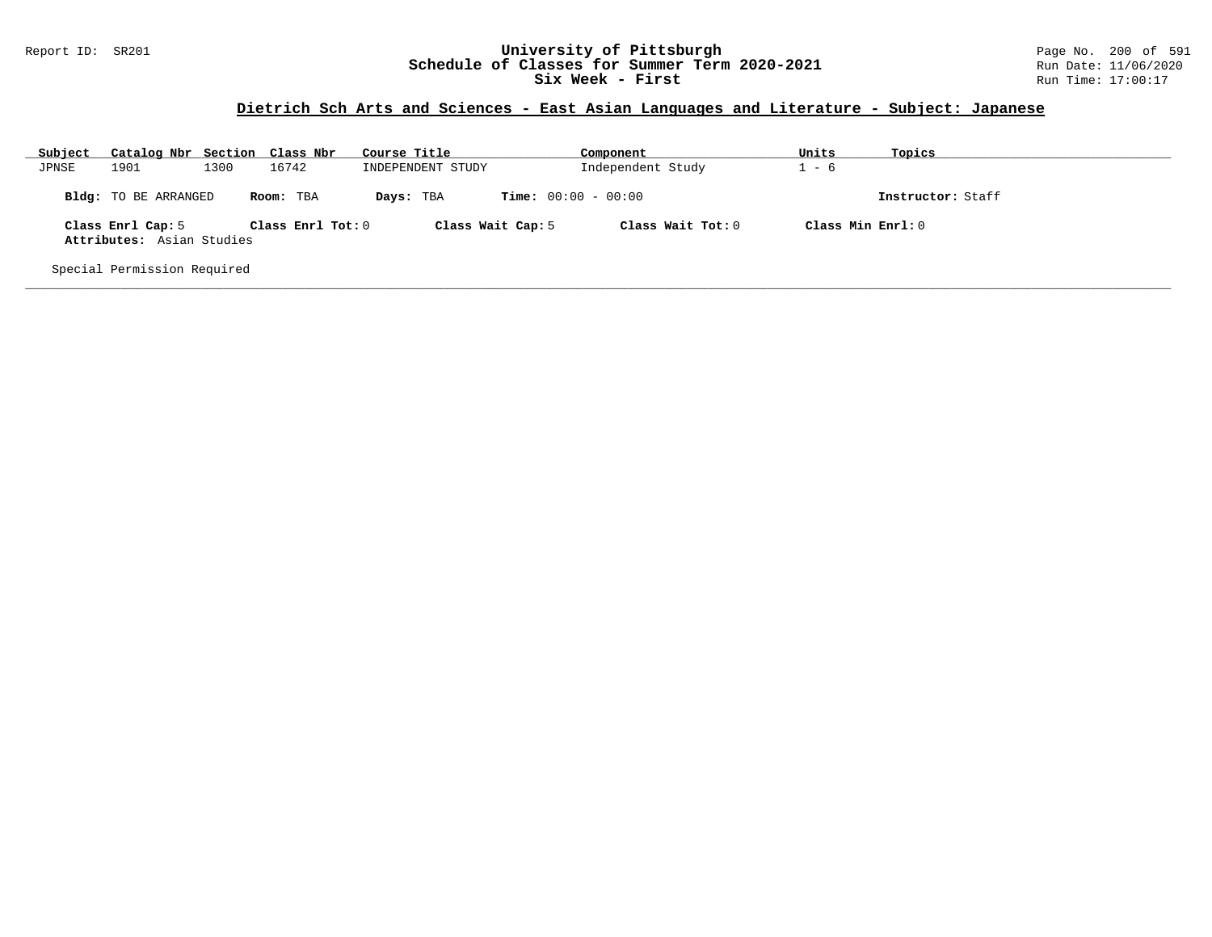## Dietrich Sch Arts and Sciences - East Asian Languages and Literature - Subject: Japanese

| Subject | Catalog Nbr | Section | Class Nbr | Course Title | Component | Units | Topics |
|---|---|---|---|---|---|---|---|
| JPNSE | 1901 | 1300 | 16742 | INDEPENDENT STUDY | Independent Study | 1 - 6 | |

**Bldg:** TO BE ARRANGED **Room:** TBA **Days:** TBA **Time:** 00:00 - 00:00 **Instructor:** Staff

**Class Enrl Cap:** 5 **Class Enrl Tot:** 0 **Class Wait Cap:** 5 **Class Wait Tot:** 0 **Class Min Enrl:** 0

**Attributes:** Asian Studies

Special Permission Required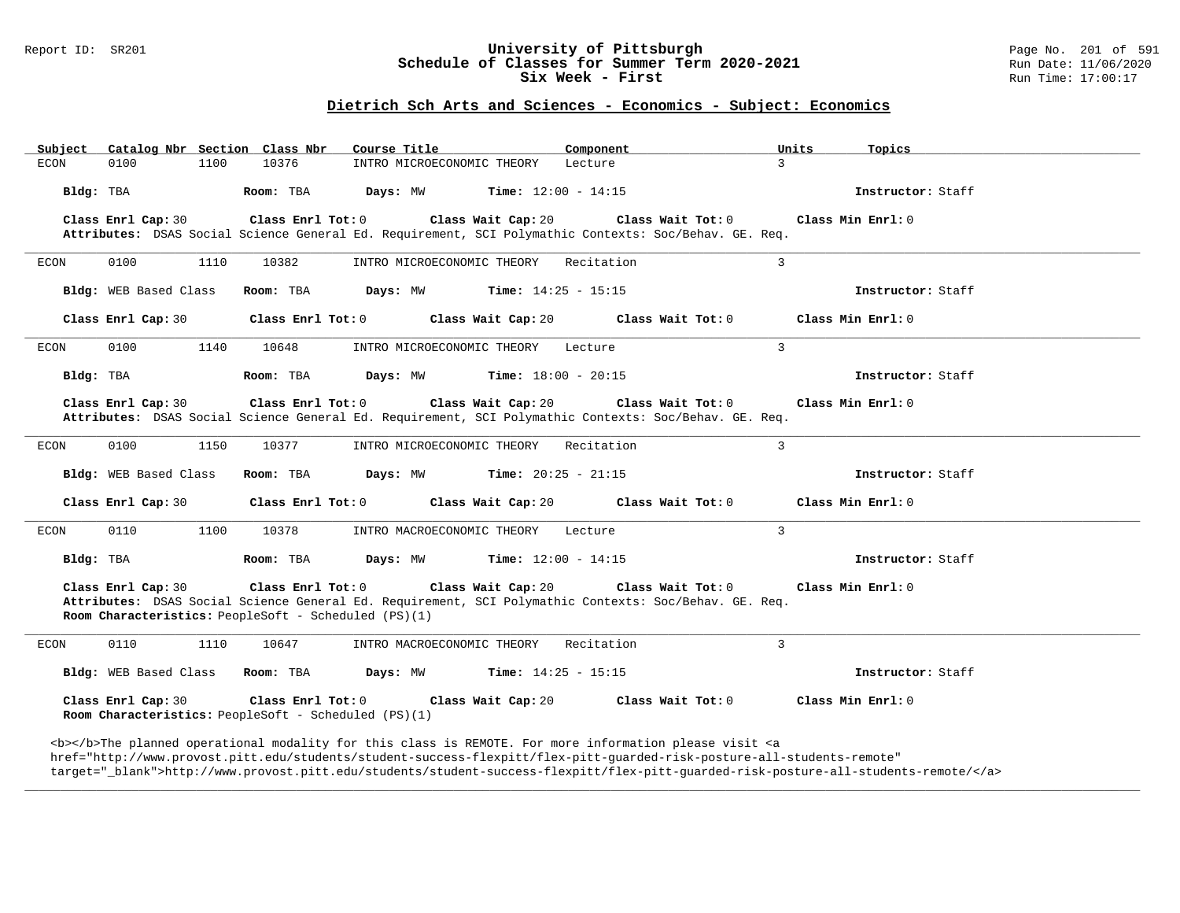## Dietrich Sch Arts and Sciences - Economics - Subject: Economics

| Subject | Catalog Nbr | Section | Class Nbr | Course Title | Component | Units | Topics |
|---|---|---|---|---|---|---|---|
| ECON | 0100 | 1100 | 10376 | INTRO MICROECONOMIC THEORY | Lecture | 3 | |

**Bldg:** TBA **Room:** TBA **Days:** MW **Time:** 12:00 - 14:15 **Instructor:** Staff

**Class Enrl Cap:** 30 **Class Enrl Tot:** 0 **Class Wait Cap:** 20 **Class Wait Tot:** 0 **Class Min Enrl:** 0

**Attributes:** DSAS Social Science General Ed. Requirement, SCI Polymathic Contexts: Soc/Behav. GE. Req.

---

| Subject | Catalog Nbr | Section | Class Nbr | Course Title | Component | Units | Topics |
|---|---|---|---|---|---|---|---|
| ECON | 0100 | 1110 | 10382 | INTRO MICROECONOMIC THEORY | Recitation | 3 | |

**Bldg:** WEB Based Class **Room:** TBA **Days:** MW **Time:** 14:25 - 15:15 **Instructor:** Staff

**Class Enrl Cap:** 30 **Class Enrl Tot:** 0 **Class Wait Cap:** 20 **Class Wait Tot:** 0 **Class Min Enrl:** 0

---

| Subject | Catalog Nbr | Section | Class Nbr | Course Title | Component | Units | Topics |
|---|---|---|---|---|---|---|---|
| ECON | 0100 | 1140 | 10648 | INTRO MICROECONOMIC THEORY | Lecture | 3 | |

**Bldg:** TBA **Room:** TBA **Days:** MW **Time:** 18:00 - 20:15 **Instructor:** Staff

**Class Enrl Cap:** 30 **Class Enrl Tot:** 0 **Class Wait Cap:** 20 **Class Wait Tot:** 0 **Class Min Enrl:** 0

**Attributes:** DSAS Social Science General Ed. Requirement, SCI Polymathic Contexts: Soc/Behav. GE. Req.

---

| Subject | Catalog Nbr | Section | Class Nbr | Course Title | Component | Units | Topics |
|---|---|---|---|---|---|---|---|
| ECON | 0100 | 1150 | 10377 | INTRO MICROECONOMIC THEORY | Recitation | 3 | |

**Bldg:** WEB Based Class **Room:** TBA **Days:** MW **Time:** 20:25 - 21:15 **Instructor:** Staff

**Class Enrl Cap:** 30 **Class Enrl Tot:** 0 **Class Wait Cap:** 20 **Class Wait Tot:** 0 **Class Min Enrl:** 0

---

| Subject | Catalog Nbr | Section | Class Nbr | Course Title | Component | Units | Topics |
|---|---|---|---|---|---|---|---|
| ECON | 0110 | 1100 | 10378 | INTRO MACROECONOMIC THEORY | Lecture | 3 | |

**Bldg:** TBA **Room:** TBA **Days:** MW **Time:** 12:00 - 14:15 **Instructor:** Staff

**Class Enrl Cap:** 30 **Class Enrl Tot:** 0 **Class Wait Cap:** 20 **Class Wait Tot:** 0 **Class Min Enrl:** 0

**Attributes:** DSAS Social Science General Ed. Requirement, SCI Polymathic Contexts: Soc/Behav. GE. Req.

**Room Characteristics:** PeopleSoft - Scheduled (PS)(1)

---

| Subject | Catalog Nbr | Section | Class Nbr | Course Title | Component | Units | Topics |
|---|---|---|---|---|---|---|---|
| ECON | 0110 | 1110 | 10647 | INTRO MACROECONOMIC THEORY | Recitation | 3 | |

**Bldg:** WEB Based Class **Room:** TBA **Days:** MW **Time:** 14:25 - 15:15 **Instructor:** Staff

**Class Enrl Cap:** 30 **Class Enrl Tot:** 0 **Class Wait Cap:** 20 **Class Wait Tot:** 0 **Class Min Enrl:** 0

**Room Characteristics:** PeopleSoft - Scheduled (PS)(1)

<b></b>The planned operational modality for this class is REMOTE. For more information please visit <a href="http://www.provost.pitt.edu/students/student-success-flexpitt/flex-pitt-guarded-risk-posture-all-students-remote" target="_blank">http://www.provost.pitt.edu/students/student-success-flexpitt/flex-pitt-guarded-risk-posture-all-students-remote/</a>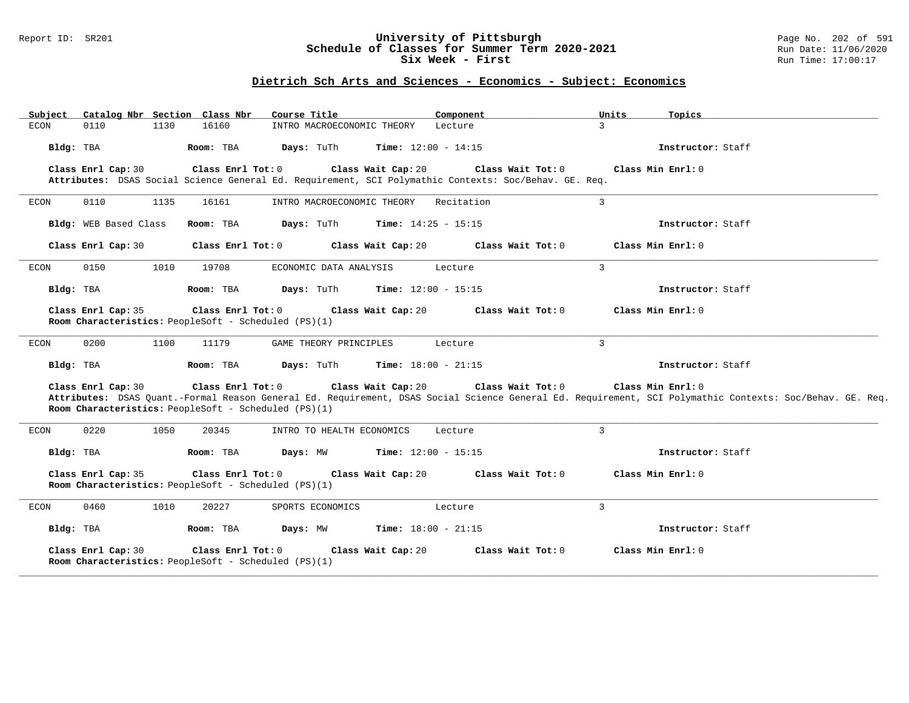# University of Pittsburgh
## Schedule of Classes for Summer Term 2020-2021
### Six Week - First

Report ID: SR201 — Run Date: 11/06/2020 — Run Time: 17:00:17

## Dietrich Sch Arts and Sciences - Economics - Subject: Economics

| Subject | Catalog Nbr | Section | Class Nbr | Course Title | Component | Units | Topics |
|---|---|---|---|---|---|---|---|
| ECON | 0110 | 1130 | 16160 | INTRO MACROECONOMIC THEORY | Lecture | 3 | |

**Bldg:** TBA **Room:** TBA **Days:** TuTh **Time:** 12:00 - 14:15 **Instructor:** Staff

**Class Enrl Cap:** 30 **Class Enrl Tot:** 0 **Class Wait Cap:** 20 **Class Wait Tot:** 0 **Class Min Enrl:** 0

**Attributes:** DSAS Social Science General Ed. Requirement, SCI Polymathic Contexts: Soc/Behav. GE. Req.

---

| Subject | Catalog Nbr | Section | Class Nbr | Course Title | Component | Units | Topics |
|---|---|---|---|---|---|---|---|
| ECON | 0110 | 1135 | 16161 | INTRO MACROECONOMIC THEORY | Recitation | 3 | |

**Bldg:** WEB Based Class **Room:** TBA **Days:** TuTh **Time:** 14:25 - 15:15 **Instructor:** Staff

**Class Enrl Cap:** 30 **Class Enrl Tot:** 0 **Class Wait Cap:** 20 **Class Wait Tot:** 0 **Class Min Enrl:** 0

---

| Subject | Catalog Nbr | Section | Class Nbr | Course Title | Component | Units | Topics |
|---|---|---|---|---|---|---|---|
| ECON | 0150 | 1010 | 19708 | ECONOMIC DATA ANALYSIS | Lecture | 3 | |

**Bldg:** TBA **Room:** TBA **Days:** TuTh **Time:** 12:00 - 15:15 **Instructor:** Staff

**Class Enrl Cap:** 35 **Class Enrl Tot:** 0 **Class Wait Cap:** 20 **Class Wait Tot:** 0 **Class Min Enrl:** 0

**Room Characteristics:** PeopleSoft - Scheduled (PS)(1)

---

| Subject | Catalog Nbr | Section | Class Nbr | Course Title | Component | Units | Topics |
|---|---|---|---|---|---|---|---|
| ECON | 0200 | 1100 | 11179 | GAME THEORY PRINCIPLES | Lecture | 3 | |

**Bldg:** TBA **Room:** TBA **Days:** TuTh **Time:** 18:00 - 21:15 **Instructor:** Staff

**Class Enrl Cap:** 30 **Class Enrl Tot:** 0 **Class Wait Cap:** 20 **Class Wait Tot:** 0 **Class Min Enrl:** 0

**Attributes:** DSAS Quant.-Formal Reason General Ed. Requirement, DSAS Social Science General Ed. Requirement, SCI Polymathic Contexts: Soc/Behav. GE. Req.

**Room Characteristics:** PeopleSoft - Scheduled (PS)(1)

---

| Subject | Catalog Nbr | Section | Class Nbr | Course Title | Component | Units | Topics |
|---|---|---|---|---|---|---|---|
| ECON | 0220 | 1050 | 20345 | INTRO TO HEALTH ECONOMICS | Lecture | 3 | |

**Bldg:** TBA **Room:** TBA **Days:** MW **Time:** 12:00 - 15:15 **Instructor:** Staff

**Class Enrl Cap:** 35 **Class Enrl Tot:** 0 **Class Wait Cap:** 20 **Class Wait Tot:** 0 **Class Min Enrl:** 0

**Room Characteristics:** PeopleSoft - Scheduled (PS)(1)

---

| Subject | Catalog Nbr | Section | Class Nbr | Course Title | Component | Units | Topics |
|---|---|---|---|---|---|---|---|
| ECON | 0460 | 1010 | 20227 | SPORTS ECONOMICS | Lecture | 3 | |

**Bldg:** TBA **Room:** TBA **Days:** MW **Time:** 18:00 - 21:15 **Instructor:** Staff

**Class Enrl Cap:** 30 **Class Enrl Tot:** 0 **Class Wait Cap:** 20 **Class Wait Tot:** 0 **Class Min Enrl:** 0

**Room Characteristics:** PeopleSoft - Scheduled (PS)(1)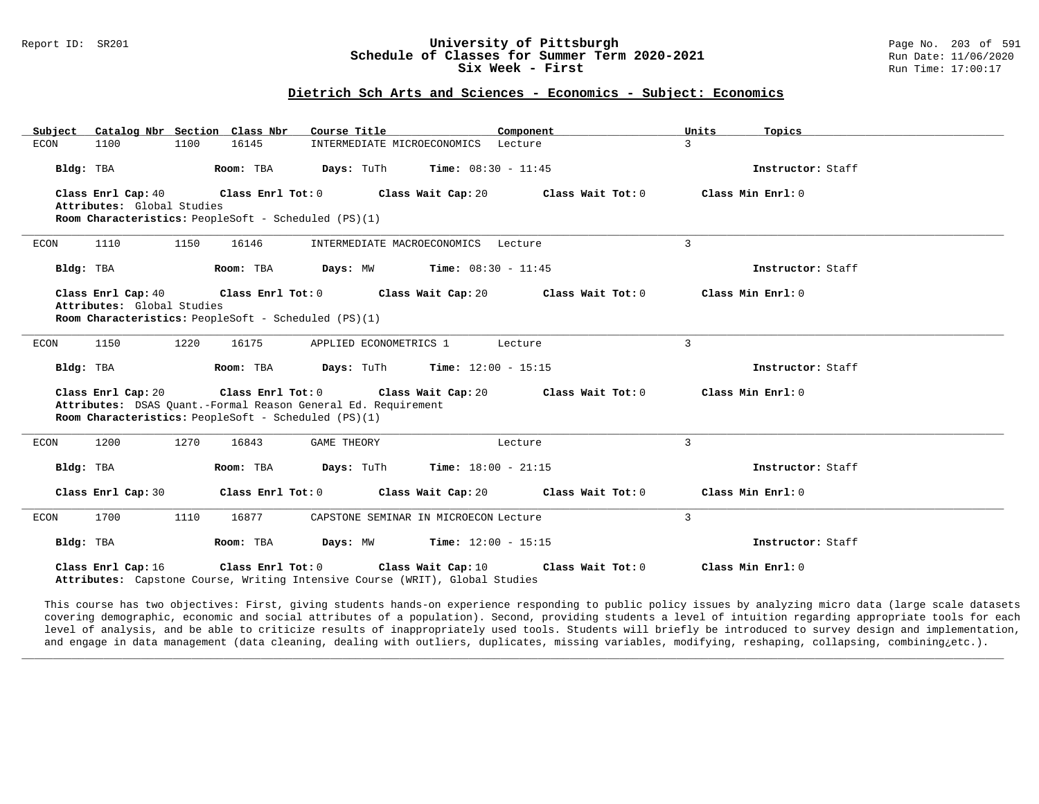## Dietrich Sch Arts and Sciences - Economics - Subject: Economics

| Subject | Catalog Nbr | Section | Class Nbr | Course Title | Component | Units | Topics |
|---|---|---|---|---|---|---|---|
| ECON | 1100 | 1100 | 16145 | INTERMEDIATE MICROECONOMICS | Lecture | 3 | |

**Bldg:** TBA **Room:** TBA **Days:** TuTh **Time:** 08:30 - 11:45 **Instructor:** Staff

**Class Enrl Cap:** 40 **Class Enrl Tot:** 0 **Class Wait Cap:** 20 **Class Wait Tot:** 0 **Class Min Enrl:** 0
**Attributes:** Global Studies
**Room Characteristics:** PeopleSoft - Scheduled (PS)(1)

---

| Subject | Catalog Nbr | Section | Class Nbr | Course Title | Component | Units | Topics |
|---|---|---|---|---|---|---|---|
| ECON | 1110 | 1150 | 16146 | INTERMEDIATE MACROECONOMICS | Lecture | 3 | |

**Bldg:** TBA **Room:** TBA **Days:** MW **Time:** 08:30 - 11:45 **Instructor:** Staff

**Class Enrl Cap:** 40 **Class Enrl Tot:** 0 **Class Wait Cap:** 20 **Class Wait Tot:** 0 **Class Min Enrl:** 0
**Attributes:** Global Studies
**Room Characteristics:** PeopleSoft - Scheduled (PS)(1)

---

| Subject | Catalog Nbr | Section | Class Nbr | Course Title | Component | Units | Topics |
|---|---|---|---|---|---|---|---|
| ECON | 1150 | 1220 | 16175 | APPLIED ECONOMETRICS 1 | Lecture | 3 | |

**Bldg:** TBA **Room:** TBA **Days:** TuTh **Time:** 12:00 - 15:15 **Instructor:** Staff

**Class Enrl Cap:** 20 **Class Enrl Tot:** 0 **Class Wait Cap:** 20 **Class Wait Tot:** 0 **Class Min Enrl:** 0
**Attributes:** DSAS Quant.-Formal Reason General Ed. Requirement
**Room Characteristics:** PeopleSoft - Scheduled (PS)(1)

---

| Subject | Catalog Nbr | Section | Class Nbr | Course Title | Component | Units | Topics |
|---|---|---|---|---|---|---|---|
| ECON | 1200 | 1270 | 16843 | GAME THEORY | Lecture | 3 | |

**Bldg:** TBA **Room:** TBA **Days:** TuTh **Time:** 18:00 - 21:15 **Instructor:** Staff

**Class Enrl Cap:** 30 **Class Enrl Tot:** 0 **Class Wait Cap:** 20 **Class Wait Tot:** 0 **Class Min Enrl:** 0

---

| Subject | Catalog Nbr | Section | Class Nbr | Course Title | Component | Units | Topics |
|---|---|---|---|---|---|---|---|
| ECON | 1700 | 1110 | 16877 | CAPSTONE SEMINAR IN MICROECON | Lecture | 3 | |

**Bldg:** TBA **Room:** TBA **Days:** MW **Time:** 12:00 - 15:15 **Instructor:** Staff

**Class Enrl Cap:** 16 **Class Enrl Tot:** 0 **Class Wait Cap:** 10 **Class Wait Tot:** 0 **Class Min Enrl:** 0
**Attributes:** Capstone Course, Writing Intensive Course (WRIT), Global Studies

This course has two objectives: First, giving students hands-on experience responding to public policy issues by analyzing micro data (large scale datasets covering demographic, economic and social attributes of a population). Second, providing students a level of intuition regarding appropriate tools for each level of analysis, and be able to criticize results of inappropriately used tools. Students will briefly be introduced to survey design and implementation, and engage in data management (data cleaning, dealing with outliers, duplicates, missing variables, modifying, reshaping, collapsing, combining¿etc.).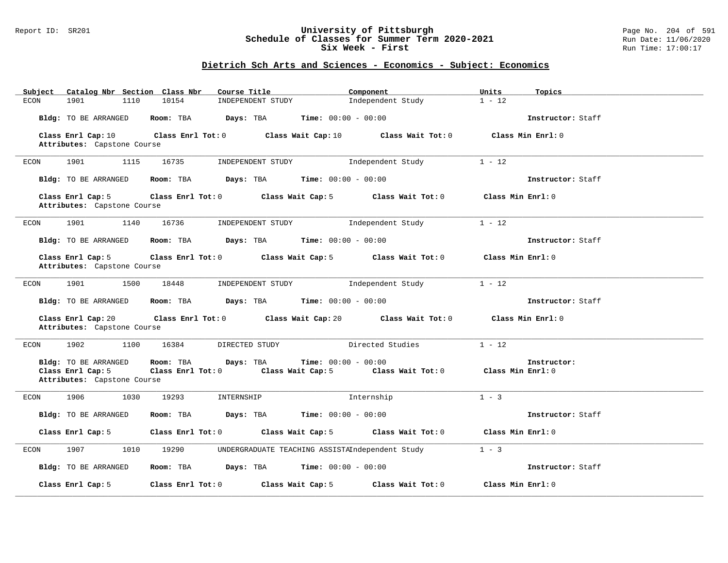## University of Pittsburgh
## Schedule of Classes for Summer Term 2020-2021
## Six Week - First

Report ID: SR201

Run Date: 11/06/2020
Run Time: 17:00:17

### Dietrich Sch Arts and Sciences - Economics - Subject: Economics

| Subject | Catalog Nbr | Section | Class Nbr | Course Title | Component | Units | Topics |
|---|---|---|---|---|---|---|---|
| ECON | 1901 | 1110 | 10154 | INDEPENDENT STUDY | Independent Study | 1 - 12 | |

**Bldg:** TO BE ARRANGED **Room:** TBA **Days:** TBA **Time:** 00:00 - 00:00 **Instructor:** Staff

**Class Enrl Cap:** 10 **Class Enrl Tot:** 0 **Class Wait Cap:** 10 **Class Wait Tot:** 0 **Class Min Enrl:** 0
**Attributes:** Capstone Course

---

| Subject | Catalog Nbr | Section | Class Nbr | Course Title | Component | Units | Topics |
|---|---|---|---|---|---|---|---|
| ECON | 1901 | 1115 | 16735 | INDEPENDENT STUDY | Independent Study | 1 - 12 | |

**Bldg:** TO BE ARRANGED **Room:** TBA **Days:** TBA **Time:** 00:00 - 00:00 **Instructor:** Staff

**Class Enrl Cap:** 5 **Class Enrl Tot:** 0 **Class Wait Cap:** 5 **Class Wait Tot:** 0 **Class Min Enrl:** 0
**Attributes:** Capstone Course

---

| Subject | Catalog Nbr | Section | Class Nbr | Course Title | Component | Units | Topics |
|---|---|---|---|---|---|---|---|
| ECON | 1901 | 1140 | 16736 | INDEPENDENT STUDY | Independent Study | 1 - 12 | |

**Bldg:** TO BE ARRANGED **Room:** TBA **Days:** TBA **Time:** 00:00 - 00:00 **Instructor:** Staff

**Class Enrl Cap:** 5 **Class Enrl Tot:** 0 **Class Wait Cap:** 5 **Class Wait Tot:** 0 **Class Min Enrl:** 0
**Attributes:** Capstone Course

---

| Subject | Catalog Nbr | Section | Class Nbr | Course Title | Component | Units | Topics |
|---|---|---|---|---|---|---|---|
| ECON | 1901 | 1500 | 18448 | INDEPENDENT STUDY | Independent Study | 1 - 12 | |

**Bldg:** TO BE ARRANGED **Room:** TBA **Days:** TBA **Time:** 00:00 - 00:00 **Instructor:** Staff

**Class Enrl Cap:** 20 **Class Enrl Tot:** 0 **Class Wait Cap:** 20 **Class Wait Tot:** 0 **Class Min Enrl:** 0
**Attributes:** Capstone Course

---

| Subject | Catalog Nbr | Section | Class Nbr | Course Title | Component | Units | Topics |
|---|---|---|---|---|---|---|---|
| ECON | 1902 | 1100 | 16384 | DIRECTED STUDY | Directed Studies | 1 - 12 | |

**Bldg:** TO BE ARRANGED **Room:** TBA **Days:** TBA **Time:** 00:00 - 00:00 **Instructor:**
**Class Enrl Cap:** 5 **Class Enrl Tot:** 0 **Class Wait Cap:** 5 **Class Wait Tot:** 0 **Class Min Enrl:** 0
**Attributes:** Capstone Course

---

| Subject | Catalog Nbr | Section | Class Nbr | Course Title | Component | Units | Topics |
|---|---|---|---|---|---|---|---|
| ECON | 1906 | 1030 | 19293 | INTERNSHIP | Internship | 1 - 3 | |

**Bldg:** TO BE ARRANGED **Room:** TBA **Days:** TBA **Time:** 00:00 - 00:00 **Instructor:** Staff

**Class Enrl Cap:** 5 **Class Enrl Tot:** 0 **Class Wait Cap:** 5 **Class Wait Tot:** 0 **Class Min Enrl:** 0

---

| Subject | Catalog Nbr | Section | Class Nbr | Course Title | Component | Units | Topics |
|---|---|---|---|---|---|---|---|
| ECON | 1907 | 1010 | 19290 | UNDERGRADUATE TEACHING ASSISTA | Independent Study | 1 - 3 | |

**Bldg:** TO BE ARRANGED **Room:** TBA **Days:** TBA **Time:** 00:00 - 00:00 **Instructor:** Staff

**Class Enrl Cap:** 5 **Class Enrl Tot:** 0 **Class Wait Cap:** 5 **Class Wait Tot:** 0 **Class Min Enrl:** 0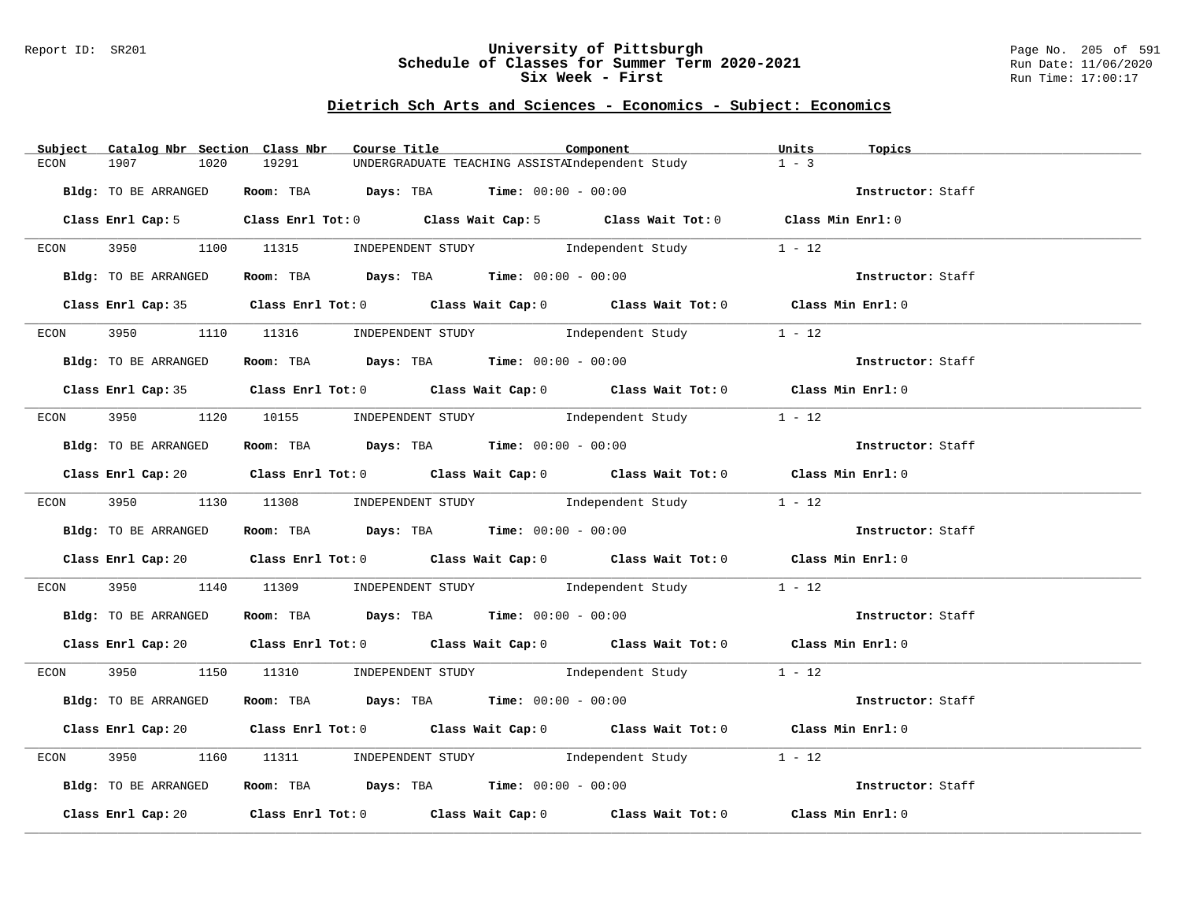# University of Pittsburgh
## Schedule of Classes for Summer Term 2020-2021
### Six Week - First

Report ID: SR201 — Run Date: 11/06/2020 — Run Time: 17:00:17

## Dietrich Sch Arts and Sciences - Economics - Subject: Economics

| Subject | Catalog Nbr | Section | Class Nbr | Course Title | Component | Units | Topics |
|---|---|---|---|---|---|---|---|
| ECON | 1907 | 1020 | 19291 | UNDERGRADUATE TEACHING ASSISTA | Independent Study | 1 - 3 | |

Bldg: TO BE ARRANGED — Room: TBA — Days: TBA — Time: 00:00 - 00:00 — Instructor: Staff

Class Enrl Cap: 5 — Class Enrl Tot: 0 — Class Wait Cap: 5 — Class Wait Tot: 0 — Class Min Enrl: 0

---

| Subject | Catalog Nbr | Section | Class Nbr | Course Title | Component | Units | Topics |
|---|---|---|---|---|---|---|---|
| ECON | 3950 | 1100 | 11315 | INDEPENDENT STUDY | Independent Study | 1 - 12 | |

Bldg: TO BE ARRANGED — Room: TBA — Days: TBA — Time: 00:00 - 00:00 — Instructor: Staff

Class Enrl Cap: 35 — Class Enrl Tot: 0 — Class Wait Cap: 0 — Class Wait Tot: 0 — Class Min Enrl: 0

---

| Subject | Catalog Nbr | Section | Class Nbr | Course Title | Component | Units | Topics |
|---|---|---|---|---|---|---|---|
| ECON | 3950 | 1110 | 11316 | INDEPENDENT STUDY | Independent Study | 1 - 12 | |

Bldg: TO BE ARRANGED — Room: TBA — Days: TBA — Time: 00:00 - 00:00 — Instructor: Staff

Class Enrl Cap: 35 — Class Enrl Tot: 0 — Class Wait Cap: 0 — Class Wait Tot: 0 — Class Min Enrl: 0

---

| Subject | Catalog Nbr | Section | Class Nbr | Course Title | Component | Units | Topics |
|---|---|---|---|---|---|---|---|
| ECON | 3950 | 1120 | 10155 | INDEPENDENT STUDY | Independent Study | 1 - 12 | |

Bldg: TO BE ARRANGED — Room: TBA — Days: TBA — Time: 00:00 - 00:00 — Instructor: Staff

Class Enrl Cap: 20 — Class Enrl Tot: 0 — Class Wait Cap: 0 — Class Wait Tot: 0 — Class Min Enrl: 0

---

| Subject | Catalog Nbr | Section | Class Nbr | Course Title | Component | Units | Topics |
|---|---|---|---|---|---|---|---|
| ECON | 3950 | 1130 | 11308 | INDEPENDENT STUDY | Independent Study | 1 - 12 | |

Bldg: TO BE ARRANGED — Room: TBA — Days: TBA — Time: 00:00 - 00:00 — Instructor: Staff

Class Enrl Cap: 20 — Class Enrl Tot: 0 — Class Wait Cap: 0 — Class Wait Tot: 0 — Class Min Enrl: 0

---

| Subject | Catalog Nbr | Section | Class Nbr | Course Title | Component | Units | Topics |
|---|---|---|---|---|---|---|---|
| ECON | 3950 | 1140 | 11309 | INDEPENDENT STUDY | Independent Study | 1 - 12 | |

Bldg: TO BE ARRANGED — Room: TBA — Days: TBA — Time: 00:00 - 00:00 — Instructor: Staff

Class Enrl Cap: 20 — Class Enrl Tot: 0 — Class Wait Cap: 0 — Class Wait Tot: 0 — Class Min Enrl: 0

---

| Subject | Catalog Nbr | Section | Class Nbr | Course Title | Component | Units | Topics |
|---|---|---|---|---|---|---|---|
| ECON | 3950 | 1150 | 11310 | INDEPENDENT STUDY | Independent Study | 1 - 12 | |

Bldg: TO BE ARRANGED — Room: TBA — Days: TBA — Time: 00:00 - 00:00 — Instructor: Staff

Class Enrl Cap: 20 — Class Enrl Tot: 0 — Class Wait Cap: 0 — Class Wait Tot: 0 — Class Min Enrl: 0

---

| Subject | Catalog Nbr | Section | Class Nbr | Course Title | Component | Units | Topics |
|---|---|---|---|---|---|---|---|
| ECON | 3950 | 1160 | 11311 | INDEPENDENT STUDY | Independent Study | 1 - 12 | |

Bldg: TO BE ARRANGED — Room: TBA — Days: TBA — Time: 00:00 - 00:00 — Instructor: Staff

Class Enrl Cap: 20 — Class Enrl Tot: 0 — Class Wait Cap: 0 — Class Wait Tot: 0 — Class Min Enrl: 0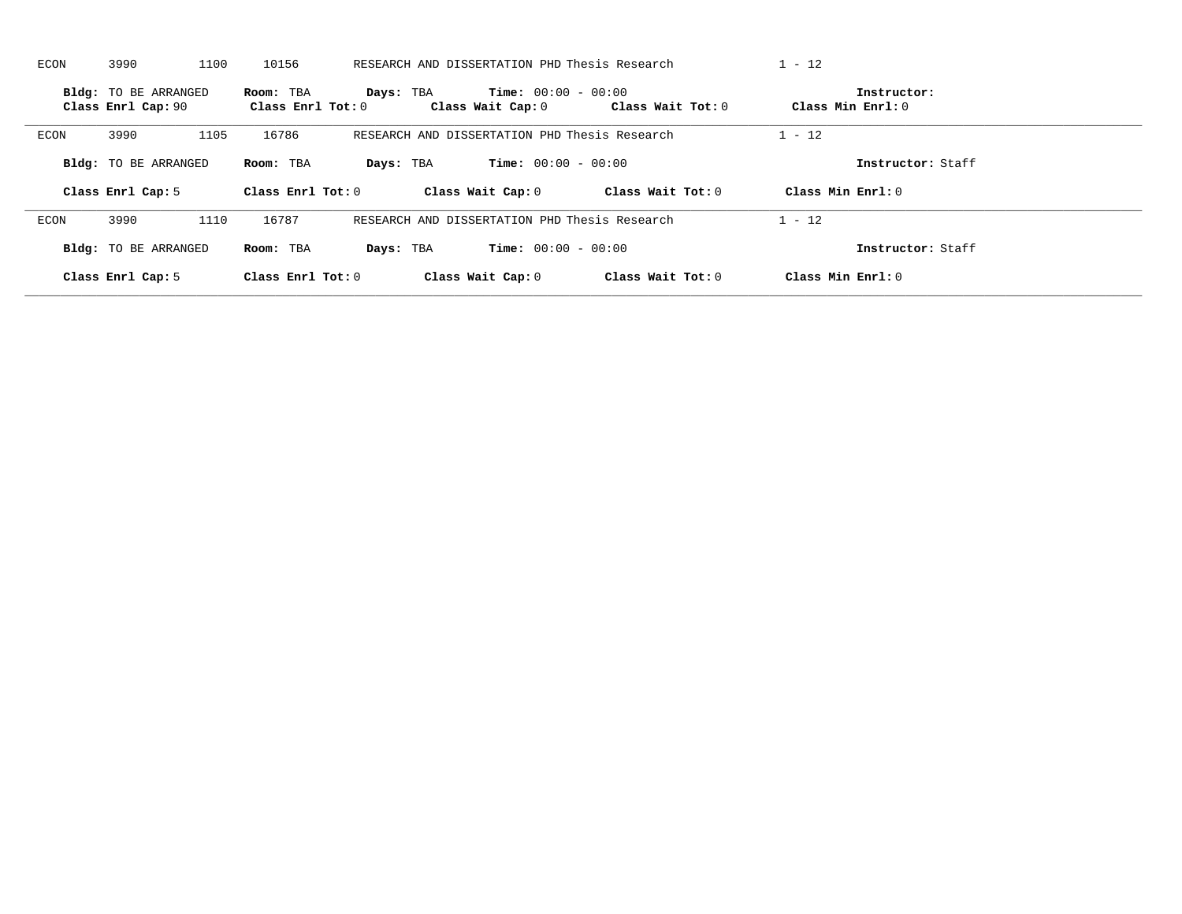ECON 3990 1100 10156 RESEARCH AND DISSERTATION PHD Thesis Research 1 - 12

**Bldg:** TO BE ARRANGED **Room:** TBA **Days:** TBA **Time:** 00:00 - 00:00 **Instructor:**
**Class Enrl Cap:** 90 **Class Enrl Tot:** 0 **Class Wait Cap:** 0 **Class Wait Tot:** 0 **Class Min Enrl:** 0

---

ECON 3990 1105 16786 RESEARCH AND DISSERTATION PHD Thesis Research 1 - 12

**Bldg:** TO BE ARRANGED **Room:** TBA **Days:** TBA **Time:** 00:00 - 00:00 **Instructor:** Staff

**Class Enrl Cap:** 5 **Class Enrl Tot:** 0 **Class Wait Cap:** 0 **Class Wait Tot:** 0 **Class Min Enrl:** 0

---

ECON 3990 1110 16787 RESEARCH AND DISSERTATION PHD Thesis Research 1 - 12

**Bldg:** TO BE ARRANGED **Room:** TBA **Days:** TBA **Time:** 00:00 - 00:00 **Instructor:** Staff

**Class Enrl Cap:** 5 **Class Enrl Tot:** 0 **Class Wait Cap:** 0 **Class Wait Tot:** 0 **Class Min Enrl:** 0

---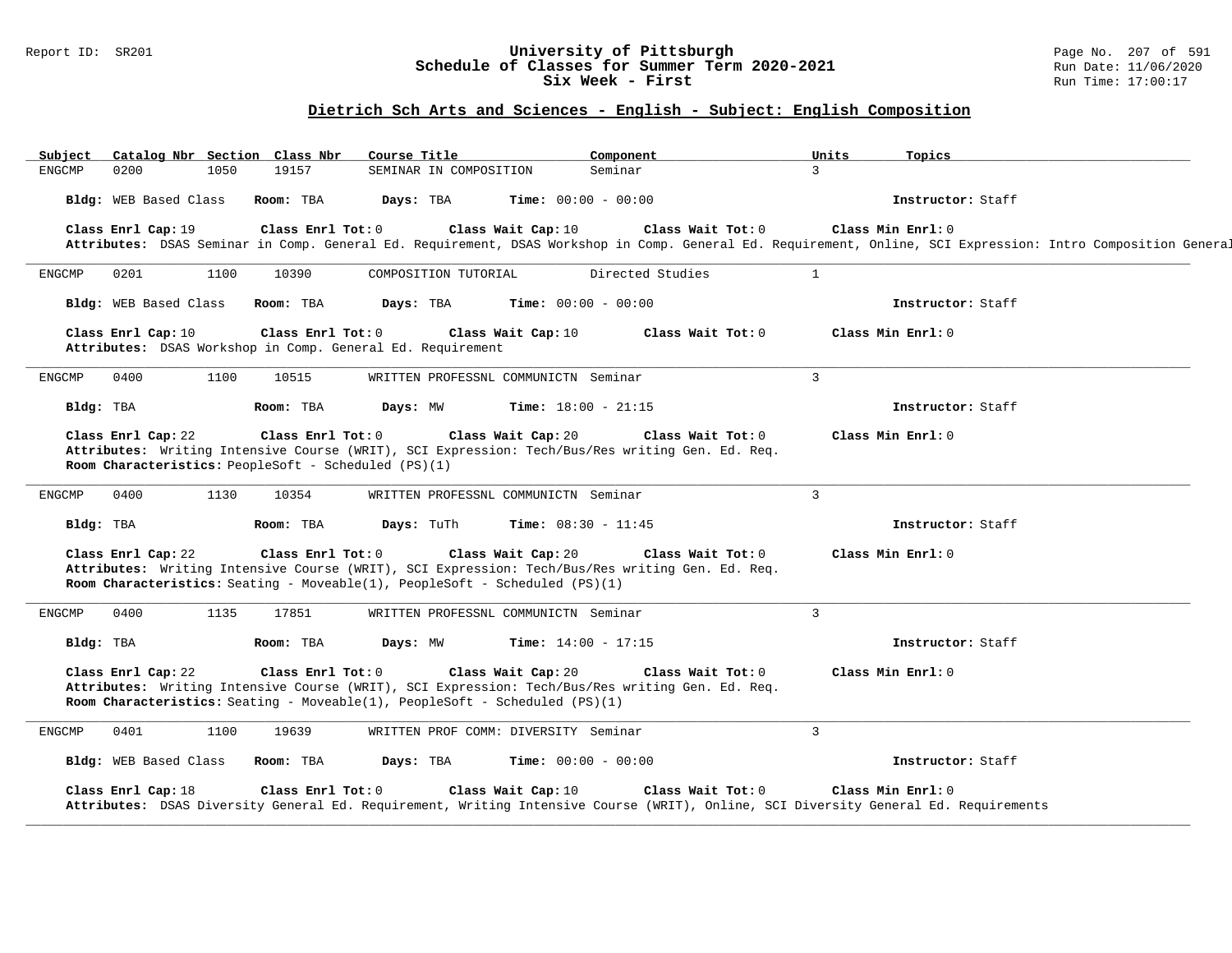**University of Pittsburgh**
**Schedule of Classes for Summer Term 2020-2021**
**Six Week - First**

## Dietrich Sch Arts and Sciences - English - Subject: English Composition

| Subject | Catalog Nbr | Section | Class Nbr | Course Title | Component | Units | Topics |
|---|---|---|---|---|---|---|---|
| ENGCMP | 0200 | 1050 | 19157 | SEMINAR IN COMPOSITION | Seminar | 3 | |

**Bldg:** WEB Based Class **Room:** TBA **Days:** TBA **Time:** 00:00 - 00:00 **Instructor:** Staff

**Class Enrl Cap:** 19 **Class Enrl Tot:** 0 **Class Wait Cap:** 10 **Class Wait Tot:** 0 **Class Min Enrl:** 0
**Attributes:** DSAS Seminar in Comp. General Ed. Requirement, DSAS Workshop in Comp. General Ed. Requirement, Online, SCI Expression: Intro Composition General

---

| Subject | Catalog Nbr | Section | Class Nbr | Course Title | Component | Units | Topics |
|---|---|---|---|---|---|---|---|
| ENGCMP | 0201 | 1100 | 10390 | COMPOSITION TUTORIAL | Directed Studies | 1 | |

**Bldg:** WEB Based Class **Room:** TBA **Days:** TBA **Time:** 00:00 - 00:00 **Instructor:** Staff

**Class Enrl Cap:** 10 **Class Enrl Tot:** 0 **Class Wait Cap:** 10 **Class Wait Tot:** 0 **Class Min Enrl:** 0
**Attributes:** DSAS Workshop in Comp. General Ed. Requirement

---

| Subject | Catalog Nbr | Section | Class Nbr | Course Title | Component | Units | Topics |
|---|---|---|---|---|---|---|---|
| ENGCMP | 0400 | 1100 | 10515 | WRITTEN PROFESSNL COMMUNICTN | Seminar | 3 | |

**Bldg:** TBA **Room:** TBA **Days:** MW **Time:** 18:00 - 21:15 **Instructor:** Staff

**Class Enrl Cap:** 22 **Class Enrl Tot:** 0 **Class Wait Cap:** 20 **Class Wait Tot:** 0 **Class Min Enrl:** 0
**Attributes:** Writing Intensive Course (WRIT), SCI Expression: Tech/Bus/Res writing Gen. Ed. Req.
**Room Characteristics:** PeopleSoft - Scheduled (PS)(1)

---

| Subject | Catalog Nbr | Section | Class Nbr | Course Title | Component | Units | Topics |
|---|---|---|---|---|---|---|---|
| ENGCMP | 0400 | 1130 | 10354 | WRITTEN PROFESSNL COMMUNICTN | Seminar | 3 | |

**Bldg:** TBA **Room:** TBA **Days:** TuTh **Time:** 08:30 - 11:45 **Instructor:** Staff

**Class Enrl Cap:** 22 **Class Enrl Tot:** 0 **Class Wait Cap:** 20 **Class Wait Tot:** 0 **Class Min Enrl:** 0
**Attributes:** Writing Intensive Course (WRIT), SCI Expression: Tech/Bus/Res writing Gen. Ed. Req.
**Room Characteristics:** Seating - Moveable(1), PeopleSoft - Scheduled (PS)(1)

---

| Subject | Catalog Nbr | Section | Class Nbr | Course Title | Component | Units | Topics |
|---|---|---|---|---|---|---|---|
| ENGCMP | 0400 | 1135 | 17851 | WRITTEN PROFESSNL COMMUNICTN | Seminar | 3 | |

**Bldg:** TBA **Room:** TBA **Days:** MW **Time:** 14:00 - 17:15 **Instructor:** Staff

**Class Enrl Cap:** 22 **Class Enrl Tot:** 0 **Class Wait Cap:** 20 **Class Wait Tot:** 0 **Class Min Enrl:** 0
**Attributes:** Writing Intensive Course (WRIT), SCI Expression: Tech/Bus/Res writing Gen. Ed. Req.
**Room Characteristics:** Seating - Moveable(1), PeopleSoft - Scheduled (PS)(1)

---

| Subject | Catalog Nbr | Section | Class Nbr | Course Title | Component | Units | Topics |
|---|---|---|---|---|---|---|---|
| ENGCMP | 0401 | 1100 | 19639 | WRITTEN PROF COMM: DIVERSITY | Seminar | 3 | |

**Bldg:** WEB Based Class **Room:** TBA **Days:** TBA **Time:** 00:00 - 00:00 **Instructor:** Staff

**Class Enrl Cap:** 18 **Class Enrl Tot:** 0 **Class Wait Cap:** 10 **Class Wait Tot:** 0 **Class Min Enrl:** 0
**Attributes:** DSAS Diversity General Ed. Requirement, Writing Intensive Course (WRIT), Online, SCI Diversity General Ed. Requirements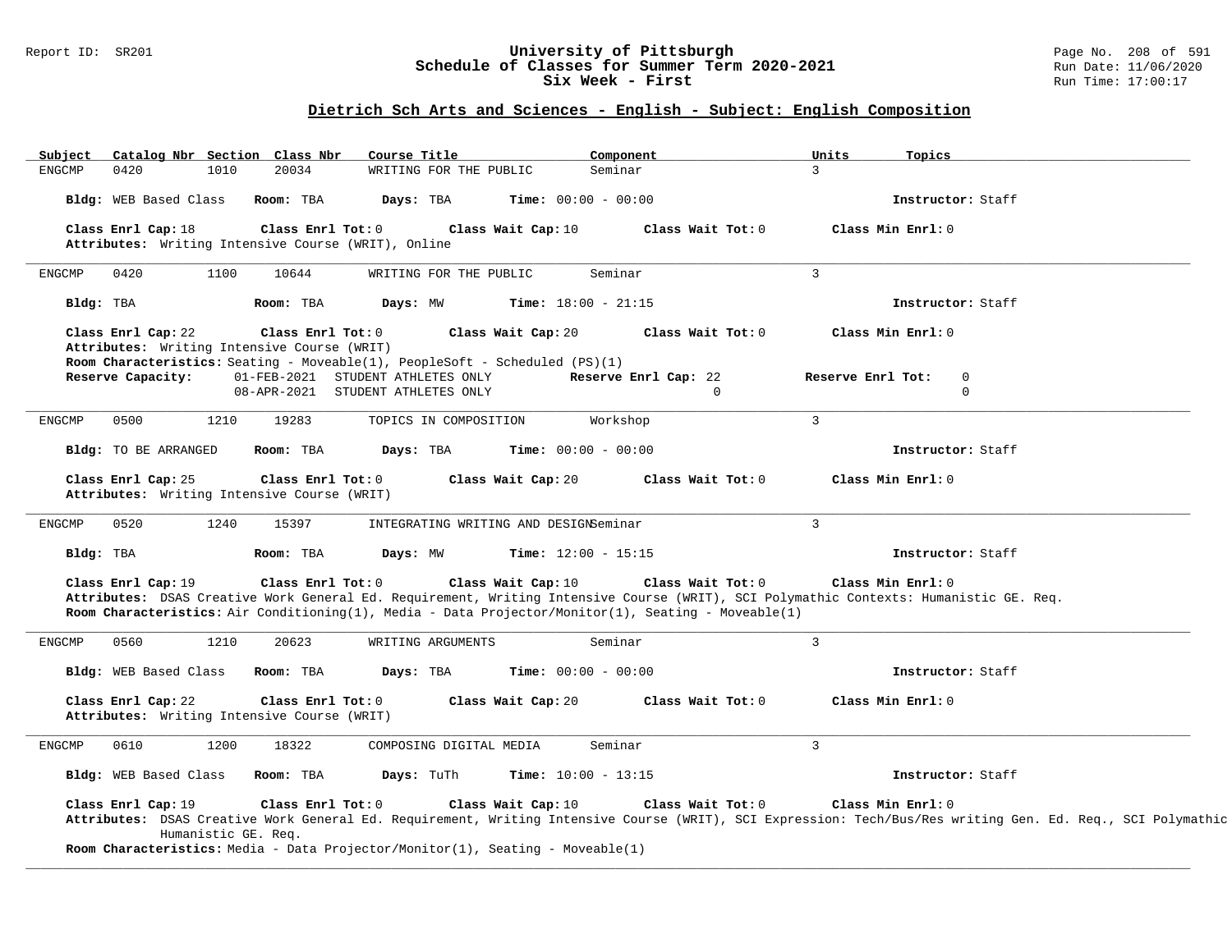## University of Pittsburgh
## Schedule of Classes for Summer Term 2020-2021
## Six Week - First

### Dietrich Sch Arts and Sciences - English - Subject: English Composition

| Subject | Catalog Nbr | Section | Class Nbr | Course Title | Component | Units | Topics |
|---|---|---|---|---|---|---|---|
| ENGCMP | 0420 | 1010 | 20034 | WRITING FOR THE PUBLIC | Seminar | 3 | |

**Bldg:** WEB Based Class **Room:** TBA **Days:** TBA **Time:** 00:00 - 00:00 **Instructor:** Staff

**Class Enrl Cap:** 18 **Class Enrl Tot:** 0 **Class Wait Cap:** 10 **Class Wait Tot:** 0 **Class Min Enrl:** 0
**Attributes:** Writing Intensive Course (WRIT), Online

---

| Subject | Catalog Nbr | Section | Class Nbr | Course Title | Component | Units | Topics |
|---|---|---|---|---|---|---|---|
| ENGCMP | 0420 | 1100 | 10644 | WRITING FOR THE PUBLIC | Seminar | 3 | |

**Bldg:** TBA **Room:** TBA **Days:** MW **Time:** 18:00 - 21:15 **Instructor:** Staff

**Class Enrl Cap:** 22 **Class Enrl Tot:** 0 **Class Wait Cap:** 20 **Class Wait Tot:** 0 **Class Min Enrl:** 0
**Attributes:** Writing Intensive Course (WRIT)
**Room Characteristics:** Seating - Moveable(1), PeopleSoft - Scheduled (PS)(1)

| Reserve Capacity: | | Reserve Enrl Cap: | Reserve Enrl Tot: |
|---|---|---|---|
| 01-FEB-2021 | STUDENT ATHLETES ONLY | 22 | 0 |
| 08-APR-2021 | STUDENT ATHLETES ONLY | 0 | 0 |

---

| Subject | Catalog Nbr | Section | Class Nbr | Course Title | Component | Units | Topics |
|---|---|---|---|---|---|---|---|
| ENGCMP | 0500 | 1210 | 19283 | TOPICS IN COMPOSITION | Workshop | 3 | |

**Bldg:** TO BE ARRANGED **Room:** TBA **Days:** TBA **Time:** 00:00 - 00:00 **Instructor:** Staff

**Class Enrl Cap:** 25 **Class Enrl Tot:** 0 **Class Wait Cap:** 20 **Class Wait Tot:** 0 **Class Min Enrl:** 0
**Attributes:** Writing Intensive Course (WRIT)

---

| Subject | Catalog Nbr | Section | Class Nbr | Course Title | Component | Units | Topics |
|---|---|---|---|---|---|---|---|
| ENGCMP | 0520 | 1240 | 15397 | INTEGRATING WRITING AND DESIGN | Seminar | 3 | |

**Bldg:** TBA **Room:** TBA **Days:** MW **Time:** 12:00 - 15:15 **Instructor:** Staff

**Class Enrl Cap:** 19 **Class Enrl Tot:** 0 **Class Wait Cap:** 10 **Class Wait Tot:** 0 **Class Min Enrl:** 0
**Attributes:** DSAS Creative Work General Ed. Requirement, Writing Intensive Course (WRIT), SCI Polymathic Contexts: Humanistic GE. Req.
**Room Characteristics:** Air Conditioning(1), Media - Data Projector/Monitor(1), Seating - Moveable(1)

---

| Subject | Catalog Nbr | Section | Class Nbr | Course Title | Component | Units | Topics |
|---|---|---|---|---|---|---|---|
| ENGCMP | 0560 | 1210 | 20623 | WRITING ARGUMENTS | Seminar | 3 | |

**Bldg:** WEB Based Class **Room:** TBA **Days:** TBA **Time:** 00:00 - 00:00 **Instructor:** Staff

**Class Enrl Cap:** 22 **Class Enrl Tot:** 0 **Class Wait Cap:** 20 **Class Wait Tot:** 0 **Class Min Enrl:** 0
**Attributes:** Writing Intensive Course (WRIT)

---

| Subject | Catalog Nbr | Section | Class Nbr | Course Title | Component | Units | Topics |
|---|---|---|---|---|---|---|---|
| ENGCMP | 0610 | 1200 | 18322 | COMPOSING DIGITAL MEDIA | Seminar | 3 | |

**Bldg:** WEB Based Class **Room:** TBA **Days:** TuTh **Time:** 10:00 - 13:15 **Instructor:** Staff

**Class Enrl Cap:** 19 **Class Enrl Tot:** 0 **Class Wait Cap:** 10 **Class Wait Tot:** 0 **Class Min Enrl:** 0
**Attributes:** DSAS Creative Work General Ed. Requirement, Writing Intensive Course (WRIT), SCI Expression: Tech/Bus/Res writing Gen. Ed. Req., SCI Polymathic Humanistic GE. Req.
**Room Characteristics:** Media - Data Projector/Monitor(1), Seating - Moveable(1)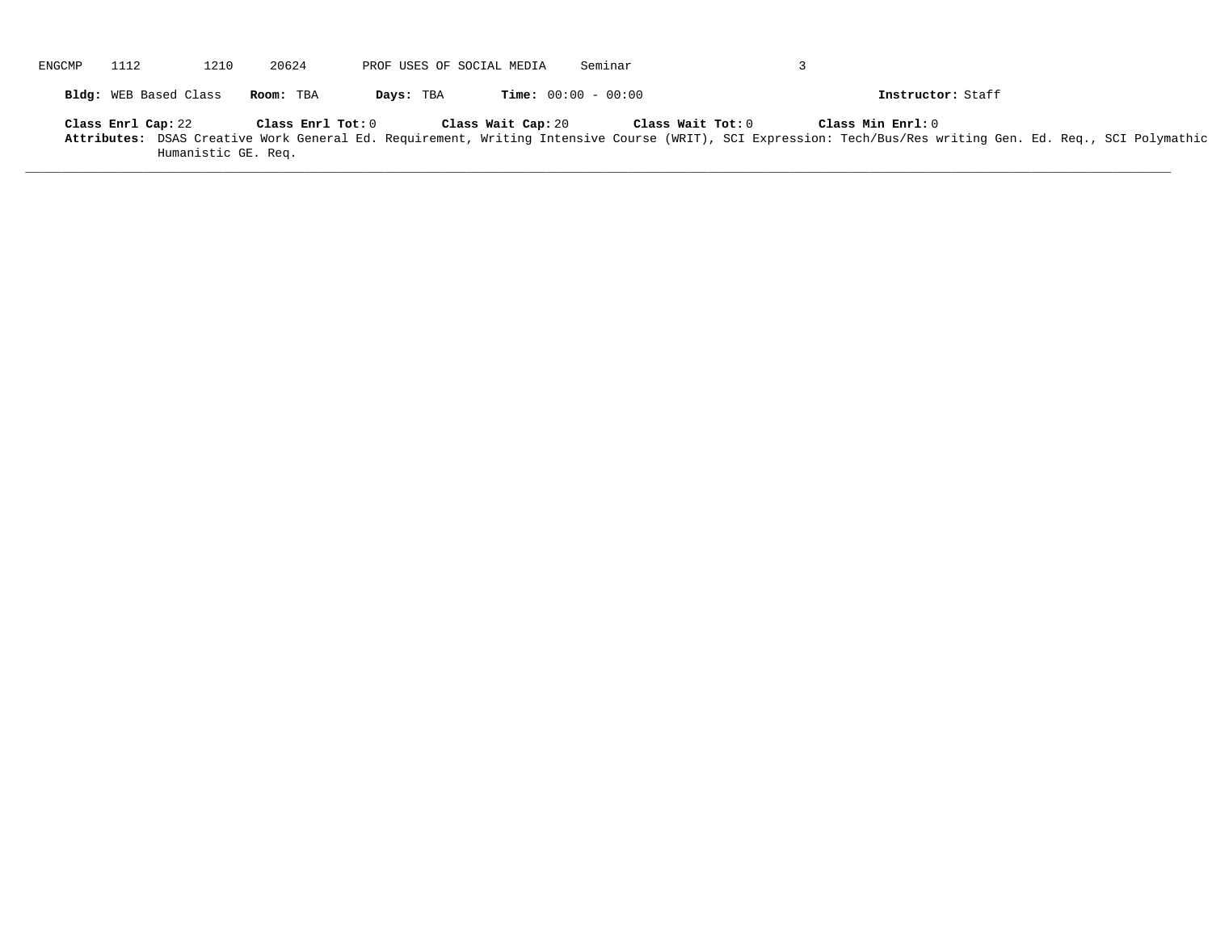ENGCMP 1112 1210 20624 PROF USES OF SOCIAL MEDIA Seminar 3

**Bldg:** WEB Based Class **Room:** TBA **Days:** TBA **Time:** 00:00 - 00:00 **Instructor:** Staff

**Class Enrl Cap:** 22 **Class Enrl Tot:** 0 **Class Wait Cap:** 20 **Class Wait Tot:** 0 **Class Min Enrl:** 0

**Attributes:** DSAS Creative Work General Ed. Requirement, Writing Intensive Course (WRIT), SCI Expression: Tech/Bus/Res writing Gen. Ed. Req., SCI Polymathic Humanistic GE. Req.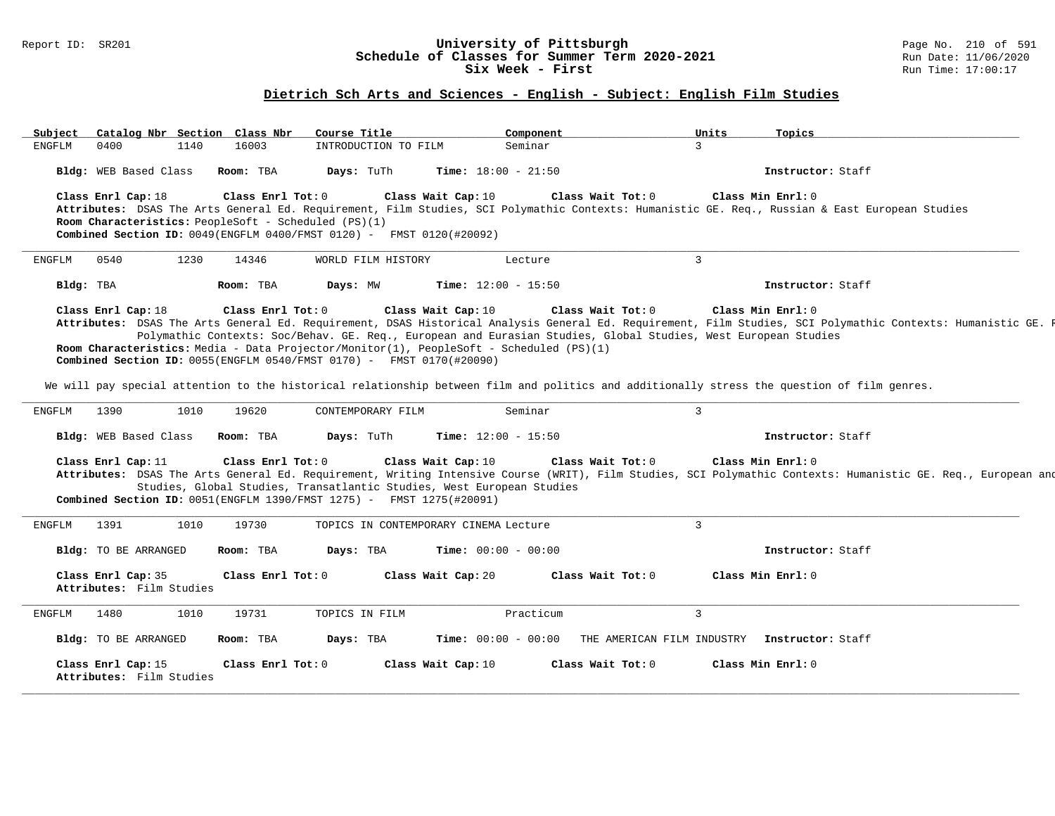## Dietrich Sch Arts and Sciences - English - Subject: English Film Studies

| Subject | Catalog Nbr | Section | Class Nbr | Course Title | Component | Units | Topics |
|---|---|---|---|---|---|---|---|
| ENGFLM | 0400 | 1140 | 16003 | INTRODUCTION TO FILM | Seminar | 3 | |

**Bldg:** WEB Based Class **Room:** TBA **Days:** TuTh **Time:** 18:00 - 21:50 **Instructor:** Staff

**Class Enrl Cap:** 18 **Class Enrl Tot:** 0 **Class Wait Cap:** 10 **Class Wait Tot:** 0 **Class Min Enrl:** 0
**Attributes:** DSAS The Arts General Ed. Requirement, Film Studies, SCI Polymathic Contexts: Humanistic GE. Req., Russian & East European Studies
**Room Characteristics:** PeopleSoft - Scheduled (PS)(1)
**Combined Section ID:** 0049(ENGFLM 0400/FMST 0120) - FMST 0120(#20092)

---

| Subject | Catalog Nbr | Section | Class Nbr | Course Title | Component | Units | Topics |
|---|---|---|---|---|---|---|---|
| ENGFLM | 0540 | 1230 | 14346 | WORLD FILM HISTORY | Lecture | 3 | |

**Bldg:** TBA **Room:** TBA **Days:** MW **Time:** 12:00 - 15:50 **Instructor:** Staff

**Class Enrl Cap:** 18 **Class Enrl Tot:** 0 **Class Wait Cap:** 10 **Class Wait Tot:** 0 **Class Min Enrl:** 0
**Attributes:** DSAS The Arts General Ed. Requirement, DSAS Historical Analysis General Ed. Requirement, Film Studies, SCI Polymathic Contexts: Humanistic GE. R Polymathic Contexts: Soc/Behav. GE. Req., European and Eurasian Studies, Global Studies, West European Studies
**Room Characteristics:** Media - Data Projector/Monitor(1), PeopleSoft - Scheduled (PS)(1)
**Combined Section ID:** 0055(ENGFLM 0540/FMST 0170) - FMST 0170(#20090)

We will pay special attention to the historical relationship between film and politics and additionally stress the question of film genres.

---

| Subject | Catalog Nbr | Section | Class Nbr | Course Title | Component | Units | Topics |
|---|---|---|---|---|---|---|---|
| ENGFLM | 1390 | 1010 | 19620 | CONTEMPORARY FILM | Seminar | 3 | |

**Bldg:** WEB Based Class **Room:** TBA **Days:** TuTh **Time:** 12:00 - 15:50 **Instructor:** Staff

**Class Enrl Cap:** 11 **Class Enrl Tot:** 0 **Class Wait Cap:** 10 **Class Wait Tot:** 0 **Class Min Enrl:** 0
**Attributes:** DSAS The Arts General Ed. Requirement, Writing Intensive Course (WRIT), Film Studies, SCI Polymathic Contexts: Humanistic GE. Req., European and Studies, Global Studies, Transatlantic Studies, West European Studies
**Combined Section ID:** 0051(ENGFLM 1390/FMST 1275) - FMST 1275(#20091)

---

| Subject | Catalog Nbr | Section | Class Nbr | Course Title | Component | Units | Topics |
|---|---|---|---|---|---|---|---|
| ENGFLM | 1391 | 1010 | 19730 | TOPICS IN CONTEMPORARY CINEMA | Lecture | 3 | |

**Bldg:** TO BE ARRANGED **Room:** TBA **Days:** TBA **Time:** 00:00 - 00:00 **Instructor:** Staff

**Class Enrl Cap:** 35 **Class Enrl Tot:** 0 **Class Wait Cap:** 20 **Class Wait Tot:** 0 **Class Min Enrl:** 0
**Attributes:** Film Studies

---

| Subject | Catalog Nbr | Section | Class Nbr | Course Title | Component | Units | Topics |
|---|---|---|---|---|---|---|---|
| ENGFLM | 1480 | 1010 | 19731 | TOPICS IN FILM | Practicum | 3 | |

**Bldg:** TO BE ARRANGED **Room:** TBA **Days:** TBA **Time:** 00:00 - 00:00 THE AMERICAN FILM INDUSTRY **Instructor:** Staff

**Class Enrl Cap:** 15 **Class Enrl Tot:** 0 **Class Wait Cap:** 10 **Class Wait Tot:** 0 **Class Min Enrl:** 0
**Attributes:** Film Studies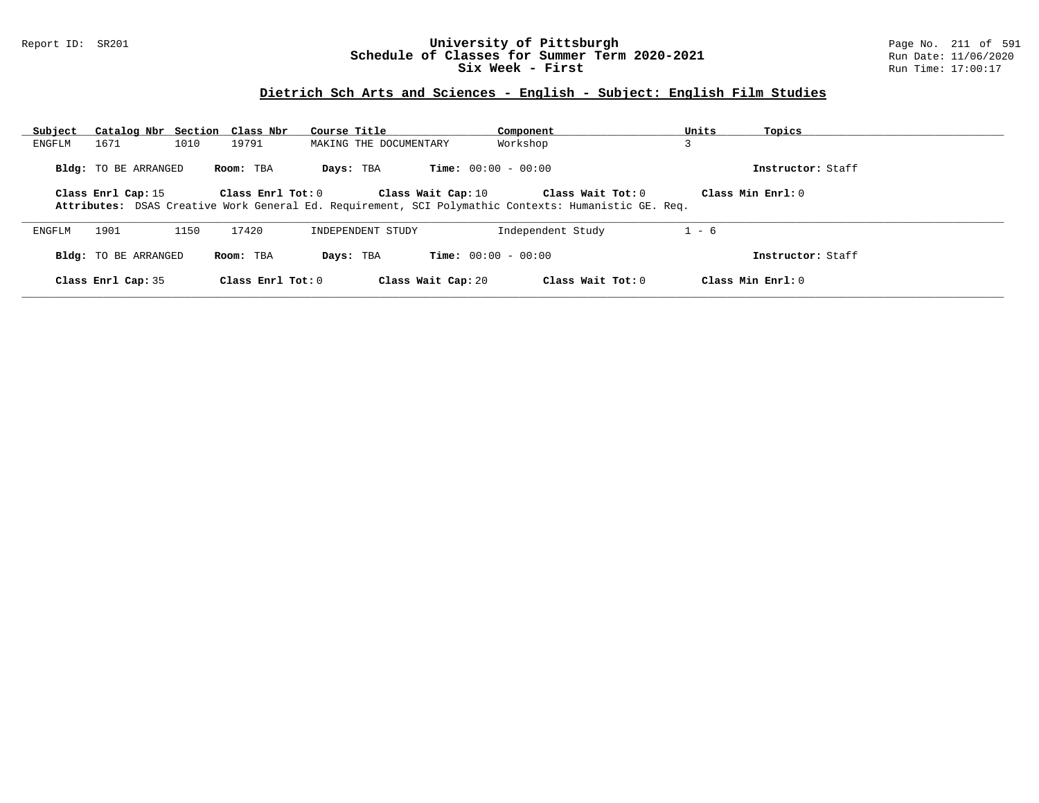University of Pittsburgh
Schedule of Classes for Summer Term 2020-2021
Six Week - First

Report ID: SR201

Run Date: 11/06/2020
Run Time: 17:00:17

## Dietrich Sch Arts and Sciences - English - Subject: English Film Studies

| Subject | Catalog Nbr | Section | Class Nbr | Course Title | Component | Units | Topics |
|---|---|---|---|---|---|---|---|
| ENGFLM | 1671 | 1010 | 19791 | MAKING THE DOCUMENTARY | Workshop | 3 | |

**Bldg:** TO BE ARRANGED **Room:** TBA **Days:** TBA **Time:** 00:00 - 00:00 **Instructor:** Staff

**Class Enrl Cap:** 15 **Class Enrl Tot:** 0 **Class Wait Cap:** 10 **Class Wait Tot:** 0 **Class Min Enrl:** 0

**Attributes:** DSAS Creative Work General Ed. Requirement, SCI Polymathic Contexts: Humanistic GE. Req.

| Subject | Catalog Nbr | Section | Class Nbr | Course Title | Component | Units | Topics |
|---|---|---|---|---|---|---|---|
| ENGFLM | 1901 | 1150 | 17420 | INDEPENDENT STUDY | Independent Study | 1 - 6 | |

**Bldg:** TO BE ARRANGED **Room:** TBA **Days:** TBA **Time:** 00:00 - 00:00 **Instructor:** Staff

**Class Enrl Cap:** 35 **Class Enrl Tot:** 0 **Class Wait Cap:** 20 **Class Wait Tot:** 0 **Class Min Enrl:** 0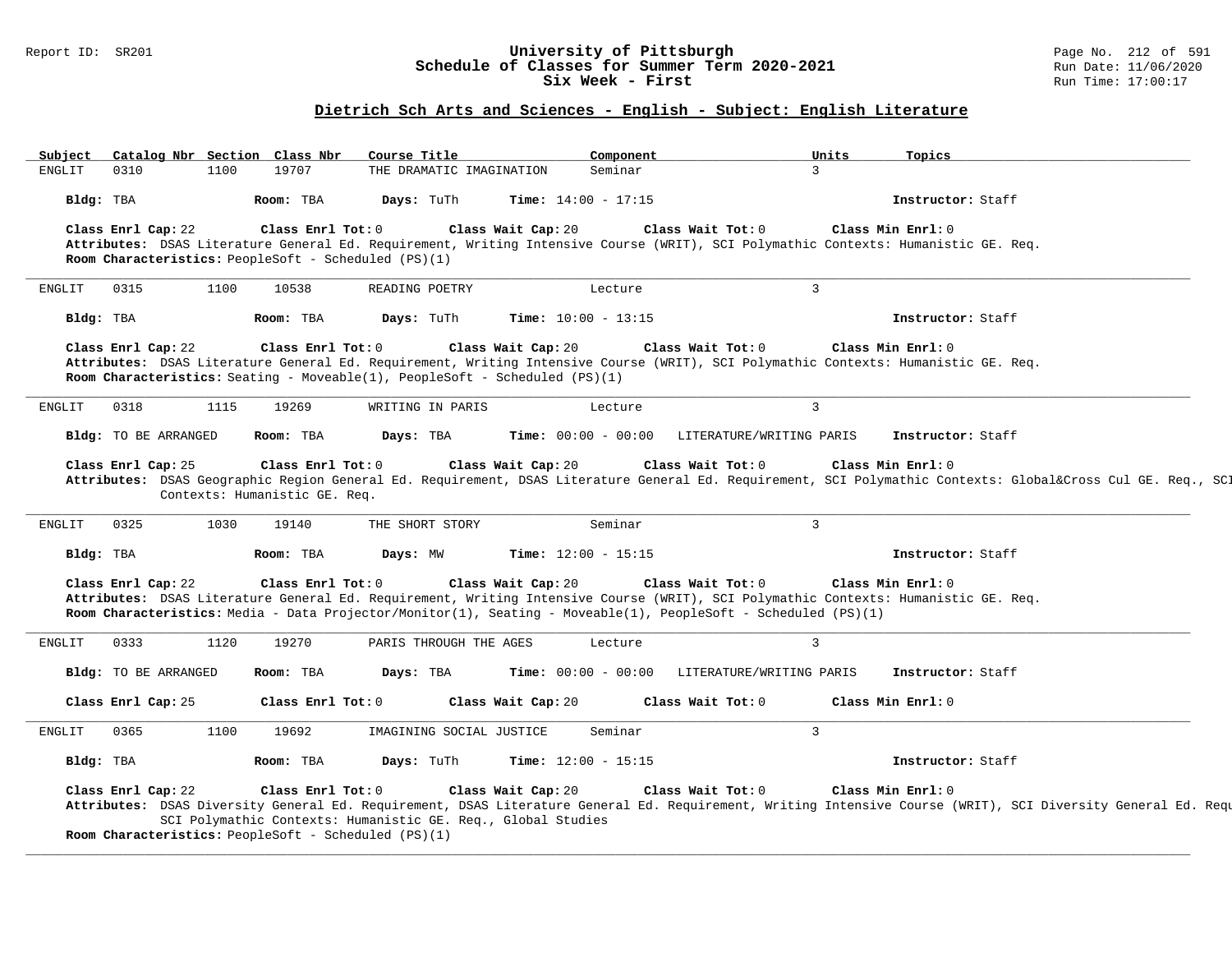## Dietrich Sch Arts and Sciences - English - Subject: English Literature

| Subject | Catalog Nbr | Section | Class Nbr | Course Title | Component | Units | Topics |
|---|---|---|---|---|---|---|---|
| ENGLIT | 0310 | 1100 | 19707 | THE DRAMATIC IMAGINATION | Seminar | 3 | |

**Bldg:** TBA **Room:** TBA **Days:** TuTh **Time:** 14:00 - 17:15 **Instructor:** Staff

**Class Enrl Cap:** 22 **Class Enrl Tot:** 0 **Class Wait Cap:** 20 **Class Wait Tot:** 0 **Class Min Enrl:** 0

**Attributes:** DSAS Literature General Ed. Requirement, Writing Intensive Course (WRIT), SCI Polymathic Contexts: Humanistic GE. Req.

**Room Characteristics:** PeopleSoft - Scheduled (PS)(1)

---

| Subject | Catalog Nbr | Section | Class Nbr | Course Title | Component | Units | Topics |
|---|---|---|---|---|---|---|---|
| ENGLIT | 0315 | 1100 | 10538 | READING POETRY | Lecture | 3 | |

**Bldg:** TBA **Room:** TBA **Days:** TuTh **Time:** 10:00 - 13:15 **Instructor:** Staff

**Class Enrl Cap:** 22 **Class Enrl Tot:** 0 **Class Wait Cap:** 20 **Class Wait Tot:** 0 **Class Min Enrl:** 0

**Attributes:** DSAS Literature General Ed. Requirement, Writing Intensive Course (WRIT), SCI Polymathic Contexts: Humanistic GE. Req.

**Room Characteristics:** Seating - Moveable(1), PeopleSoft - Scheduled (PS)(1)

---

| Subject | Catalog Nbr | Section | Class Nbr | Course Title | Component | Units | Topics |
|---|---|---|---|---|---|---|---|
| ENGLIT | 0318 | 1115 | 19269 | WRITING IN PARIS | Lecture | 3 | |

**Bldg:** TO BE ARRANGED **Room:** TBA **Days:** TBA **Time:** 00:00 - 00:00 LITERATURE/WRITING PARIS **Instructor:** Staff

**Class Enrl Cap:** 25 **Class Enrl Tot:** 0 **Class Wait Cap:** 20 **Class Wait Tot:** 0 **Class Min Enrl:** 0

**Attributes:** DSAS Geographic Region General Ed. Requirement, DSAS Literature General Ed. Requirement, SCI Polymathic Contexts: Global&Cross Cul GE. Req., SCI Contexts: Humanistic GE. Req.

---

| Subject | Catalog Nbr | Section | Class Nbr | Course Title | Component | Units | Topics |
|---|---|---|---|---|---|---|---|
| ENGLIT | 0325 | 1030 | 19140 | THE SHORT STORY | Seminar | 3 | |

**Bldg:** TBA **Room:** TBA **Days:** MW **Time:** 12:00 - 15:15 **Instructor:** Staff

**Class Enrl Cap:** 22 **Class Enrl Tot:** 0 **Class Wait Cap:** 20 **Class Wait Tot:** 0 **Class Min Enrl:** 0

**Attributes:** DSAS Literature General Ed. Requirement, Writing Intensive Course (WRIT), SCI Polymathic Contexts: Humanistic GE. Req.

**Room Characteristics:** Media - Data Projector/Monitor(1), Seating - Moveable(1), PeopleSoft - Scheduled (PS)(1)

---

| Subject | Catalog Nbr | Section | Class Nbr | Course Title | Component | Units | Topics |
|---|---|---|---|---|---|---|---|
| ENGLIT | 0333 | 1120 | 19270 | PARIS THROUGH THE AGES | Lecture | 3 | |

**Bldg:** TO BE ARRANGED **Room:** TBA **Days:** TBA **Time:** 00:00 - 00:00 LITERATURE/WRITING PARIS **Instructor:** Staff

**Class Enrl Cap:** 25 **Class Enrl Tot:** 0 **Class Wait Cap:** 20 **Class Wait Tot:** 0 **Class Min Enrl:** 0

---

| Subject | Catalog Nbr | Section | Class Nbr | Course Title | Component | Units | Topics |
|---|---|---|---|---|---|---|---|
| ENGLIT | 0365 | 1100 | 19692 | IMAGINING SOCIAL JUSTICE | Seminar | 3 | |

**Bldg:** TBA **Room:** TBA **Days:** TuTh **Time:** 12:00 - 15:15 **Instructor:** Staff

**Class Enrl Cap:** 22 **Class Enrl Tot:** 0 **Class Wait Cap:** 20 **Class Wait Tot:** 0 **Class Min Enrl:** 0

**Attributes:** DSAS Diversity General Ed. Requirement, DSAS Literature General Ed. Requirement, Writing Intensive Course (WRIT), SCI Diversity General Ed. Requ SCI Polymathic Contexts: Humanistic GE. Req., Global Studies

**Room Characteristics:** PeopleSoft - Scheduled (PS)(1)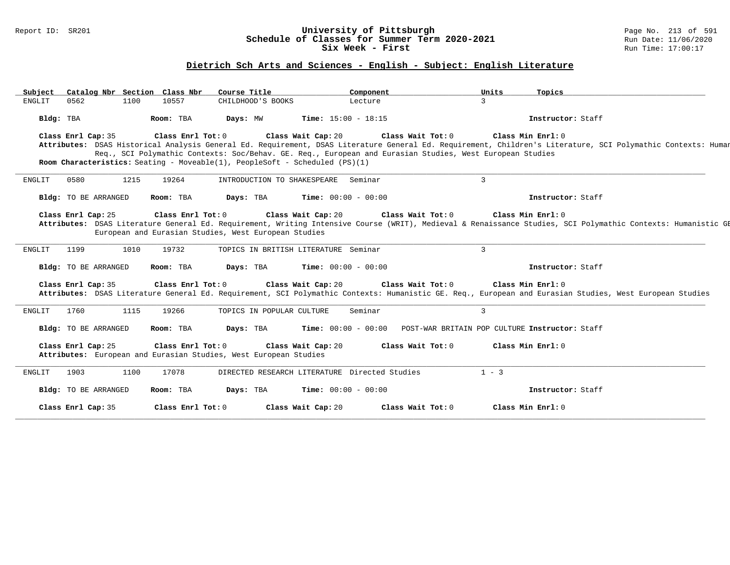Report ID: SR201

# University of Pittsburgh
## Schedule of Classes for Summer Term 2020-2021
## Six Week - First

Run Date: 11/06/2020
Run Time: 17:00:17

### Dietrich Sch Arts and Sciences - English - Subject: English Literature

| Subject | Catalog Nbr | Section | Class Nbr | Course Title | Component | Units | Topics |
|---|---|---|---|---|---|---|---|
| ENGLIT | 0562 | 1100 | 10557 | CHILDHOOD'S BOOKS | Lecture | 3 | |

**Bldg:** TBA **Room:** TBA **Days:** MW **Time:** 15:00 - 18:15 **Instructor:** Staff

**Class Enrl Cap:** 35 **Class Enrl Tot:** 0 **Class Wait Cap:** 20 **Class Wait Tot:** 0 **Class Min Enrl:** 0

**Attributes:** DSAS Historical Analysis General Ed. Requirement, DSAS Literature General Ed. Requirement, Children's Literature, SCI Polymathic Contexts: Humar Req., SCI Polymathic Contexts: Soc/Behav. GE. Req., European and Eurasian Studies, West European Studies

**Room Characteristics:** Seating - Moveable(1), PeopleSoft - Scheduled (PS)(1)

---

| Subject | Catalog Nbr | Section | Class Nbr | Course Title | Component | Units | Topics |
|---|---|---|---|---|---|---|---|
| ENGLIT | 0580 | 1215 | 19264 | INTRODUCTION TO SHAKESPEARE | Seminar | 3 | |

**Bldg:** TO BE ARRANGED **Room:** TBA **Days:** TBA **Time:** 00:00 - 00:00 **Instructor:** Staff

**Class Enrl Cap:** 25 **Class Enrl Tot:** 0 **Class Wait Cap:** 20 **Class Wait Tot:** 0 **Class Min Enrl:** 0

**Attributes:** DSAS Literature General Ed. Requirement, Writing Intensive Course (WRIT), Medieval & Renaissance Studies, SCI Polymathic Contexts: Humanistic GE European and Eurasian Studies, West European Studies

---

| Subject | Catalog Nbr | Section | Class Nbr | Course Title | Component | Units | Topics |
|---|---|---|---|---|---|---|---|
| ENGLIT | 1199 | 1010 | 19732 | TOPICS IN BRITISH LITERATURE | Seminar | 3 | |

**Bldg:** TO BE ARRANGED **Room:** TBA **Days:** TBA **Time:** 00:00 - 00:00 **Instructor:** Staff

**Class Enrl Cap:** 35 **Class Enrl Tot:** 0 **Class Wait Cap:** 20 **Class Wait Tot:** 0 **Class Min Enrl:** 0

**Attributes:** DSAS Literature General Ed. Requirement, SCI Polymathic Contexts: Humanistic GE. Req., European and Eurasian Studies, West European Studies

---

| Subject | Catalog Nbr | Section | Class Nbr | Course Title | Component | Units | Topics |
|---|---|---|---|---|---|---|---|
| ENGLIT | 1760 | 1115 | 19266 | TOPICS IN POPULAR CULTURE | Seminar | 3 | POST-WAR BRITAIN POP CULTURE |

**Bldg:** TO BE ARRANGED **Room:** TBA **Days:** TBA **Time:** 00:00 - 00:00 **Instructor:** Staff

**Class Enrl Cap:** 25 **Class Enrl Tot:** 0 **Class Wait Cap:** 20 **Class Wait Tot:** 0 **Class Min Enrl:** 0

**Attributes:** European and Eurasian Studies, West European Studies

---

| Subject | Catalog Nbr | Section | Class Nbr | Course Title | Component | Units | Topics |
|---|---|---|---|---|---|---|---|
| ENGLIT | 1903 | 1100 | 17078 | DIRECTED RESEARCH LITERATURE | Directed Studies | 1 - 3 | |

**Bldg:** TO BE ARRANGED **Room:** TBA **Days:** TBA **Time:** 00:00 - 00:00 **Instructor:** Staff

**Class Enrl Cap:** 35 **Class Enrl Tot:** 0 **Class Wait Cap:** 20 **Class Wait Tot:** 0 **Class Min Enrl:** 0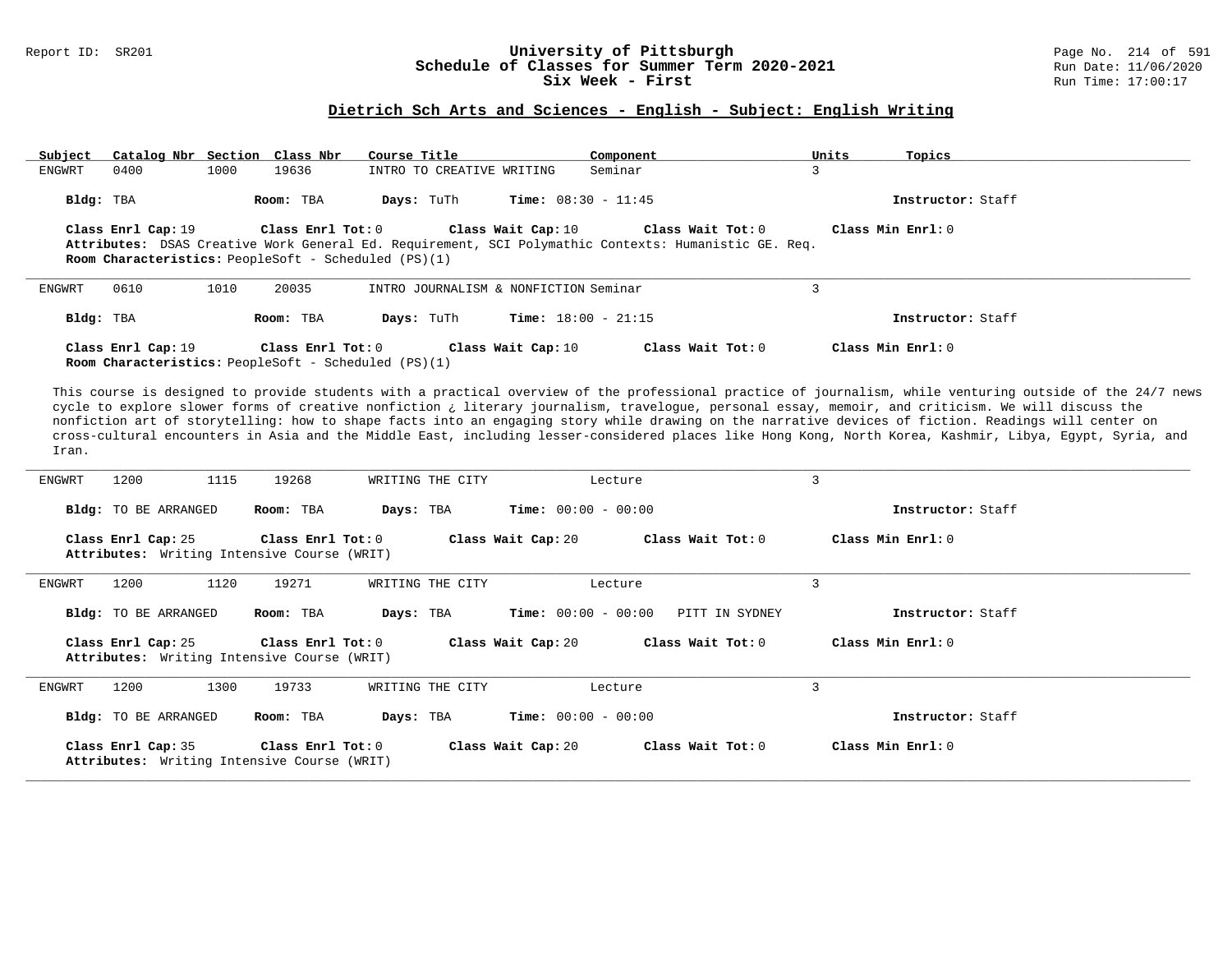## Dietrich Sch Arts and Sciences - English - Subject: English Writing

| Subject | Catalog Nbr | Section | Class Nbr | Course Title | Component | Units | Topics |
|---|---|---|---|---|---|---|---|
| ENGWRT | 0400 | 1000 | 19636 | INTRO TO CREATIVE WRITING | Seminar | 3 | |

**Bldg:** TBA **Room:** TBA **Days:** TuTh **Time:** 08:30 - 11:45 **Instructor:** Staff

**Class Enrl Cap:** 19 **Class Enrl Tot:** 0 **Class Wait Cap:** 10 **Class Wait Tot:** 0 **Class Min Enrl:** 0

**Attributes:** DSAS Creative Work General Ed. Requirement, SCI Polymathic Contexts: Humanistic GE. Req.

**Room Characteristics:** PeopleSoft - Scheduled (PS)(1)

---

| Subject | Catalog Nbr | Section | Class Nbr | Course Title | Component | Units | Topics |
|---|---|---|---|---|---|---|---|
| ENGWRT | 0610 | 1010 | 20035 | INTRO JOURNALISM & NONFICTION | Seminar | 3 | |

**Bldg:** TBA **Room:** TBA **Days:** TuTh **Time:** 18:00 - 21:15 **Instructor:** Staff

**Class Enrl Cap:** 19 **Class Enrl Tot:** 0 **Class Wait Cap:** 10 **Class Wait Tot:** 0 **Class Min Enrl:** 0

**Room Characteristics:** PeopleSoft - Scheduled (PS)(1)

This course is designed to provide students with a practical overview of the professional practice of journalism, while venturing outside of the 24/7 news cycle to explore slower forms of creative nonfiction ¿ literary journalism, travelogue, personal essay, memoir, and criticism. We will discuss the nonfiction art of storytelling: how to shape facts into an engaging story while drawing on the narrative devices of fiction. Readings will center on cross-cultural encounters in Asia and the Middle East, including lesser-considered places like Hong Kong, North Korea, Kashmir, Libya, Egypt, Syria, and Iran.

---

| Subject | Catalog Nbr | Section | Class Nbr | Course Title | Component | Units | Topics |
|---|---|---|---|---|---|---|---|
| ENGWRT | 1200 | 1115 | 19268 | WRITING THE CITY | Lecture | 3 | |

**Bldg:** TO BE ARRANGED **Room:** TBA **Days:** TBA **Time:** 00:00 - 00:00 **Instructor:** Staff

**Class Enrl Cap:** 25 **Class Enrl Tot:** 0 **Class Wait Cap:** 20 **Class Wait Tot:** 0 **Class Min Enrl:** 0

**Attributes:** Writing Intensive Course (WRIT)

---

| Subject | Catalog Nbr | Section | Class Nbr | Course Title | Component | Units | Topics |
|---|---|---|---|---|---|---|---|
| ENGWRT | 1200 | 1120 | 19271 | WRITING THE CITY | Lecture | 3 | |

**Bldg:** TO BE ARRANGED **Room:** TBA **Days:** TBA **Time:** 00:00 - 00:00 PITT IN SYDNEY **Instructor:** Staff

**Class Enrl Cap:** 25 **Class Enrl Tot:** 0 **Class Wait Cap:** 20 **Class Wait Tot:** 0 **Class Min Enrl:** 0

**Attributes:** Writing Intensive Course (WRIT)

---

| Subject | Catalog Nbr | Section | Class Nbr | Course Title | Component | Units | Topics |
|---|---|---|---|---|---|---|---|
| ENGWRT | 1200 | 1300 | 19733 | WRITING THE CITY | Lecture | 3 | |

**Bldg:** TO BE ARRANGED **Room:** TBA **Days:** TBA **Time:** 00:00 - 00:00 **Instructor:** Staff

**Class Enrl Cap:** 35 **Class Enrl Tot:** 0 **Class Wait Cap:** 20 **Class Wait Tot:** 0 **Class Min Enrl:** 0

**Attributes:** Writing Intensive Course (WRIT)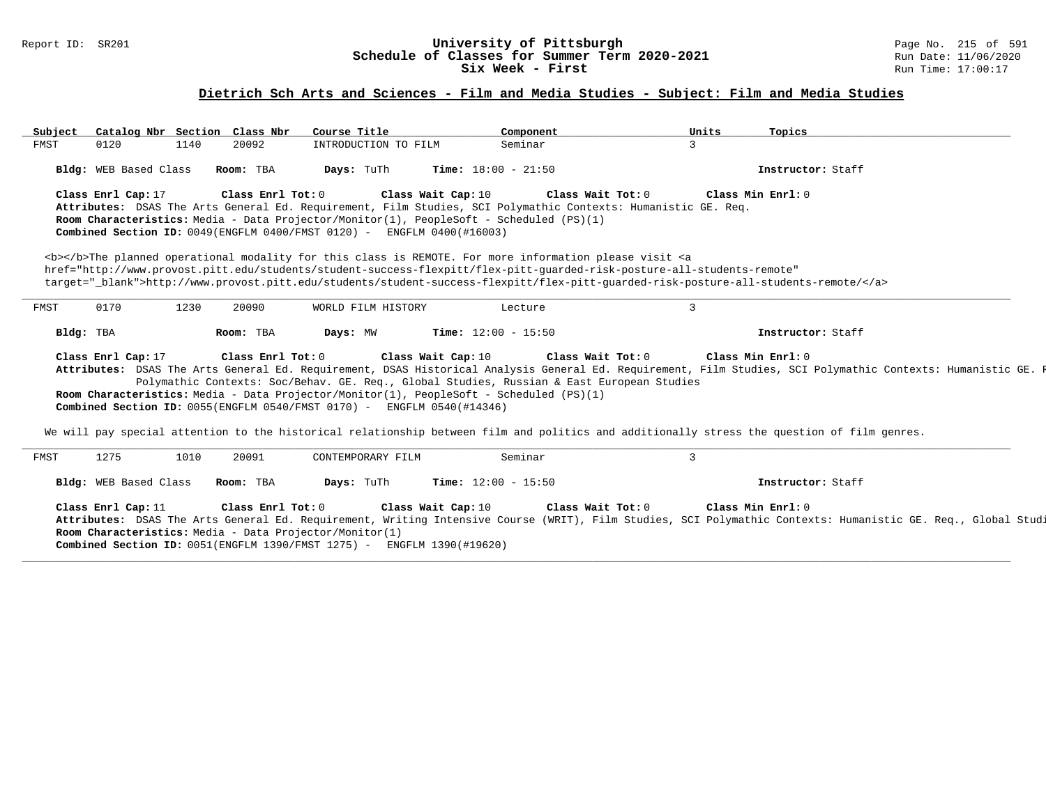# University of Pittsburgh
## Schedule of Classes for Summer Term 2020-2021
### Six Week - First

Report ID: SR201 | Run Date: 11/06/2020 | Run Time: 17:00:17

## Dietrich Sch Arts and Sciences - Film and Media Studies - Subject: Film and Media Studies

| Subject | Catalog Nbr | Section | Class Nbr | Course Title | Component | Units | Topics |
|---|---|---|---|---|---|---|---|
| FMST | 0120 | 1140 | 20092 | INTRODUCTION TO FILM | Seminar | 3 | |

**Bldg:** WEB Based Class **Room:** TBA **Days:** TuTh **Time:** 18:00 - 21:50 **Instructor:** Staff

**Class Enrl Cap:** 17 **Class Enrl Tot:** 0 **Class Wait Cap:** 10 **Class Wait Tot:** 0 **Class Min Enrl:** 0

**Attributes:** DSAS The Arts General Ed. Requirement, Film Studies, SCI Polymathic Contexts: Humanistic GE. Req.

**Room Characteristics:** Media - Data Projector/Monitor(1), PeopleSoft - Scheduled (PS)(1)

**Combined Section ID:** 0049(ENGFLM 0400/FMST 0120) - ENGFLM 0400(#16003)

<b></b>The planned operational modality for this class is REMOTE. For more information please visit <a href="http://www.provost.pitt.edu/students/student-success-flexpitt/flex-pitt-guarded-risk-posture-all-students-remote" target="_blank">http://www.provost.pitt.edu/students/student-success-flexpitt/flex-pitt-guarded-risk-posture-all-students-remote/</a>

---

| Subject | Catalog Nbr | Section | Class Nbr | Course Title | Component | Units | Topics |
|---|---|---|---|---|---|---|---|
| FMST | 0170 | 1230 | 20090 | WORLD FILM HISTORY | Lecture | 3 | |

**Bldg:** TBA **Room:** TBA **Days:** MW **Time:** 12:00 - 15:50 **Instructor:** Staff

**Class Enrl Cap:** 17 **Class Enrl Tot:** 0 **Class Wait Cap:** 10 **Class Wait Tot:** 0 **Class Min Enrl:** 0

**Attributes:** DSAS The Arts General Ed. Requirement, DSAS Historical Analysis General Ed. Requirement, Film Studies, SCI Polymathic Contexts: Humanistic GE. R Polymathic Contexts: Soc/Behav. GE. Req., Global Studies, Russian & East European Studies

**Room Characteristics:** Media - Data Projector/Monitor(1), PeopleSoft - Scheduled (PS)(1)

**Combined Section ID:** 0055(ENGFLM 0540/FMST 0170) - ENGFLM 0540(#14346)

We will pay special attention to the historical relationship between film and politics and additionally stress the question of film genres.

---

| Subject | Catalog Nbr | Section | Class Nbr | Course Title | Component | Units | Topics |
|---|---|---|---|---|---|---|---|
| FMST | 1275 | 1010 | 20091 | CONTEMPORARY FILM | Seminar | 3 | |

**Bldg:** WEB Based Class **Room:** TBA **Days:** TuTh **Time:** 12:00 - 15:50 **Instructor:** Staff

**Class Enrl Cap:** 11 **Class Enrl Tot:** 0 **Class Wait Cap:** 10 **Class Wait Tot:** 0 **Class Min Enrl:** 0

**Attributes:** DSAS The Arts General Ed. Requirement, Writing Intensive Course (WRIT), Film Studies, SCI Polymathic Contexts: Humanistic GE. Req., Global Studi

**Room Characteristics:** Media - Data Projector/Monitor(1)

**Combined Section ID:** 0051(ENGFLM 1390/FMST 1275) - ENGFLM 1390(#19620)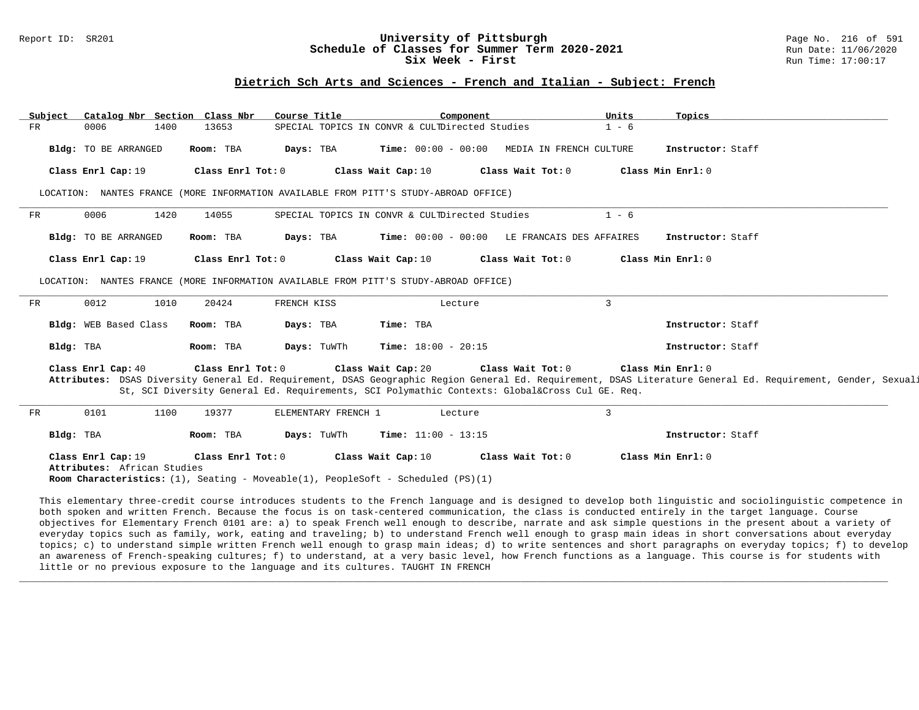## Dietrich Sch Arts and Sciences - French and Italian - Subject: French

| Subject | Catalog Nbr | Section | Class Nbr | Course Title | Component | Units | Topics |
|---|---|---|---|---|---|---|---|
| FR | 0006 | 1400 | 13653 | SPECIAL TOPICS IN CONVR & CULT | Directed Studies | 1 - 6 | |

**Bldg:** TO BE ARRANGED **Room:** TBA **Days:** TBA **Time:** 00:00 - 00:00 MEDIA IN FRENCH CULTURE **Instructor:** Staff

**Class Enrl Cap:** 19 **Class Enrl Tot:** 0 **Class Wait Cap:** 10 **Class Wait Tot:** 0 **Class Min Enrl:** 0

LOCATION: NANTES FRANCE (MORE INFORMATION AVAILABLE FROM PITT'S STUDY-ABROAD OFFICE)

---

| Subject | Catalog Nbr | Section | Class Nbr | Course Title | Component | Units | Topics |
|---|---|---|---|---|---|---|---|
| FR | 0006 | 1420 | 14055 | SPECIAL TOPICS IN CONVR & CULT | Directed Studies | 1 - 6 | |

**Bldg:** TO BE ARRANGED **Room:** TBA **Days:** TBA **Time:** 00:00 - 00:00 LE FRANCAIS DES AFFAIRES **Instructor:** Staff

**Class Enrl Cap:** 19 **Class Enrl Tot:** 0 **Class Wait Cap:** 10 **Class Wait Tot:** 0 **Class Min Enrl:** 0

LOCATION: NANTES FRANCE (MORE INFORMATION AVAILABLE FROM PITT'S STUDY-ABROAD OFFICE)

---

| Subject | Catalog Nbr | Section | Class Nbr | Course Title | Component | Units | Topics |
|---|---|---|---|---|---|---|---|
| FR | 0012 | 1010 | 20424 | FRENCH KISS | Lecture | 3 | |

**Bldg:** WEB Based Class **Room:** TBA **Days:** TBA **Time:** TBA **Instructor:** Staff

**Bldg:** TBA **Room:** TBA **Days:** TuWTh **Time:** 18:00 - 20:15 **Instructor:** Staff

**Class Enrl Cap:** 40 **Class Enrl Tot:** 0 **Class Wait Cap:** 20 **Class Wait Tot:** 0 **Class Min Enrl:** 0

**Attributes:** DSAS Diversity General Ed. Requirement, DSAS Geographic Region General Ed. Requirement, DSAS Literature General Ed. Requirement, Gender, Sexuali St, SCI Diversity General Ed. Requirements, SCI Polymathic Contexts: Global&Cross Cul GE. Req.

---

| Subject | Catalog Nbr | Section | Class Nbr | Course Title | Component | Units | Topics |
|---|---|---|---|---|---|---|---|
| FR | 0101 | 1100 | 19377 | ELEMENTARY FRENCH 1 | Lecture | 3 | |

**Bldg:** TBA **Room:** TBA **Days:** TuWTh **Time:** 11:00 - 13:15 **Instructor:** Staff

**Class Enrl Cap:** 19 **Class Enrl Tot:** 0 **Class Wait Cap:** 10 **Class Wait Tot:** 0 **Class Min Enrl:** 0

**Attributes:** African Studies

**Room Characteristics:** (1), Seating - Moveable(1), PeopleSoft - Scheduled (PS)(1)

This elementary three-credit course introduces students to the French language and is designed to develop both linguistic and sociolinguistic competence in both spoken and written French. Because the focus is on task-centered communication, the class is conducted entirely in the target language. Course objectives for Elementary French 0101 are: a) to speak French well enough to describe, narrate and ask simple questions in the present about a variety of everyday topics such as family, work, eating and traveling; b) to understand French well enough to grasp main ideas in short conversations about everyday topics; c) to understand simple written French well enough to grasp main ideas; d) to write sentences and short paragraphs on everyday topics; f) to develop an awareness of French-speaking cultures; f) to understand, at a very basic level, how French functions as a language. This course is for students with little or no previous exposure to the language and its cultures. TAUGHT IN FRENCH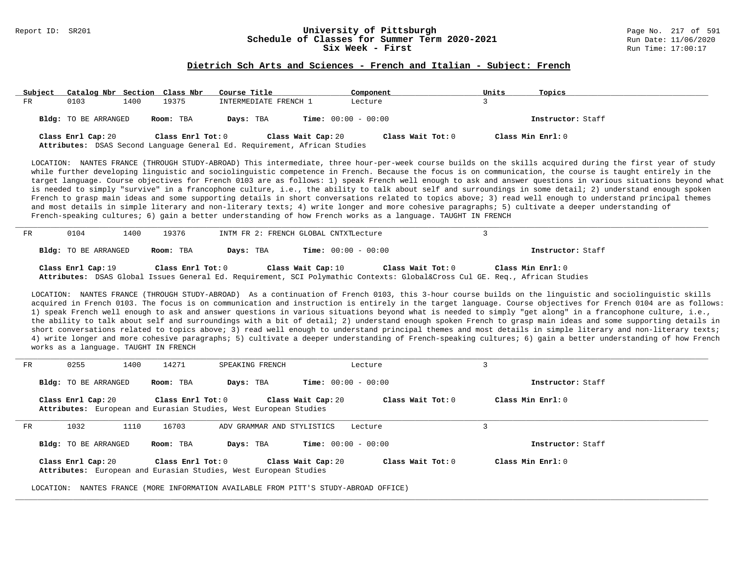# University of Pittsburgh
## Schedule of Classes for Summer Term 2020-2021
## Six Week - First

Report ID: SR201 | Run Date: 11/06/2020 | Run Time: 17:00:17

### Dietrich Sch Arts and Sciences - French and Italian - Subject: French

| Subject | Catalog Nbr | Section | Class Nbr | Course Title | Component | Units | Topics |
|---|---|---|---|---|---|---|---|
| FR | 0103 | 1400 | 19375 | INTERMEDIATE FRENCH 1 | Lecture | 3 | |

**Bldg:** TO BE ARRANGED **Room:** TBA **Days:** TBA **Time:** 00:00 - 00:00 **Instructor:** Staff

**Class Enrl Cap:** 20 **Class Enrl Tot:** 0 **Class Wait Cap:** 20 **Class Wait Tot:** 0 **Class Min Enrl:** 0

**Attributes:** DSAS Second Language General Ed. Requirement, African Studies

LOCATION: NANTES FRANCE (THROUGH STUDY-ABROAD) This intermediate, three hour-per-week course builds on the skills acquired during the first year of study while further developing linguistic and sociolinguistic competence in French. Because the focus is on communication, the course is taught entirely in the target language. Course objectives for French 0103 are as follows: 1) speak French well enough to ask and answer questions in various situations beyond what is needed to simply "survive" in a francophone culture, i.e., the ability to talk about self and surroundings in some detail; 2) understand enough spoken French to grasp main ideas and some supporting details in short conversations related to topics above; 3) read well enough to understand principal themes and most details in simple literary and non-literary texts; 4) write longer and more cohesive paragraphs; 5) cultivate a deeper understanding of French-speaking cultures; 6) gain a better understanding of how French works as a language. TAUGHT IN FRENCH

---

| Subject | Catalog Nbr | Section | Class Nbr | Course Title | Component | Units | Topics |
|---|---|---|---|---|---|---|---|
| FR | 0104 | 1400 | 19376 | INTM FR 2: FRENCH GLOBAL CNTXT | Lecture | 3 | |

**Bldg:** TO BE ARRANGED **Room:** TBA **Days:** TBA **Time:** 00:00 - 00:00 **Instructor:** Staff

**Class Enrl Cap:** 19 **Class Enrl Tot:** 0 **Class Wait Cap:** 10 **Class Wait Tot:** 0 **Class Min Enrl:** 0

**Attributes:** DSAS Global Issues General Ed. Requirement, SCI Polymathic Contexts: Global&Cross Cul GE. Req., African Studies

LOCATION: NANTES FRANCE (THROUGH STUDY-ABROAD) As a continuation of French 0103, this 3-hour course builds on the linguistic and sociolinguistic skills acquired in French 0103. The focus is on communication and instruction is entirely in the target language. Course objectives for French 0104 are as follows: 1) speak French well enough to ask and answer questions in various situations beyond what is needed to simply "get along" in a francophone culture, i.e., the ability to talk about self and surroundings with a bit of detail; 2) understand enough spoken French to grasp main ideas and some supporting details in short conversations related to topics above; 3) read well enough to understand principal themes and most details in simple literary and non-literary texts; 4) write longer and more cohesive paragraphs; 5) cultivate a deeper understanding of French-speaking cultures; 6) gain a better understanding of how French works as a language. TAUGHT IN FRENCH

---

| Subject | Catalog Nbr | Section | Class Nbr | Course Title | Component | Units | Topics |
|---|---|---|---|---|---|---|---|
| FR | 0255 | 1400 | 14271 | SPEAKING FRENCH | Lecture | 3 | |

**Bldg:** TO BE ARRANGED **Room:** TBA **Days:** TBA **Time:** 00:00 - 00:00 **Instructor:** Staff

**Class Enrl Cap:** 20 **Class Enrl Tot:** 0 **Class Wait Cap:** 20 **Class Wait Tot:** 0 **Class Min Enrl:** 0

**Attributes:** European and Eurasian Studies, West European Studies

---

| Subject | Catalog Nbr | Section | Class Nbr | Course Title | Component | Units | Topics |
|---|---|---|---|---|---|---|---|
| FR | 1032 | 1110 | 16703 | ADV GRAMMAR AND STYLISTICS | Lecture | 3 | |

**Bldg:** TO BE ARRANGED **Room:** TBA **Days:** TBA **Time:** 00:00 - 00:00 **Instructor:** Staff

**Class Enrl Cap:** 20 **Class Enrl Tot:** 0 **Class Wait Cap:** 20 **Class Wait Tot:** 0 **Class Min Enrl:** 0

**Attributes:** European and Eurasian Studies, West European Studies

LOCATION: NANTES FRANCE (MORE INFORMATION AVAILABLE FROM PITT'S STUDY-ABROAD OFFICE)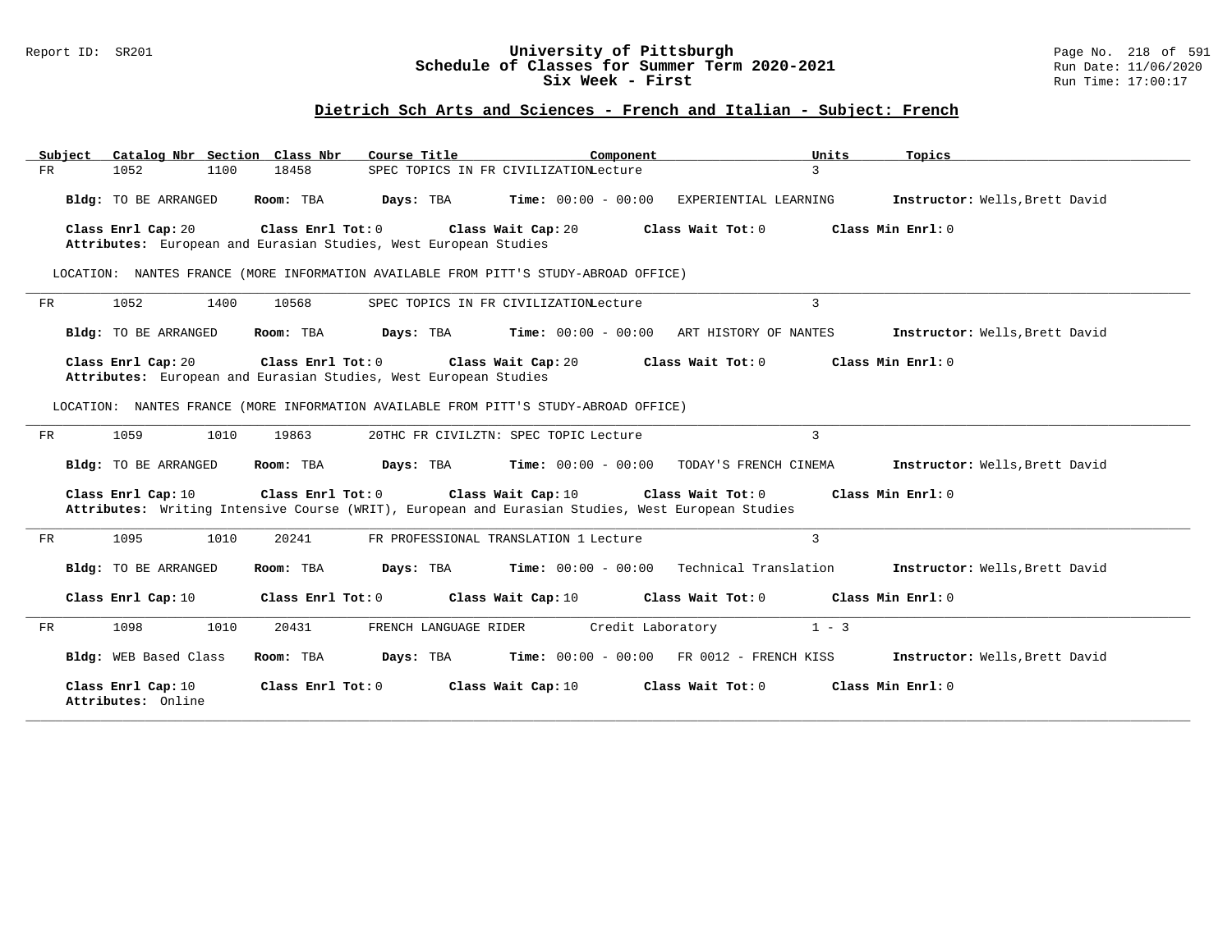## Dietrich Sch Arts and Sciences - French and Italian - Subject: French

| Subject | Catalog Nbr | Section | Class Nbr | Course Title | Component | Units | Topics |
|---|---|---|---|---|---|---|---|
| FR | 1052 | 1100 | 18458 | SPEC TOPICS IN FR CIVILIZATION | Lecture | 3 | |

**Bldg:** TO BE ARRANGED **Room:** TBA **Days:** TBA **Time:** 00:00 - 00:00 EXPERIENTIAL LEARNING **Instructor:** Wells,Brett David

**Class Enrl Cap:** 20 **Class Enrl Tot:** 0 **Class Wait Cap:** 20 **Class Wait Tot:** 0 **Class Min Enrl:** 0

**Attributes:** European and Eurasian Studies, West European Studies

LOCATION: NANTES FRANCE (MORE INFORMATION AVAILABLE FROM PITT'S STUDY-ABROAD OFFICE)

---

| Subject | Catalog Nbr | Section | Class Nbr | Course Title | Component | Units | Topics |
|---|---|---|---|---|---|---|---|
| FR | 1052 | 1400 | 10568 | SPEC TOPICS IN FR CIVILIZATION | Lecture | 3 | |

**Bldg:** TO BE ARRANGED **Room:** TBA **Days:** TBA **Time:** 00:00 - 00:00 ART HISTORY OF NANTES **Instructor:** Wells,Brett David

**Class Enrl Cap:** 20 **Class Enrl Tot:** 0 **Class Wait Cap:** 20 **Class Wait Tot:** 0 **Class Min Enrl:** 0

**Attributes:** European and Eurasian Studies, West European Studies

LOCATION: NANTES FRANCE (MORE INFORMATION AVAILABLE FROM PITT'S STUDY-ABROAD OFFICE)

---

| Subject | Catalog Nbr | Section | Class Nbr | Course Title | Component | Units | Topics |
|---|---|---|---|---|---|---|---|
| FR | 1059 | 1010 | 19863 | 20THC FR CIVILZTN: SPEC TOPIC | Lecture | 3 | |

**Bldg:** TO BE ARRANGED **Room:** TBA **Days:** TBA **Time:** 00:00 - 00:00 TODAY'S FRENCH CINEMA **Instructor:** Wells,Brett David

**Class Enrl Cap:** 10 **Class Enrl Tot:** 0 **Class Wait Cap:** 10 **Class Wait Tot:** 0 **Class Min Enrl:** 0

**Attributes:** Writing Intensive Course (WRIT), European and Eurasian Studies, West European Studies

---

| Subject | Catalog Nbr | Section | Class Nbr | Course Title | Component | Units | Topics |
|---|---|---|---|---|---|---|---|
| FR | 1095 | 1010 | 20241 | FR PROFESSIONAL TRANSLATION 1 | Lecture | 3 | |

**Bldg:** TO BE ARRANGED **Room:** TBA **Days:** TBA **Time:** 00:00 - 00:00 Technical Translation **Instructor:** Wells,Brett David

**Class Enrl Cap:** 10 **Class Enrl Tot:** 0 **Class Wait Cap:** 10 **Class Wait Tot:** 0 **Class Min Enrl:** 0

---

| Subject | Catalog Nbr | Section | Class Nbr | Course Title | Component | Units | Topics |
|---|---|---|---|---|---|---|---|
| FR | 1098 | 1010 | 20431 | FRENCH LANGUAGE RIDER | Credit Laboratory | 1 - 3 | |

**Bldg:** WEB Based Class **Room:** TBA **Days:** TBA **Time:** 00:00 - 00:00 FR 0012 - FRENCH KISS **Instructor:** Wells,Brett David

**Class Enrl Cap:** 10 **Class Enrl Tot:** 0 **Class Wait Cap:** 10 **Class Wait Tot:** 0 **Class Min Enrl:** 0

**Attributes:** Online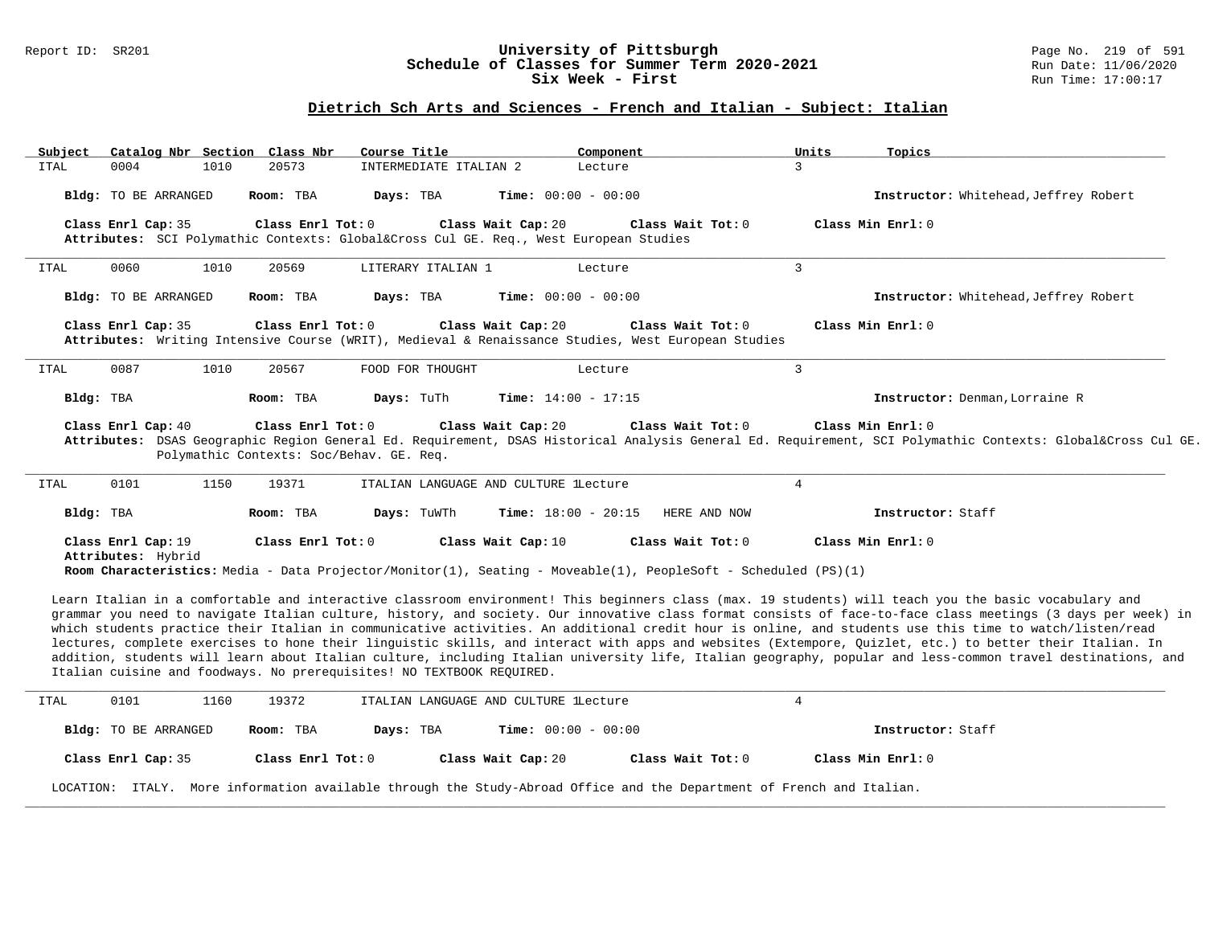# University of Pittsburgh
## Schedule of Classes for Summer Term 2020-2021
### Six Week - First

Report ID: SR201 — Run Date: 11/06/2020 — Run Time: 17:00:17

## Dietrich Sch Arts and Sciences - French and Italian - Subject: Italian

| Subject | Catalog Nbr | Section | Class Nbr | Course Title | Component | Units | Topics |
|---|---|---|---|---|---|---|---|
| ITAL | 0004 | 1010 | 20573 | INTERMEDIATE ITALIAN 2 | Lecture | 3 | |

**Bldg:** TO BE ARRANGED **Room:** TBA **Days:** TBA **Time:** 00:00 - 00:00 **Instructor:** Whitehead,Jeffrey Robert

**Class Enrl Cap:** 35 **Class Enrl Tot:** 0 **Class Wait Cap:** 20 **Class Wait Tot:** 0 **Class Min Enrl:** 0

**Attributes:** SCI Polymathic Contexts: Global&Cross Cul GE. Req., West European Studies

---

| Subject | Catalog Nbr | Section | Class Nbr | Course Title | Component | Units | Topics |
|---|---|---|---|---|---|---|---|
| ITAL | 0060 | 1010 | 20569 | LITERARY ITALIAN 1 | Lecture | 3 | |

**Bldg:** TO BE ARRANGED **Room:** TBA **Days:** TBA **Time:** 00:00 - 00:00 **Instructor:** Whitehead,Jeffrey Robert

**Class Enrl Cap:** 35 **Class Enrl Tot:** 0 **Class Wait Cap:** 20 **Class Wait Tot:** 0 **Class Min Enrl:** 0

**Attributes:** Writing Intensive Course (WRIT), Medieval & Renaissance Studies, West European Studies

---

| Subject | Catalog Nbr | Section | Class Nbr | Course Title | Component | Units | Topics |
|---|---|---|---|---|---|---|---|
| ITAL | 0087 | 1010 | 20567 | FOOD FOR THOUGHT | Lecture | 3 | |

**Bldg:** TBA **Room:** TBA **Days:** TuTh **Time:** 14:00 - 17:15 **Instructor:** Denman,Lorraine R

**Class Enrl Cap:** 40 **Class Enrl Tot:** 0 **Class Wait Cap:** 20 **Class Wait Tot:** 0 **Class Min Enrl:** 0

**Attributes:** DSAS Geographic Region General Ed. Requirement, DSAS Historical Analysis General Ed. Requirement, SCI Polymathic Contexts: Global&Cross Cul GE. Polymathic Contexts: Soc/Behav. GE. Req.

---

| Subject | Catalog Nbr | Section | Class Nbr | Course Title | Component | Units | Topics |
|---|---|---|---|---|---|---|---|
| ITAL | 0101 | 1150 | 19371 | ITALIAN LANGUAGE AND CULTURE 1 | Lecture | 4 | |

**Bldg:** TBA **Room:** TBA **Days:** TuWTh **Time:** 18:00 - 20:15 HERE AND NOW **Instructor:** Staff

**Class Enrl Cap:** 19 **Class Enrl Tot:** 0 **Class Wait Cap:** 10 **Class Wait Tot:** 0 **Class Min Enrl:** 0

**Attributes:** Hybrid

**Room Characteristics:** Media - Data Projector/Monitor(1), Seating - Moveable(1), PeopleSoft - Scheduled (PS)(1)

Learn Italian in a comfortable and interactive classroom environment! This beginners class (max. 19 students) will teach you the basic vocabulary and grammar you need to navigate Italian culture, history, and society. Our innovative class format consists of face-to-face class meetings (3 days per week) in which students practice their Italian in communicative activities. An additional credit hour is online, and students use this time to watch/listen/read lectures, complete exercises to hone their linguistic skills, and interact with apps and websites (Extempore, Quizlet, etc.) to better their Italian. In addition, students will learn about Italian culture, including Italian university life, Italian geography, popular and less-common travel destinations, and Italian cuisine and foodways. No prerequisites! NO TEXTBOOK REQUIRED.

---

| Subject | Catalog Nbr | Section | Class Nbr | Course Title | Component | Units | Topics |
|---|---|---|---|---|---|---|---|
| ITAL | 0101 | 1160 | 19372 | ITALIAN LANGUAGE AND CULTURE 1 | Lecture | 4 | |

**Bldg:** TO BE ARRANGED **Room:** TBA **Days:** TBA **Time:** 00:00 - 00:00 **Instructor:** Staff

**Class Enrl Cap:** 35 **Class Enrl Tot:** 0 **Class Wait Cap:** 20 **Class Wait Tot:** 0 **Class Min Enrl:** 0

LOCATION: ITALY. More information available through the Study-Abroad Office and the Department of French and Italian.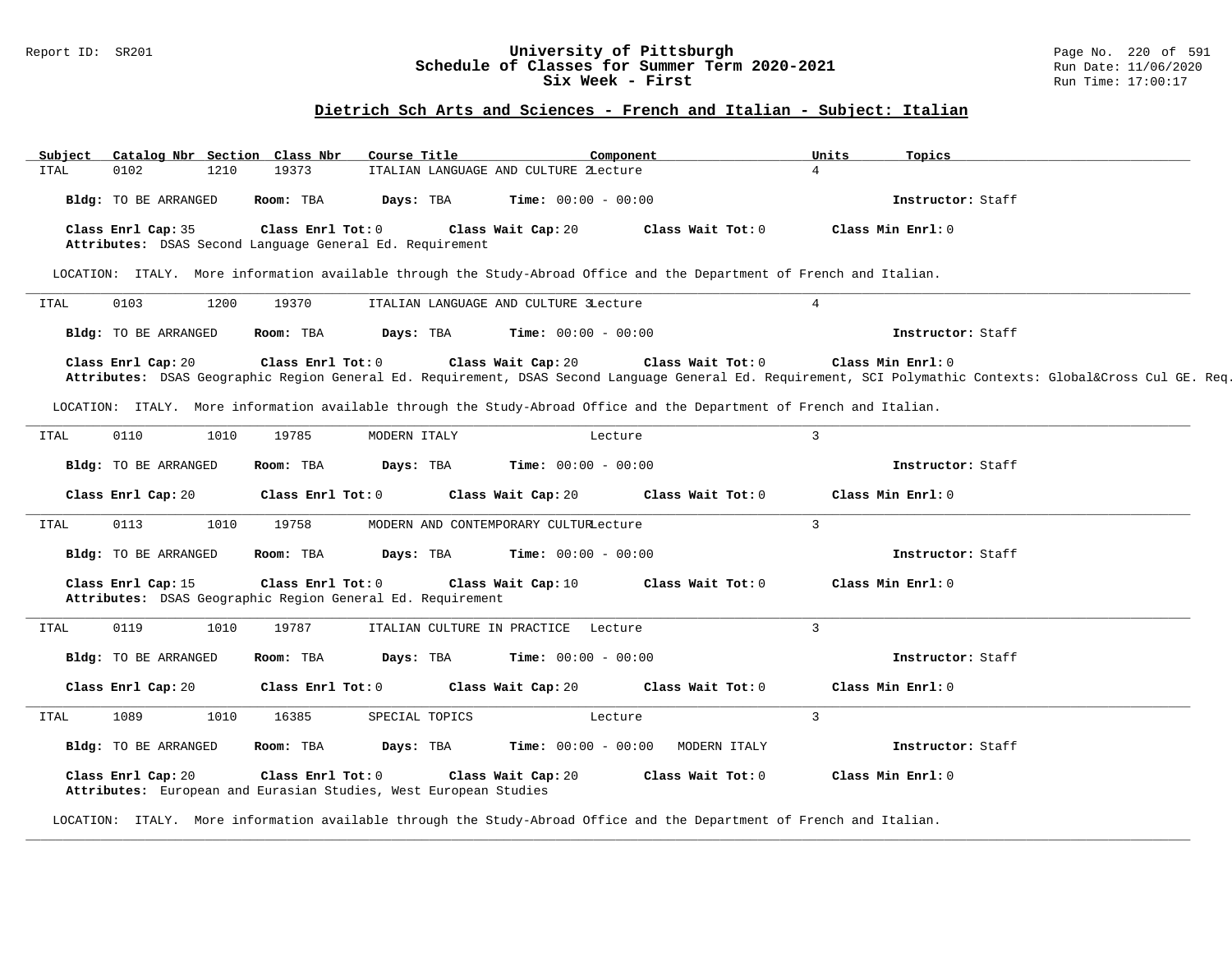## Dietrich Sch Arts and Sciences - French and Italian - Subject: Italian

| Subject | Catalog Nbr | Section | Class Nbr | Course Title | Component | Units | Topics |
|---|---|---|---|---|---|---|---|
| ITAL | 0102 | 1210 | 19373 | ITALIAN LANGUAGE AND CULTURE 2 | Lecture | 4 | |

**Bldg:** TO BE ARRANGED **Room:** TBA **Days:** TBA **Time:** 00:00 - 00:00 **Instructor:** Staff

**Class Enrl Cap:** 35 **Class Enrl Tot:** 0 **Class Wait Cap:** 20 **Class Wait Tot:** 0 **Class Min Enrl:** 0

**Attributes:** DSAS Second Language General Ed. Requirement

LOCATION: ITALY. More information available through the Study-Abroad Office and the Department of French and Italian.

---

| Subject | Catalog Nbr | Section | Class Nbr | Course Title | Component | Units | Topics |
|---|---|---|---|---|---|---|---|
| ITAL | 0103 | 1200 | 19370 | ITALIAN LANGUAGE AND CULTURE 3 | Lecture | 4 | |

**Bldg:** TO BE ARRANGED **Room:** TBA **Days:** TBA **Time:** 00:00 - 00:00 **Instructor:** Staff

**Class Enrl Cap:** 20 **Class Enrl Tot:** 0 **Class Wait Cap:** 20 **Class Wait Tot:** 0 **Class Min Enrl:** 0

**Attributes:** DSAS Geographic Region General Ed. Requirement, DSAS Second Language General Ed. Requirement, SCI Polymathic Contexts: Global&Cross Cul GE. Req.

LOCATION: ITALY. More information available through the Study-Abroad Office and the Department of French and Italian.

---

| Subject | Catalog Nbr | Section | Class Nbr | Course Title | Component | Units | Topics |
|---|---|---|---|---|---|---|---|
| ITAL | 0110 | 1010 | 19785 | MODERN ITALY | Lecture | 3 | |

**Bldg:** TO BE ARRANGED **Room:** TBA **Days:** TBA **Time:** 00:00 - 00:00 **Instructor:** Staff

**Class Enrl Cap:** 20 **Class Enrl Tot:** 0 **Class Wait Cap:** 20 **Class Wait Tot:** 0 **Class Min Enrl:** 0

---

| Subject | Catalog Nbr | Section | Class Nbr | Course Title | Component | Units | Topics |
|---|---|---|---|---|---|---|---|
| ITAL | 0113 | 1010 | 19758 | MODERN AND CONTEMPORARY CULTUR | Lecture | 3 | |

**Bldg:** TO BE ARRANGED **Room:** TBA **Days:** TBA **Time:** 00:00 - 00:00 **Instructor:** Staff

**Class Enrl Cap:** 15 **Class Enrl Tot:** 0 **Class Wait Cap:** 10 **Class Wait Tot:** 0 **Class Min Enrl:** 0

**Attributes:** DSAS Geographic Region General Ed. Requirement

---

| Subject | Catalog Nbr | Section | Class Nbr | Course Title | Component | Units | Topics |
|---|---|---|---|---|---|---|---|
| ITAL | 0119 | 1010 | 19787 | ITALIAN CULTURE IN PRACTICE | Lecture | 3 | |

**Bldg:** TO BE ARRANGED **Room:** TBA **Days:** TBA **Time:** 00:00 - 00:00 **Instructor:** Staff

**Class Enrl Cap:** 20 **Class Enrl Tot:** 0 **Class Wait Cap:** 20 **Class Wait Tot:** 0 **Class Min Enrl:** 0

---

| Subject | Catalog Nbr | Section | Class Nbr | Course Title | Component | Units | Topics |
|---|---|---|---|---|---|---|---|
| ITAL | 1089 | 1010 | 16385 | SPECIAL TOPICS | Lecture | 3 | |

**Bldg:** TO BE ARRANGED **Room:** TBA **Days:** TBA **Time:** 00:00 - 00:00 MODERN ITALY **Instructor:** Staff

**Class Enrl Cap:** 20 **Class Enrl Tot:** 0 **Class Wait Cap:** 20 **Class Wait Tot:** 0 **Class Min Enrl:** 0

**Attributes:** European and Eurasian Studies, West European Studies

LOCATION: ITALY. More information available through the Study-Abroad Office and the Department of French and Italian.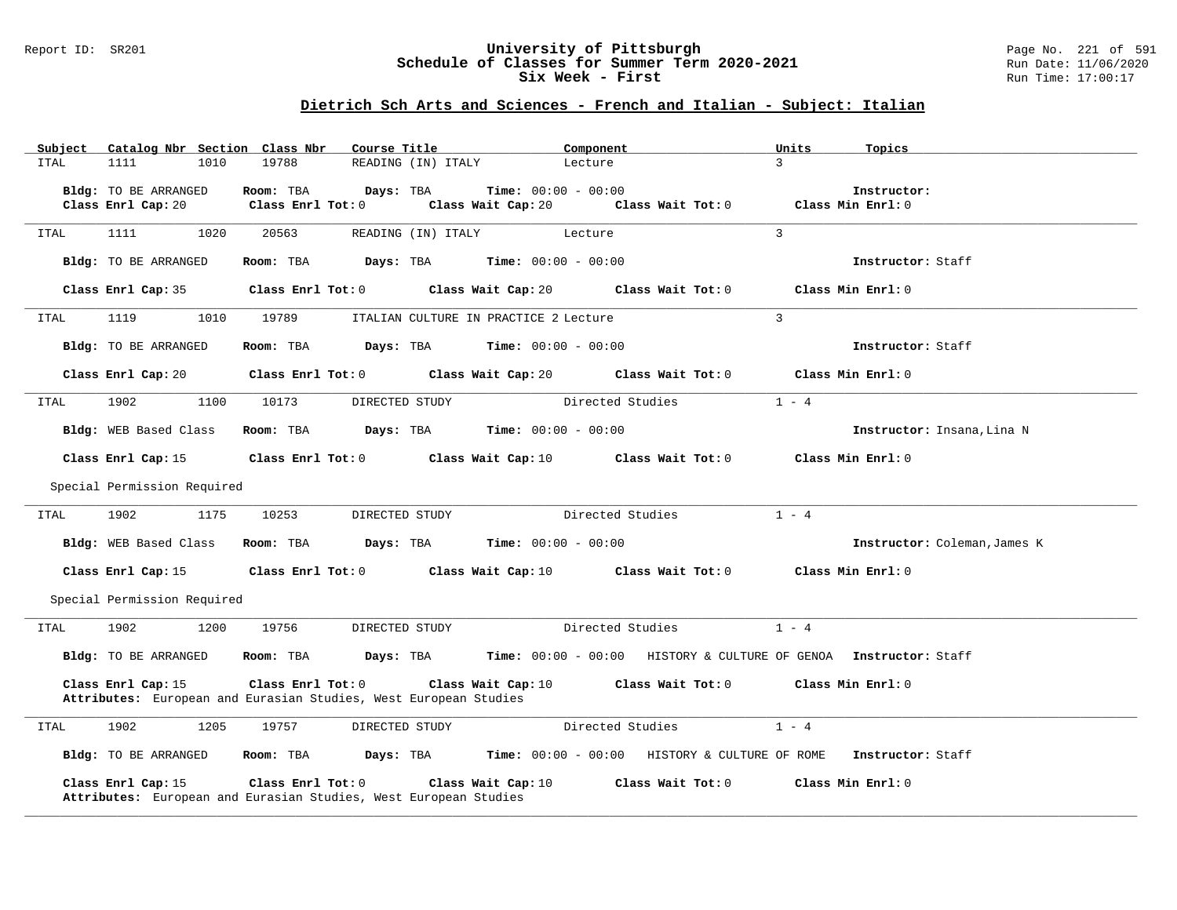## Dietrich Sch Arts and Sciences - French and Italian - Subject: Italian

| Subject | Catalog Nbr | Section | Class Nbr | Course Title | Component | Units | Topics |
|---|---|---|---|---|---|---|---|
| ITAL | 1111 | 1010 | 19788 | READING (IN) ITALY | Lecture | 3 | |

**Bldg:** TO BE ARRANGED **Room:** TBA **Days:** TBA **Time:** 00:00 - 00:00 **Instructor:**
**Class Enrl Cap:** 20 **Class Enrl Tot:** 0 **Class Wait Cap:** 20 **Class Wait Tot:** 0 **Class Min Enrl:** 0

---

| Subject | Catalog Nbr | Section | Class Nbr | Course Title | Component | Units | Topics |
|---|---|---|---|---|---|---|---|
| ITAL | 1111 | 1020 | 20563 | READING (IN) ITALY | Lecture | 3 | |

**Bldg:** TO BE ARRANGED **Room:** TBA **Days:** TBA **Time:** 00:00 - 00:00 **Instructor:** Staff
**Class Enrl Cap:** 35 **Class Enrl Tot:** 0 **Class Wait Cap:** 20 **Class Wait Tot:** 0 **Class Min Enrl:** 0

---

| Subject | Catalog Nbr | Section | Class Nbr | Course Title | Component | Units | Topics |
|---|---|---|---|---|---|---|---|
| ITAL | 1119 | 1010 | 19789 | ITALIAN CULTURE IN PRACTICE 2 | Lecture | 3 | |

**Bldg:** TO BE ARRANGED **Room:** TBA **Days:** TBA **Time:** 00:00 - 00:00 **Instructor:** Staff
**Class Enrl Cap:** 20 **Class Enrl Tot:** 0 **Class Wait Cap:** 20 **Class Wait Tot:** 0 **Class Min Enrl:** 0

---

| Subject | Catalog Nbr | Section | Class Nbr | Course Title | Component | Units | Topics |
|---|---|---|---|---|---|---|---|
| ITAL | 1902 | 1100 | 10173 | DIRECTED STUDY | Directed Studies | 1 - 4 | |

**Bldg:** WEB Based Class **Room:** TBA **Days:** TBA **Time:** 00:00 - 00:00 **Instructor:** Insana,Lina N
**Class Enrl Cap:** 15 **Class Enrl Tot:** 0 **Class Wait Cap:** 10 **Class Wait Tot:** 0 **Class Min Enrl:** 0

Special Permission Required

---

| Subject | Catalog Nbr | Section | Class Nbr | Course Title | Component | Units | Topics |
|---|---|---|---|---|---|---|---|
| ITAL | 1902 | 1175 | 10253 | DIRECTED STUDY | Directed Studies | 1 - 4 | |

**Bldg:** WEB Based Class **Room:** TBA **Days:** TBA **Time:** 00:00 - 00:00 **Instructor:** Coleman,James K
**Class Enrl Cap:** 15 **Class Enrl Tot:** 0 **Class Wait Cap:** 10 **Class Wait Tot:** 0 **Class Min Enrl:** 0

Special Permission Required

---

| Subject | Catalog Nbr | Section | Class Nbr | Course Title | Component | Units | Topics |
|---|---|---|---|---|---|---|---|
| ITAL | 1902 | 1200 | 19756 | DIRECTED STUDY | Directed Studies | 1 - 4 | HISTORY & CULTURE OF GENOA |

**Bldg:** TO BE ARRANGED **Room:** TBA **Days:** TBA **Time:** 00:00 - 00:00 **Instructor:** Staff
**Class Enrl Cap:** 15 **Class Enrl Tot:** 0 **Class Wait Cap:** 10 **Class Wait Tot:** 0 **Class Min Enrl:** 0
**Attributes:** European and Eurasian Studies, West European Studies

---

| Subject | Catalog Nbr | Section | Class Nbr | Course Title | Component | Units | Topics |
|---|---|---|---|---|---|---|---|
| ITAL | 1902 | 1205 | 19757 | DIRECTED STUDY | Directed Studies | 1 - 4 | HISTORY & CULTURE OF ROME |

**Bldg:** TO BE ARRANGED **Room:** TBA **Days:** TBA **Time:** 00:00 - 00:00 **Instructor:** Staff
**Class Enrl Cap:** 15 **Class Enrl Tot:** 0 **Class Wait Cap:** 10 **Class Wait Tot:** 0 **Class Min Enrl:** 0
**Attributes:** European and Eurasian Studies, West European Studies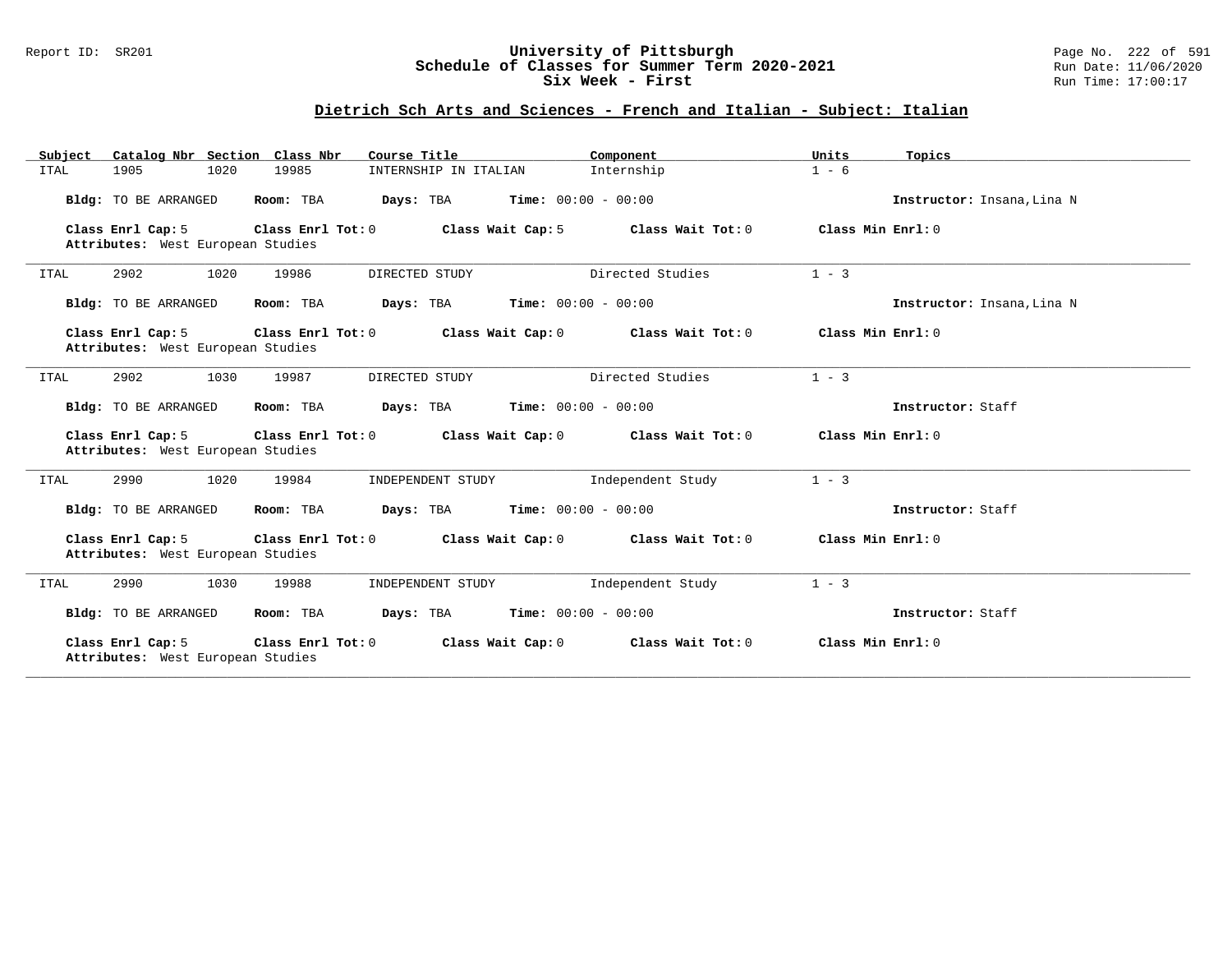# University of Pittsburgh
## Schedule of Classes for Summer Term 2020-2021
### Six Week - First

Report ID: SR201 | Run Date: 11/06/2020 | Run Time: 17:00:17

## Dietrich Sch Arts and Sciences - French and Italian - Subject: Italian

| Subject | Catalog Nbr | Section | Class Nbr | Course Title | Component | Units | Topics |
|---|---|---|---|---|---|---|---|
| ITAL | 1905 | 1020 | 19985 | INTERNSHIP IN ITALIAN | Internship | 1 - 6 | |

**Bldg:** TO BE ARRANGED **Room:** TBA **Days:** TBA **Time:** 00:00 - 00:00 **Instructor:** Insana,Lina N

**Class Enrl Cap:** 5 **Class Enrl Tot:** 0 **Class Wait Cap:** 5 **Class Wait Tot:** 0 **Class Min Enrl:** 0
**Attributes:** West European Studies

---

| Subject | Catalog Nbr | Section | Class Nbr | Course Title | Component | Units | Topics |
|---|---|---|---|---|---|---|---|
| ITAL | 2902 | 1020 | 19986 | DIRECTED STUDY | Directed Studies | 1 - 3 | |

**Bldg:** TO BE ARRANGED **Room:** TBA **Days:** TBA **Time:** 00:00 - 00:00 **Instructor:** Insana,Lina N

**Class Enrl Cap:** 5 **Class Enrl Tot:** 0 **Class Wait Cap:** 0 **Class Wait Tot:** 0 **Class Min Enrl:** 0
**Attributes:** West European Studies

---

| Subject | Catalog Nbr | Section | Class Nbr | Course Title | Component | Units | Topics |
|---|---|---|---|---|---|---|---|
| ITAL | 2902 | 1030 | 19987 | DIRECTED STUDY | Directed Studies | 1 - 3 | |

**Bldg:** TO BE ARRANGED **Room:** TBA **Days:** TBA **Time:** 00:00 - 00:00 **Instructor:** Staff

**Class Enrl Cap:** 5 **Class Enrl Tot:** 0 **Class Wait Cap:** 0 **Class Wait Tot:** 0 **Class Min Enrl:** 0
**Attributes:** West European Studies

---

| Subject | Catalog Nbr | Section | Class Nbr | Course Title | Component | Units | Topics |
|---|---|---|---|---|---|---|---|
| ITAL | 2990 | 1020 | 19984 | INDEPENDENT STUDY | Independent Study | 1 - 3 | |

**Bldg:** TO BE ARRANGED **Room:** TBA **Days:** TBA **Time:** 00:00 - 00:00 **Instructor:** Staff

**Class Enrl Cap:** 5 **Class Enrl Tot:** 0 **Class Wait Cap:** 0 **Class Wait Tot:** 0 **Class Min Enrl:** 0
**Attributes:** West European Studies

---

| Subject | Catalog Nbr | Section | Class Nbr | Course Title | Component | Units | Topics |
|---|---|---|---|---|---|---|---|
| ITAL | 2990 | 1030 | 19988 | INDEPENDENT STUDY | Independent Study | 1 - 3 | |

**Bldg:** TO BE ARRANGED **Room:** TBA **Days:** TBA **Time:** 00:00 - 00:00 **Instructor:** Staff

**Class Enrl Cap:** 5 **Class Enrl Tot:** 0 **Class Wait Cap:** 0 **Class Wait Tot:** 0 **Class Min Enrl:** 0
**Attributes:** West European Studies

---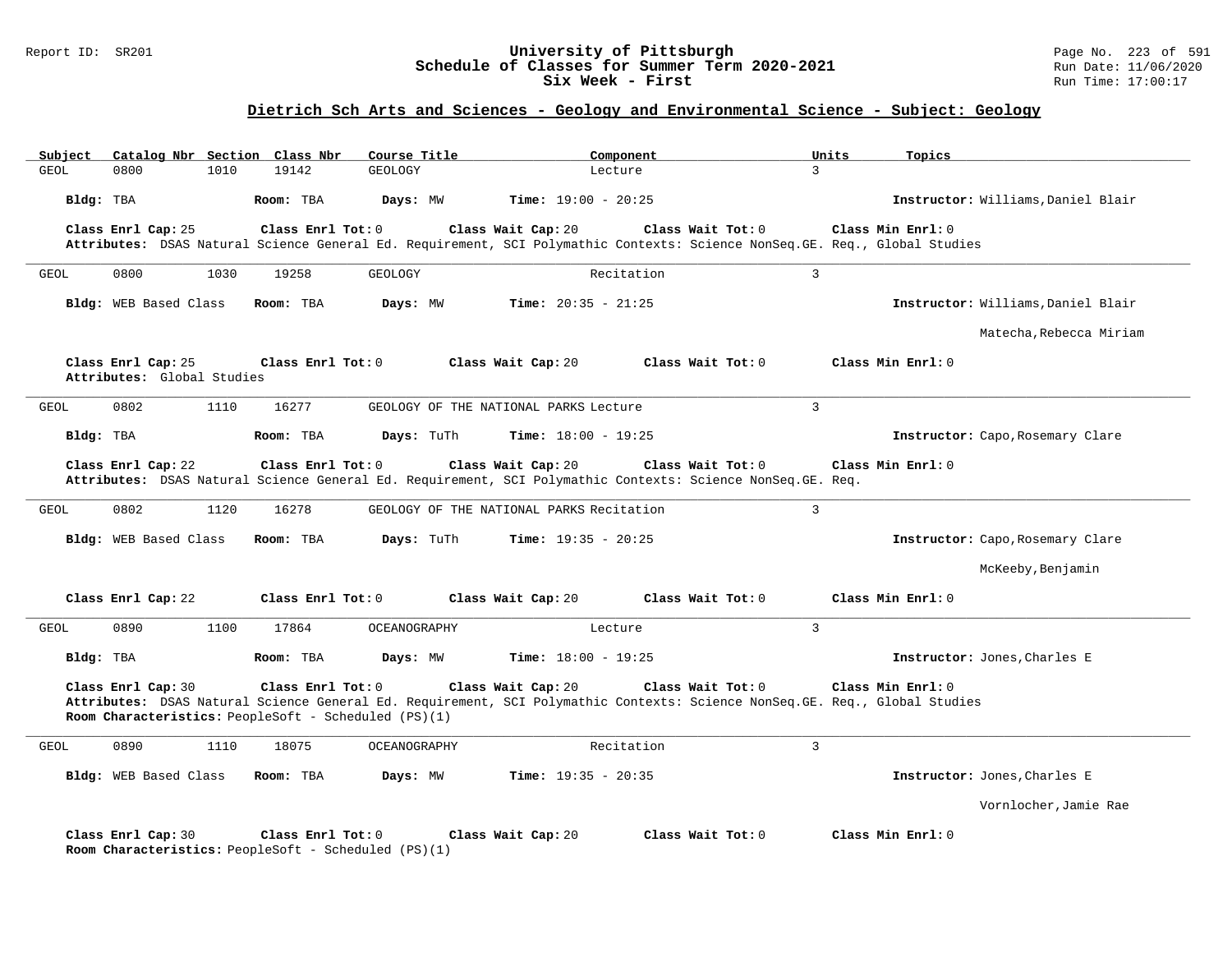## University of Pittsburgh
## Schedule of Classes for Summer Term 2020-2021
## Six Week - First

Report ID: SR201 | Run Date: 11/06/2020 | Run Time: 17:00:17

### Dietrich Sch Arts and Sciences - Geology and Environmental Science - Subject: Geology

| Subject | Catalog Nbr | Section | Class Nbr | Course Title | Component | Units | Topics |
|---|---|---|---|---|---|---|---|
| GEOL | 0800 | 1010 | 19142 | GEOLOGY | Lecture | 3 | |

**Bldg:** TBA **Room:** TBA **Days:** MW **Time:** 19:00 - 20:25 **Instructor:** Williams,Daniel Blair

**Class Enrl Cap:** 25 **Class Enrl Tot:** 0 **Class Wait Cap:** 20 **Class Wait Tot:** 0 **Class Min Enrl:** 0

**Attributes:** DSAS Natural Science General Ed. Requirement, SCI Polymathic Contexts: Science NonSeq.GE. Req., Global Studies

---

| Subject | Catalog Nbr | Section | Class Nbr | Course Title | Component | Units | Topics |
|---|---|---|---|---|---|---|---|
| GEOL | 0800 | 1030 | 19258 | GEOLOGY | Recitation | 3 | |

**Bldg:** WEB Based Class **Room:** TBA **Days:** MW **Time:** 20:35 - 21:25 **Instructor:** Williams,Daniel Blair; Matecha,Rebecca Miriam

**Class Enrl Cap:** 25 **Class Enrl Tot:** 0 **Class Wait Cap:** 20 **Class Wait Tot:** 0 **Class Min Enrl:** 0

**Attributes:** Global Studies

---

| Subject | Catalog Nbr | Section | Class Nbr | Course Title | Component | Units | Topics |
|---|---|---|---|---|---|---|---|
| GEOL | 0802 | 1110 | 16277 | GEOLOGY OF THE NATIONAL PARKS | Lecture | 3 | |

**Bldg:** TBA **Room:** TBA **Days:** TuTh **Time:** 18:00 - 19:25 **Instructor:** Capo,Rosemary Clare

**Class Enrl Cap:** 22 **Class Enrl Tot:** 0 **Class Wait Cap:** 20 **Class Wait Tot:** 0 **Class Min Enrl:** 0

**Attributes:** DSAS Natural Science General Ed. Requirement, SCI Polymathic Contexts: Science NonSeq.GE. Req.

---

| Subject | Catalog Nbr | Section | Class Nbr | Course Title | Component | Units | Topics |
|---|---|---|---|---|---|---|---|
| GEOL | 0802 | 1120 | 16278 | GEOLOGY OF THE NATIONAL PARKS | Recitation | 3 | |

**Bldg:** WEB Based Class **Room:** TBA **Days:** TuTh **Time:** 19:35 - 20:25 **Instructor:** Capo,Rosemary Clare; McKeeby,Benjamin

**Class Enrl Cap:** 22 **Class Enrl Tot:** 0 **Class Wait Cap:** 20 **Class Wait Tot:** 0 **Class Min Enrl:** 0

---

| Subject | Catalog Nbr | Section | Class Nbr | Course Title | Component | Units | Topics |
|---|---|---|---|---|---|---|---|
| GEOL | 0890 | 1100 | 17864 | OCEANOGRAPHY | Lecture | 3 | |

**Bldg:** TBA **Room:** TBA **Days:** MW **Time:** 18:00 - 19:25 **Instructor:** Jones,Charles E

**Class Enrl Cap:** 30 **Class Enrl Tot:** 0 **Class Wait Cap:** 20 **Class Wait Tot:** 0 **Class Min Enrl:** 0

**Attributes:** DSAS Natural Science General Ed. Requirement, SCI Polymathic Contexts: Science NonSeq.GE. Req., Global Studies

**Room Characteristics:** PeopleSoft - Scheduled (PS)(1)

---

| Subject | Catalog Nbr | Section | Class Nbr | Course Title | Component | Units | Topics |
|---|---|---|---|---|---|---|---|
| GEOL | 0890 | 1110 | 18075 | OCEANOGRAPHY | Recitation | 3 | |

**Bldg:** WEB Based Class **Room:** TBA **Days:** MW **Time:** 19:35 - 20:35 **Instructor:** Jones,Charles E; Vornlocher,Jamie Rae

**Class Enrl Cap:** 30 **Class Enrl Tot:** 0 **Class Wait Cap:** 20 **Class Wait Tot:** 0 **Class Min Enrl:** 0

**Room Characteristics:** PeopleSoft - Scheduled (PS)(1)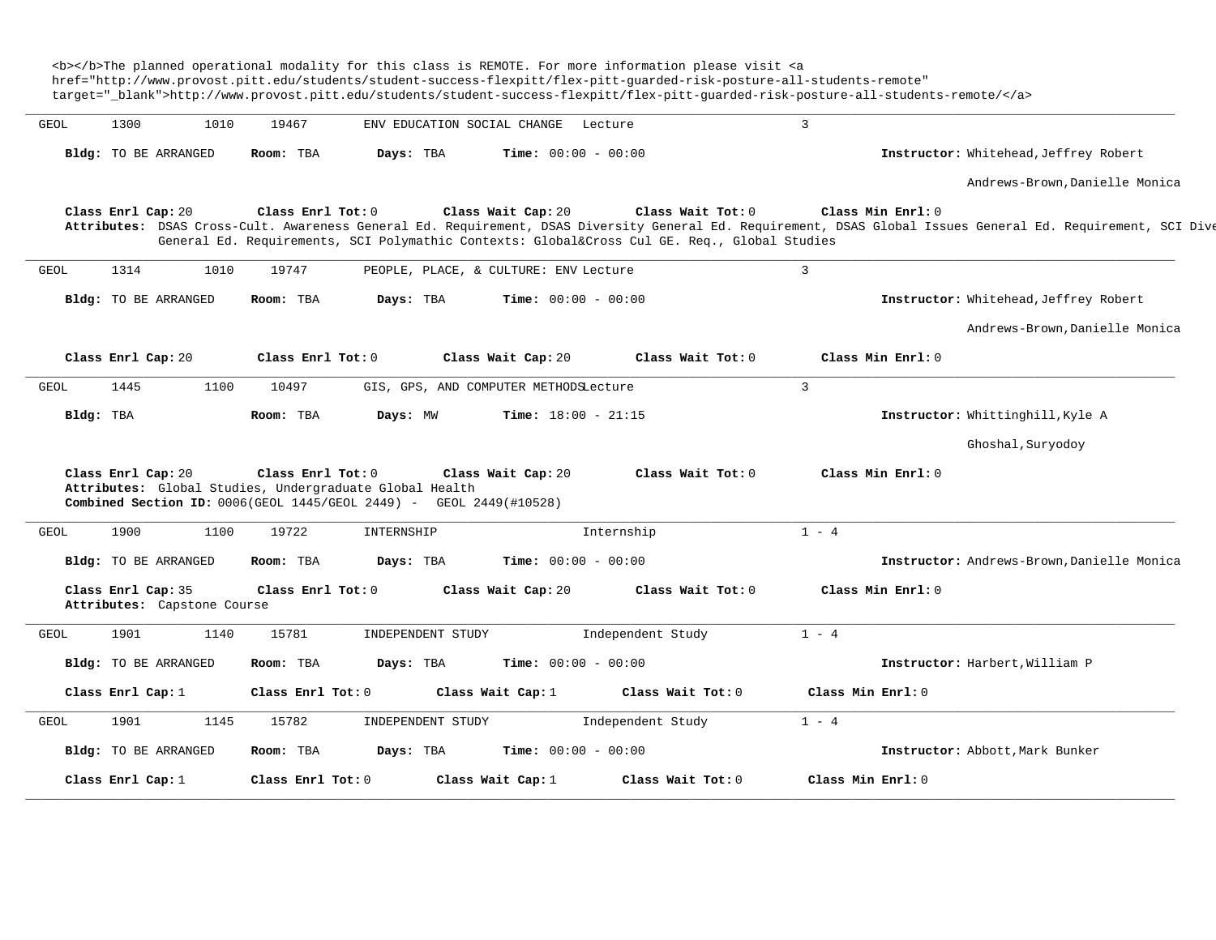<b></b>The planned operational modality for this class is REMOTE. For more information please visit <a href="http://www.provost.pitt.edu/students/student-success-flexpitt/flex-pitt-guarded-risk-posture-all-students-remote" target="_blank">http://www.provost.pitt.edu/students/student-success-flexpitt/flex-pitt-guarded-risk-posture-all-students-remote/</a>

---

GEOL 1300 1010 19467 ENV EDUCATION SOCIAL CHANGE Lecture 3

**Bldg:** TO BE ARRANGED **Room:** TBA **Days:** TBA **Time:** 00:00 - 00:00 **Instructor:** Whitehead,Jeffrey Robert
Andrews-Brown,Danielle Monica

**Class Enrl Cap:** 20 **Class Enrl Tot:** 0 **Class Wait Cap:** 20 **Class Wait Tot:** 0 **Class Min Enrl:** 0
**Attributes:** DSAS Cross-Cult. Awareness General Ed. Requirement, DSAS Diversity General Ed. Requirement, DSAS Global Issues General Ed. Requirement, SCI Dive General Ed. Requirements, SCI Polymathic Contexts: Global&Cross Cul GE. Req., Global Studies

---

GEOL 1314 1010 19747 PEOPLE, PLACE, & CULTURE: ENV Lecture 3

**Bldg:** TO BE ARRANGED **Room:** TBA **Days:** TBA **Time:** 00:00 - 00:00 **Instructor:** Whitehead,Jeffrey Robert
Andrews-Brown,Danielle Monica

**Class Enrl Cap:** 20 **Class Enrl Tot:** 0 **Class Wait Cap:** 20 **Class Wait Tot:** 0 **Class Min Enrl:** 0

---

GEOL 1445 1100 10497 GIS, GPS, AND COMPUTER METHODS Lecture 3

**Bldg:** TBA **Room:** TBA **Days:** MW **Time:** 18:00 - 21:15 **Instructor:** Whittinghill,Kyle A
Ghoshal,Suryodoy

**Class Enrl Cap:** 20 **Class Enrl Tot:** 0 **Class Wait Cap:** 20 **Class Wait Tot:** 0 **Class Min Enrl:** 0
**Attributes:** Global Studies, Undergraduate Global Health
**Combined Section ID:** 0006(GEOL 1445/GEOL 2449) - GEOL 2449(#10528)

---

GEOL 1900 1100 19722 INTERNSHIP Internship 1 - 4

**Bldg:** TO BE ARRANGED **Room:** TBA **Days:** TBA **Time:** 00:00 - 00:00 **Instructor:** Andrews-Brown,Danielle Monica

**Class Enrl Cap:** 35 **Class Enrl Tot:** 0 **Class Wait Cap:** 20 **Class Wait Tot:** 0 **Class Min Enrl:** 0
**Attributes:** Capstone Course

---

GEOL 1901 1140 15781 INDEPENDENT STUDY Independent Study 1 - 4

**Bldg:** TO BE ARRANGED **Room:** TBA **Days:** TBA **Time:** 00:00 - 00:00 **Instructor:** Harbert,William P

**Class Enrl Cap:** 1 **Class Enrl Tot:** 0 **Class Wait Cap:** 1 **Class Wait Tot:** 0 **Class Min Enrl:** 0

---

GEOL 1901 1145 15782 INDEPENDENT STUDY Independent Study 1 - 4

**Bldg:** TO BE ARRANGED **Room:** TBA **Days:** TBA **Time:** 00:00 - 00:00 **Instructor:** Abbott,Mark Bunker

**Class Enrl Cap:** 1 **Class Enrl Tot:** 0 **Class Wait Cap:** 1 **Class Wait Tot:** 0 **Class Min Enrl:** 0

---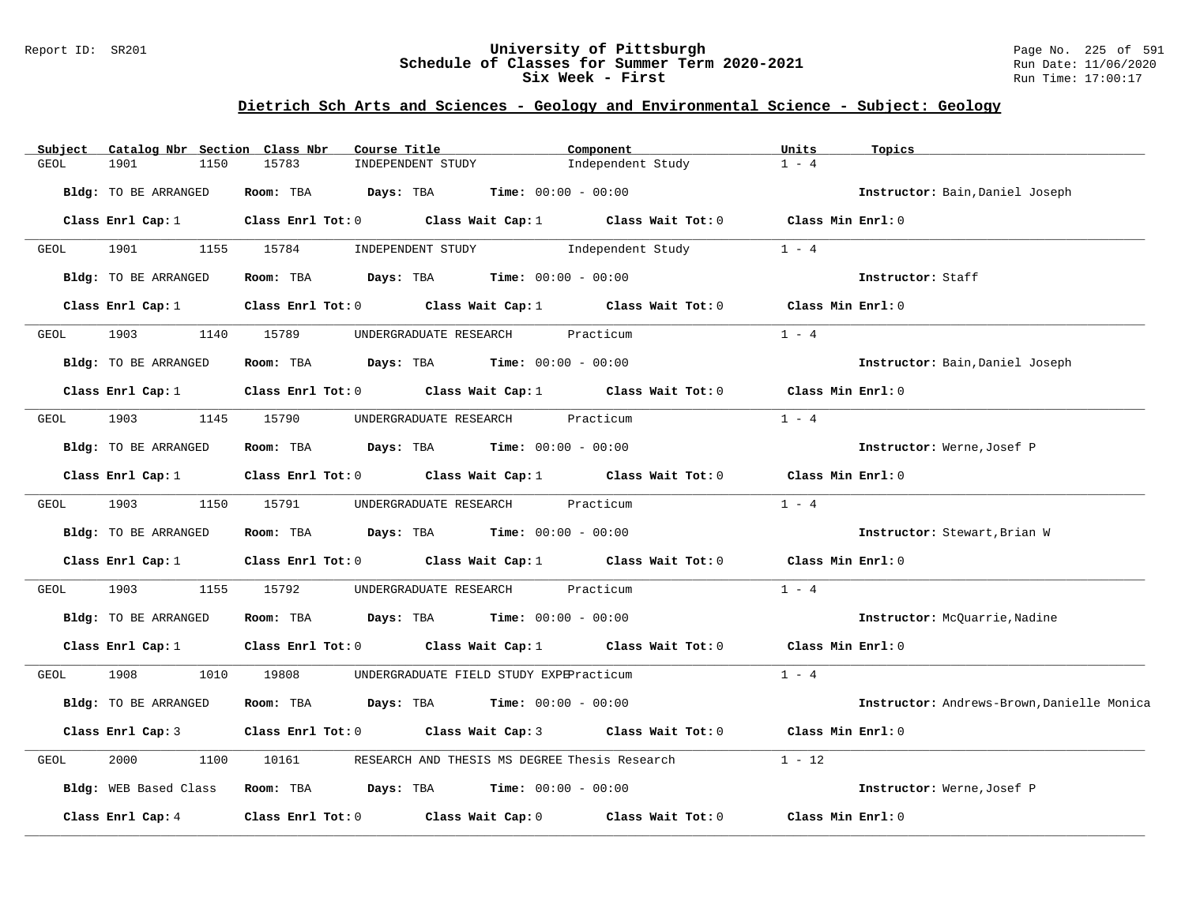## Dietrich Sch Arts and Sciences - Geology and Environmental Science - Subject: Geology

| Subject | Catalog Nbr | Section | Class Nbr | Course Title | Component | Units | Topics |
|---|---|---|---|---|---|---|---|
| GEOL | 1901 | 1150 | 15783 | INDEPENDENT STUDY | Independent Study | 1 - 4 | |

**Bldg:** TO BE ARRANGED **Room:** TBA **Days:** TBA **Time:** 00:00 - 00:00 **Instructor:** Bain,Daniel Joseph

**Class Enrl Cap:** 1 **Class Enrl Tot:** 0 **Class Wait Cap:** 1 **Class Wait Tot:** 0 **Class Min Enrl:** 0

| Subject | Catalog Nbr | Section | Class Nbr | Course Title | Component | Units | Topics |
|---|---|---|---|---|---|---|---|
| GEOL | 1901 | 1155 | 15784 | INDEPENDENT STUDY | Independent Study | 1 - 4 | |

**Bldg:** TO BE ARRANGED **Room:** TBA **Days:** TBA **Time:** 00:00 - 00:00 **Instructor:** Staff

**Class Enrl Cap:** 1 **Class Enrl Tot:** 0 **Class Wait Cap:** 1 **Class Wait Tot:** 0 **Class Min Enrl:** 0

| Subject | Catalog Nbr | Section | Class Nbr | Course Title | Component | Units | Topics |
|---|---|---|---|---|---|---|---|
| GEOL | 1903 | 1140 | 15789 | UNDERGRADUATE RESEARCH | Practicum | 1 - 4 | |

**Bldg:** TO BE ARRANGED **Room:** TBA **Days:** TBA **Time:** 00:00 - 00:00 **Instructor:** Bain,Daniel Joseph

**Class Enrl Cap:** 1 **Class Enrl Tot:** 0 **Class Wait Cap:** 1 **Class Wait Tot:** 0 **Class Min Enrl:** 0

| Subject | Catalog Nbr | Section | Class Nbr | Course Title | Component | Units | Topics |
|---|---|---|---|---|---|---|---|
| GEOL | 1903 | 1145 | 15790 | UNDERGRADUATE RESEARCH | Practicum | 1 - 4 | |

**Bldg:** TO BE ARRANGED **Room:** TBA **Days:** TBA **Time:** 00:00 - 00:00 **Instructor:** Werne,Josef P

**Class Enrl Cap:** 1 **Class Enrl Tot:** 0 **Class Wait Cap:** 1 **Class Wait Tot:** 0 **Class Min Enrl:** 0

| Subject | Catalog Nbr | Section | Class Nbr | Course Title | Component | Units | Topics |
|---|---|---|---|---|---|---|---|
| GEOL | 1903 | 1150 | 15791 | UNDERGRADUATE RESEARCH | Practicum | 1 - 4 | |

**Bldg:** TO BE ARRANGED **Room:** TBA **Days:** TBA **Time:** 00:00 - 00:00 **Instructor:** Stewart,Brian W

**Class Enrl Cap:** 1 **Class Enrl Tot:** 0 **Class Wait Cap:** 1 **Class Wait Tot:** 0 **Class Min Enrl:** 0

| Subject | Catalog Nbr | Section | Class Nbr | Course Title | Component | Units | Topics |
|---|---|---|---|---|---|---|---|
| GEOL | 1903 | 1155 | 15792 | UNDERGRADUATE RESEARCH | Practicum | 1 - 4 | |

**Bldg:** TO BE ARRANGED **Room:** TBA **Days:** TBA **Time:** 00:00 - 00:00 **Instructor:** McQuarrie,Nadine

**Class Enrl Cap:** 1 **Class Enrl Tot:** 0 **Class Wait Cap:** 1 **Class Wait Tot:** 0 **Class Min Enrl:** 0

| Subject | Catalog Nbr | Section | Class Nbr | Course Title | Component | Units | Topics |
|---|---|---|---|---|---|---|---|
| GEOL | 1908 | 1010 | 19808 | UNDERGRADUATE FIELD STUDY EXPE | Practicum | 1 - 4 | |

**Bldg:** TO BE ARRANGED **Room:** TBA **Days:** TBA **Time:** 00:00 - 00:00 **Instructor:** Andrews-Brown,Danielle Monica

**Class Enrl Cap:** 3 **Class Enrl Tot:** 0 **Class Wait Cap:** 3 **Class Wait Tot:** 0 **Class Min Enrl:** 0

| Subject | Catalog Nbr | Section | Class Nbr | Course Title | Component | Units | Topics |
|---|---|---|---|---|---|---|---|
| GEOL | 2000 | 1100 | 10161 | RESEARCH AND THESIS MS DEGREE | Thesis Research | 1 - 12 | |

**Bldg:** WEB Based Class **Room:** TBA **Days:** TBA **Time:** 00:00 - 00:00 **Instructor:** Werne,Josef P

**Class Enrl Cap:** 4 **Class Enrl Tot:** 0 **Class Wait Cap:** 0 **Class Wait Tot:** 0 **Class Min Enrl:** 0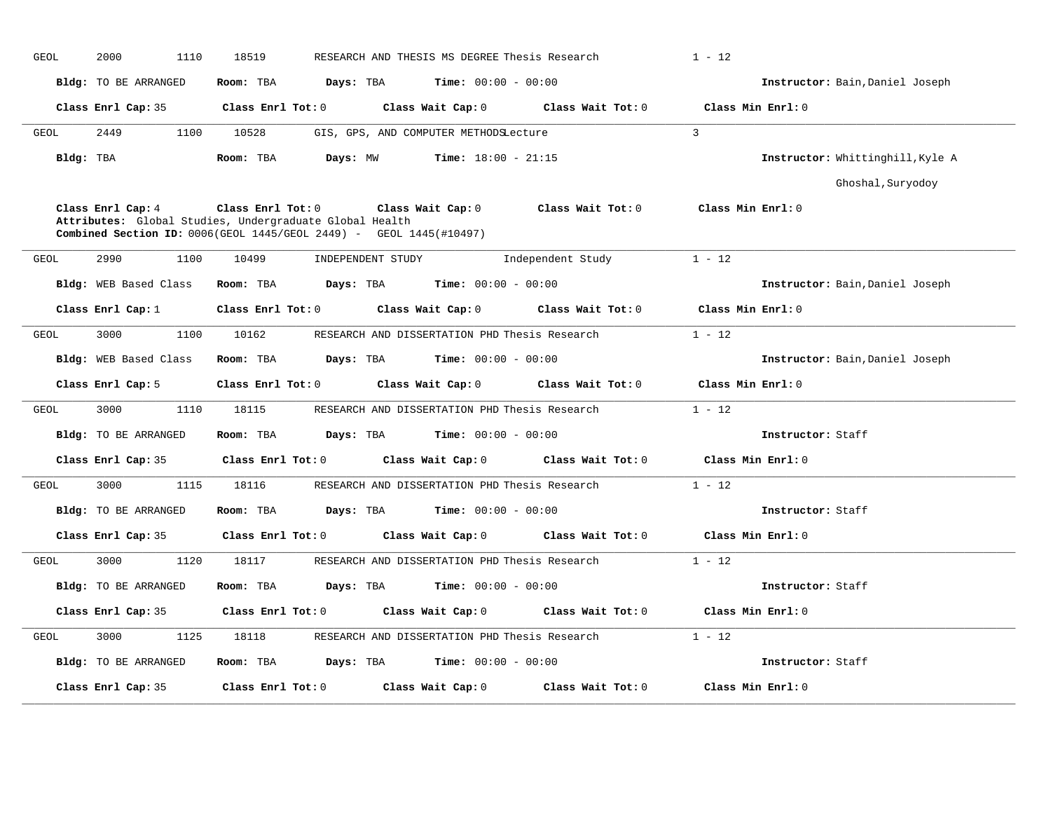GEOL 2000 1110 18519 RESEARCH AND THESIS MS DEGREE Thesis Research 1 - 12

**Bldg:** TO BE ARRANGED **Room:** TBA **Days:** TBA **Time:** 00:00 - 00:00 **Instructor:** Bain,Daniel Joseph

**Class Enrl Cap:** 35 **Class Enrl Tot:** 0 **Class Wait Cap:** 0 **Class Wait Tot:** 0 **Class Min Enrl:** 0

---

GEOL 2449 1100 10528 GIS, GPS, AND COMPUTER METHODS Lecture 3

**Bldg:** TBA **Room:** TBA **Days:** MW **Time:** 18:00 - 21:15 **Instructor:** Whittinghill,Kyle A
Ghoshal,Suryodoy

**Class Enrl Cap:** 4 **Class Enrl Tot:** 0 **Class Wait Cap:** 0 **Class Wait Tot:** 0 **Class Min Enrl:** 0
**Attributes:** Global Studies, Undergraduate Global Health
**Combined Section ID:** 0006(GEOL 1445/GEOL 2449) - GEOL 1445(#10497)

---

GEOL 2990 1100 10499 INDEPENDENT STUDY Independent Study 1 - 12

**Bldg:** WEB Based Class **Room:** TBA **Days:** TBA **Time:** 00:00 - 00:00 **Instructor:** Bain,Daniel Joseph

**Class Enrl Cap:** 1 **Class Enrl Tot:** 0 **Class Wait Cap:** 0 **Class Wait Tot:** 0 **Class Min Enrl:** 0

---

GEOL 3000 1100 10162 RESEARCH AND DISSERTATION PHD Thesis Research 1 - 12

**Bldg:** WEB Based Class **Room:** TBA **Days:** TBA **Time:** 00:00 - 00:00 **Instructor:** Bain,Daniel Joseph

**Class Enrl Cap:** 5 **Class Enrl Tot:** 0 **Class Wait Cap:** 0 **Class Wait Tot:** 0 **Class Min Enrl:** 0

---

GEOL 3000 1110 18115 RESEARCH AND DISSERTATION PHD Thesis Research 1 - 12

**Bldg:** TO BE ARRANGED **Room:** TBA **Days:** TBA **Time:** 00:00 - 00:00 **Instructor:** Staff

**Class Enrl Cap:** 35 **Class Enrl Tot:** 0 **Class Wait Cap:** 0 **Class Wait Tot:** 0 **Class Min Enrl:** 0

---

GEOL 3000 1115 18116 RESEARCH AND DISSERTATION PHD Thesis Research 1 - 12

**Bldg:** TO BE ARRANGED **Room:** TBA **Days:** TBA **Time:** 00:00 - 00:00 **Instructor:** Staff

**Class Enrl Cap:** 35 **Class Enrl Tot:** 0 **Class Wait Cap:** 0 **Class Wait Tot:** 0 **Class Min Enrl:** 0

---

GEOL 3000 1120 18117 RESEARCH AND DISSERTATION PHD Thesis Research 1 - 12

**Bldg:** TO BE ARRANGED **Room:** TBA **Days:** TBA **Time:** 00:00 - 00:00 **Instructor:** Staff

**Class Enrl Cap:** 35 **Class Enrl Tot:** 0 **Class Wait Cap:** 0 **Class Wait Tot:** 0 **Class Min Enrl:** 0

---

GEOL 3000 1125 18118 RESEARCH AND DISSERTATION PHD Thesis Research 1 - 12

**Bldg:** TO BE ARRANGED **Room:** TBA **Days:** TBA **Time:** 00:00 - 00:00 **Instructor:** Staff

**Class Enrl Cap:** 35 **Class Enrl Tot:** 0 **Class Wait Cap:** 0 **Class Wait Tot:** 0 **Class Min Enrl:** 0

---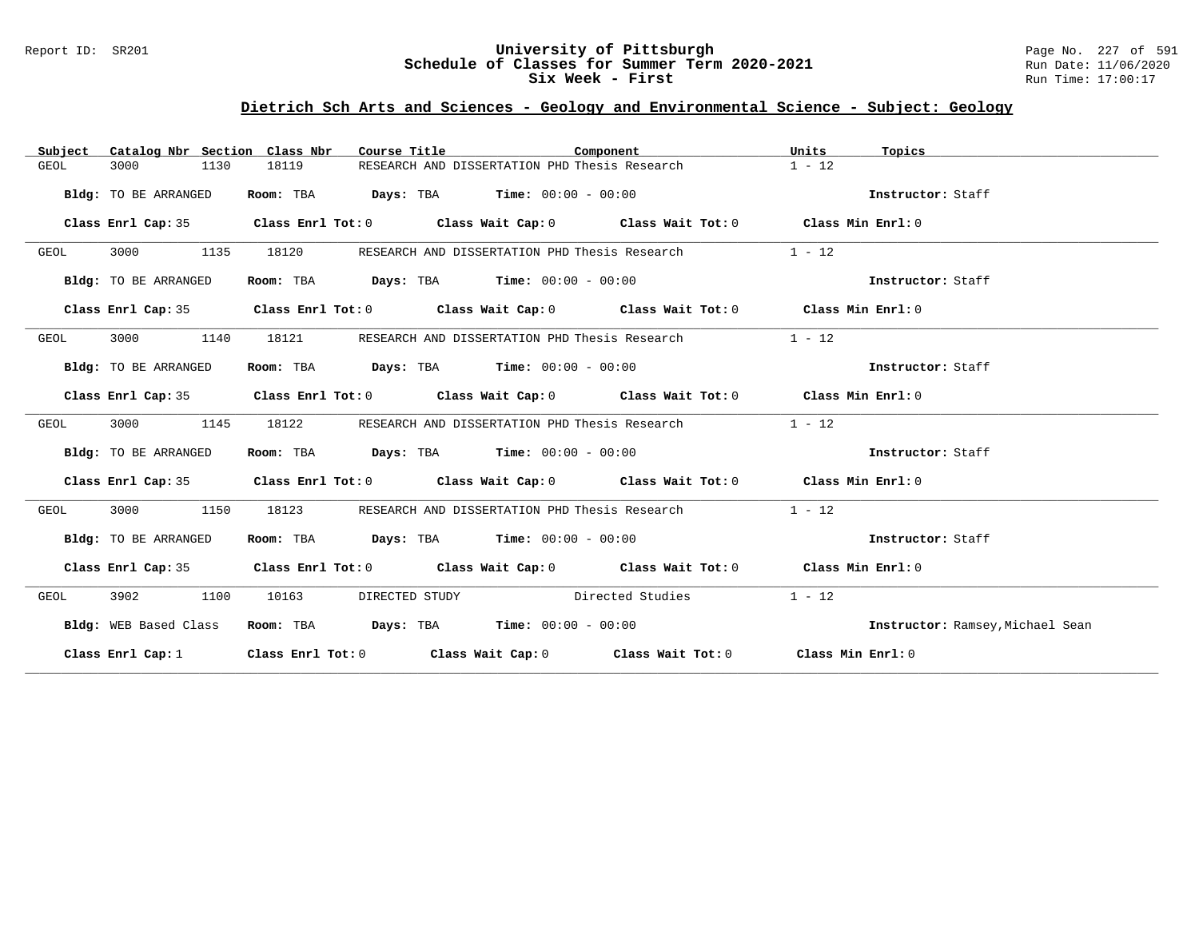# University of Pittsburgh
## Schedule of Classes for Summer Term 2020-2021
### Six Week - First

Report ID: SR201

Run Date: 11/06/2020
Run Time: 17:00:17

## Dietrich Sch Arts and Sciences - Geology and Environmental Science - Subject: Geology

| Subject | Catalog Nbr | Section | Class Nbr | Course Title | Component | Units | Topics |
|---|---|---|---|---|---|---|---|
| GEOL | 3000 | 1130 | 18119 | RESEARCH AND DISSERTATION PHD | Thesis Research | 1 - 12 | |

**Bldg:** TO BE ARRANGED **Room:** TBA **Days:** TBA **Time:** 00:00 - 00:00 **Instructor:** Staff

**Class Enrl Cap:** 35 **Class Enrl Tot:** 0 **Class Wait Cap:** 0 **Class Wait Tot:** 0 **Class Min Enrl:** 0

---

| Subject | Catalog Nbr | Section | Class Nbr | Course Title | Component | Units | Topics |
|---|---|---|---|---|---|---|---|
| GEOL | 3000 | 1135 | 18120 | RESEARCH AND DISSERTATION PHD | Thesis Research | 1 - 12 | |

**Bldg:** TO BE ARRANGED **Room:** TBA **Days:** TBA **Time:** 00:00 - 00:00 **Instructor:** Staff

**Class Enrl Cap:** 35 **Class Enrl Tot:** 0 **Class Wait Cap:** 0 **Class Wait Tot:** 0 **Class Min Enrl:** 0

---

| Subject | Catalog Nbr | Section | Class Nbr | Course Title | Component | Units | Topics |
|---|---|---|---|---|---|---|---|
| GEOL | 3000 | 1140 | 18121 | RESEARCH AND DISSERTATION PHD | Thesis Research | 1 - 12 | |

**Bldg:** TO BE ARRANGED **Room:** TBA **Days:** TBA **Time:** 00:00 - 00:00 **Instructor:** Staff

**Class Enrl Cap:** 35 **Class Enrl Tot:** 0 **Class Wait Cap:** 0 **Class Wait Tot:** 0 **Class Min Enrl:** 0

---

| Subject | Catalog Nbr | Section | Class Nbr | Course Title | Component | Units | Topics |
|---|---|---|---|---|---|---|---|
| GEOL | 3000 | 1145 | 18122 | RESEARCH AND DISSERTATION PHD | Thesis Research | 1 - 12 | |

**Bldg:** TO BE ARRANGED **Room:** TBA **Days:** TBA **Time:** 00:00 - 00:00 **Instructor:** Staff

**Class Enrl Cap:** 35 **Class Enrl Tot:** 0 **Class Wait Cap:** 0 **Class Wait Tot:** 0 **Class Min Enrl:** 0

---

| Subject | Catalog Nbr | Section | Class Nbr | Course Title | Component | Units | Topics |
|---|---|---|---|---|---|---|---|
| GEOL | 3000 | 1150 | 18123 | RESEARCH AND DISSERTATION PHD | Thesis Research | 1 - 12 | |

**Bldg:** TO BE ARRANGED **Room:** TBA **Days:** TBA **Time:** 00:00 - 00:00 **Instructor:** Staff

**Class Enrl Cap:** 35 **Class Enrl Tot:** 0 **Class Wait Cap:** 0 **Class Wait Tot:** 0 **Class Min Enrl:** 0

---

| Subject | Catalog Nbr | Section | Class Nbr | Course Title | Component | Units | Topics |
|---|---|---|---|---|---|---|---|
| GEOL | 3902 | 1100 | 10163 | DIRECTED STUDY | Directed Studies | 1 - 12 | |

**Bldg:** WEB Based Class **Room:** TBA **Days:** TBA **Time:** 00:00 - 00:00 **Instructor:** Ramsey,Michael Sean

**Class Enrl Cap:** 1 **Class Enrl Tot:** 0 **Class Wait Cap:** 0 **Class Wait Tot:** 0 **Class Min Enrl:** 0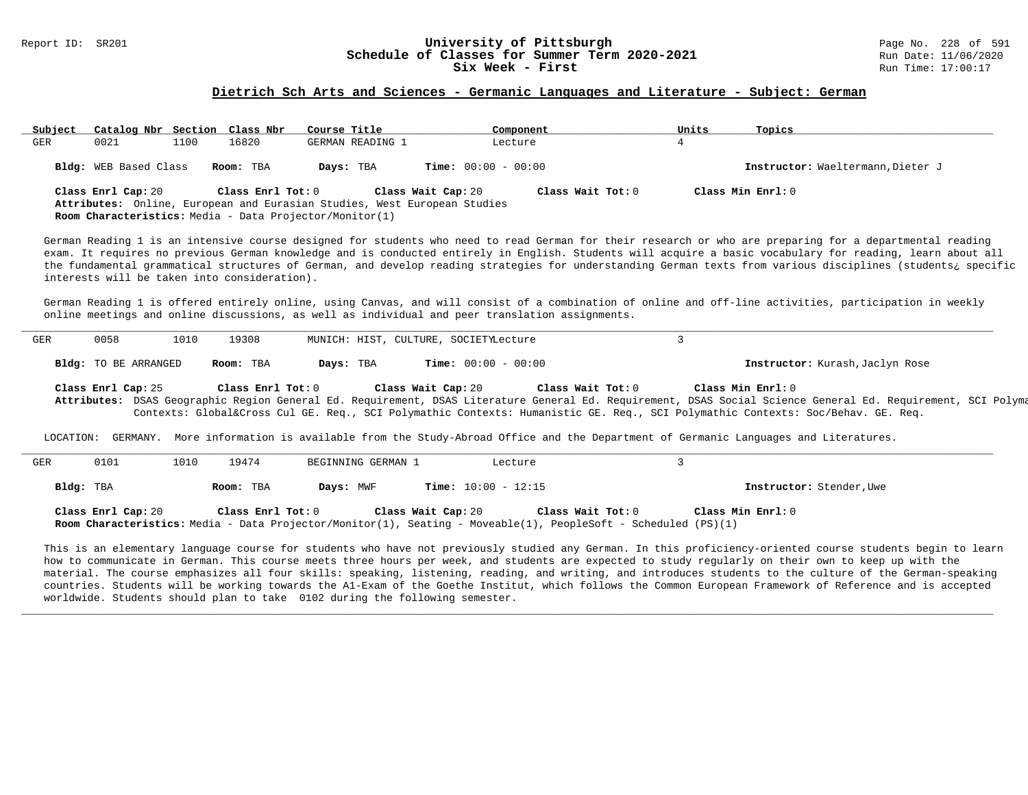## Dietrich Sch Arts and Sciences - Germanic Languages and Literature - Subject: German

| Subject | Catalog Nbr | Section | Class Nbr | Course Title | Component | Units | Topics |
|---|---|---|---|---|---|---|---|
| GER | 0021 | 1100 | 16820 | GERMAN READING 1 | Lecture | 4 | |

**Bldg:** WEB Based Class **Room:** TBA **Days:** TBA **Time:** 00:00 - 00:00 **Instructor:** Waeltermann,Dieter J

**Class Enrl Cap:** 20 **Class Enrl Tot:** 0 **Class Wait Cap:** 20 **Class Wait Tot:** 0 **Class Min Enrl:** 0

**Attributes:** Online, European and Eurasian Studies, West European Studies

**Room Characteristics:** Media - Data Projector/Monitor(1)

German Reading 1 is an intensive course designed for students who need to read German for their research or who are preparing for a departmental reading exam. It requires no previous German knowledge and is conducted entirely in English. Students will acquire a basic vocabulary for reading, learn about all the fundamental grammatical structures of German, and develop reading strategies for understanding German texts from various disciplines (students¿ specific interests will be taken into consideration).

German Reading 1 is offered entirely online, using Canvas, and will consist of a combination of online and off-line activities, participation in weekly online meetings and online discussions, as well as individual and peer translation assignments.

---

| Subject | Catalog Nbr | Section | Class Nbr | Course Title | Component | Units | Topics |
|---|---|---|---|---|---|---|---|
| GER | 0058 | 1010 | 19308 | MUNICH: HIST, CULTURE, SOCIETY | Lecture | 3 | |

**Bldg:** TO BE ARRANGED **Room:** TBA **Days:** TBA **Time:** 00:00 - 00:00 **Instructor:** Kurash,Jaclyn Rose

**Class Enrl Cap:** 25 **Class Enrl Tot:** 0 **Class Wait Cap:** 20 **Class Wait Tot:** 0 **Class Min Enrl:** 0

**Attributes:** DSAS Geographic Region General Ed. Requirement, DSAS Literature General Ed. Requirement, DSAS Social Science General Ed. Requirement, SCI Polyma Contexts: Global&Cross Cul GE. Req., SCI Polymathic Contexts: Humanistic GE. Req., SCI Polymathic Contexts: Soc/Behav. GE. Req.

LOCATION: GERMANY. More information is available from the Study-Abroad Office and the Department of Germanic Languages and Literatures.

---

| Subject | Catalog Nbr | Section | Class Nbr | Course Title | Component | Units | Topics |
|---|---|---|---|---|---|---|---|
| GER | 0101 | 1010 | 19474 | BEGINNING GERMAN 1 | Lecture | 3 | |

**Bldg:** TBA **Room:** TBA **Days:** MWF **Time:** 10:00 - 12:15 **Instructor:** Stender,Uwe

**Class Enrl Cap:** 20 **Class Enrl Tot:** 0 **Class Wait Cap:** 20 **Class Wait Tot:** 0 **Class Min Enrl:** 0

**Room Characteristics:** Media - Data Projector/Monitor(1), Seating - Moveable(1), PeopleSoft - Scheduled (PS)(1)

This is an elementary language course for students who have not previously studied any German. In this proficiency-oriented course students begin to learn how to communicate in German. This course meets three hours per week, and students are expected to study regularly on their own to keep up with the material. The course emphasizes all four skills: speaking, listening, reading, and writing, and introduces students to the culture of the German-speaking countries. Students will be working towards the A1-Exam of the Goethe Institut, which follows the Common European Framework of Reference and is accepted worldwide. Students should plan to take 0102 during the following semester.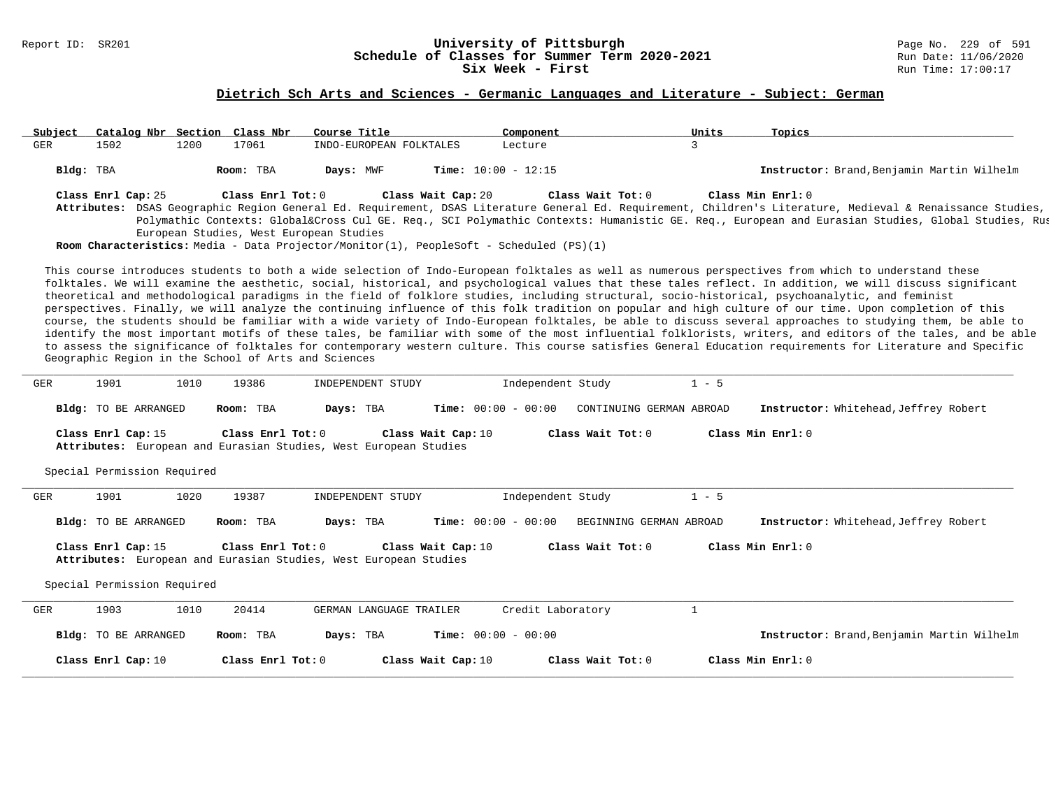## Dietrich Sch Arts and Sciences - Germanic Languages and Literature - Subject: German

| Subject | Catalog Nbr | Section | Class Nbr | Course Title | Component | Units | Topics |
|---|---|---|---|---|---|---|---|
| GER | 1502 | 1200 | 17061 | INDO-EUROPEAN FOLKTALES | Lecture | 3 | |

**Bldg:** TBA **Room:** TBA **Days:** MWF **Time:** 10:00 - 12:15 **Instructor:** Brand,Benjamin Martin Wilhelm

**Class Enrl Cap:** 25 **Class Enrl Tot:** 0 **Class Wait Cap:** 20 **Class Wait Tot:** 0 **Class Min Enrl:** 0

**Attributes:** DSAS Geographic Region General Ed. Requirement, DSAS Literature General Ed. Requirement, Children's Literature, Medieval & Renaissance Studies, Polymathic Contexts: Global&Cross Cul GE. Req., SCI Polymathic Contexts: Humanistic GE. Req., European and Eurasian Studies, Global Studies, Rus European Studies, West European Studies

**Room Characteristics:** Media - Data Projector/Monitor(1), PeopleSoft - Scheduled (PS)(1)

This course introduces students to both a wide selection of Indo-European folktales as well as numerous perspectives from which to understand these folktales. We will examine the aesthetic, social, historical, and psychological values that these tales reflect. In addition, we will discuss significant theoretical and methodological paradigms in the field of folklore studies, including structural, socio-historical, psychoanalytic, and feminist perspectives. Finally, we will analyze the continuing influence of this folk tradition on popular and high culture of our time. Upon completion of this course, the students should be familiar with a wide variety of Indo-European folktales, be able to discuss several approaches to studying them, be able to identify the most important motifs of these tales, be familiar with some of the most influential folklorists, writers, and editors of the tales, and be able to assess the significance of folktales for contemporary western culture. This course satisfies General Education requirements for Literature and Specific Geographic Region in the School of Arts and Sciences

---

| Subject | Catalog Nbr | Section | Class Nbr | Course Title | Component | Units | Topics |
|---|---|---|---|---|---|---|---|
| GER | 1901 | 1010 | 19386 | INDEPENDENT STUDY | Independent Study | 1 - 5 | CONTINUING GERMAN ABROAD |

**Bldg:** TO BE ARRANGED **Room:** TBA **Days:** TBA **Time:** 00:00 - 00:00 **Instructor:** Whitehead,Jeffrey Robert

**Class Enrl Cap:** 15 **Class Enrl Tot:** 0 **Class Wait Cap:** 10 **Class Wait Tot:** 0 **Class Min Enrl:** 0

**Attributes:** European and Eurasian Studies, West European Studies

Special Permission Required

---

| Subject | Catalog Nbr | Section | Class Nbr | Course Title | Component | Units | Topics |
|---|---|---|---|---|---|---|---|
| GER | 1901 | 1020 | 19387 | INDEPENDENT STUDY | Independent Study | 1 - 5 | BEGINNING GERMAN ABROAD |

**Bldg:** TO BE ARRANGED **Room:** TBA **Days:** TBA **Time:** 00:00 - 00:00 **Instructor:** Whitehead,Jeffrey Robert

**Class Enrl Cap:** 15 **Class Enrl Tot:** 0 **Class Wait Cap:** 10 **Class Wait Tot:** 0 **Class Min Enrl:** 0

**Attributes:** European and Eurasian Studies, West European Studies

Special Permission Required

---

| Subject | Catalog Nbr | Section | Class Nbr | Course Title | Component | Units | Topics |
|---|---|---|---|---|---|---|---|
| GER | 1903 | 1010 | 20414 | GERMAN LANGUAGE TRAILER | Credit Laboratory | 1 | |

**Bldg:** TO BE ARRANGED **Room:** TBA **Days:** TBA **Time:** 00:00 - 00:00 **Instructor:** Brand,Benjamin Martin Wilhelm

**Class Enrl Cap:** 10 **Class Enrl Tot:** 0 **Class Wait Cap:** 10 **Class Wait Tot:** 0 **Class Min Enrl:** 0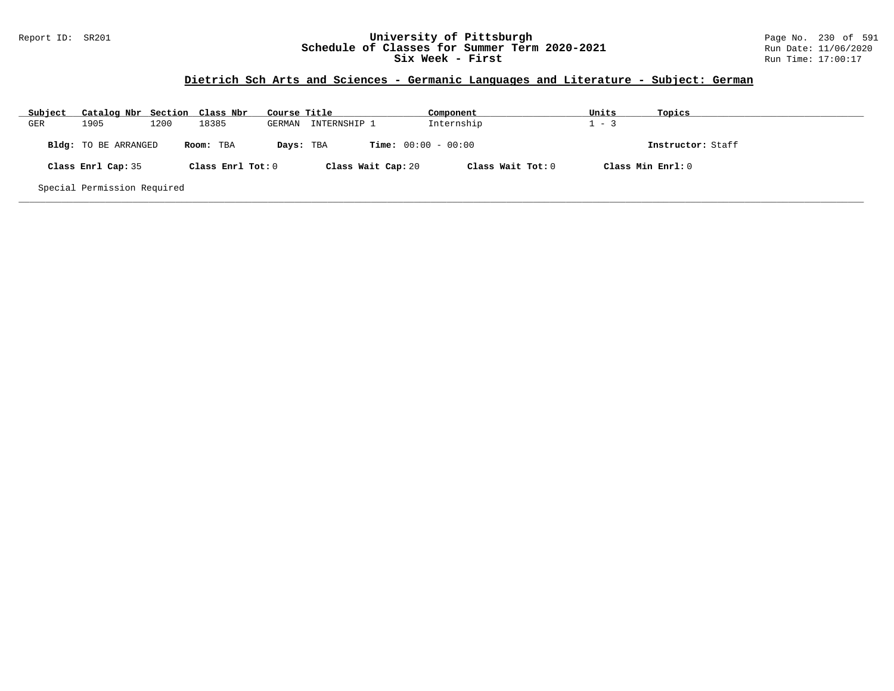# University of Pittsburgh
## Schedule of Classes for Summer Term 2020-2021
### Six Week - First

Report ID: SR201

Run Date: 11/06/2020
Run Time: 17:00:17

**Dietrich Sch Arts and Sciences - Germanic Languages and Literature - Subject: German**

| Subject | Catalog Nbr | Section | Class Nbr | Course Title | Component | Units | Topics |
|---|---|---|---|---|---|---|---|
| GER | 1905 | 1200 | 18385 | GERMAN INTERNSHIP 1 | Internship | 1 - 3 | |

**Bldg:** TO BE ARRANGED **Room:** TBA **Days:** TBA **Time:** 00:00 - 00:00 **Instructor:** Staff

**Class Enrl Cap:** 35 **Class Enrl Tot:** 0 **Class Wait Cap:** 20 **Class Wait Tot:** 0 **Class Min Enrl:** 0

Special Permission Required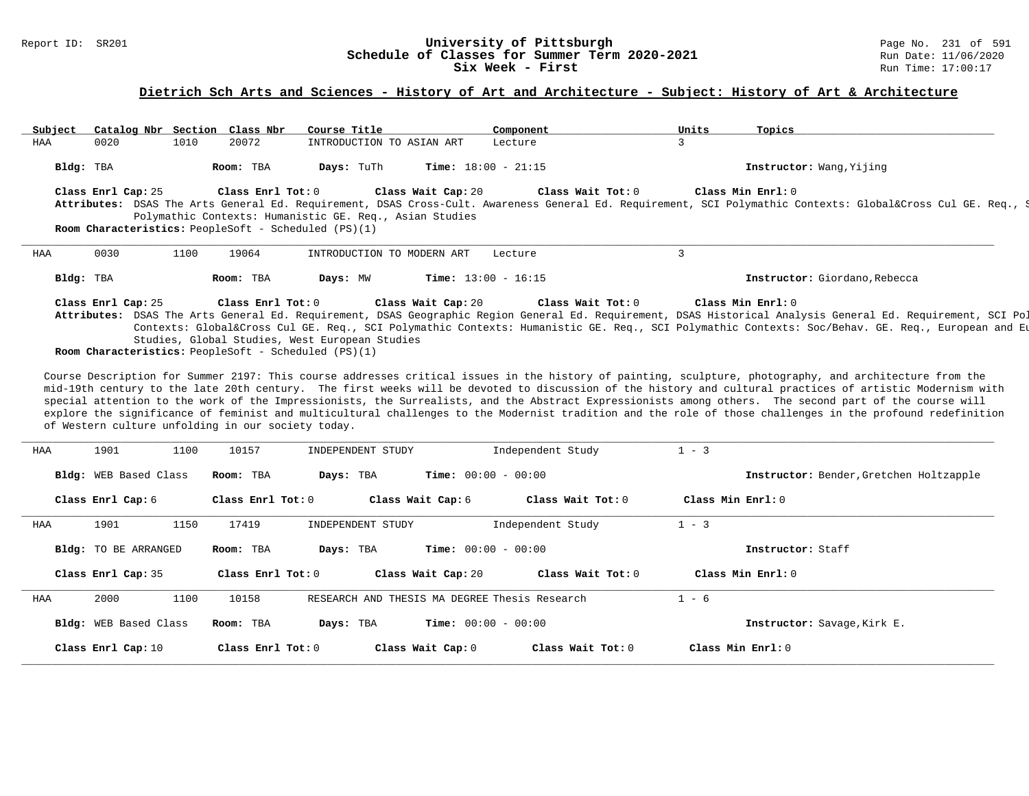## Dietrich Sch Arts and Sciences - History of Art and Architecture - Subject: History of Art & Architecture

University of Pittsburgh
Schedule of Classes for Summer Term 2020-2021
Six Week - First

| Subject | Catalog Nbr | Section | Class Nbr | Course Title | Component | Units | Topics |
|---|---|---|---|---|---|---|---|
| HAA | 0020 | 1010 | 20072 | INTRODUCTION TO ASIAN ART | Lecture | 3 | |

**Bldg:** TBA **Room:** TBA **Days:** TuTh **Time:** 18:00 - 21:15 **Instructor:** Wang,Yijing

**Class Enrl Cap:** 25 **Class Enrl Tot:** 0 **Class Wait Cap:** 20 **Class Wait Tot:** 0 **Class Min Enrl:** 0

**Attributes:** DSAS The Arts General Ed. Requirement, DSAS Cross-Cult. Awareness General Ed. Requirement, SCI Polymathic Contexts: Global&Cross Cul GE. Req., S Polymathic Contexts: Humanistic GE. Req., Asian Studies

**Room Characteristics:** PeopleSoft - Scheduled (PS)(1)

---

| Subject | Catalog Nbr | Section | Class Nbr | Course Title | Component | Units | Topics |
|---|---|---|---|---|---|---|---|
| HAA | 0030 | 1100 | 19064 | INTRODUCTION TO MODERN ART | Lecture | 3 | |

**Bldg:** TBA **Room:** TBA **Days:** MW **Time:** 13:00 - 16:15 **Instructor:** Giordano,Rebecca

**Class Enrl Cap:** 25 **Class Enrl Tot:** 0 **Class Wait Cap:** 20 **Class Wait Tot:** 0 **Class Min Enrl:** 0

**Attributes:** DSAS The Arts General Ed. Requirement, DSAS Geographic Region General Ed. Requirement, DSAS Historical Analysis General Ed. Requirement, SCI Pol Contexts: Global&Cross Cul GE. Req., SCI Polymathic Contexts: Humanistic GE. Req., SCI Polymathic Contexts: Soc/Behav. GE. Req., European and Eu Studies, Global Studies, West European Studies

**Room Characteristics:** PeopleSoft - Scheduled (PS)(1)

Course Description for Summer 2197: This course addresses critical issues in the history of painting, sculpture, photography, and architecture from the mid-19th century to the late 20th century. The first weeks will be devoted to discussion of the history and cultural practices of artistic Modernism with special attention to the work of the Impressionists, the Surrealists, and the Abstract Expressionists among others. The second part of the course will explore the significance of feminist and multicultural challenges to the Modernist tradition and the role of those challenges in the profound redefinition of Western culture unfolding in our society today.

---

| Subject | Catalog Nbr | Section | Class Nbr | Course Title | Component | Units | Topics |
|---|---|---|---|---|---|---|---|
| HAA | 1901 | 1100 | 10157 | INDEPENDENT STUDY | Independent Study | 1 - 3 | |

**Bldg:** WEB Based Class **Room:** TBA **Days:** TBA **Time:** 00:00 - 00:00 **Instructor:** Bender,Gretchen Holtzapple

**Class Enrl Cap:** 6 **Class Enrl Tot:** 0 **Class Wait Cap:** 6 **Class Wait Tot:** 0 **Class Min Enrl:** 0

---

| Subject | Catalog Nbr | Section | Class Nbr | Course Title | Component | Units | Topics |
|---|---|---|---|---|---|---|---|
| HAA | 1901 | 1150 | 17419 | INDEPENDENT STUDY | Independent Study | 1 - 3 | |

**Bldg:** TO BE ARRANGED **Room:** TBA **Days:** TBA **Time:** 00:00 - 00:00 **Instructor:** Staff

**Class Enrl Cap:** 35 **Class Enrl Tot:** 0 **Class Wait Cap:** 20 **Class Wait Tot:** 0 **Class Min Enrl:** 0

---

| Subject | Catalog Nbr | Section | Class Nbr | Course Title | Component | Units | Topics |
|---|---|---|---|---|---|---|---|
| HAA | 2000 | 1100 | 10158 | RESEARCH AND THESIS MA DEGREE | Thesis Research | 1 - 6 | |

**Bldg:** WEB Based Class **Room:** TBA **Days:** TBA **Time:** 00:00 - 00:00 **Instructor:** Savage,Kirk E.

**Class Enrl Cap:** 10 **Class Enrl Tot:** 0 **Class Wait Cap:** 0 **Class Wait Tot:** 0 **Class Min Enrl:** 0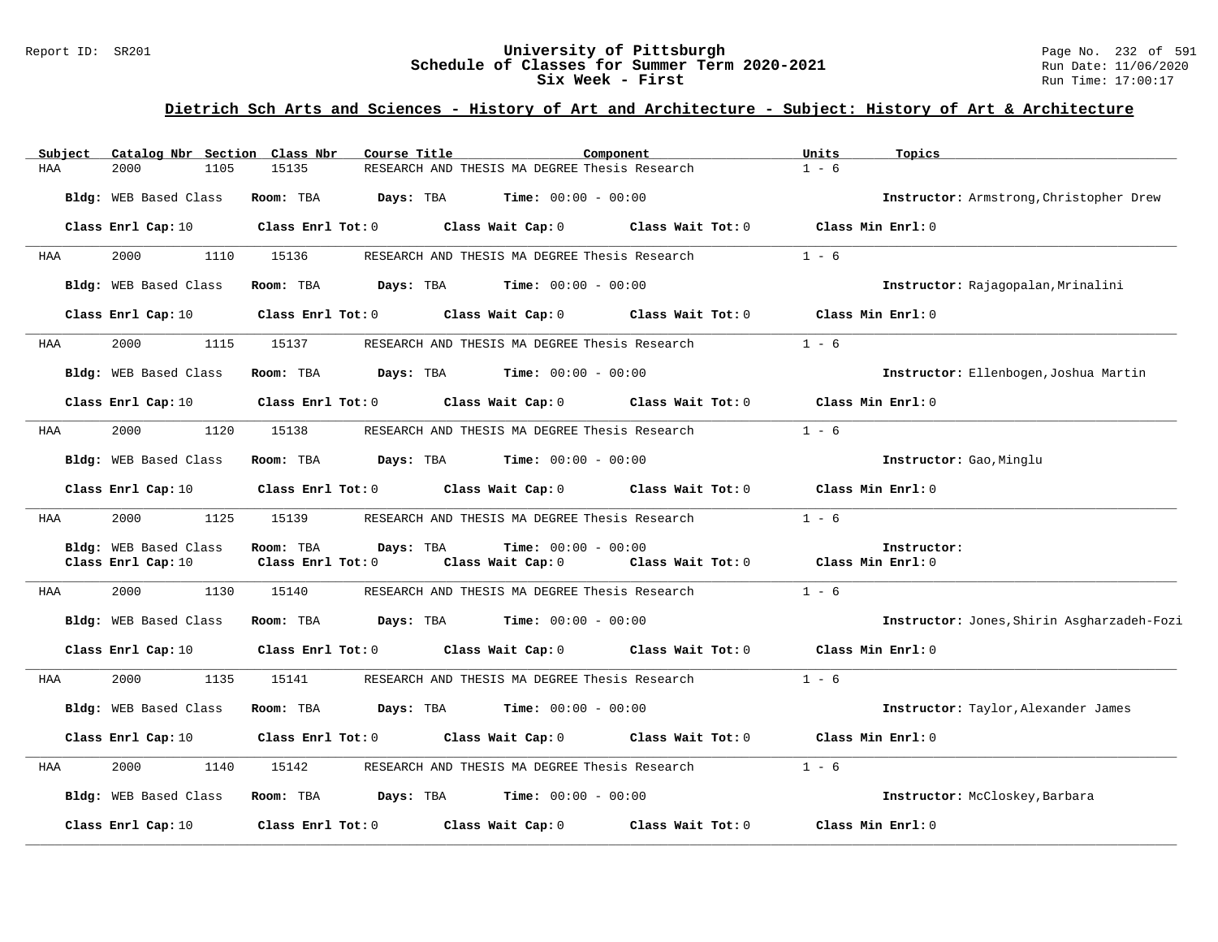## Dietrich Sch Arts and Sciences - History of Art and Architecture - Subject: History of Art & Architecture

| Subject | Catalog Nbr | Section | Class Nbr | Course Title | Component | Units | Topics |
|---|---|---|---|---|---|---|---|
| HAA | 2000 | 1105 | 15135 | RESEARCH AND THESIS MA DEGREE | Thesis Research | 1 - 6 | |

**Bldg:** WEB Based Class **Room:** TBA **Days:** TBA **Time:** 00:00 - 00:00 **Instructor:** Armstrong,Christopher Drew

**Class Enrl Cap:** 10 **Class Enrl Tot:** 0 **Class Wait Cap:** 0 **Class Wait Tot:** 0 **Class Min Enrl:** 0

---

| Subject | Catalog Nbr | Section | Class Nbr | Course Title | Component | Units | Topics |
|---|---|---|---|---|---|---|---|
| HAA | 2000 | 1110 | 15136 | RESEARCH AND THESIS MA DEGREE | Thesis Research | 1 - 6 | |

**Bldg:** WEB Based Class **Room:** TBA **Days:** TBA **Time:** 00:00 - 00:00 **Instructor:** Rajagopalan,Mrinalini

**Class Enrl Cap:** 10 **Class Enrl Tot:** 0 **Class Wait Cap:** 0 **Class Wait Tot:** 0 **Class Min Enrl:** 0

---

| Subject | Catalog Nbr | Section | Class Nbr | Course Title | Component | Units | Topics |
|---|---|---|---|---|---|---|---|
| HAA | 2000 | 1115 | 15137 | RESEARCH AND THESIS MA DEGREE | Thesis Research | 1 - 6 | |

**Bldg:** WEB Based Class **Room:** TBA **Days:** TBA **Time:** 00:00 - 00:00 **Instructor:** Ellenbogen,Joshua Martin

**Class Enrl Cap:** 10 **Class Enrl Tot:** 0 **Class Wait Cap:** 0 **Class Wait Tot:** 0 **Class Min Enrl:** 0

---

| Subject | Catalog Nbr | Section | Class Nbr | Course Title | Component | Units | Topics |
|---|---|---|---|---|---|---|---|
| HAA | 2000 | 1120 | 15138 | RESEARCH AND THESIS MA DEGREE | Thesis Research | 1 - 6 | |

**Bldg:** WEB Based Class **Room:** TBA **Days:** TBA **Time:** 00:00 - 00:00 **Instructor:** Gao,Minglu

**Class Enrl Cap:** 10 **Class Enrl Tot:** 0 **Class Wait Cap:** 0 **Class Wait Tot:** 0 **Class Min Enrl:** 0

---

| Subject | Catalog Nbr | Section | Class Nbr | Course Title | Component | Units | Topics |
|---|---|---|---|---|---|---|---|
| HAA | 2000 | 1125 | 15139 | RESEARCH AND THESIS MA DEGREE | Thesis Research | 1 - 6 | |

**Bldg:** WEB Based Class **Room:** TBA **Days:** TBA **Time:** 00:00 - 00:00 **Instructor:**

**Class Enrl Cap:** 10 **Class Enrl Tot:** 0 **Class Wait Cap:** 0 **Class Wait Tot:** 0 **Class Min Enrl:** 0

---

| Subject | Catalog Nbr | Section | Class Nbr | Course Title | Component | Units | Topics |
|---|---|---|---|---|---|---|---|
| HAA | 2000 | 1130 | 15140 | RESEARCH AND THESIS MA DEGREE | Thesis Research | 1 - 6 | |

**Bldg:** WEB Based Class **Room:** TBA **Days:** TBA **Time:** 00:00 - 00:00 **Instructor:** Jones,Shirin Asgharzadeh-Fozi

**Class Enrl Cap:** 10 **Class Enrl Tot:** 0 **Class Wait Cap:** 0 **Class Wait Tot:** 0 **Class Min Enrl:** 0

---

| Subject | Catalog Nbr | Section | Class Nbr | Course Title | Component | Units | Topics |
|---|---|---|---|---|---|---|---|
| HAA | 2000 | 1135 | 15141 | RESEARCH AND THESIS MA DEGREE | Thesis Research | 1 - 6 | |

**Bldg:** WEB Based Class **Room:** TBA **Days:** TBA **Time:** 00:00 - 00:00 **Instructor:** Taylor,Alexander James

**Class Enrl Cap:** 10 **Class Enrl Tot:** 0 **Class Wait Cap:** 0 **Class Wait Tot:** 0 **Class Min Enrl:** 0

---

| Subject | Catalog Nbr | Section | Class Nbr | Course Title | Component | Units | Topics |
|---|---|---|---|---|---|---|---|
| HAA | 2000 | 1140 | 15142 | RESEARCH AND THESIS MA DEGREE | Thesis Research | 1 - 6 | |

**Bldg:** WEB Based Class **Room:** TBA **Days:** TBA **Time:** 00:00 - 00:00 **Instructor:** McCloskey,Barbara

**Class Enrl Cap:** 10 **Class Enrl Tot:** 0 **Class Wait Cap:** 0 **Class Wait Tot:** 0 **Class Min Enrl:** 0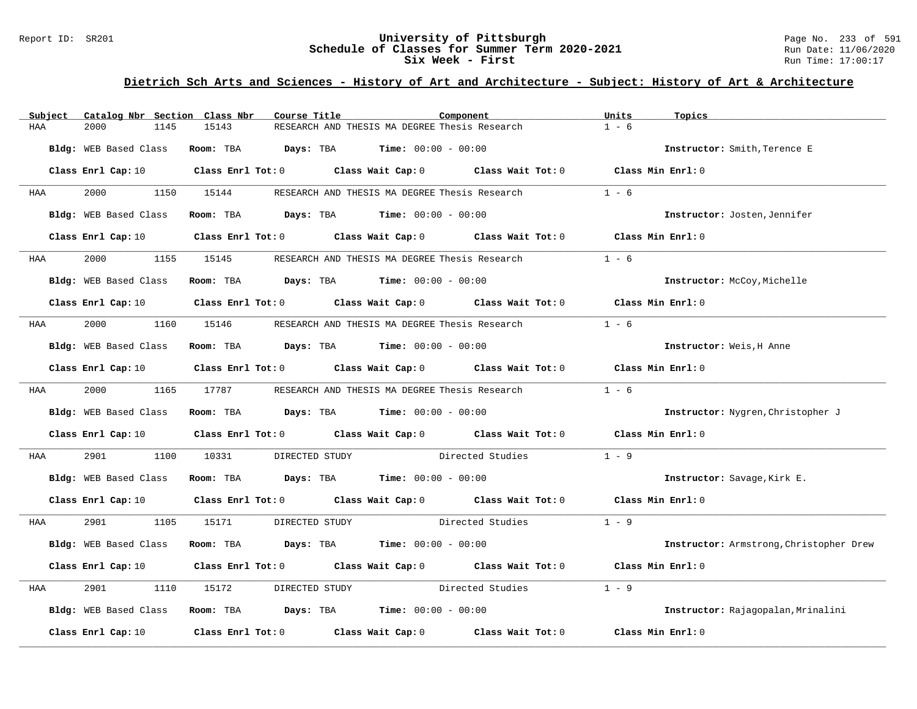# University of Pittsburgh
## Schedule of Classes for Summer Term 2020-2021
### Six Week - First

Report ID: SR201 | Run Date: 11/06/2020 | Run Time: 17:00:17

## Dietrich Sch Arts and Sciences - History of Art and Architecture - Subject: History of Art & Architecture

| Subject | Catalog Nbr | Section | Class Nbr | Course Title | Component | Units | Topics |
|---|---|---|---|---|---|---|---|
| HAA | 2000 | 1145 | 15143 | RESEARCH AND THESIS MA DEGREE | Thesis Research | 1 - 6 | |

**Bldg:** WEB Based Class **Room:** TBA **Days:** TBA **Time:** 00:00 - 00:00 **Instructor:** Smith,Terence E

**Class Enrl Cap:** 10 **Class Enrl Tot:** 0 **Class Wait Cap:** 0 **Class Wait Tot:** 0 **Class Min Enrl:** 0

| Subject | Catalog Nbr | Section | Class Nbr | Course Title | Component | Units | Topics |
|---|---|---|---|---|---|---|---|
| HAA | 2000 | 1150 | 15144 | RESEARCH AND THESIS MA DEGREE | Thesis Research | 1 - 6 | |

**Bldg:** WEB Based Class **Room:** TBA **Days:** TBA **Time:** 00:00 - 00:00 **Instructor:** Josten,Jennifer

**Class Enrl Cap:** 10 **Class Enrl Tot:** 0 **Class Wait Cap:** 0 **Class Wait Tot:** 0 **Class Min Enrl:** 0

| Subject | Catalog Nbr | Section | Class Nbr | Course Title | Component | Units | Topics |
|---|---|---|---|---|---|---|---|
| HAA | 2000 | 1155 | 15145 | RESEARCH AND THESIS MA DEGREE | Thesis Research | 1 - 6 | |

**Bldg:** WEB Based Class **Room:** TBA **Days:** TBA **Time:** 00:00 - 00:00 **Instructor:** McCoy,Michelle

**Class Enrl Cap:** 10 **Class Enrl Tot:** 0 **Class Wait Cap:** 0 **Class Wait Tot:** 0 **Class Min Enrl:** 0

| Subject | Catalog Nbr | Section | Class Nbr | Course Title | Component | Units | Topics |
|---|---|---|---|---|---|---|---|
| HAA | 2000 | 1160 | 15146 | RESEARCH AND THESIS MA DEGREE | Thesis Research | 1 - 6 | |

**Bldg:** WEB Based Class **Room:** TBA **Days:** TBA **Time:** 00:00 - 00:00 **Instructor:** Weis,H Anne

**Class Enrl Cap:** 10 **Class Enrl Tot:** 0 **Class Wait Cap:** 0 **Class Wait Tot:** 0 **Class Min Enrl:** 0

| Subject | Catalog Nbr | Section | Class Nbr | Course Title | Component | Units | Topics |
|---|---|---|---|---|---|---|---|
| HAA | 2000 | 1165 | 17787 | RESEARCH AND THESIS MA DEGREE | Thesis Research | 1 - 6 | |

**Bldg:** WEB Based Class **Room:** TBA **Days:** TBA **Time:** 00:00 - 00:00 **Instructor:** Nygren,Christopher J

**Class Enrl Cap:** 10 **Class Enrl Tot:** 0 **Class Wait Cap:** 0 **Class Wait Tot:** 0 **Class Min Enrl:** 0

| Subject | Catalog Nbr | Section | Class Nbr | Course Title | Component | Units | Topics |
|---|---|---|---|---|---|---|---|
| HAA | 2901 | 1100 | 10331 | DIRECTED STUDY | Directed Studies | 1 - 9 | |

**Bldg:** WEB Based Class **Room:** TBA **Days:** TBA **Time:** 00:00 - 00:00 **Instructor:** Savage,Kirk E.

**Class Enrl Cap:** 10 **Class Enrl Tot:** 0 **Class Wait Cap:** 0 **Class Wait Tot:** 0 **Class Min Enrl:** 0

| Subject | Catalog Nbr | Section | Class Nbr | Course Title | Component | Units | Topics |
|---|---|---|---|---|---|---|---|
| HAA | 2901 | 1105 | 15171 | DIRECTED STUDY | Directed Studies | 1 - 9 | |

**Bldg:** WEB Based Class **Room:** TBA **Days:** TBA **Time:** 00:00 - 00:00 **Instructor:** Armstrong,Christopher Drew

**Class Enrl Cap:** 10 **Class Enrl Tot:** 0 **Class Wait Cap:** 0 **Class Wait Tot:** 0 **Class Min Enrl:** 0

| Subject | Catalog Nbr | Section | Class Nbr | Course Title | Component | Units | Topics |
|---|---|---|---|---|---|---|---|
| HAA | 2901 | 1110 | 15172 | DIRECTED STUDY | Directed Studies | 1 - 9 | |

**Bldg:** WEB Based Class **Room:** TBA **Days:** TBA **Time:** 00:00 - 00:00 **Instructor:** Rajagopalan,Mrinalini

**Class Enrl Cap:** 10 **Class Enrl Tot:** 0 **Class Wait Cap:** 0 **Class Wait Tot:** 0 **Class Min Enrl:** 0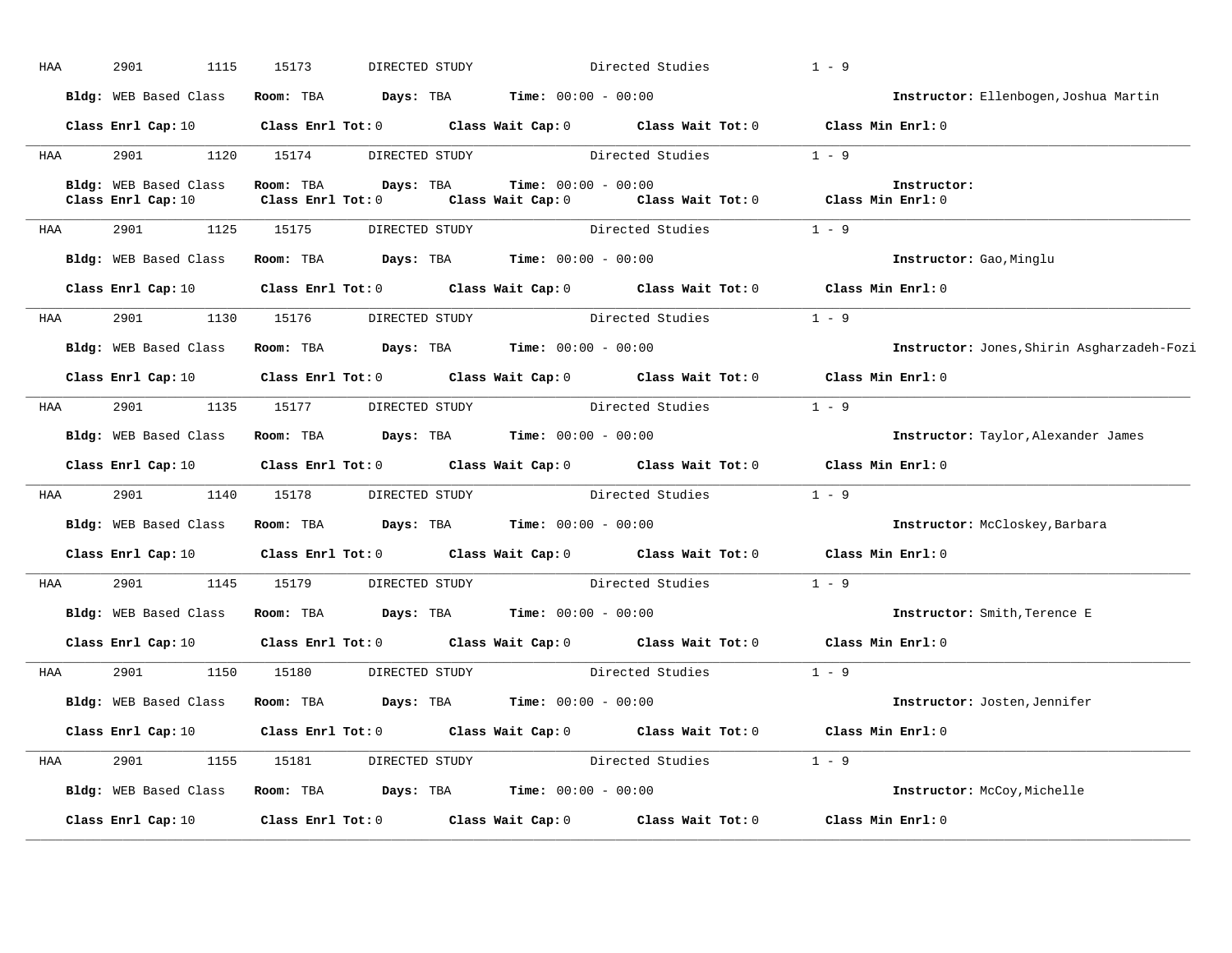HAA 2901 1115 15173 DIRECTED STUDY Directed Studies 1 - 9

**Bldg:** WEB Based Class **Room:** TBA **Days:** TBA **Time:** 00:00 - 00:00 **Instructor:** Ellenbogen,Joshua Martin

**Class Enrl Cap:** 10 **Class Enrl Tot:** 0 **Class Wait Cap:** 0 **Class Wait Tot:** 0 **Class Min Enrl:** 0

---

HAA 2901 1120 15174 DIRECTED STUDY Directed Studies 1 - 9

**Bldg:** WEB Based Class **Room:** TBA **Days:** TBA **Time:** 00:00 - 00:00 **Instructor:**
**Class Enrl Cap:** 10 **Class Enrl Tot:** 0 **Class Wait Cap:** 0 **Class Wait Tot:** 0 **Class Min Enrl:** 0

---

HAA 2901 1125 15175 DIRECTED STUDY Directed Studies 1 - 9

**Bldg:** WEB Based Class **Room:** TBA **Days:** TBA **Time:** 00:00 - 00:00 **Instructor:** Gao,Minglu

**Class Enrl Cap:** 10 **Class Enrl Tot:** 0 **Class Wait Cap:** 0 **Class Wait Tot:** 0 **Class Min Enrl:** 0

---

HAA 2901 1130 15176 DIRECTED STUDY Directed Studies 1 - 9

**Bldg:** WEB Based Class **Room:** TBA **Days:** TBA **Time:** 00:00 - 00:00 **Instructor:** Jones,Shirin Asgharzadeh-Fozi

**Class Enrl Cap:** 10 **Class Enrl Tot:** 0 **Class Wait Cap:** 0 **Class Wait Tot:** 0 **Class Min Enrl:** 0

---

HAA 2901 1135 15177 DIRECTED STUDY Directed Studies 1 - 9

**Bldg:** WEB Based Class **Room:** TBA **Days:** TBA **Time:** 00:00 - 00:00 **Instructor:** Taylor,Alexander James

**Class Enrl Cap:** 10 **Class Enrl Tot:** 0 **Class Wait Cap:** 0 **Class Wait Tot:** 0 **Class Min Enrl:** 0

---

HAA 2901 1140 15178 DIRECTED STUDY Directed Studies 1 - 9

**Bldg:** WEB Based Class **Room:** TBA **Days:** TBA **Time:** 00:00 - 00:00 **Instructor:** McCloskey,Barbara

**Class Enrl Cap:** 10 **Class Enrl Tot:** 0 **Class Wait Cap:** 0 **Class Wait Tot:** 0 **Class Min Enrl:** 0

---

HAA 2901 1145 15179 DIRECTED STUDY Directed Studies 1 - 9

**Bldg:** WEB Based Class **Room:** TBA **Days:** TBA **Time:** 00:00 - 00:00 **Instructor:** Smith,Terence E

**Class Enrl Cap:** 10 **Class Enrl Tot:** 0 **Class Wait Cap:** 0 **Class Wait Tot:** 0 **Class Min Enrl:** 0

---

HAA 2901 1150 15180 DIRECTED STUDY Directed Studies 1 - 9

**Bldg:** WEB Based Class **Room:** TBA **Days:** TBA **Time:** 00:00 - 00:00 **Instructor:** Josten,Jennifer

**Class Enrl Cap:** 10 **Class Enrl Tot:** 0 **Class Wait Cap:** 0 **Class Wait Tot:** 0 **Class Min Enrl:** 0

---

HAA 2901 1155 15181 DIRECTED STUDY Directed Studies 1 - 9

**Bldg:** WEB Based Class **Room:** TBA **Days:** TBA **Time:** 00:00 - 00:00 **Instructor:** McCoy,Michelle

**Class Enrl Cap:** 10 **Class Enrl Tot:** 0 **Class Wait Cap:** 0 **Class Wait Tot:** 0 **Class Min Enrl:** 0

---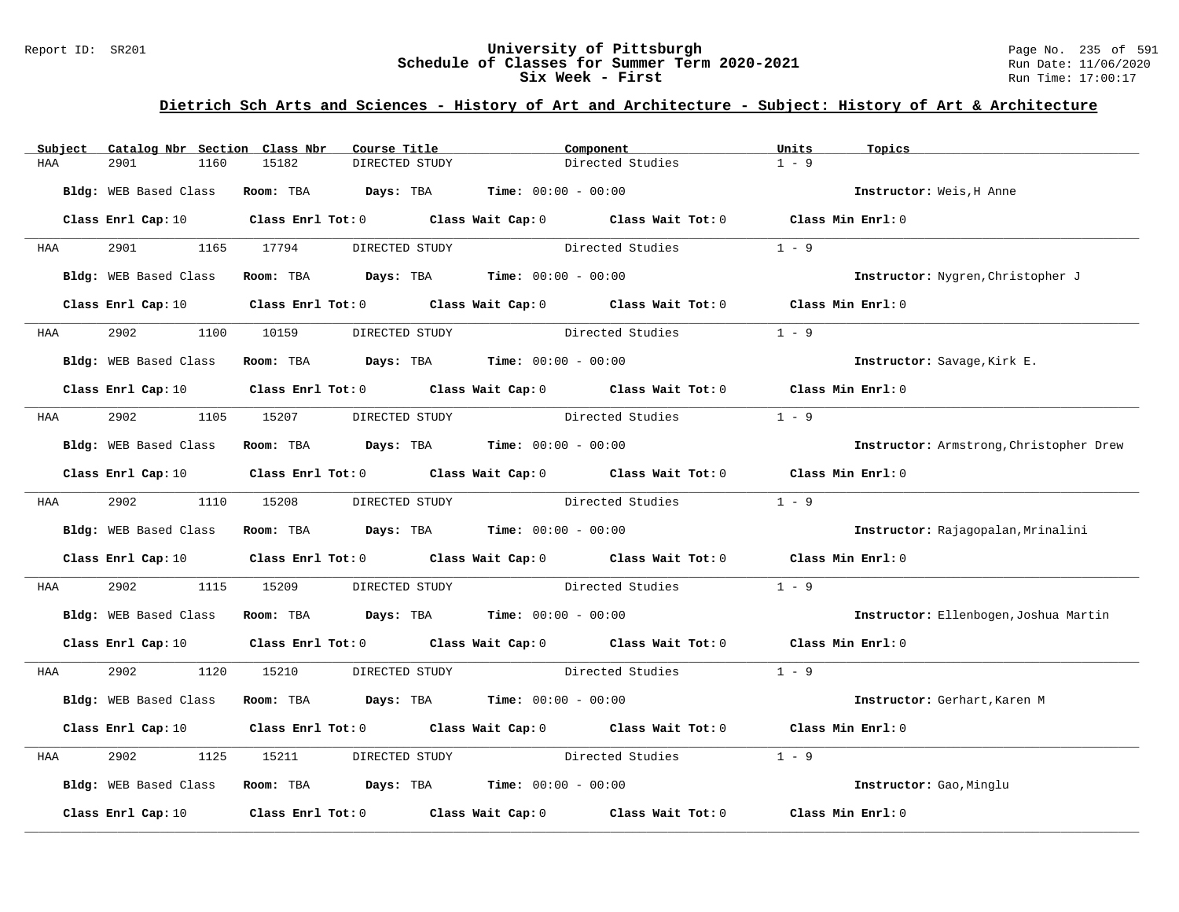## Dietrich Sch Arts and Sciences - History of Art and Architecture - Subject: History of Art & Architecture

| Subject | Catalog Nbr | Section | Class Nbr | Course Title | Component | Units | Topics |
|---|---|---|---|---|---|---|---|
| HAA | 2901 | 1160 | 15182 | DIRECTED STUDY | Directed Studies | 1 - 9 | |

**Bldg:** WEB Based Class **Room:** TBA **Days:** TBA **Time:** 00:00 - 00:00 **Instructor:** Weis,H Anne

**Class Enrl Cap:** 10 **Class Enrl Tot:** 0 **Class Wait Cap:** 0 **Class Wait Tot:** 0 **Class Min Enrl:** 0

| Subject | Catalog Nbr | Section | Class Nbr | Course Title | Component | Units | Topics |
|---|---|---|---|---|---|---|---|
| HAA | 2901 | 1165 | 17794 | DIRECTED STUDY | Directed Studies | 1 - 9 | |

**Bldg:** WEB Based Class **Room:** TBA **Days:** TBA **Time:** 00:00 - 00:00 **Instructor:** Nygren,Christopher J

**Class Enrl Cap:** 10 **Class Enrl Tot:** 0 **Class Wait Cap:** 0 **Class Wait Tot:** 0 **Class Min Enrl:** 0

| Subject | Catalog Nbr | Section | Class Nbr | Course Title | Component | Units | Topics |
|---|---|---|---|---|---|---|---|
| HAA | 2902 | 1100 | 10159 | DIRECTED STUDY | Directed Studies | 1 - 9 | |

**Bldg:** WEB Based Class **Room:** TBA **Days:** TBA **Time:** 00:00 - 00:00 **Instructor:** Savage,Kirk E.

**Class Enrl Cap:** 10 **Class Enrl Tot:** 0 **Class Wait Cap:** 0 **Class Wait Tot:** 0 **Class Min Enrl:** 0

| Subject | Catalog Nbr | Section | Class Nbr | Course Title | Component | Units | Topics |
|---|---|---|---|---|---|---|---|
| HAA | 2902 | 1105 | 15207 | DIRECTED STUDY | Directed Studies | 1 - 9 | |

**Bldg:** WEB Based Class **Room:** TBA **Days:** TBA **Time:** 00:00 - 00:00 **Instructor:** Armstrong,Christopher Drew

**Class Enrl Cap:** 10 **Class Enrl Tot:** 0 **Class Wait Cap:** 0 **Class Wait Tot:** 0 **Class Min Enrl:** 0

| Subject | Catalog Nbr | Section | Class Nbr | Course Title | Component | Units | Topics |
|---|---|---|---|---|---|---|---|
| HAA | 2902 | 1110 | 15208 | DIRECTED STUDY | Directed Studies | 1 - 9 | |

**Bldg:** WEB Based Class **Room:** TBA **Days:** TBA **Time:** 00:00 - 00:00 **Instructor:** Rajagopalan,Mrinalini

**Class Enrl Cap:** 10 **Class Enrl Tot:** 0 **Class Wait Cap:** 0 **Class Wait Tot:** 0 **Class Min Enrl:** 0

| Subject | Catalog Nbr | Section | Class Nbr | Course Title | Component | Units | Topics |
|---|---|---|---|---|---|---|---|
| HAA | 2902 | 1115 | 15209 | DIRECTED STUDY | Directed Studies | 1 - 9 | |

**Bldg:** WEB Based Class **Room:** TBA **Days:** TBA **Time:** 00:00 - 00:00 **Instructor:** Ellenbogen,Joshua Martin

**Class Enrl Cap:** 10 **Class Enrl Tot:** 0 **Class Wait Cap:** 0 **Class Wait Tot:** 0 **Class Min Enrl:** 0

| Subject | Catalog Nbr | Section | Class Nbr | Course Title | Component | Units | Topics |
|---|---|---|---|---|---|---|---|
| HAA | 2902 | 1120 | 15210 | DIRECTED STUDY | Directed Studies | 1 - 9 | |

**Bldg:** WEB Based Class **Room:** TBA **Days:** TBA **Time:** 00:00 - 00:00 **Instructor:** Gerhart,Karen M

**Class Enrl Cap:** 10 **Class Enrl Tot:** 0 **Class Wait Cap:** 0 **Class Wait Tot:** 0 **Class Min Enrl:** 0

| Subject | Catalog Nbr | Section | Class Nbr | Course Title | Component | Units | Topics |
|---|---|---|---|---|---|---|---|
| HAA | 2902 | 1125 | 15211 | DIRECTED STUDY | Directed Studies | 1 - 9 | |

**Bldg:** WEB Based Class **Room:** TBA **Days:** TBA **Time:** 00:00 - 00:00 **Instructor:** Gao,Minglu

**Class Enrl Cap:** 10 **Class Enrl Tot:** 0 **Class Wait Cap:** 0 **Class Wait Tot:** 0 **Class Min Enrl:** 0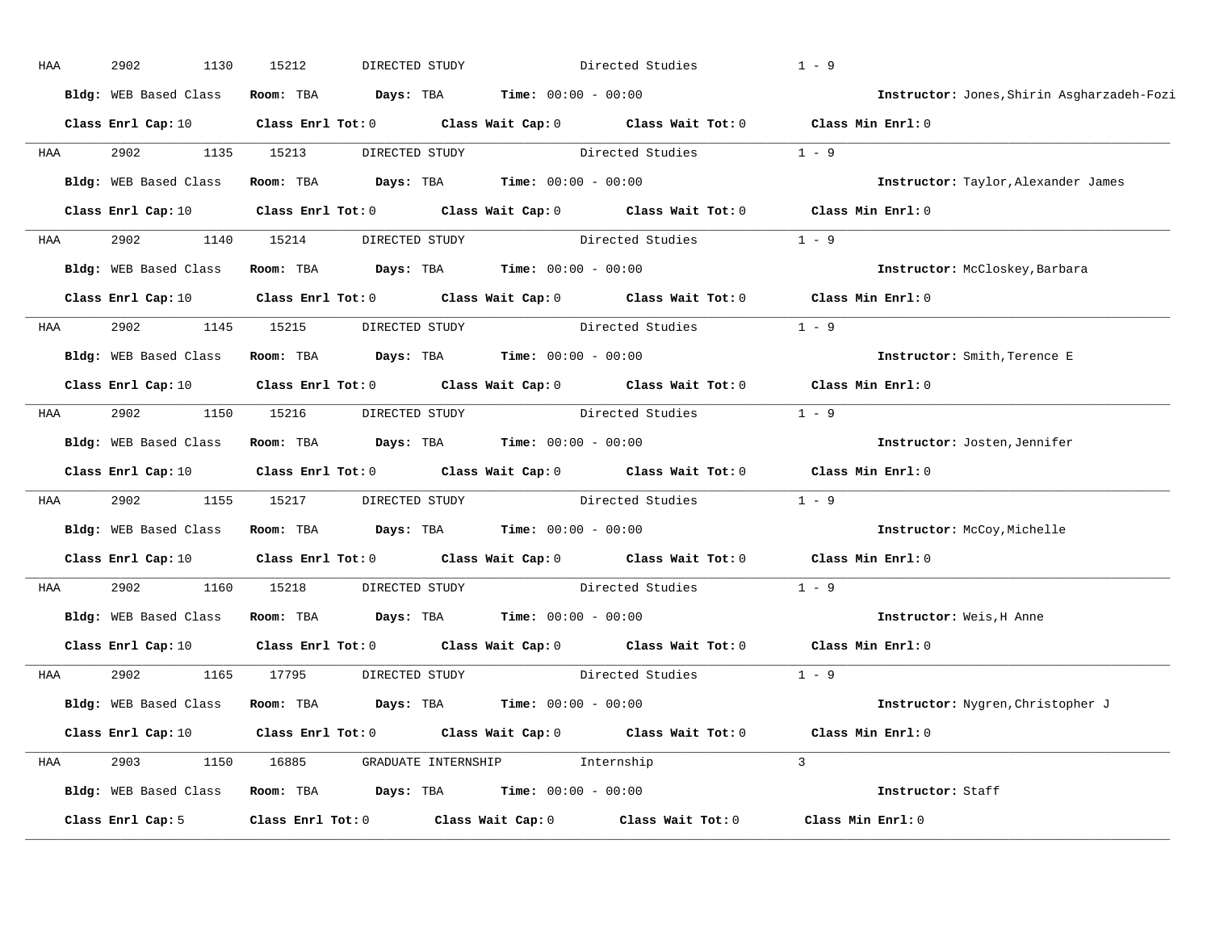HAA 2902 1130 15212 DIRECTED STUDY Directed Studies 1 - 9

**Bldg:** WEB Based Class **Room:** TBA **Days:** TBA **Time:** 00:00 - 00:00 **Instructor:** Jones,Shirin Asgharzadeh-Fozi

**Class Enrl Cap:** 10 **Class Enrl Tot:** 0 **Class Wait Cap:** 0 **Class Wait Tot:** 0 **Class Min Enrl:** 0

---

HAA 2902 1135 15213 DIRECTED STUDY Directed Studies 1 - 9

**Bldg:** WEB Based Class **Room:** TBA **Days:** TBA **Time:** 00:00 - 00:00 **Instructor:** Taylor,Alexander James

**Class Enrl Cap:** 10 **Class Enrl Tot:** 0 **Class Wait Cap:** 0 **Class Wait Tot:** 0 **Class Min Enrl:** 0

---

HAA 2902 1140 15214 DIRECTED STUDY Directed Studies 1 - 9

**Bldg:** WEB Based Class **Room:** TBA **Days:** TBA **Time:** 00:00 - 00:00 **Instructor:** McCloskey,Barbara

**Class Enrl Cap:** 10 **Class Enrl Tot:** 0 **Class Wait Cap:** 0 **Class Wait Tot:** 0 **Class Min Enrl:** 0

---

HAA 2902 1145 15215 DIRECTED STUDY Directed Studies 1 - 9

**Bldg:** WEB Based Class **Room:** TBA **Days:** TBA **Time:** 00:00 - 00:00 **Instructor:** Smith,Terence E

**Class Enrl Cap:** 10 **Class Enrl Tot:** 0 **Class Wait Cap:** 0 **Class Wait Tot:** 0 **Class Min Enrl:** 0

---

HAA 2902 1150 15216 DIRECTED STUDY Directed Studies 1 - 9

**Bldg:** WEB Based Class **Room:** TBA **Days:** TBA **Time:** 00:00 - 00:00 **Instructor:** Josten,Jennifer

**Class Enrl Cap:** 10 **Class Enrl Tot:** 0 **Class Wait Cap:** 0 **Class Wait Tot:** 0 **Class Min Enrl:** 0

---

HAA 2902 1155 15217 DIRECTED STUDY Directed Studies 1 - 9

**Bldg:** WEB Based Class **Room:** TBA **Days:** TBA **Time:** 00:00 - 00:00 **Instructor:** McCoy,Michelle

**Class Enrl Cap:** 10 **Class Enrl Tot:** 0 **Class Wait Cap:** 0 **Class Wait Tot:** 0 **Class Min Enrl:** 0

---

HAA 2902 1160 15218 DIRECTED STUDY Directed Studies 1 - 9

**Bldg:** WEB Based Class **Room:** TBA **Days:** TBA **Time:** 00:00 - 00:00 **Instructor:** Weis,H Anne

**Class Enrl Cap:** 10 **Class Enrl Tot:** 0 **Class Wait Cap:** 0 **Class Wait Tot:** 0 **Class Min Enrl:** 0

---

HAA 2902 1165 17795 DIRECTED STUDY Directed Studies 1 - 9

**Bldg:** WEB Based Class **Room:** TBA **Days:** TBA **Time:** 00:00 - 00:00 **Instructor:** Nygren,Christopher J

**Class Enrl Cap:** 10 **Class Enrl Tot:** 0 **Class Wait Cap:** 0 **Class Wait Tot:** 0 **Class Min Enrl:** 0

---

HAA 2903 1150 16885 GRADUATE INTERNSHIP Internship 3

**Bldg:** WEB Based Class **Room:** TBA **Days:** TBA **Time:** 00:00 - 00:00 **Instructor:** Staff

**Class Enrl Cap:** 5 **Class Enrl Tot:** 0 **Class Wait Cap:** 0 **Class Wait Tot:** 0 **Class Min Enrl:** 0

---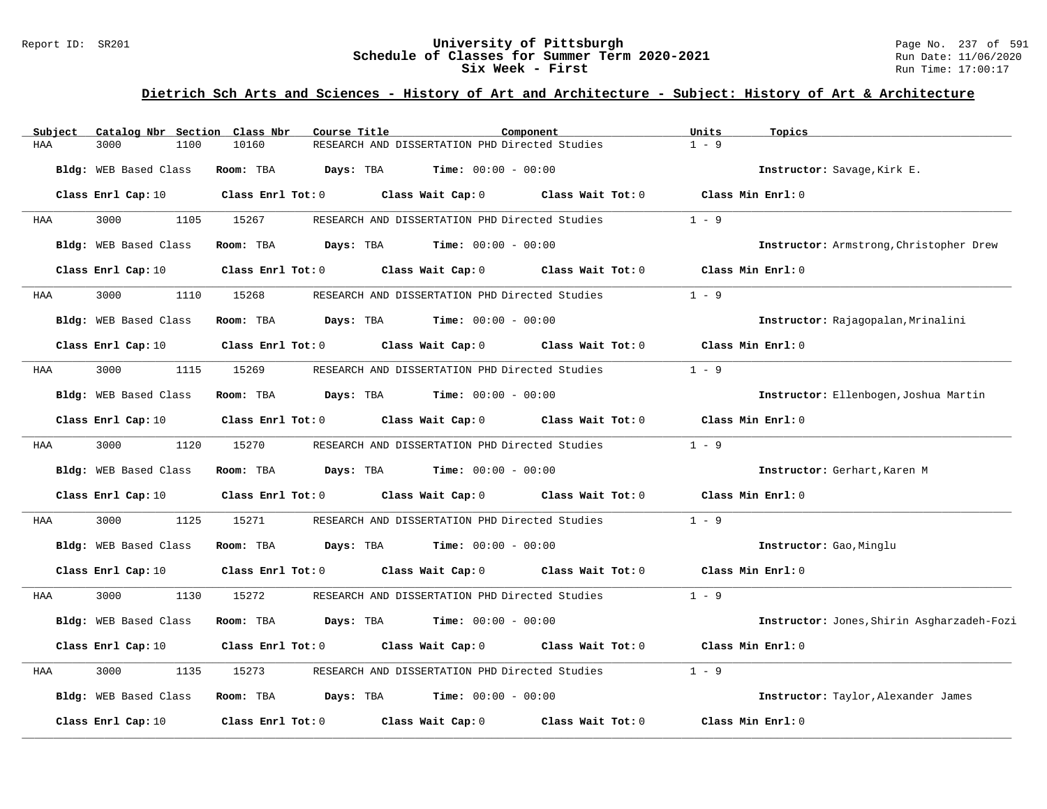## Dietrich Sch Arts and Sciences - History of Art and Architecture - Subject: History of Art & Architecture

| Subject | Catalog Nbr | Section | Class Nbr | Course Title | Component | Units | Topics |
|---|---|---|---|---|---|---|---|
| HAA | 3000 | 1100 | 10160 | RESEARCH AND DISSERTATION PHD | Directed Studies | 1 - 9 | |

**Bldg:** WEB Based Class **Room:** TBA **Days:** TBA **Time:** 00:00 - 00:00 **Instructor:** Savage,Kirk E.

**Class Enrl Cap:** 10 **Class Enrl Tot:** 0 **Class Wait Cap:** 0 **Class Wait Tot:** 0 **Class Min Enrl:** 0

| Subject | Catalog Nbr | Section | Class Nbr | Course Title | Component | Units | Topics |
|---|---|---|---|---|---|---|---|
| HAA | 3000 | 1105 | 15267 | RESEARCH AND DISSERTATION PHD | Directed Studies | 1 - 9 | |

**Bldg:** WEB Based Class **Room:** TBA **Days:** TBA **Time:** 00:00 - 00:00 **Instructor:** Armstrong,Christopher Drew

**Class Enrl Cap:** 10 **Class Enrl Tot:** 0 **Class Wait Cap:** 0 **Class Wait Tot:** 0 **Class Min Enrl:** 0

| Subject | Catalog Nbr | Section | Class Nbr | Course Title | Component | Units | Topics |
|---|---|---|---|---|---|---|---|
| HAA | 3000 | 1110 | 15268 | RESEARCH AND DISSERTATION PHD | Directed Studies | 1 - 9 | |

**Bldg:** WEB Based Class **Room:** TBA **Days:** TBA **Time:** 00:00 - 00:00 **Instructor:** Rajagopalan,Mrinalini

**Class Enrl Cap:** 10 **Class Enrl Tot:** 0 **Class Wait Cap:** 0 **Class Wait Tot:** 0 **Class Min Enrl:** 0

| Subject | Catalog Nbr | Section | Class Nbr | Course Title | Component | Units | Topics |
|---|---|---|---|---|---|---|---|
| HAA | 3000 | 1115 | 15269 | RESEARCH AND DISSERTATION PHD | Directed Studies | 1 - 9 | |

**Bldg:** WEB Based Class **Room:** TBA **Days:** TBA **Time:** 00:00 - 00:00 **Instructor:** Ellenbogen,Joshua Martin

**Class Enrl Cap:** 10 **Class Enrl Tot:** 0 **Class Wait Cap:** 0 **Class Wait Tot:** 0 **Class Min Enrl:** 0

| Subject | Catalog Nbr | Section | Class Nbr | Course Title | Component | Units | Topics |
|---|---|---|---|---|---|---|---|
| HAA | 3000 | 1120 | 15270 | RESEARCH AND DISSERTATION PHD | Directed Studies | 1 - 9 | |

**Bldg:** WEB Based Class **Room:** TBA **Days:** TBA **Time:** 00:00 - 00:00 **Instructor:** Gerhart,Karen M

**Class Enrl Cap:** 10 **Class Enrl Tot:** 0 **Class Wait Cap:** 0 **Class Wait Tot:** 0 **Class Min Enrl:** 0

| Subject | Catalog Nbr | Section | Class Nbr | Course Title | Component | Units | Topics |
|---|---|---|---|---|---|---|---|
| HAA | 3000 | 1125 | 15271 | RESEARCH AND DISSERTATION PHD | Directed Studies | 1 - 9 | |

**Bldg:** WEB Based Class **Room:** TBA **Days:** TBA **Time:** 00:00 - 00:00 **Instructor:** Gao,Minglu

**Class Enrl Cap:** 10 **Class Enrl Tot:** 0 **Class Wait Cap:** 0 **Class Wait Tot:** 0 **Class Min Enrl:** 0

| Subject | Catalog Nbr | Section | Class Nbr | Course Title | Component | Units | Topics |
|---|---|---|---|---|---|---|---|
| HAA | 3000 | 1130 | 15272 | RESEARCH AND DISSERTATION PHD | Directed Studies | 1 - 9 | |

**Bldg:** WEB Based Class **Room:** TBA **Days:** TBA **Time:** 00:00 - 00:00 **Instructor:** Jones,Shirin Asgharzadeh-Fozi

**Class Enrl Cap:** 10 **Class Enrl Tot:** 0 **Class Wait Cap:** 0 **Class Wait Tot:** 0 **Class Min Enrl:** 0

| Subject | Catalog Nbr | Section | Class Nbr | Course Title | Component | Units | Topics |
|---|---|---|---|---|---|---|---|
| HAA | 3000 | 1135 | 15273 | RESEARCH AND DISSERTATION PHD | Directed Studies | 1 - 9 | |

**Bldg:** WEB Based Class **Room:** TBA **Days:** TBA **Time:** 00:00 - 00:00 **Instructor:** Taylor,Alexander James

**Class Enrl Cap:** 10 **Class Enrl Tot:** 0 **Class Wait Cap:** 0 **Class Wait Tot:** 0 **Class Min Enrl:** 0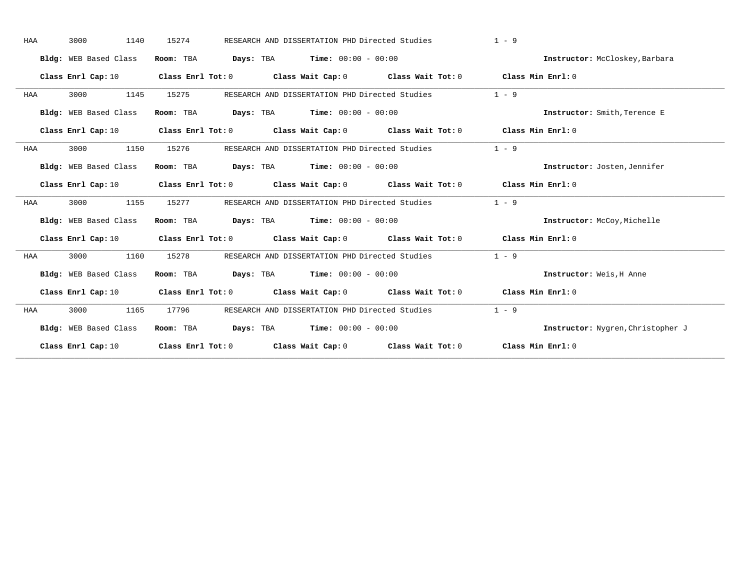HAA 3000 1140 15274 RESEARCH AND DISSERTATION PHD Directed Studies 1 - 9

**Bldg:** WEB Based Class **Room:** TBA **Days:** TBA **Time:** 00:00 - 00:00 **Instructor:** McCloskey,Barbara

**Class Enrl Cap:** 10 **Class Enrl Tot:** 0 **Class Wait Cap:** 0 **Class Wait Tot:** 0 **Class Min Enrl:** 0

---

HAA 3000 1145 15275 RESEARCH AND DISSERTATION PHD Directed Studies 1 - 9

**Bldg:** WEB Based Class **Room:** TBA **Days:** TBA **Time:** 00:00 - 00:00 **Instructor:** Smith,Terence E

**Class Enrl Cap:** 10 **Class Enrl Tot:** 0 **Class Wait Cap:** 0 **Class Wait Tot:** 0 **Class Min Enrl:** 0

---

HAA 3000 1150 15276 RESEARCH AND DISSERTATION PHD Directed Studies 1 - 9

**Bldg:** WEB Based Class **Room:** TBA **Days:** TBA **Time:** 00:00 - 00:00 **Instructor:** Josten,Jennifer

**Class Enrl Cap:** 10 **Class Enrl Tot:** 0 **Class Wait Cap:** 0 **Class Wait Tot:** 0 **Class Min Enrl:** 0

---

HAA 3000 1155 15277 RESEARCH AND DISSERTATION PHD Directed Studies 1 - 9

**Bldg:** WEB Based Class **Room:** TBA **Days:** TBA **Time:** 00:00 - 00:00 **Instructor:** McCoy,Michelle

**Class Enrl Cap:** 10 **Class Enrl Tot:** 0 **Class Wait Cap:** 0 **Class Wait Tot:** 0 **Class Min Enrl:** 0

---

HAA 3000 1160 15278 RESEARCH AND DISSERTATION PHD Directed Studies 1 - 9

**Bldg:** WEB Based Class **Room:** TBA **Days:** TBA **Time:** 00:00 - 00:00 **Instructor:** Weis,H Anne

**Class Enrl Cap:** 10 **Class Enrl Tot:** 0 **Class Wait Cap:** 0 **Class Wait Tot:** 0 **Class Min Enrl:** 0

---

HAA 3000 1165 17796 RESEARCH AND DISSERTATION PHD Directed Studies 1 - 9

**Bldg:** WEB Based Class **Room:** TBA **Days:** TBA **Time:** 00:00 - 00:00 **Instructor:** Nygren,Christopher J

**Class Enrl Cap:** 10 **Class Enrl Tot:** 0 **Class Wait Cap:** 0 **Class Wait Tot:** 0 **Class Min Enrl:** 0

---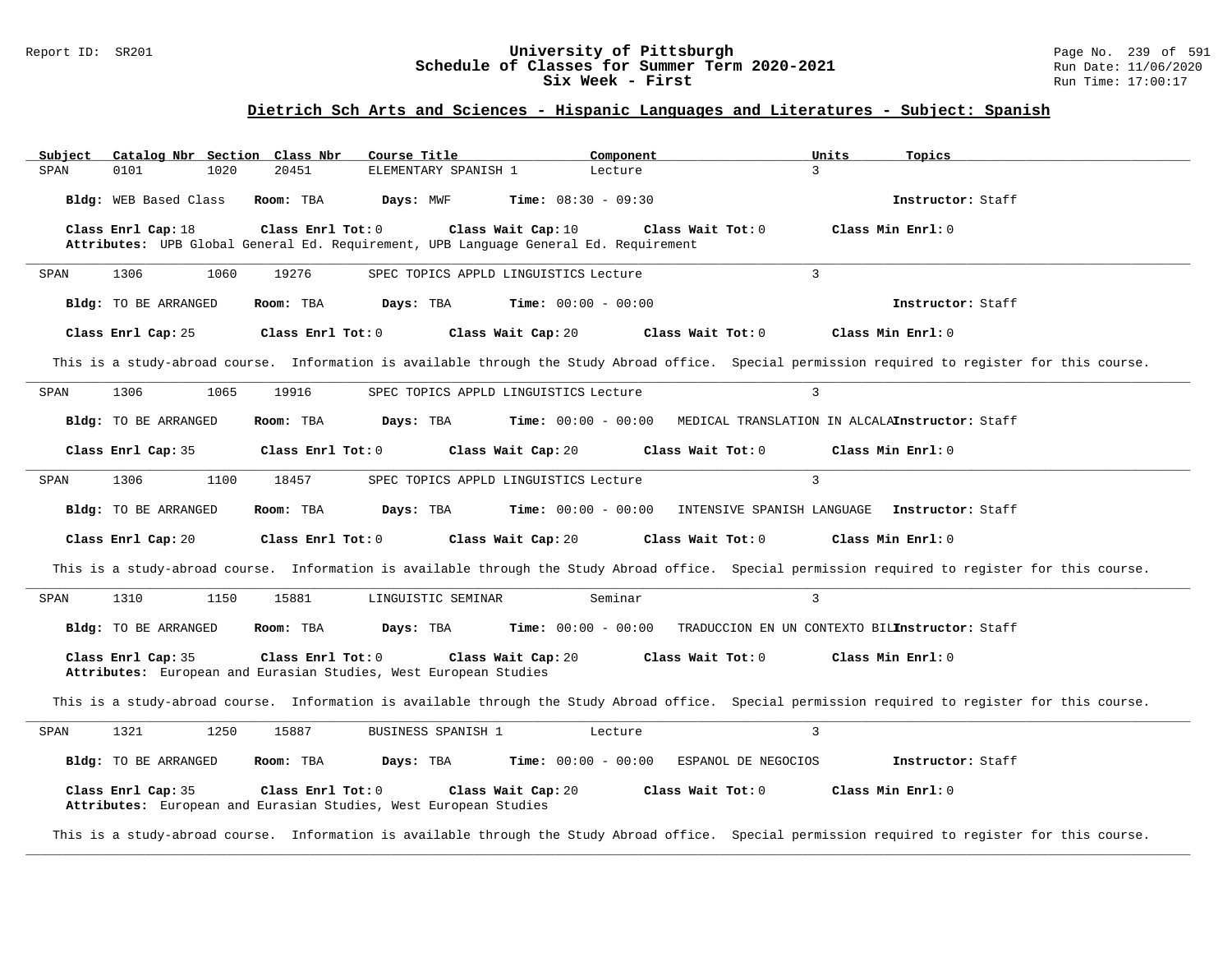## Dietrich Sch Arts and Sciences - Hispanic Languages and Literatures - Subject: Spanish

| Subject | Catalog Nbr | Section | Class Nbr | Course Title | Component | Units | Topics |
|---|---|---|---|---|---|---|---|
| SPAN | 0101 | 1020 | 20451 | ELEMENTARY SPANISH 1 | Lecture | 3 | |

**Bldg:** WEB Based Class **Room:** TBA **Days:** MWF **Time:** 08:30 - 09:30 **Instructor:** Staff

**Class Enrl Cap:** 18 **Class Enrl Tot:** 0 **Class Wait Cap:** 10 **Class Wait Tot:** 0 **Class Min Enrl:** 0
**Attributes:** UPB Global General Ed. Requirement, UPB Language General Ed. Requirement

---

| Subject | Catalog Nbr | Section | Class Nbr | Course Title | Component | Units | Topics |
|---|---|---|---|---|---|---|---|
| SPAN | 1306 | 1060 | 19276 | SPEC TOPICS APPLD LINGUISTICS | Lecture | 3 | |

**Bldg:** TO BE ARRANGED **Room:** TBA **Days:** TBA **Time:** 00:00 - 00:00 **Instructor:** Staff

**Class Enrl Cap:** 25 **Class Enrl Tot:** 0 **Class Wait Cap:** 20 **Class Wait Tot:** 0 **Class Min Enrl:** 0

This is a study-abroad course. Information is available through the Study Abroad office. Special permission required to register for this course.

---

| Subject | Catalog Nbr | Section | Class Nbr | Course Title | Component | Units | Topics |
|---|---|---|---|---|---|---|---|
| SPAN | 1306 | 1065 | 19916 | SPEC TOPICS APPLD LINGUISTICS | Lecture | 3 | |

**Bldg:** TO BE ARRANGED **Room:** TBA **Days:** TBA **Time:** 00:00 - 00:00 MEDICAL TRANSLATION IN ALCALA **Instructor:** Staff

**Class Enrl Cap:** 35 **Class Enrl Tot:** 0 **Class Wait Cap:** 20 **Class Wait Tot:** 0 **Class Min Enrl:** 0

---

| Subject | Catalog Nbr | Section | Class Nbr | Course Title | Component | Units | Topics |
|---|---|---|---|---|---|---|---|
| SPAN | 1306 | 1100 | 18457 | SPEC TOPICS APPLD LINGUISTICS | Lecture | 3 | |

**Bldg:** TO BE ARRANGED **Room:** TBA **Days:** TBA **Time:** 00:00 - 00:00 INTENSIVE SPANISH LANGUAGE **Instructor:** Staff

**Class Enrl Cap:** 20 **Class Enrl Tot:** 0 **Class Wait Cap:** 20 **Class Wait Tot:** 0 **Class Min Enrl:** 0

This is a study-abroad course. Information is available through the Study Abroad office. Special permission required to register for this course.

---

| Subject | Catalog Nbr | Section | Class Nbr | Course Title | Component | Units | Topics |
|---|---|---|---|---|---|---|---|
| SPAN | 1310 | 1150 | 15881 | LINGUISTIC SEMINAR | Seminar | 3 | |

**Bldg:** TO BE ARRANGED **Room:** TBA **Days:** TBA **Time:** 00:00 - 00:00 TRADUCCION EN UN CONTEXTO BIL **Instructor:** Staff

**Class Enrl Cap:** 35 **Class Enrl Tot:** 0 **Class Wait Cap:** 20 **Class Wait Tot:** 0 **Class Min Enrl:** 0
**Attributes:** European and Eurasian Studies, West European Studies

This is a study-abroad course. Information is available through the Study Abroad office. Special permission required to register for this course.

---

| Subject | Catalog Nbr | Section | Class Nbr | Course Title | Component | Units | Topics |
|---|---|---|---|---|---|---|---|
| SPAN | 1321 | 1250 | 15887 | BUSINESS SPANISH 1 | Lecture | 3 | |

**Bldg:** TO BE ARRANGED **Room:** TBA **Days:** TBA **Time:** 00:00 - 00:00 ESPANOL DE NEGOCIOS **Instructor:** Staff

**Class Enrl Cap:** 35 **Class Enrl Tot:** 0 **Class Wait Cap:** 20 **Class Wait Tot:** 0 **Class Min Enrl:** 0
**Attributes:** European and Eurasian Studies, West European Studies

This is a study-abroad course. Information is available through the Study Abroad office. Special permission required to register for this course.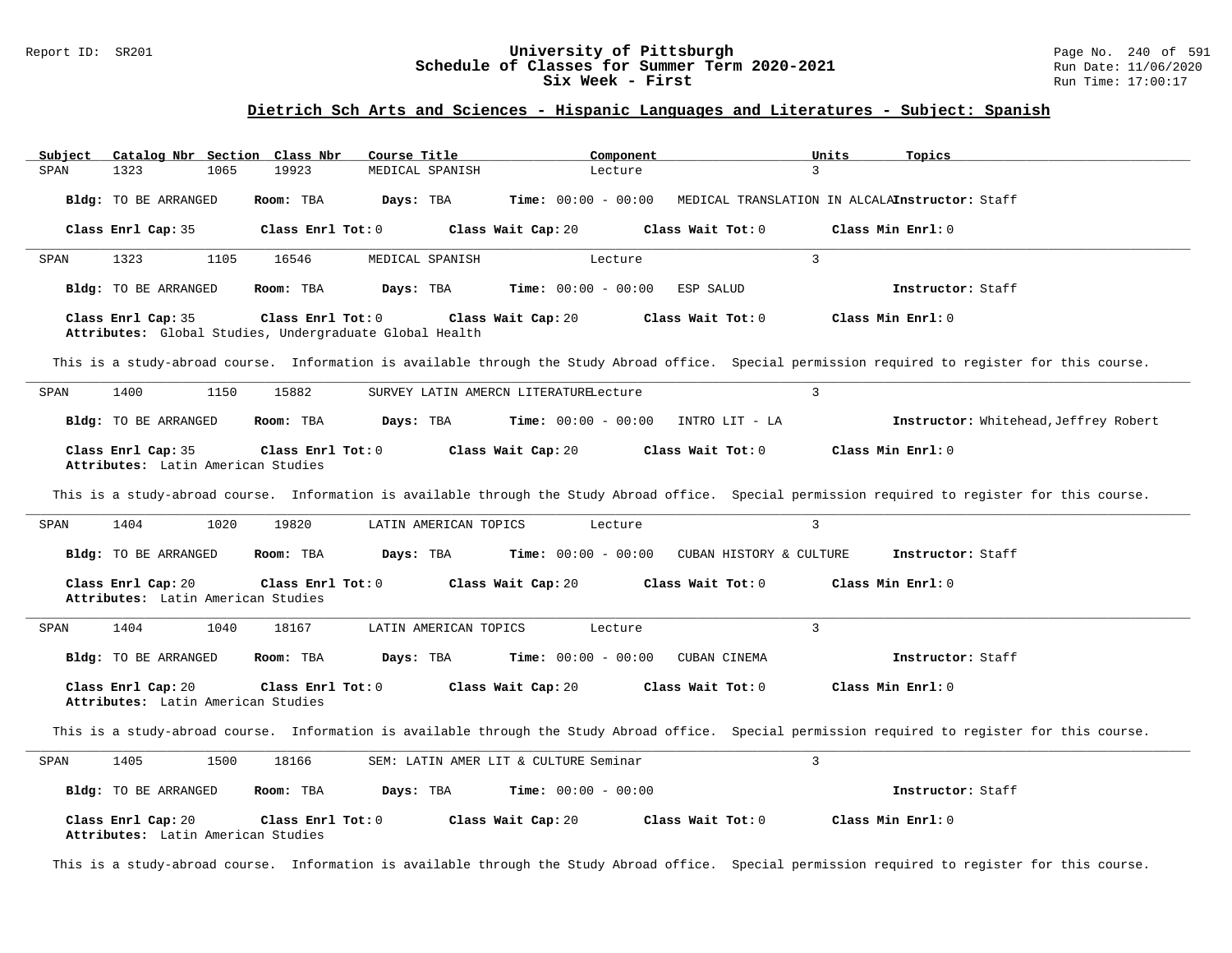University of Pittsburgh
Schedule of Classes for Summer Term 2020-2021
Six Week - First

## Dietrich Sch Arts and Sciences - Hispanic Languages and Literatures - Subject: Spanish

| Subject | Catalog Nbr | Section | Class Nbr | Course Title | Component | Units | Topics |
|---|---|---|---|---|---|---|---|
| SPAN | 1323 | 1065 | 19923 | MEDICAL SPANISH | Lecture | 3 | |

**Bldg:** TO BE ARRANGED **Room:** TBA **Days:** TBA **Time:** 00:00 - 00:00 MEDICAL TRANSLATION IN ALCALA **Instructor:** Staff

**Class Enrl Cap:** 35 **Class Enrl Tot:** 0 **Class Wait Cap:** 20 **Class Wait Tot:** 0 **Class Min Enrl:** 0

---

| Subject | Catalog Nbr | Section | Class Nbr | Course Title | Component | Units | Topics |
|---|---|---|---|---|---|---|---|
| SPAN | 1323 | 1105 | 16546 | MEDICAL SPANISH | Lecture | 3 | |

**Bldg:** TO BE ARRANGED **Room:** TBA **Days:** TBA **Time:** 00:00 - 00:00 ESP SALUD **Instructor:** Staff

**Class Enrl Cap:** 35 **Class Enrl Tot:** 0 **Class Wait Cap:** 20 **Class Wait Tot:** 0 **Class Min Enrl:** 0
**Attributes:** Global Studies, Undergraduate Global Health

This is a study-abroad course. Information is available through the Study Abroad office. Special permission required to register for this course.

---

| Subject | Catalog Nbr | Section | Class Nbr | Course Title | Component | Units | Topics |
|---|---|---|---|---|---|---|---|
| SPAN | 1400 | 1150 | 15882 | SURVEY LATIN AMERCN LITERATURE | Lecture | 3 | |

**Bldg:** TO BE ARRANGED **Room:** TBA **Days:** TBA **Time:** 00:00 - 00:00 INTRO LIT - LA **Instructor:** Whitehead,Jeffrey Robert

**Class Enrl Cap:** 35 **Class Enrl Tot:** 0 **Class Wait Cap:** 20 **Class Wait Tot:** 0 **Class Min Enrl:** 0
**Attributes:** Latin American Studies

This is a study-abroad course. Information is available through the Study Abroad office. Special permission required to register for this course.

---

| Subject | Catalog Nbr | Section | Class Nbr | Course Title | Component | Units | Topics |
|---|---|---|---|---|---|---|---|
| SPAN | 1404 | 1020 | 19820 | LATIN AMERICAN TOPICS | Lecture | 3 | |

**Bldg:** TO BE ARRANGED **Room:** TBA **Days:** TBA **Time:** 00:00 - 00:00 CUBAN HISTORY & CULTURE **Instructor:** Staff

**Class Enrl Cap:** 20 **Class Enrl Tot:** 0 **Class Wait Cap:** 20 **Class Wait Tot:** 0 **Class Min Enrl:** 0
**Attributes:** Latin American Studies

---

| Subject | Catalog Nbr | Section | Class Nbr | Course Title | Component | Units | Topics |
|---|---|---|---|---|---|---|---|
| SPAN | 1404 | 1040 | 18167 | LATIN AMERICAN TOPICS | Lecture | 3 | |

**Bldg:** TO BE ARRANGED **Room:** TBA **Days:** TBA **Time:** 00:00 - 00:00 CUBAN CINEMA **Instructor:** Staff

**Class Enrl Cap:** 20 **Class Enrl Tot:** 0 **Class Wait Cap:** 20 **Class Wait Tot:** 0 **Class Min Enrl:** 0
**Attributes:** Latin American Studies

This is a study-abroad course. Information is available through the Study Abroad office. Special permission required to register for this course.

---

| Subject | Catalog Nbr | Section | Class Nbr | Course Title | Component | Units | Topics |
|---|---|---|---|---|---|---|---|
| SPAN | 1405 | 1500 | 18166 | SEM: LATIN AMER LIT & CULTURE | Seminar | 3 | |

**Bldg:** TO BE ARRANGED **Room:** TBA **Days:** TBA **Time:** 00:00 - 00:00 **Instructor:** Staff

**Class Enrl Cap:** 20 **Class Enrl Tot:** 0 **Class Wait Cap:** 20 **Class Wait Tot:** 0 **Class Min Enrl:** 0
**Attributes:** Latin American Studies

This is a study-abroad course. Information is available through the Study Abroad office. Special permission required to register for this course.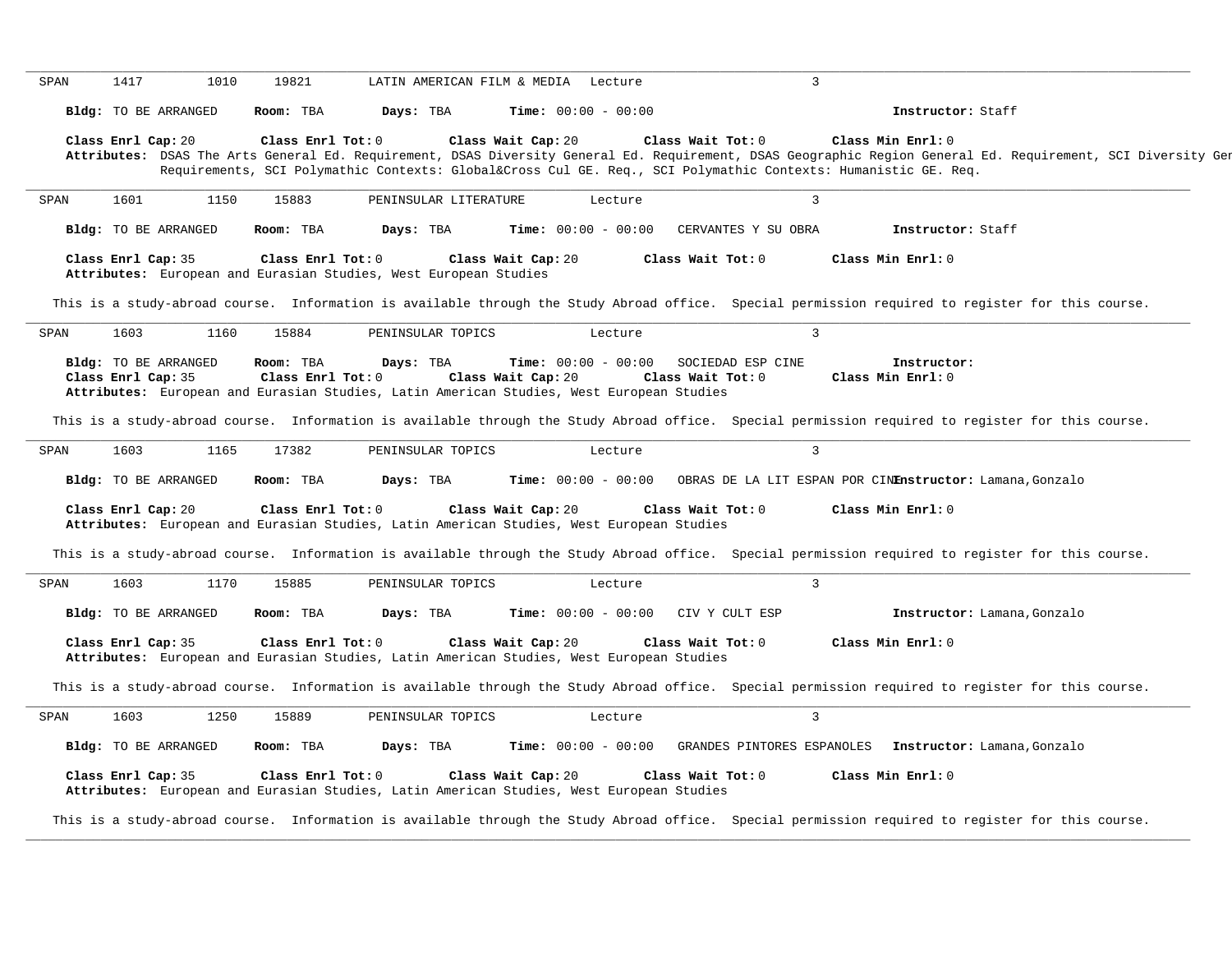SPAN 1417 1010 19821 LATIN AMERICAN FILM & MEDIA Lecture 3

**Bldg:** TO BE ARRANGED **Room:** TBA **Days:** TBA **Time:** 00:00 - 00:00 **Instructor:** Staff

**Class Enrl Cap:** 20 **Class Enrl Tot:** 0 **Class Wait Cap:** 20 **Class Wait Tot:** 0 **Class Min Enrl:** 0
**Attributes:** DSAS The Arts General Ed. Requirement, DSAS Diversity General Ed. Requirement, DSAS Geographic Region General Ed. Requirement, SCI Diversity Gen Requirements, SCI Polymathic Contexts: Global&Cross Cul GE. Req., SCI Polymathic Contexts: Humanistic GE. Req.

---

SPAN 1601 1150 15883 PENINSULAR LITERATURE Lecture 3

**Bldg:** TO BE ARRANGED **Room:** TBA **Days:** TBA **Time:** 00:00 - 00:00 CERVANTES Y SU OBRA **Instructor:** Staff

**Class Enrl Cap:** 35 **Class Enrl Tot:** 0 **Class Wait Cap:** 20 **Class Wait Tot:** 0 **Class Min Enrl:** 0
**Attributes:** European and Eurasian Studies, West European Studies

This is a study-abroad course. Information is available through the Study Abroad office. Special permission required to register for this course.

---

SPAN 1603 1160 15884 PENINSULAR TOPICS Lecture 3

**Bldg:** TO BE ARRANGED **Room:** TBA **Days:** TBA **Time:** 00:00 - 00:00 SOCIEDAD ESP CINE **Instructor:**
**Class Enrl Cap:** 35 **Class Enrl Tot:** 0 **Class Wait Cap:** 20 **Class Wait Tot:** 0 **Class Min Enrl:** 0
**Attributes:** European and Eurasian Studies, Latin American Studies, West European Studies

This is a study-abroad course. Information is available through the Study Abroad office. Special permission required to register for this course.

---

SPAN 1603 1165 17382 PENINSULAR TOPICS Lecture 3

**Bldg:** TO BE ARRANGED **Room:** TBA **Days:** TBA **Time:** 00:00 - 00:00 OBRAS DE LA LIT ESPAN POR CINE **Instructor:** Lamana,Gonzalo

**Class Enrl Cap:** 20 **Class Enrl Tot:** 0 **Class Wait Cap:** 20 **Class Wait Tot:** 0 **Class Min Enrl:** 0
**Attributes:** European and Eurasian Studies, Latin American Studies, West European Studies

This is a study-abroad course. Information is available through the Study Abroad office. Special permission required to register for this course.

---

SPAN 1603 1170 15885 PENINSULAR TOPICS Lecture 3

**Bldg:** TO BE ARRANGED **Room:** TBA **Days:** TBA **Time:** 00:00 - 00:00 CIV Y CULT ESP **Instructor:** Lamana,Gonzalo

**Class Enrl Cap:** 35 **Class Enrl Tot:** 0 **Class Wait Cap:** 20 **Class Wait Tot:** 0 **Class Min Enrl:** 0
**Attributes:** European and Eurasian Studies, Latin American Studies, West European Studies

This is a study-abroad course. Information is available through the Study Abroad office. Special permission required to register for this course.

---

SPAN 1603 1250 15889 PENINSULAR TOPICS Lecture 3

**Bldg:** TO BE ARRANGED **Room:** TBA **Days:** TBA **Time:** 00:00 - 00:00 GRANDES PINTORES ESPANOLES **Instructor:** Lamana,Gonzalo

**Class Enrl Cap:** 35 **Class Enrl Tot:** 0 **Class Wait Cap:** 20 **Class Wait Tot:** 0 **Class Min Enrl:** 0
**Attributes:** European and Eurasian Studies, Latin American Studies, West European Studies

This is a study-abroad course. Information is available through the Study Abroad office. Special permission required to register for this course.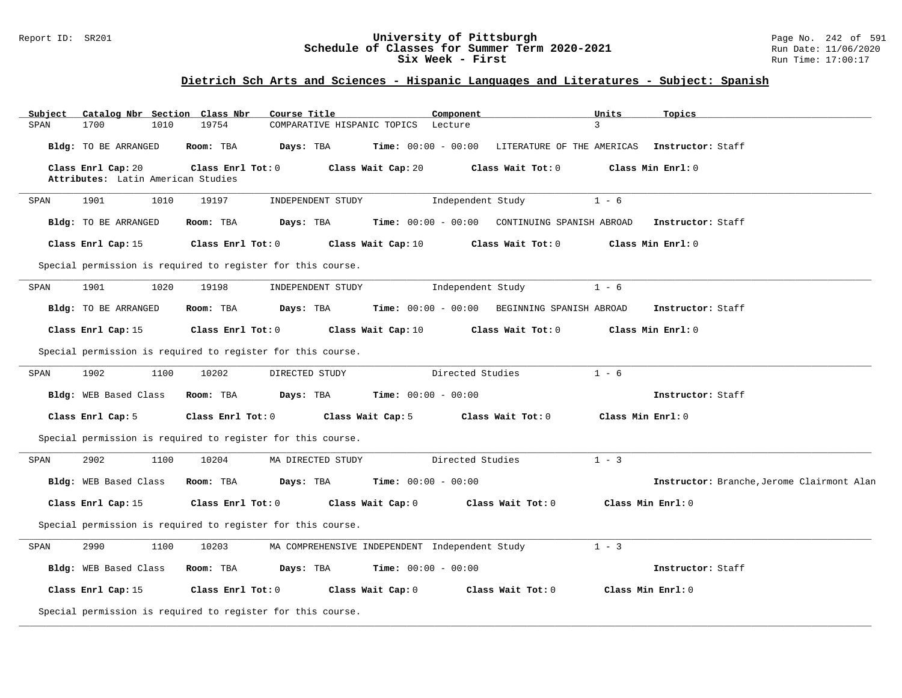## Dietrich Sch Arts and Sciences - Hispanic Languages and Literatures - Subject: Spanish

| Subject | Catalog Nbr | Section | Class Nbr | Course Title | Component | Units | Topics |
|---|---|---|---|---|---|---|---|
| SPAN | 1700 | 1010 | 19754 | COMPARATIVE HISPANIC TOPICS | Lecture | 3 | |

**Bldg:** TO BE ARRANGED **Room:** TBA **Days:** TBA **Time:** 00:00 - 00:00 LITERATURE OF THE AMERICAS **Instructor:** Staff

**Class Enrl Cap:** 20 **Class Enrl Tot:** 0 **Class Wait Cap:** 20 **Class Wait Tot:** 0 **Class Min Enrl:** 0

**Attributes:** Latin American Studies

---

| Subject | Catalog Nbr | Section | Class Nbr | Course Title | Component | Units |
|---|---|---|---|---|---|---|
| SPAN | 1901 | 1010 | 19197 | INDEPENDENT STUDY | Independent Study | 1 - 6 |

**Bldg:** TO BE ARRANGED **Room:** TBA **Days:** TBA **Time:** 00:00 - 00:00 CONTINUING SPANISH ABROAD **Instructor:** Staff

**Class Enrl Cap:** 15 **Class Enrl Tot:** 0 **Class Wait Cap:** 10 **Class Wait Tot:** 0 **Class Min Enrl:** 0

Special permission is required to register for this course.

---

| Subject | Catalog Nbr | Section | Class Nbr | Course Title | Component | Units |
|---|---|---|---|---|---|---|
| SPAN | 1901 | 1020 | 19198 | INDEPENDENT STUDY | Independent Study | 1 - 6 |

**Bldg:** TO BE ARRANGED **Room:** TBA **Days:** TBA **Time:** 00:00 - 00:00 BEGINNING SPANISH ABROAD **Instructor:** Staff

**Class Enrl Cap:** 15 **Class Enrl Tot:** 0 **Class Wait Cap:** 10 **Class Wait Tot:** 0 **Class Min Enrl:** 0

Special permission is required to register for this course.

---

| Subject | Catalog Nbr | Section | Class Nbr | Course Title | Component | Units |
|---|---|---|---|---|---|---|
| SPAN | 1902 | 1100 | 10202 | DIRECTED STUDY | Directed Studies | 1 - 6 |

**Bldg:** WEB Based Class **Room:** TBA **Days:** TBA **Time:** 00:00 - 00:00 **Instructor:** Staff

**Class Enrl Cap:** 5 **Class Enrl Tot:** 0 **Class Wait Cap:** 5 **Class Wait Tot:** 0 **Class Min Enrl:** 0

Special permission is required to register for this course.

---

| Subject | Catalog Nbr | Section | Class Nbr | Course Title | Component | Units |
|---|---|---|---|---|---|---|
| SPAN | 2902 | 1100 | 10204 | MA DIRECTED STUDY | Directed Studies | 1 - 3 |

**Bldg:** WEB Based Class **Room:** TBA **Days:** TBA **Time:** 00:00 - 00:00 **Instructor:** Branche,Jerome Clairmont Alan

**Class Enrl Cap:** 15 **Class Enrl Tot:** 0 **Class Wait Cap:** 0 **Class Wait Tot:** 0 **Class Min Enrl:** 0

Special permission is required to register for this course.

---

| Subject | Catalog Nbr | Section | Class Nbr | Course Title | Component | Units |
|---|---|---|---|---|---|---|
| SPAN | 2990 | 1100 | 10203 | MA COMPREHENSIVE INDEPENDENT | Independent Study | 1 - 3 |

**Bldg:** WEB Based Class **Room:** TBA **Days:** TBA **Time:** 00:00 - 00:00 **Instructor:** Staff

**Class Enrl Cap:** 15 **Class Enrl Tot:** 0 **Class Wait Cap:** 0 **Class Wait Tot:** 0 **Class Min Enrl:** 0

Special permission is required to register for this course.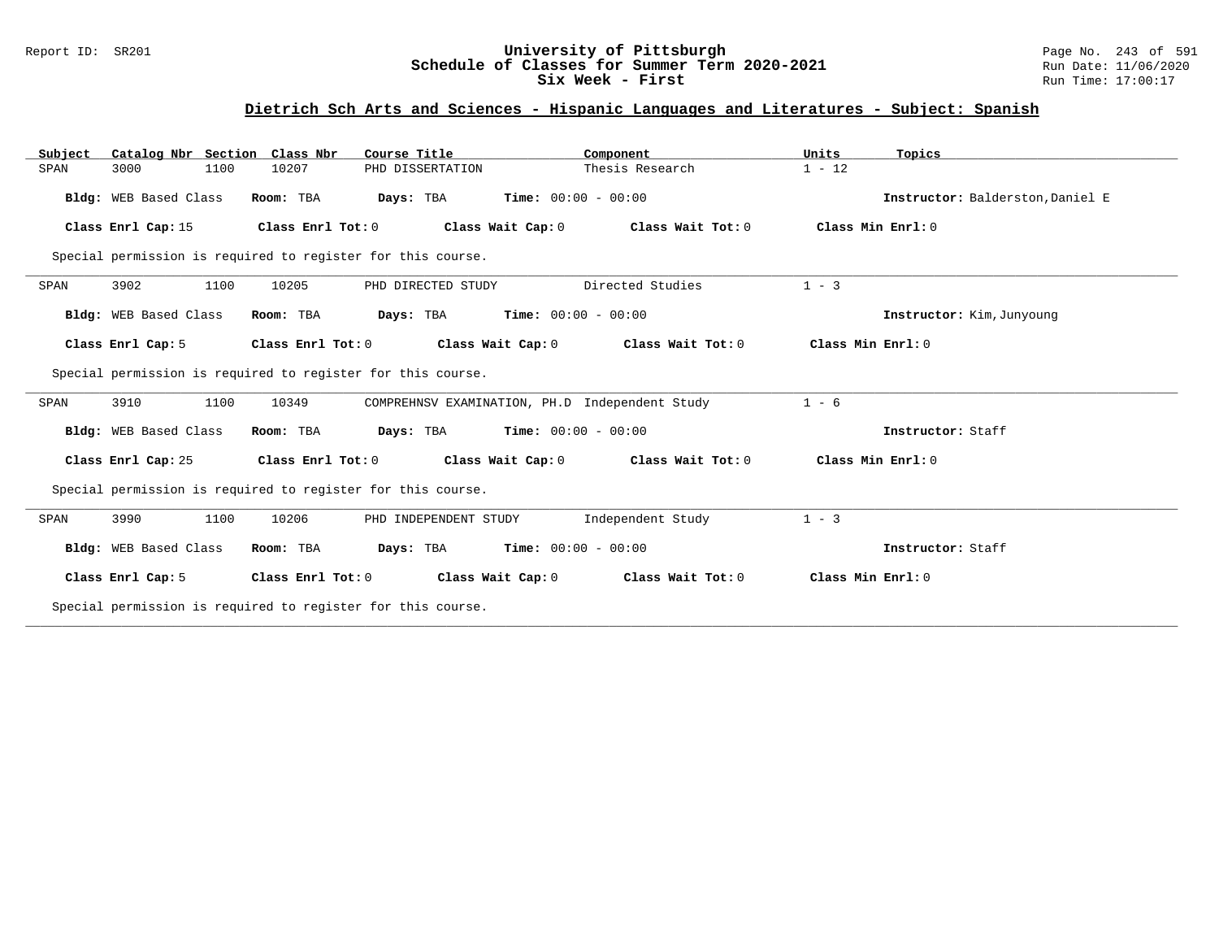# University of Pittsburgh
## Schedule of Classes for Summer Term 2020-2021
### Six Week - First

Report ID: SR201

Run Date: 11/06/2020
Run Time: 17:00:17

## Dietrich Sch Arts and Sciences - Hispanic Languages and Literatures - Subject: Spanish

| Subject | Catalog Nbr | Section | Class Nbr | Course Title | Component | Units | Topics |
|---|---|---|---|---|---|---|---|
| SPAN | 3000 | 1100 | 10207 | PHD DISSERTATION | Thesis Research | 1 - 12 | |

**Bldg:** WEB Based Class **Room:** TBA **Days:** TBA **Time:** 00:00 - 00:00 **Instructor:** Balderston,Daniel E

**Class Enrl Cap:** 15 **Class Enrl Tot:** 0 **Class Wait Cap:** 0 **Class Wait Tot:** 0 **Class Min Enrl:** 0

Special permission is required to register for this course.

---

| Subject | Catalog Nbr | Section | Class Nbr | Course Title | Component | Units | Topics |
|---|---|---|---|---|---|---|---|
| SPAN | 3902 | 1100 | 10205 | PHD DIRECTED STUDY | Directed Studies | 1 - 3 | |

**Bldg:** WEB Based Class **Room:** TBA **Days:** TBA **Time:** 00:00 - 00:00 **Instructor:** Kim,Junyoung

**Class Enrl Cap:** 5 **Class Enrl Tot:** 0 **Class Wait Cap:** 0 **Class Wait Tot:** 0 **Class Min Enrl:** 0

Special permission is required to register for this course.

---

| Subject | Catalog Nbr | Section | Class Nbr | Course Title | Component | Units | Topics |
|---|---|---|---|---|---|---|---|
| SPAN | 3910 | 1100 | 10349 | COMPREHNSV EXAMINATION, PH.D | Independent Study | 1 - 6 | |

**Bldg:** WEB Based Class **Room:** TBA **Days:** TBA **Time:** 00:00 - 00:00 **Instructor:** Staff

**Class Enrl Cap:** 25 **Class Enrl Tot:** 0 **Class Wait Cap:** 0 **Class Wait Tot:** 0 **Class Min Enrl:** 0

Special permission is required to register for this course.

---

| Subject | Catalog Nbr | Section | Class Nbr | Course Title | Component | Units | Topics |
|---|---|---|---|---|---|---|---|
| SPAN | 3990 | 1100 | 10206 | PHD INDEPENDENT STUDY | Independent Study | 1 - 3 | |

**Bldg:** WEB Based Class **Room:** TBA **Days:** TBA **Time:** 00:00 - 00:00 **Instructor:** Staff

**Class Enrl Cap:** 5 **Class Enrl Tot:** 0 **Class Wait Cap:** 0 **Class Wait Tot:** 0 **Class Min Enrl:** 0

Special permission is required to register for this course.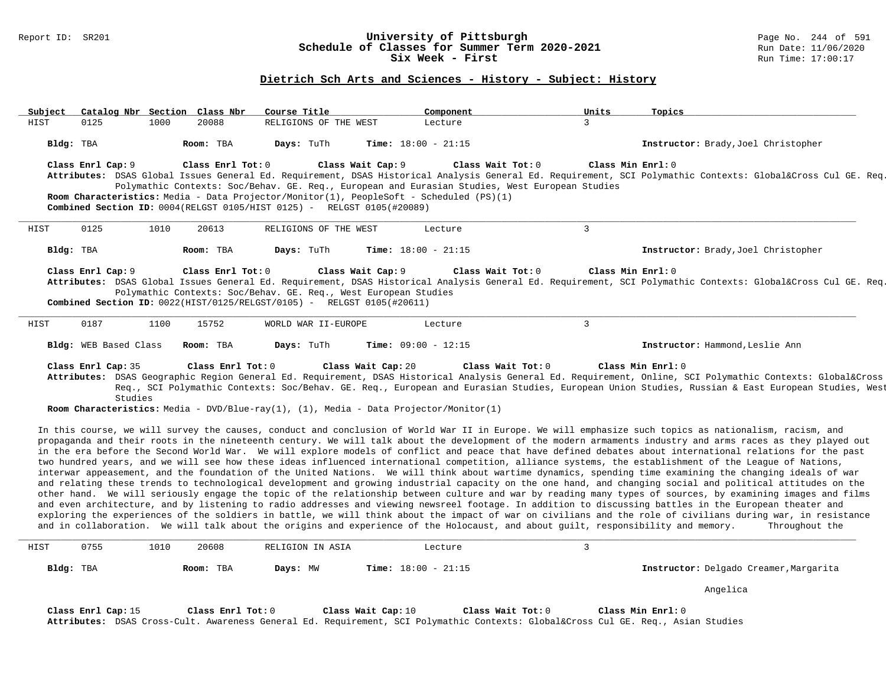## Dietrich Sch Arts and Sciences - History - Subject: History

| Subject | Catalog Nbr | Section | Class Nbr | Course Title | Component | Units | Topics |
|---|---|---|---|---|---|---|---|
| HIST | 0125 | 1000 | 20088 | RELIGIONS OF THE WEST | Lecture | 3 | |

**Bldg:** TBA **Room:** TBA **Days:** TuTh **Time:** 18:00 - 21:15 **Instructor:** Brady,Joel Christopher

**Class Enrl Cap:** 9 **Class Enrl Tot:** 0 **Class Wait Cap:** 9 **Class Wait Tot:** 0 **Class Min Enrl:** 0

**Attributes:** DSAS Global Issues General Ed. Requirement, DSAS Historical Analysis General Ed. Requirement, SCI Polymathic Contexts: Global&Cross Cul GE. Req. Polymathic Contexts: Soc/Behav. GE. Req., European and Eurasian Studies, West European Studies

**Room Characteristics:** Media - Data Projector/Monitor(1), PeopleSoft - Scheduled (PS)(1)

**Combined Section ID:** 0004(RELGST 0105/HIST 0125) - RELGST 0105(#20089)

---

| Subject | Catalog Nbr | Section | Class Nbr | Course Title | Component | Units | Topics |
|---|---|---|---|---|---|---|---|
| HIST | 0125 | 1010 | 20613 | RELIGIONS OF THE WEST | Lecture | 3 | |

**Bldg:** TBA **Room:** TBA **Days:** TuTh **Time:** 18:00 - 21:15 **Instructor:** Brady,Joel Christopher

**Class Enrl Cap:** 9 **Class Enrl Tot:** 0 **Class Wait Cap:** 9 **Class Wait Tot:** 0 **Class Min Enrl:** 0

**Attributes:** DSAS Global Issues General Ed. Requirement, DSAS Historical Analysis General Ed. Requirement, SCI Polymathic Contexts: Global&Cross Cul GE. Req. Polymathic Contexts: Soc/Behav. GE. Req., West European Studies

**Combined Section ID:** 0022(HIST/0125/RELGST/0105) - RELGST 0105(#20611)

---

| Subject | Catalog Nbr | Section | Class Nbr | Course Title | Component | Units | Topics |
|---|---|---|---|---|---|---|---|
| HIST | 0187 | 1100 | 15752 | WORLD WAR II-EUROPE | Lecture | 3 | |

**Bldg:** WEB Based Class **Room:** TBA **Days:** TuTh **Time:** 09:00 - 12:15 **Instructor:** Hammond,Leslie Ann

**Class Enrl Cap:** 35 **Class Enrl Tot:** 0 **Class Wait Cap:** 20 **Class Wait Tot:** 0 **Class Min Enrl:** 0

**Attributes:** DSAS Geographic Region General Ed. Requirement, DSAS Historical Analysis General Ed. Requirement, Online, SCI Polymathic Contexts: Global&Cross Req., SCI Polymathic Contexts: Soc/Behav. GE. Req., European and Eurasian Studies, European Union Studies, Russian & East European Studies, West Studies

**Room Characteristics:** Media - DVD/Blue-ray(1), (1), Media - Data Projector/Monitor(1)

In this course, we will survey the causes, conduct and conclusion of World War II in Europe. We will emphasize such topics as nationalism, racism, and propaganda and their roots in the nineteenth century. We will talk about the development of the modern armaments industry and arms races as they played out in the era before the Second World War. We will explore models of conflict and peace that have defined debates about international relations for the past two hundred years, and we will see how these ideas influenced international competition, alliance systems, the establishment of the League of Nations, interwar appeasement, and the foundation of the United Nations. We will think about wartime dynamics, spending time examining the changing ideals of war and relating these trends to technological development and growing industrial capacity on the one hand, and changing social and political attitudes on the other hand. We will seriously engage the topic of the relationship between culture and war by reading many types of sources, by examining images and films and even architecture, and by listening to radio addresses and viewing newsreel footage. In addition to discussing battles in the European theater and exploring the experiences of the soldiers in battle, we will think about the impact of war on civilians and the role of civilians during war, in resistance and in collaboration. We will talk about the origins and experience of the Holocaust, and about guilt, responsibility and memory. Throughout the

---

| Subject | Catalog Nbr | Section | Class Nbr | Course Title | Component | Units | Topics |
|---|---|---|---|---|---|---|---|
| HIST | 0755 | 1010 | 20608 | RELIGION IN ASIA | Lecture | 3 | |

**Bldg:** TBA **Room:** TBA **Days:** MW **Time:** 18:00 - 21:15 **Instructor:** Delgado Creamer,Margarita Angelica

**Class Enrl Cap:** 15 **Class Enrl Tot:** 0 **Class Wait Cap:** 10 **Class Wait Tot:** 0 **Class Min Enrl:** 0

**Attributes:** DSAS Cross-Cult. Awareness General Ed. Requirement, SCI Polymathic Contexts: Global&Cross Cul GE. Req., Asian Studies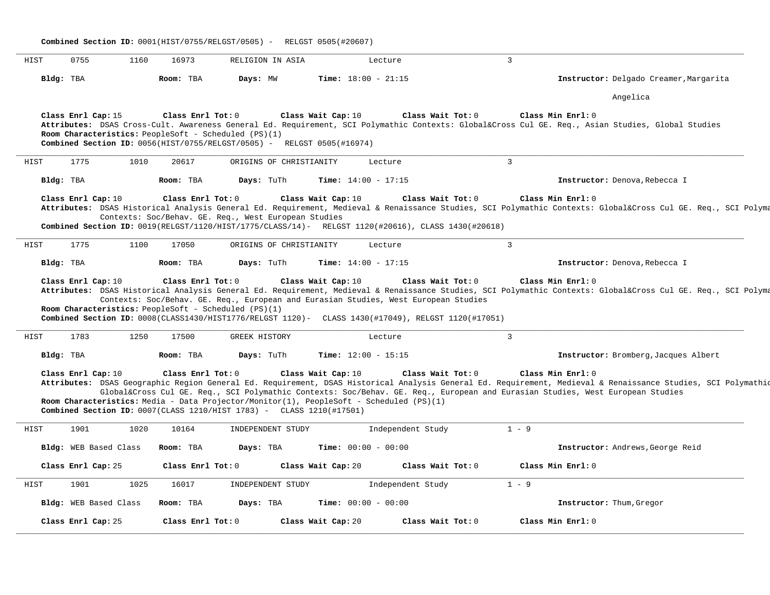**Combined Section ID:** 0001(HIST/0755/RELGST/0505) - RELGST 0505(#20607)

---

HIST 0755 1160 16973 RELIGION IN ASIA Lecture 3

**Bldg:** TBA **Room:** TBA **Days:** MW **Time:** 18:00 - 21:15 **Instructor:** Delgado Creamer,Margarita Angelica

**Class Enrl Cap:** 15 **Class Enrl Tot:** 0 **Class Wait Cap:** 10 **Class Wait Tot:** 0 **Class Min Enrl:** 0

**Attributes:** DSAS Cross-Cult. Awareness General Ed. Requirement, SCI Polymathic Contexts: Global&Cross Cul GE. Req., Asian Studies, Global Studies

**Room Characteristics:** PeopleSoft - Scheduled (PS)(1)

**Combined Section ID:** 0056(HIST/0755/RELGST/0505) - RELGST 0505(#16974)

---

HIST 1775 1010 20617 ORIGINS OF CHRISTIANITY Lecture 3

**Bldg:** TBA **Room:** TBA **Days:** TuTh **Time:** 14:00 - 17:15 **Instructor:** Denova,Rebecca I

**Class Enrl Cap:** 10 **Class Enrl Tot:** 0 **Class Wait Cap:** 10 **Class Wait Tot:** 0 **Class Min Enrl:** 0

**Attributes:** DSAS Historical Analysis General Ed. Requirement, Medieval & Renaissance Studies, SCI Polymathic Contexts: Global&Cross Cul GE. Req., SCI Polyma Contexts: Soc/Behav. GE. Req., West European Studies

**Combined Section ID:** 0019(RELGST/1120/HIST/1775/CLASS/14)- RELGST 1120(#20616), CLASS 1430(#20618)

---

HIST 1775 1100 17050 ORIGINS OF CHRISTIANITY Lecture 3

**Bldg:** TBA **Room:** TBA **Days:** TuTh **Time:** 14:00 - 17:15 **Instructor:** Denova,Rebecca I

**Class Enrl Cap:** 10 **Class Enrl Tot:** 0 **Class Wait Cap:** 10 **Class Wait Tot:** 0 **Class Min Enrl:** 0

**Attributes:** DSAS Historical Analysis General Ed. Requirement, Medieval & Renaissance Studies, SCI Polymathic Contexts: Global&Cross Cul GE. Req., SCI Polyma Contexts: Soc/Behav. GE. Req., European and Eurasian Studies, West European Studies

**Room Characteristics:** PeopleSoft - Scheduled (PS)(1)

**Combined Section ID:** 0008(CLASS1430/HIST1776/RELGST 1120)- CLASS 1430(#17049), RELGST 1120(#17051)

---

HIST 1783 1250 17500 GREEK HISTORY Lecture 3

**Bldg:** TBA **Room:** TBA **Days:** TuTh **Time:** 12:00 - 15:15 **Instructor:** Bromberg,Jacques Albert

**Class Enrl Cap:** 10 **Class Enrl Tot:** 0 **Class Wait Cap:** 10 **Class Wait Tot:** 0 **Class Min Enrl:** 0

**Attributes:** DSAS Geographic Region General Ed. Requirement, DSAS Historical Analysis General Ed. Requirement, Medieval & Renaissance Studies, SCI Polymathic Global&Cross Cul GE. Req., SCI Polymathic Contexts: Soc/Behav. GE. Req., European and Eurasian Studies, West European Studies

**Room Characteristics:** Media - Data Projector/Monitor(1), PeopleSoft - Scheduled (PS)(1)

**Combined Section ID:** 0007(CLASS 1210/HIST 1783) - CLASS 1210(#17501)

---

HIST 1901 1020 10164 INDEPENDENT STUDY Independent Study 1 - 9

**Bldg:** WEB Based Class **Room:** TBA **Days:** TBA **Time:** 00:00 - 00:00 **Instructor:** Andrews,George Reid

**Class Enrl Cap:** 25 **Class Enrl Tot:** 0 **Class Wait Cap:** 20 **Class Wait Tot:** 0 **Class Min Enrl:** 0

---

HIST 1901 1025 16017 INDEPENDENT STUDY Independent Study 1 - 9

**Bldg:** WEB Based Class **Room:** TBA **Days:** TBA **Time:** 00:00 - 00:00 **Instructor:** Thum,Gregor

**Class Enrl Cap:** 25 **Class Enrl Tot:** 0 **Class Wait Cap:** 20 **Class Wait Tot:** 0 **Class Min Enrl:** 0

---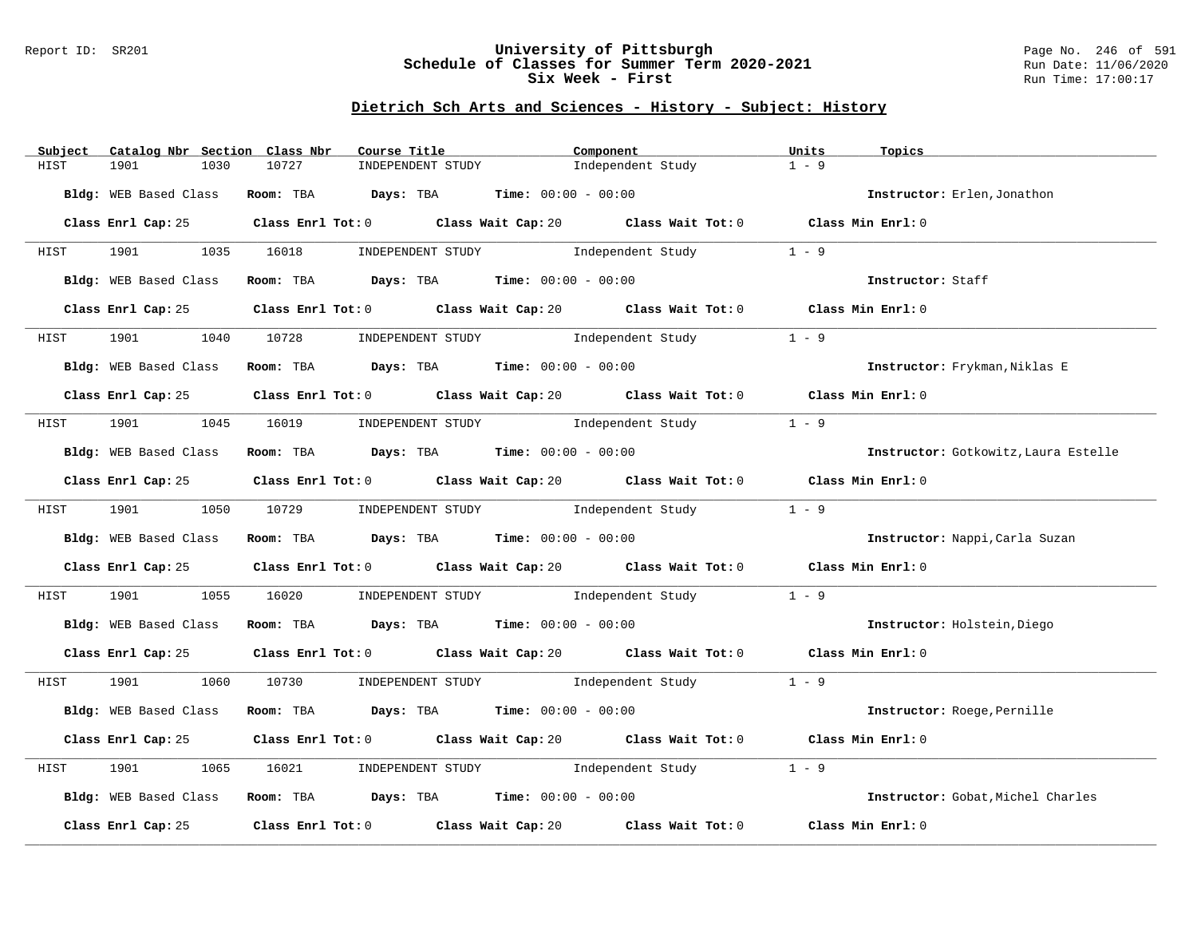# University of Pittsburgh
## Schedule of Classes for Summer Term 2020-2021
### Six Week - First

Report ID: SR201

Run Date: 11/06/2020
Run Time: 17:00:17

## Dietrich Sch Arts and Sciences - History - Subject: History

| Subject | Catalog Nbr | Section | Class Nbr | Course Title | Component | Units | Topics |
|---|---|---|---|---|---|---|---|
| HIST | 1901 | 1030 | 10727 | INDEPENDENT STUDY | Independent Study | 1 - 9 | |

**Bldg:** WEB Based Class **Room:** TBA **Days:** TBA **Time:** 00:00 - 00:00 **Instructor:** Erlen,Jonathon

**Class Enrl Cap:** 25 **Class Enrl Tot:** 0 **Class Wait Cap:** 20 **Class Wait Tot:** 0 **Class Min Enrl:** 0

| Subject | Catalog Nbr | Section | Class Nbr | Course Title | Component | Units | Topics |
|---|---|---|---|---|---|---|---|
| HIST | 1901 | 1035 | 16018 | INDEPENDENT STUDY | Independent Study | 1 - 9 | |

**Bldg:** WEB Based Class **Room:** TBA **Days:** TBA **Time:** 00:00 - 00:00 **Instructor:** Staff

**Class Enrl Cap:** 25 **Class Enrl Tot:** 0 **Class Wait Cap:** 20 **Class Wait Tot:** 0 **Class Min Enrl:** 0

| Subject | Catalog Nbr | Section | Class Nbr | Course Title | Component | Units | Topics |
|---|---|---|---|---|---|---|---|
| HIST | 1901 | 1040 | 10728 | INDEPENDENT STUDY | Independent Study | 1 - 9 | |

**Bldg:** WEB Based Class **Room:** TBA **Days:** TBA **Time:** 00:00 - 00:00 **Instructor:** Frykman,Niklas E

**Class Enrl Cap:** 25 **Class Enrl Tot:** 0 **Class Wait Cap:** 20 **Class Wait Tot:** 0 **Class Min Enrl:** 0

| Subject | Catalog Nbr | Section | Class Nbr | Course Title | Component | Units | Topics |
|---|---|---|---|---|---|---|---|
| HIST | 1901 | 1045 | 16019 | INDEPENDENT STUDY | Independent Study | 1 - 9 | |

**Bldg:** WEB Based Class **Room:** TBA **Days:** TBA **Time:** 00:00 - 00:00 **Instructor:** Gotkowitz,Laura Estelle

**Class Enrl Cap:** 25 **Class Enrl Tot:** 0 **Class Wait Cap:** 20 **Class Wait Tot:** 0 **Class Min Enrl:** 0

| Subject | Catalog Nbr | Section | Class Nbr | Course Title | Component | Units | Topics |
|---|---|---|---|---|---|---|---|
| HIST | 1901 | 1050 | 10729 | INDEPENDENT STUDY | Independent Study | 1 - 9 | |

**Bldg:** WEB Based Class **Room:** TBA **Days:** TBA **Time:** 00:00 - 00:00 **Instructor:** Nappi,Carla Suzan

**Class Enrl Cap:** 25 **Class Enrl Tot:** 0 **Class Wait Cap:** 20 **Class Wait Tot:** 0 **Class Min Enrl:** 0

| Subject | Catalog Nbr | Section | Class Nbr | Course Title | Component | Units | Topics |
|---|---|---|---|---|---|---|---|
| HIST | 1901 | 1055 | 16020 | INDEPENDENT STUDY | Independent Study | 1 - 9 | |

**Bldg:** WEB Based Class **Room:** TBA **Days:** TBA **Time:** 00:00 - 00:00 **Instructor:** Holstein,Diego

**Class Enrl Cap:** 25 **Class Enrl Tot:** 0 **Class Wait Cap:** 20 **Class Wait Tot:** 0 **Class Min Enrl:** 0

| Subject | Catalog Nbr | Section | Class Nbr | Course Title | Component | Units | Topics |
|---|---|---|---|---|---|---|---|
| HIST | 1901 | 1060 | 10730 | INDEPENDENT STUDY | Independent Study | 1 - 9 | |

**Bldg:** WEB Based Class **Room:** TBA **Days:** TBA **Time:** 00:00 - 00:00 **Instructor:** Roege,Pernille

**Class Enrl Cap:** 25 **Class Enrl Tot:** 0 **Class Wait Cap:** 20 **Class Wait Tot:** 0 **Class Min Enrl:** 0

| Subject | Catalog Nbr | Section | Class Nbr | Course Title | Component | Units | Topics |
|---|---|---|---|---|---|---|---|
| HIST | 1901 | 1065 | 16021 | INDEPENDENT STUDY | Independent Study | 1 - 9 | |

**Bldg:** WEB Based Class **Room:** TBA **Days:** TBA **Time:** 00:00 - 00:00 **Instructor:** Gobat,Michel Charles

**Class Enrl Cap:** 25 **Class Enrl Tot:** 0 **Class Wait Cap:** 20 **Class Wait Tot:** 0 **Class Min Enrl:** 0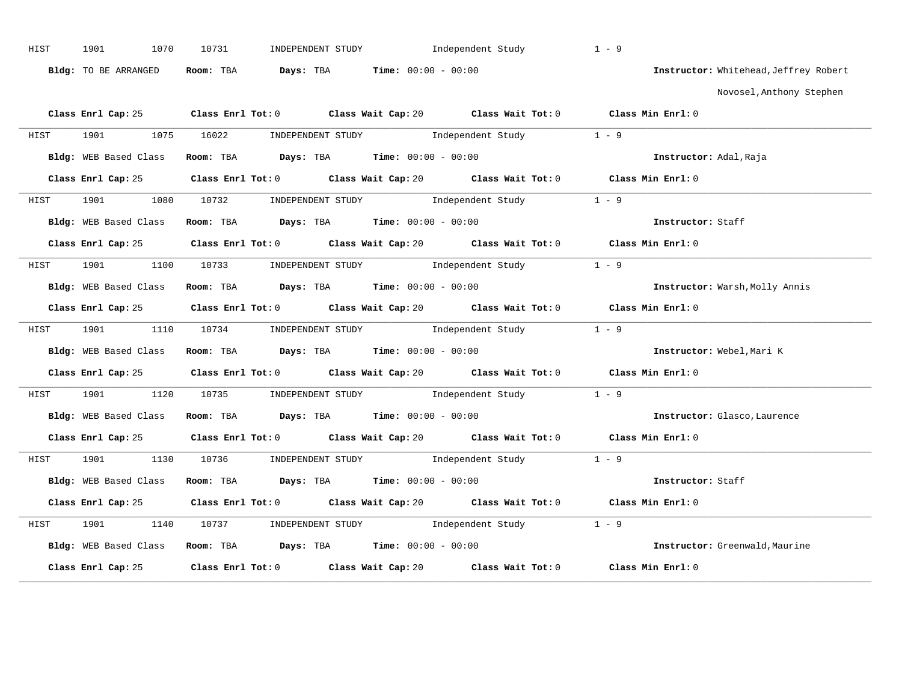HIST 1901 1070 10731 INDEPENDENT STUDY Independent Study 1 - 9

**Bldg:** TO BE ARRANGED **Room:** TBA **Days:** TBA **Time:** 00:00 - 00:00 **Instructor:** Whitehead,Jeffrey Robert
Novosel,Anthony Stephen

**Class Enrl Cap:** 25 **Class Enrl Tot:** 0 **Class Wait Cap:** 20 **Class Wait Tot:** 0 **Class Min Enrl:** 0

---

HIST 1901 1075 16022 INDEPENDENT STUDY Independent Study 1 - 9

**Bldg:** WEB Based Class **Room:** TBA **Days:** TBA **Time:** 00:00 - 00:00 **Instructor:** Adal,Raja

**Class Enrl Cap:** 25 **Class Enrl Tot:** 0 **Class Wait Cap:** 20 **Class Wait Tot:** 0 **Class Min Enrl:** 0

---

HIST 1901 1080 10732 INDEPENDENT STUDY Independent Study 1 - 9

**Bldg:** WEB Based Class **Room:** TBA **Days:** TBA **Time:** 00:00 - 00:00 **Instructor:** Staff

**Class Enrl Cap:** 25 **Class Enrl Tot:** 0 **Class Wait Cap:** 20 **Class Wait Tot:** 0 **Class Min Enrl:** 0

---

HIST 1901 1100 10733 INDEPENDENT STUDY Independent Study 1 - 9

**Bldg:** WEB Based Class **Room:** TBA **Days:** TBA **Time:** 00:00 - 00:00 **Instructor:** Warsh,Molly Annis

**Class Enrl Cap:** 25 **Class Enrl Tot:** 0 **Class Wait Cap:** 20 **Class Wait Tot:** 0 **Class Min Enrl:** 0

---

HIST 1901 1110 10734 INDEPENDENT STUDY Independent Study 1 - 9

**Bldg:** WEB Based Class **Room:** TBA **Days:** TBA **Time:** 00:00 - 00:00 **Instructor:** Webel,Mari K

**Class Enrl Cap:** 25 **Class Enrl Tot:** 0 **Class Wait Cap:** 20 **Class Wait Tot:** 0 **Class Min Enrl:** 0

---

HIST 1901 1120 10735 INDEPENDENT STUDY Independent Study 1 - 9

**Bldg:** WEB Based Class **Room:** TBA **Days:** TBA **Time:** 00:00 - 00:00 **Instructor:** Glasco,Laurence

**Class Enrl Cap:** 25 **Class Enrl Tot:** 0 **Class Wait Cap:** 20 **Class Wait Tot:** 0 **Class Min Enrl:** 0

---

HIST 1901 1130 10736 INDEPENDENT STUDY Independent Study 1 - 9

**Bldg:** WEB Based Class **Room:** TBA **Days:** TBA **Time:** 00:00 - 00:00 **Instructor:** Staff

**Class Enrl Cap:** 25 **Class Enrl Tot:** 0 **Class Wait Cap:** 20 **Class Wait Tot:** 0 **Class Min Enrl:** 0

---

HIST 1901 1140 10737 INDEPENDENT STUDY Independent Study 1 - 9

**Bldg:** WEB Based Class **Room:** TBA **Days:** TBA **Time:** 00:00 - 00:00 **Instructor:** Greenwald,Maurine

**Class Enrl Cap:** 25 **Class Enrl Tot:** 0 **Class Wait Cap:** 20 **Class Wait Tot:** 0 **Class Min Enrl:** 0

---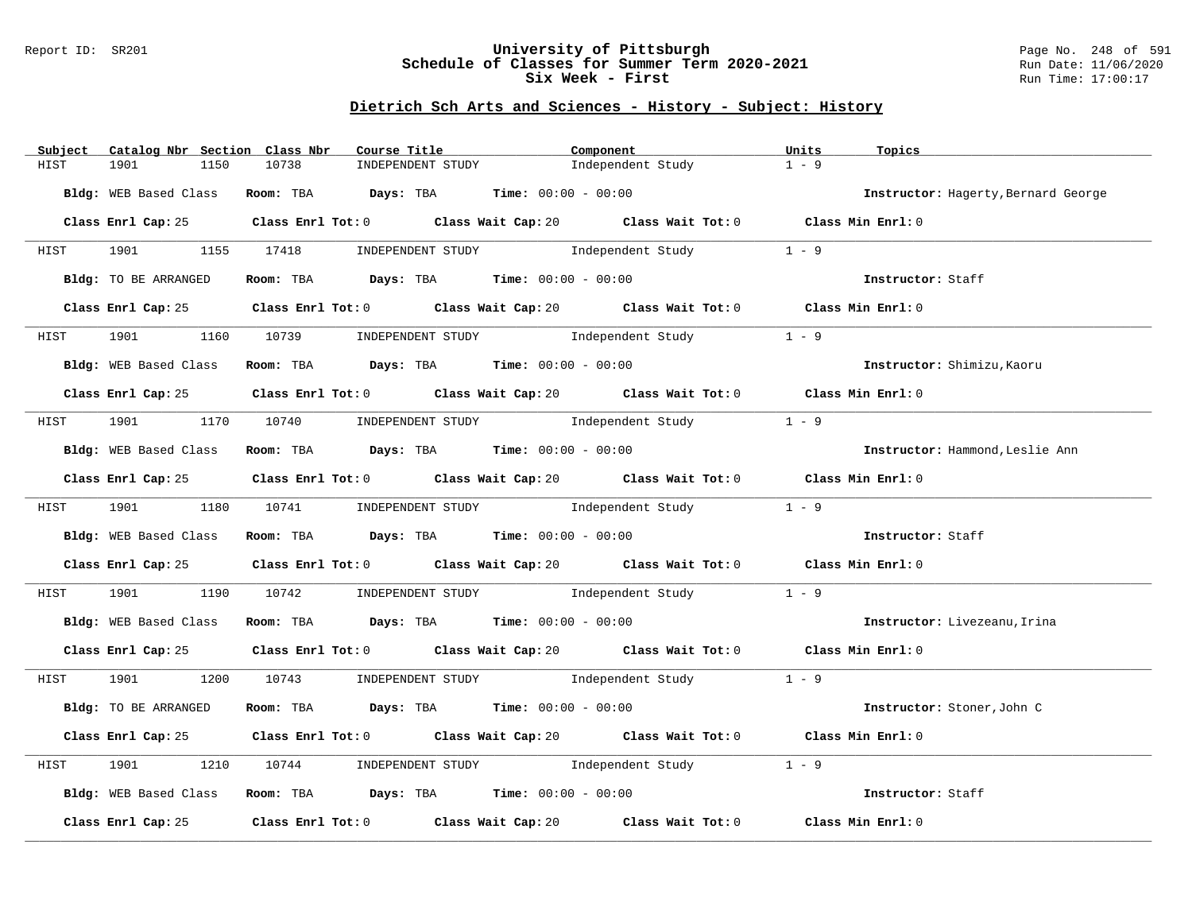## Dietrich Sch Arts and Sciences - History - Subject: History

| Subject | Catalog Nbr | Section | Class Nbr | Course Title | Component | Units | Topics |
|---|---|---|---|---|---|---|---|
| HIST | 1901 | 1150 | 10738 | INDEPENDENT STUDY | Independent Study | 1 - 9 | |

**Bldg:** WEB Based Class **Room:** TBA **Days:** TBA **Time:** 00:00 - 00:00 **Instructor:** Hagerty,Bernard George

**Class Enrl Cap:** 25 **Class Enrl Tot:** 0 **Class Wait Cap:** 20 **Class Wait Tot:** 0 **Class Min Enrl:** 0

---

| Subject | Catalog Nbr | Section | Class Nbr | Course Title | Component | Units | Topics |
|---|---|---|---|---|---|---|---|
| HIST | 1901 | 1155 | 17418 | INDEPENDENT STUDY | Independent Study | 1 - 9 | |

**Bldg:** TO BE ARRANGED **Room:** TBA **Days:** TBA **Time:** 00:00 - 00:00 **Instructor:** Staff

**Class Enrl Cap:** 25 **Class Enrl Tot:** 0 **Class Wait Cap:** 20 **Class Wait Tot:** 0 **Class Min Enrl:** 0

---

| Subject | Catalog Nbr | Section | Class Nbr | Course Title | Component | Units | Topics |
|---|---|---|---|---|---|---|---|
| HIST | 1901 | 1160 | 10739 | INDEPENDENT STUDY | Independent Study | 1 - 9 | |

**Bldg:** WEB Based Class **Room:** TBA **Days:** TBA **Time:** 00:00 - 00:00 **Instructor:** Shimizu,Kaoru

**Class Enrl Cap:** 25 **Class Enrl Tot:** 0 **Class Wait Cap:** 20 **Class Wait Tot:** 0 **Class Min Enrl:** 0

---

| Subject | Catalog Nbr | Section | Class Nbr | Course Title | Component | Units | Topics |
|---|---|---|---|---|---|---|---|
| HIST | 1901 | 1170 | 10740 | INDEPENDENT STUDY | Independent Study | 1 - 9 | |

**Bldg:** WEB Based Class **Room:** TBA **Days:** TBA **Time:** 00:00 - 00:00 **Instructor:** Hammond,Leslie Ann

**Class Enrl Cap:** 25 **Class Enrl Tot:** 0 **Class Wait Cap:** 20 **Class Wait Tot:** 0 **Class Min Enrl:** 0

---

| Subject | Catalog Nbr | Section | Class Nbr | Course Title | Component | Units | Topics |
|---|---|---|---|---|---|---|---|
| HIST | 1901 | 1180 | 10741 | INDEPENDENT STUDY | Independent Study | 1 - 9 | |

**Bldg:** WEB Based Class **Room:** TBA **Days:** TBA **Time:** 00:00 - 00:00 **Instructor:** Staff

**Class Enrl Cap:** 25 **Class Enrl Tot:** 0 **Class Wait Cap:** 20 **Class Wait Tot:** 0 **Class Min Enrl:** 0

---

| Subject | Catalog Nbr | Section | Class Nbr | Course Title | Component | Units | Topics |
|---|---|---|---|---|---|---|---|
| HIST | 1901 | 1190 | 10742 | INDEPENDENT STUDY | Independent Study | 1 - 9 | |

**Bldg:** WEB Based Class **Room:** TBA **Days:** TBA **Time:** 00:00 - 00:00 **Instructor:** Livezeanu,Irina

**Class Enrl Cap:** 25 **Class Enrl Tot:** 0 **Class Wait Cap:** 20 **Class Wait Tot:** 0 **Class Min Enrl:** 0

---

| Subject | Catalog Nbr | Section | Class Nbr | Course Title | Component | Units | Topics |
|---|---|---|---|---|---|---|---|
| HIST | 1901 | 1200 | 10743 | INDEPENDENT STUDY | Independent Study | 1 - 9 | |

**Bldg:** TO BE ARRANGED **Room:** TBA **Days:** TBA **Time:** 00:00 - 00:00 **Instructor:** Stoner,John C

**Class Enrl Cap:** 25 **Class Enrl Tot:** 0 **Class Wait Cap:** 20 **Class Wait Tot:** 0 **Class Min Enrl:** 0

---

| Subject | Catalog Nbr | Section | Class Nbr | Course Title | Component | Units | Topics |
|---|---|---|---|---|---|---|---|
| HIST | 1901 | 1210 | 10744 | INDEPENDENT STUDY | Independent Study | 1 - 9 | |

**Bldg:** WEB Based Class **Room:** TBA **Days:** TBA **Time:** 00:00 - 00:00 **Instructor:** Staff

**Class Enrl Cap:** 25 **Class Enrl Tot:** 0 **Class Wait Cap:** 20 **Class Wait Tot:** 0 **Class Min Enrl:** 0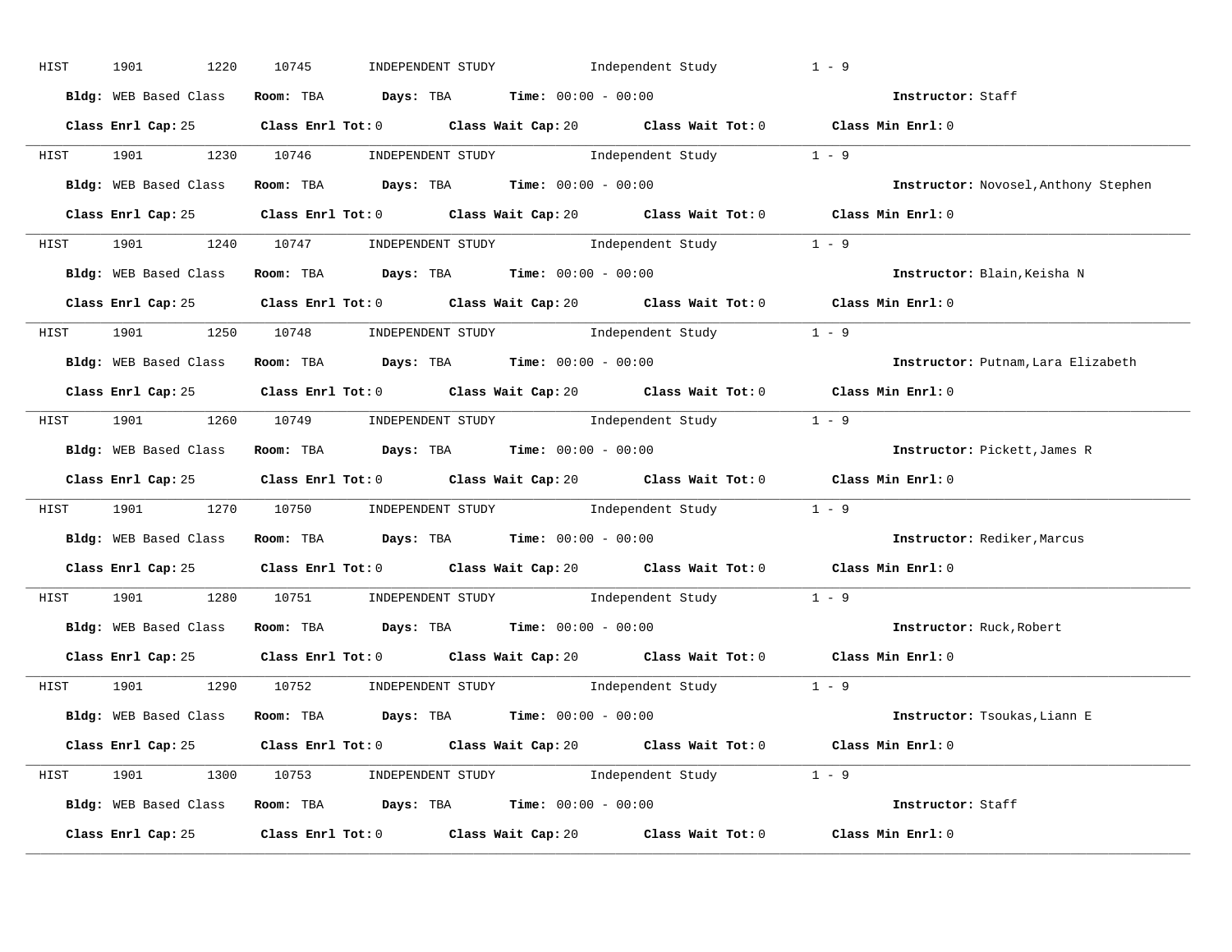HIST 1901 1220 10745 INDEPENDENT STUDY Independent Study 1 - 9

**Bldg:** WEB Based Class **Room:** TBA **Days:** TBA **Time:** 00:00 - 00:00 **Instructor:** Staff

**Class Enrl Cap:** 25 **Class Enrl Tot:** 0 **Class Wait Cap:** 20 **Class Wait Tot:** 0 **Class Min Enrl:** 0

---

HIST 1901 1230 10746 INDEPENDENT STUDY Independent Study 1 - 9

**Bldg:** WEB Based Class **Room:** TBA **Days:** TBA **Time:** 00:00 - 00:00 **Instructor:** Novosel,Anthony Stephen

**Class Enrl Cap:** 25 **Class Enrl Tot:** 0 **Class Wait Cap:** 20 **Class Wait Tot:** 0 **Class Min Enrl:** 0

---

HIST 1901 1240 10747 INDEPENDENT STUDY Independent Study 1 - 9

**Bldg:** WEB Based Class **Room:** TBA **Days:** TBA **Time:** 00:00 - 00:00 **Instructor:** Blain,Keisha N

**Class Enrl Cap:** 25 **Class Enrl Tot:** 0 **Class Wait Cap:** 20 **Class Wait Tot:** 0 **Class Min Enrl:** 0

---

HIST 1901 1250 10748 INDEPENDENT STUDY Independent Study 1 - 9

**Bldg:** WEB Based Class **Room:** TBA **Days:** TBA **Time:** 00:00 - 00:00 **Instructor:** Putnam,Lara Elizabeth

**Class Enrl Cap:** 25 **Class Enrl Tot:** 0 **Class Wait Cap:** 20 **Class Wait Tot:** 0 **Class Min Enrl:** 0

---

HIST 1901 1260 10749 INDEPENDENT STUDY Independent Study 1 - 9

**Bldg:** WEB Based Class **Room:** TBA **Days:** TBA **Time:** 00:00 - 00:00 **Instructor:** Pickett,James R

**Class Enrl Cap:** 25 **Class Enrl Tot:** 0 **Class Wait Cap:** 20 **Class Wait Tot:** 0 **Class Min Enrl:** 0

---

HIST 1901 1270 10750 INDEPENDENT STUDY Independent Study 1 - 9

**Bldg:** WEB Based Class **Room:** TBA **Days:** TBA **Time:** 00:00 - 00:00 **Instructor:** Rediker,Marcus

**Class Enrl Cap:** 25 **Class Enrl Tot:** 0 **Class Wait Cap:** 20 **Class Wait Tot:** 0 **Class Min Enrl:** 0

---

HIST 1901 1280 10751 INDEPENDENT STUDY Independent Study 1 - 9

**Bldg:** WEB Based Class **Room:** TBA **Days:** TBA **Time:** 00:00 - 00:00 **Instructor:** Ruck,Robert

**Class Enrl Cap:** 25 **Class Enrl Tot:** 0 **Class Wait Cap:** 20 **Class Wait Tot:** 0 **Class Min Enrl:** 0

---

HIST 1901 1290 10752 INDEPENDENT STUDY Independent Study 1 - 9

**Bldg:** WEB Based Class **Room:** TBA **Days:** TBA **Time:** 00:00 - 00:00 **Instructor:** Tsoukas,Liann E

**Class Enrl Cap:** 25 **Class Enrl Tot:** 0 **Class Wait Cap:** 20 **Class Wait Tot:** 0 **Class Min Enrl:** 0

---

HIST 1901 1300 10753 INDEPENDENT STUDY Independent Study 1 - 9

**Bldg:** WEB Based Class **Room:** TBA **Days:** TBA **Time:** 00:00 - 00:00 **Instructor:** Staff

**Class Enrl Cap:** 25 **Class Enrl Tot:** 0 **Class Wait Cap:** 20 **Class Wait Tot:** 0 **Class Min Enrl:** 0

---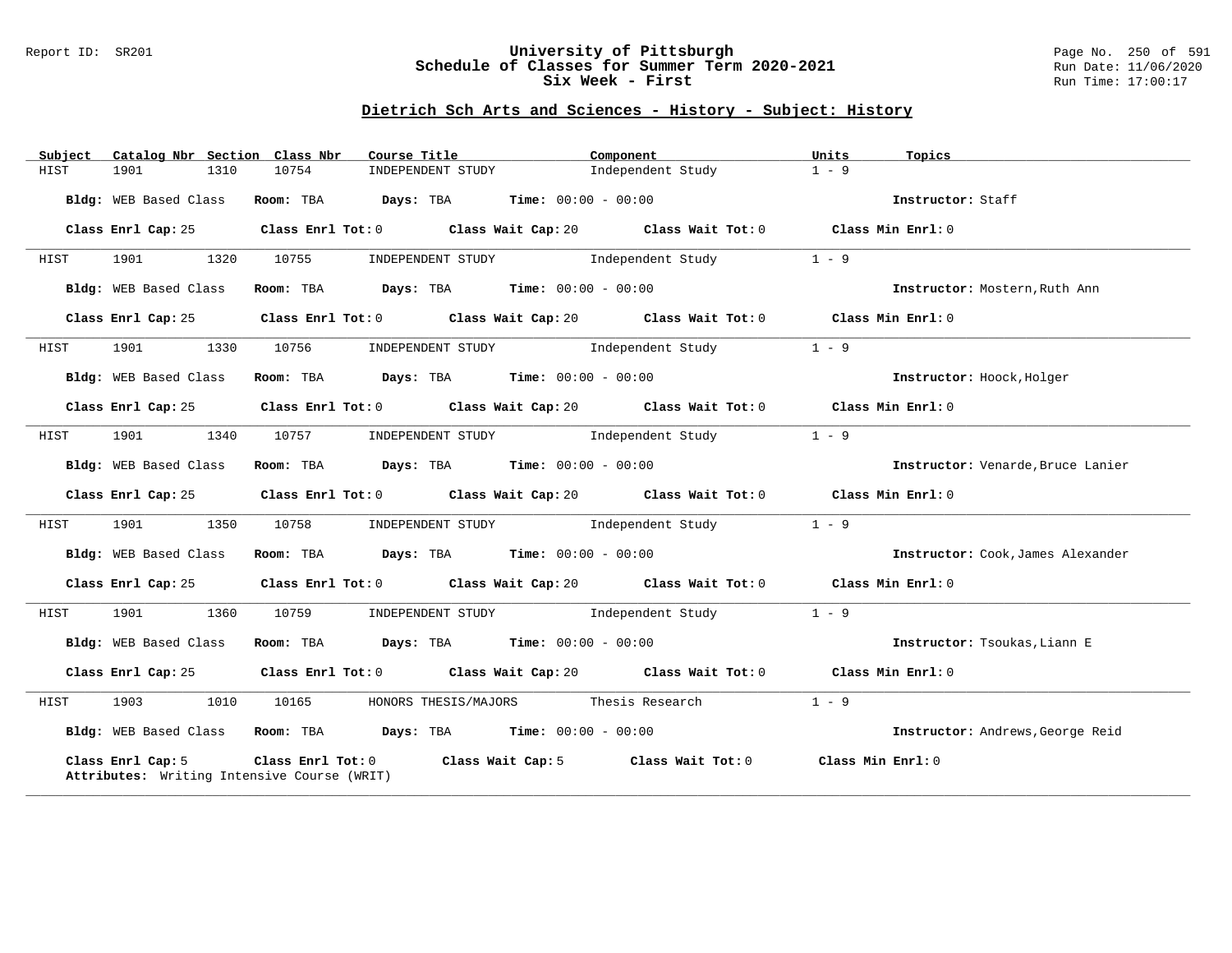## Dietrich Sch Arts and Sciences - History - Subject: History

| Subject | Catalog Nbr | Section | Class Nbr | Course Title | Component | Units | Topics |
|---|---|---|---|---|---|---|---|
| HIST | 1901 | 1310 | 10754 | INDEPENDENT STUDY | Independent Study | 1 - 9 | |

**Bldg:** WEB Based Class **Room:** TBA **Days:** TBA **Time:** 00:00 - 00:00 **Instructor:** Staff

**Class Enrl Cap:** 25 **Class Enrl Tot:** 0 **Class Wait Cap:** 20 **Class Wait Tot:** 0 **Class Min Enrl:** 0

---

| Subject | Catalog Nbr | Section | Class Nbr | Course Title | Component | Units | Topics |
|---|---|---|---|---|---|---|---|
| HIST | 1901 | 1320 | 10755 | INDEPENDENT STUDY | Independent Study | 1 - 9 | |

**Bldg:** WEB Based Class **Room:** TBA **Days:** TBA **Time:** 00:00 - 00:00 **Instructor:** Mostern,Ruth Ann

**Class Enrl Cap:** 25 **Class Enrl Tot:** 0 **Class Wait Cap:** 20 **Class Wait Tot:** 0 **Class Min Enrl:** 0

---

| Subject | Catalog Nbr | Section | Class Nbr | Course Title | Component | Units | Topics |
|---|---|---|---|---|---|---|---|
| HIST | 1901 | 1330 | 10756 | INDEPENDENT STUDY | Independent Study | 1 - 9 | |

**Bldg:** WEB Based Class **Room:** TBA **Days:** TBA **Time:** 00:00 - 00:00 **Instructor:** Hoock,Holger

**Class Enrl Cap:** 25 **Class Enrl Tot:** 0 **Class Wait Cap:** 20 **Class Wait Tot:** 0 **Class Min Enrl:** 0

---

| Subject | Catalog Nbr | Section | Class Nbr | Course Title | Component | Units | Topics |
|---|---|---|---|---|---|---|---|
| HIST | 1901 | 1340 | 10757 | INDEPENDENT STUDY | Independent Study | 1 - 9 | |

**Bldg:** WEB Based Class **Room:** TBA **Days:** TBA **Time:** 00:00 - 00:00 **Instructor:** Venarde,Bruce Lanier

**Class Enrl Cap:** 25 **Class Enrl Tot:** 0 **Class Wait Cap:** 20 **Class Wait Tot:** 0 **Class Min Enrl:** 0

---

| Subject | Catalog Nbr | Section | Class Nbr | Course Title | Component | Units | Topics |
|---|---|---|---|---|---|---|---|
| HIST | 1901 | 1350 | 10758 | INDEPENDENT STUDY | Independent Study | 1 - 9 | |

**Bldg:** WEB Based Class **Room:** TBA **Days:** TBA **Time:** 00:00 - 00:00 **Instructor:** Cook,James Alexander

**Class Enrl Cap:** 25 **Class Enrl Tot:** 0 **Class Wait Cap:** 20 **Class Wait Tot:** 0 **Class Min Enrl:** 0

---

| Subject | Catalog Nbr | Section | Class Nbr | Course Title | Component | Units | Topics |
|---|---|---|---|---|---|---|---|
| HIST | 1901 | 1360 | 10759 | INDEPENDENT STUDY | Independent Study | 1 - 9 | |

**Bldg:** WEB Based Class **Room:** TBA **Days:** TBA **Time:** 00:00 - 00:00 **Instructor:** Tsoukas,Liann E

**Class Enrl Cap:** 25 **Class Enrl Tot:** 0 **Class Wait Cap:** 20 **Class Wait Tot:** 0 **Class Min Enrl:** 0

---

| Subject | Catalog Nbr | Section | Class Nbr | Course Title | Component | Units | Topics |
|---|---|---|---|---|---|---|---|
| HIST | 1903 | 1010 | 10165 | HONORS THESIS/MAJORS | Thesis Research | 1 - 9 | |

**Bldg:** WEB Based Class **Room:** TBA **Days:** TBA **Time:** 00:00 - 00:00 **Instructor:** Andrews,George Reid

**Class Enrl Cap:** 5 **Class Enrl Tot:** 0 **Class Wait Cap:** 5 **Class Wait Tot:** 0 **Class Min Enrl:** 0
**Attributes:** Writing Intensive Course (WRIT)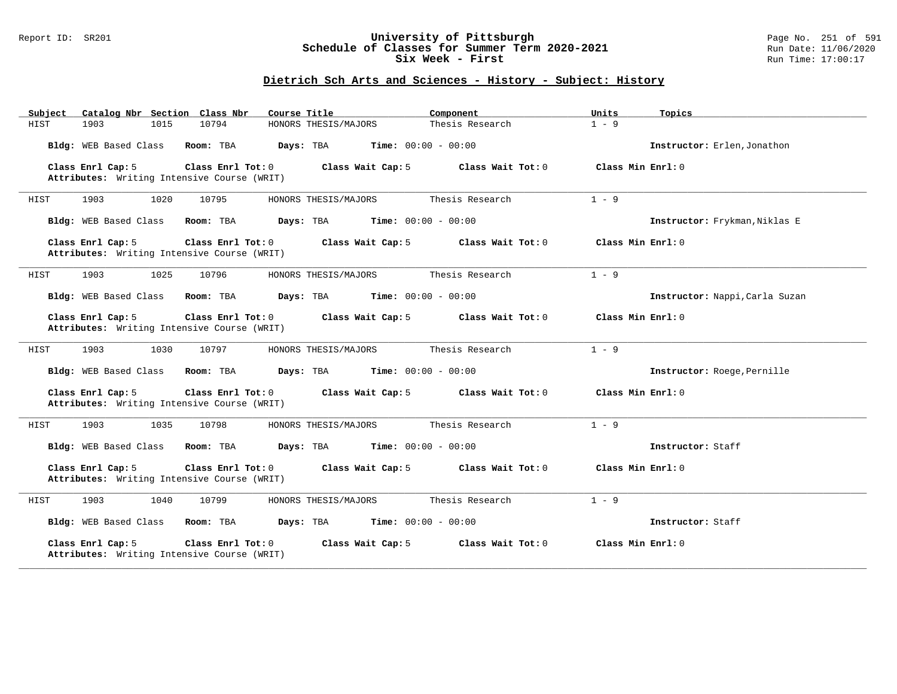# University of Pittsburgh
## Schedule of Classes for Summer Term 2020-2021
### Six Week - First

Report ID: SR201 | Run Date: 11/06/2020 | Run Time: 17:00:17

## Dietrich Sch Arts and Sciences - History - Subject: History

| Subject | Catalog Nbr | Section | Class Nbr | Course Title | Component | Units | Topics |
|---|---|---|---|---|---|---|---|
| HIST | 1903 | 1015 | 10794 | HONORS THESIS/MAJORS | Thesis Research | 1 - 9 | |

**Bldg:** WEB Based Class **Room:** TBA **Days:** TBA **Time:** 00:00 - 00:00 **Instructor:** Erlen,Jonathon

**Class Enrl Cap:** 5 **Class Enrl Tot:** 0 **Class Wait Cap:** 5 **Class Wait Tot:** 0 **Class Min Enrl:** 0
**Attributes:** Writing Intensive Course (WRIT)

---

| Subject | Catalog Nbr | Section | Class Nbr | Course Title | Component | Units | Topics |
|---|---|---|---|---|---|---|---|
| HIST | 1903 | 1020 | 10795 | HONORS THESIS/MAJORS | Thesis Research | 1 - 9 | |

**Bldg:** WEB Based Class **Room:** TBA **Days:** TBA **Time:** 00:00 - 00:00 **Instructor:** Frykman,Niklas E

**Class Enrl Cap:** 5 **Class Enrl Tot:** 0 **Class Wait Cap:** 5 **Class Wait Tot:** 0 **Class Min Enrl:** 0
**Attributes:** Writing Intensive Course (WRIT)

---

| Subject | Catalog Nbr | Section | Class Nbr | Course Title | Component | Units | Topics |
|---|---|---|---|---|---|---|---|
| HIST | 1903 | 1025 | 10796 | HONORS THESIS/MAJORS | Thesis Research | 1 - 9 | |

**Bldg:** WEB Based Class **Room:** TBA **Days:** TBA **Time:** 00:00 - 00:00 **Instructor:** Nappi,Carla Suzan

**Class Enrl Cap:** 5 **Class Enrl Tot:** 0 **Class Wait Cap:** 5 **Class Wait Tot:** 0 **Class Min Enrl:** 0
**Attributes:** Writing Intensive Course (WRIT)

---

| Subject | Catalog Nbr | Section | Class Nbr | Course Title | Component | Units | Topics |
|---|---|---|---|---|---|---|---|
| HIST | 1903 | 1030 | 10797 | HONORS THESIS/MAJORS | Thesis Research | 1 - 9 | |

**Bldg:** WEB Based Class **Room:** TBA **Days:** TBA **Time:** 00:00 - 00:00 **Instructor:** Roege,Pernille

**Class Enrl Cap:** 5 **Class Enrl Tot:** 0 **Class Wait Cap:** 5 **Class Wait Tot:** 0 **Class Min Enrl:** 0
**Attributes:** Writing Intensive Course (WRIT)

---

| Subject | Catalog Nbr | Section | Class Nbr | Course Title | Component | Units | Topics |
|---|---|---|---|---|---|---|---|
| HIST | 1903 | 1035 | 10798 | HONORS THESIS/MAJORS | Thesis Research | 1 - 9 | |

**Bldg:** WEB Based Class **Room:** TBA **Days:** TBA **Time:** 00:00 - 00:00 **Instructor:** Staff

**Class Enrl Cap:** 5 **Class Enrl Tot:** 0 **Class Wait Cap:** 5 **Class Wait Tot:** 0 **Class Min Enrl:** 0
**Attributes:** Writing Intensive Course (WRIT)

---

| Subject | Catalog Nbr | Section | Class Nbr | Course Title | Component | Units | Topics |
|---|---|---|---|---|---|---|---|
| HIST | 1903 | 1040 | 10799 | HONORS THESIS/MAJORS | Thesis Research | 1 - 9 | |

**Bldg:** WEB Based Class **Room:** TBA **Days:** TBA **Time:** 00:00 - 00:00 **Instructor:** Staff

**Class Enrl Cap:** 5 **Class Enrl Tot:** 0 **Class Wait Cap:** 5 **Class Wait Tot:** 0 **Class Min Enrl:** 0
**Attributes:** Writing Intensive Course (WRIT)

---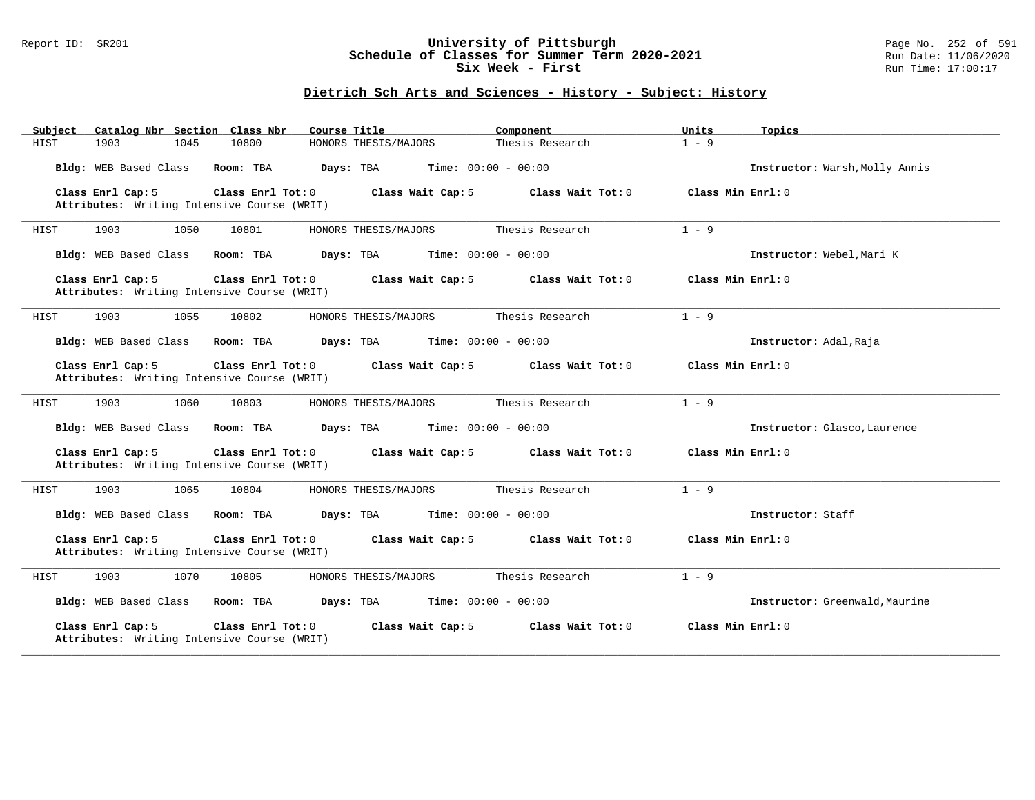## Dietrich Sch Arts and Sciences - History - Subject: History

| Subject | Catalog Nbr | Section | Class Nbr | Course Title | Component | Units | Topics |
|---|---|---|---|---|---|---|---|
| HIST | 1903 | 1045 | 10800 | HONORS THESIS/MAJORS | Thesis Research | 1 - 9 | |

**Bldg:** WEB Based Class **Room:** TBA **Days:** TBA **Time:** 00:00 - 00:00 **Instructor:** Warsh,Molly Annis

**Class Enrl Cap:** 5 **Class Enrl Tot:** 0 **Class Wait Cap:** 5 **Class Wait Tot:** 0 **Class Min Enrl:** 0
**Attributes:** Writing Intensive Course (WRIT)

---

| Subject | Catalog Nbr | Section | Class Nbr | Course Title | Component | Units | Topics |
|---|---|---|---|---|---|---|---|
| HIST | 1903 | 1050 | 10801 | HONORS THESIS/MAJORS | Thesis Research | 1 - 9 | |

**Bldg:** WEB Based Class **Room:** TBA **Days:** TBA **Time:** 00:00 - 00:00 **Instructor:** Webel,Mari K

**Class Enrl Cap:** 5 **Class Enrl Tot:** 0 **Class Wait Cap:** 5 **Class Wait Tot:** 0 **Class Min Enrl:** 0
**Attributes:** Writing Intensive Course (WRIT)

---

| Subject | Catalog Nbr | Section | Class Nbr | Course Title | Component | Units | Topics |
|---|---|---|---|---|---|---|---|
| HIST | 1903 | 1055 | 10802 | HONORS THESIS/MAJORS | Thesis Research | 1 - 9 | |

**Bldg:** WEB Based Class **Room:** TBA **Days:** TBA **Time:** 00:00 - 00:00 **Instructor:** Adal,Raja

**Class Enrl Cap:** 5 **Class Enrl Tot:** 0 **Class Wait Cap:** 5 **Class Wait Tot:** 0 **Class Min Enrl:** 0
**Attributes:** Writing Intensive Course (WRIT)

---

| Subject | Catalog Nbr | Section | Class Nbr | Course Title | Component | Units | Topics |
|---|---|---|---|---|---|---|---|
| HIST | 1903 | 1060 | 10803 | HONORS THESIS/MAJORS | Thesis Research | 1 - 9 | |

**Bldg:** WEB Based Class **Room:** TBA **Days:** TBA **Time:** 00:00 - 00:00 **Instructor:** Glasco,Laurence

**Class Enrl Cap:** 5 **Class Enrl Tot:** 0 **Class Wait Cap:** 5 **Class Wait Tot:** 0 **Class Min Enrl:** 0
**Attributes:** Writing Intensive Course (WRIT)

---

| Subject | Catalog Nbr | Section | Class Nbr | Course Title | Component | Units | Topics |
|---|---|---|---|---|---|---|---|
| HIST | 1903 | 1065 | 10804 | HONORS THESIS/MAJORS | Thesis Research | 1 - 9 | |

**Bldg:** WEB Based Class **Room:** TBA **Days:** TBA **Time:** 00:00 - 00:00 **Instructor:** Staff

**Class Enrl Cap:** 5 **Class Enrl Tot:** 0 **Class Wait Cap:** 5 **Class Wait Tot:** 0 **Class Min Enrl:** 0
**Attributes:** Writing Intensive Course (WRIT)

---

| Subject | Catalog Nbr | Section | Class Nbr | Course Title | Component | Units | Topics |
|---|---|---|---|---|---|---|---|
| HIST | 1903 | 1070 | 10805 | HONORS THESIS/MAJORS | Thesis Research | 1 - 9 | |

**Bldg:** WEB Based Class **Room:** TBA **Days:** TBA **Time:** 00:00 - 00:00 **Instructor:** Greenwald,Maurine

**Class Enrl Cap:** 5 **Class Enrl Tot:** 0 **Class Wait Cap:** 5 **Class Wait Tot:** 0 **Class Min Enrl:** 0
**Attributes:** Writing Intensive Course (WRIT)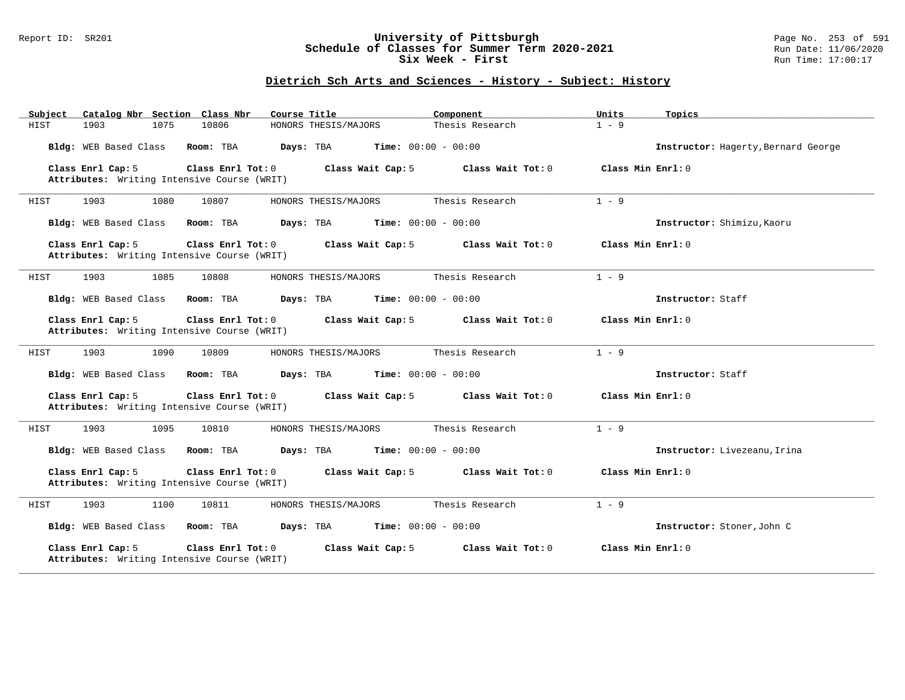# University of Pittsburgh
## Schedule of Classes for Summer Term 2020-2021
### Six Week - First

Report ID: SR201 | Run Date: 11/06/2020 | Run Time: 17:00:17

## Dietrich Sch Arts and Sciences - History - Subject: History

| Subject | Catalog Nbr | Section | Class Nbr | Course Title | Component | Units | Topics |
|---|---|---|---|---|---|---|---|
| HIST | 1903 | 1075 | 10806 | HONORS THESIS/MAJORS | Thesis Research | 1 - 9 | |

**Bldg:** WEB Based Class **Room:** TBA **Days:** TBA **Time:** 00:00 - 00:00 **Instructor:** Hagerty,Bernard George

**Class Enrl Cap:** 5 **Class Enrl Tot:** 0 **Class Wait Cap:** 5 **Class Wait Tot:** 0 **Class Min Enrl:** 0
**Attributes:** Writing Intensive Course (WRIT)

---

| Subject | Catalog Nbr | Section | Class Nbr | Course Title | Component | Units | Topics |
|---|---|---|---|---|---|---|---|
| HIST | 1903 | 1080 | 10807 | HONORS THESIS/MAJORS | Thesis Research | 1 - 9 | |

**Bldg:** WEB Based Class **Room:** TBA **Days:** TBA **Time:** 00:00 - 00:00 **Instructor:** Shimizu,Kaoru

**Class Enrl Cap:** 5 **Class Enrl Tot:** 0 **Class Wait Cap:** 5 **Class Wait Tot:** 0 **Class Min Enrl:** 0
**Attributes:** Writing Intensive Course (WRIT)

---

| Subject | Catalog Nbr | Section | Class Nbr | Course Title | Component | Units | Topics |
|---|---|---|---|---|---|---|---|
| HIST | 1903 | 1085 | 10808 | HONORS THESIS/MAJORS | Thesis Research | 1 - 9 | |

**Bldg:** WEB Based Class **Room:** TBA **Days:** TBA **Time:** 00:00 - 00:00 **Instructor:** Staff

**Class Enrl Cap:** 5 **Class Enrl Tot:** 0 **Class Wait Cap:** 5 **Class Wait Tot:** 0 **Class Min Enrl:** 0
**Attributes:** Writing Intensive Course (WRIT)

---

| Subject | Catalog Nbr | Section | Class Nbr | Course Title | Component | Units | Topics |
|---|---|---|---|---|---|---|---|
| HIST | 1903 | 1090 | 10809 | HONORS THESIS/MAJORS | Thesis Research | 1 - 9 | |

**Bldg:** WEB Based Class **Room:** TBA **Days:** TBA **Time:** 00:00 - 00:00 **Instructor:** Staff

**Class Enrl Cap:** 5 **Class Enrl Tot:** 0 **Class Wait Cap:** 5 **Class Wait Tot:** 0 **Class Min Enrl:** 0
**Attributes:** Writing Intensive Course (WRIT)

---

| Subject | Catalog Nbr | Section | Class Nbr | Course Title | Component | Units | Topics |
|---|---|---|---|---|---|---|---|
| HIST | 1903 | 1095 | 10810 | HONORS THESIS/MAJORS | Thesis Research | 1 - 9 | |

**Bldg:** WEB Based Class **Room:** TBA **Days:** TBA **Time:** 00:00 - 00:00 **Instructor:** Livezeanu,Irina

**Class Enrl Cap:** 5 **Class Enrl Tot:** 0 **Class Wait Cap:** 5 **Class Wait Tot:** 0 **Class Min Enrl:** 0
**Attributes:** Writing Intensive Course (WRIT)

---

| Subject | Catalog Nbr | Section | Class Nbr | Course Title | Component | Units | Topics |
|---|---|---|---|---|---|---|---|
| HIST | 1903 | 1100 | 10811 | HONORS THESIS/MAJORS | Thesis Research | 1 - 9 | |

**Bldg:** WEB Based Class **Room:** TBA **Days:** TBA **Time:** 00:00 - 00:00 **Instructor:** Stoner,John C

**Class Enrl Cap:** 5 **Class Enrl Tot:** 0 **Class Wait Cap:** 5 **Class Wait Tot:** 0 **Class Min Enrl:** 0
**Attributes:** Writing Intensive Course (WRIT)

---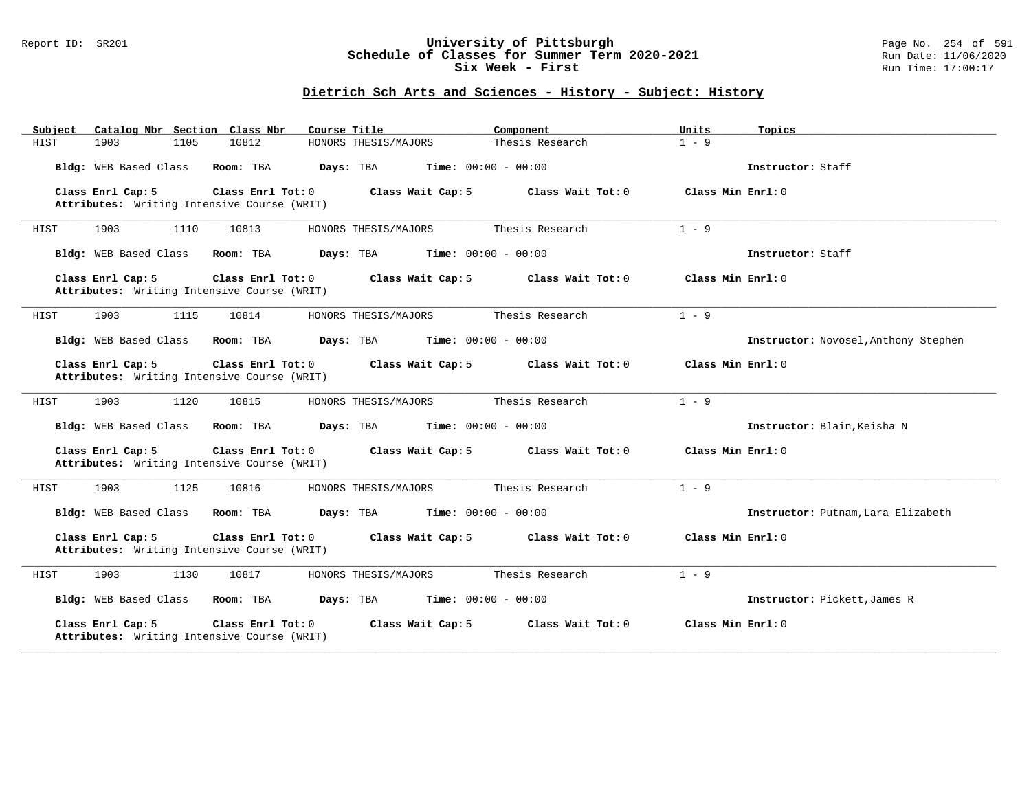## Dietrich Sch Arts and Sciences - History - Subject: History

| Subject | Catalog Nbr | Section | Class Nbr | Course Title | Component | Units | Topics |
|---|---|---|---|---|---|---|---|
| HIST | 1903 | 1105 | 10812 | HONORS THESIS/MAJORS | Thesis Research | 1 - 9 | |

**Bldg:** WEB Based Class **Room:** TBA **Days:** TBA **Time:** 00:00 - 00:00 **Instructor:** Staff

**Class Enrl Cap:** 5 **Class Enrl Tot:** 0 **Class Wait Cap:** 5 **Class Wait Tot:** 0 **Class Min Enrl:** 0
**Attributes:** Writing Intensive Course (WRIT)

---

| Subject | Catalog Nbr | Section | Class Nbr | Course Title | Component | Units | Topics |
|---|---|---|---|---|---|---|---|
| HIST | 1903 | 1110 | 10813 | HONORS THESIS/MAJORS | Thesis Research | 1 - 9 | |

**Bldg:** WEB Based Class **Room:** TBA **Days:** TBA **Time:** 00:00 - 00:00 **Instructor:** Staff

**Class Enrl Cap:** 5 **Class Enrl Tot:** 0 **Class Wait Cap:** 5 **Class Wait Tot:** 0 **Class Min Enrl:** 0
**Attributes:** Writing Intensive Course (WRIT)

---

| Subject | Catalog Nbr | Section | Class Nbr | Course Title | Component | Units | Topics |
|---|---|---|---|---|---|---|---|
| HIST | 1903 | 1115 | 10814 | HONORS THESIS/MAJORS | Thesis Research | 1 - 9 | |

**Bldg:** WEB Based Class **Room:** TBA **Days:** TBA **Time:** 00:00 - 00:00 **Instructor:** Novosel,Anthony Stephen

**Class Enrl Cap:** 5 **Class Enrl Tot:** 0 **Class Wait Cap:** 5 **Class Wait Tot:** 0 **Class Min Enrl:** 0
**Attributes:** Writing Intensive Course (WRIT)

---

| Subject | Catalog Nbr | Section | Class Nbr | Course Title | Component | Units | Topics |
|---|---|---|---|---|---|---|---|
| HIST | 1903 | 1120 | 10815 | HONORS THESIS/MAJORS | Thesis Research | 1 - 9 | |

**Bldg:** WEB Based Class **Room:** TBA **Days:** TBA **Time:** 00:00 - 00:00 **Instructor:** Blain,Keisha N

**Class Enrl Cap:** 5 **Class Enrl Tot:** 0 **Class Wait Cap:** 5 **Class Wait Tot:** 0 **Class Min Enrl:** 0
**Attributes:** Writing Intensive Course (WRIT)

---

| Subject | Catalog Nbr | Section | Class Nbr | Course Title | Component | Units | Topics |
|---|---|---|---|---|---|---|---|
| HIST | 1903 | 1125 | 10816 | HONORS THESIS/MAJORS | Thesis Research | 1 - 9 | |

**Bldg:** WEB Based Class **Room:** TBA **Days:** TBA **Time:** 00:00 - 00:00 **Instructor:** Putnam,Lara Elizabeth

**Class Enrl Cap:** 5 **Class Enrl Tot:** 0 **Class Wait Cap:** 5 **Class Wait Tot:** 0 **Class Min Enrl:** 0
**Attributes:** Writing Intensive Course (WRIT)

---

| Subject | Catalog Nbr | Section | Class Nbr | Course Title | Component | Units | Topics |
|---|---|---|---|---|---|---|---|
| HIST | 1903 | 1130 | 10817 | HONORS THESIS/MAJORS | Thesis Research | 1 - 9 | |

**Bldg:** WEB Based Class **Room:** TBA **Days:** TBA **Time:** 00:00 - 00:00 **Instructor:** Pickett,James R

**Class Enrl Cap:** 5 **Class Enrl Tot:** 0 **Class Wait Cap:** 5 **Class Wait Tot:** 0 **Class Min Enrl:** 0
**Attributes:** Writing Intensive Course (WRIT)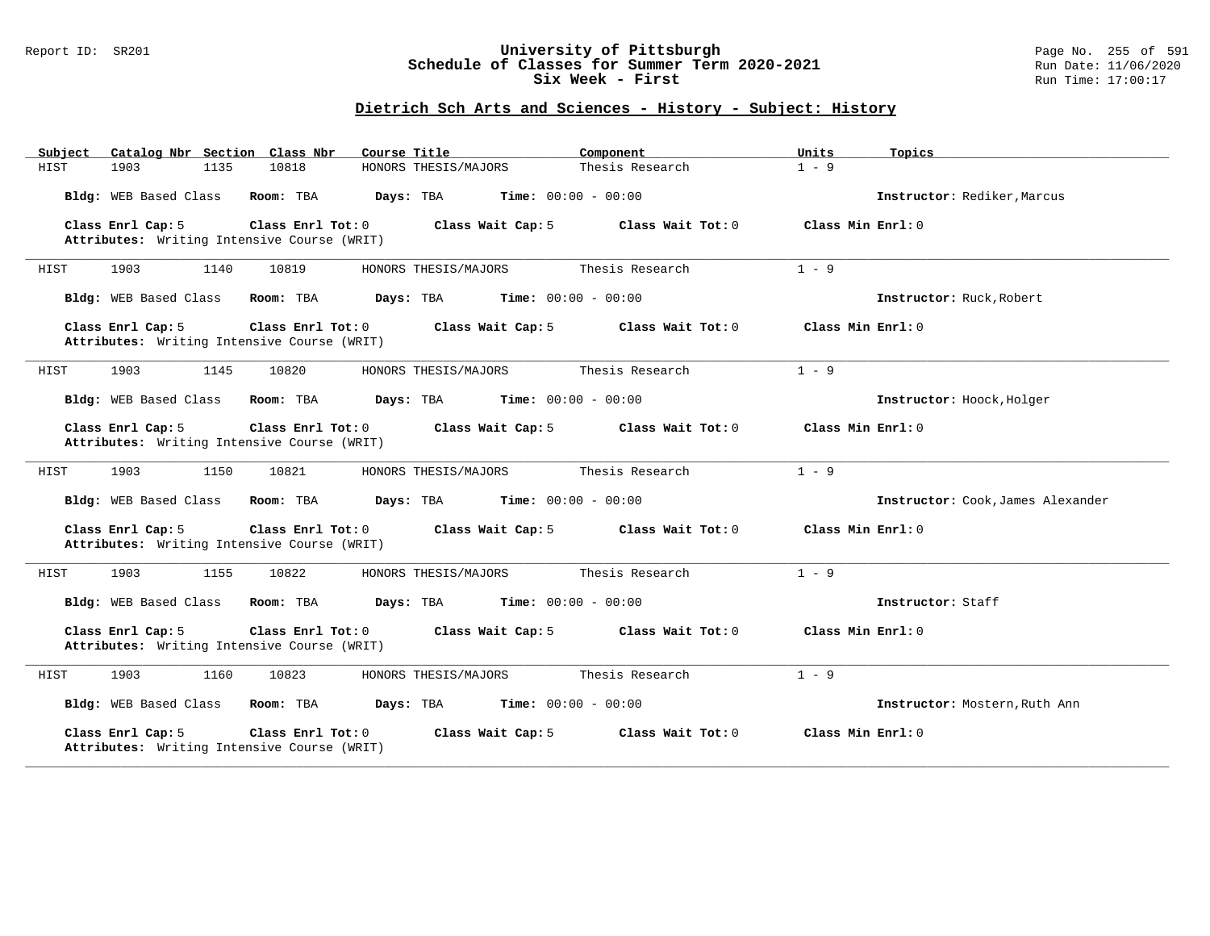## Dietrich Sch Arts and Sciences - History - Subject: History

| Subject | Catalog Nbr | Section | Class Nbr | Course Title | Component | Units | Topics |
|---|---|---|---|---|---|---|---|
| HIST | 1903 | 1135 | 10818 | HONORS THESIS/MAJORS | Thesis Research | 1 - 9 | |

**Bldg:** WEB Based Class **Room:** TBA **Days:** TBA **Time:** 00:00 - 00:00 **Instructor:** Rediker,Marcus

**Class Enrl Cap:** 5 **Class Enrl Tot:** 0 **Class Wait Cap:** 5 **Class Wait Tot:** 0 **Class Min Enrl:** 0
**Attributes:** Writing Intensive Course (WRIT)

---

| Subject | Catalog Nbr | Section | Class Nbr | Course Title | Component | Units | Topics |
|---|---|---|---|---|---|---|---|
| HIST | 1903 | 1140 | 10819 | HONORS THESIS/MAJORS | Thesis Research | 1 - 9 | |

**Bldg:** WEB Based Class **Room:** TBA **Days:** TBA **Time:** 00:00 - 00:00 **Instructor:** Ruck,Robert

**Class Enrl Cap:** 5 **Class Enrl Tot:** 0 **Class Wait Cap:** 5 **Class Wait Tot:** 0 **Class Min Enrl:** 0
**Attributes:** Writing Intensive Course (WRIT)

---

| Subject | Catalog Nbr | Section | Class Nbr | Course Title | Component | Units | Topics |
|---|---|---|---|---|---|---|---|
| HIST | 1903 | 1145 | 10820 | HONORS THESIS/MAJORS | Thesis Research | 1 - 9 | |

**Bldg:** WEB Based Class **Room:** TBA **Days:** TBA **Time:** 00:00 - 00:00 **Instructor:** Hoock,Holger

**Class Enrl Cap:** 5 **Class Enrl Tot:** 0 **Class Wait Cap:** 5 **Class Wait Tot:** 0 **Class Min Enrl:** 0
**Attributes:** Writing Intensive Course (WRIT)

---

| Subject | Catalog Nbr | Section | Class Nbr | Course Title | Component | Units | Topics |
|---|---|---|---|---|---|---|---|
| HIST | 1903 | 1150 | 10821 | HONORS THESIS/MAJORS | Thesis Research | 1 - 9 | |

**Bldg:** WEB Based Class **Room:** TBA **Days:** TBA **Time:** 00:00 - 00:00 **Instructor:** Cook,James Alexander

**Class Enrl Cap:** 5 **Class Enrl Tot:** 0 **Class Wait Cap:** 5 **Class Wait Tot:** 0 **Class Min Enrl:** 0
**Attributes:** Writing Intensive Course (WRIT)

---

| Subject | Catalog Nbr | Section | Class Nbr | Course Title | Component | Units | Topics |
|---|---|---|---|---|---|---|---|
| HIST | 1903 | 1155 | 10822 | HONORS THESIS/MAJORS | Thesis Research | 1 - 9 | |

**Bldg:** WEB Based Class **Room:** TBA **Days:** TBA **Time:** 00:00 - 00:00 **Instructor:** Staff

**Class Enrl Cap:** 5 **Class Enrl Tot:** 0 **Class Wait Cap:** 5 **Class Wait Tot:** 0 **Class Min Enrl:** 0
**Attributes:** Writing Intensive Course (WRIT)

---

| Subject | Catalog Nbr | Section | Class Nbr | Course Title | Component | Units | Topics |
|---|---|---|---|---|---|---|---|
| HIST | 1903 | 1160 | 10823 | HONORS THESIS/MAJORS | Thesis Research | 1 - 9 | |

**Bldg:** WEB Based Class **Room:** TBA **Days:** TBA **Time:** 00:00 - 00:00 **Instructor:** Mostern,Ruth Ann

**Class Enrl Cap:** 5 **Class Enrl Tot:** 0 **Class Wait Cap:** 5 **Class Wait Tot:** 0 **Class Min Enrl:** 0
**Attributes:** Writing Intensive Course (WRIT)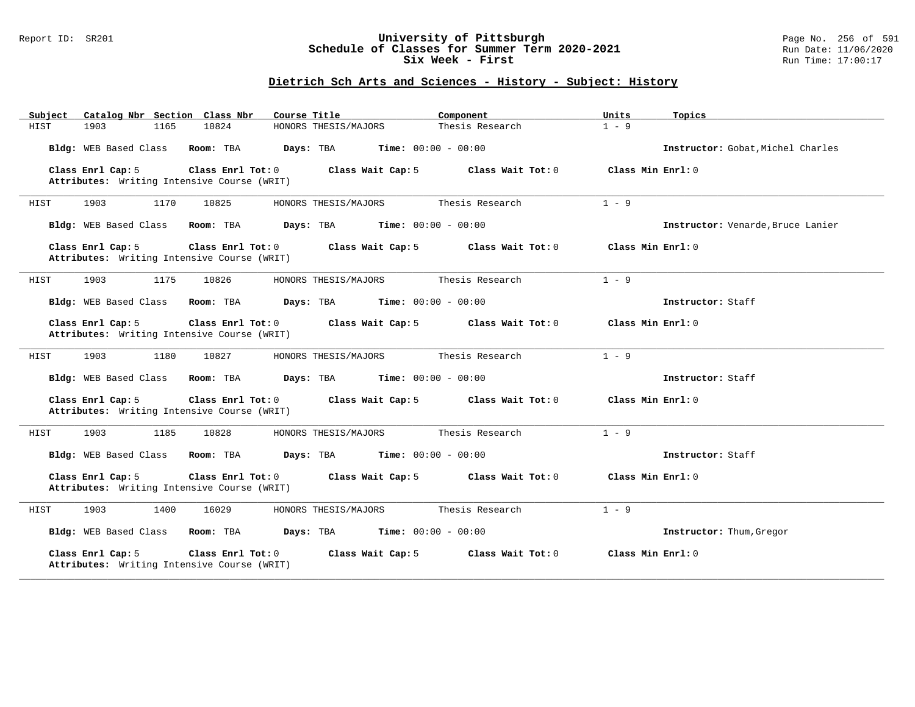Report ID: SR201

# University of Pittsburgh
## Schedule of Classes for Summer Term 2020-2021
### Six Week - First

Run Date: 11/06/2020
Run Time: 17:00:17

## Dietrich Sch Arts and Sciences - History - Subject: History

| Subject | Catalog Nbr | Section | Class Nbr | Course Title | Component | Units | Topics |
|---|---|---|---|---|---|---|---|
| HIST | 1903 | 1165 | 10824 | HONORS THESIS/MAJORS | Thesis Research | 1 - 9 | |

**Bldg:** WEB Based Class **Room:** TBA **Days:** TBA **Time:** 00:00 - 00:00 **Instructor:** Gobat,Michel Charles

**Class Enrl Cap:** 5 **Class Enrl Tot:** 0 **Class Wait Cap:** 5 **Class Wait Tot:** 0 **Class Min Enrl:** 0
**Attributes:** Writing Intensive Course (WRIT)

---

| Subject | Catalog Nbr | Section | Class Nbr | Course Title | Component | Units | Topics |
|---|---|---|---|---|---|---|---|
| HIST | 1903 | 1170 | 10825 | HONORS THESIS/MAJORS | Thesis Research | 1 - 9 | |

**Bldg:** WEB Based Class **Room:** TBA **Days:** TBA **Time:** 00:00 - 00:00 **Instructor:** Venarde,Bruce Lanier

**Class Enrl Cap:** 5 **Class Enrl Tot:** 0 **Class Wait Cap:** 5 **Class Wait Tot:** 0 **Class Min Enrl:** 0
**Attributes:** Writing Intensive Course (WRIT)

---

| Subject | Catalog Nbr | Section | Class Nbr | Course Title | Component | Units | Topics |
|---|---|---|---|---|---|---|---|
| HIST | 1903 | 1175 | 10826 | HONORS THESIS/MAJORS | Thesis Research | 1 - 9 | |

**Bldg:** WEB Based Class **Room:** TBA **Days:** TBA **Time:** 00:00 - 00:00 **Instructor:** Staff

**Class Enrl Cap:** 5 **Class Enrl Tot:** 0 **Class Wait Cap:** 5 **Class Wait Tot:** 0 **Class Min Enrl:** 0
**Attributes:** Writing Intensive Course (WRIT)

---

| Subject | Catalog Nbr | Section | Class Nbr | Course Title | Component | Units | Topics |
|---|---|---|---|---|---|---|---|
| HIST | 1903 | 1180 | 10827 | HONORS THESIS/MAJORS | Thesis Research | 1 - 9 | |

**Bldg:** WEB Based Class **Room:** TBA **Days:** TBA **Time:** 00:00 - 00:00 **Instructor:** Staff

**Class Enrl Cap:** 5 **Class Enrl Tot:** 0 **Class Wait Cap:** 5 **Class Wait Tot:** 0 **Class Min Enrl:** 0
**Attributes:** Writing Intensive Course (WRIT)

---

| Subject | Catalog Nbr | Section | Class Nbr | Course Title | Component | Units | Topics |
|---|---|---|---|---|---|---|---|
| HIST | 1903 | 1185 | 10828 | HONORS THESIS/MAJORS | Thesis Research | 1 - 9 | |

**Bldg:** WEB Based Class **Room:** TBA **Days:** TBA **Time:** 00:00 - 00:00 **Instructor:** Staff

**Class Enrl Cap:** 5 **Class Enrl Tot:** 0 **Class Wait Cap:** 5 **Class Wait Tot:** 0 **Class Min Enrl:** 0
**Attributes:** Writing Intensive Course (WRIT)

---

| Subject | Catalog Nbr | Section | Class Nbr | Course Title | Component | Units | Topics |
|---|---|---|---|---|---|---|---|
| HIST | 1903 | 1400 | 16029 | HONORS THESIS/MAJORS | Thesis Research | 1 - 9 | |

**Bldg:** WEB Based Class **Room:** TBA **Days:** TBA **Time:** 00:00 - 00:00 **Instructor:** Thum,Gregor

**Class Enrl Cap:** 5 **Class Enrl Tot:** 0 **Class Wait Cap:** 5 **Class Wait Tot:** 0 **Class Min Enrl:** 0
**Attributes:** Writing Intensive Course (WRIT)

---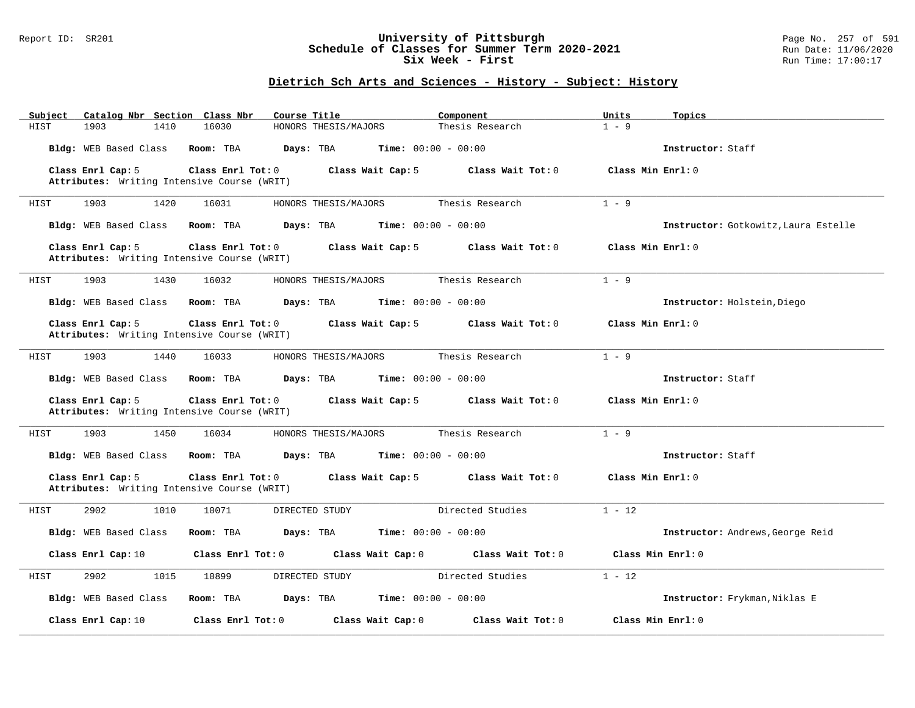## Dietrich Sch Arts and Sciences - History - Subject: History

| Subject | Catalog Nbr | Section | Class Nbr | Course Title | Component | Units | Topics |
|---|---|---|---|---|---|---|---|
| HIST | 1903 | 1410 | 16030 | HONORS THESIS/MAJORS | Thesis Research | 1 - 9 | |

**Bldg:** WEB Based Class **Room:** TBA **Days:** TBA **Time:** 00:00 - 00:00 **Instructor:** Staff

**Class Enrl Cap:** 5 **Class Enrl Tot:** 0 **Class Wait Cap:** 5 **Class Wait Tot:** 0 **Class Min Enrl:** 0
**Attributes:** Writing Intensive Course (WRIT)

---

| Subject | Catalog Nbr | Section | Class Nbr | Course Title | Component | Units | Topics |
|---|---|---|---|---|---|---|---|
| HIST | 1903 | 1420 | 16031 | HONORS THESIS/MAJORS | Thesis Research | 1 - 9 | |

**Bldg:** WEB Based Class **Room:** TBA **Days:** TBA **Time:** 00:00 - 00:00 **Instructor:** Gotkowitz,Laura Estelle

**Class Enrl Cap:** 5 **Class Enrl Tot:** 0 **Class Wait Cap:** 5 **Class Wait Tot:** 0 **Class Min Enrl:** 0
**Attributes:** Writing Intensive Course (WRIT)

---

| Subject | Catalog Nbr | Section | Class Nbr | Course Title | Component | Units | Topics |
|---|---|---|---|---|---|---|---|
| HIST | 1903 | 1430 | 16032 | HONORS THESIS/MAJORS | Thesis Research | 1 - 9 | |

**Bldg:** WEB Based Class **Room:** TBA **Days:** TBA **Time:** 00:00 - 00:00 **Instructor:** Holstein,Diego

**Class Enrl Cap:** 5 **Class Enrl Tot:** 0 **Class Wait Cap:** 5 **Class Wait Tot:** 0 **Class Min Enrl:** 0
**Attributes:** Writing Intensive Course (WRIT)

---

| Subject | Catalog Nbr | Section | Class Nbr | Course Title | Component | Units | Topics |
|---|---|---|---|---|---|---|---|
| HIST | 1903 | 1440 | 16033 | HONORS THESIS/MAJORS | Thesis Research | 1 - 9 | |

**Bldg:** WEB Based Class **Room:** TBA **Days:** TBA **Time:** 00:00 - 00:00 **Instructor:** Staff

**Class Enrl Cap:** 5 **Class Enrl Tot:** 0 **Class Wait Cap:** 5 **Class Wait Tot:** 0 **Class Min Enrl:** 0
**Attributes:** Writing Intensive Course (WRIT)

---

| Subject | Catalog Nbr | Section | Class Nbr | Course Title | Component | Units | Topics |
|---|---|---|---|---|---|---|---|
| HIST | 1903 | 1450 | 16034 | HONORS THESIS/MAJORS | Thesis Research | 1 - 9 | |

**Bldg:** WEB Based Class **Room:** TBA **Days:** TBA **Time:** 00:00 - 00:00 **Instructor:** Staff

**Class Enrl Cap:** 5 **Class Enrl Tot:** 0 **Class Wait Cap:** 5 **Class Wait Tot:** 0 **Class Min Enrl:** 0
**Attributes:** Writing Intensive Course (WRIT)

---

| Subject | Catalog Nbr | Section | Class Nbr | Course Title | Component | Units | Topics |
|---|---|---|---|---|---|---|---|
| HIST | 2902 | 1010 | 10071 | DIRECTED STUDY | Directed Studies | 1 - 12 | |

**Bldg:** WEB Based Class **Room:** TBA **Days:** TBA **Time:** 00:00 - 00:00 **Instructor:** Andrews,George Reid

**Class Enrl Cap:** 10 **Class Enrl Tot:** 0 **Class Wait Cap:** 0 **Class Wait Tot:** 0 **Class Min Enrl:** 0

---

| Subject | Catalog Nbr | Section | Class Nbr | Course Title | Component | Units | Topics |
|---|---|---|---|---|---|---|---|
| HIST | 2902 | 1015 | 10899 | DIRECTED STUDY | Directed Studies | 1 - 12 | |

**Bldg:** WEB Based Class **Room:** TBA **Days:** TBA **Time:** 00:00 - 00:00 **Instructor:** Frykman,Niklas E

**Class Enrl Cap:** 10 **Class Enrl Tot:** 0 **Class Wait Cap:** 0 **Class Wait Tot:** 0 **Class Min Enrl:** 0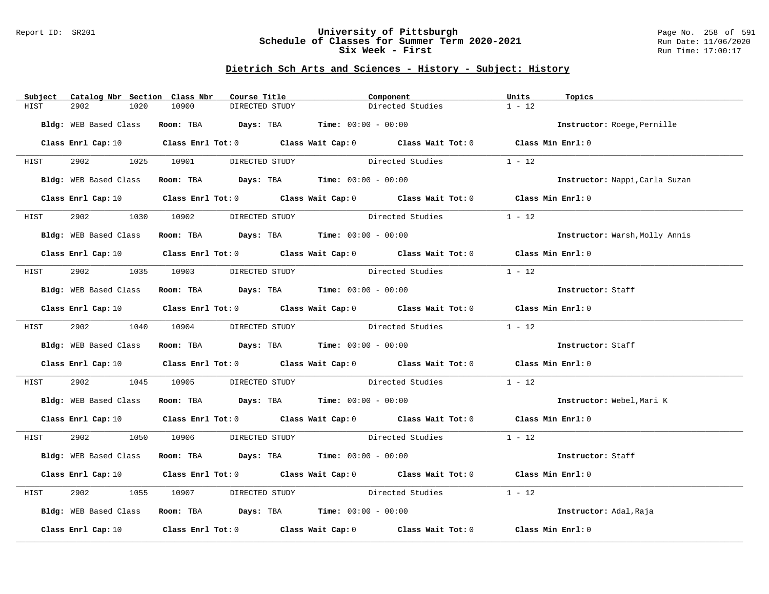## Dietrich Sch Arts and Sciences - History - Subject: History

| Subject | Catalog Nbr | Section | Class Nbr | Course Title | Component | Units | Topics |
|---|---|---|---|---|---|---|---|
| HIST | 2902 | 1020 | 10900 | DIRECTED STUDY | Directed Studies | 1 - 12 | |

**Bldg:** WEB Based Class **Room:** TBA **Days:** TBA **Time:** 00:00 - 00:00 **Instructor:** Roege,Pernille

**Class Enrl Cap:** 10 **Class Enrl Tot:** 0 **Class Wait Cap:** 0 **Class Wait Tot:** 0 **Class Min Enrl:** 0

| Subject | Catalog Nbr | Section | Class Nbr | Course Title | Component | Units | Topics |
|---|---|---|---|---|---|---|---|
| HIST | 2902 | 1025 | 10901 | DIRECTED STUDY | Directed Studies | 1 - 12 | |

**Bldg:** WEB Based Class **Room:** TBA **Days:** TBA **Time:** 00:00 - 00:00 **Instructor:** Nappi,Carla Suzan

**Class Enrl Cap:** 10 **Class Enrl Tot:** 0 **Class Wait Cap:** 0 **Class Wait Tot:** 0 **Class Min Enrl:** 0

| Subject | Catalog Nbr | Section | Class Nbr | Course Title | Component | Units | Topics |
|---|---|---|---|---|---|---|---|
| HIST | 2902 | 1030 | 10902 | DIRECTED STUDY | Directed Studies | 1 - 12 | |

**Bldg:** WEB Based Class **Room:** TBA **Days:** TBA **Time:** 00:00 - 00:00 **Instructor:** Warsh,Molly Annis

**Class Enrl Cap:** 10 **Class Enrl Tot:** 0 **Class Wait Cap:** 0 **Class Wait Tot:** 0 **Class Min Enrl:** 0

| Subject | Catalog Nbr | Section | Class Nbr | Course Title | Component | Units | Topics |
|---|---|---|---|---|---|---|---|
| HIST | 2902 | 1035 | 10903 | DIRECTED STUDY | Directed Studies | 1 - 12 | |

**Bldg:** WEB Based Class **Room:** TBA **Days:** TBA **Time:** 00:00 - 00:00 **Instructor:** Staff

**Class Enrl Cap:** 10 **Class Enrl Tot:** 0 **Class Wait Cap:** 0 **Class Wait Tot:** 0 **Class Min Enrl:** 0

| Subject | Catalog Nbr | Section | Class Nbr | Course Title | Component | Units | Topics |
|---|---|---|---|---|---|---|---|
| HIST | 2902 | 1040 | 10904 | DIRECTED STUDY | Directed Studies | 1 - 12 | |

**Bldg:** WEB Based Class **Room:** TBA **Days:** TBA **Time:** 00:00 - 00:00 **Instructor:** Staff

**Class Enrl Cap:** 10 **Class Enrl Tot:** 0 **Class Wait Cap:** 0 **Class Wait Tot:** 0 **Class Min Enrl:** 0

| Subject | Catalog Nbr | Section | Class Nbr | Course Title | Component | Units | Topics |
|---|---|---|---|---|---|---|---|
| HIST | 2902 | 1045 | 10905 | DIRECTED STUDY | Directed Studies | 1 - 12 | |

**Bldg:** WEB Based Class **Room:** TBA **Days:** TBA **Time:** 00:00 - 00:00 **Instructor:** Webel,Mari K

**Class Enrl Cap:** 10 **Class Enrl Tot:** 0 **Class Wait Cap:** 0 **Class Wait Tot:** 0 **Class Min Enrl:** 0

| Subject | Catalog Nbr | Section | Class Nbr | Course Title | Component | Units | Topics |
|---|---|---|---|---|---|---|---|
| HIST | 2902 | 1050 | 10906 | DIRECTED STUDY | Directed Studies | 1 - 12 | |

**Bldg:** WEB Based Class **Room:** TBA **Days:** TBA **Time:** 00:00 - 00:00 **Instructor:** Staff

**Class Enrl Cap:** 10 **Class Enrl Tot:** 0 **Class Wait Cap:** 0 **Class Wait Tot:** 0 **Class Min Enrl:** 0

| Subject | Catalog Nbr | Section | Class Nbr | Course Title | Component | Units | Topics |
|---|---|---|---|---|---|---|---|
| HIST | 2902 | 1055 | 10907 | DIRECTED STUDY | Directed Studies | 1 - 12 | |

**Bldg:** WEB Based Class **Room:** TBA **Days:** TBA **Time:** 00:00 - 00:00 **Instructor:** Adal,Raja

**Class Enrl Cap:** 10 **Class Enrl Tot:** 0 **Class Wait Cap:** 0 **Class Wait Tot:** 0 **Class Min Enrl:** 0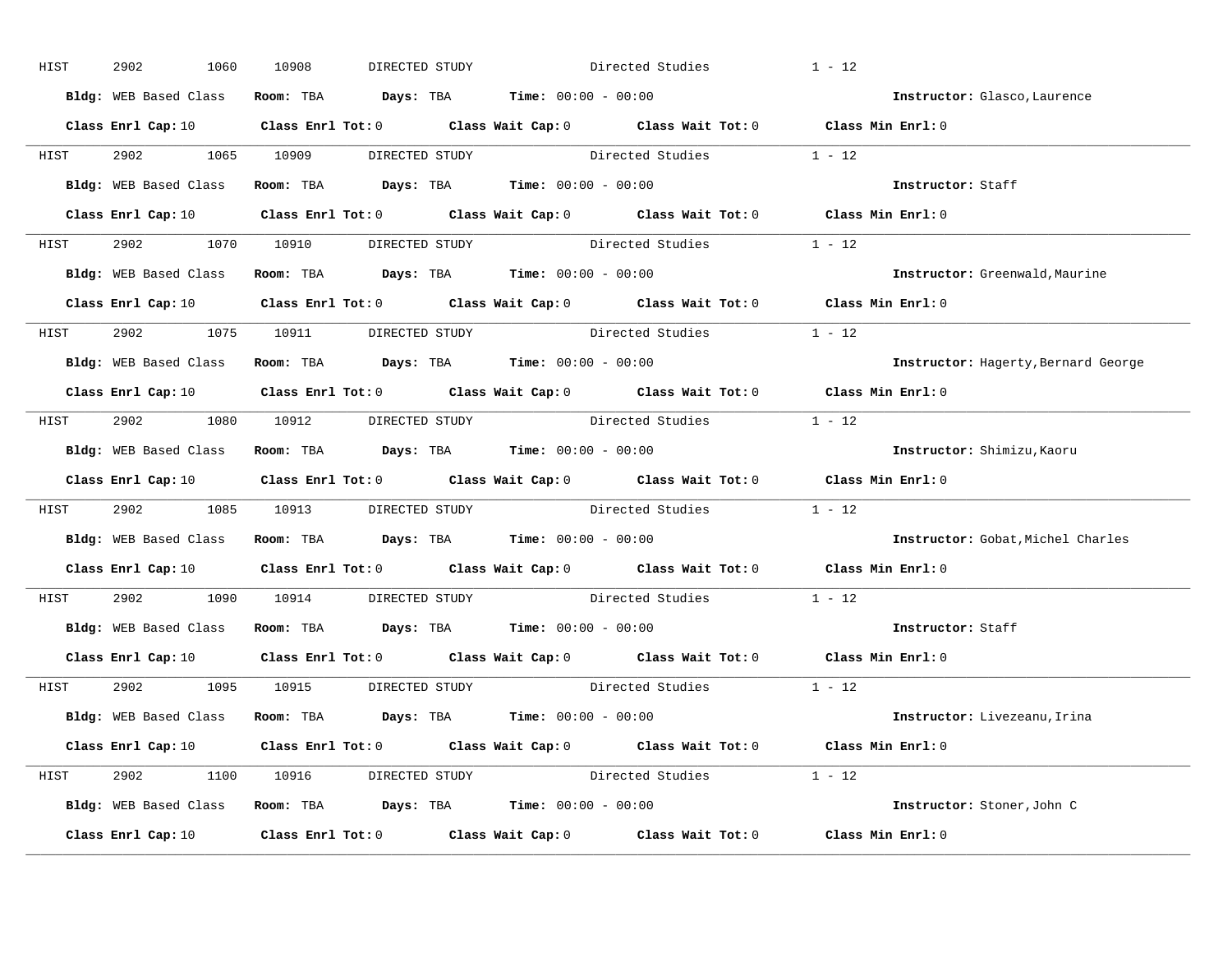HIST 2902 1060 10908 DIRECTED STUDY Directed Studies 1 - 12

**Bldg:** WEB Based Class **Room:** TBA **Days:** TBA **Time:** 00:00 - 00:00 **Instructor:** Glasco,Laurence

**Class Enrl Cap:** 10 **Class Enrl Tot:** 0 **Class Wait Cap:** 0 **Class Wait Tot:** 0 **Class Min Enrl:** 0

---

HIST 2902 1065 10909 DIRECTED STUDY Directed Studies 1 - 12

**Bldg:** WEB Based Class **Room:** TBA **Days:** TBA **Time:** 00:00 - 00:00 **Instructor:** Staff

**Class Enrl Cap:** 10 **Class Enrl Tot:** 0 **Class Wait Cap:** 0 **Class Wait Tot:** 0 **Class Min Enrl:** 0

---

HIST 2902 1070 10910 DIRECTED STUDY Directed Studies 1 - 12

**Bldg:** WEB Based Class **Room:** TBA **Days:** TBA **Time:** 00:00 - 00:00 **Instructor:** Greenwald,Maurine

**Class Enrl Cap:** 10 **Class Enrl Tot:** 0 **Class Wait Cap:** 0 **Class Wait Tot:** 0 **Class Min Enrl:** 0

---

HIST 2902 1075 10911 DIRECTED STUDY Directed Studies 1 - 12

**Bldg:** WEB Based Class **Room:** TBA **Days:** TBA **Time:** 00:00 - 00:00 **Instructor:** Hagerty,Bernard George

**Class Enrl Cap:** 10 **Class Enrl Tot:** 0 **Class Wait Cap:** 0 **Class Wait Tot:** 0 **Class Min Enrl:** 0

---

HIST 2902 1080 10912 DIRECTED STUDY Directed Studies 1 - 12

**Bldg:** WEB Based Class **Room:** TBA **Days:** TBA **Time:** 00:00 - 00:00 **Instructor:** Shimizu,Kaoru

**Class Enrl Cap:** 10 **Class Enrl Tot:** 0 **Class Wait Cap:** 0 **Class Wait Tot:** 0 **Class Min Enrl:** 0

---

HIST 2902 1085 10913 DIRECTED STUDY Directed Studies 1 - 12

**Bldg:** WEB Based Class **Room:** TBA **Days:** TBA **Time:** 00:00 - 00:00 **Instructor:** Gobat,Michel Charles

**Class Enrl Cap:** 10 **Class Enrl Tot:** 0 **Class Wait Cap:** 0 **Class Wait Tot:** 0 **Class Min Enrl:** 0

---

HIST 2902 1090 10914 DIRECTED STUDY Directed Studies 1 - 12

**Bldg:** WEB Based Class **Room:** TBA **Days:** TBA **Time:** 00:00 - 00:00 **Instructor:** Staff

**Class Enrl Cap:** 10 **Class Enrl Tot:** 0 **Class Wait Cap:** 0 **Class Wait Tot:** 0 **Class Min Enrl:** 0

---

HIST 2902 1095 10915 DIRECTED STUDY Directed Studies 1 - 12

**Bldg:** WEB Based Class **Room:** TBA **Days:** TBA **Time:** 00:00 - 00:00 **Instructor:** Livezeanu,Irina

**Class Enrl Cap:** 10 **Class Enrl Tot:** 0 **Class Wait Cap:** 0 **Class Wait Tot:** 0 **Class Min Enrl:** 0

---

HIST 2902 1100 10916 DIRECTED STUDY Directed Studies 1 - 12

**Bldg:** WEB Based Class **Room:** TBA **Days:** TBA **Time:** 00:00 - 00:00 **Instructor:** Stoner,John C

**Class Enrl Cap:** 10 **Class Enrl Tot:** 0 **Class Wait Cap:** 0 **Class Wait Tot:** 0 **Class Min Enrl:** 0

---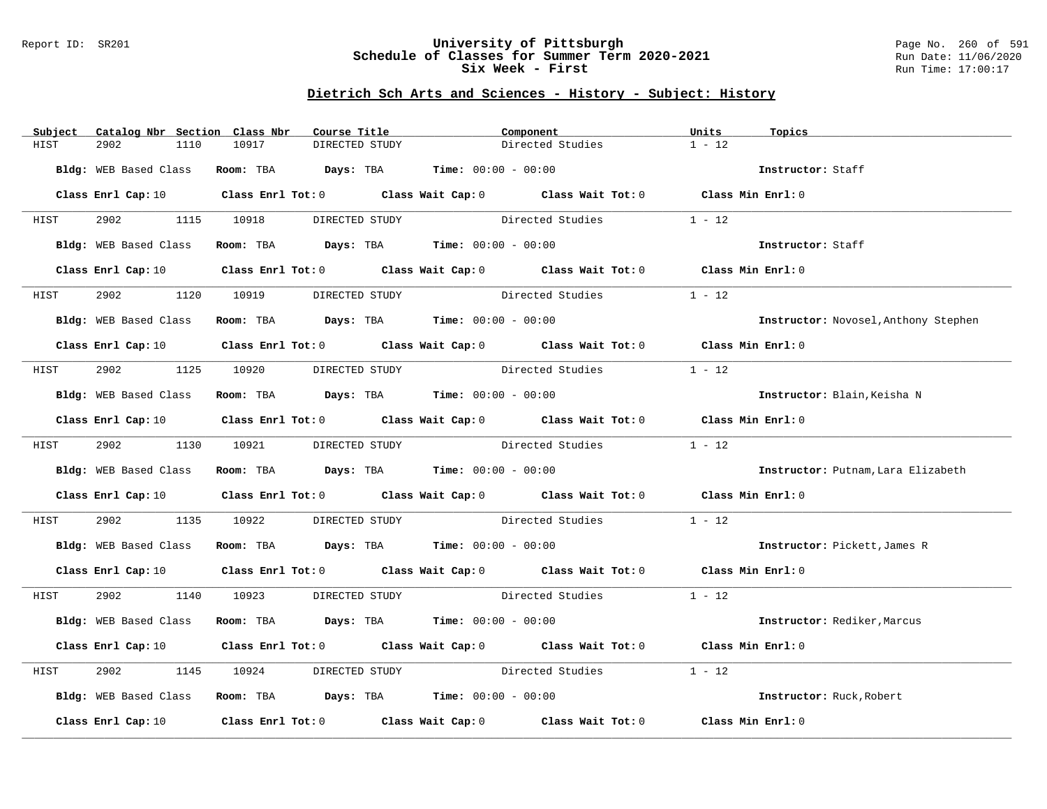## Dietrich Sch Arts and Sciences - History - Subject: History

| Subject | Catalog Nbr | Section | Class Nbr | Course Title | Component | Units | Topics |
|---|---|---|---|---|---|---|---|
| HIST | 2902 | 1110 | 10917 | DIRECTED STUDY | Directed Studies | 1 - 12 | |

**Bldg:** WEB Based Class **Room:** TBA **Days:** TBA **Time:** 00:00 - 00:00 **Instructor:** Staff

**Class Enrl Cap:** 10 **Class Enrl Tot:** 0 **Class Wait Cap:** 0 **Class Wait Tot:** 0 **Class Min Enrl:** 0

---

| Subject | Catalog Nbr | Section | Class Nbr | Course Title | Component | Units | Topics |
|---|---|---|---|---|---|---|---|
| HIST | 2902 | 1115 | 10918 | DIRECTED STUDY | Directed Studies | 1 - 12 | |

**Bldg:** WEB Based Class **Room:** TBA **Days:** TBA **Time:** 00:00 - 00:00 **Instructor:** Staff

**Class Enrl Cap:** 10 **Class Enrl Tot:** 0 **Class Wait Cap:** 0 **Class Wait Tot:** 0 **Class Min Enrl:** 0

---

| Subject | Catalog Nbr | Section | Class Nbr | Course Title | Component | Units | Topics |
|---|---|---|---|---|---|---|---|
| HIST | 2902 | 1120 | 10919 | DIRECTED STUDY | Directed Studies | 1 - 12 | |

**Bldg:** WEB Based Class **Room:** TBA **Days:** TBA **Time:** 00:00 - 00:00 **Instructor:** Novosel,Anthony Stephen

**Class Enrl Cap:** 10 **Class Enrl Tot:** 0 **Class Wait Cap:** 0 **Class Wait Tot:** 0 **Class Min Enrl:** 0

---

| Subject | Catalog Nbr | Section | Class Nbr | Course Title | Component | Units | Topics |
|---|---|---|---|---|---|---|---|
| HIST | 2902 | 1125 | 10920 | DIRECTED STUDY | Directed Studies | 1 - 12 | |

**Bldg:** WEB Based Class **Room:** TBA **Days:** TBA **Time:** 00:00 - 00:00 **Instructor:** Blain,Keisha N

**Class Enrl Cap:** 10 **Class Enrl Tot:** 0 **Class Wait Cap:** 0 **Class Wait Tot:** 0 **Class Min Enrl:** 0

---

| Subject | Catalog Nbr | Section | Class Nbr | Course Title | Component | Units | Topics |
|---|---|---|---|---|---|---|---|
| HIST | 2902 | 1130 | 10921 | DIRECTED STUDY | Directed Studies | 1 - 12 | |

**Bldg:** WEB Based Class **Room:** TBA **Days:** TBA **Time:** 00:00 - 00:00 **Instructor:** Putnam,Lara Elizabeth

**Class Enrl Cap:** 10 **Class Enrl Tot:** 0 **Class Wait Cap:** 0 **Class Wait Tot:** 0 **Class Min Enrl:** 0

---

| Subject | Catalog Nbr | Section | Class Nbr | Course Title | Component | Units | Topics |
|---|---|---|---|---|---|---|---|
| HIST | 2902 | 1135 | 10922 | DIRECTED STUDY | Directed Studies | 1 - 12 | |

**Bldg:** WEB Based Class **Room:** TBA **Days:** TBA **Time:** 00:00 - 00:00 **Instructor:** Pickett,James R

**Class Enrl Cap:** 10 **Class Enrl Tot:** 0 **Class Wait Cap:** 0 **Class Wait Tot:** 0 **Class Min Enrl:** 0

---

| Subject | Catalog Nbr | Section | Class Nbr | Course Title | Component | Units | Topics |
|---|---|---|---|---|---|---|---|
| HIST | 2902 | 1140 | 10923 | DIRECTED STUDY | Directed Studies | 1 - 12 | |

**Bldg:** WEB Based Class **Room:** TBA **Days:** TBA **Time:** 00:00 - 00:00 **Instructor:** Rediker,Marcus

**Class Enrl Cap:** 10 **Class Enrl Tot:** 0 **Class Wait Cap:** 0 **Class Wait Tot:** 0 **Class Min Enrl:** 0

---

| Subject | Catalog Nbr | Section | Class Nbr | Course Title | Component | Units | Topics |
|---|---|---|---|---|---|---|---|
| HIST | 2902 | 1145 | 10924 | DIRECTED STUDY | Directed Studies | 1 - 12 | |

**Bldg:** WEB Based Class **Room:** TBA **Days:** TBA **Time:** 00:00 - 00:00 **Instructor:** Ruck,Robert

**Class Enrl Cap:** 10 **Class Enrl Tot:** 0 **Class Wait Cap:** 0 **Class Wait Tot:** 0 **Class Min Enrl:** 0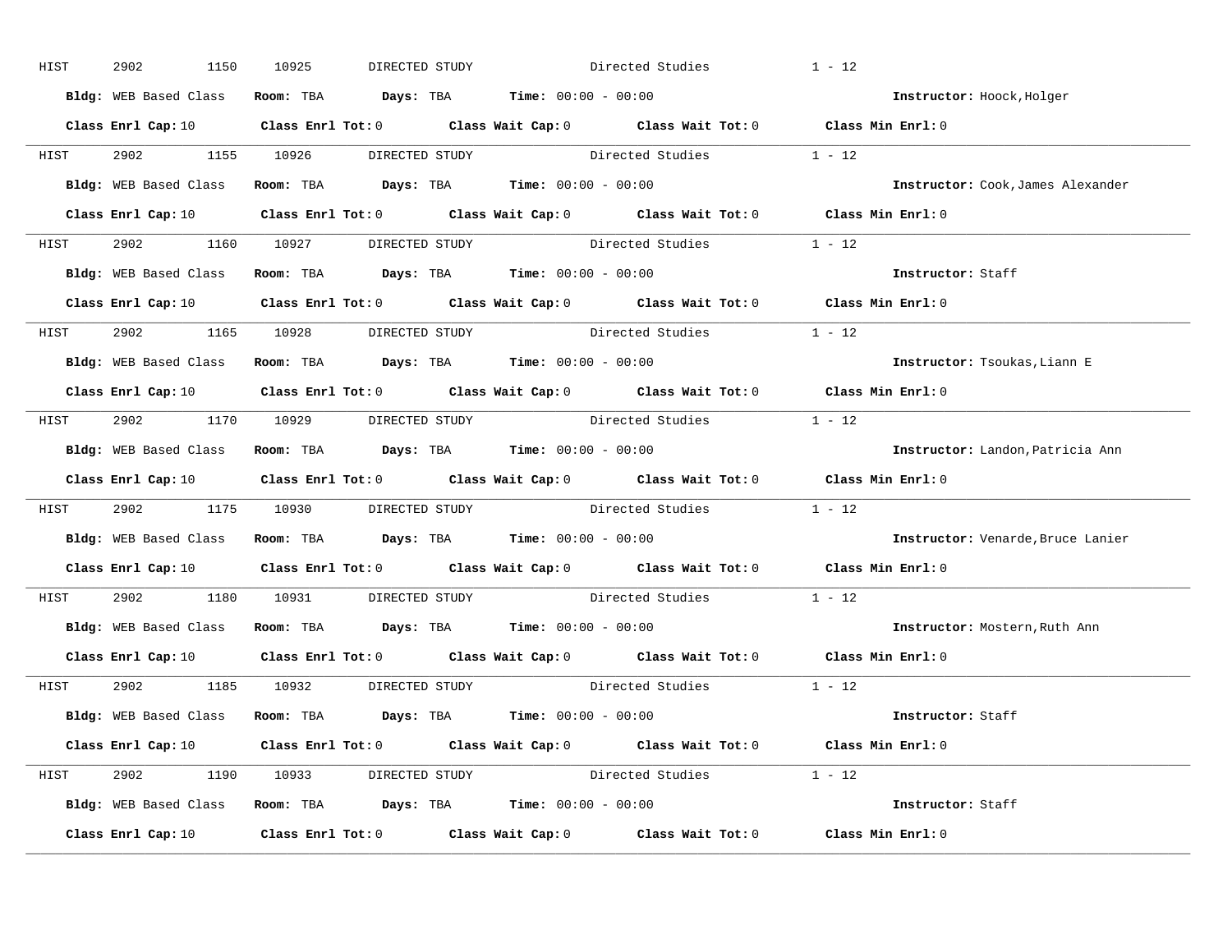HIST 2902 1150 10925 DIRECTED STUDY Directed Studies 1 - 12

**Bldg:** WEB Based Class **Room:** TBA **Days:** TBA **Time:** 00:00 - 00:00 **Instructor:** Hoock,Holger

**Class Enrl Cap:** 10 **Class Enrl Tot:** 0 **Class Wait Cap:** 0 **Class Wait Tot:** 0 **Class Min Enrl:** 0

---

HIST 2902 1155 10926 DIRECTED STUDY Directed Studies 1 - 12

**Bldg:** WEB Based Class **Room:** TBA **Days:** TBA **Time:** 00:00 - 00:00 **Instructor:** Cook,James Alexander

**Class Enrl Cap:** 10 **Class Enrl Tot:** 0 **Class Wait Cap:** 0 **Class Wait Tot:** 0 **Class Min Enrl:** 0

---

HIST 2902 1160 10927 DIRECTED STUDY Directed Studies 1 - 12

**Bldg:** WEB Based Class **Room:** TBA **Days:** TBA **Time:** 00:00 - 00:00 **Instructor:** Staff

**Class Enrl Cap:** 10 **Class Enrl Tot:** 0 **Class Wait Cap:** 0 **Class Wait Tot:** 0 **Class Min Enrl:** 0

---

HIST 2902 1165 10928 DIRECTED STUDY Directed Studies 1 - 12

**Bldg:** WEB Based Class **Room:** TBA **Days:** TBA **Time:** 00:00 - 00:00 **Instructor:** Tsoukas,Liann E

**Class Enrl Cap:** 10 **Class Enrl Tot:** 0 **Class Wait Cap:** 0 **Class Wait Tot:** 0 **Class Min Enrl:** 0

---

HIST 2902 1170 10929 DIRECTED STUDY Directed Studies 1 - 12

**Bldg:** WEB Based Class **Room:** TBA **Days:** TBA **Time:** 00:00 - 00:00 **Instructor:** Landon,Patricia Ann

**Class Enrl Cap:** 10 **Class Enrl Tot:** 0 **Class Wait Cap:** 0 **Class Wait Tot:** 0 **Class Min Enrl:** 0

---

HIST 2902 1175 10930 DIRECTED STUDY Directed Studies 1 - 12

**Bldg:** WEB Based Class **Room:** TBA **Days:** TBA **Time:** 00:00 - 00:00 **Instructor:** Venarde,Bruce Lanier

**Class Enrl Cap:** 10 **Class Enrl Tot:** 0 **Class Wait Cap:** 0 **Class Wait Tot:** 0 **Class Min Enrl:** 0

---

HIST 2902 1180 10931 DIRECTED STUDY Directed Studies 1 - 12

**Bldg:** WEB Based Class **Room:** TBA **Days:** TBA **Time:** 00:00 - 00:00 **Instructor:** Mostern,Ruth Ann

**Class Enrl Cap:** 10 **Class Enrl Tot:** 0 **Class Wait Cap:** 0 **Class Wait Tot:** 0 **Class Min Enrl:** 0

---

HIST 2902 1185 10932 DIRECTED STUDY Directed Studies 1 - 12

**Bldg:** WEB Based Class **Room:** TBA **Days:** TBA **Time:** 00:00 - 00:00 **Instructor:** Staff

**Class Enrl Cap:** 10 **Class Enrl Tot:** 0 **Class Wait Cap:** 0 **Class Wait Tot:** 0 **Class Min Enrl:** 0

---

HIST 2902 1190 10933 DIRECTED STUDY Directed Studies 1 - 12

**Bldg:** WEB Based Class **Room:** TBA **Days:** TBA **Time:** 00:00 - 00:00 **Instructor:** Staff

**Class Enrl Cap:** 10 **Class Enrl Tot:** 0 **Class Wait Cap:** 0 **Class Wait Tot:** 0 **Class Min Enrl:** 0

---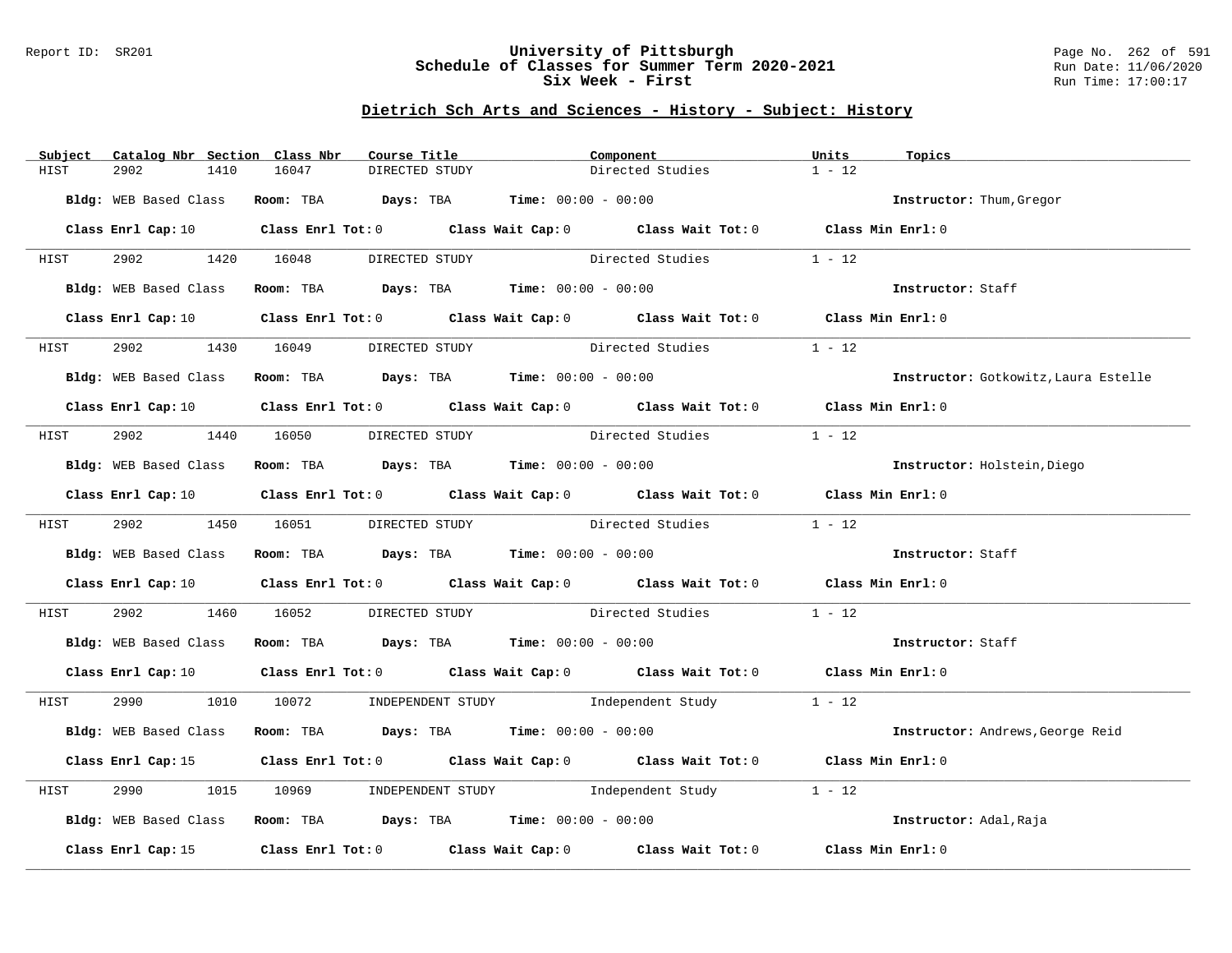## Dietrich Sch Arts and Sciences - History - Subject: History

| Subject | Catalog Nbr | Section | Class Nbr | Course Title | Component | Units | Topics |
|---|---|---|---|---|---|---|---|
| HIST | 2902 | 1410 | 16047 | DIRECTED STUDY | Directed Studies | 1 - 12 | |

**Bldg:** WEB Based Class **Room:** TBA **Days:** TBA **Time:** 00:00 - 00:00 **Instructor:** Thum,Gregor

**Class Enrl Cap:** 10 **Class Enrl Tot:** 0 **Class Wait Cap:** 0 **Class Wait Tot:** 0 **Class Min Enrl:** 0

| Subject | Catalog Nbr | Section | Class Nbr | Course Title | Component | Units | Topics |
|---|---|---|---|---|---|---|---|
| HIST | 2902 | 1420 | 16048 | DIRECTED STUDY | Directed Studies | 1 - 12 | |

**Bldg:** WEB Based Class **Room:** TBA **Days:** TBA **Time:** 00:00 - 00:00 **Instructor:** Staff

**Class Enrl Cap:** 10 **Class Enrl Tot:** 0 **Class Wait Cap:** 0 **Class Wait Tot:** 0 **Class Min Enrl:** 0

| Subject | Catalog Nbr | Section | Class Nbr | Course Title | Component | Units | Topics |
|---|---|---|---|---|---|---|---|
| HIST | 2902 | 1430 | 16049 | DIRECTED STUDY | Directed Studies | 1 - 12 | |

**Bldg:** WEB Based Class **Room:** TBA **Days:** TBA **Time:** 00:00 - 00:00 **Instructor:** Gotkowitz,Laura Estelle

**Class Enrl Cap:** 10 **Class Enrl Tot:** 0 **Class Wait Cap:** 0 **Class Wait Tot:** 0 **Class Min Enrl:** 0

| Subject | Catalog Nbr | Section | Class Nbr | Course Title | Component | Units | Topics |
|---|---|---|---|---|---|---|---|
| HIST | 2902 | 1440 | 16050 | DIRECTED STUDY | Directed Studies | 1 - 12 | |

**Bldg:** WEB Based Class **Room:** TBA **Days:** TBA **Time:** 00:00 - 00:00 **Instructor:** Holstein,Diego

**Class Enrl Cap:** 10 **Class Enrl Tot:** 0 **Class Wait Cap:** 0 **Class Wait Tot:** 0 **Class Min Enrl:** 0

| Subject | Catalog Nbr | Section | Class Nbr | Course Title | Component | Units | Topics |
|---|---|---|---|---|---|---|---|
| HIST | 2902 | 1450 | 16051 | DIRECTED STUDY | Directed Studies | 1 - 12 | |

**Bldg:** WEB Based Class **Room:** TBA **Days:** TBA **Time:** 00:00 - 00:00 **Instructor:** Staff

**Class Enrl Cap:** 10 **Class Enrl Tot:** 0 **Class Wait Cap:** 0 **Class Wait Tot:** 0 **Class Min Enrl:** 0

| Subject | Catalog Nbr | Section | Class Nbr | Course Title | Component | Units | Topics |
|---|---|---|---|---|---|---|---|
| HIST | 2902 | 1460 | 16052 | DIRECTED STUDY | Directed Studies | 1 - 12 | |

**Bldg:** WEB Based Class **Room:** TBA **Days:** TBA **Time:** 00:00 - 00:00 **Instructor:** Staff

**Class Enrl Cap:** 10 **Class Enrl Tot:** 0 **Class Wait Cap:** 0 **Class Wait Tot:** 0 **Class Min Enrl:** 0

| Subject | Catalog Nbr | Section | Class Nbr | Course Title | Component | Units | Topics |
|---|---|---|---|---|---|---|---|
| HIST | 2990 | 1010 | 10072 | INDEPENDENT STUDY | Independent Study | 1 - 12 | |

**Bldg:** WEB Based Class **Room:** TBA **Days:** TBA **Time:** 00:00 - 00:00 **Instructor:** Andrews,George Reid

**Class Enrl Cap:** 15 **Class Enrl Tot:** 0 **Class Wait Cap:** 0 **Class Wait Tot:** 0 **Class Min Enrl:** 0

| Subject | Catalog Nbr | Section | Class Nbr | Course Title | Component | Units | Topics |
|---|---|---|---|---|---|---|---|
| HIST | 2990 | 1015 | 10969 | INDEPENDENT STUDY | Independent Study | 1 - 12 | |

**Bldg:** WEB Based Class **Room:** TBA **Days:** TBA **Time:** 00:00 - 00:00 **Instructor:** Adal,Raja

**Class Enrl Cap:** 15 **Class Enrl Tot:** 0 **Class Wait Cap:** 0 **Class Wait Tot:** 0 **Class Min Enrl:** 0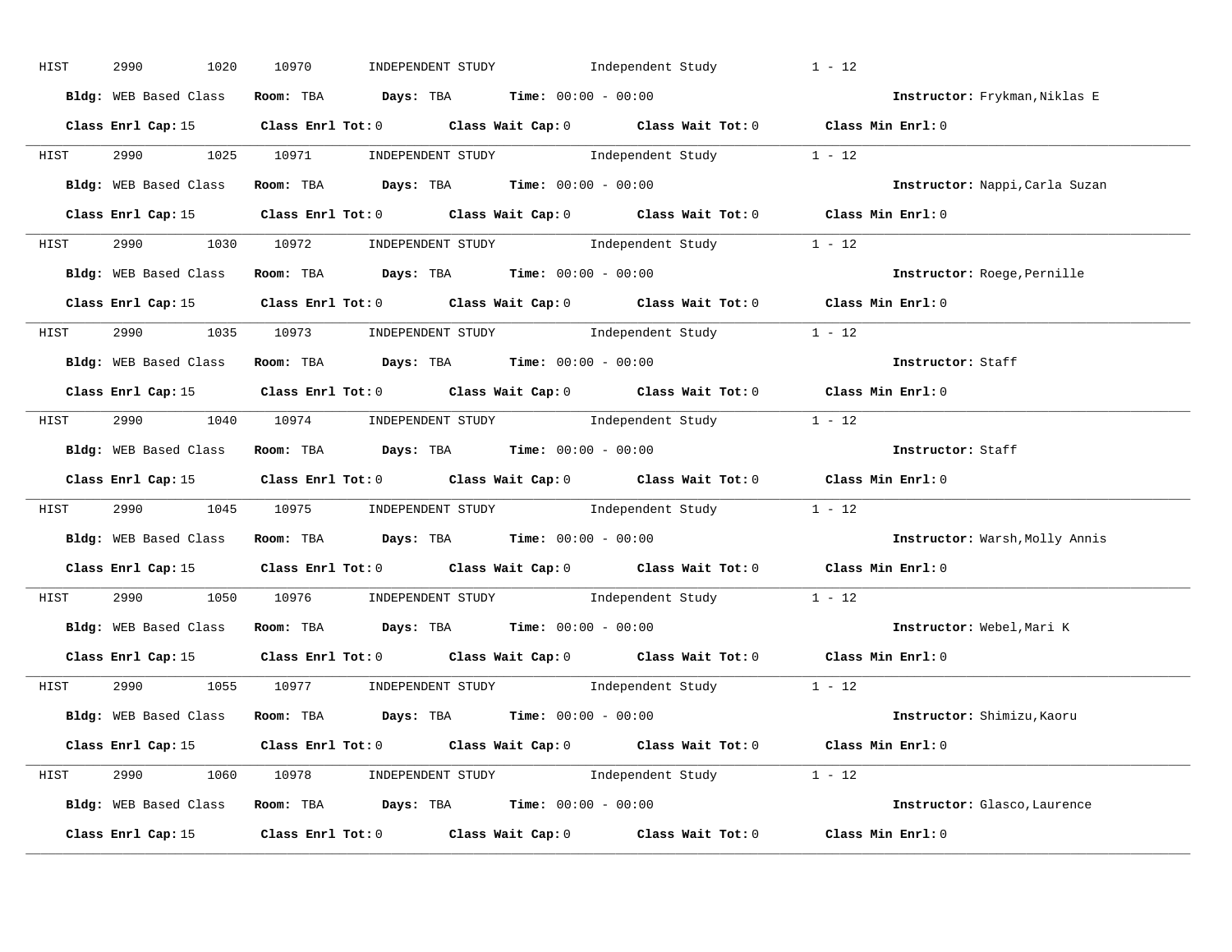HIST 2990 1020 10970 INDEPENDENT STUDY Independent Study 1 - 12

**Bldg:** WEB Based Class **Room:** TBA **Days:** TBA **Time:** 00:00 - 00:00 **Instructor:** Frykman,Niklas E

**Class Enrl Cap:** 15 **Class Enrl Tot:** 0 **Class Wait Cap:** 0 **Class Wait Tot:** 0 **Class Min Enrl:** 0

---

HIST 2990 1025 10971 INDEPENDENT STUDY Independent Study 1 - 12

**Bldg:** WEB Based Class **Room:** TBA **Days:** TBA **Time:** 00:00 - 00:00 **Instructor:** Nappi,Carla Suzan

**Class Enrl Cap:** 15 **Class Enrl Tot:** 0 **Class Wait Cap:** 0 **Class Wait Tot:** 0 **Class Min Enrl:** 0

---

HIST 2990 1030 10972 INDEPENDENT STUDY Independent Study 1 - 12

**Bldg:** WEB Based Class **Room:** TBA **Days:** TBA **Time:** 00:00 - 00:00 **Instructor:** Roege,Pernille

**Class Enrl Cap:** 15 **Class Enrl Tot:** 0 **Class Wait Cap:** 0 **Class Wait Tot:** 0 **Class Min Enrl:** 0

---

HIST 2990 1035 10973 INDEPENDENT STUDY Independent Study 1 - 12

**Bldg:** WEB Based Class **Room:** TBA **Days:** TBA **Time:** 00:00 - 00:00 **Instructor:** Staff

**Class Enrl Cap:** 15 **Class Enrl Tot:** 0 **Class Wait Cap:** 0 **Class Wait Tot:** 0 **Class Min Enrl:** 0

---

HIST 2990 1040 10974 INDEPENDENT STUDY Independent Study 1 - 12

**Bldg:** WEB Based Class **Room:** TBA **Days:** TBA **Time:** 00:00 - 00:00 **Instructor:** Staff

**Class Enrl Cap:** 15 **Class Enrl Tot:** 0 **Class Wait Cap:** 0 **Class Wait Tot:** 0 **Class Min Enrl:** 0

---

HIST 2990 1045 10975 INDEPENDENT STUDY Independent Study 1 - 12

**Bldg:** WEB Based Class **Room:** TBA **Days:** TBA **Time:** 00:00 - 00:00 **Instructor:** Warsh,Molly Annis

**Class Enrl Cap:** 15 **Class Enrl Tot:** 0 **Class Wait Cap:** 0 **Class Wait Tot:** 0 **Class Min Enrl:** 0

---

HIST 2990 1050 10976 INDEPENDENT STUDY Independent Study 1 - 12

**Bldg:** WEB Based Class **Room:** TBA **Days:** TBA **Time:** 00:00 - 00:00 **Instructor:** Webel,Mari K

**Class Enrl Cap:** 15 **Class Enrl Tot:** 0 **Class Wait Cap:** 0 **Class Wait Tot:** 0 **Class Min Enrl:** 0

---

HIST 2990 1055 10977 INDEPENDENT STUDY Independent Study 1 - 12

**Bldg:** WEB Based Class **Room:** TBA **Days:** TBA **Time:** 00:00 - 00:00 **Instructor:** Shimizu,Kaoru

**Class Enrl Cap:** 15 **Class Enrl Tot:** 0 **Class Wait Cap:** 0 **Class Wait Tot:** 0 **Class Min Enrl:** 0

---

HIST 2990 1060 10978 INDEPENDENT STUDY Independent Study 1 - 12

**Bldg:** WEB Based Class **Room:** TBA **Days:** TBA **Time:** 00:00 - 00:00 **Instructor:** Glasco,Laurence

**Class Enrl Cap:** 15 **Class Enrl Tot:** 0 **Class Wait Cap:** 0 **Class Wait Tot:** 0 **Class Min Enrl:** 0

---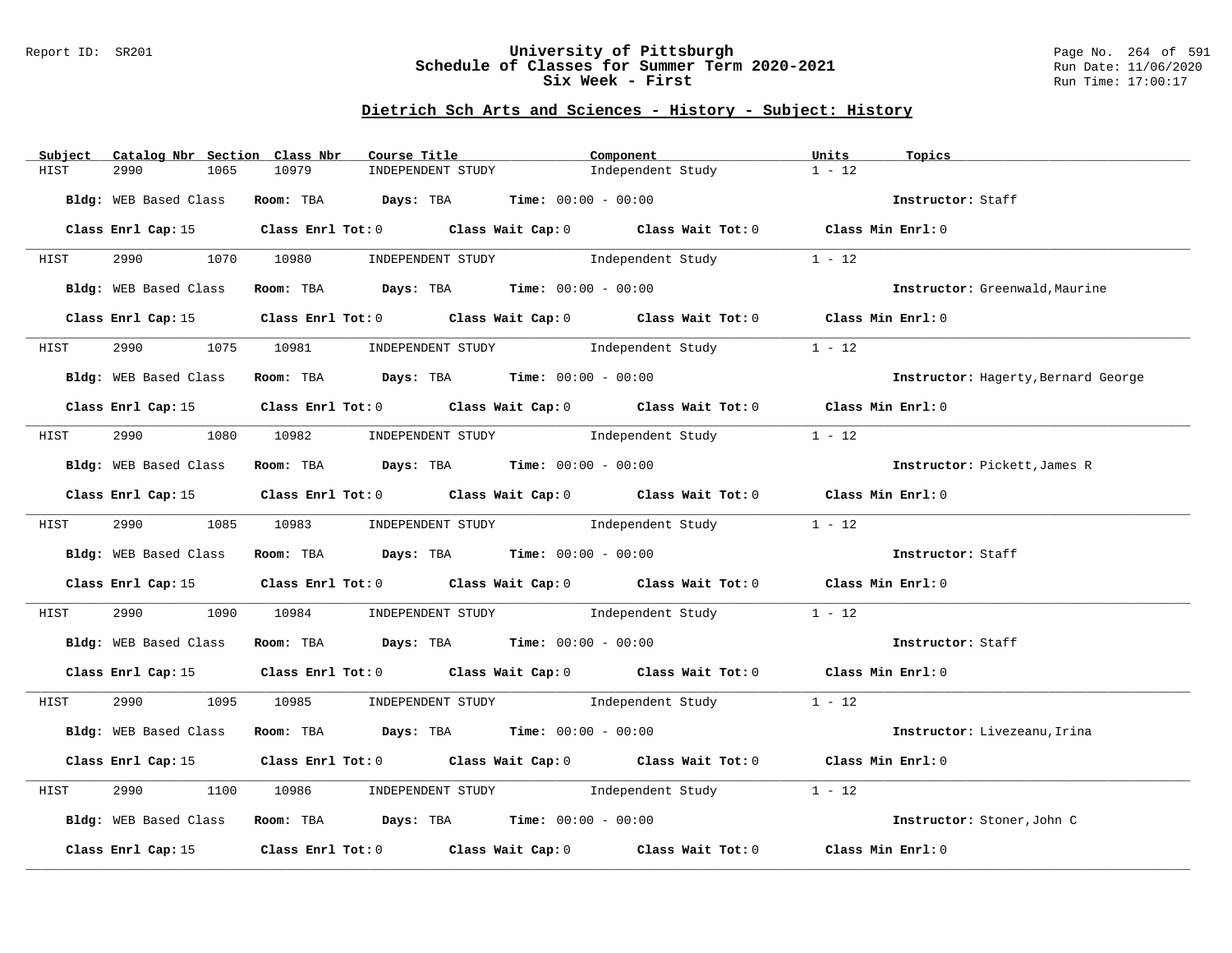# University of Pittsburgh
## Schedule of Classes for Summer Term 2020-2021
### Six Week - First

Report ID: SR201

Run Date: 11/06/2020
Run Time: 17:00:17

## Dietrich Sch Arts and Sciences - History - Subject: History

| Subject | Catalog Nbr | Section | Class Nbr | Course Title | Component | Units | Topics |
|---|---|---|---|---|---|---|---|
| HIST | 2990 | 1065 | 10979 | INDEPENDENT STUDY | Independent Study | 1 - 12 | |

**Bldg:** WEB Based Class **Room:** TBA **Days:** TBA **Time:** 00:00 - 00:00 **Instructor:** Staff

**Class Enrl Cap:** 15 **Class Enrl Tot:** 0 **Class Wait Cap:** 0 **Class Wait Tot:** 0 **Class Min Enrl:** 0

| Subject | Catalog Nbr | Section | Class Nbr | Course Title | Component | Units | Topics |
|---|---|---|---|---|---|---|---|
| HIST | 2990 | 1070 | 10980 | INDEPENDENT STUDY | Independent Study | 1 - 12 | |

**Bldg:** WEB Based Class **Room:** TBA **Days:** TBA **Time:** 00:00 - 00:00 **Instructor:** Greenwald,Maurine

**Class Enrl Cap:** 15 **Class Enrl Tot:** 0 **Class Wait Cap:** 0 **Class Wait Tot:** 0 **Class Min Enrl:** 0

| Subject | Catalog Nbr | Section | Class Nbr | Course Title | Component | Units | Topics |
|---|---|---|---|---|---|---|---|
| HIST | 2990 | 1075 | 10981 | INDEPENDENT STUDY | Independent Study | 1 - 12 | |

**Bldg:** WEB Based Class **Room:** TBA **Days:** TBA **Time:** 00:00 - 00:00 **Instructor:** Hagerty,Bernard George

**Class Enrl Cap:** 15 **Class Enrl Tot:** 0 **Class Wait Cap:** 0 **Class Wait Tot:** 0 **Class Min Enrl:** 0

| Subject | Catalog Nbr | Section | Class Nbr | Course Title | Component | Units | Topics |
|---|---|---|---|---|---|---|---|
| HIST | 2990 | 1080 | 10982 | INDEPENDENT STUDY | Independent Study | 1 - 12 | |

**Bldg:** WEB Based Class **Room:** TBA **Days:** TBA **Time:** 00:00 - 00:00 **Instructor:** Pickett,James R

**Class Enrl Cap:** 15 **Class Enrl Tot:** 0 **Class Wait Cap:** 0 **Class Wait Tot:** 0 **Class Min Enrl:** 0

| Subject | Catalog Nbr | Section | Class Nbr | Course Title | Component | Units | Topics |
|---|---|---|---|---|---|---|---|
| HIST | 2990 | 1085 | 10983 | INDEPENDENT STUDY | Independent Study | 1 - 12 | |

**Bldg:** WEB Based Class **Room:** TBA **Days:** TBA **Time:** 00:00 - 00:00 **Instructor:** Staff

**Class Enrl Cap:** 15 **Class Enrl Tot:** 0 **Class Wait Cap:** 0 **Class Wait Tot:** 0 **Class Min Enrl:** 0

| Subject | Catalog Nbr | Section | Class Nbr | Course Title | Component | Units | Topics |
|---|---|---|---|---|---|---|---|
| HIST | 2990 | 1090 | 10984 | INDEPENDENT STUDY | Independent Study | 1 - 12 | |

**Bldg:** WEB Based Class **Room:** TBA **Days:** TBA **Time:** 00:00 - 00:00 **Instructor:** Staff

**Class Enrl Cap:** 15 **Class Enrl Tot:** 0 **Class Wait Cap:** 0 **Class Wait Tot:** 0 **Class Min Enrl:** 0

| Subject | Catalog Nbr | Section | Class Nbr | Course Title | Component | Units | Topics |
|---|---|---|---|---|---|---|---|
| HIST | 2990 | 1095 | 10985 | INDEPENDENT STUDY | Independent Study | 1 - 12 | |

**Bldg:** WEB Based Class **Room:** TBA **Days:** TBA **Time:** 00:00 - 00:00 **Instructor:** Livezeanu,Irina

**Class Enrl Cap:** 15 **Class Enrl Tot:** 0 **Class Wait Cap:** 0 **Class Wait Tot:** 0 **Class Min Enrl:** 0

| Subject | Catalog Nbr | Section | Class Nbr | Course Title | Component | Units | Topics |
|---|---|---|---|---|---|---|---|
| HIST | 2990 | 1100 | 10986 | INDEPENDENT STUDY | Independent Study | 1 - 12 | |

**Bldg:** WEB Based Class **Room:** TBA **Days:** TBA **Time:** 00:00 - 00:00 **Instructor:** Stoner,John C

**Class Enrl Cap:** 15 **Class Enrl Tot:** 0 **Class Wait Cap:** 0 **Class Wait Tot:** 0 **Class Min Enrl:** 0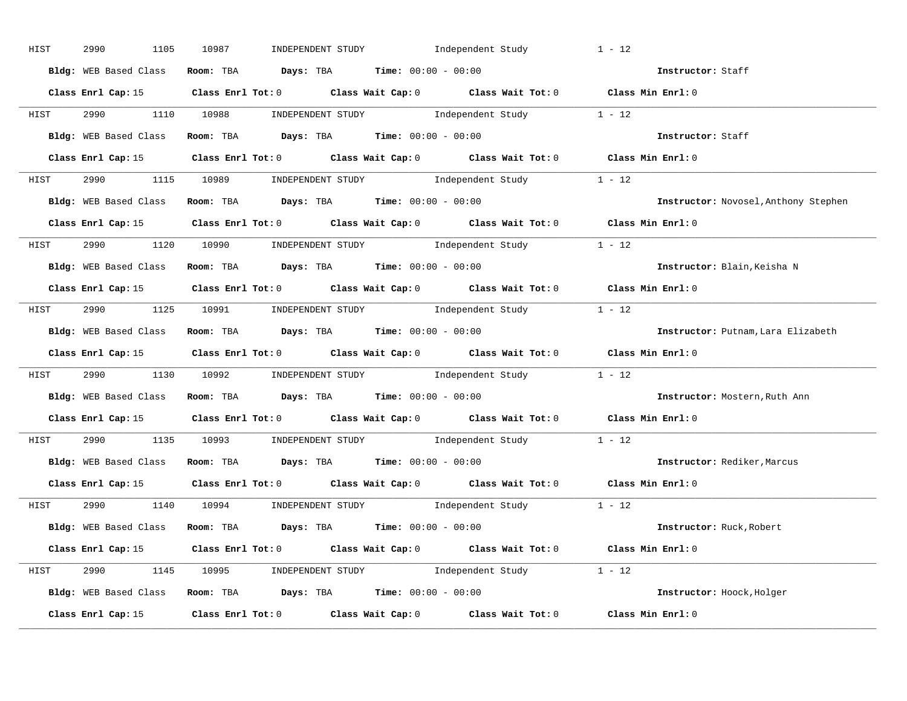HIST 2990 1105 10987 INDEPENDENT STUDY Independent Study 1 - 12

**Bldg:** WEB Based Class **Room:** TBA **Days:** TBA **Time:** 00:00 - 00:00 **Instructor:** Staff

**Class Enrl Cap:** 15 **Class Enrl Tot:** 0 **Class Wait Cap:** 0 **Class Wait Tot:** 0 **Class Min Enrl:** 0

---

HIST 2990 1110 10988 INDEPENDENT STUDY Independent Study 1 - 12

**Bldg:** WEB Based Class **Room:** TBA **Days:** TBA **Time:** 00:00 - 00:00 **Instructor:** Staff

**Class Enrl Cap:** 15 **Class Enrl Tot:** 0 **Class Wait Cap:** 0 **Class Wait Tot:** 0 **Class Min Enrl:** 0

---

HIST 2990 1115 10989 INDEPENDENT STUDY Independent Study 1 - 12

**Bldg:** WEB Based Class **Room:** TBA **Days:** TBA **Time:** 00:00 - 00:00 **Instructor:** Novosel,Anthony Stephen

**Class Enrl Cap:** 15 **Class Enrl Tot:** 0 **Class Wait Cap:** 0 **Class Wait Tot:** 0 **Class Min Enrl:** 0

---

HIST 2990 1120 10990 INDEPENDENT STUDY Independent Study 1 - 12

**Bldg:** WEB Based Class **Room:** TBA **Days:** TBA **Time:** 00:00 - 00:00 **Instructor:** Blain,Keisha N

**Class Enrl Cap:** 15 **Class Enrl Tot:** 0 **Class Wait Cap:** 0 **Class Wait Tot:** 0 **Class Min Enrl:** 0

---

HIST 2990 1125 10991 INDEPENDENT STUDY Independent Study 1 - 12

**Bldg:** WEB Based Class **Room:** TBA **Days:** TBA **Time:** 00:00 - 00:00 **Instructor:** Putnam,Lara Elizabeth

**Class Enrl Cap:** 15 **Class Enrl Tot:** 0 **Class Wait Cap:** 0 **Class Wait Tot:** 0 **Class Min Enrl:** 0

---

HIST 2990 1130 10992 INDEPENDENT STUDY Independent Study 1 - 12

**Bldg:** WEB Based Class **Room:** TBA **Days:** TBA **Time:** 00:00 - 00:00 **Instructor:** Mostern,Ruth Ann

**Class Enrl Cap:** 15 **Class Enrl Tot:** 0 **Class Wait Cap:** 0 **Class Wait Tot:** 0 **Class Min Enrl:** 0

---

HIST 2990 1135 10993 INDEPENDENT STUDY Independent Study 1 - 12

**Bldg:** WEB Based Class **Room:** TBA **Days:** TBA **Time:** 00:00 - 00:00 **Instructor:** Rediker,Marcus

**Class Enrl Cap:** 15 **Class Enrl Tot:** 0 **Class Wait Cap:** 0 **Class Wait Tot:** 0 **Class Min Enrl:** 0

---

HIST 2990 1140 10994 INDEPENDENT STUDY Independent Study 1 - 12

**Bldg:** WEB Based Class **Room:** TBA **Days:** TBA **Time:** 00:00 - 00:00 **Instructor:** Ruck,Robert

**Class Enrl Cap:** 15 **Class Enrl Tot:** 0 **Class Wait Cap:** 0 **Class Wait Tot:** 0 **Class Min Enrl:** 0

---

HIST 2990 1145 10995 INDEPENDENT STUDY Independent Study 1 - 12

**Bldg:** WEB Based Class **Room:** TBA **Days:** TBA **Time:** 00:00 - 00:00 **Instructor:** Hoock,Holger

**Class Enrl Cap:** 15 **Class Enrl Tot:** 0 **Class Wait Cap:** 0 **Class Wait Tot:** 0 **Class Min Enrl:** 0

---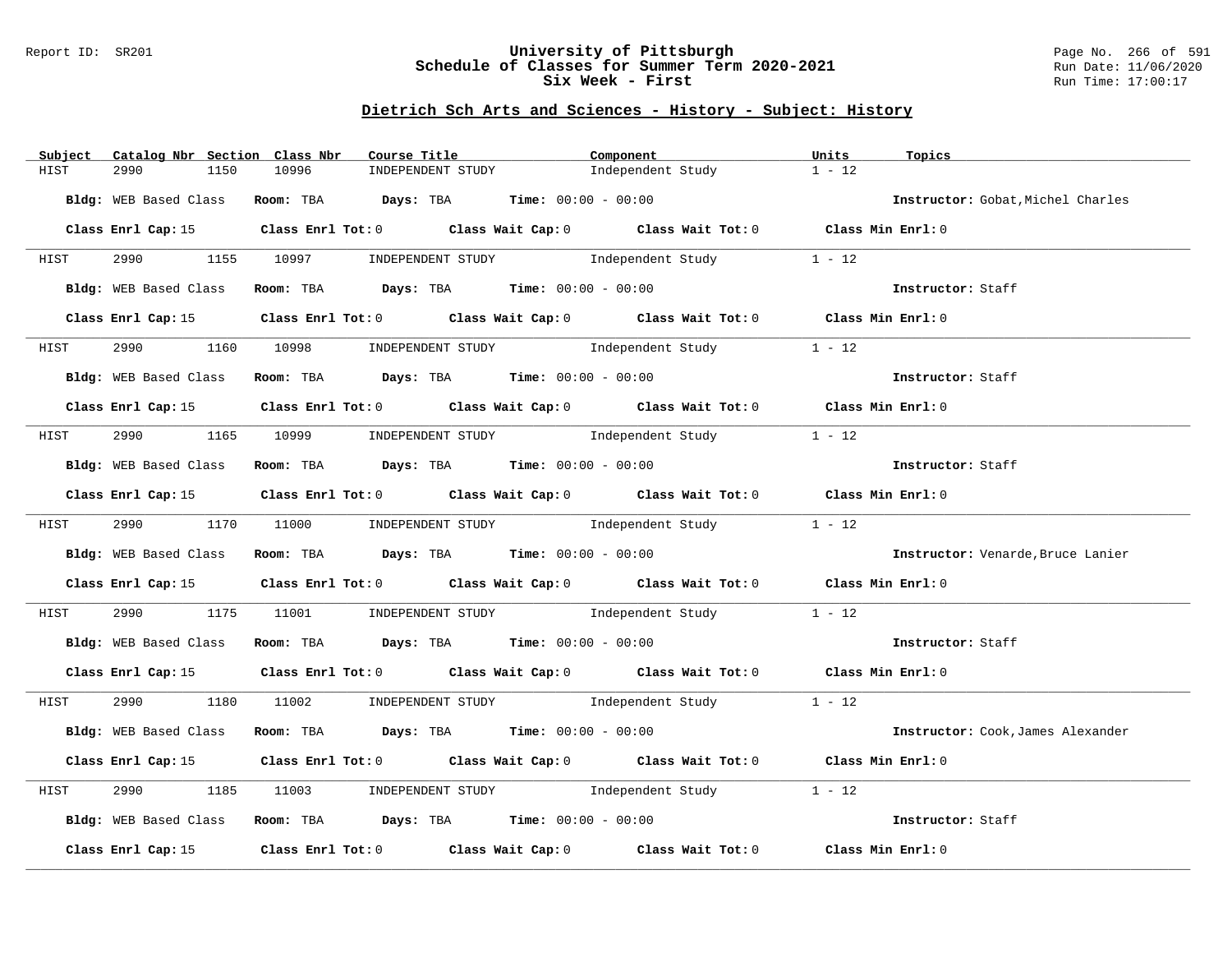# University of Pittsburgh
## Schedule of Classes for Summer Term 2020-2021
## Six Week - First

Report ID: SR201

Run Date: 11/06/2020

Run Time: 17:00:17

### Dietrich Sch Arts and Sciences - History - Subject: History

| Subject | Catalog Nbr | Section | Class Nbr | Course Title | Component | Units | Topics |
|---|---|---|---|---|---|---|---|
| HIST | 2990 | 1150 | 10996 | INDEPENDENT STUDY | Independent Study | 1 - 12 | |

**Bldg:** WEB Based Class **Room:** TBA **Days:** TBA **Time:** 00:00 - 00:00 **Instructor:** Gobat,Michel Charles

**Class Enrl Cap:** 15 **Class Enrl Tot:** 0 **Class Wait Cap:** 0 **Class Wait Tot:** 0 **Class Min Enrl:** 0

| Subject | Catalog Nbr | Section | Class Nbr | Course Title | Component | Units | Topics |
|---|---|---|---|---|---|---|---|
| HIST | 2990 | 1155 | 10997 | INDEPENDENT STUDY | Independent Study | 1 - 12 | |

**Bldg:** WEB Based Class **Room:** TBA **Days:** TBA **Time:** 00:00 - 00:00 **Instructor:** Staff

**Class Enrl Cap:** 15 **Class Enrl Tot:** 0 **Class Wait Cap:** 0 **Class Wait Tot:** 0 **Class Min Enrl:** 0

| Subject | Catalog Nbr | Section | Class Nbr | Course Title | Component | Units | Topics |
|---|---|---|---|---|---|---|---|
| HIST | 2990 | 1160 | 10998 | INDEPENDENT STUDY | Independent Study | 1 - 12 | |

**Bldg:** WEB Based Class **Room:** TBA **Days:** TBA **Time:** 00:00 - 00:00 **Instructor:** Staff

**Class Enrl Cap:** 15 **Class Enrl Tot:** 0 **Class Wait Cap:** 0 **Class Wait Tot:** 0 **Class Min Enrl:** 0

| Subject | Catalog Nbr | Section | Class Nbr | Course Title | Component | Units | Topics |
|---|---|---|---|---|---|---|---|
| HIST | 2990 | 1165 | 10999 | INDEPENDENT STUDY | Independent Study | 1 - 12 | |

**Bldg:** WEB Based Class **Room:** TBA **Days:** TBA **Time:** 00:00 - 00:00 **Instructor:** Staff

**Class Enrl Cap:** 15 **Class Enrl Tot:** 0 **Class Wait Cap:** 0 **Class Wait Tot:** 0 **Class Min Enrl:** 0

| Subject | Catalog Nbr | Section | Class Nbr | Course Title | Component | Units | Topics |
|---|---|---|---|---|---|---|---|
| HIST | 2990 | 1170 | 11000 | INDEPENDENT STUDY | Independent Study | 1 - 12 | |

**Bldg:** WEB Based Class **Room:** TBA **Days:** TBA **Time:** 00:00 - 00:00 **Instructor:** Venarde,Bruce Lanier

**Class Enrl Cap:** 15 **Class Enrl Tot:** 0 **Class Wait Cap:** 0 **Class Wait Tot:** 0 **Class Min Enrl:** 0

| Subject | Catalog Nbr | Section | Class Nbr | Course Title | Component | Units | Topics |
|---|---|---|---|---|---|---|---|
| HIST | 2990 | 1175 | 11001 | INDEPENDENT STUDY | Independent Study | 1 - 12 | |

**Bldg:** WEB Based Class **Room:** TBA **Days:** TBA **Time:** 00:00 - 00:00 **Instructor:** Staff

**Class Enrl Cap:** 15 **Class Enrl Tot:** 0 **Class Wait Cap:** 0 **Class Wait Tot:** 0 **Class Min Enrl:** 0

| Subject | Catalog Nbr | Section | Class Nbr | Course Title | Component | Units | Topics |
|---|---|---|---|---|---|---|---|
| HIST | 2990 | 1180 | 11002 | INDEPENDENT STUDY | Independent Study | 1 - 12 | |

**Bldg:** WEB Based Class **Room:** TBA **Days:** TBA **Time:** 00:00 - 00:00 **Instructor:** Cook,James Alexander

**Class Enrl Cap:** 15 **Class Enrl Tot:** 0 **Class Wait Cap:** 0 **Class Wait Tot:** 0 **Class Min Enrl:** 0

| Subject | Catalog Nbr | Section | Class Nbr | Course Title | Component | Units | Topics |
|---|---|---|---|---|---|---|---|
| HIST | 2990 | 1185 | 11003 | INDEPENDENT STUDY | Independent Study | 1 - 12 | |

**Bldg:** WEB Based Class **Room:** TBA **Days:** TBA **Time:** 00:00 - 00:00 **Instructor:** Staff

**Class Enrl Cap:** 15 **Class Enrl Tot:** 0 **Class Wait Cap:** 0 **Class Wait Tot:** 0 **Class Min Enrl:** 0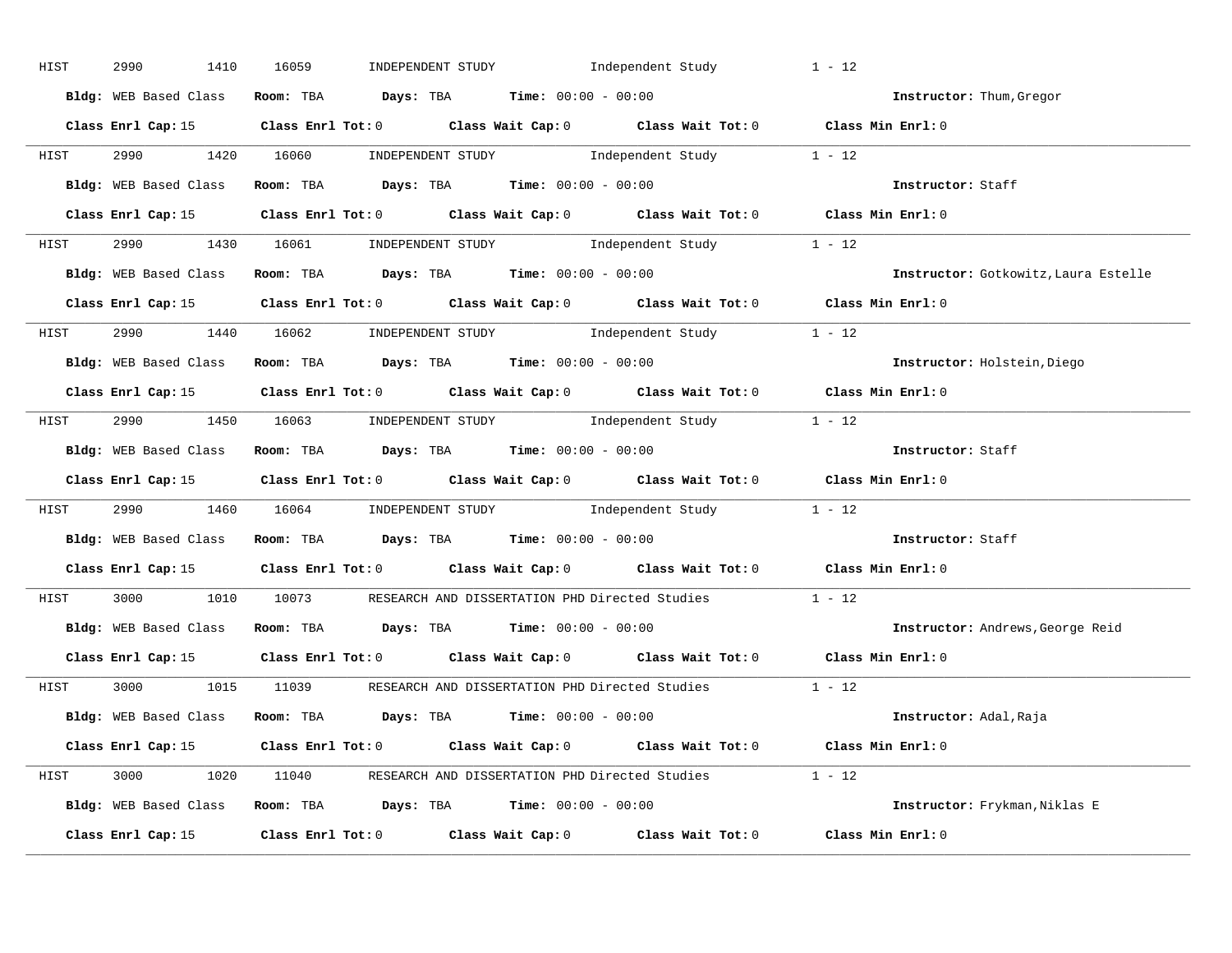HIST 2990 1410 16059 INDEPENDENT STUDY Independent Study 1 - 12

**Bldg:** WEB Based Class **Room:** TBA **Days:** TBA **Time:** 00:00 - 00:00 **Instructor:** Thum,Gregor

**Class Enrl Cap:** 15 **Class Enrl Tot:** 0 **Class Wait Cap:** 0 **Class Wait Tot:** 0 **Class Min Enrl:** 0

---

HIST 2990 1420 16060 INDEPENDENT STUDY Independent Study 1 - 12

**Bldg:** WEB Based Class **Room:** TBA **Days:** TBA **Time:** 00:00 - 00:00 **Instructor:** Staff

**Class Enrl Cap:** 15 **Class Enrl Tot:** 0 **Class Wait Cap:** 0 **Class Wait Tot:** 0 **Class Min Enrl:** 0

---

HIST 2990 1430 16061 INDEPENDENT STUDY Independent Study 1 - 12

**Bldg:** WEB Based Class **Room:** TBA **Days:** TBA **Time:** 00:00 - 00:00 **Instructor:** Gotkowitz,Laura Estelle

**Class Enrl Cap:** 15 **Class Enrl Tot:** 0 **Class Wait Cap:** 0 **Class Wait Tot:** 0 **Class Min Enrl:** 0

---

HIST 2990 1440 16062 INDEPENDENT STUDY Independent Study 1 - 12

**Bldg:** WEB Based Class **Room:** TBA **Days:** TBA **Time:** 00:00 - 00:00 **Instructor:** Holstein,Diego

**Class Enrl Cap:** 15 **Class Enrl Tot:** 0 **Class Wait Cap:** 0 **Class Wait Tot:** 0 **Class Min Enrl:** 0

---

HIST 2990 1450 16063 INDEPENDENT STUDY Independent Study 1 - 12

**Bldg:** WEB Based Class **Room:** TBA **Days:** TBA **Time:** 00:00 - 00:00 **Instructor:** Staff

**Class Enrl Cap:** 15 **Class Enrl Tot:** 0 **Class Wait Cap:** 0 **Class Wait Tot:** 0 **Class Min Enrl:** 0

---

HIST 2990 1460 16064 INDEPENDENT STUDY Independent Study 1 - 12

**Bldg:** WEB Based Class **Room:** TBA **Days:** TBA **Time:** 00:00 - 00:00 **Instructor:** Staff

**Class Enrl Cap:** 15 **Class Enrl Tot:** 0 **Class Wait Cap:** 0 **Class Wait Tot:** 0 **Class Min Enrl:** 0

---

HIST 3000 1010 10073 RESEARCH AND DISSERTATION PHD Directed Studies 1 - 12

**Bldg:** WEB Based Class **Room:** TBA **Days:** TBA **Time:** 00:00 - 00:00 **Instructor:** Andrews,George Reid

**Class Enrl Cap:** 15 **Class Enrl Tot:** 0 **Class Wait Cap:** 0 **Class Wait Tot:** 0 **Class Min Enrl:** 0

---

HIST 3000 1015 11039 RESEARCH AND DISSERTATION PHD Directed Studies 1 - 12

**Bldg:** WEB Based Class **Room:** TBA **Days:** TBA **Time:** 00:00 - 00:00 **Instructor:** Adal,Raja

**Class Enrl Cap:** 15 **Class Enrl Tot:** 0 **Class Wait Cap:** 0 **Class Wait Tot:** 0 **Class Min Enrl:** 0

---

HIST 3000 1020 11040 RESEARCH AND DISSERTATION PHD Directed Studies 1 - 12

**Bldg:** WEB Based Class **Room:** TBA **Days:** TBA **Time:** 00:00 - 00:00 **Instructor:** Frykman,Niklas E

**Class Enrl Cap:** 15 **Class Enrl Tot:** 0 **Class Wait Cap:** 0 **Class Wait Tot:** 0 **Class Min Enrl:** 0

---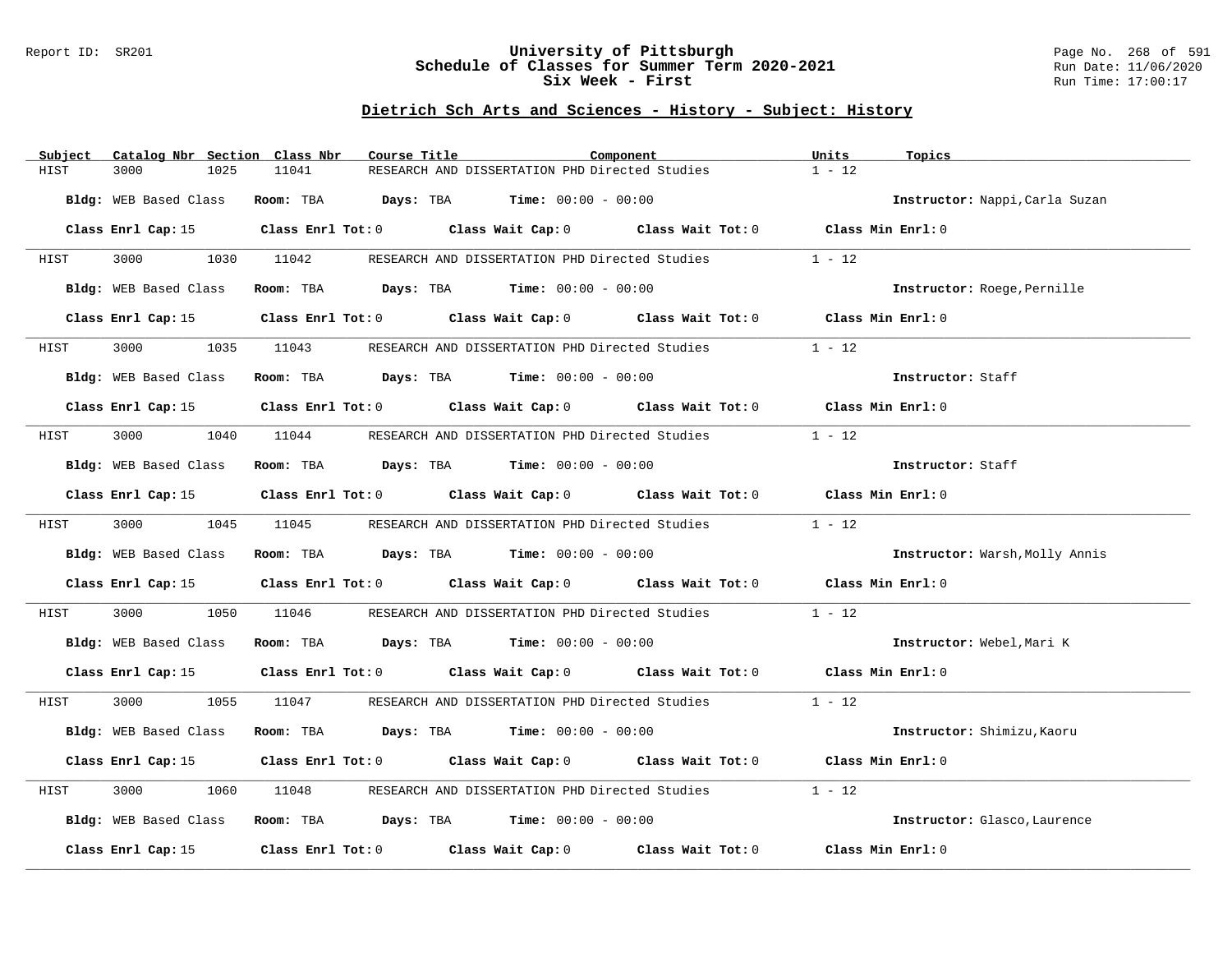## Dietrich Sch Arts and Sciences - History - Subject: History

| Subject | Catalog Nbr | Section | Class Nbr | Course Title | Component | Units | Topics |
|---|---|---|---|---|---|---|---|
| HIST | 3000 | 1025 | 11041 | RESEARCH AND DISSERTATION PHD | Directed Studies | 1 - 12 | |

**Bldg:** WEB Based Class **Room:** TBA **Days:** TBA **Time:** 00:00 - 00:00 **Instructor:** Nappi,Carla Suzan

**Class Enrl Cap:** 15 **Class Enrl Tot:** 0 **Class Wait Cap:** 0 **Class Wait Tot:** 0 **Class Min Enrl:** 0

| Subject | Catalog Nbr | Section | Class Nbr | Course Title | Component | Units | Topics |
|---|---|---|---|---|---|---|---|
| HIST | 3000 | 1030 | 11042 | RESEARCH AND DISSERTATION PHD | Directed Studies | 1 - 12 | |

**Bldg:** WEB Based Class **Room:** TBA **Days:** TBA **Time:** 00:00 - 00:00 **Instructor:** Roege,Pernille

**Class Enrl Cap:** 15 **Class Enrl Tot:** 0 **Class Wait Cap:** 0 **Class Wait Tot:** 0 **Class Min Enrl:** 0

| Subject | Catalog Nbr | Section | Class Nbr | Course Title | Component | Units | Topics |
|---|---|---|---|---|---|---|---|
| HIST | 3000 | 1035 | 11043 | RESEARCH AND DISSERTATION PHD | Directed Studies | 1 - 12 | |

**Bldg:** WEB Based Class **Room:** TBA **Days:** TBA **Time:** 00:00 - 00:00 **Instructor:** Staff

**Class Enrl Cap:** 15 **Class Enrl Tot:** 0 **Class Wait Cap:** 0 **Class Wait Tot:** 0 **Class Min Enrl:** 0

| Subject | Catalog Nbr | Section | Class Nbr | Course Title | Component | Units | Topics |
|---|---|---|---|---|---|---|---|
| HIST | 3000 | 1040 | 11044 | RESEARCH AND DISSERTATION PHD | Directed Studies | 1 - 12 | |

**Bldg:** WEB Based Class **Room:** TBA **Days:** TBA **Time:** 00:00 - 00:00 **Instructor:** Staff

**Class Enrl Cap:** 15 **Class Enrl Tot:** 0 **Class Wait Cap:** 0 **Class Wait Tot:** 0 **Class Min Enrl:** 0

| Subject | Catalog Nbr | Section | Class Nbr | Course Title | Component | Units | Topics |
|---|---|---|---|---|---|---|---|
| HIST | 3000 | 1045 | 11045 | RESEARCH AND DISSERTATION PHD | Directed Studies | 1 - 12 | |

**Bldg:** WEB Based Class **Room:** TBA **Days:** TBA **Time:** 00:00 - 00:00 **Instructor:** Warsh,Molly Annis

**Class Enrl Cap:** 15 **Class Enrl Tot:** 0 **Class Wait Cap:** 0 **Class Wait Tot:** 0 **Class Min Enrl:** 0

| Subject | Catalog Nbr | Section | Class Nbr | Course Title | Component | Units | Topics |
|---|---|---|---|---|---|---|---|
| HIST | 3000 | 1050 | 11046 | RESEARCH AND DISSERTATION PHD | Directed Studies | 1 - 12 | |

**Bldg:** WEB Based Class **Room:** TBA **Days:** TBA **Time:** 00:00 - 00:00 **Instructor:** Webel,Mari K

**Class Enrl Cap:** 15 **Class Enrl Tot:** 0 **Class Wait Cap:** 0 **Class Wait Tot:** 0 **Class Min Enrl:** 0

| Subject | Catalog Nbr | Section | Class Nbr | Course Title | Component | Units | Topics |
|---|---|---|---|---|---|---|---|
| HIST | 3000 | 1055 | 11047 | RESEARCH AND DISSERTATION PHD | Directed Studies | 1 - 12 | |

**Bldg:** WEB Based Class **Room:** TBA **Days:** TBA **Time:** 00:00 - 00:00 **Instructor:** Shimizu,Kaoru

**Class Enrl Cap:** 15 **Class Enrl Tot:** 0 **Class Wait Cap:** 0 **Class Wait Tot:** 0 **Class Min Enrl:** 0

| Subject | Catalog Nbr | Section | Class Nbr | Course Title | Component | Units | Topics |
|---|---|---|---|---|---|---|---|
| HIST | 3000 | 1060 | 11048 | RESEARCH AND DISSERTATION PHD | Directed Studies | 1 - 12 | |

**Bldg:** WEB Based Class **Room:** TBA **Days:** TBA **Time:** 00:00 - 00:00 **Instructor:** Glasco,Laurence

**Class Enrl Cap:** 15 **Class Enrl Tot:** 0 **Class Wait Cap:** 0 **Class Wait Tot:** 0 **Class Min Enrl:** 0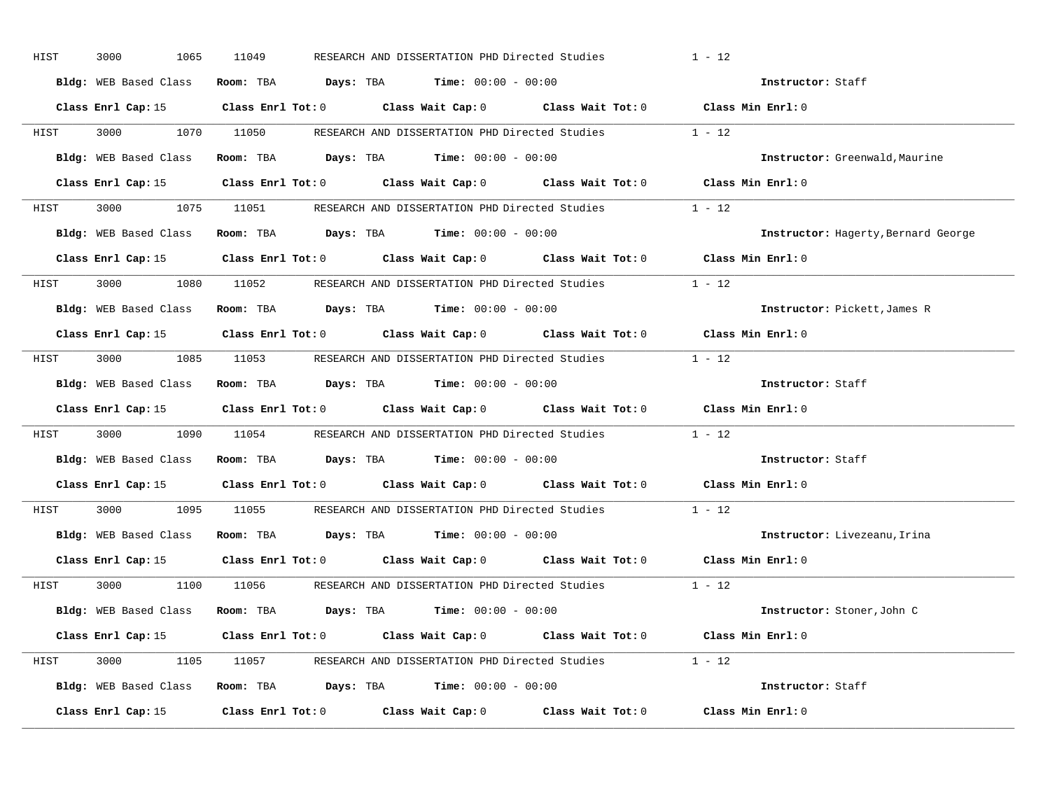HIST 3000 1065 11049 RESEARCH AND DISSERTATION PHD Directed Studies 1 - 12

**Bldg:** WEB Based Class **Room:** TBA **Days:** TBA **Time:** 00:00 - 00:00 **Instructor:** Staff

**Class Enrl Cap:** 15 **Class Enrl Tot:** 0 **Class Wait Cap:** 0 **Class Wait Tot:** 0 **Class Min Enrl:** 0

---

HIST 3000 1070 11050 RESEARCH AND DISSERTATION PHD Directed Studies 1 - 12

**Bldg:** WEB Based Class **Room:** TBA **Days:** TBA **Time:** 00:00 - 00:00 **Instructor:** Greenwald,Maurine

**Class Enrl Cap:** 15 **Class Enrl Tot:** 0 **Class Wait Cap:** 0 **Class Wait Tot:** 0 **Class Min Enrl:** 0

---

HIST 3000 1075 11051 RESEARCH AND DISSERTATION PHD Directed Studies 1 - 12

**Bldg:** WEB Based Class **Room:** TBA **Days:** TBA **Time:** 00:00 - 00:00 **Instructor:** Hagerty,Bernard George

**Class Enrl Cap:** 15 **Class Enrl Tot:** 0 **Class Wait Cap:** 0 **Class Wait Tot:** 0 **Class Min Enrl:** 0

---

HIST 3000 1080 11052 RESEARCH AND DISSERTATION PHD Directed Studies 1 - 12

**Bldg:** WEB Based Class **Room:** TBA **Days:** TBA **Time:** 00:00 - 00:00 **Instructor:** Pickett,James R

**Class Enrl Cap:** 15 **Class Enrl Tot:** 0 **Class Wait Cap:** 0 **Class Wait Tot:** 0 **Class Min Enrl:** 0

---

HIST 3000 1085 11053 RESEARCH AND DISSERTATION PHD Directed Studies 1 - 12

**Bldg:** WEB Based Class **Room:** TBA **Days:** TBA **Time:** 00:00 - 00:00 **Instructor:** Staff

**Class Enrl Cap:** 15 **Class Enrl Tot:** 0 **Class Wait Cap:** 0 **Class Wait Tot:** 0 **Class Min Enrl:** 0

---

HIST 3000 1090 11054 RESEARCH AND DISSERTATION PHD Directed Studies 1 - 12

**Bldg:** WEB Based Class **Room:** TBA **Days:** TBA **Time:** 00:00 - 00:00 **Instructor:** Staff

**Class Enrl Cap:** 15 **Class Enrl Tot:** 0 **Class Wait Cap:** 0 **Class Wait Tot:** 0 **Class Min Enrl:** 0

---

HIST 3000 1095 11055 RESEARCH AND DISSERTATION PHD Directed Studies 1 - 12

**Bldg:** WEB Based Class **Room:** TBA **Days:** TBA **Time:** 00:00 - 00:00 **Instructor:** Livezeanu,Irina

**Class Enrl Cap:** 15 **Class Enrl Tot:** 0 **Class Wait Cap:** 0 **Class Wait Tot:** 0 **Class Min Enrl:** 0

---

HIST 3000 1100 11056 RESEARCH AND DISSERTATION PHD Directed Studies 1 - 12

**Bldg:** WEB Based Class **Room:** TBA **Days:** TBA **Time:** 00:00 - 00:00 **Instructor:** Stoner,John C

**Class Enrl Cap:** 15 **Class Enrl Tot:** 0 **Class Wait Cap:** 0 **Class Wait Tot:** 0 **Class Min Enrl:** 0

---

HIST 3000 1105 11057 RESEARCH AND DISSERTATION PHD Directed Studies 1 - 12

**Bldg:** WEB Based Class **Room:** TBA **Days:** TBA **Time:** 00:00 - 00:00 **Instructor:** Staff

**Class Enrl Cap:** 15 **Class Enrl Tot:** 0 **Class Wait Cap:** 0 **Class Wait Tot:** 0 **Class Min Enrl:** 0

---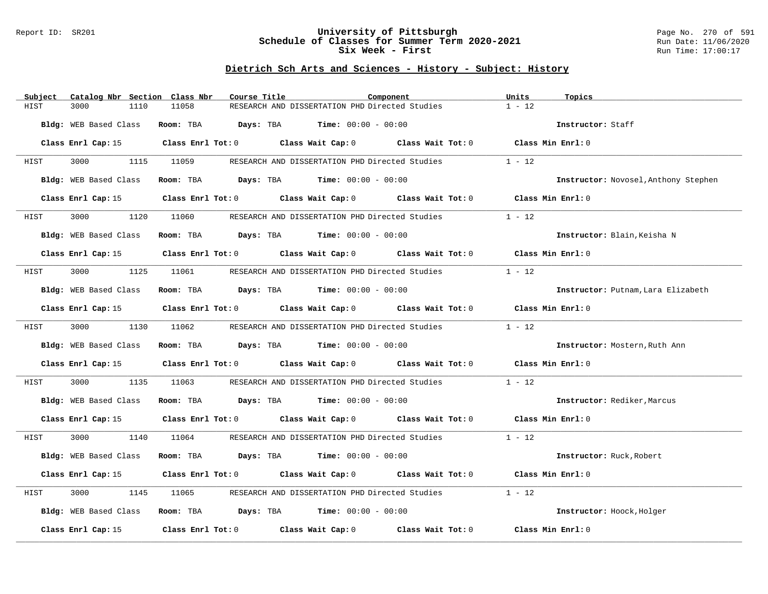## Dietrich Sch Arts and Sciences - History - Subject: History

| Subject | Catalog Nbr | Section | Class Nbr | Course Title | Component | Units | Topics |
|---|---|---|---|---|---|---|---|
| HIST | 3000 | 1110 | 11058 | RESEARCH AND DISSERTATION PHD | Directed Studies | 1 - 12 | |

**Bldg:** WEB Based Class **Room:** TBA **Days:** TBA **Time:** 00:00 - 00:00 **Instructor:** Staff

**Class Enrl Cap:** 15 **Class Enrl Tot:** 0 **Class Wait Cap:** 0 **Class Wait Tot:** 0 **Class Min Enrl:** 0

---

| Subject | Catalog Nbr | Section | Class Nbr | Course Title | Component | Units | Topics |
|---|---|---|---|---|---|---|---|
| HIST | 3000 | 1115 | 11059 | RESEARCH AND DISSERTATION PHD | Directed Studies | 1 - 12 | |

**Bldg:** WEB Based Class **Room:** TBA **Days:** TBA **Time:** 00:00 - 00:00 **Instructor:** Novosel,Anthony Stephen

**Class Enrl Cap:** 15 **Class Enrl Tot:** 0 **Class Wait Cap:** 0 **Class Wait Tot:** 0 **Class Min Enrl:** 0

---

| Subject | Catalog Nbr | Section | Class Nbr | Course Title | Component | Units | Topics |
|---|---|---|---|---|---|---|---|
| HIST | 3000 | 1120 | 11060 | RESEARCH AND DISSERTATION PHD | Directed Studies | 1 - 12 | |

**Bldg:** WEB Based Class **Room:** TBA **Days:** TBA **Time:** 00:00 - 00:00 **Instructor:** Blain,Keisha N

**Class Enrl Cap:** 15 **Class Enrl Tot:** 0 **Class Wait Cap:** 0 **Class Wait Tot:** 0 **Class Min Enrl:** 0

---

| Subject | Catalog Nbr | Section | Class Nbr | Course Title | Component | Units | Topics |
|---|---|---|---|---|---|---|---|
| HIST | 3000 | 1125 | 11061 | RESEARCH AND DISSERTATION PHD | Directed Studies | 1 - 12 | |

**Bldg:** WEB Based Class **Room:** TBA **Days:** TBA **Time:** 00:00 - 00:00 **Instructor:** Putnam,Lara Elizabeth

**Class Enrl Cap:** 15 **Class Enrl Tot:** 0 **Class Wait Cap:** 0 **Class Wait Tot:** 0 **Class Min Enrl:** 0

---

| Subject | Catalog Nbr | Section | Class Nbr | Course Title | Component | Units | Topics |
|---|---|---|---|---|---|---|---|
| HIST | 3000 | 1130 | 11062 | RESEARCH AND DISSERTATION PHD | Directed Studies | 1 - 12 | |

**Bldg:** WEB Based Class **Room:** TBA **Days:** TBA **Time:** 00:00 - 00:00 **Instructor:** Mostern,Ruth Ann

**Class Enrl Cap:** 15 **Class Enrl Tot:** 0 **Class Wait Cap:** 0 **Class Wait Tot:** 0 **Class Min Enrl:** 0

---

| Subject | Catalog Nbr | Section | Class Nbr | Course Title | Component | Units | Topics |
|---|---|---|---|---|---|---|---|
| HIST | 3000 | 1135 | 11063 | RESEARCH AND DISSERTATION PHD | Directed Studies | 1 - 12 | |

**Bldg:** WEB Based Class **Room:** TBA **Days:** TBA **Time:** 00:00 - 00:00 **Instructor:** Rediker,Marcus

**Class Enrl Cap:** 15 **Class Enrl Tot:** 0 **Class Wait Cap:** 0 **Class Wait Tot:** 0 **Class Min Enrl:** 0

---

| Subject | Catalog Nbr | Section | Class Nbr | Course Title | Component | Units | Topics |
|---|---|---|---|---|---|---|---|
| HIST | 3000 | 1140 | 11064 | RESEARCH AND DISSERTATION PHD | Directed Studies | 1 - 12 | |

**Bldg:** WEB Based Class **Room:** TBA **Days:** TBA **Time:** 00:00 - 00:00 **Instructor:** Ruck,Robert

**Class Enrl Cap:** 15 **Class Enrl Tot:** 0 **Class Wait Cap:** 0 **Class Wait Tot:** 0 **Class Min Enrl:** 0

---

| Subject | Catalog Nbr | Section | Class Nbr | Course Title | Component | Units | Topics |
|---|---|---|---|---|---|---|---|
| HIST | 3000 | 1145 | 11065 | RESEARCH AND DISSERTATION PHD | Directed Studies | 1 - 12 | |

**Bldg:** WEB Based Class **Room:** TBA **Days:** TBA **Time:** 00:00 - 00:00 **Instructor:** Hoock,Holger

**Class Enrl Cap:** 15 **Class Enrl Tot:** 0 **Class Wait Cap:** 0 **Class Wait Tot:** 0 **Class Min Enrl:** 0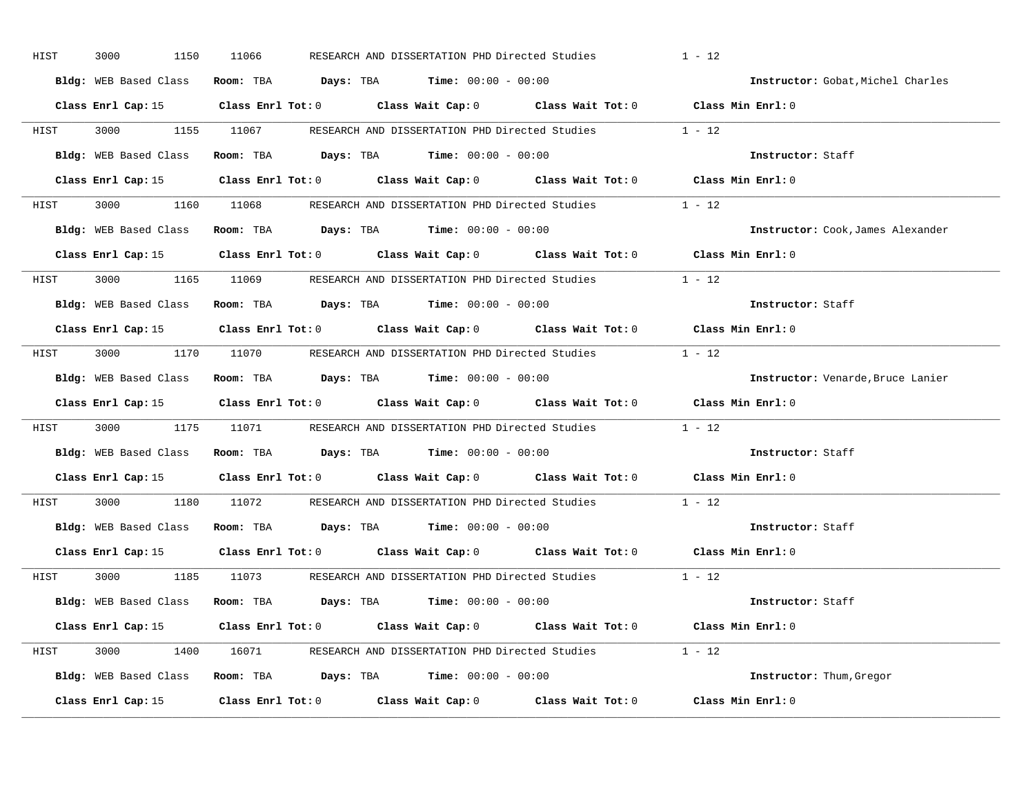HIST 3000 1150 11066 RESEARCH AND DISSERTATION PHD Directed Studies 1 - 12

**Bldg:** WEB Based Class **Room:** TBA **Days:** TBA **Time:** 00:00 - 00:00 **Instructor:** Gobat,Michel Charles

**Class Enrl Cap:** 15 **Class Enrl Tot:** 0 **Class Wait Cap:** 0 **Class Wait Tot:** 0 **Class Min Enrl:** 0

---

HIST 3000 1155 11067 RESEARCH AND DISSERTATION PHD Directed Studies 1 - 12

**Bldg:** WEB Based Class **Room:** TBA **Days:** TBA **Time:** 00:00 - 00:00 **Instructor:** Staff

**Class Enrl Cap:** 15 **Class Enrl Tot:** 0 **Class Wait Cap:** 0 **Class Wait Tot:** 0 **Class Min Enrl:** 0

---

HIST 3000 1160 11068 RESEARCH AND DISSERTATION PHD Directed Studies 1 - 12

**Bldg:** WEB Based Class **Room:** TBA **Days:** TBA **Time:** 00:00 - 00:00 **Instructor:** Cook,James Alexander

**Class Enrl Cap:** 15 **Class Enrl Tot:** 0 **Class Wait Cap:** 0 **Class Wait Tot:** 0 **Class Min Enrl:** 0

---

HIST 3000 1165 11069 RESEARCH AND DISSERTATION PHD Directed Studies 1 - 12

**Bldg:** WEB Based Class **Room:** TBA **Days:** TBA **Time:** 00:00 - 00:00 **Instructor:** Staff

**Class Enrl Cap:** 15 **Class Enrl Tot:** 0 **Class Wait Cap:** 0 **Class Wait Tot:** 0 **Class Min Enrl:** 0

---

HIST 3000 1170 11070 RESEARCH AND DISSERTATION PHD Directed Studies 1 - 12

**Bldg:** WEB Based Class **Room:** TBA **Days:** TBA **Time:** 00:00 - 00:00 **Instructor:** Venarde,Bruce Lanier

**Class Enrl Cap:** 15 **Class Enrl Tot:** 0 **Class Wait Cap:** 0 **Class Wait Tot:** 0 **Class Min Enrl:** 0

---

HIST 3000 1175 11071 RESEARCH AND DISSERTATION PHD Directed Studies 1 - 12

**Bldg:** WEB Based Class **Room:** TBA **Days:** TBA **Time:** 00:00 - 00:00 **Instructor:** Staff

**Class Enrl Cap:** 15 **Class Enrl Tot:** 0 **Class Wait Cap:** 0 **Class Wait Tot:** 0 **Class Min Enrl:** 0

---

HIST 3000 1180 11072 RESEARCH AND DISSERTATION PHD Directed Studies 1 - 12

**Bldg:** WEB Based Class **Room:** TBA **Days:** TBA **Time:** 00:00 - 00:00 **Instructor:** Staff

**Class Enrl Cap:** 15 **Class Enrl Tot:** 0 **Class Wait Cap:** 0 **Class Wait Tot:** 0 **Class Min Enrl:** 0

---

HIST 3000 1185 11073 RESEARCH AND DISSERTATION PHD Directed Studies 1 - 12

**Bldg:** WEB Based Class **Room:** TBA **Days:** TBA **Time:** 00:00 - 00:00 **Instructor:** Staff

**Class Enrl Cap:** 15 **Class Enrl Tot:** 0 **Class Wait Cap:** 0 **Class Wait Tot:** 0 **Class Min Enrl:** 0

---

HIST 3000 1400 16071 RESEARCH AND DISSERTATION PHD Directed Studies 1 - 12

**Bldg:** WEB Based Class **Room:** TBA **Days:** TBA **Time:** 00:00 - 00:00 **Instructor:** Thum,Gregor

**Class Enrl Cap:** 15 **Class Enrl Tot:** 0 **Class Wait Cap:** 0 **Class Wait Tot:** 0 **Class Min Enrl:** 0

---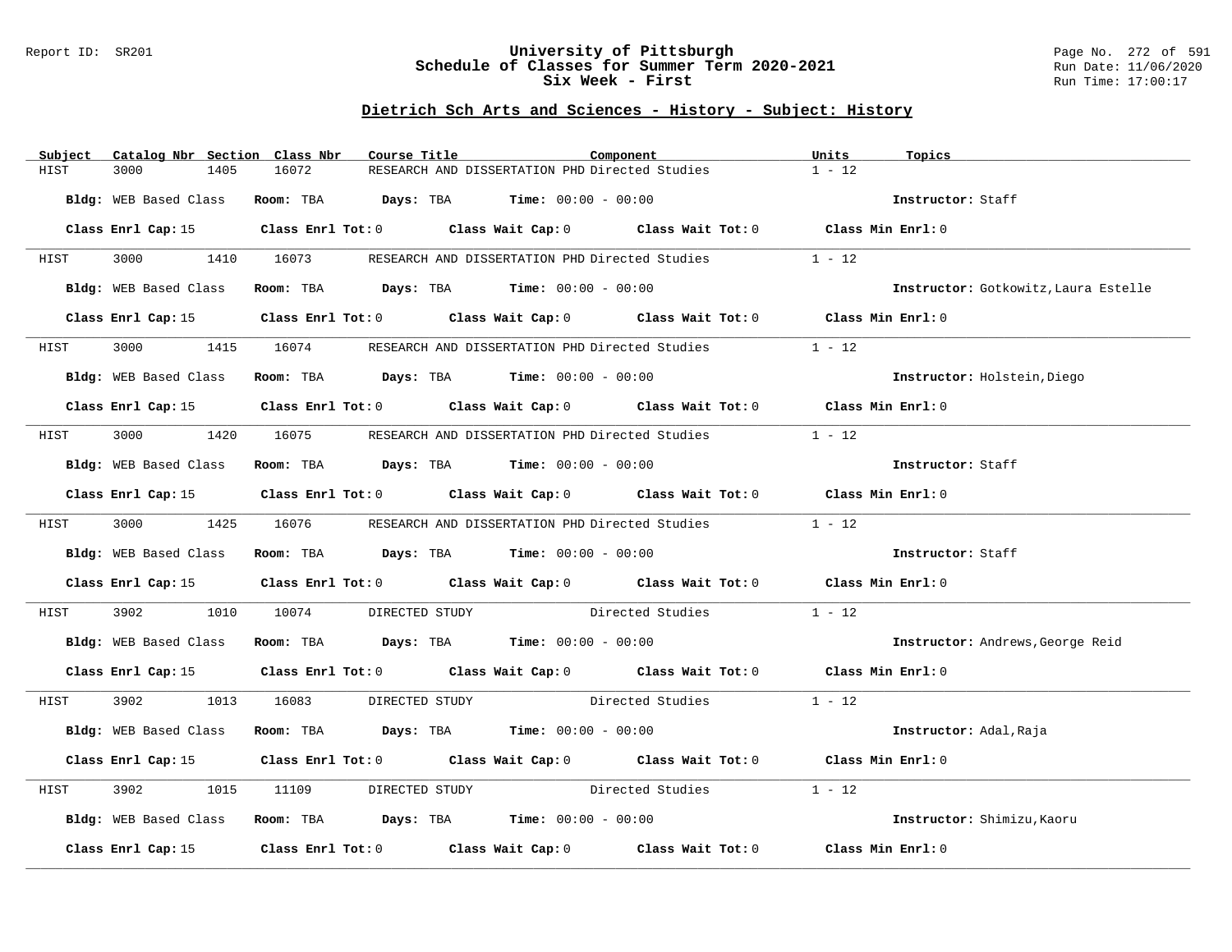## Dietrich Sch Arts and Sciences - History - Subject: History

| Subject | Catalog Nbr | Section | Class Nbr | Course Title | Component | Units | Topics |
|---|---|---|---|---|---|---|---|
| HIST | 3000 | 1405 | 16072 | RESEARCH AND DISSERTATION PHD | Directed Studies | 1 - 12 | |

**Bldg:** WEB Based Class **Room:** TBA **Days:** TBA **Time:** 00:00 - 00:00 **Instructor:** Staff

**Class Enrl Cap:** 15 **Class Enrl Tot:** 0 **Class Wait Cap:** 0 **Class Wait Tot:** 0 **Class Min Enrl:** 0

| Subject | Catalog Nbr | Section | Class Nbr | Course Title | Component | Units | Topics |
|---|---|---|---|---|---|---|---|
| HIST | 3000 | 1410 | 16073 | RESEARCH AND DISSERTATION PHD | Directed Studies | 1 - 12 | |

**Bldg:** WEB Based Class **Room:** TBA **Days:** TBA **Time:** 00:00 - 00:00 **Instructor:** Gotkowitz,Laura Estelle

**Class Enrl Cap:** 15 **Class Enrl Tot:** 0 **Class Wait Cap:** 0 **Class Wait Tot:** 0 **Class Min Enrl:** 0

| Subject | Catalog Nbr | Section | Class Nbr | Course Title | Component | Units | Topics |
|---|---|---|---|---|---|---|---|
| HIST | 3000 | 1415 | 16074 | RESEARCH AND DISSERTATION PHD | Directed Studies | 1 - 12 | |

**Bldg:** WEB Based Class **Room:** TBA **Days:** TBA **Time:** 00:00 - 00:00 **Instructor:** Holstein,Diego

**Class Enrl Cap:** 15 **Class Enrl Tot:** 0 **Class Wait Cap:** 0 **Class Wait Tot:** 0 **Class Min Enrl:** 0

| Subject | Catalog Nbr | Section | Class Nbr | Course Title | Component | Units | Topics |
|---|---|---|---|---|---|---|---|
| HIST | 3000 | 1420 | 16075 | RESEARCH AND DISSERTATION PHD | Directed Studies | 1 - 12 | |

**Bldg:** WEB Based Class **Room:** TBA **Days:** TBA **Time:** 00:00 - 00:00 **Instructor:** Staff

**Class Enrl Cap:** 15 **Class Enrl Tot:** 0 **Class Wait Cap:** 0 **Class Wait Tot:** 0 **Class Min Enrl:** 0

| Subject | Catalog Nbr | Section | Class Nbr | Course Title | Component | Units | Topics |
|---|---|---|---|---|---|---|---|
| HIST | 3000 | 1425 | 16076 | RESEARCH AND DISSERTATION PHD | Directed Studies | 1 - 12 | |

**Bldg:** WEB Based Class **Room:** TBA **Days:** TBA **Time:** 00:00 - 00:00 **Instructor:** Staff

**Class Enrl Cap:** 15 **Class Enrl Tot:** 0 **Class Wait Cap:** 0 **Class Wait Tot:** 0 **Class Min Enrl:** 0

| Subject | Catalog Nbr | Section | Class Nbr | Course Title | Component | Units | Topics |
|---|---|---|---|---|---|---|---|
| HIST | 3902 | 1010 | 10074 | DIRECTED STUDY | Directed Studies | 1 - 12 | |

**Bldg:** WEB Based Class **Room:** TBA **Days:** TBA **Time:** 00:00 - 00:00 **Instructor:** Andrews,George Reid

**Class Enrl Cap:** 15 **Class Enrl Tot:** 0 **Class Wait Cap:** 0 **Class Wait Tot:** 0 **Class Min Enrl:** 0

| Subject | Catalog Nbr | Section | Class Nbr | Course Title | Component | Units | Topics |
|---|---|---|---|---|---|---|---|
| HIST | 3902 | 1013 | 16083 | DIRECTED STUDY | Directed Studies | 1 - 12 | |

**Bldg:** WEB Based Class **Room:** TBA **Days:** TBA **Time:** 00:00 - 00:00 **Instructor:** Adal,Raja

**Class Enrl Cap:** 15 **Class Enrl Tot:** 0 **Class Wait Cap:** 0 **Class Wait Tot:** 0 **Class Min Enrl:** 0

| Subject | Catalog Nbr | Section | Class Nbr | Course Title | Component | Units | Topics |
|---|---|---|---|---|---|---|---|
| HIST | 3902 | 1015 | 11109 | DIRECTED STUDY | Directed Studies | 1 - 12 | |

**Bldg:** WEB Based Class **Room:** TBA **Days:** TBA **Time:** 00:00 - 00:00 **Instructor:** Shimizu,Kaoru

**Class Enrl Cap:** 15 **Class Enrl Tot:** 0 **Class Wait Cap:** 0 **Class Wait Tot:** 0 **Class Min Enrl:** 0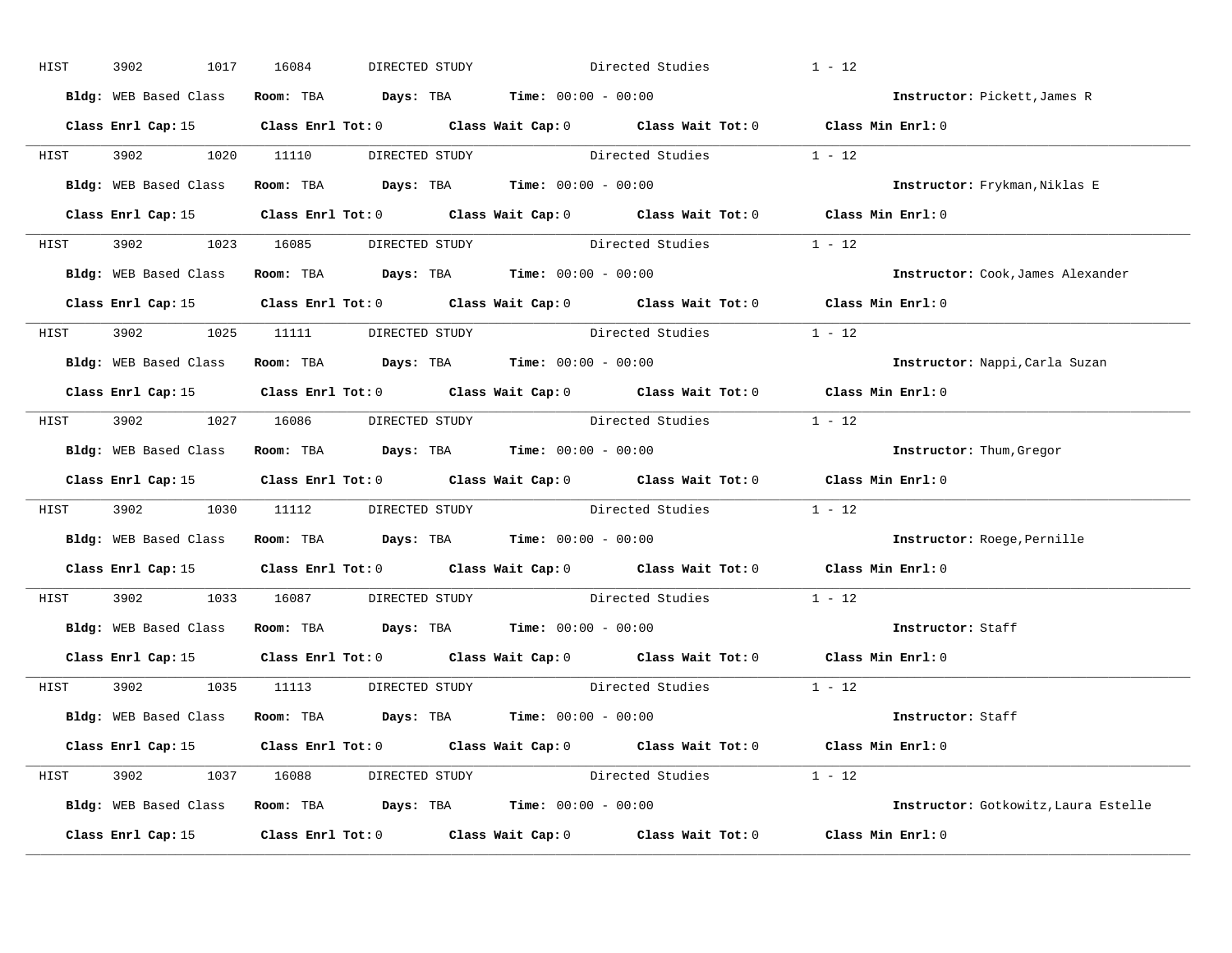HIST 3902 1017 16084 DIRECTED STUDY Directed Studies 1 - 12

**Bldg:** WEB Based Class **Room:** TBA **Days:** TBA **Time:** 00:00 - 00:00 **Instructor:** Pickett,James R

**Class Enrl Cap:** 15 **Class Enrl Tot:** 0 **Class Wait Cap:** 0 **Class Wait Tot:** 0 **Class Min Enrl:** 0

---

HIST 3902 1020 11110 DIRECTED STUDY Directed Studies 1 - 12

**Bldg:** WEB Based Class **Room:** TBA **Days:** TBA **Time:** 00:00 - 00:00 **Instructor:** Frykman,Niklas E

**Class Enrl Cap:** 15 **Class Enrl Tot:** 0 **Class Wait Cap:** 0 **Class Wait Tot:** 0 **Class Min Enrl:** 0

---

HIST 3902 1023 16085 DIRECTED STUDY Directed Studies 1 - 12

**Bldg:** WEB Based Class **Room:** TBA **Days:** TBA **Time:** 00:00 - 00:00 **Instructor:** Cook,James Alexander

**Class Enrl Cap:** 15 **Class Enrl Tot:** 0 **Class Wait Cap:** 0 **Class Wait Tot:** 0 **Class Min Enrl:** 0

---

HIST 3902 1025 11111 DIRECTED STUDY Directed Studies 1 - 12

**Bldg:** WEB Based Class **Room:** TBA **Days:** TBA **Time:** 00:00 - 00:00 **Instructor:** Nappi,Carla Suzan

**Class Enrl Cap:** 15 **Class Enrl Tot:** 0 **Class Wait Cap:** 0 **Class Wait Tot:** 0 **Class Min Enrl:** 0

---

HIST 3902 1027 16086 DIRECTED STUDY Directed Studies 1 - 12

**Bldg:** WEB Based Class **Room:** TBA **Days:** TBA **Time:** 00:00 - 00:00 **Instructor:** Thum,Gregor

**Class Enrl Cap:** 15 **Class Enrl Tot:** 0 **Class Wait Cap:** 0 **Class Wait Tot:** 0 **Class Min Enrl:** 0

---

HIST 3902 1030 11112 DIRECTED STUDY Directed Studies 1 - 12

**Bldg:** WEB Based Class **Room:** TBA **Days:** TBA **Time:** 00:00 - 00:00 **Instructor:** Roege,Pernille

**Class Enrl Cap:** 15 **Class Enrl Tot:** 0 **Class Wait Cap:** 0 **Class Wait Tot:** 0 **Class Min Enrl:** 0

---

HIST 3902 1033 16087 DIRECTED STUDY Directed Studies 1 - 12

**Bldg:** WEB Based Class **Room:** TBA **Days:** TBA **Time:** 00:00 - 00:00 **Instructor:** Staff

**Class Enrl Cap:** 15 **Class Enrl Tot:** 0 **Class Wait Cap:** 0 **Class Wait Tot:** 0 **Class Min Enrl:** 0

---

HIST 3902 1035 11113 DIRECTED STUDY Directed Studies 1 - 12

**Bldg:** WEB Based Class **Room:** TBA **Days:** TBA **Time:** 00:00 - 00:00 **Instructor:** Staff

**Class Enrl Cap:** 15 **Class Enrl Tot:** 0 **Class Wait Cap:** 0 **Class Wait Tot:** 0 **Class Min Enrl:** 0

---

HIST 3902 1037 16088 DIRECTED STUDY Directed Studies 1 - 12

**Bldg:** WEB Based Class **Room:** TBA **Days:** TBA **Time:** 00:00 - 00:00 **Instructor:** Gotkowitz,Laura Estelle

**Class Enrl Cap:** 15 **Class Enrl Tot:** 0 **Class Wait Cap:** 0 **Class Wait Tot:** 0 **Class Min Enrl:** 0

---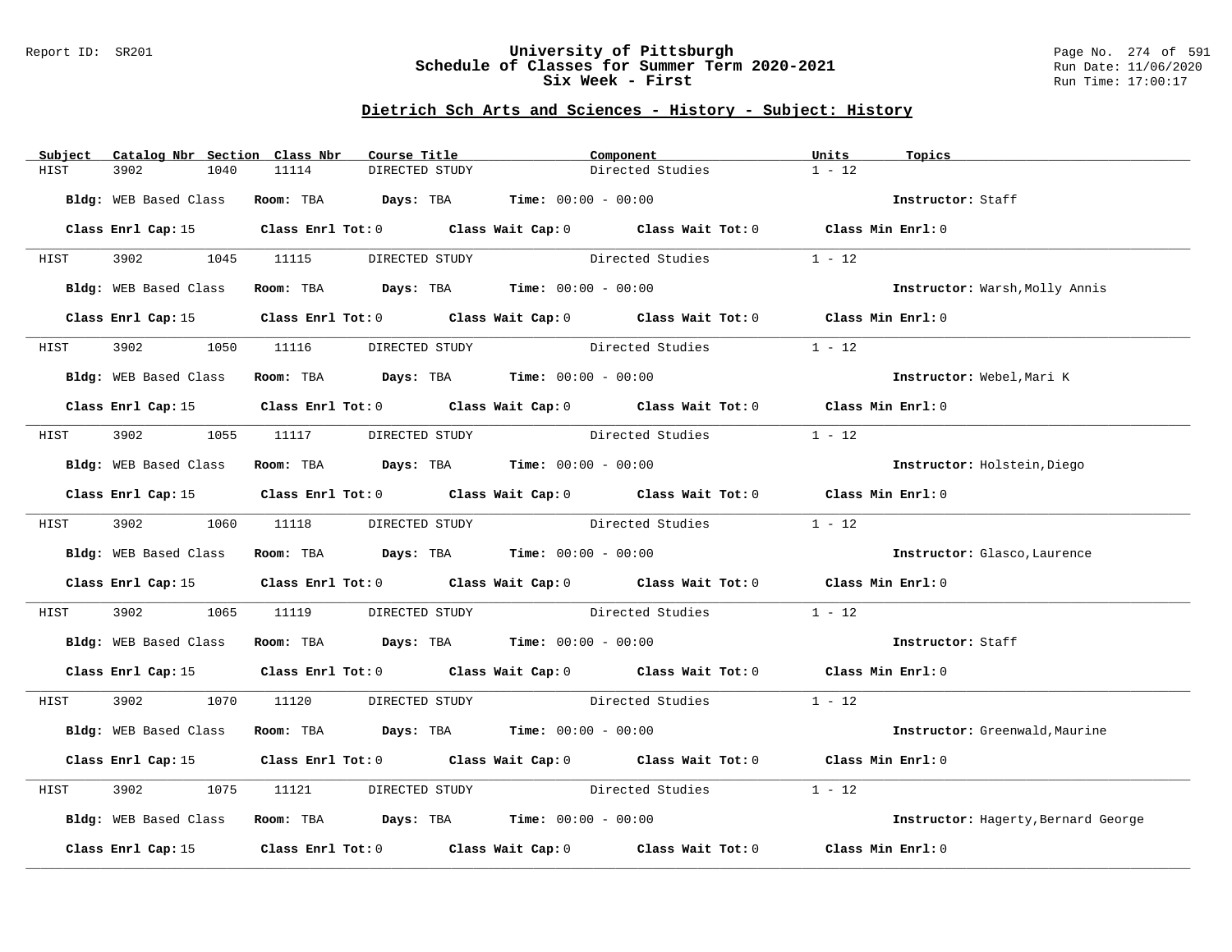## Dietrich Sch Arts and Sciences - History - Subject: History

| Subject | Catalog Nbr | Section | Class Nbr | Course Title | Component | Units | Topics |
|---|---|---|---|---|---|---|---|
| HIST | 3902 | 1040 | 11114 | DIRECTED STUDY | Directed Studies | 1 - 12 | |

**Bldg:** WEB Based Class **Room:** TBA **Days:** TBA **Time:** 00:00 - 00:00 **Instructor:** Staff

**Class Enrl Cap:** 15 **Class Enrl Tot:** 0 **Class Wait Cap:** 0 **Class Wait Tot:** 0 **Class Min Enrl:** 0

| Subject | Catalog Nbr | Section | Class Nbr | Course Title | Component | Units | Topics |
|---|---|---|---|---|---|---|---|
| HIST | 3902 | 1045 | 11115 | DIRECTED STUDY | Directed Studies | 1 - 12 | |

**Bldg:** WEB Based Class **Room:** TBA **Days:** TBA **Time:** 00:00 - 00:00 **Instructor:** Warsh,Molly Annis

**Class Enrl Cap:** 15 **Class Enrl Tot:** 0 **Class Wait Cap:** 0 **Class Wait Tot:** 0 **Class Min Enrl:** 0

| Subject | Catalog Nbr | Section | Class Nbr | Course Title | Component | Units | Topics |
|---|---|---|---|---|---|---|---|
| HIST | 3902 | 1050 | 11116 | DIRECTED STUDY | Directed Studies | 1 - 12 | |

**Bldg:** WEB Based Class **Room:** TBA **Days:** TBA **Time:** 00:00 - 00:00 **Instructor:** Webel,Mari K

**Class Enrl Cap:** 15 **Class Enrl Tot:** 0 **Class Wait Cap:** 0 **Class Wait Tot:** 0 **Class Min Enrl:** 0

| Subject | Catalog Nbr | Section | Class Nbr | Course Title | Component | Units | Topics |
|---|---|---|---|---|---|---|---|
| HIST | 3902 | 1055 | 11117 | DIRECTED STUDY | Directed Studies | 1 - 12 | |

**Bldg:** WEB Based Class **Room:** TBA **Days:** TBA **Time:** 00:00 - 00:00 **Instructor:** Holstein,Diego

**Class Enrl Cap:** 15 **Class Enrl Tot:** 0 **Class Wait Cap:** 0 **Class Wait Tot:** 0 **Class Min Enrl:** 0

| Subject | Catalog Nbr | Section | Class Nbr | Course Title | Component | Units | Topics |
|---|---|---|---|---|---|---|---|
| HIST | 3902 | 1060 | 11118 | DIRECTED STUDY | Directed Studies | 1 - 12 | |

**Bldg:** WEB Based Class **Room:** TBA **Days:** TBA **Time:** 00:00 - 00:00 **Instructor:** Glasco,Laurence

**Class Enrl Cap:** 15 **Class Enrl Tot:** 0 **Class Wait Cap:** 0 **Class Wait Tot:** 0 **Class Min Enrl:** 0

| Subject | Catalog Nbr | Section | Class Nbr | Course Title | Component | Units | Topics |
|---|---|---|---|---|---|---|---|
| HIST | 3902 | 1065 | 11119 | DIRECTED STUDY | Directed Studies | 1 - 12 | |

**Bldg:** WEB Based Class **Room:** TBA **Days:** TBA **Time:** 00:00 - 00:00 **Instructor:** Staff

**Class Enrl Cap:** 15 **Class Enrl Tot:** 0 **Class Wait Cap:** 0 **Class Wait Tot:** 0 **Class Min Enrl:** 0

| Subject | Catalog Nbr | Section | Class Nbr | Course Title | Component | Units | Topics |
|---|---|---|---|---|---|---|---|
| HIST | 3902 | 1070 | 11120 | DIRECTED STUDY | Directed Studies | 1 - 12 | |

**Bldg:** WEB Based Class **Room:** TBA **Days:** TBA **Time:** 00:00 - 00:00 **Instructor:** Greenwald,Maurine

**Class Enrl Cap:** 15 **Class Enrl Tot:** 0 **Class Wait Cap:** 0 **Class Wait Tot:** 0 **Class Min Enrl:** 0

| Subject | Catalog Nbr | Section | Class Nbr | Course Title | Component | Units | Topics |
|---|---|---|---|---|---|---|---|
| HIST | 3902 | 1075 | 11121 | DIRECTED STUDY | Directed Studies | 1 - 12 | |

**Bldg:** WEB Based Class **Room:** TBA **Days:** TBA **Time:** 00:00 - 00:00 **Instructor:** Hagerty,Bernard George

**Class Enrl Cap:** 15 **Class Enrl Tot:** 0 **Class Wait Cap:** 0 **Class Wait Tot:** 0 **Class Min Enrl:** 0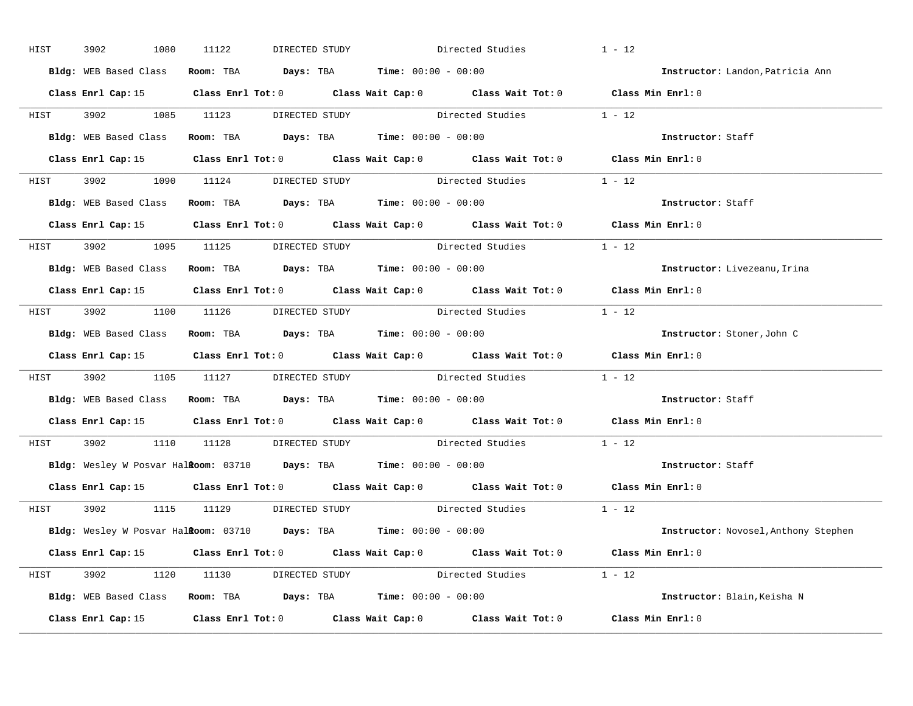HIST 3902 1080 11122 DIRECTED STUDY Directed Studies 1 - 12

**Bldg:** WEB Based Class **Room:** TBA **Days:** TBA **Time:** 00:00 - 00:00 **Instructor:** Landon,Patricia Ann

**Class Enrl Cap:** 15 **Class Enrl Tot:** 0 **Class Wait Cap:** 0 **Class Wait Tot:** 0 **Class Min Enrl:** 0

---

HIST 3902 1085 11123 DIRECTED STUDY Directed Studies 1 - 12

**Bldg:** WEB Based Class **Room:** TBA **Days:** TBA **Time:** 00:00 - 00:00 **Instructor:** Staff

**Class Enrl Cap:** 15 **Class Enrl Tot:** 0 **Class Wait Cap:** 0 **Class Wait Tot:** 0 **Class Min Enrl:** 0

---

HIST 3902 1090 11124 DIRECTED STUDY Directed Studies 1 - 12

**Bldg:** WEB Based Class **Room:** TBA **Days:** TBA **Time:** 00:00 - 00:00 **Instructor:** Staff

**Class Enrl Cap:** 15 **Class Enrl Tot:** 0 **Class Wait Cap:** 0 **Class Wait Tot:** 0 **Class Min Enrl:** 0

---

HIST 3902 1095 11125 DIRECTED STUDY Directed Studies 1 - 12

**Bldg:** WEB Based Class **Room:** TBA **Days:** TBA **Time:** 00:00 - 00:00 **Instructor:** Livezeanu,Irina

**Class Enrl Cap:** 15 **Class Enrl Tot:** 0 **Class Wait Cap:** 0 **Class Wait Tot:** 0 **Class Min Enrl:** 0

---

HIST 3902 1100 11126 DIRECTED STUDY Directed Studies 1 - 12

**Bldg:** WEB Based Class **Room:** TBA **Days:** TBA **Time:** 00:00 - 00:00 **Instructor:** Stoner,John C

**Class Enrl Cap:** 15 **Class Enrl Tot:** 0 **Class Wait Cap:** 0 **Class Wait Tot:** 0 **Class Min Enrl:** 0

---

HIST 3902 1105 11127 DIRECTED STUDY Directed Studies 1 - 12

**Bldg:** WEB Based Class **Room:** TBA **Days:** TBA **Time:** 00:00 - 00:00 **Instructor:** Staff

**Class Enrl Cap:** 15 **Class Enrl Tot:** 0 **Class Wait Cap:** 0 **Class Wait Tot:** 0 **Class Min Enrl:** 0

---

HIST 3902 1110 11128 DIRECTED STUDY Directed Studies 1 - 12

**Bldg:** Wesley W Posvar Hall **Room:** 03710 **Days:** TBA **Time:** 00:00 - 00:00 **Instructor:** Staff

**Class Enrl Cap:** 15 **Class Enrl Tot:** 0 **Class Wait Cap:** 0 **Class Wait Tot:** 0 **Class Min Enrl:** 0

---

HIST 3902 1115 11129 DIRECTED STUDY Directed Studies 1 - 12

**Bldg:** Wesley W Posvar Hall **Room:** 03710 **Days:** TBA **Time:** 00:00 - 00:00 **Instructor:** Novosel,Anthony Stephen

**Class Enrl Cap:** 15 **Class Enrl Tot:** 0 **Class Wait Cap:** 0 **Class Wait Tot:** 0 **Class Min Enrl:** 0

---

HIST 3902 1120 11130 DIRECTED STUDY Directed Studies 1 - 12

**Bldg:** WEB Based Class **Room:** TBA **Days:** TBA **Time:** 00:00 - 00:00 **Instructor:** Blain,Keisha N

**Class Enrl Cap:** 15 **Class Enrl Tot:** 0 **Class Wait Cap:** 0 **Class Wait Tot:** 0 **Class Min Enrl:** 0

---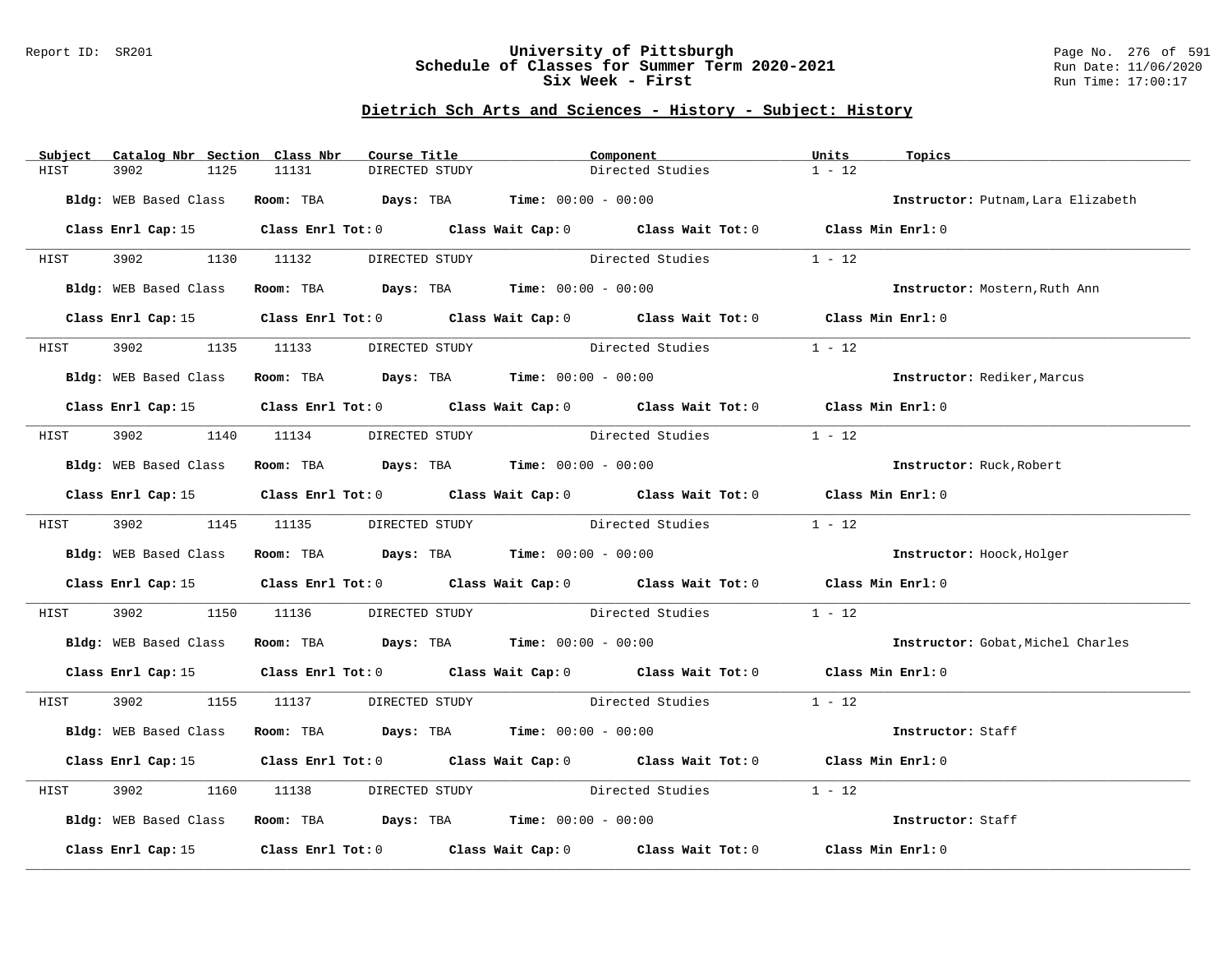# University of Pittsburgh
## Schedule of Classes for Summer Term 2020-2021
### Six Week - First

Report ID: SR201

Run Date: 11/06/2020

Run Time: 17:00:17

## Dietrich Sch Arts and Sciences - History - Subject: History

| Subject | Catalog Nbr | Section | Class Nbr | Course Title | Component | Units | Topics |
|---|---|---|---|---|---|---|---|
| HIST | 3902 | 1125 | 11131 | DIRECTED STUDY | Directed Studies | 1 - 12 | |

**Bldg:** WEB Based Class **Room:** TBA **Days:** TBA **Time:** 00:00 - 00:00 **Instructor:** Putnam,Lara Elizabeth

**Class Enrl Cap:** 15 **Class Enrl Tot:** 0 **Class Wait Cap:** 0 **Class Wait Tot:** 0 **Class Min Enrl:** 0

| Subject | Catalog Nbr | Section | Class Nbr | Course Title | Component | Units | Topics |
|---|---|---|---|---|---|---|---|
| HIST | 3902 | 1130 | 11132 | DIRECTED STUDY | Directed Studies | 1 - 12 | |

**Bldg:** WEB Based Class **Room:** TBA **Days:** TBA **Time:** 00:00 - 00:00 **Instructor:** Mostern,Ruth Ann

**Class Enrl Cap:** 15 **Class Enrl Tot:** 0 **Class Wait Cap:** 0 **Class Wait Tot:** 0 **Class Min Enrl:** 0

| Subject | Catalog Nbr | Section | Class Nbr | Course Title | Component | Units | Topics |
|---|---|---|---|---|---|---|---|
| HIST | 3902 | 1135 | 11133 | DIRECTED STUDY | Directed Studies | 1 - 12 | |

**Bldg:** WEB Based Class **Room:** TBA **Days:** TBA **Time:** 00:00 - 00:00 **Instructor:** Rediker,Marcus

**Class Enrl Cap:** 15 **Class Enrl Tot:** 0 **Class Wait Cap:** 0 **Class Wait Tot:** 0 **Class Min Enrl:** 0

| Subject | Catalog Nbr | Section | Class Nbr | Course Title | Component | Units | Topics |
|---|---|---|---|---|---|---|---|
| HIST | 3902 | 1140 | 11134 | DIRECTED STUDY | Directed Studies | 1 - 12 | |

**Bldg:** WEB Based Class **Room:** TBA **Days:** TBA **Time:** 00:00 - 00:00 **Instructor:** Ruck,Robert

**Class Enrl Cap:** 15 **Class Enrl Tot:** 0 **Class Wait Cap:** 0 **Class Wait Tot:** 0 **Class Min Enrl:** 0

| Subject | Catalog Nbr | Section | Class Nbr | Course Title | Component | Units | Topics |
|---|---|---|---|---|---|---|---|
| HIST | 3902 | 1145 | 11135 | DIRECTED STUDY | Directed Studies | 1 - 12 | |

**Bldg:** WEB Based Class **Room:** TBA **Days:** TBA **Time:** 00:00 - 00:00 **Instructor:** Hoock,Holger

**Class Enrl Cap:** 15 **Class Enrl Tot:** 0 **Class Wait Cap:** 0 **Class Wait Tot:** 0 **Class Min Enrl:** 0

| Subject | Catalog Nbr | Section | Class Nbr | Course Title | Component | Units | Topics |
|---|---|---|---|---|---|---|---|
| HIST | 3902 | 1150 | 11136 | DIRECTED STUDY | Directed Studies | 1 - 12 | |

**Bldg:** WEB Based Class **Room:** TBA **Days:** TBA **Time:** 00:00 - 00:00 **Instructor:** Gobat,Michel Charles

**Class Enrl Cap:** 15 **Class Enrl Tot:** 0 **Class Wait Cap:** 0 **Class Wait Tot:** 0 **Class Min Enrl:** 0

| Subject | Catalog Nbr | Section | Class Nbr | Course Title | Component | Units | Topics |
|---|---|---|---|---|---|---|---|
| HIST | 3902 | 1155 | 11137 | DIRECTED STUDY | Directed Studies | 1 - 12 | |

**Bldg:** WEB Based Class **Room:** TBA **Days:** TBA **Time:** 00:00 - 00:00 **Instructor:** Staff

**Class Enrl Cap:** 15 **Class Enrl Tot:** 0 **Class Wait Cap:** 0 **Class Wait Tot:** 0 **Class Min Enrl:** 0

| Subject | Catalog Nbr | Section | Class Nbr | Course Title | Component | Units | Topics |
|---|---|---|---|---|---|---|---|
| HIST | 3902 | 1160 | 11138 | DIRECTED STUDY | Directed Studies | 1 - 12 | |

**Bldg:** WEB Based Class **Room:** TBA **Days:** TBA **Time:** 00:00 - 00:00 **Instructor:** Staff

**Class Enrl Cap:** 15 **Class Enrl Tot:** 0 **Class Wait Cap:** 0 **Class Wait Tot:** 0 **Class Min Enrl:** 0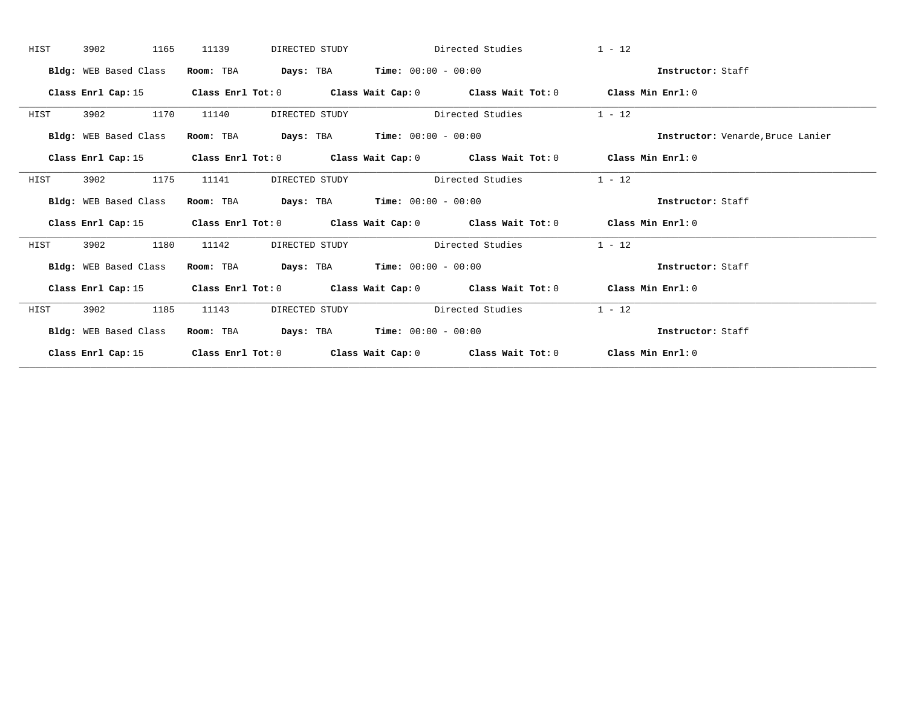HIST 3902 1165 11139 DIRECTED STUDY Directed Studies 1 - 12

**Bldg:** WEB Based Class **Room:** TBA **Days:** TBA **Time:** 00:00 - 00:00 **Instructor:** Staff

**Class Enrl Cap:** 15 **Class Enrl Tot:** 0 **Class Wait Cap:** 0 **Class Wait Tot:** 0 **Class Min Enrl:** 0

---

HIST 3902 1170 11140 DIRECTED STUDY Directed Studies 1 - 12

**Bldg:** WEB Based Class **Room:** TBA **Days:** TBA **Time:** 00:00 - 00:00 **Instructor:** Venarde,Bruce Lanier

**Class Enrl Cap:** 15 **Class Enrl Tot:** 0 **Class Wait Cap:** 0 **Class Wait Tot:** 0 **Class Min Enrl:** 0

---

HIST 3902 1175 11141 DIRECTED STUDY Directed Studies 1 - 12

**Bldg:** WEB Based Class **Room:** TBA **Days:** TBA **Time:** 00:00 - 00:00 **Instructor:** Staff

**Class Enrl Cap:** 15 **Class Enrl Tot:** 0 **Class Wait Cap:** 0 **Class Wait Tot:** 0 **Class Min Enrl:** 0

---

HIST 3902 1180 11142 DIRECTED STUDY Directed Studies 1 - 12

**Bldg:** WEB Based Class **Room:** TBA **Days:** TBA **Time:** 00:00 - 00:00 **Instructor:** Staff

**Class Enrl Cap:** 15 **Class Enrl Tot:** 0 **Class Wait Cap:** 0 **Class Wait Tot:** 0 **Class Min Enrl:** 0

---

HIST 3902 1185 11143 DIRECTED STUDY Directed Studies 1 - 12

**Bldg:** WEB Based Class **Room:** TBA **Days:** TBA **Time:** 00:00 - 00:00 **Instructor:** Staff

**Class Enrl Cap:** 15 **Class Enrl Tot:** 0 **Class Wait Cap:** 0 **Class Wait Tot:** 0 **Class Min Enrl:** 0

---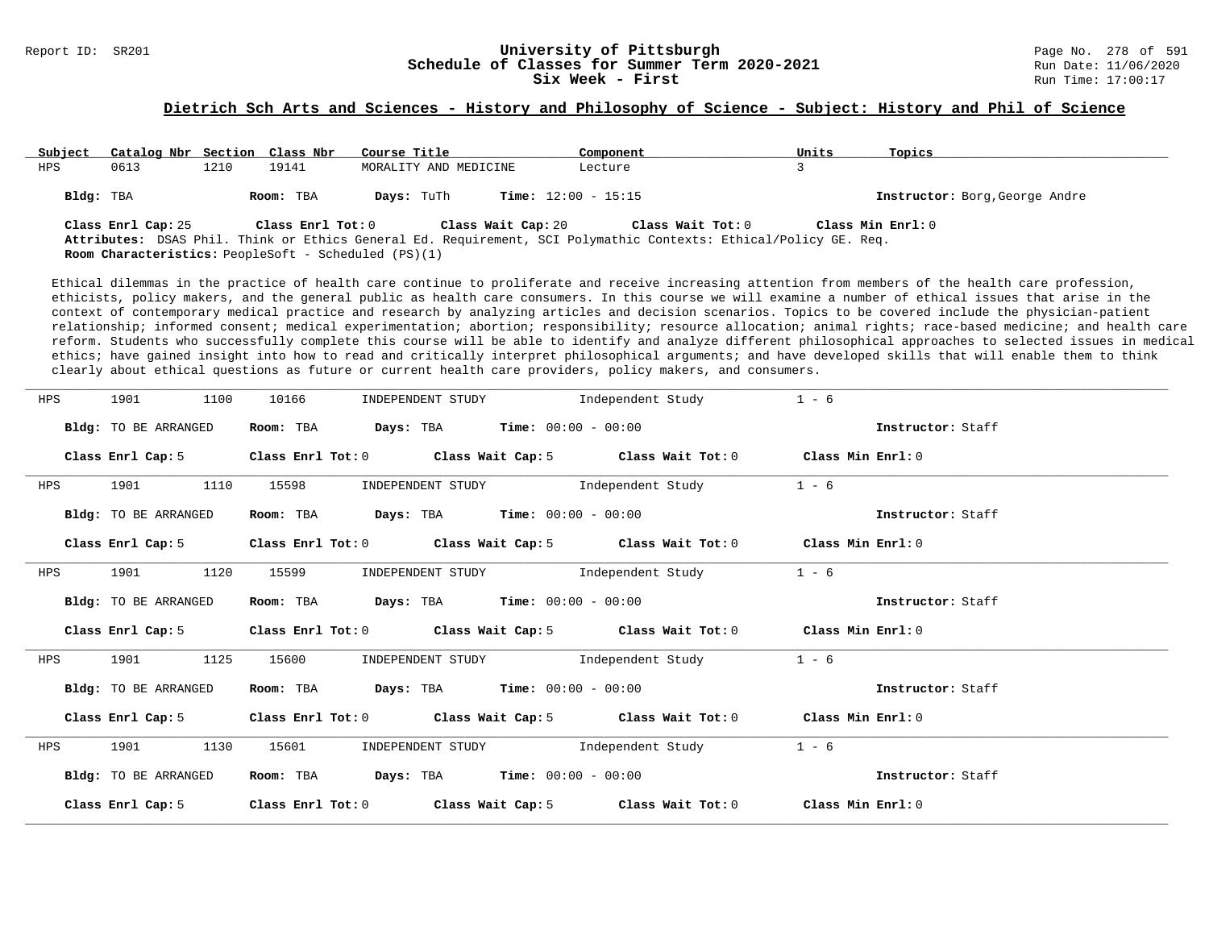## Dietrich Sch Arts and Sciences - History and Philosophy of Science - Subject: History and Phil of Science

| Subject | Catalog Nbr | Section | Class Nbr | Course Title | Component | Units | Topics |
|---|---|---|---|---|---|---|---|
| HPS | 0613 | 1210 | 19141 | MORALITY AND MEDICINE | Lecture | 3 | |

**Bldg:** TBA **Room:** TBA **Days:** TuTh **Time:** 12:00 - 15:15 **Instructor:** Borg,George Andre

**Class Enrl Cap:** 25 **Class Enrl Tot:** 0 **Class Wait Cap:** 20 **Class Wait Tot:** 0 **Class Min Enrl:** 0

**Attributes:** DSAS Phil. Think or Ethics General Ed. Requirement, SCI Polymathic Contexts: Ethical/Policy GE. Req.

**Room Characteristics:** PeopleSoft - Scheduled (PS)(1)

Ethical dilemmas in the practice of health care continue to proliferate and receive increasing attention from members of the health care profession, ethicists, policy makers, and the general public as health care consumers. In this course we will examine a number of ethical issues that arise in the context of contemporary medical practice and research by analyzing articles and decision scenarios. Topics to be covered include the physician-patient relationship; informed consent; medical experimentation; abortion; responsibility; resource allocation; animal rights; race-based medicine; and health care reform. Students who successfully complete this course will be able to identify and analyze different philosophical approaches to selected issues in medical ethics; have gained insight into how to read and critically interpret philosophical arguments; and have developed skills that will enable them to think clearly about ethical questions as future or current health care providers, policy makers, and consumers.

---

| Subject | Catalog Nbr | Section | Class Nbr | Course Title | Component | Units | Topics |
|---|---|---|---|---|---|---|---|
| HPS | 1901 | 1100 | 10166 | INDEPENDENT STUDY | Independent Study | 1 - 6 | |

**Bldg:** TO BE ARRANGED **Room:** TBA **Days:** TBA **Time:** 00:00 - 00:00 **Instructor:** Staff

**Class Enrl Cap:** 5 **Class Enrl Tot:** 0 **Class Wait Cap:** 5 **Class Wait Tot:** 0 **Class Min Enrl:** 0

---

| Subject | Catalog Nbr | Section | Class Nbr | Course Title | Component | Units | Topics |
|---|---|---|---|---|---|---|---|
| HPS | 1901 | 1110 | 15598 | INDEPENDENT STUDY | Independent Study | 1 - 6 | |

**Bldg:** TO BE ARRANGED **Room:** TBA **Days:** TBA **Time:** 00:00 - 00:00 **Instructor:** Staff

**Class Enrl Cap:** 5 **Class Enrl Tot:** 0 **Class Wait Cap:** 5 **Class Wait Tot:** 0 **Class Min Enrl:** 0

---

| Subject | Catalog Nbr | Section | Class Nbr | Course Title | Component | Units | Topics |
|---|---|---|---|---|---|---|---|
| HPS | 1901 | 1120 | 15599 | INDEPENDENT STUDY | Independent Study | 1 - 6 | |

**Bldg:** TO BE ARRANGED **Room:** TBA **Days:** TBA **Time:** 00:00 - 00:00 **Instructor:** Staff

**Class Enrl Cap:** 5 **Class Enrl Tot:** 0 **Class Wait Cap:** 5 **Class Wait Tot:** 0 **Class Min Enrl:** 0

---

| Subject | Catalog Nbr | Section | Class Nbr | Course Title | Component | Units | Topics |
|---|---|---|---|---|---|---|---|
| HPS | 1901 | 1125 | 15600 | INDEPENDENT STUDY | Independent Study | 1 - 6 | |

**Bldg:** TO BE ARRANGED **Room:** TBA **Days:** TBA **Time:** 00:00 - 00:00 **Instructor:** Staff

**Class Enrl Cap:** 5 **Class Enrl Tot:** 0 **Class Wait Cap:** 5 **Class Wait Tot:** 0 **Class Min Enrl:** 0

---

| Subject | Catalog Nbr | Section | Class Nbr | Course Title | Component | Units | Topics |
|---|---|---|---|---|---|---|---|
| HPS | 1901 | 1130 | 15601 | INDEPENDENT STUDY | Independent Study | 1 - 6 | |

**Bldg:** TO BE ARRANGED **Room:** TBA **Days:** TBA **Time:** 00:00 - 00:00 **Instructor:** Staff

**Class Enrl Cap:** 5 **Class Enrl Tot:** 0 **Class Wait Cap:** 5 **Class Wait Tot:** 0 **Class Min Enrl:** 0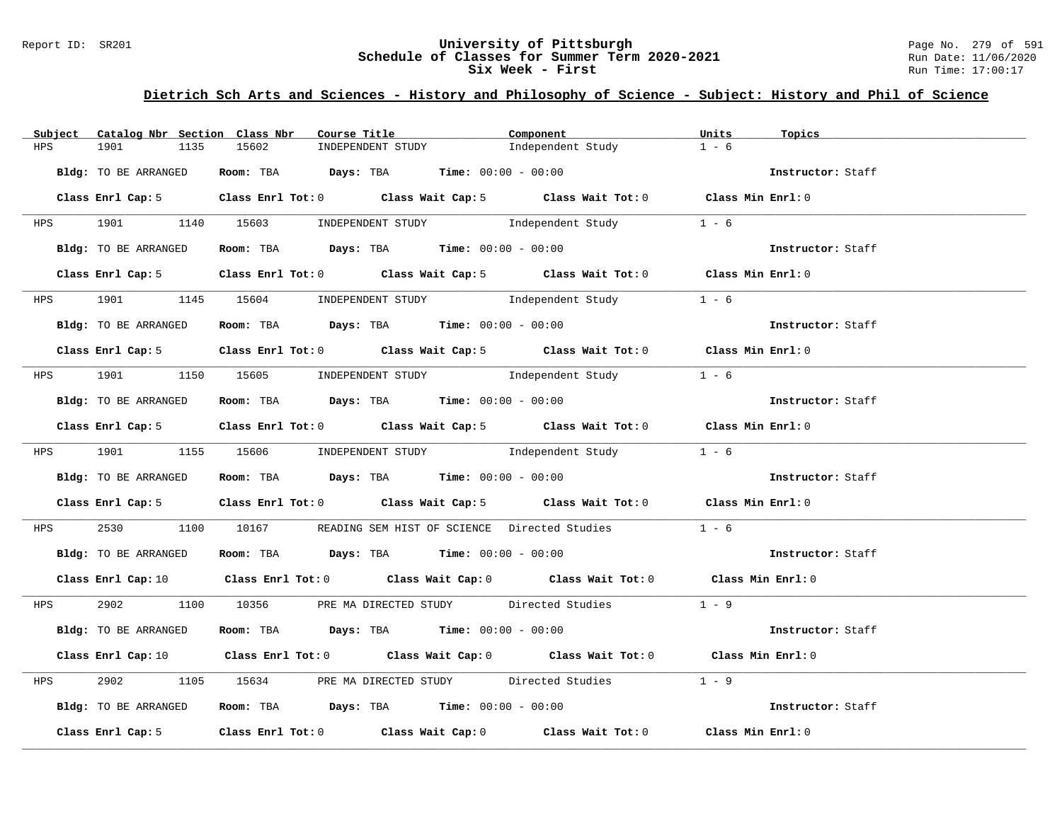## Dietrich Sch Arts and Sciences - History and Philosophy of Science - Subject: History and Phil of Science

| Subject | Catalog Nbr | Section | Class Nbr | Course Title | Component | Units | Topics |
|---|---|---|---|---|---|---|---|
| HPS | 1901 | 1135 | 15602 | INDEPENDENT STUDY | Independent Study | 1 - 6 | |

**Bldg:** TO BE ARRANGED **Room:** TBA **Days:** TBA **Time:** 00:00 - 00:00 **Instructor:** Staff

**Class Enrl Cap:** 5 **Class Enrl Tot:** 0 **Class Wait Cap:** 5 **Class Wait Tot:** 0 **Class Min Enrl:** 0

---

| Subject | Catalog Nbr | Section | Class Nbr | Course Title | Component | Units | Topics |
|---|---|---|---|---|---|---|---|
| HPS | 1901 | 1140 | 15603 | INDEPENDENT STUDY | Independent Study | 1 - 6 | |

**Bldg:** TO BE ARRANGED **Room:** TBA **Days:** TBA **Time:** 00:00 - 00:00 **Instructor:** Staff

**Class Enrl Cap:** 5 **Class Enrl Tot:** 0 **Class Wait Cap:** 5 **Class Wait Tot:** 0 **Class Min Enrl:** 0

---

| Subject | Catalog Nbr | Section | Class Nbr | Course Title | Component | Units | Topics |
|---|---|---|---|---|---|---|---|
| HPS | 1901 | 1145 | 15604 | INDEPENDENT STUDY | Independent Study | 1 - 6 | |

**Bldg:** TO BE ARRANGED **Room:** TBA **Days:** TBA **Time:** 00:00 - 00:00 **Instructor:** Staff

**Class Enrl Cap:** 5 **Class Enrl Tot:** 0 **Class Wait Cap:** 5 **Class Wait Tot:** 0 **Class Min Enrl:** 0

---

| Subject | Catalog Nbr | Section | Class Nbr | Course Title | Component | Units | Topics |
|---|---|---|---|---|---|---|---|
| HPS | 1901 | 1150 | 15605 | INDEPENDENT STUDY | Independent Study | 1 - 6 | |

**Bldg:** TO BE ARRANGED **Room:** TBA **Days:** TBA **Time:** 00:00 - 00:00 **Instructor:** Staff

**Class Enrl Cap:** 5 **Class Enrl Tot:** 0 **Class Wait Cap:** 5 **Class Wait Tot:** 0 **Class Min Enrl:** 0

---

| Subject | Catalog Nbr | Section | Class Nbr | Course Title | Component | Units | Topics |
|---|---|---|---|---|---|---|---|
| HPS | 1901 | 1155 | 15606 | INDEPENDENT STUDY | Independent Study | 1 - 6 | |

**Bldg:** TO BE ARRANGED **Room:** TBA **Days:** TBA **Time:** 00:00 - 00:00 **Instructor:** Staff

**Class Enrl Cap:** 5 **Class Enrl Tot:** 0 **Class Wait Cap:** 5 **Class Wait Tot:** 0 **Class Min Enrl:** 0

---

| Subject | Catalog Nbr | Section | Class Nbr | Course Title | Component | Units | Topics |
|---|---|---|---|---|---|---|---|
| HPS | 2530 | 1100 | 10167 | READING SEM HIST OF SCIENCE | Directed Studies | 1 - 6 | |

**Bldg:** TO BE ARRANGED **Room:** TBA **Days:** TBA **Time:** 00:00 - 00:00 **Instructor:** Staff

**Class Enrl Cap:** 10 **Class Enrl Tot:** 0 **Class Wait Cap:** 0 **Class Wait Tot:** 0 **Class Min Enrl:** 0

---

| Subject | Catalog Nbr | Section | Class Nbr | Course Title | Component | Units | Topics |
|---|---|---|---|---|---|---|---|
| HPS | 2902 | 1100 | 10356 | PRE MA DIRECTED STUDY | Directed Studies | 1 - 9 | |

**Bldg:** TO BE ARRANGED **Room:** TBA **Days:** TBA **Time:** 00:00 - 00:00 **Instructor:** Staff

**Class Enrl Cap:** 10 **Class Enrl Tot:** 0 **Class Wait Cap:** 0 **Class Wait Tot:** 0 **Class Min Enrl:** 0

---

| Subject | Catalog Nbr | Section | Class Nbr | Course Title | Component | Units | Topics |
|---|---|---|---|---|---|---|---|
| HPS | 2902 | 1105 | 15634 | PRE MA DIRECTED STUDY | Directed Studies | 1 - 9 | |

**Bldg:** TO BE ARRANGED **Room:** TBA **Days:** TBA **Time:** 00:00 - 00:00 **Instructor:** Staff

**Class Enrl Cap:** 5 **Class Enrl Tot:** 0 **Class Wait Cap:** 0 **Class Wait Tot:** 0 **Class Min Enrl:** 0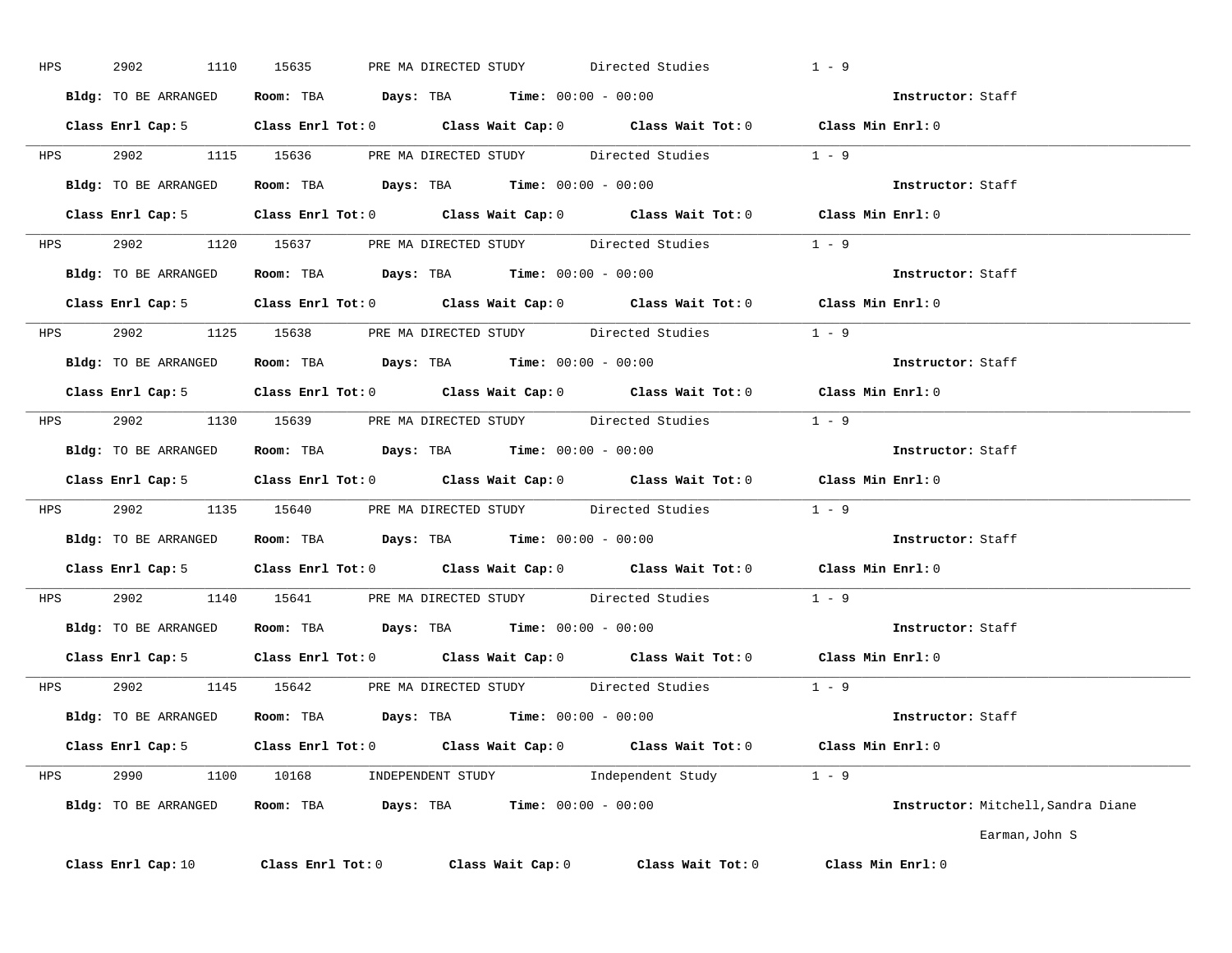HPS 2902 1110 15635 PRE MA DIRECTED STUDY Directed Studies 1 - 9

**Bldg:** TO BE ARRANGED **Room:** TBA **Days:** TBA **Time:** 00:00 - 00:00 **Instructor:** Staff

**Class Enrl Cap:** 5 **Class Enrl Tot:** 0 **Class Wait Cap:** 0 **Class Wait Tot:** 0 **Class Min Enrl:** 0

---

HPS 2902 1115 15636 PRE MA DIRECTED STUDY Directed Studies 1 - 9

**Bldg:** TO BE ARRANGED **Room:** TBA **Days:** TBA **Time:** 00:00 - 00:00 **Instructor:** Staff

**Class Enrl Cap:** 5 **Class Enrl Tot:** 0 **Class Wait Cap:** 0 **Class Wait Tot:** 0 **Class Min Enrl:** 0

---

HPS 2902 1120 15637 PRE MA DIRECTED STUDY Directed Studies 1 - 9

**Bldg:** TO BE ARRANGED **Room:** TBA **Days:** TBA **Time:** 00:00 - 00:00 **Instructor:** Staff

**Class Enrl Cap:** 5 **Class Enrl Tot:** 0 **Class Wait Cap:** 0 **Class Wait Tot:** 0 **Class Min Enrl:** 0

---

HPS 2902 1125 15638 PRE MA DIRECTED STUDY Directed Studies 1 - 9

**Bldg:** TO BE ARRANGED **Room:** TBA **Days:** TBA **Time:** 00:00 - 00:00 **Instructor:** Staff

**Class Enrl Cap:** 5 **Class Enrl Tot:** 0 **Class Wait Cap:** 0 **Class Wait Tot:** 0 **Class Min Enrl:** 0

---

HPS 2902 1130 15639 PRE MA DIRECTED STUDY Directed Studies 1 - 9

**Bldg:** TO BE ARRANGED **Room:** TBA **Days:** TBA **Time:** 00:00 - 00:00 **Instructor:** Staff

**Class Enrl Cap:** 5 **Class Enrl Tot:** 0 **Class Wait Cap:** 0 **Class Wait Tot:** 0 **Class Min Enrl:** 0

---

HPS 2902 1135 15640 PRE MA DIRECTED STUDY Directed Studies 1 - 9

**Bldg:** TO BE ARRANGED **Room:** TBA **Days:** TBA **Time:** 00:00 - 00:00 **Instructor:** Staff

**Class Enrl Cap:** 5 **Class Enrl Tot:** 0 **Class Wait Cap:** 0 **Class Wait Tot:** 0 **Class Min Enrl:** 0

---

HPS 2902 1140 15641 PRE MA DIRECTED STUDY Directed Studies 1 - 9

**Bldg:** TO BE ARRANGED **Room:** TBA **Days:** TBA **Time:** 00:00 - 00:00 **Instructor:** Staff

**Class Enrl Cap:** 5 **Class Enrl Tot:** 0 **Class Wait Cap:** 0 **Class Wait Tot:** 0 **Class Min Enrl:** 0

---

HPS 2902 1145 15642 PRE MA DIRECTED STUDY Directed Studies 1 - 9

**Bldg:** TO BE ARRANGED **Room:** TBA **Days:** TBA **Time:** 00:00 - 00:00 **Instructor:** Staff

**Class Enrl Cap:** 5 **Class Enrl Tot:** 0 **Class Wait Cap:** 0 **Class Wait Tot:** 0 **Class Min Enrl:** 0

---

HPS 2990 1100 10168 INDEPENDENT STUDY Independent Study 1 - 9

**Bldg:** TO BE ARRANGED **Room:** TBA **Days:** TBA **Time:** 00:00 - 00:00 **Instructor:** Mitchell,Sandra Diane
Earman,John S

**Class Enrl Cap:** 10 **Class Enrl Tot:** 0 **Class Wait Cap:** 0 **Class Wait Tot:** 0 **Class Min Enrl:** 0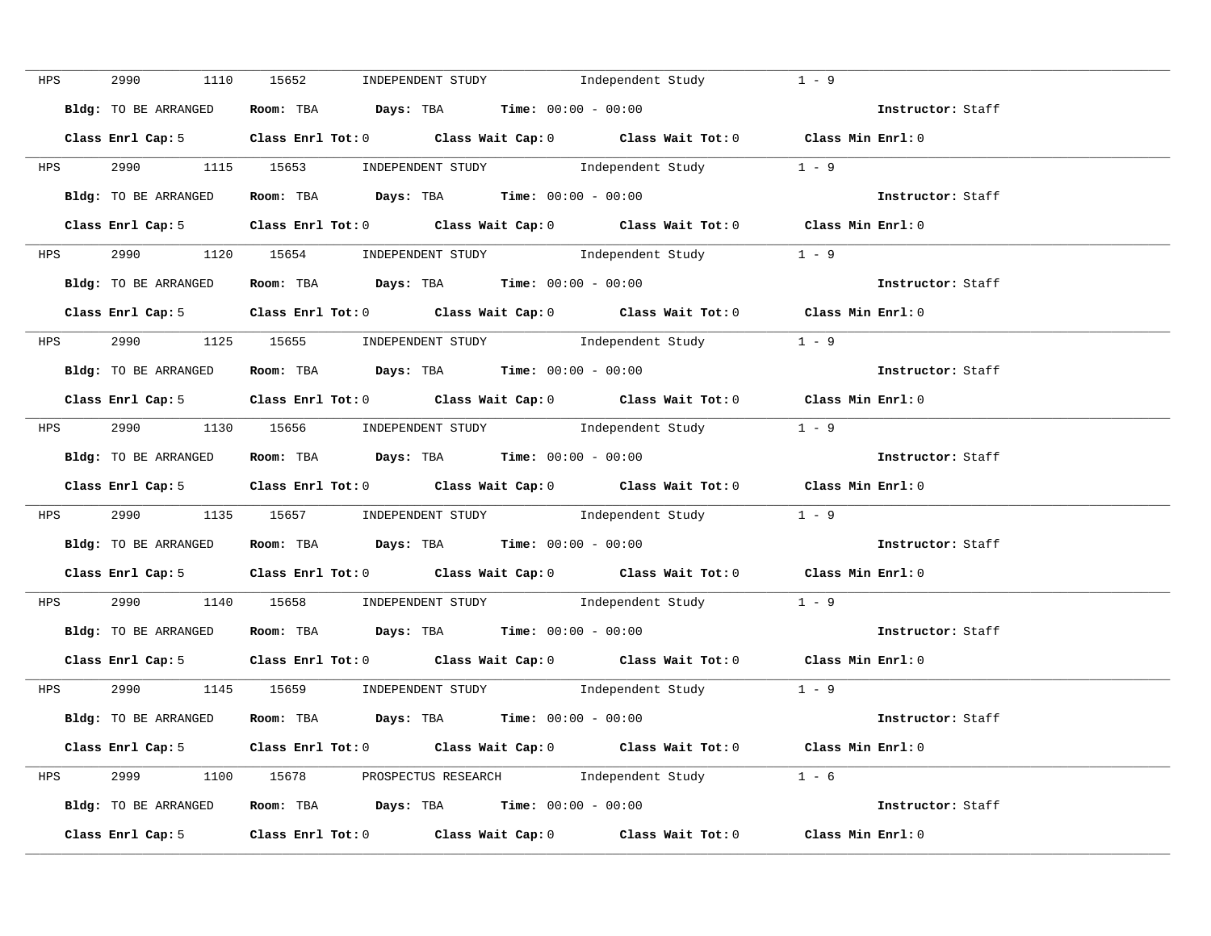HPS 2990 1110 15652 INDEPENDENT STUDY Independent Study 1 - 9

**Bldg:** TO BE ARRANGED **Room:** TBA **Days:** TBA **Time:** 00:00 - 00:00 **Instructor:** Staff

**Class Enrl Cap:** 5 **Class Enrl Tot:** 0 **Class Wait Cap:** 0 **Class Wait Tot:** 0 **Class Min Enrl:** 0

---

HPS 2990 1115 15653 INDEPENDENT STUDY Independent Study 1 - 9

**Bldg:** TO BE ARRANGED **Room:** TBA **Days:** TBA **Time:** 00:00 - 00:00 **Instructor:** Staff

**Class Enrl Cap:** 5 **Class Enrl Tot:** 0 **Class Wait Cap:** 0 **Class Wait Tot:** 0 **Class Min Enrl:** 0

---

HPS 2990 1120 15654 INDEPENDENT STUDY Independent Study 1 - 9

**Bldg:** TO BE ARRANGED **Room:** TBA **Days:** TBA **Time:** 00:00 - 00:00 **Instructor:** Staff

**Class Enrl Cap:** 5 **Class Enrl Tot:** 0 **Class Wait Cap:** 0 **Class Wait Tot:** 0 **Class Min Enrl:** 0

---

HPS 2990 1125 15655 INDEPENDENT STUDY Independent Study 1 - 9

**Bldg:** TO BE ARRANGED **Room:** TBA **Days:** TBA **Time:** 00:00 - 00:00 **Instructor:** Staff

**Class Enrl Cap:** 5 **Class Enrl Tot:** 0 **Class Wait Cap:** 0 **Class Wait Tot:** 0 **Class Min Enrl:** 0

---

HPS 2990 1130 15656 INDEPENDENT STUDY Independent Study 1 - 9

**Bldg:** TO BE ARRANGED **Room:** TBA **Days:** TBA **Time:** 00:00 - 00:00 **Instructor:** Staff

**Class Enrl Cap:** 5 **Class Enrl Tot:** 0 **Class Wait Cap:** 0 **Class Wait Tot:** 0 **Class Min Enrl:** 0

---

HPS 2990 1135 15657 INDEPENDENT STUDY Independent Study 1 - 9

**Bldg:** TO BE ARRANGED **Room:** TBA **Days:** TBA **Time:** 00:00 - 00:00 **Instructor:** Staff

**Class Enrl Cap:** 5 **Class Enrl Tot:** 0 **Class Wait Cap:** 0 **Class Wait Tot:** 0 **Class Min Enrl:** 0

---

HPS 2990 1140 15658 INDEPENDENT STUDY Independent Study 1 - 9

**Bldg:** TO BE ARRANGED **Room:** TBA **Days:** TBA **Time:** 00:00 - 00:00 **Instructor:** Staff

**Class Enrl Cap:** 5 **Class Enrl Tot:** 0 **Class Wait Cap:** 0 **Class Wait Tot:** 0 **Class Min Enrl:** 0

---

HPS 2990 1145 15659 INDEPENDENT STUDY Independent Study 1 - 9

**Bldg:** TO BE ARRANGED **Room:** TBA **Days:** TBA **Time:** 00:00 - 00:00 **Instructor:** Staff

**Class Enrl Cap:** 5 **Class Enrl Tot:** 0 **Class Wait Cap:** 0 **Class Wait Tot:** 0 **Class Min Enrl:** 0

---

HPS 2999 1100 15678 PROSPECTUS RESEARCH Independent Study 1 - 6

**Bldg:** TO BE ARRANGED **Room:** TBA **Days:** TBA **Time:** 00:00 - 00:00 **Instructor:** Staff

**Class Enrl Cap:** 5 **Class Enrl Tot:** 0 **Class Wait Cap:** 0 **Class Wait Tot:** 0 **Class Min Enrl:** 0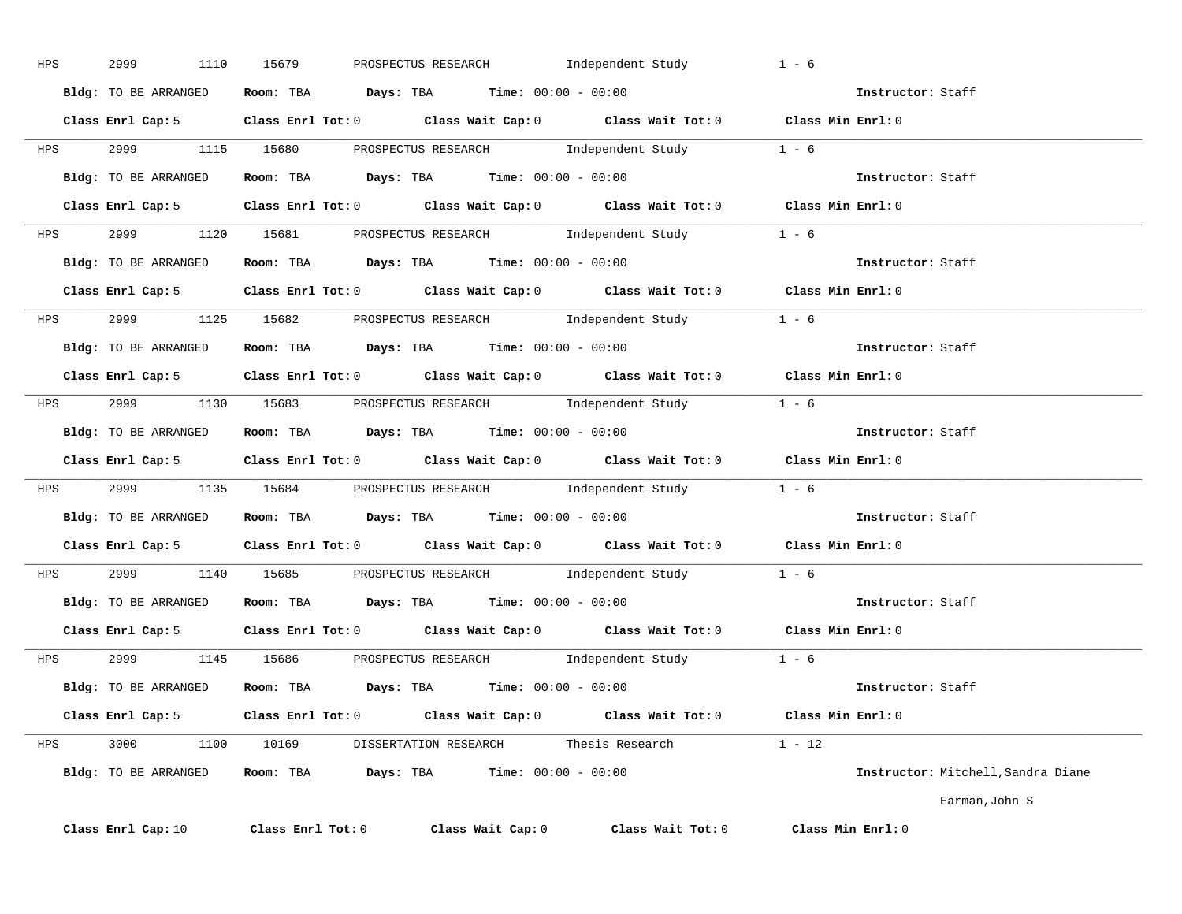HPS 2999 1110 15679 PROSPECTUS RESEARCH Independent Study 1 - 6

**Bldg:** TO BE ARRANGED **Room:** TBA **Days:** TBA **Time:** 00:00 - 00:00 **Instructor:** Staff

**Class Enrl Cap:** 5 **Class Enrl Tot:** 0 **Class Wait Cap:** 0 **Class Wait Tot:** 0 **Class Min Enrl:** 0

---

HPS 2999 1115 15680 PROSPECTUS RESEARCH Independent Study 1 - 6

**Bldg:** TO BE ARRANGED **Room:** TBA **Days:** TBA **Time:** 00:00 - 00:00 **Instructor:** Staff

**Class Enrl Cap:** 5 **Class Enrl Tot:** 0 **Class Wait Cap:** 0 **Class Wait Tot:** 0 **Class Min Enrl:** 0

---

HPS 2999 1120 15681 PROSPECTUS RESEARCH Independent Study 1 - 6

**Bldg:** TO BE ARRANGED **Room:** TBA **Days:** TBA **Time:** 00:00 - 00:00 **Instructor:** Staff

**Class Enrl Cap:** 5 **Class Enrl Tot:** 0 **Class Wait Cap:** 0 **Class Wait Tot:** 0 **Class Min Enrl:** 0

---

HPS 2999 1125 15682 PROSPECTUS RESEARCH Independent Study 1 - 6

**Bldg:** TO BE ARRANGED **Room:** TBA **Days:** TBA **Time:** 00:00 - 00:00 **Instructor:** Staff

**Class Enrl Cap:** 5 **Class Enrl Tot:** 0 **Class Wait Cap:** 0 **Class Wait Tot:** 0 **Class Min Enrl:** 0

---

HPS 2999 1130 15683 PROSPECTUS RESEARCH Independent Study 1 - 6

**Bldg:** TO BE ARRANGED **Room:** TBA **Days:** TBA **Time:** 00:00 - 00:00 **Instructor:** Staff

**Class Enrl Cap:** 5 **Class Enrl Tot:** 0 **Class Wait Cap:** 0 **Class Wait Tot:** 0 **Class Min Enrl:** 0

---

HPS 2999 1135 15684 PROSPECTUS RESEARCH Independent Study 1 - 6

**Bldg:** TO BE ARRANGED **Room:** TBA **Days:** TBA **Time:** 00:00 - 00:00 **Instructor:** Staff

**Class Enrl Cap:** 5 **Class Enrl Tot:** 0 **Class Wait Cap:** 0 **Class Wait Tot:** 0 **Class Min Enrl:** 0

---

HPS 2999 1140 15685 PROSPECTUS RESEARCH Independent Study 1 - 6

**Bldg:** TO BE ARRANGED **Room:** TBA **Days:** TBA **Time:** 00:00 - 00:00 **Instructor:** Staff

**Class Enrl Cap:** 5 **Class Enrl Tot:** 0 **Class Wait Cap:** 0 **Class Wait Tot:** 0 **Class Min Enrl:** 0

---

HPS 2999 1145 15686 PROSPECTUS RESEARCH Independent Study 1 - 6

**Bldg:** TO BE ARRANGED **Room:** TBA **Days:** TBA **Time:** 00:00 - 00:00 **Instructor:** Staff

**Class Enrl Cap:** 5 **Class Enrl Tot:** 0 **Class Wait Cap:** 0 **Class Wait Tot:** 0 **Class Min Enrl:** 0

---

HPS 3000 1100 10169 DISSERTATION RESEARCH Thesis Research 1 - 12

**Bldg:** TO BE ARRANGED **Room:** TBA **Days:** TBA **Time:** 00:00 - 00:00 **Instructor:** Mitchell,Sandra Diane
Earman,John S

**Class Enrl Cap:** 10 **Class Enrl Tot:** 0 **Class Wait Cap:** 0 **Class Wait Tot:** 0 **Class Min Enrl:** 0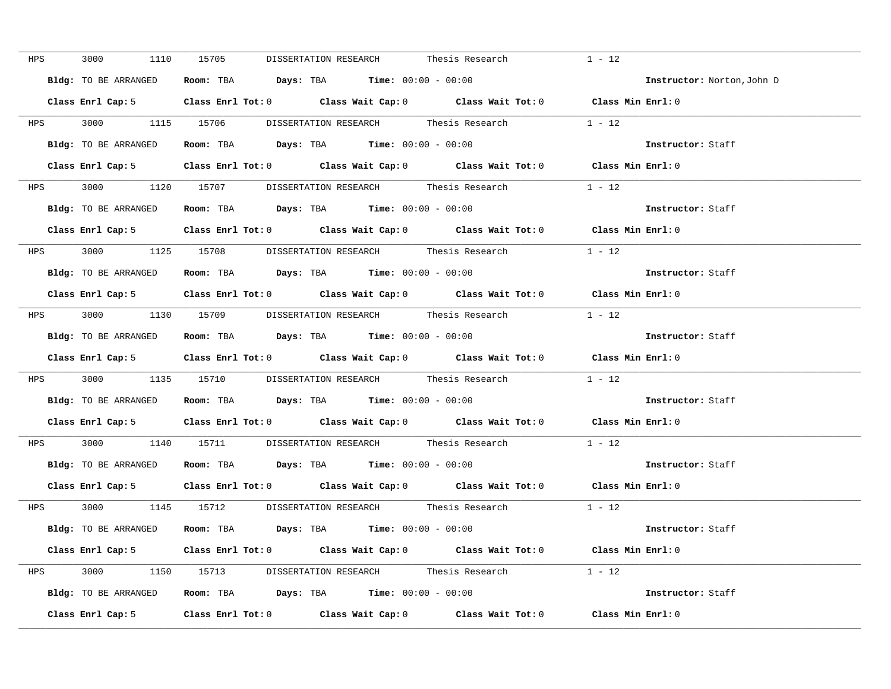HPS 3000 1110 15705 DISSERTATION RESEARCH Thesis Research 1 - 12

**Bldg:** TO BE ARRANGED **Room:** TBA **Days:** TBA **Time:** 00:00 - 00:00 **Instructor:** Norton,John D

**Class Enrl Cap:** 5 **Class Enrl Tot:** 0 **Class Wait Cap:** 0 **Class Wait Tot:** 0 **Class Min Enrl:** 0

---

HPS 3000 1115 15706 DISSERTATION RESEARCH Thesis Research 1 - 12

**Bldg:** TO BE ARRANGED **Room:** TBA **Days:** TBA **Time:** 00:00 - 00:00 **Instructor:** Staff

**Class Enrl Cap:** 5 **Class Enrl Tot:** 0 **Class Wait Cap:** 0 **Class Wait Tot:** 0 **Class Min Enrl:** 0

---

HPS 3000 1120 15707 DISSERTATION RESEARCH Thesis Research 1 - 12

**Bldg:** TO BE ARRANGED **Room:** TBA **Days:** TBA **Time:** 00:00 - 00:00 **Instructor:** Staff

**Class Enrl Cap:** 5 **Class Enrl Tot:** 0 **Class Wait Cap:** 0 **Class Wait Tot:** 0 **Class Min Enrl:** 0

---

HPS 3000 1125 15708 DISSERTATION RESEARCH Thesis Research 1 - 12

**Bldg:** TO BE ARRANGED **Room:** TBA **Days:** TBA **Time:** 00:00 - 00:00 **Instructor:** Staff

**Class Enrl Cap:** 5 **Class Enrl Tot:** 0 **Class Wait Cap:** 0 **Class Wait Tot:** 0 **Class Min Enrl:** 0

---

HPS 3000 1130 15709 DISSERTATION RESEARCH Thesis Research 1 - 12

**Bldg:** TO BE ARRANGED **Room:** TBA **Days:** TBA **Time:** 00:00 - 00:00 **Instructor:** Staff

**Class Enrl Cap:** 5 **Class Enrl Tot:** 0 **Class Wait Cap:** 0 **Class Wait Tot:** 0 **Class Min Enrl:** 0

---

HPS 3000 1135 15710 DISSERTATION RESEARCH Thesis Research 1 - 12

**Bldg:** TO BE ARRANGED **Room:** TBA **Days:** TBA **Time:** 00:00 - 00:00 **Instructor:** Staff

**Class Enrl Cap:** 5 **Class Enrl Tot:** 0 **Class Wait Cap:** 0 **Class Wait Tot:** 0 **Class Min Enrl:** 0

---

HPS 3000 1140 15711 DISSERTATION RESEARCH Thesis Research 1 - 12

**Bldg:** TO BE ARRANGED **Room:** TBA **Days:** TBA **Time:** 00:00 - 00:00 **Instructor:** Staff

**Class Enrl Cap:** 5 **Class Enrl Tot:** 0 **Class Wait Cap:** 0 **Class Wait Tot:** 0 **Class Min Enrl:** 0

---

HPS 3000 1145 15712 DISSERTATION RESEARCH Thesis Research 1 - 12

**Bldg:** TO BE ARRANGED **Room:** TBA **Days:** TBA **Time:** 00:00 - 00:00 **Instructor:** Staff

**Class Enrl Cap:** 5 **Class Enrl Tot:** 0 **Class Wait Cap:** 0 **Class Wait Tot:** 0 **Class Min Enrl:** 0

---

HPS 3000 1150 15713 DISSERTATION RESEARCH Thesis Research 1 - 12

**Bldg:** TO BE ARRANGED **Room:** TBA **Days:** TBA **Time:** 00:00 - 00:00 **Instructor:** Staff

**Class Enrl Cap:** 5 **Class Enrl Tot:** 0 **Class Wait Cap:** 0 **Class Wait Tot:** 0 **Class Min Enrl:** 0

---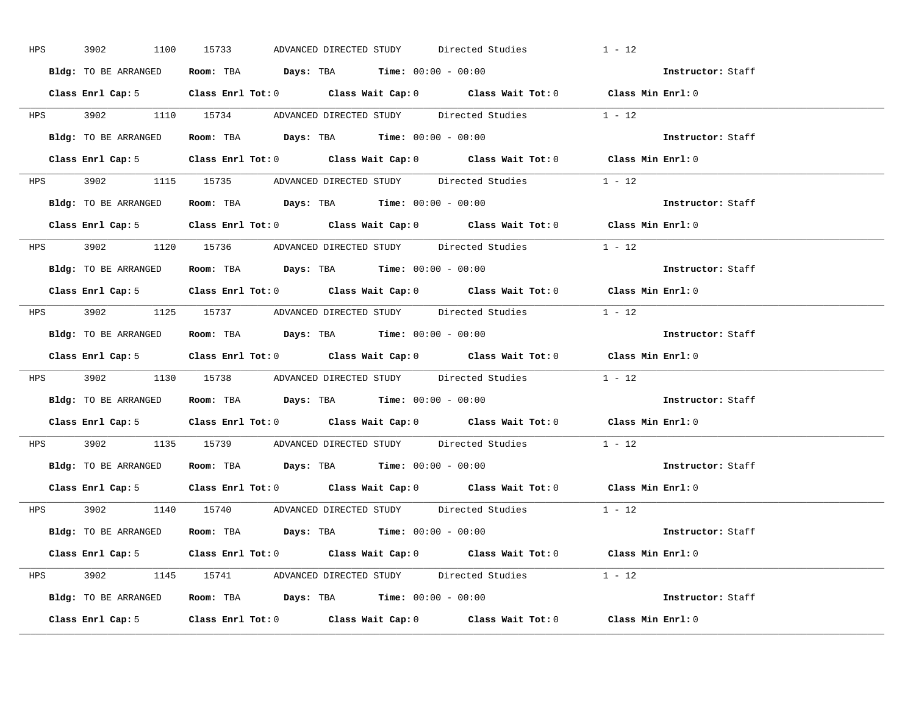HPS 3902 1100 15733 ADVANCED DIRECTED STUDY Directed Studies 1 - 12

**Bldg:** TO BE ARRANGED **Room:** TBA **Days:** TBA **Time:** 00:00 - 00:00 **Instructor:** Staff

**Class Enrl Cap:** 5 **Class Enrl Tot:** 0 **Class Wait Cap:** 0 **Class Wait Tot:** 0 **Class Min Enrl:** 0

---

HPS 3902 1110 15734 ADVANCED DIRECTED STUDY Directed Studies 1 - 12

**Bldg:** TO BE ARRANGED **Room:** TBA **Days:** TBA **Time:** 00:00 - 00:00 **Instructor:** Staff

**Class Enrl Cap:** 5 **Class Enrl Tot:** 0 **Class Wait Cap:** 0 **Class Wait Tot:** 0 **Class Min Enrl:** 0

---

HPS 3902 1115 15735 ADVANCED DIRECTED STUDY Directed Studies 1 - 12

**Bldg:** TO BE ARRANGED **Room:** TBA **Days:** TBA **Time:** 00:00 - 00:00 **Instructor:** Staff

**Class Enrl Cap:** 5 **Class Enrl Tot:** 0 **Class Wait Cap:** 0 **Class Wait Tot:** 0 **Class Min Enrl:** 0

---

HPS 3902 1120 15736 ADVANCED DIRECTED STUDY Directed Studies 1 - 12

**Bldg:** TO BE ARRANGED **Room:** TBA **Days:** TBA **Time:** 00:00 - 00:00 **Instructor:** Staff

**Class Enrl Cap:** 5 **Class Enrl Tot:** 0 **Class Wait Cap:** 0 **Class Wait Tot:** 0 **Class Min Enrl:** 0

---

HPS 3902 1125 15737 ADVANCED DIRECTED STUDY Directed Studies 1 - 12

**Bldg:** TO BE ARRANGED **Room:** TBA **Days:** TBA **Time:** 00:00 - 00:00 **Instructor:** Staff

**Class Enrl Cap:** 5 **Class Enrl Tot:** 0 **Class Wait Cap:** 0 **Class Wait Tot:** 0 **Class Min Enrl:** 0

---

HPS 3902 1130 15738 ADVANCED DIRECTED STUDY Directed Studies 1 - 12

**Bldg:** TO BE ARRANGED **Room:** TBA **Days:** TBA **Time:** 00:00 - 00:00 **Instructor:** Staff

**Class Enrl Cap:** 5 **Class Enrl Tot:** 0 **Class Wait Cap:** 0 **Class Wait Tot:** 0 **Class Min Enrl:** 0

---

HPS 3902 1135 15739 ADVANCED DIRECTED STUDY Directed Studies 1 - 12

**Bldg:** TO BE ARRANGED **Room:** TBA **Days:** TBA **Time:** 00:00 - 00:00 **Instructor:** Staff

**Class Enrl Cap:** 5 **Class Enrl Tot:** 0 **Class Wait Cap:** 0 **Class Wait Tot:** 0 **Class Min Enrl:** 0

---

HPS 3902 1140 15740 ADVANCED DIRECTED STUDY Directed Studies 1 - 12

**Bldg:** TO BE ARRANGED **Room:** TBA **Days:** TBA **Time:** 00:00 - 00:00 **Instructor:** Staff

**Class Enrl Cap:** 5 **Class Enrl Tot:** 0 **Class Wait Cap:** 0 **Class Wait Tot:** 0 **Class Min Enrl:** 0

---

HPS 3902 1145 15741 ADVANCED DIRECTED STUDY Directed Studies 1 - 12

**Bldg:** TO BE ARRANGED **Room:** TBA **Days:** TBA **Time:** 00:00 - 00:00 **Instructor:** Staff

**Class Enrl Cap:** 5 **Class Enrl Tot:** 0 **Class Wait Cap:** 0 **Class Wait Tot:** 0 **Class Min Enrl:** 0

---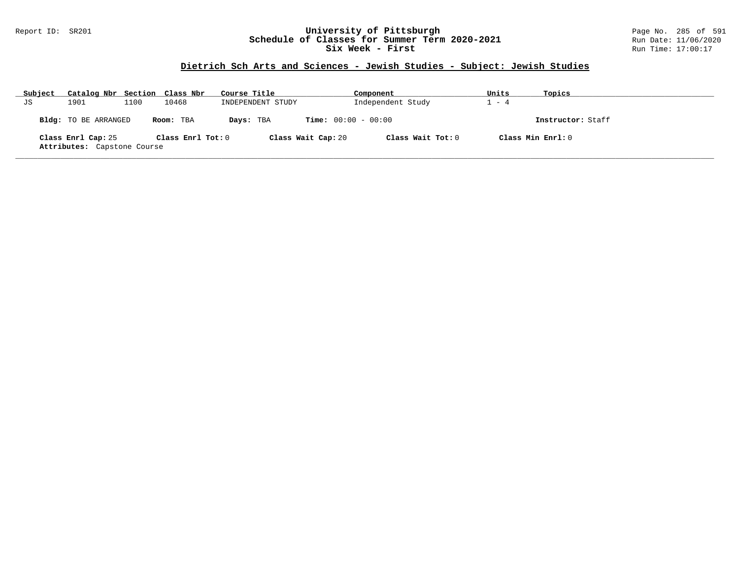**University of Pittsburgh**
**Schedule of Classes for Summer Term 2020-2021**
**Six Week - First**

Report ID: SR201

Run Date: 11/06/2020
Run Time: 17:00:17

## Dietrich Sch Arts and Sciences - Jewish Studies - Subject: Jewish Studies

| Subject | Catalog Nbr | Section | Class Nbr | Course Title | Component | Units | Topics |
|---|---|---|---|---|---|---|---|
| JS | 1901 | 1100 | 10468 | INDEPENDENT STUDY | Independent Study | 1 - 4 | |

**Bldg:** TO BE ARRANGED **Room:** TBA **Days:** TBA **Time:** 00:00 - 00:00 **Instructor:** Staff

**Class Enrl Cap:** 25 **Class Enrl Tot:** 0 **Class Wait Cap:** 20 **Class Wait Tot:** 0 **Class Min Enrl:** 0
**Attributes:** Capstone Course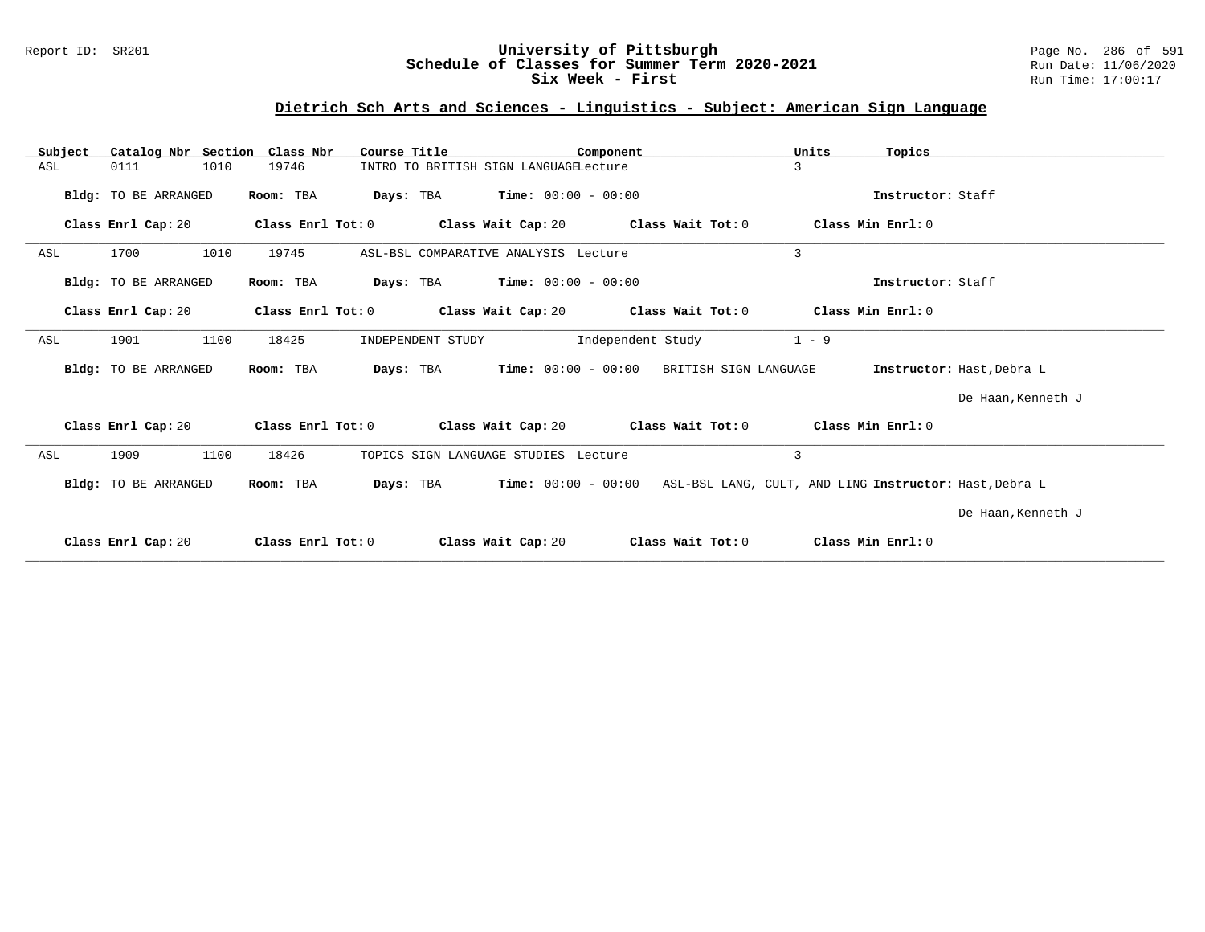# University of Pittsburgh
## Schedule of Classes for Summer Term 2020-2021
## Six Week - First

Report ID: SR201

Run Date: 11/06/2020
Run Time: 17:00:17

### Dietrich Sch Arts and Sciences - Linguistics - Subject: American Sign Language

| Subject | Catalog Nbr | Section | Class Nbr | Course Title | Component | Units | Topics |
|---|---|---|---|---|---|---|---|
| ASL | 0111 | 1010 | 19746 | INTRO TO BRITISH SIGN LANGUAGE | Lecture | 3 | |

**Bldg:** TO BE ARRANGED **Room:** TBA **Days:** TBA **Time:** 00:00 - 00:00 **Instructor:** Staff

**Class Enrl Cap:** 20 **Class Enrl Tot:** 0 **Class Wait Cap:** 20 **Class Wait Tot:** 0 **Class Min Enrl:** 0

---

| Subject | Catalog Nbr | Section | Class Nbr | Course Title | Component | Units | Topics |
|---|---|---|---|---|---|---|---|
| ASL | 1700 | 1010 | 19745 | ASL-BSL COMPARATIVE ANALYSIS | Lecture | 3 | |

**Bldg:** TO BE ARRANGED **Room:** TBA **Days:** TBA **Time:** 00:00 - 00:00 **Instructor:** Staff

**Class Enrl Cap:** 20 **Class Enrl Tot:** 0 **Class Wait Cap:** 20 **Class Wait Tot:** 0 **Class Min Enrl:** 0

---

| Subject | Catalog Nbr | Section | Class Nbr | Course Title | Component | Units | Topics |
|---|---|---|---|---|---|---|---|
| ASL | 1901 | 1100 | 18425 | INDEPENDENT STUDY | Independent Study | 1 - 9 | |

**Bldg:** TO BE ARRANGED **Room:** TBA **Days:** TBA **Time:** 00:00 - 00:00 BRITISH SIGN LANGUAGE **Instructor:** Hast,Debra L
De Haan,Kenneth J

**Class Enrl Cap:** 20 **Class Enrl Tot:** 0 **Class Wait Cap:** 20 **Class Wait Tot:** 0 **Class Min Enrl:** 0

---

| Subject | Catalog Nbr | Section | Class Nbr | Course Title | Component | Units | Topics |
|---|---|---|---|---|---|---|---|
| ASL | 1909 | 1100 | 18426 | TOPICS SIGN LANGUAGE STUDIES | Lecture | 3 | |

**Bldg:** TO BE ARRANGED **Room:** TBA **Days:** TBA **Time:** 00:00 - 00:00 ASL-BSL LANG, CULT, AND LING **Instructor:** Hast,Debra L
De Haan,Kenneth J

**Class Enrl Cap:** 20 **Class Enrl Tot:** 0 **Class Wait Cap:** 20 **Class Wait Tot:** 0 **Class Min Enrl:** 0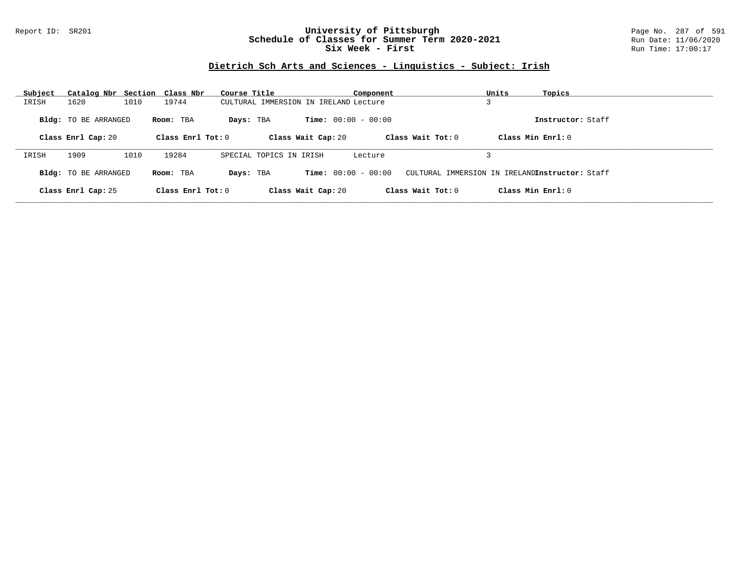# University of Pittsburgh
## Schedule of Classes for Summer Term 2020-2021
## Six Week - First

Report ID: SR201

Run Date: 11/06/2020
Run Time: 17:00:17

### Dietrich Sch Arts and Sciences - Linguistics - Subject: Irish

| Subject | Catalog Nbr | Section | Class Nbr | Course Title | Component | Units | Topics |
|---|---|---|---|---|---|---|---|
| IRISH | 1620 | 1010 | 19744 | CULTURAL IMMERSION IN IRELAND | Lecture | 3 | |

**Bldg:** TO BE ARRANGED **Room:** TBA **Days:** TBA **Time:** 00:00 - 00:00 **Instructor:** Staff

**Class Enrl Cap:** 20 **Class Enrl Tot:** 0 **Class Wait Cap:** 20 **Class Wait Tot:** 0 **Class Min Enrl:** 0

| Subject | Catalog Nbr | Section | Class Nbr | Course Title | Component | Units | Topics |
|---|---|---|---|---|---|---|---|
| IRISH | 1909 | 1010 | 19284 | SPECIAL TOPICS IN IRISH | Lecture | 3 | |

**Bldg:** TO BE ARRANGED **Room:** TBA **Days:** TBA **Time:** 00:00 - 00:00 CULTURAL IMMERSION IN IRELAND **Instructor:** Staff

**Class Enrl Cap:** 25 **Class Enrl Tot:** 0 **Class Wait Cap:** 20 **Class Wait Tot:** 0 **Class Min Enrl:** 0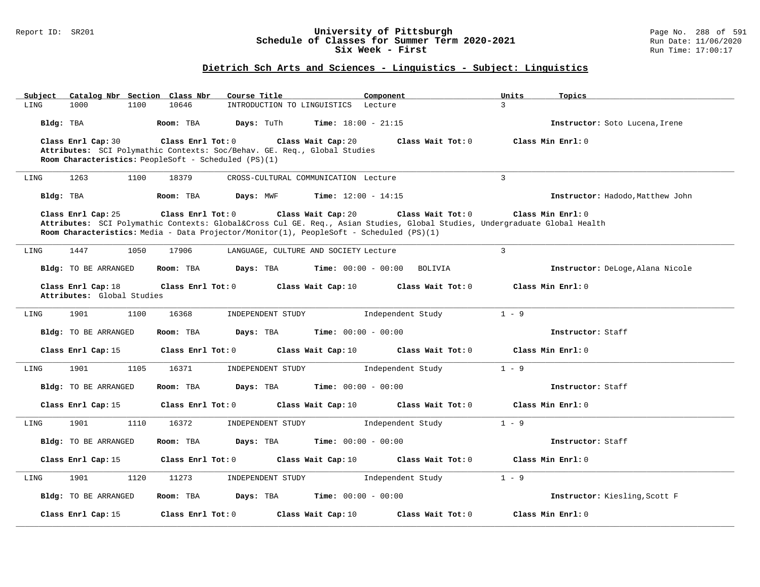## Dietrich Sch Arts and Sciences - Linguistics - Subject: Linguistics

| Subject | Catalog Nbr | Section | Class Nbr | Course Title | Component | Units | Topics |
|---|---|---|---|---|---|---|---|
| LING | 1000 | 1100 | 10646 | INTRODUCTION TO LINGUISTICS | Lecture | 3 | |

**Bldg:** TBA **Room:** TBA **Days:** TuTh **Time:** 18:00 - 21:15 **Instructor:** Soto Lucena,Irene

**Class Enrl Cap:** 30 **Class Enrl Tot:** 0 **Class Wait Cap:** 20 **Class Wait Tot:** 0 **Class Min Enrl:** 0

**Attributes:** SCI Polymathic Contexts: Soc/Behav. GE. Req., Global Studies

**Room Characteristics:** PeopleSoft - Scheduled (PS)(1)

---

| Subject | Catalog Nbr | Section | Class Nbr | Course Title | Component | Units | Topics |
|---|---|---|---|---|---|---|---|
| LING | 1263 | 1100 | 18379 | CROSS-CULTURAL COMMUNICATION | Lecture | 3 | |

**Bldg:** TBA **Room:** TBA **Days:** MWF **Time:** 12:00 - 14:15 **Instructor:** Hadodo,Matthew John

**Class Enrl Cap:** 25 **Class Enrl Tot:** 0 **Class Wait Cap:** 20 **Class Wait Tot:** 0 **Class Min Enrl:** 0

**Attributes:** SCI Polymathic Contexts: Global&Cross Cul GE. Req., Asian Studies, Global Studies, Undergraduate Global Health

**Room Characteristics:** Media - Data Projector/Monitor(1), PeopleSoft - Scheduled (PS)(1)

---

| Subject | Catalog Nbr | Section | Class Nbr | Course Title | Component | Units | Topics |
|---|---|---|---|---|---|---|---|
| LING | 1447 | 1050 | 17906 | LANGUAGE, CULTURE AND SOCIETY | Lecture | 3 | |

**Bldg:** TO BE ARRANGED **Room:** TBA **Days:** TBA **Time:** 00:00 - 00:00 BOLIVIA **Instructor:** DeLoge,Alana Nicole

**Class Enrl Cap:** 18 **Class Enrl Tot:** 0 **Class Wait Cap:** 10 **Class Wait Tot:** 0 **Class Min Enrl:** 0

**Attributes:** Global Studies

---

| Subject | Catalog Nbr | Section | Class Nbr | Course Title | Component | Units | Topics |
|---|---|---|---|---|---|---|---|
| LING | 1901 | 1100 | 16368 | INDEPENDENT STUDY | Independent Study | 1 - 9 | |

**Bldg:** TO BE ARRANGED **Room:** TBA **Days:** TBA **Time:** 00:00 - 00:00 **Instructor:** Staff

**Class Enrl Cap:** 15 **Class Enrl Tot:** 0 **Class Wait Cap:** 10 **Class Wait Tot:** 0 **Class Min Enrl:** 0

---

| Subject | Catalog Nbr | Section | Class Nbr | Course Title | Component | Units | Topics |
|---|---|---|---|---|---|---|---|
| LING | 1901 | 1105 | 16371 | INDEPENDENT STUDY | Independent Study | 1 - 9 | |

**Bldg:** TO BE ARRANGED **Room:** TBA **Days:** TBA **Time:** 00:00 - 00:00 **Instructor:** Staff

**Class Enrl Cap:** 15 **Class Enrl Tot:** 0 **Class Wait Cap:** 10 **Class Wait Tot:** 0 **Class Min Enrl:** 0

---

| Subject | Catalog Nbr | Section | Class Nbr | Course Title | Component | Units | Topics |
|---|---|---|---|---|---|---|---|
| LING | 1901 | 1110 | 16372 | INDEPENDENT STUDY | Independent Study | 1 - 9 | |

**Bldg:** TO BE ARRANGED **Room:** TBA **Days:** TBA **Time:** 00:00 - 00:00 **Instructor:** Staff

**Class Enrl Cap:** 15 **Class Enrl Tot:** 0 **Class Wait Cap:** 10 **Class Wait Tot:** 0 **Class Min Enrl:** 0

---

| Subject | Catalog Nbr | Section | Class Nbr | Course Title | Component | Units | Topics |
|---|---|---|---|---|---|---|---|
| LING | 1901 | 1120 | 11273 | INDEPENDENT STUDY | Independent Study | 1 - 9 | |

**Bldg:** TO BE ARRANGED **Room:** TBA **Days:** TBA **Time:** 00:00 - 00:00 **Instructor:** Kiesling,Scott F

**Class Enrl Cap:** 15 **Class Enrl Tot:** 0 **Class Wait Cap:** 10 **Class Wait Tot:** 0 **Class Min Enrl:** 0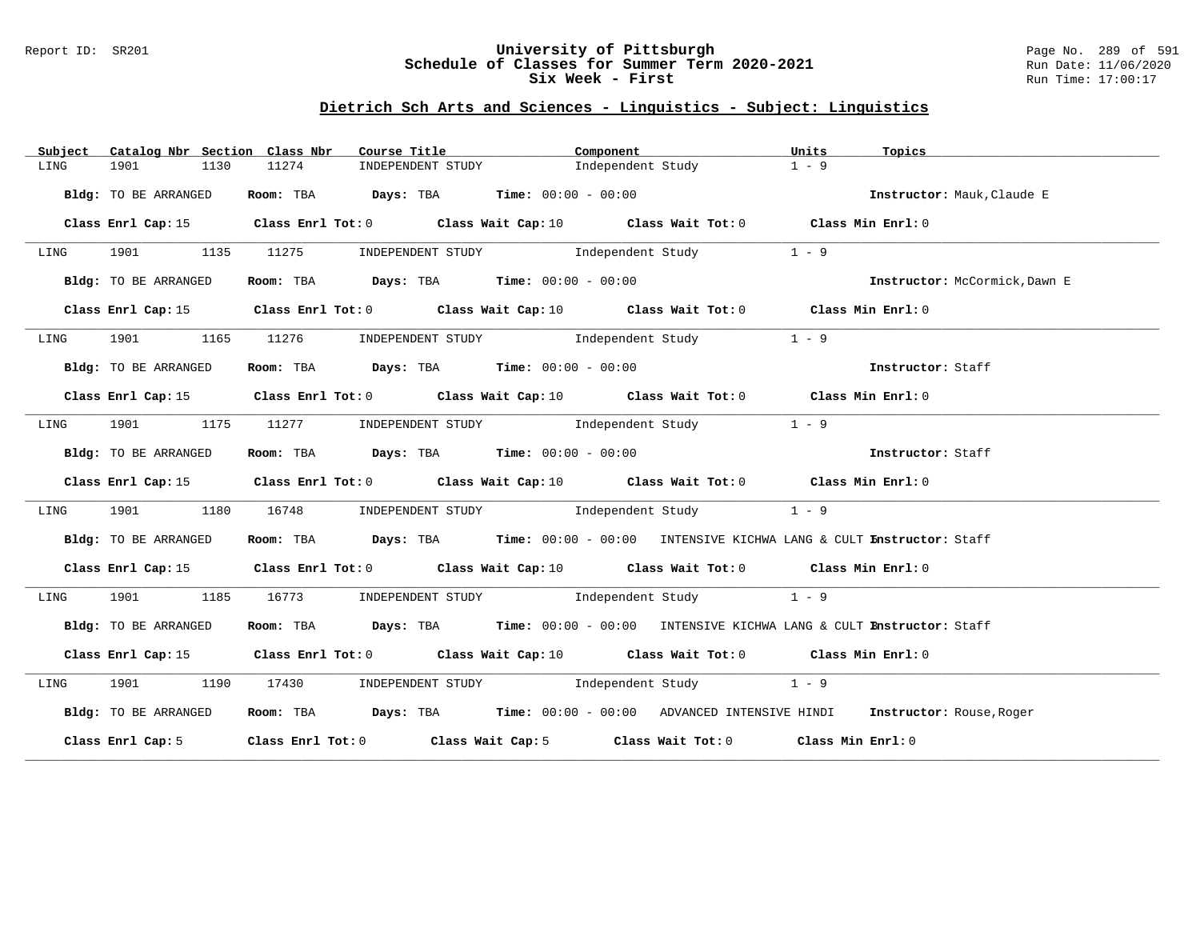# University of Pittsburgh
## Schedule of Classes for Summer Term 2020-2021
### Six Week - First

Report ID: SR201

Run Date: 11/06/2020
Run Time: 17:00:17

## Dietrich Sch Arts and Sciences - Linguistics - Subject: Linguistics

| Subject | Catalog Nbr | Section | Class Nbr | Course Title | Component | Units | Topics |
|---|---|---|---|---|---|---|---|
| LING | 1901 | 1130 | 11274 | INDEPENDENT STUDY | Independent Study | 1 - 9 | |

**Bldg:** TO BE ARRANGED **Room:** TBA **Days:** TBA **Time:** 00:00 - 00:00 **Instructor:** Mauk,Claude E

**Class Enrl Cap:** 15 **Class Enrl Tot:** 0 **Class Wait Cap:** 10 **Class Wait Tot:** 0 **Class Min Enrl:** 0

| Subject | Catalog Nbr | Section | Class Nbr | Course Title | Component | Units | Topics |
|---|---|---|---|---|---|---|---|
| LING | 1901 | 1135 | 11275 | INDEPENDENT STUDY | Independent Study | 1 - 9 | |

**Bldg:** TO BE ARRANGED **Room:** TBA **Days:** TBA **Time:** 00:00 - 00:00 **Instructor:** McCormick,Dawn E

**Class Enrl Cap:** 15 **Class Enrl Tot:** 0 **Class Wait Cap:** 10 **Class Wait Tot:** 0 **Class Min Enrl:** 0

| Subject | Catalog Nbr | Section | Class Nbr | Course Title | Component | Units | Topics |
|---|---|---|---|---|---|---|---|
| LING | 1901 | 1165 | 11276 | INDEPENDENT STUDY | Independent Study | 1 - 9 | |

**Bldg:** TO BE ARRANGED **Room:** TBA **Days:** TBA **Time:** 00:00 - 00:00 **Instructor:** Staff

**Class Enrl Cap:** 15 **Class Enrl Tot:** 0 **Class Wait Cap:** 10 **Class Wait Tot:** 0 **Class Min Enrl:** 0

| Subject | Catalog Nbr | Section | Class Nbr | Course Title | Component | Units | Topics |
|---|---|---|---|---|---|---|---|
| LING | 1901 | 1175 | 11277 | INDEPENDENT STUDY | Independent Study | 1 - 9 | |

**Bldg:** TO BE ARRANGED **Room:** TBA **Days:** TBA **Time:** 00:00 - 00:00 **Instructor:** Staff

**Class Enrl Cap:** 15 **Class Enrl Tot:** 0 **Class Wait Cap:** 10 **Class Wait Tot:** 0 **Class Min Enrl:** 0

| Subject | Catalog Nbr | Section | Class Nbr | Course Title | Component | Units | Topics |
|---|---|---|---|---|---|---|---|
| LING | 1901 | 1180 | 16748 | INDEPENDENT STUDY | Independent Study | 1 - 9 | |

**Bldg:** TO BE ARRANGED **Room:** TBA **Days:** TBA **Time:** 00:00 - 00:00 INTENSIVE KICHWA LANG & CULT I **Instructor:** Staff

**Class Enrl Cap:** 15 **Class Enrl Tot:** 0 **Class Wait Cap:** 10 **Class Wait Tot:** 0 **Class Min Enrl:** 0

| Subject | Catalog Nbr | Section | Class Nbr | Course Title | Component | Units | Topics |
|---|---|---|---|---|---|---|---|
| LING | 1901 | 1185 | 16773 | INDEPENDENT STUDY | Independent Study | 1 - 9 | |

**Bldg:** TO BE ARRANGED **Room:** TBA **Days:** TBA **Time:** 00:00 - 00:00 INTENSIVE KICHWA LANG & CULT II **Instructor:** Staff

**Class Enrl Cap:** 15 **Class Enrl Tot:** 0 **Class Wait Cap:** 10 **Class Wait Tot:** 0 **Class Min Enrl:** 0

| Subject | Catalog Nbr | Section | Class Nbr | Course Title | Component | Units | Topics |
|---|---|---|---|---|---|---|---|
| LING | 1901 | 1190 | 17430 | INDEPENDENT STUDY | Independent Study | 1 - 9 | |

**Bldg:** TO BE ARRANGED **Room:** TBA **Days:** TBA **Time:** 00:00 - 00:00 ADVANCED INTENSIVE HINDI **Instructor:** Rouse,Roger

**Class Enrl Cap:** 5 **Class Enrl Tot:** 0 **Class Wait Cap:** 5 **Class Wait Tot:** 0 **Class Min Enrl:** 0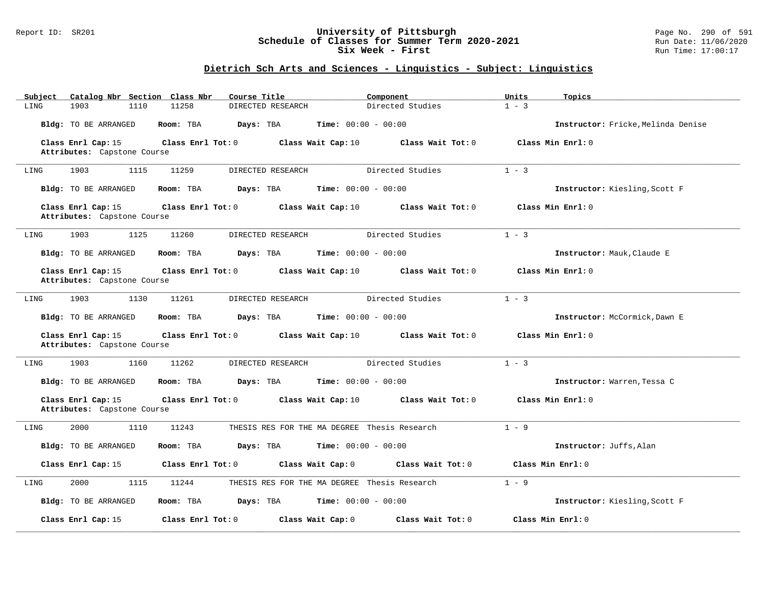## Dietrich Sch Arts and Sciences - Linguistics - Subject: Linguistics

| Subject | Catalog Nbr | Section | Class Nbr | Course Title | Component | Units | Topics |
|---|---|---|---|---|---|---|---|
| LING | 1903 | 1110 | 11258 | DIRECTED RESEARCH | Directed Studies | 1 - 3 | |

**Bldg:** TO BE ARRANGED **Room:** TBA **Days:** TBA **Time:** 00:00 - 00:00 **Instructor:** Fricke,Melinda Denise

**Class Enrl Cap:** 15 **Class Enrl Tot:** 0 **Class Wait Cap:** 10 **Class Wait Tot:** 0 **Class Min Enrl:** 0
**Attributes:** Capstone Course

---

| Subject | Catalog Nbr | Section | Class Nbr | Course Title | Component | Units | Topics |
|---|---|---|---|---|---|---|---|
| LING | 1903 | 1115 | 11259 | DIRECTED RESEARCH | Directed Studies | 1 - 3 | |

**Bldg:** TO BE ARRANGED **Room:** TBA **Days:** TBA **Time:** 00:00 - 00:00 **Instructor:** Kiesling,Scott F

**Class Enrl Cap:** 15 **Class Enrl Tot:** 0 **Class Wait Cap:** 10 **Class Wait Tot:** 0 **Class Min Enrl:** 0
**Attributes:** Capstone Course

---

| Subject | Catalog Nbr | Section | Class Nbr | Course Title | Component | Units | Topics |
|---|---|---|---|---|---|---|---|
| LING | 1903 | 1125 | 11260 | DIRECTED RESEARCH | Directed Studies | 1 - 3 | |

**Bldg:** TO BE ARRANGED **Room:** TBA **Days:** TBA **Time:** 00:00 - 00:00 **Instructor:** Mauk,Claude E

**Class Enrl Cap:** 15 **Class Enrl Tot:** 0 **Class Wait Cap:** 10 **Class Wait Tot:** 0 **Class Min Enrl:** 0
**Attributes:** Capstone Course

---

| Subject | Catalog Nbr | Section | Class Nbr | Course Title | Component | Units | Topics |
|---|---|---|---|---|---|---|---|
| LING | 1903 | 1130 | 11261 | DIRECTED RESEARCH | Directed Studies | 1 - 3 | |

**Bldg:** TO BE ARRANGED **Room:** TBA **Days:** TBA **Time:** 00:00 - 00:00 **Instructor:** McCormick,Dawn E

**Class Enrl Cap:** 15 **Class Enrl Tot:** 0 **Class Wait Cap:** 10 **Class Wait Tot:** 0 **Class Min Enrl:** 0
**Attributes:** Capstone Course

---

| Subject | Catalog Nbr | Section | Class Nbr | Course Title | Component | Units | Topics |
|---|---|---|---|---|---|---|---|
| LING | 1903 | 1160 | 11262 | DIRECTED RESEARCH | Directed Studies | 1 - 3 | |

**Bldg:** TO BE ARRANGED **Room:** TBA **Days:** TBA **Time:** 00:00 - 00:00 **Instructor:** Warren,Tessa C

**Class Enrl Cap:** 15 **Class Enrl Tot:** 0 **Class Wait Cap:** 10 **Class Wait Tot:** 0 **Class Min Enrl:** 0
**Attributes:** Capstone Course

---

| Subject | Catalog Nbr | Section | Class Nbr | Course Title | Component | Units | Topics |
|---|---|---|---|---|---|---|---|
| LING | 2000 | 1110 | 11243 | THESIS RES FOR THE MA DEGREE | Thesis Research | 1 - 9 | |

**Bldg:** TO BE ARRANGED **Room:** TBA **Days:** TBA **Time:** 00:00 - 00:00 **Instructor:** Juffs,Alan

**Class Enrl Cap:** 15 **Class Enrl Tot:** 0 **Class Wait Cap:** 0 **Class Wait Tot:** 0 **Class Min Enrl:** 0

---

| Subject | Catalog Nbr | Section | Class Nbr | Course Title | Component | Units | Topics |
|---|---|---|---|---|---|---|---|
| LING | 2000 | 1115 | 11244 | THESIS RES FOR THE MA DEGREE | Thesis Research | 1 - 9 | |

**Bldg:** TO BE ARRANGED **Room:** TBA **Days:** TBA **Time:** 00:00 - 00:00 **Instructor:** Kiesling,Scott F

**Class Enrl Cap:** 15 **Class Enrl Tot:** 0 **Class Wait Cap:** 0 **Class Wait Tot:** 0 **Class Min Enrl:** 0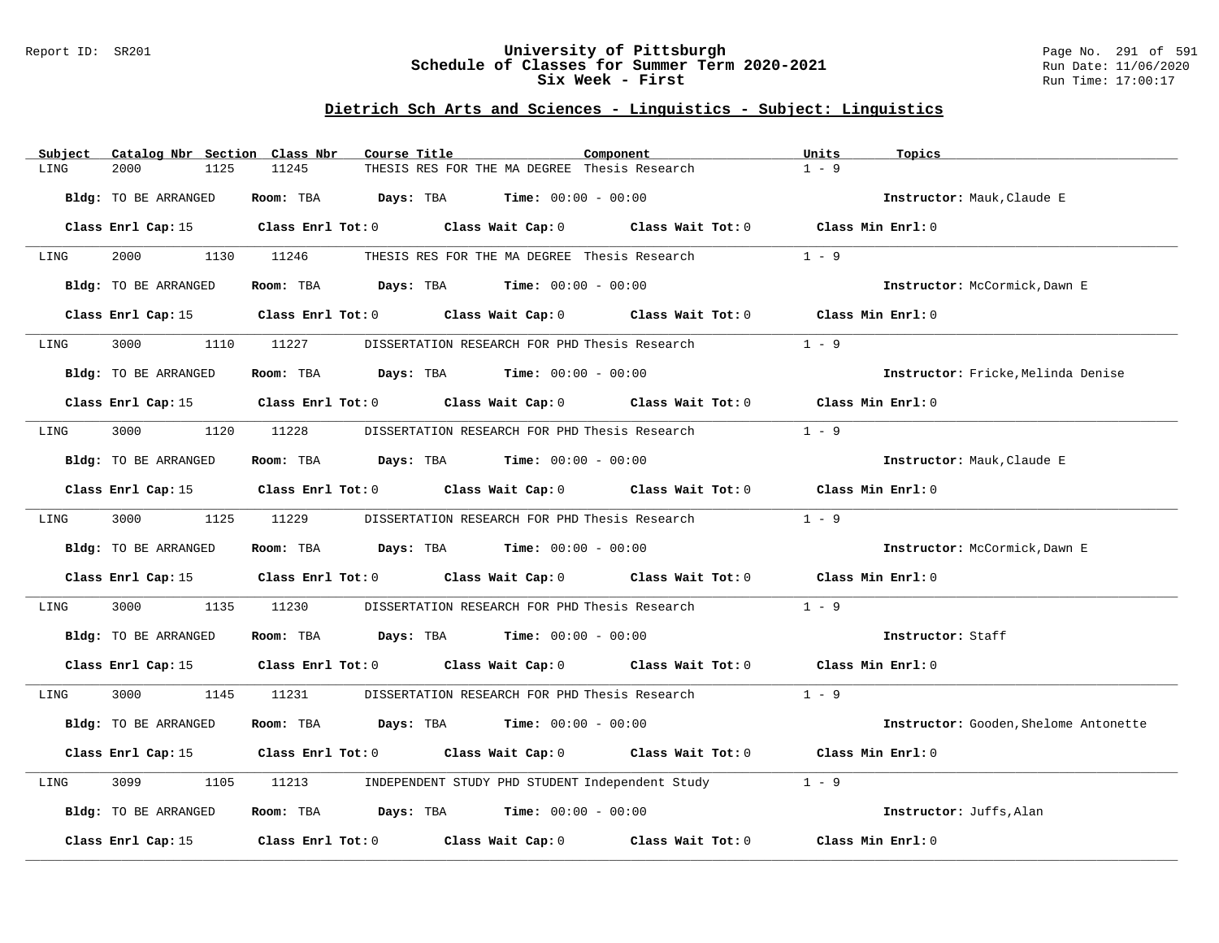## Dietrich Sch Arts and Sciences - Linguistics - Subject: Linguistics

| Subject | Catalog Nbr | Section | Class Nbr | Course Title | Component | Units | Topics |
|---|---|---|---|---|---|---|---|
| LING | 2000 | 1125 | 11245 | THESIS RES FOR THE MA DEGREE | Thesis Research | 1 - 9 | |

**Bldg:** TO BE ARRANGED **Room:** TBA **Days:** TBA **Time:** 00:00 - 00:00 **Instructor:** Mauk,Claude E

**Class Enrl Cap:** 15 **Class Enrl Tot:** 0 **Class Wait Cap:** 0 **Class Wait Tot:** 0 **Class Min Enrl:** 0

| Subject | Catalog Nbr | Section | Class Nbr | Course Title | Component | Units | Topics |
|---|---|---|---|---|---|---|---|
| LING | 2000 | 1130 | 11246 | THESIS RES FOR THE MA DEGREE | Thesis Research | 1 - 9 | |

**Bldg:** TO BE ARRANGED **Room:** TBA **Days:** TBA **Time:** 00:00 - 00:00 **Instructor:** McCormick,Dawn E

**Class Enrl Cap:** 15 **Class Enrl Tot:** 0 **Class Wait Cap:** 0 **Class Wait Tot:** 0 **Class Min Enrl:** 0

| Subject | Catalog Nbr | Section | Class Nbr | Course Title | Component | Units | Topics |
|---|---|---|---|---|---|---|---|
| LING | 3000 | 1110 | 11227 | DISSERTATION RESEARCH FOR PHD | Thesis Research | 1 - 9 | |

**Bldg:** TO BE ARRANGED **Room:** TBA **Days:** TBA **Time:** 00:00 - 00:00 **Instructor:** Fricke,Melinda Denise

**Class Enrl Cap:** 15 **Class Enrl Tot:** 0 **Class Wait Cap:** 0 **Class Wait Tot:** 0 **Class Min Enrl:** 0

| Subject | Catalog Nbr | Section | Class Nbr | Course Title | Component | Units | Topics |
|---|---|---|---|---|---|---|---|
| LING | 3000 | 1120 | 11228 | DISSERTATION RESEARCH FOR PHD | Thesis Research | 1 - 9 | |

**Bldg:** TO BE ARRANGED **Room:** TBA **Days:** TBA **Time:** 00:00 - 00:00 **Instructor:** Mauk,Claude E

**Class Enrl Cap:** 15 **Class Enrl Tot:** 0 **Class Wait Cap:** 0 **Class Wait Tot:** 0 **Class Min Enrl:** 0

| Subject | Catalog Nbr | Section | Class Nbr | Course Title | Component | Units | Topics |
|---|---|---|---|---|---|---|---|
| LING | 3000 | 1125 | 11229 | DISSERTATION RESEARCH FOR PHD | Thesis Research | 1 - 9 | |

**Bldg:** TO BE ARRANGED **Room:** TBA **Days:** TBA **Time:** 00:00 - 00:00 **Instructor:** McCormick,Dawn E

**Class Enrl Cap:** 15 **Class Enrl Tot:** 0 **Class Wait Cap:** 0 **Class Wait Tot:** 0 **Class Min Enrl:** 0

| Subject | Catalog Nbr | Section | Class Nbr | Course Title | Component | Units | Topics |
|---|---|---|---|---|---|---|---|
| LING | 3000 | 1135 | 11230 | DISSERTATION RESEARCH FOR PHD | Thesis Research | 1 - 9 | |

**Bldg:** TO BE ARRANGED **Room:** TBA **Days:** TBA **Time:** 00:00 - 00:00 **Instructor:** Staff

**Class Enrl Cap:** 15 **Class Enrl Tot:** 0 **Class Wait Cap:** 0 **Class Wait Tot:** 0 **Class Min Enrl:** 0

| Subject | Catalog Nbr | Section | Class Nbr | Course Title | Component | Units | Topics |
|---|---|---|---|---|---|---|---|
| LING | 3000 | 1145 | 11231 | DISSERTATION RESEARCH FOR PHD | Thesis Research | 1 - 9 | |

**Bldg:** TO BE ARRANGED **Room:** TBA **Days:** TBA **Time:** 00:00 - 00:00 **Instructor:** Gooden,Shelome Antonette

**Class Enrl Cap:** 15 **Class Enrl Tot:** 0 **Class Wait Cap:** 0 **Class Wait Tot:** 0 **Class Min Enrl:** 0

| Subject | Catalog Nbr | Section | Class Nbr | Course Title | Component | Units | Topics |
|---|---|---|---|---|---|---|---|
| LING | 3099 | 1105 | 11213 | INDEPENDENT STUDY PHD STUDENT | Independent Study | 1 - 9 | |

**Bldg:** TO BE ARRANGED **Room:** TBA **Days:** TBA **Time:** 00:00 - 00:00 **Instructor:** Juffs,Alan

**Class Enrl Cap:** 15 **Class Enrl Tot:** 0 **Class Wait Cap:** 0 **Class Wait Tot:** 0 **Class Min Enrl:** 0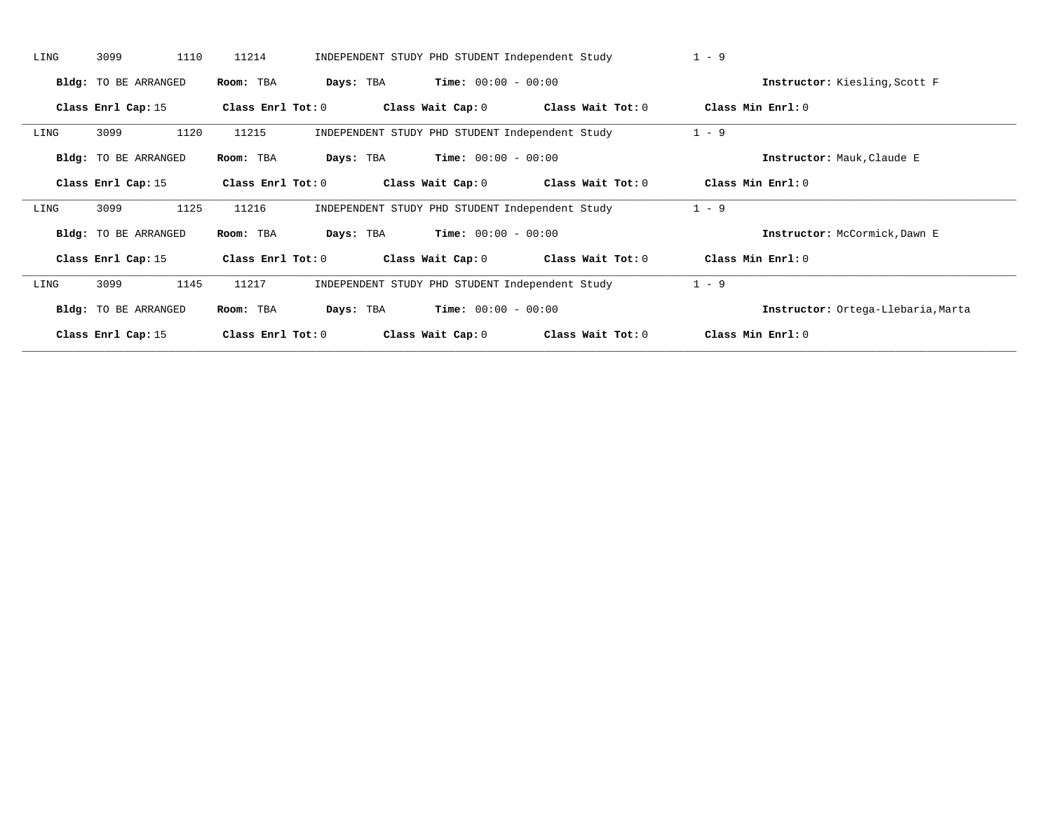LING 3099 1110 11214 INDEPENDENT STUDY PHD STUDENT Independent Study 1 - 9

**Bldg:** TO BE ARRANGED **Room:** TBA **Days:** TBA **Time:** 00:00 - 00:00 **Instructor:** Kiesling,Scott F

**Class Enrl Cap:** 15 **Class Enrl Tot:** 0 **Class Wait Cap:** 0 **Class Wait Tot:** 0 **Class Min Enrl:** 0

---

LING 3099 1120 11215 INDEPENDENT STUDY PHD STUDENT Independent Study 1 - 9

**Bldg:** TO BE ARRANGED **Room:** TBA **Days:** TBA **Time:** 00:00 - 00:00 **Instructor:** Mauk,Claude E

**Class Enrl Cap:** 15 **Class Enrl Tot:** 0 **Class Wait Cap:** 0 **Class Wait Tot:** 0 **Class Min Enrl:** 0

---

LING 3099 1125 11216 INDEPENDENT STUDY PHD STUDENT Independent Study 1 - 9

**Bldg:** TO BE ARRANGED **Room:** TBA **Days:** TBA **Time:** 00:00 - 00:00 **Instructor:** McCormick,Dawn E

**Class Enrl Cap:** 15 **Class Enrl Tot:** 0 **Class Wait Cap:** 0 **Class Wait Tot:** 0 **Class Min Enrl:** 0

---

LING 3099 1145 11217 INDEPENDENT STUDY PHD STUDENT Independent Study 1 - 9

**Bldg:** TO BE ARRANGED **Room:** TBA **Days:** TBA **Time:** 00:00 - 00:00 **Instructor:** Ortega-Llebaria,Marta

**Class Enrl Cap:** 15 **Class Enrl Tot:** 0 **Class Wait Cap:** 0 **Class Wait Tot:** 0 **Class Min Enrl:** 0

---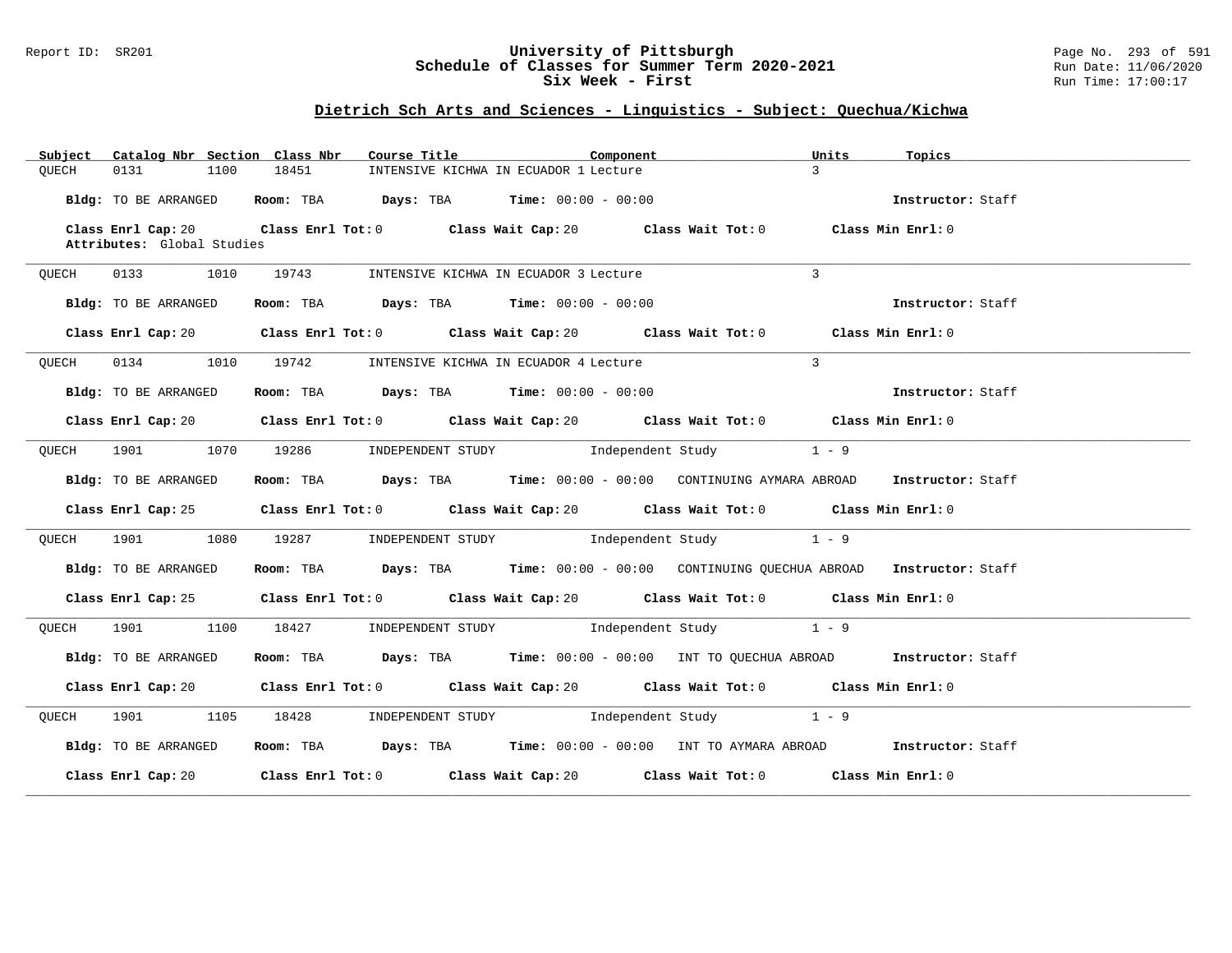# University of Pittsburgh
## Schedule of Classes for Summer Term 2020-2021
## Six Week - First

Report ID: SR201

Run Date: 11/06/2020
Run Time: 17:00:17

### Dietrich Sch Arts and Sciences - Linguistics - Subject: Quechua/Kichwa

| Subject | Catalog Nbr | Section | Class Nbr | Course Title | Component | Units | Topics |
|---|---|---|---|---|---|---|---|
| QUECH | 0131 | 1100 | 18451 | INTENSIVE KICHWA IN ECUADOR 1 | Lecture | 3 | |

**Bldg:** TO BE ARRANGED **Room:** TBA **Days:** TBA **Time:** 00:00 - 00:00 **Instructor:** Staff

**Class Enrl Cap:** 20 **Class Enrl Tot:** 0 **Class Wait Cap:** 20 **Class Wait Tot:** 0 **Class Min Enrl:** 0
**Attributes:** Global Studies

---

| Subject | Catalog Nbr | Section | Class Nbr | Course Title | Component | Units | Topics |
|---|---|---|---|---|---|---|---|
| QUECH | 0133 | 1010 | 19743 | INTENSIVE KICHWA IN ECUADOR 3 | Lecture | 3 | |

**Bldg:** TO BE ARRANGED **Room:** TBA **Days:** TBA **Time:** 00:00 - 00:00 **Instructor:** Staff

**Class Enrl Cap:** 20 **Class Enrl Tot:** 0 **Class Wait Cap:** 20 **Class Wait Tot:** 0 **Class Min Enrl:** 0

---

| Subject | Catalog Nbr | Section | Class Nbr | Course Title | Component | Units | Topics |
|---|---|---|---|---|---|---|---|
| QUECH | 0134 | 1010 | 19742 | INTENSIVE KICHWA IN ECUADOR 4 | Lecture | 3 | |

**Bldg:** TO BE ARRANGED **Room:** TBA **Days:** TBA **Time:** 00:00 - 00:00 **Instructor:** Staff

**Class Enrl Cap:** 20 **Class Enrl Tot:** 0 **Class Wait Cap:** 20 **Class Wait Tot:** 0 **Class Min Enrl:** 0

---

| Subject | Catalog Nbr | Section | Class Nbr | Course Title | Component | Units | Topics |
|---|---|---|---|---|---|---|---|
| QUECH | 1901 | 1070 | 19286 | INDEPENDENT STUDY | Independent Study | 1 - 9 | |

**Bldg:** TO BE ARRANGED **Room:** TBA **Days:** TBA **Time:** 00:00 - 00:00 CONTINUING AYMARA ABROAD **Instructor:** Staff

**Class Enrl Cap:** 25 **Class Enrl Tot:** 0 **Class Wait Cap:** 20 **Class Wait Tot:** 0 **Class Min Enrl:** 0

---

| Subject | Catalog Nbr | Section | Class Nbr | Course Title | Component | Units | Topics |
|---|---|---|---|---|---|---|---|
| QUECH | 1901 | 1080 | 19287 | INDEPENDENT STUDY | Independent Study | 1 - 9 | |

**Bldg:** TO BE ARRANGED **Room:** TBA **Days:** TBA **Time:** 00:00 - 00:00 CONTINUING QUECHUA ABROAD **Instructor:** Staff

**Class Enrl Cap:** 25 **Class Enrl Tot:** 0 **Class Wait Cap:** 20 **Class Wait Tot:** 0 **Class Min Enrl:** 0

---

| Subject | Catalog Nbr | Section | Class Nbr | Course Title | Component | Units | Topics |
|---|---|---|---|---|---|---|---|
| QUECH | 1901 | 1100 | 18427 | INDEPENDENT STUDY | Independent Study | 1 - 9 | |

**Bldg:** TO BE ARRANGED **Room:** TBA **Days:** TBA **Time:** 00:00 - 00:00 INT TO QUECHUA ABROAD **Instructor:** Staff

**Class Enrl Cap:** 20 **Class Enrl Tot:** 0 **Class Wait Cap:** 20 **Class Wait Tot:** 0 **Class Min Enrl:** 0

---

| Subject | Catalog Nbr | Section | Class Nbr | Course Title | Component | Units | Topics |
|---|---|---|---|---|---|---|---|
| QUECH | 1901 | 1105 | 18428 | INDEPENDENT STUDY | Independent Study | 1 - 9 | |

**Bldg:** TO BE ARRANGED **Room:** TBA **Days:** TBA **Time:** 00:00 - 00:00 INT TO AYMARA ABROAD **Instructor:** Staff

**Class Enrl Cap:** 20 **Class Enrl Tot:** 0 **Class Wait Cap:** 20 **Class Wait Tot:** 0 **Class Min Enrl:** 0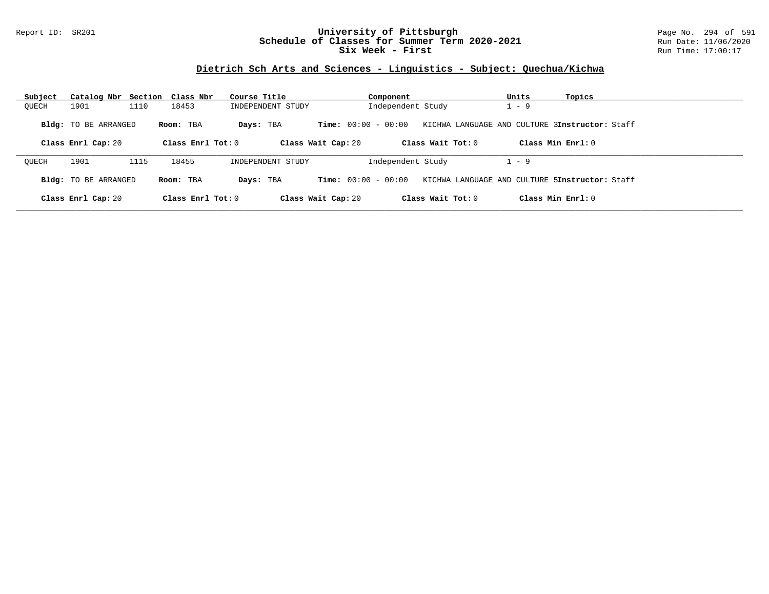# University of Pittsburgh
## Schedule of Classes for Summer Term 2020-2021
## Six Week - First

Report ID: SR201

Run Date: 11/06/2020
Run Time: 17:00:17

### Dietrich Sch Arts and Sciences - Linguistics - Subject: Quechua/Kichwa

| Subject | Catalog Nbr | Section | Class Nbr | Course Title | Component | Units | Topics |
|---|---|---|---|---|---|---|---|
| QUECH | 1901 | 1110 | 18453 | INDEPENDENT STUDY | Independent Study | 1 - 9 | |

**Bldg:** TO BE ARRANGED **Room:** TBA **Days:** TBA **Time:** 00:00 - 00:00 KICHWA LANGUAGE AND CULTURE 3 **Instructor:** Staff

**Class Enrl Cap:** 20 **Class Enrl Tot:** 0 **Class Wait Cap:** 20 **Class Wait Tot:** 0 **Class Min Enrl:** 0

| Subject | Catalog Nbr | Section | Class Nbr | Course Title | Component | Units | Topics |
|---|---|---|---|---|---|---|---|
| QUECH | 1901 | 1115 | 18455 | INDEPENDENT STUDY | Independent Study | 1 - 9 | |

**Bldg:** TO BE ARRANGED **Room:** TBA **Days:** TBA **Time:** 00:00 - 00:00 KICHWA LANGUAGE AND CULTURE 5 **Instructor:** Staff

**Class Enrl Cap:** 20 **Class Enrl Tot:** 0 **Class Wait Cap:** 20 **Class Wait Tot:** 0 **Class Min Enrl:** 0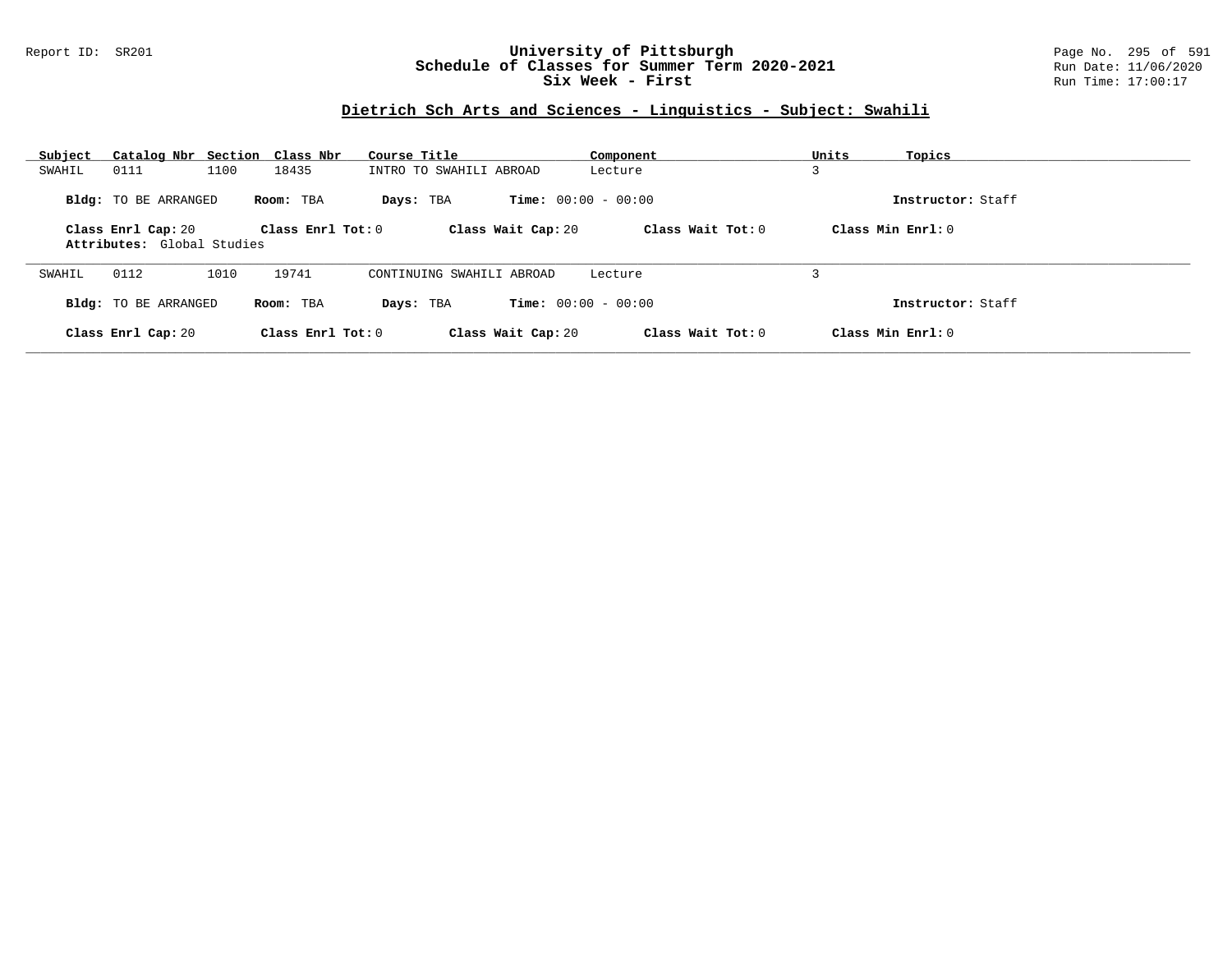# University of Pittsburgh
## Schedule of Classes for Summer Term 2020-2021
### Six Week - First

Report ID: SR201

Run Date: 11/06/2020
Run Time: 17:00:17

## Dietrich Sch Arts and Sciences - Linguistics - Subject: Swahili

| Subject | Catalog Nbr | Section | Class Nbr | Course Title | Component | Units | Topics |
|---|---|---|---|---|---|---|---|
| SWAHIL | 0111 | 1100 | 18435 | INTRO TO SWAHILI ABROAD | Lecture | 3 | |

**Bldg:** TO BE ARRANGED **Room:** TBA **Days:** TBA **Time:** 00:00 - 00:00 **Instructor:** Staff

**Class Enrl Cap:** 20 **Class Enrl Tot:** 0 **Class Wait Cap:** 20 **Class Wait Tot:** 0 **Class Min Enrl:** 0

**Attributes:** Global Studies

---

| Subject | Catalog Nbr | Section | Class Nbr | Course Title | Component | Units | Topics |
|---|---|---|---|---|---|---|---|
| SWAHIL | 0112 | 1010 | 19741 | CONTINUING SWAHILI ABROAD | Lecture | 3 | |

**Bldg:** TO BE ARRANGED **Room:** TBA **Days:** TBA **Time:** 00:00 - 00:00 **Instructor:** Staff

**Class Enrl Cap:** 20 **Class Enrl Tot:** 0 **Class Wait Cap:** 20 **Class Wait Tot:** 0 **Class Min Enrl:** 0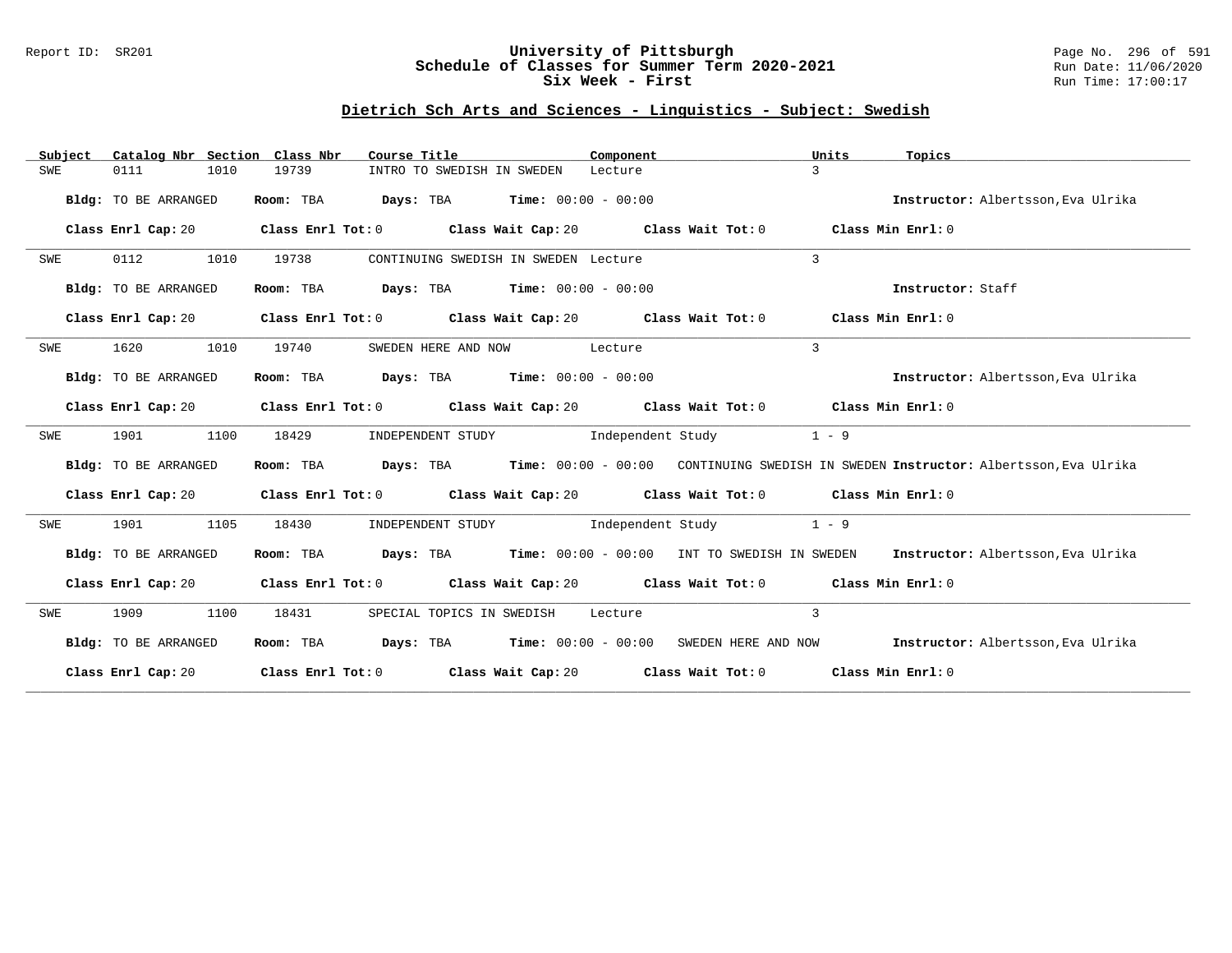# University of Pittsburgh
## Schedule of Classes for Summer Term 2020-2021
### Six Week - First

Report ID: SR201

Run Date: 11/06/2020
Run Time: 17:00:17

## Dietrich Sch Arts and Sciences - Linguistics - Subject: Swedish

| Subject | Catalog Nbr | Section | Class Nbr | Course Title | Component | Units | Topics |
|---|---|---|---|---|---|---|---|
| SWE | 0111 | 1010 | 19739 | INTRO TO SWEDISH IN SWEDEN | Lecture | 3 | |

**Bldg:** TO BE ARRANGED **Room:** TBA **Days:** TBA **Time:** 00:00 - 00:00 **Instructor:** Albertsson,Eva Ulrika

**Class Enrl Cap:** 20 **Class Enrl Tot:** 0 **Class Wait Cap:** 20 **Class Wait Tot:** 0 **Class Min Enrl:** 0

| Subject | Catalog Nbr | Section | Class Nbr | Course Title | Component | Units | Topics |
|---|---|---|---|---|---|---|---|
| SWE | 0112 | 1010 | 19738 | CONTINUING SWEDISH IN SWEDEN | Lecture | 3 | |

**Bldg:** TO BE ARRANGED **Room:** TBA **Days:** TBA **Time:** 00:00 - 00:00 **Instructor:** Staff

**Class Enrl Cap:** 20 **Class Enrl Tot:** 0 **Class Wait Cap:** 20 **Class Wait Tot:** 0 **Class Min Enrl:** 0

| Subject | Catalog Nbr | Section | Class Nbr | Course Title | Component | Units | Topics |
|---|---|---|---|---|---|---|---|
| SWE | 1620 | 1010 | 19740 | SWEDEN HERE AND NOW | Lecture | 3 | |

**Bldg:** TO BE ARRANGED **Room:** TBA **Days:** TBA **Time:** 00:00 - 00:00 **Instructor:** Albertsson,Eva Ulrika

**Class Enrl Cap:** 20 **Class Enrl Tot:** 0 **Class Wait Cap:** 20 **Class Wait Tot:** 0 **Class Min Enrl:** 0

| Subject | Catalog Nbr | Section | Class Nbr | Course Title | Component | Units | Topics |
|---|---|---|---|---|---|---|---|
| SWE | 1901 | 1100 | 18429 | INDEPENDENT STUDY | Independent Study | 1 - 9 | CONTINUING SWEDISH IN SWEDEN |

**Bldg:** TO BE ARRANGED **Room:** TBA **Days:** TBA **Time:** 00:00 - 00:00 **Instructor:** Albertsson,Eva Ulrika

**Class Enrl Cap:** 20 **Class Enrl Tot:** 0 **Class Wait Cap:** 20 **Class Wait Tot:** 0 **Class Min Enrl:** 0

| Subject | Catalog Nbr | Section | Class Nbr | Course Title | Component | Units | Topics |
|---|---|---|---|---|---|---|---|
| SWE | 1901 | 1105 | 18430 | INDEPENDENT STUDY | Independent Study | 1 - 9 | INT TO SWEDISH IN SWEDEN |

**Bldg:** TO BE ARRANGED **Room:** TBA **Days:** TBA **Time:** 00:00 - 00:00 **Instructor:** Albertsson,Eva Ulrika

**Class Enrl Cap:** 20 **Class Enrl Tot:** 0 **Class Wait Cap:** 20 **Class Wait Tot:** 0 **Class Min Enrl:** 0

| Subject | Catalog Nbr | Section | Class Nbr | Course Title | Component | Units | Topics |
|---|---|---|---|---|---|---|---|
| SWE | 1909 | 1100 | 18431 | SPECIAL TOPICS IN SWEDISH | Lecture | 3 | SWEDEN HERE AND NOW |

**Bldg:** TO BE ARRANGED **Room:** TBA **Days:** TBA **Time:** 00:00 - 00:00 **Instructor:** Albertsson,Eva Ulrika

**Class Enrl Cap:** 20 **Class Enrl Tot:** 0 **Class Wait Cap:** 20 **Class Wait Tot:** 0 **Class Min Enrl:** 0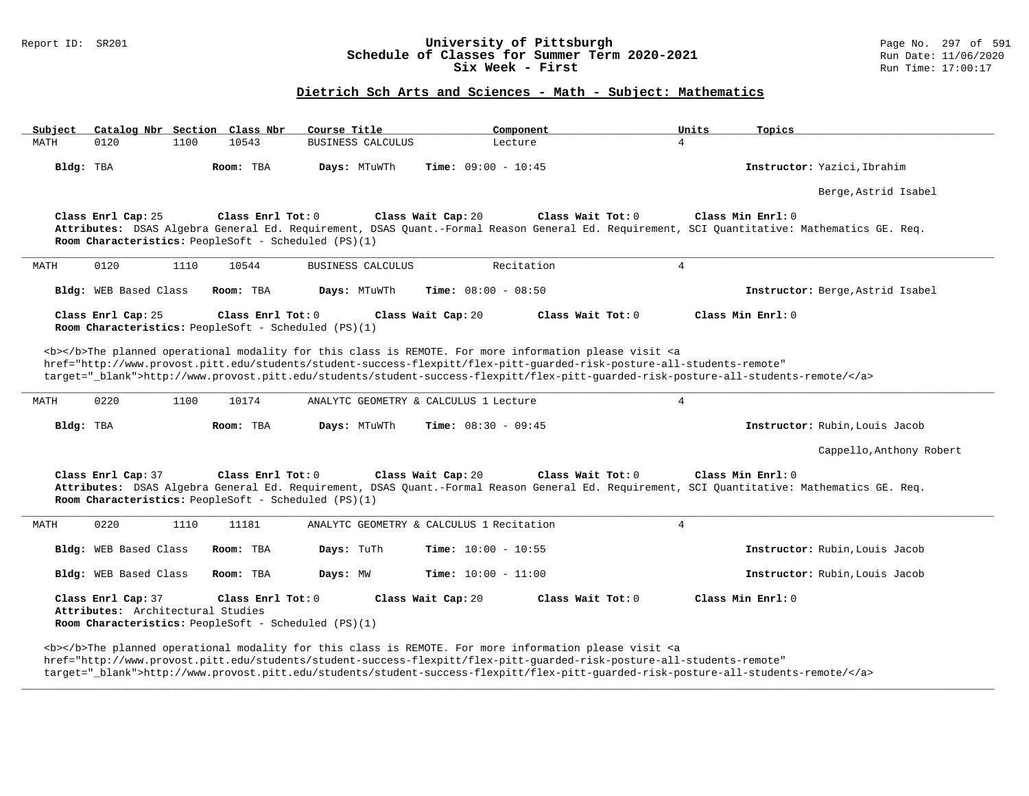## Dietrich Sch Arts and Sciences - Math - Subject: Mathematics

| Subject | Catalog Nbr | Section | Class Nbr | Course Title | Component | Units | Topics |
|---|---|---|---|---|---|---|---|
| MATH | 0120 | 1100 | 10543 | BUSINESS CALCULUS | Lecture | 4 | |

**Bldg:** TBA **Room:** TBA **Days:** MTuWTh **Time:** 09:00 - 10:45 **Instructor:** Yazici,Ibrahim

Berge,Astrid Isabel

**Class Enrl Cap:** 25 **Class Enrl Tot:** 0 **Class Wait Cap:** 20 **Class Wait Tot:** 0 **Class Min Enrl:** 0
**Attributes:** DSAS Algebra General Ed. Requirement, DSAS Quant.-Formal Reason General Ed. Requirement, SCI Quantitative: Mathematics GE. Req.
**Room Characteristics:** PeopleSoft - Scheduled (PS)(1)

---

| Subject | Catalog Nbr | Section | Class Nbr | Course Title | Component | Units | Topics |
|---|---|---|---|---|---|---|---|
| MATH | 0120 | 1110 | 10544 | BUSINESS CALCULUS | Recitation | 4 | |

**Bldg:** WEB Based Class **Room:** TBA **Days:** MTuWTh **Time:** 08:00 - 08:50 **Instructor:** Berge,Astrid Isabel

**Class Enrl Cap:** 25 **Class Enrl Tot:** 0 **Class Wait Cap:** 20 **Class Wait Tot:** 0 **Class Min Enrl:** 0
**Room Characteristics:** PeopleSoft - Scheduled (PS)(1)

<b></b>The planned operational modality for this class is REMOTE. For more information please visit <a href="http://www.provost.pitt.edu/students/student-success-flexpitt/flex-pitt-guarded-risk-posture-all-students-remote" target="_blank">http://www.provost.pitt.edu/students/student-success-flexpitt/flex-pitt-guarded-risk-posture-all-students-remote/</a>

---

| Subject | Catalog Nbr | Section | Class Nbr | Course Title | Component | Units | Topics |
|---|---|---|---|---|---|---|---|
| MATH | 0220 | 1100 | 10174 | ANALYTC GEOMETRY & CALCULUS 1 | Lecture | 4 | |

**Bldg:** TBA **Room:** TBA **Days:** MTuWTh **Time:** 08:30 - 09:45 **Instructor:** Rubin,Louis Jacob

Cappello,Anthony Robert

**Class Enrl Cap:** 37 **Class Enrl Tot:** 0 **Class Wait Cap:** 20 **Class Wait Tot:** 0 **Class Min Enrl:** 0
**Attributes:** DSAS Algebra General Ed. Requirement, DSAS Quant.-Formal Reason General Ed. Requirement, SCI Quantitative: Mathematics GE. Req.
**Room Characteristics:** PeopleSoft - Scheduled (PS)(1)

---

| Subject | Catalog Nbr | Section | Class Nbr | Course Title | Component | Units | Topics |
|---|---|---|---|---|---|---|---|
| MATH | 0220 | 1110 | 11181 | ANALYTC GEOMETRY & CALCULUS 1 | Recitation | 4 | |

**Bldg:** WEB Based Class **Room:** TBA **Days:** TuTh **Time:** 10:00 - 10:55 **Instructor:** Rubin,Louis Jacob

**Bldg:** WEB Based Class **Room:** TBA **Days:** MW **Time:** 10:00 - 11:00 **Instructor:** Rubin,Louis Jacob

**Class Enrl Cap:** 37 **Class Enrl Tot:** 0 **Class Wait Cap:** 20 **Class Wait Tot:** 0 **Class Min Enrl:** 0
**Attributes:** Architectural Studies
**Room Characteristics:** PeopleSoft - Scheduled (PS)(1)

<b></b>The planned operational modality for this class is REMOTE. For more information please visit <a href="http://www.provost.pitt.edu/students/student-success-flexpitt/flex-pitt-guarded-risk-posture-all-students-remote" target="_blank">http://www.provost.pitt.edu/students/student-success-flexpitt/flex-pitt-guarded-risk-posture-all-students-remote/</a>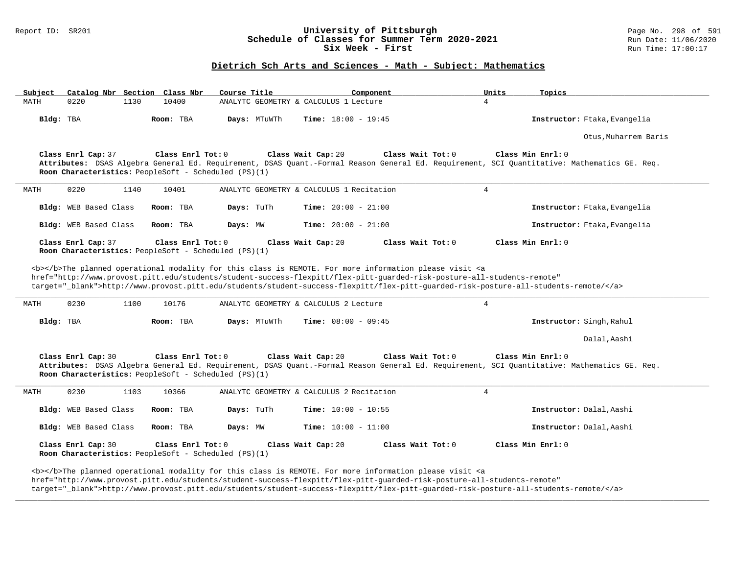## Dietrich Sch Arts and Sciences - Math - Subject: Mathematics

| Subject | Catalog Nbr | Section | Class Nbr | Course Title | Component | Units | Topics |
|---|---|---|---|---|---|---|---|
| MATH | 0220 | 1130 | 10400 | ANALYTC GEOMETRY & CALCULUS 1 | Lecture | 4 | |

**Bldg:** TBA **Room:** TBA **Days:** MTuWTh **Time:** 18:00 - 19:45 **Instructor:** Ftaka,Evangelia
Otus,Muharrem Baris

**Class Enrl Cap:** 37 **Class Enrl Tot:** 0 **Class Wait Cap:** 20 **Class Wait Tot:** 0 **Class Min Enrl:** 0
**Attributes:** DSAS Algebra General Ed. Requirement, DSAS Quant.-Formal Reason General Ed. Requirement, SCI Quantitative: Mathematics GE. Req.
**Room Characteristics:** PeopleSoft - Scheduled (PS)(1)

---

| Subject | Catalog Nbr | Section | Class Nbr | Course Title | Component | Units | Topics |
|---|---|---|---|---|---|---|---|
| MATH | 0220 | 1140 | 10401 | ANALYTC GEOMETRY & CALCULUS 1 | Recitation | 4 | |

**Bldg:** WEB Based Class **Room:** TBA **Days:** TuTh **Time:** 20:00 - 21:00 **Instructor:** Ftaka,Evangelia

**Bldg:** WEB Based Class **Room:** TBA **Days:** MW **Time:** 20:00 - 21:00 **Instructor:** Ftaka,Evangelia

**Class Enrl Cap:** 37 **Class Enrl Tot:** 0 **Class Wait Cap:** 20 **Class Wait Tot:** 0 **Class Min Enrl:** 0
**Room Characteristics:** PeopleSoft - Scheduled (PS)(1)

<b></b>The planned operational modality for this class is REMOTE. For more information please visit <a href="http://www.provost.pitt.edu/students/student-success-flexpitt/flex-pitt-guarded-risk-posture-all-students-remote" target="_blank">http://www.provost.pitt.edu/students/student-success-flexpitt/flex-pitt-guarded-risk-posture-all-students-remote/</a>

---

| Subject | Catalog Nbr | Section | Class Nbr | Course Title | Component | Units | Topics |
|---|---|---|---|---|---|---|---|
| MATH | 0230 | 1100 | 10176 | ANALYTC GEOMETRY & CALCULUS 2 | Lecture | 4 | |

**Bldg:** TBA **Room:** TBA **Days:** MTuWTh **Time:** 08:00 - 09:45 **Instructor:** Singh,Rahul
Dalal,Aashi

**Class Enrl Cap:** 30 **Class Enrl Tot:** 0 **Class Wait Cap:** 20 **Class Wait Tot:** 0 **Class Min Enrl:** 0
**Attributes:** DSAS Algebra General Ed. Requirement, DSAS Quant.-Formal Reason General Ed. Requirement, SCI Quantitative: Mathematics GE. Req.
**Room Characteristics:** PeopleSoft - Scheduled (PS)(1)

---

| Subject | Catalog Nbr | Section | Class Nbr | Course Title | Component | Units | Topics |
|---|---|---|---|---|---|---|---|
| MATH | 0230 | 1103 | 10366 | ANALYTC GEOMETRY & CALCULUS 2 | Recitation | 4 | |

**Bldg:** WEB Based Class **Room:** TBA **Days:** TuTh **Time:** 10:00 - 10:55 **Instructor:** Dalal,Aashi

**Bldg:** WEB Based Class **Room:** TBA **Days:** MW **Time:** 10:00 - 11:00 **Instructor:** Dalal,Aashi

**Class Enrl Cap:** 30 **Class Enrl Tot:** 0 **Class Wait Cap:** 20 **Class Wait Tot:** 0 **Class Min Enrl:** 0
**Room Characteristics:** PeopleSoft - Scheduled (PS)(1)

<b></b>The planned operational modality for this class is REMOTE. For more information please visit <a href="http://www.provost.pitt.edu/students/student-success-flexpitt/flex-pitt-guarded-risk-posture-all-students-remote" target="_blank">http://www.provost.pitt.edu/students/student-success-flexpitt/flex-pitt-guarded-risk-posture-all-students-remote/</a>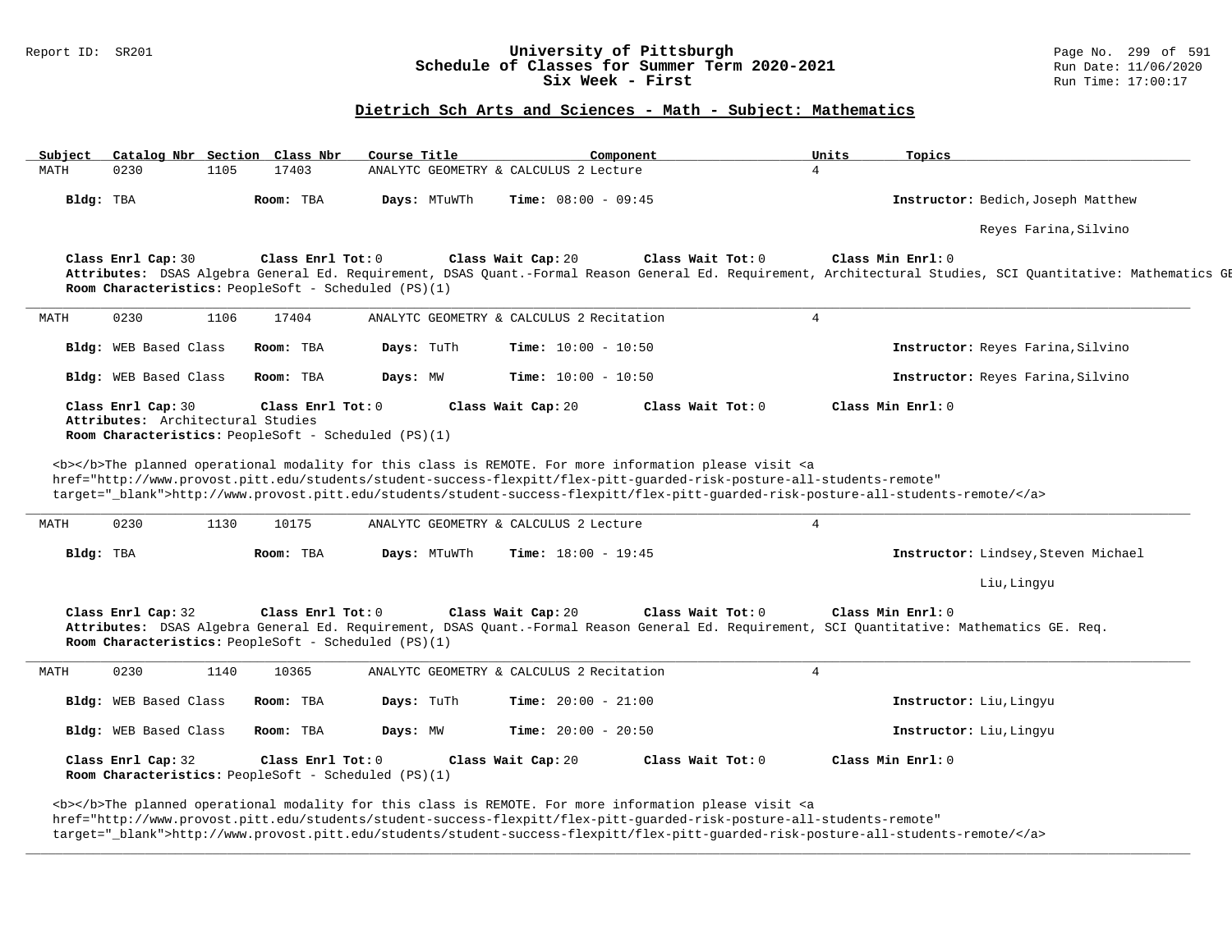## Dietrich Sch Arts and Sciences - Math - Subject: Mathematics

| Subject | Catalog Nbr | Section | Class Nbr | Course Title | Component | Units | Topics |
|---|---|---|---|---|---|---|---|
| MATH | 0230 | 1105 | 17403 | ANALYTC GEOMETRY & CALCULUS 2 | Lecture | 4 | |

**Bldg:** TBA **Room:** TBA **Days:** MTuWTh **Time:** 08:00 - 09:45 **Instructor:** Bedich,Joseph Matthew
Reyes Farina,Silvino

**Class Enrl Cap:** 30 **Class Enrl Tot:** 0 **Class Wait Cap:** 20 **Class Wait Tot:** 0 **Class Min Enrl:** 0
**Attributes:** DSAS Algebra General Ed. Requirement, DSAS Quant.-Formal Reason General Ed. Requirement, Architectural Studies, SCI Quantitative: Mathematics GE
**Room Characteristics:** PeopleSoft - Scheduled (PS)(1)

---

| Subject | Catalog Nbr | Section | Class Nbr | Course Title | Component | Units | Topics |
|---|---|---|---|---|---|---|---|
| MATH | 0230 | 1106 | 17404 | ANALYTC GEOMETRY & CALCULUS 2 | Recitation | 4 | |

**Bldg:** WEB Based Class **Room:** TBA **Days:** TuTh **Time:** 10:00 - 10:50 **Instructor:** Reyes Farina,Silvino

**Bldg:** WEB Based Class **Room:** TBA **Days:** MW **Time:** 10:00 - 10:50 **Instructor:** Reyes Farina,Silvino

**Class Enrl Cap:** 30 **Class Enrl Tot:** 0 **Class Wait Cap:** 20 **Class Wait Tot:** 0 **Class Min Enrl:** 0
**Attributes:** Architectural Studies
**Room Characteristics:** PeopleSoft - Scheduled (PS)(1)

<b></b>The planned operational modality for this class is REMOTE. For more information please visit <a href="http://www.provost.pitt.edu/students/student-success-flexpitt/flex-pitt-guarded-risk-posture-all-students-remote" target="_blank">http://www.provost.pitt.edu/students/student-success-flexpitt/flex-pitt-guarded-risk-posture-all-students-remote/</a>

---

| Subject | Catalog Nbr | Section | Class Nbr | Course Title | Component | Units | Topics |
|---|---|---|---|---|---|---|---|
| MATH | 0230 | 1130 | 10175 | ANALYTC GEOMETRY & CALCULUS 2 | Lecture | 4 | |

**Bldg:** TBA **Room:** TBA **Days:** MTuWTh **Time:** 18:00 - 19:45 **Instructor:** Lindsey,Steven Michael
Liu,Lingyu

**Class Enrl Cap:** 32 **Class Enrl Tot:** 0 **Class Wait Cap:** 20 **Class Wait Tot:** 0 **Class Min Enrl:** 0
**Attributes:** DSAS Algebra General Ed. Requirement, DSAS Quant.-Formal Reason General Ed. Requirement, SCI Quantitative: Mathematics GE. Req.
**Room Characteristics:** PeopleSoft - Scheduled (PS)(1)

---

| Subject | Catalog Nbr | Section | Class Nbr | Course Title | Component | Units | Topics |
|---|---|---|---|---|---|---|---|
| MATH | 0230 | 1140 | 10365 | ANALYTC GEOMETRY & CALCULUS 2 | Recitation | 4 | |

**Bldg:** WEB Based Class **Room:** TBA **Days:** TuTh **Time:** 20:00 - 21:00 **Instructor:** Liu,Lingyu

**Bldg:** WEB Based Class **Room:** TBA **Days:** MW **Time:** 20:00 - 20:50 **Instructor:** Liu,Lingyu

**Class Enrl Cap:** 32 **Class Enrl Tot:** 0 **Class Wait Cap:** 20 **Class Wait Tot:** 0 **Class Min Enrl:** 0
**Room Characteristics:** PeopleSoft - Scheduled (PS)(1)

<b></b>The planned operational modality for this class is REMOTE. For more information please visit <a href="http://www.provost.pitt.edu/students/student-success-flexpitt/flex-pitt-guarded-risk-posture-all-students-remote" target="_blank">http://www.provost.pitt.edu/students/student-success-flexpitt/flex-pitt-guarded-risk-posture-all-students-remote/</a>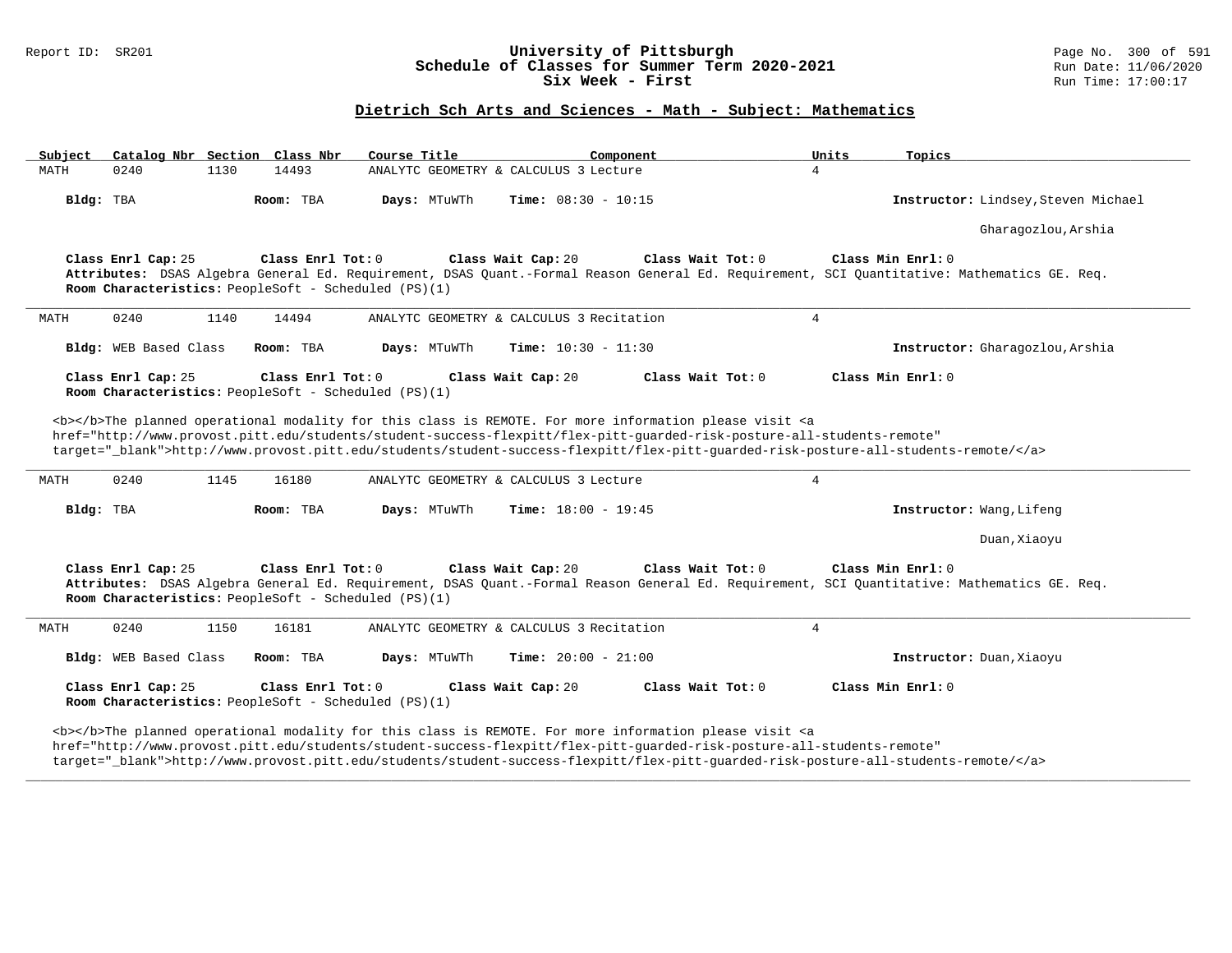## Dietrich Sch Arts and Sciences - Math - Subject: Mathematics

| Subject | Catalog Nbr | Section | Class Nbr | Course Title | Component | Units | Topics |
|---|---|---|---|---|---|---|---|
| MATH | 0240 | 1130 | 14493 | ANALYTC GEOMETRY & CALCULUS 3 | Lecture | 4 | |

**Bldg:** TBA **Room:** TBA **Days:** MTuWTh **Time:** 08:30 - 10:15 **Instructor:** Lindsey,Steven Michael

Gharagozlou,Arshia

**Class Enrl Cap:** 25 **Class Enrl Tot:** 0 **Class Wait Cap:** 20 **Class Wait Tot:** 0 **Class Min Enrl:** 0

**Attributes:** DSAS Algebra General Ed. Requirement, DSAS Quant.-Formal Reason General Ed. Requirement, SCI Quantitative: Mathematics GE. Req.

**Room Characteristics:** PeopleSoft - Scheduled (PS)(1)

---

| Subject | Catalog Nbr | Section | Class Nbr | Course Title | Component | Units | Topics |
|---|---|---|---|---|---|---|---|
| MATH | 0240 | 1140 | 14494 | ANALYTC GEOMETRY & CALCULUS 3 | Recitation | 4 | |

**Bldg:** WEB Based Class **Room:** TBA **Days:** MTuWTh **Time:** 10:30 - 11:30 **Instructor:** Gharagozlou,Arshia

**Class Enrl Cap:** 25 **Class Enrl Tot:** 0 **Class Wait Cap:** 20 **Class Wait Tot:** 0 **Class Min Enrl:** 0

**Room Characteristics:** PeopleSoft - Scheduled (PS)(1)

<b></b>The planned operational modality for this class is REMOTE. For more information please visit <a href="http://www.provost.pitt.edu/students/student-success-flexpitt/flex-pitt-guarded-risk-posture-all-students-remote" target="_blank">http://www.provost.pitt.edu/students/student-success-flexpitt/flex-pitt-guarded-risk-posture-all-students-remote/</a>

---

| Subject | Catalog Nbr | Section | Class Nbr | Course Title | Component | Units | Topics |
|---|---|---|---|---|---|---|---|
| MATH | 0240 | 1145 | 16180 | ANALYTC GEOMETRY & CALCULUS 3 | Lecture | 4 | |

**Bldg:** TBA **Room:** TBA **Days:** MTuWTh **Time:** 18:00 - 19:45 **Instructor:** Wang,Lifeng

Duan,Xiaoyu

**Class Enrl Cap:** 25 **Class Enrl Tot:** 0 **Class Wait Cap:** 20 **Class Wait Tot:** 0 **Class Min Enrl:** 0

**Attributes:** DSAS Algebra General Ed. Requirement, DSAS Quant.-Formal Reason General Ed. Requirement, SCI Quantitative: Mathematics GE. Req.

**Room Characteristics:** PeopleSoft - Scheduled (PS)(1)

---

| Subject | Catalog Nbr | Section | Class Nbr | Course Title | Component | Units | Topics |
|---|---|---|---|---|---|---|---|
| MATH | 0240 | 1150 | 16181 | ANALYTC GEOMETRY & CALCULUS 3 | Recitation | 4 | |

**Bldg:** WEB Based Class **Room:** TBA **Days:** MTuWTh **Time:** 20:00 - 21:00 **Instructor:** Duan,Xiaoyu

**Class Enrl Cap:** 25 **Class Enrl Tot:** 0 **Class Wait Cap:** 20 **Class Wait Tot:** 0 **Class Min Enrl:** 0

**Room Characteristics:** PeopleSoft - Scheduled (PS)(1)

<b></b>The planned operational modality for this class is REMOTE. For more information please visit <a href="http://www.provost.pitt.edu/students/student-success-flexpitt/flex-pitt-guarded-risk-posture-all-students-remote" target="_blank">http://www.provost.pitt.edu/students/student-success-flexpitt/flex-pitt-guarded-risk-posture-all-students-remote/</a>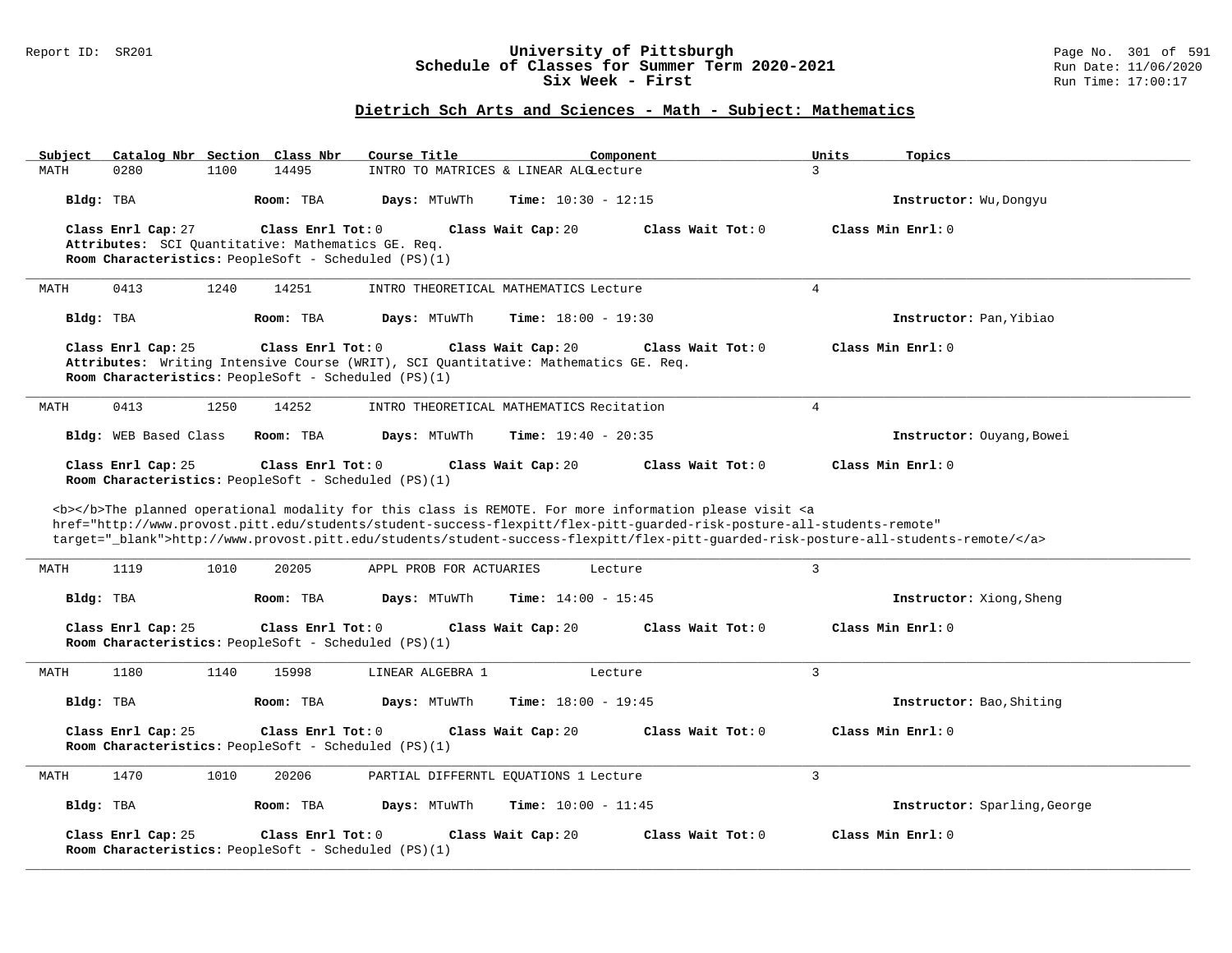## University of Pittsburgh
## Schedule of Classes for Summer Term 2020-2021
## Six Week - First

Report ID: SR201 | Run Date: 11/06/2020 | Run Time: 17:00:17

### Dietrich Sch Arts and Sciences - Math - Subject: Mathematics

| Subject | Catalog Nbr | Section | Class Nbr | Course Title | Component | Units | Topics |
|---|---|---|---|---|---|---|---|
| MATH | 0280 | 1100 | 14495 | INTRO TO MATRICES & LINEAR ALG | Lecture | 3 | |

**Bldg:** TBA **Room:** TBA **Days:** MTuWTh **Time:** 10:30 - 12:15 **Instructor:** Wu,Dongyu

**Class Enrl Cap:** 27 **Class Enrl Tot:** 0 **Class Wait Cap:** 20 **Class Wait Tot:** 0 **Class Min Enrl:** 0
**Attributes:** SCI Quantitative: Mathematics GE. Req.
**Room Characteristics:** PeopleSoft - Scheduled (PS)(1)

---

| Subject | Catalog Nbr | Section | Class Nbr | Course Title | Component | Units | Topics |
|---|---|---|---|---|---|---|---|
| MATH | 0413 | 1240 | 14251 | INTRO THEORETICAL MATHEMATICS | Lecture | 4 | |

**Bldg:** TBA **Room:** TBA **Days:** MTuWTh **Time:** 18:00 - 19:30 **Instructor:** Pan,Yibiao

**Class Enrl Cap:** 25 **Class Enrl Tot:** 0 **Class Wait Cap:** 20 **Class Wait Tot:** 0 **Class Min Enrl:** 0
**Attributes:** Writing Intensive Course (WRIT), SCI Quantitative: Mathematics GE. Req.
**Room Characteristics:** PeopleSoft - Scheduled (PS)(1)

---

| Subject | Catalog Nbr | Section | Class Nbr | Course Title | Component | Units | Topics |
|---|---|---|---|---|---|---|---|
| MATH | 0413 | 1250 | 14252 | INTRO THEORETICAL MATHEMATICS | Recitation | 4 | |

**Bldg:** WEB Based Class **Room:** TBA **Days:** MTuWTh **Time:** 19:40 - 20:35 **Instructor:** Ouyang,Bowei

**Class Enrl Cap:** 25 **Class Enrl Tot:** 0 **Class Wait Cap:** 20 **Class Wait Tot:** 0 **Class Min Enrl:** 0
**Room Characteristics:** PeopleSoft - Scheduled (PS)(1)

<b></b>The planned operational modality for this class is REMOTE. For more information please visit <a href="http://www.provost.pitt.edu/students/student-success-flexpitt/flex-pitt-guarded-risk-posture-all-students-remote" target="_blank">http://www.provost.pitt.edu/students/student-success-flexpitt/flex-pitt-guarded-risk-posture-all-students-remote/</a>

---

| Subject | Catalog Nbr | Section | Class Nbr | Course Title | Component | Units | Topics |
|---|---|---|---|---|---|---|---|
| MATH | 1119 | 1010 | 20205 | APPL PROB FOR ACTUARIES | Lecture | 3 | |

**Bldg:** TBA **Room:** TBA **Days:** MTuWTh **Time:** 14:00 - 15:45 **Instructor:** Xiong,Sheng

**Class Enrl Cap:** 25 **Class Enrl Tot:** 0 **Class Wait Cap:** 20 **Class Wait Tot:** 0 **Class Min Enrl:** 0
**Room Characteristics:** PeopleSoft - Scheduled (PS)(1)

---

| Subject | Catalog Nbr | Section | Class Nbr | Course Title | Component | Units | Topics |
|---|---|---|---|---|---|---|---|
| MATH | 1180 | 1140 | 15998 | LINEAR ALGEBRA 1 | Lecture | 3 | |

**Bldg:** TBA **Room:** TBA **Days:** MTuWTh **Time:** 18:00 - 19:45 **Instructor:** Bao,Shiting

**Class Enrl Cap:** 25 **Class Enrl Tot:** 0 **Class Wait Cap:** 20 **Class Wait Tot:** 0 **Class Min Enrl:** 0
**Room Characteristics:** PeopleSoft - Scheduled (PS)(1)

---

| Subject | Catalog Nbr | Section | Class Nbr | Course Title | Component | Units | Topics |
|---|---|---|---|---|---|---|---|
| MATH | 1470 | 1010 | 20206 | PARTIAL DIFFERNTL EQUATIONS 1 | Lecture | 3 | |

**Bldg:** TBA **Room:** TBA **Days:** MTuWTh **Time:** 10:00 - 11:45 **Instructor:** Sparling,George

**Class Enrl Cap:** 25 **Class Enrl Tot:** 0 **Class Wait Cap:** 20 **Class Wait Tot:** 0 **Class Min Enrl:** 0
**Room Characteristics:** PeopleSoft - Scheduled (PS)(1)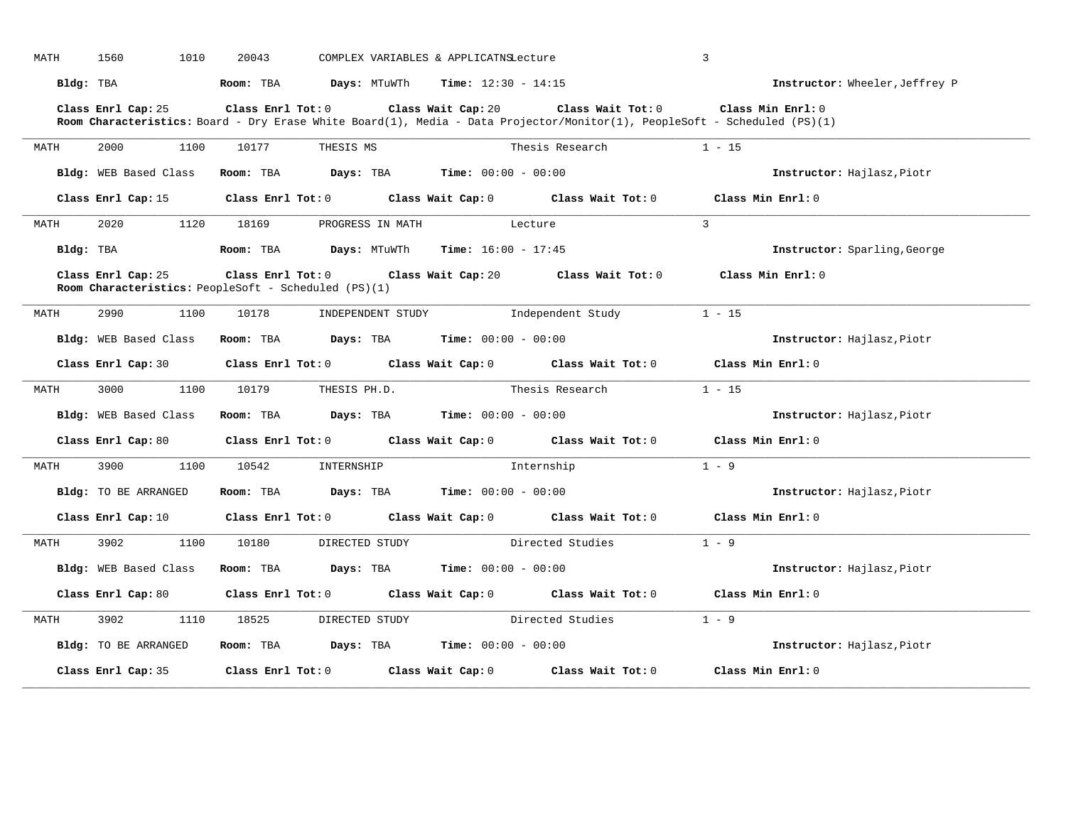MATH 1560 1010 20043 COMPLEX VARIABLES & APPLICATNS Lecture 3

**Bldg:** TBA **Room:** TBA **Days:** MTuWTh **Time:** 12:30 - 14:15 **Instructor:** Wheeler,Jeffrey P

**Class Enrl Cap:** 25 **Class Enrl Tot:** 0 **Class Wait Cap:** 20 **Class Wait Tot:** 0 **Class Min Enrl:** 0
**Room Characteristics:** Board - Dry Erase White Board(1), Media - Data Projector/Monitor(1), PeopleSoft - Scheduled (PS)(1)

---

MATH 2000 1100 10177 THESIS MS Thesis Research 1 - 15

**Bldg:** WEB Based Class **Room:** TBA **Days:** TBA **Time:** 00:00 - 00:00 **Instructor:** Hajlasz,Piotr

**Class Enrl Cap:** 15 **Class Enrl Tot:** 0 **Class Wait Cap:** 0 **Class Wait Tot:** 0 **Class Min Enrl:** 0

---

MATH 2020 1120 18169 PROGRESS IN MATH Lecture 3

**Bldg:** TBA **Room:** TBA **Days:** MTuWTh **Time:** 16:00 - 17:45 **Instructor:** Sparling,George

**Class Enrl Cap:** 25 **Class Enrl Tot:** 0 **Class Wait Cap:** 20 **Class Wait Tot:** 0 **Class Min Enrl:** 0
**Room Characteristics:** PeopleSoft - Scheduled (PS)(1)

---

MATH 2990 1100 10178 INDEPENDENT STUDY Independent Study 1 - 15

**Bldg:** WEB Based Class **Room:** TBA **Days:** TBA **Time:** 00:00 - 00:00 **Instructor:** Hajlasz,Piotr

**Class Enrl Cap:** 30 **Class Enrl Tot:** 0 **Class Wait Cap:** 0 **Class Wait Tot:** 0 **Class Min Enrl:** 0

---

MATH 3000 1100 10179 THESIS PH.D. Thesis Research 1 - 15

**Bldg:** WEB Based Class **Room:** TBA **Days:** TBA **Time:** 00:00 - 00:00 **Instructor:** Hajlasz,Piotr

**Class Enrl Cap:** 80 **Class Enrl Tot:** 0 **Class Wait Cap:** 0 **Class Wait Tot:** 0 **Class Min Enrl:** 0

---

MATH 3900 1100 10542 INTERNSHIP Internship 1 - 9

**Bldg:** TO BE ARRANGED **Room:** TBA **Days:** TBA **Time:** 00:00 - 00:00 **Instructor:** Hajlasz,Piotr

**Class Enrl Cap:** 10 **Class Enrl Tot:** 0 **Class Wait Cap:** 0 **Class Wait Tot:** 0 **Class Min Enrl:** 0

---

MATH 3902 1100 10180 DIRECTED STUDY Directed Studies 1 - 9

**Bldg:** WEB Based Class **Room:** TBA **Days:** TBA **Time:** 00:00 - 00:00 **Instructor:** Hajlasz,Piotr

**Class Enrl Cap:** 80 **Class Enrl Tot:** 0 **Class Wait Cap:** 0 **Class Wait Tot:** 0 **Class Min Enrl:** 0

---

MATH 3902 1110 18525 DIRECTED STUDY Directed Studies 1 - 9

**Bldg:** TO BE ARRANGED **Room:** TBA **Days:** TBA **Time:** 00:00 - 00:00 **Instructor:** Hajlasz,Piotr

**Class Enrl Cap:** 35 **Class Enrl Tot:** 0 **Class Wait Cap:** 0 **Class Wait Tot:** 0 **Class Min Enrl:** 0

---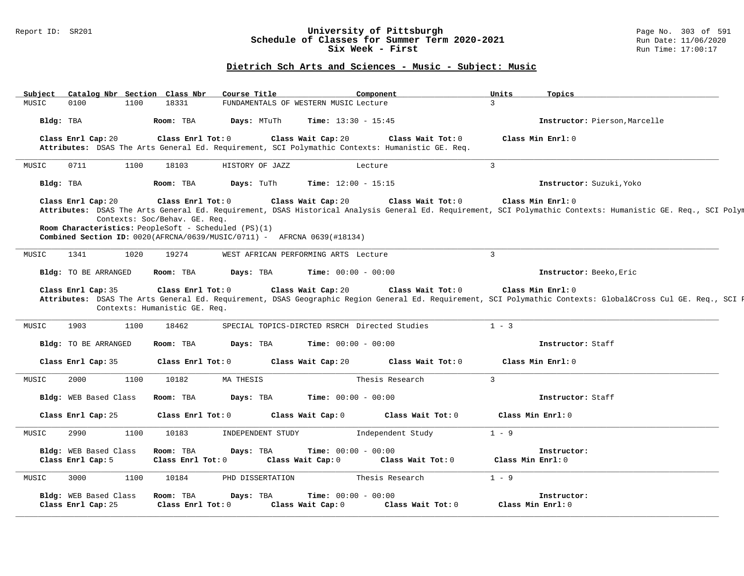## Dietrich Sch Arts and Sciences - Music - Subject: Music

| Subject | Catalog Nbr | Section | Class Nbr | Course Title | Component | Units | Topics |
|---|---|---|---|---|---|---|---|
| MUSIC | 0100 | 1100 | 18331 | FUNDAMENTALS OF WESTERN MUSIC | Lecture | 3 | |

**Bldg:** TBA **Room:** TBA **Days:** MTuTh **Time:** 13:30 - 15:45 **Instructor:** Pierson,Marcelle

**Class Enrl Cap:** 20 **Class Enrl Tot:** 0 **Class Wait Cap:** 20 **Class Wait Tot:** 0 **Class Min Enrl:** 0

**Attributes:** DSAS The Arts General Ed. Requirement, SCI Polymathic Contexts: Humanistic GE. Req.

---

| Subject | Catalog Nbr | Section | Class Nbr | Course Title | Component | Units | Topics |
|---|---|---|---|---|---|---|---|
| MUSIC | 0711 | 1100 | 18103 | HISTORY OF JAZZ | Lecture | 3 | |

**Bldg:** TBA **Room:** TBA **Days:** TuTh **Time:** 12:00 - 15:15 **Instructor:** Suzuki,Yoko

**Class Enrl Cap:** 20 **Class Enrl Tot:** 0 **Class Wait Cap:** 20 **Class Wait Tot:** 0 **Class Min Enrl:** 0

**Attributes:** DSAS The Arts General Ed. Requirement, DSAS Historical Analysis General Ed. Requirement, SCI Polymathic Contexts: Humanistic GE. Req., SCI Polym Contexts: Soc/Behav. GE. Req.

**Room Characteristics:** PeopleSoft - Scheduled (PS)(1)

**Combined Section ID:** 0020(AFRCNA/0639/MUSIC/0711) - AFRCNA 0639(#18134)

---

| Subject | Catalog Nbr | Section | Class Nbr | Course Title | Component | Units | Topics |
|---|---|---|---|---|---|---|---|
| MUSIC | 1341 | 1020 | 19274 | WEST AFRICAN PERFORMING ARTS | Lecture | 3 | |

**Bldg:** TO BE ARRANGED **Room:** TBA **Days:** TBA **Time:** 00:00 - 00:00 **Instructor:** Beeko,Eric

**Class Enrl Cap:** 35 **Class Enrl Tot:** 0 **Class Wait Cap:** 20 **Class Wait Tot:** 0 **Class Min Enrl:** 0

**Attributes:** DSAS The Arts General Ed. Requirement, DSAS Geographic Region General Ed. Requirement, SCI Polymathic Contexts: Global&Cross Cul GE. Req., SCI P Contexts: Humanistic GE. Req.

---

| Subject | Catalog Nbr | Section | Class Nbr | Course Title | Component | Units | Topics |
|---|---|---|---|---|---|---|---|
| MUSIC | 1903 | 1100 | 18462 | SPECIAL TOPICS-DIRCTED RSRCH | Directed Studies | 1 - 3 | |

**Bldg:** TO BE ARRANGED **Room:** TBA **Days:** TBA **Time:** 00:00 - 00:00 **Instructor:** Staff

**Class Enrl Cap:** 35 **Class Enrl Tot:** 0 **Class Wait Cap:** 20 **Class Wait Tot:** 0 **Class Min Enrl:** 0

---

| Subject | Catalog Nbr | Section | Class Nbr | Course Title | Component | Units | Topics |
|---|---|---|---|---|---|---|---|
| MUSIC | 2000 | 1100 | 10182 | MA THESIS | Thesis Research | 3 | |

**Bldg:** WEB Based Class **Room:** TBA **Days:** TBA **Time:** 00:00 - 00:00 **Instructor:** Staff

**Class Enrl Cap:** 25 **Class Enrl Tot:** 0 **Class Wait Cap:** 0 **Class Wait Tot:** 0 **Class Min Enrl:** 0

---

| Subject | Catalog Nbr | Section | Class Nbr | Course Title | Component | Units | Topics |
|---|---|---|---|---|---|---|---|
| MUSIC | 2990 | 1100 | 10183 | INDEPENDENT STUDY | Independent Study | 1 - 9 | |

**Bldg:** WEB Based Class **Room:** TBA **Days:** TBA **Time:** 00:00 - 00:00 **Instructor:**

**Class Enrl Cap:** 5 **Class Enrl Tot:** 0 **Class Wait Cap:** 0 **Class Wait Tot:** 0 **Class Min Enrl:** 0

---

| Subject | Catalog Nbr | Section | Class Nbr | Course Title | Component | Units | Topics |
|---|---|---|---|---|---|---|---|
| MUSIC | 3000 | 1100 | 10184 | PHD DISSERTATION | Thesis Research | 1 - 9 | |

**Bldg:** WEB Based Class **Room:** TBA **Days:** TBA **Time:** 00:00 - 00:00 **Instructor:**

**Class Enrl Cap:** 25 **Class Enrl Tot:** 0 **Class Wait Cap:** 0 **Class Wait Tot:** 0 **Class Min Enrl:** 0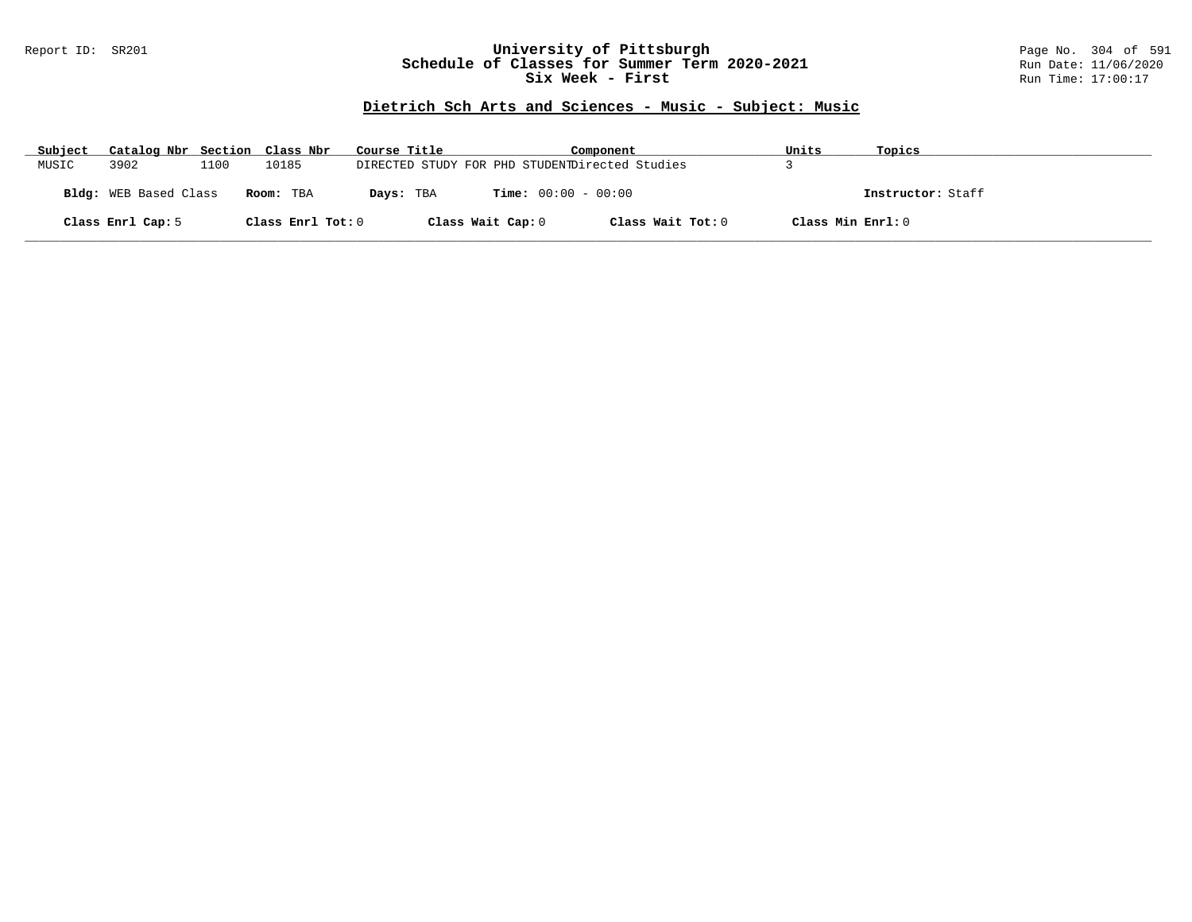## Dietrich Sch Arts and Sciences - Music - Subject: Music

| Subject | Catalog Nbr | Section | Class Nbr | Course Title | Component | Units | Topics |
|---|---|---|---|---|---|---|---|
| MUSIC | 3902 | 1100 | 10185 | DIRECTED STUDY FOR PHD STUDENT | Directed Studies | 3 | |

**Bldg:** WEB Based Class **Room:** TBA **Days:** TBA **Time:** 00:00 - 00:00 **Instructor:** Staff

**Class Enrl Cap:** 5 **Class Enrl Tot:** 0 **Class Wait Cap:** 0 **Class Wait Tot:** 0 **Class Min Enrl:** 0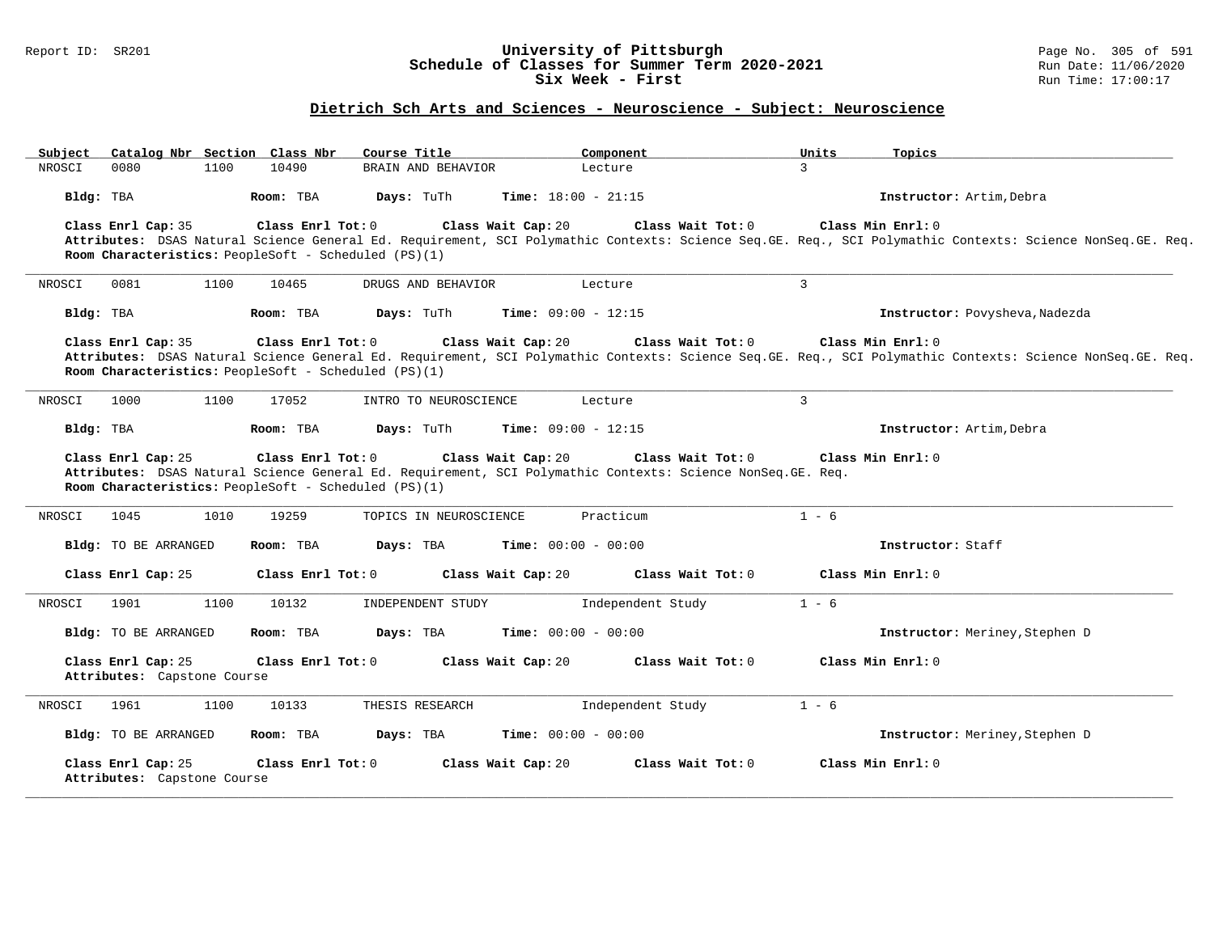Report ID: SR201

# University of Pittsburgh
## Schedule of Classes for Summer Term 2020-2021
### Six Week - First

Run Date: 11/06/2020
Run Time: 17:00:17

## Dietrich Sch Arts and Sciences - Neuroscience - Subject: Neuroscience

| Subject | Catalog Nbr | Section | Class Nbr | Course Title | Component | Units | Topics |
|---|---|---|---|---|---|---|---|
| NROSCI | 0080 | 1100 | 10490 | BRAIN AND BEHAVIOR | Lecture | 3 | |

**Bldg:** TBA **Room:** TBA **Days:** TuTh **Time:** 18:00 - 21:15 **Instructor:** Artim,Debra

**Class Enrl Cap:** 35 **Class Enrl Tot:** 0 **Class Wait Cap:** 20 **Class Wait Tot:** 0 **Class Min Enrl:** 0
**Attributes:** DSAS Natural Science General Ed. Requirement, SCI Polymathic Contexts: Science Seq.GE. Req., SCI Polymathic Contexts: Science NonSeq.GE. Req.
**Room Characteristics:** PeopleSoft - Scheduled (PS)(1)

---

| Subject | Catalog Nbr | Section | Class Nbr | Course Title | Component | Units | Topics |
|---|---|---|---|---|---|---|---|
| NROSCI | 0081 | 1100 | 10465 | DRUGS AND BEHAVIOR | Lecture | 3 | |

**Bldg:** TBA **Room:** TBA **Days:** TuTh **Time:** 09:00 - 12:15 **Instructor:** Povysheva,Nadezda

**Class Enrl Cap:** 35 **Class Enrl Tot:** 0 **Class Wait Cap:** 20 **Class Wait Tot:** 0 **Class Min Enrl:** 0
**Attributes:** DSAS Natural Science General Ed. Requirement, SCI Polymathic Contexts: Science Seq.GE. Req., SCI Polymathic Contexts: Science NonSeq.GE. Req.
**Room Characteristics:** PeopleSoft - Scheduled (PS)(1)

---

| Subject | Catalog Nbr | Section | Class Nbr | Course Title | Component | Units | Topics |
|---|---|---|---|---|---|---|---|
| NROSCI | 1000 | 1100 | 17052 | INTRO TO NEUROSCIENCE | Lecture | 3 | |

**Bldg:** TBA **Room:** TBA **Days:** TuTh **Time:** 09:00 - 12:15 **Instructor:** Artim,Debra

**Class Enrl Cap:** 25 **Class Enrl Tot:** 0 **Class Wait Cap:** 20 **Class Wait Tot:** 0 **Class Min Enrl:** 0
**Attributes:** DSAS Natural Science General Ed. Requirement, SCI Polymathic Contexts: Science NonSeq.GE. Req.
**Room Characteristics:** PeopleSoft - Scheduled (PS)(1)

---

| Subject | Catalog Nbr | Section | Class Nbr | Course Title | Component | Units | Topics |
|---|---|---|---|---|---|---|---|
| NROSCI | 1045 | 1010 | 19259 | TOPICS IN NEUROSCIENCE | Practicum | 1 - 6 | |

**Bldg:** TO BE ARRANGED **Room:** TBA **Days:** TBA **Time:** 00:00 - 00:00 **Instructor:** Staff

**Class Enrl Cap:** 25 **Class Enrl Tot:** 0 **Class Wait Cap:** 20 **Class Wait Tot:** 0 **Class Min Enrl:** 0

---

| Subject | Catalog Nbr | Section | Class Nbr | Course Title | Component | Units | Topics |
|---|---|---|---|---|---|---|---|
| NROSCI | 1901 | 1100 | 10132 | INDEPENDENT STUDY | Independent Study | 1 - 6 | |

**Bldg:** TO BE ARRANGED **Room:** TBA **Days:** TBA **Time:** 00:00 - 00:00 **Instructor:** Meriney,Stephen D

**Class Enrl Cap:** 25 **Class Enrl Tot:** 0 **Class Wait Cap:** 20 **Class Wait Tot:** 0 **Class Min Enrl:** 0
**Attributes:** Capstone Course

---

| Subject | Catalog Nbr | Section | Class Nbr | Course Title | Component | Units | Topics |
|---|---|---|---|---|---|---|---|
| NROSCI | 1961 | 1100 | 10133 | THESIS RESEARCH | Independent Study | 1 - 6 | |

**Bldg:** TO BE ARRANGED **Room:** TBA **Days:** TBA **Time:** 00:00 - 00:00 **Instructor:** Meriney,Stephen D

**Class Enrl Cap:** 25 **Class Enrl Tot:** 0 **Class Wait Cap:** 20 **Class Wait Tot:** 0 **Class Min Enrl:** 0
**Attributes:** Capstone Course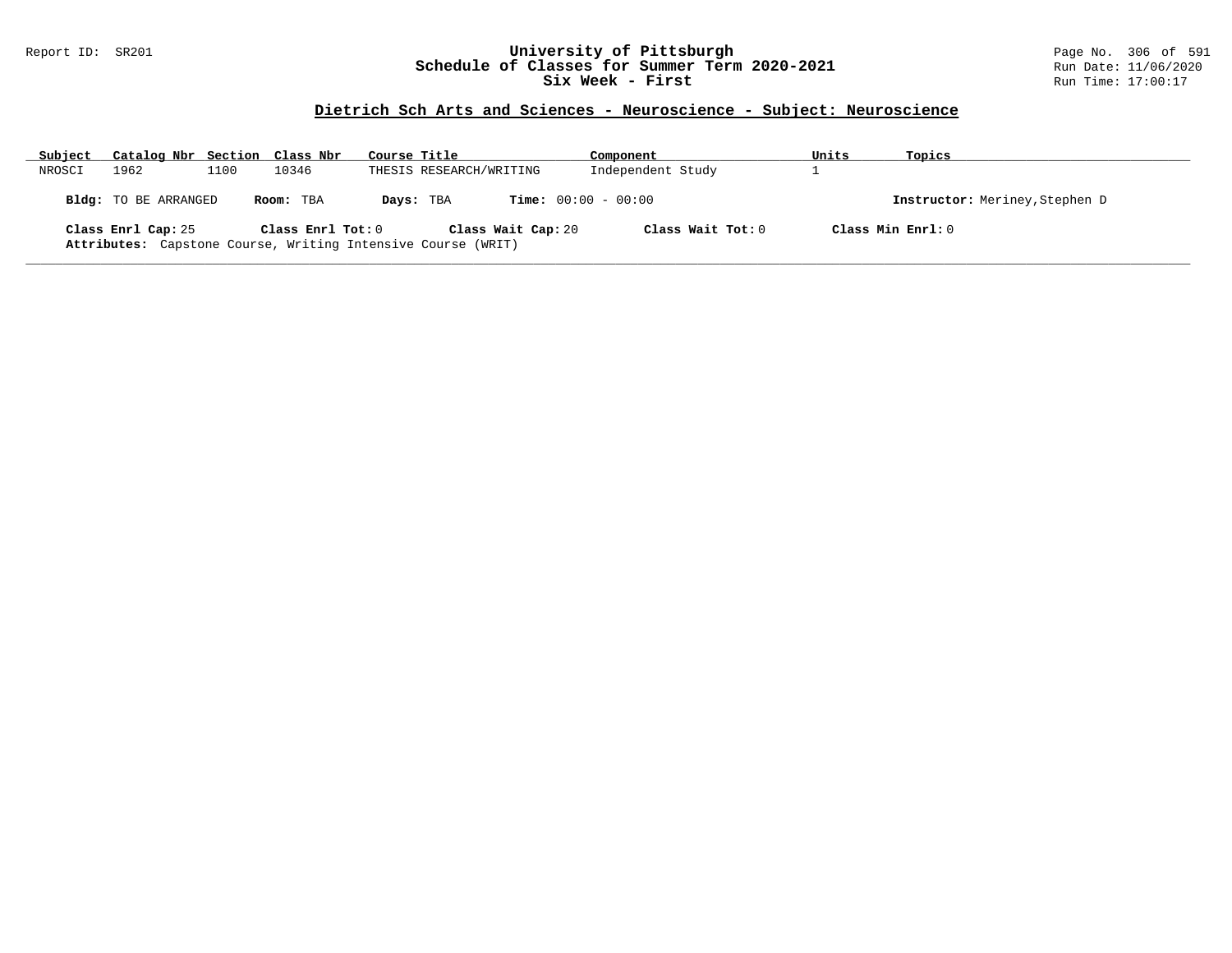# University of Pittsburgh
## Schedule of Classes for Summer Term 2020-2021
### Six Week - First

Report ID: SR201

Run Date: 11/06/2020
Run Time: 17:00:17

## Dietrich Sch Arts and Sciences - Neuroscience - Subject: Neuroscience

| Subject | Catalog Nbr | Section | Class Nbr | Course Title | Component | Units | Topics |
|---|---|---|---|---|---|---|---|
| NROSCI | 1962 | 1100 | 10346 | THESIS RESEARCH/WRITING | Independent Study | 1 | |

**Bldg:** TO BE ARRANGED **Room:** TBA **Days:** TBA **Time:** 00:00 - 00:00 **Instructor:** Meriney,Stephen D

**Class Enrl Cap:** 25 **Class Enrl Tot:** 0 **Class Wait Cap:** 20 **Class Wait Tot:** 0 **Class Min Enrl:** 0

**Attributes:** Capstone Course, Writing Intensive Course (WRIT)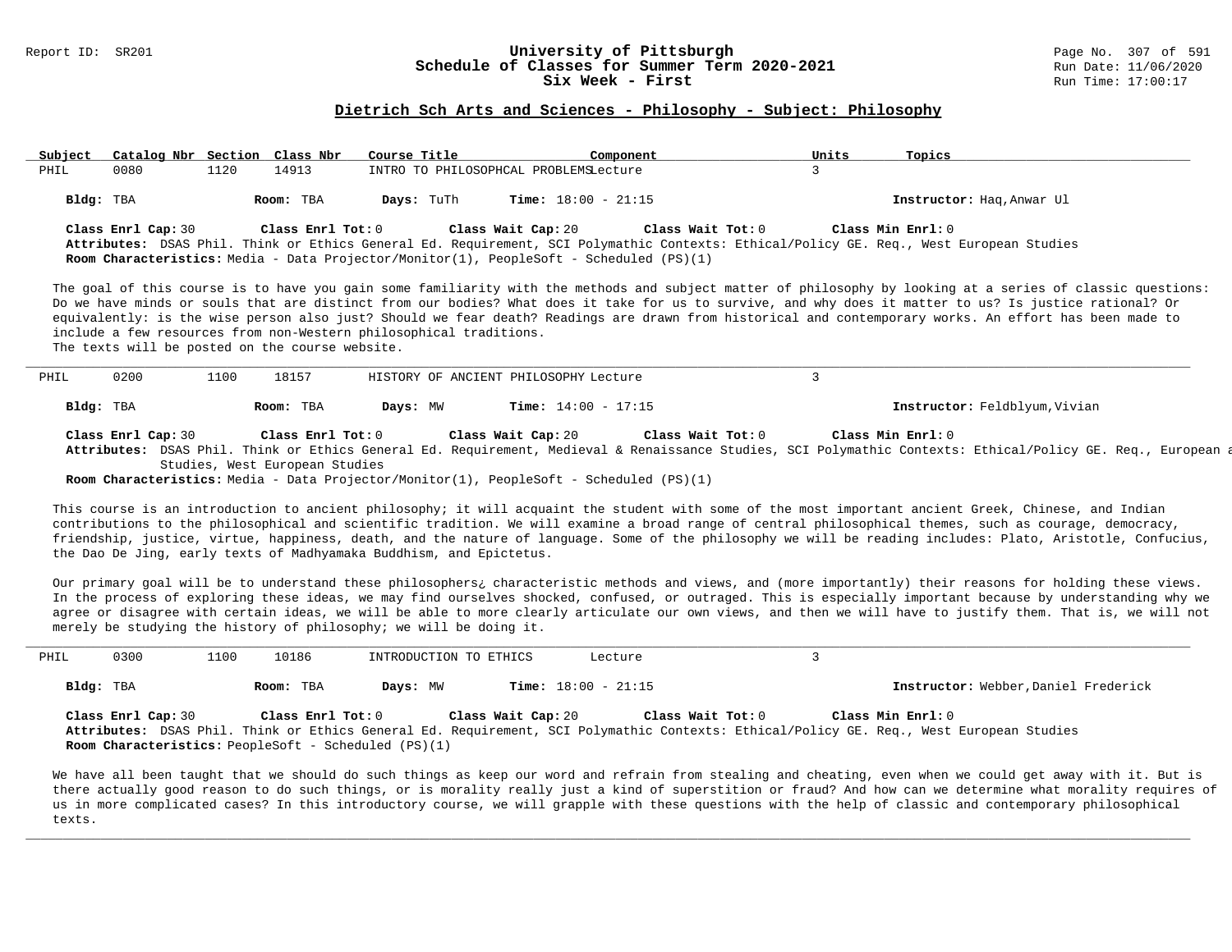## Dietrich Sch Arts and Sciences - Philosophy - Subject: Philosophy

| Subject | Catalog Nbr | Section | Class Nbr | Course Title | Component | Units | Topics |
|---|---|---|---|---|---|---|---|
| PHIL | 0080 | 1120 | 14913 | INTRO TO PHILOSOPHCAL PROBLEMS | Lecture | 3 | |

**Bldg:** TBA **Room:** TBA **Days:** TuTh **Time:** 18:00 - 21:15 **Instructor:** Haq,Anwar Ul

**Class Enrl Cap:** 30 **Class Enrl Tot:** 0 **Class Wait Cap:** 20 **Class Wait Tot:** 0 **Class Min Enrl:** 0

**Attributes:** DSAS Phil. Think or Ethics General Ed. Requirement, SCI Polymathic Contexts: Ethical/Policy GE. Req., West European Studies

**Room Characteristics:** Media - Data Projector/Monitor(1), PeopleSoft - Scheduled (PS)(1)

The goal of this course is to have you gain some familiarity with the methods and subject matter of philosophy by looking at a series of classic questions: Do we have minds or souls that are distinct from our bodies? What does it take for us to survive, and why does it matter to us? Is justice rational? Or equivalently: is the wise person also just? Should we fear death? Readings are drawn from historical and contemporary works. An effort has been made to include a few resources from non-Western philosophical traditions.
The texts will be posted on the course website.

---

| Subject | Catalog Nbr | Section | Class Nbr | Course Title | Component | Units | Topics |
|---|---|---|---|---|---|---|---|
| PHIL | 0200 | 1100 | 18157 | HISTORY OF ANCIENT PHILOSOPHY | Lecture | 3 | |

**Bldg:** TBA **Room:** TBA **Days:** MW **Time:** 14:00 - 17:15 **Instructor:** Feldblyum,Vivian

**Class Enrl Cap:** 30 **Class Enrl Tot:** 0 **Class Wait Cap:** 20 **Class Wait Tot:** 0 **Class Min Enrl:** 0

**Attributes:** DSAS Phil. Think or Ethics General Ed. Requirement, Medieval & Renaissance Studies, SCI Polymathic Contexts: Ethical/Policy GE. Req., European a Studies, West European Studies

**Room Characteristics:** Media - Data Projector/Monitor(1), PeopleSoft - Scheduled (PS)(1)

This course is an introduction to ancient philosophy; it will acquaint the student with some of the most important ancient Greek, Chinese, and Indian contributions to the philosophical and scientific tradition. We will examine a broad range of central philosophical themes, such as courage, democracy, friendship, justice, virtue, happiness, death, and the nature of language. Some of the philosophy we will be reading includes: Plato, Aristotle, Confucius, the Dao De Jing, early texts of Madhyamaka Buddhism, and Epictetus.

Our primary goal will be to understand these philosophers¿ characteristic methods and views, and (more importantly) their reasons for holding these views. In the process of exploring these ideas, we may find ourselves shocked, confused, or outraged. This is especially important because by understanding why we agree or disagree with certain ideas, we will be able to more clearly articulate our own views, and then we will have to justify them. That is, we will not merely be studying the history of philosophy; we will be doing it.

---

| Subject | Catalog Nbr | Section | Class Nbr | Course Title | Component | Units | Topics |
|---|---|---|---|---|---|---|---|
| PHIL | 0300 | 1100 | 10186 | INTRODUCTION TO ETHICS | Lecture | 3 | |

**Bldg:** TBA **Room:** TBA **Days:** MW **Time:** 18:00 - 21:15 **Instructor:** Webber,Daniel Frederick

**Class Enrl Cap:** 30 **Class Enrl Tot:** 0 **Class Wait Cap:** 20 **Class Wait Tot:** 0 **Class Min Enrl:** 0

**Attributes:** DSAS Phil. Think or Ethics General Ed. Requirement, SCI Polymathic Contexts: Ethical/Policy GE. Req., West European Studies

**Room Characteristics:** PeopleSoft - Scheduled (PS)(1)

We have all been taught that we should do such things as keep our word and refrain from stealing and cheating, even when we could get away with it. But is there actually good reason to do such things, or is morality really just a kind of superstition or fraud? And how can we determine what morality requires of us in more complicated cases? In this introductory course, we will grapple with these questions with the help of classic and contemporary philosophical texts.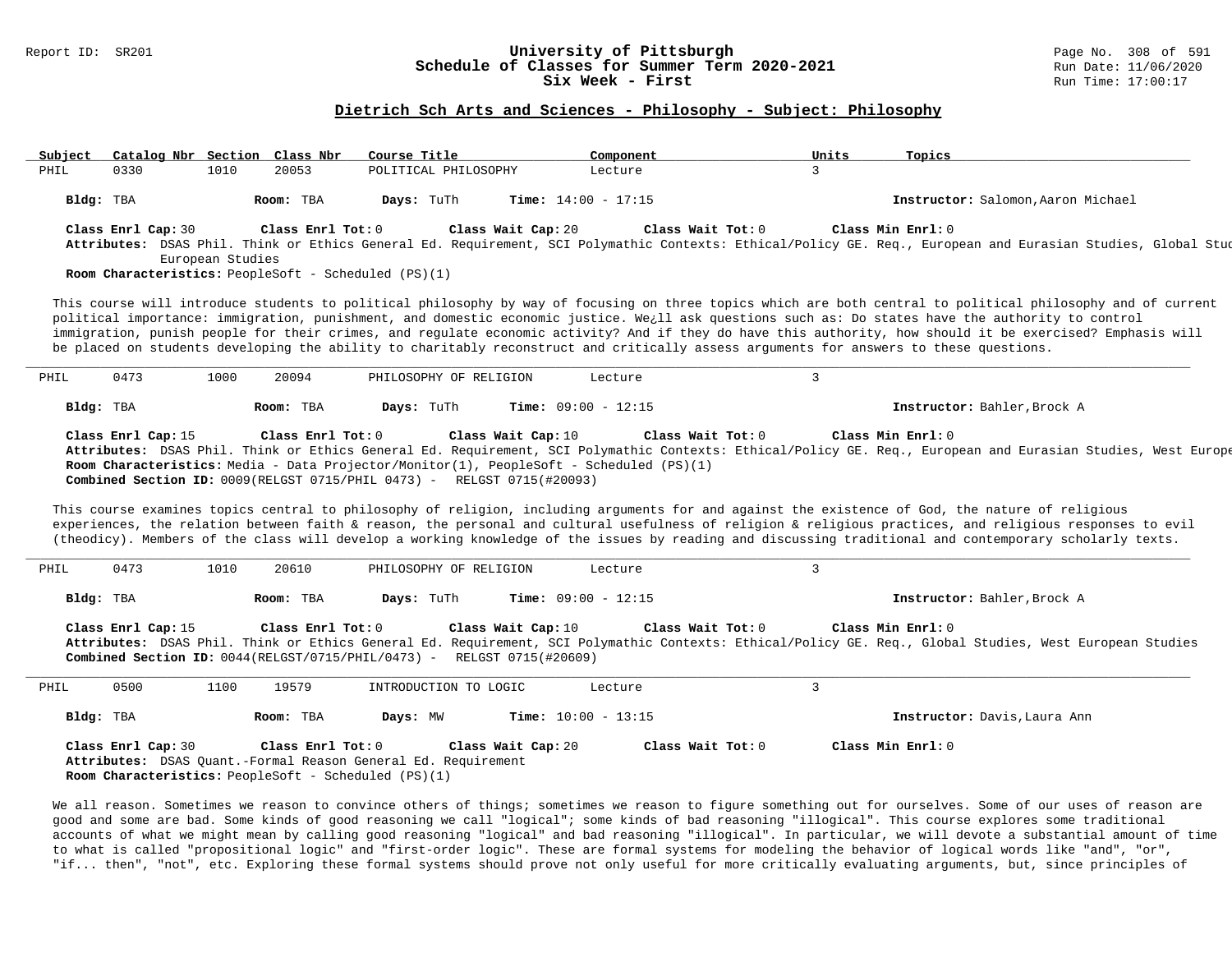## Dietrich Sch Arts and Sciences - Philosophy - Subject: Philosophy

| Subject | Catalog Nbr | Section | Class Nbr | Course Title | Component | Units | Topics |
|---|---|---|---|---|---|---|---|
| PHIL | 0330 | 1010 | 20053 | POLITICAL PHILOSOPHY | Lecture | 3 | |

**Bldg:** TBA **Room:** TBA **Days:** TuTh **Time:** 14:00 - 17:15 **Instructor:** Salomon,Aaron Michael

**Class Enrl Cap:** 30 **Class Enrl Tot:** 0 **Class Wait Cap:** 20 **Class Wait Tot:** 0 **Class Min Enrl:** 0

**Attributes:** DSAS Phil. Think or Ethics General Ed. Requirement, SCI Polymathic Contexts: Ethical/Policy GE. Req., European and Eurasian Studies, Global Stuc European Studies

**Room Characteristics:** PeopleSoft - Scheduled (PS)(1)

This course will introduce students to political philosophy by way of focusing on three topics which are both central to political philosophy and of current political importance: immigration, punishment, and domestic economic justice. We¿ll ask questions such as: Do states have the authority to control immigration, punish people for their crimes, and regulate economic activity? And if they do have this authority, how should it be exercised? Emphasis will be placed on students developing the ability to charitably reconstruct and critically assess arguments for answers to these questions.

---

| Subject | Catalog Nbr | Section | Class Nbr | Course Title | Component | Units | Topics |
|---|---|---|---|---|---|---|---|
| PHIL | 0473 | 1000 | 20094 | PHILOSOPHY OF RELIGION | Lecture | 3 | |

**Bldg:** TBA **Room:** TBA **Days:** TuTh **Time:** 09:00 - 12:15 **Instructor:** Bahler,Brock A

**Class Enrl Cap:** 15 **Class Enrl Tot:** 0 **Class Wait Cap:** 10 **Class Wait Tot:** 0 **Class Min Enrl:** 0

**Attributes:** DSAS Phil. Think or Ethics General Ed. Requirement, SCI Polymathic Contexts: Ethical/Policy GE. Req., European and Eurasian Studies, West Europe

**Room Characteristics:** Media - Data Projector/Monitor(1), PeopleSoft - Scheduled (PS)(1)

**Combined Section ID:** 0009(RELGST 0715/PHIL 0473) - RELGST 0715(#20093)

This course examines topics central to philosophy of religion, including arguments for and against the existence of God, the nature of religious experiences, the relation between faith & reason, the personal and cultural usefulness of religion & religious practices, and religious responses to evil (theodicy). Members of the class will develop a working knowledge of the issues by reading and discussing traditional and contemporary scholarly texts.

---

| Subject | Catalog Nbr | Section | Class Nbr | Course Title | Component | Units | Topics |
|---|---|---|---|---|---|---|---|
| PHIL | 0473 | 1010 | 20610 | PHILOSOPHY OF RELIGION | Lecture | 3 | |

**Bldg:** TBA **Room:** TBA **Days:** TuTh **Time:** 09:00 - 12:15 **Instructor:** Bahler,Brock A

**Class Enrl Cap:** 15 **Class Enrl Tot:** 0 **Class Wait Cap:** 10 **Class Wait Tot:** 0 **Class Min Enrl:** 0

**Attributes:** DSAS Phil. Think or Ethics General Ed. Requirement, SCI Polymathic Contexts: Ethical/Policy GE. Req., Global Studies, West European Studies

**Combined Section ID:** 0044(RELGST/0715/PHIL/0473) - RELGST 0715(#20609)

---

| Subject | Catalog Nbr | Section | Class Nbr | Course Title | Component | Units | Topics |
|---|---|---|---|---|---|---|---|
| PHIL | 0500 | 1100 | 19579 | INTRODUCTION TO LOGIC | Lecture | 3 | |

**Bldg:** TBA **Room:** TBA **Days:** MW **Time:** 10:00 - 13:15 **Instructor:** Davis,Laura Ann

**Class Enrl Cap:** 30 **Class Enrl Tot:** 0 **Class Wait Cap:** 20 **Class Wait Tot:** 0 **Class Min Enrl:** 0

**Attributes:** DSAS Quant.-Formal Reason General Ed. Requirement

**Room Characteristics:** PeopleSoft - Scheduled (PS)(1)

We all reason. Sometimes we reason to convince others of things; sometimes we reason to figure something out for ourselves. Some of our uses of reason are good and some are bad. Some kinds of good reasoning we call "logical"; some kinds of bad reasoning "illogical". This course explores some traditional accounts of what we might mean by calling good reasoning "logical" and bad reasoning "illogical". In particular, we will devote a substantial amount of time to what is called "propositional logic" and "first-order logic". These are formal systems for modeling the behavior of logical words like "and", "or", "if... then", "not", etc. Exploring these formal systems should prove not only useful for more critically evaluating arguments, but, since principles of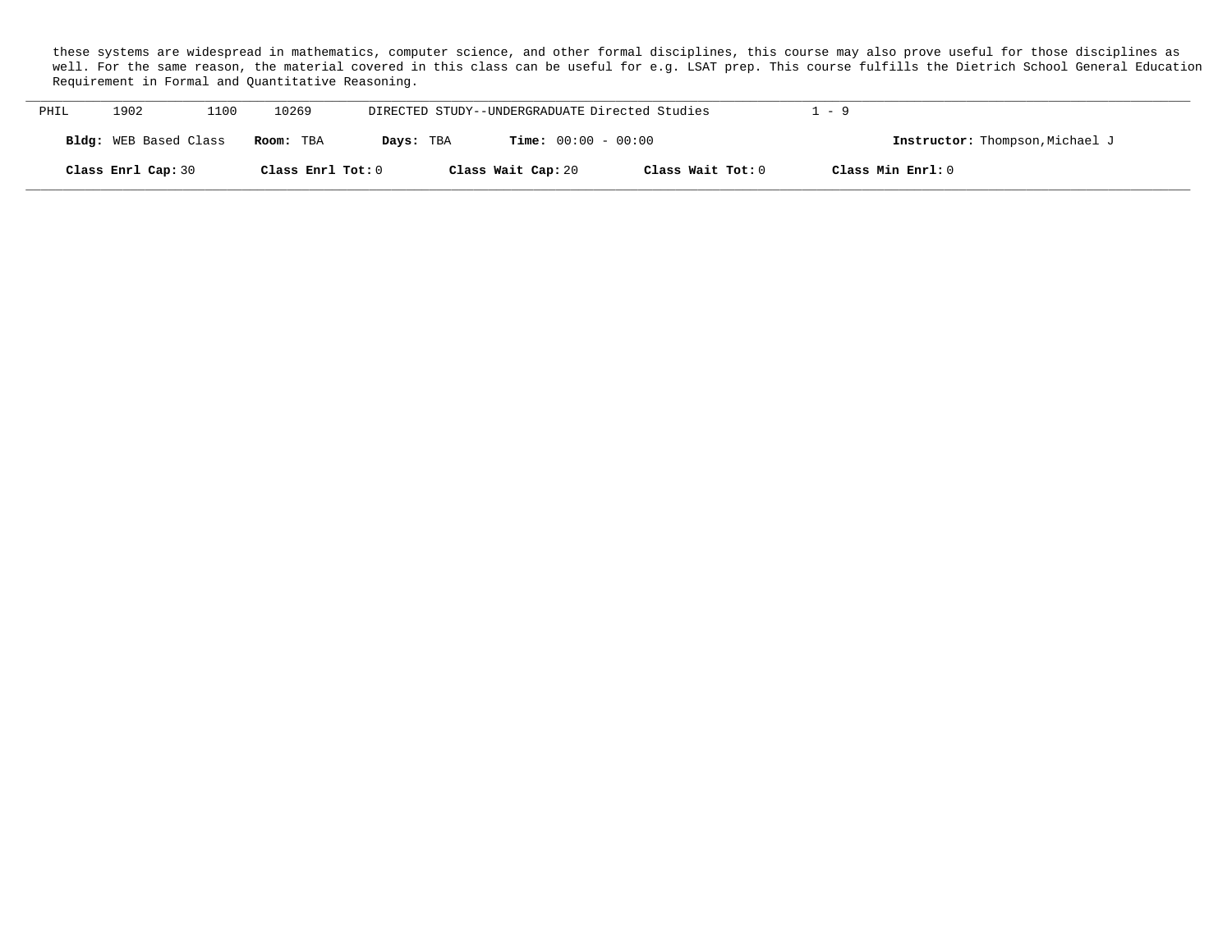these systems are widespread in mathematics, computer science, and other formal disciplines, this course may also prove useful for those disciplines as well. For the same reason, the material covered in this class can be useful for e.g. LSAT prep. This course fulfills the Dietrich School General Education Requirement in Formal and Quantitative Reasoning.

---

PHIL 1902 1100 10269 DIRECTED STUDY--UNDERGRADUATE Directed Studies 1 - 9

**Bldg:** WEB Based Class **Room:** TBA **Days:** TBA **Time:** 00:00 - 00:00 **Instructor:** Thompson,Michael J

**Class Enrl Cap:** 30 **Class Enrl Tot:** 0 **Class Wait Cap:** 20 **Class Wait Tot:** 0 **Class Min Enrl:** 0

---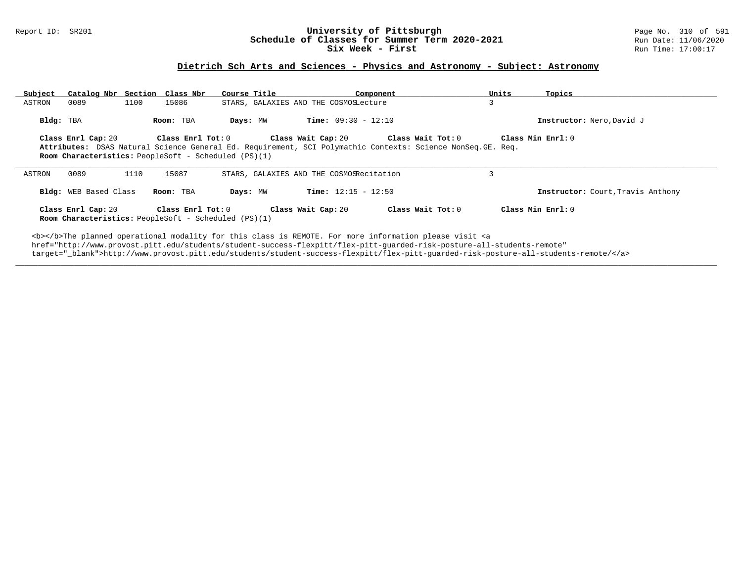## Dietrich Sch Arts and Sciences - Physics and Astronomy - Subject: Astronomy

| Subject | Catalog Nbr | Section | Class Nbr | Course Title | Component | Units | Topics |
|---|---|---|---|---|---|---|---|
| ASTRON | 0089 | 1100 | 15086 | STARS, GALAXIES AND THE COSMOS | Lecture | 3 | |

**Bldg:** TBA **Room:** TBA **Days:** MW **Time:** 09:30 - 12:10 **Instructor:** Nero,David J

**Class Enrl Cap:** 20 **Class Enrl Tot:** 0 **Class Wait Cap:** 20 **Class Wait Tot:** 0 **Class Min Enrl:** 0

**Attributes:** DSAS Natural Science General Ed. Requirement, SCI Polymathic Contexts: Science NonSeq.GE. Req.

**Room Characteristics:** PeopleSoft - Scheduled (PS)(1)

---

| Subject | Catalog Nbr | Section | Class Nbr | Course Title | Component | Units | Topics |
|---|---|---|---|---|---|---|---|
| ASTRON | 0089 | 1110 | 15087 | STARS, GALAXIES AND THE COSMOS | Recitation | 3 | |

**Bldg:** WEB Based Class **Room:** TBA **Days:** MW **Time:** 12:15 - 12:50 **Instructor:** Court,Travis Anthony

**Class Enrl Cap:** 20 **Class Enrl Tot:** 0 **Class Wait Cap:** 20 **Class Wait Tot:** 0 **Class Min Enrl:** 0

**Room Characteristics:** PeopleSoft - Scheduled (PS)(1)

<b></b>The planned operational modality for this class is REMOTE. For more information please visit <a href="http://www.provost.pitt.edu/students/student-success-flexpitt/flex-pitt-guarded-risk-posture-all-students-remote" target="_blank">http://www.provost.pitt.edu/students/student-success-flexpitt/flex-pitt-guarded-risk-posture-all-students-remote/</a>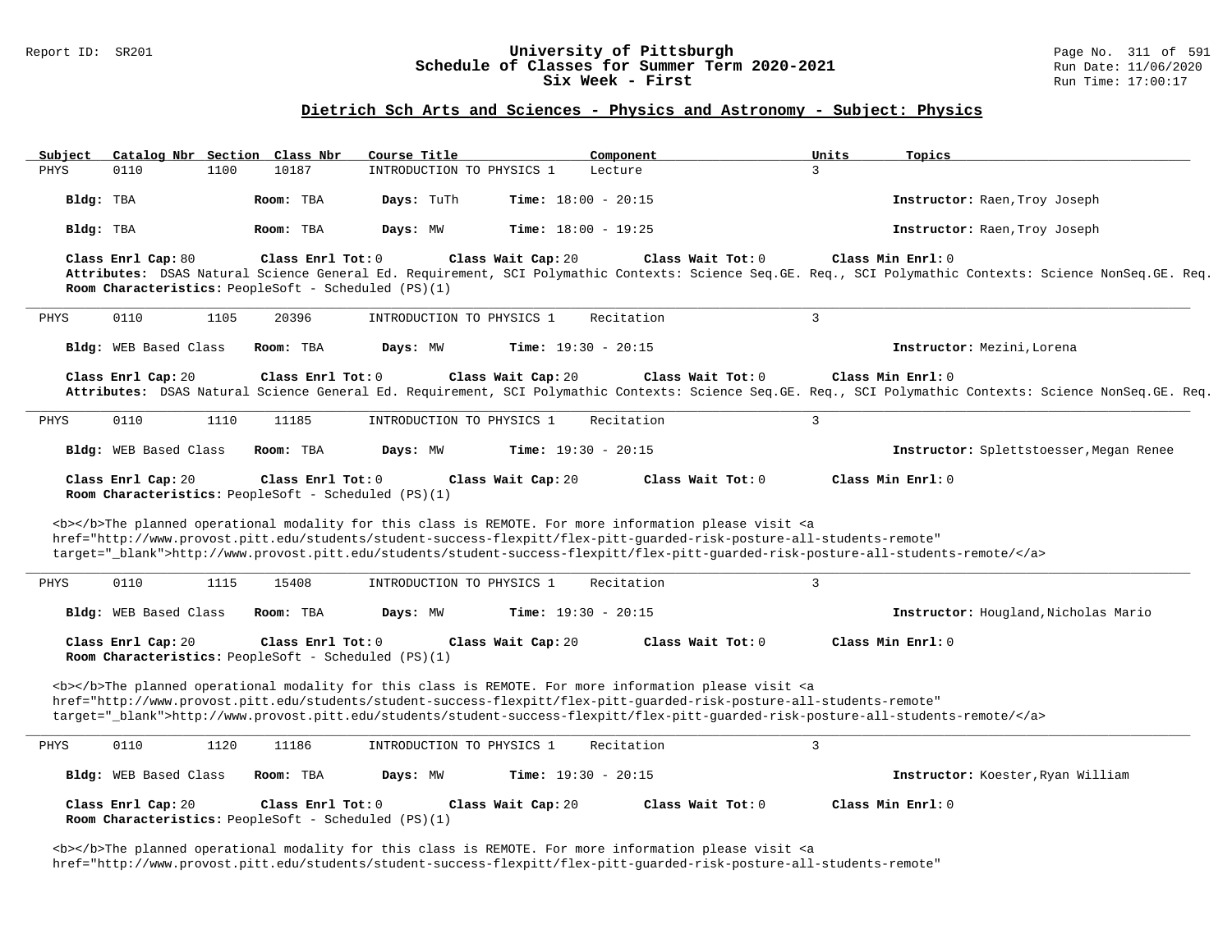# University of Pittsburgh
## Schedule of Classes for Summer Term 2020-2021
### Six Week - First

## Dietrich Sch Arts and Sciences - Physics and Astronomy - Subject: Physics

| Subject | Catalog Nbr | Section | Class Nbr | Course Title | Component | Units | Topics |
|---|---|---|---|---|---|---|---|
| PHYS | 0110 | 1100 | 10187 | INTRODUCTION TO PHYSICS 1 | Lecture | 3 | |

**Bldg:** TBA **Room:** TBA **Days:** TuTh **Time:** 18:00 - 20:15 **Instructor:** Raen,Troy Joseph

**Bldg:** TBA **Room:** TBA **Days:** MW **Time:** 18:00 - 19:25 **Instructor:** Raen,Troy Joseph

**Class Enrl Cap:** 80 **Class Enrl Tot:** 0 **Class Wait Cap:** 20 **Class Wait Tot:** 0 **Class Min Enrl:** 0
**Attributes:** DSAS Natural Science General Ed. Requirement, SCI Polymathic Contexts: Science Seq.GE. Req., SCI Polymathic Contexts: Science NonSeq.GE. Req.
**Room Characteristics:** PeopleSoft - Scheduled (PS)(1)

---

| Subject | Catalog Nbr | Section | Class Nbr | Course Title | Component | Units | Topics |
|---|---|---|---|---|---|---|---|
| PHYS | 0110 | 1105 | 20396 | INTRODUCTION TO PHYSICS 1 | Recitation | 3 | |

**Bldg:** WEB Based Class **Room:** TBA **Days:** MW **Time:** 19:30 - 20:15 **Instructor:** Mezini,Lorena

**Class Enrl Cap:** 20 **Class Enrl Tot:** 0 **Class Wait Cap:** 20 **Class Wait Tot:** 0 **Class Min Enrl:** 0
**Attributes:** DSAS Natural Science General Ed. Requirement, SCI Polymathic Contexts: Science Seq.GE. Req., SCI Polymathic Contexts: Science NonSeq.GE. Req.

---

| Subject | Catalog Nbr | Section | Class Nbr | Course Title | Component | Units | Topics |
|---|---|---|---|---|---|---|---|
| PHYS | 0110 | 1110 | 11185 | INTRODUCTION TO PHYSICS 1 | Recitation | 3 | |

**Bldg:** WEB Based Class **Room:** TBA **Days:** MW **Time:** 19:30 - 20:15 **Instructor:** Splettstoesser,Megan Renee

**Class Enrl Cap:** 20 **Class Enrl Tot:** 0 **Class Wait Cap:** 20 **Class Wait Tot:** 0 **Class Min Enrl:** 0
**Room Characteristics:** PeopleSoft - Scheduled (PS)(1)

<b></b>The planned operational modality for this class is REMOTE. For more information please visit <a href="http://www.provost.pitt.edu/students/student-success-flexpitt/flex-pitt-guarded-risk-posture-all-students-remote" target="_blank">http://www.provost.pitt.edu/students/student-success-flexpitt/flex-pitt-guarded-risk-posture-all-students-remote/</a>

---

| Subject | Catalog Nbr | Section | Class Nbr | Course Title | Component | Units | Topics |
|---|---|---|---|---|---|---|---|
| PHYS | 0110 | 1115 | 15408 | INTRODUCTION TO PHYSICS 1 | Recitation | 3 | |

**Bldg:** WEB Based Class **Room:** TBA **Days:** MW **Time:** 19:30 - 20:15 **Instructor:** Hougland,Nicholas Mario

**Class Enrl Cap:** 20 **Class Enrl Tot:** 0 **Class Wait Cap:** 20 **Class Wait Tot:** 0 **Class Min Enrl:** 0
**Room Characteristics:** PeopleSoft - Scheduled (PS)(1)

<b></b>The planned operational modality for this class is REMOTE. For more information please visit <a href="http://www.provost.pitt.edu/students/student-success-flexpitt/flex-pitt-guarded-risk-posture-all-students-remote" target="_blank">http://www.provost.pitt.edu/students/student-success-flexpitt/flex-pitt-guarded-risk-posture-all-students-remote/</a>

---

| Subject | Catalog Nbr | Section | Class Nbr | Course Title | Component | Units | Topics |
|---|---|---|---|---|---|---|---|
| PHYS | 0110 | 1120 | 11186 | INTRODUCTION TO PHYSICS 1 | Recitation | 3 | |

**Bldg:** WEB Based Class **Room:** TBA **Days:** MW **Time:** 19:30 - 20:15 **Instructor:** Koester,Ryan William

**Class Enrl Cap:** 20 **Class Enrl Tot:** 0 **Class Wait Cap:** 20 **Class Wait Tot:** 0 **Class Min Enrl:** 0
**Room Characteristics:** PeopleSoft - Scheduled (PS)(1)

<b></b>The planned operational modality for this class is REMOTE. For more information please visit <a href="http://www.provost.pitt.edu/students/student-success-flexpitt/flex-pitt-guarded-risk-posture-all-students-remote"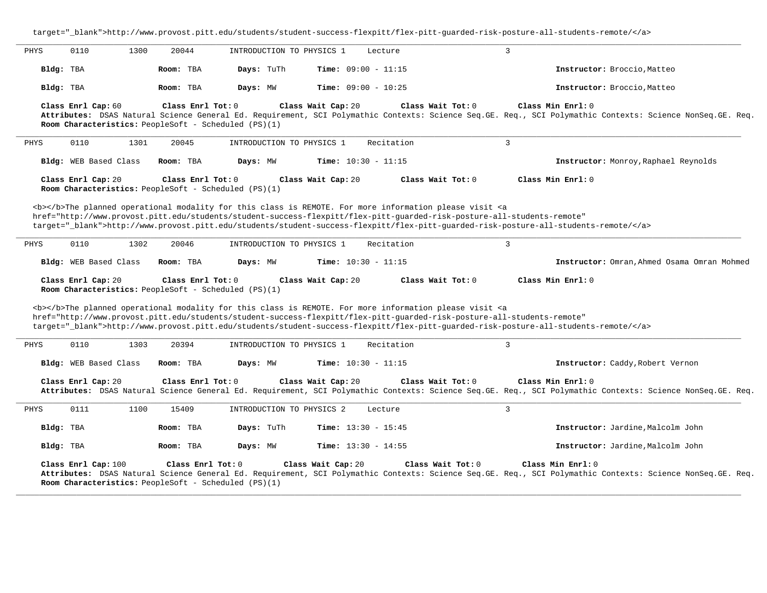target="_blank">http://www.provost.pitt.edu/students/student-success-flexpitt/flex-pitt-guarded-risk-posture-all-students-remote/</a>

---

PHYS 0110 1300 20044 INTRODUCTION TO PHYSICS 1 Lecture 3

**Bldg:** TBA **Room:** TBA **Days:** TuTh **Time:** 09:00 - 11:15 **Instructor:** Broccio,Matteo

**Bldg:** TBA **Room:** TBA **Days:** MW **Time:** 09:00 - 10:25 **Instructor:** Broccio,Matteo

**Class Enrl Cap:** 60 **Class Enrl Tot:** 0 **Class Wait Cap:** 20 **Class Wait Tot:** 0 **Class Min Enrl:** 0
**Attributes:** DSAS Natural Science General Ed. Requirement, SCI Polymathic Contexts: Science Seq.GE. Req., SCI Polymathic Contexts: Science NonSeq.GE. Req.
**Room Characteristics:** PeopleSoft - Scheduled (PS)(1)

---

PHYS 0110 1301 20045 INTRODUCTION TO PHYSICS 1 Recitation 3

**Bldg:** WEB Based Class **Room:** TBA **Days:** MW **Time:** 10:30 - 11:15 **Instructor:** Monroy,Raphael Reynolds

**Class Enrl Cap:** 20 **Class Enrl Tot:** 0 **Class Wait Cap:** 20 **Class Wait Tot:** 0 **Class Min Enrl:** 0
**Room Characteristics:** PeopleSoft - Scheduled (PS)(1)

<b></b>The planned operational modality for this class is REMOTE. For more information please visit <a href="http://www.provost.pitt.edu/students/student-success-flexpitt/flex-pitt-guarded-risk-posture-all-students-remote" target="_blank">http://www.provost.pitt.edu/students/student-success-flexpitt/flex-pitt-guarded-risk-posture-all-students-remote/</a>

---

PHYS 0110 1302 20046 INTRODUCTION TO PHYSICS 1 Recitation 3

**Bldg:** WEB Based Class **Room:** TBA **Days:** MW **Time:** 10:30 - 11:15 **Instructor:** Omran,Ahmed Osama Omran Mohmed

**Class Enrl Cap:** 20 **Class Enrl Tot:** 0 **Class Wait Cap:** 20 **Class Wait Tot:** 0 **Class Min Enrl:** 0
**Room Characteristics:** PeopleSoft - Scheduled (PS)(1)

<b></b>The planned operational modality for this class is REMOTE. For more information please visit <a href="http://www.provost.pitt.edu/students/student-success-flexpitt/flex-pitt-guarded-risk-posture-all-students-remote" target="_blank">http://www.provost.pitt.edu/students/student-success-flexpitt/flex-pitt-guarded-risk-posture-all-students-remote/</a>

---

PHYS 0110 1303 20394 INTRODUCTION TO PHYSICS 1 Recitation 3

**Bldg:** WEB Based Class **Room:** TBA **Days:** MW **Time:** 10:30 - 11:15 **Instructor:** Caddy,Robert Vernon

**Class Enrl Cap:** 20 **Class Enrl Tot:** 0 **Class Wait Cap:** 20 **Class Wait Tot:** 0 **Class Min Enrl:** 0
**Attributes:** DSAS Natural Science General Ed. Requirement, SCI Polymathic Contexts: Science Seq.GE. Req., SCI Polymathic Contexts: Science NonSeq.GE. Req.

---

PHYS 0111 1100 15409 INTRODUCTION TO PHYSICS 2 Lecture 3

**Bldg:** TBA **Room:** TBA **Days:** TuTh **Time:** 13:30 - 15:45 **Instructor:** Jardine,Malcolm John

**Bldg:** TBA **Room:** TBA **Days:** MW **Time:** 13:30 - 14:55 **Instructor:** Jardine,Malcolm John

**Class Enrl Cap:** 100 **Class Enrl Tot:** 0 **Class Wait Cap:** 20 **Class Wait Tot:** 0 **Class Min Enrl:** 0
**Attributes:** DSAS Natural Science General Ed. Requirement, SCI Polymathic Contexts: Science Seq.GE. Req., SCI Polymathic Contexts: Science NonSeq.GE. Req.
**Room Characteristics:** PeopleSoft - Scheduled (PS)(1)

---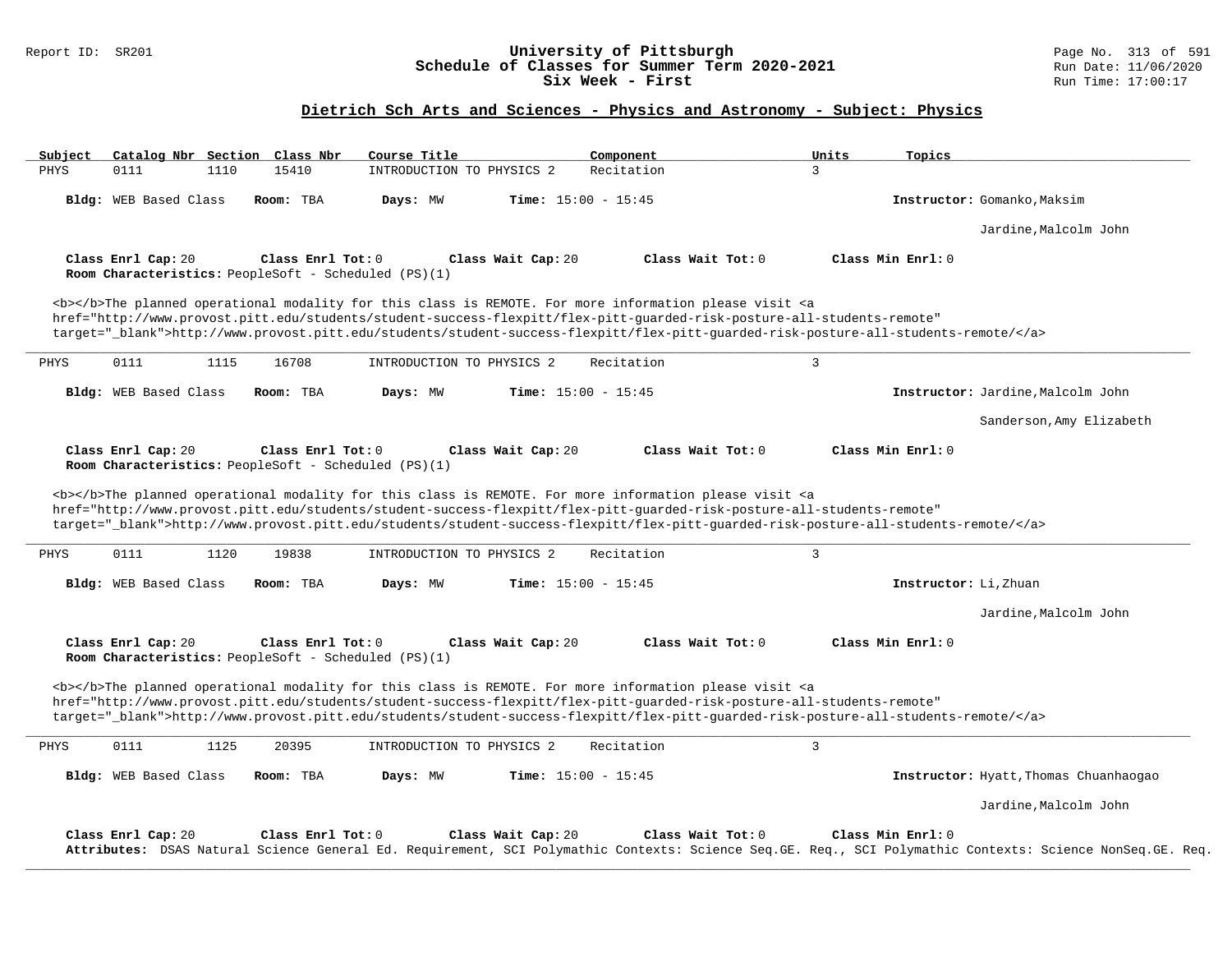## Dietrich Sch Arts and Sciences - Physics and Astronomy - Subject: Physics

| Subject | Catalog Nbr | Section | Class Nbr | Course Title | Component | Units | Topics |
|---|---|---|---|---|---|---|---|
| PHYS | 0111 | 1110 | 15410 | INTRODUCTION TO PHYSICS 2 | Recitation | 3 | |

**Bldg:** WEB Based Class **Room:** TBA **Days:** MW **Time:** 15:00 - 15:45 **Instructor:** Gomanko,Maksim

Jardine,Malcolm John

**Class Enrl Cap:** 20 **Class Enrl Tot:** 0 **Class Wait Cap:** 20 **Class Wait Tot:** 0 **Class Min Enrl:** 0

**Room Characteristics:** PeopleSoft - Scheduled (PS)(1)

<b></b>The planned operational modality for this class is REMOTE. For more information please visit <a href="http://www.provost.pitt.edu/students/student-success-flexpitt/flex-pitt-guarded-risk-posture-all-students-remote" target="_blank">http://www.provost.pitt.edu/students/student-success-flexpitt/flex-pitt-guarded-risk-posture-all-students-remote/</a>

---

| Subject | Catalog Nbr | Section | Class Nbr | Course Title | Component | Units | Topics |
|---|---|---|---|---|---|---|---|
| PHYS | 0111 | 1115 | 16708 | INTRODUCTION TO PHYSICS 2 | Recitation | 3 | |

**Bldg:** WEB Based Class **Room:** TBA **Days:** MW **Time:** 15:00 - 15:45 **Instructor:** Jardine,Malcolm John

Sanderson,Amy Elizabeth

**Class Enrl Cap:** 20 **Class Enrl Tot:** 0 **Class Wait Cap:** 20 **Class Wait Tot:** 0 **Class Min Enrl:** 0

**Room Characteristics:** PeopleSoft - Scheduled (PS)(1)

<b></b>The planned operational modality for this class is REMOTE. For more information please visit <a href="http://www.provost.pitt.edu/students/student-success-flexpitt/flex-pitt-guarded-risk-posture-all-students-remote" target="_blank">http://www.provost.pitt.edu/students/student-success-flexpitt/flex-pitt-guarded-risk-posture-all-students-remote/</a>

---

| Subject | Catalog Nbr | Section | Class Nbr | Course Title | Component | Units | Topics |
|---|---|---|---|---|---|---|---|
| PHYS | 0111 | 1120 | 19838 | INTRODUCTION TO PHYSICS 2 | Recitation | 3 | |

**Bldg:** WEB Based Class **Room:** TBA **Days:** MW **Time:** 15:00 - 15:45 **Instructor:** Li,Zhuan

Jardine,Malcolm John

**Class Enrl Cap:** 20 **Class Enrl Tot:** 0 **Class Wait Cap:** 20 **Class Wait Tot:** 0 **Class Min Enrl:** 0

**Room Characteristics:** PeopleSoft - Scheduled (PS)(1)

<b></b>The planned operational modality for this class is REMOTE. For more information please visit <a href="http://www.provost.pitt.edu/students/student-success-flexpitt/flex-pitt-guarded-risk-posture-all-students-remote" target="_blank">http://www.provost.pitt.edu/students/student-success-flexpitt/flex-pitt-guarded-risk-posture-all-students-remote/</a>

---

| Subject | Catalog Nbr | Section | Class Nbr | Course Title | Component | Units | Topics |
|---|---|---|---|---|---|---|---|
| PHYS | 0111 | 1125 | 20395 | INTRODUCTION TO PHYSICS 2 | Recitation | 3 | |

**Bldg:** WEB Based Class **Room:** TBA **Days:** MW **Time:** 15:00 - 15:45 **Instructor:** Hyatt,Thomas Chuanhaogao

Jardine,Malcolm John

**Class Enrl Cap:** 20 **Class Enrl Tot:** 0 **Class Wait Cap:** 20 **Class Wait Tot:** 0 **Class Min Enrl:** 0

**Attributes:** DSAS Natural Science General Ed. Requirement, SCI Polymathic Contexts: Science Seq.GE. Req., SCI Polymathic Contexts: Science NonSeq.GE. Req.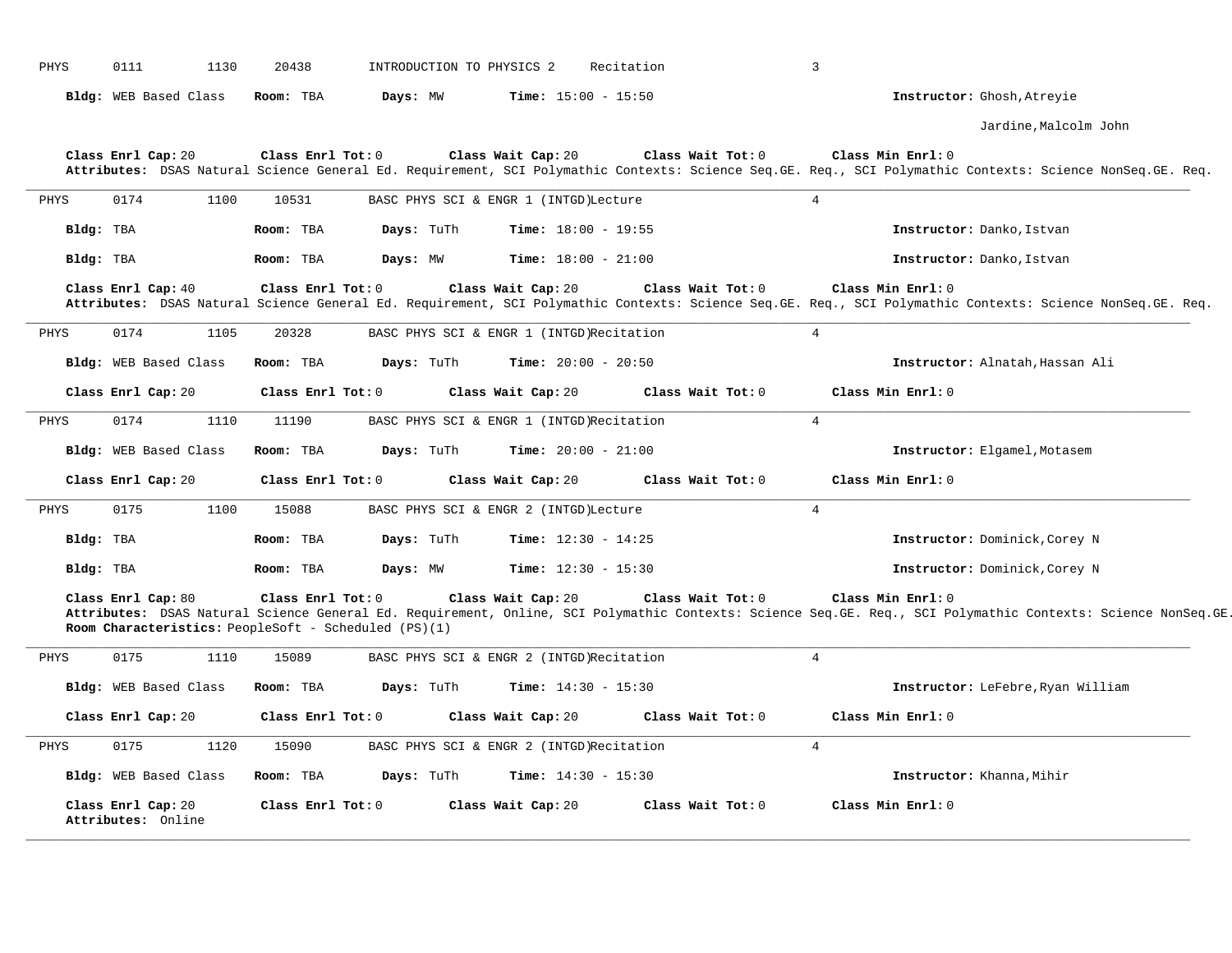PHYS 0111 1130 20438 INTRODUCTION TO PHYSICS 2 Recitation 3

**Bldg:** WEB Based Class **Room:** TBA **Days:** MW **Time:** 15:00 - 15:50 **Instructor:** Ghosh,Atreyie
Jardine,Malcolm John

**Class Enrl Cap:** 20 **Class Enrl Tot:** 0 **Class Wait Cap:** 20 **Class Wait Tot:** 0 **Class Min Enrl:** 0
**Attributes:** DSAS Natural Science General Ed. Requirement, SCI Polymathic Contexts: Science Seq.GE. Req., SCI Polymathic Contexts: Science NonSeq.GE. Req.

---

PHYS 0174 1100 10531 BASC PHYS SCI & ENGR 1 (INTGD) Lecture 4

**Bldg:** TBA **Room:** TBA **Days:** TuTh **Time:** 18:00 - 19:55 **Instructor:** Danko,Istvan

**Bldg:** TBA **Room:** TBA **Days:** MW **Time:** 18:00 - 21:00 **Instructor:** Danko,Istvan

**Class Enrl Cap:** 40 **Class Enrl Tot:** 0 **Class Wait Cap:** 20 **Class Wait Tot:** 0 **Class Min Enrl:** 0
**Attributes:** DSAS Natural Science General Ed. Requirement, SCI Polymathic Contexts: Science Seq.GE. Req., SCI Polymathic Contexts: Science NonSeq.GE. Req.

---

PHYS 0174 1105 20328 BASC PHYS SCI & ENGR 1 (INTGD) Recitation 4

**Bldg:** WEB Based Class **Room:** TBA **Days:** TuTh **Time:** 20:00 - 20:50 **Instructor:** Alnatah,Hassan Ali

**Class Enrl Cap:** 20 **Class Enrl Tot:** 0 **Class Wait Cap:** 20 **Class Wait Tot:** 0 **Class Min Enrl:** 0

---

PHYS 0174 1110 11190 BASC PHYS SCI & ENGR 1 (INTGD) Recitation 4

**Bldg:** WEB Based Class **Room:** TBA **Days:** TuTh **Time:** 20:00 - 21:00 **Instructor:** Elgamel,Motasem

**Class Enrl Cap:** 20 **Class Enrl Tot:** 0 **Class Wait Cap:** 20 **Class Wait Tot:** 0 **Class Min Enrl:** 0

---

PHYS 0175 1100 15088 BASC PHYS SCI & ENGR 2 (INTGD) Lecture 4

**Bldg:** TBA **Room:** TBA **Days:** TuTh **Time:** 12:30 - 14:25 **Instructor:** Dominick,Corey N

**Bldg:** TBA **Room:** TBA **Days:** MW **Time:** 12:30 - 15:30 **Instructor:** Dominick,Corey N

**Class Enrl Cap:** 80 **Class Enrl Tot:** 0 **Class Wait Cap:** 20 **Class Wait Tot:** 0 **Class Min Enrl:** 0
**Attributes:** DSAS Natural Science General Ed. Requirement, Online, SCI Polymathic Contexts: Science Seq.GE. Req., SCI Polymathic Contexts: Science NonSeq.GE.
**Room Characteristics:** PeopleSoft - Scheduled (PS)(1)

---

PHYS 0175 1110 15089 BASC PHYS SCI & ENGR 2 (INTGD) Recitation 4

**Bldg:** WEB Based Class **Room:** TBA **Days:** TuTh **Time:** 14:30 - 15:30 **Instructor:** LeFebre,Ryan William

**Class Enrl Cap:** 20 **Class Enrl Tot:** 0 **Class Wait Cap:** 20 **Class Wait Tot:** 0 **Class Min Enrl:** 0

---

PHYS 0175 1120 15090 BASC PHYS SCI & ENGR 2 (INTGD) Recitation 4

**Bldg:** WEB Based Class **Room:** TBA **Days:** TuTh **Time:** 14:30 - 15:30 **Instructor:** Khanna,Mihir

**Class Enrl Cap:** 20 **Class Enrl Tot:** 0 **Class Wait Cap:** 20 **Class Wait Tot:** 0 **Class Min Enrl:** 0
**Attributes:** Online

---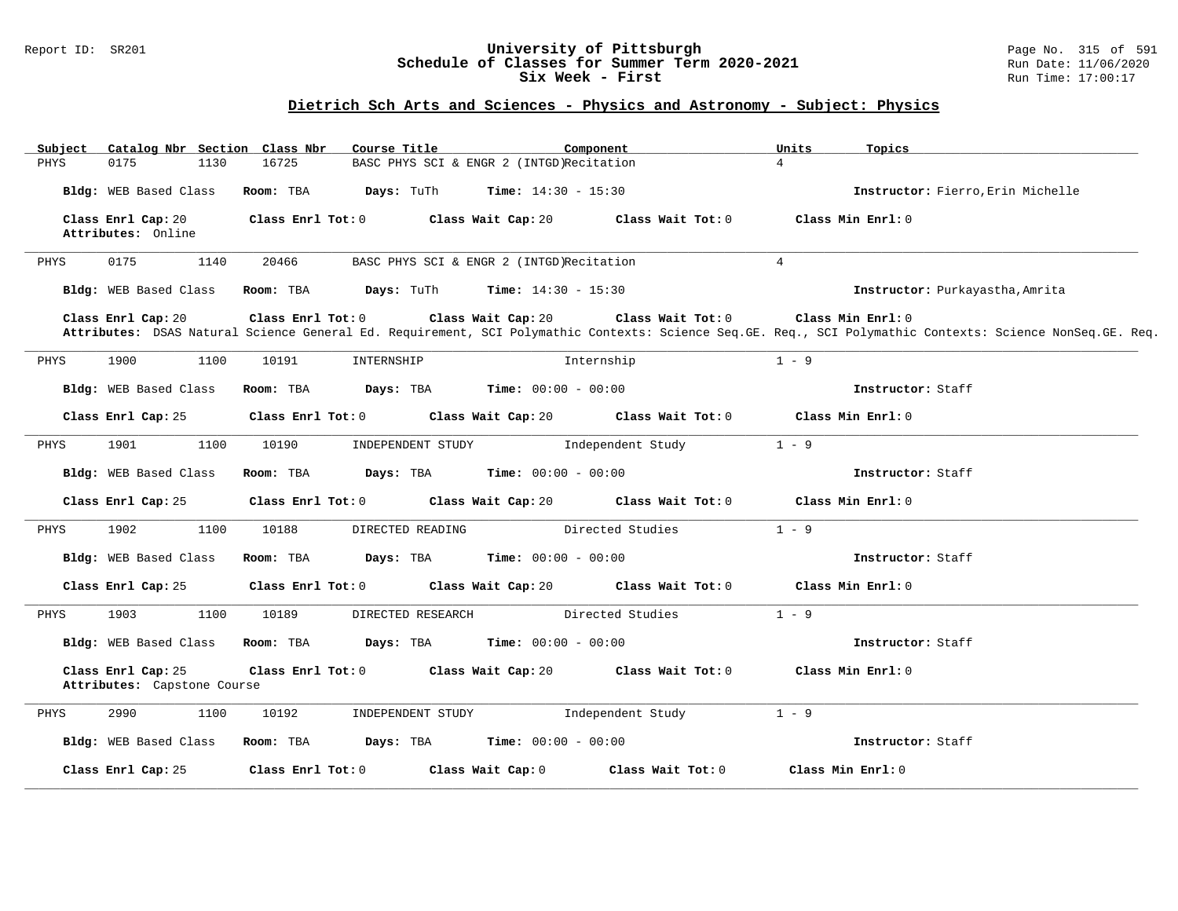## Dietrich Sch Arts and Sciences - Physics and Astronomy - Subject: Physics

University of Pittsburgh
Schedule of Classes for Summer Term 2020-2021
Six Week - First

| Subject | Catalog Nbr | Section | Class Nbr | Course Title | Component | Units | Topics |
|---|---|---|---|---|---|---|---|
| PHYS | 0175 | 1130 | 16725 | BASC PHYS SCI & ENGR 2 (INTGD) | Recitation | 4 | |

**Bldg:** WEB Based Class **Room:** TBA **Days:** TuTh **Time:** 14:30 - 15:30 **Instructor:** Fierro,Erin Michelle

**Class Enrl Cap:** 20 **Class Enrl Tot:** 0 **Class Wait Cap:** 20 **Class Wait Tot:** 0 **Class Min Enrl:** 0
**Attributes:** Online

---

| Subject | Catalog Nbr | Section | Class Nbr | Course Title | Component | Units | Topics |
|---|---|---|---|---|---|---|---|
| PHYS | 0175 | 1140 | 20466 | BASC PHYS SCI & ENGR 2 (INTGD) | Recitation | 4 | |

**Bldg:** WEB Based Class **Room:** TBA **Days:** TuTh **Time:** 14:30 - 15:30 **Instructor:** Purkayastha,Amrita

**Class Enrl Cap:** 20 **Class Enrl Tot:** 0 **Class Wait Cap:** 20 **Class Wait Tot:** 0 **Class Min Enrl:** 0
**Attributes:** DSAS Natural Science General Ed. Requirement, SCI Polymathic Contexts: Science Seq.GE. Req., SCI Polymathic Contexts: Science NonSeq.GE. Req.

---

| Subject | Catalog Nbr | Section | Class Nbr | Course Title | Component | Units | Topics |
|---|---|---|---|---|---|---|---|
| PHYS | 1900 | 1100 | 10191 | INTERNSHIP | Internship | 1 - 9 | |

**Bldg:** WEB Based Class **Room:** TBA **Days:** TBA **Time:** 00:00 - 00:00 **Instructor:** Staff

**Class Enrl Cap:** 25 **Class Enrl Tot:** 0 **Class Wait Cap:** 20 **Class Wait Tot:** 0 **Class Min Enrl:** 0

---

| Subject | Catalog Nbr | Section | Class Nbr | Course Title | Component | Units | Topics |
|---|---|---|---|---|---|---|---|
| PHYS | 1901 | 1100 | 10190 | INDEPENDENT STUDY | Independent Study | 1 - 9 | |

**Bldg:** WEB Based Class **Room:** TBA **Days:** TBA **Time:** 00:00 - 00:00 **Instructor:** Staff

**Class Enrl Cap:** 25 **Class Enrl Tot:** 0 **Class Wait Cap:** 20 **Class Wait Tot:** 0 **Class Min Enrl:** 0

---

| Subject | Catalog Nbr | Section | Class Nbr | Course Title | Component | Units | Topics |
|---|---|---|---|---|---|---|---|
| PHYS | 1902 | 1100 | 10188 | DIRECTED READING | Directed Studies | 1 - 9 | |

**Bldg:** WEB Based Class **Room:** TBA **Days:** TBA **Time:** 00:00 - 00:00 **Instructor:** Staff

**Class Enrl Cap:** 25 **Class Enrl Tot:** 0 **Class Wait Cap:** 20 **Class Wait Tot:** 0 **Class Min Enrl:** 0

---

| Subject | Catalog Nbr | Section | Class Nbr | Course Title | Component | Units | Topics |
|---|---|---|---|---|---|---|---|
| PHYS | 1903 | 1100 | 10189 | DIRECTED RESEARCH | Directed Studies | 1 - 9 | |

**Bldg:** WEB Based Class **Room:** TBA **Days:** TBA **Time:** 00:00 - 00:00 **Instructor:** Staff

**Class Enrl Cap:** 25 **Class Enrl Tot:** 0 **Class Wait Cap:** 20 **Class Wait Tot:** 0 **Class Min Enrl:** 0
**Attributes:** Capstone Course

---

| Subject | Catalog Nbr | Section | Class Nbr | Course Title | Component | Units | Topics |
|---|---|---|---|---|---|---|---|
| PHYS | 2990 | 1100 | 10192 | INDEPENDENT STUDY | Independent Study | 1 - 9 | |

**Bldg:** WEB Based Class **Room:** TBA **Days:** TBA **Time:** 00:00 - 00:00 **Instructor:** Staff

**Class Enrl Cap:** 25 **Class Enrl Tot:** 0 **Class Wait Cap:** 0 **Class Wait Tot:** 0 **Class Min Enrl:** 0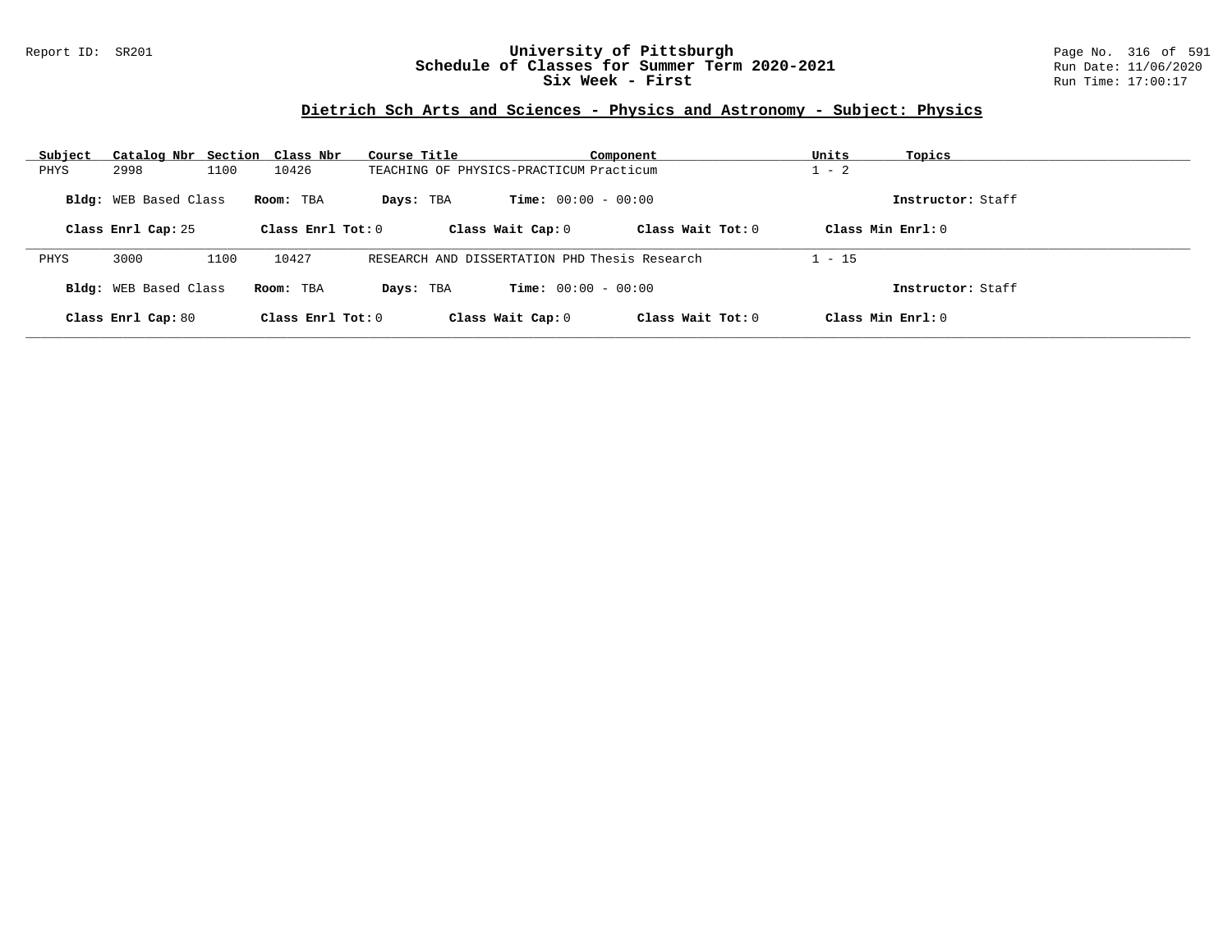# University of Pittsburgh
## Schedule of Classes for Summer Term 2020-2021
### Six Week - First

Report ID: SR201

Run Date: 11/06/2020
Run Time: 17:00:17

## Dietrich Sch Arts and Sciences - Physics and Astronomy - Subject: Physics

| Subject | Catalog Nbr | Section | Class Nbr | Course Title | Component | Units | Topics |
|---|---|---|---|---|---|---|---|
| PHYS | 2998 | 1100 | 10426 | TEACHING OF PHYSICS-PRACTICUM | Practicum | 1 - 2 | |

**Bldg:** WEB Based Class **Room:** TBA **Days:** TBA **Time:** 00:00 - 00:00 **Instructor:** Staff

**Class Enrl Cap:** 25 **Class Enrl Tot:** 0 **Class Wait Cap:** 0 **Class Wait Tot:** 0 **Class Min Enrl:** 0

| Subject | Catalog Nbr | Section | Class Nbr | Course Title | Component | Units | Topics |
|---|---|---|---|---|---|---|---|
| PHYS | 3000 | 1100 | 10427 | RESEARCH AND DISSERTATION PHD | Thesis Research | 1 - 15 | |

**Bldg:** WEB Based Class **Room:** TBA **Days:** TBA **Time:** 00:00 - 00:00 **Instructor:** Staff

**Class Enrl Cap:** 80 **Class Enrl Tot:** 0 **Class Wait Cap:** 0 **Class Wait Tot:** 0 **Class Min Enrl:** 0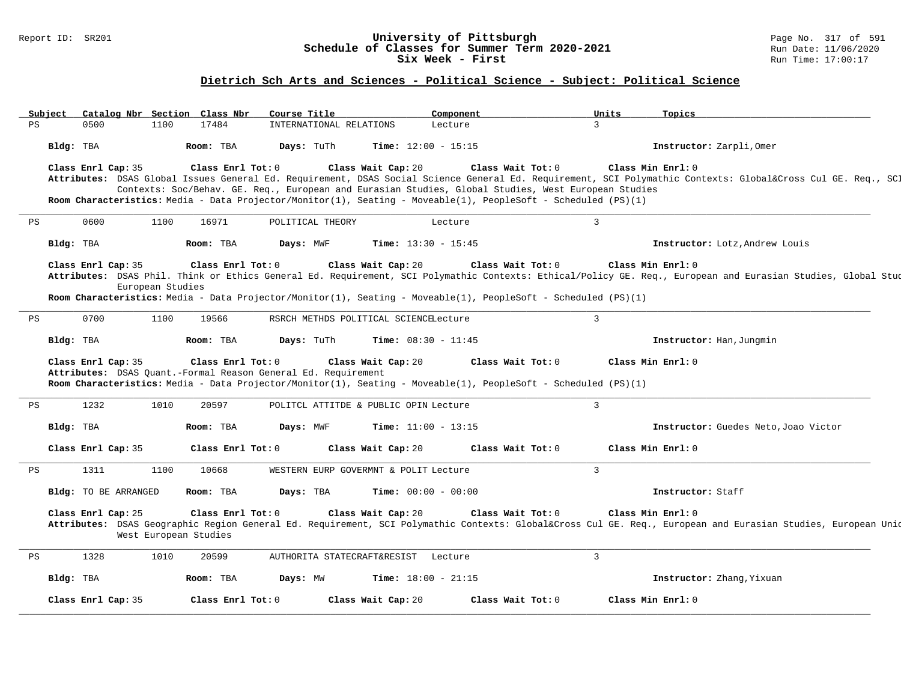## Dietrich Sch Arts and Sciences - Political Science - Subject: Political Science

University of Pittsburgh
Schedule of Classes for Summer Term 2020-2021
Six Week - First

| Subject | Catalog Nbr | Section | Class Nbr | Course Title | Component | Units | Topics |
|---|---|---|---|---|---|---|---|
| PS | 0500 | 1100 | 17484 | INTERNATIONAL RELATIONS | Lecture | 3 | |

**Bldg:** TBA **Room:** TBA **Days:** TuTh **Time:** 12:00 - 15:15 **Instructor:** Zarpli,Omer

**Class Enrl Cap:** 35 **Class Enrl Tot:** 0 **Class Wait Cap:** 20 **Class Wait Tot:** 0 **Class Min Enrl:** 0

**Attributes:** DSAS Global Issues General Ed. Requirement, DSAS Social Science General Ed. Requirement, SCI Polymathic Contexts: Global&Cross Cul GE. Req., SCI Polymathic Contexts: Soc/Behav. GE. Req., European and Eurasian Studies, Global Studies, West European Studies

**Room Characteristics:** Media - Data Projector/Monitor(1), Seating - Moveable(1), PeopleSoft - Scheduled (PS)(1)

---

| Subject | Catalog Nbr | Section | Class Nbr | Course Title | Component | Units | Topics |
|---|---|---|---|---|---|---|---|
| PS | 0600 | 1100 | 16971 | POLITICAL THEORY | Lecture | 3 | |

**Bldg:** TBA **Room:** TBA **Days:** MWF **Time:** 13:30 - 15:45 **Instructor:** Lotz,Andrew Louis

**Class Enrl Cap:** 35 **Class Enrl Tot:** 0 **Class Wait Cap:** 20 **Class Wait Tot:** 0 **Class Min Enrl:** 0

**Attributes:** DSAS Phil. Think or Ethics General Ed. Requirement, SCI Polymathic Contexts: Ethical/Policy GE. Req., European and Eurasian Studies, Global Studies, West European Studies

**Room Characteristics:** Media - Data Projector/Monitor(1), Seating - Moveable(1), PeopleSoft - Scheduled (PS)(1)

---

| Subject | Catalog Nbr | Section | Class Nbr | Course Title | Component | Units | Topics |
|---|---|---|---|---|---|---|---|
| PS | 0700 | 1100 | 19566 | RSRCH METHDS POLITICAL SCIENCE | Lecture | 3 | |

**Bldg:** TBA **Room:** TBA **Days:** TuTh **Time:** 08:30 - 11:45 **Instructor:** Han,Jungmin

**Class Enrl Cap:** 35 **Class Enrl Tot:** 0 **Class Wait Cap:** 20 **Class Wait Tot:** 0 **Class Min Enrl:** 0

**Attributes:** DSAS Quant.-Formal Reason General Ed. Requirement

**Room Characteristics:** Media - Data Projector/Monitor(1), Seating - Moveable(1), PeopleSoft - Scheduled (PS)(1)

---

| Subject | Catalog Nbr | Section | Class Nbr | Course Title | Component | Units | Topics |
|---|---|---|---|---|---|---|---|
| PS | 1232 | 1010 | 20597 | POLITCL ATTITDE & PUBLIC OPIN | Lecture | 3 | |

**Bldg:** TBA **Room:** TBA **Days:** MWF **Time:** 11:00 - 13:15 **Instructor:** Guedes Neto,Joao Victor

**Class Enrl Cap:** 35 **Class Enrl Tot:** 0 **Class Wait Cap:** 20 **Class Wait Tot:** 0 **Class Min Enrl:** 0

---

| Subject | Catalog Nbr | Section | Class Nbr | Course Title | Component | Units | Topics |
|---|---|---|---|---|---|---|---|
| PS | 1311 | 1100 | 10668 | WESTERN EURP GOVERMNT & POLIT | Lecture | 3 | |

**Bldg:** TO BE ARRANGED **Room:** TBA **Days:** TBA **Time:** 00:00 - 00:00 **Instructor:** Staff

**Class Enrl Cap:** 25 **Class Enrl Tot:** 0 **Class Wait Cap:** 20 **Class Wait Tot:** 0 **Class Min Enrl:** 0

**Attributes:** DSAS Geographic Region General Ed. Requirement, SCI Polymathic Contexts: Global&Cross Cul GE. Req., European and Eurasian Studies, European Union Studies, West European Studies

---

| Subject | Catalog Nbr | Section | Class Nbr | Course Title | Component | Units | Topics |
|---|---|---|---|---|---|---|---|
| PS | 1328 | 1010 | 20599 | AUTHORITA STATECRAFT&RESIST | Lecture | 3 | |

**Bldg:** TBA **Room:** TBA **Days:** MW **Time:** 18:00 - 21:15 **Instructor:** Zhang,Yixuan

**Class Enrl Cap:** 35 **Class Enrl Tot:** 0 **Class Wait Cap:** 20 **Class Wait Tot:** 0 **Class Min Enrl:** 0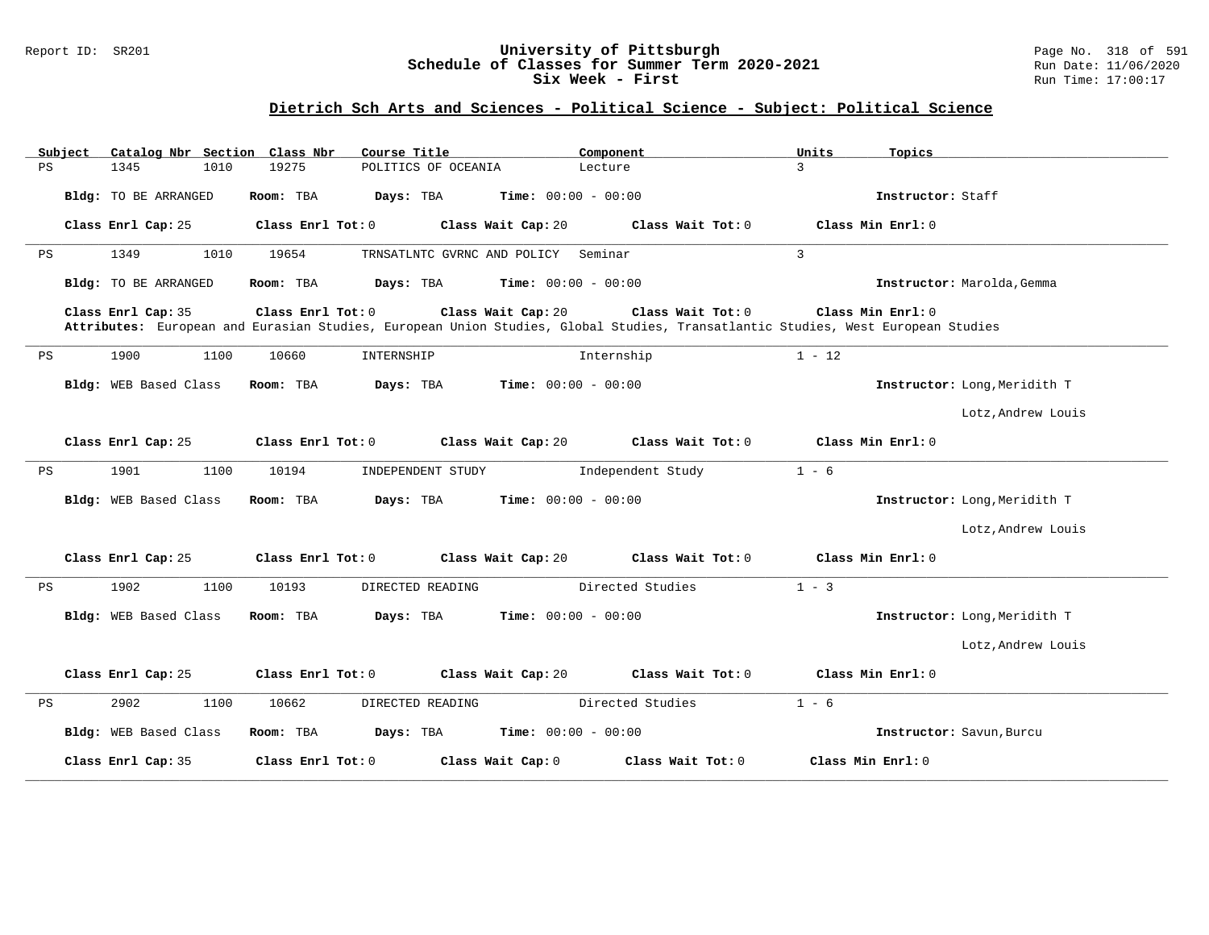# University of Pittsburgh
## Schedule of Classes for Summer Term 2020-2021
### Six Week - First

## Dietrich Sch Arts and Sciences - Political Science - Subject: Political Science

| Subject | Catalog Nbr | Section | Class Nbr | Course Title | Component | Units | Topics |
|---|---|---|---|---|---|---|---|
| PS | 1345 | 1010 | 19275 | POLITICS OF OCEANIA | Lecture | 3 | |

**Bldg:** TO BE ARRANGED **Room:** TBA **Days:** TBA **Time:** 00:00 - 00:00 **Instructor:** Staff

**Class Enrl Cap:** 25 **Class Enrl Tot:** 0 **Class Wait Cap:** 20 **Class Wait Tot:** 0 **Class Min Enrl:** 0

---

| Subject | Catalog Nbr | Section | Class Nbr | Course Title | Component | Units | Topics |
|---|---|---|---|---|---|---|---|
| PS | 1349 | 1010 | 19654 | TRNSATLNTC GVRNC AND POLICY | Seminar | 3 | |

**Bldg:** TO BE ARRANGED **Room:** TBA **Days:** TBA **Time:** 00:00 - 00:00 **Instructor:** Marolda,Gemma

**Class Enrl Cap:** 35 **Class Enrl Tot:** 0 **Class Wait Cap:** 20 **Class Wait Tot:** 0 **Class Min Enrl:** 0

**Attributes:** European and Eurasian Studies, European Union Studies, Global Studies, Transatlantic Studies, West European Studies

---

| Subject | Catalog Nbr | Section | Class Nbr | Course Title | Component | Units | Topics |
|---|---|---|---|---|---|---|---|
| PS | 1900 | 1100 | 10660 | INTERNSHIP | Internship | 1 - 12 | |

**Bldg:** WEB Based Class **Room:** TBA **Days:** TBA **Time:** 00:00 - 00:00 **Instructor:** Long,Meridith T; Lotz,Andrew Louis

**Class Enrl Cap:** 25 **Class Enrl Tot:** 0 **Class Wait Cap:** 20 **Class Wait Tot:** 0 **Class Min Enrl:** 0

---

| Subject | Catalog Nbr | Section | Class Nbr | Course Title | Component | Units | Topics |
|---|---|---|---|---|---|---|---|
| PS | 1901 | 1100 | 10194 | INDEPENDENT STUDY | Independent Study | 1 - 6 | |

**Bldg:** WEB Based Class **Room:** TBA **Days:** TBA **Time:** 00:00 - 00:00 **Instructor:** Long,Meridith T; Lotz,Andrew Louis

**Class Enrl Cap:** 25 **Class Enrl Tot:** 0 **Class Wait Cap:** 20 **Class Wait Tot:** 0 **Class Min Enrl:** 0

---

| Subject | Catalog Nbr | Section | Class Nbr | Course Title | Component | Units | Topics |
|---|---|---|---|---|---|---|---|
| PS | 1902 | 1100 | 10193 | DIRECTED READING | Directed Studies | 1 - 3 | |

**Bldg:** WEB Based Class **Room:** TBA **Days:** TBA **Time:** 00:00 - 00:00 **Instructor:** Long,Meridith T; Lotz,Andrew Louis

**Class Enrl Cap:** 25 **Class Enrl Tot:** 0 **Class Wait Cap:** 20 **Class Wait Tot:** 0 **Class Min Enrl:** 0

---

| Subject | Catalog Nbr | Section | Class Nbr | Course Title | Component | Units | Topics |
|---|---|---|---|---|---|---|---|
| PS | 2902 | 1100 | 10662 | DIRECTED READING | Directed Studies | 1 - 6 | |

**Bldg:** WEB Based Class **Room:** TBA **Days:** TBA **Time:** 00:00 - 00:00 **Instructor:** Savun,Burcu

**Class Enrl Cap:** 35 **Class Enrl Tot:** 0 **Class Wait Cap:** 0 **Class Wait Tot:** 0 **Class Min Enrl:** 0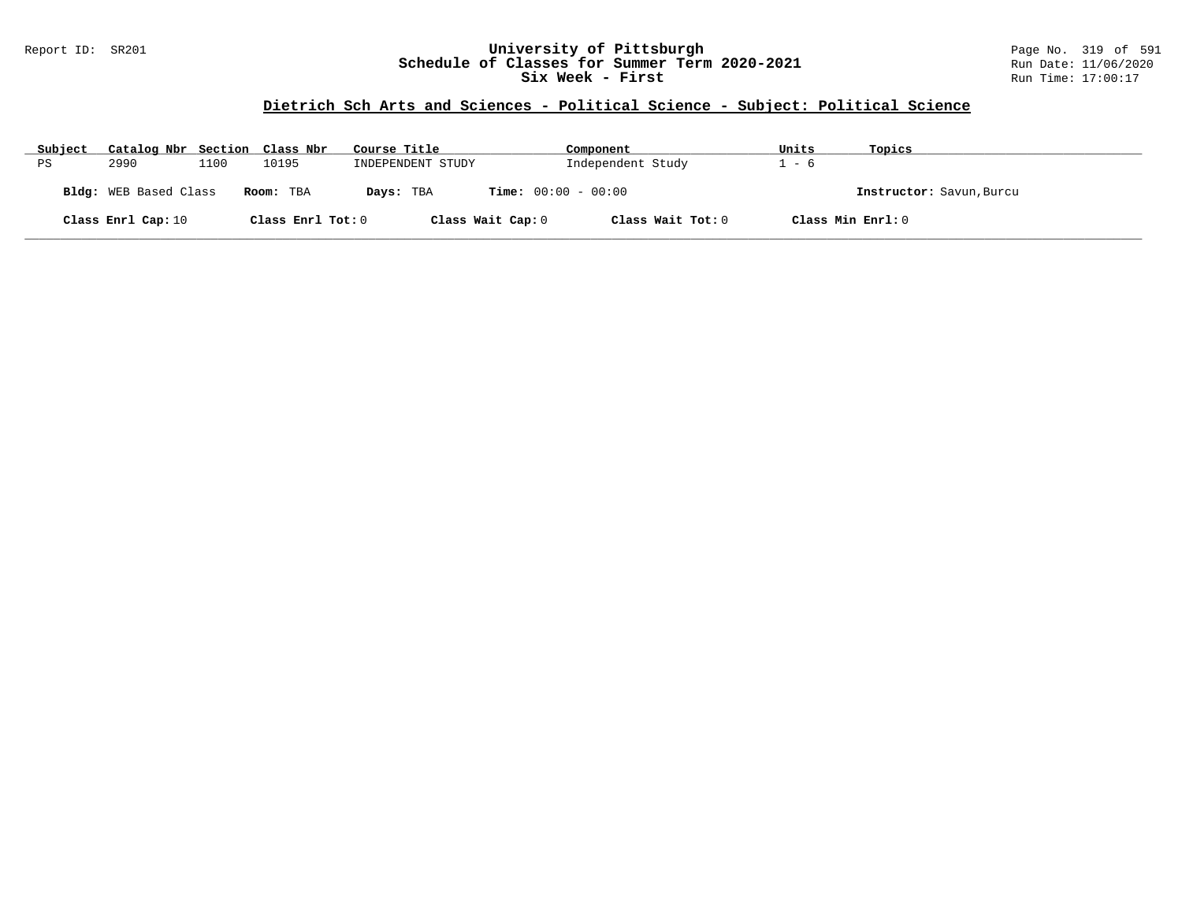# University of Pittsburgh
## Schedule of Classes for Summer Term 2020-2021
### Six Week - First

Report ID: SR201

Run Date: 11/06/2020
Run Time: 17:00:17

## Dietrich Sch Arts and Sciences - Political Science - Subject: Political Science

| Subject | Catalog Nbr | Section | Class Nbr | Course Title | Component | Units | Topics |
|---|---|---|---|---|---|---|---|
| PS | 2990 | 1100 | 10195 | INDEPENDENT STUDY | Independent Study | 1 - 6 | |

**Bldg:** WEB Based Class **Room:** TBA **Days:** TBA **Time:** 00:00 - 00:00 **Instructor:** Savun,Burcu

**Class Enrl Cap:** 10 **Class Enrl Tot:** 0 **Class Wait Cap:** 0 **Class Wait Tot:** 0 **Class Min Enrl:** 0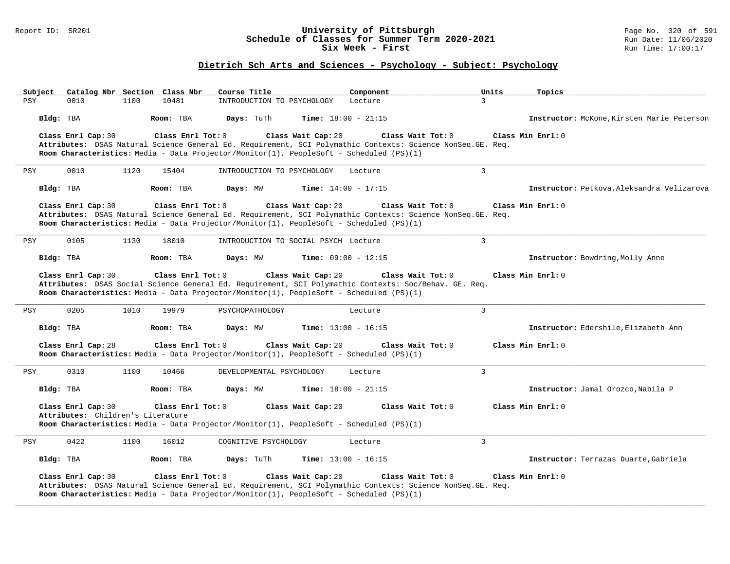# University of Pittsburgh
## Schedule of Classes for Summer Term 2020-2021
### Six Week - First

Report ID: SR201 | Run Date: 11/06/2020 | Run Time: 17:00:17

## Dietrich Sch Arts and Sciences - Psychology - Subject: Psychology

| Subject | Catalog Nbr | Section | Class Nbr | Course Title | Component | Units | Topics |
|---|---|---|---|---|---|---|---|
| PSY | 0010 | 1100 | 10481 | INTRODUCTION TO PSYCHOLOGY | Lecture | 3 | |

**Bldg:** TBA **Room:** TBA **Days:** TuTh **Time:** 18:00 - 21:15 **Instructor:** McKone,Kirsten Marie Peterson

**Class Enrl Cap:** 30 **Class Enrl Tot:** 0 **Class Wait Cap:** 20 **Class Wait Tot:** 0 **Class Min Enrl:** 0

**Attributes:** DSAS Natural Science General Ed. Requirement, SCI Polymathic Contexts: Science NonSeq.GE. Req.

**Room Characteristics:** Media - Data Projector/Monitor(1), PeopleSoft - Scheduled (PS)(1)

---

| Subject | Catalog Nbr | Section | Class Nbr | Course Title | Component | Units | Topics |
|---|---|---|---|---|---|---|---|
| PSY | 0010 | 1120 | 15404 | INTRODUCTION TO PSYCHOLOGY | Lecture | 3 | |

**Bldg:** TBA **Room:** TBA **Days:** MW **Time:** 14:00 - 17:15 **Instructor:** Petkova,Aleksandra Velizarova

**Class Enrl Cap:** 30 **Class Enrl Tot:** 0 **Class Wait Cap:** 20 **Class Wait Tot:** 0 **Class Min Enrl:** 0

**Attributes:** DSAS Natural Science General Ed. Requirement, SCI Polymathic Contexts: Science NonSeq.GE. Req.

**Room Characteristics:** Media - Data Projector/Monitor(1), PeopleSoft - Scheduled (PS)(1)

---

| Subject | Catalog Nbr | Section | Class Nbr | Course Title | Component | Units | Topics |
|---|---|---|---|---|---|---|---|
| PSY | 0105 | 1130 | 18010 | INTRODUCTION TO SOCIAL PSYCH | Lecture | 3 | |

**Bldg:** TBA **Room:** TBA **Days:** MW **Time:** 09:00 - 12:15 **Instructor:** Bowdring,Molly Anne

**Class Enrl Cap:** 30 **Class Enrl Tot:** 0 **Class Wait Cap:** 20 **Class Wait Tot:** 0 **Class Min Enrl:** 0

**Attributes:** DSAS Social Science General Ed. Requirement, SCI Polymathic Contexts: Soc/Behav. GE. Req.

**Room Characteristics:** Media - Data Projector/Monitor(1), PeopleSoft - Scheduled (PS)(1)

---

| Subject | Catalog Nbr | Section | Class Nbr | Course Title | Component | Units | Topics |
|---|---|---|---|---|---|---|---|
| PSY | 0205 | 1010 | 19979 | PSYCHOPATHOLOGY | Lecture | 3 | |

**Bldg:** TBA **Room:** TBA **Days:** MW **Time:** 13:00 - 16:15 **Instructor:** Edershile,Elizabeth Ann

**Class Enrl Cap:** 28 **Class Enrl Tot:** 0 **Class Wait Cap:** 20 **Class Wait Tot:** 0 **Class Min Enrl:** 0

**Room Characteristics:** Media - Data Projector/Monitor(1), PeopleSoft - Scheduled (PS)(1)

---

| Subject | Catalog Nbr | Section | Class Nbr | Course Title | Component | Units | Topics |
|---|---|---|---|---|---|---|---|
| PSY | 0310 | 1100 | 10466 | DEVELOPMENTAL PSYCHOLOGY | Lecture | 3 | |

**Bldg:** TBA **Room:** TBA **Days:** MW **Time:** 18:00 - 21:15 **Instructor:** Jamal Orozco,Nabila P

**Class Enrl Cap:** 30 **Class Enrl Tot:** 0 **Class Wait Cap:** 20 **Class Wait Tot:** 0 **Class Min Enrl:** 0

**Attributes:** Children's Literature

**Room Characteristics:** Media - Data Projector/Monitor(1), PeopleSoft - Scheduled (PS)(1)

---

| Subject | Catalog Nbr | Section | Class Nbr | Course Title | Component | Units | Topics |
|---|---|---|---|---|---|---|---|
| PSY | 0422 | 1100 | 16012 | COGNITIVE PSYCHOLOGY | Lecture | 3 | |

**Bldg:** TBA **Room:** TBA **Days:** TuTh **Time:** 13:00 - 16:15 **Instructor:** Terrazas Duarte,Gabriela

**Class Enrl Cap:** 30 **Class Enrl Tot:** 0 **Class Wait Cap:** 20 **Class Wait Tot:** 0 **Class Min Enrl:** 0

**Attributes:** DSAS Natural Science General Ed. Requirement, SCI Polymathic Contexts: Science NonSeq.GE. Req.

**Room Characteristics:** Media - Data Projector/Monitor(1), PeopleSoft - Scheduled (PS)(1)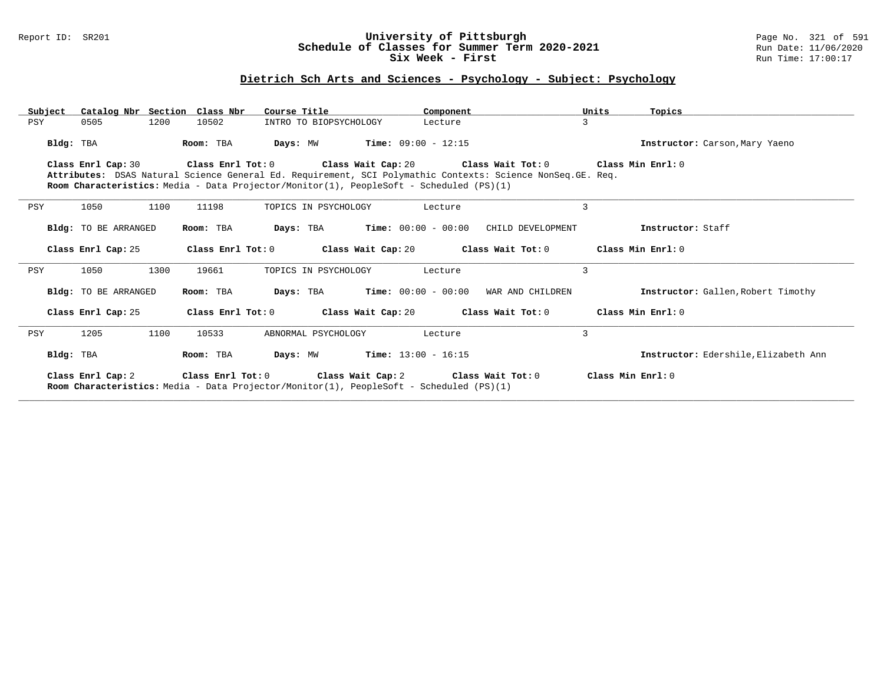## University of Pittsburgh
## Schedule of Classes for Summer Term 2020-2021
## Six Week - First

Report ID: SR201

Run Date: 11/06/2020
Run Time: 17:00:17

### Dietrich Sch Arts and Sciences - Psychology - Subject: Psychology

| Subject | Catalog Nbr | Section | Class Nbr | Course Title | Component | Units | Topics |
|---|---|---|---|---|---|---|---|
| PSY | 0505 | 1200 | 10502 | INTRO TO BIOPSYCHOLOGY | Lecture | 3 | |

**Bldg:** TBA **Room:** TBA **Days:** MW **Time:** 09:00 - 12:15 **Instructor:** Carson,Mary Yaeno

**Class Enrl Cap:** 30 **Class Enrl Tot:** 0 **Class Wait Cap:** 20 **Class Wait Tot:** 0 **Class Min Enrl:** 0
**Attributes:** DSAS Natural Science General Ed. Requirement, SCI Polymathic Contexts: Science NonSeq.GE. Req.
**Room Characteristics:** Media - Data Projector/Monitor(1), PeopleSoft - Scheduled (PS)(1)

---

| Subject | Catalog Nbr | Section | Class Nbr | Course Title | Component | Units | Topics |
|---|---|---|---|---|---|---|---|
| PSY | 1050 | 1100 | 11198 | TOPICS IN PSYCHOLOGY | Lecture | 3 | |

**Bldg:** TO BE ARRANGED **Room:** TBA **Days:** TBA **Time:** 00:00 - 00:00 CHILD DEVELOPMENT **Instructor:** Staff

**Class Enrl Cap:** 25 **Class Enrl Tot:** 0 **Class Wait Cap:** 20 **Class Wait Tot:** 0 **Class Min Enrl:** 0

---

| Subject | Catalog Nbr | Section | Class Nbr | Course Title | Component | Units | Topics |
|---|---|---|---|---|---|---|---|
| PSY | 1050 | 1300 | 19661 | TOPICS IN PSYCHOLOGY | Lecture | 3 | |

**Bldg:** TO BE ARRANGED **Room:** TBA **Days:** TBA **Time:** 00:00 - 00:00 WAR AND CHILDREN **Instructor:** Gallen,Robert Timothy

**Class Enrl Cap:** 25 **Class Enrl Tot:** 0 **Class Wait Cap:** 20 **Class Wait Tot:** 0 **Class Min Enrl:** 0

---

| Subject | Catalog Nbr | Section | Class Nbr | Course Title | Component | Units | Topics |
|---|---|---|---|---|---|---|---|
| PSY | 1205 | 1100 | 10533 | ABNORMAL PSYCHOLOGY | Lecture | 3 | |

**Bldg:** TBA **Room:** TBA **Days:** MW **Time:** 13:00 - 16:15 **Instructor:** Edershile,Elizabeth Ann

**Class Enrl Cap:** 2 **Class Enrl Tot:** 0 **Class Wait Cap:** 2 **Class Wait Tot:** 0 **Class Min Enrl:** 0
**Room Characteristics:** Media - Data Projector/Monitor(1), PeopleSoft - Scheduled (PS)(1)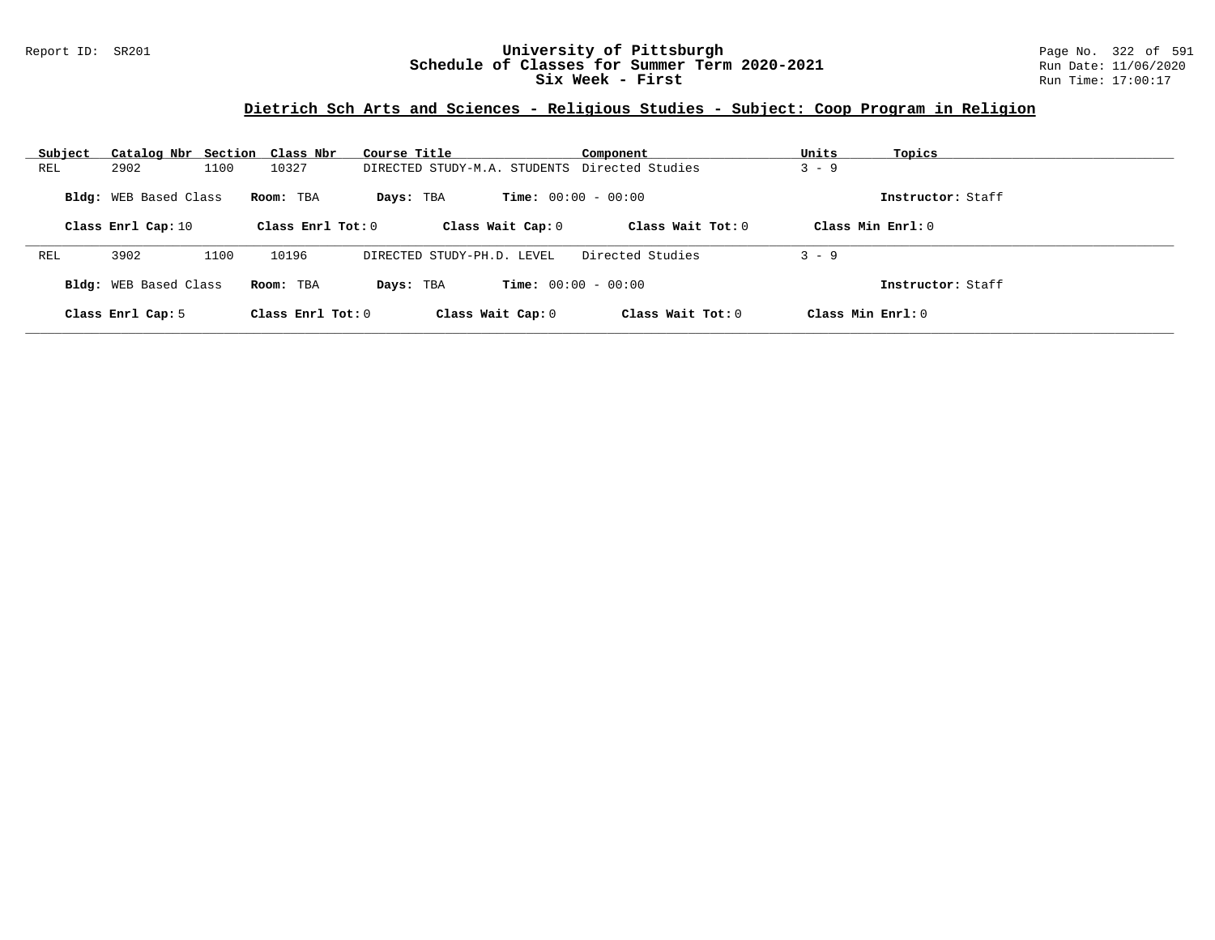## Dietrich Sch Arts and Sciences - Religious Studies - Subject: Coop Program in Religion

| Subject | Catalog Nbr | Section | Class Nbr | Course Title | Component | Units | Topics |
|---|---|---|---|---|---|---|---|
| REL | 2902 | 1100 | 10327 | DIRECTED STUDY-M.A. STUDENTS | Directed Studies | 3 - 9 | |

**Bldg:** WEB Based Class **Room:** TBA **Days:** TBA **Time:** 00:00 - 00:00 **Instructor:** Staff

**Class Enrl Cap:** 10 **Class Enrl Tot:** 0 **Class Wait Cap:** 0 **Class Wait Tot:** 0 **Class Min Enrl:** 0

| Subject | Catalog Nbr | Section | Class Nbr | Course Title | Component | Units | Topics |
|---|---|---|---|---|---|---|---|
| REL | 3902 | 1100 | 10196 | DIRECTED STUDY-PH.D. LEVEL | Directed Studies | 3 - 9 | |

**Bldg:** WEB Based Class **Room:** TBA **Days:** TBA **Time:** 00:00 - 00:00 **Instructor:** Staff

**Class Enrl Cap:** 5 **Class Enrl Tot:** 0 **Class Wait Cap:** 0 **Class Wait Tot:** 0 **Class Min Enrl:** 0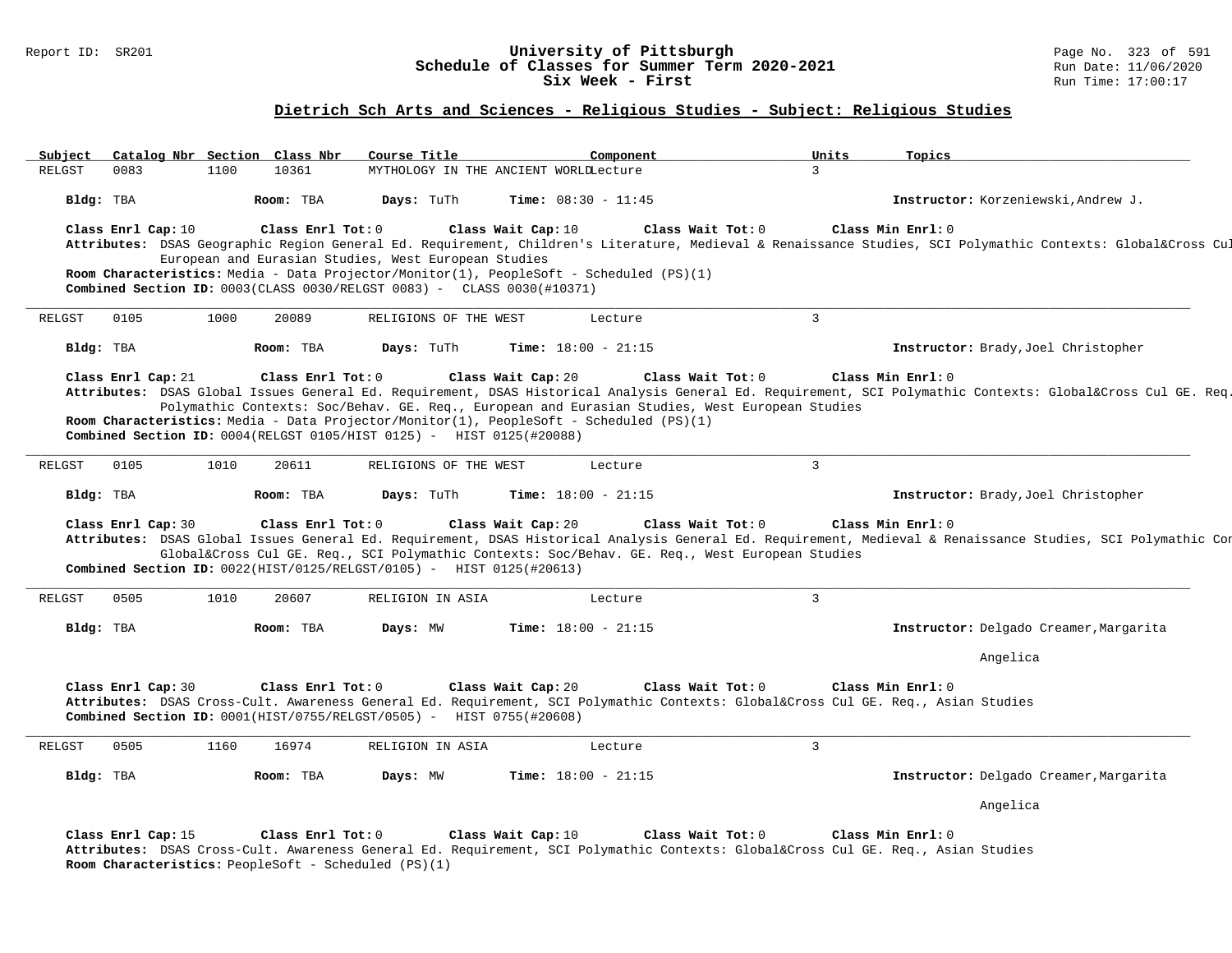## Dietrich Sch Arts and Sciences - Religious Studies - Subject: Religious Studies

| Subject | Catalog Nbr | Section | Class Nbr | Course Title | Component | Units | Topics |
|---|---|---|---|---|---|---|---|
| RELGST | 0083 | 1100 | 10361 | MYTHOLOGY IN THE ANCIENT WORLD | Lecture | 3 | |

**Bldg:** TBA **Room:** TBA **Days:** TuTh **Time:** 08:30 - 11:45 **Instructor:** Korzeniewski,Andrew J.

**Class Enrl Cap:** 10 **Class Enrl Tot:** 0 **Class Wait Cap:** 10 **Class Wait Tot:** 0 **Class Min Enrl:** 0

**Attributes:** DSAS Geographic Region General Ed. Requirement, Children's Literature, Medieval & Renaissance Studies, SCI Polymathic Contexts: Global&Cross Cul European and Eurasian Studies, West European Studies

**Room Characteristics:** Media - Data Projector/Monitor(1), PeopleSoft - Scheduled (PS)(1)

**Combined Section ID:** 0003(CLASS 0030/RELGST 0083) - CLASS 0030(#10371)

---

| Subject | Catalog Nbr | Section | Class Nbr | Course Title | Component | Units | Topics |
|---|---|---|---|---|---|---|---|
| RELGST | 0105 | 1000 | 20089 | RELIGIONS OF THE WEST | Lecture | 3 | |

**Bldg:** TBA **Room:** TBA **Days:** TuTh **Time:** 18:00 - 21:15 **Instructor:** Brady,Joel Christopher

**Class Enrl Cap:** 21 **Class Enrl Tot:** 0 **Class Wait Cap:** 20 **Class Wait Tot:** 0 **Class Min Enrl:** 0

**Attributes:** DSAS Global Issues General Ed. Requirement, DSAS Historical Analysis General Ed. Requirement, SCI Polymathic Contexts: Global&Cross Cul GE. Req. Polymathic Contexts: Soc/Behav. GE. Req., European and Eurasian Studies, West European Studies

**Room Characteristics:** Media - Data Projector/Monitor(1), PeopleSoft - Scheduled (PS)(1)

**Combined Section ID:** 0004(RELGST 0105/HIST 0125) - HIST 0125(#20088)

---

| Subject | Catalog Nbr | Section | Class Nbr | Course Title | Component | Units | Topics |
|---|---|---|---|---|---|---|---|
| RELGST | 0105 | 1010 | 20611 | RELIGIONS OF THE WEST | Lecture | 3 | |

**Bldg:** TBA **Room:** TBA **Days:** TuTh **Time:** 18:00 - 21:15 **Instructor:** Brady,Joel Christopher

**Class Enrl Cap:** 30 **Class Enrl Tot:** 0 **Class Wait Cap:** 20 **Class Wait Tot:** 0 **Class Min Enrl:** 0

**Attributes:** DSAS Global Issues General Ed. Requirement, DSAS Historical Analysis General Ed. Requirement, Medieval & Renaissance Studies, SCI Polymathic Con Global&Cross Cul GE. Req., SCI Polymathic Contexts: Soc/Behav. GE. Req., West European Studies

**Combined Section ID:** 0022(HIST/0125/RELGST/0105) - HIST 0125(#20613)

---

| Subject | Catalog Nbr | Section | Class Nbr | Course Title | Component | Units | Topics |
|---|---|---|---|---|---|---|---|
| RELGST | 0505 | 1010 | 20607 | RELIGION IN ASIA | Lecture | 3 | |

**Bldg:** TBA **Room:** TBA **Days:** MW **Time:** 18:00 - 21:15 **Instructor:** Delgado Creamer,Margarita Angelica

**Class Enrl Cap:** 30 **Class Enrl Tot:** 0 **Class Wait Cap:** 20 **Class Wait Tot:** 0 **Class Min Enrl:** 0

**Attributes:** DSAS Cross-Cult. Awareness General Ed. Requirement, SCI Polymathic Contexts: Global&Cross Cul GE. Req., Asian Studies

**Combined Section ID:** 0001(HIST/0755/RELGST/0505) - HIST 0755(#20608)

---

| Subject | Catalog Nbr | Section | Class Nbr | Course Title | Component | Units | Topics |
|---|---|---|---|---|---|---|---|
| RELGST | 0505 | 1160 | 16974 | RELIGION IN ASIA | Lecture | 3 | |

**Bldg:** TBA **Room:** TBA **Days:** MW **Time:** 18:00 - 21:15 **Instructor:** Delgado Creamer,Margarita Angelica

**Class Enrl Cap:** 15 **Class Enrl Tot:** 0 **Class Wait Cap:** 10 **Class Wait Tot:** 0 **Class Min Enrl:** 0

**Attributes:** DSAS Cross-Cult. Awareness General Ed. Requirement, SCI Polymathic Contexts: Global&Cross Cul GE. Req., Asian Studies

**Room Characteristics:** PeopleSoft - Scheduled (PS)(1)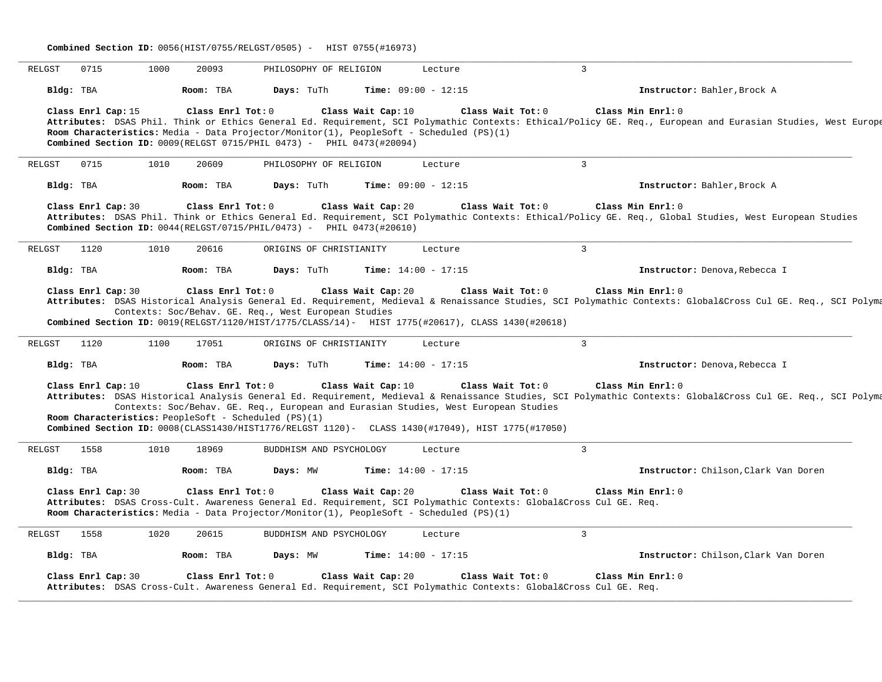**Combined Section ID:** 0056(HIST/0755/RELGST/0505) - HIST 0755(#16973)

---

RELGST 0715 1000 20093 PHILOSOPHY OF RELIGION Lecture 3

**Bldg:** TBA **Room:** TBA **Days:** TuTh **Time:** 09:00 - 12:15 **Instructor:** Bahler,Brock A

**Class Enrl Cap:** 15 **Class Enrl Tot:** 0 **Class Wait Cap:** 10 **Class Wait Tot:** 0 **Class Min Enrl:** 0
**Attributes:** DSAS Phil. Think or Ethics General Ed. Requirement, SCI Polymathic Contexts: Ethical/Policy GE. Req., European and Eurasian Studies, West Europe
**Room Characteristics:** Media - Data Projector/Monitor(1), PeopleSoft - Scheduled (PS)(1)
**Combined Section ID:** 0009(RELGST 0715/PHIL 0473) - PHIL 0473(#20094)

---

RELGST 0715 1010 20609 PHILOSOPHY OF RELIGION Lecture 3

**Bldg:** TBA **Room:** TBA **Days:** TuTh **Time:** 09:00 - 12:15 **Instructor:** Bahler,Brock A

**Class Enrl Cap:** 30 **Class Enrl Tot:** 0 **Class Wait Cap:** 20 **Class Wait Tot:** 0 **Class Min Enrl:** 0
**Attributes:** DSAS Phil. Think or Ethics General Ed. Requirement, SCI Polymathic Contexts: Ethical/Policy GE. Req., Global Studies, West European Studies
**Combined Section ID:** 0044(RELGST/0715/PHIL/0473) - PHIL 0473(#20610)

---

RELGST 1120 1010 20616 ORIGINS OF CHRISTIANITY Lecture 3

**Bldg:** TBA **Room:** TBA **Days:** TuTh **Time:** 14:00 - 17:15 **Instructor:** Denova,Rebecca I

**Class Enrl Cap:** 30 **Class Enrl Tot:** 0 **Class Wait Cap:** 20 **Class Wait Tot:** 0 **Class Min Enrl:** 0
**Attributes:** DSAS Historical Analysis General Ed. Requirement, Medieval & Renaissance Studies, SCI Polymathic Contexts: Global&Cross Cul GE. Req., SCI Polyma Contexts: Soc/Behav. GE. Req., West European Studies
**Combined Section ID:** 0019(RELGST/1120/HIST/1775/CLASS/14)- HIST 1775(#20617), CLASS 1430(#20618)

---

RELGST 1120 1100 17051 ORIGINS OF CHRISTIANITY Lecture 3

**Bldg:** TBA **Room:** TBA **Days:** TuTh **Time:** 14:00 - 17:15 **Instructor:** Denova,Rebecca I

**Class Enrl Cap:** 10 **Class Enrl Tot:** 0 **Class Wait Cap:** 10 **Class Wait Tot:** 0 **Class Min Enrl:** 0
**Attributes:** DSAS Historical Analysis General Ed. Requirement, Medieval & Renaissance Studies, SCI Polymathic Contexts: Global&Cross Cul GE. Req., SCI Polyma Contexts: Soc/Behav. GE. Req., European and Eurasian Studies, West European Studies
**Room Characteristics:** PeopleSoft - Scheduled (PS)(1)
**Combined Section ID:** 0008(CLASS1430/HIST1776/RELGST 1120)- CLASS 1430(#17049), HIST 1775(#17050)

---

RELGST 1558 1010 18969 BUDDHISM AND PSYCHOLOGY Lecture 3

**Bldg:** TBA **Room:** TBA **Days:** MW **Time:** 14:00 - 17:15 **Instructor:** Chilson,Clark Van Doren

**Class Enrl Cap:** 30 **Class Enrl Tot:** 0 **Class Wait Cap:** 20 **Class Wait Tot:** 0 **Class Min Enrl:** 0
**Attributes:** DSAS Cross-Cult. Awareness General Ed. Requirement, SCI Polymathic Contexts: Global&Cross Cul GE. Req.
**Room Characteristics:** Media - Data Projector/Monitor(1), PeopleSoft - Scheduled (PS)(1)

---

RELGST 1558 1020 20615 BUDDHISM AND PSYCHOLOGY Lecture 3

**Bldg:** TBA **Room:** TBA **Days:** MW **Time:** 14:00 - 17:15 **Instructor:** Chilson,Clark Van Doren

**Class Enrl Cap:** 30 **Class Enrl Tot:** 0 **Class Wait Cap:** 20 **Class Wait Tot:** 0 **Class Min Enrl:** 0
**Attributes:** DSAS Cross-Cult. Awareness General Ed. Requirement, SCI Polymathic Contexts: Global&Cross Cul GE. Req.

---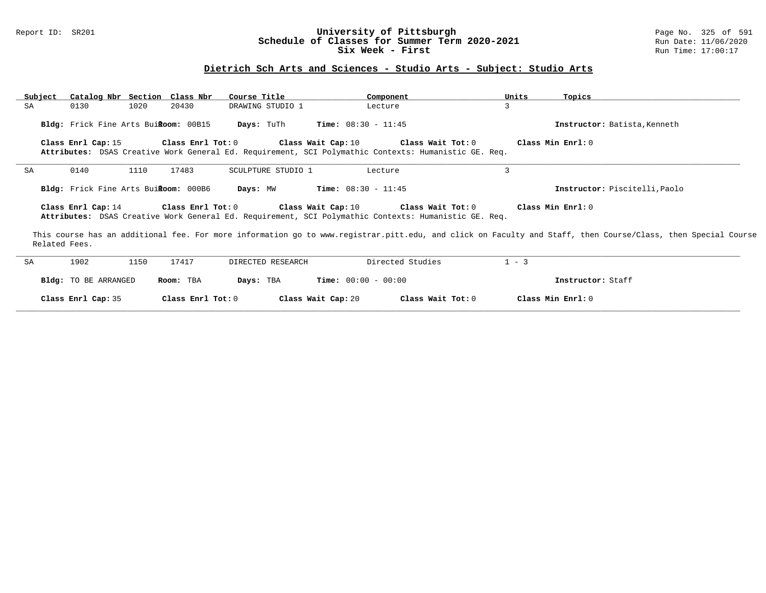## Dietrich Sch Arts and Sciences - Studio Arts - Subject: Studio Arts

| Subject | Catalog Nbr | Section | Class Nbr | Course Title | Component | Units | Topics |
|---|---|---|---|---|---|---|---|
| SA | 0130 | 1020 | 20430 | DRAWING STUDIO 1 | Lecture | 3 | |

**Bldg:** Frick Fine Arts Buil **Room:** 00B15 **Days:** TuTh **Time:** 08:30 - 11:45 **Instructor:** Batista,Kenneth

**Class Enrl Cap:** 15 **Class Enrl Tot:** 0 **Class Wait Cap:** 10 **Class Wait Tot:** 0 **Class Min Enrl:** 0

**Attributes:** DSAS Creative Work General Ed. Requirement, SCI Polymathic Contexts: Humanistic GE. Req.

---

| Subject | Catalog Nbr | Section | Class Nbr | Course Title | Component | Units | Topics |
|---|---|---|---|---|---|---|---|
| SA | 0140 | 1110 | 17483 | SCULPTURE STUDIO 1 | Lecture | 3 | |

**Bldg:** Frick Fine Arts Buil **Room:** 000B6 **Days:** MW **Time:** 08:30 - 11:45 **Instructor:** Piscitelli,Paolo

**Class Enrl Cap:** 14 **Class Enrl Tot:** 0 **Class Wait Cap:** 10 **Class Wait Tot:** 0 **Class Min Enrl:** 0

**Attributes:** DSAS Creative Work General Ed. Requirement, SCI Polymathic Contexts: Humanistic GE. Req.

This course has an additional fee. For more information go to www.registrar.pitt.edu, and click on Faculty and Staff, then Course/Class, then Special Course Related Fees.

---

| Subject | Catalog Nbr | Section | Class Nbr | Course Title | Component | Units | Topics |
|---|---|---|---|---|---|---|---|
| SA | 1902 | 1150 | 17417 | DIRECTED RESEARCH | Directed Studies | 1 - 3 | |

**Bldg:** TO BE ARRANGED **Room:** TBA **Days:** TBA **Time:** 00:00 - 00:00 **Instructor:** Staff

**Class Enrl Cap:** 35 **Class Enrl Tot:** 0 **Class Wait Cap:** 20 **Class Wait Tot:** 0 **Class Min Enrl:** 0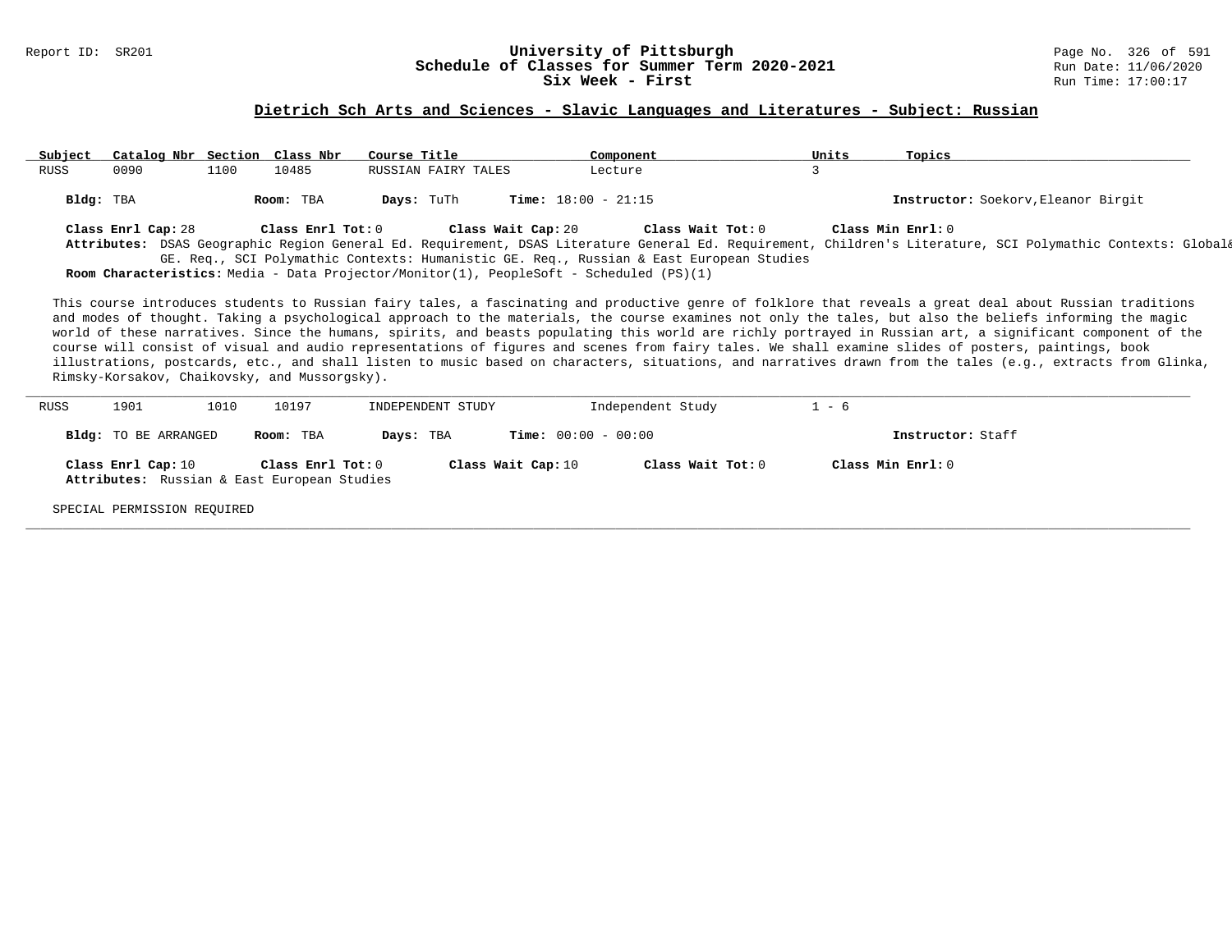## Dietrich Sch Arts and Sciences - Slavic Languages and Literatures - Subject: Russian

| Subject | Catalog Nbr | Section | Class Nbr | Course Title | Component | Units | Topics |
|---|---|---|---|---|---|---|---|
| RUSS | 0090 | 1100 | 10485 | RUSSIAN FAIRY TALES | Lecture | 3 | |

**Bldg:** TBA **Room:** TBA **Days:** TuTh **Time:** 18:00 - 21:15 **Instructor:** Soekorv,Eleanor Birgit

**Class Enrl Cap:** 28 **Class Enrl Tot:** 0 **Class Wait Cap:** 20 **Class Wait Tot:** 0 **Class Min Enrl:** 0

**Attributes:** DSAS Geographic Region General Ed. Requirement, DSAS Literature General Ed. Requirement, Children's Literature, SCI Polymathic Contexts: Global& GE. Req., SCI Polymathic Contexts: Humanistic GE. Req., Russian & East European Studies

**Room Characteristics:** Media - Data Projector/Monitor(1), PeopleSoft - Scheduled (PS)(1)

This course introduces students to Russian fairy tales, a fascinating and productive genre of folklore that reveals a great deal about Russian traditions and modes of thought. Taking a psychological approach to the materials, the course examines not only the tales, but also the beliefs informing the magic world of these narratives. Since the humans, spirits, and beasts populating this world are richly portrayed in Russian art, a significant component of the course will consist of visual and audio representations of figures and scenes from fairy tales. We shall examine slides of posters, paintings, book illustrations, postcards, etc., and shall listen to music based on characters, situations, and narratives drawn from the tales (e.g., extracts from Glinka, Rimsky-Korsakov, Chaikovsky, and Mussorgsky).

---

| Subject | Catalog Nbr | Section | Class Nbr | Course Title | Component | Units | Topics |
|---|---|---|---|---|---|---|---|
| RUSS | 1901 | 1010 | 10197 | INDEPENDENT STUDY | Independent Study | 1 - 6 | |

**Bldg:** TO BE ARRANGED **Room:** TBA **Days:** TBA **Time:** 00:00 - 00:00 **Instructor:** Staff

**Class Enrl Cap:** 10 **Class Enrl Tot:** 0 **Class Wait Cap:** 10 **Class Wait Tot:** 0 **Class Min Enrl:** 0

**Attributes:** Russian & East European Studies

SPECIAL PERMISSION REQUIRED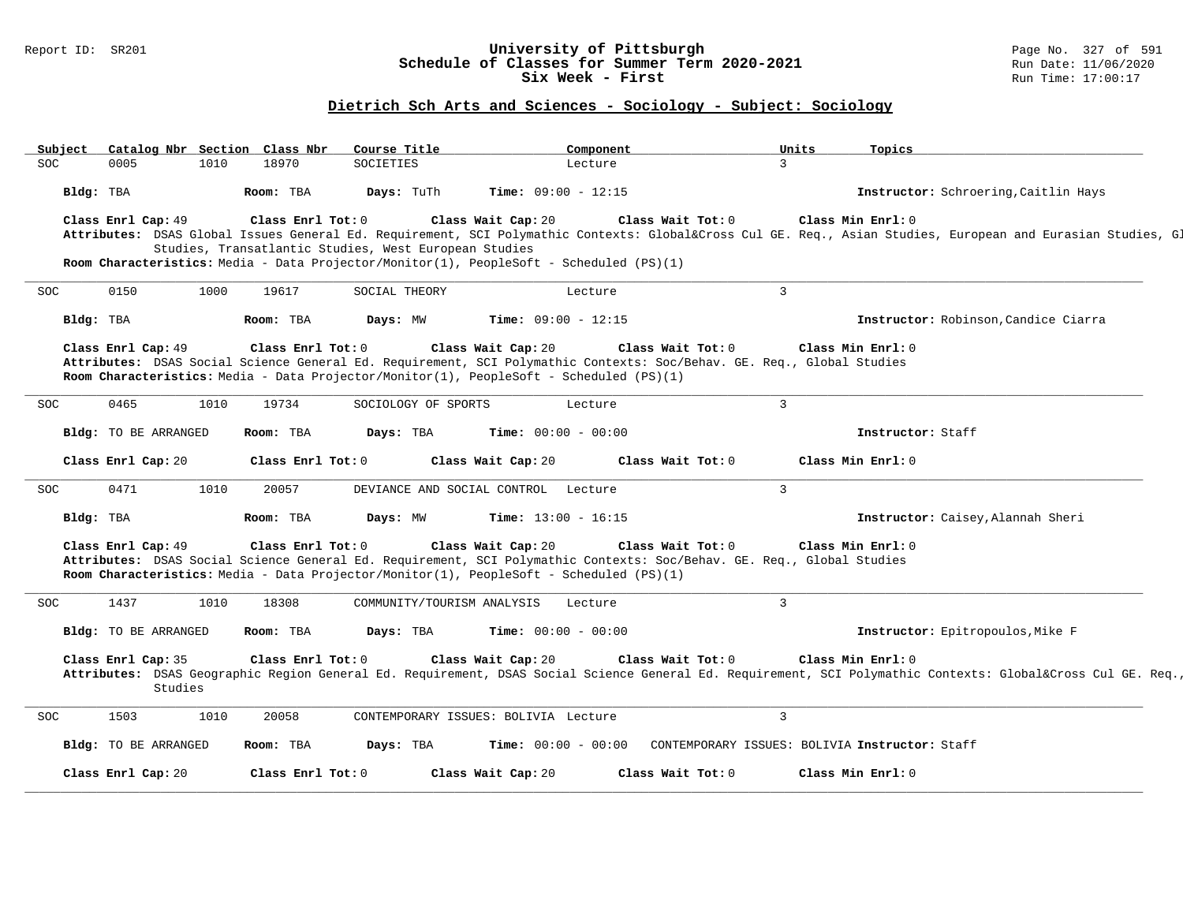# University of Pittsburgh
## Schedule of Classes for Summer Term 2020-2021
### Six Week - First

Report ID: SR201

Run Date: 11/06/2020
Run Time: 17:00:17

## Dietrich Sch Arts and Sciences - Sociology - Subject: Sociology

| Subject | Catalog Nbr | Section | Class Nbr | Course Title | Component | Units | Topics |
|---|---|---|---|---|---|---|---|
| SOC | 0005 | 1010 | 18970 | SOCIETIES | Lecture | 3 | |

**Bldg:** TBA **Room:** TBA **Days:** TuTh **Time:** 09:00 - 12:15 **Instructor:** Schroering,Caitlin Hays

**Class Enrl Cap:** 49 **Class Enrl Tot:** 0 **Class Wait Cap:** 20 **Class Wait Tot:** 0 **Class Min Enrl:** 0

**Attributes:** DSAS Global Issues General Ed. Requirement, SCI Polymathic Contexts: Global&Cross Cul GE. Req., Asian Studies, European and Eurasian Studies, Gl Studies, Transatlantic Studies, West European Studies

**Room Characteristics:** Media - Data Projector/Monitor(1), PeopleSoft - Scheduled (PS)(1)

---

| Subject | Catalog Nbr | Section | Class Nbr | Course Title | Component | Units | Topics |
|---|---|---|---|---|---|---|---|
| SOC | 0150 | 1000 | 19617 | SOCIAL THEORY | Lecture | 3 | |

**Bldg:** TBA **Room:** TBA **Days:** MW **Time:** 09:00 - 12:15 **Instructor:** Robinson,Candice Ciarra

**Class Enrl Cap:** 49 **Class Enrl Tot:** 0 **Class Wait Cap:** 20 **Class Wait Tot:** 0 **Class Min Enrl:** 0

**Attributes:** DSAS Social Science General Ed. Requirement, SCI Polymathic Contexts: Soc/Behav. GE. Req., Global Studies

**Room Characteristics:** Media - Data Projector/Monitor(1), PeopleSoft - Scheduled (PS)(1)

---

| Subject | Catalog Nbr | Section | Class Nbr | Course Title | Component | Units | Topics |
|---|---|---|---|---|---|---|---|
| SOC | 0465 | 1010 | 19734 | SOCIOLOGY OF SPORTS | Lecture | 3 | |

**Bldg:** TO BE ARRANGED **Room:** TBA **Days:** TBA **Time:** 00:00 - 00:00 **Instructor:** Staff

**Class Enrl Cap:** 20 **Class Enrl Tot:** 0 **Class Wait Cap:** 20 **Class Wait Tot:** 0 **Class Min Enrl:** 0

---

| Subject | Catalog Nbr | Section | Class Nbr | Course Title | Component | Units | Topics |
|---|---|---|---|---|---|---|---|
| SOC | 0471 | 1010 | 20057 | DEVIANCE AND SOCIAL CONTROL | Lecture | 3 | |

**Bldg:** TBA **Room:** TBA **Days:** MW **Time:** 13:00 - 16:15 **Instructor:** Caisey,Alannah Sheri

**Class Enrl Cap:** 49 **Class Enrl Tot:** 0 **Class Wait Cap:** 20 **Class Wait Tot:** 0 **Class Min Enrl:** 0

**Attributes:** DSAS Social Science General Ed. Requirement, SCI Polymathic Contexts: Soc/Behav. GE. Req., Global Studies

**Room Characteristics:** Media - Data Projector/Monitor(1), PeopleSoft - Scheduled (PS)(1)

---

| Subject | Catalog Nbr | Section | Class Nbr | Course Title | Component | Units | Topics |
|---|---|---|---|---|---|---|---|
| SOC | 1437 | 1010 | 18308 | COMMUNITY/TOURISM ANALYSIS | Lecture | 3 | |

**Bldg:** TO BE ARRANGED **Room:** TBA **Days:** TBA **Time:** 00:00 - 00:00 **Instructor:** Epitropoulos,Mike F

**Class Enrl Cap:** 35 **Class Enrl Tot:** 0 **Class Wait Cap:** 20 **Class Wait Tot:** 0 **Class Min Enrl:** 0

**Attributes:** DSAS Geographic Region General Ed. Requirement, DSAS Social Science General Ed. Requirement, SCI Polymathic Contexts: Global&Cross Cul GE. Req., Studies

---

| Subject | Catalog Nbr | Section | Class Nbr | Course Title | Component | Units | Topics |
|---|---|---|---|---|---|---|---|
| SOC | 1503 | 1010 | 20058 | CONTEMPORARY ISSUES: BOLIVIA | Lecture | 3 | |

**Bldg:** TO BE ARRANGED **Room:** TBA **Days:** TBA **Time:** 00:00 - 00:00 CONTEMPORARY ISSUES: BOLIVIA **Instructor:** Staff

**Class Enrl Cap:** 20 **Class Enrl Tot:** 0 **Class Wait Cap:** 20 **Class Wait Tot:** 0 **Class Min Enrl:** 0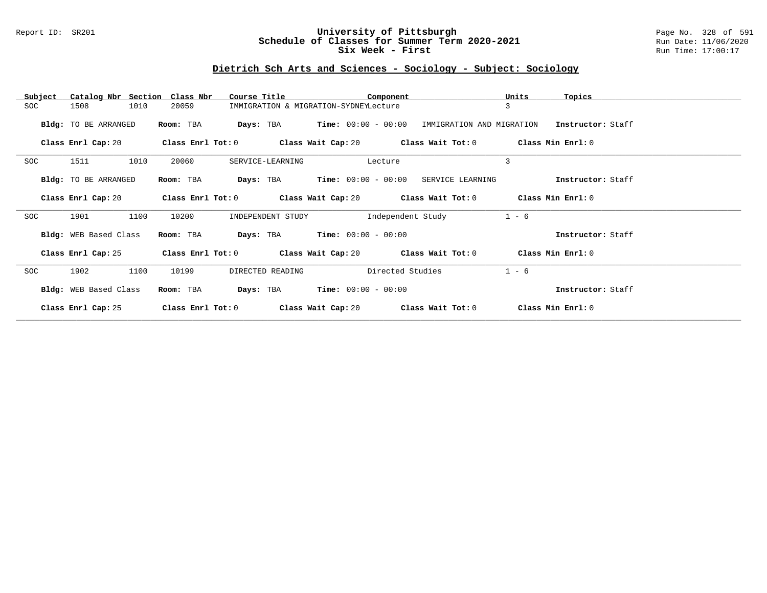## Dietrich Sch Arts and Sciences - Sociology - Subject: Sociology

| Subject | Catalog Nbr | Section | Class Nbr | Course Title | Component | Units | Topics |
|---|---|---|---|---|---|---|---|
| SOC | 1508 | 1010 | 20059 | IMMIGRATION & MIGRATION-SYDNEY | Lecture | 3 | |

**Bldg:** TO BE ARRANGED **Room:** TBA **Days:** TBA **Time:** 00:00 - 00:00 IMMIGRATION AND MIGRATION **Instructor:** Staff

**Class Enrl Cap:** 20 **Class Enrl Tot:** 0 **Class Wait Cap:** 20 **Class Wait Tot:** 0 **Class Min Enrl:** 0

---

| Subject | Catalog Nbr | Section | Class Nbr | Course Title | Component | Units | Topics |
|---|---|---|---|---|---|---|---|
| SOC | 1511 | 1010 | 20060 | SERVICE-LEARNING | Lecture | 3 | |

**Bldg:** TO BE ARRANGED **Room:** TBA **Days:** TBA **Time:** 00:00 - 00:00 SERVICE LEARNING **Instructor:** Staff

**Class Enrl Cap:** 20 **Class Enrl Tot:** 0 **Class Wait Cap:** 20 **Class Wait Tot:** 0 **Class Min Enrl:** 0

---

| Subject | Catalog Nbr | Section | Class Nbr | Course Title | Component | Units | Topics |
|---|---|---|---|---|---|---|---|
| SOC | 1901 | 1100 | 10200 | INDEPENDENT STUDY | Independent Study | 1 - 6 | |

**Bldg:** WEB Based Class **Room:** TBA **Days:** TBA **Time:** 00:00 - 00:00 **Instructor:** Staff

**Class Enrl Cap:** 25 **Class Enrl Tot:** 0 **Class Wait Cap:** 20 **Class Wait Tot:** 0 **Class Min Enrl:** 0

---

| Subject | Catalog Nbr | Section | Class Nbr | Course Title | Component | Units | Topics |
|---|---|---|---|---|---|---|---|
| SOC | 1902 | 1100 | 10199 | DIRECTED READING | Directed Studies | 1 - 6 | |

**Bldg:** WEB Based Class **Room:** TBA **Days:** TBA **Time:** 00:00 - 00:00 **Instructor:** Staff

**Class Enrl Cap:** 25 **Class Enrl Tot:** 0 **Class Wait Cap:** 20 **Class Wait Tot:** 0 **Class Min Enrl:** 0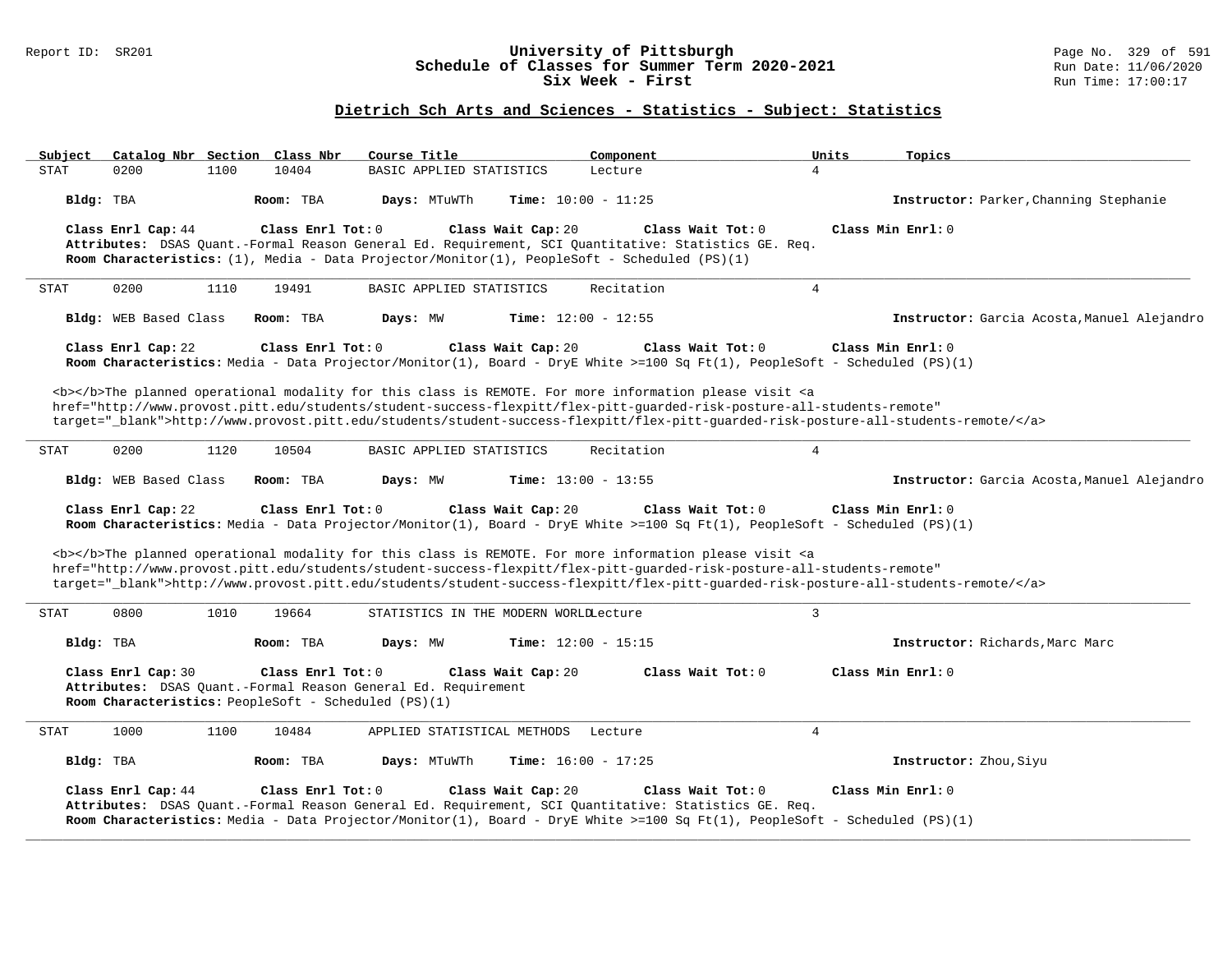## Dietrich Sch Arts and Sciences - Statistics - Subject: Statistics

| Subject | Catalog Nbr | Section | Class Nbr | Course Title | Component | Units | Topics |
|---|---|---|---|---|---|---|---|
| STAT | 0200 | 1100 | 10404 | BASIC APPLIED STATISTICS | Lecture | 4 | |

**Bldg:** TBA **Room:** TBA **Days:** MTuWTh **Time:** 10:00 - 11:25 **Instructor:** Parker,Channing Stephanie

**Class Enrl Cap:** 44 **Class Enrl Tot:** 0 **Class Wait Cap:** 20 **Class Wait Tot:** 0 **Class Min Enrl:** 0

**Attributes:** DSAS Quant.-Formal Reason General Ed. Requirement, SCI Quantitative: Statistics GE. Req.

**Room Characteristics:** (1), Media - Data Projector/Monitor(1), PeopleSoft - Scheduled (PS)(1)

---

| Subject | Catalog Nbr | Section | Class Nbr | Course Title | Component | Units | Topics |
|---|---|---|---|---|---|---|---|
| STAT | 0200 | 1110 | 19491 | BASIC APPLIED STATISTICS | Recitation | 4 | |

**Bldg:** WEB Based Class **Room:** TBA **Days:** MW **Time:** 12:00 - 12:55 **Instructor:** Garcia Acosta,Manuel Alejandro

**Class Enrl Cap:** 22 **Class Enrl Tot:** 0 **Class Wait Cap:** 20 **Class Wait Tot:** 0 **Class Min Enrl:** 0

**Room Characteristics:** Media - Data Projector/Monitor(1), Board - DryE White >=100 Sq Ft(1), PeopleSoft - Scheduled (PS)(1)

<b></b>The planned operational modality for this class is REMOTE. For more information please visit <a href="http://www.provost.pitt.edu/students/student-success-flexpitt/flex-pitt-guarded-risk-posture-all-students-remote" target="_blank">http://www.provost.pitt.edu/students/student-success-flexpitt/flex-pitt-guarded-risk-posture-all-students-remote/</a>

---

| Subject | Catalog Nbr | Section | Class Nbr | Course Title | Component | Units | Topics |
|---|---|---|---|---|---|---|---|
| STAT | 0200 | 1120 | 10504 | BASIC APPLIED STATISTICS | Recitation | 4 | |

**Bldg:** WEB Based Class **Room:** TBA **Days:** MW **Time:** 13:00 - 13:55 **Instructor:** Garcia Acosta,Manuel Alejandro

**Class Enrl Cap:** 22 **Class Enrl Tot:** 0 **Class Wait Cap:** 20 **Class Wait Tot:** 0 **Class Min Enrl:** 0

**Room Characteristics:** Media - Data Projector/Monitor(1), Board - DryE White >=100 Sq Ft(1), PeopleSoft - Scheduled (PS)(1)

<b></b>The planned operational modality for this class is REMOTE. For more information please visit <a href="http://www.provost.pitt.edu/students/student-success-flexpitt/flex-pitt-guarded-risk-posture-all-students-remote" target="_blank">http://www.provost.pitt.edu/students/student-success-flexpitt/flex-pitt-guarded-risk-posture-all-students-remote/</a>

---

| Subject | Catalog Nbr | Section | Class Nbr | Course Title | Component | Units | Topics |
|---|---|---|---|---|---|---|---|
| STAT | 0800 | 1010 | 19664 | STATISTICS IN THE MODERN WORLD | Lecture | 3 | |

**Bldg:** TBA **Room:** TBA **Days:** MW **Time:** 12:00 - 15:15 **Instructor:** Richards,Marc Marc

**Class Enrl Cap:** 30 **Class Enrl Tot:** 0 **Class Wait Cap:** 20 **Class Wait Tot:** 0 **Class Min Enrl:** 0

**Attributes:** DSAS Quant.-Formal Reason General Ed. Requirement

**Room Characteristics:** PeopleSoft - Scheduled (PS)(1)

---

| Subject | Catalog Nbr | Section | Class Nbr | Course Title | Component | Units | Topics |
|---|---|---|---|---|---|---|---|
| STAT | 1000 | 1100 | 10484 | APPLIED STATISTICAL METHODS | Lecture | 4 | |

**Bldg:** TBA **Room:** TBA **Days:** MTuWTh **Time:** 16:00 - 17:25 **Instructor:** Zhou,Siyu

**Class Enrl Cap:** 44 **Class Enrl Tot:** 0 **Class Wait Cap:** 20 **Class Wait Tot:** 0 **Class Min Enrl:** 0

**Attributes:** DSAS Quant.-Formal Reason General Ed. Requirement, SCI Quantitative: Statistics GE. Req.

**Room Characteristics:** Media - Data Projector/Monitor(1), Board - DryE White >=100 Sq Ft(1), PeopleSoft - Scheduled (PS)(1)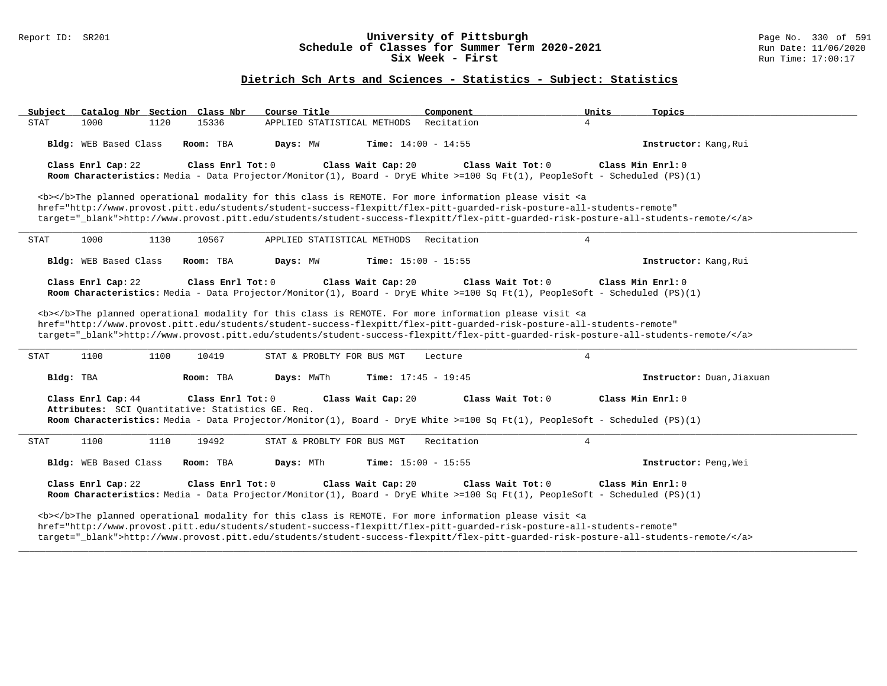## Dietrich Sch Arts and Sciences - Statistics - Subject: Statistics

| Subject | Catalog Nbr | Section | Class Nbr | Course Title | Component | Units | Topics |
|---|---|---|---|---|---|---|---|
| STAT | 1000 | 1120 | 15336 | APPLIED STATISTICAL METHODS | Recitation | 4 | |

**Bldg:** WEB Based Class **Room:** TBA **Days:** MW **Time:** 14:00 - 14:55 **Instructor:** Kang,Rui

**Class Enrl Cap:** 22 **Class Enrl Tot:** 0 **Class Wait Cap:** 20 **Class Wait Tot:** 0 **Class Min Enrl:** 0

**Room Characteristics:** Media - Data Projector/Monitor(1), Board - DryE White >=100 Sq Ft(1), PeopleSoft - Scheduled (PS)(1)

<b></b>The planned operational modality for this class is REMOTE. For more information please visit <a href="http://www.provost.pitt.edu/students/student-success-flexpitt/flex-pitt-guarded-risk-posture-all-students-remote" target="_blank">http://www.provost.pitt.edu/students/student-success-flexpitt/flex-pitt-guarded-risk-posture-all-students-remote/</a>

---

| Subject | Catalog Nbr | Section | Class Nbr | Course Title | Component | Units | Topics |
|---|---|---|---|---|---|---|---|
| STAT | 1000 | 1130 | 10567 | APPLIED STATISTICAL METHODS | Recitation | 4 | |

**Bldg:** WEB Based Class **Room:** TBA **Days:** MW **Time:** 15:00 - 15:55 **Instructor:** Kang,Rui

**Class Enrl Cap:** 22 **Class Enrl Tot:** 0 **Class Wait Cap:** 20 **Class Wait Tot:** 0 **Class Min Enrl:** 0

**Room Characteristics:** Media - Data Projector/Monitor(1), Board - DryE White >=100 Sq Ft(1), PeopleSoft - Scheduled (PS)(1)

<b></b>The planned operational modality for this class is REMOTE. For more information please visit <a href="http://www.provost.pitt.edu/students/student-success-flexpitt/flex-pitt-guarded-risk-posture-all-students-remote" target="_blank">http://www.provost.pitt.edu/students/student-success-flexpitt/flex-pitt-guarded-risk-posture-all-students-remote/</a>

---

| Subject | Catalog Nbr | Section | Class Nbr | Course Title | Component | Units | Topics |
|---|---|---|---|---|---|---|---|
| STAT | 1100 | 1100 | 10419 | STAT & PROBLTY FOR BUS MGT | Lecture | 4 | |

**Bldg:** TBA **Room:** TBA **Days:** MWTh **Time:** 17:45 - 19:45 **Instructor:** Duan,Jiaxuan

**Class Enrl Cap:** 44 **Class Enrl Tot:** 0 **Class Wait Cap:** 20 **Class Wait Tot:** 0 **Class Min Enrl:** 0

**Attributes:** SCI Quantitative: Statistics GE. Req.

**Room Characteristics:** Media - Data Projector/Monitor(1), Board - DryE White >=100 Sq Ft(1), PeopleSoft - Scheduled (PS)(1)

---

| Subject | Catalog Nbr | Section | Class Nbr | Course Title | Component | Units | Topics |
|---|---|---|---|---|---|---|---|
| STAT | 1100 | 1110 | 19492 | STAT & PROBLTY FOR BUS MGT | Recitation | 4 | |

**Bldg:** WEB Based Class **Room:** TBA **Days:** MTh **Time:** 15:00 - 15:55 **Instructor:** Peng,Wei

**Class Enrl Cap:** 22 **Class Enrl Tot:** 0 **Class Wait Cap:** 20 **Class Wait Tot:** 0 **Class Min Enrl:** 0

**Room Characteristics:** Media - Data Projector/Monitor(1), Board - DryE White >=100 Sq Ft(1), PeopleSoft - Scheduled (PS)(1)

<b></b>The planned operational modality for this class is REMOTE. For more information please visit <a href="http://www.provost.pitt.edu/students/student-success-flexpitt/flex-pitt-guarded-risk-posture-all-students-remote" target="_blank">http://www.provost.pitt.edu/students/student-success-flexpitt/flex-pitt-guarded-risk-posture-all-students-remote/</a>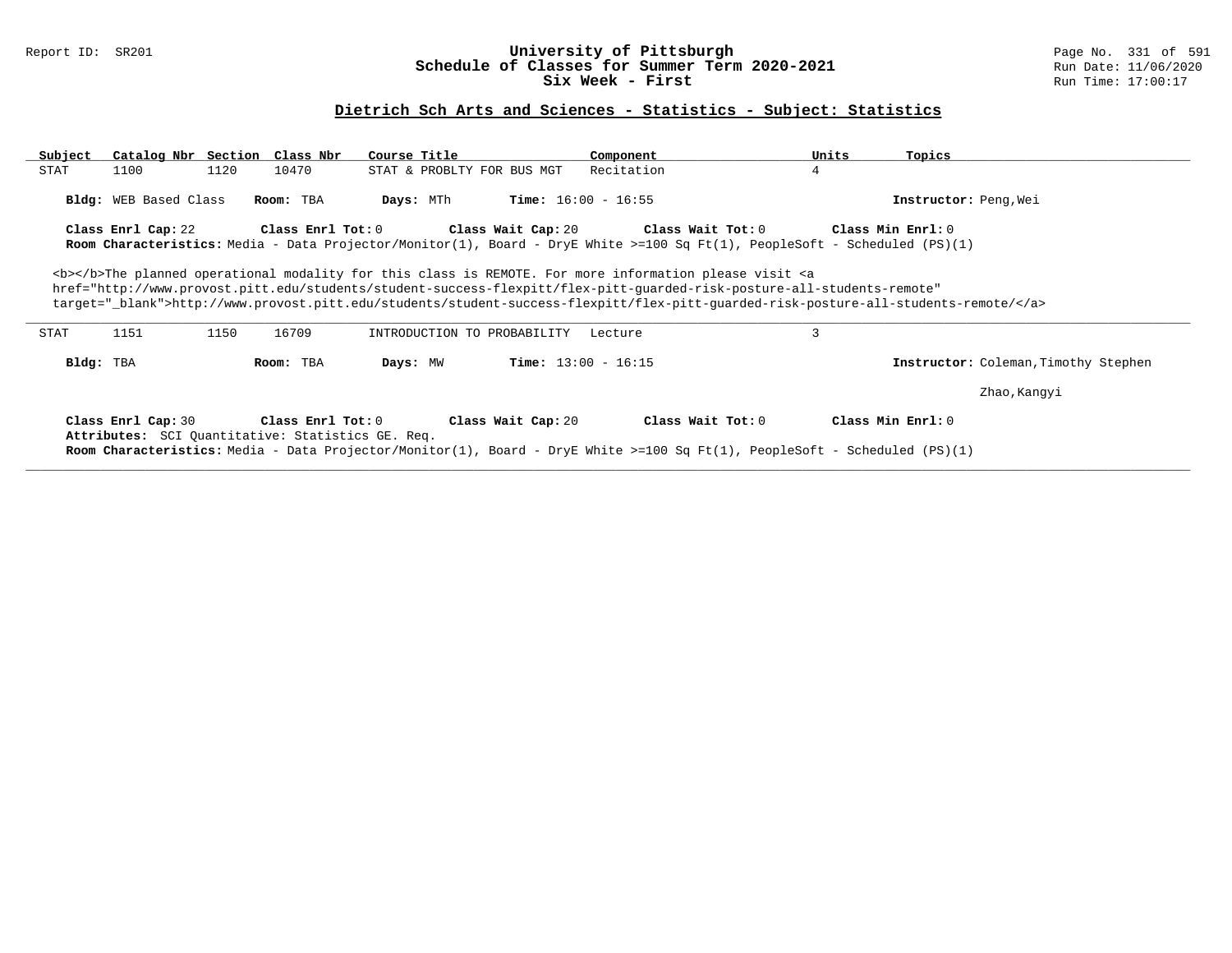## Dietrich Sch Arts and Sciences - Statistics - Subject: Statistics

| Subject | Catalog Nbr | Section | Class Nbr | Course Title | Component | Units | Topics |
|---|---|---|---|---|---|---|---|
| STAT | 1100 | 1120 | 10470 | STAT & PROBLTY FOR BUS MGT | Recitation | 4 | |

**Bldg:** WEB Based Class **Room:** TBA **Days:** MTh **Time:** 16:00 - 16:55 **Instructor:** Peng,Wei

**Class Enrl Cap:** 22 **Class Enrl Tot:** 0 **Class Wait Cap:** 20 **Class Wait Tot:** 0 **Class Min Enrl:** 0

**Room Characteristics:** Media - Data Projector/Monitor(1), Board - DryE White >=100 Sq Ft(1), PeopleSoft - Scheduled (PS)(1)

<b></b>The planned operational modality for this class is REMOTE. For more information please visit <a href="http://www.provost.pitt.edu/students/student-success-flexpitt/flex-pitt-guarded-risk-posture-all-students-remote" target="_blank">http://www.provost.pitt.edu/students/student-success-flexpitt/flex-pitt-guarded-risk-posture-all-students-remote/</a>

---

| Subject | Catalog Nbr | Section | Class Nbr | Course Title | Component | Units | Topics |
|---|---|---|---|---|---|---|---|
| STAT | 1151 | 1150 | 16709 | INTRODUCTION TO PROBABILITY | Lecture | 3 | |

**Bldg:** TBA **Room:** TBA **Days:** MW **Time:** 13:00 - 16:15 **Instructor:** Coleman,Timothy Stephen

Zhao,Kangyi

**Class Enrl Cap:** 30 **Class Enrl Tot:** 0 **Class Wait Cap:** 20 **Class Wait Tot:** 0 **Class Min Enrl:** 0

**Attributes:** SCI Quantitative: Statistics GE. Req.

**Room Characteristics:** Media - Data Projector/Monitor(1), Board - DryE White >=100 Sq Ft(1), PeopleSoft - Scheduled (PS)(1)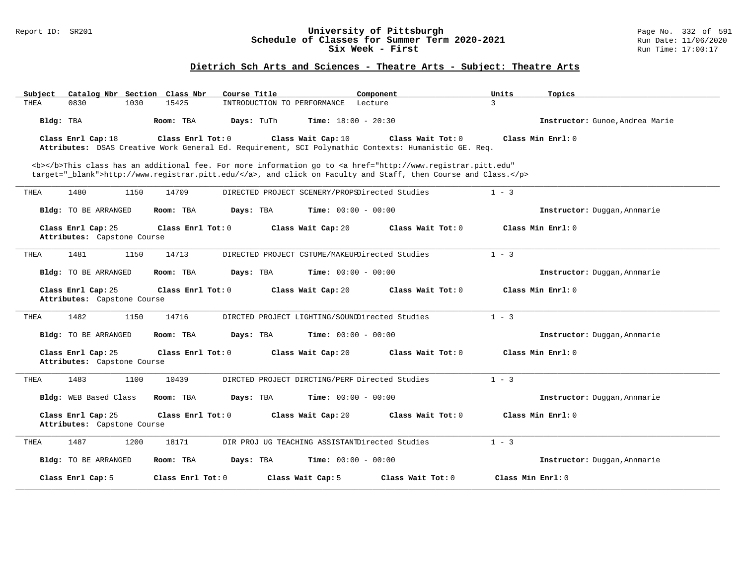# University of Pittsburgh
## Schedule of Classes for Summer Term 2020-2021
### Six Week - First

Report ID: SR201

Run Date: 11/06/2020
Run Time: 17:00:17

## Dietrich Sch Arts and Sciences - Theatre Arts - Subject: Theatre Arts

| Subject | Catalog Nbr | Section | Class Nbr | Course Title | Component | Units | Topics |
|---|---|---|---|---|---|---|---|
| THEA | 0830 | 1030 | 15425 | INTRODUCTION TO PERFORMANCE | Lecture | 3 | |

**Bldg:** TBA **Room:** TBA **Days:** TuTh **Time:** 18:00 - 20:30 **Instructor:** Gunoe,Andrea Marie

**Class Enrl Cap:** 18 **Class Enrl Tot:** 0 **Class Wait Cap:** 10 **Class Wait Tot:** 0 **Class Min Enrl:** 0
**Attributes:** DSAS Creative Work General Ed. Requirement, SCI Polymathic Contexts: Humanistic GE. Req.

<b></b>This class has an additional fee. For more information go to <a href="http://www.registrar.pitt.edu" target="_blank">http://www.registrar.pitt.edu/</a>, and click on Faculty and Staff, then Course and Class.</p>

---

| Subject | Catalog Nbr | Section | Class Nbr | Course Title | Component | Units | Topics |
|---|---|---|---|---|---|---|---|
| THEA | 1480 | 1150 | 14709 | DIRECTED PROJECT SCENERY/PROPS | Directed Studies | 1 - 3 | |

**Bldg:** TO BE ARRANGED **Room:** TBA **Days:** TBA **Time:** 00:00 - 00:00 **Instructor:** Duggan,Annmarie

**Class Enrl Cap:** 25 **Class Enrl Tot:** 0 **Class Wait Cap:** 20 **Class Wait Tot:** 0 **Class Min Enrl:** 0
**Attributes:** Capstone Course

---

| Subject | Catalog Nbr | Section | Class Nbr | Course Title | Component | Units | Topics |
|---|---|---|---|---|---|---|---|
| THEA | 1481 | 1150 | 14713 | DIRECTED PROJECT CSTUME/MAKEUP | Directed Studies | 1 - 3 | |

**Bldg:** TO BE ARRANGED **Room:** TBA **Days:** TBA **Time:** 00:00 - 00:00 **Instructor:** Duggan,Annmarie

**Class Enrl Cap:** 25 **Class Enrl Tot:** 0 **Class Wait Cap:** 20 **Class Wait Tot:** 0 **Class Min Enrl:** 0
**Attributes:** Capstone Course

---

| Subject | Catalog Nbr | Section | Class Nbr | Course Title | Component | Units | Topics |
|---|---|---|---|---|---|---|---|
| THEA | 1482 | 1150 | 14716 | DIRCTED PROJECT LIGHTING/SOUND | Directed Studies | 1 - 3 | |

**Bldg:** TO BE ARRANGED **Room:** TBA **Days:** TBA **Time:** 00:00 - 00:00 **Instructor:** Duggan,Annmarie

**Class Enrl Cap:** 25 **Class Enrl Tot:** 0 **Class Wait Cap:** 20 **Class Wait Tot:** 0 **Class Min Enrl:** 0
**Attributes:** Capstone Course

---

| Subject | Catalog Nbr | Section | Class Nbr | Course Title | Component | Units | Topics |
|---|---|---|---|---|---|---|---|
| THEA | 1483 | 1100 | 10439 | DIRCTED PROJECT DIRCTING/PERF | Directed Studies | 1 - 3 | |

**Bldg:** WEB Based Class **Room:** TBA **Days:** TBA **Time:** 00:00 - 00:00 **Instructor:** Duggan,Annmarie

**Class Enrl Cap:** 25 **Class Enrl Tot:** 0 **Class Wait Cap:** 20 **Class Wait Tot:** 0 **Class Min Enrl:** 0
**Attributes:** Capstone Course

---

| Subject | Catalog Nbr | Section | Class Nbr | Course Title | Component | Units | Topics |
|---|---|---|---|---|---|---|---|
| THEA | 1487 | 1200 | 18171 | DIR PROJ UG TEACHING ASSISTANT | Directed Studies | 1 - 3 | |

**Bldg:** TO BE ARRANGED **Room:** TBA **Days:** TBA **Time:** 00:00 - 00:00 **Instructor:** Duggan,Annmarie

**Class Enrl Cap:** 5 **Class Enrl Tot:** 0 **Class Wait Cap:** 5 **Class Wait Tot:** 0 **Class Min Enrl:** 0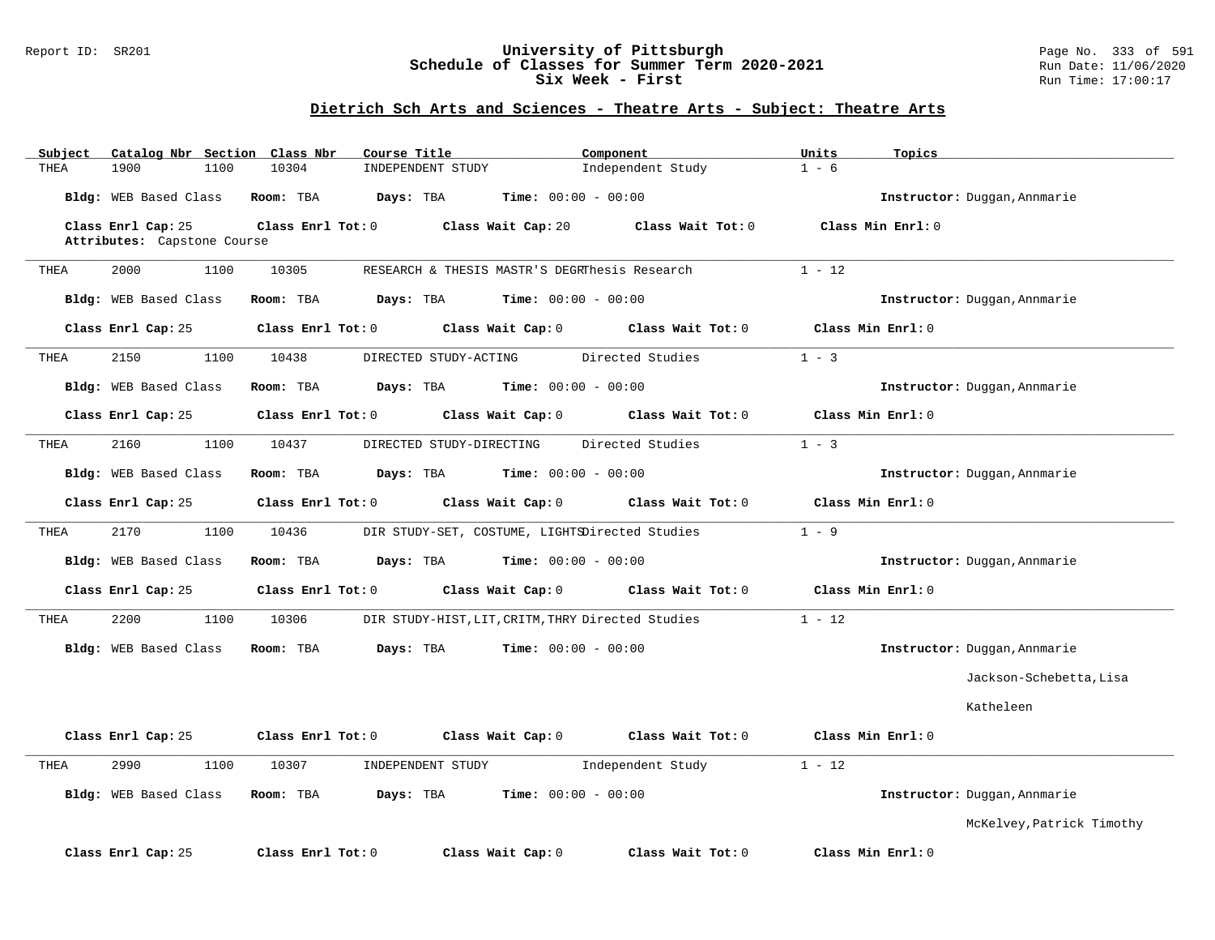## Dietrich Sch Arts and Sciences - Theatre Arts - Subject: Theatre Arts

| Subject | Catalog Nbr | Section | Class Nbr | Course Title | Component | Units | Topics |
|---|---|---|---|---|---|---|---|
| THEA | 1900 | 1100 | 10304 | INDEPENDENT STUDY | Independent Study | 1 - 6 | |

**Bldg:** WEB Based Class **Room:** TBA **Days:** TBA **Time:** 00:00 - 00:00 **Instructor:** Duggan,Annmarie

**Class Enrl Cap:** 25 **Class Enrl Tot:** 0 **Class Wait Cap:** 20 **Class Wait Tot:** 0 **Class Min Enrl:** 0

**Attributes:** Capstone Course

---

| Subject | Catalog Nbr | Section | Class Nbr | Course Title | Component | Units | Topics |
|---|---|---|---|---|---|---|---|
| THEA | 2000 | 1100 | 10305 | RESEARCH & THESIS MASTR'S DEGR | Thesis Research | 1 - 12 | |

**Bldg:** WEB Based Class **Room:** TBA **Days:** TBA **Time:** 00:00 - 00:00 **Instructor:** Duggan,Annmarie

**Class Enrl Cap:** 25 **Class Enrl Tot:** 0 **Class Wait Cap:** 0 **Class Wait Tot:** 0 **Class Min Enrl:** 0

---

| Subject | Catalog Nbr | Section | Class Nbr | Course Title | Component | Units | Topics |
|---|---|---|---|---|---|---|---|
| THEA | 2150 | 1100 | 10438 | DIRECTED STUDY-ACTING | Directed Studies | 1 - 3 | |

**Bldg:** WEB Based Class **Room:** TBA **Days:** TBA **Time:** 00:00 - 00:00 **Instructor:** Duggan,Annmarie

**Class Enrl Cap:** 25 **Class Enrl Tot:** 0 **Class Wait Cap:** 0 **Class Wait Tot:** 0 **Class Min Enrl:** 0

---

| Subject | Catalog Nbr | Section | Class Nbr | Course Title | Component | Units | Topics |
|---|---|---|---|---|---|---|---|
| THEA | 2160 | 1100 | 10437 | DIRECTED STUDY-DIRECTING | Directed Studies | 1 - 3 | |

**Bldg:** WEB Based Class **Room:** TBA **Days:** TBA **Time:** 00:00 - 00:00 **Instructor:** Duggan,Annmarie

**Class Enrl Cap:** 25 **Class Enrl Tot:** 0 **Class Wait Cap:** 0 **Class Wait Tot:** 0 **Class Min Enrl:** 0

---

| Subject | Catalog Nbr | Section | Class Nbr | Course Title | Component | Units | Topics |
|---|---|---|---|---|---|---|---|
| THEA | 2170 | 1100 | 10436 | DIR STUDY-SET, COSTUME, LIGHTS | Directed Studies | 1 - 9 | |

**Bldg:** WEB Based Class **Room:** TBA **Days:** TBA **Time:** 00:00 - 00:00 **Instructor:** Duggan,Annmarie

**Class Enrl Cap:** 25 **Class Enrl Tot:** 0 **Class Wait Cap:** 0 **Class Wait Tot:** 0 **Class Min Enrl:** 0

---

| Subject | Catalog Nbr | Section | Class Nbr | Course Title | Component | Units | Topics |
|---|---|---|---|---|---|---|---|
| THEA | 2200 | 1100 | 10306 | DIR STUDY-HIST,LIT,CRITM,THRY | Directed Studies | 1 - 12 | |

**Bldg:** WEB Based Class **Room:** TBA **Days:** TBA **Time:** 00:00 - 00:00 **Instructor:** Duggan,Annmarie; Jackson-Schebetta,Lisa Katheleen

**Class Enrl Cap:** 25 **Class Enrl Tot:** 0 **Class Wait Cap:** 0 **Class Wait Tot:** 0 **Class Min Enrl:** 0

---

| Subject | Catalog Nbr | Section | Class Nbr | Course Title | Component | Units | Topics |
|---|---|---|---|---|---|---|---|
| THEA | 2990 | 1100 | 10307 | INDEPENDENT STUDY | Independent Study | 1 - 12 | |

**Bldg:** WEB Based Class **Room:** TBA **Days:** TBA **Time:** 00:00 - 00:00 **Instructor:** Duggan,Annmarie; McKelvey,Patrick Timothy

**Class Enrl Cap:** 25 **Class Enrl Tot:** 0 **Class Wait Cap:** 0 **Class Wait Tot:** 0 **Class Min Enrl:** 0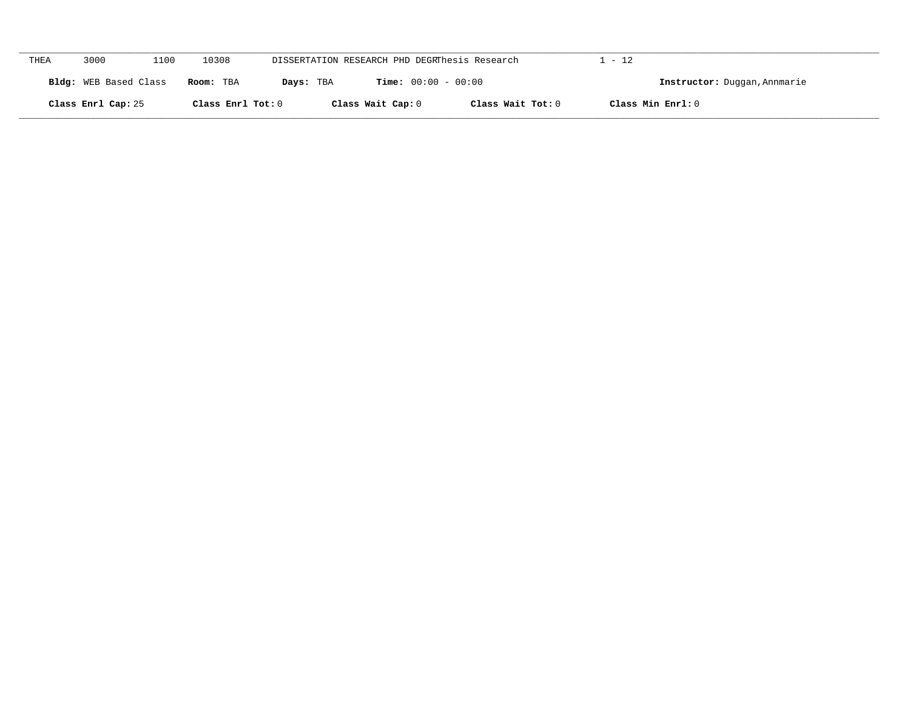THEA 3000 1100 10308 DISSERTATION RESEARCH PHD DEGRThesis Research 1 - 12

**Bldg:** WEB Based Class **Room:** TBA **Days:** TBA **Time:** 00:00 - 00:00 **Instructor:** Duggan,Annmarie

**Class Enrl Cap:** 25 **Class Enrl Tot:** 0 **Class Wait Cap:** 0 **Class Wait Tot:** 0 **Class Min Enrl:** 0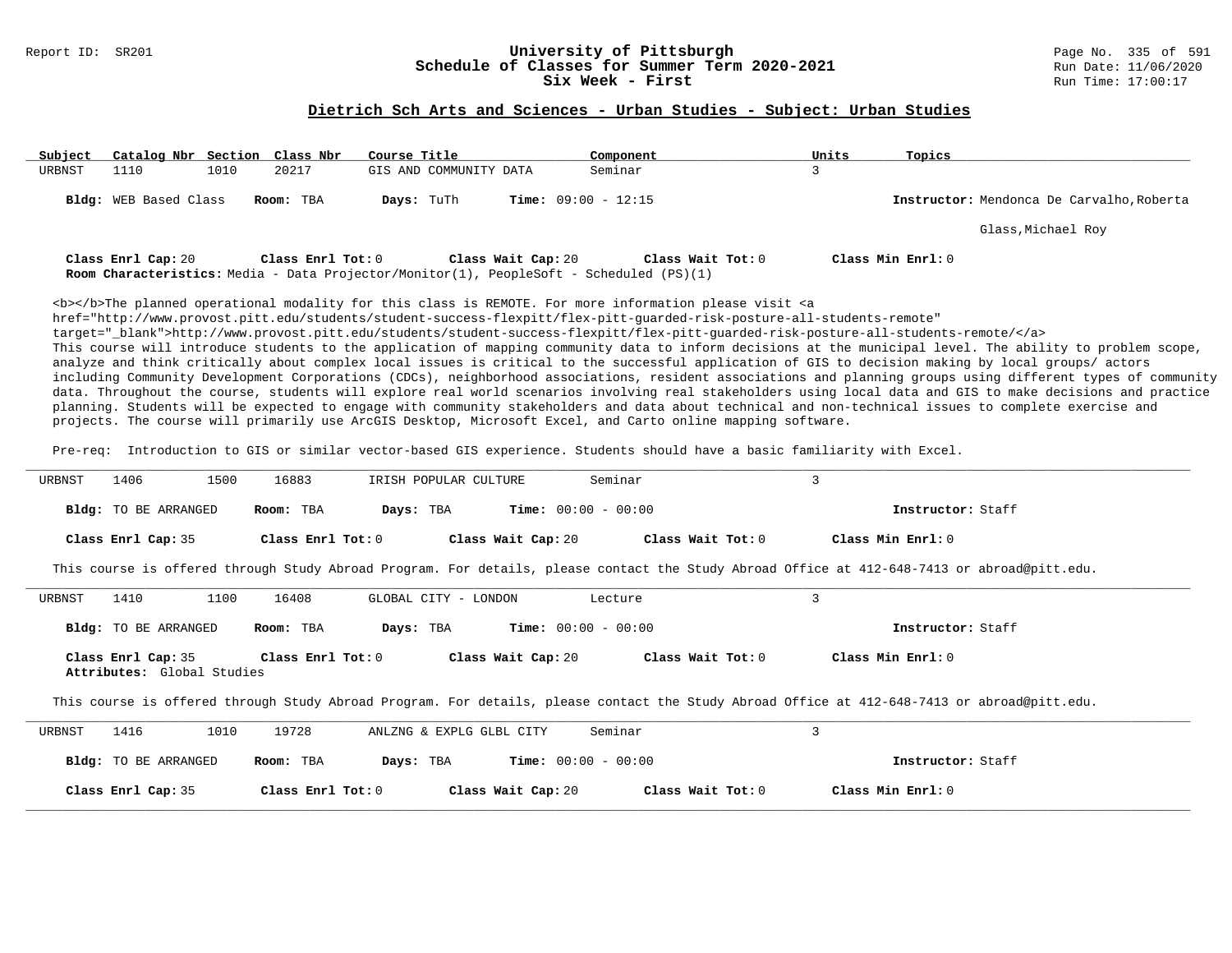## Dietrich Sch Arts and Sciences - Urban Studies - Subject: Urban Studies

| Subject | Catalog Nbr | Section | Class Nbr | Course Title | Component | Units | Topics |
|---|---|---|---|---|---|---|---|
| URBNST | 1110 | 1010 | 20217 | GIS AND COMMUNITY DATA | Seminar | 3 | |

**Bldg:** WEB Based Class **Room:** TBA **Days:** TuTh **Time:** 09:00 - 12:15 **Instructor:** Mendonca De Carvalho,Roberta; Glass,Michael Roy

**Class Enrl Cap:** 20 **Class Enrl Tot:** 0 **Class Wait Cap:** 20 **Class Wait Tot:** 0 **Class Min Enrl:** 0

**Room Characteristics:** Media - Data Projector/Monitor(1), PeopleSoft - Scheduled (PS)(1)

<b></b>The planned operational modality for this class is REMOTE. For more information please visit <a href="http://www.provost.pitt.edu/students/student-success-flexpitt/flex-pitt-guarded-risk-posture-all-students-remote" target="_blank">http://www.provost.pitt.edu/students/student-success-flexpitt/flex-pitt-guarded-risk-posture-all-students-remote/</a>
This course will introduce students to the application of mapping community data to inform decisions at the municipal level. The ability to problem scope, analyze and think critically about complex local issues is critical to the successful application of GIS to decision making by local groups/ actors including Community Development Corporations (CDCs), neighborhood associations, resident associations and planning groups using different types of community data. Throughout the course, students will explore real world scenarios involving real stakeholders using local data and GIS to make decisions and practice planning. Students will be expected to engage with community stakeholders and data about technical and non-technical issues to complete exercise and projects. The course will primarily use ArcGIS Desktop, Microsoft Excel, and Carto online mapping software.

Pre-req: Introduction to GIS or similar vector-based GIS experience. Students should have a basic familiarity with Excel.

---

| Subject | Catalog Nbr | Section | Class Nbr | Course Title | Component | Units | Topics |
|---|---|---|---|---|---|---|---|
| URBNST | 1406 | 1500 | 16883 | IRISH POPULAR CULTURE | Seminar | 3 | |

**Bldg:** TO BE ARRANGED **Room:** TBA **Days:** TBA **Time:** 00:00 - 00:00 **Instructor:** Staff

**Class Enrl Cap:** 35 **Class Enrl Tot:** 0 **Class Wait Cap:** 20 **Class Wait Tot:** 0 **Class Min Enrl:** 0

This course is offered through Study Abroad Program. For details, please contact the Study Abroad Office at 412-648-7413 or abroad@pitt.edu.

---

| Subject | Catalog Nbr | Section | Class Nbr | Course Title | Component | Units | Topics |
|---|---|---|---|---|---|---|---|
| URBNST | 1410 | 1100 | 16408 | GLOBAL CITY - LONDON | Lecture | 3 | |

**Bldg:** TO BE ARRANGED **Room:** TBA **Days:** TBA **Time:** 00:00 - 00:00 **Instructor:** Staff

**Class Enrl Cap:** 35 **Class Enrl Tot:** 0 **Class Wait Cap:** 20 **Class Wait Tot:** 0 **Class Min Enrl:** 0

**Attributes:** Global Studies

This course is offered through Study Abroad Program. For details, please contact the Study Abroad Office at 412-648-7413 or abroad@pitt.edu.

---

| Subject | Catalog Nbr | Section | Class Nbr | Course Title | Component | Units | Topics |
|---|---|---|---|---|---|---|---|
| URBNST | 1416 | 1010 | 19728 | ANLZNG & EXPLG GLBL CITY | Seminar | 3 | |

**Bldg:** TO BE ARRANGED **Room:** TBA **Days:** TBA **Time:** 00:00 - 00:00 **Instructor:** Staff

**Class Enrl Cap:** 35 **Class Enrl Tot:** 0 **Class Wait Cap:** 20 **Class Wait Tot:** 0 **Class Min Enrl:** 0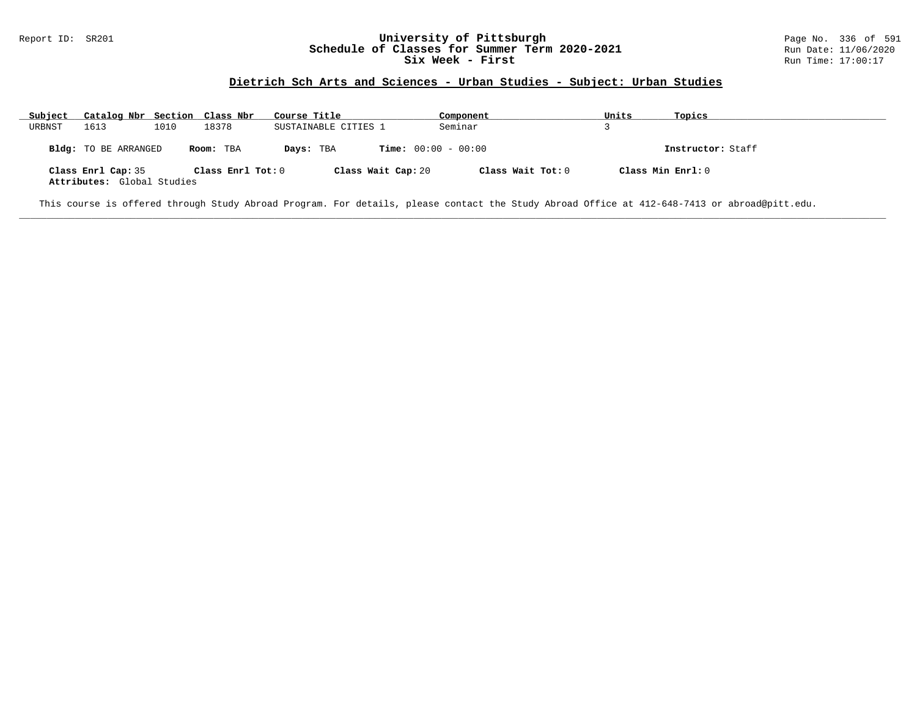## Dietrich Sch Arts and Sciences - Urban Studies - Subject: Urban Studies

| Subject | Catalog Nbr | Section | Class Nbr | Course Title | Component | Units | Topics |
|---|---|---|---|---|---|---|---|
| URBNST | 1613 | 1010 | 18378 | SUSTAINABLE CITIES 1 | Seminar | 3 | |

**Bldg:** TO BE ARRANGED **Room:** TBA **Days:** TBA **Time:** 00:00 - 00:00 **Instructor:** Staff

**Class Enrl Cap:** 35 **Class Enrl Tot:** 0 **Class Wait Cap:** 20 **Class Wait Tot:** 0 **Class Min Enrl:** 0

**Attributes:** Global Studies

This course is offered through Study Abroad Program. For details, please contact the Study Abroad Office at 412-648-7413 or abroad@pitt.edu.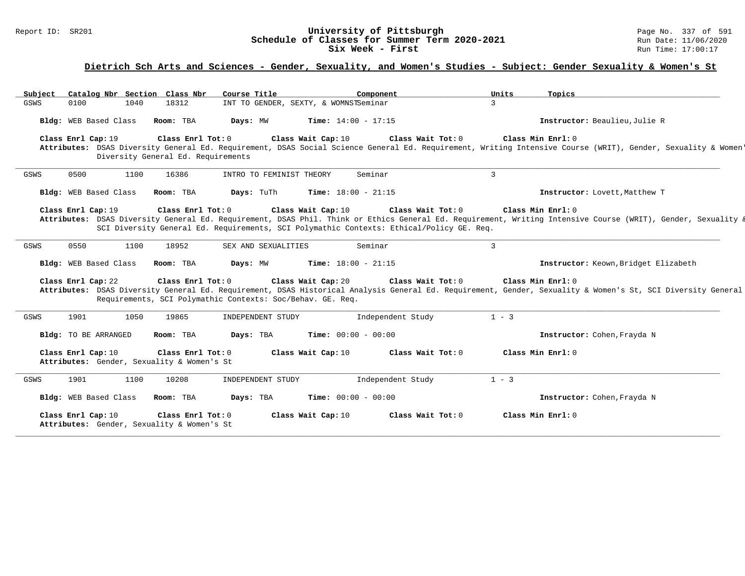## University of Pittsburgh
## Schedule of Classes for Summer Term 2020-2021
## Six Week - First

Report ID: SR201

Run Date: 11/06/2020
Run Time: 17:00:17

### Dietrich Sch Arts and Sciences - Gender, Sexuality, and Women's Studies - Subject: Gender Sexuality & Women's St

| Subject | Catalog Nbr | Section | Class Nbr | Course Title | Component | Units | Topics |
|---|---|---|---|---|---|---|---|
| GSWS | 0100 | 1040 | 18312 | INT TO GENDER, SEXTY, & WOMNST | Seminar | 3 | |

**Bldg:** WEB Based Class **Room:** TBA **Days:** MW **Time:** 14:00 - 17:15 **Instructor:** Beaulieu,Julie R

**Class Enrl Cap:** 19 **Class Enrl Tot:** 0 **Class Wait Cap:** 10 **Class Wait Tot:** 0 **Class Min Enrl:** 0

**Attributes:** DSAS Diversity General Ed. Requirement, DSAS Social Science General Ed. Requirement, Writing Intensive Course (WRIT), Gender, Sexuality & Women' Diversity General Ed. Requirements

---

| Subject | Catalog Nbr | Section | Class Nbr | Course Title | Component | Units | Topics |
|---|---|---|---|---|---|---|---|
| GSWS | 0500 | 1100 | 16386 | INTRO TO FEMINIST THEORY | Seminar | 3 | |

**Bldg:** WEB Based Class **Room:** TBA **Days:** TuTh **Time:** 18:00 - 21:15 **Instructor:** Lovett,Matthew T

**Class Enrl Cap:** 19 **Class Enrl Tot:** 0 **Class Wait Cap:** 10 **Class Wait Tot:** 0 **Class Min Enrl:** 0

**Attributes:** DSAS Diversity General Ed. Requirement, DSAS Phil. Think or Ethics General Ed. Requirement, Writing Intensive Course (WRIT), Gender, Sexuality & SCI Diversity General Ed. Requirements, SCI Polymathic Contexts: Ethical/Policy GE. Req.

---

| Subject | Catalog Nbr | Section | Class Nbr | Course Title | Component | Units | Topics |
|---|---|---|---|---|---|---|---|
| GSWS | 0550 | 1100 | 18952 | SEX AND SEXUALITIES | Seminar | 3 | |

**Bldg:** WEB Based Class **Room:** TBA **Days:** MW **Time:** 18:00 - 21:15 **Instructor:** Keown,Bridget Elizabeth

**Class Enrl Cap:** 22 **Class Enrl Tot:** 0 **Class Wait Cap:** 20 **Class Wait Tot:** 0 **Class Min Enrl:** 0

**Attributes:** DSAS Diversity General Ed. Requirement, DSAS Historical Analysis General Ed. Requirement, Gender, Sexuality & Women's St, SCI Diversity General Requirements, SCI Polymathic Contexts: Soc/Behav. GE. Req.

---

| Subject | Catalog Nbr | Section | Class Nbr | Course Title | Component | Units | Topics |
|---|---|---|---|---|---|---|---|
| GSWS | 1901 | 1050 | 19865 | INDEPENDENT STUDY | Independent Study | 1 - 3 | |

**Bldg:** TO BE ARRANGED **Room:** TBA **Days:** TBA **Time:** 00:00 - 00:00 **Instructor:** Cohen,Frayda N

**Class Enrl Cap:** 10 **Class Enrl Tot:** 0 **Class Wait Cap:** 10 **Class Wait Tot:** 0 **Class Min Enrl:** 0

**Attributes:** Gender, Sexuality & Women's St

---

| Subject | Catalog Nbr | Section | Class Nbr | Course Title | Component | Units | Topics |
|---|---|---|---|---|---|---|---|
| GSWS | 1901 | 1100 | 10208 | INDEPENDENT STUDY | Independent Study | 1 - 3 | |

**Bldg:** WEB Based Class **Room:** TBA **Days:** TBA **Time:** 00:00 - 00:00 **Instructor:** Cohen,Frayda N

**Class Enrl Cap:** 10 **Class Enrl Tot:** 0 **Class Wait Cap:** 10 **Class Wait Tot:** 0 **Class Min Enrl:** 0

**Attributes:** Gender, Sexuality & Women's St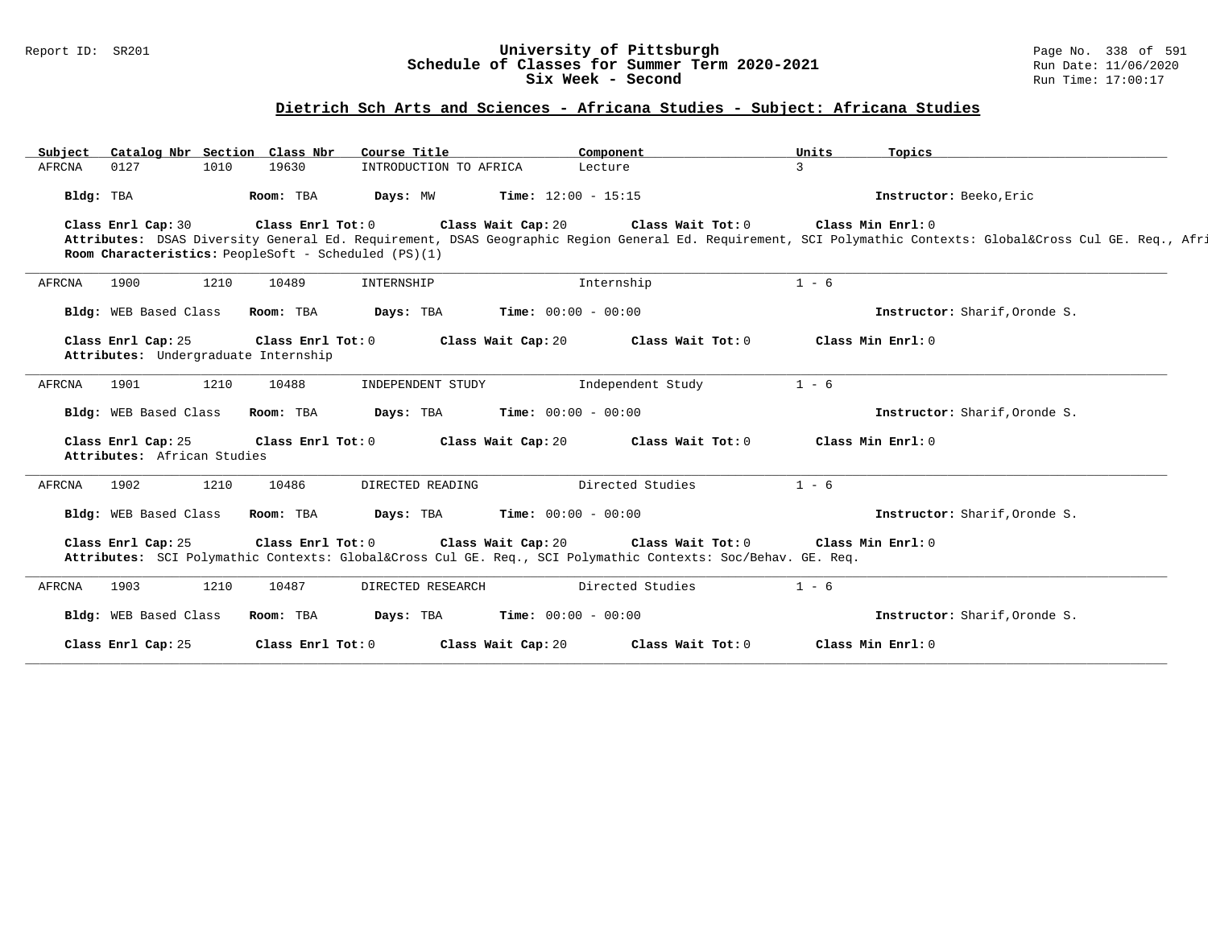# University of Pittsburgh
## Schedule of Classes for Summer Term 2020-2021
### Six Week - Second

Report ID: SR201

Run Date: 11/06/2020
Run Time: 17:00:17

## Dietrich Sch Arts and Sciences - Africana Studies - Subject: Africana Studies

| Subject | Catalog Nbr | Section | Class Nbr | Course Title | Component | Units | Topics |
|---|---|---|---|---|---|---|---|
| AFRCNA | 0127 | 1010 | 19630 | INTRODUCTION TO AFRICA | Lecture | 3 | |

**Bldg:** TBA **Room:** TBA **Days:** MW **Time:** 12:00 - 15:15 **Instructor:** Beeko,Eric

**Class Enrl Cap:** 30 **Class Enrl Tot:** 0 **Class Wait Cap:** 20 **Class Wait Tot:** 0 **Class Min Enrl:** 0

**Attributes:** DSAS Diversity General Ed. Requirement, DSAS Geographic Region General Ed. Requirement, SCI Polymathic Contexts: Global&Cross Cul GE. Req., Afri

**Room Characteristics:** PeopleSoft - Scheduled (PS)(1)

---

| Subject | Catalog Nbr | Section | Class Nbr | Course Title | Component | Units | Topics |
|---|---|---|---|---|---|---|---|
| AFRCNA | 1900 | 1210 | 10489 | INTERNSHIP | Internship | 1 - 6 | |

**Bldg:** WEB Based Class **Room:** TBA **Days:** TBA **Time:** 00:00 - 00:00 **Instructor:** Sharif,Oronde S.

**Class Enrl Cap:** 25 **Class Enrl Tot:** 0 **Class Wait Cap:** 20 **Class Wait Tot:** 0 **Class Min Enrl:** 0

**Attributes:** Undergraduate Internship

---

| Subject | Catalog Nbr | Section | Class Nbr | Course Title | Component | Units | Topics |
|---|---|---|---|---|---|---|---|
| AFRCNA | 1901 | 1210 | 10488 | INDEPENDENT STUDY | Independent Study | 1 - 6 | |

**Bldg:** WEB Based Class **Room:** TBA **Days:** TBA **Time:** 00:00 - 00:00 **Instructor:** Sharif,Oronde S.

**Class Enrl Cap:** 25 **Class Enrl Tot:** 0 **Class Wait Cap:** 20 **Class Wait Tot:** 0 **Class Min Enrl:** 0

**Attributes:** African Studies

---

| Subject | Catalog Nbr | Section | Class Nbr | Course Title | Component | Units | Topics |
|---|---|---|---|---|---|---|---|
| AFRCNA | 1902 | 1210 | 10486 | DIRECTED READING | Directed Studies | 1 - 6 | |

**Bldg:** WEB Based Class **Room:** TBA **Days:** TBA **Time:** 00:00 - 00:00 **Instructor:** Sharif,Oronde S.

**Class Enrl Cap:** 25 **Class Enrl Tot:** 0 **Class Wait Cap:** 20 **Class Wait Tot:** 0 **Class Min Enrl:** 0

**Attributes:** SCI Polymathic Contexts: Global&Cross Cul GE. Req., SCI Polymathic Contexts: Soc/Behav. GE. Req.

---

| Subject | Catalog Nbr | Section | Class Nbr | Course Title | Component | Units | Topics |
|---|---|---|---|---|---|---|---|
| AFRCNA | 1903 | 1210 | 10487 | DIRECTED RESEARCH | Directed Studies | 1 - 6 | |

**Bldg:** WEB Based Class **Room:** TBA **Days:** TBA **Time:** 00:00 - 00:00 **Instructor:** Sharif,Oronde S.

**Class Enrl Cap:** 25 **Class Enrl Tot:** 0 **Class Wait Cap:** 20 **Class Wait Tot:** 0 **Class Min Enrl:** 0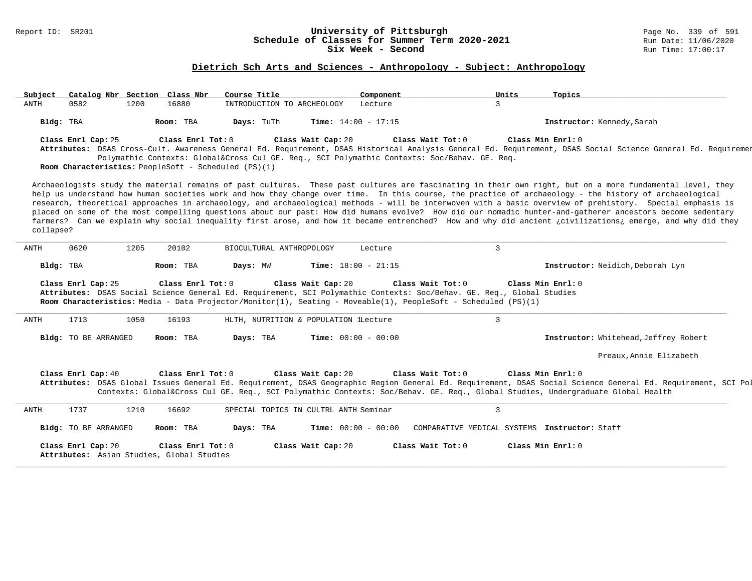# University of Pittsburgh
## Schedule of Classes for Summer Term 2020-2021
### Six Week - Second

Report ID: SR201

Run Date: 11/06/2020
Run Time: 17:00:17

## Dietrich Sch Arts and Sciences - Anthropology - Subject: Anthropology

| Subject | Catalog Nbr | Section | Class Nbr | Course Title | Component | Units | Topics |
|---|---|---|---|---|---|---|---|
| ANTH | 0582 | 1200 | 16880 | INTRODUCTION TO ARCHEOLOGY | Lecture | 3 | |

**Bldg:** TBA **Room:** TBA **Days:** TuTh **Time:** 14:00 - 17:15 **Instructor:** Kennedy,Sarah

**Class Enrl Cap:** 25 **Class Enrl Tot:** 0 **Class Wait Cap:** 20 **Class Wait Tot:** 0 **Class Min Enrl:** 0

**Attributes:** DSAS Cross-Cult. Awareness General Ed. Requirement, DSAS Historical Analysis General Ed. Requirement, DSAS Social Science General Ed. Requiremen Polymathic Contexts: Global&Cross Cul GE. Req., SCI Polymathic Contexts: Soc/Behav. GE. Req.

**Room Characteristics:** PeopleSoft - Scheduled (PS)(1)

Archaeologists study the material remains of past cultures. These past cultures are fascinating in their own right, but on a more fundamental level, they help us understand how human societies work and how they change over time. In this course, the practice of archaeology - the history of archaeological research, theoretical approaches in archaeology, and archaeological methods - will be interwoven with a basic overview of prehistory. Special emphasis is placed on some of the most compelling questions about our past: How did humans evolve? How did our nomadic hunter-and-gatherer ancestors become sedentary farmers? Can we explain why social inequality first arose, and how it became entrenched? How and why did ancient ¿civilizations¿ emerge, and why did they collapse?

---

| Subject | Catalog Nbr | Section | Class Nbr | Course Title | Component | Units | Topics |
|---|---|---|---|---|---|---|---|
| ANTH | 0620 | 1205 | 20102 | BIOCULTURAL ANTHROPOLOGY | Lecture | 3 | |

**Bldg:** TBA **Room:** TBA **Days:** MW **Time:** 18:00 - 21:15 **Instructor:** Neidich,Deborah Lyn

**Class Enrl Cap:** 25 **Class Enrl Tot:** 0 **Class Wait Cap:** 20 **Class Wait Tot:** 0 **Class Min Enrl:** 0

**Attributes:** DSAS Social Science General Ed. Requirement, SCI Polymathic Contexts: Soc/Behav. GE. Req., Global Studies

**Room Characteristics:** Media - Data Projector/Monitor(1), Seating - Moveable(1), PeopleSoft - Scheduled (PS)(1)

---

| Subject | Catalog Nbr | Section | Class Nbr | Course Title | Component | Units | Topics |
|---|---|---|---|---|---|---|---|
| ANTH | 1713 | 1050 | 16193 | HLTH, NUTRITION & POPULATION 1 | Lecture | 3 | |

**Bldg:** TO BE ARRANGED **Room:** TBA **Days:** TBA **Time:** 00:00 - 00:00 **Instructor:** Whitehead,Jeffrey Robert; Preaux,Annie Elizabeth

**Class Enrl Cap:** 40 **Class Enrl Tot:** 0 **Class Wait Cap:** 20 **Class Wait Tot:** 0 **Class Min Enrl:** 0

**Attributes:** DSAS Global Issues General Ed. Requirement, DSAS Geographic Region General Ed. Requirement, DSAS Social Science General Ed. Requirement, SCI Pol Contexts: Global&Cross Cul GE. Req., SCI Polymathic Contexts: Soc/Behav. GE. Req., Global Studies, Undergraduate Global Health

---

| Subject | Catalog Nbr | Section | Class Nbr | Course Title | Component | Units | Topics |
|---|---|---|---|---|---|---|---|
| ANTH | 1737 | 1210 | 16692 | SPECIAL TOPICS IN CULTRL ANTH | Seminar | 3 | COMPARATIVE MEDICAL SYSTEMS |

**Bldg:** TO BE ARRANGED **Room:** TBA **Days:** TBA **Time:** 00:00 - 00:00 **Instructor:** Staff

**Class Enrl Cap:** 20 **Class Enrl Tot:** 0 **Class Wait Cap:** 20 **Class Wait Tot:** 0 **Class Min Enrl:** 0

**Attributes:** Asian Studies, Global Studies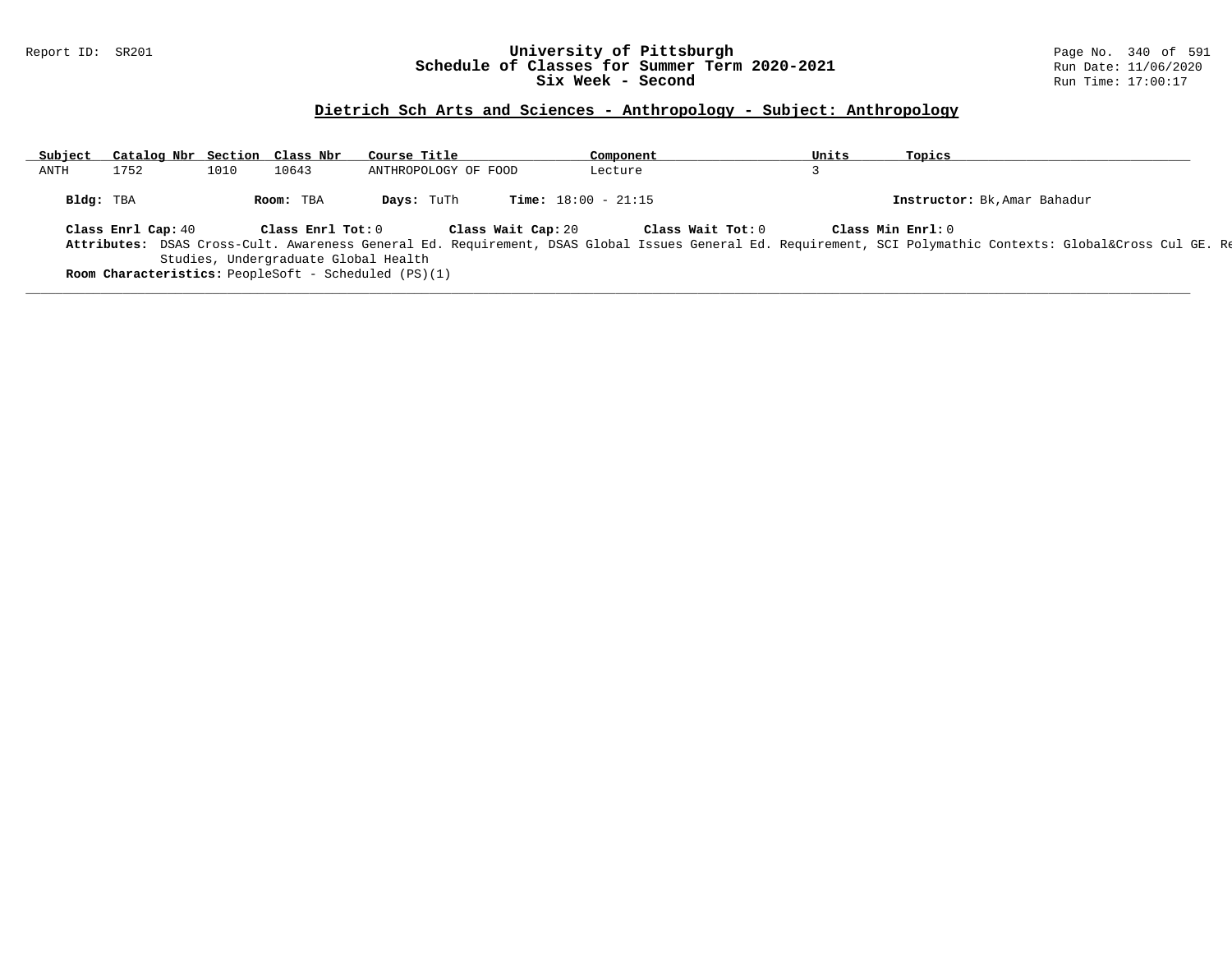# University of Pittsburgh
## Schedule of Classes for Summer Term 2020-2021
### Six Week - Second

Report ID: SR201

Run Date: 11/06/2020
Run Time: 17:00:17

## Dietrich Sch Arts and Sciences - Anthropology - Subject: Anthropology

| Subject | Catalog Nbr | Section | Class Nbr | Course Title | Component | Units | Topics |
|---|---|---|---|---|---|---|---|
| ANTH | 1752 | 1010 | 10643 | ANTHROPOLOGY OF FOOD | Lecture | 3 | |

**Bldg:** TBA **Room:** TBA **Days:** TuTh **Time:** 18:00 - 21:15 **Instructor:** Bk,Amar Bahadur

**Class Enrl Cap:** 40 **Class Enrl Tot:** 0 **Class Wait Cap:** 20 **Class Wait Tot:** 0 **Class Min Enrl:** 0

**Attributes:** DSAS Cross-Cult. Awareness General Ed. Requirement, DSAS Global Issues General Ed. Requirement, SCI Polymathic Contexts: Global&Cross Cul GE. Re Studies, Undergraduate Global Health

**Room Characteristics:** PeopleSoft - Scheduled (PS)(1)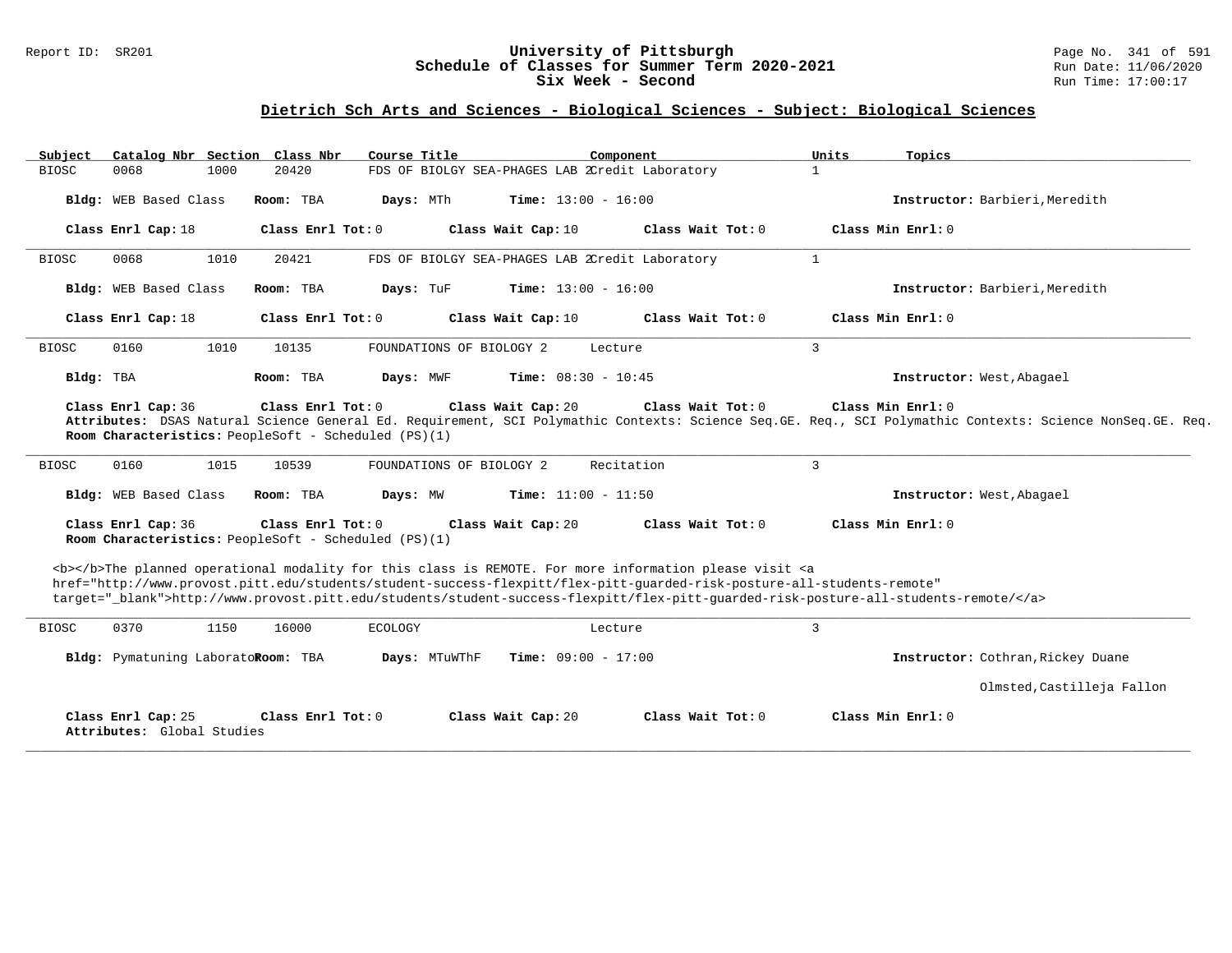# University of Pittsburgh
## Schedule of Classes for Summer Term 2020-2021
### Six Week - Second

Report ID: SR201

Run Date: 11/06/2020
Run Time: 17:00:17

## Dietrich Sch Arts and Sciences - Biological Sciences - Subject: Biological Sciences

| Subject | Catalog Nbr | Section | Class Nbr | Course Title | Component | Units | Topics |
| --- | --- | --- | --- | --- | --- | --- | --- |
| BIOSC | 0068 | 1000 | 20420 | FDS OF BIOLGY SEA-PHAGES LAB 2 | Credit Laboratory | 1 | |

**Bldg:** WEB Based Class **Room:** TBA **Days:** MTh **Time:** 13:00 - 16:00 **Instructor:** Barbieri,Meredith

**Class Enrl Cap:** 18 **Class Enrl Tot:** 0 **Class Wait Cap:** 10 **Class Wait Tot:** 0 **Class Min Enrl:** 0

---

| Subject | Catalog Nbr | Section | Class Nbr | Course Title | Component | Units | Topics |
| --- | --- | --- | --- | --- | --- | --- | --- |
| BIOSC | 0068 | 1010 | 20421 | FDS OF BIOLGY SEA-PHAGES LAB 2 | Credit Laboratory | 1 | |

**Bldg:** WEB Based Class **Room:** TBA **Days:** TuF **Time:** 13:00 - 16:00 **Instructor:** Barbieri,Meredith

**Class Enrl Cap:** 18 **Class Enrl Tot:** 0 **Class Wait Cap:** 10 **Class Wait Tot:** 0 **Class Min Enrl:** 0

---

| Subject | Catalog Nbr | Section | Class Nbr | Course Title | Component | Units | Topics |
| --- | --- | --- | --- | --- | --- | --- | --- |
| BIOSC | 0160 | 1010 | 10135 | FOUNDATIONS OF BIOLOGY 2 | Lecture | 3 | |

**Bldg:** TBA **Room:** TBA **Days:** MWF **Time:** 08:30 - 10:45 **Instructor:** West,Abagael

**Class Enrl Cap:** 36 **Class Enrl Tot:** 0 **Class Wait Cap:** 20 **Class Wait Tot:** 0 **Class Min Enrl:** 0

**Attributes:** DSAS Natural Science General Ed. Requirement, SCI Polymathic Contexts: Science Seq.GE. Req., SCI Polymathic Contexts: Science NonSeq.GE. Req.

**Room Characteristics:** PeopleSoft - Scheduled (PS)(1)

---

| Subject | Catalog Nbr | Section | Class Nbr | Course Title | Component | Units | Topics |
| --- | --- | --- | --- | --- | --- | --- | --- |
| BIOSC | 0160 | 1015 | 10539 | FOUNDATIONS OF BIOLOGY 2 | Recitation | 3 | |

**Bldg:** WEB Based Class **Room:** TBA **Days:** MW **Time:** 11:00 - 11:50 **Instructor:** West,Abagael

**Class Enrl Cap:** 36 **Class Enrl Tot:** 0 **Class Wait Cap:** 20 **Class Wait Tot:** 0 **Class Min Enrl:** 0

**Room Characteristics:** PeopleSoft - Scheduled (PS)(1)

<b></b>The planned operational modality for this class is REMOTE. For more information please visit <a href="http://www.provost.pitt.edu/students/student-success-flexpitt/flex-pitt-guarded-risk-posture-all-students-remote" target="_blank">http://www.provost.pitt.edu/students/student-success-flexpitt/flex-pitt-guarded-risk-posture-all-students-remote/</a>

---

| Subject | Catalog Nbr | Section | Class Nbr | Course Title | Component | Units | Topics |
| --- | --- | --- | --- | --- | --- | --- | --- |
| BIOSC | 0370 | 1150 | 16000 | ECOLOGY | Lecture | 3 | |

**Bldg:** Pymatuning Laborato **Room:** TBA **Days:** MTuWThF **Time:** 09:00 - 17:00 **Instructor:** Cothran,Rickey Duane; Olmsted,Castilleja Fallon

**Class Enrl Cap:** 25 **Class Enrl Tot:** 0 **Class Wait Cap:** 20 **Class Wait Tot:** 0 **Class Min Enrl:** 0

**Attributes:** Global Studies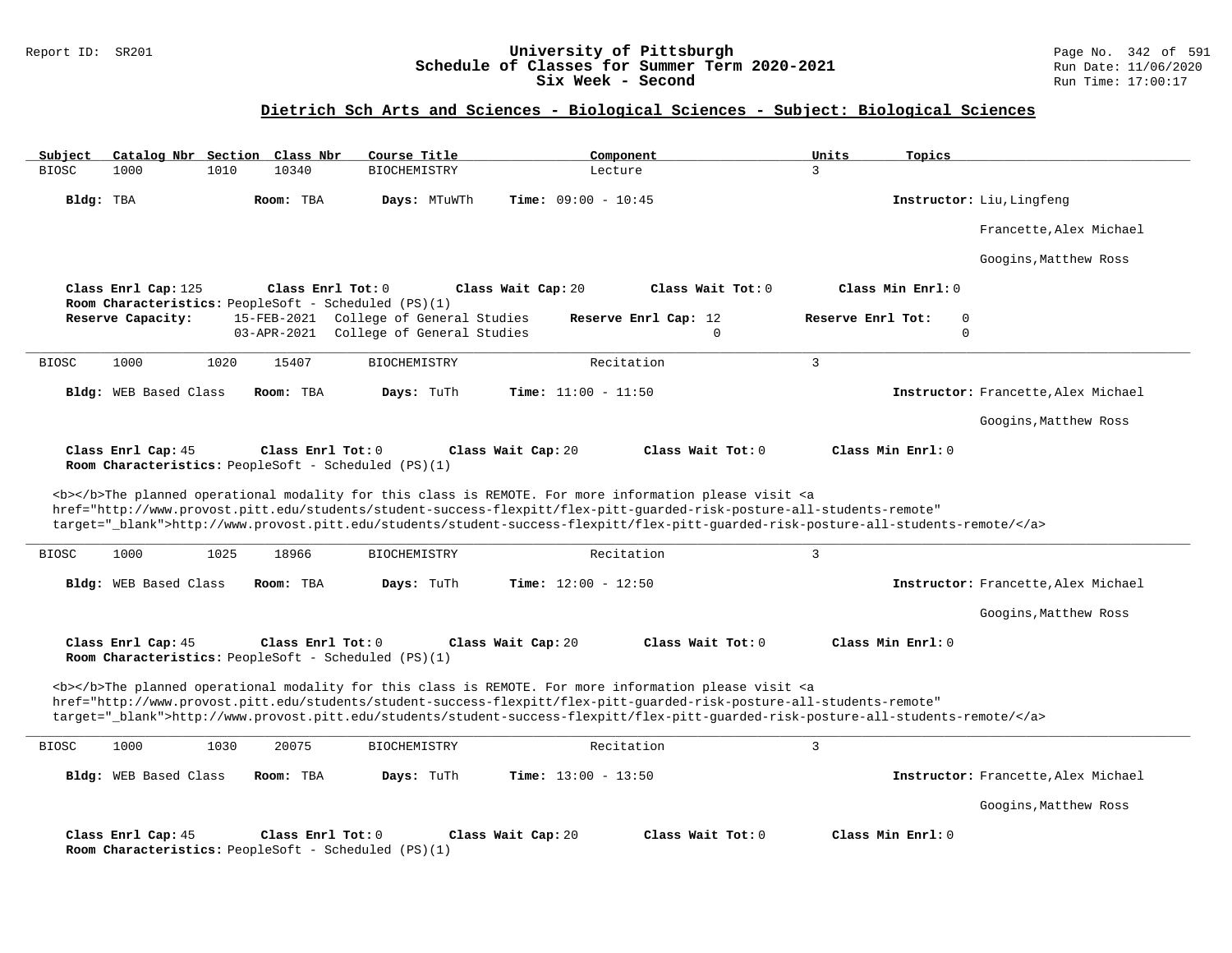## University of Pittsburgh
## Schedule of Classes for Summer Term 2020-2021
## Six Week - Second

Report ID: SR201

Run Date: 11/06/2020
Run Time: 17:00:17

### Dietrich Sch Arts and Sciences - Biological Sciences - Subject: Biological Sciences

| Subject | Catalog Nbr | Section | Class Nbr | Course Title | Component | Units | Topics |
|---|---|---|---|---|---|---|---|
| BIOSC | 1000 | 1010 | 10340 | BIOCHEMISTRY | Lecture | 3 | |

**Bldg:** TBA **Room:** TBA **Days:** MTuWTh **Time:** 09:00 - 10:45 **Instructor:** Liu,Lingfeng; Francette,Alex Michael; Googins,Matthew Ross

**Class Enrl Cap:** 125 **Class Enrl Tot:** 0 **Class Wait Cap:** 20 **Class Wait Tot:** 0 **Class Min Enrl:** 0

**Room Characteristics:** PeopleSoft - Scheduled (PS)(1)

**Reserve Capacity:**

| Date | Reserve | Reserve Enrl Cap | Reserve Enrl Tot |
|---|---|---|---|
| 15-FEB-2021 | College of General Studies | 12 | 0 |
| 03-APR-2021 | College of General Studies | 0 | 0 |

---

| Subject | Catalog Nbr | Section | Class Nbr | Course Title | Component | Units | Topics |
|---|---|---|---|---|---|---|---|
| BIOSC | 1000 | 1020 | 15407 | BIOCHEMISTRY | Recitation | 3 | |

**Bldg:** WEB Based Class **Room:** TBA **Days:** TuTh **Time:** 11:00 - 11:50 **Instructor:** Francette,Alex Michael; Googins,Matthew Ross

**Class Enrl Cap:** 45 **Class Enrl Tot:** 0 **Class Wait Cap:** 20 **Class Wait Tot:** 0 **Class Min Enrl:** 0

**Room Characteristics:** PeopleSoft - Scheduled (PS)(1)

<b></b>The planned operational modality for this class is REMOTE. For more information please visit <a href="http://www.provost.pitt.edu/students/student-success-flexpitt/flex-pitt-guarded-risk-posture-all-students-remote" target="_blank">http://www.provost.pitt.edu/students/student-success-flexpitt/flex-pitt-guarded-risk-posture-all-students-remote/</a>

---

| Subject | Catalog Nbr | Section | Class Nbr | Course Title | Component | Units | Topics |
|---|---|---|---|---|---|---|---|
| BIOSC | 1000 | 1025 | 18966 | BIOCHEMISTRY | Recitation | 3 | |

**Bldg:** WEB Based Class **Room:** TBA **Days:** TuTh **Time:** 12:00 - 12:50 **Instructor:** Francette,Alex Michael; Googins,Matthew Ross

**Class Enrl Cap:** 45 **Class Enrl Tot:** 0 **Class Wait Cap:** 20 **Class Wait Tot:** 0 **Class Min Enrl:** 0

**Room Characteristics:** PeopleSoft - Scheduled (PS)(1)

<b></b>The planned operational modality for this class is REMOTE. For more information please visit <a href="http://www.provost.pitt.edu/students/student-success-flexpitt/flex-pitt-guarded-risk-posture-all-students-remote" target="_blank">http://www.provost.pitt.edu/students/student-success-flexpitt/flex-pitt-guarded-risk-posture-all-students-remote/</a>

---

| Subject | Catalog Nbr | Section | Class Nbr | Course Title | Component | Units | Topics |
|---|---|---|---|---|---|---|---|
| BIOSC | 1000 | 1030 | 20075 | BIOCHEMISTRY | Recitation | 3 | |

**Bldg:** WEB Based Class **Room:** TBA **Days:** TuTh **Time:** 13:00 - 13:50 **Instructor:** Francette,Alex Michael; Googins,Matthew Ross

**Class Enrl Cap:** 45 **Class Enrl Tot:** 0 **Class Wait Cap:** 20 **Class Wait Tot:** 0 **Class Min Enrl:** 0

**Room Characteristics:** PeopleSoft - Scheduled (PS)(1)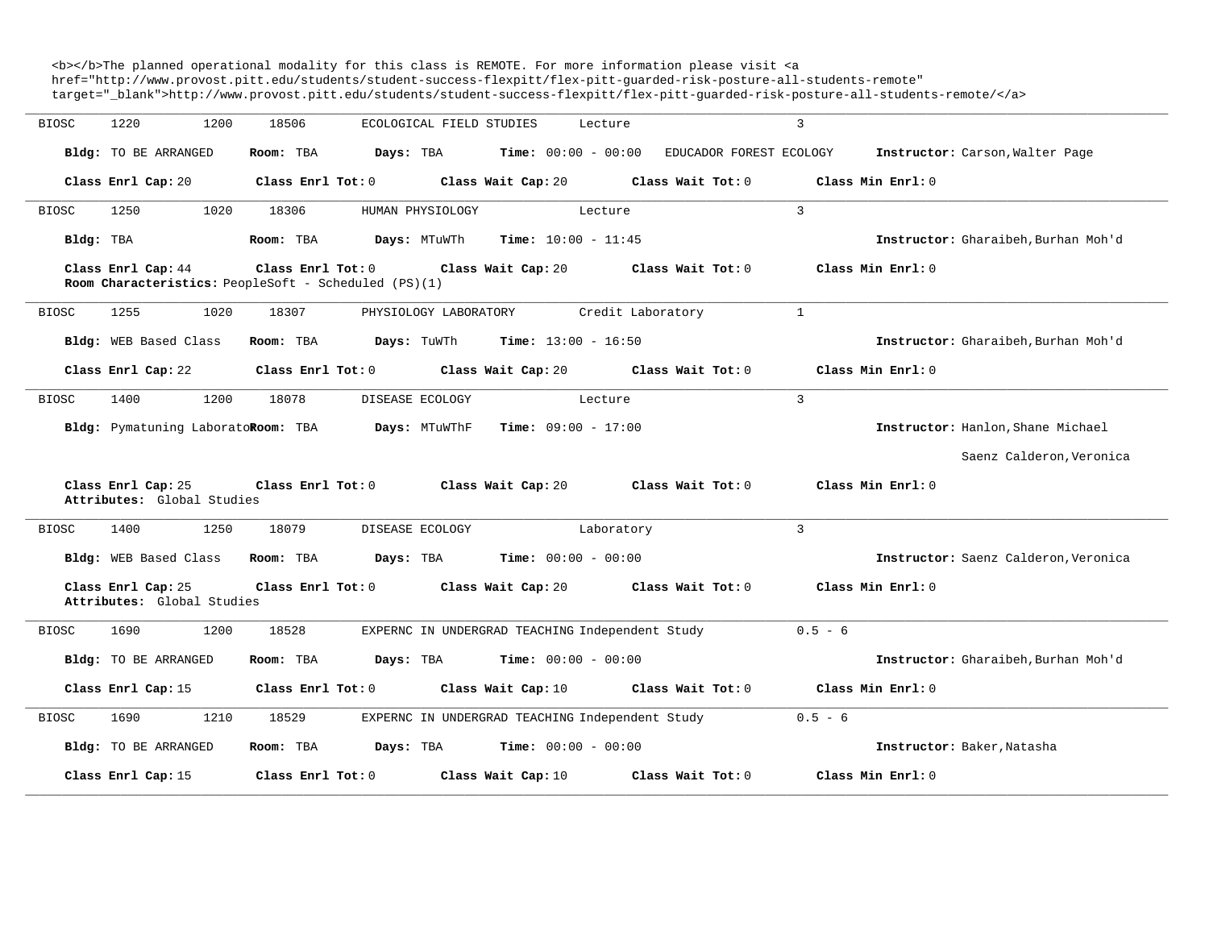<b></b>The planned operational modality for this class is REMOTE. For more information please visit <a href="http://www.provost.pitt.edu/students/student-success-flexpitt/flex-pitt-guarded-risk-posture-all-students-remote" target="_blank">http://www.provost.pitt.edu/students/student-success-flexpitt/flex-pitt-guarded-risk-posture-all-students-remote/</a>

---

BIOSC 1220 1200 18506 ECOLOGICAL FIELD STUDIES Lecture 3

**Bldg:** TO BE ARRANGED **Room:** TBA **Days:** TBA **Time:** 00:00 - 00:00 EDUCADOR FOREST ECOLOGY **Instructor:** Carson,Walter Page

**Class Enrl Cap:** 20 **Class Enrl Tot:** 0 **Class Wait Cap:** 20 **Class Wait Tot:** 0 **Class Min Enrl:** 0

---

BIOSC 1250 1020 18306 HUMAN PHYSIOLOGY Lecture 3

**Bldg:** TBA **Room:** TBA **Days:** MTuWTh **Time:** 10:00 - 11:45 **Instructor:** Gharaibeh,Burhan Moh'd

**Class Enrl Cap:** 44 **Class Enrl Tot:** 0 **Class Wait Cap:** 20 **Class Wait Tot:** 0 **Class Min Enrl:** 0

**Room Characteristics:** PeopleSoft - Scheduled (PS)(1)

---

BIOSC 1255 1020 18307 PHYSIOLOGY LABORATORY Credit Laboratory 1

**Bldg:** WEB Based Class **Room:** TBA **Days:** TuWTh **Time:** 13:00 - 16:50 **Instructor:** Gharaibeh,Burhan Moh'd

**Class Enrl Cap:** 22 **Class Enrl Tot:** 0 **Class Wait Cap:** 20 **Class Wait Tot:** 0 **Class Min Enrl:** 0

---

BIOSC 1400 1200 18078 DISEASE ECOLOGY Lecture 3

**Bldg:** Pymatuning Laborato **Room:** TBA **Days:** MTuWThF **Time:** 09:00 - 17:00 **Instructor:** Hanlon,Shane Michael

Saenz Calderon,Veronica

**Class Enrl Cap:** 25 **Class Enrl Tot:** 0 **Class Wait Cap:** 20 **Class Wait Tot:** 0 **Class Min Enrl:** 0

**Attributes:** Global Studies

---

BIOSC 1400 1250 18079 DISEASE ECOLOGY Laboratory 3

**Bldg:** WEB Based Class **Room:** TBA **Days:** TBA **Time:** 00:00 - 00:00 **Instructor:** Saenz Calderon,Veronica

**Class Enrl Cap:** 25 **Class Enrl Tot:** 0 **Class Wait Cap:** 20 **Class Wait Tot:** 0 **Class Min Enrl:** 0

**Attributes:** Global Studies

---

BIOSC 1690 1200 18528 EXPERNC IN UNDERGRAD TEACHING Independent Study 0.5 - 6

**Bldg:** TO BE ARRANGED **Room:** TBA **Days:** TBA **Time:** 00:00 - 00:00 **Instructor:** Gharaibeh,Burhan Moh'd

**Class Enrl Cap:** 15 **Class Enrl Tot:** 0 **Class Wait Cap:** 10 **Class Wait Tot:** 0 **Class Min Enrl:** 0

---

BIOSC 1690 1210 18529 EXPERNC IN UNDERGRAD TEACHING Independent Study 0.5 - 6

**Bldg:** TO BE ARRANGED **Room:** TBA **Days:** TBA **Time:** 00:00 - 00:00 **Instructor:** Baker,Natasha

**Class Enrl Cap:** 15 **Class Enrl Tot:** 0 **Class Wait Cap:** 10 **Class Wait Tot:** 0 **Class Min Enrl:** 0

---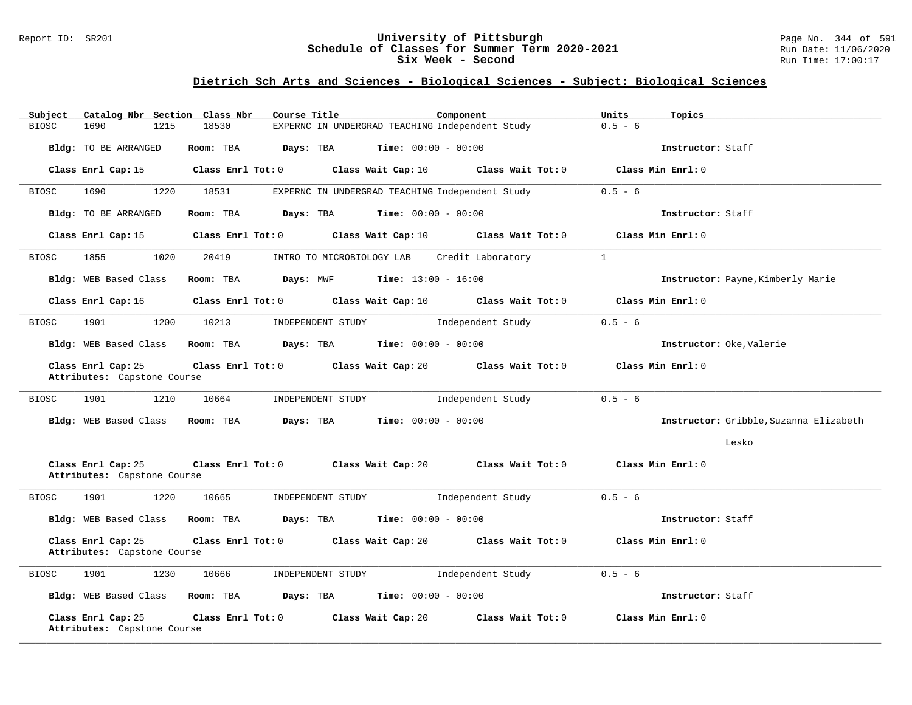## Dietrich Sch Arts and Sciences - Biological Sciences - Subject: Biological Sciences

| Subject | Catalog Nbr | Section | Class Nbr | Course Title | Component | Units | Topics |
|---|---|---|---|---|---|---|---|
| BIOSC | 1690 | 1215 | 18530 | EXPERNC IN UNDERGRAD TEACHING | Independent Study | 0.5 - 6 | |

**Bldg:** TO BE ARRANGED **Room:** TBA **Days:** TBA **Time:** 00:00 - 00:00 **Instructor:** Staff

**Class Enrl Cap:** 15 **Class Enrl Tot:** 0 **Class Wait Cap:** 10 **Class Wait Tot:** 0 **Class Min Enrl:** 0

---

| Subject | Catalog Nbr | Section | Class Nbr | Course Title | Component | Units | Topics |
|---|---|---|---|---|---|---|---|
| BIOSC | 1690 | 1220 | 18531 | EXPERNC IN UNDERGRAD TEACHING | Independent Study | 0.5 - 6 | |

**Bldg:** TO BE ARRANGED **Room:** TBA **Days:** TBA **Time:** 00:00 - 00:00 **Instructor:** Staff

**Class Enrl Cap:** 15 **Class Enrl Tot:** 0 **Class Wait Cap:** 10 **Class Wait Tot:** 0 **Class Min Enrl:** 0

---

| Subject | Catalog Nbr | Section | Class Nbr | Course Title | Component | Units | Topics |
|---|---|---|---|---|---|---|---|
| BIOSC | 1855 | 1020 | 20419 | INTRO TO MICROBIOLOGY LAB | Credit Laboratory | 1 | |

**Bldg:** WEB Based Class **Room:** TBA **Days:** MWF **Time:** 13:00 - 16:00 **Instructor:** Payne,Kimberly Marie

**Class Enrl Cap:** 16 **Class Enrl Tot:** 0 **Class Wait Cap:** 10 **Class Wait Tot:** 0 **Class Min Enrl:** 0

---

| Subject | Catalog Nbr | Section | Class Nbr | Course Title | Component | Units | Topics |
|---|---|---|---|---|---|---|---|
| BIOSC | 1901 | 1200 | 10213 | INDEPENDENT STUDY | Independent Study | 0.5 - 6 | |

**Bldg:** WEB Based Class **Room:** TBA **Days:** TBA **Time:** 00:00 - 00:00 **Instructor:** Oke,Valerie

**Class Enrl Cap:** 25 **Class Enrl Tot:** 0 **Class Wait Cap:** 20 **Class Wait Tot:** 0 **Class Min Enrl:** 0
**Attributes:** Capstone Course

---

| Subject | Catalog Nbr | Section | Class Nbr | Course Title | Component | Units | Topics |
|---|---|---|---|---|---|---|---|
| BIOSC | 1901 | 1210 | 10664 | INDEPENDENT STUDY | Independent Study | 0.5 - 6 | |

**Bldg:** WEB Based Class **Room:** TBA **Days:** TBA **Time:** 00:00 - 00:00 **Instructor:** Gribble,Suzanna Elizabeth Lesko

**Class Enrl Cap:** 25 **Class Enrl Tot:** 0 **Class Wait Cap:** 20 **Class Wait Tot:** 0 **Class Min Enrl:** 0
**Attributes:** Capstone Course

---

| Subject | Catalog Nbr | Section | Class Nbr | Course Title | Component | Units | Topics |
|---|---|---|---|---|---|---|---|
| BIOSC | 1901 | 1220 | 10665 | INDEPENDENT STUDY | Independent Study | 0.5 - 6 | |

**Bldg:** WEB Based Class **Room:** TBA **Days:** TBA **Time:** 00:00 - 00:00 **Instructor:** Staff

**Class Enrl Cap:** 25 **Class Enrl Tot:** 0 **Class Wait Cap:** 20 **Class Wait Tot:** 0 **Class Min Enrl:** 0
**Attributes:** Capstone Course

---

| Subject | Catalog Nbr | Section | Class Nbr | Course Title | Component | Units | Topics |
|---|---|---|---|---|---|---|---|
| BIOSC | 1901 | 1230 | 10666 | INDEPENDENT STUDY | Independent Study | 0.5 - 6 | |

**Bldg:** WEB Based Class **Room:** TBA **Days:** TBA **Time:** 00:00 - 00:00 **Instructor:** Staff

**Class Enrl Cap:** 25 **Class Enrl Tot:** 0 **Class Wait Cap:** 20 **Class Wait Tot:** 0 **Class Min Enrl:** 0
**Attributes:** Capstone Course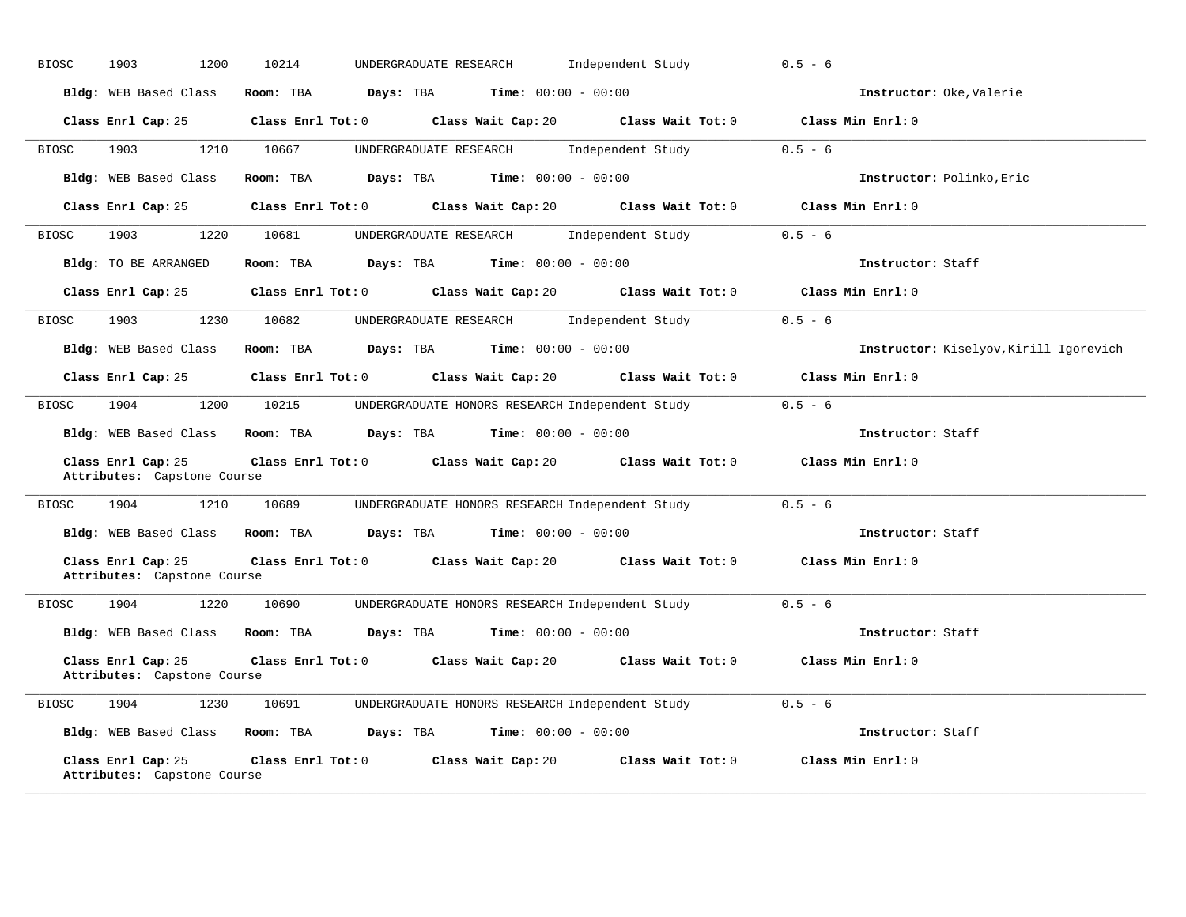BIOSC 1903 1200 10214 UNDERGRADUATE RESEARCH Independent Study 0.5 - 6

**Bldg:** WEB Based Class **Room:** TBA **Days:** TBA **Time:** 00:00 - 00:00 **Instructor:** Oke,Valerie

**Class Enrl Cap:** 25 **Class Enrl Tot:** 0 **Class Wait Cap:** 20 **Class Wait Tot:** 0 **Class Min Enrl:** 0

---

BIOSC 1903 1210 10667 UNDERGRADUATE RESEARCH Independent Study 0.5 - 6

**Bldg:** WEB Based Class **Room:** TBA **Days:** TBA **Time:** 00:00 - 00:00 **Instructor:** Polinko,Eric

**Class Enrl Cap:** 25 **Class Enrl Tot:** 0 **Class Wait Cap:** 20 **Class Wait Tot:** 0 **Class Min Enrl:** 0

---

BIOSC 1903 1220 10681 UNDERGRADUATE RESEARCH Independent Study 0.5 - 6

**Bldg:** TO BE ARRANGED **Room:** TBA **Days:** TBA **Time:** 00:00 - 00:00 **Instructor:** Staff

**Class Enrl Cap:** 25 **Class Enrl Tot:** 0 **Class Wait Cap:** 20 **Class Wait Tot:** 0 **Class Min Enrl:** 0

---

BIOSC 1903 1230 10682 UNDERGRADUATE RESEARCH Independent Study 0.5 - 6

**Bldg:** WEB Based Class **Room:** TBA **Days:** TBA **Time:** 00:00 - 00:00 **Instructor:** Kiselyov,Kirill Igorevich

**Class Enrl Cap:** 25 **Class Enrl Tot:** 0 **Class Wait Cap:** 20 **Class Wait Tot:** 0 **Class Min Enrl:** 0

---

BIOSC 1904 1200 10215 UNDERGRADUATE HONORS RESEARCH Independent Study 0.5 - 6

**Bldg:** WEB Based Class **Room:** TBA **Days:** TBA **Time:** 00:00 - 00:00 **Instructor:** Staff

**Class Enrl Cap:** 25 **Class Enrl Tot:** 0 **Class Wait Cap:** 20 **Class Wait Tot:** 0 **Class Min Enrl:** 0
**Attributes:** Capstone Course

---

BIOSC 1904 1210 10689 UNDERGRADUATE HONORS RESEARCH Independent Study 0.5 - 6

**Bldg:** WEB Based Class **Room:** TBA **Days:** TBA **Time:** 00:00 - 00:00 **Instructor:** Staff

**Class Enrl Cap:** 25 **Class Enrl Tot:** 0 **Class Wait Cap:** 20 **Class Wait Tot:** 0 **Class Min Enrl:** 0
**Attributes:** Capstone Course

---

BIOSC 1904 1220 10690 UNDERGRADUATE HONORS RESEARCH Independent Study 0.5 - 6

**Bldg:** WEB Based Class **Room:** TBA **Days:** TBA **Time:** 00:00 - 00:00 **Instructor:** Staff

**Class Enrl Cap:** 25 **Class Enrl Tot:** 0 **Class Wait Cap:** 20 **Class Wait Tot:** 0 **Class Min Enrl:** 0
**Attributes:** Capstone Course

---

BIOSC 1904 1230 10691 UNDERGRADUATE HONORS RESEARCH Independent Study 0.5 - 6

**Bldg:** WEB Based Class **Room:** TBA **Days:** TBA **Time:** 00:00 - 00:00 **Instructor:** Staff

**Class Enrl Cap:** 25 **Class Enrl Tot:** 0 **Class Wait Cap:** 20 **Class Wait Tot:** 0 **Class Min Enrl:** 0
**Attributes:** Capstone Course

---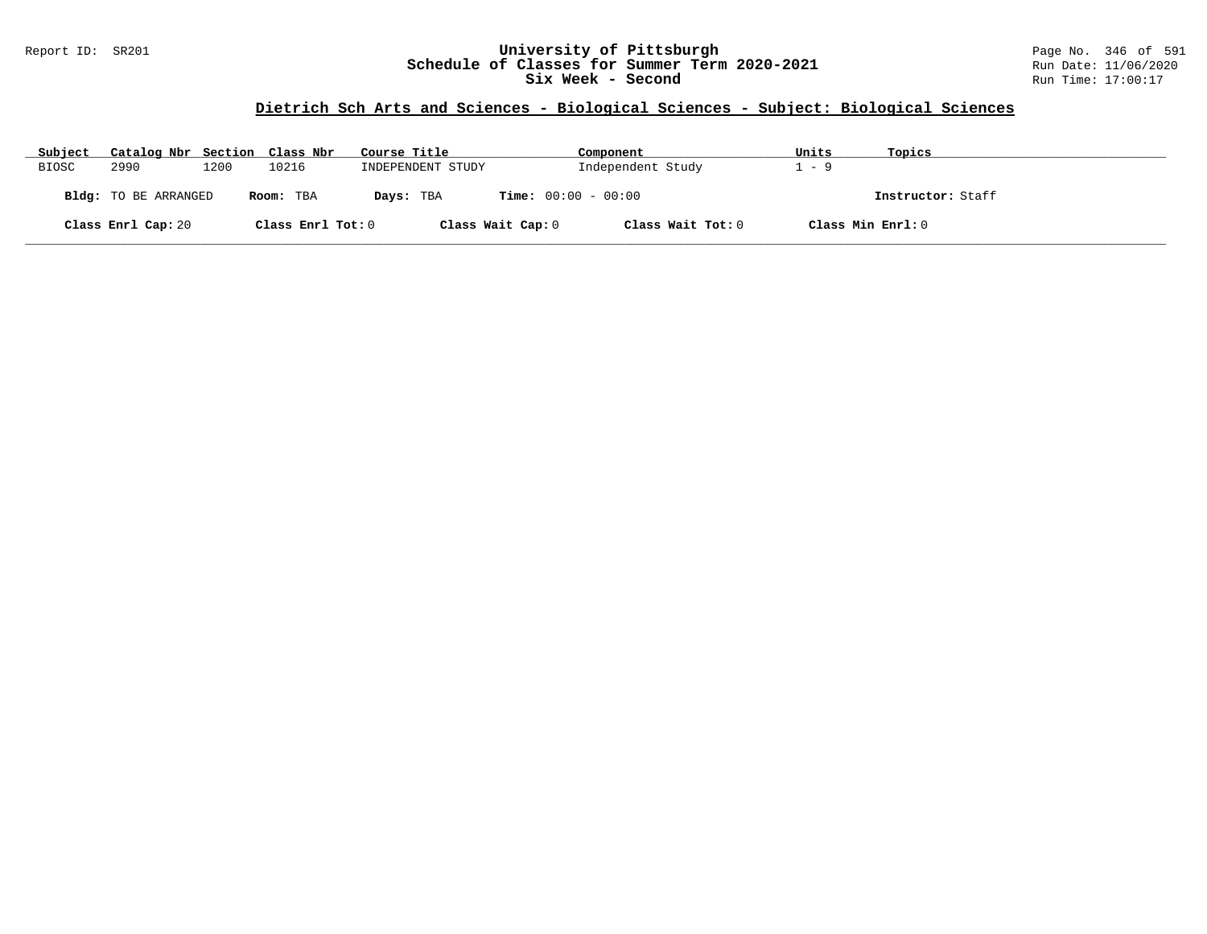# University of Pittsburgh
## Schedule of Classes for Summer Term 2020-2021
## Six Week - Second

Report ID: SR201

Run Date: 11/06/2020
Run Time: 17:00:17

### Dietrich Sch Arts and Sciences - Biological Sciences - Subject: Biological Sciences

| Subject | Catalog Nbr | Section | Class Nbr | Course Title | Component | Units | Topics |
|---|---|---|---|---|---|---|---|
| BIOSC | 2990 | 1200 | 10216 | INDEPENDENT STUDY | Independent Study | 1 - 9 | |

**Bldg:** TO BE ARRANGED  **Room:** TBA  **Days:** TBA  **Time:** 00:00 - 00:00  **Instructor:** Staff

**Class Enrl Cap:** 20  **Class Enrl Tot:** 0  **Class Wait Cap:** 0  **Class Wait Tot:** 0  **Class Min Enrl:** 0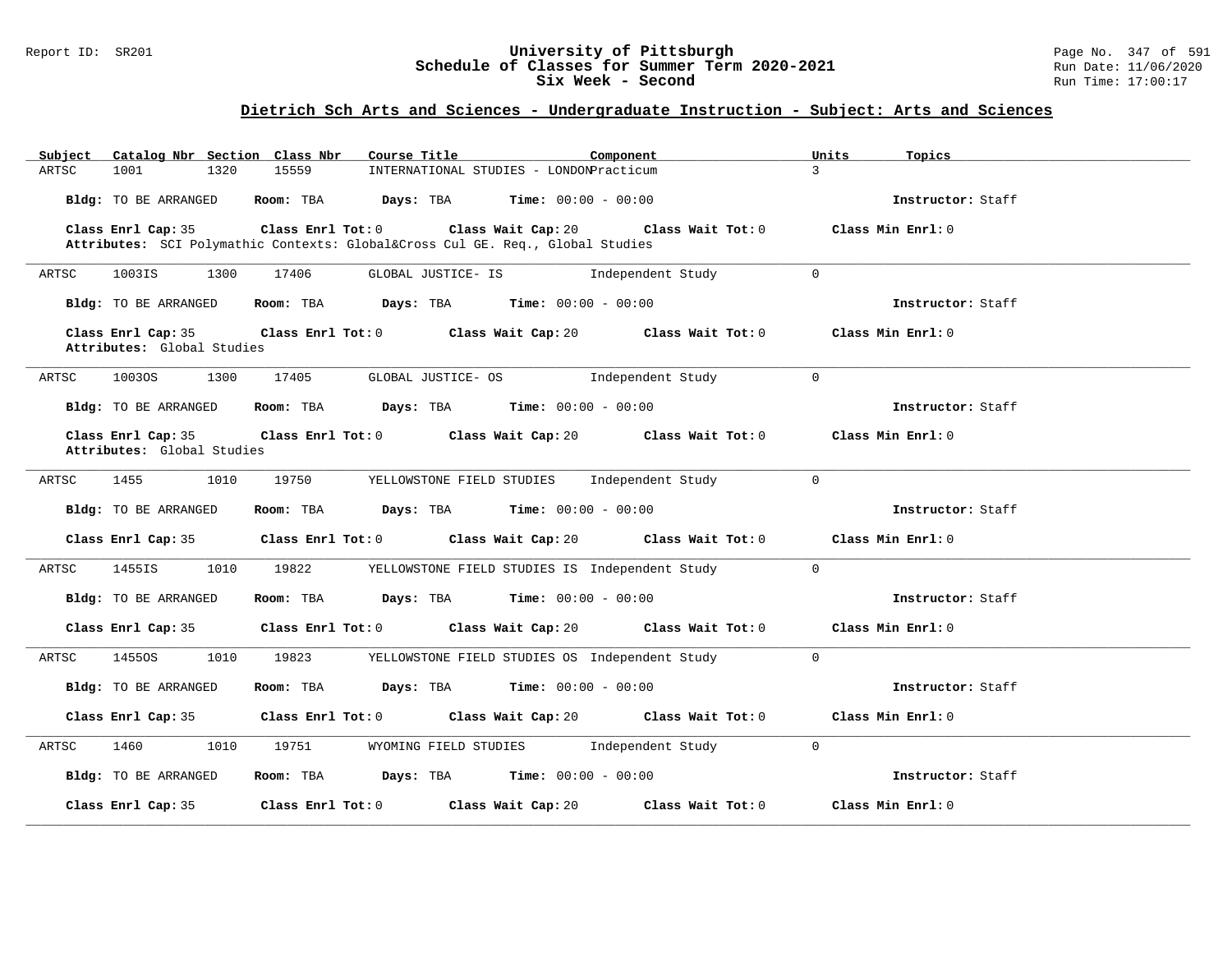# University of Pittsburgh
## Schedule of Classes for Summer Term 2020-2021
## Six Week - Second

Report ID: SR201

Run Date: 11/06/2020
Run Time: 17:00:17

### Dietrich Sch Arts and Sciences - Undergraduate Instruction - Subject: Arts and Sciences

| Subject | Catalog Nbr | Section | Class Nbr | Course Title | Component | Units | Topics |
|---|---|---|---|---|---|---|---|
| ARTSC | 1001 | 1320 | 15559 | INTERNATIONAL STUDIES - LONDON | Practicum | 3 | |

**Bldg:** TO BE ARRANGED **Room:** TBA **Days:** TBA **Time:** 00:00 - 00:00 **Instructor:** Staff

**Class Enrl Cap:** 35 **Class Enrl Tot:** 0 **Class Wait Cap:** 20 **Class Wait Tot:** 0 **Class Min Enrl:** 0

**Attributes:** SCI Polymathic Contexts: Global&Cross Cul GE. Req., Global Studies

---

| Subject | Catalog Nbr | Section | Class Nbr | Course Title | Component | Units | Topics |
|---|---|---|---|---|---|---|---|
| ARTSC | 1003IS | 1300 | 17406 | GLOBAL JUSTICE- IS | Independent Study | 0 | |

**Bldg:** TO BE ARRANGED **Room:** TBA **Days:** TBA **Time:** 00:00 - 00:00 **Instructor:** Staff

**Class Enrl Cap:** 35 **Class Enrl Tot:** 0 **Class Wait Cap:** 20 **Class Wait Tot:** 0 **Class Min Enrl:** 0

**Attributes:** Global Studies

---

| Subject | Catalog Nbr | Section | Class Nbr | Course Title | Component | Units | Topics |
|---|---|---|---|---|---|---|---|
| ARTSC | 1003OS | 1300 | 17405 | GLOBAL JUSTICE- OS | Independent Study | 0 | |

**Bldg:** TO BE ARRANGED **Room:** TBA **Days:** TBA **Time:** 00:00 - 00:00 **Instructor:** Staff

**Class Enrl Cap:** 35 **Class Enrl Tot:** 0 **Class Wait Cap:** 20 **Class Wait Tot:** 0 **Class Min Enrl:** 0

**Attributes:** Global Studies

---

| Subject | Catalog Nbr | Section | Class Nbr | Course Title | Component | Units | Topics |
|---|---|---|---|---|---|---|---|
| ARTSC | 1455 | 1010 | 19750 | YELLOWSTONE FIELD STUDIES | Independent Study | 0 | |

**Bldg:** TO BE ARRANGED **Room:** TBA **Days:** TBA **Time:** 00:00 - 00:00 **Instructor:** Staff

**Class Enrl Cap:** 35 **Class Enrl Tot:** 0 **Class Wait Cap:** 20 **Class Wait Tot:** 0 **Class Min Enrl:** 0

---

| Subject | Catalog Nbr | Section | Class Nbr | Course Title | Component | Units | Topics |
|---|---|---|---|---|---|---|---|
| ARTSC | 1455IS | 1010 | 19822 | YELLOWSTONE FIELD STUDIES IS | Independent Study | 0 | |

**Bldg:** TO BE ARRANGED **Room:** TBA **Days:** TBA **Time:** 00:00 - 00:00 **Instructor:** Staff

**Class Enrl Cap:** 35 **Class Enrl Tot:** 0 **Class Wait Cap:** 20 **Class Wait Tot:** 0 **Class Min Enrl:** 0

---

| Subject | Catalog Nbr | Section | Class Nbr | Course Title | Component | Units | Topics |
|---|---|---|---|---|---|---|---|
| ARTSC | 1455OS | 1010 | 19823 | YELLOWSTONE FIELD STUDIES OS | Independent Study | 0 | |

**Bldg:** TO BE ARRANGED **Room:** TBA **Days:** TBA **Time:** 00:00 - 00:00 **Instructor:** Staff

**Class Enrl Cap:** 35 **Class Enrl Tot:** 0 **Class Wait Cap:** 20 **Class Wait Tot:** 0 **Class Min Enrl:** 0

---

| Subject | Catalog Nbr | Section | Class Nbr | Course Title | Component | Units | Topics |
|---|---|---|---|---|---|---|---|
| ARTSC | 1460 | 1010 | 19751 | WYOMING FIELD STUDIES | Independent Study | 0 | |

**Bldg:** TO BE ARRANGED **Room:** TBA **Days:** TBA **Time:** 00:00 - 00:00 **Instructor:** Staff

**Class Enrl Cap:** 35 **Class Enrl Tot:** 0 **Class Wait Cap:** 20 **Class Wait Tot:** 0 **Class Min Enrl:** 0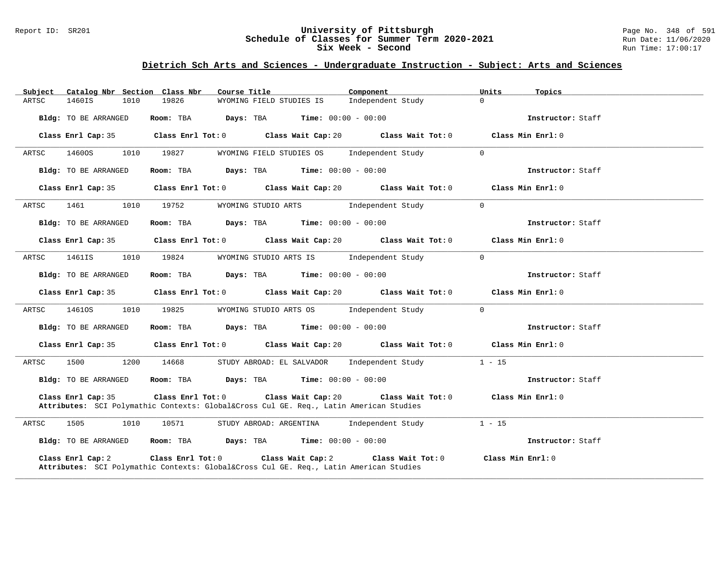# University of Pittsburgh
## Schedule of Classes for Summer Term 2020-2021
### Six Week - Second

Report ID: SR201 | Run Date: 11/06/2020 | Run Time: 17:00:17

## Dietrich Sch Arts and Sciences - Undergraduate Instruction - Subject: Arts and Sciences

| Subject | Catalog Nbr | Section | Class Nbr | Course Title | Component | Units | Topics |
|---|---|---|---|---|---|---|---|
| ARTSC | 1460IS | 1010 | 19826 | WYOMING FIELD STUDIES IS | Independent Study | 0 | |

**Bldg:** TO BE ARRANGED **Room:** TBA **Days:** TBA **Time:** 00:00 - 00:00 **Instructor:** Staff

**Class Enrl Cap:** 35 **Class Enrl Tot:** 0 **Class Wait Cap:** 20 **Class Wait Tot:** 0 **Class Min Enrl:** 0

---

| Subject | Catalog Nbr | Section | Class Nbr | Course Title | Component | Units | Topics |
|---|---|---|---|---|---|---|---|
| ARTSC | 1460OS | 1010 | 19827 | WYOMING FIELD STUDIES OS | Independent Study | 0 | |

**Bldg:** TO BE ARRANGED **Room:** TBA **Days:** TBA **Time:** 00:00 - 00:00 **Instructor:** Staff

**Class Enrl Cap:** 35 **Class Enrl Tot:** 0 **Class Wait Cap:** 20 **Class Wait Tot:** 0 **Class Min Enrl:** 0

---

| Subject | Catalog Nbr | Section | Class Nbr | Course Title | Component | Units | Topics |
|---|---|---|---|---|---|---|---|
| ARTSC | 1461 | 1010 | 19752 | WYOMING STUDIO ARTS | Independent Study | 0 | |

**Bldg:** TO BE ARRANGED **Room:** TBA **Days:** TBA **Time:** 00:00 - 00:00 **Instructor:** Staff

**Class Enrl Cap:** 35 **Class Enrl Tot:** 0 **Class Wait Cap:** 20 **Class Wait Tot:** 0 **Class Min Enrl:** 0

---

| Subject | Catalog Nbr | Section | Class Nbr | Course Title | Component | Units | Topics |
|---|---|---|---|---|---|---|---|
| ARTSC | 1461IS | 1010 | 19824 | WYOMING STUDIO ARTS IS | Independent Study | 0 | |

**Bldg:** TO BE ARRANGED **Room:** TBA **Days:** TBA **Time:** 00:00 - 00:00 **Instructor:** Staff

**Class Enrl Cap:** 35 **Class Enrl Tot:** 0 **Class Wait Cap:** 20 **Class Wait Tot:** 0 **Class Min Enrl:** 0

---

| Subject | Catalog Nbr | Section | Class Nbr | Course Title | Component | Units | Topics |
|---|---|---|---|---|---|---|---|
| ARTSC | 1461OS | 1010 | 19825 | WYOMING STUDIO ARTS OS | Independent Study | 0 | |

**Bldg:** TO BE ARRANGED **Room:** TBA **Days:** TBA **Time:** 00:00 - 00:00 **Instructor:** Staff

**Class Enrl Cap:** 35 **Class Enrl Tot:** 0 **Class Wait Cap:** 20 **Class Wait Tot:** 0 **Class Min Enrl:** 0

---

| Subject | Catalog Nbr | Section | Class Nbr | Course Title | Component | Units | Topics |
|---|---|---|---|---|---|---|---|
| ARTSC | 1500 | 1200 | 14668 | STUDY ABROAD: EL SALVADOR | Independent Study | 1 - 15 | |

**Bldg:** TO BE ARRANGED **Room:** TBA **Days:** TBA **Time:** 00:00 - 00:00 **Instructor:** Staff

**Class Enrl Cap:** 35 **Class Enrl Tot:** 0 **Class Wait Cap:** 20 **Class Wait Tot:** 0 **Class Min Enrl:** 0

**Attributes:** SCI Polymathic Contexts: Global&Cross Cul GE. Req., Latin American Studies

---

| Subject | Catalog Nbr | Section | Class Nbr | Course Title | Component | Units | Topics |
|---|---|---|---|---|---|---|---|
| ARTSC | 1505 | 1010 | 10571 | STUDY ABROAD: ARGENTINA | Independent Study | 1 - 15 | |

**Bldg:** TO BE ARRANGED **Room:** TBA **Days:** TBA **Time:** 00:00 - 00:00 **Instructor:** Staff

**Class Enrl Cap:** 2 **Class Enrl Tot:** 0 **Class Wait Cap:** 2 **Class Wait Tot:** 0 **Class Min Enrl:** 0

**Attributes:** SCI Polymathic Contexts: Global&Cross Cul GE. Req., Latin American Studies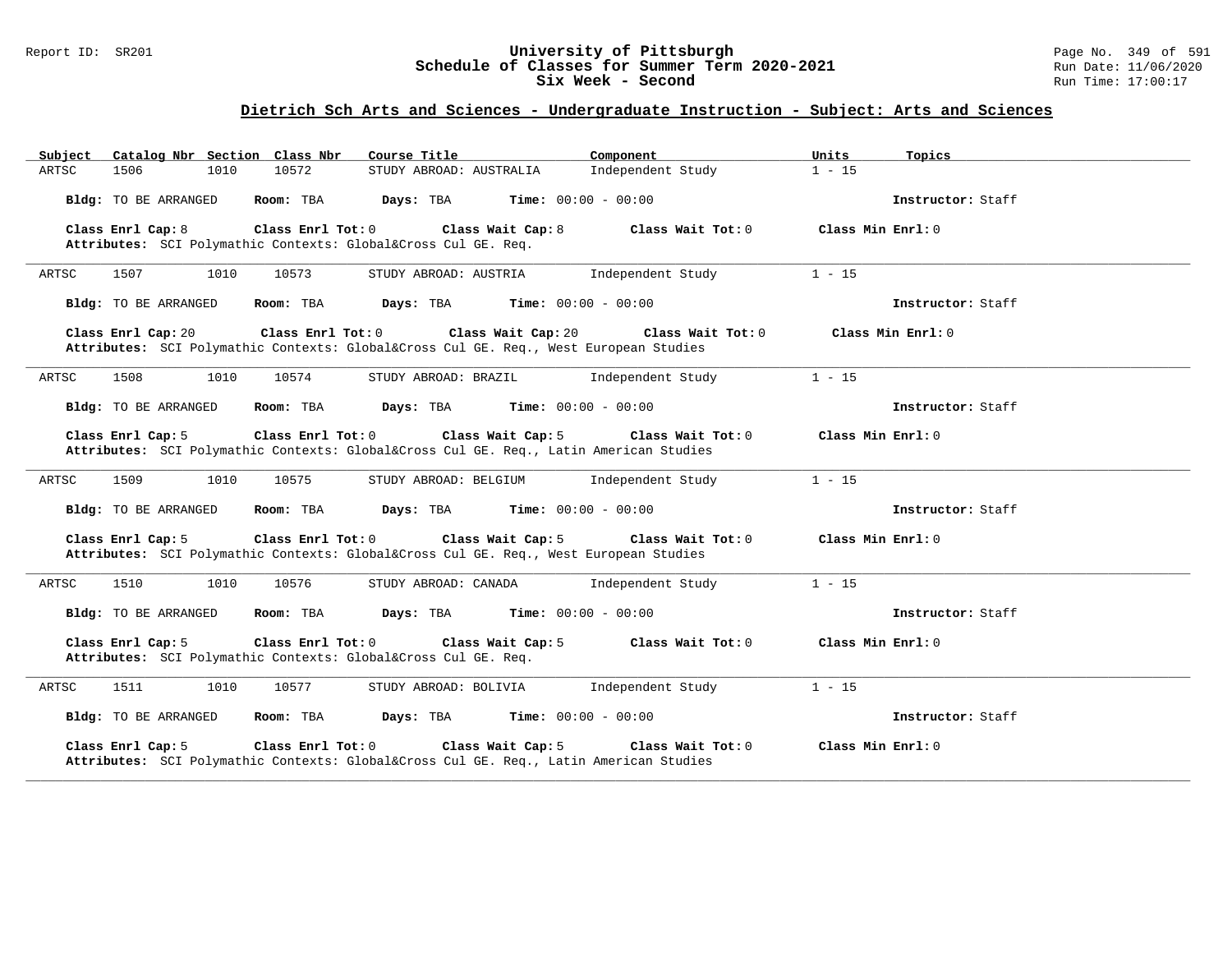# University of Pittsburgh
## Schedule of Classes for Summer Term 2020-2021
### Six Week - Second

Report ID: SR201
Run Date: 11/06/2020
Run Time: 17:00:17

## Dietrich Sch Arts and Sciences - Undergraduate Instruction - Subject: Arts and Sciences

| Subject | Catalog Nbr | Section | Class Nbr | Course Title | Component | Units | Topics |
|---|---|---|---|---|---|---|---|
| ARTSC | 1506 | 1010 | 10572 | STUDY ABROAD: AUSTRALIA | Independent Study | 1 - 15 | |

**Bldg:** TO BE ARRANGED **Room:** TBA **Days:** TBA **Time:** 00:00 - 00:00 **Instructor:** Staff

**Class Enrl Cap:** 8 **Class Enrl Tot:** 0 **Class Wait Cap:** 8 **Class Wait Tot:** 0 **Class Min Enrl:** 0
**Attributes:** SCI Polymathic Contexts: Global&Cross Cul GE. Req.

---

| Subject | Catalog Nbr | Section | Class Nbr | Course Title | Component | Units | Topics |
|---|---|---|---|---|---|---|---|
| ARTSC | 1507 | 1010 | 10573 | STUDY ABROAD: AUSTRIA | Independent Study | 1 - 15 | |

**Bldg:** TO BE ARRANGED **Room:** TBA **Days:** TBA **Time:** 00:00 - 00:00 **Instructor:** Staff

**Class Enrl Cap:** 20 **Class Enrl Tot:** 0 **Class Wait Cap:** 20 **Class Wait Tot:** 0 **Class Min Enrl:** 0
**Attributes:** SCI Polymathic Contexts: Global&Cross Cul GE. Req., West European Studies

---

| Subject | Catalog Nbr | Section | Class Nbr | Course Title | Component | Units | Topics |
|---|---|---|---|---|---|---|---|
| ARTSC | 1508 | 1010 | 10574 | STUDY ABROAD: BRAZIL | Independent Study | 1 - 15 | |

**Bldg:** TO BE ARRANGED **Room:** TBA **Days:** TBA **Time:** 00:00 - 00:00 **Instructor:** Staff

**Class Enrl Cap:** 5 **Class Enrl Tot:** 0 **Class Wait Cap:** 5 **Class Wait Tot:** 0 **Class Min Enrl:** 0
**Attributes:** SCI Polymathic Contexts: Global&Cross Cul GE. Req., Latin American Studies

---

| Subject | Catalog Nbr | Section | Class Nbr | Course Title | Component | Units | Topics |
|---|---|---|---|---|---|---|---|
| ARTSC | 1509 | 1010 | 10575 | STUDY ABROAD: BELGIUM | Independent Study | 1 - 15 | |

**Bldg:** TO BE ARRANGED **Room:** TBA **Days:** TBA **Time:** 00:00 - 00:00 **Instructor:** Staff

**Class Enrl Cap:** 5 **Class Enrl Tot:** 0 **Class Wait Cap:** 5 **Class Wait Tot:** 0 **Class Min Enrl:** 0
**Attributes:** SCI Polymathic Contexts: Global&Cross Cul GE. Req., West European Studies

---

| Subject | Catalog Nbr | Section | Class Nbr | Course Title | Component | Units | Topics |
|---|---|---|---|---|---|---|---|
| ARTSC | 1510 | 1010 | 10576 | STUDY ABROAD: CANADA | Independent Study | 1 - 15 | |

**Bldg:** TO BE ARRANGED **Room:** TBA **Days:** TBA **Time:** 00:00 - 00:00 **Instructor:** Staff

**Class Enrl Cap:** 5 **Class Enrl Tot:** 0 **Class Wait Cap:** 5 **Class Wait Tot:** 0 **Class Min Enrl:** 0
**Attributes:** SCI Polymathic Contexts: Global&Cross Cul GE. Req.

---

| Subject | Catalog Nbr | Section | Class Nbr | Course Title | Component | Units | Topics |
|---|---|---|---|---|---|---|---|
| ARTSC | 1511 | 1010 | 10577 | STUDY ABROAD: BOLIVIA | Independent Study | 1 - 15 | |

**Bldg:** TO BE ARRANGED **Room:** TBA **Days:** TBA **Time:** 00:00 - 00:00 **Instructor:** Staff

**Class Enrl Cap:** 5 **Class Enrl Tot:** 0 **Class Wait Cap:** 5 **Class Wait Tot:** 0 **Class Min Enrl:** 0
**Attributes:** SCI Polymathic Contexts: Global&Cross Cul GE. Req., Latin American Studies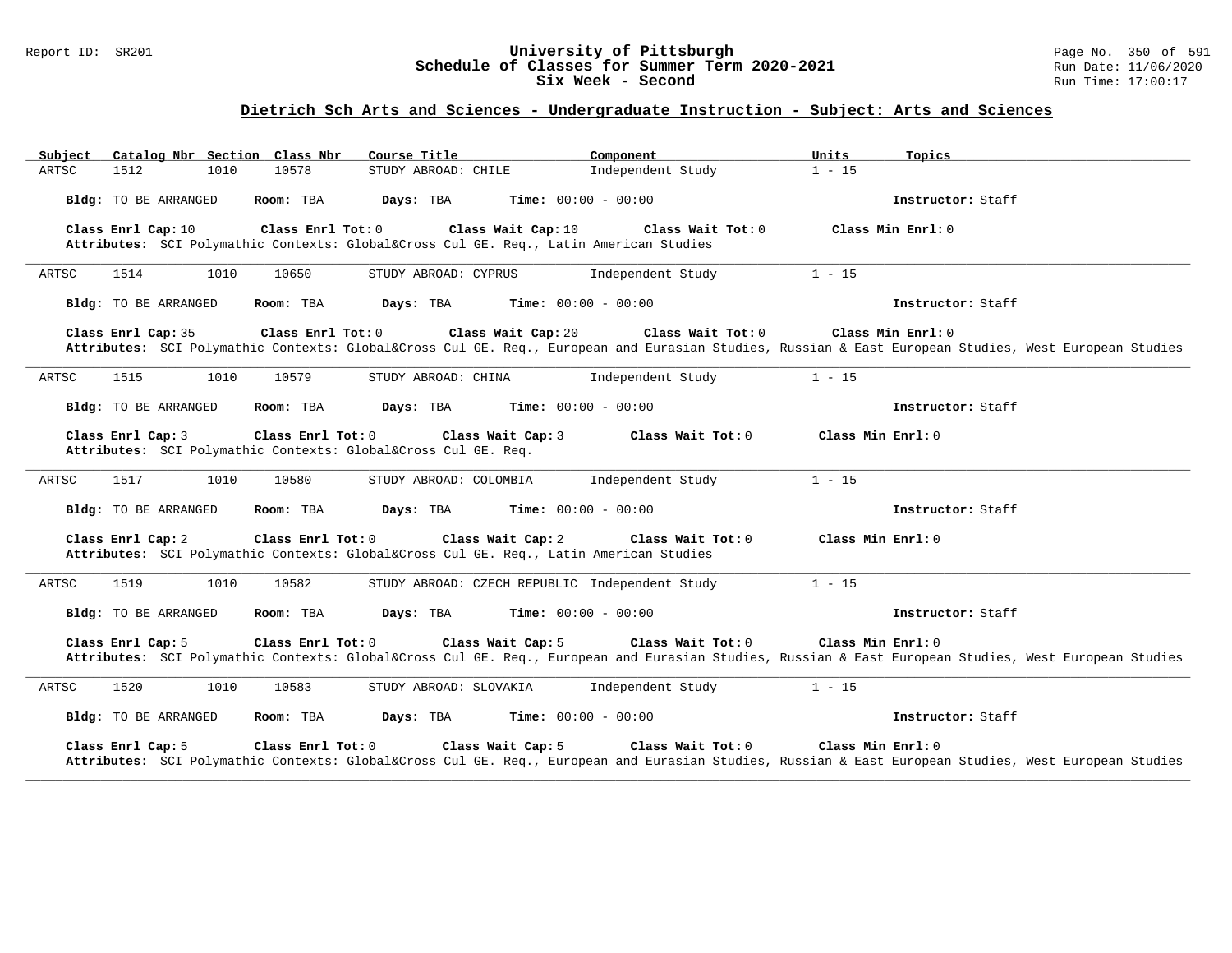# University of Pittsburgh
## Schedule of Classes for Summer Term 2020-2021
### Six Week - Second

Report ID: SR201

Run Date: 11/06/2020
Run Time: 17:00:17

## Dietrich Sch Arts and Sciences - Undergraduate Instruction - Subject: Arts and Sciences

| Subject | Catalog Nbr | Section | Class Nbr | Course Title | Component | Units | Topics |
|---|---|---|---|---|---|---|---|
| ARTSC | 1512 | 1010 | 10578 | STUDY ABROAD: CHILE | Independent Study | 1 - 15 | |

**Bldg:** TO BE ARRANGED **Room:** TBA **Days:** TBA **Time:** 00:00 - 00:00 **Instructor:** Staff

**Class Enrl Cap:** 10 **Class Enrl Tot:** 0 **Class Wait Cap:** 10 **Class Wait Tot:** 0 **Class Min Enrl:** 0
**Attributes:** SCI Polymathic Contexts: Global&Cross Cul GE. Req., Latin American Studies

---

| Subject | Catalog Nbr | Section | Class Nbr | Course Title | Component | Units | Topics |
|---|---|---|---|---|---|---|---|
| ARTSC | 1514 | 1010 | 10650 | STUDY ABROAD: CYPRUS | Independent Study | 1 - 15 | |

**Bldg:** TO BE ARRANGED **Room:** TBA **Days:** TBA **Time:** 00:00 - 00:00 **Instructor:** Staff

**Class Enrl Cap:** 35 **Class Enrl Tot:** 0 **Class Wait Cap:** 20 **Class Wait Tot:** 0 **Class Min Enrl:** 0
**Attributes:** SCI Polymathic Contexts: Global&Cross Cul GE. Req., European and Eurasian Studies, Russian & East European Studies, West European Studies

---

| Subject | Catalog Nbr | Section | Class Nbr | Course Title | Component | Units | Topics |
|---|---|---|---|---|---|---|---|
| ARTSC | 1515 | 1010 | 10579 | STUDY ABROAD: CHINA | Independent Study | 1 - 15 | |

**Bldg:** TO BE ARRANGED **Room:** TBA **Days:** TBA **Time:** 00:00 - 00:00 **Instructor:** Staff

**Class Enrl Cap:** 3 **Class Enrl Tot:** 0 **Class Wait Cap:** 3 **Class Wait Tot:** 0 **Class Min Enrl:** 0
**Attributes:** SCI Polymathic Contexts: Global&Cross Cul GE. Req.

---

| Subject | Catalog Nbr | Section | Class Nbr | Course Title | Component | Units | Topics |
|---|---|---|---|---|---|---|---|
| ARTSC | 1517 | 1010 | 10580 | STUDY ABROAD: COLOMBIA | Independent Study | 1 - 15 | |

**Bldg:** TO BE ARRANGED **Room:** TBA **Days:** TBA **Time:** 00:00 - 00:00 **Instructor:** Staff

**Class Enrl Cap:** 2 **Class Enrl Tot:** 0 **Class Wait Cap:** 2 **Class Wait Tot:** 0 **Class Min Enrl:** 0
**Attributes:** SCI Polymathic Contexts: Global&Cross Cul GE. Req., Latin American Studies

---

| Subject | Catalog Nbr | Section | Class Nbr | Course Title | Component | Units | Topics |
|---|---|---|---|---|---|---|---|
| ARTSC | 1519 | 1010 | 10582 | STUDY ABROAD: CZECH REPUBLIC | Independent Study | 1 - 15 | |

**Bldg:** TO BE ARRANGED **Room:** TBA **Days:** TBA **Time:** 00:00 - 00:00 **Instructor:** Staff

**Class Enrl Cap:** 5 **Class Enrl Tot:** 0 **Class Wait Cap:** 5 **Class Wait Tot:** 0 **Class Min Enrl:** 0
**Attributes:** SCI Polymathic Contexts: Global&Cross Cul GE. Req., European and Eurasian Studies, Russian & East European Studies, West European Studies

---

| Subject | Catalog Nbr | Section | Class Nbr | Course Title | Component | Units | Topics |
|---|---|---|---|---|---|---|---|
| ARTSC | 1520 | 1010 | 10583 | STUDY ABROAD: SLOVAKIA | Independent Study | 1 - 15 | |

**Bldg:** TO BE ARRANGED **Room:** TBA **Days:** TBA **Time:** 00:00 - 00:00 **Instructor:** Staff

**Class Enrl Cap:** 5 **Class Enrl Tot:** 0 **Class Wait Cap:** 5 **Class Wait Tot:** 0 **Class Min Enrl:** 0
**Attributes:** SCI Polymathic Contexts: Global&Cross Cul GE. Req., European and Eurasian Studies, Russian & East European Studies, West European Studies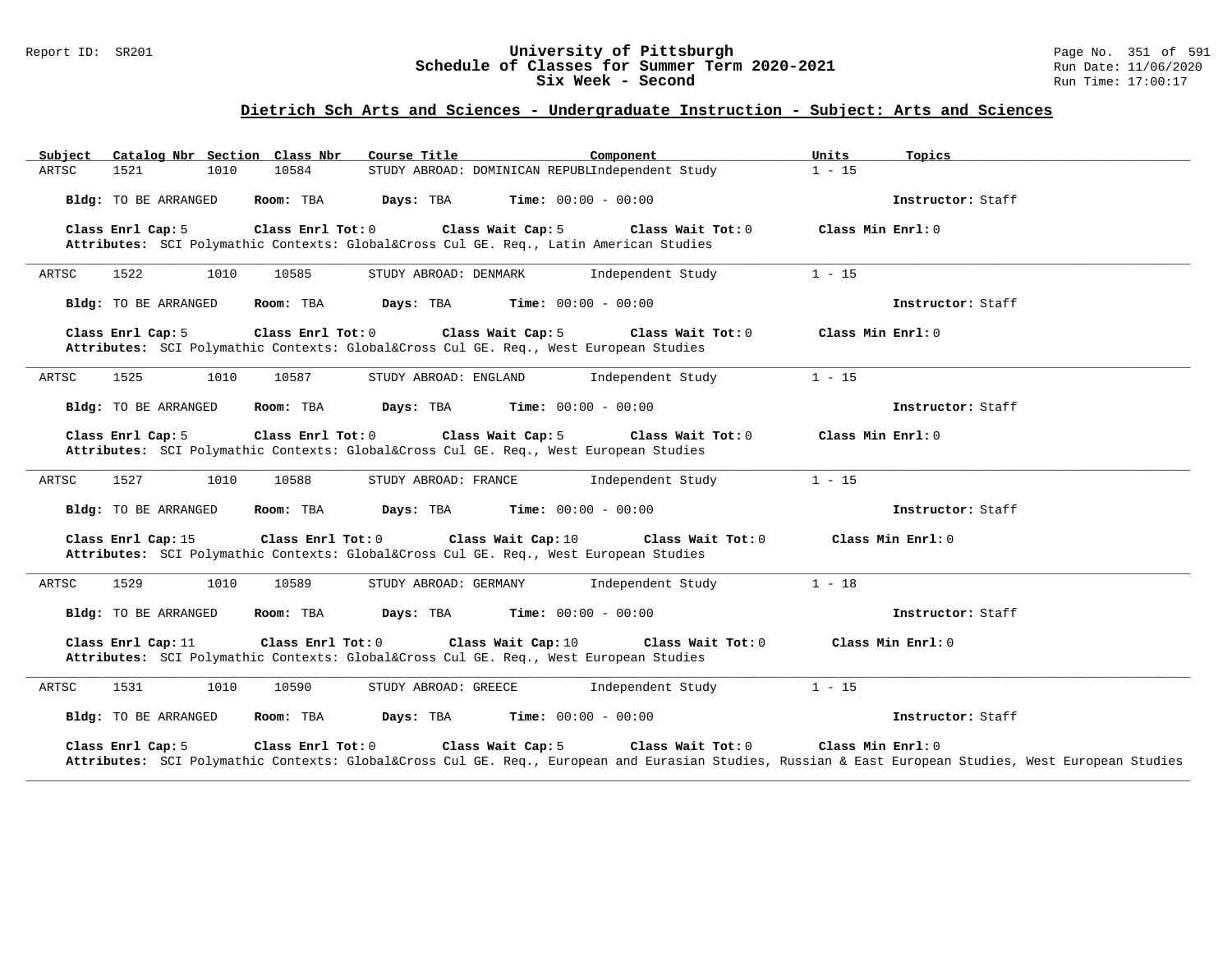## Dietrich Sch Arts and Sciences - Undergraduate Instruction - Subject: Arts and Sciences

| Subject | Catalog Nbr | Section | Class Nbr | Course Title | Component | Units | Topics |
|---|---|---|---|---|---|---|---|
| ARTSC | 1521 | 1010 | 10584 | STUDY ABROAD: DOMINICAN REPUBL | Independent Study | 1 - 15 | |

**Bldg:** TO BE ARRANGED **Room:** TBA **Days:** TBA **Time:** 00:00 - 00:00 **Instructor:** Staff

**Class Enrl Cap:** 5 **Class Enrl Tot:** 0 **Class Wait Cap:** 5 **Class Wait Tot:** 0 **Class Min Enrl:** 0
**Attributes:** SCI Polymathic Contexts: Global&Cross Cul GE. Req., Latin American Studies

---

| Subject | Catalog Nbr | Section | Class Nbr | Course Title | Component | Units | Topics |
|---|---|---|---|---|---|---|---|
| ARTSC | 1522 | 1010 | 10585 | STUDY ABROAD: DENMARK | Independent Study | 1 - 15 | |

**Bldg:** TO BE ARRANGED **Room:** TBA **Days:** TBA **Time:** 00:00 - 00:00 **Instructor:** Staff

**Class Enrl Cap:** 5 **Class Enrl Tot:** 0 **Class Wait Cap:** 5 **Class Wait Tot:** 0 **Class Min Enrl:** 0
**Attributes:** SCI Polymathic Contexts: Global&Cross Cul GE. Req., West European Studies

---

| Subject | Catalog Nbr | Section | Class Nbr | Course Title | Component | Units | Topics |
|---|---|---|---|---|---|---|---|
| ARTSC | 1525 | 1010 | 10587 | STUDY ABROAD: ENGLAND | Independent Study | 1 - 15 | |

**Bldg:** TO BE ARRANGED **Room:** TBA **Days:** TBA **Time:** 00:00 - 00:00 **Instructor:** Staff

**Class Enrl Cap:** 5 **Class Enrl Tot:** 0 **Class Wait Cap:** 5 **Class Wait Tot:** 0 **Class Min Enrl:** 0
**Attributes:** SCI Polymathic Contexts: Global&Cross Cul GE. Req., West European Studies

---

| Subject | Catalog Nbr | Section | Class Nbr | Course Title | Component | Units | Topics |
|---|---|---|---|---|---|---|---|
| ARTSC | 1527 | 1010 | 10588 | STUDY ABROAD: FRANCE | Independent Study | 1 - 15 | |

**Bldg:** TO BE ARRANGED **Room:** TBA **Days:** TBA **Time:** 00:00 - 00:00 **Instructor:** Staff

**Class Enrl Cap:** 15 **Class Enrl Tot:** 0 **Class Wait Cap:** 10 **Class Wait Tot:** 0 **Class Min Enrl:** 0
**Attributes:** SCI Polymathic Contexts: Global&Cross Cul GE. Req., West European Studies

---

| Subject | Catalog Nbr | Section | Class Nbr | Course Title | Component | Units | Topics |
|---|---|---|---|---|---|---|---|
| ARTSC | 1529 | 1010 | 10589 | STUDY ABROAD: GERMANY | Independent Study | 1 - 18 | |

**Bldg:** TO BE ARRANGED **Room:** TBA **Days:** TBA **Time:** 00:00 - 00:00 **Instructor:** Staff

**Class Enrl Cap:** 11 **Class Enrl Tot:** 0 **Class Wait Cap:** 10 **Class Wait Tot:** 0 **Class Min Enrl:** 0
**Attributes:** SCI Polymathic Contexts: Global&Cross Cul GE. Req., West European Studies

---

| Subject | Catalog Nbr | Section | Class Nbr | Course Title | Component | Units | Topics |
|---|---|---|---|---|---|---|---|
| ARTSC | 1531 | 1010 | 10590 | STUDY ABROAD: GREECE | Independent Study | 1 - 15 | |

**Bldg:** TO BE ARRANGED **Room:** TBA **Days:** TBA **Time:** 00:00 - 00:00 **Instructor:** Staff

**Class Enrl Cap:** 5 **Class Enrl Tot:** 0 **Class Wait Cap:** 5 **Class Wait Tot:** 0 **Class Min Enrl:** 0
**Attributes:** SCI Polymathic Contexts: Global&Cross Cul GE. Req., European and Eurasian Studies, Russian & East European Studies, West European Studies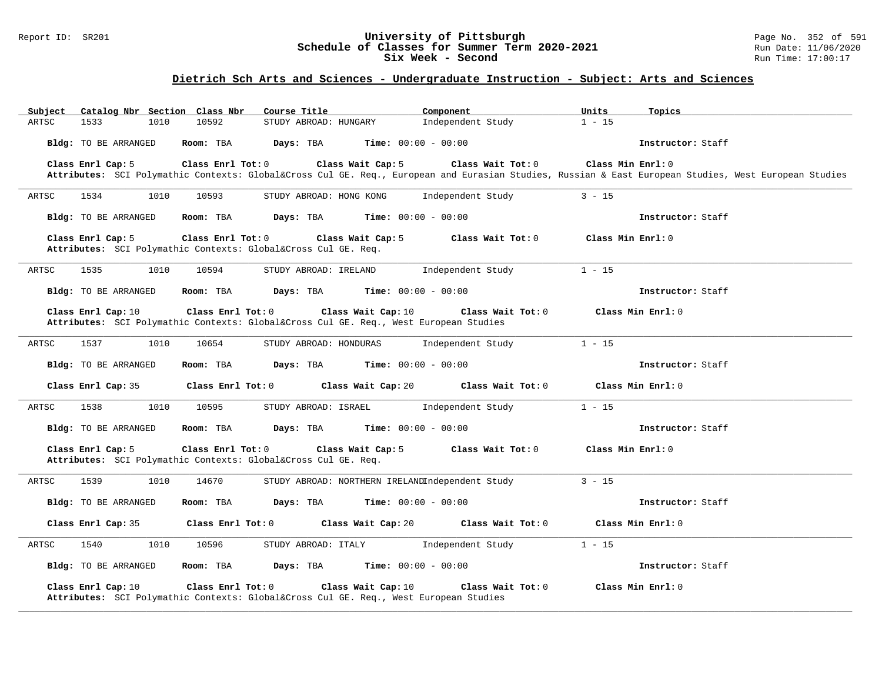## Dietrich Sch Arts and Sciences - Undergraduate Instruction - Subject: Arts and Sciences

| Subject | Catalog Nbr | Section | Class Nbr | Course Title | Component | Units | Topics |
|---|---|---|---|---|---|---|---|
| ARTSC | 1533 | 1010 | 10592 | STUDY ABROAD: HUNGARY | Independent Study | 1 - 15 | |

**Bldg:** TO BE ARRANGED **Room:** TBA **Days:** TBA **Time:** 00:00 - 00:00 **Instructor:** Staff

**Class Enrl Cap:** 5 **Class Enrl Tot:** 0 **Class Wait Cap:** 5 **Class Wait Tot:** 0 **Class Min Enrl:** 0

**Attributes:** SCI Polymathic Contexts: Global&Cross Cul GE. Req., European and Eurasian Studies, Russian & East European Studies, West European Studies

---

| Subject | Catalog Nbr | Section | Class Nbr | Course Title | Component | Units | Topics |
|---|---|---|---|---|---|---|---|
| ARTSC | 1534 | 1010 | 10593 | STUDY ABROAD: HONG KONG | Independent Study | 3 - 15 | |

**Bldg:** TO BE ARRANGED **Room:** TBA **Days:** TBA **Time:** 00:00 - 00:00 **Instructor:** Staff

**Class Enrl Cap:** 5 **Class Enrl Tot:** 0 **Class Wait Cap:** 5 **Class Wait Tot:** 0 **Class Min Enrl:** 0

**Attributes:** SCI Polymathic Contexts: Global&Cross Cul GE. Req.

---

| Subject | Catalog Nbr | Section | Class Nbr | Course Title | Component | Units | Topics |
|---|---|---|---|---|---|---|---|
| ARTSC | 1535 | 1010 | 10594 | STUDY ABROAD: IRELAND | Independent Study | 1 - 15 | |

**Bldg:** TO BE ARRANGED **Room:** TBA **Days:** TBA **Time:** 00:00 - 00:00 **Instructor:** Staff

**Class Enrl Cap:** 10 **Class Enrl Tot:** 0 **Class Wait Cap:** 10 **Class Wait Tot:** 0 **Class Min Enrl:** 0

**Attributes:** SCI Polymathic Contexts: Global&Cross Cul GE. Req., West European Studies

---

| Subject | Catalog Nbr | Section | Class Nbr | Course Title | Component | Units | Topics |
|---|---|---|---|---|---|---|---|
| ARTSC | 1537 | 1010 | 10654 | STUDY ABROAD: HONDURAS | Independent Study | 1 - 15 | |

**Bldg:** TO BE ARRANGED **Room:** TBA **Days:** TBA **Time:** 00:00 - 00:00 **Instructor:** Staff

**Class Enrl Cap:** 35 **Class Enrl Tot:** 0 **Class Wait Cap:** 20 **Class Wait Tot:** 0 **Class Min Enrl:** 0

---

| Subject | Catalog Nbr | Section | Class Nbr | Course Title | Component | Units | Topics |
|---|---|---|---|---|---|---|---|
| ARTSC | 1538 | 1010 | 10595 | STUDY ABROAD: ISRAEL | Independent Study | 1 - 15 | |

**Bldg:** TO BE ARRANGED **Room:** TBA **Days:** TBA **Time:** 00:00 - 00:00 **Instructor:** Staff

**Class Enrl Cap:** 5 **Class Enrl Tot:** 0 **Class Wait Cap:** 5 **Class Wait Tot:** 0 **Class Min Enrl:** 0

**Attributes:** SCI Polymathic Contexts: Global&Cross Cul GE. Req.

---

| Subject | Catalog Nbr | Section | Class Nbr | Course Title | Component | Units | Topics |
|---|---|---|---|---|---|---|---|
| ARTSC | 1539 | 1010 | 14670 | STUDY ABROAD: NORTHERN IRELAND | Independent Study | 3 - 15 | |

**Bldg:** TO BE ARRANGED **Room:** TBA **Days:** TBA **Time:** 00:00 - 00:00 **Instructor:** Staff

**Class Enrl Cap:** 35 **Class Enrl Tot:** 0 **Class Wait Cap:** 20 **Class Wait Tot:** 0 **Class Min Enrl:** 0

---

| Subject | Catalog Nbr | Section | Class Nbr | Course Title | Component | Units | Topics |
|---|---|---|---|---|---|---|---|
| ARTSC | 1540 | 1010 | 10596 | STUDY ABROAD: ITALY | Independent Study | 1 - 15 | |

**Bldg:** TO BE ARRANGED **Room:** TBA **Days:** TBA **Time:** 00:00 - 00:00 **Instructor:** Staff

**Class Enrl Cap:** 10 **Class Enrl Tot:** 0 **Class Wait Cap:** 10 **Class Wait Tot:** 0 **Class Min Enrl:** 0

**Attributes:** SCI Polymathic Contexts: Global&Cross Cul GE. Req., West European Studies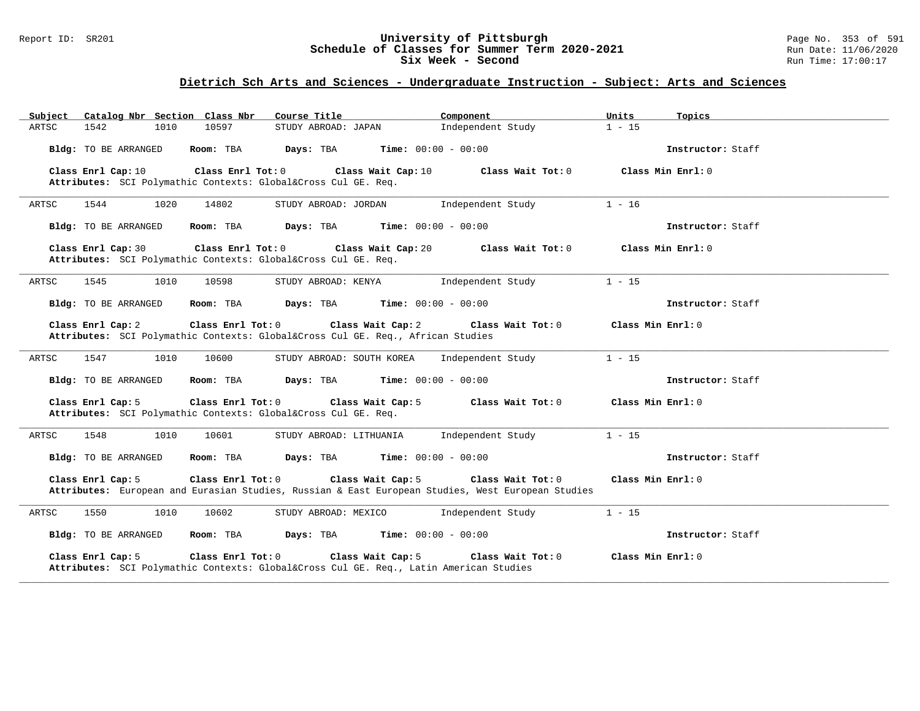## Dietrich Sch Arts and Sciences - Undergraduate Instruction - Subject: Arts and Sciences

| Subject | Catalog Nbr | Section | Class Nbr | Course Title | Component | Units | Topics |
|---|---|---|---|---|---|---|---|
| ARTSC | 1542 | 1010 | 10597 | STUDY ABROAD: JAPAN | Independent Study | 1 - 15 | |

**Bldg:** TO BE ARRANGED **Room:** TBA **Days:** TBA **Time:** 00:00 - 00:00 **Instructor:** Staff

**Class Enrl Cap:** 10 **Class Enrl Tot:** 0 **Class Wait Cap:** 10 **Class Wait Tot:** 0 **Class Min Enrl:** 0
**Attributes:** SCI Polymathic Contexts: Global&Cross Cul GE. Req.

---

| Subject | Catalog Nbr | Section | Class Nbr | Course Title | Component | Units | Topics |
|---|---|---|---|---|---|---|---|
| ARTSC | 1544 | 1020 | 14802 | STUDY ABROAD: JORDAN | Independent Study | 1 - 16 | |

**Bldg:** TO BE ARRANGED **Room:** TBA **Days:** TBA **Time:** 00:00 - 00:00 **Instructor:** Staff

**Class Enrl Cap:** 30 **Class Enrl Tot:** 0 **Class Wait Cap:** 20 **Class Wait Tot:** 0 **Class Min Enrl:** 0
**Attributes:** SCI Polymathic Contexts: Global&Cross Cul GE. Req.

---

| Subject | Catalog Nbr | Section | Class Nbr | Course Title | Component | Units | Topics |
|---|---|---|---|---|---|---|---|
| ARTSC | 1545 | 1010 | 10598 | STUDY ABROAD: KENYA | Independent Study | 1 - 15 | |

**Bldg:** TO BE ARRANGED **Room:** TBA **Days:** TBA **Time:** 00:00 - 00:00 **Instructor:** Staff

**Class Enrl Cap:** 2 **Class Enrl Tot:** 0 **Class Wait Cap:** 2 **Class Wait Tot:** 0 **Class Min Enrl:** 0
**Attributes:** SCI Polymathic Contexts: Global&Cross Cul GE. Req., African Studies

---

| Subject | Catalog Nbr | Section | Class Nbr | Course Title | Component | Units | Topics |
|---|---|---|---|---|---|---|---|
| ARTSC | 1547 | 1010 | 10600 | STUDY ABROAD: SOUTH KOREA | Independent Study | 1 - 15 | |

**Bldg:** TO BE ARRANGED **Room:** TBA **Days:** TBA **Time:** 00:00 - 00:00 **Instructor:** Staff

**Class Enrl Cap:** 5 **Class Enrl Tot:** 0 **Class Wait Cap:** 5 **Class Wait Tot:** 0 **Class Min Enrl:** 0
**Attributes:** SCI Polymathic Contexts: Global&Cross Cul GE. Req.

---

| Subject | Catalog Nbr | Section | Class Nbr | Course Title | Component | Units | Topics |
|---|---|---|---|---|---|---|---|
| ARTSC | 1548 | 1010 | 10601 | STUDY ABROAD: LITHUANIA | Independent Study | 1 - 15 | |

**Bldg:** TO BE ARRANGED **Room:** TBA **Days:** TBA **Time:** 00:00 - 00:00 **Instructor:** Staff

**Class Enrl Cap:** 5 **Class Enrl Tot:** 0 **Class Wait Cap:** 5 **Class Wait Tot:** 0 **Class Min Enrl:** 0
**Attributes:** European and Eurasian Studies, Russian & East European Studies, West European Studies

---

| Subject | Catalog Nbr | Section | Class Nbr | Course Title | Component | Units | Topics |
|---|---|---|---|---|---|---|---|
| ARTSC | 1550 | 1010 | 10602 | STUDY ABROAD: MEXICO | Independent Study | 1 - 15 | |

**Bldg:** TO BE ARRANGED **Room:** TBA **Days:** TBA **Time:** 00:00 - 00:00 **Instructor:** Staff

**Class Enrl Cap:** 5 **Class Enrl Tot:** 0 **Class Wait Cap:** 5 **Class Wait Tot:** 0 **Class Min Enrl:** 0
**Attributes:** SCI Polymathic Contexts: Global&Cross Cul GE. Req., Latin American Studies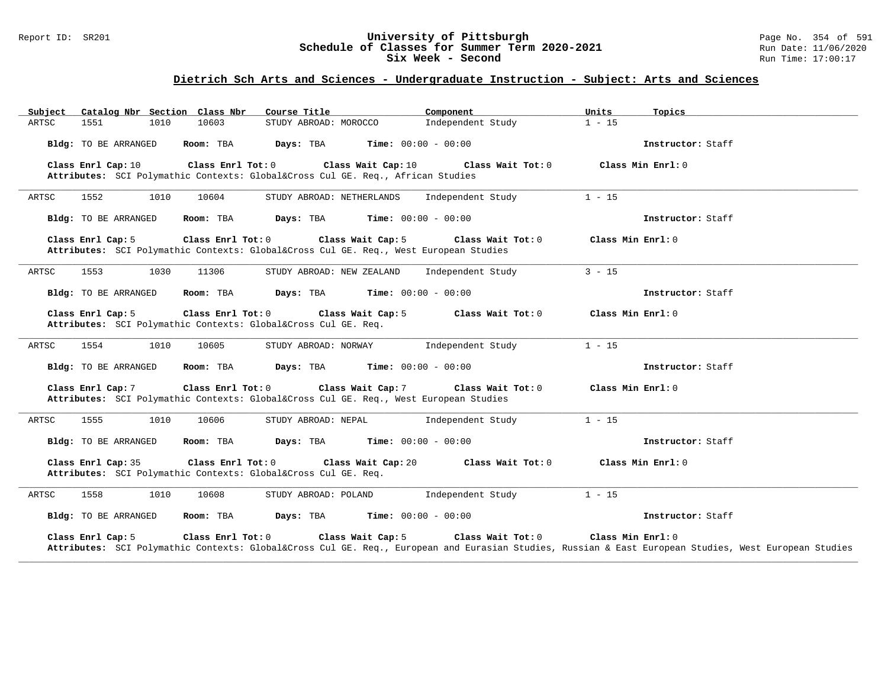## Dietrich Sch Arts and Sciences - Undergraduate Instruction - Subject: Arts and Sciences

| Subject | Catalog Nbr | Section | Class Nbr | Course Title | Component | Units | Topics |
|---|---|---|---|---|---|---|---|
| ARTSC | 1551 | 1010 | 10603 | STUDY ABROAD: MOROCCO | Independent Study | 1 - 15 | |

**Bldg:** TO BE ARRANGED **Room:** TBA **Days:** TBA **Time:** 00:00 - 00:00 **Instructor:** Staff

**Class Enrl Cap:** 10 **Class Enrl Tot:** 0 **Class Wait Cap:** 10 **Class Wait Tot:** 0 **Class Min Enrl:** 0

**Attributes:** SCI Polymathic Contexts: Global&Cross Cul GE. Req., African Studies

---

| Subject | Catalog Nbr | Section | Class Nbr | Course Title | Component | Units | Topics |
|---|---|---|---|---|---|---|---|
| ARTSC | 1552 | 1010 | 10604 | STUDY ABROAD: NETHERLANDS | Independent Study | 1 - 15 | |

**Bldg:** TO BE ARRANGED **Room:** TBA **Days:** TBA **Time:** 00:00 - 00:00 **Instructor:** Staff

**Class Enrl Cap:** 5 **Class Enrl Tot:** 0 **Class Wait Cap:** 5 **Class Wait Tot:** 0 **Class Min Enrl:** 0

**Attributes:** SCI Polymathic Contexts: Global&Cross Cul GE. Req., West European Studies

---

| Subject | Catalog Nbr | Section | Class Nbr | Course Title | Component | Units | Topics |
|---|---|---|---|---|---|---|---|
| ARTSC | 1553 | 1030 | 11306 | STUDY ABROAD: NEW ZEALAND | Independent Study | 3 - 15 | |

**Bldg:** TO BE ARRANGED **Room:** TBA **Days:** TBA **Time:** 00:00 - 00:00 **Instructor:** Staff

**Class Enrl Cap:** 5 **Class Enrl Tot:** 0 **Class Wait Cap:** 5 **Class Wait Tot:** 0 **Class Min Enrl:** 0

**Attributes:** SCI Polymathic Contexts: Global&Cross Cul GE. Req.

---

| Subject | Catalog Nbr | Section | Class Nbr | Course Title | Component | Units | Topics |
|---|---|---|---|---|---|---|---|
| ARTSC | 1554 | 1010 | 10605 | STUDY ABROAD: NORWAY | Independent Study | 1 - 15 | |

**Bldg:** TO BE ARRANGED **Room:** TBA **Days:** TBA **Time:** 00:00 - 00:00 **Instructor:** Staff

**Class Enrl Cap:** 7 **Class Enrl Tot:** 0 **Class Wait Cap:** 7 **Class Wait Tot:** 0 **Class Min Enrl:** 0

**Attributes:** SCI Polymathic Contexts: Global&Cross Cul GE. Req., West European Studies

---

| Subject | Catalog Nbr | Section | Class Nbr | Course Title | Component | Units | Topics |
|---|---|---|---|---|---|---|---|
| ARTSC | 1555 | 1010 | 10606 | STUDY ABROAD: NEPAL | Independent Study | 1 - 15 | |

**Bldg:** TO BE ARRANGED **Room:** TBA **Days:** TBA **Time:** 00:00 - 00:00 **Instructor:** Staff

**Class Enrl Cap:** 35 **Class Enrl Tot:** 0 **Class Wait Cap:** 20 **Class Wait Tot:** 0 **Class Min Enrl:** 0

**Attributes:** SCI Polymathic Contexts: Global&Cross Cul GE. Req.

---

| Subject | Catalog Nbr | Section | Class Nbr | Course Title | Component | Units | Topics |
|---|---|---|---|---|---|---|---|
| ARTSC | 1558 | 1010 | 10608 | STUDY ABROAD: POLAND | Independent Study | 1 - 15 | |

**Bldg:** TO BE ARRANGED **Room:** TBA **Days:** TBA **Time:** 00:00 - 00:00 **Instructor:** Staff

**Class Enrl Cap:** 5 **Class Enrl Tot:** 0 **Class Wait Cap:** 5 **Class Wait Tot:** 0 **Class Min Enrl:** 0

**Attributes:** SCI Polymathic Contexts: Global&Cross Cul GE. Req., European and Eurasian Studies, Russian & East European Studies, West European Studies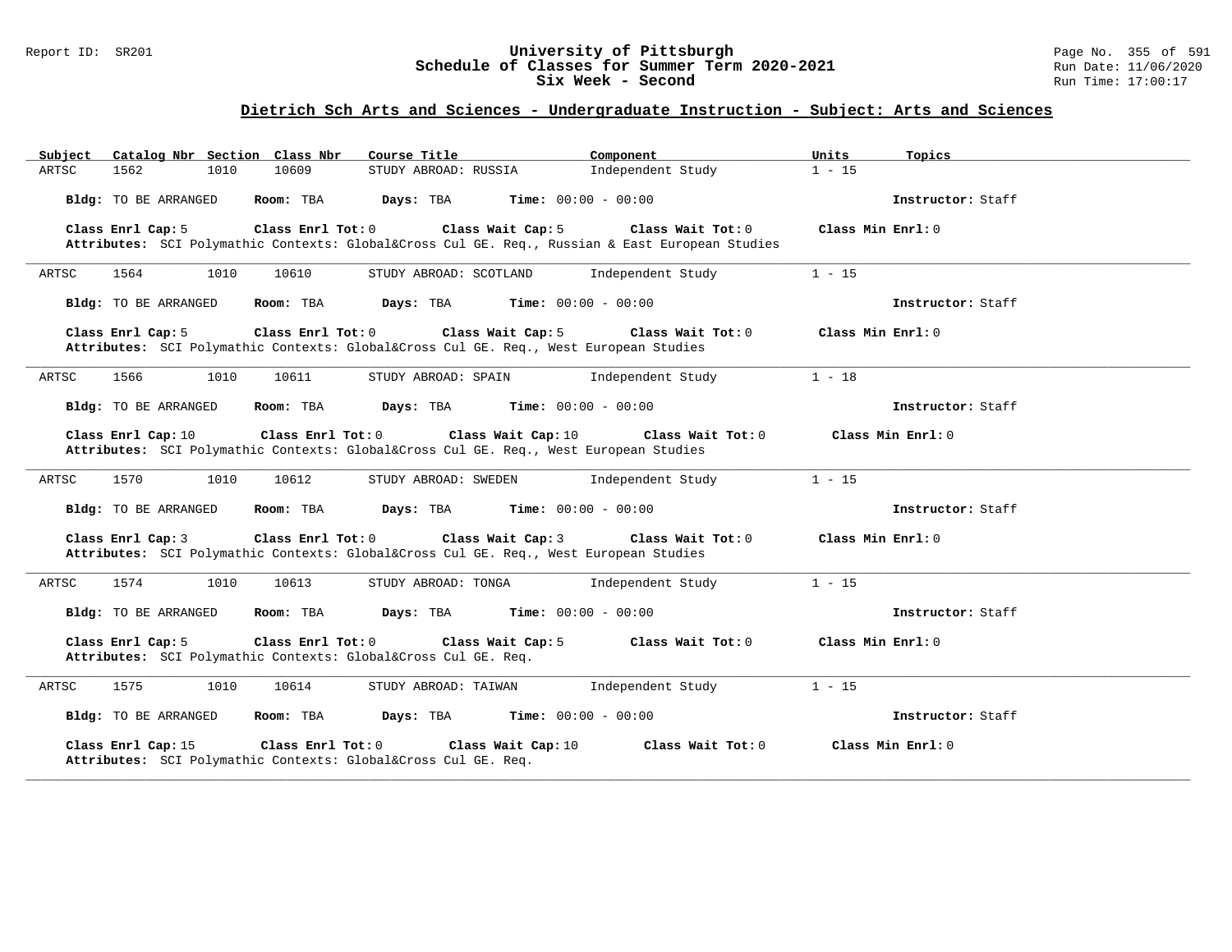## Dietrich Sch Arts and Sciences - Undergraduate Instruction - Subject: Arts and Sciences

| Subject | Catalog Nbr | Section | Class Nbr | Course Title | Component | Units | Topics |
|---|---|---|---|---|---|---|---|
| ARTSC | 1562 | 1010 | 10609 | STUDY ABROAD: RUSSIA | Independent Study | 1 - 15 | |

**Bldg:** TO BE ARRANGED **Room:** TBA **Days:** TBA **Time:** 00:00 - 00:00 **Instructor:** Staff

**Class Enrl Cap:** 5 **Class Enrl Tot:** 0 **Class Wait Cap:** 5 **Class Wait Tot:** 0 **Class Min Enrl:** 0

**Attributes:** SCI Polymathic Contexts: Global&Cross Cul GE. Req., Russian & East European Studies

---

| Subject | Catalog Nbr | Section | Class Nbr | Course Title | Component | Units | Topics |
|---|---|---|---|---|---|---|---|
| ARTSC | 1564 | 1010 | 10610 | STUDY ABROAD: SCOTLAND | Independent Study | 1 - 15 | |

**Bldg:** TO BE ARRANGED **Room:** TBA **Days:** TBA **Time:** 00:00 - 00:00 **Instructor:** Staff

**Class Enrl Cap:** 5 **Class Enrl Tot:** 0 **Class Wait Cap:** 5 **Class Wait Tot:** 0 **Class Min Enrl:** 0

**Attributes:** SCI Polymathic Contexts: Global&Cross Cul GE. Req., West European Studies

---

| Subject | Catalog Nbr | Section | Class Nbr | Course Title | Component | Units | Topics |
|---|---|---|---|---|---|---|---|
| ARTSC | 1566 | 1010 | 10611 | STUDY ABROAD: SPAIN | Independent Study | 1 - 18 | |

**Bldg:** TO BE ARRANGED **Room:** TBA **Days:** TBA **Time:** 00:00 - 00:00 **Instructor:** Staff

**Class Enrl Cap:** 10 **Class Enrl Tot:** 0 **Class Wait Cap:** 10 **Class Wait Tot:** 0 **Class Min Enrl:** 0

**Attributes:** SCI Polymathic Contexts: Global&Cross Cul GE. Req., West European Studies

---

| Subject | Catalog Nbr | Section | Class Nbr | Course Title | Component | Units | Topics |
|---|---|---|---|---|---|---|---|
| ARTSC | 1570 | 1010 | 10612 | STUDY ABROAD: SWEDEN | Independent Study | 1 - 15 | |

**Bldg:** TO BE ARRANGED **Room:** TBA **Days:** TBA **Time:** 00:00 - 00:00 **Instructor:** Staff

**Class Enrl Cap:** 3 **Class Enrl Tot:** 0 **Class Wait Cap:** 3 **Class Wait Tot:** 0 **Class Min Enrl:** 0

**Attributes:** SCI Polymathic Contexts: Global&Cross Cul GE. Req., West European Studies

---

| Subject | Catalog Nbr | Section | Class Nbr | Course Title | Component | Units | Topics |
|---|---|---|---|---|---|---|---|
| ARTSC | 1574 | 1010 | 10613 | STUDY ABROAD: TONGA | Independent Study | 1 - 15 | |

**Bldg:** TO BE ARRANGED **Room:** TBA **Days:** TBA **Time:** 00:00 - 00:00 **Instructor:** Staff

**Class Enrl Cap:** 5 **Class Enrl Tot:** 0 **Class Wait Cap:** 5 **Class Wait Tot:** 0 **Class Min Enrl:** 0

**Attributes:** SCI Polymathic Contexts: Global&Cross Cul GE. Req.

---

| Subject | Catalog Nbr | Section | Class Nbr | Course Title | Component | Units | Topics |
|---|---|---|---|---|---|---|---|
| ARTSC | 1575 | 1010 | 10614 | STUDY ABROAD: TAIWAN | Independent Study | 1 - 15 | |

**Bldg:** TO BE ARRANGED **Room:** TBA **Days:** TBA **Time:** 00:00 - 00:00 **Instructor:** Staff

**Class Enrl Cap:** 15 **Class Enrl Tot:** 0 **Class Wait Cap:** 10 **Class Wait Tot:** 0 **Class Min Enrl:** 0

**Attributes:** SCI Polymathic Contexts: Global&Cross Cul GE. Req.

---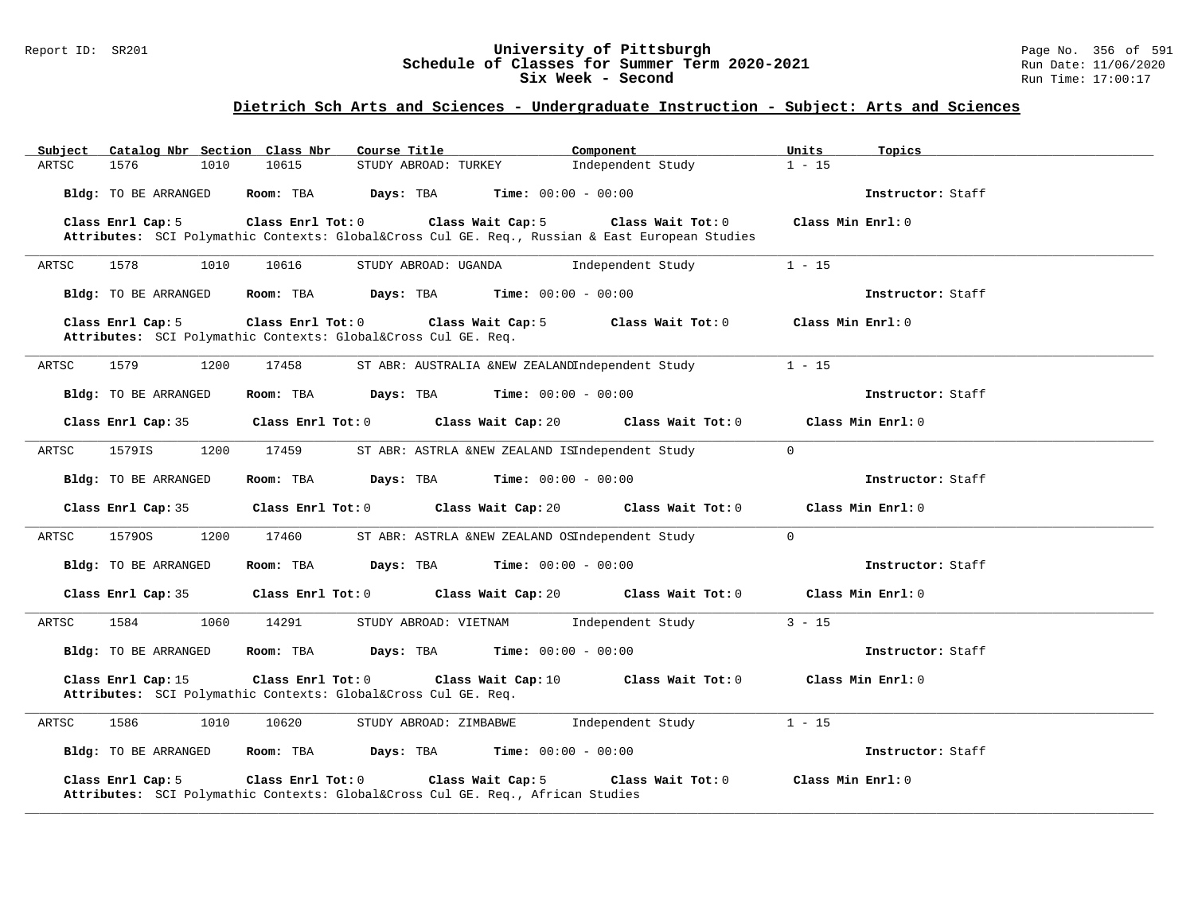## Dietrich Sch Arts and Sciences - Undergraduate Instruction - Subject: Arts and Sciences

| Subject | Catalog Nbr | Section | Class Nbr | Course Title | Component | Units | Topics |
|---|---|---|---|---|---|---|---|
| ARTSC | 1576 | 1010 | 10615 | STUDY ABROAD: TURKEY | Independent Study | 1 - 15 | |

**Bldg:** TO BE ARRANGED **Room:** TBA **Days:** TBA **Time:** 00:00 - 00:00 **Instructor:** Staff

**Class Enrl Cap:** 5 **Class Enrl Tot:** 0 **Class Wait Cap:** 5 **Class Wait Tot:** 0 **Class Min Enrl:** 0

**Attributes:** SCI Polymathic Contexts: Global&Cross Cul GE. Req., Russian & East European Studies

---

| Subject | Catalog Nbr | Section | Class Nbr | Course Title | Component | Units | Topics |
|---|---|---|---|---|---|---|---|
| ARTSC | 1578 | 1010 | 10616 | STUDY ABROAD: UGANDA | Independent Study | 1 - 15 | |

**Bldg:** TO BE ARRANGED **Room:** TBA **Days:** TBA **Time:** 00:00 - 00:00 **Instructor:** Staff

**Class Enrl Cap:** 5 **Class Enrl Tot:** 0 **Class Wait Cap:** 5 **Class Wait Tot:** 0 **Class Min Enrl:** 0

**Attributes:** SCI Polymathic Contexts: Global&Cross Cul GE. Req.

---

| Subject | Catalog Nbr | Section | Class Nbr | Course Title | Component | Units | Topics |
|---|---|---|---|---|---|---|---|
| ARTSC | 1579 | 1200 | 17458 | ST ABR: AUSTRALIA &NEW ZEALAND | Independent Study | 1 - 15 | |

**Bldg:** TO BE ARRANGED **Room:** TBA **Days:** TBA **Time:** 00:00 - 00:00 **Instructor:** Staff

**Class Enrl Cap:** 35 **Class Enrl Tot:** 0 **Class Wait Cap:** 20 **Class Wait Tot:** 0 **Class Min Enrl:** 0

---

| Subject | Catalog Nbr | Section | Class Nbr | Course Title | Component | Units | Topics |
|---|---|---|---|---|---|---|---|
| ARTSC | 1579IS | 1200 | 17459 | ST ABR: ASTRLA &NEW ZEALAND IS | Independent Study | 0 | |

**Bldg:** TO BE ARRANGED **Room:** TBA **Days:** TBA **Time:** 00:00 - 00:00 **Instructor:** Staff

**Class Enrl Cap:** 35 **Class Enrl Tot:** 0 **Class Wait Cap:** 20 **Class Wait Tot:** 0 **Class Min Enrl:** 0

---

| Subject | Catalog Nbr | Section | Class Nbr | Course Title | Component | Units | Topics |
|---|---|---|---|---|---|---|---|
| ARTSC | 1579OS | 1200 | 17460 | ST ABR: ASTRLA &NEW ZEALAND OS | Independent Study | 0 | |

**Bldg:** TO BE ARRANGED **Room:** TBA **Days:** TBA **Time:** 00:00 - 00:00 **Instructor:** Staff

**Class Enrl Cap:** 35 **Class Enrl Tot:** 0 **Class Wait Cap:** 20 **Class Wait Tot:** 0 **Class Min Enrl:** 0

---

| Subject | Catalog Nbr | Section | Class Nbr | Course Title | Component | Units | Topics |
|---|---|---|---|---|---|---|---|
| ARTSC | 1584 | 1060 | 14291 | STUDY ABROAD: VIETNAM | Independent Study | 3 - 15 | |

**Bldg:** TO BE ARRANGED **Room:** TBA **Days:** TBA **Time:** 00:00 - 00:00 **Instructor:** Staff

**Class Enrl Cap:** 15 **Class Enrl Tot:** 0 **Class Wait Cap:** 10 **Class Wait Tot:** 0 **Class Min Enrl:** 0

**Attributes:** SCI Polymathic Contexts: Global&Cross Cul GE. Req.

---

| Subject | Catalog Nbr | Section | Class Nbr | Course Title | Component | Units | Topics |
|---|---|---|---|---|---|---|---|
| ARTSC | 1586 | 1010 | 10620 | STUDY ABROAD: ZIMBABWE | Independent Study | 1 - 15 | |

**Bldg:** TO BE ARRANGED **Room:** TBA **Days:** TBA **Time:** 00:00 - 00:00 **Instructor:** Staff

**Class Enrl Cap:** 5 **Class Enrl Tot:** 0 **Class Wait Cap:** 5 **Class Wait Tot:** 0 **Class Min Enrl:** 0

**Attributes:** SCI Polymathic Contexts: Global&Cross Cul GE. Req., African Studies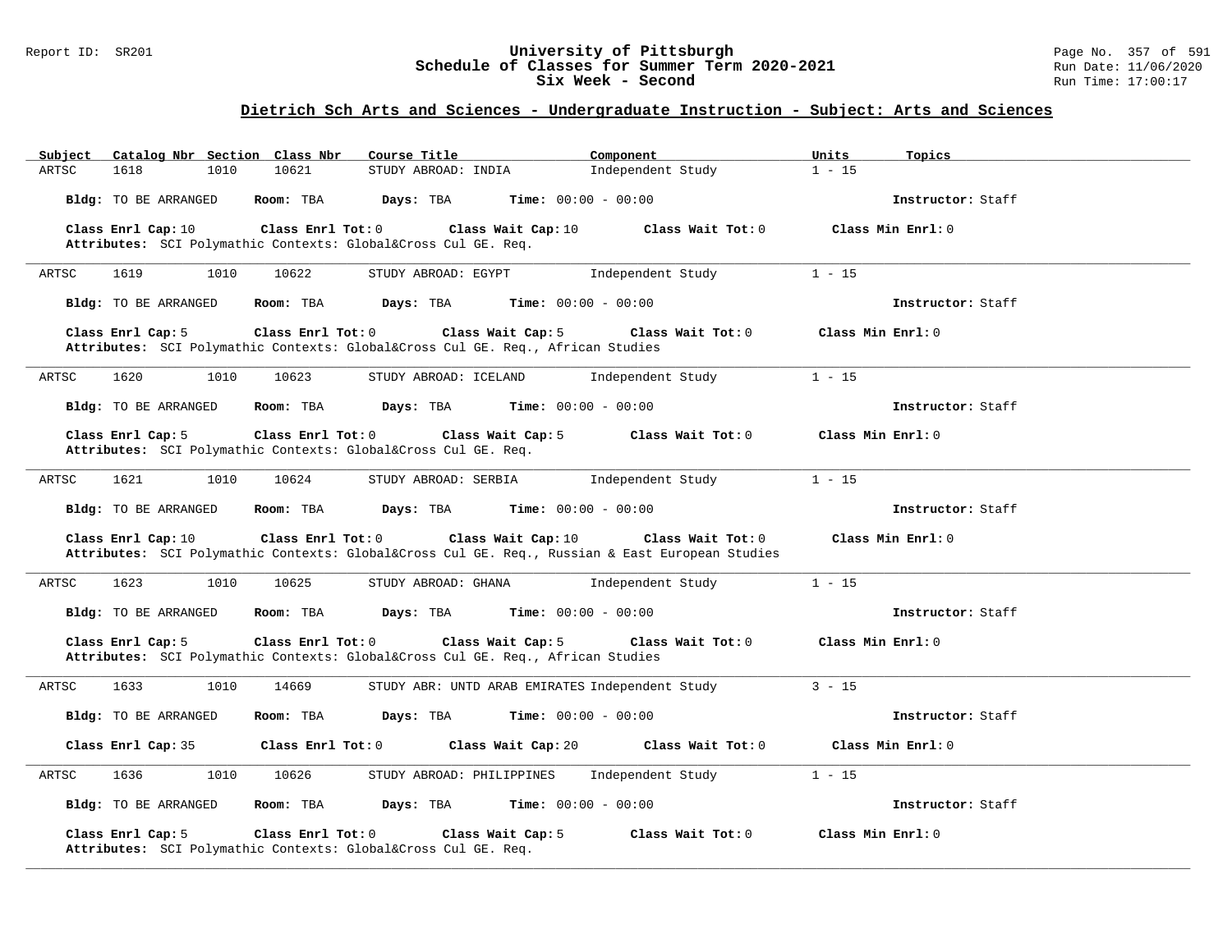## Dietrich Sch Arts and Sciences - Undergraduate Instruction - Subject: Arts and Sciences

| Subject | Catalog Nbr | Section | Class Nbr | Course Title | Component | Units | Topics |
|---|---|---|---|---|---|---|---|
| ARTSC | 1618 | 1010 | 10621 | STUDY ABROAD: INDIA | Independent Study | 1 - 15 | |

**Bldg:** TO BE ARRANGED **Room:** TBA **Days:** TBA **Time:** 00:00 - 00:00 **Instructor:** Staff

**Class Enrl Cap:** 10 **Class Enrl Tot:** 0 **Class Wait Cap:** 10 **Class Wait Tot:** 0 **Class Min Enrl:** 0

**Attributes:** SCI Polymathic Contexts: Global&Cross Cul GE. Req.

---

| Subject | Catalog Nbr | Section | Class Nbr | Course Title | Component | Units | Topics |
|---|---|---|---|---|---|---|---|
| ARTSC | 1619 | 1010 | 10622 | STUDY ABROAD: EGYPT | Independent Study | 1 - 15 | |

**Bldg:** TO BE ARRANGED **Room:** TBA **Days:** TBA **Time:** 00:00 - 00:00 **Instructor:** Staff

**Class Enrl Cap:** 5 **Class Enrl Tot:** 0 **Class Wait Cap:** 5 **Class Wait Tot:** 0 **Class Min Enrl:** 0

**Attributes:** SCI Polymathic Contexts: Global&Cross Cul GE. Req., African Studies

---

| Subject | Catalog Nbr | Section | Class Nbr | Course Title | Component | Units | Topics |
|---|---|---|---|---|---|---|---|
| ARTSC | 1620 | 1010 | 10623 | STUDY ABROAD: ICELAND | Independent Study | 1 - 15 | |

**Bldg:** TO BE ARRANGED **Room:** TBA **Days:** TBA **Time:** 00:00 - 00:00 **Instructor:** Staff

**Class Enrl Cap:** 5 **Class Enrl Tot:** 0 **Class Wait Cap:** 5 **Class Wait Tot:** 0 **Class Min Enrl:** 0

**Attributes:** SCI Polymathic Contexts: Global&Cross Cul GE. Req.

---

| Subject | Catalog Nbr | Section | Class Nbr | Course Title | Component | Units | Topics |
|---|---|---|---|---|---|---|---|
| ARTSC | 1621 | 1010 | 10624 | STUDY ABROAD: SERBIA | Independent Study | 1 - 15 | |

**Bldg:** TO BE ARRANGED **Room:** TBA **Days:** TBA **Time:** 00:00 - 00:00 **Instructor:** Staff

**Class Enrl Cap:** 10 **Class Enrl Tot:** 0 **Class Wait Cap:** 10 **Class Wait Tot:** 0 **Class Min Enrl:** 0

**Attributes:** SCI Polymathic Contexts: Global&Cross Cul GE. Req., Russian & East European Studies

---

| Subject | Catalog Nbr | Section | Class Nbr | Course Title | Component | Units | Topics |
|---|---|---|---|---|---|---|---|
| ARTSC | 1623 | 1010 | 10625 | STUDY ABROAD: GHANA | Independent Study | 1 - 15 | |

**Bldg:** TO BE ARRANGED **Room:** TBA **Days:** TBA **Time:** 00:00 - 00:00 **Instructor:** Staff

**Class Enrl Cap:** 5 **Class Enrl Tot:** 0 **Class Wait Cap:** 5 **Class Wait Tot:** 0 **Class Min Enrl:** 0

**Attributes:** SCI Polymathic Contexts: Global&Cross Cul GE. Req., African Studies

---

| Subject | Catalog Nbr | Section | Class Nbr | Course Title | Component | Units | Topics |
|---|---|---|---|---|---|---|---|
| ARTSC | 1633 | 1010 | 14669 | STUDY ABR: UNTD ARAB EMIRATES | Independent Study | 3 - 15 | |

**Bldg:** TO BE ARRANGED **Room:** TBA **Days:** TBA **Time:** 00:00 - 00:00 **Instructor:** Staff

**Class Enrl Cap:** 35 **Class Enrl Tot:** 0 **Class Wait Cap:** 20 **Class Wait Tot:** 0 **Class Min Enrl:** 0

---

| Subject | Catalog Nbr | Section | Class Nbr | Course Title | Component | Units | Topics |
|---|---|---|---|---|---|---|---|
| ARTSC | 1636 | 1010 | 10626 | STUDY ABROAD: PHILIPPINES | Independent Study | 1 - 15 | |

**Bldg:** TO BE ARRANGED **Room:** TBA **Days:** TBA **Time:** 00:00 - 00:00 **Instructor:** Staff

**Class Enrl Cap:** 5 **Class Enrl Tot:** 0 **Class Wait Cap:** 5 **Class Wait Tot:** 0 **Class Min Enrl:** 0

**Attributes:** SCI Polymathic Contexts: Global&Cross Cul GE. Req.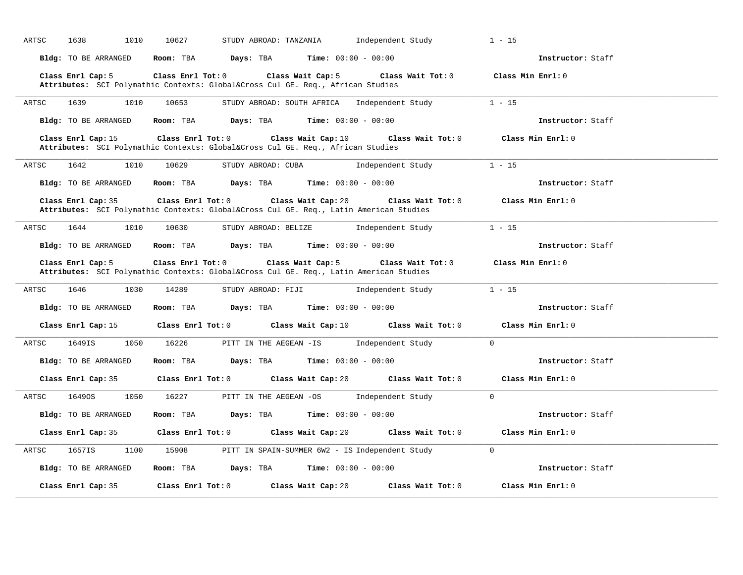ARTSC 1638 1010 10627 STUDY ABROAD: TANZANIA Independent Study 1 - 15

**Bldg:** TO BE ARRANGED **Room:** TBA **Days:** TBA **Time:** 00:00 - 00:00 **Instructor:** Staff

**Class Enrl Cap:** 5 **Class Enrl Tot:** 0 **Class Wait Cap:** 5 **Class Wait Tot:** 0 **Class Min Enrl:** 0
**Attributes:** SCI Polymathic Contexts: Global&Cross Cul GE. Req., African Studies

---

ARTSC 1639 1010 10653 STUDY ABROAD: SOUTH AFRICA Independent Study 1 - 15

**Bldg:** TO BE ARRANGED **Room:** TBA **Days:** TBA **Time:** 00:00 - 00:00 **Instructor:** Staff

**Class Enrl Cap:** 15 **Class Enrl Tot:** 0 **Class Wait Cap:** 10 **Class Wait Tot:** 0 **Class Min Enrl:** 0
**Attributes:** SCI Polymathic Contexts: Global&Cross Cul GE. Req., African Studies

---

ARTSC 1642 1010 10629 STUDY ABROAD: CUBA Independent Study 1 - 15

**Bldg:** TO BE ARRANGED **Room:** TBA **Days:** TBA **Time:** 00:00 - 00:00 **Instructor:** Staff

**Class Enrl Cap:** 35 **Class Enrl Tot:** 0 **Class Wait Cap:** 20 **Class Wait Tot:** 0 **Class Min Enrl:** 0
**Attributes:** SCI Polymathic Contexts: Global&Cross Cul GE. Req., Latin American Studies

---

ARTSC 1644 1010 10630 STUDY ABROAD: BELIZE Independent Study 1 - 15

**Bldg:** TO BE ARRANGED **Room:** TBA **Days:** TBA **Time:** 00:00 - 00:00 **Instructor:** Staff

**Class Enrl Cap:** 5 **Class Enrl Tot:** 0 **Class Wait Cap:** 5 **Class Wait Tot:** 0 **Class Min Enrl:** 0
**Attributes:** SCI Polymathic Contexts: Global&Cross Cul GE. Req., Latin American Studies

---

ARTSC 1646 1030 14289 STUDY ABROAD: FIJI Independent Study 1 - 15

**Bldg:** TO BE ARRANGED **Room:** TBA **Days:** TBA **Time:** 00:00 - 00:00 **Instructor:** Staff

**Class Enrl Cap:** 15 **Class Enrl Tot:** 0 **Class Wait Cap:** 10 **Class Wait Tot:** 0 **Class Min Enrl:** 0

---

ARTSC 1649IS 1050 16226 PITT IN THE AEGEAN -IS Independent Study 0

**Bldg:** TO BE ARRANGED **Room:** TBA **Days:** TBA **Time:** 00:00 - 00:00 **Instructor:** Staff

**Class Enrl Cap:** 35 **Class Enrl Tot:** 0 **Class Wait Cap:** 20 **Class Wait Tot:** 0 **Class Min Enrl:** 0

---

ARTSC 1649OS 1050 16227 PITT IN THE AEGEAN -OS Independent Study 0

**Bldg:** TO BE ARRANGED **Room:** TBA **Days:** TBA **Time:** 00:00 - 00:00 **Instructor:** Staff

**Class Enrl Cap:** 35 **Class Enrl Tot:** 0 **Class Wait Cap:** 20 **Class Wait Tot:** 0 **Class Min Enrl:** 0

---

ARTSC 1657IS 1100 15908 PITT IN SPAIN-SUMMER 6W2 - IS Independent Study 0

**Bldg:** TO BE ARRANGED **Room:** TBA **Days:** TBA **Time:** 00:00 - 00:00 **Instructor:** Staff

**Class Enrl Cap:** 35 **Class Enrl Tot:** 0 **Class Wait Cap:** 20 **Class Wait Tot:** 0 **Class Min Enrl:** 0

---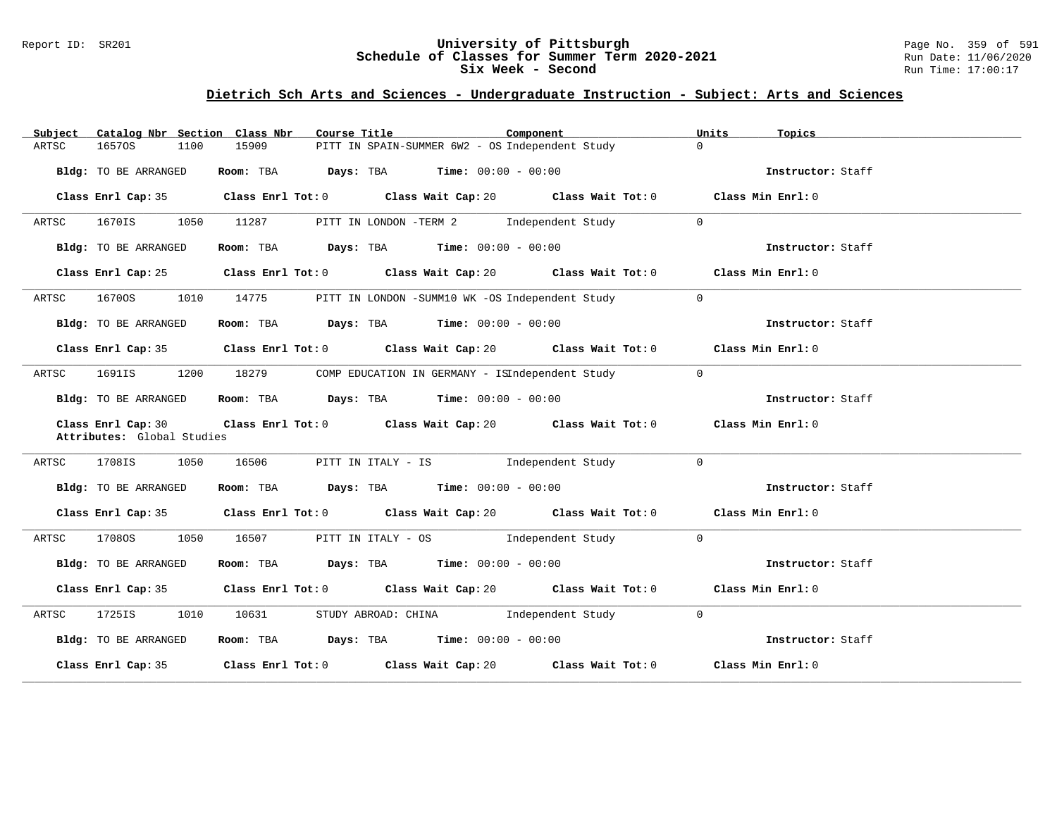Report ID: SR201

# University of Pittsburgh
## Schedule of Classes for Summer Term 2020-2021
### Six Week - Second

Run Date: 11/06/2020
Run Time: 17:00:17

## Dietrich Sch Arts and Sciences - Undergraduate Instruction - Subject: Arts and Sciences

| Subject | Catalog Nbr | Section | Class Nbr | Course Title | Component | Units | Topics |
|---|---|---|---|---|---|---|---|
| ARTSC | 1657OS | 1100 | 15909 | PITT IN SPAIN-SUMMER 6W2 - OS | Independent Study | 0 | |

**Bldg:** TO BE ARRANGED **Room:** TBA **Days:** TBA **Time:** 00:00 - 00:00 **Instructor:** Staff

**Class Enrl Cap:** 35 **Class Enrl Tot:** 0 **Class Wait Cap:** 20 **Class Wait Tot:** 0 **Class Min Enrl:** 0

---

| Subject | Catalog Nbr | Section | Class Nbr | Course Title | Component | Units | Topics |
|---|---|---|---|---|---|---|---|
| ARTSC | 1670IS | 1050 | 11287 | PITT IN LONDON -TERM 2 | Independent Study | 0 | |

**Bldg:** TO BE ARRANGED **Room:** TBA **Days:** TBA **Time:** 00:00 - 00:00 **Instructor:** Staff

**Class Enrl Cap:** 25 **Class Enrl Tot:** 0 **Class Wait Cap:** 20 **Class Wait Tot:** 0 **Class Min Enrl:** 0

---

| Subject | Catalog Nbr | Section | Class Nbr | Course Title | Component | Units | Topics |
|---|---|---|---|---|---|---|---|
| ARTSC | 1670OS | 1010 | 14775 | PITT IN LONDON -SUMM10 WK -OS | Independent Study | 0 | |

**Bldg:** TO BE ARRANGED **Room:** TBA **Days:** TBA **Time:** 00:00 - 00:00 **Instructor:** Staff

**Class Enrl Cap:** 35 **Class Enrl Tot:** 0 **Class Wait Cap:** 20 **Class Wait Tot:** 0 **Class Min Enrl:** 0

---

| Subject | Catalog Nbr | Section | Class Nbr | Course Title | Component | Units | Topics |
|---|---|---|---|---|---|---|---|
| ARTSC | 1691IS | 1200 | 18279 | COMP EDUCATION IN GERMANY - IS | Independent Study | 0 | |

**Bldg:** TO BE ARRANGED **Room:** TBA **Days:** TBA **Time:** 00:00 - 00:00 **Instructor:** Staff

**Class Enrl Cap:** 30 **Class Enrl Tot:** 0 **Class Wait Cap:** 20 **Class Wait Tot:** 0 **Class Min Enrl:** 0

**Attributes:** Global Studies

---

| Subject | Catalog Nbr | Section | Class Nbr | Course Title | Component | Units | Topics |
|---|---|---|---|---|---|---|---|
| ARTSC | 1708IS | 1050 | 16506 | PITT IN ITALY - IS | Independent Study | 0 | |

**Bldg:** TO BE ARRANGED **Room:** TBA **Days:** TBA **Time:** 00:00 - 00:00 **Instructor:** Staff

**Class Enrl Cap:** 35 **Class Enrl Tot:** 0 **Class Wait Cap:** 20 **Class Wait Tot:** 0 **Class Min Enrl:** 0

---

| Subject | Catalog Nbr | Section | Class Nbr | Course Title | Component | Units | Topics |
|---|---|---|---|---|---|---|---|
| ARTSC | 1708OS | 1050 | 16507 | PITT IN ITALY - OS | Independent Study | 0 | |

**Bldg:** TO BE ARRANGED **Room:** TBA **Days:** TBA **Time:** 00:00 - 00:00 **Instructor:** Staff

**Class Enrl Cap:** 35 **Class Enrl Tot:** 0 **Class Wait Cap:** 20 **Class Wait Tot:** 0 **Class Min Enrl:** 0

---

| Subject | Catalog Nbr | Section | Class Nbr | Course Title | Component | Units | Topics |
|---|---|---|---|---|---|---|---|
| ARTSC | 1725IS | 1010 | 10631 | STUDY ABROAD: CHINA | Independent Study | 0 | |

**Bldg:** TO BE ARRANGED **Room:** TBA **Days:** TBA **Time:** 00:00 - 00:00 **Instructor:** Staff

**Class Enrl Cap:** 35 **Class Enrl Tot:** 0 **Class Wait Cap:** 20 **Class Wait Tot:** 0 **Class Min Enrl:** 0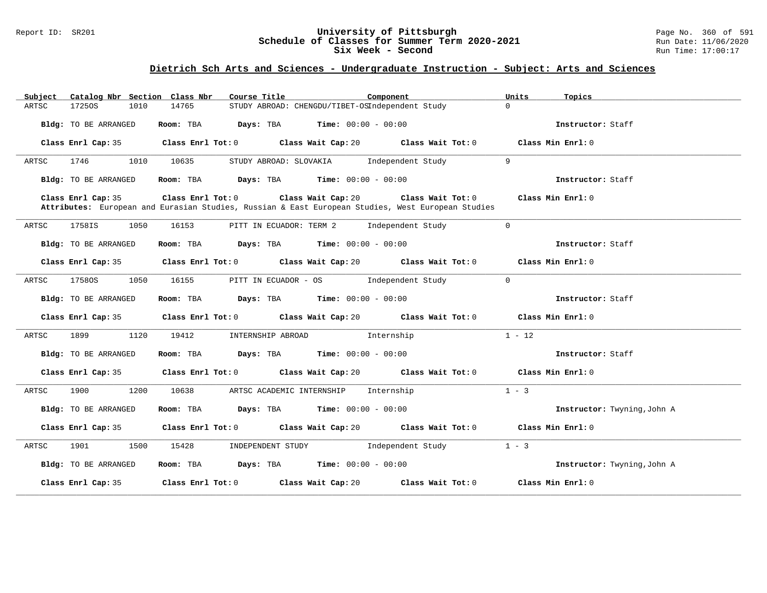## Dietrich Sch Arts and Sciences - Undergraduate Instruction - Subject: Arts and Sciences

| Subject | Catalog Nbr | Section | Class Nbr | Course Title | Component | Units | Topics |
|---|---|---|---|---|---|---|---|
| ARTSC | 1725OS | 1010 | 14765 | STUDY ABROAD: CHENGDU/TIBET-OS | Independent Study | 0 | |

**Bldg:** TO BE ARRANGED **Room:** TBA **Days:** TBA **Time:** 00:00 - 00:00 **Instructor:** Staff

**Class Enrl Cap:** 35 **Class Enrl Tot:** 0 **Class Wait Cap:** 20 **Class Wait Tot:** 0 **Class Min Enrl:** 0

| Subject | Catalog Nbr | Section | Class Nbr | Course Title | Component | Units | Topics |
|---|---|---|---|---|---|---|---|
| ARTSC | 1746 | 1010 | 10635 | STUDY ABROAD: SLOVAKIA | Independent Study | 9 | |

**Bldg:** TO BE ARRANGED **Room:** TBA **Days:** TBA **Time:** 00:00 - 00:00 **Instructor:** Staff

**Class Enrl Cap:** 35 **Class Enrl Tot:** 0 **Class Wait Cap:** 20 **Class Wait Tot:** 0 **Class Min Enrl:** 0

**Attributes:** European and Eurasian Studies, Russian & East European Studies, West European Studies

| Subject | Catalog Nbr | Section | Class Nbr | Course Title | Component | Units | Topics |
|---|---|---|---|---|---|---|---|
| ARTSC | 1758IS | 1050 | 16153 | PITT IN ECUADOR: TERM 2 | Independent Study | 0 | |

**Bldg:** TO BE ARRANGED **Room:** TBA **Days:** TBA **Time:** 00:00 - 00:00 **Instructor:** Staff

**Class Enrl Cap:** 35 **Class Enrl Tot:** 0 **Class Wait Cap:** 20 **Class Wait Tot:** 0 **Class Min Enrl:** 0

| Subject | Catalog Nbr | Section | Class Nbr | Course Title | Component | Units | Topics |
|---|---|---|---|---|---|---|---|
| ARTSC | 1758OS | 1050 | 16155 | PITT IN ECUADOR - OS | Independent Study | 0 | |

**Bldg:** TO BE ARRANGED **Room:** TBA **Days:** TBA **Time:** 00:00 - 00:00 **Instructor:** Staff

**Class Enrl Cap:** 35 **Class Enrl Tot:** 0 **Class Wait Cap:** 20 **Class Wait Tot:** 0 **Class Min Enrl:** 0

| Subject | Catalog Nbr | Section | Class Nbr | Course Title | Component | Units | Topics |
|---|---|---|---|---|---|---|---|
| ARTSC | 1899 | 1120 | 19412 | INTERNSHIP ABROAD | Internship | 1 - 12 | |

**Bldg:** TO BE ARRANGED **Room:** TBA **Days:** TBA **Time:** 00:00 - 00:00 **Instructor:** Staff

**Class Enrl Cap:** 35 **Class Enrl Tot:** 0 **Class Wait Cap:** 20 **Class Wait Tot:** 0 **Class Min Enrl:** 0

| Subject | Catalog Nbr | Section | Class Nbr | Course Title | Component | Units | Topics |
|---|---|---|---|---|---|---|---|
| ARTSC | 1900 | 1200 | 10638 | ARTSC ACADEMIC INTERNSHIP | Internship | 1 - 3 | |

**Bldg:** TO BE ARRANGED **Room:** TBA **Days:** TBA **Time:** 00:00 - 00:00 **Instructor:** Twyning,John A

**Class Enrl Cap:** 35 **Class Enrl Tot:** 0 **Class Wait Cap:** 20 **Class Wait Tot:** 0 **Class Min Enrl:** 0

| Subject | Catalog Nbr | Section | Class Nbr | Course Title | Component | Units | Topics |
|---|---|---|---|---|---|---|---|
| ARTSC | 1901 | 1500 | 15428 | INDEPENDENT STUDY | Independent Study | 1 - 3 | |

**Bldg:** TO BE ARRANGED **Room:** TBA **Days:** TBA **Time:** 00:00 - 00:00 **Instructor:** Twyning,John A

**Class Enrl Cap:** 35 **Class Enrl Tot:** 0 **Class Wait Cap:** 20 **Class Wait Tot:** 0 **Class Min Enrl:** 0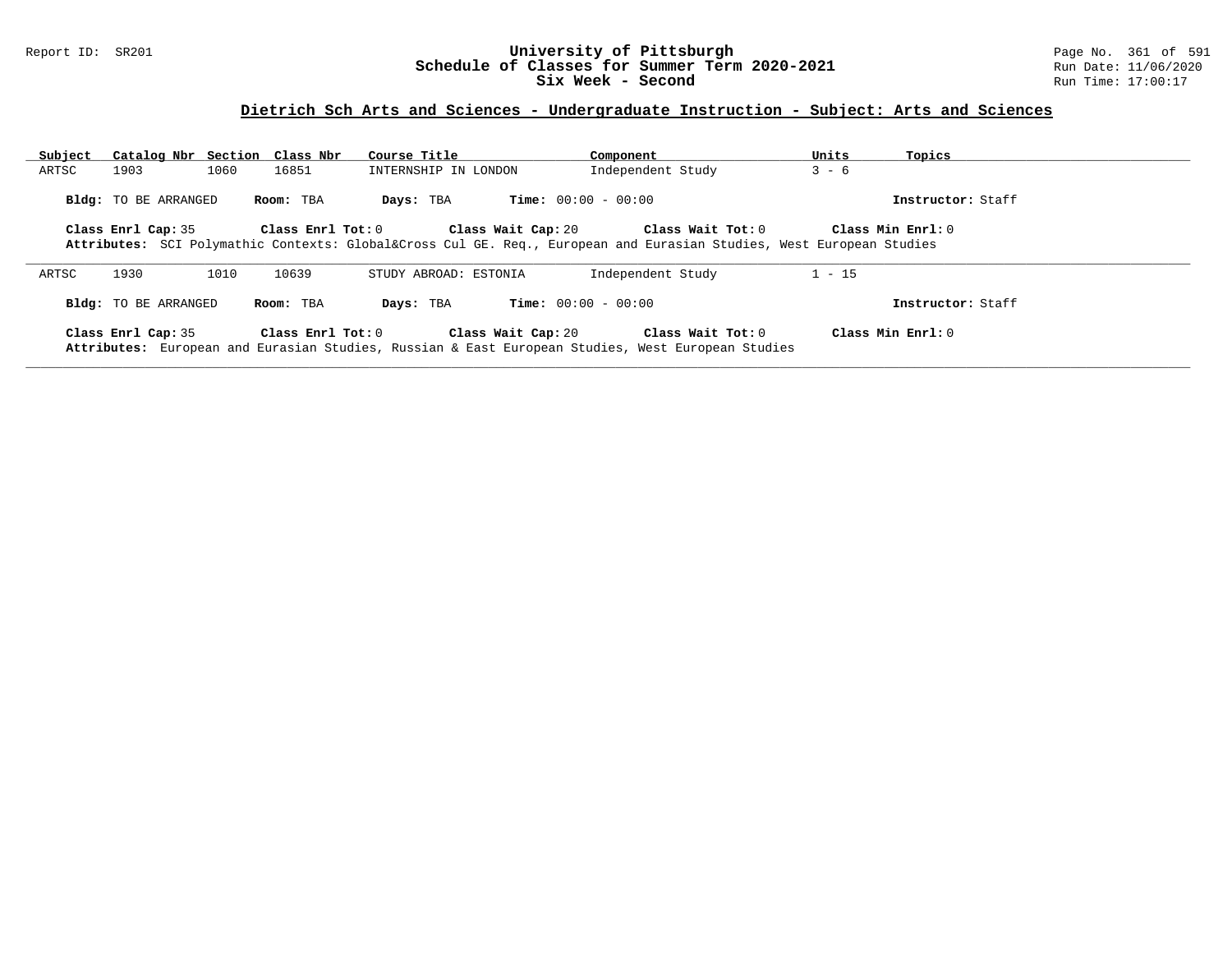## Dietrich Sch Arts and Sciences - Undergraduate Instruction - Subject: Arts and Sciences

| Subject | Catalog Nbr | Section | Class Nbr | Course Title | Component | Units | Topics |
|---|---|---|---|---|---|---|---|
| ARTSC | 1903 | 1060 | 16851 | INTERNSHIP IN LONDON | Independent Study | 3 - 6 | |

**Bldg:** TO BE ARRANGED **Room:** TBA **Days:** TBA **Time:** 00:00 - 00:00 **Instructor:** Staff

**Class Enrl Cap:** 35 **Class Enrl Tot:** 0 **Class Wait Cap:** 20 **Class Wait Tot:** 0 **Class Min Enrl:** 0

**Attributes:** SCI Polymathic Contexts: Global&Cross Cul GE. Req., European and Eurasian Studies, West European Studies

---

| Subject | Catalog Nbr | Section | Class Nbr | Course Title | Component | Units | Topics |
|---|---|---|---|---|---|---|---|
| ARTSC | 1930 | 1010 | 10639 | STUDY ABROAD: ESTONIA | Independent Study | 1 - 15 | |

**Bldg:** TO BE ARRANGED **Room:** TBA **Days:** TBA **Time:** 00:00 - 00:00 **Instructor:** Staff

**Class Enrl Cap:** 35 **Class Enrl Tot:** 0 **Class Wait Cap:** 20 **Class Wait Tot:** 0 **Class Min Enrl:** 0

**Attributes:** European and Eurasian Studies, Russian & East European Studies, West European Studies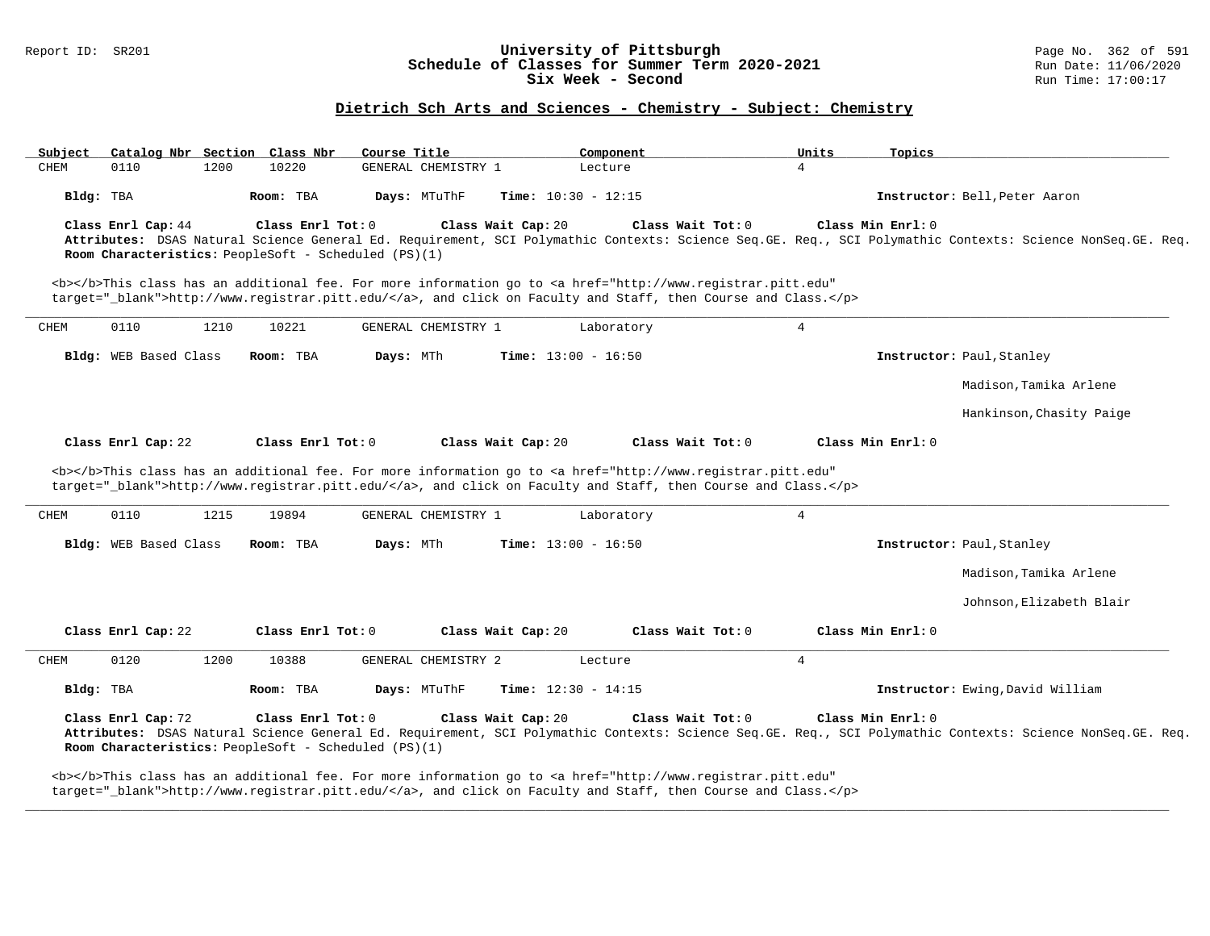## Dietrich Sch Arts and Sciences - Chemistry - Subject: Chemistry

| Subject | Catalog Nbr | Section | Class Nbr | Course Title | Component | Units | Topics |
|---|---|---|---|---|---|---|---|
| CHEM | 0110 | 1200 | 10220 | GENERAL CHEMISTRY 1 | Lecture | 4 | |

**Bldg:** TBA **Room:** TBA **Days:** MTuThF **Time:** 10:30 - 12:15 **Instructor:** Bell,Peter Aaron

**Class Enrl Cap:** 44 **Class Enrl Tot:** 0 **Class Wait Cap:** 20 **Class Wait Tot:** 0 **Class Min Enrl:** 0

**Attributes:** DSAS Natural Science General Ed. Requirement, SCI Polymathic Contexts: Science Seq.GE. Req., SCI Polymathic Contexts: Science NonSeq.GE. Req.

**Room Characteristics:** PeopleSoft - Scheduled (PS)(1)

<b></b>This class has an additional fee. For more information go to <a href="http://www.registrar.pitt.edu" target="_blank">http://www.registrar.pitt.edu/</a>, and click on Faculty and Staff, then Course and Class.</p>

---

| Subject | Catalog Nbr | Section | Class Nbr | Course Title | Component | Units | Topics |
|---|---|---|---|---|---|---|---|
| CHEM | 0110 | 1210 | 10221 | GENERAL CHEMISTRY 1 | Laboratory | 4 | |

**Bldg:** WEB Based Class **Room:** TBA **Days:** MTh **Time:** 13:00 - 16:50 **Instructor:** Paul,Stanley; Madison,Tamika Arlene; Hankinson,Chasity Paige

**Class Enrl Cap:** 22 **Class Enrl Tot:** 0 **Class Wait Cap:** 20 **Class Wait Tot:** 0 **Class Min Enrl:** 0

<b></b>This class has an additional fee. For more information go to <a href="http://www.registrar.pitt.edu" target="_blank">http://www.registrar.pitt.edu/</a>, and click on Faculty and Staff, then Course and Class.</p>

---

| Subject | Catalog Nbr | Section | Class Nbr | Course Title | Component | Units | Topics |
|---|---|---|---|---|---|---|---|
| CHEM | 0110 | 1215 | 19894 | GENERAL CHEMISTRY 1 | Laboratory | 4 | |

**Bldg:** WEB Based Class **Room:** TBA **Days:** MTh **Time:** 13:00 - 16:50 **Instructor:** Paul,Stanley; Madison,Tamika Arlene; Johnson,Elizabeth Blair

**Class Enrl Cap:** 22 **Class Enrl Tot:** 0 **Class Wait Cap:** 20 **Class Wait Tot:** 0 **Class Min Enrl:** 0

---

| Subject | Catalog Nbr | Section | Class Nbr | Course Title | Component | Units | Topics |
|---|---|---|---|---|---|---|---|
| CHEM | 0120 | 1200 | 10388 | GENERAL CHEMISTRY 2 | Lecture | 4 | |

**Bldg:** TBA **Room:** TBA **Days:** MTuThF **Time:** 12:30 - 14:15 **Instructor:** Ewing,David William

**Class Enrl Cap:** 72 **Class Enrl Tot:** 0 **Class Wait Cap:** 20 **Class Wait Tot:** 0 **Class Min Enrl:** 0

**Attributes:** DSAS Natural Science General Ed. Requirement, SCI Polymathic Contexts: Science Seq.GE. Req., SCI Polymathic Contexts: Science NonSeq.GE. Req.

**Room Characteristics:** PeopleSoft - Scheduled (PS)(1)

<b></b>This class has an additional fee. For more information go to <a href="http://www.registrar.pitt.edu" target="_blank">http://www.registrar.pitt.edu/</a>, and click on Faculty and Staff, then Course and Class.</p>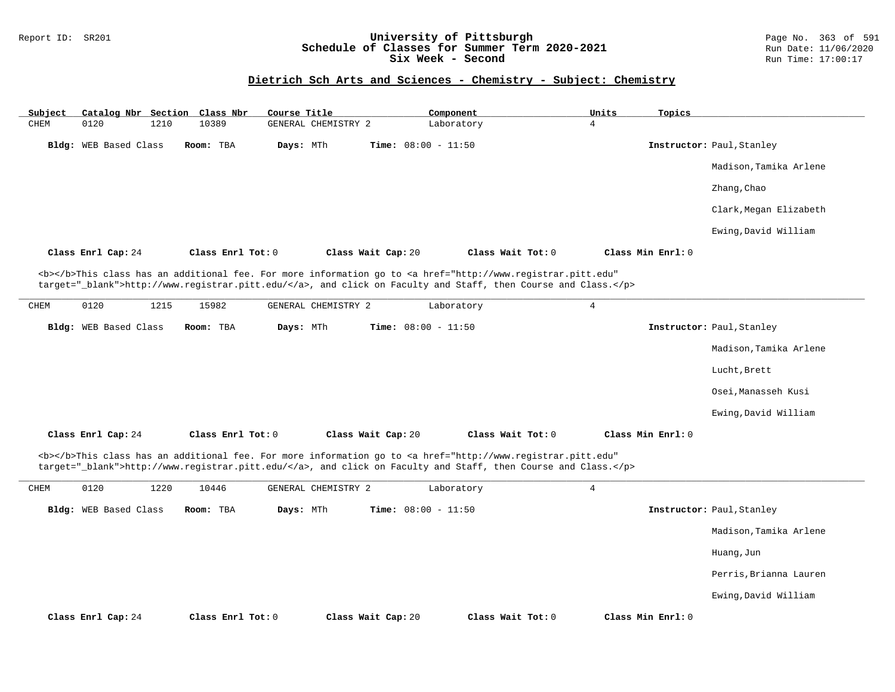## Dietrich Sch Arts and Sciences - Chemistry - Subject: Chemistry

| Subject | Catalog Nbr | Section | Class Nbr | Course Title | Component | Units | Topics |
|---|---|---|---|---|---|---|---|
| CHEM | 0120 | 1210 | 10389 | GENERAL CHEMISTRY 2 | Laboratory | 4 | |

**Bldg:** WEB Based Class **Room:** TBA **Days:** MTh **Time:** 08:00 - 11:50 **Instructor:** Paul,Stanley

Madison,Tamika Arlene

Zhang,Chao

Clark,Megan Elizabeth

Ewing,David William

**Class Enrl Cap:** 24 **Class Enrl Tot:** 0 **Class Wait Cap:** 20 **Class Wait Tot:** 0 **Class Min Enrl:** 0

<b></b>This class has an additional fee. For more information go to <a href="http://www.registrar.pitt.edu" target="_blank">http://www.registrar.pitt.edu/</a>, and click on Faculty and Staff, then Course and Class.</p>

---

| Subject | Catalog Nbr | Section | Class Nbr | Course Title | Component | Units | Topics |
|---|---|---|---|---|---|---|---|
| CHEM | 0120 | 1215 | 15982 | GENERAL CHEMISTRY 2 | Laboratory | 4 | |

**Bldg:** WEB Based Class **Room:** TBA **Days:** MTh **Time:** 08:00 - 11:50 **Instructor:** Paul,Stanley

Madison,Tamika Arlene

Lucht,Brett

Osei,Manasseh Kusi

Ewing,David William

**Class Enrl Cap:** 24 **Class Enrl Tot:** 0 **Class Wait Cap:** 20 **Class Wait Tot:** 0 **Class Min Enrl:** 0

<b></b>This class has an additional fee. For more information go to <a href="http://www.registrar.pitt.edu" target="_blank">http://www.registrar.pitt.edu/</a>, and click on Faculty and Staff, then Course and Class.</p>

---

| Subject | Catalog Nbr | Section | Class Nbr | Course Title | Component | Units | Topics |
|---|---|---|---|---|---|---|---|
| CHEM | 0120 | 1220 | 10446 | GENERAL CHEMISTRY 2 | Laboratory | 4 | |

**Bldg:** WEB Based Class **Room:** TBA **Days:** MTh **Time:** 08:00 - 11:50 **Instructor:** Paul,Stanley

Madison,Tamika Arlene

Huang,Jun

Perris,Brianna Lauren

Ewing,David William

**Class Enrl Cap:** 24 **Class Enrl Tot:** 0 **Class Wait Cap:** 20 **Class Wait Tot:** 0 **Class Min Enrl:** 0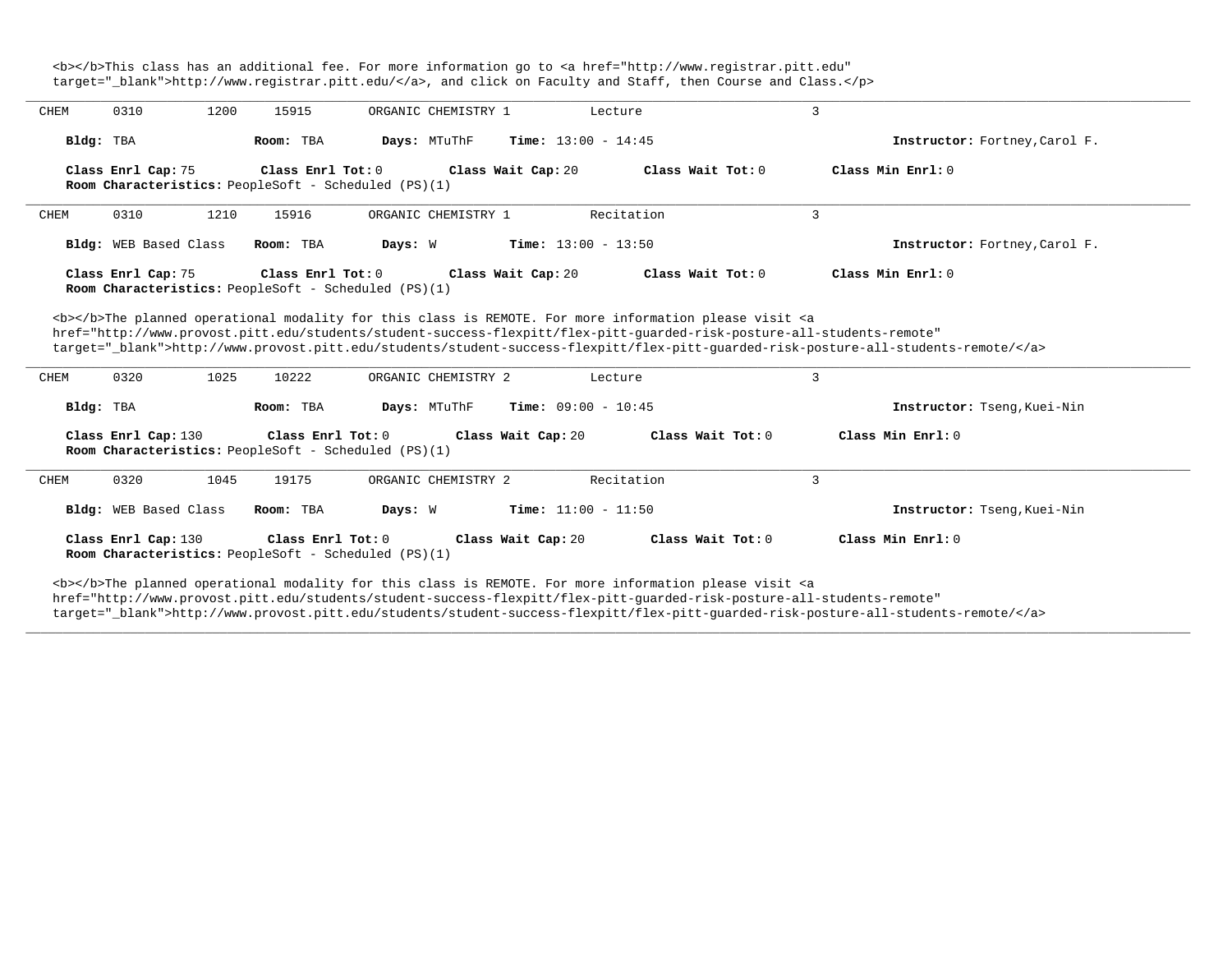<b></b>This class has an additional fee. For more information go to <a href="http://www.registrar.pitt.edu" target="_blank">http://www.registrar.pitt.edu/</a>, and click on Faculty and Staff, then Course and Class.</p>

---

CHEM 0310 1200 15915 ORGANIC CHEMISTRY 1 Lecture 3

**Bldg:** TBA **Room:** TBA **Days:** MTuThF **Time:** 13:00 - 14:45 **Instructor:** Fortney,Carol F.

**Class Enrl Cap:** 75 **Class Enrl Tot:** 0 **Class Wait Cap:** 20 **Class Wait Tot:** 0 **Class Min Enrl:** 0
**Room Characteristics:** PeopleSoft - Scheduled (PS)(1)

---

CHEM 0310 1210 15916 ORGANIC CHEMISTRY 1 Recitation 3

**Bldg:** WEB Based Class **Room:** TBA **Days:** W **Time:** 13:00 - 13:50 **Instructor:** Fortney,Carol F.

**Class Enrl Cap:** 75 **Class Enrl Tot:** 0 **Class Wait Cap:** 20 **Class Wait Tot:** 0 **Class Min Enrl:** 0
**Room Characteristics:** PeopleSoft - Scheduled (PS)(1)

<b></b>The planned operational modality for this class is REMOTE. For more information please visit <a href="http://www.provost.pitt.edu/students/student-success-flexpitt/flex-pitt-guarded-risk-posture-all-students-remote" target="_blank">http://www.provost.pitt.edu/students/student-success-flexpitt/flex-pitt-guarded-risk-posture-all-students-remote/</a>

---

CHEM 0320 1025 10222 ORGANIC CHEMISTRY 2 Lecture 3

**Bldg:** TBA **Room:** TBA **Days:** MTuThF **Time:** 09:00 - 10:45 **Instructor:** Tseng,Kuei-Nin

**Class Enrl Cap:** 130 **Class Enrl Tot:** 0 **Class Wait Cap:** 20 **Class Wait Tot:** 0 **Class Min Enrl:** 0
**Room Characteristics:** PeopleSoft - Scheduled (PS)(1)

---

CHEM 0320 1045 19175 ORGANIC CHEMISTRY 2 Recitation 3

**Bldg:** WEB Based Class **Room:** TBA **Days:** W **Time:** 11:00 - 11:50 **Instructor:** Tseng,Kuei-Nin

**Class Enrl Cap:** 130 **Class Enrl Tot:** 0 **Class Wait Cap:** 20 **Class Wait Tot:** 0 **Class Min Enrl:** 0
**Room Characteristics:** PeopleSoft - Scheduled (PS)(1)

<b></b>The planned operational modality for this class is REMOTE. For more information please visit <a href="http://www.provost.pitt.edu/students/student-success-flexpitt/flex-pitt-guarded-risk-posture-all-students-remote" target="_blank">http://www.provost.pitt.edu/students/student-success-flexpitt/flex-pitt-guarded-risk-posture-all-students-remote/</a>

---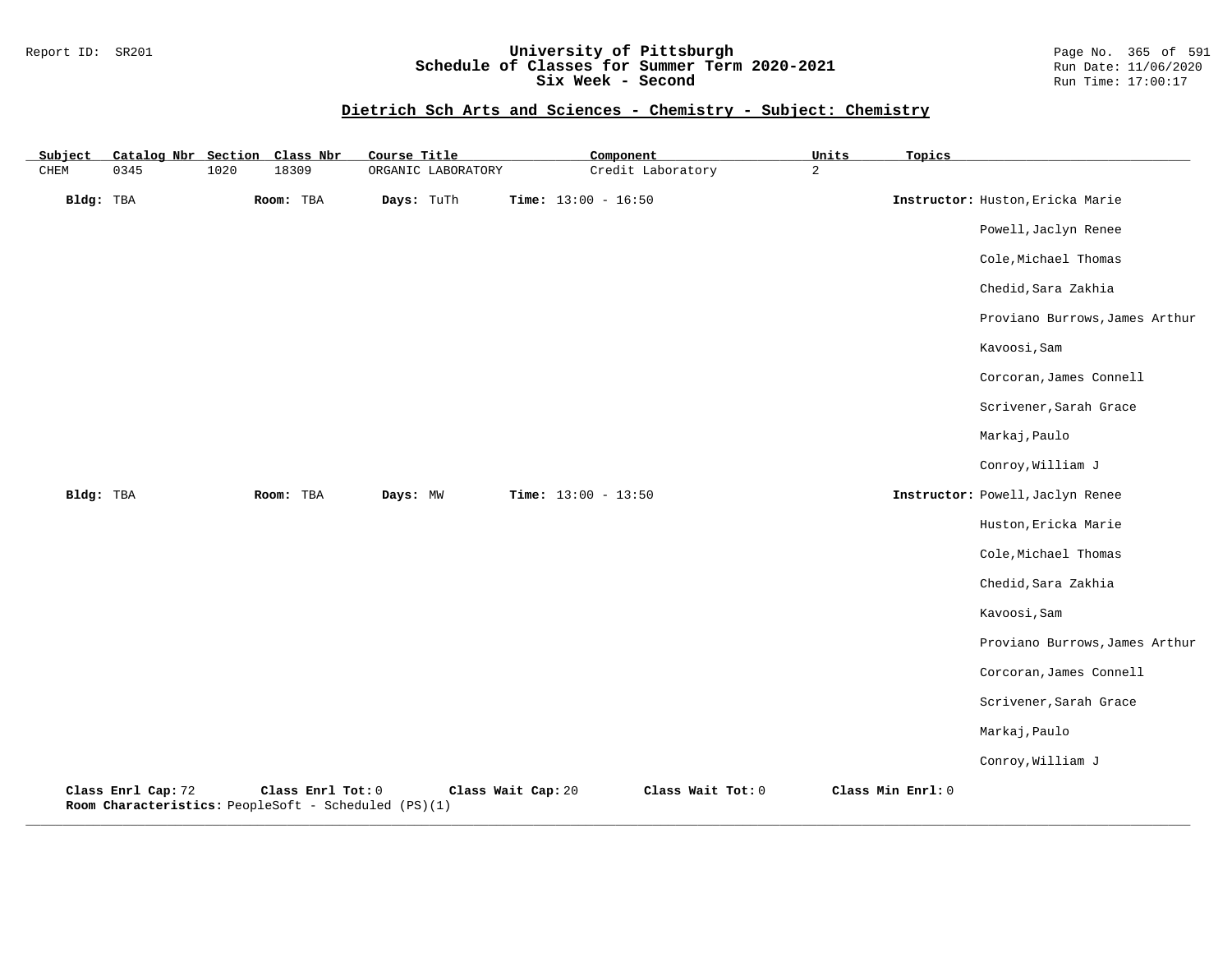## Dietrich Sch Arts and Sciences - Chemistry - Subject: Chemistry

| Subject | Catalog Nbr | Section | Class Nbr | Course Title | Component | Units | Topics |
|---|---|---|---|---|---|---|---|
| CHEM | 0345 | 1020 | 18309 | ORGANIC LABORATORY | Credit Laboratory | 2 | |

**Bldg:** TBA **Room:** TBA **Days:** TuTh **Time:** 13:00 - 16:50 **Instructor:** Huston,Ericka Marie
Powell,Jaclyn Renee
Cole,Michael Thomas
Chedid,Sara Zakhia
Proviano Burrows,James Arthur
Kavoosi,Sam
Corcoran,James Connell
Scrivener,Sarah Grace
Markaj,Paulo
Conroy,William J

**Bldg:** TBA **Room:** TBA **Days:** MW **Time:** 13:00 - 13:50 **Instructor:** Powell,Jaclyn Renee
Huston,Ericka Marie
Cole,Michael Thomas
Chedid,Sara Zakhia
Kavoosi,Sam
Proviano Burrows,James Arthur
Corcoran,James Connell
Scrivener,Sarah Grace
Markaj,Paulo
Conroy,William J

**Class Enrl Cap:** 72 **Class Enrl Tot:** 0 **Class Wait Cap:** 20 **Class Wait Tot:** 0 **Class Min Enrl:** 0
**Room Characteristics:** PeopleSoft - Scheduled (PS)(1)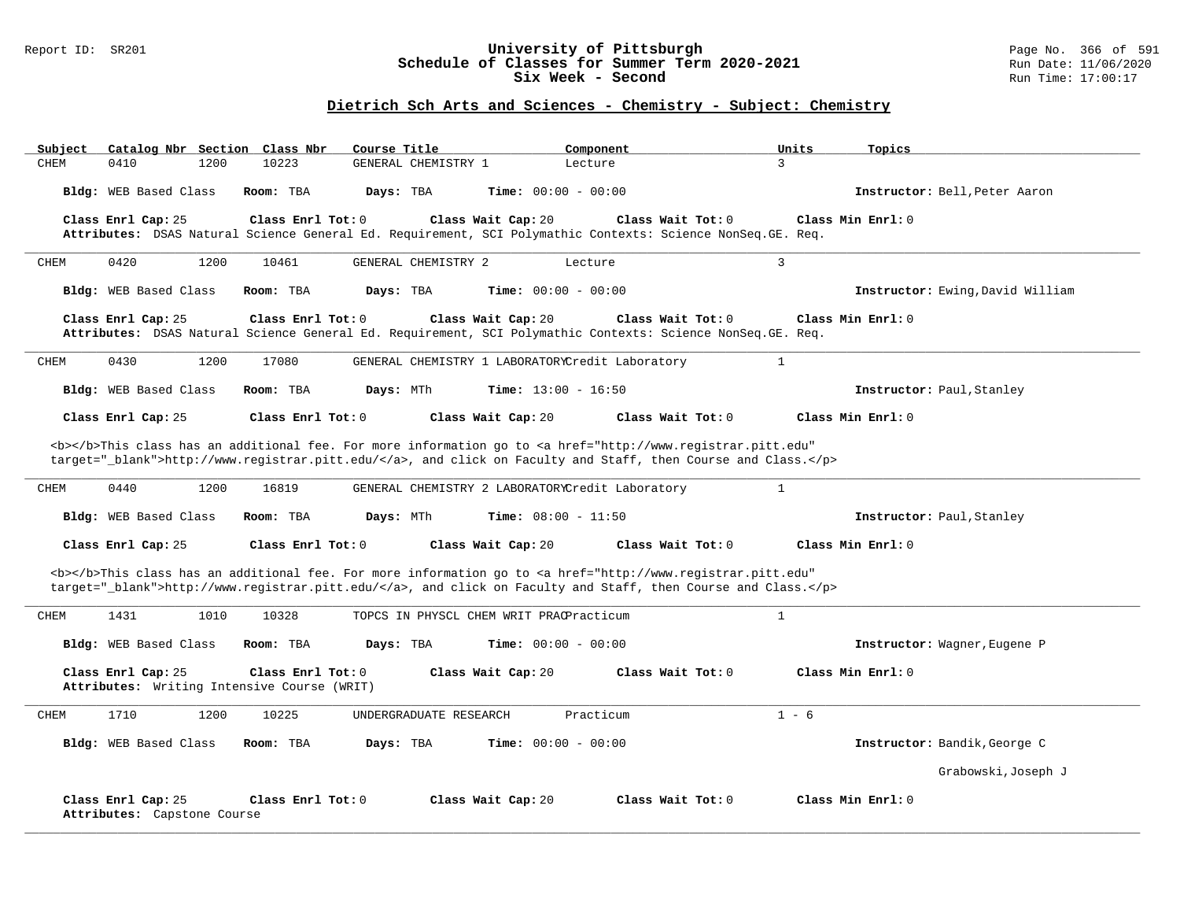# University of Pittsburgh
## Schedule of Classes for Summer Term 2020-2021
## Six Week - Second

Report ID: SR201 | Run Date: 11/06/2020 | Run Time: 17:00:17

### Dietrich Sch Arts and Sciences - Chemistry - Subject: Chemistry

| Subject | Catalog Nbr | Section | Class Nbr | Course Title | Component | Units | Topics |
|---|---|---|---|---|---|---|---|
| CHEM | 0410 | 1200 | 10223 | GENERAL CHEMISTRY 1 | Lecture | 3 | |

**Bldg:** WEB Based Class **Room:** TBA **Days:** TBA **Time:** 00:00 - 00:00 **Instructor:** Bell,Peter Aaron

**Class Enrl Cap:** 25 **Class Enrl Tot:** 0 **Class Wait Cap:** 20 **Class Wait Tot:** 0 **Class Min Enrl:** 0

**Attributes:** DSAS Natural Science General Ed. Requirement, SCI Polymathic Contexts: Science NonSeq.GE. Req.

---

| Subject | Catalog Nbr | Section | Class Nbr | Course Title | Component | Units | Topics |
|---|---|---|---|---|---|---|---|
| CHEM | 0420 | 1200 | 10461 | GENERAL CHEMISTRY 2 | Lecture | 3 | |

**Bldg:** WEB Based Class **Room:** TBA **Days:** TBA **Time:** 00:00 - 00:00 **Instructor:** Ewing,David William

**Class Enrl Cap:** 25 **Class Enrl Tot:** 0 **Class Wait Cap:** 20 **Class Wait Tot:** 0 **Class Min Enrl:** 0

**Attributes:** DSAS Natural Science General Ed. Requirement, SCI Polymathic Contexts: Science NonSeq.GE. Req.

---

| Subject | Catalog Nbr | Section | Class Nbr | Course Title | Component | Units | Topics |
|---|---|---|---|---|---|---|---|
| CHEM | 0430 | 1200 | 17080 | GENERAL CHEMISTRY 1 LABORATORY | Credit Laboratory | 1 | |

**Bldg:** WEB Based Class **Room:** TBA **Days:** MTh **Time:** 13:00 - 16:50 **Instructor:** Paul,Stanley

**Class Enrl Cap:** 25 **Class Enrl Tot:** 0 **Class Wait Cap:** 20 **Class Wait Tot:** 0 **Class Min Enrl:** 0

<b></b>This class has an additional fee. For more information go to <a href="http://www.registrar.pitt.edu" target="_blank">http://www.registrar.pitt.edu/</a>, and click on Faculty and Staff, then Course and Class.</p>

---

| Subject | Catalog Nbr | Section | Class Nbr | Course Title | Component | Units | Topics |
|---|---|---|---|---|---|---|---|
| CHEM | 0440 | 1200 | 16819 | GENERAL CHEMISTRY 2 LABORATORY | Credit Laboratory | 1 | |

**Bldg:** WEB Based Class **Room:** TBA **Days:** MTh **Time:** 08:00 - 11:50 **Instructor:** Paul,Stanley

**Class Enrl Cap:** 25 **Class Enrl Tot:** 0 **Class Wait Cap:** 20 **Class Wait Tot:** 0 **Class Min Enrl:** 0

<b></b>This class has an additional fee. For more information go to <a href="http://www.registrar.pitt.edu" target="_blank">http://www.registrar.pitt.edu/</a>, and click on Faculty and Staff, then Course and Class.</p>

---

| Subject | Catalog Nbr | Section | Class Nbr | Course Title | Component | Units | Topics |
|---|---|---|---|---|---|---|---|
| CHEM | 1431 | 1010 | 10328 | TOPCS IN PHYSCL CHEM WRIT PRAC | Practicum | 1 | |

**Bldg:** WEB Based Class **Room:** TBA **Days:** TBA **Time:** 00:00 - 00:00 **Instructor:** Wagner,Eugene P

**Class Enrl Cap:** 25 **Class Enrl Tot:** 0 **Class Wait Cap:** 20 **Class Wait Tot:** 0 **Class Min Enrl:** 0

**Attributes:** Writing Intensive Course (WRIT)

---

| Subject | Catalog Nbr | Section | Class Nbr | Course Title | Component | Units | Topics |
|---|---|---|---|---|---|---|---|
| CHEM | 1710 | 1200 | 10225 | UNDERGRADUATE RESEARCH | Practicum | 1 - 6 | |

**Bldg:** WEB Based Class **Room:** TBA **Days:** TBA **Time:** 00:00 - 00:00 **Instructor:** Bandik,George C; Grabowski,Joseph J

**Class Enrl Cap:** 25 **Class Enrl Tot:** 0 **Class Wait Cap:** 20 **Class Wait Tot:** 0 **Class Min Enrl:** 0

**Attributes:** Capstone Course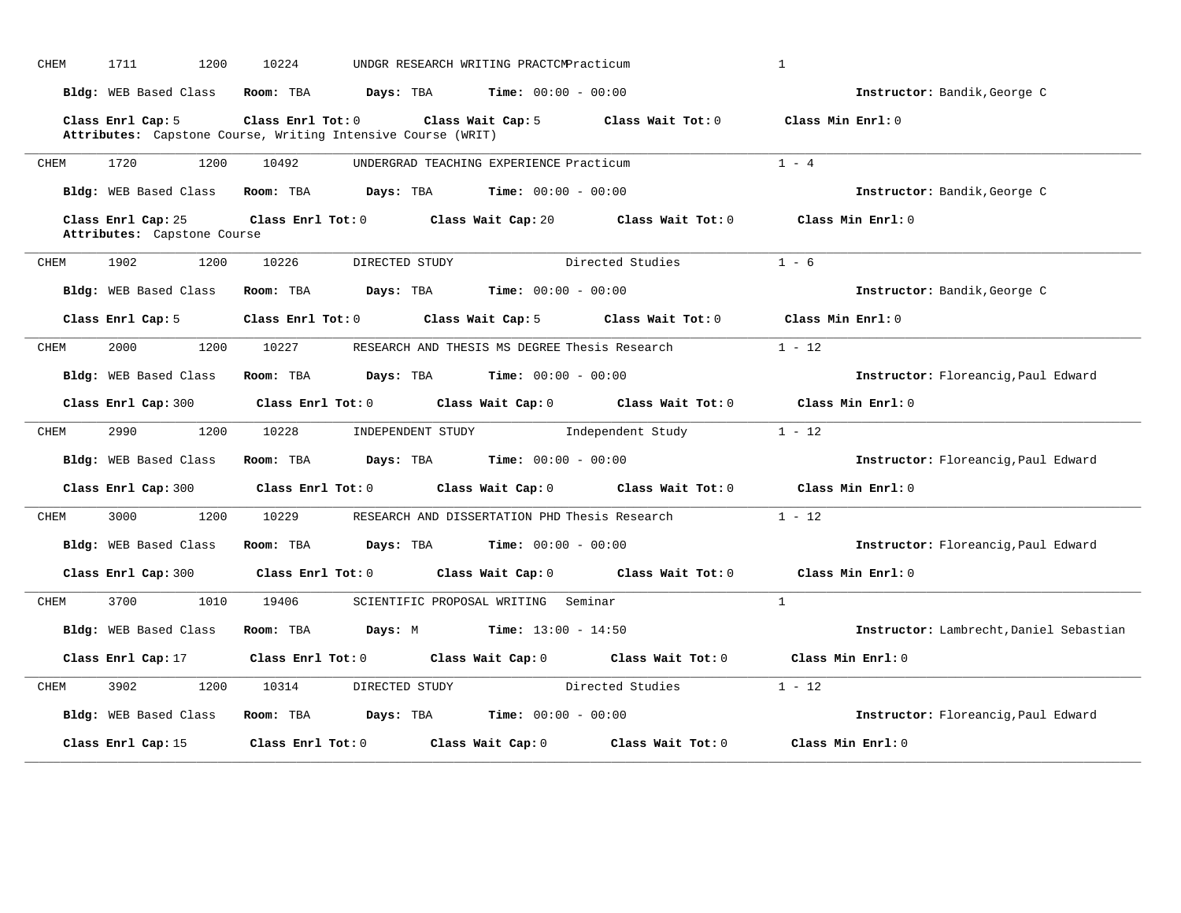CHEM 1711 1200 10224 UNDGR RESEARCH WRITING PRACTCM Practicum 1

**Bldg:** WEB Based Class **Room:** TBA **Days:** TBA **Time:** 00:00 - 00:00 **Instructor:** Bandik,George C

**Class Enrl Cap:** 5 **Class Enrl Tot:** 0 **Class Wait Cap:** 5 **Class Wait Tot:** 0 **Class Min Enrl:** 0

**Attributes:** Capstone Course, Writing Intensive Course (WRIT)

---

CHEM 1720 1200 10492 UNDERGRAD TEACHING EXPERIENCE Practicum 1 - 4

**Bldg:** WEB Based Class **Room:** TBA **Days:** TBA **Time:** 00:00 - 00:00 **Instructor:** Bandik,George C

**Class Enrl Cap:** 25 **Class Enrl Tot:** 0 **Class Wait Cap:** 20 **Class Wait Tot:** 0 **Class Min Enrl:** 0

**Attributes:** Capstone Course

---

CHEM 1902 1200 10226 DIRECTED STUDY Directed Studies 1 - 6

**Bldg:** WEB Based Class **Room:** TBA **Days:** TBA **Time:** 00:00 - 00:00 **Instructor:** Bandik,George C

**Class Enrl Cap:** 5 **Class Enrl Tot:** 0 **Class Wait Cap:** 5 **Class Wait Tot:** 0 **Class Min Enrl:** 0

---

CHEM 2000 1200 10227 RESEARCH AND THESIS MS DEGREE Thesis Research 1 - 12

**Bldg:** WEB Based Class **Room:** TBA **Days:** TBA **Time:** 00:00 - 00:00 **Instructor:** Floreancig,Paul Edward

**Class Enrl Cap:** 300 **Class Enrl Tot:** 0 **Class Wait Cap:** 0 **Class Wait Tot:** 0 **Class Min Enrl:** 0

---

CHEM 2990 1200 10228 INDEPENDENT STUDY Independent Study 1 - 12

**Bldg:** WEB Based Class **Room:** TBA **Days:** TBA **Time:** 00:00 - 00:00 **Instructor:** Floreancig,Paul Edward

**Class Enrl Cap:** 300 **Class Enrl Tot:** 0 **Class Wait Cap:** 0 **Class Wait Tot:** 0 **Class Min Enrl:** 0

---

CHEM 3000 1200 10229 RESEARCH AND DISSERTATION PHD Thesis Research 1 - 12

**Bldg:** WEB Based Class **Room:** TBA **Days:** TBA **Time:** 00:00 - 00:00 **Instructor:** Floreancig,Paul Edward

**Class Enrl Cap:** 300 **Class Enrl Tot:** 0 **Class Wait Cap:** 0 **Class Wait Tot:** 0 **Class Min Enrl:** 0

---

CHEM 3700 1010 19406 SCIENTIFIC PROPOSAL WRITING Seminar 1

**Bldg:** WEB Based Class **Room:** TBA **Days:** M **Time:** 13:00 - 14:50 **Instructor:** Lambrecht,Daniel Sebastian

**Class Enrl Cap:** 17 **Class Enrl Tot:** 0 **Class Wait Cap:** 0 **Class Wait Tot:** 0 **Class Min Enrl:** 0

---

CHEM 3902 1200 10314 DIRECTED STUDY Directed Studies 1 - 12

**Bldg:** WEB Based Class **Room:** TBA **Days:** TBA **Time:** 00:00 - 00:00 **Instructor:** Floreancig,Paul Edward

**Class Enrl Cap:** 15 **Class Enrl Tot:** 0 **Class Wait Cap:** 0 **Class Wait Tot:** 0 **Class Min Enrl:** 0

---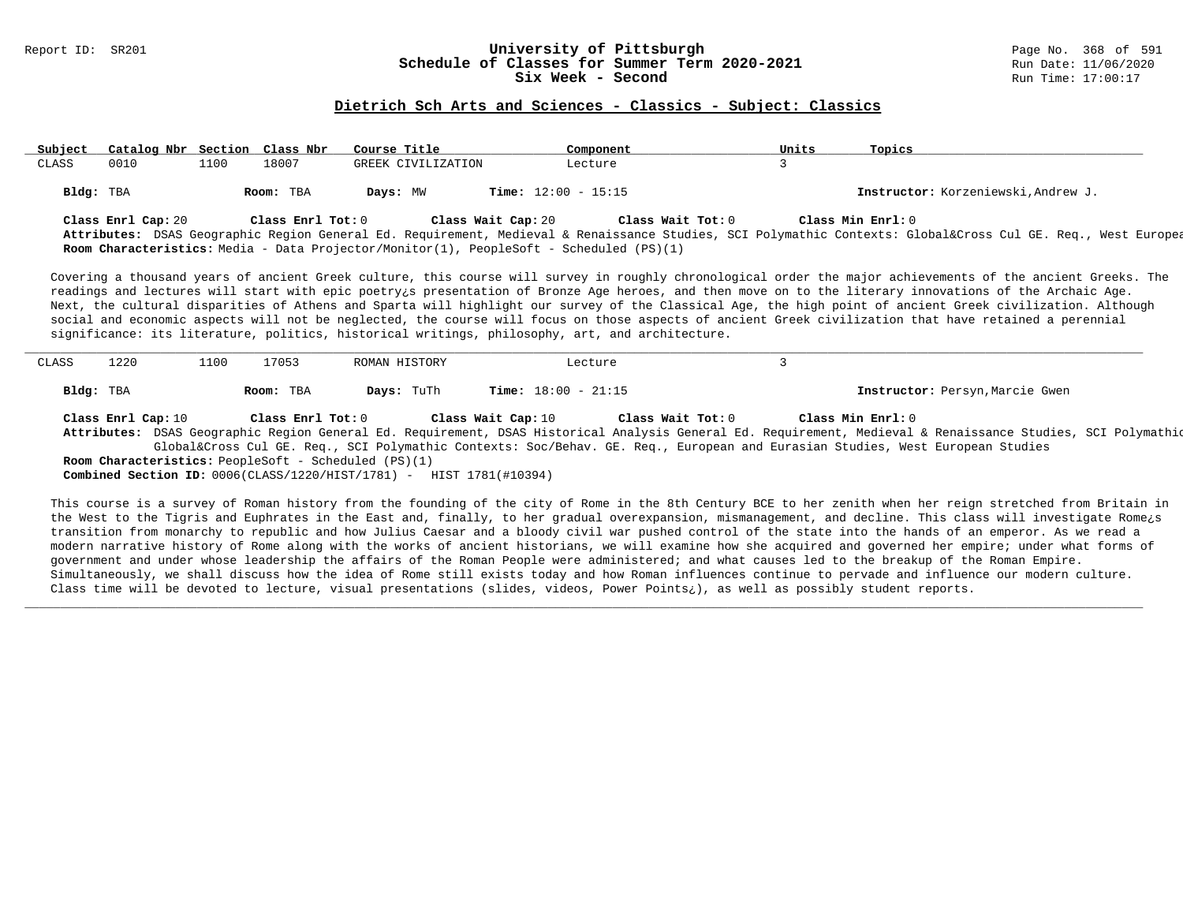## Dietrich Sch Arts and Sciences - Classics - Subject: Classics

| Subject | Catalog Nbr | Section | Class Nbr | Course Title | Component | Units | Topics |
|---|---|---|---|---|---|---|---|
| CLASS | 0010 | 1100 | 18007 | GREEK CIVILIZATION | Lecture | 3 | |

**Bldg:** TBA **Room:** TBA **Days:** MW **Time:** 12:00 - 15:15 **Instructor:** Korzeniewski,Andrew J.

**Class Enrl Cap:** 20 **Class Enrl Tot:** 0 **Class Wait Cap:** 20 **Class Wait Tot:** 0 **Class Min Enrl:** 0

**Attributes:** DSAS Geographic Region General Ed. Requirement, Medieval & Renaissance Studies, SCI Polymathic Contexts: Global&Cross Cul GE. Req., West Europea

**Room Characteristics:** Media - Data Projector/Monitor(1), PeopleSoft - Scheduled (PS)(1)

Covering a thousand years of ancient Greek culture, this course will survey in roughly chronological order the major achievements of the ancient Greeks. The readings and lectures will start with epic poetry¿s presentation of Bronze Age heroes, and then move on to the literary innovations of the Archaic Age. Next, the cultural disparities of Athens and Sparta will highlight our survey of the Classical Age, the high point of ancient Greek civilization. Although social and economic aspects will not be neglected, the course will focus on those aspects of ancient Greek civilization that have retained a perennial significance: its literature, politics, historical writings, philosophy, art, and architecture.

---

| Subject | Catalog Nbr | Section | Class Nbr | Course Title | Component | Units | Topics |
|---|---|---|---|---|---|---|---|
| CLASS | 1220 | 1100 | 17053 | ROMAN HISTORY | Lecture | 3 | |

**Bldg:** TBA **Room:** TBA **Days:** TuTh **Time:** 18:00 - 21:15 **Instructor:** Persyn,Marcie Gwen

**Class Enrl Cap:** 10 **Class Enrl Tot:** 0 **Class Wait Cap:** 10 **Class Wait Tot:** 0 **Class Min Enrl:** 0

**Attributes:** DSAS Geographic Region General Ed. Requirement, DSAS Historical Analysis General Ed. Requirement, Medieval & Renaissance Studies, SCI Polymathic Global&Cross Cul GE. Req., SCI Polymathic Contexts: Soc/Behav. GE. Req., European and Eurasian Studies, West European Studies

**Room Characteristics:** PeopleSoft - Scheduled (PS)(1)

**Combined Section ID:** 0006(CLASS/1220/HIST/1781) - HIST 1781(#10394)

This course is a survey of Roman history from the founding of the city of Rome in the 8th Century BCE to her zenith when her reign stretched from Britain in the West to the Tigris and Euphrates in the East and, finally, to her gradual overexpansion, mismanagement, and decline. This class will investigate Rome¿s transition from monarchy to republic and how Julius Caesar and a bloody civil war pushed control of the state into the hands of an emperor. As we read a modern narrative history of Rome along with the works of ancient historians, we will examine how she acquired and governed her empire; under what forms of government and under whose leadership the affairs of the Roman People were administered; and what causes led to the breakup of the Roman Empire. Simultaneously, we shall discuss how the idea of Rome still exists today and how Roman influences continue to pervade and influence our modern culture. Class time will be devoted to lecture, visual presentations (slides, videos, Power Points¿), as well as possibly student reports.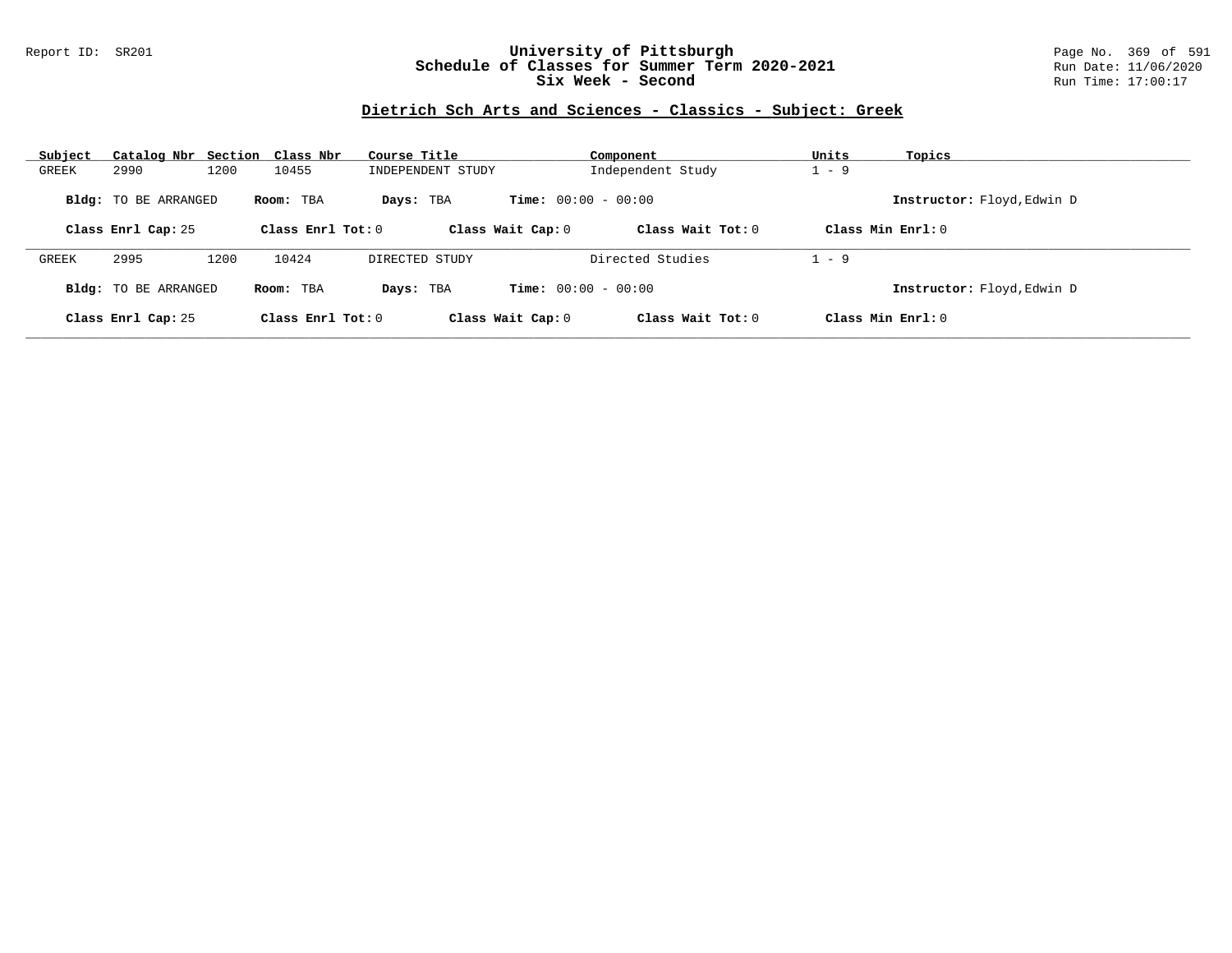Report ID: SR201

# University of Pittsburgh
## Schedule of Classes for Summer Term 2020-2021
## Six Week - Second

Run Date: 11/06/2020
Run Time: 17:00:17

### Dietrich Sch Arts and Sciences - Classics - Subject: Greek

| Subject | Catalog Nbr | Section | Class Nbr | Course Title | Component | Units | Topics |
|---|---|---|---|---|---|---|---|
| GREEK | 2990 | 1200 | 10455 | INDEPENDENT STUDY | Independent Study | 1 - 9 | |

**Bldg:** TO BE ARRANGED **Room:** TBA **Days:** TBA **Time:** 00:00 - 00:00 **Instructor:** Floyd,Edwin D

**Class Enrl Cap:** 25 **Class Enrl Tot:** 0 **Class Wait Cap:** 0 **Class Wait Tot:** 0 **Class Min Enrl:** 0

| Subject | Catalog Nbr | Section | Class Nbr | Course Title | Component | Units | Topics |
|---|---|---|---|---|---|---|---|
| GREEK | 2995 | 1200 | 10424 | DIRECTED STUDY | Directed Studies | 1 - 9 | |

**Bldg:** TO BE ARRANGED **Room:** TBA **Days:** TBA **Time:** 00:00 - 00:00 **Instructor:** Floyd,Edwin D

**Class Enrl Cap:** 25 **Class Enrl Tot:** 0 **Class Wait Cap:** 0 **Class Wait Tot:** 0 **Class Min Enrl:** 0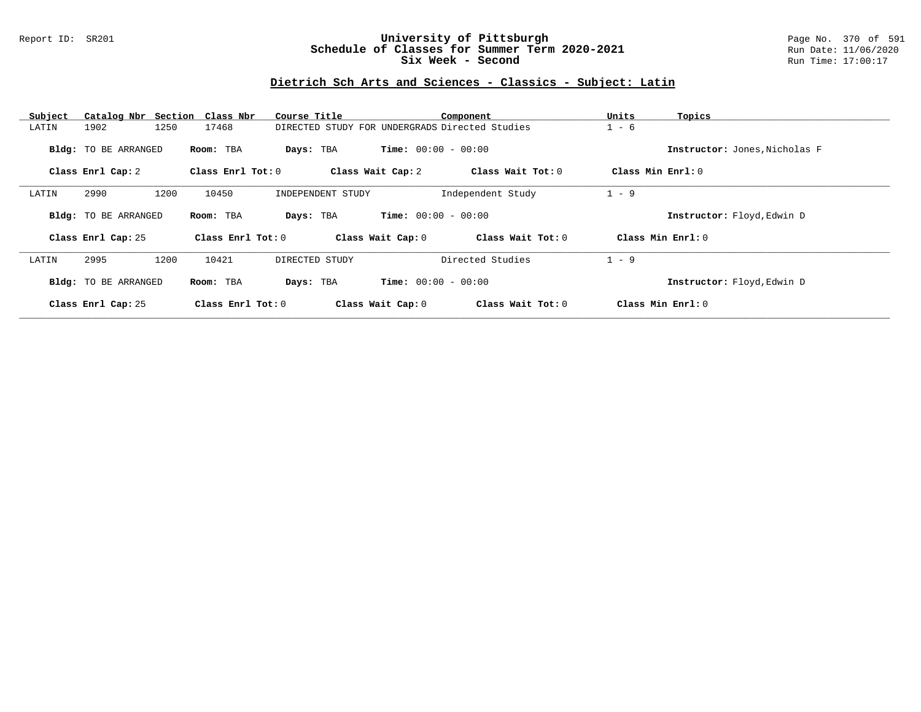# University of Pittsburgh
## Schedule of Classes for Summer Term 2020-2021
### Six Week - Second

Report ID: SR201

Run Date: 11/06/2020
Run Time: 17:00:17

## Dietrich Sch Arts and Sciences - Classics - Subject: Latin

| Subject | Catalog Nbr | Section | Class Nbr | Course Title | Component | Units | Topics |
|---|---|---|---|---|---|---|---|
| LATIN | 1902 | 1250 | 17468 | DIRECTED STUDY FOR UNDERGRADS | Directed Studies | 1 - 6 | |

**Bldg:** TO BE ARRANGED **Room:** TBA **Days:** TBA **Time:** 00:00 - 00:00 **Instructor:** Jones,Nicholas F

**Class Enrl Cap:** 2 **Class Enrl Tot:** 0 **Class Wait Cap:** 2 **Class Wait Tot:** 0 **Class Min Enrl:** 0

---

| Subject | Catalog Nbr | Section | Class Nbr | Course Title | Component | Units | Topics |
|---|---|---|---|---|---|---|---|
| LATIN | 2990 | 1200 | 10450 | INDEPENDENT STUDY | Independent Study | 1 - 9 | |

**Bldg:** TO BE ARRANGED **Room:** TBA **Days:** TBA **Time:** 00:00 - 00:00 **Instructor:** Floyd,Edwin D

**Class Enrl Cap:** 25 **Class Enrl Tot:** 0 **Class Wait Cap:** 0 **Class Wait Tot:** 0 **Class Min Enrl:** 0

---

| Subject | Catalog Nbr | Section | Class Nbr | Course Title | Component | Units | Topics |
|---|---|---|---|---|---|---|---|
| LATIN | 2995 | 1200 | 10421 | DIRECTED STUDY | Directed Studies | 1 - 9 | |

**Bldg:** TO BE ARRANGED **Room:** TBA **Days:** TBA **Time:** 00:00 - 00:00 **Instructor:** Floyd,Edwin D

**Class Enrl Cap:** 25 **Class Enrl Tot:** 0 **Class Wait Cap:** 0 **Class Wait Tot:** 0 **Class Min Enrl:** 0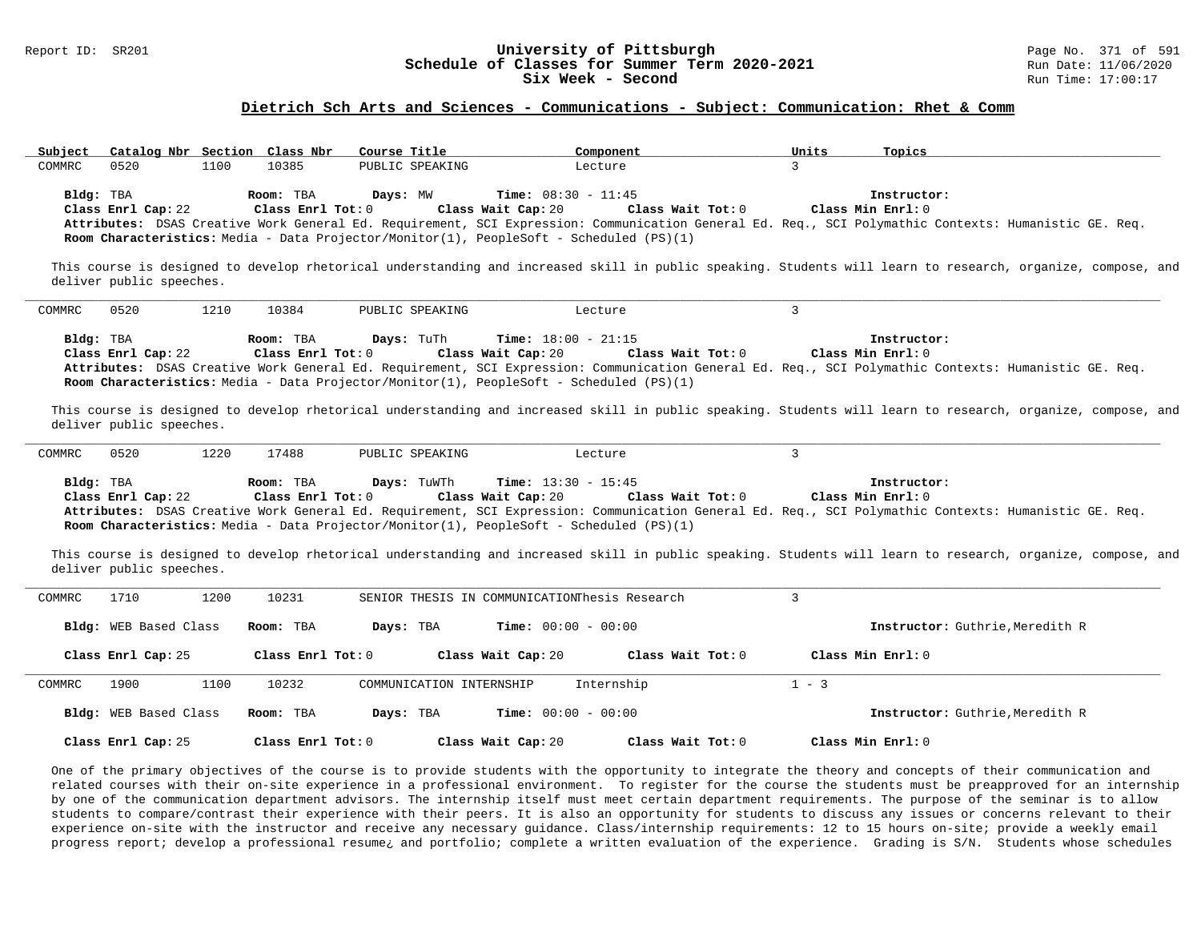## Dietrich Sch Arts and Sciences - Communications - Subject: Communication: Rhet & Comm

| Subject | Catalog Nbr | Section | Class Nbr | Course Title | Component | Units | Topics |
|---|---|---|---|---|---|---|---|
| COMMRC | 0520 | 1100 | 10385 | PUBLIC SPEAKING | Lecture | 3 | |

**Bldg:** TBA **Room:** TBA **Days:** MW **Time:** 08:30 - 11:45 **Instructor:**
**Class Enrl Cap:** 22 **Class Enrl Tot:** 0 **Class Wait Cap:** 20 **Class Wait Tot:** 0 **Class Min Enrl:** 0
**Attributes:** DSAS Creative Work General Ed. Requirement, SCI Expression: Communication General Ed. Req., SCI Polymathic Contexts: Humanistic GE. Req.
**Room Characteristics:** Media - Data Projector/Monitor(1), PeopleSoft - Scheduled (PS)(1)

This course is designed to develop rhetorical understanding and increased skill in public speaking. Students will learn to research, organize, compose, and deliver public speeches.

---

| Subject | Catalog Nbr | Section | Class Nbr | Course Title | Component | Units | Topics |
|---|---|---|---|---|---|---|---|
| COMMRC | 0520 | 1210 | 10384 | PUBLIC SPEAKING | Lecture | 3 | |

**Bldg:** TBA **Room:** TBA **Days:** TuTh **Time:** 18:00 - 21:15 **Instructor:**
**Class Enrl Cap:** 22 **Class Enrl Tot:** 0 **Class Wait Cap:** 20 **Class Wait Tot:** 0 **Class Min Enrl:** 0
**Attributes:** DSAS Creative Work General Ed. Requirement, SCI Expression: Communication General Ed. Req., SCI Polymathic Contexts: Humanistic GE. Req.
**Room Characteristics:** Media - Data Projector/Monitor(1), PeopleSoft - Scheduled (PS)(1)

This course is designed to develop rhetorical understanding and increased skill in public speaking. Students will learn to research, organize, compose, and deliver public speeches.

---

| Subject | Catalog Nbr | Section | Class Nbr | Course Title | Component | Units | Topics |
|---|---|---|---|---|---|---|---|
| COMMRC | 0520 | 1220 | 17488 | PUBLIC SPEAKING | Lecture | 3 | |

**Bldg:** TBA **Room:** TBA **Days:** TuWTh **Time:** 13:30 - 15:45 **Instructor:**
**Class Enrl Cap:** 22 **Class Enrl Tot:** 0 **Class Wait Cap:** 20 **Class Wait Tot:** 0 **Class Min Enrl:** 0
**Attributes:** DSAS Creative Work General Ed. Requirement, SCI Expression: Communication General Ed. Req., SCI Polymathic Contexts: Humanistic GE. Req.
**Room Characteristics:** Media - Data Projector/Monitor(1), PeopleSoft - Scheduled (PS)(1)

This course is designed to develop rhetorical understanding and increased skill in public speaking. Students will learn to research, organize, compose, and deliver public speeches.

---

| Subject | Catalog Nbr | Section | Class Nbr | Course Title | Component | Units | Topics |
|---|---|---|---|---|---|---|---|
| COMMRC | 1710 | 1200 | 10231 | SENIOR THESIS IN COMMUNICATION | Thesis Research | 3 | |

**Bldg:** WEB Based Class **Room:** TBA **Days:** TBA **Time:** 00:00 - 00:00 **Instructor:** Guthrie,Meredith R

**Class Enrl Cap:** 25 **Class Enrl Tot:** 0 **Class Wait Cap:** 20 **Class Wait Tot:** 0 **Class Min Enrl:** 0

---

| Subject | Catalog Nbr | Section | Class Nbr | Course Title | Component | Units | Topics |
|---|---|---|---|---|---|---|---|
| COMMRC | 1900 | 1100 | 10232 | COMMUNICATION INTERNSHIP | Internship | 1 - 3 | |

**Bldg:** WEB Based Class **Room:** TBA **Days:** TBA **Time:** 00:00 - 00:00 **Instructor:** Guthrie,Meredith R

**Class Enrl Cap:** 25 **Class Enrl Tot:** 0 **Class Wait Cap:** 20 **Class Wait Tot:** 0 **Class Min Enrl:** 0

One of the primary objectives of the course is to provide students with the opportunity to integrate the theory and concepts of their communication and related courses with their on-site experience in a professional environment. To register for the course the students must be preapproved for an internship by one of the communication department advisors. The internship itself must meet certain department requirements. The purpose of the seminar is to allow students to compare/contrast their experience with their peers. It is also an opportunity for students to discuss any issues or concerns relevant to their experience on-site with the instructor and receive any necessary guidance. Class/internship requirements: 12 to 15 hours on-site; provide a weekly email progress report; develop a professional resume¿ and portfolio; complete a written evaluation of the experience. Grading is S/N. Students whose schedules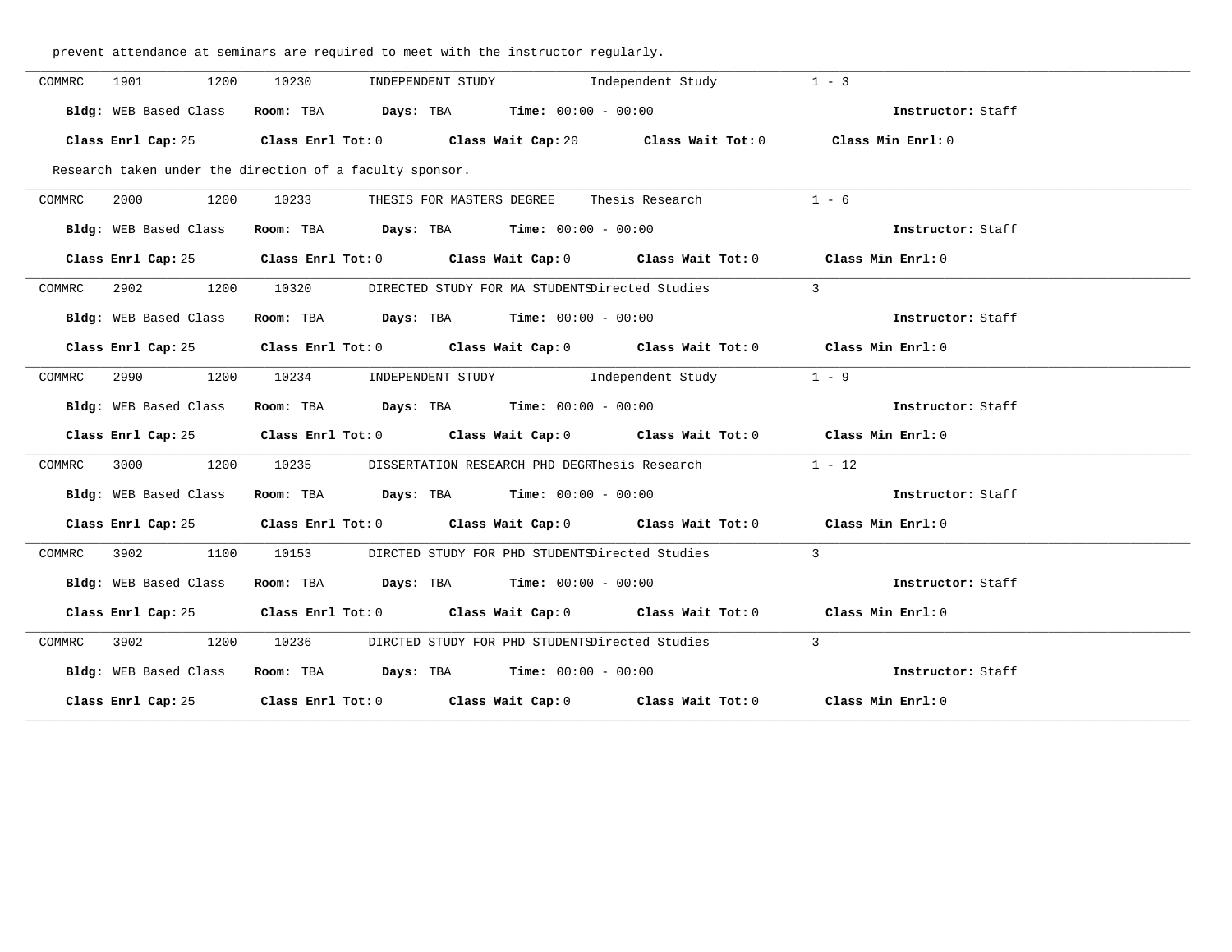prevent attendance at seminars are required to meet with the instructor regularly.

---

COMMRC 1901 1200 10230 INDEPENDENT STUDY Independent Study 1 - 3

**Bldg:** WEB Based Class **Room:** TBA **Days:** TBA **Time:** 00:00 - 00:00 **Instructor:** Staff

**Class Enrl Cap:** 25 **Class Enrl Tot:** 0 **Class Wait Cap:** 20 **Class Wait Tot:** 0 **Class Min Enrl:** 0

Research taken under the direction of a faculty sponsor.

---

COMMRC 2000 1200 10233 THESIS FOR MASTERS DEGREE Thesis Research 1 - 6

**Bldg:** WEB Based Class **Room:** TBA **Days:** TBA **Time:** 00:00 - 00:00 **Instructor:** Staff

**Class Enrl Cap:** 25 **Class Enrl Tot:** 0 **Class Wait Cap:** 0 **Class Wait Tot:** 0 **Class Min Enrl:** 0

---

COMMRC 2902 1200 10320 DIRECTED STUDY FOR MA STUDENTS Directed Studies 3

**Bldg:** WEB Based Class **Room:** TBA **Days:** TBA **Time:** 00:00 - 00:00 **Instructor:** Staff

**Class Enrl Cap:** 25 **Class Enrl Tot:** 0 **Class Wait Cap:** 0 **Class Wait Tot:** 0 **Class Min Enrl:** 0

---

COMMRC 2990 1200 10234 INDEPENDENT STUDY Independent Study 1 - 9

**Bldg:** WEB Based Class **Room:** TBA **Days:** TBA **Time:** 00:00 - 00:00 **Instructor:** Staff

**Class Enrl Cap:** 25 **Class Enrl Tot:** 0 **Class Wait Cap:** 0 **Class Wait Tot:** 0 **Class Min Enrl:** 0

---

COMMRC 3000 1200 10235 DISSERTATION RESEARCH PHD DEGR Thesis Research 1 - 12

**Bldg:** WEB Based Class **Room:** TBA **Days:** TBA **Time:** 00:00 - 00:00 **Instructor:** Staff

**Class Enrl Cap:** 25 **Class Enrl Tot:** 0 **Class Wait Cap:** 0 **Class Wait Tot:** 0 **Class Min Enrl:** 0

---

COMMRC 3902 1100 10153 DIRCTED STUDY FOR PHD STUDENTS Directed Studies 3

**Bldg:** WEB Based Class **Room:** TBA **Days:** TBA **Time:** 00:00 - 00:00 **Instructor:** Staff

**Class Enrl Cap:** 25 **Class Enrl Tot:** 0 **Class Wait Cap:** 0 **Class Wait Tot:** 0 **Class Min Enrl:** 0

---

COMMRC 3902 1200 10236 DIRCTED STUDY FOR PHD STUDENTS Directed Studies 3

**Bldg:** WEB Based Class **Room:** TBA **Days:** TBA **Time:** 00:00 - 00:00 **Instructor:** Staff

**Class Enrl Cap:** 25 **Class Enrl Tot:** 0 **Class Wait Cap:** 0 **Class Wait Tot:** 0 **Class Min Enrl:** 0

---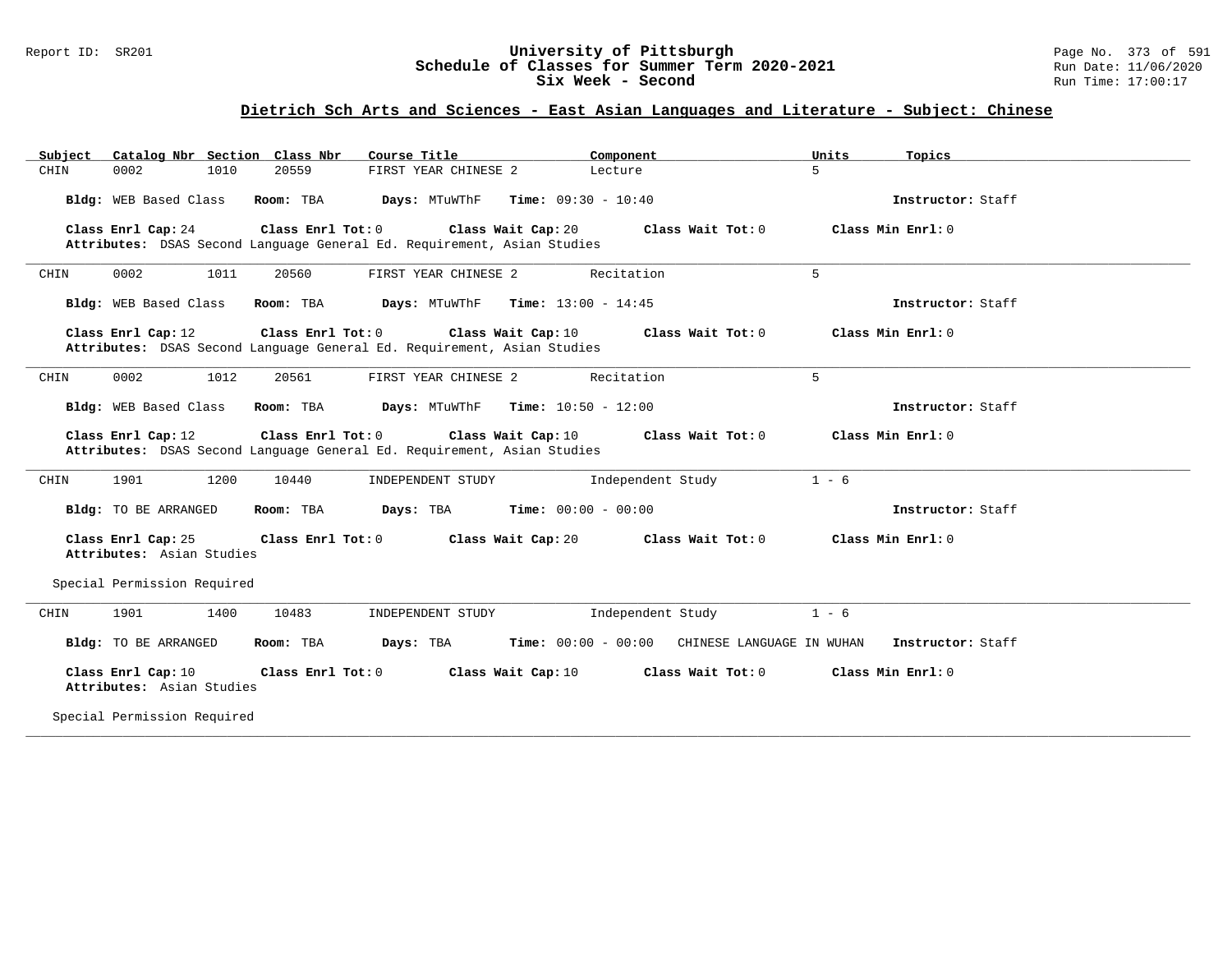## Dietrich Sch Arts and Sciences - East Asian Languages and Literature - Subject: Chinese

| Subject | Catalog Nbr | Section | Class Nbr | Course Title | Component | Units | Topics |
|---|---|---|---|---|---|---|---|
| CHIN | 0002 | 1010 | 20559 | FIRST YEAR CHINESE 2 | Lecture | 5 | |

**Bldg:** WEB Based Class **Room:** TBA **Days:** MTuWThF **Time:** 09:30 - 10:40 **Instructor:** Staff

**Class Enrl Cap:** 24 **Class Enrl Tot:** 0 **Class Wait Cap:** 20 **Class Wait Tot:** 0 **Class Min Enrl:** 0

**Attributes:** DSAS Second Language General Ed. Requirement, Asian Studies

---

| Subject | Catalog Nbr | Section | Class Nbr | Course Title | Component | Units | Topics |
|---|---|---|---|---|---|---|---|
| CHIN | 0002 | 1011 | 20560 | FIRST YEAR CHINESE 2 | Recitation | 5 | |

**Bldg:** WEB Based Class **Room:** TBA **Days:** MTuWThF **Time:** 13:00 - 14:45 **Instructor:** Staff

**Class Enrl Cap:** 12 **Class Enrl Tot:** 0 **Class Wait Cap:** 10 **Class Wait Tot:** 0 **Class Min Enrl:** 0

**Attributes:** DSAS Second Language General Ed. Requirement, Asian Studies

---

| Subject | Catalog Nbr | Section | Class Nbr | Course Title | Component | Units | Topics |
|---|---|---|---|---|---|---|---|
| CHIN | 0002 | 1012 | 20561 | FIRST YEAR CHINESE 2 | Recitation | 5 | |

**Bldg:** WEB Based Class **Room:** TBA **Days:** MTuWThF **Time:** 10:50 - 12:00 **Instructor:** Staff

**Class Enrl Cap:** 12 **Class Enrl Tot:** 0 **Class Wait Cap:** 10 **Class Wait Tot:** 0 **Class Min Enrl:** 0

**Attributes:** DSAS Second Language General Ed. Requirement, Asian Studies

---

| Subject | Catalog Nbr | Section | Class Nbr | Course Title | Component | Units | Topics |
|---|---|---|---|---|---|---|---|
| CHIN | 1901 | 1200 | 10440 | INDEPENDENT STUDY | Independent Study | 1 - 6 | |

**Bldg:** TO BE ARRANGED **Room:** TBA **Days:** TBA **Time:** 00:00 - 00:00 **Instructor:** Staff

**Class Enrl Cap:** 25 **Class Enrl Tot:** 0 **Class Wait Cap:** 20 **Class Wait Tot:** 0 **Class Min Enrl:** 0

**Attributes:** Asian Studies

Special Permission Required

---

| Subject | Catalog Nbr | Section | Class Nbr | Course Title | Component | Units | Topics |
|---|---|---|---|---|---|---|---|
| CHIN | 1901 | 1400 | 10483 | INDEPENDENT STUDY | Independent Study | 1 - 6 | |

**Bldg:** TO BE ARRANGED **Room:** TBA **Days:** TBA **Time:** 00:00 - 00:00 CHINESE LANGUAGE IN WUHAN **Instructor:** Staff

**Class Enrl Cap:** 10 **Class Enrl Tot:** 0 **Class Wait Cap:** 10 **Class Wait Tot:** 0 **Class Min Enrl:** 0

**Attributes:** Asian Studies

Special Permission Required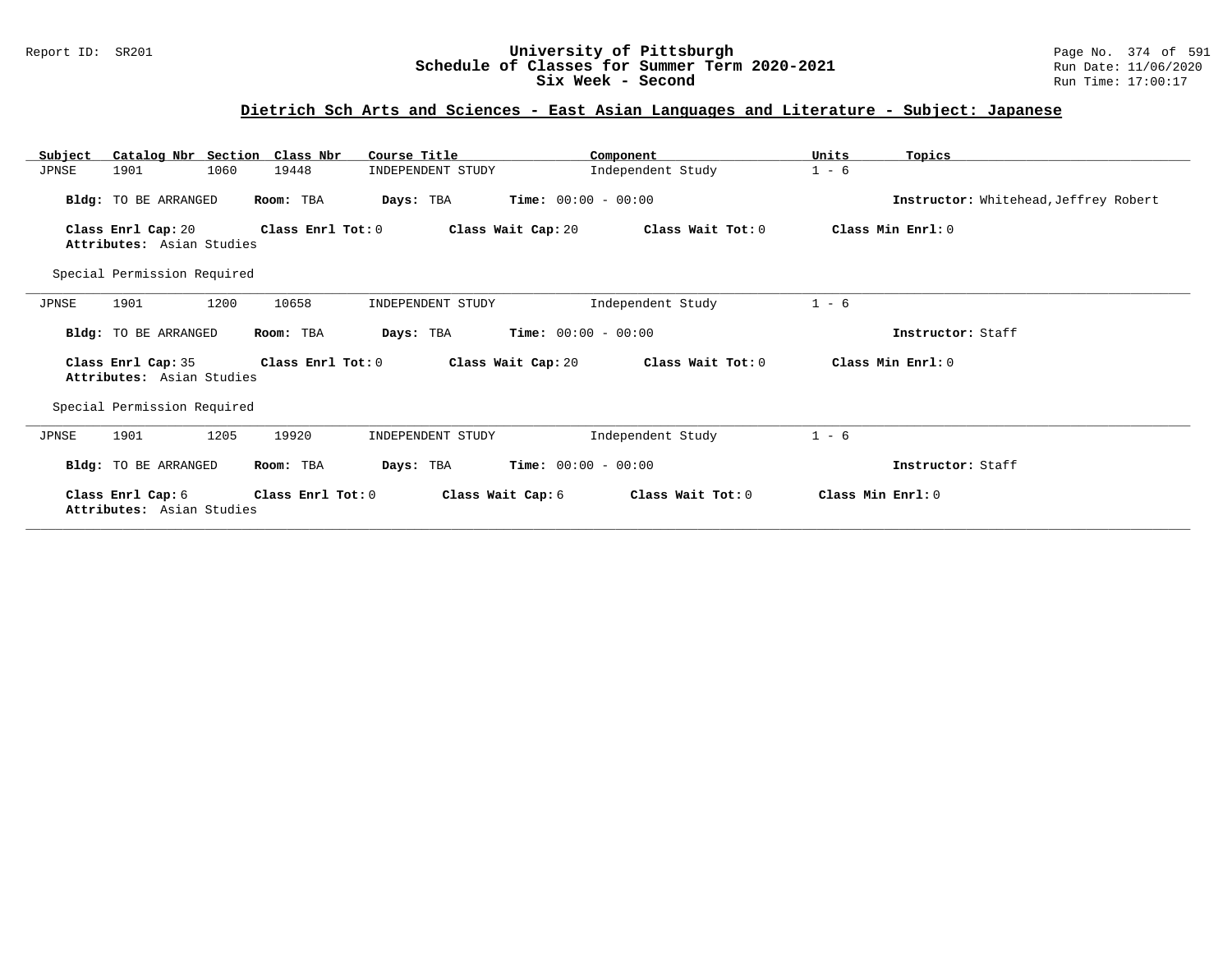# University of Pittsburgh
## Schedule of Classes for Summer Term 2020-2021
### Six Week - Second

Report ID: SR201

Run Date: 11/06/2020
Run Time: 17:00:17

## Dietrich Sch Arts and Sciences - East Asian Languages and Literature - Subject: Japanese

| Subject | Catalog Nbr | Section | Class Nbr | Course Title | Component | Units | Topics |
|---|---|---|---|---|---|---|---|
| JPNSE | 1901 | 1060 | 19448 | INDEPENDENT STUDY | Independent Study | 1 - 6 | |

**Bldg:** TO BE ARRANGED **Room:** TBA **Days:** TBA **Time:** 00:00 - 00:00 **Instructor:** Whitehead,Jeffrey Robert

**Class Enrl Cap:** 20 **Class Enrl Tot:** 0 **Class Wait Cap:** 20 **Class Wait Tot:** 0 **Class Min Enrl:** 0
**Attributes:** Asian Studies

Special Permission Required

---

| Subject | Catalog Nbr | Section | Class Nbr | Course Title | Component | Units | Topics |
|---|---|---|---|---|---|---|---|
| JPNSE | 1901 | 1200 | 10658 | INDEPENDENT STUDY | Independent Study | 1 - 6 | |

**Bldg:** TO BE ARRANGED **Room:** TBA **Days:** TBA **Time:** 00:00 - 00:00 **Instructor:** Staff

**Class Enrl Cap:** 35 **Class Enrl Tot:** 0 **Class Wait Cap:** 20 **Class Wait Tot:** 0 **Class Min Enrl:** 0
**Attributes:** Asian Studies

Special Permission Required

---

| Subject | Catalog Nbr | Section | Class Nbr | Course Title | Component | Units | Topics |
|---|---|---|---|---|---|---|---|
| JPNSE | 1901 | 1205 | 19920 | INDEPENDENT STUDY | Independent Study | 1 - 6 | |

**Bldg:** TO BE ARRANGED **Room:** TBA **Days:** TBA **Time:** 00:00 - 00:00 **Instructor:** Staff

**Class Enrl Cap:** 6 **Class Enrl Tot:** 0 **Class Wait Cap:** 6 **Class Wait Tot:** 0 **Class Min Enrl:** 0
**Attributes:** Asian Studies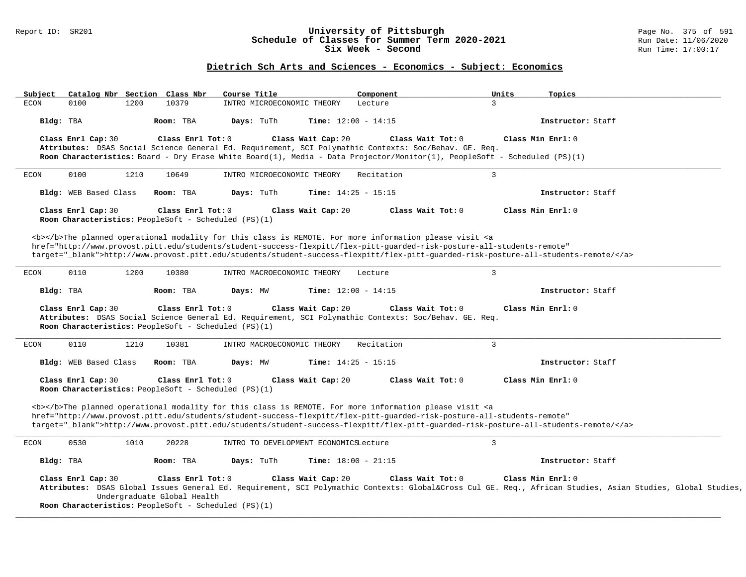## Dietrich Sch Arts and Sciences - Economics - Subject: Economics

| Subject | Catalog Nbr | Section | Class Nbr | Course Title | Component | Units | Topics |
|---|---|---|---|---|---|---|---|
| ECON | 0100 | 1200 | 10379 | INTRO MICROECONOMIC THEORY | Lecture | 3 | |

**Bldg:** TBA **Room:** TBA **Days:** TuTh **Time:** 12:00 - 14:15 **Instructor:** Staff

**Class Enrl Cap:** 30 **Class Enrl Tot:** 0 **Class Wait Cap:** 20 **Class Wait Tot:** 0 **Class Min Enrl:** 0

**Attributes:** DSAS Social Science General Ed. Requirement, SCI Polymathic Contexts: Soc/Behav. GE. Req.

**Room Characteristics:** Board - Dry Erase White Board(1), Media - Data Projector/Monitor(1), PeopleSoft - Scheduled (PS)(1)

---

| Subject | Catalog Nbr | Section | Class Nbr | Course Title | Component | Units | Topics |
|---|---|---|---|---|---|---|---|
| ECON | 0100 | 1210 | 10649 | INTRO MICROECONOMIC THEORY | Recitation | 3 | |

**Bldg:** WEB Based Class **Room:** TBA **Days:** TuTh **Time:** 14:25 - 15:15 **Instructor:** Staff

**Class Enrl Cap:** 30 **Class Enrl Tot:** 0 **Class Wait Cap:** 20 **Class Wait Tot:** 0 **Class Min Enrl:** 0

**Room Characteristics:** PeopleSoft - Scheduled (PS)(1)

<b></b>The planned operational modality for this class is REMOTE. For more information please visit <a href="http://www.provost.pitt.edu/students/student-success-flexpitt/flex-pitt-guarded-risk-posture-all-students-remote" target="_blank">http://www.provost.pitt.edu/students/student-success-flexpitt/flex-pitt-guarded-risk-posture-all-students-remote/</a>

---

| Subject | Catalog Nbr | Section | Class Nbr | Course Title | Component | Units | Topics |
|---|---|---|---|---|---|---|---|
| ECON | 0110 | 1200 | 10380 | INTRO MACROECONOMIC THEORY | Lecture | 3 | |

**Bldg:** TBA **Room:** TBA **Days:** MW **Time:** 12:00 - 14:15 **Instructor:** Staff

**Class Enrl Cap:** 30 **Class Enrl Tot:** 0 **Class Wait Cap:** 20 **Class Wait Tot:** 0 **Class Min Enrl:** 0

**Attributes:** DSAS Social Science General Ed. Requirement, SCI Polymathic Contexts: Soc/Behav. GE. Req.

**Room Characteristics:** PeopleSoft - Scheduled (PS)(1)

---

| Subject | Catalog Nbr | Section | Class Nbr | Course Title | Component | Units | Topics |
|---|---|---|---|---|---|---|---|
| ECON | 0110 | 1210 | 10381 | INTRO MACROECONOMIC THEORY | Recitation | 3 | |

**Bldg:** WEB Based Class **Room:** TBA **Days:** MW **Time:** 14:25 - 15:15 **Instructor:** Staff

**Class Enrl Cap:** 30 **Class Enrl Tot:** 0 **Class Wait Cap:** 20 **Class Wait Tot:** 0 **Class Min Enrl:** 0

**Room Characteristics:** PeopleSoft - Scheduled (PS)(1)

<b></b>The planned operational modality for this class is REMOTE. For more information please visit <a href="http://www.provost.pitt.edu/students/student-success-flexpitt/flex-pitt-guarded-risk-posture-all-students-remote" target="_blank">http://www.provost.pitt.edu/students/student-success-flexpitt/flex-pitt-guarded-risk-posture-all-students-remote/</a>

---

| Subject | Catalog Nbr | Section | Class Nbr | Course Title | Component | Units | Topics |
|---|---|---|---|---|---|---|---|
| ECON | 0530 | 1010 | 20228 | INTRO TO DEVELOPMENT ECONOMICS | Lecture | 3 | |

**Bldg:** TBA **Room:** TBA **Days:** TuTh **Time:** 18:00 - 21:15 **Instructor:** Staff

**Class Enrl Cap:** 30 **Class Enrl Tot:** 0 **Class Wait Cap:** 20 **Class Wait Tot:** 0 **Class Min Enrl:** 0

**Attributes:** DSAS Global Issues General Ed. Requirement, SCI Polymathic Contexts: Global&Cross Cul GE. Req., African Studies, Asian Studies, Global Studies, Undergraduate Global Health

**Room Characteristics:** PeopleSoft - Scheduled (PS)(1)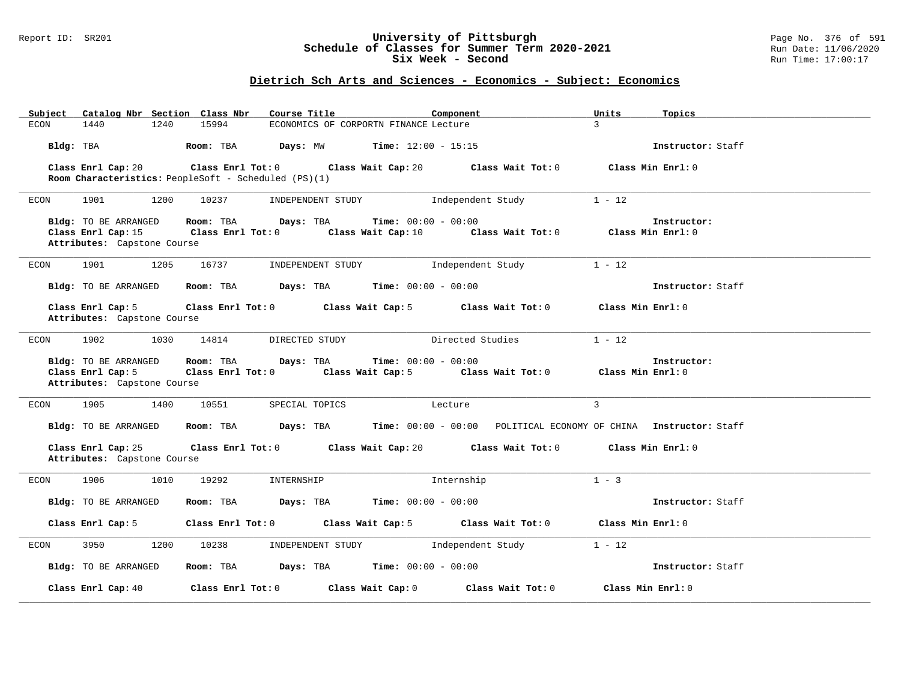## Dietrich Sch Arts and Sciences - Economics - Subject: Economics

| Subject | Catalog Nbr | Section | Class Nbr | Course Title | Component | Units | Topics |
|---|---|---|---|---|---|---|---|
| ECON | 1440 | 1240 | 15994 | ECONOMICS OF CORPORTN FINANCE | Lecture | 3 | |

**Bldg:** TBA **Room:** TBA **Days:** MW **Time:** 12:00 - 15:15 **Instructor:** Staff

**Class Enrl Cap:** 20 **Class Enrl Tot:** 0 **Class Wait Cap:** 20 **Class Wait Tot:** 0 **Class Min Enrl:** 0
**Room Characteristics:** PeopleSoft - Scheduled (PS)(1)

---

| Subject | Catalog Nbr | Section | Class Nbr | Course Title | Component | Units | Topics |
|---|---|---|---|---|---|---|---|
| ECON | 1901 | 1200 | 10237 | INDEPENDENT STUDY | Independent Study | 1 - 12 | |

**Bldg:** TO BE ARRANGED **Room:** TBA **Days:** TBA **Time:** 00:00 - 00:00 **Instructor:**
**Class Enrl Cap:** 15 **Class Enrl Tot:** 0 **Class Wait Cap:** 10 **Class Wait Tot:** 0 **Class Min Enrl:** 0
**Attributes:** Capstone Course

---

| Subject | Catalog Nbr | Section | Class Nbr | Course Title | Component | Units | Topics |
|---|---|---|---|---|---|---|---|
| ECON | 1901 | 1205 | 16737 | INDEPENDENT STUDY | Independent Study | 1 - 12 | |

**Bldg:** TO BE ARRANGED **Room:** TBA **Days:** TBA **Time:** 00:00 - 00:00 **Instructor:** Staff

**Class Enrl Cap:** 5 **Class Enrl Tot:** 0 **Class Wait Cap:** 5 **Class Wait Tot:** 0 **Class Min Enrl:** 0
**Attributes:** Capstone Course

---

| Subject | Catalog Nbr | Section | Class Nbr | Course Title | Component | Units | Topics |
|---|---|---|---|---|---|---|---|
| ECON | 1902 | 1030 | 14814 | DIRECTED STUDY | Directed Studies | 1 - 12 | |

**Bldg:** TO BE ARRANGED **Room:** TBA **Days:** TBA **Time:** 00:00 - 00:00 **Instructor:**
**Class Enrl Cap:** 5 **Class Enrl Tot:** 0 **Class Wait Cap:** 5 **Class Wait Tot:** 0 **Class Min Enrl:** 0
**Attributes:** Capstone Course

---

| Subject | Catalog Nbr | Section | Class Nbr | Course Title | Component | Units | Topics |
|---|---|---|---|---|---|---|---|
| ECON | 1905 | 1400 | 10551 | SPECIAL TOPICS | Lecture | 3 | |

**Bldg:** TO BE ARRANGED **Room:** TBA **Days:** TBA **Time:** 00:00 - 00:00 POLITICAL ECONOMY OF CHINA **Instructor:** Staff

**Class Enrl Cap:** 25 **Class Enrl Tot:** 0 **Class Wait Cap:** 20 **Class Wait Tot:** 0 **Class Min Enrl:** 0
**Attributes:** Capstone Course

---

| Subject | Catalog Nbr | Section | Class Nbr | Course Title | Component | Units | Topics |
|---|---|---|---|---|---|---|---|
| ECON | 1906 | 1010 | 19292 | INTERNSHIP | Internship | 1 - 3 | |

**Bldg:** TO BE ARRANGED **Room:** TBA **Days:** TBA **Time:** 00:00 - 00:00 **Instructor:** Staff

**Class Enrl Cap:** 5 **Class Enrl Tot:** 0 **Class Wait Cap:** 5 **Class Wait Tot:** 0 **Class Min Enrl:** 0

---

| Subject | Catalog Nbr | Section | Class Nbr | Course Title | Component | Units | Topics |
|---|---|---|---|---|---|---|---|
| ECON | 3950 | 1200 | 10238 | INDEPENDENT STUDY | Independent Study | 1 - 12 | |

**Bldg:** TO BE ARRANGED **Room:** TBA **Days:** TBA **Time:** 00:00 - 00:00 **Instructor:** Staff

**Class Enrl Cap:** 40 **Class Enrl Tot:** 0 **Class Wait Cap:** 0 **Class Wait Tot:** 0 **Class Min Enrl:** 0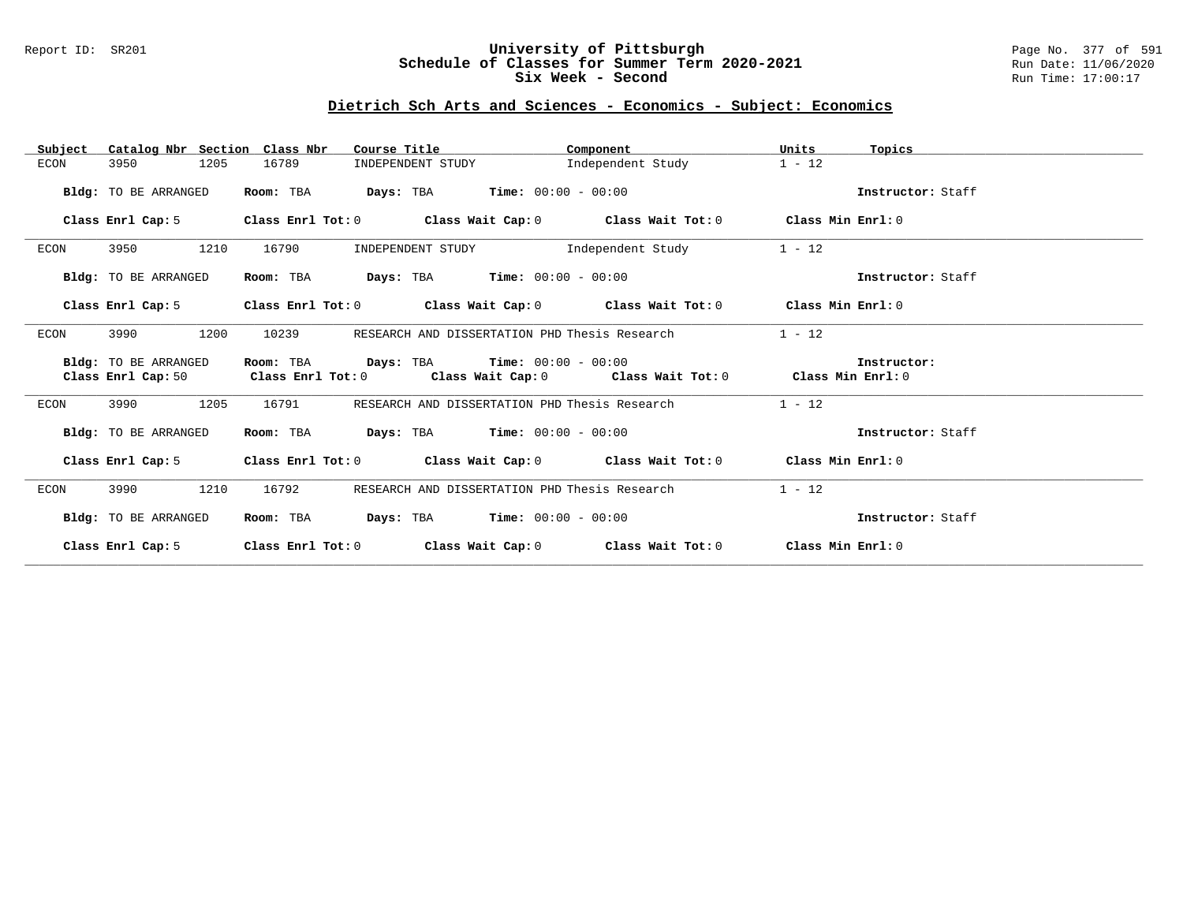# University of Pittsburgh
## Schedule of Classes for Summer Term 2020-2021
## Six Week - Second

Report ID: SR201

Run Date: 11/06/2020
Run Time: 17:00:17

### Dietrich Sch Arts and Sciences - Economics - Subject: Economics

| Subject | Catalog Nbr | Section | Class Nbr | Course Title | Component | Units | Topics |
|---|---|---|---|---|---|---|---|
| ECON | 3950 | 1205 | 16789 | INDEPENDENT STUDY | Independent Study | 1 - 12 | |

**Bldg:** TO BE ARRANGED **Room:** TBA **Days:** TBA **Time:** 00:00 - 00:00 **Instructor:** Staff

**Class Enrl Cap:** 5 **Class Enrl Tot:** 0 **Class Wait Cap:** 0 **Class Wait Tot:** 0 **Class Min Enrl:** 0

| Subject | Catalog Nbr | Section | Class Nbr | Course Title | Component | Units | Topics |
|---|---|---|---|---|---|---|---|
| ECON | 3950 | 1210 | 16790 | INDEPENDENT STUDY | Independent Study | 1 - 12 | |

**Bldg:** TO BE ARRANGED **Room:** TBA **Days:** TBA **Time:** 00:00 - 00:00 **Instructor:** Staff

**Class Enrl Cap:** 5 **Class Enrl Tot:** 0 **Class Wait Cap:** 0 **Class Wait Tot:** 0 **Class Min Enrl:** 0

| Subject | Catalog Nbr | Section | Class Nbr | Course Title | Component | Units | Topics |
|---|---|---|---|---|---|---|---|
| ECON | 3990 | 1200 | 10239 | RESEARCH AND DISSERTATION PHD | Thesis Research | 1 - 12 | |

**Bldg:** TO BE ARRANGED **Room:** TBA **Days:** TBA **Time:** 00:00 - 00:00 **Instructor:**

**Class Enrl Cap:** 50 **Class Enrl Tot:** 0 **Class Wait Cap:** 0 **Class Wait Tot:** 0 **Class Min Enrl:** 0

| Subject | Catalog Nbr | Section | Class Nbr | Course Title | Component | Units | Topics |
|---|---|---|---|---|---|---|---|
| ECON | 3990 | 1205 | 16791 | RESEARCH AND DISSERTATION PHD | Thesis Research | 1 - 12 | |

**Bldg:** TO BE ARRANGED **Room:** TBA **Days:** TBA **Time:** 00:00 - 00:00 **Instructor:** Staff

**Class Enrl Cap:** 5 **Class Enrl Tot:** 0 **Class Wait Cap:** 0 **Class Wait Tot:** 0 **Class Min Enrl:** 0

| Subject | Catalog Nbr | Section | Class Nbr | Course Title | Component | Units | Topics |
|---|---|---|---|---|---|---|---|
| ECON | 3990 | 1210 | 16792 | RESEARCH AND DISSERTATION PHD | Thesis Research | 1 - 12 | |

**Bldg:** TO BE ARRANGED **Room:** TBA **Days:** TBA **Time:** 00:00 - 00:00 **Instructor:** Staff

**Class Enrl Cap:** 5 **Class Enrl Tot:** 0 **Class Wait Cap:** 0 **Class Wait Tot:** 0 **Class Min Enrl:** 0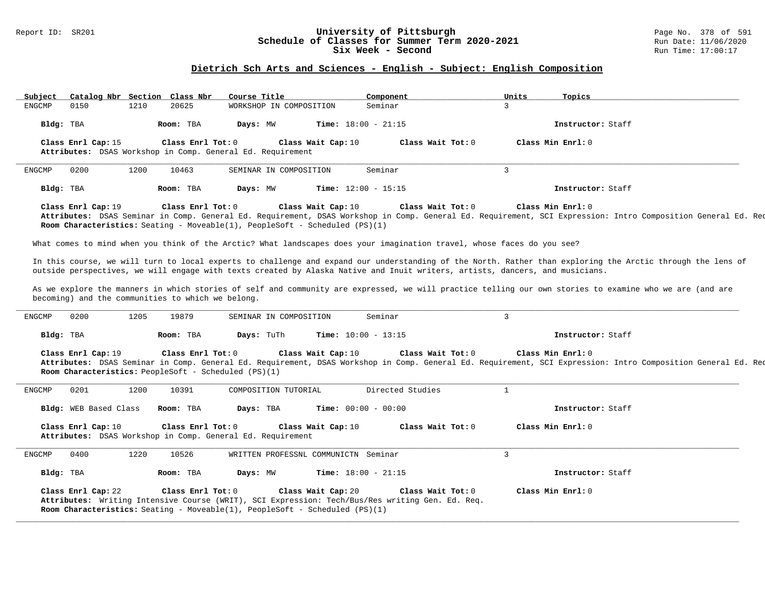## Dietrich Sch Arts and Sciences - English - Subject: English Composition

| Subject | Catalog Nbr | Section | Class Nbr | Course Title | Component | Units | Topics |
|---|---|---|---|---|---|---|---|
| ENGCMP | 0150 | 1210 | 20625 | WORKSHOP IN COMPOSITION | Seminar | 3 | |

**Bldg:** TBA **Room:** TBA **Days:** MW **Time:** 18:00 - 21:15 **Instructor:** Staff

**Class Enrl Cap:** 15 **Class Enrl Tot:** 0 **Class Wait Cap:** 10 **Class Wait Tot:** 0 **Class Min Enrl:** 0

**Attributes:** DSAS Workshop in Comp. General Ed. Requirement

---

| Subject | Catalog Nbr | Section | Class Nbr | Course Title | Component | Units | Topics |
|---|---|---|---|---|---|---|---|
| ENGCMP | 0200 | 1200 | 10463 | SEMINAR IN COMPOSITION | Seminar | 3 | |

**Bldg:** TBA **Room:** TBA **Days:** MW **Time:** 12:00 - 15:15 **Instructor:** Staff

**Class Enrl Cap:** 19 **Class Enrl Tot:** 0 **Class Wait Cap:** 10 **Class Wait Tot:** 0 **Class Min Enrl:** 0

**Attributes:** DSAS Seminar in Comp. General Ed. Requirement, DSAS Workshop in Comp. General Ed. Requirement, SCI Expression: Intro Composition General Ed. Rec

**Room Characteristics:** Seating - Moveable(1), PeopleSoft - Scheduled (PS)(1)

What comes to mind when you think of the Arctic? What landscapes does your imagination travel, whose faces do you see?

In this course, we will turn to local experts to challenge and expand our understanding of the North. Rather than exploring the Arctic through the lens of outside perspectives, we will engage with texts created by Alaska Native and Inuit writers, artists, dancers, and musicians.

As we explore the manners in which stories of self and community are expressed, we will practice telling our own stories to examine who we are (and are becoming) and the communities to which we belong.

---

| Subject | Catalog Nbr | Section | Class Nbr | Course Title | Component | Units | Topics |
|---|---|---|---|---|---|---|---|
| ENGCMP | 0200 | 1205 | 19879 | SEMINAR IN COMPOSITION | Seminar | 3 | |

**Bldg:** TBA **Room:** TBA **Days:** TuTh **Time:** 10:00 - 13:15 **Instructor:** Staff

**Class Enrl Cap:** 19 **Class Enrl Tot:** 0 **Class Wait Cap:** 10 **Class Wait Tot:** 0 **Class Min Enrl:** 0

**Attributes:** DSAS Seminar in Comp. General Ed. Requirement, DSAS Workshop in Comp. General Ed. Requirement, SCI Expression: Intro Composition General Ed. Rec

**Room Characteristics:** PeopleSoft - Scheduled (PS)(1)

---

| Subject | Catalog Nbr | Section | Class Nbr | Course Title | Component | Units | Topics |
|---|---|---|---|---|---|---|---|
| ENGCMP | 0201 | 1200 | 10391 | COMPOSITION TUTORIAL | Directed Studies | 1 | |

**Bldg:** WEB Based Class **Room:** TBA **Days:** TBA **Time:** 00:00 - 00:00 **Instructor:** Staff

**Class Enrl Cap:** 10 **Class Enrl Tot:** 0 **Class Wait Cap:** 10 **Class Wait Tot:** 0 **Class Min Enrl:** 0

**Attributes:** DSAS Workshop in Comp. General Ed. Requirement

---

| Subject | Catalog Nbr | Section | Class Nbr | Course Title | Component | Units | Topics |
|---|---|---|---|---|---|---|---|
| ENGCMP | 0400 | 1220 | 10526 | WRITTEN PROFESSNL COMMUNICTN | Seminar | 3 | |

**Bldg:** TBA **Room:** TBA **Days:** MW **Time:** 18:00 - 21:15 **Instructor:** Staff

**Class Enrl Cap:** 22 **Class Enrl Tot:** 0 **Class Wait Cap:** 20 **Class Wait Tot:** 0 **Class Min Enrl:** 0

**Attributes:** Writing Intensive Course (WRIT), SCI Expression: Tech/Bus/Res writing Gen. Ed. Req.

**Room Characteristics:** Seating - Moveable(1), PeopleSoft - Scheduled (PS)(1)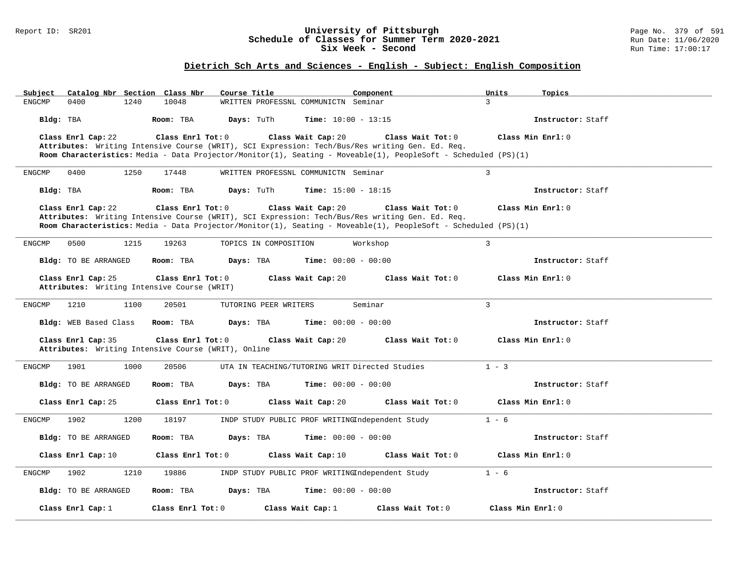## Dietrich Sch Arts and Sciences - English - Subject: English Composition

| Subject | Catalog Nbr | Section | Class Nbr | Course Title | Component | Units | Topics |
|---|---|---|---|---|---|---|---|
| ENGCMP | 0400 | 1240 | 10048 | WRITTEN PROFESSNL COMMUNICTN | Seminar | 3 | |

**Bldg:** TBA **Room:** TBA **Days:** TuTh **Time:** 10:00 - 13:15 **Instructor:** Staff

**Class Enrl Cap:** 22 **Class Enrl Tot:** 0 **Class Wait Cap:** 20 **Class Wait Tot:** 0 **Class Min Enrl:** 0

**Attributes:** Writing Intensive Course (WRIT), SCI Expression: Tech/Bus/Res writing Gen. Ed. Req.

**Room Characteristics:** Media - Data Projector/Monitor(1), Seating - Moveable(1), PeopleSoft - Scheduled (PS)(1)

---

| Subject | Catalog Nbr | Section | Class Nbr | Course Title | Component | Units | Topics |
|---|---|---|---|---|---|---|---|
| ENGCMP | 0400 | 1250 | 17448 | WRITTEN PROFESSNL COMMUNICTN | Seminar | 3 | |

**Bldg:** TBA **Room:** TBA **Days:** TuTh **Time:** 15:00 - 18:15 **Instructor:** Staff

**Class Enrl Cap:** 22 **Class Enrl Tot:** 0 **Class Wait Cap:** 20 **Class Wait Tot:** 0 **Class Min Enrl:** 0

**Attributes:** Writing Intensive Course (WRIT), SCI Expression: Tech/Bus/Res writing Gen. Ed. Req.

**Room Characteristics:** Media - Data Projector/Monitor(1), Seating - Moveable(1), PeopleSoft - Scheduled (PS)(1)

---

| Subject | Catalog Nbr | Section | Class Nbr | Course Title | Component | Units | Topics |
|---|---|---|---|---|---|---|---|
| ENGCMP | 0500 | 1215 | 19263 | TOPICS IN COMPOSITION | Workshop | 3 | |

**Bldg:** TO BE ARRANGED **Room:** TBA **Days:** TBA **Time:** 00:00 - 00:00 **Instructor:** Staff

**Class Enrl Cap:** 25 **Class Enrl Tot:** 0 **Class Wait Cap:** 20 **Class Wait Tot:** 0 **Class Min Enrl:** 0

**Attributes:** Writing Intensive Course (WRIT)

---

| Subject | Catalog Nbr | Section | Class Nbr | Course Title | Component | Units | Topics |
|---|---|---|---|---|---|---|---|
| ENGCMP | 1210 | 1100 | 20501 | TUTORING PEER WRITERS | Seminar | 3 | |

**Bldg:** WEB Based Class **Room:** TBA **Days:** TBA **Time:** 00:00 - 00:00 **Instructor:** Staff

**Class Enrl Cap:** 35 **Class Enrl Tot:** 0 **Class Wait Cap:** 20 **Class Wait Tot:** 0 **Class Min Enrl:** 0

**Attributes:** Writing Intensive Course (WRIT), Online

---

| Subject | Catalog Nbr | Section | Class Nbr | Course Title | Component | Units | Topics |
|---|---|---|---|---|---|---|---|
| ENGCMP | 1901 | 1000 | 20506 | UTA IN TEACHING/TUTORING WRIT | Directed Studies | 1 - 3 | |

**Bldg:** TO BE ARRANGED **Room:** TBA **Days:** TBA **Time:** 00:00 - 00:00 **Instructor:** Staff

**Class Enrl Cap:** 25 **Class Enrl Tot:** 0 **Class Wait Cap:** 20 **Class Wait Tot:** 0 **Class Min Enrl:** 0

---

| Subject | Catalog Nbr | Section | Class Nbr | Course Title | Component | Units | Topics |
|---|---|---|---|---|---|---|---|
| ENGCMP | 1902 | 1200 | 18197 | INDP STUDY PUBLIC PROF WRITING | Independent Study | 1 - 6 | |

**Bldg:** TO BE ARRANGED **Room:** TBA **Days:** TBA **Time:** 00:00 - 00:00 **Instructor:** Staff

**Class Enrl Cap:** 10 **Class Enrl Tot:** 0 **Class Wait Cap:** 10 **Class Wait Tot:** 0 **Class Min Enrl:** 0

---

| Subject | Catalog Nbr | Section | Class Nbr | Course Title | Component | Units | Topics |
|---|---|---|---|---|---|---|---|
| ENGCMP | 1902 | 1210 | 19886 | INDP STUDY PUBLIC PROF WRITING | Independent Study | 1 - 6 | |

**Bldg:** TO BE ARRANGED **Room:** TBA **Days:** TBA **Time:** 00:00 - 00:00 **Instructor:** Staff

**Class Enrl Cap:** 1 **Class Enrl Tot:** 0 **Class Wait Cap:** 1 **Class Wait Tot:** 0 **Class Min Enrl:** 0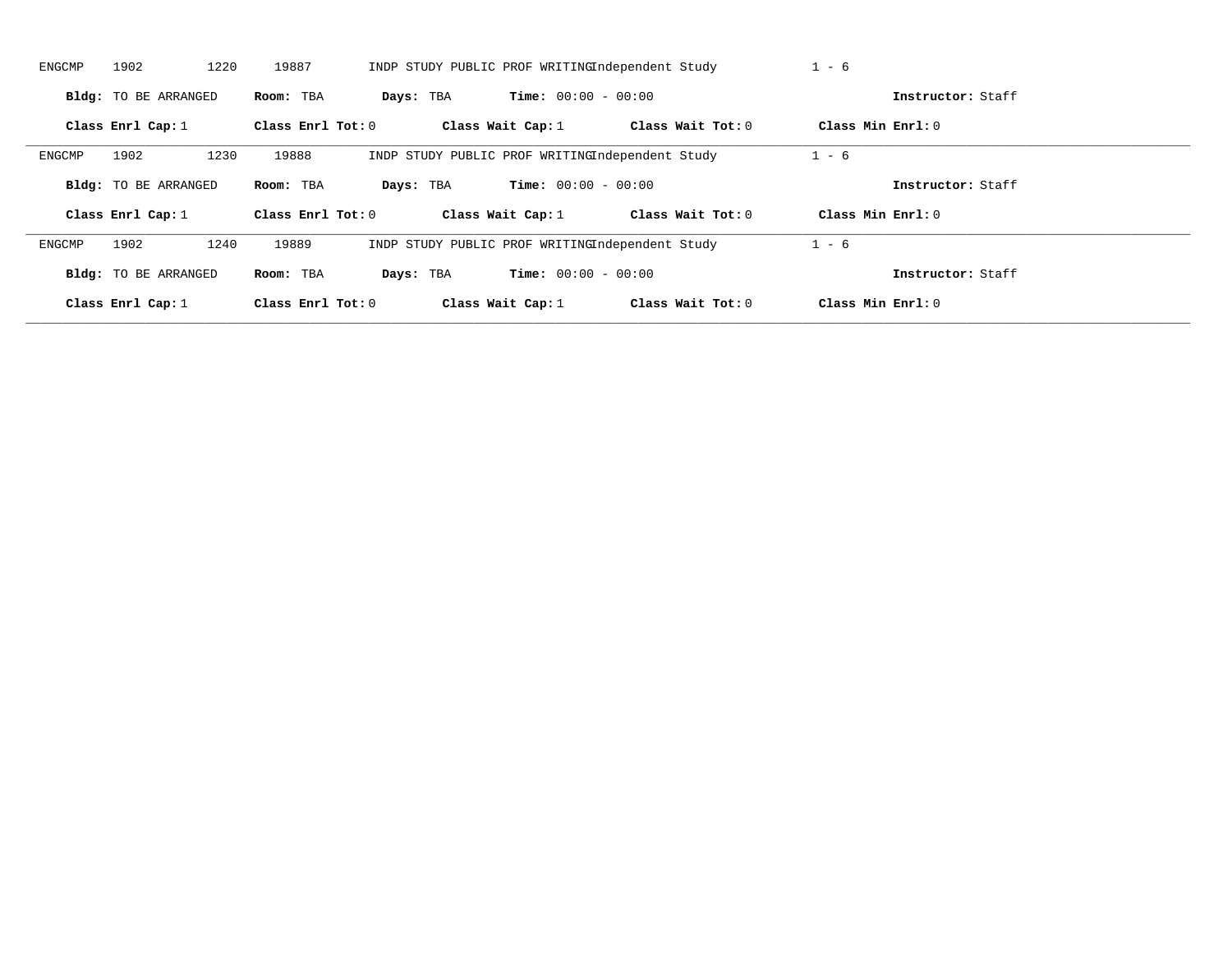ENGCMP 1902 1220 19887 INDP STUDY PUBLIC PROF WRITING Independent Study 1 - 6

**Bldg:** TO BE ARRANGED **Room:** TBA **Days:** TBA **Time:** 00:00 - 00:00 **Instructor:** Staff

**Class Enrl Cap:** 1 **Class Enrl Tot:** 0 **Class Wait Cap:** 1 **Class Wait Tot:** 0 **Class Min Enrl:** 0

---

ENGCMP 1902 1230 19888 INDP STUDY PUBLIC PROF WRITING Independent Study 1 - 6

**Bldg:** TO BE ARRANGED **Room:** TBA **Days:** TBA **Time:** 00:00 - 00:00 **Instructor:** Staff

**Class Enrl Cap:** 1 **Class Enrl Tot:** 0 **Class Wait Cap:** 1 **Class Wait Tot:** 0 **Class Min Enrl:** 0

---

ENGCMP 1902 1240 19889 INDP STUDY PUBLIC PROF WRITING Independent Study 1 - 6

**Bldg:** TO BE ARRANGED **Room:** TBA **Days:** TBA **Time:** 00:00 - 00:00 **Instructor:** Staff

**Class Enrl Cap:** 1 **Class Enrl Tot:** 0 **Class Wait Cap:** 1 **Class Wait Tot:** 0 **Class Min Enrl:** 0

---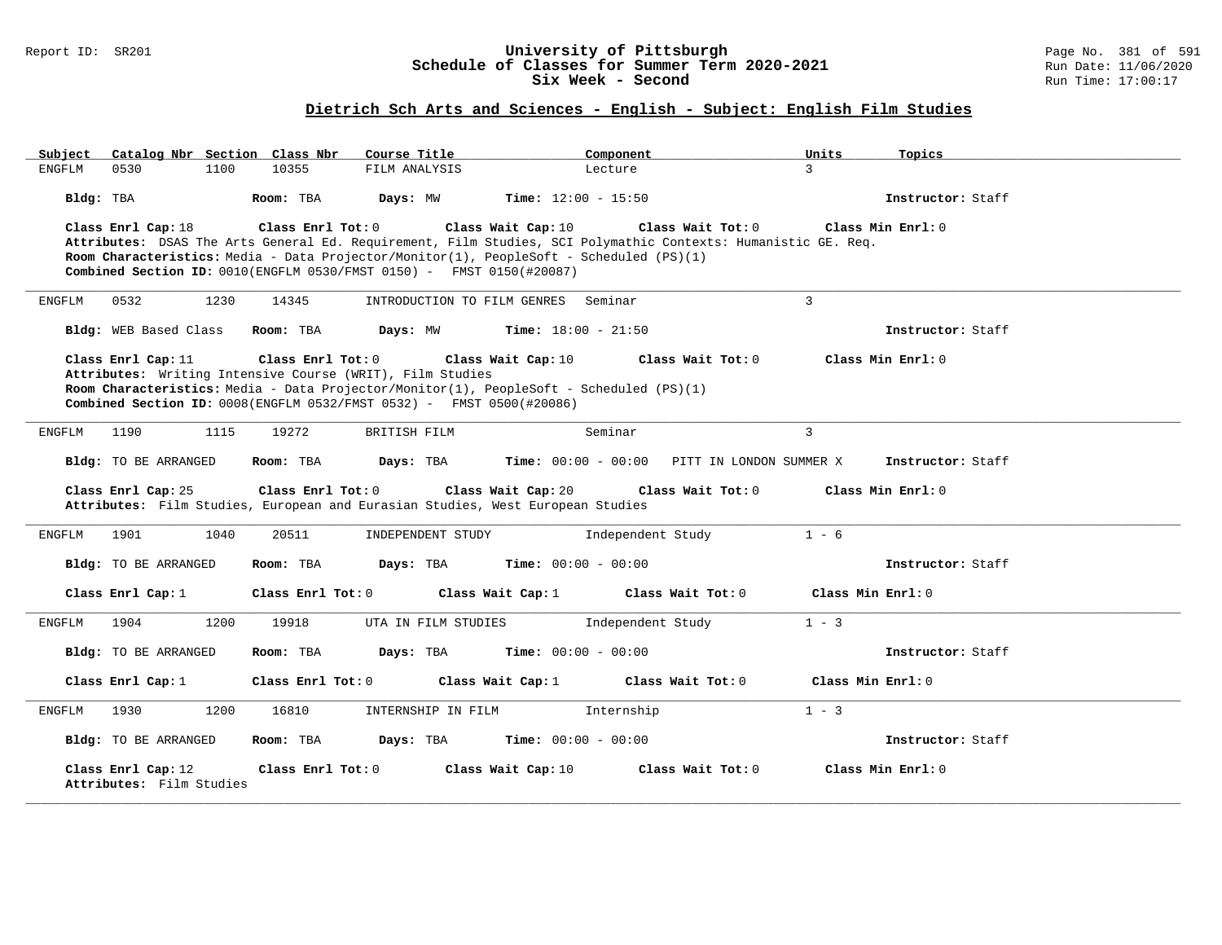# University of Pittsburgh
## Schedule of Classes for Summer Term 2020-2021
## Six Week - Second

Report ID: SR201 | Run Date: 11/06/2020 | Run Time: 17:00:17

### Dietrich Sch Arts and Sciences - English - Subject: English Film Studies

| Subject | Catalog Nbr | Section | Class Nbr | Course Title | Component | Units | Topics |
|---|---|---|---|---|---|---|---|
| ENGFLM | 0530 | 1100 | 10355 | FILM ANALYSIS | Lecture | 3 | |

**Bldg:** TBA **Room:** TBA **Days:** MW **Time:** 12:00 - 15:50 **Instructor:** Staff

**Class Enrl Cap:** 18 **Class Enrl Tot:** 0 **Class Wait Cap:** 10 **Class Wait Tot:** 0 **Class Min Enrl:** 0
**Attributes:** DSAS The Arts General Ed. Requirement, Film Studies, SCI Polymathic Contexts: Humanistic GE. Req.
**Room Characteristics:** Media - Data Projector/Monitor(1), PeopleSoft - Scheduled (PS)(1)
**Combined Section ID:** 0010(ENGFLM 0530/FMST 0150) - FMST 0150(#20087)

---

| Subject | Catalog Nbr | Section | Class Nbr | Course Title | Component | Units | Topics |
|---|---|---|---|---|---|---|---|
| ENGFLM | 0532 | 1230 | 14345 | INTRODUCTION TO FILM GENRES | Seminar | 3 | |

**Bldg:** WEB Based Class **Room:** TBA **Days:** MW **Time:** 18:00 - 21:50 **Instructor:** Staff

**Class Enrl Cap:** 11 **Class Enrl Tot:** 0 **Class Wait Cap:** 10 **Class Wait Tot:** 0 **Class Min Enrl:** 0
**Attributes:** Writing Intensive Course (WRIT), Film Studies
**Room Characteristics:** Media - Data Projector/Monitor(1), PeopleSoft - Scheduled (PS)(1)
**Combined Section ID:** 0008(ENGFLM 0532/FMST 0532) - FMST 0500(#20086)

---

| Subject | Catalog Nbr | Section | Class Nbr | Course Title | Component | Units | Topics |
|---|---|---|---|---|---|---|---|
| ENGFLM | 1190 | 1115 | 19272 | BRITISH FILM | Seminar | 3 | |

**Bldg:** TO BE ARRANGED **Room:** TBA **Days:** TBA **Time:** 00:00 - 00:00 PITT IN LONDON SUMMER X **Instructor:** Staff

**Class Enrl Cap:** 25 **Class Enrl Tot:** 0 **Class Wait Cap:** 20 **Class Wait Tot:** 0 **Class Min Enrl:** 0
**Attributes:** Film Studies, European and Eurasian Studies, West European Studies

---

| Subject | Catalog Nbr | Section | Class Nbr | Course Title | Component | Units | Topics |
|---|---|---|---|---|---|---|---|
| ENGFLM | 1901 | 1040 | 20511 | INDEPENDENT STUDY | Independent Study | 1 - 6 | |

**Bldg:** TO BE ARRANGED **Room:** TBA **Days:** TBA **Time:** 00:00 - 00:00 **Instructor:** Staff

**Class Enrl Cap:** 1 **Class Enrl Tot:** 0 **Class Wait Cap:** 1 **Class Wait Tot:** 0 **Class Min Enrl:** 0

---

| Subject | Catalog Nbr | Section | Class Nbr | Course Title | Component | Units | Topics |
|---|---|---|---|---|---|---|---|
| ENGFLM | 1904 | 1200 | 19918 | UTA IN FILM STUDIES | Independent Study | 1 - 3 | |

**Bldg:** TO BE ARRANGED **Room:** TBA **Days:** TBA **Time:** 00:00 - 00:00 **Instructor:** Staff

**Class Enrl Cap:** 1 **Class Enrl Tot:** 0 **Class Wait Cap:** 1 **Class Wait Tot:** 0 **Class Min Enrl:** 0

---

| Subject | Catalog Nbr | Section | Class Nbr | Course Title | Component | Units | Topics |
|---|---|---|---|---|---|---|---|
| ENGFLM | 1930 | 1200 | 16810 | INTERNSHIP IN FILM | Internship | 1 - 3 | |

**Bldg:** TO BE ARRANGED **Room:** TBA **Days:** TBA **Time:** 00:00 - 00:00 **Instructor:** Staff

**Class Enrl Cap:** 12 **Class Enrl Tot:** 0 **Class Wait Cap:** 10 **Class Wait Tot:** 0 **Class Min Enrl:** 0
**Attributes:** Film Studies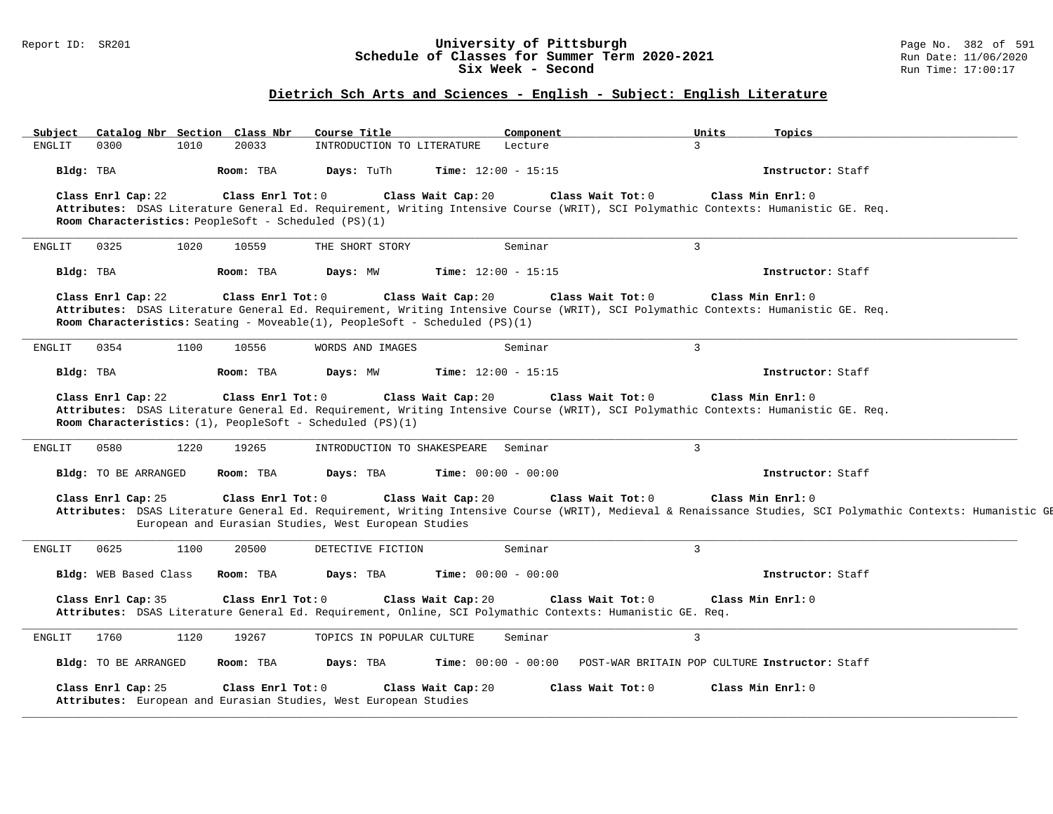## University of Pittsburgh
## Schedule of Classes for Summer Term 2020-2021
## Six Week - Second

Report ID: SR201

Run Date: 11/06/2020
Run Time: 17:00:17

### Dietrich Sch Arts and Sciences - English - Subject: English Literature

| Subject | Catalog Nbr | Section | Class Nbr | Course Title | Component | Units | Topics |
|---|---|---|---|---|---|---|---|
| ENGLIT | 0300 | 1010 | 20033 | INTRODUCTION TO LITERATURE | Lecture | 3 | |

**Bldg:** TBA **Room:** TBA **Days:** TuTh **Time:** 12:00 - 15:15 **Instructor:** Staff

**Class Enrl Cap:** 22 **Class Enrl Tot:** 0 **Class Wait Cap:** 20 **Class Wait Tot:** 0 **Class Min Enrl:** 0
**Attributes:** DSAS Literature General Ed. Requirement, Writing Intensive Course (WRIT), SCI Polymathic Contexts: Humanistic GE. Req.
**Room Characteristics:** PeopleSoft - Scheduled (PS)(1)

---

| Subject | Catalog Nbr | Section | Class Nbr | Course Title | Component | Units | Topics |
|---|---|---|---|---|---|---|---|
| ENGLIT | 0325 | 1020 | 10559 | THE SHORT STORY | Seminar | 3 | |

**Bldg:** TBA **Room:** TBA **Days:** MW **Time:** 12:00 - 15:15 **Instructor:** Staff

**Class Enrl Cap:** 22 **Class Enrl Tot:** 0 **Class Wait Cap:** 20 **Class Wait Tot:** 0 **Class Min Enrl:** 0
**Attributes:** DSAS Literature General Ed. Requirement, Writing Intensive Course (WRIT), SCI Polymathic Contexts: Humanistic GE. Req.
**Room Characteristics:** Seating - Moveable(1), PeopleSoft - Scheduled (PS)(1)

---

| Subject | Catalog Nbr | Section | Class Nbr | Course Title | Component | Units | Topics |
|---|---|---|---|---|---|---|---|
| ENGLIT | 0354 | 1100 | 10556 | WORDS AND IMAGES | Seminar | 3 | |

**Bldg:** TBA **Room:** TBA **Days:** MW **Time:** 12:00 - 15:15 **Instructor:** Staff

**Class Enrl Cap:** 22 **Class Enrl Tot:** 0 **Class Wait Cap:** 20 **Class Wait Tot:** 0 **Class Min Enrl:** 0
**Attributes:** DSAS Literature General Ed. Requirement, Writing Intensive Course (WRIT), SCI Polymathic Contexts: Humanistic GE. Req.
**Room Characteristics:** (1), PeopleSoft - Scheduled (PS)(1)

---

| Subject | Catalog Nbr | Section | Class Nbr | Course Title | Component | Units | Topics |
|---|---|---|---|---|---|---|---|
| ENGLIT | 0580 | 1220 | 19265 | INTRODUCTION TO SHAKESPEARE | Seminar | 3 | |

**Bldg:** TO BE ARRANGED **Room:** TBA **Days:** TBA **Time:** 00:00 - 00:00 **Instructor:** Staff

**Class Enrl Cap:** 25 **Class Enrl Tot:** 0 **Class Wait Cap:** 20 **Class Wait Tot:** 0 **Class Min Enrl:** 0
**Attributes:** DSAS Literature General Ed. Requirement, Writing Intensive Course (WRIT), Medieval & Renaissance Studies, SCI Polymathic Contexts: Humanistic GE
European and Eurasian Studies, West European Studies

---

| Subject | Catalog Nbr | Section | Class Nbr | Course Title | Component | Units | Topics |
|---|---|---|---|---|---|---|---|
| ENGLIT | 0625 | 1100 | 20500 | DETECTIVE FICTION | Seminar | 3 | |

**Bldg:** WEB Based Class **Room:** TBA **Days:** TBA **Time:** 00:00 - 00:00 **Instructor:** Staff

**Class Enrl Cap:** 35 **Class Enrl Tot:** 0 **Class Wait Cap:** 20 **Class Wait Tot:** 0 **Class Min Enrl:** 0
**Attributes:** DSAS Literature General Ed. Requirement, Online, SCI Polymathic Contexts: Humanistic GE. Req.

---

| Subject | Catalog Nbr | Section | Class Nbr | Course Title | Component | Units | Topics |
|---|---|---|---|---|---|---|---|
| ENGLIT | 1760 | 1120 | 19267 | TOPICS IN POPULAR CULTURE | Seminar | 3 | |

**Bldg:** TO BE ARRANGED **Room:** TBA **Days:** TBA **Time:** 00:00 - 00:00 POST-WAR BRITAIN POP CULTURE **Instructor:** Staff

**Class Enrl Cap:** 25 **Class Enrl Tot:** 0 **Class Wait Cap:** 20 **Class Wait Tot:** 0 **Class Min Enrl:** 0
**Attributes:** European and Eurasian Studies, West European Studies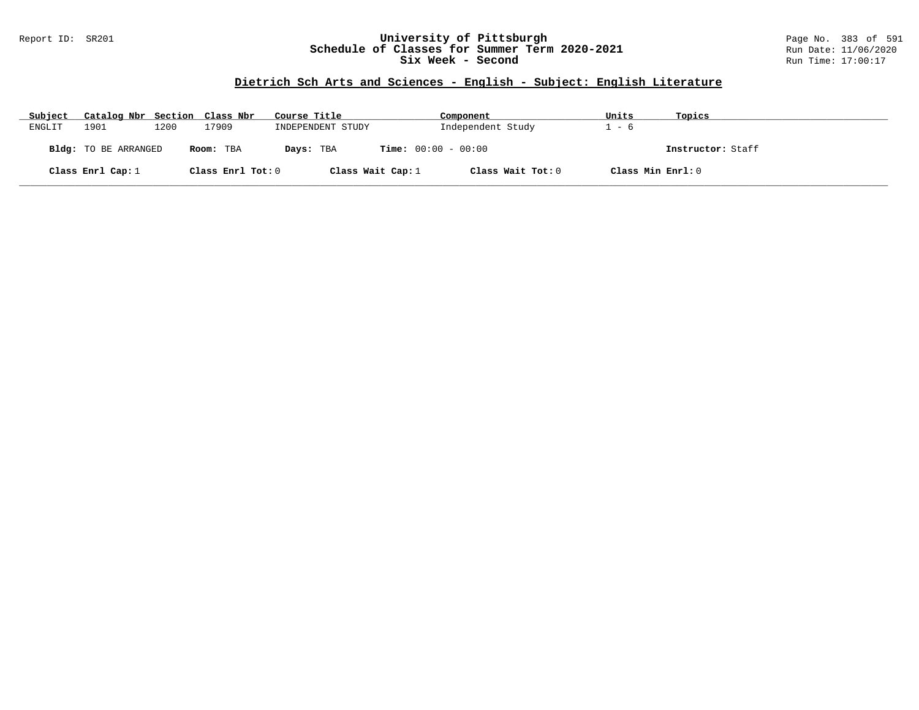## Dietrich Sch Arts and Sciences - English - Subject: English Literature

| Subject | Catalog Nbr | Section | Class Nbr | Course Title | Component | Units | Topics |
|---|---|---|---|---|---|---|---|
| ENGLIT | 1901 | 1200 | 17909 | INDEPENDENT STUDY | Independent Study | 1 - 6 | |

**Bldg:** TO BE ARRANGED **Room:** TBA **Days:** TBA **Time:** 00:00 - 00:00 **Instructor:** Staff

**Class Enrl Cap:** 1 **Class Enrl Tot:** 0 **Class Wait Cap:** 1 **Class Wait Tot:** 0 **Class Min Enrl:** 0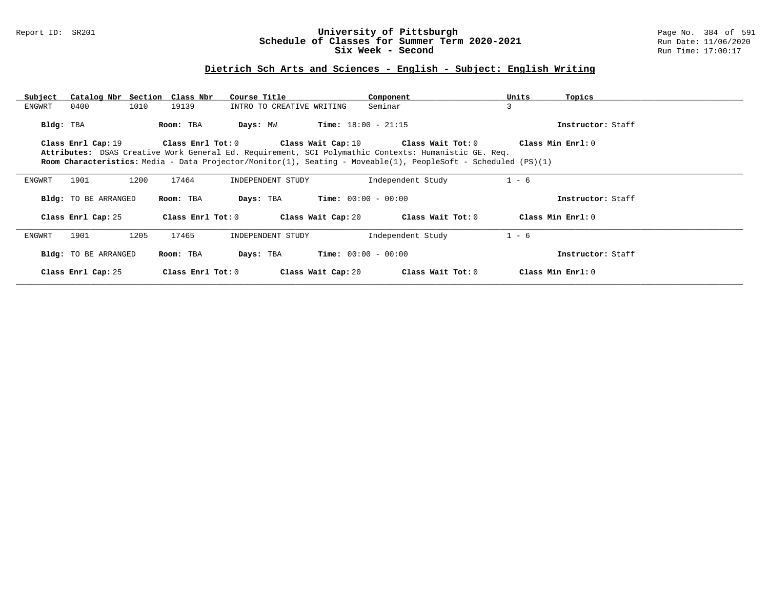# University of Pittsburgh
## Schedule of Classes for Summer Term 2020-2021
### Six Week - Second

Report ID: SR201

Run Date: 11/06/2020
Run Time: 17:00:17

## Dietrich Sch Arts and Sciences - English - Subject: English Writing

| Subject | Catalog Nbr | Section | Class Nbr | Course Title | Component | Units | Topics |
|---|---|---|---|---|---|---|---|
| ENGWRT | 0400 | 1010 | 19139 | INTRO TO CREATIVE WRITING | Seminar | 3 | |

**Bldg:** TBA **Room:** TBA **Days:** MW **Time:** 18:00 - 21:15 **Instructor:** Staff

**Class Enrl Cap:** 19 **Class Enrl Tot:** 0 **Class Wait Cap:** 10 **Class Wait Tot:** 0 **Class Min Enrl:** 0

**Attributes:** DSAS Creative Work General Ed. Requirement, SCI Polymathic Contexts: Humanistic GE. Req.

**Room Characteristics:** Media - Data Projector/Monitor(1), Seating - Moveable(1), PeopleSoft - Scheduled (PS)(1)

---

| Subject | Catalog Nbr | Section | Class Nbr | Course Title | Component | Units | Topics |
|---|---|---|---|---|---|---|---|
| ENGWRT | 1901 | 1200 | 17464 | INDEPENDENT STUDY | Independent Study | 1 - 6 | |

**Bldg:** TO BE ARRANGED **Room:** TBA **Days:** TBA **Time:** 00:00 - 00:00 **Instructor:** Staff

**Class Enrl Cap:** 25 **Class Enrl Tot:** 0 **Class Wait Cap:** 20 **Class Wait Tot:** 0 **Class Min Enrl:** 0

---

| Subject | Catalog Nbr | Section | Class Nbr | Course Title | Component | Units | Topics |
|---|---|---|---|---|---|---|---|
| ENGWRT | 1901 | 1205 | 17465 | INDEPENDENT STUDY | Independent Study | 1 - 6 | |

**Bldg:** TO BE ARRANGED **Room:** TBA **Days:** TBA **Time:** 00:00 - 00:00 **Instructor:** Staff

**Class Enrl Cap:** 25 **Class Enrl Tot:** 0 **Class Wait Cap:** 20 **Class Wait Tot:** 0 **Class Min Enrl:** 0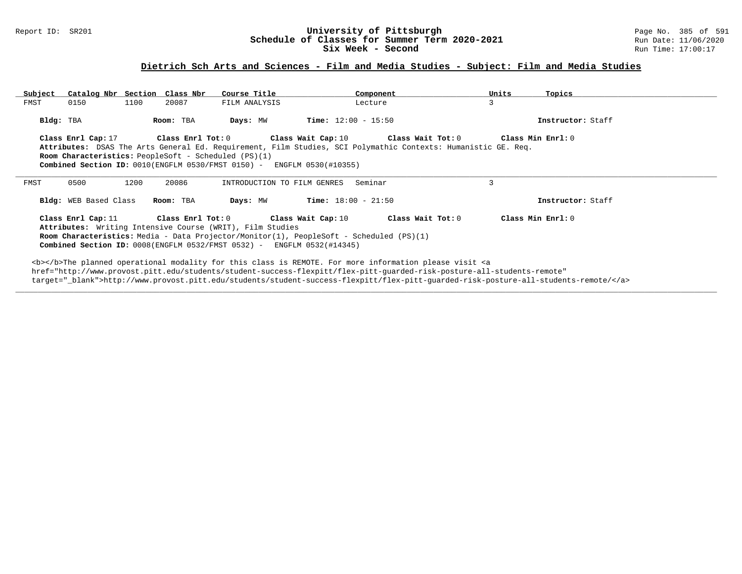## Dietrich Sch Arts and Sciences - Film and Media Studies - Subject: Film and Media Studies

| Subject | Catalog Nbr | Section | Class Nbr | Course Title | Component | Units | Topics |
|---|---|---|---|---|---|---|---|
| FMST | 0150 | 1100 | 20087 | FILM ANALYSIS | Lecture | 3 | |

**Bldg:** TBA **Room:** TBA **Days:** MW **Time:** 12:00 - 15:50 **Instructor:** Staff

**Class Enrl Cap:** 17 **Class Enrl Tot:** 0 **Class Wait Cap:** 10 **Class Wait Tot:** 0 **Class Min Enrl:** 0

**Attributes:** DSAS The Arts General Ed. Requirement, Film Studies, SCI Polymathic Contexts: Humanistic GE. Req.

**Room Characteristics:** PeopleSoft - Scheduled (PS)(1)

**Combined Section ID:** 0010(ENGFLM 0530/FMST 0150) - ENGFLM 0530(#10355)

---

| Subject | Catalog Nbr | Section | Class Nbr | Course Title | Component | Units | Topics |
|---|---|---|---|---|---|---|---|
| FMST | 0500 | 1200 | 20086 | INTRODUCTION TO FILM GENRES | Seminar | 3 | |

**Bldg:** WEB Based Class **Room:** TBA **Days:** MW **Time:** 18:00 - 21:50 **Instructor:** Staff

**Class Enrl Cap:** 11 **Class Enrl Tot:** 0 **Class Wait Cap:** 10 **Class Wait Tot:** 0 **Class Min Enrl:** 0

**Attributes:** Writing Intensive Course (WRIT), Film Studies

**Room Characteristics:** Media - Data Projector/Monitor(1), PeopleSoft - Scheduled (PS)(1)

**Combined Section ID:** 0008(ENGFLM 0532/FMST 0532) - ENGFLM 0532(#14345)

<b></b>The planned operational modality for this class is REMOTE. For more information please visit <a href="http://www.provost.pitt.edu/students/student-success-flexpitt/flex-pitt-guarded-risk-posture-all-students-remote" target="_blank">http://www.provost.pitt.edu/students/student-success-flexpitt/flex-pitt-guarded-risk-posture-all-students-remote/</a>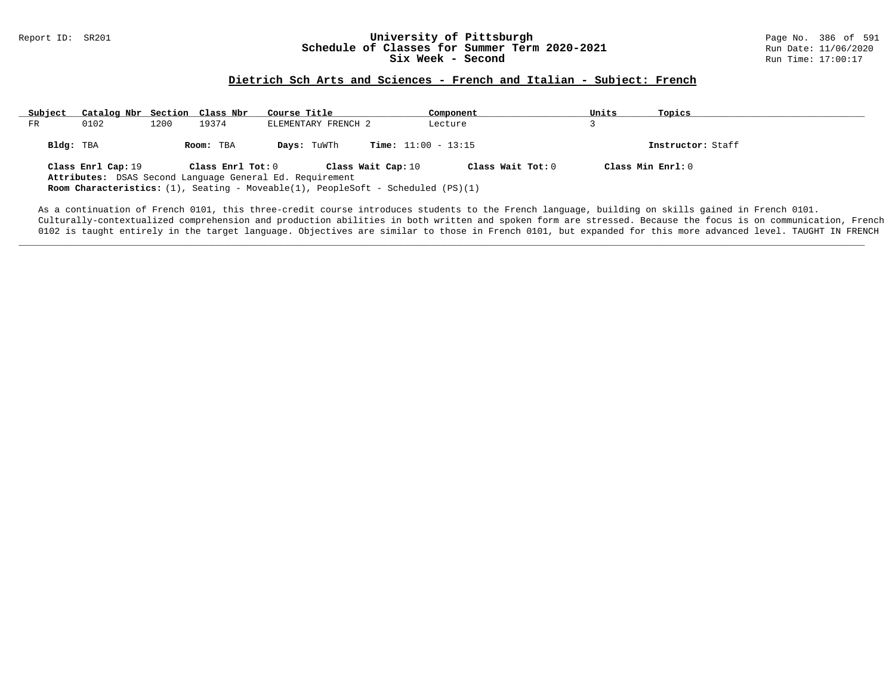## Dietrich Sch Arts and Sciences - French and Italian - Subject: French

| Subject | Catalog Nbr | Section | Class Nbr | Course Title | Component | Units | Topics |
|---|---|---|---|---|---|---|---|
| FR | 0102 | 1200 | 19374 | ELEMENTARY FRENCH 2 | Lecture | 3 | |

**Bldg:** TBA **Room:** TBA **Days:** TuWTh **Time:** 11:00 - 13:15 **Instructor:** Staff

**Class Enrl Cap:** 19 **Class Enrl Tot:** 0 **Class Wait Cap:** 10 **Class Wait Tot:** 0 **Class Min Enrl:** 0

**Attributes:** DSAS Second Language General Ed. Requirement

**Room Characteristics:** (1), Seating - Moveable(1), PeopleSoft - Scheduled (PS)(1)

As a continuation of French 0101, this three-credit course introduces students to the French language, building on skills gained in French 0101. Culturally-contextualized comprehension and production abilities in both written and spoken form are stressed. Because the focus is on communication, French 0102 is taught entirely in the target language. Objectives are similar to those in French 0101, but expanded for this more advanced level. TAUGHT IN FRENCH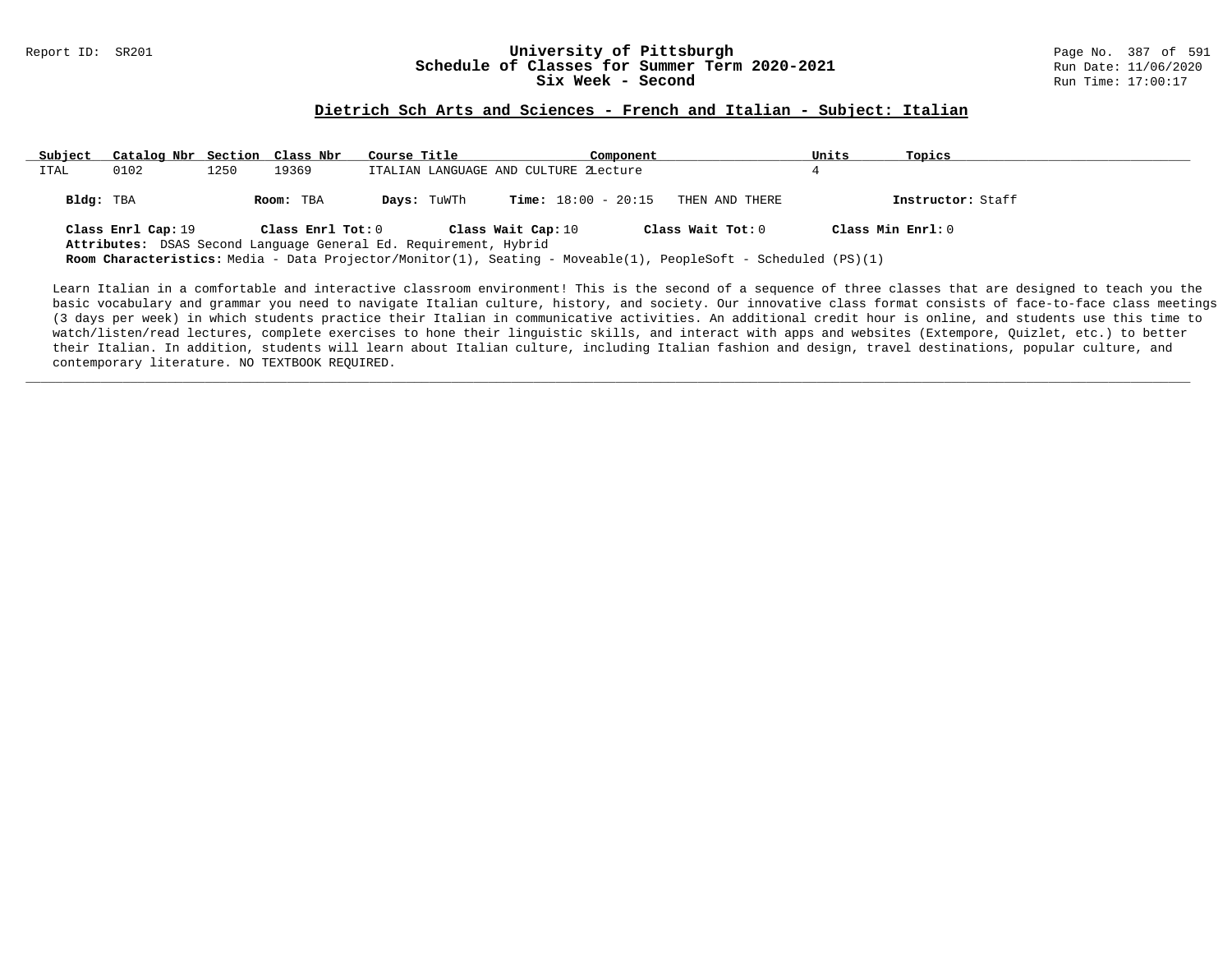# University of Pittsburgh
## Schedule of Classes for Summer Term 2020-2021
## Six Week - Second

Report ID: SR201

Run Date: 11/06/2020
Run Time: 17:00:17

### Dietrich Sch Arts and Sciences - French and Italian - Subject: Italian

| Subject | Catalog Nbr | Section | Class Nbr | Course Title | Component | Units | Topics |
|---|---|---|---|---|---|---|---|
| ITAL | 0102 | 1250 | 19369 | ITALIAN LANGUAGE AND CULTURE 2 | Lecture | 4 | |

**Bldg:** TBA **Room:** TBA **Days:** TuWTh **Time:** 18:00 - 20:15 THEN AND THERE **Instructor:** Staff

**Class Enrl Cap:** 19 **Class Enrl Tot:** 0 **Class Wait Cap:** 10 **Class Wait Tot:** 0 **Class Min Enrl:** 0

**Attributes:** DSAS Second Language General Ed. Requirement, Hybrid

**Room Characteristics:** Media - Data Projector/Monitor(1), Seating - Moveable(1), PeopleSoft - Scheduled (PS)(1)

Learn Italian in a comfortable and interactive classroom environment! This is the second of a sequence of three classes that are designed to teach you the basic vocabulary and grammar you need to navigate Italian culture, history, and society. Our innovative class format consists of face-to-face class meetings (3 days per week) in which students practice their Italian in communicative activities. An additional credit hour is online, and students use this time to watch/listen/read lectures, complete exercises to hone their linguistic skills, and interact with apps and websites (Extempore, Quizlet, etc.) to better their Italian. In addition, students will learn about Italian culture, including Italian fashion and design, travel destinations, popular culture, and contemporary literature. NO TEXTBOOK REQUIRED.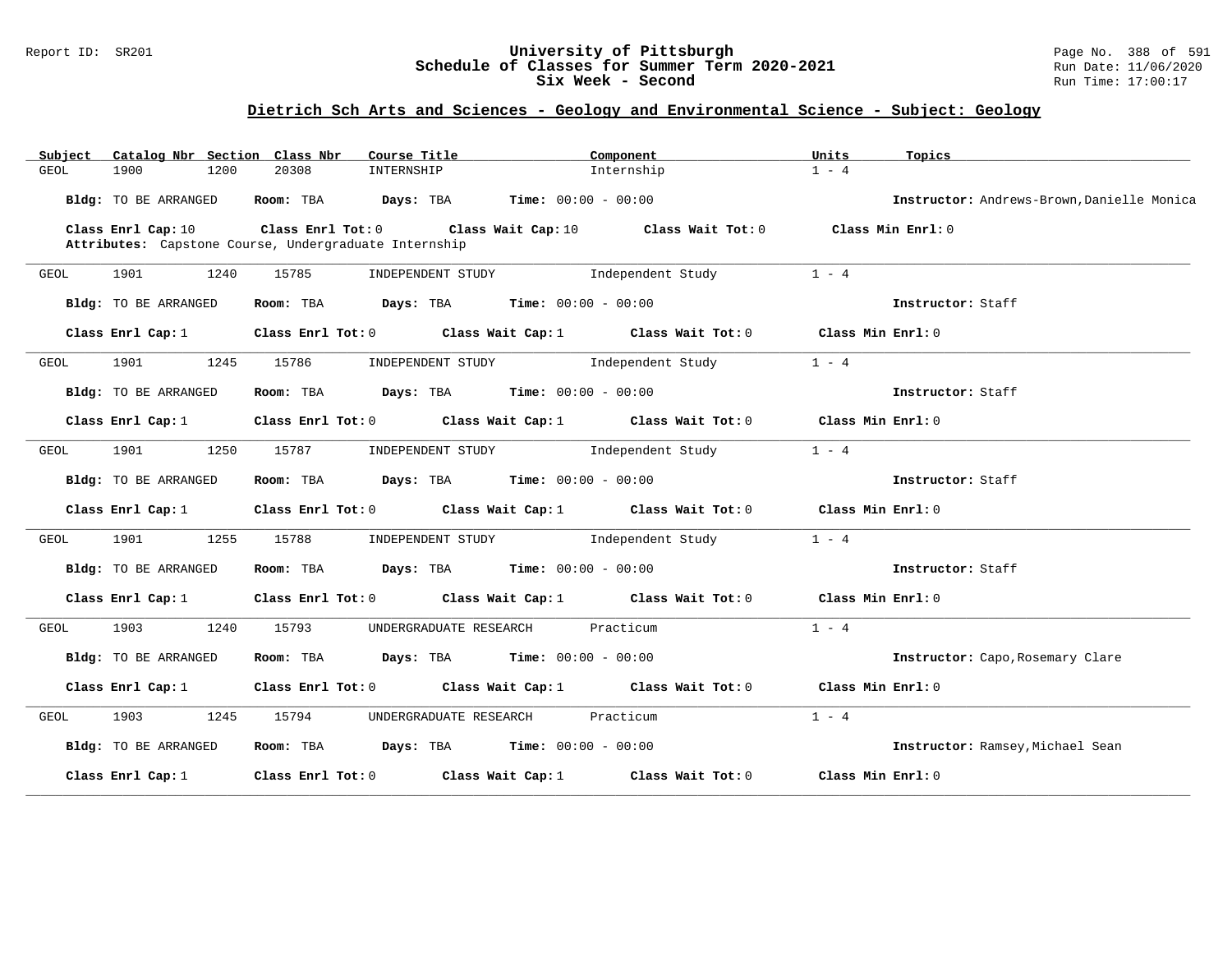## Dietrich Sch Arts and Sciences - Geology and Environmental Science - Subject: Geology

| Subject | Catalog Nbr | Section | Class Nbr | Course Title | Component | Units | Topics |
|---|---|---|---|---|---|---|---|
| GEOL | 1900 | 1200 | 20308 | INTERNSHIP | Internship | 1 - 4 | |

**Bldg:** TO BE ARRANGED **Room:** TBA **Days:** TBA **Time:** 00:00 - 00:00 **Instructor:** Andrews-Brown,Danielle Monica

**Class Enrl Cap:** 10 **Class Enrl Tot:** 0 **Class Wait Cap:** 10 **Class Wait Tot:** 0 **Class Min Enrl:** 0

**Attributes:** Capstone Course, Undergraduate Internship

---

| Subject | Catalog Nbr | Section | Class Nbr | Course Title | Component | Units | Topics |
|---|---|---|---|---|---|---|---|
| GEOL | 1901 | 1240 | 15785 | INDEPENDENT STUDY | Independent Study | 1 - 4 | |

**Bldg:** TO BE ARRANGED **Room:** TBA **Days:** TBA **Time:** 00:00 - 00:00 **Instructor:** Staff

**Class Enrl Cap:** 1 **Class Enrl Tot:** 0 **Class Wait Cap:** 1 **Class Wait Tot:** 0 **Class Min Enrl:** 0

---

| Subject | Catalog Nbr | Section | Class Nbr | Course Title | Component | Units | Topics |
|---|---|---|---|---|---|---|---|
| GEOL | 1901 | 1245 | 15786 | INDEPENDENT STUDY | Independent Study | 1 - 4 | |

**Bldg:** TO BE ARRANGED **Room:** TBA **Days:** TBA **Time:** 00:00 - 00:00 **Instructor:** Staff

**Class Enrl Cap:** 1 **Class Enrl Tot:** 0 **Class Wait Cap:** 1 **Class Wait Tot:** 0 **Class Min Enrl:** 0

---

| Subject | Catalog Nbr | Section | Class Nbr | Course Title | Component | Units | Topics |
|---|---|---|---|---|---|---|---|
| GEOL | 1901 | 1250 | 15787 | INDEPENDENT STUDY | Independent Study | 1 - 4 | |

**Bldg:** TO BE ARRANGED **Room:** TBA **Days:** TBA **Time:** 00:00 - 00:00 **Instructor:** Staff

**Class Enrl Cap:** 1 **Class Enrl Tot:** 0 **Class Wait Cap:** 1 **Class Wait Tot:** 0 **Class Min Enrl:** 0

---

| Subject | Catalog Nbr | Section | Class Nbr | Course Title | Component | Units | Topics |
|---|---|---|---|---|---|---|---|
| GEOL | 1901 | 1255 | 15788 | INDEPENDENT STUDY | Independent Study | 1 - 4 | |

**Bldg:** TO BE ARRANGED **Room:** TBA **Days:** TBA **Time:** 00:00 - 00:00 **Instructor:** Staff

**Class Enrl Cap:** 1 **Class Enrl Tot:** 0 **Class Wait Cap:** 1 **Class Wait Tot:** 0 **Class Min Enrl:** 0

---

| Subject | Catalog Nbr | Section | Class Nbr | Course Title | Component | Units | Topics |
|---|---|---|---|---|---|---|---|
| GEOL | 1903 | 1240 | 15793 | UNDERGRADUATE RESEARCH | Practicum | 1 - 4 | |

**Bldg:** TO BE ARRANGED **Room:** TBA **Days:** TBA **Time:** 00:00 - 00:00 **Instructor:** Capo,Rosemary Clare

**Class Enrl Cap:** 1 **Class Enrl Tot:** 0 **Class Wait Cap:** 1 **Class Wait Tot:** 0 **Class Min Enrl:** 0

---

| Subject | Catalog Nbr | Section | Class Nbr | Course Title | Component | Units | Topics |
|---|---|---|---|---|---|---|---|
| GEOL | 1903 | 1245 | 15794 | UNDERGRADUATE RESEARCH | Practicum | 1 - 4 | |

**Bldg:** TO BE ARRANGED **Room:** TBA **Days:** TBA **Time:** 00:00 - 00:00 **Instructor:** Ramsey,Michael Sean

**Class Enrl Cap:** 1 **Class Enrl Tot:** 0 **Class Wait Cap:** 1 **Class Wait Tot:** 0 **Class Min Enrl:** 0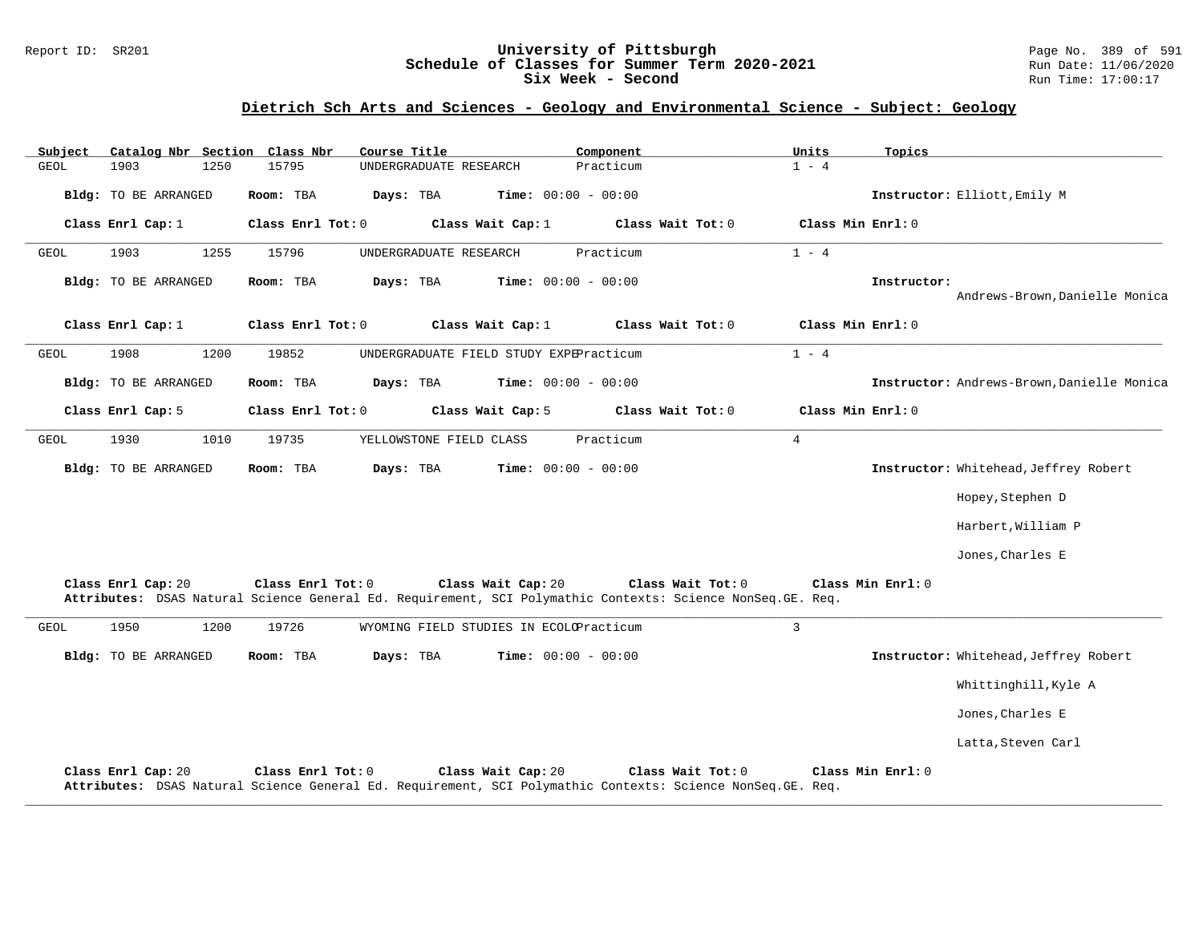## Dietrich Sch Arts and Sciences - Geology and Environmental Science - Subject: Geology

| Subject | Catalog Nbr | Section | Class Nbr | Course Title | Component | Units | Topics |
|---|---|---|---|---|---|---|---|
| GEOL | 1903 | 1250 | 15795 | UNDERGRADUATE RESEARCH | Practicum | 1 - 4 | |

**Bldg:** TO BE ARRANGED **Room:** TBA **Days:** TBA **Time:** 00:00 - 00:00 **Instructor:** Elliott,Emily M

**Class Enrl Cap:** 1 **Class Enrl Tot:** 0 **Class Wait Cap:** 1 **Class Wait Tot:** 0 **Class Min Enrl:** 0

---

| Subject | Catalog Nbr | Section | Class Nbr | Course Title | Component | Units | Topics |
|---|---|---|---|---|---|---|---|
| GEOL | 1903 | 1255 | 15796 | UNDERGRADUATE RESEARCH | Practicum | 1 - 4 | |

**Bldg:** TO BE ARRANGED **Room:** TBA **Days:** TBA **Time:** 00:00 - 00:00 **Instructor:** Andrews-Brown,Danielle Monica

**Class Enrl Cap:** 1 **Class Enrl Tot:** 0 **Class Wait Cap:** 1 **Class Wait Tot:** 0 **Class Min Enrl:** 0

---

| Subject | Catalog Nbr | Section | Class Nbr | Course Title | Component | Units | Topics |
|---|---|---|---|---|---|---|---|
| GEOL | 1908 | 1200 | 19852 | UNDERGRADUATE FIELD STUDY EXPE | Practicum | 1 - 4 | |

**Bldg:** TO BE ARRANGED **Room:** TBA **Days:** TBA **Time:** 00:00 - 00:00 **Instructor:** Andrews-Brown,Danielle Monica

**Class Enrl Cap:** 5 **Class Enrl Tot:** 0 **Class Wait Cap:** 5 **Class Wait Tot:** 0 **Class Min Enrl:** 0

---

| Subject | Catalog Nbr | Section | Class Nbr | Course Title | Component | Units | Topics |
|---|---|---|---|---|---|---|---|
| GEOL | 1930 | 1010 | 19735 | YELLOWSTONE FIELD CLASS | Practicum | 4 | |

**Bldg:** TO BE ARRANGED **Room:** TBA **Days:** TBA **Time:** 00:00 - 00:00 **Instructor:** Whitehead,Jeffrey Robert
Hopey,Stephen D
Harbert,William P
Jones,Charles E

**Class Enrl Cap:** 20 **Class Enrl Tot:** 0 **Class Wait Cap:** 20 **Class Wait Tot:** 0 **Class Min Enrl:** 0
**Attributes:** DSAS Natural Science General Ed. Requirement, SCI Polymathic Contexts: Science NonSeq.GE. Req.

---

| Subject | Catalog Nbr | Section | Class Nbr | Course Title | Component | Units | Topics |
|---|---|---|---|---|---|---|---|
| GEOL | 1950 | 1200 | 19726 | WYOMING FIELD STUDIES IN ECOLO | Practicum | 3 | |

**Bldg:** TO BE ARRANGED **Room:** TBA **Days:** TBA **Time:** 00:00 - 00:00 **Instructor:** Whitehead,Jeffrey Robert
Whittinghill,Kyle A
Jones,Charles E
Latta,Steven Carl

**Class Enrl Cap:** 20 **Class Enrl Tot:** 0 **Class Wait Cap:** 20 **Class Wait Tot:** 0 **Class Min Enrl:** 0
**Attributes:** DSAS Natural Science General Ed. Requirement, SCI Polymathic Contexts: Science NonSeq.GE. Req.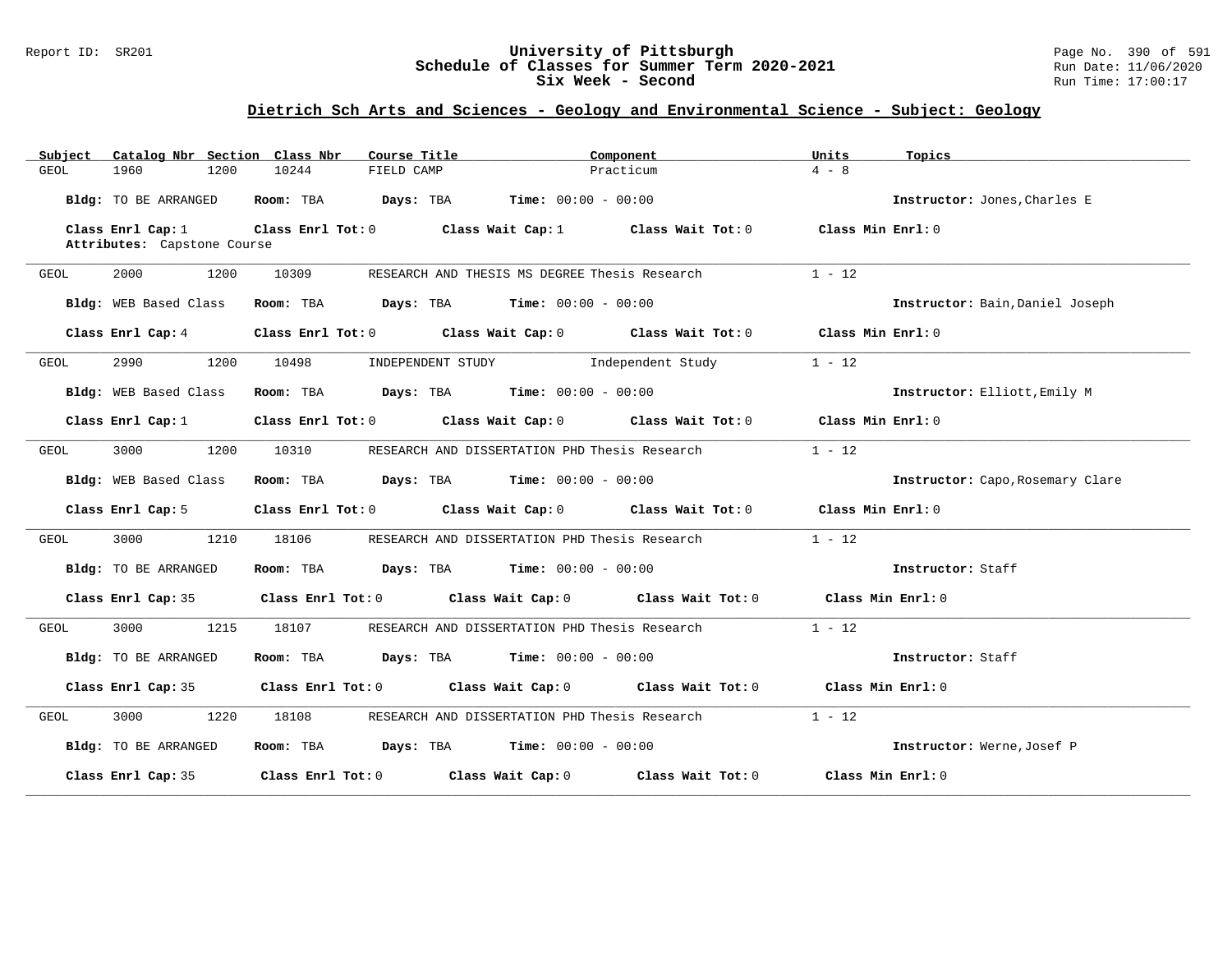# University of Pittsburgh
## Schedule of Classes for Summer Term 2020-2021
### Six Week - Second

Report ID: SR201

Run Date: 11/06/2020
Run Time: 17:00:17

## Dietrich Sch Arts and Sciences - Geology and Environmental Science - Subject: Geology

| Subject | Catalog Nbr | Section | Class Nbr | Course Title | Component | Units | Topics |
|---|---|---|---|---|---|---|---|
| GEOL | 1960 | 1200 | 10244 | FIELD CAMP | Practicum | 4 - 8 | |

**Bldg:** TO BE ARRANGED **Room:** TBA **Days:** TBA **Time:** 00:00 - 00:00 **Instructor:** Jones,Charles E

**Class Enrl Cap:** 1 **Class Enrl Tot:** 0 **Class Wait Cap:** 1 **Class Wait Tot:** 0 **Class Min Enrl:** 0

**Attributes:** Capstone Course

---

| Subject | Catalog Nbr | Section | Class Nbr | Course Title | Component | Units | Topics |
|---|---|---|---|---|---|---|---|
| GEOL | 2000 | 1200 | 10309 | RESEARCH AND THESIS MS DEGREE | Thesis Research | 1 - 12 | |

**Bldg:** WEB Based Class **Room:** TBA **Days:** TBA **Time:** 00:00 - 00:00 **Instructor:** Bain,Daniel Joseph

**Class Enrl Cap:** 4 **Class Enrl Tot:** 0 **Class Wait Cap:** 0 **Class Wait Tot:** 0 **Class Min Enrl:** 0

---

| Subject | Catalog Nbr | Section | Class Nbr | Course Title | Component | Units | Topics |
|---|---|---|---|---|---|---|---|
| GEOL | 2990 | 1200 | 10498 | INDEPENDENT STUDY | Independent Study | 1 - 12 | |

**Bldg:** WEB Based Class **Room:** TBA **Days:** TBA **Time:** 00:00 - 00:00 **Instructor:** Elliott,Emily M

**Class Enrl Cap:** 1 **Class Enrl Tot:** 0 **Class Wait Cap:** 0 **Class Wait Tot:** 0 **Class Min Enrl:** 0

---

| Subject | Catalog Nbr | Section | Class Nbr | Course Title | Component | Units | Topics |
|---|---|---|---|---|---|---|---|
| GEOL | 3000 | 1200 | 10310 | RESEARCH AND DISSERTATION PHD | Thesis Research | 1 - 12 | |

**Bldg:** WEB Based Class **Room:** TBA **Days:** TBA **Time:** 00:00 - 00:00 **Instructor:** Capo,Rosemary Clare

**Class Enrl Cap:** 5 **Class Enrl Tot:** 0 **Class Wait Cap:** 0 **Class Wait Tot:** 0 **Class Min Enrl:** 0

---

| Subject | Catalog Nbr | Section | Class Nbr | Course Title | Component | Units | Topics |
|---|---|---|---|---|---|---|---|
| GEOL | 3000 | 1210 | 18106 | RESEARCH AND DISSERTATION PHD | Thesis Research | 1 - 12 | |

**Bldg:** TO BE ARRANGED **Room:** TBA **Days:** TBA **Time:** 00:00 - 00:00 **Instructor:** Staff

**Class Enrl Cap:** 35 **Class Enrl Tot:** 0 **Class Wait Cap:** 0 **Class Wait Tot:** 0 **Class Min Enrl:** 0

---

| Subject | Catalog Nbr | Section | Class Nbr | Course Title | Component | Units | Topics |
|---|---|---|---|---|---|---|---|
| GEOL | 3000 | 1215 | 18107 | RESEARCH AND DISSERTATION PHD | Thesis Research | 1 - 12 | |

**Bldg:** TO BE ARRANGED **Room:** TBA **Days:** TBA **Time:** 00:00 - 00:00 **Instructor:** Staff

**Class Enrl Cap:** 35 **Class Enrl Tot:** 0 **Class Wait Cap:** 0 **Class Wait Tot:** 0 **Class Min Enrl:** 0

---

| Subject | Catalog Nbr | Section | Class Nbr | Course Title | Component | Units | Topics |
|---|---|---|---|---|---|---|---|
| GEOL | 3000 | 1220 | 18108 | RESEARCH AND DISSERTATION PHD | Thesis Research | 1 - 12 | |

**Bldg:** TO BE ARRANGED **Room:** TBA **Days:** TBA **Time:** 00:00 - 00:00 **Instructor:** Werne,Josef P

**Class Enrl Cap:** 35 **Class Enrl Tot:** 0 **Class Wait Cap:** 0 **Class Wait Tot:** 0 **Class Min Enrl:** 0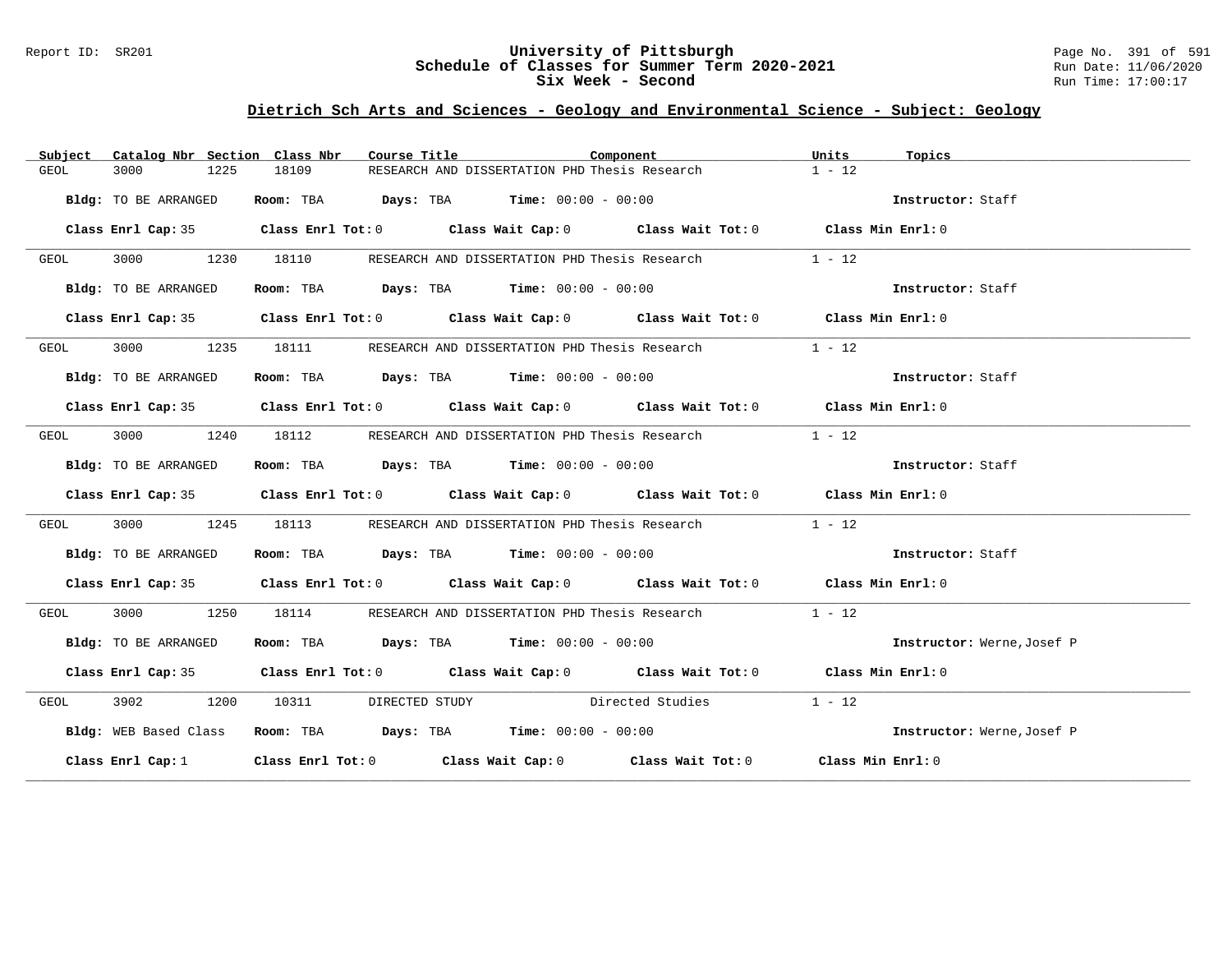## Dietrich Sch Arts and Sciences - Geology and Environmental Science - Subject: Geology

| Subject | Catalog Nbr | Section | Class Nbr | Course Title | Component | Units | Topics |
|---|---|---|---|---|---|---|---|
| GEOL | 3000 | 1225 | 18109 | RESEARCH AND DISSERTATION PHD | Thesis Research | 1 - 12 | |

**Bldg:** TO BE ARRANGED **Room:** TBA **Days:** TBA **Time:** 00:00 - 00:00 **Instructor:** Staff

**Class Enrl Cap:** 35 **Class Enrl Tot:** 0 **Class Wait Cap:** 0 **Class Wait Tot:** 0 **Class Min Enrl:** 0

| Subject | Catalog Nbr | Section | Class Nbr | Course Title | Component | Units | Topics |
|---|---|---|---|---|---|---|---|
| GEOL | 3000 | 1230 | 18110 | RESEARCH AND DISSERTATION PHD | Thesis Research | 1 - 12 | |

**Bldg:** TO BE ARRANGED **Room:** TBA **Days:** TBA **Time:** 00:00 - 00:00 **Instructor:** Staff

**Class Enrl Cap:** 35 **Class Enrl Tot:** 0 **Class Wait Cap:** 0 **Class Wait Tot:** 0 **Class Min Enrl:** 0

| Subject | Catalog Nbr | Section | Class Nbr | Course Title | Component | Units | Topics |
|---|---|---|---|---|---|---|---|
| GEOL | 3000 | 1235 | 18111 | RESEARCH AND DISSERTATION PHD | Thesis Research | 1 - 12 | |

**Bldg:** TO BE ARRANGED **Room:** TBA **Days:** TBA **Time:** 00:00 - 00:00 **Instructor:** Staff

**Class Enrl Cap:** 35 **Class Enrl Tot:** 0 **Class Wait Cap:** 0 **Class Wait Tot:** 0 **Class Min Enrl:** 0

| Subject | Catalog Nbr | Section | Class Nbr | Course Title | Component | Units | Topics |
|---|---|---|---|---|---|---|---|
| GEOL | 3000 | 1240 | 18112 | RESEARCH AND DISSERTATION PHD | Thesis Research | 1 - 12 | |

**Bldg:** TO BE ARRANGED **Room:** TBA **Days:** TBA **Time:** 00:00 - 00:00 **Instructor:** Staff

**Class Enrl Cap:** 35 **Class Enrl Tot:** 0 **Class Wait Cap:** 0 **Class Wait Tot:** 0 **Class Min Enrl:** 0

| Subject | Catalog Nbr | Section | Class Nbr | Course Title | Component | Units | Topics |
|---|---|---|---|---|---|---|---|
| GEOL | 3000 | 1245 | 18113 | RESEARCH AND DISSERTATION PHD | Thesis Research | 1 - 12 | |

**Bldg:** TO BE ARRANGED **Room:** TBA **Days:** TBA **Time:** 00:00 - 00:00 **Instructor:** Staff

**Class Enrl Cap:** 35 **Class Enrl Tot:** 0 **Class Wait Cap:** 0 **Class Wait Tot:** 0 **Class Min Enrl:** 0

| Subject | Catalog Nbr | Section | Class Nbr | Course Title | Component | Units | Topics |
|---|---|---|---|---|---|---|---|
| GEOL | 3000 | 1250 | 18114 | RESEARCH AND DISSERTATION PHD | Thesis Research | 1 - 12 | |

**Bldg:** TO BE ARRANGED **Room:** TBA **Days:** TBA **Time:** 00:00 - 00:00 **Instructor:** Werne,Josef P

**Class Enrl Cap:** 35 **Class Enrl Tot:** 0 **Class Wait Cap:** 0 **Class Wait Tot:** 0 **Class Min Enrl:** 0

| Subject | Catalog Nbr | Section | Class Nbr | Course Title | Component | Units | Topics |
|---|---|---|---|---|---|---|---|
| GEOL | 3902 | 1200 | 10311 | DIRECTED STUDY | Directed Studies | 1 - 12 | |

**Bldg:** WEB Based Class **Room:** TBA **Days:** TBA **Time:** 00:00 - 00:00 **Instructor:** Werne,Josef P

**Class Enrl Cap:** 1 **Class Enrl Tot:** 0 **Class Wait Cap:** 0 **Class Wait Tot:** 0 **Class Min Enrl:** 0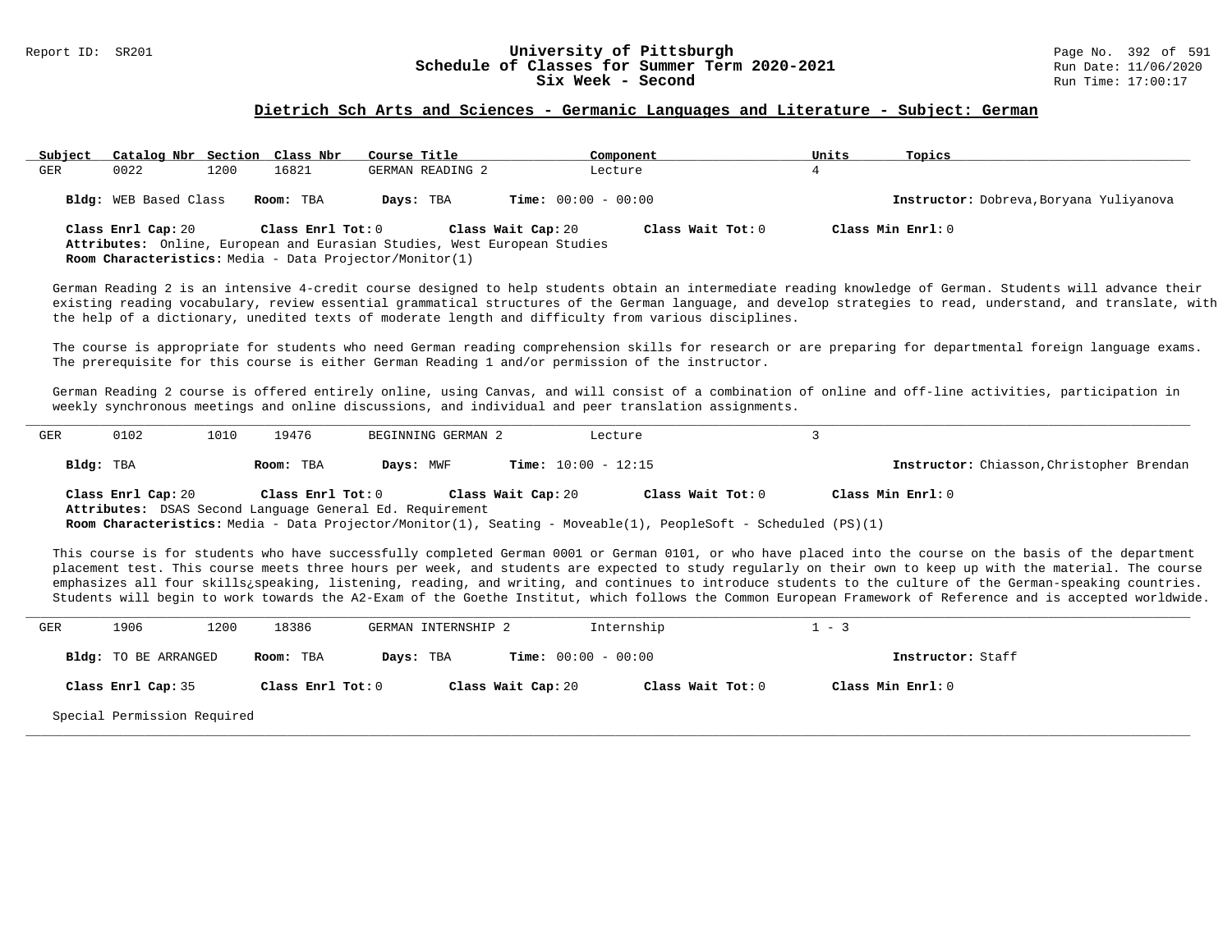## Dietrich Sch Arts and Sciences - Germanic Languages and Literature - Subject: German

| Subject | Catalog Nbr | Section | Class Nbr | Course Title | Component | Units | Topics |
|---|---|---|---|---|---|---|---|
| GER | 0022 | 1200 | 16821 | GERMAN READING 2 | Lecture | 4 | |

**Bldg:** WEB Based Class **Room:** TBA **Days:** TBA **Time:** 00:00 - 00:00 **Instructor:** Dobreva,Boryana Yuliyanova

**Class Enrl Cap:** 20 **Class Enrl Tot:** 0 **Class Wait Cap:** 20 **Class Wait Tot:** 0 **Class Min Enrl:** 0

**Attributes:** Online, European and Eurasian Studies, West European Studies

**Room Characteristics:** Media - Data Projector/Monitor(1)

German Reading 2 is an intensive 4-credit course designed to help students obtain an intermediate reading knowledge of German. Students will advance their existing reading vocabulary, review essential grammatical structures of the German language, and develop strategies to read, understand, and translate, with the help of a dictionary, unedited texts of moderate length and difficulty from various disciplines.

The course is appropriate for students who need German reading comprehension skills for research or are preparing for departmental foreign language exams. The prerequisite for this course is either German Reading 1 and/or permission of the instructor.

German Reading 2 course is offered entirely online, using Canvas, and will consist of a combination of online and off-line activities, participation in weekly synchronous meetings and online discussions, and individual and peer translation assignments.

---

| Subject | Catalog Nbr | Section | Class Nbr | Course Title | Component | Units | Topics |
|---|---|---|---|---|---|---|---|
| GER | 0102 | 1010 | 19476 | BEGINNING GERMAN 2 | Lecture | 3 | |

**Bldg:** TBA **Room:** TBA **Days:** MWF **Time:** 10:00 - 12:15 **Instructor:** Chiasson,Christopher Brendan

**Class Enrl Cap:** 20 **Class Enrl Tot:** 0 **Class Wait Cap:** 20 **Class Wait Tot:** 0 **Class Min Enrl:** 0

**Attributes:** DSAS Second Language General Ed. Requirement

**Room Characteristics:** Media - Data Projector/Monitor(1), Seating - Moveable(1), PeopleSoft - Scheduled (PS)(1)

This course is for students who have successfully completed German 0001 or German 0101, or who have placed into the course on the basis of the department placement test. This course meets three hours per week, and students are expected to study regularly on their own to keep up with the material. The course emphasizes all four skills¿speaking, listening, reading, and writing, and continues to introduce students to the culture of the German-speaking countries. Students will begin to work towards the A2-Exam of the Goethe Institut, which follows the Common European Framework of Reference and is accepted worldwide.

---

| Subject | Catalog Nbr | Section | Class Nbr | Course Title | Component | Units | Topics |
|---|---|---|---|---|---|---|---|
| GER | 1906 | 1200 | 18386 | GERMAN INTERNSHIP 2 | Internship | 1 - 3 | |

**Bldg:** TO BE ARRANGED **Room:** TBA **Days:** TBA **Time:** 00:00 - 00:00 **Instructor:** Staff

**Class Enrl Cap:** 35 **Class Enrl Tot:** 0 **Class Wait Cap:** 20 **Class Wait Tot:** 0 **Class Min Enrl:** 0

Special Permission Required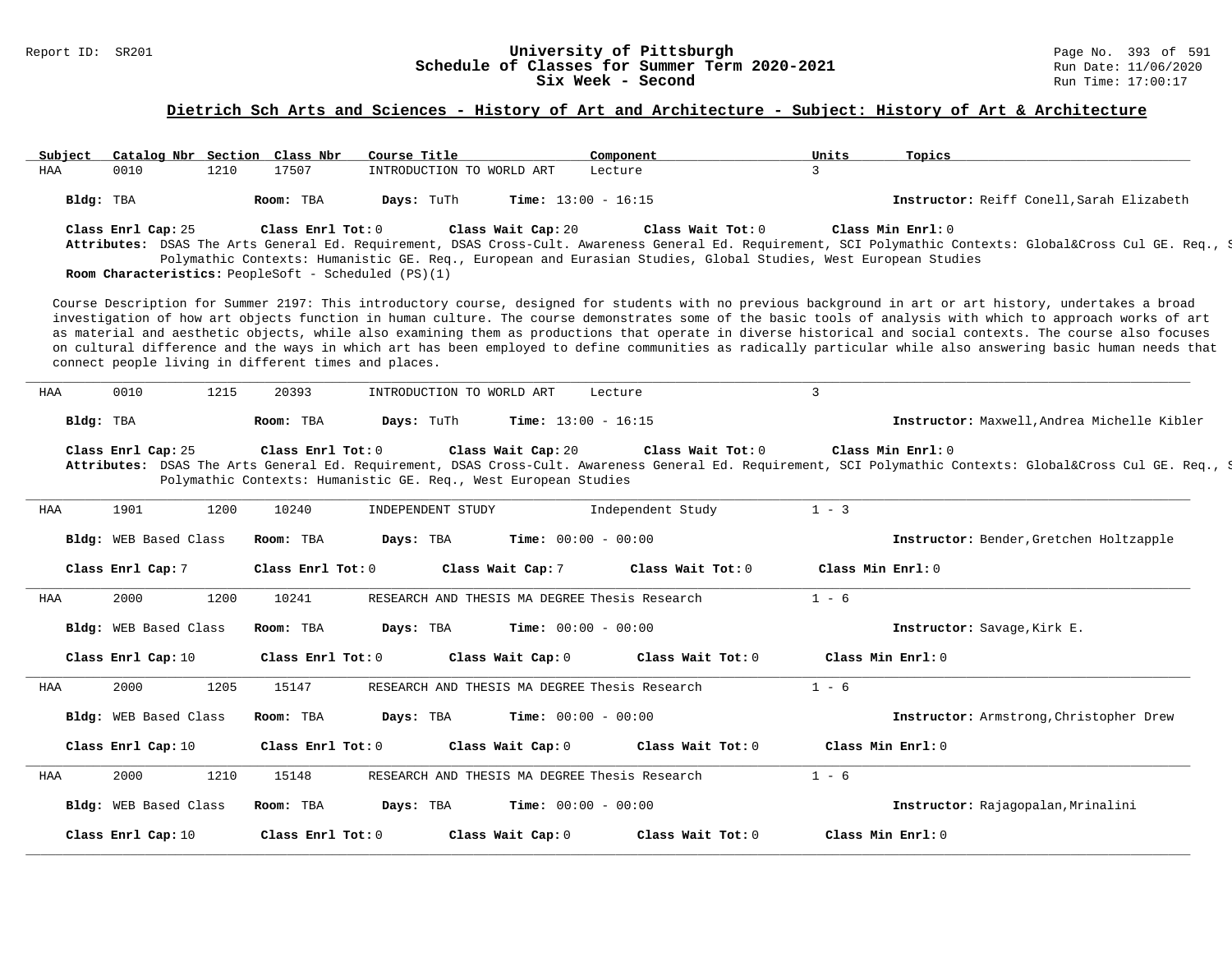# University of Pittsburgh
## Schedule of Classes for Summer Term 2020-2021
### Six Week - Second

Report ID: SR201

Run Date: 11/06/2020
Run Time: 17:00:17

## Dietrich Sch Arts and Sciences - History of Art and Architecture - Subject: History of Art & Architecture

| Subject | Catalog Nbr | Section | Class Nbr | Course Title | Component | Units | Topics |
|---|---|---|---|---|---|---|---|
| HAA | 0010 | 1210 | 17507 | INTRODUCTION TO WORLD ART | Lecture | 3 | |

**Bldg:** TBA **Room:** TBA **Days:** TuTh **Time:** 13:00 - 16:15 **Instructor:** Reiff Conell,Sarah Elizabeth

**Class Enrl Cap:** 25 **Class Enrl Tot:** 0 **Class Wait Cap:** 20 **Class Wait Tot:** 0 **Class Min Enrl:** 0

**Attributes:** DSAS The Arts General Ed. Requirement, DSAS Cross-Cult. Awareness General Ed. Requirement, SCI Polymathic Contexts: Global&Cross Cul GE. Req., S Polymathic Contexts: Humanistic GE. Req., European and Eurasian Studies, Global Studies, West European Studies

**Room Characteristics:** PeopleSoft - Scheduled (PS)(1)

Course Description for Summer 2197: This introductory course, designed for students with no previous background in art or art history, undertakes a broad investigation of how art objects function in human culture. The course demonstrates some of the basic tools of analysis with which to approach works of art as material and aesthetic objects, while also examining them as productions that operate in diverse historical and social contexts. The course also focuses on cultural difference and the ways in which art has been employed to define communities as radically particular while also answering basic human needs that connect people living in different times and places.

---

| Subject | Catalog Nbr | Section | Class Nbr | Course Title | Component | Units | Topics |
|---|---|---|---|---|---|---|---|
| HAA | 0010 | 1215 | 20393 | INTRODUCTION TO WORLD ART | Lecture | 3 | |

**Bldg:** TBA **Room:** TBA **Days:** TuTh **Time:** 13:00 - 16:15 **Instructor:** Maxwell,Andrea Michelle Kibler

**Class Enrl Cap:** 25 **Class Enrl Tot:** 0 **Class Wait Cap:** 20 **Class Wait Tot:** 0 **Class Min Enrl:** 0

**Attributes:** DSAS The Arts General Ed. Requirement, DSAS Cross-Cult. Awareness General Ed. Requirement, SCI Polymathic Contexts: Global&Cross Cul GE. Req., S Polymathic Contexts: Humanistic GE. Req., West European Studies

---

| Subject | Catalog Nbr | Section | Class Nbr | Course Title | Component | Units | Topics |
|---|---|---|---|---|---|---|---|
| HAA | 1901 | 1200 | 10240 | INDEPENDENT STUDY | Independent Study | 1 - 3 | |

**Bldg:** WEB Based Class **Room:** TBA **Days:** TBA **Time:** 00:00 - 00:00 **Instructor:** Bender,Gretchen Holtzapple

**Class Enrl Cap:** 7 **Class Enrl Tot:** 0 **Class Wait Cap:** 7 **Class Wait Tot:** 0 **Class Min Enrl:** 0

---

| Subject | Catalog Nbr | Section | Class Nbr | Course Title | Component | Units | Topics |
|---|---|---|---|---|---|---|---|
| HAA | 2000 | 1200 | 10241 | RESEARCH AND THESIS MA DEGREE | Thesis Research | 1 - 6 | |

**Bldg:** WEB Based Class **Room:** TBA **Days:** TBA **Time:** 00:00 - 00:00 **Instructor:** Savage,Kirk E.

**Class Enrl Cap:** 10 **Class Enrl Tot:** 0 **Class Wait Cap:** 0 **Class Wait Tot:** 0 **Class Min Enrl:** 0

---

| Subject | Catalog Nbr | Section | Class Nbr | Course Title | Component | Units | Topics |
|---|---|---|---|---|---|---|---|
| HAA | 2000 | 1205 | 15147 | RESEARCH AND THESIS MA DEGREE | Thesis Research | 1 - 6 | |

**Bldg:** WEB Based Class **Room:** TBA **Days:** TBA **Time:** 00:00 - 00:00 **Instructor:** Armstrong,Christopher Drew

**Class Enrl Cap:** 10 **Class Enrl Tot:** 0 **Class Wait Cap:** 0 **Class Wait Tot:** 0 **Class Min Enrl:** 0

---

| Subject | Catalog Nbr | Section | Class Nbr | Course Title | Component | Units | Topics |
|---|---|---|---|---|---|---|---|
| HAA | 2000 | 1210 | 15148 | RESEARCH AND THESIS MA DEGREE | Thesis Research | 1 - 6 | |

**Bldg:** WEB Based Class **Room:** TBA **Days:** TBA **Time:** 00:00 - 00:00 **Instructor:** Rajagopalan,Mrinalini

**Class Enrl Cap:** 10 **Class Enrl Tot:** 0 **Class Wait Cap:** 0 **Class Wait Tot:** 0 **Class Min Enrl:** 0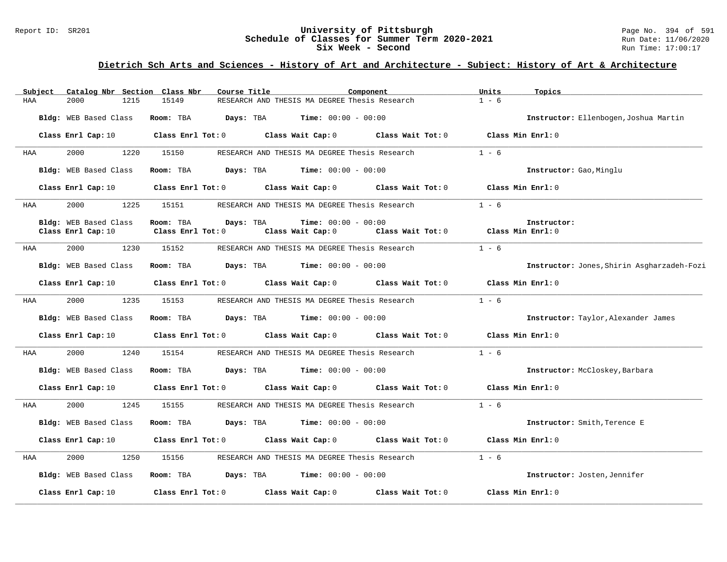## Dietrich Sch Arts and Sciences - History of Art and Architecture - Subject: History of Art & Architecture

| Subject | Catalog Nbr | Section | Class Nbr | Course Title | Component | Units | Topics |
|---|---|---|---|---|---|---|---|
| HAA | 2000 | 1215 | 15149 | RESEARCH AND THESIS MA DEGREE | Thesis Research | 1 - 6 | |

**Bldg:** WEB Based Class **Room:** TBA **Days:** TBA **Time:** 00:00 - 00:00 **Instructor:** Ellenbogen,Joshua Martin

**Class Enrl Cap:** 10 **Class Enrl Tot:** 0 **Class Wait Cap:** 0 **Class Wait Tot:** 0 **Class Min Enrl:** 0

| Subject | Catalog Nbr | Section | Class Nbr | Course Title | Component | Units | Topics |
|---|---|---|---|---|---|---|---|
| HAA | 2000 | 1220 | 15150 | RESEARCH AND THESIS MA DEGREE | Thesis Research | 1 - 6 | |

**Bldg:** WEB Based Class **Room:** TBA **Days:** TBA **Time:** 00:00 - 00:00 **Instructor:** Gao,Minglu

**Class Enrl Cap:** 10 **Class Enrl Tot:** 0 **Class Wait Cap:** 0 **Class Wait Tot:** 0 **Class Min Enrl:** 0

| Subject | Catalog Nbr | Section | Class Nbr | Course Title | Component | Units | Topics |
|---|---|---|---|---|---|---|---|
| HAA | 2000 | 1225 | 15151 | RESEARCH AND THESIS MA DEGREE | Thesis Research | 1 - 6 | |

**Bldg:** WEB Based Class **Room:** TBA **Days:** TBA **Time:** 00:00 - 00:00 **Instructor:**

**Class Enrl Cap:** 10 **Class Enrl Tot:** 0 **Class Wait Cap:** 0 **Class Wait Tot:** 0 **Class Min Enrl:** 0

| Subject | Catalog Nbr | Section | Class Nbr | Course Title | Component | Units | Topics |
|---|---|---|---|---|---|---|---|
| HAA | 2000 | 1230 | 15152 | RESEARCH AND THESIS MA DEGREE | Thesis Research | 1 - 6 | |

**Bldg:** WEB Based Class **Room:** TBA **Days:** TBA **Time:** 00:00 - 00:00 **Instructor:** Jones,Shirin Asgharzadeh-Fozi

**Class Enrl Cap:** 10 **Class Enrl Tot:** 0 **Class Wait Cap:** 0 **Class Wait Tot:** 0 **Class Min Enrl:** 0

| Subject | Catalog Nbr | Section | Class Nbr | Course Title | Component | Units | Topics |
|---|---|---|---|---|---|---|---|
| HAA | 2000 | 1235 | 15153 | RESEARCH AND THESIS MA DEGREE | Thesis Research | 1 - 6 | |

**Bldg:** WEB Based Class **Room:** TBA **Days:** TBA **Time:** 00:00 - 00:00 **Instructor:** Taylor,Alexander James

**Class Enrl Cap:** 10 **Class Enrl Tot:** 0 **Class Wait Cap:** 0 **Class Wait Tot:** 0 **Class Min Enrl:** 0

| Subject | Catalog Nbr | Section | Class Nbr | Course Title | Component | Units | Topics |
|---|---|---|---|---|---|---|---|
| HAA | 2000 | 1240 | 15154 | RESEARCH AND THESIS MA DEGREE | Thesis Research | 1 - 6 | |

**Bldg:** WEB Based Class **Room:** TBA **Days:** TBA **Time:** 00:00 - 00:00 **Instructor:** McCloskey,Barbara

**Class Enrl Cap:** 10 **Class Enrl Tot:** 0 **Class Wait Cap:** 0 **Class Wait Tot:** 0 **Class Min Enrl:** 0

| Subject | Catalog Nbr | Section | Class Nbr | Course Title | Component | Units | Topics |
|---|---|---|---|---|---|---|---|
| HAA | 2000 | 1245 | 15155 | RESEARCH AND THESIS MA DEGREE | Thesis Research | 1 - 6 | |

**Bldg:** WEB Based Class **Room:** TBA **Days:** TBA **Time:** 00:00 - 00:00 **Instructor:** Smith,Terence E

**Class Enrl Cap:** 10 **Class Enrl Tot:** 0 **Class Wait Cap:** 0 **Class Wait Tot:** 0 **Class Min Enrl:** 0

| Subject | Catalog Nbr | Section | Class Nbr | Course Title | Component | Units | Topics |
|---|---|---|---|---|---|---|---|
| HAA | 2000 | 1250 | 15156 | RESEARCH AND THESIS MA DEGREE | Thesis Research | 1 - 6 | |

**Bldg:** WEB Based Class **Room:** TBA **Days:** TBA **Time:** 00:00 - 00:00 **Instructor:** Josten,Jennifer

**Class Enrl Cap:** 10 **Class Enrl Tot:** 0 **Class Wait Cap:** 0 **Class Wait Tot:** 0 **Class Min Enrl:** 0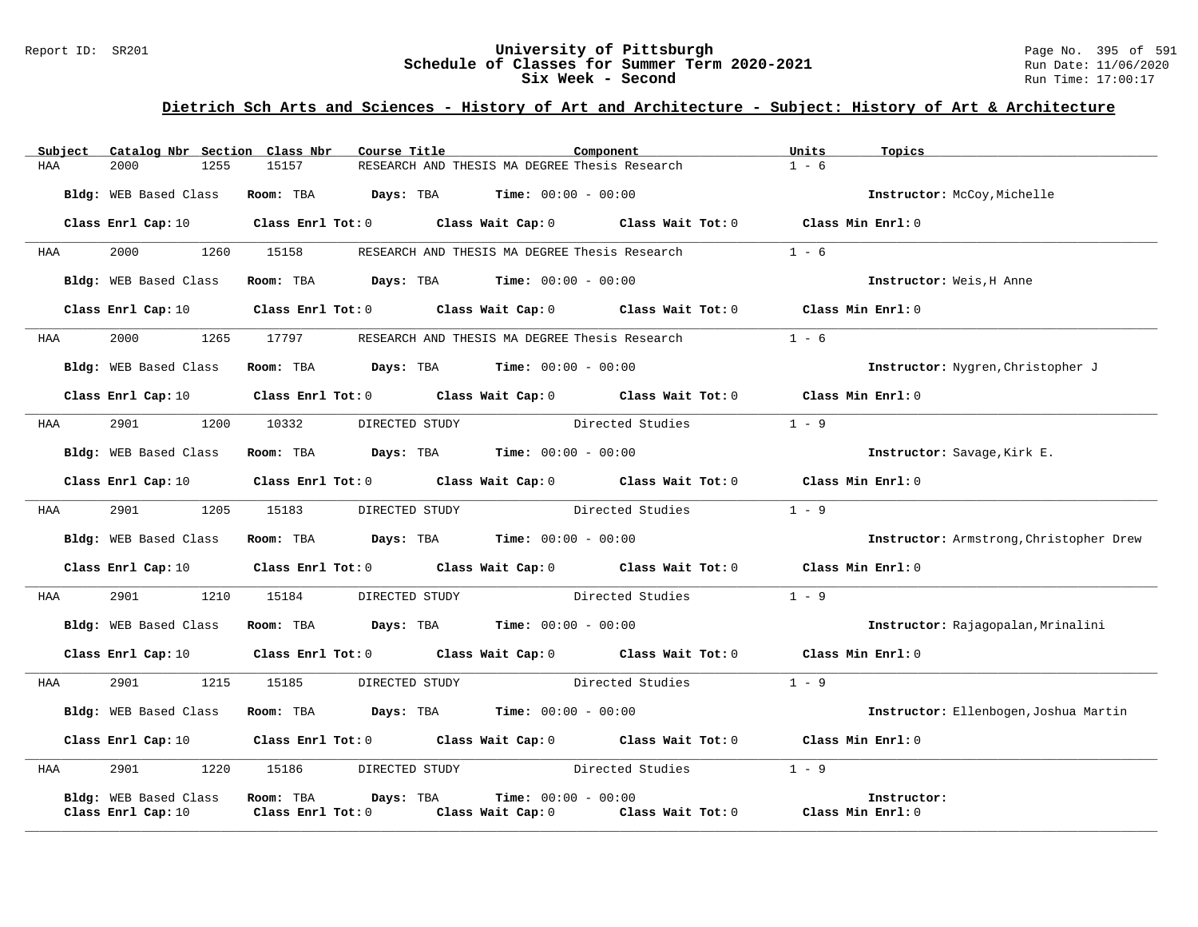# University of Pittsburgh
## Schedule of Classes for Summer Term 2020-2021
### Six Week - Second

Report ID: SR201

Run Date: 11/06/2020
Run Time: 17:00:17

## Dietrich Sch Arts and Sciences - History of Art and Architecture - Subject: History of Art & Architecture

| Subject | Catalog Nbr | Section | Class Nbr | Course Title | Component | Units | Topics |
|---|---|---|---|---|---|---|---|
| HAA | 2000 | 1255 | 15157 | RESEARCH AND THESIS MA DEGREE | Thesis Research | 1 - 6 | |

**Bldg:** WEB Based Class **Room:** TBA **Days:** TBA **Time:** 00:00 - 00:00 **Instructor:** McCoy,Michelle

**Class Enrl Cap:** 10 **Class Enrl Tot:** 0 **Class Wait Cap:** 0 **Class Wait Tot:** 0 **Class Min Enrl:** 0

| Subject | Catalog Nbr | Section | Class Nbr | Course Title | Component | Units | Topics |
|---|---|---|---|---|---|---|---|
| HAA | 2000 | 1260 | 15158 | RESEARCH AND THESIS MA DEGREE | Thesis Research | 1 - 6 | |

**Bldg:** WEB Based Class **Room:** TBA **Days:** TBA **Time:** 00:00 - 00:00 **Instructor:** Weis,H Anne

**Class Enrl Cap:** 10 **Class Enrl Tot:** 0 **Class Wait Cap:** 0 **Class Wait Tot:** 0 **Class Min Enrl:** 0

| Subject | Catalog Nbr | Section | Class Nbr | Course Title | Component | Units | Topics |
|---|---|---|---|---|---|---|---|
| HAA | 2000 | 1265 | 17797 | RESEARCH AND THESIS MA DEGREE | Thesis Research | 1 - 6 | |

**Bldg:** WEB Based Class **Room:** TBA **Days:** TBA **Time:** 00:00 - 00:00 **Instructor:** Nygren,Christopher J

**Class Enrl Cap:** 10 **Class Enrl Tot:** 0 **Class Wait Cap:** 0 **Class Wait Tot:** 0 **Class Min Enrl:** 0

| Subject | Catalog Nbr | Section | Class Nbr | Course Title | Component | Units | Topics |
|---|---|---|---|---|---|---|---|
| HAA | 2901 | 1200 | 10332 | DIRECTED STUDY | Directed Studies | 1 - 9 | |

**Bldg:** WEB Based Class **Room:** TBA **Days:** TBA **Time:** 00:00 - 00:00 **Instructor:** Savage,Kirk E.

**Class Enrl Cap:** 10 **Class Enrl Tot:** 0 **Class Wait Cap:** 0 **Class Wait Tot:** 0 **Class Min Enrl:** 0

| Subject | Catalog Nbr | Section | Class Nbr | Course Title | Component | Units | Topics |
|---|---|---|---|---|---|---|---|
| HAA | 2901 | 1205 | 15183 | DIRECTED STUDY | Directed Studies | 1 - 9 | |

**Bldg:** WEB Based Class **Room:** TBA **Days:** TBA **Time:** 00:00 - 00:00 **Instructor:** Armstrong,Christopher Drew

**Class Enrl Cap:** 10 **Class Enrl Tot:** 0 **Class Wait Cap:** 0 **Class Wait Tot:** 0 **Class Min Enrl:** 0

| Subject | Catalog Nbr | Section | Class Nbr | Course Title | Component | Units | Topics |
|---|---|---|---|---|---|---|---|
| HAA | 2901 | 1210 | 15184 | DIRECTED STUDY | Directed Studies | 1 - 9 | |

**Bldg:** WEB Based Class **Room:** TBA **Days:** TBA **Time:** 00:00 - 00:00 **Instructor:** Rajagopalan,Mrinalini

**Class Enrl Cap:** 10 **Class Enrl Tot:** 0 **Class Wait Cap:** 0 **Class Wait Tot:** 0 **Class Min Enrl:** 0

| Subject | Catalog Nbr | Section | Class Nbr | Course Title | Component | Units | Topics |
|---|---|---|---|---|---|---|---|
| HAA | 2901 | 1215 | 15185 | DIRECTED STUDY | Directed Studies | 1 - 9 | |

**Bldg:** WEB Based Class **Room:** TBA **Days:** TBA **Time:** 00:00 - 00:00 **Instructor:** Ellenbogen,Joshua Martin

**Class Enrl Cap:** 10 **Class Enrl Tot:** 0 **Class Wait Cap:** 0 **Class Wait Tot:** 0 **Class Min Enrl:** 0

| Subject | Catalog Nbr | Section | Class Nbr | Course Title | Component | Units | Topics |
|---|---|---|---|---|---|---|---|
| HAA | 2901 | 1220 | 15186 | DIRECTED STUDY | Directed Studies | 1 - 9 | |

**Bldg:** WEB Based Class **Room:** TBA **Days:** TBA **Time:** 00:00 - 00:00 **Instructor:**

**Class Enrl Cap:** 10 **Class Enrl Tot:** 0 **Class Wait Cap:** 0 **Class Wait Tot:** 0 **Class Min Enrl:** 0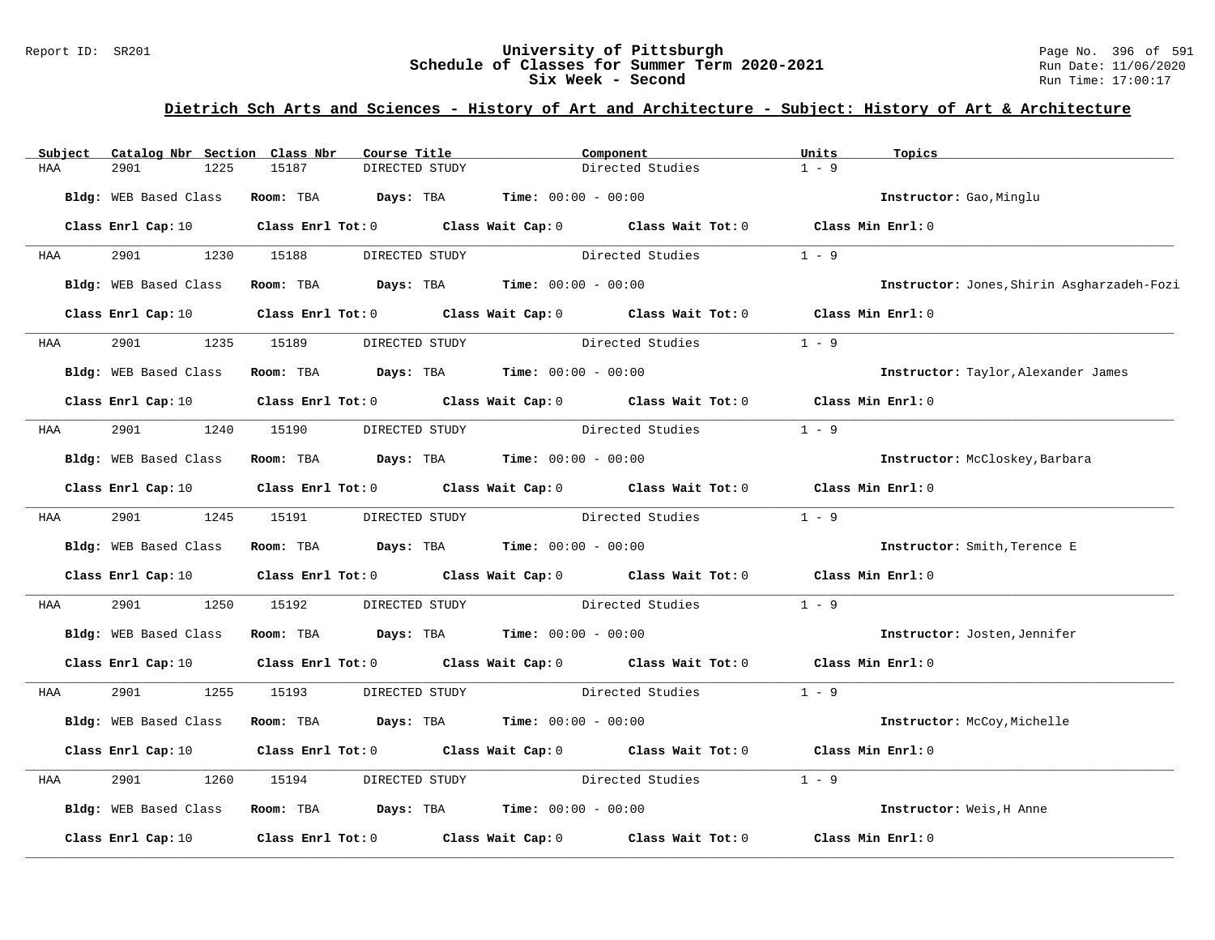## Dietrich Sch Arts and Sciences - History of Art and Architecture - Subject: History of Art & Architecture

| Subject | Catalog Nbr | Section | Class Nbr | Course Title | Component | Units | Topics |
|---|---|---|---|---|---|---|---|
| HAA | 2901 | 1225 | 15187 | DIRECTED STUDY | Directed Studies | 1 - 9 | |

**Bldg:** WEB Based Class **Room:** TBA **Days:** TBA **Time:** 00:00 - 00:00 **Instructor:** Gao,Minglu

**Class Enrl Cap:** 10 **Class Enrl Tot:** 0 **Class Wait Cap:** 0 **Class Wait Tot:** 0 **Class Min Enrl:** 0

| Subject | Catalog Nbr | Section | Class Nbr | Course Title | Component | Units | Topics |
|---|---|---|---|---|---|---|---|
| HAA | 2901 | 1230 | 15188 | DIRECTED STUDY | Directed Studies | 1 - 9 | |

**Bldg:** WEB Based Class **Room:** TBA **Days:** TBA **Time:** 00:00 - 00:00 **Instructor:** Jones,Shirin Asgharzadeh-Fozi

**Class Enrl Cap:** 10 **Class Enrl Tot:** 0 **Class Wait Cap:** 0 **Class Wait Tot:** 0 **Class Min Enrl:** 0

| Subject | Catalog Nbr | Section | Class Nbr | Course Title | Component | Units | Topics |
|---|---|---|---|---|---|---|---|
| HAA | 2901 | 1235 | 15189 | DIRECTED STUDY | Directed Studies | 1 - 9 | |

**Bldg:** WEB Based Class **Room:** TBA **Days:** TBA **Time:** 00:00 - 00:00 **Instructor:** Taylor,Alexander James

**Class Enrl Cap:** 10 **Class Enrl Tot:** 0 **Class Wait Cap:** 0 **Class Wait Tot:** 0 **Class Min Enrl:** 0

| Subject | Catalog Nbr | Section | Class Nbr | Course Title | Component | Units | Topics |
|---|---|---|---|---|---|---|---|
| HAA | 2901 | 1240 | 15190 | DIRECTED STUDY | Directed Studies | 1 - 9 | |

**Bldg:** WEB Based Class **Room:** TBA **Days:** TBA **Time:** 00:00 - 00:00 **Instructor:** McCloskey,Barbara

**Class Enrl Cap:** 10 **Class Enrl Tot:** 0 **Class Wait Cap:** 0 **Class Wait Tot:** 0 **Class Min Enrl:** 0

| Subject | Catalog Nbr | Section | Class Nbr | Course Title | Component | Units | Topics |
|---|---|---|---|---|---|---|---|
| HAA | 2901 | 1245 | 15191 | DIRECTED STUDY | Directed Studies | 1 - 9 | |

**Bldg:** WEB Based Class **Room:** TBA **Days:** TBA **Time:** 00:00 - 00:00 **Instructor:** Smith,Terence E

**Class Enrl Cap:** 10 **Class Enrl Tot:** 0 **Class Wait Cap:** 0 **Class Wait Tot:** 0 **Class Min Enrl:** 0

| Subject | Catalog Nbr | Section | Class Nbr | Course Title | Component | Units | Topics |
|---|---|---|---|---|---|---|---|
| HAA | 2901 | 1250 | 15192 | DIRECTED STUDY | Directed Studies | 1 - 9 | |

**Bldg:** WEB Based Class **Room:** TBA **Days:** TBA **Time:** 00:00 - 00:00 **Instructor:** Josten,Jennifer

**Class Enrl Cap:** 10 **Class Enrl Tot:** 0 **Class Wait Cap:** 0 **Class Wait Tot:** 0 **Class Min Enrl:** 0

| Subject | Catalog Nbr | Section | Class Nbr | Course Title | Component | Units | Topics |
|---|---|---|---|---|---|---|---|
| HAA | 2901 | 1255 | 15193 | DIRECTED STUDY | Directed Studies | 1 - 9 | |

**Bldg:** WEB Based Class **Room:** TBA **Days:** TBA **Time:** 00:00 - 00:00 **Instructor:** McCoy,Michelle

**Class Enrl Cap:** 10 **Class Enrl Tot:** 0 **Class Wait Cap:** 0 **Class Wait Tot:** 0 **Class Min Enrl:** 0

| Subject | Catalog Nbr | Section | Class Nbr | Course Title | Component | Units | Topics |
|---|---|---|---|---|---|---|---|
| HAA | 2901 | 1260 | 15194 | DIRECTED STUDY | Directed Studies | 1 - 9 | |

**Bldg:** WEB Based Class **Room:** TBA **Days:** TBA **Time:** 00:00 - 00:00 **Instructor:** Weis,H Anne

**Class Enrl Cap:** 10 **Class Enrl Tot:** 0 **Class Wait Cap:** 0 **Class Wait Tot:** 0 **Class Min Enrl:** 0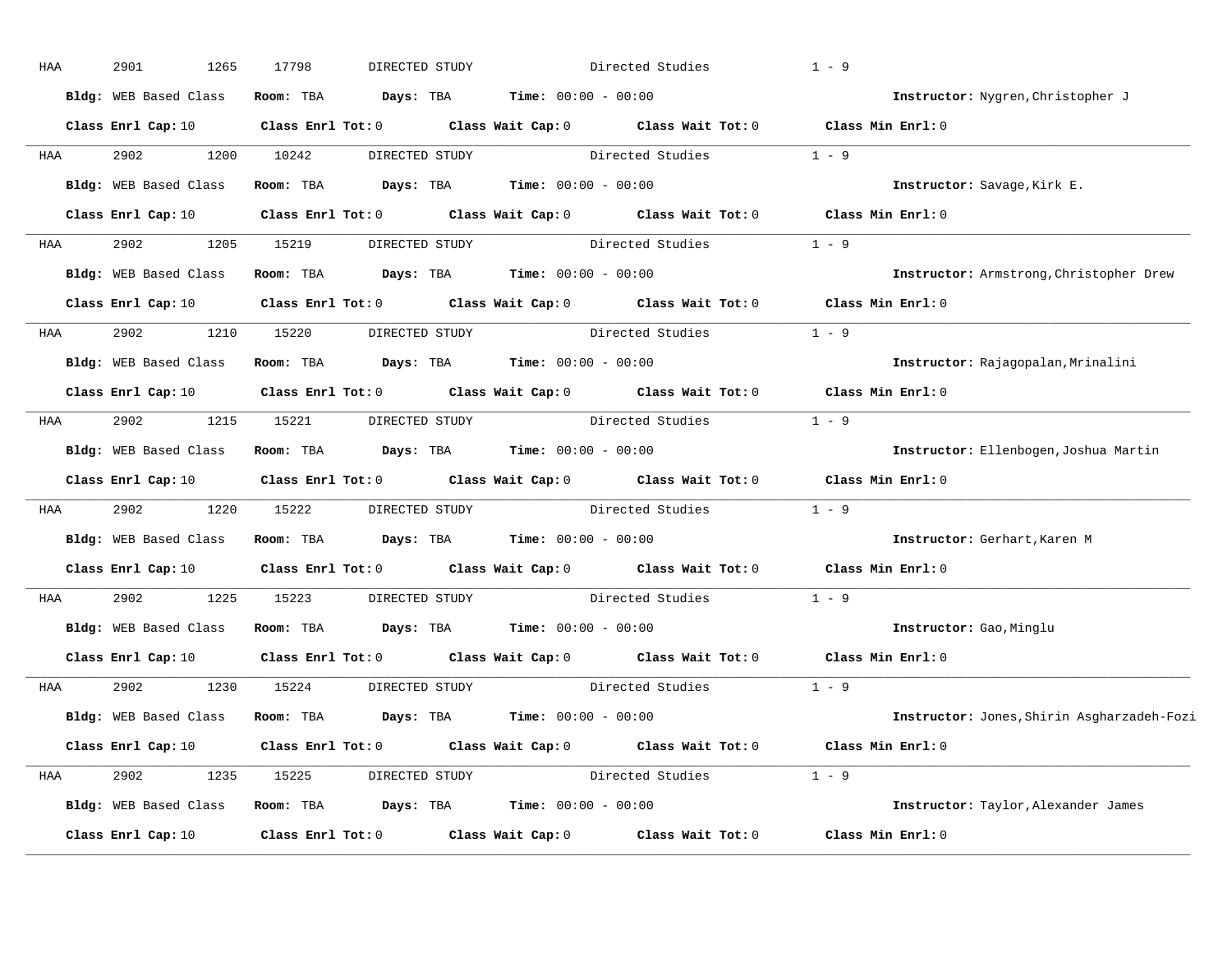HAA 2901 1265 17798 DIRECTED STUDY Directed Studies 1 - 9

**Bldg:** WEB Based Class **Room:** TBA **Days:** TBA **Time:** 00:00 - 00:00 **Instructor:** Nygren,Christopher J

**Class Enrl Cap:** 10 **Class Enrl Tot:** 0 **Class Wait Cap:** 0 **Class Wait Tot:** 0 **Class Min Enrl:** 0

---

HAA 2902 1200 10242 DIRECTED STUDY Directed Studies 1 - 9

**Bldg:** WEB Based Class **Room:** TBA **Days:** TBA **Time:** 00:00 - 00:00 **Instructor:** Savage,Kirk E.

**Class Enrl Cap:** 10 **Class Enrl Tot:** 0 **Class Wait Cap:** 0 **Class Wait Tot:** 0 **Class Min Enrl:** 0

---

HAA 2902 1205 15219 DIRECTED STUDY Directed Studies 1 - 9

**Bldg:** WEB Based Class **Room:** TBA **Days:** TBA **Time:** 00:00 - 00:00 **Instructor:** Armstrong,Christopher Drew

**Class Enrl Cap:** 10 **Class Enrl Tot:** 0 **Class Wait Cap:** 0 **Class Wait Tot:** 0 **Class Min Enrl:** 0

---

HAA 2902 1210 15220 DIRECTED STUDY Directed Studies 1 - 9

**Bldg:** WEB Based Class **Room:** TBA **Days:** TBA **Time:** 00:00 - 00:00 **Instructor:** Rajagopalan,Mrinalini

**Class Enrl Cap:** 10 **Class Enrl Tot:** 0 **Class Wait Cap:** 0 **Class Wait Tot:** 0 **Class Min Enrl:** 0

---

HAA 2902 1215 15221 DIRECTED STUDY Directed Studies 1 - 9

**Bldg:** WEB Based Class **Room:** TBA **Days:** TBA **Time:** 00:00 - 00:00 **Instructor:** Ellenbogen,Joshua Martin

**Class Enrl Cap:** 10 **Class Enrl Tot:** 0 **Class Wait Cap:** 0 **Class Wait Tot:** 0 **Class Min Enrl:** 0

---

HAA 2902 1220 15222 DIRECTED STUDY Directed Studies 1 - 9

**Bldg:** WEB Based Class **Room:** TBA **Days:** TBA **Time:** 00:00 - 00:00 **Instructor:** Gerhart,Karen M

**Class Enrl Cap:** 10 **Class Enrl Tot:** 0 **Class Wait Cap:** 0 **Class Wait Tot:** 0 **Class Min Enrl:** 0

---

HAA 2902 1225 15223 DIRECTED STUDY Directed Studies 1 - 9

**Bldg:** WEB Based Class **Room:** TBA **Days:** TBA **Time:** 00:00 - 00:00 **Instructor:** Gao,Minglu

**Class Enrl Cap:** 10 **Class Enrl Tot:** 0 **Class Wait Cap:** 0 **Class Wait Tot:** 0 **Class Min Enrl:** 0

---

HAA 2902 1230 15224 DIRECTED STUDY Directed Studies 1 - 9

**Bldg:** WEB Based Class **Room:** TBA **Days:** TBA **Time:** 00:00 - 00:00 **Instructor:** Jones,Shirin Asgharzadeh-Fozi

**Class Enrl Cap:** 10 **Class Enrl Tot:** 0 **Class Wait Cap:** 0 **Class Wait Tot:** 0 **Class Min Enrl:** 0

---

HAA 2902 1235 15225 DIRECTED STUDY Directed Studies 1 - 9

**Bldg:** WEB Based Class **Room:** TBA **Days:** TBA **Time:** 00:00 - 00:00 **Instructor:** Taylor,Alexander James

**Class Enrl Cap:** 10 **Class Enrl Tot:** 0 **Class Wait Cap:** 0 **Class Wait Tot:** 0 **Class Min Enrl:** 0

---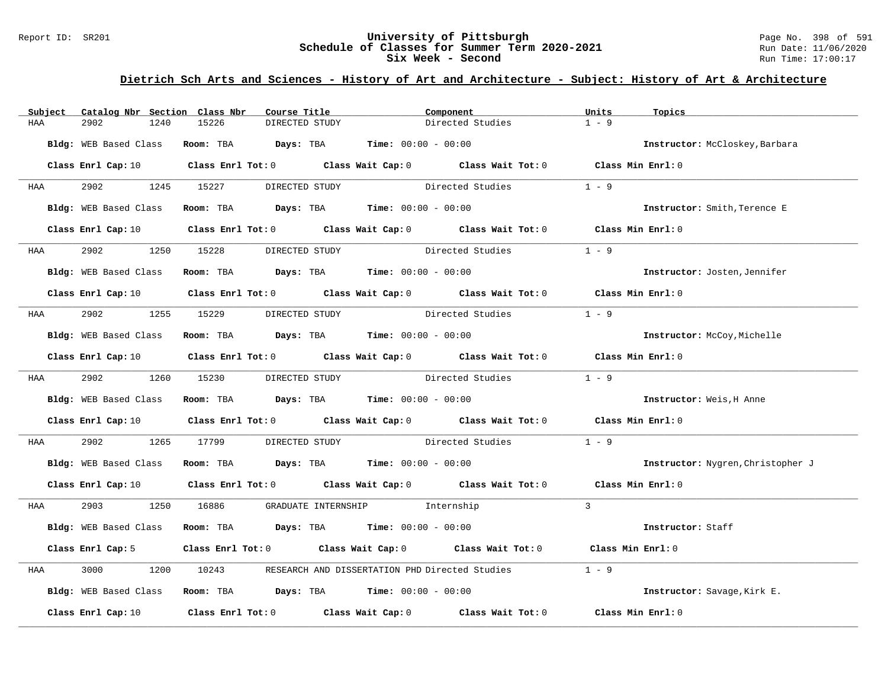## Dietrich Sch Arts and Sciences - History of Art and Architecture - Subject: History of Art & Architecture

| Subject | Catalog Nbr | Section | Class Nbr | Course Title | Component | Units | Topics |
|---|---|---|---|---|---|---|---|
| HAA | 2902 | 1240 | 15226 | DIRECTED STUDY | Directed Studies | 1 - 9 | |

**Bldg:** WEB Based Class **Room:** TBA **Days:** TBA **Time:** 00:00 - 00:00 **Instructor:** McCloskey,Barbara

**Class Enrl Cap:** 10 **Class Enrl Tot:** 0 **Class Wait Cap:** 0 **Class Wait Tot:** 0 **Class Min Enrl:** 0

---

| Subject | Catalog Nbr | Section | Class Nbr | Course Title | Component | Units | Topics |
|---|---|---|---|---|---|---|---|
| HAA | 2902 | 1245 | 15227 | DIRECTED STUDY | Directed Studies | 1 - 9 | |

**Bldg:** WEB Based Class **Room:** TBA **Days:** TBA **Time:** 00:00 - 00:00 **Instructor:** Smith,Terence E

**Class Enrl Cap:** 10 **Class Enrl Tot:** 0 **Class Wait Cap:** 0 **Class Wait Tot:** 0 **Class Min Enrl:** 0

---

| Subject | Catalog Nbr | Section | Class Nbr | Course Title | Component | Units | Topics |
|---|---|---|---|---|---|---|---|
| HAA | 2902 | 1250 | 15228 | DIRECTED STUDY | Directed Studies | 1 - 9 | |

**Bldg:** WEB Based Class **Room:** TBA **Days:** TBA **Time:** 00:00 - 00:00 **Instructor:** Josten,Jennifer

**Class Enrl Cap:** 10 **Class Enrl Tot:** 0 **Class Wait Cap:** 0 **Class Wait Tot:** 0 **Class Min Enrl:** 0

---

| Subject | Catalog Nbr | Section | Class Nbr | Course Title | Component | Units | Topics |
|---|---|---|---|---|---|---|---|
| HAA | 2902 | 1255 | 15229 | DIRECTED STUDY | Directed Studies | 1 - 9 | |

**Bldg:** WEB Based Class **Room:** TBA **Days:** TBA **Time:** 00:00 - 00:00 **Instructor:** McCoy,Michelle

**Class Enrl Cap:** 10 **Class Enrl Tot:** 0 **Class Wait Cap:** 0 **Class Wait Tot:** 0 **Class Min Enrl:** 0

---

| Subject | Catalog Nbr | Section | Class Nbr | Course Title | Component | Units | Topics |
|---|---|---|---|---|---|---|---|
| HAA | 2902 | 1260 | 15230 | DIRECTED STUDY | Directed Studies | 1 - 9 | |

**Bldg:** WEB Based Class **Room:** TBA **Days:** TBA **Time:** 00:00 - 00:00 **Instructor:** Weis,H Anne

**Class Enrl Cap:** 10 **Class Enrl Tot:** 0 **Class Wait Cap:** 0 **Class Wait Tot:** 0 **Class Min Enrl:** 0

---

| Subject | Catalog Nbr | Section | Class Nbr | Course Title | Component | Units | Topics |
|---|---|---|---|---|---|---|---|
| HAA | 2902 | 1265 | 17799 | DIRECTED STUDY | Directed Studies | 1 - 9 | |

**Bldg:** WEB Based Class **Room:** TBA **Days:** TBA **Time:** 00:00 - 00:00 **Instructor:** Nygren,Christopher J

**Class Enrl Cap:** 10 **Class Enrl Tot:** 0 **Class Wait Cap:** 0 **Class Wait Tot:** 0 **Class Min Enrl:** 0

---

| Subject | Catalog Nbr | Section | Class Nbr | Course Title | Component | Units | Topics |
|---|---|---|---|---|---|---|---|
| HAA | 2903 | 1250 | 16886 | GRADUATE INTERNSHIP | Internship | 3 | |

**Bldg:** WEB Based Class **Room:** TBA **Days:** TBA **Time:** 00:00 - 00:00 **Instructor:** Staff

**Class Enrl Cap:** 5 **Class Enrl Tot:** 0 **Class Wait Cap:** 0 **Class Wait Tot:** 0 **Class Min Enrl:** 0

---

| Subject | Catalog Nbr | Section | Class Nbr | Course Title | Component | Units | Topics |
|---|---|---|---|---|---|---|---|
| HAA | 3000 | 1200 | 10243 | RESEARCH AND DISSERTATION PHD | Directed Studies | 1 - 9 | |

**Bldg:** WEB Based Class **Room:** TBA **Days:** TBA **Time:** 00:00 - 00:00 **Instructor:** Savage,Kirk E.

**Class Enrl Cap:** 10 **Class Enrl Tot:** 0 **Class Wait Cap:** 0 **Class Wait Tot:** 0 **Class Min Enrl:** 0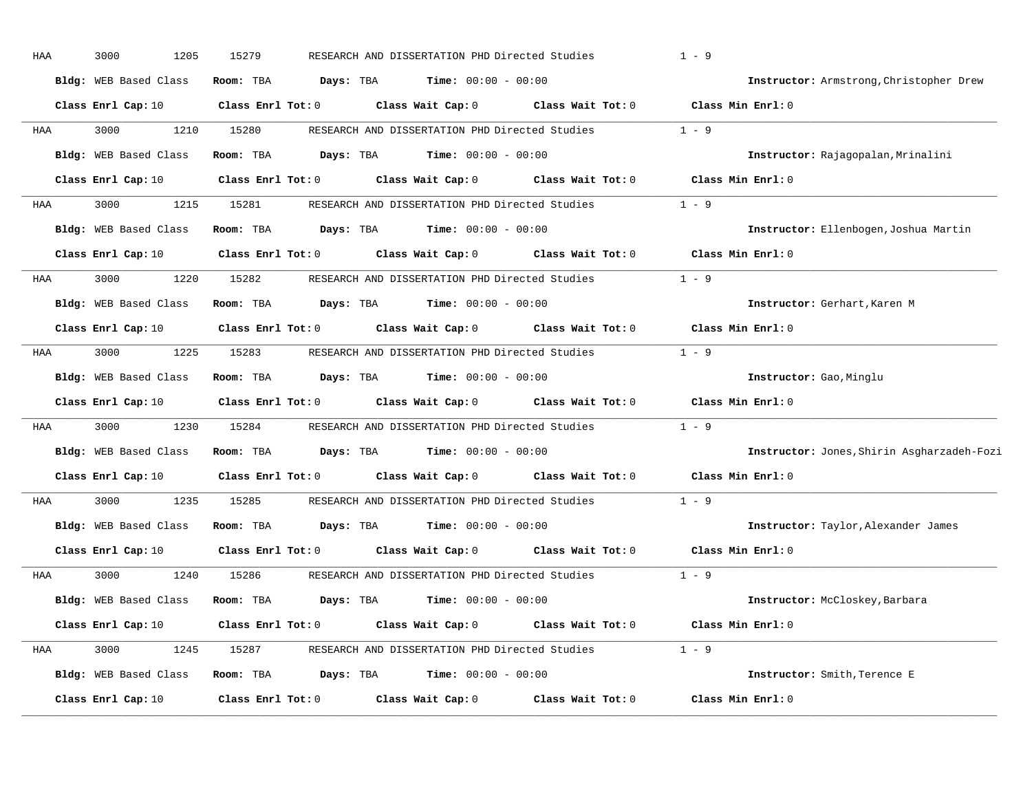HAA 3000 1205 15279 RESEARCH AND DISSERTATION PHD Directed Studies 1 - 9

**Bldg:** WEB Based Class **Room:** TBA **Days:** TBA **Time:** 00:00 - 00:00 **Instructor:** Armstrong,Christopher Drew

**Class Enrl Cap:** 10 **Class Enrl Tot:** 0 **Class Wait Cap:** 0 **Class Wait Tot:** 0 **Class Min Enrl:** 0

---

HAA 3000 1210 15280 RESEARCH AND DISSERTATION PHD Directed Studies 1 - 9

**Bldg:** WEB Based Class **Room:** TBA **Days:** TBA **Time:** 00:00 - 00:00 **Instructor:** Rajagopalan,Mrinalini

**Class Enrl Cap:** 10 **Class Enrl Tot:** 0 **Class Wait Cap:** 0 **Class Wait Tot:** 0 **Class Min Enrl:** 0

---

HAA 3000 1215 15281 RESEARCH AND DISSERTATION PHD Directed Studies 1 - 9

**Bldg:** WEB Based Class **Room:** TBA **Days:** TBA **Time:** 00:00 - 00:00 **Instructor:** Ellenbogen,Joshua Martin

**Class Enrl Cap:** 10 **Class Enrl Tot:** 0 **Class Wait Cap:** 0 **Class Wait Tot:** 0 **Class Min Enrl:** 0

---

HAA 3000 1220 15282 RESEARCH AND DISSERTATION PHD Directed Studies 1 - 9

**Bldg:** WEB Based Class **Room:** TBA **Days:** TBA **Time:** 00:00 - 00:00 **Instructor:** Gerhart,Karen M

**Class Enrl Cap:** 10 **Class Enrl Tot:** 0 **Class Wait Cap:** 0 **Class Wait Tot:** 0 **Class Min Enrl:** 0

---

HAA 3000 1225 15283 RESEARCH AND DISSERTATION PHD Directed Studies 1 - 9

**Bldg:** WEB Based Class **Room:** TBA **Days:** TBA **Time:** 00:00 - 00:00 **Instructor:** Gao,Minglu

**Class Enrl Cap:** 10 **Class Enrl Tot:** 0 **Class Wait Cap:** 0 **Class Wait Tot:** 0 **Class Min Enrl:** 0

---

HAA 3000 1230 15284 RESEARCH AND DISSERTATION PHD Directed Studies 1 - 9

**Bldg:** WEB Based Class **Room:** TBA **Days:** TBA **Time:** 00:00 - 00:00 **Instructor:** Jones,Shirin Asgharzadeh-Fozi

**Class Enrl Cap:** 10 **Class Enrl Tot:** 0 **Class Wait Cap:** 0 **Class Wait Tot:** 0 **Class Min Enrl:** 0

---

HAA 3000 1235 15285 RESEARCH AND DISSERTATION PHD Directed Studies 1 - 9

**Bldg:** WEB Based Class **Room:** TBA **Days:** TBA **Time:** 00:00 - 00:00 **Instructor:** Taylor,Alexander James

**Class Enrl Cap:** 10 **Class Enrl Tot:** 0 **Class Wait Cap:** 0 **Class Wait Tot:** 0 **Class Min Enrl:** 0

---

HAA 3000 1240 15286 RESEARCH AND DISSERTATION PHD Directed Studies 1 - 9

**Bldg:** WEB Based Class **Room:** TBA **Days:** TBA **Time:** 00:00 - 00:00 **Instructor:** McCloskey,Barbara

**Class Enrl Cap:** 10 **Class Enrl Tot:** 0 **Class Wait Cap:** 0 **Class Wait Tot:** 0 **Class Min Enrl:** 0

---

HAA 3000 1245 15287 RESEARCH AND DISSERTATION PHD Directed Studies 1 - 9

**Bldg:** WEB Based Class **Room:** TBA **Days:** TBA **Time:** 00:00 - 00:00 **Instructor:** Smith,Terence E

**Class Enrl Cap:** 10 **Class Enrl Tot:** 0 **Class Wait Cap:** 0 **Class Wait Tot:** 0 **Class Min Enrl:** 0

---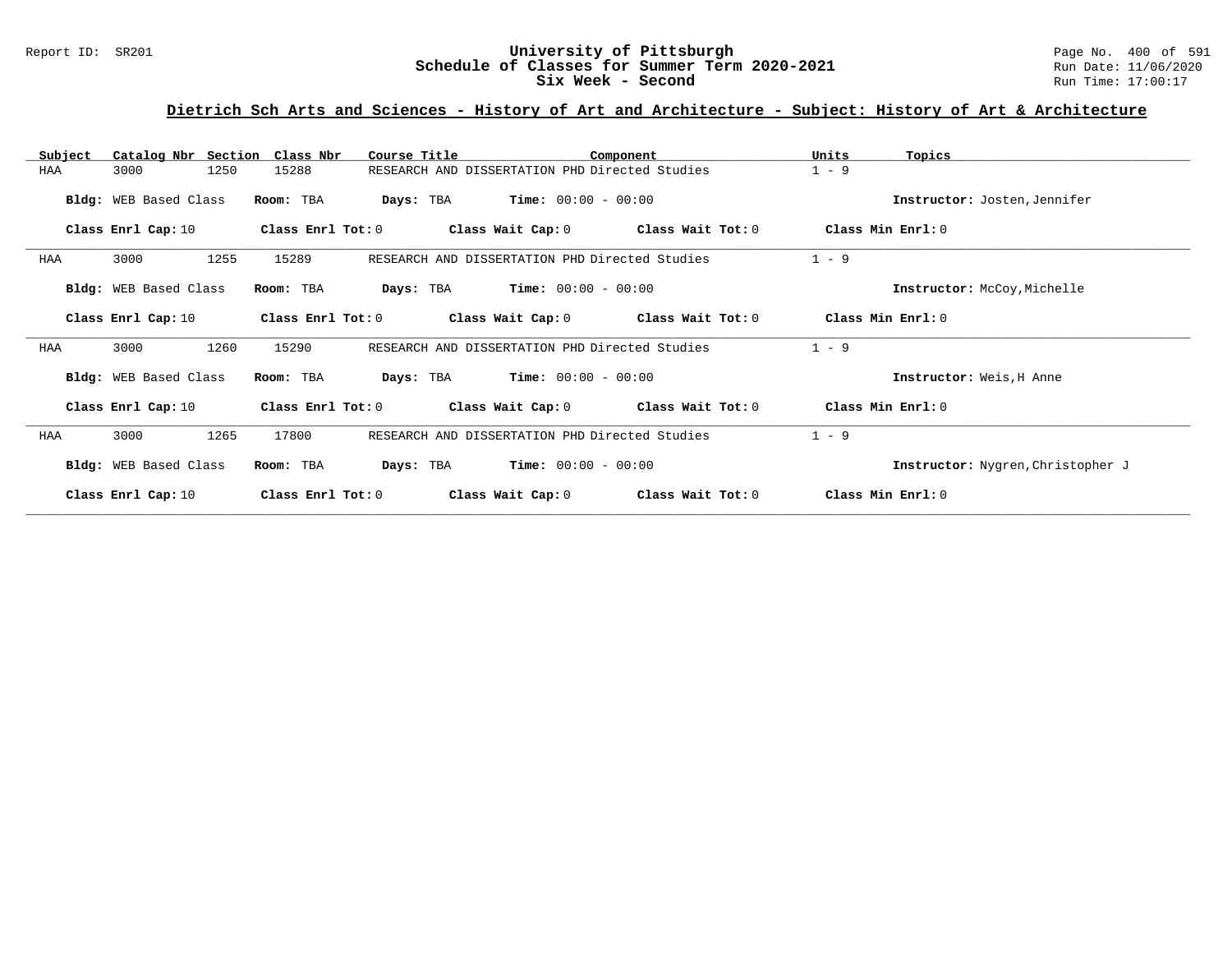# University of Pittsburgh
## Schedule of Classes for Summer Term 2020-2021
## Six Week - Second

Report ID: SR201 | Run Date: 11/06/2020 | Run Time: 17:00:17

### Dietrich Sch Arts and Sciences - History of Art and Architecture - Subject: History of Art & Architecture

| Subject | Catalog Nbr | Section | Class Nbr | Course Title | Component | Units | Topics |
|---|---|---|---|---|---|---|---|
| HAA | 3000 | 1250 | 15288 | RESEARCH AND DISSERTATION PHD | Directed Studies | 1 - 9 | |

**Bldg:** WEB Based Class **Room:** TBA **Days:** TBA **Time:** 00:00 - 00:00 **Instructor:** Josten,Jennifer

**Class Enrl Cap:** 10 **Class Enrl Tot:** 0 **Class Wait Cap:** 0 **Class Wait Tot:** 0 **Class Min Enrl:** 0

---

| Subject | Catalog Nbr | Section | Class Nbr | Course Title | Component | Units | Topics |
|---|---|---|---|---|---|---|---|
| HAA | 3000 | 1255 | 15289 | RESEARCH AND DISSERTATION PHD | Directed Studies | 1 - 9 | |

**Bldg:** WEB Based Class **Room:** TBA **Days:** TBA **Time:** 00:00 - 00:00 **Instructor:** McCoy,Michelle

**Class Enrl Cap:** 10 **Class Enrl Tot:** 0 **Class Wait Cap:** 0 **Class Wait Tot:** 0 **Class Min Enrl:** 0

---

| Subject | Catalog Nbr | Section | Class Nbr | Course Title | Component | Units | Topics |
|---|---|---|---|---|---|---|---|
| HAA | 3000 | 1260 | 15290 | RESEARCH AND DISSERTATION PHD | Directed Studies | 1 - 9 | |

**Bldg:** WEB Based Class **Room:** TBA **Days:** TBA **Time:** 00:00 - 00:00 **Instructor:** Weis,H Anne

**Class Enrl Cap:** 10 **Class Enrl Tot:** 0 **Class Wait Cap:** 0 **Class Wait Tot:** 0 **Class Min Enrl:** 0

---

| Subject | Catalog Nbr | Section | Class Nbr | Course Title | Component | Units | Topics |
|---|---|---|---|---|---|---|---|
| HAA | 3000 | 1265 | 17800 | RESEARCH AND DISSERTATION PHD | Directed Studies | 1 - 9 | |

**Bldg:** WEB Based Class **Room:** TBA **Days:** TBA **Time:** 00:00 - 00:00 **Instructor:** Nygren,Christopher J

**Class Enrl Cap:** 10 **Class Enrl Tot:** 0 **Class Wait Cap:** 0 **Class Wait Tot:** 0 **Class Min Enrl:** 0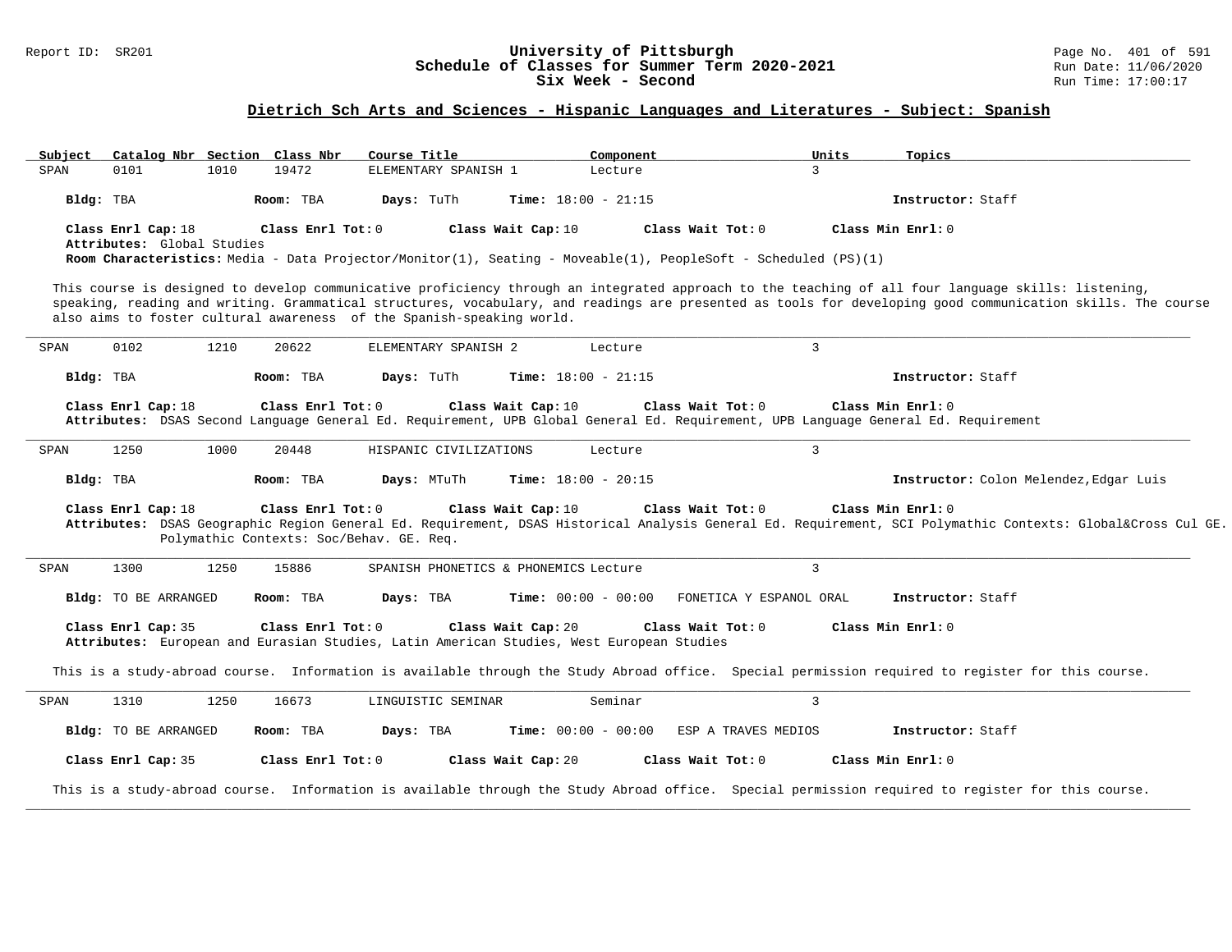## Dietrich Sch Arts and Sciences - Hispanic Languages and Literatures - Subject: Spanish

| Subject | Catalog Nbr | Section | Class Nbr | Course Title | Component | Units | Topics |
|---|---|---|---|---|---|---|---|
| SPAN | 0101 | 1010 | 19472 | ELEMENTARY SPANISH 1 | Lecture | 3 | |

**Bldg:** TBA **Room:** TBA **Days:** TuTh **Time:** 18:00 - 21:15 **Instructor:** Staff

**Class Enrl Cap:** 18 **Class Enrl Tot:** 0 **Class Wait Cap:** 10 **Class Wait Tot:** 0 **Class Min Enrl:** 0

**Attributes:** Global Studies

**Room Characteristics:** Media - Data Projector/Monitor(1), Seating - Moveable(1), PeopleSoft - Scheduled (PS)(1)

This course is designed to develop communicative proficiency through an integrated approach to the teaching of all four language skills: listening, speaking, reading and writing. Grammatical structures, vocabulary, and readings are presented as tools for developing good communication skills. The course also aims to foster cultural awareness of the Spanish-speaking world.

---

| Subject | Catalog Nbr | Section | Class Nbr | Course Title | Component | Units | Topics |
|---|---|---|---|---|---|---|---|
| SPAN | 0102 | 1210 | 20622 | ELEMENTARY SPANISH 2 | Lecture | 3 | |

**Bldg:** TBA **Room:** TBA **Days:** TuTh **Time:** 18:00 - 21:15 **Instructor:** Staff

**Class Enrl Cap:** 18 **Class Enrl Tot:** 0 **Class Wait Cap:** 10 **Class Wait Tot:** 0 **Class Min Enrl:** 0

**Attributes:** DSAS Second Language General Ed. Requirement, UPB Global General Ed. Requirement, UPB Language General Ed. Requirement

---

| Subject | Catalog Nbr | Section | Class Nbr | Course Title | Component | Units | Topics |
|---|---|---|---|---|---|---|---|
| SPAN | 1250 | 1000 | 20448 | HISPANIC CIVILIZATIONS | Lecture | 3 | |

**Bldg:** TBA **Room:** TBA **Days:** MTuTh **Time:** 18:00 - 20:15 **Instructor:** Colon Melendez,Edgar Luis

**Class Enrl Cap:** 18 **Class Enrl Tot:** 0 **Class Wait Cap:** 10 **Class Wait Tot:** 0 **Class Min Enrl:** 0

**Attributes:** DSAS Geographic Region General Ed. Requirement, DSAS Historical Analysis General Ed. Requirement, SCI Polymathic Contexts: Global&Cross Cul GE. Polymathic Contexts: Soc/Behav. GE. Req.

---

| Subject | Catalog Nbr | Section | Class Nbr | Course Title | Component | Units | Topics |
|---|---|---|---|---|---|---|---|
| SPAN | 1300 | 1250 | 15886 | SPANISH PHONETICS & PHONEMICS | Lecture | 3 | |

**Bldg:** TO BE ARRANGED **Room:** TBA **Days:** TBA **Time:** 00:00 - 00:00 FONETICA Y ESPANOL ORAL **Instructor:** Staff

**Class Enrl Cap:** 35 **Class Enrl Tot:** 0 **Class Wait Cap:** 20 **Class Wait Tot:** 0 **Class Min Enrl:** 0

**Attributes:** European and Eurasian Studies, Latin American Studies, West European Studies

This is a study-abroad course. Information is available through the Study Abroad office. Special permission required to register for this course.

---

| Subject | Catalog Nbr | Section | Class Nbr | Course Title | Component | Units | Topics |
|---|---|---|---|---|---|---|---|
| SPAN | 1310 | 1250 | 16673 | LINGUISTIC SEMINAR | Seminar | 3 | |

**Bldg:** TO BE ARRANGED **Room:** TBA **Days:** TBA **Time:** 00:00 - 00:00 ESP A TRAVES MEDIOS **Instructor:** Staff

**Class Enrl Cap:** 35 **Class Enrl Tot:** 0 **Class Wait Cap:** 20 **Class Wait Tot:** 0 **Class Min Enrl:** 0

This is a study-abroad course. Information is available through the Study Abroad office. Special permission required to register for this course.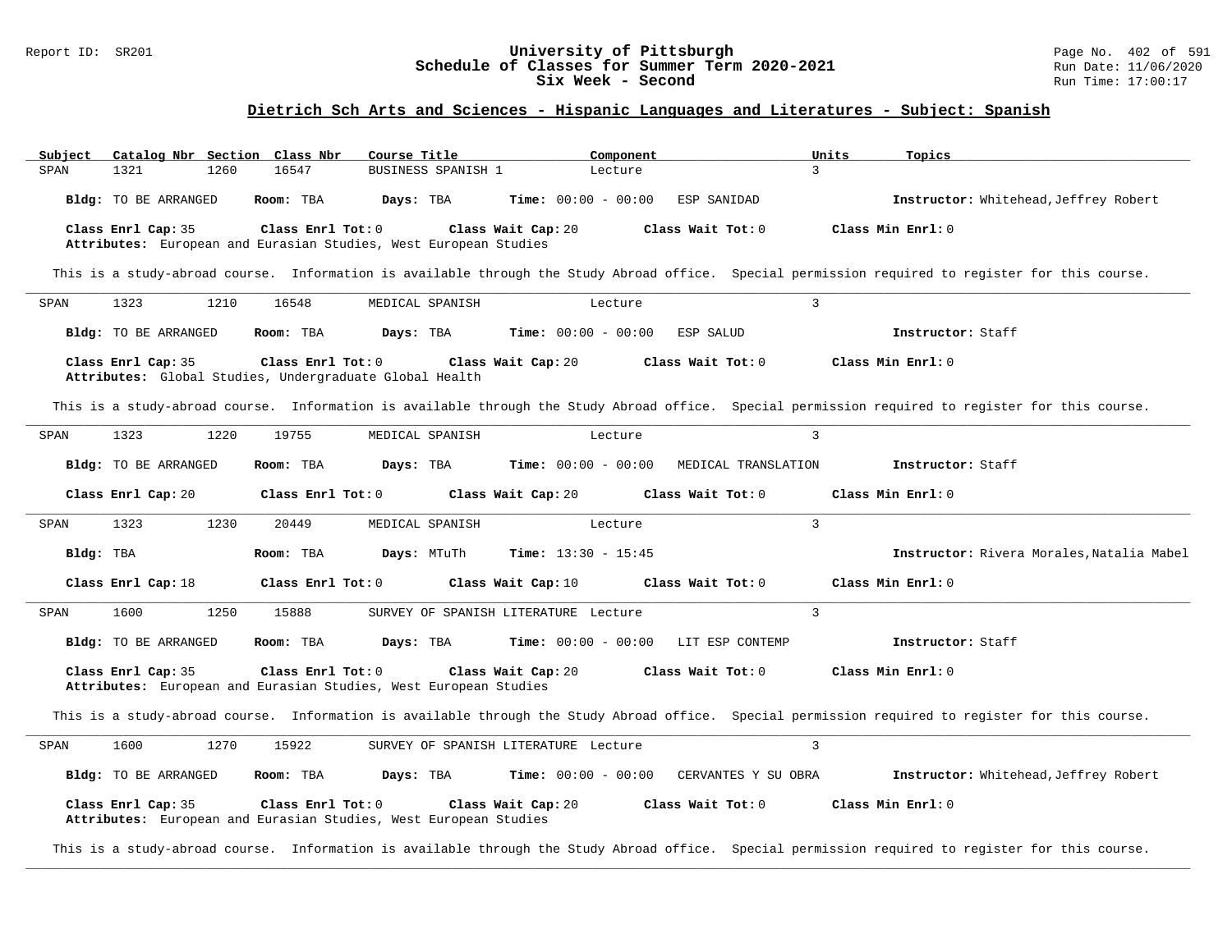## Dietrich Sch Arts and Sciences - Hispanic Languages and Literatures - Subject: Spanish

| Subject | Catalog Nbr | Section | Class Nbr | Course Title | Component | Units | Topics |
|---|---|---|---|---|---|---|---|
| SPAN | 1321 | 1260 | 16547 | BUSINESS SPANISH 1 | Lecture | 3 | |

**Bldg:** TO BE ARRANGED **Room:** TBA **Days:** TBA **Time:** 00:00 - 00:00 ESP SANIDAD **Instructor:** Whitehead,Jeffrey Robert

**Class Enrl Cap:** 35 **Class Enrl Tot:** 0 **Class Wait Cap:** 20 **Class Wait Tot:** 0 **Class Min Enrl:** 0

**Attributes:** European and Eurasian Studies, West European Studies

This is a study-abroad course. Information is available through the Study Abroad office. Special permission required to register for this course.

---

| Subject | Catalog Nbr | Section | Class Nbr | Course Title | Component | Units | Topics |
|---|---|---|---|---|---|---|---|
| SPAN | 1323 | 1210 | 16548 | MEDICAL SPANISH | Lecture | 3 | |

**Bldg:** TO BE ARRANGED **Room:** TBA **Days:** TBA **Time:** 00:00 - 00:00 ESP SALUD **Instructor:** Staff

**Class Enrl Cap:** 35 **Class Enrl Tot:** 0 **Class Wait Cap:** 20 **Class Wait Tot:** 0 **Class Min Enrl:** 0

**Attributes:** Global Studies, Undergraduate Global Health

This is a study-abroad course. Information is available through the Study Abroad office. Special permission required to register for this course.

---

| Subject | Catalog Nbr | Section | Class Nbr | Course Title | Component | Units | Topics |
|---|---|---|---|---|---|---|---|
| SPAN | 1323 | 1220 | 19755 | MEDICAL SPANISH | Lecture | 3 | |

**Bldg:** TO BE ARRANGED **Room:** TBA **Days:** TBA **Time:** 00:00 - 00:00 MEDICAL TRANSLATION **Instructor:** Staff

**Class Enrl Cap:** 20 **Class Enrl Tot:** 0 **Class Wait Cap:** 20 **Class Wait Tot:** 0 **Class Min Enrl:** 0

---

| Subject | Catalog Nbr | Section | Class Nbr | Course Title | Component | Units | Topics |
|---|---|---|---|---|---|---|---|
| SPAN | 1323 | 1230 | 20449 | MEDICAL SPANISH | Lecture | 3 | |

**Bldg:** TBA **Room:** TBA **Days:** MTuTh **Time:** 13:30 - 15:45 **Instructor:** Rivera Morales,Natalia Mabel

**Class Enrl Cap:** 18 **Class Enrl Tot:** 0 **Class Wait Cap:** 10 **Class Wait Tot:** 0 **Class Min Enrl:** 0

---

| Subject | Catalog Nbr | Section | Class Nbr | Course Title | Component | Units | Topics |
|---|---|---|---|---|---|---|---|
| SPAN | 1600 | 1250 | 15888 | SURVEY OF SPANISH LITERATURE | Lecture | 3 | |

**Bldg:** TO BE ARRANGED **Room:** TBA **Days:** TBA **Time:** 00:00 - 00:00 LIT ESP CONTEMP **Instructor:** Staff

**Class Enrl Cap:** 35 **Class Enrl Tot:** 0 **Class Wait Cap:** 20 **Class Wait Tot:** 0 **Class Min Enrl:** 0

**Attributes:** European and Eurasian Studies, West European Studies

This is a study-abroad course. Information is available through the Study Abroad office. Special permission required to register for this course.

---

| Subject | Catalog Nbr | Section | Class Nbr | Course Title | Component | Units | Topics |
|---|---|---|---|---|---|---|---|
| SPAN | 1600 | 1270 | 15922 | SURVEY OF SPANISH LITERATURE | Lecture | 3 | |

**Bldg:** TO BE ARRANGED **Room:** TBA **Days:** TBA **Time:** 00:00 - 00:00 CERVANTES Y SU OBRA **Instructor:** Whitehead,Jeffrey Robert

**Class Enrl Cap:** 35 **Class Enrl Tot:** 0 **Class Wait Cap:** 20 **Class Wait Tot:** 0 **Class Min Enrl:** 0

**Attributes:** European and Eurasian Studies, West European Studies

This is a study-abroad course. Information is available through the Study Abroad office. Special permission required to register for this course.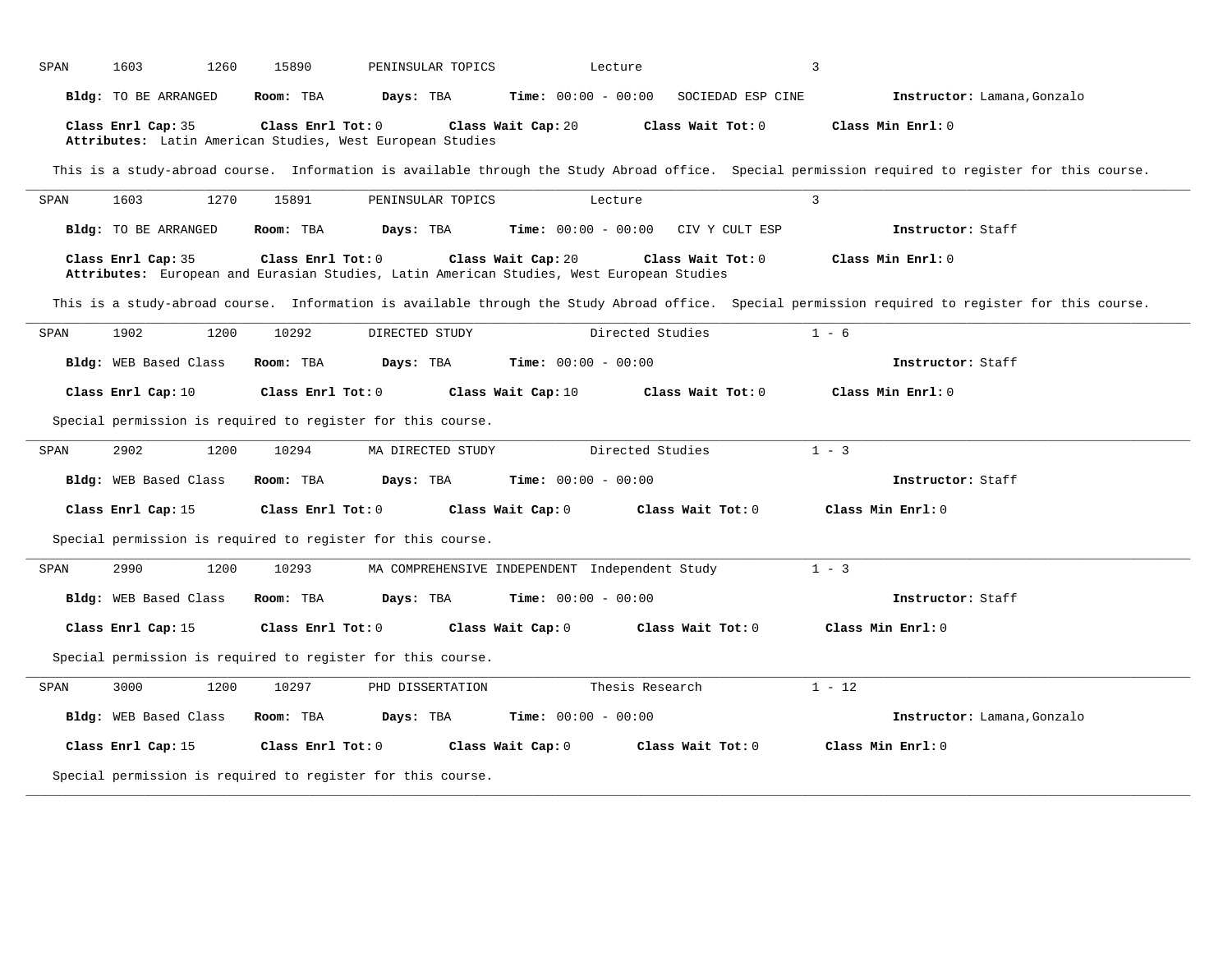SPAN 1603 1260 15890 PENINSULAR TOPICS Lecture 3

**Bldg:** TO BE ARRANGED **Room:** TBA **Days:** TBA **Time:** 00:00 - 00:00 SOCIEDAD ESP CINE **Instructor:** Lamana,Gonzalo

**Class Enrl Cap:** 35 **Class Enrl Tot:** 0 **Class Wait Cap:** 20 **Class Wait Tot:** 0 **Class Min Enrl:** 0
**Attributes:** Latin American Studies, West European Studies

This is a study-abroad course. Information is available through the Study Abroad office. Special permission required to register for this course.

---

SPAN 1603 1270 15891 PENINSULAR TOPICS Lecture 3

**Bldg:** TO BE ARRANGED **Room:** TBA **Days:** TBA **Time:** 00:00 - 00:00 CIV Y CULT ESP **Instructor:** Staff

**Class Enrl Cap:** 35 **Class Enrl Tot:** 0 **Class Wait Cap:** 20 **Class Wait Tot:** 0 **Class Min Enrl:** 0
**Attributes:** European and Eurasian Studies, Latin American Studies, West European Studies

This is a study-abroad course. Information is available through the Study Abroad office. Special permission required to register for this course.

---

SPAN 1902 1200 10292 DIRECTED STUDY Directed Studies 1 - 6

**Bldg:** WEB Based Class **Room:** TBA **Days:** TBA **Time:** 00:00 - 00:00 **Instructor:** Staff

**Class Enrl Cap:** 10 **Class Enrl Tot:** 0 **Class Wait Cap:** 10 **Class Wait Tot:** 0 **Class Min Enrl:** 0

Special permission is required to register for this course.

---

SPAN 2902 1200 10294 MA DIRECTED STUDY Directed Studies 1 - 3

**Bldg:** WEB Based Class **Room:** TBA **Days:** TBA **Time:** 00:00 - 00:00 **Instructor:** Staff

**Class Enrl Cap:** 15 **Class Enrl Tot:** 0 **Class Wait Cap:** 0 **Class Wait Tot:** 0 **Class Min Enrl:** 0

Special permission is required to register for this course.

---

SPAN 2990 1200 10293 MA COMPREHENSIVE INDEPENDENT Independent Study 1 - 3

**Bldg:** WEB Based Class **Room:** TBA **Days:** TBA **Time:** 00:00 - 00:00 **Instructor:** Staff

**Class Enrl Cap:** 15 **Class Enrl Tot:** 0 **Class Wait Cap:** 0 **Class Wait Tot:** 0 **Class Min Enrl:** 0

Special permission is required to register for this course.

---

SPAN 3000 1200 10297 PHD DISSERTATION Thesis Research 1 - 12

**Bldg:** WEB Based Class **Room:** TBA **Days:** TBA **Time:** 00:00 - 00:00 **Instructor:** Lamana,Gonzalo

**Class Enrl Cap:** 15 **Class Enrl Tot:** 0 **Class Wait Cap:** 0 **Class Wait Tot:** 0 **Class Min Enrl:** 0

Special permission is required to register for this course.

---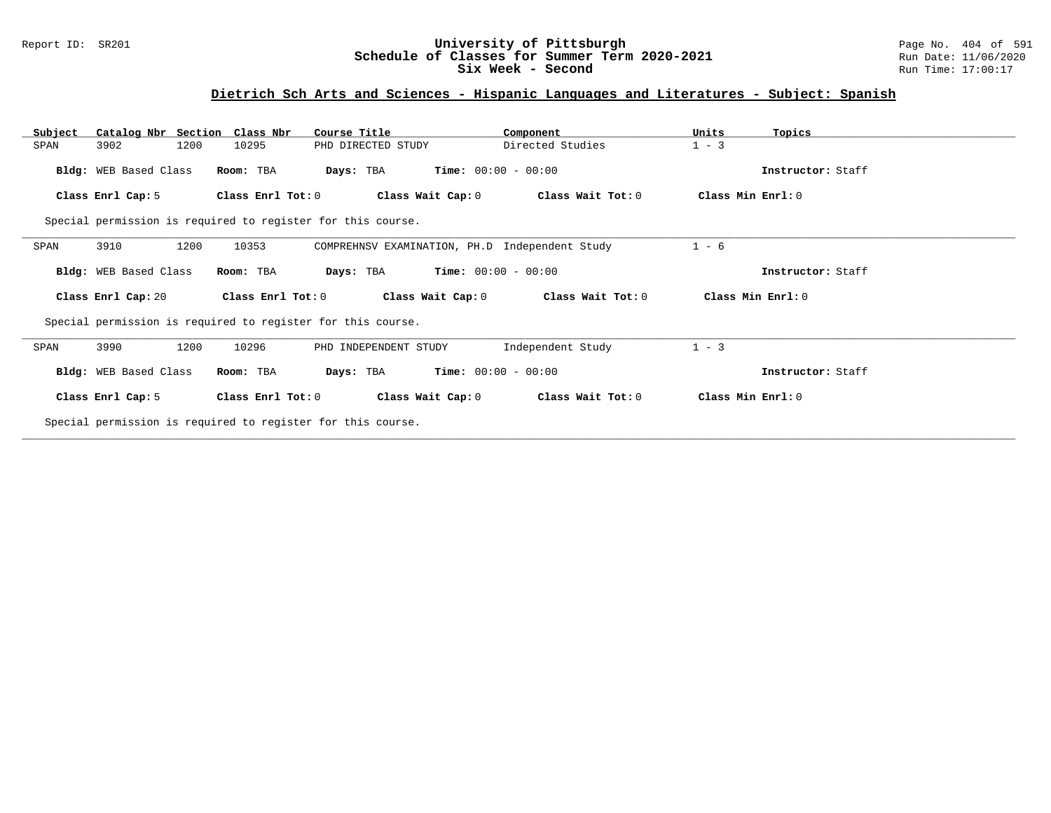# University of Pittsburgh
## Schedule of Classes for Summer Term 2020-2021
## Six Week - Second

Report ID: SR201

Run Date: 11/06/2020
Run Time: 17:00:17

### Dietrich Sch Arts and Sciences - Hispanic Languages and Literatures - Subject: Spanish

| Subject | Catalog Nbr | Section | Class Nbr | Course Title | Component | Units | Topics |
|---|---|---|---|---|---|---|---|
| SPAN | 3902 | 1200 | 10295 | PHD DIRECTED STUDY | Directed Studies | 1 - 3 | |

**Bldg:** WEB Based Class **Room:** TBA **Days:** TBA **Time:** 00:00 - 00:00 **Instructor:** Staff

**Class Enrl Cap:** 5 **Class Enrl Tot:** 0 **Class Wait Cap:** 0 **Class Wait Tot:** 0 **Class Min Enrl:** 0

Special permission is required to register for this course.

---

| Subject | Catalog Nbr | Section | Class Nbr | Course Title | Component | Units | Topics |
|---|---|---|---|---|---|---|---|
| SPAN | 3910 | 1200 | 10353 | COMPREHNSV EXAMINATION, PH.D | Independent Study | 1 - 6 | |

**Bldg:** WEB Based Class **Room:** TBA **Days:** TBA **Time:** 00:00 - 00:00 **Instructor:** Staff

**Class Enrl Cap:** 20 **Class Enrl Tot:** 0 **Class Wait Cap:** 0 **Class Wait Tot:** 0 **Class Min Enrl:** 0

Special permission is required to register for this course.

---

| Subject | Catalog Nbr | Section | Class Nbr | Course Title | Component | Units | Topics |
|---|---|---|---|---|---|---|---|
| SPAN | 3990 | 1200 | 10296 | PHD INDEPENDENT STUDY | Independent Study | 1 - 3 | |

**Bldg:** WEB Based Class **Room:** TBA **Days:** TBA **Time:** 00:00 - 00:00 **Instructor:** Staff

**Class Enrl Cap:** 5 **Class Enrl Tot:** 0 **Class Wait Cap:** 0 **Class Wait Tot:** 0 **Class Min Enrl:** 0

Special permission is required to register for this course.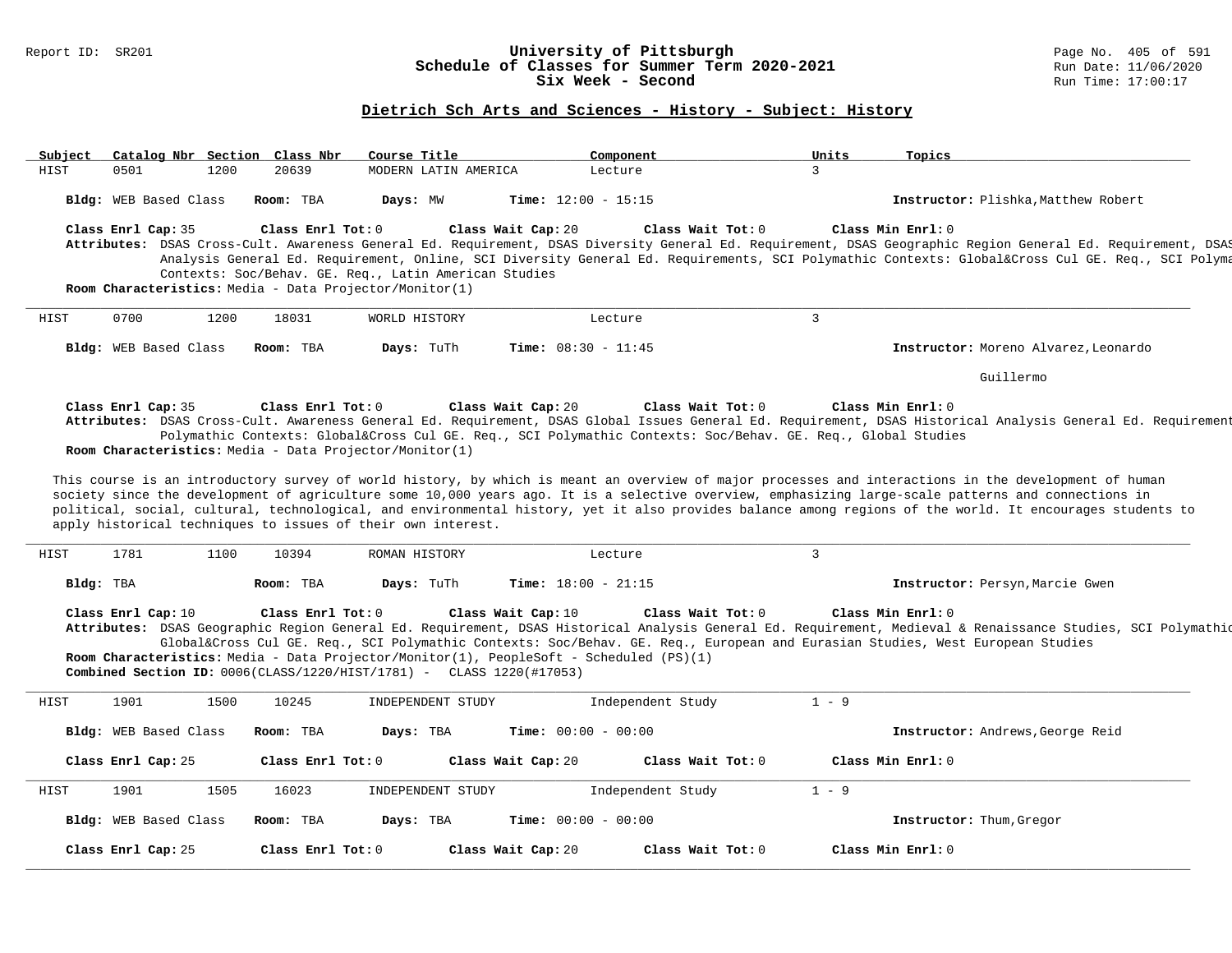## Dietrich Sch Arts and Sciences - History - Subject: History

| Subject | Catalog Nbr | Section | Class Nbr | Course Title | Component | Units | Topics |
|---|---|---|---|---|---|---|---|
| HIST | 0501 | 1200 | 20639 | MODERN LATIN AMERICA | Lecture | 3 | |

**Bldg:** WEB Based Class **Room:** TBA **Days:** MW **Time:** 12:00 - 15:15 **Instructor:** Plishka,Matthew Robert

**Class Enrl Cap:** 35 **Class Enrl Tot:** 0 **Class Wait Cap:** 20 **Class Wait Tot:** 0 **Class Min Enrl:** 0

**Attributes:** DSAS Cross-Cult. Awareness General Ed. Requirement, DSAS Diversity General Ed. Requirement, DSAS Geographic Region General Ed. Requirement, DSAS Analysis General Ed. Requirement, Online, SCI Diversity General Ed. Requirements, SCI Polymathic Contexts: Global&Cross Cul GE. Req., SCI Polyma Contexts: Soc/Behav. GE. Req., Latin American Studies

**Room Characteristics:** Media - Data Projector/Monitor(1)

---

| Subject | Catalog Nbr | Section | Class Nbr | Course Title | Component | Units | Topics |
|---|---|---|---|---|---|---|---|
| HIST | 0700 | 1200 | 18031 | WORLD HISTORY | Lecture | 3 | |

**Bldg:** WEB Based Class **Room:** TBA **Days:** TuTh **Time:** 08:30 - 11:45 **Instructor:** Moreno Alvarez,Leonardo Guillermo

**Class Enrl Cap:** 35 **Class Enrl Tot:** 0 **Class Wait Cap:** 20 **Class Wait Tot:** 0 **Class Min Enrl:** 0

**Attributes:** DSAS Cross-Cult. Awareness General Ed. Requirement, DSAS Global Issues General Ed. Requirement, DSAS Historical Analysis General Ed. Requirement Polymathic Contexts: Global&Cross Cul GE. Req., SCI Polymathic Contexts: Soc/Behav. GE. Req., Global Studies

**Room Characteristics:** Media - Data Projector/Monitor(1)

This course is an introductory survey of world history, by which is meant an overview of major processes and interactions in the development of human society since the development of agriculture some 10,000 years ago. It is a selective overview, emphasizing large-scale patterns and connections in political, social, cultural, technological, and environmental history, yet it also provides balance among regions of the world. It encourages students to apply historical techniques to issues of their own interest.

---

| Subject | Catalog Nbr | Section | Class Nbr | Course Title | Component | Units | Topics |
|---|---|---|---|---|---|---|---|
| HIST | 1781 | 1100 | 10394 | ROMAN HISTORY | Lecture | 3 | |

**Bldg:** TBA **Room:** TBA **Days:** TuTh **Time:** 18:00 - 21:15 **Instructor:** Persyn,Marcie Gwen

**Class Enrl Cap:** 10 **Class Enrl Tot:** 0 **Class Wait Cap:** 10 **Class Wait Tot:** 0 **Class Min Enrl:** 0

**Attributes:** DSAS Geographic Region General Ed. Requirement, DSAS Historical Analysis General Ed. Requirement, Medieval & Renaissance Studies, SCI Polymathic Global&Cross Cul GE. Req., SCI Polymathic Contexts: Soc/Behav. GE. Req., European and Eurasian Studies, West European Studies

**Room Characteristics:** Media - Data Projector/Monitor(1), PeopleSoft - Scheduled (PS)(1)

**Combined Section ID:** 0006(CLASS/1220/HIST/1781) - CLASS 1220(#17053)

---

| Subject | Catalog Nbr | Section | Class Nbr | Course Title | Component | Units | Topics |
|---|---|---|---|---|---|---|---|
| HIST | 1901 | 1500 | 10245 | INDEPENDENT STUDY | Independent Study | 1 - 9 | |

**Bldg:** WEB Based Class **Room:** TBA **Days:** TBA **Time:** 00:00 - 00:00 **Instructor:** Andrews,George Reid

**Class Enrl Cap:** 25 **Class Enrl Tot:** 0 **Class Wait Cap:** 20 **Class Wait Tot:** 0 **Class Min Enrl:** 0

---

| Subject | Catalog Nbr | Section | Class Nbr | Course Title | Component | Units | Topics |
|---|---|---|---|---|---|---|---|
| HIST | 1901 | 1505 | 16023 | INDEPENDENT STUDY | Independent Study | 1 - 9 | |

**Bldg:** WEB Based Class **Room:** TBA **Days:** TBA **Time:** 00:00 - 00:00 **Instructor:** Thum,Gregor

**Class Enrl Cap:** 25 **Class Enrl Tot:** 0 **Class Wait Cap:** 20 **Class Wait Tot:** 0 **Class Min Enrl:** 0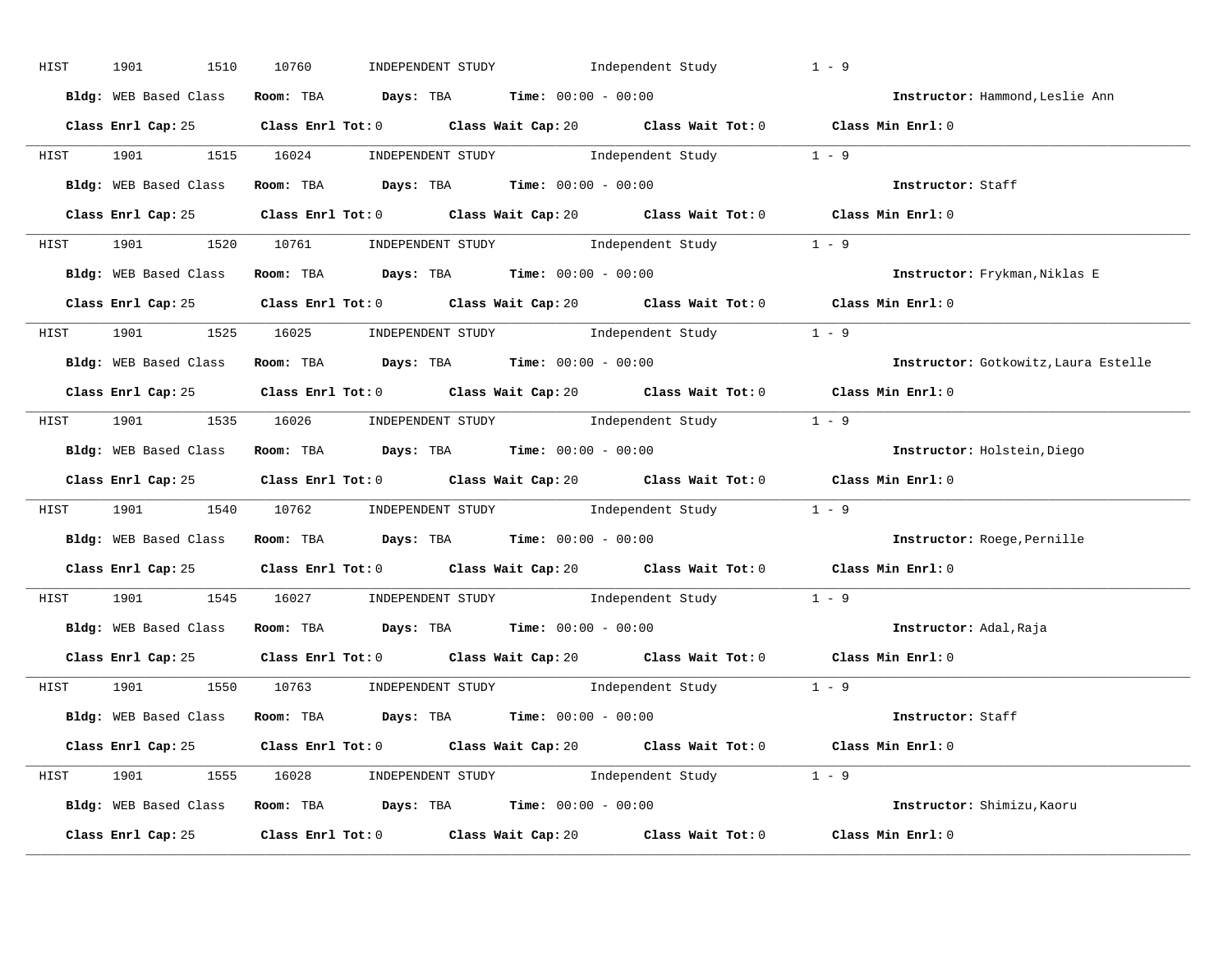HIST 1901 1510 10760 INDEPENDENT STUDY Independent Study 1 - 9

**Bldg:** WEB Based Class **Room:** TBA **Days:** TBA **Time:** 00:00 - 00:00 **Instructor:** Hammond,Leslie Ann

**Class Enrl Cap:** 25 **Class Enrl Tot:** 0 **Class Wait Cap:** 20 **Class Wait Tot:** 0 **Class Min Enrl:** 0

---

HIST 1901 1515 16024 INDEPENDENT STUDY Independent Study 1 - 9

**Bldg:** WEB Based Class **Room:** TBA **Days:** TBA **Time:** 00:00 - 00:00 **Instructor:** Staff

**Class Enrl Cap:** 25 **Class Enrl Tot:** 0 **Class Wait Cap:** 20 **Class Wait Tot:** 0 **Class Min Enrl:** 0

---

HIST 1901 1520 10761 INDEPENDENT STUDY Independent Study 1 - 9

**Bldg:** WEB Based Class **Room:** TBA **Days:** TBA **Time:** 00:00 - 00:00 **Instructor:** Frykman,Niklas E

**Class Enrl Cap:** 25 **Class Enrl Tot:** 0 **Class Wait Cap:** 20 **Class Wait Tot:** 0 **Class Min Enrl:** 0

---

HIST 1901 1525 16025 INDEPENDENT STUDY Independent Study 1 - 9

**Bldg:** WEB Based Class **Room:** TBA **Days:** TBA **Time:** 00:00 - 00:00 **Instructor:** Gotkowitz,Laura Estelle

**Class Enrl Cap:** 25 **Class Enrl Tot:** 0 **Class Wait Cap:** 20 **Class Wait Tot:** 0 **Class Min Enrl:** 0

---

HIST 1901 1535 16026 INDEPENDENT STUDY Independent Study 1 - 9

**Bldg:** WEB Based Class **Room:** TBA **Days:** TBA **Time:** 00:00 - 00:00 **Instructor:** Holstein,Diego

**Class Enrl Cap:** 25 **Class Enrl Tot:** 0 **Class Wait Cap:** 20 **Class Wait Tot:** 0 **Class Min Enrl:** 0

---

HIST 1901 1540 10762 INDEPENDENT STUDY Independent Study 1 - 9

**Bldg:** WEB Based Class **Room:** TBA **Days:** TBA **Time:** 00:00 - 00:00 **Instructor:** Roege,Pernille

**Class Enrl Cap:** 25 **Class Enrl Tot:** 0 **Class Wait Cap:** 20 **Class Wait Tot:** 0 **Class Min Enrl:** 0

---

HIST 1901 1545 16027 INDEPENDENT STUDY Independent Study 1 - 9

**Bldg:** WEB Based Class **Room:** TBA **Days:** TBA **Time:** 00:00 - 00:00 **Instructor:** Adal,Raja

**Class Enrl Cap:** 25 **Class Enrl Tot:** 0 **Class Wait Cap:** 20 **Class Wait Tot:** 0 **Class Min Enrl:** 0

---

HIST 1901 1550 10763 INDEPENDENT STUDY Independent Study 1 - 9

**Bldg:** WEB Based Class **Room:** TBA **Days:** TBA **Time:** 00:00 - 00:00 **Instructor:** Staff

**Class Enrl Cap:** 25 **Class Enrl Tot:** 0 **Class Wait Cap:** 20 **Class Wait Tot:** 0 **Class Min Enrl:** 0

---

HIST 1901 1555 16028 INDEPENDENT STUDY Independent Study 1 - 9

**Bldg:** WEB Based Class **Room:** TBA **Days:** TBA **Time:** 00:00 - 00:00 **Instructor:** Shimizu,Kaoru

**Class Enrl Cap:** 25 **Class Enrl Tot:** 0 **Class Wait Cap:** 20 **Class Wait Tot:** 0 **Class Min Enrl:** 0

---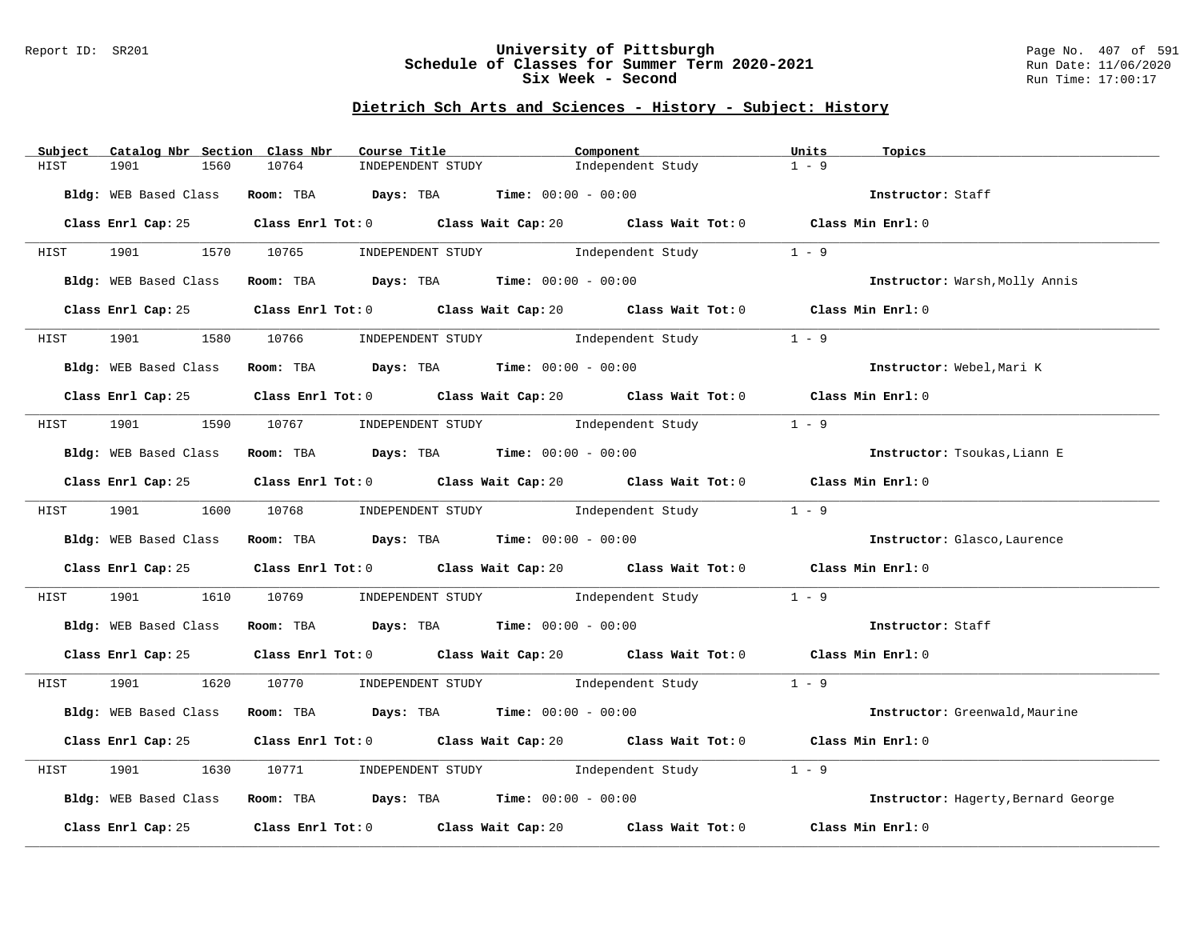## Dietrich Sch Arts and Sciences - History - Subject: History

| Subject | Catalog Nbr | Section | Class Nbr | Course Title | Component | Units | Topics |
|---|---|---|---|---|---|---|---|
| HIST | 1901 | 1560 | 10764 | INDEPENDENT STUDY | Independent Study | 1 - 9 | |

**Bldg:** WEB Based Class **Room:** TBA **Days:** TBA **Time:** 00:00 - 00:00 **Instructor:** Staff

**Class Enrl Cap:** 25 **Class Enrl Tot:** 0 **Class Wait Cap:** 20 **Class Wait Tot:** 0 **Class Min Enrl:** 0

---

| Subject | Catalog Nbr | Section | Class Nbr | Course Title | Component | Units | Topics |
|---|---|---|---|---|---|---|---|
| HIST | 1901 | 1570 | 10765 | INDEPENDENT STUDY | Independent Study | 1 - 9 | |

**Bldg:** WEB Based Class **Room:** TBA **Days:** TBA **Time:** 00:00 - 00:00 **Instructor:** Warsh,Molly Annis

**Class Enrl Cap:** 25 **Class Enrl Tot:** 0 **Class Wait Cap:** 20 **Class Wait Tot:** 0 **Class Min Enrl:** 0

---

| Subject | Catalog Nbr | Section | Class Nbr | Course Title | Component | Units | Topics |
|---|---|---|---|---|---|---|---|
| HIST | 1901 | 1580 | 10766 | INDEPENDENT STUDY | Independent Study | 1 - 9 | |

**Bldg:** WEB Based Class **Room:** TBA **Days:** TBA **Time:** 00:00 - 00:00 **Instructor:** Webel,Mari K

**Class Enrl Cap:** 25 **Class Enrl Tot:** 0 **Class Wait Cap:** 20 **Class Wait Tot:** 0 **Class Min Enrl:** 0

---

| Subject | Catalog Nbr | Section | Class Nbr | Course Title | Component | Units | Topics |
|---|---|---|---|---|---|---|---|
| HIST | 1901 | 1590 | 10767 | INDEPENDENT STUDY | Independent Study | 1 - 9 | |

**Bldg:** WEB Based Class **Room:** TBA **Days:** TBA **Time:** 00:00 - 00:00 **Instructor:** Tsoukas,Liann E

**Class Enrl Cap:** 25 **Class Enrl Tot:** 0 **Class Wait Cap:** 20 **Class Wait Tot:** 0 **Class Min Enrl:** 0

---

| Subject | Catalog Nbr | Section | Class Nbr | Course Title | Component | Units | Topics |
|---|---|---|---|---|---|---|---|
| HIST | 1901 | 1600 | 10768 | INDEPENDENT STUDY | Independent Study | 1 - 9 | |

**Bldg:** WEB Based Class **Room:** TBA **Days:** TBA **Time:** 00:00 - 00:00 **Instructor:** Glasco,Laurence

**Class Enrl Cap:** 25 **Class Enrl Tot:** 0 **Class Wait Cap:** 20 **Class Wait Tot:** 0 **Class Min Enrl:** 0

---

| Subject | Catalog Nbr | Section | Class Nbr | Course Title | Component | Units | Topics |
|---|---|---|---|---|---|---|---|
| HIST | 1901 | 1610 | 10769 | INDEPENDENT STUDY | Independent Study | 1 - 9 | |

**Bldg:** WEB Based Class **Room:** TBA **Days:** TBA **Time:** 00:00 - 00:00 **Instructor:** Staff

**Class Enrl Cap:** 25 **Class Enrl Tot:** 0 **Class Wait Cap:** 20 **Class Wait Tot:** 0 **Class Min Enrl:** 0

---

| Subject | Catalog Nbr | Section | Class Nbr | Course Title | Component | Units | Topics |
|---|---|---|---|---|---|---|---|
| HIST | 1901 | 1620 | 10770 | INDEPENDENT STUDY | Independent Study | 1 - 9 | |

**Bldg:** WEB Based Class **Room:** TBA **Days:** TBA **Time:** 00:00 - 00:00 **Instructor:** Greenwald,Maurine

**Class Enrl Cap:** 25 **Class Enrl Tot:** 0 **Class Wait Cap:** 20 **Class Wait Tot:** 0 **Class Min Enrl:** 0

---

| Subject | Catalog Nbr | Section | Class Nbr | Course Title | Component | Units | Topics |
|---|---|---|---|---|---|---|---|
| HIST | 1901 | 1630 | 10771 | INDEPENDENT STUDY | Independent Study | 1 - 9 | |

**Bldg:** WEB Based Class **Room:** TBA **Days:** TBA **Time:** 00:00 - 00:00 **Instructor:** Hagerty,Bernard George

**Class Enrl Cap:** 25 **Class Enrl Tot:** 0 **Class Wait Cap:** 20 **Class Wait Tot:** 0 **Class Min Enrl:** 0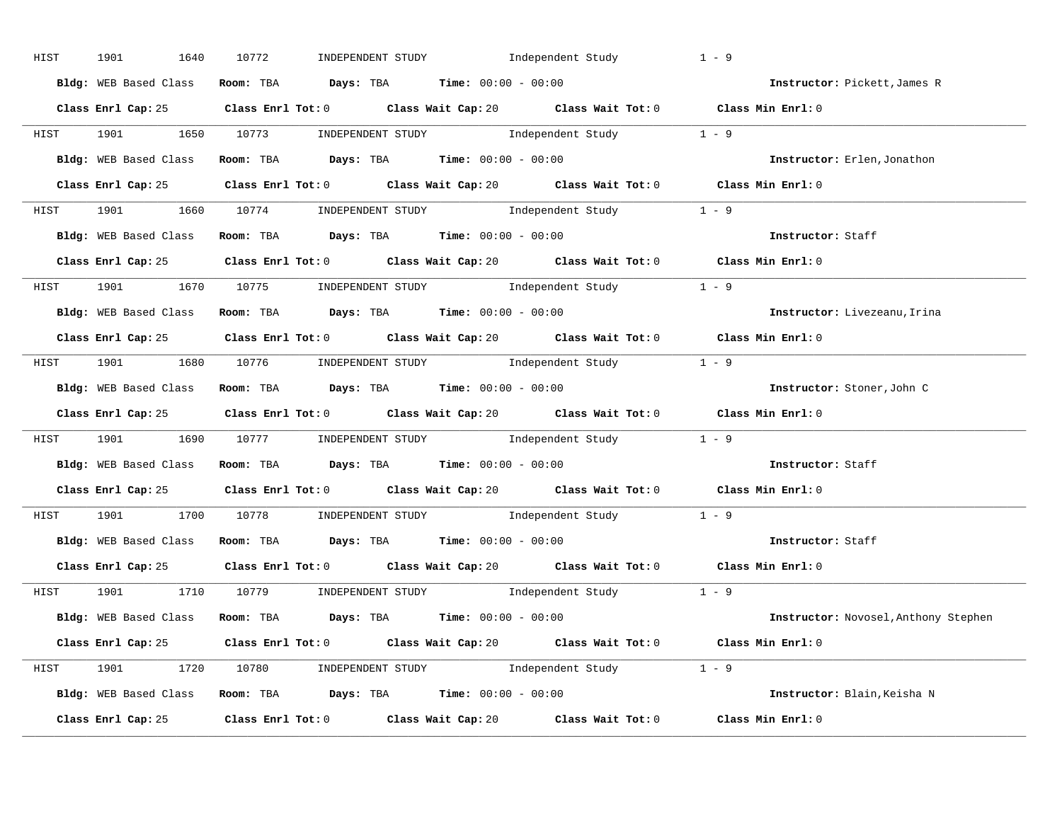HIST 1901 1640 10772 INDEPENDENT STUDY Independent Study 1 - 9

**Bldg:** WEB Based Class **Room:** TBA **Days:** TBA **Time:** 00:00 - 00:00 **Instructor:** Pickett,James R

**Class Enrl Cap:** 25 **Class Enrl Tot:** 0 **Class Wait Cap:** 20 **Class Wait Tot:** 0 **Class Min Enrl:** 0

---

HIST 1901 1650 10773 INDEPENDENT STUDY Independent Study 1 - 9

**Bldg:** WEB Based Class **Room:** TBA **Days:** TBA **Time:** 00:00 - 00:00 **Instructor:** Erlen,Jonathon

**Class Enrl Cap:** 25 **Class Enrl Tot:** 0 **Class Wait Cap:** 20 **Class Wait Tot:** 0 **Class Min Enrl:** 0

---

HIST 1901 1660 10774 INDEPENDENT STUDY Independent Study 1 - 9

**Bldg:** WEB Based Class **Room:** TBA **Days:** TBA **Time:** 00:00 - 00:00 **Instructor:** Staff

**Class Enrl Cap:** 25 **Class Enrl Tot:** 0 **Class Wait Cap:** 20 **Class Wait Tot:** 0 **Class Min Enrl:** 0

---

HIST 1901 1670 10775 INDEPENDENT STUDY Independent Study 1 - 9

**Bldg:** WEB Based Class **Room:** TBA **Days:** TBA **Time:** 00:00 - 00:00 **Instructor:** Livezeanu,Irina

**Class Enrl Cap:** 25 **Class Enrl Tot:** 0 **Class Wait Cap:** 20 **Class Wait Tot:** 0 **Class Min Enrl:** 0

---

HIST 1901 1680 10776 INDEPENDENT STUDY Independent Study 1 - 9

**Bldg:** WEB Based Class **Room:** TBA **Days:** TBA **Time:** 00:00 - 00:00 **Instructor:** Stoner,John C

**Class Enrl Cap:** 25 **Class Enrl Tot:** 0 **Class Wait Cap:** 20 **Class Wait Tot:** 0 **Class Min Enrl:** 0

---

HIST 1901 1690 10777 INDEPENDENT STUDY Independent Study 1 - 9

**Bldg:** WEB Based Class **Room:** TBA **Days:** TBA **Time:** 00:00 - 00:00 **Instructor:** Staff

**Class Enrl Cap:** 25 **Class Enrl Tot:** 0 **Class Wait Cap:** 20 **Class Wait Tot:** 0 **Class Min Enrl:** 0

---

HIST 1901 1700 10778 INDEPENDENT STUDY Independent Study 1 - 9

**Bldg:** WEB Based Class **Room:** TBA **Days:** TBA **Time:** 00:00 - 00:00 **Instructor:** Staff

**Class Enrl Cap:** 25 **Class Enrl Tot:** 0 **Class Wait Cap:** 20 **Class Wait Tot:** 0 **Class Min Enrl:** 0

---

HIST 1901 1710 10779 INDEPENDENT STUDY Independent Study 1 - 9

**Bldg:** WEB Based Class **Room:** TBA **Days:** TBA **Time:** 00:00 - 00:00 **Instructor:** Novosel,Anthony Stephen

**Class Enrl Cap:** 25 **Class Enrl Tot:** 0 **Class Wait Cap:** 20 **Class Wait Tot:** 0 **Class Min Enrl:** 0

---

HIST 1901 1720 10780 INDEPENDENT STUDY Independent Study 1 - 9

**Bldg:** WEB Based Class **Room:** TBA **Days:** TBA **Time:** 00:00 - 00:00 **Instructor:** Blain,Keisha N

**Class Enrl Cap:** 25 **Class Enrl Tot:** 0 **Class Wait Cap:** 20 **Class Wait Tot:** 0 **Class Min Enrl:** 0

---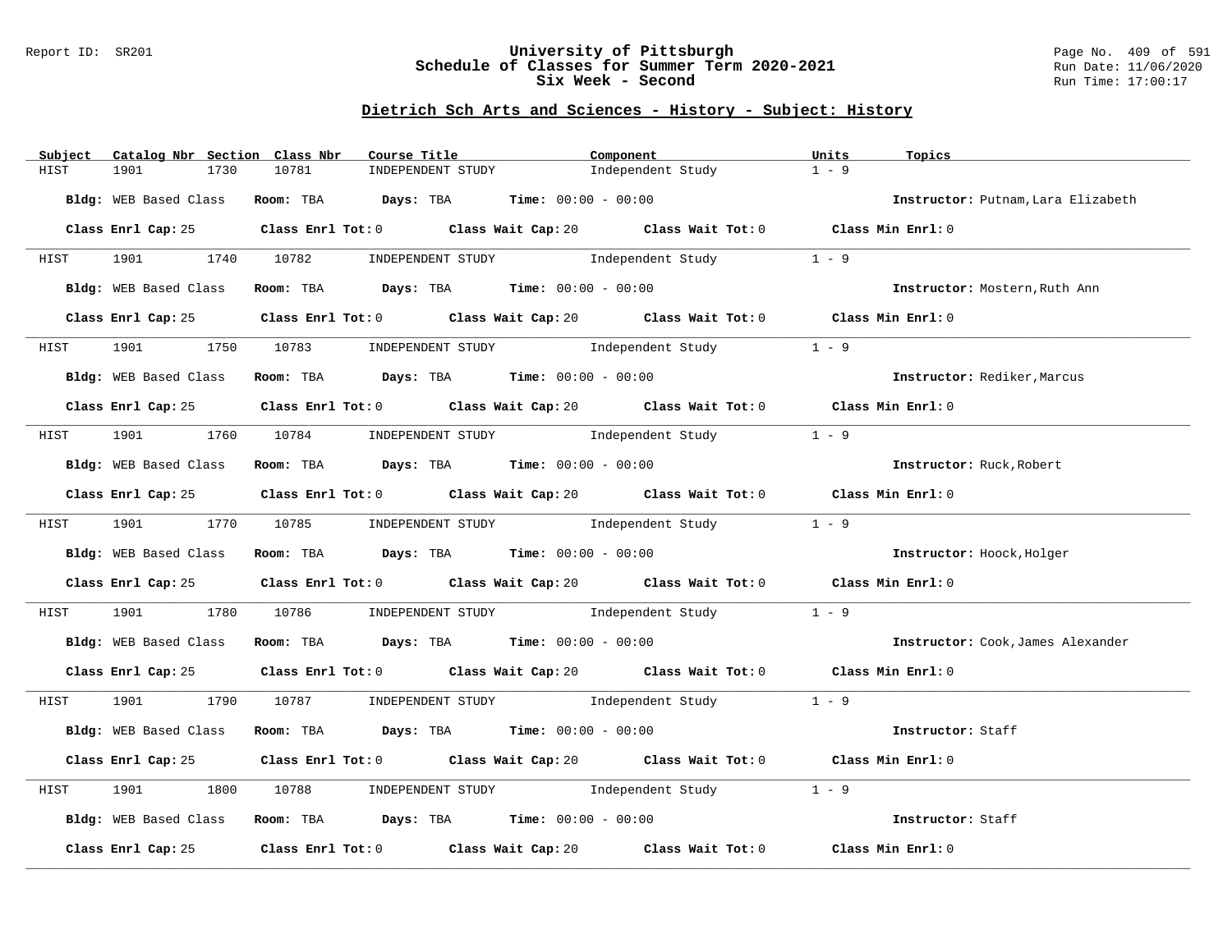# University of Pittsburgh
## Schedule of Classes for Summer Term 2020-2021
## Six Week - Second

Report ID: SR201 | Run Date: 11/06/2020 | Run Time: 17:00:17

### Dietrich Sch Arts and Sciences - History - Subject: History

| Subject | Catalog Nbr | Section | Class Nbr | Course Title | Component | Units | Topics |
|---|---|---|---|---|---|---|---|
| HIST | 1901 | 1730 | 10781 | INDEPENDENT STUDY | Independent Study | 1 - 9 | |

**Bldg:** WEB Based Class **Room:** TBA **Days:** TBA **Time:** 00:00 - 00:00 **Instructor:** Putnam,Lara Elizabeth

**Class Enrl Cap:** 25 **Class Enrl Tot:** 0 **Class Wait Cap:** 20 **Class Wait Tot:** 0 **Class Min Enrl:** 0

---

| Subject | Catalog Nbr | Section | Class Nbr | Course Title | Component | Units | Topics |
|---|---|---|---|---|---|---|---|
| HIST | 1901 | 1740 | 10782 | INDEPENDENT STUDY | Independent Study | 1 - 9 | |

**Bldg:** WEB Based Class **Room:** TBA **Days:** TBA **Time:** 00:00 - 00:00 **Instructor:** Mostern,Ruth Ann

**Class Enrl Cap:** 25 **Class Enrl Tot:** 0 **Class Wait Cap:** 20 **Class Wait Tot:** 0 **Class Min Enrl:** 0

---

| Subject | Catalog Nbr | Section | Class Nbr | Course Title | Component | Units | Topics |
|---|---|---|---|---|---|---|---|
| HIST | 1901 | 1750 | 10783 | INDEPENDENT STUDY | Independent Study | 1 - 9 | |

**Bldg:** WEB Based Class **Room:** TBA **Days:** TBA **Time:** 00:00 - 00:00 **Instructor:** Rediker,Marcus

**Class Enrl Cap:** 25 **Class Enrl Tot:** 0 **Class Wait Cap:** 20 **Class Wait Tot:** 0 **Class Min Enrl:** 0

---

| Subject | Catalog Nbr | Section | Class Nbr | Course Title | Component | Units | Topics |
|---|---|---|---|---|---|---|---|
| HIST | 1901 | 1760 | 10784 | INDEPENDENT STUDY | Independent Study | 1 - 9 | |

**Bldg:** WEB Based Class **Room:** TBA **Days:** TBA **Time:** 00:00 - 00:00 **Instructor:** Ruck,Robert

**Class Enrl Cap:** 25 **Class Enrl Tot:** 0 **Class Wait Cap:** 20 **Class Wait Tot:** 0 **Class Min Enrl:** 0

---

| Subject | Catalog Nbr | Section | Class Nbr | Course Title | Component | Units | Topics |
|---|---|---|---|---|---|---|---|
| HIST | 1901 | 1770 | 10785 | INDEPENDENT STUDY | Independent Study | 1 - 9 | |

**Bldg:** WEB Based Class **Room:** TBA **Days:** TBA **Time:** 00:00 - 00:00 **Instructor:** Hoock,Holger

**Class Enrl Cap:** 25 **Class Enrl Tot:** 0 **Class Wait Cap:** 20 **Class Wait Tot:** 0 **Class Min Enrl:** 0

---

| Subject | Catalog Nbr | Section | Class Nbr | Course Title | Component | Units | Topics |
|---|---|---|---|---|---|---|---|
| HIST | 1901 | 1780 | 10786 | INDEPENDENT STUDY | Independent Study | 1 - 9 | |

**Bldg:** WEB Based Class **Room:** TBA **Days:** TBA **Time:** 00:00 - 00:00 **Instructor:** Cook,James Alexander

**Class Enrl Cap:** 25 **Class Enrl Tot:** 0 **Class Wait Cap:** 20 **Class Wait Tot:** 0 **Class Min Enrl:** 0

---

| Subject | Catalog Nbr | Section | Class Nbr | Course Title | Component | Units | Topics |
|---|---|---|---|---|---|---|---|
| HIST | 1901 | 1790 | 10787 | INDEPENDENT STUDY | Independent Study | 1 - 9 | |

**Bldg:** WEB Based Class **Room:** TBA **Days:** TBA **Time:** 00:00 - 00:00 **Instructor:** Staff

**Class Enrl Cap:** 25 **Class Enrl Tot:** 0 **Class Wait Cap:** 20 **Class Wait Tot:** 0 **Class Min Enrl:** 0

---

| Subject | Catalog Nbr | Section | Class Nbr | Course Title | Component | Units | Topics |
|---|---|---|---|---|---|---|---|
| HIST | 1901 | 1800 | 10788 | INDEPENDENT STUDY | Independent Study | 1 - 9 | |

**Bldg:** WEB Based Class **Room:** TBA **Days:** TBA **Time:** 00:00 - 00:00 **Instructor:** Staff

**Class Enrl Cap:** 25 **Class Enrl Tot:** 0 **Class Wait Cap:** 20 **Class Wait Tot:** 0 **Class Min Enrl:** 0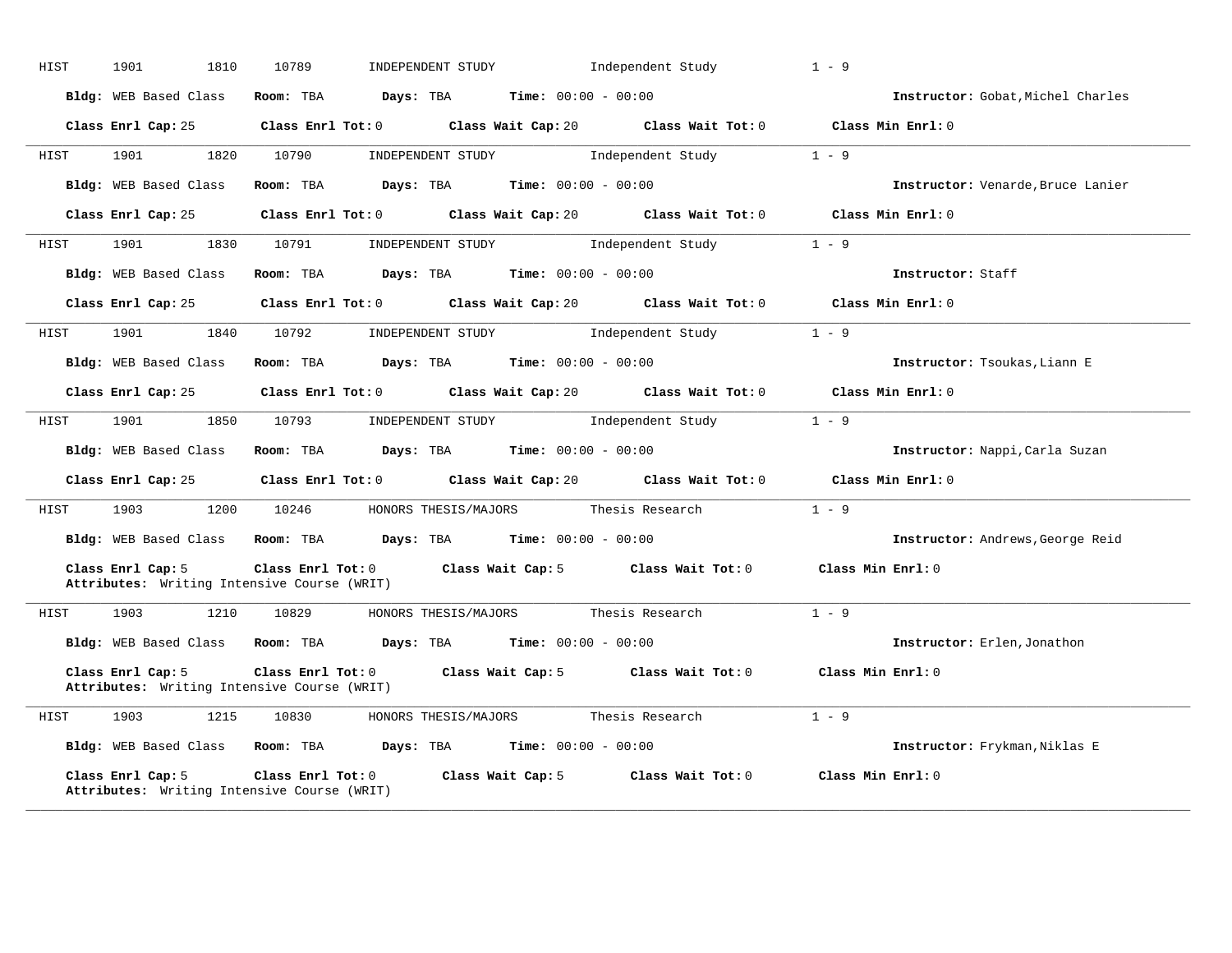HIST 1901 1810 10789 INDEPENDENT STUDY Independent Study 1 - 9

**Bldg:** WEB Based Class **Room:** TBA **Days:** TBA **Time:** 00:00 - 00:00 **Instructor:** Gobat,Michel Charles

**Class Enrl Cap:** 25 **Class Enrl Tot:** 0 **Class Wait Cap:** 20 **Class Wait Tot:** 0 **Class Min Enrl:** 0

---

HIST 1901 1820 10790 INDEPENDENT STUDY Independent Study 1 - 9

**Bldg:** WEB Based Class **Room:** TBA **Days:** TBA **Time:** 00:00 - 00:00 **Instructor:** Venarde,Bruce Lanier

**Class Enrl Cap:** 25 **Class Enrl Tot:** 0 **Class Wait Cap:** 20 **Class Wait Tot:** 0 **Class Min Enrl:** 0

---

HIST 1901 1830 10791 INDEPENDENT STUDY Independent Study 1 - 9

**Bldg:** WEB Based Class **Room:** TBA **Days:** TBA **Time:** 00:00 - 00:00 **Instructor:** Staff

**Class Enrl Cap:** 25 **Class Enrl Tot:** 0 **Class Wait Cap:** 20 **Class Wait Tot:** 0 **Class Min Enrl:** 0

---

HIST 1901 1840 10792 INDEPENDENT STUDY Independent Study 1 - 9

**Bldg:** WEB Based Class **Room:** TBA **Days:** TBA **Time:** 00:00 - 00:00 **Instructor:** Tsoukas,Liann E

**Class Enrl Cap:** 25 **Class Enrl Tot:** 0 **Class Wait Cap:** 20 **Class Wait Tot:** 0 **Class Min Enrl:** 0

---

HIST 1901 1850 10793 INDEPENDENT STUDY Independent Study 1 - 9

**Bldg:** WEB Based Class **Room:** TBA **Days:** TBA **Time:** 00:00 - 00:00 **Instructor:** Nappi,Carla Suzan

**Class Enrl Cap:** 25 **Class Enrl Tot:** 0 **Class Wait Cap:** 20 **Class Wait Tot:** 0 **Class Min Enrl:** 0

---

HIST 1903 1200 10246 HONORS THESIS/MAJORS Thesis Research 1 - 9

**Bldg:** WEB Based Class **Room:** TBA **Days:** TBA **Time:** 00:00 - 00:00 **Instructor:** Andrews,George Reid

**Class Enrl Cap:** 5 **Class Enrl Tot:** 0 **Class Wait Cap:** 5 **Class Wait Tot:** 0 **Class Min Enrl:** 0
**Attributes:** Writing Intensive Course (WRIT)

---

HIST 1903 1210 10829 HONORS THESIS/MAJORS Thesis Research 1 - 9

**Bldg:** WEB Based Class **Room:** TBA **Days:** TBA **Time:** 00:00 - 00:00 **Instructor:** Erlen,Jonathon

**Class Enrl Cap:** 5 **Class Enrl Tot:** 0 **Class Wait Cap:** 5 **Class Wait Tot:** 0 **Class Min Enrl:** 0
**Attributes:** Writing Intensive Course (WRIT)

---

HIST 1903 1215 10830 HONORS THESIS/MAJORS Thesis Research 1 - 9

**Bldg:** WEB Based Class **Room:** TBA **Days:** TBA **Time:** 00:00 - 00:00 **Instructor:** Frykman,Niklas E

**Class Enrl Cap:** 5 **Class Enrl Tot:** 0 **Class Wait Cap:** 5 **Class Wait Tot:** 0 **Class Min Enrl:** 0
**Attributes:** Writing Intensive Course (WRIT)

---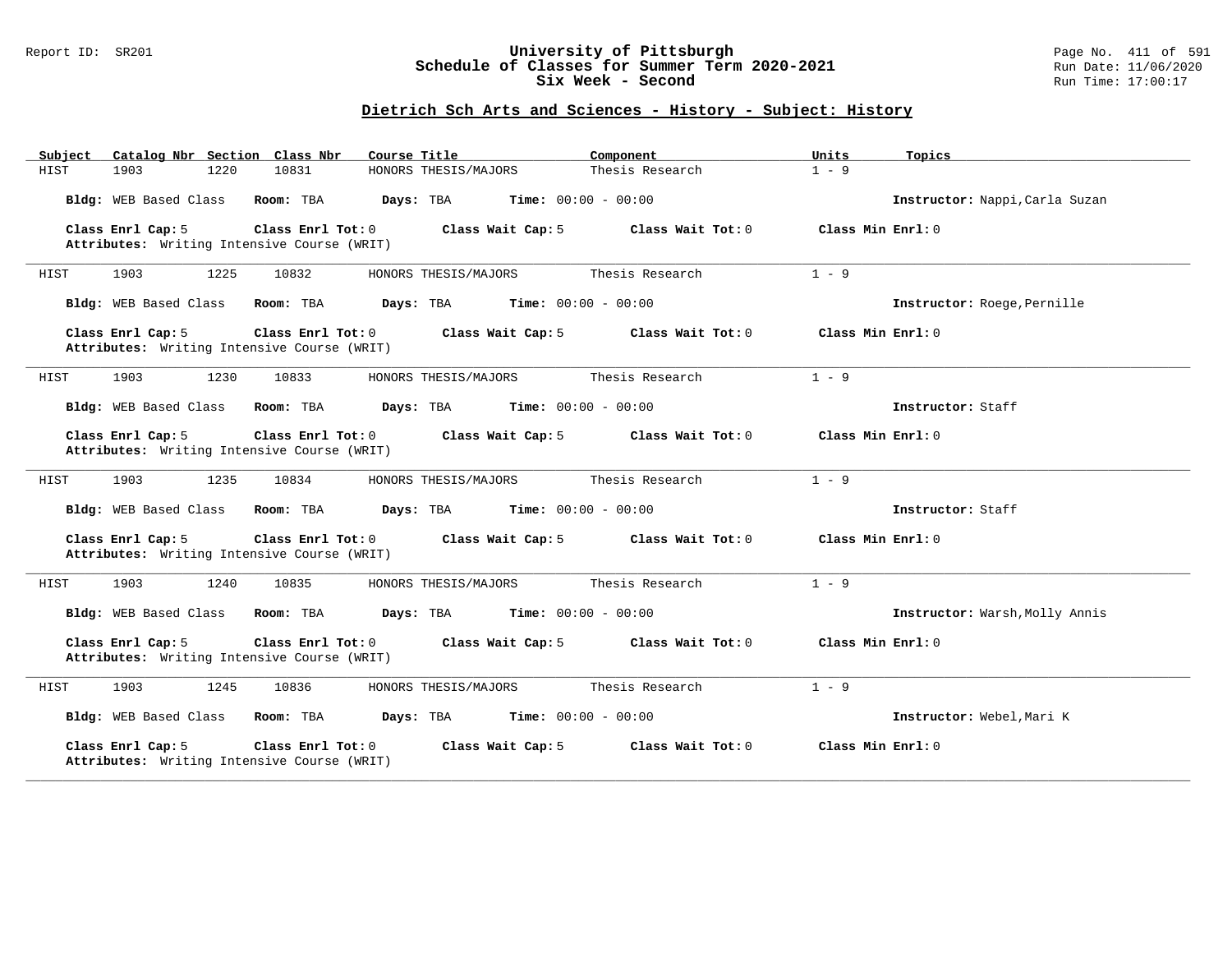## Dietrich Sch Arts and Sciences - History - Subject: History

| Subject | Catalog Nbr | Section | Class Nbr | Course Title | Component | Units | Topics |
|---|---|---|---|---|---|---|---|
| HIST | 1903 | 1220 | 10831 | HONORS THESIS/MAJORS | Thesis Research | 1 - 9 | |

**Bldg:** WEB Based Class **Room:** TBA **Days:** TBA **Time:** 00:00 - 00:00 **Instructor:** Nappi,Carla Suzan

**Class Enrl Cap:** 5 **Class Enrl Tot:** 0 **Class Wait Cap:** 5 **Class Wait Tot:** 0 **Class Min Enrl:** 0
**Attributes:** Writing Intensive Course (WRIT)

---

| Subject | Catalog Nbr | Section | Class Nbr | Course Title | Component | Units | Topics |
|---|---|---|---|---|---|---|---|
| HIST | 1903 | 1225 | 10832 | HONORS THESIS/MAJORS | Thesis Research | 1 - 9 | |

**Bldg:** WEB Based Class **Room:** TBA **Days:** TBA **Time:** 00:00 - 00:00 **Instructor:** Roege,Pernille

**Class Enrl Cap:** 5 **Class Enrl Tot:** 0 **Class Wait Cap:** 5 **Class Wait Tot:** 0 **Class Min Enrl:** 0
**Attributes:** Writing Intensive Course (WRIT)

---

| Subject | Catalog Nbr | Section | Class Nbr | Course Title | Component | Units | Topics |
|---|---|---|---|---|---|---|---|
| HIST | 1903 | 1230 | 10833 | HONORS THESIS/MAJORS | Thesis Research | 1 - 9 | |

**Bldg:** WEB Based Class **Room:** TBA **Days:** TBA **Time:** 00:00 - 00:00 **Instructor:** Staff

**Class Enrl Cap:** 5 **Class Enrl Tot:** 0 **Class Wait Cap:** 5 **Class Wait Tot:** 0 **Class Min Enrl:** 0
**Attributes:** Writing Intensive Course (WRIT)

---

| Subject | Catalog Nbr | Section | Class Nbr | Course Title | Component | Units | Topics |
|---|---|---|---|---|---|---|---|
| HIST | 1903 | 1235 | 10834 | HONORS THESIS/MAJORS | Thesis Research | 1 - 9 | |

**Bldg:** WEB Based Class **Room:** TBA **Days:** TBA **Time:** 00:00 - 00:00 **Instructor:** Staff

**Class Enrl Cap:** 5 **Class Enrl Tot:** 0 **Class Wait Cap:** 5 **Class Wait Tot:** 0 **Class Min Enrl:** 0
**Attributes:** Writing Intensive Course (WRIT)

---

| Subject | Catalog Nbr | Section | Class Nbr | Course Title | Component | Units | Topics |
|---|---|---|---|---|---|---|---|
| HIST | 1903 | 1240 | 10835 | HONORS THESIS/MAJORS | Thesis Research | 1 - 9 | |

**Bldg:** WEB Based Class **Room:** TBA **Days:** TBA **Time:** 00:00 - 00:00 **Instructor:** Warsh,Molly Annis

**Class Enrl Cap:** 5 **Class Enrl Tot:** 0 **Class Wait Cap:** 5 **Class Wait Tot:** 0 **Class Min Enrl:** 0
**Attributes:** Writing Intensive Course (WRIT)

---

| Subject | Catalog Nbr | Section | Class Nbr | Course Title | Component | Units | Topics |
|---|---|---|---|---|---|---|---|
| HIST | 1903 | 1245 | 10836 | HONORS THESIS/MAJORS | Thesis Research | 1 - 9 | |

**Bldg:** WEB Based Class **Room:** TBA **Days:** TBA **Time:** 00:00 - 00:00 **Instructor:** Webel,Mari K

**Class Enrl Cap:** 5 **Class Enrl Tot:** 0 **Class Wait Cap:** 5 **Class Wait Tot:** 0 **Class Min Enrl:** 0
**Attributes:** Writing Intensive Course (WRIT)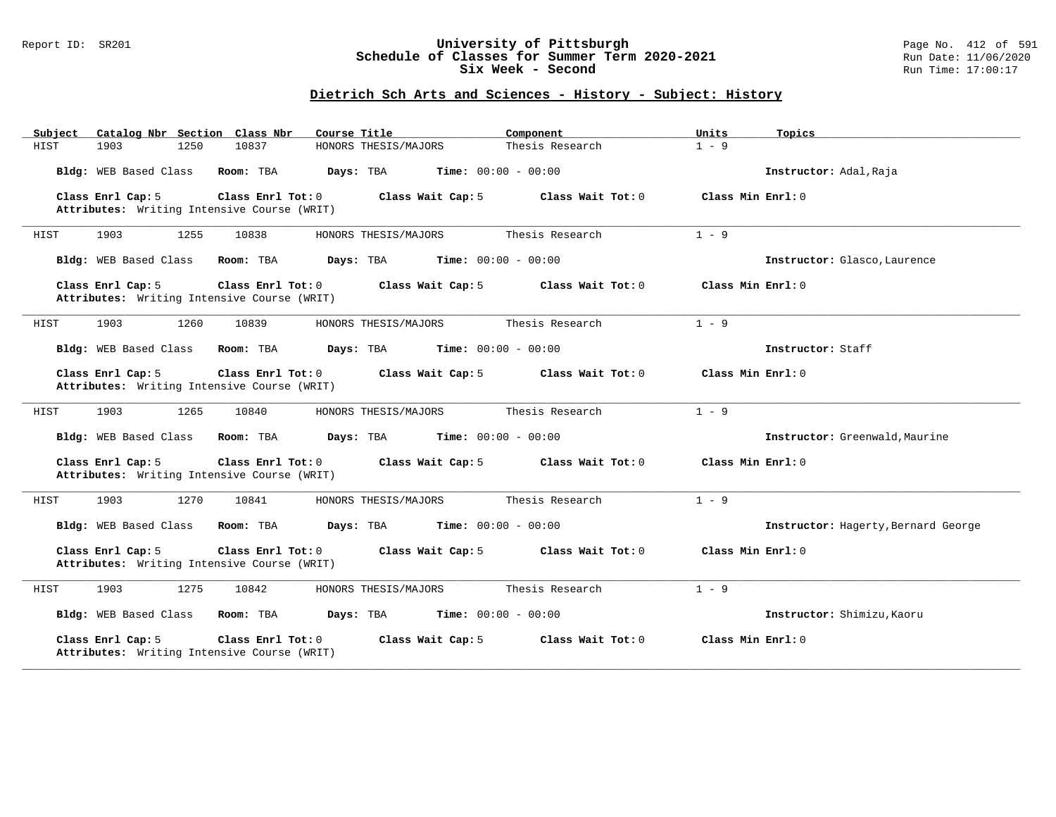## Dietrich Sch Arts and Sciences - History - Subject: History

| Subject | Catalog Nbr | Section | Class Nbr | Course Title | Component | Units | Topics |
|---|---|---|---|---|---|---|---|
| HIST | 1903 | 1250 | 10837 | HONORS THESIS/MAJORS | Thesis Research | 1 - 9 | |

**Bldg:** WEB Based Class **Room:** TBA **Days:** TBA **Time:** 00:00 - 00:00 **Instructor:** Adal,Raja

**Class Enrl Cap:** 5 **Class Enrl Tot:** 0 **Class Wait Cap:** 5 **Class Wait Tot:** 0 **Class Min Enrl:** 0
**Attributes:** Writing Intensive Course (WRIT)

---

| Subject | Catalog Nbr | Section | Class Nbr | Course Title | Component | Units | Topics |
|---|---|---|---|---|---|---|---|
| HIST | 1903 | 1255 | 10838 | HONORS THESIS/MAJORS | Thesis Research | 1 - 9 | |

**Bldg:** WEB Based Class **Room:** TBA **Days:** TBA **Time:** 00:00 - 00:00 **Instructor:** Glasco,Laurence

**Class Enrl Cap:** 5 **Class Enrl Tot:** 0 **Class Wait Cap:** 5 **Class Wait Tot:** 0 **Class Min Enrl:** 0
**Attributes:** Writing Intensive Course (WRIT)

---

| Subject | Catalog Nbr | Section | Class Nbr | Course Title | Component | Units | Topics |
|---|---|---|---|---|---|---|---|
| HIST | 1903 | 1260 | 10839 | HONORS THESIS/MAJORS | Thesis Research | 1 - 9 | |

**Bldg:** WEB Based Class **Room:** TBA **Days:** TBA **Time:** 00:00 - 00:00 **Instructor:** Staff

**Class Enrl Cap:** 5 **Class Enrl Tot:** 0 **Class Wait Cap:** 5 **Class Wait Tot:** 0 **Class Min Enrl:** 0
**Attributes:** Writing Intensive Course (WRIT)

---

| Subject | Catalog Nbr | Section | Class Nbr | Course Title | Component | Units | Topics |
|---|---|---|---|---|---|---|---|
| HIST | 1903 | 1265 | 10840 | HONORS THESIS/MAJORS | Thesis Research | 1 - 9 | |

**Bldg:** WEB Based Class **Room:** TBA **Days:** TBA **Time:** 00:00 - 00:00 **Instructor:** Greenwald,Maurine

**Class Enrl Cap:** 5 **Class Enrl Tot:** 0 **Class Wait Cap:** 5 **Class Wait Tot:** 0 **Class Min Enrl:** 0
**Attributes:** Writing Intensive Course (WRIT)

---

| Subject | Catalog Nbr | Section | Class Nbr | Course Title | Component | Units | Topics |
|---|---|---|---|---|---|---|---|
| HIST | 1903 | 1270 | 10841 | HONORS THESIS/MAJORS | Thesis Research | 1 - 9 | |

**Bldg:** WEB Based Class **Room:** TBA **Days:** TBA **Time:** 00:00 - 00:00 **Instructor:** Hagerty,Bernard George

**Class Enrl Cap:** 5 **Class Enrl Tot:** 0 **Class Wait Cap:** 5 **Class Wait Tot:** 0 **Class Min Enrl:** 0
**Attributes:** Writing Intensive Course (WRIT)

---

| Subject | Catalog Nbr | Section | Class Nbr | Course Title | Component | Units | Topics |
|---|---|---|---|---|---|---|---|
| HIST | 1903 | 1275 | 10842 | HONORS THESIS/MAJORS | Thesis Research | 1 - 9 | |

**Bldg:** WEB Based Class **Room:** TBA **Days:** TBA **Time:** 00:00 - 00:00 **Instructor:** Shimizu,Kaoru

**Class Enrl Cap:** 5 **Class Enrl Tot:** 0 **Class Wait Cap:** 5 **Class Wait Tot:** 0 **Class Min Enrl:** 0
**Attributes:** Writing Intensive Course (WRIT)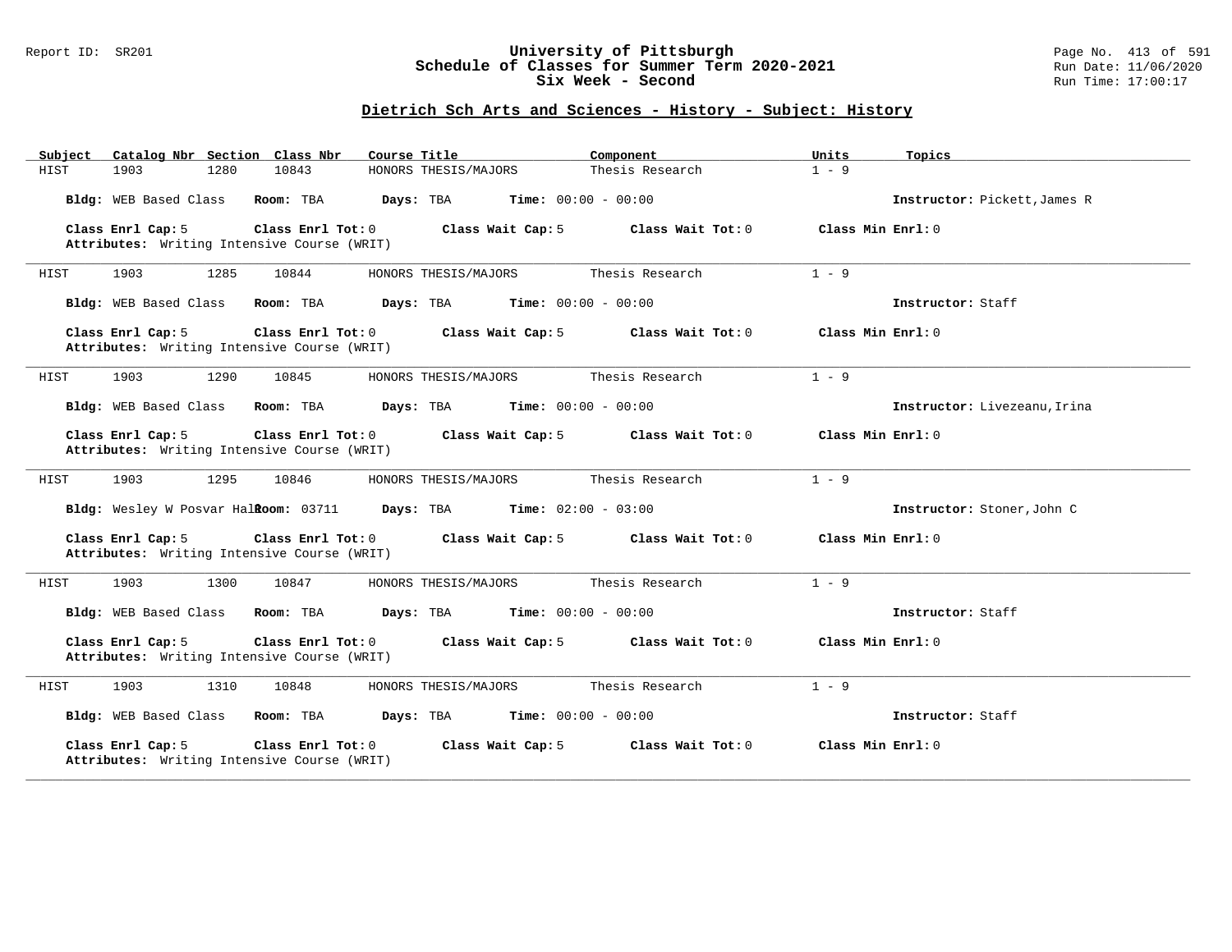# University of Pittsburgh
## Schedule of Classes for Summer Term 2020-2021
### Six Week - Second

Report ID: SR201

Run Date: 11/06/2020
Run Time: 17:00:17

## Dietrich Sch Arts and Sciences - History - Subject: History

| Subject | Catalog Nbr | Section | Class Nbr | Course Title | Component | Units | Topics |
|---|---|---|---|---|---|---|---|
| HIST | 1903 | 1280 | 10843 | HONORS THESIS/MAJORS | Thesis Research | 1 - 9 | |

**Bldg:** WEB Based Class **Room:** TBA **Days:** TBA **Time:** 00:00 - 00:00 **Instructor:** Pickett,James R

**Class Enrl Cap:** 5 **Class Enrl Tot:** 0 **Class Wait Cap:** 5 **Class Wait Tot:** 0 **Class Min Enrl:** 0
**Attributes:** Writing Intensive Course (WRIT)

---

| Subject | Catalog Nbr | Section | Class Nbr | Course Title | Component | Units | Topics |
|---|---|---|---|---|---|---|---|
| HIST | 1903 | 1285 | 10844 | HONORS THESIS/MAJORS | Thesis Research | 1 - 9 | |

**Bldg:** WEB Based Class **Room:** TBA **Days:** TBA **Time:** 00:00 - 00:00 **Instructor:** Staff

**Class Enrl Cap:** 5 **Class Enrl Tot:** 0 **Class Wait Cap:** 5 **Class Wait Tot:** 0 **Class Min Enrl:** 0
**Attributes:** Writing Intensive Course (WRIT)

---

| Subject | Catalog Nbr | Section | Class Nbr | Course Title | Component | Units | Topics |
|---|---|---|---|---|---|---|---|
| HIST | 1903 | 1290 | 10845 | HONORS THESIS/MAJORS | Thesis Research | 1 - 9 | |

**Bldg:** WEB Based Class **Room:** TBA **Days:** TBA **Time:** 00:00 - 00:00 **Instructor:** Livezeanu,Irina

**Class Enrl Cap:** 5 **Class Enrl Tot:** 0 **Class Wait Cap:** 5 **Class Wait Tot:** 0 **Class Min Enrl:** 0
**Attributes:** Writing Intensive Course (WRIT)

---

| Subject | Catalog Nbr | Section | Class Nbr | Course Title | Component | Units | Topics |
|---|---|---|---|---|---|---|---|
| HIST | 1903 | 1295 | 10846 | HONORS THESIS/MAJORS | Thesis Research | 1 - 9 | |

**Bldg:** Wesley W Posvar Hall **Room:** 03711 **Days:** TBA **Time:** 02:00 - 03:00 **Instructor:** Stoner,John C

**Class Enrl Cap:** 5 **Class Enrl Tot:** 0 **Class Wait Cap:** 5 **Class Wait Tot:** 0 **Class Min Enrl:** 0
**Attributes:** Writing Intensive Course (WRIT)

---

| Subject | Catalog Nbr | Section | Class Nbr | Course Title | Component | Units | Topics |
|---|---|---|---|---|---|---|---|
| HIST | 1903 | 1300 | 10847 | HONORS THESIS/MAJORS | Thesis Research | 1 - 9 | |

**Bldg:** WEB Based Class **Room:** TBA **Days:** TBA **Time:** 00:00 - 00:00 **Instructor:** Staff

**Class Enrl Cap:** 5 **Class Enrl Tot:** 0 **Class Wait Cap:** 5 **Class Wait Tot:** 0 **Class Min Enrl:** 0
**Attributes:** Writing Intensive Course (WRIT)

---

| Subject | Catalog Nbr | Section | Class Nbr | Course Title | Component | Units | Topics |
|---|---|---|---|---|---|---|---|
| HIST | 1903 | 1310 | 10848 | HONORS THESIS/MAJORS | Thesis Research | 1 - 9 | |

**Bldg:** WEB Based Class **Room:** TBA **Days:** TBA **Time:** 00:00 - 00:00 **Instructor:** Staff

**Class Enrl Cap:** 5 **Class Enrl Tot:** 0 **Class Wait Cap:** 5 **Class Wait Tot:** 0 **Class Min Enrl:** 0
**Attributes:** Writing Intensive Course (WRIT)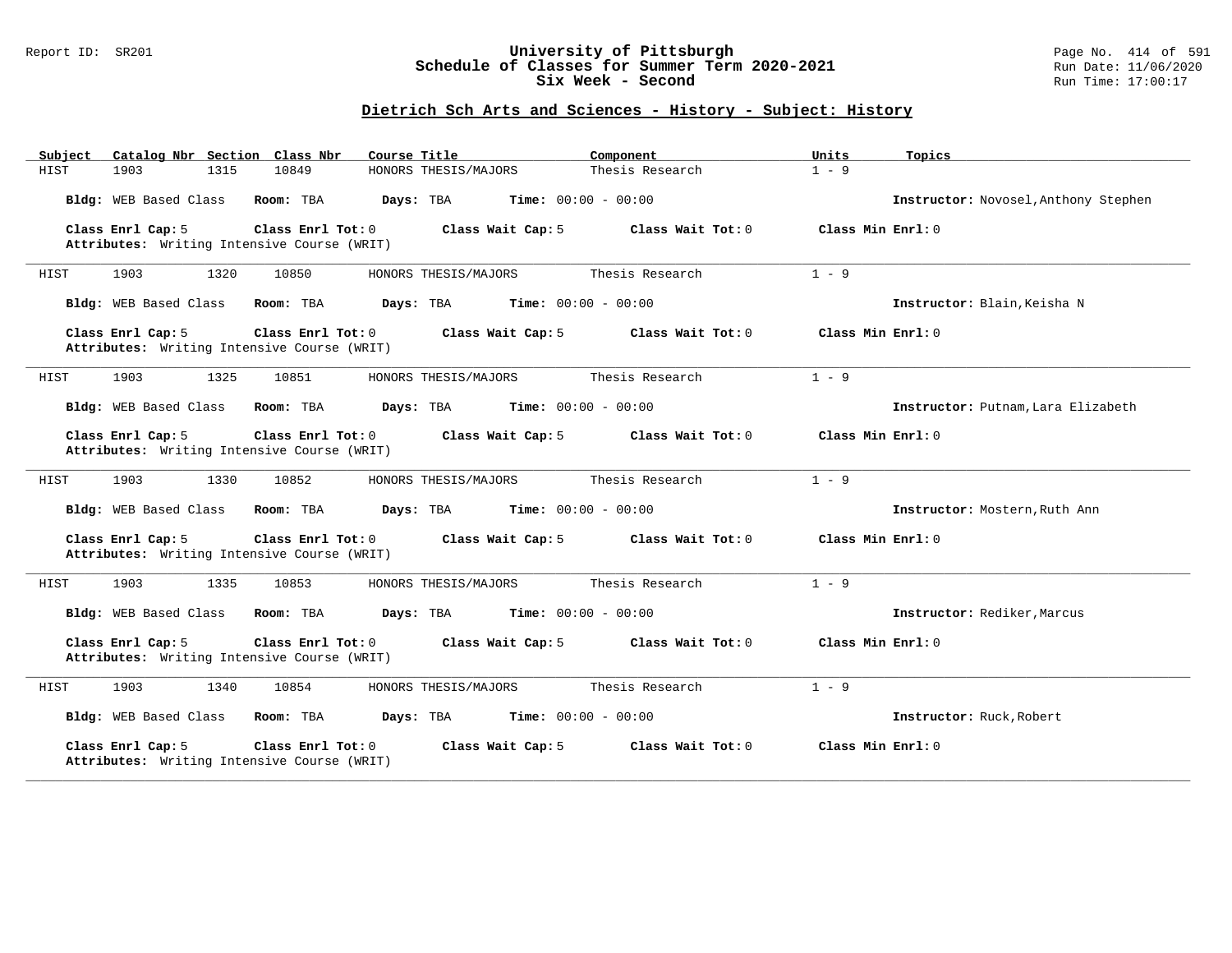## University of Pittsburgh
## Schedule of Classes for Summer Term 2020-2021
## Six Week - Second

Report ID: SR201

Run Date: 11/06/2020
Run Time: 17:00:17

### Dietrich Sch Arts and Sciences - History - Subject: History

| Subject | Catalog Nbr | Section | Class Nbr | Course Title | Component | Units | Topics |
|---|---|---|---|---|---|---|---|
| HIST | 1903 | 1315 | 10849 | HONORS THESIS/MAJORS | Thesis Research | 1 - 9 | |

**Bldg:** WEB Based Class **Room:** TBA **Days:** TBA **Time:** 00:00 - 00:00 **Instructor:** Novosel,Anthony Stephen

**Class Enrl Cap:** 5 **Class Enrl Tot:** 0 **Class Wait Cap:** 5 **Class Wait Tot:** 0 **Class Min Enrl:** 0

**Attributes:** Writing Intensive Course (WRIT)

---

| Subject | Catalog Nbr | Section | Class Nbr | Course Title | Component | Units | Topics |
|---|---|---|---|---|---|---|---|
| HIST | 1903 | 1320 | 10850 | HONORS THESIS/MAJORS | Thesis Research | 1 - 9 | |

**Bldg:** WEB Based Class **Room:** TBA **Days:** TBA **Time:** 00:00 - 00:00 **Instructor:** Blain,Keisha N

**Class Enrl Cap:** 5 **Class Enrl Tot:** 0 **Class Wait Cap:** 5 **Class Wait Tot:** 0 **Class Min Enrl:** 0

**Attributes:** Writing Intensive Course (WRIT)

---

| Subject | Catalog Nbr | Section | Class Nbr | Course Title | Component | Units | Topics |
|---|---|---|---|---|---|---|---|
| HIST | 1903 | 1325 | 10851 | HONORS THESIS/MAJORS | Thesis Research | 1 - 9 | |

**Bldg:** WEB Based Class **Room:** TBA **Days:** TBA **Time:** 00:00 - 00:00 **Instructor:** Putnam,Lara Elizabeth

**Class Enrl Cap:** 5 **Class Enrl Tot:** 0 **Class Wait Cap:** 5 **Class Wait Tot:** 0 **Class Min Enrl:** 0

**Attributes:** Writing Intensive Course (WRIT)

---

| Subject | Catalog Nbr | Section | Class Nbr | Course Title | Component | Units | Topics |
|---|---|---|---|---|---|---|---|
| HIST | 1903 | 1330 | 10852 | HONORS THESIS/MAJORS | Thesis Research | 1 - 9 | |

**Bldg:** WEB Based Class **Room:** TBA **Days:** TBA **Time:** 00:00 - 00:00 **Instructor:** Mostern,Ruth Ann

**Class Enrl Cap:** 5 **Class Enrl Tot:** 0 **Class Wait Cap:** 5 **Class Wait Tot:** 0 **Class Min Enrl:** 0

**Attributes:** Writing Intensive Course (WRIT)

---

| Subject | Catalog Nbr | Section | Class Nbr | Course Title | Component | Units | Topics |
|---|---|---|---|---|---|---|---|
| HIST | 1903 | 1335 | 10853 | HONORS THESIS/MAJORS | Thesis Research | 1 - 9 | |

**Bldg:** WEB Based Class **Room:** TBA **Days:** TBA **Time:** 00:00 - 00:00 **Instructor:** Rediker,Marcus

**Class Enrl Cap:** 5 **Class Enrl Tot:** 0 **Class Wait Cap:** 5 **Class Wait Tot:** 0 **Class Min Enrl:** 0

**Attributes:** Writing Intensive Course (WRIT)

---

| Subject | Catalog Nbr | Section | Class Nbr | Course Title | Component | Units | Topics |
|---|---|---|---|---|---|---|---|
| HIST | 1903 | 1340 | 10854 | HONORS THESIS/MAJORS | Thesis Research | 1 - 9 | |

**Bldg:** WEB Based Class **Room:** TBA **Days:** TBA **Time:** 00:00 - 00:00 **Instructor:** Ruck,Robert

**Class Enrl Cap:** 5 **Class Enrl Tot:** 0 **Class Wait Cap:** 5 **Class Wait Tot:** 0 **Class Min Enrl:** 0

**Attributes:** Writing Intensive Course (WRIT)

---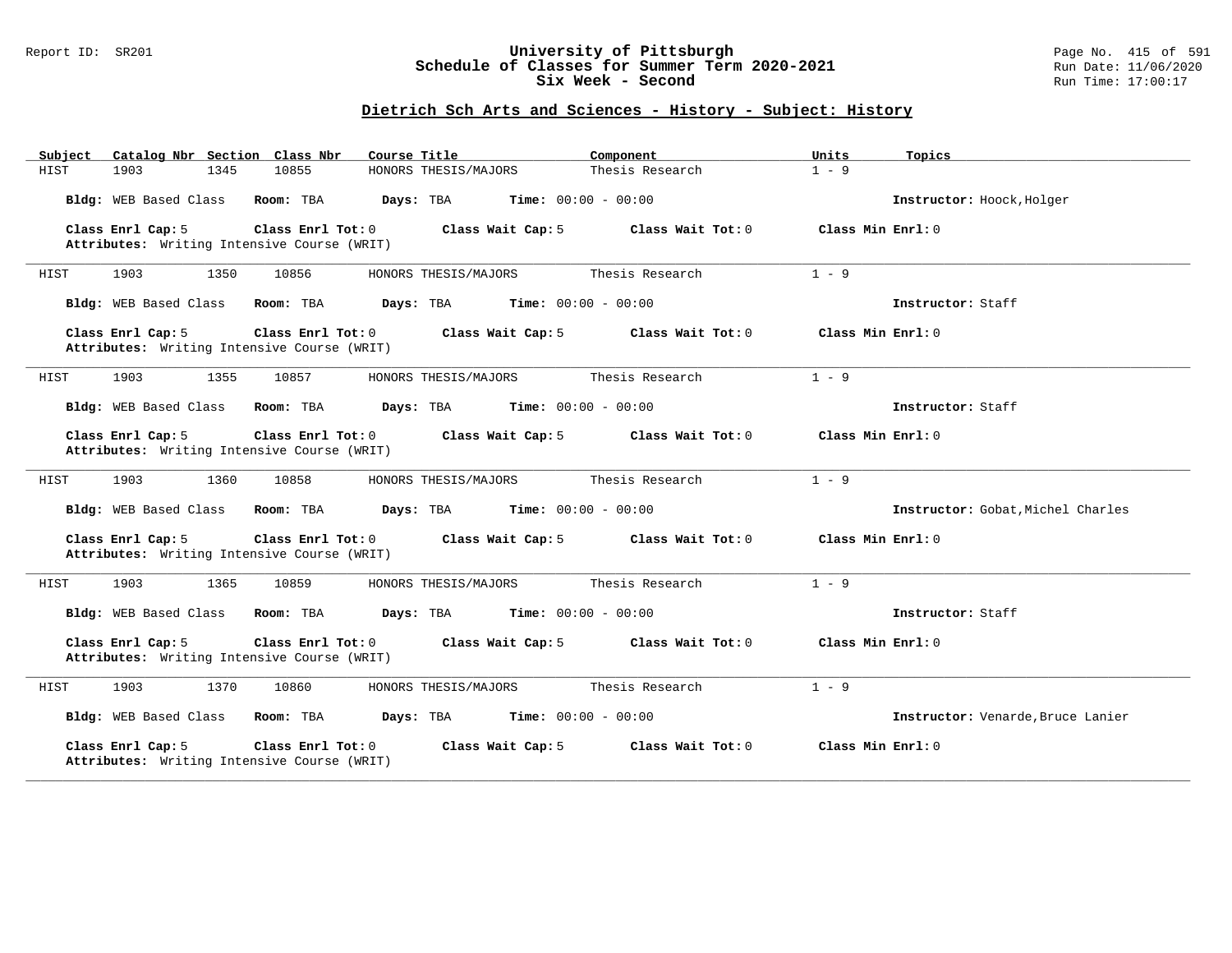Report ID: SR201

# University of Pittsburgh
## Schedule of Classes for Summer Term 2020-2021
### Six Week - Second

Run Date: 11/06/2020
Run Time: 17:00:17

## Dietrich Sch Arts and Sciences - History - Subject: History

| Subject | Catalog Nbr | Section | Class Nbr | Course Title | Component | Units | Topics |
|---|---|---|---|---|---|---|---|
| HIST | 1903 | 1345 | 10855 | HONORS THESIS/MAJORS | Thesis Research | 1 - 9 | |

**Bldg:** WEB Based Class **Room:** TBA **Days:** TBA **Time:** 00:00 - 00:00 **Instructor:** Hoock,Holger

**Class Enrl Cap:** 5 **Class Enrl Tot:** 0 **Class Wait Cap:** 5 **Class Wait Tot:** 0 **Class Min Enrl:** 0
**Attributes:** Writing Intensive Course (WRIT)

---

| Subject | Catalog Nbr | Section | Class Nbr | Course Title | Component | Units | Topics |
|---|---|---|---|---|---|---|---|
| HIST | 1903 | 1350 | 10856 | HONORS THESIS/MAJORS | Thesis Research | 1 - 9 | |

**Bldg:** WEB Based Class **Room:** TBA **Days:** TBA **Time:** 00:00 - 00:00 **Instructor:** Staff

**Class Enrl Cap:** 5 **Class Enrl Tot:** 0 **Class Wait Cap:** 5 **Class Wait Tot:** 0 **Class Min Enrl:** 0
**Attributes:** Writing Intensive Course (WRIT)

---

| Subject | Catalog Nbr | Section | Class Nbr | Course Title | Component | Units | Topics |
|---|---|---|---|---|---|---|---|
| HIST | 1903 | 1355 | 10857 | HONORS THESIS/MAJORS | Thesis Research | 1 - 9 | |

**Bldg:** WEB Based Class **Room:** TBA **Days:** TBA **Time:** 00:00 - 00:00 **Instructor:** Staff

**Class Enrl Cap:** 5 **Class Enrl Tot:** 0 **Class Wait Cap:** 5 **Class Wait Tot:** 0 **Class Min Enrl:** 0
**Attributes:** Writing Intensive Course (WRIT)

---

| Subject | Catalog Nbr | Section | Class Nbr | Course Title | Component | Units | Topics |
|---|---|---|---|---|---|---|---|
| HIST | 1903 | 1360 | 10858 | HONORS THESIS/MAJORS | Thesis Research | 1 - 9 | |

**Bldg:** WEB Based Class **Room:** TBA **Days:** TBA **Time:** 00:00 - 00:00 **Instructor:** Gobat,Michel Charles

**Class Enrl Cap:** 5 **Class Enrl Tot:** 0 **Class Wait Cap:** 5 **Class Wait Tot:** 0 **Class Min Enrl:** 0
**Attributes:** Writing Intensive Course (WRIT)

---

| Subject | Catalog Nbr | Section | Class Nbr | Course Title | Component | Units | Topics |
|---|---|---|---|---|---|---|---|
| HIST | 1903 | 1365 | 10859 | HONORS THESIS/MAJORS | Thesis Research | 1 - 9 | |

**Bldg:** WEB Based Class **Room:** TBA **Days:** TBA **Time:** 00:00 - 00:00 **Instructor:** Staff

**Class Enrl Cap:** 5 **Class Enrl Tot:** 0 **Class Wait Cap:** 5 **Class Wait Tot:** 0 **Class Min Enrl:** 0
**Attributes:** Writing Intensive Course (WRIT)

---

| Subject | Catalog Nbr | Section | Class Nbr | Course Title | Component | Units | Topics |
|---|---|---|---|---|---|---|---|
| HIST | 1903 | 1370 | 10860 | HONORS THESIS/MAJORS | Thesis Research | 1 - 9 | |

**Bldg:** WEB Based Class **Room:** TBA **Days:** TBA **Time:** 00:00 - 00:00 **Instructor:** Venarde,Bruce Lanier

**Class Enrl Cap:** 5 **Class Enrl Tot:** 0 **Class Wait Cap:** 5 **Class Wait Tot:** 0 **Class Min Enrl:** 0
**Attributes:** Writing Intensive Course (WRIT)

---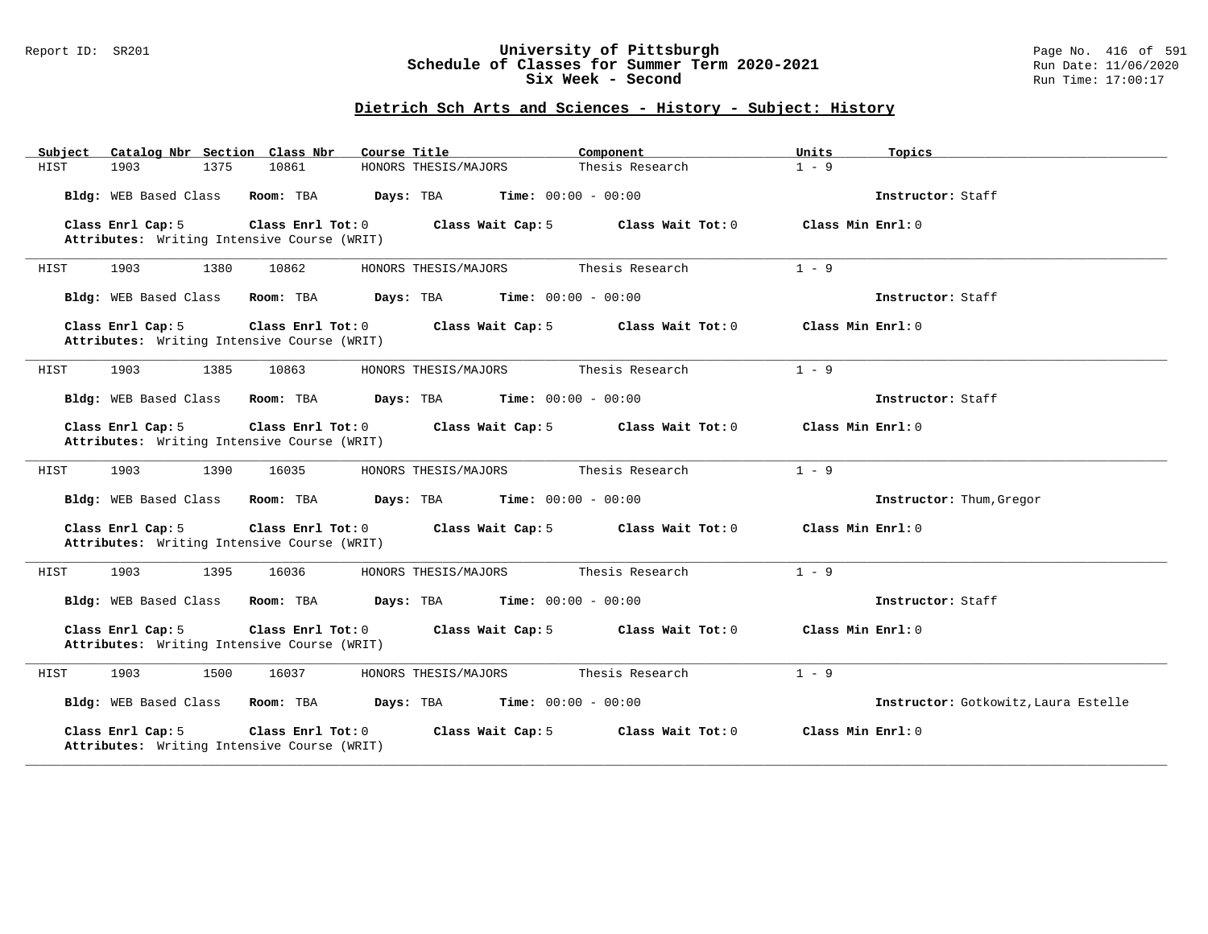# University of Pittsburgh
## Schedule of Classes for Summer Term 2020-2021
## Six Week - Second

Report ID: SR201 | Run Date: 11/06/2020 | Run Time: 17:00:17

### Dietrich Sch Arts and Sciences - History - Subject: History

| Subject | Catalog Nbr | Section | Class Nbr | Course Title | Component | Units | Topics |
|---|---|---|---|---|---|---|---|
| HIST | 1903 | 1375 | 10861 | HONORS THESIS/MAJORS | Thesis Research | 1 - 9 | |

**Bldg:** WEB Based Class **Room:** TBA **Days:** TBA **Time:** 00:00 - 00:00 **Instructor:** Staff

**Class Enrl Cap:** 5 **Class Enrl Tot:** 0 **Class Wait Cap:** 5 **Class Wait Tot:** 0 **Class Min Enrl:** 0
**Attributes:** Writing Intensive Course (WRIT)

---

| Subject | Catalog Nbr | Section | Class Nbr | Course Title | Component | Units | Topics |
|---|---|---|---|---|---|---|---|
| HIST | 1903 | 1380 | 10862 | HONORS THESIS/MAJORS | Thesis Research | 1 - 9 | |

**Bldg:** WEB Based Class **Room:** TBA **Days:** TBA **Time:** 00:00 - 00:00 **Instructor:** Staff

**Class Enrl Cap:** 5 **Class Enrl Tot:** 0 **Class Wait Cap:** 5 **Class Wait Tot:** 0 **Class Min Enrl:** 0
**Attributes:** Writing Intensive Course (WRIT)

---

| Subject | Catalog Nbr | Section | Class Nbr | Course Title | Component | Units | Topics |
|---|---|---|---|---|---|---|---|
| HIST | 1903 | 1385 | 10863 | HONORS THESIS/MAJORS | Thesis Research | 1 - 9 | |

**Bldg:** WEB Based Class **Room:** TBA **Days:** TBA **Time:** 00:00 - 00:00 **Instructor:** Staff

**Class Enrl Cap:** 5 **Class Enrl Tot:** 0 **Class Wait Cap:** 5 **Class Wait Tot:** 0 **Class Min Enrl:** 0
**Attributes:** Writing Intensive Course (WRIT)

---

| Subject | Catalog Nbr | Section | Class Nbr | Course Title | Component | Units | Topics |
|---|---|---|---|---|---|---|---|
| HIST | 1903 | 1390 | 16035 | HONORS THESIS/MAJORS | Thesis Research | 1 - 9 | |

**Bldg:** WEB Based Class **Room:** TBA **Days:** TBA **Time:** 00:00 - 00:00 **Instructor:** Thum,Gregor

**Class Enrl Cap:** 5 **Class Enrl Tot:** 0 **Class Wait Cap:** 5 **Class Wait Tot:** 0 **Class Min Enrl:** 0
**Attributes:** Writing Intensive Course (WRIT)

---

| Subject | Catalog Nbr | Section | Class Nbr | Course Title | Component | Units | Topics |
|---|---|---|---|---|---|---|---|
| HIST | 1903 | 1395 | 16036 | HONORS THESIS/MAJORS | Thesis Research | 1 - 9 | |

**Bldg:** WEB Based Class **Room:** TBA **Days:** TBA **Time:** 00:00 - 00:00 **Instructor:** Staff

**Class Enrl Cap:** 5 **Class Enrl Tot:** 0 **Class Wait Cap:** 5 **Class Wait Tot:** 0 **Class Min Enrl:** 0
**Attributes:** Writing Intensive Course (WRIT)

---

| Subject | Catalog Nbr | Section | Class Nbr | Course Title | Component | Units | Topics |
|---|---|---|---|---|---|---|---|
| HIST | 1903 | 1500 | 16037 | HONORS THESIS/MAJORS | Thesis Research | 1 - 9 | |

**Bldg:** WEB Based Class **Room:** TBA **Days:** TBA **Time:** 00:00 - 00:00 **Instructor:** Gotkowitz,Laura Estelle

**Class Enrl Cap:** 5 **Class Enrl Tot:** 0 **Class Wait Cap:** 5 **Class Wait Tot:** 0 **Class Min Enrl:** 0
**Attributes:** Writing Intensive Course (WRIT)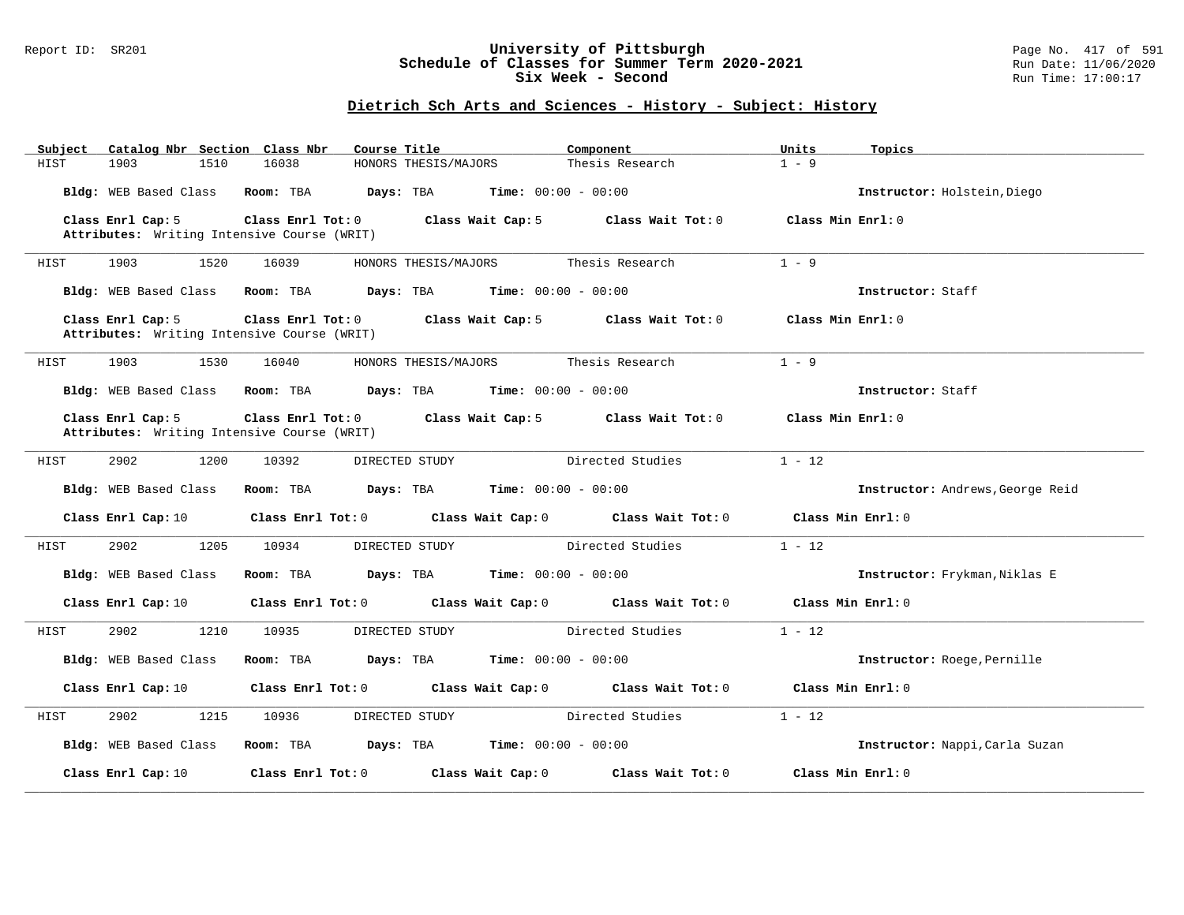# University of Pittsburgh
## Schedule of Classes for Summer Term 2020-2021
## Six Week - Second

Report ID: SR201

Run Date: 11/06/2020
Run Time: 17:00:17

### Dietrich Sch Arts and Sciences - History - Subject: History

| Subject | Catalog Nbr | Section | Class Nbr | Course Title | Component | Units | Topics |
|---|---|---|---|---|---|---|---|
| HIST | 1903 | 1510 | 16038 | HONORS THESIS/MAJORS | Thesis Research | 1 - 9 | |

**Bldg:** WEB Based Class **Room:** TBA **Days:** TBA **Time:** 00:00 - 00:00 **Instructor:** Holstein,Diego

**Class Enrl Cap:** 5 **Class Enrl Tot:** 0 **Class Wait Cap:** 5 **Class Wait Tot:** 0 **Class Min Enrl:** 0
**Attributes:** Writing Intensive Course (WRIT)

---

| Subject | Catalog Nbr | Section | Class Nbr | Course Title | Component | Units | Topics |
|---|---|---|---|---|---|---|---|
| HIST | 1903 | 1520 | 16039 | HONORS THESIS/MAJORS | Thesis Research | 1 - 9 | |

**Bldg:** WEB Based Class **Room:** TBA **Days:** TBA **Time:** 00:00 - 00:00 **Instructor:** Staff

**Class Enrl Cap:** 5 **Class Enrl Tot:** 0 **Class Wait Cap:** 5 **Class Wait Tot:** 0 **Class Min Enrl:** 0
**Attributes:** Writing Intensive Course (WRIT)

---

| Subject | Catalog Nbr | Section | Class Nbr | Course Title | Component | Units | Topics |
|---|---|---|---|---|---|---|---|
| HIST | 1903 | 1530 | 16040 | HONORS THESIS/MAJORS | Thesis Research | 1 - 9 | |

**Bldg:** WEB Based Class **Room:** TBA **Days:** TBA **Time:** 00:00 - 00:00 **Instructor:** Staff

**Class Enrl Cap:** 5 **Class Enrl Tot:** 0 **Class Wait Cap:** 5 **Class Wait Tot:** 0 **Class Min Enrl:** 0
**Attributes:** Writing Intensive Course (WRIT)

---

| Subject | Catalog Nbr | Section | Class Nbr | Course Title | Component | Units | Topics |
|---|---|---|---|---|---|---|---|
| HIST | 2902 | 1200 | 10392 | DIRECTED STUDY | Directed Studies | 1 - 12 | |

**Bldg:** WEB Based Class **Room:** TBA **Days:** TBA **Time:** 00:00 - 00:00 **Instructor:** Andrews,George Reid

**Class Enrl Cap:** 10 **Class Enrl Tot:** 0 **Class Wait Cap:** 0 **Class Wait Tot:** 0 **Class Min Enrl:** 0

---

| Subject | Catalog Nbr | Section | Class Nbr | Course Title | Component | Units | Topics |
|---|---|---|---|---|---|---|---|
| HIST | 2902 | 1205 | 10934 | DIRECTED STUDY | Directed Studies | 1 - 12 | |

**Bldg:** WEB Based Class **Room:** TBA **Days:** TBA **Time:** 00:00 - 00:00 **Instructor:** Frykman,Niklas E

**Class Enrl Cap:** 10 **Class Enrl Tot:** 0 **Class Wait Cap:** 0 **Class Wait Tot:** 0 **Class Min Enrl:** 0

---

| Subject | Catalog Nbr | Section | Class Nbr | Course Title | Component | Units | Topics |
|---|---|---|---|---|---|---|---|
| HIST | 2902 | 1210 | 10935 | DIRECTED STUDY | Directed Studies | 1 - 12 | |

**Bldg:** WEB Based Class **Room:** TBA **Days:** TBA **Time:** 00:00 - 00:00 **Instructor:** Roege,Pernille

**Class Enrl Cap:** 10 **Class Enrl Tot:** 0 **Class Wait Cap:** 0 **Class Wait Tot:** 0 **Class Min Enrl:** 0

---

| Subject | Catalog Nbr | Section | Class Nbr | Course Title | Component | Units | Topics |
|---|---|---|---|---|---|---|---|
| HIST | 2902 | 1215 | 10936 | DIRECTED STUDY | Directed Studies | 1 - 12 | |

**Bldg:** WEB Based Class **Room:** TBA **Days:** TBA **Time:** 00:00 - 00:00 **Instructor:** Nappi,Carla Suzan

**Class Enrl Cap:** 10 **Class Enrl Tot:** 0 **Class Wait Cap:** 0 **Class Wait Tot:** 0 **Class Min Enrl:** 0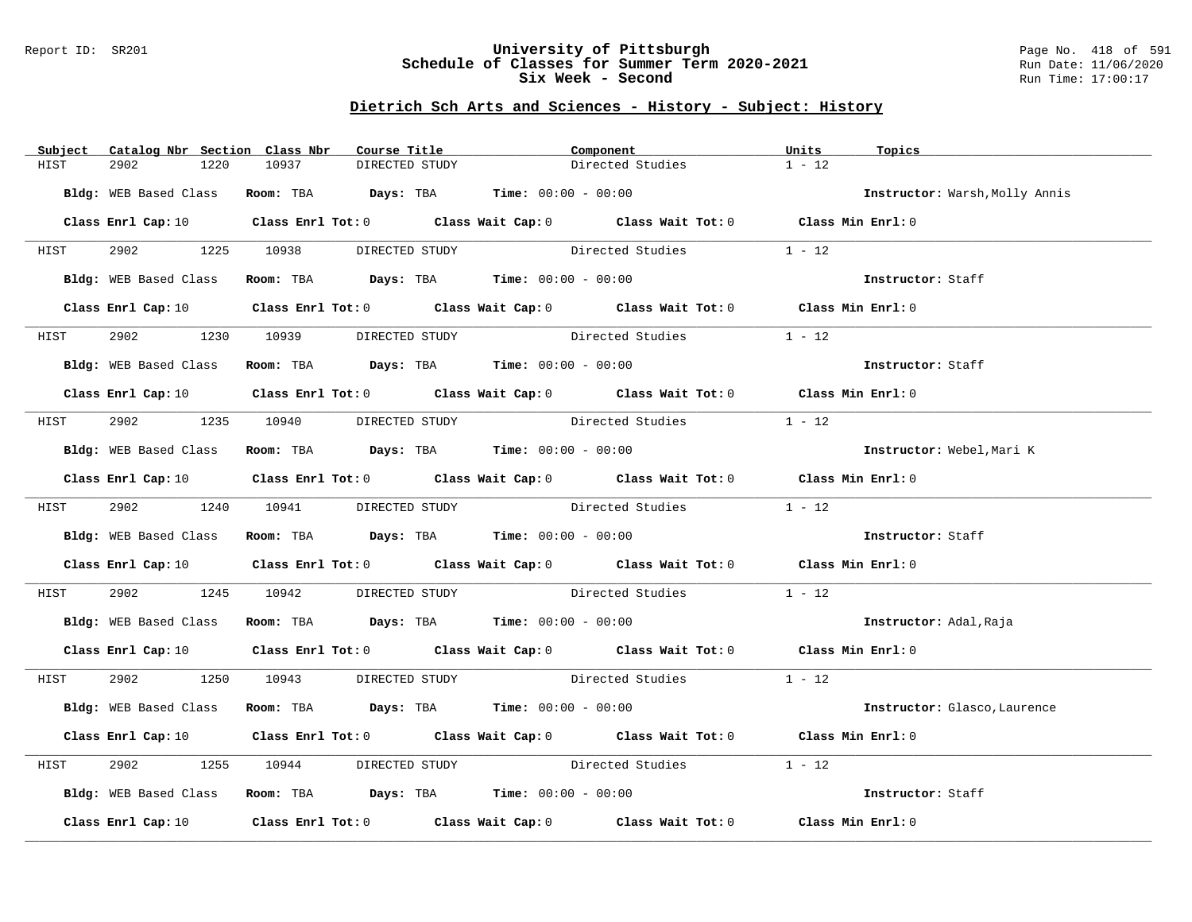Report ID: SR201

# University of Pittsburgh
## Schedule of Classes for Summer Term 2020-2021
## Six Week - Second

Run Date: 11/06/2020
Run Time: 17:00:17

### Dietrich Sch Arts and Sciences - History - Subject: History

| Subject | Catalog Nbr | Section | Class Nbr | Course Title | Component | Units | Topics |
|---|---|---|---|---|---|---|---|
| HIST | 2902 | 1220 | 10937 | DIRECTED STUDY | Directed Studies | 1 - 12 | |

**Bldg:** WEB Based Class **Room:** TBA **Days:** TBA **Time:** 00:00 - 00:00 **Instructor:** Warsh,Molly Annis

**Class Enrl Cap:** 10 **Class Enrl Tot:** 0 **Class Wait Cap:** 0 **Class Wait Tot:** 0 **Class Min Enrl:** 0

| Subject | Catalog Nbr | Section | Class Nbr | Course Title | Component | Units | Topics |
|---|---|---|---|---|---|---|---|
| HIST | 2902 | 1225 | 10938 | DIRECTED STUDY | Directed Studies | 1 - 12 | |

**Bldg:** WEB Based Class **Room:** TBA **Days:** TBA **Time:** 00:00 - 00:00 **Instructor:** Staff

**Class Enrl Cap:** 10 **Class Enrl Tot:** 0 **Class Wait Cap:** 0 **Class Wait Tot:** 0 **Class Min Enrl:** 0

| Subject | Catalog Nbr | Section | Class Nbr | Course Title | Component | Units | Topics |
|---|---|---|---|---|---|---|---|
| HIST | 2902 | 1230 | 10939 | DIRECTED STUDY | Directed Studies | 1 - 12 | |

**Bldg:** WEB Based Class **Room:** TBA **Days:** TBA **Time:** 00:00 - 00:00 **Instructor:** Staff

**Class Enrl Cap:** 10 **Class Enrl Tot:** 0 **Class Wait Cap:** 0 **Class Wait Tot:** 0 **Class Min Enrl:** 0

| Subject | Catalog Nbr | Section | Class Nbr | Course Title | Component | Units | Topics |
|---|---|---|---|---|---|---|---|
| HIST | 2902 | 1235 | 10940 | DIRECTED STUDY | Directed Studies | 1 - 12 | |

**Bldg:** WEB Based Class **Room:** TBA **Days:** TBA **Time:** 00:00 - 00:00 **Instructor:** Webel,Mari K

**Class Enrl Cap:** 10 **Class Enrl Tot:** 0 **Class Wait Cap:** 0 **Class Wait Tot:** 0 **Class Min Enrl:** 0

| Subject | Catalog Nbr | Section | Class Nbr | Course Title | Component | Units | Topics |
|---|---|---|---|---|---|---|---|
| HIST | 2902 | 1240 | 10941 | DIRECTED STUDY | Directed Studies | 1 - 12 | |

**Bldg:** WEB Based Class **Room:** TBA **Days:** TBA **Time:** 00:00 - 00:00 **Instructor:** Staff

**Class Enrl Cap:** 10 **Class Enrl Tot:** 0 **Class Wait Cap:** 0 **Class Wait Tot:** 0 **Class Min Enrl:** 0

| Subject | Catalog Nbr | Section | Class Nbr | Course Title | Component | Units | Topics |
|---|---|---|---|---|---|---|---|
| HIST | 2902 | 1245 | 10942 | DIRECTED STUDY | Directed Studies | 1 - 12 | |

**Bldg:** WEB Based Class **Room:** TBA **Days:** TBA **Time:** 00:00 - 00:00 **Instructor:** Adal,Raja

**Class Enrl Cap:** 10 **Class Enrl Tot:** 0 **Class Wait Cap:** 0 **Class Wait Tot:** 0 **Class Min Enrl:** 0

| Subject | Catalog Nbr | Section | Class Nbr | Course Title | Component | Units | Topics |
|---|---|---|---|---|---|---|---|
| HIST | 2902 | 1250 | 10943 | DIRECTED STUDY | Directed Studies | 1 - 12 | |

**Bldg:** WEB Based Class **Room:** TBA **Days:** TBA **Time:** 00:00 - 00:00 **Instructor:** Glasco,Laurence

**Class Enrl Cap:** 10 **Class Enrl Tot:** 0 **Class Wait Cap:** 0 **Class Wait Tot:** 0 **Class Min Enrl:** 0

| Subject | Catalog Nbr | Section | Class Nbr | Course Title | Component | Units | Topics |
|---|---|---|---|---|---|---|---|
| HIST | 2902 | 1255 | 10944 | DIRECTED STUDY | Directed Studies | 1 - 12 | |

**Bldg:** WEB Based Class **Room:** TBA **Days:** TBA **Time:** 00:00 - 00:00 **Instructor:** Staff

**Class Enrl Cap:** 10 **Class Enrl Tot:** 0 **Class Wait Cap:** 0 **Class Wait Tot:** 0 **Class Min Enrl:** 0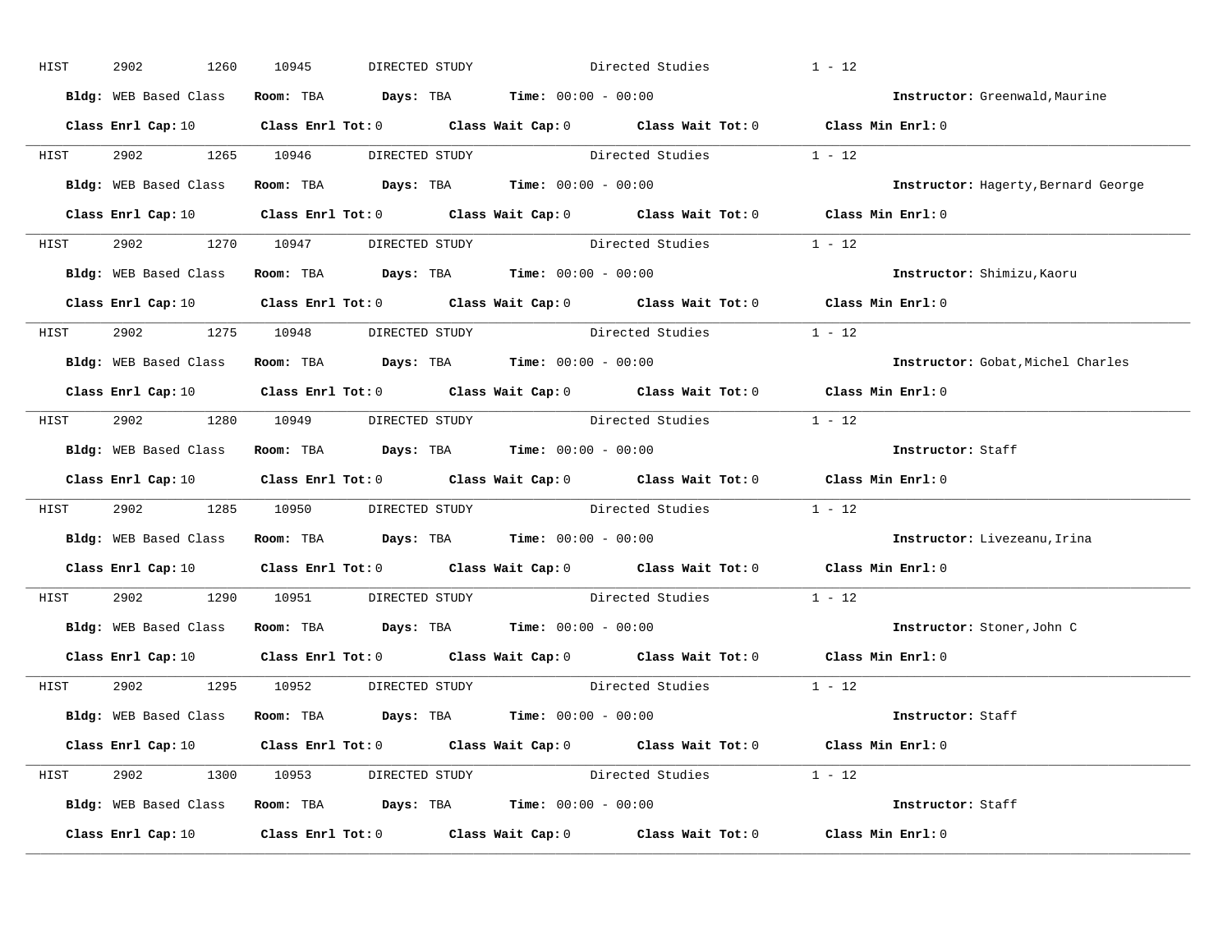HIST 2902 1260 10945 DIRECTED STUDY Directed Studies 1 - 12

**Bldg:** WEB Based Class **Room:** TBA **Days:** TBA **Time:** 00:00 - 00:00 **Instructor:** Greenwald,Maurine

**Class Enrl Cap:** 10 **Class Enrl Tot:** 0 **Class Wait Cap:** 0 **Class Wait Tot:** 0 **Class Min Enrl:** 0

---

HIST 2902 1265 10946 DIRECTED STUDY Directed Studies 1 - 12

**Bldg:** WEB Based Class **Room:** TBA **Days:** TBA **Time:** 00:00 - 00:00 **Instructor:** Hagerty,Bernard George

**Class Enrl Cap:** 10 **Class Enrl Tot:** 0 **Class Wait Cap:** 0 **Class Wait Tot:** 0 **Class Min Enrl:** 0

---

HIST 2902 1270 10947 DIRECTED STUDY Directed Studies 1 - 12

**Bldg:** WEB Based Class **Room:** TBA **Days:** TBA **Time:** 00:00 - 00:00 **Instructor:** Shimizu,Kaoru

**Class Enrl Cap:** 10 **Class Enrl Tot:** 0 **Class Wait Cap:** 0 **Class Wait Tot:** 0 **Class Min Enrl:** 0

---

HIST 2902 1275 10948 DIRECTED STUDY Directed Studies 1 - 12

**Bldg:** WEB Based Class **Room:** TBA **Days:** TBA **Time:** 00:00 - 00:00 **Instructor:** Gobat,Michel Charles

**Class Enrl Cap:** 10 **Class Enrl Tot:** 0 **Class Wait Cap:** 0 **Class Wait Tot:** 0 **Class Min Enrl:** 0

---

HIST 2902 1280 10949 DIRECTED STUDY Directed Studies 1 - 12

**Bldg:** WEB Based Class **Room:** TBA **Days:** TBA **Time:** 00:00 - 00:00 **Instructor:** Staff

**Class Enrl Cap:** 10 **Class Enrl Tot:** 0 **Class Wait Cap:** 0 **Class Wait Tot:** 0 **Class Min Enrl:** 0

---

HIST 2902 1285 10950 DIRECTED STUDY Directed Studies 1 - 12

**Bldg:** WEB Based Class **Room:** TBA **Days:** TBA **Time:** 00:00 - 00:00 **Instructor:** Livezeanu,Irina

**Class Enrl Cap:** 10 **Class Enrl Tot:** 0 **Class Wait Cap:** 0 **Class Wait Tot:** 0 **Class Min Enrl:** 0

---

HIST 2902 1290 10951 DIRECTED STUDY Directed Studies 1 - 12

**Bldg:** WEB Based Class **Room:** TBA **Days:** TBA **Time:** 00:00 - 00:00 **Instructor:** Stoner,John C

**Class Enrl Cap:** 10 **Class Enrl Tot:** 0 **Class Wait Cap:** 0 **Class Wait Tot:** 0 **Class Min Enrl:** 0

---

HIST 2902 1295 10952 DIRECTED STUDY Directed Studies 1 - 12

**Bldg:** WEB Based Class **Room:** TBA **Days:** TBA **Time:** 00:00 - 00:00 **Instructor:** Staff

**Class Enrl Cap:** 10 **Class Enrl Tot:** 0 **Class Wait Cap:** 0 **Class Wait Tot:** 0 **Class Min Enrl:** 0

---

HIST 2902 1300 10953 DIRECTED STUDY Directed Studies 1 - 12

**Bldg:** WEB Based Class **Room:** TBA **Days:** TBA **Time:** 00:00 - 00:00 **Instructor:** Staff

**Class Enrl Cap:** 10 **Class Enrl Tot:** 0 **Class Wait Cap:** 0 **Class Wait Tot:** 0 **Class Min Enrl:** 0

---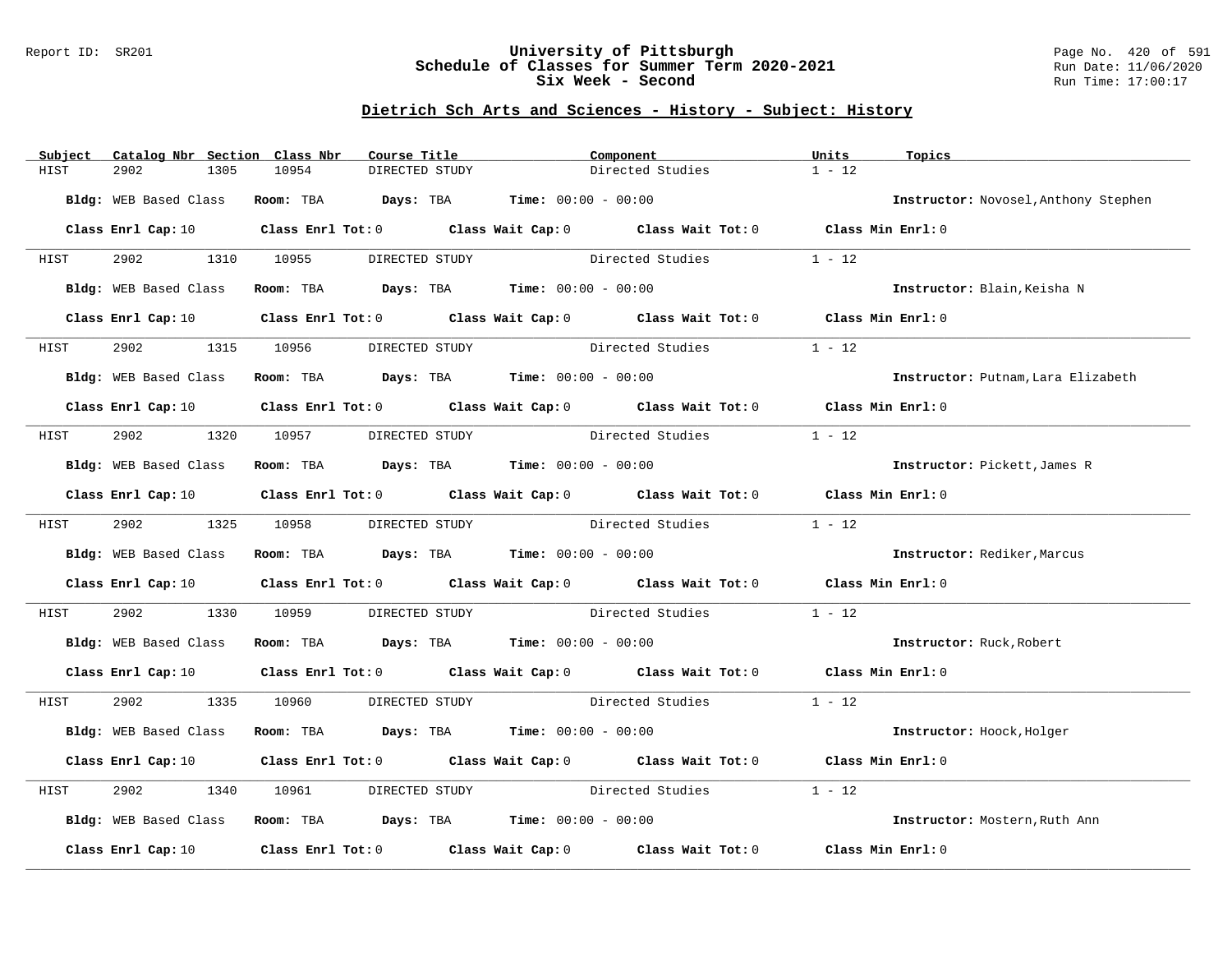## Dietrich Sch Arts and Sciences - History - Subject: History

| Subject | Catalog Nbr | Section | Class Nbr | Course Title | Component | Units | Topics |
|---|---|---|---|---|---|---|---|
| HIST | 2902 | 1305 | 10954 | DIRECTED STUDY | Directed Studies | 1 - 12 | |

**Bldg:** WEB Based Class **Room:** TBA **Days:** TBA **Time:** 00:00 - 00:00 **Instructor:** Novosel,Anthony Stephen

**Class Enrl Cap:** 10 **Class Enrl Tot:** 0 **Class Wait Cap:** 0 **Class Wait Tot:** 0 **Class Min Enrl:** 0

| Subject | Catalog Nbr | Section | Class Nbr | Course Title | Component | Units | Topics |
|---|---|---|---|---|---|---|---|
| HIST | 2902 | 1310 | 10955 | DIRECTED STUDY | Directed Studies | 1 - 12 | |

**Bldg:** WEB Based Class **Room:** TBA **Days:** TBA **Time:** 00:00 - 00:00 **Instructor:** Blain,Keisha N

**Class Enrl Cap:** 10 **Class Enrl Tot:** 0 **Class Wait Cap:** 0 **Class Wait Tot:** 0 **Class Min Enrl:** 0

| Subject | Catalog Nbr | Section | Class Nbr | Course Title | Component | Units | Topics |
|---|---|---|---|---|---|---|---|
| HIST | 2902 | 1315 | 10956 | DIRECTED STUDY | Directed Studies | 1 - 12 | |

**Bldg:** WEB Based Class **Room:** TBA **Days:** TBA **Time:** 00:00 - 00:00 **Instructor:** Putnam,Lara Elizabeth

**Class Enrl Cap:** 10 **Class Enrl Tot:** 0 **Class Wait Cap:** 0 **Class Wait Tot:** 0 **Class Min Enrl:** 0

| Subject | Catalog Nbr | Section | Class Nbr | Course Title | Component | Units | Topics |
|---|---|---|---|---|---|---|---|
| HIST | 2902 | 1320 | 10957 | DIRECTED STUDY | Directed Studies | 1 - 12 | |

**Bldg:** WEB Based Class **Room:** TBA **Days:** TBA **Time:** 00:00 - 00:00 **Instructor:** Pickett,James R

**Class Enrl Cap:** 10 **Class Enrl Tot:** 0 **Class Wait Cap:** 0 **Class Wait Tot:** 0 **Class Min Enrl:** 0

| Subject | Catalog Nbr | Section | Class Nbr | Course Title | Component | Units | Topics |
|---|---|---|---|---|---|---|---|
| HIST | 2902 | 1325 | 10958 | DIRECTED STUDY | Directed Studies | 1 - 12 | |

**Bldg:** WEB Based Class **Room:** TBA **Days:** TBA **Time:** 00:00 - 00:00 **Instructor:** Rediker,Marcus

**Class Enrl Cap:** 10 **Class Enrl Tot:** 0 **Class Wait Cap:** 0 **Class Wait Tot:** 0 **Class Min Enrl:** 0

| Subject | Catalog Nbr | Section | Class Nbr | Course Title | Component | Units | Topics |
|---|---|---|---|---|---|---|---|
| HIST | 2902 | 1330 | 10959 | DIRECTED STUDY | Directed Studies | 1 - 12 | |

**Bldg:** WEB Based Class **Room:** TBA **Days:** TBA **Time:** 00:00 - 00:00 **Instructor:** Ruck,Robert

**Class Enrl Cap:** 10 **Class Enrl Tot:** 0 **Class Wait Cap:** 0 **Class Wait Tot:** 0 **Class Min Enrl:** 0

| Subject | Catalog Nbr | Section | Class Nbr | Course Title | Component | Units | Topics |
|---|---|---|---|---|---|---|---|
| HIST | 2902 | 1335 | 10960 | DIRECTED STUDY | Directed Studies | 1 - 12 | |

**Bldg:** WEB Based Class **Room:** TBA **Days:** TBA **Time:** 00:00 - 00:00 **Instructor:** Hoock,Holger

**Class Enrl Cap:** 10 **Class Enrl Tot:** 0 **Class Wait Cap:** 0 **Class Wait Tot:** 0 **Class Min Enrl:** 0

| Subject | Catalog Nbr | Section | Class Nbr | Course Title | Component | Units | Topics |
|---|---|---|---|---|---|---|---|
| HIST | 2902 | 1340 | 10961 | DIRECTED STUDY | Directed Studies | 1 - 12 | |

**Bldg:** WEB Based Class **Room:** TBA **Days:** TBA **Time:** 00:00 - 00:00 **Instructor:** Mostern,Ruth Ann

**Class Enrl Cap:** 10 **Class Enrl Tot:** 0 **Class Wait Cap:** 0 **Class Wait Tot:** 0 **Class Min Enrl:** 0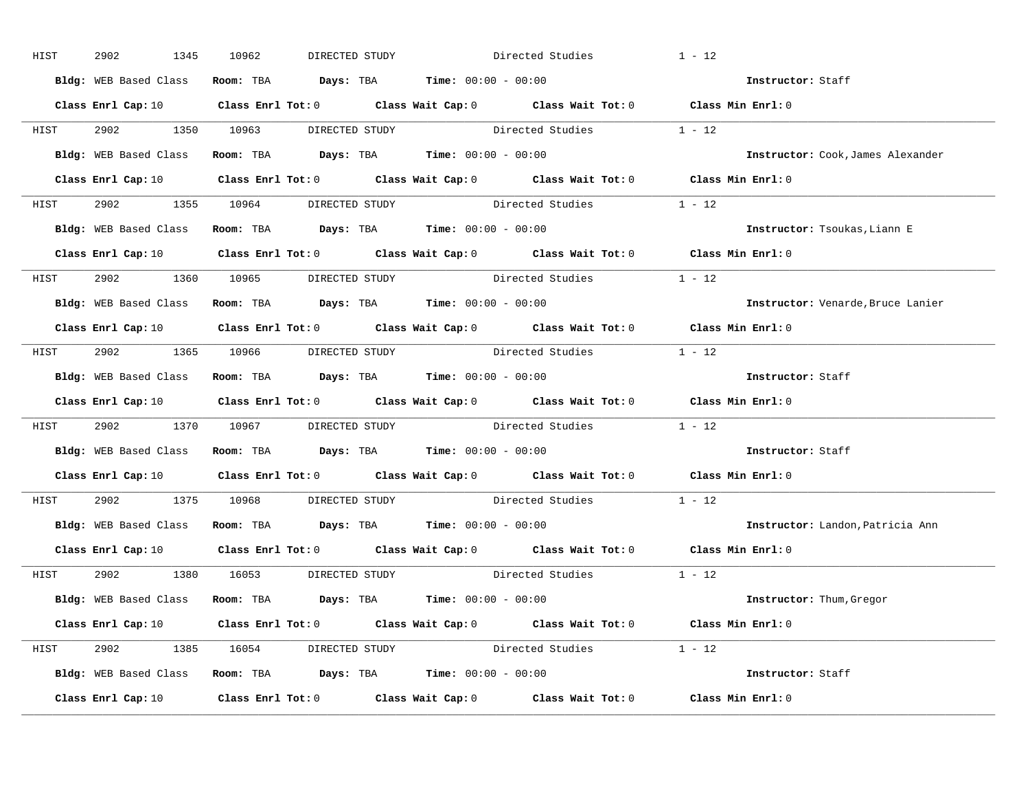HIST 2902 1345 10962 DIRECTED STUDY Directed Studies 1 - 12

**Bldg:** WEB Based Class **Room:** TBA **Days:** TBA **Time:** 00:00 - 00:00 **Instructor:** Staff

**Class Enrl Cap:** 10 **Class Enrl Tot:** 0 **Class Wait Cap:** 0 **Class Wait Tot:** 0 **Class Min Enrl:** 0

---

HIST 2902 1350 10963 DIRECTED STUDY Directed Studies 1 - 12

**Bldg:** WEB Based Class **Room:** TBA **Days:** TBA **Time:** 00:00 - 00:00 **Instructor:** Cook,James Alexander

**Class Enrl Cap:** 10 **Class Enrl Tot:** 0 **Class Wait Cap:** 0 **Class Wait Tot:** 0 **Class Min Enrl:** 0

---

HIST 2902 1355 10964 DIRECTED STUDY Directed Studies 1 - 12

**Bldg:** WEB Based Class **Room:** TBA **Days:** TBA **Time:** 00:00 - 00:00 **Instructor:** Tsoukas,Liann E

**Class Enrl Cap:** 10 **Class Enrl Tot:** 0 **Class Wait Cap:** 0 **Class Wait Tot:** 0 **Class Min Enrl:** 0

---

HIST 2902 1360 10965 DIRECTED STUDY Directed Studies 1 - 12

**Bldg:** WEB Based Class **Room:** TBA **Days:** TBA **Time:** 00:00 - 00:00 **Instructor:** Venarde,Bruce Lanier

**Class Enrl Cap:** 10 **Class Enrl Tot:** 0 **Class Wait Cap:** 0 **Class Wait Tot:** 0 **Class Min Enrl:** 0

---

HIST 2902 1365 10966 DIRECTED STUDY Directed Studies 1 - 12

**Bldg:** WEB Based Class **Room:** TBA **Days:** TBA **Time:** 00:00 - 00:00 **Instructor:** Staff

**Class Enrl Cap:** 10 **Class Enrl Tot:** 0 **Class Wait Cap:** 0 **Class Wait Tot:** 0 **Class Min Enrl:** 0

---

HIST 2902 1370 10967 DIRECTED STUDY Directed Studies 1 - 12

**Bldg:** WEB Based Class **Room:** TBA **Days:** TBA **Time:** 00:00 - 00:00 **Instructor:** Staff

**Class Enrl Cap:** 10 **Class Enrl Tot:** 0 **Class Wait Cap:** 0 **Class Wait Tot:** 0 **Class Min Enrl:** 0

---

HIST 2902 1375 10968 DIRECTED STUDY Directed Studies 1 - 12

**Bldg:** WEB Based Class **Room:** TBA **Days:** TBA **Time:** 00:00 - 00:00 **Instructor:** Landon,Patricia Ann

**Class Enrl Cap:** 10 **Class Enrl Tot:** 0 **Class Wait Cap:** 0 **Class Wait Tot:** 0 **Class Min Enrl:** 0

---

HIST 2902 1380 16053 DIRECTED STUDY Directed Studies 1 - 12

**Bldg:** WEB Based Class **Room:** TBA **Days:** TBA **Time:** 00:00 - 00:00 **Instructor:** Thum,Gregor

**Class Enrl Cap:** 10 **Class Enrl Tot:** 0 **Class Wait Cap:** 0 **Class Wait Tot:** 0 **Class Min Enrl:** 0

---

HIST 2902 1385 16054 DIRECTED STUDY Directed Studies 1 - 12

**Bldg:** WEB Based Class **Room:** TBA **Days:** TBA **Time:** 00:00 - 00:00 **Instructor:** Staff

**Class Enrl Cap:** 10 **Class Enrl Tot:** 0 **Class Wait Cap:** 0 **Class Wait Tot:** 0 **Class Min Enrl:** 0

---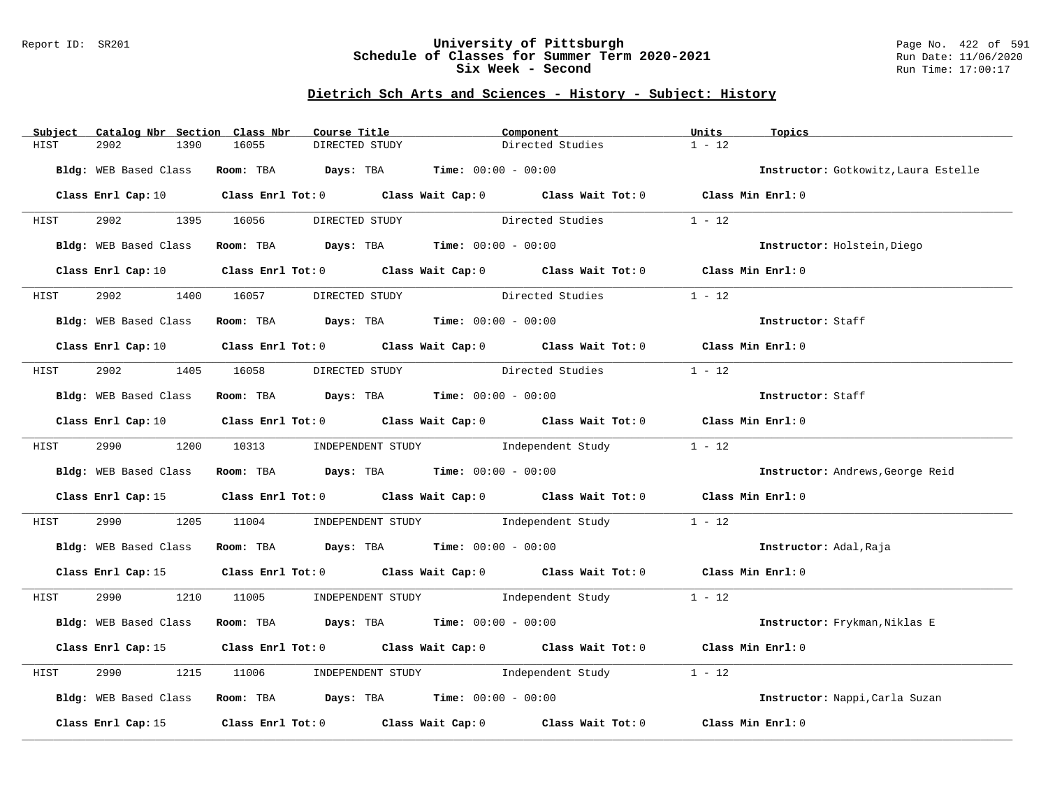Report ID: SR201

# University of Pittsburgh
## Schedule of Classes for Summer Term 2020-2021
## Six Week - Second

Run Date: 11/06/2020
Run Time: 17:00:17

### Dietrich Sch Arts and Sciences - History - Subject: History

| Subject | Catalog Nbr | Section | Class Nbr | Course Title | Component | Units | Topics |
|---|---|---|---|---|---|---|---|
| HIST | 2902 | 1390 | 16055 | DIRECTED STUDY | Directed Studies | 1 - 12 | |

**Bldg:** WEB Based Class **Room:** TBA **Days:** TBA **Time:** 00:00 - 00:00 **Instructor:** Gotkowitz,Laura Estelle

**Class Enrl Cap:** 10 **Class Enrl Tot:** 0 **Class Wait Cap:** 0 **Class Wait Tot:** 0 **Class Min Enrl:** 0

| Subject | Catalog Nbr | Section | Class Nbr | Course Title | Component | Units | Topics |
|---|---|---|---|---|---|---|---|
| HIST | 2902 | 1395 | 16056 | DIRECTED STUDY | Directed Studies | 1 - 12 | |

**Bldg:** WEB Based Class **Room:** TBA **Days:** TBA **Time:** 00:00 - 00:00 **Instructor:** Holstein,Diego

**Class Enrl Cap:** 10 **Class Enrl Tot:** 0 **Class Wait Cap:** 0 **Class Wait Tot:** 0 **Class Min Enrl:** 0

| Subject | Catalog Nbr | Section | Class Nbr | Course Title | Component | Units | Topics |
|---|---|---|---|---|---|---|---|
| HIST | 2902 | 1400 | 16057 | DIRECTED STUDY | Directed Studies | 1 - 12 | |

**Bldg:** WEB Based Class **Room:** TBA **Days:** TBA **Time:** 00:00 - 00:00 **Instructor:** Staff

**Class Enrl Cap:** 10 **Class Enrl Tot:** 0 **Class Wait Cap:** 0 **Class Wait Tot:** 0 **Class Min Enrl:** 0

| Subject | Catalog Nbr | Section | Class Nbr | Course Title | Component | Units | Topics |
|---|---|---|---|---|---|---|---|
| HIST | 2902 | 1405 | 16058 | DIRECTED STUDY | Directed Studies | 1 - 12 | |

**Bldg:** WEB Based Class **Room:** TBA **Days:** TBA **Time:** 00:00 - 00:00 **Instructor:** Staff

**Class Enrl Cap:** 10 **Class Enrl Tot:** 0 **Class Wait Cap:** 0 **Class Wait Tot:** 0 **Class Min Enrl:** 0

| Subject | Catalog Nbr | Section | Class Nbr | Course Title | Component | Units | Topics |
|---|---|---|---|---|---|---|---|
| HIST | 2990 | 1200 | 10313 | INDEPENDENT STUDY | Independent Study | 1 - 12 | |

**Bldg:** WEB Based Class **Room:** TBA **Days:** TBA **Time:** 00:00 - 00:00 **Instructor:** Andrews,George Reid

**Class Enrl Cap:** 15 **Class Enrl Tot:** 0 **Class Wait Cap:** 0 **Class Wait Tot:** 0 **Class Min Enrl:** 0

| Subject | Catalog Nbr | Section | Class Nbr | Course Title | Component | Units | Topics |
|---|---|---|---|---|---|---|---|
| HIST | 2990 | 1205 | 11004 | INDEPENDENT STUDY | Independent Study | 1 - 12 | |

**Bldg:** WEB Based Class **Room:** TBA **Days:** TBA **Time:** 00:00 - 00:00 **Instructor:** Adal,Raja

**Class Enrl Cap:** 15 **Class Enrl Tot:** 0 **Class Wait Cap:** 0 **Class Wait Tot:** 0 **Class Min Enrl:** 0

| Subject | Catalog Nbr | Section | Class Nbr | Course Title | Component | Units | Topics |
|---|---|---|---|---|---|---|---|
| HIST | 2990 | 1210 | 11005 | INDEPENDENT STUDY | Independent Study | 1 - 12 | |

**Bldg:** WEB Based Class **Room:** TBA **Days:** TBA **Time:** 00:00 - 00:00 **Instructor:** Frykman,Niklas E

**Class Enrl Cap:** 15 **Class Enrl Tot:** 0 **Class Wait Cap:** 0 **Class Wait Tot:** 0 **Class Min Enrl:** 0

| Subject | Catalog Nbr | Section | Class Nbr | Course Title | Component | Units | Topics |
|---|---|---|---|---|---|---|---|
| HIST | 2990 | 1215 | 11006 | INDEPENDENT STUDY | Independent Study | 1 - 12 | |

**Bldg:** WEB Based Class **Room:** TBA **Days:** TBA **Time:** 00:00 - 00:00 **Instructor:** Nappi,Carla Suzan

**Class Enrl Cap:** 15 **Class Enrl Tot:** 0 **Class Wait Cap:** 0 **Class Wait Tot:** 0 **Class Min Enrl:** 0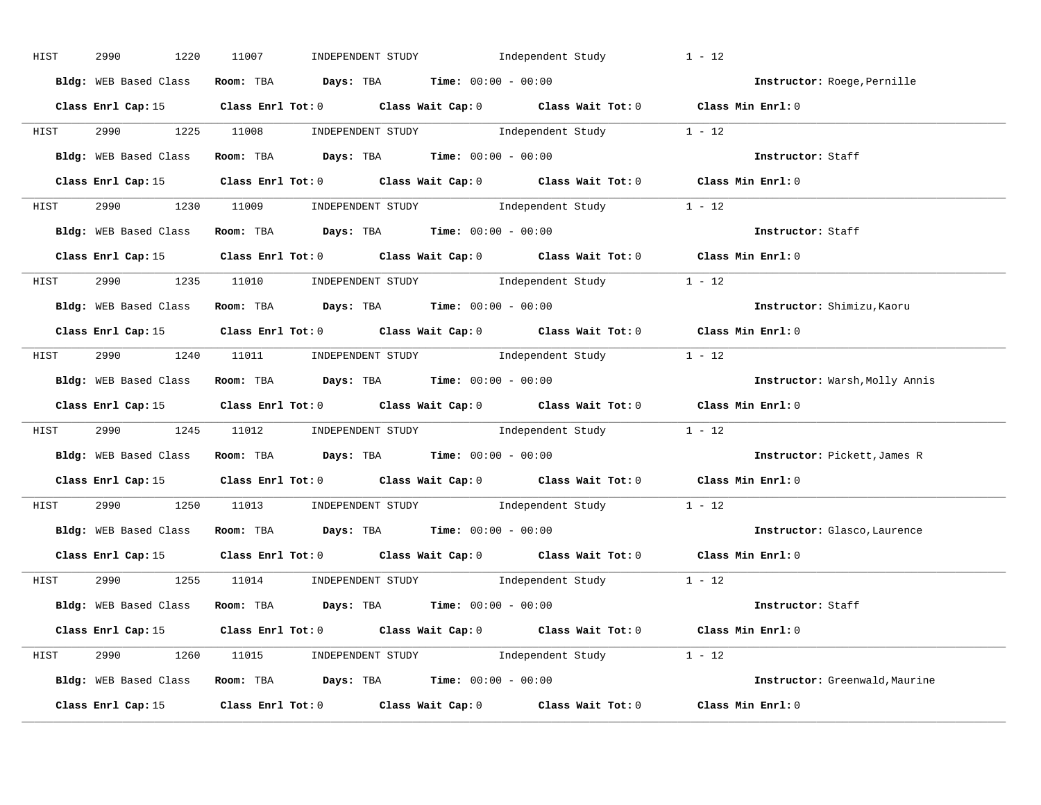HIST 2990 1220 11007 INDEPENDENT STUDY Independent Study 1 - 12

**Bldg:** WEB Based Class **Room:** TBA **Days:** TBA **Time:** 00:00 - 00:00 **Instructor:** Roege,Pernille

**Class Enrl Cap:** 15 **Class Enrl Tot:** 0 **Class Wait Cap:** 0 **Class Wait Tot:** 0 **Class Min Enrl:** 0

---

HIST 2990 1225 11008 INDEPENDENT STUDY Independent Study 1 - 12

**Bldg:** WEB Based Class **Room:** TBA **Days:** TBA **Time:** 00:00 - 00:00 **Instructor:** Staff

**Class Enrl Cap:** 15 **Class Enrl Tot:** 0 **Class Wait Cap:** 0 **Class Wait Tot:** 0 **Class Min Enrl:** 0

---

HIST 2990 1230 11009 INDEPENDENT STUDY Independent Study 1 - 12

**Bldg:** WEB Based Class **Room:** TBA **Days:** TBA **Time:** 00:00 - 00:00 **Instructor:** Staff

**Class Enrl Cap:** 15 **Class Enrl Tot:** 0 **Class Wait Cap:** 0 **Class Wait Tot:** 0 **Class Min Enrl:** 0

---

HIST 2990 1235 11010 INDEPENDENT STUDY Independent Study 1 - 12

**Bldg:** WEB Based Class **Room:** TBA **Days:** TBA **Time:** 00:00 - 00:00 **Instructor:** Shimizu,Kaoru

**Class Enrl Cap:** 15 **Class Enrl Tot:** 0 **Class Wait Cap:** 0 **Class Wait Tot:** 0 **Class Min Enrl:** 0

---

HIST 2990 1240 11011 INDEPENDENT STUDY Independent Study 1 - 12

**Bldg:** WEB Based Class **Room:** TBA **Days:** TBA **Time:** 00:00 - 00:00 **Instructor:** Warsh,Molly Annis

**Class Enrl Cap:** 15 **Class Enrl Tot:** 0 **Class Wait Cap:** 0 **Class Wait Tot:** 0 **Class Min Enrl:** 0

---

HIST 2990 1245 11012 INDEPENDENT STUDY Independent Study 1 - 12

**Bldg:** WEB Based Class **Room:** TBA **Days:** TBA **Time:** 00:00 - 00:00 **Instructor:** Pickett,James R

**Class Enrl Cap:** 15 **Class Enrl Tot:** 0 **Class Wait Cap:** 0 **Class Wait Tot:** 0 **Class Min Enrl:** 0

---

HIST 2990 1250 11013 INDEPENDENT STUDY Independent Study 1 - 12

**Bldg:** WEB Based Class **Room:** TBA **Days:** TBA **Time:** 00:00 - 00:00 **Instructor:** Glasco,Laurence

**Class Enrl Cap:** 15 **Class Enrl Tot:** 0 **Class Wait Cap:** 0 **Class Wait Tot:** 0 **Class Min Enrl:** 0

---

HIST 2990 1255 11014 INDEPENDENT STUDY Independent Study 1 - 12

**Bldg:** WEB Based Class **Room:** TBA **Days:** TBA **Time:** 00:00 - 00:00 **Instructor:** Staff

**Class Enrl Cap:** 15 **Class Enrl Tot:** 0 **Class Wait Cap:** 0 **Class Wait Tot:** 0 **Class Min Enrl:** 0

---

HIST 2990 1260 11015 INDEPENDENT STUDY Independent Study 1 - 12

**Bldg:** WEB Based Class **Room:** TBA **Days:** TBA **Time:** 00:00 - 00:00 **Instructor:** Greenwald,Maurine

**Class Enrl Cap:** 15 **Class Enrl Tot:** 0 **Class Wait Cap:** 0 **Class Wait Tot:** 0 **Class Min Enrl:** 0

---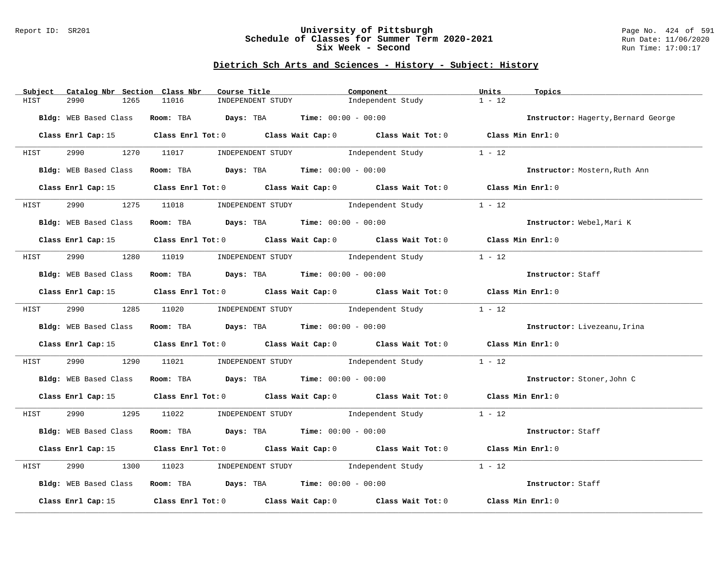# University of Pittsburgh
## Schedule of Classes for Summer Term 2020-2021
## Six Week - Second

Report ID: SR201

Run Date: 11/06/2020
Run Time: 17:00:17

### Dietrich Sch Arts and Sciences - History - Subject: History

| Subject | Catalog Nbr | Section | Class Nbr | Course Title | Component | Units | Topics |
|---|---|---|---|---|---|---|---|
| HIST | 2990 | 1265 | 11016 | INDEPENDENT STUDY | Independent Study | 1 - 12 | |

**Bldg:** WEB Based Class **Room:** TBA **Days:** TBA **Time:** 00:00 - 00:00 **Instructor:** Hagerty,Bernard George

**Class Enrl Cap:** 15 **Class Enrl Tot:** 0 **Class Wait Cap:** 0 **Class Wait Tot:** 0 **Class Min Enrl:** 0

| Subject | Catalog Nbr | Section | Class Nbr | Course Title | Component | Units | Topics |
|---|---|---|---|---|---|---|---|
| HIST | 2990 | 1270 | 11017 | INDEPENDENT STUDY | Independent Study | 1 - 12 | |

**Bldg:** WEB Based Class **Room:** TBA **Days:** TBA **Time:** 00:00 - 00:00 **Instructor:** Mostern,Ruth Ann

**Class Enrl Cap:** 15 **Class Enrl Tot:** 0 **Class Wait Cap:** 0 **Class Wait Tot:** 0 **Class Min Enrl:** 0

| Subject | Catalog Nbr | Section | Class Nbr | Course Title | Component | Units | Topics |
|---|---|---|---|---|---|---|---|
| HIST | 2990 | 1275 | 11018 | INDEPENDENT STUDY | Independent Study | 1 - 12 | |

**Bldg:** WEB Based Class **Room:** TBA **Days:** TBA **Time:** 00:00 - 00:00 **Instructor:** Webel,Mari K

**Class Enrl Cap:** 15 **Class Enrl Tot:** 0 **Class Wait Cap:** 0 **Class Wait Tot:** 0 **Class Min Enrl:** 0

| Subject | Catalog Nbr | Section | Class Nbr | Course Title | Component | Units | Topics |
|---|---|---|---|---|---|---|---|
| HIST | 2990 | 1280 | 11019 | INDEPENDENT STUDY | Independent Study | 1 - 12 | |

**Bldg:** WEB Based Class **Room:** TBA **Days:** TBA **Time:** 00:00 - 00:00 **Instructor:** Staff

**Class Enrl Cap:** 15 **Class Enrl Tot:** 0 **Class Wait Cap:** 0 **Class Wait Tot:** 0 **Class Min Enrl:** 0

| Subject | Catalog Nbr | Section | Class Nbr | Course Title | Component | Units | Topics |
|---|---|---|---|---|---|---|---|
| HIST | 2990 | 1285 | 11020 | INDEPENDENT STUDY | Independent Study | 1 - 12 | |

**Bldg:** WEB Based Class **Room:** TBA **Days:** TBA **Time:** 00:00 - 00:00 **Instructor:** Livezeanu,Irina

**Class Enrl Cap:** 15 **Class Enrl Tot:** 0 **Class Wait Cap:** 0 **Class Wait Tot:** 0 **Class Min Enrl:** 0

| Subject | Catalog Nbr | Section | Class Nbr | Course Title | Component | Units | Topics |
|---|---|---|---|---|---|---|---|
| HIST | 2990 | 1290 | 11021 | INDEPENDENT STUDY | Independent Study | 1 - 12 | |

**Bldg:** WEB Based Class **Room:** TBA **Days:** TBA **Time:** 00:00 - 00:00 **Instructor:** Stoner,John C

**Class Enrl Cap:** 15 **Class Enrl Tot:** 0 **Class Wait Cap:** 0 **Class Wait Tot:** 0 **Class Min Enrl:** 0

| Subject | Catalog Nbr | Section | Class Nbr | Course Title | Component | Units | Topics |
|---|---|---|---|---|---|---|---|
| HIST | 2990 | 1295 | 11022 | INDEPENDENT STUDY | Independent Study | 1 - 12 | |

**Bldg:** WEB Based Class **Room:** TBA **Days:** TBA **Time:** 00:00 - 00:00 **Instructor:** Staff

**Class Enrl Cap:** 15 **Class Enrl Tot:** 0 **Class Wait Cap:** 0 **Class Wait Tot:** 0 **Class Min Enrl:** 0

| Subject | Catalog Nbr | Section | Class Nbr | Course Title | Component | Units | Topics |
|---|---|---|---|---|---|---|---|
| HIST | 2990 | 1300 | 11023 | INDEPENDENT STUDY | Independent Study | 1 - 12 | |

**Bldg:** WEB Based Class **Room:** TBA **Days:** TBA **Time:** 00:00 - 00:00 **Instructor:** Staff

**Class Enrl Cap:** 15 **Class Enrl Tot:** 0 **Class Wait Cap:** 0 **Class Wait Tot:** 0 **Class Min Enrl:** 0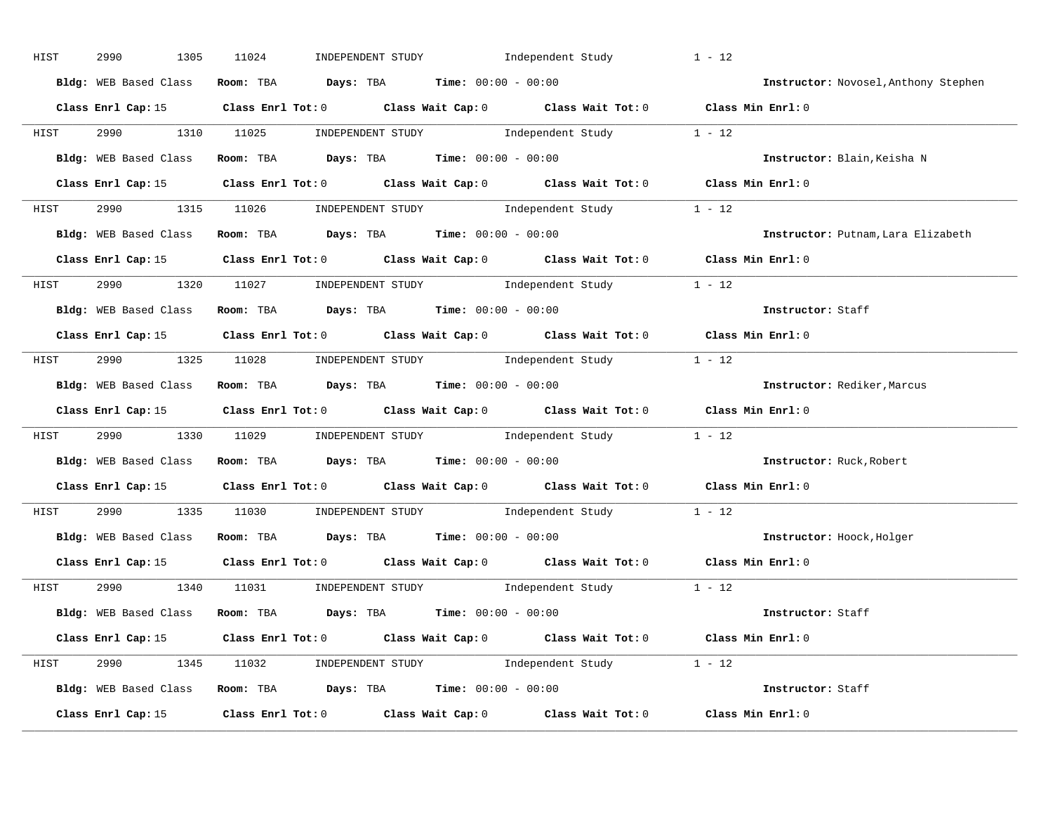HIST 2990 1305 11024 INDEPENDENT STUDY Independent Study 1 - 12

**Bldg:** WEB Based Class **Room:** TBA **Days:** TBA **Time:** 00:00 - 00:00 **Instructor:** Novosel,Anthony Stephen

**Class Enrl Cap:** 15 **Class Enrl Tot:** 0 **Class Wait Cap:** 0 **Class Wait Tot:** 0 **Class Min Enrl:** 0

---

HIST 2990 1310 11025 INDEPENDENT STUDY Independent Study 1 - 12

**Bldg:** WEB Based Class **Room:** TBA **Days:** TBA **Time:** 00:00 - 00:00 **Instructor:** Blain,Keisha N

**Class Enrl Cap:** 15 **Class Enrl Tot:** 0 **Class Wait Cap:** 0 **Class Wait Tot:** 0 **Class Min Enrl:** 0

---

HIST 2990 1315 11026 INDEPENDENT STUDY Independent Study 1 - 12

**Bldg:** WEB Based Class **Room:** TBA **Days:** TBA **Time:** 00:00 - 00:00 **Instructor:** Putnam,Lara Elizabeth

**Class Enrl Cap:** 15 **Class Enrl Tot:** 0 **Class Wait Cap:** 0 **Class Wait Tot:** 0 **Class Min Enrl:** 0

---

HIST 2990 1320 11027 INDEPENDENT STUDY Independent Study 1 - 12

**Bldg:** WEB Based Class **Room:** TBA **Days:** TBA **Time:** 00:00 - 00:00 **Instructor:** Staff

**Class Enrl Cap:** 15 **Class Enrl Tot:** 0 **Class Wait Cap:** 0 **Class Wait Tot:** 0 **Class Min Enrl:** 0

---

HIST 2990 1325 11028 INDEPENDENT STUDY Independent Study 1 - 12

**Bldg:** WEB Based Class **Room:** TBA **Days:** TBA **Time:** 00:00 - 00:00 **Instructor:** Rediker,Marcus

**Class Enrl Cap:** 15 **Class Enrl Tot:** 0 **Class Wait Cap:** 0 **Class Wait Tot:** 0 **Class Min Enrl:** 0

---

HIST 2990 1330 11029 INDEPENDENT STUDY Independent Study 1 - 12

**Bldg:** WEB Based Class **Room:** TBA **Days:** TBA **Time:** 00:00 - 00:00 **Instructor:** Ruck,Robert

**Class Enrl Cap:** 15 **Class Enrl Tot:** 0 **Class Wait Cap:** 0 **Class Wait Tot:** 0 **Class Min Enrl:** 0

---

HIST 2990 1335 11030 INDEPENDENT STUDY Independent Study 1 - 12

**Bldg:** WEB Based Class **Room:** TBA **Days:** TBA **Time:** 00:00 - 00:00 **Instructor:** Hoock,Holger

**Class Enrl Cap:** 15 **Class Enrl Tot:** 0 **Class Wait Cap:** 0 **Class Wait Tot:** 0 **Class Min Enrl:** 0

---

HIST 2990 1340 11031 INDEPENDENT STUDY Independent Study 1 - 12

**Bldg:** WEB Based Class **Room:** TBA **Days:** TBA **Time:** 00:00 - 00:00 **Instructor:** Staff

**Class Enrl Cap:** 15 **Class Enrl Tot:** 0 **Class Wait Cap:** 0 **Class Wait Tot:** 0 **Class Min Enrl:** 0

---

HIST 2990 1345 11032 INDEPENDENT STUDY Independent Study 1 - 12

**Bldg:** WEB Based Class **Room:** TBA **Days:** TBA **Time:** 00:00 - 00:00 **Instructor:** Staff

**Class Enrl Cap:** 15 **Class Enrl Tot:** 0 **Class Wait Cap:** 0 **Class Wait Tot:** 0 **Class Min Enrl:** 0

---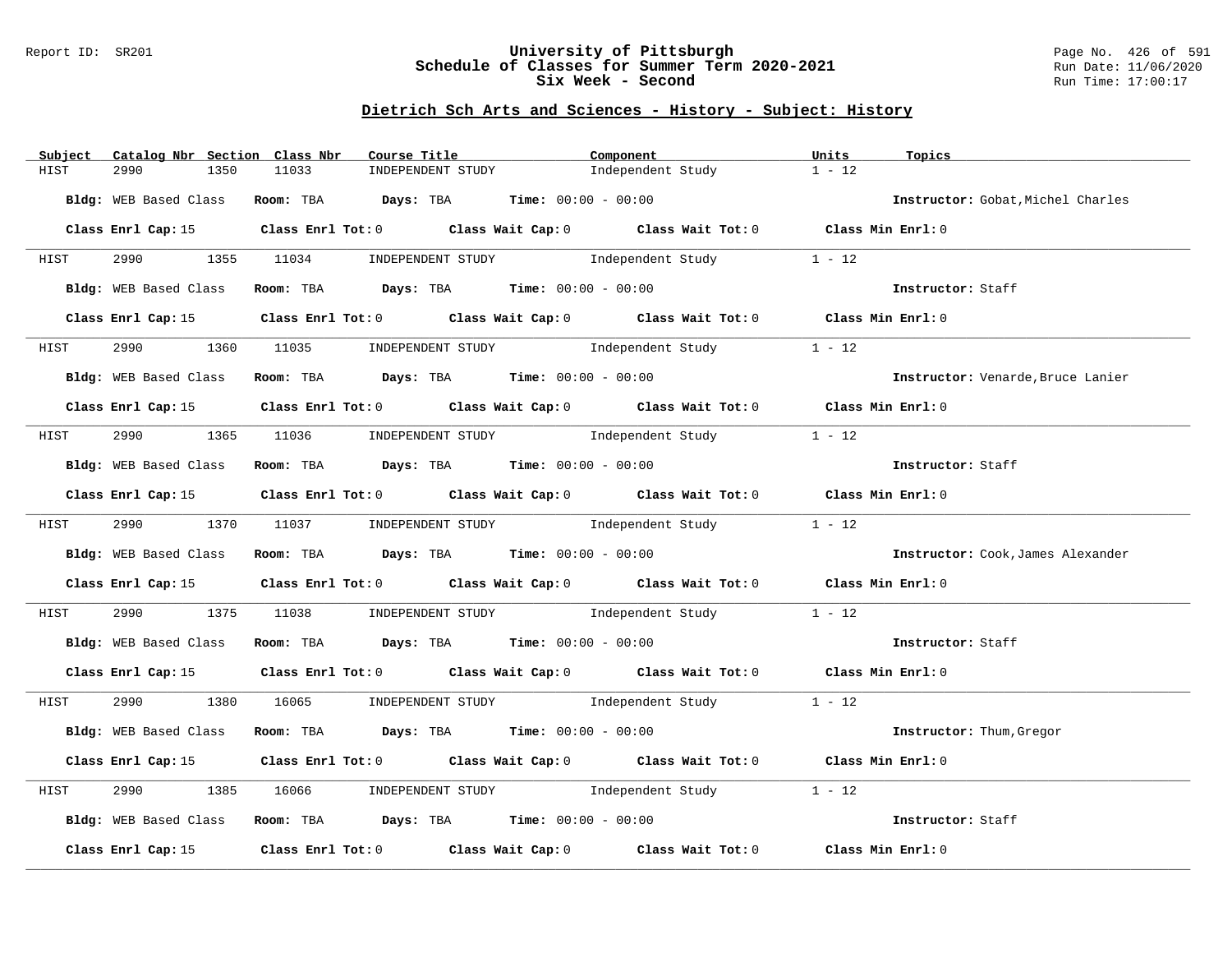## Dietrich Sch Arts and Sciences - History - Subject: History

| Subject | Catalog Nbr | Section | Class Nbr | Course Title | Component | Units | Topics |
|---|---|---|---|---|---|---|---|
| HIST | 2990 | 1350 | 11033 | INDEPENDENT STUDY | Independent Study | 1 - 12 | |

**Bldg:** WEB Based Class **Room:** TBA **Days:** TBA **Time:** 00:00 - 00:00 **Instructor:** Gobat,Michel Charles

**Class Enrl Cap:** 15 **Class Enrl Tot:** 0 **Class Wait Cap:** 0 **Class Wait Tot:** 0 **Class Min Enrl:** 0

| Subject | Catalog Nbr | Section | Class Nbr | Course Title | Component | Units | Topics |
|---|---|---|---|---|---|---|---|
| HIST | 2990 | 1355 | 11034 | INDEPENDENT STUDY | Independent Study | 1 - 12 | |

**Bldg:** WEB Based Class **Room:** TBA **Days:** TBA **Time:** 00:00 - 00:00 **Instructor:** Staff

**Class Enrl Cap:** 15 **Class Enrl Tot:** 0 **Class Wait Cap:** 0 **Class Wait Tot:** 0 **Class Min Enrl:** 0

| Subject | Catalog Nbr | Section | Class Nbr | Course Title | Component | Units | Topics |
|---|---|---|---|---|---|---|---|
| HIST | 2990 | 1360 | 11035 | INDEPENDENT STUDY | Independent Study | 1 - 12 | |

**Bldg:** WEB Based Class **Room:** TBA **Days:** TBA **Time:** 00:00 - 00:00 **Instructor:** Venarde,Bruce Lanier

**Class Enrl Cap:** 15 **Class Enrl Tot:** 0 **Class Wait Cap:** 0 **Class Wait Tot:** 0 **Class Min Enrl:** 0

| Subject | Catalog Nbr | Section | Class Nbr | Course Title | Component | Units | Topics |
|---|---|---|---|---|---|---|---|
| HIST | 2990 | 1365 | 11036 | INDEPENDENT STUDY | Independent Study | 1 - 12 | |

**Bldg:** WEB Based Class **Room:** TBA **Days:** TBA **Time:** 00:00 - 00:00 **Instructor:** Staff

**Class Enrl Cap:** 15 **Class Enrl Tot:** 0 **Class Wait Cap:** 0 **Class Wait Tot:** 0 **Class Min Enrl:** 0

| Subject | Catalog Nbr | Section | Class Nbr | Course Title | Component | Units | Topics |
|---|---|---|---|---|---|---|---|
| HIST | 2990 | 1370 | 11037 | INDEPENDENT STUDY | Independent Study | 1 - 12 | |

**Bldg:** WEB Based Class **Room:** TBA **Days:** TBA **Time:** 00:00 - 00:00 **Instructor:** Cook,James Alexander

**Class Enrl Cap:** 15 **Class Enrl Tot:** 0 **Class Wait Cap:** 0 **Class Wait Tot:** 0 **Class Min Enrl:** 0

| Subject | Catalog Nbr | Section | Class Nbr | Course Title | Component | Units | Topics |
|---|---|---|---|---|---|---|---|
| HIST | 2990 | 1375 | 11038 | INDEPENDENT STUDY | Independent Study | 1 - 12 | |

**Bldg:** WEB Based Class **Room:** TBA **Days:** TBA **Time:** 00:00 - 00:00 **Instructor:** Staff

**Class Enrl Cap:** 15 **Class Enrl Tot:** 0 **Class Wait Cap:** 0 **Class Wait Tot:** 0 **Class Min Enrl:** 0

| Subject | Catalog Nbr | Section | Class Nbr | Course Title | Component | Units | Topics |
|---|---|---|---|---|---|---|---|
| HIST | 2990 | 1380 | 16065 | INDEPENDENT STUDY | Independent Study | 1 - 12 | |

**Bldg:** WEB Based Class **Room:** TBA **Days:** TBA **Time:** 00:00 - 00:00 **Instructor:** Thum,Gregor

**Class Enrl Cap:** 15 **Class Enrl Tot:** 0 **Class Wait Cap:** 0 **Class Wait Tot:** 0 **Class Min Enrl:** 0

| Subject | Catalog Nbr | Section | Class Nbr | Course Title | Component | Units | Topics |
|---|---|---|---|---|---|---|---|
| HIST | 2990 | 1385 | 16066 | INDEPENDENT STUDY | Independent Study | 1 - 12 | |

**Bldg:** WEB Based Class **Room:** TBA **Days:** TBA **Time:** 00:00 - 00:00 **Instructor:** Staff

**Class Enrl Cap:** 15 **Class Enrl Tot:** 0 **Class Wait Cap:** 0 **Class Wait Tot:** 0 **Class Min Enrl:** 0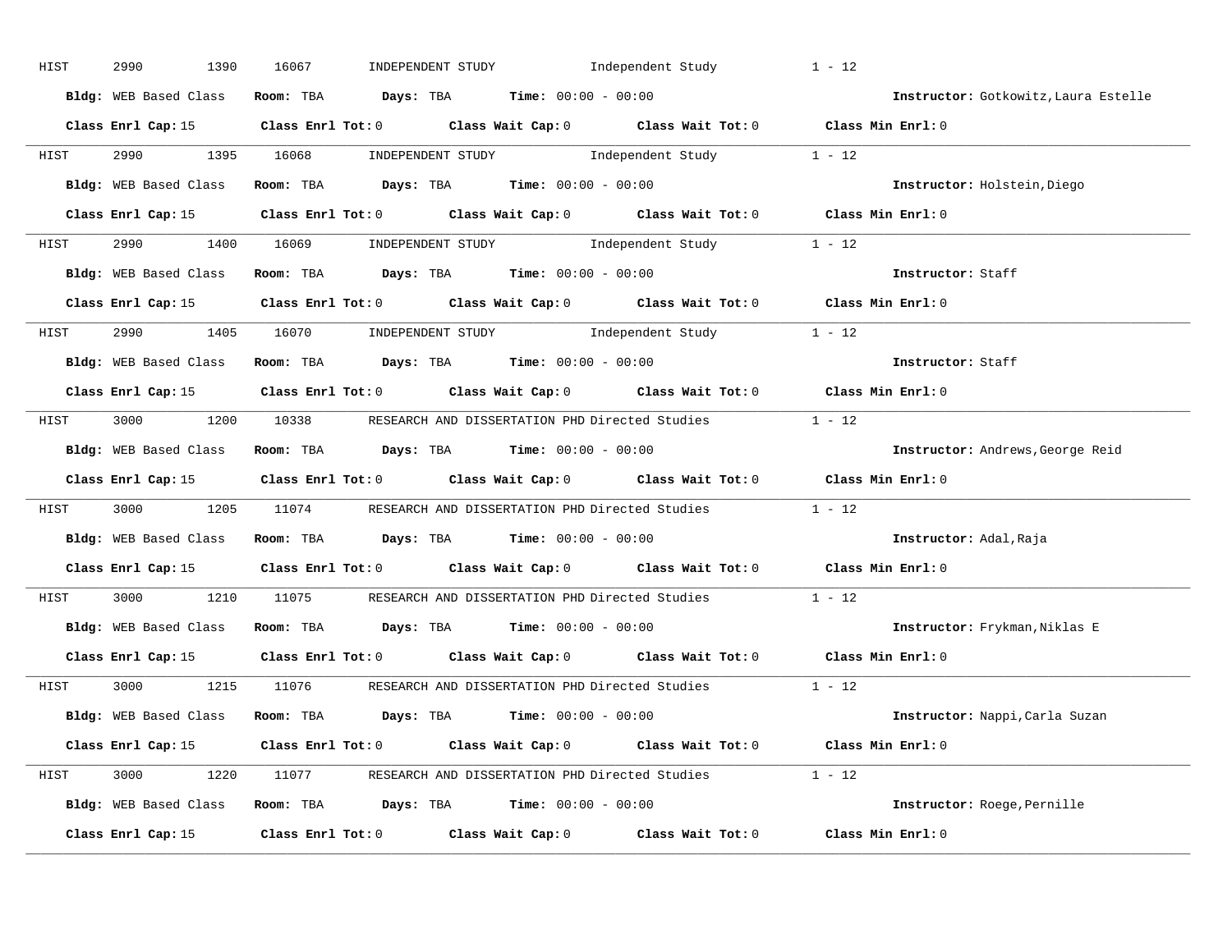HIST 2990 1390 16067 INDEPENDENT STUDY Independent Study 1 - 12

**Bldg:** WEB Based Class **Room:** TBA **Days:** TBA **Time:** 00:00 - 00:00 **Instructor:** Gotkowitz,Laura Estelle

**Class Enrl Cap:** 15 **Class Enrl Tot:** 0 **Class Wait Cap:** 0 **Class Wait Tot:** 0 **Class Min Enrl:** 0

---

HIST 2990 1395 16068 INDEPENDENT STUDY Independent Study 1 - 12

**Bldg:** WEB Based Class **Room:** TBA **Days:** TBA **Time:** 00:00 - 00:00 **Instructor:** Holstein,Diego

**Class Enrl Cap:** 15 **Class Enrl Tot:** 0 **Class Wait Cap:** 0 **Class Wait Tot:** 0 **Class Min Enrl:** 0

---

HIST 2990 1400 16069 INDEPENDENT STUDY Independent Study 1 - 12

**Bldg:** WEB Based Class **Room:** TBA **Days:** TBA **Time:** 00:00 - 00:00 **Instructor:** Staff

**Class Enrl Cap:** 15 **Class Enrl Tot:** 0 **Class Wait Cap:** 0 **Class Wait Tot:** 0 **Class Min Enrl:** 0

---

HIST 2990 1405 16070 INDEPENDENT STUDY Independent Study 1 - 12

**Bldg:** WEB Based Class **Room:** TBA **Days:** TBA **Time:** 00:00 - 00:00 **Instructor:** Staff

**Class Enrl Cap:** 15 **Class Enrl Tot:** 0 **Class Wait Cap:** 0 **Class Wait Tot:** 0 **Class Min Enrl:** 0

---

HIST 3000 1200 10338 RESEARCH AND DISSERTATION PHD Directed Studies 1 - 12

**Bldg:** WEB Based Class **Room:** TBA **Days:** TBA **Time:** 00:00 - 00:00 **Instructor:** Andrews,George Reid

**Class Enrl Cap:** 15 **Class Enrl Tot:** 0 **Class Wait Cap:** 0 **Class Wait Tot:** 0 **Class Min Enrl:** 0

---

HIST 3000 1205 11074 RESEARCH AND DISSERTATION PHD Directed Studies 1 - 12

**Bldg:** WEB Based Class **Room:** TBA **Days:** TBA **Time:** 00:00 - 00:00 **Instructor:** Adal,Raja

**Class Enrl Cap:** 15 **Class Enrl Tot:** 0 **Class Wait Cap:** 0 **Class Wait Tot:** 0 **Class Min Enrl:** 0

---

HIST 3000 1210 11075 RESEARCH AND DISSERTATION PHD Directed Studies 1 - 12

**Bldg:** WEB Based Class **Room:** TBA **Days:** TBA **Time:** 00:00 - 00:00 **Instructor:** Frykman,Niklas E

**Class Enrl Cap:** 15 **Class Enrl Tot:** 0 **Class Wait Cap:** 0 **Class Wait Tot:** 0 **Class Min Enrl:** 0

---

HIST 3000 1215 11076 RESEARCH AND DISSERTATION PHD Directed Studies 1 - 12

**Bldg:** WEB Based Class **Room:** TBA **Days:** TBA **Time:** 00:00 - 00:00 **Instructor:** Nappi,Carla Suzan

**Class Enrl Cap:** 15 **Class Enrl Tot:** 0 **Class Wait Cap:** 0 **Class Wait Tot:** 0 **Class Min Enrl:** 0

---

HIST 3000 1220 11077 RESEARCH AND DISSERTATION PHD Directed Studies 1 - 12

**Bldg:** WEB Based Class **Room:** TBA **Days:** TBA **Time:** 00:00 - 00:00 **Instructor:** Roege,Pernille

**Class Enrl Cap:** 15 **Class Enrl Tot:** 0 **Class Wait Cap:** 0 **Class Wait Tot:** 0 **Class Min Enrl:** 0

---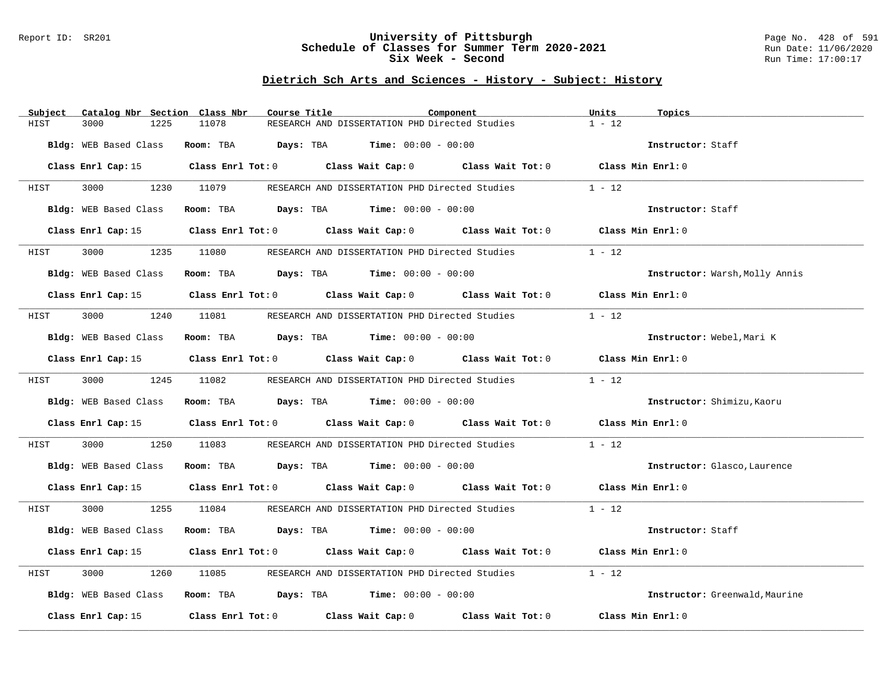## Dietrich Sch Arts and Sciences - History - Subject: History

| Subject | Catalog Nbr | Section | Class Nbr | Course Title | Component | Units | Topics |
|---|---|---|---|---|---|---|---|
| HIST | 3000 | 1225 | 11078 | RESEARCH AND DISSERTATION PHD | Directed Studies | 1 - 12 | |

**Bldg:** WEB Based Class **Room:** TBA **Days:** TBA **Time:** 00:00 - 00:00 **Instructor:** Staff

**Class Enrl Cap:** 15 **Class Enrl Tot:** 0 **Class Wait Cap:** 0 **Class Wait Tot:** 0 **Class Min Enrl:** 0

| Subject | Catalog Nbr | Section | Class Nbr | Course Title | Component | Units | Topics |
|---|---|---|---|---|---|---|---|
| HIST | 3000 | 1230 | 11079 | RESEARCH AND DISSERTATION PHD | Directed Studies | 1 - 12 | |

**Bldg:** WEB Based Class **Room:** TBA **Days:** TBA **Time:** 00:00 - 00:00 **Instructor:** Staff

**Class Enrl Cap:** 15 **Class Enrl Tot:** 0 **Class Wait Cap:** 0 **Class Wait Tot:** 0 **Class Min Enrl:** 0

| Subject | Catalog Nbr | Section | Class Nbr | Course Title | Component | Units | Topics |
|---|---|---|---|---|---|---|---|
| HIST | 3000 | 1235 | 11080 | RESEARCH AND DISSERTATION PHD | Directed Studies | 1 - 12 | |

**Bldg:** WEB Based Class **Room:** TBA **Days:** TBA **Time:** 00:00 - 00:00 **Instructor:** Warsh,Molly Annis

**Class Enrl Cap:** 15 **Class Enrl Tot:** 0 **Class Wait Cap:** 0 **Class Wait Tot:** 0 **Class Min Enrl:** 0

| Subject | Catalog Nbr | Section | Class Nbr | Course Title | Component | Units | Topics |
|---|---|---|---|---|---|---|---|
| HIST | 3000 | 1240 | 11081 | RESEARCH AND DISSERTATION PHD | Directed Studies | 1 - 12 | |

**Bldg:** WEB Based Class **Room:** TBA **Days:** TBA **Time:** 00:00 - 00:00 **Instructor:** Webel,Mari K

**Class Enrl Cap:** 15 **Class Enrl Tot:** 0 **Class Wait Cap:** 0 **Class Wait Tot:** 0 **Class Min Enrl:** 0

| Subject | Catalog Nbr | Section | Class Nbr | Course Title | Component | Units | Topics |
|---|---|---|---|---|---|---|---|
| HIST | 3000 | 1245 | 11082 | RESEARCH AND DISSERTATION PHD | Directed Studies | 1 - 12 | |

**Bldg:** WEB Based Class **Room:** TBA **Days:** TBA **Time:** 00:00 - 00:00 **Instructor:** Shimizu,Kaoru

**Class Enrl Cap:** 15 **Class Enrl Tot:** 0 **Class Wait Cap:** 0 **Class Wait Tot:** 0 **Class Min Enrl:** 0

| Subject | Catalog Nbr | Section | Class Nbr | Course Title | Component | Units | Topics |
|---|---|---|---|---|---|---|---|
| HIST | 3000 | 1250 | 11083 | RESEARCH AND DISSERTATION PHD | Directed Studies | 1 - 12 | |

**Bldg:** WEB Based Class **Room:** TBA **Days:** TBA **Time:** 00:00 - 00:00 **Instructor:** Glasco,Laurence

**Class Enrl Cap:** 15 **Class Enrl Tot:** 0 **Class Wait Cap:** 0 **Class Wait Tot:** 0 **Class Min Enrl:** 0

| Subject | Catalog Nbr | Section | Class Nbr | Course Title | Component | Units | Topics |
|---|---|---|---|---|---|---|---|
| HIST | 3000 | 1255 | 11084 | RESEARCH AND DISSERTATION PHD | Directed Studies | 1 - 12 | |

**Bldg:** WEB Based Class **Room:** TBA **Days:** TBA **Time:** 00:00 - 00:00 **Instructor:** Staff

**Class Enrl Cap:** 15 **Class Enrl Tot:** 0 **Class Wait Cap:** 0 **Class Wait Tot:** 0 **Class Min Enrl:** 0

| Subject | Catalog Nbr | Section | Class Nbr | Course Title | Component | Units | Topics |
|---|---|---|---|---|---|---|---|
| HIST | 3000 | 1260 | 11085 | RESEARCH AND DISSERTATION PHD | Directed Studies | 1 - 12 | |

**Bldg:** WEB Based Class **Room:** TBA **Days:** TBA **Time:** 00:00 - 00:00 **Instructor:** Greenwald,Maurine

**Class Enrl Cap:** 15 **Class Enrl Tot:** 0 **Class Wait Cap:** 0 **Class Wait Tot:** 0 **Class Min Enrl:** 0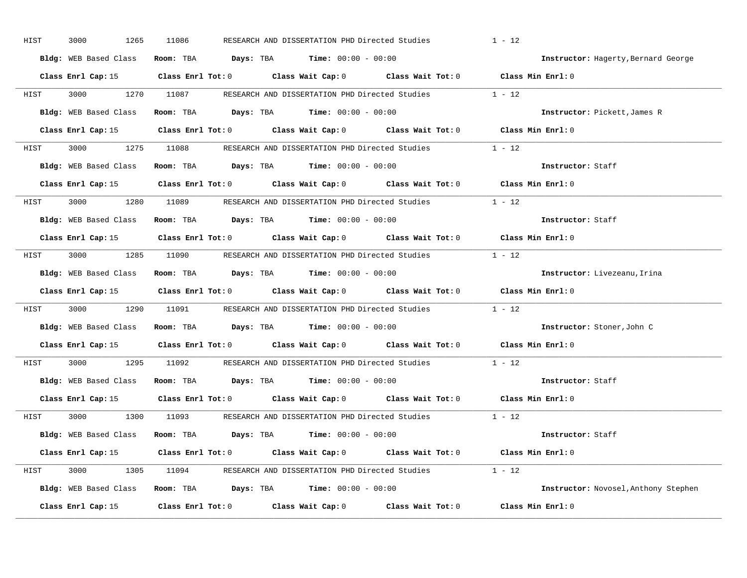HIST 3000 1265 11086 RESEARCH AND DISSERTATION PHD Directed Studies 1 - 12

**Bldg:** WEB Based Class **Room:** TBA **Days:** TBA **Time:** 00:00 - 00:00 **Instructor:** Hagerty,Bernard George

**Class Enrl Cap:** 15 **Class Enrl Tot:** 0 **Class Wait Cap:** 0 **Class Wait Tot:** 0 **Class Min Enrl:** 0

---

HIST 3000 1270 11087 RESEARCH AND DISSERTATION PHD Directed Studies 1 - 12

**Bldg:** WEB Based Class **Room:** TBA **Days:** TBA **Time:** 00:00 - 00:00 **Instructor:** Pickett,James R

**Class Enrl Cap:** 15 **Class Enrl Tot:** 0 **Class Wait Cap:** 0 **Class Wait Tot:** 0 **Class Min Enrl:** 0

---

HIST 3000 1275 11088 RESEARCH AND DISSERTATION PHD Directed Studies 1 - 12

**Bldg:** WEB Based Class **Room:** TBA **Days:** TBA **Time:** 00:00 - 00:00 **Instructor:** Staff

**Class Enrl Cap:** 15 **Class Enrl Tot:** 0 **Class Wait Cap:** 0 **Class Wait Tot:** 0 **Class Min Enrl:** 0

---

HIST 3000 1280 11089 RESEARCH AND DISSERTATION PHD Directed Studies 1 - 12

**Bldg:** WEB Based Class **Room:** TBA **Days:** TBA **Time:** 00:00 - 00:00 **Instructor:** Staff

**Class Enrl Cap:** 15 **Class Enrl Tot:** 0 **Class Wait Cap:** 0 **Class Wait Tot:** 0 **Class Min Enrl:** 0

---

HIST 3000 1285 11090 RESEARCH AND DISSERTATION PHD Directed Studies 1 - 12

**Bldg:** WEB Based Class **Room:** TBA **Days:** TBA **Time:** 00:00 - 00:00 **Instructor:** Livezeanu,Irina

**Class Enrl Cap:** 15 **Class Enrl Tot:** 0 **Class Wait Cap:** 0 **Class Wait Tot:** 0 **Class Min Enrl:** 0

---

HIST 3000 1290 11091 RESEARCH AND DISSERTATION PHD Directed Studies 1 - 12

**Bldg:** WEB Based Class **Room:** TBA **Days:** TBA **Time:** 00:00 - 00:00 **Instructor:** Stoner,John C

**Class Enrl Cap:** 15 **Class Enrl Tot:** 0 **Class Wait Cap:** 0 **Class Wait Tot:** 0 **Class Min Enrl:** 0

---

HIST 3000 1295 11092 RESEARCH AND DISSERTATION PHD Directed Studies 1 - 12

**Bldg:** WEB Based Class **Room:** TBA **Days:** TBA **Time:** 00:00 - 00:00 **Instructor:** Staff

**Class Enrl Cap:** 15 **Class Enrl Tot:** 0 **Class Wait Cap:** 0 **Class Wait Tot:** 0 **Class Min Enrl:** 0

---

HIST 3000 1300 11093 RESEARCH AND DISSERTATION PHD Directed Studies 1 - 12

**Bldg:** WEB Based Class **Room:** TBA **Days:** TBA **Time:** 00:00 - 00:00 **Instructor:** Staff

**Class Enrl Cap:** 15 **Class Enrl Tot:** 0 **Class Wait Cap:** 0 **Class Wait Tot:** 0 **Class Min Enrl:** 0

---

HIST 3000 1305 11094 RESEARCH AND DISSERTATION PHD Directed Studies 1 - 12

**Bldg:** WEB Based Class **Room:** TBA **Days:** TBA **Time:** 00:00 - 00:00 **Instructor:** Novosel,Anthony Stephen

**Class Enrl Cap:** 15 **Class Enrl Tot:** 0 **Class Wait Cap:** 0 **Class Wait Tot:** 0 **Class Min Enrl:** 0

---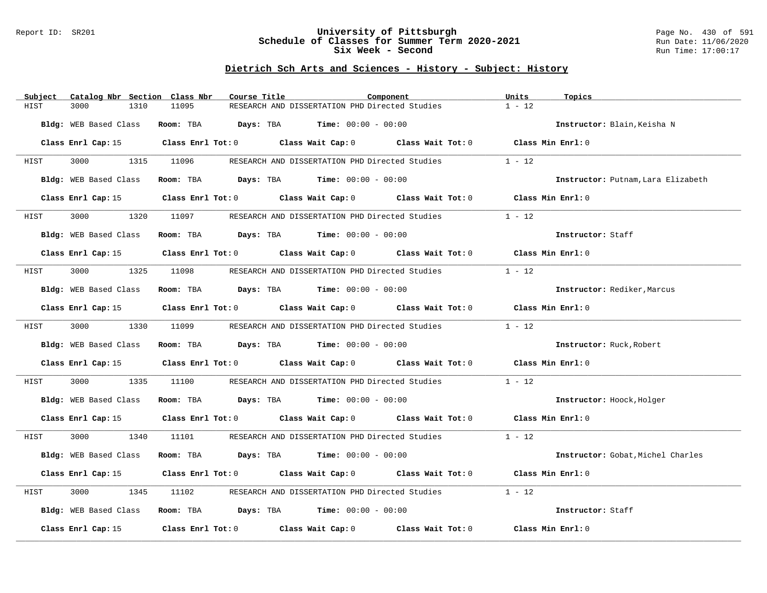## Dietrich Sch Arts and Sciences - History - Subject: History

| Subject | Catalog Nbr | Section | Class Nbr | Course Title | Component | Units | Topics |
|---|---|---|---|---|---|---|---|
| HIST | 3000 | 1310 | 11095 | RESEARCH AND DISSERTATION PHD | Directed Studies | 1 - 12 | |

**Bldg:** WEB Based Class **Room:** TBA **Days:** TBA **Time:** 00:00 - 00:00 **Instructor:** Blain,Keisha N

**Class Enrl Cap:** 15 **Class Enrl Tot:** 0 **Class Wait Cap:** 0 **Class Wait Tot:** 0 **Class Min Enrl:** 0

| Subject | Catalog Nbr | Section | Class Nbr | Course Title | Component | Units | Topics |
|---|---|---|---|---|---|---|---|
| HIST | 3000 | 1315 | 11096 | RESEARCH AND DISSERTATION PHD | Directed Studies | 1 - 12 | |

**Bldg:** WEB Based Class **Room:** TBA **Days:** TBA **Time:** 00:00 - 00:00 **Instructor:** Putnam,Lara Elizabeth

**Class Enrl Cap:** 15 **Class Enrl Tot:** 0 **Class Wait Cap:** 0 **Class Wait Tot:** 0 **Class Min Enrl:** 0

| Subject | Catalog Nbr | Section | Class Nbr | Course Title | Component | Units | Topics |
|---|---|---|---|---|---|---|---|
| HIST | 3000 | 1320 | 11097 | RESEARCH AND DISSERTATION PHD | Directed Studies | 1 - 12 | |

**Bldg:** WEB Based Class **Room:** TBA **Days:** TBA **Time:** 00:00 - 00:00 **Instructor:** Staff

**Class Enrl Cap:** 15 **Class Enrl Tot:** 0 **Class Wait Cap:** 0 **Class Wait Tot:** 0 **Class Min Enrl:** 0

| Subject | Catalog Nbr | Section | Class Nbr | Course Title | Component | Units | Topics |
|---|---|---|---|---|---|---|---|
| HIST | 3000 | 1325 | 11098 | RESEARCH AND DISSERTATION PHD | Directed Studies | 1 - 12 | |

**Bldg:** WEB Based Class **Room:** TBA **Days:** TBA **Time:** 00:00 - 00:00 **Instructor:** Rediker,Marcus

**Class Enrl Cap:** 15 **Class Enrl Tot:** 0 **Class Wait Cap:** 0 **Class Wait Tot:** 0 **Class Min Enrl:** 0

| Subject | Catalog Nbr | Section | Class Nbr | Course Title | Component | Units | Topics |
|---|---|---|---|---|---|---|---|
| HIST | 3000 | 1330 | 11099 | RESEARCH AND DISSERTATION PHD | Directed Studies | 1 - 12 | |

**Bldg:** WEB Based Class **Room:** TBA **Days:** TBA **Time:** 00:00 - 00:00 **Instructor:** Ruck,Robert

**Class Enrl Cap:** 15 **Class Enrl Tot:** 0 **Class Wait Cap:** 0 **Class Wait Tot:** 0 **Class Min Enrl:** 0

| Subject | Catalog Nbr | Section | Class Nbr | Course Title | Component | Units | Topics |
|---|---|---|---|---|---|---|---|
| HIST | 3000 | 1335 | 11100 | RESEARCH AND DISSERTATION PHD | Directed Studies | 1 - 12 | |

**Bldg:** WEB Based Class **Room:** TBA **Days:** TBA **Time:** 00:00 - 00:00 **Instructor:** Hoock,Holger

**Class Enrl Cap:** 15 **Class Enrl Tot:** 0 **Class Wait Cap:** 0 **Class Wait Tot:** 0 **Class Min Enrl:** 0

| Subject | Catalog Nbr | Section | Class Nbr | Course Title | Component | Units | Topics |
|---|---|---|---|---|---|---|---|
| HIST | 3000 | 1340 | 11101 | RESEARCH AND DISSERTATION PHD | Directed Studies | 1 - 12 | |

**Bldg:** WEB Based Class **Room:** TBA **Days:** TBA **Time:** 00:00 - 00:00 **Instructor:** Gobat,Michel Charles

**Class Enrl Cap:** 15 **Class Enrl Tot:** 0 **Class Wait Cap:** 0 **Class Wait Tot:** 0 **Class Min Enrl:** 0

| Subject | Catalog Nbr | Section | Class Nbr | Course Title | Component | Units | Topics |
|---|---|---|---|---|---|---|---|
| HIST | 3000 | 1345 | 11102 | RESEARCH AND DISSERTATION PHD | Directed Studies | 1 - 12 | |

**Bldg:** WEB Based Class **Room:** TBA **Days:** TBA **Time:** 00:00 - 00:00 **Instructor:** Staff

**Class Enrl Cap:** 15 **Class Enrl Tot:** 0 **Class Wait Cap:** 0 **Class Wait Tot:** 0 **Class Min Enrl:** 0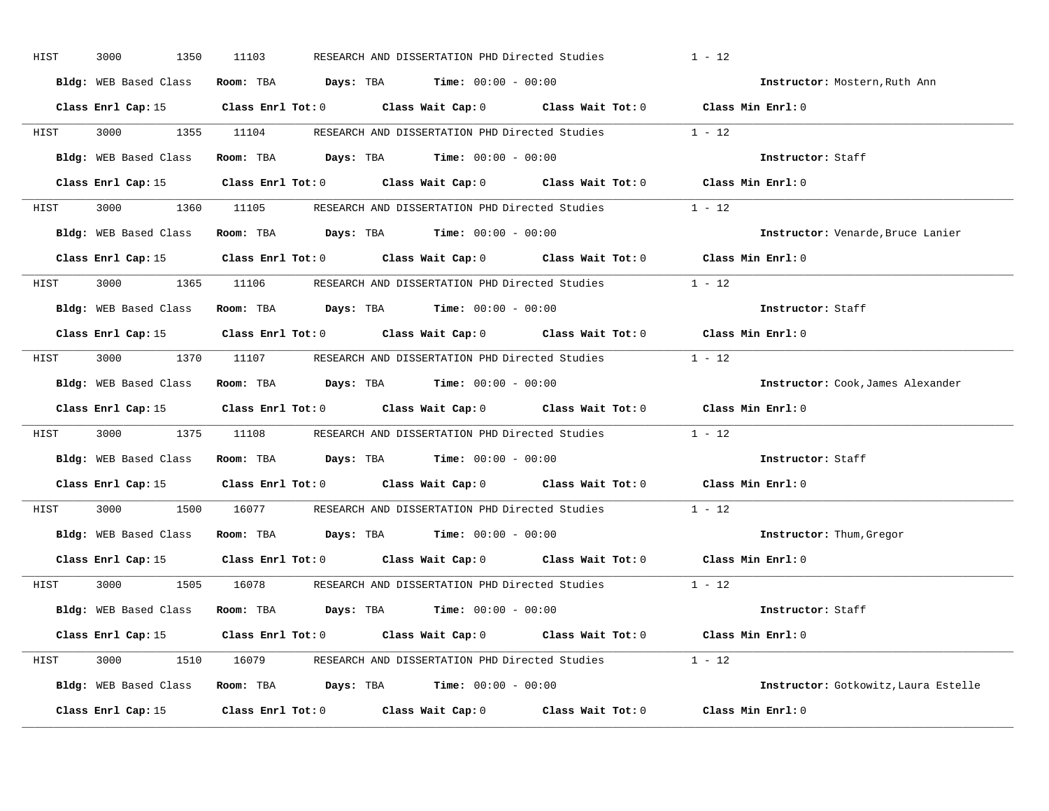HIST 3000 1350 11103 RESEARCH AND DISSERTATION PHD Directed Studies 1 - 12

**Bldg:** WEB Based Class **Room:** TBA **Days:** TBA **Time:** 00:00 - 00:00 **Instructor:** Mostern,Ruth Ann

**Class Enrl Cap:** 15 **Class Enrl Tot:** 0 **Class Wait Cap:** 0 **Class Wait Tot:** 0 **Class Min Enrl:** 0

---

HIST 3000 1355 11104 RESEARCH AND DISSERTATION PHD Directed Studies 1 - 12

**Bldg:** WEB Based Class **Room:** TBA **Days:** TBA **Time:** 00:00 - 00:00 **Instructor:** Staff

**Class Enrl Cap:** 15 **Class Enrl Tot:** 0 **Class Wait Cap:** 0 **Class Wait Tot:** 0 **Class Min Enrl:** 0

---

HIST 3000 1360 11105 RESEARCH AND DISSERTATION PHD Directed Studies 1 - 12

**Bldg:** WEB Based Class **Room:** TBA **Days:** TBA **Time:** 00:00 - 00:00 **Instructor:** Venarde,Bruce Lanier

**Class Enrl Cap:** 15 **Class Enrl Tot:** 0 **Class Wait Cap:** 0 **Class Wait Tot:** 0 **Class Min Enrl:** 0

---

HIST 3000 1365 11106 RESEARCH AND DISSERTATION PHD Directed Studies 1 - 12

**Bldg:** WEB Based Class **Room:** TBA **Days:** TBA **Time:** 00:00 - 00:00 **Instructor:** Staff

**Class Enrl Cap:** 15 **Class Enrl Tot:** 0 **Class Wait Cap:** 0 **Class Wait Tot:** 0 **Class Min Enrl:** 0

---

HIST 3000 1370 11107 RESEARCH AND DISSERTATION PHD Directed Studies 1 - 12

**Bldg:** WEB Based Class **Room:** TBA **Days:** TBA **Time:** 00:00 - 00:00 **Instructor:** Cook,James Alexander

**Class Enrl Cap:** 15 **Class Enrl Tot:** 0 **Class Wait Cap:** 0 **Class Wait Tot:** 0 **Class Min Enrl:** 0

---

HIST 3000 1375 11108 RESEARCH AND DISSERTATION PHD Directed Studies 1 - 12

**Bldg:** WEB Based Class **Room:** TBA **Days:** TBA **Time:** 00:00 - 00:00 **Instructor:** Staff

**Class Enrl Cap:** 15 **Class Enrl Tot:** 0 **Class Wait Cap:** 0 **Class Wait Tot:** 0 **Class Min Enrl:** 0

---

HIST 3000 1500 16077 RESEARCH AND DISSERTATION PHD Directed Studies 1 - 12

**Bldg:** WEB Based Class **Room:** TBA **Days:** TBA **Time:** 00:00 - 00:00 **Instructor:** Thum,Gregor

**Class Enrl Cap:** 15 **Class Enrl Tot:** 0 **Class Wait Cap:** 0 **Class Wait Tot:** 0 **Class Min Enrl:** 0

---

HIST 3000 1505 16078 RESEARCH AND DISSERTATION PHD Directed Studies 1 - 12

**Bldg:** WEB Based Class **Room:** TBA **Days:** TBA **Time:** 00:00 - 00:00 **Instructor:** Staff

**Class Enrl Cap:** 15 **Class Enrl Tot:** 0 **Class Wait Cap:** 0 **Class Wait Tot:** 0 **Class Min Enrl:** 0

---

HIST 3000 1510 16079 RESEARCH AND DISSERTATION PHD Directed Studies 1 - 12

**Bldg:** WEB Based Class **Room:** TBA **Days:** TBA **Time:** 00:00 - 00:00 **Instructor:** Gotkowitz,Laura Estelle

**Class Enrl Cap:** 15 **Class Enrl Tot:** 0 **Class Wait Cap:** 0 **Class Wait Tot:** 0 **Class Min Enrl:** 0

---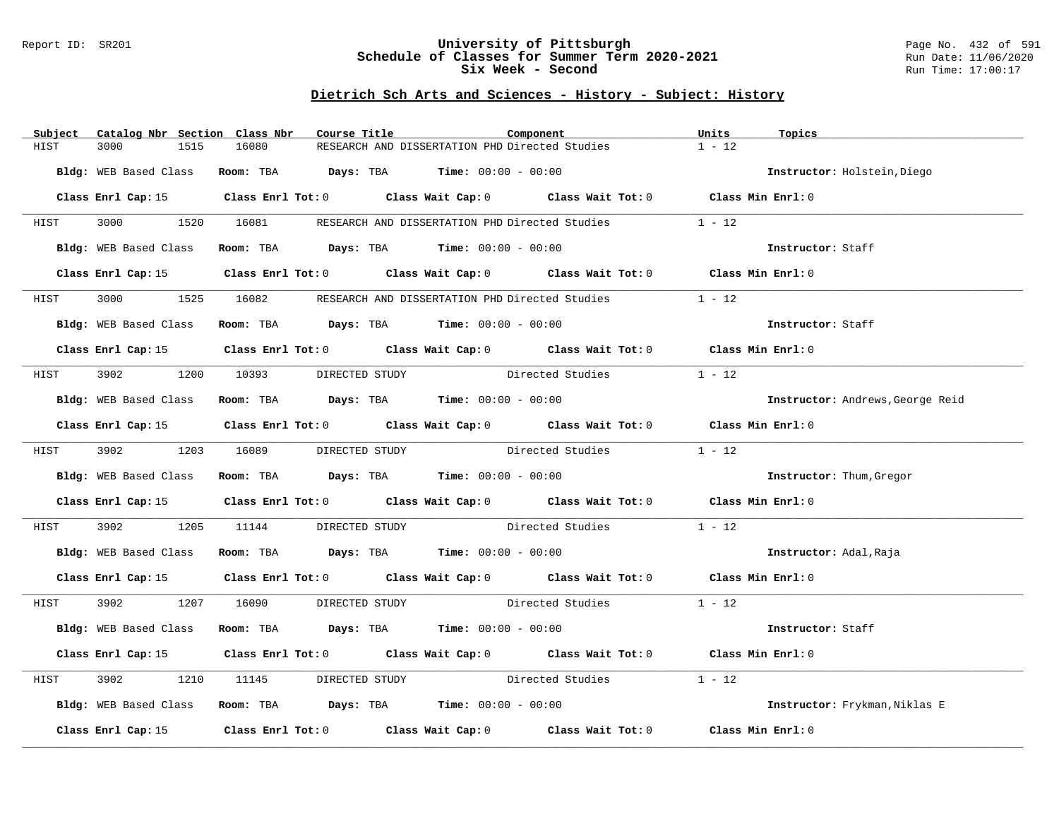# University of Pittsburgh
## Schedule of Classes for Summer Term 2020-2021
## Six Week - Second

Report ID: SR201

Run Date: 11/06/2020
Run Time: 17:00:17

### Dietrich Sch Arts and Sciences - History - Subject: History

| Subject | Catalog Nbr | Section | Class Nbr | Course Title | Component | Units | Topics |
|---|---|---|---|---|---|---|---|
| HIST | 3000 | 1515 | 16080 | RESEARCH AND DISSERTATION PHD | Directed Studies | 1 - 12 | |

**Bldg:** WEB Based Class **Room:** TBA **Days:** TBA **Time:** 00:00 - 00:00 **Instructor:** Holstein,Diego

**Class Enrl Cap:** 15 **Class Enrl Tot:** 0 **Class Wait Cap:** 0 **Class Wait Tot:** 0 **Class Min Enrl:** 0

| Subject | Catalog Nbr | Section | Class Nbr | Course Title | Component | Units | Topics |
|---|---|---|---|---|---|---|---|
| HIST | 3000 | 1520 | 16081 | RESEARCH AND DISSERTATION PHD | Directed Studies | 1 - 12 | |

**Bldg:** WEB Based Class **Room:** TBA **Days:** TBA **Time:** 00:00 - 00:00 **Instructor:** Staff

**Class Enrl Cap:** 15 **Class Enrl Tot:** 0 **Class Wait Cap:** 0 **Class Wait Tot:** 0 **Class Min Enrl:** 0

| Subject | Catalog Nbr | Section | Class Nbr | Course Title | Component | Units | Topics |
|---|---|---|---|---|---|---|---|
| HIST | 3000 | 1525 | 16082 | RESEARCH AND DISSERTATION PHD | Directed Studies | 1 - 12 | |

**Bldg:** WEB Based Class **Room:** TBA **Days:** TBA **Time:** 00:00 - 00:00 **Instructor:** Staff

**Class Enrl Cap:** 15 **Class Enrl Tot:** 0 **Class Wait Cap:** 0 **Class Wait Tot:** 0 **Class Min Enrl:** 0

| Subject | Catalog Nbr | Section | Class Nbr | Course Title | Component | Units | Topics |
|---|---|---|---|---|---|---|---|
| HIST | 3902 | 1200 | 10393 | DIRECTED STUDY | Directed Studies | 1 - 12 | |

**Bldg:** WEB Based Class **Room:** TBA **Days:** TBA **Time:** 00:00 - 00:00 **Instructor:** Andrews,George Reid

**Class Enrl Cap:** 15 **Class Enrl Tot:** 0 **Class Wait Cap:** 0 **Class Wait Tot:** 0 **Class Min Enrl:** 0

| Subject | Catalog Nbr | Section | Class Nbr | Course Title | Component | Units | Topics |
|---|---|---|---|---|---|---|---|
| HIST | 3902 | 1203 | 16089 | DIRECTED STUDY | Directed Studies | 1 - 12 | |

**Bldg:** WEB Based Class **Room:** TBA **Days:** TBA **Time:** 00:00 - 00:00 **Instructor:** Thum,Gregor

**Class Enrl Cap:** 15 **Class Enrl Tot:** 0 **Class Wait Cap:** 0 **Class Wait Tot:** 0 **Class Min Enrl:** 0

| Subject | Catalog Nbr | Section | Class Nbr | Course Title | Component | Units | Topics |
|---|---|---|---|---|---|---|---|
| HIST | 3902 | 1205 | 11144 | DIRECTED STUDY | Directed Studies | 1 - 12 | |

**Bldg:** WEB Based Class **Room:** TBA **Days:** TBA **Time:** 00:00 - 00:00 **Instructor:** Adal,Raja

**Class Enrl Cap:** 15 **Class Enrl Tot:** 0 **Class Wait Cap:** 0 **Class Wait Tot:** 0 **Class Min Enrl:** 0

| Subject | Catalog Nbr | Section | Class Nbr | Course Title | Component | Units | Topics |
|---|---|---|---|---|---|---|---|
| HIST | 3902 | 1207 | 16090 | DIRECTED STUDY | Directed Studies | 1 - 12 | |

**Bldg:** WEB Based Class **Room:** TBA **Days:** TBA **Time:** 00:00 - 00:00 **Instructor:** Staff

**Class Enrl Cap:** 15 **Class Enrl Tot:** 0 **Class Wait Cap:** 0 **Class Wait Tot:** 0 **Class Min Enrl:** 0

| Subject | Catalog Nbr | Section | Class Nbr | Course Title | Component | Units | Topics |
|---|---|---|---|---|---|---|---|
| HIST | 3902 | 1210 | 11145 | DIRECTED STUDY | Directed Studies | 1 - 12 | |

**Bldg:** WEB Based Class **Room:** TBA **Days:** TBA **Time:** 00:00 - 00:00 **Instructor:** Frykman,Niklas E

**Class Enrl Cap:** 15 **Class Enrl Tot:** 0 **Class Wait Cap:** 0 **Class Wait Tot:** 0 **Class Min Enrl:** 0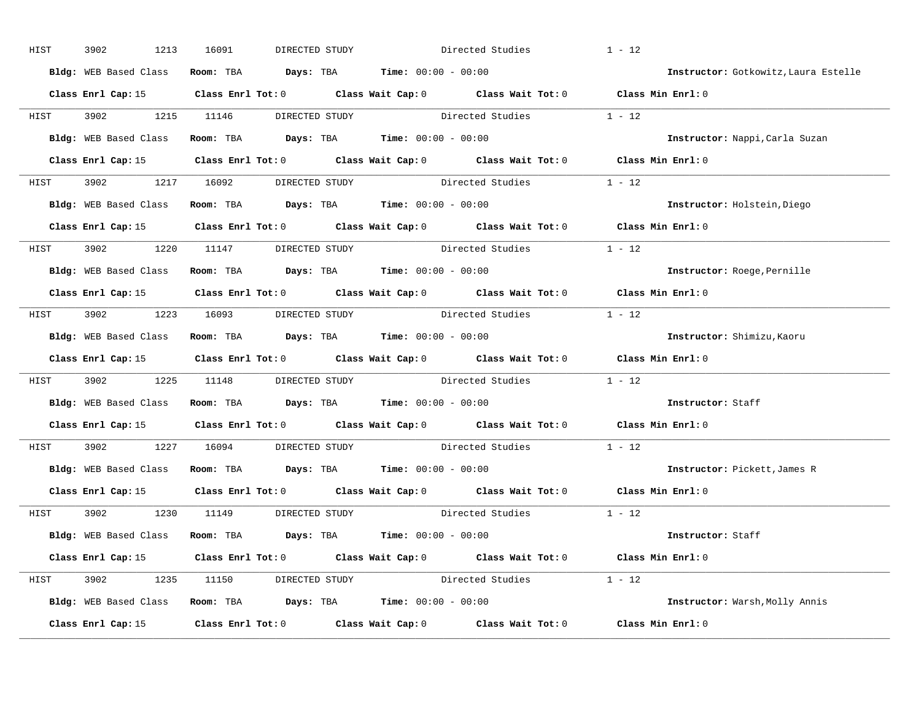HIST 3902 1213 16091 DIRECTED STUDY Directed Studies 1 - 12

**Bldg:** WEB Based Class **Room:** TBA **Days:** TBA **Time:** 00:00 - 00:00 **Instructor:** Gotkowitz,Laura Estelle

**Class Enrl Cap:** 15 **Class Enrl Tot:** 0 **Class Wait Cap:** 0 **Class Wait Tot:** 0 **Class Min Enrl:** 0

---

HIST 3902 1215 11146 DIRECTED STUDY Directed Studies 1 - 12

**Bldg:** WEB Based Class **Room:** TBA **Days:** TBA **Time:** 00:00 - 00:00 **Instructor:** Nappi,Carla Suzan

**Class Enrl Cap:** 15 **Class Enrl Tot:** 0 **Class Wait Cap:** 0 **Class Wait Tot:** 0 **Class Min Enrl:** 0

---

HIST 3902 1217 16092 DIRECTED STUDY Directed Studies 1 - 12

**Bldg:** WEB Based Class **Room:** TBA **Days:** TBA **Time:** 00:00 - 00:00 **Instructor:** Holstein,Diego

**Class Enrl Cap:** 15 **Class Enrl Tot:** 0 **Class Wait Cap:** 0 **Class Wait Tot:** 0 **Class Min Enrl:** 0

---

HIST 3902 1220 11147 DIRECTED STUDY Directed Studies 1 - 12

**Bldg:** WEB Based Class **Room:** TBA **Days:** TBA **Time:** 00:00 - 00:00 **Instructor:** Roege,Pernille

**Class Enrl Cap:** 15 **Class Enrl Tot:** 0 **Class Wait Cap:** 0 **Class Wait Tot:** 0 **Class Min Enrl:** 0

---

HIST 3902 1223 16093 DIRECTED STUDY Directed Studies 1 - 12

**Bldg:** WEB Based Class **Room:** TBA **Days:** TBA **Time:** 00:00 - 00:00 **Instructor:** Shimizu,Kaoru

**Class Enrl Cap:** 15 **Class Enrl Tot:** 0 **Class Wait Cap:** 0 **Class Wait Tot:** 0 **Class Min Enrl:** 0

---

HIST 3902 1225 11148 DIRECTED STUDY Directed Studies 1 - 12

**Bldg:** WEB Based Class **Room:** TBA **Days:** TBA **Time:** 00:00 - 00:00 **Instructor:** Staff

**Class Enrl Cap:** 15 **Class Enrl Tot:** 0 **Class Wait Cap:** 0 **Class Wait Tot:** 0 **Class Min Enrl:** 0

---

HIST 3902 1227 16094 DIRECTED STUDY Directed Studies 1 - 12

**Bldg:** WEB Based Class **Room:** TBA **Days:** TBA **Time:** 00:00 - 00:00 **Instructor:** Pickett,James R

**Class Enrl Cap:** 15 **Class Enrl Tot:** 0 **Class Wait Cap:** 0 **Class Wait Tot:** 0 **Class Min Enrl:** 0

---

HIST 3902 1230 11149 DIRECTED STUDY Directed Studies 1 - 12

**Bldg:** WEB Based Class **Room:** TBA **Days:** TBA **Time:** 00:00 - 00:00 **Instructor:** Staff

**Class Enrl Cap:** 15 **Class Enrl Tot:** 0 **Class Wait Cap:** 0 **Class Wait Tot:** 0 **Class Min Enrl:** 0

---

HIST 3902 1235 11150 DIRECTED STUDY Directed Studies 1 - 12

**Bldg:** WEB Based Class **Room:** TBA **Days:** TBA **Time:** 00:00 - 00:00 **Instructor:** Warsh,Molly Annis

**Class Enrl Cap:** 15 **Class Enrl Tot:** 0 **Class Wait Cap:** 0 **Class Wait Tot:** 0 **Class Min Enrl:** 0

---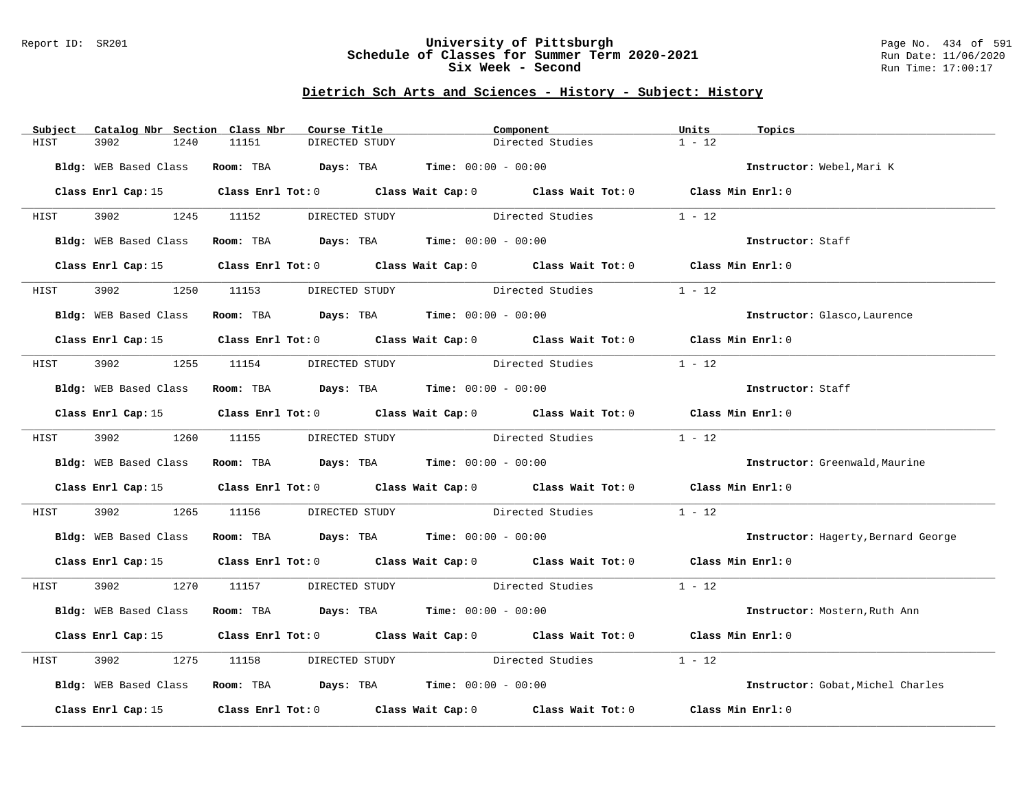## Dietrich Sch Arts and Sciences - History - Subject: History

| Subject | Catalog Nbr | Section | Class Nbr | Course Title | Component | Units | Topics |
|---|---|---|---|---|---|---|---|
| HIST | 3902 | 1240 | 11151 | DIRECTED STUDY | Directed Studies | 1 - 12 | |

**Bldg:** WEB Based Class **Room:** TBA **Days:** TBA **Time:** 00:00 - 00:00 **Instructor:** Webel,Mari K

**Class Enrl Cap:** 15 **Class Enrl Tot:** 0 **Class Wait Cap:** 0 **Class Wait Tot:** 0 **Class Min Enrl:** 0

| Subject | Catalog Nbr | Section | Class Nbr | Course Title | Component | Units | Topics |
|---|---|---|---|---|---|---|---|
| HIST | 3902 | 1245 | 11152 | DIRECTED STUDY | Directed Studies | 1 - 12 | |

**Bldg:** WEB Based Class **Room:** TBA **Days:** TBA **Time:** 00:00 - 00:00 **Instructor:** Staff

**Class Enrl Cap:** 15 **Class Enrl Tot:** 0 **Class Wait Cap:** 0 **Class Wait Tot:** 0 **Class Min Enrl:** 0

| Subject | Catalog Nbr | Section | Class Nbr | Course Title | Component | Units | Topics |
|---|---|---|---|---|---|---|---|
| HIST | 3902 | 1250 | 11153 | DIRECTED STUDY | Directed Studies | 1 - 12 | |

**Bldg:** WEB Based Class **Room:** TBA **Days:** TBA **Time:** 00:00 - 00:00 **Instructor:** Glasco,Laurence

**Class Enrl Cap:** 15 **Class Enrl Tot:** 0 **Class Wait Cap:** 0 **Class Wait Tot:** 0 **Class Min Enrl:** 0

| Subject | Catalog Nbr | Section | Class Nbr | Course Title | Component | Units | Topics |
|---|---|---|---|---|---|---|---|
| HIST | 3902 | 1255 | 11154 | DIRECTED STUDY | Directed Studies | 1 - 12 | |

**Bldg:** WEB Based Class **Room:** TBA **Days:** TBA **Time:** 00:00 - 00:00 **Instructor:** Staff

**Class Enrl Cap:** 15 **Class Enrl Tot:** 0 **Class Wait Cap:** 0 **Class Wait Tot:** 0 **Class Min Enrl:** 0

| Subject | Catalog Nbr | Section | Class Nbr | Course Title | Component | Units | Topics |
|---|---|---|---|---|---|---|---|
| HIST | 3902 | 1260 | 11155 | DIRECTED STUDY | Directed Studies | 1 - 12 | |

**Bldg:** WEB Based Class **Room:** TBA **Days:** TBA **Time:** 00:00 - 00:00 **Instructor:** Greenwald,Maurine

**Class Enrl Cap:** 15 **Class Enrl Tot:** 0 **Class Wait Cap:** 0 **Class Wait Tot:** 0 **Class Min Enrl:** 0

| Subject | Catalog Nbr | Section | Class Nbr | Course Title | Component | Units | Topics |
|---|---|---|---|---|---|---|---|
| HIST | 3902 | 1265 | 11156 | DIRECTED STUDY | Directed Studies | 1 - 12 | |

**Bldg:** WEB Based Class **Room:** TBA **Days:** TBA **Time:** 00:00 - 00:00 **Instructor:** Hagerty,Bernard George

**Class Enrl Cap:** 15 **Class Enrl Tot:** 0 **Class Wait Cap:** 0 **Class Wait Tot:** 0 **Class Min Enrl:** 0

| Subject | Catalog Nbr | Section | Class Nbr | Course Title | Component | Units | Topics |
|---|---|---|---|---|---|---|---|
| HIST | 3902 | 1270 | 11157 | DIRECTED STUDY | Directed Studies | 1 - 12 | |

**Bldg:** WEB Based Class **Room:** TBA **Days:** TBA **Time:** 00:00 - 00:00 **Instructor:** Mostern,Ruth Ann

**Class Enrl Cap:** 15 **Class Enrl Tot:** 0 **Class Wait Cap:** 0 **Class Wait Tot:** 0 **Class Min Enrl:** 0

| Subject | Catalog Nbr | Section | Class Nbr | Course Title | Component | Units | Topics |
|---|---|---|---|---|---|---|---|
| HIST | 3902 | 1275 | 11158 | DIRECTED STUDY | Directed Studies | 1 - 12 | |

**Bldg:** WEB Based Class **Room:** TBA **Days:** TBA **Time:** 00:00 - 00:00 **Instructor:** Gobat,Michel Charles

**Class Enrl Cap:** 15 **Class Enrl Tot:** 0 **Class Wait Cap:** 0 **Class Wait Tot:** 0 **Class Min Enrl:** 0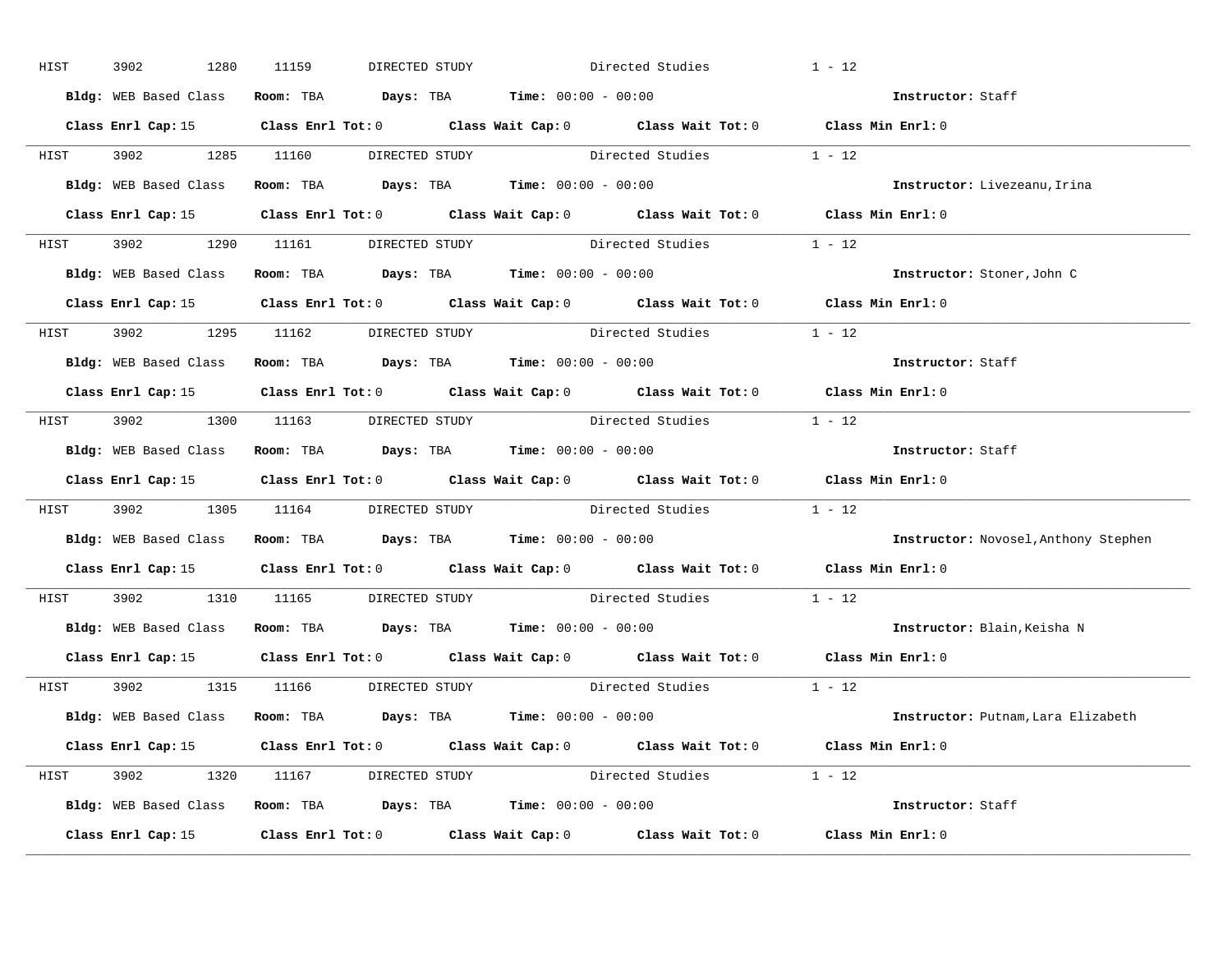HIST 3902 1280 11159 DIRECTED STUDY Directed Studies 1 - 12

**Bldg:** WEB Based Class **Room:** TBA **Days:** TBA **Time:** 00:00 - 00:00 **Instructor:** Staff

**Class Enrl Cap:** 15 **Class Enrl Tot:** 0 **Class Wait Cap:** 0 **Class Wait Tot:** 0 **Class Min Enrl:** 0

---

HIST 3902 1285 11160 DIRECTED STUDY Directed Studies 1 - 12

**Bldg:** WEB Based Class **Room:** TBA **Days:** TBA **Time:** 00:00 - 00:00 **Instructor:** Livezeanu,Irina

**Class Enrl Cap:** 15 **Class Enrl Tot:** 0 **Class Wait Cap:** 0 **Class Wait Tot:** 0 **Class Min Enrl:** 0

---

HIST 3902 1290 11161 DIRECTED STUDY Directed Studies 1 - 12

**Bldg:** WEB Based Class **Room:** TBA **Days:** TBA **Time:** 00:00 - 00:00 **Instructor:** Stoner,John C

**Class Enrl Cap:** 15 **Class Enrl Tot:** 0 **Class Wait Cap:** 0 **Class Wait Tot:** 0 **Class Min Enrl:** 0

---

HIST 3902 1295 11162 DIRECTED STUDY Directed Studies 1 - 12

**Bldg:** WEB Based Class **Room:** TBA **Days:** TBA **Time:** 00:00 - 00:00 **Instructor:** Staff

**Class Enrl Cap:** 15 **Class Enrl Tot:** 0 **Class Wait Cap:** 0 **Class Wait Tot:** 0 **Class Min Enrl:** 0

---

HIST 3902 1300 11163 DIRECTED STUDY Directed Studies 1 - 12

**Bldg:** WEB Based Class **Room:** TBA **Days:** TBA **Time:** 00:00 - 00:00 **Instructor:** Staff

**Class Enrl Cap:** 15 **Class Enrl Tot:** 0 **Class Wait Cap:** 0 **Class Wait Tot:** 0 **Class Min Enrl:** 0

---

HIST 3902 1305 11164 DIRECTED STUDY Directed Studies 1 - 12

**Bldg:** WEB Based Class **Room:** TBA **Days:** TBA **Time:** 00:00 - 00:00 **Instructor:** Novosel,Anthony Stephen

**Class Enrl Cap:** 15 **Class Enrl Tot:** 0 **Class Wait Cap:** 0 **Class Wait Tot:** 0 **Class Min Enrl:** 0

---

HIST 3902 1310 11165 DIRECTED STUDY Directed Studies 1 - 12

**Bldg:** WEB Based Class **Room:** TBA **Days:** TBA **Time:** 00:00 - 00:00 **Instructor:** Blain,Keisha N

**Class Enrl Cap:** 15 **Class Enrl Tot:** 0 **Class Wait Cap:** 0 **Class Wait Tot:** 0 **Class Min Enrl:** 0

---

HIST 3902 1315 11166 DIRECTED STUDY Directed Studies 1 - 12

**Bldg:** WEB Based Class **Room:** TBA **Days:** TBA **Time:** 00:00 - 00:00 **Instructor:** Putnam,Lara Elizabeth

**Class Enrl Cap:** 15 **Class Enrl Tot:** 0 **Class Wait Cap:** 0 **Class Wait Tot:** 0 **Class Min Enrl:** 0

---

HIST 3902 1320 11167 DIRECTED STUDY Directed Studies 1 - 12

**Bldg:** WEB Based Class **Room:** TBA **Days:** TBA **Time:** 00:00 - 00:00 **Instructor:** Staff

**Class Enrl Cap:** 15 **Class Enrl Tot:** 0 **Class Wait Cap:** 0 **Class Wait Tot:** 0 **Class Min Enrl:** 0

---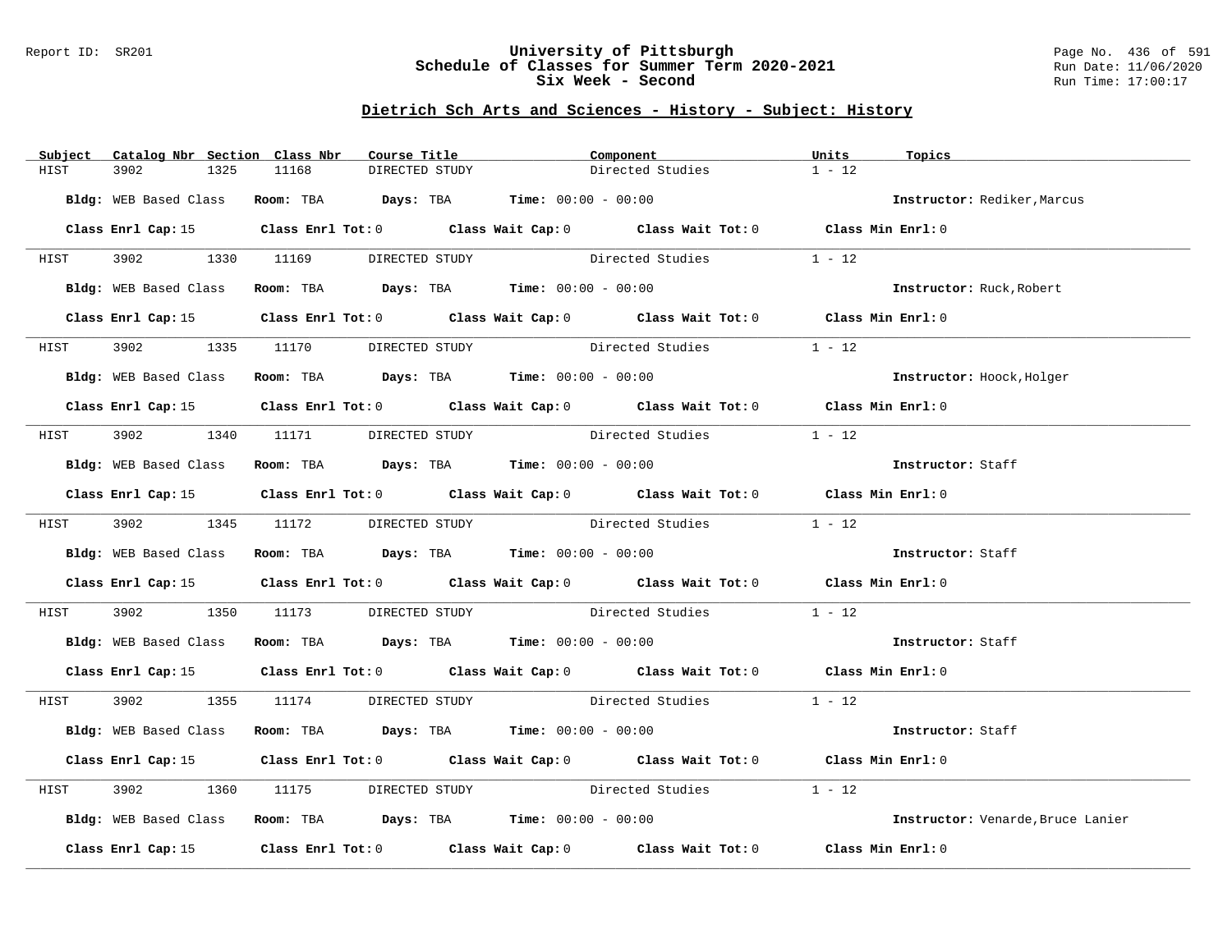## Dietrich Sch Arts and Sciences - History - Subject: History

| Subject | Catalog Nbr | Section | Class Nbr | Course Title | Component | Units | Topics |
|---|---|---|---|---|---|---|---|
| HIST | 3902 | 1325 | 11168 | DIRECTED STUDY | Directed Studies | 1 - 12 | |

**Bldg:** WEB Based Class **Room:** TBA **Days:** TBA **Time:** 00:00 - 00:00 **Instructor:** Rediker,Marcus

**Class Enrl Cap:** 15 **Class Enrl Tot:** 0 **Class Wait Cap:** 0 **Class Wait Tot:** 0 **Class Min Enrl:** 0

| Subject | Catalog Nbr | Section | Class Nbr | Course Title | Component | Units | Topics |
|---|---|---|---|---|---|---|---|
| HIST | 3902 | 1330 | 11169 | DIRECTED STUDY | Directed Studies | 1 - 12 | |

**Bldg:** WEB Based Class **Room:** TBA **Days:** TBA **Time:** 00:00 - 00:00 **Instructor:** Ruck,Robert

**Class Enrl Cap:** 15 **Class Enrl Tot:** 0 **Class Wait Cap:** 0 **Class Wait Tot:** 0 **Class Min Enrl:** 0

| Subject | Catalog Nbr | Section | Class Nbr | Course Title | Component | Units | Topics |
|---|---|---|---|---|---|---|---|
| HIST | 3902 | 1335 | 11170 | DIRECTED STUDY | Directed Studies | 1 - 12 | |

**Bldg:** WEB Based Class **Room:** TBA **Days:** TBA **Time:** 00:00 - 00:00 **Instructor:** Hoock,Holger

**Class Enrl Cap:** 15 **Class Enrl Tot:** 0 **Class Wait Cap:** 0 **Class Wait Tot:** 0 **Class Min Enrl:** 0

| Subject | Catalog Nbr | Section | Class Nbr | Course Title | Component | Units | Topics |
|---|---|---|---|---|---|---|---|
| HIST | 3902 | 1340 | 11171 | DIRECTED STUDY | Directed Studies | 1 - 12 | |

**Bldg:** WEB Based Class **Room:** TBA **Days:** TBA **Time:** 00:00 - 00:00 **Instructor:** Staff

**Class Enrl Cap:** 15 **Class Enrl Tot:** 0 **Class Wait Cap:** 0 **Class Wait Tot:** 0 **Class Min Enrl:** 0

| Subject | Catalog Nbr | Section | Class Nbr | Course Title | Component | Units | Topics |
|---|---|---|---|---|---|---|---|
| HIST | 3902 | 1345 | 11172 | DIRECTED STUDY | Directed Studies | 1 - 12 | |

**Bldg:** WEB Based Class **Room:** TBA **Days:** TBA **Time:** 00:00 - 00:00 **Instructor:** Staff

**Class Enrl Cap:** 15 **Class Enrl Tot:** 0 **Class Wait Cap:** 0 **Class Wait Tot:** 0 **Class Min Enrl:** 0

| Subject | Catalog Nbr | Section | Class Nbr | Course Title | Component | Units | Topics |
|---|---|---|---|---|---|---|---|
| HIST | 3902 | 1350 | 11173 | DIRECTED STUDY | Directed Studies | 1 - 12 | |

**Bldg:** WEB Based Class **Room:** TBA **Days:** TBA **Time:** 00:00 - 00:00 **Instructor:** Staff

**Class Enrl Cap:** 15 **Class Enrl Tot:** 0 **Class Wait Cap:** 0 **Class Wait Tot:** 0 **Class Min Enrl:** 0

| Subject | Catalog Nbr | Section | Class Nbr | Course Title | Component | Units | Topics |
|---|---|---|---|---|---|---|---|
| HIST | 3902 | 1355 | 11174 | DIRECTED STUDY | Directed Studies | 1 - 12 | |

**Bldg:** WEB Based Class **Room:** TBA **Days:** TBA **Time:** 00:00 - 00:00 **Instructor:** Staff

**Class Enrl Cap:** 15 **Class Enrl Tot:** 0 **Class Wait Cap:** 0 **Class Wait Tot:** 0 **Class Min Enrl:** 0

| Subject | Catalog Nbr | Section | Class Nbr | Course Title | Component | Units | Topics |
|---|---|---|---|---|---|---|---|
| HIST | 3902 | 1360 | 11175 | DIRECTED STUDY | Directed Studies | 1 - 12 | |

**Bldg:** WEB Based Class **Room:** TBA **Days:** TBA **Time:** 00:00 - 00:00 **Instructor:** Venarde,Bruce Lanier

**Class Enrl Cap:** 15 **Class Enrl Tot:** 0 **Class Wait Cap:** 0 **Class Wait Tot:** 0 **Class Min Enrl:** 0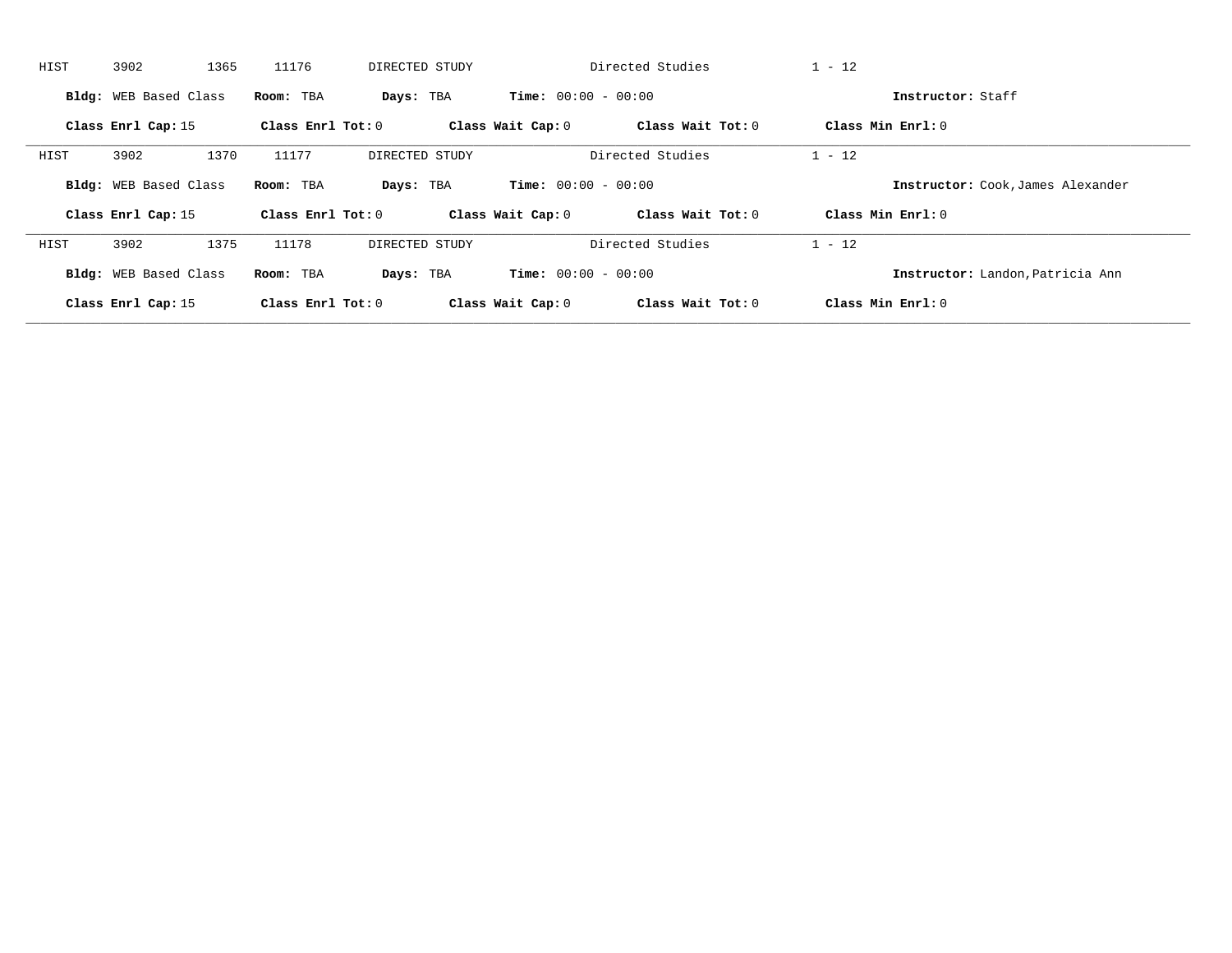HIST 3902 1365 11176 DIRECTED STUDY Directed Studies 1 - 12

**Bldg:** WEB Based Class **Room:** TBA **Days:** TBA **Time:** 00:00 - 00:00 **Instructor:** Staff

**Class Enrl Cap:** 15 **Class Enrl Tot:** 0 **Class Wait Cap:** 0 **Class Wait Tot:** 0 **Class Min Enrl:** 0

---

HIST 3902 1370 11177 DIRECTED STUDY Directed Studies 1 - 12

**Bldg:** WEB Based Class **Room:** TBA **Days:** TBA **Time:** 00:00 - 00:00 **Instructor:** Cook,James Alexander

**Class Enrl Cap:** 15 **Class Enrl Tot:** 0 **Class Wait Cap:** 0 **Class Wait Tot:** 0 **Class Min Enrl:** 0

---

HIST 3902 1375 11178 DIRECTED STUDY Directed Studies 1 - 12

**Bldg:** WEB Based Class **Room:** TBA **Days:** TBA **Time:** 00:00 - 00:00 **Instructor:** Landon,Patricia Ann

**Class Enrl Cap:** 15 **Class Enrl Tot:** 0 **Class Wait Cap:** 0 **Class Wait Tot:** 0 **Class Min Enrl:** 0

---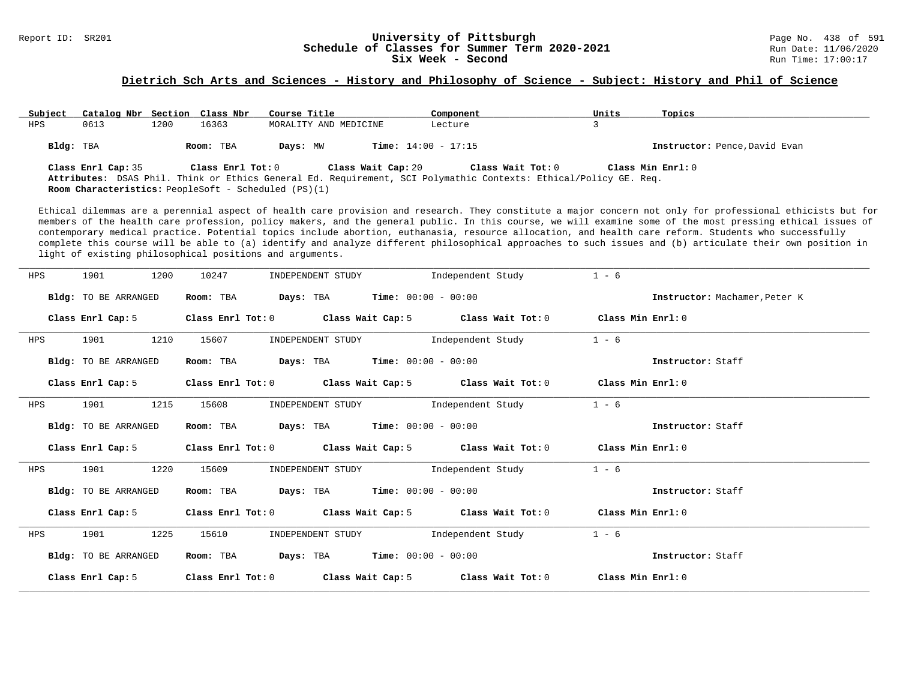## Dietrich Sch Arts and Sciences - History and Philosophy of Science - Subject: History and Phil of Science

| Subject | Catalog Nbr | Section | Class Nbr | Course Title | Component | Units | Topics |
|---|---|---|---|---|---|---|---|
| HPS | 0613 | 1200 | 16363 | MORALITY AND MEDICINE | Lecture | 3 | |

**Bldg:** TBA **Room:** TBA **Days:** MW **Time:** 14:00 - 17:15 **Instructor:** Pence,David Evan

**Class Enrl Cap:** 35 **Class Enrl Tot:** 0 **Class Wait Cap:** 20 **Class Wait Tot:** 0 **Class Min Enrl:** 0

**Attributes:** DSAS Phil. Think or Ethics General Ed. Requirement, SCI Polymathic Contexts: Ethical/Policy GE. Req.

**Room Characteristics:** PeopleSoft - Scheduled (PS)(1)

Ethical dilemmas are a perennial aspect of health care provision and research. They constitute a major concern not only for professional ethicists but for members of the health care profession, policy makers, and the general public. In this course, we will examine some of the most pressing ethical issues of contemporary medical practice. Potential topics include abortion, euthanasia, resource allocation, and health care reform. Students who successfully complete this course will be able to (a) identify and analyze different philosophical approaches to such issues and (b) articulate their own position in light of existing philosophical positions and arguments.

---

| Subject | Catalog Nbr | Section | Class Nbr | Course Title | Component | Units |
|---|---|---|---|---|---|---|
| HPS | 1901 | 1200 | 10247 | INDEPENDENT STUDY | Independent Study | 1 - 6 |

**Bldg:** TO BE ARRANGED **Room:** TBA **Days:** TBA **Time:** 00:00 - 00:00 **Instructor:** Machamer,Peter K

**Class Enrl Cap:** 5 **Class Enrl Tot:** 0 **Class Wait Cap:** 5 **Class Wait Tot:** 0 **Class Min Enrl:** 0

---

| Subject | Catalog Nbr | Section | Class Nbr | Course Title | Component | Units |
|---|---|---|---|---|---|---|
| HPS | 1901 | 1210 | 15607 | INDEPENDENT STUDY | Independent Study | 1 - 6 |

**Bldg:** TO BE ARRANGED **Room:** TBA **Days:** TBA **Time:** 00:00 - 00:00 **Instructor:** Staff

**Class Enrl Cap:** 5 **Class Enrl Tot:** 0 **Class Wait Cap:** 5 **Class Wait Tot:** 0 **Class Min Enrl:** 0

---

| Subject | Catalog Nbr | Section | Class Nbr | Course Title | Component | Units |
|---|---|---|---|---|---|---|
| HPS | 1901 | 1215 | 15608 | INDEPENDENT STUDY | Independent Study | 1 - 6 |

**Bldg:** TO BE ARRANGED **Room:** TBA **Days:** TBA **Time:** 00:00 - 00:00 **Instructor:** Staff

**Class Enrl Cap:** 5 **Class Enrl Tot:** 0 **Class Wait Cap:** 5 **Class Wait Tot:** 0 **Class Min Enrl:** 0

---

| Subject | Catalog Nbr | Section | Class Nbr | Course Title | Component | Units |
|---|---|---|---|---|---|---|
| HPS | 1901 | 1220 | 15609 | INDEPENDENT STUDY | Independent Study | 1 - 6 |

**Bldg:** TO BE ARRANGED **Room:** TBA **Days:** TBA **Time:** 00:00 - 00:00 **Instructor:** Staff

**Class Enrl Cap:** 5 **Class Enrl Tot:** 0 **Class Wait Cap:** 5 **Class Wait Tot:** 0 **Class Min Enrl:** 0

---

| Subject | Catalog Nbr | Section | Class Nbr | Course Title | Component | Units |
|---|---|---|---|---|---|---|
| HPS | 1901 | 1225 | 15610 | INDEPENDENT STUDY | Independent Study | 1 - 6 |

**Bldg:** TO BE ARRANGED **Room:** TBA **Days:** TBA **Time:** 00:00 - 00:00 **Instructor:** Staff

**Class Enrl Cap:** 5 **Class Enrl Tot:** 0 **Class Wait Cap:** 5 **Class Wait Tot:** 0 **Class Min Enrl:** 0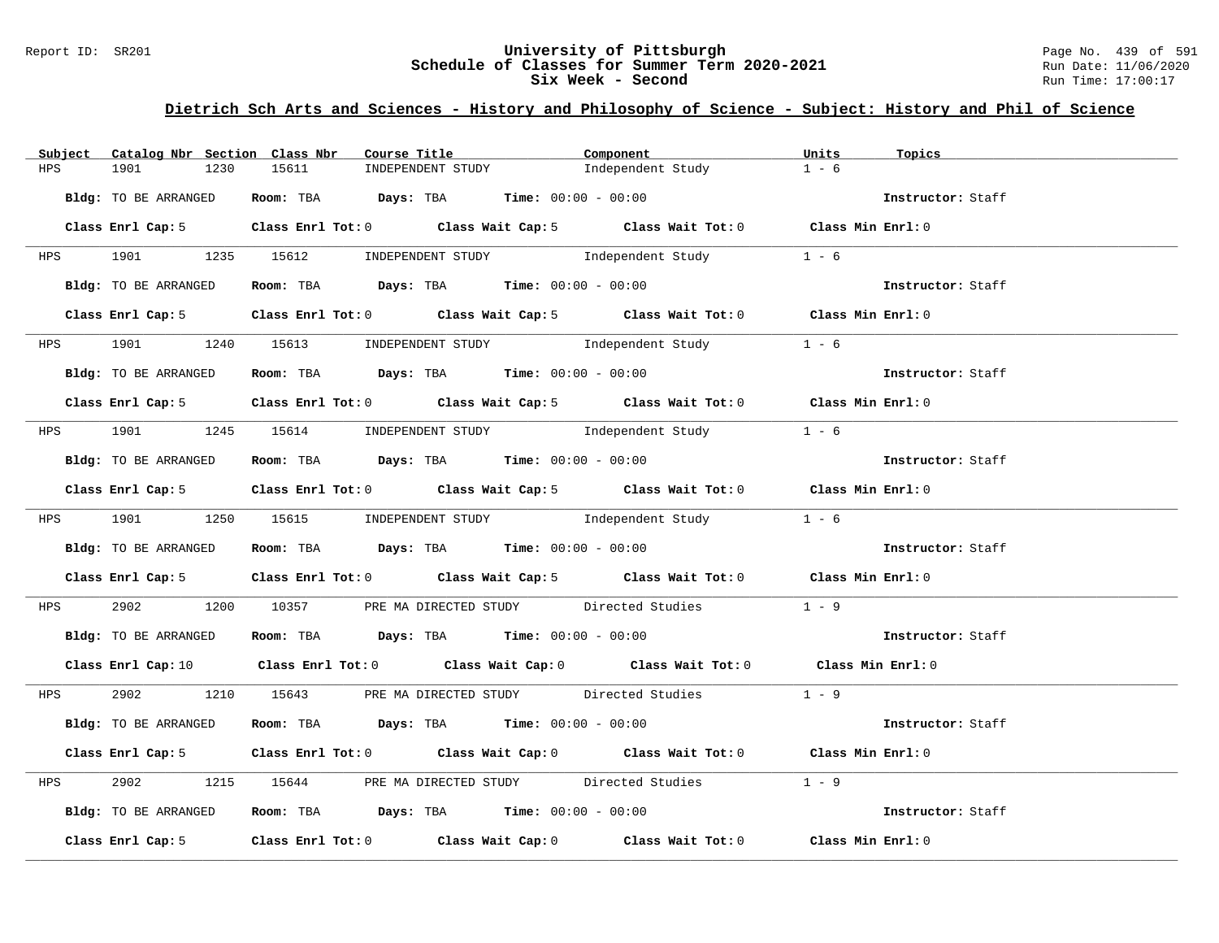## Dietrich Sch Arts and Sciences - History and Philosophy of Science - Subject: History and Phil of Science

| Subject | Catalog Nbr | Section | Class Nbr | Course Title | Component | Units | Topics |
|---|---|---|---|---|---|---|---|
| HPS | 1901 | 1230 | 15611 | INDEPENDENT STUDY | Independent Study | 1 - 6 | |

**Bldg:** TO BE ARRANGED **Room:** TBA **Days:** TBA **Time:** 00:00 - 00:00 **Instructor:** Staff

**Class Enrl Cap:** 5 **Class Enrl Tot:** 0 **Class Wait Cap:** 5 **Class Wait Tot:** 0 **Class Min Enrl:** 0

| Subject | Catalog Nbr | Section | Class Nbr | Course Title | Component | Units | Topics |
|---|---|---|---|---|---|---|---|
| HPS | 1901 | 1235 | 15612 | INDEPENDENT STUDY | Independent Study | 1 - 6 | |

**Bldg:** TO BE ARRANGED **Room:** TBA **Days:** TBA **Time:** 00:00 - 00:00 **Instructor:** Staff

**Class Enrl Cap:** 5 **Class Enrl Tot:** 0 **Class Wait Cap:** 5 **Class Wait Tot:** 0 **Class Min Enrl:** 0

| Subject | Catalog Nbr | Section | Class Nbr | Course Title | Component | Units | Topics |
|---|---|---|---|---|---|---|---|
| HPS | 1901 | 1240 | 15613 | INDEPENDENT STUDY | Independent Study | 1 - 6 | |

**Bldg:** TO BE ARRANGED **Room:** TBA **Days:** TBA **Time:** 00:00 - 00:00 **Instructor:** Staff

**Class Enrl Cap:** 5 **Class Enrl Tot:** 0 **Class Wait Cap:** 5 **Class Wait Tot:** 0 **Class Min Enrl:** 0

| Subject | Catalog Nbr | Section | Class Nbr | Course Title | Component | Units | Topics |
|---|---|---|---|---|---|---|---|
| HPS | 1901 | 1245 | 15614 | INDEPENDENT STUDY | Independent Study | 1 - 6 | |

**Bldg:** TO BE ARRANGED **Room:** TBA **Days:** TBA **Time:** 00:00 - 00:00 **Instructor:** Staff

**Class Enrl Cap:** 5 **Class Enrl Tot:** 0 **Class Wait Cap:** 5 **Class Wait Tot:** 0 **Class Min Enrl:** 0

| Subject | Catalog Nbr | Section | Class Nbr | Course Title | Component | Units | Topics |
|---|---|---|---|---|---|---|---|
| HPS | 1901 | 1250 | 15615 | INDEPENDENT STUDY | Independent Study | 1 - 6 | |

**Bldg:** TO BE ARRANGED **Room:** TBA **Days:** TBA **Time:** 00:00 - 00:00 **Instructor:** Staff

**Class Enrl Cap:** 5 **Class Enrl Tot:** 0 **Class Wait Cap:** 5 **Class Wait Tot:** 0 **Class Min Enrl:** 0

| Subject | Catalog Nbr | Section | Class Nbr | Course Title | Component | Units | Topics |
|---|---|---|---|---|---|---|---|
| HPS | 2902 | 1200 | 10357 | PRE MA DIRECTED STUDY | Directed Studies | 1 - 9 | |

**Bldg:** TO BE ARRANGED **Room:** TBA **Days:** TBA **Time:** 00:00 - 00:00 **Instructor:** Staff

**Class Enrl Cap:** 10 **Class Enrl Tot:** 0 **Class Wait Cap:** 0 **Class Wait Tot:** 0 **Class Min Enrl:** 0

| Subject | Catalog Nbr | Section | Class Nbr | Course Title | Component | Units | Topics |
|---|---|---|---|---|---|---|---|
| HPS | 2902 | 1210 | 15643 | PRE MA DIRECTED STUDY | Directed Studies | 1 - 9 | |

**Bldg:** TO BE ARRANGED **Room:** TBA **Days:** TBA **Time:** 00:00 - 00:00 **Instructor:** Staff

**Class Enrl Cap:** 5 **Class Enrl Tot:** 0 **Class Wait Cap:** 0 **Class Wait Tot:** 0 **Class Min Enrl:** 0

| Subject | Catalog Nbr | Section | Class Nbr | Course Title | Component | Units | Topics |
|---|---|---|---|---|---|---|---|
| HPS | 2902 | 1215 | 15644 | PRE MA DIRECTED STUDY | Directed Studies | 1 - 9 | |

**Bldg:** TO BE ARRANGED **Room:** TBA **Days:** TBA **Time:** 00:00 - 00:00 **Instructor:** Staff

**Class Enrl Cap:** 5 **Class Enrl Tot:** 0 **Class Wait Cap:** 0 **Class Wait Tot:** 0 **Class Min Enrl:** 0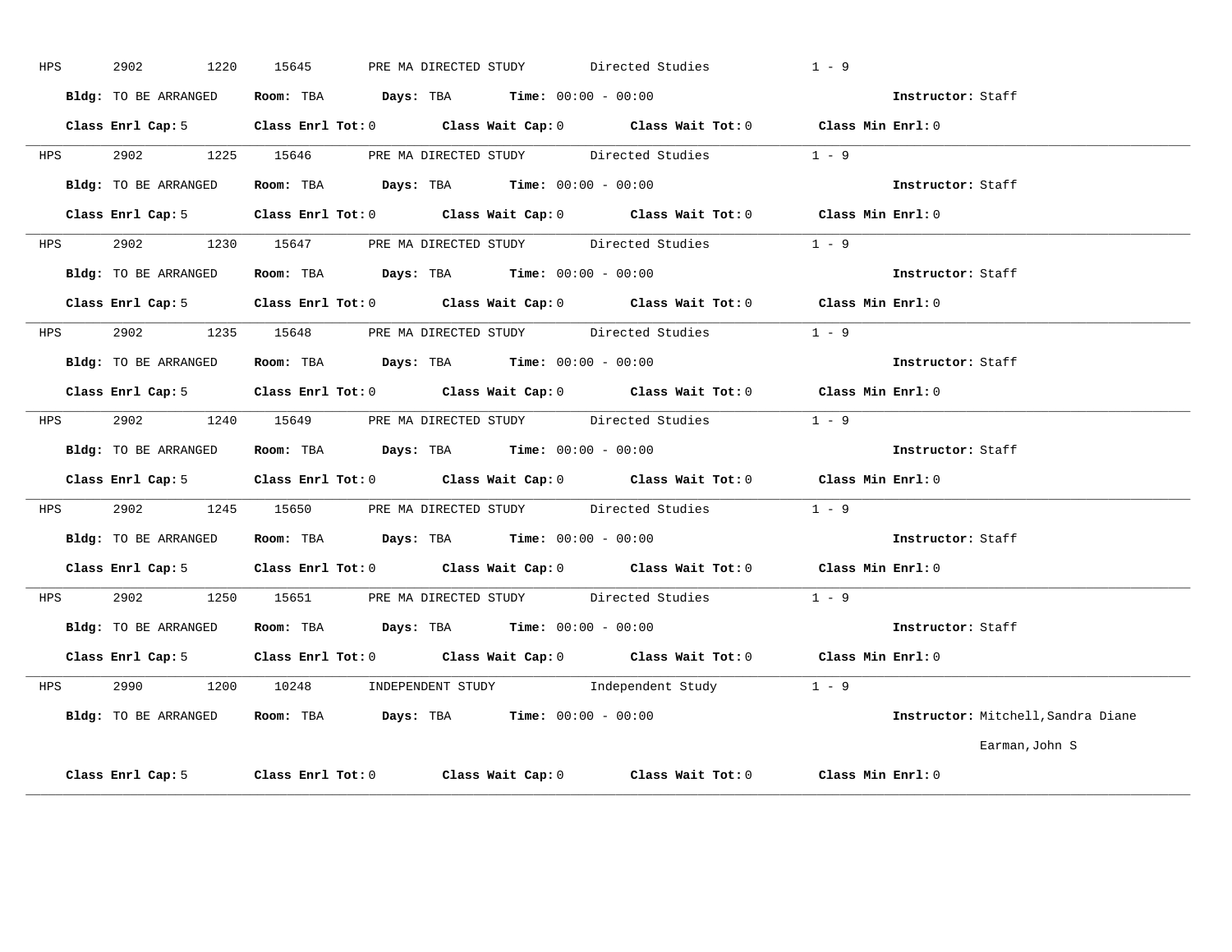HPS 2902 1220 15645 PRE MA DIRECTED STUDY Directed Studies 1 - 9

**Bldg:** TO BE ARRANGED **Room:** TBA **Days:** TBA **Time:** 00:00 - 00:00 **Instructor:** Staff

**Class Enrl Cap:** 5 **Class Enrl Tot:** 0 **Class Wait Cap:** 0 **Class Wait Tot:** 0 **Class Min Enrl:** 0

---

HPS 2902 1225 15646 PRE MA DIRECTED STUDY Directed Studies 1 - 9

**Bldg:** TO BE ARRANGED **Room:** TBA **Days:** TBA **Time:** 00:00 - 00:00 **Instructor:** Staff

**Class Enrl Cap:** 5 **Class Enrl Tot:** 0 **Class Wait Cap:** 0 **Class Wait Tot:** 0 **Class Min Enrl:** 0

---

HPS 2902 1230 15647 PRE MA DIRECTED STUDY Directed Studies 1 - 9

**Bldg:** TO BE ARRANGED **Room:** TBA **Days:** TBA **Time:** 00:00 - 00:00 **Instructor:** Staff

**Class Enrl Cap:** 5 **Class Enrl Tot:** 0 **Class Wait Cap:** 0 **Class Wait Tot:** 0 **Class Min Enrl:** 0

---

HPS 2902 1235 15648 PRE MA DIRECTED STUDY Directed Studies 1 - 9

**Bldg:** TO BE ARRANGED **Room:** TBA **Days:** TBA **Time:** 00:00 - 00:00 **Instructor:** Staff

**Class Enrl Cap:** 5 **Class Enrl Tot:** 0 **Class Wait Cap:** 0 **Class Wait Tot:** 0 **Class Min Enrl:** 0

---

HPS 2902 1240 15649 PRE MA DIRECTED STUDY Directed Studies 1 - 9

**Bldg:** TO BE ARRANGED **Room:** TBA **Days:** TBA **Time:** 00:00 - 00:00 **Instructor:** Staff

**Class Enrl Cap:** 5 **Class Enrl Tot:** 0 **Class Wait Cap:** 0 **Class Wait Tot:** 0 **Class Min Enrl:** 0

---

HPS 2902 1245 15650 PRE MA DIRECTED STUDY Directed Studies 1 - 9

**Bldg:** TO BE ARRANGED **Room:** TBA **Days:** TBA **Time:** 00:00 - 00:00 **Instructor:** Staff

**Class Enrl Cap:** 5 **Class Enrl Tot:** 0 **Class Wait Cap:** 0 **Class Wait Tot:** 0 **Class Min Enrl:** 0

---

HPS 2902 1250 15651 PRE MA DIRECTED STUDY Directed Studies 1 - 9

**Bldg:** TO BE ARRANGED **Room:** TBA **Days:** TBA **Time:** 00:00 - 00:00 **Instructor:** Staff

**Class Enrl Cap:** 5 **Class Enrl Tot:** 0 **Class Wait Cap:** 0 **Class Wait Tot:** 0 **Class Min Enrl:** 0

---

HPS 2990 1200 10248 INDEPENDENT STUDY Independent Study 1 - 9

**Bldg:** TO BE ARRANGED **Room:** TBA **Days:** TBA **Time:** 00:00 - 00:00 **Instructor:** Mitchell,Sandra Diane

Earman,John S

**Class Enrl Cap:** 5 **Class Enrl Tot:** 0 **Class Wait Cap:** 0 **Class Wait Tot:** 0 **Class Min Enrl:** 0

---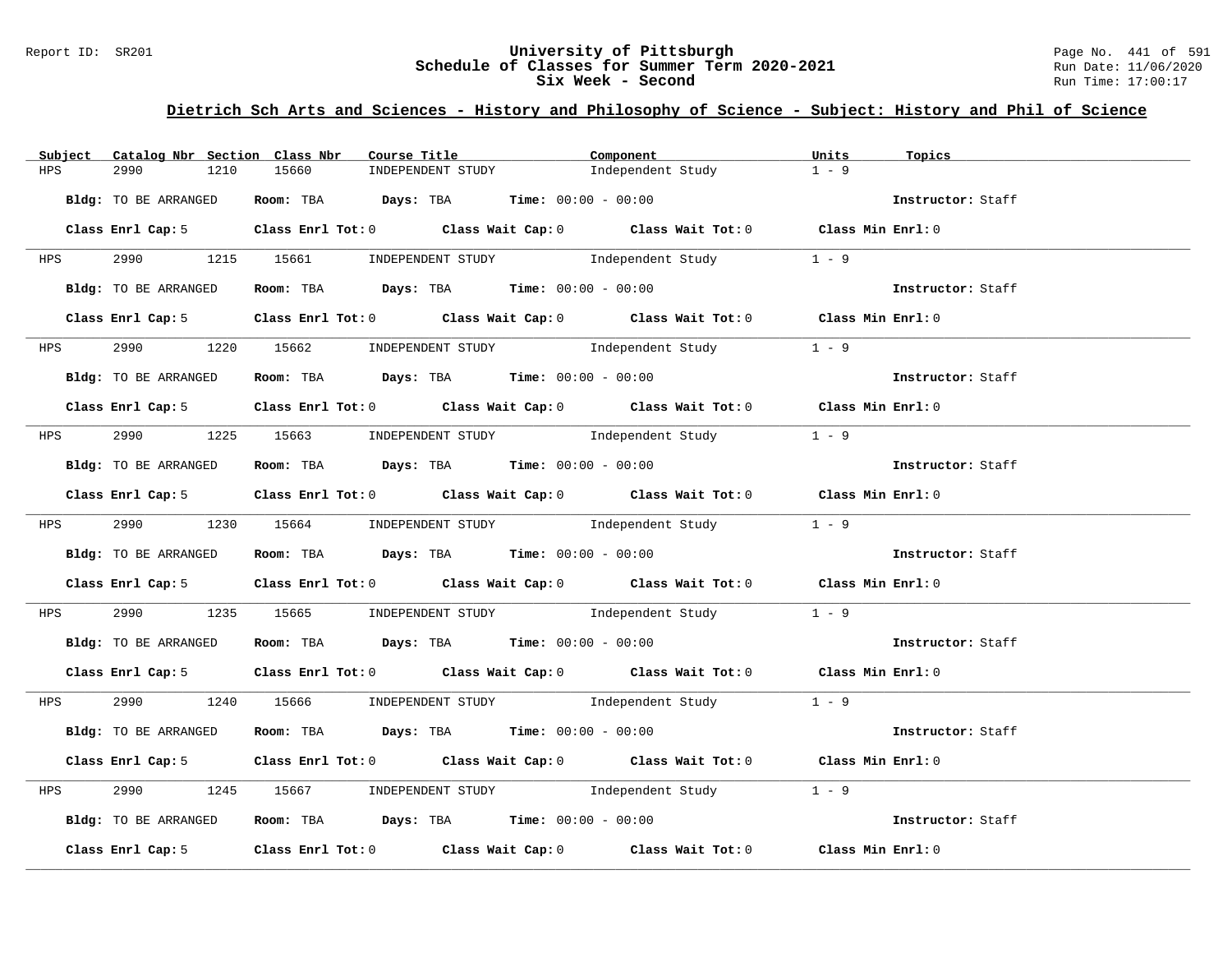## Dietrich Sch Arts and Sciences - History and Philosophy of Science - Subject: History and Phil of Science

| Subject | Catalog Nbr | Section | Class Nbr | Course Title | Component | Units | Topics |
|---|---|---|---|---|---|---|---|
| HPS | 2990 | 1210 | 15660 | INDEPENDENT STUDY | Independent Study | 1 - 9 | |

**Bldg:** TO BE ARRANGED **Room:** TBA **Days:** TBA **Time:** 00:00 - 00:00 **Instructor:** Staff

**Class Enrl Cap:** 5 **Class Enrl Tot:** 0 **Class Wait Cap:** 0 **Class Wait Tot:** 0 **Class Min Enrl:** 0

| Subject | Catalog Nbr | Section | Class Nbr | Course Title | Component | Units | Topics |
|---|---|---|---|---|---|---|---|
| HPS | 2990 | 1215 | 15661 | INDEPENDENT STUDY | Independent Study | 1 - 9 | |

**Bldg:** TO BE ARRANGED **Room:** TBA **Days:** TBA **Time:** 00:00 - 00:00 **Instructor:** Staff

**Class Enrl Cap:** 5 **Class Enrl Tot:** 0 **Class Wait Cap:** 0 **Class Wait Tot:** 0 **Class Min Enrl:** 0

| Subject | Catalog Nbr | Section | Class Nbr | Course Title | Component | Units | Topics |
|---|---|---|---|---|---|---|---|
| HPS | 2990 | 1220 | 15662 | INDEPENDENT STUDY | Independent Study | 1 - 9 | |

**Bldg:** TO BE ARRANGED **Room:** TBA **Days:** TBA **Time:** 00:00 - 00:00 **Instructor:** Staff

**Class Enrl Cap:** 5 **Class Enrl Tot:** 0 **Class Wait Cap:** 0 **Class Wait Tot:** 0 **Class Min Enrl:** 0

| Subject | Catalog Nbr | Section | Class Nbr | Course Title | Component | Units | Topics |
|---|---|---|---|---|---|---|---|
| HPS | 2990 | 1225 | 15663 | INDEPENDENT STUDY | Independent Study | 1 - 9 | |

**Bldg:** TO BE ARRANGED **Room:** TBA **Days:** TBA **Time:** 00:00 - 00:00 **Instructor:** Staff

**Class Enrl Cap:** 5 **Class Enrl Tot:** 0 **Class Wait Cap:** 0 **Class Wait Tot:** 0 **Class Min Enrl:** 0

| Subject | Catalog Nbr | Section | Class Nbr | Course Title | Component | Units | Topics |
|---|---|---|---|---|---|---|---|
| HPS | 2990 | 1230 | 15664 | INDEPENDENT STUDY | Independent Study | 1 - 9 | |

**Bldg:** TO BE ARRANGED **Room:** TBA **Days:** TBA **Time:** 00:00 - 00:00 **Instructor:** Staff

**Class Enrl Cap:** 5 **Class Enrl Tot:** 0 **Class Wait Cap:** 0 **Class Wait Tot:** 0 **Class Min Enrl:** 0

| Subject | Catalog Nbr | Section | Class Nbr | Course Title | Component | Units | Topics |
|---|---|---|---|---|---|---|---|
| HPS | 2990 | 1235 | 15665 | INDEPENDENT STUDY | Independent Study | 1 - 9 | |

**Bldg:** TO BE ARRANGED **Room:** TBA **Days:** TBA **Time:** 00:00 - 00:00 **Instructor:** Staff

**Class Enrl Cap:** 5 **Class Enrl Tot:** 0 **Class Wait Cap:** 0 **Class Wait Tot:** 0 **Class Min Enrl:** 0

| Subject | Catalog Nbr | Section | Class Nbr | Course Title | Component | Units | Topics |
|---|---|---|---|---|---|---|---|
| HPS | 2990 | 1240 | 15666 | INDEPENDENT STUDY | Independent Study | 1 - 9 | |

**Bldg:** TO BE ARRANGED **Room:** TBA **Days:** TBA **Time:** 00:00 - 00:00 **Instructor:** Staff

**Class Enrl Cap:** 5 **Class Enrl Tot:** 0 **Class Wait Cap:** 0 **Class Wait Tot:** 0 **Class Min Enrl:** 0

| Subject | Catalog Nbr | Section | Class Nbr | Course Title | Component | Units | Topics |
|---|---|---|---|---|---|---|---|
| HPS | 2990 | 1245 | 15667 | INDEPENDENT STUDY | Independent Study | 1 - 9 | |

**Bldg:** TO BE ARRANGED **Room:** TBA **Days:** TBA **Time:** 00:00 - 00:00 **Instructor:** Staff

**Class Enrl Cap:** 5 **Class Enrl Tot:** 0 **Class Wait Cap:** 0 **Class Wait Tot:** 0 **Class Min Enrl:** 0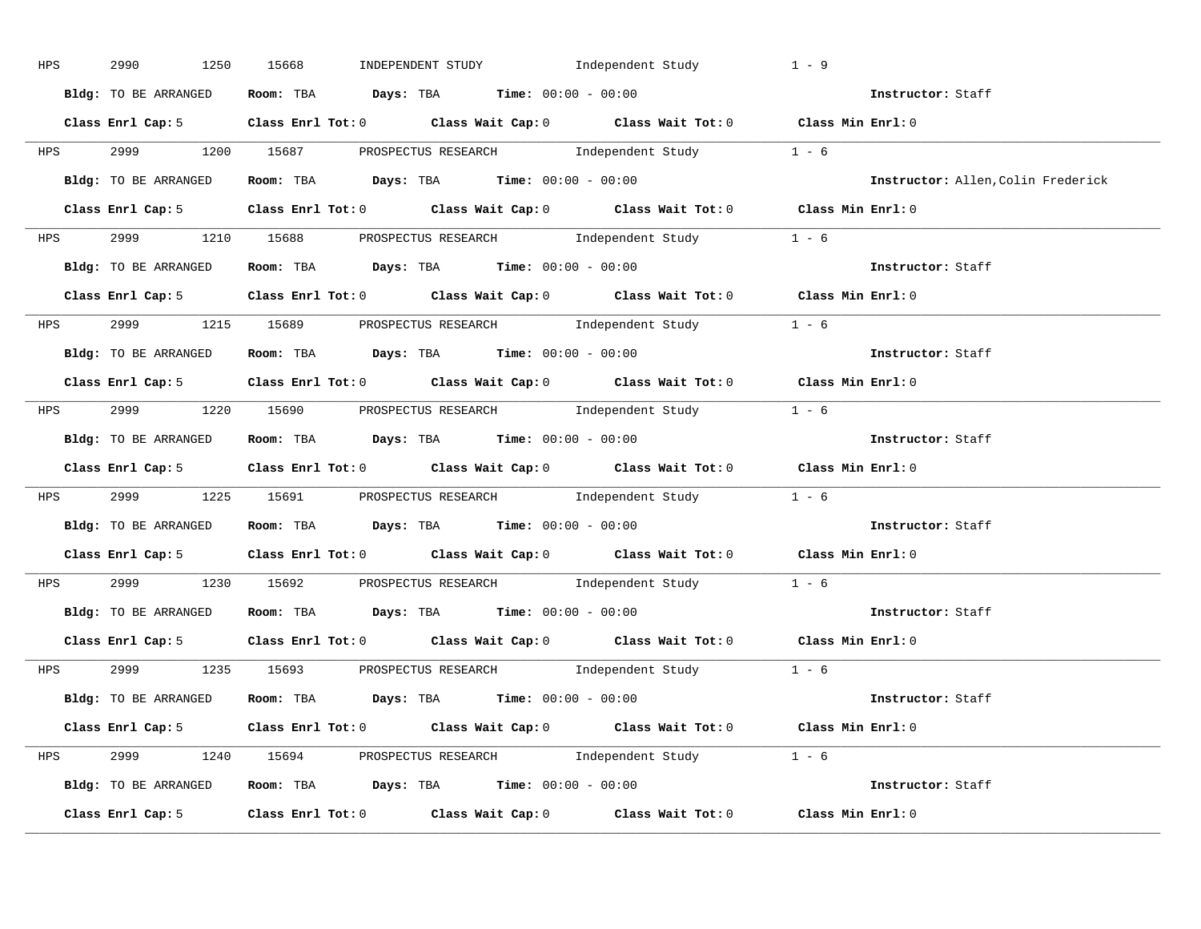HPS 2990 1250 15668 INDEPENDENT STUDY Independent Study 1 - 9

**Bldg:** TO BE ARRANGED **Room:** TBA **Days:** TBA **Time:** 00:00 - 00:00 **Instructor:** Staff

**Class Enrl Cap:** 5 **Class Enrl Tot:** 0 **Class Wait Cap:** 0 **Class Wait Tot:** 0 **Class Min Enrl:** 0

---

HPS 2999 1200 15687 PROSPECTUS RESEARCH Independent Study 1 - 6

**Bldg:** TO BE ARRANGED **Room:** TBA **Days:** TBA **Time:** 00:00 - 00:00 **Instructor:** Allen,Colin Frederick

**Class Enrl Cap:** 5 **Class Enrl Tot:** 0 **Class Wait Cap:** 0 **Class Wait Tot:** 0 **Class Min Enrl:** 0

---

HPS 2999 1210 15688 PROSPECTUS RESEARCH Independent Study 1 - 6

**Bldg:** TO BE ARRANGED **Room:** TBA **Days:** TBA **Time:** 00:00 - 00:00 **Instructor:** Staff

**Class Enrl Cap:** 5 **Class Enrl Tot:** 0 **Class Wait Cap:** 0 **Class Wait Tot:** 0 **Class Min Enrl:** 0

---

HPS 2999 1215 15689 PROSPECTUS RESEARCH Independent Study 1 - 6

**Bldg:** TO BE ARRANGED **Room:** TBA **Days:** TBA **Time:** 00:00 - 00:00 **Instructor:** Staff

**Class Enrl Cap:** 5 **Class Enrl Tot:** 0 **Class Wait Cap:** 0 **Class Wait Tot:** 0 **Class Min Enrl:** 0

---

HPS 2999 1220 15690 PROSPECTUS RESEARCH Independent Study 1 - 6

**Bldg:** TO BE ARRANGED **Room:** TBA **Days:** TBA **Time:** 00:00 - 00:00 **Instructor:** Staff

**Class Enrl Cap:** 5 **Class Enrl Tot:** 0 **Class Wait Cap:** 0 **Class Wait Tot:** 0 **Class Min Enrl:** 0

---

HPS 2999 1225 15691 PROSPECTUS RESEARCH Independent Study 1 - 6

**Bldg:** TO BE ARRANGED **Room:** TBA **Days:** TBA **Time:** 00:00 - 00:00 **Instructor:** Staff

**Class Enrl Cap:** 5 **Class Enrl Tot:** 0 **Class Wait Cap:** 0 **Class Wait Tot:** 0 **Class Min Enrl:** 0

---

HPS 2999 1230 15692 PROSPECTUS RESEARCH Independent Study 1 - 6

**Bldg:** TO BE ARRANGED **Room:** TBA **Days:** TBA **Time:** 00:00 - 00:00 **Instructor:** Staff

**Class Enrl Cap:** 5 **Class Enrl Tot:** 0 **Class Wait Cap:** 0 **Class Wait Tot:** 0 **Class Min Enrl:** 0

---

HPS 2999 1235 15693 PROSPECTUS RESEARCH Independent Study 1 - 6

**Bldg:** TO BE ARRANGED **Room:** TBA **Days:** TBA **Time:** 00:00 - 00:00 **Instructor:** Staff

**Class Enrl Cap:** 5 **Class Enrl Tot:** 0 **Class Wait Cap:** 0 **Class Wait Tot:** 0 **Class Min Enrl:** 0

---

HPS 2999 1240 15694 PROSPECTUS RESEARCH Independent Study 1 - 6

**Bldg:** TO BE ARRANGED **Room:** TBA **Days:** TBA **Time:** 00:00 - 00:00 **Instructor:** Staff

**Class Enrl Cap:** 5 **Class Enrl Tot:** 0 **Class Wait Cap:** 0 **Class Wait Tot:** 0 **Class Min Enrl:** 0

---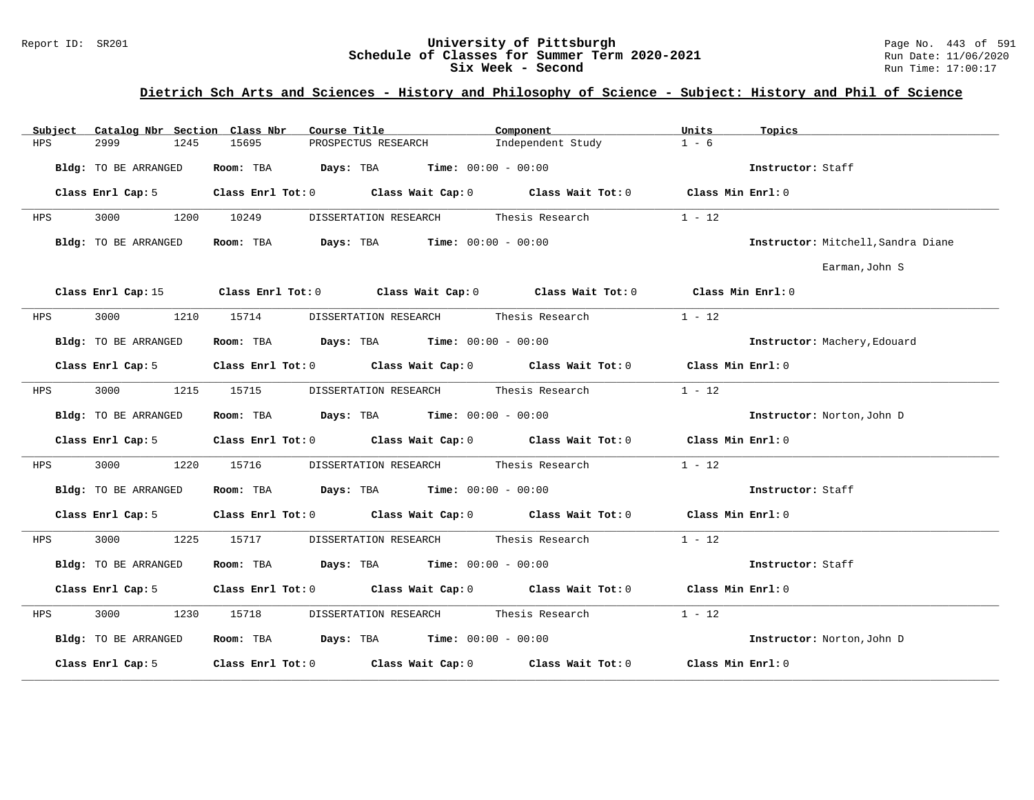## Dietrich Sch Arts and Sciences - History and Philosophy of Science - Subject: History and Phil of Science

| Subject | Catalog Nbr | Section | Class Nbr | Course Title | Component | Units | Topics |
|---|---|---|---|---|---|---|---|
| HPS | 2999 | 1245 | 15695 | PROSPECTUS RESEARCH | Independent Study | 1 - 6 | |

**Bldg:** TO BE ARRANGED **Room:** TBA **Days:** TBA **Time:** 00:00 - 00:00 **Instructor:** Staff

**Class Enrl Cap:** 5 **Class Enrl Tot:** 0 **Class Wait Cap:** 0 **Class Wait Tot:** 0 **Class Min Enrl:** 0

---

| Subject | Catalog Nbr | Section | Class Nbr | Course Title | Component | Units | Topics |
|---|---|---|---|---|---|---|---|
| HPS | 3000 | 1200 | 10249 | DISSERTATION RESEARCH | Thesis Research | 1 - 12 | |

**Bldg:** TO BE ARRANGED **Room:** TBA **Days:** TBA **Time:** 00:00 - 00:00 **Instructor:** Mitchell,Sandra Diane; Earman,John S

**Class Enrl Cap:** 15 **Class Enrl Tot:** 0 **Class Wait Cap:** 0 **Class Wait Tot:** 0 **Class Min Enrl:** 0

---

| Subject | Catalog Nbr | Section | Class Nbr | Course Title | Component | Units | Topics |
|---|---|---|---|---|---|---|---|
| HPS | 3000 | 1210 | 15714 | DISSERTATION RESEARCH | Thesis Research | 1 - 12 | |

**Bldg:** TO BE ARRANGED **Room:** TBA **Days:** TBA **Time:** 00:00 - 00:00 **Instructor:** Machery,Edouard

**Class Enrl Cap:** 5 **Class Enrl Tot:** 0 **Class Wait Cap:** 0 **Class Wait Tot:** 0 **Class Min Enrl:** 0

---

| Subject | Catalog Nbr | Section | Class Nbr | Course Title | Component | Units | Topics |
|---|---|---|---|---|---|---|---|
| HPS | 3000 | 1215 | 15715 | DISSERTATION RESEARCH | Thesis Research | 1 - 12 | |

**Bldg:** TO BE ARRANGED **Room:** TBA **Days:** TBA **Time:** 00:00 - 00:00 **Instructor:** Norton,John D

**Class Enrl Cap:** 5 **Class Enrl Tot:** 0 **Class Wait Cap:** 0 **Class Wait Tot:** 0 **Class Min Enrl:** 0

---

| Subject | Catalog Nbr | Section | Class Nbr | Course Title | Component | Units | Topics |
|---|---|---|---|---|---|---|---|
| HPS | 3000 | 1220 | 15716 | DISSERTATION RESEARCH | Thesis Research | 1 - 12 | |

**Bldg:** TO BE ARRANGED **Room:** TBA **Days:** TBA **Time:** 00:00 - 00:00 **Instructor:** Staff

**Class Enrl Cap:** 5 **Class Enrl Tot:** 0 **Class Wait Cap:** 0 **Class Wait Tot:** 0 **Class Min Enrl:** 0

---

| Subject | Catalog Nbr | Section | Class Nbr | Course Title | Component | Units | Topics |
|---|---|---|---|---|---|---|---|
| HPS | 3000 | 1225 | 15717 | DISSERTATION RESEARCH | Thesis Research | 1 - 12 | |

**Bldg:** TO BE ARRANGED **Room:** TBA **Days:** TBA **Time:** 00:00 - 00:00 **Instructor:** Staff

**Class Enrl Cap:** 5 **Class Enrl Tot:** 0 **Class Wait Cap:** 0 **Class Wait Tot:** 0 **Class Min Enrl:** 0

---

| Subject | Catalog Nbr | Section | Class Nbr | Course Title | Component | Units | Topics |
|---|---|---|---|---|---|---|---|
| HPS | 3000 | 1230 | 15718 | DISSERTATION RESEARCH | Thesis Research | 1 - 12 | |

**Bldg:** TO BE ARRANGED **Room:** TBA **Days:** TBA **Time:** 00:00 - 00:00 **Instructor:** Norton,John D

**Class Enrl Cap:** 5 **Class Enrl Tot:** 0 **Class Wait Cap:** 0 **Class Wait Tot:** 0 **Class Min Enrl:** 0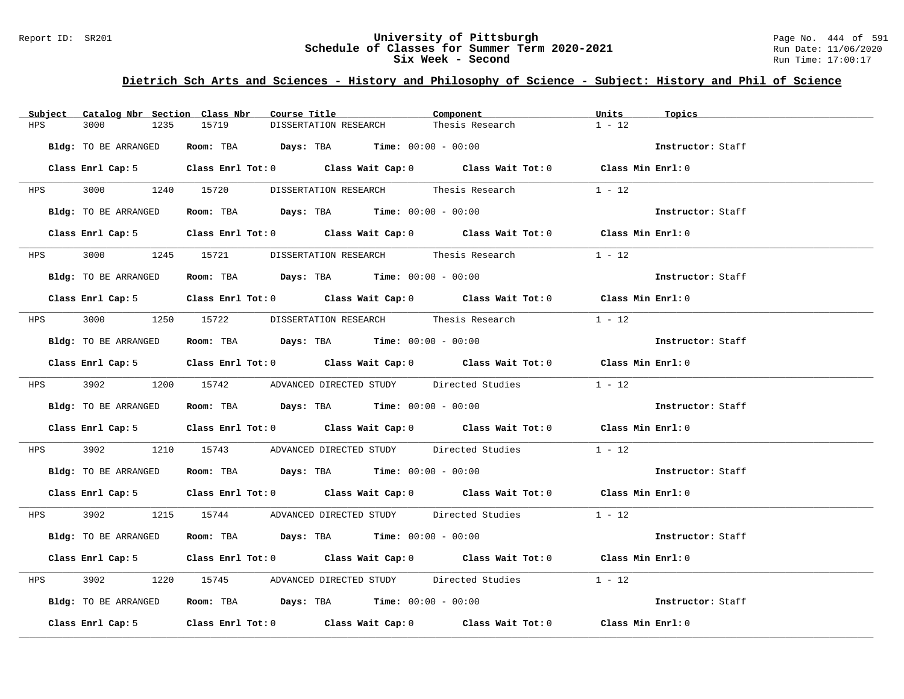# University of Pittsburgh
## Schedule of Classes for Summer Term 2020-2021
## Six Week - Second

### Dietrich Sch Arts and Sciences - History and Philosophy of Science - Subject: History and Phil of Science

| Subject | Catalog Nbr | Section | Class Nbr | Course Title | Component | Units | Topics |
|---|---|---|---|---|---|---|---|
| HPS | 3000 | 1235 | 15719 | DISSERTATION RESEARCH | Thesis Research | 1 - 12 | |

**Bldg:** TO BE ARRANGED **Room:** TBA **Days:** TBA **Time:** 00:00 - 00:00 **Instructor:** Staff

**Class Enrl Cap:** 5 **Class Enrl Tot:** 0 **Class Wait Cap:** 0 **Class Wait Tot:** 0 **Class Min Enrl:** 0

---

| Subject | Catalog Nbr | Section | Class Nbr | Course Title | Component | Units | Topics |
|---|---|---|---|---|---|---|---|
| HPS | 3000 | 1240 | 15720 | DISSERTATION RESEARCH | Thesis Research | 1 - 12 | |

**Bldg:** TO BE ARRANGED **Room:** TBA **Days:** TBA **Time:** 00:00 - 00:00 **Instructor:** Staff

**Class Enrl Cap:** 5 **Class Enrl Tot:** 0 **Class Wait Cap:** 0 **Class Wait Tot:** 0 **Class Min Enrl:** 0

---

| Subject | Catalog Nbr | Section | Class Nbr | Course Title | Component | Units | Topics |
|---|---|---|---|---|---|---|---|
| HPS | 3000 | 1245 | 15721 | DISSERTATION RESEARCH | Thesis Research | 1 - 12 | |

**Bldg:** TO BE ARRANGED **Room:** TBA **Days:** TBA **Time:** 00:00 - 00:00 **Instructor:** Staff

**Class Enrl Cap:** 5 **Class Enrl Tot:** 0 **Class Wait Cap:** 0 **Class Wait Tot:** 0 **Class Min Enrl:** 0

---

| Subject | Catalog Nbr | Section | Class Nbr | Course Title | Component | Units | Topics |
|---|---|---|---|---|---|---|---|
| HPS | 3000 | 1250 | 15722 | DISSERTATION RESEARCH | Thesis Research | 1 - 12 | |

**Bldg:** TO BE ARRANGED **Room:** TBA **Days:** TBA **Time:** 00:00 - 00:00 **Instructor:** Staff

**Class Enrl Cap:** 5 **Class Enrl Tot:** 0 **Class Wait Cap:** 0 **Class Wait Tot:** 0 **Class Min Enrl:** 0

---

| Subject | Catalog Nbr | Section | Class Nbr | Course Title | Component | Units | Topics |
|---|---|---|---|---|---|---|---|
| HPS | 3902 | 1200 | 15742 | ADVANCED DIRECTED STUDY | Directed Studies | 1 - 12 | |

**Bldg:** TO BE ARRANGED **Room:** TBA **Days:** TBA **Time:** 00:00 - 00:00 **Instructor:** Staff

**Class Enrl Cap:** 5 **Class Enrl Tot:** 0 **Class Wait Cap:** 0 **Class Wait Tot:** 0 **Class Min Enrl:** 0

---

| Subject | Catalog Nbr | Section | Class Nbr | Course Title | Component | Units | Topics |
|---|---|---|---|---|---|---|---|
| HPS | 3902 | 1210 | 15743 | ADVANCED DIRECTED STUDY | Directed Studies | 1 - 12 | |

**Bldg:** TO BE ARRANGED **Room:** TBA **Days:** TBA **Time:** 00:00 - 00:00 **Instructor:** Staff

**Class Enrl Cap:** 5 **Class Enrl Tot:** 0 **Class Wait Cap:** 0 **Class Wait Tot:** 0 **Class Min Enrl:** 0

---

| Subject | Catalog Nbr | Section | Class Nbr | Course Title | Component | Units | Topics |
|---|---|---|---|---|---|---|---|
| HPS | 3902 | 1215 | 15744 | ADVANCED DIRECTED STUDY | Directed Studies | 1 - 12 | |

**Bldg:** TO BE ARRANGED **Room:** TBA **Days:** TBA **Time:** 00:00 - 00:00 **Instructor:** Staff

**Class Enrl Cap:** 5 **Class Enrl Tot:** 0 **Class Wait Cap:** 0 **Class Wait Tot:** 0 **Class Min Enrl:** 0

---

| Subject | Catalog Nbr | Section | Class Nbr | Course Title | Component | Units | Topics |
|---|---|---|---|---|---|---|---|
| HPS | 3902 | 1220 | 15745 | ADVANCED DIRECTED STUDY | Directed Studies | 1 - 12 | |

**Bldg:** TO BE ARRANGED **Room:** TBA **Days:** TBA **Time:** 00:00 - 00:00 **Instructor:** Staff

**Class Enrl Cap:** 5 **Class Enrl Tot:** 0 **Class Wait Cap:** 0 **Class Wait Tot:** 0 **Class Min Enrl:** 0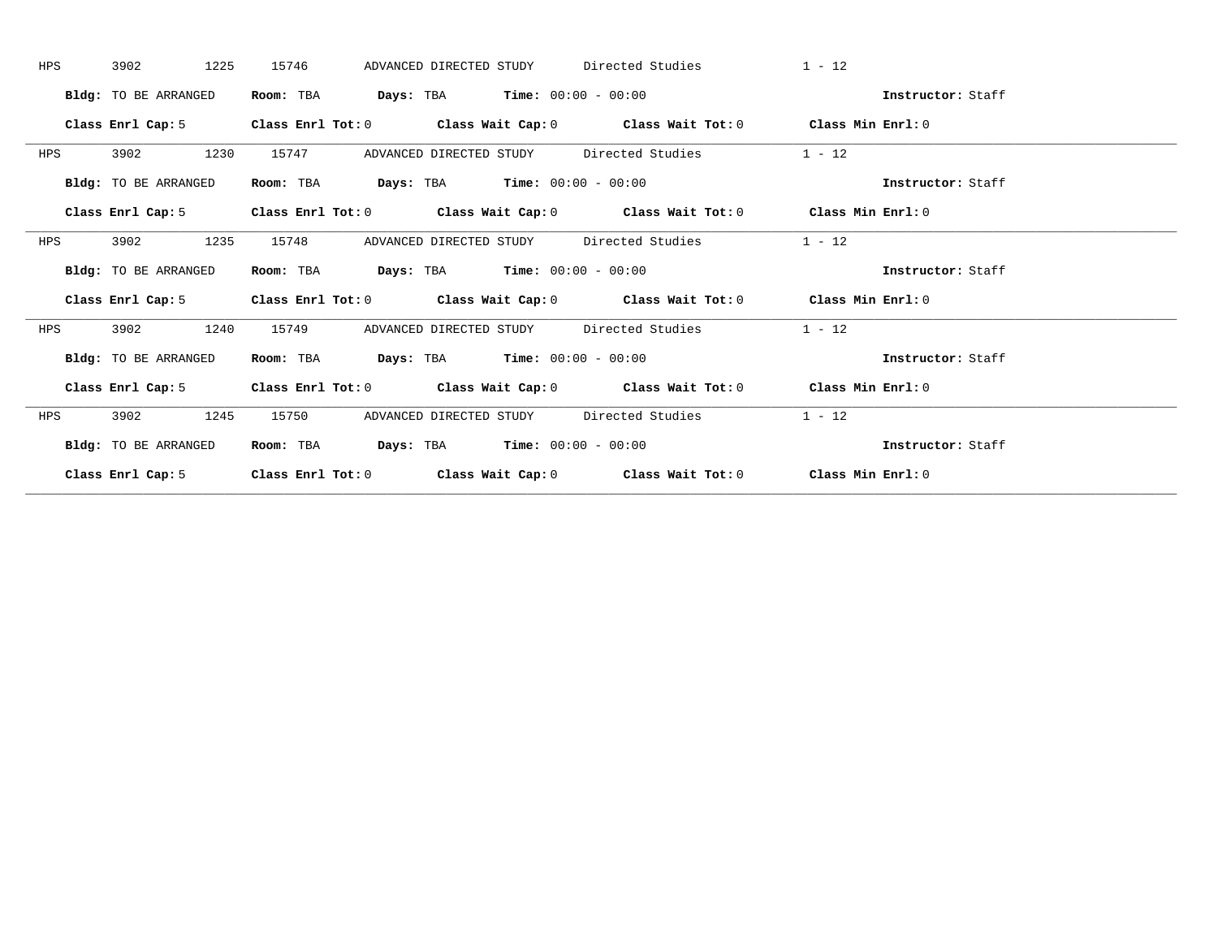HPS 3902 1225 15746 ADVANCED DIRECTED STUDY Directed Studies 1 - 12

**Bldg:** TO BE ARRANGED **Room:** TBA **Days:** TBA **Time:** 00:00 - 00:00 **Instructor:** Staff

**Class Enrl Cap:** 5 **Class Enrl Tot:** 0 **Class Wait Cap:** 0 **Class Wait Tot:** 0 **Class Min Enrl:** 0

---

HPS 3902 1230 15747 ADVANCED DIRECTED STUDY Directed Studies 1 - 12

**Bldg:** TO BE ARRANGED **Room:** TBA **Days:** TBA **Time:** 00:00 - 00:00 **Instructor:** Staff

**Class Enrl Cap:** 5 **Class Enrl Tot:** 0 **Class Wait Cap:** 0 **Class Wait Tot:** 0 **Class Min Enrl:** 0

---

HPS 3902 1235 15748 ADVANCED DIRECTED STUDY Directed Studies 1 - 12

**Bldg:** TO BE ARRANGED **Room:** TBA **Days:** TBA **Time:** 00:00 - 00:00 **Instructor:** Staff

**Class Enrl Cap:** 5 **Class Enrl Tot:** 0 **Class Wait Cap:** 0 **Class Wait Tot:** 0 **Class Min Enrl:** 0

---

HPS 3902 1240 15749 ADVANCED DIRECTED STUDY Directed Studies 1 - 12

**Bldg:** TO BE ARRANGED **Room:** TBA **Days:** TBA **Time:** 00:00 - 00:00 **Instructor:** Staff

**Class Enrl Cap:** 5 **Class Enrl Tot:** 0 **Class Wait Cap:** 0 **Class Wait Tot:** 0 **Class Min Enrl:** 0

---

HPS 3902 1245 15750 ADVANCED DIRECTED STUDY Directed Studies 1 - 12

**Bldg:** TO BE ARRANGED **Room:** TBA **Days:** TBA **Time:** 00:00 - 00:00 **Instructor:** Staff

**Class Enrl Cap:** 5 **Class Enrl Tot:** 0 **Class Wait Cap:** 0 **Class Wait Tot:** 0 **Class Min Enrl:** 0

---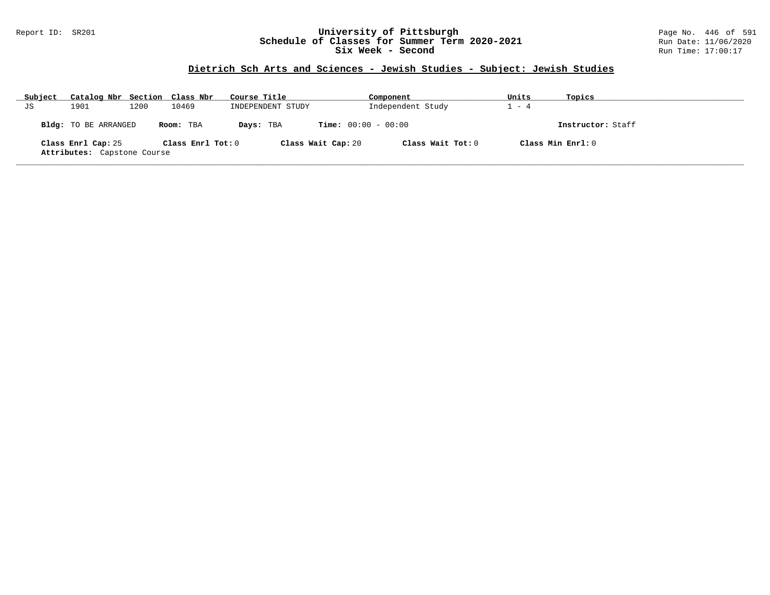Report ID: SR201

# University of Pittsburgh
## Schedule of Classes for Summer Term 2020-2021
## Six Week - Second

Run Date: 11/06/2020
Run Time: 17:00:17

### Dietrich Sch Arts and Sciences - Jewish Studies - Subject: Jewish Studies

| Subject | Catalog Nbr | Section | Class Nbr | Course Title | Component | Units | Topics |
|---|---|---|---|---|---|---|---|
| JS | 1901 | 1200 | 10469 | INDEPENDENT STUDY | Independent Study | 1 - 4 | |

**Bldg:** TO BE ARRANGED **Room:** TBA **Days:** TBA **Time:** 00:00 - 00:00 **Instructor:** Staff

**Class Enrl Cap:** 25 **Class Enrl Tot:** 0 **Class Wait Cap:** 20 **Class Wait Tot:** 0 **Class Min Enrl:** 0
**Attributes:** Capstone Course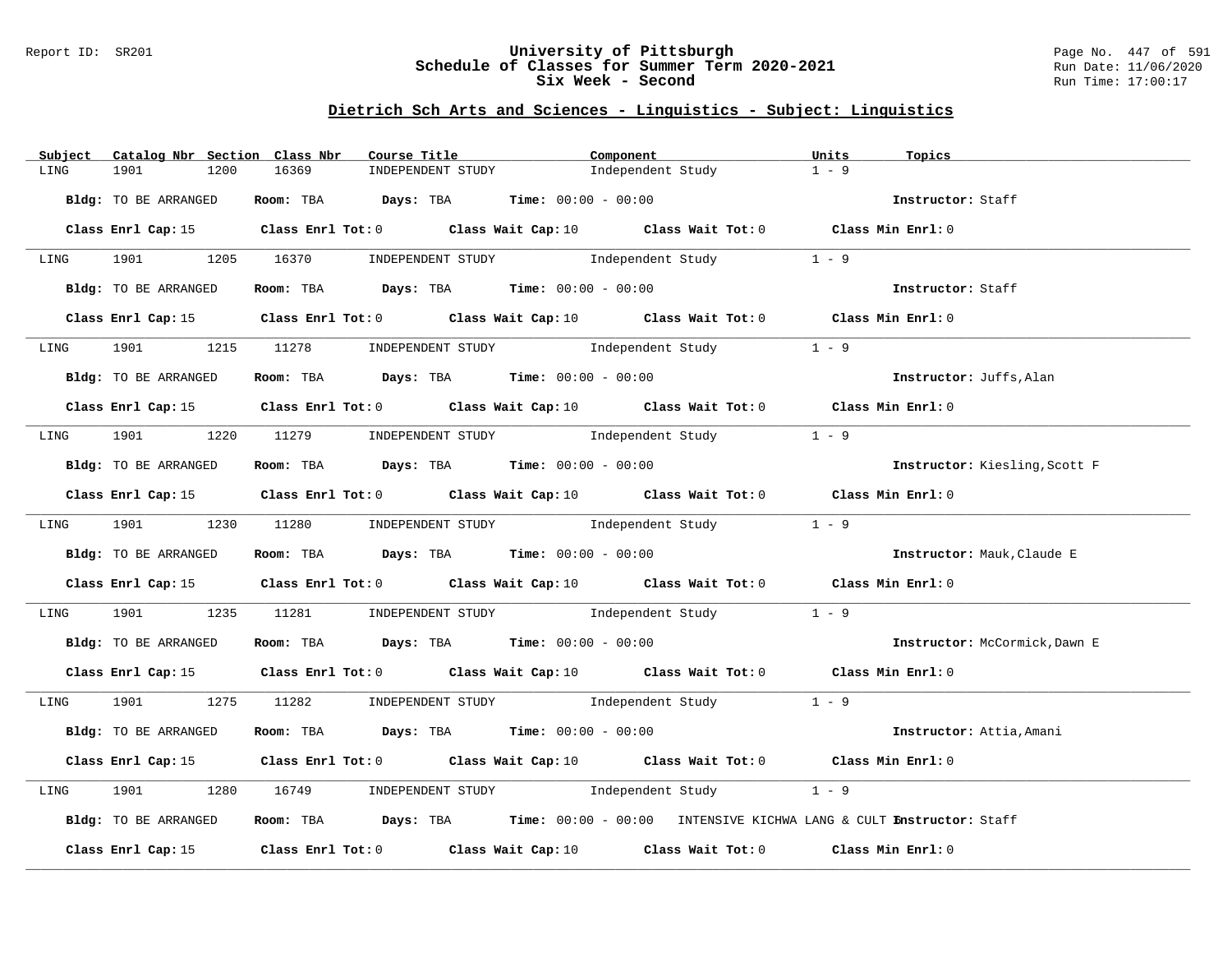## Dietrich Sch Arts and Sciences - Linguistics - Subject: Linguistics

| Subject | Catalog Nbr | Section | Class Nbr | Course Title | Component | Units | Topics |
|---|---|---|---|---|---|---|---|
| LING | 1901 | 1200 | 16369 | INDEPENDENT STUDY | Independent Study | 1 - 9 | |

**Bldg:** TO BE ARRANGED **Room:** TBA **Days:** TBA **Time:** 00:00 - 00:00 **Instructor:** Staff

**Class Enrl Cap:** 15 **Class Enrl Tot:** 0 **Class Wait Cap:** 10 **Class Wait Tot:** 0 **Class Min Enrl:** 0

---

| Subject | Catalog Nbr | Section | Class Nbr | Course Title | Component | Units | Topics |
|---|---|---|---|---|---|---|---|
| LING | 1901 | 1205 | 16370 | INDEPENDENT STUDY | Independent Study | 1 - 9 | |

**Bldg:** TO BE ARRANGED **Room:** TBA **Days:** TBA **Time:** 00:00 - 00:00 **Instructor:** Staff

**Class Enrl Cap:** 15 **Class Enrl Tot:** 0 **Class Wait Cap:** 10 **Class Wait Tot:** 0 **Class Min Enrl:** 0

---

| Subject | Catalog Nbr | Section | Class Nbr | Course Title | Component | Units | Topics |
|---|---|---|---|---|---|---|---|
| LING | 1901 | 1215 | 11278 | INDEPENDENT STUDY | Independent Study | 1 - 9 | |

**Bldg:** TO BE ARRANGED **Room:** TBA **Days:** TBA **Time:** 00:00 - 00:00 **Instructor:** Juffs,Alan

**Class Enrl Cap:** 15 **Class Enrl Tot:** 0 **Class Wait Cap:** 10 **Class Wait Tot:** 0 **Class Min Enrl:** 0

---

| Subject | Catalog Nbr | Section | Class Nbr | Course Title | Component | Units | Topics |
|---|---|---|---|---|---|---|---|
| LING | 1901 | 1220 | 11279 | INDEPENDENT STUDY | Independent Study | 1 - 9 | |

**Bldg:** TO BE ARRANGED **Room:** TBA **Days:** TBA **Time:** 00:00 - 00:00 **Instructor:** Kiesling,Scott F

**Class Enrl Cap:** 15 **Class Enrl Tot:** 0 **Class Wait Cap:** 10 **Class Wait Tot:** 0 **Class Min Enrl:** 0

---

| Subject | Catalog Nbr | Section | Class Nbr | Course Title | Component | Units | Topics |
|---|---|---|---|---|---|---|---|
| LING | 1901 | 1230 | 11280 | INDEPENDENT STUDY | Independent Study | 1 - 9 | |

**Bldg:** TO BE ARRANGED **Room:** TBA **Days:** TBA **Time:** 00:00 - 00:00 **Instructor:** Mauk,Claude E

**Class Enrl Cap:** 15 **Class Enrl Tot:** 0 **Class Wait Cap:** 10 **Class Wait Tot:** 0 **Class Min Enrl:** 0

---

| Subject | Catalog Nbr | Section | Class Nbr | Course Title | Component | Units | Topics |
|---|---|---|---|---|---|---|---|
| LING | 1901 | 1235 | 11281 | INDEPENDENT STUDY | Independent Study | 1 - 9 | |

**Bldg:** TO BE ARRANGED **Room:** TBA **Days:** TBA **Time:** 00:00 - 00:00 **Instructor:** McCormick,Dawn E

**Class Enrl Cap:** 15 **Class Enrl Tot:** 0 **Class Wait Cap:** 10 **Class Wait Tot:** 0 **Class Min Enrl:** 0

---

| Subject | Catalog Nbr | Section | Class Nbr | Course Title | Component | Units | Topics |
|---|---|---|---|---|---|---|---|
| LING | 1901 | 1275 | 11282 | INDEPENDENT STUDY | Independent Study | 1 - 9 | |

**Bldg:** TO BE ARRANGED **Room:** TBA **Days:** TBA **Time:** 00:00 - 00:00 **Instructor:** Attia,Amani

**Class Enrl Cap:** 15 **Class Enrl Tot:** 0 **Class Wait Cap:** 10 **Class Wait Tot:** 0 **Class Min Enrl:** 0

---

| Subject | Catalog Nbr | Section | Class Nbr | Course Title | Component | Units | Topics |
|---|---|---|---|---|---|---|---|
| LING | 1901 | 1280 | 16749 | INDEPENDENT STUDY | Independent Study | 1 - 9 | |

**Bldg:** TO BE ARRANGED **Room:** TBA **Days:** TBA **Time:** 00:00 - 00:00 INTENSIVE KICHWA LANG & CULT I **Instructor:** Staff

**Class Enrl Cap:** 15 **Class Enrl Tot:** 0 **Class Wait Cap:** 10 **Class Wait Tot:** 0 **Class Min Enrl:** 0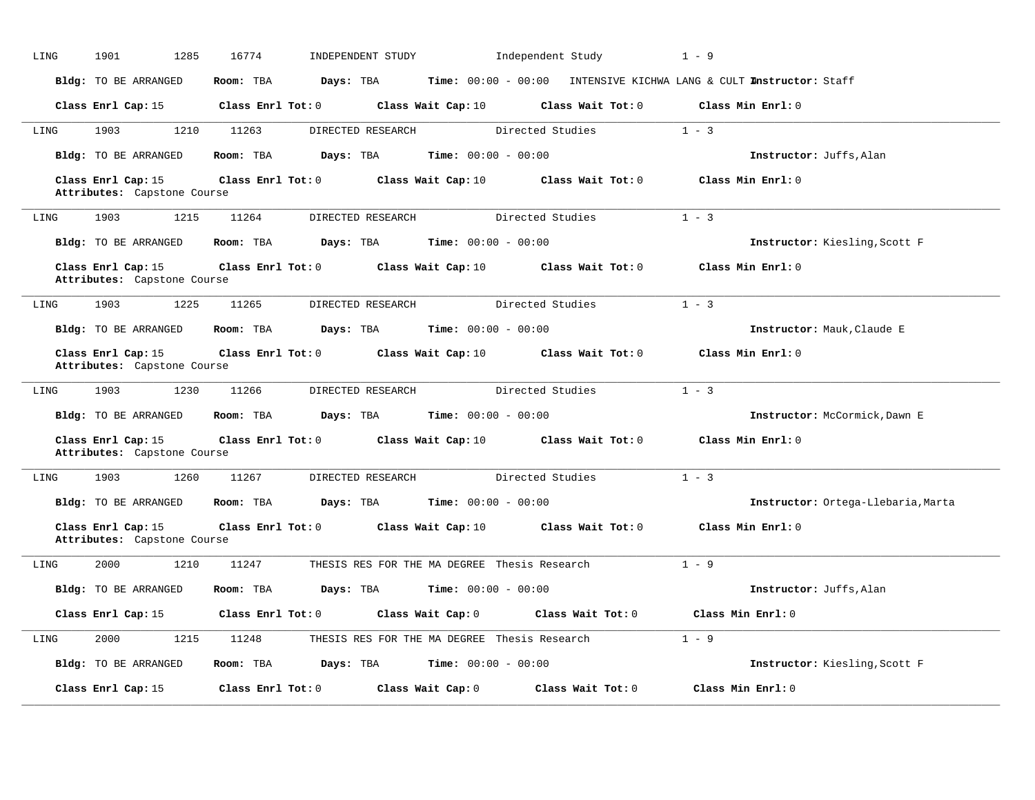LING 1901 1285 16774 INDEPENDENT STUDY Independent Study 1 - 9

**Bldg:** TO BE ARRANGED **Room:** TBA **Days:** TBA **Time:** 00:00 - 00:00 INTENSIVE KICHWA LANG & CULT I **Instructor:** Staff

**Class Enrl Cap:** 15 **Class Enrl Tot:** 0 **Class Wait Cap:** 10 **Class Wait Tot:** 0 **Class Min Enrl:** 0

---

LING 1903 1210 11263 DIRECTED RESEARCH Directed Studies 1 - 3

**Bldg:** TO BE ARRANGED **Room:** TBA **Days:** TBA **Time:** 00:00 - 00:00 **Instructor:** Juffs,Alan

**Class Enrl Cap:** 15 **Class Enrl Tot:** 0 **Class Wait Cap:** 10 **Class Wait Tot:** 0 **Class Min Enrl:** 0
**Attributes:** Capstone Course

---

LING 1903 1215 11264 DIRECTED RESEARCH Directed Studies 1 - 3

**Bldg:** TO BE ARRANGED **Room:** TBA **Days:** TBA **Time:** 00:00 - 00:00 **Instructor:** Kiesling,Scott F

**Class Enrl Cap:** 15 **Class Enrl Tot:** 0 **Class Wait Cap:** 10 **Class Wait Tot:** 0 **Class Min Enrl:** 0
**Attributes:** Capstone Course

---

LING 1903 1225 11265 DIRECTED RESEARCH Directed Studies 1 - 3

**Bldg:** TO BE ARRANGED **Room:** TBA **Days:** TBA **Time:** 00:00 - 00:00 **Instructor:** Mauk,Claude E

**Class Enrl Cap:** 15 **Class Enrl Tot:** 0 **Class Wait Cap:** 10 **Class Wait Tot:** 0 **Class Min Enrl:** 0
**Attributes:** Capstone Course

---

LING 1903 1230 11266 DIRECTED RESEARCH Directed Studies 1 - 3

**Bldg:** TO BE ARRANGED **Room:** TBA **Days:** TBA **Time:** 00:00 - 00:00 **Instructor:** McCormick,Dawn E

**Class Enrl Cap:** 15 **Class Enrl Tot:** 0 **Class Wait Cap:** 10 **Class Wait Tot:** 0 **Class Min Enrl:** 0
**Attributes:** Capstone Course

---

LING 1903 1260 11267 DIRECTED RESEARCH Directed Studies 1 - 3

**Bldg:** TO BE ARRANGED **Room:** TBA **Days:** TBA **Time:** 00:00 - 00:00 **Instructor:** Ortega-Llebaria,Marta

**Class Enrl Cap:** 15 **Class Enrl Tot:** 0 **Class Wait Cap:** 10 **Class Wait Tot:** 0 **Class Min Enrl:** 0
**Attributes:** Capstone Course

---

LING 2000 1210 11247 THESIS RES FOR THE MA DEGREE Thesis Research 1 - 9

**Bldg:** TO BE ARRANGED **Room:** TBA **Days:** TBA **Time:** 00:00 - 00:00 **Instructor:** Juffs,Alan

**Class Enrl Cap:** 15 **Class Enrl Tot:** 0 **Class Wait Cap:** 0 **Class Wait Tot:** 0 **Class Min Enrl:** 0

---

LING 2000 1215 11248 THESIS RES FOR THE MA DEGREE Thesis Research 1 - 9

**Bldg:** TO BE ARRANGED **Room:** TBA **Days:** TBA **Time:** 00:00 - 00:00 **Instructor:** Kiesling,Scott F

**Class Enrl Cap:** 15 **Class Enrl Tot:** 0 **Class Wait Cap:** 0 **Class Wait Tot:** 0 **Class Min Enrl:** 0

---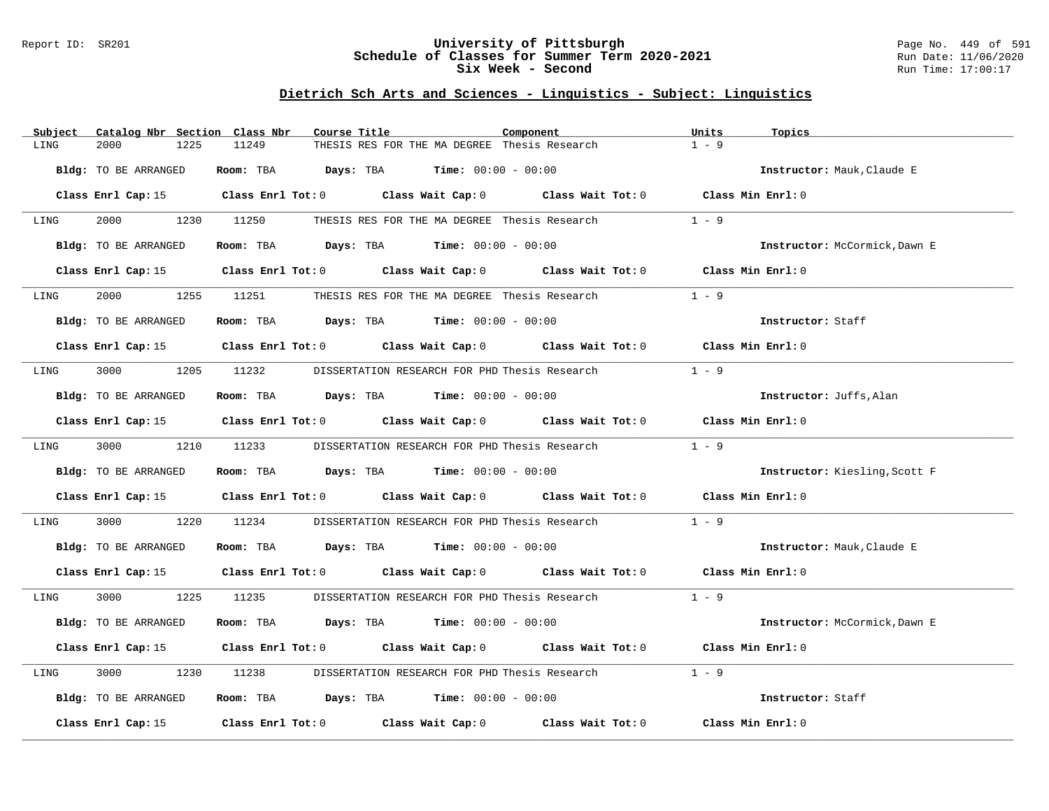## Dietrich Sch Arts and Sciences - Linguistics - Subject: Linguistics

| Subject | Catalog Nbr | Section | Class Nbr | Course Title | Component | Units | Topics |
|---|---|---|---|---|---|---|---|
| LING | 2000 | 1225 | 11249 | THESIS RES FOR THE MA DEGREE | Thesis Research | 1 - 9 | |

**Bldg:** TO BE ARRANGED **Room:** TBA **Days:** TBA **Time:** 00:00 - 00:00 **Instructor:** Mauk,Claude E

**Class Enrl Cap:** 15 **Class Enrl Tot:** 0 **Class Wait Cap:** 0 **Class Wait Tot:** 0 **Class Min Enrl:** 0

| Subject | Catalog Nbr | Section | Class Nbr | Course Title | Component | Units | Topics |
|---|---|---|---|---|---|---|---|
| LING | 2000 | 1230 | 11250 | THESIS RES FOR THE MA DEGREE | Thesis Research | 1 - 9 | |

**Bldg:** TO BE ARRANGED **Room:** TBA **Days:** TBA **Time:** 00:00 - 00:00 **Instructor:** McCormick,Dawn E

**Class Enrl Cap:** 15 **Class Enrl Tot:** 0 **Class Wait Cap:** 0 **Class Wait Tot:** 0 **Class Min Enrl:** 0

| Subject | Catalog Nbr | Section | Class Nbr | Course Title | Component | Units | Topics |
|---|---|---|---|---|---|---|---|
| LING | 2000 | 1255 | 11251 | THESIS RES FOR THE MA DEGREE | Thesis Research | 1 - 9 | |

**Bldg:** TO BE ARRANGED **Room:** TBA **Days:** TBA **Time:** 00:00 - 00:00 **Instructor:** Staff

**Class Enrl Cap:** 15 **Class Enrl Tot:** 0 **Class Wait Cap:** 0 **Class Wait Tot:** 0 **Class Min Enrl:** 0

| Subject | Catalog Nbr | Section | Class Nbr | Course Title | Component | Units | Topics |
|---|---|---|---|---|---|---|---|
| LING | 3000 | 1205 | 11232 | DISSERTATION RESEARCH FOR PHD | Thesis Research | 1 - 9 | |

**Bldg:** TO BE ARRANGED **Room:** TBA **Days:** TBA **Time:** 00:00 - 00:00 **Instructor:** Juffs,Alan

**Class Enrl Cap:** 15 **Class Enrl Tot:** 0 **Class Wait Cap:** 0 **Class Wait Tot:** 0 **Class Min Enrl:** 0

| Subject | Catalog Nbr | Section | Class Nbr | Course Title | Component | Units | Topics |
|---|---|---|---|---|---|---|---|
| LING | 3000 | 1210 | 11233 | DISSERTATION RESEARCH FOR PHD | Thesis Research | 1 - 9 | |

**Bldg:** TO BE ARRANGED **Room:** TBA **Days:** TBA **Time:** 00:00 - 00:00 **Instructor:** Kiesling,Scott F

**Class Enrl Cap:** 15 **Class Enrl Tot:** 0 **Class Wait Cap:** 0 **Class Wait Tot:** 0 **Class Min Enrl:** 0

| Subject | Catalog Nbr | Section | Class Nbr | Course Title | Component | Units | Topics |
|---|---|---|---|---|---|---|---|
| LING | 3000 | 1220 | 11234 | DISSERTATION RESEARCH FOR PHD | Thesis Research | 1 - 9 | |

**Bldg:** TO BE ARRANGED **Room:** TBA **Days:** TBA **Time:** 00:00 - 00:00 **Instructor:** Mauk,Claude E

**Class Enrl Cap:** 15 **Class Enrl Tot:** 0 **Class Wait Cap:** 0 **Class Wait Tot:** 0 **Class Min Enrl:** 0

| Subject | Catalog Nbr | Section | Class Nbr | Course Title | Component | Units | Topics |
|---|---|---|---|---|---|---|---|
| LING | 3000 | 1225 | 11235 | DISSERTATION RESEARCH FOR PHD | Thesis Research | 1 - 9 | |

**Bldg:** TO BE ARRANGED **Room:** TBA **Days:** TBA **Time:** 00:00 - 00:00 **Instructor:** McCormick,Dawn E

**Class Enrl Cap:** 15 **Class Enrl Tot:** 0 **Class Wait Cap:** 0 **Class Wait Tot:** 0 **Class Min Enrl:** 0

| Subject | Catalog Nbr | Section | Class Nbr | Course Title | Component | Units | Topics |
|---|---|---|---|---|---|---|---|
| LING | 3000 | 1230 | 11238 | DISSERTATION RESEARCH FOR PHD | Thesis Research | 1 - 9 | |

**Bldg:** TO BE ARRANGED **Room:** TBA **Days:** TBA **Time:** 00:00 - 00:00 **Instructor:** Staff

**Class Enrl Cap:** 15 **Class Enrl Tot:** 0 **Class Wait Cap:** 0 **Class Wait Tot:** 0 **Class Min Enrl:** 0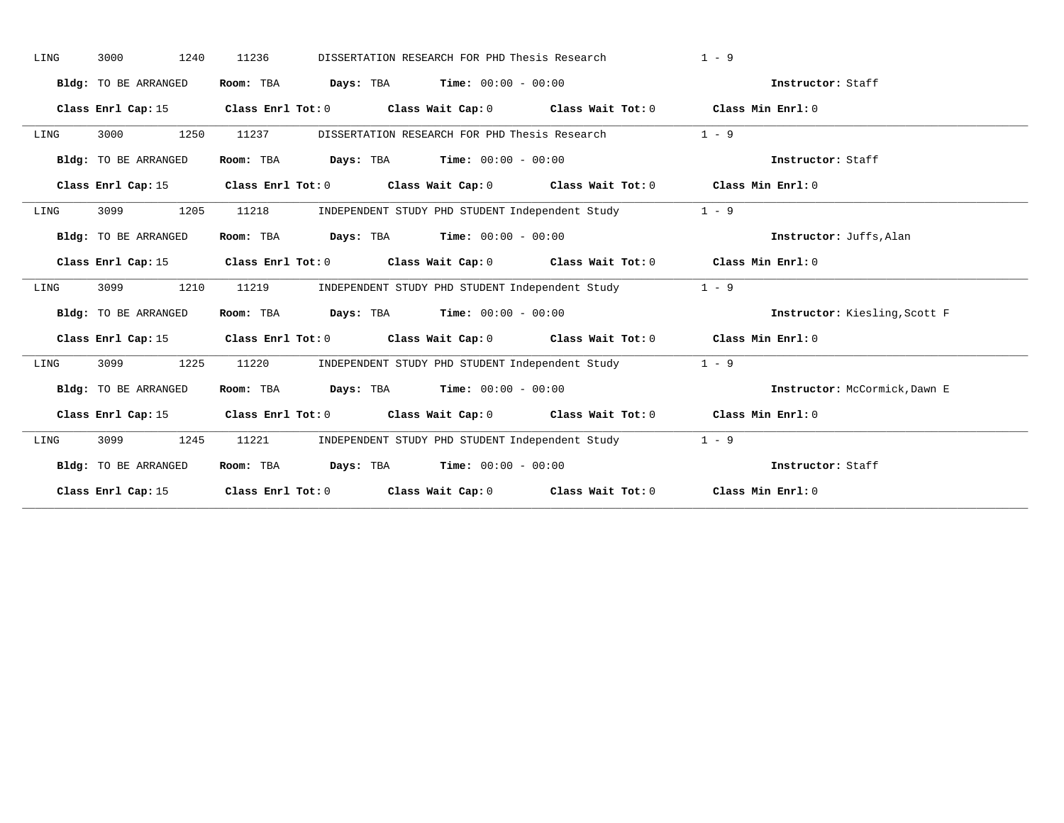LING 3000 1240 11236 DISSERTATION RESEARCH FOR PHD Thesis Research 1 - 9

**Bldg:** TO BE ARRANGED **Room:** TBA **Days:** TBA **Time:** 00:00 - 00:00 **Instructor:** Staff

**Class Enrl Cap:** 15 **Class Enrl Tot:** 0 **Class Wait Cap:** 0 **Class Wait Tot:** 0 **Class Min Enrl:** 0

---

LING 3000 1250 11237 DISSERTATION RESEARCH FOR PHD Thesis Research 1 - 9

**Bldg:** TO BE ARRANGED **Room:** TBA **Days:** TBA **Time:** 00:00 - 00:00 **Instructor:** Staff

**Class Enrl Cap:** 15 **Class Enrl Tot:** 0 **Class Wait Cap:** 0 **Class Wait Tot:** 0 **Class Min Enrl:** 0

---

LING 3099 1205 11218 INDEPENDENT STUDY PHD STUDENT Independent Study 1 - 9

**Bldg:** TO BE ARRANGED **Room:** TBA **Days:** TBA **Time:** 00:00 - 00:00 **Instructor:** Juffs,Alan

**Class Enrl Cap:** 15 **Class Enrl Tot:** 0 **Class Wait Cap:** 0 **Class Wait Tot:** 0 **Class Min Enrl:** 0

---

LING 3099 1210 11219 INDEPENDENT STUDY PHD STUDENT Independent Study 1 - 9

**Bldg:** TO BE ARRANGED **Room:** TBA **Days:** TBA **Time:** 00:00 - 00:00 **Instructor:** Kiesling,Scott F

**Class Enrl Cap:** 15 **Class Enrl Tot:** 0 **Class Wait Cap:** 0 **Class Wait Tot:** 0 **Class Min Enrl:** 0

---

LING 3099 1225 11220 INDEPENDENT STUDY PHD STUDENT Independent Study 1 - 9

**Bldg:** TO BE ARRANGED **Room:** TBA **Days:** TBA **Time:** 00:00 - 00:00 **Instructor:** McCormick,Dawn E

**Class Enrl Cap:** 15 **Class Enrl Tot:** 0 **Class Wait Cap:** 0 **Class Wait Tot:** 0 **Class Min Enrl:** 0

---

LING 3099 1245 11221 INDEPENDENT STUDY PHD STUDENT Independent Study 1 - 9

**Bldg:** TO BE ARRANGED **Room:** TBA **Days:** TBA **Time:** 00:00 - 00:00 **Instructor:** Staff

**Class Enrl Cap:** 15 **Class Enrl Tot:** 0 **Class Wait Cap:** 0 **Class Wait Tot:** 0 **Class Min Enrl:** 0

---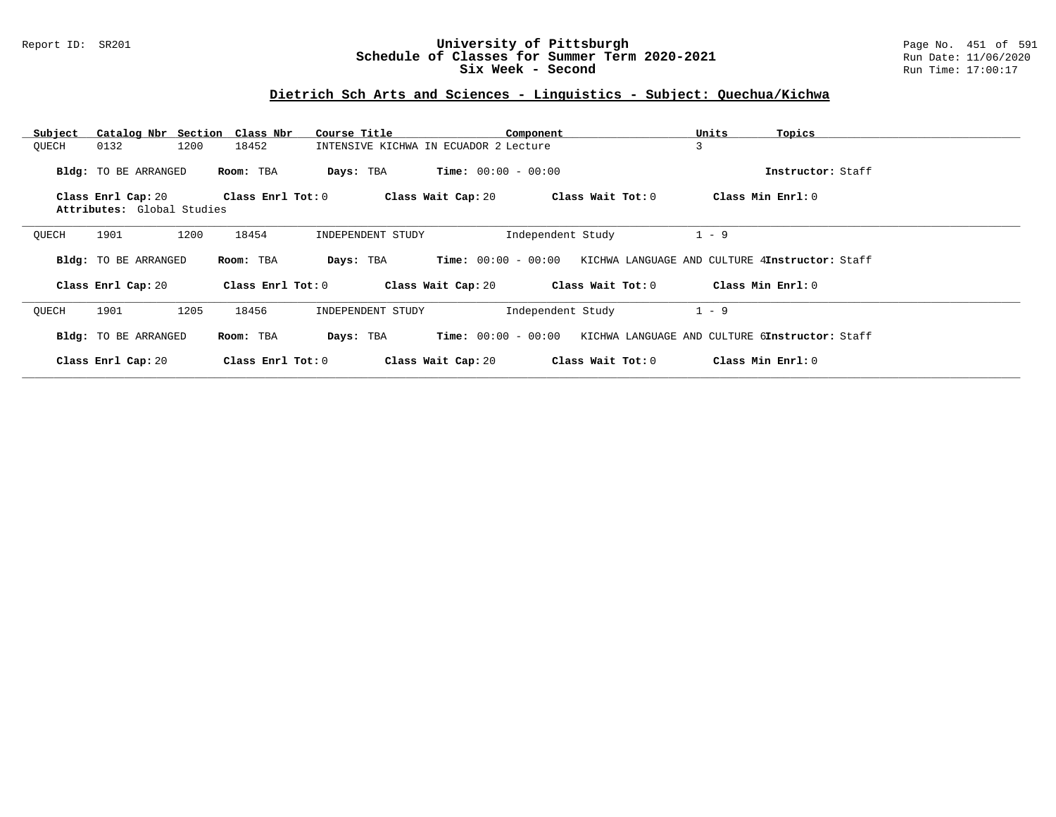# University of Pittsburgh
## Schedule of Classes for Summer Term 2020-2021
### Six Week - Second

Report ID: SR201

Run Date: 11/06/2020
Run Time: 17:00:17

## Dietrich Sch Arts and Sciences - Linguistics - Subject: Quechua/Kichwa

| Subject | Catalog Nbr | Section | Class Nbr | Course Title | Component | Units | Topics |
|---|---|---|---|---|---|---|---|
| QUECH | 0132 | 1200 | 18452 | INTENSIVE KICHWA IN ECUADOR 2 | Lecture | 3 | |

**Bldg:** TO BE ARRANGED **Room:** TBA **Days:** TBA **Time:** 00:00 - 00:00 **Instructor:** Staff

**Class Enrl Cap:** 20 **Class Enrl Tot:** 0 **Class Wait Cap:** 20 **Class Wait Tot:** 0 **Class Min Enrl:** 0

**Attributes:** Global Studies

---

| Subject | Catalog Nbr | Section | Class Nbr | Course Title | Component | Units | Topics |
|---|---|---|---|---|---|---|---|
| QUECH | 1901 | 1200 | 18454 | INDEPENDENT STUDY | Independent Study | 1 - 9 | KICHWA LANGUAGE AND CULTURE 4 |

**Bldg:** TO BE ARRANGED **Room:** TBA **Days:** TBA **Time:** 00:00 - 00:00 **Instructor:** Staff

**Class Enrl Cap:** 20 **Class Enrl Tot:** 0 **Class Wait Cap:** 20 **Class Wait Tot:** 0 **Class Min Enrl:** 0

---

| Subject | Catalog Nbr | Section | Class Nbr | Course Title | Component | Units | Topics |
|---|---|---|---|---|---|---|---|
| QUECH | 1901 | 1205 | 18456 | INDEPENDENT STUDY | Independent Study | 1 - 9 | KICHWA LANGUAGE AND CULTURE 6 |

**Bldg:** TO BE ARRANGED **Room:** TBA **Days:** TBA **Time:** 00:00 - 00:00 **Instructor:** Staff

**Class Enrl Cap:** 20 **Class Enrl Tot:** 0 **Class Wait Cap:** 20 **Class Wait Tot:** 0 **Class Min Enrl:** 0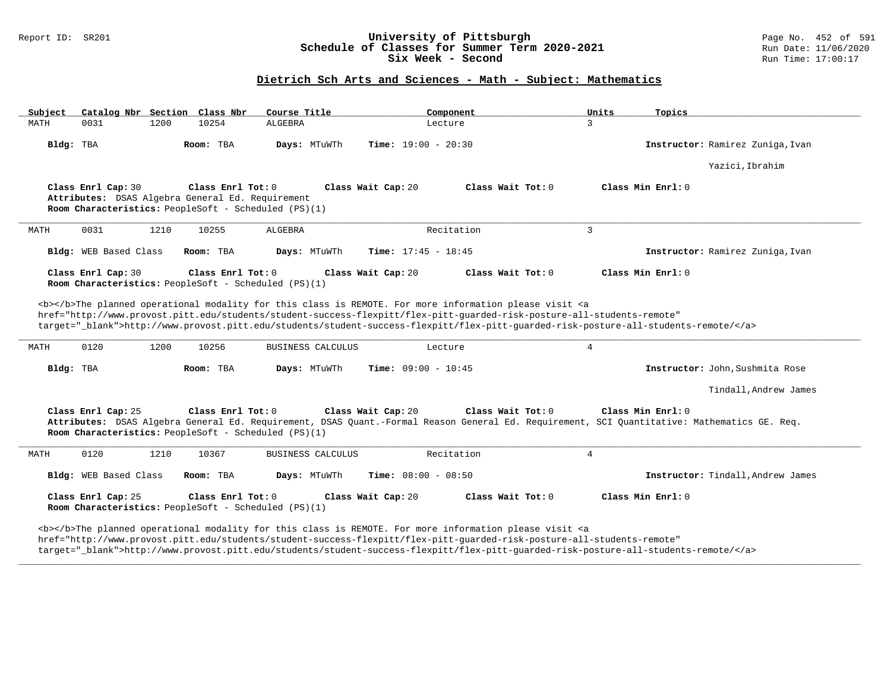## Dietrich Sch Arts and Sciences - Math - Subject: Mathematics

| Subject | Catalog Nbr | Section | Class Nbr | Course Title | Component | Units | Topics |
|---|---|---|---|---|---|---|---|
| MATH | 0031 | 1200 | 10254 | ALGEBRA | Lecture | 3 | |

**Bldg:** TBA **Room:** TBA **Days:** MTuWTh **Time:** 19:00 - 20:30 **Instructor:** Ramirez Zuniga,Ivan
Yazici,Ibrahim

**Class Enrl Cap:** 30 **Class Enrl Tot:** 0 **Class Wait Cap:** 20 **Class Wait Tot:** 0 **Class Min Enrl:** 0
**Attributes:** DSAS Algebra General Ed. Requirement
**Room Characteristics:** PeopleSoft - Scheduled (PS)(1)

---

| Subject | Catalog Nbr | Section | Class Nbr | Course Title | Component | Units | Topics |
|---|---|---|---|---|---|---|---|
| MATH | 0031 | 1210 | 10255 | ALGEBRA | Recitation | 3 | |

**Bldg:** WEB Based Class **Room:** TBA **Days:** MTuWTh **Time:** 17:45 - 18:45 **Instructor:** Ramirez Zuniga,Ivan

**Class Enrl Cap:** 30 **Class Enrl Tot:** 0 **Class Wait Cap:** 20 **Class Wait Tot:** 0 **Class Min Enrl:** 0
**Room Characteristics:** PeopleSoft - Scheduled (PS)(1)

<b></b>The planned operational modality for this class is REMOTE. For more information please visit <a href="http://www.provost.pitt.edu/students/student-success-flexpitt/flex-pitt-guarded-risk-posture-all-students-remote" target="_blank">http://www.provost.pitt.edu/students/student-success-flexpitt/flex-pitt-guarded-risk-posture-all-students-remote/</a>

---

| Subject | Catalog Nbr | Section | Class Nbr | Course Title | Component | Units | Topics |
|---|---|---|---|---|---|---|---|
| MATH | 0120 | 1200 | 10256 | BUSINESS CALCULUS | Lecture | 4 | |

**Bldg:** TBA **Room:** TBA **Days:** MTuWTh **Time:** 09:00 - 10:45 **Instructor:** John,Sushmita Rose
Tindall,Andrew James

**Class Enrl Cap:** 25 **Class Enrl Tot:** 0 **Class Wait Cap:** 20 **Class Wait Tot:** 0 **Class Min Enrl:** 0
**Attributes:** DSAS Algebra General Ed. Requirement, DSAS Quant.-Formal Reason General Ed. Requirement, SCI Quantitative: Mathematics GE. Req.
**Room Characteristics:** PeopleSoft - Scheduled (PS)(1)

---

| Subject | Catalog Nbr | Section | Class Nbr | Course Title | Component | Units | Topics |
|---|---|---|---|---|---|---|---|
| MATH | 0120 | 1210 | 10367 | BUSINESS CALCULUS | Recitation | 4 | |

**Bldg:** WEB Based Class **Room:** TBA **Days:** MTuWTh **Time:** 08:00 - 08:50 **Instructor:** Tindall,Andrew James

**Class Enrl Cap:** 25 **Class Enrl Tot:** 0 **Class Wait Cap:** 20 **Class Wait Tot:** 0 **Class Min Enrl:** 0
**Room Characteristics:** PeopleSoft - Scheduled (PS)(1)

<b></b>The planned operational modality for this class is REMOTE. For more information please visit <a href="http://www.provost.pitt.edu/students/student-success-flexpitt/flex-pitt-guarded-risk-posture-all-students-remote" target="_blank">http://www.provost.pitt.edu/students/student-success-flexpitt/flex-pitt-guarded-risk-posture-all-students-remote/</a>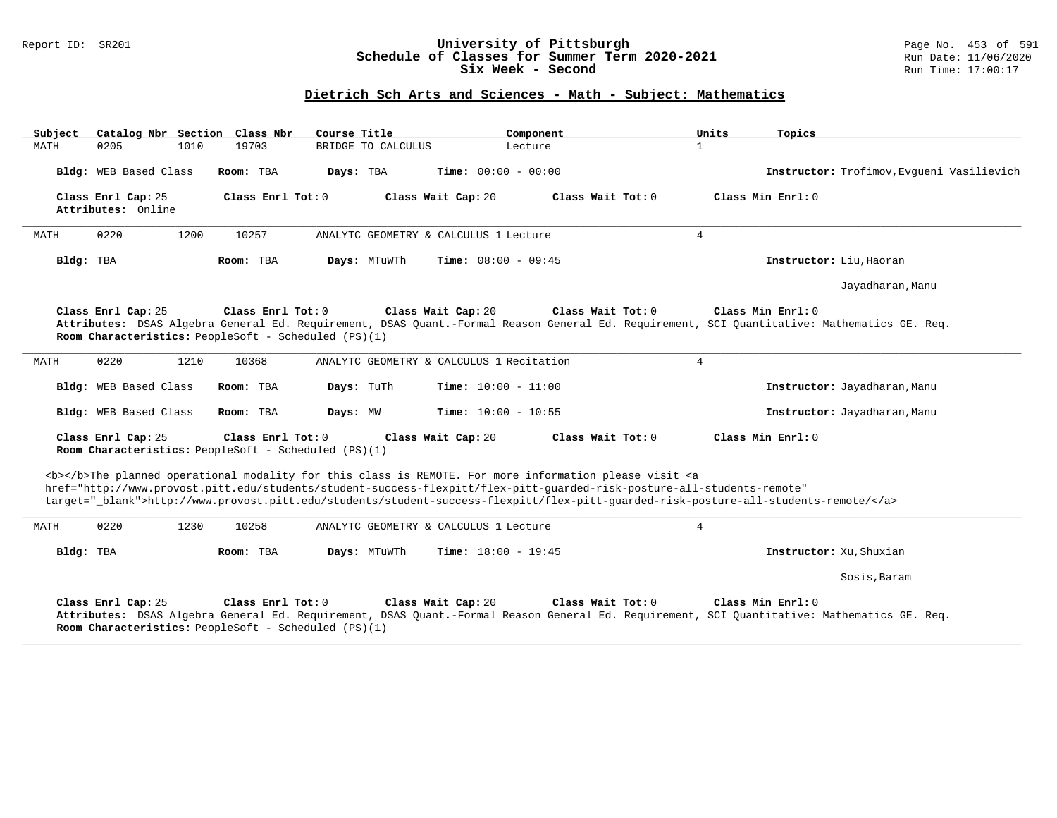# University of Pittsburgh
## Schedule of Classes for Summer Term 2020-2021
### Six Week - Second

## Dietrich Sch Arts and Sciences - Math - Subject: Mathematics

| Subject | Catalog Nbr | Section | Class Nbr | Course Title | Component | Units | Topics |
|---|---|---|---|---|---|---|---|
| MATH | 0205 | 1010 | 19703 | BRIDGE TO CALCULUS | Lecture | 1 | |

**Bldg:** WEB Based Class **Room:** TBA **Days:** TBA **Time:** 00:00 - 00:00 **Instructor:** Trofimov,Evgueni Vasilievich

**Class Enrl Cap:** 25 **Class Enrl Tot:** 0 **Class Wait Cap:** 20 **Class Wait Tot:** 0 **Class Min Enrl:** 0
**Attributes:** Online

---

| Subject | Catalog Nbr | Section | Class Nbr | Course Title | Component | Units | Topics |
|---|---|---|---|---|---|---|---|
| MATH | 0220 | 1200 | 10257 | ANALYTC GEOMETRY & CALCULUS 1 | Lecture | 4 | |

**Bldg:** TBA **Room:** TBA **Days:** MTuWTh **Time:** 08:00 - 09:45 **Instructor:** Liu,Haoran
Jayadharan,Manu

**Class Enrl Cap:** 25 **Class Enrl Tot:** 0 **Class Wait Cap:** 20 **Class Wait Tot:** 0 **Class Min Enrl:** 0
**Attributes:** DSAS Algebra General Ed. Requirement, DSAS Quant.-Formal Reason General Ed. Requirement, SCI Quantitative: Mathematics GE. Req.
**Room Characteristics:** PeopleSoft - Scheduled (PS)(1)

---

| Subject | Catalog Nbr | Section | Class Nbr | Course Title | Component | Units | Topics |
|---|---|---|---|---|---|---|---|
| MATH | 0220 | 1210 | 10368 | ANALYTC GEOMETRY & CALCULUS 1 | Recitation | 4 | |

**Bldg:** WEB Based Class **Room:** TBA **Days:** TuTh **Time:** 10:00 - 11:00 **Instructor:** Jayadharan,Manu

**Bldg:** WEB Based Class **Room:** TBA **Days:** MW **Time:** 10:00 - 10:55 **Instructor:** Jayadharan,Manu

**Class Enrl Cap:** 25 **Class Enrl Tot:** 0 **Class Wait Cap:** 20 **Class Wait Tot:** 0 **Class Min Enrl:** 0
**Room Characteristics:** PeopleSoft - Scheduled (PS)(1)

<b></b>The planned operational modality for this class is REMOTE. For more information please visit <a href="http://www.provost.pitt.edu/students/student-success-flexpitt/flex-pitt-guarded-risk-posture-all-students-remote" target="_blank">http://www.provost.pitt.edu/students/student-success-flexpitt/flex-pitt-guarded-risk-posture-all-students-remote/</a>

---

| Subject | Catalog Nbr | Section | Class Nbr | Course Title | Component | Units | Topics |
|---|---|---|---|---|---|---|---|
| MATH | 0220 | 1230 | 10258 | ANALYTC GEOMETRY & CALCULUS 1 | Lecture | 4 | |

**Bldg:** TBA **Room:** TBA **Days:** MTuWTh **Time:** 18:00 - 19:45 **Instructor:** Xu,Shuxian
Sosis,Baram

**Class Enrl Cap:** 25 **Class Enrl Tot:** 0 **Class Wait Cap:** 20 **Class Wait Tot:** 0 **Class Min Enrl:** 0
**Attributes:** DSAS Algebra General Ed. Requirement, DSAS Quant.-Formal Reason General Ed. Requirement, SCI Quantitative: Mathematics GE. Req.
**Room Characteristics:** PeopleSoft - Scheduled (PS)(1)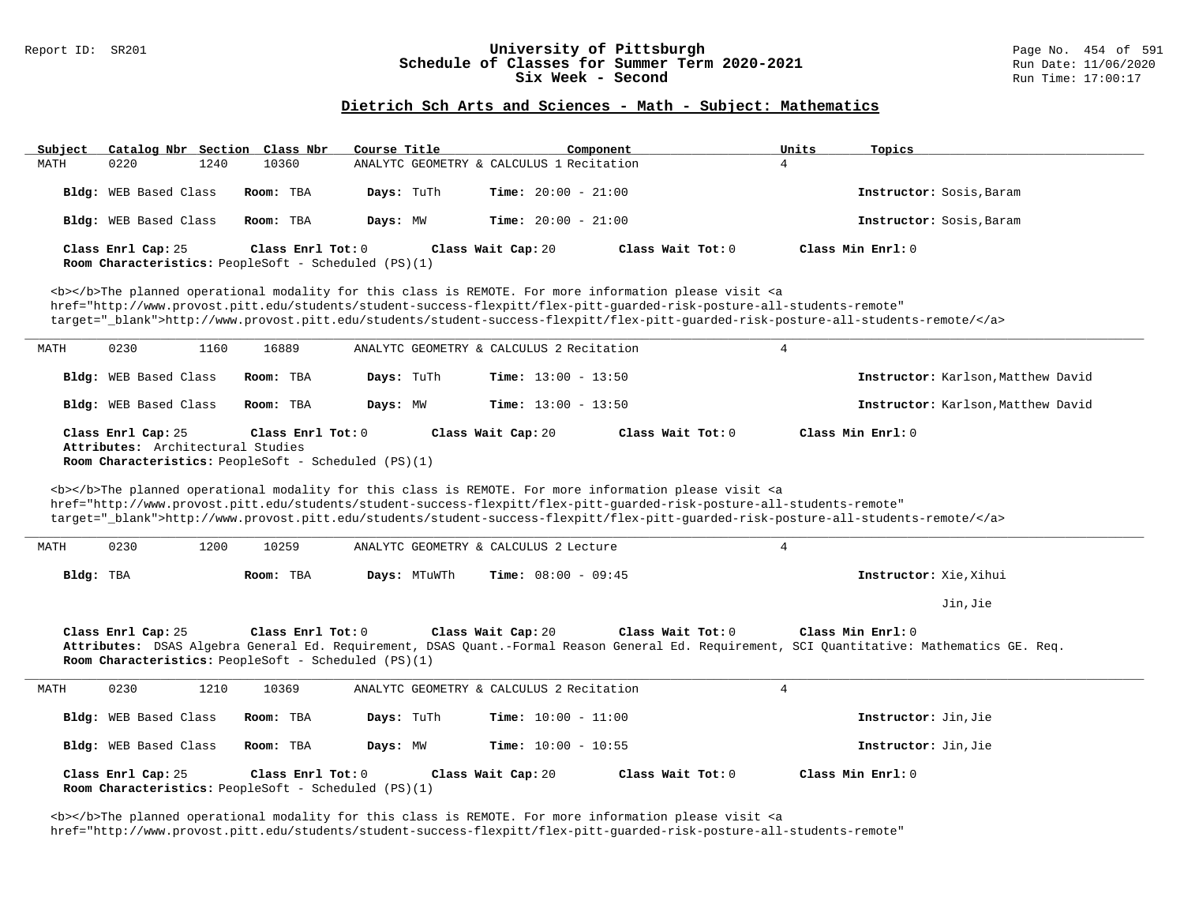## University of Pittsburgh
## Schedule of Classes for Summer Term 2020-2021
## Six Week - Second

Report ID: SR201 | Run Date: 11/06/2020 | Run Time: 17:00:17

### Dietrich Sch Arts and Sciences - Math - Subject: Mathematics

| Subject | Catalog Nbr | Section | Class Nbr | Course Title | Component | Units | Topics |
|---|---|---|---|---|---|---|---|
| MATH | 0220 | 1240 | 10360 | ANALYTC GEOMETRY & CALCULUS 1 | Recitation | 4 | |

**Bldg:** WEB Based Class **Room:** TBA **Days:** TuTh **Time:** 20:00 - 21:00 **Instructor:** Sosis,Baram

**Bldg:** WEB Based Class **Room:** TBA **Days:** MW **Time:** 20:00 - 21:00 **Instructor:** Sosis,Baram

**Class Enrl Cap:** 25 **Class Enrl Tot:** 0 **Class Wait Cap:** 20 **Class Wait Tot:** 0 **Class Min Enrl:** 0
**Room Characteristics:** PeopleSoft - Scheduled (PS)(1)

<b></b>The planned operational modality for this class is REMOTE. For more information please visit <a href="http://www.provost.pitt.edu/students/student-success-flexpitt/flex-pitt-guarded-risk-posture-all-students-remote" target="_blank">http://www.provost.pitt.edu/students/student-success-flexpitt/flex-pitt-guarded-risk-posture-all-students-remote/</a>

---

| Subject | Catalog Nbr | Section | Class Nbr | Course Title | Component | Units | Topics |
|---|---|---|---|---|---|---|---|
| MATH | 0230 | 1160 | 16889 | ANALYTC GEOMETRY & CALCULUS 2 | Recitation | 4 | |

**Bldg:** WEB Based Class **Room:** TBA **Days:** TuTh **Time:** 13:00 - 13:50 **Instructor:** Karlson,Matthew David

**Bldg:** WEB Based Class **Room:** TBA **Days:** MW **Time:** 13:00 - 13:50 **Instructor:** Karlson,Matthew David

**Class Enrl Cap:** 25 **Class Enrl Tot:** 0 **Class Wait Cap:** 20 **Class Wait Tot:** 0 **Class Min Enrl:** 0
**Attributes:** Architectural Studies
**Room Characteristics:** PeopleSoft - Scheduled (PS)(1)

<b></b>The planned operational modality for this class is REMOTE. For more information please visit <a href="http://www.provost.pitt.edu/students/student-success-flexpitt/flex-pitt-guarded-risk-posture-all-students-remote" target="_blank">http://www.provost.pitt.edu/students/student-success-flexpitt/flex-pitt-guarded-risk-posture-all-students-remote/</a>

---

| Subject | Catalog Nbr | Section | Class Nbr | Course Title | Component | Units | Topics |
|---|---|---|---|---|---|---|---|
| MATH | 0230 | 1200 | 10259 | ANALYTC GEOMETRY & CALCULUS 2 | Lecture | 4 | |

**Bldg:** TBA **Room:** TBA **Days:** MTuWTh **Time:** 08:00 - 09:45 **Instructor:** Xie,Xihui
Jin,Jie

**Class Enrl Cap:** 25 **Class Enrl Tot:** 0 **Class Wait Cap:** 20 **Class Wait Tot:** 0 **Class Min Enrl:** 0
**Attributes:** DSAS Algebra General Ed. Requirement, DSAS Quant.-Formal Reason General Ed. Requirement, SCI Quantitative: Mathematics GE. Req.
**Room Characteristics:** PeopleSoft - Scheduled (PS)(1)

---

| Subject | Catalog Nbr | Section | Class Nbr | Course Title | Component | Units | Topics |
|---|---|---|---|---|---|---|---|
| MATH | 0230 | 1210 | 10369 | ANALYTC GEOMETRY & CALCULUS 2 | Recitation | 4 | |

**Bldg:** WEB Based Class **Room:** TBA **Days:** TuTh **Time:** 10:00 - 11:00 **Instructor:** Jin,Jie

**Bldg:** WEB Based Class **Room:** TBA **Days:** MW **Time:** 10:00 - 10:55 **Instructor:** Jin,Jie

**Class Enrl Cap:** 25 **Class Enrl Tot:** 0 **Class Wait Cap:** 20 **Class Wait Tot:** 0 **Class Min Enrl:** 0
**Room Characteristics:** PeopleSoft - Scheduled (PS)(1)

<b></b>The planned operational modality for this class is REMOTE. For more information please visit <a href="http://www.provost.pitt.edu/students/student-success-flexpitt/flex-pitt-guarded-risk-posture-all-students-remote"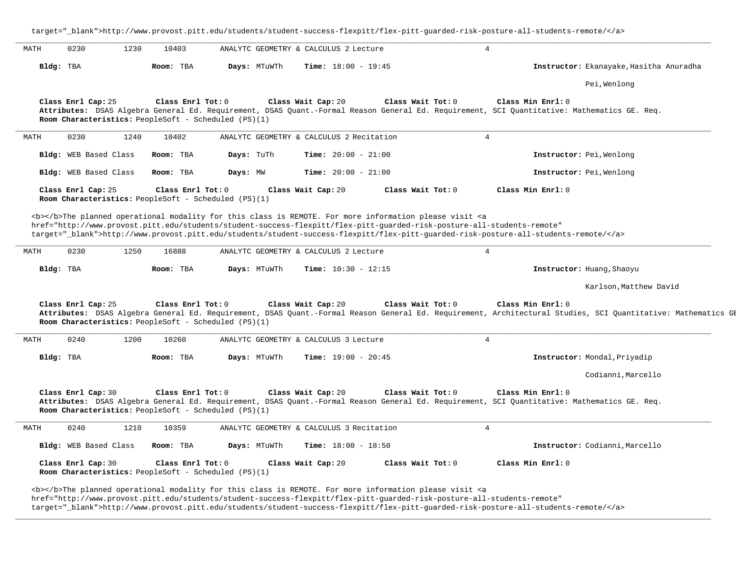target="_blank">http://www.provost.pitt.edu/students/student-success-flexpitt/flex-pitt-guarded-risk-posture-all-students-remote/</a>

---

MATH 0230 1230 10403 ANALYTC GEOMETRY & CALCULUS 2 Lecture 4

**Bldg:** TBA **Room:** TBA **Days:** MTuWTh **Time:** 18:00 - 19:45 **Instructor:** Ekanayake,Hasitha Anuradha

Pei,Wenlong

**Class Enrl Cap:** 25 **Class Enrl Tot:** 0 **Class Wait Cap:** 20 **Class Wait Tot:** 0 **Class Min Enrl:** 0
**Attributes:** DSAS Algebra General Ed. Requirement, DSAS Quant.-Formal Reason General Ed. Requirement, SCI Quantitative: Mathematics GE. Req.
**Room Characteristics:** PeopleSoft - Scheduled (PS)(1)

---

MATH 0230 1240 10402 ANALYTC GEOMETRY & CALCULUS 2 Recitation 4

**Bldg:** WEB Based Class **Room:** TBA **Days:** TuTh **Time:** 20:00 - 21:00 **Instructor:** Pei,Wenlong

**Bldg:** WEB Based Class **Room:** TBA **Days:** MW **Time:** 20:00 - 21:00 **Instructor:** Pei,Wenlong

**Class Enrl Cap:** 25 **Class Enrl Tot:** 0 **Class Wait Cap:** 20 **Class Wait Tot:** 0 **Class Min Enrl:** 0
**Room Characteristics:** PeopleSoft - Scheduled (PS)(1)

<b></b>The planned operational modality for this class is REMOTE. For more information please visit <a
href="http://www.provost.pitt.edu/students/student-success-flexpitt/flex-pitt-guarded-risk-posture-all-students-remote"
target="_blank">http://www.provost.pitt.edu/students/student-success-flexpitt/flex-pitt-guarded-risk-posture-all-students-remote/</a>

---

MATH 0230 1250 16888 ANALYTC GEOMETRY & CALCULUS 2 Lecture 4

**Bldg:** TBA **Room:** TBA **Days:** MTuWTh **Time:** 10:30 - 12:15 **Instructor:** Huang,Shaoyu

Karlson,Matthew David

**Class Enrl Cap:** 25 **Class Enrl Tot:** 0 **Class Wait Cap:** 20 **Class Wait Tot:** 0 **Class Min Enrl:** 0
**Attributes:** DSAS Algebra General Ed. Requirement, DSAS Quant.-Formal Reason General Ed. Requirement, Architectural Studies, SCI Quantitative: Mathematics GE
**Room Characteristics:** PeopleSoft - Scheduled (PS)(1)

---

MATH 0240 1200 10260 ANALYTC GEOMETRY & CALCULUS 3 Lecture 4

**Bldg:** TBA **Room:** TBA **Days:** MTuWTh **Time:** 19:00 - 20:45 **Instructor:** Mondal,Priyadip

Codianni,Marcello

**Class Enrl Cap:** 30 **Class Enrl Tot:** 0 **Class Wait Cap:** 20 **Class Wait Tot:** 0 **Class Min Enrl:** 0
**Attributes:** DSAS Algebra General Ed. Requirement, DSAS Quant.-Formal Reason General Ed. Requirement, SCI Quantitative: Mathematics GE. Req.
**Room Characteristics:** PeopleSoft - Scheduled (PS)(1)

---

MATH 0240 1210 10359 ANALYTC GEOMETRY & CALCULUS 3 Recitation 4

**Bldg:** WEB Based Class **Room:** TBA **Days:** MTuWTh **Time:** 18:00 - 18:50 **Instructor:** Codianni,Marcello

**Class Enrl Cap:** 30 **Class Enrl Tot:** 0 **Class Wait Cap:** 20 **Class Wait Tot:** 0 **Class Min Enrl:** 0
**Room Characteristics:** PeopleSoft - Scheduled (PS)(1)

<b></b>The planned operational modality for this class is REMOTE. For more information please visit <a
href="http://www.provost.pitt.edu/students/student-success-flexpitt/flex-pitt-guarded-risk-posture-all-students-remote"
target="_blank">http://www.provost.pitt.edu/students/student-success-flexpitt/flex-pitt-guarded-risk-posture-all-students-remote/</a>

---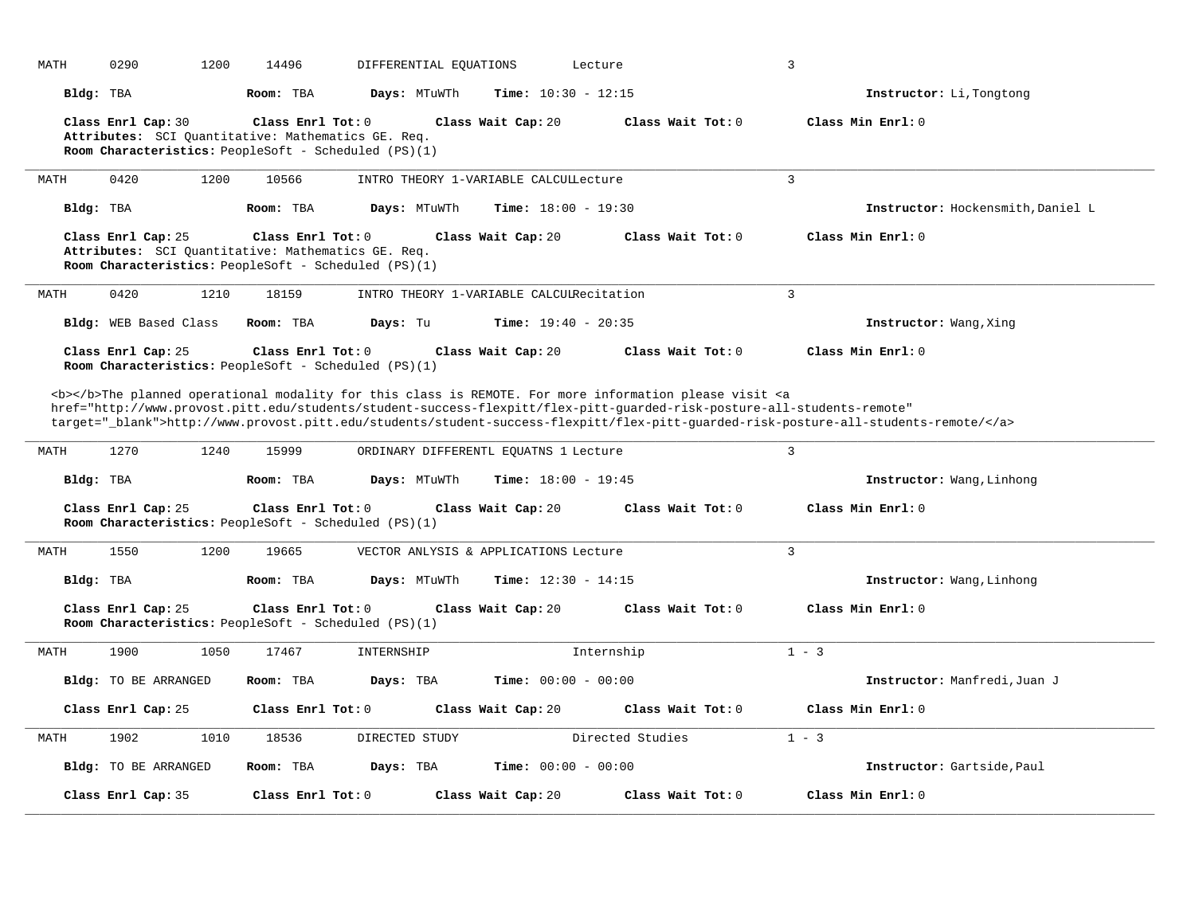MATH 0290 1200 14496 DIFFERENTIAL EQUATIONS Lecture 3

**Bldg:** TBA **Room:** TBA **Days:** MTuWTh **Time:** 10:30 - 12:15 **Instructor:** Li,Tongtong

**Class Enrl Cap:** 30 **Class Enrl Tot:** 0 **Class Wait Cap:** 20 **Class Wait Tot:** 0 **Class Min Enrl:** 0

**Attributes:** SCI Quantitative: Mathematics GE. Req.

**Room Characteristics:** PeopleSoft - Scheduled (PS)(1)

---

MATH 0420 1200 10566 INTRO THEORY 1-VARIABLE CALCULLecture 3

**Bldg:** TBA **Room:** TBA **Days:** MTuWTh **Time:** 18:00 - 19:30 **Instructor:** Hockensmith,Daniel L

**Class Enrl Cap:** 25 **Class Enrl Tot:** 0 **Class Wait Cap:** 20 **Class Wait Tot:** 0 **Class Min Enrl:** 0

**Attributes:** SCI Quantitative: Mathematics GE. Req.

**Room Characteristics:** PeopleSoft - Scheduled (PS)(1)

---

MATH 0420 1210 18159 INTRO THEORY 1-VARIABLE CALCULRecitation 3

**Bldg:** WEB Based Class **Room:** TBA **Days:** Tu **Time:** 19:40 - 20:35 **Instructor:** Wang,Xing

**Class Enrl Cap:** 25 **Class Enrl Tot:** 0 **Class Wait Cap:** 20 **Class Wait Tot:** 0 **Class Min Enrl:** 0

**Room Characteristics:** PeopleSoft - Scheduled (PS)(1)

<b></b>The planned operational modality for this class is REMOTE. For more information please visit <a href="http://www.provost.pitt.edu/students/student-success-flexpitt/flex-pitt-guarded-risk-posture-all-students-remote" target="_blank">http://www.provost.pitt.edu/students/student-success-flexpitt/flex-pitt-guarded-risk-posture-all-students-remote/</a>

---

MATH 1270 1240 15999 ORDINARY DIFFERENTL EQUATNS 1 Lecture 3

**Bldg:** TBA **Room:** TBA **Days:** MTuWTh **Time:** 18:00 - 19:45 **Instructor:** Wang,Linhong

**Class Enrl Cap:** 25 **Class Enrl Tot:** 0 **Class Wait Cap:** 20 **Class Wait Tot:** 0 **Class Min Enrl:** 0

**Room Characteristics:** PeopleSoft - Scheduled (PS)(1)

---

MATH 1550 1200 19665 VECTOR ANLYSIS & APPLICATIONS Lecture 3

**Bldg:** TBA **Room:** TBA **Days:** MTuWTh **Time:** 12:30 - 14:15 **Instructor:** Wang,Linhong

**Class Enrl Cap:** 25 **Class Enrl Tot:** 0 **Class Wait Cap:** 20 **Class Wait Tot:** 0 **Class Min Enrl:** 0

**Room Characteristics:** PeopleSoft - Scheduled (PS)(1)

---

MATH 1900 1050 17467 INTERNSHIP Internship 1 - 3

**Bldg:** TO BE ARRANGED **Room:** TBA **Days:** TBA **Time:** 00:00 - 00:00 **Instructor:** Manfredi,Juan J

**Class Enrl Cap:** 25 **Class Enrl Tot:** 0 **Class Wait Cap:** 20 **Class Wait Tot:** 0 **Class Min Enrl:** 0

---

MATH 1902 1010 18536 DIRECTED STUDY Directed Studies 1 - 3

**Bldg:** TO BE ARRANGED **Room:** TBA **Days:** TBA **Time:** 00:00 - 00:00 **Instructor:** Gartside,Paul

**Class Enrl Cap:** 35 **Class Enrl Tot:** 0 **Class Wait Cap:** 20 **Class Wait Tot:** 0 **Class Min Enrl:** 0

---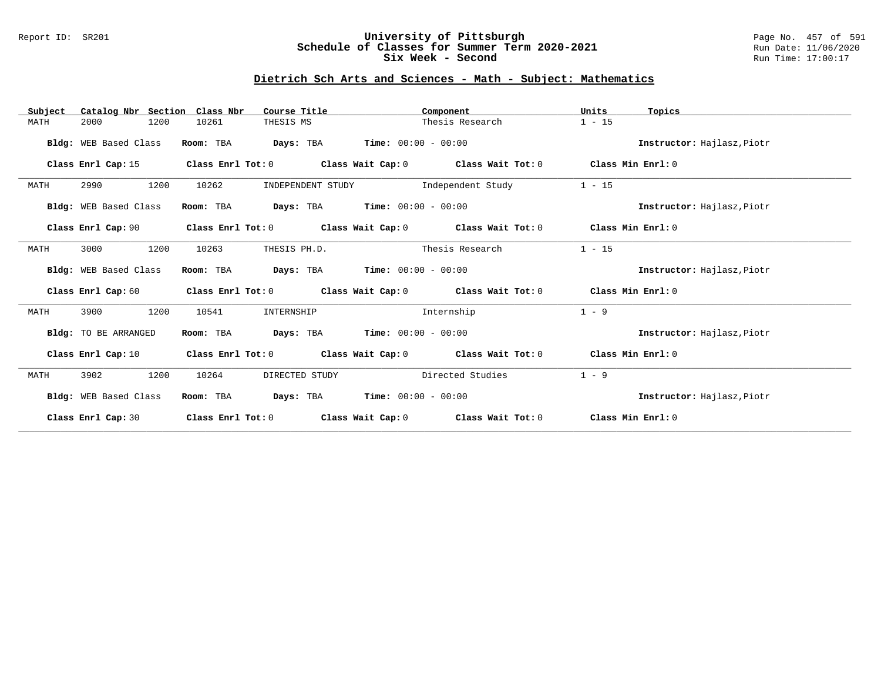# University of Pittsburgh
## Schedule of Classes for Summer Term 2020-2021
## Six Week - Second

Report ID: SR201

Run Date: 11/06/2020
Run Time: 17:00:17

### Dietrich Sch Arts and Sciences - Math - Subject: Mathematics

| Subject | Catalog Nbr | Section | Class Nbr | Course Title | Component | Units | Topics |
|---|---|---|---|---|---|---|---|
| MATH | 2000 | 1200 | 10261 | THESIS MS | Thesis Research | 1 - 15 | |

**Bldg:** WEB Based Class **Room:** TBA **Days:** TBA **Time:** 00:00 - 00:00 **Instructor:** Hajlasz,Piotr

**Class Enrl Cap:** 15 **Class Enrl Tot:** 0 **Class Wait Cap:** 0 **Class Wait Tot:** 0 **Class Min Enrl:** 0

---

| Subject | Catalog Nbr | Section | Class Nbr | Course Title | Component | Units | Topics |
|---|---|---|---|---|---|---|---|
| MATH | 2990 | 1200 | 10262 | INDEPENDENT STUDY | Independent Study | 1 - 15 | |

**Bldg:** WEB Based Class **Room:** TBA **Days:** TBA **Time:** 00:00 - 00:00 **Instructor:** Hajlasz,Piotr

**Class Enrl Cap:** 90 **Class Enrl Tot:** 0 **Class Wait Cap:** 0 **Class Wait Tot:** 0 **Class Min Enrl:** 0

---

| Subject | Catalog Nbr | Section | Class Nbr | Course Title | Component | Units | Topics |
|---|---|---|---|---|---|---|---|
| MATH | 3000 | 1200 | 10263 | THESIS PH.D. | Thesis Research | 1 - 15 | |

**Bldg:** WEB Based Class **Room:** TBA **Days:** TBA **Time:** 00:00 - 00:00 **Instructor:** Hajlasz,Piotr

**Class Enrl Cap:** 60 **Class Enrl Tot:** 0 **Class Wait Cap:** 0 **Class Wait Tot:** 0 **Class Min Enrl:** 0

---

| Subject | Catalog Nbr | Section | Class Nbr | Course Title | Component | Units | Topics |
|---|---|---|---|---|---|---|---|
| MATH | 3900 | 1200 | 10541 | INTERNSHIP | Internship | 1 - 9 | |

**Bldg:** TO BE ARRANGED **Room:** TBA **Days:** TBA **Time:** 00:00 - 00:00 **Instructor:** Hajlasz,Piotr

**Class Enrl Cap:** 10 **Class Enrl Tot:** 0 **Class Wait Cap:** 0 **Class Wait Tot:** 0 **Class Min Enrl:** 0

---

| Subject | Catalog Nbr | Section | Class Nbr | Course Title | Component | Units | Topics |
|---|---|---|---|---|---|---|---|
| MATH | 3902 | 1200 | 10264 | DIRECTED STUDY | Directed Studies | 1 - 9 | |

**Bldg:** WEB Based Class **Room:** TBA **Days:** TBA **Time:** 00:00 - 00:00 **Instructor:** Hajlasz,Piotr

**Class Enrl Cap:** 30 **Class Enrl Tot:** 0 **Class Wait Cap:** 0 **Class Wait Tot:** 0 **Class Min Enrl:** 0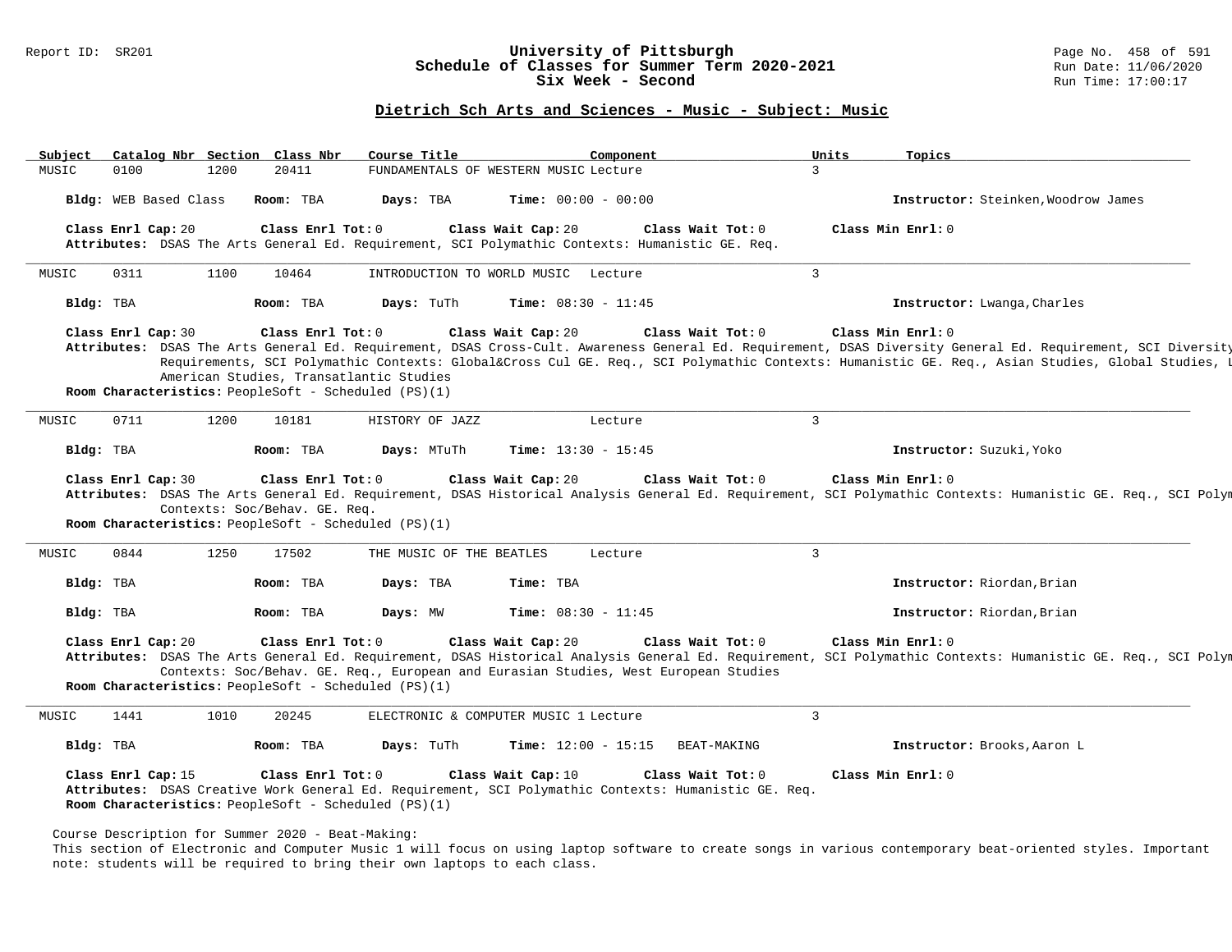## Dietrich Sch Arts and Sciences - Music - Subject: Music

| Subject | Catalog Nbr | Section | Class Nbr | Course Title | Component | Units | Topics |
|---|---|---|---|---|---|---|---|
| MUSIC | 0100 | 1200 | 20411 | FUNDAMENTALS OF WESTERN MUSIC | Lecture | 3 | |

**Bldg:** WEB Based Class **Room:** TBA **Days:** TBA **Time:** 00:00 - 00:00 **Instructor:** Steinken,Woodrow James

**Class Enrl Cap:** 20 **Class Enrl Tot:** 0 **Class Wait Cap:** 20 **Class Wait Tot:** 0 **Class Min Enrl:** 0

**Attributes:** DSAS The Arts General Ed. Requirement, SCI Polymathic Contexts: Humanistic GE. Req.

---

| Subject | Catalog Nbr | Section | Class Nbr | Course Title | Component | Units | Topics |
|---|---|---|---|---|---|---|---|
| MUSIC | 0311 | 1100 | 10464 | INTRODUCTION TO WORLD MUSIC | Lecture | 3 | |

**Bldg:** TBA **Room:** TBA **Days:** TuTh **Time:** 08:30 - 11:45 **Instructor:** Lwanga,Charles

**Class Enrl Cap:** 30 **Class Enrl Tot:** 0 **Class Wait Cap:** 20 **Class Wait Tot:** 0 **Class Min Enrl:** 0

**Attributes:** DSAS The Arts General Ed. Requirement, DSAS Cross-Cult. Awareness General Ed. Requirement, DSAS Diversity General Ed. Requirement, SCI Diversity Requirements, SCI Polymathic Contexts: Global&Cross Cul GE. Req., SCI Polymathic Contexts: Humanistic GE. Req., Asian Studies, Global Studies, L American Studies, Transatlantic Studies

**Room Characteristics:** PeopleSoft - Scheduled (PS)(1)

---

| Subject | Catalog Nbr | Section | Class Nbr | Course Title | Component | Units | Topics |
|---|---|---|---|---|---|---|---|
| MUSIC | 0711 | 1200 | 10181 | HISTORY OF JAZZ | Lecture | 3 | |

**Bldg:** TBA **Room:** TBA **Days:** MTuTh **Time:** 13:30 - 15:45 **Instructor:** Suzuki,Yoko

**Class Enrl Cap:** 30 **Class Enrl Tot:** 0 **Class Wait Cap:** 20 **Class Wait Tot:** 0 **Class Min Enrl:** 0

**Attributes:** DSAS The Arts General Ed. Requirement, DSAS Historical Analysis General Ed. Requirement, SCI Polymathic Contexts: Humanistic GE. Req., SCI Polym Contexts: Soc/Behav. GE. Req.

**Room Characteristics:** PeopleSoft - Scheduled (PS)(1)

---

| Subject | Catalog Nbr | Section | Class Nbr | Course Title | Component | Units | Topics |
|---|---|---|---|---|---|---|---|
| MUSIC | 0844 | 1250 | 17502 | THE MUSIC OF THE BEATLES | Lecture | 3 | |

**Bldg:** TBA **Room:** TBA **Days:** TBA **Time:** TBA **Instructor:** Riordan,Brian

**Bldg:** TBA **Room:** TBA **Days:** MW **Time:** 08:30 - 11:45 **Instructor:** Riordan,Brian

**Class Enrl Cap:** 20 **Class Enrl Tot:** 0 **Class Wait Cap:** 20 **Class Wait Tot:** 0 **Class Min Enrl:** 0

**Attributes:** DSAS The Arts General Ed. Requirement, DSAS Historical Analysis General Ed. Requirement, SCI Polymathic Contexts: Humanistic GE. Req., SCI Polym Contexts: Soc/Behav. GE. Req., European and Eurasian Studies, West European Studies

**Room Characteristics:** PeopleSoft - Scheduled (PS)(1)

---

| Subject | Catalog Nbr | Section | Class Nbr | Course Title | Component | Units | Topics |
|---|---|---|---|---|---|---|---|
| MUSIC | 1441 | 1010 | 20245 | ELECTRONIC & COMPUTER MUSIC 1 | Lecture | 3 | |

**Bldg:** TBA **Room:** TBA **Days:** TuTh **Time:** 12:00 - 15:15 BEAT-MAKING **Instructor:** Brooks,Aaron L

**Class Enrl Cap:** 15 **Class Enrl Tot:** 0 **Class Wait Cap:** 10 **Class Wait Tot:** 0 **Class Min Enrl:** 0

**Attributes:** DSAS Creative Work General Ed. Requirement, SCI Polymathic Contexts: Humanistic GE. Req

**Room Characteristics:** PeopleSoft - Scheduled (PS)(1)

Course Description for Summer 2020 - Beat-Making:
This section of Electronic and Computer Music 1 will focus on using laptop software to create songs in various contemporary beat-oriented styles. Important note: students will be required to bring their own laptops to each class.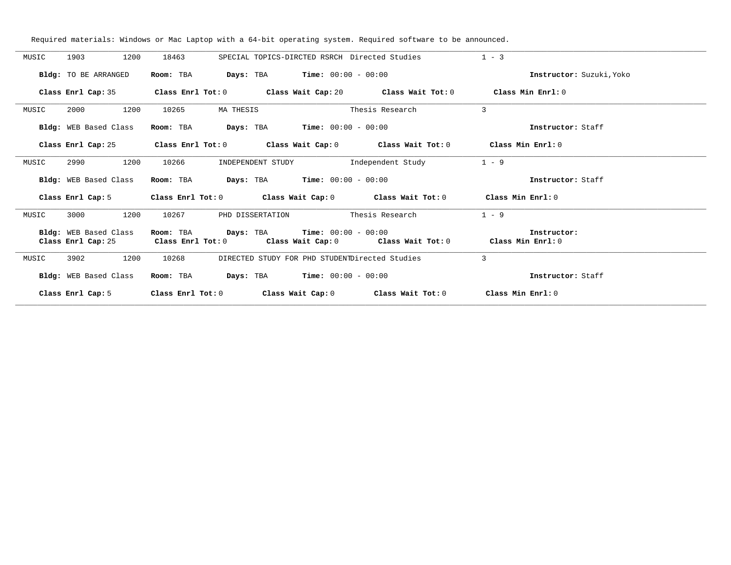Required materials: Windows or Mac Laptop with a 64-bit operating system. Required software to be announced.

---

MUSIC 1903 1200 18463 SPECIAL TOPICS-DIRCTED RSRCH Directed Studies 1 - 3

**Bldg:** TO BE ARRANGED **Room:** TBA **Days:** TBA **Time:** 00:00 - 00:00 **Instructor:** Suzuki,Yoko

**Class Enrl Cap:** 35 **Class Enrl Tot:** 0 **Class Wait Cap:** 20 **Class Wait Tot:** 0 **Class Min Enrl:** 0

---

MUSIC 2000 1200 10265 MA THESIS Thesis Research 3

**Bldg:** WEB Based Class **Room:** TBA **Days:** TBA **Time:** 00:00 - 00:00 **Instructor:** Staff

**Class Enrl Cap:** 25 **Class Enrl Tot:** 0 **Class Wait Cap:** 0 **Class Wait Tot:** 0 **Class Min Enrl:** 0

---

MUSIC 2990 1200 10266 INDEPENDENT STUDY Independent Study 1 - 9

**Bldg:** WEB Based Class **Room:** TBA **Days:** TBA **Time:** 00:00 - 00:00 **Instructor:** Staff

**Class Enrl Cap:** 5 **Class Enrl Tot:** 0 **Class Wait Cap:** 0 **Class Wait Tot:** 0 **Class Min Enrl:** 0

---

MUSIC 3000 1200 10267 PHD DISSERTATION Thesis Research 1 - 9

**Bldg:** WEB Based Class **Room:** TBA **Days:** TBA **Time:** 00:00 - 00:00 **Instructor:**
**Class Enrl Cap:** 25 **Class Enrl Tot:** 0 **Class Wait Cap:** 0 **Class Wait Tot:** 0 **Class Min Enrl:** 0

---

MUSIC 3902 1200 10268 DIRECTED STUDY FOR PHD STUDENT Directed Studies 3

**Bldg:** WEB Based Class **Room:** TBA **Days:** TBA **Time:** 00:00 - 00:00 **Instructor:** Staff

**Class Enrl Cap:** 5 **Class Enrl Tot:** 0 **Class Wait Cap:** 0 **Class Wait Tot:** 0 **Class Min Enrl:** 0

---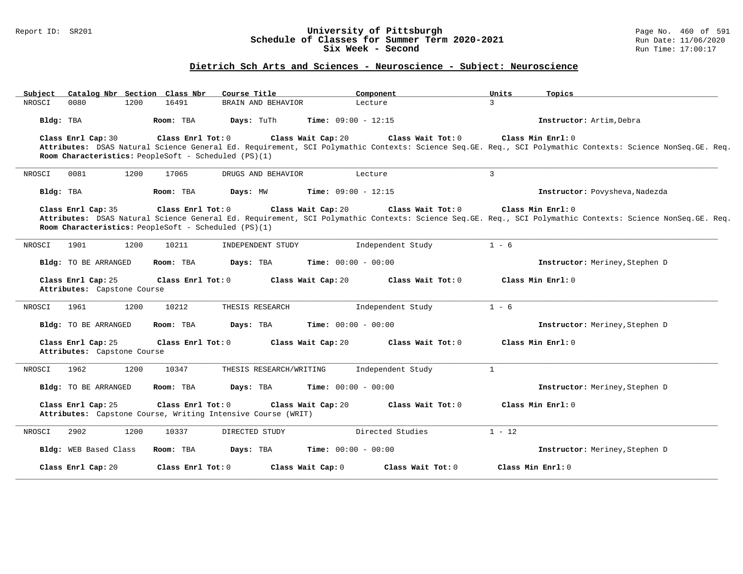## Dietrich Sch Arts and Sciences - Neuroscience - Subject: Neuroscience

| Subject | Catalog Nbr | Section | Class Nbr | Course Title | Component | Units | Topics |
|---|---|---|---|---|---|---|---|
| NROSCI | 0080 | 1200 | 16491 | BRAIN AND BEHAVIOR | Lecture | 3 | |

**Bldg:** TBA **Room:** TBA **Days:** TuTh **Time:** 09:00 - 12:15 **Instructor:** Artim,Debra

**Class Enrl Cap:** 30 **Class Enrl Tot:** 0 **Class Wait Cap:** 20 **Class Wait Tot:** 0 **Class Min Enrl:** 0

**Attributes:** DSAS Natural Science General Ed. Requirement, SCI Polymathic Contexts: Science Seq.GE. Req., SCI Polymathic Contexts: Science NonSeq.GE. Req.

**Room Characteristics:** PeopleSoft - Scheduled (PS)(1)

---

| Subject | Catalog Nbr | Section | Class Nbr | Course Title | Component | Units | Topics |
|---|---|---|---|---|---|---|---|
| NROSCI | 0081 | 1200 | 17065 | DRUGS AND BEHAVIOR | Lecture | 3 | |

**Bldg:** TBA **Room:** TBA **Days:** MW **Time:** 09:00 - 12:15 **Instructor:** Povysheva,Nadezda

**Class Enrl Cap:** 35 **Class Enrl Tot:** 0 **Class Wait Cap:** 20 **Class Wait Tot:** 0 **Class Min Enrl:** 0

**Attributes:** DSAS Natural Science General Ed. Requirement, SCI Polymathic Contexts: Science Seq.GE. Req., SCI Polymathic Contexts: Science NonSeq.GE. Req.

**Room Characteristics:** PeopleSoft - Scheduled (PS)(1)

---

| Subject | Catalog Nbr | Section | Class Nbr | Course Title | Component | Units | Topics |
|---|---|---|---|---|---|---|---|
| NROSCI | 1901 | 1200 | 10211 | INDEPENDENT STUDY | Independent Study | 1 - 6 | |

**Bldg:** TO BE ARRANGED **Room:** TBA **Days:** TBA **Time:** 00:00 - 00:00 **Instructor:** Meriney,Stephen D

**Class Enrl Cap:** 25 **Class Enrl Tot:** 0 **Class Wait Cap:** 20 **Class Wait Tot:** 0 **Class Min Enrl:** 0

**Attributes:** Capstone Course

---

| Subject | Catalog Nbr | Section | Class Nbr | Course Title | Component | Units | Topics |
|---|---|---|---|---|---|---|---|
| NROSCI | 1961 | 1200 | 10212 | THESIS RESEARCH | Independent Study | 1 - 6 | |

**Bldg:** TO BE ARRANGED **Room:** TBA **Days:** TBA **Time:** 00:00 - 00:00 **Instructor:** Meriney,Stephen D

**Class Enrl Cap:** 25 **Class Enrl Tot:** 0 **Class Wait Cap:** 20 **Class Wait Tot:** 0 **Class Min Enrl:** 0

**Attributes:** Capstone Course

---

| Subject | Catalog Nbr | Section | Class Nbr | Course Title | Component | Units | Topics |
|---|---|---|---|---|---|---|---|
| NROSCI | 1962 | 1200 | 10347 | THESIS RESEARCH/WRITING | Independent Study | 1 | |

**Bldg:** TO BE ARRANGED **Room:** TBA **Days:** TBA **Time:** 00:00 - 00:00 **Instructor:** Meriney,Stephen D

**Class Enrl Cap:** 25 **Class Enrl Tot:** 0 **Class Wait Cap:** 20 **Class Wait Tot:** 0 **Class Min Enrl:** 0

**Attributes:** Capstone Course, Writing Intensive Course (WRIT)

---

| Subject | Catalog Nbr | Section | Class Nbr | Course Title | Component | Units | Topics |
|---|---|---|---|---|---|---|---|
| NROSCI | 2902 | 1200 | 10337 | DIRECTED STUDY | Directed Studies | 1 - 12 | |

**Bldg:** WEB Based Class **Room:** TBA **Days:** TBA **Time:** 00:00 - 00:00 **Instructor:** Meriney,Stephen D

**Class Enrl Cap:** 20 **Class Enrl Tot:** 0 **Class Wait Cap:** 0 **Class Wait Tot:** 0 **Class Min Enrl:** 0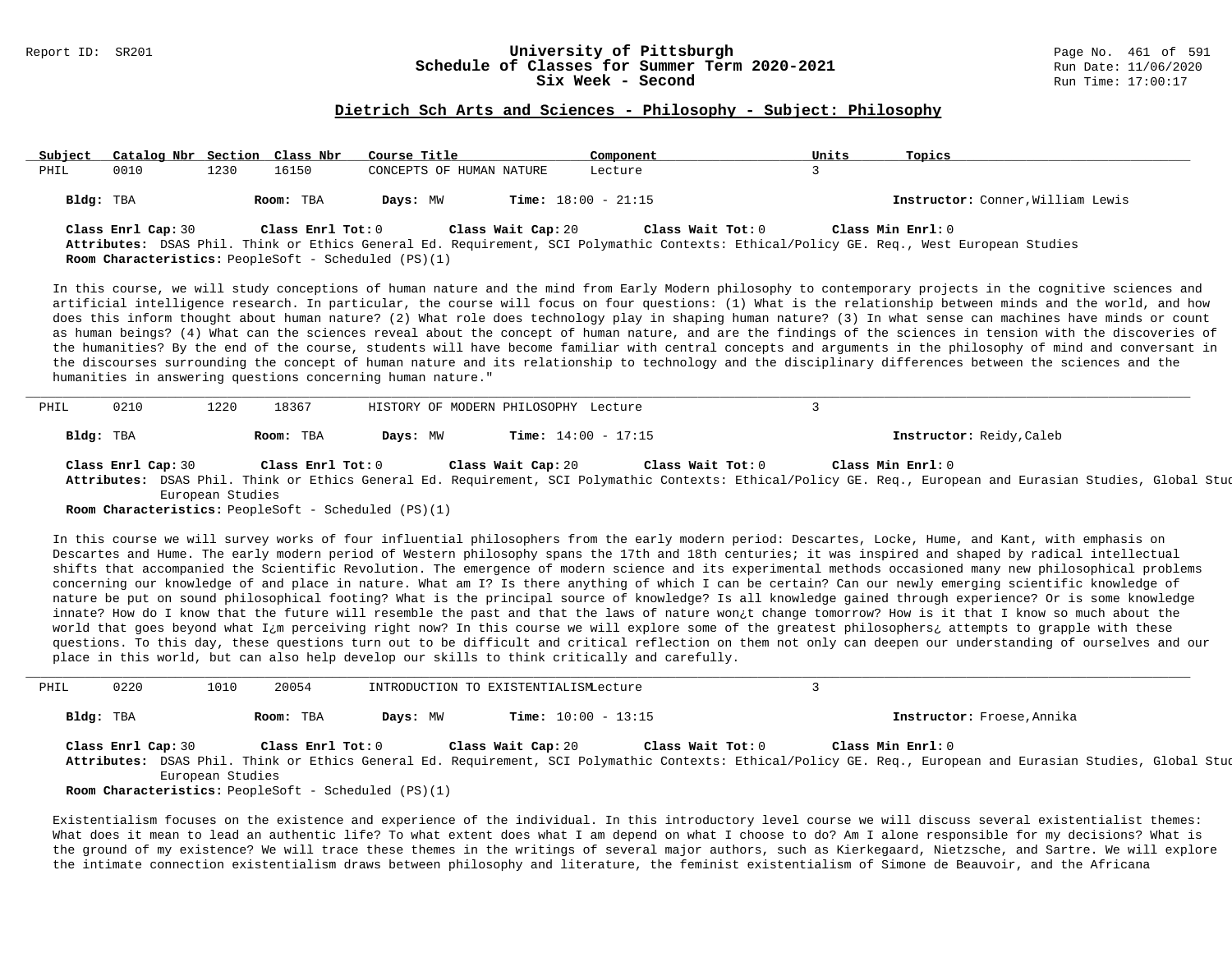## Dietrich Sch Arts and Sciences - Philosophy - Subject: Philosophy

| Subject | Catalog Nbr | Section | Class Nbr | Course Title | Component | Units | Topics |
|---|---|---|---|---|---|---|---|
| PHIL | 0010 | 1230 | 16150 | CONCEPTS OF HUMAN NATURE | Lecture | 3 | |

**Bldg:** TBA **Room:** TBA **Days:** MW **Time:** 18:00 - 21:15 **Instructor:** Conner,William Lewis

**Class Enrl Cap:** 30 **Class Enrl Tot:** 0 **Class Wait Cap:** 20 **Class Wait Tot:** 0 **Class Min Enrl:** 0

**Attributes:** DSAS Phil. Think or Ethics General Ed. Requirement, SCI Polymathic Contexts: Ethical/Policy GE. Req., West European Studies

**Room Characteristics:** PeopleSoft - Scheduled (PS)(1)

In this course, we will study conceptions of human nature and the mind from Early Modern philosophy to contemporary projects in the cognitive sciences and artificial intelligence research. In particular, the course will focus on four questions: (1) What is the relationship between minds and the world, and how does this inform thought about human nature? (2) What role does technology play in shaping human nature? (3) In what sense can machines have minds or count as human beings? (4) What can the sciences reveal about the concept of human nature, and are the findings of the sciences in tension with the discoveries of the humanities? By the end of the course, students will have become familiar with central concepts and arguments in the philosophy of mind and conversant in the discourses surrounding the concept of human nature and its relationship to technology and the disciplinary differences between the sciences and the humanities in answering questions concerning human nature."

---

| Subject | Catalog Nbr | Section | Class Nbr | Course Title | Component | Units | Topics |
|---|---|---|---|---|---|---|---|
| PHIL | 0210 | 1220 | 18367 | HISTORY OF MODERN PHILOSOPHY | Lecture | 3 | |

**Bldg:** TBA **Room:** TBA **Days:** MW **Time:** 14:00 - 17:15 **Instructor:** Reidy,Caleb

**Class Enrl Cap:** 30 **Class Enrl Tot:** 0 **Class Wait Cap:** 20 **Class Wait Tot:** 0 **Class Min Enrl:** 0

**Attributes:** DSAS Phil. Think or Ethics General Ed. Requirement, SCI Polymathic Contexts: Ethical/Policy GE. Req., European and Eurasian Studies, Global Stud European Studies

**Room Characteristics:** PeopleSoft - Scheduled (PS)(1)

In this course we will survey works of four influential philosophers from the early modern period: Descartes, Locke, Hume, and Kant, with emphasis on Descartes and Hume. The early modern period of Western philosophy spans the 17th and 18th centuries; it was inspired and shaped by radical intellectual shifts that accompanied the Scientific Revolution. The emergence of modern science and its experimental methods occasioned many new philosophical problems concerning our knowledge of and place in nature. What am I? Is there anything of which I can be certain? Can our newly emerging scientific knowledge of nature be put on sound philosophical footing? What is the principal source of knowledge? Is all knowledge gained through experience? Or is some knowledge innate? How do I know that the future will resemble the past and that the laws of nature won¿t change tomorrow? How is it that I know so much about the world that goes beyond what I¿m perceiving right now? In this course we will explore some of the greatest philosophers¿ attempts to grapple with these questions. To this day, these questions turn out to be difficult and critical reflection on them not only can deepen our understanding of ourselves and our place in this world, but can also help develop our skills to think critically and carefully.

---

| Subject | Catalog Nbr | Section | Class Nbr | Course Title | Component | Units | Topics |
|---|---|---|---|---|---|---|---|
| PHIL | 0220 | 1010 | 20054 | INTRODUCTION TO EXISTENTIALISM | Lecture | 3 | |

**Bldg:** TBA **Room:** TBA **Days:** MW **Time:** 10:00 - 13:15 **Instructor:** Froese,Annika

**Class Enrl Cap:** 30 **Class Enrl Tot:** 0 **Class Wait Cap:** 20 **Class Wait Tot:** 0 **Class Min Enrl:** 0

**Attributes:** DSAS Phil. Think or Ethics General Ed. Requirement, SCI Polymathic Contexts: Ethical/Policy GE. Req., European and Eurasian Studies, Global Stud European Studies

**Room Characteristics:** PeopleSoft - Scheduled (PS)(1)

Existentialism focuses on the existence and experience of the individual. In this introductory level course we will discuss several existentialist themes: What does it mean to lead an authentic life? To what extent does what I am depend on what I choose to do? Am I alone responsible for my decisions? What is the ground of my existence? We will trace these themes in the writings of several major authors, such as Kierkegaard, Nietzsche, and Sartre. We will explore the intimate connection existentialism draws between philosophy and literature, the feminist existentialism of Simone de Beauvoir, and the Africana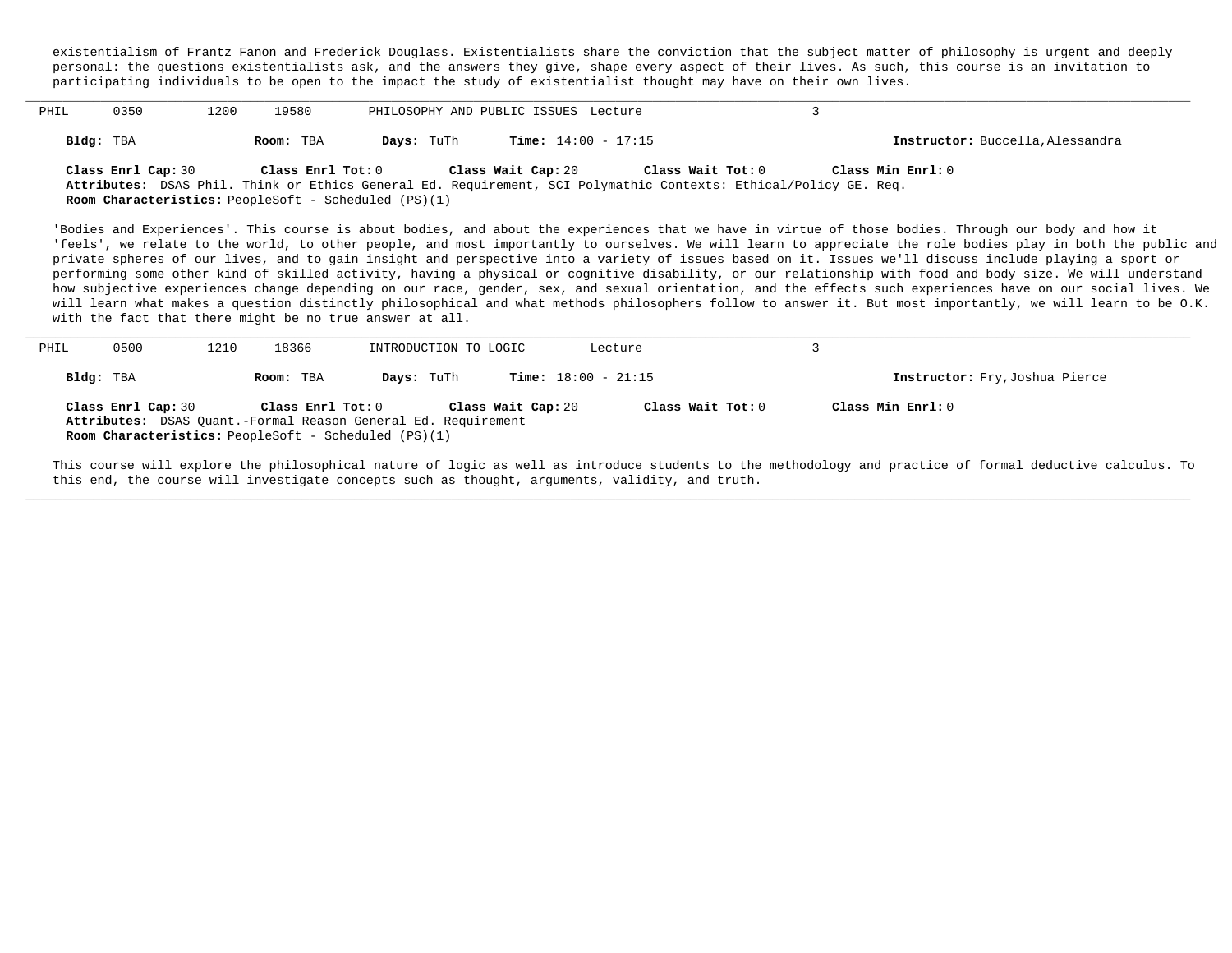existentialism of Frantz Fanon and Frederick Douglass. Existentialists share the conviction that the subject matter of philosophy is urgent and deeply personal: the questions existentialists ask, and the answers they give, shape every aspect of their lives. As such, this course is an invitation to participating individuals to be open to the impact the study of existentialist thought may have on their own lives.

---

PHIL 0350 1200 19580 PHILOSOPHY AND PUBLIC ISSUES Lecture 3

**Bldg:** TBA **Room:** TBA **Days:** TuTh **Time:** 14:00 - 17:15 **Instructor:** Buccella,Alessandra

**Class Enrl Cap:** 30 **Class Enrl Tot:** 0 **Class Wait Cap:** 20 **Class Wait Tot:** 0 **Class Min Enrl:** 0
**Attributes:** DSAS Phil. Think or Ethics General Ed. Requirement, SCI Polymathic Contexts: Ethical/Policy GE. Req.
**Room Characteristics:** PeopleSoft - Scheduled (PS)(1)

'Bodies and Experiences'. This course is about bodies, and about the experiences that we have in virtue of those bodies. Through our body and how it 'feels', we relate to the world, to other people, and most importantly to ourselves. We will learn to appreciate the role bodies play in both the public and private spheres of our lives, and to gain insight and perspective into a variety of issues based on it. Issues we'll discuss include playing a sport or performing some other kind of skilled activity, having a physical or cognitive disability, or our relationship with food and body size. We will understand how subjective experiences change depending on our race, gender, sex, and sexual orientation, and the effects such experiences have on our social lives. We will learn what makes a question distinctly philosophical and what methods philosophers follow to answer it. But most importantly, we will learn to be O.K. with the fact that there might be no true answer at all.

---

PHIL 0500 1210 18366 INTRODUCTION TO LOGIC Lecture 3

**Bldg:** TBA **Room:** TBA **Days:** TuTh **Time:** 18:00 - 21:15 **Instructor:** Fry,Joshua Pierce

**Class Enrl Cap:** 30 **Class Enrl Tot:** 0 **Class Wait Cap:** 20 **Class Wait Tot:** 0 **Class Min Enrl:** 0
**Attributes:** DSAS Quant.-Formal Reason General Ed. Requirement
**Room Characteristics:** PeopleSoft - Scheduled (PS)(1)

This course will explore the philosophical nature of logic as well as introduce students to the methodology and practice of formal deductive calculus. To this end, the course will investigate concepts such as thought, arguments, validity, and truth.

---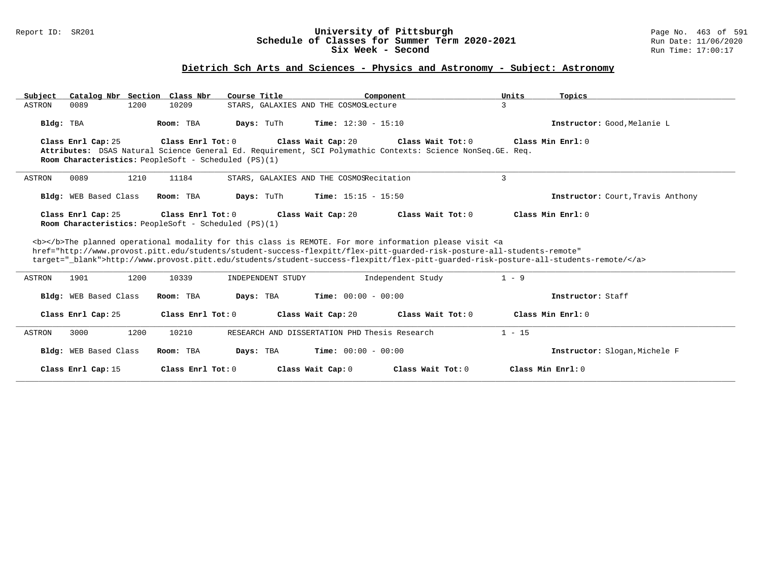# University of Pittsburgh
## Schedule of Classes for Summer Term 2020-2021
### Six Week - Second

Report ID: SR201

Run Date: 11/06/2020
Run Time: 17:00:17

## Dietrich Sch Arts and Sciences - Physics and Astronomy - Subject: Astronomy

| Subject | Catalog Nbr | Section | Class Nbr | Course Title | Component | Units | Topics |
|---|---|---|---|---|---|---|---|
| ASTRON | 0089 | 1200 | 10209 | STARS, GALAXIES AND THE COSMOS | Lecture | 3 | |

**Bldg:** TBA **Room:** TBA **Days:** TuTh **Time:** 12:30 - 15:10 **Instructor:** Good,Melanie L

**Class Enrl Cap:** 25 **Class Enrl Tot:** 0 **Class Wait Cap:** 20 **Class Wait Tot:** 0 **Class Min Enrl:** 0

**Attributes:** DSAS Natural Science General Ed. Requirement, SCI Polymathic Contexts: Science NonSeq.GE. Req.

**Room Characteristics:** PeopleSoft - Scheduled (PS)(1)

---

| Subject | Catalog Nbr | Section | Class Nbr | Course Title | Component | Units | Topics |
|---|---|---|---|---|---|---|---|
| ASTRON | 0089 | 1210 | 11184 | STARS, GALAXIES AND THE COSMOS | Recitation | 3 | |

**Bldg:** WEB Based Class **Room:** TBA **Days:** TuTh **Time:** 15:15 - 15:50 **Instructor:** Court,Travis Anthony

**Class Enrl Cap:** 25 **Class Enrl Tot:** 0 **Class Wait Cap:** 20 **Class Wait Tot:** 0 **Class Min Enrl:** 0

**Room Characteristics:** PeopleSoft - Scheduled (PS)(1)

<b></b>The planned operational modality for this class is REMOTE. For more information please visit <a href="http://www.provost.pitt.edu/students/student-success-flexpitt/flex-pitt-guarded-risk-posture-all-students-remote" target="_blank">http://www.provost.pitt.edu/students/student-success-flexpitt/flex-pitt-guarded-risk-posture-all-students-remote/</a>

---

| Subject | Catalog Nbr | Section | Class Nbr | Course Title | Component | Units | Topics |
|---|---|---|---|---|---|---|---|
| ASTRON | 1901 | 1200 | 10339 | INDEPENDENT STUDY | Independent Study | 1 - 9 | |

**Bldg:** WEB Based Class **Room:** TBA **Days:** TBA **Time:** 00:00 - 00:00 **Instructor:** Staff

**Class Enrl Cap:** 25 **Class Enrl Tot:** 0 **Class Wait Cap:** 20 **Class Wait Tot:** 0 **Class Min Enrl:** 0

---

| Subject | Catalog Nbr | Section | Class Nbr | Course Title | Component | Units | Topics |
|---|---|---|---|---|---|---|---|
| ASTRON | 3000 | 1200 | 10210 | RESEARCH AND DISSERTATION PHD | Thesis Research | 1 - 15 | |

**Bldg:** WEB Based Class **Room:** TBA **Days:** TBA **Time:** 00:00 - 00:00 **Instructor:** Slogan,Michele F

**Class Enrl Cap:** 15 **Class Enrl Tot:** 0 **Class Wait Cap:** 0 **Class Wait Tot:** 0 **Class Min Enrl:** 0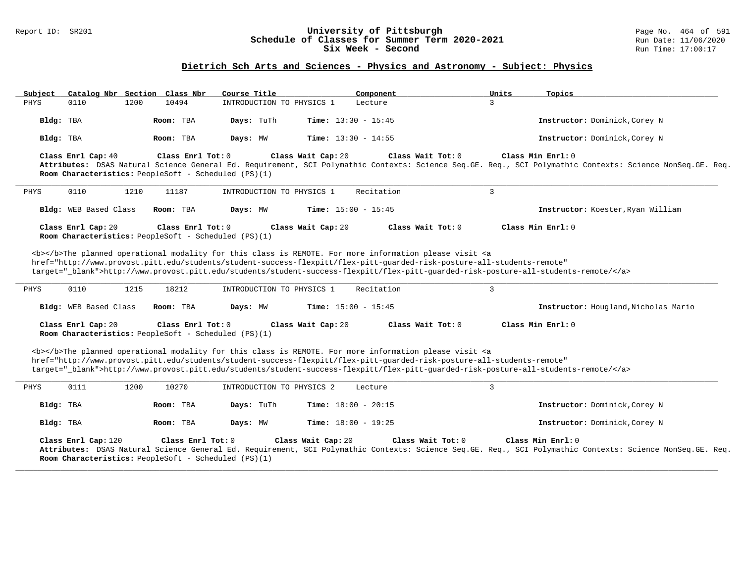## University of Pittsburgh
## Schedule of Classes for Summer Term 2020-2021
## Six Week - Second

Report ID: SR201

Run Date: 11/06/2020
Run Time: 17:00:17

### Dietrich Sch Arts and Sciences - Physics and Astronomy - Subject: Physics

| Subject | Catalog Nbr | Section | Class Nbr | Course Title | Component | Units | Topics |
|---|---|---|---|---|---|---|---|
| PHYS | 0110 | 1200 | 10494 | INTRODUCTION TO PHYSICS 1 | Lecture | 3 | |

**Bldg:** TBA **Room:** TBA **Days:** TuTh **Time:** 13:30 - 15:45 **Instructor:** Dominick,Corey N

**Bldg:** TBA **Room:** TBA **Days:** MW **Time:** 13:30 - 14:55 **Instructor:** Dominick,Corey N

**Class Enrl Cap:** 40 **Class Enrl Tot:** 0 **Class Wait Cap:** 20 **Class Wait Tot:** 0 **Class Min Enrl:** 0
**Attributes:** DSAS Natural Science General Ed. Requirement, SCI Polymathic Contexts: Science Seq.GE. Req., SCI Polymathic Contexts: Science NonSeq.GE. Req.
**Room Characteristics:** PeopleSoft - Scheduled (PS)(1)

---

| Subject | Catalog Nbr | Section | Class Nbr | Course Title | Component | Units | Topics |
|---|---|---|---|---|---|---|---|
| PHYS | 0110 | 1210 | 11187 | INTRODUCTION TO PHYSICS 1 | Recitation | 3 | |

**Bldg:** WEB Based Class **Room:** TBA **Days:** MW **Time:** 15:00 - 15:45 **Instructor:** Koester,Ryan William

**Class Enrl Cap:** 20 **Class Enrl Tot:** 0 **Class Wait Cap:** 20 **Class Wait Tot:** 0 **Class Min Enrl:** 0
**Room Characteristics:** PeopleSoft - Scheduled (PS)(1)

<b></b>The planned operational modality for this class is REMOTE. For more information please visit <a href="http://www.provost.pitt.edu/students/student-success-flexpitt/flex-pitt-guarded-risk-posture-all-students-remote" target="_blank">http://www.provost.pitt.edu/students/student-success-flexpitt/flex-pitt-guarded-risk-posture-all-students-remote/</a>

---

| Subject | Catalog Nbr | Section | Class Nbr | Course Title | Component | Units | Topics |
|---|---|---|---|---|---|---|---|
| PHYS | 0110 | 1215 | 18212 | INTRODUCTION TO PHYSICS 1 | Recitation | 3 | |

**Bldg:** WEB Based Class **Room:** TBA **Days:** MW **Time:** 15:00 - 15:45 **Instructor:** Hougland,Nicholas Mario

**Class Enrl Cap:** 20 **Class Enrl Tot:** 0 **Class Wait Cap:** 20 **Class Wait Tot:** 0 **Class Min Enrl:** 0
**Room Characteristics:** PeopleSoft - Scheduled (PS)(1)

<b></b>The planned operational modality for this class is REMOTE. For more information please visit <a href="http://www.provost.pitt.edu/students/student-success-flexpitt/flex-pitt-guarded-risk-posture-all-students-remote" target="_blank">http://www.provost.pitt.edu/students/student-success-flexpitt/flex-pitt-guarded-risk-posture-all-students-remote/</a>

---

| Subject | Catalog Nbr | Section | Class Nbr | Course Title | Component | Units | Topics |
|---|---|---|---|---|---|---|---|
| PHYS | 0111 | 1200 | 10270 | INTRODUCTION TO PHYSICS 2 | Lecture | 3 | |

**Bldg:** TBA **Room:** TBA **Days:** TuTh **Time:** 18:00 - 20:15 **Instructor:** Dominick,Corey N

**Bldg:** TBA **Room:** TBA **Days:** MW **Time:** 18:00 - 19:25 **Instructor:** Dominick,Corey N

**Class Enrl Cap:** 120 **Class Enrl Tot:** 0 **Class Wait Cap:** 20 **Class Wait Tot:** 0 **Class Min Enrl:** 0
**Attributes:** DSAS Natural Science General Ed. Requirement, SCI Polymathic Contexts: Science Seq.GE. Req., SCI Polymathic Contexts: Science NonSeq.GE. Req.
**Room Characteristics:** PeopleSoft - Scheduled (PS)(1)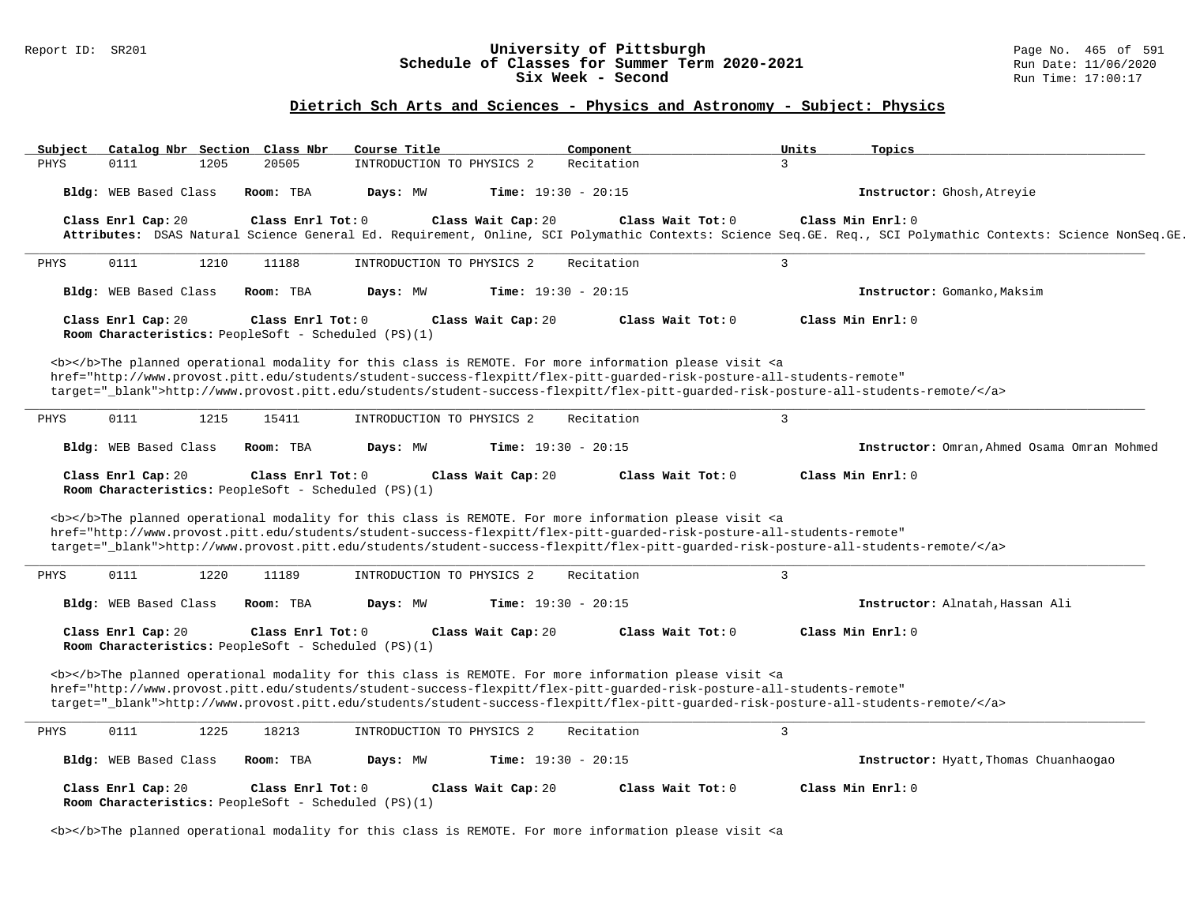## Dietrich Sch Arts and Sciences - Physics and Astronomy - Subject: Physics

| Subject | Catalog Nbr | Section | Class Nbr | Course Title | Component | Units | Topics |
|---|---|---|---|---|---|---|---|
| PHYS | 0111 | 1205 | 20505 | INTRODUCTION TO PHYSICS 2 | Recitation | 3 | |

**Bldg:** WEB Based Class **Room:** TBA **Days:** MW **Time:** 19:30 - 20:15 **Instructor:** Ghosh,Atreyie

**Class Enrl Cap:** 20 **Class Enrl Tot:** 0 **Class Wait Cap:** 20 **Class Wait Tot:** 0 **Class Min Enrl:** 0

**Attributes:** DSAS Natural Science General Ed. Requirement, Online, SCI Polymathic Contexts: Science Seq.GE. Req., SCI Polymathic Contexts: Science NonSeq.GE.

---

| Subject | Catalog Nbr | Section | Class Nbr | Course Title | Component | Units | Topics |
|---|---|---|---|---|---|---|---|
| PHYS | 0111 | 1210 | 11188 | INTRODUCTION TO PHYSICS 2 | Recitation | 3 | |

**Bldg:** WEB Based Class **Room:** TBA **Days:** MW **Time:** 19:30 - 20:15 **Instructor:** Gomanko,Maksim

**Class Enrl Cap:** 20 **Class Enrl Tot:** 0 **Class Wait Cap:** 20 **Class Wait Tot:** 0 **Class Min Enrl:** 0

**Room Characteristics:** PeopleSoft - Scheduled (PS)(1)

<b></b>The planned operational modality for this class is REMOTE. For more information please visit <a href="http://www.provost.pitt.edu/students/student-success-flexpitt/flex-pitt-guarded-risk-posture-all-students-remote" target="_blank">http://www.provost.pitt.edu/students/student-success-flexpitt/flex-pitt-guarded-risk-posture-all-students-remote/</a>

---

| Subject | Catalog Nbr | Section | Class Nbr | Course Title | Component | Units | Topics |
|---|---|---|---|---|---|---|---|
| PHYS | 0111 | 1215 | 15411 | INTRODUCTION TO PHYSICS 2 | Recitation | 3 | |

**Bldg:** WEB Based Class **Room:** TBA **Days:** MW **Time:** 19:30 - 20:15 **Instructor:** Omran,Ahmed Osama Omran Mohmed

**Class Enrl Cap:** 20 **Class Enrl Tot:** 0 **Class Wait Cap:** 20 **Class Wait Tot:** 0 **Class Min Enrl:** 0

**Room Characteristics:** PeopleSoft - Scheduled (PS)(1)

<b></b>The planned operational modality for this class is REMOTE. For more information please visit <a href="http://www.provost.pitt.edu/students/student-success-flexpitt/flex-pitt-guarded-risk-posture-all-students-remote" target="_blank">http://www.provost.pitt.edu/students/student-success-flexpitt/flex-pitt-guarded-risk-posture-all-students-remote/</a>

---

| Subject | Catalog Nbr | Section | Class Nbr | Course Title | Component | Units | Topics |
|---|---|---|---|---|---|---|---|
| PHYS | 0111 | 1220 | 11189 | INTRODUCTION TO PHYSICS 2 | Recitation | 3 | |

**Bldg:** WEB Based Class **Room:** TBA **Days:** MW **Time:** 19:30 - 20:15 **Instructor:** Alnatah,Hassan Ali

**Class Enrl Cap:** 20 **Class Enrl Tot:** 0 **Class Wait Cap:** 20 **Class Wait Tot:** 0 **Class Min Enrl:** 0

**Room Characteristics:** PeopleSoft - Scheduled (PS)(1)

<b></b>The planned operational modality for this class is REMOTE. For more information please visit <a href="http://www.provost.pitt.edu/students/student-success-flexpitt/flex-pitt-guarded-risk-posture-all-students-remote" target="_blank">http://www.provost.pitt.edu/students/student-success-flexpitt/flex-pitt-guarded-risk-posture-all-students-remote/</a>

---

| Subject | Catalog Nbr | Section | Class Nbr | Course Title | Component | Units | Topics |
|---|---|---|---|---|---|---|---|
| PHYS | 0111 | 1225 | 18213 | INTRODUCTION TO PHYSICS 2 | Recitation | 3 | |

**Bldg:** WEB Based Class **Room:** TBA **Days:** MW **Time:** 19:30 - 20:15 **Instructor:** Hyatt,Thomas Chuanhaogao

**Class Enrl Cap:** 20 **Class Enrl Tot:** 0 **Class Wait Cap:** 20 **Class Wait Tot:** 0 **Class Min Enrl:** 0

**Room Characteristics:** PeopleSoft - Scheduled (PS)(1)

<b></b>The planned operational modality for this class is REMOTE. For more information please visit <a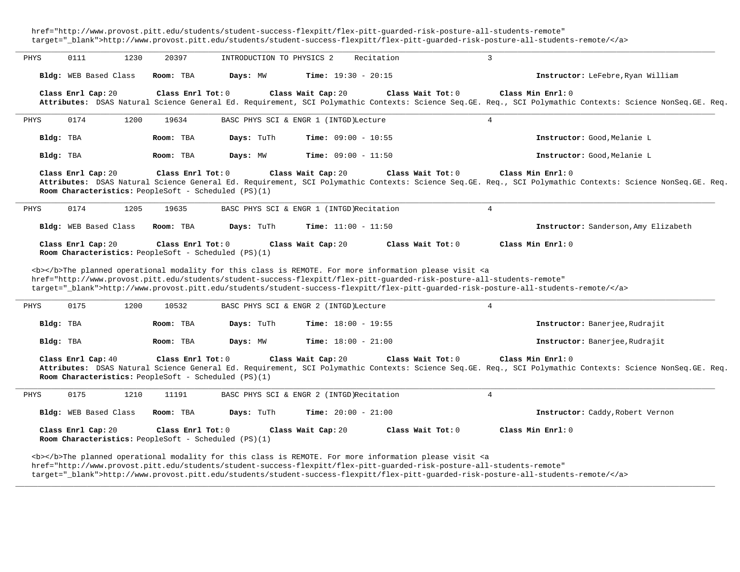href="http://www.provost.pitt.edu/students/student-success-flexpitt/flex-pitt-guarded-risk-posture-all-students-remote"
target="_blank">http://www.provost.pitt.edu/students/student-success-flexpitt/flex-pitt-guarded-risk-posture-all-students-remote/</a>

---

PHYS 0111 1230 20397 INTRODUCTION TO PHYSICS 2 Recitation 3

**Bldg:** WEB Based Class **Room:** TBA **Days:** MW **Time:** 19:30 - 20:15 **Instructor:** LeFebre,Ryan William

**Class Enrl Cap:** 20 **Class Enrl Tot:** 0 **Class Wait Cap:** 20 **Class Wait Tot:** 0 **Class Min Enrl:** 0
**Attributes:** DSAS Natural Science General Ed. Requirement, SCI Polymathic Contexts: Science Seq.GE. Req., SCI Polymathic Contexts: Science NonSeq.GE. Req.

---

PHYS 0174 1200 19634 BASC PHYS SCI & ENGR 1 (INTGD) Lecture 4

**Bldg:** TBA **Room:** TBA **Days:** TuTh **Time:** 09:00 - 10:55 **Instructor:** Good,Melanie L

**Bldg:** TBA **Room:** TBA **Days:** MW **Time:** 09:00 - 11:50 **Instructor:** Good,Melanie L

**Class Enrl Cap:** 20 **Class Enrl Tot:** 0 **Class Wait Cap:** 20 **Class Wait Tot:** 0 **Class Min Enrl:** 0
**Attributes:** DSAS Natural Science General Ed. Requirement, SCI Polymathic Contexts: Science Seq.GE. Req., SCI Polymathic Contexts: Science NonSeq.GE. Req.
**Room Characteristics:** PeopleSoft - Scheduled (PS)(1)

---

PHYS 0174 1205 19635 BASC PHYS SCI & ENGR 1 (INTGD) Recitation 4

**Bldg:** WEB Based Class **Room:** TBA **Days:** TuTh **Time:** 11:00 - 11:50 **Instructor:** Sanderson,Amy Elizabeth

**Class Enrl Cap:** 20 **Class Enrl Tot:** 0 **Class Wait Cap:** 20 **Class Wait Tot:** 0 **Class Min Enrl:** 0
**Room Characteristics:** PeopleSoft - Scheduled (PS)(1)

<b></b>The planned operational modality for this class is REMOTE. For more information please visit <a
href="http://www.provost.pitt.edu/students/student-success-flexpitt/flex-pitt-guarded-risk-posture-all-students-remote"
target="_blank">http://www.provost.pitt.edu/students/student-success-flexpitt/flex-pitt-guarded-risk-posture-all-students-remote/</a>

---

PHYS 0175 1200 10532 BASC PHYS SCI & ENGR 2 (INTGD) Lecture 4

**Bldg:** TBA **Room:** TBA **Days:** TuTh **Time:** 18:00 - 19:55 **Instructor:** Banerjee,Rudrajit

**Bldg:** TBA **Room:** TBA **Days:** MW **Time:** 18:00 - 21:00 **Instructor:** Banerjee,Rudrajit

**Class Enrl Cap:** 40 **Class Enrl Tot:** 0 **Class Wait Cap:** 20 **Class Wait Tot:** 0 **Class Min Enrl:** 0
**Attributes:** DSAS Natural Science General Ed. Requirement, SCI Polymathic Contexts: Science Seq.GE. Req., SCI Polymathic Contexts: Science NonSeq.GE. Req.
**Room Characteristics:** PeopleSoft - Scheduled (PS)(1)

---

PHYS 0175 1210 11191 BASC PHYS SCI & ENGR 2 (INTGD) Recitation 4

**Bldg:** WEB Based Class **Room:** TBA **Days:** TuTh **Time:** 20:00 - 21:00 **Instructor:** Caddy,Robert Vernon

**Class Enrl Cap:** 20 **Class Enrl Tot:** 0 **Class Wait Cap:** 20 **Class Wait Tot:** 0 **Class Min Enrl:** 0
**Room Characteristics:** PeopleSoft - Scheduled (PS)(1)

<b></b>The planned operational modality for this class is REMOTE. For more information please visit <a
href="http://www.provost.pitt.edu/students/student-success-flexpitt/flex-pitt-guarded-risk-posture-all-students-remote"
target="_blank">http://www.provost.pitt.edu/students/student-success-flexpitt/flex-pitt-guarded-risk-posture-all-students-remote/</a>

---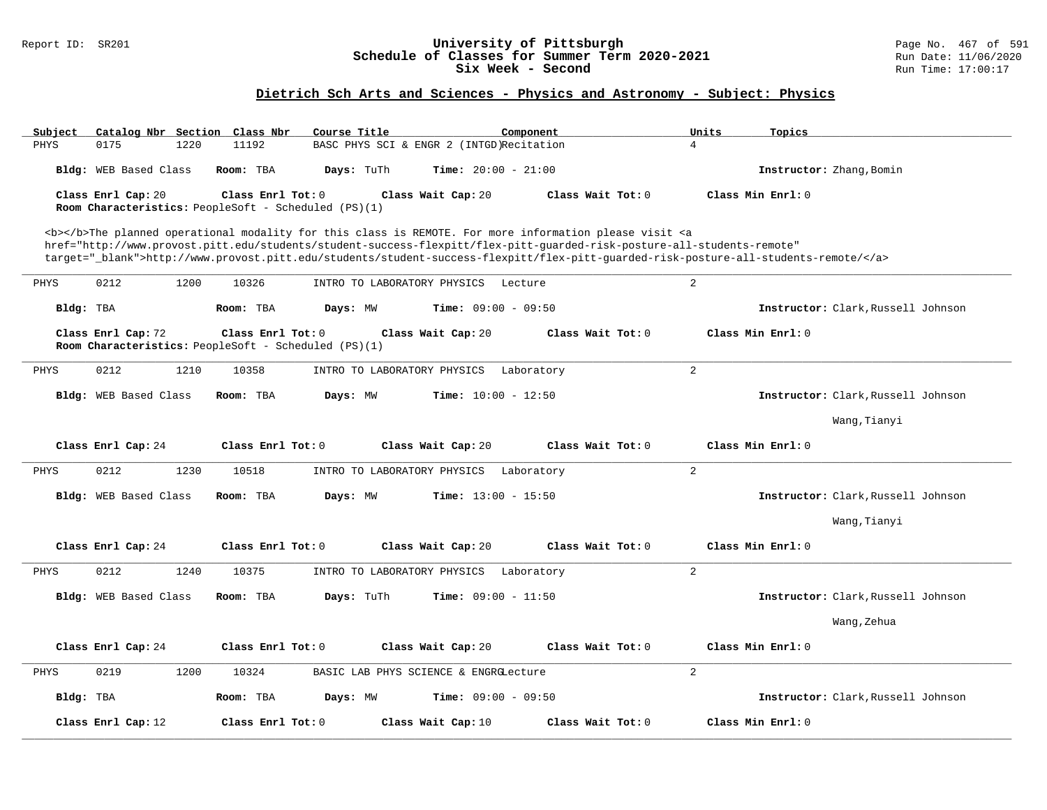# University of Pittsburgh
## Schedule of Classes for Summer Term 2020-2021
## Six Week - Second

Report ID: SR201

Run Date: 11/06/2020
Run Time: 17:00:17

### Dietrich Sch Arts and Sciences - Physics and Astronomy - Subject: Physics

| Subject | Catalog Nbr | Section | Class Nbr | Course Title | Component | Units | Topics |
|---|---|---|---|---|---|---|---|
| PHYS | 0175 | 1220 | 11192 | BASC PHYS SCI & ENGR 2 (INTGD) | Recitation | 4 | |

**Bldg:** WEB Based Class **Room:** TBA **Days:** TuTh **Time:** 20:00 - 21:00 **Instructor:** Zhang,Bomin

**Class Enrl Cap:** 20 **Class Enrl Tot:** 0 **Class Wait Cap:** 20 **Class Wait Tot:** 0 **Class Min Enrl:** 0

**Room Characteristics:** PeopleSoft - Scheduled (PS)(1)

<b></b>The planned operational modality for this class is REMOTE. For more information please visit <a href="http://www.provost.pitt.edu/students/student-success-flexpitt/flex-pitt-guarded-risk-posture-all-students-remote" target="_blank">http://www.provost.pitt.edu/students/student-success-flexpitt/flex-pitt-guarded-risk-posture-all-students-remote/</a>

---

| Subject | Catalog Nbr | Section | Class Nbr | Course Title | Component | Units | Topics |
|---|---|---|---|---|---|---|---|
| PHYS | 0212 | 1200 | 10326 | INTRO TO LABORATORY PHYSICS | Lecture | 2 | |

**Bldg:** TBA **Room:** TBA **Days:** MW **Time:** 09:00 - 09:50 **Instructor:** Clark,Russell Johnson

**Class Enrl Cap:** 72 **Class Enrl Tot:** 0 **Class Wait Cap:** 20 **Class Wait Tot:** 0 **Class Min Enrl:** 0

**Room Characteristics:** PeopleSoft - Scheduled (PS)(1)

---

| Subject | Catalog Nbr | Section | Class Nbr | Course Title | Component | Units | Topics |
|---|---|---|---|---|---|---|---|
| PHYS | 0212 | 1210 | 10358 | INTRO TO LABORATORY PHYSICS | Laboratory | 2 | |

**Bldg:** WEB Based Class **Room:** TBA **Days:** MW **Time:** 10:00 - 12:50 **Instructor:** Clark,Russell Johnson; Wang,Tianyi

**Class Enrl Cap:** 24 **Class Enrl Tot:** 0 **Class Wait Cap:** 20 **Class Wait Tot:** 0 **Class Min Enrl:** 0

---

| Subject | Catalog Nbr | Section | Class Nbr | Course Title | Component | Units | Topics |
|---|---|---|---|---|---|---|---|
| PHYS | 0212 | 1230 | 10518 | INTRO TO LABORATORY PHYSICS | Laboratory | 2 | |

**Bldg:** WEB Based Class **Room:** TBA **Days:** MW **Time:** 13:00 - 15:50 **Instructor:** Clark,Russell Johnson; Wang,Tianyi

**Class Enrl Cap:** 24 **Class Enrl Tot:** 0 **Class Wait Cap:** 20 **Class Wait Tot:** 0 **Class Min Enrl:** 0

---

| Subject | Catalog Nbr | Section | Class Nbr | Course Title | Component | Units | Topics |
|---|---|---|---|---|---|---|---|
| PHYS | 0212 | 1240 | 10375 | INTRO TO LABORATORY PHYSICS | Laboratory | 2 | |

**Bldg:** WEB Based Class **Room:** TBA **Days:** TuTh **Time:** 09:00 - 11:50 **Instructor:** Clark,Russell Johnson; Wang,Zehua

**Class Enrl Cap:** 24 **Class Enrl Tot:** 0 **Class Wait Cap:** 20 **Class Wait Tot:** 0 **Class Min Enrl:** 0

---

| Subject | Catalog Nbr | Section | Class Nbr | Course Title | Component | Units | Topics |
|---|---|---|---|---|---|---|---|
| PHYS | 0219 | 1200 | 10324 | BASIC LAB PHYS SCIENCE & ENGRG | Lecture | 2 | |

**Bldg:** TBA **Room:** TBA **Days:** MW **Time:** 09:00 - 09:50 **Instructor:** Clark,Russell Johnson

**Class Enrl Cap:** 12 **Class Enrl Tot:** 0 **Class Wait Cap:** 10 **Class Wait Tot:** 0 **Class Min Enrl:** 0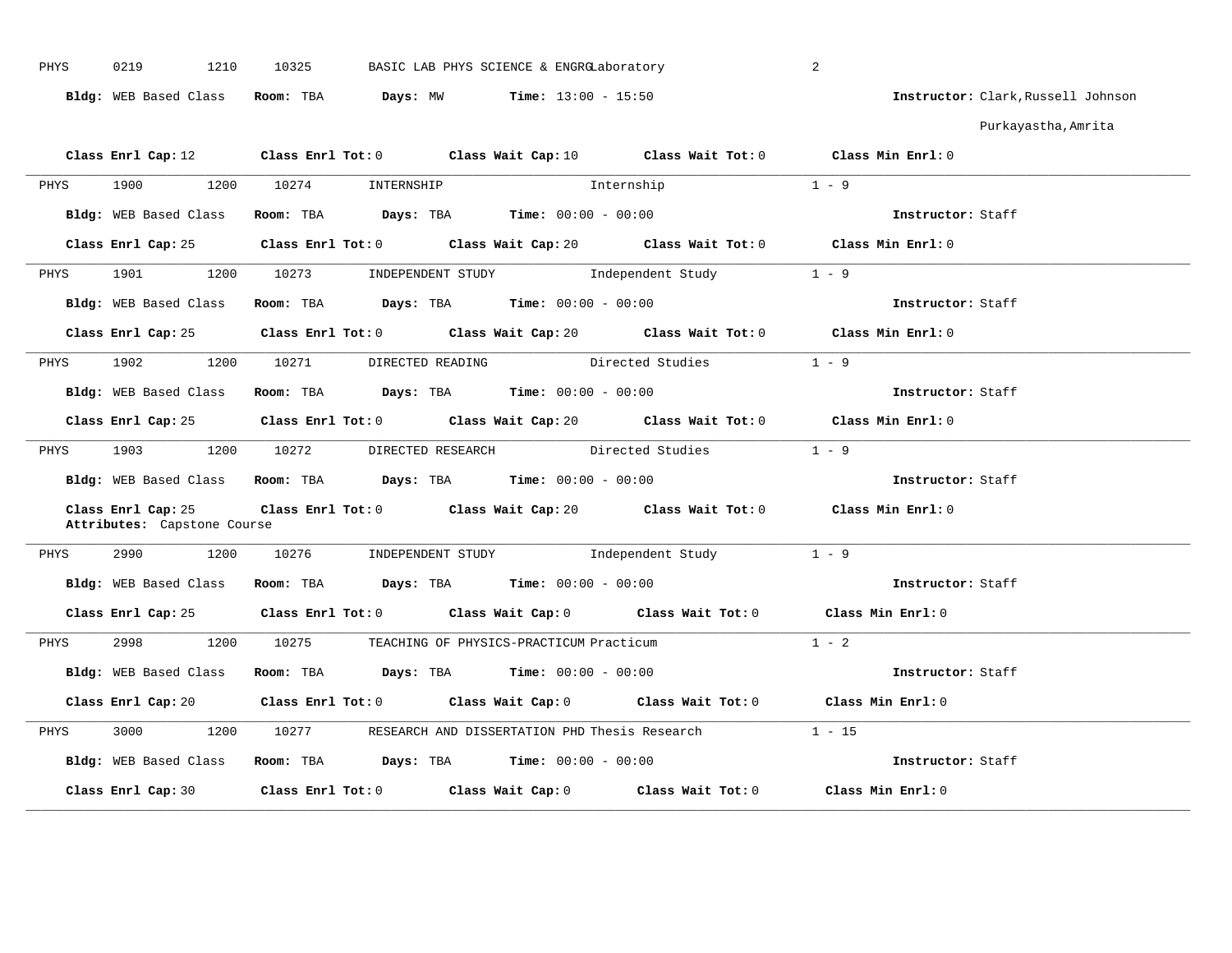PHYS 0219 1210 10325 BASIC LAB PHYS SCIENCE & ENGRG Laboratory 2

**Bldg:** WEB Based Class **Room:** TBA **Days:** MW **Time:** 13:00 - 15:50 **Instructor:** Clark,Russell Johnson
Purkayastha,Amrita

**Class Enrl Cap:** 12 **Class Enrl Tot:** 0 **Class Wait Cap:** 10 **Class Wait Tot:** 0 **Class Min Enrl:** 0

---

PHYS 1900 1200 10274 INTERNSHIP Internship 1 - 9

**Bldg:** WEB Based Class **Room:** TBA **Days:** TBA **Time:** 00:00 - 00:00 **Instructor:** Staff

**Class Enrl Cap:** 25 **Class Enrl Tot:** 0 **Class Wait Cap:** 20 **Class Wait Tot:** 0 **Class Min Enrl:** 0

---

PHYS 1901 1200 10273 INDEPENDENT STUDY Independent Study 1 - 9

**Bldg:** WEB Based Class **Room:** TBA **Days:** TBA **Time:** 00:00 - 00:00 **Instructor:** Staff

**Class Enrl Cap:** 25 **Class Enrl Tot:** 0 **Class Wait Cap:** 20 **Class Wait Tot:** 0 **Class Min Enrl:** 0

---

PHYS 1902 1200 10271 DIRECTED READING Directed Studies 1 - 9

**Bldg:** WEB Based Class **Room:** TBA **Days:** TBA **Time:** 00:00 - 00:00 **Instructor:** Staff

**Class Enrl Cap:** 25 **Class Enrl Tot:** 0 **Class Wait Cap:** 20 **Class Wait Tot:** 0 **Class Min Enrl:** 0

---

PHYS 1903 1200 10272 DIRECTED RESEARCH Directed Studies 1 - 9

**Bldg:** WEB Based Class **Room:** TBA **Days:** TBA **Time:** 00:00 - 00:00 **Instructor:** Staff

**Class Enrl Cap:** 25 **Class Enrl Tot:** 0 **Class Wait Cap:** 20 **Class Wait Tot:** 0 **Class Min Enrl:** 0
**Attributes:** Capstone Course

---

PHYS 2990 1200 10276 INDEPENDENT STUDY Independent Study 1 - 9

**Bldg:** WEB Based Class **Room:** TBA **Days:** TBA **Time:** 00:00 - 00:00 **Instructor:** Staff

**Class Enrl Cap:** 25 **Class Enrl Tot:** 0 **Class Wait Cap:** 0 **Class Wait Tot:** 0 **Class Min Enrl:** 0

---

PHYS 2998 1200 10275 TEACHING OF PHYSICS-PRACTICUM Practicum 1 - 2

**Bldg:** WEB Based Class **Room:** TBA **Days:** TBA **Time:** 00:00 - 00:00 **Instructor:** Staff

**Class Enrl Cap:** 20 **Class Enrl Tot:** 0 **Class Wait Cap:** 0 **Class Wait Tot:** 0 **Class Min Enrl:** 0

---

PHYS 3000 1200 10277 RESEARCH AND DISSERTATION PHD Thesis Research 1 - 15

**Bldg:** WEB Based Class **Room:** TBA **Days:** TBA **Time:** 00:00 - 00:00 **Instructor:** Staff

**Class Enrl Cap:** 30 **Class Enrl Tot:** 0 **Class Wait Cap:** 0 **Class Wait Tot:** 0 **Class Min Enrl:** 0

---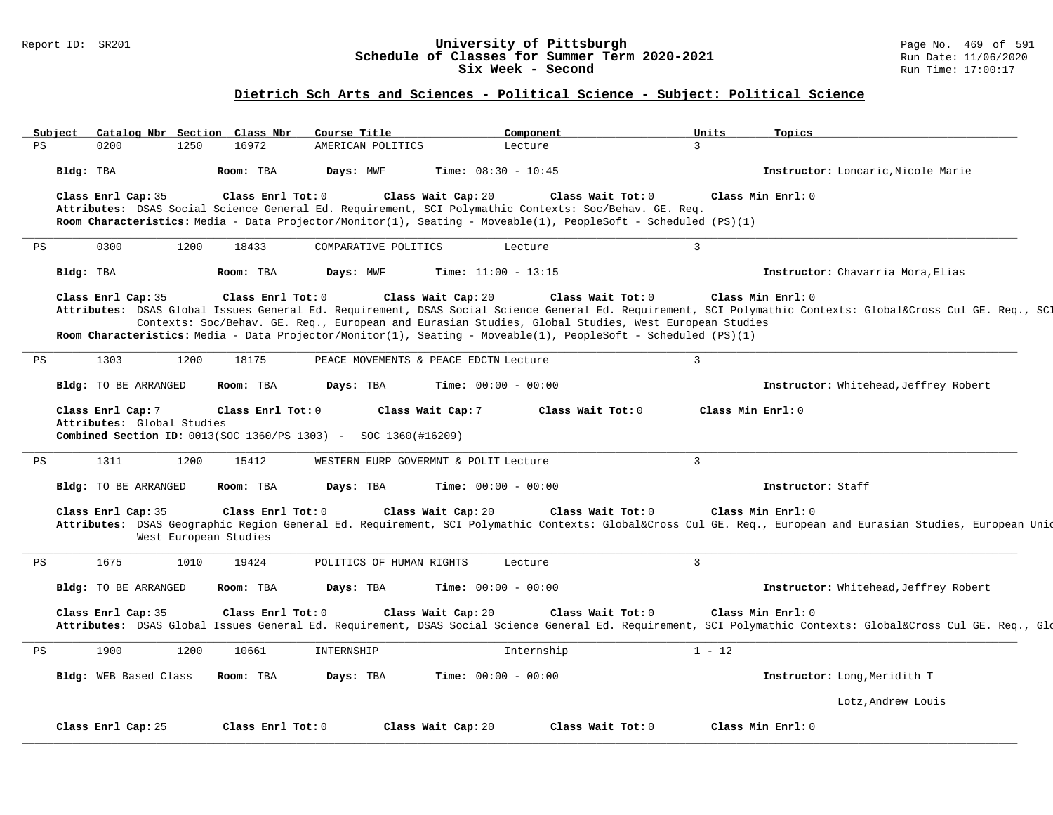## Dietrich Sch Arts and Sciences - Political Science - Subject: Political Science

University of Pittsburgh
Schedule of Classes for Summer Term 2020-2021
Six Week - Second

| Subject | Catalog Nbr | Section | Class Nbr | Course Title | Component | Units | Topics |
|---|---|---|---|---|---|---|---|
| PS | 0200 | 1250 | 16972 | AMERICAN POLITICS | Lecture | 3 | |

**Bldg:** TBA **Room:** TBA **Days:** MWF **Time:** 08:30 - 10:45 **Instructor:** Loncaric,Nicole Marie

**Class Enrl Cap:** 35 **Class Enrl Tot:** 0 **Class Wait Cap:** 20 **Class Wait Tot:** 0 **Class Min Enrl:** 0
**Attributes:** DSAS Social Science General Ed. Requirement, SCI Polymathic Contexts: Soc/Behav. GE. Req.
**Room Characteristics:** Media - Data Projector/Monitor(1), Seating - Moveable(1), PeopleSoft - Scheduled (PS)(1)

---

| Subject | Catalog Nbr | Section | Class Nbr | Course Title | Component | Units | Topics |
|---|---|---|---|---|---|---|---|
| PS | 0300 | 1200 | 18433 | COMPARATIVE POLITICS | Lecture | 3 | |

**Bldg:** TBA **Room:** TBA **Days:** MWF **Time:** 11:00 - 13:15 **Instructor:** Chavarria Mora,Elias

**Class Enrl Cap:** 35 **Class Enrl Tot:** 0 **Class Wait Cap:** 20 **Class Wait Tot:** 0 **Class Min Enrl:** 0
**Attributes:** DSAS Global Issues General Ed. Requirement, DSAS Social Science General Ed. Requirement, SCI Polymathic Contexts: Global&Cross Cul GE. Req., SCI Contexts: Soc/Behav. GE. Req., European and Eurasian Studies, Global Studies, West European Studies
**Room Characteristics:** Media - Data Projector/Monitor(1), Seating - Moveable(1), PeopleSoft - Scheduled (PS)(1)

---

| Subject | Catalog Nbr | Section | Class Nbr | Course Title | Component | Units | Topics |
|---|---|---|---|---|---|---|---|
| PS | 1303 | 1200 | 18175 | PEACE MOVEMENTS & PEACE EDCTN | Lecture | 3 | |

**Bldg:** TO BE ARRANGED **Room:** TBA **Days:** TBA **Time:** 00:00 - 00:00 **Instructor:** Whitehead,Jeffrey Robert

**Class Enrl Cap:** 7 **Class Enrl Tot:** 0 **Class Wait Cap:** 7 **Class Wait Tot:** 0 **Class Min Enrl:** 0
**Attributes:** Global Studies
**Combined Section ID:** 0013(SOC 1360/PS 1303) - SOC 1360(#16209)

---

| Subject | Catalog Nbr | Section | Class Nbr | Course Title | Component | Units | Topics |
|---|---|---|---|---|---|---|---|
| PS | 1311 | 1200 | 15412 | WESTERN EURP GOVERMNT & POLIT | Lecture | 3 | |

**Bldg:** TO BE ARRANGED **Room:** TBA **Days:** TBA **Time:** 00:00 - 00:00 **Instructor:** Staff

**Class Enrl Cap:** 35 **Class Enrl Tot:** 0 **Class Wait Cap:** 20 **Class Wait Tot:** 0 **Class Min Enrl:** 0
**Attributes:** DSAS Geographic Region General Ed. Requirement, SCI Polymathic Contexts: Global&Cross Cul GE. Req., European and Eurasian Studies, European Unic West European Studies

---

| Subject | Catalog Nbr | Section | Class Nbr | Course Title | Component | Units | Topics |
|---|---|---|---|---|---|---|---|
| PS | 1675 | 1010 | 19424 | POLITICS OF HUMAN RIGHTS | Lecture | 3 | |

**Bldg:** TO BE ARRANGED **Room:** TBA **Days:** TBA **Time:** 00:00 - 00:00 **Instructor:** Whitehead,Jeffrey Robert

**Class Enrl Cap:** 35 **Class Enrl Tot:** 0 **Class Wait Cap:** 20 **Class Wait Tot:** 0 **Class Min Enrl:** 0
**Attributes:** DSAS Global Issues General Ed. Requirement, DSAS Social Science General Ed. Requirement, SCI Polymathic Contexts: Global&Cross Cul GE. Req., Glo

---

| Subject | Catalog Nbr | Section | Class Nbr | Course Title | Component | Units | Topics |
|---|---|---|---|---|---|---|---|
| PS | 1900 | 1200 | 10661 | INTERNSHIP | Internship | 1 - 12 | |

**Bldg:** WEB Based Class **Room:** TBA **Days:** TBA **Time:** 00:00 - 00:00 **Instructor:** Long,Meridith T
Lotz,Andrew Louis

**Class Enrl Cap:** 25 **Class Enrl Tot:** 0 **Class Wait Cap:** 20 **Class Wait Tot:** 0 **Class Min Enrl:** 0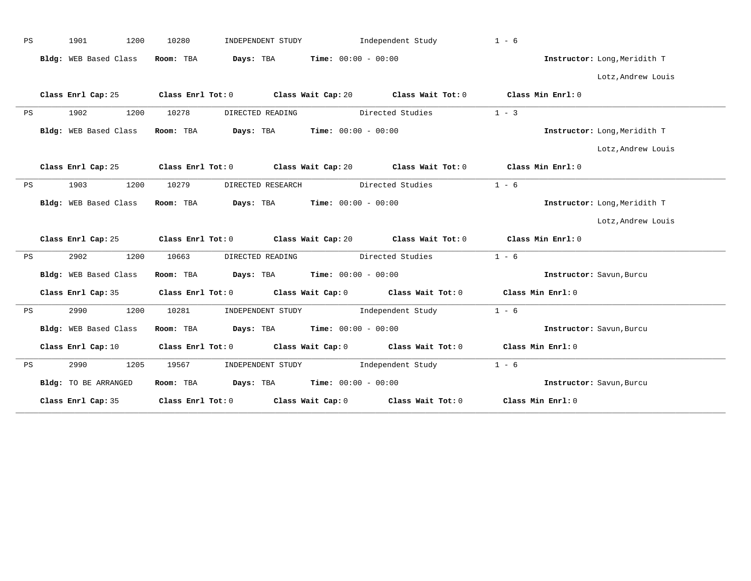PS 1901 1200 10280 INDEPENDENT STUDY Independent Study 1 - 6

**Bldg:** WEB Based Class **Room:** TBA **Days:** TBA **Time:** 00:00 - 00:00 **Instructor:** Long,Meridith T

Lotz,Andrew Louis

**Class Enrl Cap:** 25 **Class Enrl Tot:** 0 **Class Wait Cap:** 20 **Class Wait Tot:** 0 **Class Min Enrl:** 0

---

PS 1902 1200 10278 DIRECTED READING Directed Studies 1 - 3

**Bldg:** WEB Based Class **Room:** TBA **Days:** TBA **Time:** 00:00 - 00:00 **Instructor:** Long,Meridith T

Lotz,Andrew Louis

**Class Enrl Cap:** 25 **Class Enrl Tot:** 0 **Class Wait Cap:** 20 **Class Wait Tot:** 0 **Class Min Enrl:** 0

---

PS 1903 1200 10279 DIRECTED RESEARCH Directed Studies 1 - 6

**Bldg:** WEB Based Class **Room:** TBA **Days:** TBA **Time:** 00:00 - 00:00 **Instructor:** Long,Meridith T

Lotz,Andrew Louis

**Class Enrl Cap:** 25 **Class Enrl Tot:** 0 **Class Wait Cap:** 20 **Class Wait Tot:** 0 **Class Min Enrl:** 0

---

PS 2902 1200 10663 DIRECTED READING Directed Studies 1 - 6

**Bldg:** WEB Based Class **Room:** TBA **Days:** TBA **Time:** 00:00 - 00:00 **Instructor:** Savun,Burcu

**Class Enrl Cap:** 35 **Class Enrl Tot:** 0 **Class Wait Cap:** 0 **Class Wait Tot:** 0 **Class Min Enrl:** 0

---

PS 2990 1200 10281 INDEPENDENT STUDY Independent Study 1 - 6

**Bldg:** WEB Based Class **Room:** TBA **Days:** TBA **Time:** 00:00 - 00:00 **Instructor:** Savun,Burcu

**Class Enrl Cap:** 10 **Class Enrl Tot:** 0 **Class Wait Cap:** 0 **Class Wait Tot:** 0 **Class Min Enrl:** 0

---

PS 2990 1205 19567 INDEPENDENT STUDY Independent Study 1 - 6

**Bldg:** TO BE ARRANGED **Room:** TBA **Days:** TBA **Time:** 00:00 - 00:00 **Instructor:** Savun,Burcu

**Class Enrl Cap:** 35 **Class Enrl Tot:** 0 **Class Wait Cap:** 0 **Class Wait Tot:** 0 **Class Min Enrl:** 0

---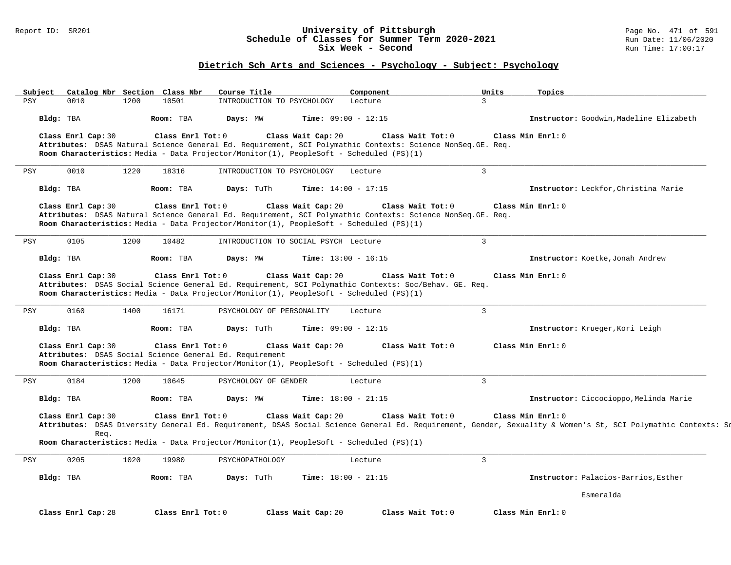## Dietrich Sch Arts and Sciences - Psychology - Subject: Psychology

| Subject | Catalog Nbr | Section | Class Nbr | Course Title | Component | Units | Topics |
|---|---|---|---|---|---|---|---|
| PSY | 0010 | 1200 | 10501 | INTRODUCTION TO PSYCHOLOGY | Lecture | 3 | |

**Bldg:** TBA **Room:** TBA **Days:** MW **Time:** 09:00 - 12:15 **Instructor:** Goodwin,Madeline Elizabeth

**Class Enrl Cap:** 30 **Class Enrl Tot:** 0 **Class Wait Cap:** 20 **Class Wait Tot:** 0 **Class Min Enrl:** 0
**Attributes:** DSAS Natural Science General Ed. Requirement, SCI Polymathic Contexts: Science NonSeq.GE. Req.
**Room Characteristics:** Media - Data Projector/Monitor(1), PeopleSoft - Scheduled (PS)(1)

---

| Subject | Catalog Nbr | Section | Class Nbr | Course Title | Component | Units | Topics |
|---|---|---|---|---|---|---|---|
| PSY | 0010 | 1220 | 18316 | INTRODUCTION TO PSYCHOLOGY | Lecture | 3 | |

**Bldg:** TBA **Room:** TBA **Days:** TuTh **Time:** 14:00 - 17:15 **Instructor:** Leckfor,Christina Marie

**Class Enrl Cap:** 30 **Class Enrl Tot:** 0 **Class Wait Cap:** 20 **Class Wait Tot:** 0 **Class Min Enrl:** 0
**Attributes:** DSAS Natural Science General Ed. Requirement, SCI Polymathic Contexts: Science NonSeq.GE. Req.
**Room Characteristics:** Media - Data Projector/Monitor(1), PeopleSoft - Scheduled (PS)(1)

---

| Subject | Catalog Nbr | Section | Class Nbr | Course Title | Component | Units | Topics |
|---|---|---|---|---|---|---|---|
| PSY | 0105 | 1200 | 10482 | INTRODUCTION TO SOCIAL PSYCH | Lecture | 3 | |

**Bldg:** TBA **Room:** TBA **Days:** MW **Time:** 13:00 - 16:15 **Instructor:** Koetke,Jonah Andrew

**Class Enrl Cap:** 30 **Class Enrl Tot:** 0 **Class Wait Cap:** 20 **Class Wait Tot:** 0 **Class Min Enrl:** 0
**Attributes:** DSAS Social Science General Ed. Requirement, SCI Polymathic Contexts: Soc/Behav. GE. Req.
**Room Characteristics:** Media - Data Projector/Monitor(1), PeopleSoft - Scheduled (PS)(1)

---

| Subject | Catalog Nbr | Section | Class Nbr | Course Title | Component | Units | Topics |
|---|---|---|---|---|---|---|---|
| PSY | 0160 | 1400 | 16171 | PSYCHOLOGY OF PERSONALITY | Lecture | 3 | |

**Bldg:** TBA **Room:** TBA **Days:** TuTh **Time:** 09:00 - 12:15 **Instructor:** Krueger,Kori Leigh

**Class Enrl Cap:** 30 **Class Enrl Tot:** 0 **Class Wait Cap:** 20 **Class Wait Tot:** 0 **Class Min Enrl:** 0
**Attributes:** DSAS Social Science General Ed. Requirement
**Room Characteristics:** Media - Data Projector/Monitor(1), PeopleSoft - Scheduled (PS)(1)

---

| Subject | Catalog Nbr | Section | Class Nbr | Course Title | Component | Units | Topics |
|---|---|---|---|---|---|---|---|
| PSY | 0184 | 1200 | 10645 | PSYCHOLOGY OF GENDER | Lecture | 3 | |

**Bldg:** TBA **Room:** TBA **Days:** MW **Time:** 18:00 - 21:15 **Instructor:** Ciccocioppo,Melinda Marie

**Class Enrl Cap:** 30 **Class Enrl Tot:** 0 **Class Wait Cap:** 20 **Class Wait Tot:** 0 **Class Min Enrl:** 0
**Attributes:** DSAS Diversity General Ed. Requirement, DSAS Social Science General Ed. Requirement, Gender, Sexuality & Women's St, SCI Polymathic Contexts: Sc Req.
**Room Characteristics:** Media - Data Projector/Monitor(1), PeopleSoft - Scheduled (PS)(1)

---

| Subject | Catalog Nbr | Section | Class Nbr | Course Title | Component | Units | Topics |
|---|---|---|---|---|---|---|---|
| PSY | 0205 | 1020 | 19980 | PSYCHOPATHOLOGY | Lecture | 3 | |

**Bldg:** TBA **Room:** TBA **Days:** TuTh **Time:** 18:00 - 21:15 **Instructor:** Palacios-Barrios,Esther Esmeralda

**Class Enrl Cap:** 28 **Class Enrl Tot:** 0 **Class Wait Cap:** 20 **Class Wait Tot:** 0 **Class Min Enrl:** 0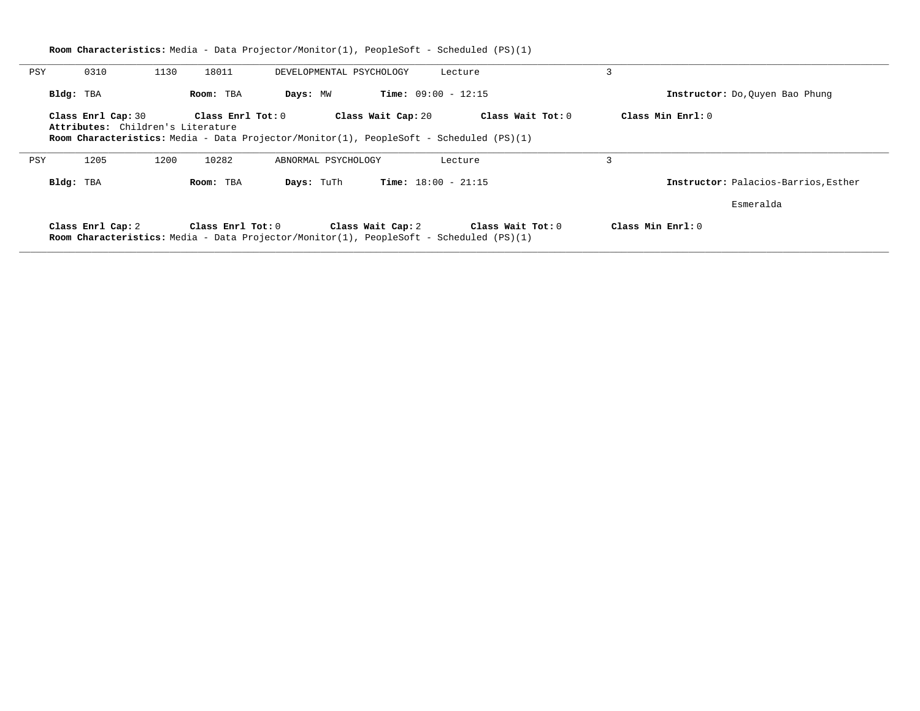**Room Characteristics:** Media - Data Projector/Monitor(1), PeopleSoft - Scheduled (PS)(1)

---

PSY 0310 1130 18011 DEVELOPMENTAL PSYCHOLOGY Lecture 3

**Bldg:** TBA **Room:** TBA **Days:** MW **Time:** 09:00 - 12:15 **Instructor:** Do,Quyen Bao Phung

**Class Enrl Cap:** 30 **Class Enrl Tot:** 0 **Class Wait Cap:** 20 **Class Wait Tot:** 0 **Class Min Enrl:** 0

**Attributes:** Children's Literature

**Room Characteristics:** Media - Data Projector/Monitor(1), PeopleSoft - Scheduled (PS)(1)

---

PSY 1205 1200 10282 ABNORMAL PSYCHOLOGY Lecture 3

**Bldg:** TBA **Room:** TBA **Days:** TuTh **Time:** 18:00 - 21:15 **Instructor:** Palacios-Barrios,Esther Esmeralda

**Class Enrl Cap:** 2 **Class Enrl Tot:** 0 **Class Wait Cap:** 2 **Class Wait Tot:** 0 **Class Min Enrl:** 0

**Room Characteristics:** Media - Data Projector/Monitor(1), PeopleSoft - Scheduled (PS)(1)

---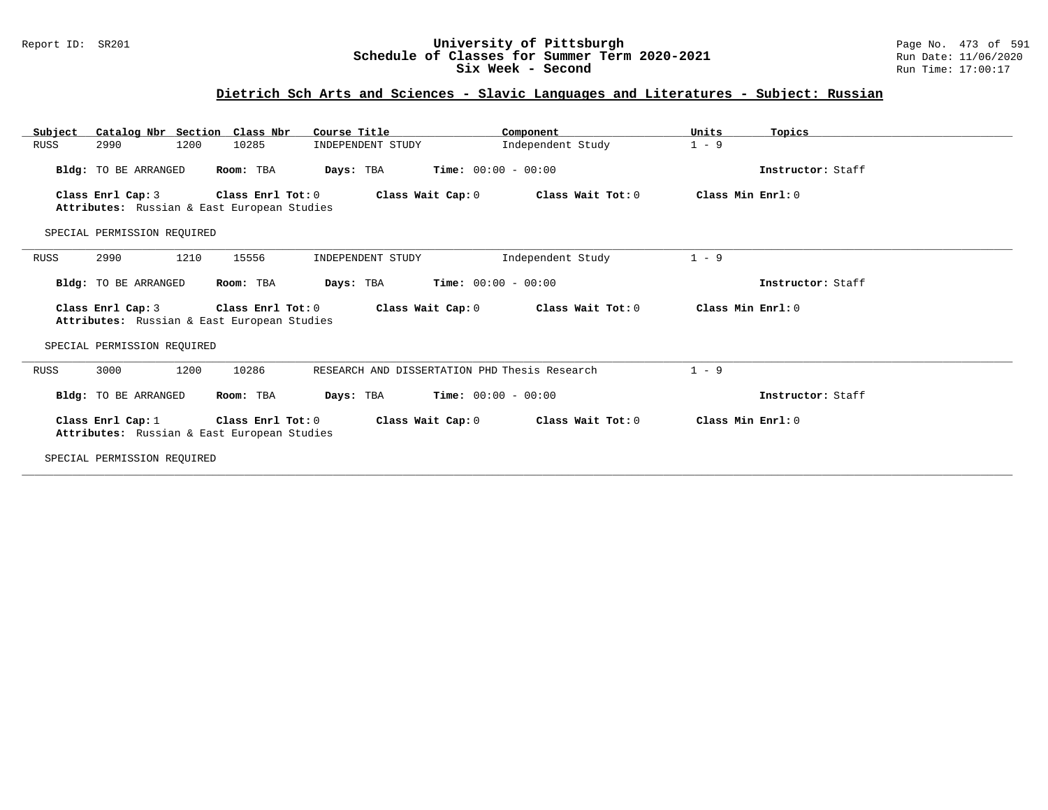## Dietrich Sch Arts and Sciences - Slavic Languages and Literatures - Subject: Russian

| Subject | Catalog Nbr | Section | Class Nbr | Course Title | Component | Units | Topics |
|---|---|---|---|---|---|---|---|
| RUSS | 2990 | 1200 | 10285 | INDEPENDENT STUDY | Independent Study | 1 - 9 | |

**Bldg:** TO BE ARRANGED **Room:** TBA **Days:** TBA **Time:** 00:00 - 00:00 **Instructor:** Staff

**Class Enrl Cap:** 3 **Class Enrl Tot:** 0 **Class Wait Cap:** 0 **Class Wait Tot:** 0 **Class Min Enrl:** 0
**Attributes:** Russian & East European Studies

SPECIAL PERMISSION REQUIRED

---

| Subject | Catalog Nbr | Section | Class Nbr | Course Title | Component | Units | Topics |
|---|---|---|---|---|---|---|---|
| RUSS | 2990 | 1210 | 15556 | INDEPENDENT STUDY | Independent Study | 1 - 9 | |

**Bldg:** TO BE ARRANGED **Room:** TBA **Days:** TBA **Time:** 00:00 - 00:00 **Instructor:** Staff

**Class Enrl Cap:** 3 **Class Enrl Tot:** 0 **Class Wait Cap:** 0 **Class Wait Tot:** 0 **Class Min Enrl:** 0
**Attributes:** Russian & East European Studies

SPECIAL PERMISSION REQUIRED

---

| Subject | Catalog Nbr | Section | Class Nbr | Course Title | Component | Units | Topics |
|---|---|---|---|---|---|---|---|
| RUSS | 3000 | 1200 | 10286 | RESEARCH AND DISSERTATION PHD | Thesis Research | 1 - 9 | |

**Bldg:** TO BE ARRANGED **Room:** TBA **Days:** TBA **Time:** 00:00 - 00:00 **Instructor:** Staff

**Class Enrl Cap:** 1 **Class Enrl Tot:** 0 **Class Wait Cap:** 0 **Class Wait Tot:** 0 **Class Min Enrl:** 0
**Attributes:** Russian & East European Studies

SPECIAL PERMISSION REQUIRED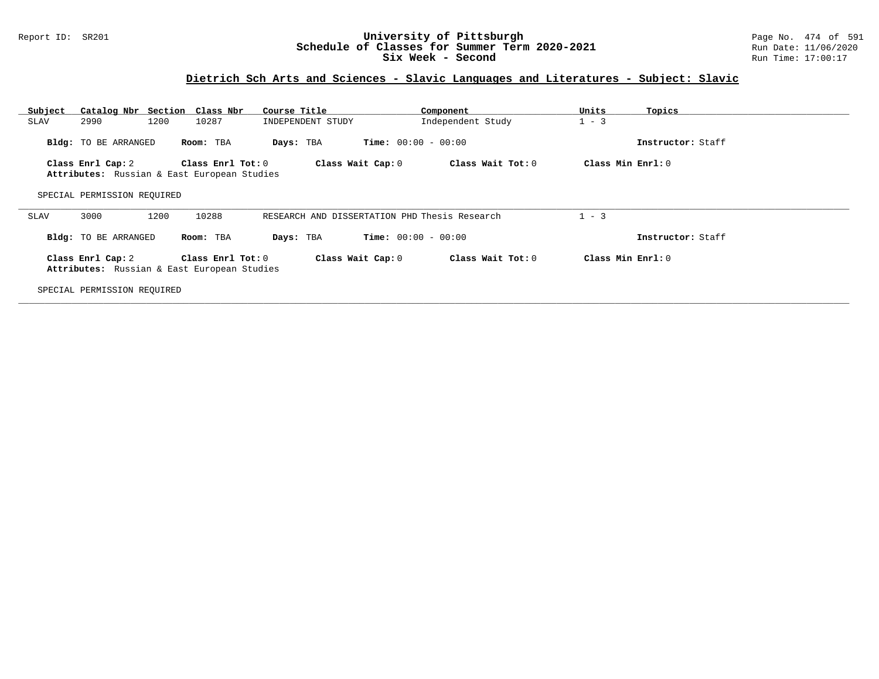## Dietrich Sch Arts and Sciences - Slavic Languages and Literatures - Subject: Slavic

| Subject | Catalog Nbr | Section | Class Nbr | Course Title | Component | Units | Topics |
|---|---|---|---|---|---|---|---|
| SLAV | 2990 | 1200 | 10287 | INDEPENDENT STUDY | Independent Study | 1 - 3 | |

**Bldg:** TO BE ARRANGED **Room:** TBA **Days:** TBA **Time:** 00:00 - 00:00 **Instructor:** Staff

**Class Enrl Cap:** 2 **Class Enrl Tot:** 0 **Class Wait Cap:** 0 **Class Wait Tot:** 0 **Class Min Enrl:** 0

**Attributes:** Russian & East European Studies

SPECIAL PERMISSION REQUIRED

---

| Subject | Catalog Nbr | Section | Class Nbr | Course Title | Component | Units | Topics |
|---|---|---|---|---|---|---|---|
| SLAV | 3000 | 1200 | 10288 | RESEARCH AND DISSERTATION PHD | Thesis Research | 1 - 3 | |

**Bldg:** TO BE ARRANGED **Room:** TBA **Days:** TBA **Time:** 00:00 - 00:00 **Instructor:** Staff

**Class Enrl Cap:** 2 **Class Enrl Tot:** 0 **Class Wait Cap:** 0 **Class Wait Tot:** 0 **Class Min Enrl:** 0

**Attributes:** Russian & East European Studies

SPECIAL PERMISSION REQUIRED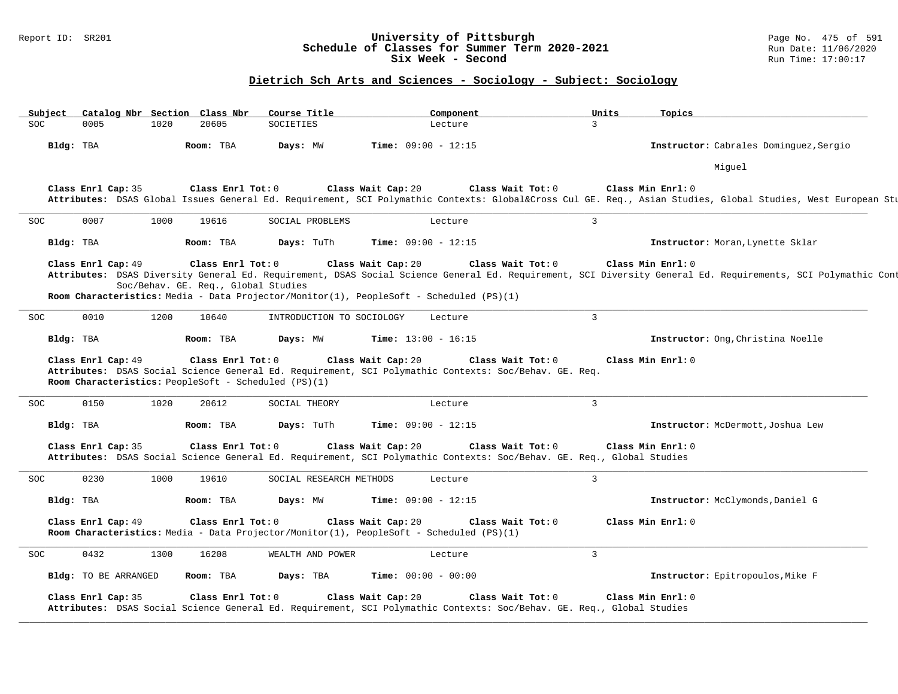# University of Pittsburgh
## Schedule of Classes for Summer Term 2020-2021
### Six Week - Second

### Dietrich Sch Arts and Sciences - Sociology - Subject: Sociology

| Subject | Catalog Nbr | Section | Class Nbr | Course Title | Component | Units | Topics |
|---|---|---|---|---|---|---|---|
| SOC | 0005 | 1020 | 20605 | SOCIETIES | Lecture | 3 | |

**Bldg:** TBA **Room:** TBA **Days:** MW **Time:** 09:00 - 12:15 **Instructor:** Cabrales Dominguez,Sergio Miguel

**Class Enrl Cap:** 35 **Class Enrl Tot:** 0 **Class Wait Cap:** 20 **Class Wait Tot:** 0 **Class Min Enrl:** 0
**Attributes:** DSAS Global Issues General Ed. Requirement, SCI Polymathic Contexts: Global&Cross Cul GE. Req., Asian Studies, Global Studies, West European St

---

| Subject | Catalog Nbr | Section | Class Nbr | Course Title | Component | Units | Topics |
|---|---|---|---|---|---|---|---|
| SOC | 0007 | 1000 | 19616 | SOCIAL PROBLEMS | Lecture | 3 | |

**Bldg:** TBA **Room:** TBA **Days:** TuTh **Time:** 09:00 - 12:15 **Instructor:** Moran,Lynette Sklar

**Class Enrl Cap:** 49 **Class Enrl Tot:** 0 **Class Wait Cap:** 20 **Class Wait Tot:** 0 **Class Min Enrl:** 0
**Attributes:** DSAS Diversity General Ed. Requirement, DSAS Social Science General Ed. Requirement, SCI Diversity General Ed. Requirements, SCI Polymathic Cont Soc/Behav. GE. Req., Global Studies
**Room Characteristics:** Media - Data Projector/Monitor(1), PeopleSoft - Scheduled (PS)(1)

---

| Subject | Catalog Nbr | Section | Class Nbr | Course Title | Component | Units | Topics |
|---|---|---|---|---|---|---|---|
| SOC | 0010 | 1200 | 10640 | INTRODUCTION TO SOCIOLOGY | Lecture | 3 | |

**Bldg:** TBA **Room:** TBA **Days:** MW **Time:** 13:00 - 16:15 **Instructor:** Ong,Christina Noelle

**Class Enrl Cap:** 49 **Class Enrl Tot:** 0 **Class Wait Cap:** 20 **Class Wait Tot:** 0 **Class Min Enrl:** 0
**Attributes:** DSAS Social Science General Ed. Requirement, SCI Polymathic Contexts: Soc/Behav. GE. Req.
**Room Characteristics:** PeopleSoft - Scheduled (PS)(1)

---

| Subject | Catalog Nbr | Section | Class Nbr | Course Title | Component | Units | Topics |
|---|---|---|---|---|---|---|---|
| SOC | 0150 | 1020 | 20612 | SOCIAL THEORY | Lecture | 3 | |

**Bldg:** TBA **Room:** TBA **Days:** TuTh **Time:** 09:00 - 12:15 **Instructor:** McDermott,Joshua Lew

**Class Enrl Cap:** 35 **Class Enrl Tot:** 0 **Class Wait Cap:** 20 **Class Wait Tot:** 0 **Class Min Enrl:** 0
**Attributes:** DSAS Social Science General Ed. Requirement, SCI Polymathic Contexts: Soc/Behav. GE. Req., Global Studies

---

| Subject | Catalog Nbr | Section | Class Nbr | Course Title | Component | Units | Topics |
|---|---|---|---|---|---|---|---|
| SOC | 0230 | 1000 | 19610 | SOCIAL RESEARCH METHODS | Lecture | 3 | |

**Bldg:** TBA **Room:** TBA **Days:** MW **Time:** 09:00 - 12:15 **Instructor:** McClymonds,Daniel G

**Class Enrl Cap:** 49 **Class Enrl Tot:** 0 **Class Wait Cap:** 20 **Class Wait Tot:** 0 **Class Min Enrl:** 0
**Room Characteristics:** Media - Data Projector/Monitor(1), PeopleSoft - Scheduled (PS)(1)

---

| Subject | Catalog Nbr | Section | Class Nbr | Course Title | Component | Units | Topics |
|---|---|---|---|---|---|---|---|
| SOC | 0432 | 1300 | 16208 | WEALTH AND POWER | Lecture | 3 | |

**Bldg:** TO BE ARRANGED **Room:** TBA **Days:** TBA **Time:** 00:00 - 00:00 **Instructor:** Epitropoulos,Mike F

**Class Enrl Cap:** 35 **Class Enrl Tot:** 0 **Class Wait Cap:** 20 **Class Wait Tot:** 0 **Class Min Enrl:** 0
**Attributes:** DSAS Social Science General Ed. Requirement, SCI Polymathic Contexts: Soc/Behav. GE. Req., Global Studies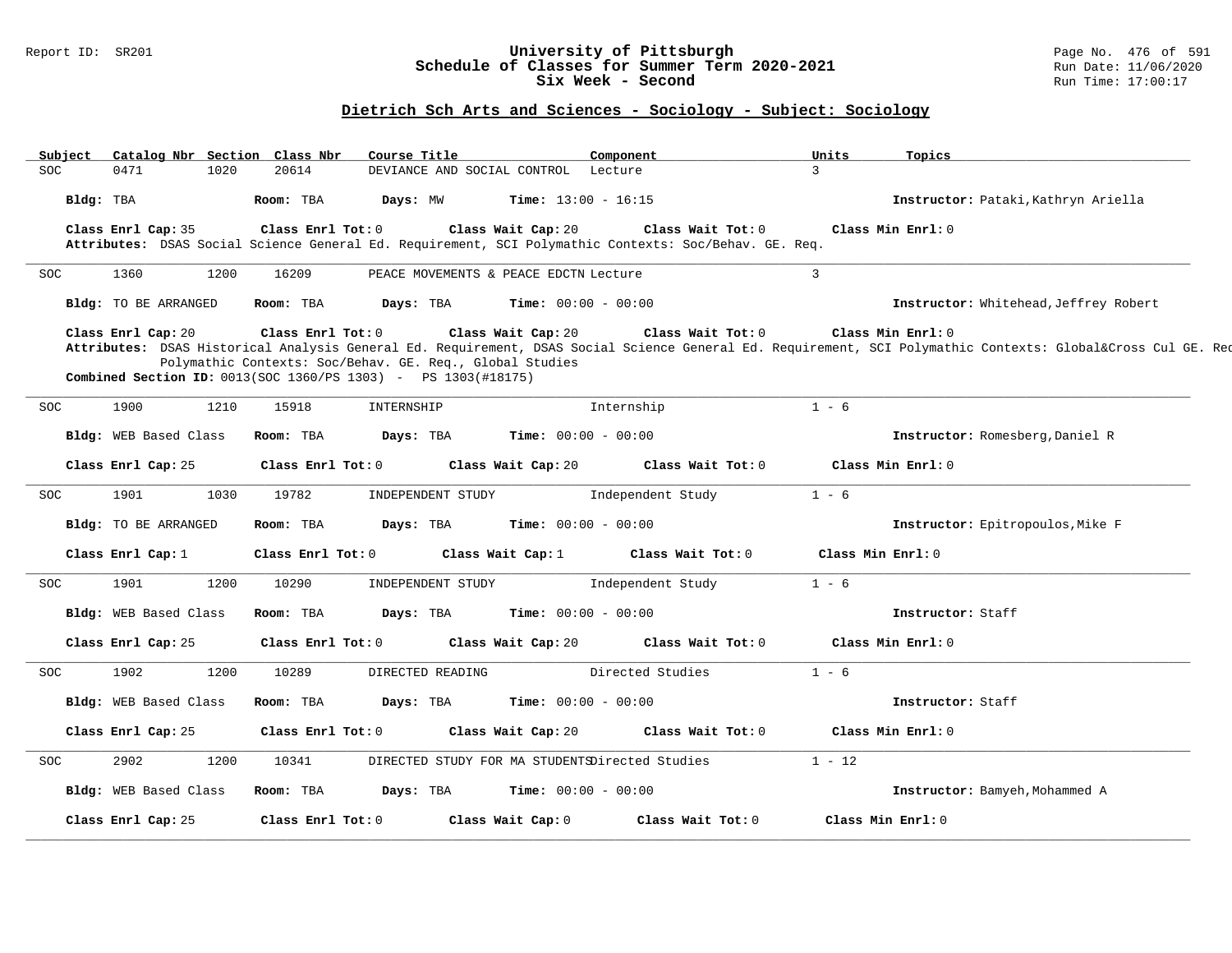## University of Pittsburgh
## Schedule of Classes for Summer Term 2020-2021
## Six Week - Second

Report ID: SR201 | Run Date: 11/06/2020 | Run Time: 17:00:17

### Dietrich Sch Arts and Sciences - Sociology - Subject: Sociology

| Subject | Catalog Nbr | Section | Class Nbr | Course Title | Component | Units | Topics |
|---|---|---|---|---|---|---|---|
| SOC | 0471 | 1020 | 20614 | DEVIANCE AND SOCIAL CONTROL | Lecture | 3 | |

**Bldg:** TBA **Room:** TBA **Days:** MW **Time:** 13:00 - 16:15 **Instructor:** Pataki,Kathryn Ariella

**Class Enrl Cap:** 35 **Class Enrl Tot:** 0 **Class Wait Cap:** 20 **Class Wait Tot:** 0 **Class Min Enrl:** 0

**Attributes:** DSAS Social Science General Ed. Requirement, SCI Polymathic Contexts: Soc/Behav. GE. Req.

---

| Subject | Catalog Nbr | Section | Class Nbr | Course Title | Component | Units | Topics |
|---|---|---|---|---|---|---|---|
| SOC | 1360 | 1200 | 16209 | PEACE MOVEMENTS & PEACE EDCTN | Lecture | 3 | |

**Bldg:** TO BE ARRANGED **Room:** TBA **Days:** TBA **Time:** 00:00 - 00:00 **Instructor:** Whitehead,Jeffrey Robert

**Class Enrl Cap:** 20 **Class Enrl Tot:** 0 **Class Wait Cap:** 20 **Class Wait Tot:** 0 **Class Min Enrl:** 0

**Attributes:** DSAS Historical Analysis General Ed. Requirement, DSAS Social Science General Ed. Requirement, SCI Polymathic Contexts: Global&Cross Cul GE. Req, Polymathic Contexts: Soc/Behav. GE. Req., Global Studies

**Combined Section ID:** 0013(SOC 1360/PS 1303) - PS 1303(#18175)

---

| Subject | Catalog Nbr | Section | Class Nbr | Course Title | Component | Units | Topics |
|---|---|---|---|---|---|---|---|
| SOC | 1900 | 1210 | 15918 | INTERNSHIP | Internship | 1 - 6 | |

**Bldg:** WEB Based Class **Room:** TBA **Days:** TBA **Time:** 00:00 - 00:00 **Instructor:** Romesberg,Daniel R

**Class Enrl Cap:** 25 **Class Enrl Tot:** 0 **Class Wait Cap:** 20 **Class Wait Tot:** 0 **Class Min Enrl:** 0

---

| Subject | Catalog Nbr | Section | Class Nbr | Course Title | Component | Units | Topics |
|---|---|---|---|---|---|---|---|
| SOC | 1901 | 1030 | 19782 | INDEPENDENT STUDY | Independent Study | 1 - 6 | |

**Bldg:** TO BE ARRANGED **Room:** TBA **Days:** TBA **Time:** 00:00 - 00:00 **Instructor:** Epitropoulos,Mike F

**Class Enrl Cap:** 1 **Class Enrl Tot:** 0 **Class Wait Cap:** 1 **Class Wait Tot:** 0 **Class Min Enrl:** 0

---

| Subject | Catalog Nbr | Section | Class Nbr | Course Title | Component | Units | Topics |
|---|---|---|---|---|---|---|---|
| SOC | 1901 | 1200 | 10290 | INDEPENDENT STUDY | Independent Study | 1 - 6 | |

**Bldg:** WEB Based Class **Room:** TBA **Days:** TBA **Time:** 00:00 - 00:00 **Instructor:** Staff

**Class Enrl Cap:** 25 **Class Enrl Tot:** 0 **Class Wait Cap:** 20 **Class Wait Tot:** 0 **Class Min Enrl:** 0

---

| Subject | Catalog Nbr | Section | Class Nbr | Course Title | Component | Units | Topics |
|---|---|---|---|---|---|---|---|
| SOC | 1902 | 1200 | 10289 | DIRECTED READING | Directed Studies | 1 - 6 | |

**Bldg:** WEB Based Class **Room:** TBA **Days:** TBA **Time:** 00:00 - 00:00 **Instructor:** Staff

**Class Enrl Cap:** 25 **Class Enrl Tot:** 0 **Class Wait Cap:** 20 **Class Wait Tot:** 0 **Class Min Enrl:** 0

---

| Subject | Catalog Nbr | Section | Class Nbr | Course Title | Component | Units | Topics |
|---|---|---|---|---|---|---|---|
| SOC | 2902 | 1200 | 10341 | DIRECTED STUDY FOR MA STUDENTS | Directed Studies | 1 - 12 | |

**Bldg:** WEB Based Class **Room:** TBA **Days:** TBA **Time:** 00:00 - 00:00 **Instructor:** Bamyeh,Mohammed A

**Class Enrl Cap:** 25 **Class Enrl Tot:** 0 **Class Wait Cap:** 0 **Class Wait Tot:** 0 **Class Min Enrl:** 0

---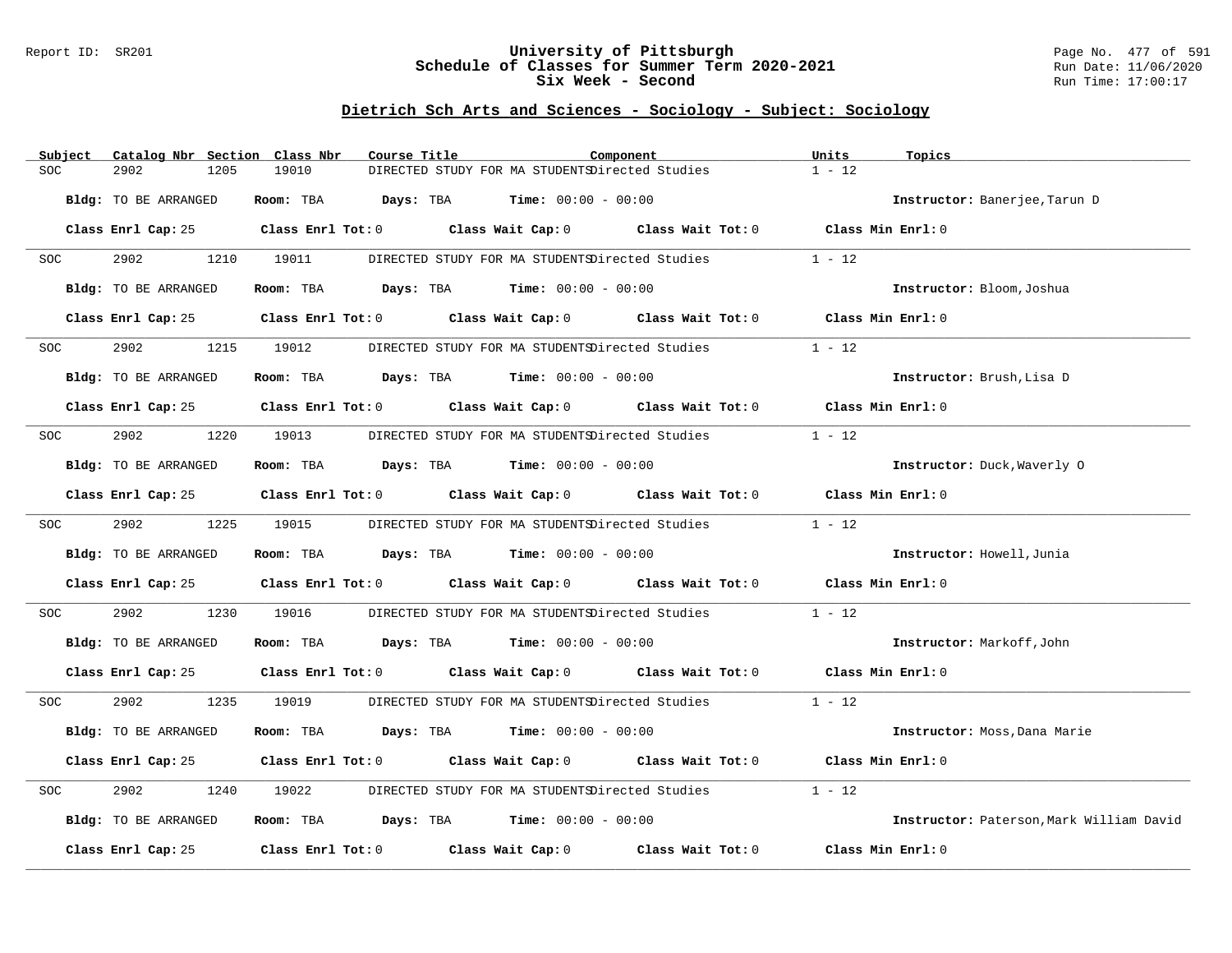## Dietrich Sch Arts and Sciences - Sociology - Subject: Sociology

| Subject | Catalog Nbr | Section | Class Nbr | Course Title | Component | Units | Topics |
|---|---|---|---|---|---|---|---|
| SOC | 2902 | 1205 | 19010 | DIRECTED STUDY FOR MA STUDENTS | Directed Studies | 1 - 12 | |

**Bldg:** TO BE ARRANGED **Room:** TBA **Days:** TBA **Time:** 00:00 - 00:00 **Instructor:** Banerjee,Tarun D

**Class Enrl Cap:** 25 **Class Enrl Tot:** 0 **Class Wait Cap:** 0 **Class Wait Tot:** 0 **Class Min Enrl:** 0

---

| Subject | Catalog Nbr | Section | Class Nbr | Course Title | Component | Units | Topics |
|---|---|---|---|---|---|---|---|
| SOC | 2902 | 1210 | 19011 | DIRECTED STUDY FOR MA STUDENTS | Directed Studies | 1 - 12 | |

**Bldg:** TO BE ARRANGED **Room:** TBA **Days:** TBA **Time:** 00:00 - 00:00 **Instructor:** Bloom,Joshua

**Class Enrl Cap:** 25 **Class Enrl Tot:** 0 **Class Wait Cap:** 0 **Class Wait Tot:** 0 **Class Min Enrl:** 0

---

| Subject | Catalog Nbr | Section | Class Nbr | Course Title | Component | Units | Topics |
|---|---|---|---|---|---|---|---|
| SOC | 2902 | 1215 | 19012 | DIRECTED STUDY FOR MA STUDENTS | Directed Studies | 1 - 12 | |

**Bldg:** TO BE ARRANGED **Room:** TBA **Days:** TBA **Time:** 00:00 - 00:00 **Instructor:** Brush,Lisa D

**Class Enrl Cap:** 25 **Class Enrl Tot:** 0 **Class Wait Cap:** 0 **Class Wait Tot:** 0 **Class Min Enrl:** 0

---

| Subject | Catalog Nbr | Section | Class Nbr | Course Title | Component | Units | Topics |
|---|---|---|---|---|---|---|---|
| SOC | 2902 | 1220 | 19013 | DIRECTED STUDY FOR MA STUDENTS | Directed Studies | 1 - 12 | |

**Bldg:** TO BE ARRANGED **Room:** TBA **Days:** TBA **Time:** 00:00 - 00:00 **Instructor:** Duck,Waverly O

**Class Enrl Cap:** 25 **Class Enrl Tot:** 0 **Class Wait Cap:** 0 **Class Wait Tot:** 0 **Class Min Enrl:** 0

---

| Subject | Catalog Nbr | Section | Class Nbr | Course Title | Component | Units | Topics |
|---|---|---|---|---|---|---|---|
| SOC | 2902 | 1225 | 19015 | DIRECTED STUDY FOR MA STUDENTS | Directed Studies | 1 - 12 | |

**Bldg:** TO BE ARRANGED **Room:** TBA **Days:** TBA **Time:** 00:00 - 00:00 **Instructor:** Howell,Junia

**Class Enrl Cap:** 25 **Class Enrl Tot:** 0 **Class Wait Cap:** 0 **Class Wait Tot:** 0 **Class Min Enrl:** 0

---

| Subject | Catalog Nbr | Section | Class Nbr | Course Title | Component | Units | Topics |
|---|---|---|---|---|---|---|---|
| SOC | 2902 | 1230 | 19016 | DIRECTED STUDY FOR MA STUDENTS | Directed Studies | 1 - 12 | |

**Bldg:** TO BE ARRANGED **Room:** TBA **Days:** TBA **Time:** 00:00 - 00:00 **Instructor:** Markoff,John

**Class Enrl Cap:** 25 **Class Enrl Tot:** 0 **Class Wait Cap:** 0 **Class Wait Tot:** 0 **Class Min Enrl:** 0

---

| Subject | Catalog Nbr | Section | Class Nbr | Course Title | Component | Units | Topics |
|---|---|---|---|---|---|---|---|
| SOC | 2902 | 1235 | 19019 | DIRECTED STUDY FOR MA STUDENTS | Directed Studies | 1 - 12 | |

**Bldg:** TO BE ARRANGED **Room:** TBA **Days:** TBA **Time:** 00:00 - 00:00 **Instructor:** Moss,Dana Marie

**Class Enrl Cap:** 25 **Class Enrl Tot:** 0 **Class Wait Cap:** 0 **Class Wait Tot:** 0 **Class Min Enrl:** 0

---

| Subject | Catalog Nbr | Section | Class Nbr | Course Title | Component | Units | Topics |
|---|---|---|---|---|---|---|---|
| SOC | 2902 | 1240 | 19022 | DIRECTED STUDY FOR MA STUDENTS | Directed Studies | 1 - 12 | |

**Bldg:** TO BE ARRANGED **Room:** TBA **Days:** TBA **Time:** 00:00 - 00:00 **Instructor:** Paterson,Mark William David

**Class Enrl Cap:** 25 **Class Enrl Tot:** 0 **Class Wait Cap:** 0 **Class Wait Tot:** 0 **Class Min Enrl:** 0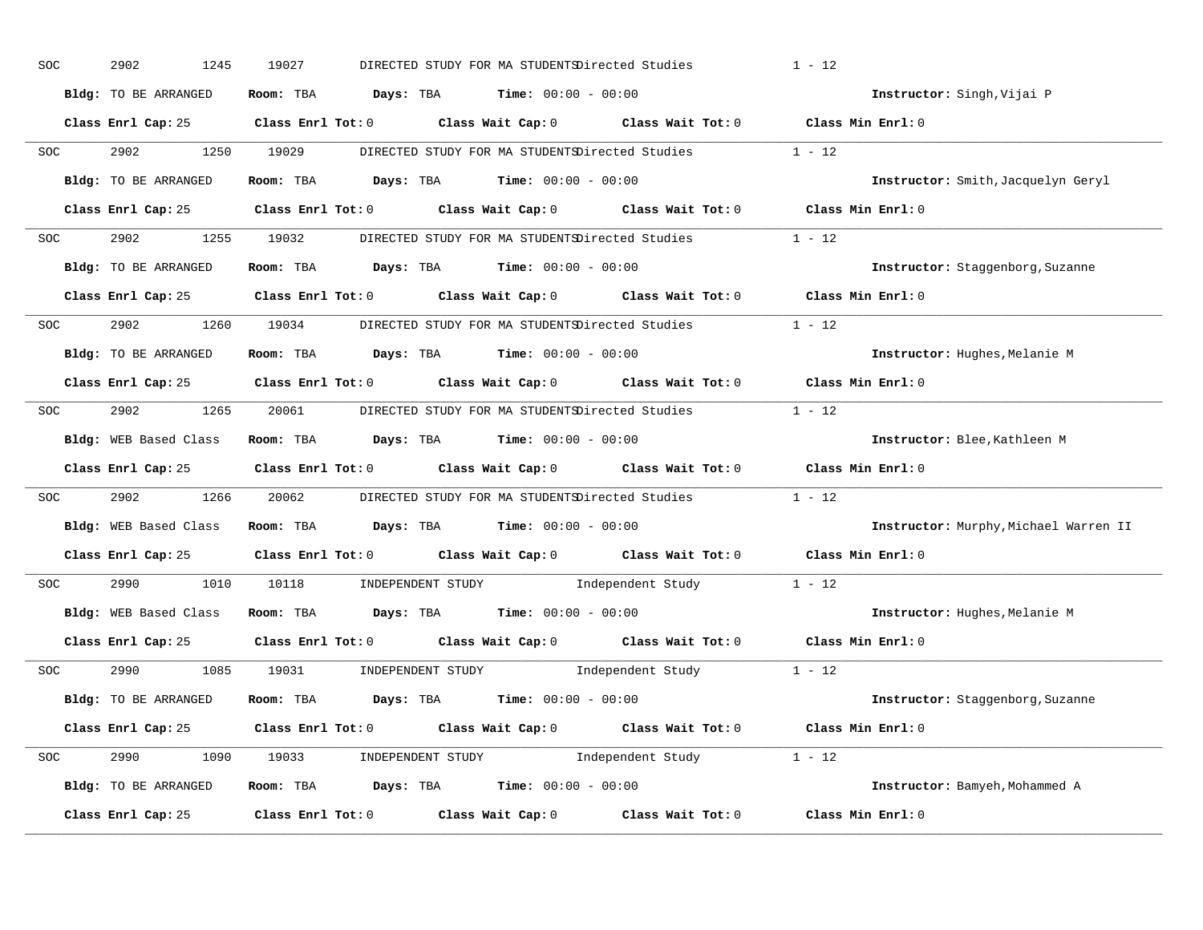SOC 2902 1245 19027 DIRECTED STUDY FOR MA STUDENTS Directed Studies 1 - 12

**Bldg:** TO BE ARRANGED **Room:** TBA **Days:** TBA **Time:** 00:00 - 00:00 **Instructor:** Singh,Vijai P

**Class Enrl Cap:** 25 **Class Enrl Tot:** 0 **Class Wait Cap:** 0 **Class Wait Tot:** 0 **Class Min Enrl:** 0

---

SOC 2902 1250 19029 DIRECTED STUDY FOR MA STUDENTS Directed Studies 1 - 12

**Bldg:** TO BE ARRANGED **Room:** TBA **Days:** TBA **Time:** 00:00 - 00:00 **Instructor:** Smith,Jacquelyn Geryl

**Class Enrl Cap:** 25 **Class Enrl Tot:** 0 **Class Wait Cap:** 0 **Class Wait Tot:** 0 **Class Min Enrl:** 0

---

SOC 2902 1255 19032 DIRECTED STUDY FOR MA STUDENTS Directed Studies 1 - 12

**Bldg:** TO BE ARRANGED **Room:** TBA **Days:** TBA **Time:** 00:00 - 00:00 **Instructor:** Staggenborg,Suzanne

**Class Enrl Cap:** 25 **Class Enrl Tot:** 0 **Class Wait Cap:** 0 **Class Wait Tot:** 0 **Class Min Enrl:** 0

---

SOC 2902 1260 19034 DIRECTED STUDY FOR MA STUDENTS Directed Studies 1 - 12

**Bldg:** TO BE ARRANGED **Room:** TBA **Days:** TBA **Time:** 00:00 - 00:00 **Instructor:** Hughes,Melanie M

**Class Enrl Cap:** 25 **Class Enrl Tot:** 0 **Class Wait Cap:** 0 **Class Wait Tot:** 0 **Class Min Enrl:** 0

---

SOC 2902 1265 20061 DIRECTED STUDY FOR MA STUDENTS Directed Studies 1 - 12

**Bldg:** WEB Based Class **Room:** TBA **Days:** TBA **Time:** 00:00 - 00:00 **Instructor:** Blee,Kathleen M

**Class Enrl Cap:** 25 **Class Enrl Tot:** 0 **Class Wait Cap:** 0 **Class Wait Tot:** 0 **Class Min Enrl:** 0

---

SOC 2902 1266 20062 DIRECTED STUDY FOR MA STUDENTS Directed Studies 1 - 12

**Bldg:** WEB Based Class **Room:** TBA **Days:** TBA **Time:** 00:00 - 00:00 **Instructor:** Murphy,Michael Warren II

**Class Enrl Cap:** 25 **Class Enrl Tot:** 0 **Class Wait Cap:** 0 **Class Wait Tot:** 0 **Class Min Enrl:** 0

---

SOC 2990 1010 10118 INDEPENDENT STUDY Independent Study 1 - 12

**Bldg:** WEB Based Class **Room:** TBA **Days:** TBA **Time:** 00:00 - 00:00 **Instructor:** Hughes,Melanie M

**Class Enrl Cap:** 25 **Class Enrl Tot:** 0 **Class Wait Cap:** 0 **Class Wait Tot:** 0 **Class Min Enrl:** 0

---

SOC 2990 1085 19031 INDEPENDENT STUDY Independent Study 1 - 12

**Bldg:** TO BE ARRANGED **Room:** TBA **Days:** TBA **Time:** 00:00 - 00:00 **Instructor:** Staggenborg,Suzanne

**Class Enrl Cap:** 25 **Class Enrl Tot:** 0 **Class Wait Cap:** 0 **Class Wait Tot:** 0 **Class Min Enrl:** 0

---

SOC 2990 1090 19033 INDEPENDENT STUDY Independent Study 1 - 12

**Bldg:** TO BE ARRANGED **Room:** TBA **Days:** TBA **Time:** 00:00 - 00:00 **Instructor:** Bamyeh,Mohammed A

**Class Enrl Cap:** 25 **Class Enrl Tot:** 0 **Class Wait Cap:** 0 **Class Wait Tot:** 0 **Class Min Enrl:** 0

---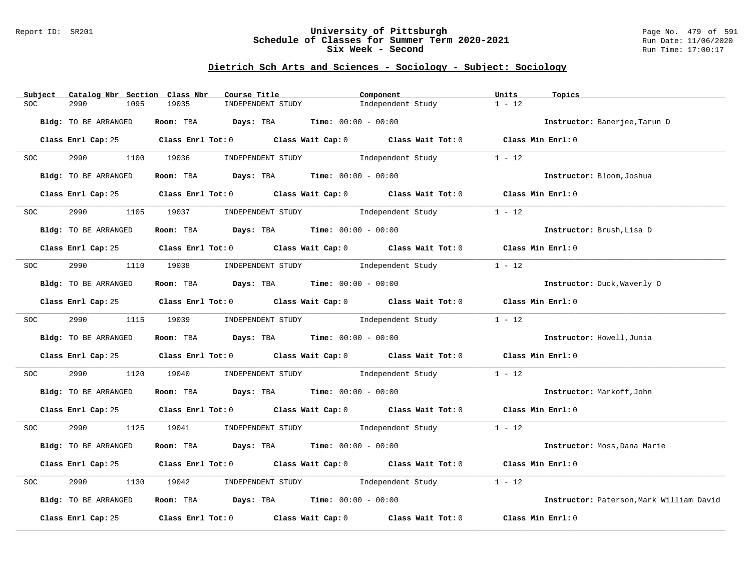## Dietrich Sch Arts and Sciences - Sociology - Subject: Sociology

| Subject | Catalog Nbr | Section | Class Nbr | Course Title | Component | Units | Topics |
|---|---|---|---|---|---|---|---|
| SOC | 2990 | 1095 | 19035 | INDEPENDENT STUDY | Independent Study | 1 - 12 | |

**Bldg:** TO BE ARRANGED **Room:** TBA **Days:** TBA **Time:** 00:00 - 00:00 **Instructor:** Banerjee,Tarun D

**Class Enrl Cap:** 25 **Class Enrl Tot:** 0 **Class Wait Cap:** 0 **Class Wait Tot:** 0 **Class Min Enrl:** 0

| Subject | Catalog Nbr | Section | Class Nbr | Course Title | Component | Units | Topics |
|---|---|---|---|---|---|---|---|
| SOC | 2990 | 1100 | 19036 | INDEPENDENT STUDY | Independent Study | 1 - 12 | |

**Bldg:** TO BE ARRANGED **Room:** TBA **Days:** TBA **Time:** 00:00 - 00:00 **Instructor:** Bloom,Joshua

**Class Enrl Cap:** 25 **Class Enrl Tot:** 0 **Class Wait Cap:** 0 **Class Wait Tot:** 0 **Class Min Enrl:** 0

| Subject | Catalog Nbr | Section | Class Nbr | Course Title | Component | Units | Topics |
|---|---|---|---|---|---|---|---|
| SOC | 2990 | 1105 | 19037 | INDEPENDENT STUDY | Independent Study | 1 - 12 | |

**Bldg:** TO BE ARRANGED **Room:** TBA **Days:** TBA **Time:** 00:00 - 00:00 **Instructor:** Brush,Lisa D

**Class Enrl Cap:** 25 **Class Enrl Tot:** 0 **Class Wait Cap:** 0 **Class Wait Tot:** 0 **Class Min Enrl:** 0

| Subject | Catalog Nbr | Section | Class Nbr | Course Title | Component | Units | Topics |
|---|---|---|---|---|---|---|---|
| SOC | 2990 | 1110 | 19038 | INDEPENDENT STUDY | Independent Study | 1 - 12 | |

**Bldg:** TO BE ARRANGED **Room:** TBA **Days:** TBA **Time:** 00:00 - 00:00 **Instructor:** Duck,Waverly O

**Class Enrl Cap:** 25 **Class Enrl Tot:** 0 **Class Wait Cap:** 0 **Class Wait Tot:** 0 **Class Min Enrl:** 0

| Subject | Catalog Nbr | Section | Class Nbr | Course Title | Component | Units | Topics |
|---|---|---|---|---|---|---|---|
| SOC | 2990 | 1115 | 19039 | INDEPENDENT STUDY | Independent Study | 1 - 12 | |

**Bldg:** TO BE ARRANGED **Room:** TBA **Days:** TBA **Time:** 00:00 - 00:00 **Instructor:** Howell,Junia

**Class Enrl Cap:** 25 **Class Enrl Tot:** 0 **Class Wait Cap:** 0 **Class Wait Tot:** 0 **Class Min Enrl:** 0

| Subject | Catalog Nbr | Section | Class Nbr | Course Title | Component | Units | Topics |
|---|---|---|---|---|---|---|---|
| SOC | 2990 | 1120 | 19040 | INDEPENDENT STUDY | Independent Study | 1 - 12 | |

**Bldg:** TO BE ARRANGED **Room:** TBA **Days:** TBA **Time:** 00:00 - 00:00 **Instructor:** Markoff,John

**Class Enrl Cap:** 25 **Class Enrl Tot:** 0 **Class Wait Cap:** 0 **Class Wait Tot:** 0 **Class Min Enrl:** 0

| Subject | Catalog Nbr | Section | Class Nbr | Course Title | Component | Units | Topics |
|---|---|---|---|---|---|---|---|
| SOC | 2990 | 1125 | 19041 | INDEPENDENT STUDY | Independent Study | 1 - 12 | |

**Bldg:** TO BE ARRANGED **Room:** TBA **Days:** TBA **Time:** 00:00 - 00:00 **Instructor:** Moss,Dana Marie

**Class Enrl Cap:** 25 **Class Enrl Tot:** 0 **Class Wait Cap:** 0 **Class Wait Tot:** 0 **Class Min Enrl:** 0

| Subject | Catalog Nbr | Section | Class Nbr | Course Title | Component | Units | Topics |
|---|---|---|---|---|---|---|---|
| SOC | 2990 | 1130 | 19042 | INDEPENDENT STUDY | Independent Study | 1 - 12 | |

**Bldg:** TO BE ARRANGED **Room:** TBA **Days:** TBA **Time:** 00:00 - 00:00 **Instructor:** Paterson,Mark William David

**Class Enrl Cap:** 25 **Class Enrl Tot:** 0 **Class Wait Cap:** 0 **Class Wait Tot:** 0 **Class Min Enrl:** 0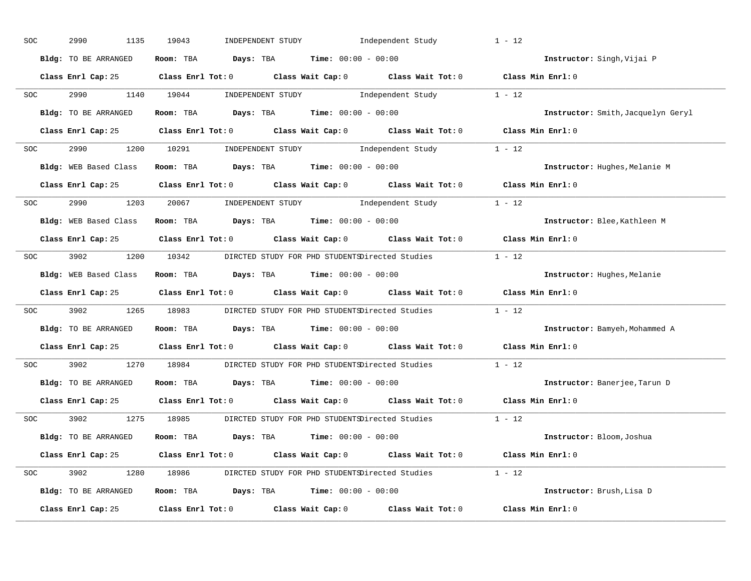SOC 2990 1135 19043 INDEPENDENT STUDY Independent Study 1 - 12

**Bldg:** TO BE ARRANGED **Room:** TBA **Days:** TBA **Time:** 00:00 - 00:00 **Instructor:** Singh,Vijai P

**Class Enrl Cap:** 25 **Class Enrl Tot:** 0 **Class Wait Cap:** 0 **Class Wait Tot:** 0 **Class Min Enrl:** 0

---

SOC 2990 1140 19044 INDEPENDENT STUDY Independent Study 1 - 12

**Bldg:** TO BE ARRANGED **Room:** TBA **Days:** TBA **Time:** 00:00 - 00:00 **Instructor:** Smith,Jacquelyn Geryl

**Class Enrl Cap:** 25 **Class Enrl Tot:** 0 **Class Wait Cap:** 0 **Class Wait Tot:** 0 **Class Min Enrl:** 0

---

SOC 2990 1200 10291 INDEPENDENT STUDY Independent Study 1 - 12

**Bldg:** WEB Based Class **Room:** TBA **Days:** TBA **Time:** 00:00 - 00:00 **Instructor:** Hughes,Melanie M

**Class Enrl Cap:** 25 **Class Enrl Tot:** 0 **Class Wait Cap:** 0 **Class Wait Tot:** 0 **Class Min Enrl:** 0

---

SOC 2990 1203 20067 INDEPENDENT STUDY Independent Study 1 - 12

**Bldg:** WEB Based Class **Room:** TBA **Days:** TBA **Time:** 00:00 - 00:00 **Instructor:** Blee,Kathleen M

**Class Enrl Cap:** 25 **Class Enrl Tot:** 0 **Class Wait Cap:** 0 **Class Wait Tot:** 0 **Class Min Enrl:** 0

---

SOC 3902 1200 10342 DIRCTED STUDY FOR PHD STUDENTS Directed Studies 1 - 12

**Bldg:** WEB Based Class **Room:** TBA **Days:** TBA **Time:** 00:00 - 00:00 **Instructor:** Hughes,Melanie

**Class Enrl Cap:** 25 **Class Enrl Tot:** 0 **Class Wait Cap:** 0 **Class Wait Tot:** 0 **Class Min Enrl:** 0

---

SOC 3902 1265 18983 DIRCTED STUDY FOR PHD STUDENTS Directed Studies 1 - 12

**Bldg:** TO BE ARRANGED **Room:** TBA **Days:** TBA **Time:** 00:00 - 00:00 **Instructor:** Bamyeh,Mohammed A

**Class Enrl Cap:** 25 **Class Enrl Tot:** 0 **Class Wait Cap:** 0 **Class Wait Tot:** 0 **Class Min Enrl:** 0

---

SOC 3902 1270 18984 DIRCTED STUDY FOR PHD STUDENTS Directed Studies 1 - 12

**Bldg:** TO BE ARRANGED **Room:** TBA **Days:** TBA **Time:** 00:00 - 00:00 **Instructor:** Banerjee,Tarun D

**Class Enrl Cap:** 25 **Class Enrl Tot:** 0 **Class Wait Cap:** 0 **Class Wait Tot:** 0 **Class Min Enrl:** 0

---

SOC 3902 1275 18985 DIRCTED STUDY FOR PHD STUDENTS Directed Studies 1 - 12

**Bldg:** TO BE ARRANGED **Room:** TBA **Days:** TBA **Time:** 00:00 - 00:00 **Instructor:** Bloom,Joshua

**Class Enrl Cap:** 25 **Class Enrl Tot:** 0 **Class Wait Cap:** 0 **Class Wait Tot:** 0 **Class Min Enrl:** 0

---

SOC 3902 1280 18986 DIRCTED STUDY FOR PHD STUDENTS Directed Studies 1 - 12

**Bldg:** TO BE ARRANGED **Room:** TBA **Days:** TBA **Time:** 00:00 - 00:00 **Instructor:** Brush,Lisa D

**Class Enrl Cap:** 25 **Class Enrl Tot:** 0 **Class Wait Cap:** 0 **Class Wait Tot:** 0 **Class Min Enrl:** 0

---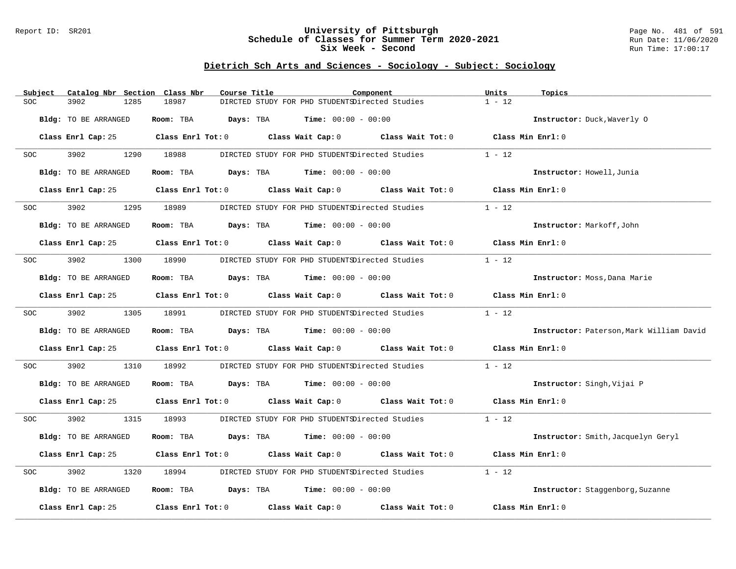## Dietrich Sch Arts and Sciences - Sociology - Subject: Sociology

| Subject | Catalog Nbr | Section | Class Nbr | Course Title | Component | Units | Topics |
|---|---|---|---|---|---|---|---|
| SOC | 3902 | 1285 | 18987 | DIRCTED STUDY FOR PHD STUDENTS | Directed Studies | 1 - 12 | |

**Bldg:** TO BE ARRANGED **Room:** TBA **Days:** TBA **Time:** 00:00 - 00:00 **Instructor:** Duck,Waverly O

**Class Enrl Cap:** 25 **Class Enrl Tot:** 0 **Class Wait Cap:** 0 **Class Wait Tot:** 0 **Class Min Enrl:** 0

| Subject | Catalog Nbr | Section | Class Nbr | Course Title | Component | Units | Topics |
|---|---|---|---|---|---|---|---|
| SOC | 3902 | 1290 | 18988 | DIRCTED STUDY FOR PHD STUDENTS | Directed Studies | 1 - 12 | |

**Bldg:** TO BE ARRANGED **Room:** TBA **Days:** TBA **Time:** 00:00 - 00:00 **Instructor:** Howell,Junia

**Class Enrl Cap:** 25 **Class Enrl Tot:** 0 **Class Wait Cap:** 0 **Class Wait Tot:** 0 **Class Min Enrl:** 0

| Subject | Catalog Nbr | Section | Class Nbr | Course Title | Component | Units | Topics |
|---|---|---|---|---|---|---|---|
| SOC | 3902 | 1295 | 18989 | DIRCTED STUDY FOR PHD STUDENTS | Directed Studies | 1 - 12 | |

**Bldg:** TO BE ARRANGED **Room:** TBA **Days:** TBA **Time:** 00:00 - 00:00 **Instructor:** Markoff,John

**Class Enrl Cap:** 25 **Class Enrl Tot:** 0 **Class Wait Cap:** 0 **Class Wait Tot:** 0 **Class Min Enrl:** 0

| Subject | Catalog Nbr | Section | Class Nbr | Course Title | Component | Units | Topics |
|---|---|---|---|---|---|---|---|
| SOC | 3902 | 1300 | 18990 | DIRCTED STUDY FOR PHD STUDENTS | Directed Studies | 1 - 12 | |

**Bldg:** TO BE ARRANGED **Room:** TBA **Days:** TBA **Time:** 00:00 - 00:00 **Instructor:** Moss,Dana Marie

**Class Enrl Cap:** 25 **Class Enrl Tot:** 0 **Class Wait Cap:** 0 **Class Wait Tot:** 0 **Class Min Enrl:** 0

| Subject | Catalog Nbr | Section | Class Nbr | Course Title | Component | Units | Topics |
|---|---|---|---|---|---|---|---|
| SOC | 3902 | 1305 | 18991 | DIRCTED STUDY FOR PHD STUDENTS | Directed Studies | 1 - 12 | |

**Bldg:** TO BE ARRANGED **Room:** TBA **Days:** TBA **Time:** 00:00 - 00:00 **Instructor:** Paterson,Mark William David

**Class Enrl Cap:** 25 **Class Enrl Tot:** 0 **Class Wait Cap:** 0 **Class Wait Tot:** 0 **Class Min Enrl:** 0

| Subject | Catalog Nbr | Section | Class Nbr | Course Title | Component | Units | Topics |
|---|---|---|---|---|---|---|---|
| SOC | 3902 | 1310 | 18992 | DIRCTED STUDY FOR PHD STUDENTS | Directed Studies | 1 - 12 | |

**Bldg:** TO BE ARRANGED **Room:** TBA **Days:** TBA **Time:** 00:00 - 00:00 **Instructor:** Singh,Vijai P

**Class Enrl Cap:** 25 **Class Enrl Tot:** 0 **Class Wait Cap:** 0 **Class Wait Tot:** 0 **Class Min Enrl:** 0

| Subject | Catalog Nbr | Section | Class Nbr | Course Title | Component | Units | Topics |
|---|---|---|---|---|---|---|---|
| SOC | 3902 | 1315 | 18993 | DIRCTED STUDY FOR PHD STUDENTS | Directed Studies | 1 - 12 | |

**Bldg:** TO BE ARRANGED **Room:** TBA **Days:** TBA **Time:** 00:00 - 00:00 **Instructor:** Smith,Jacquelyn Geryl

**Class Enrl Cap:** 25 **Class Enrl Tot:** 0 **Class Wait Cap:** 0 **Class Wait Tot:** 0 **Class Min Enrl:** 0

| Subject | Catalog Nbr | Section | Class Nbr | Course Title | Component | Units | Topics |
|---|---|---|---|---|---|---|---|
| SOC | 3902 | 1320 | 18994 | DIRCTED STUDY FOR PHD STUDENTS | Directed Studies | 1 - 12 | |

**Bldg:** TO BE ARRANGED **Room:** TBA **Days:** TBA **Time:** 00:00 - 00:00 **Instructor:** Staggenborg,Suzanne

**Class Enrl Cap:** 25 **Class Enrl Tot:** 0 **Class Wait Cap:** 0 **Class Wait Tot:** 0 **Class Min Enrl:** 0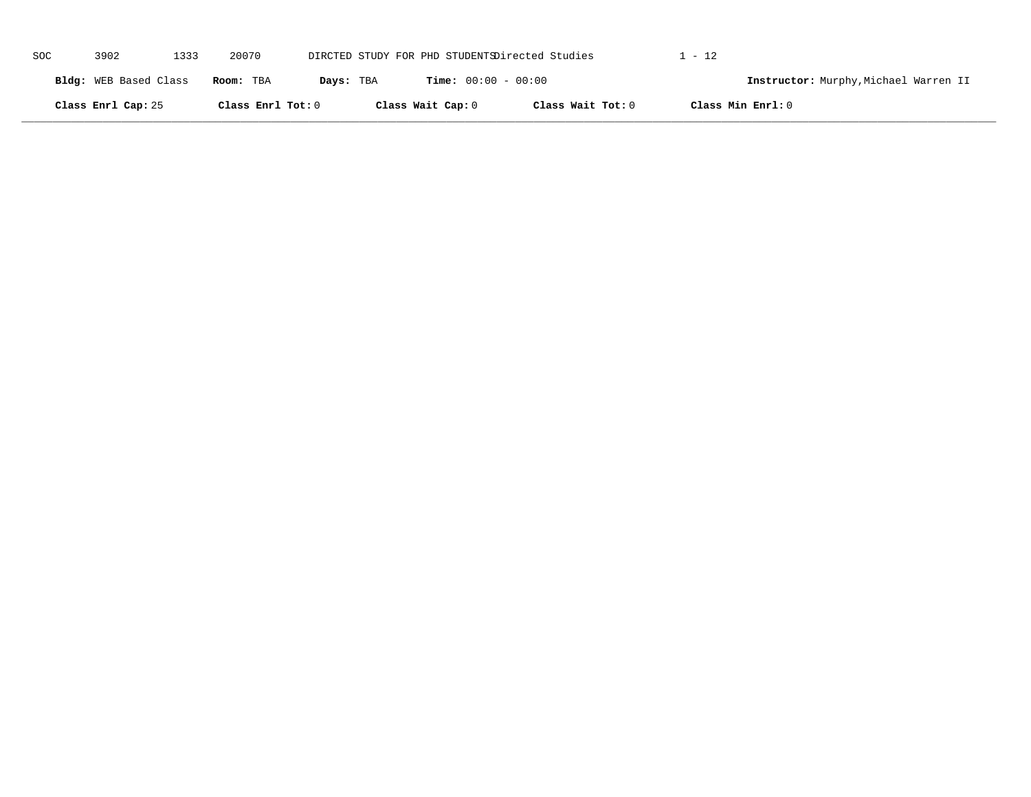SOC 3902 1333 20070 DIRCTED STUDY FOR PHD STUDENTS Directed Studies 1 - 12

**Bldg:** WEB Based Class **Room:** TBA **Days:** TBA **Time:** 00:00 - 00:00 **Instructor:** Murphy,Michael Warren II

**Class Enrl Cap:** 25 **Class Enrl Tot:** 0 **Class Wait Cap:** 0 **Class Wait Tot:** 0 **Class Min Enrl:** 0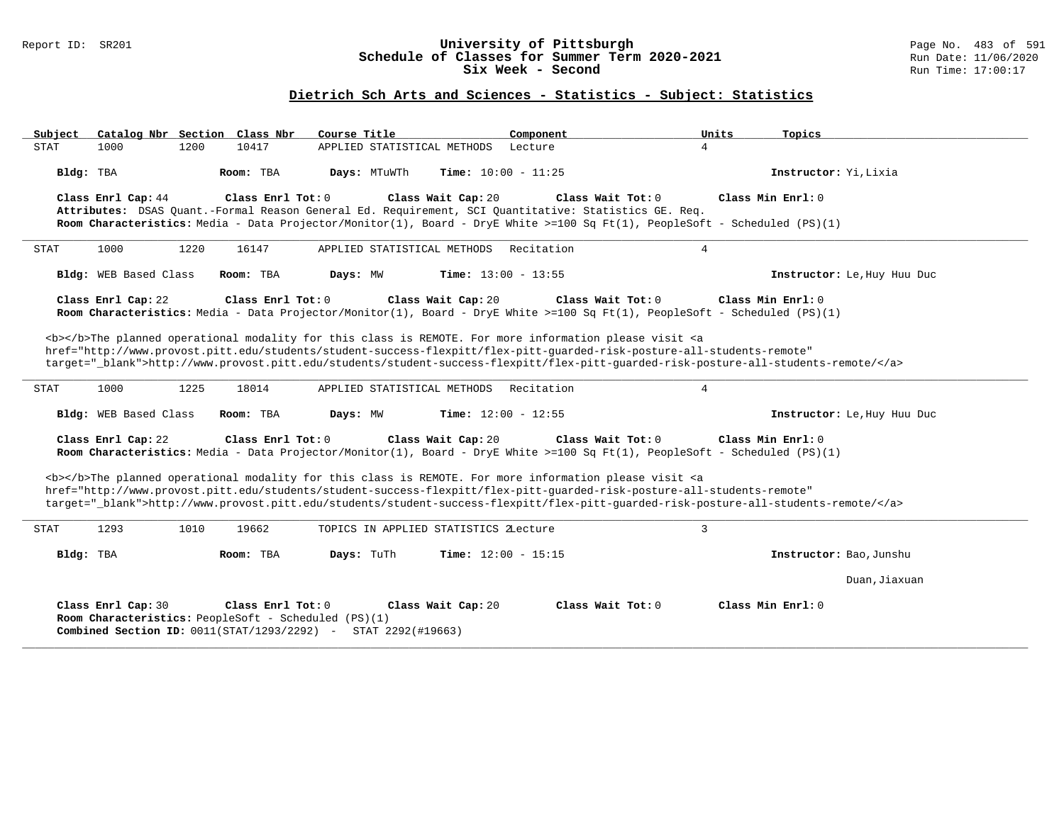## Dietrich Sch Arts and Sciences - Statistics - Subject: Statistics

| Subject | Catalog Nbr | Section | Class Nbr | Course Title | Component | Units | Topics |
|---|---|---|---|---|---|---|---|
| STAT | 1000 | 1200 | 10417 | APPLIED STATISTICAL METHODS | Lecture | 4 | |

**Bldg:** TBA **Room:** TBA **Days:** MTuWTh **Time:** 10:00 - 11:25 **Instructor:** Yi,Lixia

**Class Enrl Cap:** 44 **Class Enrl Tot:** 0 **Class Wait Cap:** 20 **Class Wait Tot:** 0 **Class Min Enrl:** 0

**Attributes:** DSAS Quant.-Formal Reason General Ed. Requirement, SCI Quantitative: Statistics GE. Req.

**Room Characteristics:** Media - Data Projector/Monitor(1), Board - DryE White >=100 Sq Ft(1), PeopleSoft - Scheduled (PS)(1)

---

| Subject | Catalog Nbr | Section | Class Nbr | Course Title | Component | Units | Topics |
|---|---|---|---|---|---|---|---|
| STAT | 1000 | 1220 | 16147 | APPLIED STATISTICAL METHODS | Recitation | 4 | |

**Bldg:** WEB Based Class **Room:** TBA **Days:** MW **Time:** 13:00 - 13:55 **Instructor:** Le,Huy Huu Duc

**Class Enrl Cap:** 22 **Class Enrl Tot:** 0 **Class Wait Cap:** 20 **Class Wait Tot:** 0 **Class Min Enrl:** 0

**Room Characteristics:** Media - Data Projector/Monitor(1), Board - DryE White >=100 Sq Ft(1), PeopleSoft - Scheduled (PS)(1)

<b></b>The planned operational modality for this class is REMOTE. For more information please visit <a href="http://www.provost.pitt.edu/students/student-success-flexpitt/flex-pitt-guarded-risk-posture-all-students-remote" target="_blank">http://www.provost.pitt.edu/students/student-success-flexpitt/flex-pitt-guarded-risk-posture-all-students-remote/</a>

---

| Subject | Catalog Nbr | Section | Class Nbr | Course Title | Component | Units | Topics |
|---|---|---|---|---|---|---|---|
| STAT | 1000 | 1225 | 18014 | APPLIED STATISTICAL METHODS | Recitation | 4 | |

**Bldg:** WEB Based Class **Room:** TBA **Days:** MW **Time:** 12:00 - 12:55 **Instructor:** Le,Huy Huu Duc

**Class Enrl Cap:** 22 **Class Enrl Tot:** 0 **Class Wait Cap:** 20 **Class Wait Tot:** 0 **Class Min Enrl:** 0

**Room Characteristics:** Media - Data Projector/Monitor(1), Board - DryE White >=100 Sq Ft(1), PeopleSoft - Scheduled (PS)(1)

<b></b>The planned operational modality for this class is REMOTE. For more information please visit <a href="http://www.provost.pitt.edu/students/student-success-flexpitt/flex-pitt-guarded-risk-posture-all-students-remote" target="_blank">http://www.provost.pitt.edu/students/student-success-flexpitt/flex-pitt-guarded-risk-posture-all-students-remote/</a>

---

| Subject | Catalog Nbr | Section | Class Nbr | Course Title | Component | Units | Topics |
|---|---|---|---|---|---|---|---|
| STAT | 1293 | 1010 | 19662 | TOPICS IN APPLIED STATISTICS 2 | Lecture | 3 | |

**Bldg:** TBA **Room:** TBA **Days:** TuTh **Time:** 12:00 - 15:15 **Instructor:** Bao,Junshu

Duan,Jiaxuan

**Class Enrl Cap:** 30 **Class Enrl Tot:** 0 **Class Wait Cap:** 20 **Class Wait Tot:** 0 **Class Min Enrl:** 0

**Room Characteristics:** PeopleSoft - Scheduled (PS)(1)

**Combined Section ID:** 0011(STAT/1293/2292) - STAT 2292(#19663)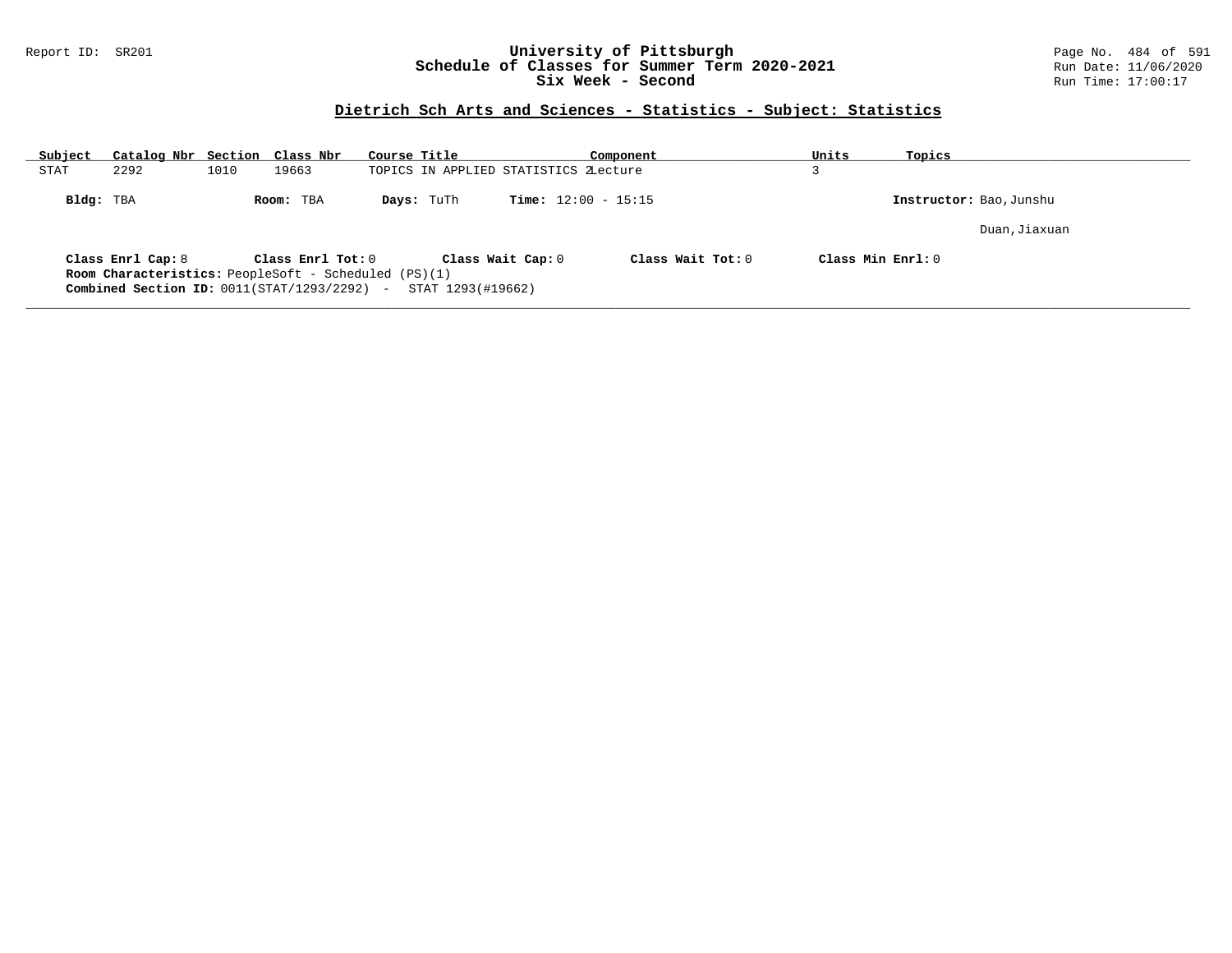# University of Pittsburgh
## Schedule of Classes for Summer Term 2020-2021
## Six Week - Second

Report ID: SR201

Run Date: 11/06/2020
Run Time: 17:00:17

### Dietrich Sch Arts and Sciences - Statistics - Subject: Statistics

| Subject | Catalog Nbr | Section | Class Nbr | Course Title | Component | Units | Topics |
|---|---|---|---|---|---|---|---|
| STAT | 2292 | 1010 | 19663 | TOPICS IN APPLIED STATISTICS 2 | Lecture | 3 | |

**Bldg:** TBA **Room:** TBA **Days:** TuTh **Time:** 12:00 - 15:15 **Instructor:** Bao,Junshu; Duan,Jiaxuan

**Class Enrl Cap:** 8 **Class Enrl Tot:** 0 **Class Wait Cap:** 0 **Class Wait Tot:** 0 **Class Min Enrl:** 0

**Room Characteristics:** PeopleSoft - Scheduled (PS)(1)

**Combined Section ID:** 0011(STAT/1293/2292) - STAT 1293(#19662)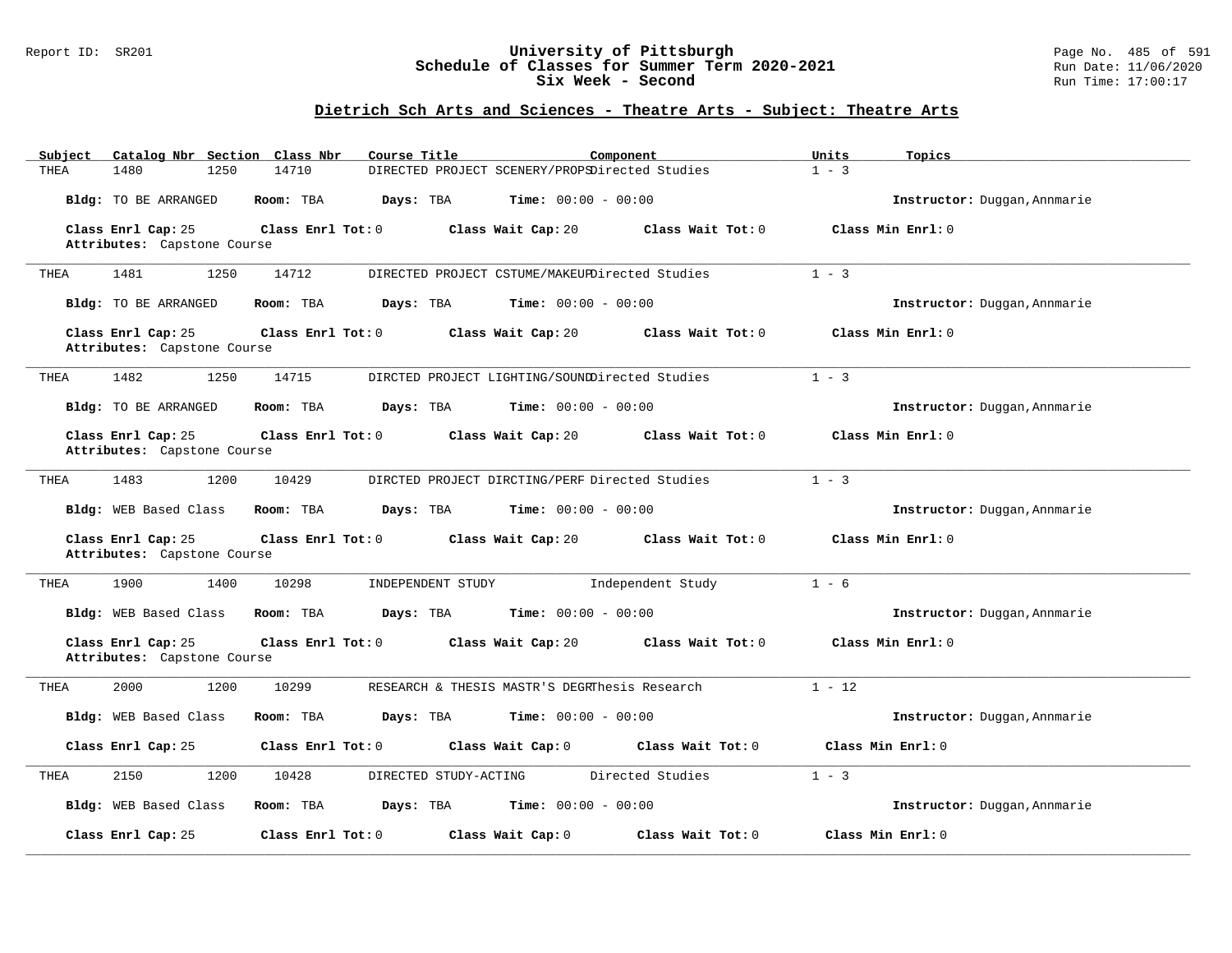## Dietrich Sch Arts and Sciences - Theatre Arts - Subject: Theatre Arts

| Subject | Catalog Nbr | Section | Class Nbr | Course Title | Component | Units | Topics |
|---|---|---|---|---|---|---|---|
| THEA | 1480 | 1250 | 14710 | DIRECTED PROJECT SCENERY/PROPS | Directed Studies | 1 - 3 | |

**Bldg:** TO BE ARRANGED **Room:** TBA **Days:** TBA **Time:** 00:00 - 00:00 **Instructor:** Duggan,Annmarie

**Class Enrl Cap:** 25 **Class Enrl Tot:** 0 **Class Wait Cap:** 20 **Class Wait Tot:** 0 **Class Min Enrl:** 0
**Attributes:** Capstone Course

---

| Subject | Catalog Nbr | Section | Class Nbr | Course Title | Component | Units | Topics |
|---|---|---|---|---|---|---|---|
| THEA | 1481 | 1250 | 14712 | DIRECTED PROJECT CSTUME/MAKEUP | Directed Studies | 1 - 3 | |

**Bldg:** TO BE ARRANGED **Room:** TBA **Days:** TBA **Time:** 00:00 - 00:00 **Instructor:** Duggan,Annmarie

**Class Enrl Cap:** 25 **Class Enrl Tot:** 0 **Class Wait Cap:** 20 **Class Wait Tot:** 0 **Class Min Enrl:** 0
**Attributes:** Capstone Course

---

| Subject | Catalog Nbr | Section | Class Nbr | Course Title | Component | Units | Topics |
|---|---|---|---|---|---|---|---|
| THEA | 1482 | 1250 | 14715 | DIRCTED PROJECT LIGHTING/SOUND | Directed Studies | 1 - 3 | |

**Bldg:** TO BE ARRANGED **Room:** TBA **Days:** TBA **Time:** 00:00 - 00:00 **Instructor:** Duggan,Annmarie

**Class Enrl Cap:** 25 **Class Enrl Tot:** 0 **Class Wait Cap:** 20 **Class Wait Tot:** 0 **Class Min Enrl:** 0
**Attributes:** Capstone Course

---

| Subject | Catalog Nbr | Section | Class Nbr | Course Title | Component | Units | Topics |
|---|---|---|---|---|---|---|---|
| THEA | 1483 | 1200 | 10429 | DIRCTED PROJECT DIRCTING/PERF | Directed Studies | 1 - 3 | |

**Bldg:** WEB Based Class **Room:** TBA **Days:** TBA **Time:** 00:00 - 00:00 **Instructor:** Duggan,Annmarie

**Class Enrl Cap:** 25 **Class Enrl Tot:** 0 **Class Wait Cap:** 20 **Class Wait Tot:** 0 **Class Min Enrl:** 0
**Attributes:** Capstone Course

---

| Subject | Catalog Nbr | Section | Class Nbr | Course Title | Component | Units | Topics |
|---|---|---|---|---|---|---|---|
| THEA | 1900 | 1400 | 10298 | INDEPENDENT STUDY | Independent Study | 1 - 6 | |

**Bldg:** WEB Based Class **Room:** TBA **Days:** TBA **Time:** 00:00 - 00:00 **Instructor:** Duggan,Annmarie

**Class Enrl Cap:** 25 **Class Enrl Tot:** 0 **Class Wait Cap:** 20 **Class Wait Tot:** 0 **Class Min Enrl:** 0
**Attributes:** Capstone Course

---

| Subject | Catalog Nbr | Section | Class Nbr | Course Title | Component | Units | Topics |
|---|---|---|---|---|---|---|---|
| THEA | 2000 | 1200 | 10299 | RESEARCH & THESIS MASTR'S DEGR | Thesis Research | 1 - 12 | |

**Bldg:** WEB Based Class **Room:** TBA **Days:** TBA **Time:** 00:00 - 00:00 **Instructor:** Duggan,Annmarie

**Class Enrl Cap:** 25 **Class Enrl Tot:** 0 **Class Wait Cap:** 0 **Class Wait Tot:** 0 **Class Min Enrl:** 0

---

| Subject | Catalog Nbr | Section | Class Nbr | Course Title | Component | Units | Topics |
|---|---|---|---|---|---|---|---|
| THEA | 2150 | 1200 | 10428 | DIRECTED STUDY-ACTING | Directed Studies | 1 - 3 | |

**Bldg:** WEB Based Class **Room:** TBA **Days:** TBA **Time:** 00:00 - 00:00 **Instructor:** Duggan,Annmarie

**Class Enrl Cap:** 25 **Class Enrl Tot:** 0 **Class Wait Cap:** 0 **Class Wait Tot:** 0 **Class Min Enrl:** 0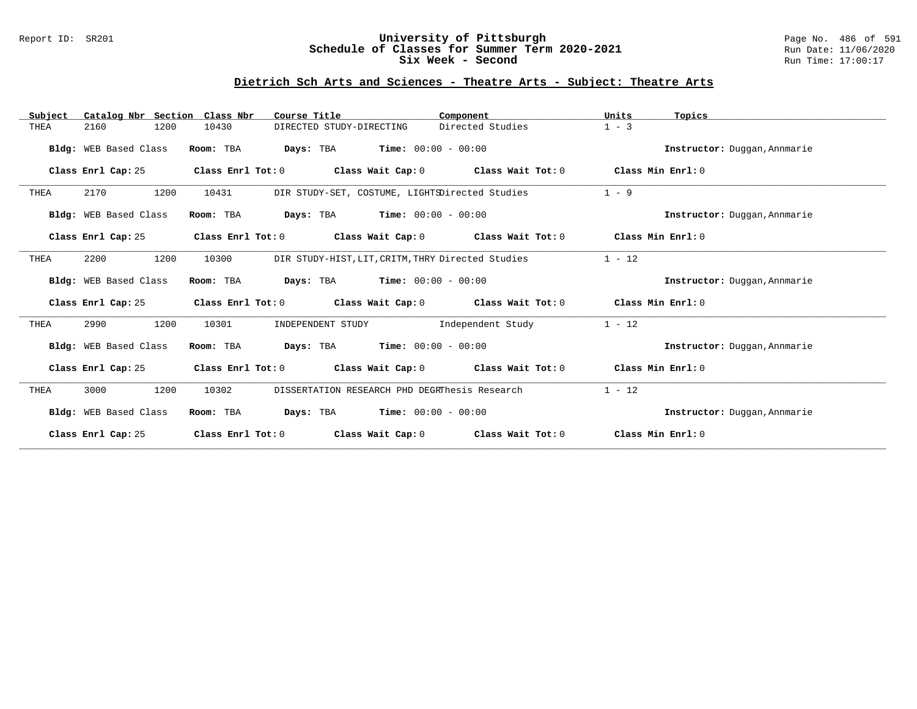# University of Pittsburgh
## Schedule of Classes for Summer Term 2020-2021
### Six Week - Second

Report ID: SR201

Run Date: 11/06/2020
Run Time: 17:00:17

## Dietrich Sch Arts and Sciences - Theatre Arts - Subject: Theatre Arts

| Subject | Catalog Nbr | Section | Class Nbr | Course Title | Component | Units | Topics |
|---|---|---|---|---|---|---|---|
| THEA | 2160 | 1200 | 10430 | DIRECTED STUDY-DIRECTING | Directed Studies | 1 - 3 | |

**Bldg:** WEB Based Class **Room:** TBA **Days:** TBA **Time:** 00:00 - 00:00 **Instructor:** Duggan,Annmarie

**Class Enrl Cap:** 25 **Class Enrl Tot:** 0 **Class Wait Cap:** 0 **Class Wait Tot:** 0 **Class Min Enrl:** 0

| Subject | Catalog Nbr | Section | Class Nbr | Course Title | Component | Units | Topics |
|---|---|---|---|---|---|---|---|
| THEA | 2170 | 1200 | 10431 | DIR STUDY-SET, COSTUME, LIGHTS | Directed Studies | 1 - 9 | |

**Bldg:** WEB Based Class **Room:** TBA **Days:** TBA **Time:** 00:00 - 00:00 **Instructor:** Duggan,Annmarie

**Class Enrl Cap:** 25 **Class Enrl Tot:** 0 **Class Wait Cap:** 0 **Class Wait Tot:** 0 **Class Min Enrl:** 0

| Subject | Catalog Nbr | Section | Class Nbr | Course Title | Component | Units | Topics |
|---|---|---|---|---|---|---|---|
| THEA | 2200 | 1200 | 10300 | DIR STUDY-HIST,LIT,CRITM,THRY | Directed Studies | 1 - 12 | |

**Bldg:** WEB Based Class **Room:** TBA **Days:** TBA **Time:** 00:00 - 00:00 **Instructor:** Duggan,Annmarie

**Class Enrl Cap:** 25 **Class Enrl Tot:** 0 **Class Wait Cap:** 0 **Class Wait Tot:** 0 **Class Min Enrl:** 0

| Subject | Catalog Nbr | Section | Class Nbr | Course Title | Component | Units | Topics |
|---|---|---|---|---|---|---|---|
| THEA | 2990 | 1200 | 10301 | INDEPENDENT STUDY | Independent Study | 1 - 12 | |

**Bldg:** WEB Based Class **Room:** TBA **Days:** TBA **Time:** 00:00 - 00:00 **Instructor:** Duggan,Annmarie

**Class Enrl Cap:** 25 **Class Enrl Tot:** 0 **Class Wait Cap:** 0 **Class Wait Tot:** 0 **Class Min Enrl:** 0

| Subject | Catalog Nbr | Section | Class Nbr | Course Title | Component | Units | Topics |
|---|---|---|---|---|---|---|---|
| THEA | 3000 | 1200 | 10302 | DISSERTATION RESEARCH PHD DEGR | Thesis Research | 1 - 12 | |

**Bldg:** WEB Based Class **Room:** TBA **Days:** TBA **Time:** 00:00 - 00:00 **Instructor:** Duggan,Annmarie

**Class Enrl Cap:** 25 **Class Enrl Tot:** 0 **Class Wait Cap:** 0 **Class Wait Tot:** 0 **Class Min Enrl:** 0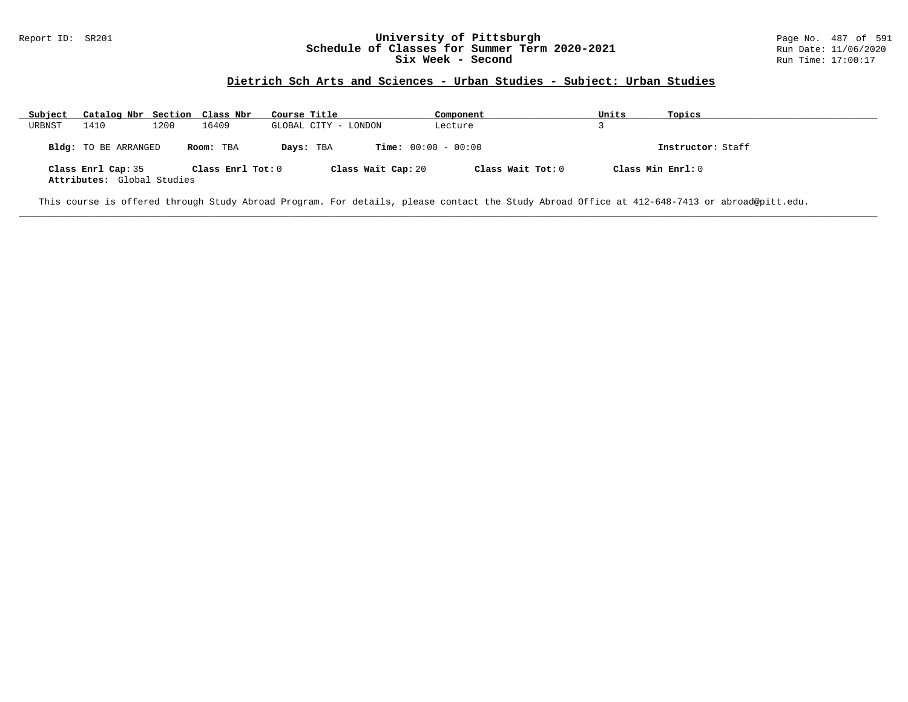## Dietrich Sch Arts and Sciences - Urban Studies - Subject: Urban Studies

| Subject | Catalog Nbr | Section | Class Nbr | Course Title | Component | Units | Topics |
|---|---|---|---|---|---|---|---|
| URBNST | 1410 | 1200 | 16409 | GLOBAL CITY - LONDON | Lecture | 3 | |

**Bldg:** TO BE ARRANGED **Room:** TBA **Days:** TBA **Time:** 00:00 - 00:00 **Instructor:** Staff

**Class Enrl Cap:** 35 **Class Enrl Tot:** 0 **Class Wait Cap:** 20 **Class Wait Tot:** 0 **Class Min Enrl:** 0

**Attributes:** Global Studies

This course is offered through Study Abroad Program. For details, please contact the Study Abroad Office at 412-648-7413 or abroad@pitt.edu.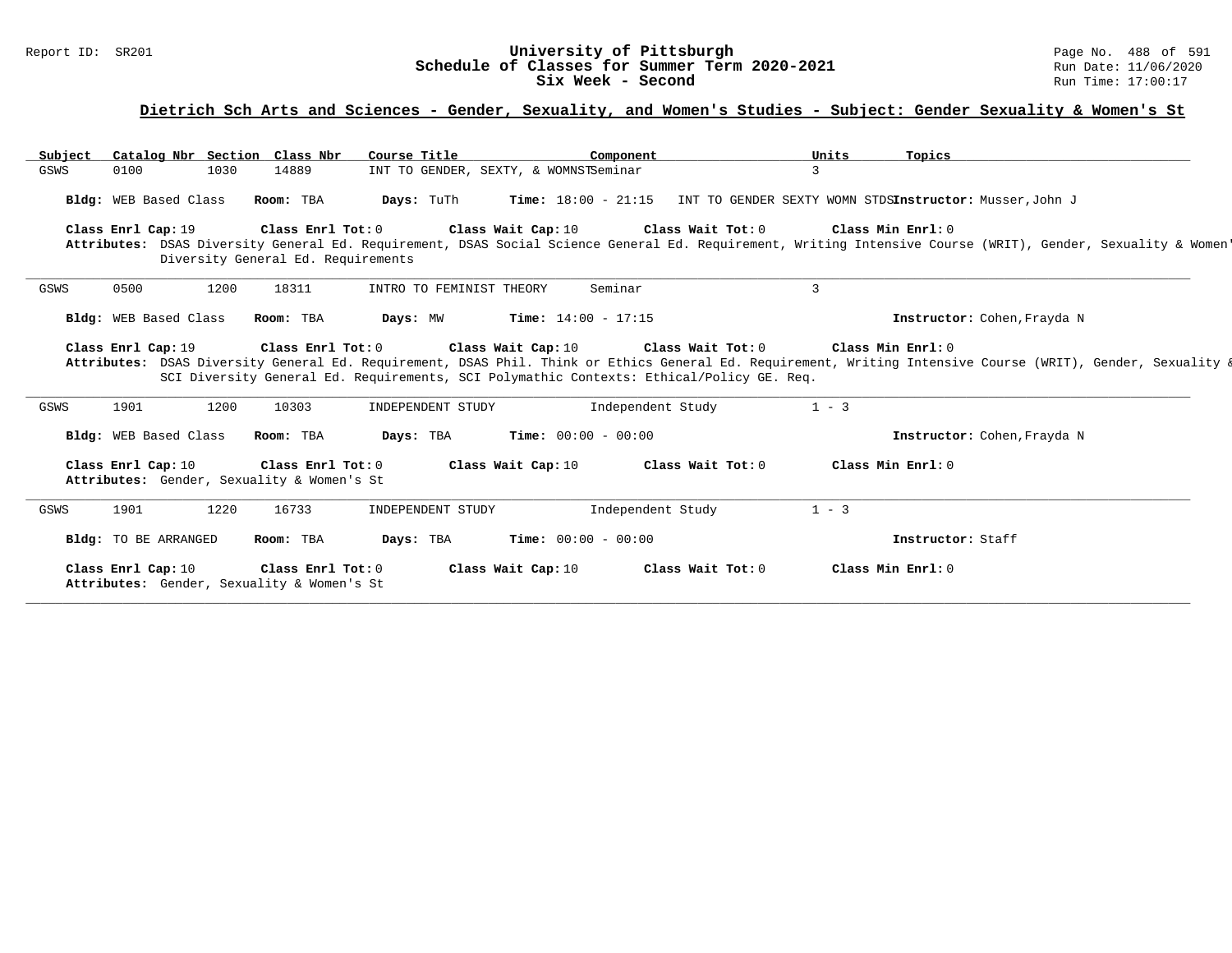# University of Pittsburgh
## Schedule of Classes for Summer Term 2020-2021
### Six Week - Second

**Dietrich Sch Arts and Sciences - Gender, Sexuality, and Women's Studies - Subject: Gender Sexuality & Women's St**

| Subject | Catalog Nbr | Section | Class Nbr | Course Title | Component | Units | Topics |
|---|---|---|---|---|---|---|---|
| GSWS | 0100 | 1030 | 14889 | INT TO GENDER, SEXTY, & WOMNST | Seminar | 3 | |

**Bldg:** WEB Based Class **Room:** TBA **Days:** TuTh **Time:** 18:00 - 21:15 INT TO GENDER SEXTY WOMN STDS **Instructor:** Musser,John J

**Class Enrl Cap:** 19 **Class Enrl Tot:** 0 **Class Wait Cap:** 10 **Class Wait Tot:** 0 **Class Min Enrl:** 0

**Attributes:** DSAS Diversity General Ed. Requirement, DSAS Social Science General Ed. Requirement, Writing Intensive Course (WRIT), Gender, Sexuality & Women' Diversity General Ed. Requirements

---

| Subject | Catalog Nbr | Section | Class Nbr | Course Title | Component | Units | Topics |
|---|---|---|---|---|---|---|---|
| GSWS | 0500 | 1200 | 18311 | INTRO TO FEMINIST THEORY | Seminar | 3 | |

**Bldg:** WEB Based Class **Room:** TBA **Days:** MW **Time:** 14:00 - 17:15 **Instructor:** Cohen,Frayda N

**Class Enrl Cap:** 19 **Class Enrl Tot:** 0 **Class Wait Cap:** 10 **Class Wait Tot:** 0 **Class Min Enrl:** 0

**Attributes:** DSAS Diversity General Ed. Requirement, DSAS Phil. Think or Ethics General Ed. Requirement, Writing Intensive Course (WRIT), Gender, Sexuality & SCI Diversity General Ed. Requirements, SCI Polymathic Contexts: Ethical/Policy GE. Req.

---

| Subject | Catalog Nbr | Section | Class Nbr | Course Title | Component | Units | Topics |
|---|---|---|---|---|---|---|---|
| GSWS | 1901 | 1200 | 10303 | INDEPENDENT STUDY | Independent Study | 1 - 3 | |

**Bldg:** WEB Based Class **Room:** TBA **Days:** TBA **Time:** 00:00 - 00:00 **Instructor:** Cohen,Frayda N

**Class Enrl Cap:** 10 **Class Enrl Tot:** 0 **Class Wait Cap:** 10 **Class Wait Tot:** 0 **Class Min Enrl:** 0

**Attributes:** Gender, Sexuality & Women's St

---

| Subject | Catalog Nbr | Section | Class Nbr | Course Title | Component | Units | Topics |
|---|---|---|---|---|---|---|---|
| GSWS | 1901 | 1220 | 16733 | INDEPENDENT STUDY | Independent Study | 1 - 3 | |

**Bldg:** TO BE ARRANGED **Room:** TBA **Days:** TBA **Time:** 00:00 - 00:00 **Instructor:** Staff

**Class Enrl Cap:** 10 **Class Enrl Tot:** 0 **Class Wait Cap:** 10 **Class Wait Tot:** 0 **Class Min Enrl:** 0

**Attributes:** Gender, Sexuality & Women's St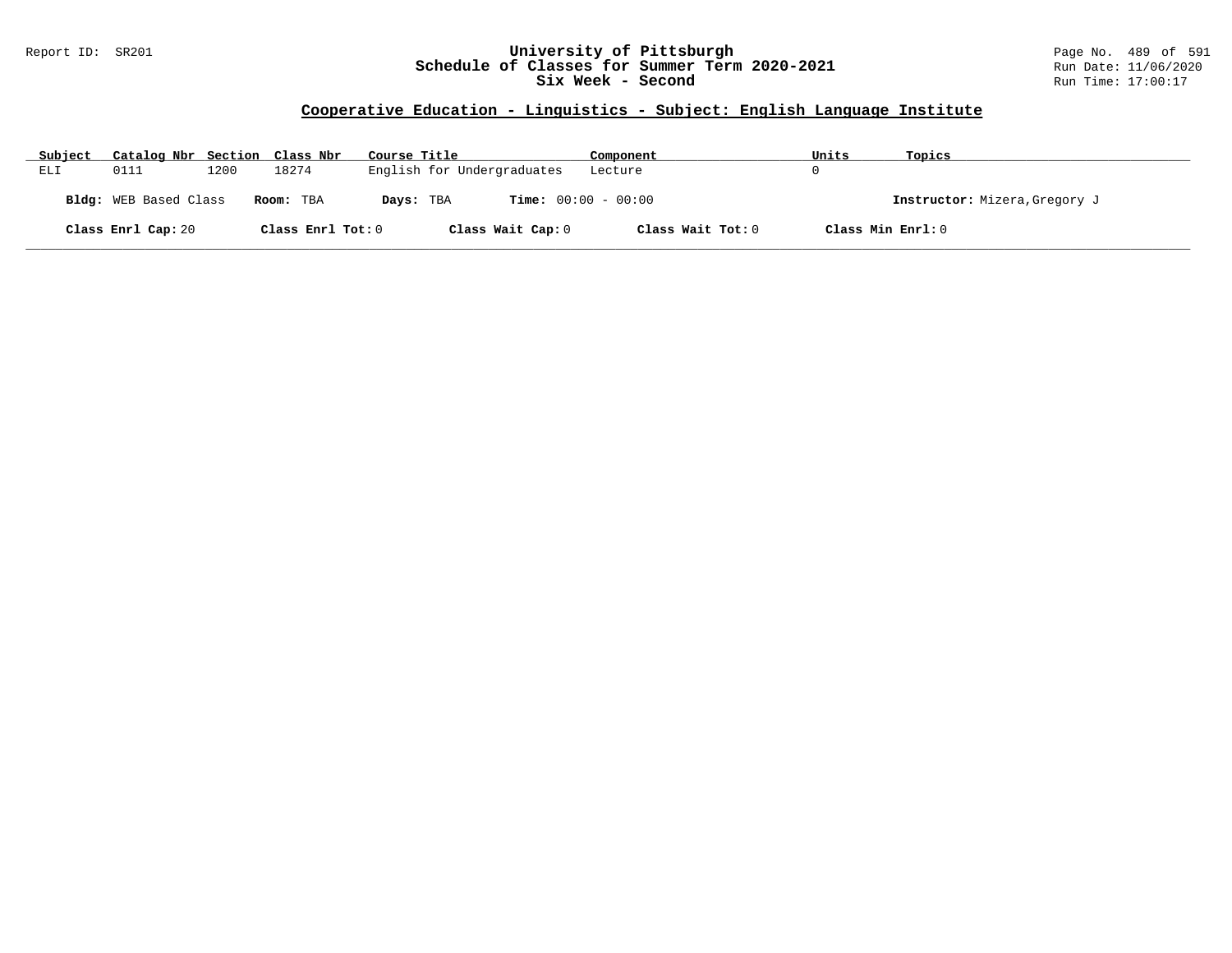# University of Pittsburgh
## Schedule of Classes for Summer Term 2020-2021
## Six Week - Second

Report ID: SR201

Run Date: 11/06/2020

Run Time: 17:00:17

### Cooperative Education - Linguistics - Subject: English Language Institute

| Subject | Catalog Nbr | Section | Class Nbr | Course Title | Component | Units | Topics |
|---|---|---|---|---|---|---|---|
| ELI | 0111 | 1200 | 18274 | English for Undergraduates | Lecture | 0 | |

**Bldg:** WEB Based Class **Room:** TBA **Days:** TBA **Time:** 00:00 - 00:00 **Instructor:** Mizera,Gregory J

**Class Enrl Cap:** 20 **Class Enrl Tot:** 0 **Class Wait Cap:** 0 **Class Wait Tot:** 0 **Class Min Enrl:** 0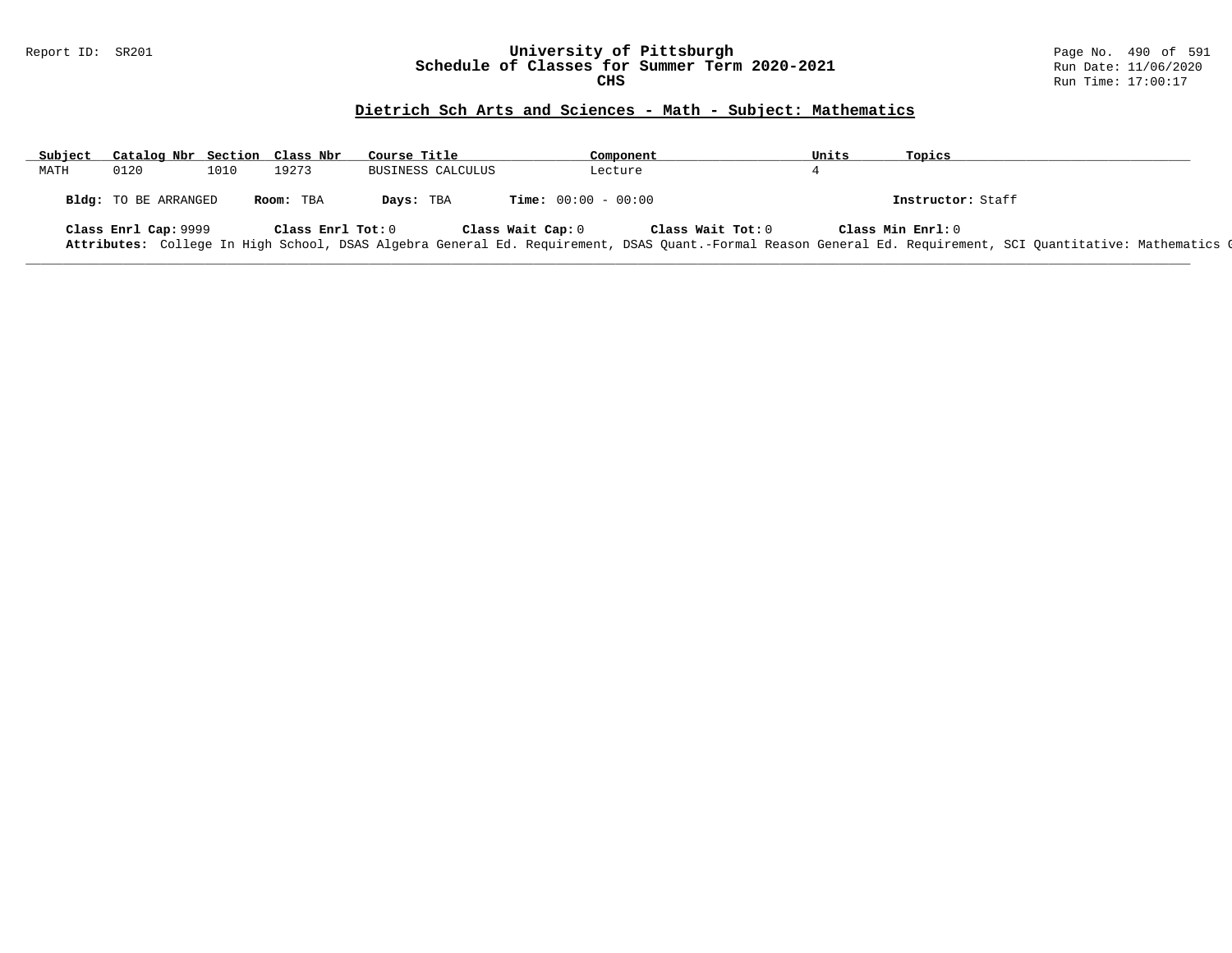# University of Pittsburgh
## Schedule of Classes for Summer Term 2020-2021
### CHS

Report ID: SR201

Run Date: 11/06/2020
Run Time: 17:00:17

## Dietrich Sch Arts and Sciences - Math - Subject: Mathematics

| Subject | Catalog Nbr | Section | Class Nbr | Course Title | Component | Units | Topics |
|---|---|---|---|---|---|---|---|
| MATH | 0120 | 1010 | 19273 | BUSINESS CALCULUS | Lecture | 4 | |

**Bldg:** TO BE ARRANGED **Room:** TBA **Days:** TBA **Time:** 00:00 - 00:00 **Instructor:** Staff

**Class Enrl Cap:** 9999 **Class Enrl Tot:** 0 **Class Wait Cap:** 0 **Class Wait Tot:** 0 **Class Min Enrl:** 0

**Attributes:** College In High School, DSAS Algebra General Ed. Requirement, DSAS Quant.-Formal Reason General Ed. Requirement, SCI Quantitative: Mathematics G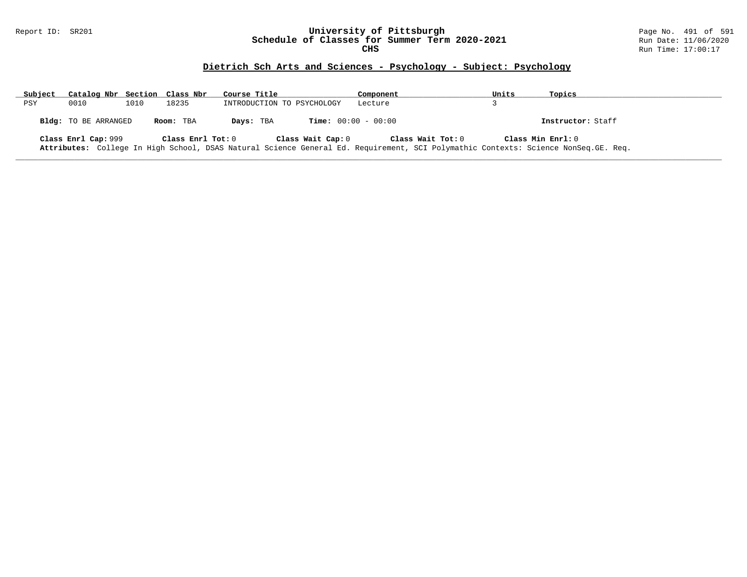# University of Pittsburgh
## Schedule of Classes for Summer Term 2020-2021
### CHS

Report ID: SR201

Run Date: 11/06/2020
Run Time: 17:00:17

## Dietrich Sch Arts and Sciences - Psychology - Subject: Psychology

| Subject | Catalog Nbr | Section | Class Nbr | Course Title | Component | Units | Topics |
|---|---|---|---|---|---|---|---|
| PSY | 0010 | 1010 | 18235 | INTRODUCTION TO PSYCHOLOGY | Lecture | 3 | |

**Bldg:** TO BE ARRANGED **Room:** TBA **Days:** TBA **Time:** 00:00 - 00:00 **Instructor:** Staff

**Class Enrl Cap:** 999 **Class Enrl Tot:** 0 **Class Wait Cap:** 0 **Class Wait Tot:** 0 **Class Min Enrl:** 0

**Attributes:** College In High School, DSAS Natural Science General Ed. Requirement, SCI Polymathic Contexts: Science NonSeq.GE. Req.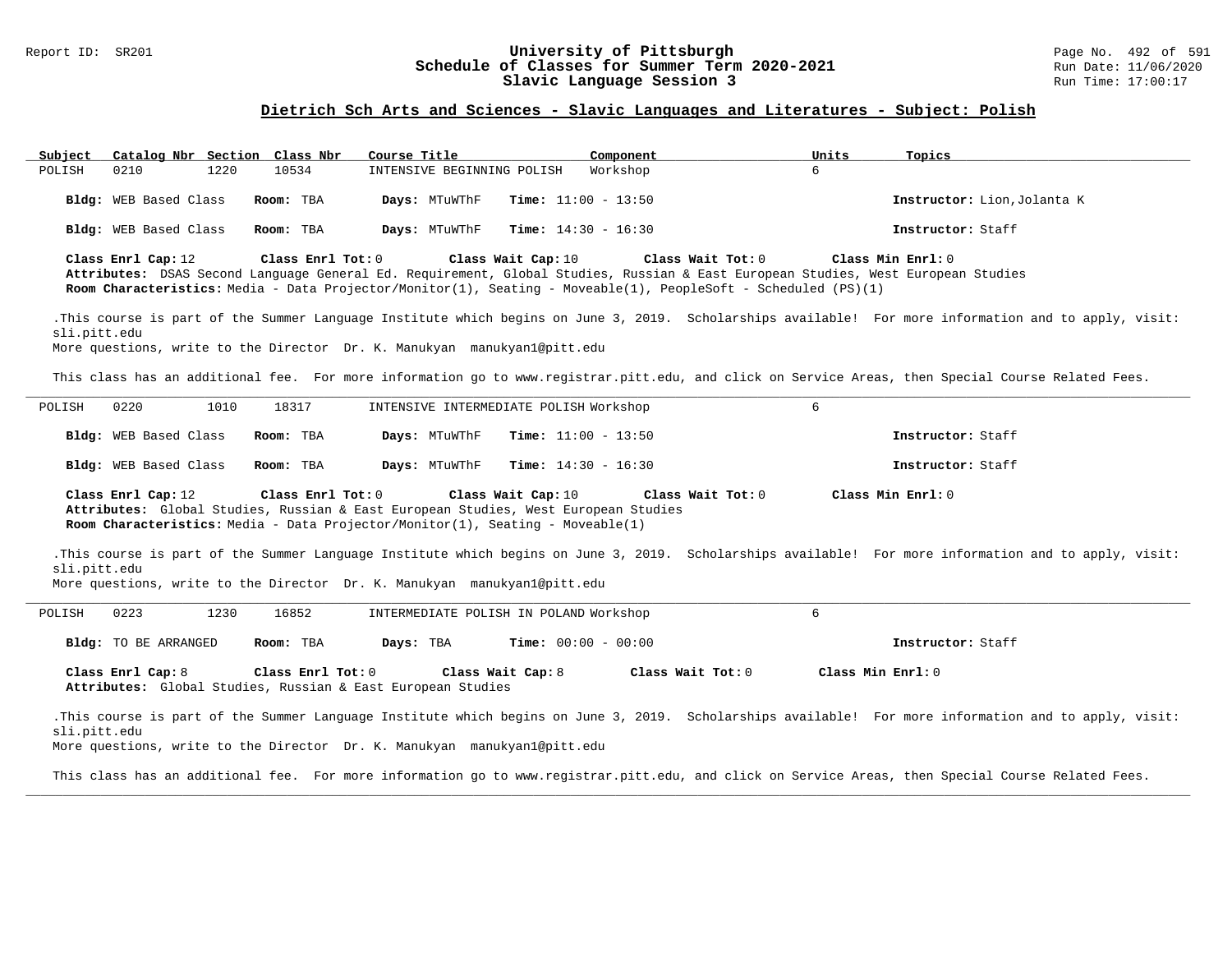Report ID: SR201

# University of Pittsburgh
## Schedule of Classes for Summer Term 2020-2021
## Slavic Language Session 3

Run Date: 11/06/2020
Run Time: 17:00:17

### Dietrich Sch Arts and Sciences - Slavic Languages and Literatures - Subject: Polish

| Subject | Catalog Nbr | Section | Class Nbr | Course Title | Component | Units | Topics |
|---|---|---|---|---|---|---|---|
| POLISH | 0210 | 1220 | 10534 | INTENSIVE BEGINNING POLISH | Workshop | 6 | |

**Bldg:** WEB Based Class **Room:** TBA **Days:** MTuWThF **Time:** 11:00 - 13:50 **Instructor:** Lion,Jolanta K

**Bldg:** WEB Based Class **Room:** TBA **Days:** MTuWThF **Time:** 14:30 - 16:30 **Instructor:** Staff

**Class Enrl Cap:** 12 **Class Enrl Tot:** 0 **Class Wait Cap:** 10 **Class Wait Tot:** 0 **Class Min Enrl:** 0

**Attributes:** DSAS Second Language General Ed. Requirement, Global Studies, Russian & East European Studies, West European Studies

**Room Characteristics:** Media - Data Projector/Monitor(1), Seating - Moveable(1), PeopleSoft - Scheduled (PS)(1)

.This course is part of the Summer Language Institute which begins on June 3, 2019. Scholarships available! For more information and to apply, visit: sli.pitt.edu
More questions, write to the Director Dr. K. Manukyan manukyan1@pitt.edu

This class has an additional fee. For more information go to www.registrar.pitt.edu, and click on Service Areas, then Special Course Related Fees.

---

| Subject | Catalog Nbr | Section | Class Nbr | Course Title | Component | Units | Topics |
|---|---|---|---|---|---|---|---|
| POLISH | 0220 | 1010 | 18317 | INTENSIVE INTERMEDIATE POLISH | Workshop | 6 | |

**Bldg:** WEB Based Class **Room:** TBA **Days:** MTuWThF **Time:** 11:00 - 13:50 **Instructor:** Staff

**Bldg:** WEB Based Class **Room:** TBA **Days:** MTuWThF **Time:** 14:30 - 16:30 **Instructor:** Staff

**Class Enrl Cap:** 12 **Class Enrl Tot:** 0 **Class Wait Cap:** 10 **Class Wait Tot:** 0 **Class Min Enrl:** 0

**Attributes:** Global Studies, Russian & East European Studies, West European Studies

**Room Characteristics:** Media - Data Projector/Monitor(1), Seating - Moveable(1)

.This course is part of the Summer Language Institute which begins on June 3, 2019. Scholarships available! For more information and to apply, visit: sli.pitt.edu
More questions, write to the Director Dr. K. Manukyan manukyan1@pitt.edu

---

| Subject | Catalog Nbr | Section | Class Nbr | Course Title | Component | Units | Topics |
|---|---|---|---|---|---|---|---|
| POLISH | 0223 | 1230 | 16852 | INTERMEDIATE POLISH IN POLAND | Workshop | 6 | |

**Bldg:** TO BE ARRANGED **Room:** TBA **Days:** TBA **Time:** 00:00 - 00:00 **Instructor:** Staff

**Class Enrl Cap:** 8 **Class Enrl Tot:** 0 **Class Wait Cap:** 8 **Class Wait Tot:** 0 **Class Min Enrl:** 0

**Attributes:** Global Studies, Russian & East European Studies

.This course is part of the Summer Language Institute which begins on June 3, 2019. Scholarships available! For more information and to apply, visit: sli.pitt.edu
More questions, write to the Director Dr. K. Manukyan manukyan1@pitt.edu

This class has an additional fee. For more information go to www.registrar.pitt.edu, and click on Service Areas, then Special Course Related Fees.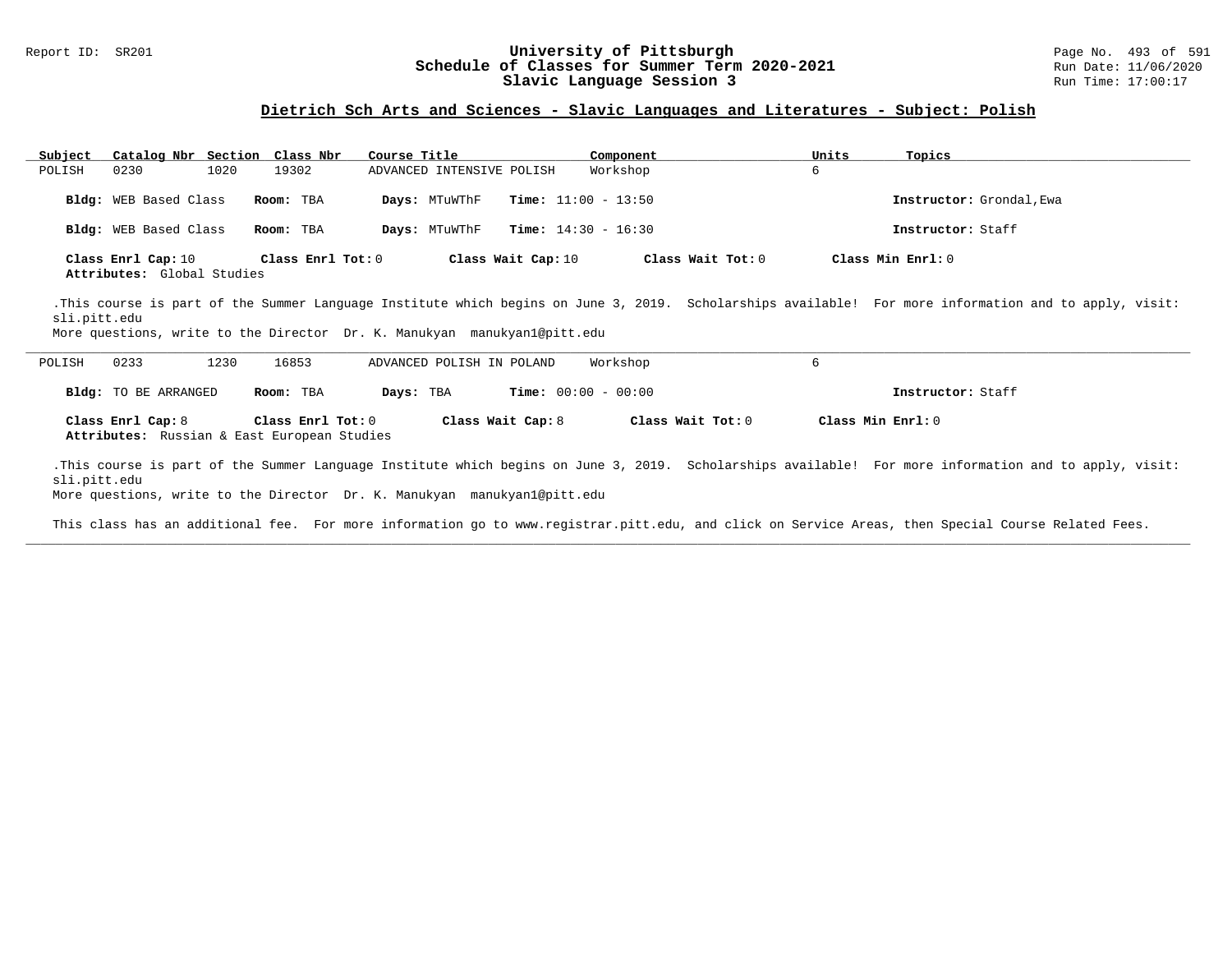Report ID: SR201

# University of Pittsburgh
## Schedule of Classes for Summer Term 2020-2021
## Slavic Language Session 3

Run Date: 11/06/2020
Run Time: 17:00:17

### Dietrich Sch Arts and Sciences - Slavic Languages and Literatures - Subject: Polish

| Subject | Catalog Nbr | Section | Class Nbr | Course Title | Component | Units | Topics |
|---|---|---|---|---|---|---|---|
| POLISH | 0230 | 1020 | 19302 | ADVANCED INTENSIVE POLISH | Workshop | 6 | |

**Bldg:** WEB Based Class **Room:** TBA **Days:** MTuWThF **Time:** 11:00 - 13:50 **Instructor:** Grondal,Ewa

**Bldg:** WEB Based Class **Room:** TBA **Days:** MTuWThF **Time:** 14:30 - 16:30 **Instructor:** Staff

**Class Enrl Cap:** 10 **Class Enrl Tot:** 0 **Class Wait Cap:** 10 **Class Wait Tot:** 0 **Class Min Enrl:** 0
**Attributes:** Global Studies

.This course is part of the Summer Language Institute which begins on June 3, 2019. Scholarships available! For more information and to apply, visit: sli.pitt.edu
More questions, write to the Director Dr. K. Manukyan manukyan1@pitt.edu

---

| Subject | Catalog Nbr | Section | Class Nbr | Course Title | Component | Units | Topics |
|---|---|---|---|---|---|---|---|
| POLISH | 0233 | 1230 | 16853 | ADVANCED POLISH IN POLAND | Workshop | 6 | |

**Bldg:** TO BE ARRANGED **Room:** TBA **Days:** TBA **Time:** 00:00 - 00:00 **Instructor:** Staff

**Class Enrl Cap:** 8 **Class Enrl Tot:** 0 **Class Wait Cap:** 8 **Class Wait Tot:** 0 **Class Min Enrl:** 0
**Attributes:** Russian & East European Studies

.This course is part of the Summer Language Institute which begins on June 3, 2019. Scholarships available! For more information and to apply, visit: sli.pitt.edu
More questions, write to the Director Dr. K. Manukyan manukyan1@pitt.edu

This class has an additional fee. For more information go to www.registrar.pitt.edu, and click on Service Areas, then Special Course Related Fees.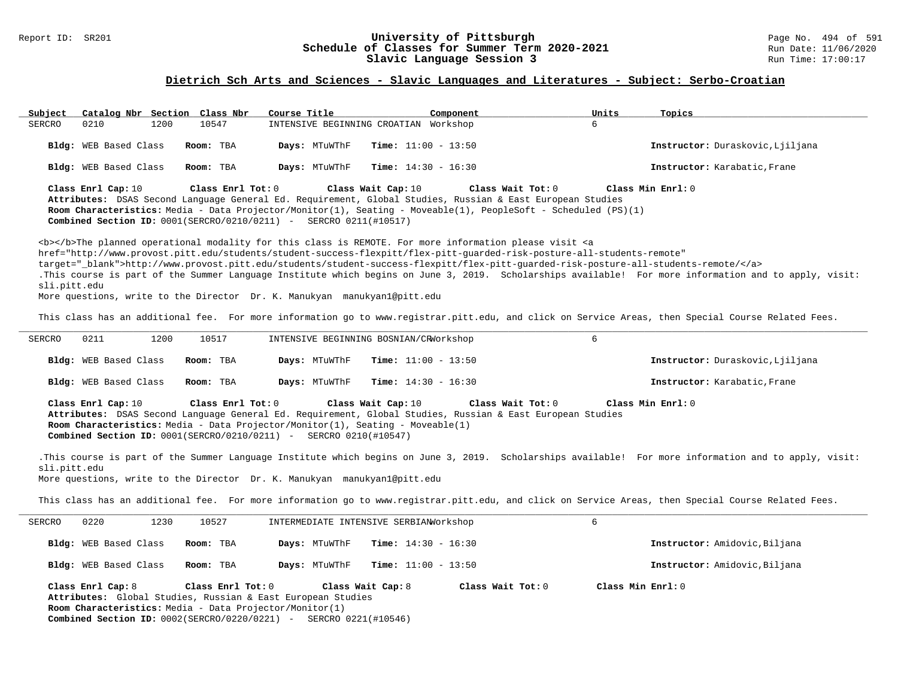## Dietrich Sch Arts and Sciences - Slavic Languages and Literatures - Subject: Serbo-Croatian

| Subject | Catalog Nbr | Section | Class Nbr | Course Title | Component | Units | Topics |
|---|---|---|---|---|---|---|---|
| SERCRO | 0210 | 1200 | 10547 | INTENSIVE BEGINNING CROATIAN | Workshop | 6 | |

**Bldg:** WEB Based Class **Room:** TBA **Days:** MTuWThF **Time:** 11:00 - 13:50 **Instructor:** Duraskovic,Ljiljana

**Bldg:** WEB Based Class **Room:** TBA **Days:** MTuWThF **Time:** 14:30 - 16:30 **Instructor:** Karabatic,Frane

**Class Enrl Cap:** 10 **Class Enrl Tot:** 0 **Class Wait Cap:** 10 **Class Wait Tot:** 0 **Class Min Enrl:** 0

**Attributes:** DSAS Second Language General Ed. Requirement, Global Studies, Russian & East European Studies

**Room Characteristics:** Media - Data Projector/Monitor(1), Seating - Moveable(1), PeopleSoft - Scheduled (PS)(1)

**Combined Section ID:** 0001(SERCRO/0210/0211) - SERCRO 0211(#10517)

<b></b>The planned operational modality for this class is REMOTE. For more information please visit <a href="http://www.provost.pitt.edu/students/student-success-flexpitt/flex-pitt-guarded-risk-posture-all-students-remote" target="_blank">http://www.provost.pitt.edu/students/student-success-flexpitt/flex-pitt-guarded-risk-posture-all-students-remote/</a>
.This course is part of the Summer Language Institute which begins on June 3, 2019. Scholarships available! For more information and to apply, visit: sli.pitt.edu
More questions, write to the Director Dr. K. Manukyan manukyan1@pitt.edu

This class has an additional fee. For more information go to www.registrar.pitt.edu, and click on Service Areas, then Special Course Related Fees.

---

| Subject | Catalog Nbr | Section | Class Nbr | Course Title | Component | Units | Topics |
|---|---|---|---|---|---|---|---|
| SERCRO | 0211 | 1200 | 10517 | INTENSIVE BEGINNING BOSNIAN/CR | Workshop | 6 | |

**Bldg:** WEB Based Class **Room:** TBA **Days:** MTuWThF **Time:** 11:00 - 13:50 **Instructor:** Duraskovic,Ljiljana

**Bldg:** WEB Based Class **Room:** TBA **Days:** MTuWThF **Time:** 14:30 - 16:30 **Instructor:** Karabatic,Frane

**Class Enrl Cap:** 10 **Class Enrl Tot:** 0 **Class Wait Cap:** 10 **Class Wait Tot:** 0 **Class Min Enrl:** 0

**Attributes:** DSAS Second Language General Ed. Requirement, Global Studies, Russian & East European Studies

**Room Characteristics:** Media - Data Projector/Monitor(1), Seating - Moveable(1)

**Combined Section ID:** 0001(SERCRO/0210/0211) - SERCRO 0210(#10547)

.This course is part of the Summer Language Institute which begins on June 3, 2019. Scholarships available! For more information and to apply, visit: sli.pitt.edu
More questions, write to the Director Dr. K. Manukyan manukyan1@pitt.edu

This class has an additional fee. For more information go to www.registrar.pitt.edu, and click on Service Areas, then Special Course Related Fees.

---

| Subject | Catalog Nbr | Section | Class Nbr | Course Title | Component | Units | Topics |
|---|---|---|---|---|---|---|---|
| SERCRO | 0220 | 1230 | 10527 | INTERMEDIATE INTENSIVE SERBIAN | Workshop | 6 | |

**Bldg:** WEB Based Class **Room:** TBA **Days:** MTuWThF **Time:** 14:30 - 16:30 **Instructor:** Amidovic,Biljana

**Bldg:** WEB Based Class **Room:** TBA **Days:** MTuWThF **Time:** 11:00 - 13:50 **Instructor:** Amidovic,Biljana

**Class Enrl Cap:** 8 **Class Enrl Tot:** 0 **Class Wait Cap:** 8 **Class Wait Tot:** 0 **Class Min Enrl:** 0

**Attributes:** Global Studies, Russian & East European Studies

**Room Characteristics:** Media - Data Projector/Monitor(1)

**Combined Section ID:** 0002(SERCRO/0220/0221) - SERCRO 0221(#10546)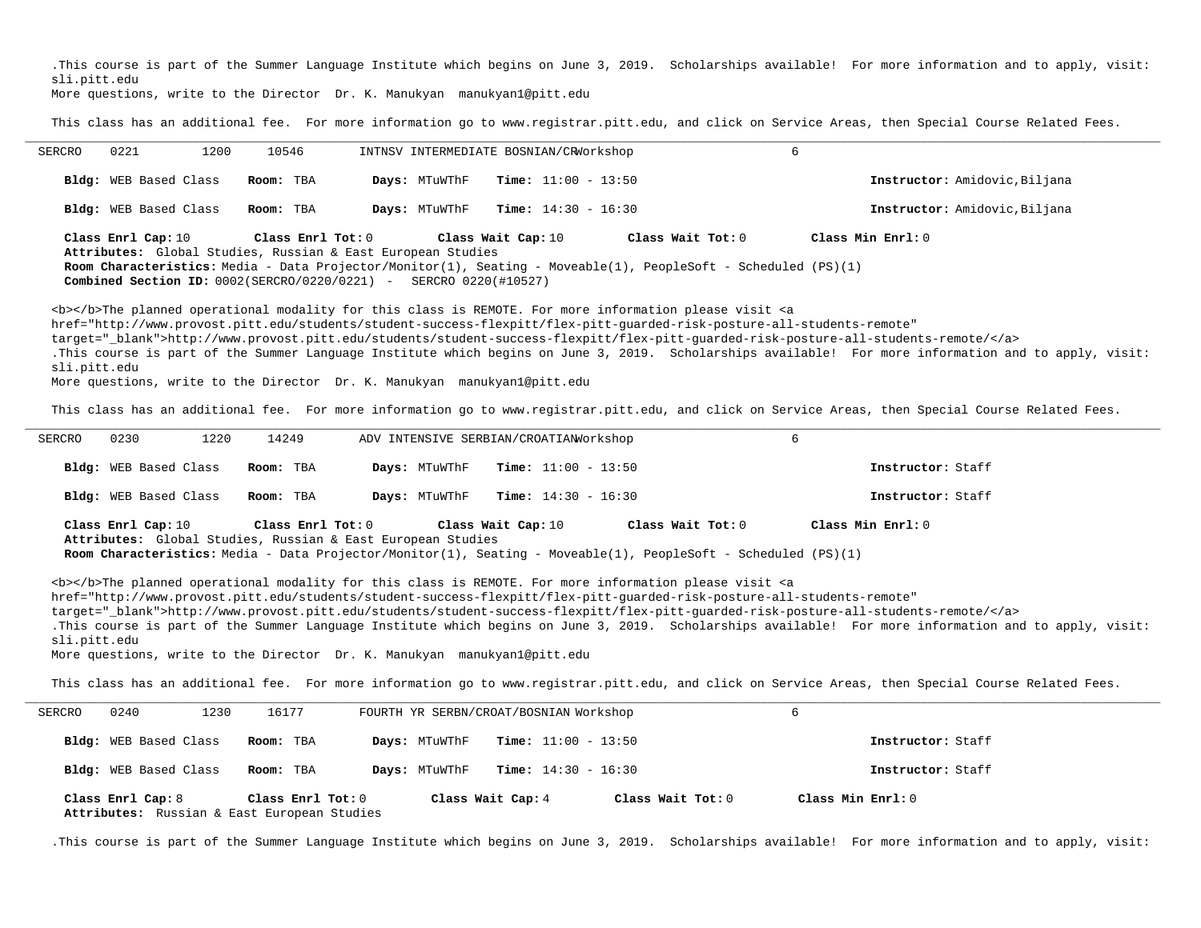.This course is part of the Summer Language Institute which begins on June 3, 2019.  Scholarships available!  For more information and to apply, visit: sli.pitt.edu
More questions, write to the Director  Dr. K. Manukyan  manukyan1@pitt.edu

This class has an additional fee.  For more information go to www.registrar.pitt.edu, and click on Service Areas, then Special Course Related Fees.

---

SERCRO 0221 1200 10546 INTNSV INTERMEDIATE BOSNIAN/CR Workshop 6

**Bldg:** WEB Based Class **Room:** TBA **Days:** MTuWThF **Time:** 11:00 - 13:50 **Instructor:** Amidovic,Biljana

**Bldg:** WEB Based Class **Room:** TBA **Days:** MTuWThF **Time:** 14:30 - 16:30 **Instructor:** Amidovic,Biljana

**Class Enrl Cap:** 10 **Class Enrl Tot:** 0 **Class Wait Cap:** 10 **Class Wait Tot:** 0 **Class Min Enrl:** 0
**Attributes:** Global Studies, Russian & East European Studies
**Room Characteristics:** Media - Data Projector/Monitor(1), Seating - Moveable(1), PeopleSoft - Scheduled (PS)(1)
**Combined Section ID:** 0002(SERCRO/0220/0221) - SERCRO 0220(#10527)

<b></b>The planned operational modality for this class is REMOTE. For more information please visit <a href="http://www.provost.pitt.edu/students/student-success-flexpitt/flex-pitt-guarded-risk-posture-all-students-remote" target="_blank">http://www.provost.pitt.edu/students/student-success-flexpitt/flex-pitt-guarded-risk-posture-all-students-remote/</a>
.This course is part of the Summer Language Institute which begins on June 3, 2019.  Scholarships available!  For more information and to apply, visit: sli.pitt.edu
More questions, write to the Director  Dr. K. Manukyan  manukyan1@pitt.edu

This class has an additional fee.  For more information go to www.registrar.pitt.edu, and click on Service Areas, then Special Course Related Fees.

---

SERCRO 0230 1220 14249 ADV INTENSIVE SERBIAN/CROATIAN Workshop 6

**Bldg:** WEB Based Class **Room:** TBA **Days:** MTuWThF **Time:** 11:00 - 13:50 **Instructor:** Staff

**Bldg:** WEB Based Class **Room:** TBA **Days:** MTuWThF **Time:** 14:30 - 16:30 **Instructor:** Staff

**Class Enrl Cap:** 10 **Class Enrl Tot:** 0 **Class Wait Cap:** 10 **Class Wait Tot:** 0 **Class Min Enrl:** 0
**Attributes:** Global Studies, Russian & East European Studies
**Room Characteristics:** Media - Data Projector/Monitor(1), Seating - Moveable(1), PeopleSoft - Scheduled (PS)(1)

<b></b>The planned operational modality for this class is REMOTE. For more information please visit <a href="http://www.provost.pitt.edu/students/student-success-flexpitt/flex-pitt-guarded-risk-posture-all-students-remote" target="_blank">http://www.provost.pitt.edu/students/student-success-flexpitt/flex-pitt-guarded-risk-posture-all-students-remote/</a>
.This course is part of the Summer Language Institute which begins on June 3, 2019.  Scholarships available!  For more information and to apply, visit: sli.pitt.edu
More questions, write to the Director  Dr. K. Manukyan  manukyan1@pitt.edu

This class has an additional fee.  For more information go to www.registrar.pitt.edu, and click on Service Areas, then Special Course Related Fees.

---

SERCRO 0240 1230 16177 FOURTH YR SERBN/CROAT/BOSNIAN Workshop 6

**Bldg:** WEB Based Class **Room:** TBA **Days:** MTuWThF **Time:** 11:00 - 13:50 **Instructor:** Staff

**Bldg:** WEB Based Class **Room:** TBA **Days:** MTuWThF **Time:** 14:30 - 16:30 **Instructor:** Staff

**Class Enrl Cap:** 8 **Class Enrl Tot:** 0 **Class Wait Cap:** 4 **Class Wait Tot:** 0 **Class Min Enrl:** 0
**Attributes:** Russian & East European Studies

.This course is part of the Summer Language Institute which begins on June 3, 2019.  Scholarships available!  For more information and to apply, visit: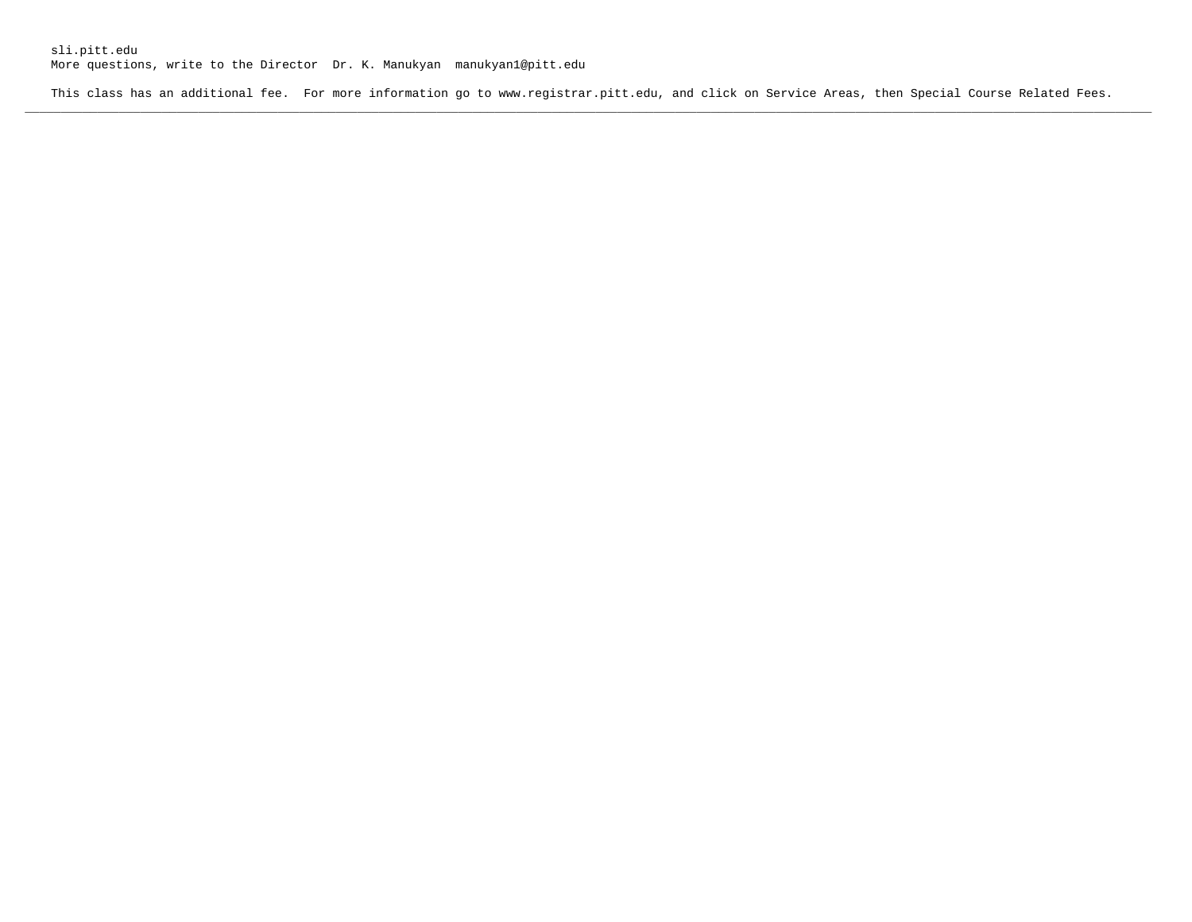sli.pitt.edu
More questions, write to the Director  Dr. K. Manukyan  manukyan1@pitt.edu

This class has an additional fee.  For more information go to www.registrar.pitt.edu, and click on Service Areas, then Special Course Related Fees.

---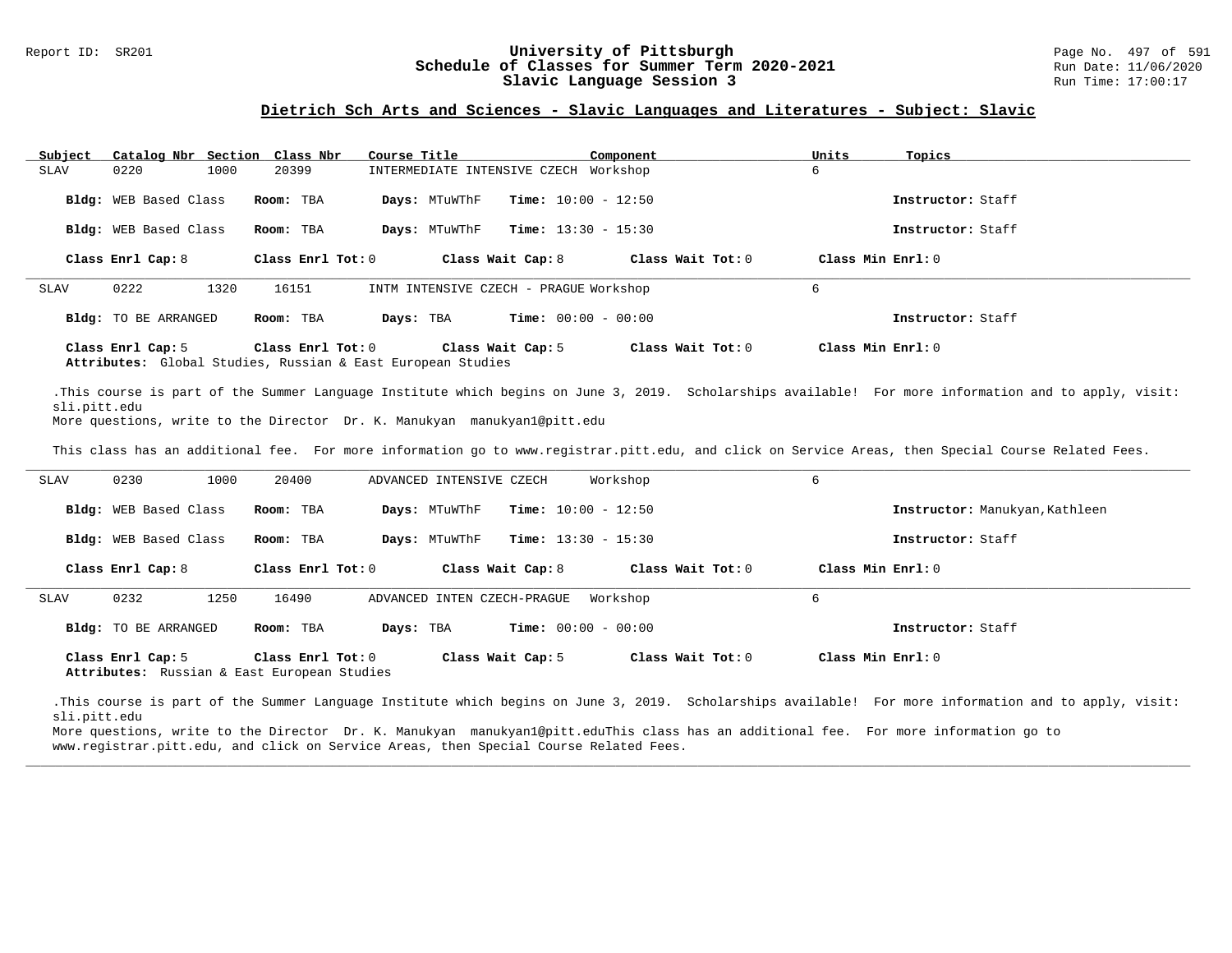## University of Pittsburgh
## Schedule of Classes for Summer Term 2020-2021
## Slavic Language Session 3

### Dietrich Sch Arts and Sciences - Slavic Languages and Literatures - Subject: Slavic

| Subject | Catalog Nbr | Section | Class Nbr | Course Title | Component | Units | Topics |
|---|---|---|---|---|---|---|---|
| SLAV | 0220 | 1000 | 20399 | INTERMEDIATE INTENSIVE CZECH | Workshop | 6 | |

**Bldg:** WEB Based Class **Room:** TBA **Days:** MTuWThF **Time:** 10:00 - 12:50 **Instructor:** Staff

**Bldg:** WEB Based Class **Room:** TBA **Days:** MTuWThF **Time:** 13:30 - 15:30 **Instructor:** Staff

**Class Enrl Cap:** 8 **Class Enrl Tot:** 0 **Class Wait Cap:** 8 **Class Wait Tot:** 0 **Class Min Enrl:** 0

---

| Subject | Catalog Nbr | Section | Class Nbr | Course Title | Component | Units | Topics |
|---|---|---|---|---|---|---|---|
| SLAV | 0222 | 1320 | 16151 | INTM INTENSIVE CZECH - PRAGUE | Workshop | 6 | |

**Bldg:** TO BE ARRANGED **Room:** TBA **Days:** TBA **Time:** 00:00 - 00:00 **Instructor:** Staff

**Class Enrl Cap:** 5 **Class Enrl Tot:** 0 **Class Wait Cap:** 5 **Class Wait Tot:** 0 **Class Min Enrl:** 0
**Attributes:** Global Studies, Russian & East European Studies

.This course is part of the Summer Language Institute which begins on June 3, 2019. Scholarships available! For more information and to apply, visit: sli.pitt.edu
More questions, write to the Director Dr. K. Manukyan manukyan1@pitt.edu

This class has an additional fee. For more information go to www.registrar.pitt.edu, and click on Service Areas, then Special Course Related Fees.

---

| Subject | Catalog Nbr | Section | Class Nbr | Course Title | Component | Units | Topics |
|---|---|---|---|---|---|---|---|
| SLAV | 0230 | 1000 | 20400 | ADVANCED INTENSIVE CZECH | Workshop | 6 | |

**Bldg:** WEB Based Class **Room:** TBA **Days:** MTuWThF **Time:** 10:00 - 12:50 **Instructor:** Manukyan,Kathleen

**Bldg:** WEB Based Class **Room:** TBA **Days:** MTuWThF **Time:** 13:30 - 15:30 **Instructor:** Staff

**Class Enrl Cap:** 8 **Class Enrl Tot:** 0 **Class Wait Cap:** 8 **Class Wait Tot:** 0 **Class Min Enrl:** 0

---

| Subject | Catalog Nbr | Section | Class Nbr | Course Title | Component | Units | Topics |
|---|---|---|---|---|---|---|---|
| SLAV | 0232 | 1250 | 16490 | ADVANCED INTEN CZECH-PRAGUE | Workshop | 6 | |

**Bldg:** TO BE ARRANGED **Room:** TBA **Days:** TBA **Time:** 00:00 - 00:00 **Instructor:** Staff

**Class Enrl Cap:** 5 **Class Enrl Tot:** 0 **Class Wait Cap:** 5 **Class Wait Tot:** 0 **Class Min Enrl:** 0
**Attributes:** Russian & East European Studies

.This course is part of the Summer Language Institute which begins on June 3, 2019. Scholarships available! For more information and to apply, visit: sli.pitt.edu
More questions, write to the Director Dr. K. Manukyan manukyan1@pitt.eduThis class has an additional fee. For more information go to www.registrar.pitt.edu, and click on Service Areas, then Special Course Related Fees.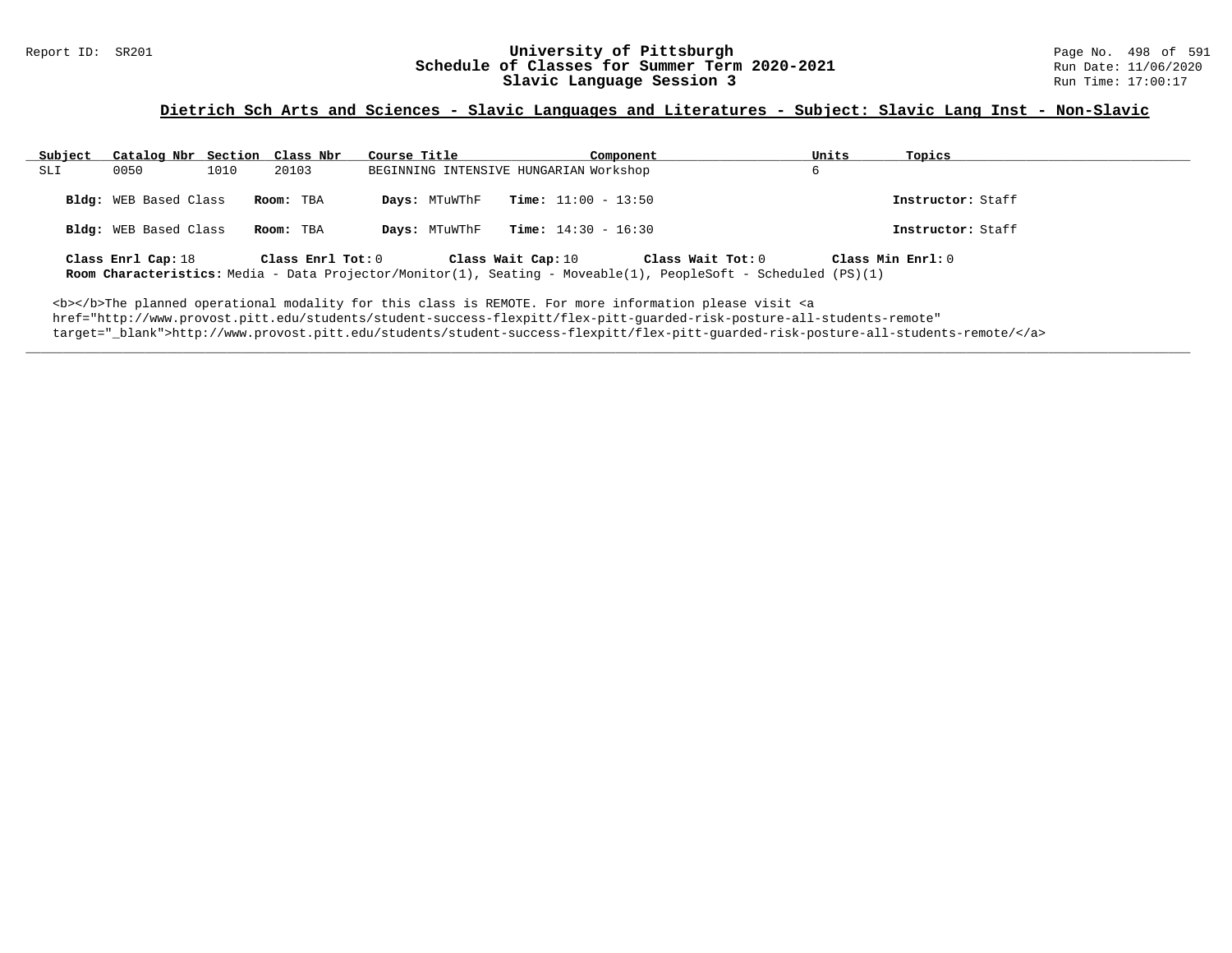Report ID: SR201

# University of Pittsburgh
## Schedule of Classes for Summer Term 2020-2021
## Slavic Language Session 3

Run Date: 11/06/2020
Run Time: 17:00:17

### Dietrich Sch Arts and Sciences - Slavic Languages and Literatures - Subject: Slavic Lang Inst - Non-Slavic

| Subject | Catalog Nbr | Section | Class Nbr | Course Title | Component | Units | Topics |
|---|---|---|---|---|---|---|---|
| SLI | 0050 | 1010 | 20103 | BEGINNING INTENSIVE HUNGARIAN | Workshop | 6 | |

**Bldg:** WEB Based Class **Room:** TBA **Days:** MTuWThF **Time:** 11:00 - 13:50 **Instructor:** Staff

**Bldg:** WEB Based Class **Room:** TBA **Days:** MTuWThF **Time:** 14:30 - 16:30 **Instructor:** Staff

**Class Enrl Cap:** 18 **Class Enrl Tot:** 0 **Class Wait Cap:** 10 **Class Wait Tot:** 0 **Class Min Enrl:** 0

**Room Characteristics:** Media - Data Projector/Monitor(1), Seating - Moveable(1), PeopleSoft - Scheduled (PS)(1)

<b></b>The planned operational modality for this class is REMOTE. For more information please visit <a href="http://www.provost.pitt.edu/students/student-success-flexpitt/flex-pitt-guarded-risk-posture-all-students-remote" target="_blank">http://www.provost.pitt.edu/students/student-success-flexpitt/flex-pitt-guarded-risk-posture-all-students-remote/</a>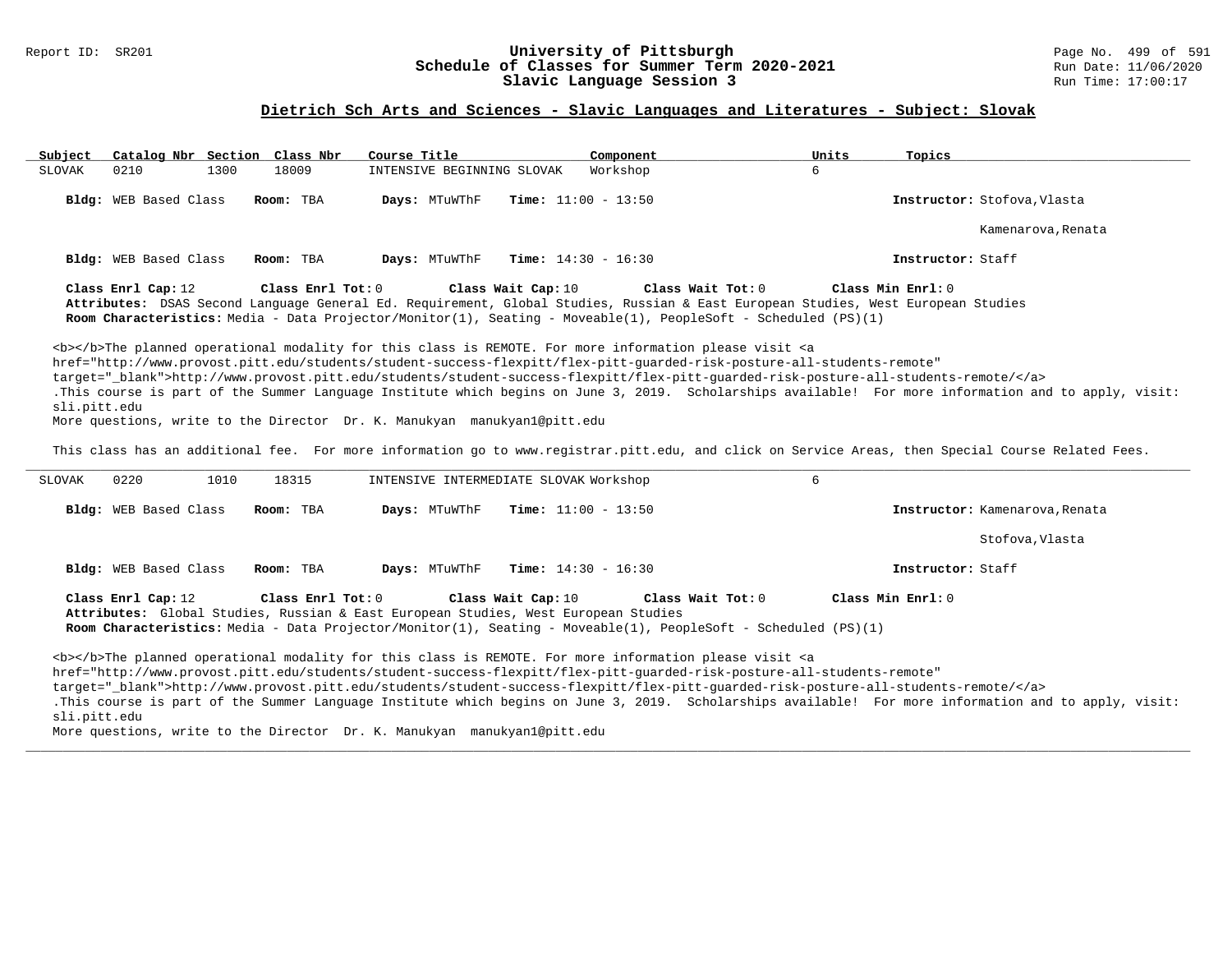# University of Pittsburgh
## Schedule of Classes for Summer Term 2020-2021
## Slavic Language Session 3

Report ID: SR201 | Run Date: 11/06/2020 | Run Time: 17:00:17

### Dietrich Sch Arts and Sciences - Slavic Languages and Literatures - Subject: Slovak

| Subject | Catalog Nbr | Section | Class Nbr | Course Title | Component | Units | Topics |
|---|---|---|---|---|---|---|---|
| SLOVAK | 0210 | 1300 | 18009 | INTENSIVE BEGINNING SLOVAK | Workshop | 6 | |

**Bldg:** WEB Based Class **Room:** TBA **Days:** MTuWThF **Time:** 11:00 - 13:50 **Instructor:** Stofova,Vlasta

Kamenarova,Renata

**Bldg:** WEB Based Class **Room:** TBA **Days:** MTuWThF **Time:** 14:30 - 16:30 **Instructor:** Staff

**Class Enrl Cap:** 12 **Class Enrl Tot:** 0 **Class Wait Cap:** 10 **Class Wait Tot:** 0 **Class Min Enrl:** 0

**Attributes:** DSAS Second Language General Ed. Requirement, Global Studies, Russian & East European Studies, West European Studies

**Room Characteristics:** Media - Data Projector/Monitor(1), Seating - Moveable(1), PeopleSoft - Scheduled (PS)(1)

<b></b>The planned operational modality for this class is REMOTE. For more information please visit <a href="http://www.provost.pitt.edu/students/student-success-flexpitt/flex-pitt-guarded-risk-posture-all-students-remote" target="_blank">http://www.provost.pitt.edu/students/student-success-flexpitt/flex-pitt-guarded-risk-posture-all-students-remote/</a>
.This course is part of the Summer Language Institute which begins on June 3, 2019. Scholarships available! For more information and to apply, visit: sli.pitt.edu
More questions, write to the Director Dr. K. Manukyan manukyan1@pitt.edu

This class has an additional fee. For more information go to www.registrar.pitt.edu, and click on Service Areas, then Special Course Related Fees.

---

| Subject | Catalog Nbr | Section | Class Nbr | Course Title | Component | Units | Topics |
|---|---|---|---|---|---|---|---|
| SLOVAK | 0220 | 1010 | 18315 | INTENSIVE INTERMEDIATE SLOVAK | Workshop | 6 | |

**Bldg:** WEB Based Class **Room:** TBA **Days:** MTuWThF **Time:** 11:00 - 13:50 **Instructor:** Kamenarova,Renata

Stofova,Vlasta

**Bldg:** WEB Based Class **Room:** TBA **Days:** MTuWThF **Time:** 14:30 - 16:30 **Instructor:** Staff

**Class Enrl Cap:** 12 **Class Enrl Tot:** 0 **Class Wait Cap:** 10 **Class Wait Tot:** 0 **Class Min Enrl:** 0

**Attributes:** Global Studies, Russian & East European Studies, West European Studies

**Room Characteristics:** Media - Data Projector/Monitor(1), Seating - Moveable(1), PeopleSoft - Scheduled (PS)(1)

<b></b>The planned operational modality for this class is REMOTE. For more information please visit <a href="http://www.provost.pitt.edu/students/student-success-flexpitt/flex-pitt-guarded-risk-posture-all-students-remote" target="_blank">http://www.provost.pitt.edu/students/student-success-flexpitt/flex-pitt-guarded-risk-posture-all-students-remote/</a>
.This course is part of the Summer Language Institute which begins on June 3, 2019. Scholarships available! For more information and to apply, visit: sli.pitt.edu
More questions, write to the Director Dr. K. Manukyan manukyan1@pitt.edu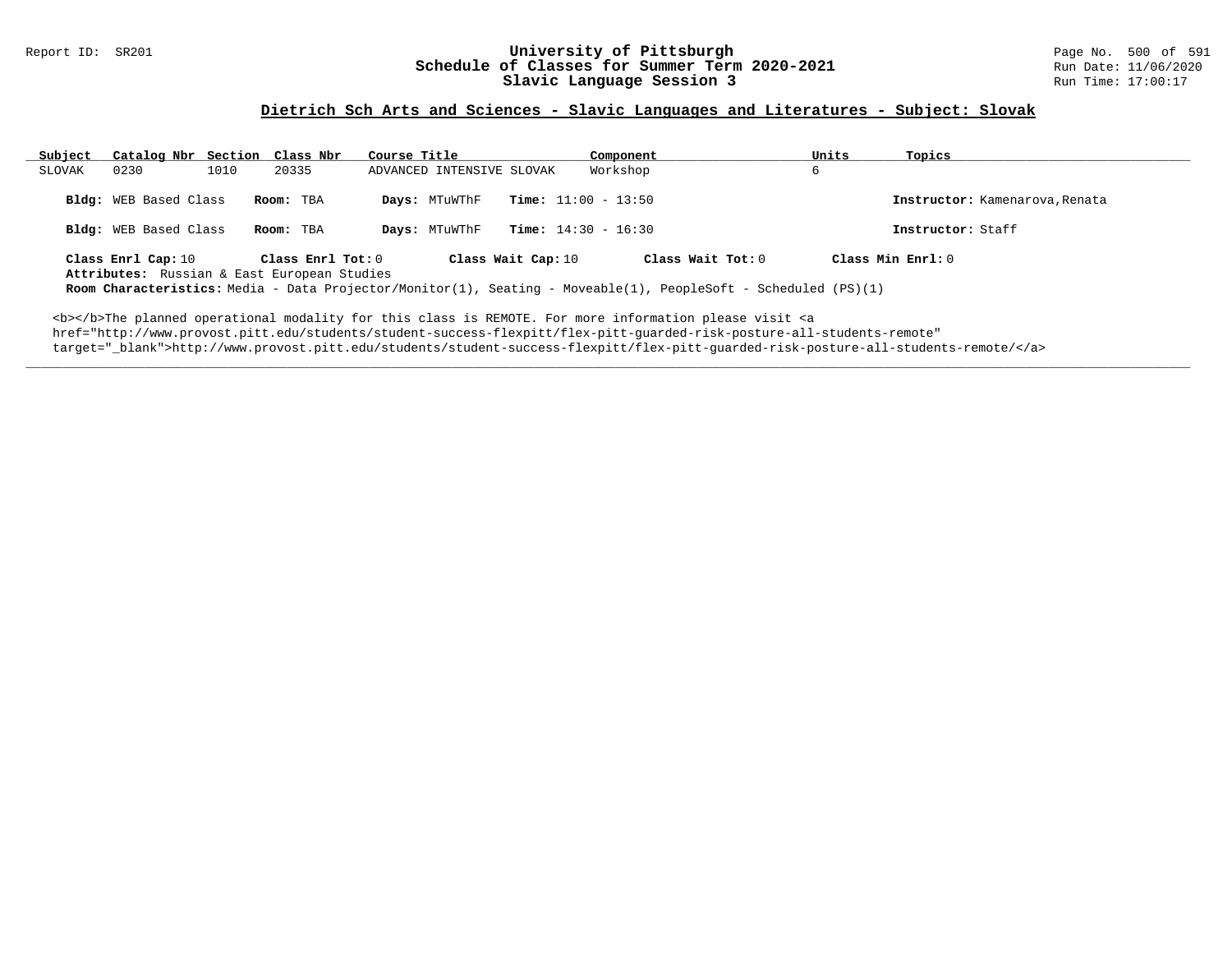Report ID: SR201

# University of Pittsburgh
## Schedule of Classes for Summer Term 2020-2021
## Slavic Language Session 3

Run Date: 11/06/2020
Run Time: 17:00:17

### Dietrich Sch Arts and Sciences - Slavic Languages and Literatures - Subject: Slovak

| Subject | Catalog Nbr | Section | Class Nbr | Course Title | Component | Units | Topics |
|---|---|---|---|---|---|---|---|
| SLOVAK | 0230 | 1010 | 20335 | ADVANCED INTENSIVE SLOVAK | Workshop | 6 | |

**Bldg:** WEB Based Class **Room:** TBA **Days:** MTuWThF **Time:** 11:00 - 13:50 **Instructor:** Kamenarova,Renata

**Bldg:** WEB Based Class **Room:** TBA **Days:** MTuWThF **Time:** 14:30 - 16:30 **Instructor:** Staff

**Class Enrl Cap:** 10 **Class Enrl Tot:** 0 **Class Wait Cap:** 10 **Class Wait Tot:** 0 **Class Min Enrl:** 0

**Attributes:** Russian & East European Studies

**Room Characteristics:** Media - Data Projector/Monitor(1), Seating - Moveable(1), PeopleSoft - Scheduled (PS)(1)

<b></b>The planned operational modality for this class is REMOTE. For more information please visit <a href="http://www.provost.pitt.edu/students/student-success-flexpitt/flex-pitt-guarded-risk-posture-all-students-remote" target="_blank">http://www.provost.pitt.edu/students/student-success-flexpitt/flex-pitt-guarded-risk-posture-all-students-remote/</a>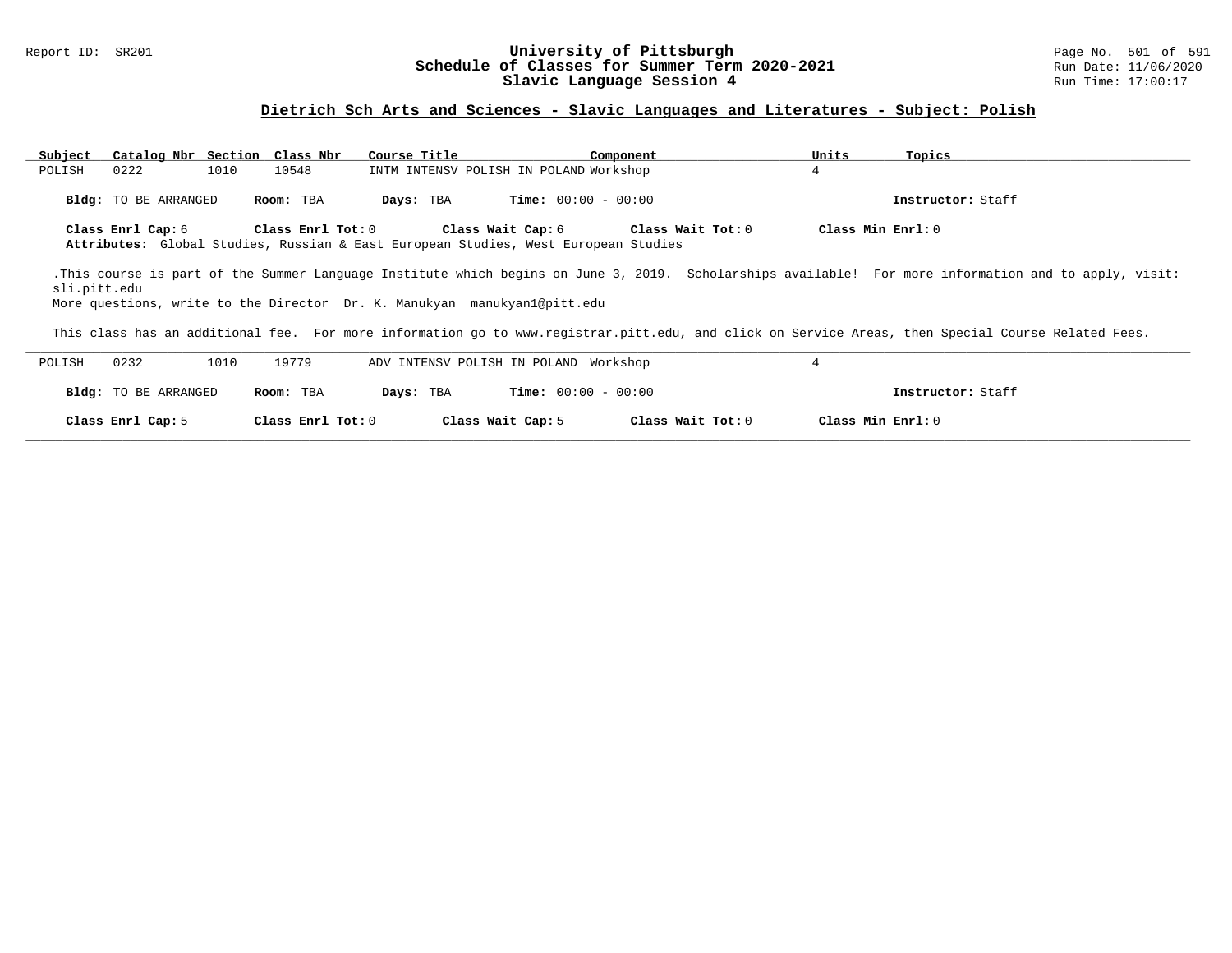# University of Pittsburgh
## Schedule of Classes for Summer Term 2020-2021
## Slavic Language Session 4

Report ID: SR201

Run Date: 11/06/2020
Run Time: 17:00:17

### Dietrich Sch Arts and Sciences - Slavic Languages and Literatures - Subject: Polish

| Subject | Catalog Nbr | Section | Class Nbr | Course Title | Component | Units | Topics |
|---|---|---|---|---|---|---|---|
| POLISH | 0222 | 1010 | 10548 | INTM INTENSV POLISH IN POLAND | Workshop | 4 | |

**Bldg:** TO BE ARRANGED **Room:** TBA **Days:** TBA **Time:** 00:00 - 00:00 **Instructor:** Staff

**Class Enrl Cap:** 6 **Class Enrl Tot:** 0 **Class Wait Cap:** 6 **Class Wait Tot:** 0 **Class Min Enrl:** 0

**Attributes:** Global Studies, Russian & East European Studies, West European Studies

.This course is part of the Summer Language Institute which begins on June 3, 2019. Scholarships available! For more information and to apply, visit: sli.pitt.edu
More questions, write to the Director Dr. K. Manukyan manukyan1@pitt.edu

This class has an additional fee. For more information go to www.registrar.pitt.edu, and click on Service Areas, then Special Course Related Fees.

---

| Subject | Catalog Nbr | Section | Class Nbr | Course Title | Component | Units | Topics |
|---|---|---|---|---|---|---|---|
| POLISH | 0232 | 1010 | 19779 | ADV INTENSV POLISH IN POLAND | Workshop | 4 | |

**Bldg:** TO BE ARRANGED **Room:** TBA **Days:** TBA **Time:** 00:00 - 00:00 **Instructor:** Staff

**Class Enrl Cap:** 5 **Class Enrl Tot:** 0 **Class Wait Cap:** 5 **Class Wait Tot:** 0 **Class Min Enrl:** 0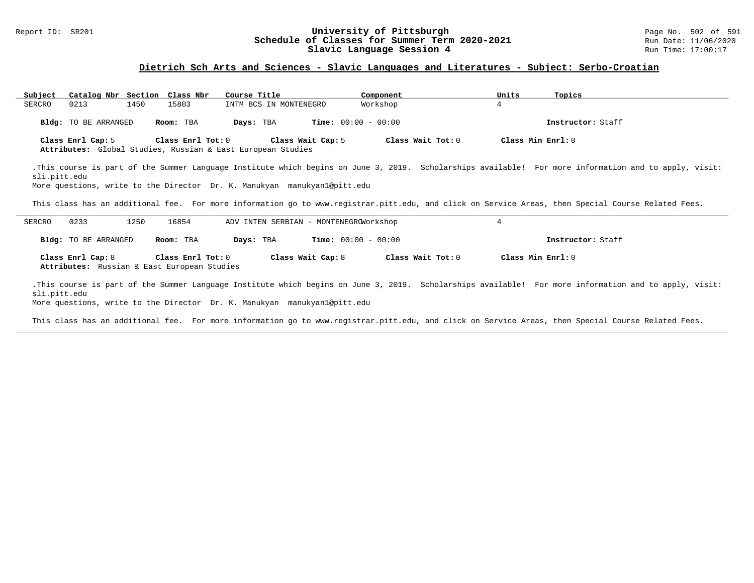# University of Pittsburgh
## Schedule of Classes for Summer Term 2020-2021
## Slavic Language Session 4

Report ID: SR201

Run Date: 11/06/2020
Run Time: 17:00:17

### Dietrich Sch Arts and Sciences - Slavic Languages and Literatures - Subject: Serbo-Croatian

| Subject | Catalog Nbr | Section | Class Nbr | Course Title | Component | Units | Topics |
|---|---|---|---|---|---|---|---|
| SERCRO | 0213 | 1450 | 15803 | INTM BCS IN MONTENEGRO | Workshop | 4 | |

**Bldg:** TO BE ARRANGED **Room:** TBA **Days:** TBA **Time:** 00:00 - 00:00 **Instructor:** Staff

**Class Enrl Cap:** 5 **Class Enrl Tot:** 0 **Class Wait Cap:** 5 **Class Wait Tot:** 0 **Class Min Enrl:** 0

**Attributes:** Global Studies, Russian & East European Studies

.This course is part of the Summer Language Institute which begins on June 3, 2019. Scholarships available! For more information and to apply, visit: sli.pitt.edu
More questions, write to the Director Dr. K. Manukyan manukyan1@pitt.edu

This class has an additional fee. For more information go to www.registrar.pitt.edu, and click on Service Areas, then Special Course Related Fees.

---

| Subject | Catalog Nbr | Section | Class Nbr | Course Title | Component | Units | Topics |
|---|---|---|---|---|---|---|---|
| SERCRO | 0233 | 1250 | 16854 | ADV INTEN SERBIAN - MONTENEGRO | Workshop | 4 | |

**Bldg:** TO BE ARRANGED **Room:** TBA **Days:** TBA **Time:** 00:00 - 00:00 **Instructor:** Staff

**Class Enrl Cap:** 8 **Class Enrl Tot:** 0 **Class Wait Cap:** 8 **Class Wait Tot:** 0 **Class Min Enrl:** 0

**Attributes:** Russian & East European Studies

.This course is part of the Summer Language Institute which begins on June 3, 2019. Scholarships available! For more information and to apply, visit: sli.pitt.edu
More questions, write to the Director Dr. K. Manukyan manukyan1@pitt.edu

This class has an additional fee. For more information go to www.registrar.pitt.edu, and click on Service Areas, then Special Course Related Fees.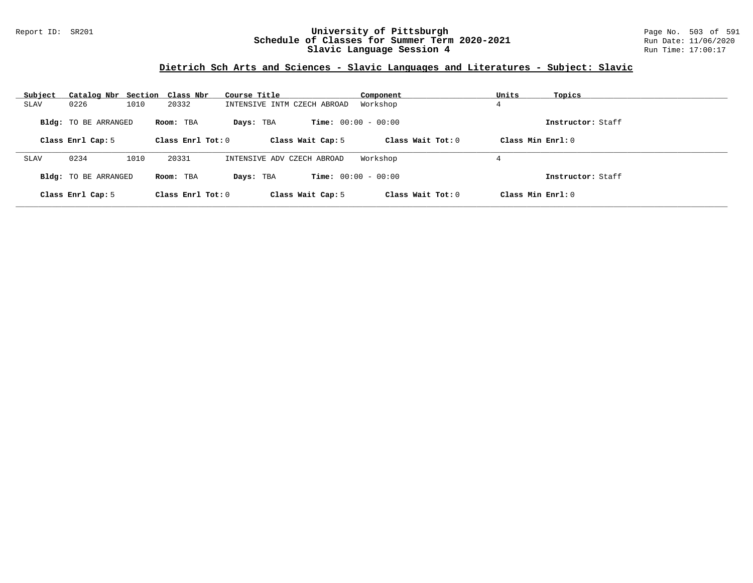Report ID: SR201

# University of Pittsburgh
## Schedule of Classes for Summer Term 2020-2021
## Slavic Language Session 4

Run Date: 11/06/2020
Run Time: 17:00:17

### Dietrich Sch Arts and Sciences - Slavic Languages and Literatures - Subject: Slavic

| Subject | Catalog Nbr | Section | Class Nbr | Course Title | Component | Units | Topics |
|---|---|---|---|---|---|---|---|
| SLAV | 0226 | 1010 | 20332 | INTENSIVE INTM CZECH ABROAD | Workshop | 4 | |

**Bldg:** TO BE ARRANGED **Room:** TBA **Days:** TBA **Time:** 00:00 - 00:00 **Instructor:** Staff

**Class Enrl Cap:** 5 **Class Enrl Tot:** 0 **Class Wait Cap:** 5 **Class Wait Tot:** 0 **Class Min Enrl:** 0

| Subject | Catalog Nbr | Section | Class Nbr | Course Title | Component | Units | Topics |
|---|---|---|---|---|---|---|---|
| SLAV | 0234 | 1010 | 20331 | INTENSIVE ADV CZECH ABROAD | Workshop | 4 | |

**Bldg:** TO BE ARRANGED **Room:** TBA **Days:** TBA **Time:** 00:00 - 00:00 **Instructor:** Staff

**Class Enrl Cap:** 5 **Class Enrl Tot:** 0 **Class Wait Cap:** 5 **Class Wait Tot:** 0 **Class Min Enrl:** 0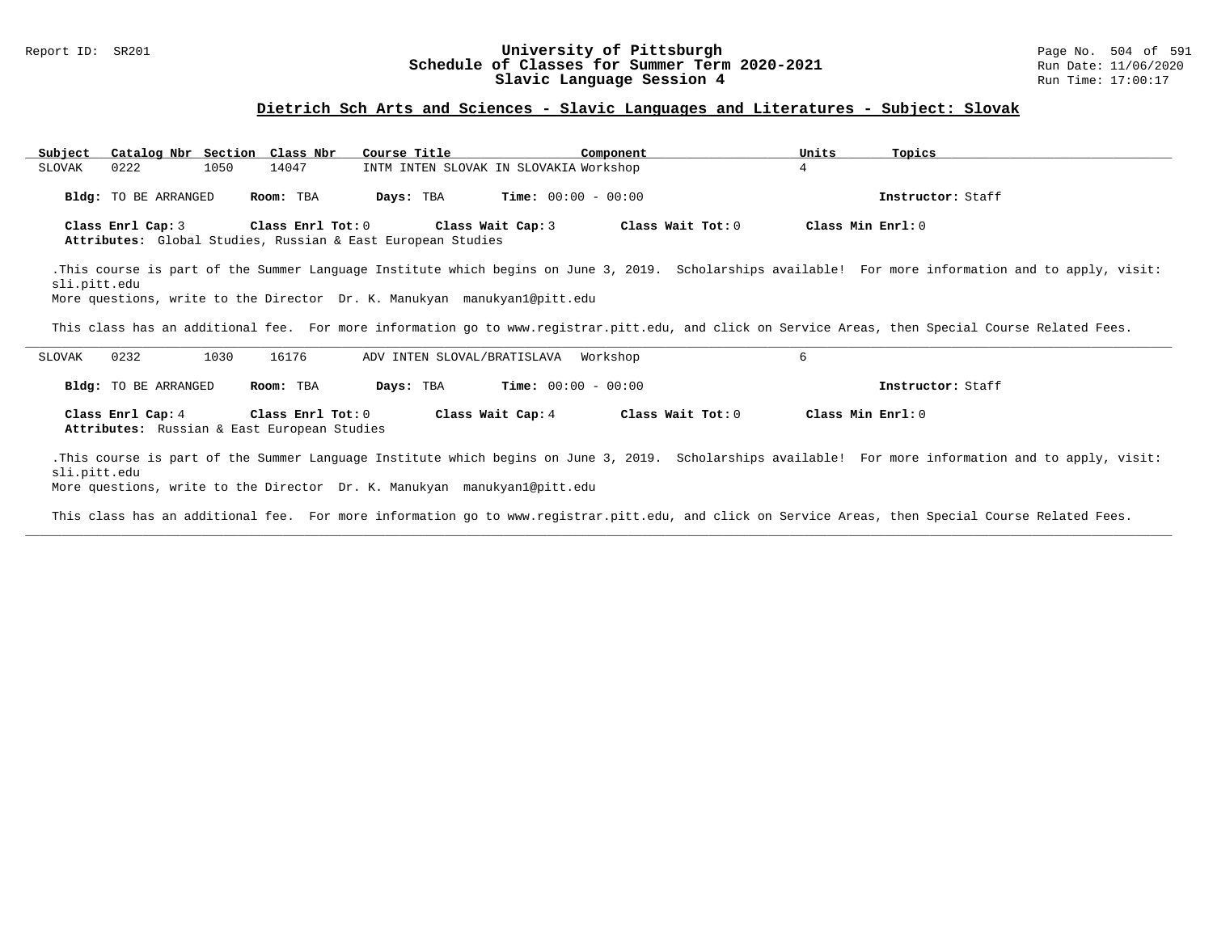## Dietrich Sch Arts and Sciences - Slavic Languages and Literatures - Subject: Slovak

| Subject | Catalog Nbr | Section | Class Nbr | Course Title | Component | Units | Topics |
|---|---|---|---|---|---|---|---|
| SLOVAK | 0222 | 1050 | 14047 | INTM INTEN SLOVAK IN SLOVAKIA | Workshop | 4 | |

**Bldg:** TO BE ARRANGED **Room:** TBA **Days:** TBA **Time:** 00:00 - 00:00 **Instructor:** Staff

**Class Enrl Cap:** 3 **Class Enrl Tot:** 0 **Class Wait Cap:** 3 **Class Wait Tot:** 0 **Class Min Enrl:** 0
**Attributes:** Global Studies, Russian & East European Studies

.This course is part of the Summer Language Institute which begins on June 3, 2019. Scholarships available! For more information and to apply, visit: sli.pitt.edu
More questions, write to the Director Dr. K. Manukyan manukyan1@pitt.edu

This class has an additional fee. For more information go to www.registrar.pitt.edu, and click on Service Areas, then Special Course Related Fees.

---

| Subject | Catalog Nbr | Section | Class Nbr | Course Title | Component | Units | Topics |
|---|---|---|---|---|---|---|---|
| SLOVAK | 0232 | 1030 | 16176 | ADV INTEN SLOVAL/BRATISLAVA | Workshop | 6 | |

**Bldg:** TO BE ARRANGED **Room:** TBA **Days:** TBA **Time:** 00:00 - 00:00 **Instructor:** Staff

**Class Enrl Cap:** 4 **Class Enrl Tot:** 0 **Class Wait Cap:** 4 **Class Wait Tot:** 0 **Class Min Enrl:** 0
**Attributes:** Russian & East European Studies

.This course is part of the Summer Language Institute which begins on June 3, 2019. Scholarships available! For more information and to apply, visit: sli.pitt.edu
More questions, write to the Director Dr. K. Manukyan manukyan1@pitt.edu

This class has an additional fee. For more information go to www.registrar.pitt.edu, and click on Service Areas, then Special Course Related Fees.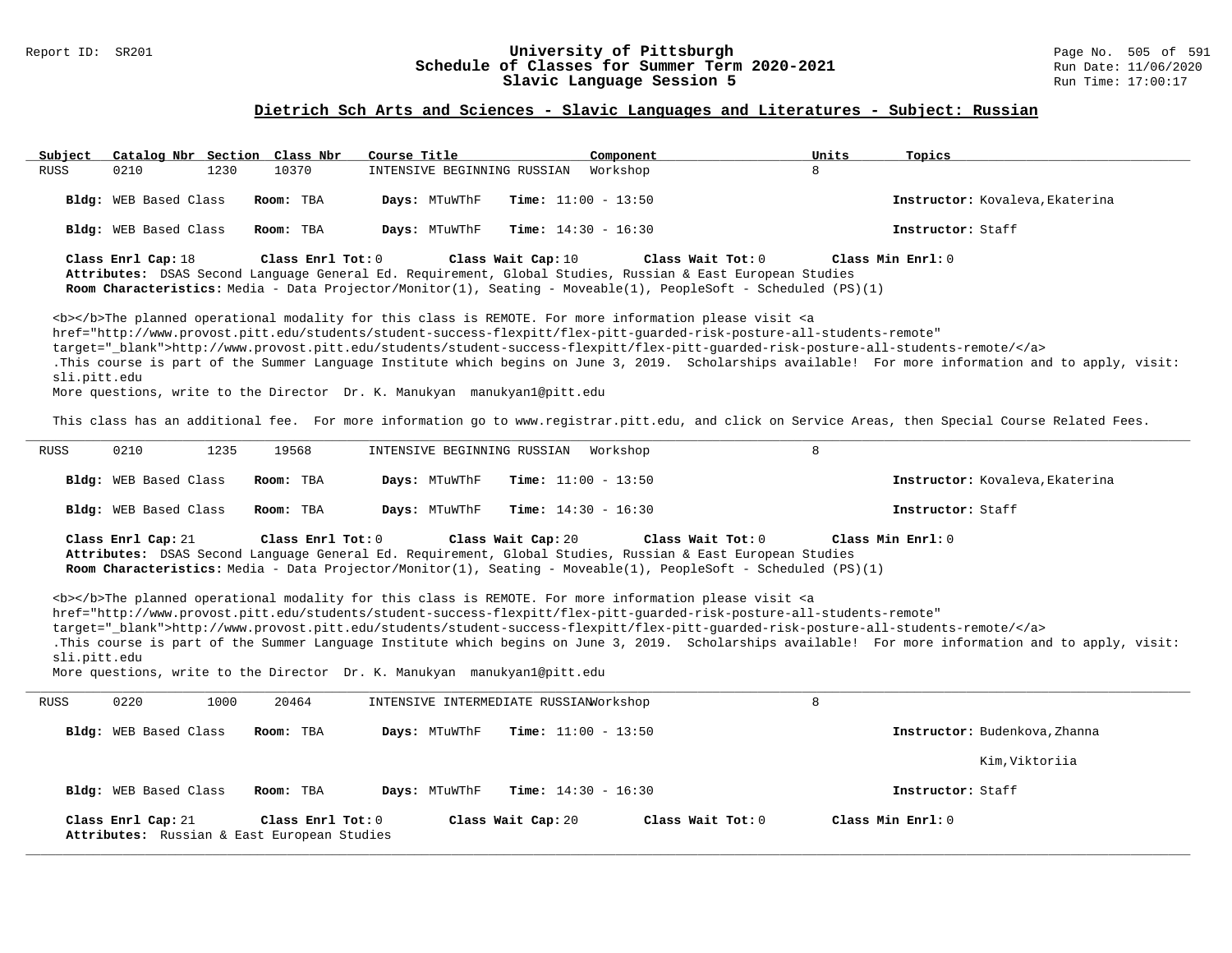## Dietrich Sch Arts and Sciences - Slavic Languages and Literatures - Subject: Russian

| Subject | Catalog Nbr | Section | Class Nbr | Course Title | Component | Units | Topics |
|---|---|---|---|---|---|---|---|
| RUSS | 0210 | 1230 | 10370 | INTENSIVE BEGINNING RUSSIAN | Workshop | 8 | |

**Bldg:** WEB Based Class **Room:** TBA **Days:** MTuWThF **Time:** 11:00 - 13:50 **Instructor:** Kovaleva,Ekaterina

**Bldg:** WEB Based Class **Room:** TBA **Days:** MTuWThF **Time:** 14:30 - 16:30 **Instructor:** Staff

**Class Enrl Cap:** 18 **Class Enrl Tot:** 0 **Class Wait Cap:** 10 **Class Wait Tot:** 0 **Class Min Enrl:** 0

**Attributes:** DSAS Second Language General Ed. Requirement, Global Studies, Russian & East European Studies

**Room Characteristics:** Media - Data Projector/Monitor(1), Seating - Moveable(1), PeopleSoft - Scheduled (PS)(1)

<b></b>The planned operational modality for this class is REMOTE. For more information please visit <a href="http://www.provost.pitt.edu/students/student-success-flexpitt/flex-pitt-guarded-risk-posture-all-students-remote" target="_blank">http://www.provost.pitt.edu/students/student-success-flexpitt/flex-pitt-guarded-risk-posture-all-students-remote/</a> .This course is part of the Summer Language Institute which begins on June 3, 2019. Scholarships available! For more information and to apply, visit: sli.pitt.edu
More questions, write to the Director Dr. K. Manukyan manukyan1@pitt.edu

This class has an additional fee. For more information go to www.registrar.pitt.edu, and click on Service Areas, then Special Course Related Fees.

| Subject | Catalog Nbr | Section | Class Nbr | Course Title | Component | Units | Topics |
|---|---|---|---|---|---|---|---|
| RUSS | 0210 | 1235 | 19568 | INTENSIVE BEGINNING RUSSIAN | Workshop | 8 | |

**Bldg:** WEB Based Class **Room:** TBA **Days:** MTuWThF **Time:** 11:00 - 13:50 **Instructor:** Kovaleva,Ekaterina

**Bldg:** WEB Based Class **Room:** TBA **Days:** MTuWThF **Time:** 14:30 - 16:30 **Instructor:** Staff

**Class Enrl Cap:** 21 **Class Enrl Tot:** 0 **Class Wait Cap:** 20 **Class Wait Tot:** 0 **Class Min Enrl:** 0

**Attributes:** DSAS Second Language General Ed. Requirement, Global Studies, Russian & East European Studies

**Room Characteristics:** Media - Data Projector/Monitor(1), Seating - Moveable(1), PeopleSoft - Scheduled (PS)(1)

<b></b>The planned operational modality for this class is REMOTE. For more information please visit <a href="http://www.provost.pitt.edu/students/student-success-flexpitt/flex-pitt-guarded-risk-posture-all-students-remote" target="_blank">http://www.provost.pitt.edu/students/student-success-flexpitt/flex-pitt-guarded-risk-posture-all-students-remote/</a> .This course is part of the Summer Language Institute which begins on June 3, 2019. Scholarships available! For more information and to apply, visit: sli.pitt.edu
More questions, write to the Director Dr. K. Manukyan manukyan1@pitt.edu

| Subject | Catalog Nbr | Section | Class Nbr | Course Title | Component | Units | Topics |
|---|---|---|---|---|---|---|---|
| RUSS | 0220 | 1000 | 20464 | INTENSIVE INTERMEDIATE RUSSIAN | Workshop | 8 | |

**Bldg:** WEB Based Class **Room:** TBA **Days:** MTuWThF **Time:** 11:00 - 13:50 **Instructor:** Budenkova,Zhanna; Kim,Viktoriia

**Bldg:** WEB Based Class **Room:** TBA **Days:** MTuWThF **Time:** 14:30 - 16:30 **Instructor:** Staff

**Class Enrl Cap:** 21 **Class Enrl Tot:** 0 **Class Wait Cap:** 20 **Class Wait Tot:** 0 **Class Min Enrl:** 0

**Attributes:** Russian & East European Studies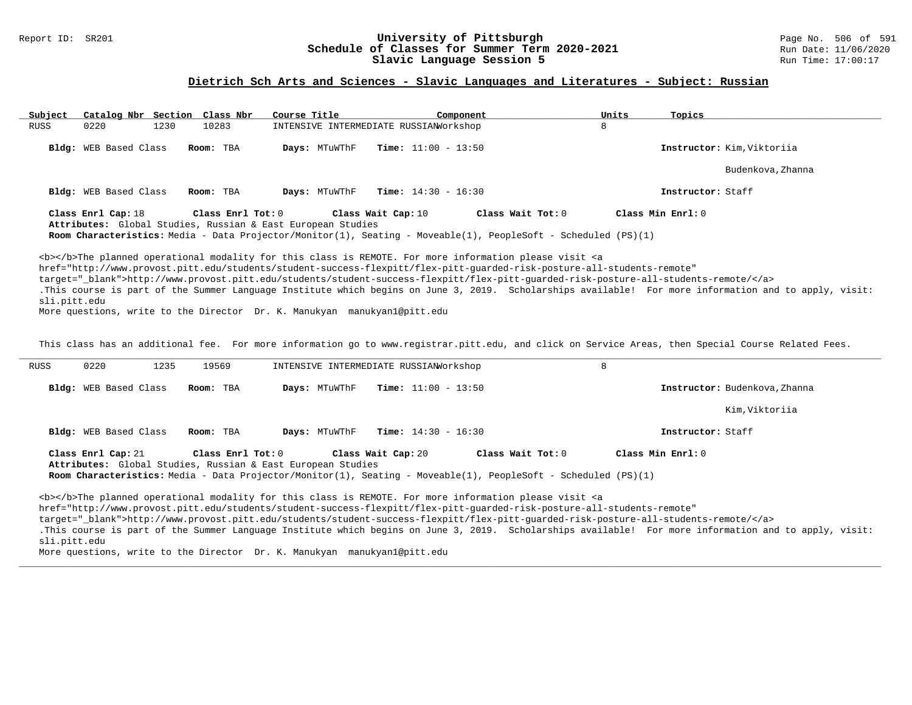**University of Pittsburgh**
**Schedule of Classes for Summer Term 2020-2021**
**Slavic Language Session 5**

Report ID: SR201

Run Date: 11/06/2020
Run Time: 17:00:17

## Dietrich Sch Arts and Sciences - Slavic Languages and Literatures - Subject: Russian

| Subject | Catalog Nbr | Section | Class Nbr | Course Title | Component | Units | Topics |
|---|---|---|---|---|---|---|---|
| RUSS | 0220 | 1230 | 10283 | INTENSIVE INTERMEDIATE RUSSIAN | Workshop | 8 | |

**Bldg:** WEB Based Class **Room:** TBA **Days:** MTuWThF **Time:** 11:00 - 13:50 **Instructor:** Kim,Viktoriia

Budenkova,Zhanna

**Bldg:** WEB Based Class **Room:** TBA **Days:** MTuWThF **Time:** 14:30 - 16:30 **Instructor:** Staff

**Class Enrl Cap:** 18 **Class Enrl Tot:** 0 **Class Wait Cap:** 10 **Class Wait Tot:** 0 **Class Min Enrl:** 0

**Attributes:** Global Studies, Russian & East European Studies

**Room Characteristics:** Media - Data Projector/Monitor(1), Seating - Moveable(1), PeopleSoft - Scheduled (PS)(1)

<b></b>The planned operational modality for this class is REMOTE. For more information please visit <a href="http://www.provost.pitt.edu/students/student-success-flexpitt/flex-pitt-guarded-risk-posture-all-students-remote" target="_blank">http://www.provost.pitt.edu/students/student-success-flexpitt/flex-pitt-guarded-risk-posture-all-students-remote/</a> .This course is part of the Summer Language Institute which begins on June 3, 2019. Scholarships available! For more information and to apply, visit: sli.pitt.edu
More questions, write to the Director Dr. K. Manukyan manukyan1@pitt.edu

This class has an additional fee. For more information go to www.registrar.pitt.edu, and click on Service Areas, then Special Course Related Fees.

| Subject | Catalog Nbr | Section | Class Nbr | Course Title | Component | Units | Topics |
|---|---|---|---|---|---|---|---|
| RUSS | 0220 | 1235 | 19569 | INTENSIVE INTERMEDIATE RUSSIAN | Workshop | 8 | |

**Bldg:** WEB Based Class **Room:** TBA **Days:** MTuWThF **Time:** 11:00 - 13:50 **Instructor:** Budenkova,Zhanna

Kim,Viktoriia

**Bldg:** WEB Based Class **Room:** TBA **Days:** MTuWThF **Time:** 14:30 - 16:30 **Instructor:** Staff

**Class Enrl Cap:** 21 **Class Enrl Tot:** 0 **Class Wait Cap:** 20 **Class Wait Tot:** 0 **Class Min Enrl:** 0

**Attributes:** Global Studies, Russian & East European Studies

**Room Characteristics:** Media - Data Projector/Monitor(1), Seating - Moveable(1), PeopleSoft - Scheduled (PS)(1)

<b></b>The planned operational modality for this class is REMOTE. For more information please visit <a href="http://www.provost.pitt.edu/students/student-success-flexpitt/flex-pitt-guarded-risk-posture-all-students-remote" target="_blank">http://www.provost.pitt.edu/students/student-success-flexpitt/flex-pitt-guarded-risk-posture-all-students-remote/</a> .This course is part of the Summer Language Institute which begins on June 3, 2019. Scholarships available! For more information and to apply, visit: sli.pitt.edu
More questions, write to the Director Dr. K. Manukyan manukyan1@pitt.edu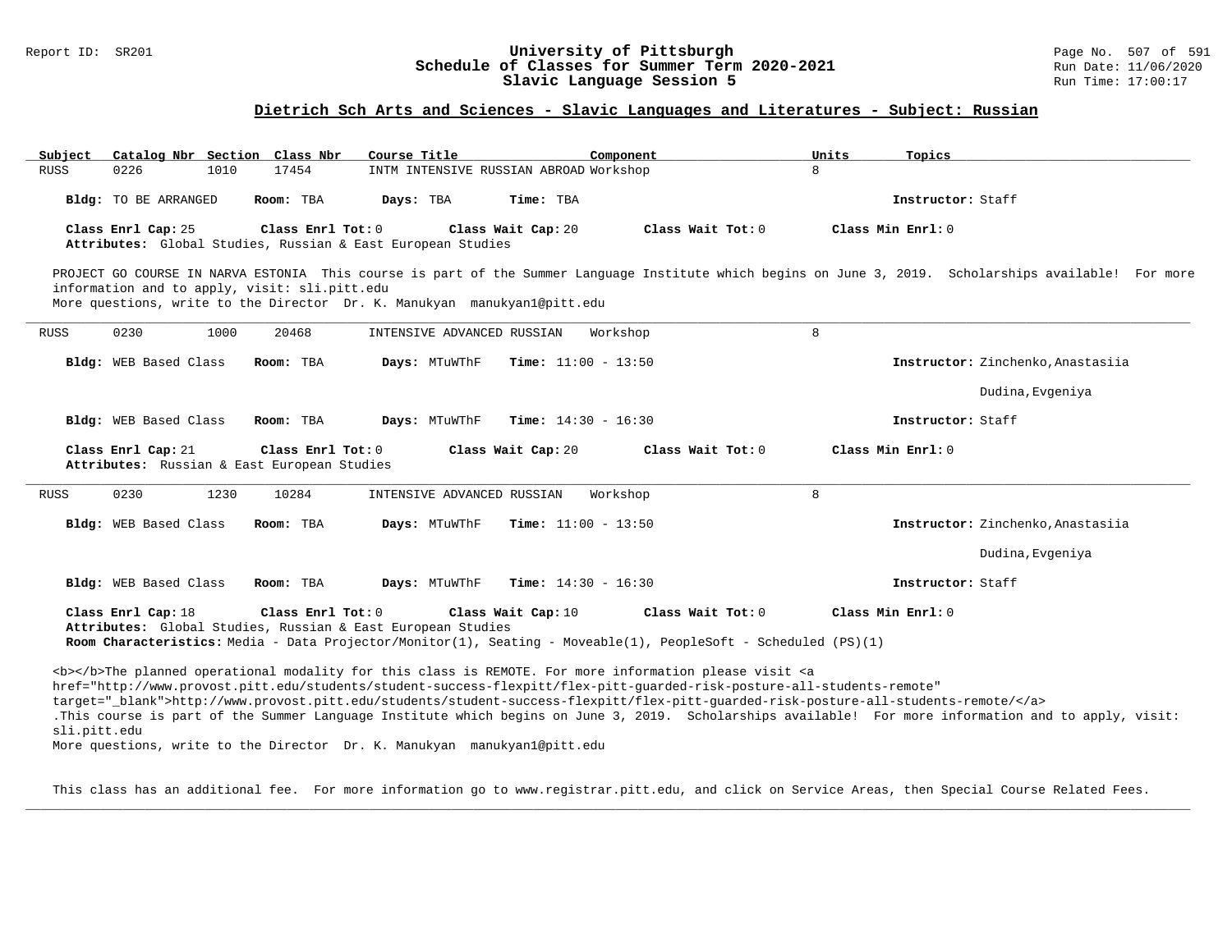## Dietrich Sch Arts and Sciences - Slavic Languages and Literatures - Subject: Russian

**University of Pittsburgh**
**Schedule of Classes for Summer Term 2020-2021**
**Slavic Language Session 5**

| Subject | Catalog Nbr | Section | Class Nbr | Course Title | Component | Units | Topics |
|---|---|---|---|---|---|---|---|
| RUSS | 0226 | 1010 | 17454 | INTM INTENSIVE RUSSIAN ABROAD | Workshop | 8 | |

**Bldg:** TO BE ARRANGED **Room:** TBA **Days:** TBA **Time:** TBA **Instructor:** Staff

**Class Enrl Cap:** 25 **Class Enrl Tot:** 0 **Class Wait Cap:** 20 **Class Wait Tot:** 0 **Class Min Enrl:** 0
**Attributes:** Global Studies, Russian & East European Studies

PROJECT GO COURSE IN NARVA ESTONIA This course is part of the Summer Language Institute which begins on June 3, 2019. Scholarships available! For more information and to apply, visit: sli.pitt.edu
More questions, write to the Director Dr. K. Manukyan manukyan1@pitt.edu

---

| Subject | Catalog Nbr | Section | Class Nbr | Course Title | Component | Units | Topics |
|---|---|---|---|---|---|---|---|
| RUSS | 0230 | 1000 | 20468 | INTENSIVE ADVANCED RUSSIAN | Workshop | 8 | |

**Bldg:** WEB Based Class **Room:** TBA **Days:** MTuWThF **Time:** 11:00 - 13:50 **Instructor:** Zinchenko,Anastasiia
Dudina,Evgeniya

**Bldg:** WEB Based Class **Room:** TBA **Days:** MTuWThF **Time:** 14:30 - 16:30 **Instructor:** Staff

**Class Enrl Cap:** 21 **Class Enrl Tot:** 0 **Class Wait Cap:** 20 **Class Wait Tot:** 0 **Class Min Enrl:** 0
**Attributes:** Russian & East European Studies

---

| Subject | Catalog Nbr | Section | Class Nbr | Course Title | Component | Units | Topics |
|---|---|---|---|---|---|---|---|
| RUSS | 0230 | 1230 | 10284 | INTENSIVE ADVANCED RUSSIAN | Workshop | 8 | |

**Bldg:** WEB Based Class **Room:** TBA **Days:** MTuWThF **Time:** 11:00 - 13:50 **Instructor:** Zinchenko,Anastasiia
Dudina,Evgeniya

**Bldg:** WEB Based Class **Room:** TBA **Days:** MTuWThF **Time:** 14:30 - 16:30 **Instructor:** Staff

**Class Enrl Cap:** 18 **Class Enrl Tot:** 0 **Class Wait Cap:** 10 **Class Wait Tot:** 0 **Class Min Enrl:** 0
**Attributes:** Global Studies, Russian & East European Studies
**Room Characteristics:** Media - Data Projector/Monitor(1), Seating - Moveable(1), PeopleSoft - Scheduled (PS)(1)

<b></b>The planned operational modality for this class is REMOTE. For more information please visit <a href="http://www.provost.pitt.edu/students/student-success-flexpitt/flex-pitt-guarded-risk-posture-all-students-remote" target="_blank">http://www.provost.pitt.edu/students/student-success-flexpitt/flex-pitt-guarded-risk-posture-all-students-remote/</a>
.This course is part of the Summer Language Institute which begins on June 3, 2019. Scholarships available! For more information and to apply, visit: sli.pitt.edu
More questions, write to the Director Dr. K. Manukyan manukyan1@pitt.edu

This class has an additional fee. For more information go to www.registrar.pitt.edu, and click on Service Areas, then Special Course Related Fees.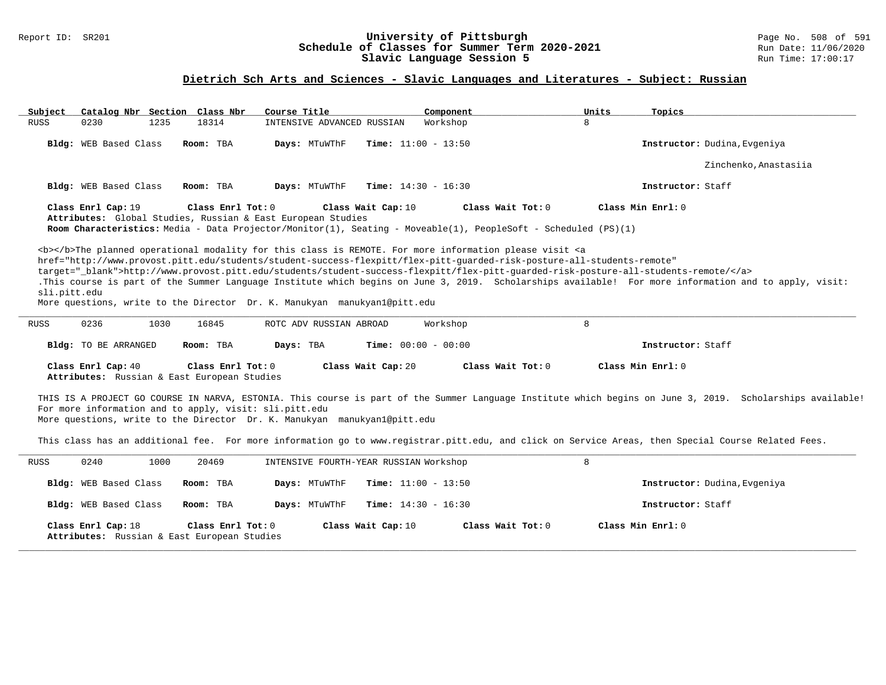# University of Pittsburgh
## Schedule of Classes for Summer Term 2020-2021
### Slavic Language Session 5

Report ID: SR201 | Run Date: 11/06/2020 | Run Time: 17:00:17

## Dietrich Sch Arts and Sciences - Slavic Languages and Literatures - Subject: Russian

| Subject | Catalog Nbr | Section | Class Nbr | Course Title | Component | Units | Topics |
|---|---|---|---|---|---|---|---|
| RUSS | 0230 | 1235 | 18314 | INTENSIVE ADVANCED RUSSIAN | Workshop | 8 | |

**Bldg:** WEB Based Class **Room:** TBA **Days:** MTuWThF **Time:** 11:00 - 13:50 **Instructor:** Dudina,Evgeniya; Zinchenko,Anastasiia

**Bldg:** WEB Based Class **Room:** TBA **Days:** MTuWThF **Time:** 14:30 - 16:30 **Instructor:** Staff

**Class Enrl Cap:** 19 **Class Enrl Tot:** 0 **Class Wait Cap:** 10 **Class Wait Tot:** 0 **Class Min Enrl:** 0

**Attributes:** Global Studies, Russian & East European Studies

**Room Characteristics:** Media - Data Projector/Monitor(1), Seating - Moveable(1), PeopleSoft - Scheduled (PS)(1)

<b></b>The planned operational modality for this class is REMOTE. For more information please visit <a href="http://www.provost.pitt.edu/students/student-success-flexpitt/flex-pitt-guarded-risk-posture-all-students-remote" target="_blank">http://www.provost.pitt.edu/students/student-success-flexpitt/flex-pitt-guarded-risk-posture-all-students-remote/</a>
.This course is part of the Summer Language Institute which begins on June 3, 2019. Scholarships available! For more information and to apply, visit: sli.pitt.edu
More questions, write to the Director Dr. K. Manukyan manukyan1@pitt.edu

---

| Subject | Catalog Nbr | Section | Class Nbr | Course Title | Component | Units | Topics |
|---|---|---|---|---|---|---|---|
| RUSS | 0236 | 1030 | 16845 | ROTC ADV RUSSIAN ABROAD | Workshop | 8 | |

**Bldg:** TO BE ARRANGED **Room:** TBA **Days:** TBA **Time:** 00:00 - 00:00 **Instructor:** Staff

**Class Enrl Cap:** 40 **Class Enrl Tot:** 0 **Class Wait Cap:** 20 **Class Wait Tot:** 0 **Class Min Enrl:** 0

**Attributes:** Russian & East European Studies

THIS IS A PROJECT GO COURSE IN NARVA, ESTONIA. This course is part of the Summer Language Institute which begins on June 3, 2019. Scholarships available! For more information and to apply, visit: sli.pitt.edu
More questions, write to the Director Dr. K. Manukyan manukyan1@pitt.edu

This class has an additional fee. For more information go to www.registrar.pitt.edu, and click on Service Areas, then Special Course Related Fees.

---

| Subject | Catalog Nbr | Section | Class Nbr | Course Title | Component | Units | Topics |
|---|---|---|---|---|---|---|---|
| RUSS | 0240 | 1000 | 20469 | INTENSIVE FOURTH-YEAR RUSSIAN | Workshop | 8 | |

**Bldg:** WEB Based Class **Room:** TBA **Days:** MTuWThF **Time:** 11:00 - 13:50 **Instructor:** Dudina,Evgeniya

**Bldg:** WEB Based Class **Room:** TBA **Days:** MTuWThF **Time:** 14:30 - 16:30 **Instructor:** Staff

**Class Enrl Cap:** 18 **Class Enrl Tot:** 0 **Class Wait Cap:** 10 **Class Wait Tot:** 0 **Class Min Enrl:** 0

**Attributes:** Russian & East European Studies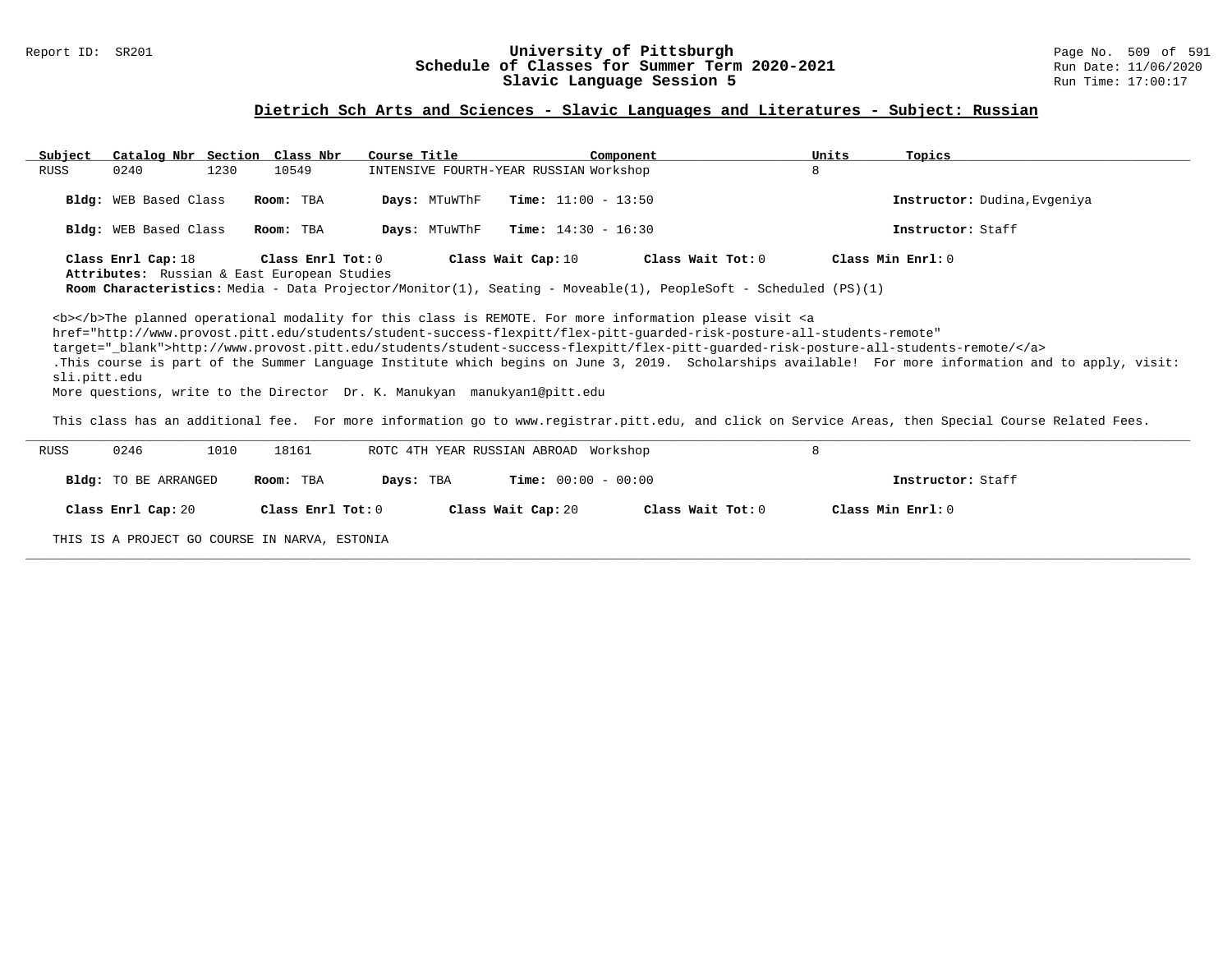## Dietrich Sch Arts and Sciences - Slavic Languages and Literatures - Subject: Russian

| Subject | Catalog Nbr | Section | Class Nbr | Course Title | Component | Units | Topics |
|---|---|---|---|---|---|---|---|
| RUSS | 0240 | 1230 | 10549 | INTENSIVE FOURTH-YEAR RUSSIAN | Workshop | 8 | |

**Bldg:** WEB Based Class **Room:** TBA **Days:** MTuWThF **Time:** 11:00 - 13:50 **Instructor:** Dudina,Evgeniya

**Bldg:** WEB Based Class **Room:** TBA **Days:** MTuWThF **Time:** 14:30 - 16:30 **Instructor:** Staff

**Class Enrl Cap:** 18 **Class Enrl Tot:** 0 **Class Wait Cap:** 10 **Class Wait Tot:** 0 **Class Min Enrl:** 0

**Attributes:** Russian & East European Studies

**Room Characteristics:** Media - Data Projector/Monitor(1), Seating - Moveable(1), PeopleSoft - Scheduled (PS)(1)

<b></b>The planned operational modality for this class is REMOTE. For more information please visit <a href="http://www.provost.pitt.edu/students/student-success-flexpitt/flex-pitt-guarded-risk-posture-all-students-remote" target="_blank">http://www.provost.pitt.edu/students/student-success-flexpitt/flex-pitt-guarded-risk-posture-all-students-remote/</a> .This course is part of the Summer Language Institute which begins on June 3, 2019. Scholarships available! For more information and to apply, visit: sli.pitt.edu
More questions, write to the Director Dr. K. Manukyan manukyan1@pitt.edu

This class has an additional fee. For more information go to www.registrar.pitt.edu, and click on Service Areas, then Special Course Related Fees.

---

| Subject | Catalog Nbr | Section | Class Nbr | Course Title | Component | Units | Topics |
|---|---|---|---|---|---|---|---|
| RUSS | 0246 | 1010 | 18161 | ROTC 4TH YEAR RUSSIAN ABROAD | Workshop | 8 | |

**Bldg:** TO BE ARRANGED **Room:** TBA **Days:** TBA **Time:** 00:00 - 00:00 **Instructor:** Staff

**Class Enrl Cap:** 20 **Class Enrl Tot:** 0 **Class Wait Cap:** 20 **Class Wait Tot:** 0 **Class Min Enrl:** 0

THIS IS A PROJECT GO COURSE IN NARVA, ESTONIA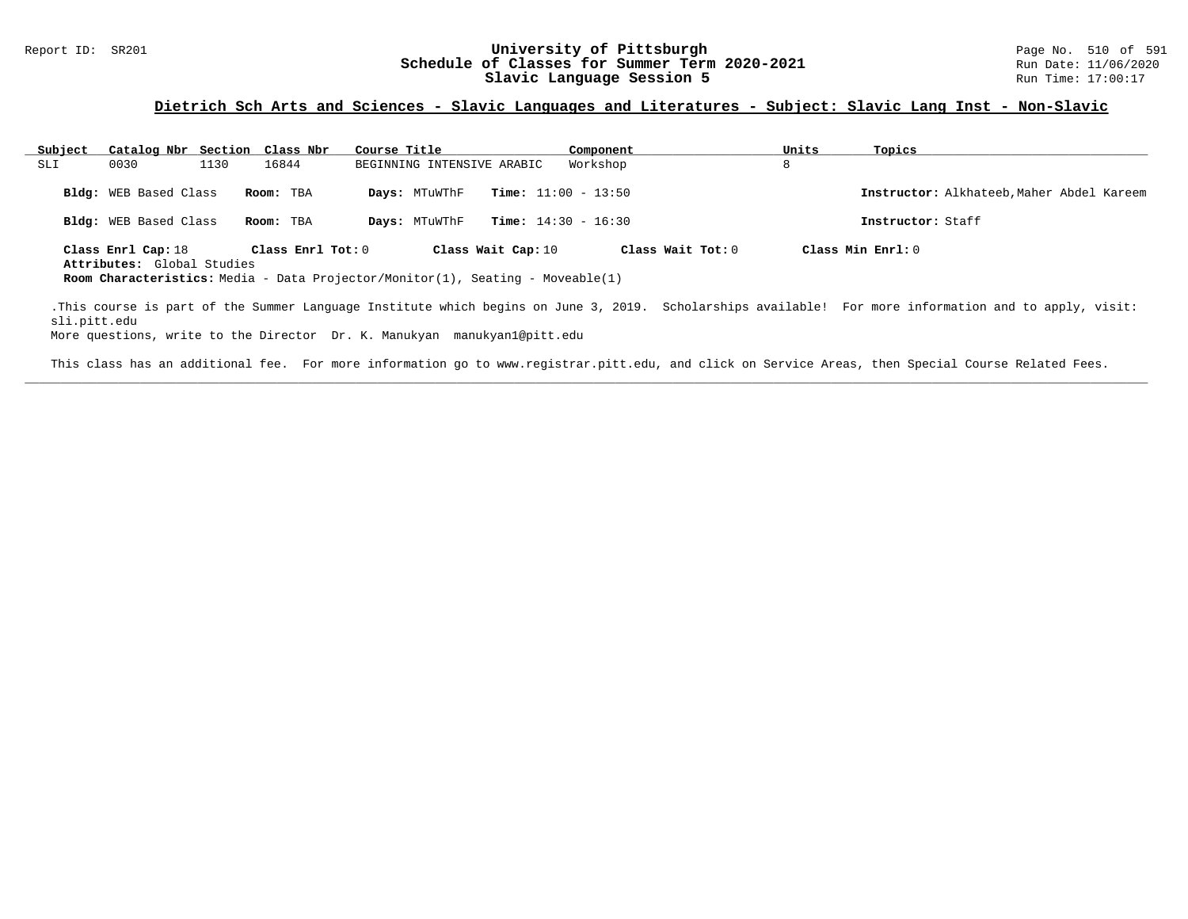Report ID: SR201

# University of Pittsburgh
## Schedule of Classes for Summer Term 2020-2021
## Slavic Language Session 5

Run Date: 11/06/2020
Run Time: 17:00:17

### Dietrich Sch Arts and Sciences - Slavic Languages and Literatures - Subject: Slavic Lang Inst - Non-Slavic

| Subject | Catalog Nbr | Section | Class Nbr | Course Title | Component | Units | Topics |
|---|---|---|---|---|---|---|---|
| SLI | 0030 | 1130 | 16844 | BEGINNING INTENSIVE ARABIC | Workshop | 8 | |

**Bldg:** WEB Based Class **Room:** TBA **Days:** MTuWThF **Time:** 11:00 - 13:50 **Instructor:** Alkhateeb,Maher Abdel Kareem

**Bldg:** WEB Based Class **Room:** TBA **Days:** MTuWThF **Time:** 14:30 - 16:30 **Instructor:** Staff

**Class Enrl Cap:** 18 **Class Enrl Tot:** 0 **Class Wait Cap:** 10 **Class Wait Tot:** 0 **Class Min Enrl:** 0
**Attributes:** Global Studies
**Room Characteristics:** Media - Data Projector/Monitor(1), Seating - Moveable(1)

.This course is part of the Summer Language Institute which begins on June 3, 2019. Scholarships available! For more information and to apply, visit: sli.pitt.edu
More questions, write to the Director Dr. K. Manukyan manukyan1@pitt.edu

This class has an additional fee. For more information go to www.registrar.pitt.edu, and click on Service Areas, then Special Course Related Fees.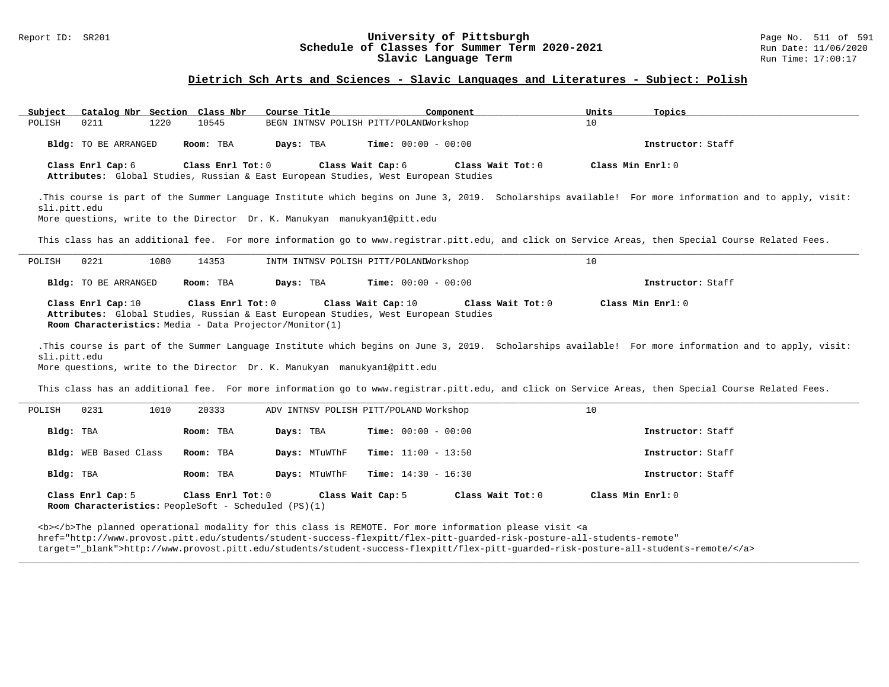## Dietrich Sch Arts and Sciences - Slavic Languages and Literatures - Subject: Polish

University of Pittsburgh
Schedule of Classes for Summer Term 2020-2021
Slavic Language Term

| Subject | Catalog Nbr | Section | Class Nbr | Course Title | Component | Units | Topics |
|---|---|---|---|---|---|---|---|
| POLISH | 0211 | 1220 | 10545 | BEGN INTNSV POLISH PITT/POLAND | Workshop | 10 | |

**Bldg:** TO BE ARRANGED **Room:** TBA **Days:** TBA **Time:** 00:00 - 00:00 **Instructor:** Staff

**Class Enrl Cap:** 6 **Class Enrl Tot:** 0 **Class Wait Cap:** 6 **Class Wait Tot:** 0 **Class Min Enrl:** 0

**Attributes:** Global Studies, Russian & East European Studies, West European Studies

.This course is part of the Summer Language Institute which begins on June 3, 2019. Scholarships available! For more information and to apply, visit: sli.pitt.edu
More questions, write to the Director Dr. K. Manukyan manukyan1@pitt.edu

This class has an additional fee. For more information go to www.registrar.pitt.edu, and click on Service Areas, then Special Course Related Fees.

---

| Subject | Catalog Nbr | Section | Class Nbr | Course Title | Component | Units | Topics |
|---|---|---|---|---|---|---|---|
| POLISH | 0221 | 1080 | 14353 | INTM INTNSV POLISH PITT/POLAND | Workshop | 10 | |

**Bldg:** TO BE ARRANGED **Room:** TBA **Days:** TBA **Time:** 00:00 - 00:00 **Instructor:** Staff

**Class Enrl Cap:** 10 **Class Enrl Tot:** 0 **Class Wait Cap:** 10 **Class Wait Tot:** 0 **Class Min Enrl:** 0

**Attributes:** Global Studies, Russian & East European Studies, West European Studies

**Room Characteristics:** Media - Data Projector/Monitor(1)

.This course is part of the Summer Language Institute which begins on June 3, 2019. Scholarships available! For more information and to apply, visit: sli.pitt.edu
More questions, write to the Director Dr. K. Manukyan manukyan1@pitt.edu

This class has an additional fee. For more information go to www.registrar.pitt.edu, and click on Service Areas, then Special Course Related Fees.

---

| Subject | Catalog Nbr | Section | Class Nbr | Course Title | Component | Units | Topics |
|---|---|---|---|---|---|---|---|
| POLISH | 0231 | 1010 | 20333 | ADV INTNSV POLISH PITT/POLAND | Workshop | 10 | |

**Bldg:** TBA **Room:** TBA **Days:** TBA **Time:** 00:00 - 00:00 **Instructor:** Staff

**Bldg:** WEB Based Class **Room:** TBA **Days:** MTuWThF **Time:** 11:00 - 13:50 **Instructor:** Staff

**Bldg:** TBA **Room:** TBA **Days:** MTuWThF **Time:** 14:30 - 16:30 **Instructor:** Staff

**Class Enrl Cap:** 5 **Class Enrl Tot:** 0 **Class Wait Cap:** 5 **Class Wait Tot:** 0 **Class Min Enrl:** 0

**Room Characteristics:** PeopleSoft - Scheduled (PS)(1)

<b></b>The planned operational modality for this class is REMOTE. For more information please visit <a href="http://www.provost.pitt.edu/students/student-success-flexpitt/flex-pitt-guarded-risk-posture-all-students-remote" target="_blank">http://www.provost.pitt.edu/students/student-success-flexpitt/flex-pitt-guarded-risk-posture-all-students-remote/</a>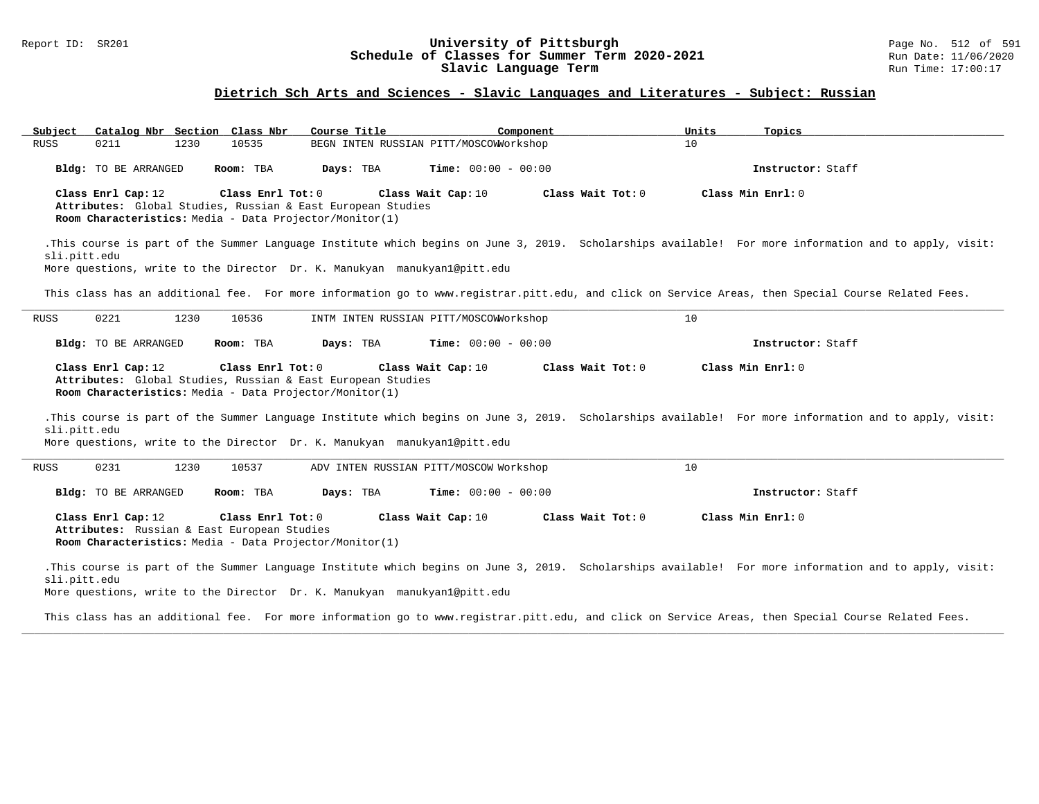## Dietrich Sch Arts and Sciences - Slavic Languages and Literatures - Subject: Russian

| Subject | Catalog Nbr | Section | Class Nbr | Course Title | Component | Units | Topics |
|---|---|---|---|---|---|---|---|
| RUSS | 0211 | 1230 | 10535 | BEGN INTEN RUSSIAN PITT/MOSCOW | Workshop | 10 | |

**Bldg:** TO BE ARRANGED **Room:** TBA **Days:** TBA **Time:** 00:00 - 00:00 **Instructor:** Staff

**Class Enrl Cap:** 12 **Class Enrl Tot:** 0 **Class Wait Cap:** 10 **Class Wait Tot:** 0 **Class Min Enrl:** 0
**Attributes:** Global Studies, Russian & East European Studies
**Room Characteristics:** Media - Data Projector/Monitor(1)

.This course is part of the Summer Language Institute which begins on June 3, 2019. Scholarships available! For more information and to apply, visit: sli.pitt.edu
More questions, write to the Director Dr. K. Manukyan manukyan1@pitt.edu

This class has an additional fee. For more information go to www.registrar.pitt.edu, and click on Service Areas, then Special Course Related Fees.

---

| Subject | Catalog Nbr | Section | Class Nbr | Course Title | Component | Units | Topics |
|---|---|---|---|---|---|---|---|
| RUSS | 0221 | 1230 | 10536 | INTM INTEN RUSSIAN PITT/MOSCOW | Workshop | 10 | |

**Bldg:** TO BE ARRANGED **Room:** TBA **Days:** TBA **Time:** 00:00 - 00:00 **Instructor:** Staff

**Class Enrl Cap:** 12 **Class Enrl Tot:** 0 **Class Wait Cap:** 10 **Class Wait Tot:** 0 **Class Min Enrl:** 0
**Attributes:** Global Studies, Russian & East European Studies
**Room Characteristics:** Media - Data Projector/Monitor(1)

.This course is part of the Summer Language Institute which begins on June 3, 2019. Scholarships available! For more information and to apply, visit: sli.pitt.edu
More questions, write to the Director Dr. K. Manukyan manukyan1@pitt.edu

---

| Subject | Catalog Nbr | Section | Class Nbr | Course Title | Component | Units | Topics |
|---|---|---|---|---|---|---|---|
| RUSS | 0231 | 1230 | 10537 | ADV INTEN RUSSIAN PITT/MOSCOW | Workshop | 10 | |

**Bldg:** TO BE ARRANGED **Room:** TBA **Days:** TBA **Time:** 00:00 - 00:00 **Instructor:** Staff

**Class Enrl Cap:** 12 **Class Enrl Tot:** 0 **Class Wait Cap:** 10 **Class Wait Tot:** 0 **Class Min Enrl:** 0
**Attributes:** Russian & East European Studies
**Room Characteristics:** Media - Data Projector/Monitor(1)

.This course is part of the Summer Language Institute which begins on June 3, 2019. Scholarships available! For more information and to apply, visit: sli.pitt.edu
More questions, write to the Director Dr. K. Manukyan manukyan1@pitt.edu

This class has an additional fee. For more information go to www.registrar.pitt.edu, and click on Service Areas, then Special Course Related Fees.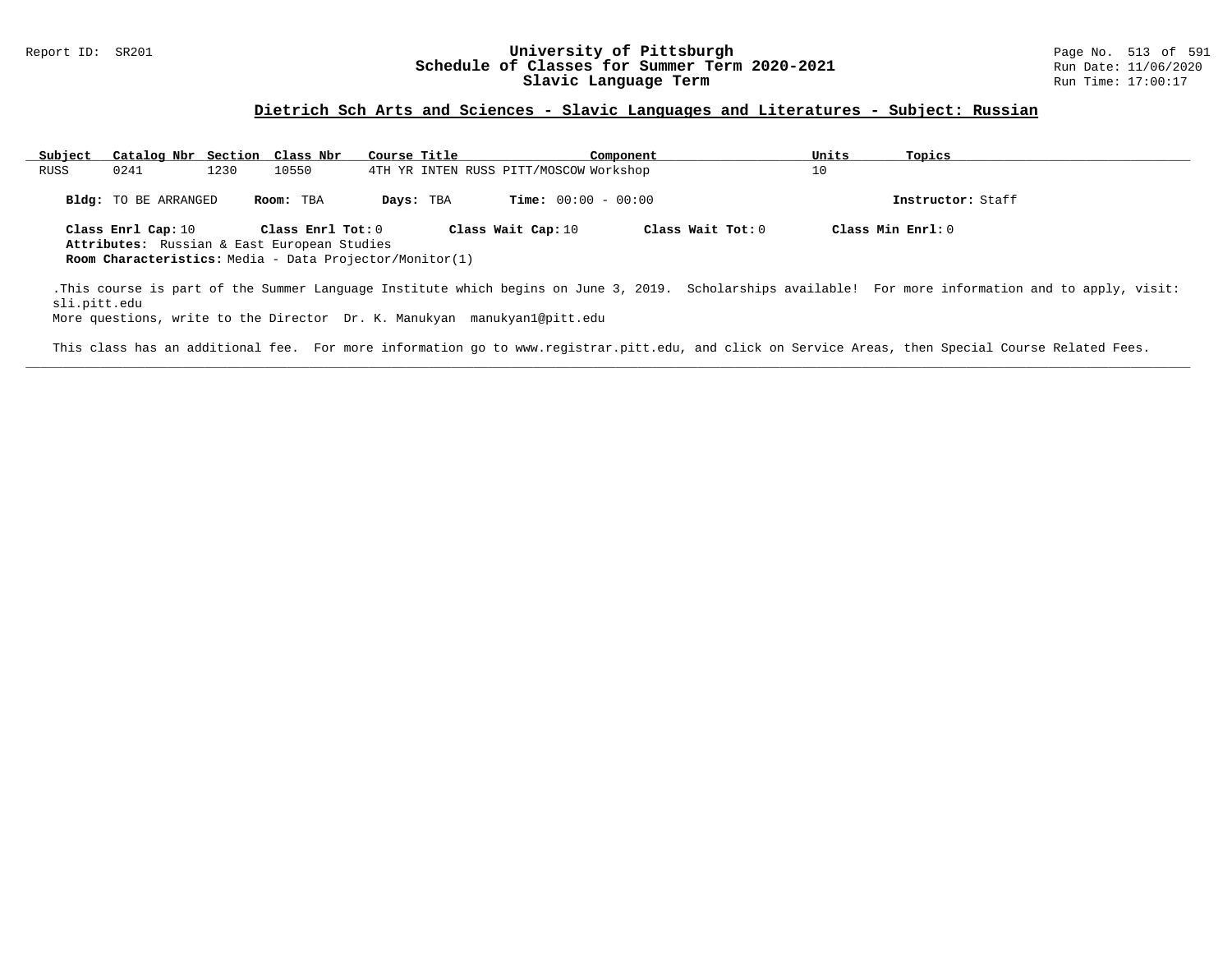# University of Pittsburgh
## Schedule of Classes for Summer Term 2020-2021
## Slavic Language Term

Report ID: SR201

Run Date: 11/06/2020
Run Time: 17:00:17

### Dietrich Sch Arts and Sciences - Slavic Languages and Literatures - Subject: Russian

| Subject | Catalog Nbr | Section | Class Nbr | Course Title | Component | Units | Topics |
|---|---|---|---|---|---|---|---|
| RUSS | 0241 | 1230 | 10550 | 4TH YR INTEN RUSS PITT/MOSCOW | Workshop | 10 | |

**Bldg:** TO BE ARRANGED **Room:** TBA **Days:** TBA **Time:** 00:00 - 00:00 **Instructor:** Staff

**Class Enrl Cap:** 10 **Class Enrl Tot:** 0 **Class Wait Cap:** 10 **Class Wait Tot:** 0 **Class Min Enrl:** 0

**Attributes:** Russian & East European Studies

**Room Characteristics:** Media - Data Projector/Monitor(1)

.This course is part of the Summer Language Institute which begins on June 3, 2019. Scholarships available! For more information and to apply, visit: sli.pitt.edu
More questions, write to the Director Dr. K. Manukyan manukyan1@pitt.edu

This class has an additional fee. For more information go to www.registrar.pitt.edu, and click on Service Areas, then Special Course Related Fees.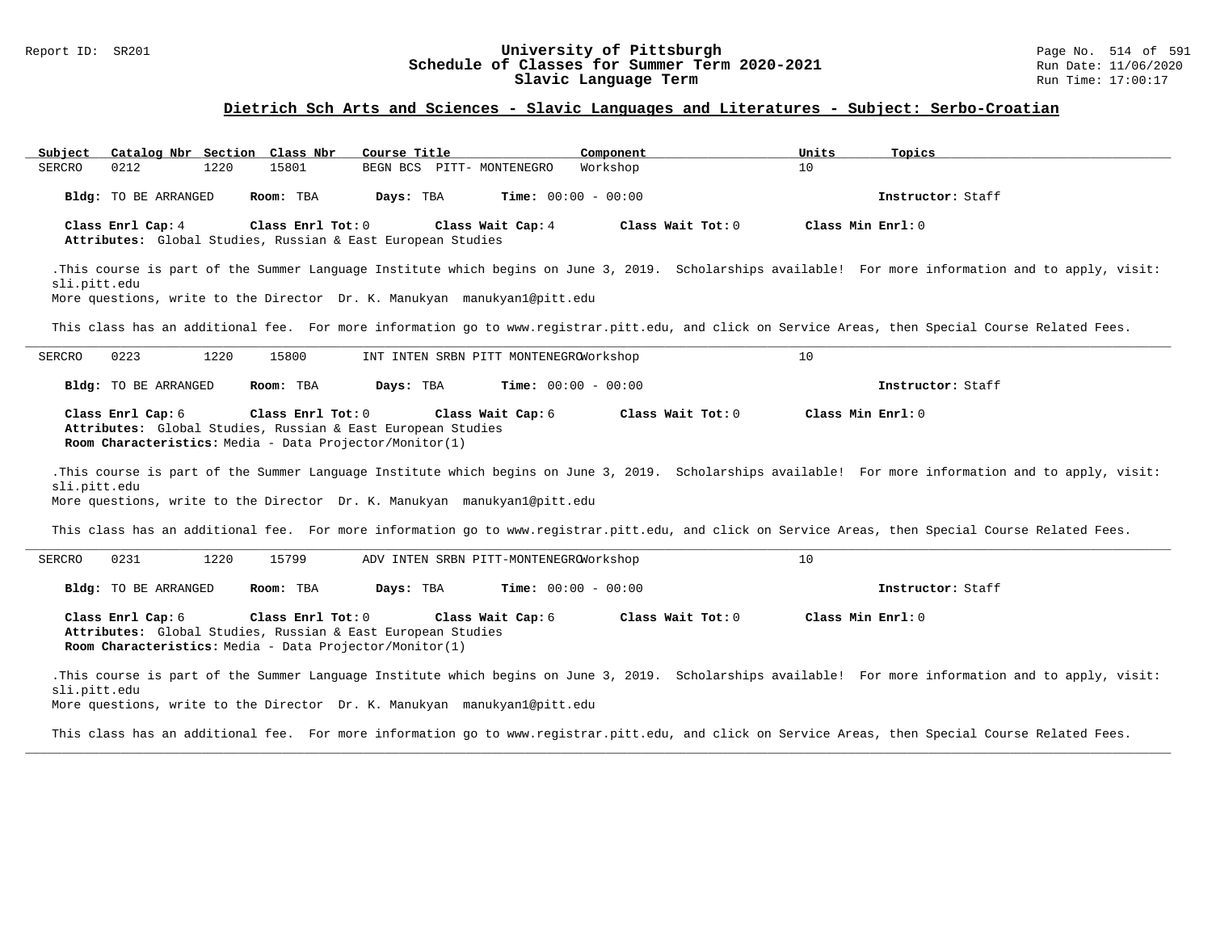## Dietrich Sch Arts and Sciences - Slavic Languages and Literatures - Subject: Serbo-Croatian

| Subject | Catalog Nbr | Section | Class Nbr | Course Title | Component | Units | Topics |
|---|---|---|---|---|---|---|---|
| SERCRO | 0212 | 1220 | 15801 | BEGN BCS PITT- MONTENEGRO | Workshop | 10 | |

**Bldg:** TO BE ARRANGED **Room:** TBA **Days:** TBA **Time:** 00:00 - 00:00 **Instructor:** Staff

**Class Enrl Cap:** 4 **Class Enrl Tot:** 0 **Class Wait Cap:** 4 **Class Wait Tot:** 0 **Class Min Enrl:** 0

**Attributes:** Global Studies, Russian & East European Studies

.This course is part of the Summer Language Institute which begins on June 3, 2019. Scholarships available! For more information and to apply, visit: sli.pitt.edu
More questions, write to the Director Dr. K. Manukyan manukyan1@pitt.edu

This class has an additional fee. For more information go to www.registrar.pitt.edu, and click on Service Areas, then Special Course Related Fees.

---

| Subject | Catalog Nbr | Section | Class Nbr | Course Title | Component | Units | Topics |
|---|---|---|---|---|---|---|---|
| SERCRO | 0223 | 1220 | 15800 | INT INTEN SRBN PITT MONTENEGRO | Workshop | 10 | |

**Bldg:** TO BE ARRANGED **Room:** TBA **Days:** TBA **Time:** 00:00 - 00:00 **Instructor:** Staff

**Class Enrl Cap:** 6 **Class Enrl Tot:** 0 **Class Wait Cap:** 6 **Class Wait Tot:** 0 **Class Min Enrl:** 0

**Attributes:** Global Studies, Russian & East European Studies

**Room Characteristics:** Media - Data Projector/Monitor(1)

.This course is part of the Summer Language Institute which begins on June 3, 2019. Scholarships available! For more information and to apply, visit: sli.pitt.edu
More questions, write to the Director Dr. K. Manukyan manukyan1@pitt.edu

This class has an additional fee. For more information go to www.registrar.pitt.edu, and click on Service Areas, then Special Course Related Fees.

---

| Subject | Catalog Nbr | Section | Class Nbr | Course Title | Component | Units | Topics |
|---|---|---|---|---|---|---|---|
| SERCRO | 0231 | 1220 | 15799 | ADV INTEN SRBN PITT-MONTENEGRO | Workshop | 10 | |

**Bldg:** TO BE ARRANGED **Room:** TBA **Days:** TBA **Time:** 00:00 - 00:00 **Instructor:** Staff

**Class Enrl Cap:** 6 **Class Enrl Tot:** 0 **Class Wait Cap:** 6 **Class Wait Tot:** 0 **Class Min Enrl:** 0

**Attributes:** Global Studies, Russian & East European Studies

**Room Characteristics:** Media - Data Projector/Monitor(1)

.This course is part of the Summer Language Institute which begins on June 3, 2019. Scholarships available! For more information and to apply, visit: sli.pitt.edu
More questions, write to the Director Dr. K. Manukyan manukyan1@pitt.edu

This class has an additional fee. For more information go to www.registrar.pitt.edu, and click on Service Areas, then Special Course Related Fees.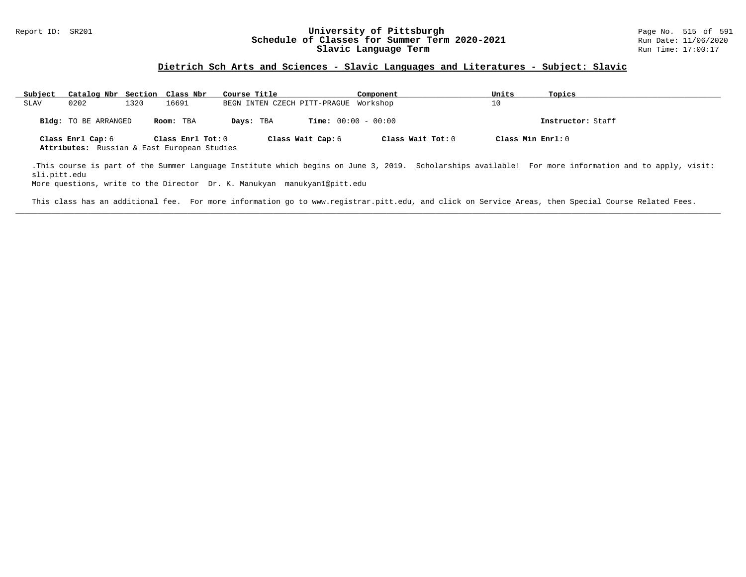## Dietrich Sch Arts and Sciences - Slavic Languages and Literatures - Subject: Slavic

| Subject | Catalog Nbr | Section | Class Nbr | Course Title | Component | Units | Topics |
|---|---|---|---|---|---|---|---|
| SLAV | 0202 | 1320 | 16691 | BEGN INTEN CZECH PITT-PRAGUE | Workshop | 10 | |

**Bldg:** TO BE ARRANGED **Room:** TBA **Days:** TBA **Time:** 00:00 - 00:00 **Instructor:** Staff

**Class Enrl Cap:** 6 **Class Enrl Tot:** 0 **Class Wait Cap:** 6 **Class Wait Tot:** 0 **Class Min Enrl:** 0

**Attributes:** Russian & East European Studies

.This course is part of the Summer Language Institute which begins on June 3, 2019. Scholarships available! For more information and to apply, visit: sli.pitt.edu
More questions, write to the Director Dr. K. Manukyan manukyan1@pitt.edu

This class has an additional fee. For more information go to www.registrar.pitt.edu, and click on Service Areas, then Special Course Related Fees.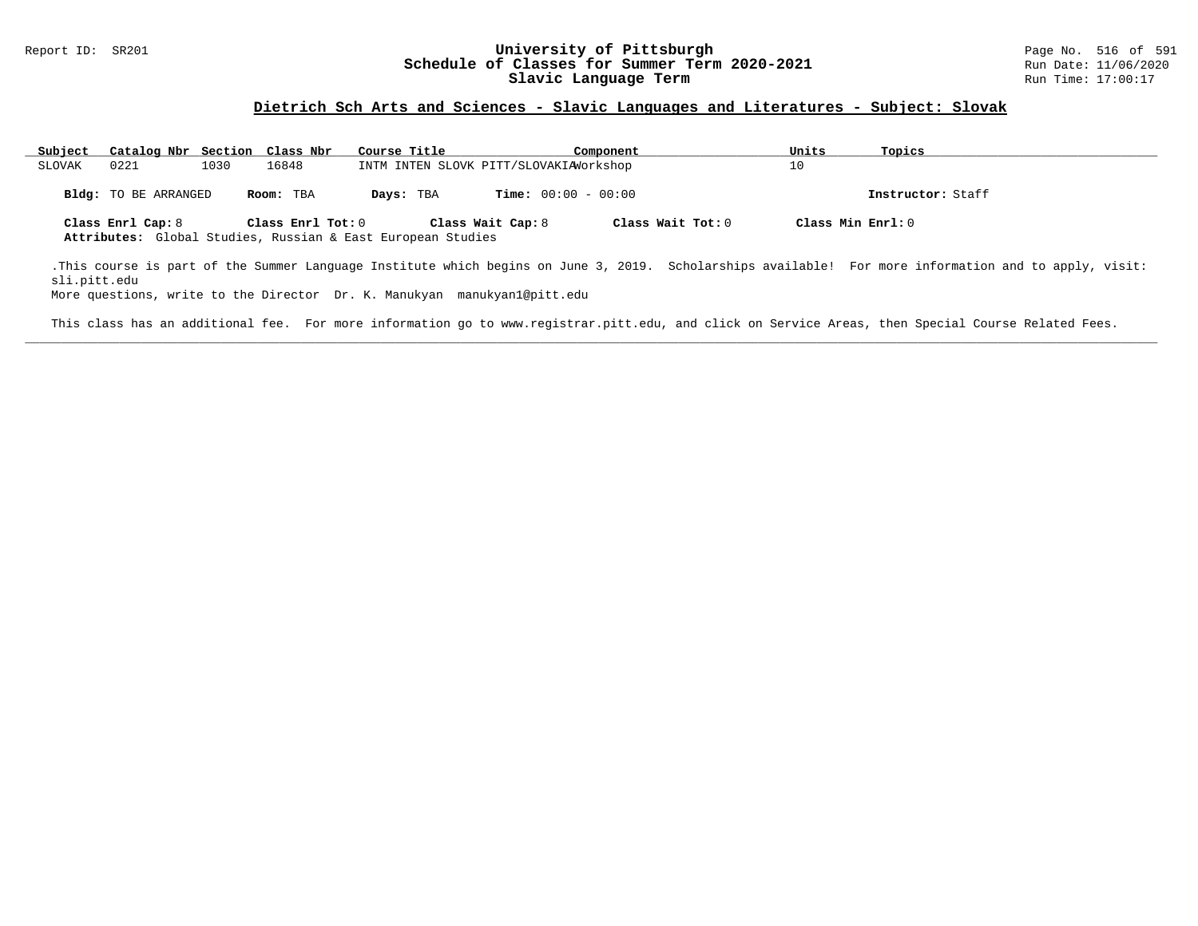# University of Pittsburgh
## Schedule of Classes for Summer Term 2020-2021
## Slavic Language Term

Report ID: SR201

Run Date: 11/06/2020
Run Time: 17:00:17

### Dietrich Sch Arts and Sciences - Slavic Languages and Literatures - Subject: Slovak

| Subject | Catalog Nbr | Section | Class Nbr | Course Title | Component | Units | Topics |
| --- | --- | --- | --- | --- | --- | --- | --- |
| SLOVAK | 0221 | 1030 | 16848 | INTM INTEN SLOVK PITT/SLOVAKIA | Workshop | 10 | |

**Bldg:** TO BE ARRANGED **Room:** TBA **Days:** TBA **Time:** 00:00 - 00:00 **Instructor:** Staff

**Class Enrl Cap:** 8 **Class Enrl Tot:** 0 **Class Wait Cap:** 8 **Class Wait Tot:** 0 **Class Min Enrl:** 0

**Attributes:** Global Studies, Russian & East European Studies

.This course is part of the Summer Language Institute which begins on June 3, 2019. Scholarships available! For more information and to apply, visit: sli.pitt.edu
More questions, write to the Director Dr. K. Manukyan manukyan1@pitt.edu

This class has an additional fee. For more information go to www.registrar.pitt.edu, and click on Service Areas, then Special Course Related Fees.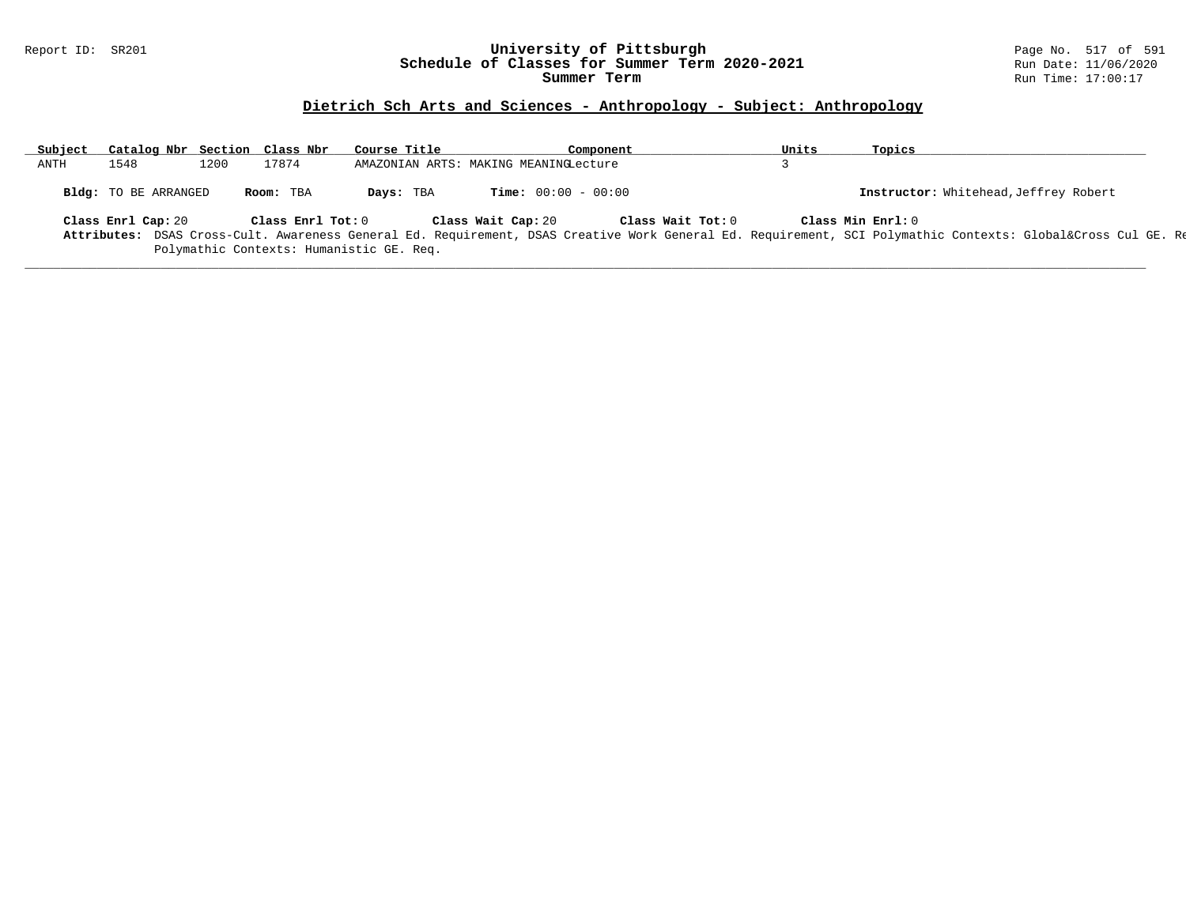## Dietrich Sch Arts and Sciences - Anthropology - Subject: Anthropology

| Subject | Catalog Nbr | Section | Class Nbr | Course Title | Component | Units | Topics |
|---|---|---|---|---|---|---|---|
| ANTH | 1548 | 1200 | 17874 | AMAZONIAN ARTS: MAKING MEANING | Lecture | 3 | |

**Bldg:** TO BE ARRANGED **Room:** TBA **Days:** TBA **Time:** 00:00 - 00:00 **Instructor:** Whitehead,Jeffrey Robert

**Class Enrl Cap:** 20 **Class Enrl Tot:** 0 **Class Wait Cap:** 20 **Class Wait Tot:** 0 **Class Min Enrl:** 0

**Attributes:** DSAS Cross-Cult. Awareness General Ed. Requirement, DSAS Creative Work General Ed. Requirement, SCI Polymathic Contexts: Global&Cross Cul GE. Re Polymathic Contexts: Humanistic GE. Req.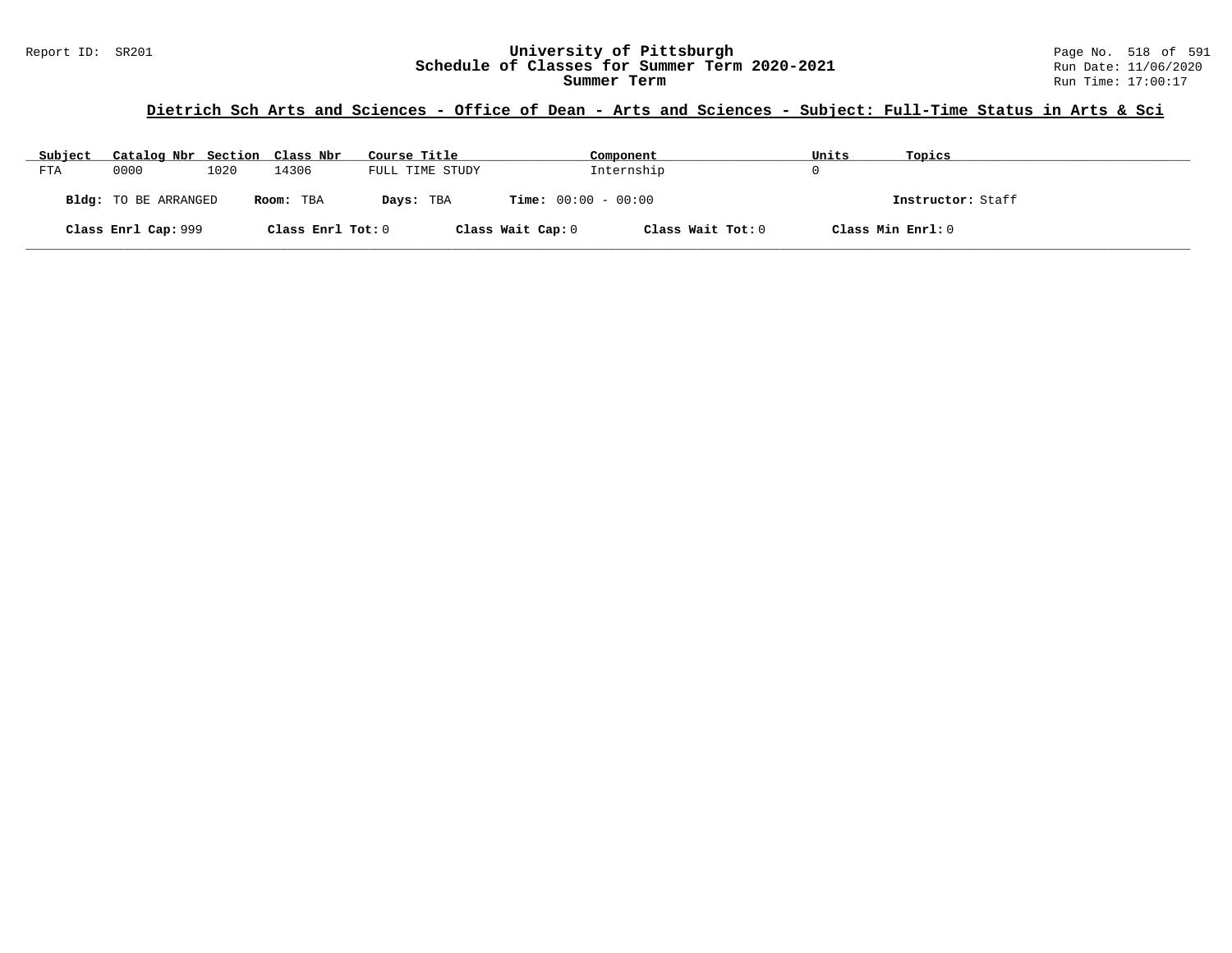## Dietrich Sch Arts and Sciences - Office of Dean - Arts and Sciences - Subject: Full-Time Status in Arts & Sci

| Subject | Catalog Nbr | Section | Class Nbr | Course Title | Component | Units | Topics |
|---|---|---|---|---|---|---|---|
| FTA | 0000 | 1020 | 14306 | FULL TIME STUDY | Internship | 0 | |

**Bldg:** TO BE ARRANGED **Room:** TBA **Days:** TBA **Time:** 00:00 - 00:00 **Instructor:** Staff

**Class Enrl Cap:** 999 **Class Enrl Tot:** 0 **Class Wait Cap:** 0 **Class Wait Tot:** 0 **Class Min Enrl:** 0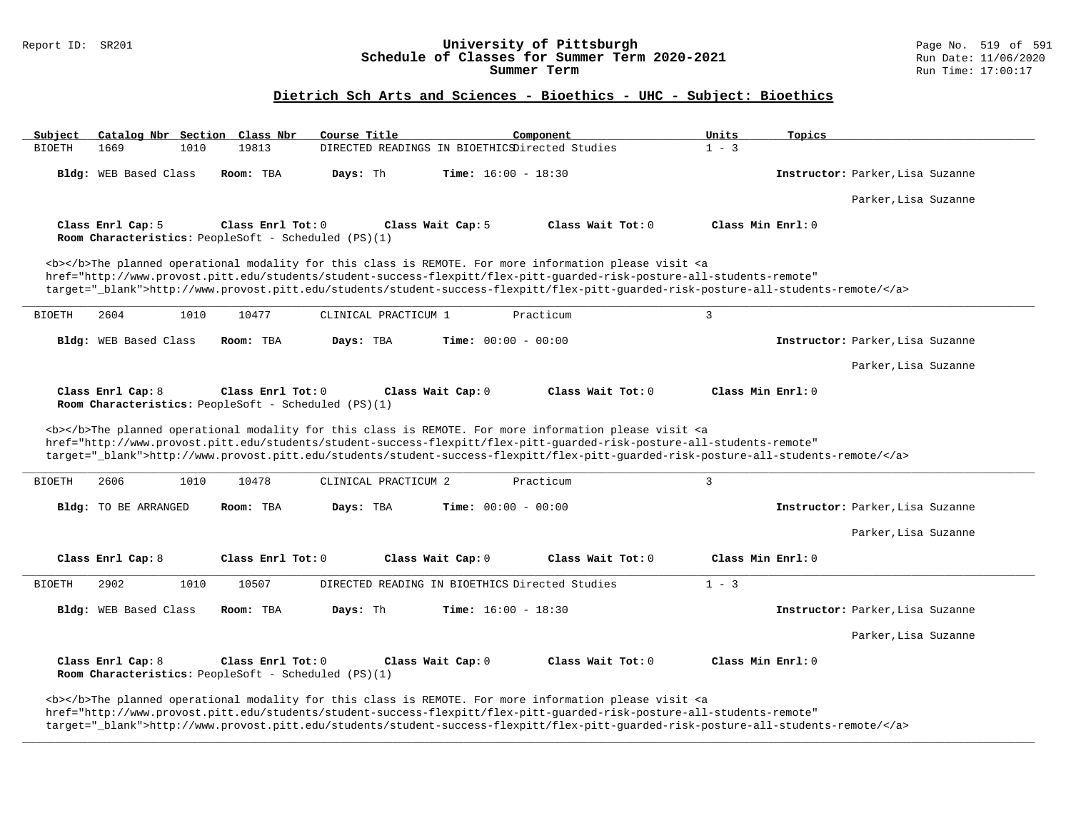## Dietrich Sch Arts and Sciences - Bioethics - UHC - Subject: Bioethics

| Subject | Catalog Nbr | Section | Class Nbr | Course Title | Component | Units | Topics |
|---|---|---|---|---|---|---|---|
| BIOETH | 1669 | 1010 | 19813 | DIRECTED READINGS IN BIOETHICS | Directed Studies | 1 - 3 | |

**Bldg:** WEB Based Class **Room:** TBA **Days:** Th **Time:** 16:00 - 18:30 **Instructor:** Parker,Lisa Suzanne

Parker,Lisa Suzanne

**Class Enrl Cap:** 5 **Class Enrl Tot:** 0 **Class Wait Cap:** 5 **Class Wait Tot:** 0 **Class Min Enrl:** 0
**Room Characteristics:** PeopleSoft - Scheduled (PS)(1)

<b></b>The planned operational modality for this class is REMOTE. For more information please visit <a href="http://www.provost.pitt.edu/students/student-success-flexpitt/flex-pitt-guarded-risk-posture-all-students-remote" target="_blank">http://www.provost.pitt.edu/students/student-success-flexpitt/flex-pitt-guarded-risk-posture-all-students-remote/</a>

---

| Subject | Catalog Nbr | Section | Class Nbr | Course Title | Component | Units | Topics |
|---|---|---|---|---|---|---|---|
| BIOETH | 2604 | 1010 | 10477 | CLINICAL PRACTICUM 1 | Practicum | 3 | |

**Bldg:** WEB Based Class **Room:** TBA **Days:** TBA **Time:** 00:00 - 00:00 **Instructor:** Parker,Lisa Suzanne

Parker,Lisa Suzanne

**Class Enrl Cap:** 8 **Class Enrl Tot:** 0 **Class Wait Cap:** 0 **Class Wait Tot:** 0 **Class Min Enrl:** 0
**Room Characteristics:** PeopleSoft - Scheduled (PS)(1)

<b></b>The planned operational modality for this class is REMOTE. For more information please visit <a href="http://www.provost.pitt.edu/students/student-success-flexpitt/flex-pitt-guarded-risk-posture-all-students-remote" target="_blank">http://www.provost.pitt.edu/students/student-success-flexpitt/flex-pitt-guarded-risk-posture-all-students-remote/</a>

---

| Subject | Catalog Nbr | Section | Class Nbr | Course Title | Component | Units | Topics |
|---|---|---|---|---|---|---|---|
| BIOETH | 2606 | 1010 | 10478 | CLINICAL PRACTICUM 2 | Practicum | 3 | |

**Bldg:** TO BE ARRANGED **Room:** TBA **Days:** TBA **Time:** 00:00 - 00:00 **Instructor:** Parker,Lisa Suzanne

Parker,Lisa Suzanne

**Class Enrl Cap:** 8 **Class Enrl Tot:** 0 **Class Wait Cap:** 0 **Class Wait Tot:** 0 **Class Min Enrl:** 0

---

| Subject | Catalog Nbr | Section | Class Nbr | Course Title | Component | Units | Topics |
|---|---|---|---|---|---|---|---|
| BIOETH | 2902 | 1010 | 10507 | DIRECTED READING IN BIOETHICS | Directed Studies | 1 - 3 | |

**Bldg:** WEB Based Class **Room:** TBA **Days:** Th **Time:** 16:00 - 18:30 **Instructor:** Parker,Lisa Suzanne

Parker,Lisa Suzanne

**Class Enrl Cap:** 8 **Class Enrl Tot:** 0 **Class Wait Cap:** 0 **Class Wait Tot:** 0 **Class Min Enrl:** 0
**Room Characteristics:** PeopleSoft - Scheduled (PS)(1)

<b></b>The planned operational modality for this class is REMOTE. For more information please visit <a href="http://www.provost.pitt.edu/students/student-success-flexpitt/flex-pitt-guarded-risk-posture-all-students-remote" target="_blank">http://www.provost.pitt.edu/students/student-success-flexpitt/flex-pitt-guarded-risk-posture-all-students-remote/</a>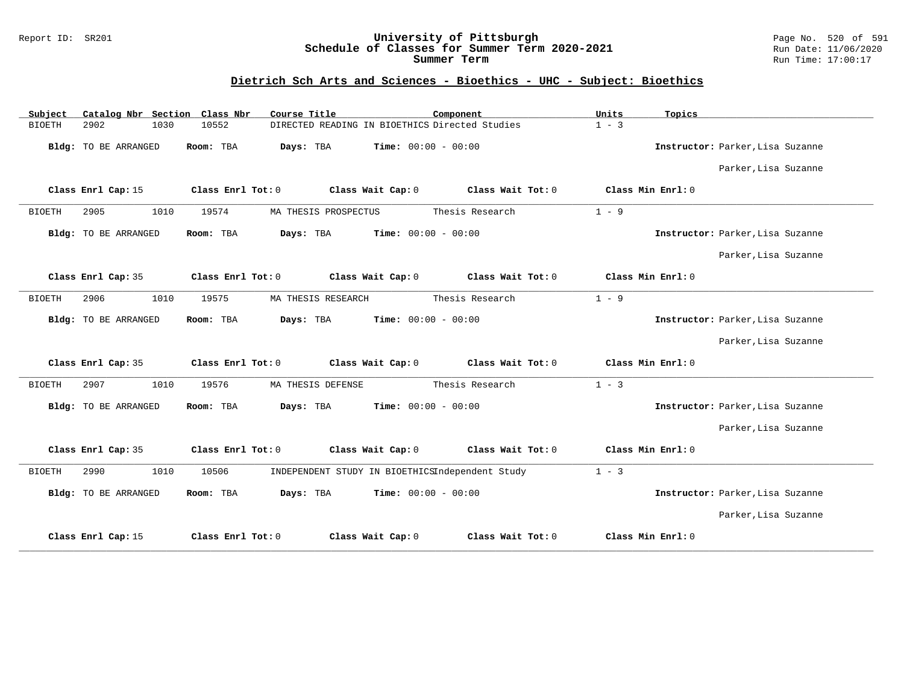# University of Pittsburgh
## Schedule of Classes for Summer Term 2020-2021
### Summer Term

Report ID: SR201 | Run Date: 11/06/2020 | Run Time: 17:00:17

## Dietrich Sch Arts and Sciences - Bioethics - UHC - Subject: Bioethics

| Subject | Catalog Nbr | Section | Class Nbr | Course Title | Component | Units | Topics |
|---|---|---|---|---|---|---|---|
| BIOETH | 2902 | 1030 | 10552 | DIRECTED READING IN BIOETHICS | Directed Studies | 1 - 3 | |

**Bldg:** TO BE ARRANGED **Room:** TBA **Days:** TBA **Time:** 00:00 - 00:00 **Instructor:** Parker,Lisa Suzanne

Parker,Lisa Suzanne

**Class Enrl Cap:** 15 **Class Enrl Tot:** 0 **Class Wait Cap:** 0 **Class Wait Tot:** 0 **Class Min Enrl:** 0

---

| Subject | Catalog Nbr | Section | Class Nbr | Course Title | Component | Units | Topics |
|---|---|---|---|---|---|---|---|
| BIOETH | 2905 | 1010 | 19574 | MA THESIS PROSPECTUS | Thesis Research | 1 - 9 | |

**Bldg:** TO BE ARRANGED **Room:** TBA **Days:** TBA **Time:** 00:00 - 00:00 **Instructor:** Parker,Lisa Suzanne

Parker,Lisa Suzanne

**Class Enrl Cap:** 35 **Class Enrl Tot:** 0 **Class Wait Cap:** 0 **Class Wait Tot:** 0 **Class Min Enrl:** 0

---

| Subject | Catalog Nbr | Section | Class Nbr | Course Title | Component | Units | Topics |
|---|---|---|---|---|---|---|---|
| BIOETH | 2906 | 1010 | 19575 | MA THESIS RESEARCH | Thesis Research | 1 - 9 | |

**Bldg:** TO BE ARRANGED **Room:** TBA **Days:** TBA **Time:** 00:00 - 00:00 **Instructor:** Parker,Lisa Suzanne

Parker,Lisa Suzanne

**Class Enrl Cap:** 35 **Class Enrl Tot:** 0 **Class Wait Cap:** 0 **Class Wait Tot:** 0 **Class Min Enrl:** 0

---

| Subject | Catalog Nbr | Section | Class Nbr | Course Title | Component | Units | Topics |
|---|---|---|---|---|---|---|---|
| BIOETH | 2907 | 1010 | 19576 | MA THESIS DEFENSE | Thesis Research | 1 - 3 | |

**Bldg:** TO BE ARRANGED **Room:** TBA **Days:** TBA **Time:** 00:00 - 00:00 **Instructor:** Parker,Lisa Suzanne

Parker,Lisa Suzanne

**Class Enrl Cap:** 35 **Class Enrl Tot:** 0 **Class Wait Cap:** 0 **Class Wait Tot:** 0 **Class Min Enrl:** 0

---

| Subject | Catalog Nbr | Section | Class Nbr | Course Title | Component | Units | Topics |
|---|---|---|---|---|---|---|---|
| BIOETH | 2990 | 1010 | 10506 | INDEPENDENT STUDY IN BIOETHICS | Independent Study | 1 - 3 | |

**Bldg:** TO BE ARRANGED **Room:** TBA **Days:** TBA **Time:** 00:00 - 00:00 **Instructor:** Parker,Lisa Suzanne

Parker,Lisa Suzanne

**Class Enrl Cap:** 15 **Class Enrl Tot:** 0 **Class Wait Cap:** 0 **Class Wait Tot:** 0 **Class Min Enrl:** 0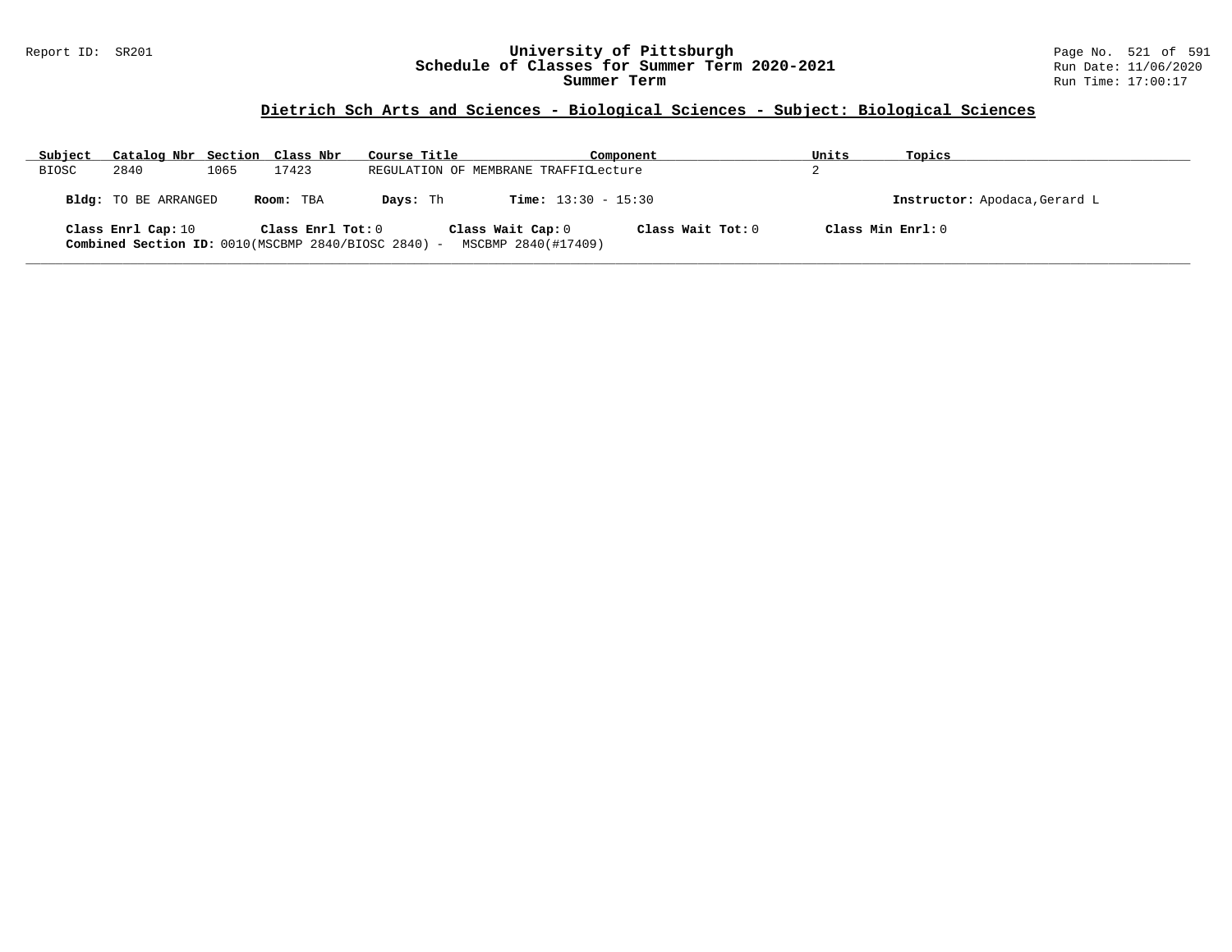University of Pittsburgh
Schedule of Classes for Summer Term 2020-2021
Summer Term

## Dietrich Sch Arts and Sciences - Biological Sciences - Subject: Biological Sciences

| Subject | Catalog Nbr | Section | Class Nbr | Course Title | Component | Units | Topics |
|---|---|---|---|---|---|---|---|
| BIOSC | 2840 | 1065 | 17423 | REGULATION OF MEMBRANE TRAFFIC | Lecture | 2 | |

**Bldg:** TO BE ARRANGED **Room:** TBA **Days:** Th **Time:** 13:30 - 15:30 **Instructor:** Apodaca,Gerard L

**Class Enrl Cap:** 10 **Class Enrl Tot:** 0 **Class Wait Cap:** 0 **Class Wait Tot:** 0 **Class Min Enrl:** 0

**Combined Section ID:** 0010(MSCBMP 2840/BIOSC 2840) - MSCBMP 2840(#17409)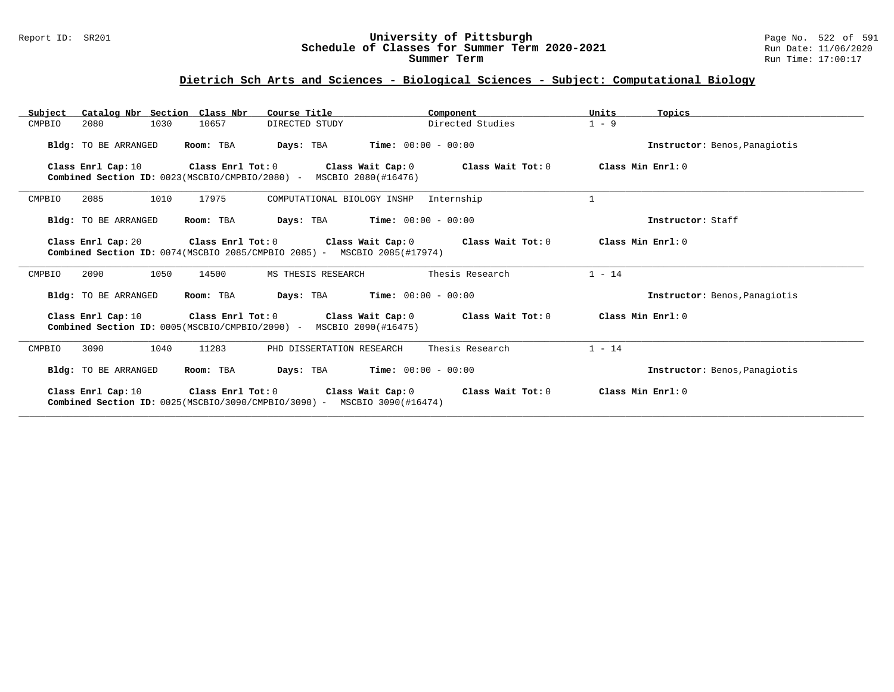# University of Pittsburgh
## Schedule of Classes for Summer Term 2020-2021
### Summer Term

Report ID: SR201

Run Date: 11/06/2020
Run Time: 17:00:17

## Dietrich Sch Arts and Sciences - Biological Sciences - Subject: Computational Biology

| Subject | Catalog Nbr | Section | Class Nbr | Course Title | Component | Units | Topics |
|---|---|---|---|---|---|---|---|
| CMPBIO | 2080 | 1030 | 10657 | DIRECTED STUDY | Directed Studies | 1 - 9 | |

**Bldg:** TO BE ARRANGED **Room:** TBA **Days:** TBA **Time:** 00:00 - 00:00 **Instructor:** Benos,Panagiotis

**Class Enrl Cap:** 10 **Class Enrl Tot:** 0 **Class Wait Cap:** 0 **Class Wait Tot:** 0 **Class Min Enrl:** 0
**Combined Section ID:** 0023(MSCBIO/CMPBIO/2080) - MSCBIO 2080(#16476)

---

| Subject | Catalog Nbr | Section | Class Nbr | Course Title | Component | Units | Topics |
|---|---|---|---|---|---|---|---|
| CMPBIO | 2085 | 1010 | 17975 | COMPUTATIONAL BIOLOGY INSHP | Internship | 1 | |

**Bldg:** TO BE ARRANGED **Room:** TBA **Days:** TBA **Time:** 00:00 - 00:00 **Instructor:** Staff

**Class Enrl Cap:** 20 **Class Enrl Tot:** 0 **Class Wait Cap:** 0 **Class Wait Tot:** 0 **Class Min Enrl:** 0
**Combined Section ID:** 0074(MSCBIO 2085/CMPBIO 2085) - MSCBIO 2085(#17974)

---

| Subject | Catalog Nbr | Section | Class Nbr | Course Title | Component | Units | Topics |
|---|---|---|---|---|---|---|---|
| CMPBIO | 2090 | 1050 | 14500 | MS THESIS RESEARCH | Thesis Research | 1 - 14 | |

**Bldg:** TO BE ARRANGED **Room:** TBA **Days:** TBA **Time:** 00:00 - 00:00 **Instructor:** Benos,Panagiotis

**Class Enrl Cap:** 10 **Class Enrl Tot:** 0 **Class Wait Cap:** 0 **Class Wait Tot:** 0 **Class Min Enrl:** 0
**Combined Section ID:** 0005(MSCBIO/CMPBIO/2090) - MSCBIO 2090(#16475)

---

| Subject | Catalog Nbr | Section | Class Nbr | Course Title | Component | Units | Topics |
|---|---|---|---|---|---|---|---|
| CMPBIO | 3090 | 1040 | 11283 | PHD DISSERTATION RESEARCH | Thesis Research | 1 - 14 | |

**Bldg:** TO BE ARRANGED **Room:** TBA **Days:** TBA **Time:** 00:00 - 00:00 **Instructor:** Benos,Panagiotis

**Class Enrl Cap:** 10 **Class Enrl Tot:** 0 **Class Wait Cap:** 0 **Class Wait Tot:** 0 **Class Min Enrl:** 0
**Combined Section ID:** 0025(MSCBIO/3090/CMPBIO/3090) - MSCBIO 3090(#16474)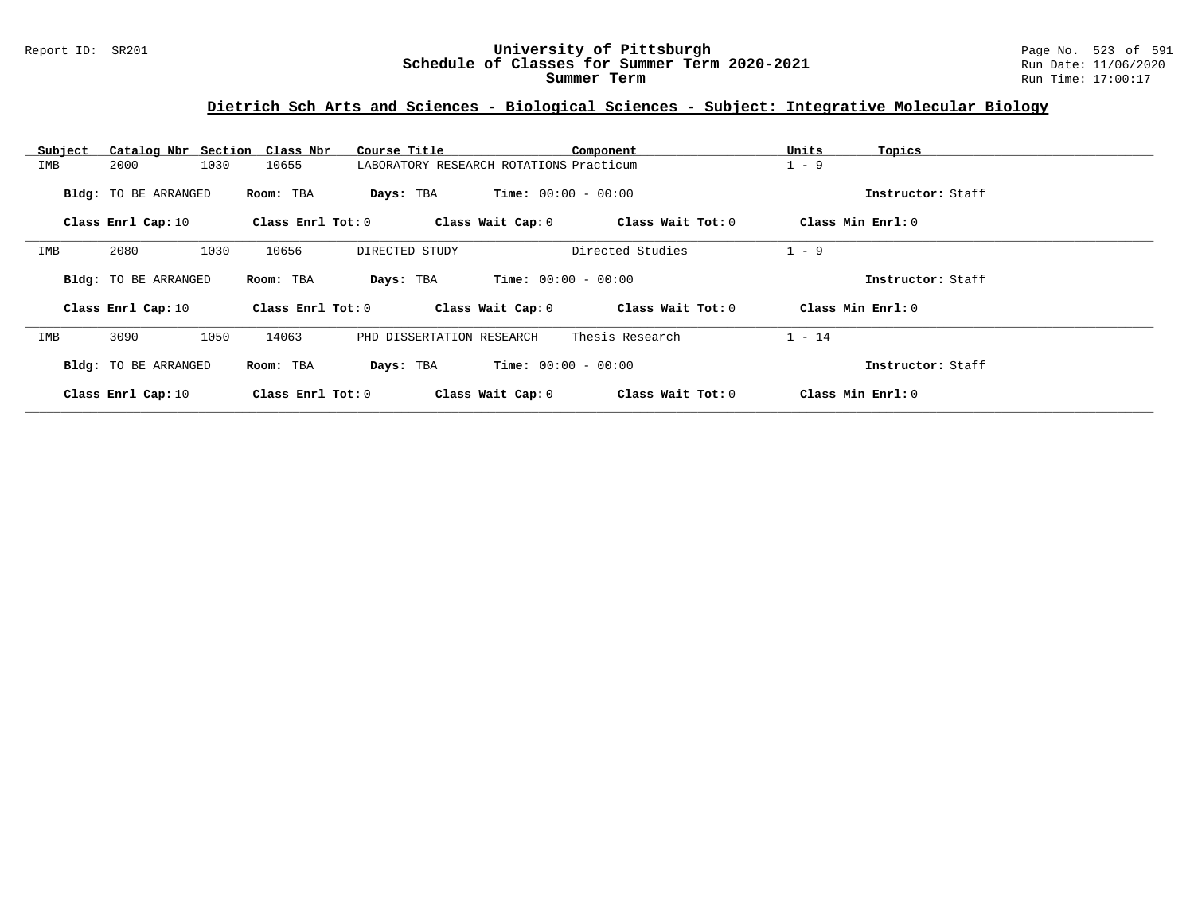## Dietrich Sch Arts and Sciences - Biological Sciences - Subject: Integrative Molecular Biology

| Subject | Catalog Nbr | Section | Class Nbr | Course Title | Component | Units | Topics |
|---|---|---|---|---|---|---|---|
| IMB | 2000 | 1030 | 10655 | LABORATORY RESEARCH ROTATIONS | Practicum | 1 - 9 | |

**Bldg:** TO BE ARRANGED **Room:** TBA **Days:** TBA **Time:** 00:00 - 00:00 **Instructor:** Staff

**Class Enrl Cap:** 10 **Class Enrl Tot:** 0 **Class Wait Cap:** 0 **Class Wait Tot:** 0 **Class Min Enrl:** 0

---

| Subject | Catalog Nbr | Section | Class Nbr | Course Title | Component | Units | Topics |
|---|---|---|---|---|---|---|---|
| IMB | 2080 | 1030 | 10656 | DIRECTED STUDY | Directed Studies | 1 - 9 | |

**Bldg:** TO BE ARRANGED **Room:** TBA **Days:** TBA **Time:** 00:00 - 00:00 **Instructor:** Staff

**Class Enrl Cap:** 10 **Class Enrl Tot:** 0 **Class Wait Cap:** 0 **Class Wait Tot:** 0 **Class Min Enrl:** 0

---

| Subject | Catalog Nbr | Section | Class Nbr | Course Title | Component | Units | Topics |
|---|---|---|---|---|---|---|---|
| IMB | 3090 | 1050 | 14063 | PHD DISSERTATION RESEARCH | Thesis Research | 1 - 14 | |

**Bldg:** TO BE ARRANGED **Room:** TBA **Days:** TBA **Time:** 00:00 - 00:00 **Instructor:** Staff

**Class Enrl Cap:** 10 **Class Enrl Tot:** 0 **Class Wait Cap:** 0 **Class Wait Tot:** 0 **Class Min Enrl:** 0

---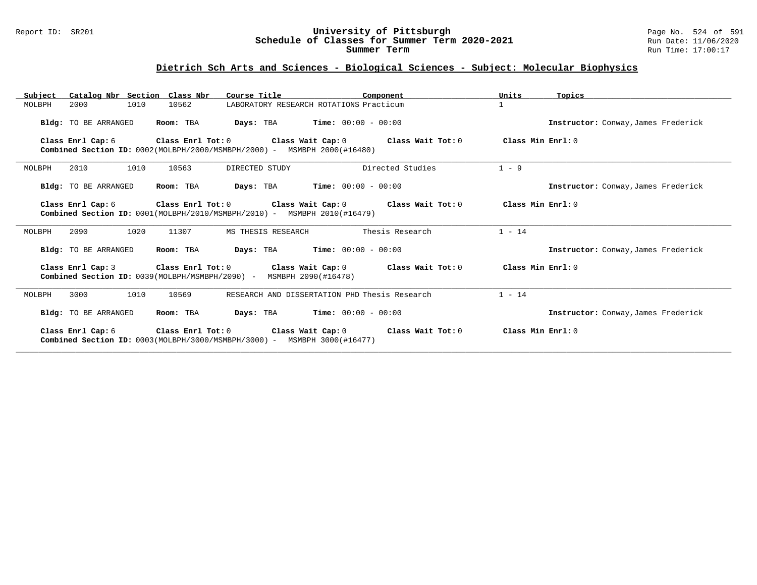## Dietrich Sch Arts and Sciences - Biological Sciences - Subject: Molecular Biophysics

| Subject | Catalog Nbr | Section | Class Nbr | Course Title | Component | Units | Topics |
|---|---|---|---|---|---|---|---|
| MOLBPH | 2000 | 1010 | 10562 | LABORATORY RESEARCH ROTATIONS | Practicum | 1 | |

**Bldg:** TO BE ARRANGED **Room:** TBA **Days:** TBA **Time:** 00:00 - 00:00 **Instructor:** Conway,James Frederick

**Class Enrl Cap:** 6 **Class Enrl Tot:** 0 **Class Wait Cap:** 0 **Class Wait Tot:** 0 **Class Min Enrl:** 0
**Combined Section ID:** 0002(MOLBPH/2000/MSMBPH/2000) - MSMBPH 2000(#16480)

---

| Subject | Catalog Nbr | Section | Class Nbr | Course Title | Component | Units | Topics |
|---|---|---|---|---|---|---|---|
| MOLBPH | 2010 | 1010 | 10563 | DIRECTED STUDY | Directed Studies | 1 - 9 | |

**Bldg:** TO BE ARRANGED **Room:** TBA **Days:** TBA **Time:** 00:00 - 00:00 **Instructor:** Conway,James Frederick

**Class Enrl Cap:** 6 **Class Enrl Tot:** 0 **Class Wait Cap:** 0 **Class Wait Tot:** 0 **Class Min Enrl:** 0
**Combined Section ID:** 0001(MOLBPH/2010/MSMBPH/2010) - MSMBPH 2010(#16479)

---

| Subject | Catalog Nbr | Section | Class Nbr | Course Title | Component | Units | Topics |
|---|---|---|---|---|---|---|---|
| MOLBPH | 2090 | 1020 | 11307 | MS THESIS RESEARCH | Thesis Research | 1 - 14 | |

**Bldg:** TO BE ARRANGED **Room:** TBA **Days:** TBA **Time:** 00:00 - 00:00 **Instructor:** Conway,James Frederick

**Class Enrl Cap:** 3 **Class Enrl Tot:** 0 **Class Wait Cap:** 0 **Class Wait Tot:** 0 **Class Min Enrl:** 0
**Combined Section ID:** 0039(MOLBPH/MSMBPH/2090) - MSMBPH 2090(#16478)

---

| Subject | Catalog Nbr | Section | Class Nbr | Course Title | Component | Units | Topics |
|---|---|---|---|---|---|---|---|
| MOLBPH | 3000 | 1010 | 10569 | RESEARCH AND DISSERTATION PHD | Thesis Research | 1 - 14 | |

**Bldg:** TO BE ARRANGED **Room:** TBA **Days:** TBA **Time:** 00:00 - 00:00 **Instructor:** Conway,James Frederick

**Class Enrl Cap:** 6 **Class Enrl Tot:** 0 **Class Wait Cap:** 0 **Class Wait Tot:** 0 **Class Min Enrl:** 0
**Combined Section ID:** 0003(MOLBPH/3000/MSMBPH/3000) - MSMBPH 3000(#16477)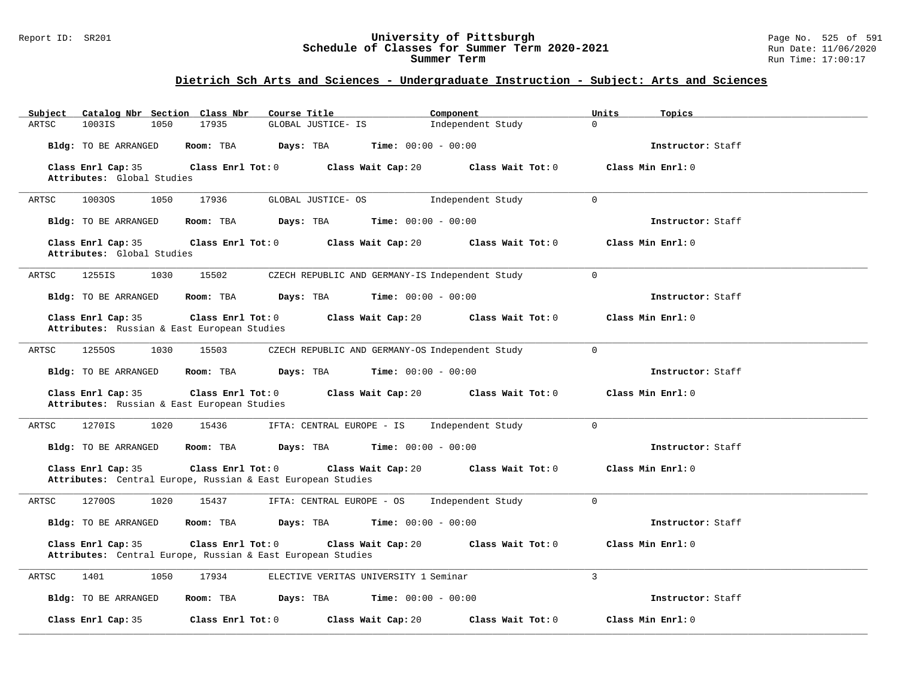## Dietrich Sch Arts and Sciences - Undergraduate Instruction - Subject: Arts and Sciences

| Subject | Catalog Nbr | Section | Class Nbr | Course Title | Component | Units | Topics |
|---|---|---|---|---|---|---|---|
| ARTSC | 1003IS | 1050 | 17935 | GLOBAL JUSTICE- IS | Independent Study | 0 | |

**Bldg:** TO BE ARRANGED **Room:** TBA **Days:** TBA **Time:** 00:00 - 00:00 **Instructor:** Staff

**Class Enrl Cap:** 35 **Class Enrl Tot:** 0 **Class Wait Cap:** 20 **Class Wait Tot:** 0 **Class Min Enrl:** 0
**Attributes:** Global Studies

---

| Subject | Catalog Nbr | Section | Class Nbr | Course Title | Component | Units | Topics |
|---|---|---|---|---|---|---|---|
| ARTSC | 1003OS | 1050 | 17936 | GLOBAL JUSTICE- OS | Independent Study | 0 | |

**Bldg:** TO BE ARRANGED **Room:** TBA **Days:** TBA **Time:** 00:00 - 00:00 **Instructor:** Staff

**Class Enrl Cap:** 35 **Class Enrl Tot:** 0 **Class Wait Cap:** 20 **Class Wait Tot:** 0 **Class Min Enrl:** 0
**Attributes:** Global Studies

---

| Subject | Catalog Nbr | Section | Class Nbr | Course Title | Component | Units | Topics |
|---|---|---|---|---|---|---|---|
| ARTSC | 1255IS | 1030 | 15502 | CZECH REPUBLIC AND GERMANY-IS | Independent Study | 0 | |

**Bldg:** TO BE ARRANGED **Room:** TBA **Days:** TBA **Time:** 00:00 - 00:00 **Instructor:** Staff

**Class Enrl Cap:** 35 **Class Enrl Tot:** 0 **Class Wait Cap:** 20 **Class Wait Tot:** 0 **Class Min Enrl:** 0
**Attributes:** Russian & East European Studies

---

| Subject | Catalog Nbr | Section | Class Nbr | Course Title | Component | Units | Topics |
|---|---|---|---|---|---|---|---|
| ARTSC | 1255OS | 1030 | 15503 | CZECH REPUBLIC AND GERMANY-OS | Independent Study | 0 | |

**Bldg:** TO BE ARRANGED **Room:** TBA **Days:** TBA **Time:** 00:00 - 00:00 **Instructor:** Staff

**Class Enrl Cap:** 35 **Class Enrl Tot:** 0 **Class Wait Cap:** 20 **Class Wait Tot:** 0 **Class Min Enrl:** 0
**Attributes:** Russian & East European Studies

---

| Subject | Catalog Nbr | Section | Class Nbr | Course Title | Component | Units | Topics |
|---|---|---|---|---|---|---|---|
| ARTSC | 1270IS | 1020 | 15436 | IFTA: CENTRAL EUROPE - IS | Independent Study | 0 | |

**Bldg:** TO BE ARRANGED **Room:** TBA **Days:** TBA **Time:** 00:00 - 00:00 **Instructor:** Staff

**Class Enrl Cap:** 35 **Class Enrl Tot:** 0 **Class Wait Cap:** 20 **Class Wait Tot:** 0 **Class Min Enrl:** 0
**Attributes:** Central Europe, Russian & East European Studies

---

| Subject | Catalog Nbr | Section | Class Nbr | Course Title | Component | Units | Topics |
|---|---|---|---|---|---|---|---|
| ARTSC | 1270OS | 1020 | 15437 | IFTA: CENTRAL EUROPE - OS | Independent Study | 0 | |

**Bldg:** TO BE ARRANGED **Room:** TBA **Days:** TBA **Time:** 00:00 - 00:00 **Instructor:** Staff

**Class Enrl Cap:** 35 **Class Enrl Tot:** 0 **Class Wait Cap:** 20 **Class Wait Tot:** 0 **Class Min Enrl:** 0
**Attributes:** Central Europe, Russian & East European Studies

---

| Subject | Catalog Nbr | Section | Class Nbr | Course Title | Component | Units | Topics |
|---|---|---|---|---|---|---|---|
| ARTSC | 1401 | 1050 | 17934 | ELECTIVE VERITAS UNIVERSITY 1 | Seminar | 3 | |

**Bldg:** TO BE ARRANGED **Room:** TBA **Days:** TBA **Time:** 00:00 - 00:00 **Instructor:** Staff

**Class Enrl Cap:** 35 **Class Enrl Tot:** 0 **Class Wait Cap:** 20 **Class Wait Tot:** 0 **Class Min Enrl:** 0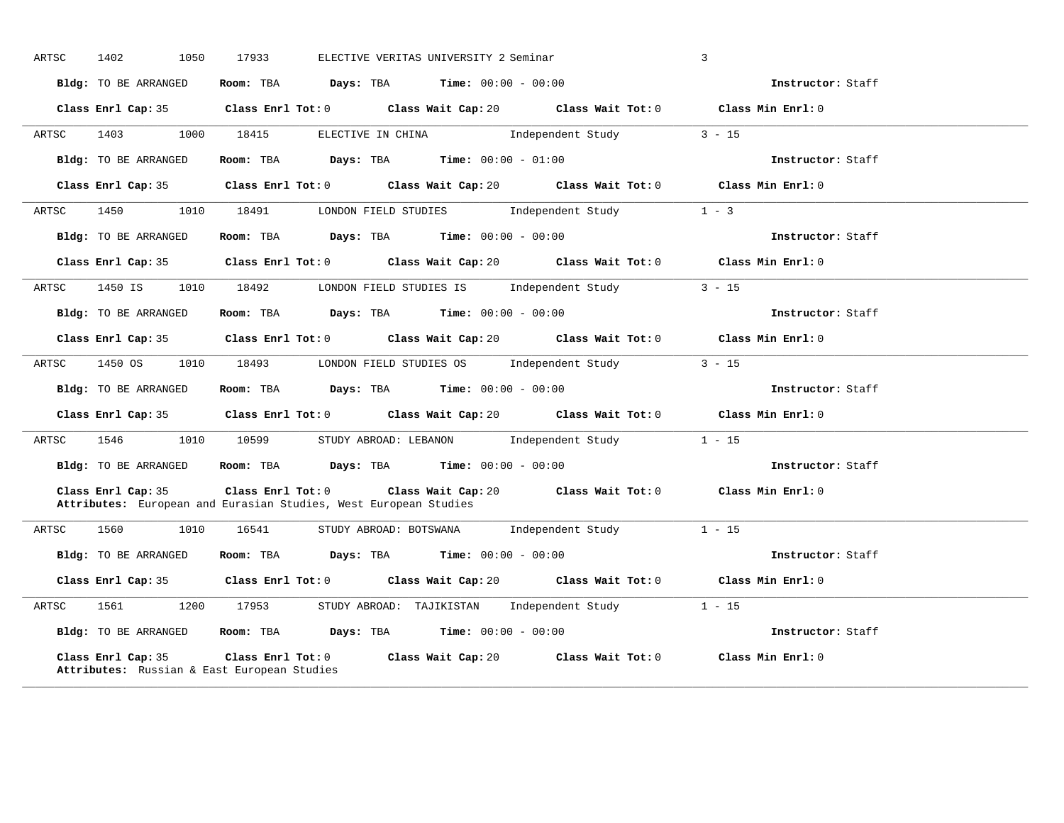ARTSC 1402 1050 17933 ELECTIVE VERITAS UNIVERSITY 2 Seminar 3

**Bldg:** TO BE ARRANGED **Room:** TBA **Days:** TBA **Time:** 00:00 - 00:00 **Instructor:** Staff

**Class Enrl Cap:** 35 **Class Enrl Tot:** 0 **Class Wait Cap:** 20 **Class Wait Tot:** 0 **Class Min Enrl:** 0

---

ARTSC 1403 1000 18415 ELECTIVE IN CHINA Independent Study 3 - 15

**Bldg:** TO BE ARRANGED **Room:** TBA **Days:** TBA **Time:** 00:00 - 01:00 **Instructor:** Staff

**Class Enrl Cap:** 35 **Class Enrl Tot:** 0 **Class Wait Cap:** 20 **Class Wait Tot:** 0 **Class Min Enrl:** 0

---

ARTSC 1450 1010 18491 LONDON FIELD STUDIES Independent Study 1 - 3

**Bldg:** TO BE ARRANGED **Room:** TBA **Days:** TBA **Time:** 00:00 - 00:00 **Instructor:** Staff

**Class Enrl Cap:** 35 **Class Enrl Tot:** 0 **Class Wait Cap:** 20 **Class Wait Tot:** 0 **Class Min Enrl:** 0

---

ARTSC 1450 IS 1010 18492 LONDON FIELD STUDIES IS Independent Study 3 - 15

**Bldg:** TO BE ARRANGED **Room:** TBA **Days:** TBA **Time:** 00:00 - 00:00 **Instructor:** Staff

**Class Enrl Cap:** 35 **Class Enrl Tot:** 0 **Class Wait Cap:** 20 **Class Wait Tot:** 0 **Class Min Enrl:** 0

---

ARTSC 1450 OS 1010 18493 LONDON FIELD STUDIES OS Independent Study 3 - 15

**Bldg:** TO BE ARRANGED **Room:** TBA **Days:** TBA **Time:** 00:00 - 00:00 **Instructor:** Staff

**Class Enrl Cap:** 35 **Class Enrl Tot:** 0 **Class Wait Cap:** 20 **Class Wait Tot:** 0 **Class Min Enrl:** 0

---

ARTSC 1546 1010 10599 STUDY ABROAD: LEBANON Independent Study 1 - 15

**Bldg:** TO BE ARRANGED **Room:** TBA **Days:** TBA **Time:** 00:00 - 00:00 **Instructor:** Staff

**Class Enrl Cap:** 35 **Class Enrl Tot:** 0 **Class Wait Cap:** 20 **Class Wait Tot:** 0 **Class Min Enrl:** 0
**Attributes:** European and Eurasian Studies, West European Studies

---

ARTSC 1560 1010 16541 STUDY ABROAD: BOTSWANA Independent Study 1 - 15

**Bldg:** TO BE ARRANGED **Room:** TBA **Days:** TBA **Time:** 00:00 - 00:00 **Instructor:** Staff

**Class Enrl Cap:** 35 **Class Enrl Tot:** 0 **Class Wait Cap:** 20 **Class Wait Tot:** 0 **Class Min Enrl:** 0

---

ARTSC 1561 1200 17953 STUDY ABROAD: TAJIKISTAN Independent Study 1 - 15

**Bldg:** TO BE ARRANGED **Room:** TBA **Days:** TBA **Time:** 00:00 - 00:00 **Instructor:** Staff

**Class Enrl Cap:** 35 **Class Enrl Tot:** 0 **Class Wait Cap:** 20 **Class Wait Tot:** 0 **Class Min Enrl:** 0
**Attributes:** Russian & East European Studies

---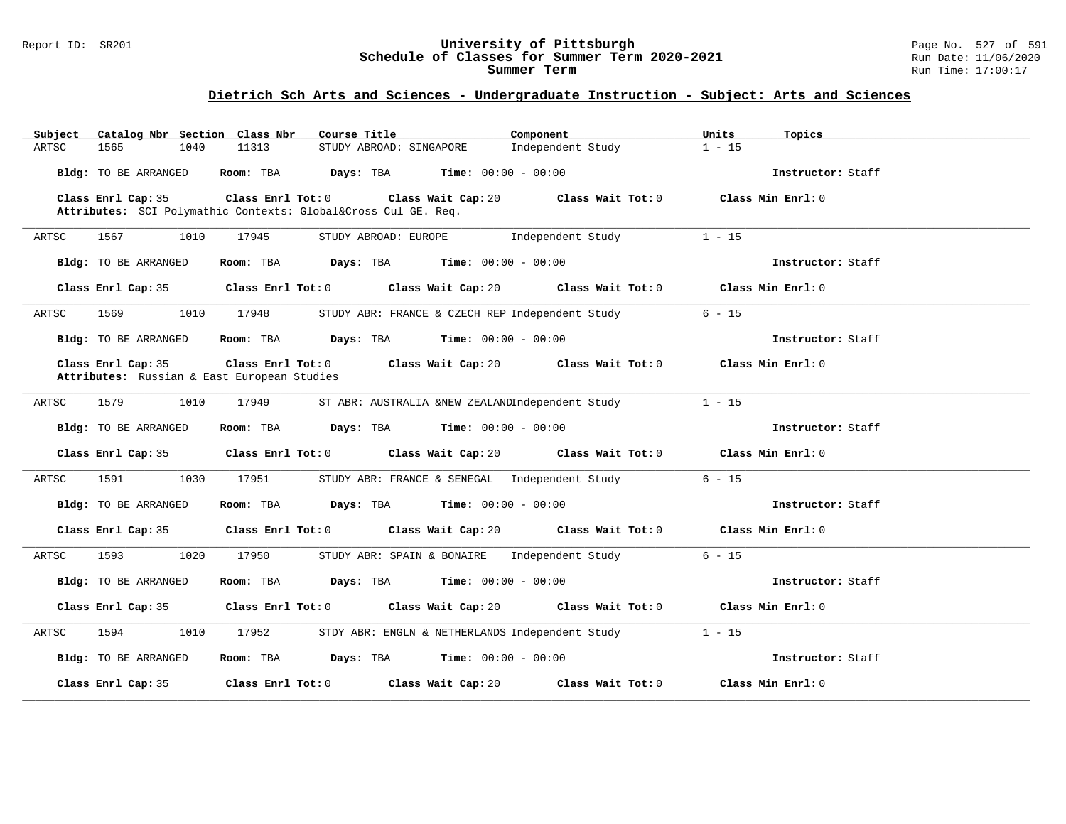## Dietrich Sch Arts and Sciences - Undergraduate Instruction - Subject: Arts and Sciences

| Subject | Catalog Nbr | Section | Class Nbr | Course Title | Component | Units | Topics |
|---|---|---|---|---|---|---|---|
| ARTSC | 1565 | 1040 | 11313 | STUDY ABROAD: SINGAPORE | Independent Study | 1 - 15 | |

**Bldg:** TO BE ARRANGED **Room:** TBA **Days:** TBA **Time:** 00:00 - 00:00 **Instructor:** Staff

**Class Enrl Cap:** 35 **Class Enrl Tot:** 0 **Class Wait Cap:** 20 **Class Wait Tot:** 0 **Class Min Enrl:** 0

**Attributes:** SCI Polymathic Contexts: Global&Cross Cul GE. Req.

---

| Subject | Catalog Nbr | Section | Class Nbr | Course Title | Component | Units | Topics |
|---|---|---|---|---|---|---|---|
| ARTSC | 1567 | 1010 | 17945 | STUDY ABROAD: EUROPE | Independent Study | 1 - 15 | |

**Bldg:** TO BE ARRANGED **Room:** TBA **Days:** TBA **Time:** 00:00 - 00:00 **Instructor:** Staff

**Class Enrl Cap:** 35 **Class Enrl Tot:** 0 **Class Wait Cap:** 20 **Class Wait Tot:** 0 **Class Min Enrl:** 0

---

| Subject | Catalog Nbr | Section | Class Nbr | Course Title | Component | Units | Topics |
|---|---|---|---|---|---|---|---|
| ARTSC | 1569 | 1010 | 17948 | STUDY ABR: FRANCE & CZECH REP | Independent Study | 6 - 15 | |

**Bldg:** TO BE ARRANGED **Room:** TBA **Days:** TBA **Time:** 00:00 - 00:00 **Instructor:** Staff

**Class Enrl Cap:** 35 **Class Enrl Tot:** 0 **Class Wait Cap:** 20 **Class Wait Tot:** 0 **Class Min Enrl:** 0

**Attributes:** Russian & East European Studies

---

| Subject | Catalog Nbr | Section | Class Nbr | Course Title | Component | Units | Topics |
|---|---|---|---|---|---|---|---|
| ARTSC | 1579 | 1010 | 17949 | ST ABR: AUSTRALIA &NEW ZEALAND | Independent Study | 1 - 15 | |

**Bldg:** TO BE ARRANGED **Room:** TBA **Days:** TBA **Time:** 00:00 - 00:00 **Instructor:** Staff

**Class Enrl Cap:** 35 **Class Enrl Tot:** 0 **Class Wait Cap:** 20 **Class Wait Tot:** 0 **Class Min Enrl:** 0

---

| Subject | Catalog Nbr | Section | Class Nbr | Course Title | Component | Units | Topics |
|---|---|---|---|---|---|---|---|
| ARTSC | 1591 | 1030 | 17951 | STUDY ABR: FRANCE & SENEGAL | Independent Study | 6 - 15 | |

**Bldg:** TO BE ARRANGED **Room:** TBA **Days:** TBA **Time:** 00:00 - 00:00 **Instructor:** Staff

**Class Enrl Cap:** 35 **Class Enrl Tot:** 0 **Class Wait Cap:** 20 **Class Wait Tot:** 0 **Class Min Enrl:** 0

---

| Subject | Catalog Nbr | Section | Class Nbr | Course Title | Component | Units | Topics |
|---|---|---|---|---|---|---|---|
| ARTSC | 1593 | 1020 | 17950 | STUDY ABR: SPAIN & BONAIRE | Independent Study | 6 - 15 | |

**Bldg:** TO BE ARRANGED **Room:** TBA **Days:** TBA **Time:** 00:00 - 00:00 **Instructor:** Staff

**Class Enrl Cap:** 35 **Class Enrl Tot:** 0 **Class Wait Cap:** 20 **Class Wait Tot:** 0 **Class Min Enrl:** 0

---

| Subject | Catalog Nbr | Section | Class Nbr | Course Title | Component | Units | Topics |
|---|---|---|---|---|---|---|---|
| ARTSC | 1594 | 1010 | 17952 | STDY ABR: ENGLN & NETHERLANDS | Independent Study | 1 - 15 | |

**Bldg:** TO BE ARRANGED **Room:** TBA **Days:** TBA **Time:** 00:00 - 00:00 **Instructor:** Staff

**Class Enrl Cap:** 35 **Class Enrl Tot:** 0 **Class Wait Cap:** 20 **Class Wait Tot:** 0 **Class Min Enrl:** 0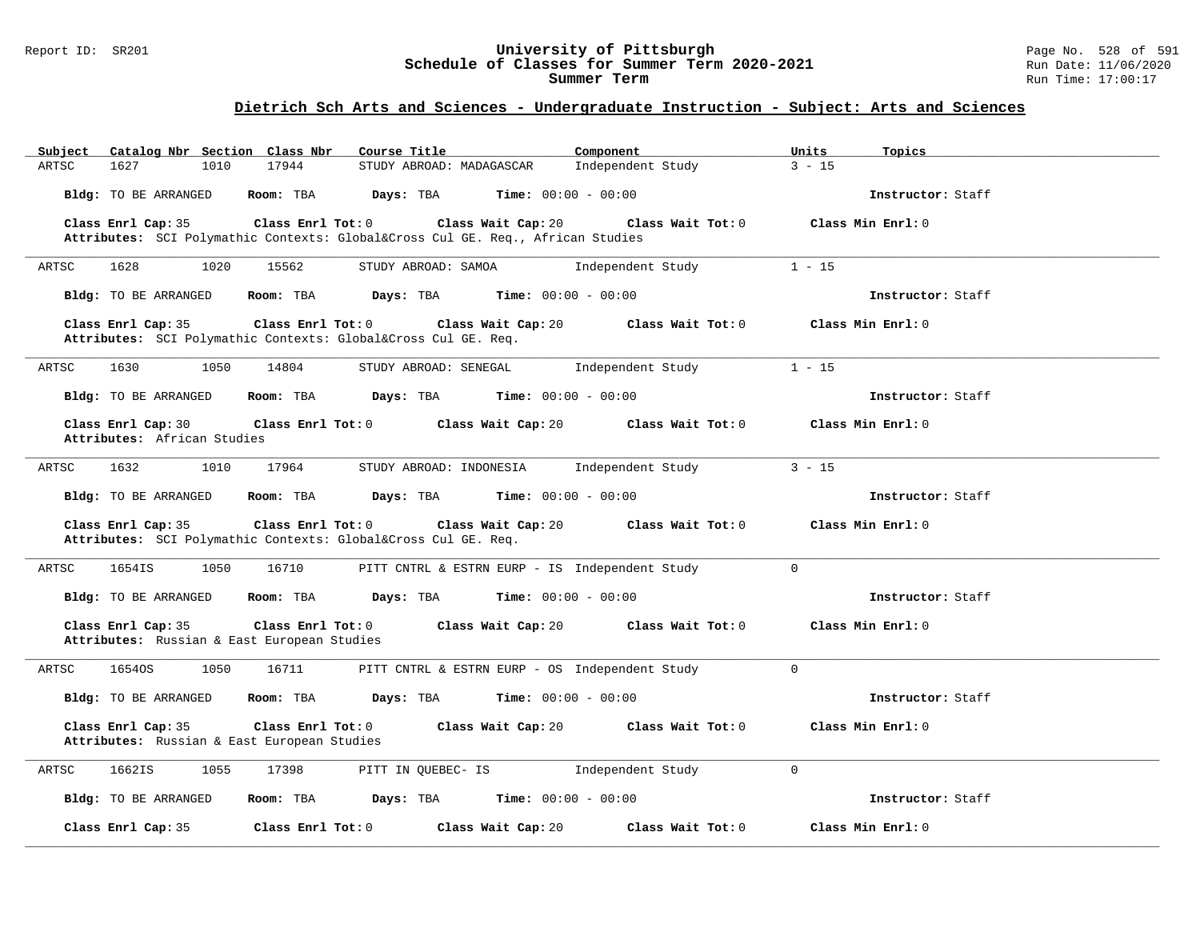# University of Pittsburgh
## Schedule of Classes for Summer Term 2020-2021
### Summer Term

## Dietrich Sch Arts and Sciences - Undergraduate Instruction - Subject: Arts and Sciences

| Subject | Catalog Nbr | Section | Class Nbr | Course Title | Component | Units | Topics |
|---|---|---|---|---|---|---|---|
| ARTSC | 1627 | 1010 | 17944 | STUDY ABROAD: MADAGASCAR | Independent Study | 3 - 15 | |

**Bldg:** TO BE ARRANGED **Room:** TBA **Days:** TBA **Time:** 00:00 - 00:00 **Instructor:** Staff

**Class Enrl Cap:** 35 **Class Enrl Tot:** 0 **Class Wait Cap:** 20 **Class Wait Tot:** 0 **Class Min Enrl:** 0

**Attributes:** SCI Polymathic Contexts: Global&Cross Cul GE. Req., African Studies

---

| Subject | Catalog Nbr | Section | Class Nbr | Course Title | Component | Units | Topics |
|---|---|---|---|---|---|---|---|
| ARTSC | 1628 | 1020 | 15562 | STUDY ABROAD: SAMOA | Independent Study | 1 - 15 | |

**Bldg:** TO BE ARRANGED **Room:** TBA **Days:** TBA **Time:** 00:00 - 00:00 **Instructor:** Staff

**Class Enrl Cap:** 35 **Class Enrl Tot:** 0 **Class Wait Cap:** 20 **Class Wait Tot:** 0 **Class Min Enrl:** 0

**Attributes:** SCI Polymathic Contexts: Global&Cross Cul GE. Req.

---

| Subject | Catalog Nbr | Section | Class Nbr | Course Title | Component | Units | Topics |
|---|---|---|---|---|---|---|---|
| ARTSC | 1630 | 1050 | 14804 | STUDY ABROAD: SENEGAL | Independent Study | 1 - 15 | |

**Bldg:** TO BE ARRANGED **Room:** TBA **Days:** TBA **Time:** 00:00 - 00:00 **Instructor:** Staff

**Class Enrl Cap:** 30 **Class Enrl Tot:** 0 **Class Wait Cap:** 20 **Class Wait Tot:** 0 **Class Min Enrl:** 0

**Attributes:** African Studies

---

| Subject | Catalog Nbr | Section | Class Nbr | Course Title | Component | Units | Topics |
|---|---|---|---|---|---|---|---|
| ARTSC | 1632 | 1010 | 17964 | STUDY ABROAD: INDONESIA | Independent Study | 3 - 15 | |

**Bldg:** TO BE ARRANGED **Room:** TBA **Days:** TBA **Time:** 00:00 - 00:00 **Instructor:** Staff

**Class Enrl Cap:** 35 **Class Enrl Tot:** 0 **Class Wait Cap:** 20 **Class Wait Tot:** 0 **Class Min Enrl:** 0

**Attributes:** SCI Polymathic Contexts: Global&Cross Cul GE. Req.

---

| Subject | Catalog Nbr | Section | Class Nbr | Course Title | Component | Units | Topics |
|---|---|---|---|---|---|---|---|
| ARTSC | 1654IS | 1050 | 16710 | PITT CNTRL & ESTRN EURP - IS | Independent Study | 0 | |

**Bldg:** TO BE ARRANGED **Room:** TBA **Days:** TBA **Time:** 00:00 - 00:00 **Instructor:** Staff

**Class Enrl Cap:** 35 **Class Enrl Tot:** 0 **Class Wait Cap:** 20 **Class Wait Tot:** 0 **Class Min Enrl:** 0

**Attributes:** Russian & East European Studies

---

| Subject | Catalog Nbr | Section | Class Nbr | Course Title | Component | Units | Topics |
|---|---|---|---|---|---|---|---|
| ARTSC | 1654OS | 1050 | 16711 | PITT CNTRL & ESTRN EURP - OS | Independent Study | 0 | |

**Bldg:** TO BE ARRANGED **Room:** TBA **Days:** TBA **Time:** 00:00 - 00:00 **Instructor:** Staff

**Class Enrl Cap:** 35 **Class Enrl Tot:** 0 **Class Wait Cap:** 20 **Class Wait Tot:** 0 **Class Min Enrl:** 0

**Attributes:** Russian & East European Studies

---

| Subject | Catalog Nbr | Section | Class Nbr | Course Title | Component | Units | Topics |
|---|---|---|---|---|---|---|---|
| ARTSC | 1662IS | 1055 | 17398 | PITT IN QUEBEC- IS | Independent Study | 0 | |

**Bldg:** TO BE ARRANGED **Room:** TBA **Days:** TBA **Time:** 00:00 - 00:00 **Instructor:** Staff

**Class Enrl Cap:** 35 **Class Enrl Tot:** 0 **Class Wait Cap:** 20 **Class Wait Tot:** 0 **Class Min Enrl:** 0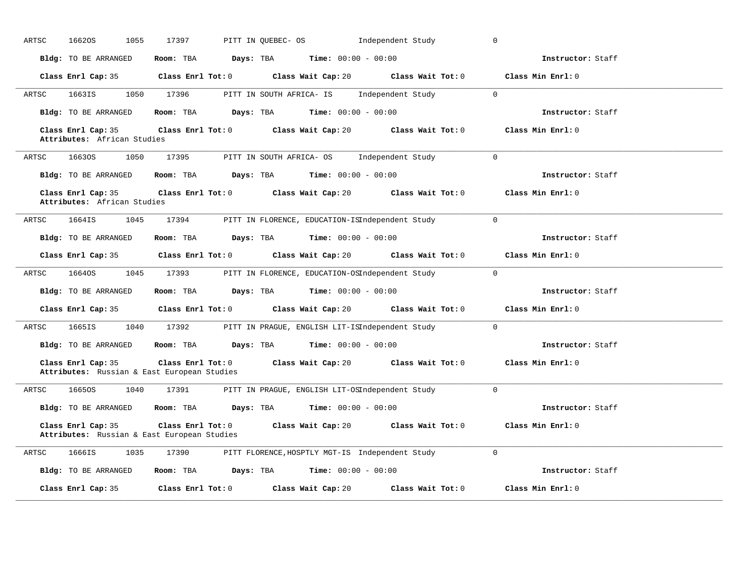ARTSC 1662OS 1055 17397 PITT IN QUEBEC- OS Independent Study 0

**Bldg:** TO BE ARRANGED **Room:** TBA **Days:** TBA **Time:** 00:00 - 00:00 **Instructor:** Staff

**Class Enrl Cap:** 35 **Class Enrl Tot:** 0 **Class Wait Cap:** 20 **Class Wait Tot:** 0 **Class Min Enrl:** 0

---

ARTSC 1663IS 1050 17396 PITT IN SOUTH AFRICA- IS Independent Study 0

**Bldg:** TO BE ARRANGED **Room:** TBA **Days:** TBA **Time:** 00:00 - 00:00 **Instructor:** Staff

**Class Enrl Cap:** 35 **Class Enrl Tot:** 0 **Class Wait Cap:** 20 **Class Wait Tot:** 0 **Class Min Enrl:** 0
**Attributes:** African Studies

---

ARTSC 1663OS 1050 17395 PITT IN SOUTH AFRICA- OS Independent Study 0

**Bldg:** TO BE ARRANGED **Room:** TBA **Days:** TBA **Time:** 00:00 - 00:00 **Instructor:** Staff

**Class Enrl Cap:** 35 **Class Enrl Tot:** 0 **Class Wait Cap:** 20 **Class Wait Tot:** 0 **Class Min Enrl:** 0
**Attributes:** African Studies

---

ARTSC 1664IS 1045 17394 PITT IN FLORENCE, EDUCATION-IS Independent Study 0

**Bldg:** TO BE ARRANGED **Room:** TBA **Days:** TBA **Time:** 00:00 - 00:00 **Instructor:** Staff

**Class Enrl Cap:** 35 **Class Enrl Tot:** 0 **Class Wait Cap:** 20 **Class Wait Tot:** 0 **Class Min Enrl:** 0

---

ARTSC 1664OS 1045 17393 PITT IN FLORENCE, EDUCATION-OS Independent Study 0

**Bldg:** TO BE ARRANGED **Room:** TBA **Days:** TBA **Time:** 00:00 - 00:00 **Instructor:** Staff

**Class Enrl Cap:** 35 **Class Enrl Tot:** 0 **Class Wait Cap:** 20 **Class Wait Tot:** 0 **Class Min Enrl:** 0

---

ARTSC 1665IS 1040 17392 PITT IN PRAGUE, ENGLISH LIT-IS Independent Study 0

**Bldg:** TO BE ARRANGED **Room:** TBA **Days:** TBA **Time:** 00:00 - 00:00 **Instructor:** Staff

**Class Enrl Cap:** 35 **Class Enrl Tot:** 0 **Class Wait Cap:** 20 **Class Wait Tot:** 0 **Class Min Enrl:** 0
**Attributes:** Russian & East European Studies

---

ARTSC 1665OS 1040 17391 PITT IN PRAGUE, ENGLISH LIT-OS Independent Study 0

**Bldg:** TO BE ARRANGED **Room:** TBA **Days:** TBA **Time:** 00:00 - 00:00 **Instructor:** Staff

**Class Enrl Cap:** 35 **Class Enrl Tot:** 0 **Class Wait Cap:** 20 **Class Wait Tot:** 0 **Class Min Enrl:** 0
**Attributes:** Russian & East European Studies

---

ARTSC 1666IS 1035 17390 PITT FLORENCE,HOSPTLY MGT-IS Independent Study 0

**Bldg:** TO BE ARRANGED **Room:** TBA **Days:** TBA **Time:** 00:00 - 00:00 **Instructor:** Staff

**Class Enrl Cap:** 35 **Class Enrl Tot:** 0 **Class Wait Cap:** 20 **Class Wait Tot:** 0 **Class Min Enrl:** 0

---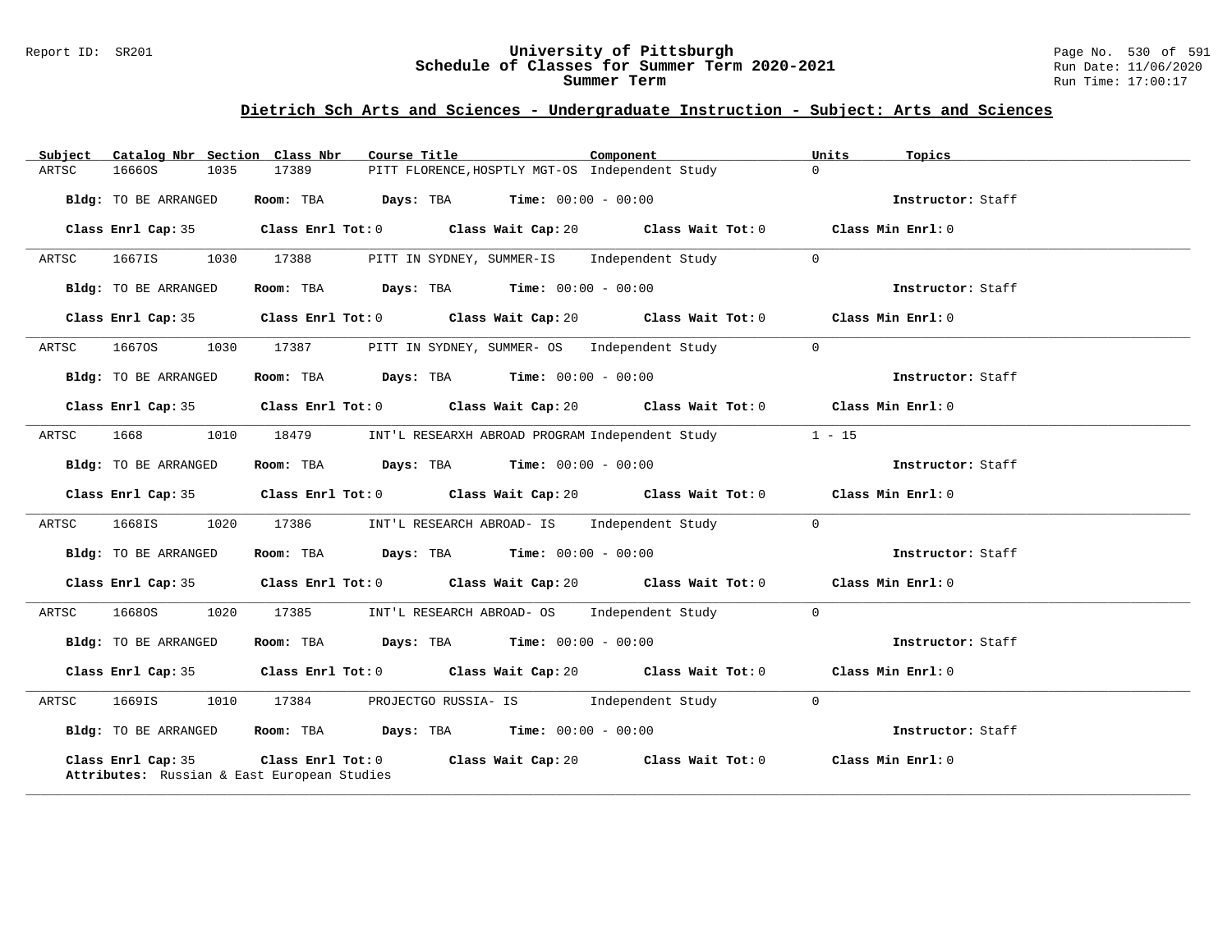## Dietrich Sch Arts and Sciences - Undergraduate Instruction - Subject: Arts and Sciences

| Subject | Catalog Nbr | Section | Class Nbr | Course Title | Component | Units | Topics |
|---|---|---|---|---|---|---|---|
| ARTSC | 1666OS | 1035 | 17389 | PITT FLORENCE,HOSPTLY MGT-OS | Independent Study | 0 | |

Bldg: TO BE ARRANGED  Room: TBA  Days: TBA  Time: 00:00 - 00:00  Instructor: Staff

Class Enrl Cap: 35  Class Enrl Tot: 0  Class Wait Cap: 20  Class Wait Tot: 0  Class Min Enrl: 0

---

| Subject | Catalog Nbr | Section | Class Nbr | Course Title | Component | Units | Topics |
|---|---|---|---|---|---|---|---|
| ARTSC | 1667IS | 1030 | 17388 | PITT IN SYDNEY, SUMMER-IS | Independent Study | 0 | |

Bldg: TO BE ARRANGED  Room: TBA  Days: TBA  Time: 00:00 - 00:00  Instructor: Staff

Class Enrl Cap: 35  Class Enrl Tot: 0  Class Wait Cap: 20  Class Wait Tot: 0  Class Min Enrl: 0

---

| Subject | Catalog Nbr | Section | Class Nbr | Course Title | Component | Units | Topics |
|---|---|---|---|---|---|---|---|
| ARTSC | 1667OS | 1030 | 17387 | PITT IN SYDNEY, SUMMER- OS | Independent Study | 0 | |

Bldg: TO BE ARRANGED  Room: TBA  Days: TBA  Time: 00:00 - 00:00  Instructor: Staff

Class Enrl Cap: 35  Class Enrl Tot: 0  Class Wait Cap: 20  Class Wait Tot: 0  Class Min Enrl: 0

---

| Subject | Catalog Nbr | Section | Class Nbr | Course Title | Component | Units | Topics |
|---|---|---|---|---|---|---|---|
| ARTSC | 1668 | 1010 | 18479 | INT'L RESEARXH ABROAD PROGRAM | Independent Study | 1 - 15 | |

Bldg: TO BE ARRANGED  Room: TBA  Days: TBA  Time: 00:00 - 00:00  Instructor: Staff

Class Enrl Cap: 35  Class Enrl Tot: 0  Class Wait Cap: 20  Class Wait Tot: 0  Class Min Enrl: 0

---

| Subject | Catalog Nbr | Section | Class Nbr | Course Title | Component | Units | Topics |
|---|---|---|---|---|---|---|---|
| ARTSC | 1668IS | 1020 | 17386 | INT'L RESEARCH ABROAD- IS | Independent Study | 0 | |

Bldg: TO BE ARRANGED  Room: TBA  Days: TBA  Time: 00:00 - 00:00  Instructor: Staff

Class Enrl Cap: 35  Class Enrl Tot: 0  Class Wait Cap: 20  Class Wait Tot: 0  Class Min Enrl: 0

---

| Subject | Catalog Nbr | Section | Class Nbr | Course Title | Component | Units | Topics |
|---|---|---|---|---|---|---|---|
| ARTSC | 1668OS | 1020 | 17385 | INT'L RESEARCH ABROAD- OS | Independent Study | 0 | |

Bldg: TO BE ARRANGED  Room: TBA  Days: TBA  Time: 00:00 - 00:00  Instructor: Staff

Class Enrl Cap: 35  Class Enrl Tot: 0  Class Wait Cap: 20  Class Wait Tot: 0  Class Min Enrl: 0

---

| Subject | Catalog Nbr | Section | Class Nbr | Course Title | Component | Units | Topics |
|---|---|---|---|---|---|---|---|
| ARTSC | 1669IS | 1010 | 17384 | PROJECTGO RUSSIA- IS | Independent Study | 0 | |

Bldg: TO BE ARRANGED  Room: TBA  Days: TBA  Time: 00:00 - 00:00  Instructor: Staff

Class Enrl Cap: 35  Class Enrl Tot: 0  Class Wait Cap: 20  Class Wait Tot: 0  Class Min Enrl: 0

Attributes: Russian & East European Studies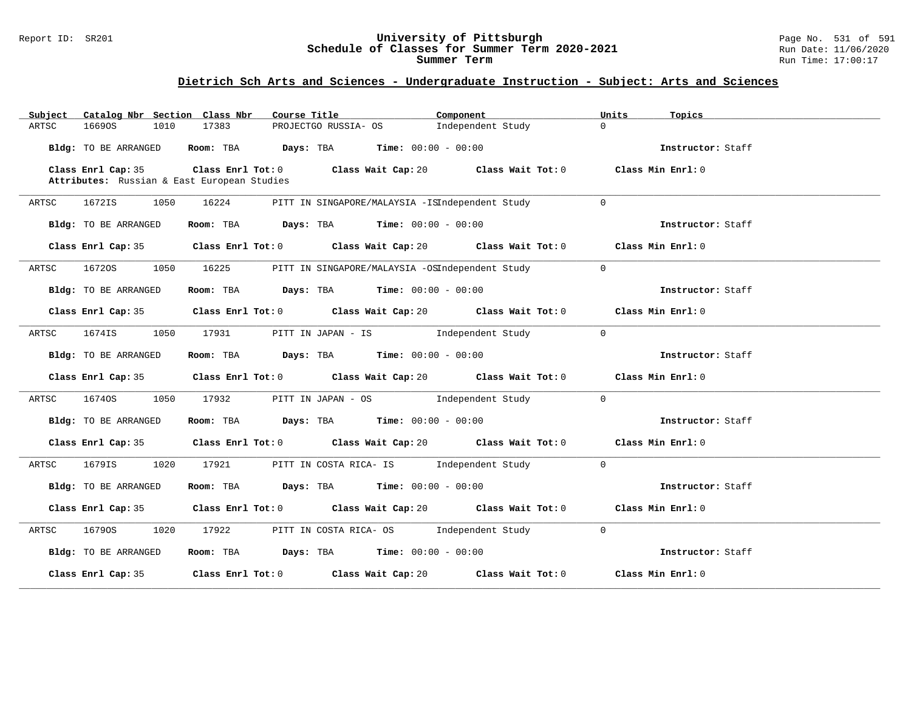# University of Pittsburgh
## Schedule of Classes for Summer Term 2020-2021
### Summer Term

Report ID: SR201 | Run Date: 11/06/2020 | Run Time: 17:00:17

## Dietrich Sch Arts and Sciences - Undergraduate Instruction - Subject: Arts and Sciences

| Subject | Catalog Nbr | Section | Class Nbr | Course Title | Component | Units | Topics |
|---|---|---|---|---|---|---|---|
| ARTSC | 1669OS | 1010 | 17383 | PROJECTGO RUSSIA- OS | Independent Study | 0 | |

Bldg: TO BE ARRANGED | Room: TBA | Days: TBA | Time: 00:00 - 00:00 | Instructor: Staff

Class Enrl Cap: 35 | Class Enrl Tot: 0 | Class Wait Cap: 20 | Class Wait Tot: 0 | Class Min Enrl: 0

Attributes: Russian & East European Studies

---

| Subject | Catalog Nbr | Section | Class Nbr | Course Title | Component | Units | Topics |
|---|---|---|---|---|---|---|---|
| ARTSC | 1672IS | 1050 | 16224 | PITT IN SINGAPORE/MALAYSIA -IS | Independent Study | 0 | |

Bldg: TO BE ARRANGED | Room: TBA | Days: TBA | Time: 00:00 - 00:00 | Instructor: Staff

Class Enrl Cap: 35 | Class Enrl Tot: 0 | Class Wait Cap: 20 | Class Wait Tot: 0 | Class Min Enrl: 0

---

| Subject | Catalog Nbr | Section | Class Nbr | Course Title | Component | Units | Topics |
|---|---|---|---|---|---|---|---|
| ARTSC | 1672OS | 1050 | 16225 | PITT IN SINGAPORE/MALAYSIA -OS | Independent Study | 0 | |

Bldg: TO BE ARRANGED | Room: TBA | Days: TBA | Time: 00:00 - 00:00 | Instructor: Staff

Class Enrl Cap: 35 | Class Enrl Tot: 0 | Class Wait Cap: 20 | Class Wait Tot: 0 | Class Min Enrl: 0

---

| Subject | Catalog Nbr | Section | Class Nbr | Course Title | Component | Units | Topics |
|---|---|---|---|---|---|---|---|
| ARTSC | 1674IS | 1050 | 17931 | PITT IN JAPAN - IS | Independent Study | 0 | |

Bldg: TO BE ARRANGED | Room: TBA | Days: TBA | Time: 00:00 - 00:00 | Instructor: Staff

Class Enrl Cap: 35 | Class Enrl Tot: 0 | Class Wait Cap: 20 | Class Wait Tot: 0 | Class Min Enrl: 0

---

| Subject | Catalog Nbr | Section | Class Nbr | Course Title | Component | Units | Topics |
|---|---|---|---|---|---|---|---|
| ARTSC | 1674OS | 1050 | 17932 | PITT IN JAPAN - OS | Independent Study | 0 | |

Bldg: TO BE ARRANGED | Room: TBA | Days: TBA | Time: 00:00 - 00:00 | Instructor: Staff

Class Enrl Cap: 35 | Class Enrl Tot: 0 | Class Wait Cap: 20 | Class Wait Tot: 0 | Class Min Enrl: 0

---

| Subject | Catalog Nbr | Section | Class Nbr | Course Title | Component | Units | Topics |
|---|---|---|---|---|---|---|---|
| ARTSC | 1679IS | 1020 | 17921 | PITT IN COSTA RICA- IS | Independent Study | 0 | |

Bldg: TO BE ARRANGED | Room: TBA | Days: TBA | Time: 00:00 - 00:00 | Instructor: Staff

Class Enrl Cap: 35 | Class Enrl Tot: 0 | Class Wait Cap: 20 | Class Wait Tot: 0 | Class Min Enrl: 0

---

| Subject | Catalog Nbr | Section | Class Nbr | Course Title | Component | Units | Topics |
|---|---|---|---|---|---|---|---|
| ARTSC | 1679OS | 1020 | 17922 | PITT IN COSTA RICA- OS | Independent Study | 0 | |

Bldg: TO BE ARRANGED | Room: TBA | Days: TBA | Time: 00:00 - 00:00 | Instructor: Staff

Class Enrl Cap: 35 | Class Enrl Tot: 0 | Class Wait Cap: 20 | Class Wait Tot: 0 | Class Min Enrl: 0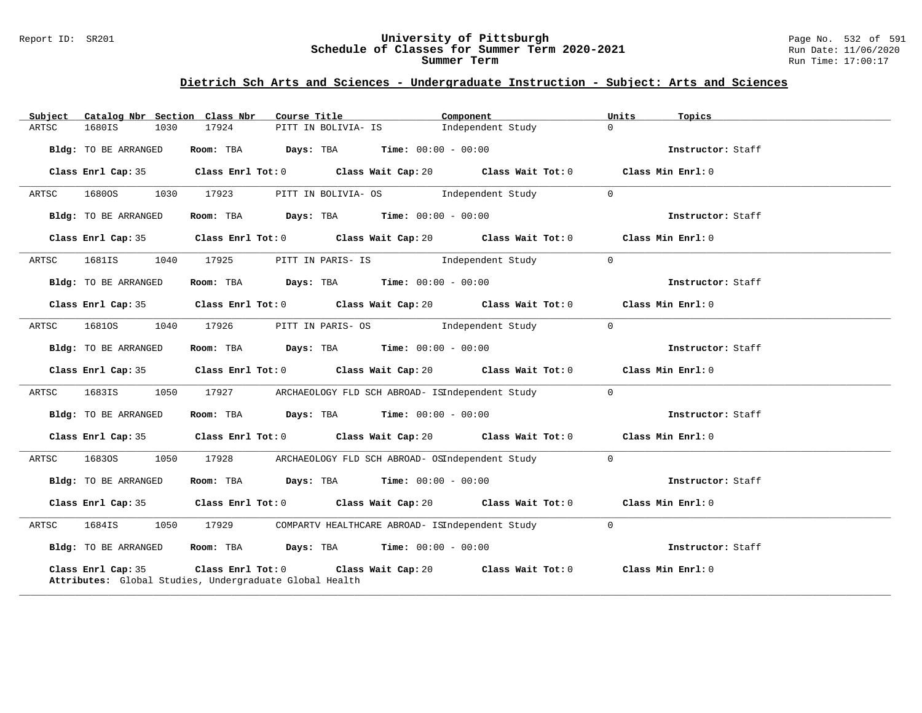## Dietrich Sch Arts and Sciences - Undergraduate Instruction - Subject: Arts and Sciences

| Subject | Catalog Nbr | Section | Class Nbr | Course Title | Component | Units | Topics |
|---|---|---|---|---|---|---|---|
| ARTSC | 1680IS | 1030 | 17924 | PITT IN BOLIVIA- IS | Independent Study | 0 | |

**Bldg:** TO BE ARRANGED **Room:** TBA **Days:** TBA **Time:** 00:00 - 00:00 **Instructor:** Staff

**Class Enrl Cap:** 35 **Class Enrl Tot:** 0 **Class Wait Cap:** 20 **Class Wait Tot:** 0 **Class Min Enrl:** 0

| Subject | Catalog Nbr | Section | Class Nbr | Course Title | Component | Units | Topics |
|---|---|---|---|---|---|---|---|
| ARTSC | 1680OS | 1030 | 17923 | PITT IN BOLIVIA- OS | Independent Study | 0 | |

**Bldg:** TO BE ARRANGED **Room:** TBA **Days:** TBA **Time:** 00:00 - 00:00 **Instructor:** Staff

**Class Enrl Cap:** 35 **Class Enrl Tot:** 0 **Class Wait Cap:** 20 **Class Wait Tot:** 0 **Class Min Enrl:** 0

| Subject | Catalog Nbr | Section | Class Nbr | Course Title | Component | Units | Topics |
|---|---|---|---|---|---|---|---|
| ARTSC | 1681IS | 1040 | 17925 | PITT IN PARIS- IS | Independent Study | 0 | |

**Bldg:** TO BE ARRANGED **Room:** TBA **Days:** TBA **Time:** 00:00 - 00:00 **Instructor:** Staff

**Class Enrl Cap:** 35 **Class Enrl Tot:** 0 **Class Wait Cap:** 20 **Class Wait Tot:** 0 **Class Min Enrl:** 0

| Subject | Catalog Nbr | Section | Class Nbr | Course Title | Component | Units | Topics |
|---|---|---|---|---|---|---|---|
| ARTSC | 1681OS | 1040 | 17926 | PITT IN PARIS- OS | Independent Study | 0 | |

**Bldg:** TO BE ARRANGED **Room:** TBA **Days:** TBA **Time:** 00:00 - 00:00 **Instructor:** Staff

**Class Enrl Cap:** 35 **Class Enrl Tot:** 0 **Class Wait Cap:** 20 **Class Wait Tot:** 0 **Class Min Enrl:** 0

| Subject | Catalog Nbr | Section | Class Nbr | Course Title | Component | Units | Topics |
|---|---|---|---|---|---|---|---|
| ARTSC | 1683IS | 1050 | 17927 | ARCHAEOLOGY FLD SCH ABROAD- IS | Independent Study | 0 | |

**Bldg:** TO BE ARRANGED **Room:** TBA **Days:** TBA **Time:** 00:00 - 00:00 **Instructor:** Staff

**Class Enrl Cap:** 35 **Class Enrl Tot:** 0 **Class Wait Cap:** 20 **Class Wait Tot:** 0 **Class Min Enrl:** 0

| Subject | Catalog Nbr | Section | Class Nbr | Course Title | Component | Units | Topics |
|---|---|---|---|---|---|---|---|
| ARTSC | 1683OS | 1050 | 17928 | ARCHAEOLOGY FLD SCH ABROAD- OS | Independent Study | 0 | |

**Bldg:** TO BE ARRANGED **Room:** TBA **Days:** TBA **Time:** 00:00 - 00:00 **Instructor:** Staff

**Class Enrl Cap:** 35 **Class Enrl Tot:** 0 **Class Wait Cap:** 20 **Class Wait Tot:** 0 **Class Min Enrl:** 0

| Subject | Catalog Nbr | Section | Class Nbr | Course Title | Component | Units | Topics |
|---|---|---|---|---|---|---|---|
| ARTSC | 1684IS | 1050 | 17929 | COMPARTV HEALTHCARE ABROAD- IS | Independent Study | 0 | |

**Bldg:** TO BE ARRANGED **Room:** TBA **Days:** TBA **Time:** 00:00 - 00:00 **Instructor:** Staff

**Class Enrl Cap:** 35 **Class Enrl Tot:** 0 **Class Wait Cap:** 20 **Class Wait Tot:** 0 **Class Min Enrl:** 0
**Attributes:** Global Studies, Undergraduate Global Health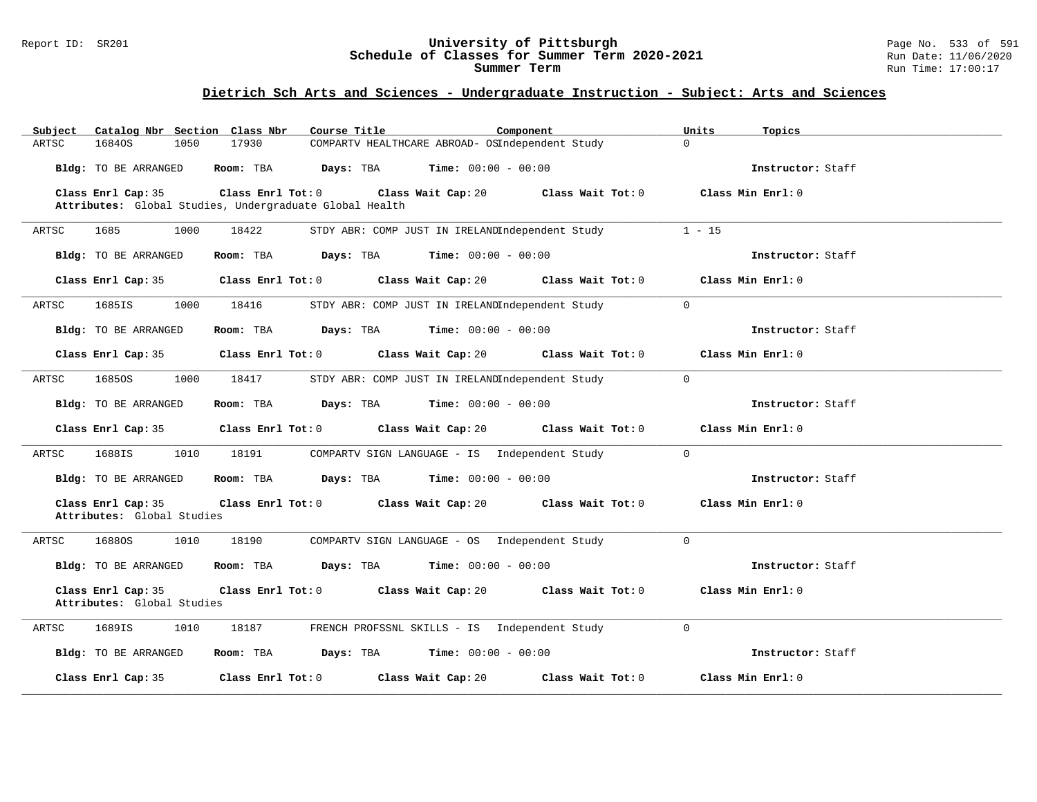## Dietrich Sch Arts and Sciences - Undergraduate Instruction - Subject: Arts and Sciences

| Subject | Catalog Nbr | Section | Class Nbr | Course Title | Component | Units | Topics |
|---|---|---|---|---|---|---|---|
| ARTSC | 1684OS | 1050 | 17930 | COMPARTV HEALTHCARE ABROAD- OS | Independent Study | 0 | |

**Bldg:** TO BE ARRANGED **Room:** TBA **Days:** TBA **Time:** 00:00 - 00:00 **Instructor:** Staff

**Class Enrl Cap:** 35 **Class Enrl Tot:** 0 **Class Wait Cap:** 20 **Class Wait Tot:** 0 **Class Min Enrl:** 0

**Attributes:** Global Studies, Undergraduate Global Health

---

| Subject | Catalog Nbr | Section | Class Nbr | Course Title | Component | Units | Topics |
|---|---|---|---|---|---|---|---|
| ARTSC | 1685 | 1000 | 18422 | STDY ABR: COMP JUST IN IRELAND | Independent Study | 1 - 15 | |

**Bldg:** TO BE ARRANGED **Room:** TBA **Days:** TBA **Time:** 00:00 - 00:00 **Instructor:** Staff

**Class Enrl Cap:** 35 **Class Enrl Tot:** 0 **Class Wait Cap:** 20 **Class Wait Tot:** 0 **Class Min Enrl:** 0

---

| Subject | Catalog Nbr | Section | Class Nbr | Course Title | Component | Units | Topics |
|---|---|---|---|---|---|---|---|
| ARTSC | 1685IS | 1000 | 18416 | STDY ABR: COMP JUST IN IRELAND | Independent Study | 0 | |

**Bldg:** TO BE ARRANGED **Room:** TBA **Days:** TBA **Time:** 00:00 - 00:00 **Instructor:** Staff

**Class Enrl Cap:** 35 **Class Enrl Tot:** 0 **Class Wait Cap:** 20 **Class Wait Tot:** 0 **Class Min Enrl:** 0

---

| Subject | Catalog Nbr | Section | Class Nbr | Course Title | Component | Units | Topics |
|---|---|---|---|---|---|---|---|
| ARTSC | 1685OS | 1000 | 18417 | STDY ABR: COMP JUST IN IRELAND | Independent Study | 0 | |

**Bldg:** TO BE ARRANGED **Room:** TBA **Days:** TBA **Time:** 00:00 - 00:00 **Instructor:** Staff

**Class Enrl Cap:** 35 **Class Enrl Tot:** 0 **Class Wait Cap:** 20 **Class Wait Tot:** 0 **Class Min Enrl:** 0

---

| Subject | Catalog Nbr | Section | Class Nbr | Course Title | Component | Units | Topics |
|---|---|---|---|---|---|---|---|
| ARTSC | 1688IS | 1010 | 18191 | COMPARTV SIGN LANGUAGE - IS | Independent Study | 0 | |

**Bldg:** TO BE ARRANGED **Room:** TBA **Days:** TBA **Time:** 00:00 - 00:00 **Instructor:** Staff

**Class Enrl Cap:** 35 **Class Enrl Tot:** 0 **Class Wait Cap:** 20 **Class Wait Tot:** 0 **Class Min Enrl:** 0

**Attributes:** Global Studies

---

| Subject | Catalog Nbr | Section | Class Nbr | Course Title | Component | Units | Topics |
|---|---|---|---|---|---|---|---|
| ARTSC | 1688OS | 1010 | 18190 | COMPARTV SIGN LANGUAGE - OS | Independent Study | 0 | |

**Bldg:** TO BE ARRANGED **Room:** TBA **Days:** TBA **Time:** 00:00 - 00:00 **Instructor:** Staff

**Class Enrl Cap:** 35 **Class Enrl Tot:** 0 **Class Wait Cap:** 20 **Class Wait Tot:** 0 **Class Min Enrl:** 0

**Attributes:** Global Studies

---

| Subject | Catalog Nbr | Section | Class Nbr | Course Title | Component | Units | Topics |
|---|---|---|---|---|---|---|---|
| ARTSC | 1689IS | 1010 | 18187 | FRENCH PROFSSNL SKILLS - IS | Independent Study | 0 | |

**Bldg:** TO BE ARRANGED **Room:** TBA **Days:** TBA **Time:** 00:00 - 00:00 **Instructor:** Staff

**Class Enrl Cap:** 35 **Class Enrl Tot:** 0 **Class Wait Cap:** 20 **Class Wait Tot:** 0 **Class Min Enrl:** 0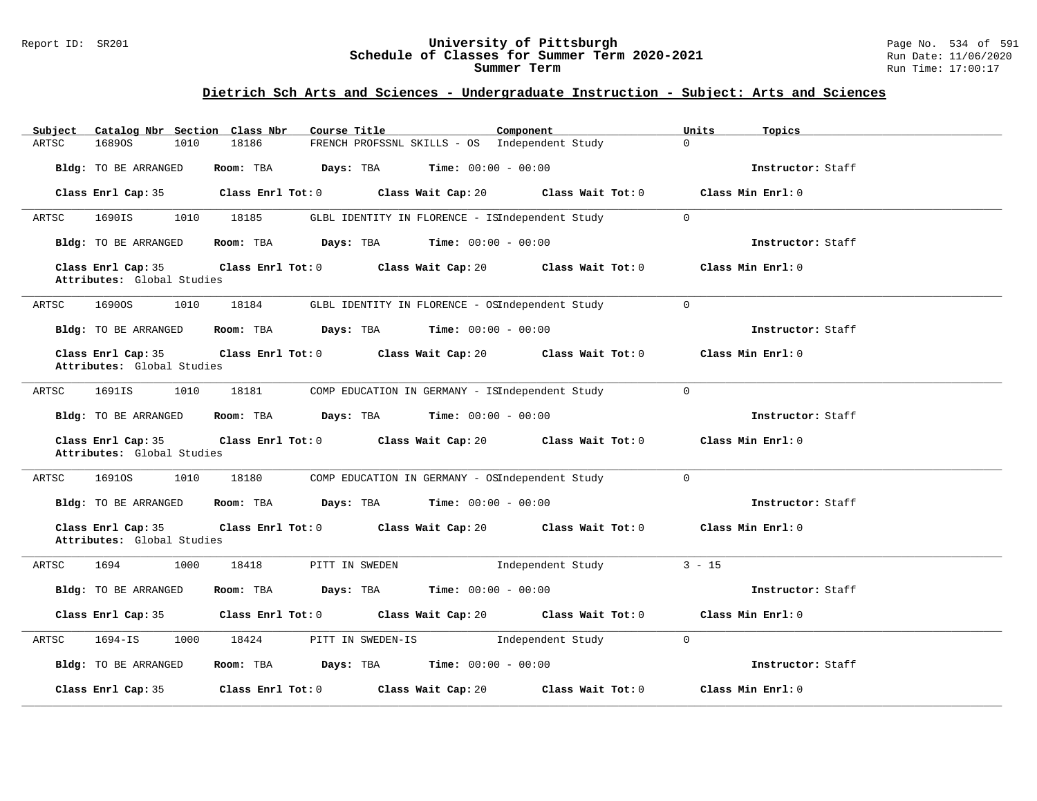## Dietrich Sch Arts and Sciences - Undergraduate Instruction - Subject: Arts and Sciences

| Subject | Catalog Nbr | Section | Class Nbr | Course Title | Component | Units | Topics |
|---|---|---|---|---|---|---|---|
| ARTSC | 1689OS | 1010 | 18186 | FRENCH PROFSSNL SKILLS - OS | Independent Study | 0 | |

**Bldg:** TO BE ARRANGED **Room:** TBA **Days:** TBA **Time:** 00:00 - 00:00 **Instructor:** Staff

**Class Enrl Cap:** 35 **Class Enrl Tot:** 0 **Class Wait Cap:** 20 **Class Wait Tot:** 0 **Class Min Enrl:** 0

---

| Subject | Catalog Nbr | Section | Class Nbr | Course Title | Component | Units | Topics |
|---|---|---|---|---|---|---|---|
| ARTSC | 1690IS | 1010 | 18185 | GLBL IDENTITY IN FLORENCE - IS | Independent Study | 0 | |

**Bldg:** TO BE ARRANGED **Room:** TBA **Days:** TBA **Time:** 00:00 - 00:00 **Instructor:** Staff

**Class Enrl Cap:** 35 **Class Enrl Tot:** 0 **Class Wait Cap:** 20 **Class Wait Tot:** 0 **Class Min Enrl:** 0

**Attributes:** Global Studies

---

| Subject | Catalog Nbr | Section | Class Nbr | Course Title | Component | Units | Topics |
|---|---|---|---|---|---|---|---|
| ARTSC | 1690OS | 1010 | 18184 | GLBL IDENTITY IN FLORENCE - OS | Independent Study | 0 | |

**Bldg:** TO BE ARRANGED **Room:** TBA **Days:** TBA **Time:** 00:00 - 00:00 **Instructor:** Staff

**Class Enrl Cap:** 35 **Class Enrl Tot:** 0 **Class Wait Cap:** 20 **Class Wait Tot:** 0 **Class Min Enrl:** 0

**Attributes:** Global Studies

---

| Subject | Catalog Nbr | Section | Class Nbr | Course Title | Component | Units | Topics |
|---|---|---|---|---|---|---|---|
| ARTSC | 1691IS | 1010 | 18181 | COMP EDUCATION IN GERMANY - IS | Independent Study | 0 | |

**Bldg:** TO BE ARRANGED **Room:** TBA **Days:** TBA **Time:** 00:00 - 00:00 **Instructor:** Staff

**Class Enrl Cap:** 35 **Class Enrl Tot:** 0 **Class Wait Cap:** 20 **Class Wait Tot:** 0 **Class Min Enrl:** 0

**Attributes:** Global Studies

---

| Subject | Catalog Nbr | Section | Class Nbr | Course Title | Component | Units | Topics |
|---|---|---|---|---|---|---|---|
| ARTSC | 1691OS | 1010 | 18180 | COMP EDUCATION IN GERMANY - OS | Independent Study | 0 | |

**Bldg:** TO BE ARRANGED **Room:** TBA **Days:** TBA **Time:** 00:00 - 00:00 **Instructor:** Staff

**Class Enrl Cap:** 35 **Class Enrl Tot:** 0 **Class Wait Cap:** 20 **Class Wait Tot:** 0 **Class Min Enrl:** 0

**Attributes:** Global Studies

---

| Subject | Catalog Nbr | Section | Class Nbr | Course Title | Component | Units | Topics |
|---|---|---|---|---|---|---|---|
| ARTSC | 1694 | 1000 | 18418 | PITT IN SWEDEN | Independent Study | 3 - 15 | |

**Bldg:** TO BE ARRANGED **Room:** TBA **Days:** TBA **Time:** 00:00 - 00:00 **Instructor:** Staff

**Class Enrl Cap:** 35 **Class Enrl Tot:** 0 **Class Wait Cap:** 20 **Class Wait Tot:** 0 **Class Min Enrl:** 0

---

| Subject | Catalog Nbr | Section | Class Nbr | Course Title | Component | Units | Topics |
|---|---|---|---|---|---|---|---|
| ARTSC | 1694-IS | 1000 | 18424 | PITT IN SWEDEN-IS | Independent Study | 0 | |

**Bldg:** TO BE ARRANGED **Room:** TBA **Days:** TBA **Time:** 00:00 - 00:00 **Instructor:** Staff

**Class Enrl Cap:** 35 **Class Enrl Tot:** 0 **Class Wait Cap:** 20 **Class Wait Tot:** 0 **Class Min Enrl:** 0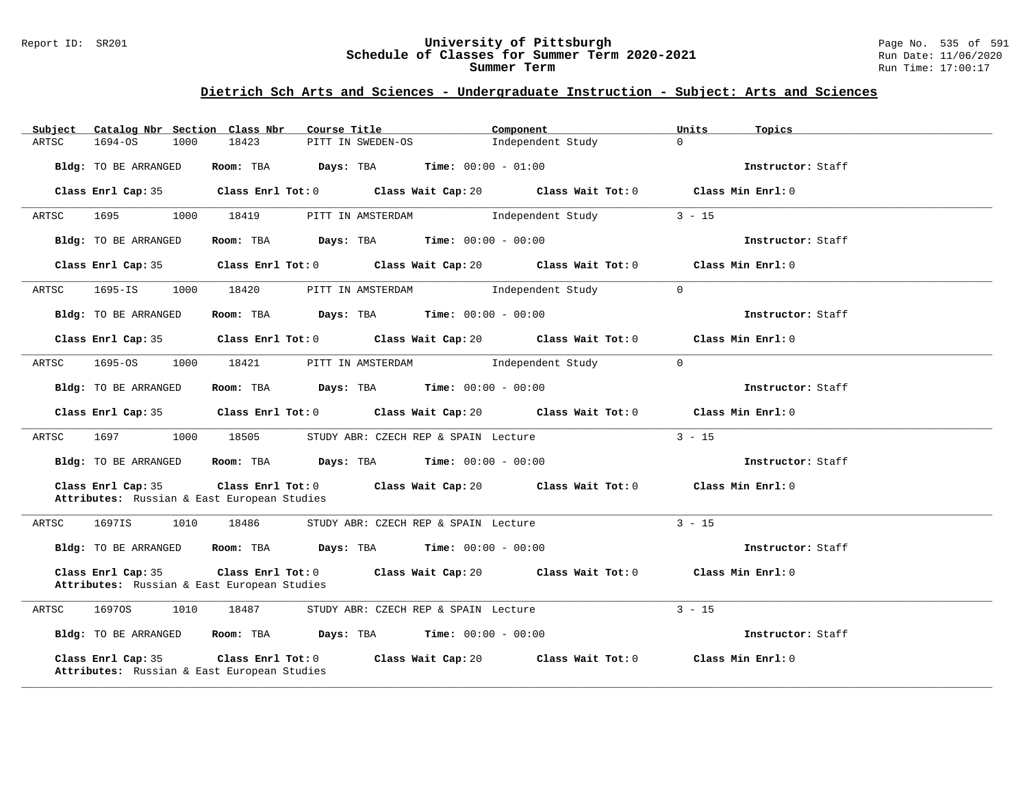## Dietrich Sch Arts and Sciences - Undergraduate Instruction - Subject: Arts and Sciences

| Subject | Catalog Nbr | Section | Class Nbr | Course Title | Component | Units | Topics |
|---|---|---|---|---|---|---|---|
| ARTSC | 1694-OS | 1000 | 18423 | PITT IN SWEDEN-OS | Independent Study | 0 | |

**Bldg:** TO BE ARRANGED **Room:** TBA **Days:** TBA **Time:** 00:00 - 01:00 **Instructor:** Staff

**Class Enrl Cap:** 35 **Class Enrl Tot:** 0 **Class Wait Cap:** 20 **Class Wait Tot:** 0 **Class Min Enrl:** 0

---

| Subject | Catalog Nbr | Section | Class Nbr | Course Title | Component | Units | Topics |
|---|---|---|---|---|---|---|---|
| ARTSC | 1695 | 1000 | 18419 | PITT IN AMSTERDAM | Independent Study | 3 - 15 | |

**Bldg:** TO BE ARRANGED **Room:** TBA **Days:** TBA **Time:** 00:00 - 00:00 **Instructor:** Staff

**Class Enrl Cap:** 35 **Class Enrl Tot:** 0 **Class Wait Cap:** 20 **Class Wait Tot:** 0 **Class Min Enrl:** 0

---

| Subject | Catalog Nbr | Section | Class Nbr | Course Title | Component | Units | Topics |
|---|---|---|---|---|---|---|---|
| ARTSC | 1695-IS | 1000 | 18420 | PITT IN AMSTERDAM | Independent Study | 0 | |

**Bldg:** TO BE ARRANGED **Room:** TBA **Days:** TBA **Time:** 00:00 - 00:00 **Instructor:** Staff

**Class Enrl Cap:** 35 **Class Enrl Tot:** 0 **Class Wait Cap:** 20 **Class Wait Tot:** 0 **Class Min Enrl:** 0

---

| Subject | Catalog Nbr | Section | Class Nbr | Course Title | Component | Units | Topics |
|---|---|---|---|---|---|---|---|
| ARTSC | 1695-OS | 1000 | 18421 | PITT IN AMSTERDAM | Independent Study | 0 | |

**Bldg:** TO BE ARRANGED **Room:** TBA **Days:** TBA **Time:** 00:00 - 00:00 **Instructor:** Staff

**Class Enrl Cap:** 35 **Class Enrl Tot:** 0 **Class Wait Cap:** 20 **Class Wait Tot:** 0 **Class Min Enrl:** 0

---

| Subject | Catalog Nbr | Section | Class Nbr | Course Title | Component | Units | Topics |
|---|---|---|---|---|---|---|---|
| ARTSC | 1697 | 1000 | 18505 | STUDY ABR: CZECH REP & SPAIN | Lecture | 3 - 15 | |

**Bldg:** TO BE ARRANGED **Room:** TBA **Days:** TBA **Time:** 00:00 - 00:00 **Instructor:** Staff

**Class Enrl Cap:** 35 **Class Enrl Tot:** 0 **Class Wait Cap:** 20 **Class Wait Tot:** 0 **Class Min Enrl:** 0
**Attributes:** Russian & East European Studies

---

| Subject | Catalog Nbr | Section | Class Nbr | Course Title | Component | Units | Topics |
|---|---|---|---|---|---|---|---|
| ARTSC | 1697IS | 1010 | 18486 | STUDY ABR: CZECH REP & SPAIN | Lecture | 3 - 15 | |

**Bldg:** TO BE ARRANGED **Room:** TBA **Days:** TBA **Time:** 00:00 - 00:00 **Instructor:** Staff

**Class Enrl Cap:** 35 **Class Enrl Tot:** 0 **Class Wait Cap:** 20 **Class Wait Tot:** 0 **Class Min Enrl:** 0
**Attributes:** Russian & East European Studies

---

| Subject | Catalog Nbr | Section | Class Nbr | Course Title | Component | Units | Topics |
|---|---|---|---|---|---|---|---|
| ARTSC | 1697OS | 1010 | 18487 | STUDY ABR: CZECH REP & SPAIN | Lecture | 3 - 15 | |

**Bldg:** TO BE ARRANGED **Room:** TBA **Days:** TBA **Time:** 00:00 - 00:00 **Instructor:** Staff

**Class Enrl Cap:** 35 **Class Enrl Tot:** 0 **Class Wait Cap:** 20 **Class Wait Tot:** 0 **Class Min Enrl:** 0
**Attributes:** Russian & East European Studies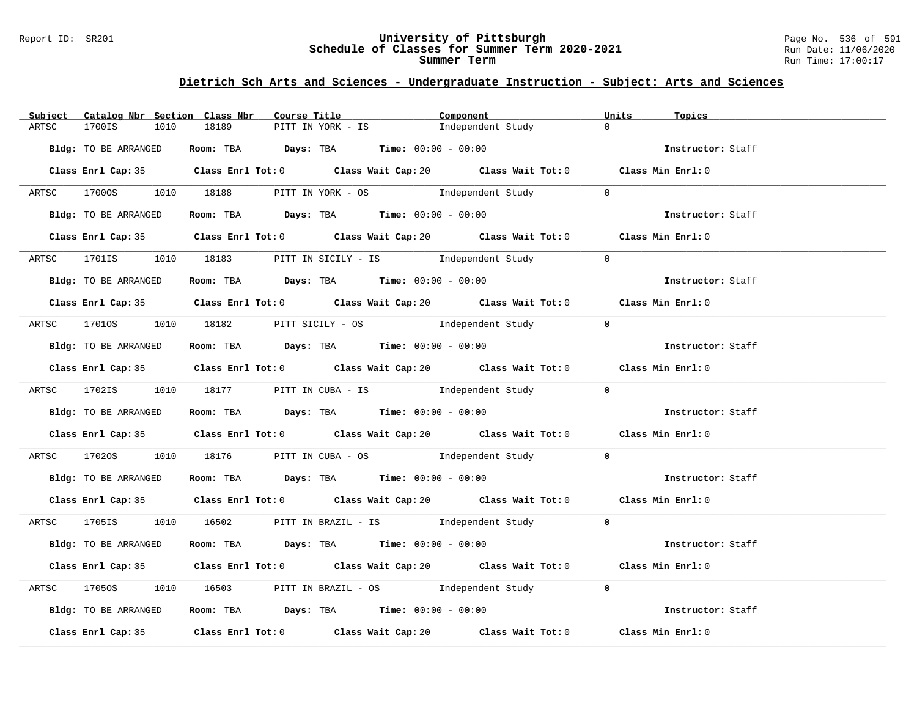## Dietrich Sch Arts and Sciences - Undergraduate Instruction - Subject: Arts and Sciences

| Subject | Catalog Nbr | Section | Class Nbr | Course Title | Component | Units | Topics |
|---|---|---|---|---|---|---|---|
| ARTSC | 1700IS | 1010 | 18189 | PITT IN YORK - IS | Independent Study | 0 | |

**Bldg:** TO BE ARRANGED **Room:** TBA **Days:** TBA **Time:** 00:00 - 00:00 **Instructor:** Staff

**Class Enrl Cap:** 35 **Class Enrl Tot:** 0 **Class Wait Cap:** 20 **Class Wait Tot:** 0 **Class Min Enrl:** 0

---

| Subject | Catalog Nbr | Section | Class Nbr | Course Title | Component | Units | Topics |
|---|---|---|---|---|---|---|---|
| ARTSC | 1700OS | 1010 | 18188 | PITT IN YORK - OS | Independent Study | 0 | |

**Bldg:** TO BE ARRANGED **Room:** TBA **Days:** TBA **Time:** 00:00 - 00:00 **Instructor:** Staff

**Class Enrl Cap:** 35 **Class Enrl Tot:** 0 **Class Wait Cap:** 20 **Class Wait Tot:** 0 **Class Min Enrl:** 0

---

| Subject | Catalog Nbr | Section | Class Nbr | Course Title | Component | Units | Topics |
|---|---|---|---|---|---|---|---|
| ARTSC | 1701IS | 1010 | 18183 | PITT IN SICILY - IS | Independent Study | 0 | |

**Bldg:** TO BE ARRANGED **Room:** TBA **Days:** TBA **Time:** 00:00 - 00:00 **Instructor:** Staff

**Class Enrl Cap:** 35 **Class Enrl Tot:** 0 **Class Wait Cap:** 20 **Class Wait Tot:** 0 **Class Min Enrl:** 0

---

| Subject | Catalog Nbr | Section | Class Nbr | Course Title | Component | Units | Topics |
|---|---|---|---|---|---|---|---|
| ARTSC | 1701OS | 1010 | 18182 | PITT SICILY - OS | Independent Study | 0 | |

**Bldg:** TO BE ARRANGED **Room:** TBA **Days:** TBA **Time:** 00:00 - 00:00 **Instructor:** Staff

**Class Enrl Cap:** 35 **Class Enrl Tot:** 0 **Class Wait Cap:** 20 **Class Wait Tot:** 0 **Class Min Enrl:** 0

---

| Subject | Catalog Nbr | Section | Class Nbr | Course Title | Component | Units | Topics |
|---|---|---|---|---|---|---|---|
| ARTSC | 1702IS | 1010 | 18177 | PITT IN CUBA - IS | Independent Study | 0 | |

**Bldg:** TO BE ARRANGED **Room:** TBA **Days:** TBA **Time:** 00:00 - 00:00 **Instructor:** Staff

**Class Enrl Cap:** 35 **Class Enrl Tot:** 0 **Class Wait Cap:** 20 **Class Wait Tot:** 0 **Class Min Enrl:** 0

---

| Subject | Catalog Nbr | Section | Class Nbr | Course Title | Component | Units | Topics |
|---|---|---|---|---|---|---|---|
| ARTSC | 1702OS | 1010 | 18176 | PITT IN CUBA - OS | Independent Study | 0 | |

**Bldg:** TO BE ARRANGED **Room:** TBA **Days:** TBA **Time:** 00:00 - 00:00 **Instructor:** Staff

**Class Enrl Cap:** 35 **Class Enrl Tot:** 0 **Class Wait Cap:** 20 **Class Wait Tot:** 0 **Class Min Enrl:** 0

---

| Subject | Catalog Nbr | Section | Class Nbr | Course Title | Component | Units | Topics |
|---|---|---|---|---|---|---|---|
| ARTSC | 1705IS | 1010 | 16502 | PITT IN BRAZIL - IS | Independent Study | 0 | |

**Bldg:** TO BE ARRANGED **Room:** TBA **Days:** TBA **Time:** 00:00 - 00:00 **Instructor:** Staff

**Class Enrl Cap:** 35 **Class Enrl Tot:** 0 **Class Wait Cap:** 20 **Class Wait Tot:** 0 **Class Min Enrl:** 0

---

| Subject | Catalog Nbr | Section | Class Nbr | Course Title | Component | Units | Topics |
|---|---|---|---|---|---|---|---|
| ARTSC | 1705OS | 1010 | 16503 | PITT IN BRAZIL - OS | Independent Study | 0 | |

**Bldg:** TO BE ARRANGED **Room:** TBA **Days:** TBA **Time:** 00:00 - 00:00 **Instructor:** Staff

**Class Enrl Cap:** 35 **Class Enrl Tot:** 0 **Class Wait Cap:** 20 **Class Wait Tot:** 0 **Class Min Enrl:** 0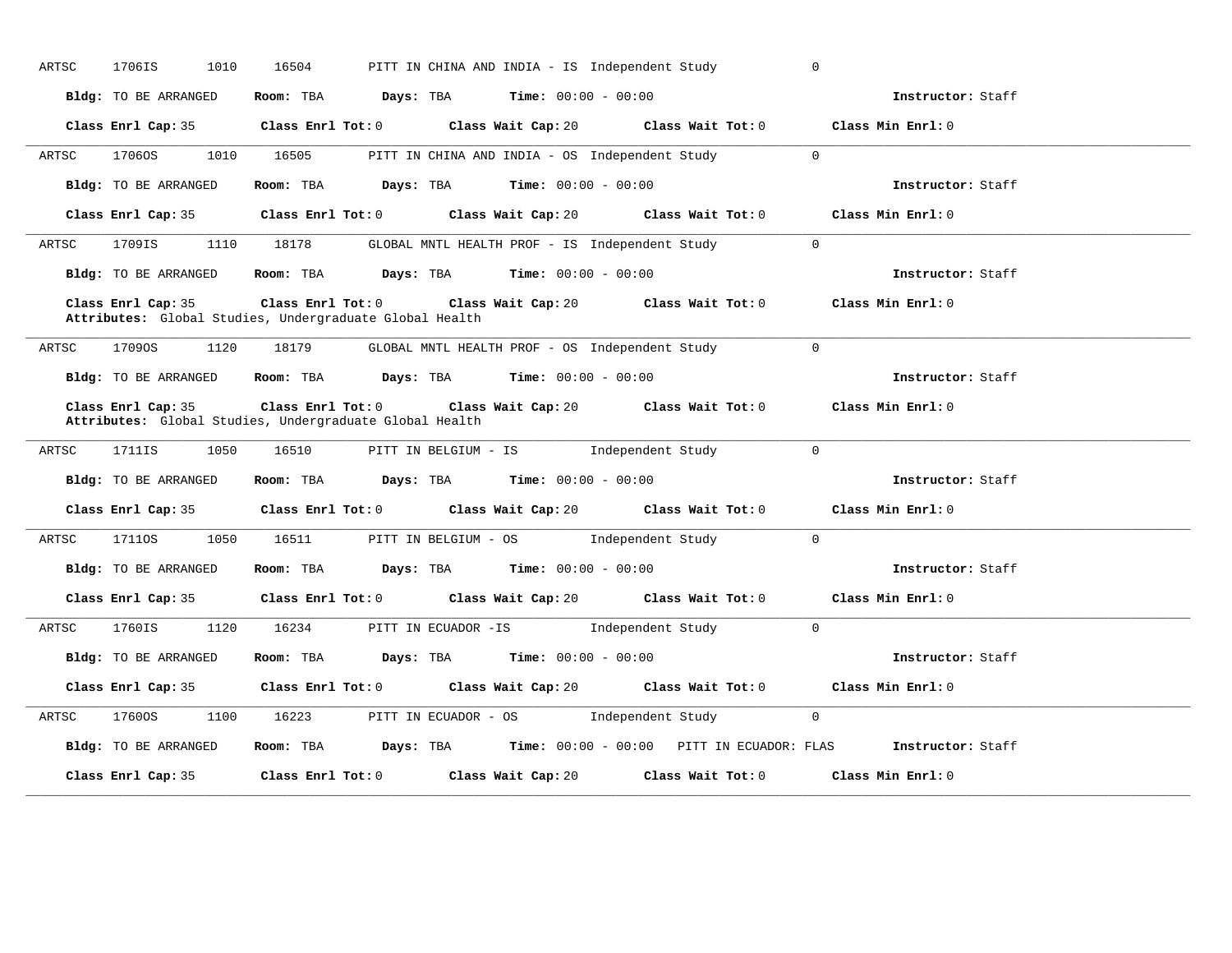ARTSC 1706IS 1010 16504 PITT IN CHINA AND INDIA - IS Independent Study 0

**Bldg:** TO BE ARRANGED **Room:** TBA **Days:** TBA **Time:** 00:00 - 00:00 **Instructor:** Staff

**Class Enrl Cap:** 35 **Class Enrl Tot:** 0 **Class Wait Cap:** 20 **Class Wait Tot:** 0 **Class Min Enrl:** 0

---

ARTSC 1706OS 1010 16505 PITT IN CHINA AND INDIA - OS Independent Study 0

**Bldg:** TO BE ARRANGED **Room:** TBA **Days:** TBA **Time:** 00:00 - 00:00 **Instructor:** Staff

**Class Enrl Cap:** 35 **Class Enrl Tot:** 0 **Class Wait Cap:** 20 **Class Wait Tot:** 0 **Class Min Enrl:** 0

---

ARTSC 1709IS 1110 18178 GLOBAL MNTL HEALTH PROF - IS Independent Study 0

**Bldg:** TO BE ARRANGED **Room:** TBA **Days:** TBA **Time:** 00:00 - 00:00 **Instructor:** Staff

**Class Enrl Cap:** 35 **Class Enrl Tot:** 0 **Class Wait Cap:** 20 **Class Wait Tot:** 0 **Class Min Enrl:** 0
**Attributes:** Global Studies, Undergraduate Global Health

---

ARTSC 1709OS 1120 18179 GLOBAL MNTL HEALTH PROF - OS Independent Study 0

**Bldg:** TO BE ARRANGED **Room:** TBA **Days:** TBA **Time:** 00:00 - 00:00 **Instructor:** Staff

**Class Enrl Cap:** 35 **Class Enrl Tot:** 0 **Class Wait Cap:** 20 **Class Wait Tot:** 0 **Class Min Enrl:** 0
**Attributes:** Global Studies, Undergraduate Global Health

---

ARTSC 1711IS 1050 16510 PITT IN BELGIUM - IS Independent Study 0

**Bldg:** TO BE ARRANGED **Room:** TBA **Days:** TBA **Time:** 00:00 - 00:00 **Instructor:** Staff

**Class Enrl Cap:** 35 **Class Enrl Tot:** 0 **Class Wait Cap:** 20 **Class Wait Tot:** 0 **Class Min Enrl:** 0

---

ARTSC 1711OS 1050 16511 PITT IN BELGIUM - OS Independent Study 0

**Bldg:** TO BE ARRANGED **Room:** TBA **Days:** TBA **Time:** 00:00 - 00:00 **Instructor:** Staff

**Class Enrl Cap:** 35 **Class Enrl Tot:** 0 **Class Wait Cap:** 20 **Class Wait Tot:** 0 **Class Min Enrl:** 0

---

ARTSC 1760IS 1120 16234 PITT IN ECUADOR -IS Independent Study 0

**Bldg:** TO BE ARRANGED **Room:** TBA **Days:** TBA **Time:** 00:00 - 00:00 **Instructor:** Staff

**Class Enrl Cap:** 35 **Class Enrl Tot:** 0 **Class Wait Cap:** 20 **Class Wait Tot:** 0 **Class Min Enrl:** 0

---

ARTSC 1760OS 1100 16223 PITT IN ECUADOR - OS Independent Study 0

**Bldg:** TO BE ARRANGED **Room:** TBA **Days:** TBA **Time:** 00:00 - 00:00 PITT IN ECUADOR: FLAS **Instructor:** Staff

**Class Enrl Cap:** 35 **Class Enrl Tot:** 0 **Class Wait Cap:** 20 **Class Wait Tot:** 0 **Class Min Enrl:** 0

---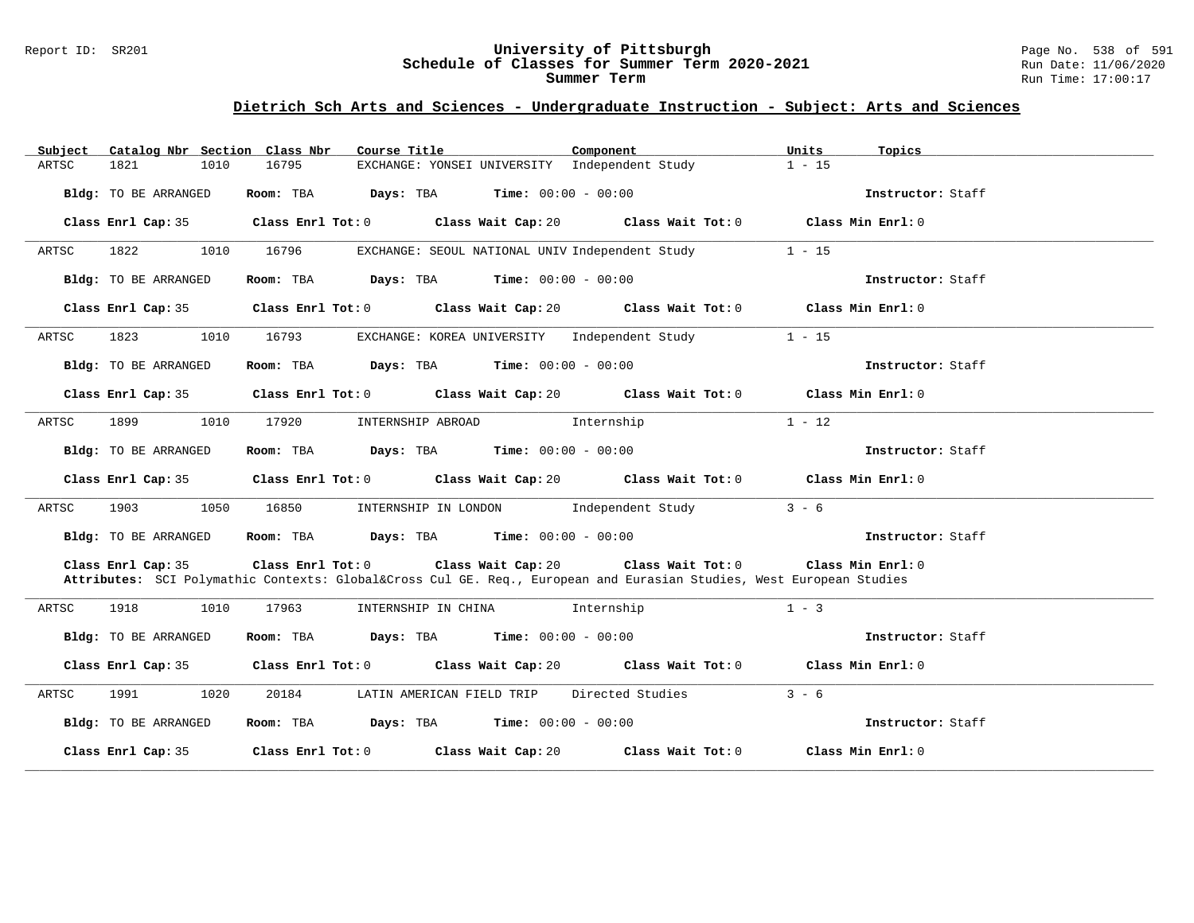## Dietrich Sch Arts and Sciences - Undergraduate Instruction - Subject: Arts and Sciences

| Subject | Catalog Nbr | Section | Class Nbr | Course Title | Component | Units | Topics |
|---|---|---|---|---|---|---|---|
| ARTSC | 1821 | 1010 | 16795 | EXCHANGE: YONSEI UNIVERSITY | Independent Study | 1 - 15 | |

**Bldg:** TO BE ARRANGED **Room:** TBA **Days:** TBA **Time:** 00:00 - 00:00 **Instructor:** Staff

**Class Enrl Cap:** 35 **Class Enrl Tot:** 0 **Class Wait Cap:** 20 **Class Wait Tot:** 0 **Class Min Enrl:** 0

---

| Subject | Catalog Nbr | Section | Class Nbr | Course Title | Component | Units | Topics |
|---|---|---|---|---|---|---|---|
| ARTSC | 1822 | 1010 | 16796 | EXCHANGE: SEOUL NATIONAL UNIV | Independent Study | 1 - 15 | |

**Bldg:** TO BE ARRANGED **Room:** TBA **Days:** TBA **Time:** 00:00 - 00:00 **Instructor:** Staff

**Class Enrl Cap:** 35 **Class Enrl Tot:** 0 **Class Wait Cap:** 20 **Class Wait Tot:** 0 **Class Min Enrl:** 0

---

| Subject | Catalog Nbr | Section | Class Nbr | Course Title | Component | Units | Topics |
|---|---|---|---|---|---|---|---|
| ARTSC | 1823 | 1010 | 16793 | EXCHANGE: KOREA UNIVERSITY | Independent Study | 1 - 15 | |

**Bldg:** TO BE ARRANGED **Room:** TBA **Days:** TBA **Time:** 00:00 - 00:00 **Instructor:** Staff

**Class Enrl Cap:** 35 **Class Enrl Tot:** 0 **Class Wait Cap:** 20 **Class Wait Tot:** 0 **Class Min Enrl:** 0

---

| Subject | Catalog Nbr | Section | Class Nbr | Course Title | Component | Units | Topics |
|---|---|---|---|---|---|---|---|
| ARTSC | 1899 | 1010 | 17920 | INTERNSHIP ABROAD | Internship | 1 - 12 | |

**Bldg:** TO BE ARRANGED **Room:** TBA **Days:** TBA **Time:** 00:00 - 00:00 **Instructor:** Staff

**Class Enrl Cap:** 35 **Class Enrl Tot:** 0 **Class Wait Cap:** 20 **Class Wait Tot:** 0 **Class Min Enrl:** 0

---

| Subject | Catalog Nbr | Section | Class Nbr | Course Title | Component | Units | Topics |
|---|---|---|---|---|---|---|---|
| ARTSC | 1903 | 1050 | 16850 | INTERNSHIP IN LONDON | Independent Study | 3 - 6 | |

**Bldg:** TO BE ARRANGED **Room:** TBA **Days:** TBA **Time:** 00:00 - 00:00 **Instructor:** Staff

**Class Enrl Cap:** 35 **Class Enrl Tot:** 0 **Class Wait Cap:** 20 **Class Wait Tot:** 0 **Class Min Enrl:** 0
**Attributes:** SCI Polymathic Contexts: Global&Cross Cul GE. Req., European and Eurasian Studies, West European Studies

---

| Subject | Catalog Nbr | Section | Class Nbr | Course Title | Component | Units | Topics |
|---|---|---|---|---|---|---|---|
| ARTSC | 1918 | 1010 | 17963 | INTERNSHIP IN CHINA | Internship | 1 - 3 | |

**Bldg:** TO BE ARRANGED **Room:** TBA **Days:** TBA **Time:** 00:00 - 00:00 **Instructor:** Staff

**Class Enrl Cap:** 35 **Class Enrl Tot:** 0 **Class Wait Cap:** 20 **Class Wait Tot:** 0 **Class Min Enrl:** 0

---

| Subject | Catalog Nbr | Section | Class Nbr | Course Title | Component | Units | Topics |
|---|---|---|---|---|---|---|---|
| ARTSC | 1991 | 1020 | 20184 | LATIN AMERICAN FIELD TRIP | Directed Studies | 3 - 6 | |

**Bldg:** TO BE ARRANGED **Room:** TBA **Days:** TBA **Time:** 00:00 - 00:00 **Instructor:** Staff

**Class Enrl Cap:** 35 **Class Enrl Tot:** 0 **Class Wait Cap:** 20 **Class Wait Tot:** 0 **Class Min Enrl:** 0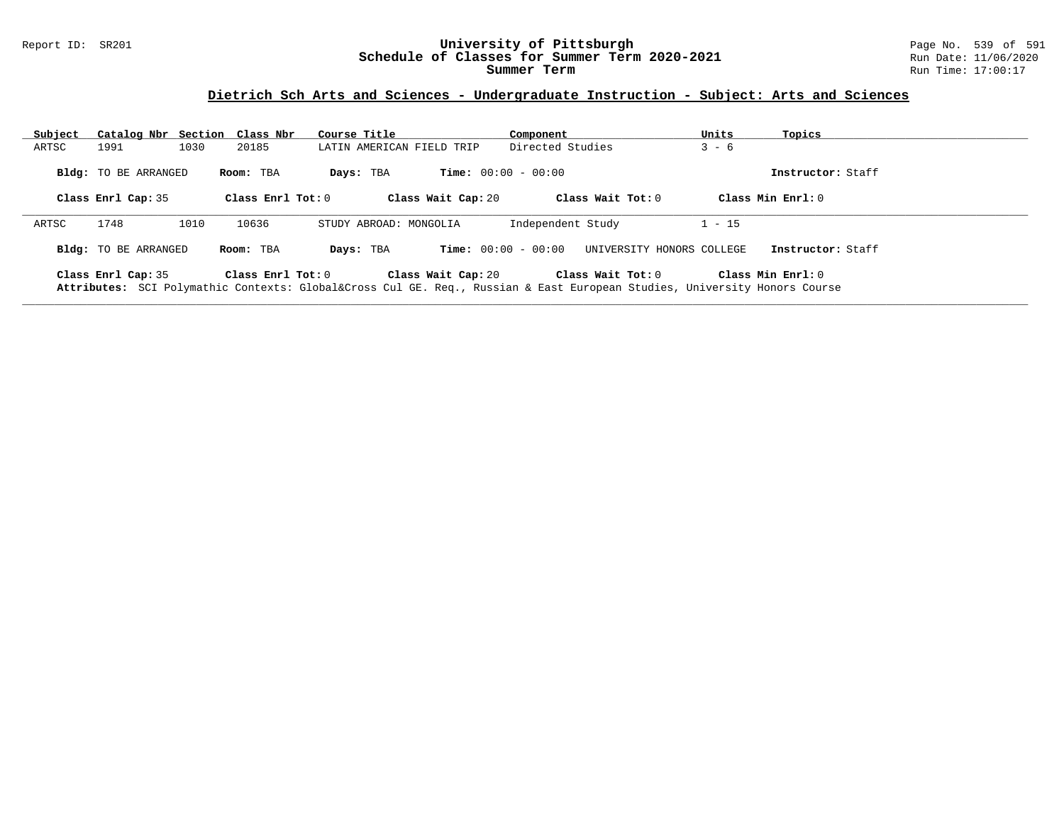## Dietrich Sch Arts and Sciences - Undergraduate Instruction - Subject: Arts and Sciences

| Subject | Catalog Nbr | Section | Class Nbr | Course Title | Component | Units | Topics |
|---|---|---|---|---|---|---|---|
| ARTSC | 1991 | 1030 | 20185 | LATIN AMERICAN FIELD TRIP | Directed Studies | 3 - 6 | |

**Bldg:** TO BE ARRANGED **Room:** TBA **Days:** TBA **Time:** 00:00 - 00:00 **Instructor:** Staff

**Class Enrl Cap:** 35 **Class Enrl Tot:** 0 **Class Wait Cap:** 20 **Class Wait Tot:** 0 **Class Min Enrl:** 0

---

| Subject | Catalog Nbr | Section | Class Nbr | Course Title | Component | Units | Topics |
|---|---|---|---|---|---|---|---|
| ARTSC | 1748 | 1010 | 10636 | STUDY ABROAD: MONGOLIA | Independent Study | 1 - 15 | |

**Bldg:** TO BE ARRANGED **Room:** TBA **Days:** TBA **Time:** 00:00 - 00:00 UNIVERSITY HONORS COLLEGE **Instructor:** Staff

**Class Enrl Cap:** 35 **Class Enrl Tot:** 0 **Class Wait Cap:** 20 **Class Wait Tot:** 0 **Class Min Enrl:** 0

**Attributes:** SCI Polymathic Contexts: Global&Cross Cul GE. Req., Russian & East European Studies, University Honors Course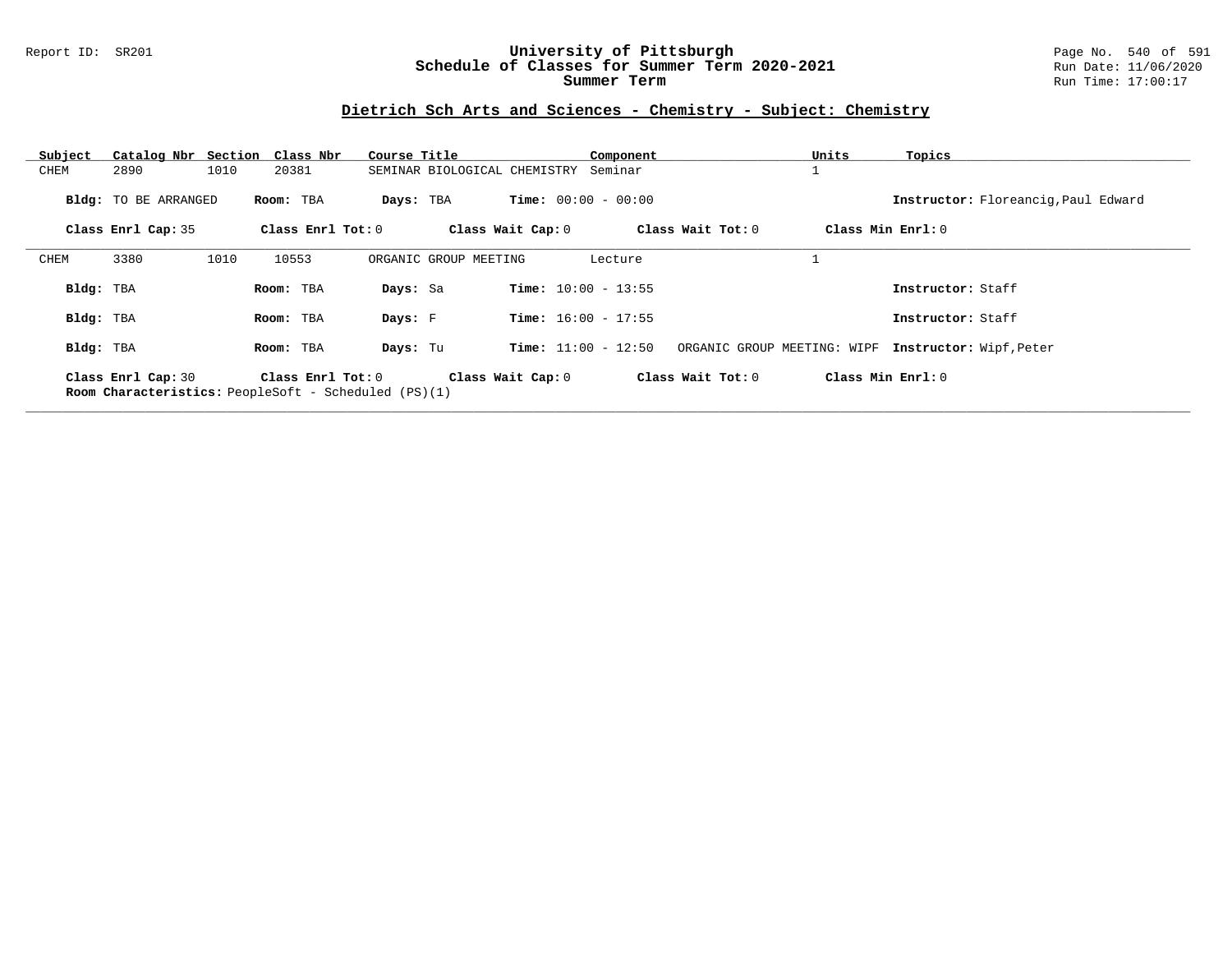## Dietrich Sch Arts and Sciences - Chemistry - Subject: Chemistry

| Subject | Catalog Nbr | Section | Class Nbr | Course Title | Component | Units | Topics |
|---|---|---|---|---|---|---|---|
| CHEM | 2890 | 1010 | 20381 | SEMINAR BIOLOGICAL CHEMISTRY | Seminar | 1 | |

**Bldg:** TO BE ARRANGED **Room:** TBA **Days:** TBA **Time:** 00:00 - 00:00 **Instructor:** Floreancig,Paul Edward

**Class Enrl Cap:** 35 **Class Enrl Tot:** 0 **Class Wait Cap:** 0 **Class Wait Tot:** 0 **Class Min Enrl:** 0

---

| Subject | Catalog Nbr | Section | Class Nbr | Course Title | Component | Units | Topics |
|---|---|---|---|---|---|---|---|
| CHEM | 3380 | 1010 | 10553 | ORGANIC GROUP MEETING | Lecture | 1 | |

**Bldg:** TBA **Room:** TBA **Days:** Sa **Time:** 10:00 - 13:55 **Instructor:** Staff

**Bldg:** TBA **Room:** TBA **Days:** F **Time:** 16:00 - 17:55 **Instructor:** Staff

**Bldg:** TBA **Room:** TBA **Days:** Tu **Time:** 11:00 - 12:50 ORGANIC GROUP MEETING: WIPF **Instructor:** Wipf,Peter

**Class Enrl Cap:** 30 **Class Enrl Tot:** 0 **Class Wait Cap:** 0 **Class Wait Tot:** 0 **Class Min Enrl:** 0

**Room Characteristics:** PeopleSoft - Scheduled (PS)(1)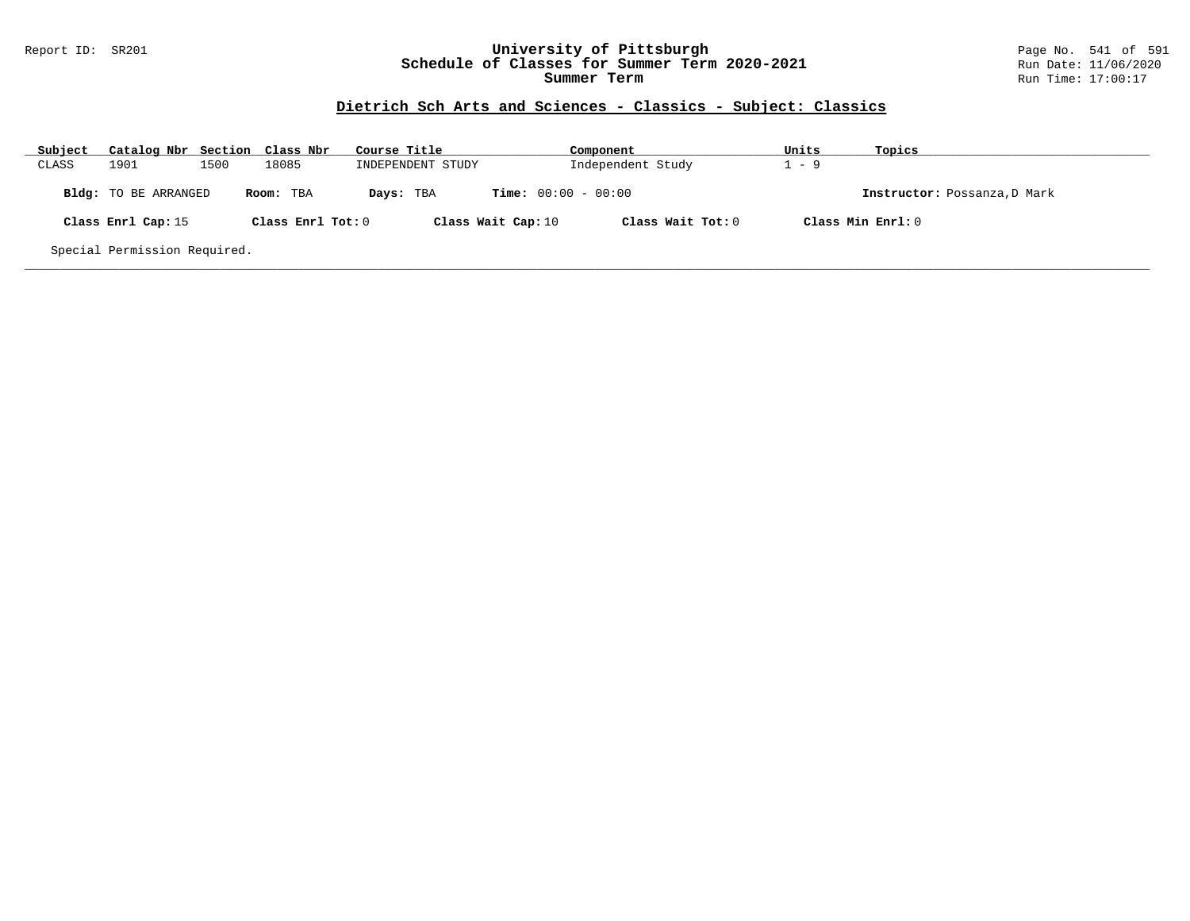## Dietrich Sch Arts and Sciences - Classics - Subject: Classics

| Subject | Catalog Nbr | Section | Class Nbr | Course Title | Component | Units | Topics |
|---|---|---|---|---|---|---|---|
| CLASS | 1901 | 1500 | 18085 | INDEPENDENT STUDY | Independent Study | 1 - 9 | |

**Bldg:** TO BE ARRANGED **Room:** TBA **Days:** TBA **Time:** 00:00 - 00:00 **Instructor:** Possanza,D Mark

**Class Enrl Cap:** 15 **Class Enrl Tot:** 0 **Class Wait Cap:** 10 **Class Wait Tot:** 0 **Class Min Enrl:** 0

Special Permission Required.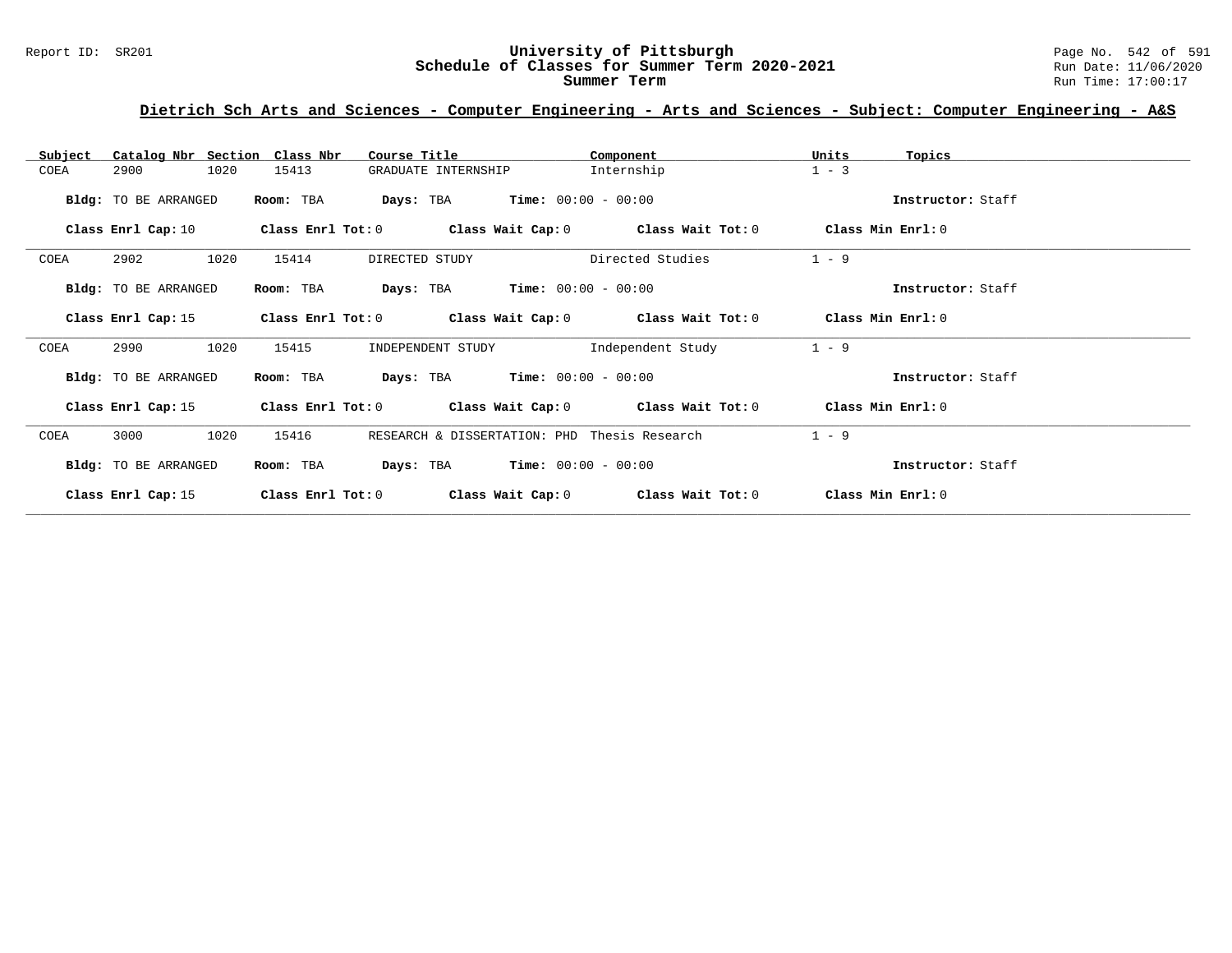## Dietrich Sch Arts and Sciences - Computer Engineering - Arts and Sciences - Subject: Computer Engineering - A&S

| Subject | Catalog Nbr | Section | Class Nbr | Course Title | Component | Units | Topics |
|---|---|---|---|---|---|---|---|
| COEA | 2900 | 1020 | 15413 | GRADUATE INTERNSHIP | Internship | 1 - 3 | |

**Bldg:** TO BE ARRANGED **Room:** TBA **Days:** TBA **Time:** 00:00 - 00:00 **Instructor:** Staff

**Class Enrl Cap:** 10 **Class Enrl Tot:** 0 **Class Wait Cap:** 0 **Class Wait Tot:** 0 **Class Min Enrl:** 0

| Subject | Catalog Nbr | Section | Class Nbr | Course Title | Component | Units | Topics |
|---|---|---|---|---|---|---|---|
| COEA | 2902 | 1020 | 15414 | DIRECTED STUDY | Directed Studies | 1 - 9 | |

**Bldg:** TO BE ARRANGED **Room:** TBA **Days:** TBA **Time:** 00:00 - 00:00 **Instructor:** Staff

**Class Enrl Cap:** 15 **Class Enrl Tot:** 0 **Class Wait Cap:** 0 **Class Wait Tot:** 0 **Class Min Enrl:** 0

| Subject | Catalog Nbr | Section | Class Nbr | Course Title | Component | Units | Topics |
|---|---|---|---|---|---|---|---|
| COEA | 2990 | 1020 | 15415 | INDEPENDENT STUDY | Independent Study | 1 - 9 | |

**Bldg:** TO BE ARRANGED **Room:** TBA **Days:** TBA **Time:** 00:00 - 00:00 **Instructor:** Staff

**Class Enrl Cap:** 15 **Class Enrl Tot:** 0 **Class Wait Cap:** 0 **Class Wait Tot:** 0 **Class Min Enrl:** 0

| Subject | Catalog Nbr | Section | Class Nbr | Course Title | Component | Units | Topics |
|---|---|---|---|---|---|---|---|
| COEA | 3000 | 1020 | 15416 | RESEARCH & DISSERTATION: PHD | Thesis Research | 1 - 9 | |

**Bldg:** TO BE ARRANGED **Room:** TBA **Days:** TBA **Time:** 00:00 - 00:00 **Instructor:** Staff

**Class Enrl Cap:** 15 **Class Enrl Tot:** 0 **Class Wait Cap:** 0 **Class Wait Tot:** 0 **Class Min Enrl:** 0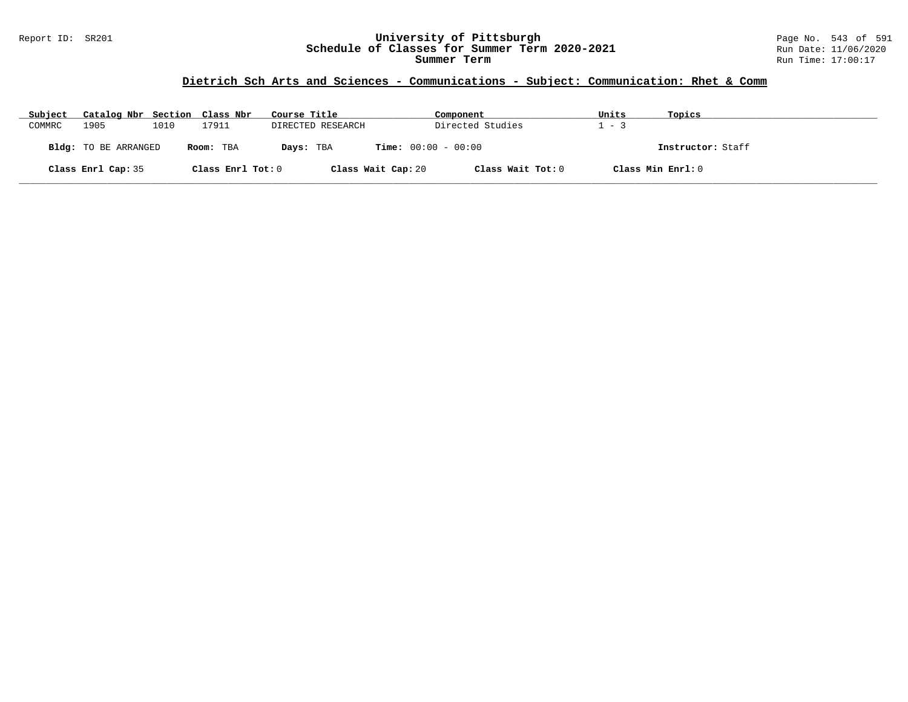Report ID: SR201

# University of Pittsburgh
## Schedule of Classes for Summer Term 2020-2021
### Summer Term

Run Date: 11/06/2020
Run Time: 17:00:17

## Dietrich Sch Arts and Sciences - Communications - Subject: Communication: Rhet & Comm

| Subject | Catalog Nbr | Section | Class Nbr | Course Title | Component | Units | Topics |
|---|---|---|---|---|---|---|---|
| COMMRC | 1905 | 1010 | 17911 | DIRECTED RESEARCH | Directed Studies | 1 - 3 | |

**Bldg:** TO BE ARRANGED **Room:** TBA **Days:** TBA **Time:** 00:00 - 00:00 **Instructor:** Staff

**Class Enrl Cap:** 35 **Class Enrl Tot:** 0 **Class Wait Cap:** 20 **Class Wait Tot:** 0 **Class Min Enrl:** 0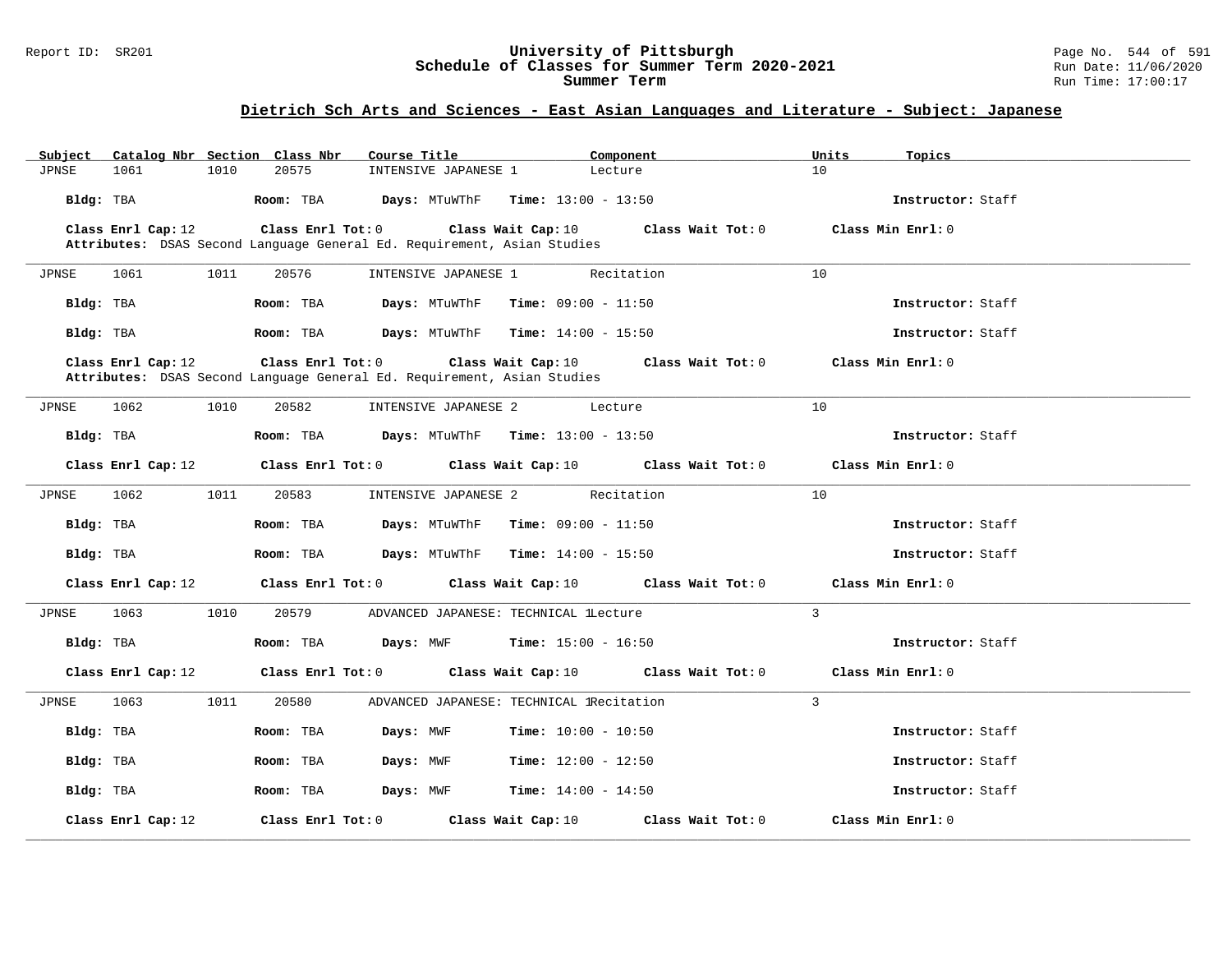## Dietrich Sch Arts and Sciences - East Asian Languages and Literature - Subject: Japanese

| Subject | Catalog Nbr | Section | Class Nbr | Course Title | Component | Units | Topics |
|---|---|---|---|---|---|---|---|
| JPNSE | 1061 | 1010 | 20575 | INTENSIVE JAPANESE 1 | Lecture | 10 | |

**Bldg:** TBA **Room:** TBA **Days:** MTuWThF **Time:** 13:00 - 13:50 **Instructor:** Staff

**Class Enrl Cap:** 12 **Class Enrl Tot:** 0 **Class Wait Cap:** 10 **Class Wait Tot:** 0 **Class Min Enrl:** 0

**Attributes:** DSAS Second Language General Ed. Requirement, Asian Studies

---

| Subject | Catalog Nbr | Section | Class Nbr | Course Title | Component | Units | Topics |
|---|---|---|---|---|---|---|---|
| JPNSE | 1061 | 1011 | 20576 | INTENSIVE JAPANESE 1 | Recitation | 10 | |

**Bldg:** TBA **Room:** TBA **Days:** MTuWThF **Time:** 09:00 - 11:50 **Instructor:** Staff

**Bldg:** TBA **Room:** TBA **Days:** MTuWThF **Time:** 14:00 - 15:50 **Instructor:** Staff

**Class Enrl Cap:** 12 **Class Enrl Tot:** 0 **Class Wait Cap:** 10 **Class Wait Tot:** 0 **Class Min Enrl:** 0

**Attributes:** DSAS Second Language General Ed. Requirement, Asian Studies

---

| Subject | Catalog Nbr | Section | Class Nbr | Course Title | Component | Units | Topics |
|---|---|---|---|---|---|---|---|
| JPNSE | 1062 | 1010 | 20582 | INTENSIVE JAPANESE 2 | Lecture | 10 | |

**Bldg:** TBA **Room:** TBA **Days:** MTuWThF **Time:** 13:00 - 13:50 **Instructor:** Staff

**Class Enrl Cap:** 12 **Class Enrl Tot:** 0 **Class Wait Cap:** 10 **Class Wait Tot:** 0 **Class Min Enrl:** 0

---

| Subject | Catalog Nbr | Section | Class Nbr | Course Title | Component | Units | Topics |
|---|---|---|---|---|---|---|---|
| JPNSE | 1062 | 1011 | 20583 | INTENSIVE JAPANESE 2 | Recitation | 10 | |

**Bldg:** TBA **Room:** TBA **Days:** MTuWThF **Time:** 09:00 - 11:50 **Instructor:** Staff

**Bldg:** TBA **Room:** TBA **Days:** MTuWThF **Time:** 14:00 - 15:50 **Instructor:** Staff

**Class Enrl Cap:** 12 **Class Enrl Tot:** 0 **Class Wait Cap:** 10 **Class Wait Tot:** 0 **Class Min Enrl:** 0

---

| Subject | Catalog Nbr | Section | Class Nbr | Course Title | Component | Units | Topics |
|---|---|---|---|---|---|---|---|
| JPNSE | 1063 | 1010 | 20579 | ADVANCED JAPANESE: TECHNICAL 1 | Lecture | 3 | |

**Bldg:** TBA **Room:** TBA **Days:** MWF **Time:** 15:00 - 16:50 **Instructor:** Staff

**Class Enrl Cap:** 12 **Class Enrl Tot:** 0 **Class Wait Cap:** 10 **Class Wait Tot:** 0 **Class Min Enrl:** 0

---

| Subject | Catalog Nbr | Section | Class Nbr | Course Title | Component | Units | Topics |
|---|---|---|---|---|---|---|---|
| JPNSE | 1063 | 1011 | 20580 | ADVANCED JAPANESE: TECHNICAL 1 | Recitation | 3 | |

**Bldg:** TBA **Room:** TBA **Days:** MWF **Time:** 10:00 - 10:50 **Instructor:** Staff

**Bldg:** TBA **Room:** TBA **Days:** MWF **Time:** 12:00 - 12:50 **Instructor:** Staff

**Bldg:** TBA **Room:** TBA **Days:** MWF **Time:** 14:00 - 14:50 **Instructor:** Staff

**Class Enrl Cap:** 12 **Class Enrl Tot:** 0 **Class Wait Cap:** 10 **Class Wait Tot:** 0 **Class Min Enrl:** 0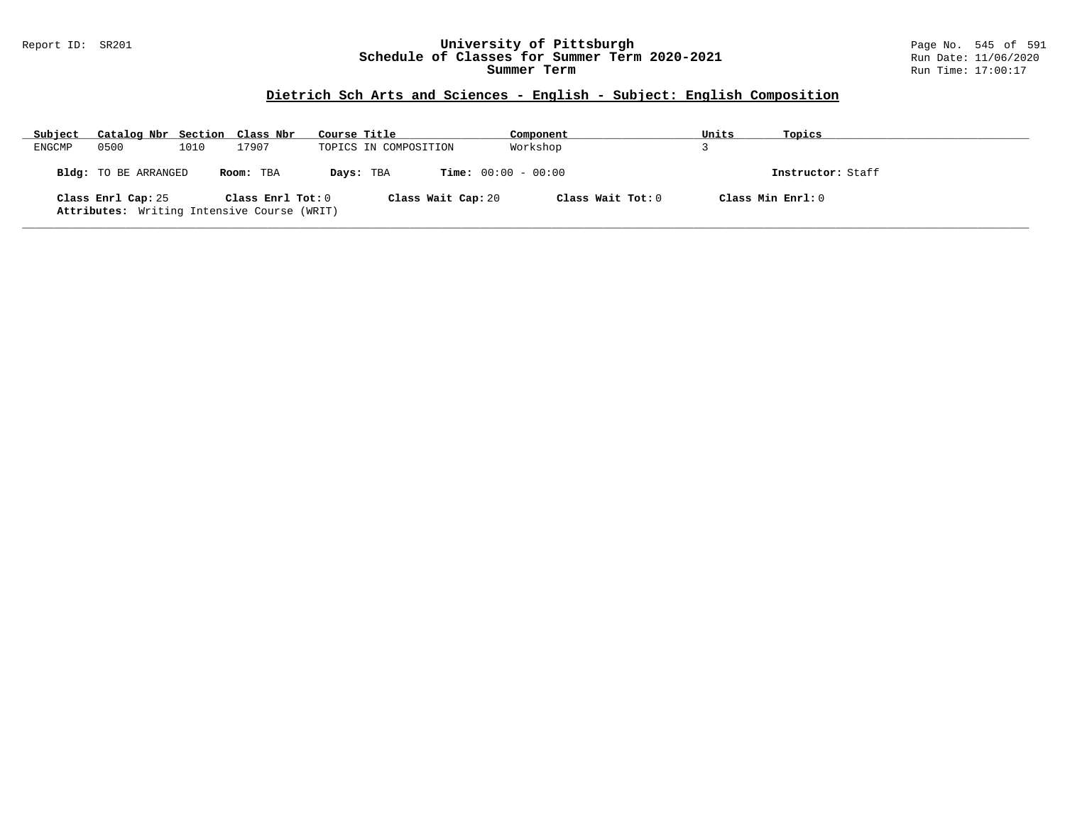## Dietrich Sch Arts and Sciences - English - Subject: English Composition

| Subject | Catalog Nbr | Section | Class Nbr | Course Title | Component | Units | Topics |
|---|---|---|---|---|---|---|---|
| ENGCMP | 0500 | 1010 | 17907 | TOPICS IN COMPOSITION | Workshop | 3 | |

**Bldg:** TO BE ARRANGED **Room:** TBA **Days:** TBA **Time:** 00:00 - 00:00 **Instructor:** Staff

**Class Enrl Cap:** 25 **Class Enrl Tot:** 0 **Class Wait Cap:** 20 **Class Wait Tot:** 0 **Class Min Enrl:** 0

**Attributes:** Writing Intensive Course (WRIT)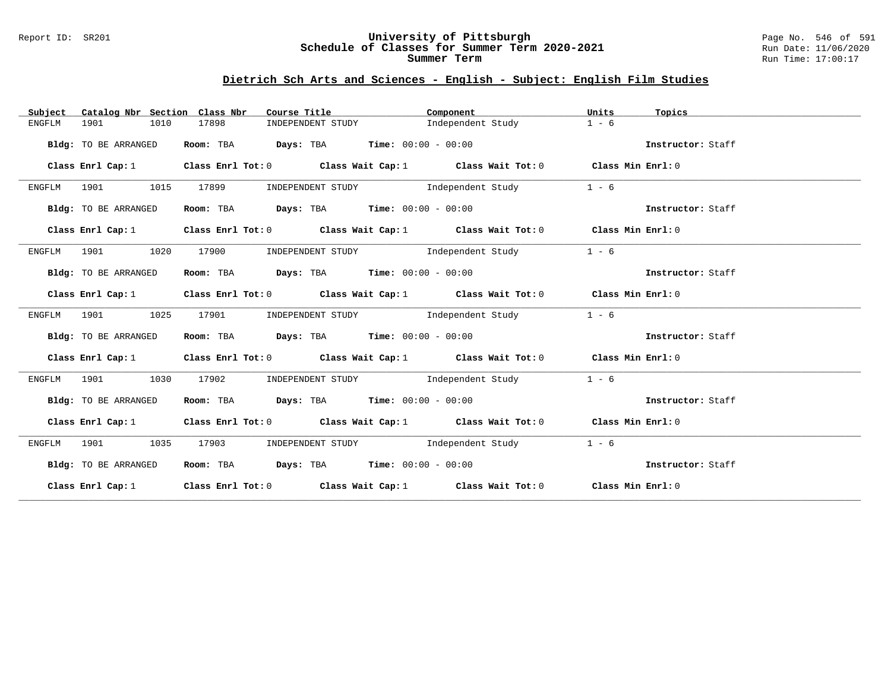## Dietrich Sch Arts and Sciences - English - Subject: English Film Studies

| Subject | Catalog Nbr | Section | Class Nbr | Course Title | Component | Units | Topics |
|---|---|---|---|---|---|---|---|
| ENGFLM | 1901 | 1010 | 17898 | INDEPENDENT STUDY | Independent Study | 1 - 6 | |

**Bldg:** TO BE ARRANGED **Room:** TBA **Days:** TBA **Time:** 00:00 - 00:00 **Instructor:** Staff

**Class Enrl Cap:** 1 **Class Enrl Tot:** 0 **Class Wait Cap:** 1 **Class Wait Tot:** 0 **Class Min Enrl:** 0

| Subject | Catalog Nbr | Section | Class Nbr | Course Title | Component | Units | Topics |
|---|---|---|---|---|---|---|---|
| ENGFLM | 1901 | 1015 | 17899 | INDEPENDENT STUDY | Independent Study | 1 - 6 | |

**Bldg:** TO BE ARRANGED **Room:** TBA **Days:** TBA **Time:** 00:00 - 00:00 **Instructor:** Staff

**Class Enrl Cap:** 1 **Class Enrl Tot:** 0 **Class Wait Cap:** 1 **Class Wait Tot:** 0 **Class Min Enrl:** 0

| Subject | Catalog Nbr | Section | Class Nbr | Course Title | Component | Units | Topics |
|---|---|---|---|---|---|---|---|
| ENGFLM | 1901 | 1020 | 17900 | INDEPENDENT STUDY | Independent Study | 1 - 6 | |

**Bldg:** TO BE ARRANGED **Room:** TBA **Days:** TBA **Time:** 00:00 - 00:00 **Instructor:** Staff

**Class Enrl Cap:** 1 **Class Enrl Tot:** 0 **Class Wait Cap:** 1 **Class Wait Tot:** 0 **Class Min Enrl:** 0

| Subject | Catalog Nbr | Section | Class Nbr | Course Title | Component | Units | Topics |
|---|---|---|---|---|---|---|---|
| ENGFLM | 1901 | 1025 | 17901 | INDEPENDENT STUDY | Independent Study | 1 - 6 | |

**Bldg:** TO BE ARRANGED **Room:** TBA **Days:** TBA **Time:** 00:00 - 00:00 **Instructor:** Staff

**Class Enrl Cap:** 1 **Class Enrl Tot:** 0 **Class Wait Cap:** 1 **Class Wait Tot:** 0 **Class Min Enrl:** 0

| Subject | Catalog Nbr | Section | Class Nbr | Course Title | Component | Units | Topics |
|---|---|---|---|---|---|---|---|
| ENGFLM | 1901 | 1030 | 17902 | INDEPENDENT STUDY | Independent Study | 1 - 6 | |

**Bldg:** TO BE ARRANGED **Room:** TBA **Days:** TBA **Time:** 00:00 - 00:00 **Instructor:** Staff

**Class Enrl Cap:** 1 **Class Enrl Tot:** 0 **Class Wait Cap:** 1 **Class Wait Tot:** 0 **Class Min Enrl:** 0

| Subject | Catalog Nbr | Section | Class Nbr | Course Title | Component | Units | Topics |
|---|---|---|---|---|---|---|---|
| ENGFLM | 1901 | 1035 | 17903 | INDEPENDENT STUDY | Independent Study | 1 - 6 | |

**Bldg:** TO BE ARRANGED **Room:** TBA **Days:** TBA **Time:** 00:00 - 00:00 **Instructor:** Staff

**Class Enrl Cap:** 1 **Class Enrl Tot:** 0 **Class Wait Cap:** 1 **Class Wait Tot:** 0 **Class Min Enrl:** 0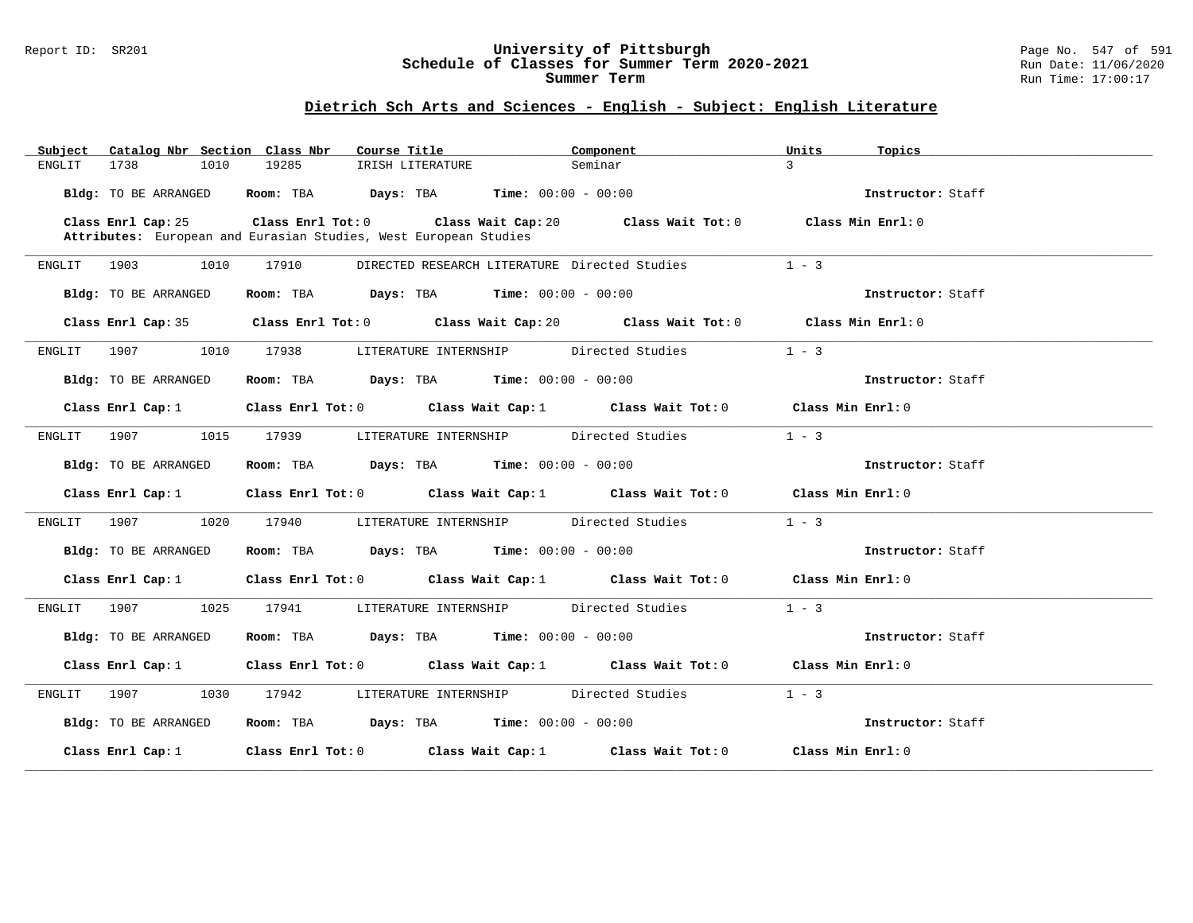## Dietrich Sch Arts and Sciences - English - Subject: English Literature

| Subject | Catalog Nbr | Section | Class Nbr | Course Title | Component | Units | Topics |
|---|---|---|---|---|---|---|---|
| ENGLIT | 1738 | 1010 | 19285 | IRISH LITERATURE | Seminar | 3 | |

**Bldg:** TO BE ARRANGED **Room:** TBA **Days:** TBA **Time:** 00:00 - 00:00 **Instructor:** Staff

**Class Enrl Cap:** 25 **Class Enrl Tot:** 0 **Class Wait Cap:** 20 **Class Wait Tot:** 0 **Class Min Enrl:** 0

**Attributes:** European and Eurasian Studies, West European Studies

---

| Subject | Catalog Nbr | Section | Class Nbr | Course Title | Component | Units | Topics |
|---|---|---|---|---|---|---|---|
| ENGLIT | 1903 | 1010 | 17910 | DIRECTED RESEARCH LITERATURE | Directed Studies | 1 - 3 | |

**Bldg:** TO BE ARRANGED **Room:** TBA **Days:** TBA **Time:** 00:00 - 00:00 **Instructor:** Staff

**Class Enrl Cap:** 35 **Class Enrl Tot:** 0 **Class Wait Cap:** 20 **Class Wait Tot:** 0 **Class Min Enrl:** 0

---

| Subject | Catalog Nbr | Section | Class Nbr | Course Title | Component | Units | Topics |
|---|---|---|---|---|---|---|---|
| ENGLIT | 1907 | 1010 | 17938 | LITERATURE INTERNSHIP | Directed Studies | 1 - 3 | |

**Bldg:** TO BE ARRANGED **Room:** TBA **Days:** TBA **Time:** 00:00 - 00:00 **Instructor:** Staff

**Class Enrl Cap:** 1 **Class Enrl Tot:** 0 **Class Wait Cap:** 1 **Class Wait Tot:** 0 **Class Min Enrl:** 0

---

| Subject | Catalog Nbr | Section | Class Nbr | Course Title | Component | Units | Topics |
|---|---|---|---|---|---|---|---|
| ENGLIT | 1907 | 1015 | 17939 | LITERATURE INTERNSHIP | Directed Studies | 1 - 3 | |

**Bldg:** TO BE ARRANGED **Room:** TBA **Days:** TBA **Time:** 00:00 - 00:00 **Instructor:** Staff

**Class Enrl Cap:** 1 **Class Enrl Tot:** 0 **Class Wait Cap:** 1 **Class Wait Tot:** 0 **Class Min Enrl:** 0

---

| Subject | Catalog Nbr | Section | Class Nbr | Course Title | Component | Units | Topics |
|---|---|---|---|---|---|---|---|
| ENGLIT | 1907 | 1020 | 17940 | LITERATURE INTERNSHIP | Directed Studies | 1 - 3 | |

**Bldg:** TO BE ARRANGED **Room:** TBA **Days:** TBA **Time:** 00:00 - 00:00 **Instructor:** Staff

**Class Enrl Cap:** 1 **Class Enrl Tot:** 0 **Class Wait Cap:** 1 **Class Wait Tot:** 0 **Class Min Enrl:** 0

---

| Subject | Catalog Nbr | Section | Class Nbr | Course Title | Component | Units | Topics |
|---|---|---|---|---|---|---|---|
| ENGLIT | 1907 | 1025 | 17941 | LITERATURE INTERNSHIP | Directed Studies | 1 - 3 | |

**Bldg:** TO BE ARRANGED **Room:** TBA **Days:** TBA **Time:** 00:00 - 00:00 **Instructor:** Staff

**Class Enrl Cap:** 1 **Class Enrl Tot:** 0 **Class Wait Cap:** 1 **Class Wait Tot:** 0 **Class Min Enrl:** 0

---

| Subject | Catalog Nbr | Section | Class Nbr | Course Title | Component | Units | Topics |
|---|---|---|---|---|---|---|---|
| ENGLIT | 1907 | 1030 | 17942 | LITERATURE INTERNSHIP | Directed Studies | 1 - 3 | |

**Bldg:** TO BE ARRANGED **Room:** TBA **Days:** TBA **Time:** 00:00 - 00:00 **Instructor:** Staff

**Class Enrl Cap:** 1 **Class Enrl Tot:** 0 **Class Wait Cap:** 1 **Class Wait Tot:** 0 **Class Min Enrl:** 0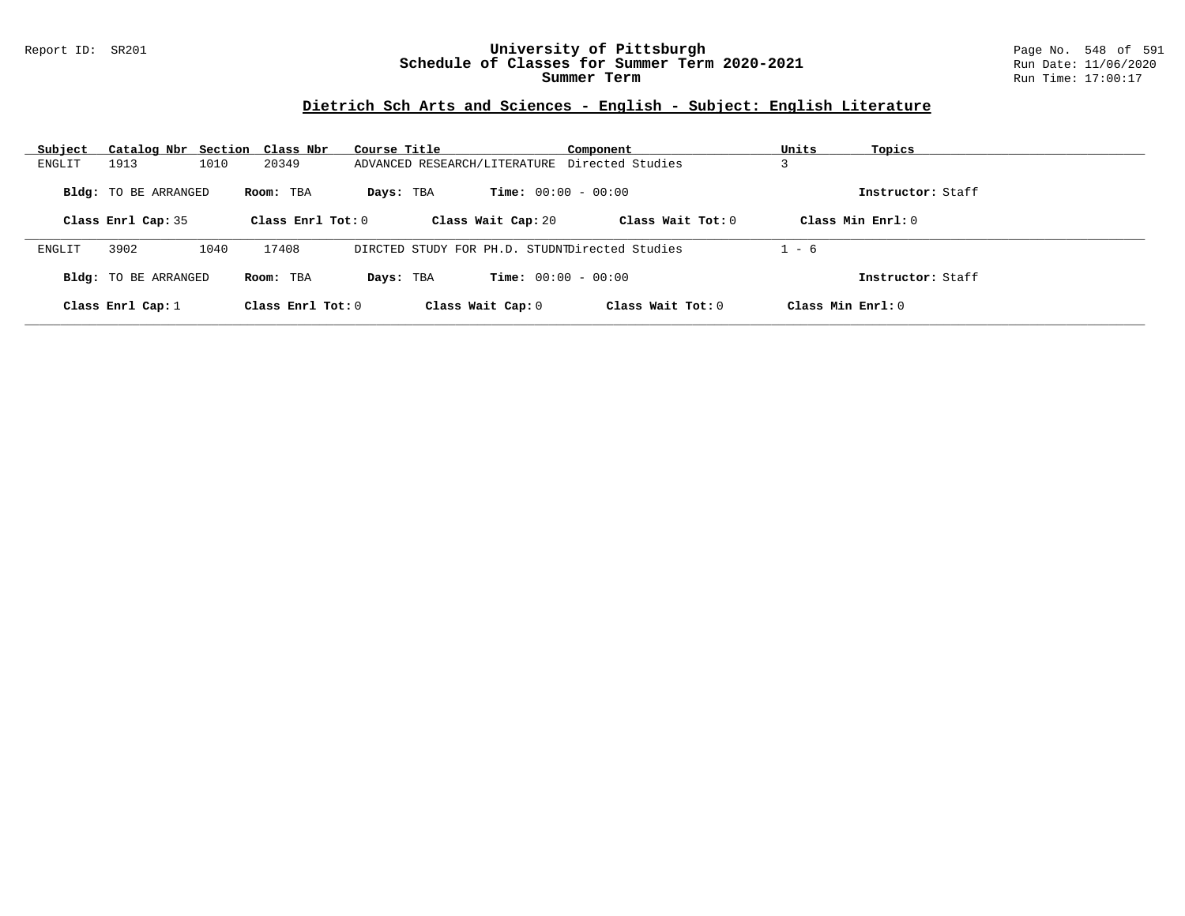# University of Pittsburgh
## Schedule of Classes for Summer Term 2020-2021
## Summer Term

Report ID: SR201

Run Date: 11/06/2020
Run Time: 17:00:17

### Dietrich Sch Arts and Sciences - English - Subject: English Literature

| Subject | Catalog Nbr | Section | Class Nbr | Course Title | Component | Units | Topics |
|---|---|---|---|---|---|---|---|
| ENGLIT | 1913 | 1010 | 20349 | ADVANCED RESEARCH/LITERATURE | Directed Studies | 3 | |

**Bldg:** TO BE ARRANGED **Room:** TBA **Days:** TBA **Time:** 00:00 - 00:00 **Instructor:** Staff

**Class Enrl Cap:** 35 **Class Enrl Tot:** 0 **Class Wait Cap:** 20 **Class Wait Tot:** 0 **Class Min Enrl:** 0

| Subject | Catalog Nbr | Section | Class Nbr | Course Title | Component | Units | Topics |
|---|---|---|---|---|---|---|---|
| ENGLIT | 3902 | 1040 | 17408 | DIRCTED STUDY FOR PH.D. STUDNT | Directed Studies | 1 - 6 | |

**Bldg:** TO BE ARRANGED **Room:** TBA **Days:** TBA **Time:** 00:00 - 00:00 **Instructor:** Staff

**Class Enrl Cap:** 1 **Class Enrl Tot:** 0 **Class Wait Cap:** 0 **Class Wait Tot:** 0 **Class Min Enrl:** 0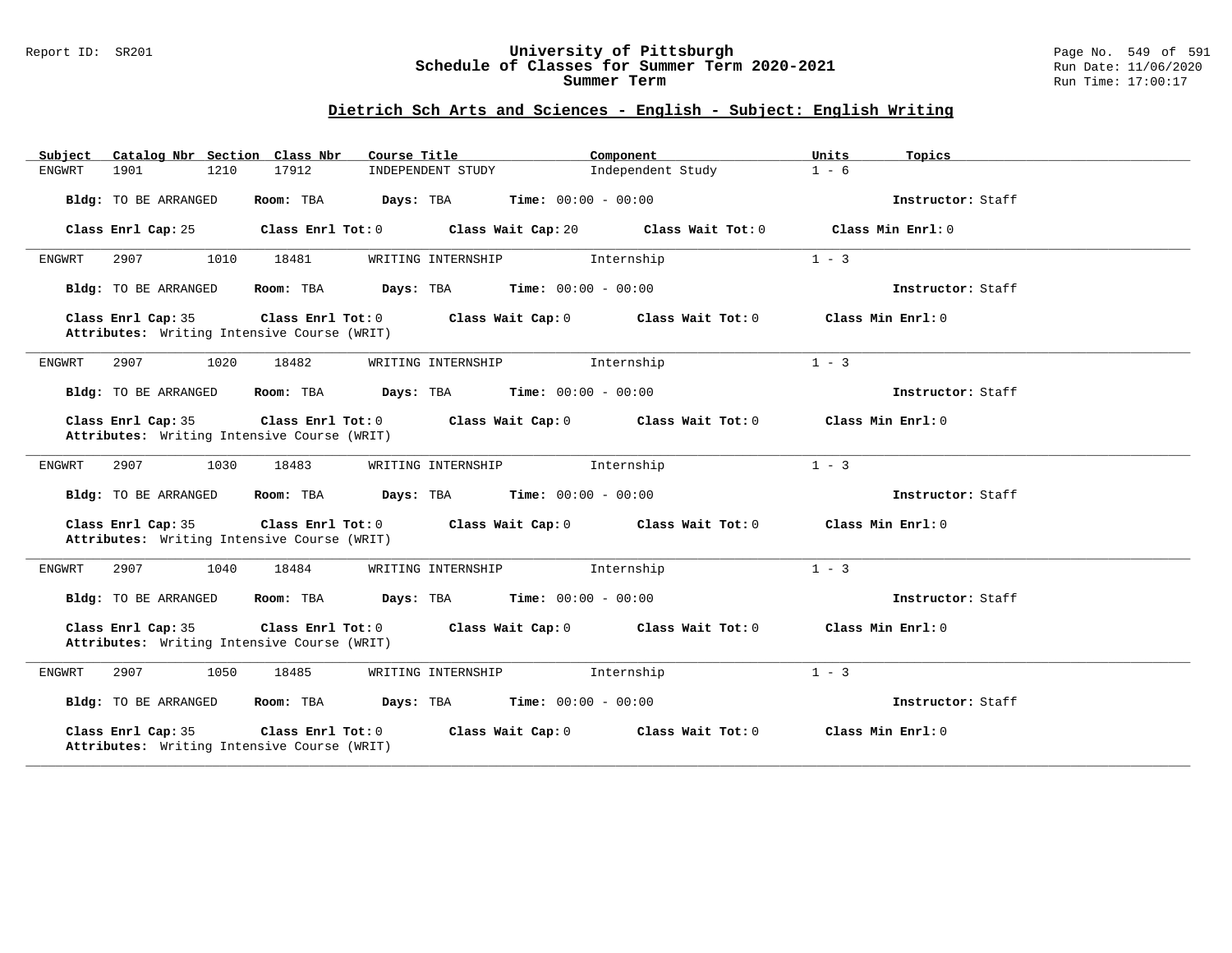## Dietrich Sch Arts and Sciences - English - Subject: English Writing

| Subject | Catalog Nbr | Section | Class Nbr | Course Title | Component | Units | Topics |
|---|---|---|---|---|---|---|---|
| ENGWRT | 1901 | 1210 | 17912 | INDEPENDENT STUDY | Independent Study | 1 - 6 | |

**Bldg:** TO BE ARRANGED **Room:** TBA **Days:** TBA **Time:** 00:00 - 00:00 **Instructor:** Staff

**Class Enrl Cap:** 25 **Class Enrl Tot:** 0 **Class Wait Cap:** 20 **Class Wait Tot:** 0 **Class Min Enrl:** 0

---

| Subject | Catalog Nbr | Section | Class Nbr | Course Title | Component | Units | Topics |
|---|---|---|---|---|---|---|---|
| ENGWRT | 2907 | 1010 | 18481 | WRITING INTERNSHIP | Internship | 1 - 3 | |

**Bldg:** TO BE ARRANGED **Room:** TBA **Days:** TBA **Time:** 00:00 - 00:00 **Instructor:** Staff

**Class Enrl Cap:** 35 **Class Enrl Tot:** 0 **Class Wait Cap:** 0 **Class Wait Tot:** 0 **Class Min Enrl:** 0
**Attributes:** Writing Intensive Course (WRIT)

---

| Subject | Catalog Nbr | Section | Class Nbr | Course Title | Component | Units | Topics |
|---|---|---|---|---|---|---|---|
| ENGWRT | 2907 | 1020 | 18482 | WRITING INTERNSHIP | Internship | 1 - 3 | |

**Bldg:** TO BE ARRANGED **Room:** TBA **Days:** TBA **Time:** 00:00 - 00:00 **Instructor:** Staff

**Class Enrl Cap:** 35 **Class Enrl Tot:** 0 **Class Wait Cap:** 0 **Class Wait Tot:** 0 **Class Min Enrl:** 0
**Attributes:** Writing Intensive Course (WRIT)

---

| Subject | Catalog Nbr | Section | Class Nbr | Course Title | Component | Units | Topics |
|---|---|---|---|---|---|---|---|
| ENGWRT | 2907 | 1030 | 18483 | WRITING INTERNSHIP | Internship | 1 - 3 | |

**Bldg:** TO BE ARRANGED **Room:** TBA **Days:** TBA **Time:** 00:00 - 00:00 **Instructor:** Staff

**Class Enrl Cap:** 35 **Class Enrl Tot:** 0 **Class Wait Cap:** 0 **Class Wait Tot:** 0 **Class Min Enrl:** 0
**Attributes:** Writing Intensive Course (WRIT)

---

| Subject | Catalog Nbr | Section | Class Nbr | Course Title | Component | Units | Topics |
|---|---|---|---|---|---|---|---|
| ENGWRT | 2907 | 1040 | 18484 | WRITING INTERNSHIP | Internship | 1 - 3 | |

**Bldg:** TO BE ARRANGED **Room:** TBA **Days:** TBA **Time:** 00:00 - 00:00 **Instructor:** Staff

**Class Enrl Cap:** 35 **Class Enrl Tot:** 0 **Class Wait Cap:** 0 **Class Wait Tot:** 0 **Class Min Enrl:** 0
**Attributes:** Writing Intensive Course (WRIT)

---

| Subject | Catalog Nbr | Section | Class Nbr | Course Title | Component | Units | Topics |
|---|---|---|---|---|---|---|---|
| ENGWRT | 2907 | 1050 | 18485 | WRITING INTERNSHIP | Internship | 1 - 3 | |

**Bldg:** TO BE ARRANGED **Room:** TBA **Days:** TBA **Time:** 00:00 - 00:00 **Instructor:** Staff

**Class Enrl Cap:** 35 **Class Enrl Tot:** 0 **Class Wait Cap:** 0 **Class Wait Tot:** 0 **Class Min Enrl:** 0
**Attributes:** Writing Intensive Course (WRIT)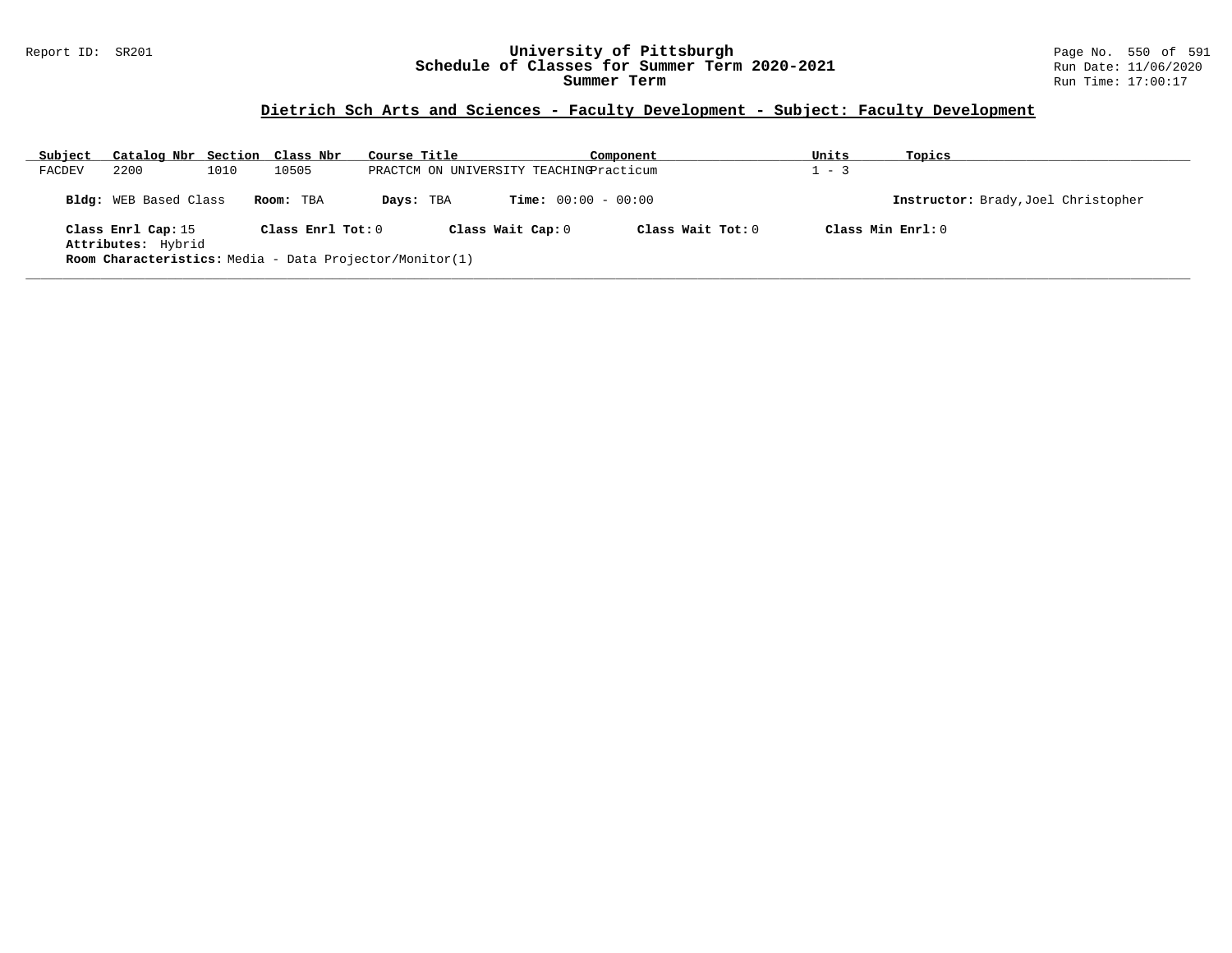# University of Pittsburgh
## Schedule of Classes for Summer Term 2020-2021
### Summer Term

Report ID: SR201

Run Date: 11/06/2020
Run Time: 17:00:17

## Dietrich Sch Arts and Sciences - Faculty Development - Subject: Faculty Development

| Subject | Catalog Nbr | Section | Class Nbr | Course Title | Component | Units | Topics |
|---|---|---|---|---|---|---|---|
| FACDEV | 2200 | 1010 | 10505 | PRACTCM ON UNIVERSITY TEACHING | Practicum | 1 - 3 | |

**Bldg:** WEB Based Class **Room:** TBA **Days:** TBA **Time:** 00:00 - 00:00 **Instructor:** Brady,Joel Christopher

**Class Enrl Cap:** 15 **Class Enrl Tot:** 0 **Class Wait Cap:** 0 **Class Wait Tot:** 0 **Class Min Enrl:** 0

**Attributes:** Hybrid

**Room Characteristics:** Media - Data Projector/Monitor(1)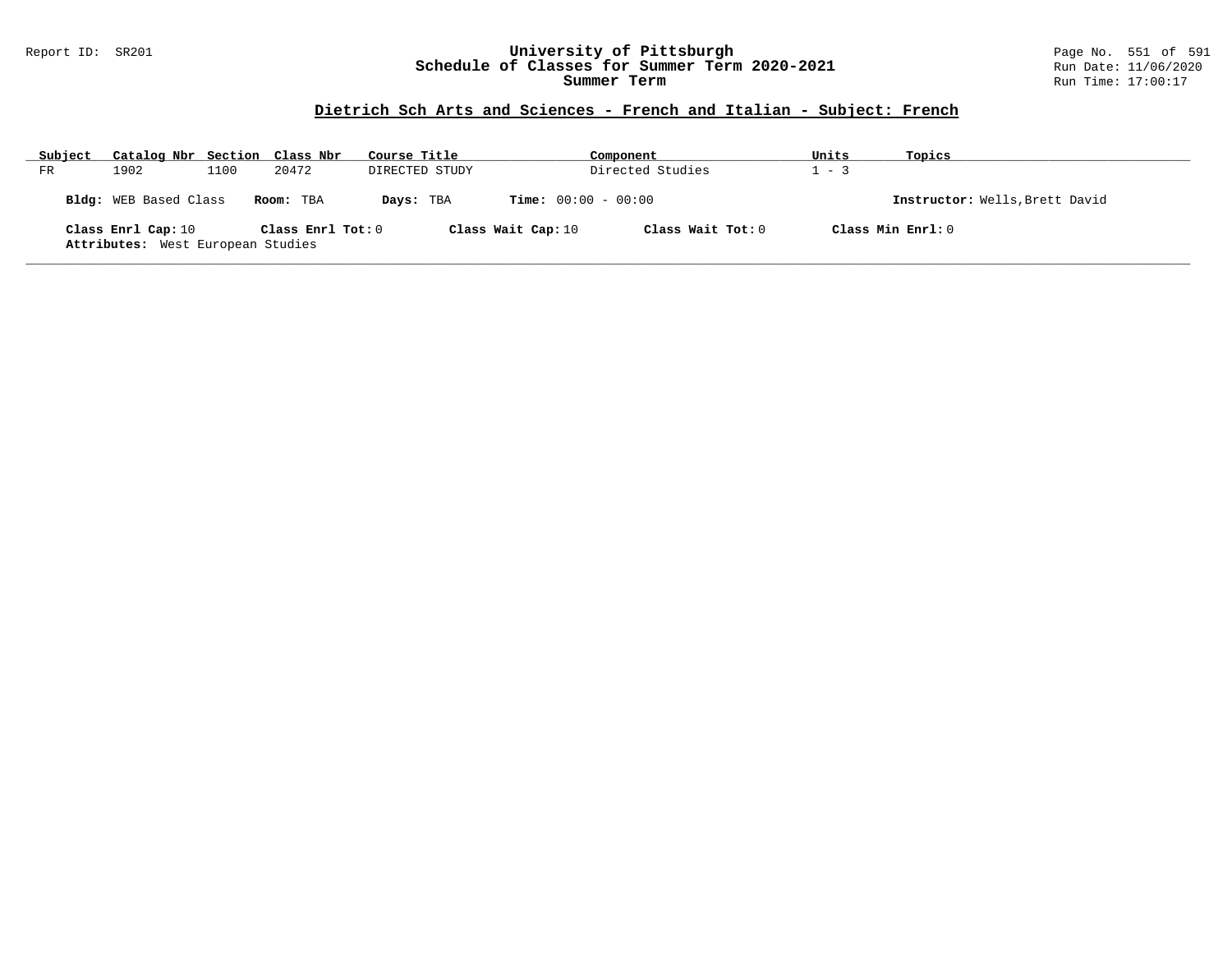## Dietrich Sch Arts and Sciences - French and Italian - Subject: French

| Subject | Catalog Nbr | Section | Class Nbr | Course Title | Component | Units | Topics |
|---|---|---|---|---|---|---|---|
| FR | 1902 | 1100 | 20472 | DIRECTED STUDY | Directed Studies | 1 - 3 | |

**Bldg:** WEB Based Class **Room:** TBA **Days:** TBA **Time:** 00:00 - 00:00 **Instructor:** Wells,Brett David

**Class Enrl Cap:** 10 **Class Enrl Tot:** 0 **Class Wait Cap:** 10 **Class Wait Tot:** 0 **Class Min Enrl:** 0

**Attributes:** West European Studies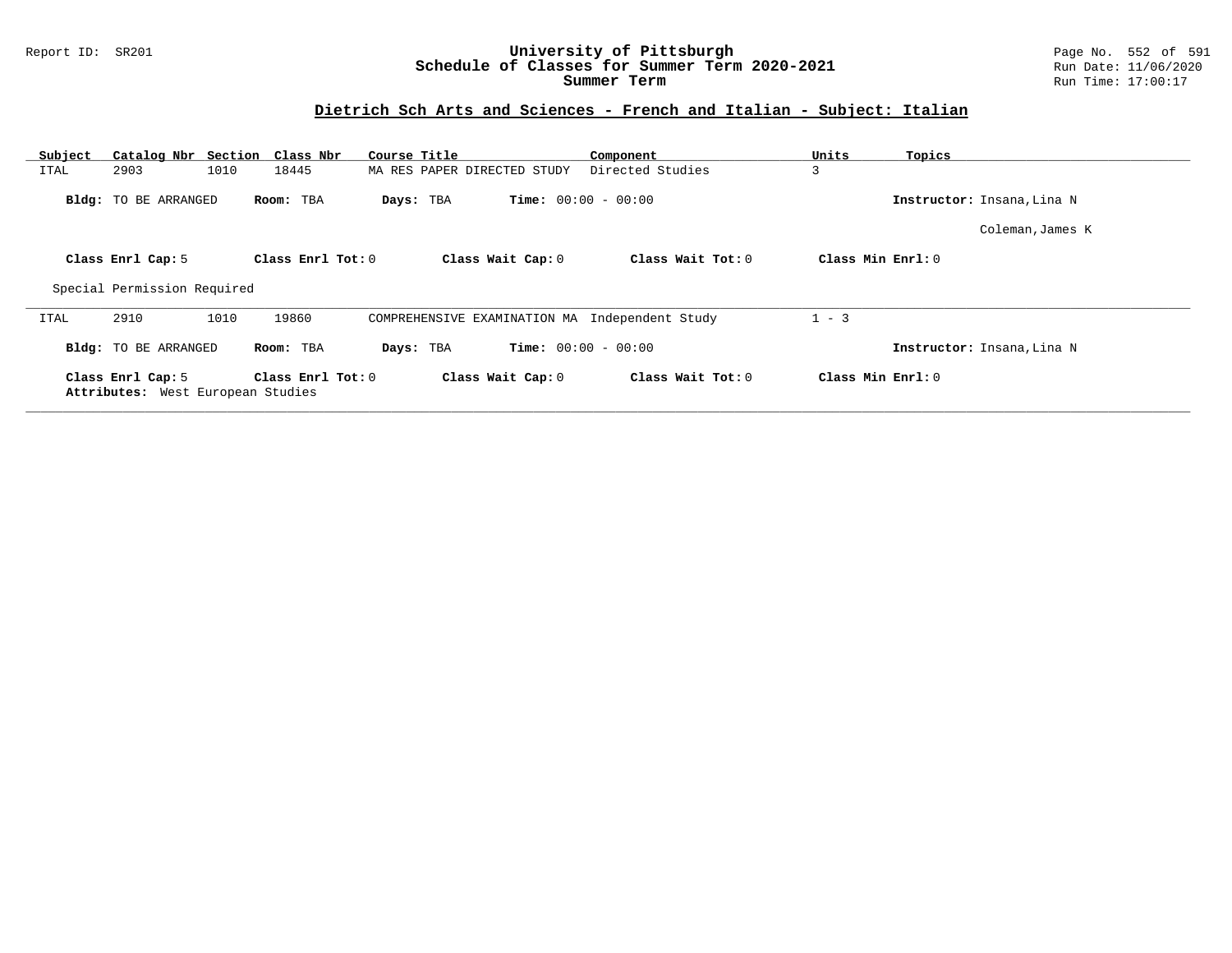## Dietrich Sch Arts and Sciences - French and Italian - Subject: Italian

| Subject | Catalog Nbr | Section | Class Nbr | Course Title | Component | Units | Topics |
|---|---|---|---|---|---|---|---|
| ITAL | 2903 | 1010 | 18445 | MA RES PAPER DIRECTED STUDY | Directed Studies | 3 | |

**Bldg:** TO BE ARRANGED **Room:** TBA **Days:** TBA **Time:** 00:00 - 00:00 **Instructor:** Insana,Lina N

Coleman,James K

**Class Enrl Cap:** 5 **Class Enrl Tot:** 0 **Class Wait Cap:** 0 **Class Wait Tot:** 0 **Class Min Enrl:** 0

Special Permission Required

---

| Subject | Catalog Nbr | Section | Class Nbr | Course Title | Component | Units | Topics |
|---|---|---|---|---|---|---|---|
| ITAL | 2910 | 1010 | 19860 | COMPREHENSIVE EXAMINATION MA | Independent Study | 1 - 3 | |

**Bldg:** TO BE ARRANGED **Room:** TBA **Days:** TBA **Time:** 00:00 - 00:00 **Instructor:** Insana,Lina N

**Class Enrl Cap:** 5 **Class Enrl Tot:** 0 **Class Wait Cap:** 0 **Class Wait Tot:** 0 **Class Min Enrl:** 0

**Attributes:** West European Studies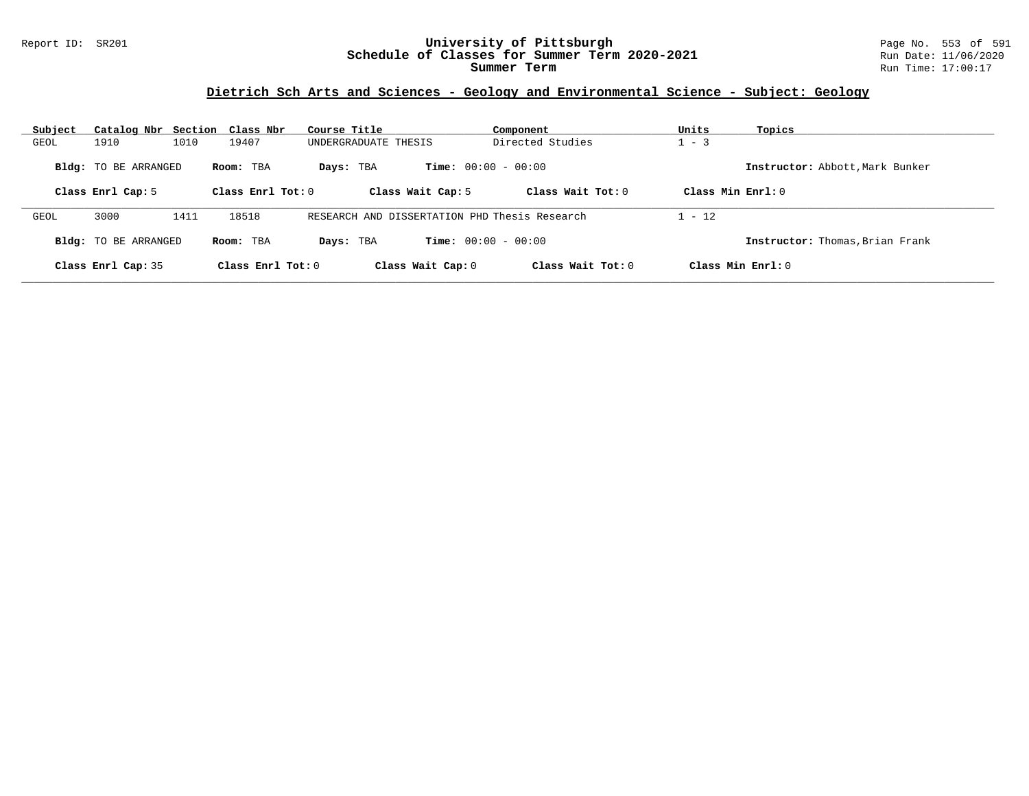# University of Pittsburgh
## Schedule of Classes for Summer Term 2020-2021
### Summer Term

Report ID: SR201

Run Date: 11/06/2020
Run Time: 17:00:17

## Dietrich Sch Arts and Sciences - Geology and Environmental Science - Subject: Geology

| Subject | Catalog Nbr | Section | Class Nbr | Course Title | Component | Units | Topics |
|---|---|---|---|---|---|---|---|
| GEOL | 1910 | 1010 | 19407 | UNDERGRADUATE THESIS | Directed Studies | 1 - 3 | |

**Bldg:** TO BE ARRANGED **Room:** TBA **Days:** TBA **Time:** 00:00 - 00:00 **Instructor:** Abbott,Mark Bunker

**Class Enrl Cap:** 5 **Class Enrl Tot:** 0 **Class Wait Cap:** 5 **Class Wait Tot:** 0 **Class Min Enrl:** 0

| Subject | Catalog Nbr | Section | Class Nbr | Course Title | Component | Units | Topics |
|---|---|---|---|---|---|---|---|
| GEOL | 3000 | 1411 | 18518 | RESEARCH AND DISSERTATION PHD | Thesis Research | 1 - 12 | |

**Bldg:** TO BE ARRANGED **Room:** TBA **Days:** TBA **Time:** 00:00 - 00:00 **Instructor:** Thomas,Brian Frank

**Class Enrl Cap:** 35 **Class Enrl Tot:** 0 **Class Wait Cap:** 0 **Class Wait Tot:** 0 **Class Min Enrl:** 0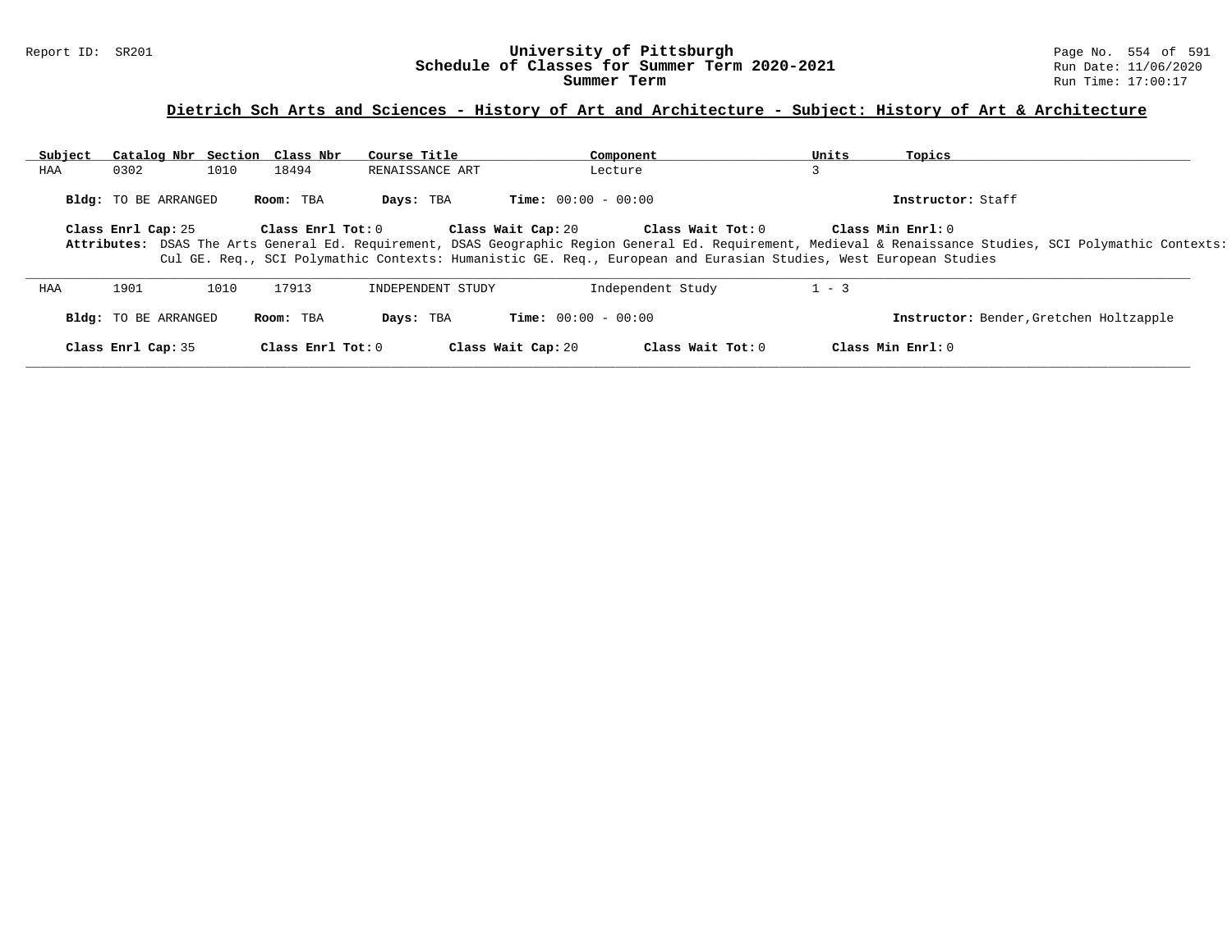## Dietrich Sch Arts and Sciences - History of Art and Architecture - Subject: History of Art & Architecture

| Subject | Catalog Nbr | Section | Class Nbr | Course Title | Component | Units | Topics |
|---|---|---|---|---|---|---|---|
| HAA | 0302 | 1010 | 18494 | RENAISSANCE ART | Lecture | 3 | |

**Bldg:** TO BE ARRANGED **Room:** TBA **Days:** TBA **Time:** 00:00 - 00:00 **Instructor:** Staff

**Class Enrl Cap:** 25 **Class Enrl Tot:** 0 **Class Wait Cap:** 20 **Class Wait Tot:** 0 **Class Min Enrl:** 0

**Attributes:** DSAS The Arts General Ed. Requirement, DSAS Geographic Region General Ed. Requirement, Medieval & Renaissance Studies, SCI Polymathic Contexts: Cul GE. Req., SCI Polymathic Contexts: Humanistic GE. Req., European and Eurasian Studies, West European Studies

| Subject | Catalog Nbr | Section | Class Nbr | Course Title | Component | Units | Topics |
|---|---|---|---|---|---|---|---|
| HAA | 1901 | 1010 | 17913 | INDEPENDENT STUDY | Independent Study | 1 - 3 | |

**Bldg:** TO BE ARRANGED **Room:** TBA **Days:** TBA **Time:** 00:00 - 00:00 **Instructor:** Bender,Gretchen Holtzapple

**Class Enrl Cap:** 35 **Class Enrl Tot:** 0 **Class Wait Cap:** 20 **Class Wait Tot:** 0 **Class Min Enrl:** 0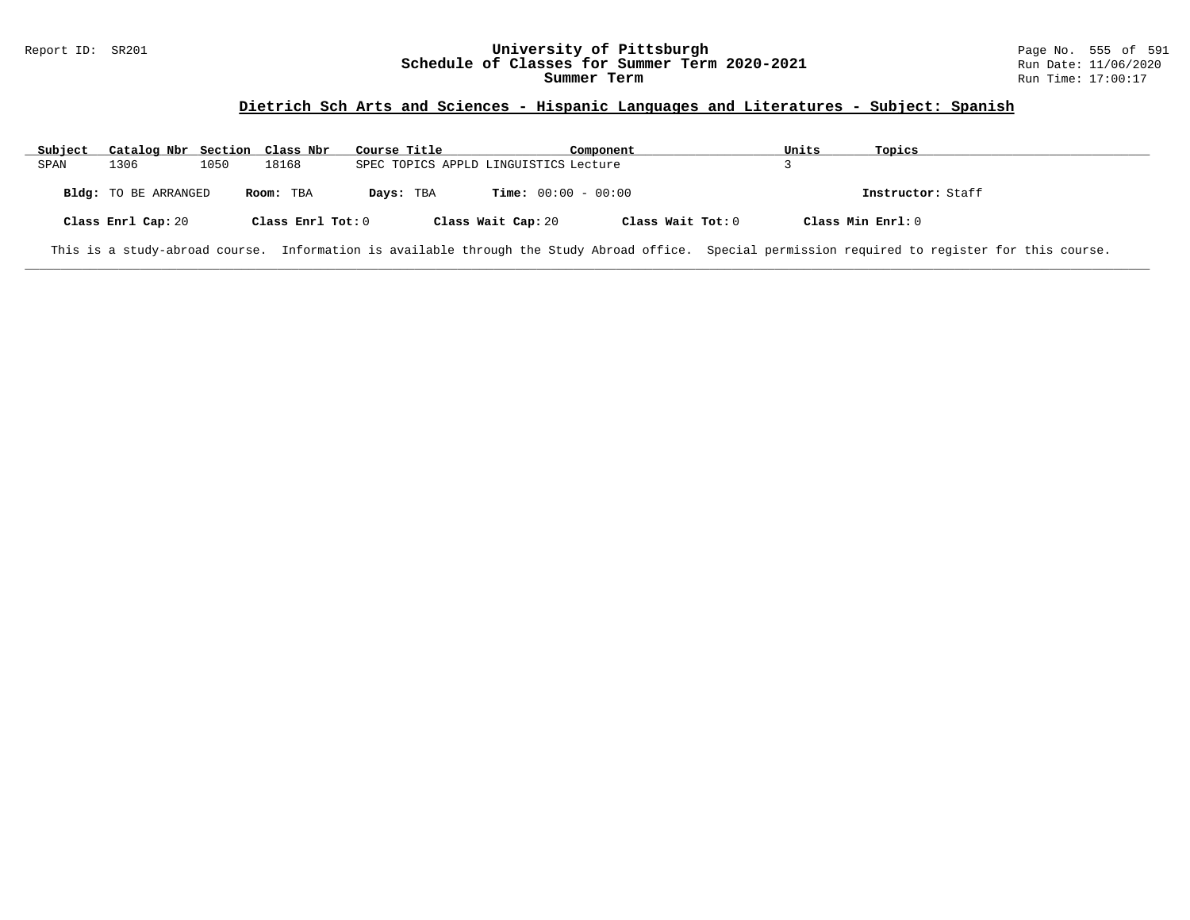## Dietrich Sch Arts and Sciences - Hispanic Languages and Literatures - Subject: Spanish

| Subject | Catalog Nbr | Section | Class Nbr | Course Title | Component | Units | Topics |
|---|---|---|---|---|---|---|---|
| SPAN | 1306 | 1050 | 18168 | SPEC TOPICS APPLD LINGUISTICS | Lecture | 3 | |

**Bldg:** TO BE ARRANGED **Room:** TBA **Days:** TBA **Time:** 00:00 - 00:00 **Instructor:** Staff

**Class Enrl Cap:** 20 **Class Enrl Tot:** 0 **Class Wait Cap:** 20 **Class Wait Tot:** 0 **Class Min Enrl:** 0

This is a study-abroad course. Information is available through the Study Abroad office. Special permission required to register for this course.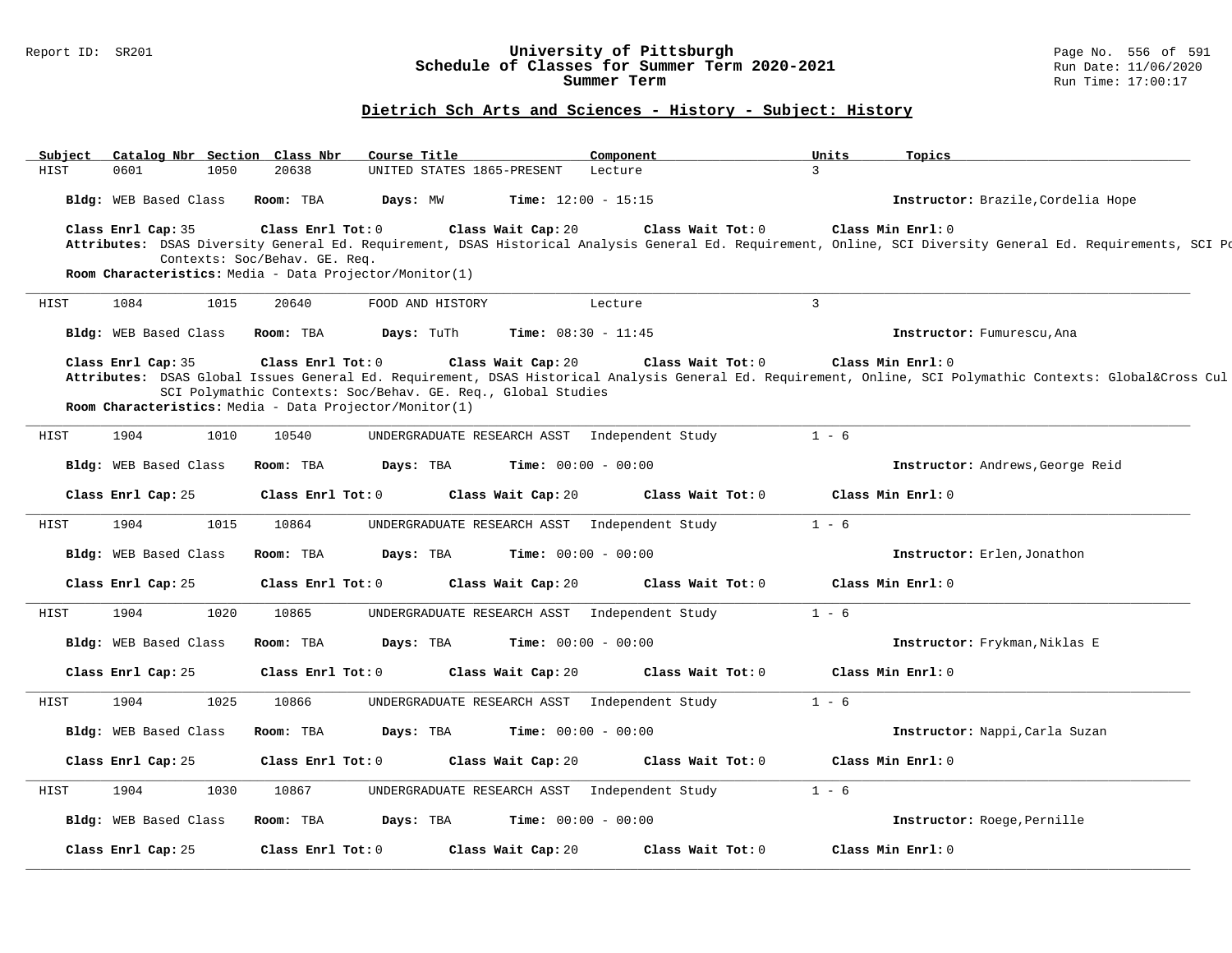## University of Pittsburgh
## Schedule of Classes for Summer Term 2020-2021
## Summer Term

### Dietrich Sch Arts and Sciences - History - Subject: History

| Subject | Catalog Nbr | Section | Class Nbr | Course Title | Component | Units | Topics |
|---|---|---|---|---|---|---|---|
| HIST | 0601 | 1050 | 20638 | UNITED STATES 1865-PRESENT | Lecture | 3 | |

**Bldg:** WEB Based Class **Room:** TBA **Days:** MW **Time:** 12:00 - 15:15 **Instructor:** Brazile,Cordelia Hope

**Class Enrl Cap:** 35 **Class Enrl Tot:** 0 **Class Wait Cap:** 20 **Class Wait Tot:** 0 **Class Min Enrl:** 0

**Attributes:** DSAS Diversity General Ed. Requirement, DSAS Historical Analysis General Ed. Requirement, Online, SCI Diversity General Ed. Requirements, SCI Po Contexts: Soc/Behav. GE. Req.

**Room Characteristics:** Media - Data Projector/Monitor(1)

---

| Subject | Catalog Nbr | Section | Class Nbr | Course Title | Component | Units | Topics |
|---|---|---|---|---|---|---|---|
| HIST | 1084 | 1015 | 20640 | FOOD AND HISTORY | Lecture | 3 | |

**Bldg:** WEB Based Class **Room:** TBA **Days:** TuTh **Time:** 08:30 - 11:45 **Instructor:** Fumurescu,Ana

**Class Enrl Cap:** 35 **Class Enrl Tot:** 0 **Class Wait Cap:** 20 **Class Wait Tot:** 0 **Class Min Enrl:** 0

**Attributes:** DSAS Global Issues General Ed. Requirement, DSAS Historical Analysis General Ed. Requirement, Online, SCI Polymathic Contexts: Global&Cross Cul SCI Polymathic Contexts: Soc/Behav. GE. Req., Global Studies

**Room Characteristics:** Media - Data Projector/Monitor(1)

---

| Subject | Catalog Nbr | Section | Class Nbr | Course Title | Component | Units | Topics |
|---|---|---|---|---|---|---|---|
| HIST | 1904 | 1010 | 10540 | UNDERGRADUATE RESEARCH ASST | Independent Study | 1 - 6 | |

**Bldg:** WEB Based Class **Room:** TBA **Days:** TBA **Time:** 00:00 - 00:00 **Instructor:** Andrews,George Reid

**Class Enrl Cap:** 25 **Class Enrl Tot:** 0 **Class Wait Cap:** 20 **Class Wait Tot:** 0 **Class Min Enrl:** 0

---

| Subject | Catalog Nbr | Section | Class Nbr | Course Title | Component | Units | Topics |
|---|---|---|---|---|---|---|---|
| HIST | 1904 | 1015 | 10864 | UNDERGRADUATE RESEARCH ASST | Independent Study | 1 - 6 | |

**Bldg:** WEB Based Class **Room:** TBA **Days:** TBA **Time:** 00:00 - 00:00 **Instructor:** Erlen,Jonathon

**Class Enrl Cap:** 25 **Class Enrl Tot:** 0 **Class Wait Cap:** 20 **Class Wait Tot:** 0 **Class Min Enrl:** 0

---

| Subject | Catalog Nbr | Section | Class Nbr | Course Title | Component | Units | Topics |
|---|---|---|---|---|---|---|---|
| HIST | 1904 | 1020 | 10865 | UNDERGRADUATE RESEARCH ASST | Independent Study | 1 - 6 | |

**Bldg:** WEB Based Class **Room:** TBA **Days:** TBA **Time:** 00:00 - 00:00 **Instructor:** Frykman,Niklas E

**Class Enrl Cap:** 25 **Class Enrl Tot:** 0 **Class Wait Cap:** 20 **Class Wait Tot:** 0 **Class Min Enrl:** 0

---

| Subject | Catalog Nbr | Section | Class Nbr | Course Title | Component | Units | Topics |
|---|---|---|---|---|---|---|---|
| HIST | 1904 | 1025 | 10866 | UNDERGRADUATE RESEARCH ASST | Independent Study | 1 - 6 | |

**Bldg:** WEB Based Class **Room:** TBA **Days:** TBA **Time:** 00:00 - 00:00 **Instructor:** Nappi,Carla Suzan

**Class Enrl Cap:** 25 **Class Enrl Tot:** 0 **Class Wait Cap:** 20 **Class Wait Tot:** 0 **Class Min Enrl:** 0

---

| Subject | Catalog Nbr | Section | Class Nbr | Course Title | Component | Units | Topics |
|---|---|---|---|---|---|---|---|
| HIST | 1904 | 1030 | 10867 | UNDERGRADUATE RESEARCH ASST | Independent Study | 1 - 6 | |

**Bldg:** WEB Based Class **Room:** TBA **Days:** TBA **Time:** 00:00 - 00:00 **Instructor:** Roege,Pernille

**Class Enrl Cap:** 25 **Class Enrl Tot:** 0 **Class Wait Cap:** 20 **Class Wait Tot:** 0 **Class Min Enrl:** 0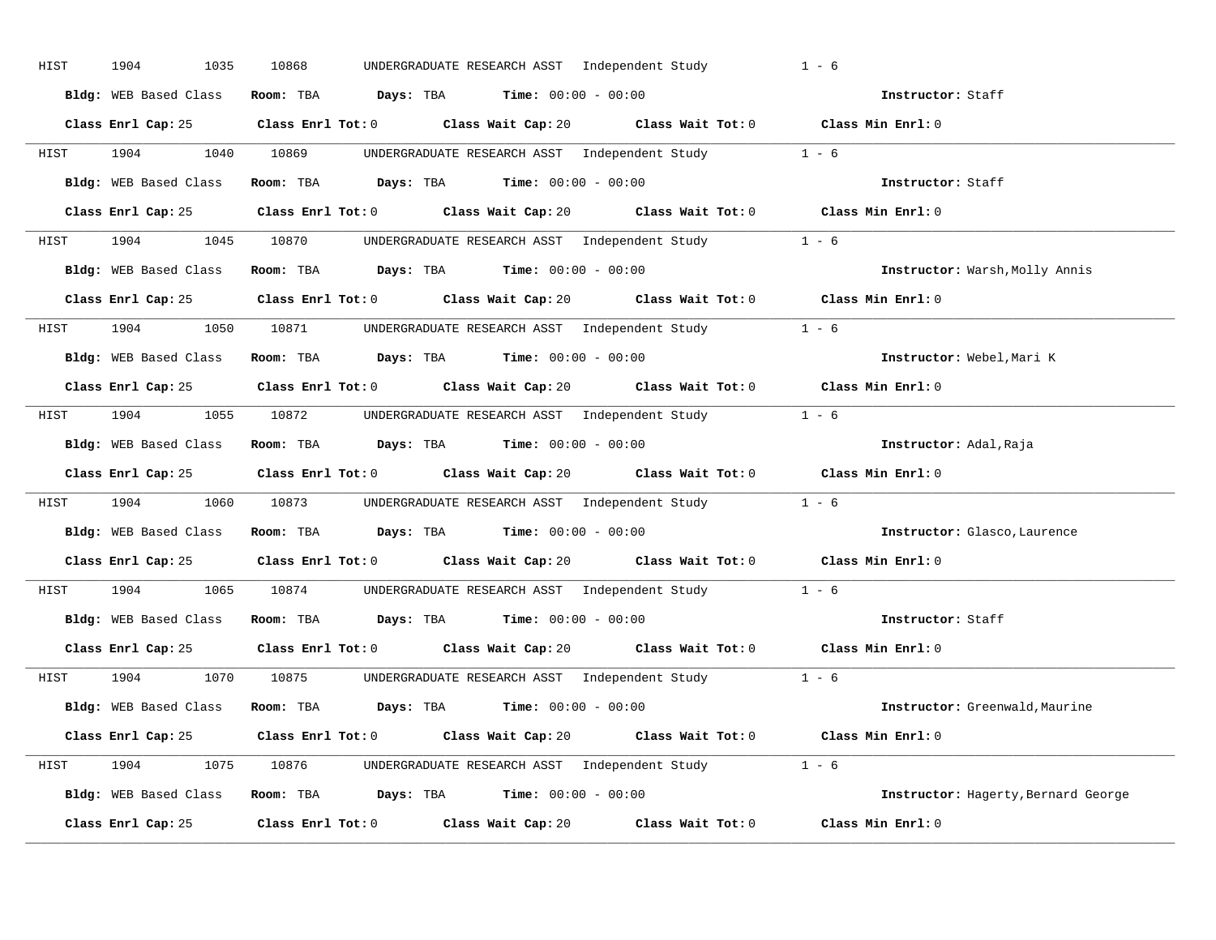HIST 1904 1035 10868 UNDERGRADUATE RESEARCH ASST Independent Study 1 - 6

**Bldg:** WEB Based Class **Room:** TBA **Days:** TBA **Time:** 00:00 - 00:00 **Instructor:** Staff

**Class Enrl Cap:** 25 **Class Enrl Tot:** 0 **Class Wait Cap:** 20 **Class Wait Tot:** 0 **Class Min Enrl:** 0

---

HIST 1904 1040 10869 UNDERGRADUATE RESEARCH ASST Independent Study 1 - 6

**Bldg:** WEB Based Class **Room:** TBA **Days:** TBA **Time:** 00:00 - 00:00 **Instructor:** Staff

**Class Enrl Cap:** 25 **Class Enrl Tot:** 0 **Class Wait Cap:** 20 **Class Wait Tot:** 0 **Class Min Enrl:** 0

---

HIST 1904 1045 10870 UNDERGRADUATE RESEARCH ASST Independent Study 1 - 6

**Bldg:** WEB Based Class **Room:** TBA **Days:** TBA **Time:** 00:00 - 00:00 **Instructor:** Warsh,Molly Annis

**Class Enrl Cap:** 25 **Class Enrl Tot:** 0 **Class Wait Cap:** 20 **Class Wait Tot:** 0 **Class Min Enrl:** 0

---

HIST 1904 1050 10871 UNDERGRADUATE RESEARCH ASST Independent Study 1 - 6

**Bldg:** WEB Based Class **Room:** TBA **Days:** TBA **Time:** 00:00 - 00:00 **Instructor:** Webel,Mari K

**Class Enrl Cap:** 25 **Class Enrl Tot:** 0 **Class Wait Cap:** 20 **Class Wait Tot:** 0 **Class Min Enrl:** 0

---

HIST 1904 1055 10872 UNDERGRADUATE RESEARCH ASST Independent Study 1 - 6

**Bldg:** WEB Based Class **Room:** TBA **Days:** TBA **Time:** 00:00 - 00:00 **Instructor:** Adal,Raja

**Class Enrl Cap:** 25 **Class Enrl Tot:** 0 **Class Wait Cap:** 20 **Class Wait Tot:** 0 **Class Min Enrl:** 0

---

HIST 1904 1060 10873 UNDERGRADUATE RESEARCH ASST Independent Study 1 - 6

**Bldg:** WEB Based Class **Room:** TBA **Days:** TBA **Time:** 00:00 - 00:00 **Instructor:** Glasco,Laurence

**Class Enrl Cap:** 25 **Class Enrl Tot:** 0 **Class Wait Cap:** 20 **Class Wait Tot:** 0 **Class Min Enrl:** 0

---

HIST 1904 1065 10874 UNDERGRADUATE RESEARCH ASST Independent Study 1 - 6

**Bldg:** WEB Based Class **Room:** TBA **Days:** TBA **Time:** 00:00 - 00:00 **Instructor:** Staff

**Class Enrl Cap:** 25 **Class Enrl Tot:** 0 **Class Wait Cap:** 20 **Class Wait Tot:** 0 **Class Min Enrl:** 0

---

HIST 1904 1070 10875 UNDERGRADUATE RESEARCH ASST Independent Study 1 - 6

**Bldg:** WEB Based Class **Room:** TBA **Days:** TBA **Time:** 00:00 - 00:00 **Instructor:** Greenwald,Maurine

**Class Enrl Cap:** 25 **Class Enrl Tot:** 0 **Class Wait Cap:** 20 **Class Wait Tot:** 0 **Class Min Enrl:** 0

---

HIST 1904 1075 10876 UNDERGRADUATE RESEARCH ASST Independent Study 1 - 6

**Bldg:** WEB Based Class **Room:** TBA **Days:** TBA **Time:** 00:00 - 00:00 **Instructor:** Hagerty,Bernard George

**Class Enrl Cap:** 25 **Class Enrl Tot:** 0 **Class Wait Cap:** 20 **Class Wait Tot:** 0 **Class Min Enrl:** 0

---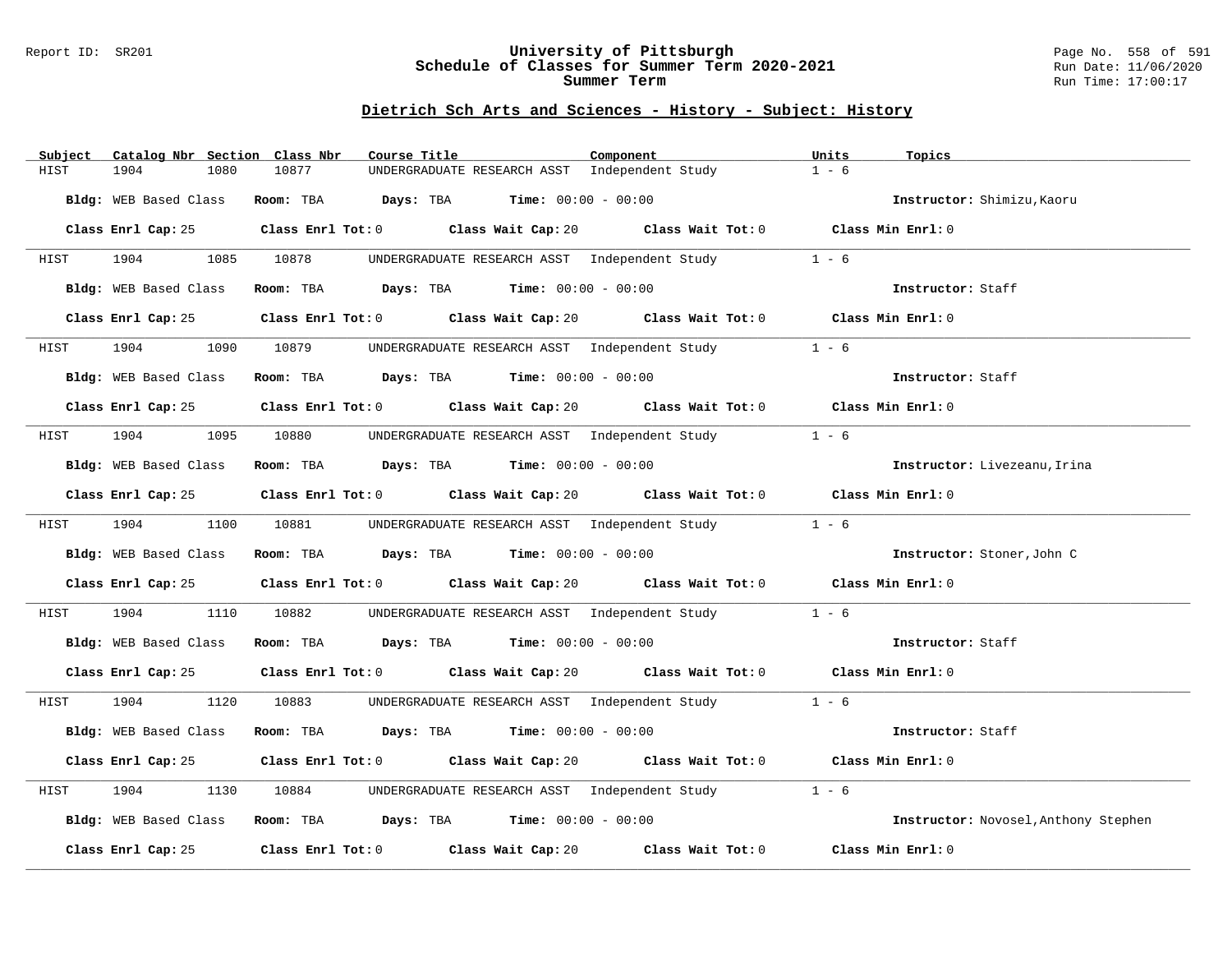## Dietrich Sch Arts and Sciences - History - Subject: History

| Subject | Catalog Nbr | Section | Class Nbr | Course Title | Component | Units | Topics |
|---|---|---|---|---|---|---|---|
| HIST | 1904 | 1080 | 10877 | UNDERGRADUATE RESEARCH ASST | Independent Study | 1 - 6 | |

**Bldg:** WEB Based Class **Room:** TBA **Days:** TBA **Time:** 00:00 - 00:00 **Instructor:** Shimizu,Kaoru

**Class Enrl Cap:** 25 **Class Enrl Tot:** 0 **Class Wait Cap:** 20 **Class Wait Tot:** 0 **Class Min Enrl:** 0

| Subject | Catalog Nbr | Section | Class Nbr | Course Title | Component | Units | Topics |
|---|---|---|---|---|---|---|---|
| HIST | 1904 | 1085 | 10878 | UNDERGRADUATE RESEARCH ASST | Independent Study | 1 - 6 | |

**Bldg:** WEB Based Class **Room:** TBA **Days:** TBA **Time:** 00:00 - 00:00 **Instructor:** Staff

**Class Enrl Cap:** 25 **Class Enrl Tot:** 0 **Class Wait Cap:** 20 **Class Wait Tot:** 0 **Class Min Enrl:** 0

| Subject | Catalog Nbr | Section | Class Nbr | Course Title | Component | Units | Topics |
|---|---|---|---|---|---|---|---|
| HIST | 1904 | 1090 | 10879 | UNDERGRADUATE RESEARCH ASST | Independent Study | 1 - 6 | |

**Bldg:** WEB Based Class **Room:** TBA **Days:** TBA **Time:** 00:00 - 00:00 **Instructor:** Staff

**Class Enrl Cap:** 25 **Class Enrl Tot:** 0 **Class Wait Cap:** 20 **Class Wait Tot:** 0 **Class Min Enrl:** 0

| Subject | Catalog Nbr | Section | Class Nbr | Course Title | Component | Units | Topics |
|---|---|---|---|---|---|---|---|
| HIST | 1904 | 1095 | 10880 | UNDERGRADUATE RESEARCH ASST | Independent Study | 1 - 6 | |

**Bldg:** WEB Based Class **Room:** TBA **Days:** TBA **Time:** 00:00 - 00:00 **Instructor:** Livezeanu,Irina

**Class Enrl Cap:** 25 **Class Enrl Tot:** 0 **Class Wait Cap:** 20 **Class Wait Tot:** 0 **Class Min Enrl:** 0

| Subject | Catalog Nbr | Section | Class Nbr | Course Title | Component | Units | Topics |
|---|---|---|---|---|---|---|---|
| HIST | 1904 | 1100 | 10881 | UNDERGRADUATE RESEARCH ASST | Independent Study | 1 - 6 | |

**Bldg:** WEB Based Class **Room:** TBA **Days:** TBA **Time:** 00:00 - 00:00 **Instructor:** Stoner,John C

**Class Enrl Cap:** 25 **Class Enrl Tot:** 0 **Class Wait Cap:** 20 **Class Wait Tot:** 0 **Class Min Enrl:** 0

| Subject | Catalog Nbr | Section | Class Nbr | Course Title | Component | Units | Topics |
|---|---|---|---|---|---|---|---|
| HIST | 1904 | 1110 | 10882 | UNDERGRADUATE RESEARCH ASST | Independent Study | 1 - 6 | |

**Bldg:** WEB Based Class **Room:** TBA **Days:** TBA **Time:** 00:00 - 00:00 **Instructor:** Staff

**Class Enrl Cap:** 25 **Class Enrl Tot:** 0 **Class Wait Cap:** 20 **Class Wait Tot:** 0 **Class Min Enrl:** 0

| Subject | Catalog Nbr | Section | Class Nbr | Course Title | Component | Units | Topics |
|---|---|---|---|---|---|---|---|
| HIST | 1904 | 1120 | 10883 | UNDERGRADUATE RESEARCH ASST | Independent Study | 1 - 6 | |

**Bldg:** WEB Based Class **Room:** TBA **Days:** TBA **Time:** 00:00 - 00:00 **Instructor:** Staff

**Class Enrl Cap:** 25 **Class Enrl Tot:** 0 **Class Wait Cap:** 20 **Class Wait Tot:** 0 **Class Min Enrl:** 0

| Subject | Catalog Nbr | Section | Class Nbr | Course Title | Component | Units | Topics |
|---|---|---|---|---|---|---|---|
| HIST | 1904 | 1130 | 10884 | UNDERGRADUATE RESEARCH ASST | Independent Study | 1 - 6 | |

**Bldg:** WEB Based Class **Room:** TBA **Days:** TBA **Time:** 00:00 - 00:00 **Instructor:** Novosel,Anthony Stephen

**Class Enrl Cap:** 25 **Class Enrl Tot:** 0 **Class Wait Cap:** 20 **Class Wait Tot:** 0 **Class Min Enrl:** 0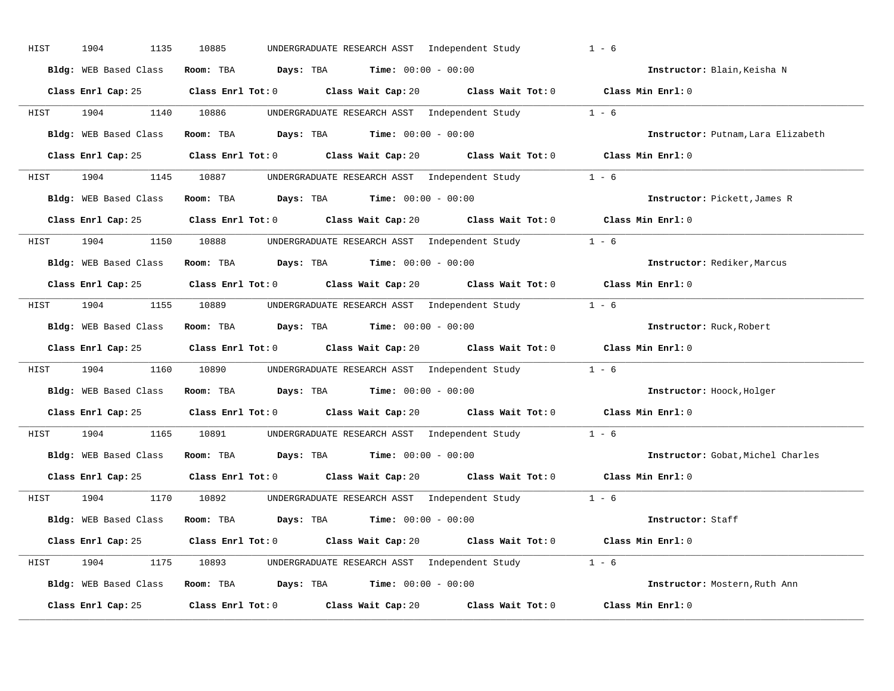HIST 1904 1135 10885 UNDERGRADUATE RESEARCH ASST Independent Study 1 - 6

**Bldg:** WEB Based Class **Room:** TBA **Days:** TBA **Time:** 00:00 - 00:00 **Instructor:** Blain,Keisha N

**Class Enrl Cap:** 25 **Class Enrl Tot:** 0 **Class Wait Cap:** 20 **Class Wait Tot:** 0 **Class Min Enrl:** 0

---

HIST 1904 1140 10886 UNDERGRADUATE RESEARCH ASST Independent Study 1 - 6

**Bldg:** WEB Based Class **Room:** TBA **Days:** TBA **Time:** 00:00 - 00:00 **Instructor:** Putnam,Lara Elizabeth

**Class Enrl Cap:** 25 **Class Enrl Tot:** 0 **Class Wait Cap:** 20 **Class Wait Tot:** 0 **Class Min Enrl:** 0

---

HIST 1904 1145 10887 UNDERGRADUATE RESEARCH ASST Independent Study 1 - 6

**Bldg:** WEB Based Class **Room:** TBA **Days:** TBA **Time:** 00:00 - 00:00 **Instructor:** Pickett,James R

**Class Enrl Cap:** 25 **Class Enrl Tot:** 0 **Class Wait Cap:** 20 **Class Wait Tot:** 0 **Class Min Enrl:** 0

---

HIST 1904 1150 10888 UNDERGRADUATE RESEARCH ASST Independent Study 1 - 6

**Bldg:** WEB Based Class **Room:** TBA **Days:** TBA **Time:** 00:00 - 00:00 **Instructor:** Rediker,Marcus

**Class Enrl Cap:** 25 **Class Enrl Tot:** 0 **Class Wait Cap:** 20 **Class Wait Tot:** 0 **Class Min Enrl:** 0

---

HIST 1904 1155 10889 UNDERGRADUATE RESEARCH ASST Independent Study 1 - 6

**Bldg:** WEB Based Class **Room:** TBA **Days:** TBA **Time:** 00:00 - 00:00 **Instructor:** Ruck,Robert

**Class Enrl Cap:** 25 **Class Enrl Tot:** 0 **Class Wait Cap:** 20 **Class Wait Tot:** 0 **Class Min Enrl:** 0

---

HIST 1904 1160 10890 UNDERGRADUATE RESEARCH ASST Independent Study 1 - 6

**Bldg:** WEB Based Class **Room:** TBA **Days:** TBA **Time:** 00:00 - 00:00 **Instructor:** Hoock,Holger

**Class Enrl Cap:** 25 **Class Enrl Tot:** 0 **Class Wait Cap:** 20 **Class Wait Tot:** 0 **Class Min Enrl:** 0

---

HIST 1904 1165 10891 UNDERGRADUATE RESEARCH ASST Independent Study 1 - 6

**Bldg:** WEB Based Class **Room:** TBA **Days:** TBA **Time:** 00:00 - 00:00 **Instructor:** Gobat,Michel Charles

**Class Enrl Cap:** 25 **Class Enrl Tot:** 0 **Class Wait Cap:** 20 **Class Wait Tot:** 0 **Class Min Enrl:** 0

---

HIST 1904 1170 10892 UNDERGRADUATE RESEARCH ASST Independent Study 1 - 6

**Bldg:** WEB Based Class **Room:** TBA **Days:** TBA **Time:** 00:00 - 00:00 **Instructor:** Staff

**Class Enrl Cap:** 25 **Class Enrl Tot:** 0 **Class Wait Cap:** 20 **Class Wait Tot:** 0 **Class Min Enrl:** 0

---

HIST 1904 1175 10893 UNDERGRADUATE RESEARCH ASST Independent Study 1 - 6

**Bldg:** WEB Based Class **Room:** TBA **Days:** TBA **Time:** 00:00 - 00:00 **Instructor:** Mostern,Ruth Ann

**Class Enrl Cap:** 25 **Class Enrl Tot:** 0 **Class Wait Cap:** 20 **Class Wait Tot:** 0 **Class Min Enrl:** 0

---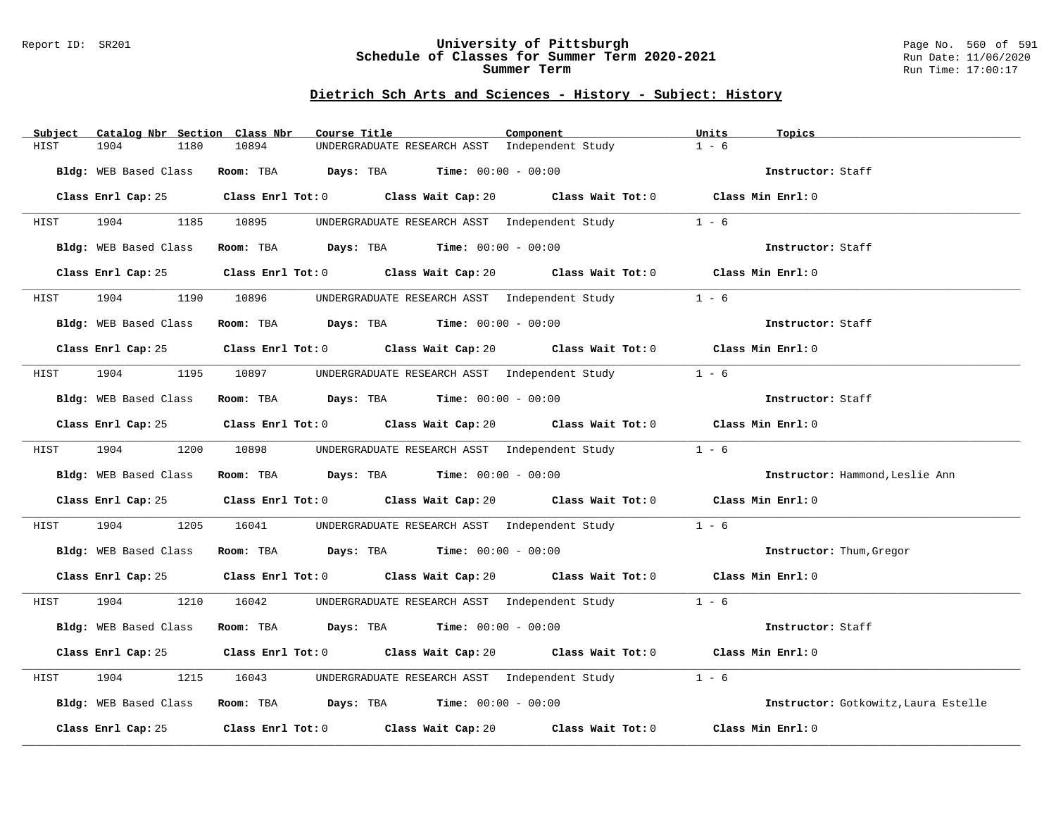## Dietrich Sch Arts and Sciences - History - Subject: History

| Subject | Catalog Nbr | Section | Class Nbr | Course Title | Component | Units | Topics |
|---|---|---|---|---|---|---|---|
| HIST | 1904 | 1180 | 10894 | UNDERGRADUATE RESEARCH ASST | Independent Study | 1 - 6 | |

**Bldg:** WEB Based Class **Room:** TBA **Days:** TBA **Time:** 00:00 - 00:00 **Instructor:** Staff

**Class Enrl Cap:** 25 **Class Enrl Tot:** 0 **Class Wait Cap:** 20 **Class Wait Tot:** 0 **Class Min Enrl:** 0

| Subject | Catalog Nbr | Section | Class Nbr | Course Title | Component | Units | Topics |
|---|---|---|---|---|---|---|---|
| HIST | 1904 | 1185 | 10895 | UNDERGRADUATE RESEARCH ASST | Independent Study | 1 - 6 | |

**Bldg:** WEB Based Class **Room:** TBA **Days:** TBA **Time:** 00:00 - 00:00 **Instructor:** Staff

**Class Enrl Cap:** 25 **Class Enrl Tot:** 0 **Class Wait Cap:** 20 **Class Wait Tot:** 0 **Class Min Enrl:** 0

| Subject | Catalog Nbr | Section | Class Nbr | Course Title | Component | Units | Topics |
|---|---|---|---|---|---|---|---|
| HIST | 1904 | 1190 | 10896 | UNDERGRADUATE RESEARCH ASST | Independent Study | 1 - 6 | |

**Bldg:** WEB Based Class **Room:** TBA **Days:** TBA **Time:** 00:00 - 00:00 **Instructor:** Staff

**Class Enrl Cap:** 25 **Class Enrl Tot:** 0 **Class Wait Cap:** 20 **Class Wait Tot:** 0 **Class Min Enrl:** 0

| Subject | Catalog Nbr | Section | Class Nbr | Course Title | Component | Units | Topics |
|---|---|---|---|---|---|---|---|
| HIST | 1904 | 1195 | 10897 | UNDERGRADUATE RESEARCH ASST | Independent Study | 1 - 6 | |

**Bldg:** WEB Based Class **Room:** TBA **Days:** TBA **Time:** 00:00 - 00:00 **Instructor:** Staff

**Class Enrl Cap:** 25 **Class Enrl Tot:** 0 **Class Wait Cap:** 20 **Class Wait Tot:** 0 **Class Min Enrl:** 0

| Subject | Catalog Nbr | Section | Class Nbr | Course Title | Component | Units | Topics |
|---|---|---|---|---|---|---|---|
| HIST | 1904 | 1200 | 10898 | UNDERGRADUATE RESEARCH ASST | Independent Study | 1 - 6 | |

**Bldg:** WEB Based Class **Room:** TBA **Days:** TBA **Time:** 00:00 - 00:00 **Instructor:** Hammond,Leslie Ann

**Class Enrl Cap:** 25 **Class Enrl Tot:** 0 **Class Wait Cap:** 20 **Class Wait Tot:** 0 **Class Min Enrl:** 0

| Subject | Catalog Nbr | Section | Class Nbr | Course Title | Component | Units | Topics |
|---|---|---|---|---|---|---|---|
| HIST | 1904 | 1205 | 16041 | UNDERGRADUATE RESEARCH ASST | Independent Study | 1 - 6 | |

**Bldg:** WEB Based Class **Room:** TBA **Days:** TBA **Time:** 00:00 - 00:00 **Instructor:** Thum,Gregor

**Class Enrl Cap:** 25 **Class Enrl Tot:** 0 **Class Wait Cap:** 20 **Class Wait Tot:** 0 **Class Min Enrl:** 0

| Subject | Catalog Nbr | Section | Class Nbr | Course Title | Component | Units | Topics |
|---|---|---|---|---|---|---|---|
| HIST | 1904 | 1210 | 16042 | UNDERGRADUATE RESEARCH ASST | Independent Study | 1 - 6 | |

**Bldg:** WEB Based Class **Room:** TBA **Days:** TBA **Time:** 00:00 - 00:00 **Instructor:** Staff

**Class Enrl Cap:** 25 **Class Enrl Tot:** 0 **Class Wait Cap:** 20 **Class Wait Tot:** 0 **Class Min Enrl:** 0

| Subject | Catalog Nbr | Section | Class Nbr | Course Title | Component | Units | Topics |
|---|---|---|---|---|---|---|---|
| HIST | 1904 | 1215 | 16043 | UNDERGRADUATE RESEARCH ASST | Independent Study | 1 - 6 | |

**Bldg:** WEB Based Class **Room:** TBA **Days:** TBA **Time:** 00:00 - 00:00 **Instructor:** Gotkowitz,Laura Estelle

**Class Enrl Cap:** 25 **Class Enrl Tot:** 0 **Class Wait Cap:** 20 **Class Wait Tot:** 0 **Class Min Enrl:** 0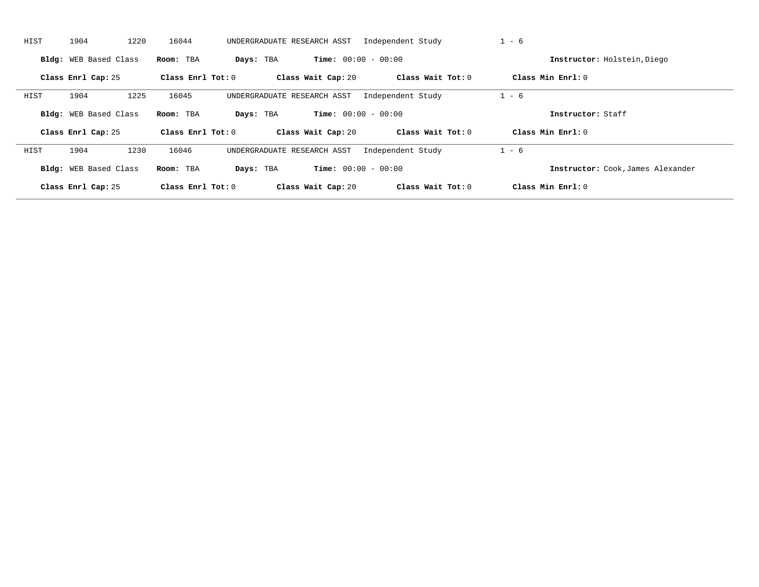HIST 1904 1220 16044 UNDERGRADUATE RESEARCH ASST Independent Study 1 - 6

**Bldg:** WEB Based Class **Room:** TBA **Days:** TBA **Time:** 00:00 - 00:00 **Instructor:** Holstein,Diego

**Class Enrl Cap:** 25 **Class Enrl Tot:** 0 **Class Wait Cap:** 20 **Class Wait Tot:** 0 **Class Min Enrl:** 0

---

HIST 1904 1225 16045 UNDERGRADUATE RESEARCH ASST Independent Study 1 - 6

**Bldg:** WEB Based Class **Room:** TBA **Days:** TBA **Time:** 00:00 - 00:00 **Instructor:** Staff

**Class Enrl Cap:** 25 **Class Enrl Tot:** 0 **Class Wait Cap:** 20 **Class Wait Tot:** 0 **Class Min Enrl:** 0

---

HIST 1904 1230 16046 UNDERGRADUATE RESEARCH ASST Independent Study 1 - 6

**Bldg:** WEB Based Class **Room:** TBA **Days:** TBA **Time:** 00:00 - 00:00 **Instructor:** Cook,James Alexander

**Class Enrl Cap:** 25 **Class Enrl Tot:** 0 **Class Wait Cap:** 20 **Class Wait Tot:** 0 **Class Min Enrl:** 0

---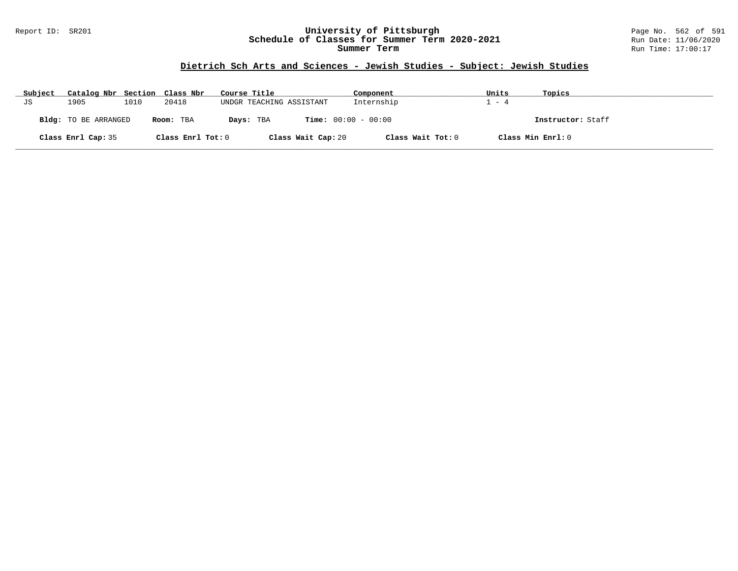Report ID: SR201

# University of Pittsburgh
## Schedule of Classes for Summer Term 2020-2021
## Summer Term

Run Date: 11/06/2020
Run Time: 17:00:17

### Dietrich Sch Arts and Sciences - Jewish Studies - Subject: Jewish Studies

| Subject | Catalog Nbr | Section | Class Nbr | Course Title | Component | Units | Topics |
|---|---|---|---|---|---|---|---|
| JS | 1905 | 1010 | 20418 | UNDGR TEACHING ASSISTANT | Internship | 1 - 4 | |

**Bldg:** TO BE ARRANGED **Room:** TBA **Days:** TBA **Time:** 00:00 - 00:00 **Instructor:** Staff

**Class Enrl Cap:** 35 **Class Enrl Tot:** 0 **Class Wait Cap:** 20 **Class Wait Tot:** 0 **Class Min Enrl:** 0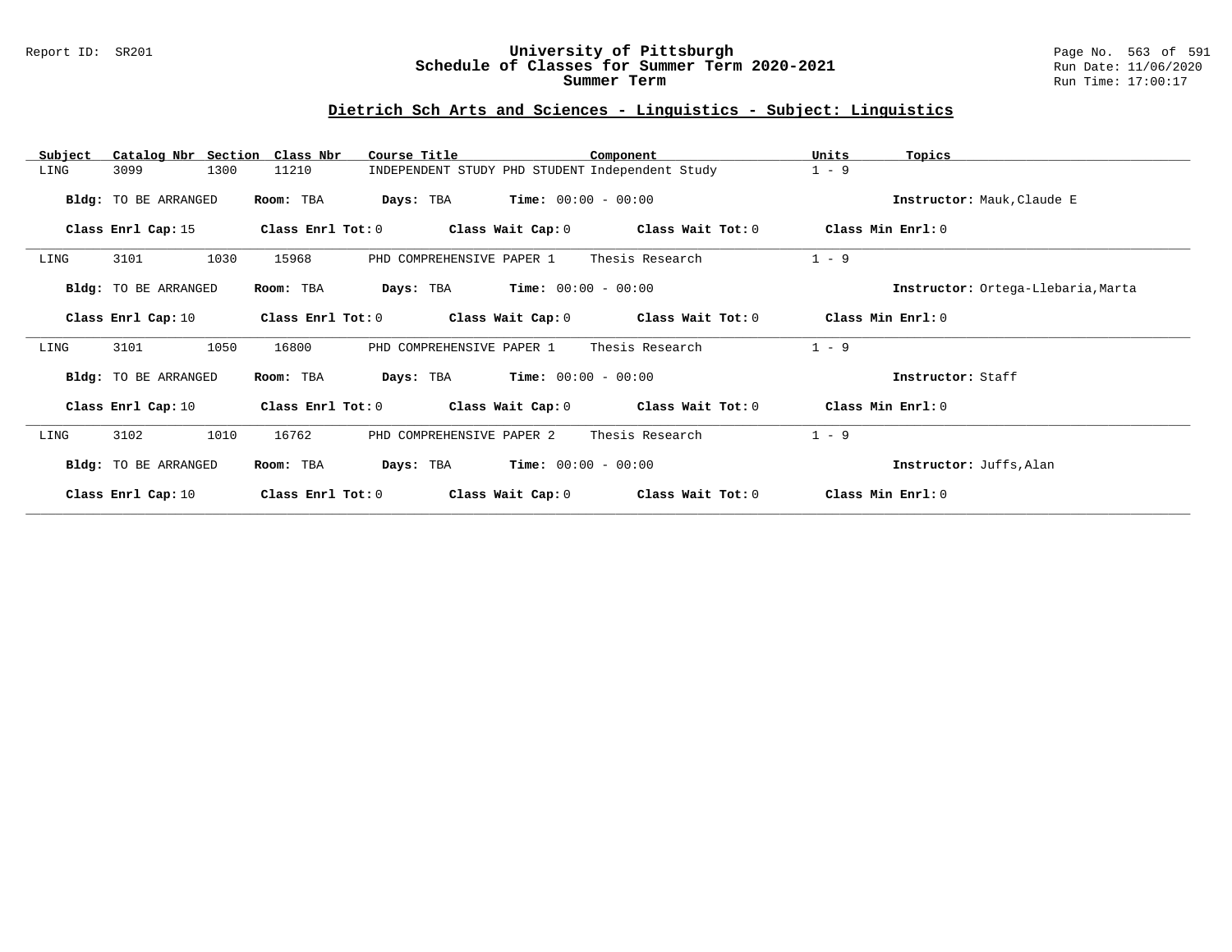## Dietrich Sch Arts and Sciences - Linguistics - Subject: Linguistics

| Subject | Catalog Nbr | Section | Class Nbr | Course Title | Component | Units | Topics |
|---|---|---|---|---|---|---|---|
| LING | 3099 | 1300 | 11210 | INDEPENDENT STUDY PHD STUDENT | Independent Study | 1 - 9 | |

**Bldg:** TO BE ARRANGED **Room:** TBA **Days:** TBA **Time:** 00:00 - 00:00 **Instructor:** Mauk,Claude E

**Class Enrl Cap:** 15 **Class Enrl Tot:** 0 **Class Wait Cap:** 0 **Class Wait Tot:** 0 **Class Min Enrl:** 0

---

| Subject | Catalog Nbr | Section | Class Nbr | Course Title | Component | Units | Topics |
|---|---|---|---|---|---|---|---|
| LING | 3101 | 1030 | 15968 | PHD COMPREHENSIVE PAPER 1 | Thesis Research | 1 - 9 | |

**Bldg:** TO BE ARRANGED **Room:** TBA **Days:** TBA **Time:** 00:00 - 00:00 **Instructor:** Ortega-Llebaria,Marta

**Class Enrl Cap:** 10 **Class Enrl Tot:** 0 **Class Wait Cap:** 0 **Class Wait Tot:** 0 **Class Min Enrl:** 0

---

| Subject | Catalog Nbr | Section | Class Nbr | Course Title | Component | Units | Topics |
|---|---|---|---|---|---|---|---|
| LING | 3101 | 1050 | 16800 | PHD COMPREHENSIVE PAPER 1 | Thesis Research | 1 - 9 | |

**Bldg:** TO BE ARRANGED **Room:** TBA **Days:** TBA **Time:** 00:00 - 00:00 **Instructor:** Staff

**Class Enrl Cap:** 10 **Class Enrl Tot:** 0 **Class Wait Cap:** 0 **Class Wait Tot:** 0 **Class Min Enrl:** 0

---

| Subject | Catalog Nbr | Section | Class Nbr | Course Title | Component | Units | Topics |
|---|---|---|---|---|---|---|---|
| LING | 3102 | 1010 | 16762 | PHD COMPREHENSIVE PAPER 2 | Thesis Research | 1 - 9 | |

**Bldg:** TO BE ARRANGED **Room:** TBA **Days:** TBA **Time:** 00:00 - 00:00 **Instructor:** Juffs,Alan

**Class Enrl Cap:** 10 **Class Enrl Tot:** 0 **Class Wait Cap:** 0 **Class Wait Tot:** 0 **Class Min Enrl:** 0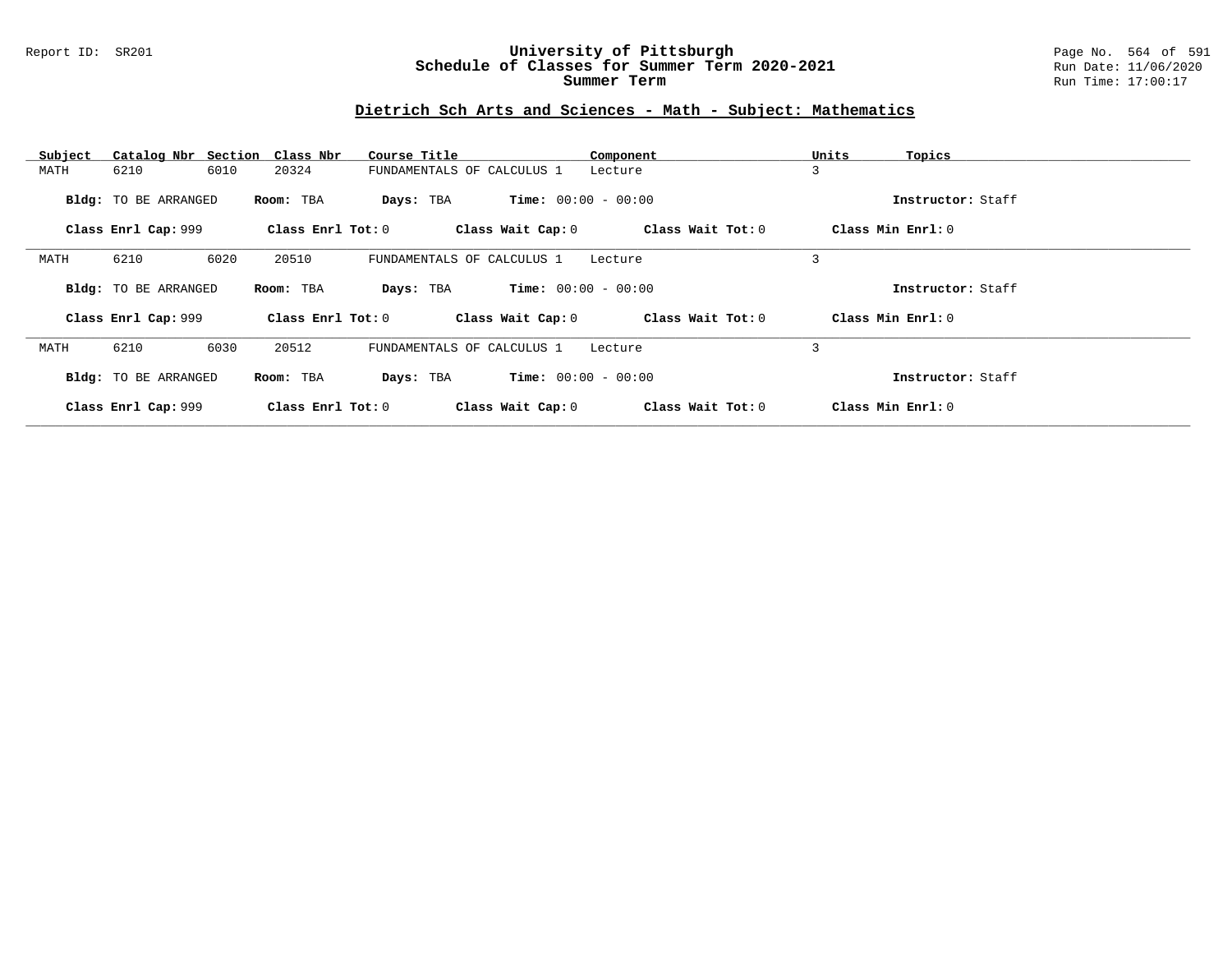## Dietrich Sch Arts and Sciences - Math - Subject: Mathematics

| Subject | Catalog Nbr | Section | Class Nbr | Course Title | Component | Units | Topics |
|---|---|---|---|---|---|---|---|
| MATH | 6210 | 6010 | 20324 | FUNDAMENTALS OF CALCULUS 1 | Lecture | 3 | |

**Bldg:** TO BE ARRANGED **Room:** TBA **Days:** TBA **Time:** 00:00 - 00:00 **Instructor:** Staff

**Class Enrl Cap:** 999 **Class Enrl Tot:** 0 **Class Wait Cap:** 0 **Class Wait Tot:** 0 **Class Min Enrl:** 0

---

| Subject | Catalog Nbr | Section | Class Nbr | Course Title | Component | Units | Topics |
|---|---|---|---|---|---|---|---|
| MATH | 6210 | 6020 | 20510 | FUNDAMENTALS OF CALCULUS 1 | Lecture | 3 | |

**Bldg:** TO BE ARRANGED **Room:** TBA **Days:** TBA **Time:** 00:00 - 00:00 **Instructor:** Staff

**Class Enrl Cap:** 999 **Class Enrl Tot:** 0 **Class Wait Cap:** 0 **Class Wait Tot:** 0 **Class Min Enrl:** 0

---

| Subject | Catalog Nbr | Section | Class Nbr | Course Title | Component | Units | Topics |
|---|---|---|---|---|---|---|---|
| MATH | 6210 | 6030 | 20512 | FUNDAMENTALS OF CALCULUS 1 | Lecture | 3 | |

**Bldg:** TO BE ARRANGED **Room:** TBA **Days:** TBA **Time:** 00:00 - 00:00 **Instructor:** Staff

**Class Enrl Cap:** 999 **Class Enrl Tot:** 0 **Class Wait Cap:** 0 **Class Wait Tot:** 0 **Class Min Enrl:** 0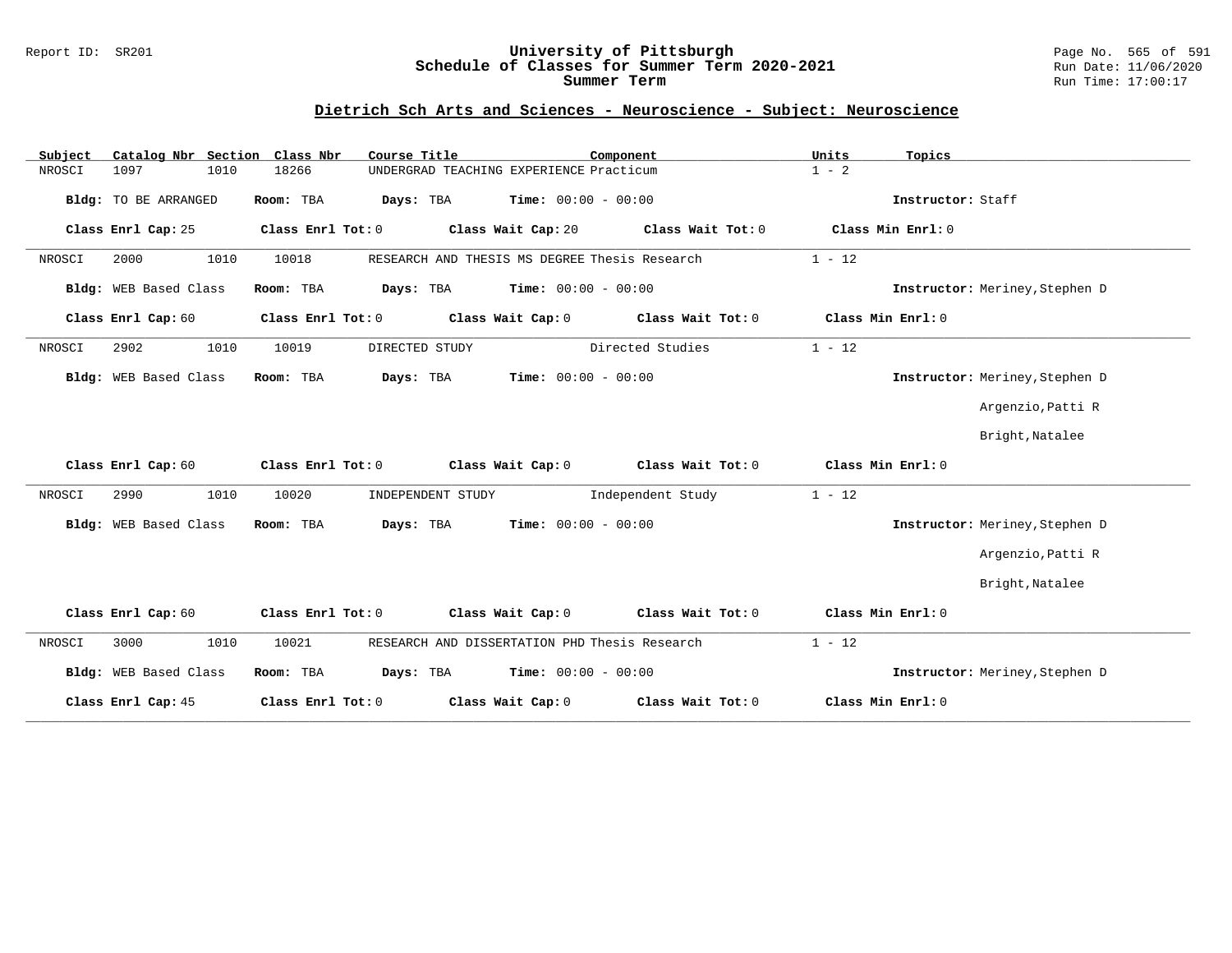## Dietrich Sch Arts and Sciences - Neuroscience - Subject: Neuroscience

| Subject | Catalog Nbr | Section | Class Nbr | Course Title | Component | Units | Topics |
|---|---|---|---|---|---|---|---|
| NROSCI | 1097 | 1010 | 18266 | UNDERGRAD TEACHING EXPERIENCE | Practicum | 1 - 2 | |

**Bldg:** TO BE ARRANGED **Room:** TBA **Days:** TBA **Time:** 00:00 - 00:00 **Instructor:** Staff

**Class Enrl Cap:** 25 **Class Enrl Tot:** 0 **Class Wait Cap:** 20 **Class Wait Tot:** 0 **Class Min Enrl:** 0

---

| Subject | Catalog Nbr | Section | Class Nbr | Course Title | Component | Units | Topics |
|---|---|---|---|---|---|---|---|
| NROSCI | 2000 | 1010 | 10018 | RESEARCH AND THESIS MS DEGREE | Thesis Research | 1 - 12 | |

**Bldg:** WEB Based Class **Room:** TBA **Days:** TBA **Time:** 00:00 - 00:00 **Instructor:** Meriney,Stephen D

**Class Enrl Cap:** 60 **Class Enrl Tot:** 0 **Class Wait Cap:** 0 **Class Wait Tot:** 0 **Class Min Enrl:** 0

---

| Subject | Catalog Nbr | Section | Class Nbr | Course Title | Component | Units | Topics |
|---|---|---|---|---|---|---|---|
| NROSCI | 2902 | 1010 | 10019 | DIRECTED STUDY | Directed Studies | 1 - 12 | |

**Bldg:** WEB Based Class **Room:** TBA **Days:** TBA **Time:** 00:00 - 00:00 **Instructor:** Meriney,Stephen D; Argenzio,Patti R; Bright,Natalee

**Class Enrl Cap:** 60 **Class Enrl Tot:** 0 **Class Wait Cap:** 0 **Class Wait Tot:** 0 **Class Min Enrl:** 0

---

| Subject | Catalog Nbr | Section | Class Nbr | Course Title | Component | Units | Topics |
|---|---|---|---|---|---|---|---|
| NROSCI | 2990 | 1010 | 10020 | INDEPENDENT STUDY | Independent Study | 1 - 12 | |

**Bldg:** WEB Based Class **Room:** TBA **Days:** TBA **Time:** 00:00 - 00:00 **Instructor:** Meriney,Stephen D; Argenzio,Patti R; Bright,Natalee

**Class Enrl Cap:** 60 **Class Enrl Tot:** 0 **Class Wait Cap:** 0 **Class Wait Tot:** 0 **Class Min Enrl:** 0

---

| Subject | Catalog Nbr | Section | Class Nbr | Course Title | Component | Units | Topics |
|---|---|---|---|---|---|---|---|
| NROSCI | 3000 | 1010 | 10021 | RESEARCH AND DISSERTATION PHD | Thesis Research | 1 - 12 | |

**Bldg:** WEB Based Class **Room:** TBA **Days:** TBA **Time:** 00:00 - 00:00 **Instructor:** Meriney,Stephen D

**Class Enrl Cap:** 45 **Class Enrl Tot:** 0 **Class Wait Cap:** 0 **Class Wait Tot:** 0 **Class Min Enrl:** 0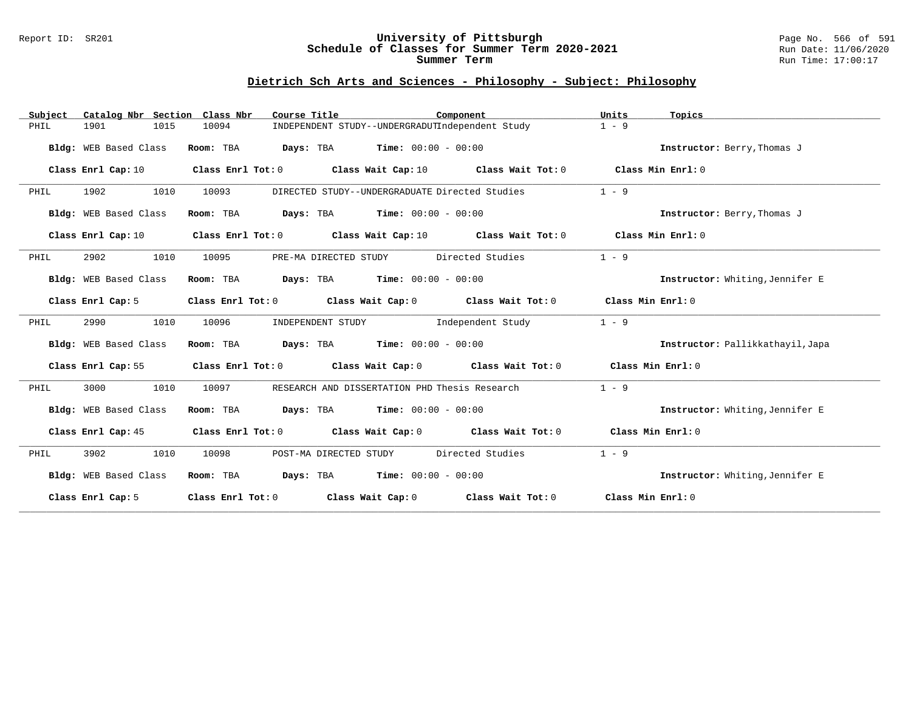## Dietrich Sch Arts and Sciences - Philosophy - Subject: Philosophy

| Subject | Catalog Nbr | Section | Class Nbr | Course Title | Component | Units | Topics |
|---|---|---|---|---|---|---|---|
| PHIL | 1901 | 1015 | 10094 | INDEPENDENT STUDY--UNDERGRADUT | Independent Study | 1 - 9 | |

**Bldg:** WEB Based Class **Room:** TBA **Days:** TBA **Time:** 00:00 - 00:00 **Instructor:** Berry,Thomas J

**Class Enrl Cap:** 10 **Class Enrl Tot:** 0 **Class Wait Cap:** 10 **Class Wait Tot:** 0 **Class Min Enrl:** 0

| Subject | Catalog Nbr | Section | Class Nbr | Course Title | Component | Units | Topics |
|---|---|---|---|---|---|---|---|
| PHIL | 1902 | 1010 | 10093 | DIRECTED STUDY--UNDERGRADUATE | Directed Studies | 1 - 9 | |

**Bldg:** WEB Based Class **Room:** TBA **Days:** TBA **Time:** 00:00 - 00:00 **Instructor:** Berry,Thomas J

**Class Enrl Cap:** 10 **Class Enrl Tot:** 0 **Class Wait Cap:** 10 **Class Wait Tot:** 0 **Class Min Enrl:** 0

| Subject | Catalog Nbr | Section | Class Nbr | Course Title | Component | Units | Topics |
|---|---|---|---|---|---|---|---|
| PHIL | 2902 | 1010 | 10095 | PRE-MA DIRECTED STUDY | Directed Studies | 1 - 9 | |

**Bldg:** WEB Based Class **Room:** TBA **Days:** TBA **Time:** 00:00 - 00:00 **Instructor:** Whiting,Jennifer E

**Class Enrl Cap:** 5 **Class Enrl Tot:** 0 **Class Wait Cap:** 0 **Class Wait Tot:** 0 **Class Min Enrl:** 0

| Subject | Catalog Nbr | Section | Class Nbr | Course Title | Component | Units | Topics |
|---|---|---|---|---|---|---|---|
| PHIL | 2990 | 1010 | 10096 | INDEPENDENT STUDY | Independent Study | 1 - 9 | |

**Bldg:** WEB Based Class **Room:** TBA **Days:** TBA **Time:** 00:00 - 00:00 **Instructor:** Pallikkathayil,Japa

**Class Enrl Cap:** 55 **Class Enrl Tot:** 0 **Class Wait Cap:** 0 **Class Wait Tot:** 0 **Class Min Enrl:** 0

| Subject | Catalog Nbr | Section | Class Nbr | Course Title | Component | Units | Topics |
|---|---|---|---|---|---|---|---|
| PHIL | 3000 | 1010 | 10097 | RESEARCH AND DISSERTATION PHD | Thesis Research | 1 - 9 | |

**Bldg:** WEB Based Class **Room:** TBA **Days:** TBA **Time:** 00:00 - 00:00 **Instructor:** Whiting,Jennifer E

**Class Enrl Cap:** 45 **Class Enrl Tot:** 0 **Class Wait Cap:** 0 **Class Wait Tot:** 0 **Class Min Enrl:** 0

| Subject | Catalog Nbr | Section | Class Nbr | Course Title | Component | Units | Topics |
|---|---|---|---|---|---|---|---|
| PHIL | 3902 | 1010 | 10098 | POST-MA DIRECTED STUDY | Directed Studies | 1 - 9 | |

**Bldg:** WEB Based Class **Room:** TBA **Days:** TBA **Time:** 00:00 - 00:00 **Instructor:** Whiting,Jennifer E

**Class Enrl Cap:** 5 **Class Enrl Tot:** 0 **Class Wait Cap:** 0 **Class Wait Tot:** 0 **Class Min Enrl:** 0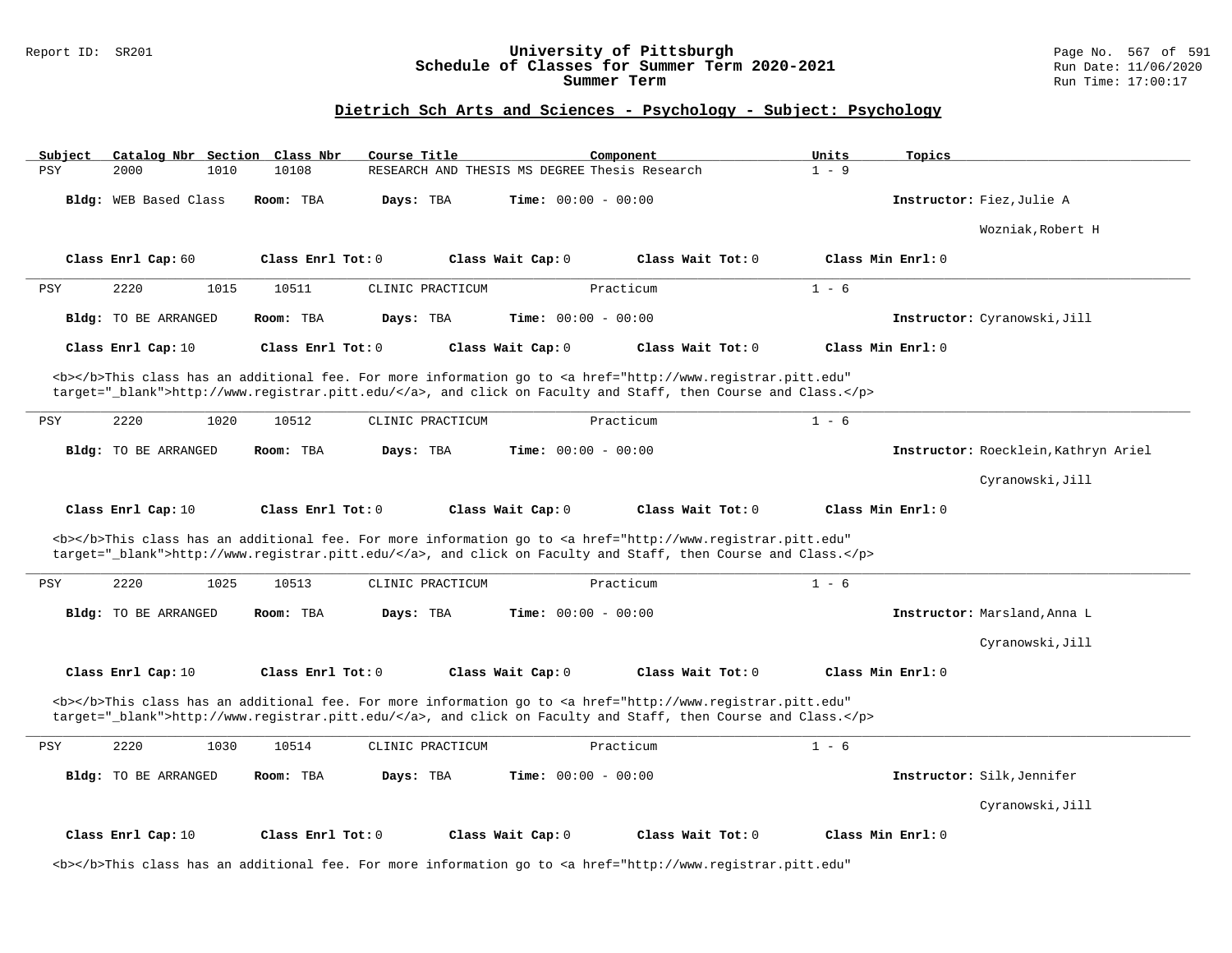## Dietrich Sch Arts and Sciences - Psychology - Subject: Psychology

| Subject | Catalog Nbr | Section | Class Nbr | Course Title | Component | Units | Topics |
|---|---|---|---|---|---|---|---|
| PSY | 2000 | 1010 | 10108 | RESEARCH AND THESIS MS DEGREE | Thesis Research | 1 - 9 | |

**Bldg:** WEB Based Class **Room:** TBA **Days:** TBA **Time:** 00:00 - 00:00 **Instructor:** Fiez,Julie A

Wozniak,Robert H

**Class Enrl Cap:** 60 **Class Enrl Tot:** 0 **Class Wait Cap:** 0 **Class Wait Tot:** 0 **Class Min Enrl:** 0

---

| Subject | Catalog Nbr | Section | Class Nbr | Course Title | Component | Units | Topics |
|---|---|---|---|---|---|---|---|
| PSY | 2220 | 1015 | 10511 | CLINIC PRACTICUM | Practicum | 1 - 6 | |

**Bldg:** TO BE ARRANGED **Room:** TBA **Days:** TBA **Time:** 00:00 - 00:00 **Instructor:** Cyranowski,Jill

**Class Enrl Cap:** 10 **Class Enrl Tot:** 0 **Class Wait Cap:** 0 **Class Wait Tot:** 0 **Class Min Enrl:** 0

<b></b>This class has an additional fee. For more information go to <a href="http://www.registrar.pitt.edu" target="_blank">http://www.registrar.pitt.edu/</a>, and click on Faculty and Staff, then Course and Class.</p>

---

| Subject | Catalog Nbr | Section | Class Nbr | Course Title | Component | Units | Topics |
|---|---|---|---|---|---|---|---|
| PSY | 2220 | 1020 | 10512 | CLINIC PRACTICUM | Practicum | 1 - 6 | |

**Bldg:** TO BE ARRANGED **Room:** TBA **Days:** TBA **Time:** 00:00 - 00:00 **Instructor:** Roecklein,Kathryn Ariel

Cyranowski,Jill

**Class Enrl Cap:** 10 **Class Enrl Tot:** 0 **Class Wait Cap:** 0 **Class Wait Tot:** 0 **Class Min Enrl:** 0

<b></b>This class has an additional fee. For more information go to <a href="http://www.registrar.pitt.edu" target="_blank">http://www.registrar.pitt.edu/</a>, and click on Faculty and Staff, then Course and Class.</p>

---

| Subject | Catalog Nbr | Section | Class Nbr | Course Title | Component | Units | Topics |
|---|---|---|---|---|---|---|---|
| PSY | 2220 | 1025 | 10513 | CLINIC PRACTICUM | Practicum | 1 - 6 | |

**Bldg:** TO BE ARRANGED **Room:** TBA **Days:** TBA **Time:** 00:00 - 00:00 **Instructor:** Marsland,Anna L

Cyranowski,Jill

**Class Enrl Cap:** 10 **Class Enrl Tot:** 0 **Class Wait Cap:** 0 **Class Wait Tot:** 0 **Class Min Enrl:** 0

<b></b>This class has an additional fee. For more information go to <a href="http://www.registrar.pitt.edu" target="_blank">http://www.registrar.pitt.edu/</a>, and click on Faculty and Staff, then Course and Class.</p>

---

| Subject | Catalog Nbr | Section | Class Nbr | Course Title | Component | Units | Topics |
|---|---|---|---|---|---|---|---|
| PSY | 2220 | 1030 | 10514 | CLINIC PRACTICUM | Practicum | 1 - 6 | |

**Bldg:** TO BE ARRANGED **Room:** TBA **Days:** TBA **Time:** 00:00 - 00:00 **Instructor:** Silk,Jennifer

Cyranowski,Jill

**Class Enrl Cap:** 10 **Class Enrl Tot:** 0 **Class Wait Cap:** 0 **Class Wait Tot:** 0 **Class Min Enrl:** 0

<b></b>This class has an additional fee. For more information go to <a href="http://www.registrar.pitt.edu"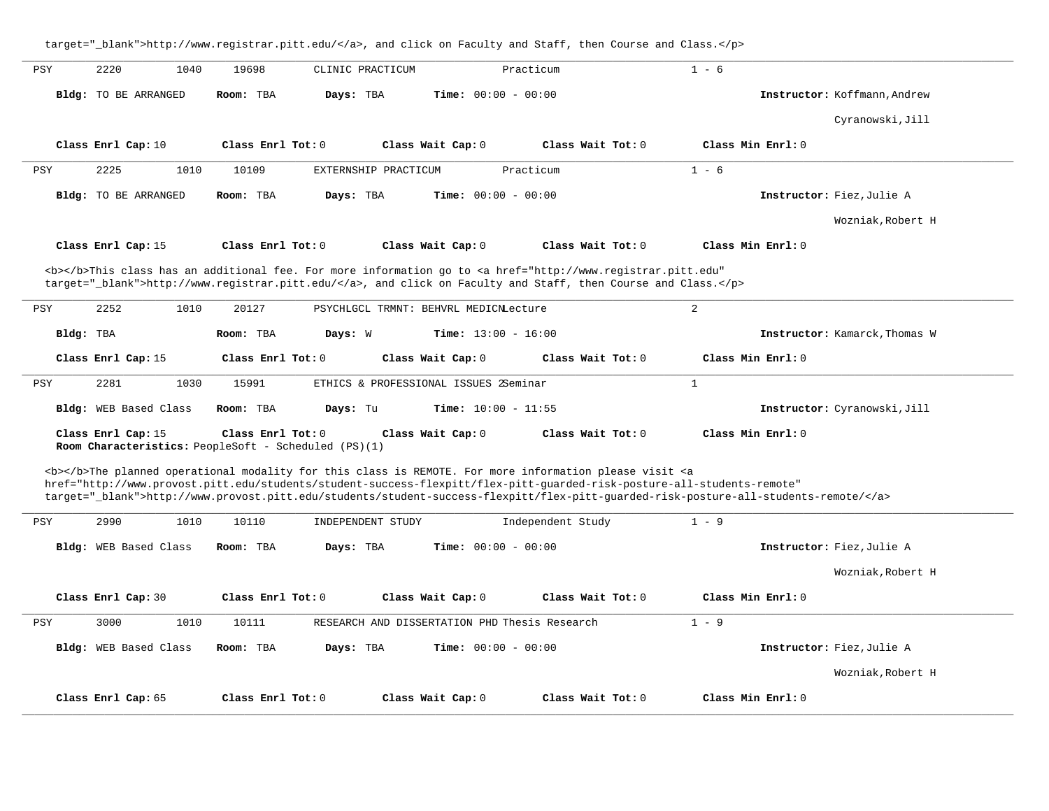target="_blank">http://www.registrar.pitt.edu/</a>, and click on Faculty and Staff, then Course and Class.</p>

---

PSY 2220 1040 19698 CLINIC PRACTICUM Practicum 1 - 6

**Bldg:** TO BE ARRANGED **Room:** TBA **Days:** TBA **Time:** 00:00 - 00:00 **Instructor:** Koffmann,Andrew
Cyranowski,Jill

**Class Enrl Cap:** 10 **Class Enrl Tot:** 0 **Class Wait Cap:** 0 **Class Wait Tot:** 0 **Class Min Enrl:** 0

---

PSY 2225 1010 10109 EXTERNSHIP PRACTICUM Practicum 1 - 6

**Bldg:** TO BE ARRANGED **Room:** TBA **Days:** TBA **Time:** 00:00 - 00:00 **Instructor:** Fiez,Julie A
Wozniak,Robert H

**Class Enrl Cap:** 15 **Class Enrl Tot:** 0 **Class Wait Cap:** 0 **Class Wait Tot:** 0 **Class Min Enrl:** 0

<b></b>This class has an additional fee. For more information go to <a href="http://www.registrar.pitt.edu" target="_blank">http://www.registrar.pitt.edu/</a>, and click on Faculty and Staff, then Course and Class.</p>

---

PSY 2252 1010 20127 PSYCHLGCL TRMNT: BEHVRL MEDICNLecture 2

**Bldg:** TBA **Room:** TBA **Days:** W **Time:** 13:00 - 16:00 **Instructor:** Kamarck,Thomas W

**Class Enrl Cap:** 15 **Class Enrl Tot:** 0 **Class Wait Cap:** 0 **Class Wait Tot:** 0 **Class Min Enrl:** 0

---

PSY 2281 1030 15991 ETHICS & PROFESSIONAL ISSUES 2Seminar 1

**Bldg:** WEB Based Class **Room:** TBA **Days:** Tu **Time:** 10:00 - 11:55 **Instructor:** Cyranowski,Jill

**Class Enrl Cap:** 15 **Class Enrl Tot:** 0 **Class Wait Cap:** 0 **Class Wait Tot:** 0 **Class Min Enrl:** 0
**Room Characteristics:** PeopleSoft - Scheduled (PS)(1)

<b></b>The planned operational modality for this class is REMOTE. For more information please visit <a href="http://www.provost.pitt.edu/students/student-success-flexpitt/flex-pitt-guarded-risk-posture-all-students-remote" target="_blank">http://www.provost.pitt.edu/students/student-success-flexpitt/flex-pitt-guarded-risk-posture-all-students-remote/</a>

---

PSY 2990 1010 10110 INDEPENDENT STUDY Independent Study 1 - 9

**Bldg:** WEB Based Class **Room:** TBA **Days:** TBA **Time:** 00:00 - 00:00 **Instructor:** Fiez,Julie A
Wozniak,Robert H

**Class Enrl Cap:** 30 **Class Enrl Tot:** 0 **Class Wait Cap:** 0 **Class Wait Tot:** 0 **Class Min Enrl:** 0

---

PSY 3000 1010 10111 RESEARCH AND DISSERTATION PHD Thesis Research 1 - 9

**Bldg:** WEB Based Class **Room:** TBA **Days:** TBA **Time:** 00:00 - 00:00 **Instructor:** Fiez,Julie A
Wozniak,Robert H

**Class Enrl Cap:** 65 **Class Enrl Tot:** 0 **Class Wait Cap:** 0 **Class Wait Tot:** 0 **Class Min Enrl:** 0

---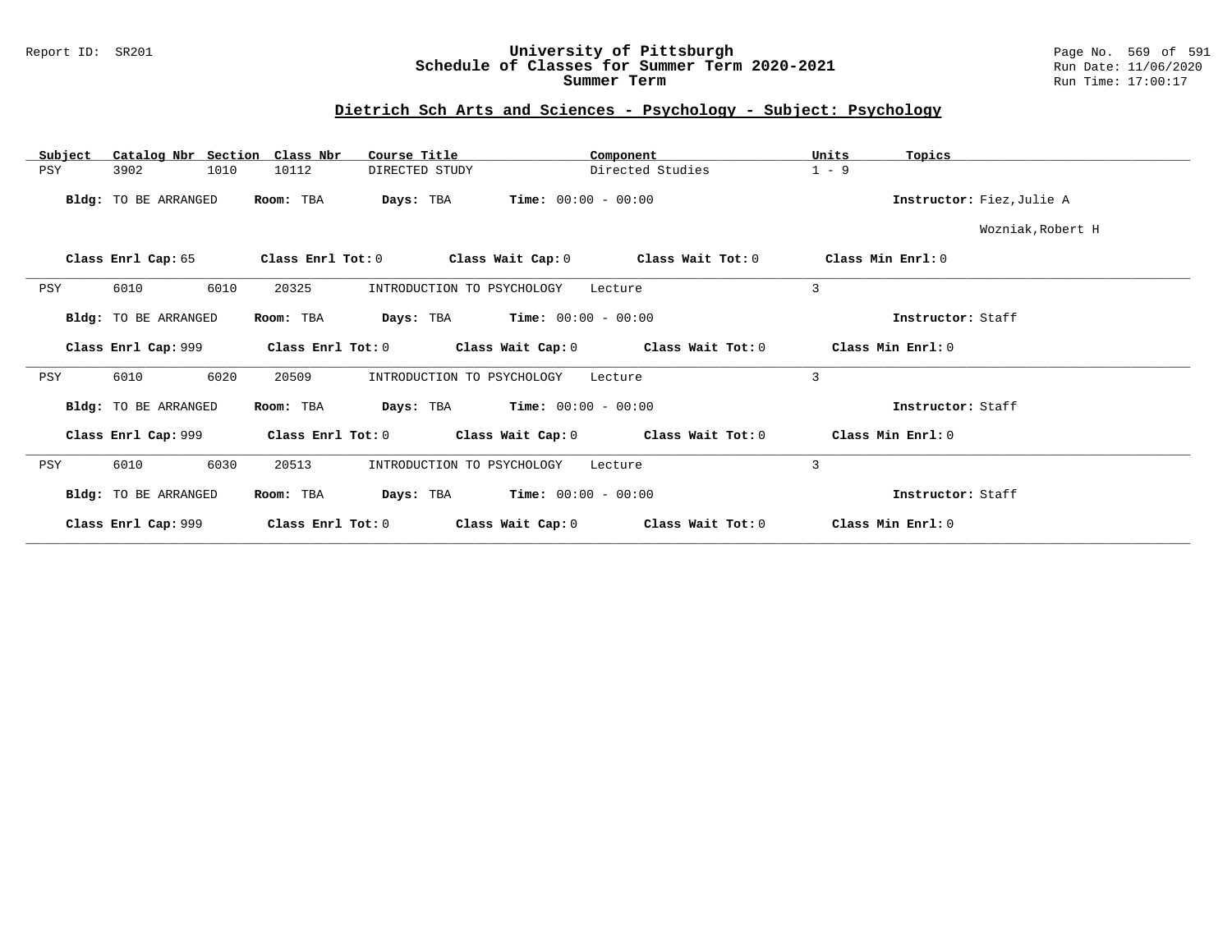# University of Pittsburgh
## Schedule of Classes for Summer Term 2020-2021
### Summer Term

Report ID: SR201

Run Date: 11/06/2020
Run Time: 17:00:17

## Dietrich Sch Arts and Sciences - Psychology - Subject: Psychology

| Subject | Catalog Nbr | Section | Class Nbr | Course Title | Component | Units | Topics |
|---|---|---|---|---|---|---|---|
| PSY | 3902 | 1010 | 10112 | DIRECTED STUDY | Directed Studies | 1 - 9 | |

**Bldg:** TO BE ARRANGED **Room:** TBA **Days:** TBA **Time:** 00:00 - 00:00 **Instructor:** Fiez,Julie A; Wozniak,Robert H

**Class Enrl Cap:** 65 **Class Enrl Tot:** 0 **Class Wait Cap:** 0 **Class Wait Tot:** 0 **Class Min Enrl:** 0

---

| Subject | Catalog Nbr | Section | Class Nbr | Course Title | Component | Units | Topics |
|---|---|---|---|---|---|---|---|
| PSY | 6010 | 6010 | 20325 | INTRODUCTION TO PSYCHOLOGY | Lecture | 3 | |

**Bldg:** TO BE ARRANGED **Room:** TBA **Days:** TBA **Time:** 00:00 - 00:00 **Instructor:** Staff

**Class Enrl Cap:** 999 **Class Enrl Tot:** 0 **Class Wait Cap:** 0 **Class Wait Tot:** 0 **Class Min Enrl:** 0

---

| Subject | Catalog Nbr | Section | Class Nbr | Course Title | Component | Units | Topics |
|---|---|---|---|---|---|---|---|
| PSY | 6010 | 6020 | 20509 | INTRODUCTION TO PSYCHOLOGY | Lecture | 3 | |

**Bldg:** TO BE ARRANGED **Room:** TBA **Days:** TBA **Time:** 00:00 - 00:00 **Instructor:** Staff

**Class Enrl Cap:** 999 **Class Enrl Tot:** 0 **Class Wait Cap:** 0 **Class Wait Tot:** 0 **Class Min Enrl:** 0

---

| Subject | Catalog Nbr | Section | Class Nbr | Course Title | Component | Units | Topics |
|---|---|---|---|---|---|---|---|
| PSY | 6010 | 6030 | 20513 | INTRODUCTION TO PSYCHOLOGY | Lecture | 3 | |

**Bldg:** TO BE ARRANGED **Room:** TBA **Days:** TBA **Time:** 00:00 - 00:00 **Instructor:** Staff

**Class Enrl Cap:** 999 **Class Enrl Tot:** 0 **Class Wait Cap:** 0 **Class Wait Tot:** 0 **Class Min Enrl:** 0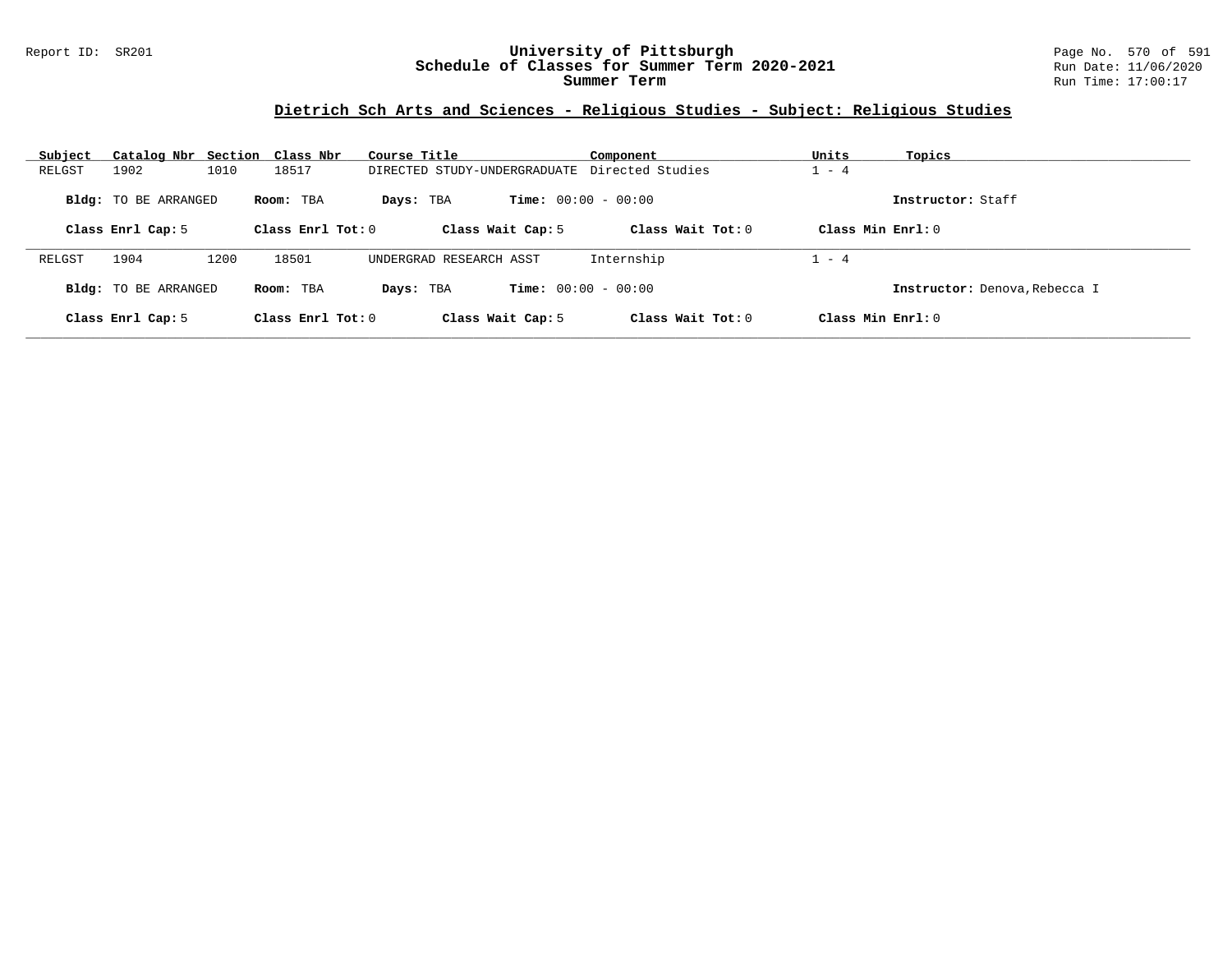# University of Pittsburgh
## Schedule of Classes for Summer Term 2020-2021
### Summer Term

Report ID: SR201

Run Date: 11/06/2020
Run Time: 17:00:17

## Dietrich Sch Arts and Sciences - Religious Studies - Subject: Religious Studies

| Subject | Catalog Nbr | Section | Class Nbr | Course Title | Component | Units | Topics |
|---|---|---|---|---|---|---|---|
| RELGST | 1902 | 1010 | 18517 | DIRECTED STUDY-UNDERGRADUATE | Directed Studies | 1 - 4 | |

**Bldg:** TO BE ARRANGED  **Room:** TBA  **Days:** TBA  **Time:** 00:00 - 00:00  **Instructor:** Staff

**Class Enrl Cap:** 5  **Class Enrl Tot:** 0  **Class Wait Cap:** 5  **Class Wait Tot:** 0  **Class Min Enrl:** 0

---

| Subject | Catalog Nbr | Section | Class Nbr | Course Title | Component | Units | Topics |
|---|---|---|---|---|---|---|---|
| RELGST | 1904 | 1200 | 18501 | UNDERGRAD RESEARCH ASST | Internship | 1 - 4 | |

**Bldg:** TO BE ARRANGED  **Room:** TBA  **Days:** TBA  **Time:** 00:00 - 00:00  **Instructor:** Denova,Rebecca I

**Class Enrl Cap:** 5  **Class Enrl Tot:** 0  **Class Wait Cap:** 5  **Class Wait Tot:** 0  **Class Min Enrl:** 0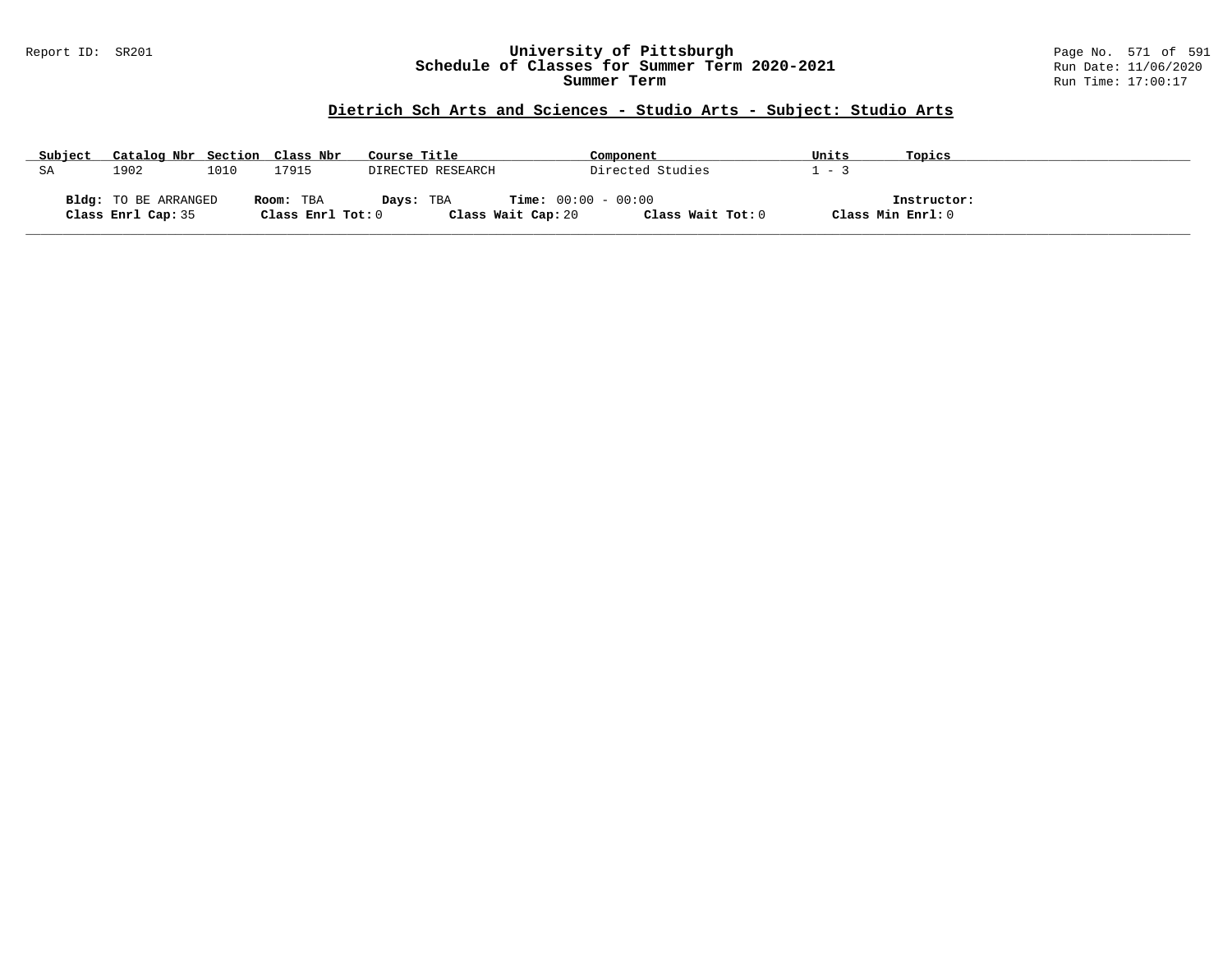## Dietrich Sch Arts and Sciences - Studio Arts - Subject: Studio Arts

| Subject | Catalog Nbr | Section | Class Nbr | Course Title | Component | Units | Topics |
|---|---|---|---|---|---|---|---|
| SA | 1902 | 1010 | 17915 | DIRECTED RESEARCH | Directed Studies | 1 - 3 | |

**Bldg:** TO BE ARRANGED **Room:** TBA **Days:** TBA **Time:** 00:00 - 00:00 **Instructor:**
**Class Enrl Cap:** 35 **Class Enrl Tot:** 0 **Class Wait Cap:** 20 **Class Wait Tot:** 0 **Class Min Enrl:** 0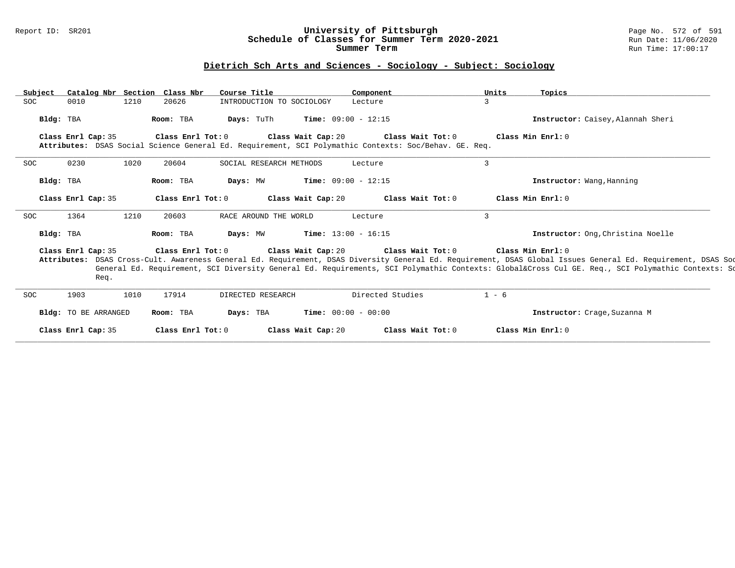## Dietrich Sch Arts and Sciences - Sociology - Subject: Sociology

| Subject | Catalog Nbr | Section | Class Nbr | Course Title | Component | Units | Topics |
|---|---|---|---|---|---|---|---|
| SOC | 0010 | 1210 | 20626 | INTRODUCTION TO SOCIOLOGY | Lecture | 3 | |

**Bldg:** TBA **Room:** TBA **Days:** TuTh **Time:** 09:00 - 12:15 **Instructor:** Caisey,Alannah Sheri

**Class Enrl Cap:** 35 **Class Enrl Tot:** 0 **Class Wait Cap:** 20 **Class Wait Tot:** 0 **Class Min Enrl:** 0

**Attributes:** DSAS Social Science General Ed. Requirement, SCI Polymathic Contexts: Soc/Behav. GE. Req.

---

| Subject | Catalog Nbr | Section | Class Nbr | Course Title | Component | Units | Topics |
|---|---|---|---|---|---|---|---|
| SOC | 0230 | 1020 | 20604 | SOCIAL RESEARCH METHODS | Lecture | 3 | |

**Bldg:** TBA **Room:** TBA **Days:** MW **Time:** 09:00 - 12:15 **Instructor:** Wang,Hanning

**Class Enrl Cap:** 35 **Class Enrl Tot:** 0 **Class Wait Cap:** 20 **Class Wait Tot:** 0 **Class Min Enrl:** 0

---

| Subject | Catalog Nbr | Section | Class Nbr | Course Title | Component | Units | Topics |
|---|---|---|---|---|---|---|---|
| SOC | 1364 | 1210 | 20603 | RACE AROUND THE WORLD | Lecture | 3 | |

**Bldg:** TBA **Room:** TBA **Days:** MW **Time:** 13:00 - 16:15 **Instructor:** Ong,Christina Noelle

**Class Enrl Cap:** 35 **Class Enrl Tot:** 0 **Class Wait Cap:** 20 **Class Wait Tot:** 0 **Class Min Enrl:** 0

**Attributes:** DSAS Cross-Cult. Awareness General Ed. Requirement, DSAS Diversity General Ed. Requirement, DSAS Global Issues General Ed. Requirement, DSAS Soc General Ed. Requirement, SCI Diversity General Ed. Requirements, SCI Polymathic Contexts: Global&Cross Cul GE. Req., SCI Polymathic Contexts: So Req.

---

| Subject | Catalog Nbr | Section | Class Nbr | Course Title | Component | Units | Topics |
|---|---|---|---|---|---|---|---|
| SOC | 1903 | 1010 | 17914 | DIRECTED RESEARCH | Directed Studies | 1 - 6 | |

**Bldg:** TO BE ARRANGED **Room:** TBA **Days:** TBA **Time:** 00:00 - 00:00 **Instructor:** Crage,Suzanna M

**Class Enrl Cap:** 35 **Class Enrl Tot:** 0 **Class Wait Cap:** 20 **Class Wait Tot:** 0 **Class Min Enrl:** 0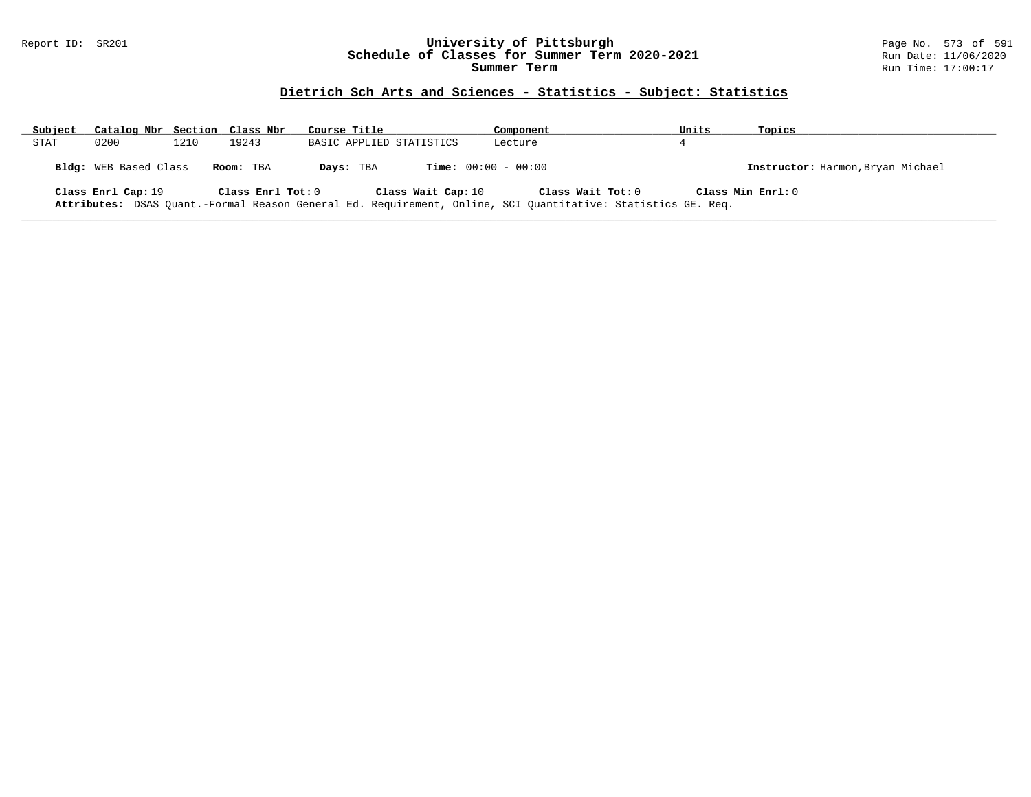# University of Pittsburgh
## Schedule of Classes for Summer Term 2020-2021
## Summer Term

Report ID: SR201

Run Date: 11/06/2020
Run Time: 17:00:17

### Dietrich Sch Arts and Sciences - Statistics - Subject: Statistics

| Subject | Catalog Nbr | Section | Class Nbr | Course Title | Component | Units | Topics |
|---|---|---|---|---|---|---|---|
| STAT | 0200 | 1210 | 19243 | BASIC APPLIED STATISTICS | Lecture | 4 | |

**Bldg:** WEB Based Class **Room:** TBA **Days:** TBA **Time:** 00:00 - 00:00 **Instructor:** Harmon,Bryan Michael

**Class Enrl Cap:** 19 **Class Enrl Tot:** 0 **Class Wait Cap:** 10 **Class Wait Tot:** 0 **Class Min Enrl:** 0

**Attributes:** DSAS Quant.-Formal Reason General Ed. Requirement, Online, SCI Quantitative: Statistics GE. Req.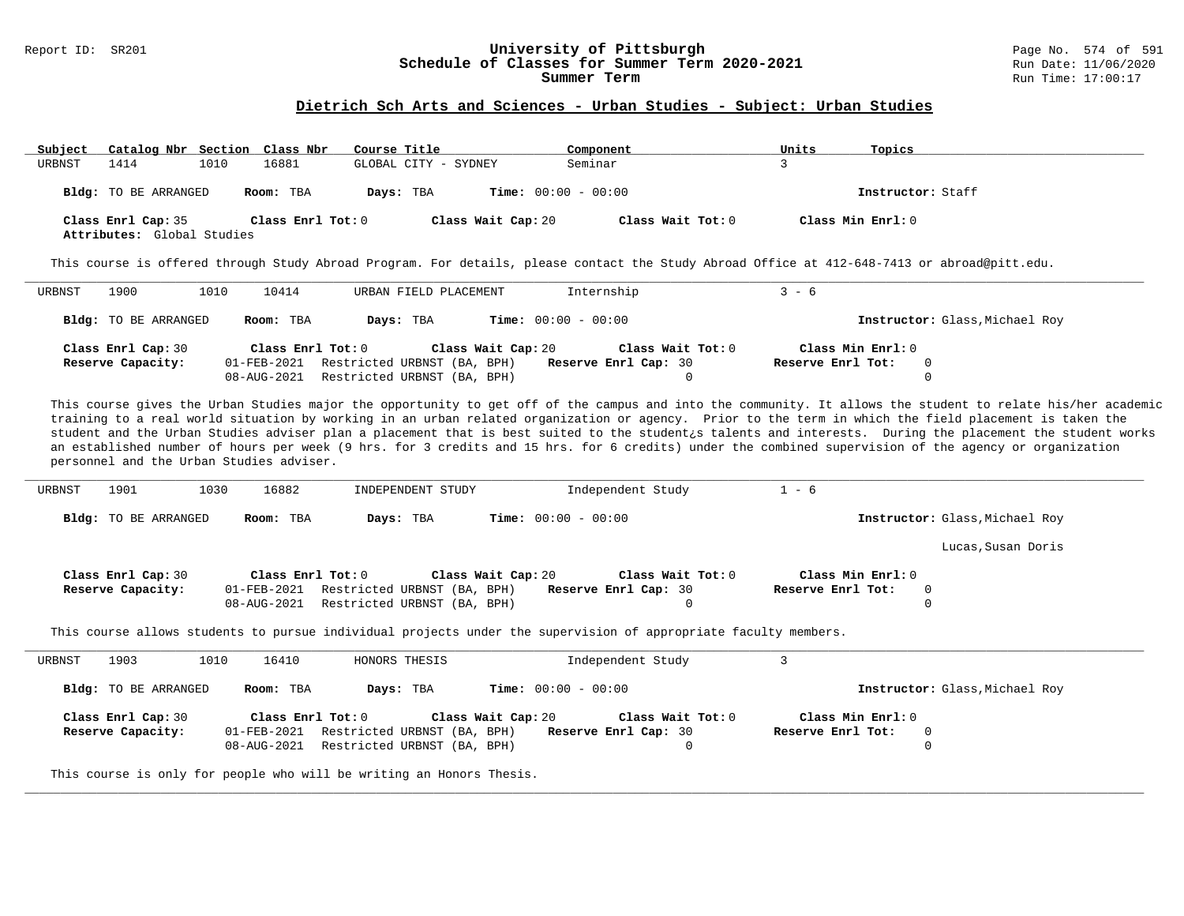## Dietrich Sch Arts and Sciences - Urban Studies - Subject: Urban Studies

| Subject | Catalog Nbr | Section | Class Nbr | Course Title | Component | Units | Topics |
|---|---|---|---|---|---|---|---|
| URBNST | 1414 | 1010 | 16881 | GLOBAL CITY - SYDNEY | Seminar | 3 | |

**Bldg:** TO BE ARRANGED **Room:** TBA **Days:** TBA **Time:** 00:00 - 00:00 **Instructor:** Staff

**Class Enrl Cap:** 35 **Class Enrl Tot:** 0 **Class Wait Cap:** 20 **Class Wait Tot:** 0 **Class Min Enrl:** 0
**Attributes:** Global Studies

This course is offered through Study Abroad Program. For details, please contact the Study Abroad Office at 412-648-7413 or abroad@pitt.edu.

---

| Subject | Catalog Nbr | Section | Class Nbr | Course Title | Component | Units | Topics |
|---|---|---|---|---|---|---|---|
| URBNST | 1900 | 1010 | 10414 | URBAN FIELD PLACEMENT | Internship | 3 - 6 | |

**Bldg:** TO BE ARRANGED **Room:** TBA **Days:** TBA **Time:** 00:00 - 00:00 **Instructor:** Glass,Michael Roy

**Class Enrl Cap:** 30 **Class Enrl Tot:** 0 **Class Wait Cap:** 20 **Class Wait Tot:** 0 **Class Min Enrl:** 0

| Reserve Capacity: | Restriction | Reserve Enrl Cap | Reserve Enrl Tot |
|---|---|---|---|
| 01-FEB-2021 | Restricted URBNST (BA, BPH) | 30 | 0 |
| 08-AUG-2021 | Restricted URBNST (BA, BPH) | 0 | 0 |

This course gives the Urban Studies major the opportunity to get off of the campus and into the community. It allows the student to relate his/her academic training to a real world situation by working in an urban related organization or agency. Prior to the term in which the field placement is taken the student and the Urban Studies adviser plan a placement that is best suited to the student¿s talents and interests. During the placement the student works an established number of hours per week (9 hrs. for 3 credits and 15 hrs. for 6 credits) under the combined supervision of the agency or organization personnel and the Urban Studies adviser.

---

| Subject | Catalog Nbr | Section | Class Nbr | Course Title | Component | Units | Topics |
|---|---|---|---|---|---|---|---|
| URBNST | 1901 | 1030 | 16882 | INDEPENDENT STUDY | Independent Study | 1 - 6 | |

**Bldg:** TO BE ARRANGED **Room:** TBA **Days:** TBA **Time:** 00:00 - 00:00 **Instructor:** Glass,Michael Roy
Lucas,Susan Doris

**Class Enrl Cap:** 30 **Class Enrl Tot:** 0 **Class Wait Cap:** 20 **Class Wait Tot:** 0 **Class Min Enrl:** 0

| Reserve Capacity: | Restriction | Reserve Enrl Cap | Reserve Enrl Tot |
|---|---|---|---|
| 01-FEB-2021 | Restricted URBNST (BA, BPH) | 30 | 0 |
| 08-AUG-2021 | Restricted URBNST (BA, BPH) | 0 | 0 |

This course allows students to pursue individual projects under the supervision of appropriate faculty members.

---

| Subject | Catalog Nbr | Section | Class Nbr | Course Title | Component | Units | Topics |
|---|---|---|---|---|---|---|---|
| URBNST | 1903 | 1010 | 16410 | HONORS THESIS | Independent Study | 3 | |

**Bldg:** TO BE ARRANGED **Room:** TBA **Days:** TBA **Time:** 00:00 - 00:00 **Instructor:** Glass,Michael Roy

**Class Enrl Cap:** 30 **Class Enrl Tot:** 0 **Class Wait Cap:** 20 **Class Wait Tot:** 0 **Class Min Enrl:** 0

| Reserve Capacity: | Restriction | Reserve Enrl Cap | Reserve Enrl Tot |
|---|---|---|---|
| 01-FEB-2021 | Restricted URBNST (BA, BPH) | 30 | 0 |
| 08-AUG-2021 | Restricted URBNST (BA, BPH) | 0 | 0 |

This course is only for people who will be writing an Honors Thesis.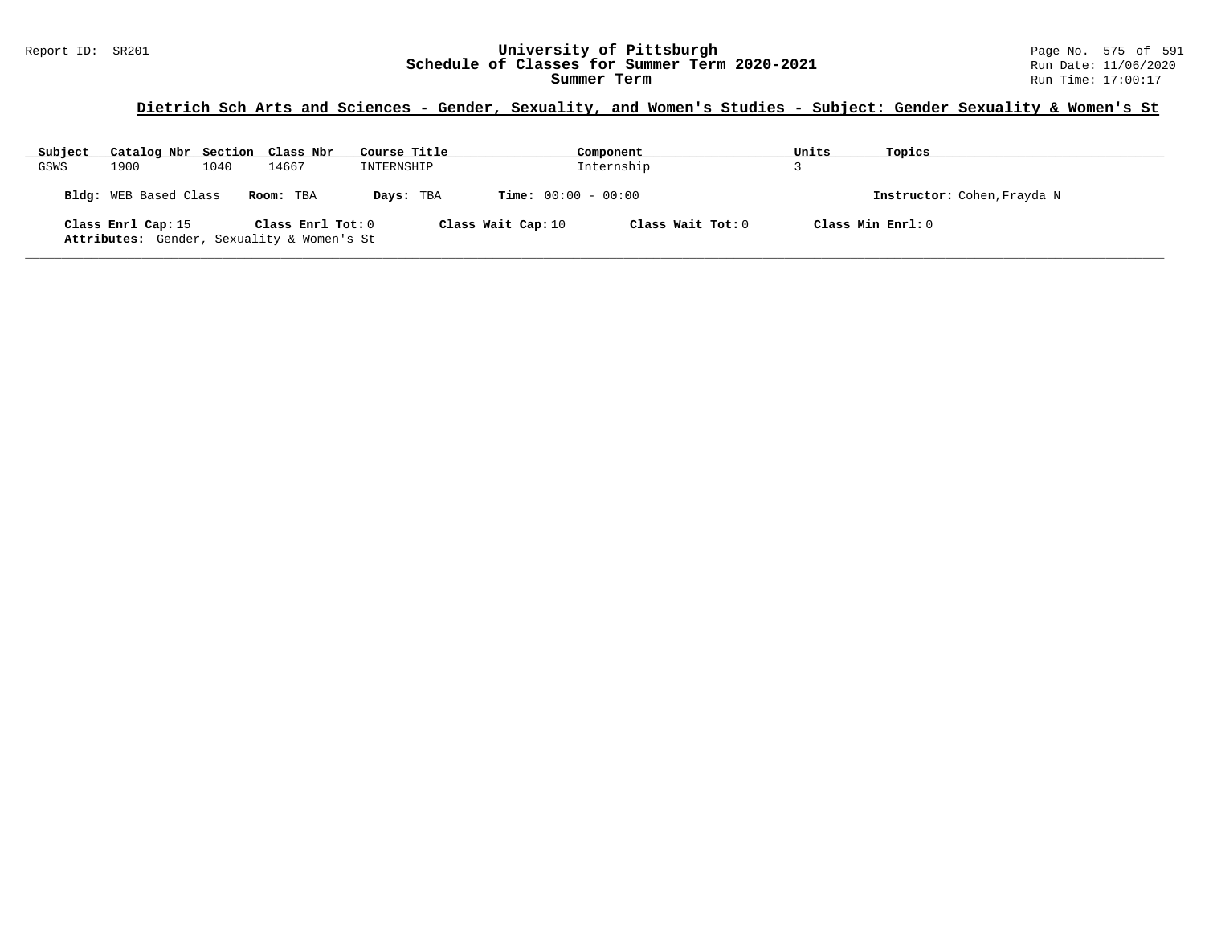## Dietrich Sch Arts and Sciences - Gender, Sexuality, and Women's Studies - Subject: Gender Sexuality & Women's St

| Subject | Catalog Nbr | Section | Class Nbr | Course Title | Component | Units | Topics |
|---|---|---|---|---|---|---|---|
| GSWS | 1900 | 1040 | 14667 | INTERNSHIP | Internship | 3 | |

**Bldg:** WEB Based Class **Room:** TBA **Days:** TBA **Time:** 00:00 - 00:00 **Instructor:** Cohen,Frayda N

**Class Enrl Cap:** 15 **Class Enrl Tot:** 0 **Class Wait Cap:** 10 **Class Wait Tot:** 0 **Class Min Enrl:** 0

**Attributes:** Gender, Sexuality & Women's St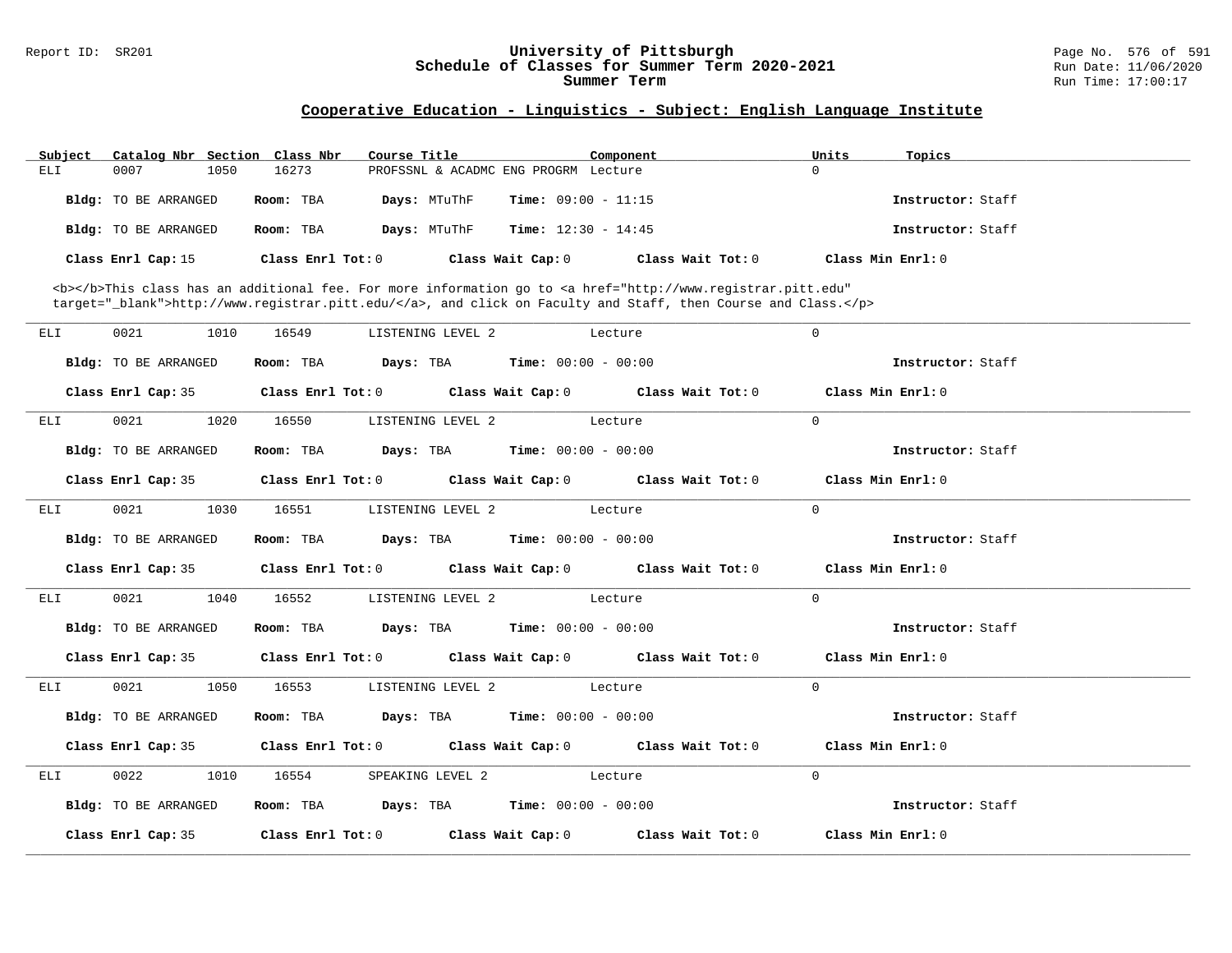## Cooperative Education - Linguistics - Subject: English Language Institute

| Subject | Catalog Nbr | Section | Class Nbr | Course Title | Component | Units | Topics |
|---|---|---|---|---|---|---|---|
| ELI | 0007 | 1050 | 16273 | PROFSSNL & ACADMC ENG PROGRM | Lecture | 0 | |

**Bldg:** TO BE ARRANGED **Room:** TBA **Days:** MTuThF **Time:** 09:00 - 11:15 **Instructor:** Staff

**Bldg:** TO BE ARRANGED **Room:** TBA **Days:** MTuThF **Time:** 12:30 - 14:45 **Instructor:** Staff

**Class Enrl Cap:** 15 **Class Enrl Tot:** 0 **Class Wait Cap:** 0 **Class Wait Tot:** 0 **Class Min Enrl:** 0

<b></b>This class has an additional fee. For more information go to <a href="http://www.registrar.pitt.edu" target="_blank">http://www.registrar.pitt.edu/</a>, and click on Faculty and Staff, then Course and Class.</p>

---

| Subject | Catalog Nbr | Section | Class Nbr | Course Title | Component | Units | Topics |
|---|---|---|---|---|---|---|---|
| ELI | 0021 | 1010 | 16549 | LISTENING LEVEL 2 | Lecture | 0 | |

**Bldg:** TO BE ARRANGED **Room:** TBA **Days:** TBA **Time:** 00:00 - 00:00 **Instructor:** Staff

**Class Enrl Cap:** 35 **Class Enrl Tot:** 0 **Class Wait Cap:** 0 **Class Wait Tot:** 0 **Class Min Enrl:** 0

---

| Subject | Catalog Nbr | Section | Class Nbr | Course Title | Component | Units | Topics |
|---|---|---|---|---|---|---|---|
| ELI | 0021 | 1020 | 16550 | LISTENING LEVEL 2 | Lecture | 0 | |

**Bldg:** TO BE ARRANGED **Room:** TBA **Days:** TBA **Time:** 00:00 - 00:00 **Instructor:** Staff

**Class Enrl Cap:** 35 **Class Enrl Tot:** 0 **Class Wait Cap:** 0 **Class Wait Tot:** 0 **Class Min Enrl:** 0

---

| Subject | Catalog Nbr | Section | Class Nbr | Course Title | Component | Units | Topics |
|---|---|---|---|---|---|---|---|
| ELI | 0021 | 1030 | 16551 | LISTENING LEVEL 2 | Lecture | 0 | |

**Bldg:** TO BE ARRANGED **Room:** TBA **Days:** TBA **Time:** 00:00 - 00:00 **Instructor:** Staff

**Class Enrl Cap:** 35 **Class Enrl Tot:** 0 **Class Wait Cap:** 0 **Class Wait Tot:** 0 **Class Min Enrl:** 0

---

| Subject | Catalog Nbr | Section | Class Nbr | Course Title | Component | Units | Topics |
|---|---|---|---|---|---|---|---|
| ELI | 0021 | 1040 | 16552 | LISTENING LEVEL 2 | Lecture | 0 | |

**Bldg:** TO BE ARRANGED **Room:** TBA **Days:** TBA **Time:** 00:00 - 00:00 **Instructor:** Staff

**Class Enrl Cap:** 35 **Class Enrl Tot:** 0 **Class Wait Cap:** 0 **Class Wait Tot:** 0 **Class Min Enrl:** 0

---

| Subject | Catalog Nbr | Section | Class Nbr | Course Title | Component | Units | Topics |
|---|---|---|---|---|---|---|---|
| ELI | 0021 | 1050 | 16553 | LISTENING LEVEL 2 | Lecture | 0 | |

**Bldg:** TO BE ARRANGED **Room:** TBA **Days:** TBA **Time:** 00:00 - 00:00 **Instructor:** Staff

**Class Enrl Cap:** 35 **Class Enrl Tot:** 0 **Class Wait Cap:** 0 **Class Wait Tot:** 0 **Class Min Enrl:** 0

---

| Subject | Catalog Nbr | Section | Class Nbr | Course Title | Component | Units | Topics |
|---|---|---|---|---|---|---|---|
| ELI | 0022 | 1010 | 16554 | SPEAKING LEVEL 2 | Lecture | 0 | |

**Bldg:** TO BE ARRANGED **Room:** TBA **Days:** TBA **Time:** 00:00 - 00:00 **Instructor:** Staff

**Class Enrl Cap:** 35 **Class Enrl Tot:** 0 **Class Wait Cap:** 0 **Class Wait Tot:** 0 **Class Min Enrl:** 0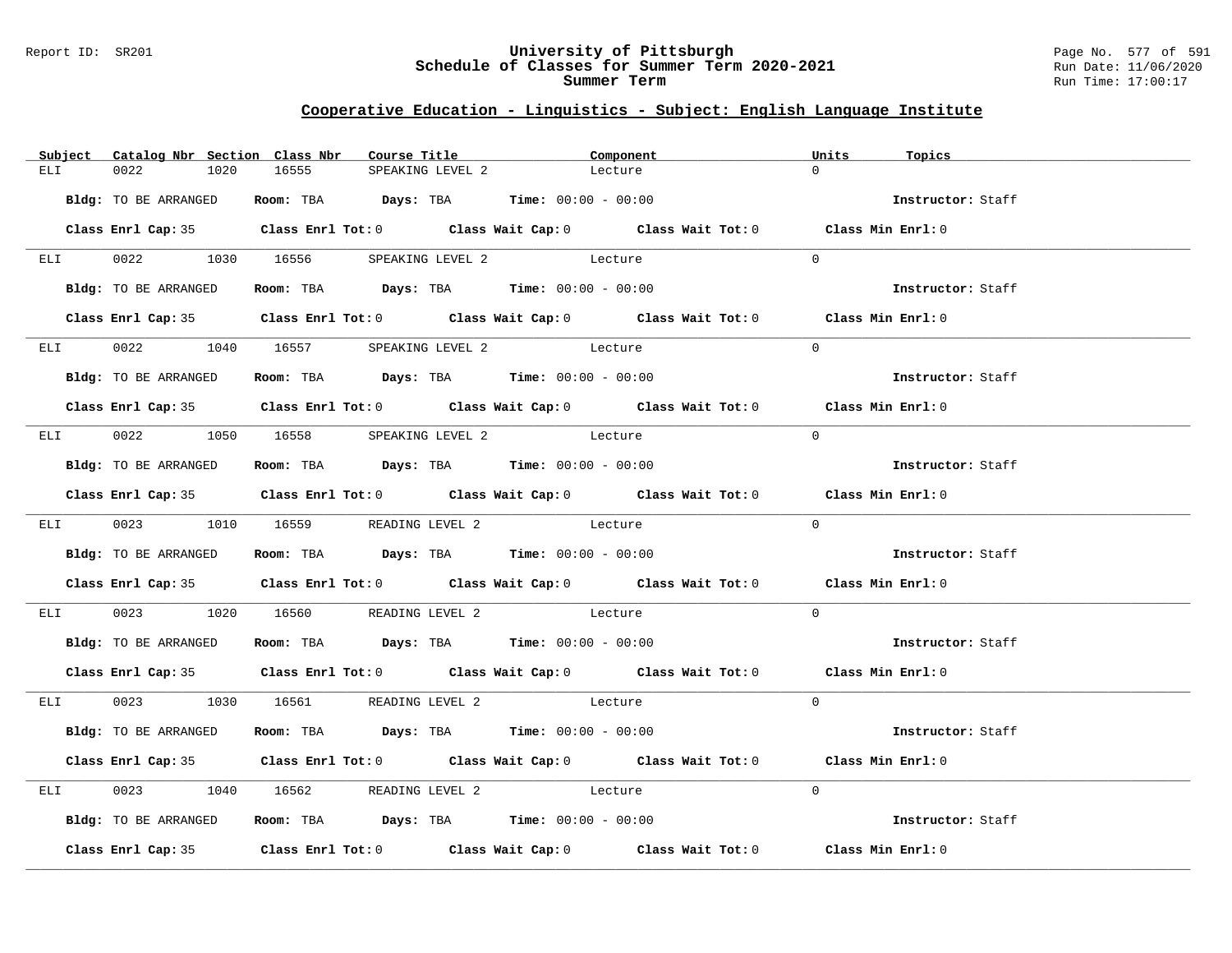## Cooperative Education - Linguistics - Subject: English Language Institute

| Subject | Catalog Nbr | Section | Class Nbr | Course Title | Component | Units | Topics |
|---|---|---|---|---|---|---|---|
| ELI | 0022 | 1020 | 16555 | SPEAKING LEVEL 2 | Lecture | 0 | |

**Bldg:** TO BE ARRANGED **Room:** TBA **Days:** TBA **Time:** 00:00 - 00:00 **Instructor:** Staff

**Class Enrl Cap:** 35 **Class Enrl Tot:** 0 **Class Wait Cap:** 0 **Class Wait Tot:** 0 **Class Min Enrl:** 0

| Subject | Catalog Nbr | Section | Class Nbr | Course Title | Component | Units | Topics |
|---|---|---|---|---|---|---|---|
| ELI | 0022 | 1030 | 16556 | SPEAKING LEVEL 2 | Lecture | 0 | |

**Bldg:** TO BE ARRANGED **Room:** TBA **Days:** TBA **Time:** 00:00 - 00:00 **Instructor:** Staff

**Class Enrl Cap:** 35 **Class Enrl Tot:** 0 **Class Wait Cap:** 0 **Class Wait Tot:** 0 **Class Min Enrl:** 0

| Subject | Catalog Nbr | Section | Class Nbr | Course Title | Component | Units | Topics |
|---|---|---|---|---|---|---|---|
| ELI | 0022 | 1040 | 16557 | SPEAKING LEVEL 2 | Lecture | 0 | |

**Bldg:** TO BE ARRANGED **Room:** TBA **Days:** TBA **Time:** 00:00 - 00:00 **Instructor:** Staff

**Class Enrl Cap:** 35 **Class Enrl Tot:** 0 **Class Wait Cap:** 0 **Class Wait Tot:** 0 **Class Min Enrl:** 0

| Subject | Catalog Nbr | Section | Class Nbr | Course Title | Component | Units | Topics |
|---|---|---|---|---|---|---|---|
| ELI | 0022 | 1050 | 16558 | SPEAKING LEVEL 2 | Lecture | 0 | |

**Bldg:** TO BE ARRANGED **Room:** TBA **Days:** TBA **Time:** 00:00 - 00:00 **Instructor:** Staff

**Class Enrl Cap:** 35 **Class Enrl Tot:** 0 **Class Wait Cap:** 0 **Class Wait Tot:** 0 **Class Min Enrl:** 0

| Subject | Catalog Nbr | Section | Class Nbr | Course Title | Component | Units | Topics |
|---|---|---|---|---|---|---|---|
| ELI | 0023 | 1010 | 16559 | READING LEVEL 2 | Lecture | 0 | |

**Bldg:** TO BE ARRANGED **Room:** TBA **Days:** TBA **Time:** 00:00 - 00:00 **Instructor:** Staff

**Class Enrl Cap:** 35 **Class Enrl Tot:** 0 **Class Wait Cap:** 0 **Class Wait Tot:** 0 **Class Min Enrl:** 0

| Subject | Catalog Nbr | Section | Class Nbr | Course Title | Component | Units | Topics |
|---|---|---|---|---|---|---|---|
| ELI | 0023 | 1020 | 16560 | READING LEVEL 2 | Lecture | 0 | |

**Bldg:** TO BE ARRANGED **Room:** TBA **Days:** TBA **Time:** 00:00 - 00:00 **Instructor:** Staff

**Class Enrl Cap:** 35 **Class Enrl Tot:** 0 **Class Wait Cap:** 0 **Class Wait Tot:** 0 **Class Min Enrl:** 0

| Subject | Catalog Nbr | Section | Class Nbr | Course Title | Component | Units | Topics |
|---|---|---|---|---|---|---|---|
| ELI | 0023 | 1030 | 16561 | READING LEVEL 2 | Lecture | 0 | |

**Bldg:** TO BE ARRANGED **Room:** TBA **Days:** TBA **Time:** 00:00 - 00:00 **Instructor:** Staff

**Class Enrl Cap:** 35 **Class Enrl Tot:** 0 **Class Wait Cap:** 0 **Class Wait Tot:** 0 **Class Min Enrl:** 0

| Subject | Catalog Nbr | Section | Class Nbr | Course Title | Component | Units | Topics |
|---|---|---|---|---|---|---|---|
| ELI | 0023 | 1040 | 16562 | READING LEVEL 2 | Lecture | 0 | |

**Bldg:** TO BE ARRANGED **Room:** TBA **Days:** TBA **Time:** 00:00 - 00:00 **Instructor:** Staff

**Class Enrl Cap:** 35 **Class Enrl Tot:** 0 **Class Wait Cap:** 0 **Class Wait Tot:** 0 **Class Min Enrl:** 0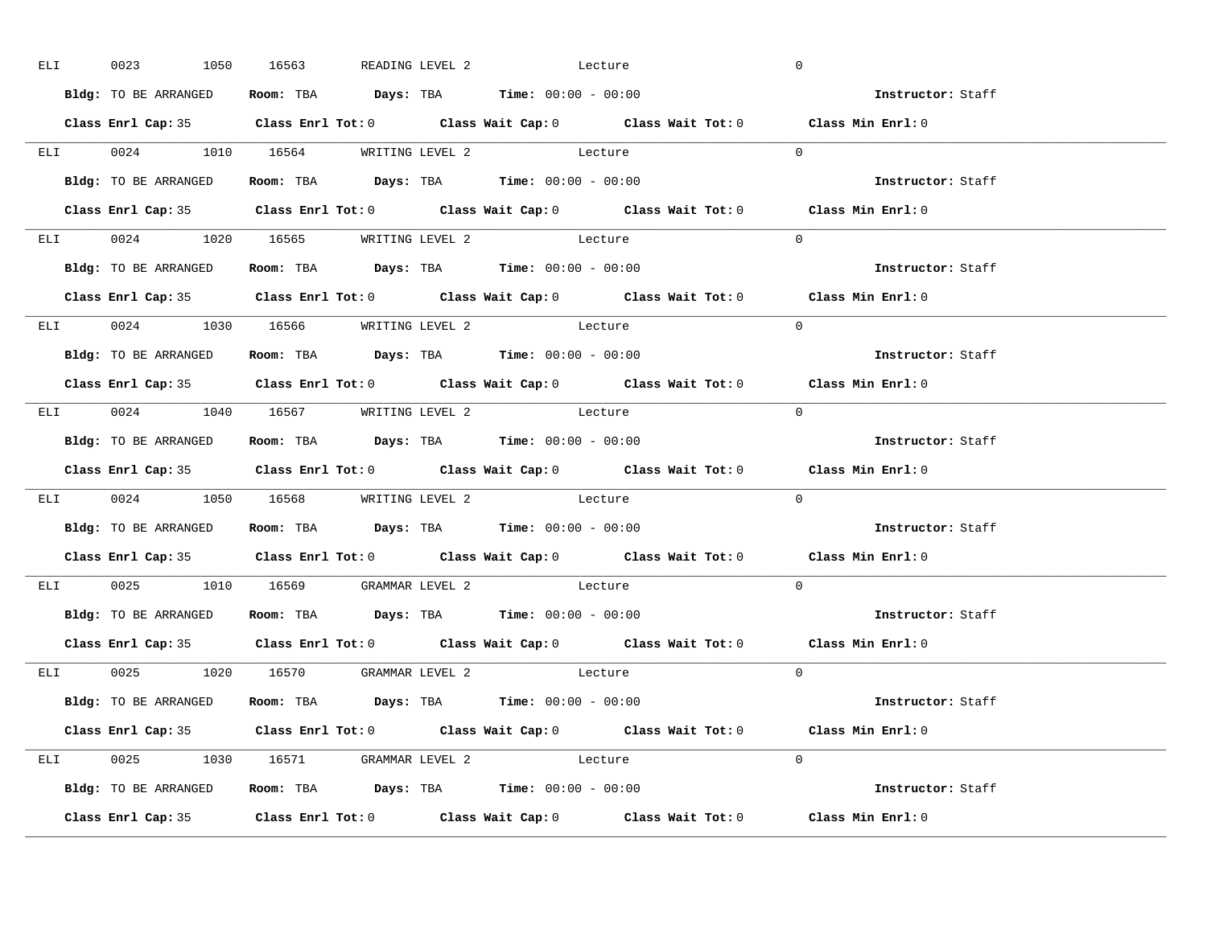ELI 0023 1050 16563 READING LEVEL 2 Lecture 0

**Bldg:** TO BE ARRANGED **Room:** TBA **Days:** TBA **Time:** 00:00 - 00:00 **Instructor:** Staff

**Class Enrl Cap:** 35 **Class Enrl Tot:** 0 **Class Wait Cap:** 0 **Class Wait Tot:** 0 **Class Min Enrl:** 0

---

ELI 0024 1010 16564 WRITING LEVEL 2 Lecture 0

**Bldg:** TO BE ARRANGED **Room:** TBA **Days:** TBA **Time:** 00:00 - 00:00 **Instructor:** Staff

**Class Enrl Cap:** 35 **Class Enrl Tot:** 0 **Class Wait Cap:** 0 **Class Wait Tot:** 0 **Class Min Enrl:** 0

---

ELI 0024 1020 16565 WRITING LEVEL 2 Lecture 0

**Bldg:** TO BE ARRANGED **Room:** TBA **Days:** TBA **Time:** 00:00 - 00:00 **Instructor:** Staff

**Class Enrl Cap:** 35 **Class Enrl Tot:** 0 **Class Wait Cap:** 0 **Class Wait Tot:** 0 **Class Min Enrl:** 0

---

ELI 0024 1030 16566 WRITING LEVEL 2 Lecture 0

**Bldg:** TO BE ARRANGED **Room:** TBA **Days:** TBA **Time:** 00:00 - 00:00 **Instructor:** Staff

**Class Enrl Cap:** 35 **Class Enrl Tot:** 0 **Class Wait Cap:** 0 **Class Wait Tot:** 0 **Class Min Enrl:** 0

---

ELI 0024 1040 16567 WRITING LEVEL 2 Lecture 0

**Bldg:** TO BE ARRANGED **Room:** TBA **Days:** TBA **Time:** 00:00 - 00:00 **Instructor:** Staff

**Class Enrl Cap:** 35 **Class Enrl Tot:** 0 **Class Wait Cap:** 0 **Class Wait Tot:** 0 **Class Min Enrl:** 0

---

ELI 0024 1050 16568 WRITING LEVEL 2 Lecture 0

**Bldg:** TO BE ARRANGED **Room:** TBA **Days:** TBA **Time:** 00:00 - 00:00 **Instructor:** Staff

**Class Enrl Cap:** 35 **Class Enrl Tot:** 0 **Class Wait Cap:** 0 **Class Wait Tot:** 0 **Class Min Enrl:** 0

---

ELI 0025 1010 16569 GRAMMAR LEVEL 2 Lecture 0

**Bldg:** TO BE ARRANGED **Room:** TBA **Days:** TBA **Time:** 00:00 - 00:00 **Instructor:** Staff

**Class Enrl Cap:** 35 **Class Enrl Tot:** 0 **Class Wait Cap:** 0 **Class Wait Tot:** 0 **Class Min Enrl:** 0

---

ELI 0025 1020 16570 GRAMMAR LEVEL 2 Lecture 0

**Bldg:** TO BE ARRANGED **Room:** TBA **Days:** TBA **Time:** 00:00 - 00:00 **Instructor:** Staff

**Class Enrl Cap:** 35 **Class Enrl Tot:** 0 **Class Wait Cap:** 0 **Class Wait Tot:** 0 **Class Min Enrl:** 0

---

ELI 0025 1030 16571 GRAMMAR LEVEL 2 Lecture 0

**Bldg:** TO BE ARRANGED **Room:** TBA **Days:** TBA **Time:** 00:00 - 00:00 **Instructor:** Staff

**Class Enrl Cap:** 35 **Class Enrl Tot:** 0 **Class Wait Cap:** 0 **Class Wait Tot:** 0 **Class Min Enrl:** 0

---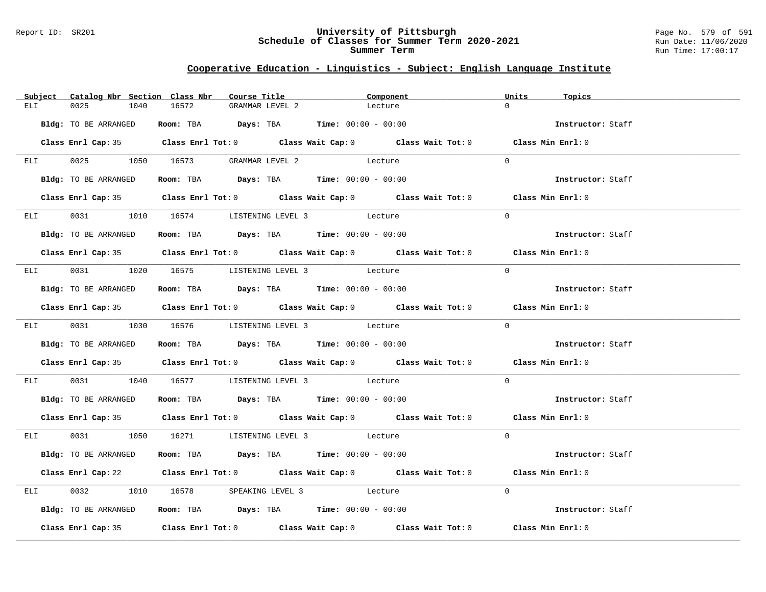## Cooperative Education - Linguistics - Subject: English Language Institute

| Subject | Catalog Nbr | Section | Class Nbr | Course Title | Component | Units | Topics |
|---|---|---|---|---|---|---|---|
| ELI | 0025 | 1040 | 16572 | GRAMMAR LEVEL 2 | Lecture | 0 | |

**Bldg:** TO BE ARRANGED **Room:** TBA **Days:** TBA **Time:** 00:00 - 00:00 **Instructor:** Staff

**Class Enrl Cap:** 35 **Class Enrl Tot:** 0 **Class Wait Cap:** 0 **Class Wait Tot:** 0 **Class Min Enrl:** 0

| Subject | Catalog Nbr | Section | Class Nbr | Course Title | Component | Units | Topics |
|---|---|---|---|---|---|---|---|
| ELI | 0025 | 1050 | 16573 | GRAMMAR LEVEL 2 | Lecture | 0 | |

**Bldg:** TO BE ARRANGED **Room:** TBA **Days:** TBA **Time:** 00:00 - 00:00 **Instructor:** Staff

**Class Enrl Cap:** 35 **Class Enrl Tot:** 0 **Class Wait Cap:** 0 **Class Wait Tot:** 0 **Class Min Enrl:** 0

| Subject | Catalog Nbr | Section | Class Nbr | Course Title | Component | Units | Topics |
|---|---|---|---|---|---|---|---|
| ELI | 0031 | 1010 | 16574 | LISTENING LEVEL 3 | Lecture | 0 | |

**Bldg:** TO BE ARRANGED **Room:** TBA **Days:** TBA **Time:** 00:00 - 00:00 **Instructor:** Staff

**Class Enrl Cap:** 35 **Class Enrl Tot:** 0 **Class Wait Cap:** 0 **Class Wait Tot:** 0 **Class Min Enrl:** 0

| Subject | Catalog Nbr | Section | Class Nbr | Course Title | Component | Units | Topics |
|---|---|---|---|---|---|---|---|
| ELI | 0031 | 1020 | 16575 | LISTENING LEVEL 3 | Lecture | 0 | |

**Bldg:** TO BE ARRANGED **Room:** TBA **Days:** TBA **Time:** 00:00 - 00:00 **Instructor:** Staff

**Class Enrl Cap:** 35 **Class Enrl Tot:** 0 **Class Wait Cap:** 0 **Class Wait Tot:** 0 **Class Min Enrl:** 0

| Subject | Catalog Nbr | Section | Class Nbr | Course Title | Component | Units | Topics |
|---|---|---|---|---|---|---|---|
| ELI | 0031 | 1030 | 16576 | LISTENING LEVEL 3 | Lecture | 0 | |

**Bldg:** TO BE ARRANGED **Room:** TBA **Days:** TBA **Time:** 00:00 - 00:00 **Instructor:** Staff

**Class Enrl Cap:** 35 **Class Enrl Tot:** 0 **Class Wait Cap:** 0 **Class Wait Tot:** 0 **Class Min Enrl:** 0

| Subject | Catalog Nbr | Section | Class Nbr | Course Title | Component | Units | Topics |
|---|---|---|---|---|---|---|---|
| ELI | 0031 | 1040 | 16577 | LISTENING LEVEL 3 | Lecture | 0 | |

**Bldg:** TO BE ARRANGED **Room:** TBA **Days:** TBA **Time:** 00:00 - 00:00 **Instructor:** Staff

**Class Enrl Cap:** 35 **Class Enrl Tot:** 0 **Class Wait Cap:** 0 **Class Wait Tot:** 0 **Class Min Enrl:** 0

| Subject | Catalog Nbr | Section | Class Nbr | Course Title | Component | Units | Topics |
|---|---|---|---|---|---|---|---|
| ELI | 0031 | 1050 | 16271 | LISTENING LEVEL 3 | Lecture | 0 | |

**Bldg:** TO BE ARRANGED **Room:** TBA **Days:** TBA **Time:** 00:00 - 00:00 **Instructor:** Staff

**Class Enrl Cap:** 22 **Class Enrl Tot:** 0 **Class Wait Cap:** 0 **Class Wait Tot:** 0 **Class Min Enrl:** 0

| Subject | Catalog Nbr | Section | Class Nbr | Course Title | Component | Units | Topics |
|---|---|---|---|---|---|---|---|
| ELI | 0032 | 1010 | 16578 | SPEAKING LEVEL 3 | Lecture | 0 | |

**Bldg:** TO BE ARRANGED **Room:** TBA **Days:** TBA **Time:** 00:00 - 00:00 **Instructor:** Staff

**Class Enrl Cap:** 35 **Class Enrl Tot:** 0 **Class Wait Cap:** 0 **Class Wait Tot:** 0 **Class Min Enrl:** 0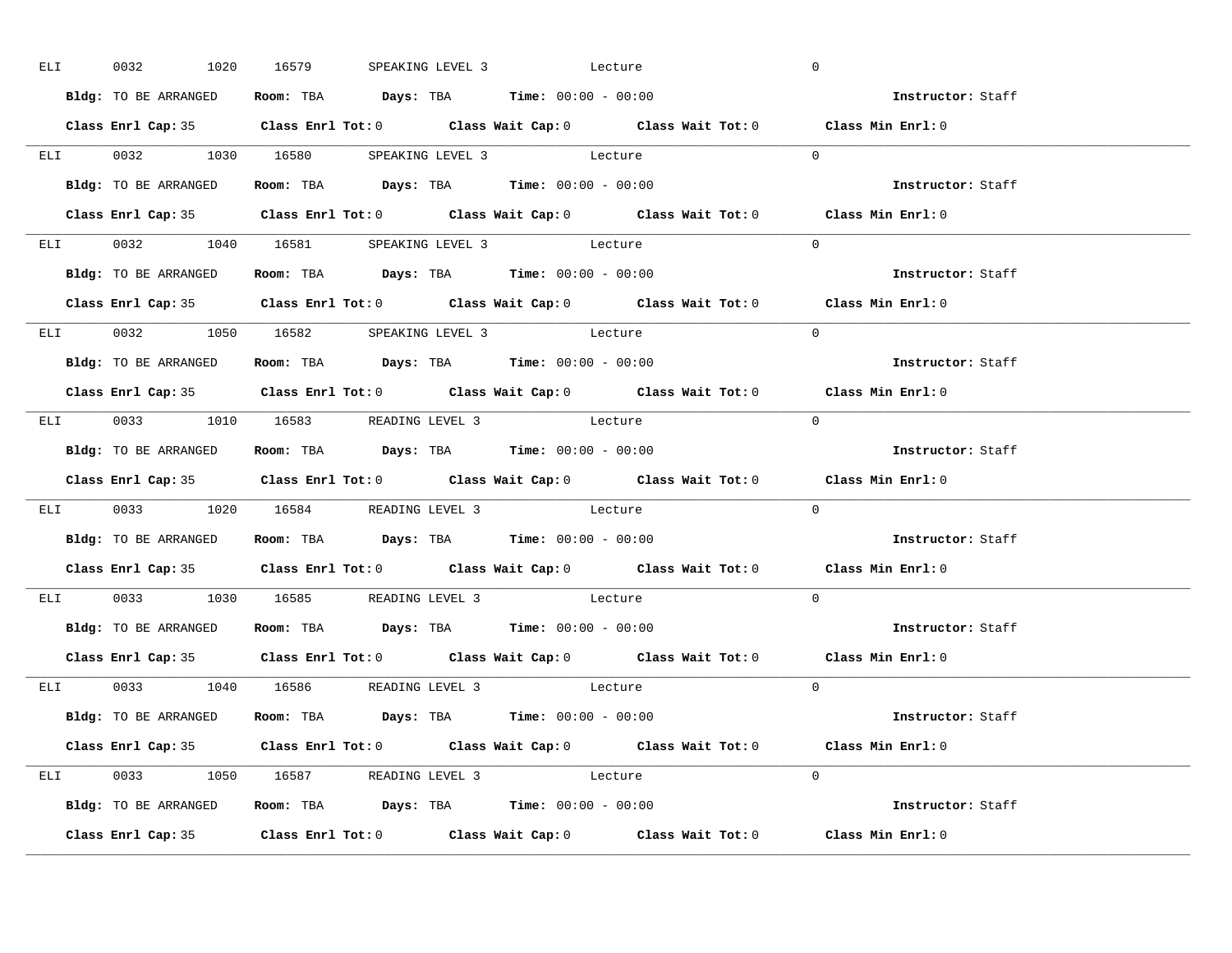ELI 0032 1020 16579 SPEAKING LEVEL 3 Lecture 0

**Bldg:** TO BE ARRANGED **Room:** TBA **Days:** TBA **Time:** 00:00 - 00:00 **Instructor:** Staff

**Class Enrl Cap:** 35 **Class Enrl Tot:** 0 **Class Wait Cap:** 0 **Class Wait Tot:** 0 **Class Min Enrl:** 0

---

ELI 0032 1030 16580 SPEAKING LEVEL 3 Lecture 0

**Bldg:** TO BE ARRANGED **Room:** TBA **Days:** TBA **Time:** 00:00 - 00:00 **Instructor:** Staff

**Class Enrl Cap:** 35 **Class Enrl Tot:** 0 **Class Wait Cap:** 0 **Class Wait Tot:** 0 **Class Min Enrl:** 0

---

ELI 0032 1040 16581 SPEAKING LEVEL 3 Lecture 0

**Bldg:** TO BE ARRANGED **Room:** TBA **Days:** TBA **Time:** 00:00 - 00:00 **Instructor:** Staff

**Class Enrl Cap:** 35 **Class Enrl Tot:** 0 **Class Wait Cap:** 0 **Class Wait Tot:** 0 **Class Min Enrl:** 0

---

ELI 0032 1050 16582 SPEAKING LEVEL 3 Lecture 0

**Bldg:** TO BE ARRANGED **Room:** TBA **Days:** TBA **Time:** 00:00 - 00:00 **Instructor:** Staff

**Class Enrl Cap:** 35 **Class Enrl Tot:** 0 **Class Wait Cap:** 0 **Class Wait Tot:** 0 **Class Min Enrl:** 0

---

ELI 0033 1010 16583 READING LEVEL 3 Lecture 0

**Bldg:** TO BE ARRANGED **Room:** TBA **Days:** TBA **Time:** 00:00 - 00:00 **Instructor:** Staff

**Class Enrl Cap:** 35 **Class Enrl Tot:** 0 **Class Wait Cap:** 0 **Class Wait Tot:** 0 **Class Min Enrl:** 0

---

ELI 0033 1020 16584 READING LEVEL 3 Lecture 0

**Bldg:** TO BE ARRANGED **Room:** TBA **Days:** TBA **Time:** 00:00 - 00:00 **Instructor:** Staff

**Class Enrl Cap:** 35 **Class Enrl Tot:** 0 **Class Wait Cap:** 0 **Class Wait Tot:** 0 **Class Min Enrl:** 0

---

ELI 0033 1030 16585 READING LEVEL 3 Lecture 0

**Bldg:** TO BE ARRANGED **Room:** TBA **Days:** TBA **Time:** 00:00 - 00:00 **Instructor:** Staff

**Class Enrl Cap:** 35 **Class Enrl Tot:** 0 **Class Wait Cap:** 0 **Class Wait Tot:** 0 **Class Min Enrl:** 0

---

ELI 0033 1040 16586 READING LEVEL 3 Lecture 0

**Bldg:** TO BE ARRANGED **Room:** TBA **Days:** TBA **Time:** 00:00 - 00:00 **Instructor:** Staff

**Class Enrl Cap:** 35 **Class Enrl Tot:** 0 **Class Wait Cap:** 0 **Class Wait Tot:** 0 **Class Min Enrl:** 0

---

ELI 0033 1050 16587 READING LEVEL 3 Lecture 0

**Bldg:** TO BE ARRANGED **Room:** TBA **Days:** TBA **Time:** 00:00 - 00:00 **Instructor:** Staff

**Class Enrl Cap:** 35 **Class Enrl Tot:** 0 **Class Wait Cap:** 0 **Class Wait Tot:** 0 **Class Min Enrl:** 0

---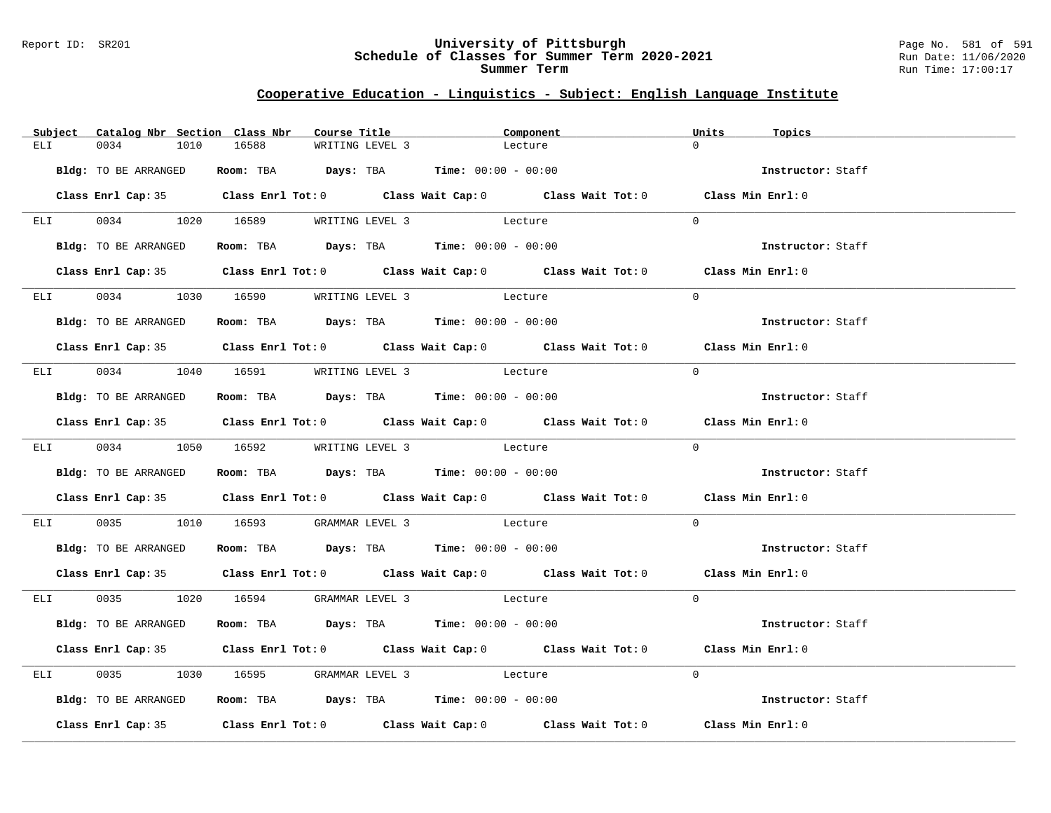## Cooperative Education - Linguistics - Subject: English Language Institute

| Subject | Catalog Nbr | Section | Class Nbr | Course Title | Component | Units | Topics |
|---|---|---|---|---|---|---|---|
| ELI | 0034 | 1010 | 16588 | WRITING LEVEL 3 | Lecture | 0 | |

**Bldg:** TO BE ARRANGED **Room:** TBA **Days:** TBA **Time:** 00:00 - 00:00 **Instructor:** Staff

**Class Enrl Cap:** 35 **Class Enrl Tot:** 0 **Class Wait Cap:** 0 **Class Wait Tot:** 0 **Class Min Enrl:** 0

| Subject | Catalog Nbr | Section | Class Nbr | Course Title | Component | Units | Topics |
|---|---|---|---|---|---|---|---|
| ELI | 0034 | 1020 | 16589 | WRITING LEVEL 3 | Lecture | 0 | |

**Bldg:** TO BE ARRANGED **Room:** TBA **Days:** TBA **Time:** 00:00 - 00:00 **Instructor:** Staff

**Class Enrl Cap:** 35 **Class Enrl Tot:** 0 **Class Wait Cap:** 0 **Class Wait Tot:** 0 **Class Min Enrl:** 0

| Subject | Catalog Nbr | Section | Class Nbr | Course Title | Component | Units | Topics |
|---|---|---|---|---|---|---|---|
| ELI | 0034 | 1030 | 16590 | WRITING LEVEL 3 | Lecture | 0 | |

**Bldg:** TO BE ARRANGED **Room:** TBA **Days:** TBA **Time:** 00:00 - 00:00 **Instructor:** Staff

**Class Enrl Cap:** 35 **Class Enrl Tot:** 0 **Class Wait Cap:** 0 **Class Wait Tot:** 0 **Class Min Enrl:** 0

| Subject | Catalog Nbr | Section | Class Nbr | Course Title | Component | Units | Topics |
|---|---|---|---|---|---|---|---|
| ELI | 0034 | 1040 | 16591 | WRITING LEVEL 3 | Lecture | 0 | |

**Bldg:** TO BE ARRANGED **Room:** TBA **Days:** TBA **Time:** 00:00 - 00:00 **Instructor:** Staff

**Class Enrl Cap:** 35 **Class Enrl Tot:** 0 **Class Wait Cap:** 0 **Class Wait Tot:** 0 **Class Min Enrl:** 0

| Subject | Catalog Nbr | Section | Class Nbr | Course Title | Component | Units | Topics |
|---|---|---|---|---|---|---|---|
| ELI | 0034 | 1050 | 16592 | WRITING LEVEL 3 | Lecture | 0 | |

**Bldg:** TO BE ARRANGED **Room:** TBA **Days:** TBA **Time:** 00:00 - 00:00 **Instructor:** Staff

**Class Enrl Cap:** 35 **Class Enrl Tot:** 0 **Class Wait Cap:** 0 **Class Wait Tot:** 0 **Class Min Enrl:** 0

| Subject | Catalog Nbr | Section | Class Nbr | Course Title | Component | Units | Topics |
|---|---|---|---|---|---|---|---|
| ELI | 0035 | 1010 | 16593 | GRAMMAR LEVEL 3 | Lecture | 0 | |

**Bldg:** TO BE ARRANGED **Room:** TBA **Days:** TBA **Time:** 00:00 - 00:00 **Instructor:** Staff

**Class Enrl Cap:** 35 **Class Enrl Tot:** 0 **Class Wait Cap:** 0 **Class Wait Tot:** 0 **Class Min Enrl:** 0

| Subject | Catalog Nbr | Section | Class Nbr | Course Title | Component | Units | Topics |
|---|---|---|---|---|---|---|---|
| ELI | 0035 | 1020 | 16594 | GRAMMAR LEVEL 3 | Lecture | 0 | |

**Bldg:** TO BE ARRANGED **Room:** TBA **Days:** TBA **Time:** 00:00 - 00:00 **Instructor:** Staff

**Class Enrl Cap:** 35 **Class Enrl Tot:** 0 **Class Wait Cap:** 0 **Class Wait Tot:** 0 **Class Min Enrl:** 0

| Subject | Catalog Nbr | Section | Class Nbr | Course Title | Component | Units | Topics |
|---|---|---|---|---|---|---|---|
| ELI | 0035 | 1030 | 16595 | GRAMMAR LEVEL 3 | Lecture | 0 | |

**Bldg:** TO BE ARRANGED **Room:** TBA **Days:** TBA **Time:** 00:00 - 00:00 **Instructor:** Staff

**Class Enrl Cap:** 35 **Class Enrl Tot:** 0 **Class Wait Cap:** 0 **Class Wait Tot:** 0 **Class Min Enrl:** 0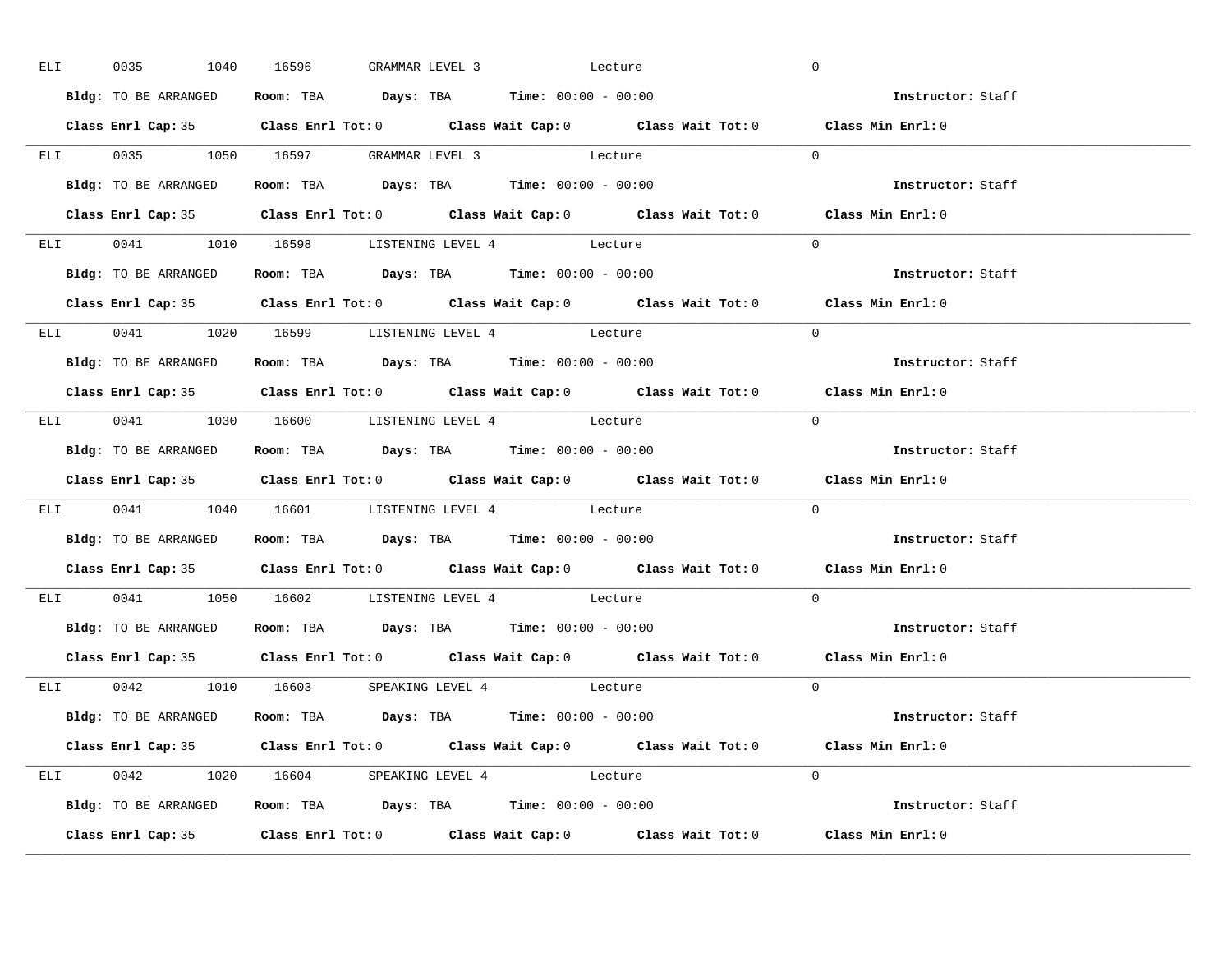ELI 0035 1040 16596 GRAMMAR LEVEL 3 Lecture 0

**Bldg:** TO BE ARRANGED **Room:** TBA **Days:** TBA **Time:** 00:00 - 00:00 **Instructor:** Staff

**Class Enrl Cap:** 35 **Class Enrl Tot:** 0 **Class Wait Cap:** 0 **Class Wait Tot:** 0 **Class Min Enrl:** 0

---

ELI 0035 1050 16597 GRAMMAR LEVEL 3 Lecture 0

**Bldg:** TO BE ARRANGED **Room:** TBA **Days:** TBA **Time:** 00:00 - 00:00 **Instructor:** Staff

**Class Enrl Cap:** 35 **Class Enrl Tot:** 0 **Class Wait Cap:** 0 **Class Wait Tot:** 0 **Class Min Enrl:** 0

---

ELI 0041 1010 16598 LISTENING LEVEL 4 Lecture 0

**Bldg:** TO BE ARRANGED **Room:** TBA **Days:** TBA **Time:** 00:00 - 00:00 **Instructor:** Staff

**Class Enrl Cap:** 35 **Class Enrl Tot:** 0 **Class Wait Cap:** 0 **Class Wait Tot:** 0 **Class Min Enrl:** 0

---

ELI 0041 1020 16599 LISTENING LEVEL 4 Lecture 0

**Bldg:** TO BE ARRANGED **Room:** TBA **Days:** TBA **Time:** 00:00 - 00:00 **Instructor:** Staff

**Class Enrl Cap:** 35 **Class Enrl Tot:** 0 **Class Wait Cap:** 0 **Class Wait Tot:** 0 **Class Min Enrl:** 0

---

ELI 0041 1030 16600 LISTENING LEVEL 4 Lecture 0

**Bldg:** TO BE ARRANGED **Room:** TBA **Days:** TBA **Time:** 00:00 - 00:00 **Instructor:** Staff

**Class Enrl Cap:** 35 **Class Enrl Tot:** 0 **Class Wait Cap:** 0 **Class Wait Tot:** 0 **Class Min Enrl:** 0

---

ELI 0041 1040 16601 LISTENING LEVEL 4 Lecture 0

**Bldg:** TO BE ARRANGED **Room:** TBA **Days:** TBA **Time:** 00:00 - 00:00 **Instructor:** Staff

**Class Enrl Cap:** 35 **Class Enrl Tot:** 0 **Class Wait Cap:** 0 **Class Wait Tot:** 0 **Class Min Enrl:** 0

---

ELI 0041 1050 16602 LISTENING LEVEL 4 Lecture 0

**Bldg:** TO BE ARRANGED **Room:** TBA **Days:** TBA **Time:** 00:00 - 00:00 **Instructor:** Staff

**Class Enrl Cap:** 35 **Class Enrl Tot:** 0 **Class Wait Cap:** 0 **Class Wait Tot:** 0 **Class Min Enrl:** 0

---

ELI 0042 1010 16603 SPEAKING LEVEL 4 Lecture 0

**Bldg:** TO BE ARRANGED **Room:** TBA **Days:** TBA **Time:** 00:00 - 00:00 **Instructor:** Staff

**Class Enrl Cap:** 35 **Class Enrl Tot:** 0 **Class Wait Cap:** 0 **Class Wait Tot:** 0 **Class Min Enrl:** 0

---

ELI 0042 1020 16604 SPEAKING LEVEL 4 Lecture 0

**Bldg:** TO BE ARRANGED **Room:** TBA **Days:** TBA **Time:** 00:00 - 00:00 **Instructor:** Staff

**Class Enrl Cap:** 35 **Class Enrl Tot:** 0 **Class Wait Cap:** 0 **Class Wait Tot:** 0 **Class Min Enrl:** 0

---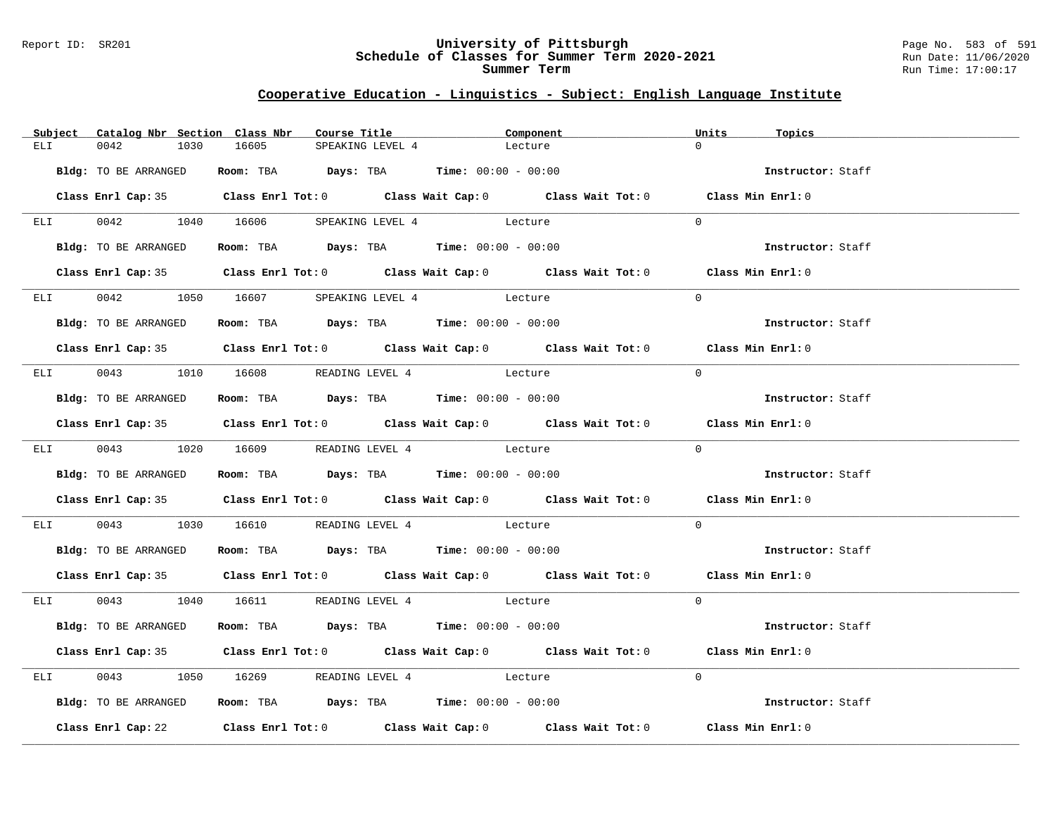## Cooperative Education - Linguistics - Subject: English Language Institute

| Subject | Catalog Nbr | Section | Class Nbr | Course Title | Component | Units | Topics |
|---|---|---|---|---|---|---|---|
| ELI | 0042 | 1030 | 16605 | SPEAKING LEVEL 4 | Lecture | 0 | |

**Bldg:** TO BE ARRANGED **Room:** TBA **Days:** TBA **Time:** 00:00 - 00:00 **Instructor:** Staff

**Class Enrl Cap:** 35 **Class Enrl Tot:** 0 **Class Wait Cap:** 0 **Class Wait Tot:** 0 **Class Min Enrl:** 0

---

| Subject | Catalog Nbr | Section | Class Nbr | Course Title | Component | Units | Topics |
|---|---|---|---|---|---|---|---|
| ELI | 0042 | 1040 | 16606 | SPEAKING LEVEL 4 | Lecture | 0 | |

**Bldg:** TO BE ARRANGED **Room:** TBA **Days:** TBA **Time:** 00:00 - 00:00 **Instructor:** Staff

**Class Enrl Cap:** 35 **Class Enrl Tot:** 0 **Class Wait Cap:** 0 **Class Wait Tot:** 0 **Class Min Enrl:** 0

---

| Subject | Catalog Nbr | Section | Class Nbr | Course Title | Component | Units | Topics |
|---|---|---|---|---|---|---|---|
| ELI | 0042 | 1050 | 16607 | SPEAKING LEVEL 4 | Lecture | 0 | |

**Bldg:** TO BE ARRANGED **Room:** TBA **Days:** TBA **Time:** 00:00 - 00:00 **Instructor:** Staff

**Class Enrl Cap:** 35 **Class Enrl Tot:** 0 **Class Wait Cap:** 0 **Class Wait Tot:** 0 **Class Min Enrl:** 0

---

| Subject | Catalog Nbr | Section | Class Nbr | Course Title | Component | Units | Topics |
|---|---|---|---|---|---|---|---|
| ELI | 0043 | 1010 | 16608 | READING LEVEL 4 | Lecture | 0 | |

**Bldg:** TO BE ARRANGED **Room:** TBA **Days:** TBA **Time:** 00:00 - 00:00 **Instructor:** Staff

**Class Enrl Cap:** 35 **Class Enrl Tot:** 0 **Class Wait Cap:** 0 **Class Wait Tot:** 0 **Class Min Enrl:** 0

---

| Subject | Catalog Nbr | Section | Class Nbr | Course Title | Component | Units | Topics |
|---|---|---|---|---|---|---|---|
| ELI | 0043 | 1020 | 16609 | READING LEVEL 4 | Lecture | 0 | |

**Bldg:** TO BE ARRANGED **Room:** TBA **Days:** TBA **Time:** 00:00 - 00:00 **Instructor:** Staff

**Class Enrl Cap:** 35 **Class Enrl Tot:** 0 **Class Wait Cap:** 0 **Class Wait Tot:** 0 **Class Min Enrl:** 0

---

| Subject | Catalog Nbr | Section | Class Nbr | Course Title | Component | Units | Topics |
|---|---|---|---|---|---|---|---|
| ELI | 0043 | 1030 | 16610 | READING LEVEL 4 | Lecture | 0 | |

**Bldg:** TO BE ARRANGED **Room:** TBA **Days:** TBA **Time:** 00:00 - 00:00 **Instructor:** Staff

**Class Enrl Cap:** 35 **Class Enrl Tot:** 0 **Class Wait Cap:** 0 **Class Wait Tot:** 0 **Class Min Enrl:** 0

---

| Subject | Catalog Nbr | Section | Class Nbr | Course Title | Component | Units | Topics |
|---|---|---|---|---|---|---|---|
| ELI | 0043 | 1040 | 16611 | READING LEVEL 4 | Lecture | 0 | |

**Bldg:** TO BE ARRANGED **Room:** TBA **Days:** TBA **Time:** 00:00 - 00:00 **Instructor:** Staff

**Class Enrl Cap:** 35 **Class Enrl Tot:** 0 **Class Wait Cap:** 0 **Class Wait Tot:** 0 **Class Min Enrl:** 0

---

| Subject | Catalog Nbr | Section | Class Nbr | Course Title | Component | Units | Topics |
|---|---|---|---|---|---|---|---|
| ELI | 0043 | 1050 | 16269 | READING LEVEL 4 | Lecture | 0 | |

**Bldg:** TO BE ARRANGED **Room:** TBA **Days:** TBA **Time:** 00:00 - 00:00 **Instructor:** Staff

**Class Enrl Cap:** 22 **Class Enrl Tot:** 0 **Class Wait Cap:** 0 **Class Wait Tot:** 0 **Class Min Enrl:** 0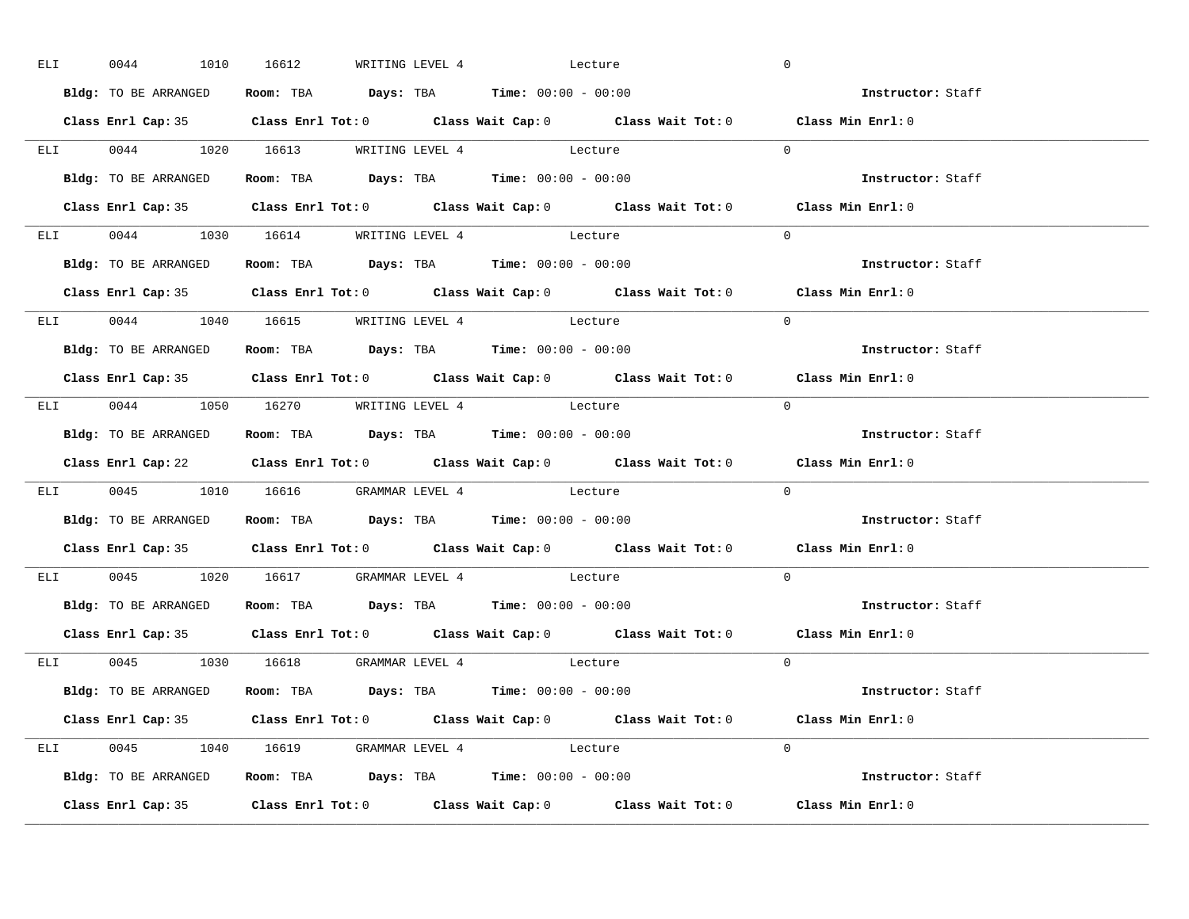ELI 0044 1010 16612 WRITING LEVEL 4 Lecture 0

**Bldg:** TO BE ARRANGED **Room:** TBA **Days:** TBA **Time:** 00:00 - 00:00 **Instructor:** Staff

**Class Enrl Cap:** 35 **Class Enrl Tot:** 0 **Class Wait Cap:** 0 **Class Wait Tot:** 0 **Class Min Enrl:** 0

---

ELI 0044 1020 16613 WRITING LEVEL 4 Lecture 0

**Bldg:** TO BE ARRANGED **Room:** TBA **Days:** TBA **Time:** 00:00 - 00:00 **Instructor:** Staff

**Class Enrl Cap:** 35 **Class Enrl Tot:** 0 **Class Wait Cap:** 0 **Class Wait Tot:** 0 **Class Min Enrl:** 0

---

ELI 0044 1030 16614 WRITING LEVEL 4 Lecture 0

**Bldg:** TO BE ARRANGED **Room:** TBA **Days:** TBA **Time:** 00:00 - 00:00 **Instructor:** Staff

**Class Enrl Cap:** 35 **Class Enrl Tot:** 0 **Class Wait Cap:** 0 **Class Wait Tot:** 0 **Class Min Enrl:** 0

---

ELI 0044 1040 16615 WRITING LEVEL 4 Lecture 0

**Bldg:** TO BE ARRANGED **Room:** TBA **Days:** TBA **Time:** 00:00 - 00:00 **Instructor:** Staff

**Class Enrl Cap:** 35 **Class Enrl Tot:** 0 **Class Wait Cap:** 0 **Class Wait Tot:** 0 **Class Min Enrl:** 0

---

ELI 0044 1050 16270 WRITING LEVEL 4 Lecture 0

**Bldg:** TO BE ARRANGED **Room:** TBA **Days:** TBA **Time:** 00:00 - 00:00 **Instructor:** Staff

**Class Enrl Cap:** 22 **Class Enrl Tot:** 0 **Class Wait Cap:** 0 **Class Wait Tot:** 0 **Class Min Enrl:** 0

---

ELI 0045 1010 16616 GRAMMAR LEVEL 4 Lecture 0

**Bldg:** TO BE ARRANGED **Room:** TBA **Days:** TBA **Time:** 00:00 - 00:00 **Instructor:** Staff

**Class Enrl Cap:** 35 **Class Enrl Tot:** 0 **Class Wait Cap:** 0 **Class Wait Tot:** 0 **Class Min Enrl:** 0

---

ELI 0045 1020 16617 GRAMMAR LEVEL 4 Lecture 0

**Bldg:** TO BE ARRANGED **Room:** TBA **Days:** TBA **Time:** 00:00 - 00:00 **Instructor:** Staff

**Class Enrl Cap:** 35 **Class Enrl Tot:** 0 **Class Wait Cap:** 0 **Class Wait Tot:** 0 **Class Min Enrl:** 0

---

ELI 0045 1030 16618 GRAMMAR LEVEL 4 Lecture 0

**Bldg:** TO BE ARRANGED **Room:** TBA **Days:** TBA **Time:** 00:00 - 00:00 **Instructor:** Staff

**Class Enrl Cap:** 35 **Class Enrl Tot:** 0 **Class Wait Cap:** 0 **Class Wait Tot:** 0 **Class Min Enrl:** 0

---

ELI 0045 1040 16619 GRAMMAR LEVEL 4 Lecture 0

**Bldg:** TO BE ARRANGED **Room:** TBA **Days:** TBA **Time:** 00:00 - 00:00 **Instructor:** Staff

**Class Enrl Cap:** 35 **Class Enrl Tot:** 0 **Class Wait Cap:** 0 **Class Wait Tot:** 0 **Class Min Enrl:** 0

---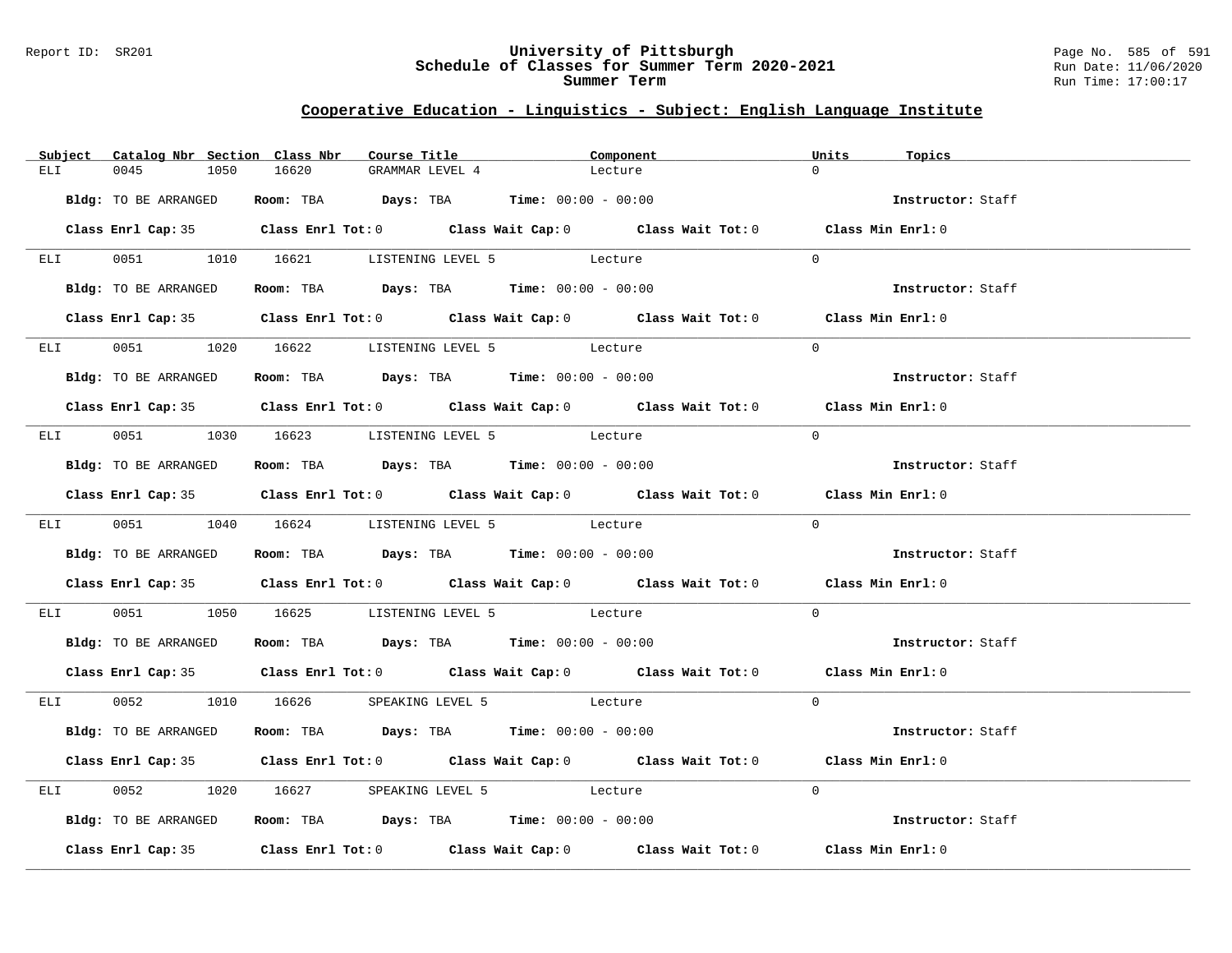## Cooperative Education - Linguistics - Subject: English Language Institute

| Subject | Catalog Nbr | Section | Class Nbr | Course Title | Component | Units | Topics |
|---|---|---|---|---|---|---|---|
| ELI | 0045 | 1050 | 16620 | GRAMMAR LEVEL 4 | Lecture | 0 | |

**Bldg:** TO BE ARRANGED **Room:** TBA **Days:** TBA **Time:** 00:00 - 00:00 **Instructor:** Staff

**Class Enrl Cap:** 35 **Class Enrl Tot:** 0 **Class Wait Cap:** 0 **Class Wait Tot:** 0 **Class Min Enrl:** 0

| Subject | Catalog Nbr | Section | Class Nbr | Course Title | Component | Units | Topics |
|---|---|---|---|---|---|---|---|
| ELI | 0051 | 1010 | 16621 | LISTENING LEVEL 5 | Lecture | 0 | |

**Bldg:** TO BE ARRANGED **Room:** TBA **Days:** TBA **Time:** 00:00 - 00:00 **Instructor:** Staff

**Class Enrl Cap:** 35 **Class Enrl Tot:** 0 **Class Wait Cap:** 0 **Class Wait Tot:** 0 **Class Min Enrl:** 0

| Subject | Catalog Nbr | Section | Class Nbr | Course Title | Component | Units | Topics |
|---|---|---|---|---|---|---|---|
| ELI | 0051 | 1020 | 16622 | LISTENING LEVEL 5 | Lecture | 0 | |

**Bldg:** TO BE ARRANGED **Room:** TBA **Days:** TBA **Time:** 00:00 - 00:00 **Instructor:** Staff

**Class Enrl Cap:** 35 **Class Enrl Tot:** 0 **Class Wait Cap:** 0 **Class Wait Tot:** 0 **Class Min Enrl:** 0

| Subject | Catalog Nbr | Section | Class Nbr | Course Title | Component | Units | Topics |
|---|---|---|---|---|---|---|---|
| ELI | 0051 | 1030 | 16623 | LISTENING LEVEL 5 | Lecture | 0 | |

**Bldg:** TO BE ARRANGED **Room:** TBA **Days:** TBA **Time:** 00:00 - 00:00 **Instructor:** Staff

**Class Enrl Cap:** 35 **Class Enrl Tot:** 0 **Class Wait Cap:** 0 **Class Wait Tot:** 0 **Class Min Enrl:** 0

| Subject | Catalog Nbr | Section | Class Nbr | Course Title | Component | Units | Topics |
|---|---|---|---|---|---|---|---|
| ELI | 0051 | 1040 | 16624 | LISTENING LEVEL 5 | Lecture | 0 | |

**Bldg:** TO BE ARRANGED **Room:** TBA **Days:** TBA **Time:** 00:00 - 00:00 **Instructor:** Staff

**Class Enrl Cap:** 35 **Class Enrl Tot:** 0 **Class Wait Cap:** 0 **Class Wait Tot:** 0 **Class Min Enrl:** 0

| Subject | Catalog Nbr | Section | Class Nbr | Course Title | Component | Units | Topics |
|---|---|---|---|---|---|---|---|
| ELI | 0051 | 1050 | 16625 | LISTENING LEVEL 5 | Lecture | 0 | |

**Bldg:** TO BE ARRANGED **Room:** TBA **Days:** TBA **Time:** 00:00 - 00:00 **Instructor:** Staff

**Class Enrl Cap:** 35 **Class Enrl Tot:** 0 **Class Wait Cap:** 0 **Class Wait Tot:** 0 **Class Min Enrl:** 0

| Subject | Catalog Nbr | Section | Class Nbr | Course Title | Component | Units | Topics |
|---|---|---|---|---|---|---|---|
| ELI | 0052 | 1010 | 16626 | SPEAKING LEVEL 5 | Lecture | 0 | |

**Bldg:** TO BE ARRANGED **Room:** TBA **Days:** TBA **Time:** 00:00 - 00:00 **Instructor:** Staff

**Class Enrl Cap:** 35 **Class Enrl Tot:** 0 **Class Wait Cap:** 0 **Class Wait Tot:** 0 **Class Min Enrl:** 0

| Subject | Catalog Nbr | Section | Class Nbr | Course Title | Component | Units | Topics |
|---|---|---|---|---|---|---|---|
| ELI | 0052 | 1020 | 16627 | SPEAKING LEVEL 5 | Lecture | 0 | |

**Bldg:** TO BE ARRANGED **Room:** TBA **Days:** TBA **Time:** 00:00 - 00:00 **Instructor:** Staff

**Class Enrl Cap:** 35 **Class Enrl Tot:** 0 **Class Wait Cap:** 0 **Class Wait Tot:** 0 **Class Min Enrl:** 0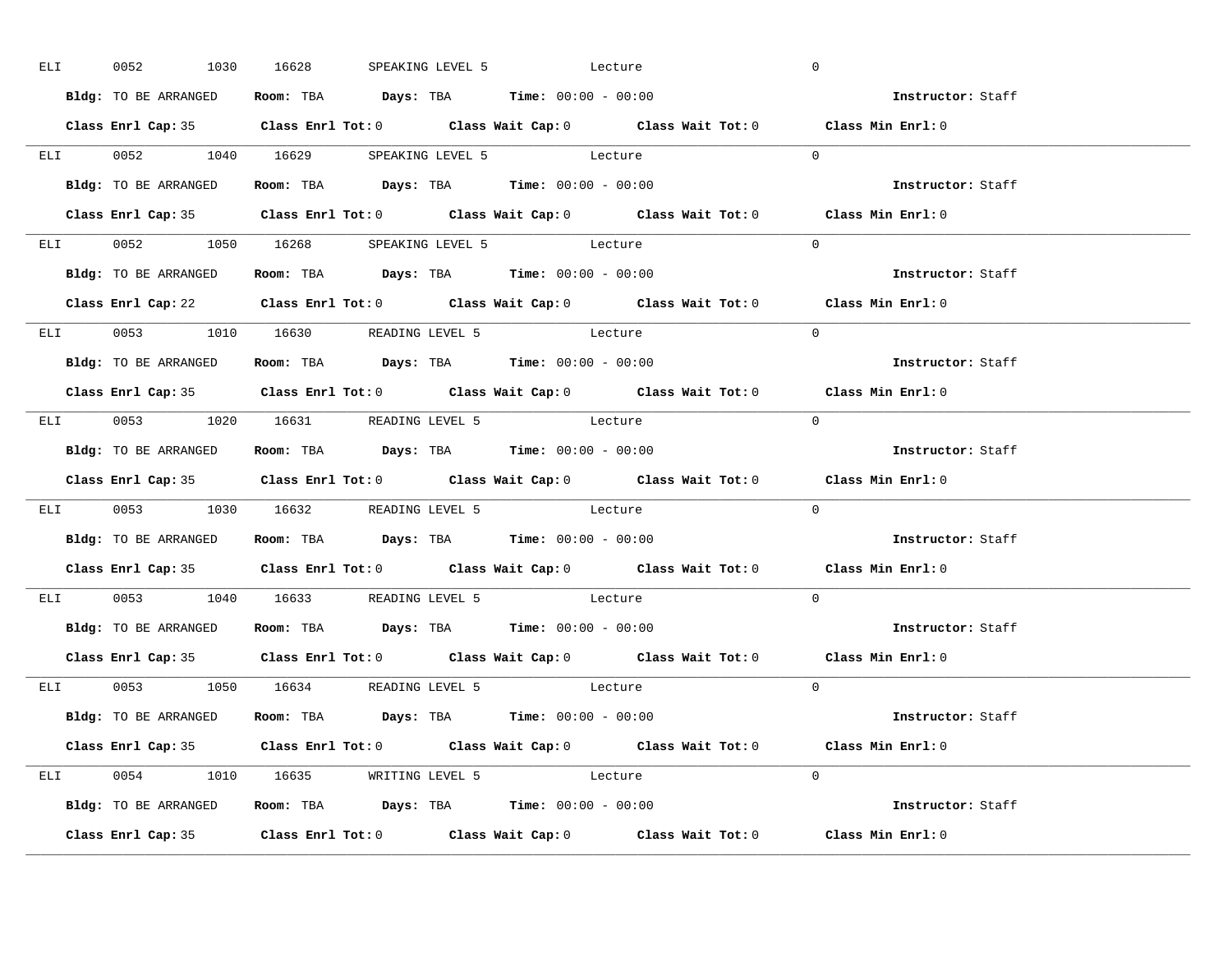ELI 0052 1030 16628 SPEAKING LEVEL 5 Lecture 0

**Bldg:** TO BE ARRANGED **Room:** TBA **Days:** TBA **Time:** 00:00 - 00:00 **Instructor:** Staff

**Class Enrl Cap:** 35 **Class Enrl Tot:** 0 **Class Wait Cap:** 0 **Class Wait Tot:** 0 **Class Min Enrl:** 0

---

ELI 0052 1040 16629 SPEAKING LEVEL 5 Lecture 0

**Bldg:** TO BE ARRANGED **Room:** TBA **Days:** TBA **Time:** 00:00 - 00:00 **Instructor:** Staff

**Class Enrl Cap:** 35 **Class Enrl Tot:** 0 **Class Wait Cap:** 0 **Class Wait Tot:** 0 **Class Min Enrl:** 0

---

ELI 0052 1050 16268 SPEAKING LEVEL 5 Lecture 0

**Bldg:** TO BE ARRANGED **Room:** TBA **Days:** TBA **Time:** 00:00 - 00:00 **Instructor:** Staff

**Class Enrl Cap:** 22 **Class Enrl Tot:** 0 **Class Wait Cap:** 0 **Class Wait Tot:** 0 **Class Min Enrl:** 0

---

ELI 0053 1010 16630 READING LEVEL 5 Lecture 0

**Bldg:** TO BE ARRANGED **Room:** TBA **Days:** TBA **Time:** 00:00 - 00:00 **Instructor:** Staff

**Class Enrl Cap:** 35 **Class Enrl Tot:** 0 **Class Wait Cap:** 0 **Class Wait Tot:** 0 **Class Min Enrl:** 0

---

ELI 0053 1020 16631 READING LEVEL 5 Lecture 0

**Bldg:** TO BE ARRANGED **Room:** TBA **Days:** TBA **Time:** 00:00 - 00:00 **Instructor:** Staff

**Class Enrl Cap:** 35 **Class Enrl Tot:** 0 **Class Wait Cap:** 0 **Class Wait Tot:** 0 **Class Min Enrl:** 0

---

ELI 0053 1030 16632 READING LEVEL 5 Lecture 0

**Bldg:** TO BE ARRANGED **Room:** TBA **Days:** TBA **Time:** 00:00 - 00:00 **Instructor:** Staff

**Class Enrl Cap:** 35 **Class Enrl Tot:** 0 **Class Wait Cap:** 0 **Class Wait Tot:** 0 **Class Min Enrl:** 0

---

ELI 0053 1040 16633 READING LEVEL 5 Lecture 0

**Bldg:** TO BE ARRANGED **Room:** TBA **Days:** TBA **Time:** 00:00 - 00:00 **Instructor:** Staff

**Class Enrl Cap:** 35 **Class Enrl Tot:** 0 **Class Wait Cap:** 0 **Class Wait Tot:** 0 **Class Min Enrl:** 0

---

ELI 0053 1050 16634 READING LEVEL 5 Lecture 0

**Bldg:** TO BE ARRANGED **Room:** TBA **Days:** TBA **Time:** 00:00 - 00:00 **Instructor:** Staff

**Class Enrl Cap:** 35 **Class Enrl Tot:** 0 **Class Wait Cap:** 0 **Class Wait Tot:** 0 **Class Min Enrl:** 0

---

ELI 0054 1010 16635 WRITING LEVEL 5 Lecture 0

**Bldg:** TO BE ARRANGED **Room:** TBA **Days:** TBA **Time:** 00:00 - 00:00 **Instructor:** Staff

**Class Enrl Cap:** 35 **Class Enrl Tot:** 0 **Class Wait Cap:** 0 **Class Wait Tot:** 0 **Class Min Enrl:** 0

---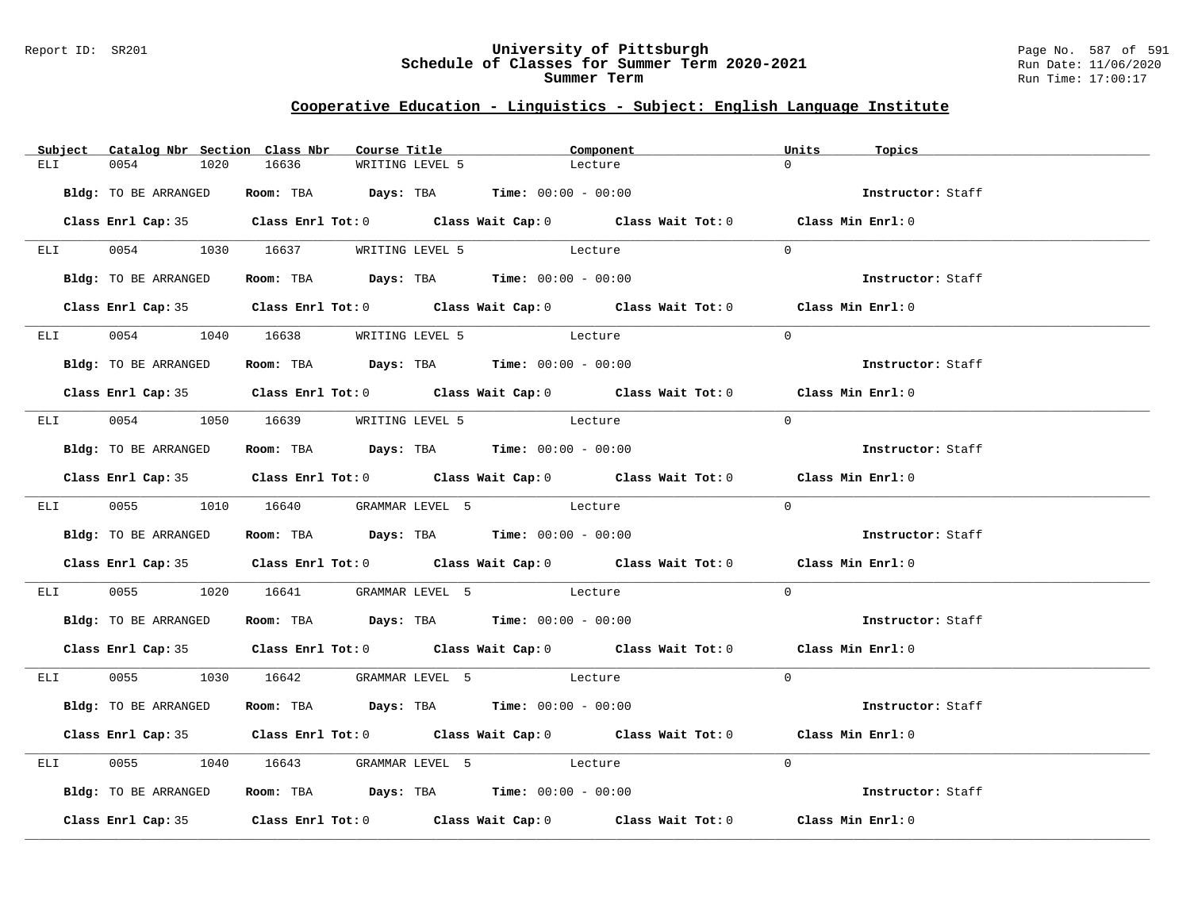## Cooperative Education - Linguistics - Subject: English Language Institute

| Subject | Catalog Nbr | Section | Class Nbr | Course Title | Component | Units | Topics |
|---|---|---|---|---|---|---|---|
| ELI | 0054 | 1020 | 16636 | WRITING LEVEL 5 | Lecture | 0 | |

**Bldg:** TO BE ARRANGED **Room:** TBA **Days:** TBA **Time:** 00:00 - 00:00 **Instructor:** Staff

**Class Enrl Cap:** 35 **Class Enrl Tot:** 0 **Class Wait Cap:** 0 **Class Wait Tot:** 0 **Class Min Enrl:** 0

| Subject | Catalog Nbr | Section | Class Nbr | Course Title | Component | Units | Topics |
|---|---|---|---|---|---|---|---|
| ELI | 0054 | 1030 | 16637 | WRITING LEVEL 5 | Lecture | 0 | |

**Bldg:** TO BE ARRANGED **Room:** TBA **Days:** TBA **Time:** 00:00 - 00:00 **Instructor:** Staff

**Class Enrl Cap:** 35 **Class Enrl Tot:** 0 **Class Wait Cap:** 0 **Class Wait Tot:** 0 **Class Min Enrl:** 0

| Subject | Catalog Nbr | Section | Class Nbr | Course Title | Component | Units | Topics |
|---|---|---|---|---|---|---|---|
| ELI | 0054 | 1040 | 16638 | WRITING LEVEL 5 | Lecture | 0 | |

**Bldg:** TO BE ARRANGED **Room:** TBA **Days:** TBA **Time:** 00:00 - 00:00 **Instructor:** Staff

**Class Enrl Cap:** 35 **Class Enrl Tot:** 0 **Class Wait Cap:** 0 **Class Wait Tot:** 0 **Class Min Enrl:** 0

| Subject | Catalog Nbr | Section | Class Nbr | Course Title | Component | Units | Topics |
|---|---|---|---|---|---|---|---|
| ELI | 0054 | 1050 | 16639 | WRITING LEVEL 5 | Lecture | 0 | |

**Bldg:** TO BE ARRANGED **Room:** TBA **Days:** TBA **Time:** 00:00 - 00:00 **Instructor:** Staff

**Class Enrl Cap:** 35 **Class Enrl Tot:** 0 **Class Wait Cap:** 0 **Class Wait Tot:** 0 **Class Min Enrl:** 0

| Subject | Catalog Nbr | Section | Class Nbr | Course Title | Component | Units | Topics |
|---|---|---|---|---|---|---|---|
| ELI | 0055 | 1010 | 16640 | GRAMMAR LEVEL 5 | Lecture | 0 | |

**Bldg:** TO BE ARRANGED **Room:** TBA **Days:** TBA **Time:** 00:00 - 00:00 **Instructor:** Staff

**Class Enrl Cap:** 35 **Class Enrl Tot:** 0 **Class Wait Cap:** 0 **Class Wait Tot:** 0 **Class Min Enrl:** 0

| Subject | Catalog Nbr | Section | Class Nbr | Course Title | Component | Units | Topics |
|---|---|---|---|---|---|---|---|
| ELI | 0055 | 1020 | 16641 | GRAMMAR LEVEL 5 | Lecture | 0 | |

**Bldg:** TO BE ARRANGED **Room:** TBA **Days:** TBA **Time:** 00:00 - 00:00 **Instructor:** Staff

**Class Enrl Cap:** 35 **Class Enrl Tot:** 0 **Class Wait Cap:** 0 **Class Wait Tot:** 0 **Class Min Enrl:** 0

| Subject | Catalog Nbr | Section | Class Nbr | Course Title | Component | Units | Topics |
|---|---|---|---|---|---|---|---|
| ELI | 0055 | 1030 | 16642 | GRAMMAR LEVEL 5 | Lecture | 0 | |

**Bldg:** TO BE ARRANGED **Room:** TBA **Days:** TBA **Time:** 00:00 - 00:00 **Instructor:** Staff

**Class Enrl Cap:** 35 **Class Enrl Tot:** 0 **Class Wait Cap:** 0 **Class Wait Tot:** 0 **Class Min Enrl:** 0

| Subject | Catalog Nbr | Section | Class Nbr | Course Title | Component | Units | Topics |
|---|---|---|---|---|---|---|---|
| ELI | 0055 | 1040 | 16643 | GRAMMAR LEVEL 5 | Lecture | 0 | |

**Bldg:** TO BE ARRANGED **Room:** TBA **Days:** TBA **Time:** 00:00 - 00:00 **Instructor:** Staff

**Class Enrl Cap:** 35 **Class Enrl Tot:** 0 **Class Wait Cap:** 0 **Class Wait Tot:** 0 **Class Min Enrl:** 0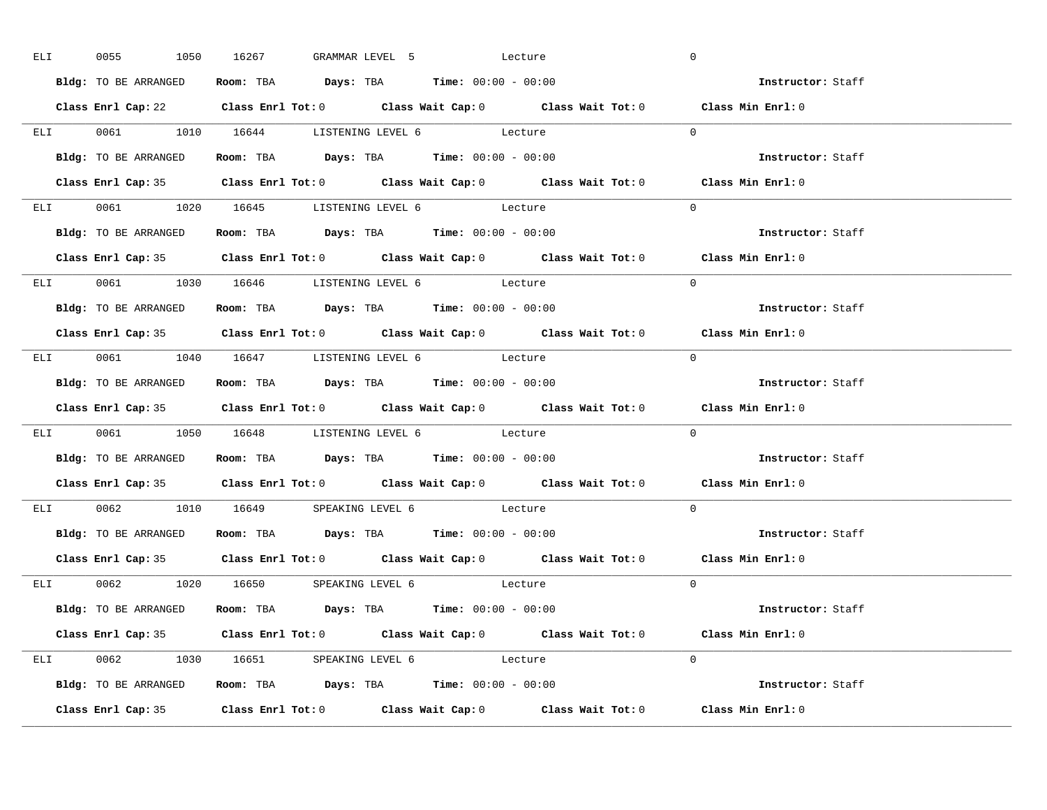ELI 0055 1050 16267 GRAMMAR LEVEL 5 Lecture 0

**Bldg:** TO BE ARRANGED **Room:** TBA **Days:** TBA **Time:** 00:00 - 00:00 **Instructor:** Staff

**Class Enrl Cap:** 22 **Class Enrl Tot:** 0 **Class Wait Cap:** 0 **Class Wait Tot:** 0 **Class Min Enrl:** 0

---

ELI 0061 1010 16644 LISTENING LEVEL 6 Lecture 0

**Bldg:** TO BE ARRANGED **Room:** TBA **Days:** TBA **Time:** 00:00 - 00:00 **Instructor:** Staff

**Class Enrl Cap:** 35 **Class Enrl Tot:** 0 **Class Wait Cap:** 0 **Class Wait Tot:** 0 **Class Min Enrl:** 0

---

ELI 0061 1020 16645 LISTENING LEVEL 6 Lecture 0

**Bldg:** TO BE ARRANGED **Room:** TBA **Days:** TBA **Time:** 00:00 - 00:00 **Instructor:** Staff

**Class Enrl Cap:** 35 **Class Enrl Tot:** 0 **Class Wait Cap:** 0 **Class Wait Tot:** 0 **Class Min Enrl:** 0

---

ELI 0061 1030 16646 LISTENING LEVEL 6 Lecture 0

**Bldg:** TO BE ARRANGED **Room:** TBA **Days:** TBA **Time:** 00:00 - 00:00 **Instructor:** Staff

**Class Enrl Cap:** 35 **Class Enrl Tot:** 0 **Class Wait Cap:** 0 **Class Wait Tot:** 0 **Class Min Enrl:** 0

---

ELI 0061 1040 16647 LISTENING LEVEL 6 Lecture 0

**Bldg:** TO BE ARRANGED **Room:** TBA **Days:** TBA **Time:** 00:00 - 00:00 **Instructor:** Staff

**Class Enrl Cap:** 35 **Class Enrl Tot:** 0 **Class Wait Cap:** 0 **Class Wait Tot:** 0 **Class Min Enrl:** 0

---

ELI 0061 1050 16648 LISTENING LEVEL 6 Lecture 0

**Bldg:** TO BE ARRANGED **Room:** TBA **Days:** TBA **Time:** 00:00 - 00:00 **Instructor:** Staff

**Class Enrl Cap:** 35 **Class Enrl Tot:** 0 **Class Wait Cap:** 0 **Class Wait Tot:** 0 **Class Min Enrl:** 0

---

ELI 0062 1010 16649 SPEAKING LEVEL 6 Lecture 0

**Bldg:** TO BE ARRANGED **Room:** TBA **Days:** TBA **Time:** 00:00 - 00:00 **Instructor:** Staff

**Class Enrl Cap:** 35 **Class Enrl Tot:** 0 **Class Wait Cap:** 0 **Class Wait Tot:** 0 **Class Min Enrl:** 0

---

ELI 0062 1020 16650 SPEAKING LEVEL 6 Lecture 0

**Bldg:** TO BE ARRANGED **Room:** TBA **Days:** TBA **Time:** 00:00 - 00:00 **Instructor:** Staff

**Class Enrl Cap:** 35 **Class Enrl Tot:** 0 **Class Wait Cap:** 0 **Class Wait Tot:** 0 **Class Min Enrl:** 0

---

ELI 0062 1030 16651 SPEAKING LEVEL 6 Lecture 0

**Bldg:** TO BE ARRANGED **Room:** TBA **Days:** TBA **Time:** 00:00 - 00:00 **Instructor:** Staff

**Class Enrl Cap:** 35 **Class Enrl Tot:** 0 **Class Wait Cap:** 0 **Class Wait Tot:** 0 **Class Min Enrl:** 0

---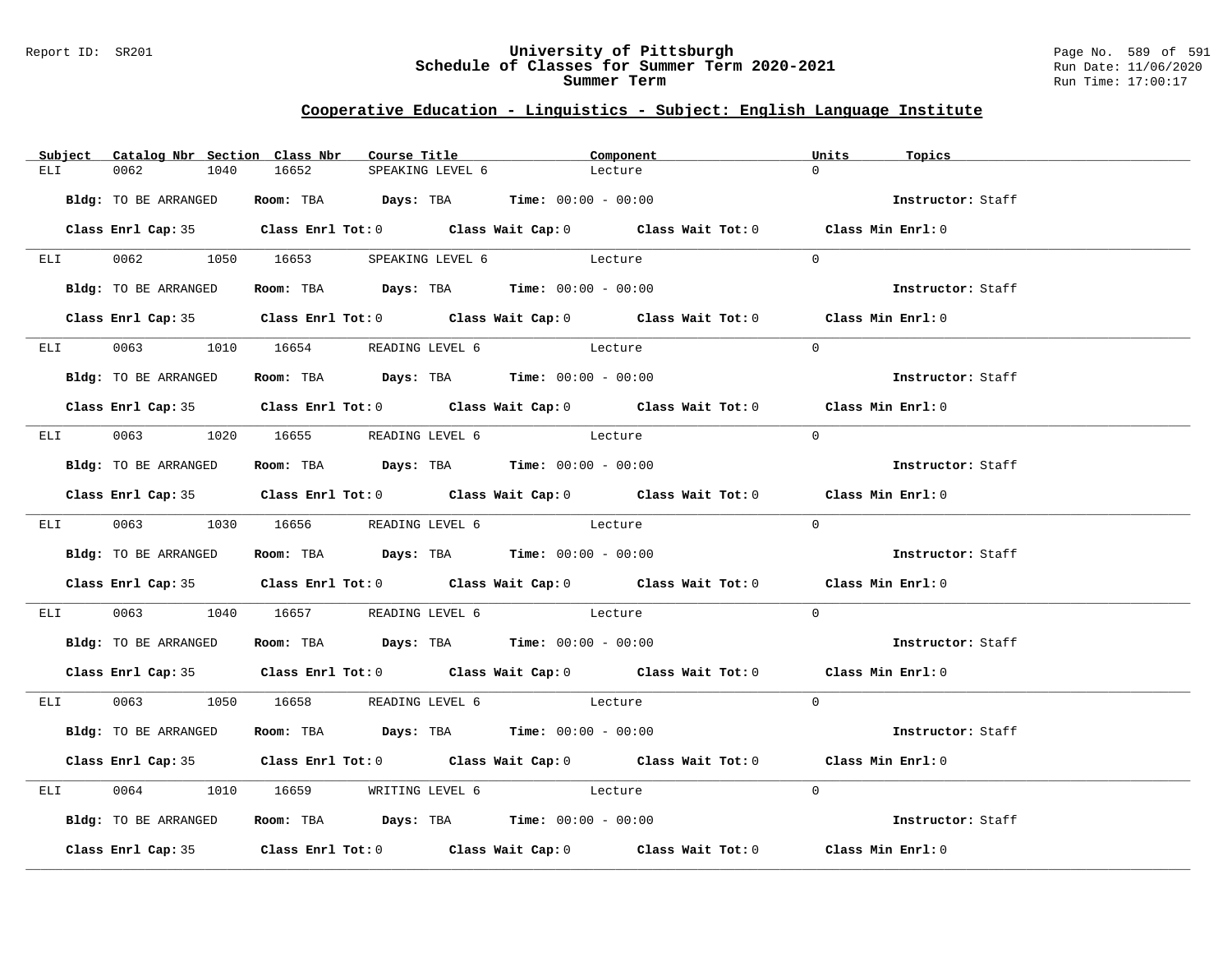## Cooperative Education - Linguistics - Subject: English Language Institute

| Subject | Catalog Nbr | Section | Class Nbr | Course Title | Component | Units | Topics |
|---|---|---|---|---|---|---|---|
| ELI | 0062 | 1040 | 16652 | SPEAKING LEVEL 6 | Lecture | 0 | |

**Bldg:** TO BE ARRANGED **Room:** TBA **Days:** TBA **Time:** 00:00 - 00:00 **Instructor:** Staff

**Class Enrl Cap:** 35 **Class Enrl Tot:** 0 **Class Wait Cap:** 0 **Class Wait Tot:** 0 **Class Min Enrl:** 0

---

| Subject | Catalog Nbr | Section | Class Nbr | Course Title | Component | Units | Topics |
|---|---|---|---|---|---|---|---|
| ELI | 0062 | 1050 | 16653 | SPEAKING LEVEL 6 | Lecture | 0 | |

**Bldg:** TO BE ARRANGED **Room:** TBA **Days:** TBA **Time:** 00:00 - 00:00 **Instructor:** Staff

**Class Enrl Cap:** 35 **Class Enrl Tot:** 0 **Class Wait Cap:** 0 **Class Wait Tot:** 0 **Class Min Enrl:** 0

---

| Subject | Catalog Nbr | Section | Class Nbr | Course Title | Component | Units | Topics |
|---|---|---|---|---|---|---|---|
| ELI | 0063 | 1010 | 16654 | READING LEVEL 6 | Lecture | 0 | |

**Bldg:** TO BE ARRANGED **Room:** TBA **Days:** TBA **Time:** 00:00 - 00:00 **Instructor:** Staff

**Class Enrl Cap:** 35 **Class Enrl Tot:** 0 **Class Wait Cap:** 0 **Class Wait Tot:** 0 **Class Min Enrl:** 0

---

| Subject | Catalog Nbr | Section | Class Nbr | Course Title | Component | Units | Topics |
|---|---|---|---|---|---|---|---|
| ELI | 0063 | 1020 | 16655 | READING LEVEL 6 | Lecture | 0 | |

**Bldg:** TO BE ARRANGED **Room:** TBA **Days:** TBA **Time:** 00:00 - 00:00 **Instructor:** Staff

**Class Enrl Cap:** 35 **Class Enrl Tot:** 0 **Class Wait Cap:** 0 **Class Wait Tot:** 0 **Class Min Enrl:** 0

---

| Subject | Catalog Nbr | Section | Class Nbr | Course Title | Component | Units | Topics |
|---|---|---|---|---|---|---|---|
| ELI | 0063 | 1030 | 16656 | READING LEVEL 6 | Lecture | 0 | |

**Bldg:** TO BE ARRANGED **Room:** TBA **Days:** TBA **Time:** 00:00 - 00:00 **Instructor:** Staff

**Class Enrl Cap:** 35 **Class Enrl Tot:** 0 **Class Wait Cap:** 0 **Class Wait Tot:** 0 **Class Min Enrl:** 0

---

| Subject | Catalog Nbr | Section | Class Nbr | Course Title | Component | Units | Topics |
|---|---|---|---|---|---|---|---|
| ELI | 0063 | 1040 | 16657 | READING LEVEL 6 | Lecture | 0 | |

**Bldg:** TO BE ARRANGED **Room:** TBA **Days:** TBA **Time:** 00:00 - 00:00 **Instructor:** Staff

**Class Enrl Cap:** 35 **Class Enrl Tot:** 0 **Class Wait Cap:** 0 **Class Wait Tot:** 0 **Class Min Enrl:** 0

---

| Subject | Catalog Nbr | Section | Class Nbr | Course Title | Component | Units | Topics |
|---|---|---|---|---|---|---|---|
| ELI | 0063 | 1050 | 16658 | READING LEVEL 6 | Lecture | 0 | |

**Bldg:** TO BE ARRANGED **Room:** TBA **Days:** TBA **Time:** 00:00 - 00:00 **Instructor:** Staff

**Class Enrl Cap:** 35 **Class Enrl Tot:** 0 **Class Wait Cap:** 0 **Class Wait Tot:** 0 **Class Min Enrl:** 0

---

| Subject | Catalog Nbr | Section | Class Nbr | Course Title | Component | Units | Topics |
|---|---|---|---|---|---|---|---|
| ELI | 0064 | 1010 | 16659 | WRITING LEVEL 6 | Lecture | 0 | |

**Bldg:** TO BE ARRANGED **Room:** TBA **Days:** TBA **Time:** 00:00 - 00:00 **Instructor:** Staff

**Class Enrl Cap:** 35 **Class Enrl Tot:** 0 **Class Wait Cap:** 0 **Class Wait Tot:** 0 **Class Min Enrl:** 0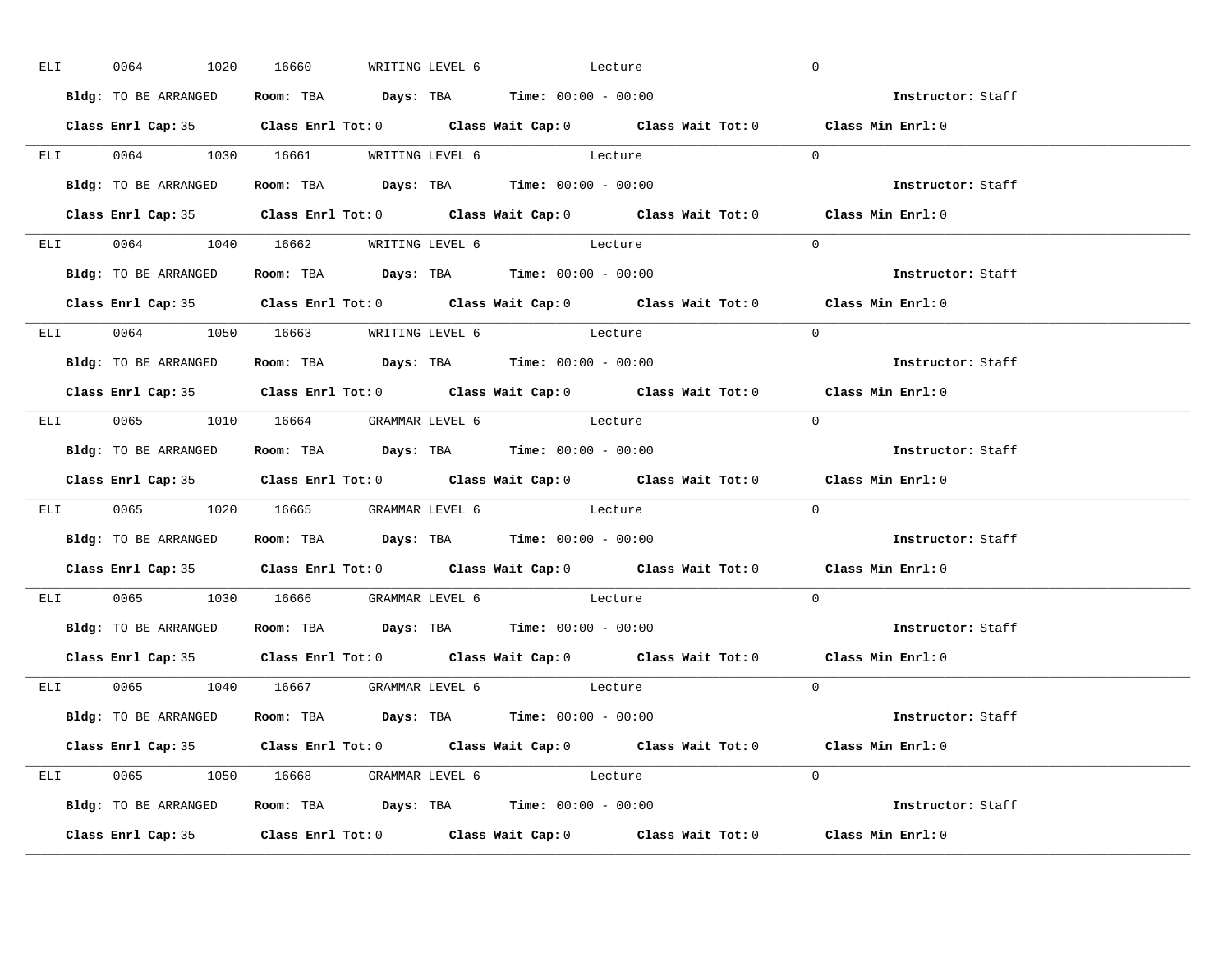ELI 0064 1020 16660 WRITING LEVEL 6 Lecture 0

**Bldg:** TO BE ARRANGED **Room:** TBA **Days:** TBA **Time:** 00:00 - 00:00 **Instructor:** Staff

**Class Enrl Cap:** 35 **Class Enrl Tot:** 0 **Class Wait Cap:** 0 **Class Wait Tot:** 0 **Class Min Enrl:** 0

---

ELI 0064 1030 16661 WRITING LEVEL 6 Lecture 0

**Bldg:** TO BE ARRANGED **Room:** TBA **Days:** TBA **Time:** 00:00 - 00:00 **Instructor:** Staff

**Class Enrl Cap:** 35 **Class Enrl Tot:** 0 **Class Wait Cap:** 0 **Class Wait Tot:** 0 **Class Min Enrl:** 0

---

ELI 0064 1040 16662 WRITING LEVEL 6 Lecture 0

**Bldg:** TO BE ARRANGED **Room:** TBA **Days:** TBA **Time:** 00:00 - 00:00 **Instructor:** Staff

**Class Enrl Cap:** 35 **Class Enrl Tot:** 0 **Class Wait Cap:** 0 **Class Wait Tot:** 0 **Class Min Enrl:** 0

---

ELI 0064 1050 16663 WRITING LEVEL 6 Lecture 0

**Bldg:** TO BE ARRANGED **Room:** TBA **Days:** TBA **Time:** 00:00 - 00:00 **Instructor:** Staff

**Class Enrl Cap:** 35 **Class Enrl Tot:** 0 **Class Wait Cap:** 0 **Class Wait Tot:** 0 **Class Min Enrl:** 0

---

ELI 0065 1010 16664 GRAMMAR LEVEL 6 Lecture 0

**Bldg:** TO BE ARRANGED **Room:** TBA **Days:** TBA **Time:** 00:00 - 00:00 **Instructor:** Staff

**Class Enrl Cap:** 35 **Class Enrl Tot:** 0 **Class Wait Cap:** 0 **Class Wait Tot:** 0 **Class Min Enrl:** 0

---

ELI 0065 1020 16665 GRAMMAR LEVEL 6 Lecture 0

**Bldg:** TO BE ARRANGED **Room:** TBA **Days:** TBA **Time:** 00:00 - 00:00 **Instructor:** Staff

**Class Enrl Cap:** 35 **Class Enrl Tot:** 0 **Class Wait Cap:** 0 **Class Wait Tot:** 0 **Class Min Enrl:** 0

---

ELI 0065 1030 16666 GRAMMAR LEVEL 6 Lecture 0

**Bldg:** TO BE ARRANGED **Room:** TBA **Days:** TBA **Time:** 00:00 - 00:00 **Instructor:** Staff

**Class Enrl Cap:** 35 **Class Enrl Tot:** 0 **Class Wait Cap:** 0 **Class Wait Tot:** 0 **Class Min Enrl:** 0

---

ELI 0065 1040 16667 GRAMMAR LEVEL 6 Lecture 0

**Bldg:** TO BE ARRANGED **Room:** TBA **Days:** TBA **Time:** 00:00 - 00:00 **Instructor:** Staff

**Class Enrl Cap:** 35 **Class Enrl Tot:** 0 **Class Wait Cap:** 0 **Class Wait Tot:** 0 **Class Min Enrl:** 0

---

ELI 0065 1050 16668 GRAMMAR LEVEL 6 Lecture 0

**Bldg:** TO BE ARRANGED **Room:** TBA **Days:** TBA **Time:** 00:00 - 00:00 **Instructor:** Staff

**Class Enrl Cap:** 35 **Class Enrl Tot:** 0 **Class Wait Cap:** 0 **Class Wait Tot:** 0 **Class Min Enrl:** 0

---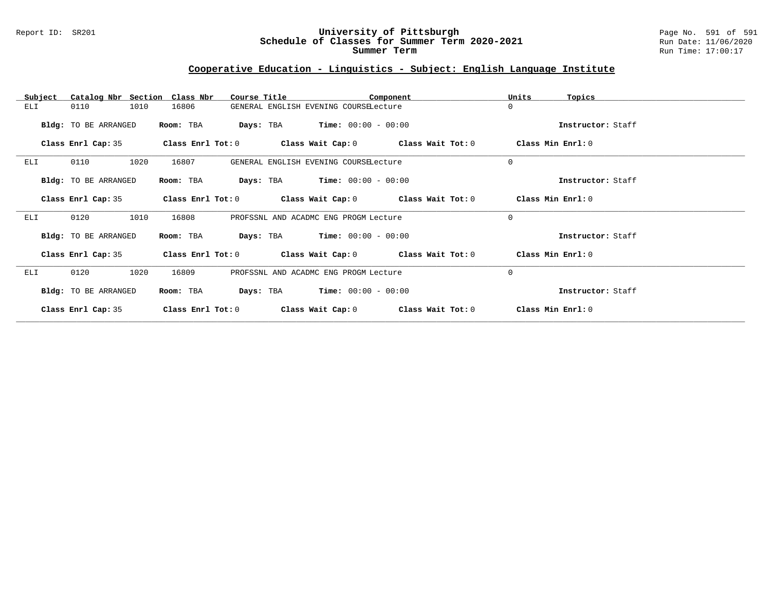Report ID: SR201

# University of Pittsburgh
## Schedule of Classes for Summer Term 2020-2021
## Summer Term

Run Date: 11/06/2020
Run Time: 17:00:17

### Cooperative Education - Linguistics - Subject: English Language Institute

| Subject | Catalog Nbr | Section | Class Nbr | Course Title | Component | Units | Topics |
|---|---|---|---|---|---|---|---|
| ELI | 0110 | 1010 | 16806 | GENERAL ENGLISH EVENING COURSE | Lecture | 0 | |

**Bldg:** TO BE ARRANGED **Room:** TBA **Days:** TBA **Time:** 00:00 - 00:00 **Instructor:** Staff

**Class Enrl Cap:** 35 **Class Enrl Tot:** 0 **Class Wait Cap:** 0 **Class Wait Tot:** 0 **Class Min Enrl:** 0

| Subject | Catalog Nbr | Section | Class Nbr | Course Title | Component | Units | Topics |
|---|---|---|---|---|---|---|---|
| ELI | 0110 | 1020 | 16807 | GENERAL ENGLISH EVENING COURSE | Lecture | 0 | |

**Bldg:** TO BE ARRANGED **Room:** TBA **Days:** TBA **Time:** 00:00 - 00:00 **Instructor:** Staff

**Class Enrl Cap:** 35 **Class Enrl Tot:** 0 **Class Wait Cap:** 0 **Class Wait Tot:** 0 **Class Min Enrl:** 0

| Subject | Catalog Nbr | Section | Class Nbr | Course Title | Component | Units | Topics |
|---|---|---|---|---|---|---|---|
| ELI | 0120 | 1010 | 16808 | PROFSSNL AND ACADMC ENG PROGM | Lecture | 0 | |

**Bldg:** TO BE ARRANGED **Room:** TBA **Days:** TBA **Time:** 00:00 - 00:00 **Instructor:** Staff

**Class Enrl Cap:** 35 **Class Enrl Tot:** 0 **Class Wait Cap:** 0 **Class Wait Tot:** 0 **Class Min Enrl:** 0

| Subject | Catalog Nbr | Section | Class Nbr | Course Title | Component | Units | Topics |
|---|---|---|---|---|---|---|---|
| ELI | 0120 | 1020 | 16809 | PROFSSNL AND ACADMC ENG PROGM | Lecture | 0 | |

**Bldg:** TO BE ARRANGED **Room:** TBA **Days:** TBA **Time:** 00:00 - 00:00 **Instructor:** Staff

**Class Enrl Cap:** 35 **Class Enrl Tot:** 0 **Class Wait Cap:** 0 **Class Wait Tot:** 0 **Class Min Enrl:** 0